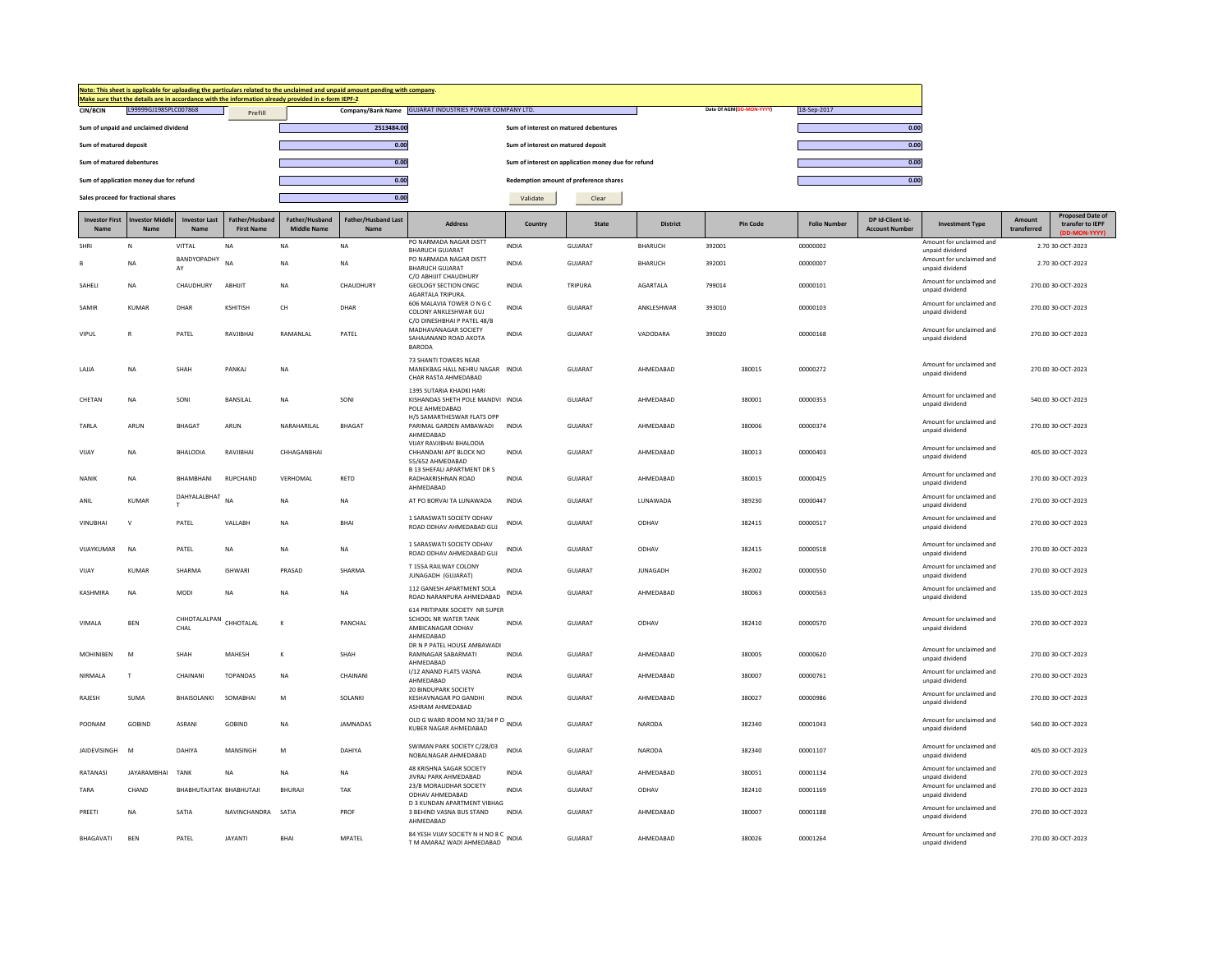**Note: This sheet is applicable for uploading the particulars related to the unclaimed and unpaid amount pending with company.**
**Make sure that the details are in accordance with the information already provided in e-form IEPF-2**

CIN/BCIN: L99999GJ1985PLC007868 | Prefill | Company/Bank Name: GUJARAT INDUSTRIES POWER COMPANY LTD. | Date Of AGM(DD-MON-YYYY): 18-Sep-2017

| | | | |
|---|---|---|---|
| Sum of unpaid and unclaimed dividend | 2513484.00 | Sum of interest on matured debentures | 0.00 |
| Sum of matured deposit | 0.00 | Sum of interest on matured deposit | 0.00 |
| Sum of matured debentures | 0.00 | Sum of interest on application money due for refund | 0.00 |
| Sum of application money due for refund | 0.00 | Redemption amount of preference shares | 0.00 |
| Sales proceed for fractional shares | 0.00 | Validate | Clear |

| Investor First Name | Investor Middle Name | Investor Last Name | Father/Husband First Name | Father/Husband Middle Name | Father/Husband Last Name | Address | Country | State | District | Pin Code | Folio Number | DP Id-Client Id-Account Number | Investment Type | Amount transferred | Proposed Date of transfer to IEPF (DD-MON-YYYY) |
|---|---|---|---|---|---|---|---|---|---|---|---|---|---|---|---|
| SHRI | N | VITTAL | NA | NA | NA | PO NARMADA NAGAR DISTT BHARUCH GUJARAT | INDIA | GUJARAT | BHARUCH | 392001 | 00000002 | | Amount for unclaimed and unpaid dividend | 2.70 | 30-OCT-2023 |
| B | NA | BANDYOPADHYAY | NA | NA | NA | PO NARMADA NAGAR DISTT BHARUCH GUJARAT | INDIA | GUJARAT | BHARUCH | 392001 | 00000007 | | Amount for unclaimed and unpaid dividend | 2.70 | 30-OCT-2023 |
| SAHELI | NA | CHAUDHURY | ABHIJIT | NA | CHAUDHURY | C/O ABHIJIT CHAUDHURY GEOLOGY SECTION ONGC AGARTALA TRIPURA. | INDIA | TRIPURA | AGARTALA | 799014 | 00000101 | | Amount for unclaimed and unpaid dividend | 270.00 | 30-OCT-2023 |
| SAMIR | KUMAR | DHAR | KSHITISH | CH | DHAR | 606 MALAVIA TOWER O N G C COLONY ANKLESHWAR GUJ | INDIA | GUJARAT | ANKLESHWAR | 393010 | 00000103 | | Amount for unclaimed and unpaid dividend | 270.00 | 30-OCT-2023 |
| VIPUL | R | PATEL | RAVJIBHAI | RAMANLAL | PATEL | C/O DINESHBHAI P PATEL 48/B MADHAVANAGAR SOCIETY SAHAJANAND ROAD AKOTA BARODA | INDIA | GUJARAT | VADODARA | 390020 | 00000168 | | Amount for unclaimed and unpaid dividend | 270.00 | 30-OCT-2023 |
| LAJJA | NA | SHAH | PANKAJ | NA | | 73 SHANTI TOWERS NEAR MANEKBAG HALL NEHRU NAGAR CHAR RASTA AHMEDABAD | INDIA | GUJARAT | AHMEDABAD | 380015 | 00000272 | | Amount for unclaimed and unpaid dividend | 270.00 | 30-OCT-2023 |
| CHETAN | NA | SONI | BANSILAL | NA | SONI | 1395 SUTARIA KHADKI HARI KISHANDAS SHETH POLE MANDVI POLE AHMEDABAD | INDIA | GUJARAT | AHMEDABAD | 380001 | 00000353 | | Amount for unclaimed and unpaid dividend | 540.00 | 30-OCT-2023 |
| TARLA | ARUN | BHAGAT | ARUN | NARAHARILAL | BHAGAT | H/5 SAMARTHESWAR FLATS OPP PARIMAL GARDEN AMBAWADI AHMEDABAD | INDIA | GUJARAT | AHMEDABAD | 380006 | 00000374 | | Amount for unclaimed and unpaid dividend | 270.00 | 30-OCT-2023 |
| VIJAY | NA | BHALODIA | RAVJIBHAI | CHHAGANBHAI | | VIJAY RAVJIBHAI BHALODIA CHHANDANI APT BLOCK NO 55/652 AHMEDABAD | INDIA | GUJARAT | AHMEDABAD | 380013 | 00000403 | | Amount for unclaimed and unpaid dividend | 405.00 | 30-OCT-2023 |
| NANIK | NA | BHAMBHANI | RUPCHAND | VERHOMAL | RETD | B 13 SHEFALI APARTMENT DR S RADHAKRISHNAN ROAD AHMEDABAD | INDIA | GUJARAT | AHMEDABAD | 380015 | 00000425 | | Amount for unclaimed and unpaid dividend | 270.00 | 30-OCT-2023 |
| ANIL | KUMAR | DAHYALALBHATT | NA | NA | NA | AT PO BORVAI TA LUNAWADA | INDIA | GUJARAT | LUNAWADA | 389230 | 00000447 | | Amount for unclaimed and unpaid dividend | 270.00 | 30-OCT-2023 |
| VINUBHAI | V | PATEL | VALLABH | NA | BHAI | 1 SARASWATI SOCIETY ODHAV ROAD ODHAV AHMEDABAD GUJ | INDIA | GUJARAT | ODHAV | 382415 | 00000517 | | Amount for unclaimed and unpaid dividend | 270.00 | 30-OCT-2023 |
| VIJAYKUMAR | NA | PATEL | NA | NA | NA | 1 SARASWATI SOCIETY ODHAV ROAD ODHAV AHMEDABAD GUJ | INDIA | GUJARAT | ODHAV | 382415 | 00000518 | | Amount for unclaimed and unpaid dividend | 270.00 | 30-OCT-2023 |
| VIJAY | KUMAR | SHARMA | ISHWARI | PRASAD | SHARMA | T 155A RAILWAY COLONY JUNAGADH (GUJARAT) | INDIA | GUJARAT | JUNAGADH | 362002 | 00000550 | | Amount for unclaimed and unpaid dividend | 270.00 | 30-OCT-2023 |
| KASHMIRA | NA | MODI | NA | NA | NA | 112 GANESH APARTMENT SOLA ROAD NARANPURA AHMEDABAD | INDIA | GUJARAT | AHMEDABAD | 380063 | 00000563 | | Amount for unclaimed and unpaid dividend | 135.00 | 30-OCT-2023 |
| VIMALA | BEN | CHHOTALALPANCHAL | CHHOTALAL | K | PANCHAL | 614 PRITIPARK SOCIETY NR SUPER SCHOOL NR WATER TANK AMBICANAGAR ODHAV AHMEDABAD | INDIA | GUJARAT | ODHAV | 382410 | 00000570 | | Amount for unclaimed and unpaid dividend | 270.00 | 30-OCT-2023 |
| MOHINIBEN | M | SHAH | MAHESH | K | SHAH | DR N P PATEL HOUSE AMBAWADI RAMNAGAR SABARMATI AHMEDABAD | INDIA | GUJARAT | AHMEDABAD | 380005 | 00000620 | | Amount for unclaimed and unpaid dividend | 270.00 | 30-OCT-2023 |
| NIRMALA | T | CHAINANI | TOPANDAS | NA | CHAINANI | I/12 ANAND FLATS VASNA AHMEDABAD | INDIA | GUJARAT | AHMEDABAD | 380007 | 00000761 | | Amount for unclaimed and unpaid dividend | 270.00 | 30-OCT-2023 |
| RAJESH | SUMA | BHAISOLANKI | SOMABHAI | M | SOLANKI | 20 BINDUPARK SOCIETY KESHAVNAGAR PO GANDHI ASHRAM AHMEDABAD | INDIA | GUJARAT | AHMEDABAD | 380027 | 00000986 | | Amount for unclaimed and unpaid dividend | 270.00 | 30-OCT-2023 |
| POONAM | GOBIND | ASRANI | GOBIND | NA | JAMNADAS | OLD G WARD ROOM NO 33/34 P O KUBER NAGAR AHMEDABAD | INDIA | GUJARAT | NARODA | 382340 | 00001043 | | Amount for unclaimed and unpaid dividend | 540.00 | 30-OCT-2023 |
| JAIDEVISINGH | M | DAHIYA | MANSINGH | M | DAHIYA | SWIMAN PARK SOCIETY C/28/03 NOBALNAGAR AHMEDABAD | INDIA | GUJARAT | NARODA | 382340 | 00001107 | | Amount for unclaimed and unpaid dividend | 405.00 | 30-OCT-2023 |
| RATANASI | JAYARAMBHAI | TANK | NA | NA | NA | 48 KRISHNA SAGAR SOCIETY JIVRAJ PARK AHMEDABAD | INDIA | GUJARAT | AHMEDABAD | 380051 | 00001134 | | Amount for unclaimed and unpaid dividend | 270.00 | 30-OCT-2023 |
| TARA | CHAND | BHABHUTAJITAK | BHABHUTAJI | BHURAJI | TAK | 23/B MORALIDHAR SOCIETY ODHAV AHMEDABAD | INDIA | GUJARAT | ODHAV | 382410 | 00001169 | | Amount for unclaimed and unpaid dividend | 270.00 | 30-OCT-2023 |
| PREETI | NA | SATIA | NAVINCHANDRA | SATIA | PROF | D 3 KUNDAN APARTMENT VIBHAG 3 BEHIND VASNA BUS STAND AHMEDABAD | INDIA | GUJARAT | AHMEDABAD | 380007 | 00001188 | | Amount for unclaimed and unpaid dividend | 270.00 | 30-OCT-2023 |
| BHAGAVATI | BEN | PATEL | JAYANTI | BHAI | MPATEL | 84 YESH VIJAY SOCIETY N H NO 8 C T M AMARAZ WADI AHMEDABAD | INDIA | GUJARAT | AHMEDABAD | 380026 | 00001264 | | Amount for unclaimed and unpaid dividend | 270.00 | 30-OCT-2023 |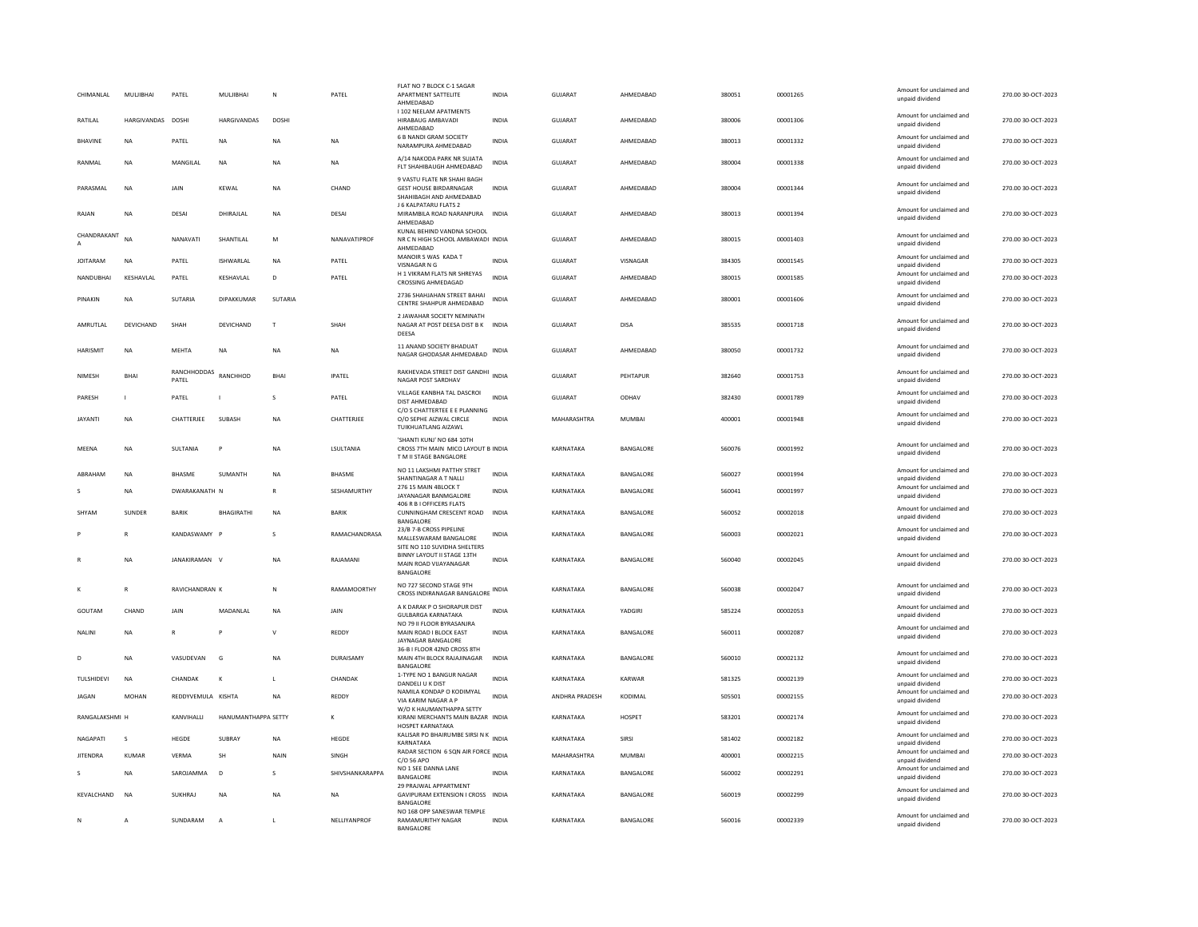| | | | | | | | | | | | | | | |
|---|---|---|---|---|---|---|---|---|---|---|---|---|---|---|
| CHIMANLAL | MULJIBHAI | PATEL | MULJIBHAI | N | PATEL | FLAT NO 7 BLOCK C-1 SAGAR APARTMENT SATTELITE AHMEDABAD | INDIA | GUJARAT | AHMEDABAD | 380051 | 00001265 | Amount for unclaimed and unpaid dividend | 270.00 | 30-OCT-2023 |
| RATILAL | HARGIVANDAS | DOSHI | HARGIVANDAS | DOSHI | | I 102 NEELAM APATMENTS HIRABAUG AMBAVADI AHMEDABAD | INDIA | GUJARAT | AHMEDABAD | 380006 | 00001306 | Amount for unclaimed and unpaid dividend | 270.00 | 30-OCT-2023 |
| BHAVINE | NA | PATEL | NA | NA | NA | 6 B NANDI GRAM SOCIETY NARAMPURA AHMEDABAD | INDIA | GUJARAT | AHMEDABAD | 380013 | 00001332 | Amount for unclaimed and unpaid dividend | 270.00 | 30-OCT-2023 |
| RANMAL | NA | MANGILAL | NA | NA | NA | A/14 NAKODA PARK NR SUJATA FLT SHAHIBAUGH AHMEDABAD | INDIA | GUJARAT | AHMEDABAD | 380004 | 00001338 | Amount for unclaimed and unpaid dividend | 270.00 | 30-OCT-2023 |
| PARASMAL | NA | JAIN | KEWAL | NA | CHAND | 9 VASTU FLATE NR SHAHI BAGH GEST HOUSE BIRDARNAGAR SHAHIBAGH AND AHMEDABAD | INDIA | GUJARAT | AHMEDABAD | 380004 | 00001344 | Amount for unclaimed and unpaid dividend | 270.00 | 30-OCT-2023 |
| RAJAN | NA | DESAI | DHIRAJLAL | NA | DESAI | J 6 KALPATARU FLATS 2 MIRAMBILA ROAD NARANPURA AHMEDABAD | INDIA | GUJARAT | AHMEDABAD | 380013 | 00001394 | Amount for unclaimed and unpaid dividend | 270.00 | 30-OCT-2023 |
| CHANDRAKANT A | NA | NANAVATI | SHANTILAL | M | NANAVATIPROF | KUNAL BEHIND VANDNA SCHOOL NR C N HIGH SCHOOL AMBAWADI AHMEDABAD | INDIA | GUJARAT | AHMEDABAD | 380015 | 00001403 | Amount for unclaimed and unpaid dividend | 270.00 | 30-OCT-2023 |
| JOITARAM | NA | PATEL | ISHWARLAL | NA | PATEL | MANOIR S WAS KADA T VISNAGAR N G | INDIA | GUJARAT | VISNAGAR | 384305 | 00001545 | Amount for unclaimed and unpaid dividend | 270.00 | 30-OCT-2023 |
| NANDUBHAI | KESHAVLAL | PATEL | KESHAVLAL | D | PATEL | H 1 VIKRAM FLATS NR SHREYAS CROSSING AHMEDAGAD | INDIA | GUJARAT | AHMEDABAD | 380015 | 00001585 | Amount for unclaimed and unpaid dividend | 270.00 | 30-OCT-2023 |
| PINAKIN | NA | SUTARIA | DIPAKKUMAR | SUTARIA | | 2736 SHAHJAHAN STREET BAHAI CENTRE SHAHPUR AHMEDABAD | INDIA | GUJARAT | AHMEDABAD | 380001 | 00001606 | Amount for unclaimed and unpaid dividend | 270.00 | 30-OCT-2023 |
| AMRUTLAL | DEVICHAND | SHAH | DEVICHAND | T | SHAH | 2 JAWAHAR SOCIETY NEMINATH NAGAR AT POST DEESA DIST B K DEESA | INDIA | GUJARAT | DISA | 385535 | 00001718 | Amount for unclaimed and unpaid dividend | 270.00 | 30-OCT-2023 |
| HARISMIT | NA | MEHTA | NA | NA | NA | 11 ANAND SOCIETY BHADUAT NAGAR GHODASAR AHMEDABAD | INDIA | GUJARAT | AHMEDABAD | 380050 | 00001732 | Amount for unclaimed and unpaid dividend | 270.00 | 30-OCT-2023 |
| NIMESH | BHAI | RANCHHODDAS PATEL | RANCHHOD | BHAI | IPATEL | RAKHEVADA STREET DIST GANDHI NAGAR POST SARDHAV | INDIA | GUJARAT | PEHTAPUR | 382640 | 00001753 | Amount for unclaimed and unpaid dividend | 270.00 | 30-OCT-2023 |
| PARESH | I | PATEL | I | S | PATEL | VILLAGE KANBHA TAL DASCROI DIST AHMEDABAD | INDIA | GUJARAT | ODHAV | 382430 | 00001789 | Amount for unclaimed and unpaid dividend | 270.00 | 30-OCT-2023 |
| JAYANTI | NA | CHATTERJEE | SUBASH | NA | CHATTERJEE | C/O S CHATTERTEE E E PLANNING O/O SEPHE AIZWAL CIRCLE TUIKHUATLANG AIZAWL | INDIA | MAHARASHTRA | MUMBAI | 400001 | 00001948 | Amount for unclaimed and unpaid dividend | 270.00 | 30-OCT-2023 |
| MEENA | NA | SULTANIA | P | NA | LSULTANIA | 'SHANTI KUNJ' NO 684 10TH CROSS 7TH MAIN MICO LAYOUT B T M II STAGE BANGALORE | INDIA | KARNATAKA | BANGALORE | 560076 | 00001992 | Amount for unclaimed and unpaid dividend | 270.00 | 30-OCT-2023 |
| ABRAHAM | NA | BHASME | SUMANTH | NA | BHASME | NO 11 LAKSHMI PATTHY STRET SHANTINAGAR A T NALLI | INDIA | KARNATAKA | BANGALORE | 560027 | 00001994 | Amount for unclaimed and unpaid dividend | 270.00 | 30-OCT-2023 |
| S | NA | DWARAKANATH | N | R | SESHAMURTHY | 276 15 MAIN 4BLOCK T JAYANAGAR BANMGALORE | INDIA | KARNATAKA | BANGALORE | 560041 | 00001997 | Amount for unclaimed and unpaid dividend | 270.00 | 30-OCT-2023 |
| SHYAM | SUNDER | BARIK | BHAGIRATHI | NA | BARIK | 406 R B I OFFICERS FLATS CUNNINGHAM CRESCENT ROAD BANGALORE | INDIA | KARNATAKA | BANGALORE | 560052 | 00002018 | Amount for unclaimed and unpaid dividend | 270.00 | 30-OCT-2023 |
| P | R | KANDASWAMY | P | S | RAMACHANDRASA | 23/B 7-B CROSS PIPELINE MALLESWARAM BANGALORE | INDIA | KARNATAKA | BANGALORE | 560003 | 00002021 | Amount for unclaimed and unpaid dividend | 270.00 | 30-OCT-2023 |
| R | NA | JANAKIRAMAN | V | NA | RAJAMANI | SITE NO 110 SUVIDHA SHELTERS BINNY LAYOUT II STAGE 13TH MAIN ROAD VIJAYANAGAR BANGALORE | INDIA | KARNATAKA | BANGALORE | 560040 | 00002045 | Amount for unclaimed and unpaid dividend | 270.00 | 30-OCT-2023 |
| K | R | RAVICHANDRAN | K | N | RAMAMOORTHY | NO 727 SECOND STAGE 9TH CROSS INDIRANAGAR BANGALORE | INDIA | KARNATAKA | BANGALORE | 560038 | 00002047 | Amount for unclaimed and unpaid dividend | 270.00 | 30-OCT-2023 |
| GOUTAM | CHAND | JAIN | MADANLAL | NA | JAIN | A K DARAK P O SHORAPUR DIST GULBARGA KARNATAKA | INDIA | KARNATAKA | YADGIRI | 585224 | 00002053 | Amount for unclaimed and unpaid dividend | 270.00 | 30-OCT-2023 |
| NALINI | NA | R | P | V | REDDY | NO 79 II FLOOR BYRASANJRA MAIN ROAD I BLOCK EAST JAYNAGAR BANGALORE | INDIA | KARNATAKA | BANGALORE | 560011 | 00002087 | Amount for unclaimed and unpaid dividend | 270.00 | 30-OCT-2023 |
| D | NA | VASUDEVAN | G | NA | DURAISAMY | 36-B I FLOOR 42ND CROSS 8TH MAIN 4TH BLOCK RAJAJINAGAR BANGALORE | INDIA | KARNATAKA | BANGALORE | 560010 | 00002132 | Amount for unclaimed and unpaid dividend | 270.00 | 30-OCT-2023 |
| TULSHIDEVI | NA | CHANDAK | K | L | CHANDAK | 1-TYPE NO 1 BANGUR NAGAR DANDELI U K DIST | INDIA | KARNATAKA | KARWAR | 581325 | 00002139 | Amount for unclaimed and unpaid dividend | 270.00 | 30-OCT-2023 |
| JAGAN | MOHAN | REDDYVEMULA | KISHTA | NA | REDDY | NAMILA KONDAP O KODIMYAL VIA KARIM NAGAR A P | INDIA | ANDHRA PRADESH | KODIMAL | 505501 | 00002155 | Amount for unclaimed and unpaid dividend | 270.00 | 30-OCT-2023 |
| RANGALAKSHMI | H | KANVIHALLI | HANUMANTHAPPA | SETTY | K | W/O K HAUMANTHAPPA SETTY KIRANI MERCHANTS MAIN BAZAR HOSPET KARNATAKA | INDIA | KARNATAKA | HOSPET | 583201 | 00002174 | Amount for unclaimed and unpaid dividend | 270.00 | 30-OCT-2023 |
| NAGAPATI | S | HEGDE | SUBRAY | NA | HEGDE | KALISAR PO BHAIRUMBE SIRSI N K KARNATAKA | INDIA | KARNATAKA | SIRSI | 581402 | 00002182 | Amount for unclaimed and unpaid dividend | 270.00 | 30-OCT-2023 |
| JITENDRA | KUMAR | VERMA | SH | NAIN | SINGH | RADAR SECTION 6 SQN AIR FORCE C/O 56 APO | INDIA | MAHARASHTRA | MUMBAI | 400001 | 00002215 | Amount for unclaimed and unpaid dividend | 270.00 | 30-OCT-2023 |
| S | NA | SAROJAMMA | D | S | SHIVSHANKARAPPA | NO 1 SEE DANNA LANE BANGALORE | INDIA | KARNATAKA | BANGALORE | 560002 | 00002291 | Amount for unclaimed and unpaid dividend | 270.00 | 30-OCT-2023 |
| KEVALCHAND | NA | SUKHRAJ | NA | NA | NA | 29 PRAJWAL APPARTMENT GAVIPURAM EXTENSION I CROSS BANGALORE | INDIA | KARNATAKA | BANGALORE | 560019 | 00002299 | Amount for unclaimed and unpaid dividend | 270.00 | 30-OCT-2023 |
| N | A | SUNDARAM | A | L | NELLIYANPROF | NO 168 OPP SANESWAR TEMPLE RAMAMURITHY NAGAR BANGALORE | INDIA | KARNATAKA | BANGALORE | 560016 | 00002339 | Amount for unclaimed and unpaid dividend | 270.00 | 30-OCT-2023 |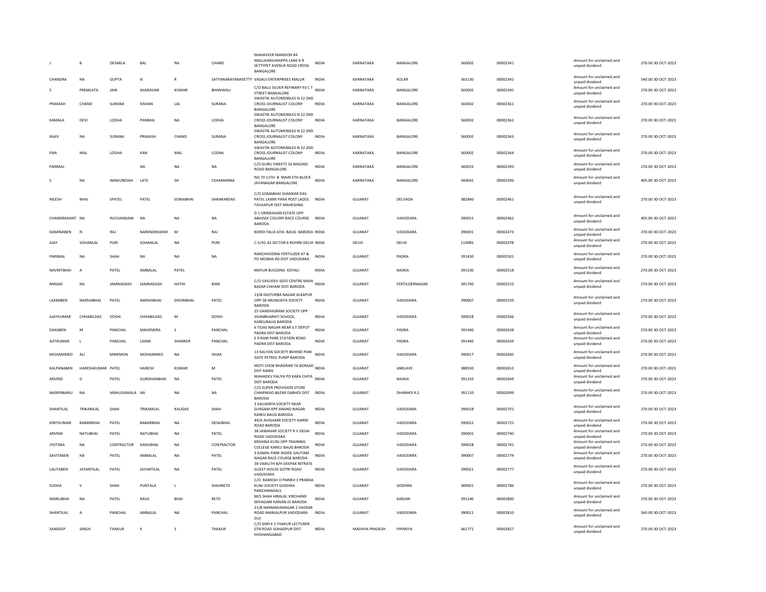| | | | | | | | | | | | | | | |
|---|---|---|---|---|---|---|---|---|---|---|---|---|---|---|
| J | B | DESARLA | BAL | NA | CHAND | MAHAVEER MANSION #4 MALLIKARJUNAPPA LANE K R SETTYPET AVENUE ROAD CROSS BANGALORE | INDIA | KARNATAKA | BANGALORE | 560002 | 00002341 | | Amount for unclaimed and unpaid dividend | 270.00 30-OCT-2023 |
| CHANDRA | NA | GUPTA | N | R | SATYANARAYANASETTY | VASAUI ENTERPRISES MALUR | INDIA | KARNATAKA | KOLAR | 563130 | 00002342 | | Amount for unclaimed and unpaid dividend | 540.00 30-OCT-2023 |
| S | PREMLATA | JAIN | SHARAVAN | KUMAR | BHANWALI | C/O BALU SILVER REFINARY 93 C T STREET BANGALORE | INDIA | KARNATAKA | BANGALORE | 560002 | 00002345 | | Amount for unclaimed and unpaid dividend | 270.00 30-OCT-2023 |
| PRAKASH | CHAND | SURANA | KISHAN | LAL | SURANA | SWASTIK AUTOMOBILES N 22 2ND CROSS JOURNALIST COLONY BANGALORE | INDIA | KARNATAKA | BANGALORE | 560002 | 00002361 | | Amount for unclaimed and unpaid dividend | 270.00 30-OCT-2023 |
| KAMALA | DEVI | LODHA | PANMAL | NA | LODHA | SWASTIK AUTOMOBILES N 22 2ND CROSS JOURNALIST COLONY BANGALORE | INDIA | KARNATAKA | BANGALORE | 560002 | 00002362 | | Amount for unclaimed and unpaid dividend | 270.00 30-OCT-2023 |
| RAJIV | NA | SURANA | PRAKASH | CHAND | SURANA | SWASTIK AUTOMOBILES N 22 2ND CROSS JOURNALIST COLONY BANGALORE | INDIA | KARNATAKA | BANGALORE | 560002 | 00002363 | | Amount for unclaimed and unpaid dividend | 270.00 30-OCT-2023 |
| PAN | MAL | LODHA | KAN | MAL | LODHA | SWASTIK AUTOMOBILES N 22 2ND CROSS JOURNALIST COLONY BANGALORE | INDIA | KARNATAKA | BANGALORE | 560002 | 00002364 | | Amount for unclaimed and unpaid dividend | 270.00 30-OCT-2023 |
| PANMAL | | | NA | NA | NA | C/O GURU SWEETS 16 MAGADI ROAD BANGALORE | INDIA | KARNATAKA | BANGALORE | 560023 | 00002393 | | Amount for unclaimed and unpaid dividend | 270.00 30-OCT-2023 |
| S | NA | NANJUNDIAH | LATE | SH | CSHAMANNA | NO 70 11TH B MAIN 5TH BLOCK JAYANAGAR BANGALORE | INDIA | KARNATAKA | BANGALORE | 560041 | 00002396 | | Amount for unclaimed and unpaid dividend | 405.00 30-OCT-2023 |
| NILESH | BHAI | SPATEL | PATEL | SOMABHAI | SHANKARDAS | C/O SOMABHAI SHANKAR DAS PATEL LAXMI PARA POST LADOL TAVIJAPUR DIST MAHESHNA | INDIA | GUJARAT | DELVADA | 382840 | 00002461 | | Amount for unclaimed and unpaid dividend | 270.00 30-OCT-2023 |
| CHANDRAKANT | NA | RUCHANDANI | NA | NA | NA | D 1 VRINDAVAN ESTATE OPP ABHISEK COLONY RACE COURSE BARODA | INDIA | GUJARAT | VADODARA | 390015 | 00002462 | | Amount for unclaimed and unpaid dividend | 405.00 30-OCT-2023 |
| DAMINABEN | N | RAJ | NARENDRASINH | M | RAJ | BORDI FALIA SIYA BAUG BARODA | INDIA | GUJARAT | VADODARA | 390001 | 00002473 | | Amount for unclaimed and unpaid dividend | 270.00 30-OCT-2023 |
| AJAY | SOHANLAL | PURI | SOHANLAL | NA | PURI | C-5/41-42 SECTOR 6 ROHINI DELHI | INDIA | DELHI | DELHI | 110085 | 00002478 | | Amount for unclaimed and unpaid dividend | 270.00 30-OCT-2023 |
| PARIMAL | NA | SHAH | NA | NA | NA | RANCHHODRAI FERTILIZER AT & PO MOBHA RD DIST VADODARA | INDIA | GUJARAT | PADRA | 391430 | 00002501 | | Amount for unclaimed and unpaid dividend | 270.00 30-OCT-2023 |
| NAVNITBHAI | A | PATEL | AMBALAL | PATEL | | MAYUR BUILDING KOYALI | INDIA | GUJARAT | BAJWA | 391330 | 00002518 | | Amount for unclaimed and unpaid dividend | 270.00 30-OCT-2023 |
| MINAXI | NA | JAMNADASH | JAMNADASH | HATHI | RAM | C/O VASUDEV SEED CENTRE MAIN BAZAR CHHANI DIST BARODA | INDIA | GUJARAT | FERTILIZERNAGAR | 391740 | 00002523 | | Amount for unclaimed and unpaid dividend | 270.00 30-OCT-2023 |
| LAXMIBEN | NARSHIBHAI | PATEL | NARSHIBHAI | DHORIBHAI | PATEL | 13/B KASTURBA NAGAR ALKAPUR OPP SB ARUNODYA SOCIETY BARODA | INDIA | GUJARAT | VADODARA | 390007 | 00002539 | | Amount for unclaimed and unpaid dividend | 270.00 30-OCT-2023 |
| AJAYKUMAR | CHHABILDAS | DOSHI | CHHABILDAS | M | DOSHI | 25 GANDHIGRAM SOCIETY OPP JIVANBHARATI SCHOOL KARELIBAUG BARODA | INDIA | GUJARAT | VADODARA | 390018 | 00002566 | | Amount for unclaimed and unpaid dividend | 270.00 30-OCT-2023 |
| DAXABEN | M | PANCHAL | MAHENDRA | S | PANCHAL | 6 TEJAS NAGAR NEAR S T DEPOT PADRA DIST BARODA | INDIA | GUJARAT | PADRA | 391440 | 00002638 | | Amount for unclaimed and unpaid dividend | 270.00 30-OCT-2023 |
| AJITKUMAR | L | PANCHAL | LAXMI | SHANKER | PANCHAL | E 9 RAM PARK STATION ROAD PADRA DIST BARODA | INDIA | GUJARAT | PADRA | 391440 | 00002639 | | Amount for unclaimed and unpaid dividend | 270.00 30-OCT-2023 |
| MOHAMMED | ALI | MMEMON | MOHAMMED | NA | ISHAK | 13 KALYAN SOCIETY BEHIND PANI GATE PETROL PUMP BARODA | INDIA | GUJARAT | VADODARA | 390017 | 00002645 | | Amount for unclaimed and unpaid dividend | 270.00 30-OCT-2023 |
| KALPANABEN | HARESHKUMAR | PATEL | HARESH | KUMAR | M | MOTI CHOK BHADRAN TA BORSAD DIST KAIRA | INDIA | GUJARAT | ANKLAVE | 388530 | 00002653 | | Amount for unclaimed and unpaid dividend | 270.00 30-OCT-2023 |
| ARVIND | G | PATEL | GURDHANBHAI | NA | PATEL | MAHADEV FALIYA PO KARA CHIYA DIST BARODA | INDIA | GUJARAT | BAJWA | 391310 | 00002669 | | Amount for unclaimed and unpaid dividend | 270.00 30-OCT-2023 |
| NASRINBANU | NA | MAHUDAWALA | NA | NA | NA | C/O SUPER PROVISION STORE CHHIPWAD BAZAR DABHOI DIST BARODA | INDIA | GUJARAT | DHABHOI R.S | 391110 | 00002699 | | Amount for unclaimed and unpaid dividend | 270.00 30-OCT-2023 |
| SHANTILAL | TRIKAMLAL | SHAH | TRIKAMLAL | KALIDAS | SHAH | 3 SAUJANYA SOCIETY NEAR SURGAM APP ANAND NAGAR KARELI BAUG BARODA | INDIA | GUJARAT | VADODARA | 390018 | 00002701 | | Amount for unclaimed and unpaid dividend | 270.00 30-OCT-2023 |
| KIRITKUMAR | BABARBHAI | PATEL | BABARBHAI | NA | DESAIBHAI | 49/A AVISHAKR SOCIETY HARNI ROAD BARODA | INDIA | GUJARAT | VADODARA | 390022 | 00002725 | | Amount for unclaimed and unpaid dividend | 270.00 30-OCT-2023 |
| ARVIND | NATUBHAI | PATEL | NATUBHAI | NA | PATEL | 38 JAWAHAR SOCIETY R V DESAI ROAD VADODARA | INDIA | GUJARAT | VADODARA | 390001 | 00002740 | | Amount for unclaimed and unpaid dividend | 270.00 30-OCT-2023 |
| JYOTSNA | NA | CONTRACTOR | KANUBHAI | NA | CONTRACTOR | KRISHNA KUNJ OPP TRAINING COLLEGE KARELI BAUG BARODA | INDIA | GUJARAT | VADODARA | 390018 | 00002741 | | Amount for unclaimed and unpaid dividend | 270.00 30-OCT-2023 |
| SAVITABEN | NA | PATEL | AMBALAL | NA | PATEL | 3 KAMAL PARK INSIDE GAUTAM NAGAR RACE COURSE BARODA | INDIA | GUJARAT | VADODARA | 390007 | 00002774 | | Amount for unclaimed and unpaid dividend | 270.00 30-OCT-2023 |
| LALITABEN | JAYANTILAL | PATEL | JAYANTILAL | NA | PATEL | 38 VAIKUTH B/H DEEPAK NITRATE GUEST HOUSE GOTRI ROAD VADODARA | INDIA | GUJARAT | VADODARA | 390021 | 00002777 | | Amount for unclaimed and unpaid dividend | 270.00 30-OCT-2023 |
| SUDHA | V | SHAH | PUNTALA | L | SHAHRETD | C/O RAMESH O PARIKH 3 PRABHA KUNJ SOCIETY GODHRA PANCHMAHALS | INDIA | GUJARAT | GODHRA | 389001 | 00002786 | | Amount for unclaimed and unpaid dividend | 270.00 30-OCT-2023 |
| MANUBHAI | NA | PATEL | RAVJI | BHAI | RETD | M/S SHAH HIRALAL VIRCHAND MIYAGAM KARJAN DI BARODA | INDIA | GUJARAT | KARJAN | 391240 | 00002800 | | Amount for unclaimed and unpaid dividend | 270.00 30-OCT-2023 |
| SHANTILAL | A | PANCHAL | AMBALAL | NA | PANCHAL | 21/B NARMADANAGAR 2 VADSAR ROAD MANJALPUR VADODARA GUJ | INDIA | GUJARAT | VADODARA | 390011 | 00002810 | | Amount for unclaimed and unpaid dividend | 540.00 30-OCT-2023 |
| SANDEEP | SINGH | THAKUR | K | S | THAKUR | C/O SHRI K S THAKUR LECTURER STN ROAD SOHAGPUR DIST HOSHANGABAD | INDIA | MADHYA PRADESH | PIPARIYA | 461771 | 00002827 | | Amount for unclaimed and unpaid dividend | 270.00 30-OCT-2023 |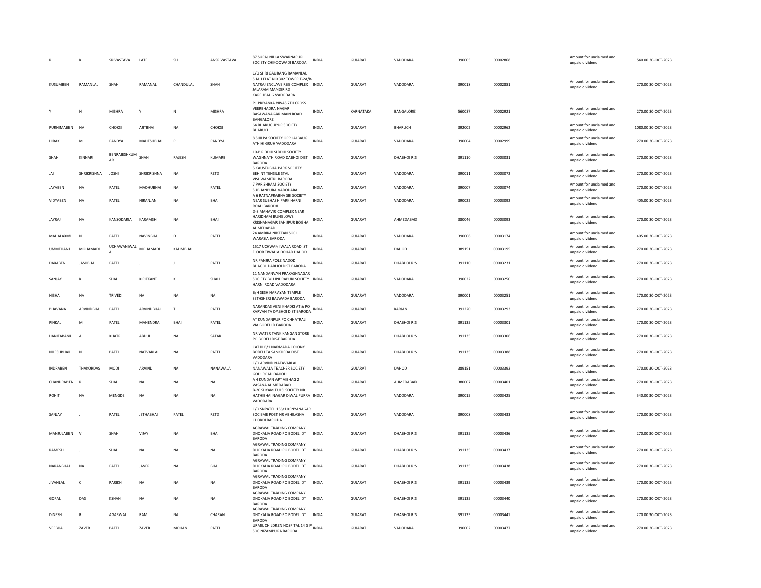| | | | | | | | | | | | | | | |
|---|---|---|---|---|---|---|---|---|---|---|---|---|---|---|
| R | K | SRIVASTAVA | LATE | SH | ANSRIVASTAVA | 87 SURAJ NILLA SWARNAPURI SOCIETY CHIKOOWADI BARODA | INDIA | GUJARAT | VADODARA | 390005 | 00002868 | Amount for unclaimed and unpaid dividend | 540.00 | 30-OCT-2023 |
| KUSUMBEN | RAMANLAL | SHAH | RAMANAL | CHANDULAL | SHAH | C/O SHRI GAURANG RAMANLAL SHAH FLAT NO 302 TOWER T-2A/B NATRAJ ENCLAVE RBG COMPLEX JALARAM MANDIR RD KARELIBAUG VADODARA | INDIA | GUJARAT | VADODARA | 390018 | 00002881 | Amount for unclaimed and unpaid dividend | 270.00 | 30-OCT-2023 |
| Y | N | MISHRA | Y | N | MISHRA | P1 PRIYANKA NIVAS 7TH CROSS VEERBHADRA NAGAR BASAWANAGAR MAIN ROAD BANGALORE | INDIA | KARNATAKA | BANGALORE | 560037 | 00002921 | Amount for unclaimed and unpaid dividend | 270.00 | 30-OCT-2023 |
| PURNIMABEN | NA | CHOKSI | AJITBHAI | NA | CHOKSI | 64 BHARUGUPUR SOCIETY BHARUCH | INDIA | GUJARAT | BHARUCH | 392002 | 00002962 | Amount for unclaimed and unpaid dividend | 1080.00 | 30-OCT-2023 |
| HIRAK | M | PANDYA | MAHESHBHAI | P | PANDYA | 8 SHILPA SOCIETY OPP LALBAUG ATHIHI GRUH VADODARA | INDIA | GUJARAT | VADODARA | 390004 | 00002999 | Amount for unclaimed and unpaid dividend | 270.00 | 30-OCT-2023 |
| SHAH | KINNARI | BENRAJESHKUMAR | SHAH | RAJESH | KUMARB | 10-B RIDDHI SIDDHI SOCIETY WAGHNATH ROAD DABHOI DIST BARODA | INDIA | GUJARAT | DHABHOI R.S | 391110 | 00003031 | Amount for unclaimed and unpaid dividend | 270.00 | 30-OCT-2023 |
| JAI | SHRIKRISHNA | JOSHI | SHRIKRISHNA | NA | RETD | 5 KAUSTUBHA PARK SOCIETY BEHINT TENSILE STAL VISHWAMITRI BARODA | INDIA | GUJARAT | VADODARA | 390011 | 00003072 | Amount for unclaimed and unpaid dividend | 270.00 | 30-OCT-2023 |
| JAYABEN | NA | PATEL | MADHUBHAI | NA | PATEL | 7 PARISHRAM SOCIETY SUBHANPURA VADODARA | INDIA | GUJARAT | VADODARA | 390007 | 00003074 | Amount for unclaimed and unpaid dividend | 270.00 | 30-OCT-2023 |
| VIDYABEN | NA | PATEL | NIRANJAN | NA | BHAI | A 6 RATNAPRABHA SBI SOCIETY NEAR SUBHASH PARK HARNI ROAD BARODA | INDIA | GUJARAT | VADODARA | 390022 | 00003092 | Amount for unclaimed and unpaid dividend | 405.00 | 30-OCT-2023 |
| JAYRAJ | NA | KANSODARIA | KARAMSHI | NA | BHAI | D-3 MAHAVIR COMPLEX NEAR HARIDHAM BUNGLOWS KRISNANAGAR SAHIJPUR BOGHA AHMEDABAD | INDIA | GUJARAT | AHMEDABAD | 380046 | 00003093 | Amount for unclaimed and unpaid dividend | 270.00 | 30-OCT-2023 |
| MAHALAXMI | N | PATEL | NAVINBHAI | D | PATEL | 24 AMBIKA NIKETAN SOCI WARASIA BARODA | INDIA | GUJARAT | VADODARA | 390006 | 00003174 | Amount for unclaimed and unpaid dividend | 405.00 | 30-OCT-2023 |
| UMMEHANI | MOHAMADI | UCHAWANIWALA | MOHAMADI | KALIMBHAI | | 1517 UCHWANI WALA ROAD IST FLOOR TIWADA DOHAD DAHOD | INDIA | GUJARAT | DAHOD | 389151 | 00003195 | Amount for unclaimed and unpaid dividend | 270.00 | 30-OCT-2023 |
| DAXABEN | JASHBHAI | PATEL | J | J | PATEL | NR PANJRA POLE NADODI BHAGOL DABHOI DIST BARODA | INDIA | GUJARAT | DHABHOI R.S | 391110 | 00003231 | Amount for unclaimed and unpaid dividend | 270.00 | 30-OCT-2023 |
| SANJAY | K | SHAH | KIRITKANT | K | SHAH | 11 NANDANVAN PRAKASHNAGAR SOCIETY B/H INDRAPURI SOCIETY HARNI ROAD VADODARA | INDIA | GUJARAT | VADODARA | 390022 | 00003250 | Amount for unclaimed and unpaid dividend | 270.00 | 30-OCT-2023 |
| NISHA | NA | TRIVEDI | NA | NA | NA | B/H SESH NARAYAN TEMPLE SETHSHERI BAJWADA BARODA | INDIA | GUJARAT | VADODARA | 390001 | 00003251 | Amount for unclaimed and unpaid dividend | 270.00 | 30-OCT-2023 |
| BHAVANA | ARVINDBHAI | PATEL | ARVINDBHAI | T | PATEL | NARANDAS VENI KHADKI AT & PO KARVAN TA DABHOI DIST BARODA | INDIA | GUJARAT | KARJAN | 391220 | 00003293 | Amount for unclaimed and unpaid dividend | 270.00 | 30-OCT-2023 |
| PINKAL | M | PATEL | MAHENDRA | BHAI | PATEL | AT KUNDANPUR PO CHHATRALI VIA BODELI D BARODA | INDIA | GUJARAT | DHABHOI R.S | 391135 | 00003301 | Amount for unclaimed and unpaid dividend | 270.00 | 30-OCT-2023 |
| HANIFABANU | A | KHATRI | ABDUL | NA | SATAR | NR WATER TANK KANGAN STORE PO BODELI DIST BARODA | INDIA | GUJARAT | DHABHOI R.S | 391135 | 00003306 | Amount for unclaimed and unpaid dividend | 270.00 | 30-OCT-2023 |
| NILESHBHAI | N | PATEL | NATVARLAL | NA | PATEL | CAT III B/1 NARMADA COLONY BODELI TA SANKHEDA DIST VADODARA | INDIA | GUJARAT | DHABHOI R.S | 391135 | 00003388 | Amount for unclaimed and unpaid dividend | 270.00 | 30-OCT-2023 |
| INDRABEN | THAKORDAS | MODI | ARVIND | NA | NANAWALA | C/O ARVIND NATAVARLAL NANAWALA TEACHER SOCIETY GODI ROAD DAHOD | INDIA | GUJARAT | DAHOD | 389151 | 00003392 | Amount for unclaimed and unpaid dividend | 270.00 | 30-OCT-2023 |
| CHANDRABEN | R | SHAH | NA | NA | NA | A 4 KUNDAN APT VIBHAG 2 VASANA AHMEDABAD | INDIA | GUJARAT | AHMEDABAD | 380007 | 00003401 | Amount for unclaimed and unpaid dividend | 270.00 | 30-OCT-2023 |
| ROHIT | NA | MENGDE | NA | NA | NA | B-20 SHYAM TULSI SOCIETY NR HATHIBHAI NAGAR DIWALIPURRA VADODARA | INDIA | GUJARAT | VADODARA | 390015 | 00003425 | Amount for unclaimed and unpaid dividend | 540.00 | 30-OCT-2023 |
| SANJAY | J | PATEL | JETHABHAI | PATEL | RETD | C/O SNPATEL 156/1 KENYANAGAR SOC EME POST NR ABHILASHA CHOKDI BARODA | INDIA | GUJARAT | VADODARA | 390008 | 00003433 | Amount for unclaimed and unpaid dividend | 270.00 | 30-OCT-2023 |
| MANJULABEN | V | SHAH | VIJAY | NA | BHAI | AGRAWAL TRADING COMPANY DHOKALIA ROAD PO BODELI DT BARODA | INDIA | GUJARAT | DHABHOI R.S | 391135 | 00003436 | Amount for unclaimed and unpaid dividend | 270.00 | 30-OCT-2023 |
| RAMESH | J | SHAH | NA | NA | NA | AGRAWAL TRADING COMPANY DHOKALIA ROAD PO BODELI DT BARODA | INDIA | GUJARAT | DHABHOI R.S | 391135 | 00003437 | Amount for unclaimed and unpaid dividend | 270.00 | 30-OCT-2023 |
| NARANBHAI | NA | PATEL | JAVER | NA | BHAI | AGRAWAL TRADING COMPANY DHOKALIA ROAD PO BODELI DT BARODA | INDIA | GUJARAT | DHABHOI R.S | 391135 | 00003438 | Amount for unclaimed and unpaid dividend | 270.00 | 30-OCT-2023 |
| JIVANLAL | C | PARIKH | NA | NA | NA | AGRAWAL TRADING COMPANY DHOKALIA ROAD PO BODELI DT BARODA | INDIA | GUJARAT | DHABHOI R.S | 391135 | 00003439 | Amount for unclaimed and unpaid dividend | 270.00 | 30-OCT-2023 |
| GOPAL | DAS | KSHAH | NA | NA | NA | AGRAWAL TRADING COMPANY DHOKALIA ROAD PO BODELI DT BARODA | INDIA | GUJARAT | DHABHOI R.S | 391135 | 00003440 | Amount for unclaimed and unpaid dividend | 270.00 | 30-OCT-2023 |
| DINESH | R | AGARWAL | RAM | NA | CHARAN | AGRAWAL TRADING COMPANY DHOKALIA ROAD PO BODELI DT BARODA | INDIA | GUJARAT | DHABHOI R.S | 391135 | 00003441 | Amount for unclaimed and unpaid dividend | 270.00 | 30-OCT-2023 |
| VEEBHA | ZAVER | PATEL | ZAVER | MOHAN | PATEL | URMIL CHILDREN HOSPITAL 14 G P SOC NIZAMPURA BARODA | INDIA | GUJARAT | VADODARA | 390002 | 00003477 | Amount for unclaimed and unpaid dividend | 270.00 | 30-OCT-2023 |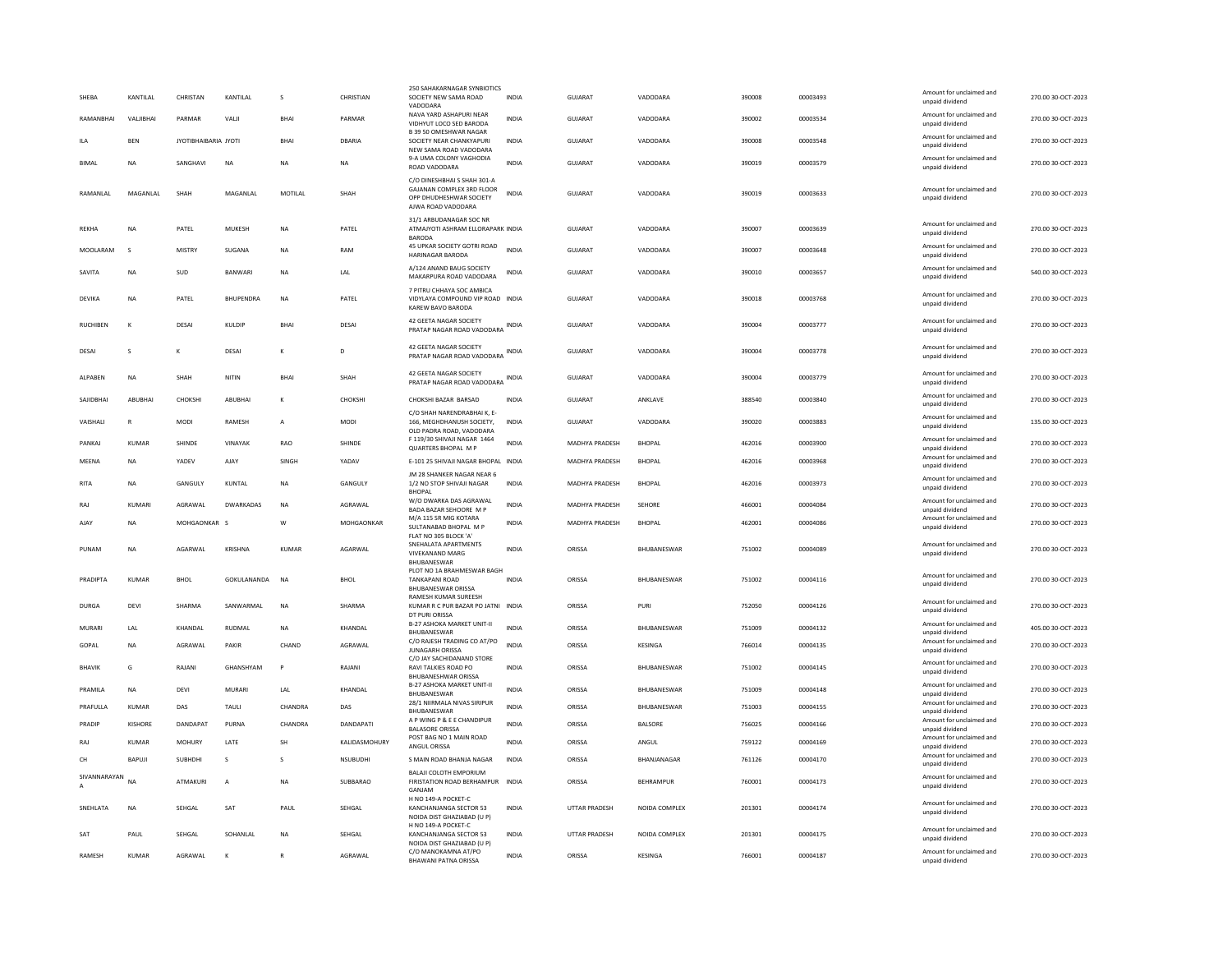| | | | | | | | | | | | | | | | |
|---|---|---|---|---|---|---|---|---|---|---|---|---|---|---|---|
| SHEBA | KANTILAL | CHRISTAN | KANTILAL | S | CHRISTIAN | 250 SAHAKARNAGAR SYNBIOTICS SOCIETY NEW SAMA ROAD VADODARA | INDIA | GUJARAT | VADODARA | 390008 | 00003493 | | Amount for unclaimed and unpaid dividend | 270.00 | 30-OCT-2023 |
| RAMANBHAI | VALJIBHAI | PARMAR | VALJI | BHAI | PARMAR | NAVA YARD ASHAPURI NEAR VIDHYUT LOCO SED BARODA | INDIA | GUJARAT | VADODARA | 390002 | 00003534 | | Amount for unclaimed and unpaid dividend | 270.00 | 30-OCT-2023 |
| ILA | BEN | JYOTIBHAIBARIA | JYOTI | BHAI | DBARIA | B 39 50 OMESHWAR NAGAR SOCIETY NEAR CHANKYAPURI NEW SAMA ROAD VADODARA | INDIA | GUJARAT | VADODARA | 390008 | 00003548 | | Amount for unclaimed and unpaid dividend | 270.00 | 30-OCT-2023 |
| BIMAL | NA | SANGHAVI | NA | NA | NA | 9-A UMA COLONY VAGHODIA ROAD VADODARA | INDIA | GUJARAT | VADODARA | 390019 | 00003579 | | Amount for unclaimed and unpaid dividend | 270.00 | 30-OCT-2023 |
| RAMANLAL | MAGANLAL | SHAH | MAGANLAL | MOTILAL | SHAH | C/O DINESHBHAI S SHAH 301-A GAJANAN COMPLEX 3RD FLOOR OPP DHUDHESHWAR SOCIETY AJWA ROAD VADODARA | INDIA | GUJARAT | VADODARA | 390019 | 00003633 | | Amount for unclaimed and unpaid dividend | 270.00 | 30-OCT-2023 |
| REKHA | NA | PATEL | MUKESH | NA | PATEL | 31/1 ARBUDANAGAR SOC NR ATMAJYOTI ASHRAM ELLORAPARK BARODA | INDIA | GUJARAT | VADODARA | 390007 | 00003639 | | Amount for unclaimed and unpaid dividend | 270.00 | 30-OCT-2023 |
| MOOLARAM | S | MISTRY | SUGANA | NA | RAM | 45 UPKAR SOCIETY GOTRI ROAD HARINAGAR BARODA | INDIA | GUJARAT | VADODARA | 390007 | 00003648 | | Amount for unclaimed and unpaid dividend | 270.00 | 30-OCT-2023 |
| SAVITA | NA | SUD | BANWARI | NA | LAL | A/124 ANAND BAUG SOCIETY MAKARPURA ROAD VADODARA | INDIA | GUJARAT | VADODARA | 390010 | 00003657 | | Amount for unclaimed and unpaid dividend | 540.00 | 30-OCT-2023 |
| DEVIKA | NA | PATEL | BHUPENDRA | NA | PATEL | 7 PITRU CHHAYA SOC AMBICA VIDYLAYA COMPOUND VIP ROAD KAREW BAVO BARODA | INDIA | GUJARAT | VADODARA | 390018 | 00003768 | | Amount for unclaimed and unpaid dividend | 270.00 | 30-OCT-2023 |
| RUCHIBEN | K | DESAI | KULDIP | BHAI | DESAI | 42 GEETA NAGAR SOCIETY PRATAP NAGAR ROAD VADODARA | INDIA | GUJARAT | VADODARA | 390004 | 00003777 | | Amount for unclaimed and unpaid dividend | 270.00 | 30-OCT-2023 |
| DESAI | S | K | DESAI | K | D | 42 GEETA NAGAR SOCIETY PRATAP NAGAR ROAD VADODARA | INDIA | GUJARAT | VADODARA | 390004 | 00003778 | | Amount for unclaimed and unpaid dividend | 270.00 | 30-OCT-2023 |
| ALPABEN | NA | SHAH | NITIN | BHAI | SHAH | 42 GEETA NAGAR SOCIETY PRATAP NAGAR ROAD VADODARA | INDIA | GUJARAT | VADODARA | 390004 | 00003779 | | Amount for unclaimed and unpaid dividend | 270.00 | 30-OCT-2023 |
| SAJIDBHAI | ABUBHAI | CHOKSHI | ABUBHAI | K | CHOKSHI | CHOKSHI BAZAR BARSAD | INDIA | GUJARAT | ANKLAVE | 388540 | 00003840 | | Amount for unclaimed and unpaid dividend | 270.00 | 30-OCT-2023 |
| VAISHALI | R | MODI | RAMESH | A | MODI | C/O SHAH NARENDRABHAI K, E-166, MEGHDHANUSH SOCIETY, OLD PADRA ROAD, VADODARA | INDIA | GUJARAT | VADODARA | 390020 | 00003883 | | Amount for unclaimed and unpaid dividend | 135.00 | 30-OCT-2023 |
| PANKAJ | KUMAR | SHINDE | VINAYAK | RAO | SHINDE | F 119/30 SHIVAJI NAGAR 1464 QUARTERS BHOPAL M P | INDIA | MADHYA PRADESH | BHOPAL | 462016 | 00003900 | | Amount for unclaimed and unpaid dividend | 270.00 | 30-OCT-2023 |
| MEENA | NA | YADEV | AJAY | SINGH | YADAV | E-101 25 SHIVAJI NAGAR BHOPAL | INDIA | MADHYA PRADESH | BHOPAL | 462016 | 00003968 | | Amount for unclaimed and unpaid dividend | 270.00 | 30-OCT-2023 |
| RITA | NA | GANGULY | KUNTAL | NA | GANGULY | JM 28 SHANKER NAGAR NEAR 6 1/2 NO STOP SHIVAJI NAGAR BHOPAL | INDIA | MADHYA PRADESH | BHOPAL | 462016 | 00003973 | | Amount for unclaimed and unpaid dividend | 270.00 | 30-OCT-2023 |
| RAJ | KUMARI | AGRAWAL | DWARKADAS | NA | AGRAWAL | W/O DWARKA DAS AGRAWAL BADA BAZAR SEHOORE M P | INDIA | MADHYA PRADESH | SEHORE | 466001 | 00004084 | | Amount for unclaimed and unpaid dividend | 270.00 | 30-OCT-2023 |
| AJAY | NA | MOHGAONKAR | S | W | MOHGAONKAR | M/A 115 SR MIG KOTARA SULTANABAD BHOPAL M P | INDIA | MADHYA PRADESH | BHOPAL | 462001 | 00004086 | | Amount for unclaimed and unpaid dividend | 270.00 | 30-OCT-2023 |
| PUNAM | NA | AGARWAL | KRISHNA | KUMAR | AGARWAL | FLAT NO 305 BLOCK 'A' SNEHALATA APARTMENTS VIVEKANAND MARG BHUBANESWAR | INDIA | ORISSA | BHUBANESWAR | 751002 | 00004089 | | Amount for unclaimed and unpaid dividend | 270.00 | 30-OCT-2023 |
| PRADIPTA | KUMAR | BHOL | GOKULANANDA | NA | BHOL | PLOT NO 1A BRAHMESWAR BAGH TANKAPANI ROAD BHUBANESWAR ORISSA | INDIA | ORISSA | BHUBANESWAR | 751002 | 00004116 | | Amount for unclaimed and unpaid dividend | 270.00 | 30-OCT-2023 |
| DURGA | DEVI | SHARMA | SANWARMAL | NA | SHARMA | RAMESH KUMAR SUREESH KUMAR R C PUR BAZAR PO JATNI DT PURI ORISSA | INDIA | ORISSA | PURI | 752050 | 00004126 | | Amount for unclaimed and unpaid dividend | 270.00 | 30-OCT-2023 |
| MURARI | LAL | KHANDAL | RUDMAL | NA | KHANDAL | B-27 ASHOKA MARKET UNIT-II BHUBANESWAR | INDIA | ORISSA | BHUBANESWAR | 751009 | 00004132 | | Amount for unclaimed and unpaid dividend | 405.00 | 30-OCT-2023 |
| GOPAL | NA | AGRAWAL | PAKIR | CHAND | AGRAWAL | C/O RAJESH TRADING CO AT/PO JUNAGARH ORISSA | INDIA | ORISSA | KESINGA | 766014 | 00004135 | | Amount for unclaimed and unpaid dividend | 270.00 | 30-OCT-2023 |
| BHAVIK | G | RAJANI | GHANSHYAM | P | RAJANI | C/O JAY SACHIDANAND STORE RAVI TALKIES ROAD PO BHUBANESHWAR ORISSA | INDIA | ORISSA | BHUBANESWAR | 751002 | 00004145 | | Amount for unclaimed and unpaid dividend | 270.00 | 30-OCT-2023 |
| PRAMILA | NA | DEVI | MURARI | LAL | KHANDAL | B-27 ASHOKA MARKET UNIT-II BHUBANESWAR | INDIA | ORISSA | BHUBANESWAR | 751009 | 00004148 | | Amount for unclaimed and unpaid dividend | 270.00 | 30-OCT-2023 |
| PRAFULLA | KUMAR | DAS | TAULI | CHANDRA | DAS | 28/1 NIIRMALA NIVAS SIRIPUR BHUBANESWAR | INDIA | ORISSA | BHUBANESWAR | 751003 | 00004155 | | Amount for unclaimed and unpaid dividend | 270.00 | 30-OCT-2023 |
| PRADIP | KISHORE | DANDAPAT | PURNA | CHANDRA | DANDAPATI | A P WING P & E E CHANDIPUR BALASORE ORISSA | INDIA | ORISSA | BALSORE | 756025 | 00004166 | | Amount for unclaimed and unpaid dividend | 270.00 | 30-OCT-2023 |
| RAJ | KUMAR | MOHURY | LATE | SH | KALIDASMOHURY | POST BAG NO 1 MAIN ROAD ANGUL ORISSA | INDIA | ORISSA | ANGUL | 759122 | 00004169 | | Amount for unclaimed and unpaid dividend | 270.00 | 30-OCT-2023 |
| CH | BAPUJI | SUBHDHI | S | S | NSUBUDHI | S MAIN ROAD BHANJA NAGAR | INDIA | ORISSA | BHANJANAGAR | 761126 | 00004170 | | Amount for unclaimed and unpaid dividend | 270.00 | 30-OCT-2023 |
| SIVANNARAYAN A | NA | ATMAKURI | A | NA | SUBBARAO | BALAJI COLOTH EMPORIUM FIRISTATION ROAD BERHAMPUR GANJAM | INDIA | ORISSA | BEHRAMPUR | 760001 | 00004173 | | Amount for unclaimed and unpaid dividend | 270.00 | 30-OCT-2023 |
| SNEHLATA | NA | SEHGAL | SAT | PAUL | SEHGAL | H NO 149-A POCKET-C KANCHANJANGA SECTOR 53 NOIDA DIST GHAZIABAD (U P) | INDIA | UTTAR PRADESH | NOIDA COMPLEX | 201301 | 00004174 | | Amount for unclaimed and unpaid dividend | 270.00 | 30-OCT-2023 |
| SAT | PAUL | SEHGAL | SOHANLAL | NA | SEHGAL | H NO 149-A POCKET-C KANCHANJANGA SECTOR 53 NOIDA DIST GHAZIABAD (U P) | INDIA | UTTAR PRADESH | NOIDA COMPLEX | 201301 | 00004175 | | Amount for unclaimed and unpaid dividend | 270.00 | 30-OCT-2023 |
| RAMESH | KUMAR | AGRAWAL | K | R | AGRAWAL | C/O MANOKAMNA AT/PO BHAWANI PATNA ORISSA | INDIA | ORISSA | KESINGA | 766001 | 00004187 | | Amount for unclaimed and unpaid dividend | 270.00 | 30-OCT-2023 |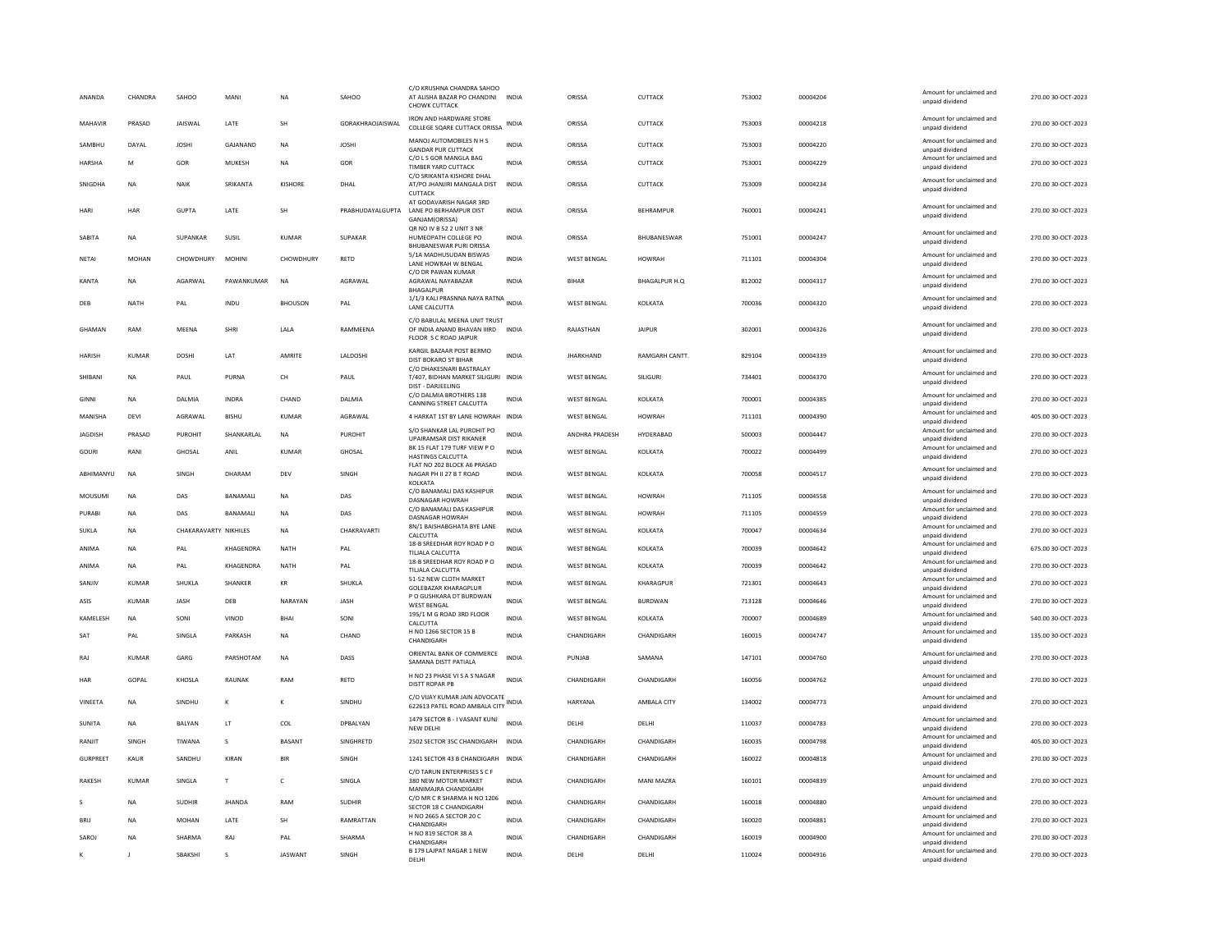| | | | | | | | | | | | | | |
|---|---|---|---|---|---|---|---|---|---|---|---|---|---|
| ANANDA | CHANDRA | SAHOO | MANI | NA | SAHOO | C/O KRUSHNA CHANDRA SAHOO AT ALISHA BAZAR PO CHANDINI CHOWK CUTTACK | INDIA | ORISSA | CUTTACK | 753002 | 00004204 | Amount for unclaimed and unpaid dividend | 270.00 30-OCT-2023 |
| MAHAVIR | PRASAD | JAISWAL | LATE | SH | GORAKHRAOJAISWAL | IRON AND HARDWARE STORE COLLEGE SQARE CUTTACK ORISSA | INDIA | ORISSA | CUTTACK | 753003 | 00004218 | Amount for unclaimed and unpaid dividend | 270.00 30-OCT-2023 |
| SAMBHU | DAYAL | JOSHI | GAJANAND | NA | JOSHI | MANOJ AUTOMOBILES N H S GANDAR PUR CUTTACK | INDIA | ORISSA | CUTTACK | 753003 | 00004220 | Amount for unclaimed and unpaid dividend | 270.00 30-OCT-2023 |
| HARSHA | M | GOR | MUKESH | NA | GOR | C/O L S GOR MANGLA BAG TIMBER YARD CUTTACK | INDIA | ORISSA | CUTTACK | 753001 | 00004229 | Amount for unclaimed and unpaid dividend | 270.00 30-OCT-2023 |
| SNIGDHA | NA | NAIK | SRIKANTA | KISHORE | DHAL | C/O SRIKANTA KISHORE DHAL AT/PO JHANJIRI MANGALA DIST CUTTACK | INDIA | ORISSA | CUTTACK | 753009 | 00004234 | Amount for unclaimed and unpaid dividend | 270.00 30-OCT-2023 |
| HARI | HAR | GUPTA | LATE | SH | PRABHUDAYALGUPTA | AT GODAVARISH NAGAR 3RD LANE PO BERHAMPUR DIST GANJAM(ORISSA) | INDIA | ORISSA | BEHRAMPUR | 760001 | 00004241 | Amount for unclaimed and unpaid dividend | 270.00 30-OCT-2023 |
| SABITA | NA | SUPANKAR | SUSIL | KUMAR | SUPAKAR | QR NO IV B 52 2 UNIT 3 NR HUMEOPATH COLLEGE PO BHUBANESWAR PURI ORISSA | INDIA | ORISSA | BHUBANESWAR | 751001 | 00004247 | Amount for unclaimed and unpaid dividend | 270.00 30-OCT-2023 |
| NETAI | MOHAN | CHOWDHURY | MOHINI | CHOWDHURY | RETD | 5/1A MADHUSUDAN BISWAS LANE HOWRAH W BENGAL | INDIA | WEST BENGAL | HOWRAH | 711101 | 00004304 | Amount for unclaimed and unpaid dividend | 270.00 30-OCT-2023 |
| KANTA | NA | AGARWAL | PAWANKUMAR | NA | AGRAWAL | C/O DR PAWAN KUMAR AGRAWAL NAYABAZAR BHAGALPUR | INDIA | BIHAR | BHAGALPUR H.Q | 812002 | 00004317 | Amount for unclaimed and unpaid dividend | 270.00 30-OCT-2023 |
| DEB | NATH | PAL | INDU | BHOUSON | PAL | 1/1/3 KALI PRASNNA NAYA RATNA LANE CALCUTTA | INDIA | WEST BENGAL | KOLKATA | 700036 | 00004320 | Amount for unclaimed and unpaid dividend | 270.00 30-OCT-2023 |
| GHAMAN | RAM | MEENA | SHRI | LALA | RAMMEENA | C/O BABULAL MEENA UNIT TRUST OF INDIA ANAND BHAVAN IIIRD FLOOR S C ROAD JAIPUR | INDIA | RAJASTHAN | JAIPUR | 302001 | 00004326 | Amount for unclaimed and unpaid dividend | 270.00 30-OCT-2023 |
| HARISH | KUMAR | DOSHI | LAT | AMRITE | LALDOSHI | KARGIL BAZAAR POST BERMO DIST BOKARO ST BIHAR | INDIA | JHARKHAND | RAMGARH CANTT. | 829104 | 00004339 | Amount for unclaimed and unpaid dividend | 270.00 30-OCT-2023 |
| SHIBANI | NA | PAUL | PURNA | CH | PAUL | C/O DHAKESNARI BASTRALAY T/407, BIDHAN MARKET SILIGURI DIST - DARJEELING | INDIA | WEST BENGAL | SILIGURI | 734401 | 00004370 | Amount for unclaimed and unpaid dividend | 270.00 30-OCT-2023 |
| GINNI | NA | DALMIA | INDRA | CHAND | DALMIA | C/O DALMIA BROTHERS 138 CANNING STREET CALCUTTA | INDIA | WEST BENGAL | KOLKATA | 700001 | 00004385 | Amount for unclaimed and unpaid dividend | 270.00 30-OCT-2023 |
| MANISHA | DEVI | AGRAWAL | BISHU | KUMAR | AGRAWAL | 4 HARKAT 1ST BY LANE HOWRAH | INDIA | WEST BENGAL | HOWRAH | 711101 | 00004390 | Amount for unclaimed and unpaid dividend | 405.00 30-OCT-2023 |
| JAGDISH | PRASAD | PUROHIT | SHANKARLAL | NA | PUROHIT | S/O SHANKAR LAL PUROHIT PO UPAIRAMSAR DIST RIKANER | INDIA | ANDHRA PRADESH | HYDERABAD | 500003 | 00004447 | Amount for unclaimed and unpaid dividend | 270.00 30-OCT-2023 |
| GOURI | RANI | GHOSAL | ANIL | KUMAR | GHOSAL | BK 15 FLAT 179 TURF VIEW P O HASTINGS CALCUTTA | INDIA | WEST BENGAL | KOLKATA | 700022 | 00004499 | Amount for unclaimed and unpaid dividend | 270.00 30-OCT-2023 |
| ABHIMANYU | NA | SINGH | DHARAM | DEV | SINGH | FLAT NO 202 BLOCK A6 PRASAD NAGAR PH II 27 B T ROAD KOLKATA | INDIA | WEST BENGAL | KOLKATA | 700058 | 00004517 | Amount for unclaimed and unpaid dividend | 270.00 30-OCT-2023 |
| MOUSUMI | NA | DAS | BANAMALI | NA | DAS | C/O BANAMALI DAS KASHIPUR DASNAGAR HOWRAH | INDIA | WEST BENGAL | HOWRAH | 711105 | 00004558 | Amount for unclaimed and unpaid dividend | 270.00 30-OCT-2023 |
| PURABI | NA | DAS | BANAMALI | NA | DAS | C/O BANAMALI DAS KASHIPUR DASNAGAR HOWRAH | INDIA | WEST BENGAL | HOWRAH | 711105 | 00004559 | Amount for unclaimed and unpaid dividend | 270.00 30-OCT-2023 |
| SUKLA | NA | CHAKARAVARTY | NIKHILES | NA | CHAKRAVARTI | 8N/1 BAISHABGHATA BYE LANE CALCUTTA | INDIA | WEST BENGAL | KOLKATA | 700047 | 00004634 | Amount for unclaimed and unpaid dividend | 270.00 30-OCT-2023 |
| ANIMA | NA | PAL | KHAGENDRA | NATH | PAL | 18-B SREEDHAR ROY ROAD P O TILJALA CALCUTTA | INDIA | WEST BENGAL | KOLKATA | 700039 | 00004642 | Amount for unclaimed and unpaid dividend | 675.00 30-OCT-2023 |
| ANIMA | NA | PAL | KHAGENDRA | NATH | PAL | 18-B SREEDHAR ROY ROAD P O TILJALA CALCUTTA | INDIA | WEST BENGAL | KOLKATA | 700039 | 00004642 | Amount for unclaimed and unpaid dividend | 270.00 30-OCT-2023 |
| SANJIV | KUMAR | SHUKLA | SHANKER | KR | SHUKLA | 51-52 NEW CLOTH MARKET GOLEBAZAR KHARAGPUR | INDIA | WEST BENGAL | KHARAGPUR | 721301 | 00004643 | Amount for unclaimed and unpaid dividend | 270.00 30-OCT-2023 |
| ASIS | KUMAR | JASH | DEB | NARAYAN | JASH | P O GUSHKARA DT BURDWAN WEST BENGAL | INDIA | WEST BENGAL | BURDWAN | 713128 | 00004646 | Amount for unclaimed and unpaid dividend | 270.00 30-OCT-2023 |
| KAMELESH | NA | SONI | VINOD | BHAI | SONI | 195/1 M G ROAD 3RD FLOOR CALCUTTA | INDIA | WEST BENGAL | KOLKATA | 700007 | 00004689 | Amount for unclaimed and unpaid dividend | 540.00 30-OCT-2023 |
| SAT | PAL | SINGLA | PARKASH | NA | CHAND | H NO 1266 SECTOR 15 B CHANDIGARH | INDIA | CHANDIGARH | CHANDIGARH | 160015 | 00004747 | Amount for unclaimed and unpaid dividend | 135.00 30-OCT-2023 |
| RAJ | KUMAR | GARG | PARSHOTAM | NA | DASS | ORIENTAL BANK OF COMMERCE SAMANA DISTT PATIALA | INDIA | PUNJAB | SAMANA | 147101 | 00004760 | Amount for unclaimed and unpaid dividend | 270.00 30-OCT-2023 |
| HAR | GOPAL | KHOSLA | RAUNAK | RAM | RETD | H NO 23 PHASE VI S A S NAGAR DISTT ROPAR PB | INDIA | CHANDIGARH | CHANDIGARH | 160056 | 00004762 | Amount for unclaimed and unpaid dividend | 270.00 30-OCT-2023 |
| VINEETA | NA | SINDHU | K | K | SINDHU | C/O VIJAY KUMAR JAIN ADVOCATE 622613 PATEL ROAD AMBALA CITY | INDIA | HARYANA | AMBALA CITY | 134002 | 00004773 | Amount for unclaimed and unpaid dividend | 270.00 30-OCT-2023 |
| SUNITA | NA | BALYAN | LT | COL | DPBALYAN | 1479 SECTOR B - I VASANT KUNJ NEW DELHI | INDIA | DELHI | DELHI | 110037 | 00004783 | Amount for unclaimed and unpaid dividend | 270.00 30-OCT-2023 |
| RANJIT | SINGH | TIWANA | S | BASANT | SINGHRETD | 2502 SECTOR 35C CHANDIGARH | INDIA | CHANDIGARH | CHANDIGARH | 160035 | 00004798 | Amount for unclaimed and unpaid dividend | 405.00 30-OCT-2023 |
| GURPREET | KAUR | SANDHU | KIRAN | BIR | SINGH | 1241 SECTOR 43 B CHANDIGARH | INDIA | CHANDIGARH | CHANDIGARH | 160022 | 00004818 | Amount for unclaimed and unpaid dividend | 270.00 30-OCT-2023 |
| RAKESH | KUMAR | SINGLA | T | C | SINGLA | C/O TARUN ENTERPRISES S C F 380 NEW MOTOR MARKET MANIMAJRA CHANDIGARH | INDIA | CHANDIGARH | MANI MAZRA | 160101 | 00004839 | Amount for unclaimed and unpaid dividend | 270.00 30-OCT-2023 |
| S | NA | SUDHIR | JHANDA | RAM | SUDHIR | C/O MR C R SHARMA H NO 1206 SECTOR 18 C CHANDIGARH | INDIA | CHANDIGARH | CHANDIGARH | 160018 | 00004880 | Amount for unclaimed and unpaid dividend | 270.00 30-OCT-2023 |
| BRIJ | NA | MOHAN | LATE | SH | RAMRATTAN | H NO 2665 A SECTOR 20 C CHANDIGARH | INDIA | CHANDIGARH | CHANDIGARH | 160020 | 00004881 | Amount for unclaimed and unpaid dividend | 270.00 30-OCT-2023 |
| SAROJ | NA | SHARMA | RAJ | PAL | SHARMA | H NO 819 SECTOR 38 A CHANDIGARH | INDIA | CHANDIGARH | CHANDIGARH | 160019 | 00004900 | Amount for unclaimed and unpaid dividend | 270.00 30-OCT-2023 |
| K | J | SBAKSHI | S | JASWANT | SINGH | B 179 LAJPAT NAGAR 1 NEW DELHI | INDIA | DELHI | DELHI | 110024 | 00004916 | Amount for unclaimed and unpaid dividend | 270.00 30-OCT-2023 |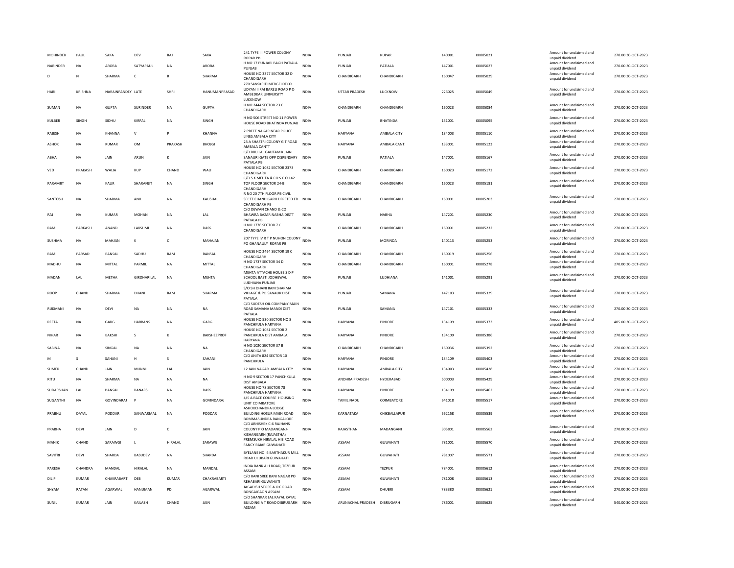| | | | | | | | | | | | | | | |
|---|---|---|---|---|---|---|---|---|---|---|---|---|---|---|
| MOHINDER | PAUL | SAKA | DEV | RAJ | SAKA | 241 TYPE III POWER COLONY ROPAR PB | INDIA | PUNJAB | RUPAR | 140001 | 00005021 | Amount for unclaimed and unpaid dividend | 270.00 | 30-OCT-2023 |
| NARINDER | NA | ARORA | SATYAPAUL | NA | ARORA | H NO 17 PUNJABI BAGH PATIALA PUNJAB | INDIA | PUNJAB | PATIALA | 147001 | 00005027 | Amount for unclaimed and unpaid dividend | 270.00 | 30-OCT-2023 |
| D | N | SHARMA | C | R | SHARMA | HOUSE NO 3377 SECTOR 32 D CHANDIGARH | INDIA | CHANDIGARH | CHANDIGARH | 160047 | 00005029 | Amount for unclaimed and unpaid dividend | 270.00 | 30-OCT-2023 |
| HARI | KRISHNA | NARAINPANDEY | LATE | SHRI | HANUMANPRASAD | 270 SANSKRITI MERGELDECO UDYAN II RAI BARELI ROAD P O AMBEDKAR UNIVERSITY LUCKNOW | INDIA | UTTAR PRADESH | LUCKNOW | 226025 | 00005049 | Amount for unclaimed and unpaid dividend | 270.00 | 30-OCT-2023 |
| SUMAN | NA | GUPTA | SURINDER | NA | GUPTA | H NO 2444 SECTOR 23 C CHANDIGARH | INDIA | CHANDIGARH | CHANDIGARH | 160023 | 00005084 | Amount for unclaimed and unpaid dividend | 270.00 | 30-OCT-2023 |
| KULBER | SINGH | SIDHU | KIRPAL | NA | SINGH | H NO 506 STREET NO 11 POWER HOUSE ROAD BHATINDA PUNJAB | INDIA | PUNJAB | BHATINDA | 151001 | 00005095 | Amount for unclaimed and unpaid dividend | 270.00 | 30-OCT-2023 |
| RAJESH | NA | KHANNA | V | P | KHANNA | 2 PREET NAGAR NEAR POLICE LINES AMBALA CITY | INDIA | HARYANA | AMBALA CITY | 134003 | 00005110 | Amount for unclaimed and unpaid dividend | 270.00 | 30-OCT-2023 |
| ASHOK | NA | KUMAR | OM | PRAKASH | BHOJGI | 23 A SHASTRI COLONY G T ROAD AMBALA CANTT | INDIA | HARYANA | AMBALA CANT. | 133001 | 00005123 | Amount for unclaimed and unpaid dividend | 270.00 | 30-OCT-2023 |
| ABHA | NA | JAIN | ARUN | K | JAIN | C/O BRIJ LAL GAUTAM K JAIN SANAURI GATE OPP DISPENSARY PATIALA PB | INDIA | PUNJAB | PATIALA | 147001 | 00005167 | Amount for unclaimed and unpaid dividend | 270.00 | 30-OCT-2023 |
| VED | PRAKASH | WALIA | RUP | CHAND | WALI | HOUSE NO 1082 SECTOR 2373 CHANDIGARH | INDIA | CHANDIGARH | CHANDIGARH | 160023 | 00005172 | Amount for unclaimed and unpaid dividend | 270.00 | 30-OCT-2023 |
| PARAMJIT | NA | KAUR | SHARANJIT | NA | SINGH | C/O S K MEHTA & CO S C O 142 TOP FLOOR SECTOR 24-B CHANDIGARH | INDIA | CHANDIGARH | CHANDIGARH | 160023 | 00005181 | Amount for unclaimed and unpaid dividend | 270.00 | 30-OCT-2023 |
| SANTOSH | NA | SHARMA | ANIL | NA | KAUSHAL | R NO 20 7TH FLOOR PB CIVIL SECTT CHANDIGARH DFRETED FD CHANDIGARH PB | INDIA | CHANDIGARH | CHANDIGARH | 160001 | 00005203 | Amount for unclaimed and unpaid dividend | 270.00 | 30-OCT-2023 |
| RAJ | NA | KUMAR | MOHAN | NA | LAL | C/O DEWAN CHAND & CO BHAWRA BAZAR NABHA DISTT PATIALA PB | INDIA | PUNJAB | NABHA | 147201 | 00005230 | Amount for unclaimed and unpaid dividend | 270.00 | 30-OCT-2023 |
| RAM | PARKASH | ANAND | LAKSHMI | NA | DASS | H NO 1776 SECTOR 7 C CHANDIGARH | INDIA | CHANDIGARH | CHANDIGARH | 160001 | 00005232 | Amount for unclaimed and unpaid dividend | 270.00 | 30-OCT-2023 |
| SUSHMA | NA | MAHJAN | K | C | MAHAJAN | 207 TYPE IV R T P NUHON COLONY PO GHANAULY ROPAR PB | INDIA | PUNJAB | MORINDA | 140113 | 00005253 | Amount for unclaimed and unpaid dividend | 270.00 | 30-OCT-2023 |
| RAM | PARSAD | BANSAL | SADHU | RAM | BANSAL | HOUSE NO 2464 SECTOR 19 C CHANDIGARH | INDIA | CHANDIGARH | CHANDIGARH | 160019 | 00005256 | Amount for unclaimed and unpaid dividend | 270.00 | 30-OCT-2023 |
| MADHU | NA | MITTAL | PARMIL | NA | MITTAL | H NO 1737 SECTOR 34 D CHANDIGARH | INDIA | CHANDIGARH | CHANDIGARH | 160001 | 00005278 | Amount for unclaimed and unpaid dividend | 270.00 | 30-OCT-2023 |
| MADAN | LAL | METHA | GIRDHARILAL | NA | MEHTA | MEHTA ATTACHE HOUSE S D P SCHOOL BASTI JODHEWAL LUDHIANA PUNJAB | INDIA | PUNJAB | LUDHIANA | 141001 | 00005291 | Amount for unclaimed and unpaid dividend | 270.00 | 30-OCT-2023 |
| ROOP | CHAND | SHARMA | DHANI | RAM | SHARMA | S/O SH DHANI RAM SHARMA VILLAGE & PO SANAUR DIST PATIALA | INDIA | PUNJAB | SAMANA | 147103 | 00005329 | Amount for unclaimed and unpaid dividend | 270.00 | 30-OCT-2023 |
| RUKMANI | NA | DEVI | NA | NA | NA | C/O SUDESH OIL COMPANY MAIN ROAD SAMANA MANDI DIST PATIALA | INDIA | PUNJAB | SAMANA | 147101 | 00005333 | Amount for unclaimed and unpaid dividend | 270.00 | 30-OCT-2023 |
| REETA | NA | GARG | HARBANS | NA | GARG | HOUSE NO 530 SECTOR NO 8 PANCHKULA HARYANA | INDIA | HARYANA | PINJORE | 134109 | 00005373 | Amount for unclaimed and unpaid dividend | 405.00 | 30-OCT-2023 |
| NIHAR | NA | BAKSHI | S | K | BAKSHEEPROF | HOUSE NO 1081 SECTOR 2 PANCHKULA DIST AMBALA HARYANA | INDIA | HARYANA | PINJORE | 134109 | 00005386 | Amount for unclaimed and unpaid dividend | 270.00 | 30-OCT-2023 |
| SABINA | NA | SINGAL | NA | NA | NA | H NO 1020 SECTOR 37 B CHANDIGARH | INDIA | CHANDIGARH | CHANDIGARH | 160036 | 00005392 | Amount for unclaimed and unpaid dividend | 270.00 | 30-OCT-2023 |
| M | S | SAHANI | H | S | SAHANI | C/O ANITA 824 SECTOR 10 PANCHKULA | INDIA | HARYANA | PINJORE | 134109 | 00005403 | Amount for unclaimed and unpaid dividend | 270.00 | 30-OCT-2023 |
| SUMER | CHAND | JAIN | MUNNI | LAL | JAIN | 12 JAIN NAGAR AMBALA CITY | INDIA | HARYANA | AMBALA CITY | 134003 | 00005428 | Amount for unclaimed and unpaid dividend | 270.00 | 30-OCT-2023 |
| RITU | NA | SHARMA | NA | NA | NA | H NO 9 SECTOR 17 PANCHKULA DIST AMBALA | INDIA | ANDHRA PRADESH | HYDERABAD | 500003 | 00005429 | Amount for unclaimed and unpaid dividend | 270.00 | 30-OCT-2023 |
| SUDARSHAN | LAL | BANSAL | BANARSI | NA | DASS | HOUSE NO 78 SECTOR 78 PANCHKULA HARYANA | INDIA | HARYANA | PINJORE | 134109 | 00005462 | Amount for unclaimed and unpaid dividend | 270.00 | 30-OCT-2023 |
| SUGANTHI | NA | GOVINDARAJ | P | NA | GOVINDARAJ | 4/5 A RACE COURSE HOUSING UNIT COIMBATORE | INDIA | TAMIL NADU | COIMBATORE | 641018 | 00005517 | Amount for unclaimed and unpaid dividend | 270.00 | 30-OCT-2023 |
| PRABHU | DAYAL | PODDAR | SANWARMAL | NA | PODDAR | ASHOKCHANDRA LODGE BUILDING HOSUR MAIN ROAD BOMMASUNDRA BANGALORE | INDIA | KARNATAKA | CHIKBALLAPUR | 562158 | 00005539 | Amount for unclaimed and unpaid dividend | 270.00 | 30-OCT-2023 |
| PRABHA | DEVI | JAIN | D | C | JAIN | C/O ABHISHEK C-6 RAJHANS COLONY P O MADANGANJ-KISHANGARH (RAJASTHA) | INDIA | RAJASTHAN | MADANGANJ | 305801 | 00005562 | Amount for unclaimed and unpaid dividend | 270.00 | 30-OCT-2023 |
| MANIK | CHAND | SARAWGI | L | HIRALAL | SARAWGI | PREMSUKH HIRALAL H B ROAD FANCY BAJAR GUWAHATI | INDIA | ASSAM | GUWAHATI | 781001 | 00005570 | Amount for unclaimed and unpaid dividend | 270.00 | 30-OCT-2023 |
| SAVITRI | DEVI | SHARDA | BASUDEV | NA | SHARDA | BYELANE NO. 6 BARTHAKUR MILL ROAD ULUBARI GUWAHATI | INDIA | ASSAM | GUWAHATI | 781007 | 00005571 | Amount for unclaimed and unpaid dividend | 270.00 | 30-OCT-2023 |
| PARESH | CHANDRA | MANDAL | HIRALAL | NA | MANDAL | INDIA BANK A H ROAD, TEZPUR ASSAM | INDIA | ASSAM | TEZPUR | 784001 | 00005612 | Amount for unclaimed and unpaid dividend | 270.00 | 30-OCT-2023 |
| DILIP | KUMAR | CHAKRABARTI | DEB | KUMAR | CHAKRABARTI | C/O RANI SREE BANI NAGAR PO REHABARI GUWAHATI | INDIA | ASSAM | GUWAHATI | 781008 | 00005613 | Amount for unclaimed and unpaid dividend | 270.00 | 30-OCT-2023 |
| SHYAM | RATAN | AGARWAL | HANUMAN | PD | AGARWAL | JAGADISH STORE A O C ROAD BONGAIGAON ASSAM | INDIA | ASSAM | DHUBRI | 783380 | 00005621 | Amount for unclaimed and unpaid dividend | 270.00 | 30-OCT-2023 |
| SUNIL | KUMAR | JAIN | KAILASH | CHAND | JAIN | C/O SHANKAR LAL KAYAL KAYAL BUILDING A T ROAD DIBRUGARH ASSAM | INDIA | ARUNACHAL PRADESH | DIBRUGARH | 786001 | 00005625 | Amount for unclaimed and unpaid dividend | 540.00 | 30-OCT-2023 |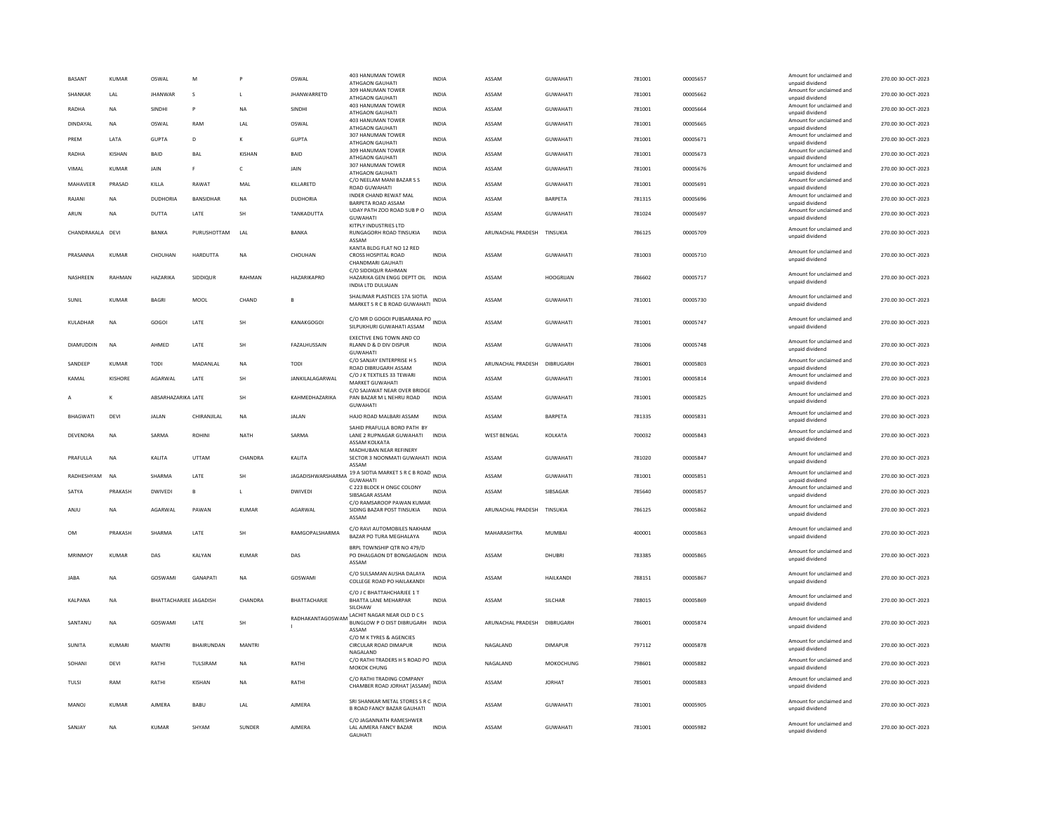| | | | | | | | | | | | | | | |
|---|---|---|---|---|---|---|---|---|---|---|---|---|---|---|
| BASANT | KUMAR | OSWAL | M | P | OSWAL | 403 HANUMAN TOWER ATHGAON GAUHATI | INDIA | ASSAM | GUWAHATI | 781001 | 00005657 | Amount for unclaimed and unpaid dividend | 270.00 | 30-OCT-2023 |
| SHANKAR | LAL | JHANWAR | S | L | JHANWARRETD | 309 HANUMAN TOWER ATHGAON GAUHATI | INDIA | ASSAM | GUWAHATI | 781001 | 00005662 | Amount for unclaimed and unpaid dividend | 270.00 | 30-OCT-2023 |
| RADHA | NA | SINDHI | P | NA | SINDHI | 403 HANUMAN TOWER ATHGAON GAUHATI | INDIA | ASSAM | GUWAHATI | 781001 | 00005664 | Amount for unclaimed and unpaid dividend | 270.00 | 30-OCT-2023 |
| DINDAYAL | NA | OSWAL | RAM | LAL | OSWAL | 403 HANUMAN TOWER ATHGAON GAUHATI | INDIA | ASSAM | GUWAHATI | 781001 | 00005665 | Amount for unclaimed and unpaid dividend | 270.00 | 30-OCT-2023 |
| PREM | LATA | GUPTA | D | K | GUPTA | 307 HANUMAN TOWER ATHGAON GAUHATI | INDIA | ASSAM | GUWAHATI | 781001 | 00005671 | Amount for unclaimed and unpaid dividend | 270.00 | 30-OCT-2023 |
| RADHA | KISHAN | BAID | BAL | KISHAN | BAID | 309 HANUMAN TOWER ATHGAON GAUHATI | INDIA | ASSAM | GUWAHATI | 781001 | 00005673 | Amount for unclaimed and unpaid dividend | 270.00 | 30-OCT-2023 |
| VIMAL | KUMAR | JAIN | F | C | JAIN | 307 HANUMAN TOWER ATHGAON GAUHATI | INDIA | ASSAM | GUWAHATI | 781001 | 00005676 | Amount for unclaimed and unpaid dividend | 270.00 | 30-OCT-2023 |
| MAHAVEER | PRASAD | KILLA | RAWAT | MAL | KILLARETD | C/O NEELAM MANI BAZAR S S ROAD GUWAHATI | INDIA | ASSAM | GUWAHATI | 781001 | 00005691 | Amount for unclaimed and unpaid dividend | 270.00 | 30-OCT-2023 |
| RAJANI | NA | DUDHORIA | BANSIDHAR | NA | DUDHORIA | INDER CHAND REWAT MAL BARPETA ROAD ASSAM | INDIA | ASSAM | BARPETA | 781315 | 00005696 | Amount for unclaimed and unpaid dividend | 270.00 | 30-OCT-2023 |
| ARUN | NA | DUTTA | LATE | SH | TANKADUTTA | UDAY PATH ZOO ROAD SUB P O GUWAHATI | INDIA | ASSAM | GUWAHATI | 781024 | 00005697 | Amount for unclaimed and unpaid dividend | 270.00 | 30-OCT-2023 |
| CHANDRAKALA | DEVI | BANKA | PURUSHOTTAM | LAL | BANKA | KITPLY INDUSTRIES LTD RUNGAGORH ROAD TINSUKIA ASSAM | INDIA | ARUNACHAL PRADESH | TINSUKIA | 786125 | 00005709 | Amount for unclaimed and unpaid dividend | 270.00 | 30-OCT-2023 |
| PRASANNA | KUMAR | CHOUHAN | HARDUTTA | NA | CHOUHAN | KANTA BLDG FLAT NO 12 RED CROSS HOSPITAL ROAD CHANDMARI GAUHATI | INDIA | ASSAM | GUWAHATI | 781003 | 00005710 | Amount for unclaimed and unpaid dividend | 270.00 | 30-OCT-2023 |
| NASHREEN | RAHMAN | HAZARIKA | SIDDIQUR | RAHMAN | HAZARIKAPRO | C/O SIDDIQUR RAHMAN HAZARIKA GEN ENGG DEPTT OIL INDIA LTD DULIAJAN | INDIA | ASSAM | HOOGRIJAN | 786602 | 00005717 | Amount for unclaimed and unpaid dividend | 270.00 | 30-OCT-2023 |
| SUNIL | KUMAR | BAGRI | MOOL | CHAND | B | SHALIMAR PLASTICES 17A SIOTIA MARKET S R C B ROAD GUWAHATI | INDIA | ASSAM | GUWAHATI | 781001 | 00005730 | Amount for unclaimed and unpaid dividend | 270.00 | 30-OCT-2023 |
| KULADHAR | NA | GOGOI | LATE | SH | KANAKGOGOI | C/O MR D GOGOI PUBSARANIA PO SILPUKHURI GUWAHATI ASSAM | INDIA | ASSAM | GUWAHATI | 781001 | 00005747 | Amount for unclaimed and unpaid dividend | 270.00 | 30-OCT-2023 |
| DIAMUDDIN | NA | AHMED | LATE | SH | FAZALHUSSAIN | EXECTIVE ENG TOWN AND CO RLANN D & D DIV DISPUR GUWAHATI | INDIA | ASSAM | GUWAHATI | 781006 | 00005748 | Amount for unclaimed and unpaid dividend | 270.00 | 30-OCT-2023 |
| SANDEEP | KUMAR | TODI | MADANLAL | NA | TODI | C/O SANJAY ENTERPRISE H S ROAD DIBRUGARH ASSAM | INDIA | ARUNACHAL PRADESH | DIBRUGARH | 786001 | 00005803 | Amount for unclaimed and unpaid dividend | 270.00 | 30-OCT-2023 |
| KAMAL | KISHORE | AGARWAL | LATE | SH | JANKILALAGARWAL | C/O J K TEXTILES 33 TEWARI MARKET GUWAHATI | INDIA | ASSAM | GUWAHATI | 781001 | 00005814 | Amount for unclaimed and unpaid dividend | 270.00 | 30-OCT-2023 |
| A | K | ABSARHAZARIKA | LATE | SH | KAHMEDHAZARIKA | C/O SAJAWAT NEAR OVER BRIDGE PAN BAZAR M L NEHRU ROAD GUWAHATI | INDIA | ASSAM | GUWAHATI | 781001 | 00005825 | Amount for unclaimed and unpaid dividend | 270.00 | 30-OCT-2023 |
| BHAGWATI | DEVI | JALAN | CHIRANJILAL | NA | JALAN | HAJO ROAD MALBARI ASSAM | INDIA | ASSAM | BARPETA | 781335 | 00005831 | Amount for unclaimed and unpaid dividend | 270.00 | 30-OCT-2023 |
| DEVENDRA | NA | SARMA | ROHINI | NATH | SARMA | SAHID PRAFULLA BORO PATH BY LANE 2 RUPNAGAR GUWAHATI ASSAM KOLKATA | INDIA | WEST BENGAL | KOLKATA | 700032 | 00005843 | Amount for unclaimed and unpaid dividend | 270.00 | 30-OCT-2023 |
| PRAFULLA | NA | KALITA | UTTAM | CHANDRA | KALITA | MADHUBAN NEAR REFINERY SECTOR 3 NOONMATI GUWAHATI ASSAM | INDIA | ASSAM | GUWAHATI | 781020 | 00005847 | Amount for unclaimed and unpaid dividend | 270.00 | 30-OCT-2023 |
| RADHESHYAM | NA | SHARMA | LATE | SH | JAGADISHWARSHARMA | 19 A SIOTIA MARKET S R C B ROAD GUWAHATI | INDIA | ASSAM | GUWAHATI | 781001 | 00005851 | Amount for unclaimed and unpaid dividend | 270.00 | 30-OCT-2023 |
| SATYA | PRAKASH | DWIVEDI | B | L | DWIVEDI | C 223 BLOCK H ONGC COLONY SIBSAGAR ASSAM | INDIA | ASSAM | SIBSAGAR | 785640 | 00005857 | Amount for unclaimed and unpaid dividend | 270.00 | 30-OCT-2023 |
| ANJU | NA | AGARWAL | PAWAN | KUMAR | AGARWAL | C/O RAMSAROOP PAWAN KUMAR SIDING BAZAR POST TINSUKIA ASSAM | INDIA | ARUNACHAL PRADESH | TINSUKIA | 786125 | 00005862 | Amount for unclaimed and unpaid dividend | 270.00 | 30-OCT-2023 |
| OM | PRAKASH | SHARMA | LATE | SH | RAMGOPALSHARMA | C/O RAVI AUTOMOBILES NAKHAM BAZAR PO TURA MEGHALAYA | INDIA | MAHARASHTRA | MUMBAI | 400001 | 00005863 | Amount for unclaimed and unpaid dividend | 270.00 | 30-OCT-2023 |
| MRINMOY | KUMAR | DAS | KALYAN | KUMAR | DAS | BRPL TOWNSHIP QTR NO 479/D PO DHALGAON DT BONGAIGAON ASSAM | INDIA | ASSAM | DHUBRI | 783385 | 00005865 | Amount for unclaimed and unpaid dividend | 270.00 | 30-OCT-2023 |
| JABA | NA | GOSWAMI | GANAPATI | NA | GOSWAMI | C/O SULSAMAN AUSHA DALAYA COLLEGE ROAD PO HAILAKANDI | INDIA | ASSAM | HAILKANDI | 788151 | 00005867 | Amount for unclaimed and unpaid dividend | 270.00 | 30-OCT-2023 |
| KALPANA | NA | BHATTACHARJEE | JAGADISH | CHANDRA | BHATTACHARJE | C/O J C BHATTAHCHARJEE 1 T BHATTA LANE MEHARPAR SILCHAW | INDIA | ASSAM | SILCHAR | 788015 | 00005869 | Amount for unclaimed and unpaid dividend | 270.00 | 30-OCT-2023 |
| SANTANU | NA | GOSWAMI | LATE | SH | RADHAKANTAGOSWAMI | LACHIT NAGAR NEAR OLD D C S BUNGLOW P O DIST DIBRUGARH ASSAM | INDIA | ARUNACHAL PRADESH | DIBRUGARH | 786001 | 00005874 | Amount for unclaimed and unpaid dividend | 270.00 | 30-OCT-2023 |
| SUNITA | KUMARI | MANTRI | BHAIRUNDAN | MANTRI | | C/O M K TYRES & AGENCIES CIRCULAR ROAD DIMAPUR NAGALAND | INDIA | NAGALAND | DIMAPUR | 797112 | 00005878 | Amount for unclaimed and unpaid dividend | 270.00 | 30-OCT-2023 |
| SOHANI | DEVI | RATHI | TULSIRAM | NA | RATHI | C/O RATHI TRADERS H S ROAD PO MOKOK CHUNG | INDIA | NAGALAND | MOKOCHUNG | 798601 | 00005882 | Amount for unclaimed and unpaid dividend | 270.00 | 30-OCT-2023 |
| TULSI | RAM | RATHI | KISHAN | NA | RATHI | C/O RATHI TRADING COMPANY CHAMBER ROAD JORHAT [ASSAM] | INDIA | ASSAM | JORHAT | 785001 | 00005883 | Amount for unclaimed and unpaid dividend | 270.00 | 30-OCT-2023 |
| MANOJ | KUMAR | AJMERA | BABU | LAL | AJMERA | SRI SHANKAR METAL STORES S R C B ROAD FANCY BAZAR GAUHATI | INDIA | ASSAM | GUWAHATI | 781001 | 00005905 | Amount for unclaimed and unpaid dividend | 270.00 | 30-OCT-2023 |
| SANJAY | NA | KUMAR | SHYAM | SUNDER | AJMERA | C/O JAGANNATH RAMESHWER LAL AJMERA FANCY BAZAR GAUHATI | INDIA | ASSAM | GUWAHATI | 781001 | 00005982 | Amount for unclaimed and unpaid dividend | 270.00 | 30-OCT-2023 |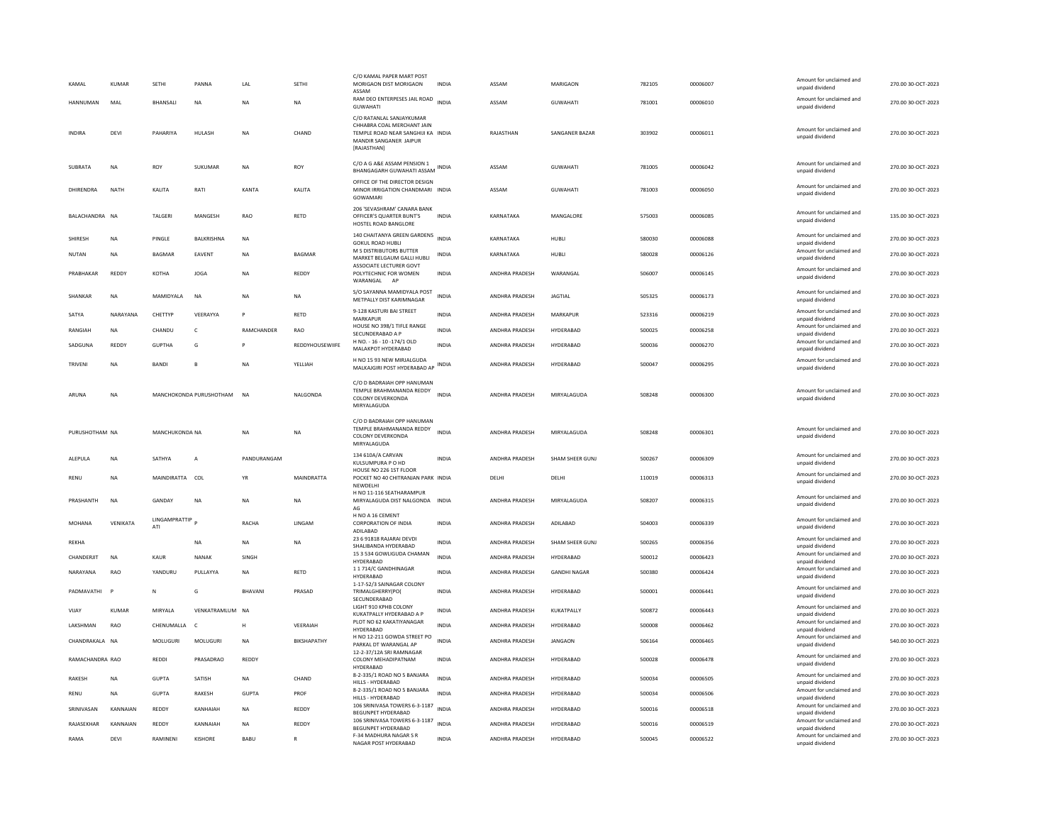| | | | | | | | | | | | | | | |
|---|---|---|---|---|---|---|---|---|---|---|---|---|---|---|
| KAMAL | KUMAR | SETHI | PANNA | LAL | SETHI | C/O KAMAL PAPER MART POST MORIGAON DIST MORIGAON ASSAM | INDIA | ASSAM | MARIGAON | 782105 | 00006007 | Amount for unclaimed and unpaid dividend | 270.00 | 30-OCT-2023 |
| HANNUMAN | MAL | BHANSALI | NA | NA | NA | RAM DEO ENTERPESES JAIL ROAD GUWAHATI | INDIA | ASSAM | GUWAHATI | 781001 | 00006010 | Amount for unclaimed and unpaid dividend | 270.00 | 30-OCT-2023 |
| INDIRA | DEVI | PAHARIYA | HULASH | NA | CHAND | C/O RATANLAL SANJAYKUMAR CHHABRA COAL MERCHANT JAIN TEMPLE ROAD NEAR SANGHIJI KA MANDIR SANGANER JAIPUR [RAJASTHAN] | INDIA | RAJASTHAN | SANGANER BAZAR | 303902 | 00006011 | Amount for unclaimed and unpaid dividend | 270.00 | 30-OCT-2023 |
| SUBRATA | NA | ROY | SUKUMAR | NA | ROY | C/O A G A&E ASSAM PENSION 1 BHANGAGARH GUWAHATI ASSAM | INDIA | ASSAM | GUWAHATI | 781005 | 00006042 | Amount for unclaimed and unpaid dividend | 270.00 | 30-OCT-2023 |
| DHIRENDRA | NATH | KALITA | RATI | KANTA | KALITA | OFFICE OF THE DIRECTOR DESIGN MINOR IRRIGATION CHANDMARI GOWAMARI | INDIA | ASSAM | GUWAHATI | 781003 | 00006050 | Amount for unclaimed and unpaid dividend | 270.00 | 30-OCT-2023 |
| BALACHANDRA | NA | TALGERI | MANGESH | RAO | RETD | 206 'SEVASHRAM' CANARA BANK OFFICER'S QUARTER BUNT'S HOSTEL ROAD BANGLORE | INDIA | KARNATAKA | MANGALORE | 575003 | 00006085 | Amount for unclaimed and unpaid dividend | 135.00 | 30-OCT-2023 |
| SHIRESH | NA | PINGLE | BALKRISHNA | NA | | 140 CHAITANYA GREEN GARDENS GOKUL ROAD HUBLI | INDIA | KARNATAKA | HUBLI | 580030 | 00006088 | Amount for unclaimed and unpaid dividend | 270.00 | 30-OCT-2023 |
| NUTAN | NA | BAGMAR | EAVENT | NA | BAGMAR | M S DISTRIBUTORS BUTTER MARKET BELGAUM GALLI HUBLI | INDIA | KARNATAKA | HUBLI | 580028 | 00006126 | Amount for unclaimed and unpaid dividend | 270.00 | 30-OCT-2023 |
| PRABHAKAR | REDDY | KOTHA | JOGA | NA | REDDY | ASSOCIATE LECTURER GOVT POLYTECHNIC FOR WOMEN WARANGAL AP | INDIA | ANDHRA PRADESH | WARANGAL | 506007 | 00006145 | Amount for unclaimed and unpaid dividend | 270.00 | 30-OCT-2023 |
| SHANKAR | NA | MAMIDYALA | NA | NA | NA | S/O SAYANNA MAMIDYALA POST METPALLY DIST KARIMNAGAR | INDIA | ANDHRA PRADESH | JAGTIAL | 505325 | 00006173 | Amount for unclaimed and unpaid dividend | 270.00 | 30-OCT-2023 |
| SATYA | NARAYANA | CHETTYP | VEERAYYA | P | RETD | 9-128 KASTURI BAI STREET MARKAPUR | INDIA | ANDHRA PRADESH | MARKAPUR | 523316 | 00006219 | Amount for unclaimed and unpaid dividend | 270.00 | 30-OCT-2023 |
| RANGIAH | NA | CHANDU | C | RAMCHANDER | RAO | HOUSE NO 398/1 TIFLE RANGE SECUNDERABAD A P | INDIA | ANDHRA PRADESH | HYDERABAD | 500025 | 00006258 | Amount for unclaimed and unpaid dividend | 270.00 | 30-OCT-2023 |
| SADGUNA | REDDY | GUPTHA | G | P | REDDYHOUSEWIIFE | H NO. - 16 - 10 -174/1 OLD MALAKPOT HYDERABAD | INDIA | ANDHRA PRADESH | HYDERABAD | 500036 | 00006270 | Amount for unclaimed and unpaid dividend | 270.00 | 30-OCT-2023 |
| TRIVENI | NA | BANDI | B | NA | YELLIAH | H NO 15 93 NEW MIRJALGUDA MALKAJGIRI POST HYDERABAD AP | INDIA | ANDHRA PRADESH | HYDERABAD | 500047 | 00006295 | Amount for unclaimed and unpaid dividend | 270.00 | 30-OCT-2023 |
| ARUNA | NA | MANCHOKONDA | PURUSHOTHAM | NA | NALGONDA | C/O D BADRAIAH OPP HANUMAN TEMPLE BRAHMANANDA REDDY COLONY DEVERKONDA MIRYALAGUDA | INDIA | ANDHRA PRADESH | MIRYALAGUDA | 508248 | 00006300 | Amount for unclaimed and unpaid dividend | 270.00 | 30-OCT-2023 |
| PURUSHOTHAM | NA | MANCHUKONDA | NA | NA | NA | C/O D BADRAIAH OPP HANUMAN TEMPLE BRAHMANANDA REDDY COLONY DEVERKONDA MIRYALAGUDA | INDIA | ANDHRA PRADESH | MIRYALAGUDA | 508248 | 00006301 | Amount for unclaimed and unpaid dividend | 270.00 | 30-OCT-2023 |
| ALEPULA | NA | SATHYA | A | PANDURANGAM | | 134 610A/A CARVAN KULSUMPURA P O HD | INDIA | ANDHRA PRADESH | SHAM SHEER GUNJ | 500267 | 00006309 | Amount for unclaimed and unpaid dividend | 270.00 | 30-OCT-2023 |
| RENU | NA | MAINDIRATTA | COL | YR | MAINDRATTA | HOUSE NO 226 1ST FLOOR POCKET NO 40 CHITRANJAN PARK NEWDELHI | INDIA | DELHI | DELHI | 110019 | 00006313 | Amount for unclaimed and unpaid dividend | 270.00 | 30-OCT-2023 |
| PRASHANTH | NA | GANDAY | NA | NA | NA | H NO 11-116 SEATHARAMPUR MIRYALAGUDA DIST NALGONDA AG | INDIA | ANDHRA PRADESH | MIRYALAGUDA | 508207 | 00006315 | Amount for unclaimed and unpaid dividend | 270.00 | 30-OCT-2023 |
| MOHANA | VENIKATA | LINGAMPRATTIPATI | P | RACHA | LINGAM | H NO A 16 CEMENT CORPORATION OF INDIA ADILABAD | INDIA | ANDHRA PRADESH | ADILABAD | 504003 | 00006339 | Amount for unclaimed and unpaid dividend | 270.00 | 30-OCT-2023 |
| REKHA | | | NA | NA | NA | 23 6 91818 RAJARAI DEVDI SHALIBANDA HYDERABAD | INDIA | ANDHRA PRADESH | SHAM SHEER GUNJ | 500265 | 00006356 | Amount for unclaimed and unpaid dividend | 270.00 | 30-OCT-2023 |
| CHANDERJIT | NA | KAUR | NANAK | SINGH | | 15 3 534 GOWLIGUDA CHAMAN HYDERABAD | INDIA | ANDHRA PRADESH | HYDERABAD | 500012 | 00006423 | Amount for unclaimed and unpaid dividend | 270.00 | 30-OCT-2023 |
| NARAYANA | RAO | YANDURU | PULLAYYA | NA | RETD | 1 1 714/C GANDHINAGAR HYDERABAD | INDIA | ANDHRA PRADESH | GANDHI NAGAR | 500380 | 00006424 | Amount for unclaimed and unpaid dividend | 270.00 | 30-OCT-2023 |
| PADMAVATHI | P | N | G | BHAVANI | PRASAD | 1-17-52/3 SAINAGAR COLONY TRIMALGHERRY(PO\| SECUNDERABAD | INDIA | ANDHRA PRADESH | HYDERABAD | 500001 | 00006441 | Amount for unclaimed and unpaid dividend | 270.00 | 30-OCT-2023 |
| VIJAY | KUMAR | MIRYALA | VENKATRAMLUM | NA | | LIGHT 910 KPHB COLONY KUKATPALLY HYDERABAD A P | INDIA | ANDHRA PRADESH | KUKATPALLY | 500872 | 00006443 | Amount for unclaimed and unpaid dividend | 270.00 | 30-OCT-2023 |
| LAKSHMAN | RAO | CHENUMALLA | C | H | VEERAIAH | PLOT NO 62 KAKATIYANAGAR HYDERABAD | INDIA | ANDHRA PRADESH | HYDERABAD | 500008 | 00006462 | Amount for unclaimed and unpaid dividend | 270.00 | 30-OCT-2023 |
| CHANDRAKALA | NA | MOLUGURI | MOLUGURI | NA | BIKSHAPATHY | H NO 12-211 GOWDA STREET PO PARKAL DT WARANGAL AP | INDIA | ANDHRA PRADESH | JANGAON | 506164 | 00006465 | Amount for unclaimed and unpaid dividend | 540.00 | 30-OCT-2023 |
| RAMACHANDRA | RAO | REDDI | PRASADRAO | REDDY | | 12-2-37/12A SRI RAMNAGAR COLONY MEHADIPATNAM HYDERABAD | INDIA | ANDHRA PRADESH | HYDERABAD | 500028 | 00006478 | Amount for unclaimed and unpaid dividend | 270.00 | 30-OCT-2023 |
| RAKESH | NA | GUPTA | SATISH | NA | CHAND | 8-2-335/1 ROAD NO 5 BANJARA HILLS - HYDERABAD | INDIA | ANDHRA PRADESH | HYDERABAD | 500034 | 00006505 | Amount for unclaimed and unpaid dividend | 270.00 | 30-OCT-2023 |
| RENU | NA | GUPTA | RAKESH | GUPTA | PROF | 8-2-335/1 ROAD NO 5 BANJARA HILLS - HYDERABAD | INDIA | ANDHRA PRADESH | HYDERABAD | 500034 | 00006506 | Amount for unclaimed and unpaid dividend | 270.00 | 30-OCT-2023 |
| SRINIVASAN | KANNAIAN | REDDY | KANHAIAH | NA | REDDY | 106 SRINIVASA TOWERS 6-3-1187 BEGUNPET HYDERABAD | INDIA | ANDHRA PRADESH | HYDERABAD | 500016 | 00006518 | Amount for unclaimed and unpaid dividend | 270.00 | 30-OCT-2023 |
| RAJASEKHAR | KANNAIAN | REDDY | KANNAIAH | NA | REDDY | 106 SRINIVASA TOWERS 6-3-1187 BEGUNPET HYDERABAD | INDIA | ANDHRA PRADESH | HYDERABAD | 500016 | 00006519 | Amount for unclaimed and unpaid dividend | 270.00 | 30-OCT-2023 |
| RAMA | DEVI | RAMINENI | KISHORE | BABU | R | F-34 MADHURA NAGAR S R NAGAR POST HYDERABAD | INDIA | ANDHRA PRADESH | HYDERABAD | 500045 | 00006522 | Amount for unclaimed and unpaid dividend | 270.00 | 30-OCT-2023 |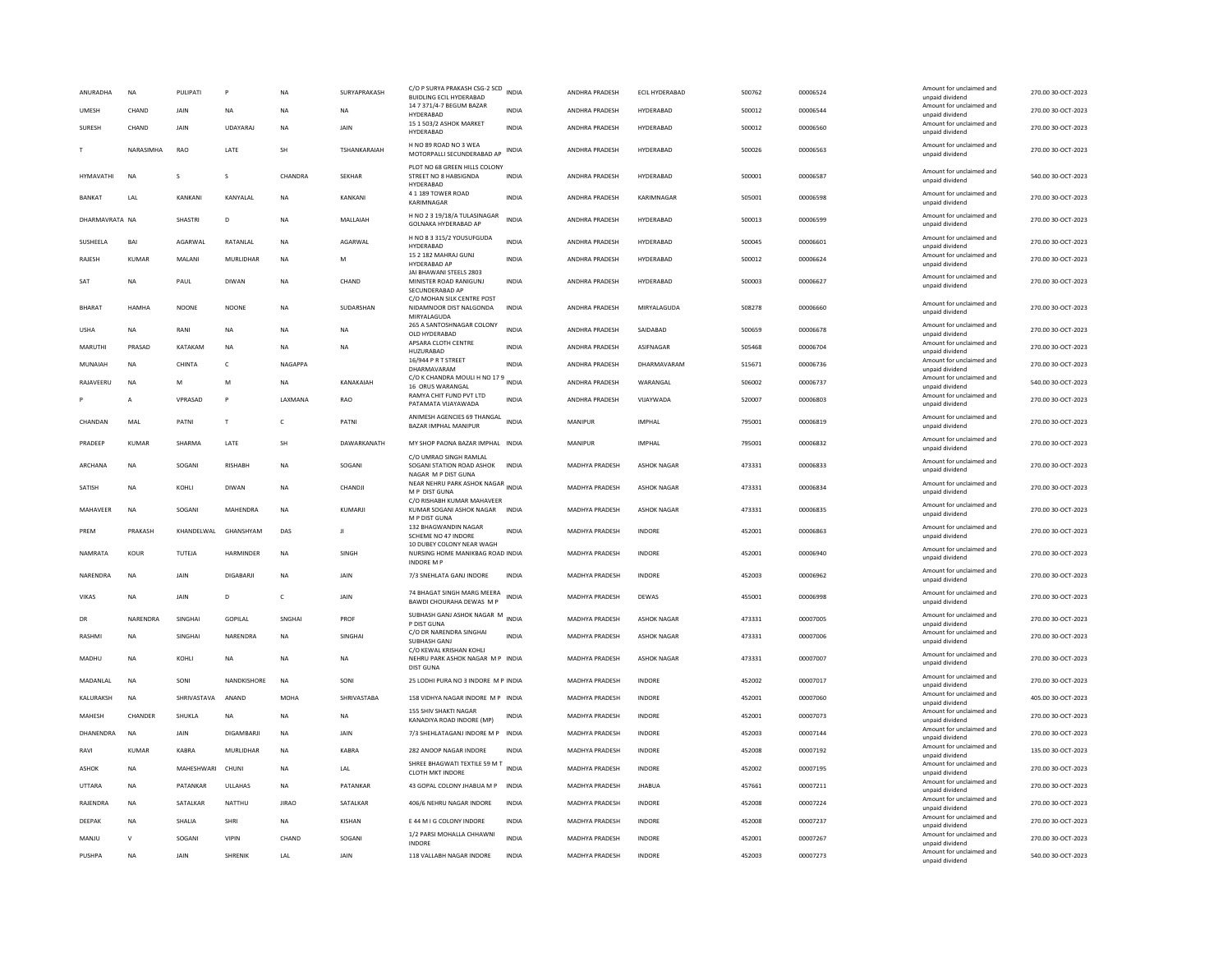| | | | | | | | | | | | | | |
|---|---|---|---|---|---|---|---|---|---|---|---|---|---|
| ANURADHA | NA | PULIPATI | P | NA | SURYAPRAKASH | C/O P SURYA PRAKASH CSG-2 SCD BUILDING ECIL HYDERABAD | INDIA | ANDHRA PRADESH | ECIL HYDERABAD | 500762 | 00006524 | Amount for unclaimed and unpaid dividend | 270.00 30-OCT-2023 |
| UMESH | CHAND | JAIN | NA | NA | NA | 14 7 371/4-7 BEGUM BAZAR HYDERABAD | INDIA | ANDHRA PRADESH | HYDERABAD | 500012 | 00006544 | Amount for unclaimed and unpaid dividend | 270.00 30-OCT-2023 |
| SURESH | CHAND | JAIN | UDAYARAJ | NA | JAIN | 15 1 503/2 ASHOK MARKET HYDERABAD | INDIA | ANDHRA PRADESH | HYDERABAD | 500012 | 00006560 | Amount for unclaimed and unpaid dividend | 270.00 30-OCT-2023 |
| T | NARASIMHA | RAO | LATE | SH | TSHANKARAIAH | H NO 89 ROAD NO 3 WEA MOTORPALLI SECUNDERABAD AP | INDIA | ANDHRA PRADESH | HYDERABAD | 500026 | 00006563 | Amount for unclaimed and unpaid dividend | 270.00 30-OCT-2023 |
| HYMAVATHI | NA | S | S | CHANDRA | SEKHAR | PLOT NO 68 GREEN HILLS COLONY STREET NO 8 HABSIGNDA HYDERABAD | INDIA | ANDHRA PRADESH | HYDERABAD | 500001 | 00006587 | Amount for unclaimed and unpaid dividend | 540.00 30-OCT-2023 |
| BANKAT | LAL | KANKANI | KANYALAL | NA | KANKANI | 4 1 189 TOWER ROAD KARIMNAGAR | INDIA | ANDHRA PRADESH | KARIMNAGAR | 505001 | 00006598 | Amount for unclaimed and unpaid dividend | 270.00 30-OCT-2023 |
| DHARMAVRATA | NA | SHASTRI | D | NA | MALLAIAH | H NO 2 3 19/18/A TULASINAGAR GOLNAKA HYDERABAD AP | INDIA | ANDHRA PRADESH | HYDERABAD | 500013 | 00006599 | Amount for unclaimed and unpaid dividend | 270.00 30-OCT-2023 |
| SUSHEELA | BAI | AGARWAL | RATANLAL | NA | AGARWAL | H NO 8 3 315/2 YOUSUFGUDA HYDERABAD | INDIA | ANDHRA PRADESH | HYDERABAD | 500045 | 00006601 | Amount for unclaimed and unpaid dividend | 270.00 30-OCT-2023 |
| RAJESH | KUMAR | MALANI | MURLIDHAR | NA | M | 15 2 182 MAHRAJ GUNJ HYDERABAD AP | INDIA | ANDHRA PRADESH | HYDERABAD | 500012 | 00006624 | Amount for unclaimed and unpaid dividend | 270.00 30-OCT-2023 |
| SAT | NA | PAUL | DIWAN | NA | CHAND | JAI BHAWANI STEELS 2803 MINISTER ROAD RANIGUNJ SECUNDERABAD AP | INDIA | ANDHRA PRADESH | HYDERABAD | 500003 | 00006627 | Amount for unclaimed and unpaid dividend | 270.00 30-OCT-2023 |
| BHARAT | HAMHA | NOONE | NOONE | NA | SUDARSHAN | C/O MOHAN SILK CENTRE POST NIDAMNOOR DIST NALGONDA MIRYALAGUDA | INDIA | ANDHRA PRADESH | MIRYALAGUDA | 508278 | 00006660 | Amount for unclaimed and unpaid dividend | 270.00 30-OCT-2023 |
| USHA | NA | RANI | NA | NA | NA | 265 A SANTOSHNAGAR COLONY OLD HYDERABAD | INDIA | ANDHRA PRADESH | SAIDABAD | 500659 | 00006678 | Amount for unclaimed and unpaid dividend | 270.00 30-OCT-2023 |
| MARUTHI | PRASAD | KATAKAM | NA | NA | NA | APSARA CLOTH CENTRE HUZURABAD | INDIA | ANDHRA PRADESH | ASIFNAGAR | 505468 | 00006704 | Amount for unclaimed and unpaid dividend | 270.00 30-OCT-2023 |
| MUNAIAH | NA | CHINTA | C | NAGAPPA | | 16/944 P R T STREET DHARMAVARAM | INDIA | ANDHRA PRADESH | DHARMAVARAM | 515671 | 00006736 | Amount for unclaimed and unpaid dividend | 270.00 30-OCT-2023 |
| RAJAVEERU | NA | M | M | NA | KANAKAIAH | C/O K CHANDRA MOULI H NO 17 9 16 ORUS WARANGAL | INDIA | ANDHRA PRADESH | WARANGAL | 506002 | 00006737 | Amount for unclaimed and unpaid dividend | 540.00 30-OCT-2023 |
| P | A | VPRASAD | P | LAXMANA | RAO | RAMYA CHIT FUND PVT LTD PATAMATA VIJAYAWADA | INDIA | ANDHRA PRADESH | VIJAYWADA | 520007 | 00006803 | Amount for unclaimed and unpaid dividend | 270.00 30-OCT-2023 |
| CHANDAN | MAL | PATNI | T | C | PATNI | ANIMESH AGENCIES 69 THANGAL BAZAR IMPHAL MANIPUR | INDIA | MANIPUR | IMPHAL | 795001 | 00006819 | Amount for unclaimed and unpaid dividend | 270.00 30-OCT-2023 |
| PRADEEP | KUMAR | SHARMA | LATE | SH | DAWARKANATH | MY SHOP PAONA BAZAR IMPHAL | INDIA | MANIPUR | IMPHAL | 795001 | 00006832 | Amount for unclaimed and unpaid dividend | 270.00 30-OCT-2023 |
| ARCHANA | NA | SOGANI | RISHABH | NA | SOGANI | C/O UMRAO SINGH RAMLAL SOGANI STATION ROAD ASHOK NAGAR M P DIST GUNA | INDIA | MADHYA PRADESH | ASHOK NAGAR | 473331 | 00006833 | Amount for unclaimed and unpaid dividend | 270.00 30-OCT-2023 |
| SATISH | NA | KOHLI | DIWAN | NA | CHANDJI | NEAR NEHRU PARK ASHOK NAGAR M P DIST GUNA | INDIA | MADHYA PRADESH | ASHOK NAGAR | 473331 | 00006834 | Amount for unclaimed and unpaid dividend | 270.00 30-OCT-2023 |
| MAHAVEER | NA | SOGANI | MAHENDRA | NA | KUMARJI | C/O RISHABH KUMAR MAHAVEER KUMAR SOGANI ASHOK NAGAR M P DIST GUNA | INDIA | MADHYA PRADESH | ASHOK NAGAR | 473331 | 00006835 | Amount for unclaimed and unpaid dividend | 270.00 30-OCT-2023 |
| PREM | PRAKASH | KHANDELWAL | GHANSHYAM | DAS | JI | 132 BHAGWANDIN NAGAR SCHEME NO 47 INDORE | INDIA | MADHYA PRADESH | INDORE | 452001 | 00006863 | Amount for unclaimed and unpaid dividend | 270.00 30-OCT-2023 |
| NAMRATA | KOUR | TUTEJA | HARMINDER | NA | SINGH | 10 DUBEY COLONY NEAR WAGH NURSING HOME MANIKBAG ROAD INDORE M P | INDIA | MADHYA PRADESH | INDORE | 452001 | 00006940 | Amount for unclaimed and unpaid dividend | 270.00 30-OCT-2023 |
| NARENDRA | NA | JAIN | DIGABARJI | NA | JAIN | 7/3 SNEHLATA GANJ INDORE | INDIA | MADHYA PRADESH | INDORE | 452003 | 00006962 | Amount for unclaimed and unpaid dividend | 270.00 30-OCT-2023 |
| VIKAS | NA | JAIN | D | C | JAIN | 74 BHAGAT SINGH MARG MEERA BAWDI CHOURAHA DEWAS M P | INDIA | MADHYA PRADESH | DEWAS | 455001 | 00006998 | Amount for unclaimed and unpaid dividend | 270.00 30-OCT-2023 |
| DR | NARENDRA | SINGHAI | GOPILAL | SNGHAI | PROF | SUBHASH GANJ ASHOK NAGAR M P DIST GUNA | INDIA | MADHYA PRADESH | ASHOK NAGAR | 473331 | 00007005 | Amount for unclaimed and unpaid dividend | 270.00 30-OCT-2023 |
| RASHMI | NA | SINGHAI | NARENDRA | NA | SINGHAI | C/O DR NARENDRA SINGHAI SUBHASH GANJ | INDIA | MADHYA PRADESH | ASHOK NAGAR | 473331 | 00007006 | Amount for unclaimed and unpaid dividend | 270.00 30-OCT-2023 |
| MADHU | NA | KOHLI | NA | NA | NA | C/O KEWAL KRISHAN KOHLI NEHRU PARK ASHOK NAGAR M P DIST GUNA | INDIA | MADHYA PRADESH | ASHOK NAGAR | 473331 | 00007007 | Amount for unclaimed and unpaid dividend | 270.00 30-OCT-2023 |
| MADANLAL | NA | SONI | NANDKISHORE | NA | SONI | 25 LODHI PURA NO 3 INDORE M P | INDIA | MADHYA PRADESH | INDORE | 452002 | 00007017 | Amount for unclaimed and unpaid dividend | 270.00 30-OCT-2023 |
| KALURAKSH | NA | SHRIVASTAVA | ANAND | MOHA | SHRIVASTABA | 158 VIDHYA NAGAR INDORE M P | INDIA | MADHYA PRADESH | INDORE | 452001 | 00007060 | Amount for unclaimed and unpaid dividend | 405.00 30-OCT-2023 |
| MAHESH | CHANDER | SHUKLA | NA | NA | NA | 155 SHIV SHAKTI NAGAR KANADIYA ROAD INDORE (MP) | INDIA | MADHYA PRADESH | INDORE | 452001 | 00007073 | Amount for unclaimed and unpaid dividend | 270.00 30-OCT-2023 |
| DHANENDRA | NA | JAIN | DIGAMBARJI | NA | JAIN | 7/3 SHEHLATAGANJ INDORE M P | INDIA | MADHYA PRADESH | INDORE | 452003 | 00007144 | Amount for unclaimed and unpaid dividend | 270.00 30-OCT-2023 |
| RAVI | KUMAR | KABRA | MURLIDHAR | NA | KABRA | 282 ANOOP NAGAR INDORE | INDIA | MADHYA PRADESH | INDORE | 452008 | 00007192 | Amount for unclaimed and unpaid dividend | 135.00 30-OCT-2023 |
| ASHOK | NA | MAHESHWARI | CHUNI | NA | LAL | SHREE BHAGWATI TEXTILE 59 M T CLOTH MKT INDORE | INDIA | MADHYA PRADESH | INDORE | 452002 | 00007195 | Amount for unclaimed and unpaid dividend | 270.00 30-OCT-2023 |
| UTTARA | NA | PATANKAR | ULLAHAS | NA | PATANKAR | 43 GOPAL COLONY JHABUA M P | INDIA | MADHYA PRADESH | JHABUA | 457661 | 00007211 | Amount for unclaimed and unpaid dividend | 270.00 30-OCT-2023 |
| RAJENDRA | NA | SATALKAR | NATTHU | JIRAO | SATALKAR | 406/6 NEHRU NAGAR INDORE | INDIA | MADHYA PRADESH | INDORE | 452008 | 00007224 | Amount for unclaimed and unpaid dividend | 270.00 30-OCT-2023 |
| DEEPAK | NA | SHALIA | SHRI | NA | KISHAN | E 44 M I G COLONY INDORE | INDIA | MADHYA PRADESH | INDORE | 452008 | 00007237 | Amount for unclaimed and unpaid dividend | 270.00 30-OCT-2023 |
| MANJU | V | SOGANI | VIPIN | CHAND | SOGANI | 1/2 PARSI MOHALLA CHHAWNI INDORE | INDIA | MADHYA PRADESH | INDORE | 452001 | 00007267 | Amount for unclaimed and unpaid dividend | 270.00 30-OCT-2023 |
| PUSHPA | NA | JAIN | SHRENIK | LAL | JAIN | 118 VALLABH NAGAR INDORE | INDIA | MADHYA PRADESH | INDORE | 452003 | 00007273 | Amount for unclaimed and unpaid dividend | 540.00 30-OCT-2023 |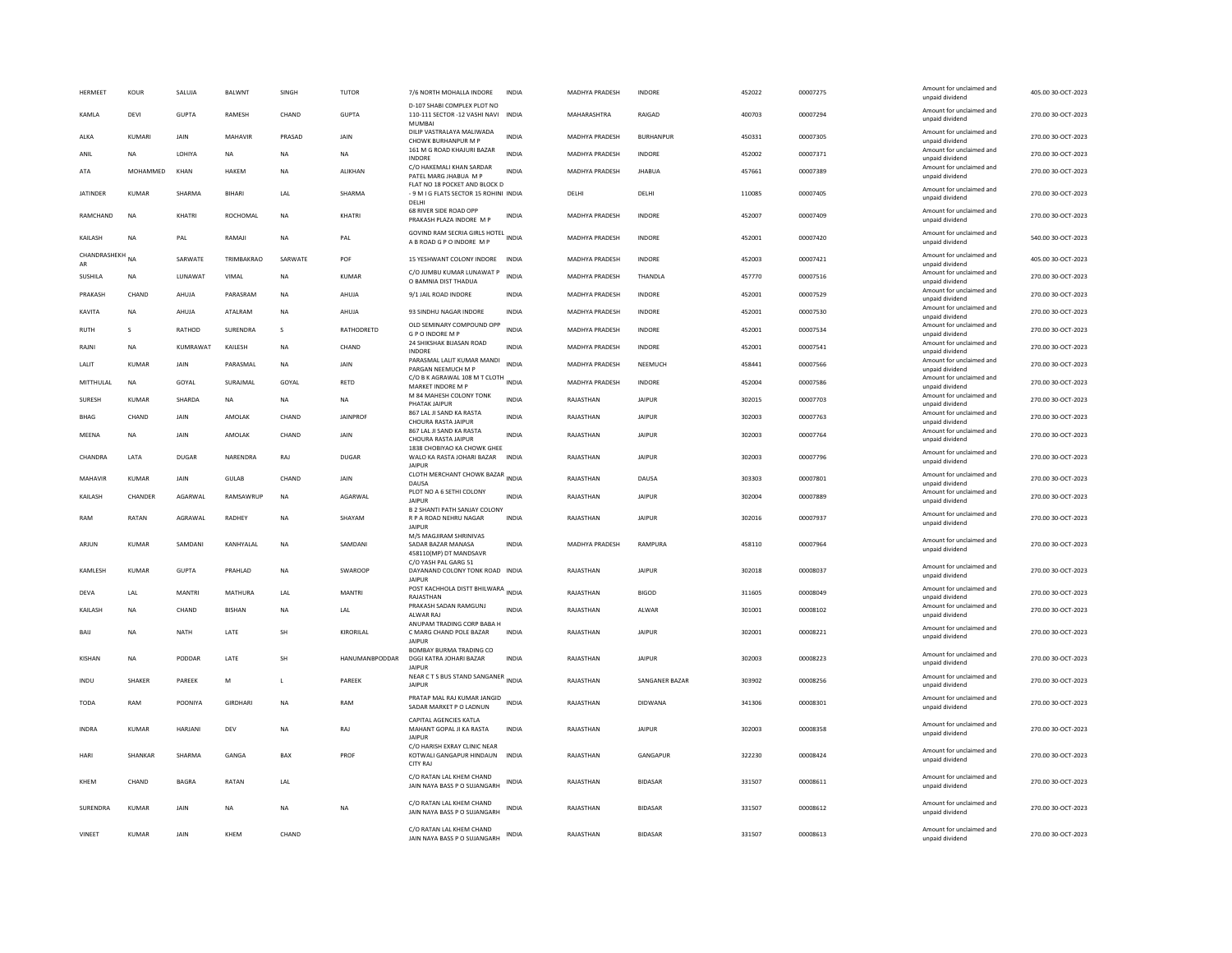| | | | | | | | | | | | | | | |
|---|---|---|---|---|---|---|---|---|---|---|---|---|---|---|
| HERMEET | KOUR | SALUJA | BALWNT | SINGH | TUTOR | 7/6 NORTH MOHALLA INDORE | INDIA | MADHYA PRADESH | INDORE | 452022 | 00007275 | Amount for unclaimed and unpaid dividend | 405.00 | 30-OCT-2023 |
| KAMLA | DEVI | GUPTA | RAMESH | CHAND | GUPTA | D-107 SHABI COMPLEX PLOT NO 110-111 SECTOR -12 VASHI NAVI MUMBAI | INDIA | MAHARASHTRA | RAIGAD | 400703 | 00007294 | Amount for unclaimed and unpaid dividend | 270.00 | 30-OCT-2023 |
| ALKA | KUMARI | JAIN | MAHAVIR | PRASAD | JAIN | DILIP VASTRALAYA MALIWADA CHOWK BURHANPUR M P | INDIA | MADHYA PRADESH | BURHANPUR | 450331 | 00007305 | Amount for unclaimed and unpaid dividend | 270.00 | 30-OCT-2023 |
| ANIL | NA | LOHIYA | NA | NA | NA | 161 M G ROAD KHAJURI BAZAR INDORE | INDIA | MADHYA PRADESH | INDORE | 452002 | 00007371 | Amount for unclaimed and unpaid dividend | 270.00 | 30-OCT-2023 |
| ATA | MOHAMMED | KHAN | HAKEM | NA | ALIKHAN | C/O HAKEMALI KHAN SARDAR PATEL MARG JHABUA M P | INDIA | MADHYA PRADESH | JHABUA | 457661 | 00007389 | Amount for unclaimed and unpaid dividend | 270.00 | 30-OCT-2023 |
| JATINDER | KUMAR | SHARMA | BIHARI | LAL | SHARMA | FLAT NO 18 POCKET AND BLOCK D - 9 M I G FLATS SECTOR 15 ROHINI DELHI | INDIA | DELHI | DELHI | 110085 | 00007405 | Amount for unclaimed and unpaid dividend | 270.00 | 30-OCT-2023 |
| RAMCHAND | NA | KHATRI | ROCHOMAL | NA | KHATRI | 68 RIVER SIDE ROAD OPP PRAKASH PLAZA INDORE M P | INDIA | MADHYA PRADESH | INDORE | 452007 | 00007409 | Amount for unclaimed and unpaid dividend | 270.00 | 30-OCT-2023 |
| KAILASH | NA | PAL | RAMAJI | NA | PAL | GOVIND RAM SECRIA GIRLS HOTEL A B ROAD G P O INDORE M P | INDIA | MADHYA PRADESH | INDORE | 452001 | 00007420 | Amount for unclaimed and unpaid dividend | 540.00 | 30-OCT-2023 |
| CHANDRASHEKHAR | NA | SARWATE | TRIMBAKRAO | SARWATE | POF | 15 YESHWANT COLONY INDORE | INDIA | MADHYA PRADESH | INDORE | 452003 | 00007421 | Amount for unclaimed and unpaid dividend | 405.00 | 30-OCT-2023 |
| SUSHILA | NA | LUNAWAT | VIMAL | NA | KUMAR | C/O JUMBU KUMAR LUNAWAT P O BAMNIA DIST THADUA | INDIA | MADHYA PRADESH | THANDLA | 457770 | 00007516 | Amount for unclaimed and unpaid dividend | 270.00 | 30-OCT-2023 |
| PRAKASH | CHAND | AHUJA | PARASRAM | NA | AHUJA | 9/1 JAIL ROAD INDORE | INDIA | MADHYA PRADESH | INDORE | 452001 | 00007529 | Amount for unclaimed and unpaid dividend | 270.00 | 30-OCT-2023 |
| KAVITA | NA | AHUJA | ATALRAM | NA | AHUJA | 93 SINDHU NAGAR INDORE | INDIA | MADHYA PRADESH | INDORE | 452001 | 00007530 | Amount for unclaimed and unpaid dividend | 270.00 | 30-OCT-2023 |
| RUTH | S | RATHOD | SURENDRA | S | RATHODRETD | OLD SEMINARY COMPOUND OPP G P O INDORE M P | INDIA | MADHYA PRADESH | INDORE | 452001 | 00007534 | Amount for unclaimed and unpaid dividend | 270.00 | 30-OCT-2023 |
| RAJNI | NA | KUMRAWAT | KAILESH | NA | CHAND | 24 SHIKSHAK BIJASAN ROAD INDORE | INDIA | MADHYA PRADESH | INDORE | 452001 | 00007541 | Amount for unclaimed and unpaid dividend | 270.00 | 30-OCT-2023 |
| LALIT | KUMAR | JAIN | PARASMAL | NA | JAIN | PARASMAL LALIT KUMAR MANDI PARGAN NEEMUCH M P | INDIA | MADHYA PRADESH | NEEMUCH | 458441 | 00007566 | Amount for unclaimed and unpaid dividend | 270.00 | 30-OCT-2023 |
| MITTHULAL | NA | GOYAL | SURAJMAL | GOYAL | RETD | C/O B K AGRAWAL 108 M T CLOTH MARKET INDORE M P | INDIA | MADHYA PRADESH | INDORE | 452004 | 00007586 | Amount for unclaimed and unpaid dividend | 270.00 | 30-OCT-2023 |
| SURESH | KUMAR | SHARDA | NA | NA | NA | M 84 MAHESH COLONY TONK PHATAK JAIPUR | INDIA | RAJASTHAN | JAIPUR | 302015 | 00007703 | Amount for unclaimed and unpaid dividend | 270.00 | 30-OCT-2023 |
| BHAG | CHAND | JAIN | AMOLAK | CHAND | JAINPROF | 867 LAL JI SAND KA RASTA CHOURA RASTA JAIPUR | INDIA | RAJASTHAN | JAIPUR | 302003 | 00007763 | Amount for unclaimed and unpaid dividend | 270.00 | 30-OCT-2023 |
| MEENA | NA | JAIN | AMOLAK | CHAND | JAIN | 867 LAL JI SAND KA RASTA CHOURA RASTA JAIPUR | INDIA | RAJASTHAN | JAIPUR | 302003 | 00007764 | Amount for unclaimed and unpaid dividend | 270.00 | 30-OCT-2023 |
| CHANDRA | LATA | DUGAR | NARENDRA | RAJ | DUGAR | 1838 CHOBIYAO KA CHOWK GHEE WALO KA RASTA JOHARI BAZAR JAIPUR | INDIA | RAJASTHAN | JAIPUR | 302003 | 00007796 | Amount for unclaimed and unpaid dividend | 270.00 | 30-OCT-2023 |
| MAHAVIR | KUMAR | JAIN | GULAB | CHAND | JAIN | CLOTH MERCHANT CHOWK BAZAR DAUSA | INDIA | RAJASTHAN | DAUSA | 303303 | 00007801 | Amount for unclaimed and unpaid dividend | 270.00 | 30-OCT-2023 |
| KAILASH | CHANDER | AGARWAL | RAMSAWRUP | NA | AGARWAL | PLOT NO A 6 SETHI COLONY JAIPUR | INDIA | RAJASTHAN | JAIPUR | 302004 | 00007889 | Amount for unclaimed and unpaid dividend | 270.00 | 30-OCT-2023 |
| RAM | RATAN | AGRAWAL | RADHEY | NA | SHAYAM | B 2 SHANTI PATH SANJAY COLONY R P A ROAD NEHRU NAGAR JAIPUR | INDIA | RAJASTHAN | JAIPUR | 302016 | 00007937 | Amount for unclaimed and unpaid dividend | 270.00 | 30-OCT-2023 |
| ARJUN | KUMAR | SAMDANI | KANHYALAL | NA | SAMDANI | M/S MAGJIRAM SHRINIVAS SADAR BAZAR MANASA 458110(MP) DT MANDSAVR | INDIA | MADHYA PRADESH | RAMPURA | 458110 | 00007964 | Amount for unclaimed and unpaid dividend | 270.00 | 30-OCT-2023 |
| KAMLESH | KUMAR | GUPTA | PRAHLAD | NA | SWAROOP | C/O YASH PAL GARG 51 DAYANAND COLONY TONK ROAD JAIPUR | INDIA | RAJASTHAN | JAIPUR | 302018 | 00008037 | Amount for unclaimed and unpaid dividend | 270.00 | 30-OCT-2023 |
| DEVA | LAL | MANTRI | MATHURA | LAL | MANTRI | POST KACHHOLA DISTT BHILWARA RAJASTHAN | INDIA | RAJASTHAN | BIGOD | 311605 | 00008049 | Amount for unclaimed and unpaid dividend | 270.00 | 30-OCT-2023 |
| KAILASH | NA | CHAND | BISHAN | NA | LAL | PRAKASH SADAN RAMGUNJ ALWAR RAJ | INDIA | RAJASTHAN | ALWAR | 301001 | 00008102 | Amount for unclaimed and unpaid dividend | 270.00 | 30-OCT-2023 |
| BAIJ | NA | NATH | LATE | SH | KIRORILAL | ANUPAM TRADING CORP BABA H C MARG CHAND POLE BAZAR JAIPUR | INDIA | RAJASTHAN | JAIPUR | 302001 | 00008221 | Amount for unclaimed and unpaid dividend | 270.00 | 30-OCT-2023 |
| KISHAN | NA | PODDAR | LATE | SH | HANUMANBPODDAR | BOMBAY BURMA TRADING CO DGGI KATRA JOHARI BAZAR JAIPUR | INDIA | RAJASTHAN | JAIPUR | 302003 | 00008223 | Amount for unclaimed and unpaid dividend | 270.00 | 30-OCT-2023 |
| INDU | SHAKER | PAREEK | M | L | PAREEK | NEAR C T S BUS STAND SANGANER JAIPUR | INDIA | RAJASTHAN | SANGANER BAZAR | 303902 | 00008256 | Amount for unclaimed and unpaid dividend | 270.00 | 30-OCT-2023 |
| TODA | RAM | POONIYA | GIRDHARI | NA | RAM | PRATAP MAL RAJ KUMAR JANGID SADAR MARKET P O LADNUN | INDIA | RAJASTHAN | DIDWANA | 341306 | 00008301 | Amount for unclaimed and unpaid dividend | 270.00 | 30-OCT-2023 |
| INDRA | KUMAR | HARJANI | DEV | NA | RAJ | CAPITAL AGENCIES KATLA MAHANT GOPAL JI KA RASTA JAIPUR | INDIA | RAJASTHAN | JAIPUR | 302003 | 00008358 | Amount for unclaimed and unpaid dividend | 270.00 | 30-OCT-2023 |
| HARI | SHANKAR | SHARMA | GANGA | BAX | PROF | C/O HARISH EXRAY CLINIC NEAR KOTWALI GANGAPUR HINDAUN CITY RAJ | INDIA | RAJASTHAN | GANGAPUR | 322230 | 00008424 | Amount for unclaimed and unpaid dividend | 270.00 | 30-OCT-2023 |
| KHEM | CHAND | BAGRA | RATAN | LAL | | C/O RATAN LAL KHEM CHAND JAIN NAYA BASS P O SUJANGARH | INDIA | RAJASTHAN | BIDASAR | 331507 | 00008611 | Amount for unclaimed and unpaid dividend | 270.00 | 30-OCT-2023 |
| SURENDRA | KUMAR | JAIN | NA | NA | NA | C/O RATAN LAL KHEM CHAND JAIN NAYA BASS P O SUJANGARH | INDIA | RAJASTHAN | BIDASAR | 331507 | 00008612 | Amount for unclaimed and unpaid dividend | 270.00 | 30-OCT-2023 |
| VINEET | KUMAR | JAIN | KHEM | CHAND | | C/O RATAN LAL KHEM CHAND JAIN NAYA BASS P O SUJANGARH | INDIA | RAJASTHAN | BIDASAR | 331507 | 00008613 | Amount for unclaimed and unpaid dividend | 270.00 | 30-OCT-2023 |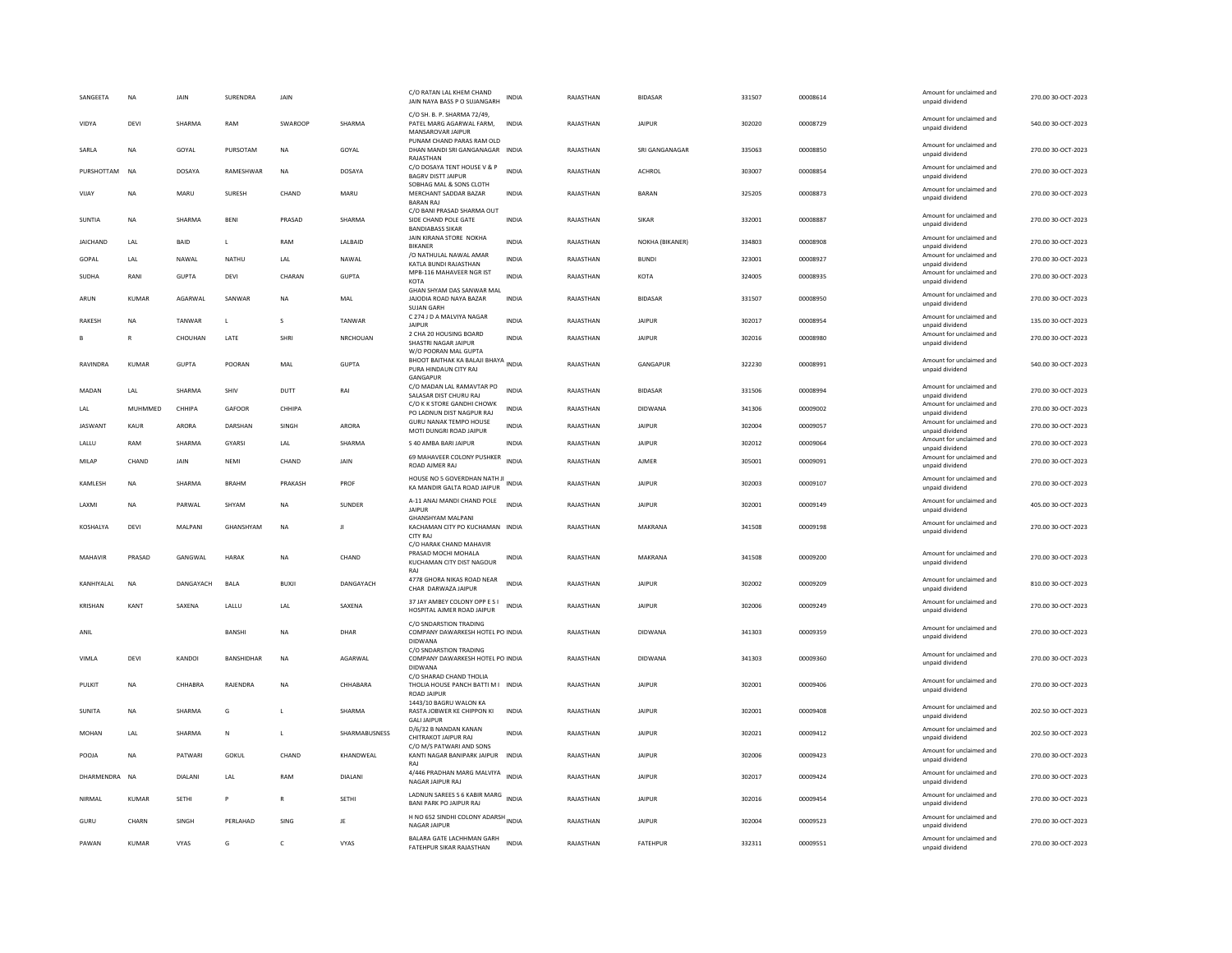| SANGEETA | NA | JAIN | SURENDRA | JAIN | | C/O RATAN LAL KHEM CHAND JAIN NAYA BASS P O SUJANGARH | INDIA | RAJASTHAN | BIDASAR | 331507 | 00008614 | | Amount for unclaimed and unpaid dividend | 270.00 30-OCT-2023 |
|---|---|---|---|---|---|---|---|---|---|---|---|---|---|---|
| VIDYA | DEVI | SHARMA | RAM | SWAROOP | SHARMA | C/O SH. B. P. SHARMA 72/49, PATEL MARG AGARWAL FARM, MANSAROVAR JAIPUR | INDIA | RAJASTHAN | JAIPUR | 302020 | 00008729 | | Amount for unclaimed and unpaid dividend | 540.00 30-OCT-2023 |
| SARLA | NA | GOYAL | PURSOTAM | NA | GOYAL | PUNAM CHAND PARAS RAM OLD DHAN MANDI SRI GANGANAGAR RAJASTHAN | INDIA | RAJASTHAN | SRI GANGANAGAR | 335063 | 00008850 | | Amount for unclaimed and unpaid dividend | 270.00 30-OCT-2023 |
| PURSHOTTAM | NA | DOSAYA | RAMESHWAR | NA | DOSAYA | C/O DOSAYA TENT HOUSE V & P BAGRV DISTT JAIPUR | INDIA | RAJASTHAN | ACHROL | 303007 | 00008854 | | Amount for unclaimed and unpaid dividend | 270.00 30-OCT-2023 |
| VIJAY | NA | MARU | SURESH | CHAND | MARU | SOBHAG MAL & SONS CLOTH MERCHANT SADDAR BAZAR BARAN RAJ | INDIA | RAJASTHAN | BARAN | 325205 | 00008873 | | Amount for unclaimed and unpaid dividend | 270.00 30-OCT-2023 |
| SUNTIA | NA | SHARMA | BENI | PRASAD | SHARMA | C/O BANI PRASAD SHARMA OUT SIDE CHAND POLE GATE BANDIABASS SIKAR | INDIA | RAJASTHAN | SIKAR | 332001 | 00008887 | | Amount for unclaimed and unpaid dividend | 270.00 30-OCT-2023 |
| JAICHAND | LAL | BAID | L | RAM | LALBAID | JAIN KIRANA STORE NOKHA BIKANER | INDIA | RAJASTHAN | NOKHA (BIKANER) | 334803 | 00008908 | | Amount for unclaimed and unpaid dividend | 270.00 30-OCT-2023 |
| GOPAL | LAL | NAWAL | NATHU | LAL | NAWAL | /O NATHULAL NAWAL AMAR KATLA BUNDI RAJASTHAN | INDIA | RAJASTHAN | BUNDI | 323001 | 00008927 | | Amount for unclaimed and unpaid dividend | 270.00 30-OCT-2023 |
| SUDHA | RANI | GUPTA | DEVI | CHARAN | GUPTA | MPB-116 MAHAVEER NGR IST KOTA | INDIA | RAJASTHAN | KOTA | 324005 | 00008935 | | Amount for unclaimed and unpaid dividend | 270.00 30-OCT-2023 |
| ARUN | KUMAR | AGARWAL | SANWAR | NA | MAL | GHAN SHYAM DAS SANWAR MAL JAJODIA ROAD NAYA BAZAR SUJAN GARH | INDIA | RAJASTHAN | BIDASAR | 331507 | 00008950 | | Amount for unclaimed and unpaid dividend | 270.00 30-OCT-2023 |
| RAKESH | NA | TANWAR | L | S | TANWAR | C 274 J D A MALVIYA NAGAR JAIPUR | INDIA | RAJASTHAN | JAIPUR | 302017 | 00008954 | | Amount for unclaimed and unpaid dividend | 135.00 30-OCT-2023 |
| B | R | CHOUHAN | LATE | SHRI | NRCHOUAN | 2 CHA 20 HOUSING BOARD SHASTRI NAGAR JAIPUR | INDIA | RAJASTHAN | JAIPUR | 302016 | 00008980 | | Amount for unclaimed and unpaid dividend | 270.00 30-OCT-2023 |
| RAVINDRA | KUMAR | GUPTA | POORAN | MAL | GUPTA | W/O POORAN MAL GUPTA BHOOT BAITHAK KA BALAJI BHAYA PURA HINDAUN CITY RAJ GANGAPUR | INDIA | RAJASTHAN | GANGAPUR | 322230 | 00008991 | | Amount for unclaimed and unpaid dividend | 540.00 30-OCT-2023 |
| MADAN | LAL | SHARMA | SHIV | DUTT | RAI | C/O MADAN LAL RAMAVTAR PO SALASAR DIST CHURU RAJ | INDIA | RAJASTHAN | BIDASAR | 331506 | 00008994 | | Amount for unclaimed and unpaid dividend | 270.00 30-OCT-2023 |
| LAL | MUHMMED | CHHIPA | GAFOOR | CHHIPA | | C/O K K STORE GANDHI CHOWK PO LADNUN DIST NAGPUR RAJ | INDIA | RAJASTHAN | DIDWANA | 341306 | 00009002 | | Amount for unclaimed and unpaid dividend | 270.00 30-OCT-2023 |
| JASWANT | KAUR | ARORA | DARSHAN | SINGH | ARORA | GURU NANAK TEMPO HOUSE MOTI DUNGRI ROAD JAIPUR | INDIA | RAJASTHAN | JAIPUR | 302004 | 00009057 | | Amount for unclaimed and unpaid dividend | 270.00 30-OCT-2023 |
| LALLU | RAM | SHARMA | GYARSI | LAL | SHARMA | S 40 AMBA BARI JAIPUR | INDIA | RAJASTHAN | JAIPUR | 302012 | 00009064 | | Amount for unclaimed and unpaid dividend | 270.00 30-OCT-2023 |
| MILAP | CHAND | JAIN | NEMI | CHAND | JAIN | 69 MAHAVEER COLONY PUSHKER ROAD AJMER RAJ | INDIA | RAJASTHAN | AJMER | 305001 | 00009091 | | Amount for unclaimed and unpaid dividend | 270.00 30-OCT-2023 |
| KAMLESH | NA | SHARMA | BRAHM | PRAKASH | PROF | HOUSE NO 5 GOVERDHAN NATH JI KA MANDIR GALTA ROAD JAIPUR | INDIA | RAJASTHAN | JAIPUR | 302003 | 00009107 | | Amount for unclaimed and unpaid dividend | 270.00 30-OCT-2023 |
| LAXMI | NA | PARWAL | SHYAM | NA | SUNDER | A-11 ANAJ MANDI CHAND POLE JAIPUR | INDIA | RAJASTHAN | JAIPUR | 302001 | 00009149 | | Amount for unclaimed and unpaid dividend | 405.00 30-OCT-2023 |
| KOSHALYA | DEVI | MALPANI | GHANSHYAM | NA | JI | GHANSHYAM MALPANI KACHAMAN CITY PO KUCHAMAN CITY RAJ | INDIA | RAJASTHAN | MAKRANA | 341508 | 00009198 | | Amount for unclaimed and unpaid dividend | 270.00 30-OCT-2023 |
| MAHAVIR | PRASAD | GANGWAL | HARAK | NA | CHAND | C/O HARAK CHAND MAHAVIR PRASAD MOCHI MOHALA KUCHAMAN CITY DIST NAGOUR RAJ | INDIA | RAJASTHAN | MAKRANA | 341508 | 00009200 | | Amount for unclaimed and unpaid dividend | 270.00 30-OCT-2023 |
| KANHIYALAL | NA | DANGAYACH | BALA | BUXJI | DANGAYACH | 4778 GHORA NIKAS ROAD NEAR CHAR DARWAZA JAIPUR | INDIA | RAJASTHAN | JAIPUR | 302002 | 00009209 | | Amount for unclaimed and unpaid dividend | 810.00 30-OCT-2023 |
| KRISHAN | KANT | SAXENA | LALLU | LAL | SAXENA | 37 JAY AMBEY COLONY OPP E S I HOSPITAL AJMER ROAD JAIPUR | INDIA | RAJASTHAN | JAIPUR | 302006 | 00009249 | | Amount for unclaimed and unpaid dividend | 270.00 30-OCT-2023 |
| ANIL | | | BANSHI | NA | DHAR | C/O SNDARSTION TRADING COMPANY DAWARKESH HOTEL PO DIDWANA | INDIA | RAJASTHAN | DIDWANA | 341303 | 00009359 | | Amount for unclaimed and unpaid dividend | 270.00 30-OCT-2023 |
| VIMLA | DEVI | KANDOI | BANSHIDHAR | NA | AGARWAL | C/O SNDARSTION TRADING COMPANY DAWARKESH HOTEL PO DIDWANA | INDIA | RAJASTHAN | DIDWANA | 341303 | 00009360 | | Amount for unclaimed and unpaid dividend | 270.00 30-OCT-2023 |
| PULKIT | NA | CHHABRA | RAJENDRA | NA | CHHABARA | C/O SHARAD CHAND THOLIA THOLIA HOUSE PANCH BATTI M I ROAD JAIPUR | INDIA | RAJASTHAN | JAIPUR | 302001 | 00009406 | | Amount for unclaimed and unpaid dividend | 270.00 30-OCT-2023 |
| SUNITA | NA | SHARMA | G | L | SHARMA | 1443/10 BAGRU WALON KA RASTA JOBWER KE CHIPPON KI GALI JAIPUR | INDIA | RAJASTHAN | JAIPUR | 302001 | 00009408 | | Amount for unclaimed and unpaid dividend | 202.50 30-OCT-2023 |
| MOHAN | LAL | SHARMA | N | L | SHARMABUSNESS | D/6/32 B NANDAN KANAN CHITRAKOT JAIPUR RAJ | INDIA | RAJASTHAN | JAIPUR | 302021 | 00009412 | | Amount for unclaimed and unpaid dividend | 202.50 30-OCT-2023 |
| POOJA | NA | PATWARI | GOKUL | CHAND | KHANDWEAL | C/O M/S PATWARI AND SONS KANTI NAGAR BANIPARK JAIPUR RAJ | INDIA | RAJASTHAN | JAIPUR | 302006 | 00009423 | | Amount for unclaimed and unpaid dividend | 270.00 30-OCT-2023 |
| DHARMENDRA | NA | DIALANI | LAL | RAM | DIALANI | 4/446 PRADHAN MARG MALVIYA NAGAR JAIPUR RAJ | INDIA | RAJASTHAN | JAIPUR | 302017 | 00009424 | | Amount for unclaimed and unpaid dividend | 270.00 30-OCT-2023 |
| NIRMAL | KUMAR | SETHI | P | R | SETHI | LADNUN SAREES S 6 KABIR MARG BANI PARK PO JAIPUR RAJ | INDIA | RAJASTHAN | JAIPUR | 302016 | 00009454 | | Amount for unclaimed and unpaid dividend | 270.00 30-OCT-2023 |
| GURU | CHARN | SINGH | PERLAHAD | SING | JE | H NO 652 SINDHI COLONY ADARSH NAGAR JAIPUR | INDIA | RAJASTHAN | JAIPUR | 302004 | 00009523 | | Amount for unclaimed and unpaid dividend | 270.00 30-OCT-2023 |
| PAWAN | KUMAR | VYAS | G | C | VYAS | BALARA GATE LACHHMAN GARH FATEHPUR SIKAR RAJASTHAN | INDIA | RAJASTHAN | FATEHPUR | 332311 | 00009551 | | Amount for unclaimed and unpaid dividend | 270.00 30-OCT-2023 |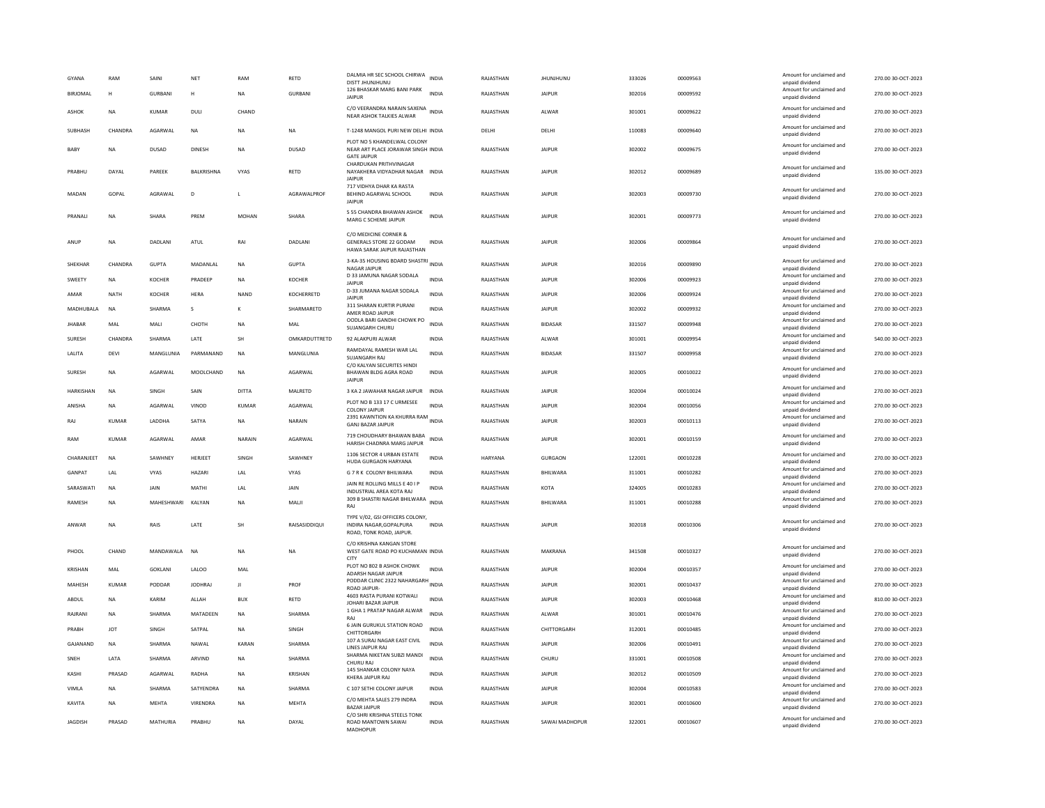| GYANA | RAM | SAINI | NET | RAM | RETD | DALMIA HR SEC SCHOOL CHIRWA DISTT JHUNJHUNU | INDIA | RAJASTHAN | JHUNJHUNU | 333026 | 00009563 | Amount for unclaimed and unpaid dividend | 270.00 30-OCT-2023 |
|---|---|---|---|---|---|---|---|---|---|---|---|---|---|
| BIRJOMAL | H | GURBANI | H | NA | GURBANI | 126 BHASKAR MARG BANI PARK JAIPUR | INDIA | RAJASTHAN | JAIPUR | 302016 | 00009592 | Amount for unclaimed and unpaid dividend | 270.00 30-OCT-2023 |
| ASHOK | NA | KUMAR | DULI | CHAND | | C/O VEERANDRA NARAIN SAXENA NEAR ASHOK TALKIES ALWAR | INDIA | RAJASTHAN | ALWAR | 301001 | 00009622 | Amount for unclaimed and unpaid dividend | 270.00 30-OCT-2023 |
| SUBHASH | CHANDRA | AGARWAL | NA | NA | NA | T-1248 MANGOL PURI NEW DELHI | INDIA | DELHI | DELHI | 110083 | 00009640 | Amount for unclaimed and unpaid dividend | 270.00 30-OCT-2023 |
| BABY | NA | DUSAD | DINESH | NA | DUSAD | PLOT NO 5 KHANDELWAL COLONY NEAR ART PLACE JORAWAR SINGH GATE JAIPUR | INDIA | RAJASTHAN | JAIPUR | 302002 | 00009675 | Amount for unclaimed and unpaid dividend | 270.00 30-OCT-2023 |
| PRABHU | DAYAL | PAREEK | BALKRISHNA | VYAS | RETD | CHARDUKAN PRITHVINAGAR NAYAKHERA VIDYADHAR NAGAR JAIPUR | INDIA | RAJASTHAN | JAIPUR | 302012 | 00009689 | Amount for unclaimed and unpaid dividend | 135.00 30-OCT-2023 |
| MADAN | GOPAL | AGRAWAL | D | L | AGRAWALPROF | 717 VIDHYA DHAR KA RASTA BEHIND AGARWAL SCHOOL JAIPUR | INDIA | RAJASTHAN | JAIPUR | 302003 | 00009730 | Amount for unclaimed and unpaid dividend | 270.00 30-OCT-2023 |
| PRANALI | NA | SHARA | PREM | MOHAN | SHARA | S 55 CHANDRA BHAWAN ASHOK MARG C SCHEME JAIPUR | INDIA | RAJASTHAN | JAIPUR | 302001 | 00009773 | Amount for unclaimed and unpaid dividend | 270.00 30-OCT-2023 |
| ANUP | NA | DADLANI | ATUL | RAI | DADLANI | C/O MEDICINE CORNER & GENERALS STORE 22 GODAM HAWA SARAK JAIPUR RAJASTHAN | INDIA | RAJASTHAN | JAIPUR | 302006 | 00009864 | Amount for unclaimed and unpaid dividend | 270.00 30-OCT-2023 |
| SHEKHAR | CHANDRA | GUPTA | MADANLAL | NA | GUPTA | 3-KA-35 HOUSING BOARD SHASTRI NAGAR JAIPUR | INDIA | RAJASTHAN | JAIPUR | 302016 | 00009890 | Amount for unclaimed and unpaid dividend | 270.00 30-OCT-2023 |
| SWEETY | NA | KOCHER | PRADEEP | NA | KOCHER | D 33 JAMUNA NAGAR SODALA JAIPUR | INDIA | RAJASTHAN | JAIPUR | 302006 | 00009923 | Amount for unclaimed and unpaid dividend | 270.00 30-OCT-2023 |
| AMAR | NATH | KOCHER | HERA | NAND | KOCHERRETD | D-33 JUMANA NAGAR SODALA JAIPUR | INDIA | RAJASTHAN | JAIPUR | 302006 | 00009924 | Amount for unclaimed and unpaid dividend | 270.00 30-OCT-2023 |
| MADHUBALA | NA | SHARMA | S | K | SHARMARETD | 311 SHARAN KURTIR PURANI AMER ROAD JAIPUR | INDIA | RAJASTHAN | JAIPUR | 302002 | 00009932 | Amount for unclaimed and unpaid dividend | 270.00 30-OCT-2023 |
| JHABAR | MAL | MALI | CHOTH | NA | MAL | OODLA BARI GANDHI CHOWK PO SUJANGARH CHURU | INDIA | RAJASTHAN | BIDASAR | 331507 | 00009948 | Amount for unclaimed and unpaid dividend | 270.00 30-OCT-2023 |
| SURESH | CHANDRA | SHARMA | LATE | SH | OMKARDUTTRETD | 92 ALAKPURI ALWAR | INDIA | RAJASTHAN | ALWAR | 301001 | 00009954 | Amount for unclaimed and unpaid dividend | 540.00 30-OCT-2023 |
| LALITA | DEVI | MANGLUNIA | PARMANAND | NA | MANGLUNIA | RAMDAYAL RAMESH WAR LAL SUJANGARH RAJ | INDIA | RAJASTHAN | BIDASAR | 331507 | 00009958 | Amount for unclaimed and unpaid dividend | 270.00 30-OCT-2023 |
| SURESH | NA | AGARWAL | MOOLCHAND | NA | AGARWAL | C/O KALYAN SECURITES HINDI BHAWAN BLDG AGRA ROAD JAIPUR | INDIA | RAJASTHAN | JAIPUR | 302005 | 00010022 | Amount for unclaimed and unpaid dividend | 270.00 30-OCT-2023 |
| HARKISHAN | NA | SINGH | SAIN | DITTA | MALRETD | 3 KA 2 JAWAHAR NAGAR JAIPUR | INDIA | RAJASTHAN | JAIPUR | 302004 | 00010024 | Amount for unclaimed and unpaid dividend | 270.00 30-OCT-2023 |
| ANISHA | NA | AGARWAL | VINOD | KUMAR | AGARWAL | PLOT NO B 133 17 C URMESEE COLONY JAIPUR | INDIA | RAJASTHAN | JAIPUR | 302004 | 00010056 | Amount for unclaimed and unpaid dividend | 270.00 30-OCT-2023 |
| RAJ | KUMAR | LADDHA | SATYA | NA | NARAIN | 2391 KAWNTION KA KHURRA RAM GANJ BAZAR JAIPUR | INDIA | RAJASTHAN | JAIPUR | 302003 | 00010113 | Amount for unclaimed and unpaid dividend | 270.00 30-OCT-2023 |
| RAM | KUMAR | AGARWAL | AMAR | NARAIN | AGARWAL | 719 CHOUDHARY BHAWAN BABA HARISH CHADNRA MARG JAIPUR | INDIA | RAJASTHAN | JAIPUR | 302001 | 00010159 | Amount for unclaimed and unpaid dividend | 270.00 30-OCT-2023 |
| CHARANJEET | NA | SAWHNEY | HERJEET | SINGH | SAWHNEY | 1106 SECTOR 4 URBAN ESTATE HUDA GURGAON HARYANA | INDIA | HARYANA | GURGAON | 122001 | 00010228 | Amount for unclaimed and unpaid dividend | 270.00 30-OCT-2023 |
| GANPAT | LAL | VYAS | HAZARI | LAL | VYAS | G 7 R K COLONY BHILWARA | INDIA | RAJASTHAN | BHILWARA | 311001 | 00010282 | Amount for unclaimed and unpaid dividend | 270.00 30-OCT-2023 |
| SARASWATI | NA | JAIN | MATHI | LAL | JAIN | JAIN RE ROLLING MILLS E 40 I P INDUSTRIAL AREA KOTA RAJ | INDIA | RAJASTHAN | KOTA | 324005 | 00010283 | Amount for unclaimed and unpaid dividend | 270.00 30-OCT-2023 |
| RAMESH | NA | MAHESHWARI | KALYAN | NA | MALJI | 309 B SHASTRI NAGAR BHILWARA RAJ | INDIA | RAJASTHAN | BHILWARA | 311001 | 00010288 | Amount for unclaimed and unpaid dividend | 270.00 30-OCT-2023 |
| ANWAR | NA | RAIS | LATE | SH | RAISASIDDIQUI | TYPE V/02, GSI OFFICERS COLONY, INDIRA NAGAR,GOPALPURA ROAD, TONK ROAD, JAIPUR. | INDIA | RAJASTHAN | JAIPUR | 302018 | 00010306 | Amount for unclaimed and unpaid dividend | 270.00 30-OCT-2023 |
| PHOOL | CHAND | MANDAWALA | NA | NA | NA | C/O KRISHNA KANGAN STORE WEST GATE ROAD PO KUCHAMAN CITY | INDIA | RAJASTHAN | MAKRANA | 341508 | 00010327 | Amount for unclaimed and unpaid dividend | 270.00 30-OCT-2023 |
| KRISHAN | MAL | GOKLANI | LALOO | MAL | | PLOT NO 802 B ASHOK CHOWK ADARSH NAGAR JAIPUR | INDIA | RAJASTHAN | JAIPUR | 302004 | 00010357 | Amount for unclaimed and unpaid dividend | 270.00 30-OCT-2023 |
| MAHESH | KUMAR | PODDAR | JODHRAJ | JI | PROF | PODDAR CLINIC 2322 NAHARGARH ROAD JAIPUR- | INDIA | RAJASTHAN | JAIPUR | 302001 | 00010437 | Amount for unclaimed and unpaid dividend | 270.00 30-OCT-2023 |
| ABDUL | NA | KARIM | ALLAH | BUX | RETD | 4603 RASTA PURANI KOTWALI JOHARI BAZAR JAIPUR | INDIA | RAJASTHAN | JAIPUR | 302003 | 00010468 | Amount for unclaimed and unpaid dividend | 810.00 30-OCT-2023 |
| RAJRANI | NA | SHARMA | MATADEEN | NA | SHARMA | 1 GHA 1 PRATAP NAGAR ALWAR RAJ | INDIA | RAJASTHAN | ALWAR | 301001 | 00010476 | Amount for unclaimed and unpaid dividend | 270.00 30-OCT-2023 |
| PRABH | JOT | SINGH | SATPAL | NA | SINGH | 6 JAIN GURUKUL STATION ROAD CHITTORGARH | INDIA | RAJASTHAN | CHITTORGARH | 312001 | 00010485 | Amount for unclaimed and unpaid dividend | 270.00 30-OCT-2023 |
| GAJANAND | NA | SHARMA | NAWAL | KARAN | SHARMA | 107 A SURAJ NAGAR EAST CIVIL LINES JAIPUR RAJ | INDIA | RAJASTHAN | JAIPUR | 302006 | 00010491 | Amount for unclaimed and unpaid dividend | 270.00 30-OCT-2023 |
| SNEH | LATA | SHARMA | ARVIND | NA | SHARMA | SHARMA NIKETAN SUBZI MANDI CHURU RAJ | INDIA | RAJASTHAN | CHURU | 331001 | 00010508 | Amount for unclaimed and unpaid dividend | 270.00 30-OCT-2023 |
| KASHI | PRASAD | AGARWAL | RADHA | NA | KRISHAN | 145 SHANKAR COLONY NAYA KHERA JAIPUR RAJ | INDIA | RAJASTHAN | JAIPUR | 302012 | 00010509 | Amount for unclaimed and unpaid dividend | 270.00 30-OCT-2023 |
| VIMLA | NA | SHARMA | SATYENDRA | NA | SHARMA | C 107 SETHI COLONY JAIPUR | INDIA | RAJASTHAN | JAIPUR | 302004 | 00010583 | Amount for unclaimed and unpaid dividend | 270.00 30-OCT-2023 |
| KAVITA | NA | MEHTA | VIRENDRA | NA | MEHTA | C/O MEHTA SALES 279 INDRA BAZAR JAIPUR | INDIA | RAJASTHAN | JAIPUR | 302001 | 00010600 | Amount for unclaimed and unpaid dividend | 270.00 30-OCT-2023 |
| JAGDISH | PRASAD | MATHURIA | PRABHU | NA | DAYAL | C/O SHRI KRISHNA STEELS TONK ROAD MANTOWN SAWAI MADHOPUR | INDIA | RAJASTHAN | SAWAI MADHOPUR | 322001 | 00010607 | Amount for unclaimed and unpaid dividend | 270.00 30-OCT-2023 |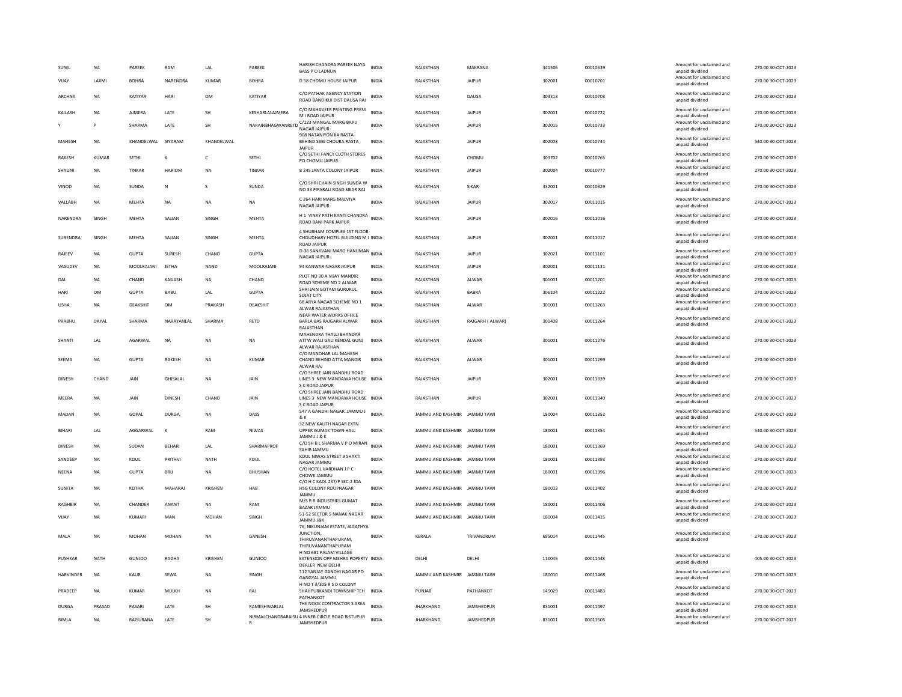| | | | | | | | | | | | | | |
|---|---|---|---|---|---|---|---|---|---|---|---|---|---|
| SUNIL | NA | PAREEK | RAM | LAL | PAREEK | HARISH CHANDRA PAREEK NAYA BASS P O LADNUN | INDIA | RAJASTHAN | MAKRANA | 341506 | 00010639 | Amount for unclaimed and unpaid dividend | 270.00 30-OCT-2023 |
| VIJAY | LAXMI | BOHRA | NARENDRA | KUMAR | BOHRA | D 58 CHOMU HOUSE JAIPUR | INDIA | RAJASTHAN | JAIPUR | 302001 | 00010701 | Amount for unclaimed and unpaid dividend | 270.00 30-OCT-2023 |
| ARCHNA | NA | KATIYAR | HARI | OM | KATIYAR | C/O PATHAK AGENCY STATION ROAD BANDIKUI DIST DAUSA RAJ | INDIA | RAJASTHAN | DAUSA | 303313 | 00010703 | Amount for unclaimed and unpaid dividend | 270.00 30-OCT-2023 |
| KAILASH | NA | AJMERA | LATE | SH | KESHARLALAJMERA | C/O MAHAVEER PRINTING PRESS M I ROAD JAIPUR | INDIA | RAJASTHAN | JAIPUR | 302001 | 00010722 | Amount for unclaimed and unpaid dividend | 270.00 30-OCT-2023 |
| Y | P | SHARMA | LATE | SH | NARAINBHAGWANRETD | C/123 MANGAL MARG BAPU NAGAR JAIPUR | INDIA | RAJASTHAN | JAIPUR | 302015 | 00010733 | Amount for unclaimed and unpaid dividend | 270.00 30-OCT-2023 |
| MAHESH | NA | KHANDELWAL | SIYARAM | KHANDELWAL | | 908 NATANIYON KA RASTA BEHIND SBBJ CHOURA RASTA JAIPUR | INDIA | RAJASTHAN | JAIPUR | 302003 | 00010744 | Amount for unclaimed and unpaid dividend | 540.00 30-OCT-2023 |
| RAKESH | KUMAR | SETHI | K | C | SETHI | C/O SETHI FANCY CLOTH STORES PO CHOMU JAIPUR | INDIA | RAJASTHAN | CHOMU | 303702 | 00010765 | Amount for unclaimed and unpaid dividend | 270.00 30-OCT-2023 |
| SHALINI | NA | TINKAR | HARIOM | NA | TINKAR | B 245 JANTA COLONY JAIPUR | INDIA | RAJASTHAN | JAIPUR | 302004 | 00010777 | Amount for unclaimed and unpaid dividend | 270.00 30-OCT-2023 |
| VINOD | NA | SUNDA | N | S | SUNDA | C/O SHRI CHAIN SINGH SUNDA W NO 33 PIPARALI ROAD SIKAR RAJ | INDIA | RAJASTHAN | SIKAR | 332001 | 00010829 | Amount for unclaimed and unpaid dividend | 270.00 30-OCT-2023 |
| VALLABH | NA | MEHTA | NA | NA | NA | C 264 HARI MARG MALVIYA NAGAR JAIPUR | INDIA | RAJASTHAN | JAIPUR | 302017 | 00011015 | Amount for unclaimed and unpaid dividend | 270.00 30-OCT-2023 |
| NARENDRA | SINGH | MEHTA | SAJJAN | SINGH | MEHTA | H 1 VINAY PATH KANTI CHANDRA ROAD BANI PARK JAIPUR | INDIA | RAJASTHAN | JAIPUR | 302016 | 00011016 | Amount for unclaimed and unpaid dividend | 270.00 30-OCT-2023 |
| SURENDRA | SINGH | MEHTA | SAJJAN | SINGH | MEHTA | 4 SHUBHAM COMPLEX 1ST FLOOR CHOUDHARY HOTEL BUILDING M I ROAD JAIPUR | INDIA | RAJASTHAN | JAIPUR | 302001 | 00011017 | Amount for unclaimed and unpaid dividend | 270.00 30-OCT-2023 |
| RAJEEV | NA | GUPTA | SURESH | CHAND | GUPTA | D-36 SANJIVANI MARG HANUMAN NAGAR JAIPUR | INDIA | RAJASTHAN | JAIPUR | 302021 | 00011101 | Amount for unclaimed and unpaid dividend | 270.00 30-OCT-2023 |
| VASUDEV | NA | MOOLRAJANI | JETHA | NAND | MOOLRAJANI | 94 KANWAR NAGAR JAIPUR | INDIA | RAJASTHAN | JAIPUR | 302001 | 00011131 | Amount for unclaimed and unpaid dividend | 270.00 30-OCT-2023 |
| DAL | NA | CHAND | KAILASH | NA | CHAND | PLOT NO 30 A VIJAY MANDIR ROAD SCHEME NO 2 ALWAR | INDIA | RAJASTHAN | ALWAR | 301001 | 00011201 | Amount for unclaimed and unpaid dividend | 270.00 30-OCT-2023 |
| HARI | OM | GUPTA | BABU | LAL | GUPTA | SHRI JAIN GOTAM GURUKUL SOJAT CITY | INDIA | RAJASTHAN | BABRA | 306104 | 00011222 | Amount for unclaimed and unpaid dividend | 270.00 30-OCT-2023 |
| USHA | NA | DEAKSHIT | OM | PRAKASH | DEAKSHIT | 68 ARYA NAGAR SCHEME NO 1 ALWAR RAJASTHAN | INDIA | RAJASTHAN | ALWAR | 301001 | 00011263 | Amount for unclaimed and unpaid dividend | 270.00 30-OCT-2023 |
| PRABHU | DAYAL | SHARMA | NARAYANLAL | SHARMA | RETD | NEAR WATER WORKS OFFICE BARLA BAS RAJGARH ALWAR RAJASTHAN | INDIA | RAJASTHAN | RAJGARH ( ALWAR) | 301408 | 00011264 | Amount for unclaimed and unpaid dividend | 270.00 30-OCT-2023 |
| SHANTI | LAL | AGARWAL | NA | NA | NA | MAHENDRA THALLI BHANDAR ATTW WALI GALI KENDAL GUNJ ALWAR RAJASTHAN | INDIA | RAJASTHAN | ALWAR | 301001 | 00011276 | Amount for unclaimed and unpaid dividend | 270.00 30-OCT-2023 |
| SEEMA | NA | GUPTA | RAKESH | NA | KUMAR | C/O MANOHAR LAL MAHESH CHAND BEHIND ATTA MANDIR ALWAR RAJ | INDIA | RAJASTHAN | ALWAR | 301001 | 00011299 | Amount for unclaimed and unpaid dividend | 270.00 30-OCT-2023 |
| DINESH | CHAND | JAIN | GHISALAL | NA | JAIN | C/O SHREE JAIN BANDHU ROAD LINES 3 NEW MANDAWA HOUSE S C ROAD JAIPUR | INDIA | RAJASTHAN | JAIPUR | 302001 | 00011339 | Amount for unclaimed and unpaid dividend | 270.00 30-OCT-2023 |
| MEERA | NA | JAIN | DINESH | CHAND | JAIN | C/O SHREE JAIN BANDHU ROAD LINES 3 NEW MANDAWA HOUSE S C ROAD JAIPUR | INDIA | RAJASTHAN | JAIPUR | 302001 | 00011340 | Amount for unclaimed and unpaid dividend | 270.00 30-OCT-2023 |
| MADAN | NA | GOPAL | DURGA | NA | DASS | 547 A GANDHI NAGAR JAMMU J & K | INDIA | JAMMU AND KASHMIR | JAMMU TAWI | 180004 | 00011352 | Amount for unclaimed and unpaid dividend | 270.00 30-OCT-2023 |
| BIHARI | LAL | AGGARWAL | K | RAM | NIWAS | 32 NEW KALITH NAGAR EXTN UPPER GUMAK TOWN HALL JAMMU J & K | INDIA | JAMMU AND KASHMIR | JAMMU TAWI | 180001 | 00011354 | Amount for unclaimed and unpaid dividend | 540.00 30-OCT-2023 |
| DINESH | NA | SUDAN | BEHARI | LAL | SHARMAPROF | C/O SH B L SHARMA V P O MIRAN SAHIB JAMMU | INDIA | JAMMU AND KASHMIR | JAMMU TAWI | 180001 | 00011369 | Amount for unclaimed and unpaid dividend | 540.00 30-OCT-2023 |
| SANDEEP | NA | KOUL | PRITHVI | NATH | KOUL | KOUL NIWAS STREET 9 SHAKTI NAGAR JAMMU | INDIA | JAMMU AND KASHMIR | JAMMU TAWI | 180001 | 00011393 | Amount for unclaimed and unpaid dividend | 270.00 30-OCT-2023 |
| NEENA | NA | GUPTA | BRIJ | NA | BHUSHAN | C/O HOTEL VARDHAN J P C CHOWK JAMMU | INDIA | JAMMU AND KASHMIR | JAMMU TAWI | 180001 | 00011396 | Amount for unclaimed and unpaid dividend | 270.00 30-OCT-2023 |
| SUNITA | NA | KOTHA | MAHARAJ | KRISHEN | HAB | C/O H C KADL 237/P SEC-2 JDA HSG COLONY ROOPNAGAR JAMMU | INDIA | JAMMU AND KASHMIR | JAMMU TAWI | 180013 | 00011402 | Amount for unclaimed and unpaid dividend | 270.00 30-OCT-2023 |
| RAGHBIR | NA | CHANDER | ANANT | NA | RAM | M/S R R INDUSTRIES GUMAT BAZAR JAMMU | INDIA | JAMMU AND KASHMIR | JAMMU TAWI | 180001 | 00011406 | Amount for unclaimed and unpaid dividend | 270.00 30-OCT-2023 |
| VIJAY | NA | KUMARI | MAN | MOHAN | SINGH | 51-52 SECTOR 5 NANAK NAGAR JAMMU J&K | INDIA | JAMMU AND KASHMIR | JAMMU TAWI | 180004 | 00011415 | Amount for unclaimed and unpaid dividend | 270.00 30-OCT-2023 |
| MALA | NA | MOHAN | MOHAN | NA | GANESH | 7K, NIKUNJAM ESTATE, JAGATHYA JUNCTION, THIRUVANANTHAPURAM, THIRUVANANTHAPURAM | INDIA | KERALA | TRIVANDRUM | 695014 | 00011445 | Amount for unclaimed and unpaid dividend | 270.00 30-OCT-2023 |
| PUSHKAR | NATH | GUNJOO | RADHA | KRISHEN | GUNJOO | H NO 681 PALAM VILLAGE EXTENSION OPP MEHRA POPERTY DEALER NEW DELHI | INDIA | DELHI | DELHI | 110045 | 00011448 | Amount for unclaimed and unpaid dividend | 405.00 30-OCT-2023 |
| HARVINDER | NA | KAUR | SEWA | NA | SINGH | 112 SANJAY GANDHI NAGAR PO GANGYAL JAMMU | INDIA | JAMMU AND KASHMIR | JAMMU TAWI | 180010 | 00011468 | Amount for unclaimed and unpaid dividend | 270.00 30-OCT-2023 |
| PRADEEP | NA | KUMAR | MULKH | NA | RAJ | H NO T 3/305 R S D COLONY SHAHPURKANDI TOWNSHIP TEH PATHANKOT | INDIA | PUNJAB | PATHANKOT | 145029 | 00011483 | Amount for unclaimed and unpaid dividend | 270.00 30-OCT-2023 |
| DURGA | PRASAD | PASARI | LATE | SH | RAMESHWARLAL | THE NOOK CONTRACTOR S AREA JAMSHEDPUR | INDIA | JHARKHAND | JAMSHEDPUR | 831001 | 00011497 | Amount for unclaimed and unpaid dividend | 270.00 30-OCT-2023 |
| BIMLA | NA | RAISURANA | LATE | SH | NIRMALCHANDRARAISU R | 4 INNER CIRCLE ROAD BISTUPUR JAMSHEDPUR | INDIA | JHARKHAND | JAMSHEDPUR | 831001 | 00011505 | Amount for unclaimed and unpaid dividend | 270.00 30-OCT-2023 |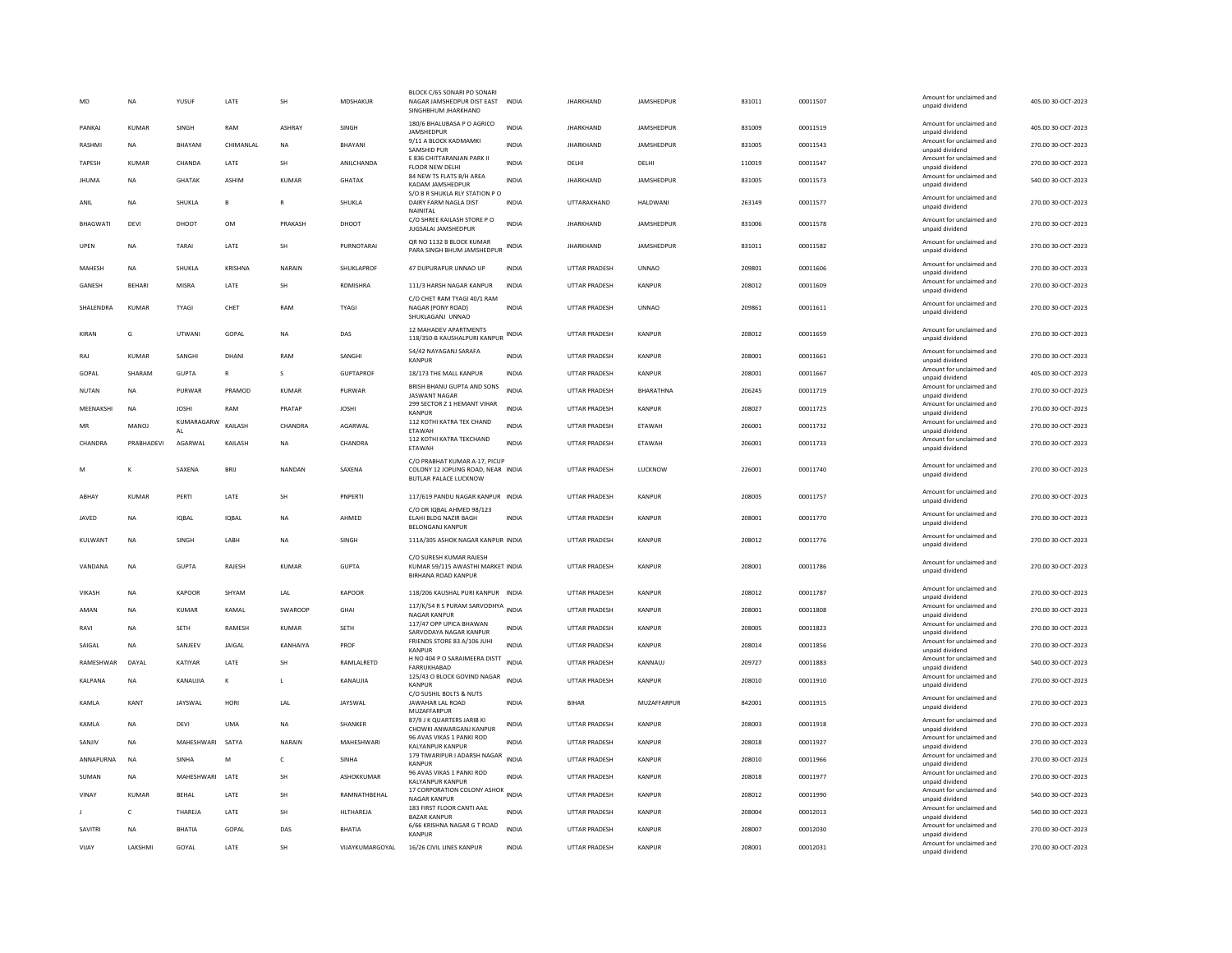| | | | | | | | | | | | | | |
|---|---|---|---|---|---|---|---|---|---|---|---|---|---|
| MD | NA | YUSUF | LATE | SH | MDSHAKUR | BLOCK C/65 SONARI PO SONARI NAGAR JAMSHEDPUR DIST EAST SINGHBHUM JHARKHAND | INDIA | JHARKHAND | JAMSHEDPUR | 831011 | 00011507 | Amount for unclaimed and unpaid dividend | 405.00 30-OCT-2023 |
| PANKAJ | KUMAR | SINGH | RAM | ASHRAY | SINGH | 180/6 BHALUBASA P O AGRICO JAMSHEDPUR | INDIA | JHARKHAND | JAMSHEDPUR | 831009 | 00011519 | Amount for unclaimed and unpaid dividend | 405.00 30-OCT-2023 |
| RASHMI | NA | BHAYANI | CHIMANLAL | NA | BHAYANI | 9/11 A BLOCK KADMAMKI SAMSHID PUR | INDIA | JHARKHAND | JAMSHEDPUR | 831005 | 00011543 | Amount for unclaimed and unpaid dividend | 270.00 30-OCT-2023 |
| TAPESH | KUMAR | CHANDA | LATE | SH | ANILCHANDA | E 836 CHITTARANJAN PARK II FLOOR NEW DELHI | INDIA | DELHI | DELHI | 110019 | 00011547 | Amount for unclaimed and unpaid dividend | 270.00 30-OCT-2023 |
| JHUMA | NA | GHATAK | ASHIM | KUMAR | GHATAK | 84 NEW TS FLATS B/H AREA KADAM JAMSHEDPUR | INDIA | JHARKHAND | JAMSHEDPUR | 831005 | 00011573 | Amount for unclaimed and unpaid dividend | 540.00 30-OCT-2023 |
| ANIL | NA | SHUKLA | B | R | SHUKLA | S/O B R SHUKLA RLY STATION P O DAIRY FARM NAGLA DIST NAINITAL | INDIA | UTTARAKHAND | HALDWANI | 263149 | 00011577 | Amount for unclaimed and unpaid dividend | 270.00 30-OCT-2023 |
| BHAGWATI | DEVI | DHOOT | OM | PRAKASH | DHOOT | C/O SHREE KAILASH STORE P O JUGSALAI JAMSHEDPUR | INDIA | JHARKHAND | JAMSHEDPUR | 831006 | 00011578 | Amount for unclaimed and unpaid dividend | 270.00 30-OCT-2023 |
| UPEN | NA | TARAI | LATE | SH | PURNOTARAI | QR NO 1132 B BLOCK KUMAR PARA SINGH BHUM JAMSHEDPUR | INDIA | JHARKHAND | JAMSHEDPUR | 831011 | 00011582 | Amount for unclaimed and unpaid dividend | 270.00 30-OCT-2023 |
| MAHESH | NA | SHUKLA | KRISHNA | NARAIN | SHUKLAPROF | 47 DUPURAPUR UNNAO UP | INDIA | UTTAR PRADESH | UNNAO | 209801 | 00011606 | Amount for unclaimed and unpaid dividend | 270.00 30-OCT-2023 |
| GANESH | BEHARI | MISRA | LATE | SH | RDMISHRA | 111/3 HARSH NAGAR KANPUR | INDIA | UTTAR PRADESH | KANPUR | 208012 | 00011609 | Amount for unclaimed and unpaid dividend | 270.00 30-OCT-2023 |
| SHALENDRA | KUMAR | TYAGI | CHET | RAM | TYAGI | C/O CHET RAM TYAGI 40/1 RAM NAGAR (PONY ROAD) SHUKLAGANJ UNNAO | INDIA | UTTAR PRADESH | UNNAO | 209861 | 00011611 | Amount for unclaimed and unpaid dividend | 270.00 30-OCT-2023 |
| KIRAN | G | UTWANI | GOPAL | NA | DAS | 12 MAHADEV APARTMENTS 118/350-B KAUSHALPURI KANPUR | INDIA | UTTAR PRADESH | KANPUR | 208012 | 00011659 | Amount for unclaimed and unpaid dividend | 270.00 30-OCT-2023 |
| RAJ | KUMAR | SANGHI | DHANI | RAM | SANGHI | 54/42 NAYAGANJ SARAFA KANPUR | INDIA | UTTAR PRADESH | KANPUR | 208001 | 00011661 | Amount for unclaimed and unpaid dividend | 270.00 30-OCT-2023 |
| GOPAL | SHARAM | GUPTA | R | S | GUPTAPROF | 18/173 THE MALL KANPUR | INDIA | UTTAR PRADESH | KANPUR | 208001 | 00011667 | Amount for unclaimed and unpaid dividend | 405.00 30-OCT-2023 |
| NUTAN | NA | PURWAR | PRAMOD | KUMAR | PURWAR | BRISH BHANU GUPTA AND SONS JASWANT NAGAR | INDIA | UTTAR PRADESH | BHARATHNA | 206245 | 00011719 | Amount for unclaimed and unpaid dividend | 270.00 30-OCT-2023 |
| MEENAKSHI | NA | JOSHI | RAM | PRATAP | JOSHI | 299 SECTOR Z 1 HEMANT VIHAR KANPUR | INDIA | UTTAR PRADESH | KANPUR | 208027 | 00011723 | Amount for unclaimed and unpaid dividend | 270.00 30-OCT-2023 |
| MR | MANOJ | KUMARAGARWAL | KAILASH | CHANDRA | AGARWAL | 112 KOTHI KATRA TEK CHAND ETAWAH | INDIA | UTTAR PRADESH | ETAWAH | 206001 | 00011732 | Amount for unclaimed and unpaid dividend | 270.00 30-OCT-2023 |
| CHANDRA | PRABHADEVI | AGARWAL | KAILASH | NA | CHANDRA | 112 KOTHI KATRA TEKCHAND ETAWAH | INDIA | UTTAR PRADESH | ETAWAH | 206001 | 00011733 | Amount for unclaimed and unpaid dividend | 270.00 30-OCT-2023 |
| M | K | SAXENA | BRIJ | NANDAN | SAXENA | C/O PRABHAT KUMAR A-17, PICUP COLONY 12 JOPLING ROAD, NEAR BUTLAR PALACE LUCKNOW | INDIA | UTTAR PRADESH | LUCKNOW | 226001 | 00011740 | Amount for unclaimed and unpaid dividend | 270.00 30-OCT-2023 |
| ABHAY | KUMAR | PERTI | LATE | SH | PNPERTI | 117/619 PANDU NAGAR KANPUR | INDIA | UTTAR PRADESH | KANPUR | 208005 | 00011757 | Amount for unclaimed and unpaid dividend | 270.00 30-OCT-2023 |
| JAVED | NA | IQBAL | IQBAL | NA | AHMED | C/O DR IQBAL AHMED 98/123 ELAHI BLDG NAZIR BAGH BELONGANJ KANPUR | INDIA | UTTAR PRADESH | KANPUR | 208001 | 00011770 | Amount for unclaimed and unpaid dividend | 270.00 30-OCT-2023 |
| KULWANT | NA | SINGH | LABH | NA | SINGH | 111A/305 ASHOK NAGAR KANPUR | INDIA | UTTAR PRADESH | KANPUR | 208012 | 00011776 | Amount for unclaimed and unpaid dividend | 270.00 30-OCT-2023 |
| VANDANA | NA | GUPTA | RAJESH | KUMAR | GUPTA | C/O SURESH KUMAR RAJESH KUMAR 59/115 AWASTHI MARKET BIRHANA ROAD KANPUR | INDIA | UTTAR PRADESH | KANPUR | 208001 | 00011786 | Amount for unclaimed and unpaid dividend | 270.00 30-OCT-2023 |
| VIKASH | NA | KAPOOR | SHYAM | LAL | KAPOOR | 118/206 KAUSHAL PURI KANPUR | INDIA | UTTAR PRADESH | KANPUR | 208012 | 00011787 | Amount for unclaimed and unpaid dividend | 270.00 30-OCT-2023 |
| AMAN | NA | KUMAR | KAMAL | SWAROOP | GHAI | 117/K/54 R S PURAM SARVODHYA NAGAR KANPUR | INDIA | UTTAR PRADESH | KANPUR | 208001 | 00011808 | Amount for unclaimed and unpaid dividend | 270.00 30-OCT-2023 |
| RAVI | NA | SETH | RAMESH | KUMAR | SETH | 117/47 OPP UPICA BHAWAN SARVODAYA NAGAR KANPUR | INDIA | UTTAR PRADESH | KANPUR | 208005 | 00011823 | Amount for unclaimed and unpaid dividend | 270.00 30-OCT-2023 |
| SAIGAL | NA | SANJEEV | JAIGAL | KANHAIYA | PROF | FRIENDS STORE 83 A/106 JUHI KANPUR | INDIA | UTTAR PRADESH | KANPUR | 208014 | 00011856 | Amount for unclaimed and unpaid dividend | 270.00 30-OCT-2023 |
| RAMESHWAR | DAYAL | KATIYAR | LATE | SH | RAMLALRETD | H NO 404 P O SARAIMEERA DISTT FARRUKHABAD | INDIA | UTTAR PRADESH | KANNAUJ | 209727 | 00011883 | Amount for unclaimed and unpaid dividend | 540.00 30-OCT-2023 |
| KALPANA | NA | KANAUJIA | K | L | KANAUJIA | 125/43 O BLOCK GOVIND NAGAR KANPUR | INDIA | UTTAR PRADESH | KANPUR | 208010 | 00011910 | Amount for unclaimed and unpaid dividend | 270.00 30-OCT-2023 |
| KAMLA | KANT | JAYSWAL | HORI | LAL | JAYSWAL | C/O SUSHIL BOLTS & NUTS JAWAHAR LAL ROAD MUZAFFARPUR | INDIA | BIHAR | MUZAFFARPUR | 842001 | 00011915 | Amount for unclaimed and unpaid dividend | 270.00 30-OCT-2023 |
| KAMLA | NA | DEVI | UMA | NA | SHANKER | 87/9 J K QUARTERS JARIB KI CHOWKI ANWARGANJ KANPUR | INDIA | UTTAR PRADESH | KANPUR | 208003 | 00011918 | Amount for unclaimed and unpaid dividend | 270.00 30-OCT-2023 |
| SANJIV | NA | MAHESHWARI | SATYA | NARAIN | MAHESHWARI | 96 AVAS VIKAS 1 PANKI ROD KALYANPUR KANPUR | INDIA | UTTAR PRADESH | KANPUR | 208018 | 00011927 | Amount for unclaimed and unpaid dividend | 270.00 30-OCT-2023 |
| ANNAPURNA | NA | SINHA | M | C | SINHA | 179 TIWARIPUR I ADARSH NAGAR KANPUR | INDIA | UTTAR PRADESH | KANPUR | 208010 | 00011966 | Amount for unclaimed and unpaid dividend | 270.00 30-OCT-2023 |
| SUMAN | NA | MAHESHWARI | LATE | SH | ASHOKKUMAR | 96 AVAS VIKAS 1 PANKI ROD KALYANPUR KANPUR | INDIA | UTTAR PRADESH | KANPUR | 208018 | 00011977 | Amount for unclaimed and unpaid dividend | 270.00 30-OCT-2023 |
| VINAY | KUMAR | BEHAL | LATE | SH | RAMNATHBEHAL | 17 CORPORATION COLONY ASHOK NAGAR KANPUR | INDIA | UTTAR PRADESH | KANPUR | 208012 | 00011990 | Amount for unclaimed and unpaid dividend | 540.00 30-OCT-2023 |
| J | C | THAREJA | LATE | SH | HLTHAREJA | 183 FIRST FLOOR CANTI AAIL BAZAR KANPUR | INDIA | UTTAR PRADESH | KANPUR | 208004 | 00012013 | Amount for unclaimed and unpaid dividend | 540.00 30-OCT-2023 |
| SAVITRI | NA | BHATIA | GOPAL | DAS | BHATIA | 6/66 KRISHNA NAGAR G T ROAD KANPUR | INDIA | UTTAR PRADESH | KANPUR | 208007 | 00012030 | Amount for unclaimed and unpaid dividend | 270.00 30-OCT-2023 |
| VIJAY | LAKSHMI | GOYAL | LATE | SH | VIJAYKUMARGOYAL | 16/26 CIVIL LINES KANPUR | INDIA | UTTAR PRADESH | KANPUR | 208001 | 00012031 | Amount for unclaimed and unpaid dividend | 270.00 30-OCT-2023 |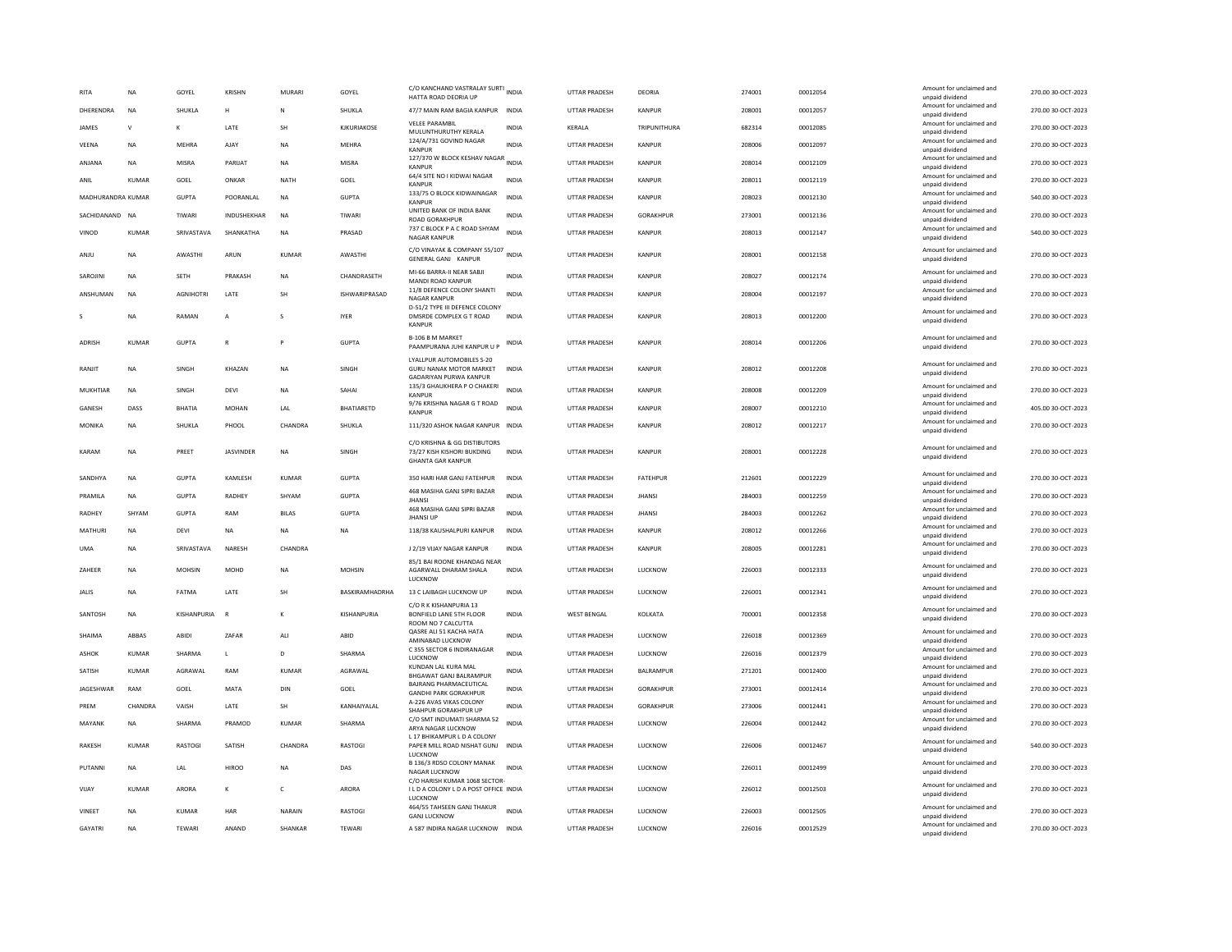| | | | | | | | | | | | | | | |
|---|---|---|---|---|---|---|---|---|---|---|---|---|---|---|
| RITA | NA | GOYEL | KRISHN | MURARI | GOYEL | C/O KANCHAND VASTRALAY SURTI HATTA ROAD DEORIA UP | INDIA | UTTAR PRADESH | DEORIA | 274001 | 00012054 | Amount for unclaimed and unpaid dividend | 270.00 | 30-OCT-2023 |
| DHERENDRA | NA | SHUKLA | H | N | SHUKLA | 47/7 MAIN RAM BAGIA KANPUR | INDIA | UTTAR PRADESH | KANPUR | 208001 | 00012057 | Amount for unclaimed and unpaid dividend | 270.00 | 30-OCT-2023 |
| JAMES | V | K | LATE | SH | KJKURIAKOSE | VELEE PARAMBIL MULUNTHURUTHY KERALA | INDIA | KERALA | TRIPUNITHURA | 682314 | 00012085 | Amount for unclaimed and unpaid dividend | 270.00 | 30-OCT-2023 |
| VEENA | NA | MEHRA | AJAY | NA | MEHRA | 124/A/731 GOVIND NAGAR KANPUR | INDIA | UTTAR PRADESH | KANPUR | 208006 | 00012097 | Amount for unclaimed and unpaid dividend | 270.00 | 30-OCT-2023 |
| ANJANA | NA | MISRA | PARIJAT | NA | MISRA | 127/370 W BLOCK KESHAV NAGAR KANPUR | INDIA | UTTAR PRADESH | KANPUR | 208014 | 00012109 | Amount for unclaimed and unpaid dividend | 270.00 | 30-OCT-2023 |
| ANIL | KUMAR | GOEL | ONKAR | NATH | GOEL | 64/4 SITE NO I KIDWAI NAGAR KANPUR | INDIA | UTTAR PRADESH | KANPUR | 208011 | 00012119 | Amount for unclaimed and unpaid dividend | 270.00 | 30-OCT-2023 |
| MADHURANDRA | KUMAR | GUPTA | POORANLAL | NA | GUPTA | 133/75 O BLOCK KIDWAINAGAR KANPUR | INDIA | UTTAR PRADESH | KANPUR | 208023 | 00012130 | Amount for unclaimed and unpaid dividend | 540.00 | 30-OCT-2023 |
| SACHIDANAND | NA | TIWARI | INDUSHEKHAR | NA | TIWARI | UNITED BANK OF INDIA BANK ROAD GORAKHPUR | INDIA | UTTAR PRADESH | GORAKHPUR | 273001 | 00012136 | Amount for unclaimed and unpaid dividend | 270.00 | 30-OCT-2023 |
| VINOD | KUMAR | SRIVASTAVA | SHANKATHA | NA | PRASAD | 737 C BLOCK P A C ROAD SHYAM NAGAR KANPUR | INDIA | UTTAR PRADESH | KANPUR | 208013 | 00012147 | Amount for unclaimed and unpaid dividend | 540.00 | 30-OCT-2023 |
| ANJU | NA | AWASTHI | ARUN | KUMAR | AWASTHI | C/O VINAYAK & COMPANY 55/107 GENERAL GANJ KANPUR | INDIA | UTTAR PRADESH | KANPUR | 208001 | 00012158 | Amount for unclaimed and unpaid dividend | 270.00 | 30-OCT-2023 |
| SAROJINI | NA | SETH | PRAKASH | NA | CHANDRASETH | MI-66 BARRA-II NEAR SABJI MANDI ROAD KANPUR | INDIA | UTTAR PRADESH | KANPUR | 208027 | 00012174 | Amount for unclaimed and unpaid dividend | 270.00 | 30-OCT-2023 |
| ANSHUMAN | NA | AGNIHOTRI | LATE | SH | ISHWARIPRASAD | 11/8 DEFENCE COLONY SHANTI NAGAR KANPUR | INDIA | UTTAR PRADESH | KANPUR | 208004 | 00012197 | Amount for unclaimed and unpaid dividend | 270.00 | 30-OCT-2023 |
| S | NA | RAMAN | A | S | IYER | D-51/2 TYPE III DEFENCE COLONY DMSRDE COMPLEX G T ROAD KANPUR | INDIA | UTTAR PRADESH | KANPUR | 208013 | 00012200 | Amount for unclaimed and unpaid dividend | 270.00 | 30-OCT-2023 |
| ADRISH | KUMAR | GUPTA | R | P | GUPTA | B-106 B M MARKET PAAMPURANA JUHI KANPUR U P | INDIA | UTTAR PRADESH | KANPUR | 208014 | 00012206 | Amount for unclaimed and unpaid dividend | 270.00 | 30-OCT-2023 |
| RANJIT | NA | SINGH | KHAZAN | NA | SINGH | LYALLPUR AUTOMOBILES S-20 GURU NANAK MOTOR MARKET GADARIYAN PURWA KANPUR | INDIA | UTTAR PRADESH | KANPUR | 208012 | 00012208 | Amount for unclaimed and unpaid dividend | 270.00 | 30-OCT-2023 |
| MUKHTIAR | NA | SINGH | DEVI | NA | SAHAI | 135/3 GHAUKHERA P O CHAKERI KANPUR | INDIA | UTTAR PRADESH | KANPUR | 208008 | 00012209 | Amount for unclaimed and unpaid dividend | 270.00 | 30-OCT-2023 |
| GANESH | DASS | BHATIA | MOHAN | LAL | BHATIARETD | 9/76 KRISHNA NAGAR G T ROAD KANPUR | INDIA | UTTAR PRADESH | KANPUR | 208007 | 00012210 | Amount for unclaimed and unpaid dividend | 405.00 | 30-OCT-2023 |
| MONIKA | NA | SHUKLA | PHOOL | CHANDRA | SHUKLA | 111/320 ASHOK NAGAR KANPUR | INDIA | UTTAR PRADESH | KANPUR | 208012 | 00012217 | Amount for unclaimed and unpaid dividend | 270.00 | 30-OCT-2023 |
| KARAM | NA | PREET | JASVINDER | NA | SINGH | C/O KRISHNA & GG DISTIBUTORS 73/27 KISH KISHORI BUKDING GHANTA GAR KANPUR | INDIA | UTTAR PRADESH | KANPUR | 208001 | 00012228 | Amount for unclaimed and unpaid dividend | 270.00 | 30-OCT-2023 |
| SANDHYA | NA | GUPTA | KAMLESH | KUMAR | GUPTA | 350 HARI HAR GANJ FATEHPUR | INDIA | UTTAR PRADESH | FATEHPUR | 212601 | 00012229 | Amount for unclaimed and unpaid dividend | 270.00 | 30-OCT-2023 |
| PRAMILA | NA | GUPTA | RADHEY | SHYAM | GUPTA | 468 MASIHA GANJ SIPRI BAZAR JHANSI | INDIA | UTTAR PRADESH | JHANSI | 284003 | 00012259 | Amount for unclaimed and unpaid dividend | 270.00 | 30-OCT-2023 |
| RADHEY | SHYAM | GUPTA | RAM | BILAS | GUPTA | 468 MASIHA GANJ SIPRI BAZAR JHANSI UP | INDIA | UTTAR PRADESH | JHANSI | 284003 | 00012262 | Amount for unclaimed and unpaid dividend | 270.00 | 30-OCT-2023 |
| MATHURI | NA | DEVI | NA | NA | NA | 118/38 KAUSHALPURI KANPUR | INDIA | UTTAR PRADESH | KANPUR | 208012 | 00012266 | Amount for unclaimed and unpaid dividend | 270.00 | 30-OCT-2023 |
| UMA | NA | SRIVASTAVA | NARESH | CHANDRA | | J 2/19 VIJAY NAGAR KANPUR | INDIA | UTTAR PRADESH | KANPUR | 208005 | 00012281 | Amount for unclaimed and unpaid dividend | 270.00 | 30-OCT-2023 |
| ZAHEER | NA | MOHSIN | MOHD | NA | MOHSIN | 85/1 BAI ROONE KHANDAG NEAR AGARWALL DHARAM SHALA LUCKNOW | INDIA | UTTAR PRADESH | LUCKNOW | 226003 | 00012333 | Amount for unclaimed and unpaid dividend | 270.00 | 30-OCT-2023 |
| JALIS | NA | FATMA | LATE | SH | BASKIRAMHADRHA | 13 C LAIBAGH LUCKNOW UP | INDIA | UTTAR PRADESH | LUCKNOW | 226001 | 00012341 | Amount for unclaimed and unpaid dividend | 270.00 | 30-OCT-2023 |
| SANTOSH | NA | KISHANPURIA | R | K | KISHANPURIA | C/O R K KISHANPURIA 13 BONFIELD LANE 5TH FLOOR ROOM NO 7 CALCUTTA | INDIA | WEST BENGAL | KOLKATA | 700001 | 00012358 | Amount for unclaimed and unpaid dividend | 270.00 | 30-OCT-2023 |
| SHAIMA | ABBAS | ABIDI | ZAFAR | ALI | ABID | QASRE ALI 51 KACHA HATA AMINABAD LUCKNOW | INDIA | UTTAR PRADESH | LUCKNOW | 226018 | 00012369 | Amount for unclaimed and unpaid dividend | 270.00 | 30-OCT-2023 |
| ASHOK | KUMAR | SHARMA | L | D | SHARMA | C 355 SECTOR 6 INDIRANAGAR LUCKNOW | INDIA | UTTAR PRADESH | LUCKNOW | 226016 | 00012379 | Amount for unclaimed and unpaid dividend | 270.00 | 30-OCT-2023 |
| SATISH | KUMAR | AGRAWAL | RAM | KUMAR | AGRAWAL | KUNDAN LAL KURA MAL BHGAWAT GANJ BALRAMPUR | INDIA | UTTAR PRADESH | BALRAMPUR | 271201 | 00012400 | Amount for unclaimed and unpaid dividend | 270.00 | 30-OCT-2023 |
| JAGESHWAR | RAM | GOEL | MATA | DIN | GOEL | BAJRANG PHARMACEUTICAL GANDHI PARK GORAKHPUR | INDIA | UTTAR PRADESH | GORAKHPUR | 273001 | 00012414 | Amount for unclaimed and unpaid dividend | 270.00 | 30-OCT-2023 |
| PREM | CHANDRA | VAISH | LATE | SH | KANHAIYALAL | A-226 AVAS VIKAS COLONY SHAHPUR GORAKHPUR UP | INDIA | UTTAR PRADESH | GORAKHPUR | 273006 | 00012441 | Amount for unclaimed and unpaid dividend | 270.00 | 30-OCT-2023 |
| MAYANK | NA | SHARMA | PRAMOD | KUMAR | SHARMA | C/O SMT INDUMATI SHARMA 52 ARYA NAGAR LUCKNOW | INDIA | UTTAR PRADESH | LUCKNOW | 226004 | 00012442 | Amount for unclaimed and unpaid dividend | 270.00 | 30-OCT-2023 |
| RAKESH | KUMAR | RASTOGI | SATISH | CHANDRA | RASTOGI | L 17 BHIKAMPUR L D A COLONY PAPER MILL ROAD NISHAT GUNJ LUCKNOW | INDIA | UTTAR PRADESH | LUCKNOW | 226006 | 00012467 | Amount for unclaimed and unpaid dividend | 540.00 | 30-OCT-2023 |
| PUTANNI | NA | LAL | HIROO | NA | DAS | B 136/3 RDSO COLONY MANAK NAGAR LUCKNOW | INDIA | UTTAR PRADESH | LUCKNOW | 226011 | 00012499 | Amount for unclaimed and unpaid dividend | 270.00 | 30-OCT-2023 |
| VIJAY | KUMAR | ARORA | K | C | ARORA | C/O HARISH KUMAR 1068 SECTOR-I L D A COLONY L D A POST OFFICE LUCKNOW | INDIA | UTTAR PRADESH | LUCKNOW | 226012 | 00012503 | Amount for unclaimed and unpaid dividend | 270.00 | 30-OCT-2023 |
| VINEET | NA | KUMAR | HAR | NARAIN | RASTOGI | 464/55 TAHSEEN GANJ THAKUR GANJ LUCKNOW | INDIA | UTTAR PRADESH | LUCKNOW | 226003 | 00012505 | Amount for unclaimed and unpaid dividend | 270.00 | 30-OCT-2023 |
| GAYATRI | NA | TEWARI | ANAND | SHANKAR | TEWARI | A 587 INDIRA NAGAR LUCKNOW | INDIA | UTTAR PRADESH | LUCKNOW | 226016 | 00012529 | Amount for unclaimed and unpaid dividend | 270.00 | 30-OCT-2023 |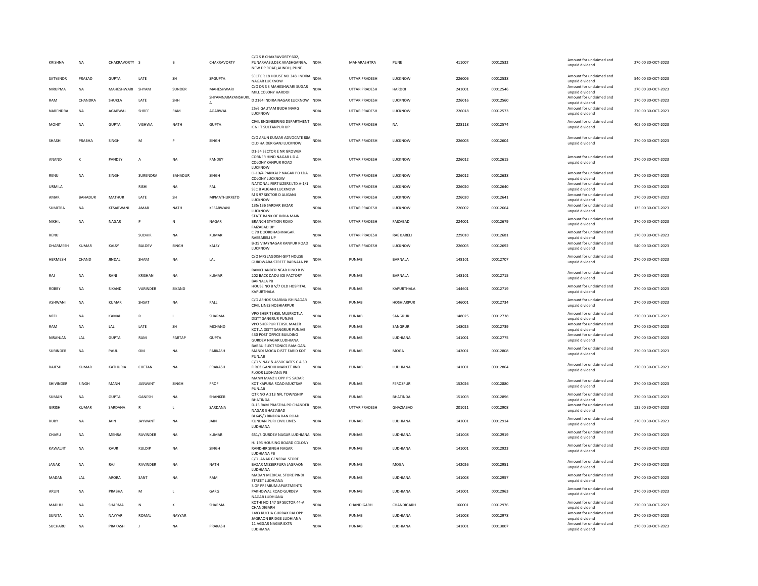| | | | | | | | | | | | | | | |
|---|---|---|---|---|---|---|---|---|---|---|---|---|---|---|
| KRISHNA | NA | CHAKRAVORTY | S | B | CHAKRAVORTY | C/O S B CHAKRAVORTY 602, PUNARVASU,DSK AKASHGANGA, NEW DP ROAD,AUNDH, PUNE. | INDIA | MAHARASHTRA | PUNE | 411007 | 00012532 | Amount for unclaimed and unpaid dividend | 270.00 | 30-OCT-2023 |
| SATYENDR | PRASAD | GUPTA | LATE | SH | SPGUPTA | SECTOR 18 HOUSE NO 348 INDIRA NAGAR LUCKNOW | INDIA | UTTAR PRADESH | LUCKNOW | 226006 | 00012538 | Amount for unclaimed and unpaid dividend | 540.00 | 30-OCT-2023 |
| NIRUPMA | NA | MAHESHWARI | SHYAM | SUNDER | MAHESHWARI | C/O DR S S MAHESHWARI SUGAR MILL COLONY HARDOI | INDIA | UTTAR PRADESH | HARDOI | 241001 | 00012546 | Amount for unclaimed and unpaid dividend | 270.00 | 30-OCT-2023 |
| RAM | CHANDRA | SHUKLA | LATE | SHH | SHYAMNARAYANSHUKLA | D 2164 INDIRA NAGAR LUCKNOW | INDIA | UTTAR PRADESH | LUCKNOW | 226016 | 00012560 | Amount for unclaimed and unpaid dividend | 270.00 | 30-OCT-2023 |
| NARENDRA | NA | AGARWAL | SHREE | RAM | AGARWAL | 25/6 GAUTAM BUDH MARG LUCKNOW | INDIA | UTTAR PRADESH | LUCKNOW | 226018 | 00012573 | Amount for unclaimed and unpaid dividend | 270.00 | 30-OCT-2023 |
| MOHIT | NA | GUPTA | VISHWA | NATH | GUPTA | CIVIL ENGINEERING DEPARTMENT K N I T SULTANPUR UP | INDIA | UTTAR PRADESH | NA | 228118 | 00012574 | Amount for unclaimed and unpaid dividend | 405.00 | 30-OCT-2023 |
| SHASHI | PRABHA | SINGH | M | P | SINGH | C/O ARUN KUMAR ADVOCATE 88A OLD HAIDER GANJ LUCKNOW | INDIA | UTTAR PRADESH | LUCKNOW | 226003 | 00012604 | Amount for unclaimed and unpaid dividend | 270.00 | 30-OCT-2023 |
| ANAND | K | PANDEY | A | NA | PANDEY | D1-54 SECTOR E NR GROWER CORNER HIND NAGAR L D A COLONY KANPUR ROAD LUCKNOW | INDIA | UTTAR PRADESH | LUCKNOW | 226012 | 00012615 | Amount for unclaimed and unpaid dividend | 270.00 | 30-OCT-2023 |
| RENU | NA | SINGH | SURENDRA | BAHADUR | SINGH | O-10/4 PARIKALP NAGAR PO LDA COLONY LUCKNOW | INDIA | UTTAR PRADESH | LUCKNOW | 226012 | 00012638 | Amount for unclaimed and unpaid dividend | 270.00 | 30-OCT-2023 |
| URMILA | | | RISHI | NA | PAL | NATIONAL FERTILIZERS LTD A-1/1 SEC B ALIGANJ LUCKNOW | INDIA | UTTAR PRADESH | LUCKNOW | 226020 | 00012640 | Amount for unclaimed and unpaid dividend | 270.00 | 30-OCT-2023 |
| AMAR | BAHADUR | MATHUR | LATE | SH | MPMATHURRETD | M S 97 SECTOR D ALIGANJ LUCKNOW | INDIA | UTTAR PRADESH | LUCKNOW | 226020 | 00012641 | Amount for unclaimed and unpaid dividend | 270.00 | 30-OCT-2023 |
| SUMITRA | NA | KESARWANI | AMAR | NATH | KESARWANI | 135/136 SARDAR BAZAR LUCKNOW | INDIA | UTTAR PRADESH | LUCKNOW | 226002 | 00012664 | Amount for unclaimed and unpaid dividend | 135.00 | 30-OCT-2023 |
| NIKHIL | NA | NAGAR | P | N | NAGAR | STATE BANK OF INDIA MAIN BRANCH STATION ROAD FAIZABAD UP | INDIA | UTTAR PRADESH | FAIZABAD | 224001 | 00012679 | Amount for unclaimed and unpaid dividend | 270.00 | 30-OCT-2023 |
| RENU | | | SUDHIR | NA | KUMAR | C 70 DOORBHASHNAGAR RAEBARELI UP | INDIA | UTTAR PRADESH | RAE BARELI | 229010 | 00012681 | Amount for unclaimed and unpaid dividend | 270.00 | 30-OCT-2023 |
| DHARMESH | KUMAR | KALSY | BALDEV | SINGH | KALSY | B-35 VIJAYNAGAR KANPUR ROAD LUCKNOW | INDIA | UTTAR PRADESH | LUCKNOW | 226005 | 00012692 | Amount for unclaimed and unpaid dividend | 540.00 | 30-OCT-2023 |
| HERMESH | CHAND | JINDAL | SHAM | NA | LAL | C/O M/S JAGDISH GIFT HOUSE GURDWARA STREET BARNALA PB | INDIA | PUNJAB | BARNALA | 148101 | 00012707 | Amount for unclaimed and unpaid dividend | 270.00 | 30-OCT-2023 |
| RAJ | NA | RANI | KRISHAN | NA | KUMAR | RAMCHANDER NEAR H NO B IV 202 BACK DADU ICE FACTORY BARNALA PB | INDIA | PUNJAB | BARNALA | 148101 | 00012715 | Amount for unclaimed and unpaid dividend | 270.00 | 30-OCT-2023 |
| ROBBY | NA | SIKAND | VARINDER | SIKAND | | HOUSE NO B V/7 OLD HOSPITAL KAPURTHALA | INDIA | PUNJAB | KAPURTHALA | 144601 | 00012719 | Amount for unclaimed and unpaid dividend | 270.00 | 30-OCT-2023 |
| ASHWANI | NA | KUMAR | SHSAT | NA | PALL | C/O ASHOK SHARMA ISH NAGAR CIVIL LINES HOSHIARPUR | INDIA | PUNJAB | HOSHIARPUR | 146001 | 00012734 | Amount for unclaimed and unpaid dividend | 270.00 | 30-OCT-2023 |
| NEEL | NA | KAMAL | R | L | SHARMA | VPO SHER TEHSIL MLERKOTLA DISTT SANGRUR PUNJAB | INDIA | PUNJAB | SANGRUR | 148025 | 00012738 | Amount for unclaimed and unpaid dividend | 270.00 | 30-OCT-2023 |
| RAM | NA | LAL | LATE | SH | MCHAND | VPO SHERPUR TEHSIL MALER KOTLA DISTT SANGRUR PUNJAB | INDIA | PUNJAB | SANGRUR | 148025 | 00012739 | Amount for unclaimed and unpaid dividend | 270.00 | 30-OCT-2023 |
| NIRANJAN | LAL | GUPTA | RAM | PARTAP | GUPTA | 430 POST OFFICE BUILDING GURDEV NAGAR LUDHIANA | INDIA | PUNJAB | LUDHIANA | 141001 | 00012775 | Amount for unclaimed and unpaid dividend | 270.00 | 30-OCT-2023 |
| SURINDER | NA | PAUL | OM | NA | PARKASH | BABBU ELECTRONICS RAM GANJ MANDI MOGA DISTT FARID KOT PUNJAB | INDIA | PUNJAB | MOGA | 142001 | 00012808 | Amount for unclaimed and unpaid dividend | 270.00 | 30-OCT-2023 |
| RAJESH | KUMAR | KATHURIA | CHETAN | NA | PRAKASH | C/O VINAY & ASSOCIATES C A 30 FIROZ GANDHI MARKET IIND FLOOR LUDHIANA PB | INDIA | PUNJAB | LUDHIANA | 141001 | 00012864 | Amount for unclaimed and unpaid dividend | 270.00 | 30-OCT-2023 |
| SHIVINDER | SINGH | MANN | JASWANT | SINGH | PROF | MANN MANZIL OPP P S SADAR KOT KAPURA ROAD MUKTSAR PUNJAB | INDIA | PUNJAB | FEROZPUR | 152026 | 00012880 | Amount for unclaimed and unpaid dividend | 270.00 | 30-OCT-2023 |
| SUMAN | NA | GUPTA | GANESH | NA | SHANKER | QTR NO A 213 NFL TOWNSHIP BHATINDA | INDIA | PUNJAB | BHATINDA | 151003 | 00012896 | Amount for unclaimed and unpaid dividend | 270.00 | 30-OCT-2023 |
| GIRISH | KUMAR | SARDANA | R | L | SARDANA | D-15 RAM PRASTHA PO CHANDER NAGAR GHAZIABAD | INDIA | UTTAR PRADESH | GHAZIABAD | 201011 | 00012908 | Amount for unclaimed and unpaid dividend | 135.00 | 30-OCT-2023 |
| RUBY | NA | JAIN | JAYWANT | NA | JAIN | BI 645/3 BINDRA BAN ROAD KUNDAN PURI CIVIL LINES LUDHIANA | INDIA | PUNJAB | LUDHIANA | 141001 | 00012914 | Amount for unclaimed and unpaid dividend | 270.00 | 30-OCT-2023 |
| CHARU | NA | MEHRA | RAVINDER | NA | KUMAR | 651/3 GURDEV NAGAR LUDHIANA | INDIA | PUNJAB | LUDHIANA | 141008 | 00012919 | Amount for unclaimed and unpaid dividend | 270.00 | 30-OCT-2023 |
| KAWALJIT | NA | KAUR | KULDIP | NA | SINGH | HJ 196 HOUSING BOARD COLONY RANDHIR SINGH NAGAR LUDHIANA PB | INDIA | PUNJAB | LUDHIANA | 141001 | 00012923 | Amount for unclaimed and unpaid dividend | 270.00 | 30-OCT-2023 |
| JANAK | NA | RAJ | RAVINDER | NA | NATH | C/O JANAK GENERAL STORE BAZAR MISSERPURA JAGRAON LUDHIANA | INDIA | PUNJAB | MOGA | 142026 | 00012951 | Amount for unclaimed and unpaid dividend | 270.00 | 30-OCT-2023 |
| MADAN | LAL | ARORA | SANT | NA | RAM | MADAN MEDICAL STORE PINDI STREET LUDHIANA | INDIA | PUNJAB | LUDHIANA | 141008 | 00012957 | Amount for unclaimed and unpaid dividend | 270.00 | 30-OCT-2023 |
| ARUN | NA | PRABHA | M | L | GARG | 3 GF PREMIUM APARTMENTS PAKHOWAL ROAD GURDEV NAGAR LUDHIANA | INDIA | PUNJAB | LUDHIANA | 141001 | 00012963 | Amount for unclaimed and unpaid dividend | 270.00 | 30-OCT-2023 |
| MADHU | NA | SHARMA | N | K | SHARMA | KOTHI NO 147 GF SECTOR 44-A CHANDIGARH | INDIA | CHANDIGARH | CHANDIGARH | 160001 | 00012976 | Amount for unclaimed and unpaid dividend | 270.00 | 30-OCT-2023 |
| SUNITA | NA | NAYYAR | ROMAL | NAYYAR | | 1483 KUCHA GURBAX RAI OPP JAGRAON BRIDGE LUDHIANA | INDIA | PUNJAB | LUDHIANA | 141008 | 00012978 | Amount for unclaimed and unpaid dividend | 270.00 | 30-OCT-2023 |
| SUCHARU | NA | PRAKASH | J | NA | PRAKASH | 11 AGGAR NAGAR EXTN LUDHIANA | INDIA | PUNJAB | LUDHIANA | 141001 | 00013007 | Amount for unclaimed and unpaid dividend | 270.00 | 30-OCT-2023 |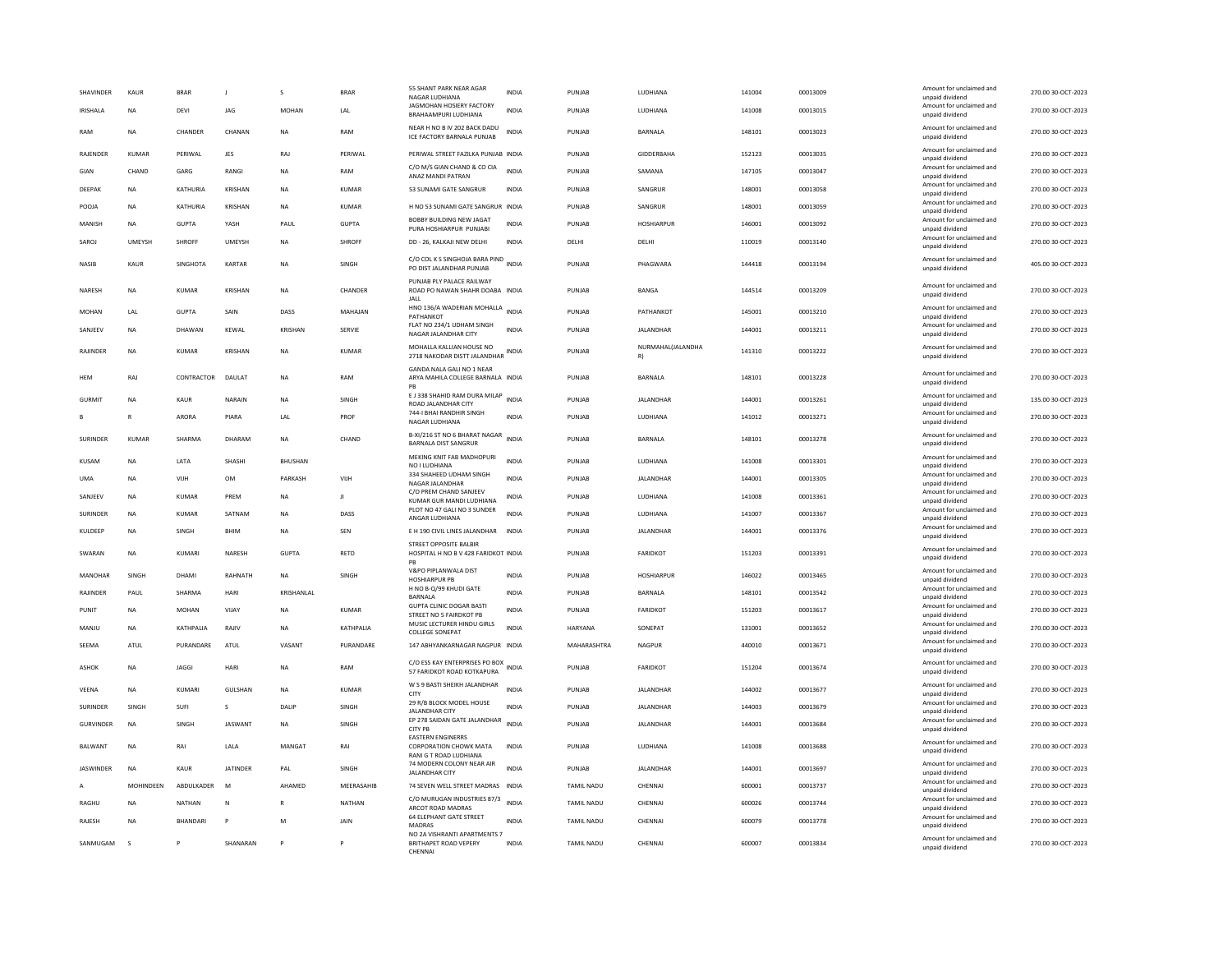| | | | | | | | | | | | | | | |
|---|---|---|---|---|---|---|---|---|---|---|---|---|---|---|
| SHAVINDER | KAUR | BRAR | J | S | BRAR | 55 SHANT PARK NEAR AGAR NAGAR LUDHIANA | INDIA | PUNJAB | LUDHIANA | 141004 | 00013009 | | Amount for unclaimed and unpaid dividend | 270.00 30-OCT-2023 |
| IRISHALA | NA | DEVI | JAG | MOHAN | LAL | JAGMOHAN HOSIERY FACTORY BRAHAAMPURI LUDHIANA | INDIA | PUNJAB | LUDHIANA | 141008 | 00013015 | | Amount for unclaimed and unpaid dividend | 270.00 30-OCT-2023 |
| RAM | NA | CHANDER | CHANAN | NA | RAM | NEAR H NO B IV 202 BACK DADU ICE FACTORY BARNALA PUNJAB | INDIA | PUNJAB | BARNALA | 148101 | 00013023 | | Amount for unclaimed and unpaid dividend | 270.00 30-OCT-2023 |
| RAJENDER | KUMAR | PERIWAL | JES | RAJ | PERIWAL | PERIWAL STREET FAZILKA PUNJAB | INDIA | PUNJAB | GIDDERBAHA | 152123 | 00013035 | | Amount for unclaimed and unpaid dividend | 270.00 30-OCT-2023 |
| GIAN | CHAND | GARG | RANGI | NA | RAM | C/O M/S GIAN CHAND & CO CIA ANAZ MANDI PATRAN | INDIA | PUNJAB | SAMANA | 147105 | 00013047 | | Amount for unclaimed and unpaid dividend | 270.00 30-OCT-2023 |
| DEEPAK | NA | KATHURIA | KRISHAN | NA | KUMAR | 53 SUNAMI GATE SANGRUR | INDIA | PUNJAB | SANGRUR | 148001 | 00013058 | | Amount for unclaimed and unpaid dividend | 270.00 30-OCT-2023 |
| POOJA | NA | KATHURIA | KRISHAN | NA | KUMAR | H NO 53 SUNAMI GATE SANGRUR | INDIA | PUNJAB | SANGRUR | 148001 | 00013059 | | Amount for unclaimed and unpaid dividend | 270.00 30-OCT-2023 |
| MANISH | NA | GUPTA | YASH | PAUL | GUPTA | BOBBY BUILDING NEW JAGAT PURA HOSHIARPUR PUNJABI | INDIA | PUNJAB | HOSHIARPUR | 146001 | 00013092 | | Amount for unclaimed and unpaid dividend | 270.00 30-OCT-2023 |
| SAROJ | UMEYSH | SHROFF | UMEYSH | NA | SHROFF | DD - 26, KALKAJI NEW DELHI | INDIA | DELHI | DELHI | 110019 | 00013140 | | Amount for unclaimed and unpaid dividend | 270.00 30-OCT-2023 |
| NASIB | KAUR | SINGHOTA | KARTAR | NA | SINGH | C/O COL K S SINGHOJA BARA PIND PO DIST JALANDHAR PUNJAB | INDIA | PUNJAB | PHAGWARA | 144418 | 00013194 | | Amount for unclaimed and unpaid dividend | 405.00 30-OCT-2023 |
| NARESH | NA | KUMAR | KRISHAN | NA | CHANDER | PUNJAB PLY PALACE RAILWAY ROAD PO NAWAN SHAHR DOABA JALL | INDIA | PUNJAB | BANGA | 144514 | 00013209 | | Amount for unclaimed and unpaid dividend | 270.00 30-OCT-2023 |
| MOHAN | LAL | GUPTA | SAIN | DASS | MAHAJAN | HNO 136/A WADERIAN MOHALLA PATHANKOT | INDIA | PUNJAB | PATHANKOT | 145001 | 00013210 | | Amount for unclaimed and unpaid dividend | 270.00 30-OCT-2023 |
| SANJEEV | NA | DHAWAN | KEWAL | KRISHAN | SERVIE | FLAT NO 234/1 UDHAM SINGH NAGAR JALANDHAR CITY | INDIA | PUNJAB | JALANDHAR | 144001 | 00013211 | | Amount for unclaimed and unpaid dividend | 270.00 30-OCT-2023 |
| RAJINDER | NA | KUMAR | KRISHAN | NA | KUMAR | MOHALLA KALLIAN HOUSE NO 2718 NAKODAR DISTT JALANDHAR | INDIA | PUNJAB | NURMAHAL(JALANDHA R) | 141310 | 00013222 | | Amount for unclaimed and unpaid dividend | 270.00 30-OCT-2023 |
| HEM | RAJ | CONTRACTOR | DAULAT | NA | RAM | GANDA NALA GALI NO 1 NEAR ARYA MAHILA COLLEGE BARNALA PB | INDIA | PUNJAB | BARNALA | 148101 | 00013228 | | Amount for unclaimed and unpaid dividend | 270.00 30-OCT-2023 |
| GURMIT | NA | KAUR | NARAIN | NA | SINGH | E J 338 SHAHID RAM DURA MILAP ROAD JALANDHAR CITY | INDIA | PUNJAB | JALANDHAR | 144001 | 00013261 | | Amount for unclaimed and unpaid dividend | 135.00 30-OCT-2023 |
| B | R | ARORA | PIARA | LAL | PROF | 744-I BHAI RANDHIR SINGH NAGAR LUDHIANA | INDIA | PUNJAB | LUDHIANA | 141012 | 00013271 | | Amount for unclaimed and unpaid dividend | 270.00 30-OCT-2023 |
| SURINDER | KUMAR | SHARMA | DHARAM | NA | CHAND | B-XI/216 ST NO 6 BHARAT NAGAR BARNALA DIST SANGRUR | INDIA | PUNJAB | BARNALA | 148101 | 00013278 | | Amount for unclaimed and unpaid dividend | 270.00 30-OCT-2023 |
| KUSAM | NA | LATA | SHASHI | BHUSHAN | | MEKING KNIT FAB MADHOPURI NO I LUDHIANA | INDIA | PUNJAB | LUDHIANA | 141008 | 00013301 | | Amount for unclaimed and unpaid dividend | 270.00 30-OCT-2023 |
| UMA | NA | VIJH | OM | PARKASH | VIJH | 334 SHAHEED UDHAM SINGH NAGAR JALANDHAR | INDIA | PUNJAB | JALANDHAR | 144001 | 00013305 | | Amount for unclaimed and unpaid dividend | 270.00 30-OCT-2023 |
| SANJEEV | NA | KUMAR | PREM | NA | JI | C/O PREM CHAND SANJEEV KUMAR GUR MANDI LUDHIANA | INDIA | PUNJAB | LUDHIANA | 141008 | 00013361 | | Amount for unclaimed and unpaid dividend | 270.00 30-OCT-2023 |
| SURINDER | NA | KUMAR | SATNAM | NA | DASS | PLOT NO 47 GALI NO 3 SUNDER ANGAR LUDHIANA | INDIA | PUNJAB | LUDHIANA | 141007 | 00013367 | | Amount for unclaimed and unpaid dividend | 270.00 30-OCT-2023 |
| KULDEEP | NA | SINGH | BHIM | NA | SEN | E H 190 CIVIL LINES JALANDHAR | INDIA | PUNJAB | JALANDHAR | 144001 | 00013376 | | Amount for unclaimed and unpaid dividend | 270.00 30-OCT-2023 |
| SWARAN | NA | KUMARI | NARESH | GUPTA | RETD | STREET OPPOSITE BALBIR HOSPITAL H NO B V 428 FARIDKOT PB | INDIA | PUNJAB | FARIDKOT | 151203 | 00013391 | | Amount for unclaimed and unpaid dividend | 270.00 30-OCT-2023 |
| MANOHAR | SINGH | DHAMI | RAHNATH | NA | SINGH | V&PO PIPLANWALA DIST HOSHIARPUR PB | INDIA | PUNJAB | HOSHIARPUR | 146022 | 00013465 | | Amount for unclaimed and unpaid dividend | 270.00 30-OCT-2023 |
| RAJINDER | PAUL | SHARMA | HARI | KRISHANLAL | | H NO B-Q/99 KHUDI GATE BARNALA | INDIA | PUNJAB | BARNALA | 148101 | 00013542 | | Amount for unclaimed and unpaid dividend | 270.00 30-OCT-2023 |
| PUNIT | NA | MOHAN | VIJAY | NA | KUMAR | GUPTA CLINIC DOGAR BASTI STREET NO 5 FAIRDKOT PB | INDIA | PUNJAB | FARIDKOT | 151203 | 00013617 | | Amount for unclaimed and unpaid dividend | 270.00 30-OCT-2023 |
| MANJU | NA | KATHPALIA | RAJIV | NA | KATHPALIA | MUSIC LECTURER HINDU GIRLS COLLEGE SONEPAT | INDIA | HARYANA | SONEPAT | 131001 | 00013652 | | Amount for unclaimed and unpaid dividend | 270.00 30-OCT-2023 |
| SEEMA | ATUL | PURANDARE | ATUL | VASANT | PURANDARE | 147 ABHYANKARNAGAR NAGPUR | INDIA | MAHARASHTRA | NAGPUR | 440010 | 00013671 | | Amount for unclaimed and unpaid dividend | 270.00 30-OCT-2023 |
| ASHOK | NA | JAGGI | HARI | NA | RAM | C/O ESS KAY ENTERPRISES PO BOX 57 FARIDKOT ROAD KOTKAPURA | INDIA | PUNJAB | FARIDKOT | 151204 | 00013674 | | Amount for unclaimed and unpaid dividend | 270.00 30-OCT-2023 |
| VEENA | NA | KUMARI | GULSHAN | NA | KUMAR | W S 9 BASTI SHEIKH JALANDHAR CITY | INDIA | PUNJAB | JALANDHAR | 144002 | 00013677 | | Amount for unclaimed and unpaid dividend | 270.00 30-OCT-2023 |
| SURINDER | SINGH | SUFI | S | DALIP | SINGH | 29 R/B BLOCK MODEL HOUSE JALANDHAR CITY | INDIA | PUNJAB | JALANDHAR | 144003 | 00013679 | | Amount for unclaimed and unpaid dividend | 270.00 30-OCT-2023 |
| GURVINDER | NA | SINGH | JASWANT | NA | SINGH | EP 278 SAIDAN GATE JALANDHAR CITY PB | INDIA | PUNJAB | JALANDHAR | 144001 | 00013684 | | Amount for unclaimed and unpaid dividend | 270.00 30-OCT-2023 |
| BALWANT | NA | RAI | LALA | MANGAT | RAI | EASTERN ENGINERRS CORPORATION CHOWK MATA RANI G T ROAD LUDHIANA | INDIA | PUNJAB | LUDHIANA | 141008 | 00013688 | | Amount for unclaimed and unpaid dividend | 270.00 30-OCT-2023 |
| JASWINDER | NA | KAUR | JATINDER | PAL | SINGH | 74 MODERN COLONY NEAR AIR JALANDHAR CITY | INDIA | PUNJAB | JALANDHAR | 144001 | 00013697 | | Amount for unclaimed and unpaid dividend | 270.00 30-OCT-2023 |
| A | MOHINDEEN | ABDULKADER | M | AHAMED | MEERASAHIB | 74 SEVEN WELL STREET MADRAS | INDIA | TAMIL NADU | CHENNAI | 600001 | 00013737 | | Amount for unclaimed and unpaid dividend | 270.00 30-OCT-2023 |
| RAGHU | NA | NATHAN | N | R | NATHAN | C/O MURUGAN INDUSTRIES 87/3 ARCOT ROAD MADRAS | INDIA | TAMIL NADU | CHENNAI | 600026 | 00013744 | | Amount for unclaimed and unpaid dividend | 270.00 30-OCT-2023 |
| RAJESH | NA | BHANDARI | P | M | JAIN | 64 ELEPHANT GATE STREET MADRAS | INDIA | TAMIL NADU | CHENNAI | 600079 | 00013778 | | Amount for unclaimed and unpaid dividend | 270.00 30-OCT-2023 |
| SANMUGAM | S | P | SHANARAN | P | P | NO 2A VISHRANTI APARTMENTS 7 BRITHAPET ROAD VEPERY CHENNAI | INDIA | TAMIL NADU | CHENNAI | 600007 | 00013834 | | Amount for unclaimed and unpaid dividend | 270.00 30-OCT-2023 |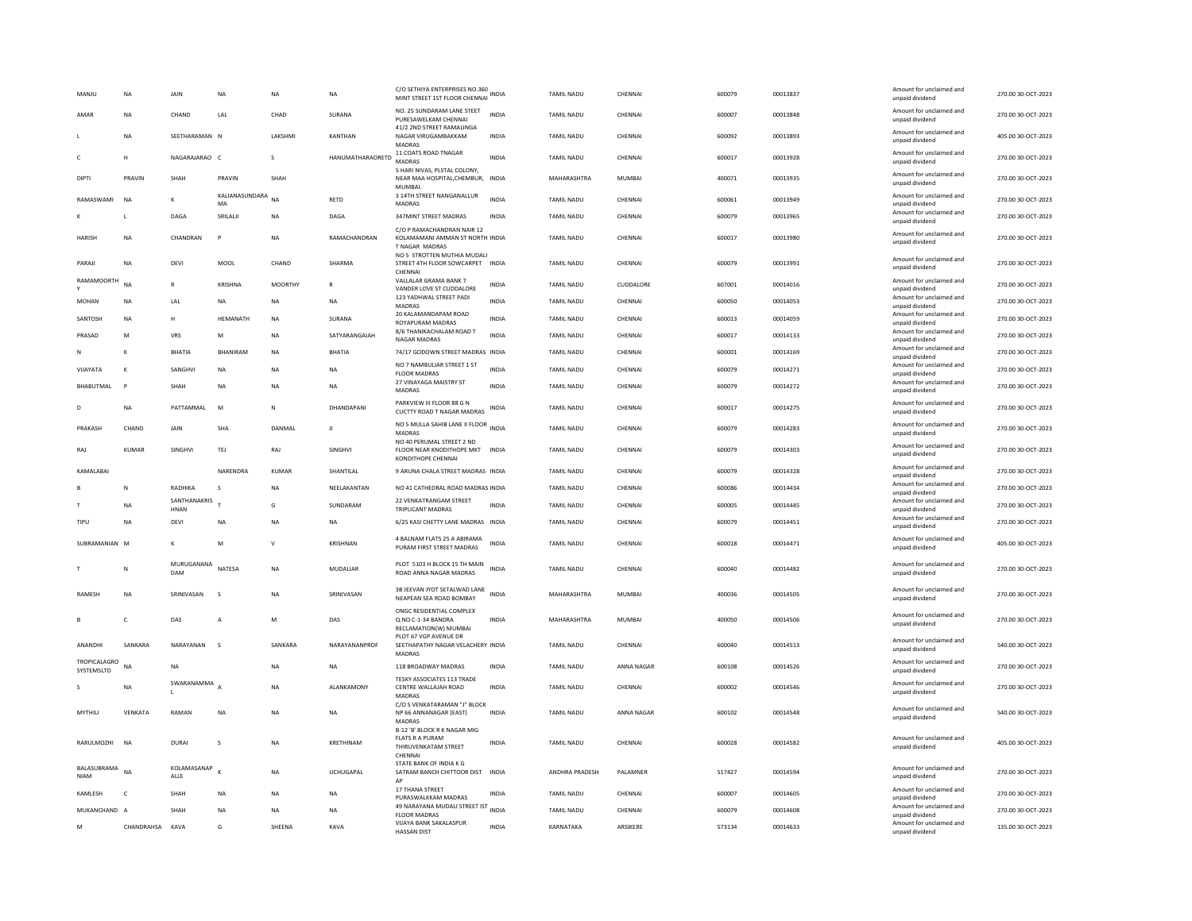| | | | | | | | | | | | | | | |
|---|---|---|---|---|---|---|---|---|---|---|---|---|---|---|
| MANJU | NA | JAIN | NA | NA | NA | C/O SETHIYA ENTERPRISES NO.360 MINT STREET 1ST FLOOR CHENNAI | INDIA | TAMIL NADU | CHENNAI | 600079 | 00013837 | Amount for unclaimed and unpaid dividend | 270.00 | 30-OCT-2023 |
| AMAR | NA | CHAND | LAL | CHAD | SURANA | NO. 25 SUNDARAM LANE STEET PURESAWELKAM CHENNAI | INDIA | TAMIL NADU | CHENNAI | 600007 | 00013848 | Amount for unclaimed and unpaid dividend | 270.00 | 30-OCT-2023 |
| L | NA | SEETHARAMAN | N | LAKSHMI | KANTHAN | 41/2 2ND STREET RAMALINGA NAGAR VIRUGAMBAKKAM MADRAS | INDIA | TAMIL NADU | CHENNAI | 600092 | 00013893 | Amount for unclaimed and unpaid dividend | 405.00 | 30-OCT-2023 |
| C | H | NAGARAJARAO | C | S | HANUMATHARAORETD | 11 COATS ROAD TNAGAR MADRAS | INDIA | TAMIL NADU | CHENNAI | 600017 | 00013928 | Amount for unclaimed and unpaid dividend | 270.00 | 30-OCT-2023 |
| DIPTI | PRAVIN | SHAH | PRAVIN | SHAH | | 5 HARI NIVAS, PLSTAL COLONY, NEAR MAA HOSPITAL,CHEMBUR, MUMBAI. | INDIA | MAHARASHTRA | MUMBAI | 400071 | 00013935 | Amount for unclaimed and unpaid dividend | 270.00 | 30-OCT-2023 |
| RAMASWAMI | NA | K | KALIANASUNDARA MA | NA | RETD | 3 14TH STREET NANGANALLUR MADRAS | INDIA | TAMIL NADU | CHENNAI | 600061 | 00013949 | Amount for unclaimed and unpaid dividend | 270.00 | 30-OCT-2023 |
| K | L | DAGA | SRILALJI | NA | DAGA | 347MINT STREET MADRAS | INDIA | TAMIL NADU | CHENNAI | 600079 | 00013965 | Amount for unclaimed and unpaid dividend | 270.00 | 30-OCT-2023 |
| HARISH | NA | CHANDRAN | P | NA | RAMACHANDRAN | C/O P RAMACHANDRAN NAIR 12 KOLAMAMANI AMMAN ST NORTH T NAGAR MADRAS | INDIA | TAMIL NADU | CHENNAI | 600017 | 00013980 | Amount for unclaimed and unpaid dividend | 270.00 | 30-OCT-2023 |
| PARAJI | NA | DEVI | MOOL | CHAND | SHARMA | NO 5 STROTTEN MUTHIA MUDALI STREET 4TH FLOOR SOWCARPET CHENNAI | INDIA | TAMIL NADU | CHENNAI | 600079 | 00013991 | Amount for unclaimed and unpaid dividend | 270.00 | 30-OCT-2023 |
| RAMAMOORTHY | NA | R | KRISHNA | MOORTHY | R | VALLALAR GRAMA BANK 7 VANDER LOVE ST CUDDALORE | INDIA | TAMIL NADU | CUDDALORE | 607001 | 00014016 | Amount for unclaimed and unpaid dividend | 270.00 | 30-OCT-2023 |
| MOHAN | NA | LAL | NA | NA | NA | 123 YADHWAL STREET PADI MADRAS | INDIA | TAMIL NADU | CHENNAI | 600050 | 00014053 | Amount for unclaimed and unpaid dividend | 270.00 | 30-OCT-2023 |
| SANTOSH | NA | H | HEMANATH | NA | SURANA | 20 KALAMANDAPAM ROAD ROYAPURAM MADRAS | INDIA | TAMIL NADU | CHENNAI | 600013 | 00014059 | Amount for unclaimed and unpaid dividend | 270.00 | 30-OCT-2023 |
| PRASAD | M | VRS | M | NA | SATYARANGAIAH | 8/6 THANIKACHALAM ROAD T NAGAR MADRAS | INDIA | TAMIL NADU | CHENNAI | 600017 | 00014133 | Amount for unclaimed and unpaid dividend | 270.00 | 30-OCT-2023 |
| N | K | BHATIA | BHANIRAM | NA | BHATIA | 74/17 GODOWN STREET MADRAS | INDIA | TAMIL NADU | CHENNAI | 600001 | 00014169 | Amount for unclaimed and unpaid dividend | 270.00 | 30-OCT-2023 |
| VIJAYATA | K | SANGHVI | NA | NA | NA | NO 7 NAMBULIAR STREET 1 ST FLOOR MADRAS | INDIA | TAMIL NADU | CHENNAI | 600079 | 00014271 | Amount for unclaimed and unpaid dividend | 270.00 | 30-OCT-2023 |
| BHABUTMAL | P | SHAH | NA | NA | NA | 27 VINAYAGA MAISTRY ST MADRAS | INDIA | TAMIL NADU | CHENNAI | 600079 | 00014272 | Amount for unclaimed and unpaid dividend | 270.00 | 30-OCT-2023 |
| D | NA | PATTAMMAL | M | N | DHANDAPANI | PARKVIEW III FLOOR 88 G N CUCTTY ROAD T NAGAR MADRAS | INDIA | TAMIL NADU | CHENNAI | 600017 | 00014275 | Amount for unclaimed and unpaid dividend | 270.00 | 30-OCT-2023 |
| PRAKASH | CHAND | JAIN | SHA | DANMAL | JI | NO 5 MULLA SAHIB LANE II FLOOR MADRAS | INDIA | TAMIL NADU | CHENNAI | 600079 | 00014283 | Amount for unclaimed and unpaid dividend | 270.00 | 30-OCT-2023 |
| RAJ | KUMAR | SINGHVI | TEJ | RAJ | SINGHVI | NO 40 PERUMAL STREET 2 ND FLOOR NEAR KNODITHOPE MKT KONDITHOPE CHENNAI | INDIA | TAMIL NADU | CHENNAI | 600079 | 00014303 | Amount for unclaimed and unpaid dividend | 270.00 | 30-OCT-2023 |
| KAMALABAI | | | NARENDRA | KUMAR | SHANTILAL | 9 ARUNA CHALA STREET MADRAS | INDIA | TAMIL NADU | CHENNAI | 600079 | 00014328 | Amount for unclaimed and unpaid dividend | 270.00 | 30-OCT-2023 |
| B | N | RADHIKA | S | NA | NEELAKANTAN | NO 41 CATHEDRAL ROAD MADRAS | INDIA | TAMIL NADU | CHENNAI | 600086 | 00014434 | Amount for unclaimed and unpaid dividend | 270.00 | 30-OCT-2023 |
| T | NA | SANTHANAKRISHNAN | T | G | SUNDARAM | 22 VENKATRANGAM STREET TRIPLICANT MADRAS | INDIA | TAMIL NADU | CHENNAI | 600005 | 00014445 | Amount for unclaimed and unpaid dividend | 270.00 | 30-OCT-2023 |
| TIPU | NA | DEVI | NA | NA | NA | 6/25 KASI CHETTY LANE MADRAS | INDIA | TAMIL NADU | CHENNAI | 600079 | 00014451 | Amount for unclaimed and unpaid dividend | 270.00 | 30-OCT-2023 |
| SUBRAMANIAN | M | K | M | V | KRISHNAN | 4 BALNAM FLATS 25 A ABIRAMA PURAM FIRST STREET MADRAS | INDIA | TAMIL NADU | CHENNAI | 600018 | 00014471 | Amount for unclaimed and unpaid dividend | 405.00 | 30-OCT-2023 |
| T | N | MURUGANANADAM | NATESA | NA | MUDALIAR | PLOT 5103 H BLOCK 15 TH MAIN ROAD ANNA NAGAR MADRAS | INDIA | TAMIL NADU | CHENNAI | 600040 | 00014482 | Amount for unclaimed and unpaid dividend | 270.00 | 30-OCT-2023 |
| RAMESH | NA | SRINIVASAN | S | NA | SRINIVASAN | 3B JEEVAN JYOT SETALWAD LANE NEAPEAN SEA ROAD BOMBAY | INDIA | MAHARASHTRA | MUMBAI | 400036 | 00014505 | Amount for unclaimed and unpaid dividend | 270.00 | 30-OCT-2023 |
| B | C | DAS | A | M | DAS | ONGC RESIDENTIAL COMPLEX Q.NO C-1-34 BANDRA RECLAMATION(W) MUMBAI | INDIA | MAHARASHTRA | MUMBAI | 400050 | 00014506 | Amount for unclaimed and unpaid dividend | 270.00 | 30-OCT-2023 |
| ANANDHI | SANKARA | NARAYANAN | S | SANKARA | NARAYANANPROF | PLOT 67 VGP AVENUE DR SEETHAPATHY NAGAR VELACHERY MADRAS | INDIA | TAMIL NADU | CHENNAI | 600040 | 00014513 | Amount for unclaimed and unpaid dividend | 540.00 | 30-OCT-2023 |
| TROPICALAGRO SYSTEMSLTD | NA | NA | | NA | NA | 118 BROADWAY MADRAS | INDIA | TAMIL NADU | ANNA NAGAR | 600108 | 00014526 | Amount for unclaimed and unpaid dividend | 270.00 | 30-OCT-2023 |
| S | NA | SWARANAMMA L | A | NA | ALANKAMONY | TESKY ASSOCIATES 113 TRADE CENTRE WALLAJAH ROAD MADRAS | INDIA | TAMIL NADU | CHENNAI | 600002 | 00014546 | Amount for unclaimed and unpaid dividend | 270.00 | 30-OCT-2023 |
| MYTHILI | VENKATA | RAMAN | NA | NA | NA | C/O S VENKATARAMAN "J" BLOCK NP 66 ANNANAGAR (EAST) MADRAS | INDIA | TAMIL NADU | ANNA NAGAR | 600102 | 00014548 | Amount for unclaimed and unpaid dividend | 540.00 | 30-OCT-2023 |
| RARULMOZHI | NA | DURAI | S | NA | KRETHINAM | B-12 'B' BLOCK R K NAGAR MIG FLATS R A PURAM THIRUVENKATAM STREET CHENNAI | INDIA | TAMIL NADU | CHENNAI | 600028 | 00014582 | Amount for unclaimed and unpaid dividend | 405.00 | 30-OCT-2023 |
| BALASUBRAMANIAM | NA | KOLAMASANAPALLE | K | NA | UCHUGAPAL | STATE BANK OF INDIA K G SATRAM BANCH CHITTOOR DIST AP | INDIA | ANDHRA PRADESH | PALAMNER | 517427 | 00014594 | Amount for unclaimed and unpaid dividend | 270.00 | 30-OCT-2023 |
| KAMLESH | C | SHAH | NA | NA | NA | 17 THANA STREET PURASWALKKAM MADRAS | INDIA | TAMIL NADU | CHENNAI | 600007 | 00014605 | Amount for unclaimed and unpaid dividend | 270.00 | 30-OCT-2023 |
| MUKANCHAND | A | SHAH | NA | NA | NA | 49 NARAYANA MUDALI STREET IST FLOOR MADRAS | INDIA | TAMIL NADU | CHENNAI | 600079 | 00014608 | Amount for unclaimed and unpaid dividend | 270.00 | 30-OCT-2023 |
| M | CHANDRAHSA | KAVA | G | SHEENA | KAVA | VIJAYA BANK SAKALASPUR HASSAN DIST | INDIA | KARNATAKA | ARSIKERE | 573134 | 00014633 | Amount for unclaimed and unpaid dividend | 135.00 | 30-OCT-2023 |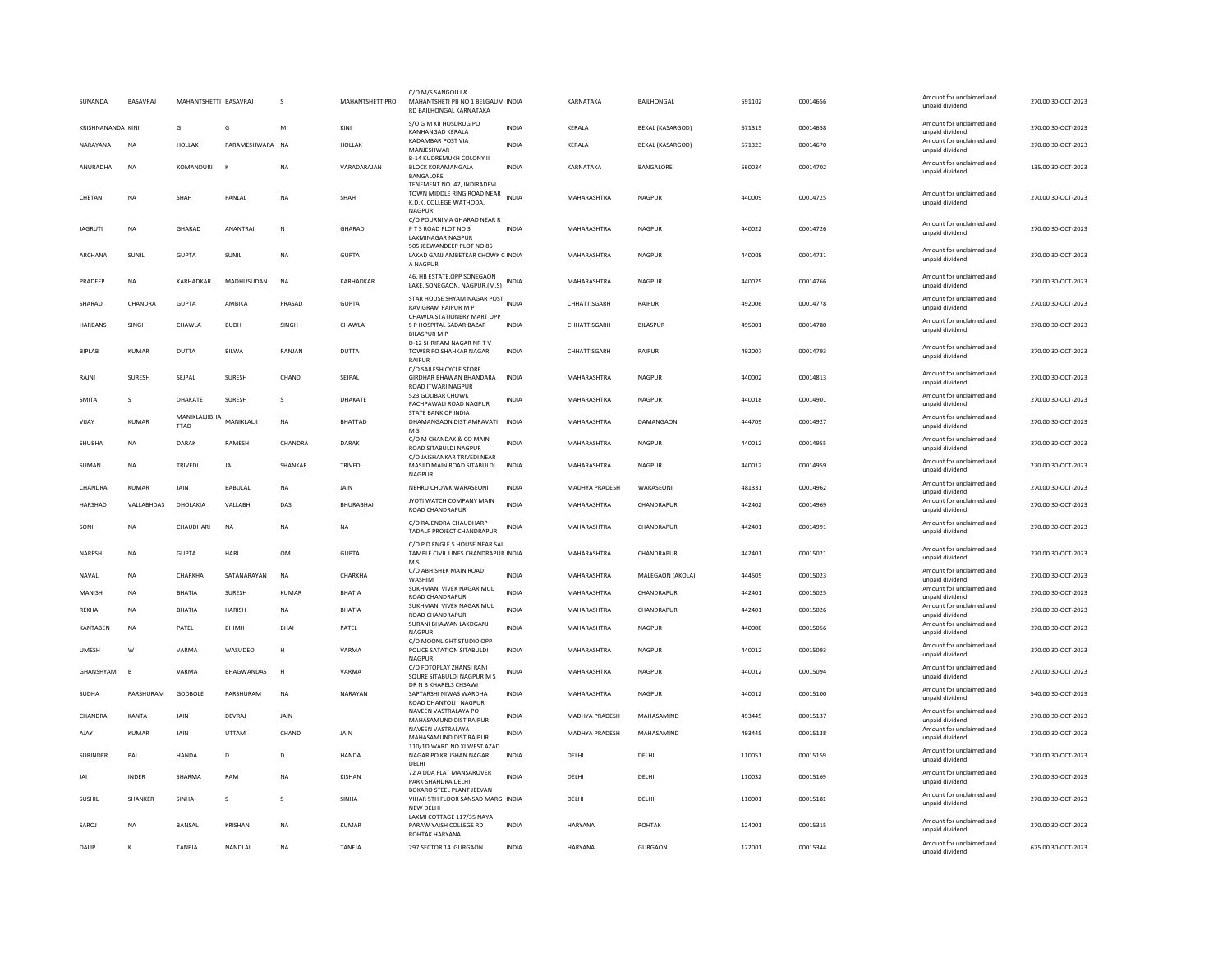| | | | | | | | | | | | | | | |
|---|---|---|---|---|---|---|---|---|---|---|---|---|---|---|
| SUNANDA | BASAVRAJ | MAHANTSHETTI | BASAVRAJ | S | MAHANTSHETTIPRO | C/O M/S SANGOLLI & MAHANTSHETI PB NO 1 BELGAUM RD BAILHONGAL KARNATAKA | INDIA | KARNATAKA | BAILHONGAL | 591102 | 00014656 | Amount for unclaimed and unpaid dividend | 270.00 | 30-OCT-2023 |
| KRISHNANANDA | KINI | G | G | M | KINI | S/O G M KII HOSDRUG PO KANHANGAD KERALA | INDIA | KERALA | BEKAL (KASARGOD) | 671315 | 00014658 | Amount for unclaimed and unpaid dividend | 270.00 | 30-OCT-2023 |
| NARAYANA | NA | HOLLAK | PARAMESHWARA | NA | HOLLAK | KADAMBAR POST VIA MANJESHWAR | INDIA | KERALA | BEKAL (KASARGOD) | 671323 | 00014670 | Amount for unclaimed and unpaid dividend | 270.00 | 30-OCT-2023 |
| ANURADHA | NA | KOMANDURI | K | NA | VARADARAJAN | B-14 KUDREMUKH COLONY II BLOCK KORAMANGALA BANGALORE | INDIA | KARNATAKA | BANGALORE | 560034 | 00014702 | Amount for unclaimed and unpaid dividend | 135.00 | 30-OCT-2023 |
| CHETAN | NA | SHAH | PANLAL | NA | SHAH | TENEMENT NO. 47, INDIRADEVI TOWN MIDDLE RING ROAD NEAR K.D.K. COLLEGE WATHODA, NAGPUR | INDIA | MAHARASHTRA | NAGPUR | 440009 | 00014725 | Amount for unclaimed and unpaid dividend | 270.00 | 30-OCT-2023 |
| JAGRUTI | NA | GHARAD | ANANTRAI | N | GHARAD | C/O POURNIMA GHARAD NEAR R P T S ROAD PLOT NO 3 LAXMINAGAR NAGPUR | INDIA | MAHARASHTRA | NAGPUR | 440022 | 00014726 | Amount for unclaimed and unpaid dividend | 270.00 | 30-OCT-2023 |
| ARCHANA | SUNIL | GUPTA | SUNIL | NA | GUPTA | 505 JEEWANDEEP PLOT NO 85 LAKAD GANJ AMBETKAR CHOWK C A NAGPUR | INDIA | MAHARASHTRA | NAGPUR | 440008 | 00014731 | Amount for unclaimed and unpaid dividend | 270.00 | 30-OCT-2023 |
| PRADEEP | NA | KARHADKAR | MADHUSUDAN | NA | KARHADKAR | 46, HB ESTATE,OPP SONEGAON LAKE, SONEGAON, NAGPUR,(M.S) | INDIA | MAHARASHTRA | NAGPUR | 440025 | 00014766 | Amount for unclaimed and unpaid dividend | 270.00 | 30-OCT-2023 |
| SHARAD | CHANDRA | GUPTA | AMBIKA | PRASAD | GUPTA | STAR HOUSE SHYAM NAGAR POST RAVIGRAM RAIPUR M P | INDIA | CHHATTISGARH | RAIPUR | 492006 | 00014778 | Amount for unclaimed and unpaid dividend | 270.00 | 30-OCT-2023 |
| HARBANS | SINGH | CHAWLA | BUDH | SINGH | CHAWLA | CHAWLA STATIONERY MART OPP S P HOSPITAL SADAR BAZAR BILASPUR M P | INDIA | CHHATTISGARH | BILASPUR | 495001 | 00014780 | Amount for unclaimed and unpaid dividend | 270.00 | 30-OCT-2023 |
| BIPLAB | KUMAR | DUTTA | BILWA | RANJAN | DUTTA | D-12 SHRIRAM NAGAR NR T V TOWER PO SHAHKAR NAGAR RAIPUR | INDIA | CHHATTISGARH | RAIPUR | 492007 | 00014793 | Amount for unclaimed and unpaid dividend | 270.00 | 30-OCT-2023 |
| RAJNI | SURESH | SEJPAL | SURESH | CHAND | SEJPAL | C/O SAILESH CYCLE STORE GIRDHAR BHAWAN BHANDARA ROAD ITWARI NAGPUR | INDIA | MAHARASHTRA | NAGPUR | 440002 | 00014813 | Amount for unclaimed and unpaid dividend | 270.00 | 30-OCT-2023 |
| SMITA | S | DHAKATE | SURESH | S | DHAKATE | 523 GOLIBAR CHOWK PACHPAWALI ROAD NAGPUR | INDIA | MAHARASHTRA | NAGPUR | 440018 | 00014901 | Amount for unclaimed and unpaid dividend | 270.00 | 30-OCT-2023 |
| VIJAY | KUMAR | MANIKLALJIBHA TTAD | MANIKLALJI | NA | BHATTAD | STATE BANK OF INDIA DHAMANGAON DIST AMRAVATI M S | INDIA | MAHARASHTRA | DAMANGAON | 444709 | 00014927 | Amount for unclaimed and unpaid dividend | 270.00 | 30-OCT-2023 |
| SHUBHA | NA | DARAK | RAMESH | CHANDRA | DARAK | C/O M CHANDAK & CO MAIN ROAD SITABULDI NAGPUR | INDIA | MAHARASHTRA | NAGPUR | 440012 | 00014955 | Amount for unclaimed and unpaid dividend | 270.00 | 30-OCT-2023 |
| SUMAN | NA | TRIVEDI | JAI | SHANKAR | TRIVEDI | C/O JAISHANKAR TRIVEDI NEAR MASJID MAIN ROAD SITABULDI NAGPUR | INDIA | MAHARASHTRA | NAGPUR | 440012 | 00014959 | Amount for unclaimed and unpaid dividend | 270.00 | 30-OCT-2023 |
| CHANDRA | KUMAR | JAIN | BABULAL | NA | JAIN | NEHRU CHOWK WARASEONI | INDIA | MADHYA PRADESH | WARASEONI | 481331 | 00014962 | Amount for unclaimed and unpaid dividend | 270.00 | 30-OCT-2023 |
| HARSHAD | VALLABHDAS | DHOLAKIA | VALLABH | DAS | BHURABHAI | JYOTI WATCH COMPANY MAIN ROAD CHANDRAPUR | INDIA | MAHARASHTRA | CHANDRAPUR | 442402 | 00014969 | Amount for unclaimed and unpaid dividend | 270.00 | 30-OCT-2023 |
| SONI | NA | CHAUDHARI | NA | NA | NA | C/O RAJENDRA CHAUDHARP TADALP PROJECT CHANDRAPUR | INDIA | MAHARASHTRA | CHANDRAPUR | 442401 | 00014991 | Amount for unclaimed and unpaid dividend | 270.00 | 30-OCT-2023 |
| NARESH | NA | GUPTA | HARI | OM | GUPTA | C/O P D ENGLE S HOUSE NEAR SAI TAMPLE CIVIL LINES CHANDRAPUR M S | INDIA | MAHARASHTRA | CHANDRAPUR | 442401 | 00015021 | Amount for unclaimed and unpaid dividend | 270.00 | 30-OCT-2023 |
| NAVAL | NA | CHARKHA | SATANARAYAN | NA | CHARKHA | C/O ABHISHEK MAIN ROAD WASHIM | INDIA | MAHARASHTRA | MALEGAON (AKOLA) | 444505 | 00015023 | Amount for unclaimed and unpaid dividend | 270.00 | 30-OCT-2023 |
| MANISH | NA | BHATIA | SURESH | KUMAR | BHATIA | SUKHMANI VIVEK NAGAR MUL ROAD CHANDRAPUR | INDIA | MAHARASHTRA | CHANDRAPUR | 442401 | 00015025 | Amount for unclaimed and unpaid dividend | 270.00 | 30-OCT-2023 |
| REKHA | NA | BHATIA | HARISH | NA | BHATIA | SUKHMANI VIVEK NAGAR MUL ROAD CHANDRAPUR | INDIA | MAHARASHTRA | CHANDRAPUR | 442401 | 00015026 | Amount for unclaimed and unpaid dividend | 270.00 | 30-OCT-2023 |
| KANTABEN | NA | PATEL | BHIMJI | BHAI | PATEL | SURANI BHAWAN LAKDGANJ NAGPUR | INDIA | MAHARASHTRA | NAGPUR | 440008 | 00015056 | Amount for unclaimed and unpaid dividend | 270.00 | 30-OCT-2023 |
| UMESH | W | VARMA | WASUDEO | H | VARMA | C/O MOONLIGHT STUDIO OPP POLICE SATATION SITABULDI NAGPUR | INDIA | MAHARASHTRA | NAGPUR | 440012 | 00015093 | Amount for unclaimed and unpaid dividend | 270.00 | 30-OCT-2023 |
| GHANSHYAM | B | VARMA | BHAGWANDAS | H | VARMA | C/O FOTOPLAY ZHANSI RANI SQURE SITABULDI NAGPUR M S | INDIA | MAHARASHTRA | NAGPUR | 440012 | 00015094 | Amount for unclaimed and unpaid dividend | 270.00 | 30-OCT-2023 |
| SUDHA | PARSHURAM | GODBOLE | PARSHURAM | NA | NARAYAN | DR N B KHARELS CHSAWI SAPTARSHI NIWAS WARDHA ROAD DHANTOLI NAGPUR | INDIA | MAHARASHTRA | NAGPUR | 440012 | 00015100 | Amount for unclaimed and unpaid dividend | 540.00 | 30-OCT-2023 |
| CHANDRA | KANTA | JAIN | DEVRAJ | JAIN | | NAVEEN VASTRALAYA PO MAHASAMUND DIST RAIPUR | INDIA | MADHYA PRADESH | MAHASAMIND | 493445 | 00015137 | Amount for unclaimed and unpaid dividend | 270.00 | 30-OCT-2023 |
| AJAY | KUMAR | JAIN | UTTAM | CHAND | JAIN | NAVEEN VASTRALAYA MAHASAMUND DIST RAIPUR | INDIA | MADHYA PRADESH | MAHASAMIND | 493445 | 00015138 | Amount for unclaimed and unpaid dividend | 270.00 | 30-OCT-2023 |
| SURINDER | PAL | HANDA | D | D | HANDA | 110/1D WARD NO XI WEST AZAD NAGAR PO KRUSHAN NAGAR DELHI | INDIA | DELHI | DELHI | 110051 | 00015159 | Amount for unclaimed and unpaid dividend | 270.00 | 30-OCT-2023 |
| JAI | INDER | SHARMA | RAM | NA | KISHAN | 72 A DDA FLAT MANSAROVER PARK SHAHDRA DELHI | INDIA | DELHI | DELHI | 110032 | 00015169 | Amount for unclaimed and unpaid dividend | 270.00 | 30-OCT-2023 |
| SUSHIL | SHANKER | SINHA | S | S | SINHA | BOKARO STEEL PLANT JEEVAN VIHAR 5TH FLOOR SANSAD MARG NEW DELHI | INDIA | DELHI | DELHI | 110001 | 00015181 | Amount for unclaimed and unpaid dividend | 270.00 | 30-OCT-2023 |
| SAROJ | NA | BANSAL | KRISHAN | NA | KUMAR | LAXMI COTTAGE 117/35 NAYA PARAW YAISH COLLEGE RD ROHTAK HARYANA | INDIA | HARYANA | ROHTAK | 124001 | 00015315 | Amount for unclaimed and unpaid dividend | 270.00 | 30-OCT-2023 |
| DALIP | K | TANEJA | NANDLAL | NA | TANEJA | 297 SECTOR 14 GURGAON | INDIA | HARYANA | GURGAON | 122001 | 00015344 | Amount for unclaimed and unpaid dividend | 675.00 | 30-OCT-2023 |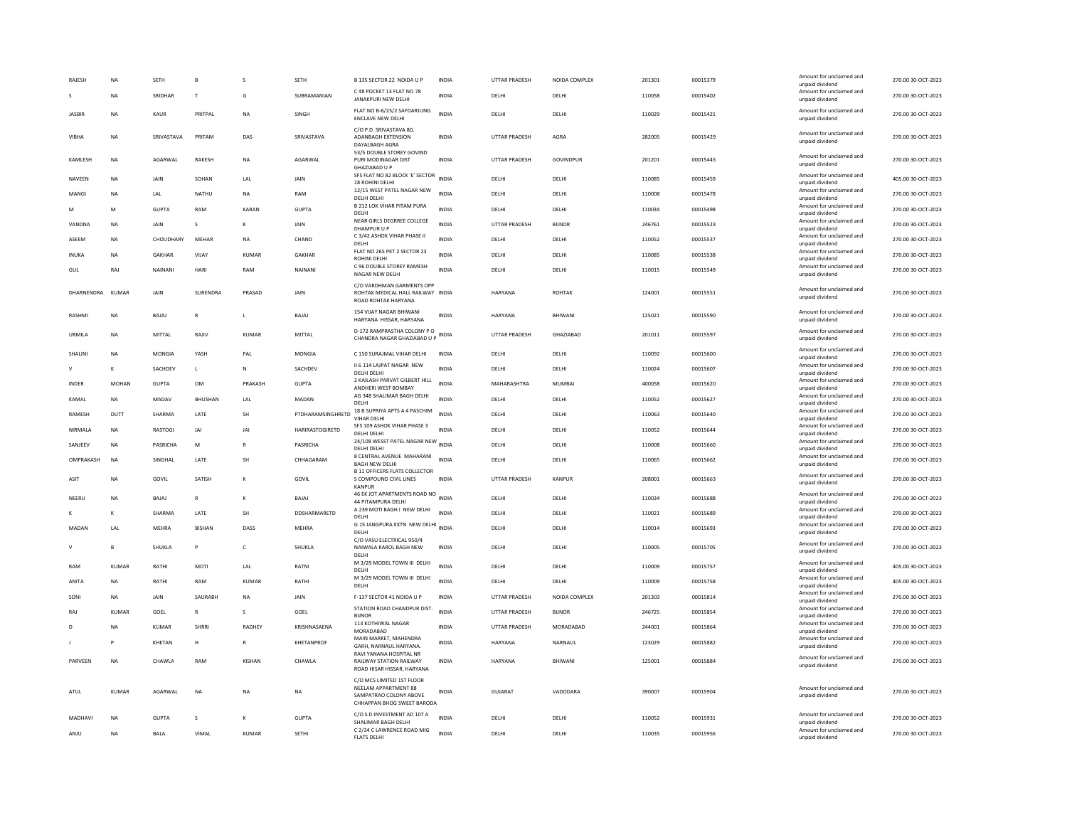| | | | | | | | | | | | | | | |
|---|---|---|---|---|---|---|---|---|---|---|---|---|---|---|
| RAJESH | NA | SETH | B | S | SETH | B 135 SECTOR 22 NOIDA U P | INDIA | UTTAR PRADESH | NOIDA COMPLEX | 201301 | 00015379 | Amount for unclaimed and unpaid dividend | 270.00 | 30-OCT-2023 |
| S | NA | SRIDHAR | T | G | SUBRAMANIAN | C 48 POCKET 13 FLAT NO 78 JANAKPURI NEW DELHI | INDIA | DELHI | DELHI | 110058 | 00015402 | Amount for unclaimed and unpaid dividend | 270.00 | 30-OCT-2023 |
| JASBIR | NA | KAUR | PRITPAL | NA | SINGH | FLAT NO B-6/25/2 SAFDARJUNG ENCLAVE NEW DELHI | INDIA | DELHI | DELHI | 110029 | 00015421 | Amount for unclaimed and unpaid dividend | 270.00 | 30-OCT-2023 |
| VIBHA | NA | SRIVASTAVA | PRITAM | DAS | SRIVASTAVA | C/O P.D. SRIVASTAVA 80, ADANBAGH EXTENSION DAYALBAGH AGRA | INDIA | UTTAR PRADESH | AGRA | 282005 | 00015429 | Amount for unclaimed and unpaid dividend | 270.00 | 30-OCT-2023 |
| KAMLESH | NA | AGARWAL | RAKESH | NA | AGARWAL | 53/5 DOUBLE STOREY GOVIND PURI MODINAGAR DIST GHAZIABAD U P | INDIA | UTTAR PRADESH | GOVINDPUR | 201201 | 00015445 | Amount for unclaimed and unpaid dividend | 270.00 | 30-OCT-2023 |
| NAVEEN | NA | JAIN | SOHAN | LAL | JAIN | SFS FLAT NO 82 BLOCK 'E' SECTOR 18 ROHINI DELHI | INDIA | DELHI | DELHI | 110085 | 00015459 | Amount for unclaimed and unpaid dividend | 405.00 | 30-OCT-2023 |
| MANGI | NA | LAL | NATHU | NA | RAM | 12/15 WEST PATEL NAGAR NEW DELHI DELHI | INDIA | DELHI | DELHI | 110008 | 00015478 | Amount for unclaimed and unpaid dividend | 270.00 | 30-OCT-2023 |
| M | M | GUPTA | RAM | KARAN | GUPTA | B 212 LOK VIHAR PITAM PURA DELHI | INDIA | DELHI | DELHI | 110034 | 00015498 | Amount for unclaimed and unpaid dividend | 270.00 | 30-OCT-2023 |
| VANDNA | NA | JAIN | S | K | JAIN | NEAR GIRLS DEGRREE COLLEGE DHAMPUR U P | INDIA | UTTAR PRADESH | BIJNOR | 246761 | 00015523 | Amount for unclaimed and unpaid dividend | 270.00 | 30-OCT-2023 |
| ASEEM | NA | CHOUDHARY | MEHAR | NA | CHAND | C 3/42 ASHOK VIHAR PHASE II DELHI | INDIA | DELHI | DELHI | 110052 | 00015537 | Amount for unclaimed and unpaid dividend | 270.00 | 30-OCT-2023 |
| INUKA | NA | GAKHAR | VIJAY | KUMAR | GAKHAR | FLAT NO 265 PKT 2 SECTOR 23 ROHINI DELHI | INDIA | DELHI | DELHI | 110085 | 00015538 | Amount for unclaimed and unpaid dividend | 270.00 | 30-OCT-2023 |
| GUL | RAJ | NAINANI | HARI | RAM | NAINANI | C 96 DOUBLE STOREY RAMESH NAGAR NEW DELHI | INDIA | DELHI | DELHI | 110015 | 00015549 | Amount for unclaimed and unpaid dividend | 270.00 | 30-OCT-2023 |
| DHARNENDRA | KUMAR | JAIN | SURENDRA | PRASAD | JAIN | C/O VARDHMAN GARMENTS OPP ROHTAK MEDICAL HALL RAILWAY ROAD ROHTAK HARYANA | INDIA | HARYANA | ROHTAK | 124001 | 00015551 | Amount for unclaimed and unpaid dividend | 270.00 | 30-OCT-2023 |
| RASHMI | NA | BAJAJ | R | L | BAJAJ | 154 VIJAY NAGAR BHIWANI HARYANA HISSAR, HARYANA | INDIA | HARYANA | BHIWANI | 125021 | 00015590 | Amount for unclaimed and unpaid dividend | 270.00 | 30-OCT-2023 |
| URMILA | NA | MITTAL | RAJIV | KUMAR | MITTAL | D-172 RAMPRASTHA COLONY P O CHANDRA NAGAR GHAZIABAD U P | INDIA | UTTAR PRADESH | GHAZIABAD | 201011 | 00015597 | Amount for unclaimed and unpaid dividend | 270.00 | 30-OCT-2023 |
| SHALINI | NA | MONGIA | YASH | PAL | MONGIA | C 150 SURAJMAL VIHAR DELHI | INDIA | DELHI | DELHI | 110092 | 00015600 | Amount for unclaimed and unpaid dividend | 270.00 | 30-OCT-2023 |
| V | K | SACHDEV | L | N | SACHDEV | II 6 114 LAJPAT NAGAR NEW DELHI DELHI | INDIA | DELHI | DELHI | 110024 | 00015607 | Amount for unclaimed and unpaid dividend | 270.00 | 30-OCT-2023 |
| INDER | MOHAN | GUPTA | OM | PRAKASH | GUPTA | 2 KAILASH PARVAT GILBERT HILL ANDHERI WEST BOMBAY | INDIA | MAHARASHTRA | MUMBAI | 400058 | 00015620 | Amount for unclaimed and unpaid dividend | 270.00 | 30-OCT-2023 |
| KAMAL | NA | MADAV | BHUSHAN | LAL | MADAN | AG 348 SHALIMAR BAGH DELHI DELHI | INDIA | DELHI | DELHI | 110052 | 00015627 | Amount for unclaimed and unpaid dividend | 270.00 | 30-OCT-2023 |
| RAMESH | DUTT | SHARMA | LATE | SH | PTDHARAMSINGHRETD | 18 B SUPRIYA APTS A 4 PASCHIM VIHAR DELHI | INDIA | DELHI | DELHI | 110063 | 00015640 | Amount for unclaimed and unpaid dividend | 270.00 | 30-OCT-2023 |
| NIRMALA | NA | RASTOGI | JAI | JAI | HARIRASTOGIRETD | SFS 109 ASHOK VIHAR PHASE 3 DELHI DELHI | INDIA | DELHI | DELHI | 110052 | 00015644 | Amount for unclaimed and unpaid dividend | 270.00 | 30-OCT-2023 |
| SANJEEV | NA | PASRICHA | M | R | PASRICHA | 24/108 WESST PATEL NAGAR NEW DELHI DELHI | INDIA | DELHI | DELHI | 110008 | 00015660 | Amount for unclaimed and unpaid dividend | 270.00 | 30-OCT-2023 |
| OMPRAKASH | NA | SINGHAL | LATE | SH | CHHAGARAM | 8 CENTRAL AVENUE MAHARANI BAGH NEW DELHI | INDIA | DELHI | DELHI | 110065 | 00015662 | Amount for unclaimed and unpaid dividend | 270.00 | 30-OCT-2023 |
| ASIT | NA | GOVIL | SATISH | K | GOVIL | B 11 OFFICERS FLATS COLLECTOR S COMPOUND CIVIL LINES KANPUR | INDIA | UTTAR PRADESH | KANPUR | 208001 | 00015663 | Amount for unclaimed and unpaid dividend | 270.00 | 30-OCT-2023 |
| NEERU | NA | BAJAJ | R | K | BAJAJ | 46 EK JOT APARTMENTS ROAD NO 44 PITAMPURA DELHI | INDIA | DELHI | DELHI | 110034 | 00015688 | Amount for unclaimed and unpaid dividend | 270.00 | 30-OCT-2023 |
| K | K | SHARMA | LATE | SH | DDSHARMARETD | A 239 MOTI BAGH I NEW DELHI DELHI | INDIA | DELHI | DELHI | 110021 | 00015689 | Amount for unclaimed and unpaid dividend | 270.00 | 30-OCT-2023 |
| MADAN | LAL | MEHRA | BISHAN | DASS | MEHRA | G 15 JANGPURA EXTN NEW DELHI DELHI | INDIA | DELHI | DELHI | 110014 | 00015693 | Amount for unclaimed and unpaid dividend | 270.00 | 30-OCT-2023 |
| V | B | SHUKLA | P | C | SHUKLA | C/O VASU ELECTRICAL 950/4 NAIWALA KAROL BAGH NEW DELHI | INDIA | DELHI | DELHI | 110005 | 00015705 | Amount for unclaimed and unpaid dividend | 270.00 | 30-OCT-2023 |
| RAM | KUMAR | RATHI | MOTI | LAL | RATNI | M 3/29 MODEL TOWN III DELHI DELHI | INDIA | DELHI | DELHI | 110009 | 00015757 | Amount for unclaimed and unpaid dividend | 405.00 | 30-OCT-2023 |
| ANITA | NA | RATHI | RAM | KUMAR | RATHI | M 3/29 MODEL TOWN III DELHI DELHI | INDIA | DELHI | DELHI | 110009 | 00015758 | Amount for unclaimed and unpaid dividend | 405.00 | 30-OCT-2023 |
| SONI | NA | JAIN | SAURABH | NA | JAIN | F-137 SECTOR 41 NOIDA U P | INDIA | UTTAR PRADESH | NOIDA COMPLEX | 201303 | 00015814 | Amount for unclaimed and unpaid dividend | 270.00 | 30-OCT-2023 |
| RAJ | KUMAR | GOEL | R | S | GOEL | STATION ROAD CHANDPUR DIST. BIJNOR | INDIA | UTTAR PRADESH | BIJNOR | 246725 | 00015854 | Amount for unclaimed and unpaid dividend | 270.00 | 30-OCT-2023 |
| D | NA | KUMAR | SHRRI | RADHEY | KRISHNASAENA | 113 KOTHIWAL NAGAR MORADABAD | INDIA | UTTAR PRADESH | MORADABAD | 244001 | 00015864 | Amount for unclaimed and unpaid dividend | 270.00 | 30-OCT-2023 |
| J | P | KHETAN | H | R | KHETANPROF | MAIN MARKET, MAHENDRA GARH, NARNAUL HARYANA. | INDIA | HARYANA | NARNAUL | 123029 | 00015882 | Amount for unclaimed and unpaid dividend | 270.00 | 30-OCT-2023 |
| PARVEEN | NA | CHAWLA | RAM | KISHAN | CHAWLA | RAVI YANANA HOSPITAL NR RAILWAY STATION RAILWAY ROAD HISAR HISSAR, HARYANA | INDIA | HARYANA | BHIWANI | 125001 | 00015884 | Amount for unclaimed and unpaid dividend | 270.00 | 30-OCT-2023 |
| ATUL | KUMAR | AGARWAL | NA | NA | NA | C/O MCS LIMITED 1ST FLOOR NEELAM APPARTMENT 88 SAMPATRAO COLONY ABOVE CHHAPPAN BHOG SWEET BARODA | INDIA | GUJARAT | VADODARA | 390007 | 00015904 | Amount for unclaimed and unpaid dividend | 270.00 | 30-OCT-2023 |
| MADHAVI | NA | GUPTA | S | K | GUPTA | C/O S D INVESTMENT AD 107 A SHALIMAR BAGH DELHI | INDIA | DELHI | DELHI | 110052 | 00015931 | Amount for unclaimed and unpaid dividend | 270.00 | 30-OCT-2023 |
| ANJU | NA | BALA | VIMAL | KUMAR | SETHI | C 2/34 C LAWRENCE ROAD MIG FLATS DELHI | INDIA | DELHI | DELHI | 110035 | 00015956 | Amount for unclaimed and unpaid dividend | 270.00 | 30-OCT-2023 |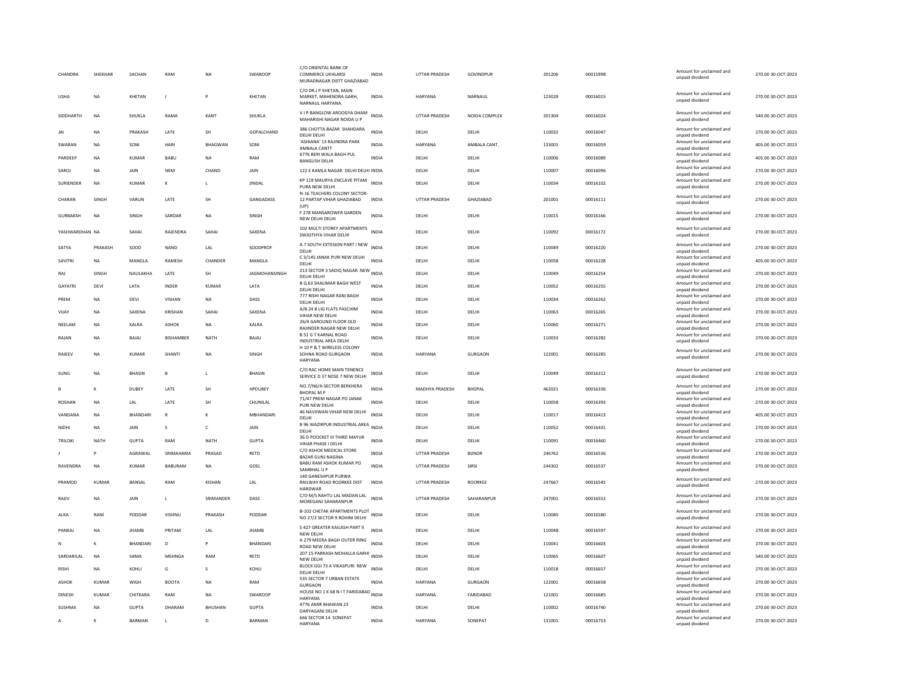| | | | | | | | | | | | | | | |
|---|---|---|---|---|---|---|---|---|---|---|---|---|---|---|
| CHANDRA | SHEKHAR | SACHAN | RAM | NA | SWAROOP | C/O ORIENTAL BANK OF COMMERCE UKHLARSI MURADNAGAR DISTT GHAZIABAD | INDIA | UTTAR PRADESH | GOVINDPUR | 201206 | 00015998 | Amount for unclaimed and unpaid dividend | 270.00 | 30-OCT-2023 |
| USHA | NA | KHETAN | J | P | KHETAN | C/O DR.J P KHETAN, MAIN MARKET, MAHENDRA GARH, NARNAUL HARYANA. | INDIA | HARYANA | NARNAUL | 123029 | 00016015 | Amount for unclaimed and unpaid dividend | 270.00 | 30-OCT-2023 |
| SIDDHARTH | NA | SHUKLA | RAMA | KANT | SHUKLA | V I P BANGLOW AROOGYA DHAM MAHARISHI NAGAR NOIDA U P | INDIA | UTTAR PRADESH | NOIDA COMPLEX | 201304 | 00016024 | Amount for unclaimed and unpaid dividend | 540.00 | 30-OCT-2023 |
| JAI | NA | PRAKASH | LATE | SH | GOPALCHAND | 386 CHOTTA BAZAR SHAHDARA DELHI DELHI | INDIA | DELHI | DELHI | 110032 | 00016047 | Amount for unclaimed and unpaid dividend | 270.00 | 30-OCT-2023 |
| SWARAN | NA | SONI | HARI | BHAGWAN | SONI | 'ASHIANA' 13 RAJINDRA PARK AMBALA CANTT | INDIA | HARYANA | AMBALA CANT. | 133001 | 00016059 | Amount for unclaimed and unpaid dividend | 405.00 | 30-OCT-2023 |
| PARDEEP | NA | KUMAR | BABU | NA | RAM | 6776 BERI WALA BAGH PUL BANGUSH DELHI | INDIA | DELHI | DELHI | 110006 | 00016089 | Amount for unclaimed and unpaid dividend | 405.00 | 30-OCT-2023 |
| SAROJ | NA | JAIN | NEM | CHAND | JAIN | 122 E KAMLA NAGAR DELHI DELHI | INDIA | DELHI | DELHI | 110007 | 00016096 | Amount for unclaimed and unpaid dividend | 270.00 | 30-OCT-2023 |
| SURIENDER | NA | KUMAR | K | L | JINDAL | KP 119 MAURYA ENCLAVE PITAM PURA NEW DELHI | INDIA | DELHI | DELHI | 110034 | 00016102 | Amount for unclaimed and unpaid dividend | 270.00 | 30-OCT-2023 |
| CHARAN | SINGH | VARUN | LATE | SH | GANGADASS | N-16 TEACHERS COLONY SECTOR-12 PARTAP VIHAR GHAZIABAD (UP) | INDIA | UTTAR PRADESH | GHAZIABAD | 201001 | 00016111 | Amount for unclaimed and unpaid dividend | 270.00 | 30-OCT-2023 |
| GURBAKSH | NA | SINGH | SARDAR | NA | SINGH | F 278 MANSAROWER GARDEN NEW DELHI DELHI | INDIA | DELHI | DELHI | 110015 | 00016166 | Amount for unclaimed and unpaid dividend | 270.00 | 30-OCT-2023 |
| YASHWARDHAN | NA | SAHAI | RAJENDRA | SAHAI | SAXENA | 102 MULTI STOREY APARTMENTS SWASTHYA VIHAR DELHI | INDIA | DELHI | DELHI | 110092 | 00016172 | Amount for unclaimed and unpaid dividend | 270.00 | 30-OCT-2023 |
| SATYA | PRAKASH | SOOD | NAND | LAL | SOODPROF | A 7 SOUTH EXTESION PART I NEW DELHI | INDIA | DELHI | DELHI | 110049 | 00016220 | Amount for unclaimed and unpaid dividend | 270.00 | 30-OCT-2023 |
| SAVITRI | NA | MANGLA | RAMESH | CHANDER | MANGLA | C 3/145 JANAK PURI NEW DELHI DELHI | INDIA | DELHI | DELHI | 110058 | 00016228 | Amount for unclaimed and unpaid dividend | 405.00 | 30-OCT-2023 |
| RAJ | SINGH | NAULAKHA | LATE | SH | JAGMOHANSINGH | 213 SECTOR 3 SADIQ NAGAR NEW DELHI DELHI | INDIA | DELHI | DELHI | 110049 | 00016254 | Amount for unclaimed and unpaid dividend | 270.00 | 30-OCT-2023 |
| GAYATRI | DEVI | LATA | INDER | KUMAR | LATA | B Q 63 SHALIMAR BAGH WEST DELHI DELHI | INDIA | DELHI | DELHI | 110052 | 00016255 | Amount for unclaimed and unpaid dividend | 270.00 | 30-OCT-2023 |
| PREM | NA | DEVI | VISHAN | NA | DASS | 777 RISHI NAGAR RANI BAGH DELHI DELHI | INDIA | DELHI | DELHI | 110034 | 00016262 | Amount for unclaimed and unpaid dividend | 270.00 | 30-OCT-2023 |
| VIJAY | NA | SAXENA | KRISHAN | SAHAI | SAXENA | A/B 24 B LIG FLATS PASCHIM VIHAR NEW DELHI | INDIA | DELHI | DELHI | 110063 | 00016265 | Amount for unclaimed and unpaid dividend | 270.00 | 30-OCT-2023 |
| NEELAM | NA | KALRA | ASHOK | NA | KALRA | 26/4 GAROUND FLOOR OLD RAJINDER NAGAR NEW DELHI | INDIA | DELHI | DELHI | 110060 | 00016271 | Amount for unclaimed and unpaid dividend | 270.00 | 30-OCT-2023 |
| RAJAN | NA | BAJAJ | BISHAMBER | NATH | BAJAJ | B 51 G T KARNAL ROAD INDUSTRIAL AREA DELHI | INDIA | DELHI | DELHI | 110033 | 00016282 | Amount for unclaimed and unpaid dividend | 270.00 | 30-OCT-2023 |
| RAJEEV | NA | KUMAR | SHANTI | NA | SINGH | H 10 P & T WIRELESS COLONY SOHNA ROAD GURGAON HARYANA | INDIA | HARYANA | GURGAON | 122001 | 00016285 | Amount for unclaimed and unpaid dividend | 270.00 | 30-OCT-2023 |
| SUNIL | NA | BHASIN | B | L | BHASIN | C/O RAC HOME MAIN TENENCE SERVICE D 37 NDSE 7 NEW DELHI | INDIA | DELHI | DELHI | 110049 | 00016312 | Amount for unclaimed and unpaid dividend | 270.00 | 30-OCT-2023 |
| B | K | DUBEY | LATE | SH | HPDUBEY | NO.7/N6/A-SECTOR BERKHERA BHOPAL M.P | INDIA | MADHYA PRADESH | BHOPAL | 462021 | 00016336 | Amount for unclaimed and unpaid dividend | 270.00 | 30-OCT-2023 |
| ROSHAN | NA | LAL | LATE | SH | CHUNILAL | 71/47 PREM NAGAR PO JANAK PURI NEW DELHI | INDIA | DELHI | DELHI | 110058 | 00016393 | Amount for unclaimed and unpaid dividend | 270.00 | 30-OCT-2023 |
| VANDANA | NA | BHANDARI | R | K | MBHANDARI | 46 NAVJIWAN VIHAR NEW DELHI DELHI | INDIA | DELHI | DELHI | 110017 | 00016413 | Amount for unclaimed and unpaid dividend | 405.00 | 30-OCT-2023 |
| NIDHI | NA | JAIN | S | C | JAIN | B 96 WAZIRPUR INDUSTRIAL AREA DELHI | INDIA | DELHI | DELHI | 110052 | 00016431 | Amount for unclaimed and unpaid dividend | 270.00 | 30-OCT-2023 |
| TRILOKI | NATH | GUPTA | RAM | NATH | GUPTA | 36 D POOCKET III THIRD MAYUR VIHAR PHASE I DELHI | INDIA | DELHI | DELHI | 110091 | 00016460 | Amount for unclaimed and unpaid dividend | 270.00 | 30-OCT-2023 |
| J | P | AGRAWAL | SRIMAHARIA | PRASAD | RETD | C/O ASHOK MEDICAL STORE BAZAR GUNJ NAGINA | INDIA | UTTAR PRADESH | BIJNOR | 246762 | 00016536 | Amount for unclaimed and unpaid dividend | 270.00 | 30-OCT-2023 |
| RAVENDRA | NA | KUMAR | BABURAM | NA | GOEL | BABU RAM ASHOK KUMAR PO SAMBHAL U P | INDIA | UTTAR PRADESH | SIRSI | 244302 | 00016537 | Amount for unclaimed and unpaid dividend | 270.00 | 30-OCT-2023 |
| PRAMOD | KUMAR | BANSAL | RAM | KISHAN | LAL | 140 GANESHPUR PURWA RAILWAY ROAD ROORKEE DIST HARDWAR | INDIA | UTTAR PRADESH | ROORKEE | 247667 | 00016542 | Amount for unclaimed and unpaid dividend | 270.00 | 30-OCT-2023 |
| RAJIV | NA | JAIN | L | SRIMANDER | DASS | C/O M/S RAHTU LAL MADAN LAL MOREGANJ SAHARANPUR | INDIA | UTTAR PRADESH | SAHARANPUR | 247001 | 00016552 | Amount for unclaimed and unpaid dividend | 270.00 | 30-OCT-2023 |
| ALKA | RANI | PODDAR | VISHNU | PRAKASH | PODDAR | B-102 CHETAK APARTMENTS PLOT NO 27/2 SECTOR 9 ROHINI DELHI | INDIA | DELHI | DELHI | 110085 | 00016580 | Amount for unclaimed and unpaid dividend | 270.00 | 30-OCT-2023 |
| PANKAJ | NA | JHAMB | PRITAM | LAL | JHAMB | S 427 GREATER KAILASH PART II NEW DELHI | INDIA | DELHI | DELHI | 110048 | 00016597 | Amount for unclaimed and unpaid dividend | 270.00 | 30-OCT-2023 |
| N | K | BHANDARI | D | P | BHANDARI | A 279 MEERA BAGH OUTER RING ROAD NEW DELHI | INDIA | DELHI | DELHI | 110041 | 00016603 | Amount for unclaimed and unpaid dividend | 270.00 | 30-OCT-2023 |
| SARDARILAL | NA | SAMA | MEHNGA | RAM | RETD | 207 15 PARKASH MOHALLA GARHI NEW DELHI | INDIA | DELHI | DELHI | 110065 | 00016607 | Amount for unclaimed and unpaid dividend | 540.00 | 30-OCT-2023 |
| RISHI | NA | KOHLI | G | S | KOHLI | BLOCK GGI 73 A VIKASPURI NEW DELHI DELHI | INDIA | DELHI | DELHI | 110018 | 00016657 | Amount for unclaimed and unpaid dividend | 270.00 | 30-OCT-2023 |
| ASHOK | KUMAR | WIGH | BOOTA | NA | RAM | 535 SECTOR 7 URBAN ESTATE GURGAON | INDIA | HARYANA | GURGAON | 122001 | 00016658 | Amount for unclaimed and unpaid dividend | 270.00 | 30-OCT-2023 |
| DINESH | KUMAR | CHITKARA | RAM | NA | SWAROOP | HOUSE NO 1 K 68 N I T FARIDABAD HARYANA | INDIA | HARYANA | FARIDABAD | 121001 | 00016685 | Amount for unclaimed and unpaid dividend | 270.00 | 30-OCT-2023 |
| SUSHMA | NA | GUPTA | DHARAM | BHUSHAN | GUPTA | 4776 AMIR BHAWAN 23 DARYAGANJ DELHI | INDIA | DELHI | DELHI | 110002 | 00016740 | Amount for unclaimed and unpaid dividend | 270.00 | 30-OCT-2023 |
| A | K | BARMAN | L | D | BARMAN | 666 SECTOR 14 SONEPAT HARYANA | INDIA | HARYANA | SONEPAT | 131001 | 00016753 | Amount for unclaimed and unpaid dividend | 270.00 | 30-OCT-2023 |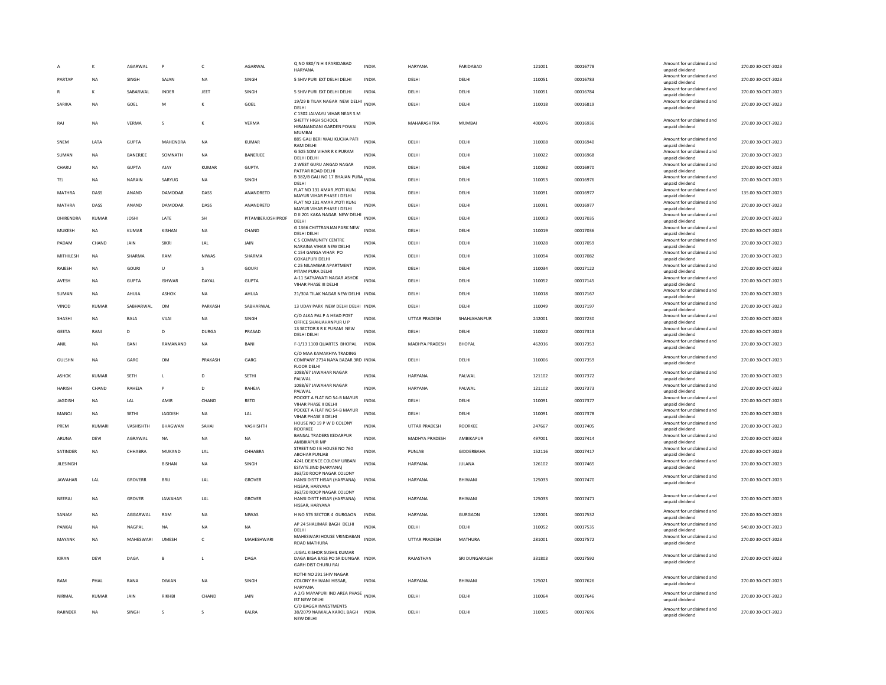| | | | | | | | | | | | | | |
|---|---|---|---|---|---|---|---|---|---|---|---|---|---|
| A | K | AGARWAL | P | C | AGARWAL | Q NO 980/ N H 4 FARIDABAD HARYANA | INDIA | HARYANA | FARIDABAD | 121001 | 00016778 | Amount for unclaimed and unpaid dividend | 270.00 30-OCT-2023 |
| PARTAP | NA | SINGH | SAJAN | NA | SINGH | 5 SHIV PURI EXT DELHI DELHI | INDIA | DELHI | DELHI | 110051 | 00016783 | Amount for unclaimed and unpaid dividend | 270.00 30-OCT-2023 |
| R | K | SABARWAL | INDER | JEET | SINGH | 5 SHIV PURI EXT DELHI DELHI | INDIA | DELHI | DELHI | 110051 | 00016784 | Amount for unclaimed and unpaid dividend | 270.00 30-OCT-2023 |
| SARIKA | NA | GOEL | M | K | GOEL | 19/29 B TILAK NAGAR NEW DELHI DELHI | INDIA | DELHI | DELHI | 110018 | 00016819 | Amount for unclaimed and unpaid dividend | 270.00 30-OCT-2023 |
| RAJ | NA | VERMA | S | K | VERMA | C 1302 JALVAYU VIHAR NEAR S M SHETTY HIGH SCHOOL HIRANANDANI GARDEN POWAI MUMBAI | INDIA | MAHARASHTRA | MUMBAI | 400076 | 00016936 | Amount for unclaimed and unpaid dividend | 270.00 30-OCT-2023 |
| SNEM | LATA | GUPTA | MAHENDRA | NA | KUMAR | 885 GALI BERI WALI KUCHA PATI RAM DELHI | INDIA | DELHI | DELHI | 110008 | 00016940 | Amount for unclaimed and unpaid dividend | 270.00 30-OCT-2023 |
| SUMAN | NA | BANERJEE | SOMNATH | NA | BANERJEE | G 505 SOM VIHAR R K PURAM DELHI DELHI | INDIA | DELHI | DELHI | 110022 | 00016968 | Amount for unclaimed and unpaid dividend | 270.00 30-OCT-2023 |
| CHARU | NA | GUPTA | AJAY | KUMAR | GUPTA | 2 WEST GURU ANGAD NAGAR PATPAR ROAD DELHI | INDIA | DELHI | DELHI | 110092 | 00016970 | Amount for unclaimed and unpaid dividend | 270.00 30-OCT-2023 |
| TEJ | NA | NARAIN | SARYUG | NA | SINGH | B 382/B GALI NO 17 BHAJAN PURA DELHI | INDIA | DELHI | DELHI | 110053 | 00016976 | Amount for unclaimed and unpaid dividend | 270.00 30-OCT-2023 |
| MATHRA | DASS | ANAND | DAMODAR | DASS | ANANDRETD | FLAT NO 131 AMAR JYOTI KUNJ MAYUR VIHAR PHASE I DELHI | INDIA | DELHI | DELHI | 110091 | 00016977 | Amount for unclaimed and unpaid dividend | 135.00 30-OCT-2023 |
| MATHRA | DASS | ANAND | DAMODAR | DASS | ANANDRETD | FLAT NO 131 AMAR JYOTI KUNJ MAYUR VIHAR PHASE I DELHI | INDIA | DELHI | DELHI | 110091 | 00016977 | Amount for unclaimed and unpaid dividend | 270.00 30-OCT-2023 |
| DHIRENDRA | KUMAR | JOSHI | LATE | SH | PITAMBERJOSHIPROF | D II 201 KAKA NAGAR NEW DELHI DELHI | INDIA | DELHI | DELHI | 110003 | 00017035 | Amount for unclaimed and unpaid dividend | 270.00 30-OCT-2023 |
| MUKESH | NA | KUMAR | KISHAN | NA | CHAND | G 1366 CHITTRANJAN PARK NEW DELHI DELHI | INDIA | DELHI | DELHI | 110019 | 00017036 | Amount for unclaimed and unpaid dividend | 270.00 30-OCT-2023 |
| PADAM | CHAND | JAIN | SIKRI | LAL | JAIN | C 5 COMMUNITY CENTRE NARAINA VIHAR NEW DELHI | INDIA | DELHI | DELHI | 110028 | 00017059 | Amount for unclaimed and unpaid dividend | 270.00 30-OCT-2023 |
| MITHILESH | NA | SHARMA | RAM | NIWAS | SHARMA | C 154 GANGA VIHAR PO GOKALPURI DELHI | INDIA | DELHI | DELHI | 110094 | 00017082 | Amount for unclaimed and unpaid dividend | 270.00 30-OCT-2023 |
| RAJESH | NA | GOURI | U | S | GOURI | C 25 NILAMBAR APARTMENT PITAM PURA DELHI | INDIA | DELHI | DELHI | 110034 | 00017122 | Amount for unclaimed and unpaid dividend | 270.00 30-OCT-2023 |
| AVESH | NA | GUPTA | ISHWAR | DAYAL | GUPTA | A-11 SATYAWATI NAGAR ASHOK VIHAR PHASE III DELHI | INDIA | DELHI | DELHI | 110052 | 00017145 | Amount for unclaimed and unpaid dividend | 270.00 30-OCT-2023 |
| SUMAN | NA | AHUJA | ASHOK | NA | AHUJA | 21/30A TILAK NAGAR NEW DELHI | INDIA | DELHI | DELHI | 110018 | 00017167 | Amount for unclaimed and unpaid dividend | 270.00 30-OCT-2023 |
| VINOD | KUMAR | SABHARWAL | OM | PARKASH | SABHARWAL | 13 UDAY PARK NEW DELHI DELHI | INDIA | DELHI | DELHI | 110049 | 00017197 | Amount for unclaimed and unpaid dividend | 270.00 30-OCT-2023 |
| SHASHI | NA | BALA | VIJAI | NA | SINGH | C/O ALKA PAL P A HEAD POST OFFICE SHAHJAHANPUR U P | INDIA | UTTAR PRADESH | SHAHJAHANPUR | 242001 | 00017230 | Amount for unclaimed and unpaid dividend | 270.00 30-OCT-2023 |
| GEETA | RANI | D | D | DURGA | PRASAD | 13 SECTOR 8 R K PURAM NEW DELHI DELHI | INDIA | DELHI | DELHI | 110022 | 00017313 | Amount for unclaimed and unpaid dividend | 270.00 30-OCT-2023 |
| ANIL | NA | BANI | RAMANAND | NA | BANI | F-1/13 1100 QUARTES BHOPAL | INDIA | MADHYA PRADESH | BHOPAL | 462016 | 00017353 | Amount for unclaimed and unpaid dividend | 270.00 30-OCT-2023 |
| GULSHN | NA | GARG | OM | PRAKASH | GARG | C/O MAA KAMAKHYA TRADING COMPANY 2734 NAYA BAZAR 3RD FLOOR DELHI | INDIA | DELHI | DELHI | 110006 | 00017359 | Amount for unclaimed and unpaid dividend | 270.00 30-OCT-2023 |
| ASHOK | KUMAR | SETH | L | D | SETHI | 1088/67 JAWAHAR NAGAR PALWAL | INDIA | HARYANA | PALWAL | 121102 | 00017372 | Amount for unclaimed and unpaid dividend | 270.00 30-OCT-2023 |
| HARISH | CHAND | RAHEJA | P | D | RAHEJA | 1088/67 JAWAHAR NAGAR PALWAL | INDIA | HARYANA | PALWAL | 121102 | 00017373 | Amount for unclaimed and unpaid dividend | 270.00 30-OCT-2023 |
| JAGDISH | NA | LAL | AMIR | CHAND | RETD | POCKET A FLAT NO 54-B MAYUR VIHAR PHASE II DELHI | INDIA | DELHI | DELHI | 110091 | 00017377 | Amount for unclaimed and unpaid dividend | 270.00 30-OCT-2023 |
| MANOJ | NA | SETHI | JAGDISH | NA | LAL | POCKET A FLAT NO 54-B MAYUR VIHAR PHASE II DELHI | INDIA | DELHI | DELHI | 110091 | 00017378 | Amount for unclaimed and unpaid dividend | 270.00 30-OCT-2023 |
| PREM | KUMARI | VASHISHTH | BHAGWAN | SAHAI | VASHISHTH | HOUSE NO 19 P W D COLONY ROORKEE | INDIA | UTTAR PRADESH | ROORKEE | 247667 | 00017405 | Amount for unclaimed and unpaid dividend | 270.00 30-OCT-2023 |
| ARUNA | DEVI | AGRAWAL | NA | NA | NA | BANSAL TRADERS KEDARPUR AMBIKAPUR MP | INDIA | MADHYA PRADESH | AMBIKAPUR | 497001 | 00017414 | Amount for unclaimed and unpaid dividend | 270.00 30-OCT-2023 |
| SATINDER | NA | CHHABRA | MUKAND | LAL | CHHABRA | STREET NO I B HOUSE NO 760 ABOHAR PUNJAB | INDIA | PUNJAB | GIDDERBAHA | 152116 | 00017417 | Amount for unclaimed and unpaid dividend | 270.00 30-OCT-2023 |
| JILESINGH | | | BISHAN | NA | SINGH | 4241 DEJENCE COLONY URBAN ESTATE JIND (HARYANA) | INDIA | HARYANA | JULANA | 126102 | 00017465 | Amount for unclaimed and unpaid dividend | 270.00 30-OCT-2023 |
| JAWAHAR | LAL | GROVERR | BRIJ | LAL | GROVER | 363/20 ROOP NAGAR COLONY HANSI DISTT HISAR (HARYANA) HISSAR, HARYANA | INDIA | HARYANA | BHIWANI | 125033 | 00017470 | Amount for unclaimed and unpaid dividend | 270.00 30-OCT-2023 |
| NEERAJ | NA | GROVER | JAWAHAR | LAL | GROVER | 363/20 ROOP NAGAR COLONY HANSI DISTT HISAR (HARYANA) HISSAR, HARYANA | INDIA | HARYANA | BHIWANI | 125033 | 00017471 | Amount for unclaimed and unpaid dividend | 270.00 30-OCT-2023 |
| SANJAY | NA | AGGARWAL | RAM | NA | NIWAS | H NO 576 SECTOR 4 GURGAON | INDIA | HARYANA | GURGAON | 122001 | 00017532 | Amount for unclaimed and unpaid dividend | 270.00 30-OCT-2023 |
| PANKAJ | NA | NAGPAL | NA | NA | NA | AP 24 SHALIMAR BAGH DELHI DELHI | INDIA | DELHI | DELHI | 110052 | 00017535 | Amount for unclaimed and unpaid dividend | 540.00 30-OCT-2023 |
| MAYANK | NA | MAHESWARI | UMESH | C | MAHESHWARI | MAHESWARI HOUSE VRINDABAN ROAD MATHURA | INDIA | UTTAR PRADESH | MATHURA | 281001 | 00017572 | Amount for unclaimed and unpaid dividend | 270.00 30-OCT-2023 |
| KIRAN | DEVI | DAGA | B | L | DAGA | JUGAL KISHOR SUSHIL KUMAR DAGA BIGA BASS PO SRIDUNGAR GARH DIST CHURU RAJ | INDIA | RAJASTHAN | SRI DUNGARAGH | 331803 | 00017592 | Amount for unclaimed and unpaid dividend | 270.00 30-OCT-2023 |
| RAM | PHAL | RANA | DIWAN | NA | SINGH | KOTHI NO 291 SHIV NAGAR COLONY BHIWANI HISSAR, HARYANA | INDIA | HARYANA | BHIWANI | 125021 | 00017626 | Amount for unclaimed and unpaid dividend | 270.00 30-OCT-2023 |
| NIRMAL | KUMAR | JAIN | RIKHBI | CHAND | JAIN | A 2/3 MAYAPURI IND AREA PHASE IST NEW DELHI | INDIA | DELHI | DELHI | 110064 | 00017646 | Amount for unclaimed and unpaid dividend | 270.00 30-OCT-2023 |
| RAJINDER | NA | SINGH | S | S | KALRA | C/O BAGGA INVESTMENTS 38/2079 NAIWALA KAROL BAGH NEW DELHI | INDIA | DELHI | DELHI | 110005 | 00017696 | Amount for unclaimed and unpaid dividend | 270.00 30-OCT-2023 |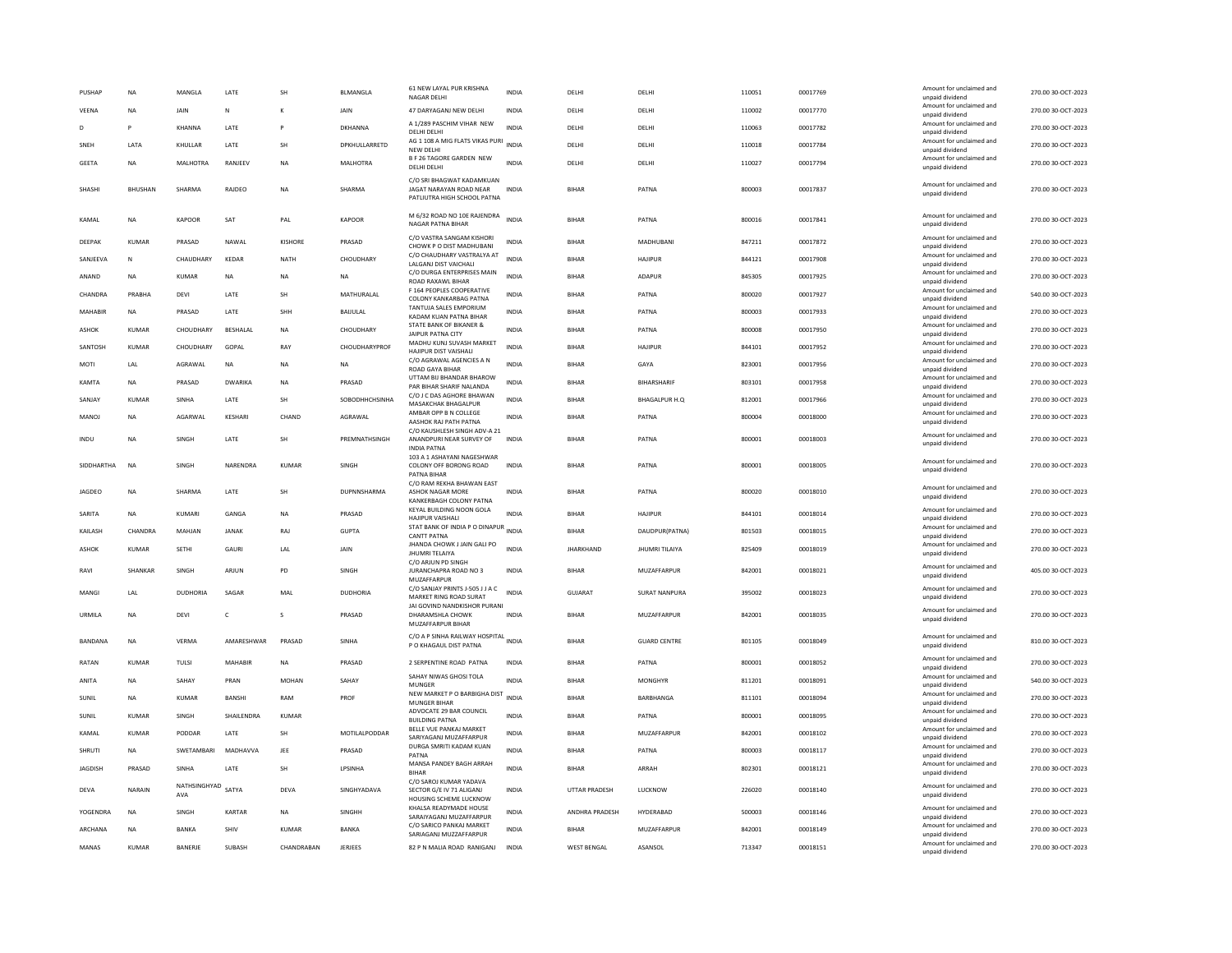| PUSHAP | NA | MANGLA | LATE | SH | BLMANGLA | 61 NEW LAYAL PUR KRISHNA NAGAR DELHI | INDIA | DELHI | DELHI | 110051 | 00017769 | Amount for unclaimed and unpaid dividend | 270.00 | 30-OCT-2023 |
|---|---|---|---|---|---|---|---|---|---|---|---|---|---|---|
| VEENA | NA | JAIN | N | K | JAIN | 47 DARYAGANJ NEW DELHI | INDIA | DELHI | DELHI | 110002 | 00017770 | Amount for unclaimed and unpaid dividend | 270.00 | 30-OCT-2023 |
| D | P | KHANNA | LATE | P | DKHANNA | A 1/289 PASCHIM VIHAR NEW DELHI DELHI | INDIA | DELHI | DELHI | 110063 | 00017782 | Amount for unclaimed and unpaid dividend | 270.00 | 30-OCT-2023 |
| SNEH | LATA | KHULLAR | LATE | SH | DPKHULLARRETD | AG 1 108 A MIG FLATS VIKAS PURI NEW DELHI | INDIA | DELHI | DELHI | 110018 | 00017784 | Amount for unclaimed and unpaid dividend | 270.00 | 30-OCT-2023 |
| GEETA | NA | MALHOTRA | RANJEEV | NA | MALHOTRA | B F 26 TAGORE GARDEN NEW DELHI DELHI | INDIA | DELHI | DELHI | 110027 | 00017794 | Amount for unclaimed and unpaid dividend | 270.00 | 30-OCT-2023 |
| SHASHI | BHUSHAN | SHARMA | RAJDEO | NA | SHARMA | C/O SRI BHAGWAT KADAMKUAN JAGAT NARAYAN ROAD NEAR PATLIUTRA HIGH SCHOOL PATNA | INDIA | BIHAR | PATNA | 800003 | 00017837 | Amount for unclaimed and unpaid dividend | 270.00 | 30-OCT-2023 |
| KAMAL | NA | KAPOOR | SAT | PAL | KAPOOR | M 6/32 ROAD NO 10E RAJENDRA NAGAR PATNA BIHAR | INDIA | BIHAR | PATNA | 800016 | 00017841 | Amount for unclaimed and unpaid dividend | 270.00 | 30-OCT-2023 |
| DEEPAK | KUMAR | PRASAD | NAWAL | KISHORE | PRASAD | C/O VASTRA SANGAM KISHORI CHOWK P O DIST MADHUBANI | INDIA | BIHAR | MADHUBANI | 847211 | 00017872 | Amount for unclaimed and unpaid dividend | 270.00 | 30-OCT-2023 |
| SANJEEVA | N | CHAUDHARY | KEDAR | NATH | CHOUDHARY | C/O CHAUDHARY VASTRALYA AT LALGANJ DIST VAICHALI | INDIA | BIHAR | HAJIPUR | 844121 | 00017908 | Amount for unclaimed and unpaid dividend | 270.00 | 30-OCT-2023 |
| ANAND | NA | KUMAR | NA | NA | NA | C/O DURGA ENTERPRISES MAIN ROAD RAXAWL BIHAR | INDIA | BIHAR | ADAPUR | 845305 | 00017925 | Amount for unclaimed and unpaid dividend | 270.00 | 30-OCT-2023 |
| CHANDRA | PRABHA | DEVI | LATE | SH | MATHURALAL | F 164 PEOPLES COOPERATIVE COLONY KANKARBAG PATNA | INDIA | BIHAR | PATNA | 800020 | 00017927 | Amount for unclaimed and unpaid dividend | 540.00 | 30-OCT-2023 |
| MAHABIR | NA | PRASAD | LATE | SHH | BAIJULAL | TANTUJA SALES EMPORIUM KADAM KUAN PATNA BIHAR | INDIA | BIHAR | PATNA | 800003 | 00017933 | Amount for unclaimed and unpaid dividend | 270.00 | 30-OCT-2023 |
| ASHOK | KUMAR | CHOUDHARY | BESHALAL | NA | CHOUDHARY | STATE BANK OF BIKANER & JAIPUR PATNA CITY | INDIA | BIHAR | PATNA | 800008 | 00017950 | Amount for unclaimed and unpaid dividend | 270.00 | 30-OCT-2023 |
| SANTOSH | KUMAR | CHOUDHARY | GOPAL | RAY | CHOUDHARYPROF | MADHU KUNJ SUVASH MARKET HAJIPUR DIST VAISHALI | INDIA | BIHAR | HAJIPUR | 844101 | 00017952 | Amount for unclaimed and unpaid dividend | 270.00 | 30-OCT-2023 |
| MOTI | LAL | AGRAWAL | NA | NA | NA | C/O AGRAWAL AGENCIES A N ROAD GAYA BIHAR | INDIA | BIHAR | GAYA | 823001 | 00017956 | Amount for unclaimed and unpaid dividend | 270.00 | 30-OCT-2023 |
| KAMTA | NA | PRASAD | DWARIKA | NA | PRASAD | UTTAM BIJ BHANDAR BHAROW PAR BIHAR SHARIF NALANDA | INDIA | BIHAR | BIHARSHARIF | 803101 | 00017958 | Amount for unclaimed and unpaid dividend | 270.00 | 30-OCT-2023 |
| SANJAY | KUMAR | SINHA | LATE | SH | SOBODHHCHSINHA | C/O J C DAS AGHORE BHAWAN MASAKCHAK BHAGALPUR | INDIA | BIHAR | BHAGALPUR H.Q | 812001 | 00017966 | Amount for unclaimed and unpaid dividend | 270.00 | 30-OCT-2023 |
| MANOJ | NA | AGARWAL | KESHARI | CHAND | AGRAWAL | AMBAR OPP B N COLLEGE AASHOK RAJ PATH PATNA | INDIA | BIHAR | PATNA | 800004 | 00018000 | Amount for unclaimed and unpaid dividend | 270.00 | 30-OCT-2023 |
| INDU | NA | SINGH | LATE | SH | PREMNATHSINGH | C/O KAUSHLESH SINGH ADV-A 21 ANANDPURI NEAR SURVEY OF INDIA PATNA | INDIA | BIHAR | PATNA | 800001 | 00018003 | Amount for unclaimed and unpaid dividend | 270.00 | 30-OCT-2023 |
| SIDDHARTHA | NA | SINGH | NARENDRA | KUMAR | SINGH | 103 A 1 ASHAYANI NAGESHWAR COLONY OFF BORONG ROAD PATNA BIHAR | INDIA | BIHAR | PATNA | 800001 | 00018005 | Amount for unclaimed and unpaid dividend | 270.00 | 30-OCT-2023 |
| JAGDEO | NA | SHARMA | LATE | SH | DUPNNSHARMA | C/O RAM REKHA BHAWAN EAST ASHOK NAGAR MORE KANKERBAGH COLONY PATNA | INDIA | BIHAR | PATNA | 800020 | 00018010 | Amount for unclaimed and unpaid dividend | 270.00 | 30-OCT-2023 |
| SARITA | NA | KUMARI | GANGA | NA | PRASAD | KEYAL BUILDING NOON GOLA HAJIPUR VAISHALI | INDIA | BIHAR | HAJIPUR | 844101 | 00018014 | Amount for unclaimed and unpaid dividend | 270.00 | 30-OCT-2023 |
| KAILASH | CHANDRA | MAHJAN | JANAK | RAJ | GUPTA | STAT BANK OF INDIA P O DINAPUR CANTT PATNA | INDIA | BIHAR | DAUDPUR(PATNA) | 801503 | 00018015 | Amount for unclaimed and unpaid dividend | 270.00 | 30-OCT-2023 |
| ASHOK | KUMAR | SETHI | GAURI | LAL | JAIN | JHANDA CHOWK J JAIN GALI PO JHUMRI TELAIYA | INDIA | JHARKHAND | JHUMRI TILAIYA | 825409 | 00018019 | Amount for unclaimed and unpaid dividend | 270.00 | 30-OCT-2023 |
| RAVI | SHANKAR | SINGH | ARJUN | PD | SINGH | C/O ARJUN PD SINGH JURANCHAPRA ROAD NO 3 MUZAFFARPUR | INDIA | BIHAR | MUZAFFARPUR | 842001 | 00018021 | Amount for unclaimed and unpaid dividend | 405.00 | 30-OCT-2023 |
| MANGI | LAL | DUDHORIA | SAGAR | MAL | DUDHORIA | C/O SANJAY PRINTS J-505 J J A C MARKET RING ROAD SURAT | INDIA | GUJARAT | SURAT NANPURA | 395002 | 00018023 | Amount for unclaimed and unpaid dividend | 270.00 | 30-OCT-2023 |
| URMILA | NA | DEVI | C | S | PRASAD | JAI GOVIND NANDKISHOR PURANI DHARAMSHLA CHOWK MUZAFFARPUR BIHAR | INDIA | BIHAR | MUZAFFARPUR | 842001 | 00018035 | Amount for unclaimed and unpaid dividend | 270.00 | 30-OCT-2023 |
| BANDANA | NA | VERMA | AMARESHWAR | PRASAD | SINHA | C/O A P SINHA RAILWAY HOSPITAL P O KHAGAUL DIST PATNA | INDIA | BIHAR | GUARD CENTRE | 801105 | 00018049 | Amount for unclaimed and unpaid dividend | 810.00 | 30-OCT-2023 |
| RATAN | KUMAR | TULSI | MAHABIR | NA | PRASAD | 2 SERPENTINE ROAD PATNA | INDIA | BIHAR | PATNA | 800001 | 00018052 | Amount for unclaimed and unpaid dividend | 270.00 | 30-OCT-2023 |
| ANITA | NA | SAHAY | PRAN | MOHAN | SAHAY | SAHAY NIWAS GHOSI TOLA MUNGER | INDIA | BIHAR | MONGHYR | 811201 | 00018091 | Amount for unclaimed and unpaid dividend | 540.00 | 30-OCT-2023 |
| SUNIL | NA | KUMAR | BANSHI | RAM | PROF | NEW MARKET P O BARBIGHA DIST MUNGER BIHAR | INDIA | BIHAR | BARBHANGA | 811101 | 00018094 | Amount for unclaimed and unpaid dividend | 270.00 | 30-OCT-2023 |
| SUNIL | KUMAR | SINGH | SHAILENDRA | KUMAR | | ADVOCATE 29 BAR COUNCIL BUILDING PATNA | INDIA | BIHAR | PATNA | 800001 | 00018095 | Amount for unclaimed and unpaid dividend | 270.00 | 30-OCT-2023 |
| KAMAL | KUMAR | PODDAR | LATE | SH | MOTILALPODDAR | BELLE VUE PANKAJ MARKET SARIYAGANJ MUZAFFARPUR | INDIA | BIHAR | MUZAFFARPUR | 842001 | 00018102 | Amount for unclaimed and unpaid dividend | 270.00 | 30-OCT-2023 |
| SHRUTI | NA | SWETAMBARI | MADHAVVA | JEE | PRASAD | DURGA SMRITI KADAM KUAN PATNA | INDIA | BIHAR | PATNA | 800003 | 00018117 | Amount for unclaimed and unpaid dividend | 270.00 | 30-OCT-2023 |
| JAGDISH | PRASAD | SINHA | LATE | SH | LPSINHA | MANSA PANDEY BAGH ARRAH BIHAR | INDIA | BIHAR | ARRAH | 802301 | 00018121 | Amount for unclaimed and unpaid dividend | 270.00 | 30-OCT-2023 |
| DEVA | NARAIN | NATHSINGHYAD AVA | SATYA | DEVA | SINGHYADAVA | C/O SAROJ KUMAR YADAVA SECTOR G/E IV 71 ALIGANJ HOUSING SCHEME LUCKNOW | INDIA | UTTAR PRADESH | LUCKNOW | 226020 | 00018140 | Amount for unclaimed and unpaid dividend | 270.00 | 30-OCT-2023 |
| YOGENDRA | NA | SINGH | KARTAR | NA | SINGHH | KHALSA READYMADE HOUSE SARAIYAGANJ MUZAFFARPUR | INDIA | ANDHRA PRADESH | HYDERABAD | 500003 | 00018146 | Amount for unclaimed and unpaid dividend | 270.00 | 30-OCT-2023 |
| ARCHANA | NA | BANKA | SHIV | KUMAR | BANKA | C/O SARICO PANKAJ MARKET SARIAGANJ MUZZAFFARPUR | INDIA | BIHAR | MUZAFFARPUR | 842001 | 00018149 | Amount for unclaimed and unpaid dividend | 270.00 | 30-OCT-2023 |
| MANAS | KUMAR | BANERJE | SUBASH | CHANDRABAN | JERJEES | 82 P N MALIA ROAD RANIGANJ | INDIA | WEST BENGAL | ASANSOL | 713347 | 00018151 | Amount for unclaimed and unpaid dividend | 270.00 | 30-OCT-2023 |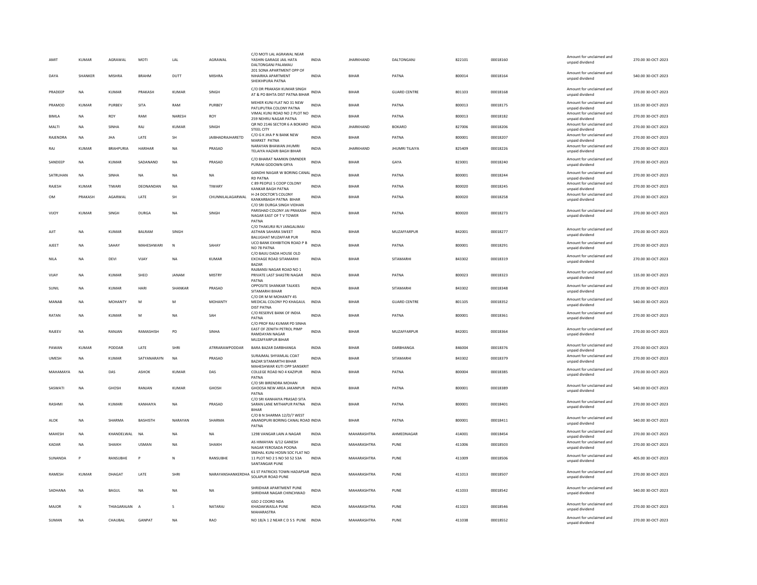| | | | | | | | | | | | | | | |
|---|---|---|---|---|---|---|---|---|---|---|---|---|---|---|
| AMIT | KUMAR | AGRAWAL | MOTI | LAL | AGRAWAL | C/O MOTI LAL AGRAWAL NEAR YASHIN GARAGE JAIL HATA DALTONGANJ PALAMAU | INDIA | JHARKHAND | DALTONGANJ | 822101 | 00018160 | Amount for unclaimed and unpaid dividend | 270.00 | 30-OCT-2023 |
| DAYA | SHANKER | MISHRA | BRAHM | DUTT | MISHRA | 201 SONA APARTMENT OPP OF NIHARIKA APARTMENT SHEIKHPURA PATNA | INDIA | BIHAR | PATNA | 800014 | 00018164 | Amount for unclaimed and unpaid dividend | 540.00 | 30-OCT-2023 |
| PRADEEP | NA | KUMAR | PRAKASH | KUMAR | SINGH | C/O DR PRAKASH KUMAR SINGH AT & PO BIHTA DIST PATNA BIHAR | INDIA | BIHAR | GUARD CENTRE | 801103 | 00018168 | Amount for unclaimed and unpaid dividend | 270.00 | 30-OCT-2023 |
| PRAMOD | KUMAR | PURBEV | SITA | RAM | PURBEY | MEHER KUNJ FLAT NO 31 NEW PATLIPUTRA COLONY PATNA | INDIA | BIHAR | PATNA | 800013 | 00018175 | Amount for unclaimed and unpaid dividend | 135.00 | 30-OCT-2023 |
| BIMLA | NA | ROY | RAM | NARESH | ROY | VIMAL KUNJ ROAD NO 2 PLOT NO 259 NEHRU NAGAR PATNA | INDIA | BIHAR | PATNA | 800013 | 00018182 | Amount for unclaimed and unpaid dividend | 270.00 | 30-OCT-2023 |
| MALTI | NA | SINHA | RAJ | KUMAR | SINGH | QR NO 2146 SECTOR 6 A BOKARO STEEL CITY | INDIA | JHARKHAND | BOKARO | 827006 | 00018206 | Amount for unclaimed and unpaid dividend | 270.00 | 30-OCT-2023 |
| RAJENDRA | NA | JHA | LATE | SH | JAIBHADRAJHARETD | C/O G K JHA P N BANK NEW MARKET PATNA | INDIA | BIHAR | PATNA | 800001 | 00018207 | Amount for unclaimed and unpaid dividend | 270.00 | 30-OCT-2023 |
| RAJ | KUMAR | BRAHPURIA | HARIHAR | NA | PRASAD | NARAYAN BHAWAN JHUMRI TELAIYA HAZARI BAGH BIHAR | INDIA | JHARKHAND | JHUMRI TILAIYA | 825409 | 00018226 | Amount for unclaimed and unpaid dividend | 270.00 | 30-OCT-2023 |
| SANDEEP | NA | KUMAR | SADANAND | NA | PRASAD | C/O BHARAT NAMKIN DIMNDER PURANI GODOWN GRYA | INDIA | BIHAR | GAYA | 823001 | 00018240 | Amount for unclaimed and unpaid dividend | 270.00 | 30-OCT-2023 |
| SATRUHAN | NA | SINHA | NA | NA | NA | GANDHI NAGAR W BORING CANAL RD PATNA | INDIA | BIHAR | PATNA | 800001 | 00018244 | Amount for unclaimed and unpaid dividend | 270.00 | 30-OCT-2023 |
| RAJESH | KUMAR | TIWARI | DEONANDAN | NA | TIWARY | C 89 PEOPLE S COOP COLONY KANKAR BAGH PATNA | INDIA | BIHAR | PATNA | 800020 | 00018245 | Amount for unclaimed and unpaid dividend | 270.00 | 30-OCT-2023 |
| OM | PRAKASH | AGARWAL | LATE | SH | CHUNNILALAGARWAL | H-24 DOCTOR'S COLONY KANKARBAGH PATNA BIHAR | INDIA | BIHAR | PATNA | 800020 | 00018258 | Amount for unclaimed and unpaid dividend | 270.00 | 30-OCT-2023 |
| VIJOY | KUMAR | SINGH | DURGA | NA | SINGH | C/O SRI DURGA SINGH VIDHAN PARISHAD COLONY JAI PRAKASH NAGAR EAST OF T V TOWER PATNA | INDIA | BIHAR | PATNA | 800020 | 00018273 | Amount for unclaimed and unpaid dividend | 270.00 | 30-OCT-2023 |
| AJIT | NA | KUMAR | BALRAM | SINGH | | C/O THAKURJI RLY JANGALIMAI ASTHAN SAHARA SWEET BALUGHAT MUZAFFAR PUR | INDIA | BIHAR | MUZAFFARPUR | 842001 | 00018277 | Amount for unclaimed and unpaid dividend | 270.00 | 30-OCT-2023 |
| AJEET | NA | SAHAY | MAHESHWARI | N | SAHAY | UCO BANK EXHIBITION ROAD P B NO 78 PATNA | INDIA | BIHAR | PATNA | 800001 | 00018291 | Amount for unclaimed and unpaid dividend | 270.00 | 30-OCT-2023 |
| NILA | NA | DEVI | VIJAY | NA | KUMAR | C/O BAIJU DADA HOUSE OLD EXCHAGE ROAD SITAMARHI BAZAR | INDIA | BIHAR | SITAMARHI | 843302 | 00018319 | Amount for unclaimed and unpaid dividend | 270.00 | 30-OCT-2023 |
| VIJAY | NA | KUMAR | SHEO | JANAM | MISTRY | RAJBANSI NAGAR ROAD NO 1 PRIVATE LAST SHASTRI NAGAR PATNA | INDIA | BIHAR | PATNA | 800023 | 00018323 | Amount for unclaimed and unpaid dividend | 135.00 | 30-OCT-2023 |
| SUNIL | NA | KUMAR | HARI | SHANKAR | PRASAD | OPPOSITE SHANKAR TALKIES SITAMARHI BIHAR | INDIA | BIHAR | SITAMARHI | 843302 | 00018348 | Amount for unclaimed and unpaid dividend | 270.00 | 30-OCT-2023 |
| MANAB | NA | MOHANTY | M | M | MOHANTY | C/O DR M M MOHANTY 45 MEDICAL COLONY PO KHAGAUL DIST PATNA | INDIA | BIHAR | GUARD CENTRE | 801105 | 00018352 | Amount for unclaimed and unpaid dividend | 540.00 | 30-OCT-2023 |
| RATAN | NA | KUMAR | M | NA | SAH | C/O RESERVE BANK OF INDIA PATNA | INDIA | BIHAR | PATNA | 800001 | 00018361 | Amount for unclaimed and unpaid dividend | 270.00 | 30-OCT-2023 |
| RAJEEV | NA | RANJAN | RAMASHISH | PD | SINHA | C/O PROF RAJ KUMAR PD SINHA EAST OF ZENITH PETROL PIMP RAMDAYAN NAGAR MUZAFFARPUR BIHAR | INDIA | BIHAR | MUZAFFARPUR | 842001 | 00018364 | Amount for unclaimed and unpaid dividend | 270.00 | 30-OCT-2023 |
| PAWAN | KUMAR | PODDAR | LATE | SHRI | ATRRARAWPODDAR | BARA BAZAR DARBHANGA | INDIA | BIHAR | DARBHANGA | 846004 | 00018376 | Amount for unclaimed and unpaid dividend | 270.00 | 30-OCT-2023 |
| UMESH | NA | KUMAR | SATYANARAYN | NA | PRASAD | SURAJMAL SHYAMLAL COAT BAZAR SITAMARTHI BIHAR | INDIA | BIHAR | SITAMARHI | 843302 | 00018379 | Amount for unclaimed and unpaid dividend | 270.00 | 30-OCT-2023 |
| MAHAMAYA | NA | DAS | ASHOK | KUMAR | DAS | MAHESHWAR KUTI OPP SANSKRIT COLLEGE ROAD NO 4 KAZIPUR PATNA | INDIA | BIHAR | PATNA | 800004 | 00018385 | Amount for unclaimed and unpaid dividend | 270.00 | 30-OCT-2023 |
| SASWATI | NA | GHOSH | RANJAN | KUMAR | GHOSH | C/O SRI BIRENDRA MOHAN GHOOSA NEW AREA JAKANPUR PATNA | INDIA | BIHAR | PATNA | 800001 | 00018389 | Amount for unclaimed and unpaid dividend | 540.00 | 30-OCT-2023 |
| RASHMI | NA | KUMARI | KANHAIYA | NA | PRASAD | C/O SRI KANHAIYA PRASAD SITA SARAN LANE MITHAPUR PATNA BIHAR | INDIA | BIHAR | PATNA | 800001 | 00018401 | Amount for unclaimed and unpaid dividend | 270.00 | 30-OCT-2023 |
| ALOK | NA | SHARMA | BASHISTH | NARAYAN | SHARMA | C/O B N SHARMA 12/D/7 WEST ANANDPURI BORING CANAL ROAD PATNA | INDIA | BIHAR | PATNA | 800001 | 00018411 | Amount for unclaimed and unpaid dividend | 540.00 | 30-OCT-2023 |
| MAHESH | NA | KHANDELWAL | NA | NA | NA | 1298 VANGAR LAIN A NAGAR | INDIA | MAHARASHTRA | AHMEDNAGAR | 414001 | 00018454 | Amount for unclaimed and unpaid dividend | 270.00 | 30-OCT-2023 |
| KADAR | NA | SHAIKH | USMAN | NA | SHAIKH | AS HIMAYAN 6/12 GANESH NAGAR YEROSADA POONA | INDIA | MAHARASHTRA | PUNE | 411006 | 00018503 | Amount for unclaimed and unpaid dividend | 270.00 | 30-OCT-2023 |
| SUNANDA | P | RANSUBHE | P | N | RANSUBHE | SNEHAL KUNJ HOSIN SOC FLAT NO 11 PLOT NO 2 S NO 50 52 53A SANTANGAR PUNE | INDIA | MAHARASHTRA | PUNE | 411009 | 00018506 | Amount for unclaimed and unpaid dividend | 405.00 | 30-OCT-2023 |
| RAMESH | KUMAR | DHAGAT | LATE | SHRI | NARAYANSHANKERDHA | 61 ST PATRICKS TOWN HADAPSAR SOLAPUR ROAD PUNE | INDIA | MAHARASHTRA | PUNE | 411013 | 00018507 | Amount for unclaimed and unpaid dividend | 270.00 | 30-OCT-2023 |
| SADHANA | NA | BAGUL | NA | NA | NA | SHRIDHAR APARTMENT PUNE SHRIDHAR NAGAR CHINCHWAD | INDIA | MAHARASHTRA | PUNE | 411033 | 00018542 | Amount for unclaimed and unpaid dividend | 540.00 | 30-OCT-2023 |
| MAJOR | N | THIAGARAJAN | A | S | NATARAJ | GSO 2 COORD NDA KHADAKWASLA PUNE MAHARASTRA | INDIA | MAHARASHTRA | PUNE | 411023 | 00018546 | Amount for unclaimed and unpaid dividend | 270.00 | 30-OCT-2023 |
| SUMAN | NA | CHAUBAL | GANPAT | NA | RAO | NO 18/A 1 2 NEAR C D S S PUNE | INDIA | MAHARASHTRA | PUNE | 411038 | 00018552 | Amount for unclaimed and unpaid dividend | 270.00 | 30-OCT-2023 |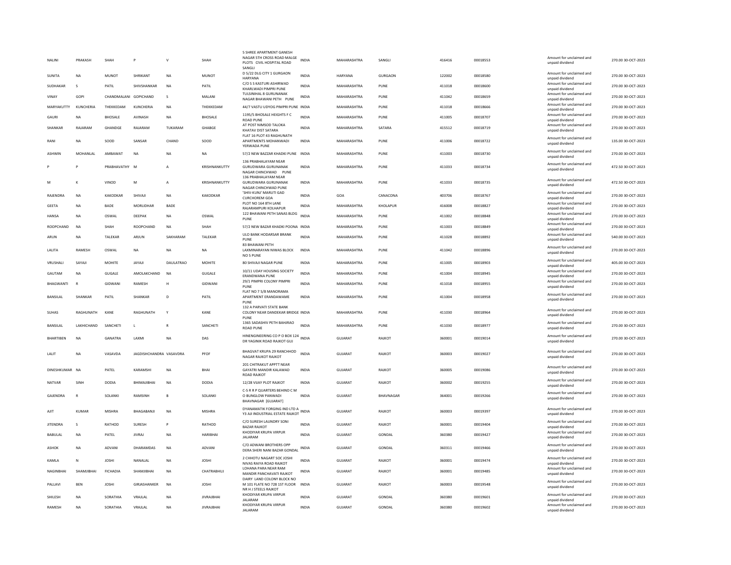| | | | | | | | | | | | | | | |
|---|---|---|---|---|---|---|---|---|---|---|---|---|---|---|
| NALINI | PRAKASH | SHAH | P | V | SHAH | 5 SHREE APARTMENT GANESH NAGAR 5TH CROSS ROAD MALGE PLOTS CIVIL HOSPITAL ROAD SANGLI | INDIA | MAHARASHTRA | SANGLI | 416416 | 00018553 | Amount for unclaimed and unpaid dividend | 270.00 | 30-OCT-2023 |
| SUNITA | NA | MUNOT | SHRIKANT | NA | MUNOT | D 5/22 DLG CITY 1 GURGAON HARYANA | INDIA | HARYANA | GURGAON | 122002 | 00018580 | Amount for unclaimed and unpaid dividend | 270.00 | 30-OCT-2023 |
| SUDHAKAR | S | PATIL | SHIVSHANKAR | NA | PATIL | C/O S S KASTURI ASHIRWAD KHARLWADI PIMPRI PUNE | INDIA | MAHARASHTRA | PUNE | 411018 | 00018600 | Amount for unclaimed and unpaid dividend | 270.00 | 30-OCT-2023 |
| VINAY | GOPI | CHANDMALANI | GOPICHAND | S | MALANI | TULSINIHAL 8 GURUNANAK NAGAR BHAWANI PETH PUNE | INDIA | MAHARASHTRA | PUNE | 411042 | 00018659 | Amount for unclaimed and unpaid dividend | 270.00 | 30-OCT-2023 |
| MARYAKUTTY | KUNCHERIA | THEKKEDAM | KUNCHERIA | NA | THEKKEDAM | 44/7 VASTU UDYOG PIMPRI PUNE | INDIA | MAHARASHTRA | PUNE | 411018 | 00018666 | Amount for unclaimed and unpaid dividend | 270.00 | 30-OCT-2023 |
| GAURI | NA | BHOSALE | AVINASH | NA | BHOSALE | 1195/5 BHOSALE HEIGHTS F C ROAD PUNE | INDIA | MAHARASHTRA | PUNE | 411005 | 00018707 | Amount for unclaimed and unpaid dividend | 270.00 | 30-OCT-2023 |
| SHANKAR | RAJARAM | GHANDGE | RAJARAM | TUKARAM | GHABGE | AT POST NIMSOD TALOKA KHATAV DIST SATARA | INDIA | MAHARASHTRA | SATARA | 415512 | 00018719 | Amount for unclaimed and unpaid dividend | 270.00 | 30-OCT-2023 |
| RANI | NA | SOOD | SANSAR | CHAND | SOOD | FLAT 16 PLOT 43 RAGHUNATH APARTMENTS MOHANWADI YERWADA PUNE | INDIA | MAHARASHTRA | PUNE | 411006 | 00018722 | Amount for unclaimed and unpaid dividend | 135.00 | 30-OCT-2023 |
| ASHWIN | MOHANLAL | AMBAWAT | NA | NA | NA | 57/2 NEW BAZZAR KHADKI PUNE | INDIA | MAHARASHTRA | PUNE | 411003 | 00018730 | Amount for unclaimed and unpaid dividend | 270.00 | 30-OCT-2023 |
| P | P | PRABHAVATHY | M | A | KRISHNANKUTTY | 136 PRABHALAYAM NEAR GURUDWARA GURUNANAK NAGAR CHINCHWAD PUNE | INDIA | MAHARASHTRA | PUNE | 411033 | 00018734 | Amount for unclaimed and unpaid dividend | 472.50 | 30-OCT-2023 |
| M | K | VINOD | M | A | KRISHNANKUTTY | 136 PRABHALAYAM NEAR GURUDWARA GURUNANAK NAGAR CHINCHWAD PUNE | INDIA | MAHARASHTRA | PUNE | 411033 | 00018735 | Amount for unclaimed and unpaid dividend | 472.50 | 30-OCT-2023 |
| RAJENDRA | NA | KAKODKAR | SHIVAJI | NA | KAKODKAR | 'SHIV-KUNJ' MARUTI GAD CURCHOREM GOA | INDIA | GOA | CANACONA | 403706 | 00018767 | Amount for unclaimed and unpaid dividend | 270.00 | 30-OCT-2023 |
| GEETA | NA | BADE | MORLIDHAR | BADE | | PLOT NO 164 8TH LANE RAJARAMPURI KOLHAPUR | INDIA | MAHARASHTRA | KHOLAPUR | 416008 | 00018827 | Amount for unclaimed and unpaid dividend | 270.00 | 30-OCT-2023 |
| HANSA | NA | OSWAL | DEEPAK | NA | OSWAL | 122 BHAWANI PETH SANAS BLDG PUNE | INDIA | MAHARASHTRA | PUNE | 411002 | 00018848 | Amount for unclaimed and unpaid dividend | 270.00 | 30-OCT-2023 |
| ROOPCHAND | NA | SHAH | ROOPCHAND | NA | SHAH | 57/2 NEW BAZAR KHADKI POONA | INDIA | MAHARASHTRA | PUNE | 411003 | 00018849 | Amount for unclaimed and unpaid dividend | 270.00 | 30-OCT-2023 |
| ARUN | NA | TALEKAR | ARJUN | SAKHARAM | TALEKAR | ULO BANK HODARSAR BRANK PUNE | INDIA | MAHARASHTRA | PUNE | 411028 | 00018892 | Amount for unclaimed and unpaid dividend | 540.00 | 30-OCT-2023 |
| LALITA | RAMESH | OSWAL | NA | NA | NA | 83 BHAWANI PETH LAXMINARAYAN NIWAS BLOCK NO 5 PUNE | INDIA | MAHARASHTRA | PUNE | 411042 | 00018896 | Amount for unclaimed and unpaid dividend | 270.00 | 30-OCT-2023 |
| VRUSHALI | SAYAJI | MOHITE | JAYAJI | DAULATRAO | MOHITE | 80 SHIVAJI NAGAR PUNE | INDIA | MAHARASHTRA | PUNE | 411005 | 00018903 | Amount for unclaimed and unpaid dividend | 405.00 | 30-OCT-2023 |
| GAUTAM | NA | GUGALE | AMOLAKCHAND | NA | GUGALE | 10/11 UDAY HOUSING SOCIETY ERANDWANA PUNE | INDIA | MAHARASHTRA | PUNE | 411004 | 00018945 | Amount for unclaimed and unpaid dividend | 270.00 | 30-OCT-2023 |
| BHAGWANTI | R | GIDWANI | RAMESH | H | GIDWANI | 29/1 PIMPRI COLONY PIMPRI PUNE | INDIA | MAHARASHTRA | PUNE | 411018 | 00018955 | Amount for unclaimed and unpaid dividend | 270.00 | 30-OCT-2023 |
| BANSILAL | SHANKAR | PATIL | SHANKAR | D | PATIL | FLAT NO 7 5/8 MANORAMA APARTMENT ERANDAWAME PUNE | INDIA | MAHARASHTRA | PUNE | 411004 | 00018958 | Amount for unclaimed and unpaid dividend | 270.00 | 30-OCT-2023 |
| SUHAS | RAGHUNATH | KANE | RAGHUNATH | Y | KANE | 132 A PARVATI STATE BANK COLONY NEAR DANDEKAR BRIDGE PUNE | INDIA | MAHARASHTRA | PUNE | 411030 | 00018964 | Amount for unclaimed and unpaid dividend | 270.00 | 30-OCT-2023 |
| BANSILAL | LAKHICHAND | SANCHETI | L | R | SANCHETI | 1365 SADASHIV PETH BAHIRAO ROAD PUNE | INDIA | MAHARASHTRA | PUNE | 411030 | 00018977 | Amount for unclaimed and unpaid dividend | 270.00 | 30-OCT-2023 |
| BHARTIBEN | NA | GANATRA | LAXMI | NA | DAS | HINENGINEERING CO P O BOX 124 DR YAGINIK ROAD RAJKOT GUJ | INDIA | GUJARAT | RAJKOT | 360001 | 00019014 | Amount for unclaimed and unpaid dividend | 270.00 | 30-OCT-2023 |
| LALIT | NA | VASAVDA | JAGDISHCHANDRA | VASAVDRA | PFOF | BHAGVAT KRUPA 29 RANCHHOD NAGAR RAJKOT RAJKOT | INDIA | GUJARAT | RAJKOT | 360003 | 00019027 | Amount for unclaimed and unpaid dividend | 270.00 | 30-OCT-2023 |
| DINESHKUMAR | NA | PATEL | KARAMSHI | NA | BHAI | 201 CHITRAKUT APPTT NEAR GAYATRI MANDIR KALAWAD ROAD RAJKOT | INDIA | GUJARAT | RAJKOT | 360005 | 00019086 | Amount for unclaimed and unpaid dividend | 270.00 | 30-OCT-2023 |
| NATVAR | SINH | DODIA | BHIMAJIBHAI | NA | DODIA | 12/28 VIJAY PLOT RAJKOT | INDIA | GUJARAT | RAJKOT | 360002 | 00019255 | Amount for unclaimed and unpaid dividend | 270.00 | 30-OCT-2023 |
| GAJENDRA | R | SOLANKI | RAMSINH | B | SOLANKI | C-5 R R P QUARTERS BEHIND C M O BUNGLOW PANWADI BHAVNAGAR [GUJARAT] | INDIA | GUJARAT | BHAVNAGAR | 364001 | 00019266 | Amount for unclaimed and unpaid dividend | 270.00 | 30-OCT-2023 |
| AJIT | KUMAR | MISHRA | BHAGABANJI | NA | MISHRA | DYANAMATIK FORGING IND LTD A Y3 AJI INDUSTRIAL ESTATE RAJKOT | INDIA | GUJARAT | RAJKOT | 360003 | 00019397 | Amount for unclaimed and unpaid dividend | 270.00 | 30-OCT-2023 |
| JITENDRA | S | RATHOD | SURESH | P | RATHOD | C/O SURESH LAUNDRY SONI BAZAR RAJKOT | INDIA | GUJARAT | RAJKOT | 360001 | 00019404 | Amount for unclaimed and unpaid dividend | 270.00 | 30-OCT-2023 |
| BABULAL | NA | PATEL | JIVRAJ | NA | HARIBHAI | KHODIYAR KRUPA VIRPUR JALARAM | INDIA | GUJARAT | GONDAL | 360380 | 00019427 | Amount for unclaimed and unpaid dividend | 270.00 | 30-OCT-2023 |
| ASHOK | NA | ADVANI | DHARAMDAS | NA | ADVANI | C/O ADWANI BROTHERS OPP DERA SHERI NANI BAZAR GONDAL | INDIA | GUJARAT | GONDAL | 360311 | 00019466 | Amount for unclaimed and unpaid dividend | 270.00 | 30-OCT-2023 |
| KAMLA | N | JOSHI | NANALAL | NA | JOSHI | 2 CHHOTU NAGART SOC JOSHI NIVAS RAIYA ROAD RAJKOT | INDIA | GUJARAT | RAJKOT | 360001 | 00019474 | Amount for unclaimed and unpaid dividend | 270.00 | 30-OCT-2023 |
| NAGINBHAI | SHAMJIBHAI | FICHADIA | SHAMJIBHAI | NA | CHATRABHUJ | LOHANA PARA NEAR RAM MANDIR PANCHAVATI RAJKOT | INDIA | GUJARAT | RAJKOT | 360001 | 00019485 | Amount for unclaimed and unpaid dividend | 270.00 | 30-OCT-2023 |
| PALLAVI | BEN | JOSHI | GIRJASHANKER | NA | JOSHI | DAIRY LAND COLONY BLOCK NO M 101 FLATE NO 728 1ST FLOOR NR H J STEELS RAJKOT | INDIA | GUJARAT | RAJKOT | 360003 | 00019548 | Amount for unclaimed and unpaid dividend | 270.00 | 30-OCT-2023 |
| SHILESH | NA | SORATHIA | VRAJLAL | NA | JIVRAJBHAI | KHODIYAR KRUPA VIRPUR JALARAM | INDIA | GUJARAT | GONDAL | 360380 | 00019601 | Amount for unclaimed and unpaid dividend | 270.00 | 30-OCT-2023 |
| RAMESH | NA | SORATHIA | VRAJLAL | NA | JIVRAJBHAI | KHODIYAR KRUPA VIRPUR JALARAM | INDIA | GUJARAT | GONDAL | 360380 | 00019602 | Amount for unclaimed and unpaid dividend | 270.00 | 30-OCT-2023 |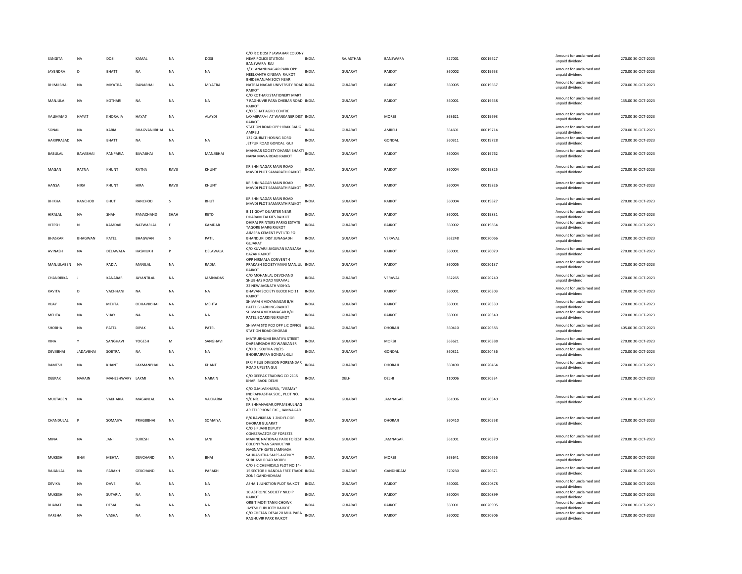| SANGITA | NA | DOSI | KAMAL | NA | DOSI | C/O R C DOSI 7 JAWAHAR COLONY NEAR POLICE STATION BANSWARA RAJ | INDIA | RAJASTHAN | BANSWARA | 327001 | 00019627 | Amount for unclaimed and unpaid dividend | 270.00 | 30-OCT-2023 |
|---|---|---|---|---|---|---|---|---|---|---|---|---|---|---|
| JAYENDRA | D | BHATT | NA | NA | NA | 3/31 ANANDNAGAR PARK OPP NEELKANTH CINEMA RAJKOT | INDIA | GUJARAT | RAJKOT | 360002 | 00019653 | Amount for unclaimed and unpaid dividend | 270.00 | 30-OCT-2023 |
| BHIMJIBHAI | NA | MIYATRA | DANABHAI | NA | MIYATRA | BHIDBHANJAN SOCY NEAR NATRAJ NAGAR UNIVERSITY ROAD RAJKOT | INDIA | GUJARAT | RAJKOT | 360005 | 00019657 | Amount for unclaimed and unpaid dividend | 270.00 | 30-OCT-2023 |
| MANJULA | NA | KOTHARI | NA | NA | NA | C/O KOTHARI STATIONERY MART 7 RAGHUVIR PARA DHEBAR ROAD RAJKOT | INDIA | GUJARAT | RAJKOT | 360001 | 00019658 | Amount for unclaimed and unpaid dividend | 135.00 | 30-OCT-2023 |
| VALIMAMD | HAYAT | KHORAJIA | HAYAT | NA | ALAYDI | C/O SEHAT AGRO CENTRE LAXMIPARA-I AT WANKANER DIST RAJKOT | INDIA | GUJARAT | MORBI | 363621 | 00019693 | Amount for unclaimed and unpaid dividend | 270.00 | 30-OCT-2023 |
| SONAL | NA | KARIA | BHAGVANJIBHAI | NA | | STATION ROAD OPP HIRAK BAUG AMRELI | INDIA | GUJARAT | AMRELI | 364601 | 00019714 | Amount for unclaimed and unpaid dividend | 270.00 | 30-OCT-2023 |
| HARIPRASAD | NA | BHATT | NA | NA | NA | 132 GUJRAT HOSING BORD JETPUR ROAD GONDAL GUJ | INDIA | GUJARAT | GONDAL | 360311 | 00019728 | Amount for unclaimed and unpaid dividend | 270.00 | 30-OCT-2023 |
| BABULAL | BAVABHAI | RANPARIA | BAVABHAI | NA | MANJIBHAI | MANHAR SOCIETY DHARM BHAKTI NANA MAVA ROAD RAJKOT | INDIA | GUJARAT | RAJKOT | 360004 | 00019762 | Amount for unclaimed and unpaid dividend | 270.00 | 30-OCT-2023 |
| MAGAN | RATNA | KHUNT | RATNA | RAVJI | KHUNT | KRISHN NAGAR MAIN ROAD MAVDI PLOT SAMARATH RAJKOT | INDIA | GUJARAT | RAJKOT | 360004 | 00019825 | Amount for unclaimed and unpaid dividend | 270.00 | 30-OCT-2023 |
| HANSA | HIRA | KHUNT | HIRA | RAVJI | KHUNT | KRISHN NAGAR MAIN ROAD MAVDI PLOT SAMARATH RAJKOT | INDIA | GUJARAT | RAJKOT | 360004 | 00019826 | Amount for unclaimed and unpaid dividend | 270.00 | 30-OCT-2023 |
| BHIKHA | RANCHOD | BHUT | RANCHOD | S | BHUT | KRISHN NAGAR MAIN ROAD MAVDI PLOT SAMARATH RAJKOT | INDIA | GUJARAT | RAJKOT | 360004 | 00019827 | Amount for unclaimed and unpaid dividend | 270.00 | 30-OCT-2023 |
| HIRALAL | NA | SHAH | PANACHAND | SHAH | RETD | B 11 GOVT QUARTER NEAR DHARAM TALKIES RAJKOT | INDIA | GUJARAT | RAJKOT | 360001 | 00019831 | Amount for unclaimed and unpaid dividend | 270.00 | 30-OCT-2023 |
| HITESH | N | KAMDAR | NATWARLAL | F | KAMDAR | DHIRAJ PRINTERS PARAS ESTATE TAGORE MARG RAJKOT | INDIA | GUJARAT | RAJKOT | 360002 | 00019854 | Amount for unclaimed and unpaid dividend | 270.00 | 30-OCT-2023 |
| BHASKAR | BHAGWAN | PATEL | BHAGWAN | S | PATIL | AJMERA CEMENT PVT LTD PO BHANDURI DIST JUNAGADH GUJARAT | INDIA | GUJARAT | VERAVAL | 362248 | 00020066 | Amount for unclaimed and unpaid dividend | 270.00 | 30-OCT-2023 |
| AVINASH | NA | DELAWALA | HASMUKH | P | DELAWALA | C/O KUVARJI JAGJIVAN KANSARA BAZAR RAJKOT | INDIA | GUJARAT | RAJKOT | 360001 | 00020079 | Amount for unclaimed and unpaid dividend | 270.00 | 30-OCT-2023 |
| MANJULABEN | NA | RADIA | MANILAL | NA | RADIA | OPP NIRMALA CONVENT 4 PRAKASH SOCIETY MANI MANJUL RAJKOT | INDIA | GUJARAT | RAJKOT | 360005 | 00020137 | Amount for unclaimed and unpaid dividend | 270.00 | 30-OCT-2023 |
| CHANDRIKA | J | KANABAR | JAYANTILAL | NA | JAMNADAS | C/O MOHANLAL DEVCHAND SHUBHAS ROAD VERAVAL | INDIA | GUJARAT | VERAVAL | 362265 | 00020240 | Amount for unclaimed and unpaid dividend | 270.00 | 30-OCT-2023 |
| KAVITA | D | VACHHANI | NA | NA | NA | 22 NEW JAGNATH VIDHYA BHAVAN SOCIETY BLOCK NO 11 RAJKOT | INDIA | GUJARAT | RAJKOT | 360001 | 00020303 | Amount for unclaimed and unpaid dividend | 270.00 | 30-OCT-2023 |
| VIJAY | NA | MEHTA | ODHAVJIBHAI | NA | MEHTA | SHIVAM 4 VIDYANAGAR B/H PATEL BOARDING RAJKOT | INDIA | GUJARAT | RAJKOT | 360001 | 00020339 | Amount for unclaimed and unpaid dividend | 270.00 | 30-OCT-2023 |
| MEHTA | NA | VIJAY | NA | NA | NA | SHIVAM 4 VIDYANAGAR B/H PATEL BOARDING RAJKOT | INDIA | GUJARAT | RAJKOT | 360001 | 00020340 | Amount for unclaimed and unpaid dividend | 270.00 | 30-OCT-2023 |
| SHOBHA | NA | PATEL | DIPAK | NA | PATEL | SHIVAM STD PCO OPP LIC OFFICE STATION ROAD DHORAJI | INDIA | GUJARAT | DHORAJI | 360410 | 00020383 | Amount for unclaimed and unpaid dividend | 405.00 | 30-OCT-2023 |
| VINA | Y | SANGHAVI | YOGESH | M | SANGHAVI | MATRUBHUMI BHATIYA STREET DARBARGADH RD WANKANER | INDIA | GUJARAT | MORBI | 363621 | 00020388 | Amount for unclaimed and unpaid dividend | 270.00 | 30-OCT-2023 |
| DEVJIBHAI | JADAVBHAI | SOJITRA | NA | NA | NA | C/O D J SOJITRA 28/25 BHOJRAJPARA GONDAL GUJ | INDIA | GUJARAT | GONDAL | 360311 | 00020436 | Amount for unclaimed and unpaid dividend | 270.00 | 30-OCT-2023 |
| RAMESH | NA | KHANT | LAXMANBHAI | NA | KHANT | IRRI P SUB DIVISION PORBANDAR ROAD UPLETA GUJ | INDIA | GUJARAT | DHORAJI | 360490 | 00020464 | Amount for unclaimed and unpaid dividend | 270.00 | 30-OCT-2023 |
| DEEPAK | NARAIN | MAHESHWARY | LAXMI | NA | NARAIN | C/O DEEPAK TRADING CO 2115 KHARI BAOLI DELHI | INDIA | DELHI | DELHI | 110006 | 00020534 | Amount for unclaimed and unpaid dividend | 270.00 | 30-OCT-2023 |
| MUKTABEN | NA | VAKHARIA | MAGANLAL | NA | VAKHARIA | C/O D.M.VAKHARIA, "VISMAY" INDRAPRASTHA SOC., PLOT NO. 9/C NR. KRISHNANAGAR,OPP.MEHULNAG AR TELEPHONE EXC., JAMNAGAR | INDIA | GUJARAT | JAMNAGAR | 361006 | 00020540 | Amount for unclaimed and unpaid dividend | 270.00 | 30-OCT-2023 |
| CHANDULAL | P | SOMAIYA | PRAGJIBHAI | NA | SOMAIYA | B/6 RAVIKIRAN 1 2ND FLOOR DHORAJI GUJARAT | INDIA | GUJARAT | DHORAJI | 360410 | 00020558 | Amount for unclaimed and unpaid dividend | 270.00 | 30-OCT-2023 |
| MINA | NA | JANI | SURESH | NA | JANI | C/O S P JANI DEPUTY CONSERVATOR OF FORESTS MARINE NATIONAL PARK FOREST COLONY 'VAN SANKUL' NR NAGNATH GATE JAMNAGA | INDIA | GUJARAT | JAMNAGAR | 361001 | 00020570 | Amount for unclaimed and unpaid dividend | 270.00 | 30-OCT-2023 |
| MUKESH | BHAI | MEHTA | DEVCHAND | NA | BHAI | SAURASHTRA SALES AGENCY SUBHASH ROAD MORBI | INDIA | GUJARAT | MORBI | 363641 | 00020656 | Amount for unclaimed and unpaid dividend | 270.00 | 30-OCT-2023 |
| RAJANLAL | NA | PARAKH | GEKCHAND | NA | PARAKH | C/O S C CHEMICALS PLOT NO 14-15 SECTOR II KANDLA FREE TRADE ZONE GANDHIDHAM | INDIA | GUJARAT | GANDHIDAM | 370230 | 00020671 | Amount for unclaimed and unpaid dividend | 270.00 | 30-OCT-2023 |
| DEVIKA | NA | DAVE | NA | NA | NA | ASHA 1 JUNCTION PLOT RAJKOT | INDIA | GUJARAT | RAJKOT | 360001 | 00020878 | Amount for unclaimed and unpaid dividend | 270.00 | 30-OCT-2023 |
| MUKESH | NA | SUTARIA | NA | NA | NA | 10 ASTRONE SOCIETY NILDIP RAJKOT | INDIA | GUJARAT | RAJKOT | 360004 | 00020899 | Amount for unclaimed and unpaid dividend | 270.00 | 30-OCT-2023 |
| BHARAT | NA | DESAI | NA | NA | NA | ORBIT MOTI TANKI CHOWK JAYESH PUBLICITY RAJKOT | INDIA | GUJARAT | RAJKOT | 360001 | 00020905 | Amount for unclaimed and unpaid dividend | 270.00 | 30-OCT-2023 |
| VARSHA | NA | VASHA | NA | NA | NA | C/O CHETAN DESAI 20 MILL PARA RAGHUVIR PARK RAJKOT | INDIA | GUJARAT | RAJKOT | 360002 | 00020906 | Amount for unclaimed and unpaid dividend | 270.00 | 30-OCT-2023 |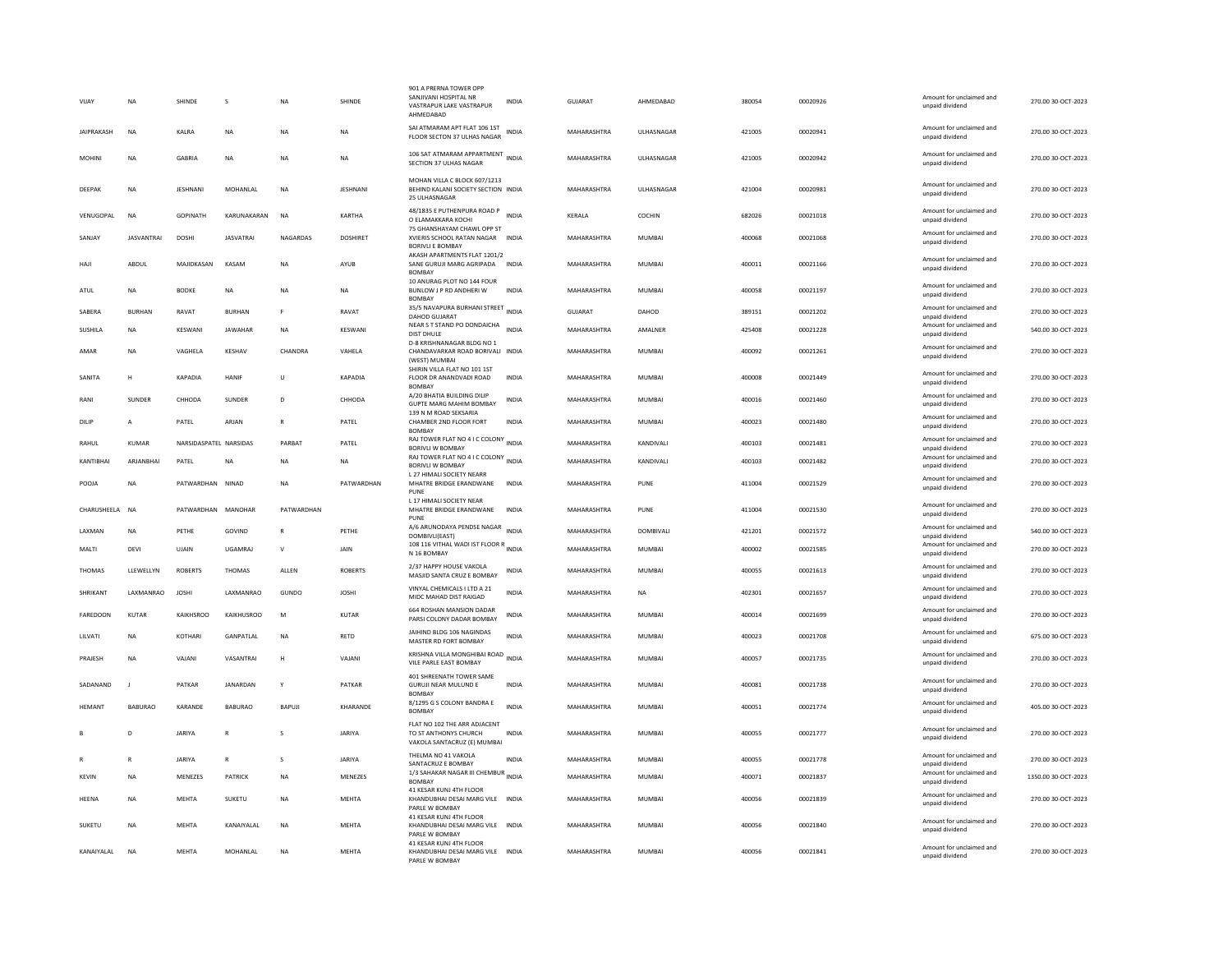| VIJAY | NA | SHINDE | S | NA | SHINDE | 901 A PRERNA TOWER OPP SANJIVANI HOSPITAL NR VASTRAPUR LAKE VASTRAPUR AHMEDABAD | INDIA | GUJARAT | AHMEDABAD | 380054 | 00020926 | | Amount for unclaimed and unpaid dividend | 270.00 30-OCT-2023 |
|---|---|---|---|---|---|---|---|---|---|---|---|---|---|---|
| JAIPRAKASH | NA | KALRA | NA | NA | NA | SAI ATMARAM APT FLAT 106 1ST FLOOR SECTON 37 ULHAS NAGAR | INDIA | MAHARASHTRA | ULHASNAGAR | 421005 | 00020941 | | Amount for unclaimed and unpaid dividend | 270.00 30-OCT-2023 |
| MOHINI | NA | GABRIA | NA | NA | NA | 106 SAT ATMARAM APPARTMENT SECTION 37 ULHAS NAGAR | INDIA | MAHARASHTRA | ULHASNAGAR | 421005 | 00020942 | | Amount for unclaimed and unpaid dividend | 270.00 30-OCT-2023 |
| DEEPAK | NA | JESHNANI | MOHANLAL | NA | JESHNANI | MOHAN VILLA C BLOCK 607/1213 BEHIND KALANI SOCIETY SECTION 25 ULHASNAGAR | INDIA | MAHARASHTRA | ULHASNAGAR | 421004 | 00020981 | | Amount for unclaimed and unpaid dividend | 270.00 30-OCT-2023 |
| VENUGOPAL | NA | GOPINATH | KARUNAKARAN | NA | KARTHA | 48/1835 E PUTHENPURA ROAD P O ELAMAKKARA KOCHI | INDIA | KERALA | COCHIN | 682026 | 00021018 | | Amount for unclaimed and unpaid dividend | 270.00 30-OCT-2023 |
| SANJAY | JASVANTRAI | DOSHI | JASVATRAI | NAGARDAS | DOSHIRET | 75 GHANSHAYAM CHAWL OPP ST XVIERIS SCHOOL RATAN NAGAR BORIVLI E BOMBAY | INDIA | MAHARASHTRA | MUMBAI | 400068 | 00021068 | | Amount for unclaimed and unpaid dividend | 270.00 30-OCT-2023 |
| HAJI | ABDUL | MAJIDKASAN | KASAM | NA | AYUB | AKASH APARTMENTS FLAT 1201/2 SANE GURUJI MARG AGRIPADA BOMBAY | INDIA | MAHARASHTRA | MUMBAI | 400011 | 00021166 | | Amount for unclaimed and unpaid dividend | 270.00 30-OCT-2023 |
| ATUL | NA | BODKE | NA | NA | NA | 10 ANURAG PLOT NO 144 FOUR BUNLOW J P RD ANDHERI W BOMBAY | INDIA | MAHARASHTRA | MUMBAI | 400058 | 00021197 | | Amount for unclaimed and unpaid dividend | 270.00 30-OCT-2023 |
| SABERA | BURHAN | RAVAT | BURHAN | F | RAVAT | 35/5 NAVAPURA BURHANI STREET DAHOD GUJARAT | INDIA | GUJARAT | DAHOD | 389151 | 00021202 | | Amount for unclaimed and unpaid dividend | 270.00 30-OCT-2023 |
| SUSHILA | NA | KESWANI | JAWAHAR | NA | KESWANI | NEAR S T STAND PO DONDAICHA DIST DHULE | INDIA | MAHARASHTRA | AMALNER | 425408 | 00021228 | | Amount for unclaimed and unpaid dividend | 540.00 30-OCT-2023 |
| AMAR | NA | VAGHELA | KESHAV | CHANDRA | VAHELA | D-8 KRISHNANAGAR BLDG NO 1 CHANDAVARKAR ROAD BORIVALI (WEST) MUMBAI | INDIA | MAHARASHTRA | MUMBAI | 400092 | 00021261 | | Amount for unclaimed and unpaid dividend | 270.00 30-OCT-2023 |
| SANITA | H | KAPADIA | HANIF | U | KAPADIA | SHIRIN VILLA FLAT NO 101 1ST FLOOR DR ANANDVADI ROAD BOMBAY | INDIA | MAHARASHTRA | MUMBAI | 400008 | 00021449 | | Amount for unclaimed and unpaid dividend | 270.00 30-OCT-2023 |
| RANI | SUNDER | CHHODA | SUNDER | D | CHHODA | A/20 BHATIA BUILDING DILIP GUPTE MARG MAHIM BOMBAY | INDIA | MAHARASHTRA | MUMBAI | 400016 | 00021460 | | Amount for unclaimed and unpaid dividend | 270.00 30-OCT-2023 |
| DILIP | A | PATEL | ARJAN | R | PATEL | 139 N M ROAD SEKSARIA CHAMBER 2ND FLOOR FORT BOMBAY | INDIA | MAHARASHTRA | MUMBAI | 400023 | 00021480 | | Amount for unclaimed and unpaid dividend | 270.00 30-OCT-2023 |
| RAHUL | KUMAR | NARSIDASPATEL | NARSIDAS | PARBAT | PATEL | RAJ TOWER FLAT NO 4 I C COLONY BORIVLI W BOMBAY | INDIA | MAHARASHTRA | KANDIVALI | 400103 | 00021481 | | Amount for unclaimed and unpaid dividend | 270.00 30-OCT-2023 |
| KANTIBHAI | ARJANBHAI | PATEL | NA | NA | NA | RAJ TOWER FLAT NO 4 I C COLONY BORIVLI W BOMBAY | INDIA | MAHARASHTRA | KANDIVALI | 400103 | 00021482 | | Amount for unclaimed and unpaid dividend | 270.00 30-OCT-2023 |
| POOJA | NA | PATWARDHAN | NINAD | NA | PATWARDHAN | L 27 HIMALI SOCIETY NEARR MHATRE BRIDGE ERANDWANE PUNE | INDIA | MAHARASHTRA | PUNE | 411004 | 00021529 | | Amount for unclaimed and unpaid dividend | 270.00 30-OCT-2023 |
| CHARUSHEELA | NA | PATWARDHAN | MANOHAR | PATWARDHAN | | L 17 HIMALI SOCIETY NEAR MHATRE BRIDGE ERANDWANE PUNE | INDIA | MAHARASHTRA | PUNE | 411004 | 00021530 | | Amount for unclaimed and unpaid dividend | 270.00 30-OCT-2023 |
| LAXMAN | NA | PETHE | GOVIND | R | PETHE | A/6 ARUNODAYA PENDSE NAGAR DOMBIVLI(EAST) | INDIA | MAHARASHTRA | DOMBIVALI | 421201 | 00021572 | | Amount for unclaimed and unpaid dividend | 540.00 30-OCT-2023 |
| MALTI | DEVI | UJAIN | UGAMRAJ | V | JAIN | 108 116 VITHAL WADI IST FLOOR R N 16 BOMBAY | INDIA | MAHARASHTRA | MUMBAI | 400002 | 00021585 | | Amount for unclaimed and unpaid dividend | 270.00 30-OCT-2023 |
| THOMAS | LLEWELLYN | ROBERTS | THOMAS | ALLEN | ROBERTS | 2/37 HAPPY HOUSE VAKOLA MASJID SANTA CRUZ E BOMBAY | INDIA | MAHARASHTRA | MUMBAI | 400055 | 00021613 | | Amount for unclaimed and unpaid dividend | 270.00 30-OCT-2023 |
| SHRIKANT | LAXMANRAO | JOSHI | LAXMANRAO | GUNDO | JOSHI | VINYAL CHEMICALS I LTD A 21 MIDC MAHAD DIST RAIGAD | INDIA | MAHARASHTRA | NA | 402301 | 00021657 | | Amount for unclaimed and unpaid dividend | 270.00 30-OCT-2023 |
| FAREDOON | KUTAR | KAIKHSROO | KAIKHUSROO | M | KUTAR | 664 ROSHAN MANSION DADAR PARSI COLONY DADAR BOMBAY | INDIA | MAHARASHTRA | MUMBAI | 400014 | 00021699 | | Amount for unclaimed and unpaid dividend | 270.00 30-OCT-2023 |
| LILVATI | NA | KOTHARI | GANPATLAL | NA | RETD | JAIHIND BLDG 106 NAGINDAS MASTER RD FORT BOMBAY | INDIA | MAHARASHTRA | MUMBAI | 400023 | 00021708 | | Amount for unclaimed and unpaid dividend | 675.00 30-OCT-2023 |
| PRAJESH | NA | VAJANI | VASANTRAI | H | VAJANI | KRISHNA VILLA MONGHIBAI ROAD VILE PARLE EAST BOMBAY | INDIA | MAHARASHTRA | MUMBAI | 400057 | 00021735 | | Amount for unclaimed and unpaid dividend | 270.00 30-OCT-2023 |
| SADANAND | J | PATKAR | JANARDAN | Y | PATKAR | 401 SHREENATH TOWER SAME GURUJI NEAR MULUND E BOMBAY | INDIA | MAHARASHTRA | MUMBAI | 400081 | 00021738 | | Amount for unclaimed and unpaid dividend | 270.00 30-OCT-2023 |
| HEMANT | BABURAO | KARANDE | BABURAO | BAPUJI | KHARANDE | 8/1295 G S COLONY BANDRA E BOMBAY | INDIA | MAHARASHTRA | MUMBAI | 400051 | 00021774 | | Amount for unclaimed and unpaid dividend | 405.00 30-OCT-2023 |
| B | D | JARIYA | R | S | JARIYA | FLAT NO 102 THE ARR ADJACENT TO ST ANTHONYS CHURCH VAKOLA SANTACRUZ (E) MUMBAI | INDIA | MAHARASHTRA | MUMBAI | 400055 | 00021777 | | Amount for unclaimed and unpaid dividend | 270.00 30-OCT-2023 |
| R | R | JARIYA | R | S | JARIYA | THELMA NO 41 VAKOLA SANTACRUZ E BOMBAY | INDIA | MAHARASHTRA | MUMBAI | 400055 | 00021778 | | Amount for unclaimed and unpaid dividend | 270.00 30-OCT-2023 |
| KEVIN | NA | MENEZES | PATRICK | NA | MENEZES | 1/3 SAHAKAR NAGAR III CHEMBUR BOMBAY | INDIA | MAHARASHTRA | MUMBAI | 400071 | 00021837 | | Amount for unclaimed and unpaid dividend | 1350.00 30-OCT-2023 |
| HEENA | NA | MEHTA | SUKETU | NA | MEHTA | 41 KESAR KUNJ 4TH FLOOR KHANDUBHAI DESAI MARG VILE PARLE W BOMBAY | INDIA | MAHARASHTRA | MUMBAI | 400056 | 00021839 | | Amount for unclaimed and unpaid dividend | 270.00 30-OCT-2023 |
| SUKETU | NA | MEHTA | KANAIYALAL | NA | MEHTA | 41 KESAR KUNJ 4TH FLOOR KHANDUBHAI DESAI MARG VILE PARLE W BOMBAY | INDIA | MAHARASHTRA | MUMBAI | 400056 | 00021840 | | Amount for unclaimed and unpaid dividend | 270.00 30-OCT-2023 |
| KANAIYALAL | NA | MEHTA | MOHANLAL | NA | MEHTA | 41 KESAR KUNJ 4TH FLOOR KHANDUBHAI DESAI MARG VILE PARLE W BOMBAY | INDIA | MAHARASHTRA | MUMBAI | 400056 | 00021841 | | Amount for unclaimed and unpaid dividend | 270.00 30-OCT-2023 |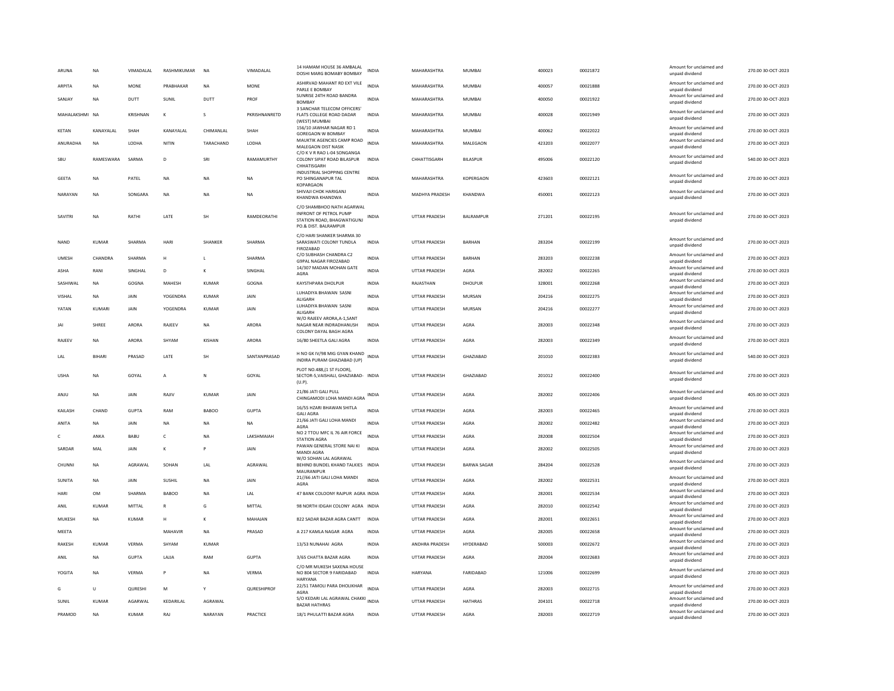| ARUNA | NA | VIMADALAL | RASHMIKUMAR | NA | VIMADALAL | 14 HAMAM HOUSE 36 AMBALAL DOSHI MARG BOMBAY BOMBAY | INDIA | MAHARASHTRA | MUMBAI | 400023 | 00021872 | Amount for unclaimed and unpaid dividend | 270.00 | 30-OCT-2023 |
|---|---|---|---|---|---|---|---|---|---|---|---|---|---|---|
| ARPITA | NA | MONE | PRABHAKAR | NA | MONE | ASHIRVAD MAHANT RD EXT VILE PARLE E BOMBAY | INDIA | MAHARASHTRA | MUMBAI | 400057 | 00021888 | Amount for unclaimed and unpaid dividend | 270.00 | 30-OCT-2023 |
| SANJAY | NA | DUTT | SUNIL | DUTT | PROF | SUNRISE 24TH ROAD BANDRA BOMBAY | INDIA | MAHARASHTRA | MUMBAI | 400050 | 00021922 | Amount for unclaimed and unpaid dividend | 270.00 | 30-OCT-2023 |
| MAHALAKSHMI | NA | KRISHNAN | K | S | PKRISHNANRETD | 3 SANCHAR TELECOM OFFICERS' FLATS COLLEGE ROAD DADAR (WEST) MUMBAI | INDIA | MAHARASHTRA | MUMBAI | 400028 | 00021949 | Amount for unclaimed and unpaid dividend | 270.00 | 30-OCT-2023 |
| KETAN | KANAYALAL | SHAH | KANAYALAL | CHIMANLAL | SHAH | 156/10 JAWHAR NAGAR RD 1 GOREGAON W BOMBAY | INDIA | MAHARASHTRA | MUMBAI | 400062 | 00022022 | Amount for unclaimed and unpaid dividend | 270.00 | 30-OCT-2023 |
| ANURADHA | NA | LODHA | NITIN | TARACHAND | LODHA | MAUKTIK AGENCIES CAMP ROAD MALEGAON DIST NASIK | INDIA | MAHARASHTRA | MALEGAON | 423203 | 00022077 | Amount for unclaimed and unpaid dividend | 270.00 | 30-OCT-2023 |
| SBU | RAMESWARA | SARMA | D | SRI | RAMAMURTHY | C/O K V R RAO L-04 SONGANGA COLONY SIPAT ROAD BILASPUR CHHATISGARH | INDIA | CHHATTISGARH | BILASPUR | 495006 | 00022120 | Amount for unclaimed and unpaid dividend | 540.00 | 30-OCT-2023 |
| GEETA | NA | PATEL | NA | NA | NA | INDUSTRIAL SHOPPING CENTRE PO SHINGANAPUR TAL KOPARGAON | INDIA | MAHARASHTRA | KOPERGAON | 423603 | 00022121 | Amount for unclaimed and unpaid dividend | 270.00 | 30-OCT-2023 |
| NARAYAN | NA | SONGARA | NA | NA | NA | SHIVAJI CHOK HARIGANJ KHANDWA KHANDWA | INDIA | MADHYA PRADESH | KHANDWA | 450001 | 00022123 | Amount for unclaimed and unpaid dividend | 270.00 | 30-OCT-2023 |
| SAVITRI | NA | RATHI | LATE | SH | RAMDEORATHI | C/O SHAMBHOO NATH AGARWAL INFRONT OF PETROL PUMP STATION ROAD, BHAGWATIGUNJ PO.& DIST. BALRAMPUR | INDIA | UTTAR PRADESH | BALRAMPUR | 271201 | 00022195 | Amount for unclaimed and unpaid dividend | 270.00 | 30-OCT-2023 |
| NAND | KUMAR | SHARMA | HARI | SHANKER | SHARMA | C/O HARI SHANKER SHARMA 30 SARASWATI COLONY TUNDLA FIROZABAD | INDIA | UTTAR PRADESH | BARHAN | 283204 | 00022199 | Amount for unclaimed and unpaid dividend | 270.00 | 30-OCT-2023 |
| UMESH | CHANDRA | SHARMA | H | L | SHARMA | C/O SUBHASH CHANDRA C2 G9PAL NAGAR FIROZABAD | INDIA | UTTAR PRADESH | BARHAN | 283203 | 00022238 | Amount for unclaimed and unpaid dividend | 270.00 | 30-OCT-2023 |
| ASHA | RANI | SINGHAL | D | K | SINGHAL | 14/307 MADAN MOHAN GATE AGRA | INDIA | UTTAR PRADESH | AGRA | 282002 | 00022265 | Amount for unclaimed and unpaid dividend | 270.00 | 30-OCT-2023 |
| SASHIWAL | NA | GOGNA | MAHESH | KUMAR | GOGNA | KAYSTHPARA DHOLPUR | INDIA | RAJASTHAN | DHOLPUR | 328001 | 00022268 | Amount for unclaimed and unpaid dividend | 270.00 | 30-OCT-2023 |
| VISHAL | NA | JAIN | YOGENDRA | KUMAR | JAIN | LUHADIYA BHAWAN SASNI ALIGARH | INDIA | UTTAR PRADESH | MURSAN | 204216 | 00022275 | Amount for unclaimed and unpaid dividend | 270.00 | 30-OCT-2023 |
| YATAN | KUMARI | JAIN | YOGENDRA | KUMAR | JAIN | LUHADIYA BHAWAN SASNI ALIGARH | INDIA | UTTAR PRADESH | MURSAN | 204216 | 00022277 | Amount for unclaimed and unpaid dividend | 270.00 | 30-OCT-2023 |
| JAI | SHREE | ARORA | RAJEEV | NA | ARORA | W/O RAJEEV ARORA,A-1,SANT NAGAR NEAR INDRADHANUSH COLONY DAYAL BAGH AGRA | INDIA | UTTAR PRADESH | AGRA | 282003 | 00022348 | Amount for unclaimed and unpaid dividend | 270.00 | 30-OCT-2023 |
| RAJEEV | NA | ARORA | SHYAM | KISHAN | ARORA | 16/80 SHEETLA GALI AGRA | INDIA | UTTAR PRADESH | AGRA | 282003 | 00022349 | Amount for unclaimed and unpaid dividend | 270.00 | 30-OCT-2023 |
| LAL | BIHARI | PRASAD | LATE | SH | SANTANPRASAD | H NO GK IV/98 MIG GYAN KHAND INDIRA PURAM GHAZIABAD (UP) | INDIA | UTTAR PRADESH | GHAZIABAD | 201010 | 00022383 | Amount for unclaimed and unpaid dividend | 540.00 | 30-OCT-2023 |
| USHA | NA | GOYAL | A | N | GOYAL | PLOT NO.488,(1 ST FLOOR), SECTOR-5,VAISHALI, GHAZIABAD-(U.P). | INDIA | UTTAR PRADESH | GHAZIABAD | 201012 | 00022400 | Amount for unclaimed and unpaid dividend | 270.00 | 30-OCT-2023 |
| ANJU | NA | JAIN | RAJIV | KUMAR | JAIN | 21/86 JATI GALI PULL CHINGAMODI LOHA MANDI AGRA | INDIA | UTTAR PRADESH | AGRA | 282002 | 00022406 | Amount for unclaimed and unpaid dividend | 405.00 | 30-OCT-2023 |
| KAILASH | CHAND | GUPTA | RAM | BABOO | GUPTA | 16/55 HZARI BHAWAN SHITLA GALI AGRA | INDIA | UTTAR PRADESH | AGRA | 282003 | 00022465 | Amount for unclaimed and unpaid dividend | 270.00 | 30-OCT-2023 |
| ANITA | NA | JAIN | NA | NA | NA | 21/66 JATI GALI LOHA MANDI AGRA | INDIA | UTTAR PRADESH | AGRA | 282002 | 00022482 | Amount for unclaimed and unpaid dividend | 270.00 | 30-OCT-2023 |
| C | ANKA | BABU | C | NA | LAKSHMAIAH | NO 2 TTOU MFC IL 76 AIR FORCE STATION AGRA | INDIA | UTTAR PRADESH | AGRA | 282008 | 00022504 | Amount for unclaimed and unpaid dividend | 270.00 | 30-OCT-2023 |
| SARDAR | MAL | JAIN | K | P | JAIN | PAWAN GENERAL STORE NAI KI MANDI AGRA | INDIA | UTTAR PRADESH | AGRA | 282002 | 00022505 | Amount for unclaimed and unpaid dividend | 270.00 | 30-OCT-2023 |
| CHUNNI | NA | AGRAWAL | SOHAN | LAL | AGRAWAL | W/O SOHAN LAL AGRAWAL BEHIND BUNDEL KHAND TALKIES MAURANIPUR | INDIA | UTTAR PRADESH | BARWA SAGAR | 284204 | 00022528 | Amount for unclaimed and unpaid dividend | 270.00 | 30-OCT-2023 |
| SUNITA | NA | JAIN | SUSHIL | NA | JAIN | 21//66 JATI GALI LOHA MANDI AGRA | INDIA | UTTAR PRADESH | AGRA | 282002 | 00022531 | Amount for unclaimed and unpaid dividend | 270.00 | 30-OCT-2023 |
| HARI | OM | SHARMA | BABOO | NA | LAL | 47 BANK COLOONY RAJPUR AGRA | INDIA | UTTAR PRADESH | AGRA | 282001 | 00022534 | Amount for unclaimed and unpaid dividend | 270.00 | 30-OCT-2023 |
| ANIL | KUMAR | MITTAL | R | G | MITTAL | 98 NORTH IDGAH COLONY AGRA | INDIA | UTTAR PRADESH | AGRA | 282010 | 00022542 | Amount for unclaimed and unpaid dividend | 270.00 | 30-OCT-2023 |
| MUKESH | NA | KUMAR | H | K | MAHAJAN | 822 SADAR BAZAR AGRA CANTT | INDIA | UTTAR PRADESH | AGRA | 282001 | 00022651 | Amount for unclaimed and unpaid dividend | 270.00 | 30-OCT-2023 |
| MEETA | | | MAHAVIR | NA | PRASAD | A 217 KAMLA NAGAR AGRA | INDIA | UTTAR PRADESH | AGRA | 282005 | 00022658 | Amount for unclaimed and unpaid dividend | 270.00 | 30-OCT-2023 |
| RAKESH | KUMAR | VERMA | SHYAM | KUMAR | | 13/53 NUNAHAI AGRA | INDIA | ANDHRA PRADESH | HYDERABAD | 500003 | 00022672 | Amount for unclaimed and unpaid dividend | 270.00 | 30-OCT-2023 |
| ANIL | NA | GUPTA | LAJJA | RAM | GUPTA | 3/65 CHATTA BAZAR AGRA | INDIA | UTTAR PRADESH | AGRA | 282004 | 00022683 | Amount for unclaimed and unpaid dividend | 270.00 | 30-OCT-2023 |
| YOGITA | NA | VERMA | P | NA | VERMA | C/O MR MUKESH SAXENA HOUSE NO 804 SECTOR 9 FARIDABAD HARYANA | INDIA | HARYANA | FARIDABAD | 121006 | 00022699 | Amount for unclaimed and unpaid dividend | 270.00 | 30-OCT-2023 |
| G | U | QURESHI | M | Y | QURESHIPROF | 22/51 TAMOLI PARA DHOLIKHAR AGRA | INDIA | UTTAR PRADESH | AGRA | 282003 | 00022715 | Amount for unclaimed and unpaid dividend | 270.00 | 30-OCT-2023 |
| SUNIL | KUMAR | AGARWAL | KEDARILAL | AGRAWAL | | S/O KEDARI LAL AGRAWAL CHAKKI BAZAR HATHRAS | INDIA | UTTAR PRADESH | HATHRAS | 204101 | 00022718 | Amount for unclaimed and unpaid dividend | 270.00 | 30-OCT-2023 |
| PRAMOD | NA | KUMAR | RAJ | NARAYAN | PRACTICE | 18/1 PHULATTI BAZAR AGRA | INDIA | UTTAR PRADESH | AGRA | 282003 | 00022719 | Amount for unclaimed and unpaid dividend | 270.00 | 30-OCT-2023 |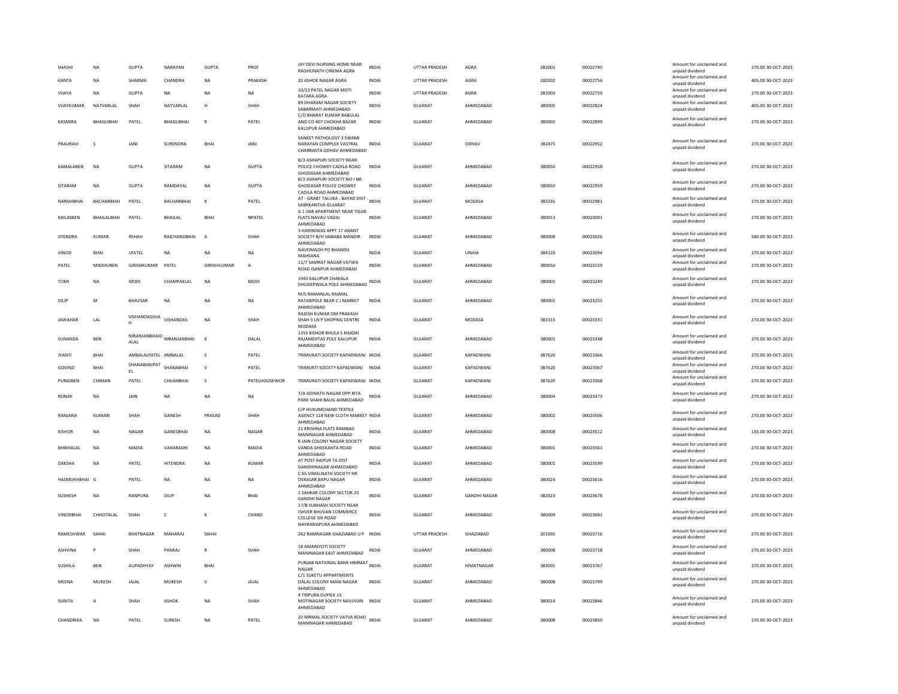| SHASHI | NA | GUPTA | NARAYAN | GUPTA | PROF | JAY DEVI NURSING HOME NEAR RAGHUNATH CINEMA AGRA | INDIA | UTTAR PRADESH | AGRA | 282002 | 00022740 | Amount for unclaimed and unpaid dividend | 270.00 | 30-OCT-2023 |
|---|---|---|---|---|---|---|---|---|---|---|---|---|---|---|
| KANTA | NA | SHARMA | CHANDRA | NA | PRAKASH | 20 ASHOK NAGAR AGRA | INDIA | UTTAR PRADESH | AGRA | 282002 | 00022756 | Amount for unclaimed and unpaid dividend | 405.00 | 30-OCT-2023 |
| VIJAYA | NA | GUPTA | NA | NA | NA | 10/13 PATEL NAGAR MOTI KATARA AGRA | INDIA | UTTAR PRADESH | AGRA | 282003 | 00022759 | Amount for unclaimed and unpaid dividend | 270.00 | 30-OCT-2023 |
| VIJAYKUMAR | NATVARLAL | SHAH | NATVARLAL | H | SHAH | 89 DHARAM NAGAR SOCIETY SABARMATI AHMEDABAD | INDIA | GUJARAT | AHMEDABAD | 380005 | 00022824 | Amount for unclaimed and unpaid dividend | 405.00 | 30-OCT-2023 |
| KASMIRA | BHAGUBHAI | PATEL | BHAGUBHAI | R | PATEL | C/O BHARAT KUMAR BABULAL AND CO 407 CHOKHA BAZAR KALUPUR AHMEDABAD | INDIA | GUJARAT | AHMEDABAD | 380002 | 00022899 | Amount for unclaimed and unpaid dividend | 270.00 | 30-OCT-2023 |
| PRAURAVI | S | JANI | SURENDRA | BHAI | JANI | SANKET PATHOLOGY 3 SWAMI NARAYAN COMPLEX VASTRAL CHARRASTA ODHAV AHMEDABAD | INDIA | GUJARAT | ODHAV | 382475 | 00022952 | Amount for unclaimed and unpaid dividend | 270.00 | 30-OCT-2023 |
| KAMALABEN | NA | GUPTA | SITARAM | NA | GUPTA | B/3 ASHAPURI SOCIETY NEAR POLICE CHOWKY CADILA ROAD GHODASAR AHMEDABAD | INDIA | GUJARAT | AHMEDABAD | 380050 | 00022958 | Amount for unclaimed and unpaid dividend | 270.00 | 30-OCT-2023 |
| SITARAM | NA | GUPTA | RAMDAYAL | NA | GUPTA | B/3 ASHAPURI SOCIETY NO I NR GHODASAR POLICE CHOWKY CADILA ROAD AHMEDABAD | INDIA | GUJARAT | AHMEDABAD | 380050 | 00022959 | Amount for unclaimed and unpaid dividend | 270.00 | 30-OCT-2023 |
| NARSHIBHAI | BACHARBHAI | PATEL | BACHARBHAI | K | PATEL | AT - GRABT TALUKA - BAYAD DIST - SABRKANTHA GUJARAT | INDIA | GUJARAT | MODASA | 383335 | 00022981 | Amount for unclaimed and unpaid dividend | 270.00 | 30-OCT-2023 |
| KAILASBEN | BHAILALBHAI | PATEL | BHAILAL | BHAI | NPATEL | A 1 JIAR APARTMENT NEAR TIGAR FLATS NAVAU VADAJ AHMEDABAD | INDIA | GUJARAT | AHMEDABAD | 380013 | 00023001 | Amount for unclaimed and unpaid dividend | 270.00 | 30-OCT-2023 |
| JITENDRA | KUMAR | RSHAH | RAICHANDBHAI | A | SHAH | 3 HARINIWAS APPT 17 ANANT SOCIETY B/H SAIBABA MANDIR AHMEDABAD | INDIA | GUJARAT | AHMEDABAD | 380008 | 00023026 | Amount for unclaimed and unpaid dividend | 540.00 | 30-OCT-2023 |
| VINOD | BHAI | LPATEL | NA | NA | NA | NAVOMADH PO BHANDU MAHSANA | INDIA | GUJARAT | UNJHA | 384120 | 00023094 | Amount for unclaimed and unpaid dividend | 270.00 | 30-OCT-2023 |
| PATEL | MADHUBEN | GIRISHKUMAR | PATEL | GIRISHILUMAR | A | 11/7 SAMRAT NAGAR VATWA ROAD ISANPUR AHMEDABAD | INDIA | GUJARAT | AHMEDABAD | 380050 | 00023159 | Amount for unclaimed and unpaid dividend | 270.00 | 30-OCT-2023 |
| TOMI | NA | MODI | CHAMPAKLAL | NA | MODI | 1943 KALUPUR CHAKALA DHUDEPWALA POLE AHMEDABAD | INDIA | GUJARAT | AHMEDABAD | 380001 | 00023249 | Amount for unclaimed and unpaid dividend | 270.00 | 30-OCT-2023 |
| DILIP | M | BHAVSAR | NA | NA | NA | M/S RAMANLAL RAJMAL RATANPOLE NEAR C J MARKET AHMEDABAD | INDIA | GUJARAT | AHMEDABAD | 380001 | 00023255 | Amount for unclaimed and unpaid dividend | 270.00 | 30-OCT-2023 |
| JAWAHAR | LAL | VISHANDASSHA H | VISHANDAS | NA | SHAH | RAJESH KUMAR OM PRAKASH SHAH 5 LN P SHOPING CENTRE MODASA | INDIA | GUJARAT | MODASA | 383315 | 00023331 | Amount for unclaimed and unpaid dividend | 270.00 | 30-OCT-2023 |
| SUNANDA | BEN | NIRANJANBHAID ALAL | NIRANJANBHAI | K | DALAL | 1355 KISHOR BHULA S KHADKI RAJAMEHTAS POLE KALUPUR AHMEDABAD | INDIA | GUJARAT | AHMEDABAD | 380001 | 00023348 | Amount for unclaimed and unpaid dividend | 270.00 | 30-OCT-2023 |
| JYANTI | BHAI | AMBALALPATEL | AMBALAL | S | PATEL | TRIMURATI SOCIETY KAPADWANJ | INDIA | GUJARAT | KAPADWANJ | 387620 | 00023366 | Amount for unclaimed and unpaid dividend | 270.00 | 30-OCT-2023 |
| GOVIND | BHAI | SHANABHAIPAT EL | SHANABHAI | V | PATEL | TRIMURTI SOCIETY KAPADWANJ | INDIA | GUJARAT | KAPADWANJ | 387620 | 00023367 | Amount for unclaimed and unpaid dividend | 270.00 | 30-OCT-2023 |
| PUNGIBEN | CHIMAN | PATEL | CHIJANBHAI | S | PATELHOUSEWOR | TRIMURATI SOCIETY KAPADWANJ | INDIA | GUJARAT | KAPADWANJ | 387620 | 00023368 | Amount for unclaimed and unpaid dividend | 270.00 | 30-OCT-2023 |
| RONAK | NA | JAIN | NA | NA | NA | 7/A ADINATH NAGAR OPP RITA PARK SHAHI BAUG AHMEDABAD | INDIA | GUJARAT | AHMEDABAD | 380004 | 00023473 | Amount for unclaimed and unpaid dividend | 270.00 | 30-OCT-2023 |
| RANJANA | KUMARI | SHAH | GANESH | PRASAD | SHAH | C/P HUKUMCHAND TEXTILE AGENCY 118 NEW CLOTH MARKET AHMEDABAD | INDIA | GUJARAT | AHMEDABAD | 380002 | 00023506 | Amount for unclaimed and unpaid dividend | 270.00 | 30-OCT-2023 |
| KISHOR | NA | NAGAR | GANESBHAI | NA | NAGAR | 21 KRISHNA FLATS RAMBAG MANINAGAR AHMEDABAD | INDIA | GUJARAT | AHMEDABAD | 380008 | 00023512 | Amount for unclaimed and unpaid dividend | 135.00 | 30-OCT-2023 |
| BHIKHALAL | NA | MADIA | VAHARASHI | NA | MADIA | 8 JAIN COLONY NAGAR SOCIETY VANDA GHEEKANTA ROAD AHMEDABAD | INDIA | GUJARAT | AHMEDABAD | 380001 | 00023561 | Amount for unclaimed and unpaid dividend | 270.00 | 30-OCT-2023 |
| DAKSHA | NA | PATEL | HITENDRA | NA | KUMAR | AT POST RAIPUR TA DIST GANDHINAGAR AHMEDABAD | INDIA | GUJARAT | AHMEDABAD | 380001 | 00023599 | Amount for unclaimed and unpaid dividend | 270.00 | 30-OCT-2023 |
| HASMUKHBHAI | G | PATEL | NA | NA | NA | C 65 VIMALNATH SOCIETY NR DERASAR BAPU NAGAR AHMEDABAD | INDIA | GUJARAT | AHMEDABAD | 380024 | 00023616 | Amount for unclaimed and unpaid dividend | 270.00 | 30-OCT-2023 |
| SUSHESH | NA | RANPURA | DILIP | NA | BHAI | 1 SAHKAR COLONY SECTOR 25 GANDHI NAGAR | INDIA | GUJARAT | GANDHI NAGAR | 382023 | 00023678 | Amount for unclaimed and unpaid dividend | 270.00 | 30-OCT-2023 |
| VINODBHAI | CHHOTALAL | SHAH | C | K | CHAND | 17/B SUBHASH SOCIETY NEAR ISHVER BHUVAN COMMERCE COLLEGE SIX ROAD NAVRANGPURA AHMEDABAD | INDIA | GUJARAT | AHMEDABAD | 380009 | 00023681 | Amount for unclaimed and unpaid dividend | 270.00 | 30-OCT-2023 |
| RAMESHWAR | SAHAI | BHATNAGAR | MAHARAJ | SAHAI | | 262 RAMNAGAR GHAZIABAD U P | INDIA | UTTAR PRADESH | GHAZIABAD | 201001 | 00023716 | Amount for unclaimed and unpaid dividend | 270.00 | 30-OCT-2023 |
| ASHVINA | P | SHAH | PANKAJ | R | SHAH | 18 AMARJYOTI SOCIETY MANINAGAR EAST AHMEDABAD | INDIA | GUJARAT | AHMEDABAD | 380008 | 00023718 | Amount for unclaimed and unpaid dividend | 270.00 | 30-OCT-2023 |
| SUSHILA | BEN | AUPADHYAY | ASHWIN | BHAI | | PUNJAB NATIONAL BANK HIMMAT NAGAR | INDIA | GUJARAT | HIMATNAGAR | 383001 | 00023767 | Amount for unclaimed and unpaid dividend | 270.00 | 30-OCT-2023 |
| MEENA | MUKESH | JAJAL | MUKESH | V | JAJAL | C/1 SUKETU APPARTMENTS DALAL COLONY MANI NAGAR AHMEDABAD | INDIA | GUJARAT | AHMEDABAD | 380008 | 00023799 | Amount for unclaimed and unpaid dividend | 270.00 | 30-OCT-2023 |
| SUNITA | A | SHAH | ASHOK | NA | SHAH | 4 TRIPURA DUPIEX 13 MOTINAGAR SOCIETY NAVJIVAN AHMEDABAD | INDIA | GUJARAT | AHMEDABAD | 380014 | 00023846 | Amount for unclaimed and unpaid dividend | 270.00 | 30-OCT-2023 |
| CHANDRIKA | NA | PATEL | SURESH | NA | PATEL | 20 NIRMAL SOCIETY VATVA ROAD MANINAGAR AHMEDABAD | INDIA | GUJARAT | AHMEDABAD | 380008 | 00023850 | Amount for unclaimed and unpaid dividend | 270.00 | 30-OCT-2023 |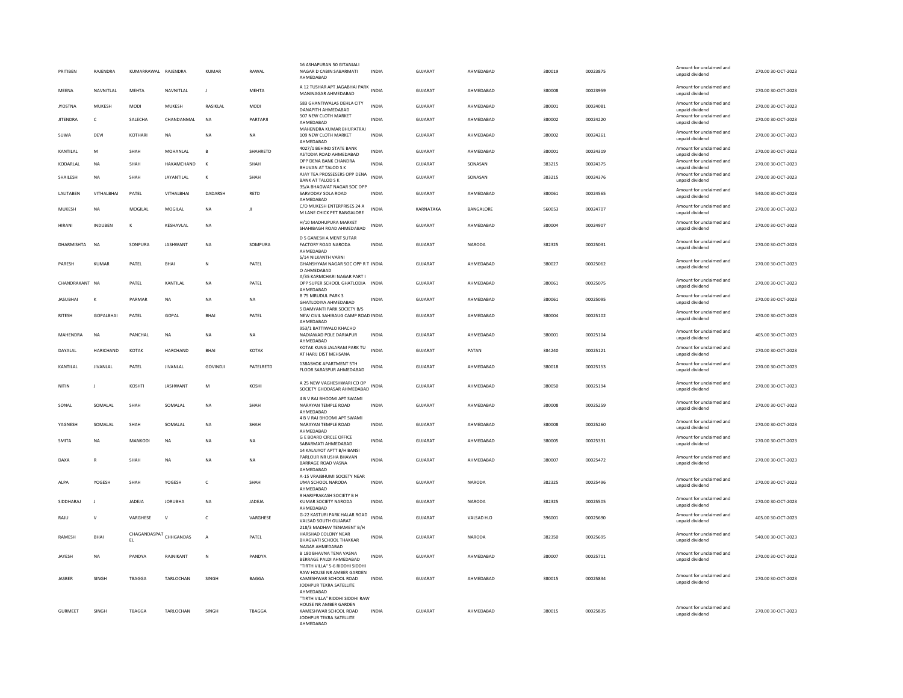| | | | | | | | | | | | | | | |
|---|---|---|---|---|---|---|---|---|---|---|---|---|---|---|
| PRITIBEN | RAJENDRA | KUMARRAWAL | RAJENDRA | KUMAR | RAWAL | 16 ASHAPURAN 50 GITANJALI NAGAR D CABIN SABARMATI AHMEDABAD | INDIA | GUJARAT | AHMEDABAD | 380019 | 00023875 | Amount for unclaimed and unpaid dividend | 270.00 | 30-OCT-2023 |
| MEENA | NAVNITLAL | MEHTA | NAVNITLAL | J | MEHTA | A 12 TUSHAR APT JAGABHAI PARK MANINAGAR AHMEDABAD | INDIA | GUJARAT | AHMEDABAD | 380008 | 00023959 | Amount for unclaimed and unpaid dividend | 270.00 | 30-OCT-2023 |
| JYOSTNA | MUKESH | MODI | MUKESH | RASIKLAL | MODI | 583 GHANTIWALAS DEHLA CITY DANAPITH AHMEDABAD | INDIA | GUJARAT | AHMEDABAD | 380001 | 00024081 | Amount for unclaimed and unpaid dividend | 270.00 | 30-OCT-2023 |
| JITENDRA | C | SALECHA | CHANDANMAL | NA | PARTAPJI | 507 NEW CLOTH MARKET AHMEDABAD | INDIA | GUJARAT | AHMEDABAD | 380002 | 00024220 | Amount for unclaimed and unpaid dividend | 270.00 | 30-OCT-2023 |
| SUWA | DEVI | KOTHARI | NA | NA | NA | MAHENDRA KUMAR BHUPATRAJ 109 NEW CLOTH MARKET AHMEDABAD | INDIA | GUJARAT | AHMEDABAD | 380002 | 00024261 | Amount for unclaimed and unpaid dividend | 270.00 | 30-OCT-2023 |
| KANTILAL | M | SHAH | MOHANLAL | B | SHAHRETD | 4027/1 BEHIND STATE BANK ASTODIA ROAD AHMEDABAD | INDIA | GUJARAT | AHMEDABAD | 380001 | 00024319 | Amount for unclaimed and unpaid dividend | 270.00 | 30-OCT-2023 |
| KODARLAL | NA | SHAH | HAKAMCHAND | K | SHAH | OPP DENA BANK CHANDRA BHUVAN AT TALOD S K | INDIA | GUJARAT | SONASAN | 383215 | 00024375 | Amount for unclaimed and unpaid dividend | 270.00 | 30-OCT-2023 |
| SHAILESH | NA | SHAH | JAYANTILAL | K | SHAH | AJAY TEA PROSSESERS OPP DENA BANK AT TALOD S K | INDIA | GUJARAT | SONASAN | 383215 | 00024376 | Amount for unclaimed and unpaid dividend | 270.00 | 30-OCT-2023 |
| LALITABEN | VITHALBHAI | PATEL | VITHALBHAI | DADARSH | RETD | 35/A BHAGWAT NAGAR SOC OPP SARVODAY SOLA ROAD AHMEDABAD | INDIA | GUJARAT | AHMEDABAD | 380061 | 00024565 | Amount for unclaimed and unpaid dividend | 540.00 | 30-OCT-2023 |
| MUKESH | NA | MOGILAL | MOGILAL | NA | JI | C/O MUKESH ENTERPRISES 24 A M LANE CHICK PET BANGALORE | INDIA | KARNATAKA | BANGALORE | 560053 | 00024707 | Amount for unclaimed and unpaid dividend | 270.00 | 30-OCT-2023 |
| HIRANI | INDUBEN | K | KESHAVLAL | NA | | H/10 MADHUPURA MARKET SHAHIBAGH ROAD AHMEDABAD | INDIA | GUJARAT | AHMEDABAD | 380004 | 00024907 | Amount for unclaimed and unpaid dividend | 270.00 | 30-OCT-2023 |
| DHARMISHTA | NA | SONPURA | JASHWANT | NA | SOMPURA | D 5 GANESH A MENT SUTAR FACTORY ROAD NARODA AHMEDABAD | INDIA | GUJARAT | NARODA | 382325 | 00025031 | Amount for unclaimed and unpaid dividend | 270.00 | 30-OCT-2023 |
| PARESH | KUMAR | PATEL | BHAI | N | PATEL | S/14 NILKANTH VARNI GHANSHYAM NAGAR SOC OPP R T O AHMEDABAD | INDIA | GUJARAT | AHMEDABAD | 380027 | 00025062 | Amount for unclaimed and unpaid dividend | 270.00 | 30-OCT-2023 |
| CHANDRAKANT | NA | PATEL | KANTILAL | NA | PATEL | A/35 KARMCHARI NAGAR PART I OPP SUPER SCHOOL GHATLODIA AHMEDABAD | INDIA | GUJARAT | AHMEDABAD | 380061 | 00025075 | Amount for unclaimed and unpaid dividend | 270.00 | 30-OCT-2023 |
| JASUBHAI | K | PARMAR | NA | NA | NA | B 75 MRUDUL PARK 3 GHATLODIYA AHMEDABAD | INDIA | GUJARAT | AHMEDABAD | 380061 | 00025095 | Amount for unclaimed and unpaid dividend | 270.00 | 30-OCT-2023 |
| RITESH | GOPALBHAI | PATEL | GOPAL | BHAI | PATEL | 5 DAMYANTI PARK SOCIETY B/S NEW CIVIL SAHIBAUG CAMP ROAD AHMEDABAD | INDIA | GUJARAT | AHMEDABAD | 380004 | 00025102 | Amount for unclaimed and unpaid dividend | 270.00 | 30-OCT-2023 |
| MAHENDRA | NA | PANCHAL | NA | NA | NA | 953/1 BATTIWALO KHACHO NADIAWAD POLE DARIAPUR AHMEDABAD | INDIA | GUJARAT | AHMEDABAD | 380001 | 00025104 | Amount for unclaimed and unpaid dividend | 405.00 | 30-OCT-2023 |
| DAYALAL | HARICHAND | KOTAK | HARCHAND | BHAI | KOTAK | KOTAK KUNG JALARAM PARK TU AT HARIJ DIST MEHSANA | INDIA | GUJARAT | PATAN | 384240 | 00025121 | Amount for unclaimed and unpaid dividend | 270.00 | 30-OCT-2023 |
| KANTILAL | JIVANLAL | PATEL | JIVANLAL | GOVINDJI | PATELRETD | 13BASHOK APARTMENT 5TH FLOOR SARASPUR AHMEDABAD | INDIA | GUJARAT | AHMEDABAD | 380018 | 00025153 | Amount for unclaimed and unpaid dividend | 270.00 | 30-OCT-2023 |
| NITIN | J | KOSHTI | JASHWANT | M | KOSHI | A 25 NEW VAGHESHWARI CO OP SOCIETY GHODASAR AHMEDABAD | INDIA | GUJARAT | AHMEDABAD | 380050 | 00025194 | Amount for unclaimed and unpaid dividend | 270.00 | 30-OCT-2023 |
| SONAL | SOMALAL | SHAH | SOMALAL | NA | SHAH | 4 B V RAJ BHOOMI APT SWAMI NARAYAN TEMPLE ROAD AHMEDABAD | INDIA | GUJARAT | AHMEDABAD | 380008 | 00025259 | Amount for unclaimed and unpaid dividend | 270.00 | 30-OCT-2023 |
| YAGNESH | SOMALAL | SHAH | SOMALAL | NA | SHAH | 4 B V RAJ BHOOMI APT SWAMI NARAYAN TEMPLE ROAD AHMEDABAD | INDIA | GUJARAT | AHMEDABAD | 380008 | 00025260 | Amount for unclaimed and unpaid dividend | 270.00 | 30-OCT-2023 |
| SMITA | NA | MANKODI | NA | NA | NA | G E BOARD CIRCLE OFFICE SABARMATI AHMEDABAD | INDIA | GUJARAT | AHMEDABAD | 380005 | 00025331 | Amount for unclaimed and unpaid dividend | 270.00 | 30-OCT-2023 |
| DAXA | R | SHAH | NA | NA | NA | 14 KALAJYOT APTT B/H BANSI PARLOUR NR USHA BHAVAN BARRAGE ROAD VASNA AHMEDABAD | INDIA | GUJARAT | AHMEDABAD | 380007 | 00025472 | Amount for unclaimed and unpaid dividend | 270.00 | 30-OCT-2023 |
| ALPA | YOGESH | SHAH | YOGESH | C | SHAH | A-15 VRAJBHUMI SOCIETY NEAR UMA SCHOOL NARODA AHMEDABAD | INDIA | GUJARAT | NARODA | 382325 | 00025496 | Amount for unclaimed and unpaid dividend | 270.00 | 30-OCT-2023 |
| SIDDHARAJ | J | JADEJA | JORUBHA | NA | JADEJA | 9 HARIPRAKASH SOCIETY B H KUMAR SOCIETY NARODA AHMEDABAD | INDIA | GUJARAT | NARODA | 382325 | 00025505 | Amount for unclaimed and unpaid dividend | 270.00 | 30-OCT-2023 |
| RAJU | V | VARGHESE | V | C | VARGHESE | G-22 KASTURI PARK HALAR ROAD VALSAD SOUTH GUJARAT | INDIA | GUJARAT | VALSAD H.O | 396001 | 00025690 | Amount for unclaimed and unpaid dividend | 405.00 | 30-OCT-2023 |
| RAMESH | BHAI | CHAGANDASPAT EL | CHHGANDAS | A | PATEL | 218/3 MADHAV TENAMENT B/H HARSHAD COLONY NEAR BHAGVATI SCHOOL THAKKAR NAGAR AHMEDABAD | INDIA | GUJARAT | NARODA | 382350 | 00025695 | Amount for unclaimed and unpaid dividend | 540.00 | 30-OCT-2023 |
| JAYESH | NA | PANDYA | RAJNIKANT | N | PANDYA | B 180 BHAVNA TENA VASNA BERRAGE PALDI AHMEDABAD | INDIA | GUJARAT | AHMEDABAD | 380007 | 00025711 | Amount for unclaimed and unpaid dividend | 270.00 | 30-OCT-2023 |
| JASBER | SINGH | TBAGGA | TARLOCHAN | SINGH | BAGGA | "TIRTH VILLA" 5-6 RIDDHI SIDDHI RAW HOUSE NR AMBER GARDEN KAMESHWAR SCHOOL ROAD JODHPUR TEKRA SATELLITE AHMEDABAD | INDIA | GUJARAT | AHMEDABAD | 380015 | 00025834 | Amount for unclaimed and unpaid dividend | 270.00 | 30-OCT-2023 |
| GURMEET | SINGH | TBAGGA | TARLOCHAN | SINGH | TBAGGA | "TIRTH VILLA" RIDDHI SIDDHI RAW HOUSE NR AMBER GARDEN KAMESHWAR SCHOOL ROAD JODHPUR TEKRA SATELLITE AHMEDABAD | INDIA | GUJARAT | AHMEDABAD | 380015 | 00025835 | Amount for unclaimed and unpaid dividend | 270.00 | 30-OCT-2023 |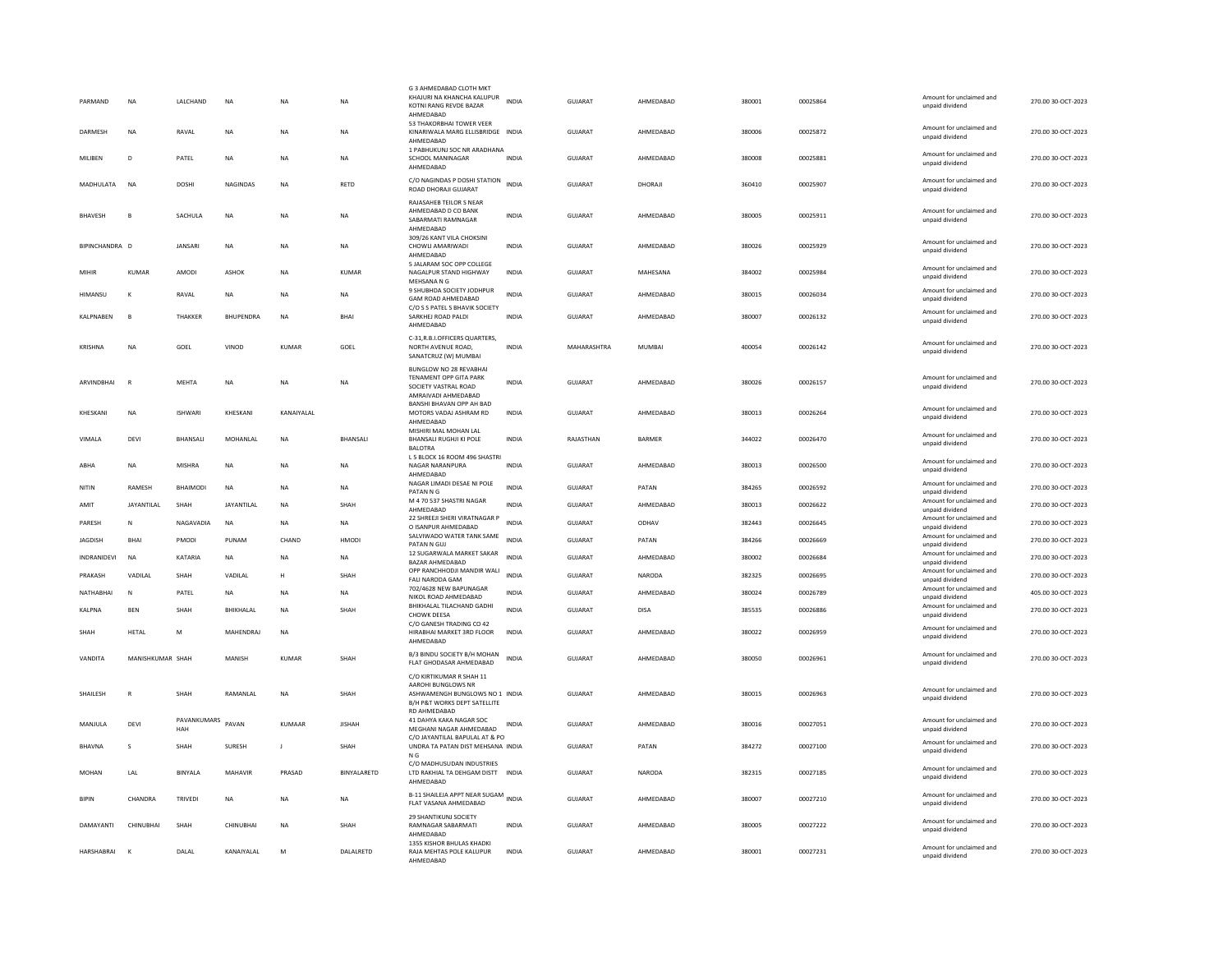| PARMAND | NA | LALCHAND | NA | NA | NA | G 3 AHMEDABAD CLOTH MKT KHAJURI NA KHANCHA KALUPUR KOTNI RANG REVDE BAZAR AHMEDABAD | INDIA | GUJARAT | AHMEDABAD | 380001 | 00025864 | Amount for unclaimed and unpaid dividend | 270.00 | 30-OCT-2023 |
|---|---|---|---|---|---|---|---|---|---|---|---|---|---|---|
| DARMESH | NA | RAVAL | NA | NA | NA | 53 THAKORBHAI TOWER VEER KINARIWALA MARG ELLISBRIDGE AHMEDABAD | INDIA | GUJARAT | AHMEDABAD | 380006 | 00025872 | Amount for unclaimed and unpaid dividend | 270.00 | 30-OCT-2023 |
| MILIBEN | D | PATEL | NA | NA | NA | 1 PABHUKUNJ SOC NR ARADHANA SCHOOL MANINAGAR AHMEDABAD | INDIA | GUJARAT | AHMEDABAD | 380008 | 00025881 | Amount for unclaimed and unpaid dividend | 270.00 | 30-OCT-2023 |
| MADHULATA | NA | DOSHI | NAGINDAS | NA | RETD | C/O NAGINDAS P DOSHI STATION ROAD DHORAJI GUJARAT | INDIA | GUJARAT | DHORAJI | 360410 | 00025907 | Amount for unclaimed and unpaid dividend | 270.00 | 30-OCT-2023 |
| BHAVESH | B | SACHULA | NA | NA | NA | RAJASAHEB TEILOR S NEAR AHMEDABAD D CO BANK SABARMATI RAMNAGAR AHMEDABAD | INDIA | GUJARAT | AHMEDABAD | 380005 | 00025911 | Amount for unclaimed and unpaid dividend | 270.00 | 30-OCT-2023 |
| BIPINCHANDRA | D | JANSARI | NA | NA | NA | 309/26 KANT VILA CHOKSINI CHOWLI AMARIWADI AHMEDABAD | INDIA | GUJARAT | AHMEDABAD | 380026 | 00025929 | Amount for unclaimed and unpaid dividend | 270.00 | 30-OCT-2023 |
| MIHIR | KUMAR | AMODI | ASHOK | NA | KUMAR | 5 JALARAM SOC OPP COLLEGE NAGALPUR STAND HIGHWAY MEHSANA N G | INDIA | GUJARAT | MAHESANA | 384002 | 00025984 | Amount for unclaimed and unpaid dividend | 270.00 | 30-OCT-2023 |
| HIMANSU | K | RAVAL | NA | NA | NA | 9 SHUBHDA SOCIETY JODHPUR GAM ROAD AHMEDABAD | INDIA | GUJARAT | AHMEDABAD | 380015 | 00026034 | Amount for unclaimed and unpaid dividend | 270.00 | 30-OCT-2023 |
| KALPNABEN | B | THAKKER | BHUPENDRA | NA | BHAI | C/O S S PATEL S BHAVIK SOCIETY SARKHEJ ROAD PALDI AHMEDABAD | INDIA | GUJARAT | AHMEDABAD | 380007 | 00026132 | Amount for unclaimed and unpaid dividend | 270.00 | 30-OCT-2023 |
| KRISHNA | NA | GOEL | VINOD | KUMAR | GOEL | C-31,R.B.I.OFFICERS QUARTERS, NORTH AVENUE ROAD, SANATCRUZ (W) MUMBAI | INDIA | MAHARASHTRA | MUMBAI | 400054 | 00026142 | Amount for unclaimed and unpaid dividend | 270.00 | 30-OCT-2023 |
| ARVINDBHAI | R | MEHTA | NA | NA | NA | BUNGLOW NO 28 REVABHAI TENAMENT OPP GITA PARK SOCIETY VASTRAL ROAD AMRAIVADI AHMEDABAD | INDIA | GUJARAT | AHMEDABAD | 380026 | 00026157 | Amount for unclaimed and unpaid dividend | 270.00 | 30-OCT-2023 |
| KHESKANI | NA | ISHWARI | KHESKANI | KANAIYALAL | | BANSHI BHAVAN OPP AH BAD MOTORS VADAJ ASHRAM RD AHMEDABAD | INDIA | GUJARAT | AHMEDABAD | 380013 | 00026264 | Amount for unclaimed and unpaid dividend | 270.00 | 30-OCT-2023 |
| VIMALA | DEVI | BHANSALI | MOHANLAL | NA | BHANSALI | MISHIRI MAL MOHAN LAL BHANSALI RUGHJI KI POLE BALOTRA | INDIA | RAJASTHAN | BARMER | 344022 | 00026470 | Amount for unclaimed and unpaid dividend | 270.00 | 30-OCT-2023 |
| ABHA | NA | MISHRA | NA | NA | NA | L 5 BLOCK 16 ROOM 496 SHASTRI NAGAR NARANPURA AHMEDABAD | INDIA | GUJARAT | AHMEDABAD | 380013 | 00026500 | Amount for unclaimed and unpaid dividend | 270.00 | 30-OCT-2023 |
| NITIN | RAMESH | BHAIMODI | NA | NA | NA | NAGAR LIMADI DESAE NI POLE PATAN N G | INDIA | GUJARAT | PATAN | 384265 | 00026592 | Amount for unclaimed and unpaid dividend | 270.00 | 30-OCT-2023 |
| AMIT | JAYANTILAL | SHAH | JAYANTILAL | NA | SHAH | M 4 70 537 SHASTRI NAGAR AHMEDABAD | INDIA | GUJARAT | AHMEDABAD | 380013 | 00026622 | Amount for unclaimed and unpaid dividend | 270.00 | 30-OCT-2023 |
| PARESH | N | NAGAVADIA | NA | NA | NA | 22 SHREEJI SHERI VIRATNAGAR P O ISANPUR AHMEDABAD | INDIA | GUJARAT | ODHAV | 382443 | 00026645 | Amount for unclaimed and unpaid dividend | 270.00 | 30-OCT-2023 |
| JAGDISH | BHAI | PMODI | PUNAM | CHAND | HMODI | SALVIWADO WATER TANK SAME PATAN N GUJ | INDIA | GUJARAT | PATAN | 384266 | 00026669 | Amount for unclaimed and unpaid dividend | 270.00 | 30-OCT-2023 |
| INDRANIDEVI | NA | KATARIA | NA | NA | NA | 12 SUGARWALA MARKET SAKAR BAZAR AHMEDABAD | INDIA | GUJARAT | AHMEDABAD | 380002 | 00026684 | Amount for unclaimed and unpaid dividend | 270.00 | 30-OCT-2023 |
| PRAKASH | VADILAL | SHAH | VADILAL | H | SHAH | OPP RANCHHODJI MANDIR WALI FALI NARODA GAM | INDIA | GUJARAT | NARODA | 382325 | 00026695 | Amount for unclaimed and unpaid dividend | 270.00 | 30-OCT-2023 |
| NATHABHAI | N | PATEL | NA | NA | NA | 702/4628 NEW BAPUNAGAR NIKOL ROAD AHMEDABAD | INDIA | GUJARAT | AHMEDABAD | 380024 | 00026789 | Amount for unclaimed and unpaid dividend | 405.00 | 30-OCT-2023 |
| KALPNA | BEN | SHAH | BHIKHALAL | NA | SHAH | BHIKHALAL TILACHAND GADHI CHOWK DEESA | INDIA | GUJARAT | DISA | 385535 | 00026886 | Amount for unclaimed and unpaid dividend | 270.00 | 30-OCT-2023 |
| SHAH | HETAL | M | MAHENDRAJ | NA | | C/O GANESH TRADING CO 42 HIRABHAI MARKET 3RD FLOOR AHMEDABAD | INDIA | GUJARAT | AHMEDABAD | 380022 | 00026959 | Amount for unclaimed and unpaid dividend | 270.00 | 30-OCT-2023 |
| VANDITA | MANISHKUMAR | SHAH | MANISH | KUMAR | SHAH | B/3 BINDU SOCIETY B/H MOHAN FLAT GHODASAR AHMEDABAD | INDIA | GUJARAT | AHMEDABAD | 380050 | 00026961 | Amount for unclaimed and unpaid dividend | 270.00 | 30-OCT-2023 |
| SHAILESH | R | SHAH | RAMANLAL | NA | SHAH | C/O KIRTIKUMAR R SHAH 11 AAROHI BUNGLOWS NR ASHWAMENGH BUNGLOWS NO 1 B/H P&T WORKS DEPT SATELLITE RD AHMEDABAD | INDIA | GUJARAT | AHMEDABAD | 380015 | 00026963 | Amount for unclaimed and unpaid dividend | 270.00 | 30-OCT-2023 |
| MANJULA | DEVI | PAVANKUMARSHAH | PAVAN | KUMAAR | JISHAH | 41 DAHYA KAKA NAGAR SOC MEGHANI NAGAR AHMEDABAD | INDIA | GUJARAT | AHMEDABAD | 380016 | 00027051 | Amount for unclaimed and unpaid dividend | 270.00 | 30-OCT-2023 |
| BHAVNA | S | SHAH | SURESH | J | SHAH | C/O JAYANTILAL BAPULAL AT & PO UNDRA TA PATAN DIST MEHSANA N G | INDIA | GUJARAT | PATAN | 384272 | 00027100 | Amount for unclaimed and unpaid dividend | 270.00 | 30-OCT-2023 |
| MOHAN | LAL | BINYALA | MAHAVIR | PRASAD | BINYALARETD | C/O MADHUSUDAN INDUSTRIES LTD RAKHIAL TA DEHGAM DISTT AHMEDABAD | INDIA | GUJARAT | NARODA | 382315 | 00027185 | Amount for unclaimed and unpaid dividend | 270.00 | 30-OCT-2023 |
| BIPIN | CHANDRA | TRIVEDI | NA | NA | NA | B-11 SHAILEJA APPT NEAR SUGAM FLAT VASANA AHMEDABAD | INDIA | GUJARAT | AHMEDABAD | 380007 | 00027210 | Amount for unclaimed and unpaid dividend | 270.00 | 30-OCT-2023 |
| DAMAYANTI | CHINUBHAI | SHAH | CHINUBHAI | NA | SHAH | 29 SHANTIKUNJ SOCIETY RAMNAGAR SABARMATI AHMEDABAD | INDIA | GUJARAT | AHMEDABAD | 380005 | 00027222 | Amount for unclaimed and unpaid dividend | 270.00 | 30-OCT-2023 |
| HARSHABRAI | K | DALAL | KANAIYALAL | M | DALALRETD | 1355 KISHOR BHULAS KHADKI RAJA MEHTAS POLE KALUPUR AHMEDABAD | INDIA | GUJARAT | AHMEDABAD | 380001 | 00027231 | Amount for unclaimed and unpaid dividend | 270.00 | 30-OCT-2023 |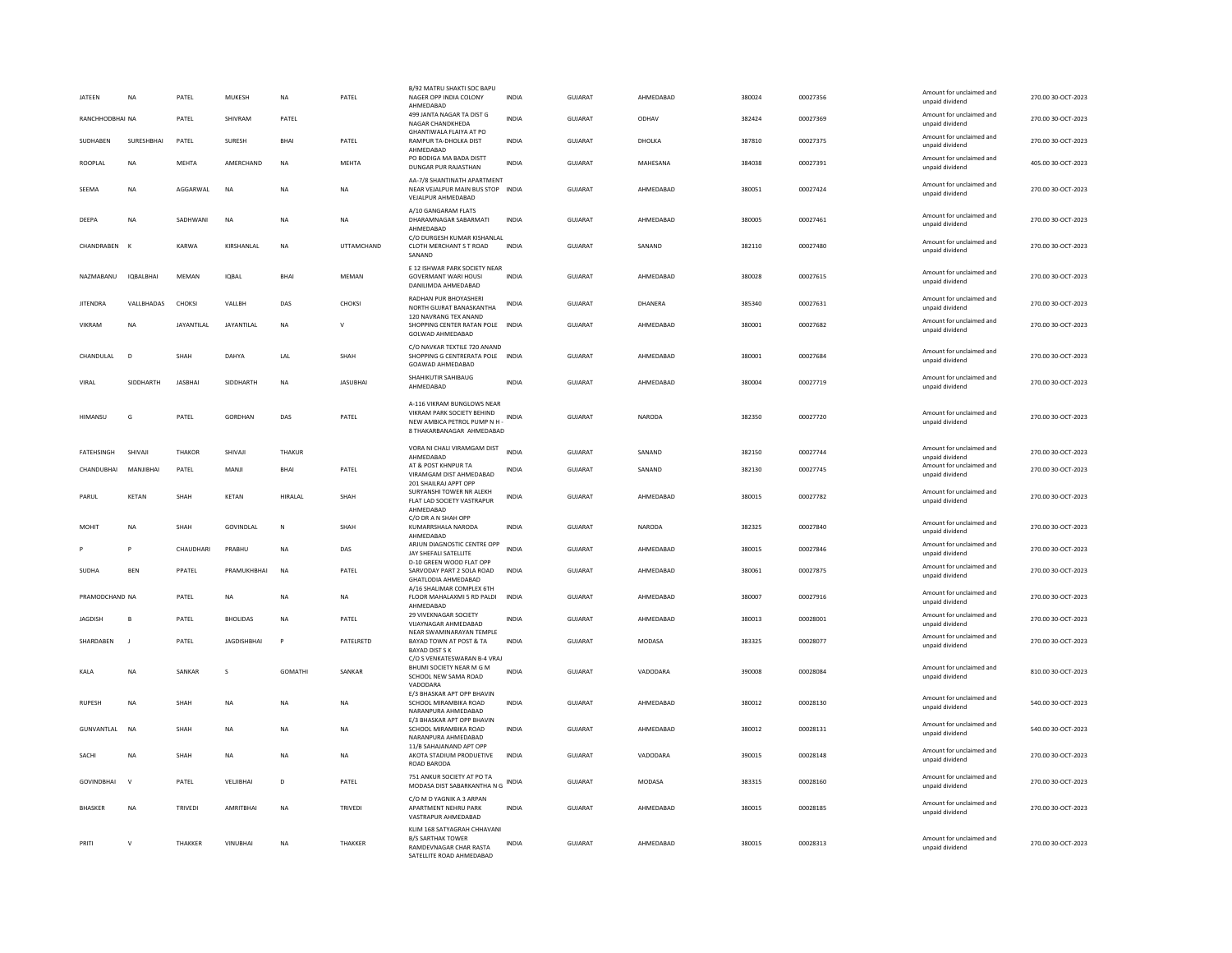| | | | | | | | | | | | | | |
|---|---|---|---|---|---|---|---|---|---|---|---|---|---|
| JATEEN | NA | PATEL | MUKESH | NA | PATEL | B/92 MATRU SHAKTI SOC BAPU NAGER OPP INDIA COLONY AHMEDABAD | INDIA | GUJARAT | AHMEDABAD | 380024 | 00027356 | Amount for unclaimed and unpaid dividend | 270.00 30-OCT-2023 |
| RANCHHODBHAI | NA | PATEL | SHIVRAM | PATEL | | 499 JANTA NAGAR TA DIST G NAGAR CHANDKHEDA | INDIA | GUJARAT | ODHAV | 382424 | 00027369 | Amount for unclaimed and unpaid dividend | 270.00 30-OCT-2023 |
| SUDHABEN | SURESHBHAI | PATEL | SURESH | BHAI | PATEL | GHANTIWALA FLAIYA AT PO RAMPUR TA-DHOLKA DIST AHMEDABAD | INDIA | GUJARAT | DHOLKA | 387810 | 00027375 | Amount for unclaimed and unpaid dividend | 270.00 30-OCT-2023 |
| ROOPLAL | NA | MEHTA | AMERCHAND | NA | MEHTA | PO BODIGA MA BADA DISTT DUNGAR PUR RAJASTHAN | INDIA | GUJARAT | MAHESANA | 384038 | 00027391 | Amount for unclaimed and unpaid dividend | 405.00 30-OCT-2023 |
| SEEMA | NA | AGGARWAL | NA | NA | NA | AA-7/8 SHANTINATH APARTMENT NEAR VEJALPUR MAIN BUS STOP VEJALPUR AHMEDABAD | INDIA | GUJARAT | AHMEDABAD | 380051 | 00027424 | Amount for unclaimed and unpaid dividend | 270.00 30-OCT-2023 |
| DEEPA | NA | SADHWANI | NA | NA | NA | A/10 GANGARAM FLATS DHARAMNAGAR SABARMATI AHMEDABAD | INDIA | GUJARAT | AHMEDABAD | 380005 | 00027461 | Amount for unclaimed and unpaid dividend | 270.00 30-OCT-2023 |
| CHANDRABEN | K | KARWA | KIRSHANLAL | NA | UTTAMCHAND | C/O DURGESH KUMAR KISHANLAL CLOTH MERCHANT S T ROAD SANAND | INDIA | GUJARAT | SANAND | 382110 | 00027480 | Amount for unclaimed and unpaid dividend | 270.00 30-OCT-2023 |
| NAZMABANU | IQBALBHAI | MEMAN | IQBAL | BHAI | MEMAN | E 12 ISHWAR PARK SOCIETY NEAR GOVERMANT WARI HOUSI DANILIMDA AHMEDABAD | INDIA | GUJARAT | AHMEDABAD | 380028 | 00027615 | Amount for unclaimed and unpaid dividend | 270.00 30-OCT-2023 |
| JITENDRA | VALLBHADAS | CHOKSI | VALLBH | DAS | CHOKSI | RADHAN PUR BHOYASHERI NORTH GUJRAT BANASKANTHA | INDIA | GUJARAT | DHANERA | 385340 | 00027631 | Amount for unclaimed and unpaid dividend | 270.00 30-OCT-2023 |
| VIKRAM | NA | JAYANTILAL | JAYANTILAL | NA | V | 120 NAVRANG TEX ANAND SHOPPING CENTER RATAN POLE GOLWAD AHMEDABAD | INDIA | GUJARAT | AHMEDABAD | 380001 | 00027682 | Amount for unclaimed and unpaid dividend | 270.00 30-OCT-2023 |
| CHANDULAL | D | SHAH | DAHYA | LAL | SHAH | C/O NAVKAR TEXTILE 720 ANAND SHOPPING G CENTRERATA POLE GOAWAD AHMEDABAD | INDIA | GUJARAT | AHMEDABAD | 380001 | 00027684 | Amount for unclaimed and unpaid dividend | 270.00 30-OCT-2023 |
| VIRAL | SIDDHARTH | JASBHAI | SIDDHARTH | NA | JASUBHAI | SHAHKUTIR SAHIBAUG AHMEDABAD | INDIA | GUJARAT | AHMEDABAD | 380004 | 00027719 | Amount for unclaimed and unpaid dividend | 270.00 30-OCT-2023 |
| HIMANSU | G | PATEL | GORDHAN | DAS | PATEL | A-116 VIKRAM BUNGLOWS NEAR VIKRAM PARK SOCIETY BEHIND NEW AMBICA PETROL PUMP N H - 8 THAKARBANAGAR AHMEDABAD | INDIA | GUJARAT | NARODA | 382350 | 00027720 | Amount for unclaimed and unpaid dividend | 270.00 30-OCT-2023 |
| FATEHSINGH | SHIVAJI | THAKOR | SHIVAJI | THAKUR | | VORA NI CHALI VIRAMGAM DIST AHMEDABAD | INDIA | GUJARAT | SANAND | 382150 | 00027744 | Amount for unclaimed and unpaid dividend | 270.00 30-OCT-2023 |
| CHANDUBHAI | MANJIBHAI | PATEL | MANJI | BHAI | PATEL | AT & POST KHNPUR TA VIRAMGAM DIST AHMEDABAD | INDIA | GUJARAT | SANAND | 382130 | 00027745 | Amount for unclaimed and unpaid dividend | 270.00 30-OCT-2023 |
| PARUL | KETAN | SHAH | KETAN | HIRALAL | SHAH | 201 SHAILRAJ APPT OPP SURYANSHI TOWER NR ALEKH FLAT LAD SOCIETY VASTRAPUR AHMEDABAD | INDIA | GUJARAT | AHMEDABAD | 380015 | 00027782 | Amount for unclaimed and unpaid dividend | 270.00 30-OCT-2023 |
| MOHIT | NA | SHAH | GOVINDLAL | N | SHAH | C/O DR A N SHAH OPP KUMARRSHALA NARODA AHMEDABAD | INDIA | GUJARAT | NARODA | 382325 | 00027840 | Amount for unclaimed and unpaid dividend | 270.00 30-OCT-2023 |
| P | P | CHAUDHARI | PRABHU | NA | DAS | ARJUN DIAGNOSTIC CENTRE OPP JAY SHEFALI SATELLITE | INDIA | GUJARAT | AHMEDABAD | 380015 | 00027846 | Amount for unclaimed and unpaid dividend | 270.00 30-OCT-2023 |
| SUDHA | BEN | PPATEL | PRAMUKHBHAI | NA | PATEL | D-10 GREEN WOOD FLAT OPP SARVODAY PART 2 SOLA ROAD GHATLODIA AHMEDABAD | INDIA | GUJARAT | AHMEDABAD | 380061 | 00027875 | Amount for unclaimed and unpaid dividend | 270.00 30-OCT-2023 |
| PRAMODCHAND | NA | PATEL | NA | NA | NA | A/16 SHALIMAR COMPLEX 6TH FLOOR MAHALAXMI 5 RD PALDI AHMEDABAD | INDIA | GUJARAT | AHMEDABAD | 380007 | 00027916 | Amount for unclaimed and unpaid dividend | 270.00 30-OCT-2023 |
| JAGDISH | B | PATEL | BHOLIDAS | NA | PATEL | 29 VIVEKNAGAR SOCIETY VIJAYNAGAR AHMEDABAD | INDIA | GUJARAT | AHMEDABAD | 380013 | 00028001 | Amount for unclaimed and unpaid dividend | 270.00 30-OCT-2023 |
| SHARDABEN | J | PATEL | JAGDISHBHAI | P | PATELRETD | NEAR SWAMINARAYAN TEMPLE BAYAD TOWN AT POST & TA BAYAD DIST S K | INDIA | GUJARAT | MODASA | 383325 | 00028077 | Amount for unclaimed and unpaid dividend | 270.00 30-OCT-2023 |
| KALA | NA | SANKAR | S | GOMATHI | SANKAR | C/O S VENKATESWARAN B-4 VRAJ BHUMI SOCIETY NEAR M G M SCHOOL NEW SAMA ROAD VADODARA | INDIA | GUJARAT | VADODARA | 390008 | 00028084 | Amount for unclaimed and unpaid dividend | 810.00 30-OCT-2023 |
| RUPESH | NA | SHAH | NA | NA | NA | E/3 BHASKAR APT OPP BHAVIN SCHOOL MIRAMBIKA ROAD NARANPURA AHMEDABAD | INDIA | GUJARAT | AHMEDABAD | 380012 | 00028130 | Amount for unclaimed and unpaid dividend | 540.00 30-OCT-2023 |
| GUNVANTLAL | NA | SHAH | NA | NA | NA | E/3 BHASKAR APT OPP BHAVIN SCHOOL MIRAMBIKA ROAD NARANPURA AHMEDABAD | INDIA | GUJARAT | AHMEDABAD | 380012 | 00028131 | Amount for unclaimed and unpaid dividend | 540.00 30-OCT-2023 |
| SACHI | NA | SHAH | NA | NA | NA | 11/B SAHAJANAND APT OPP AKOTA STADIUM PRODUETIVE ROAD BARODA | INDIA | GUJARAT | VADODARA | 390015 | 00028148 | Amount for unclaimed and unpaid dividend | 270.00 30-OCT-2023 |
| GOVINDBHAI | V | PATEL | VELJIBHAI | D | PATEL | 751 ANKUR SOCIETY AT PO TA MODASA DIST SABARKANTHA N G | INDIA | GUJARAT | MODASA | 383315 | 00028160 | Amount for unclaimed and unpaid dividend | 270.00 30-OCT-2023 |
| BHASKER | NA | TRIVEDI | AMRITBHAI | NA | TRIVEDI | C/O M D YAGNIK A 3 ARPAN APARTMENT NEHRU PARK VASTRAPUR AHMEDABAD | INDIA | GUJARAT | AHMEDABAD | 380015 | 00028185 | Amount for unclaimed and unpaid dividend | 270.00 30-OCT-2023 |
| PRITI | V | THAKKER | VINUBHAI | NA | THAKKER | KLIM 168 SATYAGRAH CHHAVANI B/S SARTHAK TOWER RAMDEVNAGAR CHAR RASTA SATELLITE ROAD AHMEDABAD | INDIA | GUJARAT | AHMEDABAD | 380015 | 00028313 | Amount for unclaimed and unpaid dividend | 270.00 30-OCT-2023 |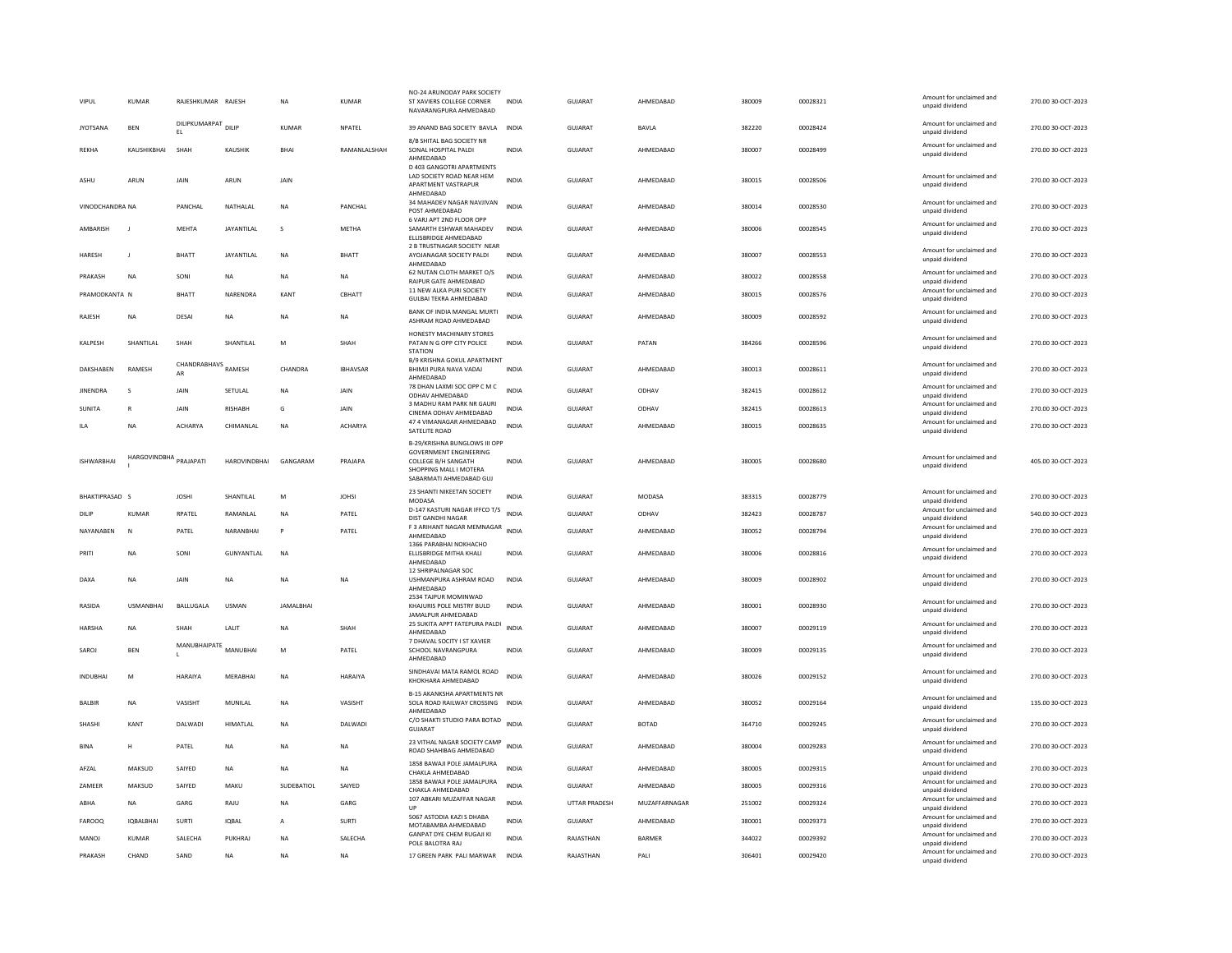| | | | | | | | | | | | | | | |
|---|---|---|---|---|---|---|---|---|---|---|---|---|---|---|
| VIPUL | KUMAR | RAJESHKUMAR | RAJESH | NA | KUMAR | NO-24 ARUNODAY PARK SOCIETY ST XAVIERS COLLEGE CORNER NAVARANGPURA AHMEDABAD | INDIA | GUJARAT | AHMEDABAD | 380009 | 00028321 | Amount for unclaimed and unpaid dividend | 270.00 | 30-OCT-2023 |
| JYOTSANA | BEN | DILIPKUMARPATEL | DILIP | KUMAR | NPATEL | 39 ANAND BAG SOCIETY BAVLA | INDIA | GUJARAT | BAVLA | 382220 | 00028424 | Amount for unclaimed and unpaid dividend | 270.00 | 30-OCT-2023 |
| REKHA | KAUSHIKBHAI | SHAH | KAUSHIK | BHAI | RAMANLALSHAH | 8/B SHITAL BAG SOCIETY NR SONAL HOSPITAL PALDI AHMEDABAD | INDIA | GUJARAT | AHMEDABAD | 380007 | 00028499 | Amount for unclaimed and unpaid dividend | 270.00 | 30-OCT-2023 |
| ASHU | ARUN | JAIN | ARUN | JAIN | | D 403 GANGOTRI APARTMENTS LAD SOCIETY ROAD NEAR HEM APARTMENT VASTRAPUR AHMEDABAD | INDIA | GUJARAT | AHMEDABAD | 380015 | 00028506 | Amount for unclaimed and unpaid dividend | 270.00 | 30-OCT-2023 |
| VINODCHANDRA | NA | PANCHAL | NATHALAL | NA | PANCHAL | 34 MAHADEV NAGAR NAVJIVAN POST AHMEDABAD | INDIA | GUJARAT | AHMEDABAD | 380014 | 00028530 | Amount for unclaimed and unpaid dividend | 270.00 | 30-OCT-2023 |
| AMBARISH | J | MEHTA | JAYANTILAL | S | METHA | 6 VARJ APT 2ND FLOOR OPP SAMARTH ESHWAR MAHADEV ELLISBRIDGE AHMEDABAD | INDIA | GUJARAT | AHMEDABAD | 380006 | 00028545 | Amount for unclaimed and unpaid dividend | 270.00 | 30-OCT-2023 |
| HARESH | J | BHATT | JAYANTILAL | NA | BHATT | 2 B TRUSTNAGAR SOCIETY NEAR AYOJANAGAR SOCIETY PALDI AHMEDABAD | INDIA | GUJARAT | AHMEDABAD | 380007 | 00028553 | Amount for unclaimed and unpaid dividend | 270.00 | 30-OCT-2023 |
| PRAKASH | NA | SONI | NA | NA | NA | 62 NUTAN CLOTH MARKET O/S RAIPUR GATE AHMEDABAD | INDIA | GUJARAT | AHMEDABAD | 380022 | 00028558 | Amount for unclaimed and unpaid dividend | 270.00 | 30-OCT-2023 |
| PRAMODKANTA | N | BHATT | NARENDRA | KANT | CBHATT | 11 NEW ALKA PURI SOCIETY GULBAI TEKRA AHMEDABAD | INDIA | GUJARAT | AHMEDABAD | 380015 | 00028576 | Amount for unclaimed and unpaid dividend | 270.00 | 30-OCT-2023 |
| RAJESH | NA | DESAI | NA | NA | NA | BANK OF INDIA MANGAL MURTI ASHRAM ROAD AHMEDABAD | INDIA | GUJARAT | AHMEDABAD | 380009 | 00028592 | Amount for unclaimed and unpaid dividend | 270.00 | 30-OCT-2023 |
| KALPESH | SHANTILAL | SHAH | SHANTILAL | M | SHAH | HONESTY MACHINARY STORES PATAN N G OPP CITY POLICE STATION | INDIA | GUJARAT | PATAN | 384266 | 00028596 | Amount for unclaimed and unpaid dividend | 270.00 | 30-OCT-2023 |
| DAKSHABEN | RAMESH | CHANDRABHAVSAR | RAMESH | CHANDRA | IBHAVSAR | B/9 KRISHNA GOKUL APARTMENT BHIMJI PURA NAVA VADAJ AHMEDABAD | INDIA | GUJARAT | AHMEDABAD | 380013 | 00028611 | Amount for unclaimed and unpaid dividend | 270.00 | 30-OCT-2023 |
| JINENDRA | S | JAIN | SETULAL | NA | JAIN | 78 DHAN LAXMI SOC OPP C M C ODHAV AHMEDABAD | INDIA | GUJARAT | ODHAV | 382415 | 00028612 | Amount for unclaimed and unpaid dividend | 270.00 | 30-OCT-2023 |
| SUNITA | R | JAIN | RISHABH | G | JAIN | 3 MADHU RAM PARK NR GAURI CINEMA ODHAV AHMEDABAD | INDIA | GUJARAT | ODHAV | 382415 | 00028613 | Amount for unclaimed and unpaid dividend | 270.00 | 30-OCT-2023 |
| ILA | NA | ACHARYA | CHIMANLAL | NA | ACHARYA | 47 4 VIMANAGAR AHMEDABAD SATELITE ROAD | INDIA | GUJARAT | AHMEDABAD | 380015 | 00028635 | Amount for unclaimed and unpaid dividend | 270.00 | 30-OCT-2023 |
| ISHWARBHAI | HARGOVINDBHAI | PRAJAPATI | HAROVINDBHAI | GANGARAM | PRAJAPA | B-29/KRISHNA BUNGLOWS III OPP GOVERNMENT ENGINEERING COLLEGE B/H SANGATH SHOPPING MALL I MOTERA SABARMATI AHMEDABAD GUJ | INDIA | GUJARAT | AHMEDABAD | 380005 | 00028680 | Amount for unclaimed and unpaid dividend | 405.00 | 30-OCT-2023 |
| BHAKTIPRASAD | S | JOSHI | SHANTILAL | M | JOHSI | 23 SHANTI NIKEETAN SOCIETY MODASA | INDIA | GUJARAT | MODASA | 383315 | 00028779 | Amount for unclaimed and unpaid dividend | 270.00 | 30-OCT-2023 |
| DILIP | KUMAR | RPATEL | RAMANLAL | NA | PATEL | D-147 KASTURI NAGAR IFFCO T/S DIST GANDHI NAGAR | INDIA | GUJARAT | ODHAV | 382423 | 00028787 | Amount for unclaimed and unpaid dividend | 540.00 | 30-OCT-2023 |
| NAYANABEN | N | PATEL | NARANBHAI | P | PATEL | F 3 ARIHANT NAGAR MEMNAGAR AHMEDABAD | INDIA | GUJARAT | AHMEDABAD | 380052 | 00028794 | Amount for unclaimed and unpaid dividend | 270.00 | 30-OCT-2023 |
| PRITI | NA | SONI | GUNYANTLAL | NA | | 1366 PARABHAI NOKHACHO ELLISBRIDGE MITHA KHALI AHMEDABAD | INDIA | GUJARAT | AHMEDABAD | 380006 | 00028816 | Amount for unclaimed and unpaid dividend | 270.00 | 30-OCT-2023 |
| DAXA | NA | JAIN | NA | NA | NA | 12 SHRIPALNAGAR SOC USHMANPURA ASHRAM ROAD AHMEDABAD | INDIA | GUJARAT | AHMEDABAD | 380009 | 00028902 | Amount for unclaimed and unpaid dividend | 270.00 | 30-OCT-2023 |
| RASIDA | USMANBHAI | BALLUGALA | USMAN | JAMALBHAI | | 2534 TAJPUR MOMINWAD KHAJURIS POLE MISTRY BULD JAMALPUR AHMEDABAD | INDIA | GUJARAT | AHMEDABAD | 380001 | 00028930 | Amount for unclaimed and unpaid dividend | 270.00 | 30-OCT-2023 |
| HARSHA | NA | SHAH | LALIT | NA | SHAH | 25 SUKITA APPT FATEPURA PALDI AHMEDABAD | INDIA | GUJARAT | AHMEDABAD | 380007 | 00029119 | Amount for unclaimed and unpaid dividend | 270.00 | 30-OCT-2023 |
| SAROJ | BEN | MANUBHAIPATEL | MANUBHAI | M | PATEL | 7 DHAVAL SOCITY I ST XAVIER SCHOOL NAVRANGPURA AHMEDABAD | INDIA | GUJARAT | AHMEDABAD | 380009 | 00029135 | Amount for unclaimed and unpaid dividend | 270.00 | 30-OCT-2023 |
| INDUBHAI | M | HARAIYA | MERABHAI | NA | HARAIYA | SINDHAVAI MATA RAMOL ROAD KHOKHARA AHMEDABAD | INDIA | GUJARAT | AHMEDABAD | 380026 | 00029152 | Amount for unclaimed and unpaid dividend | 270.00 | 30-OCT-2023 |
| BALBIR | NA | VASISHT | MUNILAL | NA | VASISHT | B-15 AKANKSHA APARTMENTS NR SOLA ROAD RAILWAY CROSSING AHMEDABAD | INDIA | GUJARAT | AHMEDABAD | 380052 | 00029164 | Amount for unclaimed and unpaid dividend | 135.00 | 30-OCT-2023 |
| SHASHI | KANT | DALWADI | HIMATLAL | NA | DALWADI | C/O SHAKTI STUDIO PARA BOTAD GUJARAT | INDIA | GUJARAT | BOTAD | 364710 | 00029245 | Amount for unclaimed and unpaid dividend | 270.00 | 30-OCT-2023 |
| BINA | H | PATEL | NA | NA | NA | 23 VITHAL NAGAR SOCIETY CAMP ROAD SHAHIBAG AHMEDABAD | INDIA | GUJARAT | AHMEDABAD | 380004 | 00029283 | Amount for unclaimed and unpaid dividend | 270.00 | 30-OCT-2023 |
| AFZAL | MAKSUD | SAIYED | NA | NA | NA | 1858 BAWAJI POLE JAMALPURA CHAKLA AHMEDABAD | INDIA | GUJARAT | AHMEDABAD | 380005 | 00029315 | Amount for unclaimed and unpaid dividend | 270.00 | 30-OCT-2023 |
| ZAMEER | MAKSUD | SAIYED | MAKU | SUDEBATIOL | SAIYED | 1858 BAWAJI POLE JAMALPURA CHAKLA AHMEDABAD | INDIA | GUJARAT | AHMEDABAD | 380005 | 00029316 | Amount for unclaimed and unpaid dividend | 270.00 | 30-OCT-2023 |
| ABHA | NA | GARG | RAJU | NA | GARG | 107 ABKARI MUZAFFAR NAGAR UP | INDIA | UTTAR PRADESH | MUZAFFARNAGAR | 251002 | 00029324 | Amount for unclaimed and unpaid dividend | 270.00 | 30-OCT-2023 |
| FAROOQ | IQBALBHAI | SURTI | IQBAL | A | SURTI | 5067 ASTODIA KAZI S DHABA MOTABAMBA AHMEDABAD | INDIA | GUJARAT | AHMEDABAD | 380001 | 00029373 | Amount for unclaimed and unpaid dividend | 270.00 | 30-OCT-2023 |
| MANOJ | KUMAR | SALECHA | PUKHRAJ | NA | SALECHA | GANPAT DYE CHEM RUGAJI KI POLE BALOTRA RAJ | INDIA | RAJASTHAN | BARMER | 344022 | 00029392 | Amount for unclaimed and unpaid dividend | 270.00 | 30-OCT-2023 |
| PRAKASH | CHAND | SAND | NA | NA | NA | 17 GREEN PARK PALI MARWAR | INDIA | RAJASTHAN | PALI | 306401 | 00029420 | Amount for unclaimed and unpaid dividend | 270.00 | 30-OCT-2023 |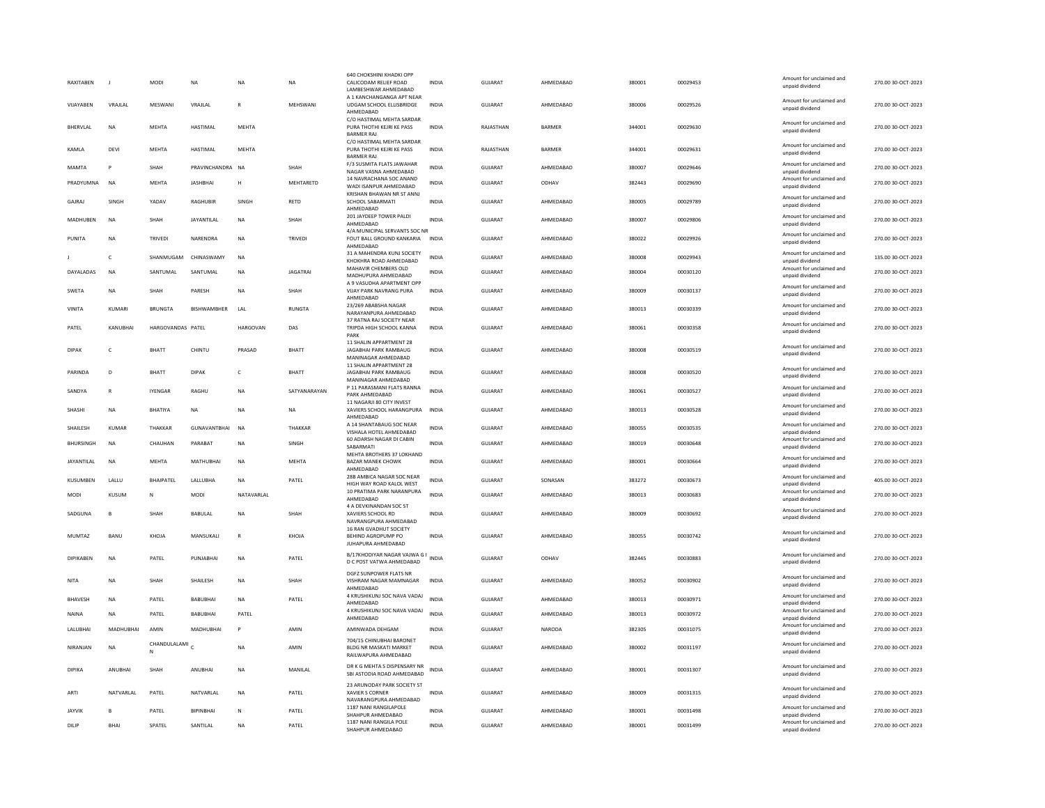| | | | | | | | | | | | | | | |
|---|---|---|---|---|---|---|---|---|---|---|---|---|---|---|
| RAXITABEN | J | MODI | NA | NA | NA | 640 CHOKSHINI KHADKI OPP CALICODAM RELIEF ROAD LAMBESHWAR AHMEDABAD | INDIA | GUJARAT | AHMEDABAD | 380001 | 00029453 | Amount for unclaimed and unpaid dividend | 270.00 | 30-OCT-2023 |
| VIJAYABEN | VRAJLAL | MESWANI | VRAJLAL | R | MEHSWANI | A 1 KANCHANGANGA APT NEAR UDGAM SCHOOL ELLISBRIDGE AHMEDABAD | INDIA | GUJARAT | AHMEDABAD | 380006 | 00029526 | Amount for unclaimed and unpaid dividend | 270.00 | 30-OCT-2023 |
| BHERVLAL | NA | MEHTA | HASTIMAL | MEHTA | | C/O HASTIMAL MEHTA SARDAR PURA THOTHI KEJRI KE PASS BARMER RAJ | INDIA | RAJASTHAN | BARMER | 344001 | 00029630 | Amount for unclaimed and unpaid dividend | 270.00 | 30-OCT-2023 |
| KAMLA | DEVI | MEHTA | HASTIMAL | MEHTA | | C/O HASTIMAL MEHTA SARDAR PURA THOTHI KEJRI KE PASS BARMER RAJ | INDIA | RAJASTHAN | BARMER | 344001 | 00029631 | Amount for unclaimed and unpaid dividend | 270.00 | 30-OCT-2023 |
| MAMTA | P | SHAH | PRAVINCHANDRA | NA | SHAH | F/3 SUSMITA FLATS JAWAHAR NAGAR VASNA AHMEDABAD | INDIA | GUJARAT | AHMEDABAD | 380007 | 00029646 | Amount for unclaimed and unpaid dividend | 270.00 | 30-OCT-2023 |
| PRADYUMNA | NA | MEHTA | JASHBHAI | H | MEHTARETD | 14 NAVRACHANA SOC ANAND WADI ISANPUR AHMEDABAD | INDIA | GUJARAT | ODHAV | 382443 | 00029690 | Amount for unclaimed and unpaid dividend | 270.00 | 30-OCT-2023 |
| GAJRAJ | SINGH | YADAV | RAGHUBIR | SINGH | RETD | KRISHAN BHAWAN NR ST ANNJ SCHOOL SABARMATI AHMEDABAD | INDIA | GUJARAT | AHMEDABAD | 380005 | 00029789 | Amount for unclaimed and unpaid dividend | 270.00 | 30-OCT-2023 |
| MADHUBEN | NA | SHAH | JAYANTILAL | NA | SHAH | 201 JAYDEEP TOWER PALDI AHMEDABAD | INDIA | GUJARAT | AHMEDABAD | 380007 | 00029806 | Amount for unclaimed and unpaid dividend | 270.00 | 30-OCT-2023 |
| PUNITA | NA | TRIVEDI | NARENDRA | NA | TRIVEDI | 4/A MUNICIPAL SERVANTS SOC NR FOUT BALL GROUND KANKARIA AHMEDABAD | INDIA | GUJARAT | AHMEDABAD | 380022 | 00029926 | Amount for unclaimed and unpaid dividend | 270.00 | 30-OCT-2023 |
| J | C | SHANMUGAM | CHINASWAMY | NA | | 31 A MAHENDRA KUNJ SOCIETY KHOKHRA ROAD AHMEDABAD | INDIA | GUJARAT | AHMEDABAD | 380008 | 00029943 | Amount for unclaimed and unpaid dividend | 135.00 | 30-OCT-2023 |
| DAYALADAS | NA | SANTUMAL | SANTUMAL | NA | JAGATRAI | MAHAVIR CHEMBERS OLD MADHUPURA AHMEDABAD | INDIA | GUJARAT | AHMEDABAD | 380004 | 00030120 | Amount for unclaimed and unpaid dividend | 270.00 | 30-OCT-2023 |
| SWETA | NA | SHAH | PARESH | NA | SHAH | A 9 VASUDHA APARTMENT OPP VIJAY PARK NAVRANG PURA AHMEDABAD | INDIA | GUJARAT | AHMEDABAD | 380009 | 00030137 | Amount for unclaimed and unpaid dividend | 270.00 | 30-OCT-2023 |
| VINITA | KUMARI | BRUNGTA | BISHWAMBHER | LAL | RUNGTA | 23/269 ABABSHA NAGAR NARAYANPURA AHMEDABAD | INDIA | GUJARAT | AHMEDABAD | 380013 | 00030339 | Amount for unclaimed and unpaid dividend | 270.00 | 30-OCT-2023 |
| PATEL | KANUBHAI | HARGOVANDAS | PATEL | HARGOVAN | DAS | 37 RATNA RAJ SOCIETY NEAR TRIPDA HIGH SCHOOL KANNA PARK | INDIA | GUJARAT | AHMEDABAD | 380061 | 00030358 | Amount for unclaimed and unpaid dividend | 270.00 | 30-OCT-2023 |
| DIPAK | C | BHATT | CHINTU | PRASAD | BHATT | 11 SHALIN APPARTMENT 28 JAGABHAI PARK RAMBAUG MANINAGAR AHMEDABAD | INDIA | GUJARAT | AHMEDABAD | 380008 | 00030519 | Amount for unclaimed and unpaid dividend | 270.00 | 30-OCT-2023 |
| PARINDA | D | BHATT | DIPAK | C | BHATT | 11 SHALIN APPARTMENT 28 JAGABHAI PARK RAMBAUG MANINAGAR AHMEDABAD | INDIA | GUJARAT | AHMEDABAD | 380008 | 00030520 | Amount for unclaimed and unpaid dividend | 270.00 | 30-OCT-2023 |
| SANDYA | R | IYENGAR | RAGHU | NA | SATYANARAYAN | P 11 PARASMANI FLATS RANNA PARK AHMEDABAD | INDIA | GUJARAT | AHMEDABAD | 380061 | 00030527 | Amount for unclaimed and unpaid dividend | 270.00 | 30-OCT-2023 |
| SHASHI | NA | BHATIYA | NA | NA | NA | 11 NAGARJI 80 CITY INVEST XAVIERS SCHOOL HARANGPURA AHMEDABAD | INDIA | GUJARAT | AHMEDABAD | 380013 | 00030528 | Amount for unclaimed and unpaid dividend | 270.00 | 30-OCT-2023 |
| SHAILESH | KUMAR | THAKKAR | GUNAVANTBHAI | NA | THAKKAR | A 14 SHANTABAUG SOC NEAR VISHALA HOTEL AHMEDABAD | INDIA | GUJARAT | AHMEDABAD | 380055 | 00030535 | Amount for unclaimed and unpaid dividend | 270.00 | 30-OCT-2023 |
| BHURSINGH | NA | CHAUHAN | PARABAT | NA | SINGH | 60 ADARSH NAGAR DI CABIN SABARMATI | INDIA | GUJARAT | AHMEDABAD | 380019 | 00030648 | Amount for unclaimed and unpaid dividend | 270.00 | 30-OCT-2023 |
| JAYANTILAL | NA | MEHTA | MATHUBHAI | NA | MEHTA | MEHTA BROTHERS 37 LOKHAND BAZAR MANEK CHOWK AHMEDABAD | INDIA | GUJARAT | AHMEDABAD | 380001 | 00030664 | Amount for unclaimed and unpaid dividend | 270.00 | 30-OCT-2023 |
| KUSUMBEN | LALLU | BHAIPATEL | LALLUBHA | NA | PATEL | 28B AMBICA NAGAR SOC NEAR HIGH WAY ROAD KALOL WEST | INDIA | GUJARAT | SONASAN | 383272 | 00030673 | Amount for unclaimed and unpaid dividend | 405.00 | 30-OCT-2023 |
| MODI | KUSUM | N | MODI | NATAVARLAL | | 10 PRATIMA PARK NARANPURA AHMEDABAD | INDIA | GUJARAT | AHMEDABAD | 380013 | 00030683 | Amount for unclaimed and unpaid dividend | 270.00 | 30-OCT-2023 |
| SADGUNA | B | SHAH | BABULAL | NA | SHAH | 4 A DEVKINANDAN SOC ST XAVIERS SCHOOL RD NAVRANGPURA AHMEDABAD | INDIA | GUJARAT | AHMEDABAD | 380009 | 00030692 | Amount for unclaimed and unpaid dividend | 270.00 | 30-OCT-2023 |
| MUMTAZ | BANU | KHOJA | MANSUKALI | R | KHOJA | 16 RAN GVADHUT SOCIETY BEHIND AGROPUMP PO JUHAPURA AHMEDABAD | INDIA | GUJARAT | AHMEDABAD | 380055 | 00030742 | Amount for unclaimed and unpaid dividend | 270.00 | 30-OCT-2023 |
| DIPIKABEN | NA | PATEL | PUNJABHAI | NA | PATEL | B/17KHODIYAR NAGAR VAJWA G I D C POST VATWA AHMEDABAD | INDIA | GUJARAT | ODHAV | 382445 | 00030883 | Amount for unclaimed and unpaid dividend | 270.00 | 30-OCT-2023 |
| NITA | NA | SHAH | SHAILESH | NA | SHAH | DGFZ SUNPOWER FLATS NR VISHRAM NAGAR MAMNAGAR AHMEDABAD | INDIA | GUJARAT | AHMEDABAD | 380052 | 00030902 | Amount for unclaimed and unpaid dividend | 270.00 | 30-OCT-2023 |
| BHAVESH | NA | PATEL | BABUBHAI | NA | PATEL | 4 KRUSHIKUNJ SOC NAVA VADAJ AHMEDABAD | INDIA | GUJARAT | AHMEDABAD | 380013 | 00030971 | Amount for unclaimed and unpaid dividend | 270.00 | 30-OCT-2023 |
| NAINA | NA | PATEL | BABUBHAI | PATEL | | 4 KRUSHIKUNJ SOC NAVA VADAJ AHMEDABAD | INDIA | GUJARAT | AHMEDABAD | 380013 | 00030972 | Amount for unclaimed and unpaid dividend | 270.00 | 30-OCT-2023 |
| LALUBHAI | MADHUBHAI | AMIN | MADHUBHAI | P | AMIN | AMINWADA DEHGAM | INDIA | GUJARAT | NARODA | 382305 | 00031075 | Amount for unclaimed and unpaid dividend | 270.00 | 30-OCT-2023 |
| NIRANJAN | NA | CHANDULALAMI N | C | NA | AMIN | 704/15 CHINUBHAI BARONET BLDG NR MASKATI MARKET RAILWAPURA AHMEDABAD | INDIA | GUJARAT | AHMEDABAD | 380002 | 00031197 | Amount for unclaimed and unpaid dividend | 270.00 | 30-OCT-2023 |
| DIPIKA | ANUBHAI | SHAH | ANUBHAI | NA | MANILAL | DR K G MEHTA S DISPENSARY NR SBI ASTODIA ROAD AHMEDABAD | INDIA | GUJARAT | AHMEDABAD | 380001 | 00031307 | Amount for unclaimed and unpaid dividend | 270.00 | 30-OCT-2023 |
| ARTI | NATVARLAL | PATEL | NATVARLAL | NA | PATEL | 23 ARUNODAY PARK SOCIETY ST XAVIER S CORNER NAVARANGPURA AHMEDABAD | INDIA | GUJARAT | AHMEDABAD | 380009 | 00031315 | Amount for unclaimed and unpaid dividend | 270.00 | 30-OCT-2023 |
| JAYVIK | B | PATEL | BIPINBHAI | N | PATEL | 1187 NANI RANGILAPOLE SHAHPUR AHMEDABAD | INDIA | GUJARAT | AHMEDABAD | 380001 | 00031498 | Amount for unclaimed and unpaid dividend | 270.00 | 30-OCT-2023 |
| DILIP | BHAI | SPATEL | SANTILAL | NA | PATEL | 1187 NANI RANGILA POLE SHAHPUR AHMEDABAD | INDIA | GUJARAT | AHMEDABAD | 380001 | 00031499 | Amount for unclaimed and unpaid dividend | 270.00 | 30-OCT-2023 |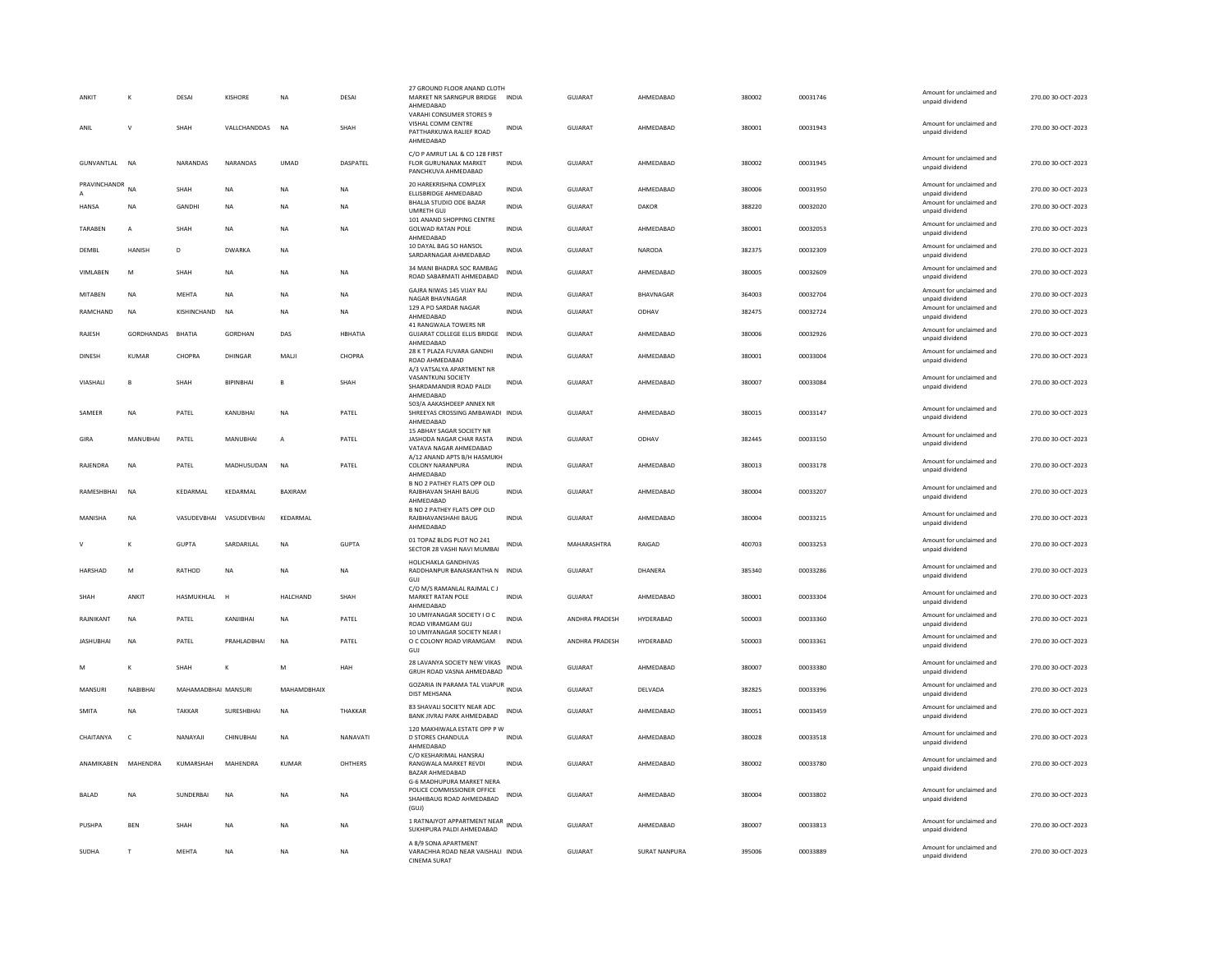| ANKIT | K | DESAI | KISHORE | NA | DESAI | 27 GROUND FLOOR ANAND CLOTH MARKET NR SARNGPUR BRIDGE AHMEDABAD | INDIA | GUJARAT | AHMEDABAD | 380002 | 00031746 | Amount for unclaimed and unpaid dividend | 270.00 | 30-OCT-2023 |
|---|---|---|---|---|---|---|---|---|---|---|---|---|---|---|
| ANIL | V | SHAH | VALLCHANDDAS | NA | SHAH | VARAHI CONSUMER STORES 9 VISHAL COMM CENTRE PATTHARKUWA RALIEF ROAD AHMEDABAD | INDIA | GUJARAT | AHMEDABAD | 380001 | 00031943 | Amount for unclaimed and unpaid dividend | 270.00 | 30-OCT-2023 |
| GUNVANTLAL | NA | NARANDAS | NARANDAS | UMAD | DASPATEL | C/O P AMRUT LAL & CO 128 FIRST FLOR GURUNANAK MARKET PANCHKUVA AHMEDABAD | INDIA | GUJARAT | AHMEDABAD | 380002 | 00031945 | Amount for unclaimed and unpaid dividend | 270.00 | 30-OCT-2023 |
| PRAVINCHANDR A | NA | SHAH | NA | NA | NA | 20 HAREKRISHNA COMPLEX ELLISBRIDGE AHMEDABAD | INDIA | GUJARAT | AHMEDABAD | 380006 | 00031950 | Amount for unclaimed and unpaid dividend | 270.00 | 30-OCT-2023 |
| HANSA | NA | GANDHI | NA | NA | NA | BHALJA STUDIO ODE BAZAR UMRETH GUJ | INDIA | GUJARAT | DAKOR | 388220 | 00032020 | Amount for unclaimed and unpaid dividend | 270.00 | 30-OCT-2023 |
| TARABEN | A | SHAH | NA | NA | NA | 101 ANAND SHOPPING CENTRE GOLWAD RATAN POLE AHMEDABAD | INDIA | GUJARAT | AHMEDABAD | 380001 | 00032053 | Amount for unclaimed and unpaid dividend | 270.00 | 30-OCT-2023 |
| DEMBL | HANISH | D | DWARKA | NA | | 10 DAYAL BAG SO HANSOL SARDARNAGAR AHMEDABAD | INDIA | GUJARAT | NARODA | 382375 | 00032309 | Amount for unclaimed and unpaid dividend | 270.00 | 30-OCT-2023 |
| VIMLABEN | M | SHAH | NA | NA | NA | 34 MANI BHADRA SOC RAMBAG ROAD SABARMATI AHMEDABAD | INDIA | GUJARAT | AHMEDABAD | 380005 | 00032609 | Amount for unclaimed and unpaid dividend | 270.00 | 30-OCT-2023 |
| MITABEN | NA | MEHTA | NA | NA | NA | GAJRA NIWAS 145 VIJAY RAJ NAGAR BHAVNAGAR | INDIA | GUJARAT | BHAVNAGAR | 364003 | 00032704 | Amount for unclaimed and unpaid dividend | 270.00 | 30-OCT-2023 |
| RAMCHAND | NA | KISHINCHAND | NA | NA | NA | 129 A PO SARDAR NAGAR AHMEDABAD | INDIA | GUJARAT | ODHAV | 382475 | 00032724 | Amount for unclaimed and unpaid dividend | 270.00 | 30-OCT-2023 |
| RAJESH | GORDHANDAS | BHATIA | GORDHAN | DAS | HBHATIA | 41 RANGWALA TOWERS NR GUJARAT COLLEGE ELLIS BRIDGE AHMEDABAD | INDIA | GUJARAT | AHMEDABAD | 380006 | 00032926 | Amount for unclaimed and unpaid dividend | 270.00 | 30-OCT-2023 |
| DINESH | KUMAR | CHOPRA | DHINGAR | MALJI | CHOPRA | 28 K T PLAZA FUVARA GANDHI ROAD AHMEDABAD | INDIA | GUJARAT | AHMEDABAD | 380001 | 00033004 | Amount for unclaimed and unpaid dividend | 270.00 | 30-OCT-2023 |
| VIASHALI | B | SHAH | BIPINBHAI | B | SHAH | A/3 VATSALYA APARTMENT NR VASANTKUNJ SOCIETY SHARDAMANDIR ROAD PALDI AHMEDABAD | INDIA | GUJARAT | AHMEDABAD | 380007 | 00033084 | Amount for unclaimed and unpaid dividend | 270.00 | 30-OCT-2023 |
| SAMEER | NA | PATEL | KANUBHAI | NA | PATEL | 503/A AAKASHDEEP ANNEX NR SHREEYAS CROSSING AMBAWADI AHMEDABAD | INDIA | GUJARAT | AHMEDABAD | 380015 | 00033147 | Amount for unclaimed and unpaid dividend | 270.00 | 30-OCT-2023 |
| GIRA | MANUBHAI | PATEL | MANUBHAI | A | PATEL | 15 ABHAY SAGAR SOCIETY NR JASHODA NAGAR CHAR RASTA VATAVA NAGAR AHMEDABAD | INDIA | GUJARAT | ODHAV | 382445 | 00033150 | Amount for unclaimed and unpaid dividend | 270.00 | 30-OCT-2023 |
| RAJENDRA | NA | PATEL | MADHUSUDAN | NA | PATEL | A/12 ANAND APTS B/H HASMUKH COLONY NARANPURA AHMEDABAD | INDIA | GUJARAT | AHMEDABAD | 380013 | 00033178 | Amount for unclaimed and unpaid dividend | 270.00 | 30-OCT-2023 |
| RAMESHBHAI | NA | KEDARMAL | KEDARMAL | BAXIRAM | | B NO 2 PATHEY FLATS OPP OLD RAJBHAVAN SHAHI BAUG AHMEDABAD | INDIA | GUJARAT | AHMEDABAD | 380004 | 00033207 | Amount for unclaimed and unpaid dividend | 270.00 | 30-OCT-2023 |
| MANISHA | NA | VASUDEVBHAI | VASUDEVBHAI | KEDARMAL | | B NO 2 PATHEY FLATS OPP OLD RAJBHAVANSHAHI BAUG AHMEDABAD | INDIA | GUJARAT | AHMEDABAD | 380004 | 00033215 | Amount for unclaimed and unpaid dividend | 270.00 | 30-OCT-2023 |
| V | K | GUPTA | SARDARILAL | NA | GUPTA | 01 TOPAZ BLDG PLOT NO 241 SECTOR 28 VASHI NAVI MUMBAI | INDIA | MAHARASHTRA | RAIGAD | 400703 | 00033253 | Amount for unclaimed and unpaid dividend | 270.00 | 30-OCT-2023 |
| HARSHAD | M | RATHOD | NA | NA | NA | HOLICHAKLA GANDHIVAS RADDHANPUR BANASKANTHA N GUJ | INDIA | GUJARAT | DHANERA | 385340 | 00033286 | Amount for unclaimed and unpaid dividend | 270.00 | 30-OCT-2023 |
| SHAH | ANKIT | HASMUKHLAL | H | HALCHAND | SHAH | C/O M/S RAMANLAL RAJMAL C J MARKET RATAN POLE AHMEDABAD | INDIA | GUJARAT | AHMEDABAD | 380001 | 00033304 | Amount for unclaimed and unpaid dividend | 270.00 | 30-OCT-2023 |
| RAJNIKANT | NA | PATEL | KANJIBHAI | NA | PATEL | 10 UMIYANAGAR SOCIETY I O C ROAD VIRAMGAM GUJ | INDIA | ANDHRA PRADESH | HYDERABAD | 500003 | 00033360 | Amount for unclaimed and unpaid dividend | 270.00 | 30-OCT-2023 |
| JASHUBHAI | NA | PATEL | PRAHLADBHAI | NA | PATEL | 10 UMIYANAGAR SOCIETY NEAR I O C COLONY ROAD VIRAMGAM GUJ | INDIA | ANDHRA PRADESH | HYDERABAD | 500003 | 00033361 | Amount for unclaimed and unpaid dividend | 270.00 | 30-OCT-2023 |
| M | K | SHAH | K | M | HAH | 28 LAVANYA SOCIETY NEW VIKAS GRUH ROAD VASNA AHMEDABAD | INDIA | GUJARAT | AHMEDABAD | 380007 | 00033380 | Amount for unclaimed and unpaid dividend | 270.00 | 30-OCT-2023 |
| MANSURI | NABIBHAI | MAHAMADBHAI | MANSURI | MAHAMDBHAIX | | GOZARIA IN PARAMA TAL VIJAPUR DIST MEHSANA | INDIA | GUJARAT | DELVADA | 382825 | 00033396 | Amount for unclaimed and unpaid dividend | 270.00 | 30-OCT-2023 |
| SMITA | NA | TAKKAR | SURESHBHAI | NA | THAKKAR | 83 SHAVALI SOCIETY NEAR ADC BANK JIVRAJ PARK AHMEDABAD | INDIA | GUJARAT | AHMEDABAD | 380051 | 00033459 | Amount for unclaimed and unpaid dividend | 270.00 | 30-OCT-2023 |
| CHAITANYA | C | NANAYAJI | CHINUBHAI | NA | NANAVATI | 120 MAKHIWALA ESTATE OPP P W D STORES CHANDULA AHMEDABAD | INDIA | GUJARAT | AHMEDABAD | 380028 | 00033518 | Amount for unclaimed and unpaid dividend | 270.00 | 30-OCT-2023 |
| ANAMIKABEN | MAHENDRA | KUMARSHAH | MAHENDRA | KUMAR | OHTHERS | C/O KESHARIMAL HANSRAJ RANGWALA MARKET REVDI BAZAR AHMEDABAD | INDIA | GUJARAT | AHMEDABAD | 380002 | 00033780 | Amount for unclaimed and unpaid dividend | 270.00 | 30-OCT-2023 |
| BALAD | NA | SUNDERBAI | NA | NA | NA | G-6 MADHUPURA MARKET NERA POLICE COMMISSIONER OFFICE SHAHIBAUG ROAD AHMEDABAD (GUJ) | INDIA | GUJARAT | AHMEDABAD | 380004 | 00033802 | Amount for unclaimed and unpaid dividend | 270.00 | 30-OCT-2023 |
| PUSHPA | BEN | SHAH | NA | NA | NA | 1 RATNAJYOT APPARTMENT NEAR SUKHIPURA PALDI AHMEDABAD | INDIA | GUJARAT | AHMEDABAD | 380007 | 00033813 | Amount for unclaimed and unpaid dividend | 270.00 | 30-OCT-2023 |
| SUDHA | T | MEHTA | NA | NA | NA | A 8/9 SONA APARTMENT VARACHHA ROAD NEAR VAISHALI CINEMA SURAT | INDIA | GUJARAT | SURAT NANPURA | 395006 | 00033889 | Amount for unclaimed and unpaid dividend | 270.00 | 30-OCT-2023 |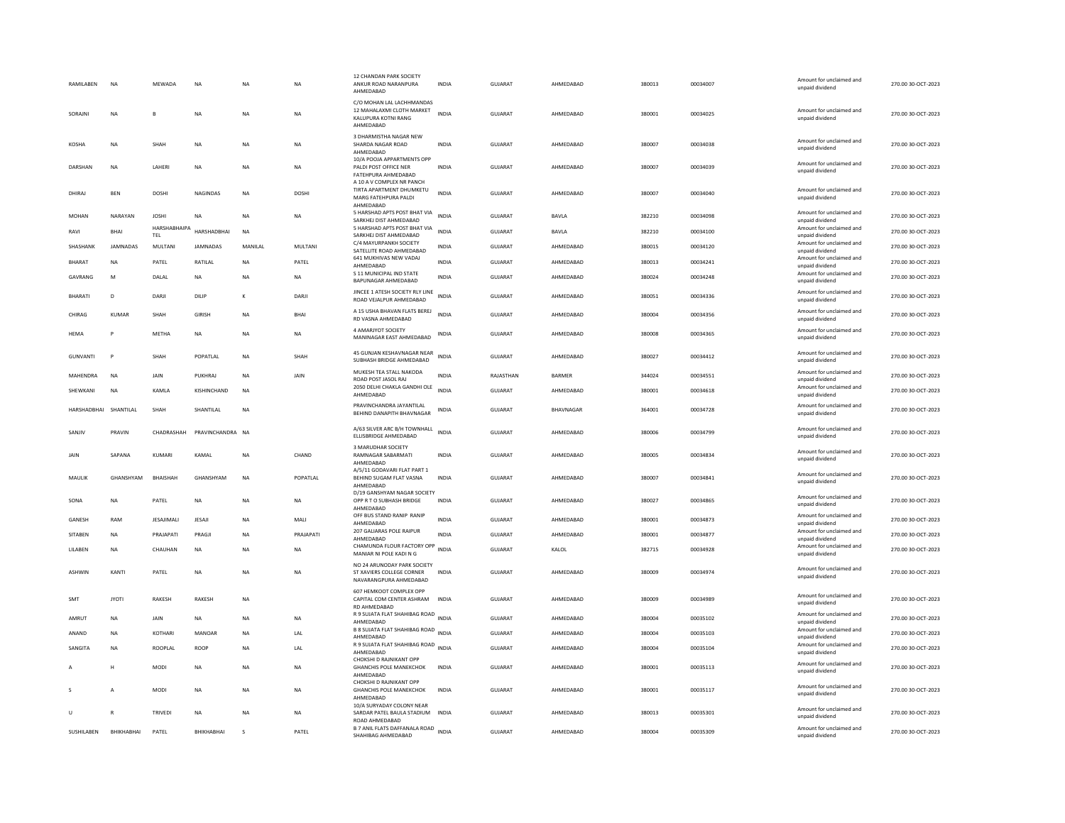| | | | | | | | | | | | | | |
|---|---|---|---|---|---|---|---|---|---|---|---|---|---|
| RAMILABEN | NA | MEWADA | NA | NA | NA | 12 CHANDAN PARK SOCIETY ANKUR ROAD NARANPURA AHMEDABAD | INDIA | GUJARAT | AHMEDABAD | 380013 | 00034007 | Amount for unclaimed and unpaid dividend | 270.00 30-OCT-2023 |
| SORAJNI | NA | B | NA | NA | NA | C/O MOHAN LAL LACHHMANDAS 12 MAHALAXMI CLOTH MARKET KALUPURA KOTNI RANG AHMEDABAD | INDIA | GUJARAT | AHMEDABAD | 380001 | 00034025 | Amount for unclaimed and unpaid dividend | 270.00 30-OCT-2023 |
| KOSHA | NA | SHAH | NA | NA | NA | 3 DHARMISTHA NAGAR NEW SHARDA NAGAR ROAD AHMEDABAD | INDIA | GUJARAT | AHMEDABAD | 380007 | 00034038 | Amount for unclaimed and unpaid dividend | 270.00 30-OCT-2023 |
| DARSHAN | NA | LAHERI | NA | NA | NA | 10/A POOJA APPARTMENTS OPP PALDI POST OFFICE NER FATEHPURA AHMEDABAD | INDIA | GUJARAT | AHMEDABAD | 380007 | 00034039 | Amount for unclaimed and unpaid dividend | 270.00 30-OCT-2023 |
| DHIRAJ | BEN | DOSHI | NAGINDAS | NA | DOSHI | A 10 A V COMPLEX NR PANCH TIRTA APARTMENT DHUMKETU MARG FATEHPURA PALDI AHMEDABAD | INDIA | GUJARAT | AHMEDABAD | 380007 | 00034040 | Amount for unclaimed and unpaid dividend | 270.00 30-OCT-2023 |
| MOHAN | NARAYAN | JOSHI | NA | NA | NA | 5 HARSHAD APTS POST BHAT VIA SARKHEJ DIST AHMEDABAD | INDIA | GUJARAT | BAVLA | 382210 | 00034098 | Amount for unclaimed and unpaid dividend | 270.00 30-OCT-2023 |
| RAVI | BHAI | HARSHABHAIPA TEL | HARSHADBHAI | NA | | 5 HARSHAD APTS POST BHAT VIA SARKHEJ DIST AHMEDABAD | INDIA | GUJARAT | BAVLA | 382210 | 00034100 | Amount for unclaimed and unpaid dividend | 270.00 30-OCT-2023 |
| SHASHANK | JAMNADAS | MULTANI | JAMNADAS | MANILAL | MULTANI | C/4 MAYURPANKH SOCIETY SATELLITE ROAD AHMEDABAD | INDIA | GUJARAT | AHMEDABAD | 380015 | 00034120 | Amount for unclaimed and unpaid dividend | 270.00 30-OCT-2023 |
| BHARAT | NA | PATEL | RATILAL | NA | PATEL | 641 MUKHIVAS NEW VADAJ AHMEDABAD | INDIA | GUJARAT | AHMEDABAD | 380013 | 00034241 | Amount for unclaimed and unpaid dividend | 270.00 30-OCT-2023 |
| GAVRANG | M | DALAL | NA | NA | NA | S 11 MUNICIPAL IND STATE BAPUNAGAR AHMEDABAD | INDIA | GUJARAT | AHMEDABAD | 380024 | 00034248 | Amount for unclaimed and unpaid dividend | 270.00 30-OCT-2023 |
| BHARATI | D | DARJI | DILIP | K | DARJI | JINCEE 1 ATESH SOCIETY RLY LINE ROAD VEJALPUR AHMEDABAD | INDIA | GUJARAT | AHMEDABAD | 380051 | 00034336 | Amount for unclaimed and unpaid dividend | 270.00 30-OCT-2023 |
| CHIRAG | KUMAR | SHAH | GIRISH | NA | BHAI | A 15 USHA BHAVAN FLATS BEREJ RD VASNA AHMEDABAD | INDIA | GUJARAT | AHMEDABAD | 380004 | 00034356 | Amount for unclaimed and unpaid dividend | 270.00 30-OCT-2023 |
| HEMA | P | METHA | NA | NA | NA | 4 AMARJYOT SOCIETY MANINAGAR EAST AHMEDABAD | INDIA | GUJARAT | AHMEDABAD | 380008 | 00034365 | Amount for unclaimed and unpaid dividend | 270.00 30-OCT-2023 |
| GUNVANTI | P | SHAH | POPATLAL | NA | SHAH | 45 GUNJAN KESHAVNAGAR NEAR SUBHASH BRIDGE AHMEDABAD | INDIA | GUJARAT | AHMEDABAD | 380027 | 00034412 | Amount for unclaimed and unpaid dividend | 270.00 30-OCT-2023 |
| MAHENDRA | NA | JAIN | PUKHRAJ | NA | JAIN | MUKESH TEA STALL NAKODA ROAD POST JASOL RAJ | INDIA | RAJASTHAN | BARMER | 344024 | 00034551 | Amount for unclaimed and unpaid dividend | 270.00 30-OCT-2023 |
| SHEWKANI | NA | KAMLA | KISHINCHAND | NA | | 2050 DELHI CHAKLA GANDHI OLE AHMEDABAD | INDIA | GUJARAT | AHMEDABAD | 380001 | 00034618 | Amount for unclaimed and unpaid dividend | 270.00 30-OCT-2023 |
| HARSHADBHAI | SHANTILAL | SHAH | SHANTILAL | NA | | PRAVINCHANDRA JAYANTILAL BEHIND DANAPITH BHAVNAGAR | INDIA | GUJARAT | BHAVNAGAR | 364001 | 00034728 | Amount for unclaimed and unpaid dividend | 270.00 30-OCT-2023 |
| SANJIV | PRAVIN | CHADRASHAH | PRAVINCHANDRA | NA | | A/63 SILVER ARC B/H TOWNHALL ELLISBRIDGE AHMEDABAD | INDIA | GUJARAT | AHMEDABAD | 380006 | 00034799 | Amount for unclaimed and unpaid dividend | 270.00 30-OCT-2023 |
| JAIN | SAPANA | KUMARI | KAMAL | NA | CHAND | 3 MARUDHAR SOCIETY RAMNAGAR SABARMATI AHMEDABAD | INDIA | GUJARAT | AHMEDABAD | 380005 | 00034834 | Amount for unclaimed and unpaid dividend | 270.00 30-OCT-2023 |
| MAULIK | GHANSHYAM | BHAISHAH | GHANSHYAM | NA | POPATLAL | A/5/11 GODAVARI FLAT PART 1 BEHIND SUGAM FLAT VASNA AHMEDABAD | INDIA | GUJARAT | AHMEDABAD | 380007 | 00034841 | Amount for unclaimed and unpaid dividend | 270.00 30-OCT-2023 |
| SONA | NA | PATEL | NA | NA | NA | D/19 GANSHYAM NAGAR SOCIETY OPP R T O SUBHASH BRIDGE AHMEDABAD | INDIA | GUJARAT | AHMEDABAD | 380027 | 00034865 | Amount for unclaimed and unpaid dividend | 270.00 30-OCT-2023 |
| GANESH | RAM | JESAJIMALI | JESAJI | NA | MALI | OFF BUS STAND RANIP RANIP AHMEDABAD | INDIA | GUJARAT | AHMEDABAD | 380001 | 00034873 | Amount for unclaimed and unpaid dividend | 270.00 30-OCT-2023 |
| SITABEN | NA | PRAJAPATI | PRAGJI | NA | PRAJAPATI | 207 GALIARAS POLE RAIPUR AHMEDABAD | INDIA | GUJARAT | AHMEDABAD | 380001 | 00034877 | Amount for unclaimed and unpaid dividend | 270.00 30-OCT-2023 |
| LILABEN | NA | CHAUHAN | NA | NA | NA | CHAMUNDA FLOUR FACTORY OPP MANIAR NI POLE KADI N G | INDIA | GUJARAT | KALOL | 382715 | 00034928 | Amount for unclaimed and unpaid dividend | 270.00 30-OCT-2023 |
| ASHWIN | KANTI | PATEL | NA | NA | NA | NO 24 ARUNODAY PARK SOCIETY ST XAVIERS COLLEGE CORNER NAVARANGPURA AHMEDABAD | INDIA | GUJARAT | AHMEDABAD | 380009 | 00034974 | Amount for unclaimed and unpaid dividend | 270.00 30-OCT-2023 |
| SMT | JYOTI | RAKESH | RAKESH | NA | | 607 HEMKOOT COMPLEX OPP CAPITAL COM CENTER ASHRAM RD AHMEDABAD | INDIA | GUJARAT | AHMEDABAD | 380009 | 00034989 | Amount for unclaimed and unpaid dividend | 270.00 30-OCT-2023 |
| AMRUT | NA | JAIN | NA | NA | NA | R 9 SUJATA FLAT SHAHIBAG ROAD AHMEDABAD | INDIA | GUJARAT | AHMEDABAD | 380004 | 00035102 | Amount for unclaimed and unpaid dividend | 270.00 30-OCT-2023 |
| ANAND | NA | KOTHARI | MANOAR | NA | LAL | B 8 SUJATA FLAT SHAHIBAG ROAD AHMEDABAD | INDIA | GUJARAT | AHMEDABAD | 380004 | 00035103 | Amount for unclaimed and unpaid dividend | 270.00 30-OCT-2023 |
| SANGITA | NA | ROOPLAL | ROOP | NA | LAL | R 9 SUJATA FLAT SHAHIBAG ROAD AHMEDABAD | INDIA | GUJARAT | AHMEDABAD | 380004 | 00035104 | Amount for unclaimed and unpaid dividend | 270.00 30-OCT-2023 |
| A | H | MODI | NA | NA | NA | CHOKSHI D RAJNIKANT OPP GHANCHIS POLE MANEKCHOK AHMEDABAD | INDIA | GUJARAT | AHMEDABAD | 380001 | 00035113 | Amount for unclaimed and unpaid dividend | 270.00 30-OCT-2023 |
| S | A | MODI | NA | NA | NA | CHOKSHI D RAJNIKANT OPP GHANCHIS POLE MANEKCHOK AHMEDABAD | INDIA | GUJARAT | AHMEDABAD | 380001 | 00035117 | Amount for unclaimed and unpaid dividend | 270.00 30-OCT-2023 |
| U | R | TRIVEDI | NA | NA | NA | 10/A SURYADAY COLONY NEAR SARDAR PATEL BAULA STADIUM ROAD AHMEDABAD | INDIA | GUJARAT | AHMEDABAD | 380013 | 00035301 | Amount for unclaimed and unpaid dividend | 270.00 30-OCT-2023 |
| SUSHILABEN | BHIKHABHAI | PATEL | BHIKHABHAI | S | PATEL | B 7 ANIL FLATS DAFFANALA ROAD SHAHIBAG AHMEDABAD | INDIA | GUJARAT | AHMEDABAD | 380004 | 00035309 | Amount for unclaimed and unpaid dividend | 270.00 30-OCT-2023 |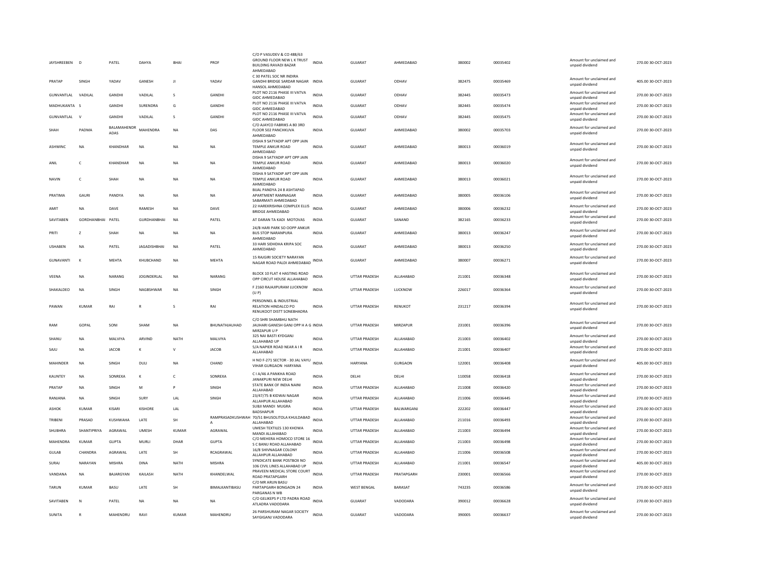| | | | | | | | | | | | | | | |
|---|---|---|---|---|---|---|---|---|---|---|---|---|---|---|
| JAYSHREEBEN | D | PATEL | DAHYA | BHAI | PROF | C/O P VASUDEV & CO 488/63 GROUND FLOOR NEW L K TRUST BUILDING RAVADI BAZAR AHMEDABAD | INDIA | GUJARAT | AHMEDABAD | 380002 | 00035402 | | Amount for unclaimed and unpaid dividend | 270.00 30-OCT-2023 |
| PRATAP | SINGH | YADAV | GANESH | JI | YADAV | C 30 PATEL SOC NR INDIRA GANDHI BRIDGE SARDAR NAGAR HANSOL AHMEDABAD | INDIA | GUJARAT | ODHAV | 382475 | 00035469 | | Amount for unclaimed and unpaid dividend | 405.00 30-OCT-2023 |
| GUNVANTLAL | VADILAL | GANDHI | VADILAL | S | GANDHI | PLOT NO 2116 PHASE III VATVA GIDC AHMEDABAD | INDIA | GUJARAT | ODHAV | 382445 | 00035473 | | Amount for unclaimed and unpaid dividend | 270.00 30-OCT-2023 |
| MADHUKANTA | S | GANDHI | SURENDRA | G | GANDHI | PLOT NO 2116 PHASE III VATVA GIDC AHMEDABAD | INDIA | GUJARAT | ODHAV | 382445 | 00035474 | | Amount for unclaimed and unpaid dividend | 270.00 30-OCT-2023 |
| GUNVANTLAL | V | GANDHI | VADILAL | S | GANDHI | PLOT NO 2116 PHASE III VATVA GIDC AHMEDABAD | INDIA | GUJARAT | ODHAV | 382445 | 00035475 | | Amount for unclaimed and unpaid dividend | 270.00 30-OCT-2023 |
| SHAH | PADMA | BALAMAHENDRADAS | MAHENDRA | NA | DAS | C/O AJAYCO FABRIKS A 80 3RD FLOOR 502 PANCHKUVA AHMEDABAD | INDIA | GUJARAT | AHMEDABAD | 380002 | 00035703 | | Amount for unclaimed and unpaid dividend | 270.00 30-OCT-2023 |
| ASHWINC | NA | KHANDHAR | NA | NA | NA | DISHA 9 SATYADIP APT OPP JAIN TEMPLE ANKUR ROAD AHMEDABAD | INDIA | GUJARAT | AHMEDABAD | 380013 | 00036019 | | Amount for unclaimed and unpaid dividend | 270.00 30-OCT-2023 |
| ANIL | C | KHANDHAR | NA | NA | NA | DISHA 9 SATYADIP APT OPP JAIN TEMPLE ANKUR ROAD AHMEDABAD | INDIA | GUJARAT | AHMEDABAD | 380013 | 00036020 | | Amount for unclaimed and unpaid dividend | 270.00 30-OCT-2023 |
| NAVIN | C | SHAH | NA | NA | NA | DISHA 9 SATYADIP APT OPP JAIN TEMPLE ANKUR ROAD AHMEDABAD | INDIA | GUJARAT | AHMEDABAD | 380013 | 00036021 | | Amount for unclaimed and unpaid dividend | 270.00 30-OCT-2023 |
| PRATIMA | GAURI | PANDYA | NA | NA | NA | BIJAL PANDYA 24 8 ASHTAPAD APARTMENT RAMNAGAR SABARMATI AHMEDABAD | INDIA | GUJARAT | AHMEDABAD | 380005 | 00036106 | | Amount for unclaimed and unpaid dividend | 270.00 30-OCT-2023 |
| AMIT | NA | DAVE | RAMESH | NA | DAVE | 22 HAREKRISHNA COMPLEX ELLIS BRIDGE AHMEDABAD | INDIA | GUJARAT | AHMEDABAD | 380006 | 00036232 | | Amount for unclaimed and unpaid dividend | 270.00 30-OCT-2023 |
| SAVITABEN | GORDHANBHAI | PATEL | GURDHANBHAI | NA | PATEL | AT DARAN TA KADI MOTOVAS | INDIA | GUJARAT | SANAND | 382165 | 00036233 | | Amount for unclaimed and unpaid dividend | 270.00 30-OCT-2023 |
| PRITI | Z | SHAH | NA | NA | NA | 24/B HARI PARK SO OOPP ANKUR BUS STOP NARANPURA AHMEDABAD | INDIA | GUJARAT | AHMEDABAD | 380013 | 00036247 | | Amount for unclaimed and unpaid dividend | 270.00 30-OCT-2023 |
| USHABEN | NA | PATEL | JAGADISHBHAI | NA | PATEL | 33 HARI SIDHDHA KRIPA SOC AHMEDABAD | INDIA | GUJARAT | AHMEDABAD | 380013 | 00036250 | | Amount for unclaimed and unpaid dividend | 270.00 30-OCT-2023 |
| GUNAVANTI | K | MEHTA | KHUBCHAND | NA | MEHTA | 15 RAJGIRI SOCIETY NARAYAN NAGAR ROAD PALDI AHMEDABAD | INDIA | GUJARAT | AHMEDABAD | 380007 | 00036271 | | Amount for unclaimed and unpaid dividend | 270.00 30-OCT-2023 |
| VEENA | NA | NARANG | JOGINDERLAL | NA | NARANG | BLOCK 10 FLAT 4 HASTING ROAD OPP CIRCUT HOUSE ALLAHABAD | INDIA | UTTAR PRADESH | ALLAHABAD | 211001 | 00036348 | | Amount for unclaimed and unpaid dividend | 270.00 30-OCT-2023 |
| SHAKALDEO | NA | SINGH | NAGBSHWAR | NA | SINGH | F 2160 RAJAJIPURAM LUCKNOW (U P) | INDIA | UTTAR PRADESH | LUCKNOW | 226017 | 00036364 | | Amount for unclaimed and unpaid dividend | 270.00 30-OCT-2023 |
| PAWAN | KUMAR | RAI | R | S | RAI | PERSONNEL & INDUSTRIAL RELATION HINDALCO PO RENUKOOT DISTT SONEBHADRA | INDIA | UTTAR PRADESH | RENUKOT | 231217 | 00036394 | | Amount for unclaimed and unpaid dividend | 270.00 30-OCT-2023 |
| RAM | GOPAL | SONI | SHAM | NA | BHUNATHJAUHAD | C/O SHRI SHAMBHU NATH JAUHARI GANESH GANJ OPP H A G MIRZAPUR U P | INDIA | UTTAR PRADESH | MIRZAPUR | 231001 | 00036396 | | Amount for unclaimed and unpaid dividend | 270.00 30-OCT-2023 |
| SHANU | NA | MALVIYA | ARVIND | NATH | MALVIYA | 325 NAI BASTI KYDGANJ ALLAHABAD UP | INDIA | UTTAR PRADESH | ALLAHABAD | 211003 | 00036402 | | Amount for unclaimed and unpaid dividend | 270.00 30-OCT-2023 |
| SAJU | NA | JACOB | K | V | JACOB | 5/A NAPIER ROAD NEAR A I R ALLAHABAD | INDIA | UTTAR PRADESH | ALLAHABAD | 211001 | 00036407 | | Amount for unclaimed and unpaid dividend | 270.00 30-OCT-2023 |
| MAHINDER | NA | SINGH | DULI | NA | CHAND | H NO F-271 SECTOR - 30 JAL VAYU VIHAR GURGAON HARYANA | INDIA | HARYANA | GURGAON | 122001 | 00036408 | | Amount for unclaimed and unpaid dividend | 405.00 30-OCT-2023 |
| KAUNTEY | NA | SONREXA | K | C | SONREXA | C I A/46 A PANKHA ROAD JANAKPURI NEW DELHI | INDIA | DELHI | DELHI | 110058 | 00036418 | | Amount for unclaimed and unpaid dividend | 270.00 30-OCT-2023 |
| PRATAP | NA | SINGH | M | P | SINGH | STATE BANK OF INDIA NAINI ALLAHABAD | INDIA | UTTAR PRADESH | ALLAHABAD | 211008 | 00036420 | | Amount for unclaimed and unpaid dividend | 270.00 30-OCT-2023 |
| RANJANA | NA | SINGH | SURY | LAL | SINGH | 23/47/75 B KIDWAI NAGAR ALLAHPUR ALLAHABAD | INDIA | UTTAR PRADESH | ALLAHABAD | 211006 | 00036445 | | Amount for unclaimed and unpaid dividend | 270.00 30-OCT-2023 |
| ASHOK | KUMAR | KISARI | KISHORE | LAL | | SUBJI MANDI MUGRA BADSHAPUR | INDIA | UTTAR PRADESH | BALWARGANJ | 222202 | 00036447 | | Amount for unclaimed and unpaid dividend | 270.00 30-OCT-2023 |
| TRIBENI | PRASAD | KUSHWAHA | LATE | SH | RAMPRASADKUSHWAHA | 70/51 BHUSOLITOLA KHULDABAD ALLAHABAD | INDIA | UTTAR PRADESH | ALLAHABAD | 211016 | 00036493 | | Amount for unclaimed and unpaid dividend | 270.00 30-OCT-2023 |
| SHUBHRA | SHANTIPRIYA | AGRAWAL | UMESH | KUMAR | AGRAWAL | UMESH TEXTILES 130 KHOWA MANDI ALLAHABAD | INDIA | UTTAR PRADESH | ALLAHABAD | 211003 | 00036494 | | Amount for unclaimed and unpaid dividend | 270.00 30-OCT-2023 |
| MAHENDRA | KUMAR | GUPTA | MURLI | DHAR | GUPTA | C/O MEHERA HOMOCO STORE 16 S C BANU ROAD ALLAHABAD | INDIA | UTTAR PRADESH | ALLAHABAD | 211003 | 00036498 | | Amount for unclaimed and unpaid dividend | 270.00 30-OCT-2023 |
| GULAB | CHANDRA | AGRAWAL | LATE | SH | RCAGRAWAL | 16/8 SHIVNAGAR COLONY ALLAHPUR ALLAHABAD | INDIA | UTTAR PRADESH | ALLAHABAD | 211006 | 00036508 | | Amount for unclaimed and unpaid dividend | 270.00 30-OCT-2023 |
| SURAJ | NARAYAN | MISHRA | DINA | NATH | MISHRA | SYNDICATE BANK POSTBOX NO 106 CIVIL LINES ALLAHABAD UP | INDIA | UTTAR PRADESH | ALLAHABAD | 211001 | 00036547 | | Amount for unclaimed and unpaid dividend | 405.00 30-OCT-2023 |
| VANDANA | NA | BAJARGYAN | KAILASH | NATH | KHANDELWAL | PRAVEEN MEDICAL STORE COURT ROAD PRATAPGARH | INDIA | UTTAR PRADESH | PRATAPGARH | 230001 | 00036566 | | Amount for unclaimed and unpaid dividend | 270.00 30-OCT-2023 |
| TARUN | KUMAR | BASU | LATE | SH | BIMALKANTIBASU | C/O MR ARUN BASU PARTAPGARH BONGAON 24 PARGANAS N WB | INDIA | WEST BENGAL | BARASAT | 743235 | 00036586 | | Amount for unclaimed and unpaid dividend | 270.00 30-OCT-2023 |
| SAVITABEN | N | PATEL | NA | NA | NA | C/O GELIKEPS P LTD PADRA ROAD ATLADRA VADODARA | INDIA | GUJARAT | VADODARA | 390012 | 00036628 | | Amount for unclaimed and unpaid dividend | 270.00 30-OCT-2023 |
| SUNITA | R | MAHENDRU | RAVI | KUMAR | MAHENDRU | 26 PARSHURAM NAGAR SOCIETY SAYGIGANJ VADODARA | INDIA | GUJARAT | VADODARA | 390005 | 00036637 | | Amount for unclaimed and unpaid dividend | 270.00 30-OCT-2023 |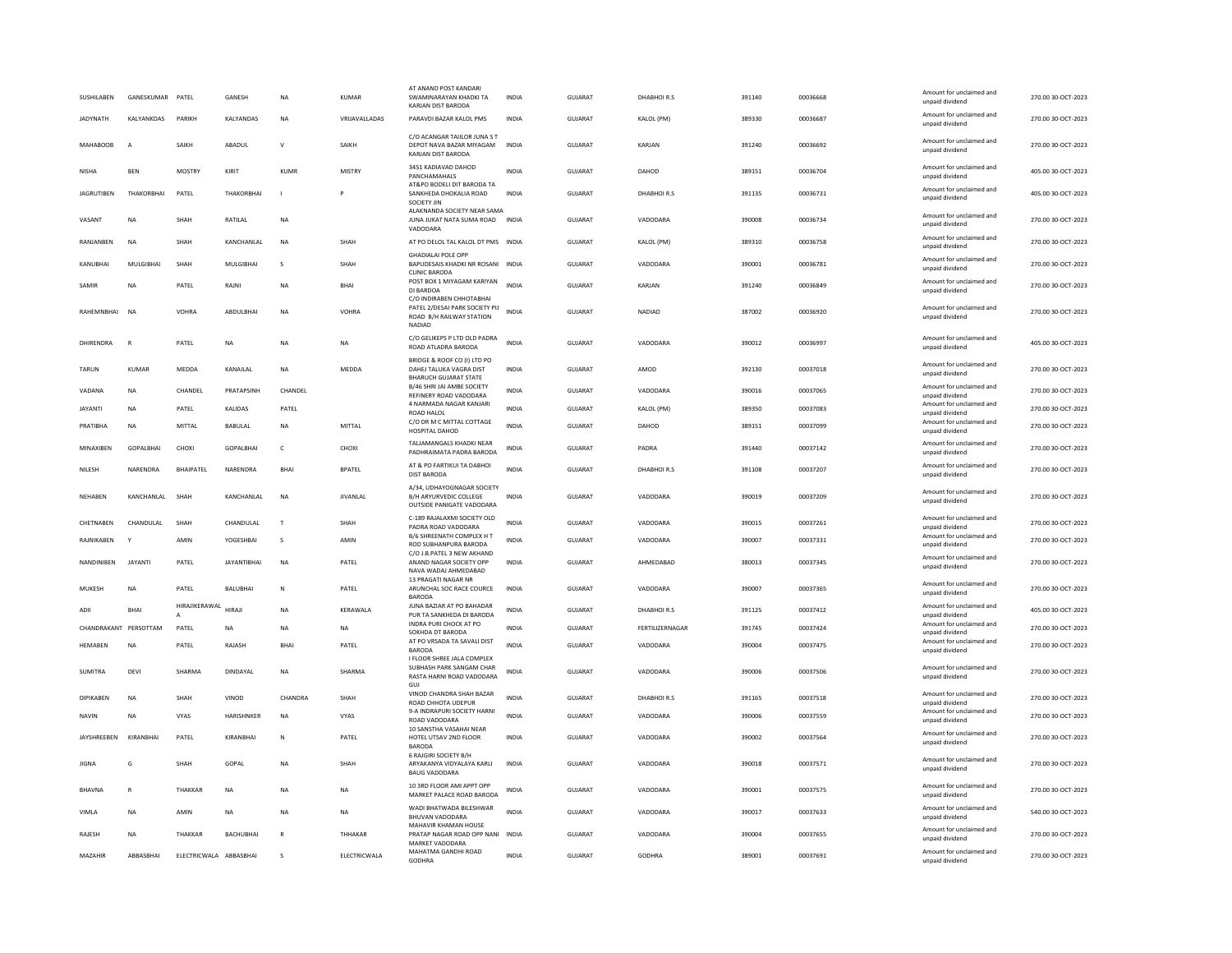| | | | | | | | | | | | | | | |
|---|---|---|---|---|---|---|---|---|---|---|---|---|---|---|
| SUSHILABEN | GANESKUMAR | PATEL | GANESH | NA | KUMAR | AT ANAND POST KANDARI SWAMINARAYAN KHADKI TA KARJAN DIST BARODA | INDIA | GUJARAT | DHABHOI R.S | 391140 | 00036668 | | Amount for unclaimed and unpaid dividend | 270.00 30-OCT-2023 |
| JADYNATH | KALYANKDAS | PARIKH | KALYANDAS | NA | VRIJAVALLADAS | PARAVDI BAZAR KALOL PMS | INDIA | GUJARAT | KALOL (PM) | 389330 | 00036687 | | Amount for unclaimed and unpaid dividend | 270.00 30-OCT-2023 |
| MAHABOOB | A | SAIKH | ABADUL | V | SAIKH | C/O ACANGAR TAIILOR JUNA S T DEPOT NAVA BAZAR MIYAGAM KARJAN DIST BARODA | INDIA | GUJARAT | KARJAN | 391240 | 00036692 | | Amount for unclaimed and unpaid dividend | 270.00 30-OCT-2023 |
| NISHA | BEN | MOSTRY | KIRIT | KUMR | MISTRY | 3451 KADIAVAD DAHOD PANCHAMAHALS | INDIA | GUJARAT | DAHOD | 389151 | 00036704 | | Amount for unclaimed and unpaid dividend | 405.00 30-OCT-2023 |
| JAGRUTIBEN | THAKORBHAI | PATEL | THAKORBHAI | I | P | AT&PO BODELI DIT BARODA TA SANKHEDA DHOKALIA ROAD SOCIETY JIN | INDIA | GUJARAT | DHABHOI R.S | 391135 | 00036731 | | Amount for unclaimed and unpaid dividend | 405.00 30-OCT-2023 |
| VASANT | NA | SHAH | RATILAL | NA | | ALAKNANDA SOCIETY NEAR SAMA JUNA JUKAT NATA SUMA ROAD VADODARA | INDIA | GUJARAT | VADODARA | 390008 | 00036734 | | Amount for unclaimed and unpaid dividend | 270.00 30-OCT-2023 |
| RANJANBEN | NA | SHAH | KANCHANLAL | NA | SHAH | AT PO DELOL TAL KALOL DT PMS | INDIA | GUJARAT | KALOL (PM) | 389310 | 00036758 | | Amount for unclaimed and unpaid dividend | 270.00 30-OCT-2023 |
| KANUBHAI | MULGIBHAI | SHAH | MULGIBHAI | S | SHAH | GHADIALAI POLE OPP BAPUDESAIS KHADKI NR ROSANI CLINIC BARODA | INDIA | GUJARAT | VADODARA | 390001 | 00036781 | | Amount for unclaimed and unpaid dividend | 270.00 30-OCT-2023 |
| SAMIR | NA | PATEL | RAJNI | NA | BHAI | POST BOX 1 MIYAGAM KARIYAN DI BARDOA | INDIA | GUJARAT | KARJAN | 391240 | 00036849 | | Amount for unclaimed and unpaid dividend | 270.00 30-OCT-2023 |
| RAHEMNBHAI | NA | VOHRA | ABDULBHAI | NA | VOHRA | C/O INDIRABEN CHHOTABHAI PATEL 2/DESAI PARK SOCIETY PIJ ROAD B/H RAILWAY STATION NADIAD | INDIA | GUJARAT | NADIAD | 387002 | 00036920 | | Amount for unclaimed and unpaid dividend | 270.00 30-OCT-2023 |
| DHIRENDRA | R | PATEL | NA | NA | NA | C/O GELIKEPS P LTD OLD PADRA ROAD ATLADRA BARODA | INDIA | GUJARAT | VADODARA | 390012 | 00036997 | | Amount for unclaimed and unpaid dividend | 405.00 30-OCT-2023 |
| TARUN | KUMAR | MEDDA | KANAILAL | NA | MEDDA | BRIDGE & ROOF CO (I) LTD PO DAHEJ TALUKA VAGRA DIST BHARUCH GUJARAT STATE | INDIA | GUJARAT | AMOD | 392130 | 00037018 | | Amount for unclaimed and unpaid dividend | 270.00 30-OCT-2023 |
| VADANA | NA | CHANDEL | PRATAPSINH | CHANDEL | | B/46 SHRI JAI AMBE SOCIETY REFINERY ROAD VADODARA | INDIA | GUJARAT | VADODARA | 390016 | 00037065 | | Amount for unclaimed and unpaid dividend | 270.00 30-OCT-2023 |
| JAYANTI | NA | PATEL | KALIDAS | PATEL | | 4 NARMADA NAGAR KANJARI ROAD HALOL | INDIA | GUJARAT | KALOL (PM) | 389350 | 00037083 | | Amount for unclaimed and unpaid dividend | 270.00 30-OCT-2023 |
| PRATIBHA | NA | MITTAL | BABULAL | NA | MITTAL | C/O DR M C MITTAL COTTAGE HOSPITAL DAHOD | INDIA | GUJARAT | DAHOD | 389151 | 00037099 | | Amount for unclaimed and unpaid dividend | 270.00 30-OCT-2023 |
| MINAXIBEN | GOPALBHAI | CHOXI | GOPALBHAI | C | CHOXI | TALJAMANGALS KHADKI NEAR PADHRAIMATA PADRA BARODA | INDIA | GUJARAT | PADRA | 391440 | 00037142 | | Amount for unclaimed and unpaid dividend | 270.00 30-OCT-2023 |
| NILESH | NARENDRA | BHAIPATEL | NARENDRA | BHAI | BPATEL | AT & PO FARTIKUI TA DABHOI DIST BARODA | INDIA | GUJARAT | DHABHOI R.S | 391108 | 00037207 | | Amount for unclaimed and unpaid dividend | 270.00 30-OCT-2023 |
| NEHABEN | KANCHANLAL | SHAH | KANCHANLAL | NA | JIVANLAL | A/34, UDHAYOGNAGAR SOCIETY B/H ARYURVEDIC COLLEGE OUTSIDE PANIGATE VADODARA | INDIA | GUJARAT | VADODARA | 390019 | 00037209 | | Amount for unclaimed and unpaid dividend | 270.00 30-OCT-2023 |
| CHETNABEN | CHANDULAL | SHAH | CHANDULAL | T | SHAH | C-189 RAJALAXMI SOCIETY OLD PADRA ROAD VADODARA | INDIA | GUJARAT | VADODARA | 390015 | 00037261 | | Amount for unclaimed and unpaid dividend | 270.00 30-OCT-2023 |
| RAJNIKABEN | Y | AMIN | YOGESHBAI | S | AMIN | B/6 SHREENATH COMPLEX H T ROD SUBHANPURA BARODA | INDIA | GUJARAT | VADODARA | 390007 | 00037331 | | Amount for unclaimed and unpaid dividend | 270.00 30-OCT-2023 |
| NANDINIBEN | JAYANTI | PATEL | JAYANTIBHAI | NA | PATEL | C/O J.B.PATEL 3 NEW AKHAND ANAND NAGAR SOCIETY OPP NAVA WADAJ AHMEDABAD | INDIA | GUJARAT | AHMEDABAD | 380013 | 00037345 | | Amount for unclaimed and unpaid dividend | 270.00 30-OCT-2023 |
| MUKESH | NA | PATEL | BALUBHAI | N | PATEL | 13 PRAGATI NAGAR NR ARUNCHAL SOC RACE COURCE BARODA | INDIA | GUJARAT | VADODARA | 390007 | 00037365 | | Amount for unclaimed and unpaid dividend | 270.00 30-OCT-2023 |
| ADII | BHAI | HIRAJIKERAWAL A | HIRAJI | NA | KERAWALA | JUNA BAZIAR AT PO BAHADAR PUR TA SANKHEDA DI BARODA | INDIA | GUJARAT | DHABHOI R.S | 391125 | 00037412 | | Amount for unclaimed and unpaid dividend | 405.00 30-OCT-2023 |
| CHANDRAKANT | PERSOTTAM | PATEL | NA | NA | NA | INDRA PURI CHOCK AT PO SOKHDA DT BARODA | INDIA | GUJARAT | FERTILIZERNAGAR | 391745 | 00037424 | | Amount for unclaimed and unpaid dividend | 270.00 30-OCT-2023 |
| HEMABEN | NA | PATEL | RAJASH | BHAI | PATEL | AT PO VRSADA TA SAVALI DIST BARODA | INDIA | GUJARAT | VADODARA | 390004 | 00037475 | | Amount for unclaimed and unpaid dividend | 270.00 30-OCT-2023 |
| SUMITRA | DEVI | SHARMA | DINDAYAL | NA | SHARMA | I FLOOR SHREE JALA COMPLEX SUBHASH PARK SANGAM CHAR RASTA HARNI ROAD VADODARA GUJ | INDIA | GUJARAT | VADODARA | 390006 | 00037506 | | Amount for unclaimed and unpaid dividend | 270.00 30-OCT-2023 |
| DIPIKABEN | NA | SHAH | VINOD | CHANDRA | SHAH | VINOD CHANDRA SHAH BAZAR ROAD CHHOTA UDEPUR | INDIA | GUJARAT | DHABHOI R.S | 391165 | 00037518 | | Amount for unclaimed and unpaid dividend | 270.00 30-OCT-2023 |
| NAVIN | NA | VYAS | HARISHNKER | NA | VYAS | 9-A INDRAPURI SOCIETY HARNI ROAD VADODARA | INDIA | GUJARAT | VADODARA | 390006 | 00037559 | | Amount for unclaimed and unpaid dividend | 270.00 30-OCT-2023 |
| JAYSHREEBEN | KIRANBHAI | PATEL | KIRANBHAI | N | PATEL | 10 SANSTHA VASAHAI NEAR HOTEL UTSAV 2ND FLOOR BARODA | INDIA | GUJARAT | VADODARA | 390002 | 00037564 | | Amount for unclaimed and unpaid dividend | 270.00 30-OCT-2023 |
| JIGNA | G | SHAH | GOPAL | NA | SHAH | 6 RAJGIRI SOCIETY B/H ARYAKANYA VIDYALAYA KARLI BAUG VADODARA | INDIA | GUJARAT | VADODARA | 390018 | 00037571 | | Amount for unclaimed and unpaid dividend | 270.00 30-OCT-2023 |
| BHAVNA | R | THAKKAR | NA | NA | NA | 10 3RD FLOOR AMI APPT OPP MARKET PALACE ROAD BARODA | INDIA | GUJARAT | VADODARA | 390001 | 00037575 | | Amount for unclaimed and unpaid dividend | 270.00 30-OCT-2023 |
| VIMLA | NA | AMIN | NA | NA | NA | WADI BHATWADA BILESHWAR BHUVAN VADODARA | INDIA | GUJARAT | VADODARA | 390017 | 00037633 | | Amount for unclaimed and unpaid dividend | 540.00 30-OCT-2023 |
| RAJESH | NA | THAKKAR | BACHUBHAI | R | THHAKAR | MAHAVIR KHAMAN HOUSE PRATAP NAGAR ROAD OPP NANI MARKET VADODARA | INDIA | GUJARAT | VADODARA | 390004 | 00037655 | | Amount for unclaimed and unpaid dividend | 270.00 30-OCT-2023 |
| MAZAHIR | ABBASBHAI | ELECTRICWALA | ABBASBHAI | S | ELECTRICWALA | MAHATMA GANDHI ROAD GODHRA | INDIA | GUJARAT | GODHRA | 389001 | 00037691 | | Amount for unclaimed and unpaid dividend | 270.00 30-OCT-2023 |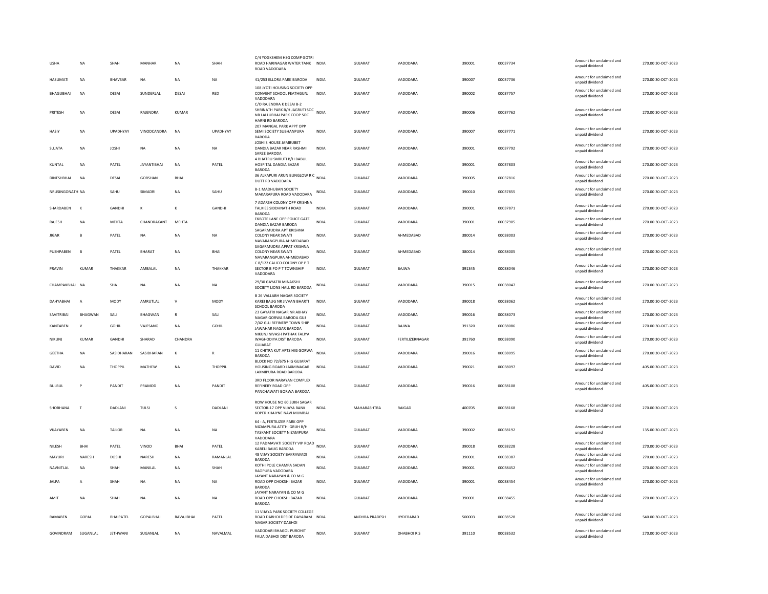| | | | | | | | | | | | | | | |
|---|---|---|---|---|---|---|---|---|---|---|---|---|---|---|
| USHA | NA | SHAH | MANHAR | NA | SHAH | C/4 YOGKSHEM HSG COMP GOTRI ROAD HARINAGAR WATER TANK ROAD VADODARA | INDIA | GUJARAT | VADODARA | 390001 | 00037734 | Amount for unclaimed and unpaid dividend | 270.00 | 30-OCT-2023 |
| HASUMATI | NA | BHAVSAR | NA | NA | NA | 41/253 ELLORA PARK BARODA | INDIA | GUJARAT | VADODARA | 390007 | 00037736 | Amount for unclaimed and unpaid dividend | 270.00 | 30-OCT-2023 |
| BHAGUBHAI | NA | DESAI | SUNDERLAL | DESAI | RED | 108 JYOTI HOUSING SOCIETY OPP CONVENT SCHOOL FEATHGUNJ VADODARA | INDIA | GUJARAT | VADODARA | 390002 | 00037757 | Amount for unclaimed and unpaid dividend | 270.00 | 30-OCT-2023 |
| PRITESH | NA | DESAI | RAJENDRA | KUMAR | | C/O RAJENDRA K DESAI B-2 SHRINATH PARK B/H JAGRUTI SOC NR LALLUBHAI PARK COOP SOC HARNI RD BARODA | INDIA | GUJARAT | VADODARA | 390006 | 00037762 | Amount for unclaimed and unpaid dividend | 270.00 | 30-OCT-2023 |
| HASIY | NA | UPADHYAY | VINODCANDRA | NA | UPADHYAY | 207 MANGAL PARK APPT OPP SEMI SOCIETY SUBHANPURA BARODA | INDIA | GUJARAT | VADODARA | 390007 | 00037771 | Amount for unclaimed and unpaid dividend | 270.00 | 30-OCT-2023 |
| SUJATA | NA | JOSHI | NA | NA | NA | JOSHI S HOUSE JAMBUBET DANDIA BAZAR NEAR RASHMI SAREE BARODA | INDIA | GUJARAT | VADODARA | 390001 | 00037792 | Amount for unclaimed and unpaid dividend | 270.00 | 30-OCT-2023 |
| KUNTAL | NA | PATEL | JAYANTIBHAI | NA | PATEL | 4 BHATRU SMRUTI B/H BABUL HOSPITAL DANDIA BAZAR BARODA | INDIA | GUJARAT | VADODARA | 390001 | 00037803 | Amount for unclaimed and unpaid dividend | 270.00 | 30-OCT-2023 |
| DINESHBHAI | NA | DESAI | GORSHAN | BHAI | | 36 ALKAPURI ARUN BUNGLOW R C DUTT RD VADODARA | INDIA | GUJARAT | VADODARA | 390005 | 00037816 | Amount for unclaimed and unpaid dividend | 270.00 | 30-OCT-2023 |
| NRUSINGONATH | NA | SAHU | SIMADRI | NA | SAHU | B-1 MADHUBAN SOCIETY MAKARAPURA ROAD VADODARA | INDIA | GUJARAT | VADODARA | 390010 | 00037855 | Amount for unclaimed and unpaid dividend | 270.00 | 30-OCT-2023 |
| SHARDABEN | K | GANDHI | K | K | GANDHI | 7 ADARSH COLONY OPP KRISHNA TALKIES SIDDHNATH ROAD BARODA | INDIA | GUJARAT | VADODARA | 390001 | 00037871 | Amount for unclaimed and unpaid dividend | 270.00 | 30-OCT-2023 |
| RAJESH | NA | MEHTA | CHANDRAKANT | MEHTA | | EKBOTE LANE OPP POLICE GATE DANDIA BAZAR BARODA | INDIA | GUJARAT | VADODARA | 390001 | 00037905 | Amount for unclaimed and unpaid dividend | 270.00 | 30-OCT-2023 |
| JIGAR | B | PATEL | NA | NA | NA | SAGARMUDRA APT KRISHNA COLONY NEAR SWATI NAVARANGPURA AHMEDABAD | INDIA | GUJARAT | AHMEDABAD | 380014 | 00038003 | Amount for unclaimed and unpaid dividend | 270.00 | 30-OCT-2023 |
| PUSHPABEN | B | PATEL | BHARAT | NA | BHAI | SAGARMUDRA APPAT KRISHNA COLONY NEAR SWATI NAVARANGPURA AHMEDABAD | INDIA | GUJARAT | AHMEDABAD | 380014 | 00038005 | Amount for unclaimed and unpaid dividend | 270.00 | 30-OCT-2023 |
| PRAVIN | KUMAR | THAKKAR | AMBALAL | NA | THAKKAR | C 8/122 CALICO COLONY OP P T SECTOR B PO P T TOWNSHIP VADODARA | INDIA | GUJARAT | BAJWA | 391345 | 00038046 | Amount for unclaimed and unpaid dividend | 270.00 | 30-OCT-2023 |
| CHAMPAKBHAI | NA | SHA | NA | NA | NA | 29/30 GAYATRI MINAKSHI SOCIETY LIONS HALL RD BARODA | INDIA | GUJARAT | VADODARA | 390015 | 00038047 | Amount for unclaimed and unpaid dividend | 270.00 | 30-OCT-2023 |
| DAHYABHAI | A | MODY | AMRUTLAL | V | MODY | B 26 VALLABH NAGAR SOCIETY KAREI BAUG NR JIVVAN BHARTI SCHOOL BARODA | INDIA | GUJARAT | VADODARA | 390018 | 00038062 | Amount for unclaimed and unpaid dividend | 270.00 | 30-OCT-2023 |
| SAVITRIBAI | BHAGWAN | SALI | BHAGWAN | R | SALI | 23 GAYATRI NAGAR NR ABHAY NAGAR GORWA BARODA GUJ | INDIA | GUJARAT | VADODARA | 390016 | 00038073 | Amount for unclaimed and unpaid dividend | 270.00 | 30-OCT-2023 |
| KANTABEN | V | GOHIL | VAJESANG | NA | GOHIL | 7/42 GUJ REFINERY TOWN SHIP JAWAHAR NAGAR BARODA | INDIA | GUJARAT | BAJWA | 391320 | 00038086 | Amount for unclaimed and unpaid dividend | 270.00 | 30-OCT-2023 |
| NIKUNJ | KUMAR | GANDHI | SHARAD | CHANDRA | | NIKUNJ NIVASH PATHAK FALIYA WAGHODIYA DIST BARODA GUJARAT | INDIA | GUJARAT | FERTILIZERNAGAR | 391760 | 00038090 | Amount for unclaimed and unpaid dividend | 270.00 | 30-OCT-2023 |
| GEETHA | NA | SASIDHARAN | SASIDHARAN | K | R | 11 CHITRA KUT APTS HIG GORWA BARODA | INDIA | GUJARAT | VADODARA | 390016 | 00038095 | Amount for unclaimed and unpaid dividend | 270.00 | 30-OCT-2023 |
| DAVID | NA | THOPPIL | MATHEW | NA | THOPPIL | BLOCK NO 72/675 HIG GUJARAT HOUSING BOARD LAXMINAGAR LAXMIPURA ROAD BARODA | INDIA | GUJARAT | VADODARA | 390021 | 00038097 | Amount for unclaimed and unpaid dividend | 405.00 | 30-OCT-2023 |
| BULBUL | P | PANDIT | PRAMOD | NA | PANDIT | 3RD FLOOR NARAYAN COMPLEX REFINERY ROAD OPP PANCHAWATI GORWA BARODA | INDIA | GUJARAT | VADODARA | 390016 | 00038108 | Amount for unclaimed and unpaid dividend | 405.00 | 30-OCT-2023 |
| SHOBHANA | T | DADLANI | TULSI | S | DADLANI | ROW HOUSE NO 60 SUKH SAGAR SECTOR-17 OPP VIJAYA BANK KOPER KHAIYNE NAVI MUMBAI | INDIA | MAHARASHTRA | RAIGAD | 400705 | 00038168 | Amount for unclaimed and unpaid dividend | 270.00 | 30-OCT-2023 |
| VIJAYABEN | NA | TAILOR | NA | NA | NA | 64 - A, FERTILIZER PARK OPP NIZAMPURA ATITHI GRUH B/H TASKANT SOCIETY NIZAMPURA VADODARA | INDIA | GUJARAT | VADODARA | 390002 | 00038192 | Amount for unclaimed and unpaid dividend | 135.00 | 30-OCT-2023 |
| NILESH | BHAI | PATEL | VINOD | BHAI | PATEL | 12 PADMAVATI SOCIETY VIP ROAD KARELI BAUG BARODA | INDIA | GUJARAT | VADODARA | 390018 | 00038228 | Amount for unclaimed and unpaid dividend | 270.00 | 30-OCT-2023 |
| MAYURI | NARESH | DOSHI | NARESH | NA | RAMANLAL | 48 VIJAY SOCIETY BAKRAWADI BARODA | INDIA | GUJARAT | VADODARA | 390001 | 00038387 | Amount for unclaimed and unpaid dividend | 270.00 | 30-OCT-2023 |
| NAVNITLAL | NA | SHAH | MANILAL | NA | SHAH | KOTHI POLE CHAMPA SADAN RAOPURA VADODARA | INDIA | GUJARAT | VADODARA | 390001 | 00038452 | Amount for unclaimed and unpaid dividend | 270.00 | 30-OCT-2023 |
| JALPA | A | SHAH | NA | NA | NA | JAYANT NARAYAN & CO M G ROAD OPP CHOKSHI BAZAR BARODA | INDIA | GUJARAT | VADODARA | 390001 | 00038454 | Amount for unclaimed and unpaid dividend | 270.00 | 30-OCT-2023 |
| AMIT | NA | SHAH | NA | NA | NA | JAYANT NARAYAN & CO M G ROAD OPP CHOKSHI BAZAR BARODA | INDIA | GUJARAT | VADODARA | 390001 | 00038455 | Amount for unclaimed and unpaid dividend | 270.00 | 30-OCT-2023 |
| RAMABEN | GOPAL | BHAIPATEL | GOPALBHAI | RAVAJIBHAI | PATEL | 11 VIJAYA PARK SOCIETY COLLEGE ROAD DABHOI DESIDE DAYARAM NAGAR SOCIETY DABHOI | INDIA | ANDHRA PRADESH | HYDERABAD | 500003 | 00038528 | Amount for unclaimed and unpaid dividend | 540.00 | 30-OCT-2023 |
| GOVINDRAM | SUGANLAL | JETHWANI | SUGANLAL | NA | NAVALMAL | VADODARI BHAGOL PUROHIT FALIA DABHOI DIST BARODA | INDIA | GUJARAT | DHABHOI R.S | 391110 | 00038532 | Amount for unclaimed and unpaid dividend | 270.00 | 30-OCT-2023 |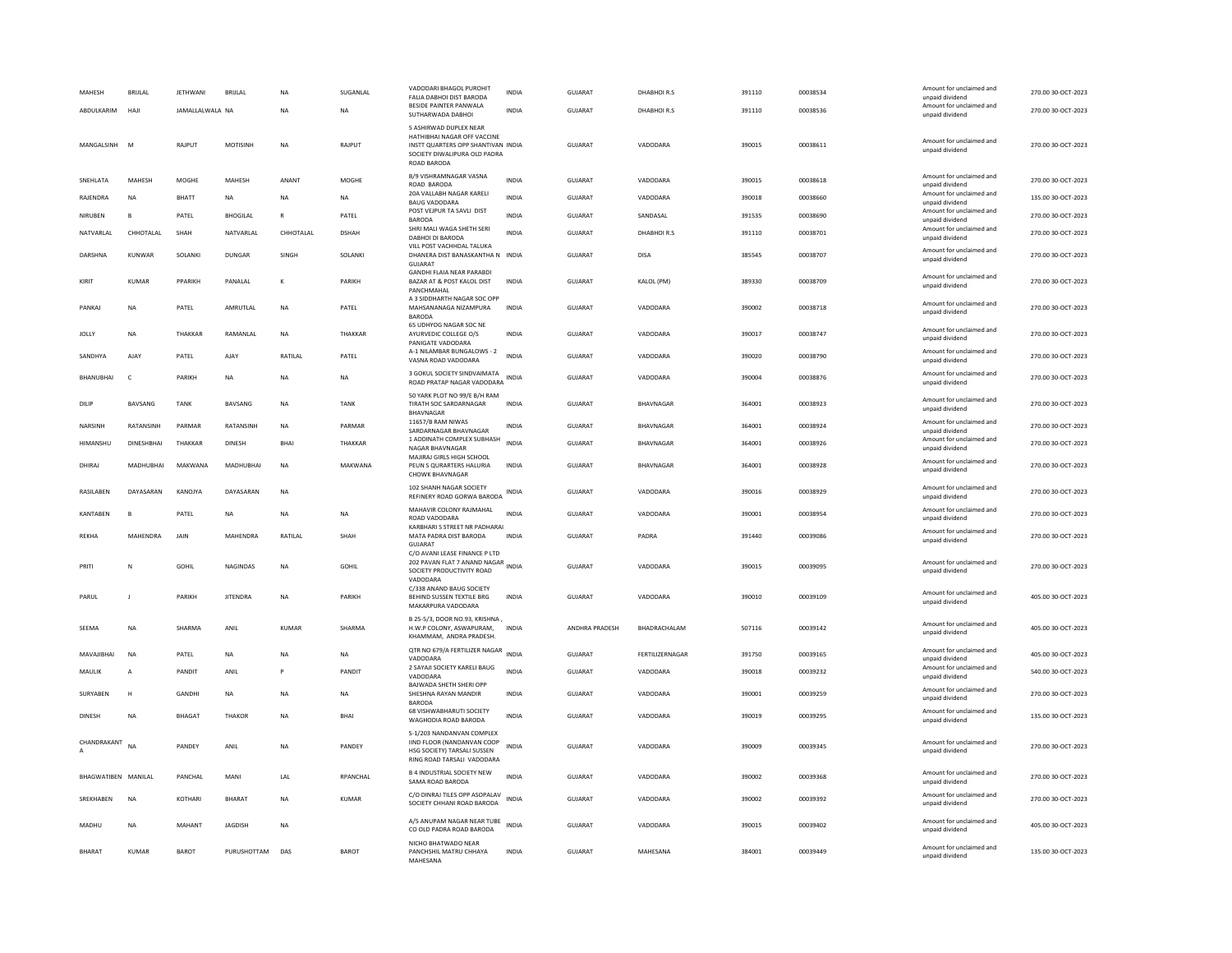| | | | | | | | | | | | | | | |
|---|---|---|---|---|---|---|---|---|---|---|---|---|---|---|
| MAHESH | BRIJLAL | JETHWANI | BRIJLAL | NA | SUGANLAL | VADODARI BHAGOL PUROHIT FALIA DABHOI DIST BARODA | INDIA | GUJARAT | DHABHOI R.S | 391110 | 00038534 | Amount for unclaimed and unpaid dividend | 270.00 | 30-OCT-2023 |
| ABDULKARIM | HAJI | JAMALLALWALA | NA | NA | NA | BESIDE PAINTER PANWALA SUTHARWADA DABHOI | INDIA | GUJARAT | DHABHOI R.S | 391110 | 00038536 | Amount for unclaimed and unpaid dividend | 270.00 | 30-OCT-2023 |
| MANGALSINH | M | RAJPUT | MOTISINH | NA | RAJPUT | 5 ASHIRWAD DUPLEX NEAR HATHIBHAI NAGAR OFF VACCINE INSTT QUARTERS OPP SHANTIVAN SOCIETY DIWALIPURA OLD PADRA ROAD BARODA | INDIA | GUJARAT | VADODARA | 390015 | 00038611 | Amount for unclaimed and unpaid dividend | 270.00 | 30-OCT-2023 |
| SNEHLATA | MAHESH | MOGHE | MAHESH | ANANT | MOGHE | B/9 VISHRAMNAGAR VASNA ROAD BARODA | INDIA | GUJARAT | VADODARA | 390015 | 00038618 | Amount for unclaimed and unpaid dividend | 270.00 | 30-OCT-2023 |
| RAJENDRA | NA | BHATT | NA | NA | NA | 20A VALLABH NAGAR KARELI BAUG VADODARA | INDIA | GUJARAT | VADODARA | 390018 | 00038660 | Amount for unclaimed and unpaid dividend | 135.00 | 30-OCT-2023 |
| NIRUBEN | B | PATEL | BHOGILAL | R | PATEL | POST VEJPUR TA SAVLI DIST BARODA | INDIA | GUJARAT | SANDASAL | 391535 | 00038690 | Amount for unclaimed and unpaid dividend | 270.00 | 30-OCT-2023 |
| NATVARLAL | CHHOTALAL | SHAH | NATVARLAL | CHHOTALAL | DSHAH | SHRI MALI WAGA SHETH SERI DABHOI DI BARODA | INDIA | GUJARAT | DHABHOI R.S | 391110 | 00038701 | Amount for unclaimed and unpaid dividend | 270.00 | 30-OCT-2023 |
| DARSHNA | KUNWAR | SOLANKI | DUNGAR | SINGH | SOLANKI | VILL POST VACHHDAL TALUKA DHANERA DIST BANASKANTHA N GUJARAT | INDIA | GUJARAT | DISA | 385545 | 00038707 | Amount for unclaimed and unpaid dividend | 270.00 | 30-OCT-2023 |
| KIRIT | KUMAR | PPARIKH | PANALAL | K | PARIKH | GANDHI FLAIA NEAR PARABDI BAZAR AT & POST KALOL DIST PANCHMAHAL | INDIA | GUJARAT | KALOL (PM) | 389330 | 00038709 | Amount for unclaimed and unpaid dividend | 270.00 | 30-OCT-2023 |
| PANKAJ | NA | PATEL | AMRUTLAL | NA | PATEL | A 3 SIDDHARTH NAGAR SOC OPP MAHSANANAGA NIZAMPURA BARODA | INDIA | GUJARAT | VADODARA | 390002 | 00038718 | Amount for unclaimed and unpaid dividend | 270.00 | 30-OCT-2023 |
| JOLLY | NA | THAKKAR | RAMANLAL | NA | THAKKAR | 65 UDHYOG NAGAR SOC NE AYURVEDIC COLLEGE O/S PANIGATE VADODARA | INDIA | GUJARAT | VADODARA | 390017 | 00038747 | Amount for unclaimed and unpaid dividend | 270.00 | 30-OCT-2023 |
| SANDHYA | AJAY | PATEL | AJAY | RATILAL | PATEL | A-1 NILAMBAR BUNGALOWS - 2 VASNA ROAD VADODARA | INDIA | GUJARAT | VADODARA | 390020 | 00038790 | Amount for unclaimed and unpaid dividend | 270.00 | 30-OCT-2023 |
| BHANUBHAI | C | PARIKH | NA | NA | NA | 3 GOKUL SOCIETY SINDVAIMATA ROAD PRATAP NAGAR VADODARA | INDIA | GUJARAT | VADODARA | 390004 | 00038876 | Amount for unclaimed and unpaid dividend | 270.00 | 30-OCT-2023 |
| DILIP | BAVSANG | TANK | BAVSANG | NA | TANK | 50 YARK PLOT NO 99/E B/H RAM TIRATH SOC SARDARNAGAR BHAVNAGAR | INDIA | GUJARAT | BHAVNAGAR | 364001 | 00038923 | Amount for unclaimed and unpaid dividend | 270.00 | 30-OCT-2023 |
| NARSINH | RATANSINH | PARMAR | RATANSINH | NA | PARMAR | 1165 7/B RAM NIWAS SARDARNAGAR BHAVNAGAR | INDIA | GUJARAT | BHAVNAGAR | 364001 | 00038924 | Amount for unclaimed and unpaid dividend | 270.00 | 30-OCT-2023 |
| HIMANSHU | DINESHBHAI | THAKKAR | DINESH | BHAI | THAKKAR | 1 ADDINATH COMPLEX SUBHASH NAGAR BHAVNAGAR | INDIA | GUJARAT | BHAVNAGAR | 364001 | 00038926 | Amount for unclaimed and unpaid dividend | 270.00 | 30-OCT-2023 |
| DHIRAJ | MADHUBHAI | MAKWANA | MADHUBHAI | NA | MAKWANA | MAJIRAJ GIRLS HIGH SCHOOL PEUN S QURARTERS HALURIA CHOWK BHAVNAGAR | INDIA | GUJARAT | BHAVNAGAR | 364001 | 00038928 | Amount for unclaimed and unpaid dividend | 270.00 | 30-OCT-2023 |
| RASILABEN | DAYASARAN | KANOJYA | DAYASARAN | NA | | 102 SHANH NAGAR SOCIETY REFINERY ROAD GORWA BARODA | INDIA | GUJARAT | VADODARA | 390016 | 00038929 | Amount for unclaimed and unpaid dividend | 270.00 | 30-OCT-2023 |
| KANTABEN | B | PATEL | NA | NA | NA | MAHAVIR COLONY RAJMAHAL ROAD VADODARA | INDIA | GUJARAT | VADODARA | 390001 | 00038954 | Amount for unclaimed and unpaid dividend | 270.00 | 30-OCT-2023 |
| REKHA | MAHENDRA | JAIN | MAHENDRA | RATILAL | SHAH | KARBHARI S STREET NR PADHARAI MATA PADRA DIST BARODA GUJARAT | INDIA | GUJARAT | PADRA | 391440 | 00039086 | Amount for unclaimed and unpaid dividend | 270.00 | 30-OCT-2023 |
| PRITI | N | GOHIL | NAGINDAS | NA | GOHIL | C/O AVANI LEASE FINANCE P LTD 202 PAVAN FLAT 7 ANAND NAGAR SOCIETY PRODUCTIVITY ROAD VADODARA | INDIA | GUJARAT | VADODARA | 390015 | 00039095 | Amount for unclaimed and unpaid dividend | 270.00 | 30-OCT-2023 |
| PARUL | J | PARIKH | JITENDRA | NA | PARIKH | C/338 ANAND BAUG SOCIETY BEHIND SUSSEN TEXTILE BRG MAKARPURA VADODARA | INDIA | GUJARAT | VADODARA | 390010 | 00039109 | Amount for unclaimed and unpaid dividend | 405.00 | 30-OCT-2023 |
| SEEMA | NA | SHARMA | ANIL | KUMAR | SHARMA | B 25-5/3, DOOR NO.93, KRISHNA , H.W.P COLONY, ASWAPURAM, KHAMMAM, ANDRA PRADESH. | INDIA | ANDHRA PRADESH | BHADRACHALAM | 507116 | 00039142 | Amount for unclaimed and unpaid dividend | 405.00 | 30-OCT-2023 |
| MAVAJIBHAI | NA | PATEL | NA | NA | NA | QTR NO 679/A FERTILIZER NAGAR VADODARA | INDIA | GUJARAT | FERTILIZERNAGAR | 391750 | 00039165 | Amount for unclaimed and unpaid dividend | 405.00 | 30-OCT-2023 |
| MAULIK | A | PANDIT | ANIL | P | PANDIT | 2 SAYAJI SOCIETY KARELI BAUG VADODARA | INDIA | GUJARAT | VADODARA | 390018 | 00039232 | Amount for unclaimed and unpaid dividend | 540.00 | 30-OCT-2023 |
| SURYABEN | H | GANDHI | NA | NA | NA | BAJWADA SHETH SHERI OPP SHESHNA RAYAN MANDIR BARODA | INDIA | GUJARAT | VADODARA | 390001 | 00039259 | Amount for unclaimed and unpaid dividend | 270.00 | 30-OCT-2023 |
| DINESH | NA | BHAGAT | THAKOR | NA | BHAI | 68 VISHWABHARUTI SOCIETY WAGHODIA ROAD BARODA | INDIA | GUJARAT | VADODARA | 390019 | 00039295 | Amount for unclaimed and unpaid dividend | 135.00 | 30-OCT-2023 |
| CHANDRAKANT A | NA | PANDEY | ANIL | NA | PANDEY | S-1/203 NANDANVAN COMPLEX IIND FLOOR (NANDANVAN COOP HSG SOCIETY) TARSALI SUSSEN RING ROAD TARSALI VADODARA | INDIA | GUJARAT | VADODARA | 390009 | 00039345 | Amount for unclaimed and unpaid dividend | 270.00 | 30-OCT-2023 |
| BHAGWATIBEN | MANILAL | PANCHAL | MANI | LAL | RPANCHAL | B 4 INDUSTRIAL SOCIETY NEW SAMA ROAD BARODA | INDIA | GUJARAT | VADODARA | 390002 | 00039368 | Amount for unclaimed and unpaid dividend | 270.00 | 30-OCT-2023 |
| SREKHABEN | NA | KOTHARI | BHARAT | NA | KUMAR | C/O DINRAJ TILES OPP ASOPALAV SOCIETY CHHANI ROAD BARODA | INDIA | GUJARAT | VADODARA | 390002 | 00039392 | Amount for unclaimed and unpaid dividend | 270.00 | 30-OCT-2023 |
| MADHU | NA | MAHANT | JAGDISH | NA | | A/5 ANUPAM NAGAR NEAR TUBE CO OLD PADRA ROAD BARODA | INDIA | GUJARAT | VADODARA | 390015 | 00039402 | Amount for unclaimed and unpaid dividend | 405.00 | 30-OCT-2023 |
| BHARAT | KUMAR | BAROT | PURUSHOTTAM | DAS | BAROT | NICHO BHATWADO NEAR PANCHSHIL MATRU CHHAYA MAHESANA | INDIA | GUJARAT | MAHESANA | 384001 | 00039449 | Amount for unclaimed and unpaid dividend | 135.00 | 30-OCT-2023 |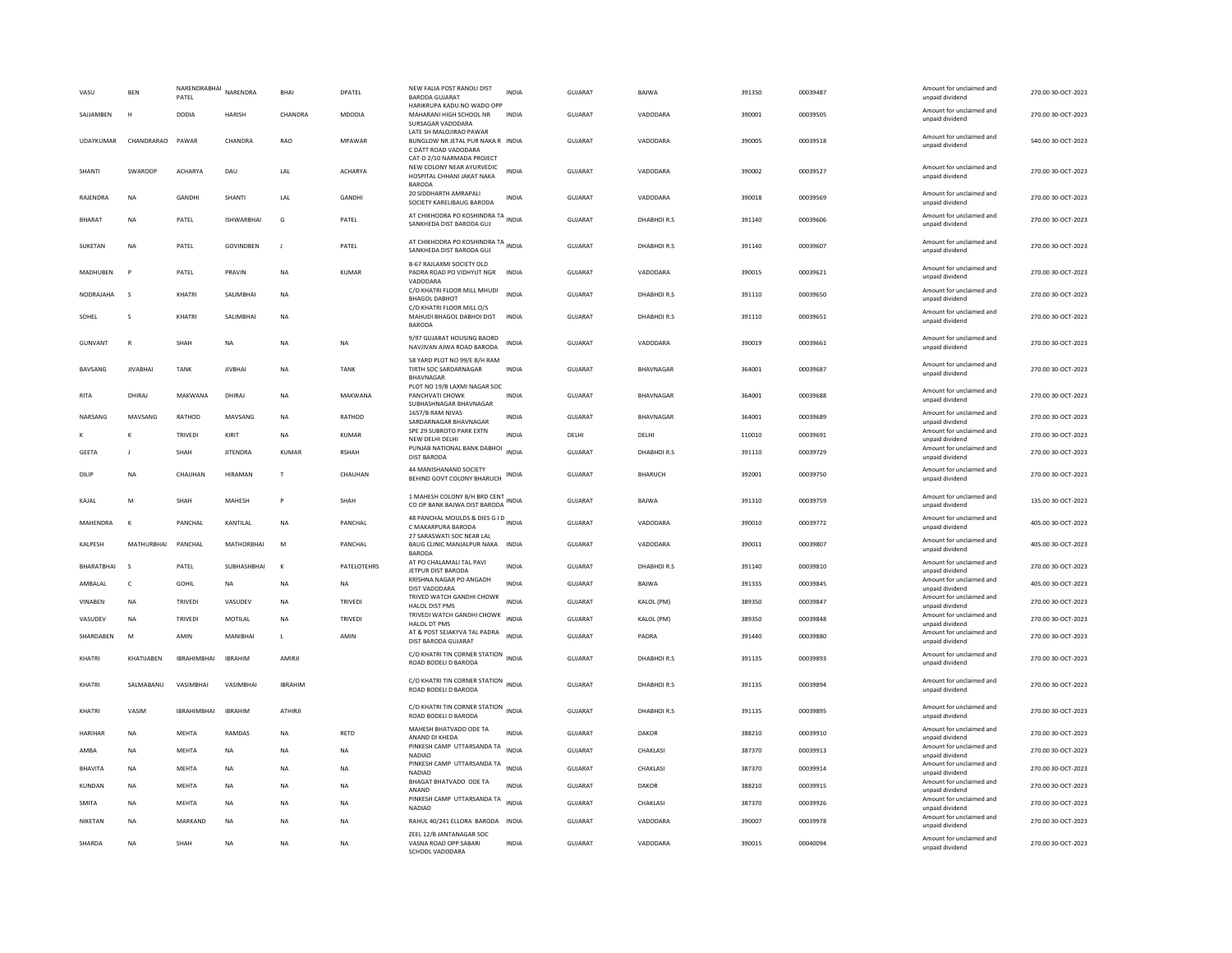| | | | | | | | | | | | | | | | |
|---|---|---|---|---|---|---|---|---|---|---|---|---|---|---|---|
| VASU | BEN | NARENDRABHAI PATEL | NARENDRA | BHAI | DPATEL | NEW FALIA POST RANOLI DIST BARODA GUJARAT | INDIA | GUJARAT | BAJWA | 391350 | 00039487 | | Amount for unclaimed and unpaid dividend | 270.00 | 30-OCT-2023 |
| SAJJAMBEN | H | DODIA | HARISH | CHANDRA | MDODIA | HARIKRUPA KADU NO WADO OPP MAHARANI HIGH SCHOOL NR SURSAGAR VADODARA | INDIA | GUJARAT | VADODARA | 390001 | 00039505 | | Amount for unclaimed and unpaid dividend | 270.00 | 30-OCT-2023 |
| UDAYKUMAR | CHANDRARAO | PAWAR | CHANDRA | RAO | MPAWAR | LATE SH MALOJIRAO PAWAR BUNGLOW NR JETAL PUR NAKA R C DATT ROAD VADODARA | INDIA | GUJARAT | VADODARA | 390005 | 00039518 | | Amount for unclaimed and unpaid dividend | 540.00 | 30-OCT-2023 |
| SHANTI | SWAROOP | ACHARYA | DAU | LAL | ACHARYA | CAT-D 2/10 NARMADA PROJECT NEW COLONY NEAR AYURVEDIC HOSPITAL CHHANI JAKAT NAKA BARODA | INDIA | GUJARAT | VADODARA | 390002 | 00039527 | | Amount for unclaimed and unpaid dividend | 270.00 | 30-OCT-2023 |
| RAJENDRA | NA | GANDHI | SHANTI | LAL | GANDHI | 20 SIDDHARTH AMRAPALI SOCIETY KARELIBAUG BARODA | INDIA | GUJARAT | VADODARA | 390018 | 00039569 | | Amount for unclaimed and unpaid dividend | 270.00 | 30-OCT-2023 |
| BHARAT | NA | PATEL | ISHWARBHAI | G | PATEL | AT CHIKHODRA PO KOSHINDRA TA SANKHEDA DIST BARODA GUJ | INDIA | GUJARAT | DHABHOI R.S | 391140 | 00039606 | | Amount for unclaimed and unpaid dividend | 270.00 | 30-OCT-2023 |
| SUKETAN | NA | PATEL | GOVINDBEN | J | PATEL | AT CHIKHODRA PO KOSHINDRA TA SANKHEDA DIST BARODA GUJ | INDIA | GUJARAT | DHABHOI R.S | 391140 | 00039607 | | Amount for unclaimed and unpaid dividend | 270.00 | 30-OCT-2023 |
| MADHUBEN | P | PATEL | PRAVIN | NA | KUMAR | B-67 RAJLAXMI SOCIETY OLD PADRA ROAD PO VIDHYUT NGR VADODARA | INDIA | GUJARAT | VADODARA | 390015 | 00039621 | | Amount for unclaimed and unpaid dividend | 270.00 | 30-OCT-2023 |
| NODRAJAHA | S | KHATRI | SALIMBHAI | NA | | C/O KHATRI FLOOR MILL MHUDI BHAGOL DABHOT | INDIA | GUJARAT | DHABHOI R.S | 391110 | 00039650 | | Amount for unclaimed and unpaid dividend | 270.00 | 30-OCT-2023 |
| SOHEL | S | KHATRI | SALIMBHAI | NA | | C/O KHATRI FLOOR MILL O/S MAHUDI BHAGOL DABHOI DIST BARODA | INDIA | GUJARAT | DHABHOI R.S | 391110 | 00039651 | | Amount for unclaimed and unpaid dividend | 270.00 | 30-OCT-2023 |
| GUNVANT | R | SHAH | NA | NA | NA | 9/97 GUJARAT HOUSING BAORD NAVJIVAN AJWA ROAD BARODA | INDIA | GUJARAT | VADODARA | 390019 | 00039661 | | Amount for unclaimed and unpaid dividend | 270.00 | 30-OCT-2023 |
| BAVSANG | JIVABHAI | TANK | JIVBHAI | NA | TANK | 58 YARD PLOT NO 99/E B/H RAM TIRTH SOC SARDARNAGAR BHAVNAGAR | INDIA | GUJARAT | BHAVNAGAR | 364001 | 00039687 | | Amount for unclaimed and unpaid dividend | 270.00 | 30-OCT-2023 |
| RITA | DHIRAJ | MAKWANA | DHIRAJ | NA | MAKWANA | PLOT NO 19/B LAXMI NAGAR SOC PANCHVATI CHOWK SUBHASHNAGAR BHAVNAGAR | INDIA | GUJARAT | BHAVNAGAR | 364001 | 00039688 | | Amount for unclaimed and unpaid dividend | 270.00 | 30-OCT-2023 |
| NARSANG | MAVSANG | RATHOD | MAVSANG | NA | RATHOD | 1657/B RAM NIVAS SARDARNAGAR BHAVNAGAR | INDIA | GUJARAT | BHAVNAGAR | 364001 | 00039689 | | Amount for unclaimed and unpaid dividend | 270.00 | 30-OCT-2023 |
| K | K | TRIVEDI | KIRIT | NA | KUMAR | SPE 29 SUBROTO PARK EXTN NEW DELHI DELHI | INDIA | DELHI | DELHI | 110010 | 00039691 | | Amount for unclaimed and unpaid dividend | 270.00 | 30-OCT-2023 |
| GEETA | J | SHAH | JITENDRA | KUMAR | RSHAH | PUNJAB NATIONAL BANK DABHOI DIST BARODA | INDIA | GUJARAT | DHABHOI R.S | 391110 | 00039729 | | Amount for unclaimed and unpaid dividend | 270.00 | 30-OCT-2023 |
| DILIP | NA | CHAUHAN | HIRAMAN | T | CHAUHAN | 44 MANISHANAND SOCIETY BEHIND GOVT COLONY BHARUCH | INDIA | GUJARAT | BHARUCH | 392001 | 00039750 | | Amount for unclaimed and unpaid dividend | 270.00 | 30-OCT-2023 |
| KAJAL | M | SHAH | MAHESH | P | SHAH | 1 MAHESH COLONY B/H BRD CENT CO OP BANK BAJWA DIST BARODA | INDIA | GUJARAT | BAJWA | 391310 | 00039759 | | Amount for unclaimed and unpaid dividend | 135.00 | 30-OCT-2023 |
| MAHENDRA | K | PANCHAL | KANTILAL | NA | PANCHAL | 48 PANCHAL MOULDS & DIES G I D C MAKARPURA BARODA | INDIA | GUJARAT | VADODARA | 390010 | 00039772 | | Amount for unclaimed and unpaid dividend | 405.00 | 30-OCT-2023 |
| KALPESH | MATHURBHAI | PANCHAL | MATHORBHAI | M | PANCHAL | 27 SARASWATI SOC NEAR LAL BAUG CLINIC MANJALPUR NAKA BARODA | INDIA | GUJARAT | VADODARA | 390011 | 00039807 | | Amount for unclaimed and unpaid dividend | 405.00 | 30-OCT-2023 |
| BHARATBHAI | S | PATEL | SUBHASHBHAI | K | PATELOTEHRS | AT PO CHALAMALI TAL PAVI JETPUR DIST BARODA | INDIA | GUJARAT | DHABHOI R.S | 391140 | 00039810 | | Amount for unclaimed and unpaid dividend | 270.00 | 30-OCT-2023 |
| AMBALAL | C | GOHIL | NA | NA | NA | KRISHNA NAGAR PO ANGADH DIST VADODARA | INDIA | GUJARAT | BAJWA | 391335 | 00039845 | | Amount for unclaimed and unpaid dividend | 405.00 | 30-OCT-2023 |
| VINABEN | NA | TRIVEDI | VASUDEV | NA | TRIVEDI | TRIVED WATCH GANDHI CHOWK HALOL DIST PMS | INDIA | GUJARAT | KALOL (PM) | 389350 | 00039847 | | Amount for unclaimed and unpaid dividend | 270.00 | 30-OCT-2023 |
| VASUDEV | NA | TRIVEDI | MOTILAL | NA | TRIVEDI | TRIVEDI WATCH GANDHI CHOWK HALOL DT PMS | INDIA | GUJARAT | KALOL (PM) | 389350 | 00039848 | | Amount for unclaimed and unpaid dividend | 270.00 | 30-OCT-2023 |
| SHARDABEN | M | AMIN | MANIBHAI | L | AMIN | AT & POST SEJAKYVA TAL PADRA DIST BARODA GUJARAT | INDIA | GUJARAT | PADRA | 391440 | 00039880 | | Amount for unclaimed and unpaid dividend | 270.00 | 30-OCT-2023 |
| KHATRI | KHATIJABEN | IBRAHIMBHAI | IBRAHIM | AMIRJI | | C/O KHATRI TIN CORNER STATION ROAD BODELI D BARODA | INDIA | GUJARAT | DHABHOI R.S | 391135 | 00039893 | | Amount for unclaimed and unpaid dividend | 270.00 | 30-OCT-2023 |
| KHATRI | SALMABANU | VASIMBHAI | VASIMBHAI | IBRAHIM | | C/O KHATRI TIN CORNER STATION ROAD BODELI D BARODA | INDIA | GUJARAT | DHABHOI R.S | 391135 | 00039894 | | Amount for unclaimed and unpaid dividend | 270.00 | 30-OCT-2023 |
| KHATRI | VASIM | IBRAHIMBHAI | IBRAHIM | ATHIRJI | | C/O KHATRI TIN CORNER STATION ROAD BODELI D BARODA | INDIA | GUJARAT | DHABHOI R.S | 391135 | 00039895 | | Amount for unclaimed and unpaid dividend | 270.00 | 30-OCT-2023 |
| HARIHAR | NA | MEHTA | RAMDAS | NA | RETD | MAHESH BHATVADO ODE TA ANAND DI KHEDA | INDIA | GUJARAT | DAKOR | 388210 | 00039910 | | Amount for unclaimed and unpaid dividend | 270.00 | 30-OCT-2023 |
| AMBA | NA | MEHTA | NA | NA | NA | PINKESH CAMP UTTARSANDA TA NADIAD | INDIA | GUJARAT | CHAKLASI | 387370 | 00039913 | | Amount for unclaimed and unpaid dividend | 270.00 | 30-OCT-2023 |
| BHAVITA | NA | MEHTA | NA | NA | NA | PINKESH CAMP UTTARSANDA TA NADIAD | INDIA | GUJARAT | CHAKLASI | 387370 | 00039914 | | Amount for unclaimed and unpaid dividend | 270.00 | 30-OCT-2023 |
| KUNDAN | NA | MEHTA | NA | NA | NA | BHAGAT BHATVADO ODE TA ANAND | INDIA | GUJARAT | DAKOR | 388210 | 00039915 | | Amount for unclaimed and unpaid dividend | 270.00 | 30-OCT-2023 |
| SMITA | NA | MEHTA | NA | NA | NA | PINKESH CAMP UTTARSANDA TA NADIAD | INDIA | GUJARAT | CHAKLASI | 387370 | 00039926 | | Amount for unclaimed and unpaid dividend | 270.00 | 30-OCT-2023 |
| NIKETAN | NA | MARKAND | NA | NA | NA | RAHUL 40/241 ELLORA BARODA | INDIA | GUJARAT | VADODARA | 390007 | 00039978 | | Amount for unclaimed and unpaid dividend | 270.00 | 30-OCT-2023 |
| SHARDA | NA | SHAH | NA | NA | NA | ZEEL 12/B JANTANAGAR SOC VASNA ROAD OPP SABARI SCHOOL VADODARA | INDIA | GUJARAT | VADODARA | 390015 | 00040094 | | Amount for unclaimed and unpaid dividend | 270.00 | 30-OCT-2023 |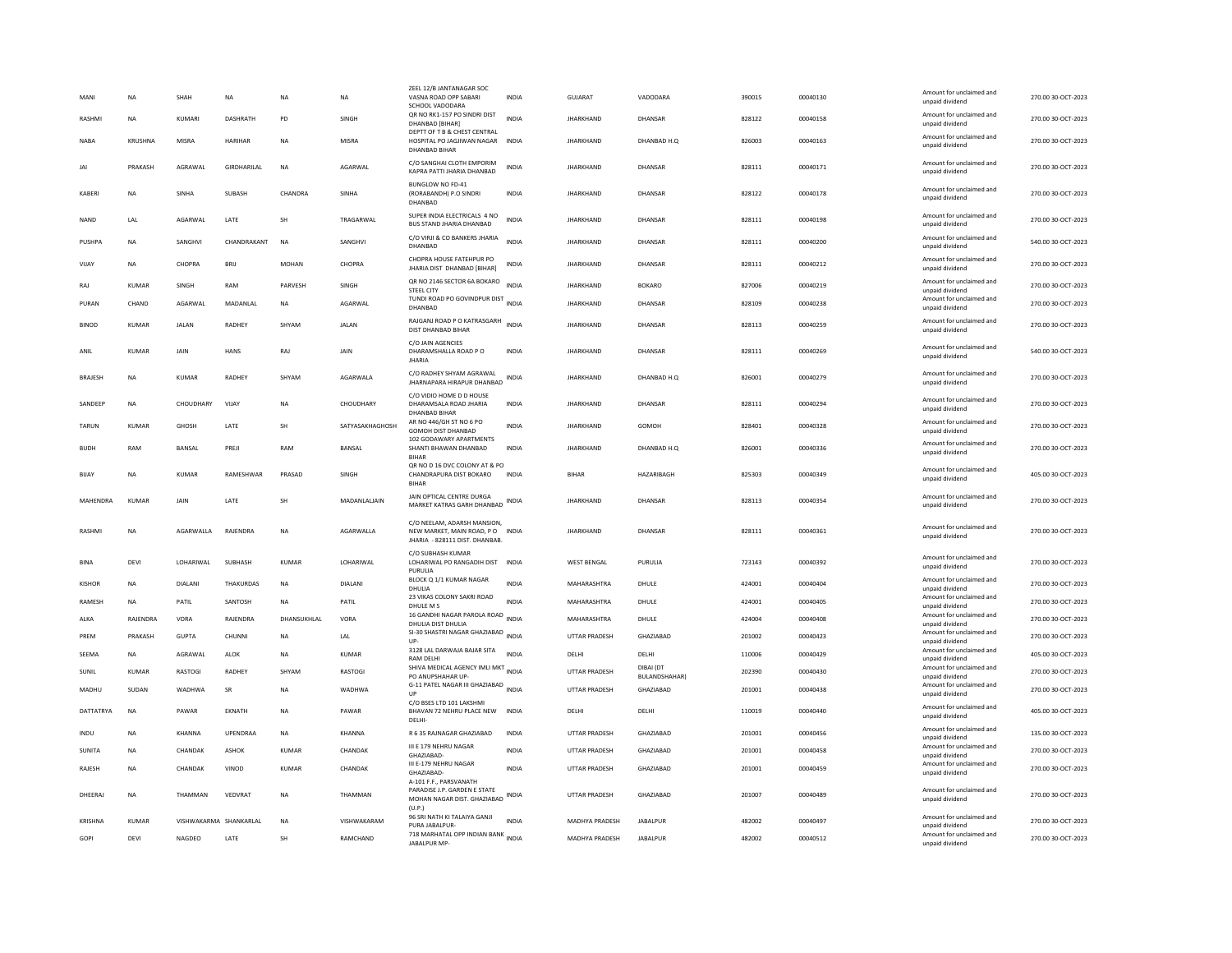| | | | | | | | | | | | | | | |
|---|---|---|---|---|---|---|---|---|---|---|---|---|---|---|
| MANI | NA | SHAH | NA | NA | NA | ZEEL 12/B JANTANAGAR SOC VASNA ROAD OPP SABARI SCHOOL VADODARA | INDIA | GUJARAT | VADODARA | 390015 | 00040130 | Amount for unclaimed and unpaid dividend | 270.00 | 30-OCT-2023 |
| RASHMI | NA | KUMARI | DASHRATH | PD | SINGH | QR NO RK1-157 PO SINDRI DIST DHANBAD [BIHAR] | INDIA | JHARKHAND | DHANSAR | 828122 | 00040158 | Amount for unclaimed and unpaid dividend | 270.00 | 30-OCT-2023 |
| NABA | KRUSHNA | MISRA | HARIHAR | NA | MISRA | DEPTT OF T B & CHEST CENTRAL HOSPITAL PO JAGJIWAN NAGAR DHANBAD BIHAR | INDIA | JHARKHAND | DHANBAD H.Q | 826003 | 00040163 | Amount for unclaimed and unpaid dividend | 270.00 | 30-OCT-2023 |
| JAI | PRAKASH | AGRAWAL | GIRDHARILAL | NA | AGARWAL | C/O SANGHAI CLOTH EMPORIM KAPRA PATTI JHARIA DHANBAD | INDIA | JHARKHAND | DHANSAR | 828111 | 00040171 | Amount for unclaimed and unpaid dividend | 270.00 | 30-OCT-2023 |
| KABERI | NA | SINHA | SUBASH | CHANDRA | SINHA | BUNGLOW NO FD-41 (RORABANDH) P.O SINDRI DHANBAD | INDIA | JHARKHAND | DHANSAR | 828122 | 00040178 | Amount for unclaimed and unpaid dividend | 270.00 | 30-OCT-2023 |
| NAND | LAL | AGARWAL | LATE | SH | TRAGARWAL | SUPER INDIA ELECTRICALS 4 NO BUS STAND JHARIA DHANBAD | INDIA | JHARKHAND | DHANSAR | 828111 | 00040198 | Amount for unclaimed and unpaid dividend | 270.00 | 30-OCT-2023 |
| PUSHPA | NA | SANGHVI | CHANDRAKANT | NA | SANGHVI | C/O VIRJI & CO BANKERS JHARIA DHANBAD | INDIA | JHARKHAND | DHANSAR | 828111 | 00040200 | Amount for unclaimed and unpaid dividend | 540.00 | 30-OCT-2023 |
| VIJAY | NA | CHOPRA | BRIJ | MOHAN | CHOPRA | CHOPRA HOUSE FATEHPUR PO JHARIA DIST DHANBAD [BIHAR] | INDIA | JHARKHAND | DHANSAR | 828111 | 00040212 | Amount for unclaimed and unpaid dividend | 270.00 | 30-OCT-2023 |
| RAJ | KUMAR | SINGH | RAM | PARVESH | SINGH | QR NO 2146 SECTOR 6A BOKARO STEEL CITY | INDIA | JHARKHAND | BOKARO | 827006 | 00040219 | Amount for unclaimed and unpaid dividend | 270.00 | 30-OCT-2023 |
| PURAN | CHAND | AGARWAL | MADANLAL | NA | AGARWAL | TUNDI ROAD PO GOVINDPUR DIST DHANBAD | INDIA | JHARKHAND | DHANSAR | 828109 | 00040238 | Amount for unclaimed and unpaid dividend | 270.00 | 30-OCT-2023 |
| BINOD | KUMAR | JALAN | RADHEY | SHYAM | JALAN | RAJGANJ ROAD P O KATRASGARH DIST DHANBAD BIHAR | INDIA | JHARKHAND | DHANSAR | 828113 | 00040259 | Amount for unclaimed and unpaid dividend | 270.00 | 30-OCT-2023 |
| ANIL | KUMAR | JAIN | HANS | RAJ | JAIN | C/O JAIN AGENCIES DHARAMSHALLA ROAD P O JHARIA | INDIA | JHARKHAND | DHANSAR | 828111 | 00040269 | Amount for unclaimed and unpaid dividend | 540.00 | 30-OCT-2023 |
| BRAJESH | NA | KUMAR | RADHEY | SHYAM | AGARWALA | C/O RADHEY SHYAM AGRAWAL JHARNAPARA HIRAPUR DHANBAD | INDIA | JHARKHAND | DHANBAD H.Q | 826001 | 00040279 | Amount for unclaimed and unpaid dividend | 270.00 | 30-OCT-2023 |
| SANDEEP | NA | CHOUDHARY | VIJAY | NA | CHOUDHARY | C/O VIDIO HOME D D HOUSE DHARAMSALA ROAD JHARIA DHANBAD BIHAR | INDIA | JHARKHAND | DHANSAR | 828111 | 00040294 | Amount for unclaimed and unpaid dividend | 270.00 | 30-OCT-2023 |
| TARUN | KUMAR | GHOSH | LATE | SH | SATYASAKHAGHOSH | AR NO 446/GH ST NO 6 PO GOMOH DIST DHANBAD | INDIA | JHARKHAND | GOMOH | 828401 | 00040328 | Amount for unclaimed and unpaid dividend | 270.00 | 30-OCT-2023 |
| BUDH | RAM | BANSAL | PREJI | RAM | BANSAL | 102 GODAWARY APARTMENTS SHANTI BHAWAN DHANBAD BIHAR | INDIA | JHARKHAND | DHANBAD H.Q | 826001 | 00040336 | Amount for unclaimed and unpaid dividend | 270.00 | 30-OCT-2023 |
| BIJAY | NA | KUMAR | RAMESHWAR | PRASAD | SINGH | QR NO D 16 DVC COLONY AT & PO CHANDRAPURA DIST BOKARO BIHAR | INDIA | BIHAR | HAZARIBAGH | 825303 | 00040349 | Amount for unclaimed and unpaid dividend | 405.00 | 30-OCT-2023 |
| MAHENDRA | KUMAR | JAIN | LATE | SH | MADANLALJAIN | JAIN OPTICAL CENTRE DURGA MARKET KATRAS GARH DHANBAD | INDIA | JHARKHAND | DHANSAR | 828113 | 00040354 | Amount for unclaimed and unpaid dividend | 270.00 | 30-OCT-2023 |
| RASHMI | NA | AGARWALLA | RAJENDRA | NA | AGARWALLA | C/O NEELAM, ADARSH MANSION, NEW MARKET, MAIN ROAD, P O JHARIA - 828111 DIST. DHANBAB. | INDIA | JHARKHAND | DHANSAR | 828111 | 00040361 | Amount for unclaimed and unpaid dividend | 270.00 | 30-OCT-2023 |
| BINA | DEVI | LOHARIWAL | SUBHASH | KUMAR | LOHARIWAL | C/O SUBHASH KUMAR LOHARIWAL PO RANGADIH DIST PURULIA | INDIA | WEST BENGAL | PURULIA | 723143 | 00040392 | Amount for unclaimed and unpaid dividend | 270.00 | 30-OCT-2023 |
| KISHOR | NA | DIALANI | THAKURDAS | NA | DIALANI | BLOCK Q 1/1 KUMAR NAGAR DHULIA | INDIA | MAHARASHTRA | DHULE | 424001 | 00040404 | Amount for unclaimed and unpaid dividend | 270.00 | 30-OCT-2023 |
| RAMESH | NA | PATIL | SANTOSH | NA | PATIL | 23 VIKAS COLONY SAKRI ROAD DHULE M S | INDIA | MAHARASHTRA | DHULE | 424001 | 00040405 | Amount for unclaimed and unpaid dividend | 270.00 | 30-OCT-2023 |
| ALKA | RAJENDRA | VORA | RAJENDRA | DHANSUKHLAL | VORA | 16 GANDHI NAGAR PAROLA ROAD DHULIA DIST DHULIA | INDIA | MAHARASHTRA | DHULE | 424004 | 00040408 | Amount for unclaimed and unpaid dividend | 270.00 | 30-OCT-2023 |
| PREM | PRAKASH | GUPTA | CHUNNI | NA | LAL | SI-30 SHASTRI NAGAR GHAZIABAD UP- | INDIA | UTTAR PRADESH | GHAZIABAD | 201002 | 00040423 | Amount for unclaimed and unpaid dividend | 270.00 | 30-OCT-2023 |
| SEEMA | NA | AGRAWAL | ALOK | NA | KUMAR | 3128 LAL DARWAJA BAJAR SITA RAM DELHI | INDIA | DELHI | DELHI | 110006 | 00040429 | Amount for unclaimed and unpaid dividend | 405.00 | 30-OCT-2023 |
| SUNIL | KUMAR | RASTOGI | RADHEY | SHYAM | RASTOGI | SHIVA MEDICAL AGENCY IMLI MKT PO ANUPSHAHAR UP- | INDIA | UTTAR PRADESH | DIBAI (DT BULANDSHAHAR) | 202390 | 00040430 | Amount for unclaimed and unpaid dividend | 270.00 | 30-OCT-2023 |
| MADHU | SUDAN | WADHWA | SR | NA | WADHWA | G-11 PATEL NAGAR III GHAZIABAD UP | INDIA | UTTAR PRADESH | GHAZIABAD | 201001 | 00040438 | Amount for unclaimed and unpaid dividend | 270.00 | 30-OCT-2023 |
| DATTATRYA | NA | PAWAR | EKNATH | NA | PAWAR | C/O BSES LTD 101 LAKSHMI BHAVAN 72 NEHRU PLACE NEW DELHI- | INDIA | DELHI | DELHI | 110019 | 00040440 | Amount for unclaimed and unpaid dividend | 405.00 | 30-OCT-2023 |
| INDU | NA | KHANNA | UPENDRAA | NA | KHANNA | R 6 35 RAJNAGAR GHAZIABAD | INDIA | UTTAR PRADESH | GHAZIABAD | 201001 | 00040456 | Amount for unclaimed and unpaid dividend | 135.00 | 30-OCT-2023 |
| SUNITA | NA | CHANDAK | ASHOK | KUMAR | CHANDAK | III E 179 NEHRU NAGAR GHAZIABAD- | INDIA | UTTAR PRADESH | GHAZIABAD | 201001 | 00040458 | Amount for unclaimed and unpaid dividend | 270.00 | 30-OCT-2023 |
| RAJESH | NA | CHANDAK | VINOD | KUMAR | CHANDAK | III E-179 NEHRU NAGAR GHAZIABAD- | INDIA | UTTAR PRADESH | GHAZIABAD | 201001 | 00040459 | Amount for unclaimed and unpaid dividend | 270.00 | 30-OCT-2023 |
| DHEERAJ | NA | THAMMAN | VEDVRAT | NA | THAMMAN | A-101 F.F., PARSVANATH PARADISE J.P. GARDEN E STATE MOHAN NAGAR DIST. GHAZIABAD (U.P.) | INDIA | UTTAR PRADESH | GHAZIABAD | 201007 | 00040489 | Amount for unclaimed and unpaid dividend | 270.00 | 30-OCT-2023 |
| KRISHNA | KUMAR | VISHWAKARMA | SHANKARLAL | NA | VISHWAKARAM | 96 SRI NATH KI TALAIYA GANJI PURA JABALPUR- | INDIA | MADHYA PRADESH | JABALPUR | 482002 | 00040497 | Amount for unclaimed and unpaid dividend | 270.00 | 30-OCT-2023 |
| GOPI | DEVI | NAGDEO | LATE | SH | RAMCHAND | 718 MARHATAL OPP INDIAN BANK JABALPUR MP- | INDIA | MADHYA PRADESH | JABALPUR | 482002 | 00040512 | Amount for unclaimed and unpaid dividend | 270.00 | 30-OCT-2023 |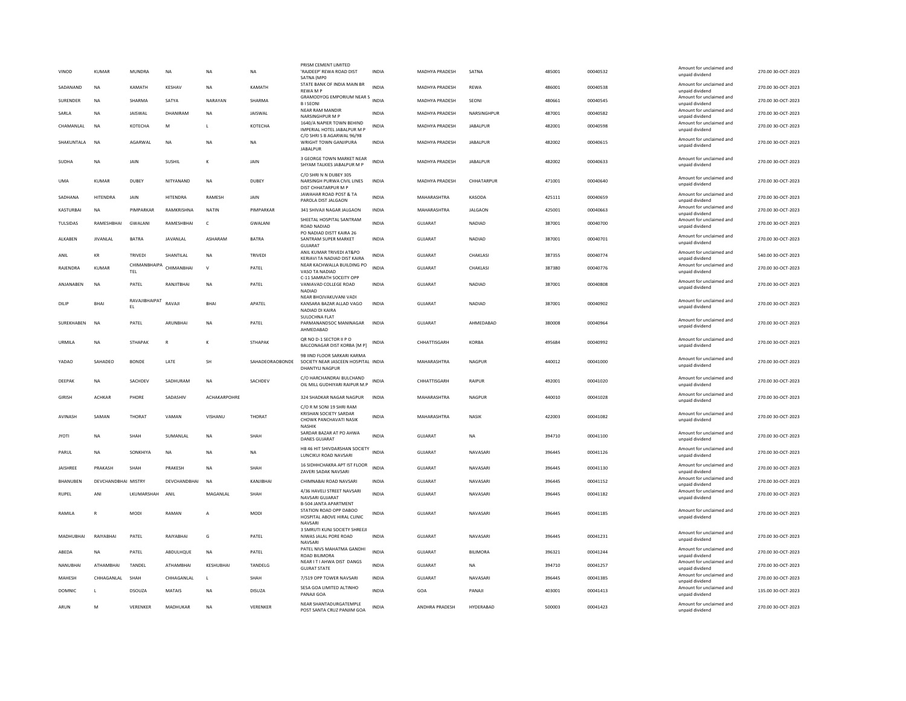| VINOD | KUMAR | MUNDRA | NA | NA | NA | PRISM CEMENT LIMITED 'RAJDEEP' REWA ROAD DIST SATNA (MP0 | INDIA | MADHYA PRADESH | SATNA | 485001 | 00040532 | Amount for unclaimed and unpaid dividend | 270.00 | 30-OCT-2023 |
|---|---|---|---|---|---|---|---|---|---|---|---|---|---|---|
| SADANAND | NA | KAMATH | KESHAV | NA | KAMATH | STATE BANK OF INDIA MAIN BR REWA M P | INDIA | MADHYA PRADESH | REWA | 486001 | 00040538 | Amount for unclaimed and unpaid dividend | 270.00 | 30-OCT-2023 |
| SURENDER | NA | SHARMA | SATYA | NARAYAN | SHARMA | GRAMODYOG EMPORIUM NEAR S B I SEONI | INDIA | MADHYA PRADESH | SEONI | 480661 | 00040545 | Amount for unclaimed and unpaid dividend | 270.00 | 30-OCT-2023 |
| SARLA | NA | JAISWAL | DHANIRAM | NA | JAISWAL | NEAR RAM MANDIR NARSINGHPUR M P | INDIA | MADHYA PRADESH | NARSINGHPUR | 487001 | 00040582 | Amount for unclaimed and unpaid dividend | 270.00 | 30-OCT-2023 |
| CHAMANLAL | NA | KOTECHA | M | L | KOTECHA | 1640/A NAPIER TOWN BEHIND IMPERIAL HOTEL JABALPUR M P | INDIA | MADHYA PRADESH | JABALPUR | 482001 | 00040598 | Amount for unclaimed and unpaid dividend | 270.00 | 30-OCT-2023 |
| SHAKUNTALA | NA | AGARWAL | NA | NA | NA | C/O SHRI S B AGARWAL 96/98 WRIGHT TOWN GANJIPURA JABALPUR | INDIA | MADHYA PRADESH | JABALPUR | 482002 | 00040615 | Amount for unclaimed and unpaid dividend | 270.00 | 30-OCT-2023 |
| SUDHA | NA | JAIN | SUSHIL | K | JAIN | 3 GEORGE TOWN MARKET NEAR SHYAM TALKIES JABALPUR M P | INDIA | MADHYA PRADESH | JABALPUR | 482002 | 00040633 | Amount for unclaimed and unpaid dividend | 270.00 | 30-OCT-2023 |
| UMA | KUMAR | DUBEY | NITYANAND | NA | DUBEY | C/O SHRI N N DUBEY 305 NARSINGH PURWA CIVIL LINES DIST CHHATARPUR M P | INDIA | MADHYA PRADESH | CHHATARPUR | 471001 | 00040640 | Amount for unclaimed and unpaid dividend | 270.00 | 30-OCT-2023 |
| SADHANA | HITENDRA | JAIN | HITENDRA | RAMESH | JAIN | JAWAHAR ROAD POST & TA PAROLA DIST JALGAON | INDIA | MAHARASHTRA | KASODA | 425111 | 00040659 | Amount for unclaimed and unpaid dividend | 270.00 | 30-OCT-2023 |
| KASTURBAI | NA | PIMPARKAR | RAMKRISHNA | NATIN | PIMPARKAR | 341 SHIVAJI NAGAR JALGAON | INDIA | MAHARASHTRA | JALGAON | 425001 | 00040663 | Amount for unclaimed and unpaid dividend | 270.00 | 30-OCT-2023 |
| TULSIDAS | RAMESHBHAI | GWALANI | RAMESHBHAI | C | GWALANI | SHEETAL HOSPITAL SANTRAM ROAD NADIAD | INDIA | GUJARAT | NADIAD | 387001 | 00040700 | Amount for unclaimed and unpaid dividend | 270.00 | 30-OCT-2023 |
| ALKABEN | JIVANLAL | BATRA | JAVANLAL | ASHARAM | BATRA | PO NADIAD DISTT KAIRA 26 SANTRAM SUPER MARKET GUJARAT | INDIA | GUJARAT | NADIAD | 387001 | 00040701 | Amount for unclaimed and unpaid dividend | 270.00 | 30-OCT-2023 |
| ANIL | KR | TRIVEDI | SHANTILAL | NA | TRIVEDI | ANIL KUMAR TRIVEDI AT&PO KERIAVI TA NADIAD DIST KAIRA | INDIA | GUJARAT | CHAKLASI | 387355 | 00040774 | Amount for unclaimed and unpaid dividend | 540.00 | 30-OCT-2023 |
| RAJENDRA | KUMAR | CHIMANBHAIPATEL | CHIMANBHAI | V | PATEL | NEAR KACHWALLA BUILDING PO VASO TA NADIAD | INDIA | GUJARAT | CHAKLASI | 387380 | 00040776 | Amount for unclaimed and unpaid dividend | 270.00 | 30-OCT-2023 |
| ANJANABEN | NA | PATEL | RANJITBHAI | NA | PATEL | C-11 SAMRATH SOCEITY OPP VANIAVAD COLLEGE ROAD NADIAD | INDIA | GUJARAT | NADIAD | 387001 | 00040808 | Amount for unclaimed and unpaid dividend | 270.00 | 30-OCT-2023 |
| DILIP | BHAI | RAVAJIBHAIPATEL | RAVAJI | BHAI | APATEL | NEAR BHOJVAKUVANI VADI KANSARA BAZAR ALLAD VAGO NADIAD DI KAIRA | INDIA | GUJARAT | NADIAD | 387001 | 00040902 | Amount for unclaimed and unpaid dividend | 270.00 | 30-OCT-2023 |
| SUREKHABEN | NA | PATEL | ARUNBHAI | NA | PATEL | SULOCHNA FLAT PARMANANDSOC MANINAGAR AHMEDABAD | INDIA | GUJARAT | AHMEDABAD | 380008 | 00040964 | Amount for unclaimed and unpaid dividend | 270.00 | 30-OCT-2023 |
| URMILA | NA | STHAPAK | R | K | STHAPAK | QR NO D-1 SECTOR II P O BALCONAGAR DIST KORBA [M P] | INDIA | CHHATTISGARH | KORBA | 495684 | 00040992 | Amount for unclaimed and unpaid dividend | 270.00 | 30-OCT-2023 |
| YADAO | SAHADEO | BONDE | LATE | SH | SAHADEORAOBONDE | 9B IIND FLOOR SARKARI KARMA SOCIETY NEAR JASCEEN HOSPITAL DHANTYLI NAGPUR | INDIA | MAHARASHTRA | NAGPUR | 440012 | 00041000 | Amount for unclaimed and unpaid dividend | 270.00 | 30-OCT-2023 |
| DEEPAK | NA | SACHDEV | SADHURAM | NA | SACHDEV | C/O HARCHANDRAI BULCHAND OIL MILL GUDHIYARI RAIPUR M.P | INDIA | CHHATTISGARH | RAIPUR | 492001 | 00041020 | Amount for unclaimed and unpaid dividend | 270.00 | 30-OCT-2023 |
| GIRISH | ACHKAR | PHORE | SADASHIV | ACHAKARPOHRE | | 324 SHADKAR NAGAR NAGPUR | INDIA | MAHARASHTRA | NAGPUR | 440010 | 00041028 | Amount for unclaimed and unpaid dividend | 270.00 | 30-OCT-2023 |
| AVINASH | SAMAN | THORAT | VAMAN | VISHANU | THORAT | C/O R M SONI 19 SHRI RAM KRISHAN SOCIETY SARDAR CHOWK PANCHAVATI NASIK NASHIK | INDIA | MAHARASHTRA | NASIK | 422003 | 00041082 | Amount for unclaimed and unpaid dividend | 270.00 | 30-OCT-2023 |
| JYOTI | NA | SHAH | SUMANLAL | NA | SHAH | SARDAR BAZAR AT PO AHWA DANES GUJARAT | INDIA | GUJARAT | NA | 394710 | 00041100 | Amount for unclaimed and unpaid dividend | 270.00 | 30-OCT-2023 |
| PARUL | NA | SONKHIYA | NA | NA | NA | HB 46 HIT SHIVDARSHAN SOCIETY LUNCIKUI ROAD NAVSARI | INDIA | GUJARAT | NAVASARI | 396445 | 00041126 | Amount for unclaimed and unpaid dividend | 270.00 | 30-OCT-2023 |
| JAISHREE | PRAKASH | SHAH | PRAKESH | NA | SHAH | 16 SIDHHCHAKRA APT IST FLOOR ZAVERI SADAK NAVSARI | INDIA | GUJARAT | NAVASARI | 396445 | 00041130 | Amount for unclaimed and unpaid dividend | 270.00 | 30-OCT-2023 |
| BHANUBEN | DEVCHANDBHAI | MISTRY | DEVCHANDBHAI | NA | KANJIBHAI | CHIMNABAI ROAD NAVSARI | INDIA | GUJARAT | NAVASARI | 396445 | 00041152 | Amount for unclaimed and unpaid dividend | 270.00 | 30-OCT-2023 |
| RUPEL | ANI | LKUMARSHAH | ANIL | MAGANLAL | SHAH | 4/36 HAVELI STREET NAVSARI NAVSARI GUJARAT | INDIA | GUJARAT | NAVASARI | 396445 | 00041182 | Amount for unclaimed and unpaid dividend | 270.00 | 30-OCT-2023 |
| RAMILA | R | MODI | RAMAN | A | MODI | B-504 JANTA APARTMENT STATION ROAD OPP DABOO HOSPITAL ABOVE HIRAL CLINIC NAVSARI | INDIA | GUJARAT | NAVASARI | 396445 | 00041185 | Amount for unclaimed and unpaid dividend | 270.00 | 30-OCT-2023 |
| MADHUBHAI | RAIYABHAI | PATEL | RAIYABHAI | G | PATEL | 3 SMRUTI KUNJ SOCIETY SHREEJI NIWAS JALAL PORE ROAD NAVSARI | INDIA | GUJARAT | NAVASARI | 396445 | 00041231 | Amount for unclaimed and unpaid dividend | 270.00 | 30-OCT-2023 |
| ABEDA | NA | PATEL | ABDULHQUE | NA | PATEL | PATEL NIVS MAHATMA GANDHI ROAD BILIMORA | INDIA | GUJARAT | BILIMORA | 396321 | 00041244 | Amount for unclaimed and unpaid dividend | 270.00 | 30-OCT-2023 |
| NANUBHAI | ATHAMBHAI | TANDEL | ATHAMBHAI | KESHUBHAI | TANDELG | NEAR I T I AHWA DIST DANGS GUJRAT STATE | INDIA | GUJARAT | NA | 394710 | 00041257 | Amount for unclaimed and unpaid dividend | 270.00 | 30-OCT-2023 |
| MAHESH | CHHAGANLAL | SHAH | CHHAGANLAL | L | SHAH | 7/519 OPP TOWER NAVSARI | INDIA | GUJARAT | NAVASARI | 396445 | 00041385 | Amount for unclaimed and unpaid dividend | 270.00 | 30-OCT-2023 |
| DOMNIC | L | DSOUZA | MATAIS | NA | DISUZA | SESA GOA LIMITED ALTINHO PANAJI GOA | INDIA | GOA | PANAJI | 403001 | 00041413 | Amount for unclaimed and unpaid dividend | 135.00 | 30-OCT-2023 |
| ARUN | M | VERENKER | MADHUKAR | NA | VERENKER | NEAR SHANTADURGATEMPLE POST SANTA CRUZ PANJIM GOA | INDIA | ANDHRA PRADESH | HYDERABAD | 500003 | 00041423 | Amount for unclaimed and unpaid dividend | 270.00 | 30-OCT-2023 |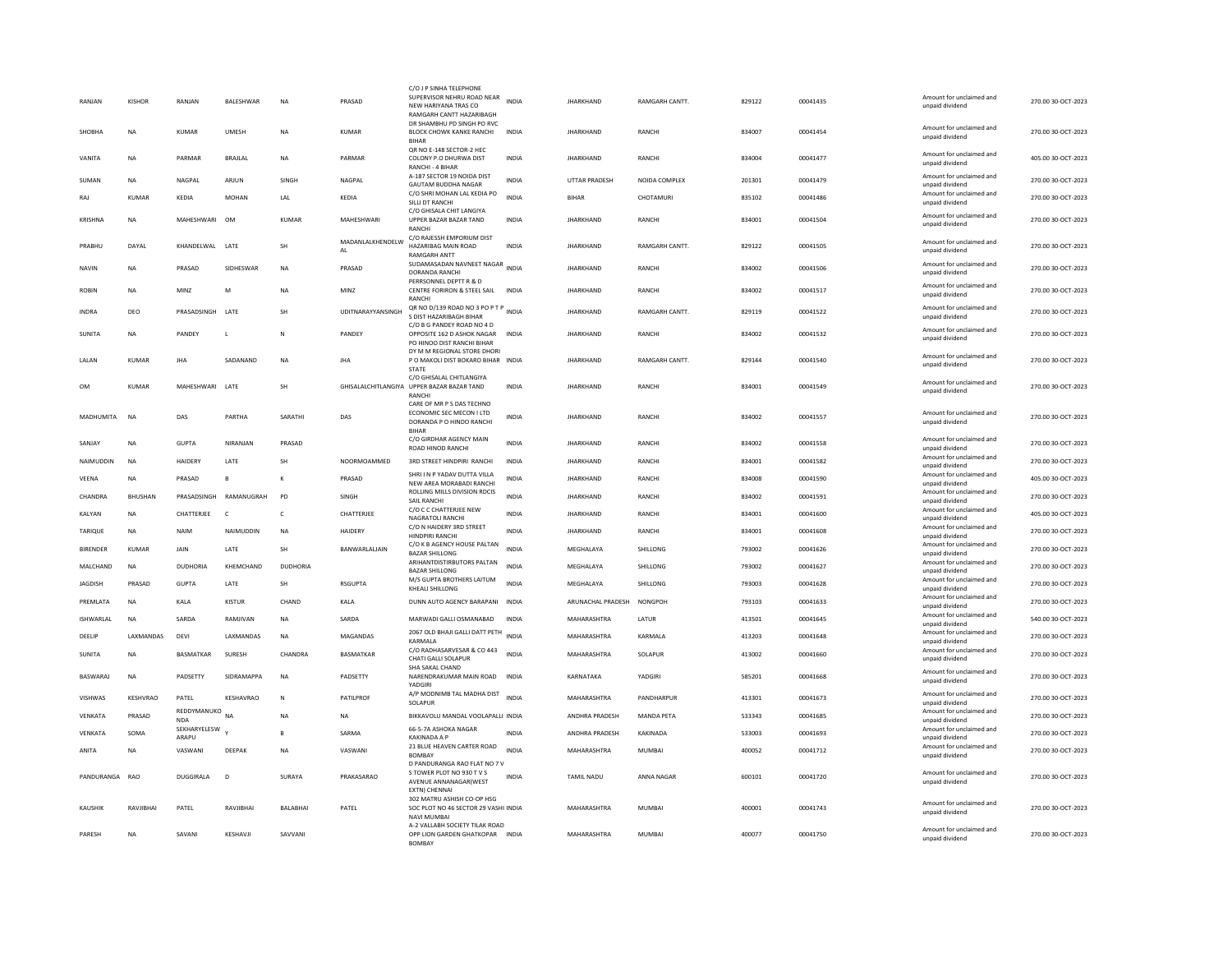| RANJAN | KISHOR | RANJAN | BALESHWAR | NA | PRASAD | C/O J P SINHA TELEPHONE SUPERVISOR NEHRU ROAD NEAR NEW HARIYANA TRAS CO RAMGARH CANTT HAZARIBAGH | INDIA | JHARKHAND | RAMGARH CANTT. | 829122 | 00041435 | Amount for unclaimed and unpaid dividend | 270.00 30-OCT-2023 |
|---|---|---|---|---|---|---|---|---|---|---|---|---|---|
| SHOBHA | NA | KUMAR | UMESH | NA | KUMAR | DR SHAMBHU PD SINGH PO RVC BLOCK CHOWK KANKE RANCHI BIHAR | INDIA | JHARKHAND | RANCHI | 834007 | 00041454 | Amount for unclaimed and unpaid dividend | 270.00 30-OCT-2023 |
| VANITA | NA | PARMAR | BRAJLAL | NA | PARMAR | QR NO E-148 SECTOR-2 HEC COLONY P.O DHURWA DIST RANCHI - 4 BIHAR | INDIA | JHARKHAND | RANCHI | 834004 | 00041477 | Amount for unclaimed and unpaid dividend | 405.00 30-OCT-2023 |
| SUMAN | NA | NAGPAL | ARJUN | SINGH | NAGPAL | A-187 SECTOR 19 NOIDA DIST GAUTAM BUDDHA NAGAR | INDIA | UTTAR PRADESH | NOIDA COMPLEX | 201301 | 00041479 | Amount for unclaimed and unpaid dividend | 270.00 30-OCT-2023 |
| RAJ | KUMAR | KEDIA | MOHAN | LAL | KEDIA | C/O SHRI MOHAN LAL KEDIA PO SILLI DT RANCHI | INDIA | BIHAR | CHOTAMURI | 835102 | 00041486 | Amount for unclaimed and unpaid dividend | 270.00 30-OCT-2023 |
| KRISHNA | NA | MAHESHWARI | OM | KUMAR | MAHESHWARI | C/O GHISALA CHIT LANGIYA UPPER BAZAR BAZAR TAND RANCHI | INDIA | JHARKHAND | RANCHI | 834001 | 00041504 | Amount for unclaimed and unpaid dividend | 270.00 30-OCT-2023 |
| PRABHU | DAYAL | KHANDELWAL | LATE | SH | MADANLALKHENDELWAL | C/O RAJESSH EMPORIUM DIST HAZARIBAG MAIN ROAD RAMGARH ANTT | INDIA | JHARKHAND | RAMGARH CANTT. | 829122 | 00041505 | Amount for unclaimed and unpaid dividend | 270.00 30-OCT-2023 |
| NAVIN | NA | PRASAD | SIDHESWAR | NA | PRASAD | SUDAMASADAN NAVNEET NAGAR DORANDA RANCHI | INDIA | JHARKHAND | RANCHI | 834002 | 00041506 | Amount for unclaimed and unpaid dividend | 270.00 30-OCT-2023 |
| ROBIN | NA | MINZ | M | NA | MINZ | PERRSONNEL DEPTT R & D CENTRE FORIRON & STEEL SAIL RANCHI | INDIA | JHARKHAND | RANCHI | 834002 | 00041517 | Amount for unclaimed and unpaid dividend | 270.00 30-OCT-2023 |
| INDRA | DEO | PRASADSINGH | LATE | SH | UDITNARAYYANSINGH | QR NO D/139 ROAD NO 3 PO P T P S DIST HAZARIBAGH BIHAR | INDIA | JHARKHAND | RAMGARH CANTT. | 829119 | 00041522 | Amount for unclaimed and unpaid dividend | 270.00 30-OCT-2023 |
| SUNITA | NA | PANDEY | L | N | PANDEY | C/O B G PANDEY ROAD NO 4 D OPPOSITE 162 D ASHOK NAGAR PO HINOO DIST RANCHI BIHAR | INDIA | JHARKHAND | RANCHI | 834002 | 00041532 | Amount for unclaimed and unpaid dividend | 270.00 30-OCT-2023 |
| LALAN | KUMAR | JHA | SADANAND | NA | JHA | DY M M REGIONAL STORE DHORI P O MAKOLI DIST BOKARO BIHAR STATE | INDIA | JHARKHAND | RAMGARH CANTT. | 829144 | 00041540 | Amount for unclaimed and unpaid dividend | 270.00 30-OCT-2023 |
| OM | KUMAR | MAHESHWARI | LATE | SH | GHISALALCHITLANGIYA | C/O GHISALAL CHITLANGIYA UPPER BAZAR BAZAR TAND RANCHI | INDIA | JHARKHAND | RANCHI | 834001 | 00041549 | Amount for unclaimed and unpaid dividend | 270.00 30-OCT-2023 |
| MADHUMITA | NA | DAS | PARTHA | SARATHI | DAS | CARE OF MR P S DAS TECHNO ECONOMIC SEC MECON I LTD DORANDA P O HINDO RANCHI BIHAR | INDIA | JHARKHAND | RANCHI | 834002 | 00041557 | Amount for unclaimed and unpaid dividend | 270.00 30-OCT-2023 |
| SANJAY | NA | GUPTA | NIRANJAN | PRASAD | | C/O GIRDHAR AGENCY MAIN ROAD HINOD RANCHI | INDIA | JHARKHAND | RANCHI | 834002 | 00041558 | Amount for unclaimed and unpaid dividend | 270.00 30-OCT-2023 |
| NAIMUDDIN | NA | HAIDERY | LATE | SH | NOORMOAMMED | 3RD STREET HINDPIRI RANCHI | INDIA | JHARKHAND | RANCHI | 834001 | 00041582 | Amount for unclaimed and unpaid dividend | 270.00 30-OCT-2023 |
| VEENA | NA | PRASAD | B | K | PRASAD | SHRI I N P YADAV DUTTA VILLA NEW AREA MORABADI RANCHI | INDIA | JHARKHAND | RANCHI | 834008 | 00041590 | Amount for unclaimed and unpaid dividend | 405.00 30-OCT-2023 |
| CHANDRA | BHUSHAN | PRASADSINGH | RAMANUGRAH | PD | SINGH | ROLLING MILLS DIVISION RDCIS SAIL RANCHI | INDIA | JHARKHAND | RANCHI | 834002 | 00041591 | Amount for unclaimed and unpaid dividend | 270.00 30-OCT-2023 |
| KALYAN | NA | CHATTERJEE | C | C | CHATTERJEE | C/O C C CHATTERJEE NEW NAGRATOLI RANCHI | INDIA | JHARKHAND | RANCHI | 834001 | 00041600 | Amount for unclaimed and unpaid dividend | 405.00 30-OCT-2023 |
| TARIQUE | NA | NAIM | NAIMUDDIN | NA | HAIDERY | C/O N HAIDERY 3RD STREET HINDPIRI RANCHI | INDIA | JHARKHAND | RANCHI | 834001 | 00041608 | Amount for unclaimed and unpaid dividend | 270.00 30-OCT-2023 |
| BIRENDER | KUMAR | JAIN | LATE | SH | BANWARLALJAIN | C/O K B AGENCY HOUSE PALTAN BAZAR SHILLONG | INDIA | MEGHALAYA | SHILLONG | 793002 | 00041626 | Amount for unclaimed and unpaid dividend | 270.00 30-OCT-2023 |
| MALCHAND | NA | DUDHORIA | KHEMCHAND | DUDHORIA | | ARIHANTDISTIRBUTORS PALTAN BAZAR SHILLONG | INDIA | MEGHALAYA | SHILLONG | 793002 | 00041627 | Amount for unclaimed and unpaid dividend | 270.00 30-OCT-2023 |
| JAGDISH | PRASAD | GUPTA | LATE | SH | RSGUPTA | M/S GUPTA BROTHERS LAITUM KHEALI SHILLONG | INDIA | MEGHALAYA | SHILLONG | 793003 | 00041628 | Amount for unclaimed and unpaid dividend | 270.00 30-OCT-2023 |
| PREMLATA | NA | KALA | KISTUR | CHAND | KALA | DUNN AUTO AGENCY BARAPANI | INDIA | ARUNACHAL PRADESH | NONGPOH | 793103 | 00041633 | Amount for unclaimed and unpaid dividend | 270.00 30-OCT-2023 |
| ISHWARLAL | NA | SARDA | RAMJIVAN | NA | SARDA | MARWADI GALLI OSMANABAD | INDIA | MAHARASHTRA | LATUR | 413501 | 00041645 | Amount for unclaimed and unpaid dividend | 540.00 30-OCT-2023 |
| DEELIP | LAXMANDAS | DEVI | LAXMANDAS | NA | MAGANDAS | 2067 OLD BHAJI GALLI DATT PETH KARMALA | INDIA | MAHARASHTRA | KARMALA | 413203 | 00041648 | Amount for unclaimed and unpaid dividend | 270.00 30-OCT-2023 |
| SUNITA | NA | BASMATKAR | SURESH | CHANDRA | BASMATKAR | C/O RADHASARVESAR & CO 443 CHATI GALLI SOLAPUR | INDIA | MAHARASHTRA | SOLAPUR | 413002 | 00041660 | Amount for unclaimed and unpaid dividend | 270.00 30-OCT-2023 |
| BASWARAJ | NA | PADSETTY | SIDRAMAPPA | NA | PADSETTY | SHA SAKAL CHAND NARENDRAKUMAR MAIN ROAD YADGIRI | INDIA | KARNATAKA | YADGIRI | 585201 | 00041668 | Amount for unclaimed and unpaid dividend | 270.00 30-OCT-2023 |
| VISHWAS | KESHVRAO | PATEL | KESHAVRAO | N | PATILPROF | A/P MODNIMB TAL MADHA DIST SOLAPUR | INDIA | MAHARASHTRA | PANDHARPUR | 413301 | 00041673 | Amount for unclaimed and unpaid dividend | 270.00 30-OCT-2023 |
| VENKATA | PRASAD | REDDYMANUKONDA | NA | NA | NA | BIKKAVOLU MANDAL VOOLAPALLI | INDIA | ANDHRA PRADESH | MANDA PETA | 533343 | 00041685 | Amount for unclaimed and unpaid dividend | 270.00 30-OCT-2023 |
| VENKATA | SOMA | SEKHARYELESWARAPU | Y | B | SARMA | 66-5-7A ASHOKA NAGAR KAKINADA A P | INDIA | ANDHRA PRADESH | KAKINADA | 533003 | 00041693 | Amount for unclaimed and unpaid dividend | 270.00 30-OCT-2023 |
| ANITA | NA | VASWANI | DEEPAK | NA | VASWANI | 21 BLUE HEAVEN CARTER ROAD BOMBAY | INDIA | MAHARASHTRA | MUMBAI | 400052 | 00041712 | Amount for unclaimed and unpaid dividend | 270.00 30-OCT-2023 |
| PANDURANGA | RAO | DUGGIRALA | D | SURAYA | PRAKASARAO | D PANDURANGA RAO FLAT NO 7 V S TOWER PLOT NO 930 T V S AVENUE ANNANAGAR(WEST EXTN) CHENNAI | INDIA | TAMIL NADU | ANNA NAGAR | 600101 | 00041720 | Amount for unclaimed and unpaid dividend | 270.00 30-OCT-2023 |
| KAUSHIK | RAVJIBHAI | PATEL | RAVJIBHAI | BALABHAI | PATEL | 302 MATRU ASHISH CO-OP HSG SOC PLOT NO 46 SECTOR 29 VASHI NAVI MUMBAI | INDIA | MAHARASHTRA | MUMBAI | 400001 | 00041743 | Amount for unclaimed and unpaid dividend | 270.00 30-OCT-2023 |
| PARESH | NA | SAVANI | KESHAVJI | SAVVANI | | A-2 VALLABH SOCIETY TILAK ROAD OPP LION GARDEN GHATKOPAR BOMBAY | INDIA | MAHARASHTRA | MUMBAI | 400077 | 00041750 | Amount for unclaimed and unpaid dividend | 270.00 30-OCT-2023 |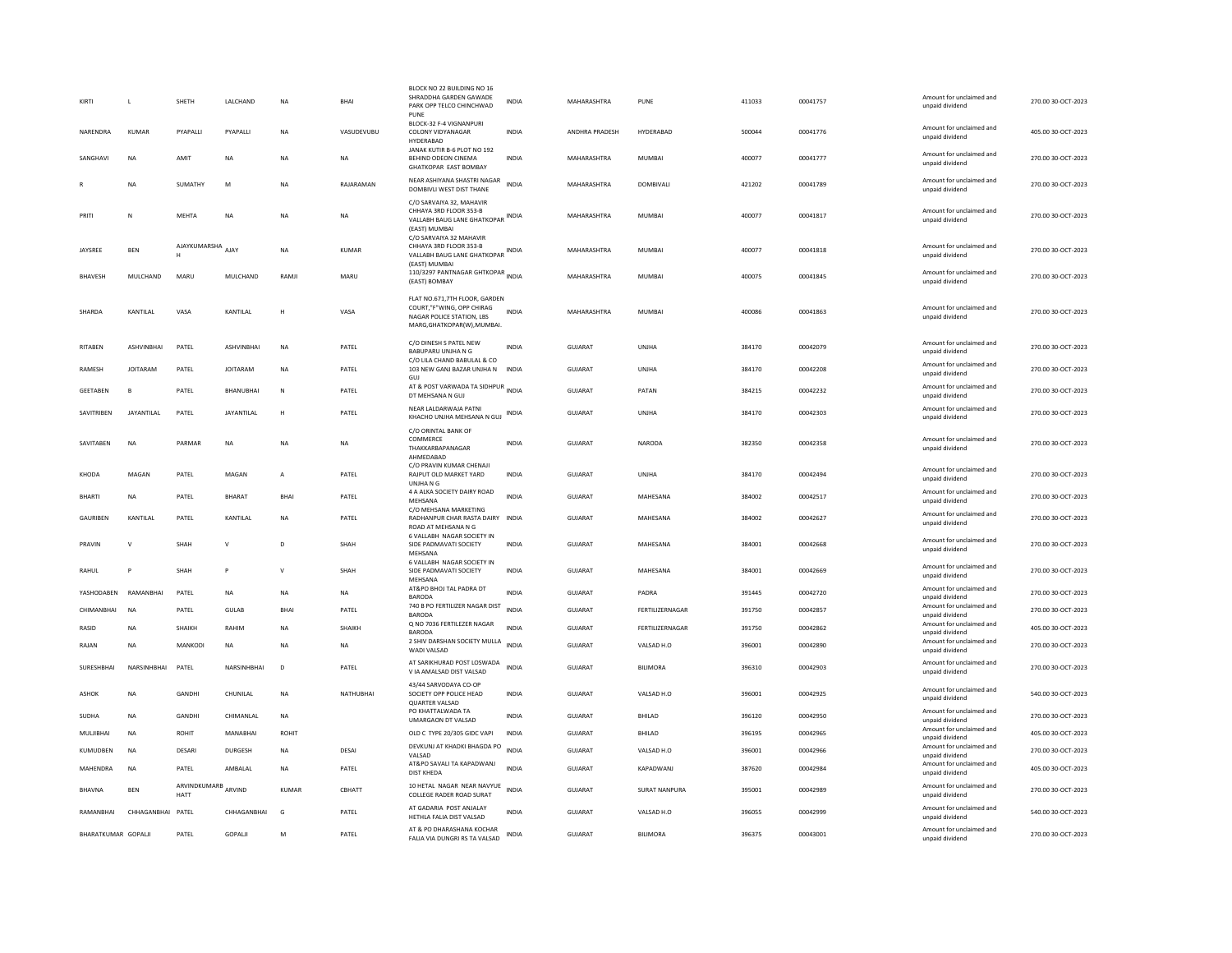| KIRTI | L | SHETH | LALCHAND | NA | BHAI | BLOCK NO 22 BUILDING NO 16 SHRADDHA GARDEN GAWADE PARK OPP TELCO CHINCHWAD PUNE | INDIA | MAHARASHTRA | PUNE | 411033 | 00041757 | Amount for unclaimed and unpaid dividend | 270.00 | 30-OCT-2023 |
|---|---|---|---|---|---|---|---|---|---|---|---|---|---|---|
| NARENDRA | KUMAR | PYAPALLI | PYAPALLI | NA | VASUDEVUBU | BLOCK-32 F-4 VIGNANPURI COLONY VIDYANAGAR HYDERABAD | INDIA | ANDHRA PRADESH | HYDERABAD | 500044 | 00041776 | Amount for unclaimed and unpaid dividend | 405.00 | 30-OCT-2023 |
| SANGHAVI | NA | AMIT | NA | NA | NA | JANAK KUTIR B-6 PLOT NO 192 BEHIND ODEON CINEMA GHATKOPAR EAST BOMBAY | INDIA | MAHARASHTRA | MUMBAI | 400077 | 00041777 | Amount for unclaimed and unpaid dividend | 270.00 | 30-OCT-2023 |
| R | NA | SUMATHY | M | NA | RAJARAMAN | NEAR ASHIYANA SHASTRI NAGAR DOMBIVLI WEST DIST THANE | INDIA | MAHARASHTRA | DOMBIVALI | 421202 | 00041789 | Amount for unclaimed and unpaid dividend | 270.00 | 30-OCT-2023 |
| PRITI | N | MEHTA | NA | NA | NA | C/O SARVAIYA 32, MAHAVIR CHHAYA 3RD FLOOR 353-B VALLABH BAUG LANE GHATKOPAR (EAST) MUMBAI | INDIA | MAHARASHTRA | MUMBAI | 400077 | 00041817 | Amount for unclaimed and unpaid dividend | 270.00 | 30-OCT-2023 |
| JAYSREE | BEN | AJAYKUMARSHA H | AJAY | NA | KUMAR | C/O SARVAIYA 32 MAHAVIR CHHAYA 3RD FLOOR 353-B VALLABH BAUG LANE GHATKOPAR (EAST) MUMBAI | INDIA | MAHARASHTRA | MUMBAI | 400077 | 00041818 | Amount for unclaimed and unpaid dividend | 270.00 | 30-OCT-2023 |
| BHAVESH | MULCHAND | MARU | MULCHAND | RAMJI | MARU | 110/3297 PANTNAGAR GHTKOPAR (EAST) BOMBAY | INDIA | MAHARASHTRA | MUMBAI | 400075 | 00041845 | Amount for unclaimed and unpaid dividend | 270.00 | 30-OCT-2023 |
| SHARDA | KANTILAL | VASA | KANTILAL | H | VASA | FLAT NO.671,7TH FLOOR, GARDEN COURT,"F"WING, OPP CHIRAG NAGAR POLICE STATION, LBS MARG,GHATKOPAR(W),MUMBAI. | INDIA | MAHARASHTRA | MUMBAI | 400086 | 00041863 | Amount for unclaimed and unpaid dividend | 270.00 | 30-OCT-2023 |
| RITABEN | ASHVINBHAI | PATEL | ASHVINBHAI | NA | PATEL | C/O DINESH S PATEL NEW BABUPARU UNJHA N G | INDIA | GUJARAT | UNJHA | 384170 | 00042079 | Amount for unclaimed and unpaid dividend | 270.00 | 30-OCT-2023 |
| RAMESH | JOITARAM | PATEL | JOITARAM | NA | PATEL | C/O LILA CHAND BABULAL & CO 103 NEW GANJ BAZAR UNJHA N GUJ | INDIA | GUJARAT | UNJHA | 384170 | 00042208 | Amount for unclaimed and unpaid dividend | 270.00 | 30-OCT-2023 |
| GEETABEN | B | PATEL | BHANUBHAI | N | PATEL | AT & POST VARWADA TA SIDHPUR DT MEHSANA N GUJ | INDIA | GUJARAT | PATAN | 384215 | 00042232 | Amount for unclaimed and unpaid dividend | 270.00 | 30-OCT-2023 |
| SAVITRIBEN | JAYANTILAL | PATEL | JAYANTILAL | H | PATEL | NEAR LALDARWAJA PATNI KHACHO UNJHA MEHSANA N GUJ | INDIA | GUJARAT | UNJHA | 384170 | 00042303 | Amount for unclaimed and unpaid dividend | 270.00 | 30-OCT-2023 |
| SAVITABEN | NA | PARMAR | NA | NA | NA | C/O ORINTAL BANK OF COMMERCE THAKKARBAPANAGAR AHMEDABAD | INDIA | GUJARAT | NARODA | 382350 | 00042358 | Amount for unclaimed and unpaid dividend | 270.00 | 30-OCT-2023 |
| KHODA | MAGAN | PATEL | MAGAN | A | PATEL | C/O PRAVIN KUMAR CHENAJI RAJPUT OLD MARKET YARD UNJHA N G | INDIA | GUJARAT | UNJHA | 384170 | 00042494 | Amount for unclaimed and unpaid dividend | 270.00 | 30-OCT-2023 |
| BHARTI | NA | PATEL | BHARAT | BHAI | PATEL | 4 A ALKA SOCIETY DAIRY ROAD MEHSANA | INDIA | GUJARAT | MAHESANA | 384002 | 00042517 | Amount for unclaimed and unpaid dividend | 270.00 | 30-OCT-2023 |
| GAURIBEN | KANTILAL | PATEL | KANTILAL | NA | PATEL | C/O MEHSANA MARKETING RADHANPUR CHAR RASTA DAIRY ROAD AT MEHSANA N G | INDIA | GUJARAT | MAHESANA | 384002 | 00042627 | Amount for unclaimed and unpaid dividend | 270.00 | 30-OCT-2023 |
| PRAVIN | V | SHAH | V | D | SHAH | 6 VALLABH NAGAR SOCIETY IN SIDE PADMAVATI SOCIETY MEHSANA | INDIA | GUJARAT | MAHESANA | 384001 | 00042668 | Amount for unclaimed and unpaid dividend | 270.00 | 30-OCT-2023 |
| RAHUL | P | SHAH | P | V | SHAH | 6 VALLABH NAGAR SOCIETY IN SIDE PADMAVATI SOCIETY MEHSANA | INDIA | GUJARAT | MAHESANA | 384001 | 00042669 | Amount for unclaimed and unpaid dividend | 270.00 | 30-OCT-2023 |
| YASHODABEN | RAMANBHAI | PATEL | NA | NA | NA | AT&PO BHOJ TAL PADRA DT BARODA | INDIA | GUJARAT | PADRA | 391445 | 00042720 | Amount for unclaimed and unpaid dividend | 270.00 | 30-OCT-2023 |
| CHIMANBHAI | NA | PATEL | GULAB | BHAI | PATEL | 740 B PO FERTILIZER NAGAR DIST BARODA | INDIA | GUJARAT | FERTILIZERNAGAR | 391750 | 00042857 | Amount for unclaimed and unpaid dividend | 270.00 | 30-OCT-2023 |
| RASID | NA | SHAIKH | RAHIM | NA | SHAIKH | Q NO 7036 FERTILEZER NAGAR BARODA | INDIA | GUJARAT | FERTILIZERNAGAR | 391750 | 00042862 | Amount for unclaimed and unpaid dividend | 405.00 | 30-OCT-2023 |
| RAJAN | NA | MANKODI | NA | NA | NA | 2 SHIV DARSHAN SOCIETY MULLA WADI VALSAD | INDIA | GUJARAT | VALSAD H.O | 396001 | 00042890 | Amount for unclaimed and unpaid dividend | 270.00 | 30-OCT-2023 |
| SURESHBHAI | NARSINHBHAI | PATEL | NARSINHBHAI | D | PATEL | AT SARIKHURAD POST LOSWADA V IA AMALSAD DIST VALSAD | INDIA | GUJARAT | BILIMORA | 396310 | 00042903 | Amount for unclaimed and unpaid dividend | 270.00 | 30-OCT-2023 |
| ASHOK | NA | GANDHI | CHUNILAL | NA | NATHUBHAI | 43/44 SARVODAYA CO-OP SOCIETY OPP POLICE HEAD QUARTER VALSAD | INDIA | GUJARAT | VALSAD H.O | 396001 | 00042925 | Amount for unclaimed and unpaid dividend | 540.00 | 30-OCT-2023 |
| SUDHA | NA | GANDHI | CHIMANLAL | NA | | PO KHATTALWADA TA UMARGAON DT VALSAD | INDIA | GUJARAT | BHILAD | 396120 | 00042950 | Amount for unclaimed and unpaid dividend | 270.00 | 30-OCT-2023 |
| MULJIBHAI | NA | ROHIT | MANABHAI | ROHIT | | OLD C TYPE 20/305 GIDC VAPI | INDIA | GUJARAT | BHILAD | 396195 | 00042965 | Amount for unclaimed and unpaid dividend | 405.00 | 30-OCT-2023 |
| KUMUDBEN | NA | DESARI | DURGESH | NA | DESAI | DEVKUNJ AT KHADKI BHAGDA PO VALSAD | INDIA | GUJARAT | VALSAD H.O | 396001 | 00042966 | Amount for unclaimed and unpaid dividend | 270.00 | 30-OCT-2023 |
| MAHENDRA | NA | PATEL | AMBALAL | NA | PATEL | AT&PO SAVALI TA KAPADWANJ DIST KHEDA | INDIA | GUJARAT | KAPADWANJ | 387620 | 00042984 | Amount for unclaimed and unpaid dividend | 405.00 | 30-OCT-2023 |
| BHAVNA | BEN | ARVINDKUMARB HATT | ARVIND | KUMAR | CBHATT | 10 HETAL NAGAR NEAR NAVYUE COLLEGE RADER ROAD SURAT | INDIA | GUJARAT | SURAT NANPURA | 395001 | 00042989 | Amount for unclaimed and unpaid dividend | 270.00 | 30-OCT-2023 |
| RAMANBHAI | CHHAGANBHAI | PATEL | CHHAGANBHAI | G | PATEL | AT GADARIA POST ANJALAY HETHLA FALIA DIST VALSAD | INDIA | GUJARAT | VALSAD H.O | 396055 | 00042999 | Amount for unclaimed and unpaid dividend | 540.00 | 30-OCT-2023 |
| BHARATKUMAR | GOPALJI | PATEL | GOPALJI | M | PATEL | AT & PO DHARASHANA KOCHAR FALIA VIA DUNGRI RS TA VALSAD | INDIA | GUJARAT | BILIMORA | 396375 | 00043001 | Amount for unclaimed and unpaid dividend | 270.00 | 30-OCT-2023 |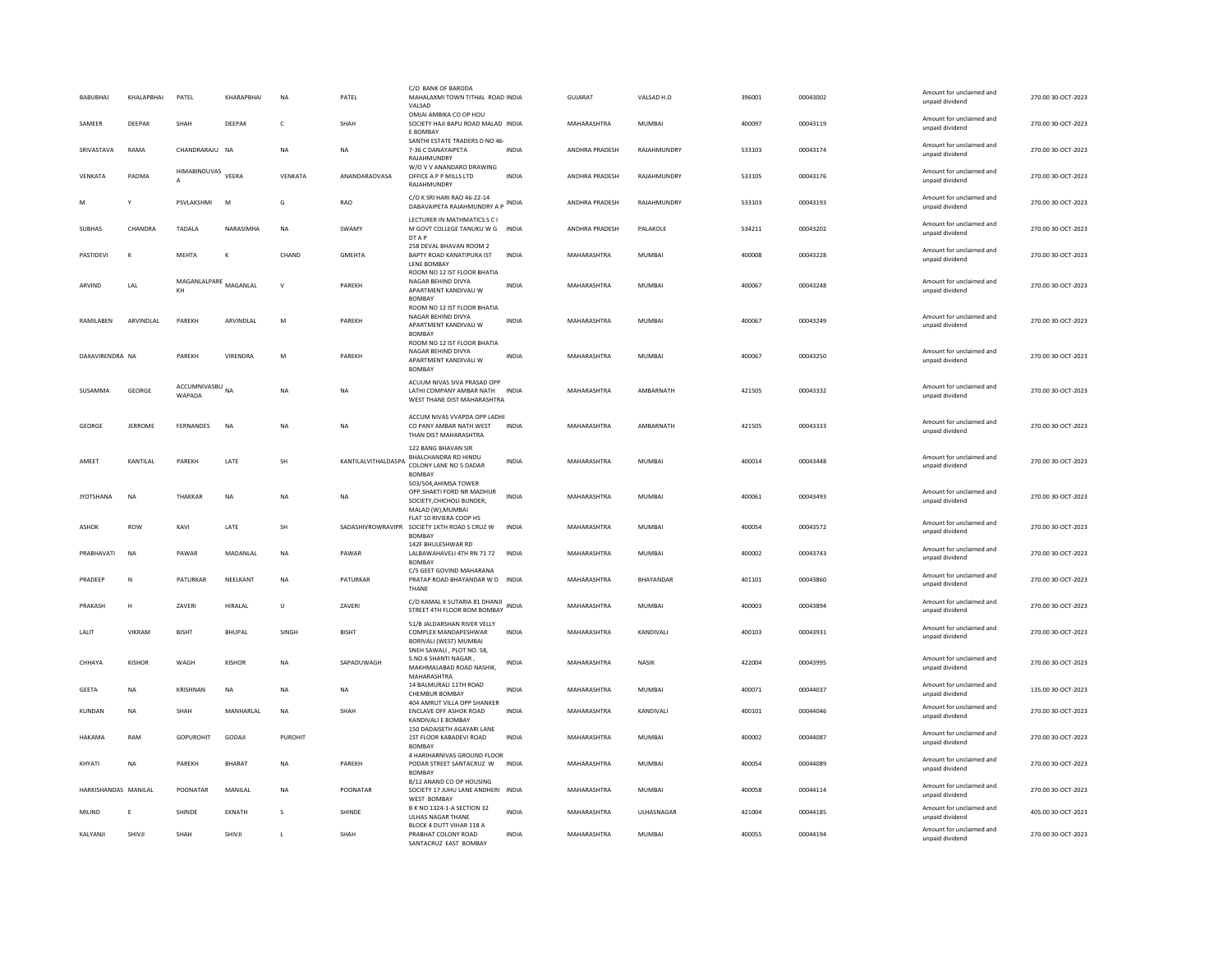| BABUBHAI | KHALAPBHAI | PATEL | KHARAPBHAI | NA | PATEL | C/O BANK OF BARODA MAHALAXMI TOWN TITHAL ROAD VALSAD | INDIA | GUJARAT | VALSAD H.O | 396001 | 00043002 | Amount for unclaimed and unpaid dividend | 270.00 | 30-OCT-2023 |
|---|---|---|---|---|---|---|---|---|---|---|---|---|---|---|
| SAMEER | DEEPAK | SHAH | DEEPAK | C | SHAH | OMJAI AMBIKA CO OP HOU SOCIETY HAJI BAPU ROAD MALAD E BOMBAY | INDIA | MAHARASHTRA | MUMBAI | 400097 | 00043119 | Amount for unclaimed and unpaid dividend | 270.00 | 30-OCT-2023 |
| SRIVASTAVA | RAMA | CHANDRARAJU | NA | NA | NA | SANTHI ESTATE TRADERS D NO 46-7-36 C DANAYAIPETA RAJAHMUNDRY | INDIA | ANDHRA PRADESH | RAJAHMUNDRY | 533103 | 00043174 | Amount for unclaimed and unpaid dividend | 270.00 | 30-OCT-2023 |
| VENKATA | PADMA | HIMABINDUVAS A | VEERA | VENKATA | ANANDARAOVASA | W/O V V ANANDARO DRAWING OFFICE A P P MILLS LTD RAJAHMUNDRY | INDIA | ANDHRA PRADESH | RAJAHMUNDRY | 533105 | 00043176 | Amount for unclaimed and unpaid dividend | 270.00 | 30-OCT-2023 |
| M | Y | PSVLAKSHMI | M | G | RAO | C/O K SRI HARI RAO 46-22-14 DABAVAIPETA RAJAHMUNDRY A P | INDIA | ANDHRA PRADESH | RAJAHMUNDRY | 533103 | 00043193 | Amount for unclaimed and unpaid dividend | 270.00 | 30-OCT-2023 |
| SUBHAS | CHANDRA | TADALA | NARASIMHA | NA | SWAMY | LECTURER IN MATHMATICS S C I M GOVT COLLEGE TANUKU W G DT A P | INDIA | ANDHRA PRADESH | PALAKOLE | 534211 | 00043202 | Amount for unclaimed and unpaid dividend | 270.00 | 30-OCT-2023 |
| PASTIDEVI | K | MEHTA | K | CHAND | GMEHTA | 258 DEVAL BHAVAN ROOM 2 BAPTY ROAD KANATIPURA IST LENE BOMBAY | INDIA | MAHARASHTRA | MUMBAI | 400008 | 00043228 | Amount for unclaimed and unpaid dividend | 270.00 | 30-OCT-2023 |
| ARVIND | LAL | MAGANLALPARE KH | MAGANLAL | V | PAREKH | ROOM NO 12 IST FLOOR BHATIA NAGAR BEHIND DIVYA APARTMENT KANDIVALI W BOMBAY | INDIA | MAHARASHTRA | MUMBAI | 400067 | 00043248 | Amount for unclaimed and unpaid dividend | 270.00 | 30-OCT-2023 |
| RAMILABEN | ARVINDLAL | PAREKH | ARVINDLAL | M | PAREKH | ROOM NO 12 IST FLOOR BHATIA NAGAR BEHIND DIVYA APARTMENT KANDIVALI W BOMBAY | INDIA | MAHARASHTRA | MUMBAI | 400067 | 00043249 | Amount for unclaimed and unpaid dividend | 270.00 | 30-OCT-2023 |
| DAXAVIRENDRA | NA | PAREKH | VIRENDRA | M | PAREKH | ROOM NO 12 IST FLOOR BHATIA NAGAR BEHIND DIVYA APARTMENT KANDIVALI W BOMBAY | INDIA | MAHARASHTRA | MUMBAI | 400067 | 00043250 | Amount for unclaimed and unpaid dividend | 270.00 | 30-OCT-2023 |
| SUSAMMA | GEORGE | ACCUMNIVASBU WAPADA | NA | NA | NA | ACUUM NIVAS SIVA PRASAD OPP LATHI COMPANY AMBAR NATH WEST THANE DIST MAHARASHTRA | INDIA | MAHARASHTRA | AMBARNATH | 421505 | 00043332 | Amount for unclaimed and unpaid dividend | 270.00 | 30-OCT-2023 |
| GEORGE | JERROME | FERNANDES | NA | NA | NA | ACCUM NIVAS VVAPDA OPP LADHI CO PANY AMBAR NATH WEST THAN DIST MAHARASHTRA | INDIA | MAHARASHTRA | AMBARNATH | 421505 | 00043333 | Amount for unclaimed and unpaid dividend | 270.00 | 30-OCT-2023 |
| AMEET | KANTILAL | PAREKH | LATE | SH | KANTILALVITHALDASPA | 122 BANG BHAVAN SIR BHALCHANDRA RD HINDU COLONY LANE NO 5 DADAR BOMBAY | INDIA | MAHARASHTRA | MUMBAI | 400014 | 00043448 | Amount for unclaimed and unpaid dividend | 270.00 | 30-OCT-2023 |
| JYOTSHANA | NA | THAKKAR | NA | NA | NA | 503/504,AHIMSA TOWER OPP.SHAKTI FORD NR MADHUR SOCIETY,CHICHOLI BUNDER, MALAD (W),MUMBAI | INDIA | MAHARASHTRA | MUMBAI | 400061 | 00043493 | Amount for unclaimed and unpaid dividend | 270.00 | 30-OCT-2023 |
| ASHOK | ROW | KAVI | LATE | SH | SADASHIVROWRAVIPR | FLAT 10 RIVIERA COOP HS SOCIETY 1KTH ROAD S CRUZ W BOMBAY | INDIA | MAHARASHTRA | MUMBAI | 400054 | 00043572 | Amount for unclaimed and unpaid dividend | 270.00 | 30-OCT-2023 |
| PRABHAVATI | NA | PAWAR | MADANLAL | NA | PAWAR | 142F BHULESHWAR RD LALBAWAHAVELI 4TH RN 71 72 BOMBAY | INDIA | MAHARASHTRA | MUMBAI | 400002 | 00043743 | Amount for unclaimed and unpaid dividend | 270.00 | 30-OCT-2023 |
| PRADEEP | N | PATURKAR | NEELKANT | NA | PATURKAR | C/5 GEET GOVIND MAHARANA PRATAP ROAD BHAYANDAR W D THANE | INDIA | MAHARASHTRA | BHAYANDAR | 401101 | 00043860 | Amount for unclaimed and unpaid dividend | 270.00 | 30-OCT-2023 |
| PRAKASH | H | ZAVERI | HIRALAL | U | ZAVERI | C/O KAMAL K SUTARIA 81 DHANJI STREET 4TH FLOOR BOM BOMBAY | INDIA | MAHARASHTRA | MUMBAI | 400003 | 00043894 | Amount for unclaimed and unpaid dividend | 270.00 | 30-OCT-2023 |
| LALIT | VIKRAM | BISHT | BHUPAL | SINGH | BISHT | 51/B JALDARSHAN RIVER VELLY COMPLEX MANDAPESHWAR BORIVALI (WEST) MUMBAI | INDIA | MAHARASHTRA | KANDIVALI | 400103 | 00043931 | Amount for unclaimed and unpaid dividend | 270.00 | 30-OCT-2023 |
| CHHAYA | KISHOR | WAGH | KISHOR | NA | SAPADUWAGH | SNEH SAWALI , PLOT NO. 58, S.NO.6 SHANTI NAGAR , MAKHMALABAD ROAD NASHIK, MAHARASHTRA | INDIA | MAHARASHTRA | NASIK | 422004 | 00043995 | Amount for unclaimed and unpaid dividend | 270.00 | 30-OCT-2023 |
| GEETA | NA | KRISHNAN | NA | NA | NA | 14 BALMURALI 11TH ROAD CHEMBUR BOMBAY | INDIA | MAHARASHTRA | MUMBAI | 400071 | 00044037 | Amount for unclaimed and unpaid dividend | 135.00 | 30-OCT-2023 |
| KUNDAN | NA | SHAH | MANHARLAL | NA | SHAH | 404 AMRUT VILLA OPP SHANKER ENCLAVE OFF ASHOK ROAD KANDIVALI E BOMBAY | INDIA | MAHARASHTRA | KANDIVALI | 400101 | 00044046 | Amount for unclaimed and unpaid dividend | 270.00 | 30-OCT-2023 |
| HAKAMA | RAM | GOPUROHIT | GODAJI | PUROHIT | | 150 DADAISETH AGAYARI LANE 1ST FLOOR KABADEVI ROAD BOMBAY | INDIA | MAHARASHTRA | MUMBAI | 400002 | 00044087 | Amount for unclaimed and unpaid dividend | 270.00 | 30-OCT-2023 |
| KHYATI | NA | PAREKH | BHARAT | NA | PAREKH | 4 HARIHARNIVAS GROUND FLOOR PODAR STREET SANTACRUZ W BOMBAY | INDIA | MAHARASHTRA | MUMBAI | 400054 | 00044089 | Amount for unclaimed and unpaid dividend | 270.00 | 30-OCT-2023 |
| HARKISHANDAS | MANILAL | POONATAR | MANILAL | NA | POONATAR | B/12 ANAND CO OP HOUSING SOCIETY 17 JUHU LANE ANDHERI WEST BOMBAY | INDIA | MAHARASHTRA | MUMBAI | 400058 | 00044114 | Amount for unclaimed and unpaid dividend | 270.00 | 30-OCT-2023 |
| MILIND | E | SHINDE | EKNATH | S | SHINDE | B K NO 1324-1-A SECTION 32 ULHAS NAGAR THANE | INDIA | MAHARASHTRA | ULHASNAGAR | 421004 | 00044185 | Amount for unclaimed and unpaid dividend | 405.00 | 30-OCT-2023 |
| KALYANJI | SHIVJI | SHAH | SHIVJI | L | SHAH | BLOCK 4 DUTT VIHAR 118 A PRABHAT COLONY ROAD SANTACRUZ EAST BOMBAY | INDIA | MAHARASHTRA | MUMBAI | 400055 | 00044194 | Amount for unclaimed and unpaid dividend | 270.00 | 30-OCT-2023 |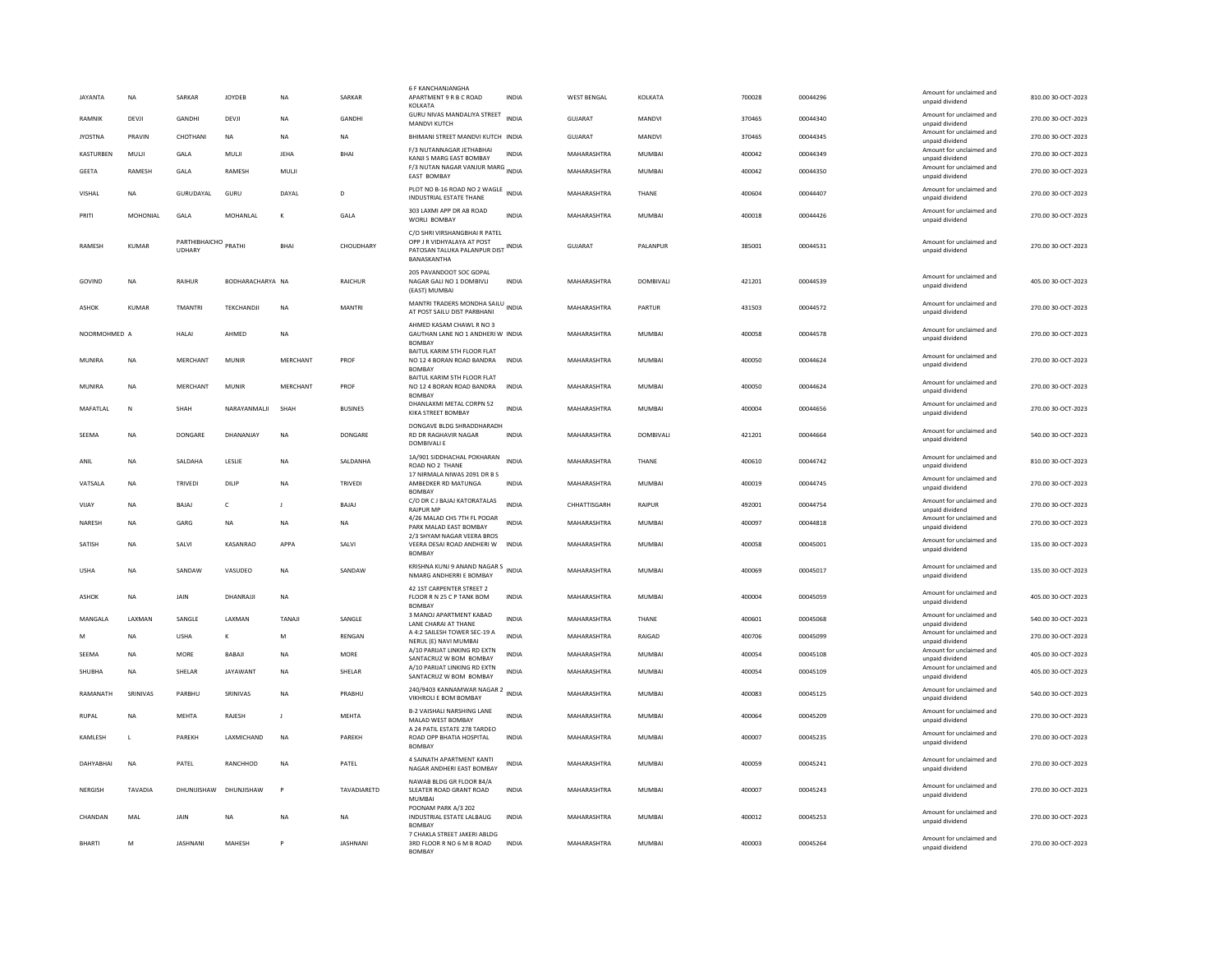| | | | | | | | | | | | | | | |
|---|---|---|---|---|---|---|---|---|---|---|---|---|---|---|
| JAYANTA | NA | SARKAR | JOYDEB | NA | SARKAR | 6 F KANCHANJANGHA APARTMENT 9 R B C ROAD KOLKATA | INDIA | WEST BENGAL | KOLKATA | 700028 | 00044296 | | Amount for unclaimed and unpaid dividend | 810.00 30-OCT-2023 |
| RAMNIK | DEVJI | GANDHI | DEVJI | NA | GANDHI | GURU NIVAS MANDALIYA STREET MANDVI KUTCH | INDIA | GUJARAT | MANDVI | 370465 | 00044340 | | Amount for unclaimed and unpaid dividend | 270.00 30-OCT-2023 |
| JYOSTNA | PRAVIN | CHOTHANI | NA | NA | NA | BHIMANI STREET MANDVI KUTCH | INDIA | GUJARAT | MANDVI | 370465 | 00044345 | | Amount for unclaimed and unpaid dividend | 270.00 30-OCT-2023 |
| KASTURBEN | MULJI | GALA | MULJI | JEHA | BHAI | F/3 NUTANNAGAR JETHABHAI KANJI S MARG EAST BOMBAY | INDIA | MAHARASHTRA | MUMBAI | 400042 | 00044349 | | Amount for unclaimed and unpaid dividend | 270.00 30-OCT-2023 |
| GEETA | RAMESH | GALA | RAMESH | MULJI | | F/3 NUTAN NAGAR VANJUR MARG EAST BOMBAY | INDIA | MAHARASHTRA | MUMBAI | 400042 | 00044350 | | Amount for unclaimed and unpaid dividend | 270.00 30-OCT-2023 |
| VISHAL | NA | GURUDAYAL | GURU | DAYAL | D | PLOT NO B-16 ROAD NO 2 WAGLE INDUSTRIAL ESTATE THANE | INDIA | MAHARASHTRA | THANE | 400604 | 00044407 | | Amount for unclaimed and unpaid dividend | 270.00 30-OCT-2023 |
| PRITI | MOHONIAL | GALA | MOHANLAL | K | GALA | 303 LAXMI APP DR AB ROAD WORLI BOMBAY | INDIA | MAHARASHTRA | MUMBAI | 400018 | 00044426 | | Amount for unclaimed and unpaid dividend | 270.00 30-OCT-2023 |
| RAMESH | KUMAR | PARTHIBHAICHO UDHARY | PRATHI | BHAI | CHOUDHARY | C/O SHRI VIRSHANGBHAI R PATEL OPP J R VIDHYALAYA AT POST PATOSAN TALUKA PALANPUR DIST BANASKANTHA | INDIA | GUJARAT | PALANPUR | 385001 | 00044531 | | Amount for unclaimed and unpaid dividend | 270.00 30-OCT-2023 |
| GOVIND | NA | RAIHUR | BODHARACHARYA | NA | RAICHUR | 205 PAVANDOOT SOC GOPAL NAGAR GALI NO 1 DOMBIVLI (EAST) MUMBAI | INDIA | MAHARASHTRA | DOMBIVALI | 421201 | 00044539 | | Amount for unclaimed and unpaid dividend | 405.00 30-OCT-2023 |
| ASHOK | KUMAR | TMANTRI | TEKCHANDJI | NA | MANTRI | MANTRI TRADERS MONDHA SAILU AT POST SAILU DIST PARBHANI | INDIA | MAHARASHTRA | PARTUR | 431503 | 00044572 | | Amount for unclaimed and unpaid dividend | 270.00 30-OCT-2023 |
| NOORMOHMED | A | HALAI | AHMED | NA | | AHMED KASAM CHAWL R NO 3 GAUTHAN LANE NO 1 ANDHERI W BOMBAY | INDIA | MAHARASHTRA | MUMBAI | 400058 | 00044578 | | Amount for unclaimed and unpaid dividend | 270.00 30-OCT-2023 |
| MUNIRA | NA | MERCHANT | MUNIR | MERCHANT | PROF | BAITUL KARIM 5TH FLOOR FLAT NO 12 4 BORAN ROAD BANDRA BOMBAY | INDIA | MAHARASHTRA | MUMBAI | 400050 | 00044624 | | Amount for unclaimed and unpaid dividend | 270.00 30-OCT-2023 |
| MUNIRA | NA | MERCHANT | MUNIR | MERCHANT | PROF | BAITUL KARIM 5TH FLOOR FLAT NO 12 4 BORAN ROAD BANDRA BOMBAY | INDIA | MAHARASHTRA | MUMBAI | 400050 | 00044624 | | Amount for unclaimed and unpaid dividend | 270.00 30-OCT-2023 |
| MAFATLAL | N | SHAH | NARAYANMALJI | SHAH | BUSINES | DHANLAXMI METAL CORPN 52 KIKA STREET BOMBAY | INDIA | MAHARASHTRA | MUMBAI | 400004 | 00044656 | | Amount for unclaimed and unpaid dividend | 270.00 30-OCT-2023 |
| SEEMA | NA | DONGARE | DHANANJAY | NA | DONGARE | DONGAVE BLDG SHRADDHARADH RD DR RAGHAVIR NAGAR DOMBIVALI E | INDIA | MAHARASHTRA | DOMBIVALI | 421201 | 00044664 | | Amount for unclaimed and unpaid dividend | 540.00 30-OCT-2023 |
| ANIL | NA | SALDAHA | LESLIE | NA | SALDANHA | 1A/901 SIDDHACHAL POKHARAN ROAD NO 2 THANE | INDIA | MAHARASHTRA | THANE | 400610 | 00044742 | | Amount for unclaimed and unpaid dividend | 810.00 30-OCT-2023 |
| VATSALA | NA | TRIVEDI | DILIP | NA | TRIVEDI | 17 NIRMALA NIWAS 2091 DR B S AMBEDKER RD MATUNGA BOMBAY | INDIA | MAHARASHTRA | MUMBAI | 400019 | 00044745 | | Amount for unclaimed and unpaid dividend | 270.00 30-OCT-2023 |
| VIJAY | NA | BAJAJ | C | J | BAJAJ | C/O DR C J BAJAJ KATORATALAS RAIPUR MP | INDIA | CHHATTISGARH | RAIPUR | 492001 | 00044754 | | Amount for unclaimed and unpaid dividend | 270.00 30-OCT-2023 |
| NARESH | NA | GARG | NA | NA | NA | 4/26 MALAD CHS 7TH FL PODAR PARK MALAD EAST BOMBAY | INDIA | MAHARASHTRA | MUMBAI | 400097 | 00044818 | | Amount for unclaimed and unpaid dividend | 270.00 30-OCT-2023 |
| SATISH | NA | SALVI | KASANRAO | APPA | SALVI | 2/3 SHYAM NAGAR VEERA BROS VEERA DESAI ROAD ANDHERI W BOMBAY | INDIA | MAHARASHTRA | MUMBAI | 400058 | 00045001 | | Amount for unclaimed and unpaid dividend | 135.00 30-OCT-2023 |
| USHA | NA | SANDAW | VASUDEO | NA | SANDAW | KRISHNA KUNJ 9 ANAND NAGAR S NMARG ANDHERRI E BOMBAY | INDIA | MAHARASHTRA | MUMBAI | 400069 | 00045017 | | Amount for unclaimed and unpaid dividend | 135.00 30-OCT-2023 |
| ASHOK | NA | JAIN | DHANRAJJI | NA | | 42 1ST CARPENTER STREET 2 FLOOR R N 25 C P TANK BOM BOMBAY | INDIA | MAHARASHTRA | MUMBAI | 400004 | 00045059 | | Amount for unclaimed and unpaid dividend | 405.00 30-OCT-2023 |
| MANGALA | LAXMAN | SANGLE | LAXMAN | TANAJI | SANGLE | 3 MANOJ APARTMENT KABAD LANE CHARAI AT THANE | INDIA | MAHARASHTRA | THANE | 400601 | 00045068 | | Amount for unclaimed and unpaid dividend | 540.00 30-OCT-2023 |
| M | NA | USHA | K | M | RENGAN | A 4:2 SAILESH TOWER SEC-19 A NERUL (E) NAVI MUMBAI | INDIA | MAHARASHTRA | RAIGAD | 400706 | 00045099 | | Amount for unclaimed and unpaid dividend | 270.00 30-OCT-2023 |
| SEEMA | NA | MORE | BABAJI | NA | MORE | A/10 PARIJAT LINKING RD EXTN SANTACRUZ W BOM BOMBAY | INDIA | MAHARASHTRA | MUMBAI | 400054 | 00045108 | | Amount for unclaimed and unpaid dividend | 405.00 30-OCT-2023 |
| SHUBHA | NA | SHELAR | JAYAWANT | NA | SHELAR | A/10 PARIJAT LINKING RD EXTN SANTACRUZ W BOM BOMBAY | INDIA | MAHARASHTRA | MUMBAI | 400054 | 00045109 | | Amount for unclaimed and unpaid dividend | 405.00 30-OCT-2023 |
| RAMANATH | SRINIVAS | PARBHU | SRINIVAS | NA | PRABHU | 240/9403 KANNAMWAR NAGAR 2 VIKHROLI E BOM BOMBAY | INDIA | MAHARASHTRA | MUMBAI | 400083 | 00045125 | | Amount for unclaimed and unpaid dividend | 540.00 30-OCT-2023 |
| RUPAL | NA | MEHTA | RAJESH | J | MEHTA | B-2 VAISHALI NARSHING LANE MALAD WEST BOMBAY | INDIA | MAHARASHTRA | MUMBAI | 400064 | 00045209 | | Amount for unclaimed and unpaid dividend | 270.00 30-OCT-2023 |
| KAMLESH | L | PAREKH | LAXMICHAND | NA | PAREKH | A 24 PATIL ESTATE 278 TARDEO ROAD OPP BHATIA HOSPITAL BOMBAY | INDIA | MAHARASHTRA | MUMBAI | 400007 | 00045235 | | Amount for unclaimed and unpaid dividend | 270.00 30-OCT-2023 |
| DAHYABHAI | NA | PATEL | RANCHHOD | NA | PATEL | 4 SAINATH APARTMENT KANTI NAGAR ANDHERI EAST BOMBAY | INDIA | MAHARASHTRA | MUMBAI | 400059 | 00045241 | | Amount for unclaimed and unpaid dividend | 270.00 30-OCT-2023 |
| NERGISH | TAVADIA | DHUNJISHAW | DHUNJISHAW | P | TAVADIARETD | NAWAB BLDG GR FLOOR 84/A SLEATER ROAD GRANT ROAD MUMBAI | INDIA | MAHARASHTRA | MUMBAI | 400007 | 00045243 | | Amount for unclaimed and unpaid dividend | 270.00 30-OCT-2023 |
| CHANDAN | MAL | JAIN | NA | NA | NA | POONAM PARK A/3 202 INDUSTRIAL ESTATE LALBAUG BOMBAY | INDIA | MAHARASHTRA | MUMBAI | 400012 | 00045253 | | Amount for unclaimed and unpaid dividend | 270.00 30-OCT-2023 |
| BHARTI | M | JASHNANI | MAHESH | P | JASHNANI | 7 CHAKLA STREET JAKERI ABLDG 3RD FLOOR R NO 6 M B ROAD BOMBAY | INDIA | MAHARASHTRA | MUMBAI | 400003 | 00045264 | | Amount for unclaimed and unpaid dividend | 270.00 30-OCT-2023 |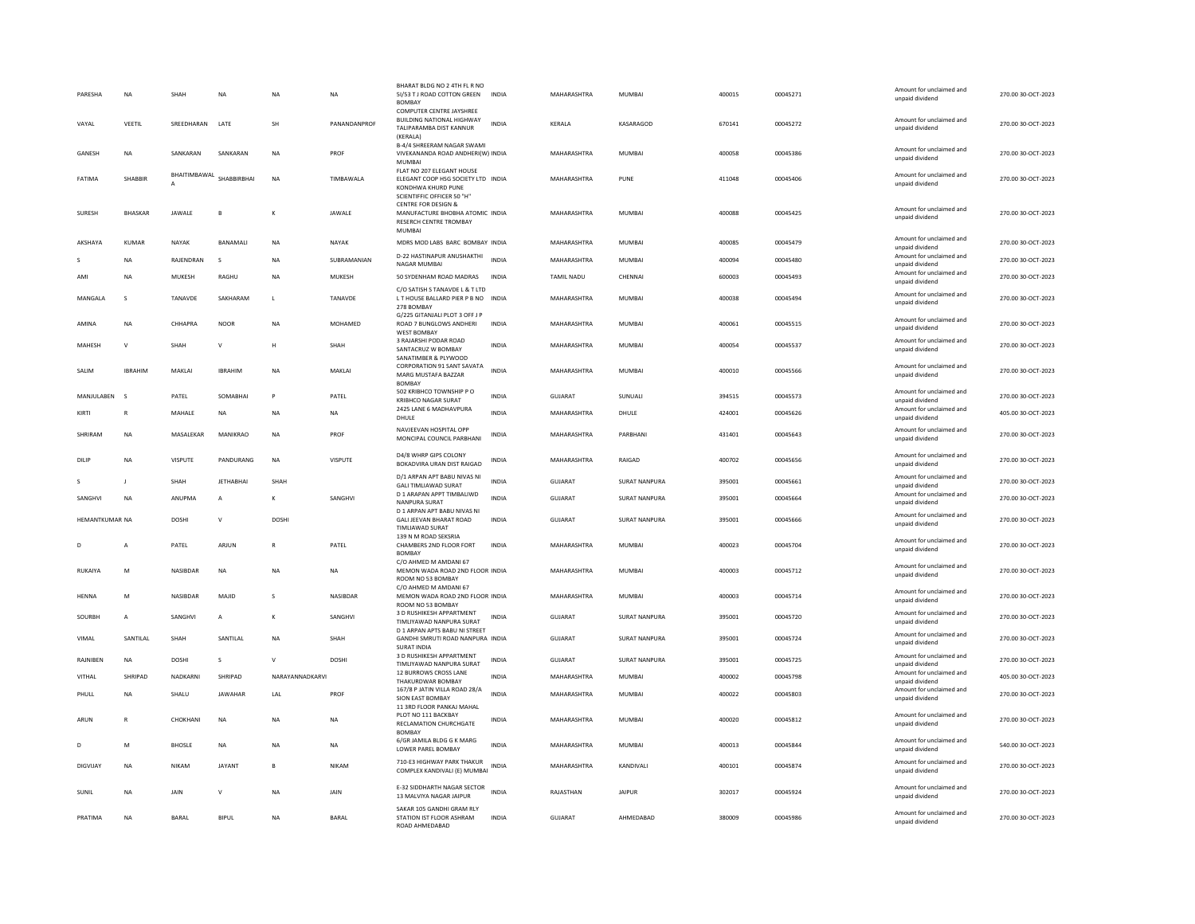| | | | | | | | | | | | | | | |
|---|---|---|---|---|---|---|---|---|---|---|---|---|---|---|
| PARESHA | NA | SHAH | NA | NA | NA | BHARAT BLDG NO 2 4TH FL R NO 51/53 T J ROAD COTTON GREEN BOMBAY | INDIA | MAHARASHTRA | MUMBAI | 400015 | 00045271 | Amount for unclaimed and unpaid dividend | 270.00 | 30-OCT-2023 |
| VAYAL | VEETIL | SREEDHARAN | LATE | SH | PANANDANPROF | COMPUTER CENTRE JAYSHREE BUILDING NATIONAL HIGHWAY TALIPARAMBA DIST KANNUR (KERALA) | INDIA | KERALA | KASARAGOD | 670141 | 00045272 | Amount for unclaimed and unpaid dividend | 270.00 | 30-OCT-2023 |
| GANESH | NA | SANKARAN | SANKARAN | NA | PROF | B-4/4 SHREERAM NAGAR SWAMI VIVEKANANDA ROAD ANDHERI(W) MUMBAI | INDIA | MAHARASHTRA | MUMBAI | 400058 | 00045386 | Amount for unclaimed and unpaid dividend | 270.00 | 30-OCT-2023 |
| FATIMA | SHABBIR | BHAITIMBAWAL A | SHABBIRBHAI | NA | TIMBAWALA | FLAT NO 207 ELEGANT HOUSE ELEGANT COOP HSG SOCIETY LTD KONDHWA KHURD PUNE | INDIA | MAHARASHTRA | PUNE | 411048 | 00045406 | Amount for unclaimed and unpaid dividend | 270.00 | 30-OCT-2023 |
| SURESH | BHASKAR | JAWALE | B | K | JAWALE | SCIENTIFFIC OFFICER 50 "H" CENTRE FOR DESIGN & MANUFACTURE BHOBHA ATOMIC RESERCH CENTRE TROMBAY MUMBAI | INDIA | MAHARASHTRA | MUMBAI | 400088 | 00045425 | Amount for unclaimed and unpaid dividend | 270.00 | 30-OCT-2023 |
| AKSHAYA | KUMAR | NAYAK | BANAMALI | NA | NAYAK | MDRS MOD LABS BARC BOMBAY | INDIA | MAHARASHTRA | MUMBAI | 400085 | 00045479 | Amount for unclaimed and unpaid dividend | 270.00 | 30-OCT-2023 |
| S | NA | RAJENDRAN | S | NA | SUBRAMANIAN | D-22 HASTINAPUR ANUSHAKTHI NAGAR MUMBAI | INDIA | MAHARASHTRA | MUMBAI | 400094 | 00045480 | Amount for unclaimed and unpaid dividend | 270.00 | 30-OCT-2023 |
| AMI | NA | MUKESH | RAGHU | NA | MUKESH | 50 SYDENHAM ROAD MADRAS | INDIA | TAMIL NADU | CHENNAI | 600003 | 00045493 | Amount for unclaimed and unpaid dividend | 270.00 | 30-OCT-2023 |
| MANGALA | S | TANAVDE | SAKHARAM | L | TANAVDE | C/O SATISH S TANAVDE L & T LTD L T HOUSE BALLARD PIER P B NO 278 BOMBAY | INDIA | MAHARASHTRA | MUMBAI | 400038 | 00045494 | Amount for unclaimed and unpaid dividend | 270.00 | 30-OCT-2023 |
| AMINA | NA | CHHAPRA | NOOR | NA | MOHAMED | G/225 GITANJALI PLOT 3 OFF J P ROAD 7 BUNGLOWS ANDHERI WEST BOMBAY | INDIA | MAHARASHTRA | MUMBAI | 400061 | 00045515 | Amount for unclaimed and unpaid dividend | 270.00 | 30-OCT-2023 |
| MAHESH | V | SHAH | V | H | SHAH | 3 RAJARSHI PODAR ROAD SANTACRUZ W BOMBAY | INDIA | MAHARASHTRA | MUMBAI | 400054 | 00045537 | Amount for unclaimed and unpaid dividend | 270.00 | 30-OCT-2023 |
| SALIM | IBRAHIM | MAKLAI | IBRAHIM | NA | MAKLAI | SANATIMBER & PLYWOOD CORPORATION 91 SANT SAVATA MARG MUSTAFA BAZZAR BOMBAY | INDIA | MAHARASHTRA | MUMBAI | 400010 | 00045566 | Amount for unclaimed and unpaid dividend | 270.00 | 30-OCT-2023 |
| MANJULABEN | S | PATEL | SOMABHAI | P | PATEL | 502 KRIBHCO TOWNSHIP P O KRIBHCO NAGAR SURAT | INDIA | GUJARAT | SUNUALI | 394515 | 00045573 | Amount for unclaimed and unpaid dividend | 270.00 | 30-OCT-2023 |
| KIRTI | R | MAHALE | NA | NA | NA | 2425 LANE 6 MADHAVPURA DHULE | INDIA | MAHARASHTRA | DHULE | 424001 | 00045626 | Amount for unclaimed and unpaid dividend | 405.00 | 30-OCT-2023 |
| SHRIRAM | NA | MASALEKAR | MANIKRAO | NA | PROF | NAVJEEVAN HOSPITAL OPP MONCIPAL COUNCIL PARBHANI | INDIA | MAHARASHTRA | PARBHANI | 431401 | 00045643 | Amount for unclaimed and unpaid dividend | 270.00 | 30-OCT-2023 |
| DILIP | NA | VISPUTE | PANDURANG | NA | VISPUTE | D4/8 WHRP GIPS COLONY BOKADVIRA URAN DIST RAIGAD | INDIA | MAHARASHTRA | RAIGAD | 400702 | 00045656 | Amount for unclaimed and unpaid dividend | 270.00 | 30-OCT-2023 |
| S | J | SHAH | JETHABHAI | SHAH | | D/1 ARPAN APT BABU NIVAS NI GALI TIMLIAWAD SURAT | INDIA | GUJARAT | SURAT NANPURA | 395001 | 00045661 | Amount for unclaimed and unpaid dividend | 270.00 | 30-OCT-2023 |
| SANGHVI | NA | ANUPMA | A | K | SANGHVI | D 1 ARAPAN APPT TIMBALIWD NANPURA SURAT | INDIA | GUJARAT | SURAT NANPURA | 395001 | 00045664 | Amount for unclaimed and unpaid dividend | 270.00 | 30-OCT-2023 |
| HEMANTKUMAR | NA | DOSHI | V | DOSHI | | D 1 ARPAN APT BABU NIVAS NI GALI JEEVAN BHARAT ROAD TIMLIAWAD SURAT | INDIA | GUJARAT | SURAT NANPURA | 395001 | 00045666 | Amount for unclaimed and unpaid dividend | 270.00 | 30-OCT-2023 |
| D | A | PATEL | ARJUN | R | PATEL | 139 N M ROAD SEKSRIA CHAMBERS 2ND FLOOR FORT BOMBAY | INDIA | MAHARASHTRA | MUMBAI | 400023 | 00045704 | Amount for unclaimed and unpaid dividend | 270.00 | 30-OCT-2023 |
| RUKAIYA | M | NASIBDAR | NA | NA | NA | C/O AHMED M AMDANI 67 MEMON WADA ROAD 2ND FLOOR ROOM NO 53 BOMBAY | INDIA | MAHARASHTRA | MUMBAI | 400003 | 00045712 | Amount for unclaimed and unpaid dividend | 270.00 | 30-OCT-2023 |
| HENNA | M | NASIBDAR | MAJID | S | NASIBDAR | C/O AHMED M AMDANI 67 MEMON WADA ROAD 2ND FLOOR ROOM NO 53 BOMBAY | INDIA | MAHARASHTRA | MUMBAI | 400003 | 00045714 | Amount for unclaimed and unpaid dividend | 270.00 | 30-OCT-2023 |
| SOURBH | A | SANGHVI | A | K | SANGHVI | 3 D RUSHIKESH APPARTMENT TIMLIYAWAD NANPURA SURAT | INDIA | GUJARAT | SURAT NANPURA | 395001 | 00045720 | Amount for unclaimed and unpaid dividend | 270.00 | 30-OCT-2023 |
| VIMAL | SANTILAL | SHAH | SANTILAL | NA | SHAH | D 1 ARPAN APTS BABU NI STREET GANDHI SMRUTI ROAD NANPURA SURAT INDIA | INDIA | GUJARAT | SURAT NANPURA | 395001 | 00045724 | Amount for unclaimed and unpaid dividend | 270.00 | 30-OCT-2023 |
| RAJNIBEN | NA | DOSHI | S | V | DOSHI | 3 D RUSHIKESH APPARTMENT TIMLIYAWAD NANPURA SURAT | INDIA | GUJARAT | SURAT NANPURA | 395001 | 00045725 | Amount for unclaimed and unpaid dividend | 270.00 | 30-OCT-2023 |
| VITHAL | SHRIPAD | NADKARNI | SHRIPAD | NARAYANNADKARVI | | 12 BURROWS CROSS LANE THAKURDWAR BOMBAY | INDIA | MAHARASHTRA | MUMBAI | 400002 | 00045798 | Amount for unclaimed and unpaid dividend | 405.00 | 30-OCT-2023 |
| PHULL | NA | SHALU | JAWAHAR | LAL | PROF | 167/8 P JATIN VILLA ROAD 28/A SION EAST BOMBAY | INDIA | MAHARASHTRA | MUMBAI | 400022 | 00045803 | Amount for unclaimed and unpaid dividend | 270.00 | 30-OCT-2023 |
| ARUN | R | CHOKHANI | NA | NA | NA | 11 3RD FLOOR PANKAJ MAHAL PLOT NO 111 BACKBAY RECLAMATION CHURCHGATE BOMBAY | INDIA | MAHARASHTRA | MUMBAI | 400020 | 00045812 | Amount for unclaimed and unpaid dividend | 270.00 | 30-OCT-2023 |
| D | M | BHOSLE | NA | NA | NA | 6/GR JAMILA BLDG G K MARG LOWER PAREL BOMBAY | INDIA | MAHARASHTRA | MUMBAI | 400013 | 00045844 | Amount for unclaimed and unpaid dividend | 540.00 | 30-OCT-2023 |
| DIGVIJAY | NA | NIKAM | JAYANT | B | NIKAM | 710-E3 HIGHWAY PARK THAKUR COMPLEX KANDIVALI (E) MUMBAI | INDIA | MAHARASHTRA | KANDIVALI | 400101 | 00045874 | Amount for unclaimed and unpaid dividend | 270.00 | 30-OCT-2023 |
| SUNIL | NA | JAIN | V | NA | JAIN | E-32 SIDDHARTH NAGAR SECTOR 13 MALVIYA NAGAR JAIPUR | INDIA | RAJASTHAN | JAIPUR | 302017 | 00045924 | Amount for unclaimed and unpaid dividend | 270.00 | 30-OCT-2023 |
| PRATIMA | NA | BARAL | BIPUL | NA | BARAL | SAKAR 105 GANDHI GRAM RLY STATION IST FLOOR ASHRAM ROAD AHMEDABAD | INDIA | GUJARAT | AHMEDABAD | 380009 | 00045986 | Amount for unclaimed and unpaid dividend | 270.00 | 30-OCT-2023 |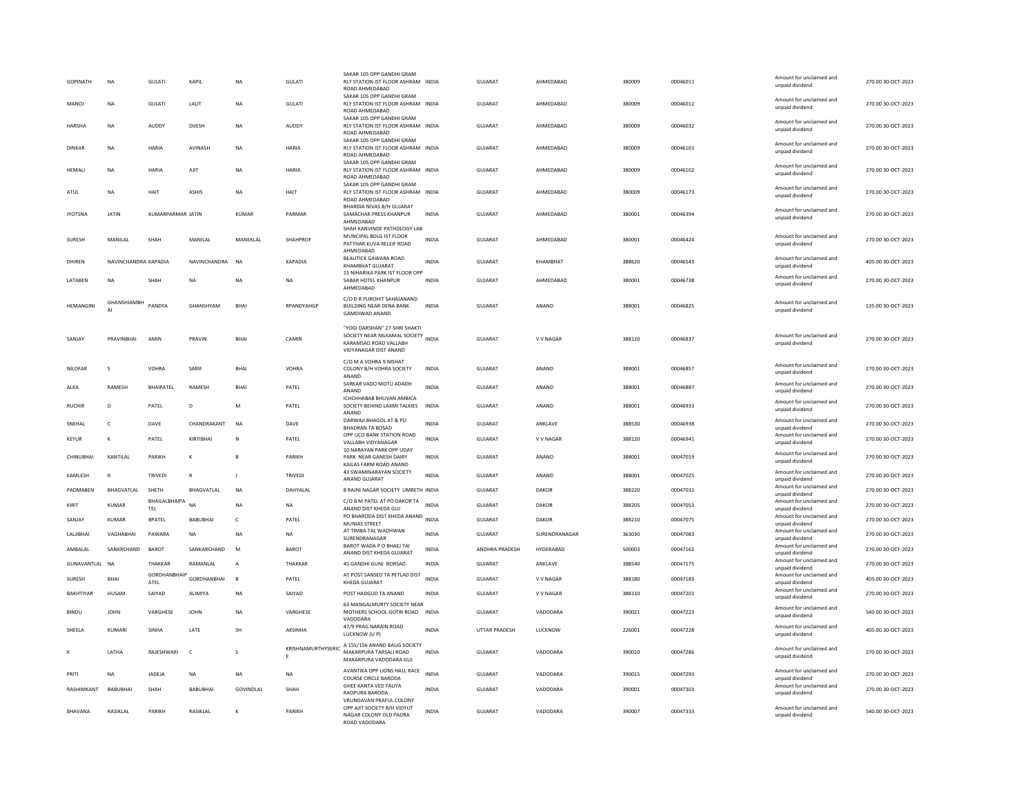| GOPINATH | NA | GULATI | KAPIL | NA | GULATI | SAKAR 105 OPP GANDHI GRAM RLY STATION IST FLOOR ASHRAM ROAD AHMEDABAD | INDIA | GUJARAT | AHMEDABAD | 380009 | 00046011 | Amount for unclaimed and unpaid dividend | 270.00 | 30-OCT-2023 |
|---|---|---|---|---|---|---|---|---|---|---|---|---|---|---|
| MANOJ | NA | GULATI | LALIT | NA | GULATI | SAKAR 105 OPP GANDHI GRAM RLY STATION IST FLOOR ASHRAM ROAD AHMEDABAD | INDIA | GUJARAT | AHMEDABAD | 380009 | 00046012 | Amount for unclaimed and unpaid dividend | 270.00 | 30-OCT-2023 |
| HARSHA | NA | AUDDY | DIJESH | NA | AUDDY | SAKAR 105 OPP GANDHI GRAM RLY STATION IST FLOOR ASHRAM ROAD AHMEDABAD | INDIA | GUJARAT | AHMEDABAD | 380009 | 00046032 | Amount for unclaimed and unpaid dividend | 270.00 | 30-OCT-2023 |
| DINKAR | NA | HARIA | AVINASH | NA | HARIA | SAKAR 105 OPP GANDHI GRAM RLY STATION IST FLOOR ASHRAM ROAD AHMEDABAD | INDIA | GUJARAT | AHMEDABAD | 380009 | 00046101 | Amount for unclaimed and unpaid dividend | 270.00 | 30-OCT-2023 |
| HEMALI | NA | HARIA | AJIT | NA | HARIA | SAKAR 105 OPP GANDHI GRAM RLY STATION IST FLOOR ASHRAM ROAD AHMEDABAD | INDIA | GUJARAT | AHMEDABAD | 380009 | 00046102 | Amount for unclaimed and unpaid dividend | 270.00 | 30-OCT-2023 |
| ATUL | NA | HAIT | ASHIS | NA | HAIT | SAKAR 105 OPP GANDHI GRAM RLY STATION IST FLOOR ASHRAM ROAD AHMEDABAD | INDIA | GUJARAT | AHMEDABAD | 380009 | 00046173 | Amount for unclaimed and unpaid dividend | 270.00 | 30-OCT-2023 |
| JYOTSNA | JATIN | KUMARPARMAR | JATIN | KUMAR | PARMAR | BHARDIA NIVAS B/H GUJARAT SAMACHAR PRESS KHANPUR AHMEDABAD | INDIA | GUJARAT | AHMEDABAD | 380001 | 00046394 | Amount for unclaimed and unpaid dividend | 270.00 | 30-OCT-2023 |
| SURESH | MANILAL | SHAH | MANILAL | MANEKLAL | SHAHPROF | SHAH KANVINDE PATHOLOGY LAB MUNCIPAL BDLG IST FLOOR PATTHAR KUVA RELEIF ROAD AHMEDABAD | INDIA | GUJARAT | AHMEDABAD | 380001 | 00046424 | Amount for unclaimed and unpaid dividend | 270.00 | 30-OCT-2023 |
| DHIREN | NAVINCHANDRA | KAPADIA | NAVINCHANDRA | NA | KAPADIA | BEAUTICK GAWARA ROAD KHAMBHAT GUJARAT | INDIA | GUJARAT | KHAMBHAT | 388620 | 00046543 | Amount for unclaimed and unpaid dividend | 405.00 | 30-OCT-2023 |
| LATABEN | NA | SHAH | NA | NA | NA | 15 NIHARIKA PARK IST FLOOR OPP SABAR HOTEL KHANPUR AHMEDABAD | INDIA | GUJARAT | AHMEDABAD | 380001 | 00046738 | Amount for unclaimed and unpaid dividend | 270.00 | 30-OCT-2023 |
| HEMANGINI | GHANSHIAMBHAI | PANDYA | GHANSHYAM | BHAI | RPANDYAHGP | C/O D R PUROHIT SAHAJANAND BUILDING NEAR DENA BANK GAMDIWAD ANAND | INDIA | GUJARAT | ANAND | 388001 | 00046825 | Amount for unclaimed and unpaid dividend | 135.00 | 30-OCT-2023 |
| SANJAY | PRAVINBHAI | AMIN | PRAVIN | BHAI | CAMIN | "YOGI DARSHAN" 27-SHRI SHAKTI SOCIETY NEAR NILKAMAL SOCIETY KARAMSAD ROAD VALLABH VIDYANAGAR DIST ANAND | INDIA | GUJARAT | V V NAGAR | 388120 | 00046837 | Amount for unclaimed and unpaid dividend | 270.00 | 30-OCT-2023 |
| NILOFAR | S | VOHRA | SARIF | BHAI | VOHRA | C/O M A VOHRA 9 NISHAT COLONY B/H VOHRA SOCIETY ANAND | INDIA | GUJARAT | ANAND | 388001 | 00046857 | Amount for unclaimed and unpaid dividend | 270.00 | 30-OCT-2023 |
| ALKA | RAMESH | BHAIPATEL | RAMESH | BHAI | PATEL | SARKAR VADO MOTU ADADH ANAND | INDIA | GUJARAT | ANAND | 388001 | 00046887 | Amount for unclaimed and unpaid dividend | 270.00 | 30-OCT-2023 |
| RUCHIR | D | PATEL | D | M | PATEL | ICHCHHABAB BHUVAN AMBICA SOCIETY BEHIND LAXMI TALKIES ANAND | INDIA | GUJARAT | ANAND | 388001 | 00046933 | Amount for unclaimed and unpaid dividend | 270.00 | 30-OCT-2023 |
| SNEHAL | C | DAVE | CHANDRAKANT | NA | DAVE | DARWAJI BHAGOL AT & PO BHADRAN TA BOSAD | INDIA | GUJARAT | ANKLAVE | 388530 | 00046938 | Amount for unclaimed and unpaid dividend | 270.00 | 30-OCT-2023 |
| KEYUR | K | PATEL | KIRTIBHAI | N | PATEL | OPP UCO BANK STATION ROAD VALLABH VIDYANAGAR | INDIA | GUJARAT | V V NAGAR | 388120 | 00046941 | Amount for unclaimed and unpaid dividend | 270.00 | 30-OCT-2023 |
| CHINUBHAI | KANTILAL | PARIKH | K | B | PARIKH | 10 NARAYAN PARK OPP UDAY PARK NEAR GANESH DAIRY KAILAS FARM ROAD ANAND | INDIA | GUJARAT | ANAND | 388001 | 00047019 | Amount for unclaimed and unpaid dividend | 270.00 | 30-OCT-2023 |
| KAMLESH | R | TRIVEDI | R | J | TRIVEDI | 43 SWAMINARAYAN SOCIETY ANAND GUJARAT | INDIA | GUJARAT | ANAND | 388001 | 00047025 | Amount for unclaimed and unpaid dividend | 270.00 | 30-OCT-2023 |
| PADMABEN | BHAGVATLAL | SHETH | BHAGVATLAL | NA | DAHYALAL | 8 RAJNI NAGAR SOCIETY UMRETH | INDIA | GUJARAT | DAKOR | 388220 | 00047031 | Amount for unclaimed and unpaid dividend | 270.00 | 30-OCT-2023 |
| KIRIT | KUMAR | BHAILALBHAIPATEL | NA | NA | NA | C/O B M PATEL AT PO DAKOR TA ANAND DIST KHEDA GUJ | INDIA | GUJARAT | DAKOR | 388205 | 00047053 | Amount for unclaimed and unpaid dividend | 270.00 | 30-OCT-2023 |
| SANJAY | KUMAR | BPATEL | BABUBHAI | C | PATEL | PO BHARODA DIST KHEDA ANAND MUNIAS STREET | INDIA | GUJARAT | DAKOR | 388210 | 00047075 | Amount for unclaimed and unpaid dividend | 270.00 | 30-OCT-2023 |
| LALJIBHAI | VAGHABHAI | PAWARA | NA | NA | NA | AT TIMBA TAL WADHWAN SURENDRANAGAR | INDIA | GUJARAT | SURENDRANAGAR | 363030 | 00047083 | Amount for unclaimed and unpaid dividend | 270.00 | 30-OCT-2023 |
| AMBALAL | SANKRCHAND | BAROT | SANKARCHAND | M | BAROT | BAROT WADA P O BHAEJ TAI ANAND DIST KHEDA GUJARAT | INDIA | ANDHRA PRADESH | HYDERABAD | 500003 | 00047162 | Amount for unclaimed and unpaid dividend | 270.00 | 30-OCT-2023 |
| GUNAVANTLAL | NA | THAKKAR | RAMANLAL | A | THAKKAR | 45 GANDHI GUNJ BORSAD | INDIA | GUJARAT | ANKLAVE | 388540 | 00047175 | Amount for unclaimed and unpaid dividend | 270.00 | 30-OCT-2023 |
| SURESH | BHAI | GORDHANBHAIPATEL | GORDHANBHAI | B | PATEL | AT POST SANSED TA PETLAD DIST KHEDA GUJARAT | INDIA | GUJARAT | V V NAGAR | 388180 | 00047183 | Amount for unclaimed and unpaid dividend | 405.00 | 30-OCT-2023 |
| BAKHTIYAR | HUSAM | SAIYAD | ALIMIYA | NA | SAIYAD | POST HADGUD TA ANAND | INDIA | GUJARAT | V V NAGAR | 388110 | 00047201 | Amount for unclaimed and unpaid dividend | 270.00 | 30-OCT-2023 |
| BINDU | JOHN | VARGHESE | JOHN | NA | VARGHESE | 63 MANGALMURTY SOCIETY NEAR MOTHERS SCHOOL GOTRI ROAD VADODARA | INDIA | GUJARAT | VADODARA | 390021 | 00047223 | Amount for unclaimed and unpaid dividend | 540.00 | 30-OCT-2023 |
| SHEELA | KUMARI | SINHA | LATE | SH | AKSINHA | 47/9 PRAG NARAIN ROAD LUCKNOW (U P) | INDIA | UTTAR PRADESH | LUCKNOW | 226001 | 00047228 | Amount for unclaimed and unpaid dividend | 405.00 | 30-OCT-2023 |
| K | LATHA | RAJESHWARI | C | S | KRISHNAMURTHYSERICE | A 155/156 ANAND BAUG SOCIETY MAKARPURA TARSALI ROAD MAKARPURA VADODARA GUJ | INDIA | GUJARAT | VADODARA | 390010 | 00047286 | Amount for unclaimed and unpaid dividend | 270.00 | 30-OCT-2023 |
| PRITI | NA | JADEJA | NA | NA | NA | AVANTIKA OPP LIONS HALL RACE COURSE CIRCLE BARODA | INDIA | GUJARAT | VADODARA | 390015 | 00047293 | Amount for unclaimed and unpaid dividend | 270.00 | 30-OCT-2023 |
| RASHIMKANT | BABUBHAI | SHAH | BABUBHAI | GOVINDLAL | SHAH | GHEE KANTA VED FALIYA RAOPURA BARODA | INDIA | GUJARAT | VADODARA | 390001 | 00047303 | Amount for unclaimed and unpaid dividend | 270.00 | 30-OCT-2023 |
| BHAVANA | RASIKLAL | PARIKH | RASIKLAL | K | PARIKH | VRUNDAVAN PRAFUL COLONY OPP AJIT SOCIETY B/H VIDYUT NAGAR COLONY OLD PADRA ROAD VADODARA | INDIA | GUJARAT | VADODARA | 390007 | 00047333 | Amount for unclaimed and unpaid dividend | 540.00 | 30-OCT-2023 |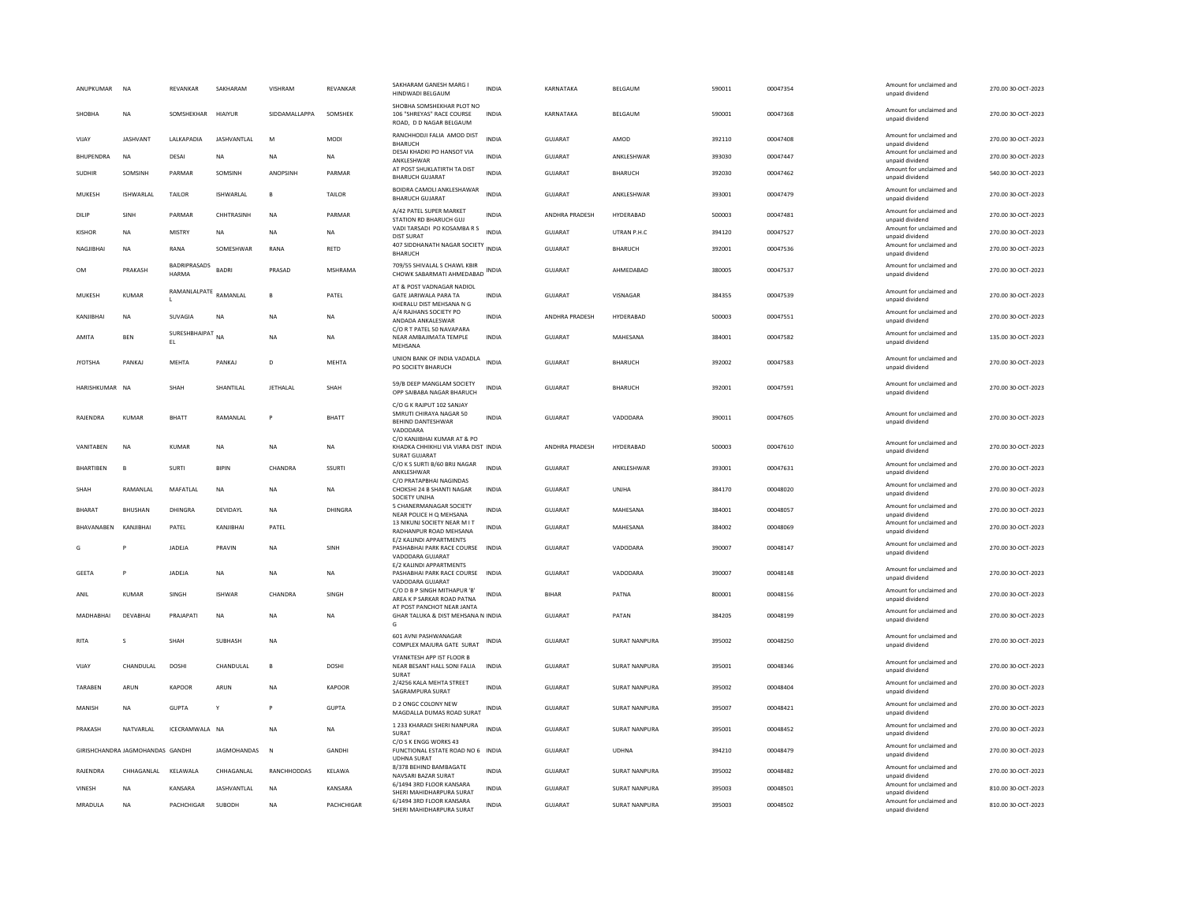| | | | | | | | | | | | | | | |
|---|---|---|---|---|---|---|---|---|---|---|---|---|---|---|
| ANUPKUMAR | NA | REVANKAR | SAKHARAM | VISHRAM | REVANKAR | SAKHARAM GANESH MARG I HINDWADI BELGAUM | INDIA | KARNATAKA | BELGAUM | 590011 | 00047354 | Amount for unclaimed and unpaid dividend | 270.00 | 30-OCT-2023 |
| SHOBHA | NA | SOMSHEKHAR | HIAIYUR | SIDDAMALLAPPA | SOMSHEK | SHOBHA SOMSHEKHAR PLOT NO 106 "SHREYAS" RACE COURSE ROAD, D D NAGAR BELGAUM | INDIA | KARNATAKA | BELGAUM | 590001 | 00047368 | Amount for unclaimed and unpaid dividend | 270.00 | 30-OCT-2023 |
| VIJAY | JASHVANT | LALKAPADIA | JASHVANTLAL | M | MODI | RANCHHODJI FALIA AMOD DIST BHARUCH | INDIA | GUJARAT | AMOD | 392110 | 00047408 | Amount for unclaimed and unpaid dividend | 270.00 | 30-OCT-2023 |
| BHUPENDRA | NA | DESAI | NA | NA | NA | DESAI KHADKI PO HANSOT VIA ANKLESHWAR | INDIA | GUJARAT | ANKLESHWAR | 393030 | 00047447 | Amount for unclaimed and unpaid dividend | 270.00 | 30-OCT-2023 |
| SUDHIR | SOMSINH | PARMAR | SOMSINH | ANOPSINH | PARMAR | AT POST SHUKLATIRTH TA DIST BHARUCH GUJARAT | INDIA | GUJARAT | BHARUCH | 392030 | 00047462 | Amount for unclaimed and unpaid dividend | 540.00 | 30-OCT-2023 |
| MUKESH | ISHWARLAL | TAILOR | ISHWARLAL | B | TAILOR | BOIDRA CAMOLI ANKLESHAWAR BHARUCH GUJARAT | INDIA | GUJARAT | ANKLESHWAR | 393001 | 00047479 | Amount for unclaimed and unpaid dividend | 270.00 | 30-OCT-2023 |
| DILIP | SINH | PARMAR | CHHTRASINH | NA | PARMAR | A/42 PATEL SUPER MARKET STATION RD BHARUCH GUJ | INDIA | ANDHRA PRADESH | HYDERABAD | 500003 | 00047481 | Amount for unclaimed and unpaid dividend | 270.00 | 30-OCT-2023 |
| KISHOR | NA | MISTRY | NA | NA | NA | VADI TARSADI PO KOSAMBA R S DIST SURAT | INDIA | GUJARAT | UTRAN P.H.C | 394120 | 00047527 | Amount for unclaimed and unpaid dividend | 270.00 | 30-OCT-2023 |
| NAGJIBHAI | NA | RANA | SOMESHWAR | RANA | RETD | 407 SIDDHANATH NAGAR SOCIETY BHARUCH | INDIA | GUJARAT | BHARUCH | 392001 | 00047536 | Amount for unclaimed and unpaid dividend | 270.00 | 30-OCT-2023 |
| OM | PRAKASH | BADRIPRASADS HARMA | BADRI | PRASAD | MSHRAMA | 709/55 SHIVALAL S CHAWL KBIR CHOWK SABARMATI AHMEDABAD | INDIA | GUJARAT | AHMEDABAD | 380005 | 00047537 | Amount for unclaimed and unpaid dividend | 270.00 | 30-OCT-2023 |
| MUKESH | KUMAR | RAMANLALPATE L | RAMANLAL | B | PATEL | AT & POST VADNAGAR NADIOL GATE JARIWALA PARA TA KHERALU DIST MEHSANA N G | INDIA | GUJARAT | VISNAGAR | 384355 | 00047539 | Amount for unclaimed and unpaid dividend | 270.00 | 30-OCT-2023 |
| KANJIBHAI | NA | SUVAGIA | NA | NA | NA | A/4 RAJHANS SOCIETY PO ANDADA ANKALESWAR | INDIA | ANDHRA PRADESH | HYDERABAD | 500003 | 00047551 | Amount for unclaimed and unpaid dividend | 270.00 | 30-OCT-2023 |
| AMITA | BEN | SURESHBHAIPAT EL | NA | NA | NA | C/O R T PATEL 50 NAVAPARA NEAR AMBAJIMATA TEMPLE MEHSANA | INDIA | GUJARAT | MAHESANA | 384001 | 00047582 | Amount for unclaimed and unpaid dividend | 135.00 | 30-OCT-2023 |
| JYOTSHA | PANKAJ | MEHTA | PANKAJ | D | MEHTA | UNION BANK OF INDIA VADADLA PO SOCIETY BHARUCH | INDIA | GUJARAT | BHARUCH | 392002 | 00047583 | Amount for unclaimed and unpaid dividend | 270.00 | 30-OCT-2023 |
| HARISHKUMAR | NA | SHAH | SHANTILAL | JETHALAL | SHAH | 59/B DEEP MANGLAM SOCIETY OPP SAIBABA NAGAR BHARUCH | INDIA | GUJARAT | BHARUCH | 392001 | 00047591 | Amount for unclaimed and unpaid dividend | 270.00 | 30-OCT-2023 |
| RAJENDRA | KUMAR | BHATT | RAMANLAL | P | BHATT | C/O G K RAJPUT 102 SANJAY SMRUTI CHIRAYA NAGAR 50 BEHIND DANTESHWAR VADODARA | INDIA | GUJARAT | VADODARA | 390011 | 00047605 | Amount for unclaimed and unpaid dividend | 270.00 | 30-OCT-2023 |
| VANITABEN | NA | KUMAR | NA | NA | NA | C/O KANJIBHAI KUMAR AT & PO KHADKA CHHIKHLI VIA VIARA DIST SURAT GUJARAT | INDIA | ANDHRA PRADESH | HYDERABAD | 500003 | 00047610 | Amount for unclaimed and unpaid dividend | 270.00 | 30-OCT-2023 |
| BHARTIBEN | B | SURTI | BIPIN | CHANDRA | SSURTI | C/O K S SURTI B/60 BRIJ NAGAR ANKLESHWAR | INDIA | GUJARAT | ANKLESHWAR | 393001 | 00047631 | Amount for unclaimed and unpaid dividend | 270.00 | 30-OCT-2023 |
| SHAH | RAMANLAL | MAFATLAL | NA | NA | NA | C/O PRATAPBHAI NAGINDAS CHOKSHI 24 B SHANTI NAGAR SOCIETY UNJHA | INDIA | GUJARAT | UNJHA | 384170 | 00048020 | Amount for unclaimed and unpaid dividend | 270.00 | 30-OCT-2023 |
| BHARAT | BHUSHAN | DHINGRA | DEVIDAYL | NA | DHINGRA | 5 CHANERMANAGAR SOCIETY NEAR POLICE H Q MEHSANA | INDIA | GUJARAT | MAHESANA | 384001 | 00048057 | Amount for unclaimed and unpaid dividend | 270.00 | 30-OCT-2023 |
| BHAVANABEN | KANJIBHAI | PATEL | KANJIBHAI | PATEL | | 13 NIKUNJ SOCIETY NEAR M I T RADHANPUR ROAD MEHSANA | INDIA | GUJARAT | MAHESANA | 384002 | 00048069 | Amount for unclaimed and unpaid dividend | 270.00 | 30-OCT-2023 |
| G | P | JADEJA | PRAVIN | NA | SINH | E/2 KALINDI APPARTMENTS PASHABHAI PARK RACE COURSE VADODARA GUJARAT | INDIA | GUJARAT | VADODARA | 390007 | 00048147 | Amount for unclaimed and unpaid dividend | 270.00 | 30-OCT-2023 |
| GEETA | P | JADEJA | NA | NA | NA | E/2 KALINDI APPARTMENTS PASHABHAI PARK RACE COURSE VADODARA GUJARAT | INDIA | GUJARAT | VADODARA | 390007 | 00048148 | Amount for unclaimed and unpaid dividend | 270.00 | 30-OCT-2023 |
| ANIL | KUMAR | SINGH | ISHWAR | CHANDRA | SINGH | C/O D B P SINGH MITHAPUR 'B' AREA K P SARKAR ROAD PATNA | INDIA | BIHAR | PATNA | 800001 | 00048156 | Amount for unclaimed and unpaid dividend | 270.00 | 30-OCT-2023 |
| MADHABHAI | DEVABHAI | PRAJAPATI | NA | NA | NA | AT POST PANCHOT NEAR JANTA GHAR TALUKA & DIST MEHSANA N G | INDIA | GUJARAT | PATAN | 384205 | 00048199 | Amount for unclaimed and unpaid dividend | 270.00 | 30-OCT-2023 |
| RITA | S | SHAH | SUBHASH | NA | | 601 AVNI PASHWANAGAR COMPLEX MAJURA GATE SURAT | INDIA | GUJARAT | SURAT NANPURA | 395002 | 00048250 | Amount for unclaimed and unpaid dividend | 270.00 | 30-OCT-2023 |
| VIJAY | CHANDULAL | DOSHI | CHANDULAL | B | DOSHI | VYANKTESH APP IST FLOOR B NEAR BESANT HALL SONI FALIA SURAT | INDIA | GUJARAT | SURAT NANPURA | 395001 | 00048346 | Amount for unclaimed and unpaid dividend | 270.00 | 30-OCT-2023 |
| TARABEN | ARUN | KAPOOR | ARUN | NA | KAPOOR | 2/4256 KALA MEHTA STREET SAGRAMPURA SURAT | INDIA | GUJARAT | SURAT NANPURA | 395002 | 00048404 | Amount for unclaimed and unpaid dividend | 270.00 | 30-OCT-2023 |
| MANISH | NA | GUPTA | Y | P | GUPTA | D 2 ONGC COLONY NEW MAGDALLA DUMAS ROAD SURAT | INDIA | GUJARAT | SURAT NANPURA | 395007 | 00048421 | Amount for unclaimed and unpaid dividend | 270.00 | 30-OCT-2023 |
| PRAKASH | NATVARLAL | ICECRAMWALA | NA | NA | NA | 1 233 KHARADI SHERI NANPURA SURAT | INDIA | GUJARAT | SURAT NANPURA | 395001 | 00048452 | Amount for unclaimed and unpaid dividend | 270.00 | 30-OCT-2023 |
| GIRISHCHANDRA | JAGMOHANDAS | GANDHI | JAGMOHANDAS | N | GANDHI | C/O S K ENGG WORKS 43 FUNCTIONAL ESTATE ROAD NO 6 UDHNA SURAT | INDIA | GUJARAT | UDHNA | 394210 | 00048479 | Amount for unclaimed and unpaid dividend | 270.00 | 30-OCT-2023 |
| RAJENDRA | CHHAGANLAL | KELAWALA | CHHAGANLAL | RANCHHODDAS | KELAWA | 8/378 BEHIND BAMBAGATE NAVSARI BAZAR SURAT | INDIA | GUJARAT | SURAT NANPURA | 395002 | 00048482 | Amount for unclaimed and unpaid dividend | 270.00 | 30-OCT-2023 |
| VINESH | NA | KANSARA | JASHVANTLAL | NA | KANSARA | 6/1494 3RD FLOOR KANSARA SHERI MAHIDHARPURA SURAT | INDIA | GUJARAT | SURAT NANPURA | 395003 | 00048501 | Amount for unclaimed and unpaid dividend | 810.00 | 30-OCT-2023 |
| MRADULA | NA | PACHCHIGAR | SUBODH | NA | PACHCHIGAR | 6/1494 3RD FLOOR KANSARA SHERI MAHIDHARPURA SURAT | INDIA | GUJARAT | SURAT NANPURA | 395003 | 00048502 | Amount for unclaimed and unpaid dividend | 810.00 | 30-OCT-2023 |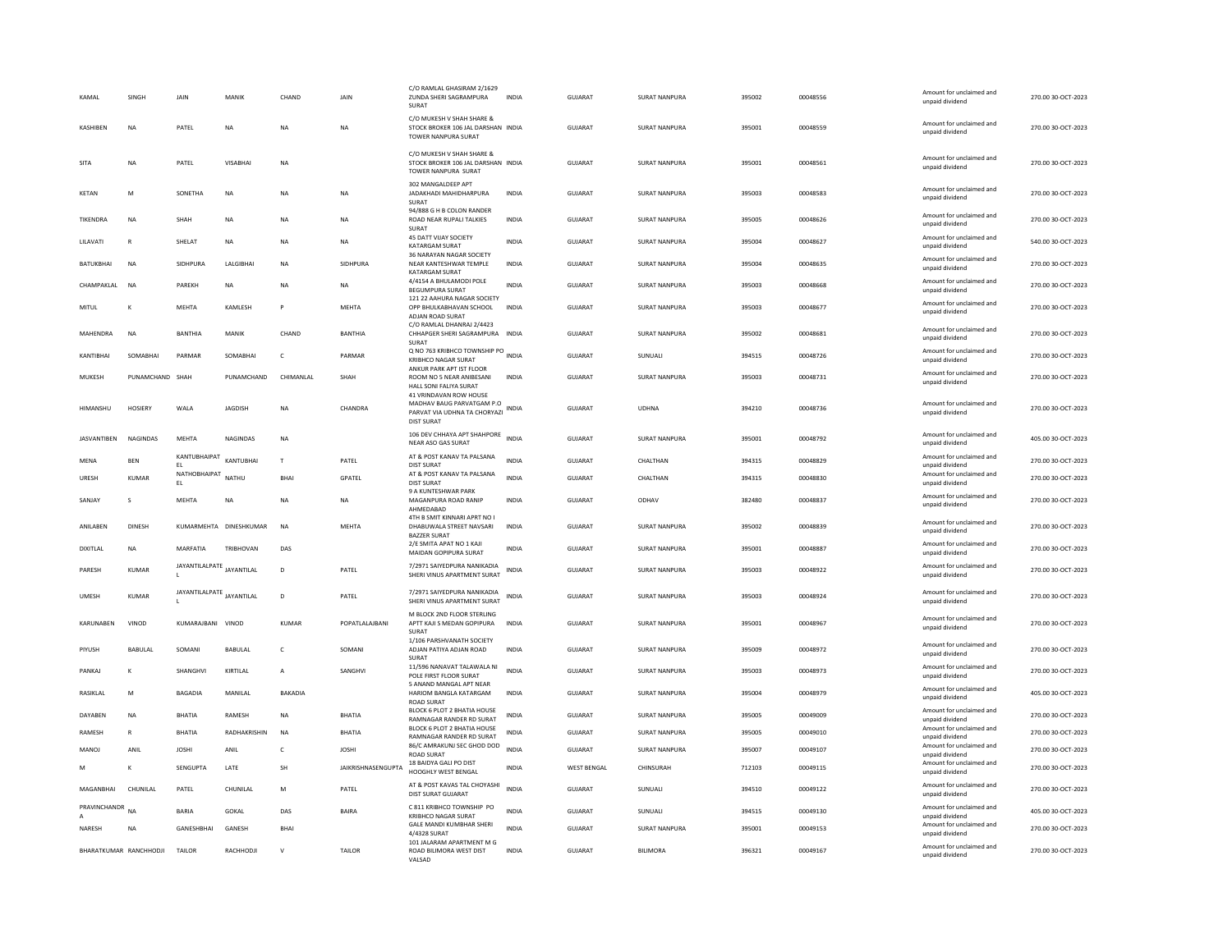| KAMAL | SINGH | JAIN | MANIK | CHAND | JAIN | C/O RAMLAL GHASIRAM 2/1629 ZUNDA SHERI SAGRAMPURA SURAT | INDIA | GUJARAT | SURAT NANPURA | 395002 | 00048556 | | Amount for unclaimed and unpaid dividend | 270.00 | 30-OCT-2023 |
|---|---|---|---|---|---|---|---|---|---|---|---|---|---|---|---|
| KASHIBEN | NA | PATEL | NA | NA | NA | C/O MUKESH V SHAH SHARE & STOCK BROKER 106 JAL DARSHAN TOWER NANPURA SURAT | INDIA | GUJARAT | SURAT NANPURA | 395001 | 00048559 | | Amount for unclaimed and unpaid dividend | 270.00 | 30-OCT-2023 |
| SITA | NA | PATEL | VISABHAI | NA | | C/O MUKESH V SHAH SHARE & STOCK BROKER 106 JAL DARSHAN TOWER NANPURA SURAT | INDIA | GUJARAT | SURAT NANPURA | 395001 | 00048561 | | Amount for unclaimed and unpaid dividend | 270.00 | 30-OCT-2023 |
| KETAN | M | SONETHA | NA | NA | NA | 302 MANGALDEEP APT JADAKHADI MAHIDHARPURA SURAT | INDIA | GUJARAT | SURAT NANPURA | 395003 | 00048583 | | Amount for unclaimed and unpaid dividend | 270.00 | 30-OCT-2023 |
| TIKENDRA | NA | SHAH | NA | NA | NA | 94/888 G H B COLON RANDER ROAD NEAR RUPALI TALKIES SURAT | INDIA | GUJARAT | SURAT NANPURA | 395005 | 00048626 | | Amount for unclaimed and unpaid dividend | 270.00 | 30-OCT-2023 |
| LILAVATI | R | SHELAT | NA | NA | NA | 45 DATT VIJAY SOCIETY KATARGAM SURAT | INDIA | GUJARAT | SURAT NANPURA | 395004 | 00048627 | | Amount for unclaimed and unpaid dividend | 540.00 | 30-OCT-2023 |
| BATUKBHAI | NA | SIDHPURA | LALGIBHAI | NA | SIDHPURA | 36 NARAYAN NAGAR SOCIETY NEAR KANTESHWAR TEMPLE KATARGAM SURAT | INDIA | GUJARAT | SURAT NANPURA | 395004 | 00048635 | | Amount for unclaimed and unpaid dividend | 270.00 | 30-OCT-2023 |
| CHAMPAKLAL | NA | PAREKH | NA | NA | NA | 4/4154 A BHULAMODI POLE BEGUMPURA SURAT | INDIA | GUJARAT | SURAT NANPURA | 395003 | 00048668 | | Amount for unclaimed and unpaid dividend | 270.00 | 30-OCT-2023 |
| MITUL | K | MEHTA | KAMLESH | P | MEHTA | 121 22 AAHURA NAGAR SOCIETY OPP BHULKABHAVAN SCHOOL ADJAN ROAD SURAT | INDIA | GUJARAT | SURAT NANPURA | 395003 | 00048677 | | Amount for unclaimed and unpaid dividend | 270.00 | 30-OCT-2023 |
| MAHENDRA | NA | BANTHIA | MANIK | CHAND | BANTHIA | C/O RAMLAL DHANRAJ 2/4423 CHHAPGER SHERI SAGRAMPURA SURAT | INDIA | GUJARAT | SURAT NANPURA | 395002 | 00048681 | | Amount for unclaimed and unpaid dividend | 270.00 | 30-OCT-2023 |
| KANTIBHAI | SOMABHAI | PARMAR | SOMABHAI | C | PARMAR | Q NO 763 KRIBHCO TOWNSHIP PO KRIBHCO NAGAR SURAT | INDIA | GUJARAT | SUNUALI | 394515 | 00048726 | | Amount for unclaimed and unpaid dividend | 270.00 | 30-OCT-2023 |
| MUKESH | PUNAMCHAND | SHAH | PUNAMCHAND | CHIMANLAL | SHAH | ANKUR PARK APT IST FLOOR ROOM NO 5 NEAR ANIBESANI HALL SONI FALIYA SURAT | INDIA | GUJARAT | SURAT NANPURA | 395003 | 00048731 | | Amount for unclaimed and unpaid dividend | 270.00 | 30-OCT-2023 |
| HIMANSHU | HOSIERY | WALA | JAGDISH | NA | CHANDRA | 41 VRINDAVAN ROW HOUSE MADHAV BAUG PARVATGAM P.O PARVAT VIA UDHNA TA CHORYAZI DIST SURAT | INDIA | GUJARAT | UDHNA | 394210 | 00048736 | | Amount for unclaimed and unpaid dividend | 270.00 | 30-OCT-2023 |
| JASVANTIBEN | NAGINDAS | MEHTA | NAGINDAS | NA | | 106 DEV CHHAYA APT SHAHPORE NEAR ASO GAS SURAT | INDIA | GUJARAT | SURAT NANPURA | 395001 | 00048792 | | Amount for unclaimed and unpaid dividend | 405.00 | 30-OCT-2023 |
| MENA | BEN | KANTUBHAIPATEL | KANTUBHAI | T | PATEL | AT & POST KANAV TA PALSANA DIST SURAT | INDIA | GUJARAT | CHALTHAN | 394315 | 00048829 | | Amount for unclaimed and unpaid dividend | 270.00 | 30-OCT-2023 |
| URESH | KUMAR | NATHOBHAIPATEL | NATHU | BHAI | GPATEL | AT & POST KANAV TA PALSANA DIST SURAT | INDIA | GUJARAT | CHALTHAN | 394315 | 00048830 | | Amount for unclaimed and unpaid dividend | 270.00 | 30-OCT-2023 |
| SANJAY | S | MEHTA | NA | NA | NA | 9 A KUNTESHWAR PARK MAGANPURA ROAD RANIP AHMEDABAD | INDIA | GUJARAT | ODHAV | 382480 | 00048837 | | Amount for unclaimed and unpaid dividend | 270.00 | 30-OCT-2023 |
| ANILABEN | DINESH | KUMARMEHTA | DINESHKUMAR | NA | MEHTA | 4TH B SMIT KINNARI APRT NO I DHABUWALA STREET NAVSARI BAZZER SURAT | INDIA | GUJARAT | SURAT NANPURA | 395002 | 00048839 | | Amount for unclaimed and unpaid dividend | 270.00 | 30-OCT-2023 |
| DIXITLAL | NA | MARFATIA | TRIBHOVAN | DAS | | 2/E SMITA APAT NO 1 KAJI MAIDAN GOPIPURA SURAT | INDIA | GUJARAT | SURAT NANPURA | 395001 | 00048887 | | Amount for unclaimed and unpaid dividend | 270.00 | 30-OCT-2023 |
| PARESH | KUMAR | JAYANTILALPATEL | JAYANTILAL | D | PATEL | 7/2971 SAIYEDPURA NANIKADIA SHERI VINUS APARTMENT SURAT | INDIA | GUJARAT | SURAT NANPURA | 395003 | 00048922 | | Amount for unclaimed and unpaid dividend | 270.00 | 30-OCT-2023 |
| UMESH | KUMAR | JAYANTILALPATEL | JAYANTILAL | D | PATEL | 7/2971 SAIYEDPURA NANIKADIA SHERI VINUS APARTMENT SURAT | INDIA | GUJARAT | SURAT NANPURA | 395003 | 00048924 | | Amount for unclaimed and unpaid dividend | 270.00 | 30-OCT-2023 |
| KARUNABEN | VINOD | KUMARAJBANI | VINOD | KUMAR | POPATLALAJBANI | M BLOCK 2ND FLOOR STERLING APTT KAJI S MEDAN GOPIPURA SURAT | INDIA | GUJARAT | SURAT NANPURA | 395001 | 00048967 | | Amount for unclaimed and unpaid dividend | 270.00 | 30-OCT-2023 |
| PIYUSH | BABULAL | SOMANI | BABULAL | C | SOMANI | 1/106 PARSHVANATH SOCIETY ADJAN PATIYA ADJAN ROAD SURAT | INDIA | GUJARAT | SURAT NANPURA | 395009 | 00048972 | | Amount for unclaimed and unpaid dividend | 270.00 | 30-OCT-2023 |
| PANKAJ | K | SHANGHVI | KIRTILAL | A | SANGHVI | 11/596 NANAVAT TALAWALA NI POLE FIRST FLOOR SURAT | INDIA | GUJARAT | SURAT NANPURA | 395003 | 00048973 | | Amount for unclaimed and unpaid dividend | 270.00 | 30-OCT-2023 |
| RASIKLAL | M | BAGADIA | MANILAL | BAKADIA | | 5 ANAND MANGAL APT NEAR HARIOM BANGLA KATARGAM ROAD SURAT | INDIA | GUJARAT | SURAT NANPURA | 395004 | 00048979 | | Amount for unclaimed and unpaid dividend | 405.00 | 30-OCT-2023 |
| DAYABEN | NA | BHATIA | RAMESH | NA | BHATIA | BLOCK 6 PLOT 2 BHATIA HOUSE RAMNAGAR RANDER RD SURAT | INDIA | GUJARAT | SURAT NANPURA | 395005 | 00049009 | | Amount for unclaimed and unpaid dividend | 270.00 | 30-OCT-2023 |
| RAMESH | R | BHATIA | RADHAKRISHIN | NA | BHATIA | BLOCK 6 PLOT 2 BHATIA HOUSE RAMNAGAR RANDER RD SURAT | INDIA | GUJARAT | SURAT NANPURA | 395005 | 00049010 | | Amount for unclaimed and unpaid dividend | 270.00 | 30-OCT-2023 |
| MANOJ | ANIL | JOSHI | ANIL | C | JOSHI | 86/C AMRAKUNJ SEC GHOD DOD ROAD SURAT | INDIA | GUJARAT | SURAT NANPURA | 395007 | 00049107 | | Amount for unclaimed and unpaid dividend | 270.00 | 30-OCT-2023 |
| M | K | SENGUPTA | LATE | SH | JAIKRISHNASENGUPTA | 18 BAIDYA GALI PO DIST HOOGHLY WEST BENGAL | INDIA | WEST BENGAL | CHINSURAH | 712103 | 00049115 | | Amount for unclaimed and unpaid dividend | 270.00 | 30-OCT-2023 |
| MAGANBHAI | CHUNILAL | PATEL | CHUNILAL | M | PATEL | AT & POST KAVAS TAL CHOYASHI DIST SURAT GUJARAT | INDIA | GUJARAT | SUNUALI | 394510 | 00049122 | | Amount for unclaimed and unpaid dividend | 270.00 | 30-OCT-2023 |
| PRAVINCHANDRA | NA | BARIA | GOKAL | DAS | BAIRA | C 811 KRIBHCO TOWNSHIP PO KRIBHCO NAGAR SURAT | INDIA | GUJARAT | SUNUALI | 394515 | 00049130 | | Amount for unclaimed and unpaid dividend | 405.00 | 30-OCT-2023 |
| NARESH | NA | GANESHBHAI | GANESH | BHAI | | GALE MANDI KUMBHAR SHERI 4/4328 SURAT | INDIA | GUJARAT | SURAT NANPURA | 395001 | 00049153 | | Amount for unclaimed and unpaid dividend | 270.00 | 30-OCT-2023 |
| BHARATKUMAR | RANCHHODJI | TAILOR | RACHHODJI | V | TAILOR | 101 JALARAM APARTMENT M G ROAD BILIMORA WEST DIST VALSAD | INDIA | GUJARAT | BILIMORA | 396321 | 00049167 | | Amount for unclaimed and unpaid dividend | 270.00 | 30-OCT-2023 |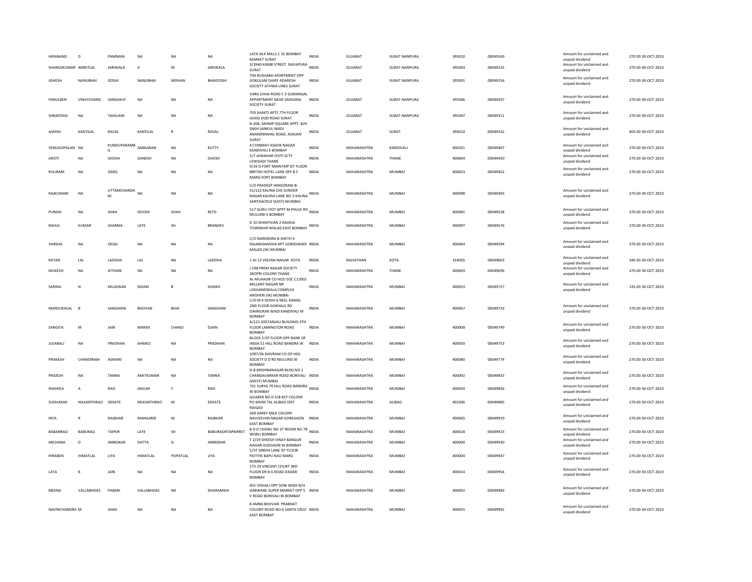| HIRANAND | D | PAMNANI | NA | NA | NA | LATA SILK MILLS C 31 BOMBAY MARKET SURAT | INDIA | GUJARAT | SURAT NANPURA | 395010 | 00049169 | Amount for unclaimed and unpaid dividend | 270.00 | 30-OCT-2023 |
|---|---|---|---|---|---|---|---|---|---|---|---|---|---|---|
| SHARADKUMAR | AMRITLAL | JARIWALA | A | M | JARIWALA | 3/3940 KANBI STREET NAVAPURA SURAT | INDIA | GUJARAT | SURAT NANPURA | 395003 | 00049232 | Amount for unclaimed and unpaid dividend | 270.00 | 30-OCT-2023 |
| ASHESH | NANUBHAI | DOSHI | NANUBHAI | MOHAN | BHAIDOSHI | 704 RUSHABH APARTMENT OPP GOKULAM DAIRY ADARESH SOCIETY ATHWA LINES SURAT | INDIA | GUJARAT | SURAT NANPURA | 395001 | 00049256 | Amount for unclaimed and unpaid dividend | 270.00 | 30-OCT-2023 |
| PARULBEN | VINAYCHAND | SANGHAVI | NA | NA | NA | VARA CHHA ROAD C 3 SUMANGAL APPARTMENT NEAR SADHANA SOCIETY SURAT | INDIA | GUJARAT | SURAT NANPURA | 395006 | 00049297 | Amount for unclaimed and unpaid dividend | 270.00 | 30-OCT-2023 |
| SHRADDHA | NA | TAHILIANI | NA | NA | NA | 703 SHAKTI APTS 7TH FLOOR GHOD DOD ROAD SURAT | INDIA | GUJARAT | SURAT NANPURA | 395007 | 00049311 | Amount for unclaimed and unpaid dividend | 270.00 | 30-OCT-2023 |
| ASHISH | KANTILAL | RAVAL | KANTILAL | R | RAVAL | B-208, SAHNIP SQUARE APPT. B/H SNEH SANKUL WADI ANANDMAHAL ROAD, ADAJAN SURAT | INDIA | GUJARAT | SURAT | 394010 | 00049332 | Amount for unclaimed and unpaid dividend | 405.00 | 30-OCT-2023 |
| VENUGOPALAN | NA | KUNDUPARAMBIL | SANKARAN | NA | KUTTY | 4 CHINMAY ASHOK NAGAR KANDIVALI E BOMBAY | INDIA | MAHARASHTRA | KANDIVALI | 400101 | 00049407 | Amount for unclaimed and unpaid dividend | 270.00 | 30-OCT-2023 |
| AROTI | NA | GHOSH | GANESH | NA | GHOSH | 5/7 JAWAHAR JYOTI SCTY LEWISADI THANE | INDIA | MAHARASHTRA | THANE | 400604 | 00049450 | Amount for unclaimed and unpaid dividend | 270.00 | 30-OCT-2023 |
| RULIRAM | NA | GARG | NA | NA | NA | 9/16 D FORT MAINTAIP IST FLOOR BRITISH HOTEL LANE OFF B S MARG FORT BOMBAY | INDIA | MAHARASHTRA | MUMBAI | 400023 | 00049452 | Amount for unclaimed and unpaid dividend | 270.00 | 30-OCT-2023 |
| RAJKUMARI | NA | UTTAMCHANDANI | NA | NA | NA | C/O PRADEEP HINGORANI B-31/122 KALINA CHS SUNDER NAGAR KALINA LANE NO 3 KALINA SANTACRUZ (EAST) MUMBAI | INDIA | MAHARASHTRA | MUMBAI | 400098 | 00049493 | Amount for unclaimed and unpaid dividend | 270.00 | 30-OCT-2023 |
| PUNSHI | NA | SHAH | DEVSHI | SHAH | RETD | 517 GURU JYOT APPT M PHULE RD MULUND E BOMBAY | INDIA | MAHARASHTRA | MUMBAI | 400081 | 00049538 | Amount for unclaimed and unpaid dividend | 270.00 | 30-OCT-2023 |
| RAHUL | KUMAR | SHARMA | LATE | SH | BRANDEV | D 10 SHANTIVAN 2 RAHEJA TOWNSHIP MALAD EAST BOMBAY | INDIA | MAHARASHTRA | MUMBAI | 400097 | 00049576 | Amount for unclaimed and unpaid dividend | 270.00 | 30-OCT-2023 |
| VARSHA | NA | DESAI | NA | NA | NA | C/O NARENDRA B SHETH 4 RAJANIGANDHA APT GORASWADI MALAD (W) MUMBAI | INDIA | MAHARASHTRA | MUMBAI | 400064 | 00049594 | Amount for unclaimed and unpaid dividend | 270.00 | 30-OCT-2023 |
| RATAN | LAL | LADDHA | LAL | NA | LADDHA | 1 JH 12 VIGYAN NAGAR KOTA | INDIA | RAJASTHAN | KOTA | 324005 | 00049603 | Amount for unclaimed and unpaid dividend | 540.00 | 30-OCT-2023 |
| MUKESH | NA | JETHANI | NA | NA | NA | J 198 PREM NAGAR SOCIETY 3KOPRI COLONY THANE | INDIA | MAHARASHTRA | THANE | 400603 | 00049696 | Amount for unclaimed and unpaid dividend | 270.00 | 30-OCT-2023 |
| SARINA | N | MUJAWAR | NIZAM | B | SHAIKH | AL-MUHAJIR CO HOU SOC C1/002 MILLANT NAGAR NR LOKHANDWALA COMPLEX ANDHERI (W) MUMBAI | INDIA | MAHARASHTRA | MUMBAI | 400053 | 00049727 | Amount for unclaimed and unpaid dividend | 135.00 | 30-OCT-2023 |
| MANSUKHLAL | B | SANGHANI | BHOVAN | BHAI | SANGHANI | C/O M K DOSHI 6 NEEL KAMAL 2ND FLOOR GOKHALE RD DAHNUKAR WADI KANDIVALI W BOMBAY | INDIA | MAHARASHTRA | MUMBAI | 400067 | 00049733 | Amount for unclaimed and unpaid dividend | 270.00 | 30-OCT-2023 |
| SANGITA | M | JAIN | MANEK | CHAND | DJAIN | A/121 GEETANJALI BUILDING 4TH FLOOR LAMINGTON ROAD BOMBAY | INDIA | MAHARASHTRA | MUMBAI | 400008 | 00049749 | Amount for unclaimed and unpaid dividend | 270.00 | 30-OCT-2023 |
| JUSABALI | NA | PRADHAN | AHMEO | NA | PRADHAN | BLOCK 3 IST FLOOR OPP BANK OF INDIA 51 HILL ROAD BANDRA W BOMBAY | INDIA | MAHARASHTRA | MUMBAI | 400050 | 00049753 | Amount for unclaimed and unpaid dividend | 270.00 | 30-OCT-2023 |
| PRAKASH | CHANDIRAM | ASWANI | NA | NA | NA | 1097/36 SHIVRAM CO OP HSG SOCIETY D D RD MULUND W BOMBAY | INDIA | MAHARASHTRA | MUMBAI | 400080 | 00049774 | Amount for unclaimed and unpaid dividend | 270.00 | 30-OCT-2023 |
| PRAJESH | NA | TANNA | AMITKUMAR | NA | TANNA | D-8 KRISHNANAGAR BLDG NO 1 CHANDAVARKAR ROAD BORIVALI (WEST) MUMBAI | INDIA | MAHARASHTRA | MUMBAI | 400092 | 00049833 | Amount for unclaimed and unpaid dividend | 270.00 | 30-OCT-2023 |
| SHAHIDA | A | RAIS | ANJUM | Y | RAIS | 701 SURYA 79 HILL ROAD BANDRA W BOMBAY | INDIA | MAHARASHTRA | MUMBAI | 400050 | 00049836 | Amount for unclaimed and unpaid dividend | 270.00 | 30-OCT-2023 |
| SUDHAKAR | NILKANTHRAO | DEKATE | NILKANTHRAO | M | DEKATE | QUARER NO D 5/B RCF COLONY PO KIHIM TAL ALIBAG DIST RAIGAD | INDIA | MAHARASHTRA | ALIBAG | 402206 | 00049885 | Amount for unclaimed and unpaid dividend | 270.00 | 30-OCT-2023 |
| INTA | R | RAJBHAR | RAMGARIB | M | RAJBHAR | 269 AAREY MILK COLONY NAVJEEVAN NAGAR GOREGAON EAST BOMBAY | INDIA | MAHARASHTRA | MUMBAI | 400065 | 00049919 | Amount for unclaimed and unpaid dividend | 270.00 | 30-OCT-2023 |
| BABANRAO | BABURAO | TAPKIR | LATE | SH | BABURAORTAPKIRRET | B D D CHAWL NO 37 ROOM NO 78 WORLI BOMBAY | INDIA | MAHARASHTRA | MUMBAI | 400018 | 00049923 | Amount for unclaimed and unpaid dividend | 270.00 | 30-OCT-2023 |
| ARCHANA | D | AMBOKAR | DATTA | G | AMBOKAR | T 2/19 SHEESH VINAY BANGUR NAGAR GOEGAON W BOMBAY | INDIA | MAHARASHTRA | MUMBAI | 400090 | 00049930 | Amount for unclaimed and unpaid dividend | 270.00 | 30-OCT-2023 |
| HIRABEN | HIMATLAL | LIYA | HIMATLAL | POPATLAL | LIYA | 5/37 SINDHI LANE IST FLOOR PATTHE BAPU RAO MARG BOMBAY | INDIA | MAHARASHTRA | MUMBAI | 400004 | 00049947 | Amount for unclaimed and unpaid dividend | 270.00 | 30-OCT-2023 |
| LATA | B | JAIN | NA | NA | NA | 175 29 VINCENT COURT 3RD FLOOR DR B A ROAD DADAR BOMBAY | INDIA | MAHARASHTRA | MUMBAI | 400014 | 00049954 | Amount for unclaimed and unpaid dividend | 270.00 | 30-OCT-2023 |
| MEENA | VALLABHDAS | PABARI | VALLABHDAS | NA | DHARAMSHI | 401 VISHALI OPP SONI WADI B/H GARWARE SUPER MARKET OPP S V ROAD BORIVALI W BOMBAY | INDIA | MAHARASHTRA | MUMBAI | 400092 | 00049983 | Amount for unclaimed and unpaid dividend | 270.00 | 30-OCT-2023 |
| NAVINCHANDRA | M | SHAH | NA | NA | NA | 8 AMBA BHUVAN PRABHAT COLONY ROAD NO 6 SANTA CRUZ EAST BOMBAY | INDIA | MAHARASHTRA | MUMBAI | 400055 | 00049992 | Amount for unclaimed and unpaid dividend | 270.00 | 30-OCT-2023 |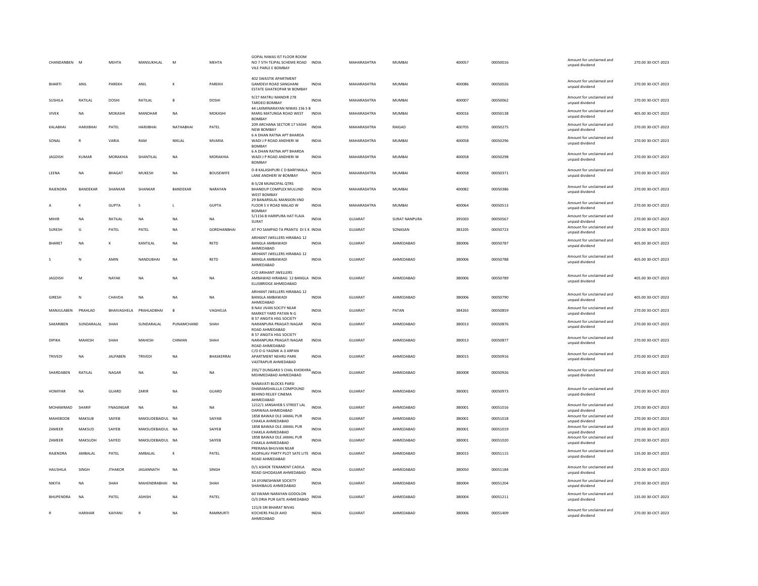| | | | | | | | | | | | | | | |
|---|---|---|---|---|---|---|---|---|---|---|---|---|---|---|
| CHANDANBEN | M | MEHTA | MANSUKHLAL | M | MEHTA | GOPAL NIWAS IST FLOOR ROOM NO 7 5TH TEJPAL SCHEME ROAD VILE PARLE E BOMBAY | INDIA | MAHARASHTRA | MUMBAI | 400057 | 00050016 | Amount for unclaimed and unpaid dividend | 270.00 | 30-OCT-2023 |
| BHARTI | ANIL | PAREKH | ANIL | K | PAREKH | 402 SWASTIK APARTMENT GAMDEVI ROAD SANGHANI ESTATE GHATKOPAR W BOMBAY | INDIA | MAHARASHTRA | MUMBAI | 400086 | 00050026 | Amount for unclaimed and unpaid dividend | 270.00 | 30-OCT-2023 |
| SUSHILA | RATILAL | DOSHI | RATILAL | B | DOSHI | 9/27 MATRU MANDIR 278 TARDEO BOMBAY | INDIA | MAHARASHTRA | MUMBAI | 400007 | 00050062 | Amount for unclaimed and unpaid dividend | 270.00 | 30-OCT-2023 |
| VIVEK | NA | MOKASHI | MANOHAR | NA | MOKASHI | 44 LAXMINARAYAN NIWAS 156 S B MARG MATUNGA ROAD WEST BOMBAY | INDIA | MAHARASHTRA | MUMBAI | 400016 | 00050138 | Amount for unclaimed and unpaid dividend | 405.00 | 30-OCT-2023 |
| KALABHAI | HARJIBHAI | PATEL | HARJIBHAI | NATHABHAI | PATEL | 209 ARCHANA SECTOR 17 VASHI NEW BOMBAY | INDIA | MAHARASHTRA | RAIGAD | 400705 | 00050275 | Amount for unclaimed and unpaid dividend | 270.00 | 30-OCT-2023 |
| SONAL | R | VARIA | RAM | NIKLAL | MVARIA | 6 A DHAN RATNA APT BHARDA WADI J P ROAD ANDHERI W BOMBAY | INDIA | MAHARASHTRA | MUMBAI | 400058 | 00050296 | Amount for unclaimed and unpaid dividend | 270.00 | 30-OCT-2023 |
| JAGDISH | KUMAR | MORAKHIA | SHANTILAL | NA | MORAKHIA | 6 A DHAN RATNA APT BHARDA WADI J P ROAD ANDHERI W BOMBAY | INDIA | MAHARASHTRA | MUMBAI | 400058 | 00050298 | Amount for unclaimed and unpaid dividend | 270.00 | 30-OCT-2023 |
| LEENA | NA | BHAGAT | MUKESH | NA | BOUSEWIFE | D-8 KALASHPURI C D BARFIWALA LANE ANDHERI W BOMBAY | INDIA | MAHARASHTRA | MUMBAI | 400058 | 00050371 | Amount for unclaimed and unpaid dividend | 270.00 | 30-OCT-2023 |
| RAJENDRA | BANDEKAR | SHANKAR | SHANKAR | BANDEKAR | NARAYAN | B-5/28 MUNICIPAL QTRS BHANDUP COMPLEX MULUND WEST BOMBAY | INDIA | MAHARASHTRA | MUMBAI | 400082 | 00050386 | Amount for unclaimed and unpaid dividend | 270.00 | 30-OCT-2023 |
| A | K | GUPTA | S | L | GUPTA | 29 BANARSILAL MANSION IIND FLOOR S V ROAD MALAD W BOMBAY | INDIA | MAHARASHTRA | MUMBAI | 400064 | 00050513 | Amount for unclaimed and unpaid dividend | 270.00 | 30-OCT-2023 |
| MIHIR | NA | RATILAL | NA | NA | NA | 5/1156 B HARIPURA HAT FLAIA SURAT | INDIA | GUJARAT | SURAT NANPURA | 395003 | 00050567 | Amount for unclaimed and unpaid dividend | 270.00 | 30-OCT-2023 |
| SURESH | G | PATEL | PATEL | NA | GORDHANBHAI | AT PO SAMPAD TA PRANTIJ DI S K | INDIA | GUJARAT | SONASAN | 383205 | 00050723 | Amount for unclaimed and unpaid dividend | 270.00 | 30-OCT-2023 |
| BHARET | NA | K | KANTILAL | NA | RETD | ARIHANT JWELLERS HIRABAG 12 BANGLA AMBAWADI AHMEDABAD | INDIA | GUJARAT | AHMEDABAD | 380006 | 00050787 | Amount for unclaimed and unpaid dividend | 405.00 | 30-OCT-2023 |
| S | N | AMIN | NANDUBHAI | NA | RETD | ARIHANT JWELLERS HIRABAG 12 BANGLA AMBAWADI AHMEDABAD | INDIA | GUJARAT | AHMEDABAD | 380006 | 00050788 | Amount for unclaimed and unpaid dividend | 405.00 | 30-OCT-2023 |
| JAGDISH | M | NAYAK | NA | NA | NA | C/O ARIHANT JWELLERS AMBAWAD HIRABAG 12 BANGLA ELLISBRIDGE AHMEDABAD | INDIA | GUJARAT | AHMEDABAD | 380006 | 00050789 | Amount for unclaimed and unpaid dividend | 405.00 | 30-OCT-2023 |
| GIRESH | N | CHAVDA | NA | NA | NA | ARIHANT JWELLERS HIRABAG 12 BANGLA AMBAWADI AHMEDABAD | INDIA | GUJARAT | AHMEDABAD | 380006 | 00050790 | Amount for unclaimed and unpaid dividend | 405.00 | 30-OCT-2023 |
| MANJULABEN | PRAHLAD | BHAIVAGHELA | PRAHLADBHAI | B | VAGHELIA | 8 NAV JIVAN SOCITY NEAR MARKET YARD PATAN N G | INDIA | GUJARAT | PATAN | 384265 | 00050859 | Amount for unclaimed and unpaid dividend | 270.00 | 30-OCT-2023 |
| SAKARIBEN | SUNDARALAL | SHAH | SUNDARALAL | PUNAMCHAND | SHAH | B 57 ANGITA HSG SOCIETY NARANPURA PRAGATI NAGAR ROAD AHMEDABAD | INDIA | GUJARAT | AHMEDABAD | 380013 | 00050876 | Amount for unclaimed and unpaid dividend | 270.00 | 30-OCT-2023 |
| DIPIKA | MAHESH | SHAH | MAHESH | CHIMAN | SHAH | B 57 ANGITA HSG SOCIETY NARANPURA PRAGATI NAGAR ROAD AHMEDABAD | INDIA | GUJARAT | AHMEDABAD | 380013 | 00050877 | Amount for unclaimed and unpaid dividend | 270.00 | 30-OCT-2023 |
| TRIVEDI | NA | JALPABEN | TRIVEDI | NA | BHASKERRAI | C/O D G YAGNIK A-3 ARPAN APARTMENT NEHRU PARK VASTRAPUR AHMEDABAD | INDIA | GUJARAT | AHMEDABAD | 380015 | 00050916 | Amount for unclaimed and unpaid dividend | 270.00 | 30-OCT-2023 |
| SHARDABEN | RATILAL | NAGAR | NA | NA | NA | 295/7 DUNGARJI S CHAL KHOKHRA MEHMEDABAD AHMEDABAD | INDIA | GUJARAT | AHMEDABAD | 380008 | 00050926 | Amount for unclaimed and unpaid dividend | 270.00 | 30-OCT-2023 |
| HOMIYAR | NA | GUARD | ZARIR | NA | GUARD | NANAVATI BLOCKS PARSI DHARAMSHALLLA COMPOUND BEHIND RELIEF CINEMA AHMEDABAD | INDIA | GUJARAT | AHMEDABAD | 380001 | 00050973 | Amount for unclaimed and unpaid dividend | 270.00 | 30-OCT-2023 |
| MOHAMMAD | SHARIF | FNAGINGAR | NA | NA | NA | 1212/1 JANSAHEB S STREET LAL DARWAJA AHMEDABAD | INDIA | GUJARAT | AHMEDABAD | 380001 | 00051016 | Amount for unclaimed and unpaid dividend | 270.00 | 30-OCT-2023 |
| MAHEBOOB | MAKSUB | SAIYEB | MAKSUDEBAIDUL | NA | SAIYAB | 1858 BAWAJI OLE JAMAL PUR CHAKLA AHMEDABAD | INDIA | GUJARAT | AHMEDABAD | 380001 | 00051018 | Amount for unclaimed and unpaid dividend | 270.00 | 30-OCT-2023 |
| ZAMEER | MAKSUD | SAIYEB | MAKSUDEBAIDUL | NA | SAIYEB | 1858 BAWAJI OLE JAMAL PUR CHAKLA AHMEDABAD | INDIA | GUJARAT | AHMEDABAD | 380001 | 00051019 | Amount for unclaimed and unpaid dividend | 270.00 | 30-OCT-2023 |
| ZAMEER | MAKSUDH | SAIYED | MAKSUDEBAIDUL | NA | SAIYEB | 1858 BAWAJI OLE JAMAL PUR CHAKLA AHMEDABAD | INDIA | GUJARAT | AHMEDABAD | 380001 | 00051020 | Amount for unclaimed and unpaid dividend | 270.00 | 30-OCT-2023 |
| RAJENDRA | AMBALAL | PATEL | AMBALAL | K | PATEL | PRERANA BHUVAN NEAR ASOPALAV PARTY PLOT SATE LITE ROAD AHMEDABAD | INDIA | GUJARAT | AHMEDABAD | 380015 | 00051115 | Amount for unclaimed and unpaid dividend | 135.00 | 30-OCT-2023 |
| HAUSHILA | SINGH | JTHAKOR | JAGANNATH | NA | SINGH | D/1 ASHOK TENAMENT CADILA ROAD GHODASAR AHMEDABAD | INDIA | GUJARAT | AHMEDABAD | 380050 | 00051184 | Amount for unclaimed and unpaid dividend | 270.00 | 30-OCT-2023 |
| NIKITA | NA | SHAH | MAHENDRABHAI | NA | SHAH | 14 JIYJINESHWAR SOCIETY SHAHIBAUG AHMEDABAD | INDIA | GUJARAT | AHMEDABAD | 380004 | 00051204 | Amount for unclaimed and unpaid dividend | 270.00 | 30-OCT-2023 |
| BHUPENDRA | NA | PATEL | ASHISH | NA | PATEL | 60 SWAMI NARAYAN GODOLON O/S DRIA PUR GATE AHMEDABAD | INDIA | GUJARAT | AHMEDABAD | 380004 | 00051211 | Amount for unclaimed and unpaid dividend | 135.00 | 30-OCT-2023 |
| R | HARIHAR | KAIYANI | R | NA | RAMMURTI | 121/6 SRI BHARAT NIVAS KOCHERS PALDI AHD AHMEDABAD | INDIA | GUJARAT | AHMEDABAD | 380006 | 00051409 | Amount for unclaimed and unpaid dividend | 270.00 | 30-OCT-2023 |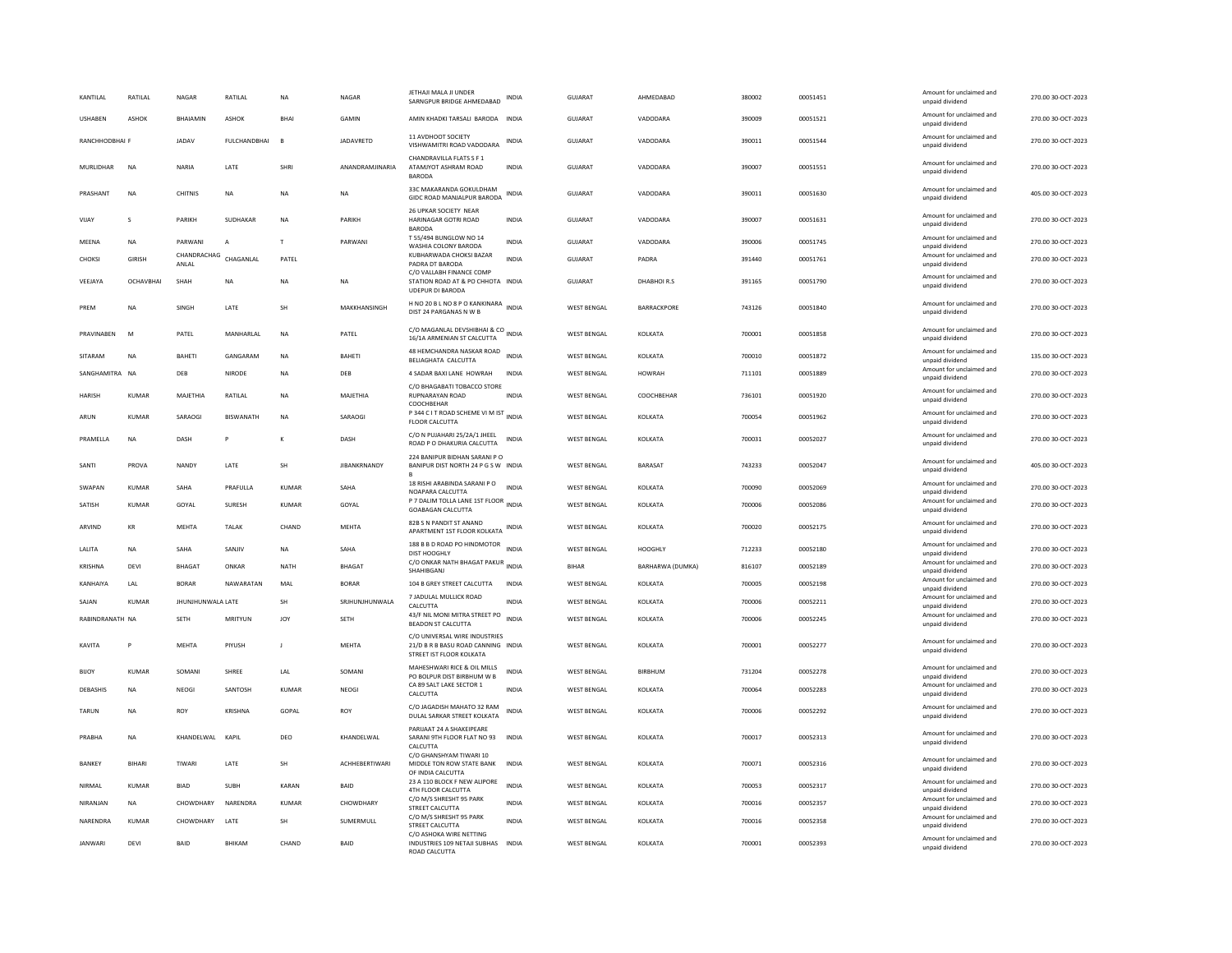| KANTILAL | RATILAL | NAGAR | RATILAL | NA | NAGAR | JETHAJI MALA JI UNDER SARNGPUR BRIDGE AHMEDABAD | INDIA | GUJARAT | AHMEDABAD | 380002 | 00051451 | Amount for unclaimed and unpaid dividend | 270.00 | 30-OCT-2023 |
|---|---|---|---|---|---|---|---|---|---|---|---|---|---|---|
| USHABEN | ASHOK | BHAIAMIN | ASHOK | BHAI | GAMIN | AMIN KHADKI TARSALI BARODA | INDIA | GUJARAT | VADODARA | 390009 | 00051521 | Amount for unclaimed and unpaid dividend | 270.00 | 30-OCT-2023 |
| RANCHHODBHAI F | | JADAV | FULCHANDBHAI | B | JADAVRETD | 11 AVDHOOT SOCIETY VISHWAMITRI ROAD VADODARA | INDIA | GUJARAT | VADODARA | 390011 | 00051544 | Amount for unclaimed and unpaid dividend | 270.00 | 30-OCT-2023 |
| MURLIDHAR | NA | NARIA | LATE | SHRI | ANANDRAMJINARIA | CHANDRAVILLA FLATS S F 1 ATAMJYOT ASHRAM ROAD BARODA | INDIA | GUJARAT | VADODARA | 390007 | 00051551 | Amount for unclaimed and unpaid dividend | 270.00 | 30-OCT-2023 |
| PRASHANT | NA | CHITNIS | NA | NA | NA | 33C MAKARANDA GOKULDHAM GIDC ROAD MANJALPUR BARODA | INDIA | GUJARAT | VADODARA | 390011 | 00051630 | Amount for unclaimed and unpaid dividend | 405.00 | 30-OCT-2023 |
| VIJAY | S | PARIKH | SUDHAKAR | NA | PARIKH | 26 UPKAR SOCIETY NEAR HARINAGAR GOTRI ROAD BARODA | INDIA | GUJARAT | VADODARA | 390007 | 00051631 | Amount for unclaimed and unpaid dividend | 270.00 | 30-OCT-2023 |
| MEENA | NA | PARWANI | A | T | PARWANI | T 55/494 BUNGLOW NO 14 WASHIA COLONY BARODA | INDIA | GUJARAT | VADODARA | 390006 | 00051745 | Amount for unclaimed and unpaid dividend | 270.00 | 30-OCT-2023 |
| CHOKSI | GIRISH | CHANDRACHAG ANLAL | CHAGANLAL | PATEL | | KUBHARWADA CHOKSI BAZAR PADRA DT BARODA | INDIA | GUJARAT | PADRA | 391440 | 00051761 | Amount for unclaimed and unpaid dividend | 270.00 | 30-OCT-2023 |
| VEEJAYA | OCHAVBHAI | SHAH | NA | NA | NA | C/O VALLABH FINANCE COMP STATION ROAD AT & PO CHHOTA UDEPUR DI BARODA | INDIA | GUJARAT | DHABHOI R.S | 391165 | 00051790 | Amount for unclaimed and unpaid dividend | 270.00 | 30-OCT-2023 |
| PREM | NA | SINGH | LATE | SH | MAKKHANSINGH | H NO 20 B L NO 8 P O KANKINARA DIST 24 PARGANAS N W B | INDIA | WEST BENGAL | BARRACKPORE | 743126 | 00051840 | Amount for unclaimed and unpaid dividend | 270.00 | 30-OCT-2023 |
| PRAVINABEN | M | PATEL | MANHARLAL | NA | PATEL | C/O MAGANLAL DEVSHIBHAI & CO 16/1A ARMENIAN ST CALCUTTA | INDIA | WEST BENGAL | KOLKATA | 700001 | 00051858 | Amount for unclaimed and unpaid dividend | 270.00 | 30-OCT-2023 |
| SITARAM | NA | BAHETI | GANGARAM | NA | BAHETI | 48 HEMCHANDRA NASKAR ROAD BELIAGHATA CALCUTTA | INDIA | WEST BENGAL | KOLKATA | 700010 | 00051872 | Amount for unclaimed and unpaid dividend | 135.00 | 30-OCT-2023 |
| SANGHAMITRA | NA | DEB | NIRODE | NA | DEB | 4 SADAR BAXI LANE HOWRAH | INDIA | WEST BENGAL | HOWRAH | 711101 | 00051889 | Amount for unclaimed and unpaid dividend | 270.00 | 30-OCT-2023 |
| HARISH | KUMAR | MAJETHIA | RATILAL | NA | MAJETHIA | C/O BHAGABATI TOBACCO STORE RUPNARAYAN ROAD COOCHBEHAR | INDIA | WEST BENGAL | COOCHBEHAR | 736101 | 00051920 | Amount for unclaimed and unpaid dividend | 270.00 | 30-OCT-2023 |
| ARUN | KUMAR | SARAOGI | BISWANATH | NA | SARAOGI | P 344 C I T ROAD SCHEME VI M IST FLOOR CALCUTTA | INDIA | WEST BENGAL | KOLKATA | 700054 | 00051962 | Amount for unclaimed and unpaid dividend | 270.00 | 30-OCT-2023 |
| PRAMELLA | NA | DASH | P | K | DASH | C/O N PUJAHARI 25/2A/1 JHEEL ROAD P O DHAKURIA CALCUTTA | INDIA | WEST BENGAL | KOLKATA | 700031 | 00052027 | Amount for unclaimed and unpaid dividend | 270.00 | 30-OCT-2023 |
| SANTI | PROVA | NANDY | LATE | SH | JIBANKRNANDY | 224 BANIPUR BIDHAN SARANI P O BANIPUR DIST NORTH 24 P G S W B | INDIA | WEST BENGAL | BARASAT | 743233 | 00052047 | Amount for unclaimed and unpaid dividend | 405.00 | 30-OCT-2023 |
| SWAPAN | KUMAR | SAHA | PRAFULLA | KUMAR | SAHA | 18 RISHI ARABINDA SARANI P O NOAPARA CALCUTTA | INDIA | WEST BENGAL | KOLKATA | 700090 | 00052069 | Amount for unclaimed and unpaid dividend | 270.00 | 30-OCT-2023 |
| SATISH | KUMAR | GOYAL | SURESH | KUMAR | GOYAL | P 7 DALIM TOLLA LANE 1ST FLOOR GOABAGAN CALCUTTA | INDIA | WEST BENGAL | KOLKATA | 700006 | 00052086 | Amount for unclaimed and unpaid dividend | 270.00 | 30-OCT-2023 |
| ARVIND | KR | MEHTA | TALAK | CHAND | MEHTA | 82B S N PANDIT ST ANAND APARTMENT 1ST FLOOR KOLKATA | INDIA | WEST BENGAL | KOLKATA | 700020 | 00052175 | Amount for unclaimed and unpaid dividend | 270.00 | 30-OCT-2023 |
| LALITA | NA | SAHA | SANJIV | NA | SAHA | 188 B B D ROAD PO HINDMOTOR DIST HOOGHLY | INDIA | WEST BENGAL | HOOGHLY | 712233 | 00052180 | Amount for unclaimed and unpaid dividend | 270.00 | 30-OCT-2023 |
| KRISHNA | DEVI | BHAGAT | ONKAR | NATH | BHAGAT | C/O ONKAR NATH BHAGAT PAKUR SHAHIBGANJ | INDIA | BIHAR | BARHARWA (DUMKA) | 816107 | 00052189 | Amount for unclaimed and unpaid dividend | 270.00 | 30-OCT-2023 |
| KANHAIYA | LAL | BORAR | NAWARATAN | MAL | BORAR | 104 B GREY STREET CALCUTTA | INDIA | WEST BENGAL | KOLKATA | 700005 | 00052198 | Amount for unclaimed and unpaid dividend | 270.00 | 30-OCT-2023 |
| SAJAN | KUMAR | JHUNJHUNWALA | LATE | SH | SRJHUNJHUNWALA | 7 JADULAL MULLICK ROAD CALCUTTA | INDIA | WEST BENGAL | KOLKATA | 700006 | 00052211 | Amount for unclaimed and unpaid dividend | 270.00 | 30-OCT-2023 |
| RABINDRANATH | NA | SETH | MRITYUN | JOY | SETH | 43/F NIL MONI MITRA STREET PO BEADON ST CALCUTTA | INDIA | WEST BENGAL | KOLKATA | 700006 | 00052245 | Amount for unclaimed and unpaid dividend | 270.00 | 30-OCT-2023 |
| KAVITA | P | MEHTA | PIYUSH | J | MEHTA | C/O UNIVERSAL WIRE INDUSTRIES 21/D B R B BASU ROAD CANNING STREET IST FLOOR KOLKATA | INDIA | WEST BENGAL | KOLKATA | 700001 | 00052277 | Amount for unclaimed and unpaid dividend | 270.00 | 30-OCT-2023 |
| BIJOY | KUMAR | SOMANI | SHREE | LAL | SOMANI | MAHESHWARI RICE & OIL MILLS PO BOLPUR DIST BIRBHUM W B | INDIA | WEST BENGAL | BIRBHUM | 731204 | 00052278 | Amount for unclaimed and unpaid dividend | 270.00 | 30-OCT-2023 |
| DEBASHIS | NA | NEOGI | SANTOSH | KUMAR | NEOGI | CA 89 SALT LAKE SECTOR 1 CALCUTTA | INDIA | WEST BENGAL | KOLKATA | 700064 | 00052283 | Amount for unclaimed and unpaid dividend | 270.00 | 30-OCT-2023 |
| TARUN | NA | ROY | KRISHNA | GOPAL | ROY | C/O JAGADISH MAHATO 32 RAM DULAL SARKAR STREET KOLKATA | INDIA | WEST BENGAL | KOLKATA | 700006 | 00052292 | Amount for unclaimed and unpaid dividend | 270.00 | 30-OCT-2023 |
| PRABHA | NA | KHANDELWAL | KAPIL | DEO | KHANDELWAL | PARIJAAT 24 A SHAKEIPEARE SARANI 9TH FLOOR FLAT NO 93 CALCUTTA | INDIA | WEST BENGAL | KOLKATA | 700017 | 00052313 | Amount for unclaimed and unpaid dividend | 270.00 | 30-OCT-2023 |
| BANKEY | BIHARI | TIWARI | LATE | SH | ACHHEBERTIWARI | C/O GHANSHYAM TIWARI 10 MIDDLE TON ROW STATE BANK OF INDIA CALCUTTA | INDIA | WEST BENGAL | KOLKATA | 700071 | 00052316 | Amount for unclaimed and unpaid dividend | 270.00 | 30-OCT-2023 |
| NIRMAL | KUMAR | BIAD | SUBH | KARAN | BAID | 23 A 110 BLOCK F NEW ALIPORE 4TH FLOOR CALCUTTA | INDIA | WEST BENGAL | KOLKATA | 700053 | 00052317 | Amount for unclaimed and unpaid dividend | 270.00 | 30-OCT-2023 |
| NIRANJAN | NA | CHOWDHARY | NARENDRA | KUMAR | CHOWDHARY | C/O M/S SHRESHT 95 PARK STREET CALCUTTA | INDIA | WEST BENGAL | KOLKATA | 700016 | 00052357 | Amount for unclaimed and unpaid dividend | 270.00 | 30-OCT-2023 |
| NARENDRA | KUMAR | CHOWDHARY | LATE | SH | SUMERMULL | C/O M/S SHRESHT 95 PARK STREET CALCUTTA | INDIA | WEST BENGAL | KOLKATA | 700016 | 00052358 | Amount for unclaimed and unpaid dividend | 270.00 | 30-OCT-2023 |
| JANWARI | DEVI | BAID | BHIKAM | CHAND | BAID | C/O ASHOKA WIRE NETTING INDUSTRIES 109 NETAJI SUBHAS ROAD CALCUTTA | INDIA | WEST BENGAL | KOLKATA | 700001 | 00052393 | Amount for unclaimed and unpaid dividend | 270.00 | 30-OCT-2023 |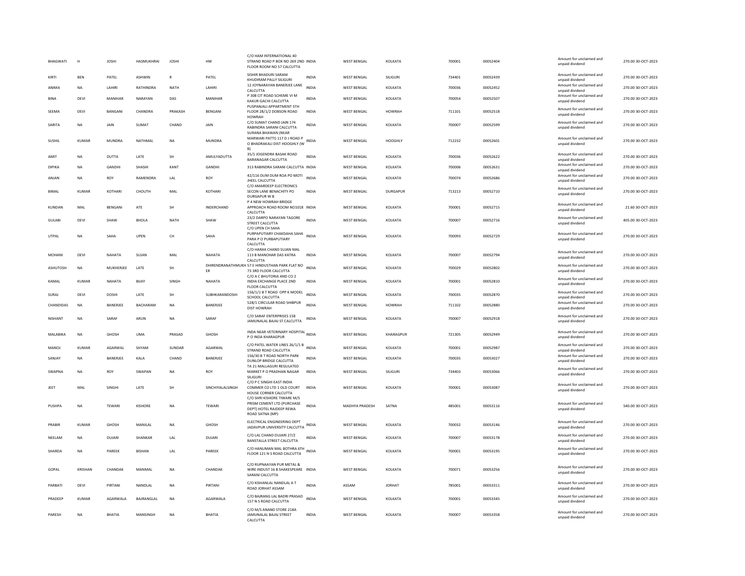| | | | | | | | | | | | | | | |
|---|---|---|---|---|---|---|---|---|---|---|---|---|---|---|
| BHAGWATI | H | JOSHI | HASMUKHRAI | JOSHI | HW | C/O HAM INTERNATIONAL 40 STRAND ROAD P BOX NO 269 2ND FLOOR ROOM NO 57 CALCUTTA | INDIA | WEST BENGAL | KOLKATA | 700001 | 00052404 | Amount for unclaimed and unpaid dividend | 270.00 | 30-OCT-2023 |
| KIRTI | BEN | PATEL | ASHWIN | R | PATEL | SISHIR BHADURI SARANI KHUDIRAM PALLY SILIGURI | INDIA | WEST BENGAL | SILIGURI | 734401 | 00052439 | Amount for unclaimed and unpaid dividend | 270.00 | 30-OCT-2023 |
| ANIMA | NA | LAHIRI | RATHINDRA | NATH | LAHIRI | 12 JOYNARAYAN BANERJEE LANE CALCUTTA | INDIA | WEST BENGAL | KOLKATA | 700036 | 00052452 | Amount for unclaimed and unpaid dividend | 270.00 | 30-OCT-2023 |
| BINA | DEVI | MANIHAR | NARAYAN | DAS | MANIHAR | P 308 CIT ROAD SCHEME VI M KAKUR GACHI CALCUTTA | INDIA | WEST BENGAL | KOLKATA | 700054 | 00052507 | Amount for unclaimed and unpaid dividend | 270.00 | 30-OCT-2023 |
| SEEMA | DEVI | BANGANI | CHANDRA | PRAKASH | BENGANI | PUSPANJALI APPARTMENT 5TH FLOOR 28/1/2 DOBSON ROAD HOWRAH | INDIA | WEST BENGAL | HOWRAH | 711101 | 00052518 | Amount for unclaimed and unpaid dividend | 270.00 | 30-OCT-2023 |
| SARITA | NA | JAIN | SUMAT | CHAND | JAIN | C/O SUMAT CHAND JAIN 174 RABINDRA SARANI CALCUTTA | INDIA | WEST BENGAL | KOLKATA | 700007 | 00052599 | Amount for unclaimed and unpaid dividend | 270.00 | 30-OCT-2023 |
| SUSHIL | KUMAR | MUNDRA | NATHMAL | NA | MUNDRA | SURANA BHAWAN (NEAR MARWARI PATTI) 117 D J ROAD P O BHADRAKALI DIST HOOGHLY (W B) | INDIA | WEST BENGAL | HOOGHLY | 712232 | 00052601 | Amount for unclaimed and unpaid dividend | 270.00 | 30-OCT-2023 |
| AMIT | NA | DUTTA | LATE | SH | AMULYADUTTA | 35/1 JOGENDRA BASAK ROAD BARANAGAR CALCUTTA | INDIA | WEST BENGAL | KOLKATA | 700036 | 00052622 | Amount for unclaimed and unpaid dividend | 270.00 | 30-OCT-2023 |
| DIPIKA | NA | GANDHI | SHASHI | KANT | GANDHI | 313 RABINDRA SARANI CALCUTTA | INDIA | WEST BENGAL | KOLKATA | 700006 | 00052631 | Amount for unclaimed and unpaid dividend | 270.00 | 30-OCT-2023 |
| ANJAN | NA | ROY | RAMENDRA | LAL | ROY | 42/116 DUM DUM ROA PO MOTI JHEEL CALCUTTA | INDIA | WEST BENGAL | KOLKATA | 700074 | 00052686 | Amount for unclaimed and unpaid dividend | 270.00 | 30-OCT-2023 |
| BIMAL | KUMAR | KOTHARI | CHOUTH | MAL | KOTHARI | C/O AMARDEEP ELECTRONICS SECON LANE BENACHITY PO DURGAPUR W B | INDIA | WEST BENGAL | DURGAPUR | 713213 | 00052710 | Amount for unclaimed and unpaid dividend | 270.00 | 30-OCT-2023 |
| KUNDAN | MAL | BENGANI | ATE | SH | INDERCHAND | P 4 NEW HOWRAH BRIDGE APPROACH ROAD ROOM NO1018 CALCUTTA | INDIA | WEST BENGAL | KOLKATA | 700001 | 00052715 | Amount for unclaimed and unpaid dividend | 21.60 | 30-OCT-2023 |
| GULABI | DEVI | SHAW | BHOLA | NATH | SHAW | 23/2 DARPO NARAYAN TAGORE STREET CALCUTTA | INDIA | WEST BENGAL | KOLKATA | 700007 | 00052716 | Amount for unclaimed and unpaid dividend | 405.00 | 30-OCT-2023 |
| UTPAL | NA | SAHA | UPEN | CH | SAHA | C/O UPEN CH SAHA PURPAPUTIARY CHAKDAHA SAHA PARA P O PURBAPUTIARY CALCUTTA | INDIA | WEST BENGAL | KOLKATA | 700093 | 00052729 | Amount for unclaimed and unpaid dividend | 270.00 | 30-OCT-2023 |
| MOHANI | DEVI | NAHATA | SUJAN | MAL | NAHATA | C/O HARAK CHAND SUJAN MAL 113 B MANOHAR DAS KATRA CALCUTTA | INDIA | WEST BENGAL | KOLKATA | 700007 | 00052794 | Amount for unclaimed and unpaid dividend | 270.00 | 30-OCT-2023 |
| ASHUTOSH | NA | MUKHERJEE | LATE | SH | DHIRENDRANATHMUKHER | 57 E HINDUSTHAN PARK FLAT NO 73 3RD FLOOR CALCUTTA | INDIA | WEST BENGAL | KOLKATA | 700029 | 00052802 | Amount for unclaimed and unpaid dividend | 270.00 | 30-OCT-2023 |
| KAMAL | KUMAR | NAHATA | BIJAY | SINGH | NAHATA | C/O A C BHUTORIA AND CO 2 INDIA EXCHANGE PLACE 2ND FLOOR CALCUTTA | INDIA | WEST BENGAL | KOLKATA | 700001 | 00052810 | Amount for unclaimed and unpaid dividend | 270.00 | 30-OCT-2023 |
| SURAJ | DEVI | DOSHI | LATE | SH | SUBHKARANDOSHI | 156/1/1 B T ROAD OPP K MODEL SCHOOL CALCUTTA | INDIA | WEST BENGAL | KOLKATA | 700035 | 00052870 | Amount for unclaimed and unpaid dividend | 270.00 | 30-OCT-2023 |
| CHANDIDAS | NA | BANERJEE | BACHARAM | NA | BANERJEE | 528/1 CIRCULAR ROAD SHIBPUR DIST HOWRAH | INDIA | WEST BENGAL | HOWRAH | 711102 | 00052880 | Amount for unclaimed and unpaid dividend | 270.00 | 30-OCT-2023 |
| NISHANT | NA | SARAF | ARUN | NA | SARAF | C/O SARAF ENTERPRISES 158 JAMUNALAL BAJAJ ST CALCUTTA | INDIA | WEST BENGAL | KOLKATA | 700007 | 00052918 | Amount for unclaimed and unpaid dividend | 270.00 | 30-OCT-2023 |
| MALABIKA | NA | GHOSH | UMA | PRASAD | GHOSH | INDA NEAR VETERINARY HOSPITAL P O INDA KHARAGPUR | INDIA | WEST BENGAL | KHARAGPUR | 721305 | 00052949 | Amount for unclaimed and unpaid dividend | 270.00 | 30-OCT-2023 |
| MANOJ | KUMAR | AGARWAL | SHYAM | SUNDAR | AGARWAL | C/O PATEL WATER LINES 26/1/1 B STRAND ROAD CALCUTTA | INDIA | WEST BENGAL | KOLKATA | 700001 | 00052987 | Amount for unclaimed and unpaid dividend | 270.00 | 30-OCT-2023 |
| SANJAY | NA | BANERJEE | KALA | CHAND | BANERJEE | 156/30 B T ROAD NORTH PARK DUNLOP BRIDGE CALCUTTA | INDIA | WEST BENGAL | KOLKATA | 700035 | 00053027 | Amount for unclaimed and unpaid dividend | 270.00 | 30-OCT-2023 |
| SWAPNA | NA | ROY | SWAPAN | NA | ROY | TA 21 MALLAGURI REGULATED MARKET P O PRADHAN NAGAR SILIGURI | INDIA | WEST BENGAL | SILIGURI | 734403 | 00053066 | Amount for unclaimed and unpaid dividend | 270.00 | 30-OCT-2023 |
| JEET | MAL | SINGHI | LATE | SH | SINCHIYALALSINGH | C/O P C SINGHI EAST INDIA COMMER CO LTD 1 OLD COURT HOUSE CORNER CALCUTTA | INDIA | WEST BENGAL | KOLKATA | 700001 | 00053087 | Amount for unclaimed and unpaid dividend | 270.00 | 30-OCT-2023 |
| PUSHPA | NA | TEWARI | KISHORE | NA | TEWARI | C/O SHRI KISHORE TIWARE M/S PRISM CEMENT LTD (PURCHASE DEPT) HOTEL RAJDEEP REWA ROAD SATNA (MP) | INDIA | MADHYA PRADESH | SATNA | 485001 | 00053116 | Amount for unclaimed and unpaid dividend | 540.00 | 30-OCT-2023 |
| PRABIR | KUMAR | GHOSH | MANILAL | NA | GHOSH | ELECTRICAL ENGINEERING DEPT JADAVPUR UNIVERSITY CALCUTTA | INDIA | WEST BENGAL | KOLKATA | 700032 | 00053146 | Amount for unclaimed and unpaid dividend | 270.00 | 30-OCT-2023 |
| NEELAM | NA | DUJARI | SHANKAR | LAL | DUJARI | C/O LAL CHAND DUJARI 27/2 BANSTALLA STREET CALCUTTA | INDIA | WEST BENGAL | KOLKATA | 700007 | 00053178 | Amount for unclaimed and unpaid dividend | 270.00 | 30-OCT-2023 |
| SHARDA | NA | PAREEK | BISHAN | LAL | PAREEK | C/O HANUMAN MAL BOTHRA 6TH FLOOR 121 N S ROAD CALCUTTA | INDIA | WEST BENGAL | KOLKATA | 700001 | 00053195 | Amount for unclaimed and unpaid dividend | 270.00 | 30-OCT-2023 |
| GOPAL | KRISHAN | CHANDAK | MANMAL | NA | CHANDAK | C/O RUPNAAYAN PUR METAL & WIRE INDUST 16 B SHAKESPEARE SARANI CALCUTTA | INDIA | WEST BENGAL | KOLKATA | 700071 | 00053256 | Amount for unclaimed and unpaid dividend | 270.00 | 30-OCT-2023 |
| PARBATI | DEVI | PIRTANI | NANDLAL | NA | PIRTANI | C/O KISHANLAL NANDLAL A T ROAD JORHAT ASSAM | INDIA | ASSAM | JORHAT | 785001 | 00053311 | Amount for unclaimed and unpaid dividend | 270.00 | 30-OCT-2023 |
| PRADEEP | KUMAR | AGARWALA | BAJRANGLAL | NA | AGARWALA | C/O BAJRANG LAL BADRI PRASAD 157 N S ROAD CALCUTTA | INDIA | WEST BENGAL | KOLKATA | 700001 | 00053345 | Amount for unclaimed and unpaid dividend | 270.00 | 30-OCT-2023 |
| PARESH | NA | BHATIA | MANSINGH | NA | BHATIA | C/O M/S ANAND STORE 218A JAMUNALAL BAJAJ STREET CALCUTTA | INDIA | WEST BENGAL | KOLKATA | 700007 | 00053358 | Amount for unclaimed and unpaid dividend | 270.00 | 30-OCT-2023 |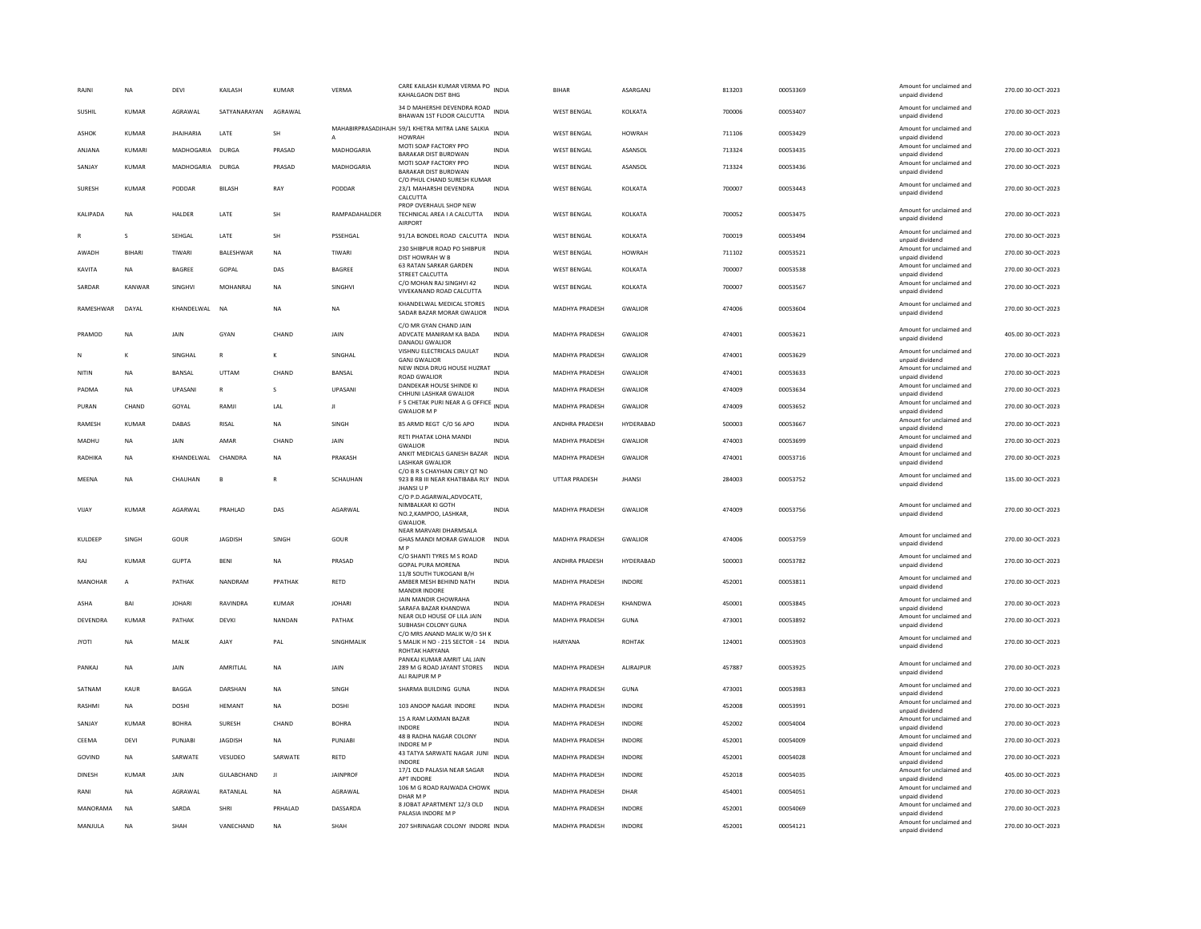| RAJNI | NA | DEVI | KAILASH | KUMAR | VERMA | CARE KAILASH KUMAR VERMA PO KAHALGAON DIST BHG | INDIA | BIHAR | ASARGANJ | 813203 | 00053369 | Amount for unclaimed and unpaid dividend | 270.00 30-OCT-2023 |
|---|---|---|---|---|---|---|---|---|---|---|---|---|---|
| SUSHIL | KUMAR | AGRAWAL | SATYANARAYAN | AGRAWAL | | 34 D MAHERSHI DEVENDRA ROAD BHAWAN 1ST FLOOR CALCUTTA | INDIA | WEST BENGAL | KOLKATA | 700006 | 00053407 | Amount for unclaimed and unpaid dividend | 270.00 30-OCT-2023 |
| ASHOK | KUMAR | JHAJHARIA | LATE | SH | MAHABIRPRASADJHAJHA | 59/1 KHETRA MITRA LANE SALKIA HOWRAH | INDIA | WEST BENGAL | HOWRAH | 711106 | 00053429 | Amount for unclaimed and unpaid dividend | 270.00 30-OCT-2023 |
| ANJANA | KUMARI | MADHOGARIA | DURGA | PRASAD | MADHOGARIA | MOTI SOAP FACTORY PPO BARAKAR DIST BURDWAN | INDIA | WEST BENGAL | ASANSOL | 713324 | 00053435 | Amount for unclaimed and unpaid dividend | 270.00 30-OCT-2023 |
| SANJAY | KUMAR | MADHOGARIA | DURGA | PRASAD | MADHOGARIA | MOTI SOAP FACTORY PPO BARAKAR DIST BURDWAN | INDIA | WEST BENGAL | ASANSOL | 713324 | 00053436 | Amount for unclaimed and unpaid dividend | 270.00 30-OCT-2023 |
| SURESH | KUMAR | PODDAR | BILASH | RAY | PODDAR | C/O PHUL CHAND SURESH KUMAR 23/1 MAHARSHI DEVENDRA CALCUTTA | INDIA | WEST BENGAL | KOLKATA | 700007 | 00053443 | Amount for unclaimed and unpaid dividend | 270.00 30-OCT-2023 |
| KALIPADA | NA | HALDER | LATE | SH | RAMPADAHALDER | PROP OVERHAUL SHOP NEW TECHNICAL AREA I A CALCUTTA AIRPORT | INDIA | WEST BENGAL | KOLKATA | 700052 | 00053475 | Amount for unclaimed and unpaid dividend | 270.00 30-OCT-2023 |
| R | S | SEHGAL | LATE | SH | PSSEHGAL | 91/1A BONDEL ROAD CALCUTTA | INDIA | WEST BENGAL | KOLKATA | 700019 | 00053494 | Amount for unclaimed and unpaid dividend | 270.00 30-OCT-2023 |
| AWADH | BIHARI | TIWARI | BALESHWAR | NA | TIWARI | 230 SHIBPUR ROAD PO SHIBPUR DIST HOWRAH W B | INDIA | WEST BENGAL | HOWRAH | 711102 | 00053521 | Amount for unclaimed and unpaid dividend | 270.00 30-OCT-2023 |
| KAVITA | NA | BAGREE | GOPAL | DAS | BAGREE | 63 RATAN SARKAR GARDEN STREET CALCUTTA | INDIA | WEST BENGAL | KOLKATA | 700007 | 00053538 | Amount for unclaimed and unpaid dividend | 270.00 30-OCT-2023 |
| SARDAR | KANWAR | SINGHVI | MOHANRAJ | NA | SINGHVI | C/O MOHAN RAJ SINGHVI 42 VIVEKANAND ROAD CALCUTTA | INDIA | WEST BENGAL | KOLKATA | 700007 | 00053567 | Amount for unclaimed and unpaid dividend | 270.00 30-OCT-2023 |
| RAMESHWAR | DAYAL | KHANDELWAL | NA | NA | NA | KHANDELWAL MEDICAL STORES SADAR BAZAR MORAR GWALIOR | INDIA | MADHYA PRADESH | GWALIOR | 474006 | 00053604 | Amount for unclaimed and unpaid dividend | 270.00 30-OCT-2023 |
| PRAMOD | NA | JAIN | GYAN | CHAND | JAIN | C/O MR GYAN CHAND JAIN ADVCATE MANIRAM KA BADA DANAOLI GWALIOR | INDIA | MADHYA PRADESH | GWALIOR | 474001 | 00053621 | Amount for unclaimed and unpaid dividend | 405.00 30-OCT-2023 |
| N | K | SINGHAL | R | K | SINGHAL | VISHNU ELECTRICALS DAULAT GANJ GWALIOR | INDIA | MADHYA PRADESH | GWALIOR | 474001 | 00053629 | Amount for unclaimed and unpaid dividend | 270.00 30-OCT-2023 |
| NITIN | NA | BANSAL | UTTAM | CHAND | BANSAL | NEW INDIA DRUG HOUSE HUZRAT ROAD GWALIOR | INDIA | MADHYA PRADESH | GWALIOR | 474001 | 00053633 | Amount for unclaimed and unpaid dividend | 270.00 30-OCT-2023 |
| PADMA | NA | UPASANI | R | S | UPASANI | DANDEKAR HOUSE SHINDE KI CHHUNI LASHKAR GWALIOR | INDIA | MADHYA PRADESH | GWALIOR | 474009 | 00053634 | Amount for unclaimed and unpaid dividend | 270.00 30-OCT-2023 |
| PURAN | CHAND | GOYAL | RAMJI | LAL | JI | F S CHETAK PURI NEAR A G OFFICE GWALIOR M P | INDIA | MADHYA PRADESH | GWALIOR | 474009 | 00053652 | Amount for unclaimed and unpaid dividend | 270.00 30-OCT-2023 |
| RAMESH | KUMAR | DABAS | RISAL | NA | SINGH | 85 ARMD REGT C/O 56 APO | INDIA | ANDHRA PRADESH | HYDERABAD | 500003 | 00053667 | Amount for unclaimed and unpaid dividend | 270.00 30-OCT-2023 |
| MADHU | NA | JAIN | AMAR | CHAND | JAIN | RETI PHATAK LOHA MANDI GWALIOR | INDIA | MADHYA PRADESH | GWALIOR | 474003 | 00053699 | Amount for unclaimed and unpaid dividend | 270.00 30-OCT-2023 |
| RADHIKA | NA | KHANDELWAL | CHANDRA | NA | PRAKASH | ANKIT MEDICALS GANESH BAZAR LASHKAR GWALIOR | INDIA | MADHYA PRADESH | GWALIOR | 474001 | 00053716 | Amount for unclaimed and unpaid dividend | 270.00 30-OCT-2023 |
| MEENA | NA | CHAUHAN | B | R | SCHAUHAN | C/O B R S CHAYHAN CIRLY QT NO 923 B RB III NEAR KHATIBABA RLY JHANSI U P | INDIA | UTTAR PRADESH | JHANSI | 284003 | 00053752 | Amount for unclaimed and unpaid dividend | 135.00 30-OCT-2023 |
| VIJAY | KUMAR | AGARWAL | PRAHLAD | DAS | AGARWAL | C/O P.D.AGARWAL,ADVOCATE, NIMBALKAR KI GOTH NO.2,KAMPOO, LASHKAR, GWALIOR. | INDIA | MADHYA PRADESH | GWALIOR | 474009 | 00053756 | Amount for unclaimed and unpaid dividend | 270.00 30-OCT-2023 |
| KULDEEP | SINGH | GOUR | JAGDISH | SINGH | GOUR | NEAR MARVARI DHARMSALA GHAS MANDI MORAR GWALIOR M P | INDIA | MADHYA PRADESH | GWALIOR | 474006 | 00053759 | Amount for unclaimed and unpaid dividend | 270.00 30-OCT-2023 |
| RAJ | KUMAR | GUPTA | BENI | NA | PRASAD | C/O SHANTI TYRES M S ROAD GOPAL PURA MORENA | INDIA | ANDHRA PRADESH | HYDERABAD | 500003 | 00053782 | Amount for unclaimed and unpaid dividend | 270.00 30-OCT-2023 |
| MANOHAR | A | PATHAK | NANDRAM | PPATHAK | RETD | 11/8 SOUTH TUKOGANI B/H AMBER MESH BEHIND NATH MANDIR INDORE | INDIA | MADHYA PRADESH | INDORE | 452001 | 00053811 | Amount for unclaimed and unpaid dividend | 270.00 30-OCT-2023 |
| ASHA | BAI | JOHARI | RAVINDRA | KUMAR | JOHARI | JAIN MANDIR CHOWRAHA SARAFA BAZAR KHANDWA | INDIA | MADHYA PRADESH | KHANDWA | 450001 | 00053845 | Amount for unclaimed and unpaid dividend | 270.00 30-OCT-2023 |
| DEVENDRA | KUMAR | PATHAK | DEVKI | NANDAN | PATHAK | NEAR OLD HOUSE OF LILA JAIN SUBHASH COLONY GUNA | INDIA | MADHYA PRADESH | GUNA | 473001 | 00053892 | Amount for unclaimed and unpaid dividend | 270.00 30-OCT-2023 |
| JYOTI | NA | MALIK | AJAY | PAL | SINGHMALIK | C/O MRS ANAND MALIK W/O SH K S MALIK H NO - 215 SECTOR - 14 ROHTAK HARYANA | INDIA | HARYANA | ROHTAK | 124001 | 00053903 | Amount for unclaimed and unpaid dividend | 270.00 30-OCT-2023 |
| PANKAJ | NA | JAIN | AMRITLAL | NA | JAIN | PANKAJ KUMAR AMRIT LAL JAIN 289 M G ROAD JAYANT STORES ALI RAJPUR M P | INDIA | MADHYA PRADESH | ALIRAJPUR | 457887 | 00053925 | Amount for unclaimed and unpaid dividend | 270.00 30-OCT-2023 |
| SATNAM | KAUR | BAGGA | DARSHAN | NA | SINGH | SHARMA BUILDING GUNA | INDIA | MADHYA PRADESH | GUNA | 473001 | 00053983 | Amount for unclaimed and unpaid dividend | 270.00 30-OCT-2023 |
| RASHMI | NA | DOSHI | HEMANT | NA | DOSHI | 103 ANOOP NAGAR INDORE | INDIA | MADHYA PRADESH | INDORE | 452008 | 00053991 | Amount for unclaimed and unpaid dividend | 270.00 30-OCT-2023 |
| SANJAY | KUMAR | BOHRA | SURESH | CHAND | BOHRA | 15 A RAM LAXMAN BAZAR INDORE | INDIA | MADHYA PRADESH | INDORE | 452002 | 00054004 | Amount for unclaimed and unpaid dividend | 270.00 30-OCT-2023 |
| CEEMA | DEVI | PUNJABI | JAGDISH | NA | PUNJABI | 48 B RADHA NAGAR COLONY INDORE M P | INDIA | MADHYA PRADESH | INDORE | 452001 | 00054009 | Amount for unclaimed and unpaid dividend | 270.00 30-OCT-2023 |
| GOVIND | NA | SARWATE | VESUDEO | SARWATE | RETD | 43 TATYA SARWATE NAGAR JUNI INDORE | INDIA | MADHYA PRADESH | INDORE | 452001 | 00054028 | Amount for unclaimed and unpaid dividend | 270.00 30-OCT-2023 |
| DINESH | KUMAR | JAIN | GULABCHAND | JI | JAINPROF | 17/1 OLD PALASIA NEAR SAGAR APT INDORE | INDIA | MADHYA PRADESH | INDORE | 452018 | 00054035 | Amount for unclaimed and unpaid dividend | 405.00 30-OCT-2023 |
| RANI | NA | AGRAWAL | RATANLAL | NA | AGRAWAL | 106 M G ROAD RAJWADA CHOWK DHAR M P | INDIA | MADHYA PRADESH | DHAR | 454001 | 00054051 | Amount for unclaimed and unpaid dividend | 270.00 30-OCT-2023 |
| MANORAMA | NA | SARDA | SHRI | PRHALAD | DASSARDA | 8 JOBAT APARTMENT 12/3 OLD PALASIA INDORE M P | INDIA | MADHYA PRADESH | INDORE | 452001 | 00054069 | Amount for unclaimed and unpaid dividend | 270.00 30-OCT-2023 |
| MANJULA | NA | SHAH | VANECHAND | NA | SHAH | 207 SHRINAGAR COLONY INDORE | INDIA | MADHYA PRADESH | INDORE | 452001 | 00054121 | Amount for unclaimed and unpaid dividend | 270.00 30-OCT-2023 |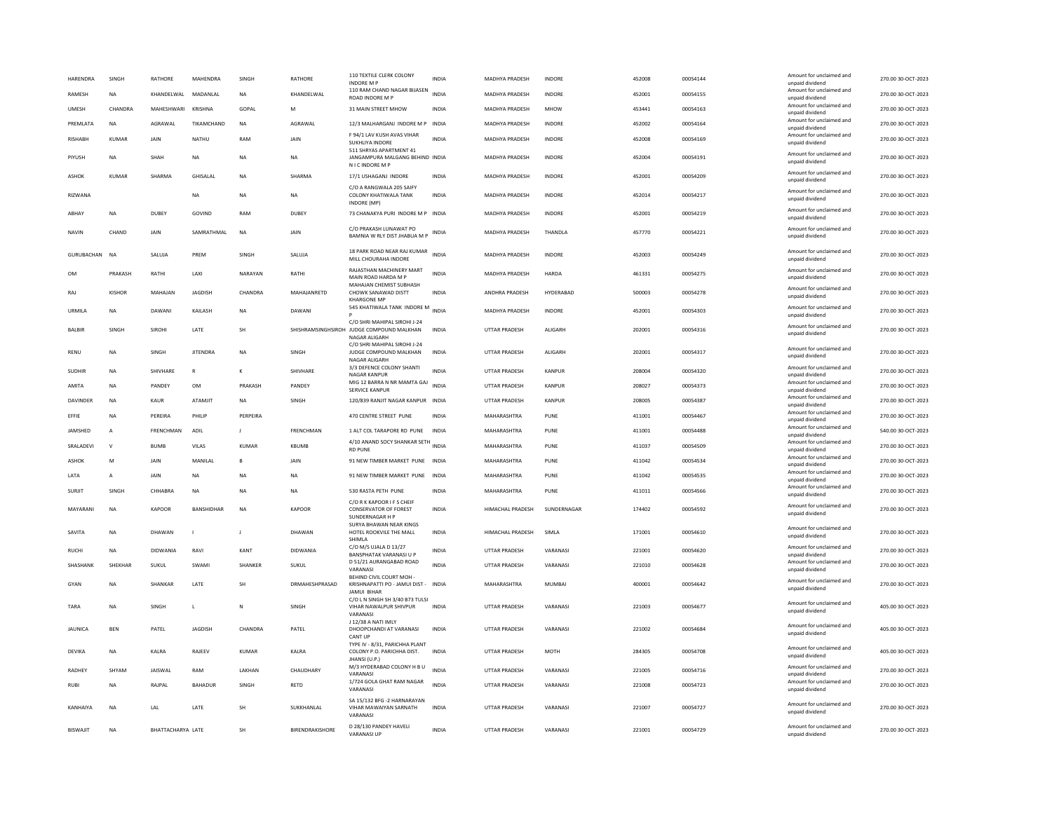| HARENDRA | SINGH | RATHORE | MAHENDRA | SINGH | RATHORE | 110 TEXTILE CLERK COLONY INDORE M P | INDIA | MADHYA PRADESH | INDORE | 452008 | 00054144 | Amount for unclaimed and unpaid dividend | 270.00 | 30-OCT-2023 |
|---|---|---|---|---|---|---|---|---|---|---|---|---|---|---|
| RAMESH | NA | KHANDELWAL | MADANLAL | NA | KHANDELWAL | 110 RAM CHAND NAGAR BIJASEN ROAD INDORE M P | INDIA | MADHYA PRADESH | INDORE | 452001 | 00054155 | Amount for unclaimed and unpaid dividend | 270.00 | 30-OCT-2023 |
| UMESH | CHANDRA | MAHESHWARI | KRISHNA | GOPAL | M | 31 MAIN STREET MHOW | INDIA | MADHYA PRADESH | MHOW | 453441 | 00054163 | Amount for unclaimed and unpaid dividend | 270.00 | 30-OCT-2023 |
| PREMLATA | NA | AGRAWAL | TIKAMCHAND | NA | AGRAWAL | 12/3 MALHARGANJ INDORE M P | INDIA | MADHYA PRADESH | INDORE | 452002 | 00054164 | Amount for unclaimed and unpaid dividend | 270.00 | 30-OCT-2023 |
| RISHABH | KUMAR | JAIN | NATHU | RAM | JAIN | F 94/1 LAV KUSH AVAS VIHAR SUKHLIYA INDORE | INDIA | MADHYA PRADESH | INDORE | 452008 | 00054169 | Amount for unclaimed and unpaid dividend | 270.00 | 30-OCT-2023 |
| PIYUSH | NA | SHAH | NA | NA | NA | 511 SHRYAS APARTMENT 41 JANGAMPURA MALGANG BEHIND N I C INDORE M P | INDIA | MADHYA PRADESH | INDORE | 452004 | 00054191 | Amount for unclaimed and unpaid dividend | 270.00 | 30-OCT-2023 |
| ASHOK | KUMAR | SHARMA | GHISALAL | NA | SHARMA | 17/1 USHAGANJ INDORE | INDIA | MADHYA PRADESH | INDORE | 452001 | 00054209 | Amount for unclaimed and unpaid dividend | 270.00 | 30-OCT-2023 |
| RIZWANA | | | NA | NA | NA | C/O A RANGWALA 205 SAIFY COLONY KHATIWALA TANK INDORE (MP) | INDIA | MADHYA PRADESH | INDORE | 452014 | 00054217 | Amount for unclaimed and unpaid dividend | 270.00 | 30-OCT-2023 |
| ABHAY | NA | DUBEY | GOVIND | RAM | DUBEY | 73 CHANAKYA PURI INDORE M P | INDIA | MADHYA PRADESH | INDORE | 452001 | 00054219 | Amount for unclaimed and unpaid dividend | 270.00 | 30-OCT-2023 |
| NAVIN | CHAND | JAIN | SAMRATHMAL | NA | JAIN | C/O PRAKASH LUNAWAT PO BAMNIA W RLY DIST JHABUA M P | INDIA | MADHYA PRADESH | THANDLA | 457770 | 00054221 | Amount for unclaimed and unpaid dividend | 270.00 | 30-OCT-2023 |
| GURUBACHAN | NA | SALUJA | PREM | SINGH | SALUJA | 18 PARK ROAD NEAR RAJ KUMAR MILL CHOURAHA INDORE | INDIA | MADHYA PRADESH | INDORE | 452003 | 00054249 | Amount for unclaimed and unpaid dividend | 270.00 | 30-OCT-2023 |
| OM | PRAKASH | RATHI | LAXI | NARAYAN | RATHI | RAJASTHAN MACHINERY MART MAIN ROAD HARDA M P | INDIA | MADHYA PRADESH | HARDA | 461331 | 00054275 | Amount for unclaimed and unpaid dividend | 270.00 | 30-OCT-2023 |
| RAJ | KISHOR | MAHAJAN | JAGDISH | CHANDRA | MAHAJANRETD | MAHAJAN CHEMIST SUBHASH CHOWK SANAWAD DISTT KHARGONE MP | INDIA | ANDHRA PRADESH | HYDERABAD | 500003 | 00054278 | Amount for unclaimed and unpaid dividend | 270.00 | 30-OCT-2023 |
| URMILA | NA | DAWANI | KAILASH | NA | DAWANI | 545 KHATIWALA TANK INDORE M P | INDIA | MADHYA PRADESH | INDORE | 452001 | 00054303 | Amount for unclaimed and unpaid dividend | 270.00 | 30-OCT-2023 |
| BALBIR | SINGH | SIROHI | LATE | SH | SHISHRAMSINGHSIROH | C/O SHRI MAHIPAL SIROHI J-24 JUDGE COMPOUND MALKHAN NAGAR ALIGARH | INDIA | UTTAR PRADESH | ALIGARH | 202001 | 00054316 | Amount for unclaimed and unpaid dividend | 270.00 | 30-OCT-2023 |
| RENU | NA | SINGH | JITENDRA | NA | SINGH | C/O SHRI MAHIPAL SIROHI J-24 JUDGE COMPOUND MALKHAN NAGAR ALIGARH | INDIA | UTTAR PRADESH | ALIGARH | 202001 | 00054317 | Amount for unclaimed and unpaid dividend | 270.00 | 30-OCT-2023 |
| SUDHIR | NA | SHIVHARE | R | K | SHIVHARE | 3/3 DEFENCE COLONY SHANTI NAGAR KANPUR | INDIA | UTTAR PRADESH | KANPUR | 208004 | 00054320 | Amount for unclaimed and unpaid dividend | 270.00 | 30-OCT-2023 |
| AMITA | NA | PANDEY | OM | PRAKASH | PANDEY | MIG 12 BARRA N NR MAMTA GAJ SERVICE KANPUR | INDIA | UTTAR PRADESH | KANPUR | 208027 | 00054373 | Amount for unclaimed and unpaid dividend | 270.00 | 30-OCT-2023 |
| DAVINDER | NA | KAUR | ATAMJIT | NA | SINGH | 120/839 RANJIT NAGAR KANPUR | INDIA | UTTAR PRADESH | KANPUR | 208005 | 00054387 | Amount for unclaimed and unpaid dividend | 270.00 | 30-OCT-2023 |
| EFFIE | NA | PEREIRA | PHILIP | PERPEIRA | | 470 CENTRE STREET PUNE | INDIA | MAHARASHTRA | PUNE | 411001 | 00054467 | Amount for unclaimed and unpaid dividend | 270.00 | 30-OCT-2023 |
| JAMSHED | A | FRENCHMAN | ADIL | J | FRENCHMAN | 1 ALT COL TARAPORE RD PUNE | INDIA | MAHARASHTRA | PUNE | 411001 | 00054488 | Amount for unclaimed and unpaid dividend | 540.00 | 30-OCT-2023 |
| SRALADEVI | V | BUMB | VILAS | KUMAR | KBUMB | 4/10 ANAND SOCY SHANKAR SETH RD PUNE | INDIA | MAHARASHTRA | PUNE | 411037 | 00054509 | Amount for unclaimed and unpaid dividend | 270.00 | 30-OCT-2023 |
| ASHOK | M | JAIN | MANILAL | B | JAIN | 91 NEW TIMBER MARKET PUNE | INDIA | MAHARASHTRA | PUNE | 411042 | 00054534 | Amount for unclaimed and unpaid dividend | 270.00 | 30-OCT-2023 |
| LATA | A | JAIN | NA | NA | NA | 91 NEW TIMBER MARKET PUNE | INDIA | MAHARASHTRA | PUNE | 411042 | 00054535 | Amount for unclaimed and unpaid dividend | 270.00 | 30-OCT-2023 |
| SURJIT | SINGH | CHHABRA | NA | NA | NA | 530 RASTA PETH PUNE | INDIA | MAHARASHTRA | PUNE | 411011 | 00054566 | Amount for unclaimed and unpaid dividend | 270.00 | 30-OCT-2023 |
| MAYARANI | NA | KAPOOR | BANSHIDHAR | NA | KAPOOR | C/O R K KAPOOR I F S CHEIF CONSERVATOR OF FOREST SUNDERNAGAR H P | INDIA | HIMACHAL PRADESH | SUNDERNAGAR | 174402 | 00054592 | Amount for unclaimed and unpaid dividend | 270.00 | 30-OCT-2023 |
| SAVITA | NA | DHAWAN | I | J | DHAWAN | SURYA BHAWAN NEAR KINGS HOTEL ROOKVILE THE MALL SHIMLA | INDIA | HIMACHAL PRADESH | SIMLA | 171001 | 00054610 | Amount for unclaimed and unpaid dividend | 270.00 | 30-OCT-2023 |
| RUCHI | NA | DIDWANIA | RAVI | KANT | DIDWANIA | C/O M/S UJALA D 13/27 BANSPHATAK VARANASI U P | INDIA | UTTAR PRADESH | VARANASI | 221001 | 00054620 | Amount for unclaimed and unpaid dividend | 270.00 | 30-OCT-2023 |
| SHASHANK | SHEKHAR | SUKUL | SWAMI | SHANKER | SUKUL | D 51/21 AURANGABAD ROAD VARANASI | INDIA | UTTAR PRADESH | VARANASI | 221010 | 00054628 | Amount for unclaimed and unpaid dividend | 270.00 | 30-OCT-2023 |
| GYAN | NA | SHANKAR | LATE | SH | DRMAHESHPRASAD | BEHIND CIVIL COURT MOH - KRISHNAPATTI PO - JAMUI DIST - JAMUI BIHAR | INDIA | MAHARASHTRA | MUMBAI | 400001 | 00054642 | Amount for unclaimed and unpaid dividend | 270.00 | 30-OCT-2023 |
| TARA | NA | SINGH | L | N | SINGH | C/O L N SINGH SH 3/40 B73 TULSI VIHAR NAWALPUR SHIVPUR VARANASI | INDIA | UTTAR PRADESH | VARANASI | 221003 | 00054677 | Amount for unclaimed and unpaid dividend | 405.00 | 30-OCT-2023 |
| JAUNICA | BEN | PATEL | JAGDISH | CHANDRA | PATEL | J 12/38 A NATI IMLY DHOOPCHANDI AT VARANASI CANT UP | INDIA | UTTAR PRADESH | VARANASI | 221002 | 00054684 | Amount for unclaimed and unpaid dividend | 405.00 | 30-OCT-2023 |
| DEVIKA | NA | KALRA | RAJEEV | KUMAR | KALRA | TYPE IV - 8/31, PARICHHA PLANT COLONY P.O. PARICHHA DIST. JHANSI (U.P.) | INDIA | UTTAR PRADESH | MOTH | 284305 | 00054708 | Amount for unclaimed and unpaid dividend | 405.00 | 30-OCT-2023 |
| RADHEY | SHYAM | JAISWAL | RAM | LAKHAN | CHAUDHARY | M/3 HYDERABAD COLONY H B U VARANASI | INDIA | UTTAR PRADESH | VARANASI | 221005 | 00054716 | Amount for unclaimed and unpaid dividend | 270.00 | 30-OCT-2023 |
| RUBI | NA | RAJPAL | BAHADUR | SINGH | RETD | 1/724 GOLA GHAT RAM NAGAR VARANASI | INDIA | UTTAR PRADESH | VARANASI | 221008 | 00054723 | Amount for unclaimed and unpaid dividend | 270.00 | 30-OCT-2023 |
| KANHAIYA | NA | LAL | LATE | SH | SUKKHANLAL | SA 15/132 BFG -2 HARNARAYAN VIHAR MAWAIYAN SARNATH VARANASI | INDIA | UTTAR PRADESH | VARANASI | 221007 | 00054727 | Amount for unclaimed and unpaid dividend | 270.00 | 30-OCT-2023 |
| BISWAJIT | NA | BHATTACHARYA | LATE | SH | BIRENDRAKISHORE | D 28/130 PANDEY HAVELI VARANASI UP | INDIA | UTTAR PRADESH | VARANASI | 221001 | 00054729 | Amount for unclaimed and unpaid dividend | 270.00 | 30-OCT-2023 |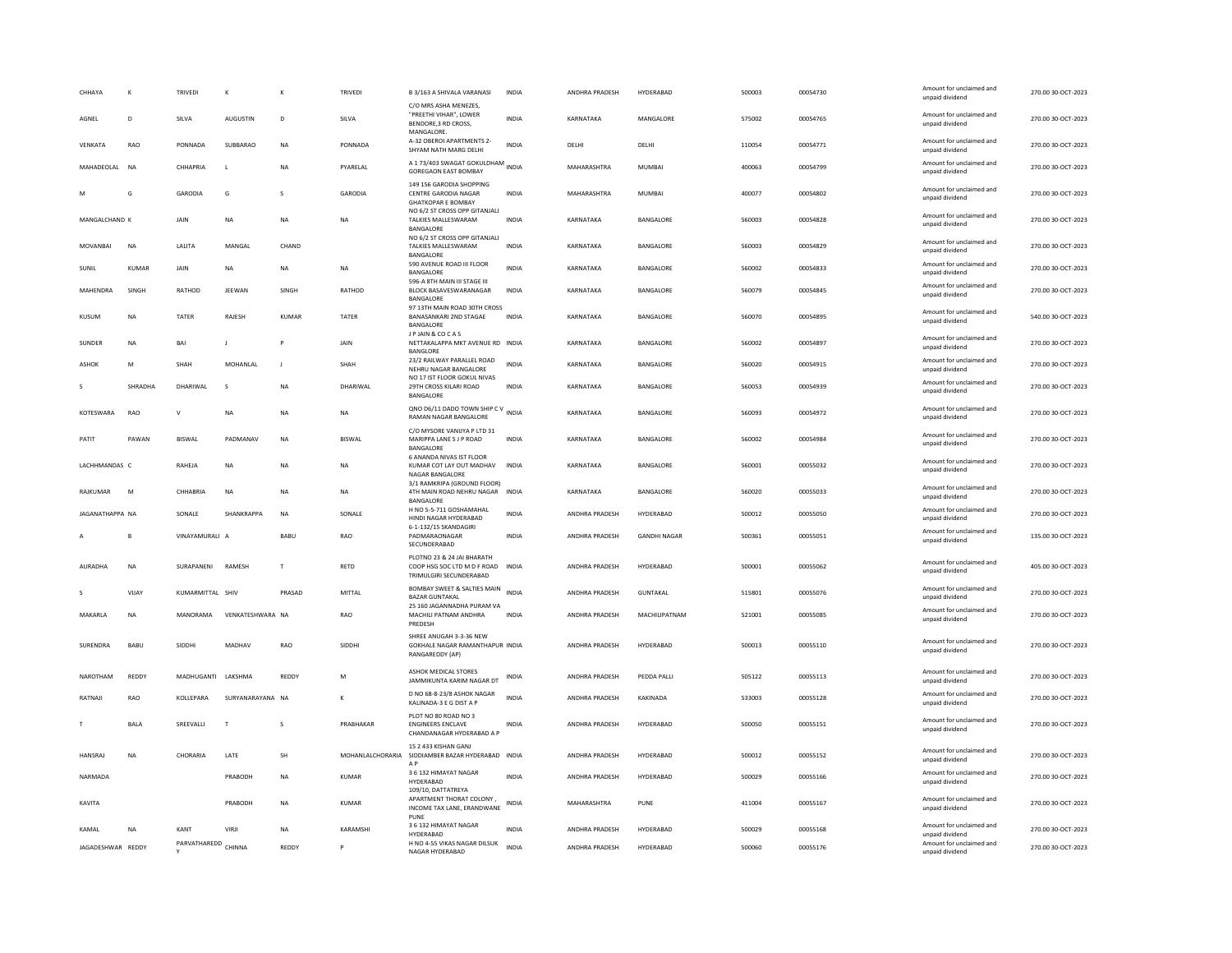| | | | | | | | | | | | | | | |
|---|---|---|---|---|---|---|---|---|---|---|---|---|---|---|
| CHHAYA | K | TRIVEDI | K | K | TRIVEDI | B 3/163 A SHIVALA VARANASI | INDIA | ANDHRA PRADESH | HYDERABAD | 500003 | 00054730 | | Amount for unclaimed and unpaid dividend | 270.00 30-OCT-2023 |
| AGNEL | D | SILVA | AUGUSTIN | D | SILVA | C/O MRS ASHA MENEZES, "PREETHI VIHAR", LOWER BENDORE,3 RD CROSS, MANGALORE. | INDIA | KARNATAKA | MANGALORE | 575002 | 00054765 | | Amount for unclaimed and unpaid dividend | 270.00 30-OCT-2023 |
| VENKATA | RAO | PONNADA | SUBBARAO | NA | PONNADA | A-32 OBEROI APARTMENTS 2-SHYAM NATH MARG DELHI | INDIA | DELHI | DELHI | 110054 | 00054771 | | Amount for unclaimed and unpaid dividend | 270.00 30-OCT-2023 |
| MAHADEOLAL | NA | CHHAPRIA | L | NA | PYARELAL | A 1 73/403 SWAGAT GOKULDHAM GOREGAON EAST BOMBAY | INDIA | MAHARASHTRA | MUMBAI | 400063 | 00054799 | | Amount for unclaimed and unpaid dividend | 270.00 30-OCT-2023 |
| M | G | GARODIA | G | S | GARODIA | 149 156 GARODIA SHOPPING CENTRE GARODIA NAGAR GHATKOPAR E BOMBAY | INDIA | MAHARASHTRA | MUMBAI | 400077 | 00054802 | | Amount for unclaimed and unpaid dividend | 270.00 30-OCT-2023 |
| MANGALCHAND | K | JAIN | NA | NA | NA | NO 6/2 ST CROSS OPP GITANJALI TALKIES MALLESWARAM BANGALORE | INDIA | KARNATAKA | BANGALORE | 560003 | 00054828 | | Amount for unclaimed and unpaid dividend | 270.00 30-OCT-2023 |
| MOVANBAI | NA | LALITA | MANGAL | CHAND | | NO 6/2 ST CROSS OPP GITANJALI TALKIES MALLESWARAM BANGALORE | INDIA | KARNATAKA | BANGALORE | 560003 | 00054829 | | Amount for unclaimed and unpaid dividend | 270.00 30-OCT-2023 |
| SUNIL | KUMAR | JAIN | NA | NA | NA | 590 AVENUE ROAD III FLOOR BANGALORE | INDIA | KARNATAKA | BANGALORE | 560002 | 00054833 | | Amount for unclaimed and unpaid dividend | 270.00 30-OCT-2023 |
| MAHENDRA | SINGH | RATHOD | JEEWAN | SINGH | RATHOD | 596-A 8TH MAIN III STAGE III BLOCK BASAVESWARANAGAR BANGALORE | INDIA | KARNATAKA | BANGALORE | 560079 | 00054845 | | Amount for unclaimed and unpaid dividend | 270.00 30-OCT-2023 |
| KUSUM | NA | TATER | RAJESH | KUMAR | TATER | 97 13TH MAIN ROAD 30TH CROSS BANASANKARI 2ND STAGAE BANGALORE | INDIA | KARNATAKA | BANGALORE | 560070 | 00054895 | | Amount for unclaimed and unpaid dividend | 540.00 30-OCT-2023 |
| SUNDER | NA | BAI | J | P | JAIN | J P JAIN & CO C A S NETTAKALAPPA MKT AVENUE RD BANGLORE | INDIA | KARNATAKA | BANGALORE | 560002 | 00054897 | | Amount for unclaimed and unpaid dividend | 270.00 30-OCT-2023 |
| ASHOK | M | SHAH | MOHANLAL | J | SHAH | 23/2 RAILWAY PARALLEL ROAD NEHRU NAGAR BANGALORE | INDIA | KARNATAKA | BANGALORE | 560020 | 00054915 | | Amount for unclaimed and unpaid dividend | 270.00 30-OCT-2023 |
| S | SHRADHA | DHARIWAL | S | NA | DHARIWAL | NO 17 IST FLOOR GOKUL NIVAS 29TH CROSS KILARI ROAD BANGALORE | INDIA | KARNATAKA | BANGALORE | 560053 | 00054939 | | Amount for unclaimed and unpaid dividend | 270.00 30-OCT-2023 |
| KOTESWARA | RAO | V | NA | NA | NA | QNO D6/11 DADO TOWN SHIP C V RAMAN NAGAR BANGALORE | INDIA | KARNATAKA | BANGALORE | 560093 | 00054972 | | Amount for unclaimed and unpaid dividend | 270.00 30-OCT-2023 |
| PATIT | PAWAN | BISWAL | PADMANAV | NA | BISWAL | C/O MYSORE VANIJYA P LTD 31 MARIPPA LANE S J P ROAD BANGALORE | INDIA | KARNATAKA | BANGALORE | 560002 | 00054984 | | Amount for unclaimed and unpaid dividend | 270.00 30-OCT-2023 |
| LACHHMANDAS | C | RAHEJA | NA | NA | NA | 6 ANANDA NIVAS IST FLOOR KUMAR COT LAY OUT MADHAV NAGAR BANGALORE | INDIA | KARNATAKA | BANGALORE | 560001 | 00055032 | | Amount for unclaimed and unpaid dividend | 270.00 30-OCT-2023 |
| RAJKUMAR | M | CHHABRIA | NA | NA | NA | 3/1 RAMKRIPA (GROUND FLOOR) 4TH MAIN ROAD NEHRU NAGAR BANGALORE | INDIA | KARNATAKA | BANGALORE | 560020 | 00055033 | | Amount for unclaimed and unpaid dividend | 270.00 30-OCT-2023 |
| JAGANATHAPPA | NA | SONALE | SHANKRAPPA | NA | SONALE | H NO 5-5-711 GOSHAMAHAL HINDI NAGAR HYDERABAD | INDIA | ANDHRA PRADESH | HYDERABAD | 500012 | 00055050 | | Amount for unclaimed and unpaid dividend | 270.00 30-OCT-2023 |
| A | B | VINAYAMURALI | A | BABU | RAO | 6-1-132/15 SKANDAGIRI PADMARAONAGAR SECUNDERABAD | INDIA | ANDHRA PRADESH | GANDHI NAGAR | 500361 | 00055051 | | Amount for unclaimed and unpaid dividend | 135.00 30-OCT-2023 |
| AURADHA | NA | SURAPANENI | RAMESH | T | RETD | PLOTNO 23 & 24 JAI BHARATH COOP HSG SOC LTD M D F ROAD TRIMULGIRI SECUNDERABAD | INDIA | ANDHRA PRADESH | HYDERABAD | 500001 | 00055062 | | Amount for unclaimed and unpaid dividend | 405.00 30-OCT-2023 |
| S | VIJAY | KUMARMITTAL | SHIV | PRASAD | MITTAL | BOMBAY SWEET & SALTIES MAIN BAZAR GUNTAKAL | INDIA | ANDHRA PRADESH | GUNTAKAL | 515801 | 00055076 | | Amount for unclaimed and unpaid dividend | 270.00 30-OCT-2023 |
| MAKARLA | NA | MANORAMA | VENKATESHWARA | NA | RAO | 25 160 JAGANNADHA PURAM VA MACHILI PATNAM ANDHRA PREDESH | INDIA | ANDHRA PRADESH | MACHILIPATNAM | 521001 | 00055085 | | Amount for unclaimed and unpaid dividend | 270.00 30-OCT-2023 |
| SURENDRA | BABU | SIDDHI | MADHAV | RAO | SIDDHI | SHREE ANUGAH 3-3-36 NEW GOKHALE NAGAR RAMANTHAPUR RANGAREDDY (AP) | INDIA | ANDHRA PRADESH | HYDERABAD | 500013 | 00055110 | | Amount for unclaimed and unpaid dividend | 270.00 30-OCT-2023 |
| NAROTHAM | REDDY | MADHUGANTI | LAKSHMA | REDDY | M | ASHOK MEDICAL STORES JAMMIKUNTA KARIM NAGAR DT | INDIA | ANDHRA PRADESH | PEDDA PALLI | 505122 | 00055113 | | Amount for unclaimed and unpaid dividend | 270.00 30-OCT-2023 |
| RATNAJI | RAO | KOLLEPARA | SURYANARAYANA | NA | K | D NO 68-8-23/8 ASHOK NAGAR KALINADA-3 E G DIST A P | INDIA | ANDHRA PRADESH | KAKINADA | 533003 | 00055128 | | Amount for unclaimed and unpaid dividend | 270.00 30-OCT-2023 |
| T | BALA | SREEVALLI | T | S | PRABHAKAR | PLOT NO 80 ROAD NO 3 ENGINEERS ENCLAVE CHANDANAGAR HYDERABAD A P | INDIA | ANDHRA PRADESH | HYDERABAD | 500050 | 00055151 | | Amount for unclaimed and unpaid dividend | 270.00 30-OCT-2023 |
| HANSRAJ | NA | CHORARIA | LATE | SH | MOHANLALCHORARIA | 15 2 433 KISHAN GANJ SIDDIAMBER BAZAR HYDERABAD A P | INDIA | ANDHRA PRADESH | HYDERABAD | 500012 | 00055152 | | Amount for unclaimed and unpaid dividend | 270.00 30-OCT-2023 |
| NARMADA | | | PRABODH | NA | KUMAR | 3 6 132 HIMAYAT NAGAR HYDERABAD | INDIA | ANDHRA PRADESH | HYDERABAD | 500029 | 00055166 | | Amount for unclaimed and unpaid dividend | 270.00 30-OCT-2023 |
| KAVITA | | | PRABODH | NA | KUMAR | 109/10, DATTATREYA APARTMENT THORAT COLONY , INCOME TAX LANE, ERANDWANE PUNE | INDIA | MAHARASHTRA | PUNE | 411004 | 00055167 | | Amount for unclaimed and unpaid dividend | 270.00 30-OCT-2023 |
| KAMAL | NA | KANT | VIRJI | NA | KARAMSHI | 3 6 132 HIMAYAT NAGAR HYDERABAD | INDIA | ANDHRA PRADESH | HYDERABAD | 500029 | 00055168 | | Amount for unclaimed and unpaid dividend | 270.00 30-OCT-2023 |
| JAGADESHWAR | REDDY | PARVATHAREDDY | CHINNA | REDDY | P | H NO 4-55 VIKAS NAGAR DILSUK NAGAR HYDERABAD | INDIA | ANDHRA PRADESH | HYDERABAD | 500060 | 00055176 | | Amount for unclaimed and unpaid dividend | 270.00 30-OCT-2023 |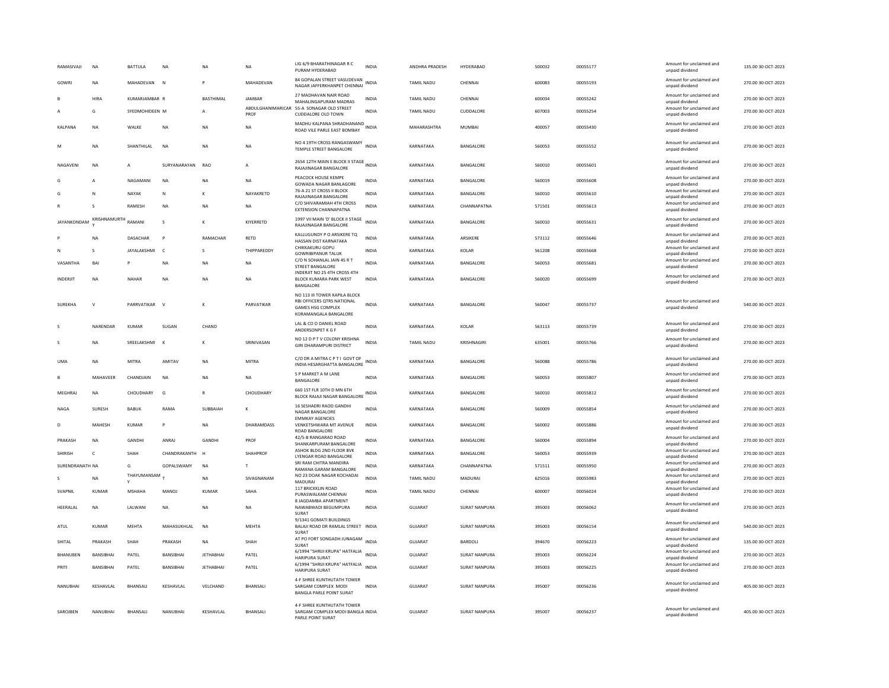| RAMASIVAJI | NA | BATTULA | NA | NA | NA | LIG 6/9 BHARATHINAGAR R C PURAM HYDERABAD | INDIA | ANDHRA PRADESH | HYDERABAD | 500032 | 00055177 | Amount for unclaimed and unpaid dividend | 135.00 | 30-OCT-2023 |
|---|---|---|---|---|---|---|---|---|---|---|---|---|---|---|
| GOWRI | NA | MAHADEVAN | N | P | MAHADEVAN | 84 GOPALAN STREET VASUDEVAN NAGAR JAFFERKHANPET CHENNAI | INDIA | TAMIL NADU | CHENNAI | 600083 | 00055193 | Amount for unclaimed and unpaid dividend | 270.00 | 30-OCT-2023 |
| B | HIRA | KUMARJAMBAR | R | BASTHIMAL | JAMBAR | 27 MADHAVAN NAIR ROAD MAHALINGAPURAM MADRAS | INDIA | TAMIL NADU | CHENNAI | 600034 | 00055242 | Amount for unclaimed and unpaid dividend | 270.00 | 30-OCT-2023 |
| A | G | SYEDMOHIDEEN | M | A | ABDULGHANIMARICAR PROF | 55-A SONAGAR OLD STREET CUDDALORE OLD TOWN | INDIA | TAMIL NADU | CUDDALORE | 607003 | 00055254 | Amount for unclaimed and unpaid dividend | 270.00 | 30-OCT-2023 |
| KALPANA | NA | WALKE | NA | NA | NA | MADHU KALPANA SHRADHANAND ROAD VILE PARLE EAST BOMBAY | INDIA | MAHARASHTRA | MUMBAI | 400057 | 00055430 | Amount for unclaimed and unpaid dividend | 270.00 | 30-OCT-2023 |
| M | NA | SHANTHILAL | NA | NA | NA | NO 4 19TH CROSS RANGASWAMY TEMPLE STREET BANGALORE | INDIA | KARNATAKA | BANGALORE | 560053 | 00055552 | Amount for unclaimed and unpaid dividend | 270.00 | 30-OCT-2023 |
| NAGAVENI | NA | A | SURYANARAYAN | RAO | A | 2654 12TH MAIN E BLOCK II STAGE RAJAJINAGAR BANGALORE | INDIA | KARNATAKA | BANGALORE | 560010 | 00055601 | Amount for unclaimed and unpaid dividend | 270.00 | 30-OCT-2023 |
| G | A | NAGAMANI | NA | NA | NA | PEACOCK HOUSE KEMPE GOWADA NAGAR BANLAGORE | INDIA | KARNATAKA | BANGALORE | 560019 | 00055608 | Amount for unclaimed and unpaid dividend | 270.00 | 30-OCT-2023 |
| G | N | NAYAK | N | K | NAYAKRETD | 76-A 21 ST CROSS II BLOCK RAJAJINAGAR BANGALORE | INDIA | KARNATAKA | BANGALORE | 560010 | 00055610 | Amount for unclaimed and unpaid dividend | 270.00 | 30-OCT-2023 |
| R | S | RAMESH | NA | NA | NA | C/O SHIVARAMIAH 4TH CROSS EXTENSION CHANNAPATNA | INDIA | KARNATAKA | CHANNAPATNA | 571501 | 00055613 | Amount for unclaimed and unpaid dividend | 270.00 | 30-OCT-2023 |
| JAYANKONDAM | KRISHNAMURTHY | RAMANI | S | K | KIYERRETD | 1997 VII MAIN 'D' BLOCK II STAGE RAJAJINAGAR BANGALORE | INDIA | KARNATAKA | BANGALORE | 560010 | 00055631 | Amount for unclaimed and unpaid dividend | 270.00 | 30-OCT-2023 |
| P | NA | DASACHAR | P | RAMACHAR | RETD | KALLUGUNDY P O ARSIKERE TQ HASSAN DIST KARNATAKA | INDIA | KARNATAKA | ARSIKERE | 573112 | 00055646 | Amount for unclaimed and unpaid dividend | 270.00 | 30-OCT-2023 |
| N | S | JAYALAKSHMI | C | S | THIPPAREDDY | CHIKKAKURU GOPU GOWRIBIPANUR TALUK | INDIA | KARNATAKA | KOLAR | 561208 | 00055668 | Amount for unclaimed and unpaid dividend | 270.00 | 30-OCT-2023 |
| VASANTHA | BAI | P | NA | NA | NA | C/O N SOHANLAL JAIN 45 R T STREET BANGALORE | INDIA | KARNATAKA | BANGALORE | 560053 | 00055681 | Amount for unclaimed and unpaid dividend | 270.00 | 30-OCT-2023 |
| INDERJIT | NA | NAHAR | NA | NA | NA | INDERJIT NO 25 4TH CROSS 4TH BLOCK KUMARA PARK WEST BANGALORE | INDIA | KARNATAKA | BANGALORE | 560020 | 00055699 | Amount for unclaimed and unpaid dividend | 270.00 | 30-OCT-2023 |
| SUREKHA | V | PARRVATIKAR | V | K | PARVATIKAR | NO 113 III TOWER KAPILA BLOCK RBI OFFICERS QTRS NATIONAL GAMES HSG COMPLEX KORAMANGALA BANGALORE | INDIA | KARNATAKA | BANGALORE | 560047 | 00055737 | Amount for unclaimed and unpaid dividend | 540.00 | 30-OCT-2023 |
| S | NARENDAR | KUMAR | SUGAN | CHAND | | LAL & CO O DANIEL ROAD ANDERSONPET K G F | INDIA | KARNATAKA | KOLAR | 563113 | 00055739 | Amount for unclaimed and unpaid dividend | 270.00 | 30-OCT-2023 |
| S | NA | SREELAKSHMI | K | K | SRINIVASAN | NO 12 D P T V COLONY KRISHNA GIRI DHARAMPURI DISTRICT | INDIA | TAMIL NADU | KRISHNAGIRI | 635001 | 00055766 | Amount for unclaimed and unpaid dividend | 270.00 | 30-OCT-2023 |
| UMA | NA | MITRA | AMITAV | NA | MITRA | C/O DR A MITRA C P T I GOVT OF INDIA HESARGHATTA BANGALORE | INDIA | KARNATAKA | BANGALORE | 560088 | 00055786 | Amount for unclaimed and unpaid dividend | 270.00 | 30-OCT-2023 |
| B | MAHAVEER | CHANDJAIN | NA | NA | NA | S P MARKET A M LANE BANGALORE | INDIA | KARNATAKA | BANGALORE | 560053 | 00055807 | Amount for unclaimed and unpaid dividend | 270.00 | 30-OCT-2023 |
| MEGHRAJ | NA | CHOUDHARY | G | R | CHOUDHARY | 660 1ST FLR 10TH D MN 6TH BLOCK RAJAJI NAGAR BANGALORE | INDIA | KARNATAKA | BANGALORE | 560010 | 00055812 | Amount for unclaimed and unpaid dividend | 270.00 | 30-OCT-2023 |
| NAGA | SURESH | BABUK | RAMA | SUBBAIAH | K | 16 SESHADRI RAOD GANDHI NAGAR BANGALORE | INDIA | KARNATAKA | BANGALORE | 560009 | 00055854 | Amount for unclaimed and unpaid dividend | 270.00 | 30-OCT-2023 |
| D | MAHESH | KUMAR | P | NA | DHARAMDASS | EMMKAY AGENCIES VENKETSHWARA MT AVENUE ROAD BANGALORE | INDIA | KARNATAKA | BANGALORE | 560002 | 00055886 | Amount for unclaimed and unpaid dividend | 270.00 | 30-OCT-2023 |
| PRAKASH | NA | GANDHI | ANRAJ | GANDHI | PROF | 42/5-B RANGARAO ROAD SHANKARPURAM BANGALORE | INDIA | KARNATAKA | BANGALORE | 560004 | 00055894 | Amount for unclaimed and unpaid dividend | 270.00 | 30-OCT-2023 |
| SHIRISH | C | SHAH | CHANDRAKANTH | H | SHAHPROF | ASHOK BLDG 2ND FLOOR BVK LYENGAR ROAD BANGALORE | INDIA | KARNATAKA | BANGALORE | 560053 | 00055939 | Amount for unclaimed and unpaid dividend | 270.00 | 30-OCT-2023 |
| SURENDRANATH | NA | G | GOPALSWAMY | NA | T | SRI RAM CHITRA MANDIRA RAMANA GARAM BANGALORE | INDIA | KARNATAKA | CHANNAPATNA | 571511 | 00055950 | Amount for unclaimed and unpaid dividend | 270.00 | 30-OCT-2023 |
| S | NA | THAYUMANSAMY | T | NA | SIVAGNANAM | NO 23 DOAK NAGAR KOCHADAI MADURAI | INDIA | TAMIL NADU | MADURAI | 625016 | 00055983 | Amount for unclaimed and unpaid dividend | 270.00 | 30-OCT-2023 |
| SVAPNIL | KUMAR | MSHAHA | MANOJ | KUMAR | SAHA | 117 BRICKKLIN ROAD PURASWALKAM CHENNAI | INDIA | TAMIL NADU | CHENNAI | 600007 | 00056024 | Amount for unclaimed and unpaid dividend | 270.00 | 30-OCT-2023 |
| HEERALAL | NA | LALWANI | NA | NA | NA | 8 JAGDAMBA APARTMENT NAWABWADI BEGUMPURA SURAT | INDIA | GUJARAT | SURAT NANPURA | 395003 | 00056062 | Amount for unclaimed and unpaid dividend | 270.00 | 30-OCT-2023 |
| ATUL | KUMAR | MEHTA | MAHASUKHLAL | NA | MEHTA | 9/1341 GOMATI BUILDINGS BALAJI ROAD DR RAMLAL STREET SURAT | INDIA | GUJARAT | SURAT NANPURA | 395003 | 00056154 | Amount for unclaimed and unpaid dividend | 540.00 | 30-OCT-2023 |
| SHITAL | PRAKASH | SHAH | PRAKASH | NA | SHAH | AT PO FORT SONGADH JUNAGAM SURAT | INDIA | GUJARAT | BARDOLI | 394670 | 00056223 | Amount for unclaimed and unpaid dividend | 135.00 | 30-OCT-2023 |
| BHANUBEN | BANSIBHAI | PATEL | BANSIBHAI | JETHABHAI | PATEL | 6/1994 "SHRIJI KRUPA" HATFALIA HARIPURA SURAT | INDIA | GUJARAT | SURAT NANPURA | 395003 | 00056224 | Amount for unclaimed and unpaid dividend | 270.00 | 30-OCT-2023 |
| PRITI | BANSIBHAI | PATEL | BANSIBHAI | JETHABHAI | PATEL | 6/1994 "SHRIJI KRUPA" HATFALIA HARIPURA SURAT | INDIA | GUJARAT | SURAT NANPURA | 395003 | 00056225 | Amount for unclaimed and unpaid dividend | 270.00 | 30-OCT-2023 |
| NANUBHAI | KESHAVLAL | BHANSALI | KESHAVLAL | VELCHAND | BHANSALI | 4-F SHREE KUNTHUTATH TOWER SARGAM COMPLEX MODI BANGLA PARLE POINT SURAT | INDIA | GUJARAT | SURAT NANPURA | 395007 | 00056236 | Amount for unclaimed and unpaid dividend | 405.00 | 30-OCT-2023 |
| SAROJBEN | NANUBHAI | BHANSALI | NANUBHAI | KESHAVLAL | BHANSALI | 4-F SHREE KUNTHUTATH TOWER SARGAM COMPLEX MODI BANGLA PARLE POINT SURAT | INDIA | GUJARAT | SURAT NANPURA | 395007 | 00056237 | Amount for unclaimed and unpaid dividend | 405.00 | 30-OCT-2023 |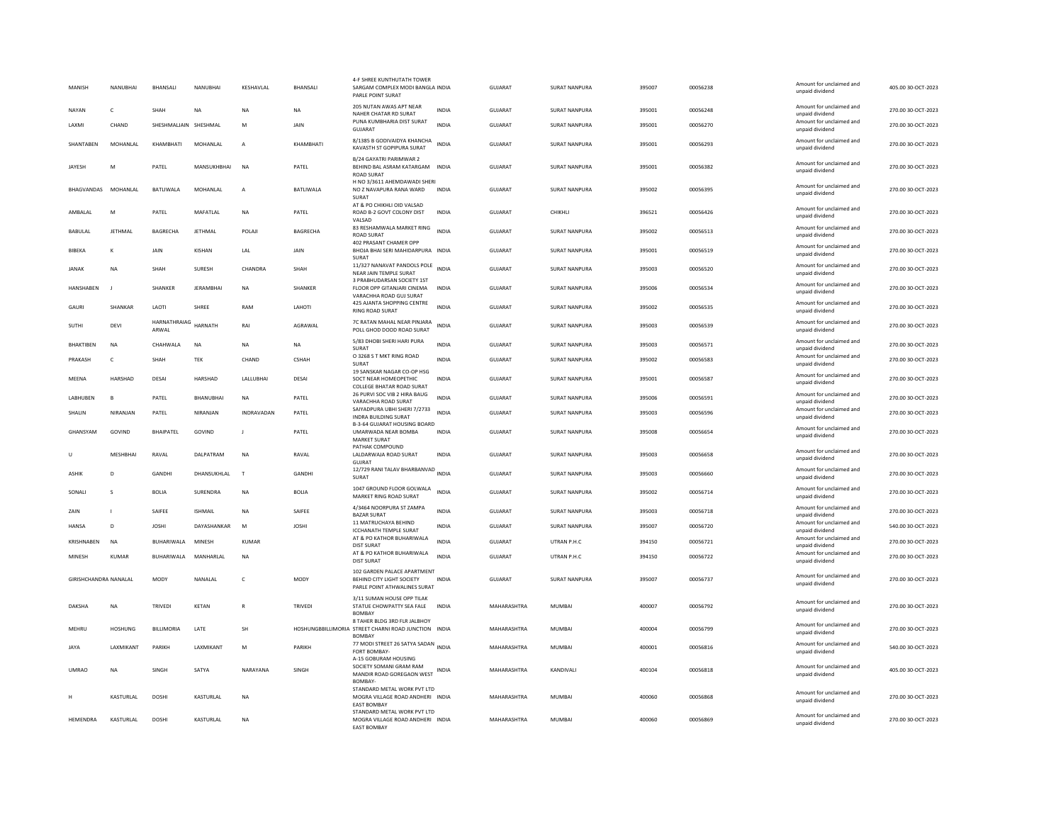| MANISH | NANUBHAI | BHANSALI | NANUBHAI | KESHAVLAL | BHANSALI | 4-F SHREE KUNTHUTATH TOWER SARGAM COMPLEX MODI BANGLA PARLE POINT SURAT | INDIA | GUJARAT | SURAT NANPURA | 395007 | 00056238 | Amount for unclaimed and unpaid dividend | 405.00 | 30-OCT-2023 |
|---|---|---|---|---|---|---|---|---|---|---|---|---|---|---|
| NAYAN | C | SHAH | NA | NA | NA | 205 NUTAN AWAS APT NEAR NAHER CHATAR RD SURAT | INDIA | GUJARAT | SURAT NANPURA | 395001 | 00056248 | Amount for unclaimed and unpaid dividend | 270.00 | 30-OCT-2023 |
| LAXMI | CHAND | SHESHMALJAIN | SHESHMAL | M | JAIN | PUNA KUMBHARIA DIST SURAT GUJARAT | INDIA | GUJARAT | SURAT NANPURA | 395001 | 00056270 | Amount for unclaimed and unpaid dividend | 270.00 | 30-OCT-2023 |
| SHANTABEN | MOHANLAL | KHAMBHATI | MOHANLAL | A | KHAMBHATI | 8/1385 B GODIVAIDYA KHANCHA KAVASTH ST GOPIPURA SURAT | INDIA | GUJARAT | SURAT NANPURA | 395001 | 00056293 | Amount for unclaimed and unpaid dividend | 270.00 | 30-OCT-2023 |
| JAYESH | M | PATEL | MANSUKHBHAI | NA | PATEL | B/24 GAYATRI PARIMWAR 2 BEHIND BAL ASRAM KATARGAM ROAD SURAT | INDIA | GUJARAT | SURAT NANPURA | 395001 | 00056382 | Amount for unclaimed and unpaid dividend | 270.00 | 30-OCT-2023 |
| BHAGVANDAS | MOHANLAL | BATLIWALA | MOHANLAL | A | BATLIWALA | H NO 3/3611 AHEMDAWADI SHERI NO Z NAVAPURA RANA WARD SURAT | INDIA | GUJARAT | SURAT NANPURA | 395002 | 00056395 | Amount for unclaimed and unpaid dividend | 270.00 | 30-OCT-2023 |
| AMBALAL | M | PATEL | MAFATLAL | NA | PATEL | AT & PO CHIKHLI OID VALSAD ROAD B-2 GOVT COLONY DIST VALSAD | INDIA | GUJARAT | CHIKHLI | 396521 | 00056426 | Amount for unclaimed and unpaid dividend | 270.00 | 30-OCT-2023 |
| BABULAL | JETHMAL | BAGRECHA | JETHMAL | POLAJI | BAGRECHA | 83 RESHAMWALA MARKET RING ROAD SURAT | INDIA | GUJARAT | SURAT NANPURA | 395002 | 00056513 | Amount for unclaimed and unpaid dividend | 270.00 | 30-OCT-2023 |
| BIBEKA | K | JAIN | KISHAN | LAL | JAIN | 402 PRASANT CHAMER OPP BHOJA BHAI SERI MAHIDARPURA SURAT | INDIA | GUJARAT | SURAT NANPURA | 395001 | 00056519 | Amount for unclaimed and unpaid dividend | 270.00 | 30-OCT-2023 |
| JANAK | NA | SHAH | SURESH | CHANDRA | SHAH | 11/327 NANAVAT PANDOLS POLE NEAR JAIN TEMPLE SURAT | INDIA | GUJARAT | SURAT NANPURA | 395003 | 00056520 | Amount for unclaimed and unpaid dividend | 270.00 | 30-OCT-2023 |
| HANSHABEN | J | SHANKER | JERAMBHAI | NA | SHANKER | 3 PRABHUDARSAN SOCIETY 1ST FLOOR OPP GITANJARI CINEMA VARACHHA ROAD GUJ SURAT | INDIA | GUJARAT | SURAT NANPURA | 395006 | 00056534 | Amount for unclaimed and unpaid dividend | 270.00 | 30-OCT-2023 |
| GAURI | SHANKAR | LAOTI | SHREE | RAM | LAHOTI | 425 AJANTA SHOPPING CENTRE RING ROAD SURAT | INDIA | GUJARAT | SURAT NANPURA | 395002 | 00056535 | Amount for unclaimed and unpaid dividend | 270.00 | 30-OCT-2023 |
| SUTHI | DEVI | HARNATHRAIAG ARWAL | HARNATH | RAI | AGRAWAL | 7C RATAN MAHAL NEAR PINJARA POLL GHOD DOOD ROAD SURAT | INDIA | GUJARAT | SURAT NANPURA | 395003 | 00056539 | Amount for unclaimed and unpaid dividend | 270.00 | 30-OCT-2023 |
| BHAKTIBEN | NA | CHAHWALA | NA | NA | NA | 5/83 DHOBI SHERI HARI PURA SURAT | INDIA | GUJARAT | SURAT NANPURA | 395003 | 00056571 | Amount for unclaimed and unpaid dividend | 270.00 | 30-OCT-2023 |
| PRAKASH | C | SHAH | TEK | CHAND | CSHAH | O 3268 S T MKT RING ROAD SURAT | INDIA | GUJARAT | SURAT NANPURA | 395002 | 00056583 | Amount for unclaimed and unpaid dividend | 270.00 | 30-OCT-2023 |
| MEENA | HARSHAD | DESAI | HARSHAD | LALLUBHAI | DESAI | 19 SANSKAR NAGAR CO-OP HSG SOCT NEAR HOMEOPETHIC COLLEGE BHATAR ROAD SURAT | INDIA | GUJARAT | SURAT NANPURA | 395001 | 00056587 | Amount for unclaimed and unpaid dividend | 270.00 | 30-OCT-2023 |
| LABHUBEN | B | PATEL | BHANUBHAI | NA | PATEL | 26 PURVI SOC VIB 2 HIRA BAUG VARACHHA ROAD SURAT | INDIA | GUJARAT | SURAT NANPURA | 395006 | 00056591 | Amount for unclaimed and unpaid dividend | 270.00 | 30-OCT-2023 |
| SHALIN | NIRANJAN | PATEL | NIRANJAN | INDRAVADAN | PATEL | SAIYADPURA UBHI SHERI 7/2733 INDRA BUILDING SURAT | INDIA | GUJARAT | SURAT NANPURA | 395003 | 00056596 | Amount for unclaimed and unpaid dividend | 270.00 | 30-OCT-2023 |
| GHANSYAM | GOVIND | BHAIPATEL | GOVIND | J | PATEL | B-3-64 GUJARAT HOUSING BOARD UMARWADA NEAR BOMBA MARKET SURAT | INDIA | GUJARAT | SURAT NANPURA | 395008 | 00056654 | Amount for unclaimed and unpaid dividend | 270.00 | 30-OCT-2023 |
| U | MESHBHAI | RAVAL | DALPATRAM | NA | RAVAL | PATHAK COMPOUND LALDARWAJA ROAD SURAT GUJRAT | INDIA | GUJARAT | SURAT NANPURA | 395003 | 00056658 | Amount for unclaimed and unpaid dividend | 270.00 | 30-OCT-2023 |
| ASHIK | D | GANDHI | DHANSUKHLAL | T | GANDHI | 12/729 RANI TALAV BHARBANVAD SURAT | INDIA | GUJARAT | SURAT NANPURA | 395003 | 00056660 | Amount for unclaimed and unpaid dividend | 270.00 | 30-OCT-2023 |
| SONALI | S | BOLIA | SURENDRA | NA | BOLIA | 1047 GROUND FLOOR GOLWALA MARKET RING ROAD SURAT | INDIA | GUJARAT | SURAT NANPURA | 395002 | 00056714 | Amount for unclaimed and unpaid dividend | 270.00 | 30-OCT-2023 |
| ZAIN | I | SAIFEE | ISHMAIL | NA | SAIFEE | 4/3464 NOORPURA ST ZAMPA BAZAR SURAT | INDIA | GUJARAT | SURAT NANPURA | 395003 | 00056718 | Amount for unclaimed and unpaid dividend | 270.00 | 30-OCT-2023 |
| HANSA | D | JOSHI | DAYASHANKAR | M | JOSHI | 11 MATRUCHAYA BEHIND ICCHANATH TEMPLE SURAT | INDIA | GUJARAT | SURAT NANPURA | 395007 | 00056720 | Amount for unclaimed and unpaid dividend | 540.00 | 30-OCT-2023 |
| KRISHNABEN | NA | BUHARIWALA | MINESH | KUMAR | | AT & PO KATHOR BUHARIWALA DIST SURAT | INDIA | GUJARAT | UTRAN P.H.C | 394150 | 00056721 | Amount for unclaimed and unpaid dividend | 270.00 | 30-OCT-2023 |
| MINESH | KUMAR | BUHARIWALA | MANHARLAL | NA | | AT & PO KATHOR BUHARIWALA DIST SURAT | INDIA | GUJARAT | UTRAN P.H.C | 394150 | 00056722 | Amount for unclaimed and unpaid dividend | 270.00 | 30-OCT-2023 |
| GIRISHCHANDRA | NANALAL | MODY | NANALAL | C | MODY | 102 GARDEN PALACE APARTMENT BEHIND CITY LIGHT SOCIETY PARLE POINT ATHWALINES SURAT | INDIA | GUJARAT | SURAT NANPURA | 395007 | 00056737 | Amount for unclaimed and unpaid dividend | 270.00 | 30-OCT-2023 |
| DAKSHA | NA | TRIVEDI | KETAN | R | TRIVEDI | 3/11 SUMAN HOUSE OPP TILAK STATUE CHOWPATTY SEA FALE BOMBAY | INDIA | MAHARASHTRA | MUMBAI | 400007 | 00056792 | Amount for unclaimed and unpaid dividend | 270.00 | 30-OCT-2023 |
| MEHRU | HOSHUNG | BILLIMORIA | LATE | SH | HOSHUNGBBILLIMORIA | 8 TAHER BLDG 3RD FLR JALBHOY STREET CHARNI ROAD JUNCTION BOMBAY | INDIA | MAHARASHTRA | MUMBAI | 400004 | 00056799 | Amount for unclaimed and unpaid dividend | 270.00 | 30-OCT-2023 |
| JAYA | LAXMIKANT | PARIKH | LAXMIKANT | M | PARIKH | 77 MODI STREET 26 SATYA SADAN FORT BOMBAY- | INDIA | MAHARASHTRA | MUMBAI | 400001 | 00056816 | Amount for unclaimed and unpaid dividend | 540.00 | 30-OCT-2023 |
| UMRAO | NA | SINGH | SATYA | NARAYANA | SINGH | A-15 GOBURAM HOUSING SOCIETY SOMANI GRAM RAM MANDIR ROAD GOREGAON WEST BOMBAY- | INDIA | MAHARASHTRA | KANDIVALI | 400104 | 00056818 | Amount for unclaimed and unpaid dividend | 405.00 | 30-OCT-2023 |
| H | KASTURLAL | DOSHI | KASTURLAL | NA | | STANDARD METAL WORK PVT LTD MOGRA VILLAGE ROAD ANDHERI EAST BOMBAY | INDIA | MAHARASHTRA | MUMBAI | 400060 | 00056868 | Amount for unclaimed and unpaid dividend | 270.00 | 30-OCT-2023 |
| HEMENDRA | KASTURLAL | DOSHI | KASTURLAL | NA | | STANDARD METAL WORK PVT LTD MOGRA VILLAGE ROAD ANDHERI EAST BOMBAY | INDIA | MAHARASHTRA | MUMBAI | 400060 | 00056869 | Amount for unclaimed and unpaid dividend | 270.00 | 30-OCT-2023 |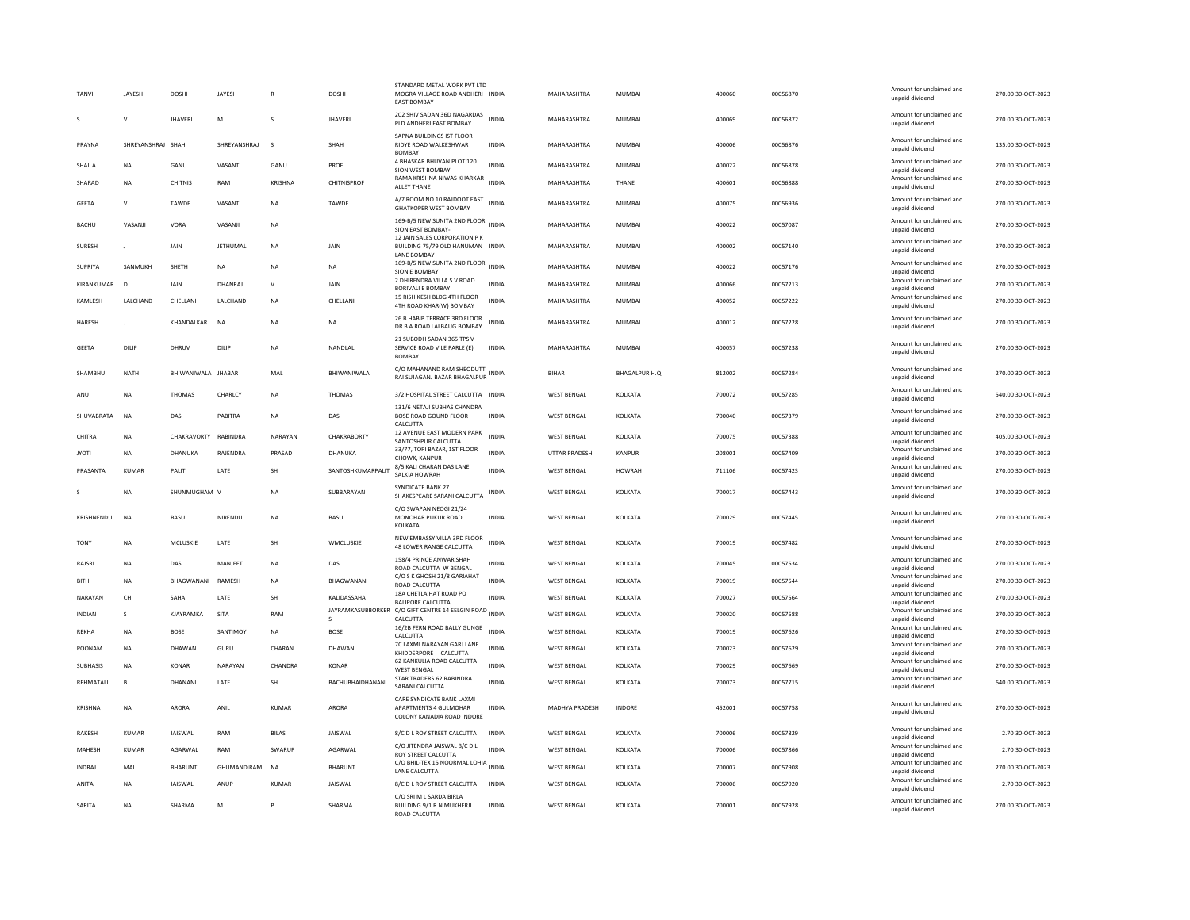| | | | | | | | | | | | | | | |
|---|---|---|---|---|---|---|---|---|---|---|---|---|---|---|
| TANVI | JAYESH | DOSHI | JAYESH | R | DOSHI | STANDARD METAL WORK PVT LTD MOGRA VILLAGE ROAD ANDHERI EAST BOMBAY | INDIA | MAHARASHTRA | MUMBAI | 400060 | 00056870 | | Amount for unclaimed and unpaid dividend | 270.00 30-OCT-2023 |
| S | V | JHAVERI | M | S | JHAVERI | 202 SHIV SADAN 36D NAGARDAS PLD ANDHERI EAST BOMBAY | INDIA | MAHARASHTRA | MUMBAI | 400069 | 00056872 | | Amount for unclaimed and unpaid dividend | 270.00 30-OCT-2023 |
| PRAYNA | SHREYANSHRAJ | SHAH | SHREYANSHRAJ | S | SHAH | SAPNA BUILDINGS IST FLOOR RIDYE ROAD WALKESHWAR BOMBAY | INDIA | MAHARASHTRA | MUMBAI | 400006 | 00056876 | | Amount for unclaimed and unpaid dividend | 135.00 30-OCT-2023 |
| SHAILA | NA | GANU | VASANT | GANU | PROF | 4 BHASKAR BHUVAN PLOT 120 SION WEST BOMBAY | INDIA | MAHARASHTRA | MUMBAI | 400022 | 00056878 | | Amount for unclaimed and unpaid dividend | 270.00 30-OCT-2023 |
| SHARAD | NA | CHITNIS | RAM | KRISHNA | CHITNISPROF | RAMA KRISHNA NIWAS KHARKAR ALLEY THANE | INDIA | MAHARASHTRA | THANE | 400601 | 00056888 | | Amount for unclaimed and unpaid dividend | 270.00 30-OCT-2023 |
| GEETA | V | TAWDE | VASANT | NA | TAWDE | A/7 ROOM NO 10 RAJDOOT EAST GHATKOPER WEST BOMBAY | INDIA | MAHARASHTRA | MUMBAI | 400075 | 00056936 | | Amount for unclaimed and unpaid dividend | 270.00 30-OCT-2023 |
| BACHU | VASANJI | VORA | VASANJI | NA | | 169-B/5 NEW SUNITA 2ND FLOOR SION EAST BOMBAY- | INDIA | MAHARASHTRA | MUMBAI | 400022 | 00057087 | | Amount for unclaimed and unpaid dividend | 270.00 30-OCT-2023 |
| SURESH | J | JAIN | JETHUMAL | NA | JAIN | 12 JAIN SALES CORPORATION P K BUILDING 75/79 OLD HANUMAN LANE BOMBAY | INDIA | MAHARASHTRA | MUMBAI | 400002 | 00057140 | | Amount for unclaimed and unpaid dividend | 270.00 30-OCT-2023 |
| SUPRIYA | SANMUKH | SHETH | NA | NA | NA | 169-B/5 NEW SUNITA 2ND FLOOR SION E BOMBAY | INDIA | MAHARASHTRA | MUMBAI | 400022 | 00057176 | | Amount for unclaimed and unpaid dividend | 270.00 30-OCT-2023 |
| KIRANKUMAR | D | JAIN | DHANRAJ | V | JAIN | 2 DHIRENDRA VILLA S V ROAD BORIVALI E BOMBAY | INDIA | MAHARASHTRA | MUMBAI | 400066 | 00057213 | | Amount for unclaimed and unpaid dividend | 270.00 30-OCT-2023 |
| KAMLESH | LALCHAND | CHELLANI | LALCHAND | NA | CHELLANI | 15 RISHIKESH BLDG 4TH FLOOR 4TH ROAD KHAR(W) BOMBAY | INDIA | MAHARASHTRA | MUMBAI | 400052 | 00057222 | | Amount for unclaimed and unpaid dividend | 270.00 30-OCT-2023 |
| HARESH | J | KHANDALKAR | NA | NA | NA | 26 B HABIB TERRACE 3RD FLOOR DR B A ROAD LALBAUG BOMBAY | INDIA | MAHARASHTRA | MUMBAI | 400012 | 00057228 | | Amount for unclaimed and unpaid dividend | 270.00 30-OCT-2023 |
| GEETA | DILIP | DHRUV | DILIP | NA | NANDLAL | 21 SUBODH SADAN 365 TPS V SERVICE ROAD VILE PARLE (E) BOMBAY | INDIA | MAHARASHTRA | MUMBAI | 400057 | 00057238 | | Amount for unclaimed and unpaid dividend | 270.00 30-OCT-2023 |
| SHAMBHU | NATH | BHIWANIWALA | JHABAR | MAL | BHIWANIWALA | C/O MAHANAND RAM SHEODUTT RAI SUJAGANJ BAZAR BHAGALPUR | INDIA | BIHAR | BHAGALPUR H.Q | 812002 | 00057284 | | Amount for unclaimed and unpaid dividend | 270.00 30-OCT-2023 |
| ANU | NA | THOMAS | CHARLCY | NA | THOMAS | 3/2 HOSPITAL STREET CALCUTTA | INDIA | WEST BENGAL | KOLKATA | 700072 | 00057285 | | Amount for unclaimed and unpaid dividend | 540.00 30-OCT-2023 |
| SHUVABRATA | NA | DAS | PABITRA | NA | DAS | 131/6 NETAJI SUBHAS CHANDRA BOSE ROAD GOUND FLOOR CALCUTTA | INDIA | WEST BENGAL | KOLKATA | 700040 | 00057379 | | Amount for unclaimed and unpaid dividend | 270.00 30-OCT-2023 |
| CHITRA | NA | CHAKRAVORTY | RABINDRA | NARAYAN | CHAKRABORTY | 12 AVENUE EAST MODERN PARK SANTOSHPUR CALCUTTA | INDIA | WEST BENGAL | KOLKATA | 700075 | 00057388 | | Amount for unclaimed and unpaid dividend | 405.00 30-OCT-2023 |
| JYOTI | NA | DHANUKA | RAJENDRA | PRASAD | DHANUKA | 33/77, TOPI BAZAR, 1ST FLOOR CHOWK, KANPUR | INDIA | UTTAR PRADESH | KANPUR | 208001 | 00057409 | | Amount for unclaimed and unpaid dividend | 270.00 30-OCT-2023 |
| PRASANTA | KUMAR | PALIT | LATE | SH | SANTOSHKUMARPALIT | 8/5 KALI CHARAN DAS LANE SALKIA HOWRAH | INDIA | WEST BENGAL | HOWRAH | 711106 | 00057423 | | Amount for unclaimed and unpaid dividend | 270.00 30-OCT-2023 |
| S | NA | SHUNMUGHAM | V | NA | SUBBARAYAN | SYNDICATE BANK 27 SHAKESPEARE SARANI CALCUTTA | INDIA | WEST BENGAL | KOLKATA | 700017 | 00057443 | | Amount for unclaimed and unpaid dividend | 270.00 30-OCT-2023 |
| KRISHNENDU | NA | BASU | NIRENDU | NA | BASU | C/O SWAPAN NEOGI 21/24 MONOHAR PUKUR ROAD KOLKATA | INDIA | WEST BENGAL | KOLKATA | 700029 | 00057445 | | Amount for unclaimed and unpaid dividend | 270.00 30-OCT-2023 |
| TONY | NA | MCLUSKIE | LATE | SH | WMCLUSKIE | NEW EMBASSY VILLA 3RD FLOOR 48 LOWER RANGE CALCUTTA | INDIA | WEST BENGAL | KOLKATA | 700019 | 00057482 | | Amount for unclaimed and unpaid dividend | 270.00 30-OCT-2023 |
| RAJSRI | NA | DAS | MANJEET | NA | DAS | 158/4 PRINCE ANWAR SHAH ROAD CALCUTTA W BENGAL | INDIA | WEST BENGAL | KOLKATA | 700045 | 00057534 | | Amount for unclaimed and unpaid dividend | 270.00 30-OCT-2023 |
| BITHI | NA | BHAGWANANI | RAMESH | NA | BHAGWANANI | C/O S K GHOSH 21/8 GARIAHAT ROAD CALCUTTA | INDIA | WEST BENGAL | KOLKATA | 700019 | 00057544 | | Amount for unclaimed and unpaid dividend | 270.00 30-OCT-2023 |
| NARAYAN | CH | SAHA | LATE | SH | KALIDASSAHA | 18A CHETLA HAT ROAD PO BALIPORE CALCUTTA | INDIA | WEST BENGAL | KOLKATA | 700027 | 00057564 | | Amount for unclaimed and unpaid dividend | 270.00 30-OCT-2023 |
| INDIAN | S | KJAYRAMKA | SITA | RAM | JAYRAMKASUBBORKER S | C/O GIFT CENTRE 14 EELGIN ROAD CALCUTTA | INDIA | WEST BENGAL | KOLKATA | 700020 | 00057588 | | Amount for unclaimed and unpaid dividend | 270.00 30-OCT-2023 |
| REKHA | NA | BOSE | SANTIMOY | NA | BOSE | 16/2B FERN ROAD BALLY GUNGE CALCUTTA | INDIA | WEST BENGAL | KOLKATA | 700019 | 00057626 | | Amount for unclaimed and unpaid dividend | 270.00 30-OCT-2023 |
| POONAM | NA | DHAWAN | GURU | CHARAN | DHAWAN | 7C LAXMI NARAYAN GARJ LANE KHIDDERPORE CALCUTTA | INDIA | WEST BENGAL | KOLKATA | 700023 | 00057629 | | Amount for unclaimed and unpaid dividend | 270.00 30-OCT-2023 |
| SUBHASIS | NA | KONAR | NARAYAN | CHANDRA | KONAR | 62 KANKULIA ROAD CALCUTTA WEST BENGAL | INDIA | WEST BENGAL | KOLKATA | 700029 | 00057669 | | Amount for unclaimed and unpaid dividend | 270.00 30-OCT-2023 |
| REHMATALI | B | DHANANI | LATE | SH | BACHUBHAIDHANANI | STAR TRADERS 62 RABINDRA SARANI CALCUTTA | INDIA | WEST BENGAL | KOLKATA | 700073 | 00057715 | | Amount for unclaimed and unpaid dividend | 540.00 30-OCT-2023 |
| KRISHNA | NA | ARORA | ANIL | KUMAR | ARORA | CARE SYNDICATE BANK LAXMI APARTMENTS 4 GULMOHAR COLONY KANADIA ROAD INDORE | INDIA | MADHYA PRADESH | INDORE | 452001 | 00057758 | | Amount for unclaimed and unpaid dividend | 270.00 30-OCT-2023 |
| RAKESH | KUMAR | JAISWAL | RAM | BILAS | JAISWAL | 8/C D L ROY STREET CALCUTTA | INDIA | WEST BENGAL | KOLKATA | 700006 | 00057829 | | Amount for unclaimed and unpaid dividend | 2.70 30-OCT-2023 |
| MAHESH | KUMAR | AGARWAL | RAM | SWARUP | AGARWAL | C/O JITENDRA JAISWAL 8/C D L ROY STREET CALCUTTA | INDIA | WEST BENGAL | KOLKATA | 700006 | 00057866 | | Amount for unclaimed and unpaid dividend | 2.70 30-OCT-2023 |
| INDRAJ | MAL | BHARUNT | GHUMANDIRAM | NA | BHARUNT | C/O BHIL-TEX 15 NOORMAL LOHIA LANE CALCUTTA | INDIA | WEST BENGAL | KOLKATA | 700007 | 00057908 | | Amount for unclaimed and unpaid dividend | 270.00 30-OCT-2023 |
| ANITA | NA | JAISWAL | ANUP | KUMAR | JAISWAL | 8/C D L ROY STREET CALCUTTA | INDIA | WEST BENGAL | KOLKATA | 700006 | 00057920 | | Amount for unclaimed and unpaid dividend | 2.70 30-OCT-2023 |
| SARITA | NA | SHARMA | M | P | SHARMA | C/O SRI M L SARDA BIRLA BUILDING 9/1 R N MUKHERJI ROAD CALCUTTA | INDIA | WEST BENGAL | KOLKATA | 700001 | 00057928 | | Amount for unclaimed and unpaid dividend | 270.00 30-OCT-2023 |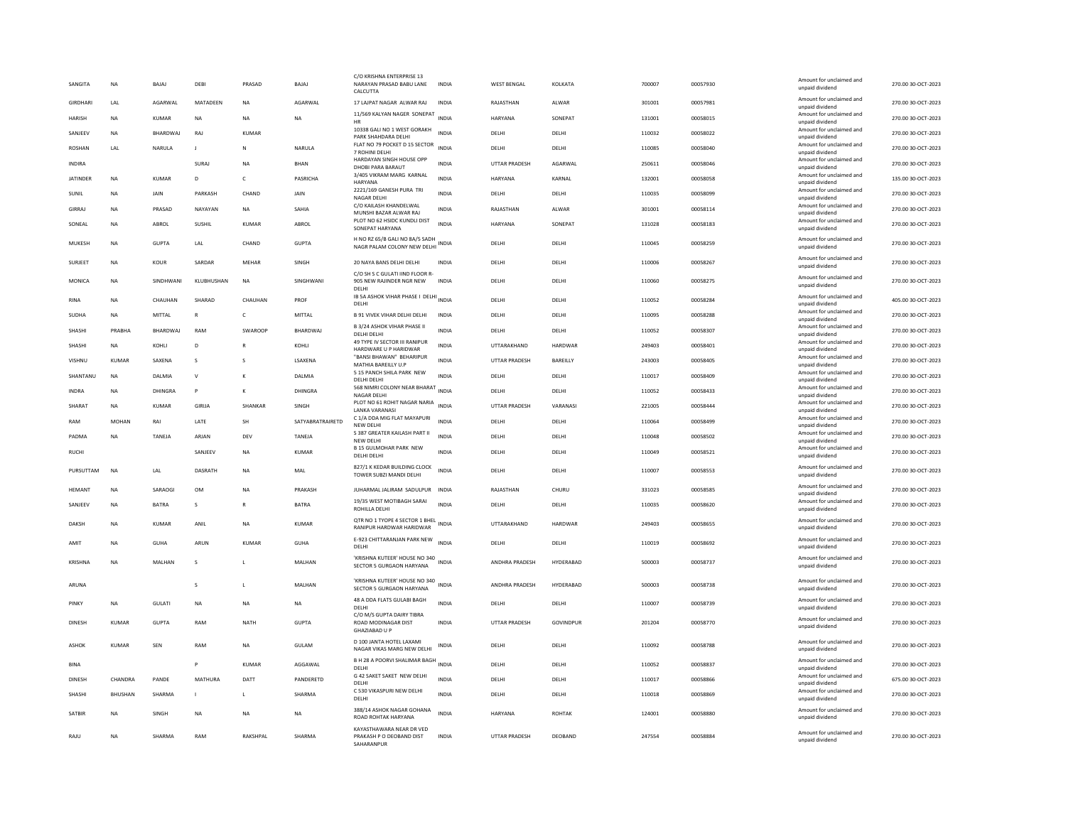| | | | | | | | | | | | | | |
|---|---|---|---|---|---|---|---|---|---|---|---|---|---|
| SANGITA | NA | BAJAJ | DEBI | PRASAD | BAJAJ | C/O KRISHNA ENTERPRISE 13 NARAYAN PRASAD BABU LANE CALCUTTA | INDIA | WEST BENGAL | KOLKATA | 700007 | 00057930 | Amount for unclaimed and unpaid dividend | 270.00 30-OCT-2023 |
| GIRDHARI | LAL | AGARWAL | MATADEEN | NA | AGARWAL | 17 LAJPAT NAGAR ALWAR RAJ | INDIA | RAJASTHAN | ALWAR | 301001 | 00057981 | Amount for unclaimed and unpaid dividend | 270.00 30-OCT-2023 |
| HARISH | NA | KUMAR | NA | NA | NA | 11/569 KALYAN NAGER SONEPAT HR | INDIA | HARYANA | SONEPAT | 131001 | 00058015 | Amount for unclaimed and unpaid dividend | 270.00 30-OCT-2023 |
| SANJEEV | NA | BHARDWAJ | RAJ | KUMAR | | 10338 GALI NO 1 WEST GORAKH PARK SHAHDARA DELHI | INDIA | DELHI | DELHI | 110032 | 00058022 | Amount for unclaimed and unpaid dividend | 270.00 30-OCT-2023 |
| ROSHAN | LAL | NARULA | J | N | NARULA | FLAT NO 79 POCKET D 15 SECTOR 7 ROHINI DELHI | INDIA | DELHI | DELHI | 110085 | 00058040 | Amount for unclaimed and unpaid dividend | 270.00 30-OCT-2023 |
| INDIRA | | | SURAJ | NA | BHAN | HARDAYAN SINGH HOUSE OPP DHOBI PARA BARAUT | INDIA | UTTAR PRADESH | AGARWAL | 250611 | 00058046 | Amount for unclaimed and unpaid dividend | 270.00 30-OCT-2023 |
| JATINDER | NA | KUMAR | D | C | PASRICHA | 3/405 VIKRAM MARG KARNAL HARYANA | INDIA | HARYANA | KARNAL | 132001 | 00058058 | Amount for unclaimed and unpaid dividend | 135.00 30-OCT-2023 |
| SUNIL | NA | JAIN | PARKASH | CHAND | JAIN | 2221/169 GANESH PURA TRI NAGAR DELHI | INDIA | DELHI | DELHI | 110035 | 00058099 | Amount for unclaimed and unpaid dividend | 270.00 30-OCT-2023 |
| GIRRAJ | NA | PRASAD | NAYAYAN | NA | SAHIA | C/O KAILASH KHANDELWAL MUNSHI BAZAR ALWAR RAJ | INDIA | RAJASTHAN | ALWAR | 301001 | 00058114 | Amount for unclaimed and unpaid dividend | 270.00 30-OCT-2023 |
| SONEAL | NA | ABROL | SUSHIL | KUMAR | ABROL | PLOT NO 62 HSIDC KUNDLI DIST SONEPAT HARYANA | INDIA | HARYANA | SONEPAT | 131028 | 00058183 | Amount for unclaimed and unpaid dividend | 270.00 30-OCT-2023 |
| MUKESH | NA | GUPTA | LAL | CHAND | GUPTA | H NO RZ 65/B GALI NO 8A/5 SADH NAGR PALAM COLONY NEW DELHI | INDIA | DELHI | DELHI | 110045 | 00058259 | Amount for unclaimed and unpaid dividend | 270.00 30-OCT-2023 |
| SURJEET | NA | KOUR | SARDAR | MEHAR | SINGH | 20 NAYA BANS DELHI DELHI | INDIA | DELHI | DELHI | 110006 | 00058267 | Amount for unclaimed and unpaid dividend | 270.00 30-OCT-2023 |
| MONICA | NA | SINDHWANI | KLUBHUSHAN | NA | SINGHWANI | C/O SH S C GULATI IIND FLOOR R-905 NEW RAJINDER NGR NEW DELHI | INDIA | DELHI | DELHI | 110060 | 00058275 | Amount for unclaimed and unpaid dividend | 270.00 30-OCT-2023 |
| RINA | NA | CHAUHAN | SHARAD | CHAUHAN | PROF | IB 5A ASHOK VIHAR PHASE I DELHI DELHI | INDIA | DELHI | DELHI | 110052 | 00058284 | Amount for unclaimed and unpaid dividend | 405.00 30-OCT-2023 |
| SUDHA | NA | MITTAL | R | C | MITTAL | B 91 VIVEK VIHAR DELHI DELHI | INDIA | DELHI | DELHI | 110095 | 00058288 | Amount for unclaimed and unpaid dividend | 270.00 30-OCT-2023 |
| SHASHI | PRABHA | BHARDWAJ | RAM | SWAROOP | BHARDWAJ | B 3/24 ASHOK VIHAR PHASE II DELHI DELHI | INDIA | DELHI | DELHI | 110052 | 00058307 | Amount for unclaimed and unpaid dividend | 270.00 30-OCT-2023 |
| SHASHI | NA | KOHLI | D | R | KOHLI | 49 TYPE IV SECTOR III RANIPUR HARDWARE U P HARIDWAR | INDIA | UTTARAKHAND | HARDWAR | 249403 | 00058401 | Amount for unclaimed and unpaid dividend | 270.00 30-OCT-2023 |
| VISHNU | KUMAR | SAXENA | S | S | LSAXENA | "BANSI BHAWAN" BEHARIPUR MATHIA BAREILLY U.P | INDIA | UTTAR PRADESH | BAREILLY | 243003 | 00058405 | Amount for unclaimed and unpaid dividend | 270.00 30-OCT-2023 |
| SHANTANU | NA | DALMIA | V | K | DALMIA | S 15 PANCH SHILA PARK NEW DELHI DELHI | INDIA | DELHI | DELHI | 110017 | 00058409 | Amount for unclaimed and unpaid dividend | 270.00 30-OCT-2023 |
| INDRA | NA | DHINGRA | P | K | DHINGRA | 568 NIMRI COLONY NEAR BHARAT NAGAR DELHI | INDIA | DELHI | DELHI | 110052 | 00058433 | Amount for unclaimed and unpaid dividend | 270.00 30-OCT-2023 |
| SHARAT | NA | KUMAR | GIRIJA | SHANKAR | SINGH | PLOT NO 61 ROHIT NAGAR NARIA LANKA VARANASI | INDIA | UTTAR PRADESH | VARANASI | 221005 | 00058444 | Amount for unclaimed and unpaid dividend | 270.00 30-OCT-2023 |
| RAM | MOHAN | RAI | LATE | SH | SATYABRATRAIRETD | C 1/A DDA MIG FLAT MAYAPURI NEW DELHI | INDIA | DELHI | DELHI | 110064 | 00058499 | Amount for unclaimed and unpaid dividend | 270.00 30-OCT-2023 |
| PADMA | NA | TANEJA | ARJAN | DEV | TANEJA | S 387 GREATER KAILASH PART II NEW DELHI | INDIA | DELHI | DELHI | 110048 | 00058502 | Amount for unclaimed and unpaid dividend | 270.00 30-OCT-2023 |
| RUCHI | | | SANJEEV | NA | KUMAR | B 15 GULMOHAR PARK NEW DELHI DELHI | INDIA | DELHI | DELHI | 110049 | 00058521 | Amount for unclaimed and unpaid dividend | 270.00 30-OCT-2023 |
| PURSUTTAM | NA | LAL | DASRATH | NA | MAL | 827/1 K KEDAR BUILDING CLOCK TOWER SUBZI MANDI DELHI | INDIA | DELHI | DELHI | 110007 | 00058553 | Amount for unclaimed and unpaid dividend | 270.00 30-OCT-2023 |
| HEMANT | NA | SARAOGI | OM | NA | PRAKASH | JUHARMAL JALIRAM SADULPUR | INDIA | RAJASTHAN | CHURU | 331023 | 00058585 | Amount for unclaimed and unpaid dividend | 270.00 30-OCT-2023 |
| SANJEEV | NA | BATRA | S | R | BATRA | 19/35 WEST MOTIBAGH SARAI ROHILLA DELHI | INDIA | DELHI | DELHI | 110035 | 00058620 | Amount for unclaimed and unpaid dividend | 270.00 30-OCT-2023 |
| DAKSH | NA | KUMAR | ANIL | NA | KUMAR | QTR NO 1 TYOPE 4 SECTOR 1 BHEL RANIPUR HARDWAR HARIDWAR | INDIA | UTTARAKHAND | HARDWAR | 249403 | 00058655 | Amount for unclaimed and unpaid dividend | 270.00 30-OCT-2023 |
| AMIT | NA | GUHA | ARUN | KUMAR | GUHA | E-923 CHITTARANJAN PARK NEW DELHI | INDIA | DELHI | DELHI | 110019 | 00058692 | Amount for unclaimed and unpaid dividend | 270.00 30-OCT-2023 |
| KRISHNA | NA | MALHAN | S | L | MALHAN | 'KRISHNA KUTEER' HOUSE NO 340 SECTOR 5 GURGAON HARYANA | INDIA | ANDHRA PRADESH | HYDERABAD | 500003 | 00058737 | Amount for unclaimed and unpaid dividend | 270.00 30-OCT-2023 |
| ARUNA | | | S | L | MALHAN | 'KRISHNA KUTEER' HOUSE NO 340 SECTOR 5 GURGAON HARYANA | INDIA | ANDHRA PRADESH | HYDERABAD | 500003 | 00058738 | Amount for unclaimed and unpaid dividend | 270.00 30-OCT-2023 |
| PINKY | NA | GULATI | NA | NA | NA | 48 A DDA FLATS GULABI BAGH DELHI | INDIA | DELHI | DELHI | 110007 | 00058739 | Amount for unclaimed and unpaid dividend | 270.00 30-OCT-2023 |
| DINESH | KUMAR | GUPTA | RAM | NATH | GUPTA | C/O M/S GUPTA DAIRY TIBRA ROAD MODINAGAR DIST GHAZIABAD U P | INDIA | UTTAR PRADESH | GOVINDPUR | 201204 | 00058770 | Amount for unclaimed and unpaid dividend | 270.00 30-OCT-2023 |
| ASHOK | KUMAR | SEN | RAM | NA | GULAM | D 100 JANTA HOTEL LAXAMI NAGAR VIKAS MARG NEW DELHI | INDIA | DELHI | DELHI | 110092 | 00058788 | Amount for unclaimed and unpaid dividend | 270.00 30-OCT-2023 |
| BINA | | | P | KUMAR | AGGAWAL | B H 28 A POORVI SHALIMAR BAGH DELHI | INDIA | DELHI | DELHI | 110052 | 00058837 | Amount for unclaimed and unpaid dividend | 270.00 30-OCT-2023 |
| DINESH | CHANDRA | PANDE | MATHURA | DATT | PANDERETD | G 42 SAKET SAKET NEW DELHI DELHI | INDIA | DELHI | DELHI | 110017 | 00058866 | Amount for unclaimed and unpaid dividend | 675.00 30-OCT-2023 |
| SHASHI | BHUSHAN | SHARMA | I | L | SHARMA | C 530 VIKASPURI NEW DELHI DELHI | INDIA | DELHI | DELHI | 110018 | 00058869 | Amount for unclaimed and unpaid dividend | 270.00 30-OCT-2023 |
| SATBIR | NA | SINGH | NA | NA | NA | 388/14 ASHOK NAGAR GOHANA ROAD ROHTAK HARYANA | INDIA | HARYANA | ROHTAK | 124001 | 00058880 | Amount for unclaimed and unpaid dividend | 270.00 30-OCT-2023 |
| RAJU | NA | SHARMA | RAM | RAKSHPAL | SHARMA | KAYASTHAWARA NEAR DR VED PRAKASH P O DEOBAND DIST SAHARANPUR | INDIA | UTTAR PRADESH | DEOBAND | 247554 | 00058884 | Amount for unclaimed and unpaid dividend | 270.00 30-OCT-2023 |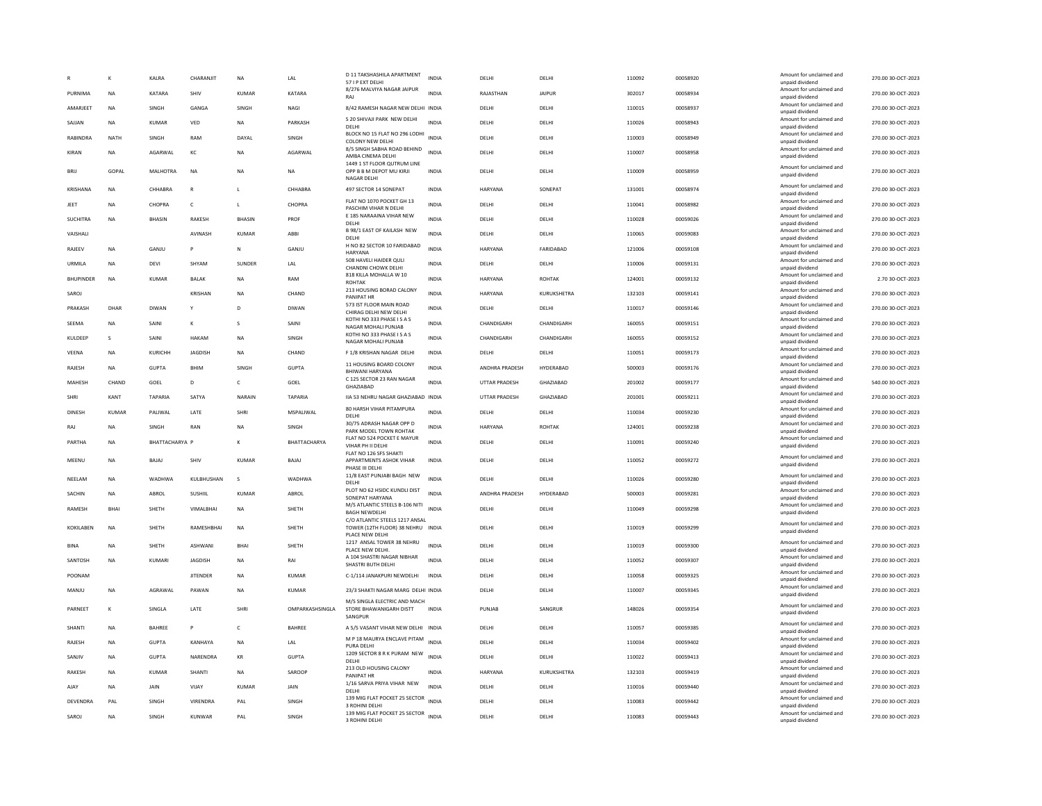| R | K | KALRA | CHARANJIT | NA | LAL | D 11 TAKSHASHILA APARTMENT 57 I P EXT DELHI | INDIA | DELHI | DELHI | 110092 | 00058920 | Amount for unclaimed and unpaid dividend | 270.00 | 30-OCT-2023 |
|---|---|---|---|---|---|---|---|---|---|---|---|---|---|---|
| PURNIMA | NA | KATARA | SHIV | KUMAR | KATARA | 8/276 MALVIYA NAGAR JAIPUR RAJ | INDIA | RAJASTHAN | JAIPUR | 302017 | 00058934 | Amount for unclaimed and unpaid dividend | 270.00 | 30-OCT-2023 |
| AMARJEET | NA | SINGH | GANGA | SINGH | NAGI | 8/42 RAMESH NAGAR NEW DELHI | INDIA | DELHI | DELHI | 110015 | 00058937 | Amount for unclaimed and unpaid dividend | 270.00 | 30-OCT-2023 |
| SAJJAN | NA | KUMAR | VED | NA | PARKASH | S 20 SHIVAJI PARK NEW DELHI DELHI | INDIA | DELHI | DELHI | 110026 | 00058943 | Amount for unclaimed and unpaid dividend | 270.00 | 30-OCT-2023 |
| RABINDRA | NATH | SINGH | RAM | DAYAL | SINGH | BLOCK NO 15 FLAT NO 296 LODHI COLONY NEW DELHI | INDIA | DELHI | DELHI | 110003 | 00058949 | Amount for unclaimed and unpaid dividend | 270.00 | 30-OCT-2023 |
| KIRAN | NA | AGARWAL | KC | NA | AGARWAL | 8/5 SINGH SABHA ROAD BEHIND AMBA CINEMA DELHI | INDIA | DELHI | DELHI | 110007 | 00058958 | Amount for unclaimed and unpaid dividend | 270.00 | 30-OCT-2023 |
| BRIJ | GOPAL | MALHOTRA | NA | NA | NA | 1449 1 ST FLOOR QUTRUM LINE OPP B B M DEPOT MU KIRJI NAGAR DELHI | INDIA | DELHI | DELHI | 110009 | 00058959 | Amount for unclaimed and unpaid dividend | 270.00 | 30-OCT-2023 |
| KRISHANA | NA | CHHABRA | R | L | CHHABRA | 497 SECTOR 14 SONEPAT | INDIA | HARYANA | SONEPAT | 131001 | 00058974 | Amount for unclaimed and unpaid dividend | 270.00 | 30-OCT-2023 |
| JEET | NA | CHOPRA | C | L | CHOPRA | FLAT NO 1070 POCKET GH 13 PASCHIM VIHAR N DELHI | INDIA | DELHI | DELHI | 110041 | 00058982 | Amount for unclaimed and unpaid dividend | 270.00 | 30-OCT-2023 |
| SUCHITRA | NA | BHASIN | RAKESH | BHASIN | PROF | E 185 NARAAINA VIHAR NEW DELHI | INDIA | DELHI | DELHI | 110028 | 00059026 | Amount for unclaimed and unpaid dividend | 270.00 | 30-OCT-2023 |
| VAISHALI | | | AVINASH | KUMAR | ABBI | B 98/1 EAST OF KAILASH NEW DELHI | INDIA | DELHI | DELHI | 110065 | 00059083 | Amount for unclaimed and unpaid dividend | 270.00 | 30-OCT-2023 |
| RAJEEV | NA | GANJU | P | N | GANJU | H NO 82 SECTOR 10 FARIDABAD HARYANA | INDIA | HARYANA | FARIDABAD | 121006 | 00059108 | Amount for unclaimed and unpaid dividend | 270.00 | 30-OCT-2023 |
| URMILA | NA | DEVI | SHYAM | SUNDER | LAL | 508 HAVELI HAIDER QULI CHANDNI CHOWK DELHI | INDIA | DELHI | DELHI | 110006 | 00059131 | Amount for unclaimed and unpaid dividend | 270.00 | 30-OCT-2023 |
| BHUPINDER | NA | KUMAR | BALAK | NA | RAM | 818 KILLA MOHALLA W 10 ROHTAK | INDIA | HARYANA | ROHTAK | 124001 | 00059132 | Amount for unclaimed and unpaid dividend | 2.70 | 30-OCT-2023 |
| SAROJ | | | KRISHAN | NA | CHAND | 213 HOUSING BORAD CALONY PANIPAT HR | INDIA | HARYANA | KURUKSHETRA | 132103 | 00059141 | Amount for unclaimed and unpaid dividend | 270.00 | 30-OCT-2023 |
| PRAKASH | DHAR | DIWAN | Y | D | DIWAN | 573 IST FLOOR MAIN ROAD CHIRAG DELHI NEW DELHI | INDIA | DELHI | DELHI | 110017 | 00059146 | Amount for unclaimed and unpaid dividend | 270.00 | 30-OCT-2023 |
| SEEMA | NA | SAINI | K | S | SAINI | KOTHI NO 333 PHASE I S A S NAGAR MOHALI PUNJAB | INDIA | CHANDIGARH | CHANDIGARH | 160055 | 00059151 | Amount for unclaimed and unpaid dividend | 270.00 | 30-OCT-2023 |
| KULDEEP | S | SAINI | HAKAM | NA | SINGH | KOTHI NO 333 PHASE I S A S NAGAR MOHALI PUNJAB | INDIA | CHANDIGARH | CHANDIGARH | 160055 | 00059152 | Amount for unclaimed and unpaid dividend | 270.00 | 30-OCT-2023 |
| VEENA | NA | KURICHH | JAGDISH | NA | CHAND | F 1/8 KRISHAN NAGAR DELHI | INDIA | DELHI | DELHI | 110051 | 00059173 | Amount for unclaimed and unpaid dividend | 270.00 | 30-OCT-2023 |
| RAJESH | NA | GUPTA | BHIM | SINGH | GUPTA | 11 HOUSING BOARD COLONY BHIWANI HARYANA | INDIA | ANDHRA PRADESH | HYDERABAD | 500003 | 00059176 | Amount for unclaimed and unpaid dividend | 270.00 | 30-OCT-2023 |
| MAHESH | CHAND | GOEL | D | C | GOEL | C 125 SECTOR 23 RAN NAGAR GHAZIABAD | INDIA | UTTAR PRADESH | GHAZIABAD | 201002 | 00059177 | Amount for unclaimed and unpaid dividend | 540.00 | 30-OCT-2023 |
| SHRI | KANT | TAPARIA | SATYA | NARAIN | TAPARIA | IIA 53 NEHRU NAGAR GHAZIABAD | INDIA | UTTAR PRADESH | GHAZIABAD | 201001 | 00059211 | Amount for unclaimed and unpaid dividend | 270.00 | 30-OCT-2023 |
| DINESH | KUMAR | PALIWAL | LATE | SHRI | MSPALIWAL | 80 HARSH VIHAR PITAMPURA DELHI | INDIA | DELHI | DELHI | 110034 | 00059230 | Amount for unclaimed and unpaid dividend | 270.00 | 30-OCT-2023 |
| RAJ | NA | SINGH | RAN | NA | SINGH | 30/75 ADRASH NAGAR OPP D PARK MODEL TOWN ROHTAK | INDIA | HARYANA | ROHTAK | 124001 | 00059238 | Amount for unclaimed and unpaid dividend | 270.00 | 30-OCT-2023 |
| PARTHA | NA | BHATTACHARYA | P | K | BHATTACHARYA | FLAT NO 524 POCKET E MAYUR VIHAR PH II DELHI | INDIA | DELHI | DELHI | 110091 | 00059240 | Amount for unclaimed and unpaid dividend | 270.00 | 30-OCT-2023 |
| MEENU | NA | BAJAJ | SHIV | KUMAR | BAJAJ | FLAT NO 126 SFS SHAKTI APPARTMENTS ASHOK VIHAR PHASE III DELHI | INDIA | DELHI | DELHI | 110052 | 00059272 | Amount for unclaimed and unpaid dividend | 270.00 | 30-OCT-2023 |
| NEELAM | NA | WADHWA | KULBHUSHAN | S | WADHWA | 11/8 EAST PUNJABI BAGH NEW DELHI | INDIA | DELHI | DELHI | 110026 | 00059280 | Amount for unclaimed and unpaid dividend | 270.00 | 30-OCT-2023 |
| SACHIN | NA | ABROL | SUSHIIL | KUMAR | ABROL | PLOT NO 62 HSIDC KUNDLI DIST SONEPAT HARYANA | INDIA | ANDHRA PRADESH | HYDERABAD | 500003 | 00059281 | Amount for unclaimed and unpaid dividend | 270.00 | 30-OCT-2023 |
| RAMESH | BHAI | SHETH | VIMALBHAI | NA | SHETH | M/S ATLANTIC STEELS B-106 NITI BAGH NEWDELHI | INDIA | DELHI | DELHI | 110049 | 00059298 | Amount for unclaimed and unpaid dividend | 270.00 | 30-OCT-2023 |
| KOKILABEN | NA | SHETH | RAMESHBHAI | NA | SHETH | C/O ATLANTIC STEELS 1217 ANSAL TOWER (12TH FLOOR) 38 NEHRU PLACE NEW DELHI | INDIA | DELHI | DELHI | 110019 | 00059299 | Amount for unclaimed and unpaid dividend | 270.00 | 30-OCT-2023 |
| BINA | NA | SHETH | ASHWANI | BHAI | SHETH | 1217 ANSAL TOWER 38 NEHRU PLACE NEW DELHI. | INDIA | DELHI | DELHI | 110019 | 00059300 | Amount for unclaimed and unpaid dividend | 270.00 | 30-OCT-2023 |
| SANTOSH | NA | KUMARI | JAGDISH | NA | RAI | A 104 SHASTRI NAGAR NIBHAR SHASTRI BUTH DELHI | INDIA | DELHI | DELHI | 110052 | 00059307 | Amount for unclaimed and unpaid dividend | 270.00 | 30-OCT-2023 |
| POONAM | | | JITENDER | NA | KUMAR | C-1/114 JANAKPURI NEWDELHI | INDIA | DELHI | DELHI | 110058 | 00059325 | Amount for unclaimed and unpaid dividend | 270.00 | 30-OCT-2023 |
| MANJU | NA | AGRAWAL | PAWAN | NA | KUMAR | 23/3 SHAKTI NAGAR MARG DELHI | INDIA | DELHI | DELHI | 110007 | 00059345 | Amount for unclaimed and unpaid dividend | 270.00 | 30-OCT-2023 |
| PARNEET | K | SINGLA | LATE | SHRI | OMPARKASHSINGLA | M/S SINGLA ELECTRIC AND MACH STORE BHAWANIGARH DISTT SANGPUR | INDIA | PUNJAB | SANGRUR | 148026 | 00059354 | Amount for unclaimed and unpaid dividend | 270.00 | 30-OCT-2023 |
| SHANTI | NA | BAHREE | P | C | BAHREE | A 5/5 VASANT VIHAR NEW DELHI | INDIA | DELHI | DELHI | 110057 | 00059385 | Amount for unclaimed and unpaid dividend | 270.00 | 30-OCT-2023 |
| RAJESH | NA | GUPTA | KANHAYA | NA | LAL | M P 18 MAURYA ENCLAVE PITAM PURA DELHI | INDIA | DELHI | DELHI | 110034 | 00059402 | Amount for unclaimed and unpaid dividend | 270.00 | 30-OCT-2023 |
| SANJIV | NA | GUPTA | NARENDRA | KR | GUPTA | 1209 SECTOR 8 R K PURAM NEW DELHI | INDIA | DELHI | DELHI | 110022 | 00059413 | Amount for unclaimed and unpaid dividend | 270.00 | 30-OCT-2023 |
| RAKESH | NA | KUMAR | SHANTI | NA | SAROOP | 213 OLD HOUSING CALONY PANIPAT HR | INDIA | HARYANA | KURUKSHETRA | 132103 | 00059419 | Amount for unclaimed and unpaid dividend | 270.00 | 30-OCT-2023 |
| AJAY | NA | JAIN | VIJAY | KUMAR | JAIN | 1/16 SARVA PRIYA VIHAR NEW DELHI | INDIA | DELHI | DELHI | 110016 | 00059440 | Amount for unclaimed and unpaid dividend | 270.00 | 30-OCT-2023 |
| DEVENDRA | PAL | SINGH | VIRENDRA | PAL | SINGH | 139 MIG FLAT POCKET 25 SECTOR 3 ROHINI DELHI | INDIA | DELHI | DELHI | 110083 | 00059442 | Amount for unclaimed and unpaid dividend | 270.00 | 30-OCT-2023 |
| SAROJ | NA | SINGH | KUNWAR | PAL | SINGH | 139 MIG FLAT POCKET 25 SECTOR 3 ROHINI DELHI | INDIA | DELHI | DELHI | 110083 | 00059443 | Amount for unclaimed and unpaid dividend | 270.00 | 30-OCT-2023 |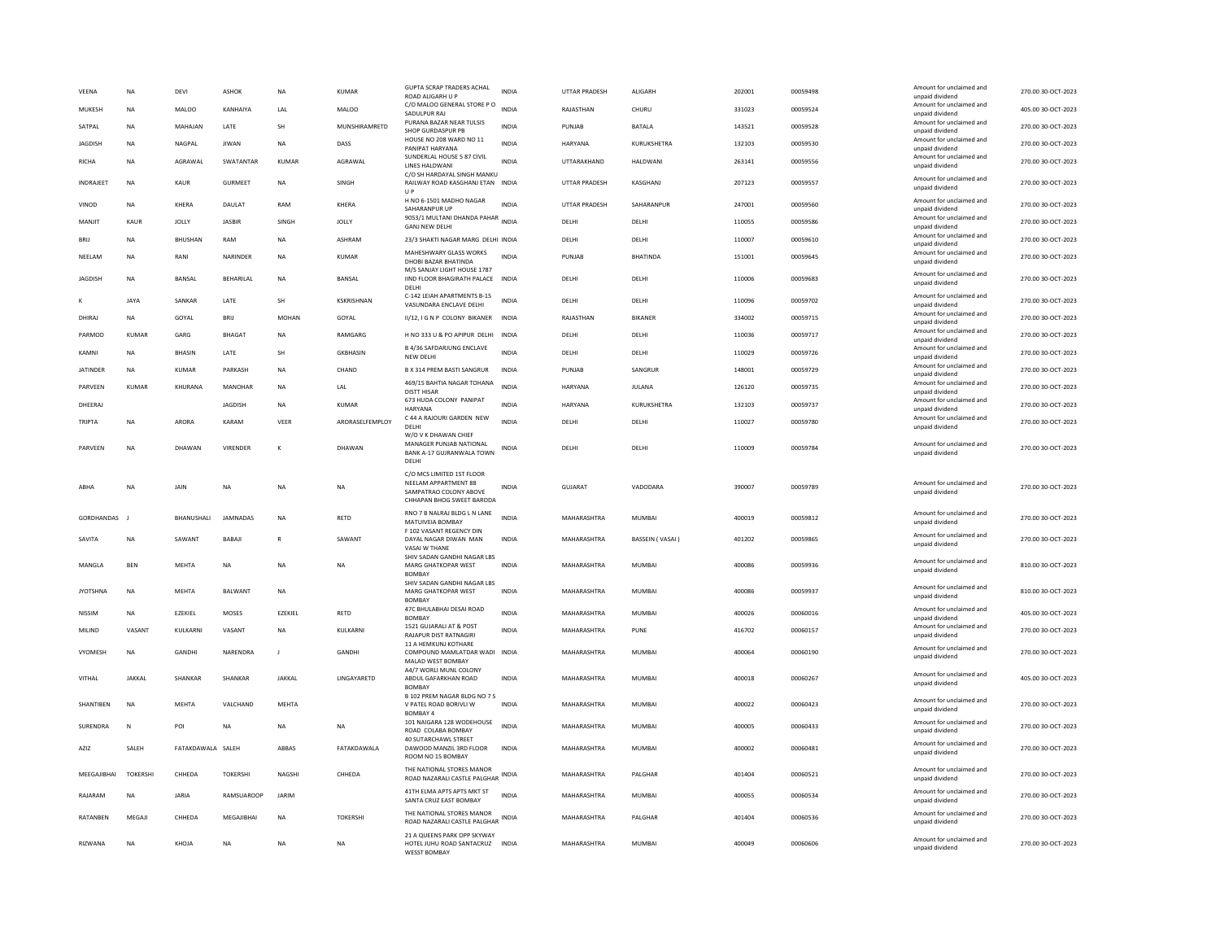| VEENA | NA | DEVI | ASHOK | NA | KUMAR | GUPTA SCRAP TRADERS ACHAL ROAD ALIGARH U P | INDIA | UTTAR PRADESH | ALIGARH | 202001 | 00059498 | Amount for unclaimed and unpaid dividend | 270.00 30-OCT-2023 |
|---|---|---|---|---|---|---|---|---|---|---|---|---|---|
| MUKESH | NA | MALOO | KANHAIYA | LAL | MALOO | C/O MALOO GENERAL STORE P O SADULPUR RAJ | INDIA | RAJASTHAN | CHURU | 331023 | 00059524 | Amount for unclaimed and unpaid dividend | 405.00 30-OCT-2023 |
| SATPAL | NA | MAHAJAN | LATE | SH | MUNSHIRAMRETD | PURANA BAZAR NEAR TULSIS SHOP GURDASPUR PB | INDIA | PUNJAB | BATALA | 143521 | 00059528 | Amount for unclaimed and unpaid dividend | 270.00 30-OCT-2023 |
| JAGDISH | NA | NAGPAL | JIWAN | NA | DASS | HOUSE NO 208 WARD NO 11 PANIPAT HARYANA | INDIA | HARYANA | KURUKSHETRA | 132103 | 00059530 | Amount for unclaimed and unpaid dividend | 270.00 30-OCT-2023 |
| RICHA | NA | AGRAWAL | SWATANTAR | KUMAR | AGRAWAL | SUNDERLAL HOUSE 5 87 CIVIL LINES HALDWANI | INDIA | UTTARAKHAND | HALDWANI | 263141 | 00059556 | Amount for unclaimed and unpaid dividend | 270.00 30-OCT-2023 |
| INDRAJEET | NA | KAUR | GURMEET | NA | SINGH | C/O SH HARDAYAL SINGH MANKU RAILWAY ROAD KASGHANJ ETAN U P | INDIA | UTTAR PRADESH | KASGHANJ | 207123 | 00059557 | Amount for unclaimed and unpaid dividend | 270.00 30-OCT-2023 |
| VINOD | NA | KHERA | DAULAT | RAM | KHERA | H NO 6-1501 MADHO NAGAR SAHARANPUR UP | INDIA | UTTAR PRADESH | SAHARANPUR | 247001 | 00059560 | Amount for unclaimed and unpaid dividend | 270.00 30-OCT-2023 |
| MANJIT | KAUR | JOLLY | JASBIR | SINGH | JOLLY | 9053/1 MULTANI DHANDA PAHAR GANJ NEW DELHI | INDIA | DELHI | DELHI | 110055 | 00059586 | Amount for unclaimed and unpaid dividend | 270.00 30-OCT-2023 |
| BRIJ | NA | BHUSHAN | RAM | NA | ASHRAM | 23/3 SHAKTI NAGAR MARG DELHI | INDIA | DELHI | DELHI | 110007 | 00059610 | Amount for unclaimed and unpaid dividend | 270.00 30-OCT-2023 |
| NEELAM | NA | RANI | NARINDER | NA | KUMAR | MAHESHWARY GLASS WORKS DHOBI BAZAR BHATINDA | INDIA | PUNJAB | BHATINDA | 151001 | 00059645 | Amount for unclaimed and unpaid dividend | 270.00 30-OCT-2023 |
| JAGDISH | NA | BANSAL | BEHARILAL | NA | BANSAL | M/S SANJAY LIGHT HOUSE 1787 IIND FLOOR BHAGIRATH PALACE DELHI | INDIA | DELHI | DELHI | 110006 | 00059683 | Amount for unclaimed and unpaid dividend | 270.00 30-OCT-2023 |
| K | JAYA | SANKAR | LATE | SH | KSKRISHNAN | C-142 LEIAH APARTMENTS B-15 VASUNDARA ENCLAVE DELHI | INDIA | DELHI | DELHI | 110096 | 00059702 | Amount for unclaimed and unpaid dividend | 270.00 30-OCT-2023 |
| DHIRAJ | NA | GOYAL | BRIJ | MOHAN | GOYAL | II/12, I G N P COLONY BIKANER | INDIA | RAJASTHAN | BIKANER | 334002 | 00059715 | Amount for unclaimed and unpaid dividend | 270.00 30-OCT-2023 |
| PARMOD | KUMAR | GARG | BHAGAT | NA | RAMGARG | H NO 333 U & PO APIPUR DELHI | INDIA | DELHI | DELHI | 110036 | 00059717 | Amount for unclaimed and unpaid dividend | 270.00 30-OCT-2023 |
| KAMNI | NA | BHASIN | LATE | SH | GKBHASIN | B 4/36 SAFDARJUNG ENCLAVE NEW DELHI | INDIA | DELHI | DELHI | 110029 | 00059726 | Amount for unclaimed and unpaid dividend | 270.00 30-OCT-2023 |
| JATINDER | NA | KUMAR | PARKASH | NA | CHAND | B X 314 PREM BASTI SANGRUR | INDIA | PUNJAB | SANGRUR | 148001 | 00059729 | Amount for unclaimed and unpaid dividend | 270.00 30-OCT-2023 |
| PARVEEN | KUMAR | KHURANA | MANOHAR | NA | LAL | 469/15 BAHTIA NAGAR TOHANA DISTT HISAR | INDIA | HARYANA | JULANA | 126120 | 00059735 | Amount for unclaimed and unpaid dividend | 270.00 30-OCT-2023 |
| DHEERAJ | | | JAGDISH | NA | KUMAR | 673 HUDA COLONY PANIPAT HARYANA | INDIA | HARYANA | KURUKSHETRA | 132103 | 00059737 | Amount for unclaimed and unpaid dividend | 270.00 30-OCT-2023 |
| TRIPTA | NA | ARORA | KARAM | VEER | ARORASELFEMPLOY | C 44 A RAJOURI GARDEN NEW DELHI | INDIA | DELHI | DELHI | 110027 | 00059780 | Amount for unclaimed and unpaid dividend | 270.00 30-OCT-2023 |
| PARVEEN | NA | DHAWAN | VIRENDER | K | DHAWAN | W/O V K DHAWAN CHIEF MANAGER PUNJAB NATIONAL BANK A-17 GUJRANWALA TOWN DELHI | INDIA | DELHI | DELHI | 110009 | 00059784 | Amount for unclaimed and unpaid dividend | 270.00 30-OCT-2023 |
| ABHA | NA | JAIN | NA | NA | NA | C/O MCS LIMITED 1ST FLOOR NEELAM APPARTMENT 88 SAMPATRAO COLONY ABOVE CHHAPAN BHOG SWEET BARODA | INDIA | GUJARAT | VADODARA | 390007 | 00059789 | Amount for unclaimed and unpaid dividend | 270.00 30-OCT-2023 |
| GORDHANDAS | J | BHANUSHALI | JAMNADAS | NA | RETD | RNO 7 B NALRAJ BLDG L N LANE MATUIVEIA BOMBAY | INDIA | MAHARASHTRA | MUMBAI | 400019 | 00059812 | Amount for unclaimed and unpaid dividend | 270.00 30-OCT-2023 |
| SAVITA | NA | SAWANT | BABAJI | R | SAWANT | F 102 VASANT REGENCY DIN DAYAL NAGAR DIWAN MAN VASAI W THANE | INDIA | MAHARASHTRA | BASSEIN ( VASAI ) | 401202 | 00059865 | Amount for unclaimed and unpaid dividend | 270.00 30-OCT-2023 |
| MANGLA | BEN | MEHTA | NA | NA | NA | SHIV SADAN GANDHI NAGAR LBS MARG GHATKOPAR WEST BOMBAY | INDIA | MAHARASHTRA | MUMBAI | 400086 | 00059936 | Amount for unclaimed and unpaid dividend | 810.00 30-OCT-2023 |
| JYOTSHNA | NA | MEHTA | BALWANT | NA | | SHIV SADAN GANDHI NAGAR LBS MARG GHATKOPAR WEST BOMBAY | INDIA | MAHARASHTRA | MUMBAI | 400086 | 00059937 | Amount for unclaimed and unpaid dividend | 810.00 30-OCT-2023 |
| NISSIM | NA | EZEKIEL | MOSES | EZEKIEL | RETD | 47C BHULABHAI DESAI ROAD BOMBAY | INDIA | MAHARASHTRA | MUMBAI | 400026 | 00060016 | Amount for unclaimed and unpaid dividend | 405.00 30-OCT-2023 |
| MILIND | VASANT | KULKARNI | VASANT | NA | KULKARNI | 1521 GUJARALI AT & POST RAJAPUR DIST RATNAGIRI | INDIA | MAHARASHTRA | PUNE | 416702 | 00060157 | Amount for unclaimed and unpaid dividend | 270.00 30-OCT-2023 |
| VYOMESH | NA | GANDHI | NARENDRA | J | GANDHI | 11 A HEMKUNJ KOTHARE COMPOUND MAMLATDAR WADI MALAD WEST BOMBAY | INDIA | MAHARASHTRA | MUMBAI | 400064 | 00060190 | Amount for unclaimed and unpaid dividend | 270.00 30-OCT-2023 |
| VITHAL | JAKKAL | SHANKAR | SHANKAR | JAKKAL | LINGAYARETD | A4/7 WORLI MUNL COLONY ABDUL GAFARKHAN ROAD BOMBAY | INDIA | MAHARASHTRA | MUMBAI | 400018 | 00060267 | Amount for unclaimed and unpaid dividend | 405.00 30-OCT-2023 |
| SHANTIBEN | NA | MEHTA | VALCHAND | MEHTA | | B 102 PREM NAGAR BLDG NO 7 S V PATEL ROAD BORIVLI W BOMBAY 4 | INDIA | MAHARASHTRA | MUMBAI | 400022 | 00060423 | Amount for unclaimed and unpaid dividend | 270.00 30-OCT-2023 |
| SURENDRA | N | POI | NA | NA | NA | 101 NAIGARA 128 WODEHOUSE ROAD COLABA BOMBAY | INDIA | MAHARASHTRA | MUMBAI | 400005 | 00060433 | Amount for unclaimed and unpaid dividend | 270.00 30-OCT-2023 |
| AZIZ | SALEH | FATAKDAWALA | SALEH | ABBAS | FATAKDAWALA | 40 SUTARCHAWL STREET DAWOOD MANZIL 3RD FLOOR ROOM NO 15 BOMBAY | INDIA | MAHARASHTRA | MUMBAI | 400002 | 00060481 | Amount for unclaimed and unpaid dividend | 270.00 30-OCT-2023 |
| MEEGAJIBHAI | TOKERSHI | CHHEDA | TOKERSHI | NAGSHI | CHHEDA | THE NATIONAL STORES MANOR ROAD NAZARALI CASTLE PALGHAR | INDIA | MAHARASHTRA | PALGHAR | 401404 | 00060521 | Amount for unclaimed and unpaid dividend | 270.00 30-OCT-2023 |
| RAJARAM | NA | JARIA | RAMSUAROOP | JARIM | | 41TH ELMA APTS APTS MKT ST SANTA CRUZ EAST BOMBAY | INDIA | MAHARASHTRA | MUMBAI | 400055 | 00060534 | Amount for unclaimed and unpaid dividend | 270.00 30-OCT-2023 |
| RATANBEN | MEGAJI | CHHEDA | MEGAJIBHAI | NA | TOKERSHI | THE NATIONAL STORES MANOR ROAD NAZARALI CASTLE PALGHAR | INDIA | MAHARASHTRA | PALGHAR | 401404 | 00060536 | Amount for unclaimed and unpaid dividend | 270.00 30-OCT-2023 |
| RIZWANA | NA | KHOJA | NA | NA | NA | 21 A QUEENS PARK OPP SKYWAY HOTEL JUHU ROAD SANTACRUZ WESST BOMBAY | INDIA | MAHARASHTRA | MUMBAI | 400049 | 00060606 | Amount for unclaimed and unpaid dividend | 270.00 30-OCT-2023 |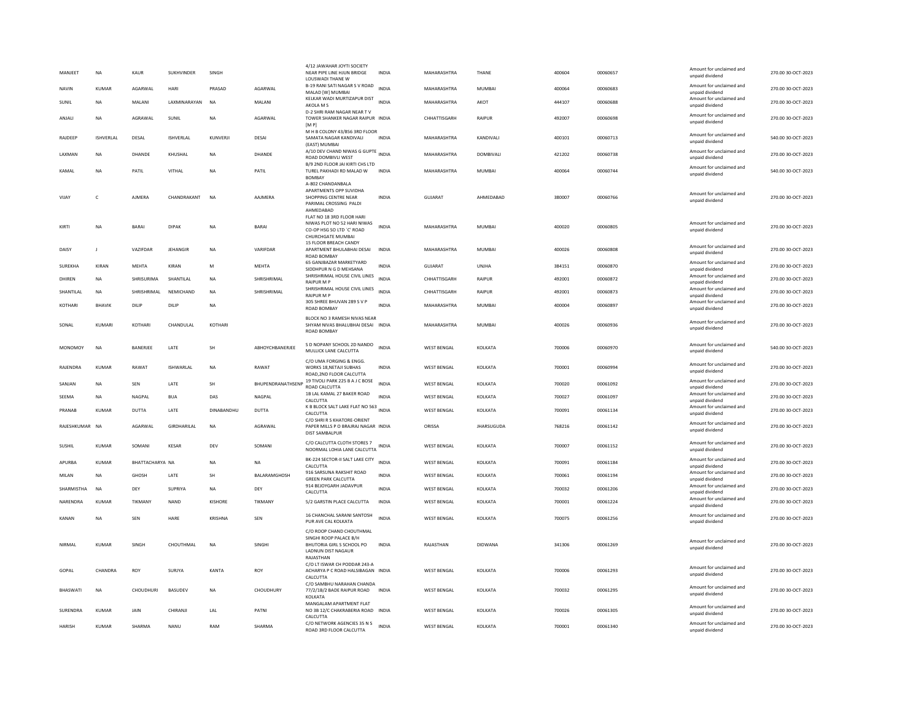| | | | | | | | | | | | | | | |
|---|---|---|---|---|---|---|---|---|---|---|---|---|---|---|
| MANJEET | NA | KAUR | SUKHVINDER | SINGH | | 4/12 JAWAHAR JOYTI SOCIETY NEAR PIPE LINE HJUN BRIDGE LOUSWADI THANE W | INDIA | MAHARASHTRA | THANE | 400604 | 00060657 | Amount for unclaimed and unpaid dividend | 270.00 | 30-OCT-2023 |
| NAVIN | KUMAR | AGARWAL | HARI | PRASAD | AGARWAL | B-19 RANI SATI NAGAR S V ROAD MALAD [W] MUMBAI | INDIA | MAHARASHTRA | MUMBAI | 400064 | 00060683 | Amount for unclaimed and unpaid dividend | 270.00 | 30-OCT-2023 |
| SUNIL | NA | MALANI | LAXMINARAYAN | NA | MALANI | KELKAR WADI MURTIZAPUR DIST AKOLA M S | INDIA | MAHARASHTRA | AKOT | 444107 | 00060688 | Amount for unclaimed and unpaid dividend | 270.00 | 30-OCT-2023 |
| ANJALI | NA | AGRAWAL | SUNIL | NA | AGARWAL | D-2 SHRI RAM NAGAR NEAR T V TOWER SHANKER NAGAR RAIPUR [M P] | INDIA | CHHATTISGARH | RAIPUR | 492007 | 00060698 | Amount for unclaimed and unpaid dividend | 270.00 | 30-OCT-2023 |
| RAJDEEP | ISHVERLAL | DESAL | ISHVERLAL | KUNVERJI | DESAI | M H B COLONY 43/856 3RD FLOOR SAMATA NAGAR KANDIVALI (EAST) MUMBAI | INDIA | MAHARASHTRA | KANDIVALI | 400101 | 00060713 | Amount for unclaimed and unpaid dividend | 540.00 | 30-OCT-2023 |
| LAXMAN | NA | DHANDE | KHUSHAL | NA | DHANDE | A/10 DEV CHAND NIWAS G GUPTE ROAD DOMBIVLI WEST | INDIA | MAHARASHTRA | DOMBIVALI | 421202 | 00060738 | Amount for unclaimed and unpaid dividend | 270.00 | 30-OCT-2023 |
| KAMAL | NA | PATIL | VITHAL | NA | PATIL | B/9 2ND FLOOR JAI KIRTI CHS LTD TUREL PAKHADI RD MALAD W BOMBAY | INDIA | MAHARASHTRA | MUMBAI | 400064 | 00060744 | Amount for unclaimed and unpaid dividend | 540.00 | 30-OCT-2023 |
| VIJAY | C | AJMERA | CHANDRAKANT | NA | AAJMERA | A-802 CHANDANBALA APARTMENTS OPP SUVIDHA SHOPPING CENTRE NEAR PARIMAL CROSSING PALDI AHMEDABAD | INDIA | GUJARAT | AHMEDABAD | 380007 | 00060766 | Amount for unclaimed and unpaid dividend | 270.00 | 30-OCT-2023 |
| KIRTI | NA | BARAI | DIPAK | NA | BARAI | FLAT NO 18 3RD FLOOR HARI NIWAS PLOT NO 52 HARI NIWAS CO-OP HSG SO LTD `C' ROAD CHURCHGATE MUMBAI | INDIA | MAHARASHTRA | MUMBAI | 400020 | 00060805 | Amount for unclaimed and unpaid dividend | 270.00 | 30-OCT-2023 |
| DAISY | J | VAZIFDAR | JEHANGIR | NA | VARIFDAR | 15 FLOOR BREACH CANDY APARTMENT BHULABHAI DESAI ROAD BOMBAY | INDIA | MAHARASHTRA | MUMBAI | 400026 | 00060808 | Amount for unclaimed and unpaid dividend | 270.00 | 30-OCT-2023 |
| SUREKHA | KIRAN | MEHTA | KIRAN | M | MEHTA | 65 GANJBAZAR MARKETYARD SIDDHPUR N G D MEHSANA | INDIA | GUJARAT | UNJHA | 384151 | 00060870 | Amount for unclaimed and unpaid dividend | 270.00 | 30-OCT-2023 |
| DHIREN | NA | SHRISURIMA | SHANTILAL | NA | SHRISHRIMAL | SHRISHRIMAL HOUSE CIVIL LINES RAIPUR M P | INDIA | CHHATTISGARH | RAIPUR | 492001 | 00060872 | Amount for unclaimed and unpaid dividend | 270.00 | 30-OCT-2023 |
| SHANTILAL | NA | SHRISHRIMAL | NEMICHAND | NA | SHRISHRIMAL | SHRISHRIMAL HOUSE CIVIL LINES RAIPUR M P | INDIA | CHHATTISGARH | RAIPUR | 492001 | 00060873 | Amount for unclaimed and unpaid dividend | 270.00 | 30-OCT-2023 |
| KOTHARI | BHAVIK | DILIP | DILIP | NA | | 305 SHREE BHUVAN 289 S V P ROAD BOMBAY | INDIA | MAHARASHTRA | MUMBAI | 400004 | 00060897 | Amount for unclaimed and unpaid dividend | 270.00 | 30-OCT-2023 |
| SONAL | KUMARI | KOTHARI | CHANDULAL | KOTHARI | | BLOCK NO 3 RAMESH NIVAS NEAR SHYAM NIVAS BHALUBHAI DESAI ROAD BOMBAY | INDIA | MAHARASHTRA | MUMBAI | 400026 | 00060936 | Amount for unclaimed and unpaid dividend | 270.00 | 30-OCT-2023 |
| MONOMOY | NA | BANERJEE | LATE | SH | ABHOYCHBANERJEE | S D NOPANY SCHOOL 2D NANDO MULLICK LANE CALCUTTA | INDIA | WEST BENGAL | KOLKATA | 700006 | 00060970 | Amount for unclaimed and unpaid dividend | 540.00 | 30-OCT-2023 |
| RAJENDRA | KUMAR | RAWAT | ISHWARLAL | NA | RAWAT | C/O UMA FORGING & ENGG. WORKS 18,NETAJI SUBHAS ROAD,2ND FLOOR CALCUTTA | INDIA | WEST BENGAL | KOLKATA | 700001 | 00060994 | Amount for unclaimed and unpaid dividend | 270.00 | 30-OCT-2023 |
| SANJAN | NA | SEN | LATE | SH | BHUPENDRANATHSENP | 19 TIVOLI PARK 225 B A J C BOSE ROAD CALCUTTA | INDIA | WEST BENGAL | KOLKATA | 700020 | 00061092 | Amount for unclaimed and unpaid dividend | 270.00 | 30-OCT-2023 |
| SEEMA | NA | NAGPAL | BUA | DAS | NAGPAL | 1B LAL KAMAL 27 BAKER ROAD CALCUTTA | INDIA | WEST BENGAL | KOLKATA | 700027 | 00061097 | Amount for unclaimed and unpaid dividend | 270.00 | 30-OCT-2023 |
| PRANAB | KUMAR | DUTTA | LATE | DINABANDHU | DUTTA | K B BLOCK SALT LAKE FLAT NO 563 CALCUTTA | INDIA | WEST BENGAL | KOLKATA | 700091 | 00061134 | Amount for unclaimed and unpaid dividend | 270.00 | 30-OCT-2023 |
| RAJESHKUMAR | NA | AGARWAL | GIRDHARILAL | NA | AGRAWAL | C/O SHRI R S KHATORE-ORIENT PAPER MILLS P O BRAJRAJ NAGAR DIST SAMBALPUR | INDIA | ORISSA | JHARSUGUDA | 768216 | 00061142 | Amount for unclaimed and unpaid dividend | 270.00 | 30-OCT-2023 |
| SUSHIL | KUMAR | SOMANI | KESAR | DEV | SOMANI | C/O CALCUTTA CLOTH STORES 7 NOORMAL LOHIA LANE CALCUTTA | INDIA | WEST BENGAL | KOLKATA | 700007 | 00061152 | Amount for unclaimed and unpaid dividend | 270.00 | 30-OCT-2023 |
| APURBA | KUMAR | BHATTACHARYA | NA | NA | NA | BK-224 SECTOR-II SALT LAKE CITY CALCUTTA | INDIA | WEST BENGAL | KOLKATA | 700091 | 00061184 | Amount for unclaimed and unpaid dividend | 270.00 | 30-OCT-2023 |
| MILAN | NA | GHOSH | LATE | SH | BALARAMGHOSH | 916 SARSUNA RAKSHIT ROAD GREEN PARK CALCUTTA | INDIA | WEST BENGAL | KOLKATA | 700061 | 00061194 | Amount for unclaimed and unpaid dividend | 270.00 | 30-OCT-2023 |
| SHARMISTHA | NA | DEY | SUPRIYA | NA | DEY | 914 BEJOYGARH JADAVPUR CALCUTTA | INDIA | WEST BENGAL | KOLKATA | 700032 | 00061206 | Amount for unclaimed and unpaid dividend | 270.00 | 30-OCT-2023 |
| NARENDRA | KUMAR | TIKMANY | NAND | KISHORE | TIKMANY | 5/2 GARSTIN PLACE CALCUTTA | INDIA | WEST BENGAL | KOLKATA | 700001 | 00061224 | Amount for unclaimed and unpaid dividend | 270.00 | 30-OCT-2023 |
| KANAN | NA | SEN | HARE | KRISHNA | SEN | 16 CHANCHAL SARANI SANTOSH PUR AVE CAL KOLKATA | INDIA | WEST BENGAL | KOLKATA | 700075 | 00061256 | Amount for unclaimed and unpaid dividend | 270.00 | 30-OCT-2023 |
| NIRMAL | KUMAR | SINGH | CHOUTHMAL | NA | SINGHI | C/O ROOP CHAND CHOUTHMAL SINGHI ROOP PALACE B/H BHUTORIA GIRL S SCHOOL PO LADNUN DIST NAGAUR RAJASTHAN | INDIA | RAJASTHAN | DIDWANA | 341306 | 00061269 | Amount for unclaimed and unpaid dividend | 270.00 | 30-OCT-2023 |
| GOPAL | CHANDRA | ROY | SURJYA | KANTA | ROY | C/O LT ISWAR CH PODDAR 243-A ACHARYA P C ROAD HALSIBAGAN CALCUTTA | INDIA | WEST BENGAL | KOLKATA | 700006 | 00061293 | Amount for unclaimed and unpaid dividend | 270.00 | 30-OCT-2023 |
| BHASWATI | NA | CHOUDHURI | BASUDEV | NA | CHOUDHURY | C/O SAMBHU NARAHAN CHANDA 77/2/1B/2 BADE RAIPUR ROAD KOLKATA | INDIA | WEST BENGAL | KOLKATA | 700032 | 00061295 | Amount for unclaimed and unpaid dividend | 270.00 | 30-OCT-2023 |
| SURENDRA | KUMAR | JAIN | CHIRANJI | LAL | PATNI | MANGALAM APARTMENT FLAT NO 3B 12/C CHAKRABERIA ROAD CALCUTTA | INDIA | WEST BENGAL | KOLKATA | 700026 | 00061305 | Amount for unclaimed and unpaid dividend | 270.00 | 30-OCT-2023 |
| HARISH | KUMAR | SHARMA | NANU | RAM | SHARMA | C/O NETWORK AGENCIES 35 N S ROAD 3RD FLOOR CALCUTTA | INDIA | WEST BENGAL | KOLKATA | 700001 | 00061340 | Amount for unclaimed and unpaid dividend | 270.00 | 30-OCT-2023 |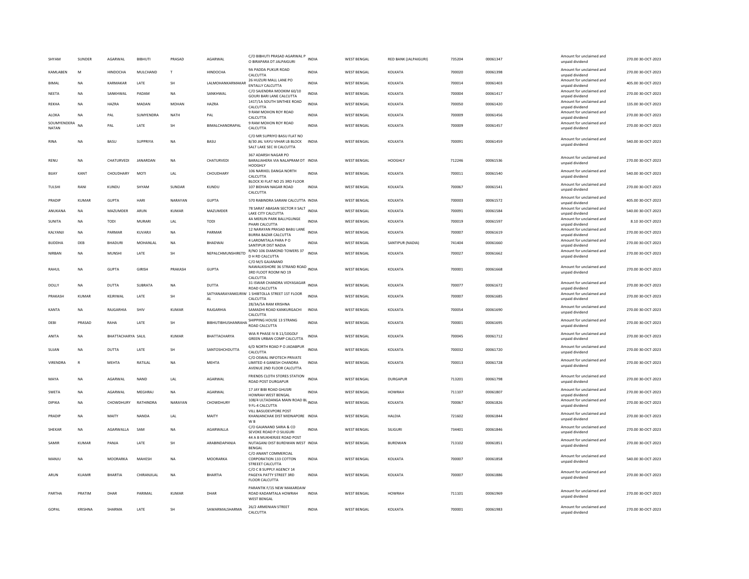| SHYAM | SUNDER | AGARWAL | BIBHUTI | PRASAD | AGARWAL | C/O BIBHUTI PRASAD AGARWAL P O BIRAPARA DT JALPAIGURI | INDIA | WEST BENGAL | RED BANK (JALPAIGURI) | 735204 | 00061347 | Amount for unclaimed and unpaid dividend | 270.00 30-OCT-2023 |
|---|---|---|---|---|---|---|---|---|---|---|---|---|---|
| KAMLABEN | M | HINDOCHA | MULCHAND | T | HINDOCHA | 9A PADDA PUKUR ROAD CALCUTTA | INDIA | WEST BENGAL | KOLKATA | 700020 | 00061398 | Amount for unclaimed and unpaid dividend | 270.00 30-OCT-2023 |
| BIMAL | NA | KARMAKAR | LATE | SH | LALMOHANKARMAKAR | 26 HUZURI MALL LANE PO ENTALLY CALCUTTA | INDIA | WEST BENGAL | KOLKATA | 700014 | 00061403 | Amount for unclaimed and unpaid dividend | 405.00 30-OCT-2023 |
| NEETA | NA | SANKHWAL | PADAM | NA | SANKHWAL | C/O SAJENDRA MOOKIM 60/10 GOURI BARI LANE CALCUTTA | INDIA | WEST BENGAL | KOLKATA | 700004 | 00061417 | Amount for unclaimed and unpaid dividend | 270.00 30-OCT-2023 |
| REKHA | NA | HAZRA | MADAN | MOHAN | HAZRA | 141T/1A SOUTH SINTHEE ROAD CALCUTTA | INDIA | WEST BENGAL | KOLKATA | 700050 | 00061420 | Amount for unclaimed and unpaid dividend | 135.00 30-OCT-2023 |
| ALOKA | NA | PAL | SUMYENDRA | NATH | PAL | 9 RAM MOHON ROY ROAD CALCUTTA | INDIA | WEST BENGAL | KOLKATA | 700009 | 00061456 | Amount for unclaimed and unpaid dividend | 270.00 30-OCT-2023 |
| SOUMYENDERA NATAN | NA | PAL | LATE | SH | BIMALCHANDRAPAL | 9 RAM MOHON ROY ROAD CALCUTTA | INDIA | WEST BENGAL | KOLKATA | 700009 | 00061457 | Amount for unclaimed and unpaid dividend | 270.00 30-OCT-2023 |
| RINA | NA | BASU | SUPPRIYA | NA | BASU | C/O MR SUPRIYO BASU FLAT NO B/30 JAL VAYU VIHAR LB BLOCK SALT LAKE SEC III CALCUTTA | INDIA | WEST BENGAL | KOLKATA | 700091 | 00061459 | Amount for unclaimed and unpaid dividend | 540.00 30-OCT-2023 |
| RENU | NA | CHATURVEDI | JANARDAN | NA | CHATURVEDI | 367 ADARSH NAGAR PO BARALIAHERA VIA NALAPRAM DT HOOGHLY | INDIA | WEST BENGAL | HOOGHLY | 712246 | 00061536 | Amount for unclaimed and unpaid dividend | 270.00 30-OCT-2023 |
| BIJAY | KANT | CHOUDHARY | MOTI | LAL | CHOUDHARY | 106 NARIKEL DANGA NORTH CALCUTTA | INDIA | WEST BENGAL | KOLKATA | 700011 | 00061540 | Amount for unclaimed and unpaid dividend | 540.00 30-OCT-2023 |
| TULSHI | RANI | KUNDU | SHYAM | SUNDAR | KUNDU | BLOCK XI FLAT NO 25 3RD FLOOR 107 BIDHAN NAGAR ROAD CALCUTTA | INDIA | WEST BENGAL | KOLKATA | 700067 | 00061541 | Amount for unclaimed and unpaid dividend | 270.00 30-OCT-2023 |
| PRADIP | KUMAR | GUPTA | HARI | NARAYAN | GUPTA | 570 RABINDRA SARANI CALCUTTA | INDIA | WEST BENGAL | KOLKATA | 700003 | 00061572 | Amount for unclaimed and unpaid dividend | 405.00 30-OCT-2023 |
| ANUKANA | NA | MAZUMDER | ARUN | KUMAR | MAZUMDER | 78 SARAT ABASAN SECTOR II SALT LAKE CITY CALCUTTA | INDIA | WEST BENGAL | KOLKATA | 700091 | 00061584 | Amount for unclaimed and unpaid dividend | 540.00 30-OCT-2023 |
| SUNITA | NA | TODI | MURARI | LAL | TODI | 4A MERLIN PARK BALLYGUNGE PHARI CALCUTTA | INDIA | WEST BENGAL | KOLKATA | 700019 | 00061597 | Amount for unclaimed and unpaid dividend | 8.10 30-OCT-2023 |
| KALYANJI | NA | PARMAR | KUVARJI | NA | PARMAR | 12 NARAYAN PRASAD BABU LANE BURRA BAZAR CALCUTTA | INDIA | WEST BENGAL | KOLKATA | 700007 | 00061619 | Amount for unclaimed and unpaid dividend | 270.00 30-OCT-2023 |
| BUDDHA | DEB | BHADURI | MOHANLAL | NA | BHADWAI | 4 LAROMITALA PARA P O SANTIPUR DIST NADIA | INDIA | WEST BENGAL | SANTIPUR (NADIA) | 741404 | 00061660 | Amount for unclaimed and unpaid dividend | 270.00 30-OCT-2023 |
| NIRBAN | NA | MUNSHI | LATE | SH | NEPALCHMUNSHIRETD | R/NO 106 DIAMOND TOWERS 37 D H RD CALCUTTA | INDIA | WEST BENGAL | KOLKATA | 700027 | 00061662 | Amount for unclaimed and unpaid dividend | 270.00 30-OCT-2023 |
| RAHUL | NA | GUPTA | GIRISH | PRAKASH | GUPTA | C/O M/S GAJANAND NAWALKISHORE 36 STRAND ROAD 3RD FLOOT ROOM NO 19 CALCUTTA | INDIA | WEST BENGAL | KOLKATA | 700001 | 00061668 | Amount for unclaimed and unpaid dividend | 270.00 30-OCT-2023 |
| DOLLY | NA | DUTTA | SUBRATA | NA | DUTTA | 31 ISWAR CHANDRA VIDYASAGAR ROAD CALCUTTA | INDIA | WEST BENGAL | KOLKATA | 700077 | 00061672 | Amount for unclaimed and unpaid dividend | 270.00 30-OCT-2023 |
| PRAKASH | KUMAR | KEJRIWAL | LATE | SH | SATYANARAYANKEJRIWAL | 1 SHIBTOLLA STREET 1ST FLOOR CALCUTTA | INDIA | WEST BENGAL | KOLKATA | 700007 | 00061685 | Amount for unclaimed and unpaid dividend | 270.00 30-OCT-2023 |
| KANTA | NA | RAJGARHIA | SHIV | KUMAR | RAJGARHIA | 28/3A/5A RAM KRISHNA SAMADHI ROAD KANKURGACHI CALCUTTA | INDIA | WEST BENGAL | KOLKATA | 700054 | 00061690 | Amount for unclaimed and unpaid dividend | 270.00 30-OCT-2023 |
| DEBI | PRASAD | RAHA | LATE | SH | BIBHUTIBHUSHANRAHA | SHIPPING HOUSE 13 STRANG ROAD CALCUTTA | INDIA | WEST BENGAL | KOLKATA | 700001 | 00061695 | Amount for unclaimed and unpaid dividend | 270.00 30-OCT-2023 |
| ANITA | NA | BHATTACHARYA | SALIL | KUMAR | BHATTACHARYA | WIA R PHASE IV B 11/10GOLF GREEN URBAN COMP CALCUTTA | INDIA | WEST BENGAL | KOLKATA | 700045 | 00061712 | Amount for unclaimed and unpaid dividend | 270.00 30-OCT-2023 |
| SUJAN | NA | DUTTA | LATE | SH | SANTOSHCHDUTTA | 6/D NORTH ROAD P O JADABPUR CALCUTTA | INDIA | WEST BENGAL | KOLKATA | 700032 | 00061720 | Amount for unclaimed and unpaid dividend | 270.00 30-OCT-2023 |
| VIRENDRA | R | MEHTA | RATILAL | NA | MEHTA | C/O OSWAL INFOTECH PRIVATE LIMITED 4 GANESH CHANDRA AVENUE 2ND FLOOR CALCUTTA | INDIA | WEST BENGAL | KOLKATA | 700013 | 00061728 | Amount for unclaimed and unpaid dividend | 270.00 30-OCT-2023 |
| MAYA | NA | AGARWAL | NAND | LAL | AGARWAL | FRIENDS CLOTH STORES STATION ROAD POST DURGAPUR | INDIA | WEST BENGAL | DURGAPUR | 713201 | 00061798 | Amount for unclaimed and unpaid dividend | 270.00 30-OCT-2023 |
| SWETA | NA | AGARWAL | MEGHRAJ | NA | AGARWAL | 17 JAY BIBI ROAD GHUSRI HOWRAH WEST BENGAL | INDIA | WEST BENGAL | HOWRAH | 711107 | 00061807 | Amount for unclaimed and unpaid dividend | 270.00 30-OCT-2023 |
| DIPIKA | NA | CHOWDHURY | RATHINDRA | NARAYAN | CHOWDHURY | 108/4 ULTADANGA MAIN ROAD BL 9 FL-4 CALCUTTA | INDIA | WEST BENGAL | KOLKATA | 700067 | 00061826 | Amount for unclaimed and unpaid dividend | 270.00 30-OCT-2023 |
| PRADIP | NA | MAITY | NANDA | LAL | MAITY | VILL BASUDEVPORE POST KHANJANCHAK DIST MIDNAPORE W B | INDIA | WEST BENGAL | HALDIA | 721602 | 00061844 | Amount for unclaimed and unpaid dividend | 270.00 30-OCT-2023 |
| SHEKAR | NA | AGARWALLA | SAM | NA | AGARWALLA | C/O GAJANAND SARIA & CO SEVOKE ROAD P O SILIGURI | INDIA | WEST BENGAL | SILIGURI | 734401 | 00061846 | Amount for unclaimed and unpaid dividend | 270.00 30-OCT-2023 |
| SAMIR | KUMAR | PANJA | LATE | SH | ARABINDAPANJA | 44 A B MUKHERJEE ROAD POST NUTAGANJ DIST BURDWAN WEST BENGAL | INDIA | WEST BENGAL | BURDWAN | 713102 | 00061851 | Amount for unclaimed and unpaid dividend | 270.00 30-OCT-2023 |
| MANJU | NA | MOORARKA | MAHESH | NA | MOORARKA | C/O ANANT COMMERCIAL CORPORATION 133 COTTON STREET CALCUTTA | INDIA | WEST BENGAL | KOLKATA | 700007 | 00061858 | Amount for unclaimed and unpaid dividend | 540.00 30-OCT-2023 |
| ARUN | KUAMR | BHARTIA | CHIRANJILAL | NA | BHARTIA | C/O C B SUPPLY AGENCY 14 PAGEYA PATTY STREET 3RD FLOOR CALCUTTA | INDIA | WEST BENGAL | KOLKATA | 700007 | 00061886 | Amount for unclaimed and unpaid dividend | 270.00 30-OCT-2023 |
| PARTHA | PRATIM | DHAR | PARIMAL | KUMAR | DHAR | PARANTIK F/15 NEW MAKARDAW ROAD KADAMTALA HOWRAH WEST BENGAL | INDIA | WEST BENGAL | HOWRAH | 711101 | 00061969 | Amount for unclaimed and unpaid dividend | 270.00 30-OCT-2023 |
| GOPAL | KRISHNA | SHARMA | LATE | SH | SAWARMALSHARMA | 26/2 ARMENIAN STREET CALCUTTA | INDIA | WEST BENGAL | KOLKATA | 700001 | 00061983 | Amount for unclaimed and unpaid dividend | 270.00 30-OCT-2023 |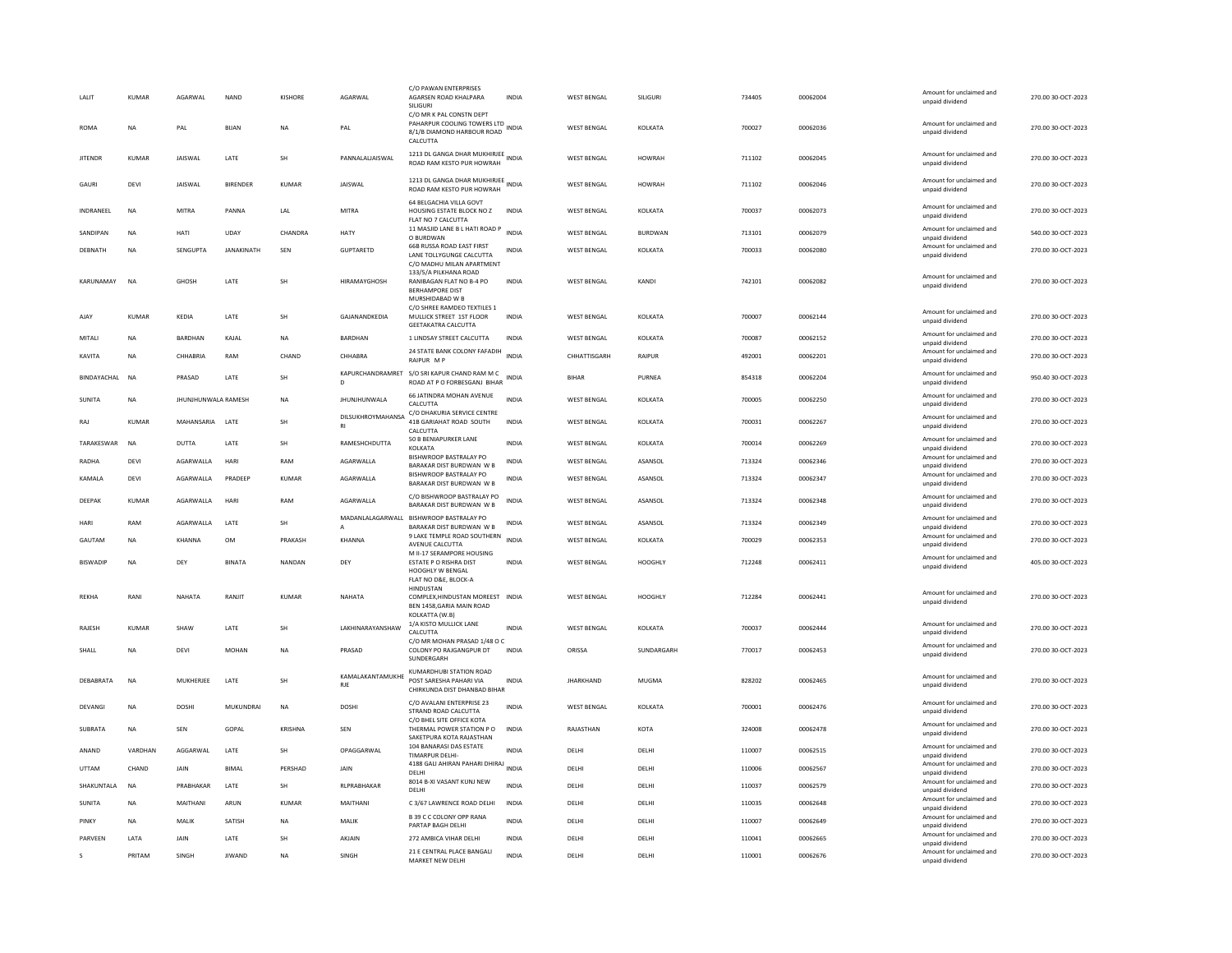| LALIT | KUMAR | AGARWAL | NAND | KISHORE | AGARWAL | C/O PAWAN ENTERPRISES AGARSEN ROAD KHALPARA SILIGURI | INDIA | WEST BENGAL | SILIGURI | 734405 | 00062004 | Amount for unclaimed and unpaid dividend | 270.00 30-OCT-2023 |
|---|---|---|---|---|---|---|---|---|---|---|---|---|---|
| ROMA | NA | PAL | BIJAN | NA | PAL | C/O MR K PAL CONSTN DEPT PAHARPUR COOLING TOWERS LTD 8/1/B DIAMOND HARBOUR ROAD CALCUTTA | INDIA | WEST BENGAL | KOLKATA | 700027 | 00062036 | Amount for unclaimed and unpaid dividend | 270.00 30-OCT-2023 |
| JITENDR | KUMAR | JAISWAL | LATE | SH | PANNALALJAISWAL | 1213 DL GANGA DHAR MUKHIRJEE ROAD RAM KESTO PUR HOWRAH | INDIA | WEST BENGAL | HOWRAH | 711102 | 00062045 | Amount for unclaimed and unpaid dividend | 270.00 30-OCT-2023 |
| GAURI | DEVI | JAISWAL | BIRENDER | KUMAR | JAISWAL | 1213 DL GANGA DHAR MUKHIRJEE ROAD RAM KESTO PUR HOWRAH | INDIA | WEST BENGAL | HOWRAH | 711102 | 00062046 | Amount for unclaimed and unpaid dividend | 270.00 30-OCT-2023 |
| INDRANEEL | NA | MITRA | PANNA | LAL | MITRA | 64 BELGACHIA VILLA GOVT HOUSING ESTATE BLOCK NO Z FLAT NO 7 CALCUTTA | INDIA | WEST BENGAL | KOLKATA | 700037 | 00062073 | Amount for unclaimed and unpaid dividend | 270.00 30-OCT-2023 |
| SANDIPAN | NA | HATI | UDAY | CHANDRA | HATY | 11 MASJID LANE B L HATI ROAD P O BURDWAN | INDIA | WEST BENGAL | BURDWAN | 713101 | 00062079 | Amount for unclaimed and unpaid dividend | 540.00 30-OCT-2023 |
| DEBNATH | NA | SENGUPTA | JANAKINATH | SEN | GUPTARETD | 66B RUSSA ROAD EAST FIRST LANE TOLLYGUNGE CALCUTTA | INDIA | WEST BENGAL | KOLKATA | 700033 | 00062080 | Amount for unclaimed and unpaid dividend | 270.00 30-OCT-2023 |
| KARUNAMAY | NA | GHOSH | LATE | SH | HIRAMAYGHOSH | C/O MADHU MILAN APARTMENT 133/5/A PILKHANA ROAD RANIBAGAN FLAT NO B-4 PO BERHAMPORE DIST MURSHIDABAD W B | INDIA | WEST BENGAL | KANDI | 742101 | 00062082 | Amount for unclaimed and unpaid dividend | 270.00 30-OCT-2023 |
| AJAY | KUMAR | KEDIA | LATE | SH | GAJANANDKEDIA | C/O SHREE RAMDEO TEXTILES 1 MULLICK STREET 1ST FLOOR GEETAKATRA CALCUTTA | INDIA | WEST BENGAL | KOLKATA | 700007 | 00062144 | Amount for unclaimed and unpaid dividend | 270.00 30-OCT-2023 |
| MITALI | NA | BARDHAN | KAJAL | NA | BARDHAN | 1 LINDSAY STREET CALCUTTA | INDIA | WEST BENGAL | KOLKATA | 700087 | 00062152 | Amount for unclaimed and unpaid dividend | 270.00 30-OCT-2023 |
| KAVITA | NA | CHHABRIA | RAM | CHAND | CHHABRA | 24 STATE BANK COLONY FAFADIH RAIPUR M P | INDIA | CHHATTISGARH | RAIPUR | 492001 | 00062201 | Amount for unclaimed and unpaid dividend | 270.00 30-OCT-2023 |
| BINDAYACHAL | NA | PRASAD | LATE | SH | KAPURCHANDRAMRET D | S/O SRI KAPUR CHAND RAM M C ROAD AT P O FORBESGANJ BIHAR | INDIA | BIHAR | PURNEA | 854318 | 00062204 | Amount for unclaimed and unpaid dividend | 950.40 30-OCT-2023 |
| SUNITA | NA | JHUNJHUNWALA RAMESH | | NA | JHUNJHUNWALA | 66 JATINDRA MOHAN AVENUE CALCUTTA | INDIA | WEST BENGAL | KOLKATA | 700005 | 00062250 | Amount for unclaimed and unpaid dividend | 270.00 30-OCT-2023 |
| RAJ | KUMAR | MAHANSARIA | LATE | SH | DILSUKHROYMAHANSA RI | C/O DHAKURIA SERVICE CENTRE 41B GARIAHAT ROAD SOUTH CALCUTTA | INDIA | WEST BENGAL | KOLKATA | 700031 | 00062267 | Amount for unclaimed and unpaid dividend | 270.00 30-OCT-2023 |
| TARAKESWAR | NA | DUTTA | LATE | SH | RAMESHCHDUTTA | 50 B BENIAPURKER LANE KOLKATA | INDIA | WEST BENGAL | KOLKATA | 700014 | 00062269 | Amount for unclaimed and unpaid dividend | 270.00 30-OCT-2023 |
| RADHA | DEVI | AGARWALLA | HARI | RAM | AGARWALLA | BISHWROOP BASTRALAY PO BARAKAR DIST BURDWAN W B | INDIA | WEST BENGAL | ASANSOL | 713324 | 00062346 | Amount for unclaimed and unpaid dividend | 270.00 30-OCT-2023 |
| KAMALA | DEVI | AGARWALLA | PRADEEP | KUMAR | AGARWALLA | BISHWROOP BASTRALAY PO BARAKAR DIST BURDWAN W B | INDIA | WEST BENGAL | ASANSOL | 713324 | 00062347 | Amount for unclaimed and unpaid dividend | 270.00 30-OCT-2023 |
| DEEPAK | KUMAR | AGARWALLA | HARI | RAM | AGARWALLA | C/O BISHWROOP BASTRALAY PO BARAKAR DIST BURDWAN W B | INDIA | WEST BENGAL | ASANSOL | 713324 | 00062348 | Amount for unclaimed and unpaid dividend | 270.00 30-OCT-2023 |
| HARI | RAM | AGARWALLA | LATE | SH | MADANLALAGARWALL A | BISHWROOP BASTRALAY PO BARAKAR DIST BURDWAN W B | INDIA | WEST BENGAL | ASANSOL | 713324 | 00062349 | Amount for unclaimed and unpaid dividend | 270.00 30-OCT-2023 |
| GAUTAM | NA | KHANNA | OM | PRAKASH | KHANNA | 9 LAKE TEMPLE ROAD SOUTHERN AVENUE CALCUTTA | INDIA | WEST BENGAL | KOLKATA | 700029 | 00062353 | Amount for unclaimed and unpaid dividend | 270.00 30-OCT-2023 |
| BISWADIP | NA | DEY | BINATA | NANDAN | DEY | M II-17 SERAMPORE HOUSING ESTATE P O RISHRA DIST HOOGHLY W BENGAL | INDIA | WEST BENGAL | HOOGHLY | 712248 | 00062411 | Amount for unclaimed and unpaid dividend | 405.00 30-OCT-2023 |
| REKHA | RANI | NAHATA | RANJIT | KUMAR | NAHATA | FLAT NO D&E, BLOCK-A HINDUSTAN COMPLEX,HINDUSTAN MOREEST BEN 1458,GARIA MAIN ROAD KOLKATTA (W.B) | INDIA | WEST BENGAL | HOOGHLY | 712284 | 00062441 | Amount for unclaimed and unpaid dividend | 270.00 30-OCT-2023 |
| RAJESH | KUMAR | SHAW | LATE | SH | LAKHINARAYANSHAW | 1/A KISTO MULLICK LANE CALCUTTA | INDIA | WEST BENGAL | KOLKATA | 700037 | 00062444 | Amount for unclaimed and unpaid dividend | 270.00 30-OCT-2023 |
| SHALL | NA | DEVI | MOHAN | NA | PRASAD | C/O MR MOHAN PRASAD 1/48 O C COLONY PO RAJGANGPUR DT SUNDERGARH | INDIA | ORISSA | SUNDARGARH | 770017 | 00062453 | Amount for unclaimed and unpaid dividend | 270.00 30-OCT-2023 |
| DEBABRATA | NA | MUKHERJEE | LATE | SH | KAMALAKANTAMUKHE RJE | KUMARDHUBI STATION ROAD POST SARESHA PAHARI VIA CHIRKUNDA DIST DHANBAD BIHAR | INDIA | JHARKHAND | MUGMA | 828202 | 00062465 | Amount for unclaimed and unpaid dividend | 270.00 30-OCT-2023 |
| DEVANGI | NA | DOSHI | MUKUNDRAI | NA | DOSHI | C/O AVALANI ENTERPRISE 23 STRAND ROAD CALCUTTA | INDIA | WEST BENGAL | KOLKATA | 700001 | 00062476 | Amount for unclaimed and unpaid dividend | 270.00 30-OCT-2023 |
| SUBRATA | NA | SEN | GOPAL | KRISHNA | SEN | C/O BHEL SITE OFFICE KOTA THERMAL POWER STATION P O SAKETPURA KOTA RAJASTHAN | INDIA | RAJASTHAN | KOTA | 324008 | 00062478 | Amount for unclaimed and unpaid dividend | 270.00 30-OCT-2023 |
| ANAND | VARDHAN | AGGARWAL | LATE | SH | OPAGGARWAL | 104 BANARASI DAS ESTATE TIMARPUR DELHI- | INDIA | DELHI | DELHI | 110007 | 00062515 | Amount for unclaimed and unpaid dividend | 270.00 30-OCT-2023 |
| UTTAM | CHAND | JAIN | BIMAL | PERSHAD | JAIN | 4188 GALI AHIRAN PAHARI DHIRAJ DELHI | INDIA | DELHI | DELHI | 110006 | 00062567 | Amount for unclaimed and unpaid dividend | 270.00 30-OCT-2023 |
| SHAKUNTALA | NA | PRABHAKAR | LATE | SH | RLPRABHAKAR | 8014 B-XI VASANT KUNJ NEW DELHI | INDIA | DELHI | DELHI | 110037 | 00062579 | Amount for unclaimed and unpaid dividend | 270.00 30-OCT-2023 |
| SUNITA | NA | MAITHANI | ARUN | KUMAR | MAITHANI | C 3/67 LAWRENCE ROAD DELHI | INDIA | DELHI | DELHI | 110035 | 00062648 | Amount for unclaimed and unpaid dividend | 270.00 30-OCT-2023 |
| PINKY | NA | MALIK | SATISH | NA | MALIK | B 39 C C COLONY OPP RANA PARTAP BAGH DELHI | INDIA | DELHI | DELHI | 110007 | 00062649 | Amount for unclaimed and unpaid dividend | 270.00 30-OCT-2023 |
| PARVEEN | LATA | JAIN | LATE | SH | AKJAIN | 272 AMBICA VIHAR DELHI | INDIA | DELHI | DELHI | 110041 | 00062665 | Amount for unclaimed and unpaid dividend | 270.00 30-OCT-2023 |
| S | PRITAM | SINGH | JIWAND | NA | SINGH | 21 E CENTRAL PLACE BANGALI MARKET NEW DELHI | INDIA | DELHI | DELHI | 110001 | 00062676 | Amount for unclaimed and unpaid dividend | 270.00 30-OCT-2023 |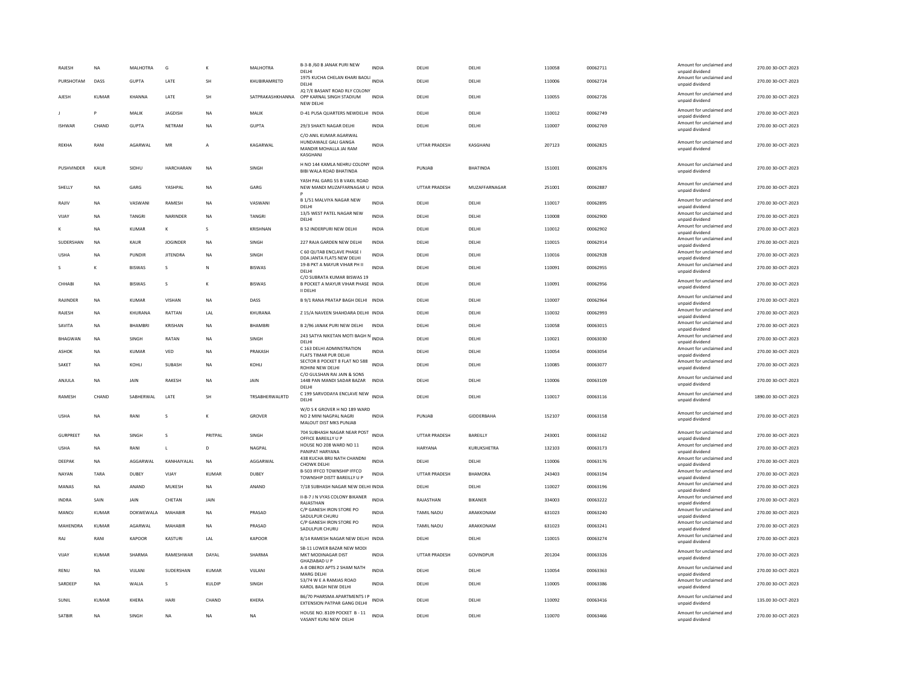| RAJESH | NA | MALHOTRA | G | K | MALHOTRA | B-3-B /60 B JANAK PURI NEW DELHI | INDIA | DELHI | DELHI | 110058 | 00062711 | Amount for unclaimed and unpaid dividend | 270.00 30-OCT-2023 |
|---|---|---|---|---|---|---|---|---|---|---|---|---|---|
| PURSHOTAM | DASS | GUPTA | LATE | SH | KHUBIRAMRETD | 1975 KUCHA CHELAN KHARI BAOLI DELHI | INDIA | DELHI | DELHI | 110006 | 00062724 | Amount for unclaimed and unpaid dividend | 270.00 30-OCT-2023 |
| AJESH | KUMAR | KHANNA | LATE | SH | SATPRAKASHKHANNA | JQ 7/E BASANT ROAD RLY COLONY OPP KARNAL SINGH STADIUM NEW DELHI | INDIA | DELHI | DELHI | 110055 | 00062726 | Amount for unclaimed and unpaid dividend | 270.00 30-OCT-2023 |
| J | P | MALIK | JAGDISH | NA | MALIK | D-41 PUSA QUARTERS NEWDELHI | INDIA | DELHI | DELHI | 110012 | 00062749 | Amount for unclaimed and unpaid dividend | 270.00 30-OCT-2023 |
| ISHWAR | CHAND | GUPTA | NETRAM | NA | GUPTA | 29/3 SHAKTI NAGAR DELHI | INDIA | DELHI | DELHI | 110007 | 00062769 | Amount for unclaimed and unpaid dividend | 270.00 30-OCT-2023 |
| REKHA | RANI | AGARWAL | MR | A | KAGARWAL | C/O ANIL KUMAR AGARWAL HUNDAWALE GALI GANGA MANDIR MOHALLA JAI RAM KASGHANJ | INDIA | UTTAR PRADESH | KASGHANJ | 207123 | 00062825 | Amount for unclaimed and unpaid dividend | 270.00 30-OCT-2023 |
| PUSHVINDER | KAUR | SIDHU | HARCHARAN | NA | SINGH | H NO 144 KAMLA NEHRU COLONY BIBI WALA ROAD BHATINDA | INDIA | PUNJAB | BHATINDA | 151001 | 00062876 | Amount for unclaimed and unpaid dividend | 270.00 30-OCT-2023 |
| SHELLY | NA | GARG | YASHPAL | NA | GARG | YASH PAL GARG 55 B VAKIL ROAD NEW MANDI MUZAFFARNAGAR U P | INDIA | UTTAR PRADESH | MUZAFFARNAGAR | 251001 | 00062887 | Amount for unclaimed and unpaid dividend | 270.00 30-OCT-2023 |
| RAJIV | NA | VASWANI | RAMESH | NA | VASWANI | B 1/51 MALVIYA NAGAR NEW DELHI | INDIA | DELHI | DELHI | 110017 | 00062895 | Amount for unclaimed and unpaid dividend | 270.00 30-OCT-2023 |
| VIJAY | NA | TANGRI | NARINDER | NA | TANGRI | 13/5 WEST PATEL NAGAR NEW DELHI | INDIA | DELHI | DELHI | 110008 | 00062900 | Amount for unclaimed and unpaid dividend | 270.00 30-OCT-2023 |
| K | NA | KUMAR | K | S | KRISHNAN | B 52 INDERPURI NEW DELHI | INDIA | DELHI | DELHI | 110012 | 00062902 | Amount for unclaimed and unpaid dividend | 270.00 30-OCT-2023 |
| SUDERSHAN | NA | KAUR | JOGINDER | NA | SINGH | 227 RAJA GARDEN NEW DELHI | INDIA | DELHI | DELHI | 110015 | 00062914 | Amount for unclaimed and unpaid dividend | 270.00 30-OCT-2023 |
| USHA | NA | PUNDIR | JITENDRA | NA | SINGH | C 60 QUTAB ENCLAVE PHASE I DDA JANTA FLATS NEW DELHI | INDIA | DELHI | DELHI | 110016 | 00062928 | Amount for unclaimed and unpaid dividend | 270.00 30-OCT-2023 |
| S | K | BISWAS | S | N | BISWAS | 19-B PKT A MAYUR VIHAR PH II DELHI | INDIA | DELHI | DELHI | 110091 | 00062955 | Amount for unclaimed and unpaid dividend | 270.00 30-OCT-2023 |
| CHHABI | NA | BISWAS | S | K | BISWAS | C/O SUBRATA KUMAR BISWAS 19 B POCKET A MAYUR VIHAR PHASE II DELHI | INDIA | DELHI | DELHI | 110091 | 00062956 | Amount for unclaimed and unpaid dividend | 270.00 30-OCT-2023 |
| RAJINDER | NA | KUMAR | VISHAN | NA | DASS | B 9/1 RANA PRATAP BAGH DELHI | INDIA | DELHI | DELHI | 110007 | 00062964 | Amount for unclaimed and unpaid dividend | 270.00 30-OCT-2023 |
| RAJESH | NA | KHURANA | RATTAN | LAL | KHURANA | Z 15/A NAVEEN SHAHDARA DELHI | INDIA | DELHI | DELHI | 110032 | 00062993 | Amount for unclaimed and unpaid dividend | 270.00 30-OCT-2023 |
| SAVITA | NA | BHAMBRI | KRISHAN | NA | BHAMBRI | B 2/96 JANAK PURI NEW DELHI | INDIA | DELHI | DELHI | 110058 | 00063015 | Amount for unclaimed and unpaid dividend | 270.00 30-OCT-2023 |
| BHAGWAN | NA | SINGH | RATAN | NA | SINGH | 243 SATYA NIKETAN MOTI BAGH N DELHI | INDIA | DELHI | DELHI | 110021 | 00063030 | Amount for unclaimed and unpaid dividend | 270.00 30-OCT-2023 |
| ASHOK | NA | KUMAR | VED | NA | PRAKASH | C 163 DELHI ADMINSTRATION FLATS TIMAR PUR DELHI | INDIA | DELHI | DELHI | 110054 | 00063054 | Amount for unclaimed and unpaid dividend | 270.00 30-OCT-2023 |
| SAKET | NA | KOHLI | SUBASH | NA | KOHLI | SECTOR 8 POCKET 8 FLAT NO 588 ROHINI NEW DELHI | INDIA | DELHI | DELHI | 110085 | 00063077 | Amount for unclaimed and unpaid dividend | 270.00 30-OCT-2023 |
| ANJULA | NA | JAIN | RAKESH | NA | JAIN | C/O GULSHAN RAI JAIN & SONS 1448 PAN MANDI SADAR BAZAR DELHI | INDIA | DELHI | DELHI | 110006 | 00063109 | Amount for unclaimed and unpaid dividend | 270.00 30-OCT-2023 |
| RAMESH | CHAND | SABHERWAL | LATE | SH | TRSABHERWALRTD | C 199 SARVODAYA ENCLAVE NEW DELHI | INDIA | DELHI | DELHI | 110017 | 00063116 | Amount for unclaimed and unpaid dividend | 1890.00 30-OCT-2023 |
| USHA | NA | RANI | S | K | GROVER | W/O S K GROVER H NO 189 WARD NO 2 MINI NAGPAL NAGRI MALOUT DIST MKS PUNJAB | INDIA | PUNJAB | GIDDERBAHA | 152107 | 00063158 | Amount for unclaimed and unpaid dividend | 270.00 30-OCT-2023 |
| GURPREET | NA | SINGH | S | PRITPAL | SINGH | 704 SUBHASH NAGAR NEAR POST OFFICE BAREILLY U P | INDIA | UTTAR PRADESH | BAREILLY | 243001 | 00063162 | Amount for unclaimed and unpaid dividend | 270.00 30-OCT-2023 |
| USHA | NA | RANI | L | D | NAGPAL | HOUSE NO 208 WARD NO 11 PANIPAT HARYANA | INDIA | HARYANA | KURUKSHETRA | 132103 | 00063173 | Amount for unclaimed and unpaid dividend | 270.00 30-OCT-2023 |
| DEEPAK | NA | AGGARWAL | KANHAIYALAL | NA | AGGARWAL | 438 KUCHA BRIJ NATH CHANDNI CHOWK DELHI | INDIA | DELHI | DELHI | 110006 | 00063176 | Amount for unclaimed and unpaid dividend | 270.00 30-OCT-2023 |
| NAYAN | TARA | DUBEY | VIJAY | KUMAR | DUBEY | B-503 IFFCO TOWNSHIP IFFCO TOWNSHIP DISTT BAREILLY U P | INDIA | UTTAR PRADESH | BHAMORA | 243403 | 00063194 | Amount for unclaimed and unpaid dividend | 270.00 30-OCT-2023 |
| MANAS | NA | ANAND | MUKESH | NA | ANAND | 7/18 SUBHASH NAGAR NEW DELHI | INDIA | DELHI | DELHI | 110027 | 00063196 | Amount for unclaimed and unpaid dividend | 270.00 30-OCT-2023 |
| INDRA | SAIN | JAIN | CHETAN | JAIN | | II-B-7 J N VYAS COLONY BIKANER RAJASTHAN | INDIA | RAJASTHAN | BIKANER | 334003 | 00063222 | Amount for unclaimed and unpaid dividend | 270.00 30-OCT-2023 |
| MANOJ | KUMAR | DOKWEWALA | MAHABIR | NA | PRASAD | C/P GANESH IRON STORE PO SADULPUR CHURU | INDIA | TAMIL NADU | ARAKKONAM | 631023 | 00063240 | Amount for unclaimed and unpaid dividend | 270.00 30-OCT-2023 |
| MAHENDRA | KUMAR | AGARWAL | MAHABIR | NA | PRASAD | C/P GANESH IRON STORE PO SADULPUR CHURU | INDIA | TAMIL NADU | ARAKKONAM | 631023 | 00063241 | Amount for unclaimed and unpaid dividend | 270.00 30-OCT-2023 |
| RAJ | RANI | KAPOOR | KASTURI | LAL | KAPOOR | 8/14 RAMESH NAGAR NEW DELHI | INDIA | DELHI | DELHI | 110015 | 00063274 | Amount for unclaimed and unpaid dividend | 270.00 30-OCT-2023 |
| VIJAY | KUMAR | SHARMA | RAMESHWAR | DAYAL | SHARMA | SB-11 LOWER BAZAR NEW MODI MKT MODINAGAR DIST GHAZIABAD U P | INDIA | UTTAR PRADESH | GOVINDPUR | 201204 | 00063326 | Amount for unclaimed and unpaid dividend | 270.00 30-OCT-2023 |
| RENU | NA | VIJLANI | SUDERSHAN | KUMAR | VIJLANI | A-8 OBEROI APTS 2 SHAM NATH MARG DELHI | INDIA | DELHI | DELHI | 110054 | 00063363 | Amount for unclaimed and unpaid dividend | 270.00 30-OCT-2023 |
| SARDEEP | NA | WALIA | S | KULDIP | SINGH | 53/74 W E A RAMJAS ROAD KAROL BAGH NEW DELHI | INDIA | DELHI | DELHI | 110005 | 00063386 | Amount for unclaimed and unpaid dividend | 270.00 30-OCT-2023 |
| SUNIL | KUMAR | KHERA | HARI | CHAND | KHERA | B6/70 PHARSMA APARTMENTS I P EXTENSION PATPAR GANG DELHI | INDIA | DELHI | DELHI | 110092 | 00063416 | Amount for unclaimed and unpaid dividend | 135.00 30-OCT-2023 |
| SATBIR | NA | SINGH | NA | NA | NA | HOUSE NO. 8109 POCKET B - 11 VASANT KUNJ NEW DELHI | INDIA | DELHI | DELHI | 110070 | 00063466 | Amount for unclaimed and unpaid dividend | 270.00 30-OCT-2023 |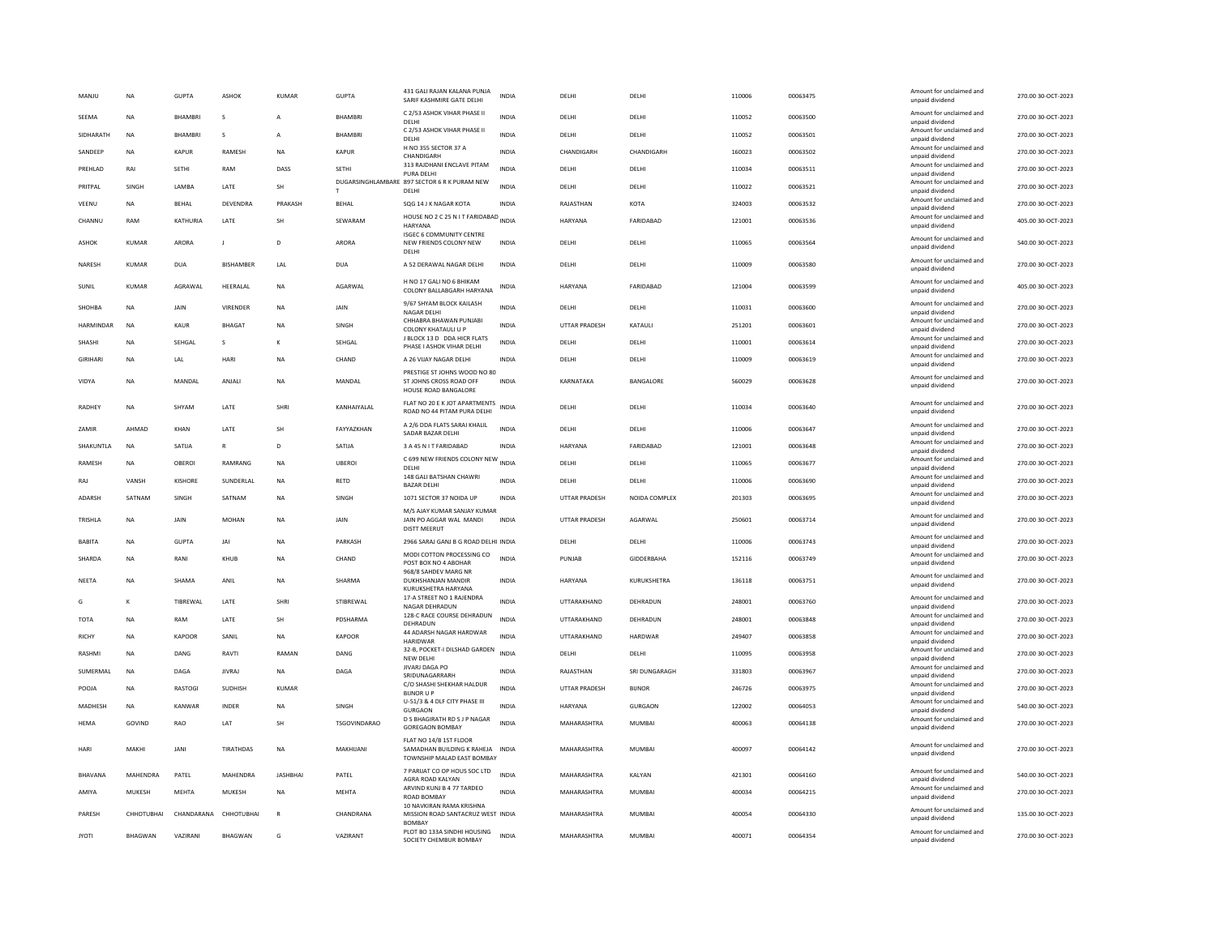| MANJU | NA | GUPTA | ASHOK | KUMAR | GUPTA | 431 GALI RAJAN KALANA PUNJA SARIF KASHMIRE GATE DELHI | INDIA | DELHI | DELHI | 110006 | 00063475 | | Amount for unclaimed and unpaid dividend | 270.00 30-OCT-2023 |
|---|---|---|---|---|---|---|---|---|---|---|---|---|---|---|
| SEEMA | NA | BHAMBRI | S | A | BHAMBRI | C 2/53 ASHOK VIHAR PHASE II DELHI | INDIA | DELHI | DELHI | 110052 | 00063500 | | Amount for unclaimed and unpaid dividend | 270.00 30-OCT-2023 |
| SIDHARATH | NA | BHAMBRI | S | A | BHAMBRI | C 2/53 ASHOK VIHAR PHASE II DELHI | INDIA | DELHI | DELHI | 110052 | 00063501 | | Amount for unclaimed and unpaid dividend | 270.00 30-OCT-2023 |
| SANDEEP | NA | KAPUR | RAMESH | NA | KAPUR | H NO 355 SECTOR 37 A CHANDIGARH | INDIA | CHANDIGARH | CHANDIGARH | 160023 | 00063502 | | Amount for unclaimed and unpaid dividend | 270.00 30-OCT-2023 |
| PREHLAD | RAI | SETHI | RAM | DASS | SETHI | 313 RAJDHANI ENCLAVE PITAM PURA DELHI | INDIA | DELHI | DELHI | 110034 | 00063511 | | Amount for unclaimed and unpaid dividend | 270.00 30-OCT-2023 |
| PRITPAL | SINGH | LAMBA | LATE | SH | DUGARSINGHLAMBARET | 897 SECTOR 6 R K PURAM NEW DELHI | INDIA | DELHI | DELHI | 110022 | 00063521 | | Amount for unclaimed and unpaid dividend | 270.00 30-OCT-2023 |
| VEENU | NA | BEHAL | DEVENDRA | PRAKASH | BEHAL | SQG 14 J K NAGAR KOTA | INDIA | RAJASTHAN | KOTA | 324003 | 00063532 | | Amount for unclaimed and unpaid dividend | 270.00 30-OCT-2023 |
| CHANNU | RAM | KATHURIA | LATE | SH | SEWARAM | HOUSE NO 2 C 25 N I T FARIDABAD HARYANA | INDIA | HARYANA | FARIDABAD | 121001 | 00063536 | | Amount for unclaimed and unpaid dividend | 405.00 30-OCT-2023 |
| ASHOK | KUMAR | ARORA | J | D | ARORA | ISGEC 6 COMMUNITY CENTRE NEW FRIENDS COLONY NEW DELHI | INDIA | DELHI | DELHI | 110065 | 00063564 | | Amount for unclaimed and unpaid dividend | 540.00 30-OCT-2023 |
| NARESH | KUMAR | DUA | BISHAMBER | LAL | DUA | A 52 DERAWAL NAGAR DELHI | INDIA | DELHI | DELHI | 110009 | 00063580 | | Amount for unclaimed and unpaid dividend | 270.00 30-OCT-2023 |
| SUNIL | KUMAR | AGRAWAL | HEERALAL | NA | AGARWAL | H NO 17 GALI NO 6 BHIKAM COLONY BALLABGARH HARYANA | INDIA | HARYANA | FARIDABAD | 121004 | 00063599 | | Amount for unclaimed and unpaid dividend | 405.00 30-OCT-2023 |
| SHOHBA | NA | JAIN | VIRENDER | NA | JAIN | 9/67 SHYAM BLOCK KAILASH NAGAR DELHI | INDIA | DELHI | DELHI | 110031 | 00063600 | | Amount for unclaimed and unpaid dividend | 270.00 30-OCT-2023 |
| HARMINDAR | NA | KAUR | BHAGAT | NA | SINGH | CHHABRA BHAWAN PUNJABI COLONY KHATAULI U P | INDIA | UTTAR PRADESH | KATAULI | 251201 | 00063601 | | Amount for unclaimed and unpaid dividend | 270.00 30-OCT-2023 |
| SHASHI | NA | SEHGAL | S | K | SEHGAL | J BLOCK 13 D DDA HICR FLATS PHASE I ASHOK VIHAR DELHI | INDIA | DELHI | DELHI | 110001 | 00063614 | | Amount for unclaimed and unpaid dividend | 270.00 30-OCT-2023 |
| GIRIHARI | NA | LAL | HARI | NA | CHAND | A 26 VIJAY NAGAR DELHI | INDIA | DELHI | DELHI | 110009 | 00063619 | | Amount for unclaimed and unpaid dividend | 270.00 30-OCT-2023 |
| VIDYA | NA | MANDAL | ANJALI | NA | MANDAL | PRESTIGE ST JOHNS WOOD NO 80 ST JOHNS CROSS ROAD OFF HOUSE ROAD BANGALORE | INDIA | KARNATAKA | BANGALORE | 560029 | 00063628 | | Amount for unclaimed and unpaid dividend | 270.00 30-OCT-2023 |
| RADHEY | NA | SHYAM | LATE | SHRI | KANHAIYALAL | FLAT NO 20 E K JOT APARTMENTS ROAD NO 44 PITAM PURA DELHI | INDIA | DELHI | DELHI | 110034 | 00063640 | | Amount for unclaimed and unpaid dividend | 270.00 30-OCT-2023 |
| ZAMIR | AHMAD | KHAN | LATE | SH | FAYYAZKHAN | A 2/6 DDA FLATS SARAI KHALIL SADAR BAZAR DELHI | INDIA | DELHI | DELHI | 110006 | 00063647 | | Amount for unclaimed and unpaid dividend | 270.00 30-OCT-2023 |
| SHAKUNTLA | NA | SATIJA | R | D | SATIJA | 3 A 45 N I T FARIDABAD | INDIA | HARYANA | FARIDABAD | 121001 | 00063648 | | Amount for unclaimed and unpaid dividend | 270.00 30-OCT-2023 |
| RAMESH | NA | OBEROI | RAMRANG | NA | UBEROI | C 699 NEW FRIENDS COLONY NEW DELHI | INDIA | DELHI | DELHI | 110065 | 00063677 | | Amount for unclaimed and unpaid dividend | 270.00 30-OCT-2023 |
| RAJ | VANSH | KISHORE | SUNDERLAL | NA | RETD | 148 GALI BATSHAN CHAWRI BAZAR DELHI | INDIA | DELHI | DELHI | 110006 | 00063690 | | Amount for unclaimed and unpaid dividend | 270.00 30-OCT-2023 |
| ADARSH | SATNAM | SINGH | SATNAM | NA | SINGH | 1071 SECTOR 37 NOIDA UP | INDIA | UTTAR PRADESH | NOIDA COMPLEX | 201303 | 00063695 | | Amount for unclaimed and unpaid dividend | 270.00 30-OCT-2023 |
| TRISHLA | NA | JAIN | MOHAN | NA | JAIN | M/S AJAY KUMAR SANJAY KUMAR JAIN PO AGGAR WAL MANDI DISTT MEERUT | INDIA | UTTAR PRADESH | AGARWAL | 250601 | 00063714 | | Amount for unclaimed and unpaid dividend | 270.00 30-OCT-2023 |
| BABITA | NA | GUPTA | JAI | NA | PARKASH | 2966 SARAJ GANJ B G ROAD DELHI | INDIA | DELHI | DELHI | 110006 | 00063743 | | Amount for unclaimed and unpaid dividend | 270.00 30-OCT-2023 |
| SHARDA | NA | RANI | KHUB | NA | CHAND | MODI COTTON PROCESSING CO POST BOX NO 4 ABOHAR | INDIA | PUNJAB | GIDDERBAHA | 152116 | 00063749 | | Amount for unclaimed and unpaid dividend | 270.00 30-OCT-2023 |
| NEETA | NA | SHAMA | ANIL | NA | SHARMA | 968/8 SAHDEV MARG NR DUKHSHANJAN MANDIR KURUKSHETRA HARYANA | INDIA | HARYANA | KURUKSHETRA | 136118 | 00063751 | | Amount for unclaimed and unpaid dividend | 270.00 30-OCT-2023 |
| G | K | TIBREWAL | LATE | SHRI | STIBREWAL | 17-A STREET NO 1 RAJENDRA NAGAR DEHRADUN | INDIA | UTTARAKHAND | DEHRADUN | 248001 | 00063760 | | Amount for unclaimed and unpaid dividend | 270.00 30-OCT-2023 |
| TOTA | NA | RAM | LATE | SH | PDSHARMA | 128-C RACE COURSE DEHRADUN DEHRADUN | INDIA | UTTARAKHAND | DEHRADUN | 248001 | 00063848 | | Amount for unclaimed and unpaid dividend | 270.00 30-OCT-2023 |
| RICHY | NA | KAPOOR | SANIL | NA | KAPOOR | 44 ADARSH NAGAR HARDWAR HARIDWAR | INDIA | UTTARAKHAND | HARDWAR | 249407 | 00063858 | | Amount for unclaimed and unpaid dividend | 270.00 30-OCT-2023 |
| RASHMI | NA | DANG | RAVTI | RAMAN | DANG | 32-B, POCKET-I DILSHAD GARDEN NEW DELHI | INDIA | DELHI | DELHI | 110095 | 00063958 | | Amount for unclaimed and unpaid dividend | 270.00 30-OCT-2023 |
| SUMERMAL | NA | DAGA | JIVRAJ | NA | DAGA | JIVARJ DAGA PO SRIDUNAGARRARH | INDIA | RAJASTHAN | SRI DUNGARAGH | 331803 | 00063967 | | Amount for unclaimed and unpaid dividend | 270.00 30-OCT-2023 |
| POOJA | NA | RASTOGI | SUDHISH | KUMAR | | C/O SHASHI SHEKHAR HALDUR BIJNOR U P | INDIA | UTTAR PRADESH | BIJNOR | 246726 | 00063975 | | Amount for unclaimed and unpaid dividend | 270.00 30-OCT-2023 |
| MADHESH | NA | KANWAR | INDER | NA | SINGH | U-51/3 & 4 DLF CITY PHASE III GURGAON | INDIA | HARYANA | GURGAON | 122002 | 00064053 | | Amount for unclaimed and unpaid dividend | 540.00 30-OCT-2023 |
| HEMA | GOVIND | RAO | LAT | SH | TSGOVINDARAO | D S BHAGIRATH RD S J P NAGAR GOREGAON BOMBAY | INDIA | MAHARASHTRA | MUMBAI | 400063 | 00064138 | | Amount for unclaimed and unpaid dividend | 270.00 30-OCT-2023 |
| HARI | MAKHI | JANI | TIRATHDAS | NA | MAKHIJANI | FLAT NO 14/B 1ST FLOOR SAMADHAN BUILDING K RAHEJA TOWNSHIP MALAD EAST BOMBAY | INDIA | MAHARASHTRA | MUMBAI | 400097 | 00064142 | | Amount for unclaimed and unpaid dividend | 270.00 30-OCT-2023 |
| BHAVANA | MAHENDRA | PATEL | MAHENDRA | JASHBHAI | PATEL | 7 PARIJAT CO OP HOUS SOC LTD AGRA ROAD KALYAN | INDIA | MAHARASHTRA | KALYAN | 421301 | 00064160 | | Amount for unclaimed and unpaid dividend | 540.00 30-OCT-2023 |
| AMIYA | MUKESH | MEHTA | MUKESH | NA | MEHTA | ARVIND KUNJ B 4 77 TARDEO ROAD BOMBAY | INDIA | MAHARASHTRA | MUMBAI | 400034 | 00064215 | | Amount for unclaimed and unpaid dividend | 270.00 30-OCT-2023 |
| PARESH | CHHOTUBHAI | CHANDARANA | CHHOTUBHAI | R | CHANDRANA | 10 NAVKIRAN RAMA KRISHNA MISSION ROAD SANTACRUZ WEST BOMBAY | INDIA | MAHARASHTRA | MUMBAI | 400054 | 00064330 | | Amount for unclaimed and unpaid dividend | 135.00 30-OCT-2023 |
| JYOTI | BHAGWAN | VAZIRANI | BHAGWAN | G | VAZIRANT | PLOT BO 133A SINDHI HOUSING SOCIETY CHEMBUR BOMBAY | INDIA | MAHARASHTRA | MUMBAI | 400071 | 00064354 | | Amount for unclaimed and unpaid dividend | 270.00 30-OCT-2023 |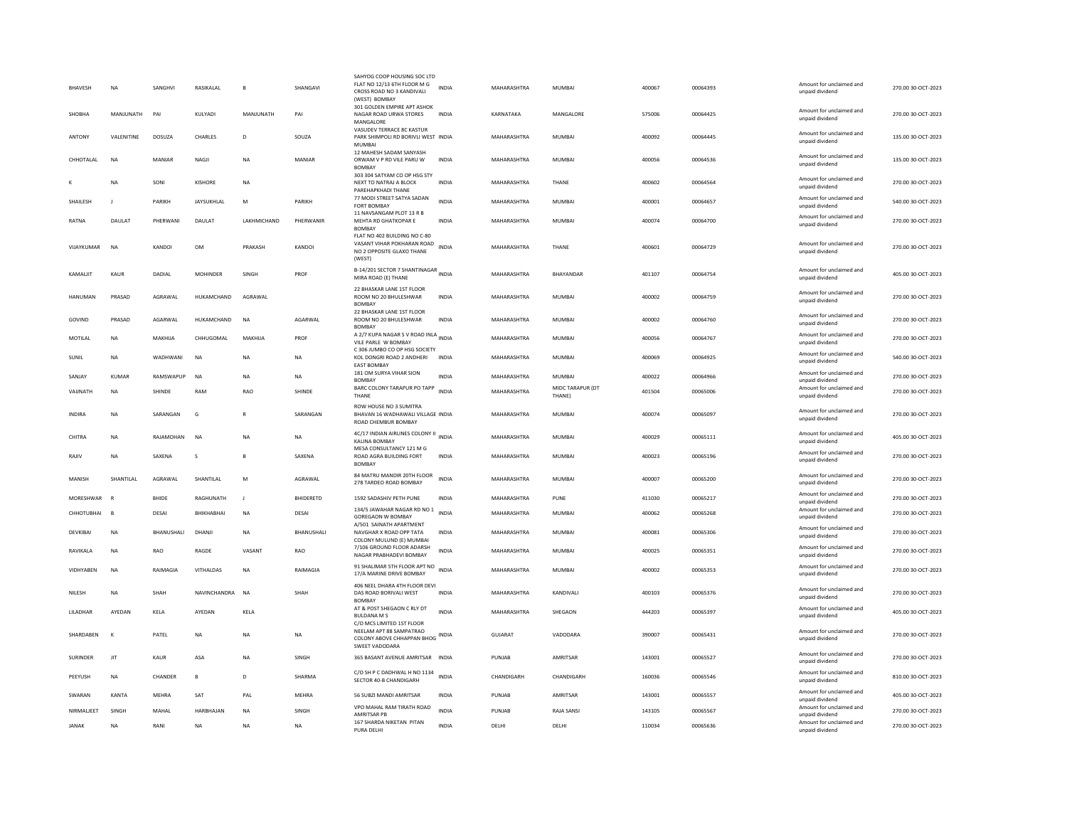| | | | | | | | | | | | | | | |
|---|---|---|---|---|---|---|---|---|---|---|---|---|---|---|
| BHAVESH | NA | SANGHVI | RASIKALAL | B | SHANGAVI | SAHYOG COOP HOUSING SOC LTD FLAT NO 12/13 6TH FLOOR M G CROSS ROAD NO 3 KANDIVALI (WEST) BOMBAY | INDIA | MAHARASHTRA | MUMBAI | 400067 | 00064393 | Amount for unclaimed and unpaid dividend | 270.00 | 30-OCT-2023 |
| SHOBHA | MANJUNATH | PAI | KULYADI | MANJUNATH | PAI | 301 GOLDEN EMPIRE APT ASHOK NAGAR ROAD URWA STORES MANGALORE | INDIA | KARNATAKA | MANGALORE | 575006 | 00064425 | Amount for unclaimed and unpaid dividend | 270.00 | 30-OCT-2023 |
| ANTONY | VALENITINE | DOSUZA | CHARLES | D | SOUZA | VASUDEV TERRACE 8C KASTUR PARK SHIMPOLI RD BORIVLI WEST MUMBAI | INDIA | MAHARASHTRA | MUMBAI | 400092 | 00064445 | Amount for unclaimed and unpaid dividend | 135.00 | 30-OCT-2023 |
| CHHOTALAL | NA | MANIAR | NAGJI | NA | MANIAR | 12 MAHESH SADAM SANYASH ORWAM V P RD VILE PARU W BOMBAY | INDIA | MAHARASHTRA | MUMBAI | 400056 | 00064536 | Amount for unclaimed and unpaid dividend | 135.00 | 30-OCT-2023 |
| K | NA | SONI | KISHORE | NA | | 303 304 SATYAM CO OP HSG STY NEXT TO NATRAJ A BLOCK PAREHAPKHADI THANE | INDIA | MAHARASHTRA | THANE | 400602 | 00064564 | Amount for unclaimed and unpaid dividend | 270.00 | 30-OCT-2023 |
| SHAILESH | J | PARIKH | JAYSUKHLAL | M | PARIKH | 77 MODI STREET SATYA SADAN FORT BOMBAY | INDIA | MAHARASHTRA | MUMBAI | 400001 | 00064657 | Amount for unclaimed and unpaid dividend | 540.00 | 30-OCT-2023 |
| RATNA | DAULAT | PHERWANI | DAULAT | LAKHMICHAND | PHERWANIR | 11 NAVSANGAM PLOT 13 R B MEHTA RD GHATKOPAR E BOMBAY | INDIA | MAHARASHTRA | MUMBAI | 400074 | 00064700 | Amount for unclaimed and unpaid dividend | 270.00 | 30-OCT-2023 |
| VIJAYKUMAR | NA | KANDOI | OM | PRAKASH | KANDOI | FLAT NO 402 BUILDING NO C-80 VASANT VIHAR POKHARAN ROAD NO 2 OPPOSITE GLAXO THANE (WEST) | INDIA | MAHARASHTRA | THANE | 400601 | 00064729 | Amount for unclaimed and unpaid dividend | 270.00 | 30-OCT-2023 |
| KAMALJIT | KAUR | DADIAL | MOHINDER | SINGH | PROF | B-14/201 SECTOR 7 SHANTINAGAR MIRA ROAD (E) THANE | INDIA | MAHARASHTRA | BHAYANDAR | 401107 | 00064754 | Amount for unclaimed and unpaid dividend | 405.00 | 30-OCT-2023 |
| HANUMAN | PRASAD | AGRAWAL | HUKAMCHAND | AGRAWAL | | 22 BHASKAR LANE 1ST FLOOR ROOM NO 20 BHULESHWAR BOMBAY | INDIA | MAHARASHTRA | MUMBAI | 400002 | 00064759 | Amount for unclaimed and unpaid dividend | 270.00 | 30-OCT-2023 |
| GOVIND | PRASAD | AGARWAL | HUKAMCHAND | NA | AGARWAL | 22 BHASKAR LANE 1ST FLOOR ROOM NO 20 BHULESHWAR BOMBAY | INDIA | MAHARASHTRA | MUMBAI | 400002 | 00064760 | Amount for unclaimed and unpaid dividend | 270.00 | 30-OCT-2023 |
| MOTILAL | NA | MAKHIJA | CHHUGOMAL | MAKHIJA | PROF | A 2/7 KUPA NAGAR S V ROAD INLA VILE PARLE W BOMBAY | INDIA | MAHARASHTRA | MUMBAI | 400056 | 00064767 | Amount for unclaimed and unpaid dividend | 270.00 | 30-OCT-2023 |
| SUNIL | NA | WADHWANI | NA | NA | NA | C 306 JUMBO CO OP HSG SOCIETY KOL DONGRI ROAD 2 ANDHERI EAST BOMBAY | INDIA | MAHARASHTRA | MUMBAI | 400069 | 00064925 | Amount for unclaimed and unpaid dividend | 540.00 | 30-OCT-2023 |
| SANJAY | KUMAR | RAMSWAPUP | NA | NA | NA | 181 OM SURYA VIHAR SION BOMBAY | INDIA | MAHARASHTRA | MUMBAI | 400022 | 00064966 | Amount for unclaimed and unpaid dividend | 270.00 | 30-OCT-2023 |
| VAIJNATH | NA | SHINDE | RAM | RAO | SHINDE | BARC COLONY TARAPUR PO TAPP THANE | INDIA | MAHARASHTRA | MIDC TARAPUR (DT THANE) | 401504 | 00065006 | Amount for unclaimed and unpaid dividend | 270.00 | 30-OCT-2023 |
| INDIRA | NA | SARANGAN | G | R | SARANGAN | ROW HOUSE NO 3 SUMITRA BHAVAN 16 WADHAWALI VILLAGE ROAD CHEMBUR BOMBAY | INDIA | MAHARASHTRA | MUMBAI | 400074 | 00065097 | Amount for unclaimed and unpaid dividend | 270.00 | 30-OCT-2023 |
| CHITRA | NA | RAJAMOHAN | NA | NA | NA | 4C/17 INDIAN AIRLINES COLONY II KALINA BOMBAY | INDIA | MAHARASHTRA | MUMBAI | 400029 | 00065111 | Amount for unclaimed and unpaid dividend | 405.00 | 30-OCT-2023 |
| RAJIV | NA | SAXENA | S | B | SAXENA | MESA CONSULTANCY 121 M G ROAD AGRA BUILDING FORT BOMBAY | INDIA | MAHARASHTRA | MUMBAI | 400023 | 00065196 | Amount for unclaimed and unpaid dividend | 270.00 | 30-OCT-2023 |
| MANISH | SHANTILAL | AGRAWAL | SHANTILAL | M | AGRAWAL | 84 MATRU MANDIR 20TH FLOOR 278 TARDEO ROAD BOMBAY | INDIA | MAHARASHTRA | MUMBAI | 400007 | 00065200 | Amount for unclaimed and unpaid dividend | 270.00 | 30-OCT-2023 |
| MORESHWAR | R | BHIDE | RAGHUNATH | J | BHIDERETD | 1592 SADASHIV PETH PUNE | INDIA | MAHARASHTRA | PUNE | 411030 | 00065217 | Amount for unclaimed and unpaid dividend | 270.00 | 30-OCT-2023 |
| CHHOTUBHAI | B | DESAI | BHIKHABHAI | NA | DESAI | 134/5 JAWAHAR NAGAR RD NO 1 GOREGAON W BOMBAY | INDIA | MAHARASHTRA | MUMBAI | 400062 | 00065268 | Amount for unclaimed and unpaid dividend | 270.00 | 30-OCT-2023 |
| DEVKIBAI | NA | BHANUSHALI | DHANJI | NA | BHANUSHALI | A/501 SAINATH APARTMENT NAVGHAR X ROAD OPP TATA COLONY MULUND (E) MUMBAI | INDIA | MAHARASHTRA | MUMBAI | 400081 | 00065306 | Amount for unclaimed and unpaid dividend | 270.00 | 30-OCT-2023 |
| RAVIKALA | NA | RAO | RAGDE | VASANT | RAO | 7/106 GROUND FLOOR ADARSH NAGAR PRABHADEVI BOMBAY | INDIA | MAHARASHTRA | MUMBAI | 400025 | 00065351 | Amount for unclaimed and unpaid dividend | 270.00 | 30-OCT-2023 |
| VIDHYABEN | NA | RAIMAGIA | VITHALDAS | NA | RAIMAGIA | 91 SHALIMAR 5TH FLOOR APT NO 17/A MARINE DRIVE BOMBAY | INDIA | MAHARASHTRA | MUMBAI | 400002 | 00065353 | Amount for unclaimed and unpaid dividend | 270.00 | 30-OCT-2023 |
| NILESH | NA | SHAH | NAVINCHANDRA | NA | SHAH | 406 NEEL DHARA 4TH FLOOR DEVI DAS ROAD BORIVALI WEST BOMBAY | INDIA | MAHARASHTRA | KANDIVALI | 400103 | 00065376 | Amount for unclaimed and unpaid dividend | 270.00 | 30-OCT-2023 |
| LILADHAR | AYEDAN | KELA | AYEDAN | KELA | | AT & POST SHEGAON C RLY DT BULDANA M S | INDIA | MAHARASHTRA | SHEGAON | 444203 | 00065397 | Amount for unclaimed and unpaid dividend | 405.00 | 30-OCT-2023 |
| SHARDABEN | K | PATEL | NA | NA | NA | C/O MCS LIMITED 1ST FLOOR NEELAM APT 88 SAMPATRAO COLONY ABOVE CHHAPPAN BHOG SWEET VADODARA | INDIA | GUJARAT | VADODARA | 390007 | 00065431 | Amount for unclaimed and unpaid dividend | 270.00 | 30-OCT-2023 |
| SURINDER | JIT | KAUR | ASA | NA | SINGH | 365 BASANT AVENUE AMRITSAR | INDIA | PUNJAB | AMRITSAR | 143001 | 00065527 | Amount for unclaimed and unpaid dividend | 270.00 | 30-OCT-2023 |
| PEEYUSH | NA | CHANDER | B | D | SHARMA | C/O SH P C DADHWAL H NO 1134 SECTOR 40-B CHANDIGARH | INDIA | CHANDIGARH | CHANDIGARH | 160036 | 00065546 | Amount for unclaimed and unpaid dividend | 810.00 | 30-OCT-2023 |
| SWARAN | KANTA | MEHRA | SAT | PAL | MEHRA | 56 SUBZI MANDI AMRITSAR | INDIA | PUNJAB | AMRITSAR | 143001 | 00065557 | Amount for unclaimed and unpaid dividend | 405.00 | 30-OCT-2023 |
| NIRMALJEET | SINGH | MAHAL | HARBHAJAN | NA | SINGH | VPO MAHAL RAM TIRATH ROAD AMRITSAR PB | INDIA | PUNJAB | RAJA SANSI | 143105 | 00065567 | Amount for unclaimed and unpaid dividend | 270.00 | 30-OCT-2023 |
| JANAK | NA | RANI | NA | NA | NA | 167 SHARDA NIKETAN PITAN PURA DELHI | INDIA | DELHI | DELHI | 110034 | 00065636 | Amount for unclaimed and unpaid dividend | 270.00 | 30-OCT-2023 |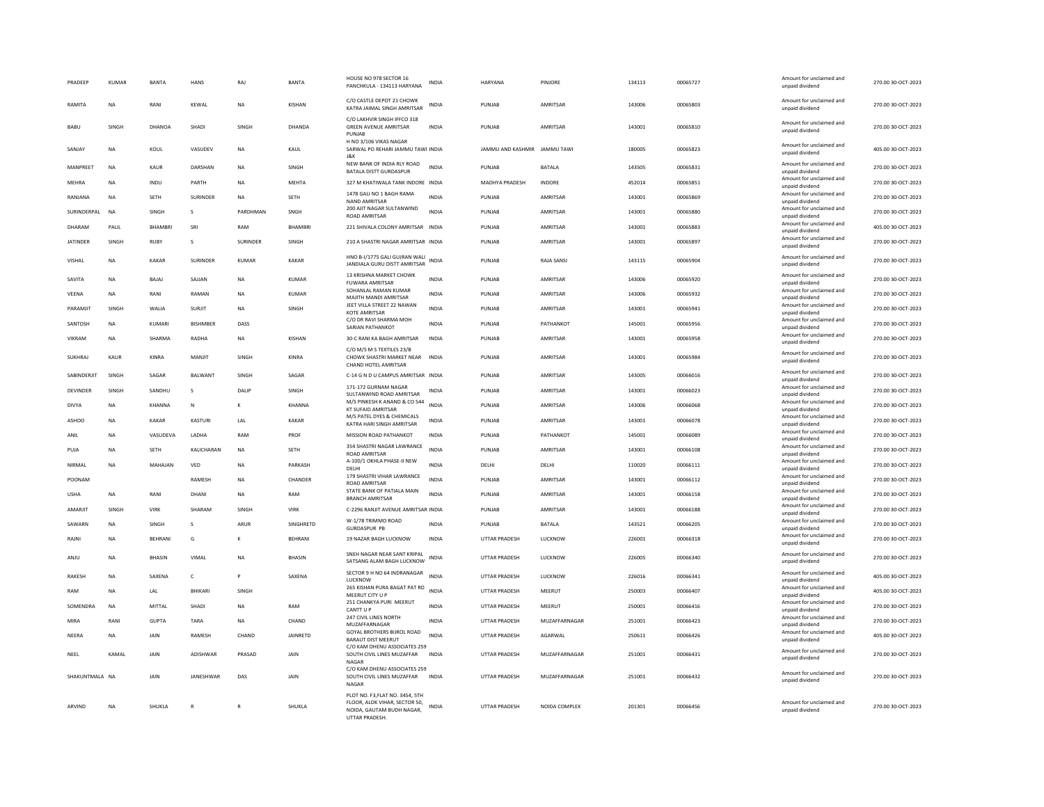| PRADEEP | KUMAR | BANTA | HANS | RAJ | BANTA | HOUSE NO 978 SECTOR 16 PANCHKULA - 134113 HARYANA | INDIA | HARYANA | PINJORE | 134113 | 00065727 | Amount for unclaimed and unpaid dividend | 270.00 30-OCT-2023 |
|---|---|---|---|---|---|---|---|---|---|---|---|---|---|
| RAMITA | NA | RANI | KEWAL | NA | KISHAN | C/O CASTLE DEPOT 21 CHOWK KATRA JAIMAL SINGH AMRITSAR | INDIA | PUNJAB | AMRITSAR | 143006 | 00065803 | Amount for unclaimed and unpaid dividend | 270.00 30-OCT-2023 |
| BABU | SINGH | DHANOA | SHADI | SINGH | DHANDA | C/O LAKHVIR SINGH IFFCO 318 GREEN AVENUE AMRITSAR PUNJAB | INDIA | PUNJAB | AMRITSAR | 143001 | 00065810 | Amount for unclaimed and unpaid dividend | 270.00 30-OCT-2023 |
| SANJAY | NA | KOUL | VASUDEV | NA | KAUL | H NO 3/106 VIKAS NAGAR SARWAL PO REHARI JAMMU TAWI J&K | INDIA | JAMMU AND KASHMIR | JAMMU TAWI | 180005 | 00065823 | Amount for unclaimed and unpaid dividend | 405.00 30-OCT-2023 |
| MANPREET | NA | KAUR | DARSHAN | NA | SINGH | NEW BANK OF INDIA RLY ROAD BATALA DISTT GURDASPUR | INDIA | PUNJAB | BATALA | 143505 | 00065831 | Amount for unclaimed and unpaid dividend | 270.00 30-OCT-2023 |
| MEHRA | NA | INDU | PARTH | NA | MEHTA | 327 M KHATIWALA TANK INDORE | INDIA | MADHYA PRADESH | INDORE | 452014 | 00065851 | Amount for unclaimed and unpaid dividend | 270.00 30-OCT-2023 |
| RANJANA | NA | SETH | SURINDER | NA | SETH | 1478 GALI NO 1 BAGH RAMA NAND AMRITSAR | INDIA | PUNJAB | AMRITSAR | 143001 | 00065869 | Amount for unclaimed and unpaid dividend | 270.00 30-OCT-2023 |
| SURINDERPAL | NA | SINGH | S | PARDHMAN | SNGH | 200 AJIT NAGAR SULTANWIND ROAD AMRITSAR | INDIA | PUNJAB | AMRITSAR | 143001 | 00065880 | Amount for unclaimed and unpaid dividend | 270.00 30-OCT-2023 |
| DHARAM | PAUL | BHAMBRI | SRI | RAM | BHAMBRI | 221 SHIVALA COLONY AMRITSAR | INDIA | PUNJAB | AMRITSAR | 143001 | 00065883 | Amount for unclaimed and unpaid dividend | 405.00 30-OCT-2023 |
| JATINDER | SINGH | RUBY | S | SURINDER | SINGH | 210 A SHASTRI NAGAR AMRITSAR | INDIA | PUNJAB | AMRITSAR | 143001 | 00065897 | Amount for unclaimed and unpaid dividend | 270.00 30-OCT-2023 |
| VISHAL | NA | KAKAR | SURINDER | KUMAR | KAKAR | HNO B-I/1775 GALI GUJRAN WALI JANDIALA GURU DISTT AMRITSAR | INDIA | PUNJAB | RAJA SANSI | 143115 | 00065904 | Amount for unclaimed and unpaid dividend | 270.00 30-OCT-2023 |
| SAVITA | NA | BAJAJ | SAJJAN | NA | KUMAR | 13 KRISHNA MARKET CHOWK FUWARA AMRITSAR | INDIA | PUNJAB | AMRITSAR | 143006 | 00065920 | Amount for unclaimed and unpaid dividend | 270.00 30-OCT-2023 |
| VEENA | NA | RANI | RAMAN | NA | KUMAR | SOHANLAL RAMAN KUMAR MAJITH MANDI AMRITSAR | INDIA | PUNJAB | AMRITSAR | 143006 | 00065932 | Amount for unclaimed and unpaid dividend | 270.00 30-OCT-2023 |
| PARAMJIT | SINGH | WALIA | SURJIT | NA | SINGH | JEET VILLA STREET 22 NAWAN KOTE AMRITSAR | INDIA | PUNJAB | AMRITSAR | 143001 | 00065941 | Amount for unclaimed and unpaid dividend | 270.00 30-OCT-2023 |
| SANTOSH | NA | KUMARI | BISHMBER | DASS | | C/O DR RAVI SHARMA MOH SARIAN PATHANKOT | INDIA | PUNJAB | PATHANKOT | 145001 | 00065956 | Amount for unclaimed and unpaid dividend | 270.00 30-OCT-2023 |
| VIKRAM | NA | SHARMA | RADHA | NA | KISHAN | 30-C RANI KA BAGH AMRITSAR | INDIA | PUNJAB | AMRITSAR | 143001 | 00065958 | Amount for unclaimed and unpaid dividend | 270.00 30-OCT-2023 |
| SUKHRAJ | KAUR | KINRA | MANJIT | SINGH | KINRA | C/O M/S M S TEXTILES 23/B CHOWK SHASTRI MARKET NEAR CHAND HOTEL AMRITSAR | INDIA | PUNJAB | AMRITSAR | 143001 | 00065984 | Amount for unclaimed and unpaid dividend | 270.00 30-OCT-2023 |
| SABINDERJIT | SINGH | SAGAR | BALWANT | SINGH | SAGAR | C-14 G N D U CAMPUS AMRITSAR | INDIA | PUNJAB | AMRITSAR | 143005 | 00066016 | Amount for unclaimed and unpaid dividend | 270.00 30-OCT-2023 |
| DEVINDER | SINGH | SANDHU | S | DALIP | SINGH | 171-172 GURNAM NAGAR SULTANWIND ROAD AMRITSAR | INDIA | PUNJAB | AMRITSAR | 143001 | 00066023 | Amount for unclaimed and unpaid dividend | 270.00 30-OCT-2023 |
| DIVYA | NA | KHANNA | N | K | KHANNA | M/S PINKESH K ANAND & CO 544 KT SUFAID AMRITSAR | INDIA | PUNJAB | AMRITSAR | 143006 | 00066068 | Amount for unclaimed and unpaid dividend | 270.00 30-OCT-2023 |
| ASHOO | NA | KAKAR | KASTURI | LAL | KAKAR | M/S PATEL DYES & CHEMICALS KATRA HARI SINGH AMRITSAR | INDIA | PUNJAB | AMRITSAR | 143001 | 00066078 | Amount for unclaimed and unpaid dividend | 270.00 30-OCT-2023 |
| ANIL | NA | VASUDEVA | LADHA | RAM | PROF | MISSION ROAD PATHANKOT | INDIA | PUNJAB | PATHANKOT | 145001 | 00066089 | Amount for unclaimed and unpaid dividend | 270.00 30-OCT-2023 |
| PUJA | NA | SETH | KALICHARAN | NA | SETH | 354 SHASTRI NAGAR LAWRANCE ROAD AMRITSAR | INDIA | PUNJAB | AMRITSAR | 143001 | 00066108 | Amount for unclaimed and unpaid dividend | 270.00 30-OCT-2023 |
| NIRMAL | NA | MAHAJAN | VED | NA | PARKASH | A-100/1 OKHLA PHASE-II NEW DELHI | INDIA | DELHI | DELHI | 110020 | 00066111 | Amount for unclaimed and unpaid dividend | 270.00 30-OCT-2023 |
| POONAM | | | RAMESH | NA | CHANDER | 179 SHASTRI VIHAR LAWRANCE ROAD AMRITSAR | INDIA | PUNJAB | AMRITSAR | 143001 | 00066112 | Amount for unclaimed and unpaid dividend | 270.00 30-OCT-2023 |
| USHA | NA | RANI | DHANI | NA | RAM | STATE BANK OF PATIALA MAIN BRANCH AMRITSAR | INDIA | PUNJAB | AMRITSAR | 143001 | 00066158 | Amount for unclaimed and unpaid dividend | 270.00 30-OCT-2023 |
| AMARJIT | SINGH | VIRK | SHARAM | SINGH | VIRK | C-2296 RANJIT AVENUE AMRITSAR | INDIA | PUNJAB | AMRITSAR | 143001 | 00066188 | Amount for unclaimed and unpaid dividend | 270.00 30-OCT-2023 |
| SAWARN | NA | SINGH | S | ARUR | SINGHRETD | W-1/78 TRIMMO ROAD GURDASPUR PB | INDIA | PUNJAB | BATALA | 143521 | 00066205 | Amount for unclaimed and unpaid dividend | 270.00 30-OCT-2023 |
| RAJNI | NA | BEHRANI | G | K | BEHRANI | 19 NAZAR BAGH LUCKNOW | INDIA | UTTAR PRADESH | LUCKNOW | 226001 | 00066318 | Amount for unclaimed and unpaid dividend | 270.00 30-OCT-2023 |
| ANJU | NA | BHASIN | VIMAL | NA | BHASIN | SNEH NAGAR NEAR SANT KRIPAL SATSANG ALAM BAGH LUCKNOW | INDIA | UTTAR PRADESH | LUCKNOW | 226005 | 00066340 | Amount for unclaimed and unpaid dividend | 270.00 30-OCT-2023 |
| RAKESH | NA | SAXENA | C | P | SAXENA | SECTOR 9 H NO 64 INDRANAGAR LUCKNOW | INDIA | UTTAR PRADESH | LUCKNOW | 226016 | 00066341 | Amount for unclaimed and unpaid dividend | 405.00 30-OCT-2023 |
| RAM | NA | LAL | BHIKARI | SINGH | | 265 KISHAN PURA BAGAT PAT RD MEERUT CITY U P | INDIA | UTTAR PRADESH | MEERUT | 250003 | 00066407 | Amount for unclaimed and unpaid dividend | 405.00 30-OCT-2023 |
| SOMENDRA | NA | MITTAL | SHADI | NA | RAM | 251 CHANKYA PURI MEERUT CANTT U P | INDIA | UTTAR PRADESH | MEERUT | 250001 | 00066416 | Amount for unclaimed and unpaid dividend | 270.00 30-OCT-2023 |
| MIRA | RANI | GUPTA | TARA | NA | CHAND | 247 CIVIL LINES NORTH MUZAFFARNAGAR | INDIA | UTTAR PRADESH | MUZAFFARNAGAR | 251001 | 00066423 | Amount for unclaimed and unpaid dividend | 270.00 30-OCT-2023 |
| NEERA | NA | JAIN | RAMESH | CHAND | JAINRETD | GOYAL BROTHERS BIJROL ROAD BARAUT DIST MEERUT | INDIA | UTTAR PRADESH | AGARWAL | 250611 | 00066426 | Amount for unclaimed and unpaid dividend | 405.00 30-OCT-2023 |
| NEEL | KAMAL | JAIN | ADISHWAR | PRASAD | JAIN | C/O KAM DHENU ASSOCIATES 259 SOUTH CIVIL LINES MUZAFFAR NAGAR | INDIA | UTTAR PRADESH | MUZAFFARNAGAR | 251001 | 00066431 | Amount for unclaimed and unpaid dividend | 270.00 30-OCT-2023 |
| SHAKUNTMALA | NA | JAIN | JANESHWAR | DAS | JAIN | C/O KAM DHENU ASSOCIATES 259 SOUTH CIVIL LINES MUZAFFAR NAGAR | INDIA | UTTAR PRADESH | MUZAFFARNAGAR | 251001 | 00066432 | Amount for unclaimed and unpaid dividend | 270.00 30-OCT-2023 |
| ARVIND | NA | SHUKLA | R | R | SHUKLA | PLOT NO. F3,FLAT NO. 3454, 5TH FLOOR, ALOK VIHAR, SECTOR 50, NOIDA, GAUTAM BUDH NAGAR, UTTAR PRADESH. | INDIA | UTTAR PRADESH | NOIDA COMPLEX | 201301 | 00066456 | Amount for unclaimed and unpaid dividend | 270.00 30-OCT-2023 |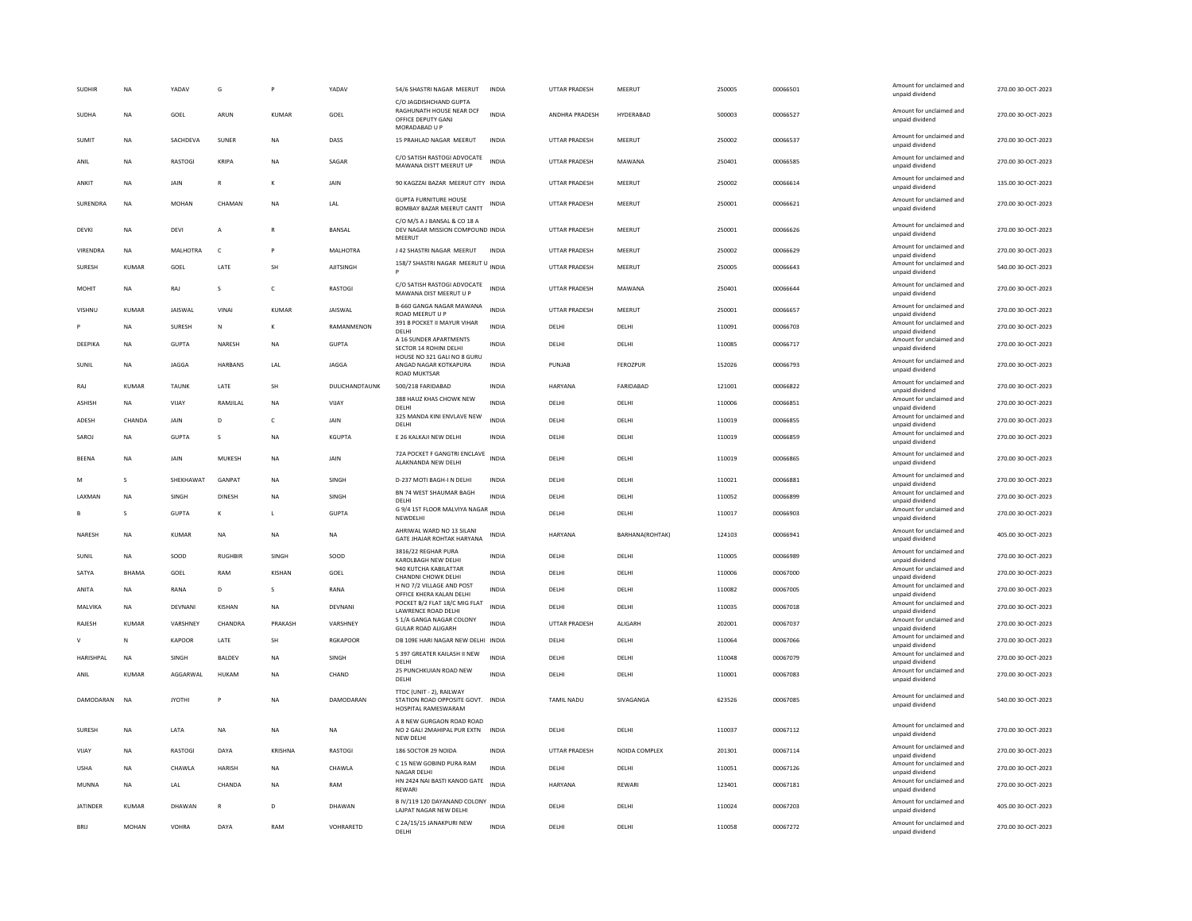| | | | | | | | | | | | | | | |
|---|---|---|---|---|---|---|---|---|---|---|---|---|---|---|
| SUDHIR | NA | YADAV | G | P | YADAV | 54/6 SHASTRI NAGAR MEERUT | INDIA | UTTAR PRADESH | MEERUT | 250005 | 00066501 | Amount for unclaimed and unpaid dividend | 270.00 | 30-OCT-2023 |
| SUDHA | NA | GOEL | ARUN | KUMAR | GOEL | C/O JAGDISHCHAND GUPTA RAGHUNATH HOUSE NEAR DCF OFFICE DEPUTY GANJ MORADABAD U P | INDIA | ANDHRA PRADESH | HYDERABAD | 500003 | 00066527 | Amount for unclaimed and unpaid dividend | 270.00 | 30-OCT-2023 |
| SUMIT | NA | SACHDEVA | SUNER | NA | DASS | 15 PRAHLAD NAGAR MEERUT | INDIA | UTTAR PRADESH | MEERUT | 250002 | 00066537 | Amount for unclaimed and unpaid dividend | 270.00 | 30-OCT-2023 |
| ANIL | NA | RASTOGI | KRIPA | NA | SAGAR | C/O SATISH RASTOGI ADVOCATE MAWANA DISTT MEERUT UP | INDIA | UTTAR PRADESH | MAWANA | 250401 | 00066585 | Amount for unclaimed and unpaid dividend | 270.00 | 30-OCT-2023 |
| ANKIT | NA | JAIN | R | K | JAIN | 90 KAGZZAI BAZAR MEERUT CITY | INDIA | UTTAR PRADESH | MEERUT | 250002 | 00066614 | Amount for unclaimed and unpaid dividend | 135.00 | 30-OCT-2023 |
| SURENDRA | NA | MOHAN | CHAMAN | NA | LAL | GUPTA FURNITURE HOUSE BOMBAY BAZAR MEERUT CANTT | INDIA | UTTAR PRADESH | MEERUT | 250001 | 00066621 | Amount for unclaimed and unpaid dividend | 270.00 | 30-OCT-2023 |
| DEVKI | NA | DEVI | A | R | BANSAL | C/O M/S A J BANSAL & CO 18 A DEV NAGAR MISSION COMPOUND MEERUT | INDIA | UTTAR PRADESH | MEERUT | 250001 | 00066626 | Amount for unclaimed and unpaid dividend | 270.00 | 30-OCT-2023 |
| VIRENDRA | NA | MALHOTRA | C | P | MALHOTRA | J 42 SHASTRI NAGAR MEERUT | INDIA | UTTAR PRADESH | MEERUT | 250002 | 00066629 | Amount for unclaimed and unpaid dividend | 270.00 | 30-OCT-2023 |
| SURESH | KUMAR | GOEL | LATE | SH | AJITSINGH | 158/7 SHASTRI NAGAR MEERUT U P | INDIA | UTTAR PRADESH | MEERUT | 250005 | 00066643 | Amount for unclaimed and unpaid dividend | 540.00 | 30-OCT-2023 |
| MOHIT | NA | RAJ | S | C | RASTOGI | C/O SATISH RASTOGI ADVOCATE MAWANA DIST MEERUT U P | INDIA | UTTAR PRADESH | MAWANA | 250401 | 00066644 | Amount for unclaimed and unpaid dividend | 270.00 | 30-OCT-2023 |
| VISHNU | KUMAR | JAISWAL | VINAI | KUMAR | JAISWAL | B-660 GANGA NAGAR MAWANA ROAD MEERUT U P | INDIA | UTTAR PRADESH | MEERUT | 250001 | 00066657 | Amount for unclaimed and unpaid dividend | 270.00 | 30-OCT-2023 |
| P | NA | SURESH | N | K | RAMANMENON | 391 B POCKET II MAYUR VIHAR DELHI | INDIA | DELHI | DELHI | 110091 | 00066703 | Amount for unclaimed and unpaid dividend | 270.00 | 30-OCT-2023 |
| DEEPIKA | NA | GUPTA | NARESH | NA | GUPTA | A 16 SUNDER APARTMENTS SECTOR 14 ROHINI DELHI | INDIA | DELHI | DELHI | 110085 | 00066717 | Amount for unclaimed and unpaid dividend | 270.00 | 30-OCT-2023 |
| SUNIL | NA | JAGGA | HARBANS | LAL | JAGGA | HOUSE NO 321 GALI NO 8 GURU ANGAD NAGAR KOTKAPURA ROAD MUKTSAR | INDIA | PUNJAB | FEROZPUR | 152026 | 00066793 | Amount for unclaimed and unpaid dividend | 270.00 | 30-OCT-2023 |
| RAJ | KUMAR | TAUNK | LATE | SH | DULICHANDTAUNK | 500/21B FARIDABAD | INDIA | HARYANA | FARIDABAD | 121001 | 00066822 | Amount for unclaimed and unpaid dividend | 270.00 | 30-OCT-2023 |
| ASHISH | NA | VIJAY | RAMJILAL | NA | VIJAY | 388 HAUZ KHAS CHOWK NEW DELHI | INDIA | DELHI | DELHI | 110006 | 00066851 | Amount for unclaimed and unpaid dividend | 270.00 | 30-OCT-2023 |
| ADESH | CHANDA | JAIN | D | C | JAIN | 325 MANDA KINI ENVLAVE NEW DELHI | INDIA | DELHI | DELHI | 110019 | 00066855 | Amount for unclaimed and unpaid dividend | 270.00 | 30-OCT-2023 |
| SAROJ | NA | GUPTA | S | NA | KGUPTA | E 26 KALKAJI NEW DELHI | INDIA | DELHI | DELHI | 110019 | 00066859 | Amount for unclaimed and unpaid dividend | 270.00 | 30-OCT-2023 |
| BEENA | NA | JAIN | MUKESH | NA | JAIN | 72A POCKET F GANGTRI ENCLAVE ALAKNANDA NEW DELHI | INDIA | DELHI | DELHI | 110019 | 00066865 | Amount for unclaimed and unpaid dividend | 270.00 | 30-OCT-2023 |
| M | S | SHEKHAWAT | GANPAT | NA | SINGH | D-237 MOTI BAGH-I N DELHI | INDIA | DELHI | DELHI | 110021 | 00066881 | Amount for unclaimed and unpaid dividend | 270.00 | 30-OCT-2023 |
| LAXMAN | NA | SINGH | DINESH | NA | SINGH | BN 74 WEST SHAUMAR BAGH DELHI | INDIA | DELHI | DELHI | 110052 | 00066899 | Amount for unclaimed and unpaid dividend | 270.00 | 30-OCT-2023 |
| B | S | GUPTA | K | L | GUPTA | G 9/4 1ST FLOOR MALVIYA NAGAR NEWDELHI | INDIA | DELHI | DELHI | 110017 | 00066903 | Amount for unclaimed and unpaid dividend | 270.00 | 30-OCT-2023 |
| NARESH | NA | KUMAR | NA | NA | NA | AHRIWAL WARD NO 13 SILANI GATE JHAJAR ROHTAK HARYANA | INDIA | HARYANA | BARHANA(ROHTAK) | 124103 | 00066941 | Amount for unclaimed and unpaid dividend | 405.00 | 30-OCT-2023 |
| SUNIL | NA | SOOD | RUGHBIR | SINGH | SOOD | 3816/22 REGHAR PURA KAROLBAGH NEW DELHI | INDIA | DELHI | DELHI | 110005 | 00066989 | Amount for unclaimed and unpaid dividend | 270.00 | 30-OCT-2023 |
| SATYA | BHAMA | GOEL | RAM | KISHAN | GOEL | 940 KUTCHA KABILATTAR CHANDNI CHOWK DELHI | INDIA | DELHI | DELHI | 110006 | 00067000 | Amount for unclaimed and unpaid dividend | 270.00 | 30-OCT-2023 |
| ANITA | NA | RANA | D | S | RANA | H NO 7/2 VILLAGE AND POST OFFICE KHERA KALAN DELHI | INDIA | DELHI | DELHI | 110082 | 00067005 | Amount for unclaimed and unpaid dividend | 270.00 | 30-OCT-2023 |
| MALVIKA | NA | DEVNANI | KISHAN | NA | DEVNANI | POCKET B/2 FLAT 18/C MIG FLAT LAWRENCE ROAD DELHI | INDIA | DELHI | DELHI | 110035 | 00067018 | Amount for unclaimed and unpaid dividend | 270.00 | 30-OCT-2023 |
| RAJESH | KUMAR | VARSHNEY | CHANDRA | PRAKASH | VARSHNEY | S 1/A GANGA NAGAR COLONY GULAR ROAD ALIGARH | INDIA | UTTAR PRADESH | ALIGARH | 202001 | 00067037 | Amount for unclaimed and unpaid dividend | 270.00 | 30-OCT-2023 |
| V | N | KAPOOR | LATE | SH | RGKAPOOR | DB 109E HARI NAGAR NEW DELHI | INDIA | DELHI | DELHI | 110064 | 00067066 | Amount for unclaimed and unpaid dividend | 270.00 | 30-OCT-2023 |
| HARISHPAL | NA | SINGH | BALDEV | NA | SINGH | S 397 GREATER KAILASH II NEW DELHI | INDIA | DELHI | DELHI | 110048 | 00067079 | Amount for unclaimed and unpaid dividend | 270.00 | 30-OCT-2023 |
| ANIL | KUMAR | AGGARWAL | HUKAM | NA | CHAND | 25 PUNCHKUIAN ROAD NEW DELHI | INDIA | DELHI | DELHI | 110001 | 00067083 | Amount for unclaimed and unpaid dividend | 270.00 | 30-OCT-2023 |
| DAMODARAN | NA | JYOTHI | P | NA | DAMODARAN | TTDC (UNIT - 2), RAILWAY STATION ROAD OPPOSITE GOVT. HOSPITAL RAMESWARAM | INDIA | TAMIL NADU | SIVAGANGA | 623526 | 00067085 | Amount for unclaimed and unpaid dividend | 540.00 | 30-OCT-2023 |
| SURESH | NA | LATA | NA | NA | NA | A 8 NEW GURGAON ROAD ROAD NO 2 GALI 2MAHIPAL PUR EXTN NEW DELHI | INDIA | DELHI | DELHI | 110037 | 00067112 | Amount for unclaimed and unpaid dividend | 270.00 | 30-OCT-2023 |
| VIJAY | NA | RASTOGI | DAYA | KRISHNA | RASTOGI | 186 SOCTOR 29 NOIDA | INDIA | UTTAR PRADESH | NOIDA COMPLEX | 201301 | 00067114 | Amount for unclaimed and unpaid dividend | 270.00 | 30-OCT-2023 |
| USHA | NA | CHAWLA | HARISH | NA | CHAWLA | C 15 NEW GOBIND PURA RAM NAGAR DELHI | INDIA | DELHI | DELHI | 110051 | 00067126 | Amount for unclaimed and unpaid dividend | 270.00 | 30-OCT-2023 |
| MUNNA | NA | LAL | CHANDA | NA | RAM | HN 2424 NAI BASTI KANOD GATE REWARI | INDIA | HARYANA | REWARI | 123401 | 00067181 | Amount for unclaimed and unpaid dividend | 270.00 | 30-OCT-2023 |
| JATINDER | KUMAR | DHAWAN | R | D | DHAWAN | B IV/119 120 DAYANAND COLONY LAJPAT NAGAR NEW DELHI | INDIA | DELHI | DELHI | 110024 | 00067203 | Amount for unclaimed and unpaid dividend | 405.00 | 30-OCT-2023 |
| BRIJ | MOHAN | VOHRA | DAYA | RAM | VOHRARETD | C 2A/15/15 JANAKPURI NEW DELHI | INDIA | DELHI | DELHI | 110058 | 00067272 | Amount for unclaimed and unpaid dividend | 270.00 | 30-OCT-2023 |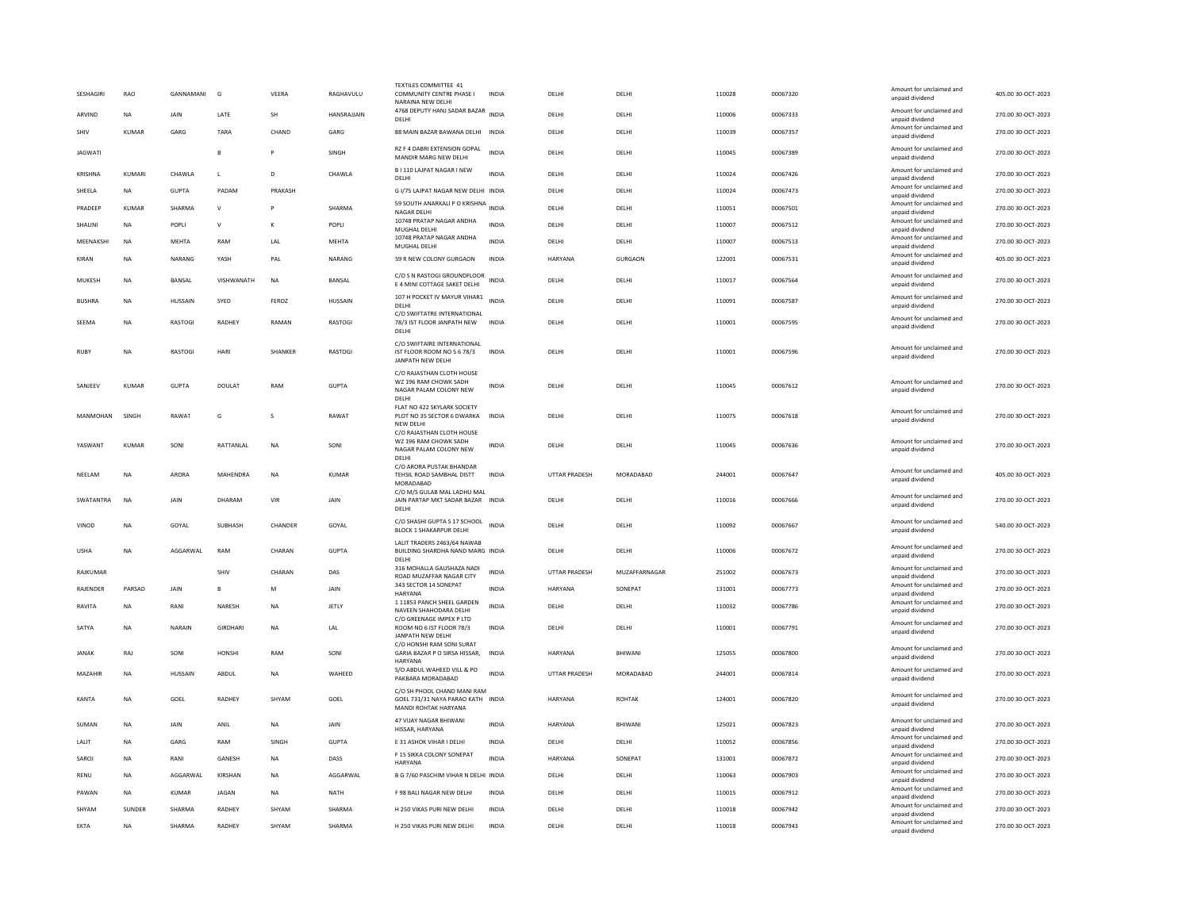| | | | | | | | | | | | | | | |
|---|---|---|---|---|---|---|---|---|---|---|---|---|---|---|
| SESHAGIRI | RAO | GANNAMANI | G | VEERA | RAGHAVULU | TEXTILES COMMITTEE 41 COMMUNITY CENTRE PHASE I NARAINA NEW DELHI | INDIA | DELHI | DELHI | 110028 | 00067320 | Amount for unclaimed and unpaid dividend | 405.00 | 30-OCT-2023 |
| ARVIND | NA | JAIN | LATE | SH | HANSRAJJAIN | 4768 DEPUTY HANJ SADAR BAZAR DELHI | INDIA | DELHI | DELHI | 110006 | 00067333 | Amount for unclaimed and unpaid dividend | 270.00 | 30-OCT-2023 |
| SHIV | KUMAR | GARG | TARA | CHAND | GARG | 88 MAIN BAZAR BAWANA DELHI | INDIA | DELHI | DELHI | 110039 | 00067357 | Amount for unclaimed and unpaid dividend | 270.00 | 30-OCT-2023 |
| JAGWATI | | | B | P | SINGH | RZ F 4 DABRI EXTENSION GOPAL MANDIR MARG NEW DELHI | INDIA | DELHI | DELHI | 110045 | 00067389 | Amount for unclaimed and unpaid dividend | 270.00 | 30-OCT-2023 |
| KRISHNA | KUMARI | CHAWLA | L | D | CHAWLA | B I 110 LAJPAT NAGAR I NEW DELHI | INDIA | DELHI | DELHI | 110024 | 00067426 | Amount for unclaimed and unpaid dividend | 270.00 | 30-OCT-2023 |
| SHEELA | NA | GUPTA | PADAM | PRAKASH | | G I/75 LAJPAT NAGAR NEW DELHI | INDIA | DELHI | DELHI | 110024 | 00067473 | Amount for unclaimed and unpaid dividend | 270.00 | 30-OCT-2023 |
| PRADEEP | KUMAR | SHARMA | V | P | SHARMA | 59 SOUTH ANARKALI P O KRISHNA NAGAR DELHI | INDIA | DELHI | DELHI | 110051 | 00067501 | Amount for unclaimed and unpaid dividend | 270.00 | 30-OCT-2023 |
| SHALINI | NA | POPLI | V | K | POPLI | 10748 PRATAP NAGAR ANDHA MUGHAL DELHI | INDIA | DELHI | DELHI | 110007 | 00067512 | Amount for unclaimed and unpaid dividend | 270.00 | 30-OCT-2023 |
| MEENAKSHI | NA | MEHTA | RAM | LAL | MEHTA | 10748 PRATAP NAGAR ANDHA MUGHAL DELHI | INDIA | DELHI | DELHI | 110007 | 00067513 | Amount for unclaimed and unpaid dividend | 270.00 | 30-OCT-2023 |
| KIRAN | NA | NARANG | YASH | PAL | NARANG | 59 R NEW COLONY GURGAON | INDIA | HARYANA | GURGAON | 122001 | 00067531 | Amount for unclaimed and unpaid dividend | 405.00 | 30-OCT-2023 |
| MUKESH | NA | BANSAL | VISHWANATH | NA | BANSAL | C/O S N RASTOGI GROUNDFLOOR E 4 MINI COTTAGE SAKET DELHI | INDIA | DELHI | DELHI | 110017 | 00067564 | Amount for unclaimed and unpaid dividend | 270.00 | 30-OCT-2023 |
| BUSHRA | NA | HUSSAIN | SYED | FEROZ | HUSSAIN | 107 H POCKET IV MAYUR VIHAR1 DELHI | INDIA | DELHI | DELHI | 110091 | 00067587 | Amount for unclaimed and unpaid dividend | 270.00 | 30-OCT-2023 |
| SEEMA | NA | RASTOGI | RADHEY | RAMAN | RASTOGI | C/O SWIFTATRE INTERNATIONAL 78/3 IST FLOOR JANPATH NEW DELHI | INDIA | DELHI | DELHI | 110001 | 00067595 | Amount for unclaimed and unpaid dividend | 270.00 | 30-OCT-2023 |
| RUBY | NA | RASTOGI | HARI | SHANKER | RASTOGI | C/O SWIFTAIRE INTERNATIONAL IST FLOOR ROOM NO 5 6 78/3 JANPATH NEW DELHI | INDIA | DELHI | DELHI | 110001 | 00067596 | Amount for unclaimed and unpaid dividend | 270.00 | 30-OCT-2023 |
| SANJEEV | KUMAR | GUPTA | DOULAT | RAM | GUPTA | C/O RAJASTHAN CLOTH HOUSE WZ 196 RAM CHOWK SADH NAGAR PALAM COLONY NEW DELHI | INDIA | DELHI | DELHI | 110045 | 00067612 | Amount for unclaimed and unpaid dividend | 270.00 | 30-OCT-2023 |
| MANMOHAN | SINGH | RAWAT | G | S | RAWAT | FLAT NO 422 SKYLARK SOCIETY PLOT NO 35 SECTOR 6 DWARKA NEW DELHI | INDIA | DELHI | DELHI | 110075 | 00067618 | Amount for unclaimed and unpaid dividend | 270.00 | 30-OCT-2023 |
| YASWANT | KUMAR | SONI | RATTANLAL | NA | SONI | C/O RAJASTHAN CLOTH HOUSE WZ 196 RAM CHOWK SADH NAGAR PALAM COLONY NEW DELHI | INDIA | DELHI | DELHI | 110045 | 00067636 | Amount for unclaimed and unpaid dividend | 270.00 | 30-OCT-2023 |
| NEELAM | NA | ARORA | MAHENDRA | NA | KUMAR | C/O ARORA PUSTAK BHANDAR TEHSIL ROAD SAMBHAL DISTT MORADABAD | INDIA | UTTAR PRADESH | MORADABAD | 244001 | 00067647 | Amount for unclaimed and unpaid dividend | 405.00 | 30-OCT-2023 |
| SWATANTRA | NA | JAIN | DHARAM | VIR | JAIN | C/O M/S GULAB MAL LADHU MAL JAIN PARTAP MKT SADAR BAZAR DELHI | INDIA | DELHI | DELHI | 110016 | 00067666 | Amount for unclaimed and unpaid dividend | 270.00 | 30-OCT-2023 |
| VINOD | NA | GOYAL | SUBHASH | CHANDER | GOYAL | C/O SHASHI GUPTA S 17 SCHOOL BLOCK 1 SHAKARPUR DELHI | INDIA | DELHI | DELHI | 110092 | 00067667 | Amount for unclaimed and unpaid dividend | 540.00 | 30-OCT-2023 |
| USHA | NA | AGGARWAL | RAM | CHARAN | GUPTA | LALIT TRADERS 2463/64 NAWAB BUILDING SHARDHA NAND MARG DELHI | INDIA | DELHI | DELHI | 110006 | 00067672 | Amount for unclaimed and unpaid dividend | 270.00 | 30-OCT-2023 |
| RAJKUMAR | | | SHIV | CHARAN | DAS | 316 MOHALLA GAUSHAZA NADI ROAD MUZAFFAR NAGAR CITY | INDIA | UTTAR PRADESH | MUZAFFARNAGAR | 251002 | 00067673 | Amount for unclaimed and unpaid dividend | 270.00 | 30-OCT-2023 |
| RAJENDER | PARSAD | JAIN | B | M | JAIN | 343 SECTOR 14 SONEPAT HARYANA | INDIA | HARYANA | SONEPAT | 131001 | 00067773 | Amount for unclaimed and unpaid dividend | 270.00 | 30-OCT-2023 |
| RAVITA | NA | RANI | NARESH | NA | JETLY | 1 11853 PANCH SHEEL GARDEN NAVEEN SHAHODARA DELHI | INDIA | DELHI | DELHI | 110032 | 00067786 | Amount for unclaimed and unpaid dividend | 270.00 | 30-OCT-2023 |
| SATYA | NA | NARAIN | GIRDHARI | NA | LAL | C/O GREENAGE IMPEX P LTD ROOM NO 6 IST FLOOR 78/3 JANPATH NEW DELHI | INDIA | DELHI | DELHI | 110001 | 00067791 | Amount for unclaimed and unpaid dividend | 270.00 | 30-OCT-2023 |
| JANAK | RAJ | SONI | HONSHI | RAM | SONI | C/O HONSHI RAM SONI SURAT GARIA BAZAR P O SIRSA HISSAR, HARYANA | INDIA | HARYANA | BHIWANI | 125055 | 00067800 | Amount for unclaimed and unpaid dividend | 270.00 | 30-OCT-2023 |
| MAZAHIR | NA | HUSSAIN | ABDUL | NA | WAHEED | S/O ABDUL WAHEED VILL & PO PAKBARA MORADABAD | INDIA | UTTAR PRADESH | MORADABAD | 244001 | 00067814 | Amount for unclaimed and unpaid dividend | 270.00 | 30-OCT-2023 |
| KANTA | NA | GOEL | RADHEY | SHYAM | GOEL | C/O SH PHOOL CHAND MANI RAM GOEL 731/31 NAYA PARAO KATH MANDI ROHTAK HARYANA | INDIA | HARYANA | ROHTAK | 124001 | 00067820 | Amount for unclaimed and unpaid dividend | 270.00 | 30-OCT-2023 |
| SUMAN | NA | JAIN | ANIL | NA | JAIN | 47 VIJAY NAGAR BHIWANI HISSAR, HARYANA | INDIA | HARYANA | BHIWANI | 125021 | 00067823 | Amount for unclaimed and unpaid dividend | 270.00 | 30-OCT-2023 |
| LALIT | NA | GARG | RAM | SINGH | GUPTA | E 31 ASHOK VIHAR I DELHI | INDIA | DELHI | DELHI | 110052 | 00067856 | Amount for unclaimed and unpaid dividend | 270.00 | 30-OCT-2023 |
| SAROJ | NA | RANI | GANESH | NA | DASS | F 15 SIKKA COLONY SONEPAT HARYANA | INDIA | HARYANA | SONEPAT | 131001 | 00067872 | Amount for unclaimed and unpaid dividend | 270.00 | 30-OCT-2023 |
| RENU | NA | AGGARWAL | KIRSHAN | NA | AGGARWAL | B G 7/60 PASCHIM VIHAR N DELHI | INDIA | DELHI | DELHI | 110063 | 00067903 | Amount for unclaimed and unpaid dividend | 270.00 | 30-OCT-2023 |
| PAWAN | NA | KUMAR | JAGAN | NA | NATH | F 98 BALI NAGAR NEW DELHI | INDIA | DELHI | DELHI | 110015 | 00067912 | Amount for unclaimed and unpaid dividend | 270.00 | 30-OCT-2023 |
| SHYAM | SUNDER | SHARMA | RADHEY | SHYAM | SHARMA | H 250 VIKAS PURI NEW DELHI | INDIA | DELHI | DELHI | 110018 | 00067942 | Amount for unclaimed and unpaid dividend | 270.00 | 30-OCT-2023 |
| EKTA | NA | SHARMA | RADHEY | SHYAM | SHARMA | H 250 VIKAS PURI NEW DELHI | INDIA | DELHI | DELHI | 110018 | 00067943 | Amount for unclaimed and unpaid dividend | 270.00 | 30-OCT-2023 |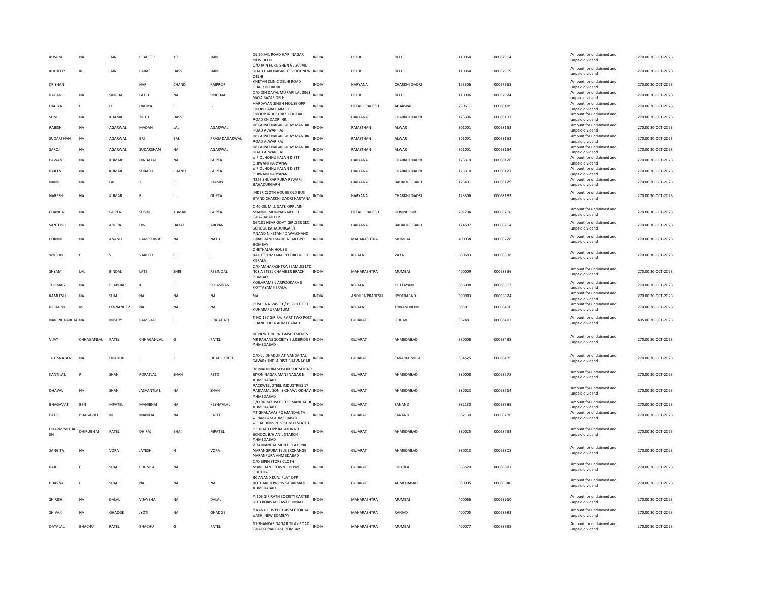| | | | | | | | | | | | | | | |
|---|---|---|---|---|---|---|---|---|---|---|---|---|---|---|
| KUSUM | NA | JAIN | PRADEEP | KR | JAIN | GL 20 JAIL ROAD HARI NAGAR NEW DELHI | INDIA | DELHI | DELHI | 110064 | 00067964 | | Amount for unclaimed and unpaid dividend | 270.00 30-OCT-2023 |
| KULDEEP | KR | JAIN | PARAS | DASS | JAIN | C/O JAIN FURNISHEN GL 20 JAIL ROAD HARI NAGAR G BLOCK NEW DELHI | INDIA | DELHI | DELHI | 110064 | 00067965 | | Amount for unclaimed and unpaid dividend | 270.00 30-OCT-2023 |
| KRISHAN | | | HAR | CHAND | RAIPROF | KHETAN CLINIC DELHI ROAD CHARKHI DADRI | INDIA | HARYANA | CHARKHI DADRI | 123306 | 00067968 | | Amount for unclaimed and unpaid dividend | 270.00 30-OCT-2023 |
| RAGANI | NA | SINGHAL | LATIH | NA | SINGHAL | C/O DIN DAYAL MURARI LAL 3963 NAYA BAZAR DELHI | INDIA | DELHI | DELHI | 110006 | 00067974 | | Amount for unclaimed and unpaid dividend | 270.00 30-OCT-2023 |
| DAHIYA | I | D | DAHIYA | S | B | HARDAYAN SINGH HOUSE OPP DHOBI PARA BARAUT | INDIA | UTTAR PRADESH | AGARWAL | 250611 | 00068119 | | Amount for unclaimed and unpaid dividend | 270.00 30-OCT-2023 |
| SUNIL | NA | KUAMR | TIRTH | DASS | | DHOOP INDUSTRIES ROHTAK ROAD CH DADRI HR | INDIA | HARYANA | CHARKHI DADRI | 123306 | 00068137 | | Amount for unclaimed and unpaid dividend | 270.00 30-OCT-2023 |
| RAJESH | NA | AGARWAL | MADAN | LAL | AGARWAL | 18 LAJPAT NAGAR VIJAY MANDIR ROAD ALWAR RAJ | INDIA | RAJASTHAN | ALWAR | 301001 | 00068152 | | Amount for unclaimed and unpaid dividend | 270.00 30-OCT-2023 |
| SUDARSHAN | NA | AGARWAL | BRI | BAL | PRASADAGARWAL | 18 LAJPAT NAGAR VIJAY MANDIR ROAD ALWAR RAJ | INDIA | RAJASTHAN | ALWAR | 301001 | 00068153 | | Amount for unclaimed and unpaid dividend | 270.00 30-OCT-2023 |
| SAROJ | NA | AGARWAL | SUDARSHAN | NA | AGARWAL | 18 LAJPAT NAGAR VIJAY MANDIR ROAD ALWAR RAJ | INDIA | RAJASTHAN | ALWAR | 301001 | 00068154 | | Amount for unclaimed and unpaid dividend | 270.00 30-OCT-2023 |
| PAWAN | NA | KUMAR | DINDAYAL | NA | GUPTA | V P O JHOJHU KALAN DISTT BHIWANI HARYANA | INDIA | HARYANA | CHARKHI DADRI | 123310 | 00068176 | | Amount for unclaimed and unpaid dividend | 270.00 30-OCT-2023 |
| RAJEEV | NA | KUMAR | SUBASH | CHAND | GUPTA | V P O JHOJHU KALAN DISTT BHIWANI HARYANA | INDIA | HARYANA | CHARKHI DADRI | 123310 | 00068177 | | Amount for unclaimed and unpaid dividend | 270.00 30-OCT-2023 |
| NAND | NA | LAL | T | R | JHAMB | 4223 SHUKAR PURA REWARI BAHADURGARH | INDIA | HARYANA | BAHADURGARH | 125401 | 00068179 | | Amount for unclaimed and unpaid dividend | 270.00 30-OCT-2023 |
| NARESH | NA | KUMAR | R | L | GUPTA | INDER CLOTH HOUSE OLD BUS STAND CHARKHI DADRI HARYANA | INDIA | HARYANA | CHARKHI DADRI | 123306 | 00068182 | | Amount for unclaimed and unpaid dividend | 270.00 30-OCT-2023 |
| CHANDA | NA | GUPTA | SUSHIL | KUMAR | GUPTA | C 40 OIL MILL GATE OPP JAIN MANDIR MODINAGAR DIST GHAZIABAD U P | INDIA | UTTAR PRADESH | GOVINDPUR | 201204 | 00068200 | | Amount for unclaimed and unpaid dividend | 270.00 30-OCT-2023 |
| SANTOSH | NA | ARORA | DIN | DAYAL | ARORA | 16/101 NEAR GOVT GIRLS SR SEC SCHOOL BAHADURGARH | INDIA | HARYANA | BAHADURGARH | 124507 | 00068204 | | Amount for unclaimed and unpaid dividend | 270.00 30-OCT-2023 |
| PORMIL | NA | ANAND | RAMESHWAR | NA | NATH | ANAND NIKETAN 40 WALCHAND HIRACHAND MARG NEAR GPO BOMBAY | INDIA | MAHARASHTRA | MUMBAI | 400038 | 00068228 | | Amount for unclaimed and unpaid dividend | 270.00 30-OCT-2023 |
| WILSON | C | V | VAREED | C | L | CHETHALAN HOUSE KALLETTUMKARA PO TRICHUR DT KERALA | INDIA | KERALA | VAKA | 680683 | 00068338 | | Amount for unclaimed and unpaid dividend | 270.00 30-OCT-2023 |
| SHYAM | LAL | BINDAL | LATE | SHRI | RSBINDAL | C/O MAHARASHTRA SEAMLES LTD 403 A STEEL CHAMBER BRACH BOMBAY | INDIA | MAHARASHTRA | MUMBAI | 400009 | 00068356 | | Amount for unclaimed and unpaid dividend | 270.00 30-OCT-2023 |
| THOMAS | NA | PRABHAD | K | P | SEBASTIAN | KOILARAMBIL ARPOOKARA E KOTTAYAM KERALA | INDIA | KERALA | KOTTAYAM | 686008 | 00068363 | | Amount for unclaimed and unpaid dividend | 270.00 30-OCT-2023 |
| KAMLESH | NA | SHAH | NA | NA | NA | NA | INDIA | ANDHRA PRADESH | HYDERABAD | 500003 | 00068374 | | Amount for unclaimed and unpaid dividend | 270.00 30-OCT-2023 |
| RICHARD | M | FERNANDEZ | NA | NA | NA | PUSHPA NIVAS T C/1963 H C P O KUHARAPURAMTUM | INDIA | KERALA | TRIVANDRUM | 695011 | 00068400 | | Amount for unclaimed and unpaid dividend | 270.00 30-OCT-2023 |
| NARENDRABHAI | NA | MISTRY | RAMBHAI | L | PRAJAPATI | T NO 197 GIRIRAJ PART TWO POST CHANDLODIA AHMEDABAD | INDIA | GUJARAT | ODHAV | 382481 | 00068412 | | Amount for unclaimed and unpaid dividend | 405.00 30-OCT-2023 |
| VIJAY | CHHAGANLAL | PATEL | CHHAGANLAL | G | PATEL | 10 NEW TIRUPATI APARTMENTS NR RAHANS SOCIETY ELLISBRIDGE AHMEDABAD | INDIA | GUJARAT | AHMEDABAD | 380006 | 00068438 | | Amount for unclaimed and unpaid dividend | 270.00 30-OCT-2023 |
| JYOTSNABEN | NA | DHADUK | J | J | DHADUKRETD | C/O L J DHADUK AT VANDA TAL SAVARKUNDLA DIST BHAVNAGAR | INDIA | GUJARAT | SAVARKUNDLA | 364525 | 00068485 | | Amount for unclaimed and unpaid dividend | 270.00 30-OCT-2023 |
| KANTILAL | P | SHAH | POPATLAL | SHAH | RETD | 38 MADHURAM PARK SOC SOC NR SIYON NAGAR MANI NAGAR E AHMEDABAD | INDIA | GUJARAT | AHMEDABAD | 380008 | 00068578 | | Amount for unclaimed and unpaid dividend | 270.00 30-OCT-2023 |
| DHAVAL | NA | SHAH | JASVANTLAL | NA | SHAH | PACKWELL STEEL INDUSTRIES 17 RAJKAMAL SONI S CHAWL ODHAV AHMEDABAD | INDIA | GUJARAT | AHMEDABAD | 380023 | 00068714 | | Amount for unclaimed and unpaid dividend | 270.00 30-OCT-2023 |
| BHAGAVATI | BEN | MPATEL | MANIBHAI | NA | KESHAVLAL | C/O DR M K PATEL PO MANDAL DI AHMEDABAD | INDIA | GUJARAT | SANAND | 382130 | 00068785 | | Amount for unclaimed and unpaid dividend | 270.00 30-OCT-2023 |
| PATEL | BHAGAVATI | M | MANILAL | NA | PATEL | AT GHAJAVAS PO MANDAL TA VIRAMGAM AHMEDABAD | INDIA | GUJARAT | SANAND | 382130 | 00068786 | | Amount for unclaimed and unpaid dividend | 270.00 30-OCT-2023 |
| DHARMISHTHABEN | DHIRUBHAI | PATEL | DHIRAJ | BHAI | MPATEL | VISHAL INDS 20 VISHNU ESTATE L B S ROAD OPP RAGHUNATH SCHOOL B/H ANIL STARCH AHMEDABAD | INDIA | GUJARAT | AHMEDABAD | 380025 | 00068793 | | Amount for unclaimed and unpaid dividend | 270.00 30-OCT-2023 |
| SANGITA | NA | VORA | JAYESH | H | VORA | 7 74 MANGAL MURTI FLATS NR NARANGPURA TELE EXCHANGE NARANPURA AHMEDABAD | INDIA | GUJARAT | AHMEDABAD | 380013 | 00068808 | | Amount for unclaimed and unpaid dividend | 270.00 30-OCT-2023 |
| RAJU | C | SHAH | CHUNILAL | NA | | C/O BIPIN STORS CLOTH MARCHANT TOWN CHOWK CHOTILA | INDIA | GUJARAT | CHOTILA | 363520 | 00068817 | | Amount for unclaimed and unpaid dividend | 270.00 30-OCT-2023 |
| BHAVNA | P | SHAH | NA | NA | NA | 30 ANAND KUNJ FLAT OPP KOTHARI TOWERS SABARMATI AHMEDABAD | INDIA | GUJARAT | AHMEDABAD | 380005 | 00068840 | | Amount for unclaimed and unpaid dividend | 270.00 30-OCT-2023 |
| SHIRISH | NA | DALAL | VIJAYBHAI | NA | DALAL | A 106 GIRIRATH SOCIETY CARTER RD 3 BORIVALI EAST BOMBAY | INDIA | MAHARASHTRA | MUMBAI | 400066 | 00068910 | | Amount for unclaimed and unpaid dividend | 270.00 30-OCT-2023 |
| SHIVAJI | NA | GHADGE | JYOTI | NA | GHADGE | 8 KANTI CHS PLOT 45 SECTOR 14 VASHI NEW BOMBAY | INDIA | MAHARASHTRA | RAIGAD | 400705 | 00068983 | | Amount for unclaimed and unpaid dividend | 270.00 30-OCT-2023 |
| DAYALAL | BHACHU | PATEL | BHACHU | G | PATEL | 17 SHANKAR NAGAR TILAK ROAD GHATKOPAR EAST BOMBAY | INDIA | MAHARASHTRA | MUMBAI | 400077 | 00068998 | | Amount for unclaimed and unpaid dividend | 270.00 30-OCT-2023 |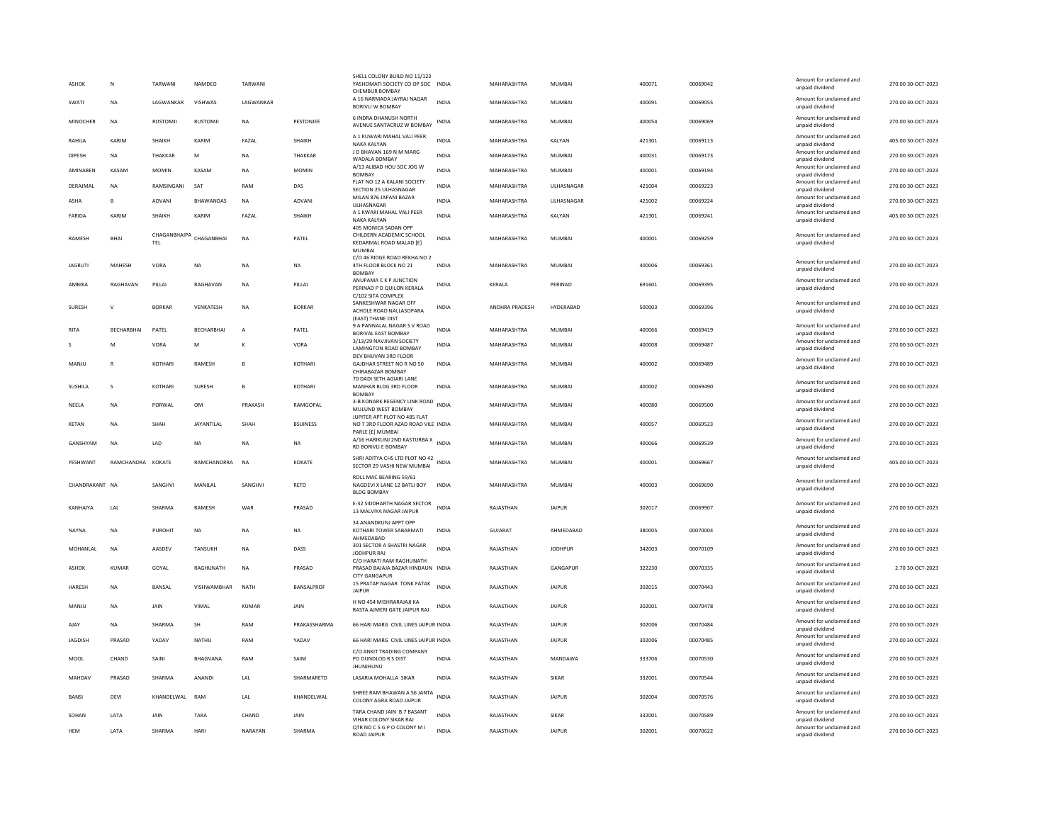| | | | | | | | | | | | | | |
|---|---|---|---|---|---|---|---|---|---|---|---|---|---|
| ASHOK | N | TARWANI | NAMDEO | TARWANI | | SHELL COLONY BUILD NO 11/123 YASHOMATI SOCIETY CO OP SOC CHEMBUR BOMBAY | INDIA | MAHARASHTRA | MUMBAI | 400071 | 00069042 | Amount for unclaimed and unpaid dividend | 270.00 30-OCT-2023 |
| SWATI | NA | LAGWANKAR | VISHWAS | LAGWANKAR | | A 16 NARMADA JAYRAJ NAGAR BORIVLI W BOMBAY | INDIA | MAHARASHTRA | MUMBAI | 400091 | 00069055 | Amount for unclaimed and unpaid dividend | 270.00 30-OCT-2023 |
| MINOCHER | NA | RUSTOMJI | RUSTOMJI | NA | PESTONJEE | 6 INDRA DHANUSH NORTH AVENUE SANTACRUZ W BOMBAY | INDIA | MAHARASHTRA | MUMBAI | 400054 | 00069069 | Amount for unclaimed and unpaid dividend | 270.00 30-OCT-2023 |
| RAHILA | KARIM | SHAIKH | KARIM | FAZAL | SHAIKH | A 1 KUWARI MAHAL VALI PEER NAKA KALYAN | INDIA | MAHARASHTRA | KALYAN | 421301 | 00069113 | Amount for unclaimed and unpaid dividend | 405.00 30-OCT-2023 |
| DIPESH | NA | THAKKAR | M | NA | THAKKAR | J D BHAVAN 169 N M MARG WADALA BOMBAY | INDIA | MAHARASHTRA | MUMBAI | 400031 | 00069173 | Amount for unclaimed and unpaid dividend | 270.00 30-OCT-2023 |
| AMINABEN | KASAM | MOMIN | KASAM | NA | MOMIN | A/13 ALIBAD HOU SOC JOG W BOMBAY | INDIA | MAHARASHTRA | MUMBAI | 400001 | 00069194 | Amount for unclaimed and unpaid dividend | 270.00 30-OCT-2023 |
| DERAJMAL | NA | RAMSINGANI | SAT | RAM | DAS | FLAT NO 12 A KALANI SOCIETY SECTION 25 ULHASNAGAR | INDIA | MAHARASHTRA | ULHASNAGAR | 421004 | 00069223 | Amount for unclaimed and unpaid dividend | 270.00 30-OCT-2023 |
| ASHA | B | ADVANI | BHAWANDAS | NA | ADVANI | MILAN 876 JAPANI BAZAR ULHASNAGAR | INDIA | MAHARASHTRA | ULHASNAGAR | 421002 | 00069224 | Amount for unclaimed and unpaid dividend | 270.00 30-OCT-2023 |
| FARIDA | KARIM | SHAIKH | KARIM | FAZAL | SHAIKH | A 1 KWARI MAHAL VALI PEER NAKA KALYAN | INDIA | MAHARASHTRA | KALYAN | 421301 | 00069241 | Amount for unclaimed and unpaid dividend | 405.00 30-OCT-2023 |
| RAMESH | BHAI | CHAGANBHAIPA TEL | CHAGANBHAI | NA | PATEL | 405 MONICA SADAN OPP CHILDERN ACADEMIC SCHOOL KEDARMAL ROAD MALAD [E] MUMBAI | INDIA | MAHARASHTRA | MUMBAI | 400001 | 00069259 | Amount for unclaimed and unpaid dividend | 270.00 30-OCT-2023 |
| JAGRUTI | MAHESH | VORA | NA | NA | NA | C/O 46 RIDGE ROAD REKHA NO 2 4TH FLOOR BLOCK NO 21 BOMBAY | INDIA | MAHARASHTRA | MUMBAI | 400006 | 00069361 | Amount for unclaimed and unpaid dividend | 270.00 30-OCT-2023 |
| AMBIKA | RAGHAVAN | PILLAI | RAGHAVAN | NA | PILLAI | ANUPAMA C K P JUNCTION PERINAD P O QUILON KERALA | INDIA | KERALA | PERINAD | 691601 | 00069395 | Amount for unclaimed and unpaid dividend | 270.00 30-OCT-2023 |
| SURESH | V | BORKAR | VENKATESH | NA | BORKAR | C/102 SITA COMPLEX SANKESHWAR NAGAR OFF ACHOLE ROAD NALLASOPARA (EAST) THANE DIST | INDIA | ANDHRA PRADESH | HYDERABAD | 500003 | 00069396 | Amount for unclaimed and unpaid dividend | 270.00 30-OCT-2023 |
| RITA | BECHARBHAI | PATEL | BECHARBHAI | A | PATEL | 9 A PANNALAL NAGAR S V ROAD BORIVAL EAST BOMBAY | INDIA | MAHARASHTRA | MUMBAI | 400066 | 00069419 | Amount for unclaimed and unpaid dividend | 270.00 30-OCT-2023 |
| S | M | VORA | M | K | VORA | 3/13/29 NAVJIVAN SOCIETY LAMINGTON ROAD BOMBAY | INDIA | MAHARASHTRA | MUMBAI | 400008 | 00069487 | Amount for unclaimed and unpaid dividend | 270.00 30-OCT-2023 |
| MANJU | R | KOTHARI | RAMESH | B | KOTHARI | DEV BHUVAN 3RD FLOOR GAJDHAR STREET NO R NO 50 CHIRABAZAR BOMBAY | INDIA | MAHARASHTRA | MUMBAI | 400002 | 00069489 | Amount for unclaimed and unpaid dividend | 270.00 30-OCT-2023 |
| SUSHILA | S | KOTHARI | SURESH | B | KOTHARI | 70 DADI SETH AGIARI LANE MANHAR BLDG 3RD FLOOR BOMBAY | INDIA | MAHARASHTRA | MUMBAI | 400002 | 00069490 | Amount for unclaimed and unpaid dividend | 270.00 30-OCT-2023 |
| NEELA | NA | PORWAL | OM | PRAKASH | RAMGOPAL | 3-B KONARK REGENCY LINK ROAD MULUND WEST BOMBAY | INDIA | MAHARASHTRA | MUMBAI | 400080 | 00069500 | Amount for unclaimed and unpaid dividend | 270.00 30-OCT-2023 |
| KETAN | NA | SHAH | JAYANTILAL | SHAH | BSUINESS | JUPITER APT PLOT NO 485 FLAT NO 7 3RD FLOOR AZAD ROAD VILE PARLE [E] MUMBAI | INDIA | MAHARASHTRA | MUMBAI | 400057 | 00069523 | Amount for unclaimed and unpaid dividend | 270.00 30-OCT-2023 |
| GANSHYAM | NA | LAD | NA | NA | NA | A/16 HARIKUNJ 2ND KASTURBA X RD BORIVLI E BOMBAY | INDIA | MAHARASHTRA | MUMBAI | 400066 | 00069539 | Amount for unclaimed and unpaid dividend | 270.00 30-OCT-2023 |
| YESHWANT | RAMCHANDRA | KOKATE | RAMCHANDRRA | NA | KOKATE | SHRI ADITYA CHS LTD PLOT NO 42 SECTOR 29 VASHI NEW MUMBAI | INDIA | MAHARASHTRA | MUMBAI | 400001 | 00069667 | Amount for unclaimed and unpaid dividend | 405.00 30-OCT-2023 |
| CHANDRAKANT | NA | SANGHVI | MANILAL | SANGHVI | RETD | ROLL MAC BEARING 59/61 NAGDEVI X LANE 12 BATLI BOY BLDG BOMBAY | INDIA | MAHARASHTRA | MUMBAI | 400003 | 00069690 | Amount for unclaimed and unpaid dividend | 270.00 30-OCT-2023 |
| KANHAIYA | LAL | SHARMA | RAMESH | WAR | PRASAD | E-32 SIDDHARTH NAGAR SECTOR 13 MALVIYA NAGAR JAIPUR | INDIA | RAJASTHAN | JAIPUR | 302017 | 00069907 | Amount for unclaimed and unpaid dividend | 270.00 30-OCT-2023 |
| NAYNA | NA | PUROHIT | NA | NA | NA | 34 ANANDKUNJ APPT OPP KOTHARI TOWER SABARMATI AHMEDABAD | INDIA | GUJARAT | AHMEDABAD | 380005 | 00070004 | Amount for unclaimed and unpaid dividend | 270.00 30-OCT-2023 |
| MOHANLAL | NA | AASDEV | TANSUKH | NA | DASS | 301 SECTOR A SHASTRI NAGAR JODHPUR RAJ | INDIA | RAJASTHAN | JODHPUR | 342003 | 00070109 | Amount for unclaimed and unpaid dividend | 270.00 30-OCT-2023 |
| ASHOK | KUMAR | GOYAL | RAGHUNATH | NA | PRASAD | C/O HARATI RAM RAGHUNATH PRASAD BAJAJA BAZAR HINDAUN CITY GANGAPUR | INDIA | RAJASTHAN | GANGAPUR | 322230 | 00070335 | Amount for unclaimed and unpaid dividend | 2.70 30-OCT-2023 |
| HARESH | NA | BANSAL | VISHWAMBHAR | NATH | BANSALPROF | 15 PRATAP NAGAR TONK FATAK JAIPUR | INDIA | RAJASTHAN | JAIPUR | 302015 | 00070443 | Amount for unclaimed and unpaid dividend | 270.00 30-OCT-2023 |
| MANJU | NA | JAIN | VIMAL | KUMAR | JAIN | H NO 454 MISHRARAJAJI KA RASTA AJMERI GATE JAIPUR RAJ | INDIA | RAJASTHAN | JAIPUR | 302001 | 00070478 | Amount for unclaimed and unpaid dividend | 270.00 30-OCT-2023 |
| AJAY | NA | SHARMA | SH | RAM | PRAKASSHARMA | 66 HARI MARG CIVIL LINES JAIPUR | INDIA | RAJASTHAN | JAIPUR | 302006 | 00070484 | Amount for unclaimed and unpaid dividend | 270.00 30-OCT-2023 |
| JAGDISH | PRASAD | YADAV | NATHU | RAM | YADAV | 66 HARI MARG CIVIL LINES JAIPUR | INDIA | RAJASTHAN | JAIPUR | 302006 | 00070485 | Amount for unclaimed and unpaid dividend | 270.00 30-OCT-2023 |
| MOOL | CHAND | SAINI | BHAGVANA | RAM | SAINI | C/O ANKIT TRADING COMPANY PO DUNDLOD R S DIST JHUNJHUNU | INDIA | RAJASTHAN | MANDAWA | 333706 | 00070530 | Amount for unclaimed and unpaid dividend | 270.00 30-OCT-2023 |
| MAHDAV | PRASAD | SHARMA | ANANDI | LAL | SHARMARETD | LASARIA MOHALLA SIKAR | INDIA | RAJASTHAN | SIKAR | 332001 | 00070544 | Amount for unclaimed and unpaid dividend | 270.00 30-OCT-2023 |
| BANSI | DEVI | KHANDELWAL | RAM | LAL | KHANDELWAL | SHREE RAM BHAWAN A 56 JANTA COLONY AGRA ROAD JAIPUR | INDIA | RAJASTHAN | JAIPUR | 302004 | 00070576 | Amount for unclaimed and unpaid dividend | 270.00 30-OCT-2023 |
| SOHAN | LATA | JAIN | TARA | CHAND | JAIN | TARA CHAND JAIN B 7 BASANT VIHAR COLONY SIKAR RAJ | INDIA | RAJASTHAN | SIKAR | 332001 | 00070589 | Amount for unclaimed and unpaid dividend | 270.00 30-OCT-2023 |
| HEM | LATA | SHARMA | HARI | NARAYAN | SHARMA | QTR NO C 5 G P O COLONY M I ROAD JAIPUR | INDIA | RAJASTHAN | JAIPUR | 302001 | 00070622 | Amount for unclaimed and unpaid dividend | 270.00 30-OCT-2023 |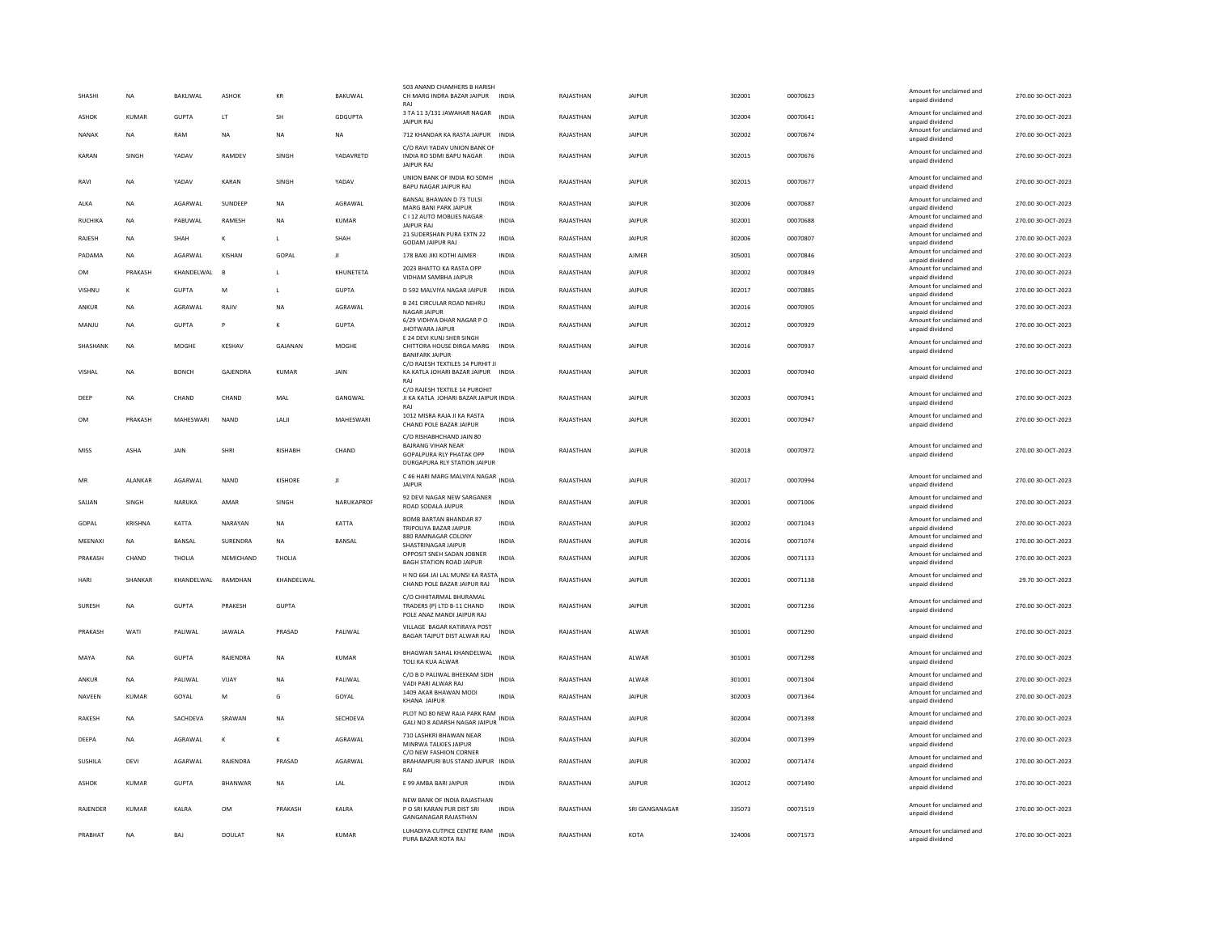| SHASHI | NA | BAKLIWAL | ASHOK | KR | BAKUWAL | 503 ANAND CHAMHERS B HARISH CH MARG INDRA BAZAR JAIPUR RAJ | INDIA | RAJASTHAN | JAIPUR | 302001 | 00070623 | Amount for unclaimed and unpaid dividend | 270.00 30-OCT-2023 |
|---|---|---|---|---|---|---|---|---|---|---|---|---|---|
| ASHOK | KUMAR | GUPTA | LT | SH | GDGUPTA | 3 TA 11 3/131 JAWAHAR NAGAR JAIPUR RAJ | INDIA | RAJASTHAN | JAIPUR | 302004 | 00070641 | Amount for unclaimed and unpaid dividend | 270.00 30-OCT-2023 |
| NANAK | NA | RAM | NA | NA | NA | 712 KHANDAR KA RASTA JAIPUR | INDIA | RAJASTHAN | JAIPUR | 302002 | 00070674 | Amount for unclaimed and unpaid dividend | 270.00 30-OCT-2023 |
| KARAN | SINGH | YADAV | RAMDEV | SINGH | YADAVRETD | C/O RAVI YADAV UNION BANK OF INDIA RO SDMI BAPU NAGAR JAIPUR RAJ | INDIA | RAJASTHAN | JAIPUR | 302015 | 00070676 | Amount for unclaimed and unpaid dividend | 270.00 30-OCT-2023 |
| RAVI | NA | YADAV | KARAN | SINGH | YADAV | UNION BANK OF INDIA RO SDMH BAPU NAGAR JAIPUR RAJ | INDIA | RAJASTHAN | JAIPUR | 302015 | 00070677 | Amount for unclaimed and unpaid dividend | 270.00 30-OCT-2023 |
| ALKA | NA | AGARWAL | SUNDEEP | NA | AGRAWAL | BANSAL BHAWAN D 73 TULSI MARG BANI PARK JAIPUR | INDIA | RAJASTHAN | JAIPUR | 302006 | 00070687 | Amount for unclaimed and unpaid dividend | 270.00 30-OCT-2023 |
| RUCHIKA | NA | PABUWAL | RAMESH | NA | KUMAR | C I 12 AUTO MOBLIES NAGAR JAIPUR RAJ | INDIA | RAJASTHAN | JAIPUR | 302001 | 00070688 | Amount for unclaimed and unpaid dividend | 270.00 30-OCT-2023 |
| RAJESH | NA | SHAH | K | L | SHAH | 21 SUDERSHAN PURA EXTN 22 GODAM JAIPUR RAJ | INDIA | RAJASTHAN | JAIPUR | 302006 | 00070807 | Amount for unclaimed and unpaid dividend | 270.00 30-OCT-2023 |
| PADAMA | NA | AGARWAL | KISHAN | GOPAL | JI | 178 BAXI JIKI KOTHI AJMER | INDIA | RAJASTHAN | AJMER | 305001 | 00070846 | Amount for unclaimed and unpaid dividend | 270.00 30-OCT-2023 |
| OM | PRAKASH | KHANDELWAL | B | L | KHUNETETA | 2023 BHATTO KA RASTA OPP VIDHAM SAMBHA JAIPUR | INDIA | RAJASTHAN | JAIPUR | 302002 | 00070849 | Amount for unclaimed and unpaid dividend | 270.00 30-OCT-2023 |
| VISHNU | K | GUPTA | M | L | GUPTA | D 592 MALVIYA NAGAR JAIPUR | INDIA | RAJASTHAN | JAIPUR | 302017 | 00070885 | Amount for unclaimed and unpaid dividend | 270.00 30-OCT-2023 |
| ANKUR | NA | AGRAWAL | RAJIV | NA | AGRAWAL | B 241 CIRCULAR ROAD NEHRU NAGAR JAIPUR | INDIA | RAJASTHAN | JAIPUR | 302016 | 00070905 | Amount for unclaimed and unpaid dividend | 270.00 30-OCT-2023 |
| MANJU | NA | GUPTA | P | K | GUPTA | 6/29 VIDHYA DHAR NAGAR P O JHOTWARA JAIPUR | INDIA | RAJASTHAN | JAIPUR | 302012 | 00070929 | Amount for unclaimed and unpaid dividend | 270.00 30-OCT-2023 |
| SHASHANK | NA | MOGHE | KESHAV | GAJANAN | MOGHE | E 24 DEVI KUNJ SHER SINGH CHITTORA HOUSE DIRGA MARG BANIFARK JAIPUR | INDIA | RAJASTHAN | JAIPUR | 302016 | 00070937 | Amount for unclaimed and unpaid dividend | 270.00 30-OCT-2023 |
| VISHAL | NA | BONCH | GAJENDRA | KUMAR | JAIN | C/O RAJESH TEXTILES 14 PURHIT JI KA KATLA JOHARI BAZAR JAIPUR RAJ | INDIA | RAJASTHAN | JAIPUR | 302003 | 00070940 | Amount for unclaimed and unpaid dividend | 270.00 30-OCT-2023 |
| DEEP | NA | CHAND | CHAND | MAL | GANGWAL | C/O RAJESH TEXTILE 14 PUROHIT JI KA KATLA JOHARI BAZAR JAIPUR RAJ | INDIA | RAJASTHAN | JAIPUR | 302003 | 00070941 | Amount for unclaimed and unpaid dividend | 270.00 30-OCT-2023 |
| OM | PRAKASH | MAHESWARI | NAND | LALJI | MAHESWARI | 1012 MISRA RAJA JI KA RASTA CHAND POLE BAZAR JAIPUR | INDIA | RAJASTHAN | JAIPUR | 302001 | 00070947 | Amount for unclaimed and unpaid dividend | 270.00 30-OCT-2023 |
| MISS | ASHA | JAIN | SHRI | RISHABH | CHAND | C/O RISHABHCHAND JAIN 80 BAJRANG VIHAR NEAR GOPALPURA RLY PHATAK OPP DURGAPURA RLY STATION JAIPUR | INDIA | RAJASTHAN | JAIPUR | 302018 | 00070972 | Amount for unclaimed and unpaid dividend | 270.00 30-OCT-2023 |
| MR | ALANKAR | AGARWAL | NAND | KISHORE | JI | C 46 HARI MARG MALVIYA NAGAR JAIPUR | INDIA | RAJASTHAN | JAIPUR | 302017 | 00070994 | Amount for unclaimed and unpaid dividend | 270.00 30-OCT-2023 |
| SAJJAN | SINGH | NARUKA | AMAR | SINGH | NARUKAPROF | 92 DEVI NAGAR NEW SARGANER ROAD SODALA JAIPUR | INDIA | RAJASTHAN | JAIPUR | 302001 | 00071006 | Amount for unclaimed and unpaid dividend | 270.00 30-OCT-2023 |
| GOPAL | KRISHNA | KATTA | NARAYAN | NA | KATTA | BOMB BARTAN BHANDAR 87 TRIPOLIYA BAZAR JAIPUR | INDIA | RAJASTHAN | JAIPUR | 302002 | 00071043 | Amount for unclaimed and unpaid dividend | 270.00 30-OCT-2023 |
| MEENAXI | NA | BANSAL | SURENDRA | NA | BANSAL | 880 RAMNAGAR COLONY SHASTRINAGAR JAIPUR | INDIA | RAJASTHAN | JAIPUR | 302016 | 00071074 | Amount for unclaimed and unpaid dividend | 270.00 30-OCT-2023 |
| PRAKASH | CHAND | THOLIA | NEMICHAND | THOLIA | | OPPOSIT SNEH SADAN JOBNER BAGH STATION ROAD JAIPUR | INDIA | RAJASTHAN | JAIPUR | 302006 | 00071133 | Amount for unclaimed and unpaid dividend | 270.00 30-OCT-2023 |
| HARI | SHANKAR | KHANDELWAL | RAMDHAN | KHANDELWAL | | H NO 664 JAI LAL MUNSI KA RASTA CHAND POLE BAZAR JAIPUR RAJ | INDIA | RAJASTHAN | JAIPUR | 302001 | 00071138 | Amount for unclaimed and unpaid dividend | 29.70 30-OCT-2023 |
| SURESH | NA | GUPTA | PRAKESH | GUPTA | | C/O CHHITARMAL BHURAMAL TRADERS (P) LTD B-11 CHAND POLE ANAZ MANDI JAIPUR RAJ | INDIA | RAJASTHAN | JAIPUR | 302001 | 00071236 | Amount for unclaimed and unpaid dividend | 270.00 30-OCT-2023 |
| PRAKASH | WATI | PALIWAL | JAWALA | PRASAD | PALIWAL | VILLAGE BAGAR KATIRAYA POST BAGAR TAJPUT DIST ALWAR RAJ | INDIA | RAJASTHAN | ALWAR | 301001 | 00071290 | Amount for unclaimed and unpaid dividend | 270.00 30-OCT-2023 |
| MAYA | NA | GUPTA | RAJENDRA | NA | KUMAR | BHAGWAN SAHAL KHANDELWAL TOLI KA KUA ALWAR | INDIA | RAJASTHAN | ALWAR | 301001 | 00071298 | Amount for unclaimed and unpaid dividend | 270.00 30-OCT-2023 |
| ANKUR | NA | PALIWAL | VIJAY | NA | PALIWAL | C/O B D PALIWAL BHEEKAM SIDH VADI PARI ALWAR RAJ | INDIA | RAJASTHAN | ALWAR | 301001 | 00071304 | Amount for unclaimed and unpaid dividend | 270.00 30-OCT-2023 |
| NAVEEN | KUMAR | GOYAL | M | G | GOYAL | 1409 AKAR BHAWAN MODI KHANA JAIPUR | INDIA | RAJASTHAN | JAIPUR | 302003 | 00071364 | Amount for unclaimed and unpaid dividend | 270.00 30-OCT-2023 |
| RAKESH | NA | SACHDEVA | SRAWAN | NA | SECHDEVA | PLOT NO 80 NEW RAJA PARK RAM GALI NO 8 ADARSH NAGAR JAIPUR | INDIA | RAJASTHAN | JAIPUR | 302004 | 00071398 | Amount for unclaimed and unpaid dividend | 270.00 30-OCT-2023 |
| DEEPA | NA | AGRAWAL | K | K | AGRAWAL | 710 LASHKRI BHAWAN NEAR MINRWA TALKIES JAIPUR | INDIA | RAJASTHAN | JAIPUR | 302004 | 00071399 | Amount for unclaimed and unpaid dividend | 270.00 30-OCT-2023 |
| SUSHILA | DEVI | AGARWAL | RAJENDRA | PRASAD | AGARWAL | C/O NEW FASHION CORNER BRAHAMPURI BUS STAND JAIPUR RAJ | INDIA | RAJASTHAN | JAIPUR | 302002 | 00071474 | Amount for unclaimed and unpaid dividend | 270.00 30-OCT-2023 |
| ASHOK | KUMAR | GUPTA | BHANWAR | NA | LAL | E 99 AMBA BARI JAIPUR | INDIA | RAJASTHAN | JAIPUR | 302012 | 00071490 | Amount for unclaimed and unpaid dividend | 270.00 30-OCT-2023 |
| RAJENDER | KUMAR | KALRA | OM | PRAKASH | KALRA | NEW BANK OF INDIA RAJASTHAN P O SRI KARAN PUR DIST SRI GANGANAGAR RAJASTHAN | INDIA | RAJASTHAN | SRI GANGANAGAR | 335073 | 00071519 | Amount for unclaimed and unpaid dividend | 270.00 30-OCT-2023 |
| PRABHAT | NA | BAJ | DOULAT | NA | KUMAR | LUHADIYA CUTPICE CENTRE RAM PURA BAZAR KOTA RAJ | INDIA | RAJASTHAN | KOTA | 324006 | 00071573 | Amount for unclaimed and unpaid dividend | 270.00 30-OCT-2023 |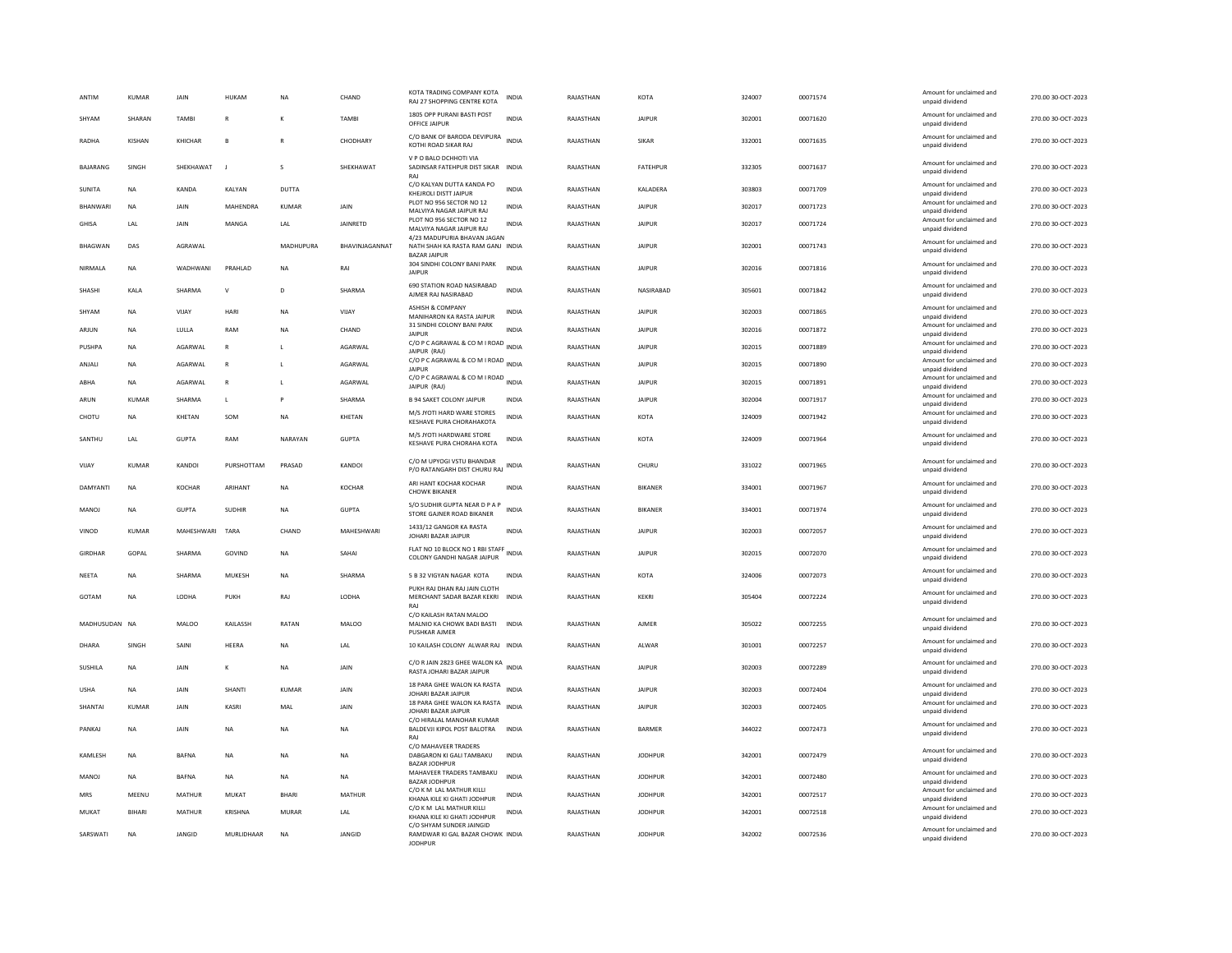| | | | | | | | | | | | | | |
|---|---|---|---|---|---|---|---|---|---|---|---|---|---|
| ANTIM | KUMAR | JAIN | HUKAM | NA | CHAND | KOTA TRADING COMPANY KOTA RAJ 27 SHOPPING CENTRE KOTA | INDIA | RAJASTHAN | KOTA | 324007 | 00071574 | Amount for unclaimed and unpaid dividend | 270.00 30-OCT-2023 |
| SHYAM | SHARAN | TAMBI | R | K | TAMBI | 1805 OPP PURANI BASTI POST OFFICE JAIPUR | INDIA | RAJASTHAN | JAIPUR | 302001 | 00071620 | Amount for unclaimed and unpaid dividend | 270.00 30-OCT-2023 |
| RADHA | KISHAN | KHICHAR | B | R | CHODHARY | C/O BANK OF BARODA DEVIPURA KOTHI ROAD SIKAR RAJ | INDIA | RAJASTHAN | SIKAR | 332001 | 00071635 | Amount for unclaimed and unpaid dividend | 270.00 30-OCT-2023 |
| BAJARANG | SINGH | SHEKHAWAT | J | S | SHEKHAWAT | V P O BALO DCHHOTI VIA SADINSAR FATEHPUR DIST SIKAR RAJ | INDIA | RAJASTHAN | FATEHPUR | 332305 | 00071637 | Amount for unclaimed and unpaid dividend | 270.00 30-OCT-2023 |
| SUNITA | NA | KANDA | KALYAN | DUTTA | | C/O KALYAN DUTTA KANDA PO KHEJROLI DISTT JAIPUR | INDIA | RAJASTHAN | KALADERA | 303803 | 00071709 | Amount for unclaimed and unpaid dividend | 270.00 30-OCT-2023 |
| BHANWARI | NA | JAIN | MAHENDRA | KUMAR | JAIN | PLOT NO 956 SECTOR NO 12 MALVIYA NAGAR JAIPUR RAJ | INDIA | RAJASTHAN | JAIPUR | 302017 | 00071723 | Amount for unclaimed and unpaid dividend | 270.00 30-OCT-2023 |
| GHISA | LAL | JAIN | MANGA | LAL | JAINRETD | PLOT NO 956 SECTOR NO 12 MALVIYA NAGAR JAIPUR RAJ | INDIA | RAJASTHAN | JAIPUR | 302017 | 00071724 | Amount for unclaimed and unpaid dividend | 270.00 30-OCT-2023 |
| BHAGWAN | DAS | AGRAWAL | | MADHUPURA | BHAVINJAGANNAT | 4/23 MADUPURIA BHAVAN JAGAN NATH SHAH KA RASTA RAM GANJ BAZAR JAIPUR | INDIA | RAJASTHAN | JAIPUR | 302001 | 00071743 | Amount for unclaimed and unpaid dividend | 270.00 30-OCT-2023 |
| NIRMALA | NA | WADHWANI | PRAHLAD | NA | RAI | 304 SINDHI COLONY BANI PARK JAIPUR | INDIA | RAJASTHAN | JAIPUR | 302016 | 00071816 | Amount for unclaimed and unpaid dividend | 270.00 30-OCT-2023 |
| SHASHI | KALA | SHARMA | V | D | SHARMA | 690 STATION ROAD NASIRABAD AJMER RAJ NASIRABAD | INDIA | RAJASTHAN | NASIRABAD | 305601 | 00071842 | Amount for unclaimed and unpaid dividend | 270.00 30-OCT-2023 |
| SHYAM | NA | VIJAY | HARI | NA | VIJAY | ASHISH & COMPANY MANIHARON KA RASTA JAIPUR | INDIA | RAJASTHAN | JAIPUR | 302003 | 00071865 | Amount for unclaimed and unpaid dividend | 270.00 30-OCT-2023 |
| ARJUN | NA | LULLA | RAM | NA | CHAND | 31 SINDHI COLONY BANI PARK JAIPUR | INDIA | RAJASTHAN | JAIPUR | 302016 | 00071872 | Amount for unclaimed and unpaid dividend | 270.00 30-OCT-2023 |
| PUSHPA | NA | AGARWAL | R | L | AGARWAL | C/O P C AGRAWAL & CO M I ROAD JAIPUR (RAJ) | INDIA | RAJASTHAN | JAIPUR | 302015 | 00071889 | Amount for unclaimed and unpaid dividend | 270.00 30-OCT-2023 |
| ANJALI | NA | AGARWAL | R | L | AGARWAL | C/O P C AGRAWAL & CO M I ROAD JAIPUR | INDIA | RAJASTHAN | JAIPUR | 302015 | 00071890 | Amount for unclaimed and unpaid dividend | 270.00 30-OCT-2023 |
| ABHA | NA | AGARWAL | R | L | AGARWAL | C/O P C AGRAWAL & CO M I ROAD JAIPUR (RAJ) | INDIA | RAJASTHAN | JAIPUR | 302015 | 00071891 | Amount for unclaimed and unpaid dividend | 270.00 30-OCT-2023 |
| ARUN | KUMAR | SHARMA | L | P | SHARMA | B 94 SAKET COLONY JAIPUR | INDIA | RAJASTHAN | JAIPUR | 302004 | 00071917 | Amount for unclaimed and unpaid dividend | 270.00 30-OCT-2023 |
| CHOTU | NA | KHETAN | SOM | NA | KHETAN | M/S JYOTI HARD WARE STORES KESHAVE PURA CHORAHAKOTA | INDIA | RAJASTHAN | KOTA | 324009 | 00071942 | Amount for unclaimed and unpaid dividend | 270.00 30-OCT-2023 |
| SANTHU | LAL | GUPTA | RAM | NARAYAN | GUPTA | M/S JYOTI HARDWARE STORE KESHAVE PURA CHORAHA KOTA | INDIA | RAJASTHAN | KOTA | 324009 | 00071964 | Amount for unclaimed and unpaid dividend | 270.00 30-OCT-2023 |
| VIJAY | KUMAR | KANDOI | PURSHOTTAM | PRASAD | KANDOI | C/O M UPYOGI VSTU BHANDAR P/O RATANGARH DIST CHURU RAJ | INDIA | RAJASTHAN | CHURU | 331022 | 00071965 | Amount for unclaimed and unpaid dividend | 270.00 30-OCT-2023 |
| DAMYANTI | NA | KOCHAR | ARIHANT | NA | KOCHAR | ARI HANT KOCHAR KOCHAR CHOWK BIKANER | INDIA | RAJASTHAN | BIKANER | 334001 | 00071967 | Amount for unclaimed and unpaid dividend | 270.00 30-OCT-2023 |
| MANOJ | NA | GUPTA | SUDHIR | NA | GUPTA | S/O SUDHIR GUPTA NEAR D P A P STORE GAJNER ROAD BIKANER | INDIA | RAJASTHAN | BIKANER | 334001 | 00071974 | Amount for unclaimed and unpaid dividend | 270.00 30-OCT-2023 |
| VINOD | KUMAR | MAHESHWARI | TARA | CHAND | MAHESHWARI | 1433/12 GANGOR KA RASTA JOHARI BAZAR JAIPUR | INDIA | RAJASTHAN | JAIPUR | 302003 | 00072057 | Amount for unclaimed and unpaid dividend | 270.00 30-OCT-2023 |
| GIRDHAR | GOPAL | SHARMA | GOVIND | NA | SAHAI | FLAT NO 10 BLOCK NO 1 RBI STAFF COLONY GANDHI NAGAR JAIPUR | INDIA | RAJASTHAN | JAIPUR | 302015 | 00072070 | Amount for unclaimed and unpaid dividend | 270.00 30-OCT-2023 |
| NEETA | NA | SHARMA | MUKESH | NA | SHARMA | 5 B 32 VIGYAN NAGAR KOTA | INDIA | RAJASTHAN | KOTA | 324006 | 00072073 | Amount for unclaimed and unpaid dividend | 270.00 30-OCT-2023 |
| GOTAM | NA | LODHA | PUKH | RAJ | LODHA | PUKH RAJ DHAN RAJ JAIN CLOTH MERCHANT SADAR BAZAR KEKRI RAJ | INDIA | RAJASTHAN | KEKRI | 305404 | 00072224 | Amount for unclaimed and unpaid dividend | 270.00 30-OCT-2023 |
| MADHUSUDAN | NA | MALOO | KAILASSH | RATAN | MALOO | C/O KAILASH RATAN MALOO MALNIO KA CHOWK BADI BASTI PUSHKAR AJMER | INDIA | RAJASTHAN | AJMER | 305022 | 00072255 | Amount for unclaimed and unpaid dividend | 270.00 30-OCT-2023 |
| DHARA | SINGH | SAINI | HEERA | NA | LAL | 10 KAILASH COLONY ALWAR RAJ | INDIA | RAJASTHAN | ALWAR | 301001 | 00072257 | Amount for unclaimed and unpaid dividend | 270.00 30-OCT-2023 |
| SUSHILA | NA | JAIN | K | NA | JAIN | C/O R JAIN 2823 GHEE WALON KA RASTA JOHARI BAZAR JAIPUR | INDIA | RAJASTHAN | JAIPUR | 302003 | 00072289 | Amount for unclaimed and unpaid dividend | 270.00 30-OCT-2023 |
| USHA | NA | JAIN | SHANTI | KUMAR | JAIN | 18 PARA GHEE WALON KA RASTA JOHARI BAZAR JAIPUR | INDIA | RAJASTHAN | JAIPUR | 302003 | 00072404 | Amount for unclaimed and unpaid dividend | 270.00 30-OCT-2023 |
| SHANTAI | KUMAR | JAIN | KASRI | MAL | JAIN | 18 PARA GHEE WALON KA RASTA JOHARI BAZAR JAIPUR | INDIA | RAJASTHAN | JAIPUR | 302003 | 00072405 | Amount for unclaimed and unpaid dividend | 270.00 30-OCT-2023 |
| PANKAJ | NA | JAIN | NA | NA | NA | C/O HIRALAL MANOHAR KUMAR BALDEVJI KIPOL POST BALOTRA RAJ | INDIA | RAJASTHAN | BARMER | 344022 | 00072473 | Amount for unclaimed and unpaid dividend | 270.00 30-OCT-2023 |
| KAMLESH | NA | BAFNA | NA | NA | NA | C/O MAHAVEER TRADERS DABGARON KI GALI TAMBAKU BAZAR JODHPUR | INDIA | RAJASTHAN | JODHPUR | 342001 | 00072479 | Amount for unclaimed and unpaid dividend | 270.00 30-OCT-2023 |
| MANOJ | NA | BAFNA | NA | NA | NA | MAHAVEER TRADERS TAMBAKU BAZAR JODHPUR | INDIA | RAJASTHAN | JODHPUR | 342001 | 00072480 | Amount for unclaimed and unpaid dividend | 270.00 30-OCT-2023 |
| MRS | MEENU | MATHUR | MUKAT | BHARI | MATHUR | C/O K M LAL MATHUR KILLI KHANA KILE KI GHATI JODHPUR | INDIA | RAJASTHAN | JODHPUR | 342001 | 00072517 | Amount for unclaimed and unpaid dividend | 270.00 30-OCT-2023 |
| MUKAT | BIHARI | MATHUR | KRISHNA | MURAR | LAL | C/O K M LAL MATHUR KILLI KHANA KILE KI GHATI JODHPUR | INDIA | RAJASTHAN | JODHPUR | 342001 | 00072518 | Amount for unclaimed and unpaid dividend | 270.00 30-OCT-2023 |
| SARSWATI | NA | JANGID | MURLIDHAAR | NA | JANGID | C/O SHYAM SUNDER JAINGID RAMDWAR KI GAL BAZAR CHOWK JODHPUR | INDIA | RAJASTHAN | JODHPUR | 342002 | 00072536 | Amount for unclaimed and unpaid dividend | 270.00 30-OCT-2023 |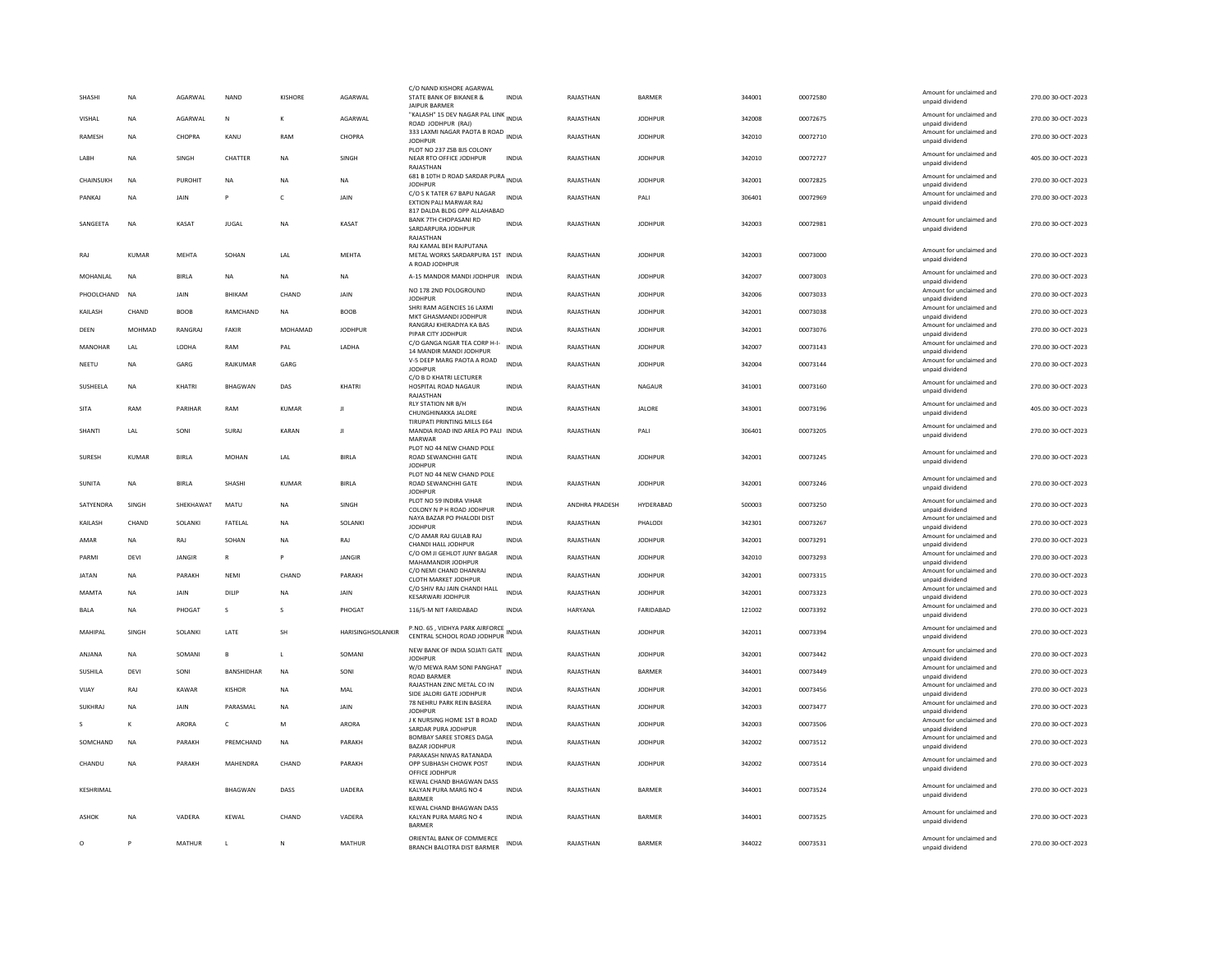| SHASHI | NA | AGARWAL | NAND | KISHORE | AGARWAL | C/O NAND KISHORE AGARWAL STATE BANK OF BIKANER & JAIPUR BARMER | INDIA | RAJASTHAN | BARMER | 344001 | 00072580 | Amount for unclaimed and unpaid dividend | 270.00 30-OCT-2023 |
|---|---|---|---|---|---|---|---|---|---|---|---|---|---|
| VISHAL | NA | AGARWAL | N | K | AGARWAL | "KALASH" 15 DEV NAGAR PAL LINK ROAD JODHPUR (RAJ) | INDIA | RAJASTHAN | JODHPUR | 342008 | 00072675 | Amount for unclaimed and unpaid dividend | 270.00 30-OCT-2023 |
| RAMESH | NA | CHOPRA | KANU | RAM | CHOPRA | 333 LAXMI NAGAR PAOTA B ROAD JODHPUR | INDIA | RAJASTHAN | JODHPUR | 342010 | 00072710 | Amount for unclaimed and unpaid dividend | 270.00 30-OCT-2023 |
| LABH | NA | SINGH | CHATTER | NA | SINGH | PLOT NO 237 ZSB BJS COLONY NEAR RTO OFFICE JODHPUR RAJASTHAN | INDIA | RAJASTHAN | JODHPUR | 342010 | 00072727 | Amount for unclaimed and unpaid dividend | 405.00 30-OCT-2023 |
| CHAINSUKH | NA | PUROHIT | NA | NA | NA | 681 B 10TH D ROAD SARDAR PURA JODHPUR | INDIA | RAJASTHAN | JODHPUR | 342001 | 00072825 | Amount for unclaimed and unpaid dividend | 270.00 30-OCT-2023 |
| PANKAJ | NA | JAIN | P | C | JAIN | C/O S K TATER 67 BAPU NAGAR EXTION PALI MARWAR RAJ | INDIA | RAJASTHAN | PALI | 306401 | 00072969 | Amount for unclaimed and unpaid dividend | 270.00 30-OCT-2023 |
| SANGEETA | NA | KASAT | JUGAL | NA | KASAT | 817 DALDA BLDG OPP ALLAHABAD BANK 7TH CHOPASANI RD SARDARPURA JODHPUR RAJASTHAN | INDIA | RAJASTHAN | JODHPUR | 342003 | 00072981 | Amount for unclaimed and unpaid dividend | 270.00 30-OCT-2023 |
| RAJ | KUMAR | MEHTA | SOHAN | LAL | MEHTA | RAJ KAMAL BEH RAJPUTANA METAL WORKS SARDARPURA 1ST A ROAD JODHPUR | INDIA | RAJASTHAN | JODHPUR | 342003 | 00073000 | Amount for unclaimed and unpaid dividend | 270.00 30-OCT-2023 |
| MOHANLAL | NA | BIRLA | NA | NA | NA | A-15 MANDOR MANDI JODHPUR | INDIA | RAJASTHAN | JODHPUR | 342007 | 00073003 | Amount for unclaimed and unpaid dividend | 270.00 30-OCT-2023 |
| PHOOLCHAND | NA | JAIN | BHIKAM | CHAND | JAIN | NO 178 2ND POLOGROUND JODHPUR | INDIA | RAJASTHAN | JODHPUR | 342006 | 00073033 | Amount for unclaimed and unpaid dividend | 270.00 30-OCT-2023 |
| KAILASH | CHAND | BOOB | RAMCHAND | NA | BOOB | SHRI RAM AGENCIES 16 LAXMI MKT GHASMANDI JODHPUR | INDIA | RAJASTHAN | JODHPUR | 342001 | 00073038 | Amount for unclaimed and unpaid dividend | 270.00 30-OCT-2023 |
| DEEN | MOHMAD | RANGRAJ | FAKIR | MOHAMAD | JODHPUR | RANGRAJ KHERADIYA KA BAS PIPAR CITY JODHPUR | INDIA | RAJASTHAN | JODHPUR | 342001 | 00073076 | Amount for unclaimed and unpaid dividend | 270.00 30-OCT-2023 |
| MANOHAR | LAL | LODHA | RAM | PAL | LADHA | C/O GANGA NGAR TEA CORP H-I-14 MANDIR MANDI JODHPUR | INDIA | RAJASTHAN | JODHPUR | 342007 | 00073143 | Amount for unclaimed and unpaid dividend | 270.00 30-OCT-2023 |
| NEETU | NA | GARG | RAJKUMAR | GARG | | V-5 DEEP MARG PAOTA A ROAD JODHPUR | INDIA | RAJASTHAN | JODHPUR | 342004 | 00073144 | Amount for unclaimed and unpaid dividend | 270.00 30-OCT-2023 |
| SUSHEELA | NA | KHATRI | BHAGWAN | DAS | KHATRI | C/O B D KHATRI LECTURER HOSPITAL ROAD NAGAUR RAJASTHAN | INDIA | RAJASTHAN | NAGAUR | 341001 | 00073160 | Amount for unclaimed and unpaid dividend | 270.00 30-OCT-2023 |
| SITA | RAM | PARIHAR | RAM | KUMAR | JI | RLY STATION NR B/H CHUNGHINAKKA JALORE | INDIA | RAJASTHAN | JALORE | 343001 | 00073196 | Amount for unclaimed and unpaid dividend | 405.00 30-OCT-2023 |
| SHANTI | LAL | SONI | SURAJ | KARAN | JI | TIRUPATI PRINTING MILLS E64 MANDIA ROAD IND AREA PO PALI MARWAR | INDIA | RAJASTHAN | PALI | 306401 | 00073205 | Amount for unclaimed and unpaid dividend | 270.00 30-OCT-2023 |
| SURESH | KUMAR | BIRLA | MOHAN | LAL | BIRLA | PLOT NO 44 NEW CHAND POLE ROAD SEWANCHHI GATE JODHPUR | INDIA | RAJASTHAN | JODHPUR | 342001 | 00073245 | Amount for unclaimed and unpaid dividend | 270.00 30-OCT-2023 |
| SUNITA | NA | BIRLA | SHASHI | KUMAR | BIRLA | PLOT NO 44 NEW CHAND POLE ROAD SEWANCHHI GATE JODHPUR | INDIA | RAJASTHAN | JODHPUR | 342001 | 00073246 | Amount for unclaimed and unpaid dividend | 270.00 30-OCT-2023 |
| SATYENDRA | SINGH | SHEKHAWAT | MATU | NA | SINGH | PLOT NO 59 INDIRA VIHAR COLONY N P H ROAD JODHPUR | INDIA | ANDHRA PRADESH | HYDERABAD | 500003 | 00073250 | Amount for unclaimed and unpaid dividend | 270.00 30-OCT-2023 |
| KAILASH | CHAND | SOLANKI | FATELAL | NA | SOLANKI | NAYA BAZAR PO PHALODI DIST JODHPUR | INDIA | RAJASTHAN | PHALODI | 342301 | 00073267 | Amount for unclaimed and unpaid dividend | 270.00 30-OCT-2023 |
| AMAR | NA | RAJ | SOHAN | NA | RAJ | C/O AMAR RAJ GULAB RAJ CHANDI HALL JODHPUR | INDIA | RAJASTHAN | JODHPUR | 342001 | 00073291 | Amount for unclaimed and unpaid dividend | 270.00 30-OCT-2023 |
| PARMI | DEVI | JANGIR | R | P | JANGIR | C/O OM JI GEHLOT JUNY BAGAR MAHAMANDIR JODHPUR | INDIA | RAJASTHAN | JODHPUR | 342010 | 00073293 | Amount for unclaimed and unpaid dividend | 270.00 30-OCT-2023 |
| JATAN | NA | PARAKH | NEMI | CHAND | PARAKH | C/O NEMI CHAND DHANRAJ CLOTH MARKET JODHPUR | INDIA | RAJASTHAN | JODHPUR | 342001 | 00073315 | Amount for unclaimed and unpaid dividend | 270.00 30-OCT-2023 |
| MAMTA | NA | JAIN | DILIP | NA | JAIN | C/O SHIV RAJ JAIN CHANDI HALL KESARWARI JODHPUR | INDIA | RAJASTHAN | JODHPUR | 342001 | 00073323 | Amount for unclaimed and unpaid dividend | 270.00 30-OCT-2023 |
| BALA | NA | PHOGAT | S | S | PHOGAT | 116/5-M NIT FARIDABAD | INDIA | HARYANA | FARIDABAD | 121002 | 00073392 | Amount for unclaimed and unpaid dividend | 270.00 30-OCT-2023 |
| MAHIPAL | SINGH | SOLANKI | LATE | SH | HARISINGHSOLANKIR | P.NO. 65 , VIDHYA PARK AIRFORCE CENTRAL SCHOOL ROAD JODHPUR | INDIA | RAJASTHAN | JODHPUR | 342011 | 00073394 | Amount for unclaimed and unpaid dividend | 270.00 30-OCT-2023 |
| ANJANA | NA | SOMANI | B | L | SOMANI | NEW BANK OF INDIA SOJATI GATE JODHPUR | INDIA | RAJASTHAN | JODHPUR | 342001 | 00073442 | Amount for unclaimed and unpaid dividend | 270.00 30-OCT-2023 |
| SUSHILA | DEVI | SONI | BANSHIDHAR | NA | SONI | W/O MEWA RAM SONI PANGHAT ROAD BARMER | INDIA | RAJASTHAN | BARMER | 344001 | 00073449 | Amount for unclaimed and unpaid dividend | 270.00 30-OCT-2023 |
| VIJAY | RAJ | KAWAR | KISHOR | NA | MAL | RAJASTHAN ZINC METAL CO IN SIDE JALORI GATE JODHPUR | INDIA | RAJASTHAN | JODHPUR | 342001 | 00073456 | Amount for unclaimed and unpaid dividend | 270.00 30-OCT-2023 |
| SUKHRAJ | NA | JAIN | PARASMAL | NA | JAIN | 78 NEHRU PARK REIN BASERA JODHPUR | INDIA | RAJASTHAN | JODHPUR | 342003 | 00073477 | Amount for unclaimed and unpaid dividend | 270.00 30-OCT-2023 |
| S | K | ARORA | C | M | ARORA | J K NURSING HOME 1ST B ROAD SARDAR PURA JODHPUR | INDIA | RAJASTHAN | JODHPUR | 342003 | 00073506 | Amount for unclaimed and unpaid dividend | 270.00 30-OCT-2023 |
| SOMCHAND | NA | PARAKH | PREMCHAND | NA | PARAKH | BOMBAY SAREE STORES DAGA BAZAR JODHPUR | INDIA | RAJASTHAN | JODHPUR | 342002 | 00073512 | Amount for unclaimed and unpaid dividend | 270.00 30-OCT-2023 |
| CHANDU | NA | PARAKH | MAHENDRA | CHAND | PARAKH | PARAKASH NIWAS RATANADA OPP SUBHASH CHOWK POST OFFICE JODHPUR | INDIA | RAJASTHAN | JODHPUR | 342002 | 00073514 | Amount for unclaimed and unpaid dividend | 270.00 30-OCT-2023 |
| KESHRIMAL | | | BHAGWAN | DASS | UADERA | KEWAL CHAND BHAGWAN DASS KALYAN PURA MARG NO 4 BARMER | INDIA | RAJASTHAN | BARMER | 344001 | 00073524 | Amount for unclaimed and unpaid dividend | 270.00 30-OCT-2023 |
| ASHOK | NA | VADERA | KEWAL | CHAND | VADERA | KEWAL CHAND BHAGWAN DASS KALYAN PURA MARG NO 4 BARMER | INDIA | RAJASTHAN | BARMER | 344001 | 00073525 | Amount for unclaimed and unpaid dividend | 270.00 30-OCT-2023 |
| O | P | MATHUR | L | N | MATHUR | ORIENTAL BANK OF COMMERCE BRANCH BALOTRA DIST BARMER | INDIA | RAJASTHAN | BARMER | 344022 | 00073531 | Amount for unclaimed and unpaid dividend | 270.00 30-OCT-2023 |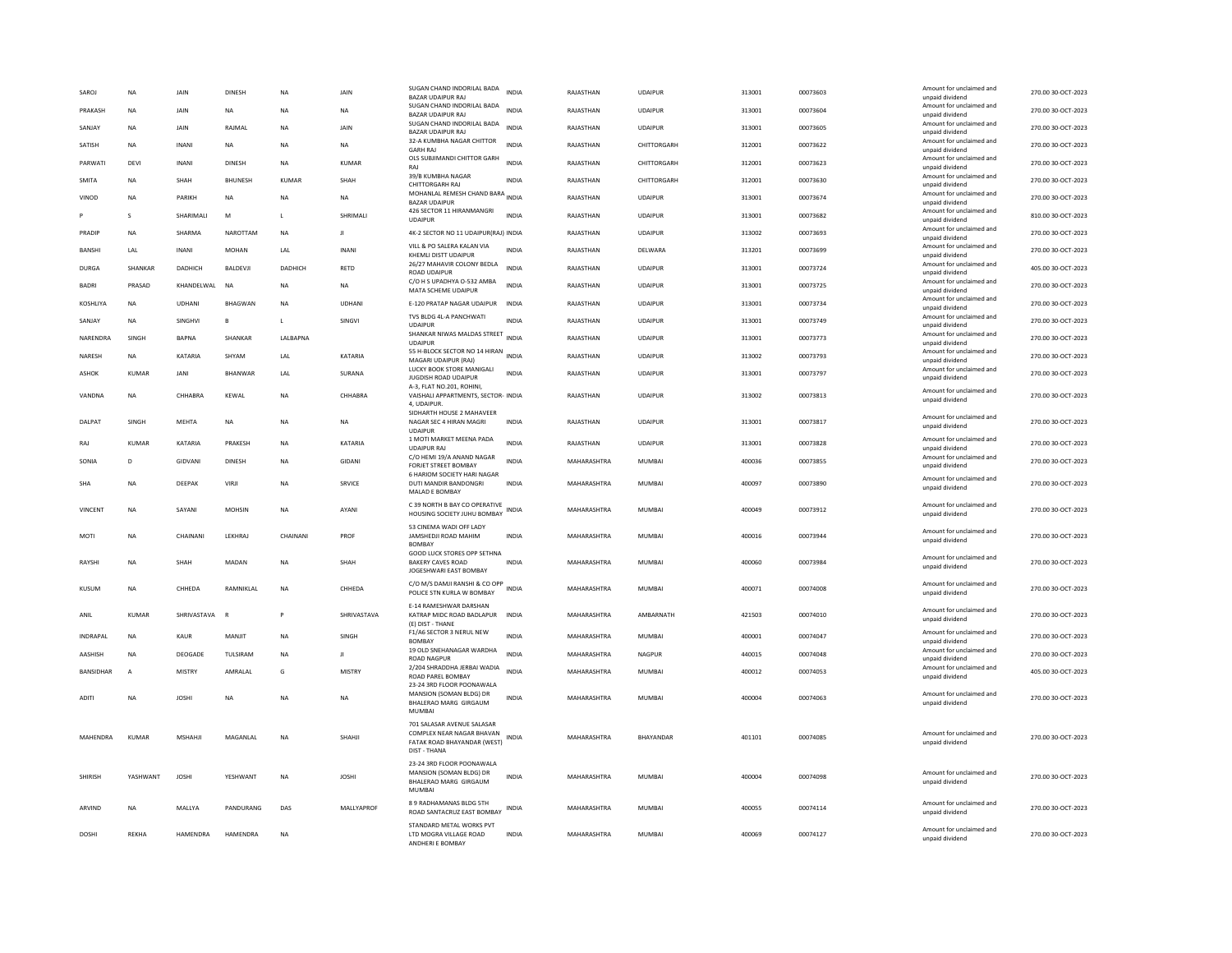| SAROJ | NA | JAIN | DINESH | NA | JAIN | SUGAN CHAND INDORILAL BADA BAZAR UDAIPUR RAJ | INDIA | RAJASTHAN | UDAIPUR | 313001 | 00073603 | | Amount for unclaimed and unpaid dividend | 270.00 | 30-OCT-2023 |
|---|---|---|---|---|---|---|---|---|---|---|---|---|---|---|---|
| PRAKASH | NA | JAIN | NA | NA | NA | SUGAN CHAND INDORILAL BADA BAZAR UDAIPUR RAJ | INDIA | RAJASTHAN | UDAIPUR | 313001 | 00073604 | | Amount for unclaimed and unpaid dividend | 270.00 | 30-OCT-2023 |
| SANJAY | NA | JAIN | RAJMAL | NA | JAIN | SUGAN CHAND INDORILAL BADA BAZAR UDAIPUR RAJ | INDIA | RAJASTHAN | UDAIPUR | 313001 | 00073605 | | Amount for unclaimed and unpaid dividend | 270.00 | 30-OCT-2023 |
| SATISH | NA | INANI | NA | NA | NA | 32-A KUMBHA NAGAR CHITTOR GARH RAJ | INDIA | RAJASTHAN | CHITTORGARH | 312001 | 00073622 | | Amount for unclaimed and unpaid dividend | 270.00 | 30-OCT-2023 |
| PARWATI | DEVI | INANI | DINESH | NA | KUMAR | OLS SUBJIMANDI CHITTOR GARH RAJ | INDIA | RAJASTHAN | CHITTORGARH | 312001 | 00073623 | | Amount for unclaimed and unpaid dividend | 270.00 | 30-OCT-2023 |
| SMITA | NA | SHAH | BHUNESH | KUMAR | SHAH | 39/B KUMBHA NAGAR CHITTORGARH RAJ | INDIA | RAJASTHAN | CHITTORGARH | 312001 | 00073630 | | Amount for unclaimed and unpaid dividend | 270.00 | 30-OCT-2023 |
| VINOD | NA | PARIKH | NA | NA | NA | MOHANLAL REMESH CHAND BARA BAZAR UDAIPUR | INDIA | RAJASTHAN | UDAIPUR | 313001 | 00073674 | | Amount for unclaimed and unpaid dividend | 270.00 | 30-OCT-2023 |
| P | S | SHARIMALI | M | L | SHRIMALI | 426 SECTOR 11 HIRANMANGRI UDAIPUR | INDIA | RAJASTHAN | UDAIPUR | 313001 | 00073682 | | Amount for unclaimed and unpaid dividend | 810.00 | 30-OCT-2023 |
| PRADIP | NA | SHARMA | NAROTTAM | NA | JI | 4K-2 SECTOR NO 11 UDAIPUR(RAJ) | INDIA | RAJASTHAN | UDAIPUR | 313002 | 00073693 | | Amount for unclaimed and unpaid dividend | 270.00 | 30-OCT-2023 |
| BANSHI | LAL | INANI | MOHAN | LAL | INANI | VILL & PO SALERA KALAN VIA KHEMLI DISTT UDAIPUR | INDIA | RAJASTHAN | DELWARA | 313201 | 00073699 | | Amount for unclaimed and unpaid dividend | 270.00 | 30-OCT-2023 |
| DURGA | SHANKAR | DADHICH | BALDEVJI | DADHICH | RETD | 26/27 MAHAVIR COLONY BEDLA ROAD UDAIPUR | INDIA | RAJASTHAN | UDAIPUR | 313001 | 00073724 | | Amount for unclaimed and unpaid dividend | 405.00 | 30-OCT-2023 |
| BADRI | PRASAD | KHANDELWAL | NA | NA | NA | C/O H S UPADHYA O-532 AMBA MATA SCHEME UDAIPUR | INDIA | RAJASTHAN | UDAIPUR | 313001 | 00073725 | | Amount for unclaimed and unpaid dividend | 270.00 | 30-OCT-2023 |
| KOSHLIYA | NA | UDHANI | BHAGWAN | NA | UDHANI | E-120 PRATAP NAGAR UDAIPUR | INDIA | RAJASTHAN | UDAIPUR | 313001 | 00073734 | | Amount for unclaimed and unpaid dividend | 270.00 | 30-OCT-2023 |
| SANJAY | NA | SINGHVI | B | L | SINGVI | TVS BLDG 4L-A PANCHWATI UDAIPUR | INDIA | RAJASTHAN | UDAIPUR | 313001 | 00073749 | | Amount for unclaimed and unpaid dividend | 270.00 | 30-OCT-2023 |
| NARENDRA | SINGH | BAPNA | SHANKAR | LALBAPNA | | SHANKAR NIWAS MALDAS STREET UDAIPUR | INDIA | RAJASTHAN | UDAIPUR | 313001 | 00073773 | | Amount for unclaimed and unpaid dividend | 270.00 | 30-OCT-2023 |
| NARESH | NA | KATARIA | SHYAM | LAL | KATARIA | 55 H-BLOCK SECTOR NO 14 HIRAN MAGARI UDAIPUR (RAJ) | INDIA | RAJASTHAN | UDAIPUR | 313002 | 00073793 | | Amount for unclaimed and unpaid dividend | 270.00 | 30-OCT-2023 |
| ASHOK | KUMAR | JANI | BHANWAR | LAL | SURANA | LUCKY BOOK STORE MANIGALI JUGDISH ROAD UDAIPUR | INDIA | RAJASTHAN | UDAIPUR | 313001 | 00073797 | | Amount for unclaimed and unpaid dividend | 270.00 | 30-OCT-2023 |
| VANDNA | NA | CHHABRA | KEWAL | NA | CHHABRA | A-3, FLAT NO.201, ROHINI, VAISHALI APPARTMENTS, SECTOR-4, UDAIPUR. | INDIA | RAJASTHAN | UDAIPUR | 313002 | 00073813 | | Amount for unclaimed and unpaid dividend | 270.00 | 30-OCT-2023 |
| DALPAT | SINGH | MEHTA | NA | NA | NA | SIDHARTH HOUSE 2 MAHAVEER NAGAR SEC 4 HIRAN MAGRI UDAIPUR | INDIA | RAJASTHAN | UDAIPUR | 313001 | 00073817 | | Amount for unclaimed and unpaid dividend | 270.00 | 30-OCT-2023 |
| RAJ | KUMAR | KATARIA | PRAKESH | NA | KATARIA | 1 MOTI MARKET MEENA PADA UDAIPUR RAJ | INDIA | RAJASTHAN | UDAIPUR | 313001 | 00073828 | | Amount for unclaimed and unpaid dividend | 270.00 | 30-OCT-2023 |
| SONIA | D | GIDVANI | DINESH | NA | GIDANI | C/O HEMI 19/A ANAND NAGAR FORJET STREET BOMBAY | INDIA | MAHARASHTRA | MUMBAI | 400036 | 00073855 | | Amount for unclaimed and unpaid dividend | 270.00 | 30-OCT-2023 |
| SHA | NA | DEEPAK | VIRJI | NA | SRVICE | 6 HARIOM SOCIETY HARI NAGAR DUTI MANDIR BANDONGRI MALAD E BOMBAY | INDIA | MAHARASHTRA | MUMBAI | 400097 | 00073890 | | Amount for unclaimed and unpaid dividend | 270.00 | 30-OCT-2023 |
| VINCENT | NA | SAYANI | MOHSIN | NA | AYANI | C 39 NORTH B BAY CO OPERATIVE HOUSING SOCIETY JUHU BOMBAY | INDIA | MAHARASHTRA | MUMBAI | 400049 | 00073912 | | Amount for unclaimed and unpaid dividend | 270.00 | 30-OCT-2023 |
| MOTI | NA | CHAINANI | LEKHRAJ | CHAINANI | PROF | 53 CINEMA WADI OFF LADY JAMSHEDJI ROAD MAHIM BOMBAY | INDIA | MAHARASHTRA | MUMBAI | 400016 | 00073944 | | Amount for unclaimed and unpaid dividend | 270.00 | 30-OCT-2023 |
| RAYSHI | NA | SHAH | MADAN | NA | SHAH | GOOD LUCK STORES OPP SETHNA BAKERY CAVES ROAD JOGESHWARI EAST BOMBAY | INDIA | MAHARASHTRA | MUMBAI | 400060 | 00073984 | | Amount for unclaimed and unpaid dividend | 270.00 | 30-OCT-2023 |
| KUSUM | NA | CHHEDA | RAMNIKLAL | NA | CHHEDA | C/O M/S DAMJI RANSHI & CO OPP POLICE STN KURLA W BOMBAY | INDIA | MAHARASHTRA | MUMBAI | 400071 | 00074008 | | Amount for unclaimed and unpaid dividend | 270.00 | 30-OCT-2023 |
| ANIL | KUMAR | SHRIVASTAVA | R | P | SHRIVASTAVA | E-14 RAMESHWAR DARSHAN KATRAP MIDC ROAD BADLAPUR (E) DIST - THANE | INDIA | MAHARASHTRA | AMBARNATH | 421503 | 00074010 | | Amount for unclaimed and unpaid dividend | 270.00 | 30-OCT-2023 |
| INDRAPAL | NA | KAUR | MANJIT | NA | SINGH | F1/A6 SECTOR 3 NERUL NEW BOMBAY | INDIA | MAHARASHTRA | MUMBAI | 400001 | 00074047 | | Amount for unclaimed and unpaid dividend | 270.00 | 30-OCT-2023 |
| AASHISH | NA | DEOGADE | TULSIRAM | NA | JI | 19 OLD SNEHANAGAR WARDHA ROAD NAGPUR | INDIA | MAHARASHTRA | NAGPUR | 440015 | 00074048 | | Amount for unclaimed and unpaid dividend | 270.00 | 30-OCT-2023 |
| BANSIDHAR | A | MISTRY | AMRALAL | G | MISTRY | 2/204 SHRADDHA JERBAI WADIA ROAD PAREL BOMBAY | INDIA | MAHARASHTRA | MUMBAI | 400012 | 00074053 | | Amount for unclaimed and unpaid dividend | 405.00 | 30-OCT-2023 |
| ADITI | NA | JOSHI | NA | NA | NA | 23-24 3RD FLOOR POONAWALA MANSION (SOMAN BLDG) DR BHALERAO MARG GIRGAUM MUMBAI | INDIA | MAHARASHTRA | MUMBAI | 400004 | 00074063 | | Amount for unclaimed and unpaid dividend | 270.00 | 30-OCT-2023 |
| MAHENDRA | KUMAR | MSHAHJI | MAGANLAL | NA | SHAHJI | 701 SALASAR AVENUE SALASAR COMPLEX NEAR NAGAR BHAVAN FATAK ROAD BHAYANDAR (WEST) DIST - THANA | INDIA | MAHARASHTRA | BHAYANDAR | 401101 | 00074085 | | Amount for unclaimed and unpaid dividend | 270.00 | 30-OCT-2023 |
| SHIRISH | YASHWANT | JOSHI | YESHWANT | NA | JOSHI | 23-24 3RD FLOOR POONAWALA MANSION (SOMAN BLDG) DR BHALERAO MARG GIRGAUM MUMBAI | INDIA | MAHARASHTRA | MUMBAI | 400004 | 00074098 | | Amount for unclaimed and unpaid dividend | 270.00 | 30-OCT-2023 |
| ARVIND | NA | MALLYA | PANDURANG | DAS | MALLYAPROF | 8 9 RADHAMANAS BLDG 5TH ROAD SANTACRUZ EAST BOMBAY | INDIA | MAHARASHTRA | MUMBAI | 400055 | 00074114 | | Amount for unclaimed and unpaid dividend | 270.00 | 30-OCT-2023 |
| DOSHI | REKHA | HAMENDRA | HAMENDRA | NA | | STANDARD METAL WORKS PVT LTD MOGRA VILLAGE ROAD ANDHERI E BOMBAY | INDIA | MAHARASHTRA | MUMBAI | 400069 | 00074127 | | Amount for unclaimed and unpaid dividend | 270.00 | 30-OCT-2023 |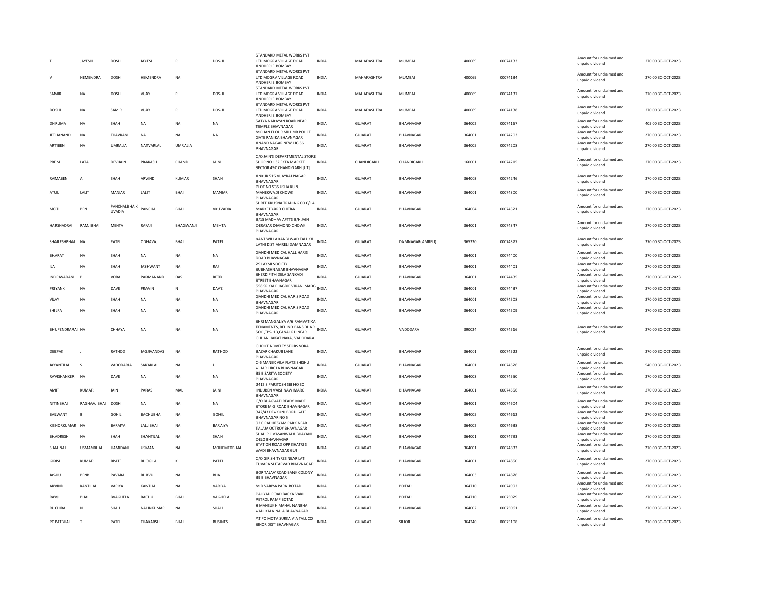| | | | | | | | | | | | | | | |
|---|---|---|---|---|---|---|---|---|---|---|---|---|---|---|
| T | JAYESH | DOSHI | JAYESH | R | DOSHI | STANDARD METAL WORKS PVT LTD MOGRA VILLAGE ROAD ANDHERI E BOMBAY | INDIA | MAHARASHTRA | MUMBAI | 400069 | 00074133 | | Amount for unclaimed and unpaid dividend | 270.00 30-OCT-2023 |
| V | HEMENDRA | DOSHI | HEMENDRA | NA | | STANDARD METAL WORKS PVT LTD MOGRA VILLAGE ROAD ANDHERI E BOMBAY | INDIA | MAHARASHTRA | MUMBAI | 400069 | 00074134 | | Amount for unclaimed and unpaid dividend | 270.00 30-OCT-2023 |
| SAMIR | NA | DOSHI | VIJAY | R | DOSHI | STANDARD METAL WORKS PVT LTD MOGRA VILLAGE ROAD ANDHERI E BOMBAY | INDIA | MAHARASHTRA | MUMBAI | 400069 | 00074137 | | Amount for unclaimed and unpaid dividend | 270.00 30-OCT-2023 |
| DOSHI | NA | SAMIR | VIJAY | R | DOSHI | STANDARD METAL WORKS PVT LTD MOGRA VILLAGE ROAD ANDHERI E BOMBAY | INDIA | MAHARASHTRA | MUMBAI | 400069 | 00074138 | | Amount for unclaimed and unpaid dividend | 270.00 30-OCT-2023 |
| DHRUMA | NA | SHAH | NA | NA | NA | SATYA NARAYAN ROAD NEAR TEMPLE BHAVNAGAR | INDIA | GUJARAT | BHAVNAGAR | 364002 | 00074167 | | Amount for unclaimed and unpaid dividend | 405.00 30-OCT-2023 |
| JETHANAND | NA | THAVRANI | NA | NA | NA | MOHAN FLOUR MILL NR POLICE GATE RANIKA BHAVNAGAR | INDIA | GUJARAT | BHAVNAGAR | 364001 | 00074203 | | Amount for unclaimed and unpaid dividend | 270.00 30-OCT-2023 |
| ARTIBEN | NA | UMRALIA | NATVARLAL | UMRALIA | | ANAND NAGAR NEW LIG 56 BHAVNAGAR | INDIA | GUJARAT | BHAVNAGAR | 364005 | 00074208 | | Amount for unclaimed and unpaid dividend | 270.00 30-OCT-2023 |
| PREM | LATA | DEVIJAIN | PRAKASH | CHAND | JAIN | C/O JAIN'S DEPARTMENTAL STORE SHOP NO 132 EKTA MARKET SECTOR 45C CHANDIGARH [UT] | INDIA | CHANDIGARH | CHANDIGARH | 160001 | 00074215 | | Amount for unclaimed and unpaid dividend | 270.00 30-OCT-2023 |
| RAMABEN | A | SHAH | ARVIND | KUMAR | SHAH | ANKUR 515 VIJAYRAJ NAGAR BHAVNAGAR | INDIA | GUJARAT | BHAVNAGAR | 364003 | 00074246 | | Amount for unclaimed and unpaid dividend | 270.00 30-OCT-2023 |
| ATUL | LALIT | MANIAR | LALIT | BHAI | MANIAR | PLOT NO 535 USHA KUNJ MANEKWADI CHOWK BHAVNAGAR | INDIA | GUJARAT | BHAVNAGAR | 364001 | 00074300 | | Amount for unclaimed and unpaid dividend | 270.00 30-OCT-2023 |
| MOTI | BEN | PANCHALBHAIK UVADIA | PANCHA | BHAI | VKUVADIA | SHREE KRUSNA TRADING CO C/14 MARKET YARD CHITRA BHAVNAGAR | INDIA | GUJARAT | BHAVNAGAR | 364004 | 00074321 | | Amount for unclaimed and unpaid dividend | 270.00 30-OCT-2023 |
| HARSHADRAI | RAMJIBHAI | MEHTA | RAMJI | BHAGWANJI | MEHTA | B/15 MADHAV APTTS B/H JAIN DERASAR DIAMOND CHOWK BHAVNAGAR | INDIA | GUJARAT | BHAVNAGAR | 364001 | 00074347 | | Amount for unclaimed and unpaid dividend | 270.00 30-OCT-2023 |
| SHAILESHBHAI | NA | PATEL | ODHAVAJI | BHAI | PATEL | KANT WILLA KANBI WAD TALUKA LATHI DIST AMRELI DAMNAGAR | INDIA | GUJARAT | DAMNAGAR(AMRELI) | 365220 | 00074377 | | Amount for unclaimed and unpaid dividend | 270.00 30-OCT-2023 |
| BHARAT | NA | SHAH | NA | NA | NA | GANDHI MEDICAL HALL HARIS ROAD BHAVNAGAR | INDIA | GUJARAT | BHAVNAGAR | 364001 | 00074400 | | Amount for unclaimed and unpaid dividend | 270.00 30-OCT-2023 |
| ILA | NA | SHAH | JASHWANT | NA | RAJ | 29 LAXMI SOCIETY SUBHASHNAGAR BHAVNAGAR | INDIA | GUJARAT | BHAVNAGAR | 364001 | 00074401 | | Amount for unclaimed and unpaid dividend | 270.00 30-OCT-2023 |
| INDRAVADAN | P | VORA | PARMANAND | DAS | RETD | SHERDIPITH DELA SANKADI STREET BHAVNAGAR | INDIA | GUJARAT | BHAVNAGAR | 364001 | 00074435 | | Amount for unclaimed and unpaid dividend | 270.00 30-OCT-2023 |
| PRIYANK | NA | DAVE | PRAVIN | N | DAVE | 558 SRIKALP JAGDIP VIRANI MARG BHAVNAGAR | INDIA | GUJARAT | BHAVNAGAR | 364001 | 00074437 | | Amount for unclaimed and unpaid dividend | 270.00 30-OCT-2023 |
| VIJAY | NA | SHAH | NA | NA | NA | GANDHI MEDICAL HARIS ROAD BHAVNAGAR | INDIA | GUJARAT | BHAVNAGAR | 364001 | 00074508 | | Amount for unclaimed and unpaid dividend | 270.00 30-OCT-2023 |
| SHILPA | NA | SHAH | NA | NA | NA | GANDHI MEDICAL HARIS ROAD BHAVNAGAR | INDIA | GUJARAT | BHAVNAGAR | 364001 | 00074509 | | Amount for unclaimed and unpaid dividend | 270.00 30-OCT-2023 |
| BHUPENDRARAI | NA | CHHAYA | NA | NA | NA | SHRI MANGALIYA A/6 RAMVATIKA TENAMENTS, BEHIND BANSIDHAR SOC.,TPS- 13,CANAL RD NEAR CHHANI JAKAT NAKA, VADODARA | INDIA | GUJARAT | VADODARA | 390024 | 00074516 | | Amount for unclaimed and unpaid dividend | 270.00 30-OCT-2023 |
| DEEPAK | J | RATHOD | JAGJIVANDAS | NA | RATHOD | CHOICE NOVELTY STORS VORA BAZAR CHAKUJI LANE BHAVNAGAR | INDIA | GUJARAT | BHAVNAGAR | 364001 | 00074522 | | Amount for unclaimed and unpaid dividend | 270.00 30-OCT-2023 |
| JAYANTILAL | S | VADODARIA | SAKARLAL | NA | U | C-6 MANEK VILA FLATS SHISHU VIHAR CIRCLA BHAVNAGAR | INDIA | GUJARAT | BHAVNAGAR | 364001 | 00074526 | | Amount for unclaimed and unpaid dividend | 540.00 30-OCT-2023 |
| RAVISHANKER | NA | DAVE | NA | NA | NA | 35 B SARITA SOCIETY BHAVNAGAR | INDIA | GUJARAT | BHAVNAGAR | 364003 | 00074550 | | Amount for unclaimed and unpaid dividend | 270.00 30-OCT-2023 |
| AMIT | KUMAR | JAIN | PARAS | MAL | JAIN | 2412 3 PARITOSH SBI HO SO INDUBEN VAISHNAW MARG BHAVNAGAR | INDIA | GUJARAT | BHAVNAGAR | 364001 | 00074556 | | Amount for unclaimed and unpaid dividend | 270.00 30-OCT-2023 |
| NITINBHAI | RAGHAVJIBHAI | DOSHI | NA | NA | NA | C/O BHAGVATI READY MADE STORE M G ROAD BHAVNAGAR | INDIA | GUJARAT | BHAVNAGAR | 364001 | 00074604 | | Amount for unclaimed and unpaid dividend | 270.00 30-OCT-2023 |
| BALWANT | B | GOHIL | BACHUBHAI | NA | GOHIL | 342/43 DEVKUNJ BORDIGATE BHAVNAGAR NO 5 | INDIA | GUJARAT | BHAVNAGAR | 364005 | 00074612 | | Amount for unclaimed and unpaid dividend | 270.00 30-OCT-2023 |
| KISHORKUMAR | NA | BARAIYA | LALJIBHAI | NA | BARAIYA | 92 C RADHESYAM PARK NEAR TALAJA OCTROY BHAVNAGAR | INDIA | GUJARAT | BHAVNAGAR | 364002 | 00074638 | | Amount for unclaimed and unpaid dividend | 270.00 30-OCT-2023 |
| BHADRESH | NA | SHAH | SHANTILAL | NA | SHAH | SHAH P C VASANWALA BHAYANI DELO BHAVNAGAR | INDIA | GUJARAT | BHAVNAGAR | 364001 | 00074793 | | Amount for unclaimed and unpaid dividend | 270.00 30-OCT-2023 |
| SHAHNAJ | USMANBHAI | HAMIDANI | USMAN | NA | MOHEMEDBHAI | STATION ROAD OPP KHATRI S WADI BHAVNAGAR GUJ | INDIA | GUJARAT | BHAVNAGAR | 364001 | 00074833 | | Amount for unclaimed and unpaid dividend | 270.00 30-OCT-2023 |
| GIRISH | KUMAR | BPATEL | BHOGILAL | K | PATEL | C/O GIRISH TYRES NEAR LATI FUVARA SUTARVAD BHAVNAGAR | INDIA | GUJARAT | BHAVNAGAR | 364001 | 00074850 | | Amount for unclaimed and unpaid dividend | 270.00 30-OCT-2023 |
| JASHU | BENB | PAVARA | BHAVU | NA | BHAI | BOR TALAV ROAD BANK COLONY 39 B BHAVNAGAR | INDIA | GUJARAT | BHAVNAGAR | 364003 | 00074876 | | Amount for unclaimed and unpaid dividend | 270.00 30-OCT-2023 |
| ARVIND | KANTILAL | VARIYA | KANTIAL | NA | VARIYA | M D VARIYA PARA BOTAD | INDIA | GUJARAT | BOTAD | 364710 | 00074992 | | Amount for unclaimed and unpaid dividend | 270.00 30-OCT-2023 |
| RAVJI | BHAI | BVAGHELA | BACHU | BHAI | VAGHELA | PALIYAD ROAD BACKA VAKIL PETROL PAMP BOTAD | INDIA | GUJARAT | BOTAD | 364710 | 00075029 | | Amount for unclaimed and unpaid dividend | 270.00 30-OCT-2023 |
| RUCHIRA | N | SHAH | NALINKUMAR | NA | SHAH | 8 MANSUKH MAHAL NANBHA VADI KALA NALA BHAVNAGAR | INDIA | GUJARAT | BHAVNAGAR | 364002 | 00075061 | | Amount for unclaimed and unpaid dividend | 270.00 30-OCT-2023 |
| POPATBHAI | T | PATEL | THAKARSHI | BHAI | BUSINES | AT PO MOTA SURKA VIA TALUCO SIHOR DIST BHAVNAGAR | INDIA | GUJARAT | SIHOR | 364240 | 00075108 | | Amount for unclaimed and unpaid dividend | 270.00 30-OCT-2023 |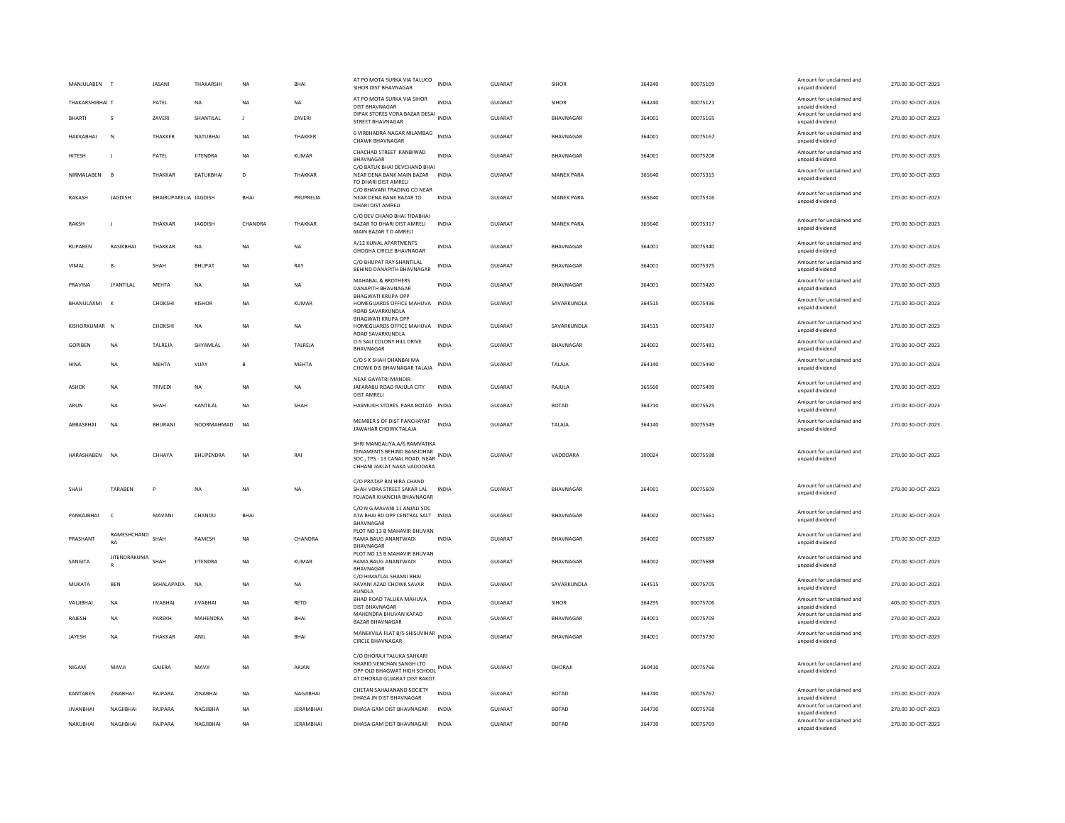| MANJULABEN | T | JASANI | THAKARSHI | NA | BHAI | AT PO MOTA SURKA VIA TALUCO SIHOR DIST BHAVNAGAR | INDIA | GUJARAT | SIHOR | 364240 | 00075109 | Amount for unclaimed and unpaid dividend | 270.00 | 30-OCT-2023 |
|---|---|---|---|---|---|---|---|---|---|---|---|---|---|---|
| THAKARSHIBHAI | T | PATEL | NA | NA | NA | AT PO MOTA SURKA VIA SIHOR DIST BHAVNAGAR | INDIA | GUJARAT | SIHOR | 364240 | 00075121 | Amount for unclaimed and unpaid dividend | 270.00 | 30-OCT-2023 |
| BHARTI | S | ZAVERI | SHANTILAL | J | ZAVERI | DIPAK STORES VORA BAZAR DESAI STREET BHAVNAGAR | INDIA | GUJARAT | BHAVNAGAR | 364001 | 00075165 | Amount for unclaimed and unpaid dividend | 270.00 | 30-OCT-2023 |
| HAKKABHAI | N | THAKKER | NATUBHAI | NA | THAKKER | 6 VIRBHADRA NAGAR NILAMBAG CHAWK BHAVNAGAR | INDIA | GUJARAT | BHAVNAGAR | 364001 | 00075167 | Amount for unclaimed and unpaid dividend | 270.00 | 30-OCT-2023 |
| HITESH | J | PATEL | JITENDRA | NA | KUMAR | CHACHAD STREET KANBIWAD BHAVNAGAR | INDIA | GUJARAT | BHAVNAGAR | 364001 | 00075208 | Amount for unclaimed and unpaid dividend | 270.00 | 30-OCT-2023 |
| NIRMALABEN | B | THAKKAR | BATUKBHAI | D | THAKKAR | C/O BATUK BHAI DEVCHAND BHAI NEAR DENA BANK MAIN BAZAR TO DHARI DIST AMRELI | INDIA | GUJARAT | MANEK PARA | 365640 | 00075315 | Amount for unclaimed and unpaid dividend | 270.00 | 30-OCT-2023 |
| RAKASH | JAGDISH | BHAIRUPARELIA | JAGDISH | BHAI | PRUPRELIA | C/O BHAVANI TRADING CO NEAR NEAR DENA BANK BAZAR TO DHARI DIST AMRELI | INDIA | GUJARAT | MANEK PARA | 365640 | 00075316 | Amount for unclaimed and unpaid dividend | 270.00 | 30-OCT-2023 |
| RAKSH | J | THAKKAR | JAGDISH | CHANDRA | THAKKAR | C/O DEV CHAND BHAI TIDABHAI BAZAR TO DHARI DIST AMRELI MAIN BAZAR T D AMRELI | INDIA | GUJARAT | MANEK PARA | 365640 | 00075317 | Amount for unclaimed and unpaid dividend | 270.00 | 30-OCT-2023 |
| RUPABEN | RASIKBHAI | THAKKAR | NA | NA | NA | A/12 KUNAL APARTMENTS GHOGHA CIRCLE BHAVNAGAR | INDIA | GUJARAT | BHAVNAGAR | 364001 | 00075340 | Amount for unclaimed and unpaid dividend | 270.00 | 30-OCT-2023 |
| VIMAL | B | SHAH | BHUPAT | NA | RAY | C/O BHUPAT RAY SHANTILAL BEHIND DANAPITH BHAVNAGAR | INDIA | GUJARAT | BHAVNAGAR | 364001 | 00075375 | Amount for unclaimed and unpaid dividend | 270.00 | 30-OCT-2023 |
| PRAVINA | JYANTILAL | MEHTA | NA | NA | NA | MAHABAL & BROTHERS DANAPITH BHAVNAGAR | INDIA | GUJARAT | BHAVNAGAR | 364001 | 00075420 | Amount for unclaimed and unpaid dividend | 270.00 | 30-OCT-2023 |
| BHANULAXMI | K | CHOKSHI | KISHOR | NA | KUMAR | BHAGWATI KRUPA OPP HOMEGUARDS OFFICE MAHUVA ROAD SAVARKUNDLA | INDIA | GUJARAT | SAVARKUNDLA | 364515 | 00075436 | Amount for unclaimed and unpaid dividend | 270.00 | 30-OCT-2023 |
| KISHORKUMAR | N | CHOKSHI | NA | NA | NA | BHAGWATI KRUPA OPP HOMEGUARDS OFFICE MAHUVA ROAD SAVARKUNDLA | INDIA | GUJARAT | SAVARKUNDLA | 364515 | 00075437 | Amount for unclaimed and unpaid dividend | 270.00 | 30-OCT-2023 |
| GOPIBEN | NA | TALREJA | SHYAMLAL | NA | TALREJA | D-5 SALI COLONY HILL DRIVE BHAVNAGAR | INDIA | GUJARAT | BHAVNAGAR | 364002 | 00075481 | Amount for unclaimed and unpaid dividend | 270.00 | 30-OCT-2023 |
| HINA | NA | MEHTA | VIJAY | B | MEHTA | C/O S K SHAH DHANBAI MA CHOWK DIS BHAVNAGAR TALAJA | INDIA | GUJARAT | TALAJA | 364140 | 00075490 | Amount for unclaimed and unpaid dividend | 270.00 | 30-OCT-2023 |
| ASHOK | NA | TRIVEDI | NA | NA | NA | NEAR GAYATRI MANDIR JAFARABU ROAD RAJULA CITY DIST AMRELI | INDIA | GUJARAT | RAJULA | 365560 | 00075499 | Amount for unclaimed and unpaid dividend | 270.00 | 30-OCT-2023 |
| ARUN | NA | SHAH | KANTILAL | NA | SHAH | HASMUKH STORES PARA BOTAD | INDIA | GUJARAT | BOTAD | 364710 | 00075525 | Amount for unclaimed and unpaid dividend | 270.00 | 30-OCT-2023 |
| ABBASBHAI | NA | BHURANI | NOORMAHMAD | NA | | MEMBER S OF DIST PANCHAYAT JAWAHAR CHOWK TALAJA | INDIA | GUJARAT | TALAJA | 364140 | 00075549 | Amount for unclaimed and unpaid dividend | 270.00 | 30-OCT-2023 |
| HARASHABEN | NA | CHHAYA | BHUPENDRA | NA | RAI | SHRI MANGALIYA,A/6 RAMVATIKA TENAMENTS BEHIND BANSIDHAR SOC., TPS - 13 CANAL ROAD, NEAR CHHANI JAKLAT NAKA VADODARA | INDIA | GUJARAT | VADODARA | 390024 | 00075598 | Amount for unclaimed and unpaid dividend | 270.00 | 30-OCT-2023 |
| SHAH | TARABEN | P | NA | NA | NA | C/O PRATAP RAI HIRA CHAND SHAH VORA STREET SAKAR LAL FOJADAR KHANCHA BHAVNAGAR | INDIA | GUJARAT | BHAVNAGAR | 364001 | 00075609 | Amount for unclaimed and unpaid dividend | 270.00 | 30-OCT-2023 |
| PANKAJBHAI | C | MAVANI | CHANDU | BHAI | | C/O N G MAVANI 11 ANJALI SOC ATA BHAI RD OPP CENTRAL SALT BHAVNAGAR | INDIA | GUJARAT | BHAVNAGAR | 364002 | 00075661 | Amount for unclaimed and unpaid dividend | 270.00 | 30-OCT-2023 |
| PRASHANT | RAMESHCHANDRA | SHAH | RAMESH | NA | CHANDRA | PLOT NO 13 B MAHAVIR BHUVAN RAMA BAUG ANANTWADI BHAVNAGAR | INDIA | GUJARAT | BHAVNAGAR | 364002 | 00075687 | Amount for unclaimed and unpaid dividend | 270.00 | 30-OCT-2023 |
| SANGITA | JITENDRAKUMAR | SHAH | JITENDRA | NA | KUMAR | PLOT NO 13 B MAHAVIR BHUVAN RAMA BAUG ANANTWADI BHAVNAGAR | INDIA | GUJARAT | BHAVNAGAR | 364002 | 00075688 | Amount for unclaimed and unpaid dividend | 270.00 | 30-OCT-2023 |
| MUKATA | BEN | SKHALAPADA | NA | NA | NA | C/O HIMATLAL SHAMJI BHAI RAVANI AZAD CHOWK SAVAR KUNDLA | INDIA | GUJARAT | SAVARKUNDLA | 364515 | 00075705 | Amount for unclaimed and unpaid dividend | 270.00 | 30-OCT-2023 |
| VALJIBHAI | NA | JIVABHAI | JIVABHAI | NA | RETD | BHAD ROAD TALUKA MAHUVA DIST BHAVNAGAR | INDIA | GUJARAT | SIHOR | 364295 | 00075706 | Amount for unclaimed and unpaid dividend | 405.00 | 30-OCT-2023 |
| RAJESH | NA | PAREKH | MAHENDRA | NA | BHAI | MAHENDRA BHUVAN KAPAD BAZAR BHAVNAGAR | INDIA | GUJARAT | BHAVNAGAR | 364001 | 00075709 | Amount for unclaimed and unpaid dividend | 270.00 | 30-OCT-2023 |
| JAYESH | NA | THAKKAR | ANIL | NA | BHAI | MANEKVILA FLAT B/S SHISUVIHAR CIRCLE BHAVNAGAR | INDIA | GUJARAT | BHAVNAGAR | 364001 | 00075730 | Amount for unclaimed and unpaid dividend | 270.00 | 30-OCT-2023 |
| NIGAM | MAVJI | GAJERA | MAVJI | NA | ARJAN | C/O DHORAJI TALUKA SAHKARI KHARID VENCHAN SANGH LTD OPP OLD BHAGWAT HIGH SCHOOL AT DHORAJI GUJARAT DIST RAKOT | INDIA | GUJARAT | DHORAJI | 360410 | 00075766 | Amount for unclaimed and unpaid dividend | 270.00 | 30-OCT-2023 |
| KANTABEN | ZINABHAI | RAJPARA | ZINABHAI | NA | NAGJIBHAI | CHETAN SAHAJANAND SOCIETY DHASA JN DIST BHAVNAGAR | INDIA | GUJARAT | BOTAD | 364740 | 00075767 | Amount for unclaimed and unpaid dividend | 270.00 | 30-OCT-2023 |
| JIVANBHAI | NAGJIBHAI | RAJPARA | NAGJIBHA | NA | JERAMBHAI | DHASA GAM DIST BHAVNAGAR | INDIA | GUJARAT | BOTAD | 364730 | 00075768 | Amount for unclaimed and unpaid dividend | 270.00 | 30-OCT-2023 |
| NAKUBHAI | NAGJIBHAI | RAJPARA | NAGJIBHAI | NA | JERAMBHAI | DHASA GAM DIST BHAVNAGAR | INDIA | GUJARAT | BOTAD | 364730 | 00075769 | Amount for unclaimed and unpaid dividend | 270.00 | 30-OCT-2023 |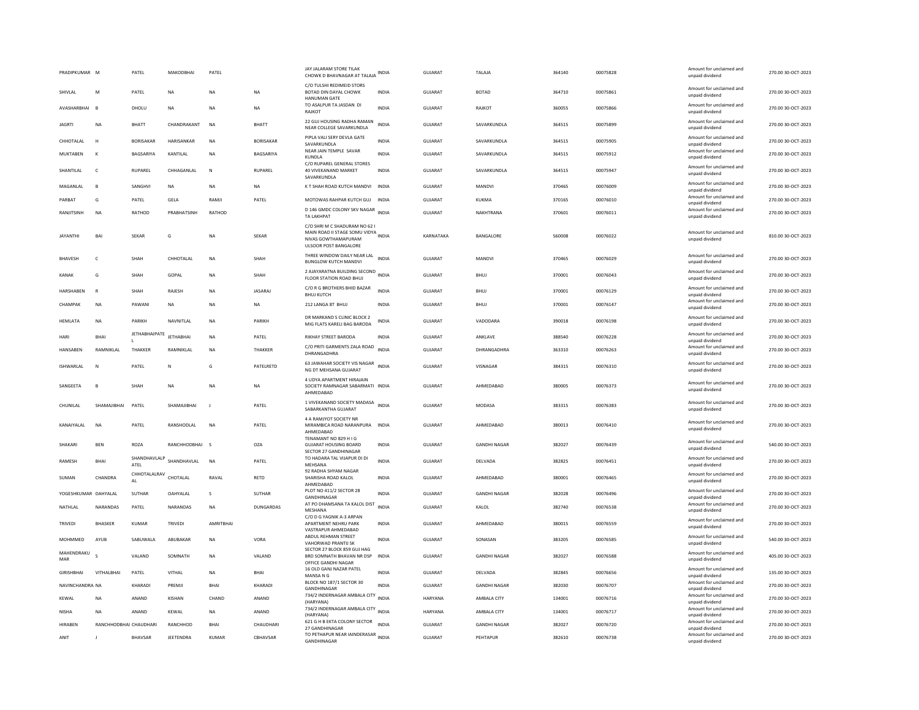| | | | | | | | | | | | | | | |
|---|---|---|---|---|---|---|---|---|---|---|---|---|---|---|
| PRADIPKUMAR | M | PATEL | MAKODBHAI | PATEL | | JAY JALARAM STORE TILAK CHOWK D BHAVNAGAR AT TALAJA | INDIA | GUJARAT | TALAJA | 364140 | 00075828 | Amount for unclaimed and unpaid dividend | 270.00 | 30-OCT-2023 |
| SHIVLAL | M | PATEL | NA | NA | NA | C/O TULSHI REDIMEID STORS BOTAD DIN DAYAL CHOWK HANUMAN GATE | INDIA | GUJARAT | BOTAD | 364710 | 00075861 | Amount for unclaimed and unpaid dividend | 270.00 | 30-OCT-2023 |
| AVASHARBHAI | B | DHOLU | NA | NA | NA | TO ASALPUR TA JASDAN DI RAJKOT | INDIA | GUJARAT | RAJKOT | 360055 | 00075866 | Amount for unclaimed and unpaid dividend | 270.00 | 30-OCT-2023 |
| JAGRTI | NA | BHATT | CHANDRAKANT | NA | BHATT | 22 GUJ HOUSING RADHA RAMAN NEAR COLLEGE SAVARKUNDLA | INDIA | GUJARAT | SAVARKUNDLA | 364515 | 00075899 | Amount for unclaimed and unpaid dividend | 270.00 | 30-OCT-2023 |
| CHHOTALAL | H | BORISAKAR | HARISANKAR | NA | BORISAKAR | PIPLA VALI SERY DEVLA GATE SAVARKUNDLA | INDIA | GUJARAT | SAVARKUNDLA | 364515 | 00075905 | Amount for unclaimed and unpaid dividend | 270.00 | 30-OCT-2023 |
| MUKTABEN | K | BAGSARIYA | KANTILAL | NA | BAGSARIYA | NEAR JAIN TEMPLE SAVAR KUNDLA | INDIA | GUJARAT | SAVARKUNDLA | 364515 | 00075912 | Amount for unclaimed and unpaid dividend | 270.00 | 30-OCT-2023 |
| SHANTILAL | C | RUPAREL | CHHAGANLAL | N | RUPAREL | C/O RUPAREL GENERAL STORES 40 VIVEKANAND MARKET SAVARKUNDLA | INDIA | GUJARAT | SAVARKUNDLA | 364515 | 00075947 | Amount for unclaimed and unpaid dividend | 270.00 | 30-OCT-2023 |
| MAGANLAL | B | SANGHVI | NA | NA | NA | K T SHAH ROAD KUTCH MANDVI | INDIA | GUJARAT | MANDVI | 370465 | 00076009 | Amount for unclaimed and unpaid dividend | 270.00 | 30-OCT-2023 |
| PARBAT | G | PATEL | GELA | RAMJI | PATEL | MOTOWAS RAHPAR KUTCH GUJ | INDIA | GUJARAT | KUKMA | 370165 | 00076010 | Amount for unclaimed and unpaid dividend | 270.00 | 30-OCT-2023 |
| RANJITSINH | NA | RATHOD | PRABHATSINH | RATHOD | | D 146 GMDC COLONY SKV NAGAR TA LAKHPAT | INDIA | GUJARAT | NAKHTRANA | 370601 | 00076011 | Amount for unclaimed and unpaid dividend | 270.00 | 30-OCT-2023 |
| JAYANTHI | BAI | SEKAR | G | NA | SEKAR | C/O SHRI M C SHADURAM NO 62 I MAIN ROAD II STAGE SOMU VIDYA NIVAS GOWTHAMAPURAM ULSOOR POST BANGALORE | INDIA | KARNATAKA | BANGALORE | 560008 | 00076022 | Amount for unclaimed and unpaid dividend | 810.00 | 30-OCT-2023 |
| BHAVESH | C | SHAH | CHHOTALAL | NA | SHAH | THREE WINDOW DAILY NEAR LAL BUNGLOW KUTCH MANDVI | INDIA | GUJARAT | MANDVI | 370465 | 00076029 | Amount for unclaimed and unpaid dividend | 270.00 | 30-OCT-2023 |
| KANAK | G | SHAH | GOPAL | NA | SHAH | 2 AJAYARATNA BUILDING SECOND FLOOR STATION ROAD BHUJ | INDIA | GUJARAT | BHUJ | 370001 | 00076043 | Amount for unclaimed and unpaid dividend | 270.00 | 30-OCT-2023 |
| HARSHABEN | R | SHAH | RAJESH | NA | JASARAJ | C/O R G BROTHERS BHID BAZAR BHUJ KUTCH | INDIA | GUJARAT | BHUJ | 370001 | 00076129 | Amount for unclaimed and unpaid dividend | 270.00 | 30-OCT-2023 |
| CHAMPAK | NA | PAWANI | NA | NA | NA | 212 LANGA 8T BHUJ | INDIA | GUJARAT | BHUJ | 370001 | 00076147 | Amount for unclaimed and unpaid dividend | 270.00 | 30-OCT-2023 |
| HEMLATA | NA | PARIKH | NAVNITLAL | NA | PARIKH | DR MARKAND S CLINIC BLOCK 2 MIG FLATS KARELI BAG BARODA | INDIA | GUJARAT | VADODARA | 390018 | 00076198 | Amount for unclaimed and unpaid dividend | 270.00 | 30-OCT-2023 |
| HARI | BHAI | JETHABHAIPATEL | JETHABHAI | NA | PATEL | RIKHAY STREET BARODA | INDIA | GUJARAT | ANKLAVE | 388540 | 00076228 | Amount for unclaimed and unpaid dividend | 270.00 | 30-OCT-2023 |
| HANSABEN | RAMNIKLAL | THAKKER | RAMNIKLAL | NA | THAKKER | C/O PRITI GARMENTS ZALA ROAD DHRANGADHRA | INDIA | GUJARAT | DHRANGADHRA | 363310 | 00076263 | Amount for unclaimed and unpaid dividend | 270.00 | 30-OCT-2023 |
| ISHWARLAL | N | PATEL | N | G | PATELRETD | 63 JAWAHAR SOCIETY VIS NAGAR NG DT MEHSANA GUJARAT | INDIA | GUJARAT | VISNAGAR | 384315 | 00076310 | Amount for unclaimed and unpaid dividend | 270.00 | 30-OCT-2023 |
| SANGEETA | B | SHAH | NA | NA | NA | 4 UDYA APARTMENT HIRAJAIN SOCIETY RAMNAGAR SABARMATI AHMEDABAD | INDIA | GUJARAT | AHMEDABAD | 380005 | 00076373 | Amount for unclaimed and unpaid dividend | 270.00 | 30-OCT-2023 |
| CHUNILAL | SHAMAJIBHAI | PATEL | SHAMAJIBHAI | J | PATEL | 1 VIVEKANAND SOCIETY MADASA SABARKANTHA GUJARAT | INDIA | GUJARAT | MODASA | 383315 | 00076383 | Amount for unclaimed and unpaid dividend | 270.00 | 30-OCT-2023 |
| KANAIYALAL | NA | PATEL | RANSHODLAL | NA | PATEL | 4 A RAMJYOT SOCIETY NR MIRAMBICA ROAD NARANPURA AHMEDABAD | INDIA | GUJARAT | AHMEDABAD | 380013 | 00076410 | Amount for unclaimed and unpaid dividend | 270.00 | 30-OCT-2023 |
| SHAKARI | BEN | ROZA | RANCHHODBHAI | S | OZA | TENAMANT NO 829 H I G GUJARAT HOUSING BOARD SECTOR 27 GANDHINAGAR | INDIA | GUJARAT | GANDHI NAGAR | 382027 | 00076439 | Amount for unclaimed and unpaid dividend | 540.00 | 30-OCT-2023 |
| RAMESH | BHAI | SHANDHAVLALPATEL | SHANDHAVLAL | NA | PATEL | TO HADARA TAL VIJAPUR DI DI MEHSANA | INDIA | GUJARAT | DELVADA | 382825 | 00076451 | Amount for unclaimed and unpaid dividend | 270.00 | 30-OCT-2023 |
| SUMAN | CHANDRA | CHHOTALALRAVAL | CHOTALAL | RAVAL | RETD | 92 RADHA SHYAM NAGAR SHARISHA ROAD KALOL AHMEDABAD | INDIA | GUJARAT | AHMEDABAD | 380001 | 00076465 | Amount for unclaimed and unpaid dividend | 270.00 | 30-OCT-2023 |
| YOGESHKUMAR | DAHYALAL | SUTHAR | OAHYALAL | S | SUTHAR | PLOT NO 411/2 SECTOR 28 GANDHINAGAR | INDIA | GUJARAT | GANDHI NAGAR | 382028 | 00076496 | Amount for unclaimed and unpaid dividend | 270.00 | 30-OCT-2023 |
| NATHLAL | NARANDAS | PATEL | NARANDAS | NA | DUNGARDAS | AT PO DHAMSANA TA KALOL DIST MESHANA | INDIA | GUJARAT | KALOL | 382740 | 00076538 | Amount for unclaimed and unpaid dividend | 270.00 | 30-OCT-2023 |
| TRIVEDI | BHASKER | KUMAR | TRIVEDI | AMRITBHAI | | C/O D G YAGNIK A-3 ARPAN APARTMENT NEHRU PARK VASTRAPUR AHMEDABAD | INDIA | GUJARAT | AHMEDABAD | 380015 | 00076559 | Amount for unclaimed and unpaid dividend | 270.00 | 30-OCT-2023 |
| MOHMMED | AYUB | SABUWALA | ABUBAKAR | NA | VORA | ABDUL REHMAN STREET VAHORWAD PRANTIJ SK | INDIA | GUJARAT | SONASAN | 383205 | 00076585 | Amount for unclaimed and unpaid dividend | 540.00 | 30-OCT-2023 |
| MAHENDRAKUMAR | S | VALAND | SOMNATH | NA | VALAND | SECTOR 27 BLOCK 859 GUJ HAG BRD SOMNATH BHAVAN NR DSP OFFICE GANDHI NAGAR | INDIA | GUJARAT | GANDHI NAGAR | 382027 | 00076588 | Amount for unclaimed and unpaid dividend | 405.00 | 30-OCT-2023 |
| GIRISHBHAI | VITHALBHAI | PATEL | VITHAL | NA | BHAI | 16 OLD GANJ NAZAR PATEL MANSA N G | INDIA | GUJARAT | DELVADA | 382845 | 00076656 | Amount for unclaimed and unpaid dividend | 135.00 | 30-OCT-2023 |
| NAVINCHANDRA | NA | KHARADI | PREMJI | BHAI | KHARADI | BLOCK NO 187/1 SECTOR 30 GANDHINAGAR | INDIA | GUJARAT | GANDHI NAGAR | 382030 | 00076707 | Amount for unclaimed and unpaid dividend | 270.00 | 30-OCT-2023 |
| KEWAL | NA | ANAND | KISHAN | CHAND | ANAND | 734/2 INDERNAGAR AMBALA CITY (HARYANA) | INDIA | HARYANA | AMBALA CITY | 134001 | 00076716 | Amount for unclaimed and unpaid dividend | 270.00 | 30-OCT-2023 |
| NISHA | NA | ANAND | KEWAL | NA | ANAND | 734/2 INDERNAGAR AMBALA CITY (HARYANA) | INDIA | HARYANA | AMBALA CITY | 134001 | 00076717 | Amount for unclaimed and unpaid dividend | 270.00 | 30-OCT-2023 |
| HIRABEN | RANCHHODBHAI | CHAUDHARI | RANCHHOD | BHAI | CHAUDHARI | 621 G H B EKTA COLONY SECTOR 27 GANDHINAGAR | INDIA | GUJARAT | GANDHI NAGAR | 382027 | 00076720 | Amount for unclaimed and unpaid dividend | 270.00 | 30-OCT-2023 |
| ANIT | J | BHAVSAR | JEETENDRA | KUMAR | CBHAVSAR | TO PETHAPUR NEAR JAINDERASAR GANDHINAGAR | INDIA | GUJARAT | PEHTAPUR | 382610 | 00076738 | Amount for unclaimed and unpaid dividend | 270.00 | 30-OCT-2023 |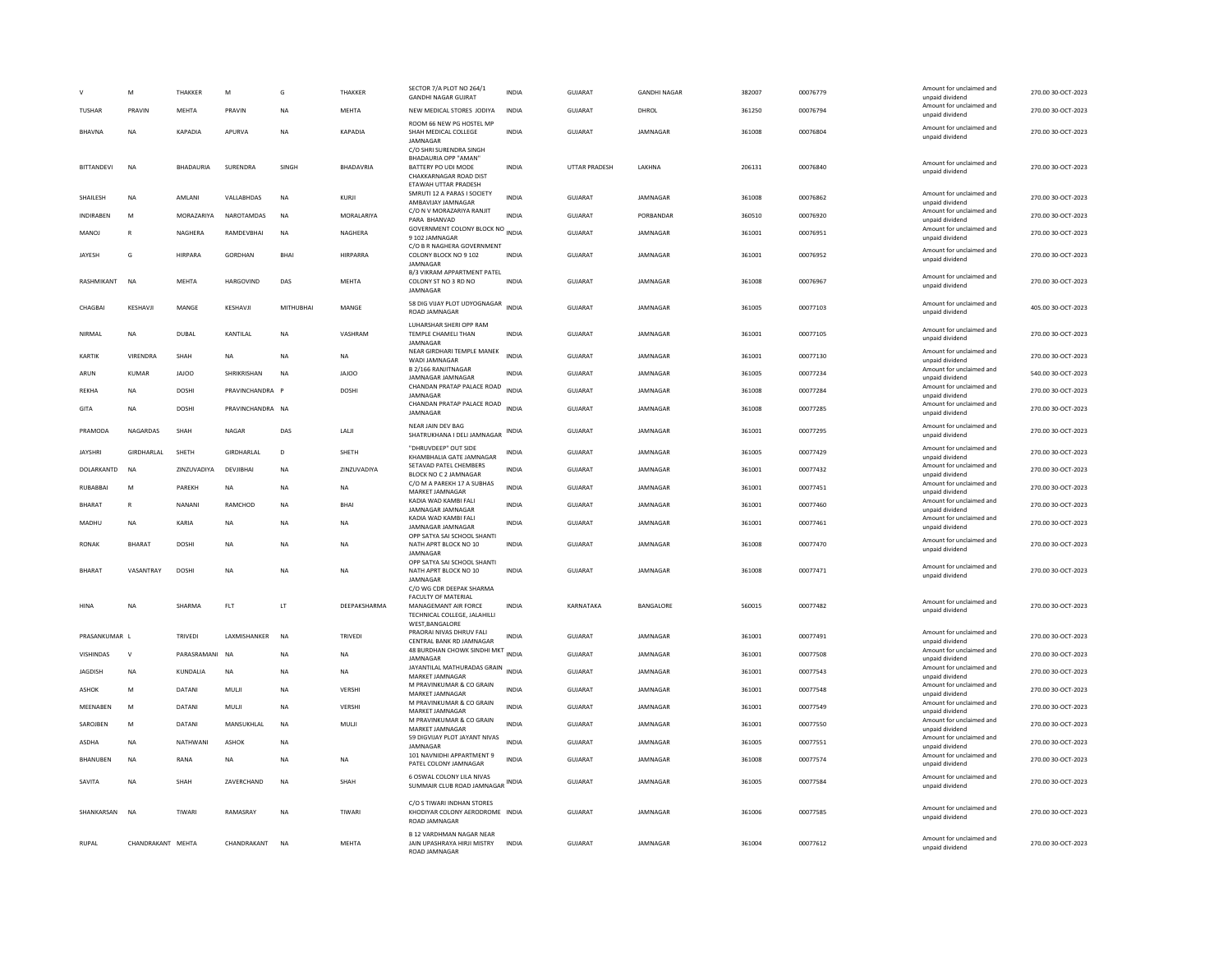| | | | | | | | | | | | | | | |
|---|---|---|---|---|---|---|---|---|---|---|---|---|---|---|
| V | M | THAKKER | M | G | THAKKER | SECTOR 7/A PLOT NO 264/1 GANDHI NAGAR GUJRAT | INDIA | GUJARAT | GANDHI NAGAR | 382007 | 00076779 | Amount for unclaimed and unpaid dividend | 270.00 | 30-OCT-2023 |
| TUSHAR | PRAVIN | MEHTA | PRAVIN | NA | MEHTA | NEW MEDICAL STORES JODIYA | INDIA | GUJARAT | DHROL | 361250 | 00076794 | Amount for unclaimed and unpaid dividend | 270.00 | 30-OCT-2023 |
| BHAVNA | NA | KAPADIA | APURVA | NA | KAPADIA | ROOM 66 NEW PG HOSTEL MP SHAH MEDICAL COLLEGE JAMNAGAR | INDIA | GUJARAT | JAMNAGAR | 361008 | 00076804 | Amount for unclaimed and unpaid dividend | 270.00 | 30-OCT-2023 |
| BITTANDEVI | NA | BHADAURIA | SURENDRA | SINGH | BHADAVRIA | C/O SHRI SURENDRA SINGH BHADAURIA OPP "AMAN" BATTERY PO UDI MODE CHAKKARNAGAR ROAD DIST ETAWAH UTTAR PRADESH | INDIA | UTTAR PRADESH | LAKHNA | 206131 | 00076840 | Amount for unclaimed and unpaid dividend | 270.00 | 30-OCT-2023 |
| SHAILESH | NA | AMLANI | VALLABHDAS | NA | KURJI | SMRUTI 12 A PARAS I SOCIETY AMBAVIJAY JAMNAGAR | INDIA | GUJARAT | JAMNAGAR | 361008 | 00076862 | Amount for unclaimed and unpaid dividend | 270.00 | 30-OCT-2023 |
| INDIRABEN | M | MORAZARIYA | NAROTAMDAS | NA | MORALARIYA | C/O N V MORAZARIYA RANJIT PARA BHANVAD | INDIA | GUJARAT | PORBANDAR | 360510 | 00076920 | Amount for unclaimed and unpaid dividend | 270.00 | 30-OCT-2023 |
| MANOJ | R | NAGHERA | RAMDEVBHAI | NA | NAGHERA | GOVERNMENT COLONY BLOCK NO 9 102 JAMNAGAR | INDIA | GUJARAT | JAMNAGAR | 361001 | 00076951 | Amount for unclaimed and unpaid dividend | 270.00 | 30-OCT-2023 |
| JAYESH | G | HIRPARA | GORDHAN | BHAI | HIRPARRA | C/O B R NAGHERA GOVERNMENT COLONY BLOCK NO 9 102 JAMNAGAR | INDIA | GUJARAT | JAMNAGAR | 361001 | 00076952 | Amount for unclaimed and unpaid dividend | 270.00 | 30-OCT-2023 |
| RASHMIKANT | NA | MEHTA | HARGOVIND | DAS | MEHTA | B/3 VIKRAM APPARTMENT PATEL COLONY ST NO 3 RD NO JAMNAGAR | INDIA | GUJARAT | JAMNAGAR | 361008 | 00076967 | Amount for unclaimed and unpaid dividend | 270.00 | 30-OCT-2023 |
| CHAGBAI | KESHAVJI | MANGE | KESHAVJI | MITHUBHAI | MANGE | 58 DIG VIJAY PLOT UDYOGNAGAR ROAD JAMNAGAR | INDIA | GUJARAT | JAMNAGAR | 361005 | 00077103 | Amount for unclaimed and unpaid dividend | 405.00 | 30-OCT-2023 |
| NIRMAL | NA | DUBAL | KANTILAL | NA | VASHRAM | LUHARSHAR SHERI OPP RAM TEMPLE CHAMELI THAN JAMNAGAR | INDIA | GUJARAT | JAMNAGAR | 361001 | 00077105 | Amount for unclaimed and unpaid dividend | 270.00 | 30-OCT-2023 |
| KARTIK | VIRENDRA | SHAH | NA | NA | NA | NEAR GIRDHARI TEMPLE MANEK WADI JAMNAGAR | INDIA | GUJARAT | JAMNAGAR | 361001 | 00077130 | Amount for unclaimed and unpaid dividend | 270.00 | 30-OCT-2023 |
| ARUN | KUMAR | JAJOO | SHRIKRISHAN | NA | JAJOO | B 2/166 RANJITNAGAR JAMNAGAR JAMNAGAR | INDIA | GUJARAT | JAMNAGAR | 361005 | 00077234 | Amount for unclaimed and unpaid dividend | 540.00 | 30-OCT-2023 |
| REKHA | NA | DOSHI | PRAVINCHANDRA | P | DOSHI | CHANDAN PRATAP PALACE ROAD JAMNAGAR | INDIA | GUJARAT | JAMNAGAR | 361008 | 00077284 | Amount for unclaimed and unpaid dividend | 270.00 | 30-OCT-2023 |
| GITA | NA | DOSHI | PRAVINCHANDRA | NA | | CHANDAN PRATAP PALACE ROAD JAMNAGAR | INDIA | GUJARAT | JAMNAGAR | 361008 | 00077285 | Amount for unclaimed and unpaid dividend | 270.00 | 30-OCT-2023 |
| PRAMODA | NAGARDAS | SHAH | NAGAR | DAS | LALJI | NEAR JAIN DEV BAG SHATRUKHANA I DELI JAMNAGAR | INDIA | GUJARAT | JAMNAGAR | 361001 | 00077295 | Amount for unclaimed and unpaid dividend | 270.00 | 30-OCT-2023 |
| JAYSHRI | GIRDHARLAL | SHETH | GIRDHARLAL | D | SHETH | "DHRUVDEEP" OUT SIDE KHAMBHALIA GATE JAMNAGAR | INDIA | GUJARAT | JAMNAGAR | 361005 | 00077429 | Amount for unclaimed and unpaid dividend | 270.00 | 30-OCT-2023 |
| DOLARKANTD | NA | ZINZUVADIYA | DEVJIBHAI | NA | ZINZUVADIYA | SETAVAD PATEL CHEMBERS BLOCK NO C 2 JAMNAGAR | INDIA | GUJARAT | JAMNAGAR | 361001 | 00077432 | Amount for unclaimed and unpaid dividend | 270.00 | 30-OCT-2023 |
| RUBABBAI | M | PAREKH | NA | NA | NA | C/O M A PAREKH 17 A SUBHAS MARKET JAMNAGAR | INDIA | GUJARAT | JAMNAGAR | 361001 | 00077451 | Amount for unclaimed and unpaid dividend | 270.00 | 30-OCT-2023 |
| BHARAT | R | NANANI | RAMCHOD | NA | BHAI | KADIA WAD KAMBI FALI JAMNAGAR JAMNAGAR | INDIA | GUJARAT | JAMNAGAR | 361001 | 00077460 | Amount for unclaimed and unpaid dividend | 270.00 | 30-OCT-2023 |
| MADHU | NA | KARIA | NA | NA | NA | KADIA WAD KAMBI FALI JAMNAGAR JAMNAGAR | INDIA | GUJARAT | JAMNAGAR | 361001 | 00077461 | Amount for unclaimed and unpaid dividend | 270.00 | 30-OCT-2023 |
| RONAK | BHARAT | DOSHI | NA | NA | NA | OPP SATYA SAI SCHOOL SHANTI NATH APRT BLOCK NO 10 JAMNAGAR | INDIA | GUJARAT | JAMNAGAR | 361008 | 00077470 | Amount for unclaimed and unpaid dividend | 270.00 | 30-OCT-2023 |
| BHARAT | VASANTRAY | DOSHI | NA | NA | NA | OPP SATYA SAI SCHOOL SHANTI NATH APRT BLOCK NO 10 JAMNAGAR | INDIA | GUJARAT | JAMNAGAR | 361008 | 00077471 | Amount for unclaimed and unpaid dividend | 270.00 | 30-OCT-2023 |
| HINA | NA | SHARMA | FLT | LT | DEEPAKSHARMA | C/O WG CDR DEEPAK SHARMA FACULTY OF MATERIAL MANAGEMANT AIR FORCE TECHNICAL COLLEGE, JALAHILLI WEST,BANGALORE | INDIA | KARNATAKA | BANGALORE | 560015 | 00077482 | Amount for unclaimed and unpaid dividend | 270.00 | 30-OCT-2023 |
| PRASANKUMAR | L | TRIVEDI | LAXMISHANKER | NA | TRIVEDI | PRAGRAI NIVAS DHRUV FALI CENTRAL BANK RD JAMNAGAR | INDIA | GUJARAT | JAMNAGAR | 361001 | 00077491 | Amount for unclaimed and unpaid dividend | 270.00 | 30-OCT-2023 |
| VISHINDAS | V | PARASRAMANI | NA | NA | NA | 48 BURDHAN CHOWK SINDHI MKT JAMNAGAR | INDIA | GUJARAT | JAMNAGAR | 361001 | 00077508 | Amount for unclaimed and unpaid dividend | 270.00 | 30-OCT-2023 |
| JAGDISH | NA | KUNDALIA | NA | NA | NA | JAYANTILAL MATHURADAS GRAIN MARKET JAMNAGAR | INDIA | GUJARAT | JAMNAGAR | 361001 | 00077543 | Amount for unclaimed and unpaid dividend | 270.00 | 30-OCT-2023 |
| ASHOK | M | DATANI | MULJI | NA | VERSHI | M PRAVINKUMAR & CO GRAIN MARKET JAMNAGAR | INDIA | GUJARAT | JAMNAGAR | 361001 | 00077548 | Amount for unclaimed and unpaid dividend | 270.00 | 30-OCT-2023 |
| MEENABEN | M | DATANI | MULJI | NA | VERSHI | M PRAVINKUMAR & CO GRAIN MARKET JAMNAGAR | INDIA | GUJARAT | JAMNAGAR | 361001 | 00077549 | Amount for unclaimed and unpaid dividend | 270.00 | 30-OCT-2023 |
| SAROJBEN | M | DATANI | MANSUKHLAL | NA | MULJI | M PRAVINKUMAR & CO GRAIN MARKET JAMNAGAR | INDIA | GUJARAT | JAMNAGAR | 361001 | 00077550 | Amount for unclaimed and unpaid dividend | 270.00 | 30-OCT-2023 |
| ASDHA | NA | NATHWANI | ASHOK | NA | | 59 DIGVIJAY PLOT JAYANT NIVAS JAMNAGAR | INDIA | GUJARAT | JAMNAGAR | 361005 | 00077551 | Amount for unclaimed and unpaid dividend | 270.00 | 30-OCT-2023 |
| BHANUBEN | NA | RANA | NA | NA | NA | 101 NAVNIDHI APPARTMENT 9 PATEL COLONY JAMNAGAR | INDIA | GUJARAT | JAMNAGAR | 361008 | 00077574 | Amount for unclaimed and unpaid dividend | 270.00 | 30-OCT-2023 |
| SAVITA | NA | SHAH | ZAVERCHAND | NA | SHAH | 6 OSWAL COLONY LILA NIVAS SUMMAIR CLUB ROAD JAMNAGAR | INDIA | GUJARAT | JAMNAGAR | 361005 | 00077584 | Amount for unclaimed and unpaid dividend | 270.00 | 30-OCT-2023 |
| SHANKARSAN | NA | TIWARI | RAMASRAY | NA | TIWARI | C/O S TIWARI INDHAN STORES KHODIYAR COLONY AERODROME ROAD JAMNAGAR | INDIA | GUJARAT | JAMNAGAR | 361006 | 00077585 | Amount for unclaimed and unpaid dividend | 270.00 | 30-OCT-2023 |
| RUPAL | CHANDRAKANT | MEHTA | CHANDRAKANT | NA | MEHTA | B 12 VARDHMAN NAGAR NEAR JAIN UPASHRAYA HIRJI MISTRY ROAD JAMNAGAR | INDIA | GUJARAT | JAMNAGAR | 361004 | 00077612 | Amount for unclaimed and unpaid dividend | 270.00 | 30-OCT-2023 |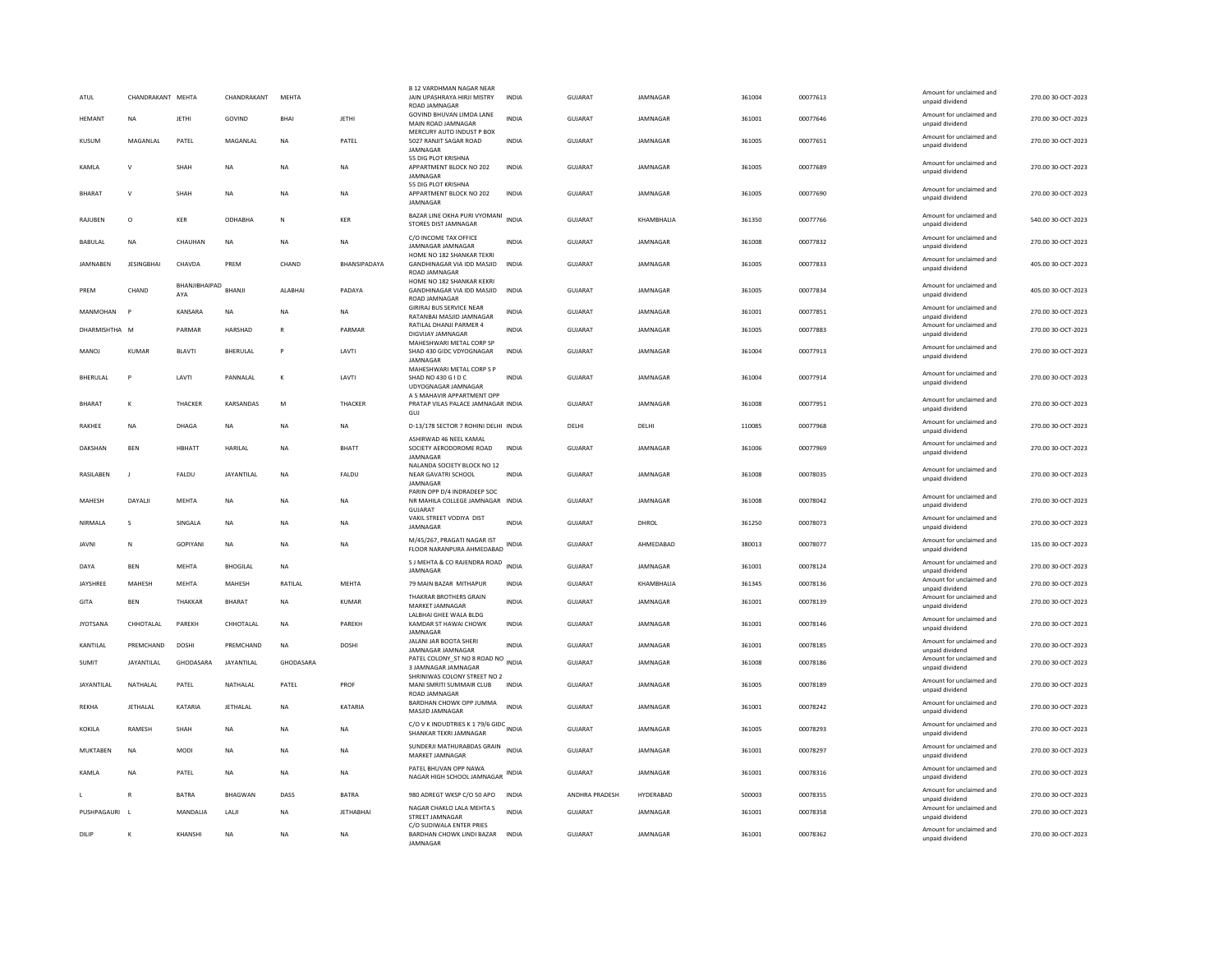| ATUL | CHANDRAKANT | MEHTA | CHANDRAKANT | MEHTA | | B 12 VARDHMAN NAGAR NEAR JAIN UPASHRAYA HIRJI MISTRY ROAD JAMNAGAR | INDIA | GUJARAT | JAMNAGAR | 361004 | 00077613 | Amount for unclaimed and unpaid dividend | 270.00 | 30-OCT-2023 |
|---|---|---|---|---|---|---|---|---|---|---|---|---|---|---|
| HEMANT | NA | JETHI | GOVIND | BHAI | JETHI | GOVIND BHUVAN LIMDA LANE MAIN ROAD JAMNAGAR | INDIA | GUJARAT | JAMNAGAR | 361001 | 00077646 | Amount for unclaimed and unpaid dividend | 270.00 | 30-OCT-2023 |
| KUSUM | MAGANLAL | PATEL | MAGANLAL | NA | PATEL | MERCURY AUTO INDUST P BOX 5027 RANJIT SAGAR ROAD JAMNAGAR | INDIA | GUJARAT | JAMNAGAR | 361005 | 00077651 | Amount for unclaimed and unpaid dividend | 270.00 | 30-OCT-2023 |
| KAMLA | V | SHAH | NA | NA | NA | 55 DIG PLOT KRISHNA APPARTMENT BLOCK NO 202 JAMNAGAR | INDIA | GUJARAT | JAMNAGAR | 361005 | 00077689 | Amount for unclaimed and unpaid dividend | 270.00 | 30-OCT-2023 |
| BHARAT | V | SHAH | NA | NA | NA | 55 DIG PLOT KRISHNA APPARTMENT BLOCK NO 202 JAMNAGAR | INDIA | GUJARAT | JAMNAGAR | 361005 | 00077690 | Amount for unclaimed and unpaid dividend | 270.00 | 30-OCT-2023 |
| RAJUBEN | O | KER | ODHABHA | N | KER | BAZAR LINE OKHA PURI VYOMANI STORES DIST JAMNAGAR | INDIA | GUJARAT | KHAMBHALIA | 361350 | 00077766 | Amount for unclaimed and unpaid dividend | 540.00 | 30-OCT-2023 |
| BABULAL | NA | CHAUHAN | NA | NA | NA | C/O INCOME TAX OFFICE JAMNAGAR JAMNAGAR | INDIA | GUJARAT | JAMNAGAR | 361008 | 00077832 | Amount for unclaimed and unpaid dividend | 270.00 | 30-OCT-2023 |
| JAMNABEN | JESINGBHAI | CHAVDA | PREM | CHAND | BHANSIPADAYA | HOME NO 182 SHANKAR TEKRI GANDHINAGAR VIA IDD MASJID ROAD JAMNAGAR | INDIA | GUJARAT | JAMNAGAR | 361005 | 00077833 | Amount for unclaimed and unpaid dividend | 405.00 | 30-OCT-2023 |
| PREM | CHAND | BHANJIBHAIPADAYA | BHANJI | ALABHAI | PADAYA | HOME NO 182 SHANKAR KEKRI GANDHINAGAR VIA IDD MASJID ROAD JAMNAGAR | INDIA | GUJARAT | JAMNAGAR | 361005 | 00077834 | Amount for unclaimed and unpaid dividend | 405.00 | 30-OCT-2023 |
| MANMOHAN | P | KANSARA | NA | NA | NA | GIRIRAJ BUS SERVICE NEAR RATANBAI MASJID JAMNAGAR | INDIA | GUJARAT | JAMNAGAR | 361001 | 00077851 | Amount for unclaimed and unpaid dividend | 270.00 | 30-OCT-2023 |
| DHARMISHTHA | M | PARMAR | HARSHAD | R | PARMAR | RATILAL DHANJI PARMER 4 DIGVIJAY JAMNAGAR | INDIA | GUJARAT | JAMNAGAR | 361005 | 00077883 | Amount for unclaimed and unpaid dividend | 270.00 | 30-OCT-2023 |
| MANOJ | KUMAR | BLAVTI | BHERULAL | P | LAVTI | MAHESHWARI METAL CORP SP SHAD 430 GIDC VDYOGNAGAR JAMNAGAR | INDIA | GUJARAT | JAMNAGAR | 361004 | 00077913 | Amount for unclaimed and unpaid dividend | 270.00 | 30-OCT-2023 |
| BHERULAL | P | LAVTI | PANNALAL | K | LAVTI | MAHESHWARI METAL CORP S P SHAD NO 430 G I D C UDYOGNAGAR JAMNAGAR | INDIA | GUJARAT | JAMNAGAR | 361004 | 00077914 | Amount for unclaimed and unpaid dividend | 270.00 | 30-OCT-2023 |
| BHARAT | K | THACKER | KARSANDAS | M | THACKER | A 5 MAHAVIR APPARTMENT OPP PRATAP VILAS PALACE JAMNAGAR GUJ | INDIA | GUJARAT | JAMNAGAR | 361008 | 00077951 | Amount for unclaimed and unpaid dividend | 270.00 | 30-OCT-2023 |
| RAKHEE | NA | DHAGA | NA | NA | NA | D-13/178 SECTOR 7 ROHINI DELHI | INDIA | DELHI | DELHI | 110085 | 00077968 | Amount for unclaimed and unpaid dividend | 270.00 | 30-OCT-2023 |
| DAKSHAN | BEN | HBHATT | HARILAL | NA | BHATT | ASHIRWAD 46 NEEL KAMAL SOCIETY AERODOROME ROAD JAMNAGAR | INDIA | GUJARAT | JAMNAGAR | 361006 | 00077969 | Amount for unclaimed and unpaid dividend | 270.00 | 30-OCT-2023 |
| RASILABEN | J | FALDU | JAYANTILAL | NA | FALDU | NALANDA SOCIETY BLOCK NO 12 NEAR GAVATRI SCHOOL JAMNAGAR | INDIA | GUJARAT | JAMNAGAR | 361008 | 00078035 | Amount for unclaimed and unpaid dividend | 270.00 | 30-OCT-2023 |
| MAHESH | DAYALJI | MEHTA | NA | NA | NA | PARIN OPP D/4 INDRADEEP SOC NR MAHILA COLLEGE JAMNAGAR GUJARAT | INDIA | GUJARAT | JAMNAGAR | 361008 | 00078042 | Amount for unclaimed and unpaid dividend | 270.00 | 30-OCT-2023 |
| NIRMALA | S | SINGALA | NA | NA | NA | VAKIL STREET VODIYA DIST JAMNAGAR | INDIA | GUJARAT | DHROL | 361250 | 00078073 | Amount for unclaimed and unpaid dividend | 270.00 | 30-OCT-2023 |
| JAVNI | N | GOPIYANI | NA | NA | NA | M/45/267, PRAGATI NAGAR IST FLOOR NARANPURA AHMEDABAD | INDIA | GUJARAT | AHMEDABAD | 380013 | 00078077 | Amount for unclaimed and unpaid dividend | 135.00 | 30-OCT-2023 |
| DAYA | BEN | MEHTA | BHOGILAL | NA | | S J MEHTA & CO RAJENDRA ROAD JAMNAGAR | INDIA | GUJARAT | JAMNAGAR | 361001 | 00078124 | Amount for unclaimed and unpaid dividend | 270.00 | 30-OCT-2023 |
| JAYSHREE | MAHESH | MEHTA | MAHESH | RATILAL | MEHTA | 79 MAIN BAZAR MITHAPUR | INDIA | GUJARAT | KHAMBHALIA | 361345 | 00078136 | Amount for unclaimed and unpaid dividend | 270.00 | 30-OCT-2023 |
| GITA | BEN | THAKKAR | BHARAT | NA | KUMAR | THAKRAR BROTHERS GRAIN MARKET JAMNAGAR | INDIA | GUJARAT | JAMNAGAR | 361001 | 00078139 | Amount for unclaimed and unpaid dividend | 270.00 | 30-OCT-2023 |
| JYOTSANA | CHHOTALAL | PAREKH | CHHOTALAL | NA | PAREKH | LALBHAI GHEE WALA BLDG KAMDAR ST HAWAI CHOWK JAMNAGAR | INDIA | GUJARAT | JAMNAGAR | 361001 | 00078146 | Amount for unclaimed and unpaid dividend | 270.00 | 30-OCT-2023 |
| KANTILAL | PREMCHAND | DOSHI | PREMCHAND | NA | DOSHI | JALANI JAR BOOTA SHERI JAMNAGAR JAMNAGAR | INDIA | GUJARAT | JAMNAGAR | 361001 | 00078185 | Amount for unclaimed and unpaid dividend | 270.00 | 30-OCT-2023 |
| SUMIT | JAYANTILAL | GHODASARA | JAYANTILAL | GHODASARA | | PATEL COLONY_ST NO 8 ROAD NO 3 JAMNAGAR JAMNAGAR | INDIA | GUJARAT | JAMNAGAR | 361008 | 00078186 | Amount for unclaimed and unpaid dividend | 270.00 | 30-OCT-2023 |
| JAYANTILAL | NATHALAL | PATEL | NATHALAL | PATEL | PROF | SHRINIWAS COLONY STREET NO 2 MANI SMRITI SUMMAIR CLUB ROAD JAMNAGAR | INDIA | GUJARAT | JAMNAGAR | 361005 | 00078189 | Amount for unclaimed and unpaid dividend | 270.00 | 30-OCT-2023 |
| REKHA | JETHALAL | KATARIA | JETHALAL | NA | KATARIA | BARDHAN CHOWK OPP JUMMA MASJID JAMNAGAR | INDIA | GUJARAT | JAMNAGAR | 361001 | 00078242 | Amount for unclaimed and unpaid dividend | 270.00 | 30-OCT-2023 |
| KOKILA | RAMESH | SHAH | NA | NA | NA | C/O V K INDUDTRIES K 1 79/6 GIDC SHANKAR TEKRI JAMNAGAR | INDIA | GUJARAT | JAMNAGAR | 361005 | 00078293 | Amount for unclaimed and unpaid dividend | 270.00 | 30-OCT-2023 |
| MUKTABEN | NA | MODI | NA | NA | NA | SUNDERJI MATHURABDAS GRAIN MARKET JAMNAGAR | INDIA | GUJARAT | JAMNAGAR | 361001 | 00078297 | Amount for unclaimed and unpaid dividend | 270.00 | 30-OCT-2023 |
| KAMLA | NA | PATEL | NA | NA | NA | PATEL BHUVAN OPP NAWA NAGAR HIGH SCHOOL JAMNAGAR | INDIA | GUJARAT | JAMNAGAR | 361001 | 00078316 | Amount for unclaimed and unpaid dividend | 270.00 | 30-OCT-2023 |
| L | R | BATRA | BHAGWAN | DASS | BATRA | 980 ADREGT WKSP C/O 50 APO | INDIA | ANDHRA PRADESH | HYDERABAD | 500003 | 00078355 | Amount for unclaimed and unpaid dividend | 270.00 | 30-OCT-2023 |
| PUSHPAGAURI | L | MANDALIA | LALJI | NA | JETHABHAI | NAGAR CHAKLO LALA MEHTA S STREET JAMNAGAR | INDIA | GUJARAT | JAMNAGAR | 361001 | 00078358 | Amount for unclaimed and unpaid dividend | 270.00 | 30-OCT-2023 |
| DILIP | K | KHANSHI | NA | NA | NA | C/O SUDIWALA ENTER PRIES BARDHAN CHOWK LINDI BAZAR JAMNAGAR | INDIA | GUJARAT | JAMNAGAR | 361001 | 00078362 | Amount for unclaimed and unpaid dividend | 270.00 | 30-OCT-2023 |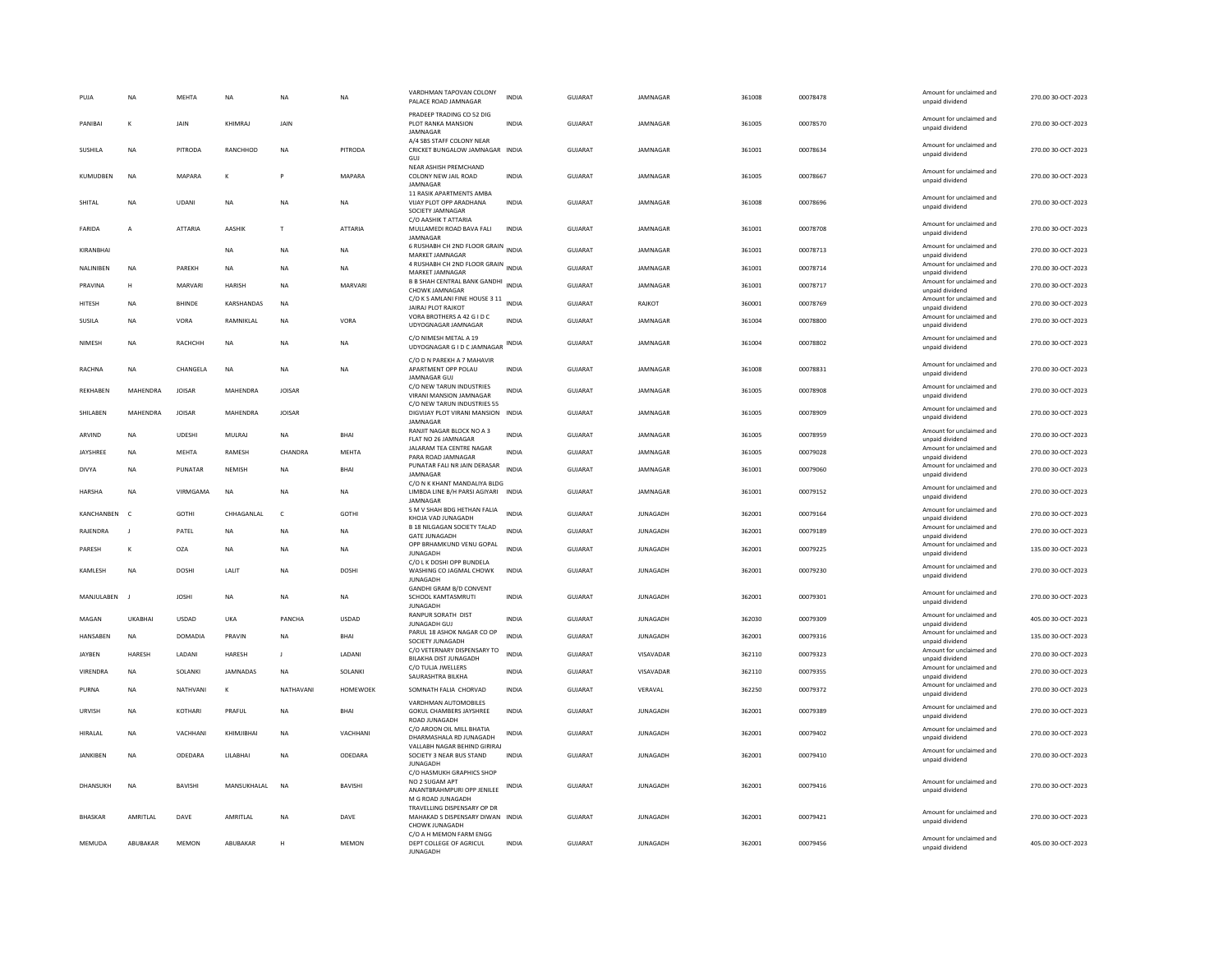| | | | | | | | | | | | | | |
|---|---|---|---|---|---|---|---|---|---|---|---|---|---|
| PUJA | NA | MEHTA | NA | NA | NA | VARDHMAN TAPOVAN COLONY PALACE ROAD JAMNAGAR | INDIA | GUJARAT | JAMNAGAR | 361008 | 00078478 | Amount for unclaimed and unpaid dividend | 270.00 30-OCT-2023 |
| PANIBAI | K | JAIN | KHIMRAJ | JAIN | | PRADEEP TRADING CO 52 DIG PLOT RANKA MANSION JAMNAGAR | INDIA | GUJARAT | JAMNAGAR | 361005 | 00078570 | Amount for unclaimed and unpaid dividend | 270.00 30-OCT-2023 |
| SUSHILA | NA | PITRODA | RANCHHOD | NA | PITRODA | A/4 SBS STAFF COLONY NEAR CRICKET BUNGALOW JAMNAGAR GUJ | INDIA | GUJARAT | JAMNAGAR | 361001 | 00078634 | Amount for unclaimed and unpaid dividend | 270.00 30-OCT-2023 |
| KUMUDBEN | NA | MAPARA | K | P | MAPARA | NEAR ASHISH PREMCHAND COLONY NEW JAIL ROAD JAMNAGAR | INDIA | GUJARAT | JAMNAGAR | 361005 | 00078667 | Amount for unclaimed and unpaid dividend | 270.00 30-OCT-2023 |
| SHITAL | NA | UDANI | NA | NA | NA | 11 RASIK APARTMENTS AMBA VIJAY PLOT OPP ARADHANA SOCIETY JAMNAGAR | INDIA | GUJARAT | JAMNAGAR | 361008 | 00078696 | Amount for unclaimed and unpaid dividend | 270.00 30-OCT-2023 |
| FARIDA | A | ATTARIA | AASHIK | T | ATTARIA | C/O AASHIK T ATTARIA MULLAMEDI ROAD BAVA FALI JAMNAGAR | INDIA | GUJARAT | JAMNAGAR | 361001 | 00078708 | Amount for unclaimed and unpaid dividend | 270.00 30-OCT-2023 |
| KIRANBHAI | | | NA | NA | NA | 6 RUSHABH CH 2ND FLOOR GRAIN MARKET JAMNAGAR | INDIA | GUJARAT | JAMNAGAR | 361001 | 00078713 | Amount for unclaimed and unpaid dividend | 270.00 30-OCT-2023 |
| NALINIBEN | NA | PAREKH | NA | NA | NA | 4 RUSHABH CH 2ND FLOOR GRAIN MARKET JAMNAGAR | INDIA | GUJARAT | JAMNAGAR | 361001 | 00078714 | Amount for unclaimed and unpaid dividend | 270.00 30-OCT-2023 |
| PRAVINA | H | MARVARI | HARISH | NA | MARVARI | B B SHAH CENTRAL BANK GANDHI CHOWK JAMNAGAR | INDIA | GUJARAT | JAMNAGAR | 361001 | 00078717 | Amount for unclaimed and unpaid dividend | 270.00 30-OCT-2023 |
| HITESH | NA | BHINDE | KARSHANDAS | NA | | C/O K S AMLANI FINE HOUSE 3 11 JAIRAJ PLOT RAJKOT | INDIA | GUJARAT | RAJKOT | 360001 | 00078769 | Amount for unclaimed and unpaid dividend | 270.00 30-OCT-2023 |
| SUSILA | NA | VORA | RAMNIKLAL | NA | VORA | VORA BROTHERS A 42 G I D C UDYOGNAGAR JAMNAGAR | INDIA | GUJARAT | JAMNAGAR | 361004 | 00078800 | Amount for unclaimed and unpaid dividend | 270.00 30-OCT-2023 |
| NIMESH | NA | RACHCHH | NA | NA | NA | C/O NIMESH METAL A 19 UDYOGNAGAR G I D C JAMNAGAR | INDIA | GUJARAT | JAMNAGAR | 361004 | 00078802 | Amount for unclaimed and unpaid dividend | 270.00 30-OCT-2023 |
| RACHNA | NA | CHANGELA | NA | NA | NA | C/O D N PAREKH A 7 MAHAVIR APARTMENT OPP POLAU JAMNAGAR GUJ | INDIA | GUJARAT | JAMNAGAR | 361008 | 00078831 | Amount for unclaimed and unpaid dividend | 270.00 30-OCT-2023 |
| REKHABEN | MAHENDRA | JOISAR | MAHENDRA | JOISAR | | C/O NEW TARUN INDUSTRIES VIRANI MANSION JAMNAGAR | INDIA | GUJARAT | JAMNAGAR | 361005 | 00078908 | Amount for unclaimed and unpaid dividend | 270.00 30-OCT-2023 |
| SHILABEN | MAHENDRA | JOISAR | MAHENDRA | JOISAR | | C/O NEW TARUN INDUSTRIES 55 DIGVIJAY PLOT VIRANI MANSION JAMNAGAR | INDIA | GUJARAT | JAMNAGAR | 361005 | 00078909 | Amount for unclaimed and unpaid dividend | 270.00 30-OCT-2023 |
| ARVIND | NA | UDESHI | MULRAJ | NA | BHAI | RANJIT NAGAR BLOCK NO A 3 FLAT NO 26 JAMNAGAR | INDIA | GUJARAT | JAMNAGAR | 361005 | 00078959 | Amount for unclaimed and unpaid dividend | 270.00 30-OCT-2023 |
| JAYSHREE | NA | MEHTA | RAMESH | CHANDRA | MEHTA | JALARAM TEA CENTRE NAGAR PARA ROAD JAMNAGAR | INDIA | GUJARAT | JAMNAGAR | 361005 | 00079028 | Amount for unclaimed and unpaid dividend | 270.00 30-OCT-2023 |
| DIVYA | NA | PUNATAR | NEMISH | NA | BHAI | PUNATAR FALI NR JAIN DERASAR JAMNAGAR | INDIA | GUJARAT | JAMNAGAR | 361001 | 00079060 | Amount for unclaimed and unpaid dividend | 270.00 30-OCT-2023 |
| HARSHA | NA | VIRMGAMA | NA | NA | NA | C/O N K KHANT MANDALIYA BLDG LIMBDA LINE B/H PARSI AGIYARI JAMNAGAR | INDIA | GUJARAT | JAMNAGAR | 361001 | 00079152 | Amount for unclaimed and unpaid dividend | 270.00 30-OCT-2023 |
| KANCHANBEN | C | GOTHI | CHHAGANLAL | C | GOTHI | 5 M V SHAH BDG HETHAN FALIA KHOJA VAD JUNAGADH | INDIA | GUJARAT | JUNAGADH | 362001 | 00079164 | Amount for unclaimed and unpaid dividend | 270.00 30-OCT-2023 |
| RAJENDRA | J | PATEL | NA | NA | NA | B 18 NILGAGAN SOCIETY TALAD GATE JUNAGADH | INDIA | GUJARAT | JUNAGADH | 362001 | 00079189 | Amount for unclaimed and unpaid dividend | 270.00 30-OCT-2023 |
| PARESH | K | OZA | NA | NA | NA | OPP BRHAMKUND VENU GOPAL JUNAGADH | INDIA | GUJARAT | JUNAGADH | 362001 | 00079225 | Amount for unclaimed and unpaid dividend | 135.00 30-OCT-2023 |
| KAMLESH | NA | DOSHI | LALIT | NA | DOSHI | C/O L K DOSHI OPP BUNDELA WASHING CO JAGMAL CHOWK JUNAGADH | INDIA | GUJARAT | JUNAGADH | 362001 | 00079230 | Amount for unclaimed and unpaid dividend | 270.00 30-OCT-2023 |
| MANJULABEN | J | JOSHI | NA | NA | NA | GANDHI GRAM B/D CONVENT SCHOOL KAMTASMRUTI JUNAGADH | INDIA | GUJARAT | JUNAGADH | 362001 | 00079301 | Amount for unclaimed and unpaid dividend | 270.00 30-OCT-2023 |
| MAGAN | UKABHAI | USDAD | UKA | PANCHA | USDAD | RANPUR SORATH DIST JUNAGADH GUJ | INDIA | GUJARAT | JUNAGADH | 362030 | 00079309 | Amount for unclaimed and unpaid dividend | 405.00 30-OCT-2023 |
| HANSABEN | NA | DOMADIA | PRAVIN | NA | BHAI | PARUL 18 ASHOK NAGAR CO OP SOCIETY JUNAGADH | INDIA | GUJARAT | JUNAGADH | 362001 | 00079316 | Amount for unclaimed and unpaid dividend | 135.00 30-OCT-2023 |
| JAYBEN | HARESH | LADANI | HARESH | J | LADANI | C/O VETERNARY DISPENSARY TO BILAKHA DIST JUNAGADH | INDIA | GUJARAT | VISAVADAR | 362110 | 00079323 | Amount for unclaimed and unpaid dividend | 270.00 30-OCT-2023 |
| VIRENDRA | NA | SOLANKI | JAMNADAS | NA | SOLANKI | C/O TULJA JWELLERS SAURASHTRA BILKHA | INDIA | GUJARAT | VISAVADAR | 362110 | 00079355 | Amount for unclaimed and unpaid dividend | 270.00 30-OCT-2023 |
| PURNA | NA | NATHVANI | K | NATHAVANI | HOMEWOEK | SOMNATH FALIA CHORVAD | INDIA | GUJARAT | VERAVAL | 362250 | 00079372 | Amount for unclaimed and unpaid dividend | 270.00 30-OCT-2023 |
| URVISH | NA | KOTHARI | PRAFUL | NA | BHAI | VARDHMAN AUTOMOBILES GOKUL CHAMBERS JAYSHREE ROAD JUNAGADH | INDIA | GUJARAT | JUNAGADH | 362001 | 00079389 | Amount for unclaimed and unpaid dividend | 270.00 30-OCT-2023 |
| HIRALAL | NA | VACHHANI | KHIMJIBHAI | NA | VACHHANI | C/O AROON OIL MILL BHATIA DHARMASHALA RD JUNAGADH | INDIA | GUJARAT | JUNAGADH | 362001 | 00079402 | Amount for unclaimed and unpaid dividend | 270.00 30-OCT-2023 |
| JANKIBEN | NA | ODEDARA | LILABHAI | NA | ODEDARA | VALLABH NAGAR BEHIND GIRIRAJ SOCIETY 3 NEAR BUS STAND JUNAGADH | INDIA | GUJARAT | JUNAGADH | 362001 | 00079410 | Amount for unclaimed and unpaid dividend | 270.00 30-OCT-2023 |
| DHANSUKH | NA | BAVISHI | MANSUKHALAL | NA | BAVISHI | C/O HASMUKH GRAPHICS SHOP NO 2 SUGAM APT ANANTBRAHMPURI OPP JENILEE M G ROAD JUNAGADH | INDIA | GUJARAT | JUNAGADH | 362001 | 00079416 | Amount for unclaimed and unpaid dividend | 270.00 30-OCT-2023 |
| BHASKAR | AMRITLAL | DAVE | AMRITLAL | NA | DAVE | TRAVELLING DISPENSARY OP DR MAHAKAD S DISPENSARY DIWAN CHOWK JUNAGADH | INDIA | GUJARAT | JUNAGADH | 362001 | 00079421 | Amount for unclaimed and unpaid dividend | 270.00 30-OCT-2023 |
| MEMUDA | ABUBAKAR | MEMON | ABUBAKAR | H | MEMON | C/O A H MEMON FARM ENGG DEPT COLLEGE OF AGRICUL JUNAGADH | INDIA | GUJARAT | JUNAGADH | 362001 | 00079456 | Amount for unclaimed and unpaid dividend | 405.00 30-OCT-2023 |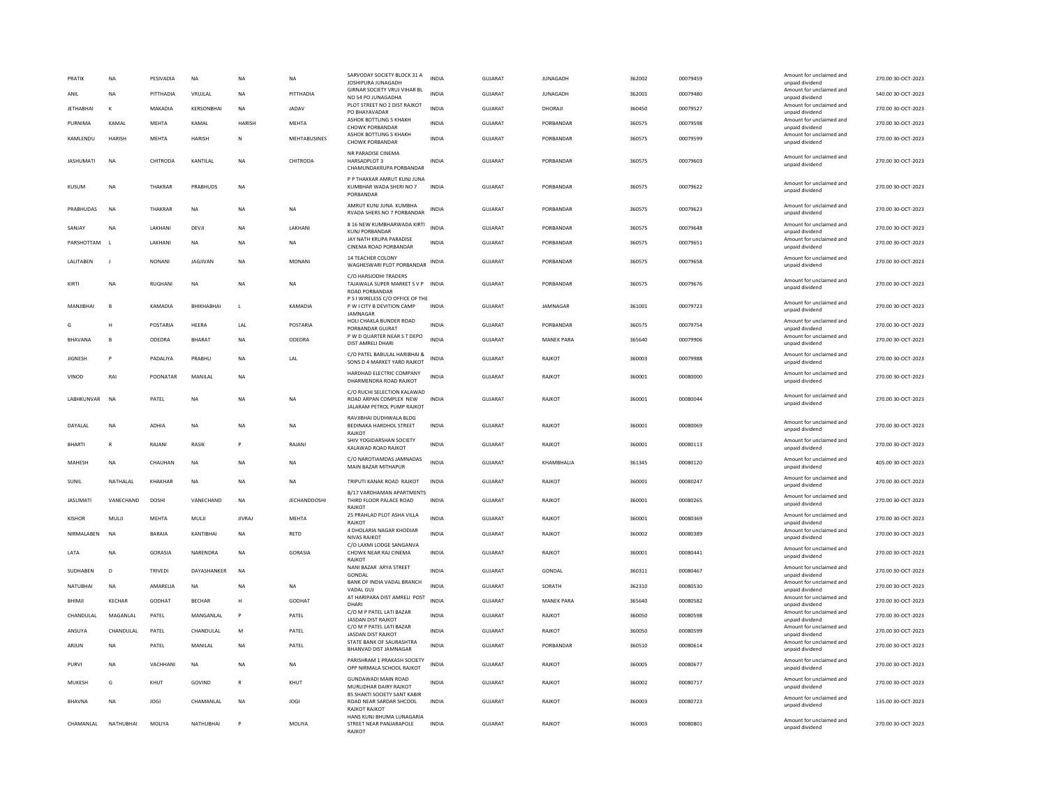| | | | | | | | | | | | | | |
|---|---|---|---|---|---|---|---|---|---|---|---|---|---|
| PRATIK | NA | PESIVADIA | NA | NA | NA | SARVODAY SOCIETY BLOCK 31 A JOSHIPURA JUNAGADH | INDIA | GUJARAT | JUNAGADH | 362002 | 00079459 | Amount for unclaimed and unpaid dividend | 270.00 30-OCT-2023 |
| ANIL | NA | PITTHADIA | VRUJLAL | NA | PITTHADIA | GIRNAR SOCIETY VRUJ VIHAR BL NO 54 PO JUNAGADHA | INDIA | GUJARAT | JUNAGADH | 362001 | 00079480 | Amount for unclaimed and unpaid dividend | 540.00 30-OCT-2023 |
| JETHABHAI | K | MAKADIA | KERSONBHAI | NA | JADAV | PLOT STREET NO 2 DIST RAJKOT PO BHAYAVADAR | INDIA | GUJARAT | DHORAJI | 360450 | 00079527 | Amount for unclaimed and unpaid dividend | 270.00 30-OCT-2023 |
| PURNIMA | KAMAL | MEHTA | KAMAL | HARISH | MEHTA | ASHOK BOTTLING 5 KHAKH CHOWK PORBANDAR | INDIA | GUJARAT | PORBANDAR | 360575 | 00079598 | Amount for unclaimed and unpaid dividend | 270.00 30-OCT-2023 |
| KAMLENDU | HARISH | MEHTA | HARISH | N | MEHTABUSINES | ASHOK BOTTLING 5 KHAKH CHOWK PORBANDAR | INDIA | GUJARAT | PORBANDAR | 360575 | 00079599 | Amount for unclaimed and unpaid dividend | 270.00 30-OCT-2023 |
| JASHUMATI | NA | CHITRODA | KANTILAL | NA | CHITRODA | NR PARADISE CINEMA HARSADPLOT 3 CHAMUNDAKRUPA PORBANDAR | INDIA | GUJARAT | PORBANDAR | 360575 | 00079603 | Amount for unclaimed and unpaid dividend | 270.00 30-OCT-2023 |
| KUSUM | NA | THAKRAR | PRABHUDS | NA | | P P THAKKAR AMRUT KUNJ JUNA KUMBHAR WADA SHERI NO 7 PORBANDAR | INDIA | GUJARAT | PORBANDAR | 360575 | 00079622 | Amount for unclaimed and unpaid dividend | 270.00 30-OCT-2023 |
| PRABHUDAS | NA | THAKRAR | NA | NA | NA | AMRUT KUNJ JUNA KUMBHA RVADA SHERS NO 7 PORBANDAR | INDIA | GUJARAT | PORBANDAR | 360575 | 00079623 | Amount for unclaimed and unpaid dividend | 270.00 30-OCT-2023 |
| SANJAY | NA | LAKHANI | DEVJI | NA | LAKHANI | 8 16 NEW KUMBHARWADA KIRTI KUNJ PORBANDAR | INDIA | GUJARAT | PORBANDAR | 360575 | 00079648 | Amount for unclaimed and unpaid dividend | 270.00 30-OCT-2023 |
| PARSHOTTAM | L | LAKHANI | NA | NA | NA | JAY NATH KRUPA PARADISE CINEMA ROAD PORBANDAR | INDIA | GUJARAT | PORBANDAR | 360575 | 00079651 | Amount for unclaimed and unpaid dividend | 270.00 30-OCT-2023 |
| LALITABEN | J | NONANI | JAGJIVAN | NA | MONANI | 14 TEACHER COLONY WAGHESWARI PLOT PORBANDAR | INDIA | GUJARAT | PORBANDAR | 360575 | 00079658 | Amount for unclaimed and unpaid dividend | 270.00 30-OCT-2023 |
| KIRTI | NA | RUGHANI | NA | NA | NA | C/O HARSIODHI TRADERS TAJAWALA SUPER MARKET S V P ROAD PORBANDAR | INDIA | GUJARAT | PORBANDAR | 360575 | 00079676 | Amount for unclaimed and unpaid dividend | 270.00 30-OCT-2023 |
| MANJIBHAI | B | KAMADIA | BHIKHABHAI | L | KAMADIA | P S I WIRELESS C/O OFFICE OF THE P W I CITY B DEVITION CAMP JAMNAGAR | INDIA | GUJARAT | JAMNAGAR | 361001 | 00079723 | Amount for unclaimed and unpaid dividend | 270.00 30-OCT-2023 |
| G | H | POSTARIA | HEERA | LAL | POSTARIA | HOLI CHAKLA BUNDER ROAD PORBANDAR GUJRAT | INDIA | GUJARAT | PORBANDAR | 360575 | 00079754 | Amount for unclaimed and unpaid dividend | 270.00 30-OCT-2023 |
| BHAVANA | B | ODEDRA | BHARAT | NA | ODEDRA | P W D QUARTER NEAR S T DEPO DIST AMRELI DHARI | INDIA | GUJARAT | MANEK PARA | 365640 | 00079906 | Amount for unclaimed and unpaid dividend | 270.00 30-OCT-2023 |
| JIGNESH | P | PADALIYA | PRABHU | NA | LAL | C/O PATEL BABULAL HARIBHAI & SONS D 4 MARKET YARD RAJKOT | INDIA | GUJARAT | RAJKOT | 360003 | 00079988 | Amount for unclaimed and unpaid dividend | 270.00 30-OCT-2023 |
| VINOD | RAI | POONATAR | MANILAL | NA | | HARDHAD ELECTRIC COMPANY DHARMENDRA ROAD RAJKOT | INDIA | GUJARAT | RAJKOT | 360001 | 00080000 | Amount for unclaimed and unpaid dividend | 270.00 30-OCT-2023 |
| LABHKUNVAR | NA | PATEL | NA | NA | NA | C/O RUCHI SELECTION KALAWAD ROAD ARPAN COMPLEX NEW JALARAM PETROL PUMP RAJKOT | INDIA | GUJARAT | RAJKOT | 360001 | 00080044 | Amount for unclaimed and unpaid dividend | 270.00 30-OCT-2023 |
| DAYALAL | NA | ADHIA | NA | NA | NA | RAVJIBHAI DUDHWALA BLDG BEDINAKA HARDHOL STREET RAJKOT | INDIA | GUJARAT | RAJKOT | 360001 | 00080069 | Amount for unclaimed and unpaid dividend | 270.00 30-OCT-2023 |
| BHARTI | R | RAJANI | RASIK | P | RAJANI | SHIV YOGIDARSHAN SOCIETY KALAWAD ROAD RAJKOT | INDIA | GUJARAT | RAJKOT | 360001 | 00080113 | Amount for unclaimed and unpaid dividend | 270.00 30-OCT-2023 |
| MAHESH | NA | CHAUHAN | NA | NA | NA | C/O NAROTIAMDAS JAMNADAS MAIN BAZAR MITHAPUR | INDIA | GUJARAT | KHAMBHALIA | 361345 | 00080120 | Amount for unclaimed and unpaid dividend | 405.00 30-OCT-2023 |
| SUNIL | NATHALAL | KHAKHAR | NA | NA | NA | TRIPUTI KANAK ROAD RAJKOT | INDIA | GUJARAT | RAJKOT | 360001 | 00080247 | Amount for unclaimed and unpaid dividend | 270.00 30-OCT-2023 |
| JASUMATI | VANECHAND | DOSHI | VANECHAND | NA | JECHANDDOSHI | B/17 VARDHAMAN APARTMENTS THIRD FLOOR PALACE ROAD RAJKOT | INDIA | GUJARAT | RAJKOT | 360001 | 00080265 | Amount for unclaimed and unpaid dividend | 270.00 30-OCT-2023 |
| KISHOR | MULJI | MEHTA | MULJI | JIVRAJ | MEHTA | 25 PRAHLAD PLOT ASHA VILLA RAJKOT | INDIA | GUJARAT | RAJKOT | 360001 | 00080369 | Amount for unclaimed and unpaid dividend | 270.00 30-OCT-2023 |
| NIRMALABEN | NA | BARAIA | KANTIBHAI | NA | RETD | 4 DHOLARIA NAGAR KHODIAR NIVAS RAJKOT | INDIA | GUJARAT | RAJKOT | 360002 | 00080389 | Amount for unclaimed and unpaid dividend | 270.00 30-OCT-2023 |
| LATA | NA | GORASIA | NARENDRA | NA | GORASIA | C/O LAXMI LODGE SANGANVA CHOWK NEAR RAJ CINEMA RAJKOT | INDIA | GUJARAT | RAJKOT | 360001 | 00080441 | Amount for unclaimed and unpaid dividend | 270.00 30-OCT-2023 |
| SUDHABEN | D | TRIVEDI | DAYASHANKER | NA | | NANI BAZAR ARYA STREET GONDAL | INDIA | GUJARAT | GONDAL | 360311 | 00080467 | Amount for unclaimed and unpaid dividend | 270.00 30-OCT-2023 |
| NATUBHAI | NA | AMARELIA | NA | NA | NA | BANK OF INDIA VADAL BRANCH VADAL GUJ | INDIA | GUJARAT | SORATH | 362310 | 00080530 | Amount for unclaimed and unpaid dividend | 270.00 30-OCT-2023 |
| BHIMJI | KECHAR | GODHAT | BECHAR | H | GODHAT | AT HARIPARA DIST AMRELI POST DHARI | INDIA | GUJARAT | MANEK PARA | 365640 | 00080582 | Amount for unclaimed and unpaid dividend | 270.00 30-OCT-2023 |
| CHANDULAL | MAGANLAL | PATEL | MANGANLAL | P | PATEL | C/O M P PATEL LATI BAZAR JASDAN DIST RAJKOT | INDIA | GUJARAT | RAJKOT | 360050 | 00080598 | Amount for unclaimed and unpaid dividend | 270.00 30-OCT-2023 |
| ANSUYA | CHANDULAL | PATEL | CHANDULAL | M | PATEL | C/O M P PATEL LATI BAZAR JASDAN DIST RAJKOT | INDIA | GUJARAT | RAJKOT | 360050 | 00080599 | Amount for unclaimed and unpaid dividend | 270.00 30-OCT-2023 |
| ARJUN | NA | PATEL | MANILAL | NA | PATEL | STATE BANK OF SAURASHTRA BHANVAD DIST JAMNAGAR | INDIA | GUJARAT | PORBANDAR | 360510 | 00080614 | Amount for unclaimed and unpaid dividend | 270.00 30-OCT-2023 |
| PURVI | NA | VACHHANI | NA | NA | NA | PARISHRAM 1 PRAKASH SOCIETY OPP NIRMALA SCHOOL RAJKOT | INDIA | GUJARAT | RAJKOT | 360005 | 00080677 | Amount for unclaimed and unpaid dividend | 270.00 30-OCT-2023 |
| MUKESH | G | KHUT | GOVIND | R | KHUT | GUNDAWADI MAIN ROAD MURLIDHAR DAIRY RAJKOT | INDIA | GUJARAT | RAJKOT | 360002 | 00080717 | Amount for unclaimed and unpaid dividend | 270.00 30-OCT-2023 |
| BHAVNA | NA | JOGI | CHAMANLAL | NA | JOGI | 85 SHAKTI SOCIETY SANT KABIR ROAD NEAR SARDAR SHCOOL RAJKOT RAJKOT | INDIA | GUJARAT | RAJKOT | 360003 | 00080723 | Amount for unclaimed and unpaid dividend | 135.00 30-OCT-2023 |
| CHAMANLAL | NATHUBHAI | MOLIYA | NATHUBHAI | P | MOLIYA | HANS KUNJ BHUMA LUNAGARIA STREET NEAR PANJARAPOLE RAJKOT | INDIA | GUJARAT | RAJKOT | 360003 | 00080801 | Amount for unclaimed and unpaid dividend | 270.00 30-OCT-2023 |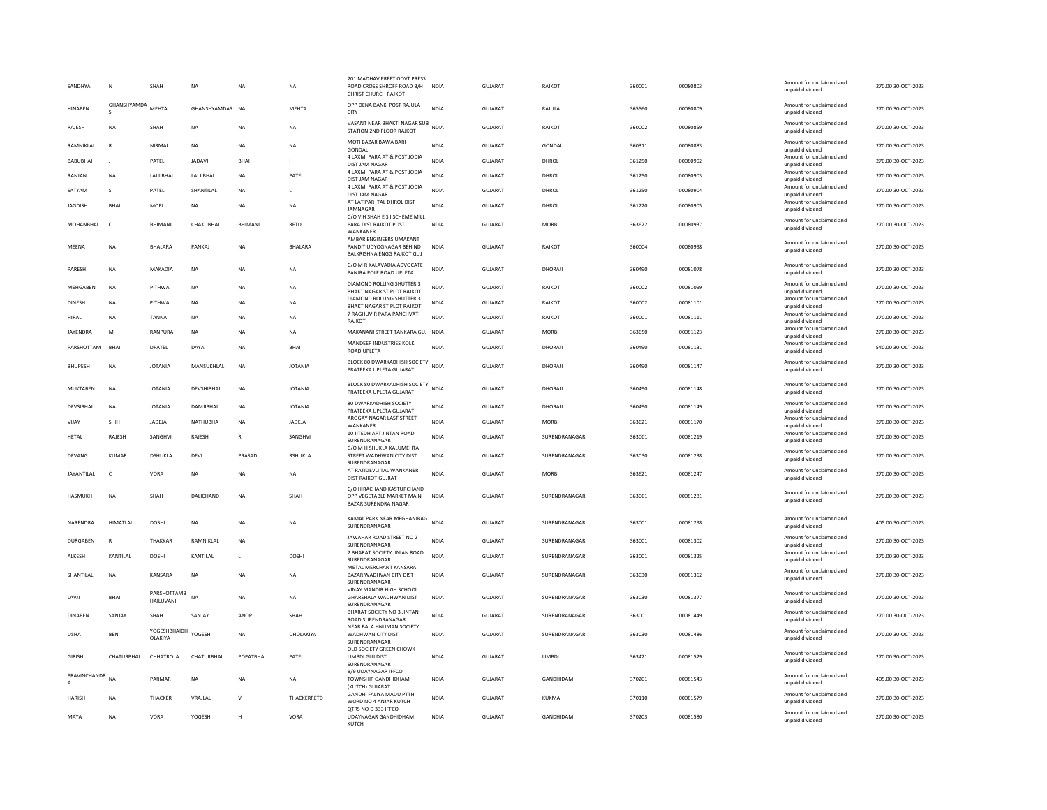| | | | | | | | | | | | | | | |
|---|---|---|---|---|---|---|---|---|---|---|---|---|---|---|
| SANDHYA | N | SHAH | NA | NA | NA | 201 MADHAV PREET GOVT PRESS ROAD CROSS SHROFF ROAD B/H CHRIST CHURCH RAJKOT | INDIA | GUJARAT | RAJKOT | 360001 | 00080803 | Amount for unclaimed and unpaid dividend | 270.00 | 30-OCT-2023 |
| HINABEN | GHANSHYAMDA S | MEHTA | GHANSHYAMDAS | NA | MEHTA | OPP DENA BANK POST RAJULA CITY | INDIA | GUJARAT | RAJULA | 365560 | 00080809 | Amount for unclaimed and unpaid dividend | 270.00 | 30-OCT-2023 |
| RAJESH | NA | SHAH | NA | NA | NA | VASANT NEAR BHAKTI NAGAR SUB STATION 2ND FLOOR RAJKOT | INDIA | GUJARAT | RAJKOT | 360002 | 00080859 | Amount for unclaimed and unpaid dividend | 270.00 | 30-OCT-2023 |
| RAMNIKLAL | R | NIRMAL | NA | NA | NA | MOTI BAZAR BAWA BARI GONDAL | INDIA | GUJARAT | GONDAL | 360311 | 00080883 | Amount for unclaimed and unpaid dividend | 270.00 | 30-OCT-2023 |
| BABUBHAI | J | PATEL | JADAVJI | BHAI | H | 4 LAXMI PARA AT & POST JODIA DIST JAM NAGAR | INDIA | GUJARAT | DHROL | 361250 | 00080902 | Amount for unclaimed and unpaid dividend | 270.00 | 30-OCT-2023 |
| RANJAN | NA | LALJIBHAI | LALJIBHAI | NA | PATEL | 4 LAXMI PARA AT & POST JODIA DIST JAM NAGAR | INDIA | GUJARAT | DHROL | 361250 | 00080903 | Amount for unclaimed and unpaid dividend | 270.00 | 30-OCT-2023 |
| SATYAM | S | PATEL | SHANTILAL | NA | L | 4 LAXMI PARA AT & POST JODIA DIST JAM NAGAR | INDIA | GUJARAT | DHROL | 361250 | 00080904 | Amount for unclaimed and unpaid dividend | 270.00 | 30-OCT-2023 |
| JAGDISH | BHAI | MORI | NA | NA | NA | AT LATIPAR TAL DHROL DIST JAMNAGAR | INDIA | GUJARAT | DHROL | 361220 | 00080905 | Amount for unclaimed and unpaid dividend | 270.00 | 30-OCT-2023 |
| MOHANBHAI | C | BHIMANI | CHAKUBHAI | BHIMANI | RETD | C/O V H SHAH E S I SCHEME MILL PARA DIST RAJKOT POST WANKANER | INDIA | GUJARAT | MORBI | 363622 | 00080937 | Amount for unclaimed and unpaid dividend | 270.00 | 30-OCT-2023 |
| MEENA | NA | BHALARA | PANKAJ | NA | BHALARA | AMBAR ENGINEERS UMAKANT PANDIT UDYOGNAGAR BEHIND BALKRISHNA ENGG RAJKOT GUJ | INDIA | GUJARAT | RAJKOT | 360004 | 00080998 | Amount for unclaimed and unpaid dividend | 270.00 | 30-OCT-2023 |
| PARESH | NA | MAKADIA | NA | NA | NA | C/O M R KALAVADIA ADVOCATE PANJRA POLE ROAD UPLETA | INDIA | GUJARAT | DHORAJI | 360490 | 00081078 | Amount for unclaimed and unpaid dividend | 270.00 | 30-OCT-2023 |
| MEHGABEN | NA | PITHWA | NA | NA | NA | DIAMOND ROLLING SHUTTER 3 BHAKTINAGAR ST PLOT RAJKOT | INDIA | GUJARAT | RAJKOT | 360002 | 00081099 | Amount for unclaimed and unpaid dividend | 270.00 | 30-OCT-2023 |
| DINESH | NA | PITHWA | NA | NA | NA | DIAMOND ROLLING SHUTTER 3 BHAKTINAGAR ST PLOT RAJKOT | INDIA | GUJARAT | RAJKOT | 360002 | 00081101 | Amount for unclaimed and unpaid dividend | 270.00 | 30-OCT-2023 |
| HIRAL | NA | TANNA | NA | NA | NA | 7 RAGHUVIR PARA PANCHVATI RAJKOT | INDIA | GUJARAT | RAJKOT | 360001 | 00081111 | Amount for unclaimed and unpaid dividend | 270.00 | 30-OCT-2023 |
| JAYENDRA | M | RANPURA | NA | NA | NA | MAKANANI STREET TANKARA GUJ | INDIA | GUJARAT | MORBI | 363650 | 00081123 | Amount for unclaimed and unpaid dividend | 270.00 | 30-OCT-2023 |
| PARSHOTTAM | BHAI | DPATEL | DAYA | NA | BHAI | MANDEEP INDUSTRIES KOLKI ROAD UPLETA | INDIA | GUJARAT | DHORAJI | 360490 | 00081131 | Amount for unclaimed and unpaid dividend | 540.00 | 30-OCT-2023 |
| BHUPESH | NA | JOTANIA | MANSUKHLAL | NA | JOTANIA | BLOCK 80 DWARKADHISH SOCIETY PRATEEXA UPLETA GUJARAT | INDIA | GUJARAT | DHORAJI | 360490 | 00081147 | Amount for unclaimed and unpaid dividend | 270.00 | 30-OCT-2023 |
| MUKTABEN | NA | JOTANIA | DEVSHIBHAI | NA | JOTANIA | BLOCK 80 DWARKADHISH SOCIETY PRATEEXA UPLETA GUJARAT | INDIA | GUJARAT | DHORAJI | 360490 | 00081148 | Amount for unclaimed and unpaid dividend | 270.00 | 30-OCT-2023 |
| DEVSIBHAI | NA | JOTANIA | DAMJIBHAI | NA | JOTANIA | 80 DWARKADHISH SOCIETY PRATEEXA UPLETA GUJARAT | INDIA | GUJARAT | DHORAJI | 360490 | 00081149 | Amount for unclaimed and unpaid dividend | 270.00 | 30-OCT-2023 |
| VIJAY | SHIH | JADEJA | NATHUBHA | NA | JADEJA | AROGAY NAGAR LAST STREET WANKANER | INDIA | GUJARAT | MORBI | 363621 | 00081170 | Amount for unclaimed and unpaid dividend | 270.00 | 30-OCT-2023 |
| HETAL | RAJESH | SANGHVI | RAJESH | R | SANGHVI | 10 JITEDH APT JINTAN ROAD SURENDRANAGAR | INDIA | GUJARAT | SURENDRANAGAR | 363001 | 00081219 | Amount for unclaimed and unpaid dividend | 270.00 | 30-OCT-2023 |
| DEVANG | KUMAR | DSHUKLA | DEVI | PRASAD | RSHUKLA | C/O M H SHUKLA KALUMEHTA STREET WADHWAN CITY DIST SURENDRANAGAR | INDIA | GUJARAT | SURENDRANAGAR | 363030 | 00081238 | Amount for unclaimed and unpaid dividend | 270.00 | 30-OCT-2023 |
| JAYANTILAL | C | VORA | NA | NA | NA | AT RATIDEVLI TAL WANKANER DIST RAJKOT GUJRAT | INDIA | GUJARAT | MORBI | 363621 | 00081247 | Amount for unclaimed and unpaid dividend | 270.00 | 30-OCT-2023 |
| HASMUKH | NA | SHAH | DALICHAND | NA | SHAH | C/O HIRACHAND KASTURCHAND OPP VEGETABLE MARKET MAIN BAZAR SURENDRA NAGAR | INDIA | GUJARAT | SURENDRANAGAR | 363001 | 00081281 | Amount for unclaimed and unpaid dividend | 270.00 | 30-OCT-2023 |
| NARENDRA | HIMATLAL | DOSHI | NA | NA | NA | KAMAL PARK NEAR MEGHANIBAG SURENDRANAGAR | INDIA | GUJARAT | SURENDRANAGAR | 363001 | 00081298 | Amount for unclaimed and unpaid dividend | 405.00 | 30-OCT-2023 |
| DURGABEN | R | THAKKAR | RAMNIKLAL | NA | | JAWAHAR ROAD STREET NO 2 SURENDRANAGAR | INDIA | GUJARAT | SURENDRANAGAR | 363001 | 00081302 | Amount for unclaimed and unpaid dividend | 270.00 | 30-OCT-2023 |
| ALKESH | KANTILAL | DOSHI | KANTILAL | L | DOSHI | 2 BHARAT SOCIETY JINIAN ROAD SURENDRANAGAR | INDIA | GUJARAT | SURENDRANAGAR | 363001 | 00081325 | Amount for unclaimed and unpaid dividend | 270.00 | 30-OCT-2023 |
| SHANTILAL | NA | KANSARA | NA | NA | NA | METAL MERCHANT KANSARA BAZAR WADHVAN CITY DIST SURENDRANAGAR | INDIA | GUJARAT | SURENDRANAGAR | 363030 | 00081362 | Amount for unclaimed and unpaid dividend | 270.00 | 30-OCT-2023 |
| LAVJI | BHAI | PARSHOTTAMB HAILUVANI | NA | NA | NA | VINAY MANDIR HIGH SCHOOL GHARSHALA WADHWAN DIST SURENDRANAGAR | INDIA | GUJARAT | SURENDRANAGAR | 363030 | 00081377 | Amount for unclaimed and unpaid dividend | 270.00 | 30-OCT-2023 |
| DINABEN | SANJAY | SHAH | SANJAY | ANOP | SHAH | BHARAT SOCIETY NO 3 JINTAN ROAD SURENDRANAGAR | INDIA | GUJARAT | SURENDRANAGAR | 363001 | 00081449 | Amount for unclaimed and unpaid dividend | 270.00 | 30-OCT-2023 |
| USHA | BEN | YOGESHBHAIDH OLAKIYA | YOGESH | NA | DHOLAKIYA | NEAR BALA HNUMAN SOCIETY WADHWAN CITY DIST SURENDRANAGAR | INDIA | GUJARAT | SURENDRANAGAR | 363030 | 00081486 | Amount for unclaimed and unpaid dividend | 270.00 | 30-OCT-2023 |
| GIRISH | CHATURBHAI | CHHATROLA | CHATURBHAI | POPATBHAI | PATEL | OLD SOCIETY GREEN CHOWK LIMBDI GUJ DIST SURENDRANAGAR | INDIA | GUJARAT | LIMBDI | 363421 | 00081529 | Amount for unclaimed and unpaid dividend | 270.00 | 30-OCT-2023 |
| PRAVINCHANDR A | NA | PARMAR | NA | NA | NA | B/9 UDAYNAGAR IFFCO TOWNSHIP GANDHIDHAM (KUTCH) GUJARAT | INDIA | GUJARAT | GANDHIDAM | 370201 | 00081543 | Amount for unclaimed and unpaid dividend | 405.00 | 30-OCT-2023 |
| HARISH | NA | THACKER | VRAJLAL | V | THACKERRETD | GANDHI FALIYA MADU PTTH WORD NO 4 ANJAR KUTCH | INDIA | GUJARAT | KUKMA | 370110 | 00081579 | Amount for unclaimed and unpaid dividend | 270.00 | 30-OCT-2023 |
| MAYA | NA | VORA | YOGESH | H | VORA | QTRS NO D 333 IFFCO UDAYNAGAR GANDHIDHAM KUTCH | INDIA | GUJARAT | GANDHIDAM | 370203 | 00081580 | Amount for unclaimed and unpaid dividend | 270.00 | 30-OCT-2023 |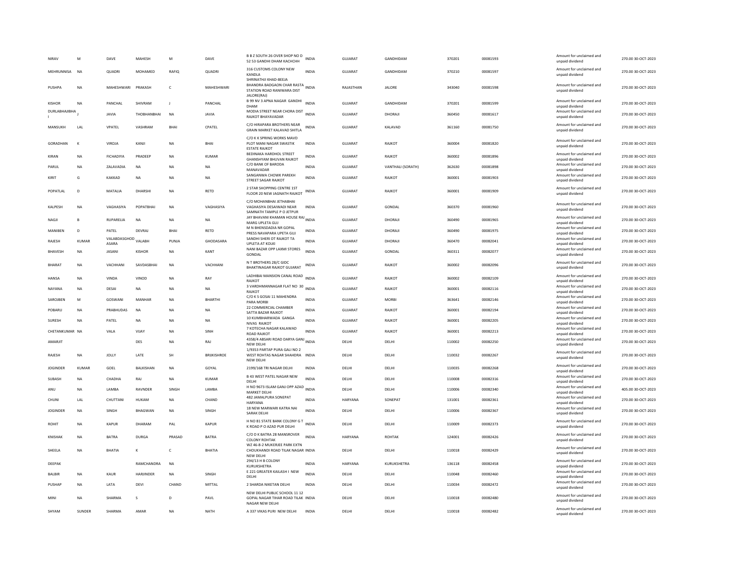| NIRAV | M | DAVE | MAHESH | M | DAVE | B B Z SOUTH 26 OVER SHOP NO D 52 53 GANDHI DHAM KACHCHH | INDIA | GUJARAT | GANDHIDAM | 370201 | 00081593 | | Amount for unclaimed and unpaid dividend | 270.00 30-OCT-2023 |
|---|---|---|---|---|---|---|---|---|---|---|---|---|---|---|
| MEHRUNNISA | NA | QUADRI | MOHAMED | RAFIQ | QUADRI | 316 CUSTOMS COLONY NEW KANDLA | INDIA | GUJARAT | GANDHIDAM | 370210 | 00081597 | | Amount for unclaimed and unpaid dividend | 270.00 30-OCT-2023 |
| PUSHPA | NA | MAHESHWARI | PRAKASH | C | MAHESHWARI | SHRINATHJI KHAD-BEEJA BHANDRA BADGAON CHAR RASTA STATION ROAD RANIWARA DIST JALORE(RAJ) | INDIA | RAJASTHAN | JALORE | 343040 | 00081598 | | Amount for unclaimed and unpaid dividend | 270.00 30-OCT-2023 |
| KISHOR | NA | PANCHAL | SHIVRAM | J | PANCHAL | B 99 NV 3 APNA NAGAR GANDHI DHAM | INDIA | GUJARAT | GANDHIDAM | 370201 | 00081599 | | Amount for unclaimed and unpaid dividend | 270.00 30-OCT-2023 |
| DURLABHAJIBHA I | J | JAVIA | THOBHANBHAI | NA | JAVIA | MODIA STREET NEAR CHORA DIST RAJKOT BHAYAVADAR | INDIA | GUJARAT | DHORAJI | 360450 | 00081617 | | Amount for unclaimed and unpaid dividend | 270.00 30-OCT-2023 |
| MANSUKH | LAL | VPATEL | VASHRAM | BHAI | CPATEL | C/O HIRAPARA BROTHERS NEAR GRAIN MARKET KALAVAD SHITLA | INDIA | GUJARAT | KALAVAD | 361160 | 00081750 | | Amount for unclaimed and unpaid dividend | 270.00 30-OCT-2023 |
| GORADHAN | K | VIROJA | KANJI | NA | BHAI | C/O K K SPRING WORKS MAVD PLOT MANI NAGAR SWASTIK ESTATE RAJKOT | INDIA | GUJARAT | RAJKOT | 360004 | 00081820 | | Amount for unclaimed and unpaid dividend | 270.00 30-OCT-2023 |
| KIRAN | NA | FICHADIYA | PRADEEP | NA | KUMAR | BEDINAKA HARDHOL STREET GHANSHYAM BHUVAN RAJKOT | INDIA | GUJARAT | RAJKOT | 360002 | 00081896 | | Amount for unclaimed and unpaid dividend | 270.00 30-OCT-2023 |
| PARUL | NA | ZALAVADIA | NA | NA | NA | C/O BANK OF BARODA MANAVADAR | INDIA | GUJARAT | VANTHALI (SORATH) | 362630 | 00081898 | | Amount for unclaimed and unpaid dividend | 270.00 30-OCT-2023 |
| KIRIT | G | KAKKAD | NA | NA | NA | SANGANWA CHOWK PAREKH STREET SAGAR RAJKOT | INDIA | GUJARAT | RAJKOT | 360001 | 00081903 | | Amount for unclaimed and unpaid dividend | 270.00 30-OCT-2023 |
| POPATLAL | D | MATALIA | DHARSHI | NA | RETD | 2 STAR SHOPPING CENTRE 1ST FLOOR 20 NEW JAGNATH RAJKOT | INDIA | GUJARAT | RAJKOT | 360001 | 00081909 | | Amount for unclaimed and unpaid dividend | 270.00 30-OCT-2023 |
| KALPESH | NA | VAGHASIYA | POPATBHAI | NA | VAGHASIYA | C/O MOHANBHAI JETHABHAI VAGHASIYA DESAIWADI NEAR SAMNATH TAMPLE P O JETPUR | INDIA | GUJARAT | GONDAL | 360370 | 00081960 | | Amount for unclaimed and unpaid dividend | 270.00 30-OCT-2023 |
| NAGJI | B | RUPARELIA | NA | NA | NA | JAY BHAVANI KHAMAN HOUSE RAJ MARG UPLETA GUJ | INDIA | GUJARAT | DHORAJI | 360490 | 00081965 | | Amount for unclaimed and unpaid dividend | 270.00 30-OCT-2023 |
| MANIBEN | D | PATEL | DEVRAJ | BHAI | RETD | M N BHENSDADIA NR GOPAL PRESS NAVAPARA UPETA GUJ | INDIA | GUJARAT | DHORAJI | 360490 | 00081975 | | Amount for unclaimed and unpaid dividend | 270.00 30-OCT-2023 |
| RAJESH | KUMAR | VALABDASGHOD ASARA | VALABH | PUNJA | GHODASARA | SANDHI SHERI DT RAJKOT TA UPLETA AT KOLKI | INDIA | GUJARAT | DHORAJI | 360470 | 00082041 | | Amount for unclaimed and unpaid dividend | 270.00 30-OCT-2023 |
| BHAVESH | NA | JASANI | KISHOR | NA | KANT | NANI BAZAR OPP LAXMI STORES GONDAL | INDIA | GUJARAT | GONDAL | 360311 | 00082077 | | Amount for unclaimed and unpaid dividend | 270.00 30-OCT-2023 |
| BHARAT | NA | VACHHANI | SAVDASBHAI | NA | VACHHANI | N T BROTHERS 28/C GIDC BHAKTINAGAR RAJKOT GUJARAT | INDIA | GUJARAT | RAJKOT | 360002 | 00082096 | | Amount for unclaimed and unpaid dividend | 270.00 30-OCT-2023 |
| HANSA | NA | VINDA | VINOD | NA | RAY | LADHIBAI MANSION CANAL ROAD RAJKOT | INDIA | GUJARAT | RAJKOT | 360002 | 00082109 | | Amount for unclaimed and unpaid dividend | 270.00 30-OCT-2023 |
| NAYANA | NA | DESAI | NA | NA | NA | 3 VARDHMANNAGAR FLAT NO 30 RAJKOT | INDIA | GUJARAT | RAJKOT | 360001 | 00082116 | | Amount for unclaimed and unpaid dividend | 270.00 30-OCT-2023 |
| SAROJBEN | M | GOSWANI | MANHAR | NA | BHARTHI | C/O K S GOSAI 11 MAHENDRA PARA MORBI | INDIA | GUJARAT | MORBI | 363641 | 00082146 | | Amount for unclaimed and unpaid dividend | 270.00 30-OCT-2023 |
| POBARU | NA | PRABHUDAS | NA | NA | NA | 22 COMMERCIAL CHAMBER SATTA BAZAR RAJKOT | INDIA | GUJARAT | RAJKOT | 360001 | 00082194 | | Amount for unclaimed and unpaid dividend | 270.00 30-OCT-2023 |
| SURESH | NA | PATEL | NA | NA | NA | 10 KUMBHARWADA GANGA NIVAS RAJKOT | INDIA | GUJARAT | RAJKOT | 360001 | 00082205 | | Amount for unclaimed and unpaid dividend | 270.00 30-OCT-2023 |
| CHETANKUMAR | NA | VALA | VIJAY | NA | SINH | 7 KOTECHA NAGAR KALAWAD ROAD RAJKOT | INDIA | GUJARAT | RAJKOT | 360001 | 00082213 | | Amount for unclaimed and unpaid dividend | 270.00 30-OCT-2023 |
| AMARJIT | | | DES | NA | RAJ | 4358/4 ABSARI ROAD DARYA GANJ NEW DELHI | INDIA | DELHI | DELHI | 110002 | 00082250 | | Amount for unclaimed and unpaid dividend | 270.00 30-OCT-2023 |
| RAJESH | NA | JOLLY | LATE | SH | BRIJKISHROE | 1/9353 PARTAP PURA GALI NO 2 WEST ROHTAS NAGAR SHAHDRA NEW DELHI | INDIA | DELHI | DELHI | 110032 | 00082267 | | Amount for unclaimed and unpaid dividend | 270.00 30-OCT-2023 |
| JOGINDER | KUMAR | GOEL | BALKISHAN | NA | GOYAL | 2199/168 TRI NAGAR DELHI | INDIA | DELHI | DELHI | 110035 | 00082268 | | Amount for unclaimed and unpaid dividend | 270.00 30-OCT-2023 |
| SUBASH | NA | CHADHA | RAJ | NA | KUMAR | B 43 WEST PATEL NAGAR NEW DELHI | INDIA | DELHI | DELHI | 110008 | 00082316 | | Amount for unclaimed and unpaid dividend | 270.00 30-OCT-2023 |
| ANU | NA | LAMBA | RAVNDER | SINGH | LAMBA | H NO 9673 ISLAM GANJ OPP AZAD MARKET DELHI | INDIA | DELHI | DELHI | 110006 | 00082340 | | Amount for unclaimed and unpaid dividend | 405.00 30-OCT-2023 |
| CHUNI | LAL | CHUTTANI | HUKAM | NA | CHAND | 482 JAMALPURA SONEPAT HARYANA | INDIA | HARYANA | SONEPAT | 131001 | 00082361 | | Amount for unclaimed and unpaid dividend | 270.00 30-OCT-2023 |
| JOGINDER | NA | SINGH | BHAGWAN | NA | SINGH | 18 NEW MARWARI KATRA NAI SARAK DELHI | INDIA | DELHI | DELHI | 110006 | 00082367 | | Amount for unclaimed and unpaid dividend | 270.00 30-OCT-2023 |
| ROHIT | NA | KAPUR | DHARAM | PAL | KAPUR | H NO 81 STATE BANK COLONY G T K ROAD P O AZAD PUR DELHI | INDIA | DELHI | DELHI | 110009 | 00082373 | | Amount for unclaimed and unpaid dividend | 270.00 30-OCT-2023 |
| KNISHAK | NA | BATRA | DURGA | PRASAD | BATRA | C/O D K BATRA 28 MANSROVER COLONY ROHTAK | INDIA | HARYANA | ROHTAK | 124001 | 00082426 | | Amount for unclaimed and unpaid dividend | 270.00 30-OCT-2023 |
| SHEELA | NA | BHATIA | K | C | BHATIA | WZ 46-8-2 MUKERJEE PARK EXTN CHOUKHANDI ROAD TILAK NAGAR NEW DELHI | INDIA | DELHI | DELHI | 110018 | 00082429 | | Amount for unclaimed and unpaid dividend | 270.00 30-OCT-2023 |
| DEEPAK | | | RAMCHANDRA | NA | | 294/13 H B COLONY KURUKSHETRA | INDIA | HARYANA | KURUKSHETRA | 136118 | 00082458 | | Amount for unclaimed and unpaid dividend | 270.00 30-OCT-2023 |
| BALBIR | NA | KAUR | HARJINDER | NA | SINGH | E 221 GREATER KAILASH I NEW DELHI | INDIA | DELHI | DELHI | 110048 | 00082460 | | Amount for unclaimed and unpaid dividend | 270.00 30-OCT-2023 |
| PUSHAP | NA | LATA | DEVI | CHAND | MITTAL | 2 SHARDA NIKETAN DELHI | INDIA | DELHI | DELHI | 110034 | 00082472 | | Amount for unclaimed and unpaid dividend | 270.00 30-OCT-2023 |
| MINI | NA | SHARMA | S | D | PAVL | NEW DELHI PUBLIC SCHOOL 11 12 GOPAL NAGAR TIHAR ROAD TILAK NAGAR NEW DELHI | INDIA | DELHI | DELHI | 110018 | 00082480 | | Amount for unclaimed and unpaid dividend | 270.00 30-OCT-2023 |
| SHYAM | SUNDER | SHARMA | AMAR | NA | NATH | A 337 VIKAS PURI NEW DELHI | INDIA | DELHI | DELHI | 110018 | 00082482 | | Amount for unclaimed and unpaid dividend | 270.00 30-OCT-2023 |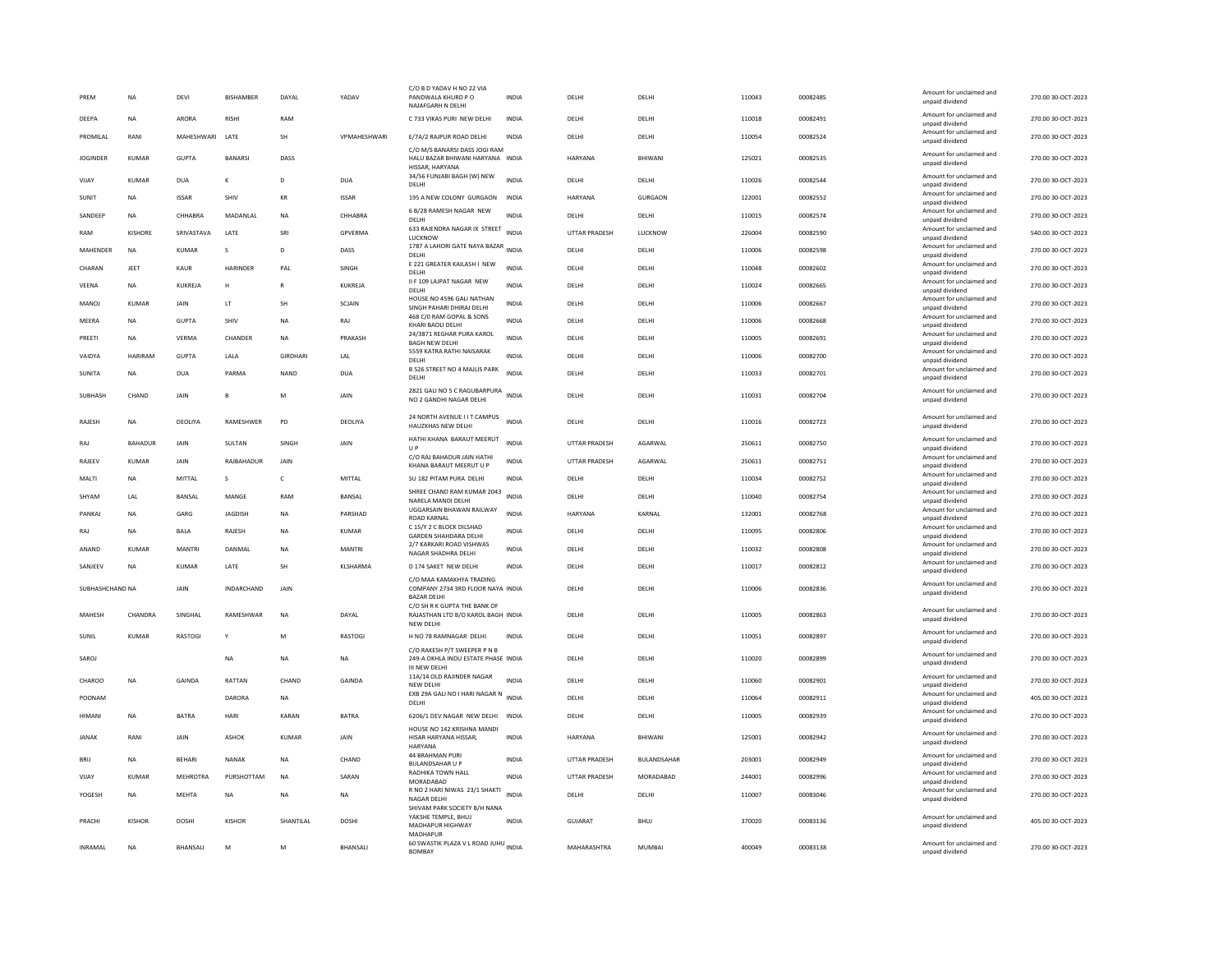| PREM | NA | DEVI | BISHAMBER | DAYAL | YADAV | C/O B D YADAV H NO 22 VIA PANDWALA KHURD P O NAJAFGARH N DELHI | INDIA | DELHI | DELHI | 110043 | 00082485 | Amount for unclaimed and unpaid dividend | 270.00 30-OCT-2023 |
|---|---|---|---|---|---|---|---|---|---|---|---|---|---|
| DEEPA | NA | ARORA | RISHI | RAM | | C 733 VIKAS PURI NEW DELHI | INDIA | DELHI | DELHI | 110018 | 00082491 | Amount for unclaimed and unpaid dividend | 270.00 30-OCT-2023 |
| PROMILAL | RANI | MAHESHWARI | LATE | SH | VPMAHESHWARI | E/7A/2 RAJPUR ROAD DELHI | INDIA | DELHI | DELHI | 110054 | 00082524 | Amount for unclaimed and unpaid dividend | 270.00 30-OCT-2023 |
| JOGINDER | KUMAR | GUPTA | BANARSI | DASS | | C/O M/S BANARSI DASS JOGI RAM HALU BAZAR BHIWANI HARYANA HISSAR, HARYANA | INDIA | HARYANA | BHIWANI | 125021 | 00082535 | Amount for unclaimed and unpaid dividend | 270.00 30-OCT-2023 |
| VIJAY | KUMAR | DUA | K | D | DUA | 34/56 FUNJABI BAGH (W) NEW DELHI | INDIA | DELHI | DELHI | 110026 | 00082544 | Amount for unclaimed and unpaid dividend | 270.00 30-OCT-2023 |
| SUNIT | NA | ISSAR | SHIV | KR | ISSAR | 195 A NEW COLONY GURGAON | INDIA | HARYANA | GURGAON | 122001 | 00082552 | Amount for unclaimed and unpaid dividend | 270.00 30-OCT-2023 |
| SANDEEP | NA | CHHABRA | MADANLAL | NA | CHHABRA | 6 B/28 RAMESH NAGAR NEW DELHI | INDIA | DELHI | DELHI | 110015 | 00082574 | Amount for unclaimed and unpaid dividend | 270.00 30-OCT-2023 |
| RAM | KISHORE | SRIVASTAVA | LATE | SRI | GPVERMA | 633 RAJENDRA NAGAR IX STREET LUCKNOW | INDIA | UTTAR PRADESH | LUCKNOW | 226004 | 00082590 | Amount for unclaimed and unpaid dividend | 540.00 30-OCT-2023 |
| MAHENDER | NA | KUMAR | S | D | DASS | 1787 A LAHORI GATE NAYA BAZAR DELHI | INDIA | DELHI | DELHI | 110006 | 00082598 | Amount for unclaimed and unpaid dividend | 270.00 30-OCT-2023 |
| CHARAN | JEET | KAUR | HARINDER | PAL | SINGH | E 221 GREATER KAILASH I NEW DELHI | INDIA | DELHI | DELHI | 110048 | 00082602 | Amount for unclaimed and unpaid dividend | 270.00 30-OCT-2023 |
| VEENA | NA | KUKREJA | H | R | KUKREJA | II F 109 LAJPAT NAGAR NEW DELHI | INDIA | DELHI | DELHI | 110024 | 00082665 | Amount for unclaimed and unpaid dividend | 270.00 30-OCT-2023 |
| MANOJ | KUMAR | JAIN | LT | SH | SCJAIN | HOUSE NO 4596 GALI NATHAN SINGH PAHARI DHIRAJ DELHI | INDIA | DELHI | DELHI | 110006 | 00082667 | Amount for unclaimed and unpaid dividend | 270.00 30-OCT-2023 |
| MEERA | NA | GUPTA | SHIV | NA | RAJ | 468 C/0 RAM GOPAL & SONS KHARI BAOLI DELHI | INDIA | DELHI | DELHI | 110006 | 00082668 | Amount for unclaimed and unpaid dividend | 270.00 30-OCT-2023 |
| PREETI | NA | VERMA | CHANDER | NA | PRAKASH | 24/3871 REGHAR PURA KAROL BAGH NEW DELHI | INDIA | DELHI | DELHI | 110005 | 00082691 | Amount for unclaimed and unpaid dividend | 270.00 30-OCT-2023 |
| VAIDYA | HARIRAM | GUPTA | LALA | GIRDHARI | LAL | 5559 KATRA RATHI NAISARAK DELHI | INDIA | DELHI | DELHI | 110006 | 00082700 | Amount for unclaimed and unpaid dividend | 270.00 30-OCT-2023 |
| SUNITA | NA | DUA | PARMA | NAND | DUA | B 526 STREET NO 4 MAJLIS PARK DELHI | INDIA | DELHI | DELHI | 110033 | 00082701 | Amount for unclaimed and unpaid dividend | 270.00 30-OCT-2023 |
| SUBHASH | CHAND | JAIN | B | M | JAIN | 2821 GALI NO 5 C RAGUBARPURA NO 2 GANDHI NAGAR DELHI | INDIA | DELHI | DELHI | 110031 | 00082704 | Amount for unclaimed and unpaid dividend | 270.00 30-OCT-2023 |
| RAJESH | NA | DEOLIYA | RAMESHWER | PD | DEOLIYA | 24 NORTH AVENUE I I T CAMPUS HAUZKHAS NEW DELHI | INDIA | DELHI | DELHI | 110016 | 00082723 | Amount for unclaimed and unpaid dividend | 270.00 30-OCT-2023 |
| RAJ | BAHADUR | JAIN | SULTAN | SINGH | JAIN | HATHI KHANA BARAUT MEERUT U P | INDIA | UTTAR PRADESH | AGARWAL | 250611 | 00082750 | Amount for unclaimed and unpaid dividend | 270.00 30-OCT-2023 |
| RAJEEV | KUMAR | JAIN | RAJBAHADUR | JAIN | | C/O RAJ BAHADUR JAIN HATHI KHANA BARAUT MEERUT U P | INDIA | UTTAR PRADESH | AGARWAL | 250611 | 00082751 | Amount for unclaimed and unpaid dividend | 270.00 30-OCT-2023 |
| MALTI | NA | MITTAL | S | C | MITTAL | SU 182 PITAM PURA DELHI | INDIA | DELHI | DELHI | 110034 | 00082752 | Amount for unclaimed and unpaid dividend | 270.00 30-OCT-2023 |
| SHYAM | LAL | BANSAL | MANGE | RAM | BANSAL | SHREE CHAND RAM KUMAR 2043 NARELA MANDI DELHI | INDIA | DELHI | DELHI | 110040 | 00082754 | Amount for unclaimed and unpaid dividend | 270.00 30-OCT-2023 |
| PANKAJ | NA | GARG | JAGDISH | NA | PARSHAD | UGGARSAIN BHAWAN RAILWAY ROAD KARNAL | INDIA | HARYANA | KARNAL | 132001 | 00082768 | Amount for unclaimed and unpaid dividend | 270.00 30-OCT-2023 |
| RAJ | NA | BALA | RAJESH | NA | KUMAR | C 15/Y 2 C BLOCK DILSHAD GARDEN SHAHDARA DELHI | INDIA | DELHI | DELHI | 110095 | 00082806 | Amount for unclaimed and unpaid dividend | 270.00 30-OCT-2023 |
| ANAND | KUMAR | MANTRI | DANMAL | NA | MANTRI | 2/7 KARKARI ROAD VISHWAS NAGAR SHADHRA DELHI | INDIA | DELHI | DELHI | 110032 | 00082808 | Amount for unclaimed and unpaid dividend | 270.00 30-OCT-2023 |
| SANJEEV | NA | KUMAR | LATE | SH | KLSHARMA | D 174 SAKET NEW DELHI | INDIA | DELHI | DELHI | 110017 | 00082812 | Amount for unclaimed and unpaid dividend | 270.00 30-OCT-2023 |
| SUBHASHCHAND | NA | JAIN | INDARCHAND | JAIN | | C/O MAA KAMAKHYA TRADING COMPANY 2734 3RD FLOOR NAYA BAZAR DELHI | INDIA | DELHI | DELHI | 110006 | 00082836 | Amount for unclaimed and unpaid dividend | 270.00 30-OCT-2023 |
| MAHESH | CHANDRA | SINGHAL | RAMESHWAR | NA | DAYAL | C/O SH R K GUPTA THE BANK OF RAJASTHAN LTD B/O KAROL BAGH NEW DELHI | INDIA | DELHI | DELHI | 110005 | 00082863 | Amount for unclaimed and unpaid dividend | 270.00 30-OCT-2023 |
| SUNIL | KUMAR | RASTOGI | Y | M | RASTOGI | H NO 78 RAMNAGAR DELHI | INDIA | DELHI | DELHI | 110051 | 00082897 | Amount for unclaimed and unpaid dividend | 270.00 30-OCT-2023 |
| SAROJ | | | NA | NA | NA | C/O RAKESH P/T SWEEPER P N B 249-A OKHLA INDU ESTATE PHASE III NEW DELHI | INDIA | DELHI | DELHI | 110020 | 00082899 | Amount for unclaimed and unpaid dividend | 270.00 30-OCT-2023 |
| CHAROO | NA | GAINDA | RATTAN | CHAND | GAINDA | 11A/14 OLD RAJINDER NAGAR NEW DELHI | INDIA | DELHI | DELHI | 110060 | 00082901 | Amount for unclaimed and unpaid dividend | 270.00 30-OCT-2023 |
| POONAM | | | DARDRA | NA | | EXB 29A GALI NO I HARI NAGAR N DELHI | INDIA | DELHI | DELHI | 110064 | 00082911 | Amount for unclaimed and unpaid dividend | 405.00 30-OCT-2023 |
| HIMANI | NA | BATRA | HARI | KARAN | BATRA | 6206/1 DEV NAGAR NEW DELHI | INDIA | DELHI | DELHI | 110005 | 00082939 | Amount for unclaimed and unpaid dividend | 270.00 30-OCT-2023 |
| JANAK | RANI | JAIN | ASHOK | KUMAR | JAIN | HOUSE NO 142 KRISHNA MANDI HISAR HARYANA HISSAR, HARYANA | INDIA | HARYANA | BHIWANI | 125001 | 00082942 | Amount for unclaimed and unpaid dividend | 270.00 30-OCT-2023 |
| BRIJ | NA | BEHARI | NANAK | NA | CHAND | 44 BRAHMAN PURI BULANDSAHAR U P | INDIA | UTTAR PRADESH | BULANDSAHAR | 203001 | 00082949 | Amount for unclaimed and unpaid dividend | 270.00 30-OCT-2023 |
| VIJAY | KUMAR | MEHROTRA | PURSHOTTAM | NA | SARAN | RADHIKA TOWN HALL MORADABAD | INDIA | UTTAR PRADESH | MORADABAD | 244001 | 00082996 | Amount for unclaimed and unpaid dividend | 270.00 30-OCT-2023 |
| YOGESH | NA | MEHTA | NA | NA | NA | R NO 2 HARI NIWAS 23/1 SHAKTI NAGAR DELHI | INDIA | DELHI | DELHI | 110007 | 00083046 | Amount for unclaimed and unpaid dividend | 270.00 30-OCT-2023 |
| PRACHI | KISHOR | DOSHI | KISHOR | SHANTILAL | DOSHI | SHIVAM PARK SOCIETY B/H NANA YAKSHE TEMPLE, BHUJ MADHAPUR HIGHWAY MADHAPUR | INDIA | GUJARAT | BHUJ | 370020 | 00083136 | Amount for unclaimed and unpaid dividend | 405.00 30-OCT-2023 |
| INRAMAL | NA | BHANSALI | M | M | BHANSALI | 60 SWASTIK PLAZA V L ROAD JUHU BOMBAY | INDIA | MAHARASHTRA | MUMBAI | 400049 | 00083138 | Amount for unclaimed and unpaid dividend | 270.00 30-OCT-2023 |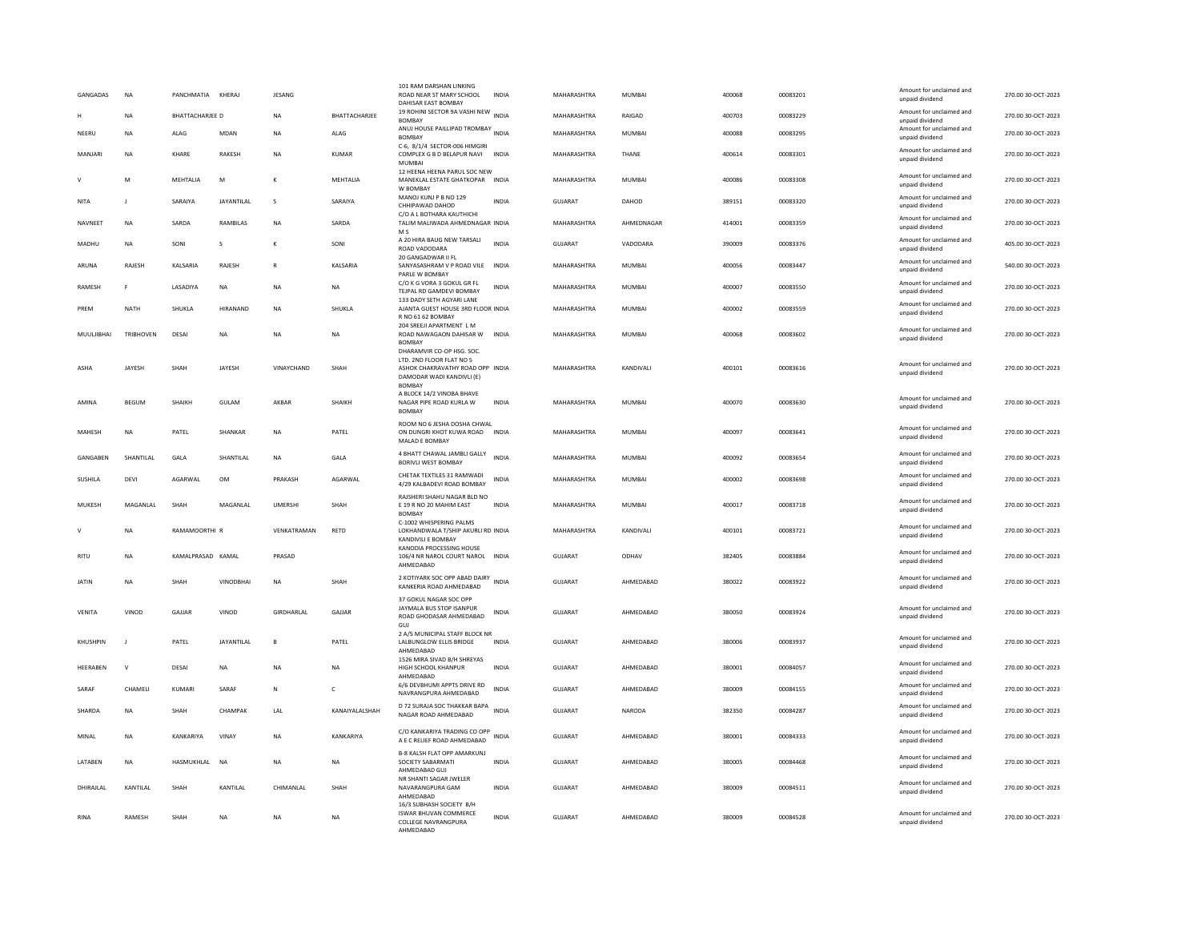| GANGADAS | NA | PANCHMATIA | KHERAJ | JESANG | | 101 RAM DARSHAN LINKING ROAD NEAR ST MARY SCHOOL DAHISAR EAST BOMBAY | INDIA | MAHARASHTRA | MUMBAI | 400068 | 00083201 | Amount for unclaimed and unpaid dividend | 270.00 30-OCT-2023 |
|---|---|---|---|---|---|---|---|---|---|---|---|---|---|
| H | NA | BHATTACHARJEE D | | NA | BHATTACHARJEE | 19 ROHINI SECTOR 9A VASHI NEW BOMBAY | INDIA | MAHARASHTRA | RAIGAD | 400703 | 00083229 | Amount for unclaimed and unpaid dividend | 270.00 30-OCT-2023 |
| NEERU | NA | ALAG | MDAN | NA | ALAG | ANUJ HOUSE PAILLIPAD TROMBAY BOMBAY | INDIA | MAHARASHTRA | MUMBAI | 400088 | 00083295 | Amount for unclaimed and unpaid dividend | 270.00 30-OCT-2023 |
| MANJARI | NA | KHARE | RAKESH | NA | KUMAR | C-6, 8/1/4 SECTOR-006 HIMGIRI COMPLEX G B D BELAPUR NAVI MUMBAI | INDIA | MAHARASHTRA | THANE | 400614 | 00083301 | Amount for unclaimed and unpaid dividend | 270.00 30-OCT-2023 |
| V | M | MEHTALIA | M | K | MEHTALIA | 12 HEENA HEENA PARUL SOC NEW MANEKLAL ESTATE GHATKOPAR W BOMBAY | INDIA | MAHARASHTRA | MUMBAI | 400086 | 00083308 | Amount for unclaimed and unpaid dividend | 270.00 30-OCT-2023 |
| NITA | J | SARAIYA | JAYANTILAL | S | SARAIYA | MANOJ KUNJ P B NO 129 CHHIPAWAD DAHOD | INDIA | GUJARAT | DAHOD | 389151 | 00083320 | Amount for unclaimed and unpaid dividend | 270.00 30-OCT-2023 |
| NAVNEET | NA | SARDA | RAMBILAS | NA | SARDA | C/O A L BOTHARA KAUTHICHI TALIM MALIWADA AHMEDNAGAR M S | INDIA | MAHARASHTRA | AHMEDNAGAR | 414001 | 00083359 | Amount for unclaimed and unpaid dividend | 270.00 30-OCT-2023 |
| MADHU | NA | SONI | S | K | SONI | A 20 HIRA BAUG NEW TARSALI ROAD VADODARA | INDIA | GUJARAT | VADODARA | 390009 | 00083376 | Amount for unclaimed and unpaid dividend | 405.00 30-OCT-2023 |
| ARUNA | RAJESH | KALSARIA | RAJESH | R | KALSARIA | 20 GANGADWAR II FL SANYASASHRAM V P ROAD VILE PARLE W BOMBAY | INDIA | MAHARASHTRA | MUMBAI | 400056 | 00083447 | Amount for unclaimed and unpaid dividend | 540.00 30-OCT-2023 |
| RAMESH | F | LASADIYA | NA | NA | NA | C/O K G VORA 3 GOKUL GR FL TEJPAL RD GAMDEVI BOMBAY | INDIA | MAHARASHTRA | MUMBAI | 400007 | 00083550 | Amount for unclaimed and unpaid dividend | 270.00 30-OCT-2023 |
| PREM | NATH | SHUKLA | HIRANAND | NA | SHUKLA | 133 DADY SETH AGYARI LANE AJANTA GUEST HOUSE 3RD FLOOR R NO 61 62 BOMBAY | INDIA | MAHARASHTRA | MUMBAI | 400002 | 00083559 | Amount for unclaimed and unpaid dividend | 270.00 30-OCT-2023 |
| MUULJIBHAI | TRIBHOVEN | DESAI | NA | NA | NA | 204 SREEJI APARTMENT L M ROAD NAWAGAON DAHISAR W BOMBAY | INDIA | MAHARASHTRA | MUMBAI | 400068 | 00083602 | Amount for unclaimed and unpaid dividend | 270.00 30-OCT-2023 |
| ASHA | JAYESH | SHAH | JAYESH | VINAYCHAND | SHAH | DHARAMVIR CO-OP HSG. SOC. LTD. 2ND FLOOR FLAT NO 5 ASHOK CHAKRAVATHY ROAD OPP DAMODAR WADI KANDIVLI (E) BOMBAY | INDIA | MAHARASHTRA | KANDIVALI | 400101 | 00083616 | Amount for unclaimed and unpaid dividend | 270.00 30-OCT-2023 |
| AMINA | BEGUM | SHAIKH | GULAM | AKBAR | SHAIKH | A BLOCK 14/2 VINOBA BHAVE NAGAR PIPE ROAD KURLA W BOMBAY | INDIA | MAHARASHTRA | MUMBAI | 400070 | 00083630 | Amount for unclaimed and unpaid dividend | 270.00 30-OCT-2023 |
| MAHESH | NA | PATEL | SHANKAR | NA | PATEL | ROOM NO 6 JESHA DOSHA CHWAL ON DUNGRI KHOT KUWA ROAD MALAD E BOMBAY | INDIA | MAHARASHTRA | MUMBAI | 400097 | 00083641 | Amount for unclaimed and unpaid dividend | 270.00 30-OCT-2023 |
| GANGABEN | SHANTILAL | GALA | SHANTILAL | NA | GALA | 4 BHATT CHAWAL JAMBLI GALLY BORIVLI WEST BOMBAY | INDIA | MAHARASHTRA | MUMBAI | 400092 | 00083654 | Amount for unclaimed and unpaid dividend | 270.00 30-OCT-2023 |
| SUSHILA | DEVI | AGARWAL | OM | PRAKASH | AGARWAL | CHETAK TEXTILES 31 RAMWADI 4/29 KALBADEVI ROAD BOMBAY | INDIA | MAHARASHTRA | MUMBAI | 400002 | 00083698 | Amount for unclaimed and unpaid dividend | 270.00 30-OCT-2023 |
| MUKESH | MAGANLAL | SHAH | MAGANLAL | UMERSHI | SHAH | RAJSHERI SHAHU NAGAR BLD NO E 19 R NO 20 MAHIM EAST BOMBAY | INDIA | MAHARASHTRA | MUMBAI | 400017 | 00083718 | Amount for unclaimed and unpaid dividend | 270.00 30-OCT-2023 |
| V | NA | RAMAMOORTHI R | | VENKATRAMAN | RETD | C-1002 WHISPERING PALMS LOKHANDWALA T/SHIP AKURLI RD KANDIVILI E BOMBAY | INDIA | MAHARASHTRA | KANDIVALI | 400101 | 00083721 | Amount for unclaimed and unpaid dividend | 270.00 30-OCT-2023 |
| RITU | NA | KAMALPRASAD | KAMAL | PRASAD | | KANODIA PROCESSING HOUSE 106/4 NR NAROL COURT NAROL AHMEDABAD | INDIA | GUJARAT | ODHAV | 382405 | 00083884 | Amount for unclaimed and unpaid dividend | 270.00 30-OCT-2023 |
| JATIN | NA | SHAH | VINODBHAI | NA | SHAH | 2 KOTIYARK SOC OPP ABAD DAIRY KANKERIA ROAD AHMEDABAD | INDIA | GUJARAT | AHMEDABAD | 380022 | 00083922 | Amount for unclaimed and unpaid dividend | 270.00 30-OCT-2023 |
| VENITA | VINOD | GAJJAR | VINOD | GIRDHARLAL | GAJJAR | 37 GOKUL NAGAR SOC OPP JAYMALA BUS STOP ISANPUR ROAD GHODASAR AHMEDABAD GUJ | INDIA | GUJARAT | AHMEDABAD | 380050 | 00083924 | Amount for unclaimed and unpaid dividend | 270.00 30-OCT-2023 |
| KHUSHPIN | J | PATEL | JAYANTILAL | B | PATEL | 2 A/5 MUNICIPAL STAFF BLOCK NR LALBUNGLOW ELLIS BRIDGE AHMEDABAD | INDIA | GUJARAT | AHMEDABAD | 380006 | 00083937 | Amount for unclaimed and unpaid dividend | 270.00 30-OCT-2023 |
| HEERABEN | V | DESAI | NA | NA | NA | 1526 MIRA SIVAD B/H SHREYAS HIGH SCHOOL KHANPUR AHMEDABAD | INDIA | GUJARAT | AHMEDABAD | 380001 | 00084057 | Amount for unclaimed and unpaid dividend | 270.00 30-OCT-2023 |
| SARAF | CHAMELI | KUMARI | SARAF | N | C | 6/6 DEVBHUMI APPTS DRIVE RD NAVRANGPURA AHMEDABAD | INDIA | GUJARAT | AHMEDABAD | 380009 | 00084155 | Amount for unclaimed and unpaid dividend | 270.00 30-OCT-2023 |
| SHARDA | NA | SHAH | CHAMPAK | LAL | KANAIYALALSHAH | D 72 SURAJA SOC THAKKAR BAPA NAGAR ROAD AHMEDABAD | INDIA | GUJARAT | NARODA | 382350 | 00084287 | Amount for unclaimed and unpaid dividend | 270.00 30-OCT-2023 |
| MINAL | NA | KANKARIYA | VINAY | NA | KANKARIYA | C/O KANKARIYA TRADING CO OPP A E C RELIEF ROAD AHMEDABAD | INDIA | GUJARAT | AHMEDABAD | 380001 | 00084333 | Amount for unclaimed and unpaid dividend | 270.00 30-OCT-2023 |
| LATABEN | NA | HASMUKHLAL | NA | NA | NA | B-8 KALSH FLAT OPP AMARKUNJ SOCIETY SABARMATI AHMEDABAD GUJ | INDIA | GUJARAT | AHMEDABAD | 380005 | 00084468 | Amount for unclaimed and unpaid dividend | 270.00 30-OCT-2023 |
| DHIRAJLAL | KANTILAL | SHAH | KANTILAL | CHIMANLAL | SHAH | NR SHANTI SAGAR JWELER NAVARANGPURA GAM AHMEDABAD | INDIA | GUJARAT | AHMEDABAD | 380009 | 00084511 | Amount for unclaimed and unpaid dividend | 270.00 30-OCT-2023 |
| RINA | RAMESH | SHAH | NA | NA | NA | 16/3 SUBHASH SOCIETY B/H ISWAR BHUVAN COMMERCE COLLEGE NAVRANGPURA AHMEDABAD | INDIA | GUJARAT | AHMEDABAD | 380009 | 00084528 | Amount for unclaimed and unpaid dividend | 270.00 30-OCT-2023 |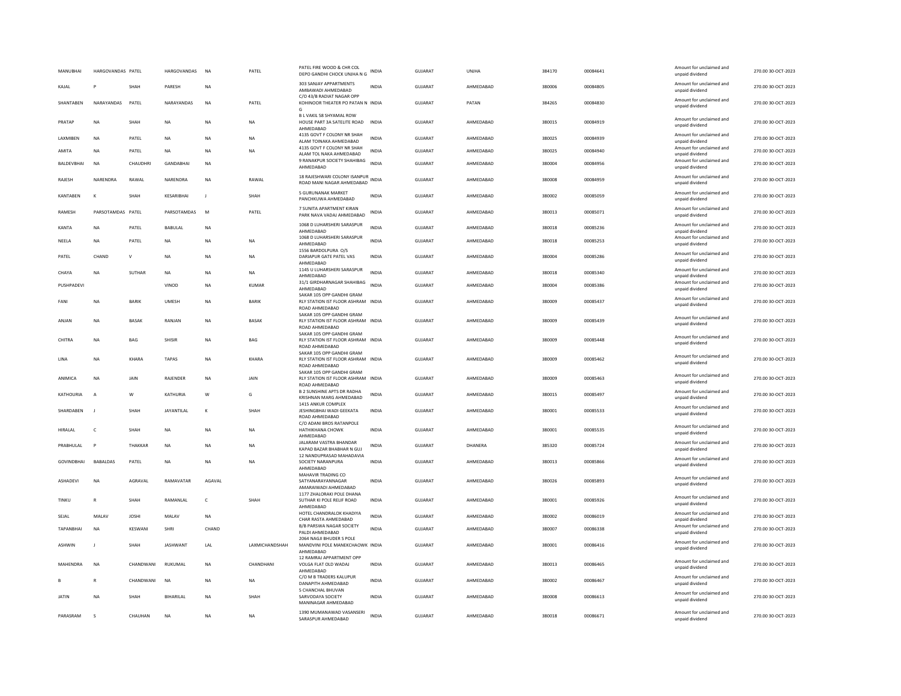| MANUBHAI | HARGOVANDAS | PATEL | HARGOVANDAS | NA | PATEL | PATEL FIRE WOOD & CHR COL DEPO GANDHI CHOCK UNJHA N G | INDIA | GUJARAT | UNJHA | 384170 | 00084641 | Amount for unclaimed and unpaid dividend | 270.00 | 30-OCT-2023 |
|---|---|---|---|---|---|---|---|---|---|---|---|---|---|---|
| KAJAL | P | SHAH | PARESH | NA | | 303 SANJAY APPARTMENTS AMBAWADI AHMEDABAD | INDIA | GUJARAT | AHMEDABAD | 380006 | 00084805 | Amount for unclaimed and unpaid dividend | 270.00 | 30-OCT-2023 |
| SHANTABEN | NARAYANDAS | PATEL | NARAYANDAS | NA | PATEL | C/O 43/B RADIAT NAGAR OPP KOHINOOR THEATER PO PATAN N G | INDIA | GUJARAT | PATAN | 384265 | 00084830 | Amount for unclaimed and unpaid dividend | 270.00 | 30-OCT-2023 |
| PRATAP | NA | SHAH | NA | NA | NA | B L VAKIL 58 SHYAMAL ROW HOUSE PART 3A SATELITE ROAD AHMEDABAD | INDIA | GUJARAT | AHMEDABAD | 380015 | 00084919 | Amount for unclaimed and unpaid dividend | 270.00 | 30-OCT-2023 |
| LAXMIBEN | NA | PATEL | NA | NA | NA | 4135 GOVT F COLONY NR SHAH ALAM TOINAKA AHMEDABAD | INDIA | GUJARAT | AHMEDABAD | 380025 | 00084939 | Amount for unclaimed and unpaid dividend | 270.00 | 30-OCT-2023 |
| AMITA | NA | PATEL | NA | NA | NA | 4135 GOVT F COLONY NR SHAH ALAM TOL NAKA AHMEDABAD | INDIA | GUJARAT | AHMEDABAD | 380025 | 00084940 | Amount for unclaimed and unpaid dividend | 270.00 | 30-OCT-2023 |
| BALDEVBHAI | NA | CHAUDHRI | GANDABHAI | NA | | 9 RANAKPUR SOCIETY SHAHIBAG AHMEDABAD | INDIA | GUJARAT | AHMEDABAD | 380004 | 00084956 | Amount for unclaimed and unpaid dividend | 270.00 | 30-OCT-2023 |
| RAJESH | NARENDRA | RAWAL | NARENDRA | NA | RAWAL | 18 RAJESHWARI COLONY ISANPUR ROAD MANI NAGAR AHMEDABAD | INDIA | GUJARAT | AHMEDABAD | 380008 | 00084959 | Amount for unclaimed and unpaid dividend | 270.00 | 30-OCT-2023 |
| KANTABEN | K | SHAH | KESARIBHAI | J | SHAH | 5 GURUNANAK MARKET PANCHKUWA AHMEDABAD | INDIA | GUJARAT | AHMEDABAD | 380002 | 00085059 | Amount for unclaimed and unpaid dividend | 270.00 | 30-OCT-2023 |
| RAMESH | PARSOTAMDAS | PATEL | PARSOTAMDAS | M | PATEL | 7 SUNITA APARTMENT KIRAN PARK NAVA VADAJ AHMEDABAD | INDIA | GUJARAT | AHMEDABAD | 380013 | 00085071 | Amount for unclaimed and unpaid dividend | 270.00 | 30-OCT-2023 |
| KANTA | NA | PATEL | BABULAL | NA | | 1068 D LUHARSHERI SARASPUR AHMEDABAD | INDIA | GUJARAT | AHMEDABAD | 380018 | 00085236 | Amount for unclaimed and unpaid dividend | 270.00 | 30-OCT-2023 |
| NEELA | NA | PATEL | NA | NA | NA | 1068 D LUHARSHERI SARASPUR AHMEDABAD | INDIA | GUJARAT | AHMEDABAD | 380018 | 00085253 | Amount for unclaimed and unpaid dividend | 270.00 | 30-OCT-2023 |
| PATEL | CHAND | V | NA | NA | NA | 1556 BARDOLPURA O/S DARIAPUR GATE PATEL VAS AHMEDABAD | INDIA | GUJARAT | AHMEDABAD | 380004 | 00085286 | Amount for unclaimed and unpaid dividend | 270.00 | 30-OCT-2023 |
| CHAYA | NA | SUTHAR | NA | NA | NA | 1145 U LUHARSHERI SARASPUR AHMEDABAD | INDIA | GUJARAT | AHMEDABAD | 380018 | 00085340 | Amount for unclaimed and unpaid dividend | 270.00 | 30-OCT-2023 |
| PUSHPADEVI | | | VINOD | NA | KUMAR | 31/1 GIRDHARNAGAR SHAHIBAG AHMEDABAD | INDIA | GUJARAT | AHMEDABAD | 380004 | 00085386 | Amount for unclaimed and unpaid dividend | 270.00 | 30-OCT-2023 |
| FANI | NA | BARIK | UMESH | NA | BARIK | SAKAR 105 OPP GANDHI GRAM RLY STATION IST FLOOR ASHRAM ROAD AHMEDABAD | INDIA | GUJARAT | AHMEDABAD | 380009 | 00085437 | Amount for unclaimed and unpaid dividend | 270.00 | 30-OCT-2023 |
| ANJAN | NA | BASAK | RANJAN | NA | BASAK | SAKAR 105 OPP GANDHI GRAM RLY STATION IST FLOOR ASHRAM ROAD AHMEDABAD | INDIA | GUJARAT | AHMEDABAD | 380009 | 00085439 | Amount for unclaimed and unpaid dividend | 270.00 | 30-OCT-2023 |
| CHITRA | NA | BAG | SHISIR | NA | BAG | SAKAR 105 OPP GANDHI GRAM RLY STATION IST FLOOR ASHRAM ROAD AHMEDABAD | INDIA | GUJARAT | AHMEDABAD | 380009 | 00085448 | Amount for unclaimed and unpaid dividend | 270.00 | 30-OCT-2023 |
| LINA | NA | KHARA | TAPAS | NA | KHARA | SAKAR 105 OPP GANDHI GRAM RLY STATION IST FLOOR ASHRAM ROAD AHMEDABAD | INDIA | GUJARAT | AHMEDABAD | 380009 | 00085462 | Amount for unclaimed and unpaid dividend | 270.00 | 30-OCT-2023 |
| ANIMICA | NA | JAIN | RAJENDER | NA | JAIN | SAKAR 105 OPP GANDHI GRAM RLY STATION IST FLOOR ASHRAM ROAD AHMEDABAD | INDIA | GUJARAT | AHMEDABAD | 380009 | 00085463 | Amount for unclaimed and unpaid dividend | 270.00 | 30-OCT-2023 |
| KATHOURIA | A | W | KATHURIA | W | G | B 2 SUNSHINE APTS DR RADHA KRISHNAN MARG AHMEDABAD | INDIA | GUJARAT | AHMEDABAD | 380015 | 00085497 | Amount for unclaimed and unpaid dividend | 270.00 | 30-OCT-2023 |
| SHARDABEN | J | SHAH | JAYANTILAL | K | SHAH | 1415 ANKUR COMPLEX JESHINGBHAI WADI GEEKATA ROAD AHMEDABAD | INDIA | GUJARAT | AHMEDABAD | 380001 | 00085533 | Amount for unclaimed and unpaid dividend | 270.00 | 30-OCT-2023 |
| HIRALAL | C | SHAH | NA | NA | NA | C/O ADANI BROS RATANPOLE HATHIKHANA CHOWK AHMEDABAD | INDIA | GUJARAT | AHMEDABAD | 380001 | 00085535 | Amount for unclaimed and unpaid dividend | 270.00 | 30-OCT-2023 |
| PRABHULAL | P | THAKKAR | NA | NA | NA | JALARAM VASTRA BHANDAR KAPAD BAZAR BHABHAR N GUJ | INDIA | GUJARAT | DHANERA | 385320 | 00085724 | Amount for unclaimed and unpaid dividend | 270.00 | 30-OCT-2023 |
| GOVINDBHAI | BABALDAS | PATEL | NA | NA | NA | 12 NANDUPRASAD MAHADAVIA SOCIETY NARANPURA AHMEDABAD | INDIA | GUJARAT | AHMEDABAD | 380013 | 00085866 | Amount for unclaimed and unpaid dividend | 270.00 | 30-OCT-2023 |
| ASHADEVI | NA | AGRAVAL | RAMAVATAR | AGAVAL | | MAHAVIR TRADING CO SATYANARAYANNAGAR AMARAIWADI AHMEDABAD | INDIA | GUJARAT | AHMEDABAD | 380026 | 00085893 | Amount for unclaimed and unpaid dividend | 270.00 | 30-OCT-2023 |
| TINKU | R | SHAH | RAMANLAL | C | SHAH | 1177 ZHALORAKI POLE DHANA SUTHAR KI POLE RELIF ROAD AHMEDABAD | INDIA | GUJARAT | AHMEDABAD | 380001 | 00085926 | Amount for unclaimed and unpaid dividend | 270.00 | 30-OCT-2023 |
| SEJAL | MALAV | JOSHI | MALAV | NA | | HOTEL CHANDRALOK KHADIYA CHAR RASTA AHMEDABAD | INDIA | GUJARAT | AHMEDABAD | 380002 | 00086019 | Amount for unclaimed and unpaid dividend | 270.00 | 30-OCT-2023 |
| TAPANBHAI | NA | KESWANI | SHRI | CHAND | | B/B PARSWA NAGAR SOCIETY PALDI AHMEDABAD | INDIA | GUJARAT | AHMEDABAD | 380007 | 00086338 | Amount for unclaimed and unpaid dividend | 270.00 | 30-OCT-2023 |
| ASHWIN | J | SHAH | JASHWANT | LAL | LAXMICHANDSHAH | 2064 NAGJI BHUDER S POLE MANDVINI POLE MANEKCHAOWK AHMEDABAD | INDIA | GUJARAT | AHMEDABAD | 380001 | 00086416 | Amount for unclaimed and unpaid dividend | 270.00 | 30-OCT-2023 |
| MAHENDRA | NA | CHANDWANI | RUKUMAL | NA | CHANDHANI | 12 RAMRAJ APPARTMENT OPP VOLGA FLAT OLD WADAJ AHMEDABAD | INDIA | GUJARAT | AHMEDABAD | 380013 | 00086465 | Amount for unclaimed and unpaid dividend | 270.00 | 30-OCT-2023 |
| B | R | CHANDWANI | NA | NA | NA | C/O M B TRADERS KALUPUR DANAPITH AHMEDABAD | INDIA | GUJARAT | AHMEDABAD | 380002 | 00086467 | Amount for unclaimed and unpaid dividend | 270.00 | 30-OCT-2023 |
| JATIN | NA | SHAH | BIHARILAL | NA | SHAH | 5 CHANCHAL BHUVAN SARVODAYA SOCIETY MANINAGAR AHMEDABAD | INDIA | GUJARAT | AHMEDABAD | 380008 | 00086613 | Amount for unclaimed and unpaid dividend | 270.00 | 30-OCT-2023 |
| PARASRAM | S | CHAUHAN | NA | NA | NA | 1390 MUMANAWAD VASANSERI SARASPUR AHMEDABAD | INDIA | GUJARAT | AHMEDABAD | 380018 | 00086671 | Amount for unclaimed and unpaid dividend | 270.00 | 30-OCT-2023 |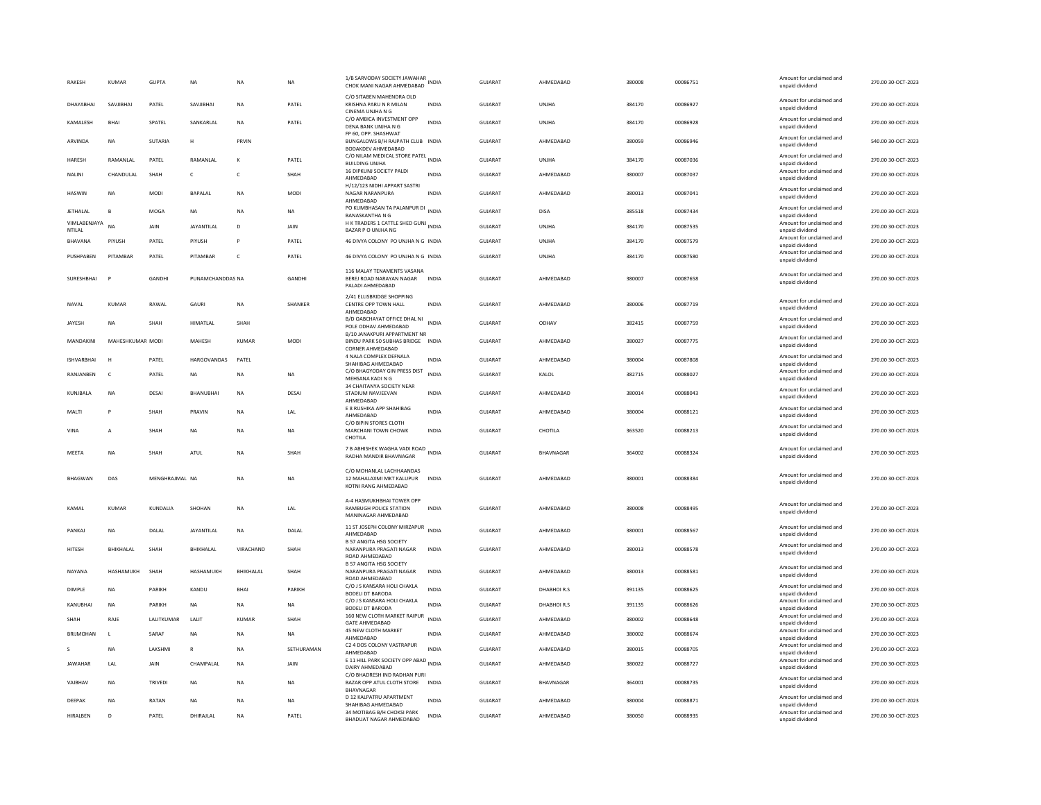| RAKESH | KUMAR | GUPTA | NA | NA | NA | 1/B SARVODAY SOCIETY JAWAHAR CHOK MANI NAGAR AHMEDABAD | INDIA | GUJARAT | AHMEDABAD | 380008 | 00086751 | Amount for unclaimed and unpaid dividend | 270.00 | 30-OCT-2023 |
|---|---|---|---|---|---|---|---|---|---|---|---|---|---|---|
| DHAYABHAI | SAVJIBHAI | PATEL | SAVJIBHAI | NA | PATEL | C/O SITABEN MAHENDRA OLD KRISHNA PARU N R MILAN CINEMA UNJHA N G | INDIA | GUJARAT | UNJHA | 384170 | 00086927 | Amount for unclaimed and unpaid dividend | 270.00 | 30-OCT-2023 |
| KAMALESH | BHAI | SPATEL | SANKARLAL | NA | PATEL | C/O AMBICA INVESTMENT OPP DENA BANK UNJHA N G | INDIA | GUJARAT | UNJHA | 384170 | 00086928 | Amount for unclaimed and unpaid dividend | 270.00 | 30-OCT-2023 |
| ARVINDA | NA | SUTARIA | H | PRVIN | | FP 60, OPP. SHASHWAT BUNGALOWS B/H RAJPATH CLUB BODAKDEV AHMEDABAD | INDIA | GUJARAT | AHMEDABAD | 380059 | 00086946 | Amount for unclaimed and unpaid dividend | 540.00 | 30-OCT-2023 |
| HARESH | RAMANLAL | PATEL | RAMANLAL | K | PATEL | C/O NILAM MEDICAL STORE PATEL BUILDING UNJHA | INDIA | GUJARAT | UNJHA | 384170 | 00087036 | Amount for unclaimed and unpaid dividend | 270.00 | 30-OCT-2023 |
| NALINI | CHANDULAL | SHAH | C | C | SHAH | 16 DIPKUNJ SOCIETY PALDI AHMEDABAD | INDIA | GUJARAT | AHMEDABAD | 380007 | 00087037 | Amount for unclaimed and unpaid dividend | 270.00 | 30-OCT-2023 |
| HASWIN | NA | MODI | BAPALAL | NA | MODI | H/12/123 NIDHI APPART SASTRI NAGAR NARANPURA AHMEDABAD | INDIA | GUJARAT | AHMEDABAD | 380013 | 00087041 | Amount for unclaimed and unpaid dividend | 270.00 | 30-OCT-2023 |
| JETHALAL | B | MOGA | NA | NA | NA | PO KUMBHASAN TA PALANPUR DI BANASKANTHA N G | INDIA | GUJARAT | DISA | 385518 | 00087434 | Amount for unclaimed and unpaid dividend | 270.00 | 30-OCT-2023 |
| VIMLABENJAYA NTILAL | NA | JAIN | JAYANTILAL | D | JAIN | H K TRADERS 1 CATTLE SHED GUNJ BAZAR P O UNJHA NG | INDIA | GUJARAT | UNJHA | 384170 | 00087535 | Amount for unclaimed and unpaid dividend | 270.00 | 30-OCT-2023 |
| BHAVANA | PIYUSH | PATEL | PIYUSH | P | PATEL | 46 DIVYA COLONY PO UNJHA N G | INDIA | GUJARAT | UNJHA | 384170 | 00087579 | Amount for unclaimed and unpaid dividend | 270.00 | 30-OCT-2023 |
| PUSHPABEN | PITAMBAR | PATEL | PITAMBAR | C | PATEL | 46 DIVYA COLONY PO UNJHA N G | INDIA | GUJARAT | UNJHA | 384170 | 00087580 | Amount for unclaimed and unpaid dividend | 270.00 | 30-OCT-2023 |
| SURESHBHAI | P | GANDHI | PUNAMCHANDDAS | NA | GANDHI | 116 MALAY TENAMENTS VASANA BEREJ ROAD NARAYAN NAGAR PALADI AHMEDABAD | INDIA | GUJARAT | AHMEDABAD | 380007 | 00087658 | Amount for unclaimed and unpaid dividend | 270.00 | 30-OCT-2023 |
| NAVAL | KUMAR | RAWAL | GAURI | NA | SHANKER | 2/41 ELLISBRIDGE SHOPPING CENTRE OPP TOWN HALL AHMEDABAD | INDIA | GUJARAT | AHMEDABAD | 380006 | 00087719 | Amount for unclaimed and unpaid dividend | 270.00 | 30-OCT-2023 |
| JAYESH | NA | SHAH | HIMATLAL | SHAH | | B/D OABCHAYAT OFFICE DHAL NI POLE ODHAV AHMEDABAD | INDIA | GUJARAT | ODHAV | 382415 | 00087759 | Amount for unclaimed and unpaid dividend | 270.00 | 30-OCT-2023 |
| MANDAKINI | MAHESHKUMAR | MODI | MAHESH | KUMAR | MODI | B/10 JANAKPURI APPARTMENT NR BINDU PARK 50 SUBHAS BRIDGE CORNER AHMEDABAD | INDIA | GUJARAT | AHMEDABAD | 380027 | 00087775 | Amount for unclaimed and unpaid dividend | 270.00 | 30-OCT-2023 |
| ISHVARBHAI | H | PATEL | HARGOVANDAS | PATEL | | 4 NALA COMPLEX DEFNALA SHAHIBAG AHMEDABAD | INDIA | GUJARAT | AHMEDABAD | 380004 | 00087808 | Amount for unclaimed and unpaid dividend | 270.00 | 30-OCT-2023 |
| RANJANBEN | C | PATEL | NA | NA | NA | C/O BHAGYODAY GIN PRESS DIST MEHSANA KADI N G | INDIA | GUJARAT | KALOL | 382715 | 00088027 | Amount for unclaimed and unpaid dividend | 270.00 | 30-OCT-2023 |
| KUNJBALA | NA | DESAI | BHANUBHAI | NA | DESAI | 34 CHAITANYA SOCIETY NEAR STADIUM NAVJEEVAN AHMEDABAD | INDIA | GUJARAT | AHMEDABAD | 380014 | 00088043 | Amount for unclaimed and unpaid dividend | 270.00 | 30-OCT-2023 |
| MALTI | P | SHAH | PRAVIN | NA | LAL | E 8 RUSHIKA APP SHAHIBAG AHMEDABAD | INDIA | GUJARAT | AHMEDABAD | 380004 | 00088121 | Amount for unclaimed and unpaid dividend | 270.00 | 30-OCT-2023 |
| VINA | A | SHAH | NA | NA | NA | C/O BIPIN STORES CLOTH MARCHANI TOWN CHOWK CHOTILA | INDIA | GUJARAT | CHOTILA | 363520 | 00088213 | Amount for unclaimed and unpaid dividend | 270.00 | 30-OCT-2023 |
| MEETA | NA | SHAH | ATUL | NA | SHAH | 7 B ABHISHEK WAGHA VADI ROAD RADHA MANDIR BHAVNAGAR | INDIA | GUJARAT | BHAVNAGAR | 364002 | 00088324 | Amount for unclaimed and unpaid dividend | 270.00 | 30-OCT-2023 |
| BHAGWAN | DAS | MENGHRAJMAL | NA | NA | NA | C/O MOHANLAL LACHHAANDAS 12 MAHALAXMI MKT KALUPUR KOTNI RANG AHMEDABAD | INDIA | GUJARAT | AHMEDABAD | 380001 | 00088384 | Amount for unclaimed and unpaid dividend | 270.00 | 30-OCT-2023 |
| KAMAL | KUMAR | KUNDALIA | SHOHAN | NA | LAL | A-4 HASMUKHBHAI TOWER OPP RAMBUGH POLICE STATION MANINAGAR AHMEDABAD | INDIA | GUJARAT | AHMEDABAD | 380008 | 00088495 | Amount for unclaimed and unpaid dividend | 270.00 | 30-OCT-2023 |
| PANKAJ | NA | DALAL | JAYANTILAL | NA | DALAL | 11 ST JOSEPH COLONY MIRZAPUR AHMEDABAD | INDIA | GUJARAT | AHMEDABAD | 380001 | 00088567 | Amount for unclaimed and unpaid dividend | 270.00 | 30-OCT-2023 |
| HITESH | BHIKHALAL | SHAH | BHIKHALAL | VIRACHAND | SHAH | B 57 ANGITA HSG SOCIETY NARANPURA PRAGATI NAGAR ROAD AHMEDABAD | INDIA | GUJARAT | AHMEDABAD | 380013 | 00088578 | Amount for unclaimed and unpaid dividend | 270.00 | 30-OCT-2023 |
| NAYANA | HASHAMUKH | SHAH | HASHAMUKH | BHIKHALAL | SHAH | B 57 ANGITA HSG SOCIETY NARANPURA PRAGATI NAGAR ROAD AHMEDABAD | INDIA | GUJARAT | AHMEDABAD | 380013 | 00088581 | Amount for unclaimed and unpaid dividend | 270.00 | 30-OCT-2023 |
| DIMPLE | NA | PARIKH | KANDU | BHAI | PARIKH | C/O J S KANSARA HOLI CHAKLA BODELI DT BARODA | INDIA | GUJARAT | DHABHOI R.S | 391135 | 00088625 | Amount for unclaimed and unpaid dividend | 270.00 | 30-OCT-2023 |
| KANUBHAI | NA | PARIKH | NA | NA | NA | C/O J S KANSARA HOLI CHAKLA BODELI DT BARODA | INDIA | GUJARAT | DHABHOI R.S | 391135 | 00088626 | Amount for unclaimed and unpaid dividend | 270.00 | 30-OCT-2023 |
| SHAH | RAJE | LALITKUMAR | LALIT | KUMAR | SHAH | 160 NEW CLOTH MARKET RAIPUR GATE AHMEDABAD | INDIA | GUJARAT | AHMEDABAD | 380002 | 00088648 | Amount for unclaimed and unpaid dividend | 270.00 | 30-OCT-2023 |
| BRIJMOHAN | L | SARAF | NA | NA | NA | 45 NEW CLOTH MARKET AHMEDABAD | INDIA | GUJARAT | AHMEDABAD | 380002 | 00088674 | Amount for unclaimed and unpaid dividend | 270.00 | 30-OCT-2023 |
| S | NA | LAKSHMI | R | NA | SETHURAMAN | C2 4 DOS COLONY VASTRAPUR AHMEDABAD | INDIA | GUJARAT | AHMEDABAD | 380015 | 00088705 | Amount for unclaimed and unpaid dividend | 270.00 | 30-OCT-2023 |
| JAWAHAR | LAL | JAIN | CHAMPALAL | NA | JAIN | E 11 HILL PARK SOCIETY OPP ABAD DAIRY AHMEDABAD | INDIA | GUJARAT | AHMEDABAD | 380022 | 00088727 | Amount for unclaimed and unpaid dividend | 270.00 | 30-OCT-2023 |
| VAIBHAV | NA | TRIVEDI | NA | NA | NA | C/O BHADRESH IND RADHAN PURI BAZAR OPP ATUL CLOTH STORE BHAVNAGAR | INDIA | GUJARAT | BHAVNAGAR | 364001 | 00088735 | Amount for unclaimed and unpaid dividend | 270.00 | 30-OCT-2023 |
| DEEPAK | NA | RATAN | NA | NA | NA | D 12 KALPATRU APARTMENT SHAHIBAG AHMEDABAD | INDIA | GUJARAT | AHMEDABAD | 380004 | 00088871 | Amount for unclaimed and unpaid dividend | 270.00 | 30-OCT-2023 |
| HIRALBEN | D | PATEL | DHIRAJLAL | NA | PATEL | 34 MOTIBAG B/H CHOKSI PARK BHADUAT NAGAR AHMEDABAD | INDIA | GUJARAT | AHMEDABAD | 380050 | 00088935 | Amount for unclaimed and unpaid dividend | 270.00 | 30-OCT-2023 |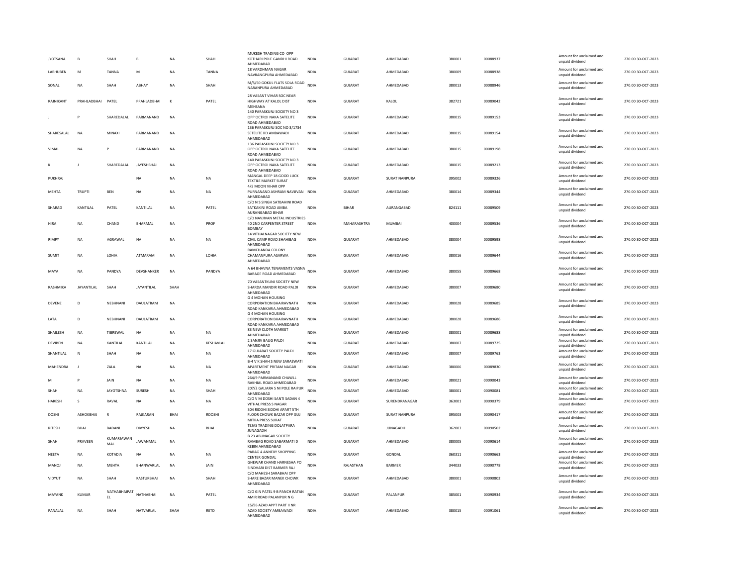| | | | | | | | | | | | | | | |
|---|---|---|---|---|---|---|---|---|---|---|---|---|---|---|
| JYOTSANA | B | SHAH | B | NA | SHAH | MUKESH TRADING CO OPP KOTHARI POLE GANDHI ROAD AHMEDABAD | INDIA | GUJARAT | AHMEDABAD | 380001 | 00088937 | | Amount for unclaimed and unpaid dividend | 270.00 30-OCT-2023 |
| LABHUBEN | M | TANNA | M | NA | TANNA | 18 VARDHMAN NAGAR NAVRANGPURA AHMEDABAD | INDIA | GUJARAT | AHMEDABAD | 380009 | 00088938 | | Amount for unclaimed and unpaid dividend | 270.00 30-OCT-2023 |
| SONAL | NA | SHAH | ABHAY | NA | SHAH | M/5/50 GOKUL FLATS SOLA ROAD NARANPURA AHMEDABAD | INDIA | GUJARAT | AHMEDABAD | 380013 | 00088946 | | Amount for unclaimed and unpaid dividend | 270.00 30-OCT-2023 |
| RAJNIKANT | PRAHLADBHAI | PATEL | PRAHLADBHAI | K | PATEL | 28 VASANT VIHAR SOC NEAR HIGHWAY AT KALOL DIST MEHSANA | INDIA | GUJARAT | KALOL | 382721 | 00089042 | | Amount for unclaimed and unpaid dividend | 270.00 30-OCT-2023 |
| J | P | SHAREDALAL | PARMANAND | NA | | 140 PARASKUNJ SOCIETY NO 3 OPP OCTROI NAKA SATELITE ROAD AHMEDABAD | INDIA | GUJARAT | AHMEDABAD | 380015 | 00089153 | | Amount for unclaimed and unpaid dividend | 270.00 30-OCT-2023 |
| SHARESALAL | NA | MINAXI | PARMANAND | NA | | 136 PARASKUNJ SOC NO 3/1734 SETELITE RD AMBAWADI AHMEDABAD | INDIA | GUJARAT | AHMEDABAD | 380015 | 00089154 | | Amount for unclaimed and unpaid dividend | 270.00 30-OCT-2023 |
| VIMAL | NA | P | PARMANAND | NA | | 136 PARASKUNJ SOCIETY NO 3 OPP OCTROI NAKA SATELITE ROAD AHMEDABAD | INDIA | GUJARAT | AHMEDABAD | 380015 | 00089198 | | Amount for unclaimed and unpaid dividend | 270.00 30-OCT-2023 |
| K | J | SHAREDALAL | JAYESHBHAI | NA | | 140 PARASKUNJ SOCIETY NO 3 OPP OCTROI NAKA SATELITE ROAD AHMEDABAD | INDIA | GUJARAT | AHMEDABAD | 380015 | 00089213 | | Amount for unclaimed and unpaid dividend | 270.00 30-OCT-2023 |
| PUKHRAJ | | | NA | NA | NA | MANGAL DEEP 18 GOOD LUCK TEXTILE MARKET SURAT | INDIA | GUJARAT | SURAT NANPURA | 395002 | 00089326 | | Amount for unclaimed and unpaid dividend | 270.00 30-OCT-2023 |
| MEHTA | TRUPTI | BEN | NA | NA | NA | 4/5 MOON VIHAR OPP PURNANAND ASHRAM NAVJIVAN AHMEDABAD | INDIA | GUJARAT | AHMEDABAD | 380014 | 00089344 | | Amount for unclaimed and unpaid dividend | 270.00 30-OCT-2023 |
| SHARAD | KANTILAL | PATEL | KANTILAL | NA | PATEL | C/O N S SINGH SATBAHINI ROAD SATKAKINI ROAD AMBA AURANGABAD BIHAR | INDIA | BIHAR | AURANGABAD | 824111 | 00089509 | | Amount for unclaimed and unpaid dividend | 270.00 30-OCT-2023 |
| HIRA | NA | CHAND | BHARMAL | NA | PROF | C/O NAVJIVAN METAL INDUSTRIES 40 2ND CARPENTER STREET BOMBAY | INDIA | MAHARASHTRA | MUMBAI | 400004 | 00089536 | | Amount for unclaimed and unpaid dividend | 270.00 30-OCT-2023 |
| RIMPY | NA | AGRAWAL | NA | NA | NA | 14 VITHALNAGAR SOCIETY NEW CIVIL CAMP ROAD SHAHIBAG AHMEDABAD | INDIA | GUJARAT | AHMEDABAD | 380004 | 00089598 | | Amount for unclaimed and unpaid dividend | 270.00 30-OCT-2023 |
| SUMIT | NA | LOHIA | ATMARAM | NA | LOHIA | RAMCHANDA COLONY CHAMANPURA ASARWA AHMEDABAD | INDIA | GUJARAT | AHMEDABAD | 380016 | 00089644 | | Amount for unclaimed and unpaid dividend | 270.00 30-OCT-2023 |
| MAYA | NA | PANDYA | DEVSHANKER | NA | PANDYA | A 64 BHAVNA TENAMENTS VASNA BARAGE ROAD AHMEDABAD | INDIA | GUJARAT | AHMEDABAD | 380055 | 00089668 | | Amount for unclaimed and unpaid dividend | 270.00 30-OCT-2023 |
| RASHMIKA | JAYANTILAL | SHAH | JAYANTILAL | SHAH | | 70 VASANTKUNJ SOCIETY NEW SHARDA MANDIR ROAD PALDI AHMEDABAD | INDIA | GUJARAT | AHMEDABAD | 380007 | 00089680 | | Amount for unclaimed and unpaid dividend | 270.00 30-OCT-2023 |
| DEVENE | D | NEBHNANI | DAULATRAM | NA | | G 4 MOHAN HOUSING CORPORATION BHAIRAVNATH ROAD KANKARIA AHMEDABAD | INDIA | GUJARAT | AHMEDABAD | 380028 | 00089685 | | Amount for unclaimed and unpaid dividend | 270.00 30-OCT-2023 |
| LATA | D | NEBHNANI | DAULATRAM | NA | | G 4 MOHAN HOUSING CORPORATION BHAIRAVNATH ROAD KANKARIA AHMEDABAD | INDIA | GUJARAT | AHMEDABAD | 380028 | 00089686 | | Amount for unclaimed and unpaid dividend | 270.00 30-OCT-2023 |
| SHAILESH | NA | TIBREWAL | NA | NA | NA | 83 NEW CLOTH MARKET AHMEDABAD | INDIA | GUJARAT | AHMEDABAD | 380001 | 00089688 | | Amount for unclaimed and unpaid dividend | 270.00 30-OCT-2023 |
| DEVIBEN | NA | KANTILAL | KANTILAL | NA | KESHAVLAL | 2 SANJIV BAUG PALDI AHMEDABAD | INDIA | GUJARAT | AHMEDABAD | 380007 | 00089725 | | Amount for unclaimed and unpaid dividend | 270.00 30-OCT-2023 |
| SHANTILAL | N | SHAH | NA | NA | NA | 17 GUJARAT SOCIETY PALDI AHMEDABAD | INDIA | GUJARAT | AHMEDABAD | 380007 | 00089763 | | Amount for unclaimed and unpaid dividend | 270.00 30-OCT-2023 |
| MAHENDRA | J | ZALA | NA | NA | NA | B-4 V K SHAH S NEW SARASWATI APARTMENT PRITAM NAGAR AHMEDABAD | INDIA | GUJARAT | AHMEDABAD | 380006 | 00089830 | | Amount for unclaimed and unpaid dividend | 270.00 30-OCT-2023 |
| M | P | JAIN | NA | NA | NA | 264/9 PARMANAND CHAWLL RAKHIAL ROAD AHMEDABAD | INDIA | GUJARAT | AHMEDABAD | 380021 | 00090043 | | Amount for unclaimed and unpaid dividend | 270.00 30-OCT-2023 |
| SHAH | NA | JAYOTSHNA | SURESH | NA | SHAH | 207/2 GALIARA S NI POLE RAIPUR AHMEDABAD | INDIA | GUJARAT | AHMEDABAD | 380001 | 00090081 | | Amount for unclaimed and unpaid dividend | 270.00 30-OCT-2023 |
| HARESH | S | RAVAL | NA | NA | NA | C/O V M DOSHI SANTI SADAN 4 VITHAL PRESS S NAGAR | INDIA | GUJARAT | SURENDRANAGAR | 363001 | 00090379 | | Amount for unclaimed and unpaid dividend | 270.00 30-OCT-2023 |
| DOSHI | ASHOKBHAI | R | RAJKARAN | BHAI | RDOSHI | 304 RIDDHI SIDDHI APART 5TH FLOOR CHOWK BAZAR OPP GUJ MITRA PRESS SURAT | INDIA | GUJARAT | SURAT NANPURA | 395003 | 00090417 | | Amount for unclaimed and unpaid dividend | 270.00 30-OCT-2023 |
| RITESH | BHAI | BADANI | DIVYESH | NA | BHAI | TEJAS TRADING DOLATPARA JUNAGADH | INDIA | GUJARAT | JUNAGADH | 362003 | 00090502 | | Amount for unclaimed and unpaid dividend | 270.00 30-OCT-2023 |
| SHAH | PRAVEEN | KUMARJAWAN MAL | JAWANMAL | NA | | B 23 ABUNAGAR SOCIETY RAMBAG ROAD SABARMATI D KEBIN AHMEDABAD | INDIA | GUJARAT | AHMEDABAD | 380005 | 00090614 | | Amount for unclaimed and unpaid dividend | 270.00 30-OCT-2023 |
| NEETA | NA | KOTADIA | NA | NA | NA | PARAG 4 ANNEXY SHOPPING CENTER GONDAL | INDIA | GUJARAT | GONDAL | 360311 | 00090663 | | Amount for unclaimed and unpaid dividend | 270.00 30-OCT-2023 |
| MANOJ | NA | MEHTA | BHANWARLAL | NA | JAIN | GHEWAR CHAND HARNESHA PO SINDHARI DIST BARMER RAJ | INDIA | RAJASTHAN | BARMER | 344033 | 00090778 | | Amount for unclaimed and unpaid dividend | 270.00 30-OCT-2023 |
| VIDYUT | NA | SHAH | KASTURBHAI | NA | SHAH | C/O MAHESH SARABHAI OPP SHARE BAZAR MANEK CHOWK AHMEDABAD | INDIA | GUJARAT | AHMEDABAD | 380001 | 00090802 | | Amount for unclaimed and unpaid dividend | 270.00 30-OCT-2023 |
| MAYANK | KUMAR | NATHABHAIPAT EL | NATHABHAI | NA | PATEL | C/O G N PATEL 9 B PANCH RATAN AMIR ROAD PALANPUR N G | INDIA | GUJARAT | PALANPUR | 385001 | 00090934 | | Amount for unclaimed and unpaid dividend | 270.00 30-OCT-2023 |
| PANALAL | NA | SHAH | NATVARLAL | SHAH | RETD | 15/96 AZAD APPT PART II NR AZAD SOCIETY AMBAWADI AHMEDABAD | INDIA | GUJARAT | AHMEDABAD | 380015 | 00091061 | | Amount for unclaimed and unpaid dividend | 270.00 30-OCT-2023 |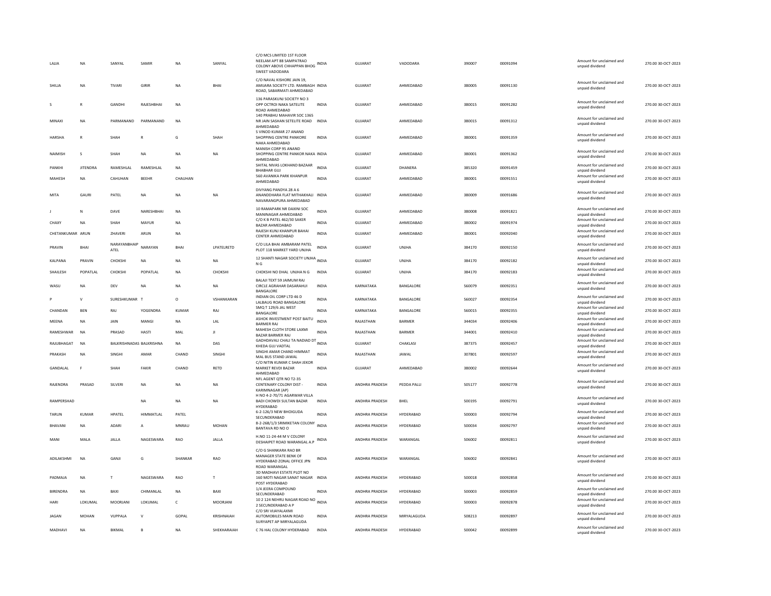| LAJJA | NA | SANYAL | SAMIR | NA | SANYAL | C/O MCS LIMITED 1ST FLOOR NEELAM APT 88 SAMPATRAO COLONY ABOVE CHHAPPAN BHOG SWEET VADODARA | INDIA | GUJARAT | VADODARA | 390007 | 00091094 | | Amount for unclaimed and unpaid dividend | 270.00 | 30-OCT-2023 |
|---|---|---|---|---|---|---|---|---|---|---|---|---|---|---|---|
| SHILJA | NA | TIVARI | GIRIR | NA | BHAI | C/O NAVAL KISHORE JAIN 19, AMIJARA SOCIETY LTD. RAMBAGH ROAD, SABARMATI AHMEDABAD | INDIA | GUJARAT | AHMEDABAD | 380005 | 00091130 | | Amount for unclaimed and unpaid dividend | 270.00 | 30-OCT-2023 |
| S | R | GANDHI | RAJESHBHAI | NA | | 136 PARASKUNJ SOCIETY NO 3 OPP OCTROI NAKA SATELITE ROAD AHMEDABAD | INDIA | GUJARAT | AHMEDABAD | 380015 | 00091282 | | Amount for unclaimed and unpaid dividend | 270.00 | 30-OCT-2023 |
| MINAXI | NA | PARMANAND | PARMANAND | NA | | 140 PRABHU MAHAVIR SOC 1365 NR JAIN SASHAN SETELITE ROAD AHMEDABAD | INDIA | GUJARAT | AHMEDABAD | 380015 | 00091312 | | Amount for unclaimed and unpaid dividend | 270.00 | 30-OCT-2023 |
| HARSHA | R | SHAH | R | G | SHAH | S VINOD KUMAR 27 ANAND SHOPPING CENTRE PANKORE NAKA AHMEDABAD | INDIA | GUJARAT | AHMEDABAD | 380001 | 00091359 | | Amount for unclaimed and unpaid dividend | 270.00 | 30-OCT-2023 |
| NAIMISH | S | SHAH | NA | NA | NA | MANISH CORP 95 ANAND SHOPPING CENTRE PANKOR NAKA AHMEDABAD | INDIA | GUJARAT | AHMEDABAD | 380001 | 00091362 | | Amount for unclaimed and unpaid dividend | 270.00 | 30-OCT-2023 |
| PANKHI | JITENDRA | RAMESHLAL | RAMESHLAL | NA | | SHITAL NIVAS LOKHAND BAZAAR BHABHAR GUJ | INDIA | GUJARAT | DHANERA | 385320 | 00091459 | | Amount for unclaimed and unpaid dividend | 270.00 | 30-OCT-2023 |
| MAHESH | NA | CAHUHAN | BEEHR | CHAUHAN | | 560 AVANIKA PARK KHANPUR AHMEDABAD | INDIA | GUJARAT | AHMEDABAD | 380001 | 00091551 | | Amount for unclaimed and unpaid dividend | 270.00 | 30-OCT-2023 |
| MITA | GAURI | PATEL | NA | NA | NA | DIVYANG PANDYA 28 A 6 ANANDDHARA FLAT MITHAKHALI NAVARANGPURA AHMEDABAD | INDIA | GUJARAT | AHMEDABAD | 380009 | 00091686 | | Amount for unclaimed and unpaid dividend | 270.00 | 30-OCT-2023 |
| J | N | DAVE | NARESHBHAI | NA | | 10 RAMAPARK NR DAXINI SOC MANINAGAR AHMEDABAD | INDIA | GUJARAT | AHMEDABAD | 380008 | 00091821 | | Amount for unclaimed and unpaid dividend | 270.00 | 30-OCT-2023 |
| CHAXY | NA | SHAH | MAYUR | NA | | C/O K B PATEL 462/30 SAKER BAZAR AHMEDABAD | INDIA | GUJARAT | AHMEDABAD | 380002 | 00091974 | | Amount for unclaimed and unpaid dividend | 270.00 | 30-OCT-2023 |
| CHETANKUMAR | ARUN | ZHAVERI | ARUN | NA | | RAJESH KUNJ KHANPUR BAHAI CENTER AHMEDABAD | INDIA | GUJARAT | AHMEDABAD | 380001 | 00092040 | | Amount for unclaimed and unpaid dividend | 270.00 | 30-OCT-2023 |
| PRAVIN | BHAI | NARAYANBHAIP ATEL | NARAYAN | BHAI | LPATELRETD | C/O LILA BHAI AMBARAM PATEL PLOT 118 MARKET YARD UNJHA | INDIA | GUJARAT | UNJHA | 384170 | 00092150 | | Amount for unclaimed and unpaid dividend | 270.00 | 30-OCT-2023 |
| KALPANA | PRAVIN | CHOKSHI | NA | NA | NA | 12 SHANTI NAGAR SOCIETY UNJHA N G | INDIA | GUJARAT | UNJHA | 384170 | 00092182 | | Amount for unclaimed and unpaid dividend | 270.00 | 30-OCT-2023 |
| SHAILESH | POPATLAL | CHOKSHI | POPATLAL | NA | CHOKSHI | CHOKSHI NO DHAL UNJHA N G | INDIA | GUJARAT | UNJHA | 384170 | 00092183 | | Amount for unclaimed and unpaid dividend | 270.00 | 30-OCT-2023 |
| WASU | NA | DEV | NA | NA | NA | BALAJI TEXT 59 JAIMUM RAJ CIRCLE AGRAHAR DASARAHUI BANGALORE | INDIA | KARNATAKA | BANGALORE | 560079 | 00092351 | | Amount for unclaimed and unpaid dividend | 270.00 | 30-OCT-2023 |
| P | V | SURESHKUMAR | T | O | VSHANKARAN | INDIAN OIL CORP LTD 46 D LALBAUG ROAD BANGALORE | INDIA | KARNATAKA | BANGALORE | 560027 | 00092354 | | Amount for unclaimed and unpaid dividend | 270.00 | 30-OCT-2023 |
| CHANDAN | BEN | RAJ | YOGENDRA | KUMAR | RAJ | SMQ T 129/6 JAL WEST BANGALORE | INDIA | KARNATAKA | BANGALORE | 560015 | 00092355 | | Amount for unclaimed and unpaid dividend | 270.00 | 30-OCT-2023 |
| MEENA | NA | JAIN | MANGI | NA | LAL | ASHOK INVESTMENT POST BAITU BARMER RAJ | INDIA | RAJASTHAN | BARMER | 344034 | 00092406 | | Amount for unclaimed and unpaid dividend | 270.00 | 30-OCT-2023 |
| RAMESHWAR | NA | PRASAD | HASTI | MAL | JI | MAHESH CLOTH STORE LAXMI BAZAR BARMER RAJ | INDIA | RAJASTHAN | BARMER | 344001 | 00092410 | | Amount for unclaimed and unpaid dividend | 270.00 | 30-OCT-2023 |
| RAJUBHAGAT | NA | BALKRISHNADAS | BALKRISHNA | NA | DAS | GADHDAVALI CHALI TA NADIAD DT KHEDA GUJ VADTAL | INDIA | GUJARAT | CHAKLASI | 387375 | 00092457 | | Amount for unclaimed and unpaid dividend | 270.00 | 30-OCT-2023 |
| PRAKASH | NA | SINGHI | AMAR | CHAND | SINGHI | SINGHI AMAR CHAND HIMMAT MAL BUS STAND JAWAL | INDIA | RAJASTHAN | JAWAL | 307801 | 00092597 | | Amount for unclaimed and unpaid dividend | 270.00 | 30-OCT-2023 |
| GANDALAL | F | SHAH | FAKIR | CHAND | RETD | C/O NITIN KUMAR C SHAH JEKOR MARKET REVDI BAZAR AHMEDABAD | INDIA | GUJARAT | AHMEDABAD | 380002 | 00092644 | | Amount for unclaimed and unpaid dividend | 270.00 | 30-OCT-2023 |
| RAJENDRA | PRASAD | SILVERI | NA | NA | NA | NFL AGENT QTR NO T2-35 CENTENARY COLONY DIST - KARIMNAGAR (AP) | INDIA | ANDHRA PRADESH | PEDDA PALLI | 505177 | 00092778 | | Amount for unclaimed and unpaid dividend | 270.00 | 30-OCT-2023 |
| RAMPERSHAD | | | NA | NA | NA | H NO 4-2-70/71 AGARWAR VILLA BADI CHOWDI SULTAN BAZAR HYDERABAD | INDIA | ANDHRA PRADESH | BHEL | 500195 | 00092791 | | Amount for unclaimed and unpaid dividend | 270.00 | 30-OCT-2023 |
| TARUN | KUMAR | HPATEL | HIMMATLAL | PATEL | | 6-2-126/3 NEW BHOIGUDA SECUNDERABAD | INDIA | ANDHRA PRADESH | HYDERABAD | 500003 | 00092794 | | Amount for unclaimed and unpaid dividend | 270.00 | 30-OCT-2023 |
| BHAVANI | NA | ADARI | A | MNRAU | MOHAN | 8-2-268/1/3 SRIMIKETAN COLONY BANTAVA RD NO O | INDIA | ANDHRA PRADESH | HYDERABAD | 500034 | 00092797 | | Amount for unclaimed and unpaid dividend | 270.00 | 30-OCT-2023 |
| MANI | MALA | JALLA | NAGESWARA | RAO | JALLA | H.NO 11-24-44 M V COLONY DESHAIPET ROAD WARANGAL A.P | INDIA | ANDHRA PRADESH | WARANGAL | 506002 | 00092811 | | Amount for unclaimed and unpaid dividend | 270.00 | 30-OCT-2023 |
| ADILAKSHMI | NA | GANJI | G | SHANKAR | RAO | C/O G SHANKARA RAO BR MANAGER STATE BENK OF HYDERABAD ZONAL OFFICE JPN ROAD WARANGAL | INDIA | ANDHRA PRADESH | WARANGAL | 506002 | 00092841 | | Amount for unclaimed and unpaid dividend | 270.00 | 30-OCT-2023 |
| PADMAJA | NA | T | NAGESWARA | RAO | T | 3D MADHAVI ESTATE PLOT NO 160 MOTI NAGAR SANAT NAGAR POST HYDERABAD | INDIA | ANDHRA PRADESH | HYDERABAD | 500018 | 00092858 | | Amount for unclaimed and unpaid dividend | 270.00 | 30-OCT-2023 |
| BIRENDRA | NA | BAXI | CHIMANLAL | NA | BAXI | 1/4 JEERA COMPOUND SECUNDERABAD | INDIA | ANDHRA PRADESH | HYDERABAD | 500003 | 00092859 | | Amount for unclaimed and unpaid dividend | 270.00 | 30-OCT-2023 |
| HARI | LOKUMAL | MOORJANI | LOKUMAL | C | MOORJANI | 10 2 124 NEHRU NAGAR ROAD NO 2 SECUNDERABAD A P | INDIA | ANDHRA PRADESH | HYDERABAD | 500003 | 00092878 | | Amount for unclaimed and unpaid dividend | 270.00 | 30-OCT-2023 |
| JAGAN | MOHAN | VUPPALA | V | GOPAL | KRISHNAIAH | C/O SRI VIJAYALAXMI AUTOMOBILES MAIN ROAD SURYAPET AP MIRYALAGUDA | INDIA | ANDHRA PRADESH | MIRYALAGUDA | 508213 | 00092897 | | Amount for unclaimed and unpaid dividend | 270.00 | 30-OCT-2023 |
| MADHAVI | NA | BIKMAL | B | NA | SHEKHARAIAH | C 76 HAL COLONY HYDERABAD | INDIA | ANDHRA PRADESH | HYDERABAD | 500042 | 00092899 | | Amount for unclaimed and unpaid dividend | 270.00 | 30-OCT-2023 |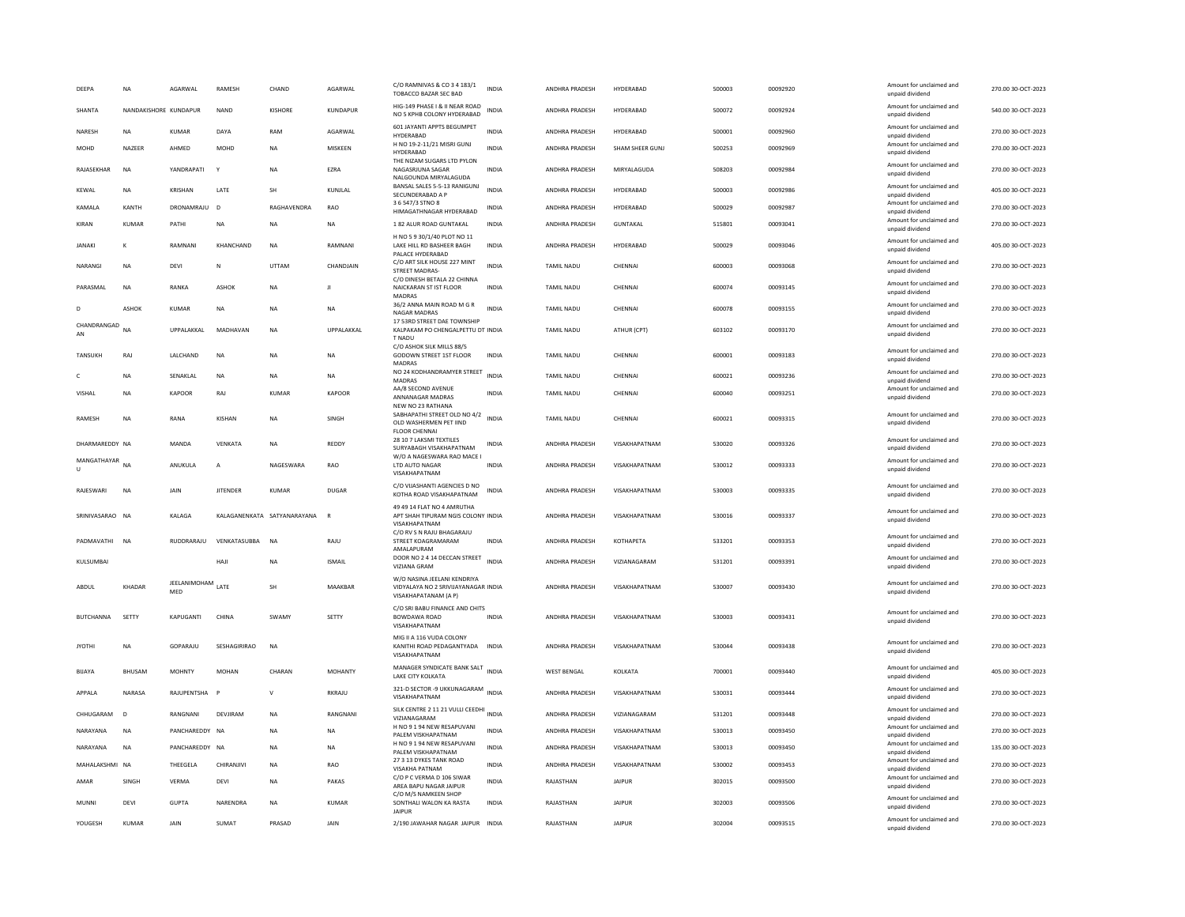| DEEPA | NA | AGARWAL | RAMESH | CHAND | AGARWAL | C/O RAMNIVAS & CO 3 4 183/1 TOBACCO BAZAR SEC BAD | INDIA | ANDHRA PRADESH | HYDERABAD | 500003 | 00092920 | Amount for unclaimed and unpaid dividend | 270.00 30-OCT-2023 |
|---|---|---|---|---|---|---|---|---|---|---|---|---|---|
| SHANTA | NANDAKISHORE | KUNDAPUR | NAND | KISHORE | KUNDAPUR | HIG-149 PHASE I & II NEAR ROAD NO 5 KPHB COLONY HYDERABAD | INDIA | ANDHRA PRADESH | HYDERABAD | 500072 | 00092924 | Amount for unclaimed and unpaid dividend | 540.00 30-OCT-2023 |
| NARESH | NA | KUMAR | DAYA | RAM | AGARWAL | 601 JAYANTI APPTS BEGUMPET HYDERABAD | INDIA | ANDHRA PRADESH | HYDERABAD | 500001 | 00092960 | Amount for unclaimed and unpaid dividend | 270.00 30-OCT-2023 |
| MOHD | NAZEER | AHMED | MOHD | NA | MISKEEN | H NO 19-2-11/21 MISRI GUNJ HYDERABAD | INDIA | ANDHRA PRADESH | SHAM SHEER GUNJ | 500253 | 00092969 | Amount for unclaimed and unpaid dividend | 270.00 30-OCT-2023 |
| RAJASEKHAR | NA | YANDRAPATI | Y | NA | EZRA | THE NIZAM SUGARS LTD PYLON NAGASRJUNA SAGAR NALGOUNDA MIRYALAGUDA | INDIA | ANDHRA PRADESH | MIRYALAGUDA | 508203 | 00092984 | Amount for unclaimed and unpaid dividend | 270.00 30-OCT-2023 |
| KEWAL | NA | KRISHAN | LATE | SH | KUNJLAL | BANSAL SALES 5-5-13 RANIGUNJ SECUNDERABAD A P | INDIA | ANDHRA PRADESH | HYDERABAD | 500003 | 00092986 | Amount for unclaimed and unpaid dividend | 405.00 30-OCT-2023 |
| KAMALA | KANTH | DRONAMRAJU | D | RAGHAVENDRA | RAO | 3 6 547/3 STNO 8 HIMAGATHNAGAR HYDERABAD | INDIA | ANDHRA PRADESH | HYDERABAD | 500029 | 00092987 | Amount for unclaimed and unpaid dividend | 270.00 30-OCT-2023 |
| KIRAN | KUMAR | PATHI | NA | NA | NA | 1 82 ALUR ROAD GUNTAKAL | INDIA | ANDHRA PRADESH | GUNTAKAL | 515801 | 00093041 | Amount for unclaimed and unpaid dividend | 270.00 30-OCT-2023 |
| JANAKI | K | RAMNANI | KHANCHAND | NA | RAMNANI | H NO 5 9 30/1/40 PLOT NO 11 LAKE HILL RD BASHEER BAGH PALACE HYDERABAD | INDIA | ANDHRA PRADESH | HYDERABAD | 500029 | 00093046 | Amount for unclaimed and unpaid dividend | 405.00 30-OCT-2023 |
| NARANGI | NA | DEVI | N | UTTAM | CHANDJAIN | C/O ART SILK HOUSE 227 MINT STREET MADRAS- | INDIA | TAMIL NADU | CHENNAI | 600003 | 00093068 | Amount for unclaimed and unpaid dividend | 270.00 30-OCT-2023 |
| PARASMAL | NA | RANKA | ASHOK | NA | JI | C/O DINESH BETALA 22 CHINNA NAICKARAN ST IST FLOOR MADRAS | INDIA | TAMIL NADU | CHENNAI | 600074 | 00093145 | Amount for unclaimed and unpaid dividend | 270.00 30-OCT-2023 |
| D | ASHOK | KUMAR | NA | NA | NA | 36/2 ANNA MAIN ROAD M G R NAGAR MADRAS | INDIA | TAMIL NADU | CHENNAI | 600078 | 00093155 | Amount for unclaimed and unpaid dividend | 270.00 30-OCT-2023 |
| CHANDRANGAD AN | NA | UPPALAKKAL | MADHAVAN | NA | UPPALAKKAL | 17 53RD STREET DAE TOWNSHIP KALPAKAM PO CHENGALPETTU DT T NADU | INDIA | TAMIL NADU | ATHUR (CPT) | 603102 | 00093170 | Amount for unclaimed and unpaid dividend | 270.00 30-OCT-2023 |
| TANSUKH | RAJ | LALCHAND | NA | NA | NA | C/O ASHOK SILK MILLS 88/5 GODOWN STREET 1ST FLOOR MADRAS | INDIA | TAMIL NADU | CHENNAI | 600001 | 00093183 | Amount for unclaimed and unpaid dividend | 270.00 30-OCT-2023 |
| C | NA | SENAKLAL | NA | NA | NA | NO 24 KODHANDRAMYER STREET MADRAS | INDIA | TAMIL NADU | CHENNAI | 600021 | 00093236 | Amount for unclaimed and unpaid dividend | 270.00 30-OCT-2023 |
| VISHAL | NA | KAPOOR | RAJ | KUMAR | KAPOOR | AA/8 SECOND AVENUE ANNANAGAR MADRAS | INDIA | TAMIL NADU | CHENNAI | 600040 | 00093251 | Amount for unclaimed and unpaid dividend | 270.00 30-OCT-2023 |
| RAMESH | NA | RANA | KISHAN | NA | SINGH | NEW NO 23 RATHANA SABHAPATHI STREET OLD NO 4/2 OLD WASHERMEN PET IIND FLOOR CHENNAI | INDIA | TAMIL NADU | CHENNAI | 600021 | 00093315 | Amount for unclaimed and unpaid dividend | 270.00 30-OCT-2023 |
| DHARMAREDDY | NA | MANDA | VENKATA | NA | REDDY | 28 10 7 LAKSMI TEXTILES SURYABAGH VISAKHAPATNAM | INDIA | ANDHRA PRADESH | VISAKHAPATNAM | 530020 | 00093326 | Amount for unclaimed and unpaid dividend | 270.00 30-OCT-2023 |
| MANGATHAYAR U | NA | ANUKULA | A | NAGESWARA | RAO | W/O A NAGESWARA RAO MACE I LTD AUTO NAGAR VISAKHAPATNAM | INDIA | ANDHRA PRADESH | VISAKHAPATNAM | 530012 | 00093333 | Amount for unclaimed and unpaid dividend | 270.00 30-OCT-2023 |
| RAJESWARI | NA | JAIN | JITENDER | KUMAR | DUGAR | C/O VIJASHANTI AGENCIES D NO KOTHA ROAD VISAKHAPATNAM | INDIA | ANDHRA PRADESH | VISAKHAPATNAM | 530003 | 00093335 | Amount for unclaimed and unpaid dividend | 270.00 30-OCT-2023 |
| SRINIVASARAO | NA | KALAGA | KALAGANENKATA | SATYANARAYANA | R | 49 49 14 FLAT NO 4 AMRUTHA APT SHAH TIPURAM NGIS COLONY VISAKHAPATNAM | INDIA | ANDHRA PRADESH | VISAKHAPATNAM | 530016 | 00093337 | Amount for unclaimed and unpaid dividend | 270.00 30-OCT-2023 |
| PADMAVATHI | NA | RUDDRARAJU | VENKATASUBBA | NA | RAJU | C/O RV S N RAJU BHAGARAJU STREET KOAGRAMARAM AMALAPURAM | INDIA | ANDHRA PRADESH | KOTHAPETA | 533201 | 00093353 | Amount for unclaimed and unpaid dividend | 270.00 30-OCT-2023 |
| KULSUMBAI | | | HAJI | NA | ISMAIL | DOOR NO 2 4 14 DECCAN STREET VIZIANA GRAM | INDIA | ANDHRA PRADESH | VIZIANAGARAM | 531201 | 00093391 | Amount for unclaimed and unpaid dividend | 270.00 30-OCT-2023 |
| ABDUL | KHADAR | JEELANIMOHAM MED | LATE | SH | MAAKBAR | W/O NASINA JEELANI KENDRIYA VIDYALAYA NO 2 SRIVIJAYANAGAR VISAKHAPATANAM (A P) | INDIA | ANDHRA PRADESH | VISAKHAPATNAM | 530007 | 00093430 | Amount for unclaimed and unpaid dividend | 270.00 30-OCT-2023 |
| BUTCHANNA | SETTY | KAPUGANTI | CHINA | SWAMY | SETTY | C/O SRI BABU FINANCE AND CHITS BOWDAWA ROAD VISAKHAPATNAM | INDIA | ANDHRA PRADESH | VISAKHAPATNAM | 530003 | 00093431 | Amount for unclaimed and unpaid dividend | 270.00 30-OCT-2023 |
| JYOTHI | NA | GOPARAJU | SESHAGIRIRAO | NA | | MIG II A 116 VUDA COLONY KANITHI ROAD PEDAGANTYADA VISAKHAPATNAM | INDIA | ANDHRA PRADESH | VISAKHAPATNAM | 530044 | 00093438 | Amount for unclaimed and unpaid dividend | 270.00 30-OCT-2023 |
| BIJAYA | BHUSAM | MOHNTY | MOHAN | CHARAN | MOHANTY | MANAGER SYNDICATE BANK SALT LAKE CITY KOLKATA | INDIA | WEST BENGAL | KOLKATA | 700001 | 00093440 | Amount for unclaimed and unpaid dividend | 405.00 30-OCT-2023 |
| APPALA | NARASA | RAJUPENTSHA | P | V | RKRAJU | 321-D SECTOR -9 UKKUNAGARAM VISAKHAPATNAM | INDIA | ANDHRA PRADESH | VISAKHAPATNAM | 530031 | 00093444 | Amount for unclaimed and unpaid dividend | 270.00 30-OCT-2023 |
| CHHUGARAM | D | RANGNANI | DEVJIRAM | NA | RANGNANI | SILK CENTRE 2 11 21 VULLI CEEDHI VIZIANAGARAM | INDIA | ANDHRA PRADESH | VIZIANAGARAM | 531201 | 00093448 | Amount for unclaimed and unpaid dividend | 270.00 30-OCT-2023 |
| NARAYANA | NA | PANCHAREDDY | NA | NA | NA | H NO 9 1 94 NEW RESAPUVANI PALEM VISKHAPATNAM | INDIA | ANDHRA PRADESH | VISAKHAPATNAM | 530013 | 00093450 | Amount for unclaimed and unpaid dividend | 270.00 30-OCT-2023 |
| NARAYANA | NA | PANCHAREDDY | NA | NA | NA | H NO 9 1 94 NEW RESAPUVANI PALEM VISKHAPATNAM | INDIA | ANDHRA PRADESH | VISAKHAPATNAM | 530013 | 00093450 | Amount for unclaimed and unpaid dividend | 135.00 30-OCT-2023 |
| MAHALAKSHMI | NA | THEEGELA | CHIRANJIVI | NA | RAO | 27 3 13 DYKES TANK ROAD VISAKHA PATNAM | INDIA | ANDHRA PRADESH | VISAKHAPATNAM | 530002 | 00093453 | Amount for unclaimed and unpaid dividend | 270.00 30-OCT-2023 |
| AMAR | SINGH | VERMA | DEVI | NA | PAKAS | C/O P C VERMA D 106 SIWAR AREA BAPU NAGAR JAIPUR | INDIA | RAJASTHAN | JAIPUR | 302015 | 00093500 | Amount for unclaimed and unpaid dividend | 270.00 30-OCT-2023 |
| MUNNI | DEVI | GUPTA | NARENDRA | NA | KUMAR | C/O M/S NAMKEEN SHOP SONTHALI WALON KA RASTA JAIPUR | INDIA | RAJASTHAN | JAIPUR | 302003 | 00093506 | Amount for unclaimed and unpaid dividend | 270.00 30-OCT-2023 |
| YOUGESH | KUMAR | JAIN | SUMAT | PRASAD | JAIN | 2/190 JAWAHAR NAGAR JAIPUR | INDIA | RAJASTHAN | JAIPUR | 302004 | 00093515 | Amount for unclaimed and unpaid dividend | 270.00 30-OCT-2023 |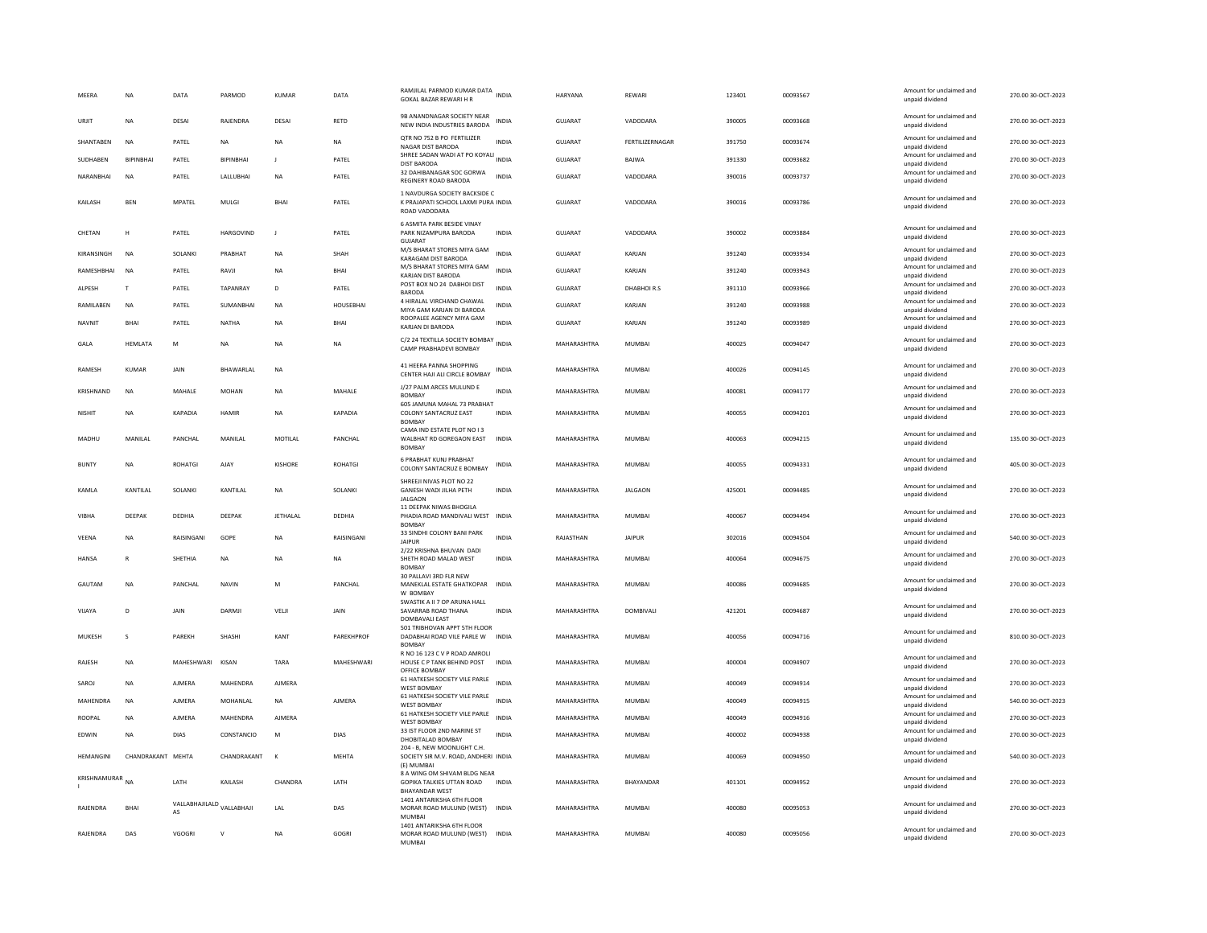| MEERA | NA | DATA | PARMOD | KUMAR | DATA | RAMJILAL PARMOD KUMAR DATA GOKAL BAZAR REWARI H R | INDIA | HARYANA | REWARI | 123401 | 00093567 | Amount for unclaimed and unpaid dividend | 270.00 | 30-OCT-2023 |
|---|---|---|---|---|---|---|---|---|---|---|---|---|---|---|
| URJIT | NA | DESAI | RAJENDRA | DESAI | RETD | 9B ANANDNAGAR SOCIETY NEAR NEW INDIA INDUSTRIES BARODA | INDIA | GUJARAT | VADODARA | 390005 | 00093668 | Amount for unclaimed and unpaid dividend | 270.00 | 30-OCT-2023 |
| SHANTABEN | NA | PATEL | NA | NA | NA | QTR NO 752 B PO FERTILIZER NAGAR DIST BARODA | INDIA | GUJARAT | FERTILIZERNAGAR | 391750 | 00093674 | Amount for unclaimed and unpaid dividend | 270.00 | 30-OCT-2023 |
| SUDHABEN | BIPINBHAI | PATEL | BIPINBHAI | J | PATEL | SHREE SADAN WADI AT PO KOYALI DIST BARODA | INDIA | GUJARAT | BAJWA | 391330 | 00093682 | Amount for unclaimed and unpaid dividend | 270.00 | 30-OCT-2023 |
| NARANBHAI | NA | PATEL | LALLUBHAI | NA | PATEL | 32 DAHIBANAGAR SOC GORWA REGINERY ROAD BARODA | INDIA | GUJARAT | VADODARA | 390016 | 00093737 | Amount for unclaimed and unpaid dividend | 270.00 | 30-OCT-2023 |
| KAILASH | BEN | MPATEL | MULGI | BHAI | PATEL | 1 NAVDURGA SOCIETY BACKSIDE C K PRAJAPATI SCHOOL LAXMI PURA ROAD VADODARA | INDIA | GUJARAT | VADODARA | 390016 | 00093786 | Amount for unclaimed and unpaid dividend | 270.00 | 30-OCT-2023 |
| CHETAN | H | PATEL | HARGOVIND | J | PATEL | 6 ASMITA PARK BESIDE VINAY PARK NIZAMPURA BARODA GUJARAT | INDIA | GUJARAT | VADODARA | 390002 | 00093884 | Amount for unclaimed and unpaid dividend | 270.00 | 30-OCT-2023 |
| KIRANSINGH | NA | SOLANKI | PRABHAT | NA | SHAH | M/S BHARAT STORES MIYA GAM KARAGAM DIST BARODA | INDIA | GUJARAT | KARJAN | 391240 | 00093934 | Amount for unclaimed and unpaid dividend | 270.00 | 30-OCT-2023 |
| RAMESHBHAI | NA | PATEL | RAVJI | NA | BHAI | M/S BHARAT STORES MIYA GAM KARJAN DIST BARODA | INDIA | GUJARAT | KARJAN | 391240 | 00093943 | Amount for unclaimed and unpaid dividend | 270.00 | 30-OCT-2023 |
| ALPESH | T | PATEL | TAPANRAY | D | PATEL | POST BOX NO 24 DABHOI DIST BARODA | INDIA | GUJARAT | DHABHOI R.S | 391110 | 00093966 | Amount for unclaimed and unpaid dividend | 270.00 | 30-OCT-2023 |
| RAMILABEN | NA | PATEL | SUMANBHAI | NA | HOUSEBHAI | 4 HIRALAL VIRCHAND CHAWAL MIYA GAM KARJAN DI BARODA | INDIA | GUJARAT | KARJAN | 391240 | 00093988 | Amount for unclaimed and unpaid dividend | 270.00 | 30-OCT-2023 |
| NAVNIT | BHAI | PATEL | NATHA | NA | BHAI | ROOPALEE AGENCY MIYA GAM KARJAN DI BARODA | INDIA | GUJARAT | KARJAN | 391240 | 00093989 | Amount for unclaimed and unpaid dividend | 270.00 | 30-OCT-2023 |
| GALA | HEMLATA | M | NA | NA | NA | C/2 24 TEXTILLA SOCIETY BOMBAY CAMP PRABHADEVI BOMBAY | INDIA | MAHARASHTRA | MUMBAI | 400025 | 00094047 | Amount for unclaimed and unpaid dividend | 270.00 | 30-OCT-2023 |
| RAMESH | KUMAR | JAIN | BHAWARLAL | NA | | 41 HEERA PANNA SHOPPING CENTER HAJI ALI CIRCLE BOMBAY | INDIA | MAHARASHTRA | MUMBAI | 400026 | 00094145 | Amount for unclaimed and unpaid dividend | 270.00 | 30-OCT-2023 |
| KRISHNAND | NA | MAHALE | MOHAN | NA | MAHALE | J/27 PALM ARCES MULUND E BOMBAY | INDIA | MAHARASHTRA | MUMBAI | 400081 | 00094177 | Amount for unclaimed and unpaid dividend | 270.00 | 30-OCT-2023 |
| NISHIT | NA | KAPADIA | HAMIR | NA | KAPADIA | 605 JAMUNA MAHAL 73 PRABHAT COLONY SANTACRUZ EAST BOMBAY | INDIA | MAHARASHTRA | MUMBAI | 400055 | 00094201 | Amount for unclaimed and unpaid dividend | 270.00 | 30-OCT-2023 |
| MADHU | MANILAL | PANCHAL | MANILAL | MOTILAL | PANCHAL | CAMA IND ESTATE PLOT NO I 3 WALBHAT RD GOREGAON EAST BOMBAY | INDIA | MAHARASHTRA | MUMBAI | 400063 | 00094215 | Amount for unclaimed and unpaid dividend | 135.00 | 30-OCT-2023 |
| BUNTY | NA | ROHATGI | AJAY | KISHORE | ROHATGI | 6 PRABHAT KUNJ PRABHAT COLONY SANTACRUZ E BOMBAY | INDIA | MAHARASHTRA | MUMBAI | 400055 | 00094331 | Amount for unclaimed and unpaid dividend | 405.00 | 30-OCT-2023 |
| KAMLA | KANTILAL | SOLANKI | KANTILAL | NA | SOLANKI | SHREEJI NIVAS PLOT NO 22 GANESH WADI JILHA PETH JALGAON | INDIA | MAHARASHTRA | JALGAON | 425001 | 00094485 | Amount for unclaimed and unpaid dividend | 270.00 | 30-OCT-2023 |
| VIBHA | DEEPAK | DEDHIA | DEEPAK | JETHALAL | DEDHIA | 11 DEEPAK NIWAS BHOGILA PHADIA ROAD MANDIVALI WEST BOMBAY | INDIA | MAHARASHTRA | MUMBAI | 400067 | 00094494 | Amount for unclaimed and unpaid dividend | 270.00 | 30-OCT-2023 |
| VEENA | NA | RAISINGANI | GOPE | NA | RAISINGANI | 33 SINDHI COLONY BANI PARK JAIPUR | INDIA | RAJASTHAN | JAIPUR | 302016 | 00094504 | Amount for unclaimed and unpaid dividend | 540.00 | 30-OCT-2023 |
| HANSA | R | SHETHIA | NA | NA | NA | 2/22 KRISHNA BHUVAN DADI SHETH ROAD MALAD WEST BOMBAY | INDIA | MAHARASHTRA | MUMBAI | 400064 | 00094675 | Amount for unclaimed and unpaid dividend | 270.00 | 30-OCT-2023 |
| GAUTAM | NA | PANCHAL | NAVIN | M | PANCHAL | 30 PALLAVI 3RD FLR NEW MANEKLAL ESTATE GHATKOPAR W BOMBAY | INDIA | MAHARASHTRA | MUMBAI | 400086 | 00094685 | Amount for unclaimed and unpaid dividend | 270.00 | 30-OCT-2023 |
| VIJAYA | D | JAIN | DARMJI | VELJI | JAIN | SWASTIK A II 7 OP ARUNA HALL SAVARRAB ROAD THANA DOMBAVALI EAST | INDIA | MAHARASHTRA | DOMBIVALI | 421201 | 00094687 | Amount for unclaimed and unpaid dividend | 270.00 | 30-OCT-2023 |
| MUKESH | S | PAREKH | SHASHI | KANT | PAREKHPROF | 501 TRIBHOVAN APPT 5TH FLOOR DADABHAI ROAD VILE PARLE W BOMBAY | INDIA | MAHARASHTRA | MUMBAI | 400056 | 00094716 | Amount for unclaimed and unpaid dividend | 810.00 | 30-OCT-2023 |
| RAJESH | NA | MAHESHWARI | KISAN | TARA | MAHESHWARI | R NO 16 123 C V P ROAD AMROLI HOUSE C P TANK BEHIND POST OFFICE BOMBAY | INDIA | MAHARASHTRA | MUMBAI | 400004 | 00094907 | Amount for unclaimed and unpaid dividend | 270.00 | 30-OCT-2023 |
| SAROJ | NA | AJMERA | MAHENDRA | AJMERA | | 61 HATKESH SOCIETY VILE PARLE WEST BOMBAY | INDIA | MAHARASHTRA | MUMBAI | 400049 | 00094914 | Amount for unclaimed and unpaid dividend | 270.00 | 30-OCT-2023 |
| MAHENDRA | NA | AJMERA | MOHANLAL | NA | AJMERA | 61 HATKESH SOCIETY VILE PARLE WEST BOMBAY | INDIA | MAHARASHTRA | MUMBAI | 400049 | 00094915 | Amount for unclaimed and unpaid dividend | 540.00 | 30-OCT-2023 |
| ROOPAL | NA | AJMERA | MAHENDRA | AJMERA | | 61 HATKESH SOCIETY VILE PARLE WEST BOMBAY | INDIA | MAHARASHTRA | MUMBAI | 400049 | 00094916 | Amount for unclaimed and unpaid dividend | 270.00 | 30-OCT-2023 |
| EDWIN | NA | DIAS | CONSTANCIO | M | DIAS | 33 IST FLOOR 2ND MARINE ST DHOBITALAD BOMBAY | INDIA | MAHARASHTRA | MUMBAI | 400002 | 00094938 | Amount for unclaimed and unpaid dividend | 270.00 | 30-OCT-2023 |
| HEMANGINI | CHANDRAKANT | MEHTA | CHANDRAKANT | K | MEHTA | 204 - B, NEW MOONLIGHT C.H. SOCIETY SIR M.V. ROAD, ANDHERI (E) MUMBAI | INDIA | MAHARASHTRA | MUMBAI | 400069 | 00094950 | Amount for unclaimed and unpaid dividend | 540.00 | 30-OCT-2023 |
| KRISHNAMURAR I | NA | LATH | KAILASH | CHANDRA | LATH | 8 A WING OM SHIVAM BLDG NEAR GOPIKA TALKIES UTTAN ROAD BHAYANDAR WEST | INDIA | MAHARASHTRA | BHAYANDAR | 401101 | 00094952 | Amount for unclaimed and unpaid dividend | 270.00 | 30-OCT-2023 |
| RAJENDRA | BHAI | VALLABHAJILALD AS | VALLABHAJI | LAL | DAS | 1401 ANTARIKSHA 6TH FLOOR MORAR ROAD MULUND (WEST) MUMBAI | INDIA | MAHARASHTRA | MUMBAI | 400080 | 00095053 | Amount for unclaimed and unpaid dividend | 270.00 | 30-OCT-2023 |
| RAJENDRA | DAS | VGOGRI | V | NA | GOGRI | 1401 ANTARIKSHA 6TH FLOOR MORAR ROAD MULUND (WEST) MUMBAI | INDIA | MAHARASHTRA | MUMBAI | 400080 | 00095056 | Amount for unclaimed and unpaid dividend | 270.00 | 30-OCT-2023 |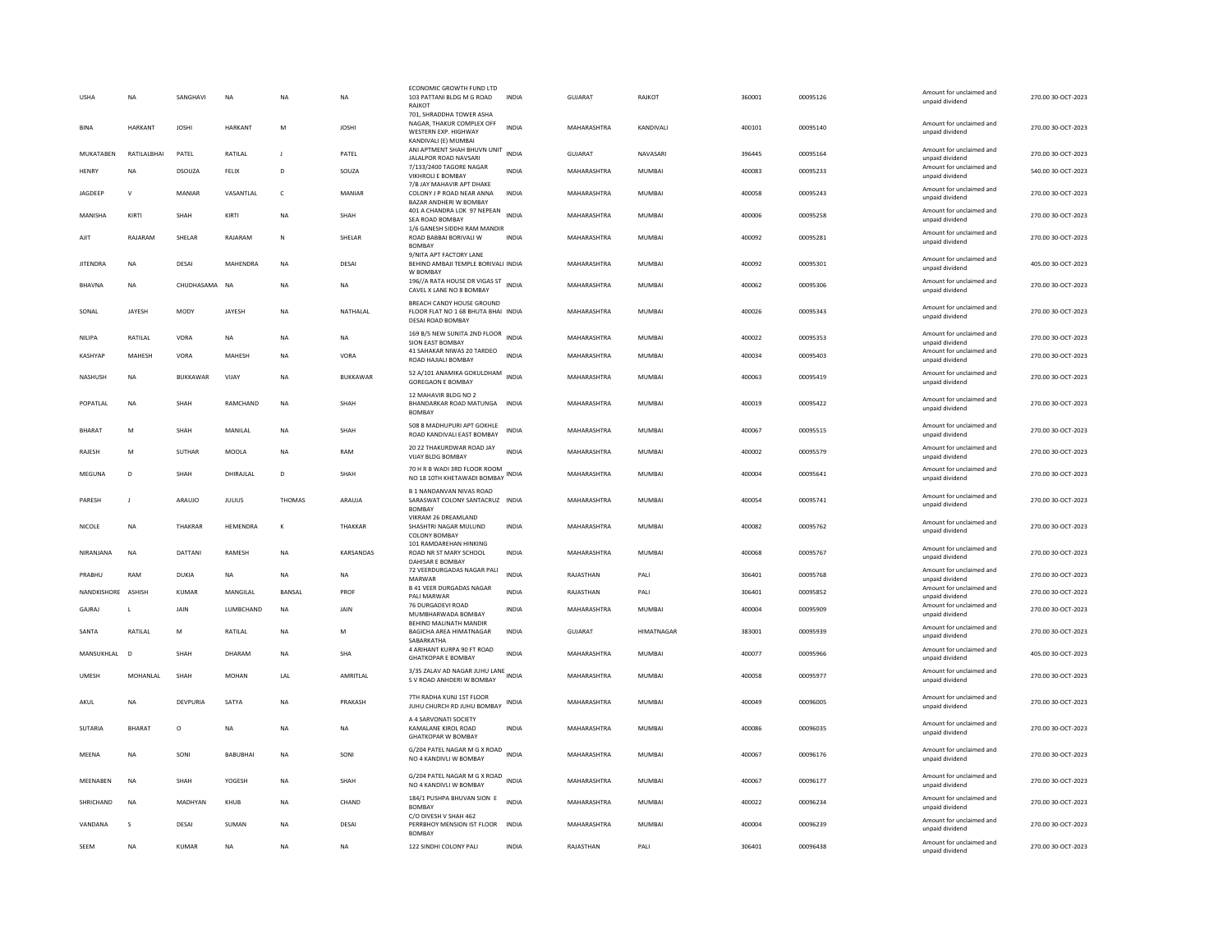| | | | | | | | | | | | | | | |
|---|---|---|---|---|---|---|---|---|---|---|---|---|---|---|
| USHA | NA | SANGHAVI | NA | NA | NA | ECONOMIC GROWTH FUND LTD 103 PATTANI BLDG M G ROAD RAJKOT | INDIA | GUJARAT | RAJKOT | 360001 | 00095126 | Amount for unclaimed and unpaid dividend | 270.00 | 30-OCT-2023 |
| BINA | HARKANT | JOSHI | HARKANT | M | JOSHI | 701, SHRADDHA TOWER ASHA NAGAR, THAKUR COMPLEX OFF WESTERN EXP. HIGHWAY KANDIVALI (E) MUMBAI | INDIA | MAHARASHTRA | KANDIVALI | 400101 | 00095140 | Amount for unclaimed and unpaid dividend | 270.00 | 30-OCT-2023 |
| MUKATABEN | RATILALBHAI | PATEL | RATILAL | J | PATEL | ANI APTMENT SHAH BHUVN UNIT JALALPOR ROAD NAVSARI | INDIA | GUJARAT | NAVASARI | 396445 | 00095164 | Amount for unclaimed and unpaid dividend | 270.00 | 30-OCT-2023 |
| HENRY | NA | DSOUZA | FELIX | D | SOUZA | 7/133/2400 TAGORE NAGAR VIKHROLI E BOMBAY | INDIA | MAHARASHTRA | MUMBAI | 400083 | 00095233 | Amount for unclaimed and unpaid dividend | 540.00 | 30-OCT-2023 |
| JAGDEEP | V | MANIAR | VASANTLAL | C | MANIAR | 7/B JAY MAHAVIR APT DHAKE COLONY J P ROAD NEAR ANNA BAZAR ANDHERI W BOMBAY | INDIA | MAHARASHTRA | MUMBAI | 400058 | 00095243 | Amount for unclaimed and unpaid dividend | 270.00 | 30-OCT-2023 |
| MANISHA | KIRTI | SHAH | KIRTI | NA | SHAH | 401 A CHANDRA LOK 97 NEPEAN SEA ROAD BOMBAY | INDIA | MAHARASHTRA | MUMBAI | 400006 | 00095258 | Amount for unclaimed and unpaid dividend | 270.00 | 30-OCT-2023 |
| AJIT | RAJARAM | SHELAR | RAJARAM | N | SHELAR | 1/6 GANESH SIDDHI RAM MANDIR ROAD BABBAI BORIVALI W BOMBAY | INDIA | MAHARASHTRA | MUMBAI | 400092 | 00095281 | Amount for unclaimed and unpaid dividend | 270.00 | 30-OCT-2023 |
| JITENDRA | NA | DESAI | MAHENDRA | NA | DESAI | 9/NITA APT FACTORY LANE BEHIND AMBAJI TEMPLE BORIVALI W BOMBAY | INDIA | MAHARASHTRA | MUMBAI | 400092 | 00095301 | Amount for unclaimed and unpaid dividend | 405.00 | 30-OCT-2023 |
| BHAVNA | NA | CHUDHASAMA | NA | NA | NA | 196//A RATA HOUSE DR VIGAS ST CAVEL X LANE NO 8 BOMBAY | INDIA | MAHARASHTRA | MUMBAI | 400062 | 00095306 | Amount for unclaimed and unpaid dividend | 270.00 | 30-OCT-2023 |
| SONAL | JAYESH | MODY | JAYESH | NA | NATHALAL | BREACH CANDY HOUSE GROUND FLOOR FLAT NO 1 68 BHUTA BHAI DESAI ROAD BOMBAY | INDIA | MAHARASHTRA | MUMBAI | 400026 | 00095343 | Amount for unclaimed and unpaid dividend | 270.00 | 30-OCT-2023 |
| NILIPA | RATILAL | VORA | NA | NA | NA | 169 B/5 NEW SUNITA 2ND FLOOR SION EAST BOMBAY | INDIA | MAHARASHTRA | MUMBAI | 400022 | 00095353 | Amount for unclaimed and unpaid dividend | 270.00 | 30-OCT-2023 |
| KASHYAP | MAHESH | VORA | MAHESH | NA | VORA | 41 SAHAKAR NIWAS 20 TARDEO ROAD HAJIALI BOMBAY | INDIA | MAHARASHTRA | MUMBAI | 400034 | 00095403 | Amount for unclaimed and unpaid dividend | 270.00 | 30-OCT-2023 |
| NASHUSH | NA | BUKKAWAR | VIJAY | NA | BUKKAWAR | 52 A/101 ANAMIKA GOKULDHAM GOREGAON E BOMBAY | INDIA | MAHARASHTRA | MUMBAI | 400063 | 00095419 | Amount for unclaimed and unpaid dividend | 270.00 | 30-OCT-2023 |
| POPATLAL | NA | SHAH | RAMCHAND | NA | SHAH | 12 MAHAVIR BLDG NO 2 BHANDARKAR ROAD MATUNGA BOMBAY | INDIA | MAHARASHTRA | MUMBAI | 400019 | 00095422 | Amount for unclaimed and unpaid dividend | 270.00 | 30-OCT-2023 |
| BHARAT | M | SHAH | MANILAL | NA | SHAH | 508 B MADHUPURI APT GOKHLE ROAD KANDIVALI EAST BOMBAY | INDIA | MAHARASHTRA | MUMBAI | 400067 | 00095515 | Amount for unclaimed and unpaid dividend | 270.00 | 30-OCT-2023 |
| RAJESH | M | SUTHAR | MOOLA | NA | RAM | 20 22 THAKURDWAR ROAD JAY VIJAY BLDG BOMBAY | INDIA | MAHARASHTRA | MUMBAI | 400002 | 00095579 | Amount for unclaimed and unpaid dividend | 270.00 | 30-OCT-2023 |
| MEGUNA | D | SHAH | DHIRAJLAL | D | SHAH | 70 H R B WADI 3RD FLOOR ROOM NO 18 10TH KHETAWADI BOMBAY | INDIA | MAHARASHTRA | MUMBAI | 400004 | 00095641 | Amount for unclaimed and unpaid dividend | 270.00 | 30-OCT-2023 |
| PARESH | J | ARAUJO | JULIUS | THOMAS | ARAUJA | B 1 NANDANVAN NIVAS ROAD SARASWAT COLONY SANTACRUZ BOMBAY | INDIA | MAHARASHTRA | MUMBAI | 400054 | 00095741 | Amount for unclaimed and unpaid dividend | 270.00 | 30-OCT-2023 |
| NICOLE | NA | THAKRAR | HEMENDRA | K | THAKKAR | VIKRAM 26 DREAMLAND SHASHTRI NAGAR MULUND COLONY BOMBAY | INDIA | MAHARASHTRA | MUMBAI | 400082 | 00095762 | Amount for unclaimed and unpaid dividend | 270.00 | 30-OCT-2023 |
| NIRANJANA | NA | DATTANI | RAMESH | NA | KARSANDAS | 101 RAMDAREHAN HINKING ROAD NR ST MARY SCHOOL DAHISAR E BOMBAY | INDIA | MAHARASHTRA | MUMBAI | 400068 | 00095767 | Amount for unclaimed and unpaid dividend | 270.00 | 30-OCT-2023 |
| PRABHU | RAM | DUKIA | NA | NA | NA | 72 VEERDURGADAS NAGAR PALI MARWAR | INDIA | RAJASTHAN | PALI | 306401 | 00095768 | Amount for unclaimed and unpaid dividend | 270.00 | 30-OCT-2023 |
| NANDKISHORE | ASHISH | KUMAR | MANGILAL | BANSAL | PROF | B 41 VEER DURGADAS NAGAR PALI MARWAR | INDIA | RAJASTHAN | PALI | 306401 | 00095852 | Amount for unclaimed and unpaid dividend | 270.00 | 30-OCT-2023 |
| GAJRAJ | L | JAIN | LUMBCHAND | NA | JAIN | 76 DURGADEVI ROAD MUMBHARWADA BOMBAY | INDIA | MAHARASHTRA | MUMBAI | 400004 | 00095909 | Amount for unclaimed and unpaid dividend | 270.00 | 30-OCT-2023 |
| SANTA | RATILAL | M | RATILAL | NA | M | BEHIND MALINATH MANDIR BAGICHA AREA HIMATNAGAR SABARKATHA | INDIA | GUJARAT | HIMATNAGAR | 383001 | 00095939 | Amount for unclaimed and unpaid dividend | 270.00 | 30-OCT-2023 |
| MANSUKHLAL | D | SHAH | DHARAM | NA | SHA | 4 ARIHANT KURPA 90 FT ROAD GHATKOPAR E BOMBAY | INDIA | MAHARASHTRA | MUMBAI | 400077 | 00095966 | Amount for unclaimed and unpaid dividend | 405.00 | 30-OCT-2023 |
| UMESH | MOHANLAL | SHAH | MOHAN | LAL | AMRITLAL | 3/35 ZALAV AD NAGAR JUHU LANE S V ROAD ANDHERI W BOMBAY | INDIA | MAHARASHTRA | MUMBAI | 400058 | 00095977 | Amount for unclaimed and unpaid dividend | 270.00 | 30-OCT-2023 |
| AKUL | NA | DEVPURIA | SATYA | NA | PRAKASH | 7TH RADHA KUNJ 1ST FLOOR JUHU CHURCH RD JUHU BOMBAY | INDIA | MAHARASHTRA | MUMBAI | 400049 | 00096005 | Amount for unclaimed and unpaid dividend | 270.00 | 30-OCT-2023 |
| SUTARIA | BHARAT | O | NA | NA | NA | A 4 SARVONATI SOCIETY KAMALANE KIROL ROAD GHATKOPAR W BOMBAY | INDIA | MAHARASHTRA | MUMBAI | 400086 | 00096035 | Amount for unclaimed and unpaid dividend | 270.00 | 30-OCT-2023 |
| MEENA | NA | SONI | BABUBHAI | NA | SONI | G/204 PATEL NAGAR M G X ROAD NO 4 KANDIVLI W BOMBAY | INDIA | MAHARASHTRA | MUMBAI | 400067 | 00096176 | Amount for unclaimed and unpaid dividend | 270.00 | 30-OCT-2023 |
| MEENABEN | NA | SHAH | YOGESH | NA | SHAH | G/204 PATEL NAGAR M G X ROAD NO 4 KANDIVLI W BOMBAY | INDIA | MAHARASHTRA | MUMBAI | 400067 | 00096177 | Amount for unclaimed and unpaid dividend | 270.00 | 30-OCT-2023 |
| SHRICHAND | NA | MADHYAN | KHUB | NA | CHAND | 184/1 PUSHPA BHUVAN SION E BOMBAY | INDIA | MAHARASHTRA | MUMBAI | 400022 | 00096234 | Amount for unclaimed and unpaid dividend | 270.00 | 30-OCT-2023 |
| VANDANA | S | DESAI | SUMAN | NA | DESAI | C/O DIVESH V SHAH 462 PERRBHOY MENSION IST FLOOR BOMBAY | INDIA | MAHARASHTRA | MUMBAI | 400004 | 00096239 | Amount for unclaimed and unpaid dividend | 270.00 | 30-OCT-2023 |
| SEEM | NA | KUMAR | NA | NA | NA | 122 SINDHI COLONY PALI | INDIA | RAJASTHAN | PALI | 306401 | 00096438 | Amount for unclaimed and unpaid dividend | 270.00 | 30-OCT-2023 |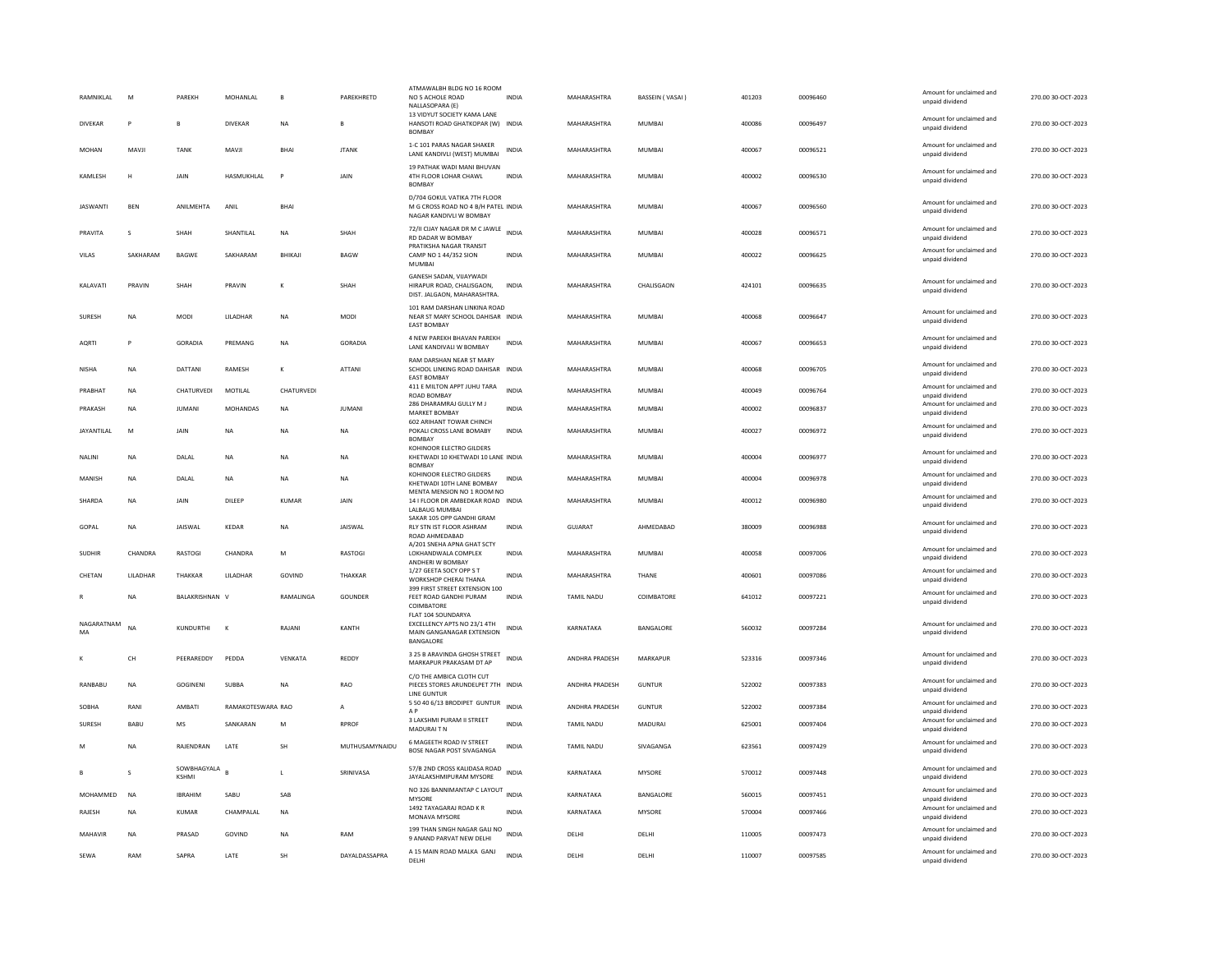| RAMNIKLAL | M | PAREKH | MOHANLAL | B | PAREKHRETD | ATMAWALBH BLDG NO 16 ROOM NO 5 ACHOLE ROAD NALLASOPARA (E) | INDIA | MAHARASHTRA | BASSEIN ( VASAI ) | 401203 | 00096460 | Amount for unclaimed and unpaid dividend | 270.00 | 30-OCT-2023 |
|---|---|---|---|---|---|---|---|---|---|---|---|---|---|---|
| DIVEKAR | P | B | DIVEKAR | NA | B | 13 VIDYUT SOCIETY KAMA LANE HANSOTI ROAD GHATKOPAR (W) BOMBAY | INDIA | MAHARASHTRA | MUMBAI | 400086 | 00096497 | Amount for unclaimed and unpaid dividend | 270.00 | 30-OCT-2023 |
| MOHAN | MAVJI | TANK | MAVJI | BHAI | JTANK | 1-C 101 PARAS NAGAR SHAKER LANE KANDIVLI (WEST) MUMBAI | INDIA | MAHARASHTRA | MUMBAI | 400067 | 00096521 | Amount for unclaimed and unpaid dividend | 270.00 | 30-OCT-2023 |
| KAMLESH | H | JAIN | HASMUKHLAL | P | JAIN | 19 PATHAK WADI MANI BHUVAN 4TH FLOOR LOHAR CHAWL BOMBAY | INDIA | MAHARASHTRA | MUMBAI | 400002 | 00096530 | Amount for unclaimed and unpaid dividend | 270.00 | 30-OCT-2023 |
| JASWANTI | BEN | ANILMEHTA | ANIL | BHAI | | D/704 GOKUL VATIKA 7TH FLOOR M G CROSS ROAD NO 4 B/H PATEL NAGAR KANDIVLI W BOMBAY | INDIA | MAHARASHTRA | MUMBAI | 400067 | 00096560 | Amount for unclaimed and unpaid dividend | 270.00 | 30-OCT-2023 |
| PRAVITA | S | SHAH | SHANTILAL | NA | SHAH | 72/II CIJAY NAGAR DR M C JAWLE RD DADAR W BOMBAY | INDIA | MAHARASHTRA | MUMBAI | 400028 | 00096571 | Amount for unclaimed and unpaid dividend | 270.00 | 30-OCT-2023 |
| VILAS | SAKHARAM | BAGWE | SAKHARAM | BHIKAJI | BAGW | PRATIKSHA NAGAR TRANSIT CAMP NO 1 44/352 SION MUMBAI | INDIA | MAHARASHTRA | MUMBAI | 400022 | 00096625 | Amount for unclaimed and unpaid dividend | 270.00 | 30-OCT-2023 |
| KALAVATI | PRAVIN | SHAH | PRAVIN | K | SHAH | GANESH SADAN, VIJAYWADI HIRAPUR ROAD, CHALISGAON, DIST. JALGAON, MAHARASHTRA. | INDIA | MAHARASHTRA | CHALISGAON | 424101 | 00096635 | Amount for unclaimed and unpaid dividend | 270.00 | 30-OCT-2023 |
| SURESH | NA | MODI | LILADHAR | NA | MODI | 101 RAM DARSHAN LINKINA ROAD NEAR ST MARY SCHOOL DAHISAR EAST BOMBAY | INDIA | MAHARASHTRA | MUMBAI | 400068 | 00096647 | Amount for unclaimed and unpaid dividend | 270.00 | 30-OCT-2023 |
| AQRTI | P | GORADIA | PREMANG | NA | GORADIA | 4 NEW PAREKH BHAVAN PAREKH LANE KANDIVALI W BOMBAY | INDIA | MAHARASHTRA | MUMBAI | 400067 | 00096653 | Amount for unclaimed and unpaid dividend | 270.00 | 30-OCT-2023 |
| NISHA | NA | DATTANI | RAMESH | K | ATTANI | RAM DARSHAN NEAR ST MARY SCHOOL LINKING ROAD DAHISAR EAST BOMBAY | INDIA | MAHARASHTRA | MUMBAI | 400068 | 00096705 | Amount for unclaimed and unpaid dividend | 270.00 | 30-OCT-2023 |
| PRABHAT | NA | CHATURVEDI | MOTILAL | CHATURVEDI | | 411 E MILTON APPT JUHU TARA ROAD BOMBAY | INDIA | MAHARASHTRA | MUMBAI | 400049 | 00096764 | Amount for unclaimed and unpaid dividend | 270.00 | 30-OCT-2023 |
| PRAKASH | NA | JUMANI | MOHANDAS | NA | JUMANI | 286 DHARAMRAJ GULLY M J MARKET BOMBAY | INDIA | MAHARASHTRA | MUMBAI | 400002 | 00096837 | Amount for unclaimed and unpaid dividend | 270.00 | 30-OCT-2023 |
| JAYANTILAL | M | JAIN | NA | NA | NA | 602 ARIHANT TOWAR CHINCH POKALI CROSS LANE BOMABY BOMBAY | INDIA | MAHARASHTRA | MUMBAI | 400027 | 00096972 | Amount for unclaimed and unpaid dividend | 270.00 | 30-OCT-2023 |
| NALINI | NA | DALAL | NA | NA | NA | KOHINOOR ELECTRO GILDERS KHETWADI 10 KHETWADI 10 LANE BOMBAY | INDIA | MAHARASHTRA | MUMBAI | 400004 | 00096977 | Amount for unclaimed and unpaid dividend | 270.00 | 30-OCT-2023 |
| MANISH | NA | DALAL | NA | NA | NA | KOHINOOR ELECTRO GILDERS KHETWADI 10TH LANE BOMBAY | INDIA | MAHARASHTRA | MUMBAI | 400004 | 00096978 | Amount for unclaimed and unpaid dividend | 270.00 | 30-OCT-2023 |
| SHARDA | NA | JAIN | DILEEP | KUMAR | JAIN | MENTA MENSION NO 1 ROOM NO 14 I FLOOR DR AMBEDKAR ROAD LALBAUG MUMBAI | INDIA | MAHARASHTRA | MUMBAI | 400012 | 00096980 | Amount for unclaimed and unpaid dividend | 270.00 | 30-OCT-2023 |
| GOPAL | NA | JAISWAL | KEDAR | NA | JAISWAL | SAKAR 105 OPP GANDHI GRAM RLY STN IST FLOOR ASHRAM ROAD AHMEDABAD | INDIA | GUJARAT | AHMEDABAD | 380009 | 00096988 | Amount for unclaimed and unpaid dividend | 270.00 | 30-OCT-2023 |
| SUDHIR | CHANDRA | RASTOGI | CHANDRA | M | RASTOGI | A/201 SNEHA APNA GHAT SCTY LOKHANDWALA COMPLEX ANDHERI W BOMBAY | INDIA | MAHARASHTRA | MUMBAI | 400058 | 00097006 | Amount for unclaimed and unpaid dividend | 270.00 | 30-OCT-2023 |
| CHETAN | LILADHAR | THAKKAR | LILADHAR | GOVIND | THAKKAR | 1/27 GEETA SOCY OPP S T WORKSHOP CHERAI THANA | INDIA | MAHARASHTRA | THANE | 400601 | 00097086 | Amount for unclaimed and unpaid dividend | 270.00 | 30-OCT-2023 |
| R | NA | BALAKRISHNAN | V | RAMALINGA | GOUNDER | 399 FIRST STREET EXTENSION 100 FEET ROAD GANDHI PURAM COIMBATORE | INDIA | TAMIL NADU | COIMBATORE | 641012 | 00097221 | Amount for unclaimed and unpaid dividend | 270.00 | 30-OCT-2023 |
| NAGARATNAM MA | NA | KUNDURTHI | K | RAJANI | KANTH | FLAT 104 SOUNDARYA EXCELLENCY APTS NO 23/1 4TH MAIN GANGANAGAR EXTENSION BANGALORE | INDIA | KARNATAKA | BANGALORE | 560032 | 00097284 | Amount for unclaimed and unpaid dividend | 270.00 | 30-OCT-2023 |
| K | CH | PEERAREDDY | PEDDA | VENKATA | REDDY | 3 25 B ARAVINDA GHOSH STREET MARKAPUR PRAKASAM DT AP | INDIA | ANDHRA PRADESH | MARKAPUR | 523316 | 00097346 | Amount for unclaimed and unpaid dividend | 270.00 | 30-OCT-2023 |
| RANBABU | NA | GOGINENI | SUBBA | NA | RAO | C/O THE AMBICA CLOTH CUT PIECES STORES ARUNDELPET 7TH LINE GUNTUR | INDIA | ANDHRA PRADESH | GUNTUR | 522002 | 00097383 | Amount for unclaimed and unpaid dividend | 270.00 | 30-OCT-2023 |
| SOBHA | RANI | AMBATI | RAMAKOTESWARA | RAO | A | 5 50 40 6/13 BRODIPET GUNTUR A P | INDIA | ANDHRA PRADESH | GUNTUR | 522002 | 00097384 | Amount for unclaimed and unpaid dividend | 270.00 | 30-OCT-2023 |
| SURESH | BABU | MS | SANKARAN | M | RPROF | 3 LAKSHMI PURAM II STREET MADURAI T N | INDIA | TAMIL NADU | MADURAI | 625001 | 00097404 | Amount for unclaimed and unpaid dividend | 270.00 | 30-OCT-2023 |
| M | NA | RAJENDRAN | LATE | SH | MUTHUSAMYNAIDU | 6 MAGEETH ROAD IV STREET BOSE NAGAR POST SIVAGANGA | INDIA | TAMIL NADU | SIVAGANGA | 623561 | 00097429 | Amount for unclaimed and unpaid dividend | 270.00 | 30-OCT-2023 |
| B | S | SOWBHAGYALAKSHMI | B | L | SRINIVASA | 57/B 2ND CROSS KALIDASA ROAD JAYALAKSHMIPURAM MYSORE | INDIA | KARNATAKA | MYSORE | 570012 | 00097448 | Amount for unclaimed and unpaid dividend | 270.00 | 30-OCT-2023 |
| MOHAMMED | NA | IBRAHIM | SABU | SAB | | NO 326 BANNIMANTAP C LAYOUT MYSORE | INDIA | KARNATAKA | BANGALORE | 560015 | 00097451 | Amount for unclaimed and unpaid dividend | 270.00 | 30-OCT-2023 |
| RAJESH | NA | KUMAR | CHAMPALAL | NA | | 1492 TAYAGARAJ ROAD K R MONAVA MYSORE | INDIA | KARNATAKA | MYSORE | 570004 | 00097466 | Amount for unclaimed and unpaid dividend | 270.00 | 30-OCT-2023 |
| MAHAVIR | NA | PRASAD | GOVIND | NA | RAM | 199 THAN SINGH NAGAR GALI NO 9 ANAND PARVAT NEW DELHI | INDIA | DELHI | DELHI | 110005 | 00097473 | Amount for unclaimed and unpaid dividend | 270.00 | 30-OCT-2023 |
| SEWA | RAM | SAPRA | LATE | SH | DAYALDASSAPRA | A 15 MAIN ROAD MALKA GANJ DELHI | INDIA | DELHI | DELHI | 110007 | 00097585 | Amount for unclaimed and unpaid dividend | 270.00 | 30-OCT-2023 |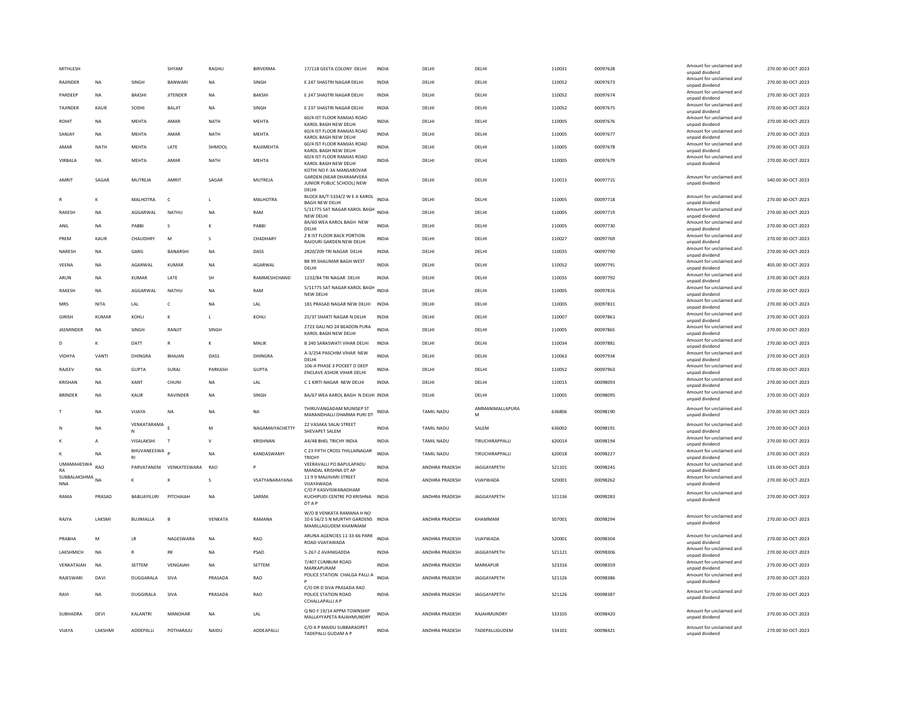| MITHLESH | | | SHYAM | RAGHU | BIRVERMA | 17/118 GEETA COLONY DELHI | INDIA | DELHI | DELHI | 110031 | 00097628 | Amount for unclaimed and unpaid dividend | 270.00 | 30-OCT-2023 |
|---|---|---|---|---|---|---|---|---|---|---|---|---|---|---|
| RAJINDER | NA | SINGH | BANWARI | NA | SINGH | E 247 SHASTRI NAGAR DELHI | INDIA | DELHI | DELHI | 110052 | 00097673 | Amount for unclaimed and unpaid dividend | 270.00 | 30-OCT-2023 |
| PARDEEP | NA | BAKSHI | JITENDER | NA | BAKSHI | E 247 SHASTRI NAGAR DELHI | INDIA | DELHI | DELHI | 110052 | 00097674 | Amount for unclaimed and unpaid dividend | 270.00 | 30-OCT-2023 |
| TAJINDER | KAUR | SODHI | BALJIT | NA | SINGH | E 237 SHASTRI NAGAR DELHI | INDIA | DELHI | DELHI | 110052 | 00097675 | Amount for unclaimed and unpaid dividend | 270.00 | 30-OCT-2023 |
| ROHIT | NA | MEHTA | AMAR | NATH | MEHTA | 60/4 IST FLOOR RAMJAS ROAD KAROL BAGH NEW DELHI | INDIA | DELHI | DELHI | 110005 | 00097676 | Amount for unclaimed and unpaid dividend | 270.00 | 30-OCT-2023 |
| SANJAY | NA | MEHTA | AMAR | NATH | MEHTA | 60/4 IST FLOOR RAMJAS ROAD KAROL BAGH NEW DELHI | INDIA | DELHI | DELHI | 110005 | 00097677 | Amount for unclaimed and unpaid dividend | 270.00 | 30-OCT-2023 |
| AMAR | NATH | MEHTA | LATE | SHMOOL | RAJJIMEHTA | 60/4 IST FLOOR RAMJAS ROAD KAROL BAGH NEW DELHI | INDIA | DELHI | DELHI | 110005 | 00097678 | Amount for unclaimed and unpaid dividend | 270.00 | 30-OCT-2023 |
| VIRBALA | NA | MEHTA | AMAR | NATH | MEHTA | 60/4 IST FLOOR RAMJAS ROAD KAROL BAGH NEW DELHI | INDIA | DELHI | DELHI | 110005 | 00097679 | Amount for unclaimed and unpaid dividend | 270.00 | 30-OCT-2023 |
| AMRIT | SAGAR | MUTREJA | AMRIT | SAGAR | MUTREJA | KOTHI NO F-3A MANSAROVAR GARDEN (NEAR DHARAMVERA JUNIOR PUBLIC SCHOOL) NEW DELHI | INDIA | DELHI | DELHI | 110015 | 00097715 | Amount for unclaimed and unpaid dividend | 540.00 | 30-OCT-2023 |
| R | K | MALHOTRA | C | L | MALHOTRA | BLOCK 8A/T-5334/2 W E A KAROL BAGH NEW DELHI | INDIA | DELHI | DELHI | 110005 | 00097718 | Amount for unclaimed and unpaid dividend | 270.00 | 30-OCT-2023 |
| RAKESH | NA | AGGARWAL | NATHU | NA | RAM | 5/11775 SAT NAGAR KAROL BAGH NEW DELHI | INDIA | DELHI | DELHI | 110005 | 00097719 | Amount for unclaimed and unpaid dividend | 270.00 | 30-OCT-2023 |
| ANIL | NA | PABBI | S | K | PABBI | 8A/60 WEA KAROL BAGH NEW DELHI | INDIA | DELHI | DELHI | 110005 | 00097730 | Amount for unclaimed and unpaid dividend | 270.00 | 30-OCT-2023 |
| PREM | KAUR | CHAUDHRY | M | S | CHADHARY | Z 8 IST FLOOR BACK PORTION RAJOURI GARDEN NEW DELHI | INDIA | DELHI | DELHI | 110027 | 00097769 | Amount for unclaimed and unpaid dividend | 270.00 | 30-OCT-2023 |
| NARESH | NA | GARG | BANARSHI | NA | DASS | 2820/209 TRI NAGAR DELHI | INDIA | DELHI | DELHI | 110035 | 00097790 | Amount for unclaimed and unpaid dividend | 270.00 | 30-OCT-2023 |
| VEENA | NA | AGARWAL | KUMAR | NA | AGARWAL | BK 99 SHALIMAR BAGH WEST DELHI | INDIA | DELHI | DELHI | 110052 | 00097791 | Amount for unclaimed and unpaid dividend | 405.00 | 30-OCT-2023 |
| ARUN | NA | KUMAR | LATE | SH | RAMMESHCHAND | 1232/84 TRI NAGAR DELHI | INDIA | DELHI | DELHI | 110035 | 00097792 | Amount for unclaimed and unpaid dividend | 270.00 | 30-OCT-2023 |
| RAKESH | NA | AGGARWAL | NATHU | NA | RAM | 5/11775 SAT NAGAR KAROL BAGH NEW DELHI | INDIA | DELHI | DELHI | 110005 | 00097816 | Amount for unclaimed and unpaid dividend | 270.00 | 30-OCT-2023 |
| MRS | NITA | LAL | C | NA | LAL | 181 PRASAD NAGAR NEW DELHI | INDIA | DELHI | DELHI | 110005 | 00097831 | Amount for unclaimed and unpaid dividend | 270.00 | 30-OCT-2023 |
| GIRISH | KUMAR | KOHLI | K | L | KOHLI | 25/37 SHAKTI NAGAR N DELHI | INDIA | DELHI | DELHI | 110007 | 00097861 | Amount for unclaimed and unpaid dividend | 270.00 | 30-OCT-2023 |
| JASMINDER | NA | SINGH | RANJIT | SINGH | | 2723 GALI NO 24 BEADON PURA KAROL BAGH NEW DELHI | INDIA | DELHI | DELHI | 110005 | 00097865 | Amount for unclaimed and unpaid dividend | 270.00 | 30-OCT-2023 |
| D | K | DATT | R | K | MALIK | B 240 SARASWATI VIHAR DELHI | INDIA | DELHI | DELHI | 110034 | 00097881 | Amount for unclaimed and unpaid dividend | 270.00 | 30-OCT-2023 |
| VIDHYA | VANTI | DHINGRA | BHAJAN | DASS | DHINGRA | A-3/254 PASCHIM VIHAR NEW DELHI | INDIA | DELHI | DELHI | 110063 | 00097934 | Amount for unclaimed and unpaid dividend | 270.00 | 30-OCT-2023 |
| RAJEEV | NA | GUPTA | SURAJ | PARKASH | GUPTA | 106-A PHASE 3 POCKET D DEEP ENCLAVE ASHOK VIHAR DELHI | INDIA | DELHI | DELHI | 110052 | 00097963 | Amount for unclaimed and unpaid dividend | 270.00 | 30-OCT-2023 |
| KRISHAN | NA | KANT | CHUNI | NA | LAL | C 1 KIRTI NAGAR NEW DELHI | INDIA | DELHI | DELHI | 110015 | 00098093 | Amount for unclaimed and unpaid dividend | 270.00 | 30-OCT-2023 |
| BRINDER | NA | KAUR | RAVINDER | NA | SINGH | 8A/67 WEA KAROL BAGH N DELHI | INDIA | DELHI | DELHI | 110005 | 00098095 | Amount for unclaimed and unpaid dividend | 270.00 | 30-OCT-2023 |
| T | NA | VIJAYA | NA | NA | NA | THIRUVANGADAM MUNISEP ST MARANDHALLI DHARMA PURI DT | INDIA | TAMIL NADU | AMMANIMALLAPURAM | 636806 | 00098190 | Amount for unclaimed and unpaid dividend | 270.00 | 30-OCT-2023 |
| N | NA | VENKATARAMAN | E | M | NAGAMAIYACHETTY | 22 VASAKA SALAI STREET SHEVAPET SALEM | INDIA | TAMIL NADU | SALEM | 636002 | 00098191 | Amount for unclaimed and unpaid dividend | 270.00 | 30-OCT-2023 |
| K | A | VISALAKSHI | T | V | KRISHNAN | A4/48 BHEL TRICHY INDIA | INDIA | TAMIL NADU | TIRUCHIRAPPALLI | 620014 | 00098194 | Amount for unclaimed and unpaid dividend | 270.00 | 30-OCT-2023 |
| K | NA | BHUVANEESWARI | P | NA | KANDASWAMY | C 23 FIFTH CROSS THILLAINAGAR TRICHY | INDIA | TAMIL NADU | TIRUCHIRAPPALLI | 620018 | 00098227 | Amount for unclaimed and unpaid dividend | 270.00 | 30-OCT-2023 |
| UMAMAHESWARA | RAO | PARVATANENI | VENKATESWARA | RAO | P | VEERAVALLI PO BAPULAPADU MANDAL KRISHNA DT AP | INDIA | ANDHRA PRADESH | JAGGAYAPETH | 521101 | 00098245 | Amount for unclaimed and unpaid dividend | 135.00 | 30-OCT-2023 |
| SUBBALAKSHMANNA | NA | K | K | S | VSATYANARAYANA | 11 9 9 MAJJIVARI STREET VIJAYAWADA | INDIA | ANDHRA PRADESH | VIJAYWADA | 520001 | 00098262 | Amount for unclaimed and unpaid dividend | 270.00 | 30-OCT-2023 |
| RAMA | PRASAD | BABUAYILURI | PITCHAIAH | NA | SARMA | C/O P KASIVISWANADHAM KUCHIPUDI CENTRE PO KRISHNA DT A P | INDIA | ANDHRA PRADESH | JAGGAYAPETH | 521136 | 00098283 | Amount for unclaimed and unpaid dividend | 270.00 | 30-OCT-2023 |
| RAJYA | LAKSMI | BUJIMALLA | B | VENKATA | RAMANA | W/O B VENKATA RAMANA H NO 10 6 56/2 S N MURTHY GARDENS MAMILLAGUDEM KHAMMAM | INDIA | ANDHRA PRADESH | KHAMMAM | 507001 | 00098294 | Amount for unclaimed and unpaid dividend | 270.00 | 30-OCT-2023 |
| PRABHA | M | LR | NAGESWARA | NA | RAO | ARUNA AGENCIES 11-33-66 PARK ROAD VIJAYAWADA | INDIA | ANDHRA PRADESH | VIJAYWADA | 520001 | 00098304 | Amount for unclaimed and unpaid dividend | 270.00 | 30-OCT-2023 |
| LAKSHMICH | NA | R | RK | NA | PSAD | 5-267-2 AVANIGADDA | INDIA | ANDHRA PRADESH | JAGGAYAPETH | 521121 | 00098306 | Amount for unclaimed and unpaid dividend | 270.00 | 30-OCT-2023 |
| VENKATAIAH | NA | SETTEM | VENGAIAH | NA | SETTEM | 7/407 CUMBUM ROAD MARKAPURAM | INDIA | ANDHRA PRADESH | MARKAPUR | 523316 | 00098359 | Amount for unclaimed and unpaid dividend | 270.00 | 30-OCT-2023 |
| RAJESWARI | DAVI | DUGGARALA | SIVA | PRASADA | RAO | POLICE STATION CHALGA PALLI A P | INDIA | ANDHRA PRADESH | JAGGAYAPETH | 521126 | 00098386 | Amount for unclaimed and unpaid dividend | 270.00 | 30-OCT-2023 |
| RAVI | NA | DUGGIRALA | SIVA | PRASADA | RAO | C/O DR D SIVA PRASADA RAO POLICE STATION ROAD CCHALLAPALLI A P | INDIA | ANDHRA PRADESH | JAGGAYAPETH | 521126 | 00098387 | Amount for unclaimed and unpaid dividend | 270.00 | 30-OCT-2023 |
| SUBHADRA | DEVI | KALANTRI | MANOHAR | NA | LAL | Q NO F 19/14 APPM TOWNSHIP MALLAYYAPETA RAJAHMUNDRY | INDIA | ANDHRA PRADESH | RAJAHMUNDRY | 533105 | 00098420 | Amount for unclaimed and unpaid dividend | 270.00 | 30-OCT-2023 |
| VIJAYA | LAKSHMI | ADDEPALLI | POTHARAJU | NAIDU | ADDEAPALLI | C/O A P MAIDU SUBBARAOPET TADEPALLI GUDAM A P | INDIA | ANDHRA PRADESH | TADEPALLIGUDEM | 534101 | 00098421 | Amount for unclaimed and unpaid dividend | 270.00 | 30-OCT-2023 |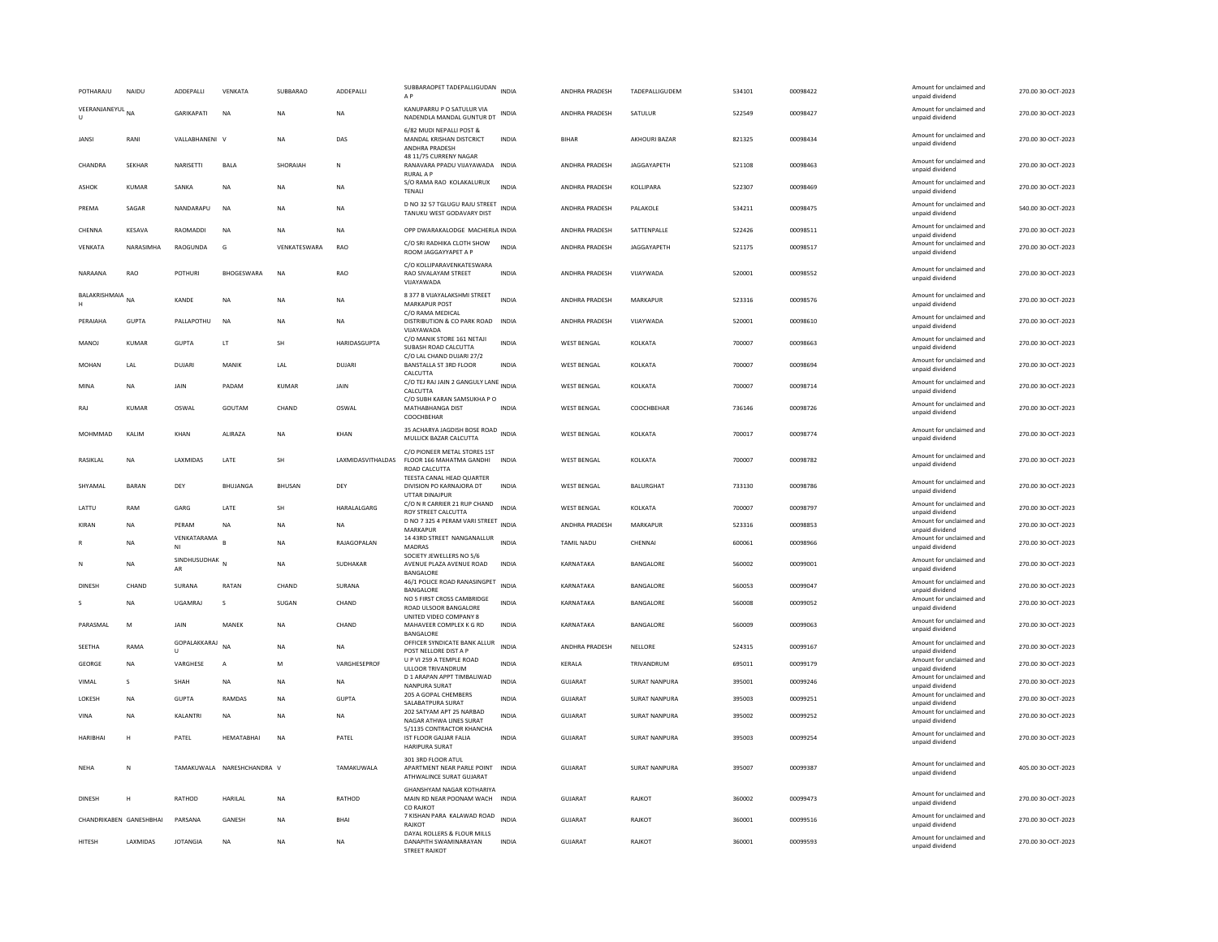| | | | | | | | | | | | | | | |
|---|---|---|---|---|---|---|---|---|---|---|---|---|---|---|
| POTHARAJU | NAIDU | ADDEPALLI | VENKATA | SUBBARAO | ADDEPALLI | SUBBARAOPET TADEPALLIGUDAN A P | INDIA | ANDHRA PRADESH | TADEPALLIGUDEM | 534101 | 00098422 | Amount for unclaimed and unpaid dividend | 270.00 | 30-OCT-2023 |
| VEERANJANEYULU | NA | GARIKAPATI | NA | NA | NA | KANUPARRU P O SATULUR VIA NADENDLA MANDAL GUNTUR DT | INDIA | ANDHRA PRADESH | SATULUR | 522549 | 00098427 | Amount for unclaimed and unpaid dividend | 270.00 | 30-OCT-2023 |
| JANSI | RANI | VALLABHANENI | V | NA | DAS | 6/82 MUDI NEPALLI POST & MANDAL KRISHAN DISTCRICT ANDHRA PRADESH | INDIA | BIHAR | AKHOURI BAZAR | 821325 | 00098434 | Amount for unclaimed and unpaid dividend | 270.00 | 30-OCT-2023 |
| CHANDRA | SEKHAR | NARISETTI | BALA | SHORAIAH | N | 48 11/75 CURRENY NAGAR RANAVARA PPADU VIJAYAWADA RURAL A P | INDIA | ANDHRA PRADESH | JAGGAYAPETH | 521108 | 00098463 | Amount for unclaimed and unpaid dividend | 270.00 | 30-OCT-2023 |
| ASHOK | KUMAR | SANKA | NA | NA | NA | S/O RAMA RAO KOLAKALURUX TENALI | INDIA | ANDHRA PRADESH | KOLLIPARA | 522307 | 00098469 | Amount for unclaimed and unpaid dividend | 270.00 | 30-OCT-2023 |
| PREMA | SAGAR | NANDARAPU | NA | NA | NA | D NO 32 57 TGLUGU RAJU STREET TANUKU WEST GODAVARY DIST | INDIA | ANDHRA PRADESH | PALAKOLE | 534211 | 00098475 | Amount for unclaimed and unpaid dividend | 540.00 | 30-OCT-2023 |
| CHENNA | KESAVA | RAOMADDI | NA | NA | NA | OPP DWARAKALODGE MACHERLA | INDIA | ANDHRA PRADESH | SATTENPALLE | 522426 | 00098511 | Amount for unclaimed and unpaid dividend | 270.00 | 30-OCT-2023 |
| VENKATA | NARASIMHA | RAOGUNDA | G | VENKATESWARA | RAO | C/O SRI RADHIKA CLOTH SHOW ROOM JAGGAYYAPET A P | INDIA | ANDHRA PRADESH | JAGGAYAPETH | 521175 | 00098517 | Amount for unclaimed and unpaid dividend | 270.00 | 30-OCT-2023 |
| NARAANA | RAO | POTHURI | BHOGESWARA | NA | RAO | C/O KOLLIPARAVENKATESWARA RAO SIVALAYAM STREET VIJAYAWADA | INDIA | ANDHRA PRADESH | VIJAYWADA | 520001 | 00098552 | Amount for unclaimed and unpaid dividend | 270.00 | 30-OCT-2023 |
| BALAKRISHMAIAH | NA | KANDE | NA | NA | NA | 8 377 B VIJAYALAKSHMI STREET MARKAPUR POST | INDIA | ANDHRA PRADESH | MARKAPUR | 523316 | 00098576 | Amount for unclaimed and unpaid dividend | 270.00 | 30-OCT-2023 |
| PERAIAHA | GUPTA | PALLAPOTHU | NA | NA | NA | C/O RAMA MEDICAL DISTRIBUTION & CO PARK ROAD VIJAYAWADA | INDIA | ANDHRA PRADESH | VIJAYWADA | 520001 | 00098610 | Amount for unclaimed and unpaid dividend | 270.00 | 30-OCT-2023 |
| MANOJ | KUMAR | GUPTA | LT | SH | HARIDASGUPTA | C/O MANIK STORE 161 NETAJI SUBASH ROAD CALCUTTA | INDIA | WEST BENGAL | KOLKATA | 700007 | 00098663 | Amount for unclaimed and unpaid dividend | 270.00 | 30-OCT-2023 |
| MOHAN | LAL | DUJARI | MANIK | LAL | DUJARI | C/O LAL CHAND DUJARI 27/2 BANSTALLA ST 3RD FLOOR CALCUTTA | INDIA | WEST BENGAL | KOLKATA | 700007 | 00098694 | Amount for unclaimed and unpaid dividend | 270.00 | 30-OCT-2023 |
| MINA | NA | JAIN | PADAM | KUMAR | JAIN | C/O TEJ RAJ JAIN 2 GANGULY LANE CALCUTTA | INDIA | WEST BENGAL | KOLKATA | 700007 | 00098714 | Amount for unclaimed and unpaid dividend | 270.00 | 30-OCT-2023 |
| RAJ | KUMAR | OSWAL | GOUTAM | CHAND | OSWAL | C/O SUBH KARAN SAMSUKHA P O MATHABHANGA DIST COOCHBEHAR | INDIA | WEST BENGAL | COOCHBEHAR | 736146 | 00098726 | Amount for unclaimed and unpaid dividend | 270.00 | 30-OCT-2023 |
| MOHMMAD | KALIM | KHAN | ALIRAZA | NA | KHAN | 35 ACHARYA JAGDISH BOSE ROAD MULLICK BAZAR CALCUTTA | INDIA | WEST BENGAL | KOLKATA | 700017 | 00098774 | Amount for unclaimed and unpaid dividend | 270.00 | 30-OCT-2023 |
| RASIKLAL | NA | LAXMIDAS | LATE | SH | LAXMIDASVITHALDAS | C/O PIONEER METAL STORES 1ST FLOOR 166 MAHATMA GANDHI ROAD CALCUTTA | INDIA | WEST BENGAL | KOLKATA | 700007 | 00098782 | Amount for unclaimed and unpaid dividend | 270.00 | 30-OCT-2023 |
| SHYAMAL | BARAN | DEY | BHUJANGA | BHUSAN | DEY | TEESTA CANAL HEAD QUARTER DIVISION PO KARNAJORA DT UTTAR DINAJPUR | INDIA | WEST BENGAL | BALURGHAT | 733130 | 00098786 | Amount for unclaimed and unpaid dividend | 270.00 | 30-OCT-2023 |
| LATTU | RAM | GARG | LATE | SH | HARALALGARG | C/O N R CARRIER 21 RUP CHAND ROY STREET CALCUTTA | INDIA | WEST BENGAL | KOLKATA | 700007 | 00098797 | Amount for unclaimed and unpaid dividend | 270.00 | 30-OCT-2023 |
| KIRAN | NA | PERAM | NA | NA | NA | D NO 7 325 4 PERAM VARI STREET MARKAPUR | INDIA | ANDHRA PRADESH | MARKAPUR | 523316 | 00098853 | Amount for unclaimed and unpaid dividend | 270.00 | 30-OCT-2023 |
| R | NA | VENKATARAMANI | B | NA | RAJAGOPALAN | 14 43RD STREET NANGANALLUR MADRAS | INDIA | TAMIL NADU | CHENNAI | 600061 | 00098966 | Amount for unclaimed and unpaid dividend | 270.00 | 30-OCT-2023 |
| N | NA | SINDHUSUDHAKAR | N | NA | SUDHAKAR | SOCIETY JEWELLERS NO 5/6 AVENUE PLAZA AVENUE ROAD BANGALORE | INDIA | KARNATAKA | BANGALORE | 560002 | 00099001 | Amount for unclaimed and unpaid dividend | 270.00 | 30-OCT-2023 |
| DINESH | CHAND | SURANA | RATAN | CHAND | SURANA | 46/1 POLICE ROAD RANASINGPET BANGALORE | INDIA | KARNATAKA | BANGALORE | 560053 | 00099047 | Amount for unclaimed and unpaid dividend | 270.00 | 30-OCT-2023 |
| S | NA | UGAMRAJ | S | SUGAN | CHAND | NO 5 FIRST CROSS CAMBRIDGE ROAD ULSOOR BANGALORE | INDIA | KARNATAKA | BANGALORE | 560008 | 00099052 | Amount for unclaimed and unpaid dividend | 270.00 | 30-OCT-2023 |
| PARASMAL | M | JAIN | MANEK | NA | CHAND | UNITED VIDEO COMPANY 8 MAHAVEER COMPLEX K G RD BANGALORE | INDIA | KARNATAKA | BANGALORE | 560009 | 00099063 | Amount for unclaimed and unpaid dividend | 270.00 | 30-OCT-2023 |
| SEETHA | RAMA | GOPALAKKARAJU | NA | NA | NA | OFFICER SYNDICATE BANK ALLUR POST NELLORE DIST A P | INDIA | ANDHRA PRADESH | NELLORE | 524315 | 00099167 | Amount for unclaimed and unpaid dividend | 270.00 | 30-OCT-2023 |
| GEORGE | NA | VARGHESE | A | M | VARGHESEPROF | U P VI 259 A TEMPLE ROAD ULLOOR TRIVANDRUM | INDIA | KERALA | TRIVANDRUM | 695011 | 00099179 | Amount for unclaimed and unpaid dividend | 270.00 | 30-OCT-2023 |
| VIMAL | S | SHAH | NA | NA | NA | D 1 ARAPAN APPT TIMBALIWAD NANPURA SURAT | INDIA | GUJARAT | SURAT NANPURA | 395001 | 00099246 | Amount for unclaimed and unpaid dividend | 270.00 | 30-OCT-2023 |
| LOKESH | NA | GUPTA | RAMDAS | NA | GUPTA | 205 A GOPAL CHEMBERS SALABATPURA SURAT | INDIA | GUJARAT | SURAT NANPURA | 395003 | 00099251 | Amount for unclaimed and unpaid dividend | 270.00 | 30-OCT-2023 |
| VINA | NA | KALANTRI | NA | NA | NA | 202 SATYAM APT 25 NARBAD NAGAR ATHWA LINES SURAT | INDIA | GUJARAT | SURAT NANPURA | 395002 | 00099252 | Amount for unclaimed and unpaid dividend | 270.00 | 30-OCT-2023 |
| HARIBHAI | H | PATEL | HEMATABHAI | NA | PATEL | 5/1135 CONTRACTOR KHANCHA IST FLOOR GAJJAR FALIA HARIPURA SURAT | INDIA | GUJARAT | SURAT NANPURA | 395003 | 00099254 | Amount for unclaimed and unpaid dividend | 270.00 | 30-OCT-2023 |
| NEHA | N | TAMAKUWALA | NARESHCHANDRA | V | TAMAKUWALA | 301 3RD FLOOR ATUL APARTMENT NEAR PARLE POINT ATHWALINCE SURAT GUJARAT | INDIA | GUJARAT | SURAT NANPURA | 395007 | 00099387 | Amount for unclaimed and unpaid dividend | 405.00 | 30-OCT-2023 |
| DINESH | H | RATHOD | HARILAL | NA | RATHOD | GHANSHYAM NAGAR KOTHARIYA MAIN RD NEAR POONAM WACH CO RAJKOT | INDIA | GUJARAT | RAJKOT | 360002 | 00099473 | Amount for unclaimed and unpaid dividend | 270.00 | 30-OCT-2023 |
| CHANDRIKABEN | GANESHBHAI | PARSANA | GANESH | NA | BHAI | 7 KISHAN PARA KALAWAD ROAD RAJKOT | INDIA | GUJARAT | RAJKOT | 360001 | 00099516 | Amount for unclaimed and unpaid dividend | 270.00 | 30-OCT-2023 |
| HITESH | LAXMIDAS | JOTANGIA | NA | NA | NA | DAYAL ROLLERS & FLOUR MILLS DANAPITH SWAMINARAYAN STREET RAJKOT | INDIA | GUJARAT | RAJKOT | 360001 | 00099593 | Amount for unclaimed and unpaid dividend | 270.00 | 30-OCT-2023 |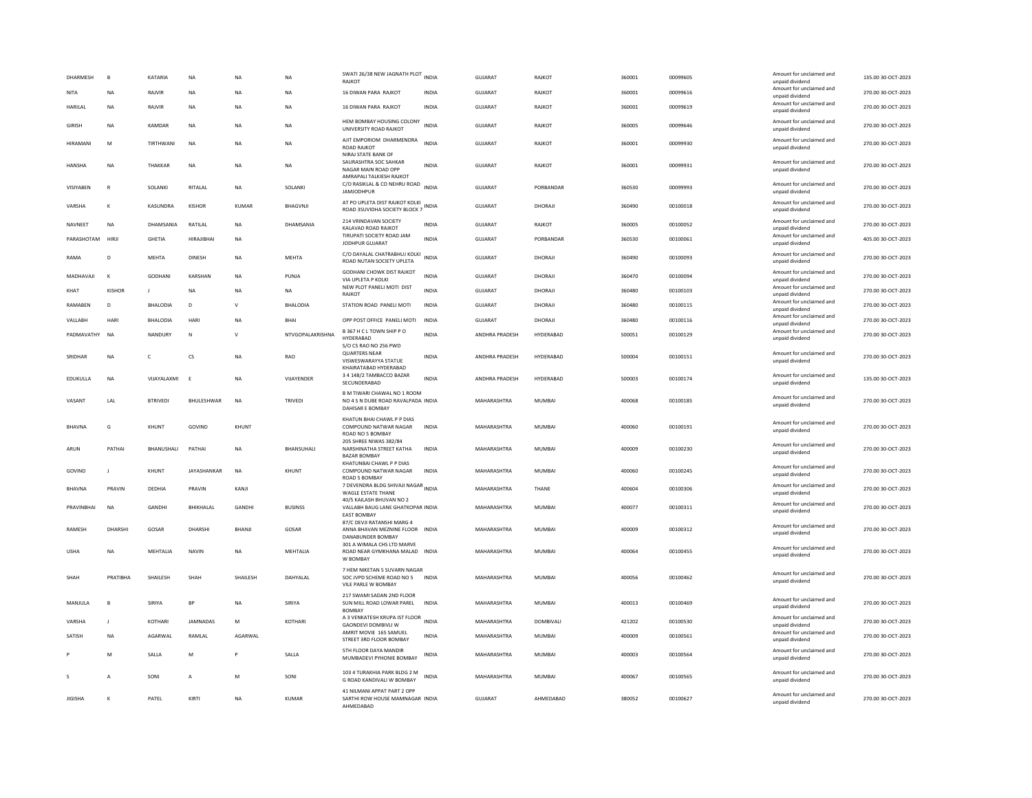| DHARMESH | B | KATARIA | NA | NA | NA | SWATI 26/38 NEW JAGNATH PLOT RAJKOT | INDIA | GUJARAT | RAJKOT | 360001 | 00099605 | Amount for unclaimed and unpaid dividend | 135.00 30-OCT-2023 |
|---|---|---|---|---|---|---|---|---|---|---|---|---|---|
| NITA | NA | RAJVIR | NA | NA | NA | 16 DIWAN PARA RAJKOT | INDIA | GUJARAT | RAJKOT | 360001 | 00099616 | Amount for unclaimed and unpaid dividend | 270.00 30-OCT-2023 |
| HARILAL | NA | RAJVIR | NA | NA | NA | 16 DIWAN PARA RAJKOT | INDIA | GUJARAT | RAJKOT | 360001 | 00099619 | Amount for unclaimed and unpaid dividend | 270.00 30-OCT-2023 |
| GIRISH | NA | KAMDAR | NA | NA | NA | HEM BOMBAY HOUSING COLONY UNIVERSITY ROAD RAJKOT | INDIA | GUJARAT | RAJKOT | 360005 | 00099646 | Amount for unclaimed and unpaid dividend | 270.00 30-OCT-2023 |
| HIRAMANI | M | TIRTHWANI | NA | NA | NA | AJIT EMPORIOM DHARMENDRA ROAD RAJKOT | INDIA | GUJARAT | RAJKOT | 360001 | 00099930 | Amount for unclaimed and unpaid dividend | 270.00 30-OCT-2023 |
| HANSHA | NA | THAKKAR | NA | NA | NA | NIRAJ STATE BANK OF SAURASHTRA SOC SAHKAR NAGAR MAIN ROAD OPP AMRAPALI TALKIESH RAJKOT | INDIA | GUJARAT | RAJKOT | 360001 | 00099931 | Amount for unclaimed and unpaid dividend | 270.00 30-OCT-2023 |
| VISIYABEN | R | SOLANKI | RITALAL | NA | SOLANKI | C/O RASIKLAL & CO NEHRU ROAD JAMJODHPUR | INDIA | GUJARAT | PORBANDAR | 360530 | 00099993 | Amount for unclaimed and unpaid dividend | 270.00 30-OCT-2023 |
| VARSHA | K | KASUNDRA | KISHOR | KUMAR | BHAGVNJI | AT PO UPLETA DIST RAJKOT KOLKI ROAD 3SUVIDHA SOCIETY BLOCK 7 | INDIA | GUJARAT | DHORAJI | 360490 | 00100018 | Amount for unclaimed and unpaid dividend | 270.00 30-OCT-2023 |
| NAVNEET | NA | DHAMSANIA | RATILAL | NA | DHAMSANIA | 214 VRINDAVAN SOCIETY KALAVAD ROAD RAJKOT | INDIA | GUJARAT | RAJKOT | 360005 | 00100052 | Amount for unclaimed and unpaid dividend | 270.00 30-OCT-2023 |
| PARASHOTAM | HIRJI | GHETIA | HIRAJIBHAI | NA | | TIRUPATI SOCIETY ROAD JAM JODHPUR GUJARAT | INDIA | GUJARAT | PORBANDAR | 360530 | 00100061 | Amount for unclaimed and unpaid dividend | 405.00 30-OCT-2023 |
| RAMA | D | MEHTA | DINESH | NA | MEHTA | C/O DAYALAL CHATRABHUJ KOLKI ROAD NUTAN SOCIETY UPLETA | INDIA | GUJARAT | DHORAJI | 360490 | 00100093 | Amount for unclaimed and unpaid dividend | 270.00 30-OCT-2023 |
| MADHAVAJI | K | GODHANI | KARSHAN | NA | PUNJA | GODHANI CHOWK DIST RAJKOT VIA UPLETA P KOLKI | INDIA | GUJARAT | DHORAJI | 360470 | 00100094 | Amount for unclaimed and unpaid dividend | 270.00 30-OCT-2023 |
| KHAT | KISHOR | J | NA | NA | NA | NEW PLOT PANELI MOTI DIST RAJKOT | INDIA | GUJARAT | DHORAJI | 360480 | 00100103 | Amount for unclaimed and unpaid dividend | 270.00 30-OCT-2023 |
| RAMABEN | D | BHALODIA | D | V | BHALODIA | STATION ROAD PANELI MOTI | INDIA | GUJARAT | DHORAJI | 360480 | 00100115 | Amount for unclaimed and unpaid dividend | 270.00 30-OCT-2023 |
| VALLABH | HARI | BHALODIA | HARI | NA | BHAI | OPP POST OFFICE PANELI MOTI | INDIA | GUJARAT | DHORAJI | 360480 | 00100116 | Amount for unclaimed and unpaid dividend | 270.00 30-OCT-2023 |
| PADMAVATHY | NA | NANDURY | N | V | NTVGOPALAKRISHNA | B 367 H C L TOWN SHIP P O HYDERABAD | INDIA | ANDHRA PRADESH | HYDERABAD | 500051 | 00100129 | Amount for unclaimed and unpaid dividend | 270.00 30-OCT-2023 |
| SRIDHAR | NA | C | CS | NA | RAO | S/O CS RAO NO 256 PWD QUARTERS NEAR VISWESWARAYYA STATUE KHAIRATABAD HYDERABAD | INDIA | ANDHRA PRADESH | HYDERABAD | 500004 | 00100151 | Amount for unclaimed and unpaid dividend | 270.00 30-OCT-2023 |
| EDUKULLA | NA | VIJAYALAXMI | E | NA | VIJAYENDER | 3 4 148/2 TAMBACCO BAZAR SECUNDERABAD | INDIA | ANDHRA PRADESH | HYDERABAD | 500003 | 00100174 | Amount for unclaimed and unpaid dividend | 135.00 30-OCT-2023 |
| VASANT | LAL | BTRIVEDI | BHULESHWAR | NA | TRIVEDI | B M TIWARI CHAWAL NO 1 ROOM NO 4 S N DUBE ROAD RAVALPADA DAHISAR E BOMBAY | INDIA | MAHARASHTRA | MUMBAI | 400068 | 00100185 | Amount for unclaimed and unpaid dividend | 270.00 30-OCT-2023 |
| BHAVNA | G | KHUNT | GOVIND | KHUNT | | KHATUN BHAI CHAWL P P DIAS COMPOUND NATWAR NAGAR ROAD NO 5 BOMBAY | INDIA | MAHARASHTRA | MUMBAI | 400060 | 00100191 | Amount for unclaimed and unpaid dividend | 270.00 30-OCT-2023 |
| ARUN | PATHAI | BHANUSHALI | PATHAI | NA | BHANSUHALI | 205 SHREE NIWAS 382/84 NARSHINATHA STREET KATHA BAZAR BOMBAY | INDIA | MAHARASHTRA | MUMBAI | 400009 | 00100230 | Amount for unclaimed and unpaid dividend | 270.00 30-OCT-2023 |
| GOVIND | J | KHUNT | JAYASHANKAR | NA | KHUNT | KHATUNBAI CHAWL P P DIAS COMPOUND NATWAR NAGAR ROAD 5 BOMBAY | INDIA | MAHARASHTRA | MUMBAI | 400060 | 00100245 | Amount for unclaimed and unpaid dividend | 270.00 30-OCT-2023 |
| BHAVNA | PRAVIN | DEDHIA | PRAVIN | KANJI | | 7 DEVENDRA BLDG SHIVAJI NAGAR WAGLE ESTATE THANE | INDIA | MAHARASHTRA | THANE | 400604 | 00100306 | Amount for unclaimed and unpaid dividend | 270.00 30-OCT-2023 |
| PRAVINBHAI | NA | GANDHI | BHIKHALAL | GANDHI | BUSINSS | 40/5 KAILASH BHUVAN NO 2 VALLABH BAUG LANE GHATKOPAR EAST BOMBAY | INDIA | MAHARASHTRA | MUMBAI | 400077 | 00100311 | Amount for unclaimed and unpaid dividend | 270.00 30-OCT-2023 |
| RAMESH | DHARSHI | GOSAR | DHARSHI | BHANJI | GOSAR | 87/C DEVJI RATANSHI MARG 4 ANNA BHAVAN MEZNINE FLOOR DANABUNDER BOMBAY | INDIA | MAHARASHTRA | MUMBAI | 400009 | 00100312 | Amount for unclaimed and unpaid dividend | 270.00 30-OCT-2023 |
| USHA | NA | MEHTALIA | NAVIN | NA | MEHTALIA | 301 A WIMALA CHS LTD MARVE ROAD NEAR GYMKHANA MALAD W BOMBAY | INDIA | MAHARASHTRA | MUMBAI | 400064 | 00100455 | Amount for unclaimed and unpaid dividend | 270.00 30-OCT-2023 |
| SHAH | PRATIBHA | SHAILESH | SHAH | SHAILESH | DAHYALAL | 7 HEM NIKETAN S SUVARN NAGAR SOC JVPD SCHEME ROAD NO 5 VILE PARLE W BOMBAY | INDIA | MAHARASHTRA | MUMBAI | 400056 | 00100462 | Amount for unclaimed and unpaid dividend | 270.00 30-OCT-2023 |
| MANJULA | B | SIRIYA | BP | NA | SIRIYA | 217 SWAMI SADAN 2ND FLOOR SUN MILL ROAD LOWAR PAREL BOMBAY | INDIA | MAHARASHTRA | MUMBAI | 400013 | 00100469 | Amount for unclaimed and unpaid dividend | 270.00 30-OCT-2023 |
| VARSHA | J | KOTHARI | JAMNADAS | M | KOTHARI | A 3 VENKATESH KRUPA IST FLOOR GAONDEVI DOMBIVLI W | INDIA | MAHARASHTRA | DOMBIVALI | 421202 | 00100530 | Amount for unclaimed and unpaid dividend | 270.00 30-OCT-2023 |
| SATISH | NA | AGARWAL | RAMLAL | AGARWAL | | AMRIT MOVIE 165 SAMUEL STREET 3RD FLOOR BOMBAY | INDIA | MAHARASHTRA | MUMBAI | 400009 | 00100561 | Amount for unclaimed and unpaid dividend | 270.00 30-OCT-2023 |
| P | M | SALLA | M | P | SALLA | 5TH FLOOR DAYA MANDIR MUMBADEVI PYHONIE BOMBAY | INDIA | MAHARASHTRA | MUMBAI | 400003 | 00100564 | Amount for unclaimed and unpaid dividend | 270.00 30-OCT-2023 |
| S | A | SONI | A | M | SONI | 103 4 TURAKHIA PARK BLDG 2 M G ROAD KANDIVALI W BOMBAY | INDIA | MAHARASHTRA | MUMBAI | 400067 | 00100565 | Amount for unclaimed and unpaid dividend | 270.00 30-OCT-2023 |
| JIGISHA | K | PATEL | KIRTI | NA | KUMAR | 41 NILMANI APPAT PART 2 OPP SARTHI ROW HOUSE MAMNAGAR AHMEDABAD | INDIA | GUJARAT | AHMEDABAD | 380052 | 00100627 | Amount for unclaimed and unpaid dividend | 270.00 30-OCT-2023 |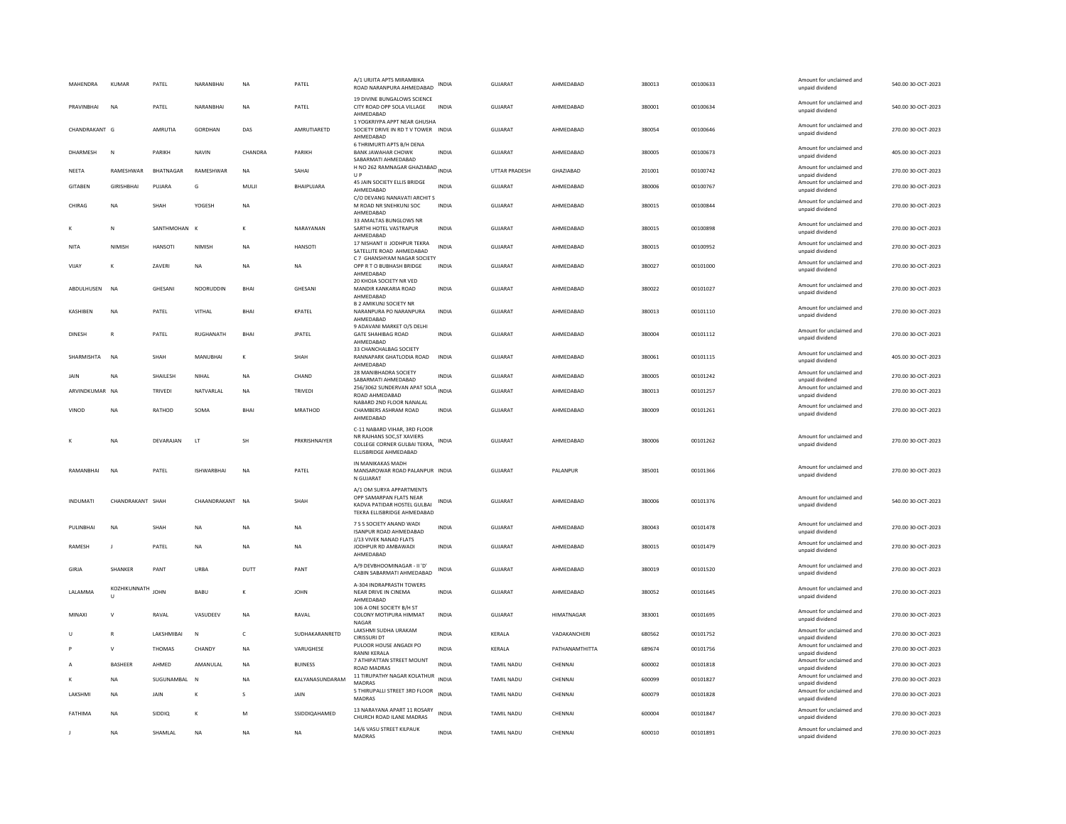| MAHENDRA | KUMAR | PATEL | NARANBHAI | NA | PATEL | A/1 URJITA APTS MIRAMBIKA ROAD NARANPURA AHMEDABAD | INDIA | GUJARAT | AHMEDABAD | 380013 | 00100633 | Amount for unclaimed and unpaid dividend | 540.00 | 30-OCT-2023 |
|---|---|---|---|---|---|---|---|---|---|---|---|---|---|---|
| PRAVINBHAI | NA | PATEL | NARANBHAI | NA | PATEL | 19 DIVINE BUNGALOWS SCIENCE CITY ROAD OPP SOLA VILLAGE AHMEDABAD | INDIA | GUJARAT | AHMEDABAD | 380001 | 00100634 | Amount for unclaimed and unpaid dividend | 540.00 | 30-OCT-2023 |
| CHANDRAKANT | G | AMRUTIA | GORDHAN | DAS | AMRUTIARETD | 1 YOGKRIYPA APPT NEAR GHUSHA SOCIETY DRIVE IN RD T V TOWER AHMEDABAD | INDIA | GUJARAT | AHMEDABAD | 380054 | 00100646 | Amount for unclaimed and unpaid dividend | 270.00 | 30-OCT-2023 |
| DHARMESH | N | PARIKH | NAVIN | CHANDRA | PARIKH | 6 THRIMURTI APTS B/H DENA BANK JAWAHAR CHOWK SABARMATI AHMEDABAD | INDIA | GUJARAT | AHMEDABAD | 380005 | 00100673 | Amount for unclaimed and unpaid dividend | 405.00 | 30-OCT-2023 |
| NEETA | RAMESHWAR | BHATNAGAR | RAMESHWAR | NA | SAHAI | H NO 262 RAMNAGAR GHAZIABAD U P | INDIA | UTTAR PRADESH | GHAZIABAD | 201001 | 00100742 | Amount for unclaimed and unpaid dividend | 270.00 | 30-OCT-2023 |
| GITABEN | GIRISHBHAI | PUJARA | G | MULJI | BHAIPUJARA | 45 JAIN SOCIETY ELLIS BRIDGE AHMEDABAD | INDIA | GUJARAT | AHMEDABAD | 380006 | 00100767 | Amount for unclaimed and unpaid dividend | 270.00 | 30-OCT-2023 |
| CHIRAG | NA | SHAH | YOGESH | NA | | C/O DEVANG NANAVATI ARCHIT S M ROAD NR SNEHKUNJ SOC AHMEDABAD | INDIA | GUJARAT | AHMEDABAD | 380015 | 00100844 | Amount for unclaimed and unpaid dividend | 270.00 | 30-OCT-2023 |
| K | N | SANTHMOHAN | K | K | NARAYANAN | 33 AMALTAS BUNGLOWS NR SARTHI HOTEL VASTRAPUR AHMEDABAD | INDIA | GUJARAT | AHMEDABAD | 380015 | 00100898 | Amount for unclaimed and unpaid dividend | 270.00 | 30-OCT-2023 |
| NITA | NIMISH | HANSOTI | NIMISH | NA | HANSOTI | 17 NISHANT II JODHPUR TEKRA SATELLITE ROAD AHMEDABAD | INDIA | GUJARAT | AHMEDABAD | 380015 | 00100952 | Amount for unclaimed and unpaid dividend | 270.00 | 30-OCT-2023 |
| VIJAY | K | ZAVERI | NA | NA | NA | C 7 GHANSHYAM NAGAR SOCIETY OPP R T O BUBHASH BRIDGE AHMEDABAD | INDIA | GUJARAT | AHMEDABAD | 380027 | 00101000 | Amount for unclaimed and unpaid dividend | 270.00 | 30-OCT-2023 |
| ABDULHUSEN | NA | GHESANI | NOORUDDIN | BHAI | GHESANI | 20 KHOJA SOCIETY NR VED MANDIR KANKARIA ROAD AHMEDABAD | INDIA | GUJARAT | AHMEDABAD | 380022 | 00101027 | Amount for unclaimed and unpaid dividend | 270.00 | 30-OCT-2023 |
| KASHIBEN | NA | PATEL | VITHAL | BHAI | KPATEL | B 2 AMIKUNJ SOCIETY NR NARANPURA PO NARANPURA AHMEDABAD | INDIA | GUJARAT | AHMEDABAD | 380013 | 00101110 | Amount for unclaimed and unpaid dividend | 270.00 | 30-OCT-2023 |
| DINESH | R | PATEL | RUGHANATH | BHAI | JPATEL | 9 ADAVANI MARKET O/S DELHI GATE SHAHIBAG ROAD AHMEDABAD | INDIA | GUJARAT | AHMEDABAD | 380004 | 00101112 | Amount for unclaimed and unpaid dividend | 270.00 | 30-OCT-2023 |
| SHARMISHTA | NA | SHAH | MANUBHAI | K | SHAH | 33 CHANCHALBAG SOCIETY RANNAPARK GHATLODIA ROAD AHMEDABAD | INDIA | GUJARAT | AHMEDABAD | 380061 | 00101115 | Amount for unclaimed and unpaid dividend | 405.00 | 30-OCT-2023 |
| JAIN | NA | SHAILESH | NIHAL | NA | CHAND | 28 MANIBHADRA SOCIETY SABARMATI AHMEDABAD | INDIA | GUJARAT | AHMEDABAD | 380005 | 00101242 | Amount for unclaimed and unpaid dividend | 270.00 | 30-OCT-2023 |
| ARVINDKUMAR | NA | TRIVEDI | NATVARLAL | NA | TRIVEDI | 256/3062 SUNDERVAN APAT SOLA ROAD AHMEDABAD | INDIA | GUJARAT | AHMEDABAD | 380013 | 00101257 | Amount for unclaimed and unpaid dividend | 270.00 | 30-OCT-2023 |
| VINOD | NA | RATHOD | SOMA | BHAI | MRATHOD | NABARD 2ND FLOOR NANALAL CHAMBERS ASHRAM ROAD AHMEDABAD | INDIA | GUJARAT | AHMEDABAD | 380009 | 00101261 | Amount for unclaimed and unpaid dividend | 270.00 | 30-OCT-2023 |
| K | NA | DEVARAJAN | LT | SH | PRKRISHNAIYER | C-11 NABARD VIHAR, 3RD FLOOR NR RAJHANS SOC,ST XAVIERS COLLEGE CORNER GULBAI TEKRA, ELLISBRIDGE AHMEDABAD | INDIA | GUJARAT | AHMEDABAD | 380006 | 00101262 | Amount for unclaimed and unpaid dividend | 270.00 | 30-OCT-2023 |
| RAMANBHAI | NA | PATEL | ISHWARBHAI | NA | PATEL | IN MANIKAKAS MADH MANSAROWAR ROAD PALANPUR N GUJARAT | INDIA | GUJARAT | PALANPUR | 385001 | 00101366 | Amount for unclaimed and unpaid dividend | 270.00 | 30-OCT-2023 |
| INDUMATI | CHANDRAKANT | SHAH | CHAANDRAKANT | NA | SHAH | A/1 OM SURYA APPARTMENTS OPP SAMARPAN FLATS NEAR KADVA PATIDAR HOSTEL GULBAI TEKRA ELLISBRIDGE AHMEDABAD | INDIA | GUJARAT | AHMEDABAD | 380006 | 00101376 | Amount for unclaimed and unpaid dividend | 540.00 | 30-OCT-2023 |
| PULINBHAI | NA | SHAH | NA | NA | NA | 7 S S SOCIETY ANAND WADI ISANPUR ROAD AHMEDABAD | INDIA | GUJARAT | AHMEDABAD | 380043 | 00101478 | Amount for unclaimed and unpaid dividend | 270.00 | 30-OCT-2023 |
| RAMESH | J | PATEL | NA | NA | NA | J/13 VIVEK NANAD FLATS JODHPUR RD AMBAWADI AHMEDABAD | INDIA | GUJARAT | AHMEDABAD | 380015 | 00101479 | Amount for unclaimed and unpaid dividend | 270.00 | 30-OCT-2023 |
| GIRJA | SHANKER | PANT | URBA | DUTT | PANT | A/9 DEVBHOOMINAGAR - II 'D' CABIN SABARMATI AHMEDABAD | INDIA | GUJARAT | AHMEDABAD | 380019 | 00101520 | Amount for unclaimed and unpaid dividend | 270.00 | 30-OCT-2023 |
| LALAMMA | KOZHIKUNNATH U | JOHN | BABU | K | JOHN | A-304 INDRAPRASTH TOWERS NEAR DRIVE IN CINEMA AHMEDABAD | INDIA | GUJARAT | AHMEDABAD | 380052 | 00101645 | Amount for unclaimed and unpaid dividend | 270.00 | 30-OCT-2023 |
| MINAXI | V | RAVAL | VASUDEEV | NA | RAVAL | 106 A ONE SOCIETY B/H ST COLONY MOTIPURA HIMMAT NAGAR | INDIA | GUJARAT | HIMATNAGAR | 383001 | 00101695 | Amount for unclaimed and unpaid dividend | 270.00 | 30-OCT-2023 |
| U | R | LAKSHMIBAI | N | C | SUDHAKARANRETD | LAKSHMI SUDHA URAKAM CIRISSURI DT | INDIA | KERALA | VADAKANCHERI | 680562 | 00101752 | Amount for unclaimed and unpaid dividend | 270.00 | 30-OCT-2023 |
| P | V | THOMAS | CHANDY | NA | VARUGHESE | PULOOR HOUSE ANGADI PO RANNI KERALA | INDIA | KERALA | PATHANAMTHITTA | 689674 | 00101756 | Amount for unclaimed and unpaid dividend | 270.00 | 30-OCT-2023 |
| A | BASHEER | AHMED | AMANULAL | NA | BUINESS | 7 ATHIPATTAN STREET MOUNT ROAD MADRAS | INDIA | TAMIL NADU | CHENNAI | 600002 | 00101818 | Amount for unclaimed and unpaid dividend | 270.00 | 30-OCT-2023 |
| K | NA | SUGUNAMBAL | N | NA | KALYANASUNDARAM | 11 TIRUPATHY NAGAR KOLATHUR MADRAS | INDIA | TAMIL NADU | CHENNAI | 600099 | 00101827 | Amount for unclaimed and unpaid dividend | 270.00 | 30-OCT-2023 |
| LAKSHMI | NA | JAIN | K | S | JAIN | 5 THIRUPALLI STREET 3RD FLOOR MADRAS | INDIA | TAMIL NADU | CHENNAI | 600079 | 00101828 | Amount for unclaimed and unpaid dividend | 270.00 | 30-OCT-2023 |
| FATHIMA | NA | SIDDIQ | K | M | SSIDDIQAHAMED | 13 NARAYANA APART 11 ROSARY CHURCH ROAD ILANE MADRAS | INDIA | TAMIL NADU | CHENNAI | 600004 | 00101847 | Amount for unclaimed and unpaid dividend | 270.00 | 30-OCT-2023 |
| J | NA | SHAMLAL | NA | NA | NA | 14/6 VASU STREET KILPAUK MADRAS | INDIA | TAMIL NADU | CHENNAI | 600010 | 00101891 | Amount for unclaimed and unpaid dividend | 270.00 | 30-OCT-2023 |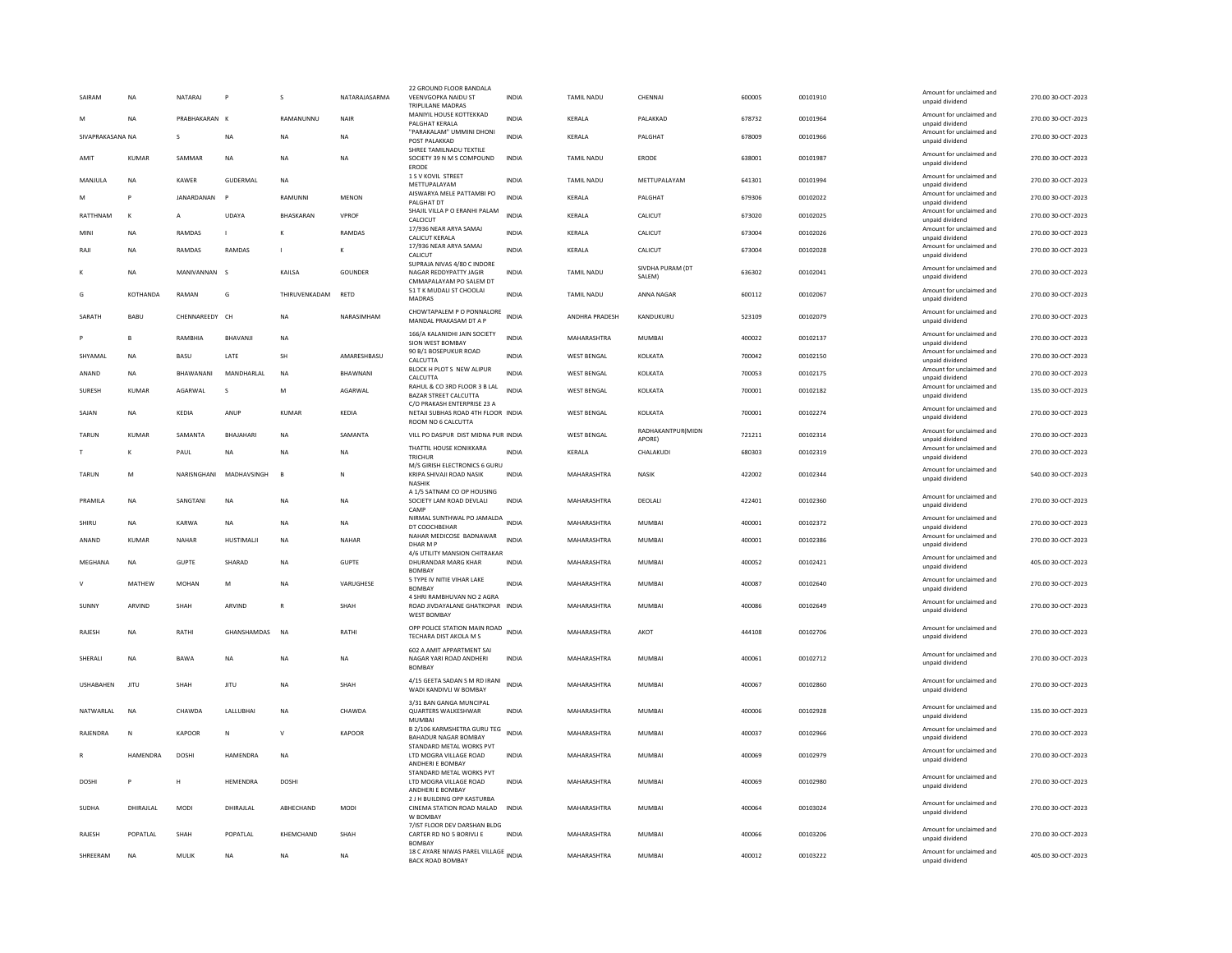| | | | | | | | | | | | | | |
|---|---|---|---|---|---|---|---|---|---|---|---|---|---|
| SAIRAM | NA | NATARAJ | P | S | NATARAJASARMA | 22 GROUND FLOOR BANDALA VEENVGOPKA NAIDU ST TRIPLILANE MADRAS | INDIA | TAMIL NADU | CHENNAI | 600005 | 00101910 | Amount for unclaimed and unpaid dividend | 270.00 30-OCT-2023 |
| M | NA | PRABHAKARAN | K | RAMANUNNU | NAIR | MANIYIL HOUSE KOTTEKKAD PALGHAT KERALA | INDIA | KERALA | PALAKKAD | 678732 | 00101964 | Amount for unclaimed and unpaid dividend | 270.00 30-OCT-2023 |
| SIVAPRAKASANA | NA | S | NA | NA | NA | "PARAKALAM" UMMINI DHONI POST PALAKKAD | INDIA | KERALA | PALGHAT | 678009 | 00101966 | Amount for unclaimed and unpaid dividend | 270.00 30-OCT-2023 |
| AMIT | KUMAR | SAMMAR | NA | NA | NA | SHREE TAMILNADU TEXTILE SOCIETY 39 N M S COMPOUND ERODE | INDIA | TAMIL NADU | ERODE | 638001 | 00101987 | Amount for unclaimed and unpaid dividend | 270.00 30-OCT-2023 |
| MANJULA | NA | KAWER | GUDERMAL | NA | | 1 S V KOVIL STREET METTUPALAYAM | INDIA | TAMIL NADU | METTUPALAYAM | 641301 | 00101994 | Amount for unclaimed and unpaid dividend | 270.00 30-OCT-2023 |
| M | P | JANARDANAN | P | RAMUNNI | MENON | AISWARYA MELE PATTAMBI PO PALGHAT DT | INDIA | KERALA | PALGHAT | 679306 | 00102022 | Amount for unclaimed and unpaid dividend | 270.00 30-OCT-2023 |
| RATTHNAM | K | A | UDAYA | BHASKARAN | VPROF | SHAJIL VILLA P O ERANHI PALAM CALCICUT | INDIA | KERALA | CALICUT | 673020 | 00102025 | Amount for unclaimed and unpaid dividend | 270.00 30-OCT-2023 |
| MINI | NA | RAMDAS | I | K | RAMDAS | 17/936 NEAR ARYA SAMAJ CALICUT KERALA | INDIA | KERALA | CALICUT | 673004 | 00102026 | Amount for unclaimed and unpaid dividend | 270.00 30-OCT-2023 |
| RAJI | NA | RAMDAS | RAMDAS | I | K | 17/936 NEAR ARYA SAMAJ CALICUT | INDIA | KERALA | CALICUT | 673004 | 00102028 | Amount for unclaimed and unpaid dividend | 270.00 30-OCT-2023 |
| K | NA | MANIVANNAN | S | KAILSA | GOUNDER | SUPRAJA NIVAS 4/80 C INDORE NAGAR REDDYPATTY JAGIR CMMAPALAYAM PO SALEM DT | INDIA | TAMIL NADU | SIVDHA PURAM (DT SALEM) | 636302 | 00102041 | Amount for unclaimed and unpaid dividend | 270.00 30-OCT-2023 |
| G | KOTHANDA | RAMAN | G | THIRUVENKADAM | RETD | 51 T K MUDALI ST CHOOLAI MADRAS | INDIA | TAMIL NADU | ANNA NAGAR | 600112 | 00102067 | Amount for unclaimed and unpaid dividend | 270.00 30-OCT-2023 |
| SARATH | BABU | CHENNAREEDY | CH | NA | NARASIMHAM | CHOWTAPALEM P O PONNALORE MANDAL PRAKASAM DT A P | INDIA | ANDHRA PRADESH | KANDUKURU | 523109 | 00102079 | Amount for unclaimed and unpaid dividend | 270.00 30-OCT-2023 |
| P | B | RAMBHIA | BHAVANJI | NA | | 166/A KALANIDHI JAIN SOCIETY SION WEST BOMBAY | INDIA | MAHARASHTRA | MUMBAI | 400022 | 00102137 | Amount for unclaimed and unpaid dividend | 270.00 30-OCT-2023 |
| SHYAMAL | NA | BASU | LATE | SH | AMARESHBASU | 90 B/1 BOSEPUKUR ROAD CALCUTTA | INDIA | WEST BENGAL | KOLKATA | 700042 | 00102150 | Amount for unclaimed and unpaid dividend | 270.00 30-OCT-2023 |
| ANAND | NA | BHAWANANI | MANDHARLAL | NA | BHAWNANI | BLOCK H PLOT 5 NEW ALIPUR CALCUTTA | INDIA | WEST BENGAL | KOLKATA | 700053 | 00102175 | Amount for unclaimed and unpaid dividend | 270.00 30-OCT-2023 |
| SURESH | KUMAR | AGARWAL | S | M | AGARWAL | RAHUL & CO 3RD FLOOR 3 B LAL BAZAR STREET CALCUTTA | INDIA | WEST BENGAL | KOLKATA | 700001 | 00102182 | Amount for unclaimed and unpaid dividend | 135.00 30-OCT-2023 |
| SAJAN | NA | KEDIA | ANUP | KUMAR | KEDIA | C/O PRAKASH ENTERPRISE 23 A NETAJI SUBHAS ROAD 4TH FLOOR ROOM NO 6 CALCUTTA | INDIA | WEST BENGAL | KOLKATA | 700001 | 00102274 | Amount for unclaimed and unpaid dividend | 270.00 30-OCT-2023 |
| TARUN | KUMAR | SAMANTA | BHAJAHARI | NA | SAMANTA | VILL PO DASPUR DIST MIDNA PUR | INDIA | WEST BENGAL | RADHAKANTPUR(MIDN APORE) | 721211 | 00102314 | Amount for unclaimed and unpaid dividend | 270.00 30-OCT-2023 |
| T | K | PAUL | NA | NA | NA | THATTIL HOUSE KONIKKARA TRICHUR | INDIA | KERALA | CHALAKUDI | 680303 | 00102319 | Amount for unclaimed and unpaid dividend | 270.00 30-OCT-2023 |
| TARUN | M | NARISNGHANI | MADHAVSINGH | B | N | M/S GIRISH ELECTRONICS 6 GURU KRIPA SHIVAJI ROAD NASIK NASHIK | INDIA | MAHARASHTRA | NASIK | 422002 | 00102344 | Amount for unclaimed and unpaid dividend | 540.00 30-OCT-2023 |
| PRAMILA | NA | SANGTANI | NA | NA | NA | A 1/5 SATNAM CO OP HOUSING SOCIETY LAM ROAD DEVLALI CAMP | INDIA | MAHARASHTRA | DEOLALI | 422401 | 00102360 | Amount for unclaimed and unpaid dividend | 270.00 30-OCT-2023 |
| SHIRU | NA | KARWA | NA | NA | NA | NIRMAL SUNTHWAL PO JAMALDA DT COOCHBEHAR | INDIA | MAHARASHTRA | MUMBAI | 400001 | 00102372 | Amount for unclaimed and unpaid dividend | 270.00 30-OCT-2023 |
| ANAND | KUMAR | NAHAR | HUSTIMALJI | NA | NAHAR | NAHAR MEDICOSE BADNAWAR DHAR M P | INDIA | MAHARASHTRA | MUMBAI | 400001 | 00102386 | Amount for unclaimed and unpaid dividend | 270.00 30-OCT-2023 |
| MEGHANA | NA | GUPTE | SHARAD | NA | GUPTE | 4/6 UTILITY MANSION CHITRAKAR DHURANDAR MARG KHAR BOMBAY | INDIA | MAHARASHTRA | MUMBAI | 400052 | 00102421 | Amount for unclaimed and unpaid dividend | 405.00 30-OCT-2023 |
| V | MATHEW | MOHAN | M | NA | VARUGHESE | 5 TYPE IV NITIE VIHAR LAKE BOMBAY | INDIA | MAHARASHTRA | MUMBAI | 400087 | 00102640 | Amount for unclaimed and unpaid dividend | 270.00 30-OCT-2023 |
| SUNNY | ARVIND | SHAH | ARVIND | R | SHAH | 4 SHRI RAMBHUVAN NO 2 AGRA ROAD JIVDAYALANE GHATKOPAR WEST BOMBAY | INDIA | MAHARASHTRA | MUMBAI | 400086 | 00102649 | Amount for unclaimed and unpaid dividend | 270.00 30-OCT-2023 |
| RAJESH | NA | RATHI | GHANSHAMDAS | NA | RATHI | OPP POLICE STATION MAIN ROAD TECHARA DIST AKOLA M S | INDIA | MAHARASHTRA | AKOT | 444108 | 00102706 | Amount for unclaimed and unpaid dividend | 270.00 30-OCT-2023 |
| SHERALI | NA | BAWA | NA | NA | NA | 602 A AMIT APPARTMENT SAI NAGAR YARI ROAD ANDHERI BOMBAY | INDIA | MAHARASHTRA | MUMBAI | 400061 | 00102712 | Amount for unclaimed and unpaid dividend | 270.00 30-OCT-2023 |
| USHABAHEN | JITU | SHAH | JITU | NA | SHAH | 4/15 GEETA SADAN S M RD IRANI WADI KANDIVLI W BOMBAY | INDIA | MAHARASHTRA | MUMBAI | 400067 | 00102860 | Amount for unclaimed and unpaid dividend | 270.00 30-OCT-2023 |
| NATWARLAL | NA | CHAWDA | LALLUBHAI | NA | CHAWDA | 3/31 BAN GANGA MUNCIPAL QUARTERS WALKESHWAR MUMBAI | INDIA | MAHARASHTRA | MUMBAI | 400006 | 00102928 | Amount for unclaimed and unpaid dividend | 135.00 30-OCT-2023 |
| RAJENDRA | N | KAPOOR | N | V | KAPOOR | B 2/106 KARMSHETRA GURU TEG BAHADUR NAGAR BOMBAY | INDIA | MAHARASHTRA | MUMBAI | 400037 | 00102966 | Amount for unclaimed and unpaid dividend | 270.00 30-OCT-2023 |
| R | HAMENDRA | DOSHI | HAMENDRA | NA | | STANDARD METAL WORKS PVT LTD MOGRA VILLAGE ROAD ANDHERI E BOMBAY | INDIA | MAHARASHTRA | MUMBAI | 400069 | 00102979 | Amount for unclaimed and unpaid dividend | 270.00 30-OCT-2023 |
| DOSHI | P | H | HEMENDRA | DOSHI | | STANDARD METAL WORKS PVT LTD MOGRA VILLAGE ROAD ANDHERI E BOMBAY | INDIA | MAHARASHTRA | MUMBAI | 400069 | 00102980 | Amount for unclaimed and unpaid dividend | 270.00 30-OCT-2023 |
| SUDHA | DHIRAJLAL | MODI | DHIRAJLAL | ABHECHAND | MODI | 2 J H BUILDING OPP KASTURBA CINEMA STATION ROAD MALAD W BOMBAY | INDIA | MAHARASHTRA | MUMBAI | 400064 | 00103024 | Amount for unclaimed and unpaid dividend | 270.00 30-OCT-2023 |
| RAJESH | POPATLAL | SHAH | POPATLAL | KHEMCHAND | SHAH | 7/IST FLOOR DEV DARSHAN BLDG CARTER RD NO 5 BORIVLI E BOMBAY | INDIA | MAHARASHTRA | MUMBAI | 400066 | 00103206 | Amount for unclaimed and unpaid dividend | 270.00 30-OCT-2023 |
| SHREERAM | NA | MULIK | NA | NA | NA | 18 C AYARE NIWAS PAREL VILLAGE BACK ROAD BOMBAY | INDIA | MAHARASHTRA | MUMBAI | 400012 | 00103222 | Amount for unclaimed and unpaid dividend | 405.00 30-OCT-2023 |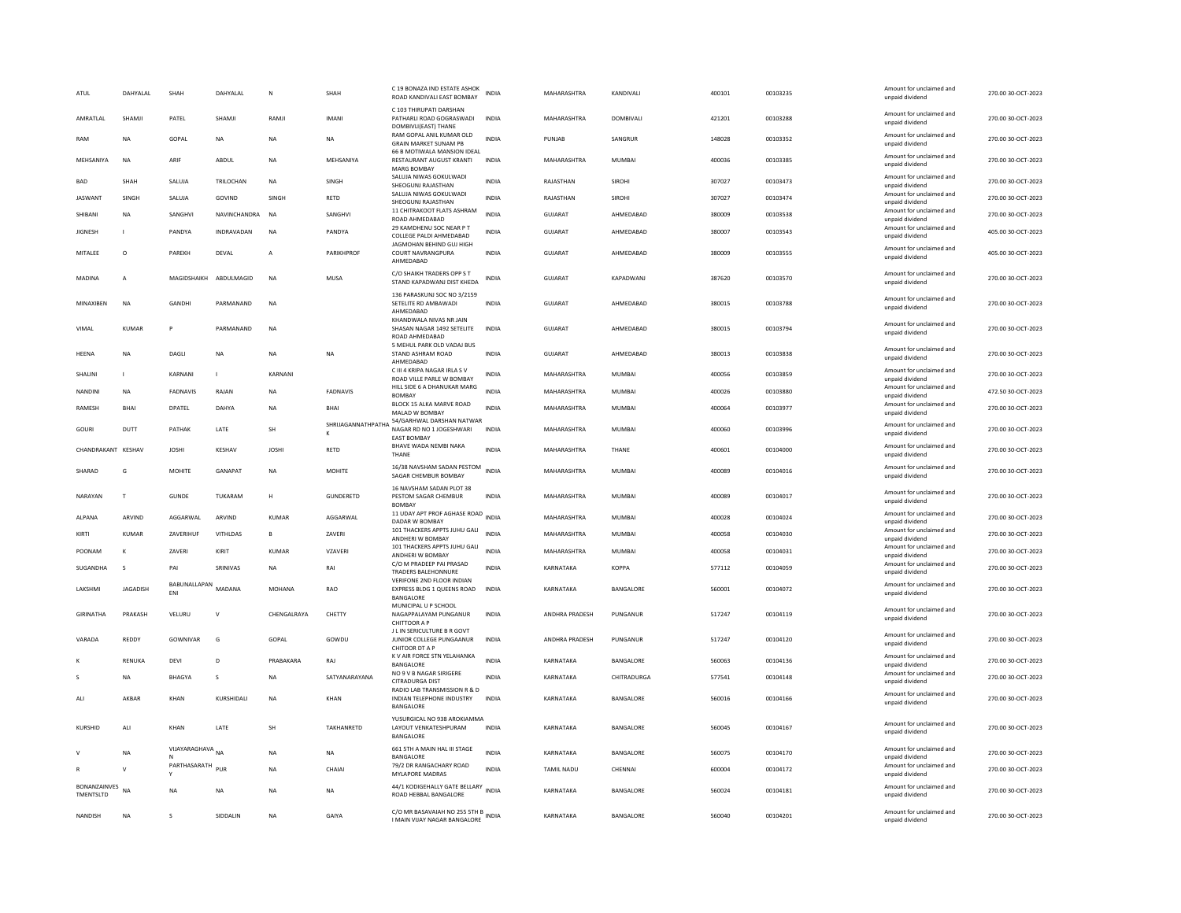| ATUL | DAHYALAL | SHAH | DAHYALAL | N | SHAH | C 19 BONAZA IND ESTATE ASHOK ROAD KANDIVALI EAST BOMBAY | INDIA | MAHARASHTRA | KANDIVALI | 400101 | 00103235 | Amount for unclaimed and unpaid dividend | 270.00 30-OCT-2023 |
|---|---|---|---|---|---|---|---|---|---|---|---|---|---|
| AMRATLAL | SHAMJI | PATEL | SHAMJI | RAMJI | IMANI | C 103 THIRUPATI DARSHAN PATHARLI ROAD GOGRASWADI DOMBIVLI(EAST) THANE | INDIA | MAHARASHTRA | DOMBIVALI | 421201 | 00103288 | Amount for unclaimed and unpaid dividend | 270.00 30-OCT-2023 |
| RAM | NA | GOPAL | NA | NA | NA | RAM GOPAL ANIL KUMAR OLD GRAIN MARKET SUNAM PB | INDIA | PUNJAB | SANGRUR | 148028 | 00103352 | Amount for unclaimed and unpaid dividend | 270.00 30-OCT-2023 |
| MEHSANIYA | NA | ARIF | ABDUL | NA | MEHSANIYA | 66 B MOTIWALA MANSION IDEAL RESTAURANT AUGUST KRANTI MARG BOMBAY | INDIA | MAHARASHTRA | MUMBAI | 400036 | 00103385 | Amount for unclaimed and unpaid dividend | 270.00 30-OCT-2023 |
| BAD | SHAH | SALUJA | TRILOCHAN | NA | SINGH | SALUJA NIWAS GOKULWADI SHEOGUNJ RAJASTHAN | INDIA | RAJASTHAN | SIROHI | 307027 | 00103473 | Amount for unclaimed and unpaid dividend | 270.00 30-OCT-2023 |
| JASWANT | SINGH | SALUJA | GOVIND | SINGH | RETD | SALUJA NIWAS GOKULWADI SHEOGUNJ RAJASTHAN | INDIA | RAJASTHAN | SIROHI | 307027 | 00103474 | Amount for unclaimed and unpaid dividend | 270.00 30-OCT-2023 |
| SHIBANI | NA | SANGHVI | NAVINCHANDRA | NA | SANGHVI | 11 CHITRAKOOT FLATS ASHRAM ROAD AHMEDABAD | INDIA | GUJARAT | AHMEDABAD | 380009 | 00103538 | Amount for unclaimed and unpaid dividend | 270.00 30-OCT-2023 |
| JIGNESH | I | PANDYA | INDRAVADAN | NA | PANDYA | 29 KAMDHENU SOC NEAR P T COLLEGE PALDI AHMEDABAD | INDIA | GUJARAT | AHMEDABAD | 380007 | 00103543 | Amount for unclaimed and unpaid dividend | 405.00 30-OCT-2023 |
| MITALEE | O | PAREKH | DEVAL | A | PARIKHPROF | JAGMOHAN BEHIND GUJ HIGH COURT NAVRANGPURA AHMEDABAD | INDIA | GUJARAT | AHMEDABAD | 380009 | 00103555 | Amount for unclaimed and unpaid dividend | 405.00 30-OCT-2023 |
| MADINA | A | MAGIDSHAIKH | ABDULMAGID | NA | MUSA | C/O SHAIKH TRADERS OPP S T STAND KAPADWANJ DIST KHEDA | INDIA | GUJARAT | KAPADWANJ | 387620 | 00103570 | Amount for unclaimed and unpaid dividend | 270.00 30-OCT-2023 |
| MINAXIBEN | NA | GANDHI | PARMANAND | NA | | 136 PARASKUNJ SOC NO 3/2159 SETELITE RD AMBAWADI AHMEDABAD | INDIA | GUJARAT | AHMEDABAD | 380015 | 00103788 | Amount for unclaimed and unpaid dividend | 270.00 30-OCT-2023 |
| VIMAL | KUMAR | P | PARMANAND | NA | | KHANDWALA NIVAS NR JAIN SHASAN NAGAR 1492 SETELITE ROAD AHMEDABAD | INDIA | GUJARAT | AHMEDABAD | 380015 | 00103794 | Amount for unclaimed and unpaid dividend | 270.00 30-OCT-2023 |
| HEENA | NA | DAGLI | NA | NA | NA | 5 MEHUL PARK OLD VADAJ BUS STAND ASHRAM ROAD AHMEDABAD | INDIA | GUJARAT | AHMEDABAD | 380013 | 00103838 | Amount for unclaimed and unpaid dividend | 270.00 30-OCT-2023 |
| SHALINI | I | KARNANI | I | KARNANI | | C III 4 KRIPA NAGAR IRLA S V ROAD VILLE PARLE W BOMBAY | INDIA | MAHARASHTRA | MUMBAI | 400056 | 00103859 | Amount for unclaimed and unpaid dividend | 270.00 30-OCT-2023 |
| NANDINI | NA | FADNAVIS | RAJAN | NA | FADNAVIS | HILL SIDE 6 A DHANUKAR MARG BOMBAY | INDIA | MAHARASHTRA | MUMBAI | 400026 | 00103880 | Amount for unclaimed and unpaid dividend | 472.50 30-OCT-2023 |
| RAMESH | BHAI | DPATEL | DAHYA | NA | BHAI | BLOCK 15 ALKA MARVE ROAD MALAD W BOMBAY | INDIA | MAHARASHTRA | MUMBAI | 400064 | 00103977 | Amount for unclaimed and unpaid dividend | 270.00 30-OCT-2023 |
| GOURI | DUTT | PATHAK | LATE | SH | SHRIJAGANNATHPATHAK | 54/GARHWAL DARSHAN NATWAR NAGAR RD NO 1 JOGESHWARI EAST BOMBAY | INDIA | MAHARASHTRA | MUMBAI | 400060 | 00103996 | Amount for unclaimed and unpaid dividend | 270.00 30-OCT-2023 |
| CHANDRAKANT | KESHAV | JOSHI | KESHAV | JOSHI | RETD | BHAVE WADA NEMBI NAKA THANE | INDIA | MAHARASHTRA | THANE | 400601 | 00104000 | Amount for unclaimed and unpaid dividend | 270.00 30-OCT-2023 |
| SHARAD | G | MOHITE | GANAPAT | NA | MOHITE | 16/38 NAVSHAM SADAN PESTOM SAGAR CHEMBUR BOMBAY | INDIA | MAHARASHTRA | MUMBAI | 400089 | 00104016 | Amount for unclaimed and unpaid dividend | 270.00 30-OCT-2023 |
| NARAYAN | T | GUNDE | TUKARAM | H | GUNDERETD | 16 NAVSHAM SADAN PLOT 38 PESTOM SAGAR CHEMBUR BOMBAY | INDIA | MAHARASHTRA | MUMBAI | 400089 | 00104017 | Amount for unclaimed and unpaid dividend | 270.00 30-OCT-2023 |
| ALPANA | ARVIND | AGGARWAL | ARVIND | KUMAR | AGGARWAL | 11 UDAY APT PROF AGHASE ROAD DADAR W BOMBAY | INDIA | MAHARASHTRA | MUMBAI | 400028 | 00104024 | Amount for unclaimed and unpaid dividend | 270.00 30-OCT-2023 |
| KIRTI | KUMAR | ZAVERIHUF | VITHLDAS | B | ZAVERI | 101 THACKERS APPTS JUHU GALI ANDHERI W BOMBAY | INDIA | MAHARASHTRA | MUMBAI | 400058 | 00104030 | Amount for unclaimed and unpaid dividend | 270.00 30-OCT-2023 |
| POONAM | K | ZAVERI | KIRIT | KUMAR | VZAVERI | 101 THACKERS APPTS JUHU GALI ANDHERI W BOMBAY | INDIA | MAHARASHTRA | MUMBAI | 400058 | 00104031 | Amount for unclaimed and unpaid dividend | 270.00 30-OCT-2023 |
| SUGANDHA | S | PAI | SRINIVAS | NA | RAI | C/O M PRADEEP PAI PRASAD TRADERS BALEHONNURE | INDIA | KARNATAKA | KOPPA | 577112 | 00104059 | Amount for unclaimed and unpaid dividend | 270.00 30-OCT-2023 |
| LAKSHMI | JAGADISH | BABUNALLAPANENI | MADANA | MOHANA | RAO | VERIFONE 2ND FLOOR INDIAN EXPRESS BLDG 1 QUEENS ROAD BANGALORE | INDIA | KARNATAKA | BANGALORE | 560001 | 00104072 | Amount for unclaimed and unpaid dividend | 270.00 30-OCT-2023 |
| GIRINATHA | PRAKASH | VELURU | V | CHENGALRAYA | CHETTY | MUNICIPAL U P SCHOOL NAGAPPALAYAM PUNGANUR CHITTOOR A P | INDIA | ANDHRA PRADESH | PUNGANUR | 517247 | 00104119 | Amount for unclaimed and unpaid dividend | 270.00 30-OCT-2023 |
| VARADA | REDDY | GOWNIVAR | G | GOPAL | GOWDU | J L IN SERICULTURE B R GOVT JUNIOR COLLEGE PUNGAANUR CHITOOR DT A P | INDIA | ANDHRA PRADESH | PUNGANUR | 517247 | 00104120 | Amount for unclaimed and unpaid dividend | 270.00 30-OCT-2023 |
| K | RENUKA | DEVI | D | PRABAKARA | RAJ | K V AIR FORCE STN YELAHANKA BANGALORE | INDIA | KARNATAKA | BANGALORE | 560063 | 00104136 | Amount for unclaimed and unpaid dividend | 270.00 30-OCT-2023 |
| S | NA | BHAGYA | S | NA | SATYANARAYANA | NO 9 V B NAGAR SIRIGERE CITRADURGA DIST | INDIA | KARNATAKA | CHITRADURGA | 577541 | 00104148 | Amount for unclaimed and unpaid dividend | 270.00 30-OCT-2023 |
| ALI | AKBAR | KHAN | KURSHIDALI | NA | KHAN | RADIO LAB TRANSMISSION R & D INDIAN TELEPHONE INDUSTRY BANGALORE | INDIA | KARNATAKA | BANGALORE | 560016 | 00104166 | Amount for unclaimed and unpaid dividend | 270.00 30-OCT-2023 |
| KURSHID | ALI | KHAN | LATE | SH | TAKHANRETD | YUSURGICAL NO 938 AROKIAMMA LAYOUT VENKATESHPURAM BANGALORE | INDIA | KARNATAKA | BANGALORE | 560045 | 00104167 | Amount for unclaimed and unpaid dividend | 270.00 30-OCT-2023 |
| V | NA | VIJAYARAGHAVAN | NA | NA | NA | 661 5TH A MAIN HAL III STAGE BANGALORE | INDIA | KARNATAKA | BANGALORE | 560075 | 00104170 | Amount for unclaimed and unpaid dividend | 270.00 30-OCT-2023 |
| R | V | PARTHASARATHY | PUR | NA | CHAIAI | 79/2 DR RANGACHARY ROAD MYLAPORE MADRAS | INDIA | TAMIL NADU | CHENNAI | 600004 | 00104172 | Amount for unclaimed and unpaid dividend | 270.00 30-OCT-2023 |
| BONANZAINVESTMENTSLTD | NA | NA | NA | NA | NA | 44/1 KODIGEHALLY GATE BELLARY ROAD HEBBAL BANGALORE | INDIA | KARNATAKA | BANGALORE | 560024 | 00104181 | Amount for unclaimed and unpaid dividend | 270.00 30-OCT-2023 |
| NANDISH | NA | S | SIDDALIN | NA | GAIYA | C/O MR BASAVAIAH NO 255 5TH B I MAIN VIJAY NAGAR BANGALORE | INDIA | KARNATAKA | BANGALORE | 560040 | 00104201 | Amount for unclaimed and unpaid dividend | 270.00 30-OCT-2023 |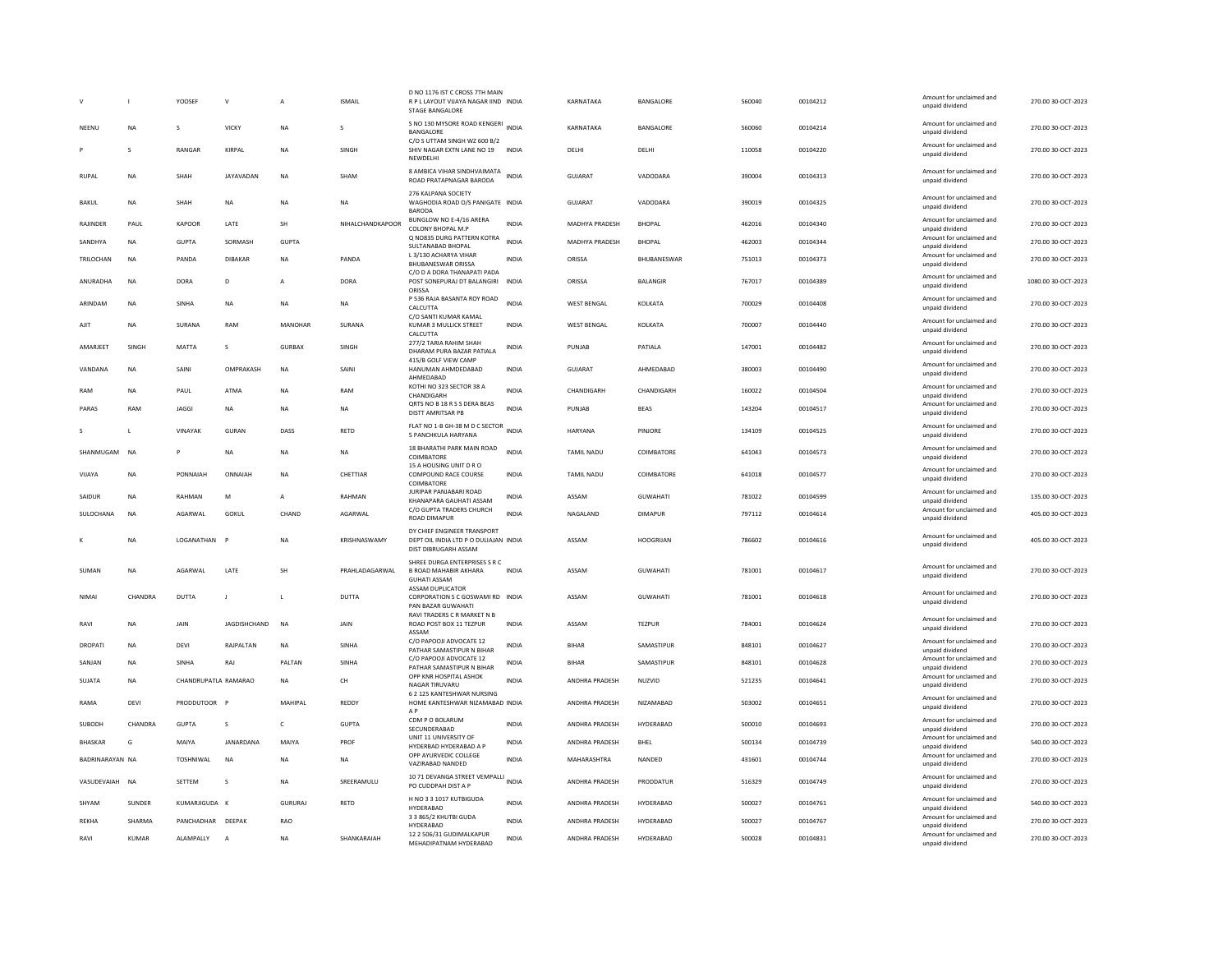| | | | | | | | | | | | | | | |
|---|---|---|---|---|---|---|---|---|---|---|---|---|---|---|
| V | I | YOOSEF | V | A | ISMAIL | D NO 1176 IST C CROSS 7TH MAIN R P L LAYOUT VIJAYA NAGAR IIND STAGE BANGALORE | INDIA | KARNATAKA | BANGALORE | 560040 | 00104212 | Amount for unclaimed and unpaid dividend | 270.00 | 30-OCT-2023 |
| NEENU | NA | S | VICKY | NA | S | S NO 130 MYSORE ROAD KENGERI BANGALORE | INDIA | KARNATAKA | BANGALORE | 560060 | 00104214 | Amount for unclaimed and unpaid dividend | 270.00 | 30-OCT-2023 |
| P | S | RANGAR | KIRPAL | NA | SINGH | C/O S UTTAM SINGH WZ 600 B/2 SHIV NAGAR EXTN LANE NO 19 NEWDELHI | INDIA | DELHI | DELHI | 110058 | 00104220 | Amount for unclaimed and unpaid dividend | 270.00 | 30-OCT-2023 |
| RUPAL | NA | SHAH | JAYAVADAN | NA | SHAM | 8 AMBICA VIHAR SINDHVAIMATA ROAD PRATAPNAGAR BARODA | INDIA | GUJARAT | VADODARA | 390004 | 00104313 | Amount for unclaimed and unpaid dividend | 270.00 | 30-OCT-2023 |
| BAKUL | NA | SHAH | NA | NA | NA | 276 KALPANA SOCIETY WAGHODIA ROAD O/S PANIGATE BARODA | INDIA | GUJARAT | VADODARA | 390019 | 00104325 | Amount for unclaimed and unpaid dividend | 270.00 | 30-OCT-2023 |
| RAJINDER | PAUL | KAPOOR | LATE | SH | NIHALCHANDKAPOOR | BUNGLOW NO E-4/16 ARERA COLONY BHOPAL M.P | INDIA | MADHYA PRADESH | BHOPAL | 462016 | 00104340 | Amount for unclaimed and unpaid dividend | 270.00 | 30-OCT-2023 |
| SANDHYA | NA | GUPTA | SORMASH | GUPTA | | Q NO835 DURG PATTERN KOTRA SULTANABAD BHOPAL | INDIA | MADHYA PRADESH | BHOPAL | 462003 | 00104344 | Amount for unclaimed and unpaid dividend | 270.00 | 30-OCT-2023 |
| TRILOCHAN | NA | PANDA | DIBAKAR | NA | PANDA | L 3/130 ACHARYA VIHAR BHUBANESWAR ORISSA | INDIA | ORISSA | BHUBANESWAR | 751013 | 00104373 | Amount for unclaimed and unpaid dividend | 270.00 | 30-OCT-2023 |
| ANURADHA | NA | DORA | D | A | DORA | C/O D A DORA THANAPATI PADA POST SONEPURAJ DT BALANGIRI ORISSA | INDIA | ORISSA | BALANGIR | 767017 | 00104389 | Amount for unclaimed and unpaid dividend | 1080.00 | 30-OCT-2023 |
| ARINDAM | NA | SINHA | NA | NA | NA | P 536 RAJA BASANTA ROY ROAD CALCUTTA | INDIA | WEST BENGAL | KOLKATA | 700029 | 00104408 | Amount for unclaimed and unpaid dividend | 270.00 | 30-OCT-2023 |
| AJIT | NA | SURANA | RAM | MANOHAR | SURANA | C/O SANTI KUMAR KAMAL KUMAR 3 MULLICK STREET CALCUTTA | INDIA | WEST BENGAL | KOLKATA | 700007 | 00104440 | Amount for unclaimed and unpaid dividend | 270.00 | 30-OCT-2023 |
| AMARJEET | SINGH | MATTA | S | GURBAX | SINGH | 277/2 TARIA RAHIM SHAH DHARAM PURA BAZAR PATIALA | INDIA | PUNJAB | PATIALA | 147001 | 00104482 | Amount for unclaimed and unpaid dividend | 270.00 | 30-OCT-2023 |
| VANDANA | NA | SAINI | OMPRAKASH | NA | SAINI | 415/B GOLF VIEW CAMP HANUMAN AHMDEDABAD AHMEDABAD | INDIA | GUJARAT | AHMEDABAD | 380003 | 00104490 | Amount for unclaimed and unpaid dividend | 270.00 | 30-OCT-2023 |
| RAM | NA | PAUL | ATMA | NA | RAM | KOTHI NO 323 SECTOR 38 A CHANDIGARH | INDIA | CHANDIGARH | CHANDIGARH | 160022 | 00104504 | Amount for unclaimed and unpaid dividend | 270.00 | 30-OCT-2023 |
| PARAS | RAM | JAGGI | NA | NA | NA | QRTS NO B 18 R S S DERA BEAS DISTT AMRITSAR PB | INDIA | PUNJAB | BEAS | 143204 | 00104517 | Amount for unclaimed and unpaid dividend | 270.00 | 30-OCT-2023 |
| S | L | VINAYAK | GURAN | DASS | RETD | FLAT NO 1-B GH-38 M D C SECTOR 5 PANCHKULA HARYANA | INDIA | HARYANA | PINJORE | 134109 | 00104525 | Amount for unclaimed and unpaid dividend | 270.00 | 30-OCT-2023 |
| SHANMUGAM | NA | P | NA | NA | NA | 18 BHARATHI PARK MAIN ROAD COIMBATORE | INDIA | TAMIL NADU | COIMBATORE | 641043 | 00104573 | Amount for unclaimed and unpaid dividend | 270.00 | 30-OCT-2023 |
| VIJAYA | NA | PONNAIAH | ONNAIAH | NA | CHETTIAR | 15 A HOUSING UNIT D R O COMPOUND RACE COURSE COIMBATORE | INDIA | TAMIL NADU | COIMBATORE | 641018 | 00104577 | Amount for unclaimed and unpaid dividend | 270.00 | 30-OCT-2023 |
| SAIDUR | NA | RAHMAN | M | A | RAHMAN | JURIPAR PANJABARI ROAD KHANAPARA GAUHATI ASSAM | INDIA | ASSAM | GUWAHATI | 781022 | 00104599 | Amount for unclaimed and unpaid dividend | 135.00 | 30-OCT-2023 |
| SULOCHANA | NA | AGARWAL | GOKUL | CHAND | AGARWAL | C/O GUPTA TRADERS CHURCH ROAD DIMAPUR | INDIA | NAGALAND | DIMAPUR | 797112 | 00104614 | Amount for unclaimed and unpaid dividend | 405.00 | 30-OCT-2023 |
| K | NA | LOGANATHAN | P | NA | KRISHNASWAMY | DY CHIEF ENGINEER TRANSPORT DEPT OIL INDIA LTD P O DULIAJAN DIST DIBRUGARH ASSAM | INDIA | ASSAM | HOOGRIJAN | 786602 | 00104616 | Amount for unclaimed and unpaid dividend | 405.00 | 30-OCT-2023 |
| SUMAN | NA | AGARWAL | LATE | SH | PRAHLADAGARWAL | SHREE DURGA ENTERPRISES S R C B ROAD MAHABIR AKHARA GUHATI ASSAM | INDIA | ASSAM | GUWAHATI | 781001 | 00104617 | Amount for unclaimed and unpaid dividend | 270.00 | 30-OCT-2023 |
| NIMAI | CHANDRA | DUTTA | J | L | DUTTA | ASSAM DUPLICATOR CORPORATION S C GOSWAMI RD PAN BAZAR GUWAHATI | INDIA | ASSAM | GUWAHATI | 781001 | 00104618 | Amount for unclaimed and unpaid dividend | 270.00 | 30-OCT-2023 |
| RAVI | NA | JAIN | JAGDISHCHAND | NA | JAIN | RAVI TRADERS C R MARKET N B ROAD POST BOX 11 TEZPUR ASSAM | INDIA | ASSAM | TEZPUR | 784001 | 00104624 | Amount for unclaimed and unpaid dividend | 270.00 | 30-OCT-2023 |
| DROPATI | NA | DEVI | RAJPALTAN | NA | SINHA | C/O PAPOOJI ADVOCATE 12 PATHAR SAMASTIPUR N BIHAR | INDIA | BIHAR | SAMASTIPUR | 848101 | 00104627 | Amount for unclaimed and unpaid dividend | 270.00 | 30-OCT-2023 |
| SANJAN | NA | SINHA | RAJ | PALTAN | SINHA | C/O PAPOOJI ADVOCATE 12 PATHAR SAMASTIPUR N BIHAR | INDIA | BIHAR | SAMASTIPUR | 848101 | 00104628 | Amount for unclaimed and unpaid dividend | 270.00 | 30-OCT-2023 |
| SUJATA | NA | CHANDRUPATLA | RAMARAO | NA | CH | OPP KNR HOSPITAL ASHOK NAGAR TIRUVARU | INDIA | ANDHRA PRADESH | NUZVID | 521235 | 00104641 | Amount for unclaimed and unpaid dividend | 270.00 | 30-OCT-2023 |
| RAMA | DEVI | PRODDUTOOR | P | MAHIPAL | REDDY | 6 2 125 KANTESHWAR NURSING HOME KANTESHWAR NIZAMABAD A P | INDIA | ANDHRA PRADESH | NIZAMABAD | 503002 | 00104651 | Amount for unclaimed and unpaid dividend | 270.00 | 30-OCT-2023 |
| SUBODH | CHANDRA | GUPTA | S | C | GUPTA | CDM P O BOLARUM SECUNDERABAD | INDIA | ANDHRA PRADESH | HYDERABAD | 500010 | 00104693 | Amount for unclaimed and unpaid dividend | 270.00 | 30-OCT-2023 |
| BHASKAR | G | MAIYA | JANARDANA | MAIYA | PROF | UNIT 11 UNIVERSITY OF HYDERBAD HYDERABAD A P | INDIA | ANDHRA PRADESH | BHEL | 500134 | 00104739 | Amount for unclaimed and unpaid dividend | 540.00 | 30-OCT-2023 |
| BADRINARAYAN | NA | TOSHNIWAL | NA | NA | NA | OPP AYURVEDIC COLLEGE VAZIRABAD NANDED | INDIA | MAHARASHTRA | NANDED | 431601 | 00104744 | Amount for unclaimed and unpaid dividend | 270.00 | 30-OCT-2023 |
| VASUDEVAIAH | NA | SETTEM | S | NA | SREERAMULU | 10 71 DEVANGA STREET VEMPALLI PO CUDDPAH DIST A P | INDIA | ANDHRA PRADESH | PRODDATUR | 516329 | 00104749 | Amount for unclaimed and unpaid dividend | 270.00 | 30-OCT-2023 |
| SHYAM | SUNDER | KUMARJIGUDA | K | GURURAJ | RETD | H NO 3 3 1017 KUTBIGUDA HYDERABAD | INDIA | ANDHRA PRADESH | HYDERABAD | 500027 | 00104761 | Amount for unclaimed and unpaid dividend | 540.00 | 30-OCT-2023 |
| REKHA | SHARMA | PANCHADHAR | DEEPAK | RAO | | 3 3 865/2 KHUTBI GUDA HYDERABAD | INDIA | ANDHRA PRADESH | HYDERABAD | 500027 | 00104767 | Amount for unclaimed and unpaid dividend | 270.00 | 30-OCT-2023 |
| RAVI | KUMAR | ALAMPALLY | A | NA | SHANKARAIAH | 12 2 506/31 GUDIMALKAPUR MEHADIPATNAM HYDERABAD | INDIA | ANDHRA PRADESH | HYDERABAD | 500028 | 00104831 | Amount for unclaimed and unpaid dividend | 270.00 | 30-OCT-2023 |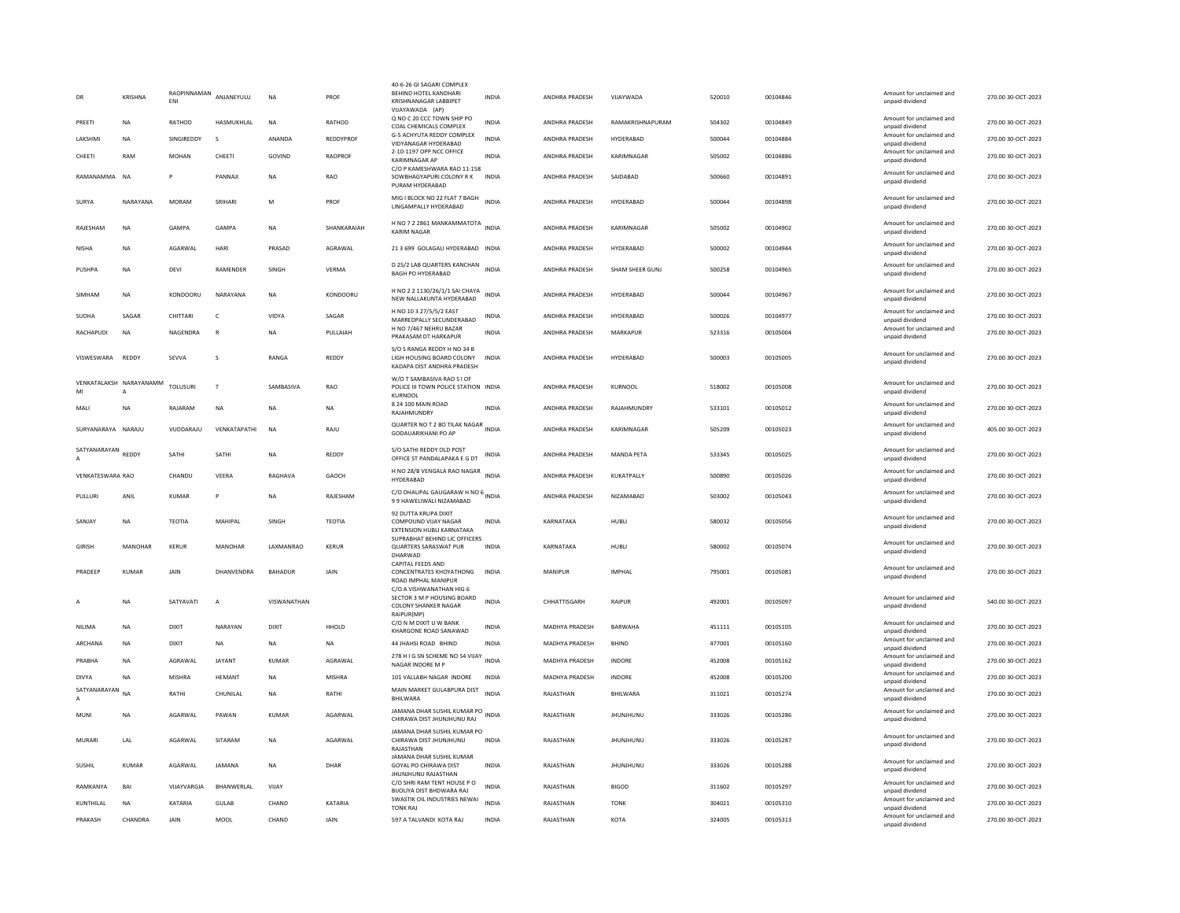| DR | KRISHNA | RAOPINNAMANENI | ANJANEYULU | NA | PROF | 40-6-26 GI SAGARI COMPLEX BEHIND HOTEL KANDHARI KRISHNANAGAR LABBIPET VIJAYAWADA (AP) | INDIA | ANDHRA PRADESH | VIJAYWADA | 520010 | 00104846 | Amount for unclaimed and unpaid dividend | 270.00 | 30-OCT-2023 |
|---|---|---|---|---|---|---|---|---|---|---|---|---|---|---|
| PREETI | NA | RATHOD | HASMUKHLAL | NA | RATHOD | Q NO C 20 CCC TOWN SHIP PO COAL CHEMICALS COMPLEX | INDIA | ANDHRA PRADESH | RAMAKRISHNAPURAM | 504302 | 00104849 | Amount for unclaimed and unpaid dividend | 270.00 | 30-OCT-2023 |
| LAKSHMI | NA | SINGIREDDY | S | ANANDA | REDDYPROF | G-5 ACHYUTA REDDY COMPLEX VIDYANAGAR HYDERABAD | INDIA | ANDHRA PRADESH | HYDERABAD | 500044 | 00104884 | Amount for unclaimed and unpaid dividend | 270.00 | 30-OCT-2023 |
| CHEETI | RAM | MOHAN | CHEETI | GOVIND | RAOPROF | 2-10-1197 OPP NCC OFFICE KARIMNAGAR AP | INDIA | ANDHRA PRADESH | KARIMNAGAR | 505002 | 00104886 | Amount for unclaimed and unpaid dividend | 270.00 | 30-OCT-2023 |
| RAMANAMMA | NA | P | PANNAJI | NA | RAO | C/O P KAMESHWARA RAO 11-158 SOWBHAGYAPURI COLONY R K PURAM HYDERABAD | INDIA | ANDHRA PRADESH | SAIDABAD | 500660 | 00104891 | Amount for unclaimed and unpaid dividend | 270.00 | 30-OCT-2023 |
| SURYA | NARAYANA | MORAM | SRIHARI | M | PROF | MIG I BLOCK NO 22 FLAT 7 BAGH LINGAMPALLY HYDERABAD | INDIA | ANDHRA PRADESH | HYDERABAD | 500044 | 00104898 | Amount for unclaimed and unpaid dividend | 270.00 | 30-OCT-2023 |
| RAJESHAM | NA | GAMPA | GAMPA | NA | SHANKARAIAH | H NO 7 2 2861 MANKAMMATOTA KARIM NAGAR | INDIA | ANDHRA PRADESH | KARIMNAGAR | 505002 | 00104902 | Amount for unclaimed and unpaid dividend | 270.00 | 30-OCT-2023 |
| NISHA | NA | AGARWAL | HARI | PRASAD | AGRAWAL | 21 3 699 GOLAGALI HYDERABAD | INDIA | ANDHRA PRADESH | HYDERABAD | 500002 | 00104944 | Amount for unclaimed and unpaid dividend | 270.00 | 30-OCT-2023 |
| PUSHPA | NA | DEVI | RAMENDER | SINGH | VERMA | D 25/2 LAB QUARTERS KANCHAN BAGH PO HYDERABAD | INDIA | ANDHRA PRADESH | SHAM SHEER GUNJ | 500258 | 00104965 | Amount for unclaimed and unpaid dividend | 270.00 | 30-OCT-2023 |
| SIMHAM | NA | KONDOORU | NARAYANA | NA | KONDOORU | H NO 2 2 1130/26/1/1 SAI CHAYA NEW NALLAKUNTA HYDERABAD | INDIA | ANDHRA PRADESH | HYDERABAD | 500044 | 00104967 | Amount for unclaimed and unpaid dividend | 270.00 | 30-OCT-2023 |
| SUDHA | SAGAR | CHITTARI | C | VIDYA | SAGAR | H NO 10 3 27/5/5/2 EAST MARREDPALLY SECUNDERABAD | INDIA | ANDHRA PRADESH | HYDERABAD | 500026 | 00104977 | Amount for unclaimed and unpaid dividend | 270.00 | 30-OCT-2023 |
| RACHAPUDI | NA | NAGENDRA | R | NA | PULLAIAH | H NO 7/467 NEHRU BAZAR PRAKASAM DT HARKAPUR | INDIA | ANDHRA PRADESH | MARKAPUR | 523316 | 00105004 | Amount for unclaimed and unpaid dividend | 270.00 | 30-OCT-2023 |
| VISWESWARA | REDDY | SEVVA | S | RANGA | REDDY | S/O S RANGA REDDY H NO 34 B LIGH HOUSING BOARD COLONY KADAPA DIST ANDHRA PRADESH | INDIA | ANDHRA PRADESH | HYDERABAD | 500003 | 00105005 | Amount for unclaimed and unpaid dividend | 270.00 | 30-OCT-2023 |
| VENKATALAKSHMI | NARAYANAMMA | TOLUSURI | T | SAMBASIVA | RAO | W/O T SAMBASIVA RAO S I OF POLICE III TOWN POLICE STATION KURNOOL | INDIA | ANDHRA PRADESH | KURNOOL | 518002 | 00105008 | Amount for unclaimed and unpaid dividend | 270.00 | 30-OCT-2023 |
| MALI | NA | RAJARAM | NA | NA | NA | 8 24 100 MAIN ROAD RAJAHMUNDRY | INDIA | ANDHRA PRADESH | RAJAHMUNDRY | 533101 | 00105012 | Amount for unclaimed and unpaid dividend | 270.00 | 30-OCT-2023 |
| SURYANARAYA | NARAJU | VUDDARAJU | VENKATAPATHI | NA | RAJU | QUARTER NO T 2 BO TILAK NAGAR GODAUARIKHANI PO AP | INDIA | ANDHRA PRADESH | KARIMNAGAR | 505209 | 00105023 | Amount for unclaimed and unpaid dividend | 405.00 | 30-OCT-2023 |
| SATYANARAYANA | REDDY | SATHI | SATHI | NA | REDDY | S/O SATHI REDDY OLD POST OFFICE ST PANDALAPAKA E G DT | INDIA | ANDHRA PRADESH | MANDA PETA | 533345 | 00105025 | Amount for unclaimed and unpaid dividend | 270.00 | 30-OCT-2023 |
| VENKATESWARA | RAO | CHANDU | VEERA | RAGHAVA | GAOCH | H NO 28/B VENGALA RAO NAGAR HYDERABAD | INDIA | ANDHRA PRADESH | KUKATPALLY | 500890 | 00105026 | Amount for unclaimed and unpaid dividend | 270.00 | 30-OCT-2023 |
| PULLURI | ANIL | KUMAR | P | NA | RAJESHAM | C/O DHAUPAL GAUGARAW H NO 6 9 9 HAWELIWALI NIZAMABAD | INDIA | ANDHRA PRADESH | NIZAMABAD | 503002 | 00105043 | Amount for unclaimed and unpaid dividend | 270.00 | 30-OCT-2023 |
| SANJAY | NA | TEOTIA | MAHIPAL | SINGH | TEOTIA | 92 DUTTA KRUPA DIXIT COMPOUND VIJAY NAGAR EXTENSION HUBLI KARNATAKA | INDIA | KARNATAKA | HUBLI | 580032 | 00105056 | Amount for unclaimed and unpaid dividend | 270.00 | 30-OCT-2023 |
| GIRISH | MANOHAR | KERUR | MANOHAR | LAXMANRAO | KERUR | SUPRABHAT BEHIND LIC OFFICERS QUARTERS SARASWAT PUR DHARWAD | INDIA | KARNATAKA | HUBLI | 580002 | 00105074 | Amount for unclaimed and unpaid dividend | 270.00 | 30-OCT-2023 |
| PRADEEP | KUMAR | JAIN | DHANVENDRA | BAHADUR | JAIN | CAPITAL FEEDS AND CONCENTRATES KHOYATHONG ROAD IMPHAL MANIPUR | INDIA | MANIPUR | IMPHAL | 795001 | 00105081 | Amount for unclaimed and unpaid dividend | 270.00 | 30-OCT-2023 |
| A | NA | SATYAVATI | A | VISWANATHAN | | C/O A VISHWANATHAN HIG 6 SECTOR 3 M P HOUSING BOARD COLONY SHANKER NAGAR RAIPUR(MP) | INDIA | CHHATTISGARH | RAIPUR | 492001 | 00105097 | Amount for unclaimed and unpaid dividend | 540.00 | 30-OCT-2023 |
| NILIMA | NA | DIXIT | NARAYAN | DIXIT | HHOLD | C/O N M DIXIT U W BANK KHARGONE ROAD SANAWAD | INDIA | MADHYA PRADESH | BARWAHA | 451111 | 00105105 | Amount for unclaimed and unpaid dividend | 270.00 | 30-OCT-2023 |
| ARCHANA | NA | DIXIT | NA | NA | NA | 44 JHAHSI ROAD BHIND | INDIA | MADHYA PRADESH | BHIND | 477001 | 00105160 | Amount for unclaimed and unpaid dividend | 270.00 | 30-OCT-2023 |
| PRABHA | NA | AGRAWAL | JAYANT | KUMAR | AGRAWAL | 278 H I G SN SCHEME NO 54 VIJAY NAGAR INDORE M P | INDIA | MADHYA PRADESH | INDORE | 452008 | 00105162 | Amount for unclaimed and unpaid dividend | 270.00 | 30-OCT-2023 |
| DIVYA | NA | MISHRA | HEMANT | NA | MISHRA | 101 VALLABH NAGAR INDORE | INDIA | MADHYA PRADESH | INDORE | 452008 | 00105200 | Amount for unclaimed and unpaid dividend | 270.00 | 30-OCT-2023 |
| SATYANARAYANA | NA | RATHI | CHUNILAL | NA | RATHI | MAIN MARKET GULABPURA DIST BHILWARA | INDIA | RAJASTHAN | BHILWARA | 311021 | 00105274 | Amount for unclaimed and unpaid dividend | 270.00 | 30-OCT-2023 |
| MUNI | NA | AGARWAL | PAWAN | KUMAR | AGARWAL | JAMANA DHAR SUSHIL KUMAR PO CHIRAWA DIST JHUNJHUNU RAJ | INDIA | RAJASTHAN | JHUNJHUNU | 333026 | 00105286 | Amount for unclaimed and unpaid dividend | 270.00 | 30-OCT-2023 |
| MURARI | LAL | AGARWAL | SITARAM | NA | AGARWAL | JAMANA DHAR SUSHIL KUMAR PO CHIRAWA DIST JHUNJHUNU RAJASTHAN | INDIA | RAJASTHAN | JHUNJHUNU | 333026 | 00105287 | Amount for unclaimed and unpaid dividend | 270.00 | 30-OCT-2023 |
| SUSHIL | KUMAR | AGARWAL | JAMANA | NA | DHAR | JAMANA DHAR SUSHIL KUMAR GOYAL PO CHIRAWA DIST JHUNJHUNU RAJASTHAN | INDIA | RAJASTHAN | JHUNJHUNU | 333026 | 00105288 | Amount for unclaimed and unpaid dividend | 270.00 | 30-OCT-2023 |
| RAMKANYA | BAI | VIJAYVARGIA | BHANWERLAL | VIJAY | | C/O SHRI RAM TENT HOUSE P O BIJOLIYA DIST BHDWARA RAJ | INDIA | RAJASTHAN | BIGOD | 311602 | 00105297 | Amount for unclaimed and unpaid dividend | 270.00 | 30-OCT-2023 |
| KUNTHILAL | NA | KATARIA | GULAB | CHAND | KATARIA | SWASTIK OIL INDUSTRIES NEWAI TONK RAJ | INDIA | RAJASTHAN | TONK | 304021 | 00105310 | Amount for unclaimed and unpaid dividend | 270.00 | 30-OCT-2023 |
| PRAKASH | CHANDRA | JAIN | MOOL | CHAND | JAIN | 597 A TALVANDI KOTA RAJ | INDIA | RAJASTHAN | KOTA | 324005 | 00105313 | Amount for unclaimed and unpaid dividend | 270.00 | 30-OCT-2023 |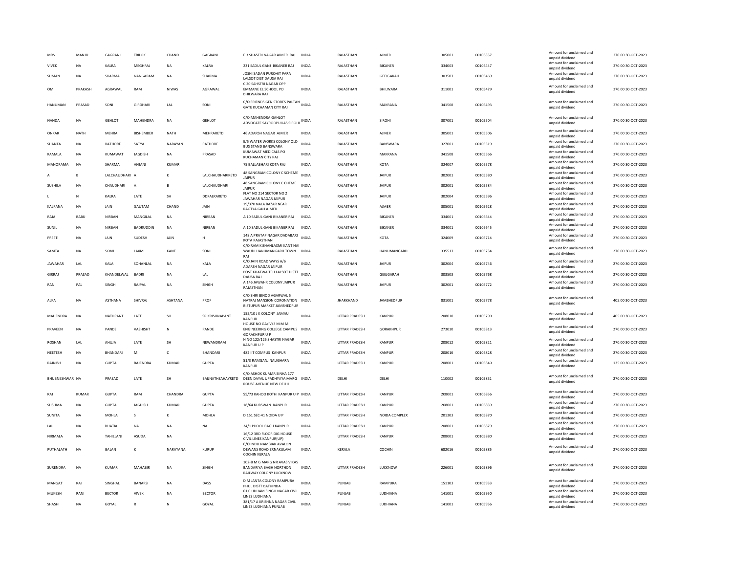| MRS | MANJU | GAGRANI | TRILOK | CHAND | GAGRANI | E 3 SHASTRI NAGAR AJMER RAJ | INDIA | RAJASTHAN | AJMER | 305001 | 00105357 | Amount for unclaimed and unpaid dividend | 270.00 | 30-OCT-2023 |
|---|---|---|---|---|---|---|---|---|---|---|---|---|---|---|
| VIVEK | NA | KALRA | MEGHRAJ | NA | KALRA | 231 SADUL GANJ BIKANER RAJ | INDIA | RAJASTHAN | BIKANER | 334003 | 00105447 | Amount for unclaimed and unpaid dividend | 270.00 | 30-OCT-2023 |
| SUMAN | NA | SHARMA | NANGARAM | NA | SHARMA | JOSHI SADAN PUROHIT PARA LALSOT DIST DAUSA RAJ | INDIA | RAJASTHAN | GEEJGARAH | 303503 | 00105469 | Amount for unclaimed and unpaid dividend | 270.00 | 30-OCT-2023 |
| OM | PRAKASH | AGRAWAL | RAM | NIWAS | AGRAWAL | C 20 SAHSTRI NAGAR OPP EMMANE EL SCHOOL PO BHILWARA RAJ | INDIA | RAJASTHAN | BHILWARA | 311001 | 00105479 | Amount for unclaimed and unpaid dividend | 270.00 | 30-OCT-2023 |
| HANUMAN | PRASAD | SONI | GIRDHARI | LAL | SONI | C/O FRIENDS GEN STORES PALTAN GATE KUCHAMAN CITY RAJ | INDIA | RAJASTHAN | MAKRANA | 341508 | 00105493 | Amount for unclaimed and unpaid dividend | 270.00 | 30-OCT-2023 |
| NANDA | NA | GEHLOT | MAHENDRA | NA | GEHLOT | C/O MAHENDRA GAHLOT ADVOCATE SAYROOPULAS SIROHI | INDIA | RAJASTHAN | SIROHI | 307001 | 00105504 | Amount for unclaimed and unpaid dividend | 270.00 | 30-OCT-2023 |
| ONKAR | NATH | MEHRA | BISHEMBER | NATH | MEHRARETD | 46 ADARSH NAGAR AJMER | INDIA | RAJASTHAN | AJMER | 305001 | 00105506 | Amount for unclaimed and unpaid dividend | 270.00 | 30-OCT-2023 |
| SHANTA | NA | RATHORE | SATYA | NARAYAN | RATHORE | E/5 WATER WORKS COLONY OLD BUS STAND BANSWARA | INDIA | RAJASTHAN | BANSWARA | 327001 | 00105519 | Amount for unclaimed and unpaid dividend | 270.00 | 30-OCT-2023 |
| KAMALA | NA | KUMAWAT | JAGDISH | NA | PRASAD | KUMAWAT MEDICALS PO KUCHAMAN CITY RAJ | INDIA | RAJASTHAN | MAKRANA | 341508 | 00105566 | Amount for unclaimed and unpaid dividend | 270.00 | 30-OCT-2023 |
| MANORAMA | NA | SHARMA | ANJANI | KUMAR | | 75 BALLABHARI KOTA RAJ | INDIA | RAJASTHAN | KOTA | 324007 | 00105578 | Amount for unclaimed and unpaid dividend | 270.00 | 30-OCT-2023 |
| A | B | LALCHAUDHARI | A | K | LALCHAUDHARIRETD | 48 SANGRAM COLONY C SCHEME JAIPUR | INDIA | RAJASTHAN | JAIPUR | 302001 | 00105580 | Amount for unclaimed and unpaid dividend | 270.00 | 30-OCT-2023 |
| SUSHILA | NA | CHAUDHARI | A | B | LALCHAUDHARI | 48 SANGRAM COLONY C CHEME JAIPUR | INDIA | RAJASTHAN | JAIPUR | 302001 | 00105584 | Amount for unclaimed and unpaid dividend | 270.00 | 30-OCT-2023 |
| L | N | KALRA | LATE | SH | DDKALRARETD | FLAT NO 214 SECTOR NO 2 JAWAHAR NAGAR JAIPUR | INDIA | RAJASTHAN | JAIPUR | 302004 | 00105596 | Amount for unclaimed and unpaid dividend | 270.00 | 30-OCT-2023 |
| KALPANA | NA | JAIN | GAUTAM | CHAND | JAIN | 19/370 NALA BAZAR NEAR RAGTYA GALI AJMER | INDIA | RAJASTHAN | AJMER | 305001 | 00105628 | Amount for unclaimed and unpaid dividend | 270.00 | 30-OCT-2023 |
| RAJA | BABU | NIRBAN | MANGILAL | NA | NIRBAN | A 10 SADUL GANJ BIKANER RAJ | INDIA | RAJASTHAN | BIKANER | 334001 | 00105644 | Amount for unclaimed and unpaid dividend | 270.00 | 30-OCT-2023 |
| SUNIL | NA | NIRBAN | BADRUDDIN | NA | NIRBAN | A 10 SADUL GANJ BIKANER RAJ | INDIA | RAJASTHAN | BIKANER | 334001 | 00105645 | Amount for unclaimed and unpaid dividend | 270.00 | 30-OCT-2023 |
| PREETI | NA | JAIN | SUDESH | JAIN | H | 148 A PRATAP NAGAR DADABARI KOTA RAJASTHAN | INDIA | RAJASTHAN | KOTA | 324009 | 00105714 | Amount for unclaimed and unpaid dividend | 270.00 | 30-OCT-2023 |
| SAMTA | NA | SOMI | LAXMI | KANT | SONI | C/O RAM KISHANLAXMI KANT NAI WAUDI HANUMANGARH TOWN RAJ | INDIA | RAJASTHAN | HANUMANGARH | 335513 | 00105734 | Amount for unclaimed and unpaid dividend | 270.00 | 30-OCT-2023 |
| JAWAHAR | LAL | KALA | SOHANLAL | NA | KALA | C/O JAIN ROAD WAYS A/6 ADARSH NAGAR JAIPUR | INDIA | RAJASTHAN | JAIPUR | 302004 | 00105746 | Amount for unclaimed and unpaid dividend | 270.00 | 30-OCT-2023 |
| GIRRAJ | PRASAD | KHANDELWAL | BADRI | NA | LAL | POST KHATWA TEH LALSOT DISTT DAUSA RAJ | INDIA | RAJASTHAN | GEEJGARAH | 303503 | 00105768 | Amount for unclaimed and unpaid dividend | 270.00 | 30-OCT-2023 |
| RAN | PAL | SINGH | RAJPAL | NA | SINGH | A 146 JAWAHR COLONY JAIPUR RAJASTHAN | INDIA | RAJASTHAN | JAIPUR | 302001 | 00105772 | Amount for unclaimed and unpaid dividend | 270.00 | 30-OCT-2023 |
| ALKA | NA | ASTHANA | SHIVRAJ | ASHTANA | PROF | C/O SHRI BINOD AGARWAL 5 NATRAJ MANSION CORONATION BISTUPUR MARKET JAMSHEDPUR | INDIA | JHARKHAND | JAMSHEDPUR | 831001 | 00105778 | Amount for unclaimed and unpaid dividend | 405.00 | 30-OCT-2023 |
| MAHENDRA | NA | NATHPANT | LATE | SH | SRIKRISHNAPANT | 155/10 J K COLONY JAMAU KANPUR | INDIA | UTTAR PRADESH | KANPUR | 208010 | 00105790 | Amount for unclaimed and unpaid dividend | 405.00 | 30-OCT-2023 |
| PRAVEEN | NA | PANDE | VASHISHT | N | PANDE | HOUSE NO GA/IV/3 M M M ENGINEERING COLLEGE CAMPUS GORAKHPUR U P | INDIA | UTTAR PRADESH | GORAKHPUR | 273010 | 00105813 | Amount for unclaimed and unpaid dividend | 270.00 | 30-OCT-2023 |
| ROSHAN | LAL | AHUJA | LATE | SH | NEWANDRAM | H NO 122/126 SHASTRI NAGAR KANPUR U P | INDIA | UTTAR PRADESH | KANPUR | 208012 | 00105821 | Amount for unclaimed and unpaid dividend | 270.00 | 30-OCT-2023 |
| NEETESH | NA | BHANDARI | M | C | BHANDARI | 482 IIT COMPUS KANPUR | INDIA | UTTAR PRADESH | KANPUR | 208016 | 00105828 | Amount for unclaimed and unpaid dividend | 270.00 | 30-OCT-2023 |
| RAJNISH | NA | GUPTA | RAJENDRA | KUMAR | GUPTA | 51/3 RAMGANJ NAUGHARA KANPUR | INDIA | UTTAR PRADESH | KANPUR | 208001 | 00105840 | Amount for unclaimed and unpaid dividend | 135.00 | 30-OCT-2023 |
| BHUBNESHWAR | NA | PRASAD | LATE | SH | BAIJNATHSAHAYRETD | C/O ASHOK KUMAR SINHA 177 DEEN DAYAL UPADHYAYA MARG ROUSE AVENUE NEW DELHI | INDIA | DELHI | DELHI | 110002 | 00105852 | Amount for unclaimed and unpaid dividend | 270.00 | 30-OCT-2023 |
| RAJ | KUMAR | GUPTA | RAM | CHANDRA | GUPTA | 55/73 KAHOO KOTHI KANPUR U P | INDIA | UTTAR PRADESH | KANPUR | 208001 | 00105856 | Amount for unclaimed and unpaid dividend | 270.00 | 30-OCT-2023 |
| SUSHMA | NA | GUPTA | JAGDISH | KUMAR | GUPTA | 18/64 KURSWAN KANPUR | INDIA | UTTAR PRADESH | KANPUR | 208001 | 00105859 | Amount for unclaimed and unpaid dividend | 270.00 | 30-OCT-2023 |
| SUNITA | NA | MOHLA | S | K | MOHLA | D 151 SEC-41 NOIDA U P | INDIA | UTTAR PRADESH | NOIDA COMPLEX | 201303 | 00105870 | Amount for unclaimed and unpaid dividend | 270.00 | 30-OCT-2023 |
| LAL | NA | BHATIA | NA | NA | NA | 24/1 PHOOL BAGH KANPUR | INDIA | UTTAR PRADESH | KANPUR | 208001 | 00105879 | Amount for unclaimed and unpaid dividend | 270.00 | 30-OCT-2023 |
| NIRMALA | NA | TAHILLANI | ASUDA | NA | | 16/12 3RD FLOOR DIG HOUSE CIVIL LINES KANPUR(UP) | INDIA | UTTAR PRADESH | KANPUR | 208001 | 00105880 | Amount for unclaimed and unpaid dividend | 270.00 | 30-OCT-2023 |
| PUTHALATH | NA | BALAN | K | NARAYANA | KURUP | C/O INDU NAMBIAR AVALON DEWANS ROAD ERNAKULAM COCHIN KERALA | INDIA | KERALA | COCHIN | 682016 | 00105885 | Amount for unclaimed and unpaid dividend | 270.00 | 30-OCT-2023 |
| SURENDRA | NA | KUMAR | MAHABIR | NA | SINGH | 102-B M G MARG NR AVAS VIKAS BANDARIYA BAGH NORTHON RAILWAY COLONY LUCKNOW | INDIA | UTTAR PRADESH | LUCKNOW | 226001 | 00105896 | Amount for unclaimed and unpaid dividend | 270.00 | 30-OCT-2023 |
| MANGAT | RAI | SINGHAL | BANARSI | NA | DASS | D M JANTA COLONY RAMPURA PHUL DISTT BATHINDA | INDIA | PUNJAB | RAMPURA | 151103 | 00105933 | Amount for unclaimed and unpaid dividend | 270.00 | 30-OCT-2023 |
| MUKESH | RANI | BECTOR | VIVEK | NA | BECTOR | 61 C UDHAM SINGH NAGAR CIVIL LINES LUDHIANA | INDIA | PUNJAB | LUDHIANA | 141001 | 00105950 | Amount for unclaimed and unpaid dividend | 270.00 | 30-OCT-2023 |
| SHASHI | NA | GOYAL | R | N | GOYAL | 381/17 A KRISHNA NAGAR CIVIL LINES LUDHIANA PUNJAB | INDIA | PUNJAB | LUDHIANA | 141001 | 00105956 | Amount for unclaimed and unpaid dividend | 270.00 | 30-OCT-2023 |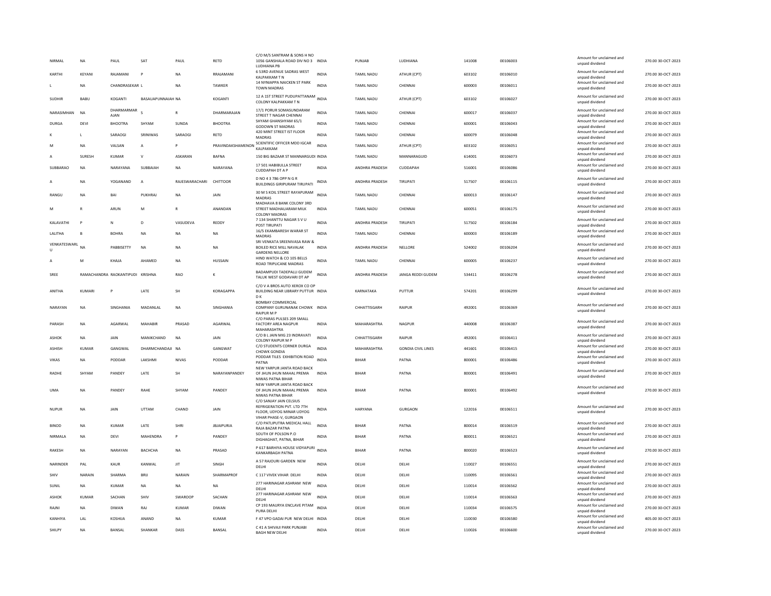| NIRMAL | NA | PAUL | SAT | PAUL | RETD | C/O M/S SANTRAM & SONS H NO 1056 GANSHALA ROAD DIV NO 3 LUDHIANA PB | INDIA | PUNJAB | LUDHIANA | 141008 | 00106003 | Amount for unclaimed and unpaid dividend | 270.00 30-OCT-2023 |
|---|---|---|---|---|---|---|---|---|---|---|---|---|---|
| KARTHI | KEYANI | RAJAMANI | P | NA | RRAJAMANI | 6 53RD AVENUE SADRAS WEST KALPAKKAM T N | INDIA | TAMIL NADU | ATHUR (CPT) | 603102 | 00106010 | Amount for unclaimed and unpaid dividend | 270.00 30-OCT-2023 |
| L | NA | CHANDRASEKAR | L | NA | TAWKER | 14 NYNIAPPA NAICKEN ST PARK TOWN MADRAS | INDIA | TAMIL NADU | CHENNAI | 600003 | 00106011 | Amount for unclaimed and unpaid dividend | 270.00 30-OCT-2023 |
| SUDHIR | BABU | KOGANTI | BASAUAPUNNAIAH | NA | KOGANTI | 12 A 1ST STREET PUDUPATTANAM COLONY KALPAKKAM T N | INDIA | TAMIL NADU | ATHUR (CPT) | 603102 | 00106027 | Amount for unclaimed and unpaid dividend | 270.00 30-OCT-2023 |
| NARASIMHAN | NA | DHARMARMAR AJAN | S | R | DHARMARAJAN | 17/1 PORUR SOMASUNDARAM STREET T NAGAR CHENNAI | INDIA | TAMIL NADU | CHENNAI | 600017 | 00106037 | Amount for unclaimed and unpaid dividend | 270.00 30-OCT-2023 |
| DURGA | DEVI | BHOOTRA | SHYAM | SUNDA | BHOOTRA | SHYAM GHANSHYAM 65/1 GODOWN ST MADRAS | INDIA | TAMIL NADU | CHENNAI | 600001 | 00106043 | Amount for unclaimed and unpaid dividend | 270.00 30-OCT-2023 |
| K | L | SARAOGI | SRINIWAS | SARAOGI | RETD | 420 MINT STREET IST FLOOR MADRAS | INDIA | TAMIL NADU | CHENNAI | 600079 | 00106048 | Amount for unclaimed and unpaid dividend | 270.00 30-OCT-2023 |
| M | NA | VALSAN | A | P | PRAVINDAKSHAMENON | SCIENTIFIC OFFICER MDD IGCAR KALPAKKAM | INDIA | TAMIL NADU | ATHUR (CPT) | 603102 | 00106051 | Amount for unclaimed and unpaid dividend | 270.00 30-OCT-2023 |
| A | SURESH | KUMAR | V | ASKARAN | BAFNA | 150 BIG BAZAAR ST MANNARGUDI | INDIA | TAMIL NADU | MANNARAGUID | 614001 | 00106073 | Amount for unclaimed and unpaid dividend | 270.00 30-OCT-2023 |
| SUBBARAO | NA | NARAYANA | SUBBAIAH | NA | NARAYANA | 17 501 HABIBULLA STREET CUDDAPAH DT A P | INDIA | ANDHRA PRADESH | CUDDAPAH | 516001 | 00106086 | Amount for unclaimed and unpaid dividend | 270.00 30-OCT-2023 |
| A | NA | YOGANAND | A | RAJESWARACHARI | CHITTOOR | D NO 4 3 786 OPP N G R BUILDINGS GIRIPURAM TIRUPATI | INDIA | ANDHRA PRADESH | TIRUPATI | 517507 | 00106115 | Amount for unclaimed and unpaid dividend | 270.00 30-OCT-2023 |
| RANGU | NA | BAI | PUKHRAJ | NA | JAIN | 30 M S KOIL STREET RAYAPURAM MADRAS | INDIA | TAMIL NADU | CHENNAI | 600013 | 00106147 | Amount for unclaimed and unpaid dividend | 270.00 30-OCT-2023 |
| M | R | ARUN | M | R | ANANDAN | MADHAVA 8 BANK COLONY 3RD STREET MADHAVARAM MILK COLONY MADRAS | INDIA | TAMIL NADU | CHENNAI | 600051 | 00106175 | Amount for unclaimed and unpaid dividend | 270.00 30-OCT-2023 |
| KALAVATHI | P | N | D | VASUDEVA | REDDY | 7 134 SHANTTU NAGAR S V U POST TIRUPATI | INDIA | ANDHRA PRADESH | TIRUPATI | 517502 | 00106184 | Amount for unclaimed and unpaid dividend | 270.00 30-OCT-2023 |
| LALITHA | B | BOHRA | NA | NA | NA | 16/5 EKAMBARESH WARAR ST MADRAS | INDIA | TAMIL NADU | CHENNAI | 600003 | 00106189 | Amount for unclaimed and unpaid dividend | 270.00 30-OCT-2023 |
| VENKATESWARLU | NA | PABBISETTY | NA | NA | NA | SRI VENKATA SREENIVASA RAW & BOILED RICE MILL NAVALAK GARDENS NELLORE | INDIA | ANDHRA PRADESH | NELLORE | 524002 | 00106204 | Amount for unclaimed and unpaid dividend | 270.00 30-OCT-2023 |
| A | M | KHAJA | AHAMED | NA | HUSSAIN | HIND WATCH & CO 105 BELLS ROAD TRIPLICANE MADRAS | INDIA | TAMIL NADU | CHENNAI | 600005 | 00106237 | Amount for unclaimed and unpaid dividend | 270.00 30-OCT-2023 |
| SREE | RAMACHANDRA | RAOKANTIPUDI | KRISHNA | RAO | K | BADAMPUDI TADEPALLI GUDEM TALUK WEST GODAVARI DT AP | INDIA | ANDHRA PRADESH | JANGA REDDI GUDEM | 534411 | 00106278 | Amount for unclaimed and unpaid dividend | 270.00 30-OCT-2023 |
| ANITHA | KUMARI | P | LATE | SH | KORAGAPPA | C/O V A BROS AUTO XEROX CO OP BUILDING NEAR LIBRARY PUTTUR D K | INDIA | KARNATAKA | PUTTUR | 574201 | 00106299 | Amount for unclaimed and unpaid dividend | 270.00 30-OCT-2023 |
| NARAYAN | NA | SINGHANIA | MADANLAL | NA | SINGHANIA | BOMBAY COMMERCIAL COMPANY GURUNANAK CHOWK RAIPUR M P | INDIA | CHHATTISGARH | RAIPUR | 492001 | 00106369 | Amount for unclaimed and unpaid dividend | 270.00 30-OCT-2023 |
| PARASH | NA | AGARWAL | MAHABIR | PRASAD | AGARWAL | C/O PARAS PULSES 209 SMALL FACTORY AREA NAGPUR MAHARASHTRA | INDIA | MAHARASHTRA | NAGPUR | 440008 | 00106387 | Amount for unclaimed and unpaid dividend | 270.00 30-OCT-2023 |
| ASHOK | NA | JAIN | MANIKCHAND | NA | JAIN | C/O B L JAIN MIG 23 INDRAVATI COLONY RAIPUR M P | INDIA | CHHATTISGARH | RAIPUR | 492001 | 00106411 | Amount for unclaimed and unpaid dividend | 270.00 30-OCT-2023 |
| ASHISH | KUMAR | GANGWAL | DHARMCHANDAJI | NA | GANGWAT | C/O STUDENTS CORNER DURGA CHOWK GONDIA | INDIA | MAHARASHTRA | GONDIA CIVIL LINES | 441601 | 00106415 | Amount for unclaimed and unpaid dividend | 270.00 30-OCT-2023 |
| VIKAS | NA | PODDAR | LAKSHMI | NIVAS | PODDAR | PODDAR TILES EXHIBITION ROAD PATNA | INDIA | BIHAR | PATNA | 800001 | 00106486 | Amount for unclaimed and unpaid dividend | 270.00 30-OCT-2023 |
| RADHE | SHYAM | PANDEY | LATE | SH | NARAYANPANDEY | NEW YARPUR JANTA ROAD BACK OF JHUN JHUN MAHAL PREMA NIWAS PATNA BIHAR | INDIA | BIHAR | PATNA | 800001 | 00106491 | Amount for unclaimed and unpaid dividend | 270.00 30-OCT-2023 |
| UMA | NA | PANDEY | RAHE | SHYAM | PANDEY | NEW YARPUR JANTA ROAD BACK OF JHUN JHUN MAHAL PREMA NIWAS PATNA BIHAR | INDIA | BIHAR | PATNA | 800001 | 00106492 | Amount for unclaimed and unpaid dividend | 270.00 30-OCT-2023 |
| NUPUR | NA | JAIN | UTTAM | CHAND | JAIN | C/O SANJAY JAIN CELSIUS REFRIGERATION PVT. LTD 7TH FLOOR, UDYOG MINAR UDYOG VIHAR PHASE-V, GURGAON | INDIA | HARYANA | GURGAON | 122016 | 00106511 | Amount for unclaimed and unpaid dividend | 270.00 30-OCT-2023 |
| BINOD | NA | KUMAR | LATE | SHRI | JBJAIPURIA | C/O PATLIPUTRA MEDICAL HALL RAJA BAZAR PATNA | INDIA | BIHAR | PATNA | 800014 | 00106519 | Amount for unclaimed and unpaid dividend | 270.00 30-OCT-2023 |
| NIRMALA | NA | DEVI | MAHENDRA | P | PANDEY | SOUTH OF POLSON P.O DIGHAGHAT, PATNA, BIHAR | INDIA | BIHAR | PATNA | 800011 | 00106521 | Amount for unclaimed and unpaid dividend | 270.00 30-OCT-2023 |
| RAKESH | NA | NARAYAN | BACHCHA | NA | PRASAD | P 617 BARHIYA HOUSE VIDYAPURI KANKARBAGH PATNA | INDIA | BIHAR | PATNA | 800020 | 00106523 | Amount for unclaimed and unpaid dividend | 270.00 30-OCT-2023 |
| NARINDER | PAL | KAUR | KANWAL | JIT | SINGH | A 57 RAJOURI GARDEN NEW DELHI | INDIA | DELHI | DELHI | 110027 | 00106551 | Amount for unclaimed and unpaid dividend | 270.00 30-OCT-2023 |
| SHIV | NARAIN | SHARMA | BRIJ | NARAIN | SHARMAPROF | C 117 VIVEK VIHAR DELHI | INDIA | DELHI | DELHI | 110095 | 00106561 | Amount for unclaimed and unpaid dividend | 270.00 30-OCT-2023 |
| SUNIL | NA | KUMAR | NA | NA | NA | 277 HARINAGAR ASHRAM NEW DELHI | INDIA | DELHI | DELHI | 110014 | 00106562 | Amount for unclaimed and unpaid dividend | 270.00 30-OCT-2023 |
| ASHOK | KUMAR | SACHAN | SHIV | SWAROOP | SACHAN | 277 HARINAGAR ASHRAM NEW DELHI | INDIA | DELHI | DELHI | 110014 | 00106563 | Amount for unclaimed and unpaid dividend | 270.00 30-OCT-2023 |
| RAJNI | NA | DIWAN | RAJ | KUMAR | DIWAN | CP 193 MAURYA ENCLAVE PITAM PURA DELHI | INDIA | DELHI | DELHI | 110034 | 00106575 | Amount for unclaimed and unpaid dividend | 270.00 30-OCT-2023 |
| KANHIYA | LAL | KOSHIJA | ANAND | NA | KUMAR | F 47 VPO GADAI PUR NEW DELHI | INDIA | DELHI | DELHI | 110030 | 00106580 | Amount for unclaimed and unpaid dividend | 405.00 30-OCT-2023 |
| SHILPY | NA | BANSAL | SHANKAR | DASS | BANSAL | C 41 A SHIVAJI PARK PUNJABI BAGH NEW DELHI | INDIA | DELHI | DELHI | 110026 | 00106600 | Amount for unclaimed and unpaid dividend | 270.00 30-OCT-2023 |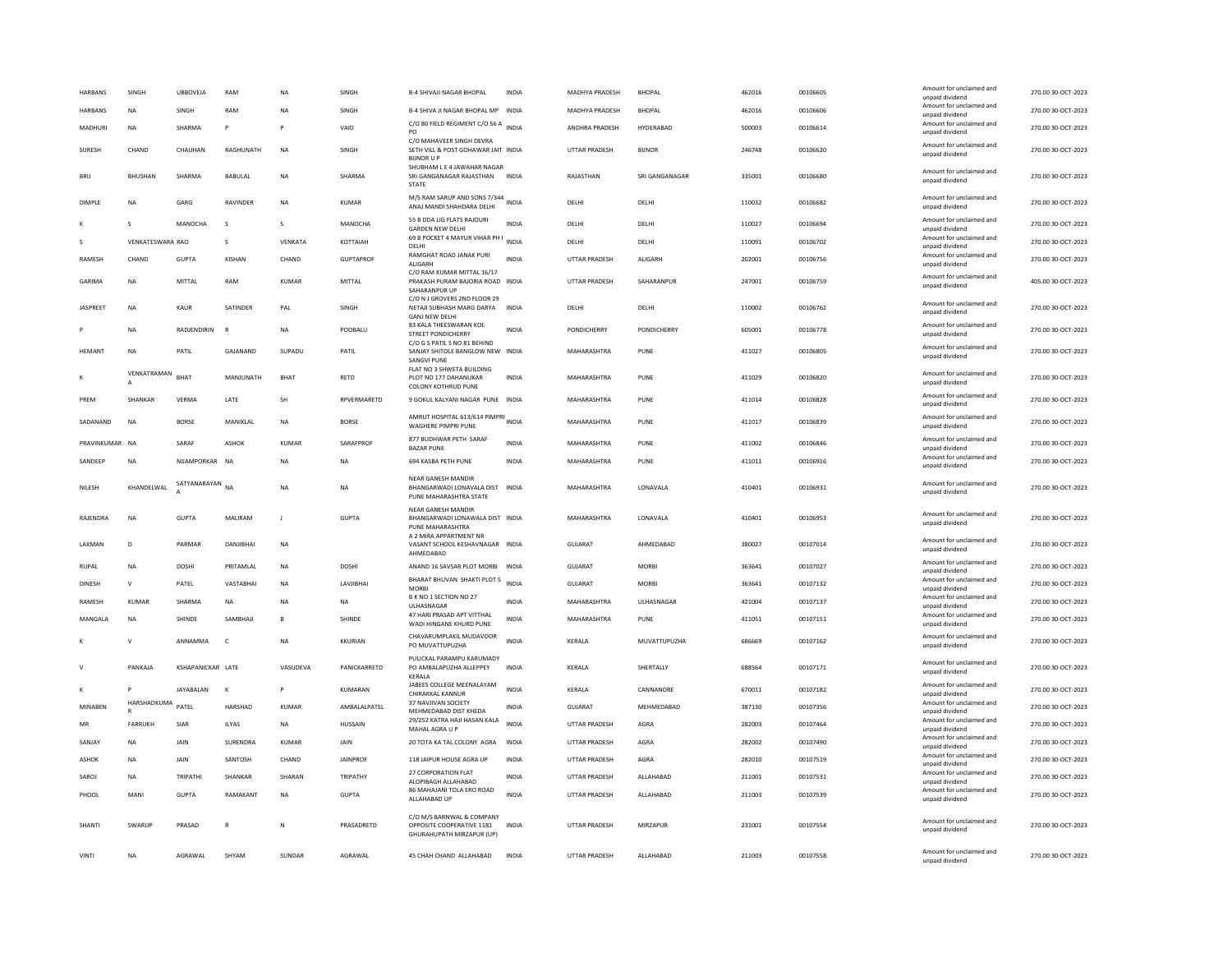| HARBANS | SINGH | UBBOVEJA | RAM | NA | SINGH | B-4 SHIVAJI NAGAR BHOPAL | INDIA | MADHYA PRADESH | BHOPAL | 462016 | 00106605 | Amount for unclaimed and unpaid dividend | 270.00 | 30-OCT-2023 |
|---|---|---|---|---|---|---|---|---|---|---|---|---|---|---|
| HARBANS | NA | SINGH | RAM | NA | SINGH | B-4 SHIVA JI NAGAR BHOPAL MP | INDIA | MADHYA PRADESH | BHOPAL | 462016 | 00106606 | Amount for unclaimed and unpaid dividend | 270.00 | 30-OCT-2023 |
| MADHURI | NA | SHARMA | P | P | VAID | C/O 80 FIELD REGIMENT C/O 56 A PO | INDIA | ANDHRA PRADESH | HYDERABAD | 500003 | 00106614 | Amount for unclaimed and unpaid dividend | 270.00 | 30-OCT-2023 |
| SURESH | CHAND | CHAUHAN | RAGHUNATH | NA | SINGH | C/O MAHAVEER SINGH DEVRA SETH VILL & POST GOHAWAR JAIT BIJNOR U P | INDIA | UTTAR PRADESH | BIJNOR | 246748 | 00106620 | Amount for unclaimed and unpaid dividend | 270.00 | 30-OCT-2023 |
| BRIJ | BHUSHAN | SHARMA | BABULAL | NA | SHARMA | SHUBHAM L E 4 JAWAHAR NAGAR SRI GANGANAGAR RAJASTHAN STATE | INDIA | RAJASTHAN | SRI GANGANAGAR | 335001 | 00106680 | Amount for unclaimed and unpaid dividend | 270.00 | 30-OCT-2023 |
| DIMPLE | NA | GARG | RAVINDER | NA | KUMAR | M/S RAM SARUP AND SONS 7/344 ANAJ MANDI SHAHDARA DELHI | INDIA | DELHI | DELHI | 110032 | 00106682 | Amount for unclaimed and unpaid dividend | 270.00 | 30-OCT-2023 |
| K | S | MANOCHA | S | S | MANOCHA | 55 B DDA LIG FLATS RAJOURI GARDEN NEW DELHI | INDIA | DELHI | DELHI | 110027 | 00106694 | Amount for unclaimed and unpaid dividend | 270.00 | 30-OCT-2023 |
| S | VENKATESWARA | RAO | S | VENKATA | KOTTAIAH | 69 B POCKET 4 MAYUR VIHAR PH I DELHI | INDIA | DELHI | DELHI | 110091 | 00106702 | Amount for unclaimed and unpaid dividend | 270.00 | 30-OCT-2023 |
| RAMESH | CHAND | GUPTA | KISHAN | CHAND | GUPTAPROF | RAMGHAT ROAD JANAK PURI ALIGARH | INDIA | UTTAR PRADESH | ALIGARH | 202001 | 00106756 | Amount for unclaimed and unpaid dividend | 270.00 | 30-OCT-2023 |
| GARIMA | NA | MITTAL | RAM | KUMAR | MITTAL | C/O RAM KUMAR MITTAL 16/17 PRAKASH PURAM BAJORIA ROAD SAHARANPUR UP | INDIA | UTTAR PRADESH | SAHARANPUR | 247001 | 00106759 | Amount for unclaimed and unpaid dividend | 405.00 | 30-OCT-2023 |
| JASPREET | NA | KAUR | SATINDER | PAL | SINGH | C/O N J GROVERS 2ND FLOOR 29 NETAJI SUBHASH MARG DARYA GANJ NEW DELHI | INDIA | DELHI | DELHI | 110002 | 00106762 | Amount for unclaimed and unpaid dividend | 270.00 | 30-OCT-2023 |
| P | NA | RADJENDIRIN | R | NA | POOBALU | 83 KALA THEESWARAN KOL STREET PONDICHERRY | INDIA | PONDICHERRY | PONDICHERRY | 605001 | 00106778 | Amount for unclaimed and unpaid dividend | 270.00 | 30-OCT-2023 |
| HEMANT | NA | PATIL | GAJANAND | SUPADU | PATIL | C/O G S PATIL S NO 81 BEHIND SANJAY SHITOLE BANGLOW NEW SANGVI PUNE | INDIA | MAHARASHTRA | PUNE | 411027 | 00106805 | Amount for unclaimed and unpaid dividend | 270.00 | 30-OCT-2023 |
| K | VENKATRAMAN A | BHAT | MANJUNATH | BHAT | RETD | FLAT NO 3 SHWETA BUILDING PLOT NO 177 DAHANUKAR COLONY KOTHRUD PUNE | INDIA | MAHARASHTRA | PUNE | 411029 | 00106820 | Amount for unclaimed and unpaid dividend | 270.00 | 30-OCT-2023 |
| PREM | SHANKAR | VERMA | LATE | SH | RPVERMARETD | 9 GOKUL KALYANI NAGAR PUNE | INDIA | MAHARASHTRA | PUNE | 411014 | 00106828 | Amount for unclaimed and unpaid dividend | 270.00 | 30-OCT-2023 |
| SADANAND | NA | BORSE | MANIKLAL | NA | BORSE | AMRUT HOSPITAL 613/614 PIMPRI WAGHERE PIMPRI PUNE | INDIA | MAHARASHTRA | PUNE | 411017 | 00106839 | Amount for unclaimed and unpaid dividend | 270.00 | 30-OCT-2023 |
| PRAVINKUMAR | NA | SARAF | ASHOK | KUMAR | SARAFPROF | 877 BUDHWAR PETH SARAF BAZAR PUNE | INDIA | MAHARASHTRA | PUNE | 411002 | 00106846 | Amount for unclaimed and unpaid dividend | 270.00 | 30-OCT-2023 |
| SANDEEP | NA | NIJAMPORKAR | NA | NA | NA | 694 KASBA PETH PUNE | INDIA | MAHARASHTRA | PUNE | 411011 | 00106916 | Amount for unclaimed and unpaid dividend | 270.00 | 30-OCT-2023 |
| NILESH | KHANDELWAL | SATYANARAYAN A | NA | NA | NA | NEAR GANESH MANDIR BHANGARWADI LONAVALA DIST PUNE MAHARASHTRA STATE | INDIA | MAHARASHTRA | LONAVALA | 410401 | 00106931 | Amount for unclaimed and unpaid dividend | 270.00 | 30-OCT-2023 |
| RAJENDRA | NA | GUPTA | MALIRAM | J | GUPTA | NEAR GANESH MANDIR BHANGARWADI LONAWALA DIST PUNE MAHARASHTRA | INDIA | MAHARASHTRA | LONAVALA | 410401 | 00106953 | Amount for unclaimed and unpaid dividend | 270.00 | 30-OCT-2023 |
| LAXMAN | D | PARMAR | DANJIBHAI | NA | | A 2 MIRA APPARTMENT NR VASANT SCHOOL KESHAVNAGAR AHMEDABAD | INDIA | GUJARAT | AHMEDABAD | 380027 | 00107014 | Amount for unclaimed and unpaid dividend | 270.00 | 30-OCT-2023 |
| RUPAL | NA | DOSHI | PRITAMLAL | NA | DOSHI | ANAND 16 SAVSAR PLOT MORBI | INDIA | GUJARAT | MORBI | 363641 | 00107027 | Amount for unclaimed and unpaid dividend | 270.00 | 30-OCT-2023 |
| DINESH | V | PATEL | VASTABHAI | NA | LAVJIBHAI | BHARAT BHUVAN SHAKTI PLOT 5 MORBI | INDIA | GUJARAT | MORBI | 363641 | 00107132 | Amount for unclaimed and unpaid dividend | 270.00 | 30-OCT-2023 |
| RAMESH | KUMAR | SHARMA | NA | NA | NA | B K NO 1 SECTION NO 27 ULHASNAGAR | INDIA | MAHARASHTRA | ULHASNAGAR | 421004 | 00107137 | Amount for unclaimed and unpaid dividend | 270.00 | 30-OCT-2023 |
| MANGALA | NA | SHINDE | SAMBHAJI | B | SHINDE | 47 HARI PRASAD APT VITTHAL WADI HINGANE KHURD PUNE | INDIA | MAHARASHTRA | PUNE | 411051 | 00107151 | Amount for unclaimed and unpaid dividend | 270.00 | 30-OCT-2023 |
| K | V | ANNAMMA | C | NA | KKURIAN | CHAVARUMPLAKIL MUDAVOOR PO MUVATTUPUZHA | INDIA | KERALA | MUVATTUPUZHA | 686669 | 00107162 | Amount for unclaimed and unpaid dividend | 270.00 | 30-OCT-2023 |
| V | PANKAJA | KSHAPANICKAR | LATE | VASUDEVA | PANICKARRETD | PULICKAL PARAMPU KARUMADY PO AMBALAPUZHA ALLEPPEY KERALA | INDIA | KERALA | SHERTALLY | 688564 | 00107171 | Amount for unclaimed and unpaid dividend | 270.00 | 30-OCT-2023 |
| K | P | JAYABALAN | K | P | KUMARAN | JABEES COLLEGE MEENALAYAM CHIRAKKAL KANNUR | INDIA | KERALA | CANNANORE | 670011 | 00107182 | Amount for unclaimed and unpaid dividend | 270.00 | 30-OCT-2023 |
| MINABEN | HARSHADKUMA R | PATEL | HARSHAD | KUMAR | AMBALALPATEL | 37 NAVJIVAN SOCIETY MEHMEDABAD DIST KHEDA | INDIA | GUJARAT | MEHMEDABAD | 387130 | 00107356 | Amount for unclaimed and unpaid dividend | 270.00 | 30-OCT-2023 |
| MR | FARRUKH | SIAR | ILYAS | NA | HUSSAIN | 29/252 KATRA HAJI HASAN KALA MAHAL AGRA U P | INDIA | UTTAR PRADESH | AGRA | 282003 | 00107464 | Amount for unclaimed and unpaid dividend | 270.00 | 30-OCT-2023 |
| SANJAY | NA | JAIN | SURENDRA | KUMAR | JAIN | 20 TOTA KA TAL COLONY AGRA | INDIA | UTTAR PRADESH | AGRA | 282002 | 00107490 | Amount for unclaimed and unpaid dividend | 270.00 | 30-OCT-2023 |
| ASHOK | NA | JAIN | SANTOSH | CHAND | JAINPROF | 118 JAIPUR HOUSE AGRA UP | INDIA | UTTAR PRADESH | AGRA | 282010 | 00107519 | Amount for unclaimed and unpaid dividend | 270.00 | 30-OCT-2023 |
| SAROJ | NA | TRIPATHI | SHANKAR | SHARAN | TRIPATHY | 27 CORPORATION FLAT ALOPIBAGH ALLAHABAD | INDIA | UTTAR PRADESH | ALLAHABAD | 211001 | 00107531 | Amount for unclaimed and unpaid dividend | 270.00 | 30-OCT-2023 |
| PHOOL | MANI | GUPTA | RAMAKANT | NA | GUPTA | 86 MAHAJANI TOLA ERO ROAD ALLAHABAD UP | INDIA | UTTAR PRADESH | ALLAHABAD | 211003 | 00107539 | Amount for unclaimed and unpaid dividend | 270.00 | 30-OCT-2023 |
| SHANTI | SWARUP | PRASAD | R | N | PRASADRETD | C/O M/S BARNWAL & COMPANY OPPOSITE COOPERATIVE 1181 GHURAHUPATH MIRZAPUR (UP) | INDIA | UTTAR PRADESH | MIRZAPUR | 231001 | 00107554 | Amount for unclaimed and unpaid dividend | 270.00 | 30-OCT-2023 |
| VINTI | NA | AGRAWAL | SHYAM | SUNDAR | AGRAWAL | 45 CHAH CHAND ALLAHABAD | INDIA | UTTAR PRADESH | ALLAHABAD | 211003 | 00107558 | Amount for unclaimed and unpaid dividend | 270.00 | 30-OCT-2023 |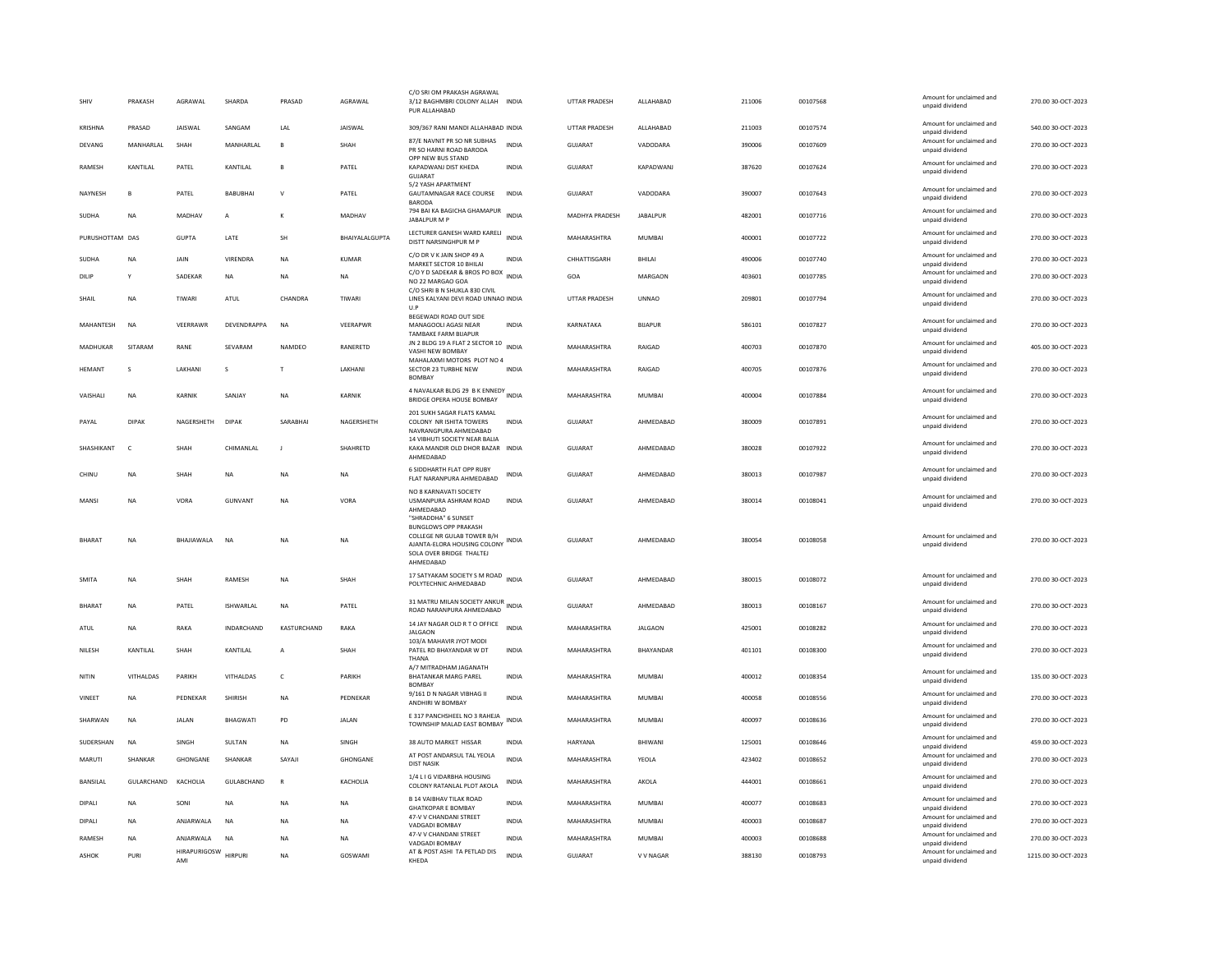| SHIV | PRAKASH | AGRAWAL | SHARDA | PRASAD | AGRAWAL | C/O SRI OM PRAKASH AGRAWAL 3/12 BAGHMBRI COLONY ALLAH PUR ALLAHABAD | INDIA | UTTAR PRADESH | ALLAHABAD | 211006 | 00107568 | Amount for unclaimed and unpaid dividend | 270.00 30-OCT-2023 |
|---|---|---|---|---|---|---|---|---|---|---|---|---|---|
| KRISHNA | PRASAD | JAISWAL | SANGAM | LAL | JAISWAL | 309/367 RANI MANDI ALLAHABAD | INDIA | UTTAR PRADESH | ALLAHABAD | 211003 | 00107574 | Amount for unclaimed and unpaid dividend | 540.00 30-OCT-2023 |
| DEVANG | MANHARLAL | SHAH | MANHARLAL | B | SHAH | 87/E NAVNIT PR SO NR SUBHAS PR SO HARNI ROAD BARODA | INDIA | GUJARAT | VADODARA | 390006 | 00107609 | Amount for unclaimed and unpaid dividend | 270.00 30-OCT-2023 |
| RAMESH | KANTILAL | PATEL | KANTILAL | B | PATEL | OPP NEW BUS STAND KAPADWANJ DIST KHEDA GUJARAT | INDIA | GUJARAT | KAPADWANJ | 387620 | 00107624 | Amount for unclaimed and unpaid dividend | 270.00 30-OCT-2023 |
| NAYNESH | B | PATEL | BABUBHAI | V | PATEL | 5/2 YASH APARTMENT GAUTAMNAGAR RACE COURSE BARODA | INDIA | GUJARAT | VADODARA | 390007 | 00107643 | Amount for unclaimed and unpaid dividend | 270.00 30-OCT-2023 |
| SUDHA | NA | MADHAV | A | K | MADHAV | 794 BAI KA BAGICHA GHAMAPUR JABALPUR M P | INDIA | MADHYA PRADESH | JABALPUR | 482001 | 00107716 | Amount for unclaimed and unpaid dividend | 270.00 30-OCT-2023 |
| PURUSHOTTAM | DAS | GUPTA | LATE | SH | BHAIYALALGUPTA | LECTURER GANESH WARD KARELI DISTT NARSINGHPUR M P | INDIA | MAHARASHTRA | MUMBAI | 400001 | 00107722 | Amount for unclaimed and unpaid dividend | 270.00 30-OCT-2023 |
| SUDHA | NA | JAIN | VIRENDRA | NA | KUMAR | C/O DR V K JAIN SHOP 49 A MARKET SECTOR 10 BHILAI | INDIA | CHHATTISGARH | BHILAI | 490006 | 00107740 | Amount for unclaimed and unpaid dividend | 270.00 30-OCT-2023 |
| DILIP | Y | SADEKAR | NA | NA | NA | C/O Y D SADEKAR & BROS PO BOX NO 22 MARGAO GOA | INDIA | GOA | MARGAON | 403601 | 00107785 | Amount for unclaimed and unpaid dividend | 270.00 30-OCT-2023 |
| SHAIL | NA | TIWARI | ATUL | CHANDRA | TIWARI | C/O SHRI B N SHUKLA 830 CIVIL LINES KALYANI DEVI ROAD UNNAO U.P | INDIA | UTTAR PRADESH | UNNAO | 209801 | 00107794 | Amount for unclaimed and unpaid dividend | 270.00 30-OCT-2023 |
| MAHANTESH | NA | VEERRAWR | DEVENDRAPPA | NA | VEERAPWR | BEGEWADI ROAD OUT SIDE MANAGOOLI AGASI NEAR TAMBAKE FARM BIJAPUR | INDIA | KARNATAKA | BIJAPUR | 586101 | 00107827 | Amount for unclaimed and unpaid dividend | 270.00 30-OCT-2023 |
| MADHUKAR | SITARAM | RANE | SEVARAM | NAMDEO | RANERETD | JN 2 BLDG 19 A FLAT 2 SECTOR 10 VASHI NEW BOMBAY | INDIA | MAHARASHTRA | RAIGAD | 400703 | 00107870 | Amount for unclaimed and unpaid dividend | 405.00 30-OCT-2023 |
| HEMANT | S | LAKHANI | S | T | LAKHANI | MAHALAXMI MOTORS PLOT NO 4 SECTOR 23 TURBHE NEW BOMBAY | INDIA | MAHARASHTRA | RAIGAD | 400705 | 00107876 | Amount for unclaimed and unpaid dividend | 270.00 30-OCT-2023 |
| VAISHALI | NA | KARNIK | SANJAY | NA | KARNIK | 4 NAVALKAR BLDG 29 B K ENNEDY BRIDGE OPERA HOUSE BOMBAY | INDIA | MAHARASHTRA | MUMBAI | 400004 | 00107884 | Amount for unclaimed and unpaid dividend | 270.00 30-OCT-2023 |
| PAYAL | DIPAK | NAGERSHETH | DIPAK | SARABHAI | NAGERSHETH | 201 SUKH SAGAR FLATS KAMAL COLONY NR ISHITA TOWERS NAVRANGPURA AHMEDABAD | INDIA | GUJARAT | AHMEDABAD | 380009 | 00107891 | Amount for unclaimed and unpaid dividend | 270.00 30-OCT-2023 |
| SHASHIKANT | C | SHAH | CHIMANLAL | J | SHAHRETD | 14 VIBHUTI SOCIETY NEAR BALIA KAKA MANDIR OLD DHOR BAZAR AHMEDABAD | INDIA | GUJARAT | AHMEDABAD | 380028 | 00107922 | Amount for unclaimed and unpaid dividend | 270.00 30-OCT-2023 |
| CHINU | NA | SHAH | NA | NA | NA | 6 SIDDHARTH FLAT OPP RUBY FLAT NARANPURA AHMEDABAD | INDIA | GUJARAT | AHMEDABAD | 380013 | 00107987 | Amount for unclaimed and unpaid dividend | 270.00 30-OCT-2023 |
| MANSI | NA | VORA | GUNVANT | NA | VORA | NO 8 KARNAVATI SOCIETY USMANPURA ASHRAM ROAD AHMEDABAD | INDIA | GUJARAT | AHMEDABAD | 380014 | 00108041 | Amount for unclaimed and unpaid dividend | 270.00 30-OCT-2023 |
| BHARAT | NA | BHAJIAWALA | NA | NA | NA | "SHRADDHA" 6 SUNSET BUNGLOWS OPP PRAKASH COLLEGE NR GULAB TOWER B/H AJANTA-ELORA HOUSING COLONY SOLA OVER BRIDGE THALTEJ AHMEDABAD | INDIA | GUJARAT | AHMEDABAD | 380054 | 00108058 | Amount for unclaimed and unpaid dividend | 270.00 30-OCT-2023 |
| SMITA | NA | SHAH | RAMESH | NA | SHAH | 17 SATYAKAM SOCIETY S M ROAD POLYTECHNIC AHMEDABAD | INDIA | GUJARAT | AHMEDABAD | 380015 | 00108072 | Amount for unclaimed and unpaid dividend | 270.00 30-OCT-2023 |
| BHARAT | NA | PATEL | ISHWARLAL | NA | PATEL | 31 MATRU MILAN SOCIETY ANKUR ROAD NARANPURA AHMEDABAD | INDIA | GUJARAT | AHMEDABAD | 380013 | 00108167 | Amount for unclaimed and unpaid dividend | 270.00 30-OCT-2023 |
| ATUL | NA | RAKA | INDARCHAND | KASTURCHAND | RAKA | 14 JAY NAGAR OLD R T O OFFICE JALGAON | INDIA | MAHARASHTRA | JALGAON | 425001 | 00108282 | Amount for unclaimed and unpaid dividend | 270.00 30-OCT-2023 |
| NILESH | KANTILAL | SHAH | KANTILAL | A | SHAH | 103/A MAHAVIR JYOT MODI PATEL RD BHAYANDAR W DT THANA | INDIA | MAHARASHTRA | BHAYANDAR | 401101 | 00108300 | Amount for unclaimed and unpaid dividend | 270.00 30-OCT-2023 |
| NITIN | VITHALDAS | PARIKH | VITHALDAS | C | PARIKH | A/7 MITRADHAM JAGANATH BHATANKAR MARG PAREL BOMBAY | INDIA | MAHARASHTRA | MUMBAI | 400012 | 00108354 | Amount for unclaimed and unpaid dividend | 135.00 30-OCT-2023 |
| VINEET | NA | PEDNEKAR | SHIRISH | NA | PEDNEKAR | 9/161 D N NAGAR VIBHAG II ANDHIRI W BOMBAY | INDIA | MAHARASHTRA | MUMBAI | 400058 | 00108556 | Amount for unclaimed and unpaid dividend | 270.00 30-OCT-2023 |
| SHARWAN | NA | JALAN | BHAGWATI | PD | JALAN | E 317 PANCHSHEEL NO 3 RAHEJA TOWNSHIP MALAD EAST BOMBAY | INDIA | MAHARASHTRA | MUMBAI | 400097 | 00108636 | Amount for unclaimed and unpaid dividend | 270.00 30-OCT-2023 |
| SUDERSHAN | NA | SINGH | SULTAN | NA | SINGH | 38 AUTO MARKET HISSAR | INDIA | HARYANA | BHIWANI | 125001 | 00108646 | Amount for unclaimed and unpaid dividend | 459.00 30-OCT-2023 |
| MARUTI | SHANKAR | GHONGANE | SHANKAR | SAYAJI | GHONGANE | AT POST ANDARSUL TAL YEOLA DIST NASIK | INDIA | MAHARASHTRA | YEOLA | 423402 | 00108652 | Amount for unclaimed and unpaid dividend | 270.00 30-OCT-2023 |
| BANSILAL | GULARCHAND | KACHOLIA | GULABCHAND | R | KACHOLIA | 1/4 L I G VIDARBHA HOUSING COLONY RATANLAL PLOT AKOLA | INDIA | MAHARASHTRA | AKOLA | 444001 | 00108661 | Amount for unclaimed and unpaid dividend | 270.00 30-OCT-2023 |
| DIPALI | NA | SONI | NA | NA | NA | B 14 VAIBHAV TILAK ROAD GHATKOPAR E BOMBAY | INDIA | MAHARASHTRA | MUMBAI | 400077 | 00108683 | Amount for unclaimed and unpaid dividend | 270.00 30-OCT-2023 |
| DIPALI | NA | ANJARWALA | NA | NA | NA | 47-V V CHANDANI STREET VADGADI BOMBAY | INDIA | MAHARASHTRA | MUMBAI | 400003 | 00108687 | Amount for unclaimed and unpaid dividend | 270.00 30-OCT-2023 |
| RAMESH | NA | ANJARWALA | NA | NA | NA | 47-V V CHANDANI STREET VADGADI BOMBAY | INDIA | MAHARASHTRA | MUMBAI | 400003 | 00108688 | Amount for unclaimed and unpaid dividend | 270.00 30-OCT-2023 |
| ASHOK | PURI | HIRAPURIGOSWAMI | HIRPURI | NA | GOSWAMI | AT & POST ASHI TA PETLAD DIS KHEDA | INDIA | GUJARAT | V V NAGAR | 388130 | 00108793 | Amount for unclaimed and unpaid dividend | 1215.00 30-OCT-2023 |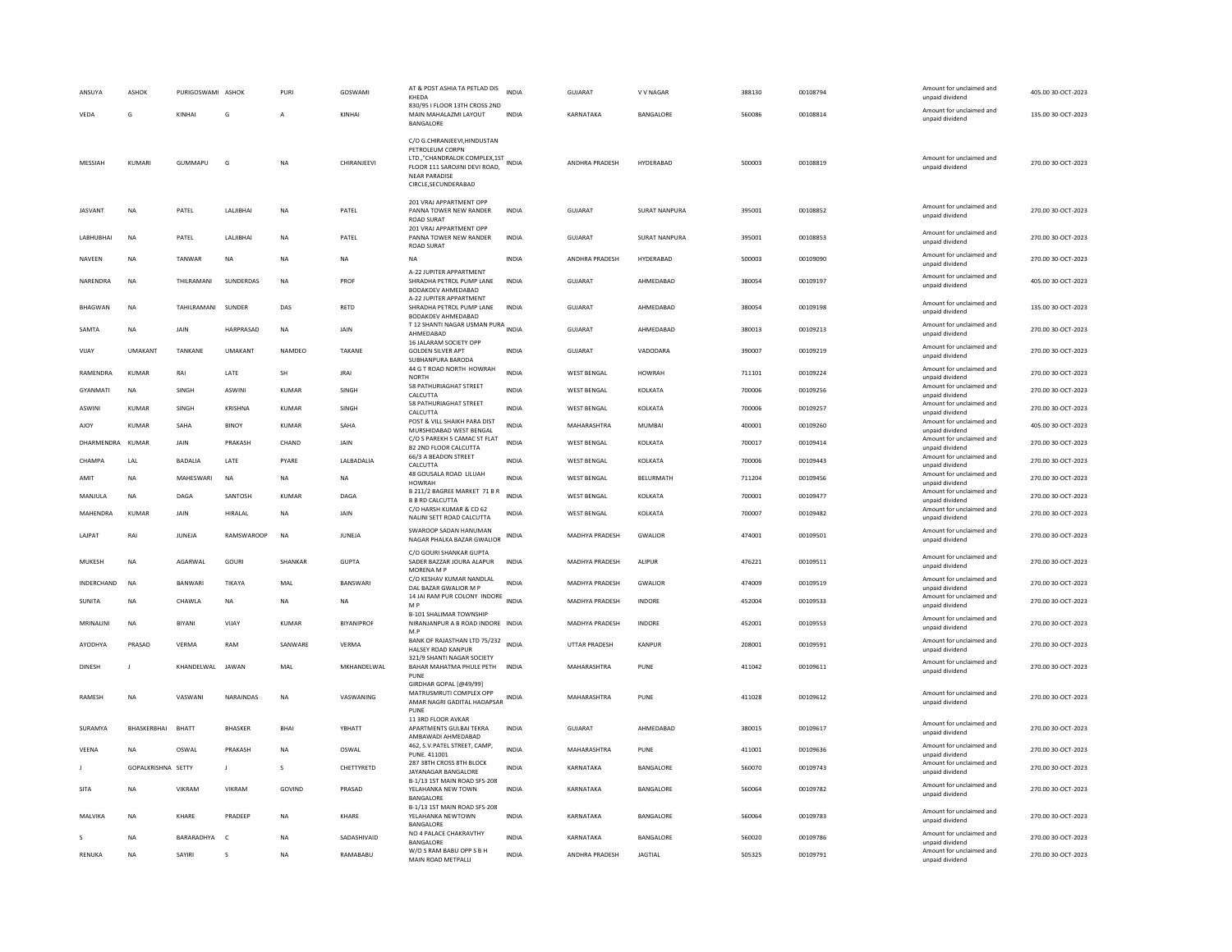| | | | | | | | | | | | | | |
|---|---|---|---|---|---|---|---|---|---|---|---|---|---|
| ANSUYA | ASHOK | PURIGOSWAMI | ASHOK | PURI | GOSWAMI | AT & POST ASHIA TA PETLAD DIS KHEDA | INDIA | GUJARAT | V V NAGAR | 388130 | 00108794 | Amount for unclaimed and unpaid dividend | 405.00 30-OCT-2023 |
| VEDA | G | KINHAI | G | A | KINHAI | 830/95 I FLOOR 13TH CROSS 2ND MAIN MAHALAZMI LAYOUT BANGALORE | INDIA | KARNATAKA | BANGALORE | 560086 | 00108814 | Amount for unclaimed and unpaid dividend | 135.00 30-OCT-2023 |
| MESSIAH | KUMARI | GUMMAPU | G | NA | CHIRANJEEVI | C/O G.CHIRANJEEVI,HINDUSTAN PETROLEUM CORPN LTD.,"CHANDRALOK COMPLEX,1ST FLOOR 111 SAROJINI DEVI ROAD, NEAR PARADISE CIRCLE,SECUNDERABAD | INDIA | ANDHRA PRADESH | HYDERABAD | 500003 | 00108819 | Amount for unclaimed and unpaid dividend | 270.00 30-OCT-2023 |
| JASVANT | NA | PATEL | LALJIBHAI | NA | PATEL | 201 VRAJ APPARTMENT OPP PANNA TOWER NEW RANDER ROAD SURAT | INDIA | GUJARAT | SURAT NANPURA | 395001 | 00108852 | Amount for unclaimed and unpaid dividend | 270.00 30-OCT-2023 |
| LABHUBHAI | NA | PATEL | LALJIBHAI | NA | PATEL | 201 VRAJ APPARTMENT OPP PANNA TOWER NEW RANDER ROAD SURAT | INDIA | GUJARAT | SURAT NANPURA | 395001 | 00108853 | Amount for unclaimed and unpaid dividend | 270.00 30-OCT-2023 |
| NAVEEN | NA | TANWAR | NA | NA | NA | NA | INDIA | ANDHRA PRADESH | HYDERABAD | 500003 | 00109090 | Amount for unclaimed and unpaid dividend | 270.00 30-OCT-2023 |
| NARENDRA | NA | THILRAMANI | SUNDERDAS | NA | PROF | A-22 JUPITER APPARTMENT SHRADHA PETROL PUMP LANE BODAKDEV AHMEDABAD | INDIA | GUJARAT | AHMEDABAD | 380054 | 00109197 | Amount for unclaimed and unpaid dividend | 405.00 30-OCT-2023 |
| BHAGWAN | NA | TAHILRAMANI | SUNDER | DAS | RETD | A-22 JUPITER APPARTMENT SHRADHA PETROL PUMP LANE BODAKDEV AHMEDABAD | INDIA | GUJARAT | AHMEDABAD | 380054 | 00109198 | Amount for unclaimed and unpaid dividend | 135.00 30-OCT-2023 |
| SAMTA | NA | JAIN | HARPRASAD | NA | JAIN | T 12 SHANTI NAGAR USMAN PURA AHMEDABAD | INDIA | GUJARAT | AHMEDABAD | 380013 | 00109213 | Amount for unclaimed and unpaid dividend | 270.00 30-OCT-2023 |
| VIJAY | UMAKANT | TANKANE | UMAKANT | NAMDEO | TAKANE | 16 JALARAM SOCIETY OPP GOLDEN SILVER APT SUBHANPURA BARODA | INDIA | GUJARAT | VADODARA | 390007 | 00109219 | Amount for unclaimed and unpaid dividend | 270.00 30-OCT-2023 |
| RAMENDRA | KUMAR | RAI | LATE | SH | JRAI | 44 G T ROAD NORTH HOWRAH NORTH | INDIA | WEST BENGAL | HOWRAH | 711101 | 00109224 | Amount for unclaimed and unpaid dividend | 270.00 30-OCT-2023 |
| GYANMATI | NA | SINGH | ASWINI | KUMAR | SINGH | 58 PATHURIAGHAT STREET CALCUTTA | INDIA | WEST BENGAL | KOLKATA | 700006 | 00109256 | Amount for unclaimed and unpaid dividend | 270.00 30-OCT-2023 |
| ASWINI | KUMAR | SINGH | KRISHNA | KUMAR | SINGH | 58 PATHURIAGHAT STREET CALCUTTA | INDIA | WEST BENGAL | KOLKATA | 700006 | 00109257 | Amount for unclaimed and unpaid dividend | 270.00 30-OCT-2023 |
| AJOY | KUMAR | SAHA | BINOY | KUMAR | SAHA | POST & VILL SHAIKH PARA DIST MURSHIDABAD WEST BENGAL | INDIA | MAHARASHTRA | MUMBAI | 400001 | 00109260 | Amount for unclaimed and unpaid dividend | 405.00 30-OCT-2023 |
| DHARMENDRA | KUMAR | JAIN | PRAKASH | CHAND | JAIN | C/O S PAREKH 5 CAMAC ST FLAT B2 2ND FLOOR CALCUTTA | INDIA | WEST BENGAL | KOLKATA | 700017 | 00109414 | Amount for unclaimed and unpaid dividend | 270.00 30-OCT-2023 |
| CHAMPA | LAL | BADALIA | LATE | PYARE | LALBADALIA | 66/3 A BEADON STREET CALCUTTA | INDIA | WEST BENGAL | KOLKATA | 700006 | 00109443 | Amount for unclaimed and unpaid dividend | 270.00 30-OCT-2023 |
| AMIT | NA | MAHESWARI | NA | NA | NA | 48 GOUSALA ROAD LILUAH HOWRAH | INDIA | WEST BENGAL | BELURMATH | 711204 | 00109456 | Amount for unclaimed and unpaid dividend | 270.00 30-OCT-2023 |
| MANJULA | NA | DAGA | SANTOSH | KUMAR | DAGA | B 211/2 BAGREE MARKET 71 B R B B RD CALCUTTA | INDIA | WEST BENGAL | KOLKATA | 700001 | 00109477 | Amount for unclaimed and unpaid dividend | 270.00 30-OCT-2023 |
| MAHENDRA | KUMAR | JAIN | HIRALAL | NA | JAIN | C/O HARSH KUMAR & CO 62 NALINI SETT ROAD CALCUTTA | INDIA | WEST BENGAL | KOLKATA | 700007 | 00109482 | Amount for unclaimed and unpaid dividend | 270.00 30-OCT-2023 |
| LAJPAT | RAI | JUNEJA | RAMSWAROOP | NA | JUNEJA | SWAROOP SADAN HANUMAN NAGAR PHALKA BAZAR GWALIOR | INDIA | MADHYA PRADESH | GWALIOR | 474001 | 00109501 | Amount for unclaimed and unpaid dividend | 270.00 30-OCT-2023 |
| MUKESH | NA | AGARWAL | GOURI | SHANKAR | GUPTA | C/O GOURI SHANKAR GUPTA SADER BAZZAR JOURA ALAPUR MORENA M P | INDIA | MADHYA PRADESH | ALIPUR | 476221 | 00109511 | Amount for unclaimed and unpaid dividend | 270.00 30-OCT-2023 |
| INDERCHAND | NA | BANWARI | TIKAYA | MAL | BANSWARI | C/O KESHAV KUMAR NANDLAL DAL BAZAR GWALIOR M P | INDIA | MADHYA PRADESH | GWALIOR | 474009 | 00109519 | Amount for unclaimed and unpaid dividend | 270.00 30-OCT-2023 |
| SUNITA | NA | CHAWLA | NA | NA | NA | 14 JAI RAM PUR COLONY INDORE M P | INDIA | MADHYA PRADESH | INDORE | 452004 | 00109533 | Amount for unclaimed and unpaid dividend | 270.00 30-OCT-2023 |
| MRINALINI | NA | BIYANI | VIJAY | KUMAR | BIYANIPROF | B-101 SHALIMAR TOWNSHIP NIRANJANPUR A B ROAD INDORE M.P | INDIA | MADHYA PRADESH | INDORE | 452001 | 00109553 | Amount for unclaimed and unpaid dividend | 270.00 30-OCT-2023 |
| AYODHYA | PRASAD | VERMA | RAM | SANWARE | VERMA | BANK OF RAJASTHAN LTD 75/232 HALSEY ROAD KANPUR | INDIA | UTTAR PRADESH | KANPUR | 208001 | 00109591 | Amount for unclaimed and unpaid dividend | 270.00 30-OCT-2023 |
| DINESH | J | KHANDELWAL | JAWAN | MAL | MKHANDELWAL | 321/9 SHANTI NAGAR SOCIETY BAHAR MAHATMA PHULE PETH PUNE | INDIA | MAHARASHTRA | PUNE | 411042 | 00109611 | Amount for unclaimed and unpaid dividend | 270.00 30-OCT-2023 |
| RAMESH | NA | VASWANI | NARAINDAS | NA | VASWANING | GIRDHAR GOPAL [@49/99] MATRUSMRUTI COMPLEX OPP AMAR NAGRI GADITAL HADAPSAR PUNE | INDIA | MAHARASHTRA | PUNE | 411028 | 00109612 | Amount for unclaimed and unpaid dividend | 270.00 30-OCT-2023 |
| SURAMYA | BHASKERBHAI | BHATT | BHASKER | BHAI | YBHATT | 11 3RD FLOOR AVKAR APARTMENTS GULBAI TEKRA AMBAWADI AHMEDABAD | INDIA | GUJARAT | AHMEDABAD | 380015 | 00109617 | Amount for unclaimed and unpaid dividend | 270.00 30-OCT-2023 |
| VEENA | NA | OSWAL | PRAKASH | NA | OSWAL | 462, S.V.PATEL STREET, CAMP, PUNE. 411001 | INDIA | MAHARASHTRA | PUNE | 411001 | 00109636 | Amount for unclaimed and unpaid dividend | 270.00 30-OCT-2023 |
| J | GOPALKRISHNA | SETTY | J | S | CHETTYRETD | 287 38TH CROSS 8TH BLOCK JAYANAGAR BANGALORE | INDIA | KARNATAKA | BANGALORE | 560070 | 00109743 | Amount for unclaimed and unpaid dividend | 270.00 30-OCT-2023 |
| SITA | NA | VIKRAM | VIKRAM | GOVIND | PRASAD | B-1/13 1ST MAIN ROAD SFS-208 YELAHANKA NEW TOWN BANGALORE | INDIA | KARNATAKA | BANGALORE | 560064 | 00109782 | Amount for unclaimed and unpaid dividend | 270.00 30-OCT-2023 |
| MALVIKA | NA | KHARE | PRADEEP | NA | KHARE | B-1/13 1ST MAIN ROAD SFS-208 YELAHANKA NEWTOWN BANGALORE | INDIA | KARNATAKA | BANGALORE | 560064 | 00109783 | Amount for unclaimed and unpaid dividend | 270.00 30-OCT-2023 |
| S | NA | BARARADHYA | C | NA | SADASHIVAID | NO 4 PALACE CHAKRAVTHY BANGALORE | INDIA | KARNATAKA | BANGALORE | 560020 | 00109786 | Amount for unclaimed and unpaid dividend | 270.00 30-OCT-2023 |
| RENUKA | NA | SAYIRI | S | NA | RAMABABU | W/O S RAM BABU OPP S B H MAIN ROAD METPALLI | INDIA | ANDHRA PRADESH | JAGTIAL | 505325 | 00109791 | Amount for unclaimed and unpaid dividend | 270.00 30-OCT-2023 |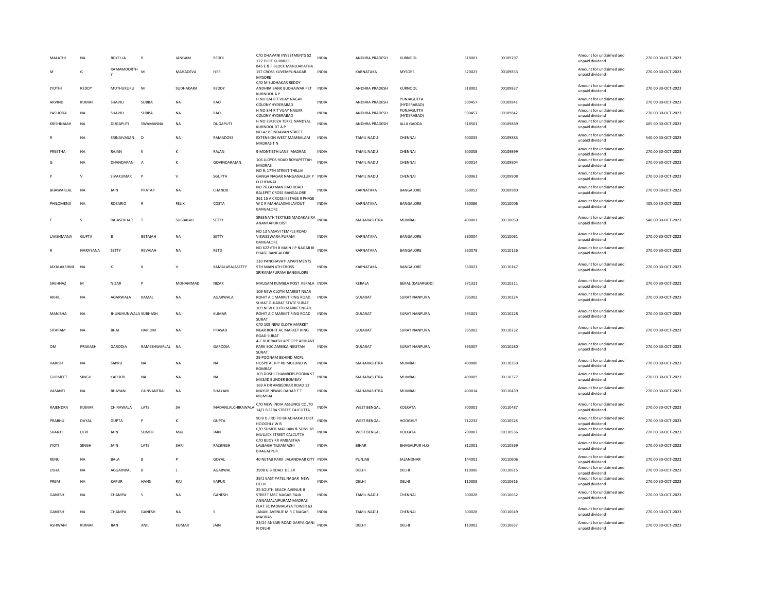| MALATHI | NA | BOYELLA | B | JANGAM | REDDI | C/O DHAVANI INVESTMENTS 52 172 FORT KURNOOL | INDIA | ANDHRA PRADESH | KURNOOL | 518001 | 00109797 | | Amount for unclaimed and unpaid dividend | 270.00 30-OCT-2023 |
|---|---|---|---|---|---|---|---|---|---|---|---|---|---|---|
| M | G | RAMAMOORTH Y | M | MAHADEVA | IYER | 845 E & F BLOCK MANUJAPATHA 1ST CROSS KUVEMPUNAGAR MYSORE | INDIA | KARNATAKA | MYSORE | 570023 | 00109833 | | Amount for unclaimed and unpaid dividend | 270.00 30-OCT-2023 |
| JYOTHI | REDDY | MUTHUKURU | M | SUDHAKARA | REDDY | C/O M SUDHAKAR REDDY ANDHRA BANK BUDHAWAR PET KURNOOL A P | INDIA | ANDHRA PRADESH | KURNOOL | 518002 | 00109837 | | Amount for unclaimed and unpaid dividend | 270.00 30-OCT-2023 |
| ARVIND | KUMAR | SHAVILI | SUBBA | NA | RAO | H NO 8/4 R T VIJAY NAGAR COLONY HYDERABAD | INDIA | ANDHRA PRADESH | PUNJAGUTTA (HYDERABAD) | 500457 | 00109841 | | Amount for unclaimed and unpaid dividend | 270.00 30-OCT-2023 |
| YASHODA | NA | SHAVILI | SUBBA | NA | RAO | H NO 8/4 R T VIJAY NAGAR COLONY HYDERABAD | INDIA | ANDHRA PRADESH | PUNJAGUTTA (HYDERABAD) | 500457 | 00109842 | | Amount for unclaimed and unpaid dividend | 270.00 30-OCT-2023 |
| KRISHNAIAH | NA | DUGAPUTI | SWAMANNA | NA | DUGAPUTI | H NO 29/202A TEKKE NANDYAL KURNOOL DT A P | INDIA | ANDHRA PRADESH | ALLA GADDA | 518501 | 00109869 | | Amount for unclaimed and unpaid dividend | 405.00 30-OCT-2023 |
| R | NA | SRINAIVASAN | D | NA | RAMADOSS | NO 42 BRINDAVAN STREET EXTENSION WEST MAMBALAM MADRAS T N | INDIA | TAMIL NADU | CHENNAI | 600033 | 00109883 | | Amount for unclaimed and unpaid dividend | 540.00 30-OCT-2023 |
| PREETHA | NA | RAJAN | K | K | RAJAN | 9 MONTIETH LANE MADRAS | INDIA | TAMIL NADU | CHENNAI | 600008 | 00109899 | | Amount for unclaimed and unpaid dividend | 270.00 30-OCT-2023 |
| G | NA | DHANDAPANI | A | K | GOVINDARAJAN | 106 LLOYDS ROAD ROYAPETTAH MADRAS | INDIA | TAMIL NADU | CHENNAI | 600014 | 00109904 | | Amount for unclaimed and unpaid dividend | 270.00 30-OCT-2023 |
| P | V | SIVAKUMAR | P | V | SGUPTA | NO 9, 17TH STREET THILLAI GANGA NAGAR NANGANALLUR P O CHENNAI | INDIA | TAMIL NADU | CHENNAI | 600061 | 00109908 | | Amount for unclaimed and unpaid dividend | 270.00 30-OCT-2023 |
| BHAWARLAL | NA | JAIN | PRATAP | NA | CHANDJI | NO 76 LAXMAN RAO ROAD BALEPET CROSS BANGALORE | INDIA | KARNATAKA | BANGALORE | 560053 | 00109980 | | Amount for unclaimed and unpaid dividend | 270.00 30-OCT-2023 |
| PHILOMENA | NA | ROSARIO | R | FELIX | COSTA | 361 15 A CROSS II STAGE II PHASE W C R MAHALAXMI LAYOUT BANGALORE | INDIA | KARNATAKA | BANGALORE | 560086 | 00110006 | | Amount for unclaimed and unpaid dividend | 405.00 30-OCT-2023 |
| T | S | RAJASEKHAR | T | SUBBAIAH | SETTY | SREENATH TEXTILES MADAKASIRA ANANTAPUR DIST | INDIA | MAHARASHTRA | MUMBAI | 400001 | 00110050 | | Amount for unclaimed and unpaid dividend | 540.00 30-OCT-2023 |
| LAKSHMANA | GUPTA | B | BETAIAH | NA | SETTY | NO 13 VASAVI TEMPLE ROAD VISWESWARA PURAM BANGALORE | INDIA | KARNATAKA | BANGALORE | 560004 | 00110061 | | Amount for unclaimed and unpaid dividend | 270.00 30-OCT-2023 |
| R | NARAYANA | SETTY | REVAIAH | NA | RETD | NO 622 6TH B MAIN J P NAGAR III PHASE BANGALORE | INDIA | KARNATAKA | BANGALORE | 560078 | 00110126 | | Amount for unclaimed and unpaid dividend | 270.00 30-OCT-2023 |
| JAYALAKSHMI | NA | K | K | V | KAMALARAJASETTY | 110 PANCHAVATI APARTMENTS 5TH MAIN 4TH CROSS SRIRAMAPURAM BANGALORE | INDIA | KARNATAKA | BANGALORE | 560021 | 00110147 | | Amount for unclaimed and unpaid dividend | 270.00 30-OCT-2023 |
| SHEHNAZ | M | NIZAR | P | MOHAMMAD | NIZAR | MAUSAM KUMBLA POST KERALA | INDIA | KERALA | BEKAL (KASARGOD) | 671321 | 00110211 | | Amount for unclaimed and unpaid dividend | 270.00 30-OCT-2023 |
| AKHIL | NA | AGARWALA | KAMAL | NA | AGARWALA | 109 NEW CLOTH MARKET NEAR ROHIT A C MARKET RING ROAD SURAT GUJARAT STATE SURAT | INDIA | GUJARAT | SURAT NANPURA | 395002 | 00110224 | | Amount for unclaimed and unpaid dividend | 270.00 30-OCT-2023 |
| MANISHA | NA | JHUNJHUNWALA SUBHASH | | NA | KUMAR | 109 NEW CLOTH MARKET NEAR ROHIT A C MARKET RING ROAD SURAT | INDIA | GUJARAT | SURAT NANPURA | 395001 | 00110228 | | Amount for unclaimed and unpaid dividend | 270.00 30-OCT-2023 |
| SITARAM | NA | BHAI | HARIOM | NA | PRASAD | C/O 109 NEW CLOTH MARKET NEAR ROHIT AC MARKET RING ROAD SURAT | INDIA | GUJARAT | SURAT NANPURA | 395002 | 00110232 | | Amount for unclaimed and unpaid dividend | 270.00 30-OCT-2023 |
| OM | PRAKASH | GARODIA | RAMESHWARLAL | NA | GARODIA | 4-C RUDRAKSH APT OPP ARIHANT PARK SOC AMBIKA NIKETAN SURAT | INDIA | GUJARAT | SURAT NANPURA | 395007 | 00110280 | | Amount for unclaimed and unpaid dividend | 270.00 30-OCT-2023 |
| HARISH | NA | SAPRU | NA | NA | NA | 29 POONAM BEHIND MCPL HOSPITAL R P RD MULUND W BOMBAY | INDIA | MAHARASHTRA | MUMBAI | 400080 | 00110350 | | Amount for unclaimed and unpaid dividend | 270.00 30-OCT-2023 |
| GURMEET | SINGH | KAPOOR | NA | NA | NA | 103 DOSHI CHAMBERS POONA ST MASJID BUNDER BOMBAY | INDIA | MAHARASHTRA | MUMBAI | 400009 | 00110377 | | Amount for unclaimed and unpaid dividend | 270.00 30-OCT-2023 |
| VASANTI | NA | BHAYANI | GUNVANTRAI | NA | BHAYANI | 169 A DR AMBEDKAR ROAD 12 MAYUR NIWAS DADAR T T MUMBAI | INDIA | MAHARASHTRA | MUMBAI | 400014 | 00110439 | | Amount for unclaimed and unpaid dividend | 270.00 30-OCT-2023 |
| RAJENDRA | KUMAR | CHIRAWALA | LATE | SH | MADANLALCHIRAWALA | C/O NEW INDIA ASSUNCE COLTD 14/1 B EZRA STREET CALCUTTA | INDIA | WEST BENGAL | KOLKATA | 700001 | 00110487 | | Amount for unclaimed and unpaid dividend | 270.00 30-OCT-2023 |
| PRABHU | DAYAL | GUPTA | P | K | GUPTA | 90 B D J RD PO BHADHAKALI DIST HOOGHLY W B | INDIA | WEST BENGAL | HOOGHLY | 712232 | 00110528 | | Amount for unclaimed and unpaid dividend | 270.00 30-OCT-2023 |
| SHANTI | DEVI | JAIN | SUMER | MAL | JAIN | C/O SUMER MAL JAIN & SONS 18 MULLICK STREET CALCUTTA | INDIA | WEST BENGAL | KOLKATA | 700007 | 00110536 | | Amount for unclaimed and unpaid dividend | 270.00 30-OCT-2023 |
| JYOTI | SINGH | JAIN | LATE | SHRI | RAJSINGH | C/O BIJOY KR AMBASTHA LALBAGH TILKAMAZHI BHAGALPUR | INDIA | BIHAR | BHAGALPUR H.Q | 812001 | 00110569 | | Amount for unclaimed and unpaid dividend | 270.00 30-OCT-2023 |
| RENU | NA | BALA | B | P | GOYAL | 40 NETAJI PARK JALANDHAR CITY | INDIA | PUNJAB | JALANDHAR | 144001 | 00110606 | | Amount for unclaimed and unpaid dividend | 270.00 30-OCT-2023 |
| USHA | NA | AGGARWAL | B | L | AGARWAL | 3908 G B ROAD DELHI | INDIA | DELHI | DELHI | 110006 | 00110615 | | Amount for unclaimed and unpaid dividend | 270.00 30-OCT-2023 |
| PREM | NA | KAPUR | HANS | RAJ | KAPUR | 39/1 EAST PATEL NAGAR NEW DELHI | INDIA | DELHI | DELHI | 110008 | 00110616 | | Amount for unclaimed and unpaid dividend | 270.00 30-OCT-2023 |
| GANESH | NA | CHAMPA | S | NA | GANESH | 25 SOUTH BEACH AVENUE II STREET MRC NAGAR RAJA ANNAMALAIPURAM MADRAS | INDIA | TAMIL NADU | CHENNAI | 600028 | 00110632 | | Amount for unclaimed and unpaid dividend | 270.00 30-OCT-2023 |
| GANESH | NA | CHAMPA | GANESH | NA | S | FLAT 3C PADMALAYA TOWER 63 JANAKI AVENUE M R C NAGAR MADRAS | INDIA | TAMIL NADU | CHENNAI | 600028 | 00110649 | | Amount for unclaimed and unpaid dividend | 270.00 30-OCT-2023 |
| ASHWANI | KUMAR | JIAN | ANIL | KUMAR | JAIN | 23/24 ANSARI ROAD DARYA GANJ N DELHI | INDIA | DELHI | DELHI | 110002 | 00110657 | | Amount for unclaimed and unpaid dividend | 270.00 30-OCT-2023 |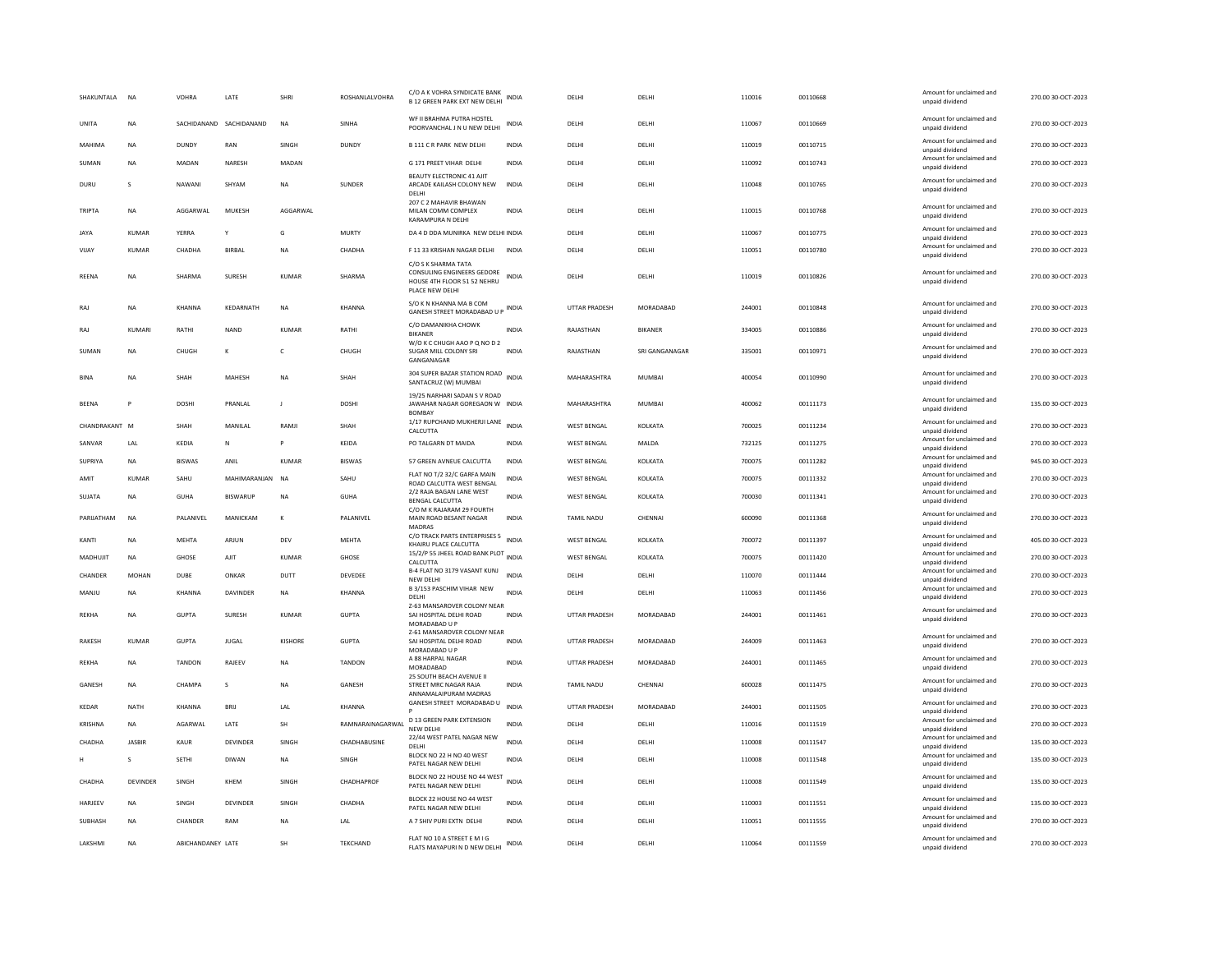| | | | | | | | | | | | | | | |
|---|---|---|---|---|---|---|---|---|---|---|---|---|---|---|
| SHAKUNTALA | NA | VOHRA | LATE | SHRI | ROSHANLALVOHRA | C/O A K VOHRA SYNDICATE BANK B 12 GREEN PARK EXT NEW DELHI | INDIA | DELHI | DELHI | 110016 | 00110668 | | Amount for unclaimed and unpaid dividend | 270.00 30-OCT-2023 |
| UNITA | NA | SACHIDANAND | SACHIDANAND | NA | SINHA | WF II BRAHMA PUTRA HOSTEL POORVANCHAL J N U NEW DELHI | INDIA | DELHI | DELHI | 110067 | 00110669 | | Amount for unclaimed and unpaid dividend | 270.00 30-OCT-2023 |
| MAHIMA | NA | DUNDY | RAN | SINGH | DUNDY | B 111 C R PARK NEW DELHI | INDIA | DELHI | DELHI | 110019 | 00110715 | | Amount for unclaimed and unpaid dividend | 270.00 30-OCT-2023 |
| SUMAN | NA | MADAN | NARESH | MADAN | | G 171 PREET VIHAR DELHI | INDIA | DELHI | DELHI | 110092 | 00110743 | | Amount for unclaimed and unpaid dividend | 270.00 30-OCT-2023 |
| DURU | S | NAWANI | SHYAM | NA | SUNDER | BEAUTY ELECTRONIC 41 AJIT ARCADE KAILASH COLONY NEW DELHI | INDIA | DELHI | DELHI | 110048 | 00110765 | | Amount for unclaimed and unpaid dividend | 270.00 30-OCT-2023 |
| TRIPTA | NA | AGGARWAL | MUKESH | AGGARWAL | | 207 C 2 MAHAVIR BHAWAN MILAN COMM COMPLEX KARAMPURA N DELHI | INDIA | DELHI | DELHI | 110015 | 00110768 | | Amount for unclaimed and unpaid dividend | 270.00 30-OCT-2023 |
| JAYA | KUMAR | YERRA | Y | G | MURTY | DA 4 D DDA MUNIRKA NEW DELHI | INDIA | DELHI | DELHI | 110067 | 00110775 | | Amount for unclaimed and unpaid dividend | 270.00 30-OCT-2023 |
| VIJAY | KUMAR | CHADHA | BIRBAL | NA | CHADHA | F 11 33 KRISHAN NAGAR DELHI | INDIA | DELHI | DELHI | 110051 | 00110780 | | Amount for unclaimed and unpaid dividend | 270.00 30-OCT-2023 |
| REENA | NA | SHARMA | SURESH | KUMAR | SHARMA | C/O S K SHARMA TATA CONSULING ENGINEERS GEDORE HOUSE 4TH FLOOR 51 52 NEHRU PLACE NEW DELHI | INDIA | DELHI | DELHI | 110019 | 00110826 | | Amount for unclaimed and unpaid dividend | 270.00 30-OCT-2023 |
| RAJ | NA | KHANNA | KEDARNATH | NA | KHANNA | S/O K N KHANNA MA B COM GANESH STREET MORADABAD U P | INDIA | UTTAR PRADESH | MORADABAD | 244001 | 00110848 | | Amount for unclaimed and unpaid dividend | 270.00 30-OCT-2023 |
| RAJ | KUMARI | RATHI | NAND | KUMAR | RATHI | C/O DAMANIKHA CHOWK BIKANER | INDIA | RAJASTHAN | BIKANER | 334005 | 00110886 | | Amount for unclaimed and unpaid dividend | 270.00 30-OCT-2023 |
| SUMAN | NA | CHUGH | K | C | CHUGH | W/O K C CHUGH AAO P Q NO D 2 SUGAR MILL COLONY SRI GANGANAGAR | INDIA | RAJASTHAN | SRI GANGANAGAR | 335001 | 00110971 | | Amount for unclaimed and unpaid dividend | 270.00 30-OCT-2023 |
| BINA | NA | SHAH | MAHESH | NA | SHAH | 304 SUPER BAZAR STATION ROAD SANTACRUZ (W) MUMBAI | INDIA | MAHARASHTRA | MUMBAI | 400054 | 00110990 | | Amount for unclaimed and unpaid dividend | 270.00 30-OCT-2023 |
| BEENA | P | DOSHI | PRANLAL | J | DOSHI | 19/25 NARHARI SADAN S V ROAD JAWAHAR NAGAR GOREGAON W BOMBAY | INDIA | MAHARASHTRA | MUMBAI | 400062 | 00111173 | | Amount for unclaimed and unpaid dividend | 135.00 30-OCT-2023 |
| CHANDRAKANT | M | SHAH | MANILAL | RAMJI | SHAH | 1/17 RUPCHAND MUKHERJI LANE CALCUTTA | INDIA | WEST BENGAL | KOLKATA | 700025 | 00111234 | | Amount for unclaimed and unpaid dividend | 270.00 30-OCT-2023 |
| SANVAR | LAL | KEDIA | N | P | KEIDA | PO TALGARN DT MAIDA | INDIA | WEST BENGAL | MALDA | 732125 | 00111275 | | Amount for unclaimed and unpaid dividend | 270.00 30-OCT-2023 |
| SUPRIYA | NA | BISWAS | ANIL | KUMAR | BISWAS | 57 GREEN AVNEUE CALCUTTA | INDIA | WEST BENGAL | KOLKATA | 700075 | 00111282 | | Amount for unclaimed and unpaid dividend | 945.00 30-OCT-2023 |
| AMIT | KUMAR | SAHU | MAHIMARANJAN | NA | SAHU | FLAT NO T/2 32/C GARFA MAIN ROAD CALCUTTA WEST BENGAL | INDIA | WEST BENGAL | KOLKATA | 700075 | 00111332 | | Amount for unclaimed and unpaid dividend | 270.00 30-OCT-2023 |
| SUJATA | NA | GUHA | BISWARUP | NA | GUHA | 2/2 RAJA BAGAN LANE WEST BENGAL CALCUTTA | INDIA | WEST BENGAL | KOLKATA | 700030 | 00111341 | | Amount for unclaimed and unpaid dividend | 270.00 30-OCT-2023 |
| PARIJATHAM | NA | PALANIVEL | MANICKAM | K | PALANIVEL | C/O M K RAJARAM 29 FOURTH MAIN ROAD BESANT NAGAR MADRAS | INDIA | TAMIL NADU | CHENNAI | 600090 | 00111368 | | Amount for unclaimed and unpaid dividend | 270.00 30-OCT-2023 |
| KANTI | NA | MEHTA | ARJUN | DEV | MEHTA | C/O TRACK PARTS ENTERPRISES 5 KHAIRU PLACE CALCUTTA | INDIA | WEST BENGAL | KOLKATA | 700072 | 00111397 | | Amount for unclaimed and unpaid dividend | 405.00 30-OCT-2023 |
| MADHUJIT | NA | GHOSE | AJIT | KUMAR | GHOSE | 15/2/P SS JHEEL ROAD BANK PLOT CALCUTTA | INDIA | WEST BENGAL | KOLKATA | 700075 | 00111420 | | Amount for unclaimed and unpaid dividend | 270.00 30-OCT-2023 |
| CHANDER | MOHAN | DUBE | ONKAR | DUTT | DEVEDEE | B-4 FLAT NO 3179 VASANT KUNJ NEW DELHI | INDIA | DELHI | DELHI | 110070 | 00111444 | | Amount for unclaimed and unpaid dividend | 270.00 30-OCT-2023 |
| MANJU | NA | KHANNA | DAVINDER | NA | KHANNA | B 3/153 PASCHIM VIHAR NEW DELHI | INDIA | DELHI | DELHI | 110063 | 00111456 | | Amount for unclaimed and unpaid dividend | 270.00 30-OCT-2023 |
| REKHA | NA | GUPTA | SURESH | KUMAR | GUPTA | Z-63 MANSAROVER COLONY NEAR SAI HOSPITAL DELHI ROAD MORADABAD U P | INDIA | UTTAR PRADESH | MORADABAD | 244001 | 00111461 | | Amount for unclaimed and unpaid dividend | 270.00 30-OCT-2023 |
| RAKESH | KUMAR | GUPTA | JUGAL | KISHORE | GUPTA | Z-61 MANSAROVER COLONY NEAR SAI HOSPITAL DELHI ROAD MORADABAD U P | INDIA | UTTAR PRADESH | MORADABAD | 244009 | 00111463 | | Amount for unclaimed and unpaid dividend | 270.00 30-OCT-2023 |
| REKHA | NA | TANDON | RAJEEV | NA | TANDON | A 88 HARPAL NAGAR MORADABAD | INDIA | UTTAR PRADESH | MORADABAD | 244001 | 00111465 | | Amount for unclaimed and unpaid dividend | 270.00 30-OCT-2023 |
| GANESH | NA | CHAMPA | S | NA | GANESH | 25 SOUTH BEACH AVENUE II STREET MRC NAGAR RAJA ANNAMALAIPURAM MADRAS | INDIA | TAMIL NADU | CHENNAI | 600028 | 00111475 | | Amount for unclaimed and unpaid dividend | 270.00 30-OCT-2023 |
| KEDAR | NATH | KHANNA | BRIJ | LAL | KHANNA | GANESH STREET MORADABAD U P | INDIA | UTTAR PRADESH | MORADABAD | 244001 | 00111505 | | Amount for unclaimed and unpaid dividend | 270.00 30-OCT-2023 |
| KRISHNA | NA | AGARWAL | LATE | SH | RAMNARAINAGARWAL | D 13 GREEN PARK EXTENSION NEW DELHI | INDIA | DELHI | DELHI | 110016 | 00111519 | | Amount for unclaimed and unpaid dividend | 270.00 30-OCT-2023 |
| CHADHA | JASBIR | KAUR | DEVINDER | SINGH | CHADHABUSINE | 22/44 WEST PATEL NAGAR NEW DELHI | INDIA | DELHI | DELHI | 110008 | 00111547 | | Amount for unclaimed and unpaid dividend | 135.00 30-OCT-2023 |
| H | S | SETHI | DIWAN | NA | SINGH | BLOCK NO 22 H NO 40 WEST PATEL NAGAR NEW DELHI | INDIA | DELHI | DELHI | 110008 | 00111548 | | Amount for unclaimed and unpaid dividend | 135.00 30-OCT-2023 |
| CHADHA | DEVINDER | SINGH | KHEM | SINGH | CHADHAPROF | BLOCK NO 22 HOUSE NO 44 WEST PATEL NAGAR NEW DELHI | INDIA | DELHI | DELHI | 110008 | 00111549 | | Amount for unclaimed and unpaid dividend | 135.00 30-OCT-2023 |
| HARJEEV | NA | SINGH | DEVINDER | SINGH | CHADHA | BLOCK 22 HOUSE NO 44 WEST PATEL NAGAR NEW DELHI | INDIA | DELHI | DELHI | 110003 | 00111551 | | Amount for unclaimed and unpaid dividend | 135.00 30-OCT-2023 |
| SUBHASH | NA | CHANDER | RAM | NA | LAL | A 7 SHIV PURI EXTN DELHI | INDIA | DELHI | DELHI | 110051 | 00111555 | | Amount for unclaimed and unpaid dividend | 270.00 30-OCT-2023 |
| LAKSHMI | NA | ABICHANDANEY | LATE | SH | TEKCHAND | FLAT NO 10 A STREET E M I G FLATS MAYAPURI N D NEW DELHI | INDIA | DELHI | DELHI | 110064 | 00111559 | | Amount for unclaimed and unpaid dividend | 270.00 30-OCT-2023 |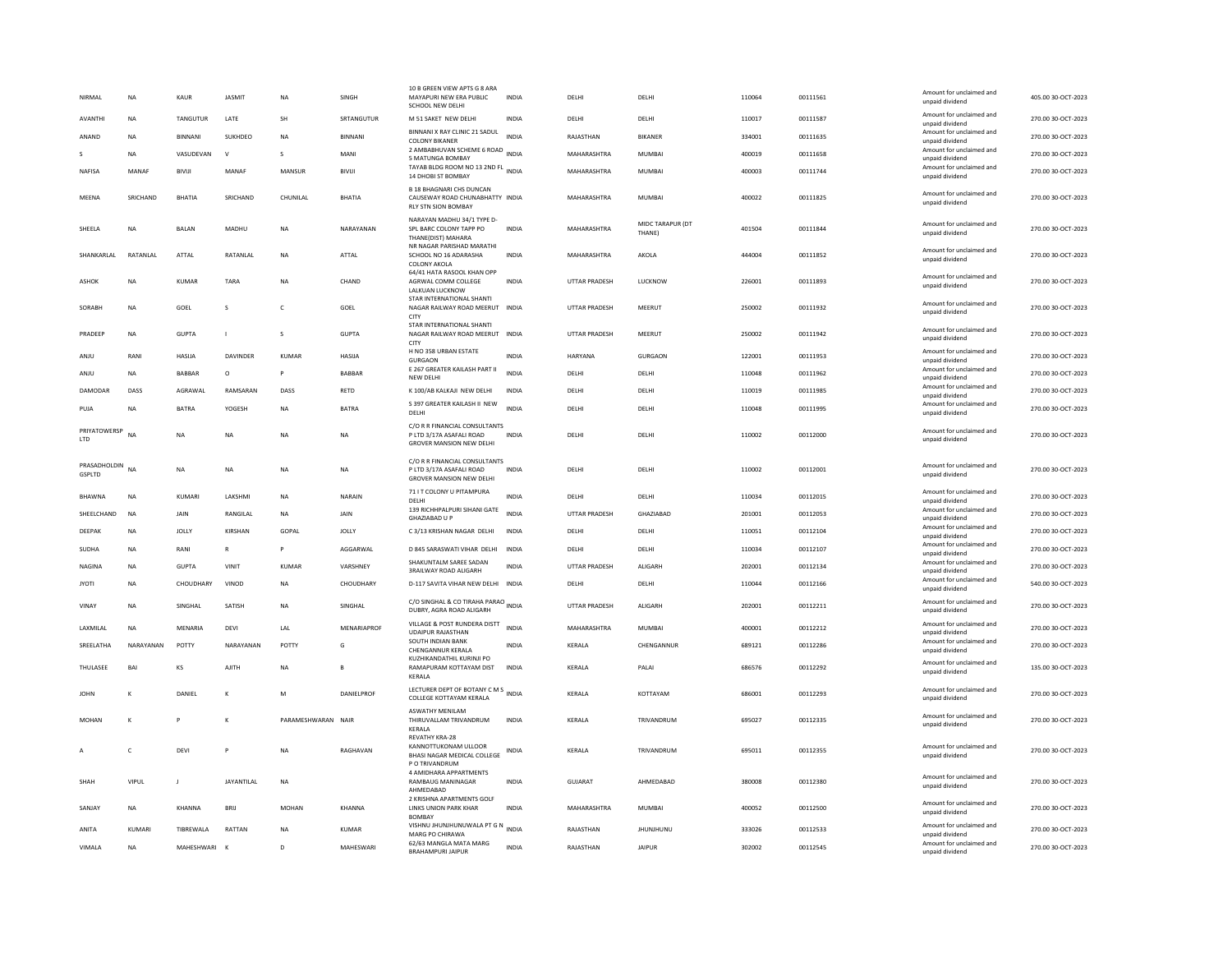| | | | | | | | | | | | | | | |
|---|---|---|---|---|---|---|---|---|---|---|---|---|---|---|
| NIRMAL | NA | KAUR | JASMIT | NA | SINGH | 10 B GREEN VIEW APTS G 8 ARA MAYAPURI NEW ERA PUBLIC SCHOOL NEW DELHI | INDIA | DELHI | DELHI | 110064 | 00111561 | Amount for unclaimed and unpaid dividend | 405.00 | 30-OCT-2023 |
| AVANTHI | NA | TANGUTUR | LATE | SH | SRTANGUTUR | M 51 SAKET NEW DELHI | INDIA | DELHI | DELHI | 110017 | 00111587 | Amount for unclaimed and unpaid dividend | 270.00 | 30-OCT-2023 |
| ANAND | NA | BINNANI | SUKHDEO | NA | BINNANI | BINNANI X RAY CLINIC 21 SADUL COLONY BIKANER | INDIA | RAJASTHAN | BIKANER | 334001 | 00111635 | Amount for unclaimed and unpaid dividend | 270.00 | 30-OCT-2023 |
| S | NA | VASUDEVAN | V | S | MANI | 2 AMBABHUVAN SCHEME 6 ROAD 5 MATUNGA BOMBAY | INDIA | MAHARASHTRA | MUMBAI | 400019 | 00111658 | Amount for unclaimed and unpaid dividend | 270.00 | 30-OCT-2023 |
| NAFISA | MANAF | BIVIJI | MANAF | MANSUR | BIVIJI | TAYAB BLDG ROOM NO 13 2ND FL 14 DHOBI ST BOMBAY | INDIA | MAHARASHTRA | MUMBAI | 400003 | 00111744 | Amount for unclaimed and unpaid dividend | 270.00 | 30-OCT-2023 |
| MEENA | SRICHAND | BHATIA | SRICHAND | CHUNILAL | BHATIA | B 18 BHAGNARI CHS DUNCAN CAUSEWAY ROAD CHUNABHATTY RLY STN SION BOMBAY | INDIA | MAHARASHTRA | MUMBAI | 400022 | 00111825 | Amount for unclaimed and unpaid dividend | 270.00 | 30-OCT-2023 |
| SHEELA | NA | BALAN | MADHU | NA | NARAYANAN | NARAYAN MADHU 34/1 TYPE D-SPL BARC COLONY TAPP PO THANE(DIST) MAHARA | INDIA | MAHARASHTRA | MIDC TARAPUR (DT THANE) | 401504 | 00111844 | Amount for unclaimed and unpaid dividend | 270.00 | 30-OCT-2023 |
| SHANKARLAL | RATANLAL | ATTAL | RATANLAL | NA | ATTAL | NR NAGAR PARISHAD MARATHI SCHOOL NO 16 ADARASHA COLONY AKOLA | INDIA | MAHARASHTRA | AKOLA | 444004 | 00111852 | Amount for unclaimed and unpaid dividend | 270.00 | 30-OCT-2023 |
| ASHOK | NA | KUMAR | TARA | NA | CHAND | 64/41 HATA RASOOL KHAN OPP AGRWAL COMM COLLEGE LALKUAN LUCKNOW | INDIA | UTTAR PRADESH | LUCKNOW | 226001 | 00111893 | Amount for unclaimed and unpaid dividend | 270.00 | 30-OCT-2023 |
| SORABH | NA | GOEL | S | C | GOEL | STAR INTERNATIONAL SHANTI NAGAR RAILWAY ROAD MEERUT CITY | INDIA | UTTAR PRADESH | MEERUT | 250002 | 00111932 | Amount for unclaimed and unpaid dividend | 270.00 | 30-OCT-2023 |
| PRADEEP | NA | GUPTA | I | S | GUPTA | STAR INTERNATIONAL SHANTI NAGAR RAILWAY ROAD MEERUT CITY | INDIA | UTTAR PRADESH | MEERUT | 250002 | 00111942 | Amount for unclaimed and unpaid dividend | 270.00 | 30-OCT-2023 |
| ANJU | RANI | HASIJA | DAVINDER | KUMAR | HASIJA | H NO 358 URBAN ESTATE GURGAON | INDIA | HARYANA | GURGAON | 122001 | 00111953 | Amount for unclaimed and unpaid dividend | 270.00 | 30-OCT-2023 |
| ANJU | NA | BABBAR | O | P | BABBAR | E 267 GREATER KAILASH PART II NEW DELHI | INDIA | DELHI | DELHI | 110048 | 00111962 | Amount for unclaimed and unpaid dividend | 270.00 | 30-OCT-2023 |
| DAMODAR | DASS | AGRAWAL | RAMSARAN | DASS | RETD | K 100/AB KALKAJI NEW DELHI | INDIA | DELHI | DELHI | 110019 | 00111985 | Amount for unclaimed and unpaid dividend | 270.00 | 30-OCT-2023 |
| PUJA | NA | BATRA | YOGESH | NA | BATRA | S 397 GREATER KAILASH II NEW DELHI | INDIA | DELHI | DELHI | 110048 | 00111995 | Amount for unclaimed and unpaid dividend | 270.00 | 30-OCT-2023 |
| PRIYATOWERSP LTD | NA | NA | NA | NA | NA | C/O R R FINANCIAL CONSULTANTS P LTD 3/17A ASAFALI ROAD GROVER MANSION NEW DELHI | INDIA | DELHI | DELHI | 110002 | 00112000 | Amount for unclaimed and unpaid dividend | 270.00 | 30-OCT-2023 |
| PRASADHOLDIN GSPLTD | NA | NA | NA | NA | NA | C/O R R FINANCIAL CONSULTANTS P LTD 3/17A ASAFALI ROAD GROVER MANSION NEW DELHI | INDIA | DELHI | DELHI | 110002 | 00112001 | Amount for unclaimed and unpaid dividend | 270.00 | 30-OCT-2023 |
| BHAWNA | NA | KUMARI | LAKSHMI | NA | NARAIN | 71 I T COLONY U PITAMPURA DELHI | INDIA | DELHI | DELHI | 110034 | 00112015 | Amount for unclaimed and unpaid dividend | 270.00 | 30-OCT-2023 |
| SHEELCHAND | NA | JAIN | RANGILAL | NA | JAIN | 139 RICHHPALPURI SIHANI GATE GHAZIABAD U P | INDIA | UTTAR PRADESH | GHAZIABAD | 201001 | 00112053 | Amount for unclaimed and unpaid dividend | 270.00 | 30-OCT-2023 |
| DEEPAK | NA | JOLLY | KIRSHAN | GOPAL | JOLLY | C 3/13 KRISHAN NAGAR DELHI | INDIA | DELHI | DELHI | 110051 | 00112104 | Amount for unclaimed and unpaid dividend | 270.00 | 30-OCT-2023 |
| SUDHA | NA | RANI | R | P | AGGARWAL | D 845 SARASWATI VIHAR DELHI | INDIA | DELHI | DELHI | 110034 | 00112107 | Amount for unclaimed and unpaid dividend | 270.00 | 30-OCT-2023 |
| NAGINA | NA | GUPTA | VINIT | KUMAR | VARSHNEY | SHAKUNTALM SAREE SADAN 3RAILWAY ROAD ALIGARH | INDIA | UTTAR PRADESH | ALIGARH | 202001 | 00112134 | Amount for unclaimed and unpaid dividend | 270.00 | 30-OCT-2023 |
| JYOTI | NA | CHOUDHARY | VINOD | NA | CHOUDHARY | D-117 SAVITA VIHAR NEW DELHI | INDIA | DELHI | DELHI | 110044 | 00112166 | Amount for unclaimed and unpaid dividend | 540.00 | 30-OCT-2023 |
| VINAY | NA | SINGHAL | SATISH | NA | SINGHAL | C/O SINGHAL & CO TIRAHA PARAO DUBRY, AGRA ROAD ALIGARH | INDIA | UTTAR PRADESH | ALIGARH | 202001 | 00112211 | Amount for unclaimed and unpaid dividend | 270.00 | 30-OCT-2023 |
| LAXMILAL | NA | MENARIA | DEVI | LAL | MENARIAPROF | VILLAGE & POST RUNDERA DISTT UDAIPUR RAJASTHAN | INDIA | MAHARASHTRA | MUMBAI | 400001 | 00112212 | Amount for unclaimed and unpaid dividend | 270.00 | 30-OCT-2023 |
| SREELATHA | NARAYANAN | POTTY | NARAYANAN | POTTY | G | SOUTH INDIAN BANK CHENGANNUR KERALA | INDIA | KERALA | CHENGANNUR | 689121 | 00112286 | Amount for unclaimed and unpaid dividend | 270.00 | 30-OCT-2023 |
| THULASEE | BAI | KS | AJITH | NA | B | KUZHIKANDATHIL KURINJI PO RAMAPURAM KOTTAYAM DIST KERALA | INDIA | KERALA | PALAI | 686576 | 00112292 | Amount for unclaimed and unpaid dividend | 135.00 | 30-OCT-2023 |
| JOHN | K | DANIEL | K | M | DANIELPROF | LECTURER DEPT OF BOTANY C M S COLLEGE KOTTAYAM KERALA | INDIA | KERALA | KOTTAYAM | 686001 | 00112293 | Amount for unclaimed and unpaid dividend | 270.00 | 30-OCT-2023 |
| MOHAN | K | P | K | PARAMESHWARAN | NAIR | ASWATHY MENILAM THIRUVALLAM TRIVANDRUM KERALA | INDIA | KERALA | TRIVANDRUM | 695027 | 00112335 | Amount for unclaimed and unpaid dividend | 270.00 | 30-OCT-2023 |
| A | C | DEVI | P | NA | RAGHAVAN | REVATHY KRA-28 KANNOTTUKONAM ULLOOR BHASI NAGAR MEDICAL COLLEGE P O TRIVANDRUM | INDIA | KERALA | TRIVANDRUM | 695011 | 00112355 | Amount for unclaimed and unpaid dividend | 270.00 | 30-OCT-2023 |
| SHAH | VIPUL | J | JAYANTILAL | NA | | 4 AMIDHARA APPARTMENTS RAMBAUG MANINAGAR AHMEDABAD | INDIA | GUJARAT | AHMEDABAD | 380008 | 00112380 | Amount for unclaimed and unpaid dividend | 270.00 | 30-OCT-2023 |
| SANJAY | NA | KHANNA | BRIJ | MOHAN | KHANNA | 2 KRISHNA APARTMENTS GOLF LINKS UNION PARK KHAR BOMBAY | INDIA | MAHARASHTRA | MUMBAI | 400052 | 00112500 | Amount for unclaimed and unpaid dividend | 270.00 | 30-OCT-2023 |
| ANITA | KUMARI | TIBREWALA | RATTAN | NA | KUMAR | VISHNU JHUNJHUNUWALA PT G N MARG PO CHIRAWA | INDIA | RAJASTHAN | JHUNJHUNU | 333026 | 00112533 | Amount for unclaimed and unpaid dividend | 270.00 | 30-OCT-2023 |
| VIMALA | NA | MAHESHWARI | K | D | MAHESWARI | 62/63 MANGLA MATA MARG BRAHAMPURI JAIPUR | INDIA | RAJASTHAN | JAIPUR | 302002 | 00112545 | Amount for unclaimed and unpaid dividend | 270.00 | 30-OCT-2023 |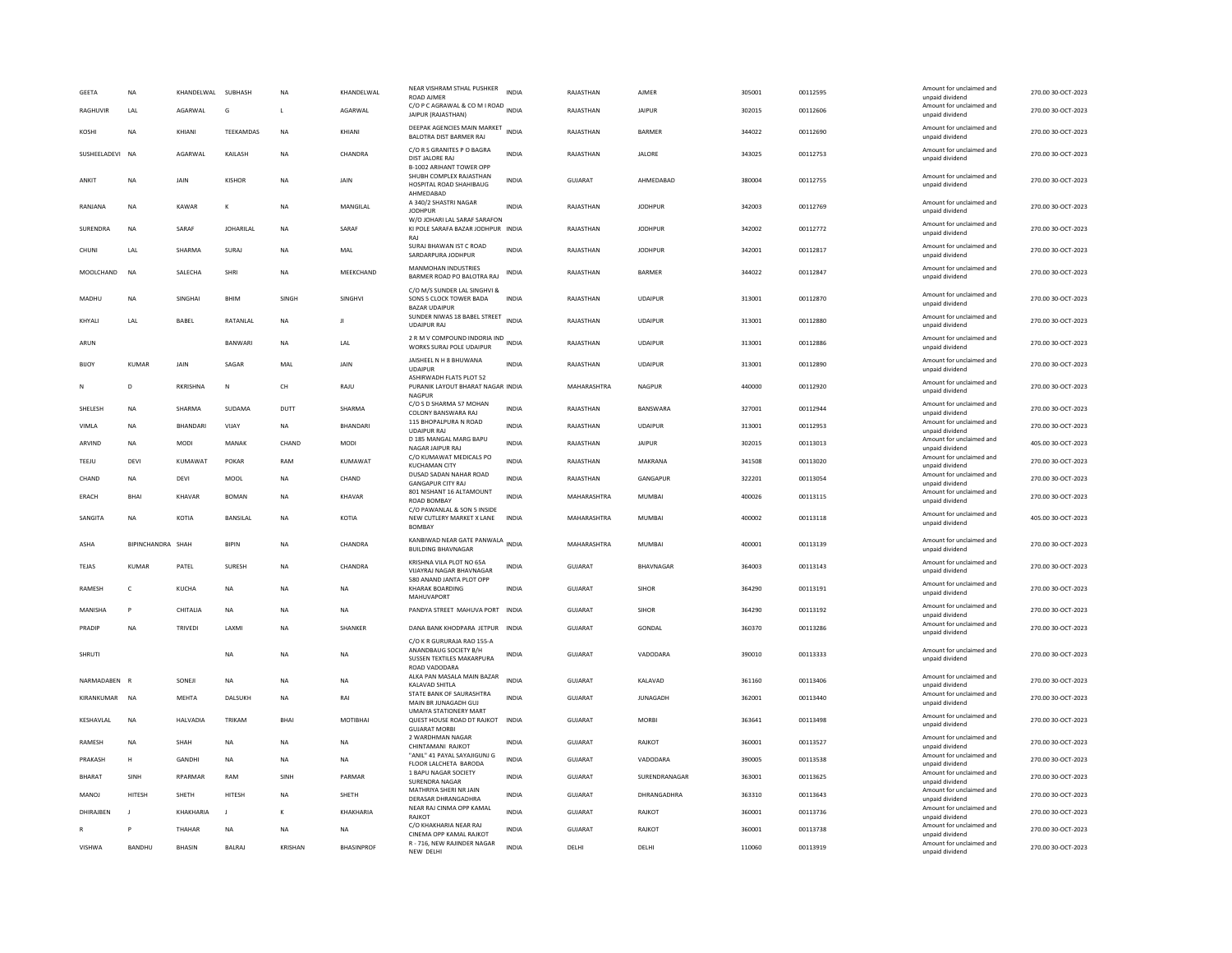| GEETA | NA | KHANDELWAL | SUBHASH | NA | KHANDELWAL | NEAR VISHRAM STHAL PUSHKER ROAD AJMER | INDIA | RAJASTHAN | AJMER | 305001 | 00112595 | Amount for unclaimed and unpaid dividend | 270.00 | 30-OCT-2023 |
|---|---|---|---|---|---|---|---|---|---|---|---|---|---|---|
| RAGHUVIR | LAL | AGARWAL | G | L | AGARWAL | C/O P C AGRAWAL & CO M I ROAD JAIPUR (RAJASTHAN) | INDIA | RAJASTHAN | JAIPUR | 302015 | 00112606 | Amount for unclaimed and unpaid dividend | 270.00 | 30-OCT-2023 |
| KOSHI | NA | KHIANI | TEEKAMDAS | NA | KHIANI | DEEPAK AGENCIES MAIN MARKET BALOTRA DIST BARMER RAJ | INDIA | RAJASTHAN | BARMER | 344022 | 00112690 | Amount for unclaimed and unpaid dividend | 270.00 | 30-OCT-2023 |
| SUSHEELADEVI | NA | AGARWAL | KAILASH | NA | CHANDRA | C/O R S GRANITES P O BAGRA DIST JALORE RAJ | INDIA | RAJASTHAN | JALORE | 343025 | 00112753 | Amount for unclaimed and unpaid dividend | 270.00 | 30-OCT-2023 |
| ANKIT | NA | JAIN | KISHOR | NA | JAIN | B-1002 ARIHANT TOWER OPP SHUBH COMPLEX RAJASTHAN HOSPITAL ROAD SHAHIBAUG AHMEDABAD | INDIA | GUJARAT | AHMEDABAD | 380004 | 00112755 | Amount for unclaimed and unpaid dividend | 270.00 | 30-OCT-2023 |
| RANJANA | NA | KAWAR | K | NA | MANGILAL | A 340/2 SHASTRI NAGAR JODHPUR | INDIA | RAJASTHAN | JODHPUR | 342003 | 00112769 | Amount for unclaimed and unpaid dividend | 270.00 | 30-OCT-2023 |
| SURENDRA | NA | SARAF | JOHARILAL | NA | SARAF | W/O JOHARI LAL SARAF SARAFON KI POLE SARAFA BAZAR JODHPUR RAJ | INDIA | RAJASTHAN | JODHPUR | 342002 | 00112772 | Amount for unclaimed and unpaid dividend | 270.00 | 30-OCT-2023 |
| CHUNI | LAL | SHARMA | SURAJ | NA | MAL | SURAJ BHAWAN IST C ROAD SARDARPURA JODHPUR | INDIA | RAJASTHAN | JODHPUR | 342001 | 00112817 | Amount for unclaimed and unpaid dividend | 270.00 | 30-OCT-2023 |
| MOOLCHAND | NA | SALECHA | SHRI | NA | MEEKCHAND | MANMOHAN INDUSTRIES BARMER ROAD PO BALOTRA RAJ | INDIA | RAJASTHAN | BARMER | 344022 | 00112847 | Amount for unclaimed and unpaid dividend | 270.00 | 30-OCT-2023 |
| MADHU | NA | SINGHAI | BHIM | SINGH | SINGHVI | C/O M/S SUNDER LAL SINGHVI & SONS 5 CLOCK TOWER BADA BAZAR UDAIPUR | INDIA | RAJASTHAN | UDAIPUR | 313001 | 00112870 | Amount for unclaimed and unpaid dividend | 270.00 | 30-OCT-2023 |
| KHYALI | LAL | BABEL | RATANLAL | NA | JI | SUNDER NIWAS 18 BABEL STREET UDAIPUR RAJ | INDIA | RAJASTHAN | UDAIPUR | 313001 | 00112880 | Amount for unclaimed and unpaid dividend | 270.00 | 30-OCT-2023 |
| ARUN | | | BANWARI | NA | LAL | 2 R M V COMPOUND INDORIA IND WORKS SURAJ POLE UDAIPUR | INDIA | RAJASTHAN | UDAIPUR | 313001 | 00112886 | Amount for unclaimed and unpaid dividend | 270.00 | 30-OCT-2023 |
| BIJOY | KUMAR | JAIN | SAGAR | MAL | JAIN | JAISHEEL N H 8 BHUWANA UDAIPUR | INDIA | RAJASTHAN | UDAIPUR | 313001 | 00112890 | Amount for unclaimed and unpaid dividend | 270.00 | 30-OCT-2023 |
| N | D | RKRISHNA | N | CH | RAJU | ASHIRWADH FLATS PLOT 52 PURANIK LAYOUT BHARAT NAGAR NAGPUR | INDIA | MAHARASHTRA | NAGPUR | 440000 | 00112920 | Amount for unclaimed and unpaid dividend | 270.00 | 30-OCT-2023 |
| SHELESH | NA | SHARMA | SUDAMA | DUTT | SHARMA | C/O S D SHARMA 57 MOHAN COLONY BANSWARA RAJ | INDIA | RAJASTHAN | BANSWARA | 327001 | 00112944 | Amount for unclaimed and unpaid dividend | 270.00 | 30-OCT-2023 |
| VIMLA | NA | BHANDARI | VIJAY | NA | BHANDARI | 115 BHOPALPURA N ROAD UDAIPUR RAJ | INDIA | RAJASTHAN | UDAIPUR | 313001 | 00112953 | Amount for unclaimed and unpaid dividend | 270.00 | 30-OCT-2023 |
| ARVIND | NA | MODI | MANAK | CHAND | MODI | D 185 MANGAL MARG BAPU NAGAR JAIPUR RAJ | INDIA | RAJASTHAN | JAIPUR | 302015 | 00113013 | Amount for unclaimed and unpaid dividend | 405.00 | 30-OCT-2023 |
| TEEJU | DEVI | KUMAWAT | POKAR | RAM | KUMAWAT | C/O KUMAWAT MEDICALS PO KUCHAMAN CITY | INDIA | RAJASTHAN | MAKRANA | 341508 | 00113020 | Amount for unclaimed and unpaid dividend | 270.00 | 30-OCT-2023 |
| CHAND | NA | DEVI | MOOL | NA | CHAND | DUSAD SADAN NAHAR ROAD GANGAPUR CITY RAJ | INDIA | RAJASTHAN | GANGAPUR | 322201 | 00113054 | Amount for unclaimed and unpaid dividend | 270.00 | 30-OCT-2023 |
| ERACH | BHAI | KHAVAR | BOMAN | NA | KHAVAR | 801 NISHANT 16 ALTAMOUNT ROAD BOMBAY | INDIA | MAHARASHTRA | MUMBAI | 400026 | 00113115 | Amount for unclaimed and unpaid dividend | 270.00 | 30-OCT-2023 |
| SANGITA | NA | KOTIA | BANSILAL | NA | KOTIA | C/O PAWANLAL & SON 5 INSIDE NEW CUTLERY MARKET X LANE BOMBAY | INDIA | MAHARASHTRA | MUMBAI | 400002 | 00113118 | Amount for unclaimed and unpaid dividend | 405.00 | 30-OCT-2023 |
| ASHA | BIPINCHANDRA | SHAH | BIPIN | NA | CHANDRA | KANBIWAD NEAR GATE PANWALA BUILDING BHAVNAGAR | INDIA | MAHARASHTRA | MUMBAI | 400001 | 00113139 | Amount for unclaimed and unpaid dividend | 270.00 | 30-OCT-2023 |
| TEJAS | KUMAR | PATEL | SURESH | NA | CHANDRA | KRISHNA VILA PLOT NO 65A VIJAYRAJ NAGAR BHAVNAGAR | INDIA | GUJARAT | BHAVNAGAR | 364003 | 00113143 | Amount for unclaimed and unpaid dividend | 270.00 | 30-OCT-2023 |
| RAMESH | C | KUCHA | NA | NA | NA | 580 ANAND JANTA PLOT OPP KHARAK BOARDING MAHUVAPORT | INDIA | GUJARAT | SIHOR | 364290 | 00113191 | Amount for unclaimed and unpaid dividend | 270.00 | 30-OCT-2023 |
| MANISHA | P | CHITALIA | NA | NA | NA | PANDYA STREET MAHUVA PORT | INDIA | GUJARAT | SIHOR | 364290 | 00113192 | Amount for unclaimed and unpaid dividend | 270.00 | 30-OCT-2023 |
| PRADIP | NA | TRIVEDI | LAXMI | NA | SHANKER | DANA BANK KHODPARA JETPUR | INDIA | GUJARAT | GONDAL | 360370 | 00113286 | Amount for unclaimed and unpaid dividend | 270.00 | 30-OCT-2023 |
| SHRUTI | | | NA | NA | NA | C/O K R GURURAJA RAO 155-A ANANDBAUG SOCIETY B/H SUSSEN TEXTILES MAKARPURA ROAD VADODARA | INDIA | GUJARAT | VADODARA | 390010 | 00113333 | Amount for unclaimed and unpaid dividend | 270.00 | 30-OCT-2023 |
| NARMADABEN | R | SONEJI | NA | NA | NA | ALKA PAN MASALA MAIN BAZAR KALAVAD SHITLA | INDIA | GUJARAT | KALAVAD | 361160 | 00113406 | Amount for unclaimed and unpaid dividend | 270.00 | 30-OCT-2023 |
| KIRANKUMAR | NA | MEHTA | DALSUKH | NA | RAI | STATE BANK OF SAURASHTRA MAIN BR JUNAGADH GUJ | INDIA | GUJARAT | JUNAGADH | 362001 | 00113440 | Amount for unclaimed and unpaid dividend | 270.00 | 30-OCT-2023 |
| KESHAVLAL | NA | HALVADIA | TRIKAM | BHAI | MOTIBHAI | UMAIYA STATIONERY MART QUEST HOUSE ROAD DT RAJKOT GUJARAT MORBI | INDIA | GUJARAT | MORBI | 363641 | 00113498 | Amount for unclaimed and unpaid dividend | 270.00 | 30-OCT-2023 |
| RAMESH | NA | SHAH | NA | NA | NA | 2 WARDHMAN NAGAR CHINTAMANI RAJKOT | INDIA | GUJARAT | RAJKOT | 360001 | 00113527 | Amount for unclaimed and unpaid dividend | 270.00 | 30-OCT-2023 |
| PRAKASH | H | GANDHI | NA | NA | NA | "ANIL" 41 PAYAL SAYAJIGUNJ G FLOOR LALCHETA BARODA | INDIA | GUJARAT | VADODARA | 390005 | 00113538 | Amount for unclaimed and unpaid dividend | 270.00 | 30-OCT-2023 |
| BHARAT | SINH | RPARMAR | RAM | SINH | PARMAR | 1 BAPU NAGAR SOCIETY SURENDRA NAGAR | INDIA | GUJARAT | SURENDRANAGAR | 363001 | 00113625 | Amount for unclaimed and unpaid dividend | 270.00 | 30-OCT-2023 |
| MANOJ | HITESH | SHETH | HITESH | NA | SHETH | MATHRIYA SHERI NR JAIN DERASAR DHRANGADHRA | INDIA | GUJARAT | DHRANGADHRA | 363310 | 00113643 | Amount for unclaimed and unpaid dividend | 270.00 | 30-OCT-2023 |
| DHIRAJBEN | J | KHAKHARIA | J | K | KHAKHARIA | NEAR RAJ CINMA OPP KAMAL RAJKOT | INDIA | GUJARAT | RAJKOT | 360001 | 00113736 | Amount for unclaimed and unpaid dividend | 270.00 | 30-OCT-2023 |
| R | P | THAHAR | NA | NA | NA | C/O KHAKHARIA NEAR RAJ CINEMA OPP KAMAL RAJKOT | INDIA | GUJARAT | RAJKOT | 360001 | 00113738 | Amount for unclaimed and unpaid dividend | 270.00 | 30-OCT-2023 |
| VISHWA | BANDHU | BHASIN | BALRAJ | KRISHAN | BHASINPROF | R - 716, NEW RAJINDER NAGAR NEW DELHI | INDIA | DELHI | DELHI | 110060 | 00113919 | Amount for unclaimed and unpaid dividend | 270.00 | 30-OCT-2023 |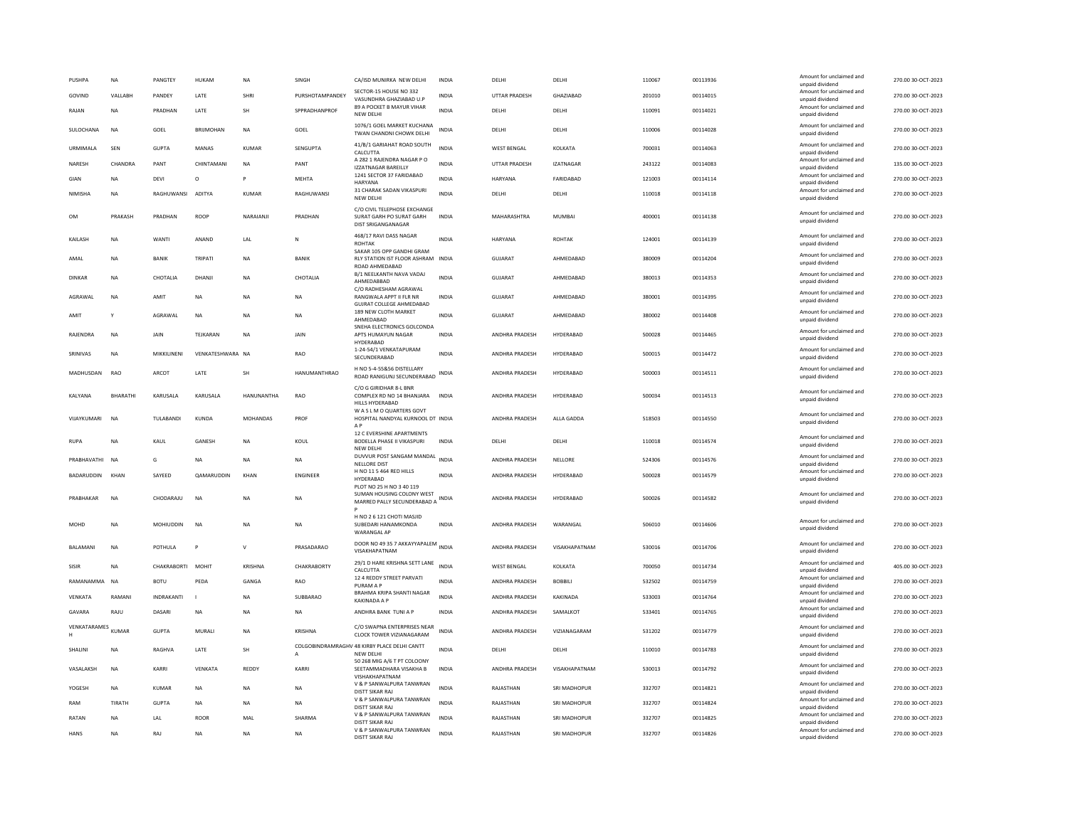| | | | | | | | | | | | | | | |
|---|---|---|---|---|---|---|---|---|---|---|---|---|---|---|
| PUSHPA | NA | PANGTEY | HUKAM | NA | SINGH | CA/ISD MUNIRKA NEW DELHI | INDIA | DELHI | DELHI | 110067 | 00113936 | Amount for unclaimed and unpaid dividend | 270.00 | 30-OCT-2023 |
| GOVIND | VALLABH | PANDEY | LATE | SHRI | PURSHOTAMPANDEY | SECTOR-15 HOUSE NO 332 VASUNDHRA GHAZIABAD U.P | INDIA | UTTAR PRADESH | GHAZIABAD | 201010 | 00114015 | Amount for unclaimed and unpaid dividend | 270.00 | 30-OCT-2023 |
| RAJAN | NA | PRADHAN | LATE | SH | SPPRADHANPROF | 89 A POCKET B MAYUR VIHAR NEW DELHI | INDIA | DELHI | DELHI | 110091 | 00114021 | Amount for unclaimed and unpaid dividend | 270.00 | 30-OCT-2023 |
| SULOCHANA | NA | GOEL | BRIJMOHAN | NA | GOEL | 1076/1 GOEL MARKET KUCHANA TWAN CHANDNI CHOWK DELHI | INDIA | DELHI | DELHI | 110006 | 00114028 | Amount for unclaimed and unpaid dividend | 270.00 | 30-OCT-2023 |
| URMIMALA | SEN | GUPTA | MANAS | KUMAR | SENGUPTA | 41/B/1 GARIAHAT ROAD SOUTH CALCUTTA | INDIA | WEST BENGAL | KOLKATA | 700031 | 00114063 | Amount for unclaimed and unpaid dividend | 270.00 | 30-OCT-2023 |
| NARESH | CHANDRA | PANT | CHINTAMANI | NA | PANT | A 282 1 RAJENDRA NAGAR P O IZZATNAGAR BAREILLY | INDIA | UTTAR PRADESH | IZATNAGAR | 243122 | 00114083 | Amount for unclaimed and unpaid dividend | 135.00 | 30-OCT-2023 |
| GIAN | NA | DEVI | O | P | MEHTA | 1241 SECTOR 37 FARIDABAD HARYANA | INDIA | HARYANA | FARIDABAD | 121003 | 00114114 | Amount for unclaimed and unpaid dividend | 270.00 | 30-OCT-2023 |
| NIMISHA | NA | RAGHUWANSI | ADITYA | KUMAR | RAGHUWANSI | 31 CHARAK SADAN VIKASPURI NEW DELHI | INDIA | DELHI | DELHI | 110018 | 00114118 | Amount for unclaimed and unpaid dividend | 270.00 | 30-OCT-2023 |
| OM | PRAKASH | PRADHAN | ROOP | NARAIANJI | PRADHAN | C/O CIVIL TELEPHOSE EXCHANGE SURAT GARH PO SURAT GARH DIST SRIGANGANAGAR | INDIA | MAHARASHTRA | MUMBAI | 400001 | 00114138 | Amount for unclaimed and unpaid dividend | 270.00 | 30-OCT-2023 |
| KAILASH | NA | WANTI | ANAND | LAL | N | 468/17 RAVI DASS NAGAR ROHTAK | INDIA | HARYANA | ROHTAK | 124001 | 00114139 | Amount for unclaimed and unpaid dividend | 270.00 | 30-OCT-2023 |
| AMAL | NA | BANIK | TRIPATI | NA | BANIK | SAKAR 105 OPP GANDHI GRAM RLY STATION IST FLOOR ASHRAM ROAD AHMEDABAD | INDIA | GUJARAT | AHMEDABAD | 380009 | 00114204 | Amount for unclaimed and unpaid dividend | 270.00 | 30-OCT-2023 |
| DINKAR | NA | CHOTALIA | DHANJI | NA | CHOTALIA | B/1 NEELKANTH NAVA VADAJ AHMEDABBAD | INDIA | GUJARAT | AHMEDABAD | 380013 | 00114353 | Amount for unclaimed and unpaid dividend | 270.00 | 30-OCT-2023 |
| AGRAWAL | NA | AMIT | NA | NA | NA | C/O RADHESHAM AGRAWAL RANGWALA APPT II FLR NR GUJRAT COLLEGE AHMEDABAD | INDIA | GUJARAT | AHMEDABAD | 380001 | 00114395 | Amount for unclaimed and unpaid dividend | 270.00 | 30-OCT-2023 |
| AMIT | Y | AGRAWAL | NA | NA | NA | 189 NEW CLOTH MARKET AHMEDABAD | INDIA | GUJARAT | AHMEDABAD | 380002 | 00114408 | Amount for unclaimed and unpaid dividend | 270.00 | 30-OCT-2023 |
| RAJENDRA | NA | JAIN | TEJKARAN | NA | JAIN | SNEHA ELECTRONICS GOLCONDA APTS HUMAYUN NAGAR HYDERABAD | INDIA | ANDHRA PRADESH | HYDERABAD | 500028 | 00114465 | Amount for unclaimed and unpaid dividend | 270.00 | 30-OCT-2023 |
| SRINIVAS | NA | MIKKILINENI | VENKATESHWARA | NA | RAO | 1-24-54/1 VENKATAPURAM SECUNDERABAD | INDIA | ANDHRA PRADESH | HYDERABAD | 500015 | 00114472 | Amount for unclaimed and unpaid dividend | 270.00 | 30-OCT-2023 |
| MADHUSDAN | RAO | ARCOT | LATE | SH | HANUMANTHRAO | H NO 5-4-55&56 DISTELLARY ROAD RANIGUNJ SECUNDERABAD | INDIA | ANDHRA PRADESH | HYDERABAD | 500003 | 00114511 | Amount for unclaimed and unpaid dividend | 270.00 | 30-OCT-2023 |
| KALYANA | BHARATHI | KARUSALA | KARUSALA | HANUNANTHA | RAO | C/O G GIRIDHAR 8-L BNR COMPLEX RD NO 14 BHANJARA HILLS HYDERABAD | INDIA | ANDHRA PRADESH | HYDERABAD | 500034 | 00114513 | Amount for unclaimed and unpaid dividend | 270.00 | 30-OCT-2023 |
| VIJAYKUMARI | NA | TULABANDI | KUNDA | MOHANDAS | PROF | W A S L M O QUARTERS GOVT HOSPITAL NANDYAL KURNOOL DT A P | INDIA | ANDHRA PRADESH | ALLA GADDA | 518503 | 00114550 | Amount for unclaimed and unpaid dividend | 270.00 | 30-OCT-2023 |
| RUPA | NA | KAUL | GANESH | NA | KOUL | 12 C EVERSHINE APARTMENTS BODELLA PHASE II VIKASPURI NEW DELHI | INDIA | DELHI | DELHI | 110018 | 00114574 | Amount for unclaimed and unpaid dividend | 270.00 | 30-OCT-2023 |
| PRABHAVATHI | NA | G | NA | NA | NA | DUVVUR POST SANGAM MANDAL NELLORE DIST | INDIA | ANDHRA PRADESH | NELLORE | 524306 | 00114576 | Amount for unclaimed and unpaid dividend | 270.00 | 30-OCT-2023 |
| BADARUDDIN | KHAN | SAYEED | QAMARUDDIN | KHAN | ENGINEER | H NO 11 5 464 RED HILLS HYDERABAD | INDIA | ANDHRA PRADESH | HYDERABAD | 500028 | 00114579 | Amount for unclaimed and unpaid dividend | 270.00 | 30-OCT-2023 |
| PRABHAKAR | NA | CHODARAJU | NA | NA | NA | PLOT NO 25 H NO 3 40 119 SUMAN HOUSING COLONY WEST MARRED PALLY SECUNDERABAD A P | INDIA | ANDHRA PRADESH | HYDERABAD | 500026 | 00114582 | Amount for unclaimed and unpaid dividend | 270.00 | 30-OCT-2023 |
| MOHD | NA | MOHIUDDIN | NA | NA | NA | H NO 2 6 121 CHOTI MASJID SUBEDARI HANAMKONDA WARANGAL AP | INDIA | ANDHRA PRADESH | WARANGAL | 506010 | 00114606 | Amount for unclaimed and unpaid dividend | 270.00 | 30-OCT-2023 |
| BALAMANI | NA | POTHULA | P | V | PRASADARAO | DOOR NO 49 35 7 AKKAYYAPALEM VISAKHAPATNAM | INDIA | ANDHRA PRADESH | VISAKHAPATNAM | 530016 | 00114706 | Amount for unclaimed and unpaid dividend | 270.00 | 30-OCT-2023 |
| SISIR | NA | CHAKRABORTI | MOHIT | KRISHNA | CHAKRABORTY | 29/1 D HARE KRISHNA SETT LANE CALCUTTA | INDIA | WEST BENGAL | KOLKATA | 700050 | 00114734 | Amount for unclaimed and unpaid dividend | 405.00 | 30-OCT-2023 |
| RAMANAMMA | NA | BOTU | PEDA | GANGA | RAO | 12 4 REDDY STREET PARVATI PURAM A P | INDIA | ANDHRA PRADESH | BOBBILI | 532502 | 00114759 | Amount for unclaimed and unpaid dividend | 270.00 | 30-OCT-2023 |
| VENKATA | RAMANI | INDRAKANTI | I | NA | SUBBARAO | BRAHMA KRIPA SHANTI NAGAR KAKINADA A P | INDIA | ANDHRA PRADESH | KAKINADA | 533003 | 00114764 | Amount for unclaimed and unpaid dividend | 270.00 | 30-OCT-2023 |
| GAVARA | RAJU | DASARI | NA | NA | NA | ANDHRA BANK TUNI A P | INDIA | ANDHRA PRADESH | SAMALKOT | 533401 | 00114765 | Amount for unclaimed and unpaid dividend | 270.00 | 30-OCT-2023 |
| VENKATARAMES H | KUMAR | GUPTA | MURALI | NA | KRISHNA | C/O SWAPNA ENTERPRISES NEAR CLOCK TOWER VIZIANAGARAM | INDIA | ANDHRA PRADESH | VIZIANAGARAM | 531202 | 00114779 | Amount for unclaimed and unpaid dividend | 270.00 | 30-OCT-2023 |
| SHALINI | NA | RAGHVA | LATE | SH | COLGOBINDRAMRAGHV A | 48 KIRBY PLACE DELHI CANTT NEW DELHI | INDIA | DELHI | DELHI | 110010 | 00114783 | Amount for unclaimed and unpaid dividend | 270.00 | 30-OCT-2023 |
| VASALAKSH | NA | KARRI | VENKATA | REDDY | KARRI | 50 268 MIG A/6 T PT COLOONY SEETAMMADHARA VISAKHA B VISHAKHAPATNAM | INDIA | ANDHRA PRADESH | VISAKHAPATNAM | 530013 | 00114792 | Amount for unclaimed and unpaid dividend | 270.00 | 30-OCT-2023 |
| YOGESH | NA | KUMAR | NA | NA | NA | V & P SANWALPURA TANWRAN DISTT SIKAR RAJ | INDIA | RAJASTHAN | SRI MADHOPUR | 332707 | 00114821 | Amount for unclaimed and unpaid dividend | 270.00 | 30-OCT-2023 |
| RAM | TIRATH | GUPTA | NA | NA | NA | V & P SANWALPURA TANWRAN DISTT SIKAR RAJ | INDIA | RAJASTHAN | SRI MADHOPUR | 332707 | 00114824 | Amount for unclaimed and unpaid dividend | 270.00 | 30-OCT-2023 |
| RATAN | NA | LAL | ROOR | MAL | SHARMA | V & P SANWALPURA TANWRAN DISTT SIKAR RAJ | INDIA | RAJASTHAN | SRI MADHOPUR | 332707 | 00114825 | Amount for unclaimed and unpaid dividend | 270.00 | 30-OCT-2023 |
| HANS | NA | RAJ | NA | NA | NA | V & P SANWALPURA TANWRAN DISTT SIKAR RAJ | INDIA | RAJASTHAN | SRI MADHOPUR | 332707 | 00114826 | Amount for unclaimed and unpaid dividend | 270.00 | 30-OCT-2023 |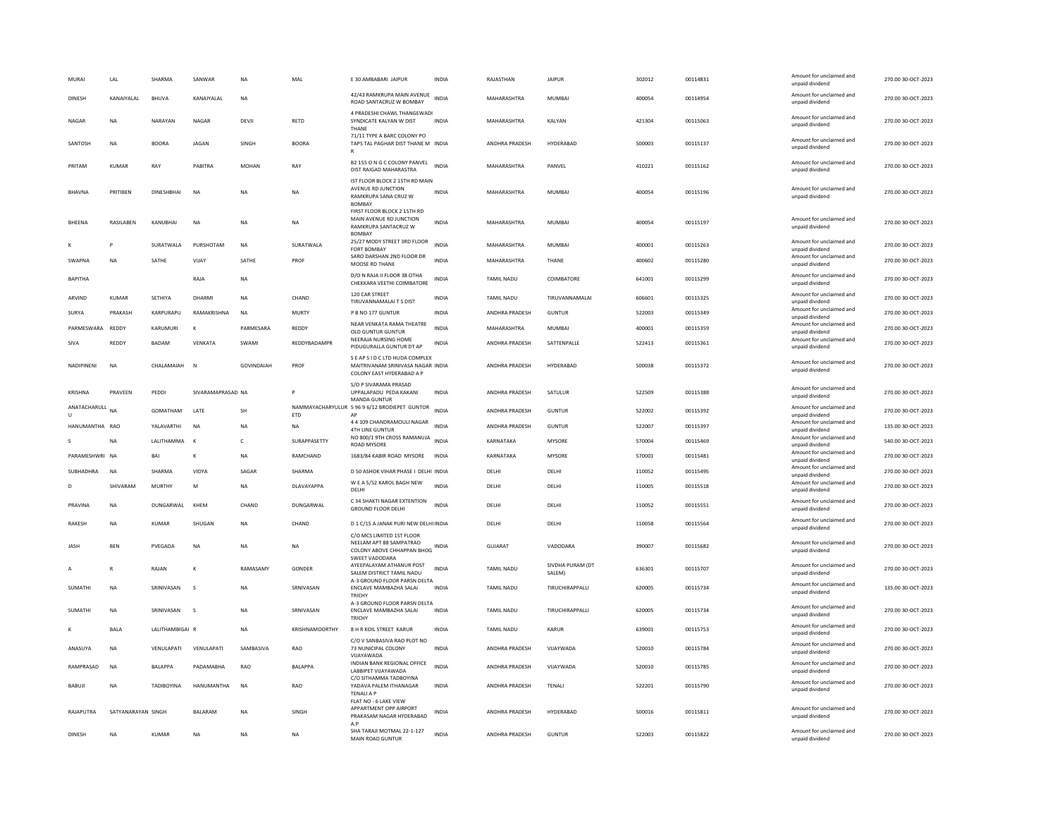| | | | | | | | | | | | | | | |
|---|---|---|---|---|---|---|---|---|---|---|---|---|---|---|
| MURAI | LAL | SHARMA | SANWAR | NA | MAL | E 30 AMBABARI JAIPUR | INDIA | RAJASTHAN | JAIPUR | 302012 | 00114831 | | Amount for unclaimed and unpaid dividend | 270.00 30-OCT-2023 |
| DINESH | KANAIYALAL | BHUVA | KANAIYALAL | NA | | 42/43 RAMKRUPA MAIN AVENUE ROAD SANTACRUZ W BOMBAY | INDIA | MAHARASHTRA | MUMBAI | 400054 | 00114954 | | Amount for unclaimed and unpaid dividend | 270.00 30-OCT-2023 |
| NAGAR | NA | NARAYAN | NAGAR | DEVJI | RETD | 4 PRADESHI CHAWL THANGEWADI SYNDICATE KALYAN W DIST THANE | INDIA | MAHARASHTRA | KALYAN | 421304 | 00115063 | | Amount for unclaimed and unpaid dividend | 270.00 30-OCT-2023 |
| SANTOSH | NA | BOORA | JAGAN | SINGH | BOORA | 71/11 TYPE A BARC COLONY PO TAPS TAL PAGHAR DIST THANE M R | INDIA | ANDHRA PRADESH | HYDERABAD | 500003 | 00115137 | | Amount for unclaimed and unpaid dividend | 270.00 30-OCT-2023 |
| PRITAM | KUMAR | RAY | PABITRA | MOHAN | RAY | B2 155 O N G C COLONY PANVEL DIST RAIGAD MAHARASTRA | INDIA | MAHARASHTRA | PANVEL | 410221 | 00115162 | | Amount for unclaimed and unpaid dividend | 270.00 30-OCT-2023 |
| BHAVNA | PRITIBEN | DINESHBHAI | NA | NA | NA | IST FLOOR BLOCK 2 15TH RD MAIN AVENUE RD JUNCTION RAMKRUPA SANA CRUZ W BOMBAY | INDIA | MAHARASHTRA | MUMBAI | 400054 | 00115196 | | Amount for unclaimed and unpaid dividend | 270.00 30-OCT-2023 |
| BHEENA | RASILABEN | KANUBHAI | NA | NA | NA | FIRST FLOOR BLOCK 2 15TH RD MAIN AVENUE RD JUNCTION RAMKRUPA SANTACRUZ W BOMBAY | INDIA | MAHARASHTRA | MUMBAI | 400054 | 00115197 | | Amount for unclaimed and unpaid dividend | 270.00 30-OCT-2023 |
| K | P | SURATWALA | PURSHOTAM | NA | SURATWALA | 25/27 MODY STREET 3RD FLOOR FORT BOMBAY | INDIA | MAHARASHTRA | MUMBAI | 400001 | 00115263 | | Amount for unclaimed and unpaid dividend | 270.00 30-OCT-2023 |
| SWAPNA | NA | SATHE | VIJAY | SATHE | PROF | SARO DARSHAN 2ND FLOOR DR MOOSE RD THANE | INDIA | MAHARASHTRA | THANE | 400602 | 00115280 | | Amount for unclaimed and unpaid dividend | 270.00 30-OCT-2023 |
| BAPITHA | | | RAJA | NA | | D/O N RAJA II FLOOR 38 OTHA CHEKKARA VEETHI COIMBATORE | INDIA | TAMIL NADU | COIMBATORE | 641001 | 00115299 | | Amount for unclaimed and unpaid dividend | 270.00 30-OCT-2023 |
| ARVIND | KUMAR | SETHIYA | DHARMI | NA | CHAND | 120 CAR STREET TIRUVANNAMALAI T S DIST | INDIA | TAMIL NADU | TIRUVANNAMALAI | 606601 | 00115325 | | Amount for unclaimed and unpaid dividend | 270.00 30-OCT-2023 |
| SURYA | PRAKASH | KARPURAPU | RAMAKRISHNA | NA | MURTY | P B NO 177 GUNTUR | INDIA | ANDHRA PRADESH | GUNTUR | 522003 | 00115349 | | Amount for unclaimed and unpaid dividend | 270.00 30-OCT-2023 |
| PARMESWARA | REDDY | KARUMURI | K | PARMESARA | REDDY | NEAR VENKATA RAMA THEATRE OLD GUNTUR GUNTUR | INDIA | MAHARASHTRA | MUMBAI | 400001 | 00115359 | | Amount for unclaimed and unpaid dividend | 270.00 30-OCT-2023 |
| SIVA | REDDY | BADAM | VENKATA | SWAMI | REDDYBADAMPR | NEERAJA NURSING HOME PIDUGURALLA GUNTUR DT AP | INDIA | ANDHRA PRADESH | SATTENPALLE | 522413 | 00115361 | | Amount for unclaimed and unpaid dividend | 270.00 30-OCT-2023 |
| NADIPINENI | NA | CHALAMAIAH | N | GOVINDAIAH | PROF | S E A P S I D C LTD HUDA COMPLEX MAITRIVANAM SRINIVASA NAGAR COLONY EAST HYDERABAD A P | INDIA | ANDHRA PRADESH | HYDERABAD | 500038 | 00115372 | | Amount for unclaimed and unpaid dividend | 270.00 30-OCT-2023 |
| KRISHNA | PRAVEEN | PEDDI | SIVARAMAPRASAD | NA | P | S/O P SIVARAMA PRASAD UPPALAPADU PEDA KAKANI MANDA GUNTUR | INDIA | ANDHRA PRADESH | SATULUR | 522509 | 00115388 | | Amount for unclaimed and unpaid dividend | 270.00 30-OCT-2023 |
| ANATACHARULL U | NA | GOMATHAM | LATE | SH | NAMMAYACHARYULUR ETD | 5 96 9 6/12 BRODIEPET GUNTOR AP | INDIA | ANDHRA PRADESH | GUNTUR | 522002 | 00115392 | | Amount for unclaimed and unpaid dividend | 270.00 30-OCT-2023 |
| HANUMANTHA | RAO | YALAVARTHI | NA | NA | NA | 4 4 109 CHANDRAMOULI NAGAR 4TH LINE GUNTUR | INDIA | ANDHRA PRADESH | GUNTUR | 522007 | 00115397 | | Amount for unclaimed and unpaid dividend | 135.00 30-OCT-2023 |
| S | NA | LALITHAMMA | K | C | SURAPPASETTY | NO 800/1 9TH CROSS RAMANUJA ROAD MYSORE | INDIA | KARNATAKA | MYSORE | 570004 | 00115469 | | Amount for unclaimed and unpaid dividend | 540.00 30-OCT-2023 |
| PARAMESHWRI | NA | BAI | K | NA | RAMCHAND | 1683/84 KABIR ROAD MYSORE | INDIA | KARNATAKA | MYSORE | 570001 | 00115481 | | Amount for unclaimed and unpaid dividend | 270.00 30-OCT-2023 |
| SUBHADHRA | NA | SHARMA | VIDYA | SAGAR | SHARMA | D 50 ASHOK VIHAR PHASE I DELHI | INDIA | DELHI | DELHI | 110052 | 00115495 | | Amount for unclaimed and unpaid dividend | 270.00 30-OCT-2023 |
| D | SHIVARAM | MURTHY | M | NA | DLAVAYAPPA | W E A 5/52 KAROL BAGH NEW DELHI | INDIA | DELHI | DELHI | 110005 | 00115518 | | Amount for unclaimed and unpaid dividend | 270.00 30-OCT-2023 |
| PRAVINA | NA | DUNGARWAL | KHEM | CHAND | DUNGARWAL | C 34 SHAKTI NAGAR EXTENTION GROUND FLOOR DELHI | INDIA | DELHI | DELHI | 110052 | 00115551 | | Amount for unclaimed and unpaid dividend | 270.00 30-OCT-2023 |
| RAKESH | NA | KUMAR | SHUGAN | NA | CHAND | D 1 C/15 A JANAK PURI NEW DELHI | INDIA | DELHI | DELHI | 110058 | 00115564 | | Amount for unclaimed and unpaid dividend | 270.00 30-OCT-2023 |
| JASH | BEN | PVEGADA | NA | NA | NA | C/O MCS LIMITED 1ST FLOOR NEELAM APT 88 SAMPATRAO COLONY ABOVE CHHAPPAN BHOG SWEET VADODARA | INDIA | GUJARAT | VADODARA | 390007 | 00115682 | | Amount for unclaimed and unpaid dividend | 270.00 30-OCT-2023 |
| A | R | RAJAN | K | RAMASAMY | GONDER | AYEEPALAYAM ATHANUR POST SALEM DISTRICT TAMIL NADU | INDIA | TAMIL NADU | SIVDHA PURAM (DT SALEM) | 636301 | 00115707 | | Amount for unclaimed and unpaid dividend | 270.00 30-OCT-2023 |
| SUMATHI | NA | SRINIVASAN | S | NA | SRNIVASAN | A-3 GROUND FLOOR PARSN DELTA ENCLAVE MAMBAZHA SALAI TRICHY | INDIA | TAMIL NADU | TIRUCHIRAPPALLI | 620005 | 00115734 | | Amount for unclaimed and unpaid dividend | 135.00 30-OCT-2023 |
| SUMATHI | NA | SRINIVASAN | S | NA | SRNIVASAN | A-3 GROUND FLOOR PARSN DELTA ENCLAVE MAMBAZHA SALAI TRICHY | INDIA | TAMIL NADU | TIRUCHIRAPPALLI | 620005 | 00115734 | | Amount for unclaimed and unpaid dividend | 270.00 30-OCT-2023 |
| K | BALA | LALITHAMBIGAI | R | NA | KRISHNAMOORTHY | 8 H R KOIL STREET KARUR | INDIA | TAMIL NADU | KARUR | 639001 | 00115753 | | Amount for unclaimed and unpaid dividend | 270.00 30-OCT-2023 |
| ANASUYA | NA | VENULAPATI | VENULAPATI | SAMBASIVA | RAO | C/O V SANBASIVA RAO PLOT NO 73 NUNICIPAL COLONY VIJAYAWADA | INDIA | ANDHRA PRADESH | VIJAYWADA | 520010 | 00115784 | | Amount for unclaimed and unpaid dividend | 270.00 30-OCT-2023 |
| RAMPRASAD | NA | BALAPPA | PADAMABHA | RAO | BALAPPA | INDIAN BANK REGIONAL OFFICE LABBIPET VIJAYAWADA | INDIA | ANDHRA PRADESH | VIJAYWADA | 520010 | 00115785 | | Amount for unclaimed and unpaid dividend | 270.00 30-OCT-2023 |
| BABUJI | NA | TADIBOYINA | HANUMANTHA | NA | RAO | C/O SITHAMMA TADBOYINA YADAVA PALEM ITHANAGAR TENALI A P | INDIA | ANDHRA PRADESH | TENALI | 522201 | 00115790 | | Amount for unclaimed and unpaid dividend | 270.00 30-OCT-2023 |
| RAJAPUTRA | SATYANARAYAN | SINGH | BALARAM | NA | SINGH | FLAT NO - 6 LAKE VIEW APPARTMENT OPP AIRPORT PRAKASAM NAGAR HYDERABAD A.P | INDIA | ANDHRA PRADESH | HYDERABAD | 500016 | 00115811 | | Amount for unclaimed and unpaid dividend | 270.00 30-OCT-2023 |
| DINESH | NA | KUMAR | NA | NA | NA | SHA TARAJI MOTMAL 22-1-127 MAIN ROAD GUNTUR | INDIA | ANDHRA PRADESH | GUNTUR | 522003 | 00115822 | | Amount for unclaimed and unpaid dividend | 270.00 30-OCT-2023 |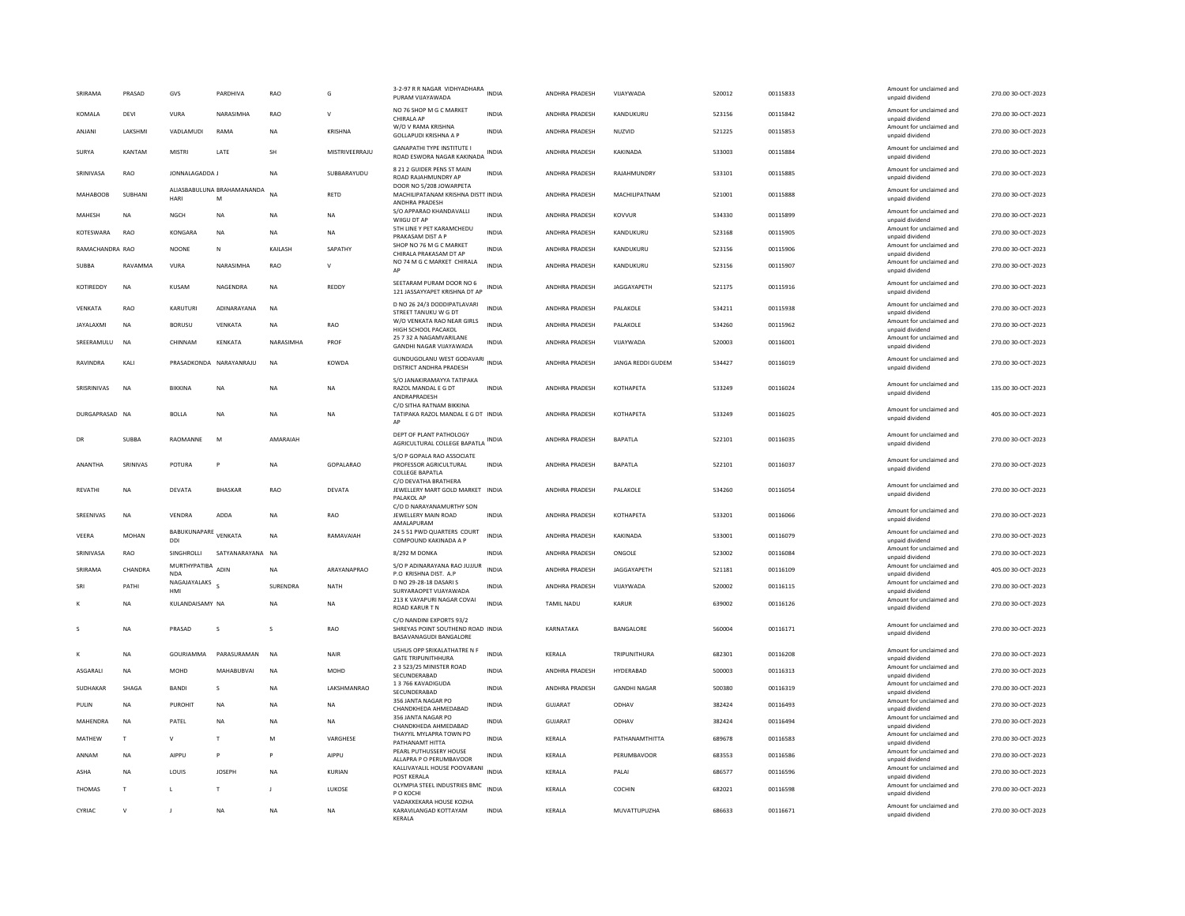| SRIRAMA | PRASAD | GVS | PARDHIVA | RAO | G | 3-2-97 R R NAGAR VIDHYADHARA PURAM VIJAYAWADA | INDIA | ANDHRA PRADESH | VIJAYWADA | 520012 | 00115833 | Amount for unclaimed and unpaid dividend | 270.00 30-OCT-2023 |
|---|---|---|---|---|---|---|---|---|---|---|---|---|---|
| KOMALA | DEVI | VURA | NARASIMHA | RAO | V | NO 76 SHOP M G C MARKET CHIRALA AP | INDIA | ANDHRA PRADESH | KANDUKURU | 523156 | 00115842 | Amount for unclaimed and unpaid dividend | 270.00 30-OCT-2023 |
| ANJANI | LAKSHMI | VADLAMUDI | RAMA | NA | KRISHNA | W/O V RAMA KRISHNA GOLLAPUDI KRISHNA A P | INDIA | ANDHRA PRADESH | NUZVID | 521225 | 00115853 | Amount for unclaimed and unpaid dividend | 270.00 30-OCT-2023 |
| SURYA | KANTAM | MISTRI | LATE | SH | MISTRIVEERRAJU | GANAPATHI TYPE INSTITUTE I ROAD ESWORA NAGAR KAKINADA | INDIA | ANDHRA PRADESH | KAKINADA | 533003 | 00115884 | Amount for unclaimed and unpaid dividend | 270.00 30-OCT-2023 |
| SRINIVASA | RAO | JONNALAGADDA J | | NA | SUBBARAYUDU | 8 21 2 GUIDER PENS ST MAIN ROAD RAJAHMUNDRY AP | INDIA | ANDHRA PRADESH | RAJAHMUNDRY | 533101 | 00115885 | Amount for unclaimed and unpaid dividend | 270.00 30-OCT-2023 |
| MAHABOOB | SUBHANI | ALIASBABULUNA HARI | BRAHAMANANDA M | NA | RETD | DOOR NO 5/208 JOWARPETA MACHILIPATANAM KRISHNA DISTT ANDHRA PRADESH | INDIA | ANDHRA PRADESH | MACHILIPATNAM | 521001 | 00115888 | Amount for unclaimed and unpaid dividend | 270.00 30-OCT-2023 |
| MAHESH | NA | NGCH | NA | NA | NA | S/O APPARAO KHANDAVALLI WIIGU DT AP | INDIA | ANDHRA PRADESH | KOVVUR | 534330 | 00115899 | Amount for unclaimed and unpaid dividend | 270.00 30-OCT-2023 |
| KOTESWARA | RAO | KONGARA | NA | NA | NA | 5TH LINE Y PET KARAMCHEDU PRAKASAM DIST A P | INDIA | ANDHRA PRADESH | KANDUKURU | 523168 | 00115905 | Amount for unclaimed and unpaid dividend | 270.00 30-OCT-2023 |
| RAMACHANDRA | RAO | NOONE | N | KAILASH | SAPATHY | SHOP NO 76 M G C MARKET CHIRALA PRAKASAM DT AP | INDIA | ANDHRA PRADESH | KANDUKURU | 523156 | 00115906 | Amount for unclaimed and unpaid dividend | 270.00 30-OCT-2023 |
| SUBBA | RAVAMMA | VURA | NARASIMHA | RAO | V | NO 74 M G C MARKET CHIRALA AP | INDIA | ANDHRA PRADESH | KANDUKURU | 523156 | 00115907 | Amount for unclaimed and unpaid dividend | 270.00 30-OCT-2023 |
| KOTIREDDY | NA | KUSAM | NAGENDRA | NA | REDDY | SEETARAM PURAM DOOR NO 6 121 JASSAYYAPET KRISHNA DT AP | INDIA | ANDHRA PRADESH | JAGGAYAPETH | 521175 | 00115916 | Amount for unclaimed and unpaid dividend | 270.00 30-OCT-2023 |
| VENKATA | RAO | KARUTURI | ADINARAYANA | NA | | D NO 26 24/3 DODDIPATLAVARI STREET TANUKU W G DT | INDIA | ANDHRA PRADESH | PALAKOLE | 534211 | 00115938 | Amount for unclaimed and unpaid dividend | 270.00 30-OCT-2023 |
| JAYALAXMI | NA | BORUSU | VENKATA | NA | RAO | W/O VENKATA RAO NEAR GIRLS HIGH SCHOOL PACAKOL | INDIA | ANDHRA PRADESH | PALAKOLE | 534260 | 00115962 | Amount for unclaimed and unpaid dividend | 270.00 30-OCT-2023 |
| SREERAMULU | NA | CHINNAM | KENKATA | NARASIMHA | PROF | 25 7 32 A NAGAMVARILANE GANDHI NAGAR VIJAYAWADA | INDIA | ANDHRA PRADESH | VIJAYWADA | 520003 | 00116001 | Amount for unclaimed and unpaid dividend | 270.00 30-OCT-2023 |
| RAVINDRA | KALI | PRASADKONDA | NARAYANRAJU | NA | KOWDA | GUNDUGOLANU WEST GODAVARI DISTRICT ANDHRA PRADESH | INDIA | ANDHRA PRADESH | JANGA REDDI GUDEM | 534427 | 00116019 | Amount for unclaimed and unpaid dividend | 270.00 30-OCT-2023 |
| SRISRINIVAS | NA | BIKKINA | NA | NA | NA | S/O JANAKIRAMAYYA TATIPAKA RAZOL MANDAL E G DT ANDRAPRADESH | INDIA | ANDHRA PRADESH | KOTHAPETA | 533249 | 00116024 | Amount for unclaimed and unpaid dividend | 135.00 30-OCT-2023 |
| DURGAPRASAD | NA | BOLLA | NA | NA | NA | C/O SITHA RATNAM BIKKINA TATIPAKA RAZOL MANDAL E G DT AP | INDIA | ANDHRA PRADESH | KOTHAPETA | 533249 | 00116025 | Amount for unclaimed and unpaid dividend | 405.00 30-OCT-2023 |
| DR | SUBBA | RAOMANNE | M | AMARAIAH | | DEPT OF PLANT PATHOLOGY AGRICULTURAL COLLEGE BAPATLA | INDIA | ANDHRA PRADESH | BAPATLA | 522101 | 00116035 | Amount for unclaimed and unpaid dividend | 270.00 30-OCT-2023 |
| ANANTHA | SRINIVAS | POTURA | P | NA | GOPALARAO | S/O P GOPALA RAO ASSOCIATE PROFESSOR AGRICULTURAL COLLEGE BAPATLA | INDIA | ANDHRA PRADESH | BAPATLA | 522101 | 00116037 | Amount for unclaimed and unpaid dividend | 270.00 30-OCT-2023 |
| REVATHI | NA | DEVATA | BHASKAR | RAO | DEVATA | C/O DEVATHA BRATHERA JEWELLERY MART GOLD MARKET PALAKOL AP | INDIA | ANDHRA PRADESH | PALAKOLE | 534260 | 00116054 | Amount for unclaimed and unpaid dividend | 270.00 30-OCT-2023 |
| SREENIVAS | NA | VENDRA | ADDA | NA | RAO | C/O D NARAYANAMURTHY SON JEWELLERY MAIN ROAD AMALAPURAM | INDIA | ANDHRA PRADESH | KOTHAPETA | 533201 | 00116066 | Amount for unclaimed and unpaid dividend | 270.00 30-OCT-2023 |
| VEERA | MOHAN | BABUKUNAPARE DDI | VENKATA | NA | RAMAVAIAH | 24 5 51 PWD QUARTERS COURT COMPOUND KAKINADA A P | INDIA | ANDHRA PRADESH | KAKINADA | 533001 | 00116079 | Amount for unclaimed and unpaid dividend | 270.00 30-OCT-2023 |
| SRINIVASA | RAO | SINGHROLLI | SATYANARAYANA | NA | | 8/292 M DONKA | INDIA | ANDHRA PRADESH | ONGOLE | 523002 | 00116084 | Amount for unclaimed and unpaid dividend | 270.00 30-OCT-2023 |
| SRIRAMA | CHANDRA | MURTHYPATIBA NDA | ADIN | NA | ARAYANAPRAO | S/O P ADINARAYANA RAO JUJJUR P.O KRISHNA DIST. A.P | INDIA | ANDHRA PRADESH | JAGGAYAPETH | 521181 | 00116109 | Amount for unclaimed and unpaid dividend | 405.00 30-OCT-2023 |
| SRI | PATHI | NAGAJAYALAKS HMI | S | SURENDRA | NATH | D NO 29-28-18 DASARI S SURYARAOPET VIJAYAWADA | INDIA | ANDHRA PRADESH | VIJAYWADA | 520002 | 00116115 | Amount for unclaimed and unpaid dividend | 270.00 30-OCT-2023 |
| K | NA | KULANDAISAMY | NA | NA | NA | 213 K VAYAPURI NAGAR COVAI ROAD KARUR T N | INDIA | TAMIL NADU | KARUR | 639002 | 00116126 | Amount for unclaimed and unpaid dividend | 270.00 30-OCT-2023 |
| S | NA | PRASAD | S | S | RAO | C/O NANDINI EXPORTS 93/2 SHREYAS POINT SOUTHEND ROAD BASAVANAGUDI BANGALORE | INDIA | KARNATAKA | BANGALORE | 560004 | 00116171 | Amount for unclaimed and unpaid dividend | 270.00 30-OCT-2023 |
| K | NA | GOURIAMMA | PARASURAMAN | NA | NAIR | USHUS OPP SRIKALATHATRE N F GATE TRIPUNITHHURA | INDIA | KERALA | TRIPUNITHURA | 682301 | 00116208 | Amount for unclaimed and unpaid dividend | 270.00 30-OCT-2023 |
| ASGARALI | NA | MOHD | MAHABUBVAI | NA | MOHD | 2 3 523/25 MINISTER ROAD SECUNDERABAD | INDIA | ANDHRA PRADESH | HYDERABAD | 500003 | 00116313 | Amount for unclaimed and unpaid dividend | 270.00 30-OCT-2023 |
| SUDHAKAR | SHAGA | BANDI | S | NA | LAKSHMANRAO | 1 3 766 KAVADIGUDA SECUNDERABAD | INDIA | ANDHRA PRADESH | GANDHI NAGAR | 500380 | 00116319 | Amount for unclaimed and unpaid dividend | 270.00 30-OCT-2023 |
| PULIN | NA | PUROHIT | NA | NA | NA | 356 JANTA NAGAR PO CHANDKHEDA AHMEDABAD | INDIA | GUJARAT | ODHAV | 382424 | 00116493 | Amount for unclaimed and unpaid dividend | 270.00 30-OCT-2023 |
| MAHENDRA | NA | PATEL | NA | NA | NA | 356 JANTA NAGAR PO CHANDKHEDA AHMEDABAD | INDIA | GUJARAT | ODHAV | 382424 | 00116494 | Amount for unclaimed and unpaid dividend | 270.00 30-OCT-2023 |
| MATHEW | T | V | T | M | VARGHESE | THAYYIL MYLAPRA TOWN PO PATHANAMT HITTA | INDIA | KERALA | PATHANAMTHITTA | 689678 | 00116583 | Amount for unclaimed and unpaid dividend | 270.00 30-OCT-2023 |
| ANNAM | NA | AIPPU | P | P | AIPPU | PEARL PUTHUSSERY HOUSE ALLAPRA P O PERUMBAVOOR | INDIA | KERALA | PERUMBAVOOR | 683553 | 00116586 | Amount for unclaimed and unpaid dividend | 270.00 30-OCT-2023 |
| ASHA | NA | LOUIS | JOSEPH | NA | KURIAN | KALLIVAYALIL HOUSE POOVARANI POST KERALA | INDIA | KERALA | PALAI | 686577 | 00116596 | Amount for unclaimed and unpaid dividend | 270.00 30-OCT-2023 |
| THOMAS | T | L | T | J | LUKOSE | OLYMPIA STEEL INDUSTRIES BMC P O KOCHI | INDIA | KERALA | COCHIN | 682021 | 00116598 | Amount for unclaimed and unpaid dividend | 270.00 30-OCT-2023 |
| CYRIAC | V | J | NA | NA | NA | VADAKKEKARA HOUSE KOZHA KARAVILANGAD KOTTAYAM KERALA | INDIA | KERALA | MUVATTUPUZHA | 686633 | 00116671 | Amount for unclaimed and unpaid dividend | 270.00 30-OCT-2023 |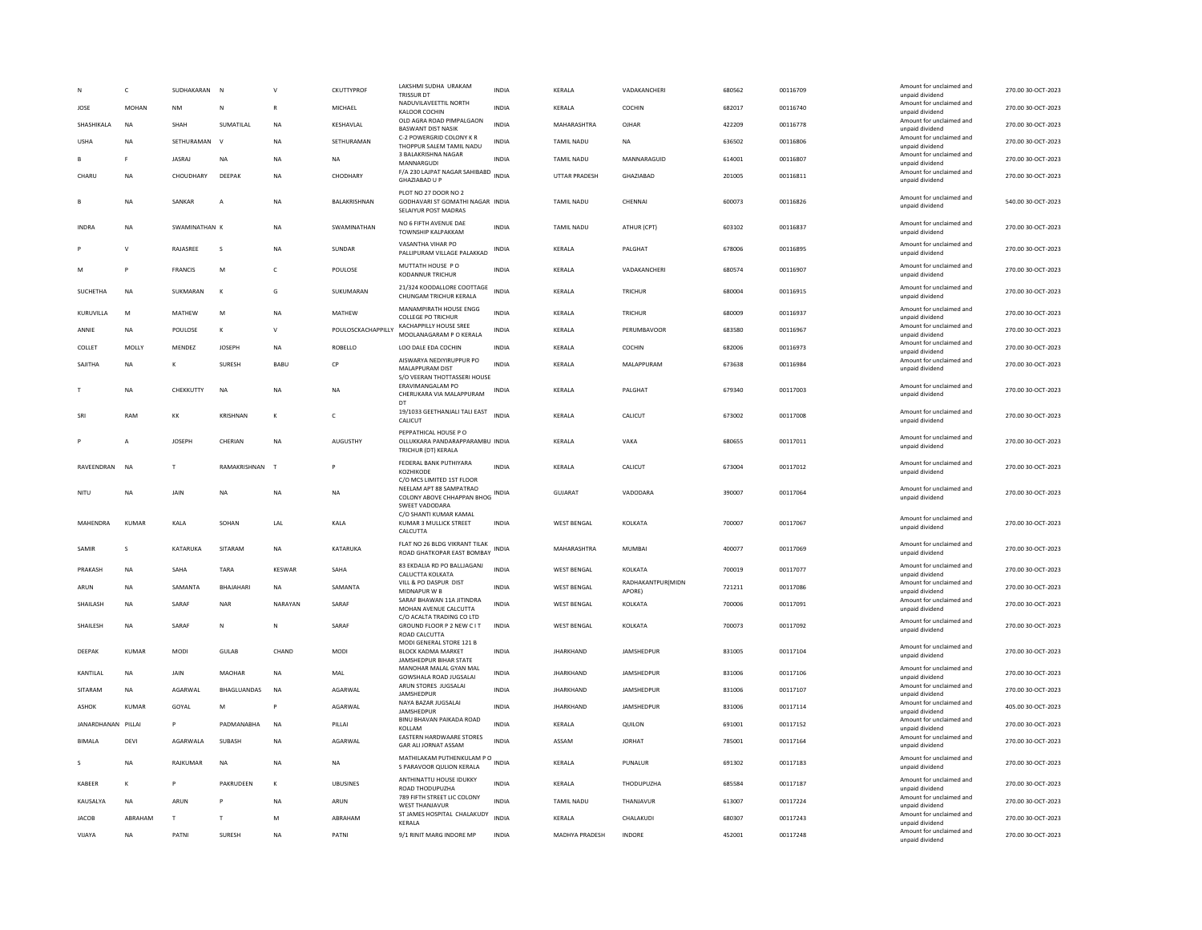| | | | | | | | | | | | | | | |
|---|---|---|---|---|---|---|---|---|---|---|---|---|---|---|
| N | C | SUDHAKARAN | N | V | CKUTTYPROF | LAKSHMI SUDHA URAKAM TRISSUR DT | INDIA | KERALA | VADAKANCHERI | 680562 | 00116709 | Amount for unclaimed and unpaid dividend | 270.00 | 30-OCT-2023 |
| JOSE | MOHAN | NM | N | R | MICHAEL | NADUVILAVEETTIL NORTH KALOOR COCHIN | INDIA | KERALA | COCHIN | 682017 | 00116740 | Amount for unclaimed and unpaid dividend | 270.00 | 30-OCT-2023 |
| SHASHIKALA | NA | SHAH | SUMATILAL | NA | KESHAVLAL | OLD AGRA ROAD PIMPALGAON BASWANT DIST NASIK | INDIA | MAHARASHTRA | OJHAR | 422209 | 00116778 | Amount for unclaimed and unpaid dividend | 270.00 | 30-OCT-2023 |
| USHA | NA | SETHURAMAN | V | NA | SETHURAMAN | C-2 POWERGRID COLONY K R THOPPUR SALEM TAMIL NADU | INDIA | TAMIL NADU | NA | 636502 | 00116806 | Amount for unclaimed and unpaid dividend | 270.00 | 30-OCT-2023 |
| B | F | JASRAJ | NA | NA | NA | 3 BALAKRISHNA NAGAR MANNARGUDI | INDIA | TAMIL NADU | MANNARAGUID | 614001 | 00116807 | Amount for unclaimed and unpaid dividend | 270.00 | 30-OCT-2023 |
| CHARU | NA | CHOUDHARY | DEEPAK | NA | CHODHARY | F/A 230 LAJPAT NAGAR SAHIBABD GHAZIABAD U P | INDIA | UTTAR PRADESH | GHAZIABAD | 201005 | 00116811 | Amount for unclaimed and unpaid dividend | 270.00 | 30-OCT-2023 |
| B | NA | SANKAR | A | NA | BALAKRISHNAN | PLOT NO 27 DOOR NO 2 GODHAVARI ST GOMATHI NAGAR SELAIYUR POST MADRAS | INDIA | TAMIL NADU | CHENNAI | 600073 | 00116826 | Amount for unclaimed and unpaid dividend | 540.00 | 30-OCT-2023 |
| INDRA | NA | SWAMINATHAN | K | NA | SWAMINATHAN | NO 6 FIFTH AVENUE DAE TOWNSHIP KALPAKKAM | INDIA | TAMIL NADU | ATHUR (CPT) | 603102 | 00116837 | Amount for unclaimed and unpaid dividend | 270.00 | 30-OCT-2023 |
| P | V | RAJASREE | S | NA | SUNDAR | VASANTHA VIHAR PO PALLIPURAM VILLAGE PALAKKAD | INDIA | KERALA | PALGHAT | 678006 | 00116895 | Amount for unclaimed and unpaid dividend | 270.00 | 30-OCT-2023 |
| M | P | FRANCIS | M | C | POULOSE | MUTTATH HOUSE P O KODANNUR TRICHUR | INDIA | KERALA | VADAKANCHERI | 680574 | 00116907 | Amount for unclaimed and unpaid dividend | 270.00 | 30-OCT-2023 |
| SUCHETHA | NA | SUKMARAN | K | G | SUKUMARAN | 21/324 KOODALLORE COOTTAGE CHUNGAM TRICHUR KERALA | INDIA | KERALA | TRICHUR | 680004 | 00116915 | Amount for unclaimed and unpaid dividend | 270.00 | 30-OCT-2023 |
| KURUVILLA | M | MATHEW | M | NA | MATHEW | MANAMPIRATH HOUSE ENGG COLLEGE PO TRICHUR | INDIA | KERALA | TRICHUR | 680009 | 00116937 | Amount for unclaimed and unpaid dividend | 270.00 | 30-OCT-2023 |
| ANNIE | NA | POULOSE | K | V | POULOSCKACHAPPILLY | KACHAPPILLY HOUSE SREE MOOLANAGARAM P O KERALA | INDIA | KERALA | PERUMBAVOOR | 683580 | 00116967 | Amount for unclaimed and unpaid dividend | 270.00 | 30-OCT-2023 |
| COLLET | MOLLY | MENDEZ | JOSEPH | NA | ROBELLO | LOO DALE EDA COCHIN | INDIA | KERALA | COCHIN | 682006 | 00116973 | Amount for unclaimed and unpaid dividend | 270.00 | 30-OCT-2023 |
| SAJITHA | NA | K | SURESH | BABU | CP | AISWARYA NEDIYIRUPPUR PO MALAPPURAM DIST | INDIA | KERALA | MALAPPURAM | 673638 | 00116984 | Amount for unclaimed and unpaid dividend | 270.00 | 30-OCT-2023 |
| T | NA | CHEKKUTTY | NA | NA | NA | S/O VEERAN THOTTASSERI HOUSE ERAVIMANGALAM PO CHERUKARA VIA MALAPPURAM DT | INDIA | KERALA | PALGHAT | 679340 | 00117003 | Amount for unclaimed and unpaid dividend | 270.00 | 30-OCT-2023 |
| SRI | RAM | KK | KRISHNAN | K | C | 19/1033 GEETHANJALI TALI EAST CALICUT | INDIA | KERALA | CALICUT | 673002 | 00117008 | Amount for unclaimed and unpaid dividend | 270.00 | 30-OCT-2023 |
| P | A | JOSEPH | CHERIAN | NA | AUGUSTHY | PEPPATHICAL HOUSE P O OLLUKKARA PANDARAPPARAMBU TRICHUR (DT) KERALA | INDIA | KERALA | VAKA | 680655 | 00117011 | Amount for unclaimed and unpaid dividend | 270.00 | 30-OCT-2023 |
| RAVEENDRAN | NA | T | RAMAKRISHNAN | T | P | FEDERAL BANK PUTHIYARA KOZHIKODE | INDIA | KERALA | CALICUT | 673004 | 00117012 | Amount for unclaimed and unpaid dividend | 270.00 | 30-OCT-2023 |
| NITU | NA | JAIN | NA | NA | NA | C/O MCS LIMITED 1ST FLOOR NEELAM APT 88 SAMPATRAO COLONY ABOVE CHHAPPAN BHOG SWEET VADODARA | INDIA | GUJARAT | VADODARA | 390007 | 00117064 | Amount for unclaimed and unpaid dividend | 270.00 | 30-OCT-2023 |
| MAHENDRA | KUMAR | KALA | SOHAN | LAL | KALA | C/O SHANTI KUMAR KAMAL KUMAR 3 MULLICK STREET CALCUTTA | INDIA | WEST BENGAL | KOLKATA | 700007 | 00117067 | Amount for unclaimed and unpaid dividend | 270.00 | 30-OCT-2023 |
| SAMIR | S | KATARUKA | SITARAM | NA | KATARUKA | FLAT NO 26 BLDG VIKRANT TILAK ROAD GHATKOPAR EAST BOMBAY | INDIA | MAHARASHTRA | MUMBAI | 400077 | 00117069 | Amount for unclaimed and unpaid dividend | 270.00 | 30-OCT-2023 |
| PRAKASH | NA | SAHA | TARA | KESWAR | SAHA | 83 EKDALIA RD PO BALLIGANJ CALUCTTA KOLKATA | INDIA | WEST BENGAL | KOLKATA | 700019 | 00117077 | Amount for unclaimed and unpaid dividend | 270.00 | 30-OCT-2023 |
| ARUN | NA | SAMANTA | BHAJAHARI | NA | SAMANTA | VILL & PO DASPUR DIST MIDNAPUR W B | INDIA | WEST BENGAL | RADHAKANTPUR(MIDNAPORE) | 721211 | 00117086 | Amount for unclaimed and unpaid dividend | 270.00 | 30-OCT-2023 |
| SHAILASH | NA | SARAF | NAR | NARAYAN | SARAF | SARAF BHAWAN 11A JITINDRA MOHAN AVENUE CALCUTTA | INDIA | WEST BENGAL | KOLKATA | 700006 | 00117091 | Amount for unclaimed and unpaid dividend | 270.00 | 30-OCT-2023 |
| SHAILESH | NA | SARAF | N | N | SARAF | C/O ACALTA TRADING CO LTD GROUND FLOOR P 2 NEW C I T ROAD CALCUTTA | INDIA | WEST BENGAL | KOLKATA | 700073 | 00117092 | Amount for unclaimed and unpaid dividend | 270.00 | 30-OCT-2023 |
| DEEPAK | KUMAR | MODI | GULAB | CHAND | MODI | MODI GENERAL STORE 121 B BLOCK KADMA MARKET JAMSHEDPUR BIHAR STATE | INDIA | JHARKHAND | JAMSHEDPUR | 831005 | 00117104 | Amount for unclaimed and unpaid dividend | 270.00 | 30-OCT-2023 |
| KANTILAL | NA | JAIN | MAOHAR | NA | MAL | MANOHAR MALAL GYAN MAL GOWSHALA ROAD JUGSALAI | INDIA | JHARKHAND | JAMSHEDPUR | 831006 | 00117106 | Amount for unclaimed and unpaid dividend | 270.00 | 30-OCT-2023 |
| SITARAM | NA | AGARWAL | BHAGLUANDAS | NA | AGARWAL | ARUN STORES JUGSALAI JAMSHEDPUR | INDIA | JHARKHAND | JAMSHEDPUR | 831006 | 00117107 | Amount for unclaimed and unpaid dividend | 270.00 | 30-OCT-2023 |
| ASHOK | KUMAR | GOYAL | M | P | AGARWAL | NAYA BAZAR JUGSALAI JAMSHEDPUR | INDIA | JHARKHAND | JAMSHEDPUR | 831006 | 00117114 | Amount for unclaimed and unpaid dividend | 405.00 | 30-OCT-2023 |
| JANARDHANAN | PILLAI | P | PADMANABHA | NA | PILLAI | BINU BHAVAN PAIKADA ROAD KOLLAM | INDIA | KERALA | QUILON | 691001 | 00117152 | Amount for unclaimed and unpaid dividend | 270.00 | 30-OCT-2023 |
| BIMALA | DEVI | AGARWALA | SUBASH | NA | AGARWAL | EASTERN HARDWAARE STORES GAR ALI JORNAT ASSAM | INDIA | ASSAM | JORHAT | 785001 | 00117164 | Amount for unclaimed and unpaid dividend | 270.00 | 30-OCT-2023 |
| S | NA | RAJKUMAR | NA | NA | NA | MATHILAKAM PUTHENKULAM P O S PARAVOOR QULION KERALA | INDIA | KERALA | PUNALUR | 691302 | 00117183 | Amount for unclaimed and unpaid dividend | 270.00 | 30-OCT-2023 |
| KABEER | K | P | PAKRUDEEN | K | UBUSINES | ANTHINATTU HOUSE IDUKKY ROAD THODUPUZHA | INDIA | KERALA | THODUPUZHA | 685584 | 00117187 | Amount for unclaimed and unpaid dividend | 270.00 | 30-OCT-2023 |
| KAUSALYA | NA | ARUN | P | NA | ARUN | 789 FIFTH STREET LIC COLONY WEST THANJAVUR | INDIA | TAMIL NADU | THANJAVUR | 613007 | 00117224 | Amount for unclaimed and unpaid dividend | 270.00 | 30-OCT-2023 |
| JACOB | ABRAHAM | T | T | M | ABRAHAM | ST JAMES HOSPITAL CHALAKUDY KERALA | INDIA | KERALA | CHALAKUDI | 680307 | 00117243 | Amount for unclaimed and unpaid dividend | 270.00 | 30-OCT-2023 |
| VIJAYA | NA | PATNI | SURESH | NA | PATNI | 9/1 RINIT MARG INDORE MP | INDIA | MADHYA PRADESH | INDORE | 452001 | 00117248 | Amount for unclaimed and unpaid dividend | 270.00 | 30-OCT-2023 |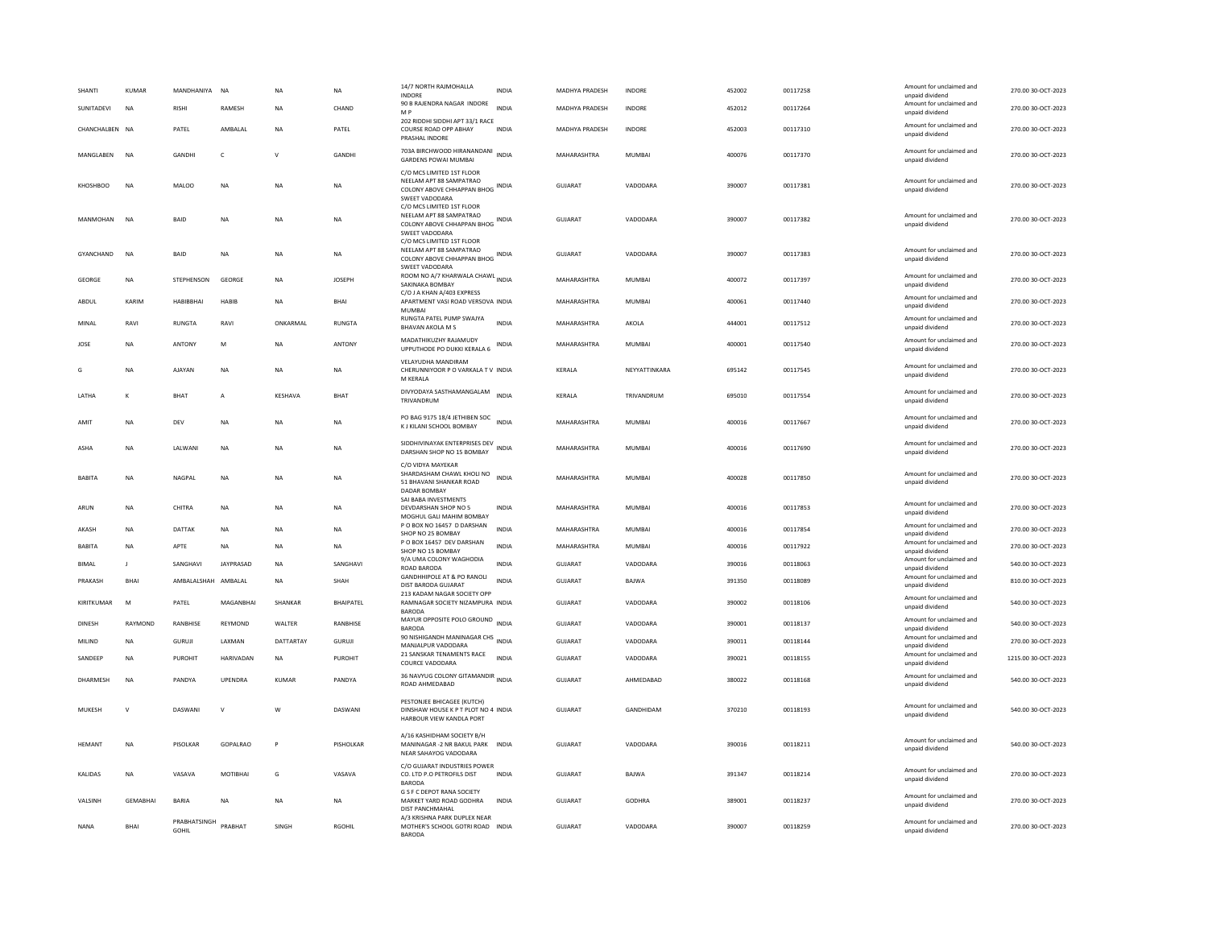| SHANTI | KUMAR | MANDHANIYA | NA | NA | NA | 14/7 NORTH RAJMOHALLA INDORE | INDIA | MADHYA PRADESH | INDORE | 452002 | 00117258 | Amount for unclaimed and unpaid dividend | 270.00 | 30-OCT-2023 |
|---|---|---|---|---|---|---|---|---|---|---|---|---|---|---|
| SUNITADEVI | NA | RISHI | RAMESH | NA | CHAND | 90 B RAJENDRA NAGAR INDORE M P | INDIA | MADHYA PRADESH | INDORE | 452012 | 00117264 | Amount for unclaimed and unpaid dividend | 270.00 | 30-OCT-2023 |
| CHANCHALBEN | NA | PATEL | AMBALAL | NA | PATEL | 202 RIDDHI SIDDHI APT 33/1 RACE COURSE ROAD OPP ABHAY PRASHAL INDORE | INDIA | MADHYA PRADESH | INDORE | 452003 | 00117310 | Amount for unclaimed and unpaid dividend | 270.00 | 30-OCT-2023 |
| MANGLABEN | NA | GANDHI | C | V | GANDHI | 703A BIRCHWOOD HIRANANDANI GARDENS POWAI MUMBAI | INDIA | MAHARASHTRA | MUMBAI | 400076 | 00117370 | Amount for unclaimed and unpaid dividend | 270.00 | 30-OCT-2023 |
| KHOSHBOO | NA | MALOO | NA | NA | NA | C/O MCS LIMITED 1ST FLOOR NEELAM APT 88 SAMPATRAO COLONY ABOVE CHHAPPAN BHOG SWEET VADODARA | INDIA | GUJARAT | VADODARA | 390007 | 00117381 | Amount for unclaimed and unpaid dividend | 270.00 | 30-OCT-2023 |
| MANMOHAN | NA | BAID | NA | NA | NA | C/O MCS LIMITED 1ST FLOOR NEELAM APT 88 SAMPATRAO COLONY ABOVE CHHAPPAN BHOG SWEET VADODARA | INDIA | GUJARAT | VADODARA | 390007 | 00117382 | Amount for unclaimed and unpaid dividend | 270.00 | 30-OCT-2023 |
| GYANCHAND | NA | BAID | NA | NA | NA | C/O MCS LIMITED 1ST FLOOR NEELAM APT 88 SAMPATRAO COLONY ABOVE CHHAPPAN BHOG SWEET VADODARA | INDIA | GUJARAT | VADODARA | 390007 | 00117383 | Amount for unclaimed and unpaid dividend | 270.00 | 30-OCT-2023 |
| GEORGE | NA | STEPHENSON | GEORGE | NA | JOSEPH | ROOM NO A/7 KHARWALA CHAWL SAKINAKA BOMBAY | INDIA | MAHARASHTRA | MUMBAI | 400072 | 00117397 | Amount for unclaimed and unpaid dividend | 270.00 | 30-OCT-2023 |
| ABDUL | KARIM | HABIBBHAI | HABIB | NA | BHAI | C/O J A KHAN A/403 EXPRESS APARTMENT VASI ROAD VERSOVA MUMBAI | INDIA | MAHARASHTRA | MUMBAI | 400061 | 00117440 | Amount for unclaimed and unpaid dividend | 270.00 | 30-OCT-2023 |
| MINAL | RAVI | RUNGTA | RAVI | ONKARMAL | RUNGTA | RUNGTA PATEL PUMP SWAJYA BHAVAN AKOLA M S | INDIA | MAHARASHTRA | AKOLA | 444001 | 00117512 | Amount for unclaimed and unpaid dividend | 270.00 | 30-OCT-2023 |
| JOSE | NA | ANTONY | M | NA | ANTONY | MADATHIKUZHY RAJAMUDY UPPUTHODE PO DUKKI KERALA 6 | INDIA | MAHARASHTRA | MUMBAI | 400001 | 00117540 | Amount for unclaimed and unpaid dividend | 270.00 | 30-OCT-2023 |
| G | NA | AJAYAN | NA | NA | NA | VELAYUDHA MANDIRAM CHERUNNIYOOR P O VARKALA T V M KERALA | INDIA | KERALA | NEYYATTINKARA | 695142 | 00117545 | Amount for unclaimed and unpaid dividend | 270.00 | 30-OCT-2023 |
| LATHA | K | BHAT | A | KESHAVA | BHAT | DIVYODAYA SASTHAMANGALAM TRIVANDRUM | INDIA | KERALA | TRIVANDRUM | 695010 | 00117554 | Amount for unclaimed and unpaid dividend | 270.00 | 30-OCT-2023 |
| AMIT | NA | DEV | NA | NA | NA | PO BAG 9175 18/4 JETHIBEN SOC K J KILANI SCHOOL BOMBAY | INDIA | MAHARASHTRA | MUMBAI | 400016 | 00117667 | Amount for unclaimed and unpaid dividend | 270.00 | 30-OCT-2023 |
| ASHA | NA | LALWANI | NA | NA | NA | SIDDHIVINAYAK ENTERPRISES DEV DARSHAN SHOP NO 15 BOMBAY | INDIA | MAHARASHTRA | MUMBAI | 400016 | 00117690 | Amount for unclaimed and unpaid dividend | 270.00 | 30-OCT-2023 |
| BABITA | NA | NAGPAL | NA | NA | NA | C/O VIDYA MAYEKAR SHARDASHAM CHAWL KHOLI NO 51 BHAVANI SHANKAR ROAD DADAR BOMBAY | INDIA | MAHARASHTRA | MUMBAI | 400028 | 00117850 | Amount for unclaimed and unpaid dividend | 270.00 | 30-OCT-2023 |
| ARUN | NA | CHITRA | NA | NA | NA | SAI BABA INVESTMENTS DEVDARSHAN SHOP NO 5 MOGHUL GALI MAHIM BOMBAY | INDIA | MAHARASHTRA | MUMBAI | 400016 | 00117853 | Amount for unclaimed and unpaid dividend | 270.00 | 30-OCT-2023 |
| AKASH | NA | DATTAK | NA | NA | NA | P O BOX NO 16457 D DARSHAN SHOP NO 25 BOMBAY | INDIA | MAHARASHTRA | MUMBAI | 400016 | 00117854 | Amount for unclaimed and unpaid dividend | 270.00 | 30-OCT-2023 |
| BABITA | NA | APTE | NA | NA | NA | P O BOX 16457 DEV DARSHAN SHOP NO 15 BOMBAY | INDIA | MAHARASHTRA | MUMBAI | 400016 | 00117922 | Amount for unclaimed and unpaid dividend | 270.00 | 30-OCT-2023 |
| BIMAL | J | SANGHAVI | JAYPRASAD | NA | SANGHAVI | 9/A UMA COLONY WAGHODIA ROAD BARODA | INDIA | GUJARAT | VADODARA | 390016 | 00118063 | Amount for unclaimed and unpaid dividend | 540.00 | 30-OCT-2023 |
| PRAKASH | BHAI | AMBALALSHAH | AMBALAL | NA | SHAH | GANDHHIPOLE AT & PO RANOLI DIST BARODA GUJARAT | INDIA | GUJARAT | BAJWA | 391350 | 00118089 | Amount for unclaimed and unpaid dividend | 810.00 | 30-OCT-2023 |
| KIRITKUMAR | M | PATEL | MAGANBHAI | SHANKAR | BHAIPATEL | 213 KADAM NAGAR SOCIETY OPP RAMNAGAR SOCIETY NIZAMPURA BARODA | INDIA | GUJARAT | VADODARA | 390002 | 00118106 | Amount for unclaimed and unpaid dividend | 540.00 | 30-OCT-2023 |
| DINESH | RAYMOND | RANBHISE | REYMOND | WALTER | RANBHISE | MAYUR OPPOSITE POLO GROUND BARODA | INDIA | GUJARAT | VADODARA | 390001 | 00118137 | Amount for unclaimed and unpaid dividend | 540.00 | 30-OCT-2023 |
| MILIND | NA | GURUJI | LAXMAN | DATTARTAY | GURUJI | 90 NISHIGANDH MANINAGAR CHS MANJALPUR VADODARA | INDIA | GUJARAT | VADODARA | 390011 | 00118144 | Amount for unclaimed and unpaid dividend | 270.00 | 30-OCT-2023 |
| SANDEEP | NA | PUROHIT | HARIVADAN | NA | PUROHIT | 21 SANSKAR TENAMENTS RACE COURCE VADODARA | INDIA | GUJARAT | VADODARA | 390021 | 00118155 | Amount for unclaimed and unpaid dividend | 1215.00 | 30-OCT-2023 |
| DHARMESH | NA | PANDYA | UPENDRA | KUMAR | PANDYA | 36 NAVYUG COLONY GITAMANDIR ROAD AHMEDABAD | INDIA | GUJARAT | AHMEDABAD | 380022 | 00118168 | Amount for unclaimed and unpaid dividend | 540.00 | 30-OCT-2023 |
| MUKESH | V | DASWANI | V | W | DASWANI | PESTONJEE BHICAGEE (KUTCH) DINSHAW HOUSE K P T PLOT NO 4 HARBOUR VIEW KANDLA PORT | INDIA | GUJARAT | GANDHIDAM | 370210 | 00118193 | Amount for unclaimed and unpaid dividend | 540.00 | 30-OCT-2023 |
| HEMANT | NA | PISOLKAR | GOPALRAO | P | PISHOLKAR | A/16 KASHIDHAM SOCIETY B/H MANINAGAR -2 NR BAKUL PARK NEAR SAHAYOG VADODARA | INDIA | GUJARAT | VADODARA | 390016 | 00118211 | Amount for unclaimed and unpaid dividend | 540.00 | 30-OCT-2023 |
| KALIDAS | NA | VASAVA | MOTIBHAI | G | VASAVA | C/O GUJARAT INDUSTRIES POWER CO. LTD P.O PETROFILS DIST BARODA | INDIA | GUJARAT | BAJWA | 391347 | 00118214 | Amount for unclaimed and unpaid dividend | 270.00 | 30-OCT-2023 |
| VALSINH | GEMABHAI | BARIA | NA | NA | NA | G S F C DEPOT RANA SOCIETY MARKET YARD ROAD GODHRA DIST PANCHMAHAL | INDIA | GUJARAT | GODHRA | 389001 | 00118237 | Amount for unclaimed and unpaid dividend | 270.00 | 30-OCT-2023 |
| NANA | BHAI | PRABHATSINGH GOHIL | PRABHAT | SINGH | RGOHIL | A/3 KRISHNA PARK DUPLEX NEAR MOTHER'S SCHOOL GOTRI ROAD BARODA | INDIA | GUJARAT | VADODARA | 390007 | 00118259 | Amount for unclaimed and unpaid dividend | 270.00 | 30-OCT-2023 |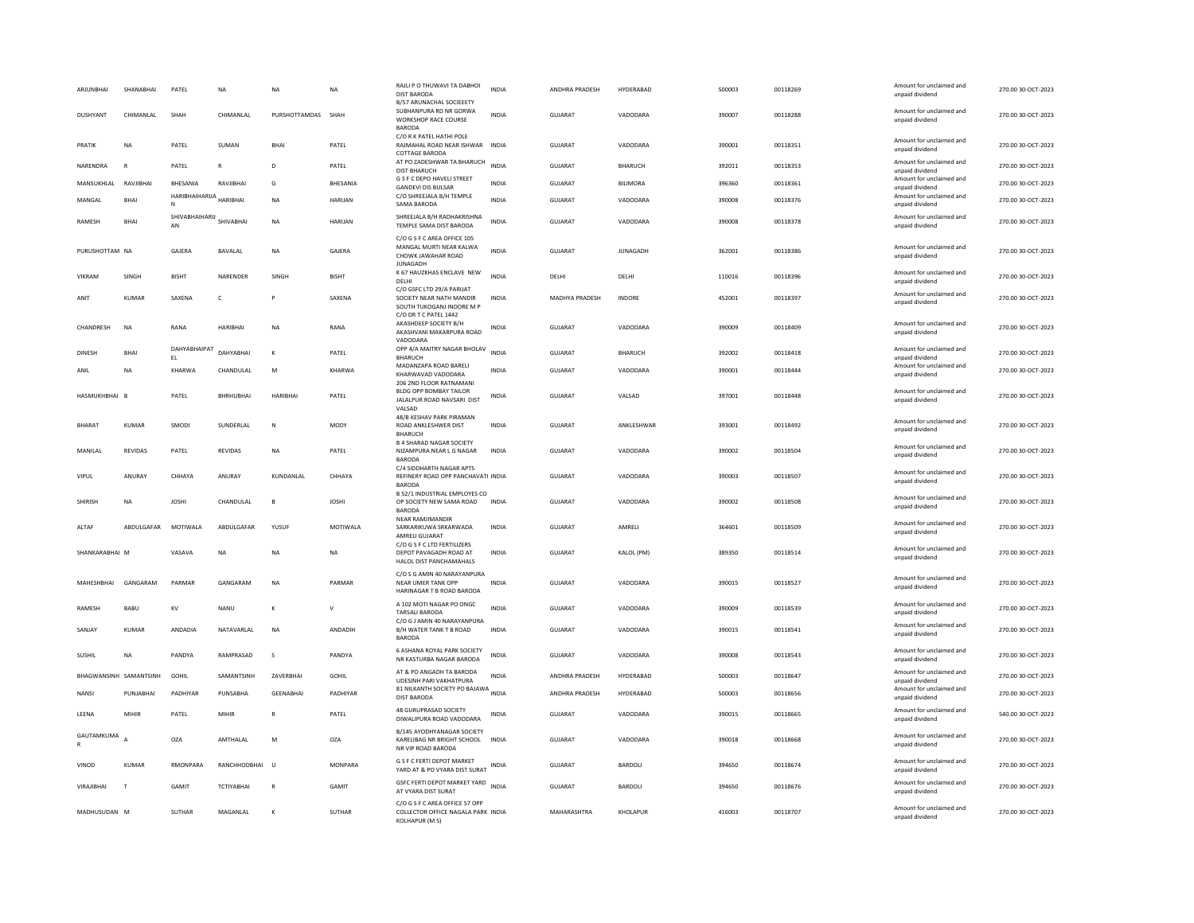| | | | | | | | | | | | | | |
|---|---|---|---|---|---|---|---|---|---|---|---|---|---|
| ARJUNBHAI | SHANABHAI | PATEL | NA | NA | NA | RAJLI P O THUWAVI TA DABHOI DIST BARODA | INDIA | ANDHRA PRADESH | HYDERABAD | 500003 | 00118269 | Amount for unclaimed and unpaid dividend | 270.00 30-OCT-2023 |
| DUSHYANT | CHIMANLAL | SHAH | CHIMANLAL | PURSHOTTAMDAS | SHAH | B/57 ARUNACHAL SOCIEEETY SUBHANPURA RD NR GORWA WORKSHOP RACE COURSE BARODA | INDIA | GUJARAT | VADODARA | 390007 | 00118288 | Amount for unclaimed and unpaid dividend | 270.00 30-OCT-2023 |
| PRATIK | NA | PATEL | SUMAN | BHAI | PATEL | C/O R K PATEL HATHI POLE RAJMAHAL ROAD NEAR ISHWAR COTTAGE BARODA | INDIA | GUJARAT | VADODARA | 390001 | 00118351 | Amount for unclaimed and unpaid dividend | 270.00 30-OCT-2023 |
| NARENDRA | R | PATEL | R | D | PATEL | AT PO ZADESHWAR TA BHARUCH DIST BHARUCH | INDIA | GUJARAT | BHARUCH | 392011 | 00118353 | Amount for unclaimed and unpaid dividend | 270.00 30-OCT-2023 |
| MANSUKHLAL | RAVJIBHAI | BHESANIA | RAVJIBHAI | G | BHESANIA | G S F C DEPO HAVELI STREET GANDEVI DIS BULSAR | INDIA | GUJARAT | BILIMORA | 396360 | 00118361 | Amount for unclaimed and unpaid dividend | 270.00 30-OCT-2023 |
| MANGAL | BHAI | HARIBHAIHARIJAN | HARIBHAI | NA | HARIJAN | C/O SHREEJALA B/H TEMPLE SAMA BARODA | INDIA | GUJARAT | VADODARA | 390008 | 00118376 | Amount for unclaimed and unpaid dividend | 270.00 30-OCT-2023 |
| RAMESH | BHAI | SHIVABHAIHARIJAN | SHIVABHAI | NA | HARIJAN | SHREEJALA B/H RADHAKRISHNA TEMPLE SAMA DIST BARODA | INDIA | GUJARAT | VADODARA | 390008 | 00118378 | Amount for unclaimed and unpaid dividend | 270.00 30-OCT-2023 |
| PURUSHOTTAM | NA | GAJERA | BAVALAL | NA | GAJERA | C/O G S F C AREA OFFICE 105 MANGAL MURTI NEAR KALWA CHOWK JAWAHAR ROAD JUNAGADH | INDIA | GUJARAT | JUNAGADH | 362001 | 00118386 | Amount for unclaimed and unpaid dividend | 270.00 30-OCT-2023 |
| VIKRAM | SINGH | BISHT | NARENDER | SINGH | BISHT | K 67 HAUZKHAS ENCLAVE NEW DELHI | INDIA | DELHI | DELHI | 110016 | 00118396 | Amount for unclaimed and unpaid dividend | 270.00 30-OCT-2023 |
| ANIT | KUMAR | SAXENA | C | P | SAXENA | C/O GSFC LTD 29/A PARIJAT SOCIETY NEAR NATH MANDIR SOUTH TUKOGANJ INDORE M P | INDIA | MADHYA PRADESH | INDORE | 452001 | 00118397 | Amount for unclaimed and unpaid dividend | 270.00 30-OCT-2023 |
| CHANDRESH | NA | RANA | HARIBHAI | NA | RANA | C/O DR T C PATEL 1442 AKASHDEEP SOCIETY B/H AKASHVANI MAKARPURA ROAD VADODARA | INDIA | GUJARAT | VADODARA | 390009 | 00118409 | Amount for unclaimed and unpaid dividend | 270.00 30-OCT-2023 |
| DINESH | BHAI | DAHYABHAIPATEL | DAHYABHAI | K | PATEL | OPP 4/A MAITRY NAGAR BHOLAV BHARUCH | INDIA | GUJARAT | BHARUCH | 392002 | 00118418 | Amount for unclaimed and unpaid dividend | 270.00 30-OCT-2023 |
| ANIL | NA | KHARWA | CHANDULAL | M | KHARWA | MADANZAPA ROAD BARELI KHARWAVAD VADODARA | INDIA | GUJARAT | VADODARA | 390001 | 00118444 | Amount for unclaimed and unpaid dividend | 270.00 30-OCT-2023 |
| HASMUKHBHAI | B | PATEL | BHRHUBHAI | HARIBHAI | PATEL | 206 2ND FLOOR RATNAMANI BLDG OPP BOMBAY TAILOR JALALPUR ROAD NAVSARI DIST VALSAD | INDIA | GUJARAT | VALSAD | 397001 | 00118448 | Amount for unclaimed and unpaid dividend | 270.00 30-OCT-2023 |
| BHARAT | KUMAR | SMODI | SUNDERLAL | N | MODY | 48/B KESHAV PARK PIRAMAN ROAD ANKLESHWER DIST BHARUCH | INDIA | GUJARAT | ANKLESHWAR | 393001 | 00118492 | Amount for unclaimed and unpaid dividend | 270.00 30-OCT-2023 |
| MANILAL | REVIDAS | PATEL | REVIDAS | NA | PATEL | B 4 SHARAD NAGAR SOCIETY NIZAMPURA NEAR L G NAGAR BARODA | INDIA | GUJARAT | VADODARA | 390002 | 00118504 | Amount for unclaimed and unpaid dividend | 270.00 30-OCT-2023 |
| VIPUL | ANURAY | CHHAYA | ANURAY | KUNDANLAL | CHHAYA | C/4 SIDDHARTH NAGAR APTS REFINERY ROAD OPP PANCHAVATI BARODA | INDIA | GUJARAT | VADODARA | 390003 | 00118507 | Amount for unclaimed and unpaid dividend | 270.00 30-OCT-2023 |
| SHIRISH | NA | JOSHI | CHANDULAL | B | JOSHI | B 52/1 INDUSTRIAL EMPLOYES CO OP SOCIETY NEW SAMA ROAD BARODA | INDIA | GUJARAT | VADODARA | 390002 | 00118508 | Amount for unclaimed and unpaid dividend | 270.00 30-OCT-2023 |
| ALTAF | ABDULGAFAR | MOTIWALA | ABDULGAFAR | YUSUF | MOTIWALA | NEAR RAMJIMANDIR SARKARIKUWA SRKARWADA AMRELI GUJARAT | INDIA | GUJARAT | AMRELI | 364601 | 00118509 | Amount for unclaimed and unpaid dividend | 270.00 30-OCT-2023 |
| SHANKARABHAI | M | VASAVA | NA | NA | NA | C/O G S F C LTD FERTILIZERS DEPOT PAVAGADH ROAD AT HALOL DIST PANCHAMAHALS | INDIA | GUJARAT | KALOL (PM) | 389350 | 00118514 | Amount for unclaimed and unpaid dividend | 270.00 30-OCT-2023 |
| MAHESHBHAI | GANGARAM | PARMAR | GANGARAM | NA | PARMAR | C/O S G AMIN 40 NARAYANPURA NEAR UMER TANK OPP HARINAGAR T B ROAD BARODA | INDIA | GUJARAT | VADODARA | 390015 | 00118527 | Amount for unclaimed and unpaid dividend | 270.00 30-OCT-2023 |
| RAMESH | BABU | KV | NANU | K | V | A 102 MOTI NAGAR PO ONGC TARSALI BARODA | INDIA | GUJARAT | VADODARA | 390009 | 00118539 | Amount for unclaimed and unpaid dividend | 270.00 30-OCT-2023 |
| SANJAY | KUMAR | ANDADIA | NATAVARLAL | NA | ANDADIH | C/O G J AMIN 40 NARAYANPURA B/H WATER TANK T B ROAD BARODA | INDIA | GUJARAT | VADODARA | 390015 | 00118541 | Amount for unclaimed and unpaid dividend | 270.00 30-OCT-2023 |
| SUSHIL | NA | PANDYA | RAMPRASAD | S | PANDYA | 6 ASHANA ROYAL PARK SOCIETY NR KASTURBA NAGAR BARODA | INDIA | GUJARAT | VADODARA | 390008 | 00118543 | Amount for unclaimed and unpaid dividend | 270.00 30-OCT-2023 |
| BHAGWANSINH | SAMANTSINH | GOHIL | SAMANTSINH | ZAVERBHAI | GOHIL | AT & PO ANGADH TA BARODA UDESINH PARI VAKHATPURA | INDIA | ANDHRA PRADESH | HYDERABAD | 500003 | 00118647 | Amount for unclaimed and unpaid dividend | 270.00 30-OCT-2023 |
| NANSI | PUNJABHAI | PADHIYAR | PUNSABHA | GEENABHAI | PADHIYAR | 81 NILKANTH SOCIETY PO BAJAWA DIST BARODA | INDIA | ANDHRA PRADESH | HYDERABAD | 500003 | 00118656 | Amount for unclaimed and unpaid dividend | 270.00 30-OCT-2023 |
| LEENA | MIHIR | PATEL | MIHIR | R | PATEL | 48 GURUPRASAD SOCIETY DIWALIPURA ROAD VADODARA | INDIA | GUJARAT | VADODARA | 390015 | 00118665 | Amount for unclaimed and unpaid dividend | 540.00 30-OCT-2023 |
| GAUTAMKUMAR | A | OZA | AMTHALAL | M | OZA | B/145 AYODHYANAGAR SOCIETY KARELIBAG NR BRIGHT SCHOOL NR VIP ROAD BARODA | INDIA | GUJARAT | VADODARA | 390018 | 00118668 | Amount for unclaimed and unpaid dividend | 270.00 30-OCT-2023 |
| VINOD | KUMAR | RMONPARA | RANCHHODBHAI | U | MONPARA | G S F C FERTI DEPOT MARKET YARD AT & PO VYARA DIST SURAT | INDIA | GUJARAT | BARDOLI | 394650 | 00118674 | Amount for unclaimed and unpaid dividend | 270.00 30-OCT-2023 |
| VIRAJIBHAI | T | GAMIT | TCTIYABHAI | R | GAMIT | GSFC FERTI DEPOT MARKET YARD AT VYARA DIST SURAT | INDIA | GUJARAT | BARDOLI | 394650 | 00118676 | Amount for unclaimed and unpaid dividend | 270.00 30-OCT-2023 |
| MADHUSUDAN | M | SUTHAR | MAGANLAL | K | SUTHAR | C/O G S F C AREA OFFICE 57 OPP COLLECTOR OFFICE NAGALA PARK KOLHAPUR (M S) | INDIA | MAHARASHTRA | KHOLAPUR | 416003 | 00118707 | Amount for unclaimed and unpaid dividend | 270.00 30-OCT-2023 |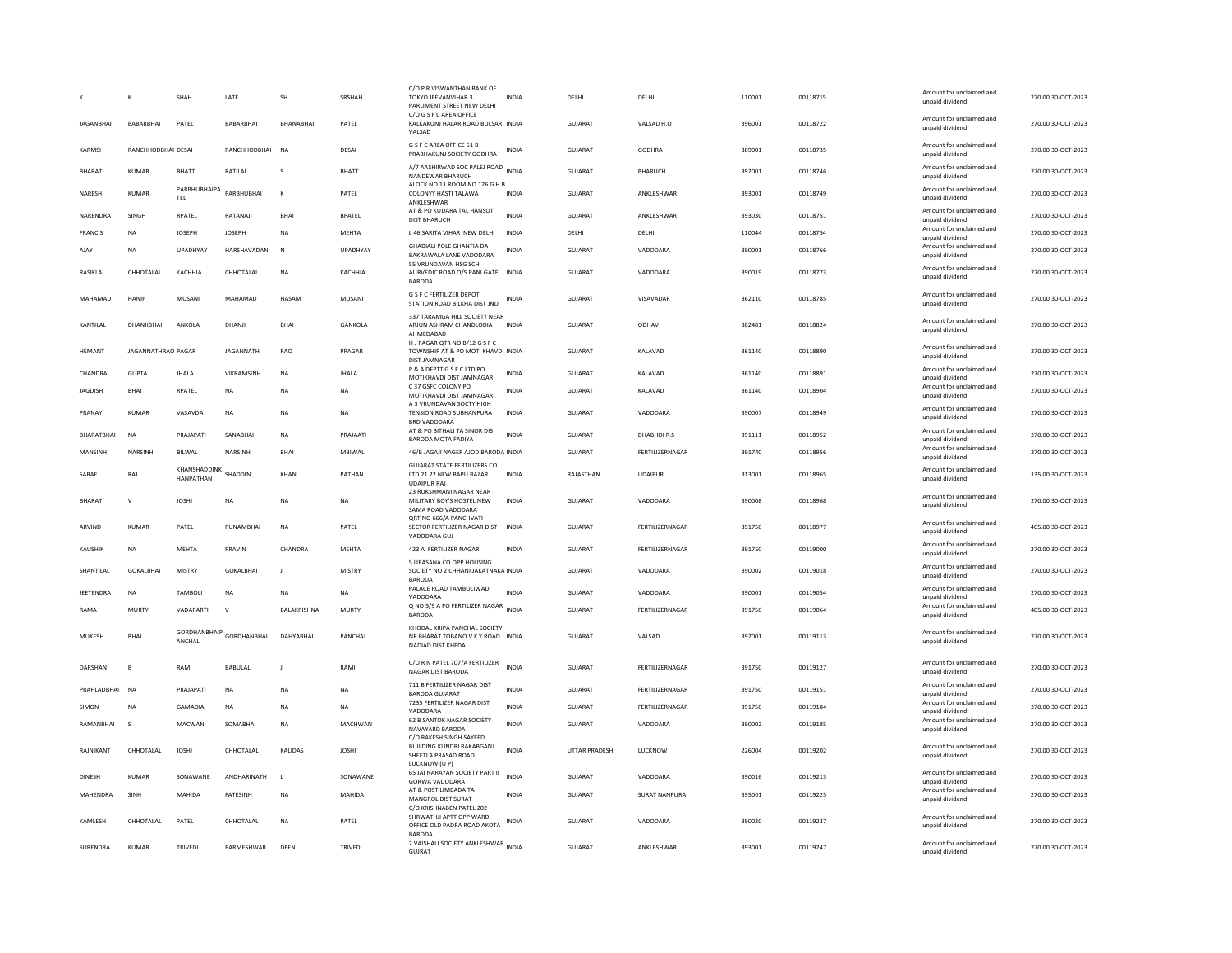| K | K | SHAH | LATE | SH | SRSHAH | C/O P R VISWANTHAN BANK OF TOKYO JEEVANVIHAR 3 PARLIMENT STREET NEW DELHI | INDIA | DELHI | DELHI | 110001 | 00118715 | Amount for unclaimed and unpaid dividend | 270.00 30-OCT-2023 |
|---|---|---|---|---|---|---|---|---|---|---|---|---|---|
| JAGANBHAI | BABARBHAI | PATEL | BABARBHAI | BHANABHAI | PATEL | C/O G S F C AREA OFFICE KALKAKUNJ HALAR ROAD BULSAR VALSAD | INDIA | GUJARAT | VALSAD H.O | 396001 | 00118722 | Amount for unclaimed and unpaid dividend | 270.00 30-OCT-2023 |
| KARMSI | RANCHHODBHAI | DESAI | RANCHHODBHAI | NA | DESAI | G S F C AREA OFFICE 51 B PRABHAKUNJ SOCIETY GODHRA | INDIA | GUJARAT | GODHRA | 389001 | 00118735 | Amount for unclaimed and unpaid dividend | 270.00 30-OCT-2023 |
| BHARAT | KUMAR | BHATT | RATILAL | S | BHATT | A/7 AASHIRWAD SOC PALEJ ROAD NANDEWAR BHARUCH | INDIA | GUJARAT | BHARUCH | 392001 | 00118746 | Amount for unclaimed and unpaid dividend | 270.00 30-OCT-2023 |
| NARESH | KUMAR | PARBHUBHAIPA TEL | PARBHUBHAI | K | PATEL | ALOCK NO 11 ROOM NO 126 G H B COLONYY HASTI TALAWA ANKLESHWAR | INDIA | GUJARAT | ANKLESHWAR | 393001 | 00118749 | Amount for unclaimed and unpaid dividend | 270.00 30-OCT-2023 |
| NARENDRA | SINGH | RPATEL | RATANAJI | BHAI | BPATEL | AT & PO KUDARA TAL HANSOT DIST BHARUCH | INDIA | GUJARAT | ANKLESHWAR | 393030 | 00118751 | Amount for unclaimed and unpaid dividend | 270.00 30-OCT-2023 |
| FRANCIS | NA | JOSEPH | JOSEPH | NA | MEHTA | L 46 SARITA VIHAR NEW DELHI | INDIA | DELHI | DELHI | 110044 | 00118754 | Amount for unclaimed and unpaid dividend | 270.00 30-OCT-2023 |
| AJAY | NA | UPADHYAY | HARSHAVADAN | N | UPADHYAY | GHADIALI POLE GHANTIA DA BAKRAWALA LANE VADODARA | INDIA | GUJARAT | VADODARA | 390001 | 00118766 | Amount for unclaimed and unpaid dividend | 270.00 30-OCT-2023 |
| RASIKLAL | CHHOTALAL | KACHHIA | CHHOTALAL | NA | KACHHIA | 55 VRUNDAVAN HSG SCH AURVEDIC ROAD O/S PANI GATE BARODA | INDIA | GUJARAT | VADODARA | 390019 | 00118773 | Amount for unclaimed and unpaid dividend | 270.00 30-OCT-2023 |
| MAHAMAD | HANIF | MUSANI | MAHAMAD | HASAM | MUSANI | G S F C FERTILIZER DEPOT STATION ROAD BILKHA DIST JND | INDIA | GUJARAT | VISAVADAR | 362110 | 00118785 | Amount for unclaimed and unpaid dividend | 270.00 30-OCT-2023 |
| KANTILAL | DHANJIBHAI | ANKOLA | DHANJI | BHAI | GANKOLA | 337 TARAMGA HILL SOCIETY NEAR ARJUN ASHRAM CHANDLODIA AHMEDABAD | INDIA | GUJARAT | ODHAV | 382481 | 00118824 | Amount for unclaimed and unpaid dividend | 270.00 30-OCT-2023 |
| HEMANT | JAGANNATHRAO | PAGAR | JAGANNATH | RAO | PPAGAR | H J PAGAR QTR NO B/12 G S F C TOWNSHIP AT & PO MOTI KHAVDI DIST JAMNAGAR | INDIA | GUJARAT | KALAVAD | 361140 | 00118890 | Amount for unclaimed and unpaid dividend | 270.00 30-OCT-2023 |
| CHANDRA | GUPTA | JHALA | VIKRAMSINH | NA | JHALA | P & A DEPTT G S F C LTD PO MOTIKHAVDI DIST JAMNAGAR | INDIA | GUJARAT | KALAVAD | 361140 | 00118891 | Amount for unclaimed and unpaid dividend | 270.00 30-OCT-2023 |
| JAGDISH | BHAI | RPATEL | NA | NA | NA | C 37 GSFC COLONY PO MOTIKHAVDI DIST JAMNAGAR | INDIA | GUJARAT | KALAVAD | 361140 | 00118904 | Amount for unclaimed and unpaid dividend | 270.00 30-OCT-2023 |
| PRANAY | KUMAR | VASAVDA | NA | NA | NA | A 3 VRUNDAVAN SOCTY HIGH TENSION ROAD SUBHANPURA BRD VADODARA | INDIA | GUJARAT | VADODARA | 390007 | 00118949 | Amount for unclaimed and unpaid dividend | 270.00 30-OCT-2023 |
| BHARATBHAI | NA | PRAJAPATI | SANABHAI | NA | PRAJAATI | AT & PO BITHALI TA SINOR DIS BARODA MOTA FADIYA | INDIA | GUJARAT | DHABHOI R.S | 391111 | 00118952 | Amount for unclaimed and unpaid dividend | 270.00 30-OCT-2023 |
| MANSINH | NARSINH | BILWAL | NARSINH | BHAI | MBIWAL | 46/B JAGAJI NAGER AJOD BARODA | INDIA | GUJARAT | FERTILIZERNAGAR | 391740 | 00118956 | Amount for unclaimed and unpaid dividend | 270.00 30-OCT-2023 |
| SARAF | RAJ | KHANSHADDINK HANPATHAN | SHADDIN | KHAN | PATHAN | GUJARAT STATE FERTILIZERS CO LTD 21 22 NEW BAPU BAZAR UDAIPUR RAJ | INDIA | RAJASTHAN | UDAIPUR | 313001 | 00118965 | Amount for unclaimed and unpaid dividend | 135.00 30-OCT-2023 |
| BHARAT | V | JOSHI | NA | NA | NA | 23 RUKSHMANI NAGAR NEAR MILITARY BOY'S HOSTEL NEW SAMA ROAD VADODARA | INDIA | GUJARAT | VADODARA | 390008 | 00118968 | Amount for unclaimed and unpaid dividend | 270.00 30-OCT-2023 |
| ARVIND | KUMAR | PATEL | PUNAMBHAI | NA | PATEL | QRT NO 666/A PANCHVATI SECTOR FERTILIZER NAGAR DIST VADODARA GUJ | INDIA | GUJARAT | FERTILIZERNAGAR | 391750 | 00118977 | Amount for unclaimed and unpaid dividend | 405.00 30-OCT-2023 |
| KAUSHIK | NA | MEHTA | PRAVIN | CHANDRA | MEHTA | 423 A FERTILIZER NAGAR | INDIA | GUJARAT | FERTILIZERNAGAR | 391750 | 00119000 | Amount for unclaimed and unpaid dividend | 270.00 30-OCT-2023 |
| SHANTILAL | GOKALBHAI | MISTRY | GOKALBHAI | J | MISTRY | 5 UPASANA CO OPP HOUSING SOCIETY NO 2 CHHANI JAKATNAKA BARODA | INDIA | GUJARAT | VADODARA | 390002 | 00119018 | Amount for unclaimed and unpaid dividend | 270.00 30-OCT-2023 |
| JEETENDRA | NA | TAMBOLI | NA | NA | NA | PALACE ROAD TAMBOLIWAD VADODARA | INDIA | GUJARAT | VADODARA | 390001 | 00119054 | Amount for unclaimed and unpaid dividend | 270.00 30-OCT-2023 |
| RAMA | MURTY | VADAPARTI | V | BALAKRISHNA | MURTY | Q NO 5/9 A PO FERTILIZER NAGAR BARODA | INDIA | GUJARAT | FERTILIZERNAGAR | 391750 | 00119064 | Amount for unclaimed and unpaid dividend | 405.00 30-OCT-2023 |
| MUKESH | BHAI | GORDHANBHAIP ANCHAL | GORDHANBHAI | DAHYABHAI | PANCHAL | KHODAL KRIPA PANCHAL SOCIETY NR BHARAT TOBANO V K Y ROAD NADIAD DIST KHEDA | INDIA | GUJARAT | VALSAD | 397001 | 00119113 | Amount for unclaimed and unpaid dividend | 270.00 30-OCT-2023 |
| DARSHAN | B | RAMI | BABULAL | J | RAMI | C/O R N PATEL 707/A FERTILIZER NAGAR DIST BARODA | INDIA | GUJARAT | FERTILIZERNAGAR | 391750 | 00119127 | Amount for unclaimed and unpaid dividend | 270.00 30-OCT-2023 |
| PRAHLADBHAI | NA | PRAJAPATI | NA | NA | NA | 711 B FERTILIZER NAGAR DIST BARODA GUJARAT | INDIA | GUJARAT | FERTILIZERNAGAR | 391750 | 00119151 | Amount for unclaimed and unpaid dividend | 270.00 30-OCT-2023 |
| SIMON | NA | GAMADIA | NA | NA | NA | 7235 FERTILIZER NAGAR DIST VADODARA | INDIA | GUJARAT | FERTILIZERNAGAR | 391750 | 00119184 | Amount for unclaimed and unpaid dividend | 270.00 30-OCT-2023 |
| RAMANBHAI | S | MACWAN | SOMABHAI | NA | MACHWAN | 62 B SANTOK NAGAR SOCIETY NAVAYARD BARODA | INDIA | GUJARAT | VADODARA | 390002 | 00119185 | Amount for unclaimed and unpaid dividend | 270.00 30-OCT-2023 |
| RAJNIKANT | CHHOTALAL | JOSHI | CHHOTALAL | KALIDAS | JOSHI | C/O RAKESH SINGH SAYEED BUILDING KUNDRI RAKABGANJ SHEETLA PRASAD ROAD LUCKNOW (U P) | INDIA | UTTAR PRADESH | LUCKNOW | 226004 | 00119202 | Amount for unclaimed and unpaid dividend | 270.00 30-OCT-2023 |
| DINESH | KUMAR | SONAWANE | ANDHARINATH | L | SONAWANE | 65 JAI NARAYAN SOCIETY PART II GORWA VADODARA | INDIA | GUJARAT | VADODARA | 390016 | 00119213 | Amount for unclaimed and unpaid dividend | 270.00 30-OCT-2023 |
| MAHENDRA | SINH | MAHIDA | FATESINH | NA | MAHIDA | AT & POST LIMBADA TA MANGROL DIST SURAT | INDIA | GUJARAT | SURAT NANPURA | 395001 | 00119225 | Amount for unclaimed and unpaid dividend | 270.00 30-OCT-2023 |
| KAMLESH | CHHOTALAL | PATEL | CHHOTALAL | NA | PATEL | C/O KRISHNABEN PATEL 202 SHRWATHJI APTT OPP WARD OFFICE OLD PADRA ROAD AKOTA BARODA | INDIA | GUJARAT | VADODARA | 390020 | 00119237 | Amount for unclaimed and unpaid dividend | 270.00 30-OCT-2023 |
| SURENDRA | KUMAR | TRIVEDI | PARMESHWAR | DEEN | TRIVEDI | 2 VAISHALI SOCIETY ANKLESHWAR GUJRAT | INDIA | GUJARAT | ANKLESHWAR | 393001 | 00119247 | Amount for unclaimed and unpaid dividend | 270.00 30-OCT-2023 |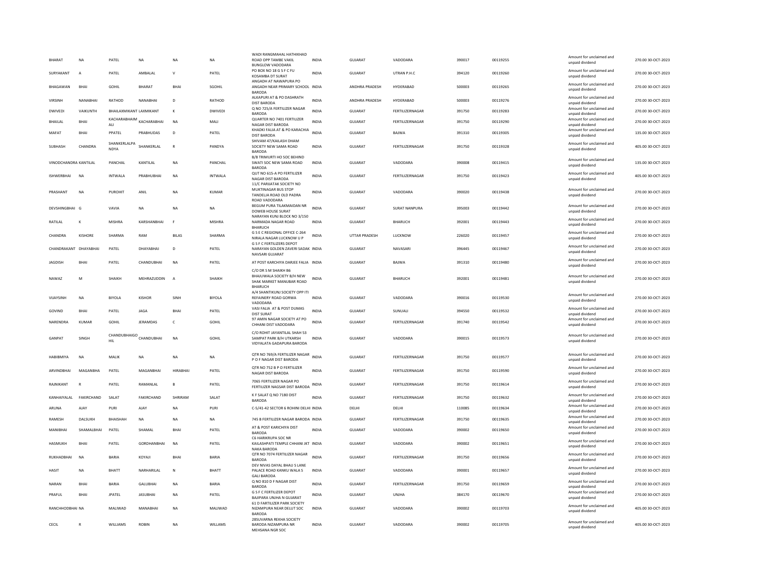| BHARAT | NA | PATEL | NA | NA | NA | WADI RANGMAHAL HATHIKHAD ROAD OPP TAMBE VAKIL BUNGLOW VADODARA | INDIA | GUJARAT | VADODARA | 390017 | 00119255 | Amount for unclaimed and unpaid dividend | 270.00 30-OCT-2023 |
|---|---|---|---|---|---|---|---|---|---|---|---|---|---|
| SURYAKANT | A | PATEL | AMBALAL | V | PATEL | PO BOX NO 18 G S F C FU KOSAMBA DT SURAT | INDIA | GUJARAT | UTRAN P.H.C | 394120 | 00119260 | Amount for unclaimed and unpaid dividend | 270.00 30-OCT-2023 |
| BHAGAWAN | BHAI | GOHIL | BHARAT | BHAI | SGOHIL | ANGADH AT NAWAPURA PO ANGADH NEAR PRIMARY SCHOOL BARODA | INDIA | ANDHRA PRADESH | HYDERABAD | 500003 | 00119265 | Amount for unclaimed and unpaid dividend | 270.00 30-OCT-2023 |
| VIRSINH | NANABHAI | RATHOD | NANABHAI | D | RATHOD | ALKAPURI AT & PO DASHRATH DIST BARODA | INDIA | ANDHRA PRADESH | HYDERABAD | 500003 | 00119276 | Amount for unclaimed and unpaid dividend | 270.00 30-OCT-2023 |
| DWIVEDI | VAIKUNTH | BHAILAXMIKANT LAXMIKANT | | K | DWIVEDI | Q NO 725/A FERTILIZER NAGAR BARODA | INDIA | GUJARAT | FERTILIZERNAGAR | 391750 | 00119283 | Amount for unclaimed and unpaid dividend | 270.00 30-OCT-2023 |
| BHAILAL | BHAI | KACHARABHAIM ALI | KACHARABHAI | NA | MALI | QUARTER NO 7401 FERTILIZER NAGAR DIST BARODA | INDIA | GUJARAT | FERTILIZERNAGAR | 391750 | 00119290 | Amount for unclaimed and unpaid dividend | 270.00 30-OCT-2023 |
| MAFAT | BHAI | PPATEL | PRABHUDAS | D | PATEL | KHADKI FALIA AT & PO KARACHIA DIST BARODA | INDIA | GUJARAT | BAJWA | 391310 | 00119305 | Amount for unclaimed and unpaid dividend | 135.00 30-OCT-2023 |
| SUBHASH | CHANDRA | SHANKERLALPA NDYA | SHANKERLAL | R | PANDYA | SHIVAM 47/KAILASH DHAM SOCIETY NEW SAMA ROAD BARODA | INDIA | GUJARAT | FERTILIZERNAGAR | 391750 | 00119328 | Amount for unclaimed and unpaid dividend | 405.00 30-OCT-2023 |
| VINODCHANDRA | KANTILAL | PANCHAL | KANTILAL | NA | PANCHAL | B/8 TRIMURTI HO SOC BEHIND SWATI SOC NEW SAMA ROAD BARODA | INDIA | GUJARAT | VADODARA | 390008 | 00119415 | Amount for unclaimed and unpaid dividend | 135.00 30-OCT-2023 |
| ISHWERBHAI | NA | INTWALA | PRABHUBHAI | NA | INTWALA | QUT NO 615-A PO FERTILIZER NAGAR DIST BARODA | INDIA | GUJARAT | FERTILIZERNAGAR | 391750 | 00119423 | Amount for unclaimed and unpaid dividend | 405.00 30-OCT-2023 |
| PRASHANT | NA | PUROHIT | ANIL | NA | KUMAR | 11/C PARIJATAK SOCIETY NO MUKTINAGAR BUS STOP TANDELJA ROAD OLD PADRA ROAD VADODARA | INDIA | GUJARAT | VADODARA | 390020 | 00119438 | Amount for unclaimed and unpaid dividend | 270.00 30-OCT-2023 |
| DEVSHINGBHAI | G | VAVIA | NA | NA | NA | BEGUM PURA TILAKMAIDAN NR DOWEB HOUSE SURAT | INDIA | GUJARAT | SURAT NANPURA | 395003 | 00119442 | Amount for unclaimed and unpaid dividend | 270.00 30-OCT-2023 |
| RATILAL | K | MISHRA | KARSHANBHAI | F | MISHRA | NARAYAN KUNJ BLOCK NO 3/150 NARMADA NAGAR ROAD BHARUCH | INDIA | GUJARAT | BHARUCH | 392001 | 00119443 | Amount for unclaimed and unpaid dividend | 270.00 30-OCT-2023 |
| CHANDRA | KISHORE | SHARMA | RAM | BILAS | SHARMA | G S E C REGIONAL OFFICE C-264 NIRALA NAGAR LUCKNOW U P | INDIA | UTTAR PRADESH | LUCKNOW | 226020 | 00119457 | Amount for unclaimed and unpaid dividend | 270.00 30-OCT-2023 |
| CHANDRAKANT | DHAYABHAI | PATEL | DHAYABHAI | D | PATEL | G S F C FERTILIZERS DEPOT NARAYAN GOLDEN ZAVERI SADAK NAVSARI GUJARAT | INDIA | GUJARAT | NAVASARI | 396445 | 00119467 | Amount for unclaimed and unpaid dividend | 270.00 30-OCT-2023 |
| JAGDISH | BHAI | PATEL | CHANDUBHAI | NA | PATEL | AT POST KARCHIYA DARJEE FALIA | INDIA | GUJARAT | BAJWA | 391310 | 00119480 | Amount for unclaimed and unpaid dividend | 270.00 30-OCT-2023 |
| NAWAZ | M | SHAIKH | MEHRAZUDDIN | A | SHAIKH | C/O DR S M SHAIKH B6 BHAJUWALA SOCIETY B/H NEW SHAK MARKET MANUBAR ROAD BHARUCH | INDIA | GUJARAT | BHARUCH | 392001 | 00119481 | Amount for unclaimed and unpaid dividend | 270.00 30-OCT-2023 |
| VIJAYSINH | NA | BIYOLA | KISHOR | SINH | BIYOLA | A/4 SHANTIKUNJ SOCIETY OPP ITI REFAINERY ROAD GORWA VADODARA | INDIA | GUJARAT | VADODARA | 390016 | 00119530 | Amount for unclaimed and unpaid dividend | 270.00 30-OCT-2023 |
| GOVIND | BHAI | PATEL | JAGA | BHAI | PATEL | VASI FALIA AT & POST DUMAS DIST SURAT | INDIA | GUJARAT | SUNUALI | 394550 | 00119532 | Amount for unclaimed and unpaid dividend | 270.00 30-OCT-2023 |
| NARENDRA | KUMAR | GOHIL | JERAMDAS | C | GOHIL | 97 AMIN NAGAR SOCIETY AT PO CHHANI DIST VADODARA | INDIA | GUJARAT | FERTILIZERNAGAR | 391740 | 00119542 | Amount for unclaimed and unpaid dividend | 270.00 30-OCT-2023 |
| GANPAT | SINGH | CHANDUBHAIGO HIL | CHANDUBHAI | NA | GOHIL | C/O ROHIT JAYANTILAL SHAH 53 SAMPAT PARK B/H UTKARSH VIDYALATA GADAPURA BARODA | INDIA | GUJARAT | VADODARA | 390015 | 00119573 | Amount for unclaimed and unpaid dividend | 270.00 30-OCT-2023 |
| HABIBMIYA | NA | MALIK | NA | NA | NA | QTR NO 769/A FERTILIZER NAGAR P O F NAGAR DIST BARODA | INDIA | GUJARAT | FERTILIZERNAGAR | 391750 | 00119577 | Amount for unclaimed and unpaid dividend | 270.00 30-OCT-2023 |
| ARVINDBHAI | MAGANBHA | PATEL | MAGANBHAI | HIRABHAI | PATEL | QTR NO 752 B P O FERTILIZER NAGAR DIST BARODA | INDIA | GUJARAT | FERTILIZERNAGAR | 391750 | 00119590 | Amount for unclaimed and unpaid dividend | 270.00 30-OCT-2023 |
| RAJNIKANT | R | PATEL | RAMANLAL | B | PATEL | 7065 FERTILIZER NAGAR PO FERTILIZER NAGSAR DIST BARODA | INDIA | GUJARAT | FERTILIZERNAGAR | 391750 | 00119614 | Amount for unclaimed and unpaid dividend | 270.00 30-OCT-2023 |
| KANHAIYALAL | FAKIRCHAND | SALAT | FAKIRCHAND | SHRIRAM | SALAT | K F SALAT Q NO 7180 DIST BARODA | INDIA | GUJARAT | FERTILIZERNAGAR | 391750 | 00119632 | Amount for unclaimed and unpaid dividend | 270.00 30-OCT-2023 |
| ARUNA | AJAY | PURI | AJAY | NA | PURI | C-5/41-42 SECTOR 6 ROHINI DELHI | INDIA | DELHI | DELHI | 110085 | 00119634 | Amount for unclaimed and unpaid dividend | 270.00 30-OCT-2023 |
| RAMESH | DALSUKH | BHAISHAH | NA | NA | NA | 745 B FERTILIZER NAGAR BARODA | INDIA | GUJARAT | FERTILIZERNAGAR | 391750 | 00119635 | Amount for unclaimed and unpaid dividend | 270.00 30-OCT-2023 |
| MANIBHAI | SHAMALBHAI | PATEL | SHAMAL | BHAI | PATEL | AT & POST KARICHIYA DIST BARODA | INDIA | GUJARAT | VADODARA | 390002 | 00119650 | Amount for unclaimed and unpaid dividend | 270.00 30-OCT-2023 |
| HASMUKH | BHAI | PATEL | GORDHANBHAI | NA | PATEL | C6 HARIKRUPA SOC NR KAILASHPATI TEMPLE CHHANI JKT NAKA BARODA | INDIA | GUJARAT | VADODARA | 390002 | 00119651 | Amount for unclaimed and unpaid dividend | 270.00 30-OCT-2023 |
| RUKHADBHAI | NA | BARIA | KOYAJI | BHAI | BARIA | QTR NO 7074 FERTILIZER NAGAR BARODA | INDIA | GUJARAT | FERTILIZERNAGAR | 391750 | 00119656 | Amount for unclaimed and unpaid dividend | 270.00 30-OCT-2023 |
| HASIT | NA | BHATT | NARHARILAL | N | BHATT | DEV NIVAS DAYAL BHAU S LANE PALACE ROAD KANKU WALA S GALI BARODA | INDIA | GUJARAT | VADODARA | 390001 | 00119657 | Amount for unclaimed and unpaid dividend | 270.00 30-OCT-2023 |
| NARAN | BHAI | BARIA | GALUBHAI | NA | BARIA | Q NO 810 D F NAGAR DIST BARODA | INDIA | GUJARAT | FERTILIZERNAGAR | 391750 | 00119659 | Amount for unclaimed and unpaid dividend | 270.00 30-OCT-2023 |
| PRAFUL | BHAI | JPATEL | JASUBHAI | NA | PATEL | G S F C FERTILIZER DEPOT BAJIPARA UNJHA N GUJARAT | INDIA | GUJARAT | UNJHA | 384170 | 00119670 | Amount for unclaimed and unpaid dividend | 270.00 30-OCT-2023 |
| RANCHHODBHAI | NA | MALIWAD | MANABHAI | NA | MALIWAD | 61 D FARTILIZER PARK SOCIETY NIZAMPURA NEAR DELUT SOC BARODA | INDIA | GUJARAT | VADODARA | 390002 | 00119703 | Amount for unclaimed and unpaid dividend | 405.00 30-OCT-2023 |
| CECIL | R | WILLIAMS | ROBIN | NA | WILLAMS | 28SUVARNA REKHA SOCIETY BARODA NIZAMPURA NR MEHSANA NGR SOC | INDIA | GUJARAT | VADODARA | 390002 | 00119705 | Amount for unclaimed and unpaid dividend | 405.00 30-OCT-2023 |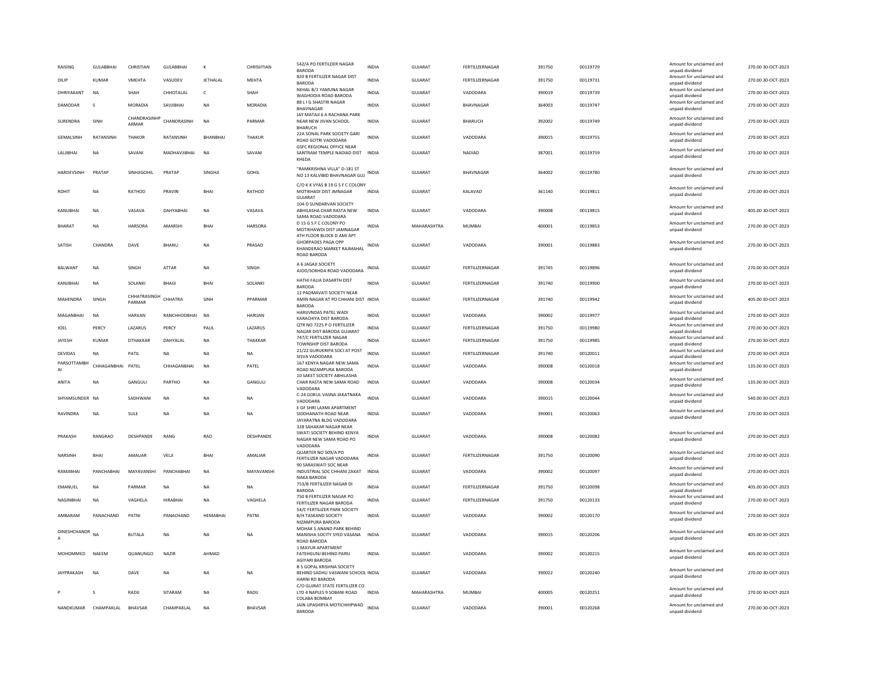| | | | | | | | | | | | | | | |
|---|---|---|---|---|---|---|---|---|---|---|---|---|---|---|
| RAISING | GULABBHAI | CHRISTIAN | GULABBHAI | K | CHRISHTIAN | 542/A PO FERTILDER NAGAR BARODA | INDIA | GUJARAT | FERTILIZERNAGAR | 391750 | 00119729 | Amount for unclaimed and unpaid dividend | 270.00 | 30-OCT-2023 |
| DILIP | KUMAR | VMEHTA | VASUDEV | JETHALAL | MEHTA | 820 B FERTILIZER NAGAR DIST BARODA | INDIA | GUJARAT | FERTILIZERNAGAR | 391750 | 00119731 | Amount for unclaimed and unpaid dividend | 270.00 | 30-OCT-2023 |
| DHRIYAKANT | NA | SHAH | CHHOTALAL | C | SHAH | NEHAL B/1 YAMUNA NAGAR WAGHODIA ROAD BARODA | INDIA | GUJARAT | VADODARA | 390019 | 00119739 | Amount for unclaimed and unpaid dividend | 270.00 | 30-OCT-2023 |
| DAMODAR | S | MORADIA | SAVJIBHAI | NA | MORADIA | 88 L I G SHASTRI NAGAR BHAVNAGAR | INDIA | GUJARAT | BHAVNAGAR | 364003 | 00119747 | Amount for unclaimed and unpaid dividend | 270.00 | 30-OCT-2023 |
| SURENDRA | SINH | CHANDRASINHP ARMAR | CHANDRASINH | NA | PARMAR | JAY MATAJI 6 A RACHANA PARK NEAR NEW JIVAN SCHOOL BHARUCH | INDIA | GUJARAT | BHARUCH | 392002 | 00119749 | Amount for unclaimed and unpaid dividend | 270.00 | 30-OCT-2023 |
| GEMALSINH | RATANSINH | THAKOR | RATANSINH | BHANBHAI | THAKUR | 22A SONAL PARK SOCIETY GARI ROAD GOTRI VADODARA | INDIA | GUJARAT | VADODARA | 390015 | 00119755 | Amount for unclaimed and unpaid dividend | 270.00 | 30-OCT-2023 |
| LALJIBHAI | NA | SAVANI | MADHAVJIBHAI | NA | SAVANI | GSFC REGIONAL OFFICE NEAR SANTRAM TEMPLE NADIAD DIST KHEDA | INDIA | GUJARAT | NADIAD | 387001 | 00119759 | Amount for unclaimed and unpaid dividend | 270.00 | 30-OCT-2023 |
| HARDEVSINH | PRATAP | SINHJIGOHIL | PRATAP | SINGHJI | GOHIL | "RAMKRISHNA VILLA" D-181 ST NO 13 KALVIBID BHAVNAGAR GUJ | INDIA | GUJARAT | BHAVNAGAR | 364002 | 00119780 | Amount for unclaimed and unpaid dividend | 270.00 | 30-OCT-2023 |
| ROHIT | NA | RATHOD | PRAVIN | BHAI | RATHOD | C/O K K VYAS B 19 G S F C COLONY MOTIKHADI DIST JMNAGAR GUJARAT | INDIA | GUJARAT | KALAVAD | 361140 | 00119811 | Amount for unclaimed and unpaid dividend | 270.00 | 30-OCT-2023 |
| KANUBHAI | NA | VASAVA | DAHYABHAI | NA | VASAVA | 104-D SUNDARVAN SOCIETY ABHILASHA CHAR RASTA NEW SAMA ROAD VADODARA | INDIA | GUJARAT | VADODARA | 390008 | 00119815 | Amount for unclaimed and unpaid dividend | 405.00 | 30-OCT-2023 |
| BHARAT | NA | HARSORA | AMARSHI | BHAI | HARSORA | D 15 G S F C COLONY PO MOTIKHAWDI DIST JAMNAGAR | INDIA | MAHARASHTRA | MUMBAI | 400001 | 00119853 | Amount for unclaimed and unpaid dividend | 270.00 | 30-OCT-2023 |
| SATISH | CHANDRA | DAVE | BHANU | NA | PRASAD | 4TH FLOOR BLOCK D AMI APT GHORPADES PAGA OPP KHANDERAO MARKET RAJMAHAL ROAD BARODA | INDIA | GUJARAT | VADODARA | 390001 | 00119883 | Amount for unclaimed and unpaid dividend | 270.00 | 30-OCT-2023 |
| BALWANT | NA | SINGH | ATTAR | NA | SINGH | A 6 JAGAJI SOCIETY AJOD/SOKHDA ROAD VADODARA | INDIA | GUJARAT | FERTILIZERNAGAR | 391745 | 00119896 | Amount for unclaimed and unpaid dividend | 270.00 | 30-OCT-2023 |
| KANJIBHAI | NA | SOLANKI | BHAIJI | BHAI | SOLANKI | HATHI FALIA DASARTH DIST BARODA | INDIA | GUJARAT | FERTILIZERNAGAR | 391740 | 00119900 | Amount for unclaimed and unpaid dividend | 270.00 | 30-OCT-2023 |
| MAHENDRA | SINGH | CHHATRASINGH PARMAR | CHHATRA | SINH | PPARMAR | 12 PADMAVATI SOCIETY NEAR AMIN NAGAR AT PO CHHANI DIST BARODA | INDIA | GUJARAT | FERTILIZERNAGAR | 391740 | 00119942 | Amount for unclaimed and unpaid dividend | 405.00 | 30-OCT-2023 |
| MAGANBHAI | NA | HARIJAN | RANCHHODBHAI | NA | HARIJAN | HARIJVNDAS PATEL WADI KARACHIYA DIST BARODA | INDIA | GUJARAT | VADODARA | 390002 | 00119977 | Amount for unclaimed and unpaid dividend | 270.00 | 30-OCT-2023 |
| JOEL | PERCY | LAZARUS | PERCY | PAUL | LAZARUS | QTR NO 7225 P O FERTILIZER NAGAR DIST BARODA GUJARAT | INDIA | GUJARAT | FERTILIZERNAGAR | 391750 | 00119980 | Amount for unclaimed and unpaid dividend | 270.00 | 30-OCT-2023 |
| JAYESH | KUMAR | DTHAKKAR | DAHYALAL | NA | THAKKAR | 747/C FERTILIZER NAGAR TOWNSHIP DIST BARODA | INDIA | GUJARAT | FERTILIZERNAGAR | 391750 | 00119985 | Amount for unclaimed and unpaid dividend | 270.00 | 30-OCT-2023 |
| DEVIDAS | NA | PATIL | NA | NA | NA | 21/22 GURUKRIPA SOCI AT POST SISVA VADODARA | INDIA | GUJARAT | FERTILIZERNAGAR | 391740 | 00120011 | Amount for unclaimed and unpaid dividend | 270.00 | 30-OCT-2023 |
| PARSOTTAMBH AI | CHHAGANBHAI | PATEL | CHHAGANBHAI | NA | PATEL | 167 KENYA NAGAR NEW SAMA ROAD NIZAMPURA BARODA | INDIA | GUJARAT | VADODARA | 390008 | 00120018 | Amount for unclaimed and unpaid dividend | 135.00 | 30-OCT-2023 |
| ANITA | NA | GANGULI | PARTHO | NA | GANGULI | 10 SAKET SOCIETY ABHILASHA CHAR RASTA NEW SAMA ROAD VADODARA | INDIA | GUJARAT | VADODARA | 390008 | 00120034 | Amount for unclaimed and unpaid dividend | 135.00 | 30-OCT-2023 |
| SHYAMSUNDER | NA | SADHWANI | NA | NA | NA | C-24 GOKUL VASNA JAKATNAKA VADODARA | INDIA | GUJARAT | VADODARA | 390015 | 00120044 | Amount for unclaimed and unpaid dividend | 540.00 | 30-OCT-2023 |
| RAVINDRA | NA | SULE | NA | NA | NA | E GF SHRI LAXMI APARTMENT SIDDHANATH ROAD NEAR JAYARATNA BLDG VADODARA | INDIA | GUJARAT | VADODARA | 390001 | 00120063 | Amount for unclaimed and unpaid dividend | 270.00 | 30-OCT-2023 |
| PRAKASH | RANGRAO | DESHPANDE | RANG | RAO | DESHPANDE | 328 SAHAKAR NAGAR NEAR SWATI SOCIETY BEHIND KENYA NAGAR NEW SAMA ROAD PO VADODARA | INDIA | GUJARAT | VADODARA | 390008 | 00120082 | Amount for unclaimed and unpaid dividend | 270.00 | 30-OCT-2023 |
| NARSINH | BHAI | AMAUAR | VELJI | BHAI | AMALIAR | QUARTER NO 509/A PO FERTILIZER NAGAR VADODARA | INDIA | GUJARAT | FERTILIZERNAGAR | 391750 | 00120090 | Amount for unclaimed and unpaid dividend | 270.00 | 30-OCT-2023 |
| RAMJIBHAI | PANCHABHAI | MAYAVANSHI | PANCHABHAI | NA | MAYAVANSHI | 90 SARASWATI SOC NEAR INDUSTRIAL SOC CHHANI ZAKAT NAKA BARODA | INDIA | GUJARAT | VADODARA | 390002 | 00120097 | Amount for unclaimed and unpaid dividend | 270.00 | 30-OCT-2023 |
| EMANUEL | NA | PARMAR | NA | NA | NA | 753/B FERTILIZER NAGAR DI BARODA | INDIA | GUJARAT | FERTILIZERNAGAR | 391750 | 00120098 | Amount for unclaimed and unpaid dividend | 405.00 | 30-OCT-2023 |
| NAGINBHAI | NA | VAGHELA | HIRABHAI | NA | VAGHELA | 750 B FERTILIZER NAGAR PO FERTILIZER NAGAR BARODA | INDIA | GUJARAT | FERTILIZERNAGAR | 391750 | 00120133 | Amount for unclaimed and unpaid dividend | 270.00 | 30-OCT-2023 |
| AMBARAM | PANACHAND | PATNI | PANACHAND | HEMABHAI | PATNI | 54/C FERTILIZER PARK SOCIETY B/H TASKAND SOCIETY NIZAMPURA BARODA | INDIA | GUJARAT | VADODARA | 390002 | 00120170 | Amount for unclaimed and unpaid dividend | 270.00 | 30-OCT-2023 |
| DINESHCHANDR A | NA | BUTALA | NA | NA | NA | MOHAK 5 ANAND PARK BEHIND MANISHA SOCITY SYED VASANA ROAD BARODA | INDIA | GUJARAT | VADODARA | 390015 | 00120206 | Amount for unclaimed and unpaid dividend | 405.00 | 30-OCT-2023 |
| MOHOMMED | NAEEM | QUANUNGO | NAZIR | AHMAD | | 1 MAYUR APARTMENT FATEHGUNJ BEHIND PARSI AGIYARI BARODA | INDIA | GUJARAT | VADODARA | 390002 | 00120215 | Amount for unclaimed and unpaid dividend | 405.00 | 30-OCT-2023 |
| JAYPRAKASH | NA | DAVE | NA | NA | NA | B 5 GOPAL KRISHNA SOCIETY BEHIND SADHU VASWANI SCHOOL HARNI RD BARODA | INDIA | GUJARAT | VADODARA | 390022 | 00120240 | Amount for unclaimed and unpaid dividend | 270.00 | 30-OCT-2023 |
| P | S | RADIJ | SITARAM | NA | RADIJ | C/O GUJRAT STATE FERTILIZER CO LTD 4 NAPLES 9 SOBANI ROAD COLABA BOMBAY | INDIA | MAHARASHTRA | MUMBAI | 400005 | 00120251 | Amount for unclaimed and unpaid dividend | 270.00 | 30-OCT-2023 |
| NANDKUMAR | CHAMPAKLAL | BHAVSAR | CHAMPAKLAL | NA | BHAVSAR | JAIN UPASHRYA MOTICHHIPWAD BARODA | INDIA | GUJARAT | VADODARA | 390001 | 00120268 | Amount for unclaimed and unpaid dividend | 270.00 | 30-OCT-2023 |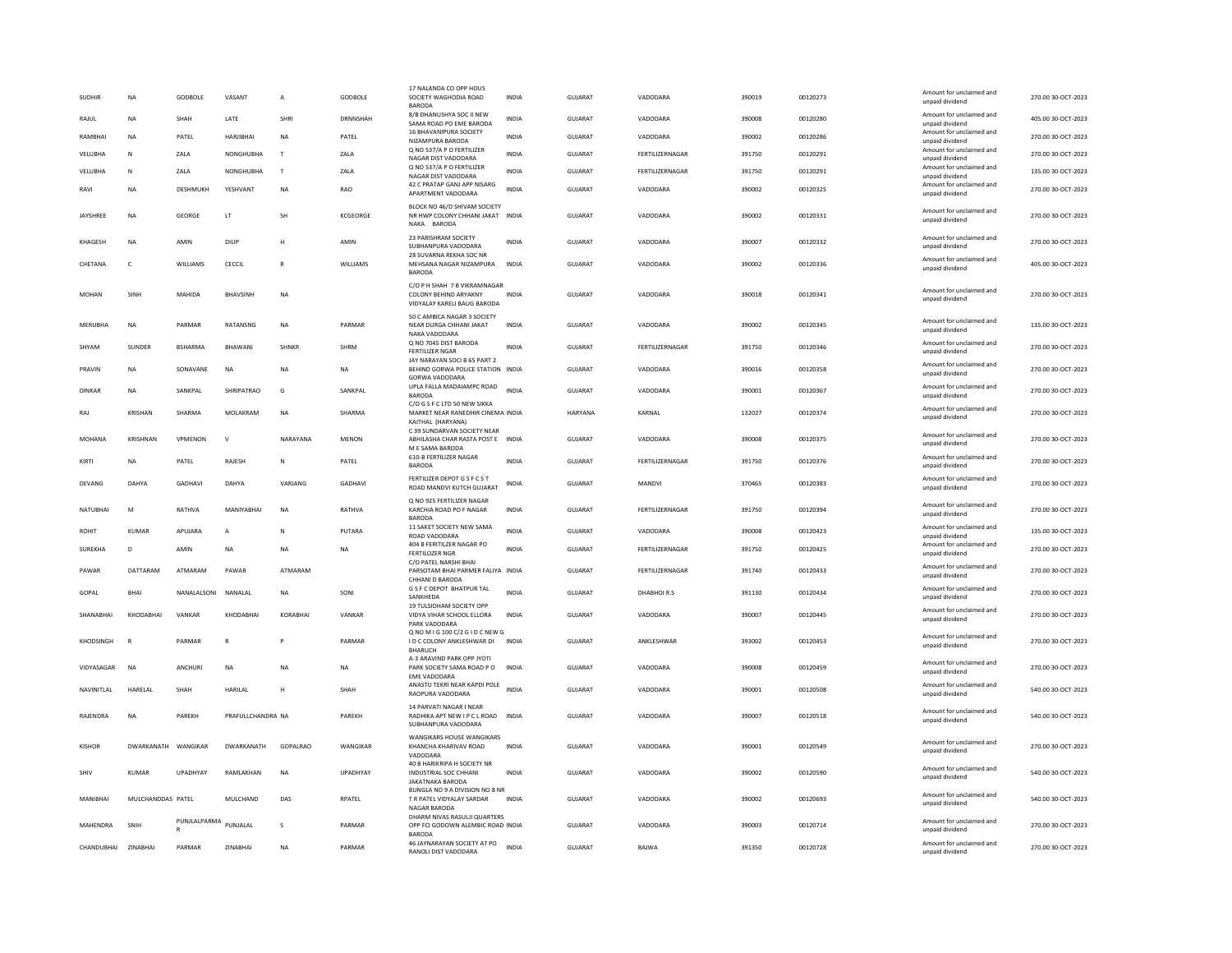| | | | | | | | | | | | | | |
|---|---|---|---|---|---|---|---|---|---|---|---|---|---|
| SUDHIR | NA | GODBOLE | VASANT | A | GODBOLE | 17 NALANDA CO OPP HOUS SOCIETY WAGHODIA ROAD BARODA | INDIA | GUJARAT | VADODARA | 390019 | 00120273 | Amount for unclaimed and unpaid dividend | 270.00 30-OCT-2023 |
| RAJUL | NA | SHAH | LATE | SHRI | DRNNSHAH | 8/B DHANUSHYA SOC II NEW SAMA ROAD PO EME BARODA | INDIA | GUJARAT | VADODARA | 390008 | 00120280 | Amount for unclaimed and unpaid dividend | 405.00 30-OCT-2023 |
| RAMBHAI | NA | PATEL | HARJIBHAI | NA | PATEL | 16 BHAVANIPURA SOCIETY NIZAMPURA BARODA | INDIA | GUJARAT | VADODARA | 390002 | 00120286 | Amount for unclaimed and unpaid dividend | 270.00 30-OCT-2023 |
| VELUBHA | N | ZALA | NONGHUBHA | T | ZALA | Q NO 537/A P O FERTILIZER NAGAR DIST VADODARA | INDIA | GUJARAT | FERTILIZERNAGAR | 391750 | 00120291 | Amount for unclaimed and unpaid dividend | 270.00 30-OCT-2023 |
| VELUBHA | N | ZALA | NONGHUBHA | T | ZALA | Q NO 537/A P O FERTILIZER NAGAR DIST VADODARA | INDIA | GUJARAT | FERTILIZERNAGAR | 391750 | 00120291 | Amount for unclaimed and unpaid dividend | 135.00 30-OCT-2023 |
| RAVI | NA | DESHMUKH | YESHVANT | NA | RAO | 42 C PRATAP GANJ APP NISARG APARTMENT VADODARA | INDIA | GUJARAT | VADODARA | 390002 | 00120325 | Amount for unclaimed and unpaid dividend | 270.00 30-OCT-2023 |
| JAYSHREE | NA | GEORGE | LT | SH | KCGEORGE | BLOCK NO 46/D SHIVAM SOCIETY NR HWP COLONY CHHANI JAKAT NAKA BARODA | INDIA | GUJARAT | VADODARA | 390002 | 00120331 | Amount for unclaimed and unpaid dividend | 270.00 30-OCT-2023 |
| KHAGESH | NA | AMIN | DILIP | H | AMIN | 23 PARISHRAM SOCIETY SUBHANPURA VADODARA | INDIA | GUJARAT | VADODARA | 390007 | 00120332 | Amount for unclaimed and unpaid dividend | 270.00 30-OCT-2023 |
| CHETANA | C | WILLIAMS | CECCIL | R | WILLIAMS | 28 SUVARNA REKHA SOC NR MEHSANA NAGAR NIZAMPURA BARODA | INDIA | GUJARAT | VADODARA | 390002 | 00120336 | Amount for unclaimed and unpaid dividend | 405.00 30-OCT-2023 |
| MOHAN | SINH | MAHIDA | BHAVSINH | NA | | C/O P H SHAH 7 B VIKRAMNAGAR COLONY BEHIND ARYAKNY VIDYALAY KARELI BAUG BARODA | INDIA | GUJARAT | VADODARA | 390018 | 00120341 | Amount for unclaimed and unpaid dividend | 270.00 30-OCT-2023 |
| MERUBHA | NA | PARMAR | RATANSNG | NA | PARMAR | 50 C AMBICA NAGAR 3 SOCIETY NEAR DURGA CHHANI JAKAT NAKA VADODARA | INDIA | GUJARAT | VADODARA | 390002 | 00120345 | Amount for unclaimed and unpaid dividend | 135.00 30-OCT-2023 |
| SHYAM | SUNDER | BSHARMA | BHAWANI | SHNKR | SHRM | Q NO 7045 DIST BARODA FERTILIZER NGAR | INDIA | GUJARAT | FERTILIZERNAGAR | 391750 | 00120346 | Amount for unclaimed and unpaid dividend | 270.00 30-OCT-2023 |
| PRAVIN | NA | SONAVANE | NA | NA | NA | JAY NARAYAN SOCI B 65 PART 2 BEHIND GORWA POLICE STATION GORWA VADODARA | INDIA | GUJARAT | VADODARA | 390016 | 00120358 | Amount for unclaimed and unpaid dividend | 270.00 30-OCT-2023 |
| DINKAR | NA | SANKPAL | SHRIPATRAO | G | SANKPAL | UPLA FALLA MADAIAMPC ROAD BARODA | INDIA | GUJARAT | VADODARA | 390001 | 00120367 | Amount for unclaimed and unpaid dividend | 270.00 30-OCT-2023 |
| RAJ | KRISHAN | SHARMA | MOLAKRAM | NA | SHARMA | C/O G S F C LTD 50 NEW SIKKA MARKET NEAR RANEDHIR CINEMA KAITHAL (HARYANA) | INDIA | HARYANA | KARNAL | 132027 | 00120374 | Amount for unclaimed and unpaid dividend | 270.00 30-OCT-2023 |
| MOHANA | KRISHNAN | VPMENON | V | NARAYANA | MENON | C 39 SUNDARVAN SOCIETY NEAR ABHILASHA CHAR RASTA POST E M E SAMA BARODA | INDIA | GUJARAT | VADODARA | 390008 | 00120375 | Amount for unclaimed and unpaid dividend | 270.00 30-OCT-2023 |
| KIRTI | NA | PATEL | RAJESH | N | PATEL | 610-B FERTILIZER NAGAR BARODA | INDIA | GUJARAT | FERTILIZERNAGAR | 391750 | 00120376 | Amount for unclaimed and unpaid dividend | 270.00 30-OCT-2023 |
| DEVANG | DAHYA | GADHAVI | DAHYA | VARJANG | GADHAVI | FERTILIZER DEPOT G S F C S T ROAD MANDVI KUTCH GUJARAT | INDIA | GUJARAT | MANDVI | 370465 | 00120383 | Amount for unclaimed and unpaid dividend | 270.00 30-OCT-2023 |
| NATUBHAI | M | RATHVA | MANIYABHAI | NA | RATHVA | Q NO 925 FERTILIZER NAGAR KARCHIA ROAD PO F NAGAR BARODA | INDIA | GUJARAT | FERTILIZERNAGAR | 391750 | 00120394 | Amount for unclaimed and unpaid dividend | 270.00 30-OCT-2023 |
| ROHIT | KUMAR | APUJARA | A | N | PUTARA | 11 SAKET SOCIETY NEW SAMA ROAD VADODARA | INDIA | GUJARAT | VADODARA | 390008 | 00120423 | Amount for unclaimed and unpaid dividend | 135.00 30-OCT-2023 |
| SUREKHA | D | AMIN | NA | NA | NA | 404 B FERITILZER NAGAR PO FERTILOZER NGR | INDIA | GUJARAT | FERTILIZERNAGAR | 391750 | 00120425 | Amount for unclaimed and unpaid dividend | 270.00 30-OCT-2023 |
| PAWAR | DATTARAM | ATMARAM | PAWAR | ATMARAM | | C/O PATEL NARSHI BHAI PARSOTAM BHAI PARMER FALIYA CHHANI D BARODA | INDIA | GUJARAT | FERTILIZERNAGAR | 391740 | 00120433 | Amount for unclaimed and unpaid dividend | 270.00 30-OCT-2023 |
| GOPAL | BHAI | NANALALSONI | NANALAL | NA | SONI | G S F C DEPOT BHATPUR TAL SANKHEDA | INDIA | GUJARAT | DHABHOI R.S | 391130 | 00120434 | Amount for unclaimed and unpaid dividend | 270.00 30-OCT-2023 |
| SHANABHAI | KHODABHAI | VANKAR | KHODABHAI | KORABHAI | VANKAR | 19 TULSIDHAM SOCIETY OPP VIDYA VIHAR SCHOOL ELLORA PARK VADODARA | INDIA | GUJARAT | VADODARA | 390007 | 00120445 | Amount for unclaimed and unpaid dividend | 270.00 30-OCT-2023 |
| KHODSINGH | R | PARMAR | R | P | PARMAR | Q NO M I G 100 C/2 G I D C NEW G I D C COLONY ANKLESHWAR DI BHARUCH | INDIA | GUJARAT | ANKLESHWAR | 393002 | 00120453 | Amount for unclaimed and unpaid dividend | 270.00 30-OCT-2023 |
| VIDYASAGAR | NA | ANCHURI | NA | NA | NA | A-3 ARAVIND PARK OPP JYOTI PARK SOCIETY SAMA ROAD P O EME VADODARA | INDIA | GUJARAT | VADODARA | 390008 | 00120459 | Amount for unclaimed and unpaid dividend | 270.00 30-OCT-2023 |
| NAVINITLAL | HARELAL | SHAH | HARILAL | H | SHAH | ANASTU TEKRI NEAR KAPDI POLE RAOPURA VADODARA | INDIA | GUJARAT | VADODARA | 390001 | 00120508 | Amount for unclaimed and unpaid dividend | 540.00 30-OCT-2023 |
| RAJENDRA | NA | PAREKH | PRAFULLCHANDRA | NA | PAREKH | 14 PARVATI NAGAR I NEAR RADHIKA APT NEW I P C L ROAD SUBHANPURA VADODARA | INDIA | GUJARAT | VADODARA | 390007 | 00120518 | Amount for unclaimed and unpaid dividend | 540.00 30-OCT-2023 |
| KISHOR | DWARKANATH | WANGIKAR | DWARKANATH | GOPALRAO | WANGIKAR | WANGIKARS HOUSE WANGIKARS KHANCHA KHARIVAV ROAD VADODARA | INDIA | GUJARAT | VADODARA | 390001 | 00120549 | Amount for unclaimed and unpaid dividend | 270.00 30-OCT-2023 |
| SHIV | KUMAR | UPADHYAY | RAMLAKHAN | NA | UPADHYAY | 40 B HARIKRIPA H SOCIETY NR INDUSTRIAL SOC CHHANI JAKATNAKA BARODA | INDIA | GUJARAT | VADODARA | 390002 | 00120590 | Amount for unclaimed and unpaid dividend | 540.00 30-OCT-2023 |
| MANIBHAI | MULCHANDDAS | PATEL | MULCHAND | DAS | RPATEL | BUNGLA NO 9 A DIVISION NO 8 NR T R PATEL VIDYALAY SARDAR NAGAR BARODA | INDIA | GUJARAT | VADODARA | 390002 | 00120693 | Amount for unclaimed and unpaid dividend | 540.00 30-OCT-2023 |
| MAHENDRA | SNIH | PUNJLALPARMAR | PUNJALAL | S | PARMAR | DHARM NIVAS RASULJI QUARTERS OPP FCI GODOWN ALEMBIC ROAD BARODA | INDIA | GUJARAT | VADODARA | 390003 | 00120714 | Amount for unclaimed and unpaid dividend | 270.00 30-OCT-2023 |
| CHANDUBHAI | ZINABHAI | PARMAR | ZINABHAI | NA | PARMAR | 46 JAYNARAYAN SOCIETY AT PO RANOLI DIST VADODARA | INDIA | GUJARAT | BAJWA | 391350 | 00120728 | Amount for unclaimed and unpaid dividend | 270.00 30-OCT-2023 |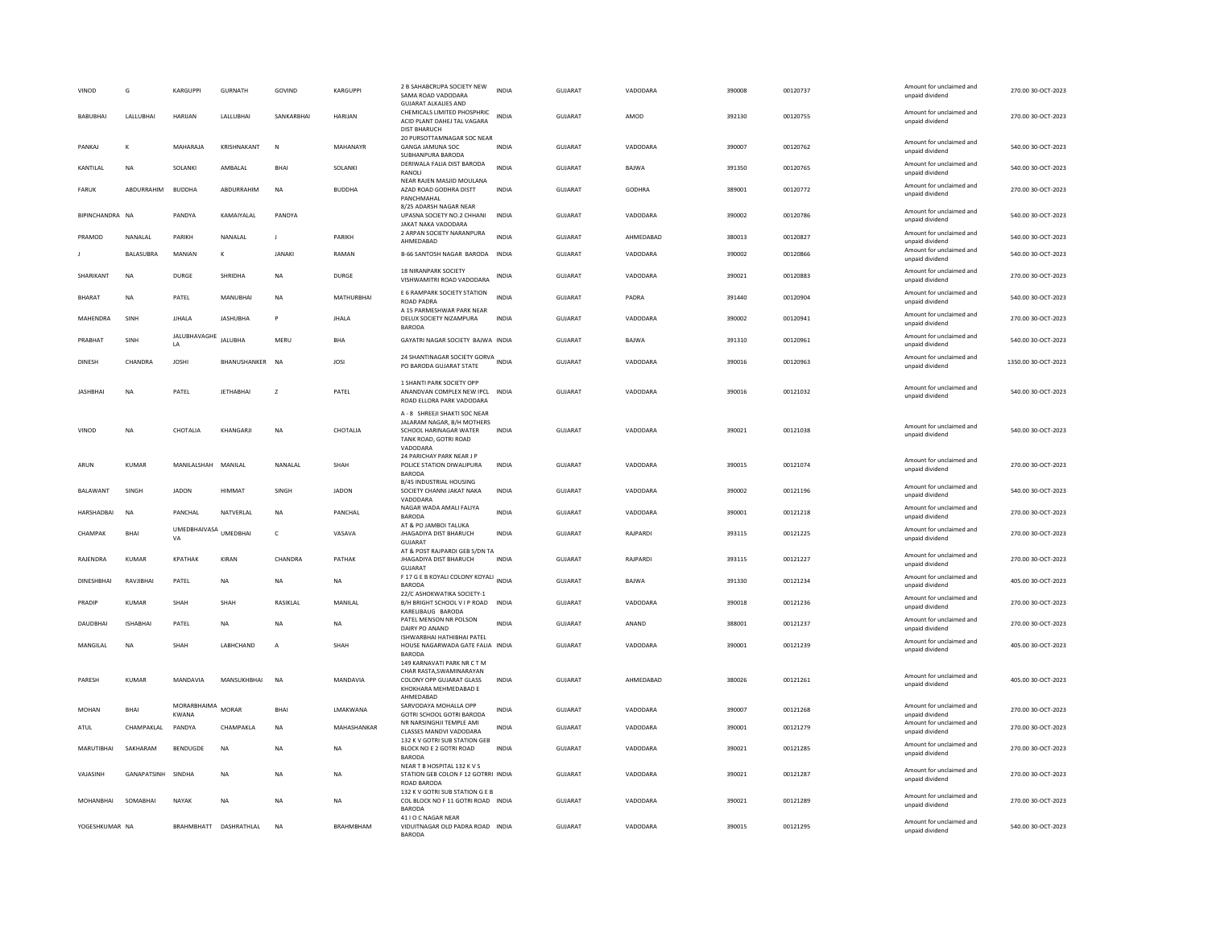| | | | | | | | | | | | | | | |
|---|---|---|---|---|---|---|---|---|---|---|---|---|---|---|
| VINOD | G | KARGUPPI | GURNATH | GOVIND | KARGUPPI | 2 B SAHABCRUPA SOCIETY NEW SAMA ROAD VADODARA | INDIA | GUJARAT | VADODARA | 390008 | 00120737 | | Amount for unclaimed and unpaid dividend | 270.00 30-OCT-2023 |
| BABUBHAI | LALLUBHAI | HARIJAN | LALLUBHAI | SANKARBHAI | HARIJAN | GUJARAT ALKALIES AND CHEMICALS LIMITED PHOSPHRIC ACID PLANT DAHEJ TAL VAGARA DIST BHARUCH | INDIA | GUJARAT | AMOD | 392130 | 00120755 | | Amount for unclaimed and unpaid dividend | 270.00 30-OCT-2023 |
| PANKAJ | K | MAHARAJA | KRISHNAKANT | N | MAHANAYR | 20 PURSOTTAMNAGAR SOC NEAR GANGA JAMUNA SOC SUBHANPURA BARODA | INDIA | GUJARAT | VADODARA | 390007 | 00120762 | | Amount for unclaimed and unpaid dividend | 540.00 30-OCT-2023 |
| KANTILAL | NA | SOLANKI | AMBALAL | BHAI | SOLANKI | DERIWALA FALIA DIST BARODA RANOLI | INDIA | GUJARAT | BAJWA | 391350 | 00120765 | | Amount for unclaimed and unpaid dividend | 540.00 30-OCT-2023 |
| FARUK | ABDURRAHIM | BUDDHA | ABDURRAHIM | NA | BUDDHA | NEAR RAJEN MASJID MOULANA AZAD ROAD GODHRA DISTT PANCHMAHAL | INDIA | GUJARAT | GODHRA | 389001 | 00120772 | | Amount for unclaimed and unpaid dividend | 270.00 30-OCT-2023 |
| BIPINCHANDRA | NA | PANDYA | KAMAIYALAL | PANDYA | | 8/25 ADARSH NAGAR NEAR UPASNA SOCIETY NO.2 CHHANI JAKAT NAKA VADODARA | INDIA | GUJARAT | VADODARA | 390002 | 00120786 | | Amount for unclaimed and unpaid dividend | 540.00 30-OCT-2023 |
| PRAMOD | NANALAL | PARIKH | NANALAL | J | PARIKH | 2 ARPAN SOCIETY NARANPURA AHMEDABAD | INDIA | GUJARAT | AHMEDABAD | 380013 | 00120827 | | Amount for unclaimed and unpaid dividend | 540.00 30-OCT-2023 |
| J | BALASUBRA | MANIAN | K | JANAKI | RAMAN | B-66 SANTOSH NAGAR BARODA | INDIA | GUJARAT | VADODARA | 390002 | 00120866 | | Amount for unclaimed and unpaid dividend | 540.00 30-OCT-2023 |
| SHARIKANT | NA | DURGE | SHRIDHA | NA | DURGE | 18 NIRANPARK SOCIETY VISHWAMITRI ROAD VADODARA | INDIA | GUJARAT | VADODARA | 390021 | 00120883 | | Amount for unclaimed and unpaid dividend | 270.00 30-OCT-2023 |
| BHARAT | NA | PATEL | MANUBHAI | NA | MATHURBHAI | E 6 RAMPARK SOCIETY STATION ROAD PADRA | INDIA | GUJARAT | PADRA | 391440 | 00120904 | | Amount for unclaimed and unpaid dividend | 540.00 30-OCT-2023 |
| MAHENDRA | SINH | JJHALA | JASHUBHA | P | JHALA | A 15 PARMESHWAR PARK NEAR DELUX SOCIETY NIZAMPURA BARODA | INDIA | GUJARAT | VADODARA | 390002 | 00120941 | | Amount for unclaimed and unpaid dividend | 270.00 30-OCT-2023 |
| PRABHAT | SINH | JALUBHAVAGHE LA | JALUBHA | MERU | BHA | GAYATRI NAGAR SOCIETY BAJWA | INDIA | GUJARAT | BAJWA | 391310 | 00120961 | | Amount for unclaimed and unpaid dividend | 540.00 30-OCT-2023 |
| DINESH | CHANDRA | JOSHI | BHANUSHANKER | NA | JOSI | 24 SHANTINAGAR SOCIETY GORVA PO BARODA GUJARAT STATE | INDIA | GUJARAT | VADODARA | 390016 | 00120963 | | Amount for unclaimed and unpaid dividend | 1350.00 30-OCT-2023 |
| JASHBHAI | NA | PATEL | JETHABHAI | Z | PATEL | 1 SHANTI PARK SOCIETY OPP ANANDVAN COMPLEX NEW IPCL ROAD ELLORA PARK VADODARA | INDIA | GUJARAT | VADODARA | 390016 | 00121032 | | Amount for unclaimed and unpaid dividend | 540.00 30-OCT-2023 |
| VINOD | NA | CHOTALIA | KHANGARJI | NA | CHOTALIA | A - 8 SHREEJI SHAKTI SOC NEAR JALARAM NAGAR, B/H MOTHERS SCHOOL HARINAGAR WATER TANK ROAD, GOTRI ROAD VADODARA | INDIA | GUJARAT | VADODARA | 390021 | 00121038 | | Amount for unclaimed and unpaid dividend | 540.00 30-OCT-2023 |
| ARUN | KUMAR | MANILALSHAH | MANILAL | NANALAL | SHAH | 24 PARICHAY PARK NEAR J P POLICE STATION DIWALIPURA BARODA | INDIA | GUJARAT | VADODARA | 390015 | 00121074 | | Amount for unclaimed and unpaid dividend | 270.00 30-OCT-2023 |
| BALAWANT | SINGH | JADON | HIMMAT | SINGH | JADON | B/45 INDUSTRIAL HOUSING SOCIETY CHANNI JAKAT NAKA VADODARA | INDIA | GUJARAT | VADODARA | 390002 | 00121196 | | Amount for unclaimed and unpaid dividend | 540.00 30-OCT-2023 |
| HARSHADBAI | NA | PANCHAL | NATVERLAL | NA | PANCHAL | NAGAR WADA AMALI FALIYA BARODA | INDIA | GUJARAT | VADODARA | 390001 | 00121218 | | Amount for unclaimed and unpaid dividend | 270.00 30-OCT-2023 |
| CHAMPAK | BHAI | UMEDBHAIVASA VA | UMEDBHAI | C | VASAVA | AT & PO JAMBOI TALUKA JHAGADIYA DIST BHARUCH GUJARAT | INDIA | GUJARAT | RAJPARDI | 393115 | 00121225 | | Amount for unclaimed and unpaid dividend | 270.00 30-OCT-2023 |
| RAJENDRA | KUMAR | KPATHAK | KIRAN | CHANDRA | PATHAK | AT & POST RAJPARDI GEB S/DN TA JHAGADIYA DIST BHARUCH GUJARAT | INDIA | GUJARAT | RAJPARDI | 393115 | 00121227 | | Amount for unclaimed and unpaid dividend | 270.00 30-OCT-2023 |
| DINESHBHAI | RAVJIBHAI | PATEL | NA | NA | NA | F 17 G E B KOYALI COLONY KOYALI BARODA | INDIA | GUJARAT | BAJWA | 391330 | 00121234 | | Amount for unclaimed and unpaid dividend | 405.00 30-OCT-2023 |
| PRADIP | KUMAR | SHAH | SHAH | RASIKLAL | MANILAL | 22/C ASHOKWATIKA SOCIETY-1 B/H BRIGHT SCHOOL V I P ROAD KARELIBAUG BARODA | INDIA | GUJARAT | VADODARA | 390018 | 00121236 | | Amount for unclaimed and unpaid dividend | 270.00 30-OCT-2023 |
| DAUDBHAI | ISHABHAI | PATEL | NA | NA | NA | PATEL MENSON NR POLSON DAIRY PO ANAND | INDIA | GUJARAT | ANAND | 388001 | 00121237 | | Amount for unclaimed and unpaid dividend | 270.00 30-OCT-2023 |
| MANGILAL | NA | SHAH | LABHCHAND | A | SHAH | ISHWARBHAI HATHIBHAI PATEL HOUSE NAGARWADA GATE FALIA BARODA | INDIA | GUJARAT | VADODARA | 390001 | 00121239 | | Amount for unclaimed and unpaid dividend | 405.00 30-OCT-2023 |
| PARESH | KUMAR | MANDAVIA | MANSUKHBHAI | NA | MANDAVIA | 149 KARNAVATI PARK NR C T M CHAR RASTA,SWAMINARAYAN COLONY OPP GUJARAT GLASS KHOKHARA MEHMEDABAD E AHMEDABAD | INDIA | GUJARAT | AHMEDABAD | 380026 | 00121261 | | Amount for unclaimed and unpaid dividend | 405.00 30-OCT-2023 |
| MOHAN | BHAI | MORARBHAIMA KWANA | MORAR | BHAI | LMAKWANA | SARVODAYA MOHALLA OPP GOTRI SCHOOL GOTRI BARODA | INDIA | GUJARAT | VADODARA | 390007 | 00121268 | | Amount for unclaimed and unpaid dividend | 270.00 30-OCT-2023 |
| ATUL | CHAMPAKLAL | PANDYA | CHAMPAKLA | NA | MAHASHANKAR | NR NARSINGHJI TEMPLE AMI CLASSES MANDVI VADODARA | INDIA | GUJARAT | VADODARA | 390001 | 00121279 | | Amount for unclaimed and unpaid dividend | 270.00 30-OCT-2023 |
| MARUTIBHAI | SAKHARAM | BENDUGDE | NA | NA | NA | 132 K V GOTRI SUB STATION GEB BLOCK NO E 2 GOTRI ROAD BARODA | INDIA | GUJARAT | VADODARA | 390021 | 00121285 | | Amount for unclaimed and unpaid dividend | 270.00 30-OCT-2023 |
| VAJASINH | GANAPATSINH | SINDHA | NA | NA | NA | NEAR T B HOSPITAL 132 K V S STATION GEB COLON F 12 GOTRRI ROAD BARODA | INDIA | GUJARAT | VADODARA | 390021 | 00121287 | | Amount for unclaimed and unpaid dividend | 270.00 30-OCT-2023 |
| MOHANBHAI | SOMABHAI | NAYAK | NA | NA | NA | 132 K V GOTRI SUB STATION G E B COL BLOCK NO F 11 GOTRI ROAD BARODA | INDIA | GUJARAT | VADODARA | 390021 | 00121289 | | Amount for unclaimed and unpaid dividend | 270.00 30-OCT-2023 |
| YOGESHKUMAR | NA | BRAHMBHATT | DASHRATHLAL | NA | BRAHMBHAM | 41 I O C NAGAR NEAR VIDUITNAGAR OLD PADRA ROAD BARODA | INDIA | GUJARAT | VADODARA | 390015 | 00121295 | | Amount for unclaimed and unpaid dividend | 540.00 30-OCT-2023 |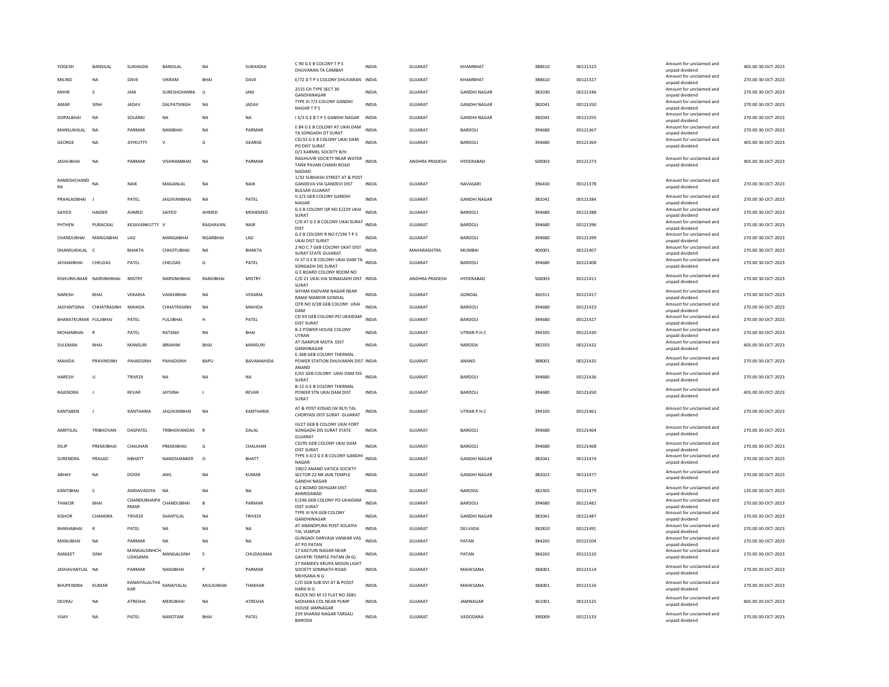| YOGESH | BANSILAL | SUKHADIA | BANSILAL | NA | SUKHADIA | C 90 G E B COLONY T P S DHUVARAN TA CAMBAY | INDIA | GUJARAT | KHAMBHAT | 388610 | 00121323 | Amount for unclaimed and unpaid dividend | 405.00 | 30-OCT-2023 |
|---|---|---|---|---|---|---|---|---|---|---|---|---|---|---|
| MILIND | NA | DAVE | VIKRAM | BHAI | DAVE | E/72 D T P S COLONY DHUVARAN | INDIA | GUJARAT | KHAMBHAT | 388610 | 00121327 | Amount for unclaimed and unpaid dividend | 270.00 | 30-OCT-2023 |
| MIHIR | S | JANI | SURESHCHANRA | U | JANI | 2515 CH TYPE SECT 30 GANDHINAGAR | INDIA | GUJARAT | GANDHI NAGAR | 382030 | 00121346 | Amount for unclaimed and unpaid dividend | 270.00 | 30-OCT-2023 |
| AMAR | SINH | JADAV | DALPATSINGH | NA | JADAV | TYPE III 7/3 COLONY GANDHI NAGAR T P S | INDIA | GUJARAT | GANDHI NAGAR | 382041 | 00121350 | Amount for unclaimed and unpaid dividend | 270.00 | 30-OCT-2023 |
| GOPALBHAI | NA | SOLANKI | NA | NA | NA | I 3/3 G E B T P S GANDHI NAGAR | INDIA | GUJARAT | GANDHI NAGAR | 382041 | 00121355 | Amount for unclaimed and unpaid dividend | 270.00 | 30-OCT-2023 |
| MANSUKHLAL | NA | PARMAR | NANIBHAI | NA | PARMAR | E 84 G E B COLONY AT UKAI DAM TA SONGADH DT SURAT | INDIA | GUJARAT | BARDOLI | 394680 | 00121367 | Amount for unclaimed and unpaid dividend | 270.00 | 30-OCT-2023 |
| GEORGE | NA | JOYKUTTY | V | G | GEARGE | CD/32 G E B COLONY UKAI DAM PO DIST SURAT | INDIA | GUJARAT | BARDOLI | 394680 | 00121369 | Amount for unclaimed and unpaid dividend | 405.00 | 30-OCT-2023 |
| JASHUBHAI | NA | PARMAR | VISHRAMBHAI | NA | PARMAR | D/1 KARMEL SOCIETY B/H RAGHUVIR SOCIETY NEAR WATER TANK PAVAN CHAKKI ROAD NADIAD | INDIA | ANDHRA PRADESH | HYDERABAD | 500003 | 00121373 | Amount for unclaimed and unpaid dividend | 405.00 | 30-OCT-2023 |
| RAMESHCHAND RA | NA | NAIK | MAGANLAL | NA | NAIK | 1/32 SUBHASH STREET AT & POST GANDEVA VIA GANDEVI DIST BULSAR GUJARAT | INDIA | GUJARAT | NAVASARI | 396430 | 00121378 | Amount for unclaimed and unpaid dividend | 270.00 | 30-OCT-2023 |
| PRAHLADBHAI | J | PATEL | JAGJIVANBHAI | NA | PATEL | II-2/3 GEB COLONY GANDHI NAGAR | INDIA | GUJARAT | GANDHI NAGAR | 382041 | 00121384 | Amount for unclaimed and unpaid dividend | 270.00 | 30-OCT-2023 |
| SAIYED | HAIDER | AHMED | SAIYED | AHMED | MOHEMED | G E B COLONY QR NO E/229 UKAI SURAT | INDIA | GUJARAT | BARDOLI | 394680 | 00121388 | Amount for unclaimed and unpaid dividend | 270.00 | 30-OCT-2023 |
| PHTHEN | PURACKAL | KESAVANKUTTY | V | RAGHAVAN | NAIR | C/D 47 G E B COLONY UKAI SURAT DIST | INDIA | GUJARAT | BARDOLI | 394680 | 00121396 | Amount for unclaimed and unpaid dividend | 270.00 | 30-OCT-2023 |
| CHANDUBHAI | MANGABHAI | LAD | MANGABHAI | NGARBHAI | LAD | G E B COLONY R NO F/196 T P S UKAI DIST SURAT | INDIA | GUJARAT | BARDOLI | 394680 | 00121399 | Amount for unclaimed and unpaid dividend | 270.00 | 30-OCT-2023 |
| DHANSUKHLAL | C | BHAKTA | CHHOTUBHAI | NA | BHAKTA | 2 NO C 7 GEB COLONY UKAT DIST SURAT STATE GUJARAT | INDIA | MAHARASHTRA | MUMBAI | 400001 | 00121407 | Amount for unclaimed and unpaid dividend | 270.00 | 30-OCT-2023 |
| JAYANJIBHAI | CHELDAS | PATEL | CHELDAS | G | PATEL | IV 37 G E B COLONY UKAI DAM TA SONGADH DIS SURAT | INDIA | GUJARAT | BARDOLI | 394680 | 00121408 | Amount for unclaimed and unpaid dividend | 270.00 | 30-OCT-2023 |
| KISHURKUMAR | NARSINHBHAI | MISTRY | NARSINHBHAI | RAMJIBHAI | MISTRY | G E BOARD COLONY ROOM NO C/D 21 UKAI VIA SONAGADH DIST SURAT | INDIA | ANDHRA PRADESH | HYDERABAD | 500003 | 00121411 | Amount for unclaimed and unpaid dividend | 270.00 | 30-OCT-2023 |
| NARESH | BHAI | VEKARJA | VAGHJIBHAI | NA | VEKARIA | SHYAM KADVANI NAGAR NEAR RAMJI MANDIR GONDAL | INDIA | GUJARAT | GONDAL | 360311 | 00121417 | Amount for unclaimed and unpaid dividend | 270.00 | 30-OCT-2023 |
| JASYANTSINA | CHHATRASINH | MAHIDA | CHHATRASINH | NA | MAHIDA | QTR NO II/28 GEB COLONY UKAI DAM | INDIA | GUJARAT | BARDOLI | 394680 | 00121423 | Amount for unclaimed and unpaid dividend | 270.00 | 30-OCT-2023 |
| BHARATKUMAR | FULJIBHAI | PATEL | FULJIBHAI | H | PATEL | CD-93 GEB COLONY PO UKAIDAM DIST SURAT | INDIA | GUJARAT | BARDOLI | 394680 | 00121427 | Amount for unclaimed and unpaid dividend | 270.00 | 30-OCT-2023 |
| MOHANBHAI | R | PATEL | RATANJI | NA | BHAI | B-2 POWER HOUSE COLONY UTRAN | INDIA | GUJARAT | UTRAN P.H.C | 394105 | 00121430 | Amount for unclaimed and unpaid dividend | 270.00 | 30-OCT-2023 |
| SULEMAN | BHAI | MANSURI | IBRAHIM | BHAI | MANSURI | AT ISANPUR MOTA DIST GANHINAGAR | INDIA | GUJARAT | NARODA | 382355 | 00121432 | Amount for unclaimed and unpaid dividend | 405.00 | 30-OCT-2023 |
| MAHIDA | PRAVINSINH | PAHADSINH | PAHADSINH | BAPU | BAVAMAHIDA | E-368 GEB COLONY THERMAL POWER STATION DHUVARAN DIST ANAND | INDIA | GUJARAT | ANAND | 388001 | 00121435 | Amount for unclaimed and unpaid dividend | 270.00 | 30-OCT-2023 |
| HARESH | U | TRIVEDI | NA | NA | NA | E/65 GEB COLONY UKAI DAM DIS SURAT | INDIA | GUJARAT | BARDOLI | 394680 | 00121436 | Amount for unclaimed and unpaid dividend | 270.00 | 30-OCT-2023 |
| RAJENDRA | J | REVAR | JAYSINH | J | REVAR | B-12 G E B COLONY THERMAL POWER STN UKAI DAM DIST SURAT | INDIA | GUJARAT | BARDOLI | 394680 | 00121450 | Amount for unclaimed and unpaid dividend | 405.00 | 30-OCT-2023 |
| KANTABEN | J | KANTHARIA | JAGJIVANBHAI | NA | KANTHARIA | AT & POST KOSAD (W RLY) TAL CHORYASI DIST SURAT GUJARAT | INDIA | GUJARAT | UTRAN P.H.C | 394105 | 00121461 | Amount for unclaimed and unpaid dividend | 270.00 | 30-OCT-2023 |
| AMRTILAL | TRIBHOVAN | DASPATEL | TRIBHOVANDAS | R | DALAL | III/27 GEB B COLONY UKAI FORT SONGADH DIS SURAT STATE GUJARAT | INDIA | GUJARAT | BARDOLI | 394680 | 00121464 | Amount for unclaimed and unpaid dividend | 270.00 | 30-OCT-2023 |
| DILIP | PREMJIBHAI | CHAUHAN | PREMJIBHAI | G | CHAUHAN | CD/95 GEB COLONY UKAI DAM DIST SURAT | INDIA | GUJARAT | BARDOLI | 394680 | 00121468 | Amount for unclaimed and unpaid dividend | 270.00 | 30-OCT-2023 |
| SURENDRA | PRASAD | NBHATT | NANDSHANKER | O | BHATT | TYPE II 4/2 G E B COLONY GANDHI NAGAR | INDIA | GUJARAT | GANDHI NAGAR | 382041 | 00121474 | Amount for unclaimed and unpaid dividend | 270.00 | 30-OCT-2023 |
| ABHAY | NA | DOSHI | ANIL | NA | KUMAR | 190/2 ANAND VATICA SOCIETY SECTOR 22 NR JAIN TEMPLE GANDHI NAGAR | INDIA | GUJARAT | GANDHI NAGAR | 382022 | 00121477 | Amount for unclaimed and unpaid dividend | 270.00 | 30-OCT-2023 |
| KANTIBHAI | S | AMDAVADIYA | NA | NA | NA | G E BOARD DEHGAM DIST AHMEDABAD | INDIA | GUJARAT | NARODA | 382305 | 00121479 | Amount for unclaimed and unpaid dividend | 135.00 | 30-OCT-2023 |
| THAKOR | BHAI | CHANDUBHAIPA RMAR | CHANDUBHAI | B | PARMAR | E/246 GEB COLONY PO UKAIDAM DIST SURAT | INDIA | GUJARAT | BARDOLI | 394680 | 00121481 | Amount for unclaimed and unpaid dividend | 270.00 | 30-OCT-2023 |
| KISHOR | CHANDRA | TRIVEDI | SHANTILAL | NA | TRIVEDI | TYPE III 9/4 GEB COLONY GANDHINAGAR | INDIA | GUJARAT | GANDHI NAGAR | 382041 | 00121487 | Amount for unclaimed and unpaid dividend | 270.00 | 30-OCT-2023 |
| BHIKHABHAI | R | PATEL | NA | NA | NA | AT ANANDPURA POST SOLAIYA TAL VIJAPUR | INDIA | GUJARAT | DELVADA | 382810 | 00121491 | Amount for unclaimed and unpaid dividend | 270.00 | 30-OCT-2023 |
| MANUBHAI | NA | PARMAR | NA | NA | NA | GUNGADI DARVAJA VANKAR VAS AT PO PATAN | INDIA | GUJARAT | PATAN | 384265 | 00121504 | Amount for unclaimed and unpaid dividend | 270.00 | 30-OCT-2023 |
| RANJEET | SINH | MANGALSINHCH UDASAMA | MANGALSINH | S | CHUDASAMA | 17 KASTURI NAGAR NEAR GAYATRI TEMPLE PATAN (N G) | INDIA | GUJARAT | PATAN | 384265 | 00121510 | Amount for unclaimed and unpaid dividend | 270.00 | 30-OCT-2023 |
| JASHAVANTLAL | NA | PARMAR | NANJIBHAI | P | PARMAR | 27 RAMDEV KRUPA MOON LIGHT SOCIETY SOMNATH ROAD MEHSANA N G | INDIA | GUJARAT | MAHESANA | 384001 | 00121514 | Amount for unclaimed and unpaid dividend | 270.00 | 30-OCT-2023 |
| BHUPENDRA | KUMAR | KANAIYALALTHA KAR | KANAIYALAL | MULIGIBHAI | THAKKAR | C/O GEB SUB DVI AT & POSST HARIJ N G | INDIA | GUJARAT | MAHESANA | 384001 | 00121516 | Amount for unclaimed and unpaid dividend | 270.00 | 30-OCT-2023 |
| DEVRAJ | NA | ATRESHA | MERUBHAI | NA | ATRESHA | BLOCK NO M 15 FLAT NO 2681 SADHANA COL NEAR PUMP HOUSE JAMNAGAR | INDIA | GUJARAT | JAMNAGAR | 361001 | 00121525 | Amount for unclaimed and unpaid dividend | 405.00 | 30-OCT-2023 |
| VIJAY | NA | PATEL | NAROTAM | BHAI | PATEL | 239 SHARAD NAGAR TARSALI BARODA | INDIA | GUJARAT | VADODARA | 390009 | 00121533 | Amount for unclaimed and unpaid dividend | 270.00 | 30-OCT-2023 |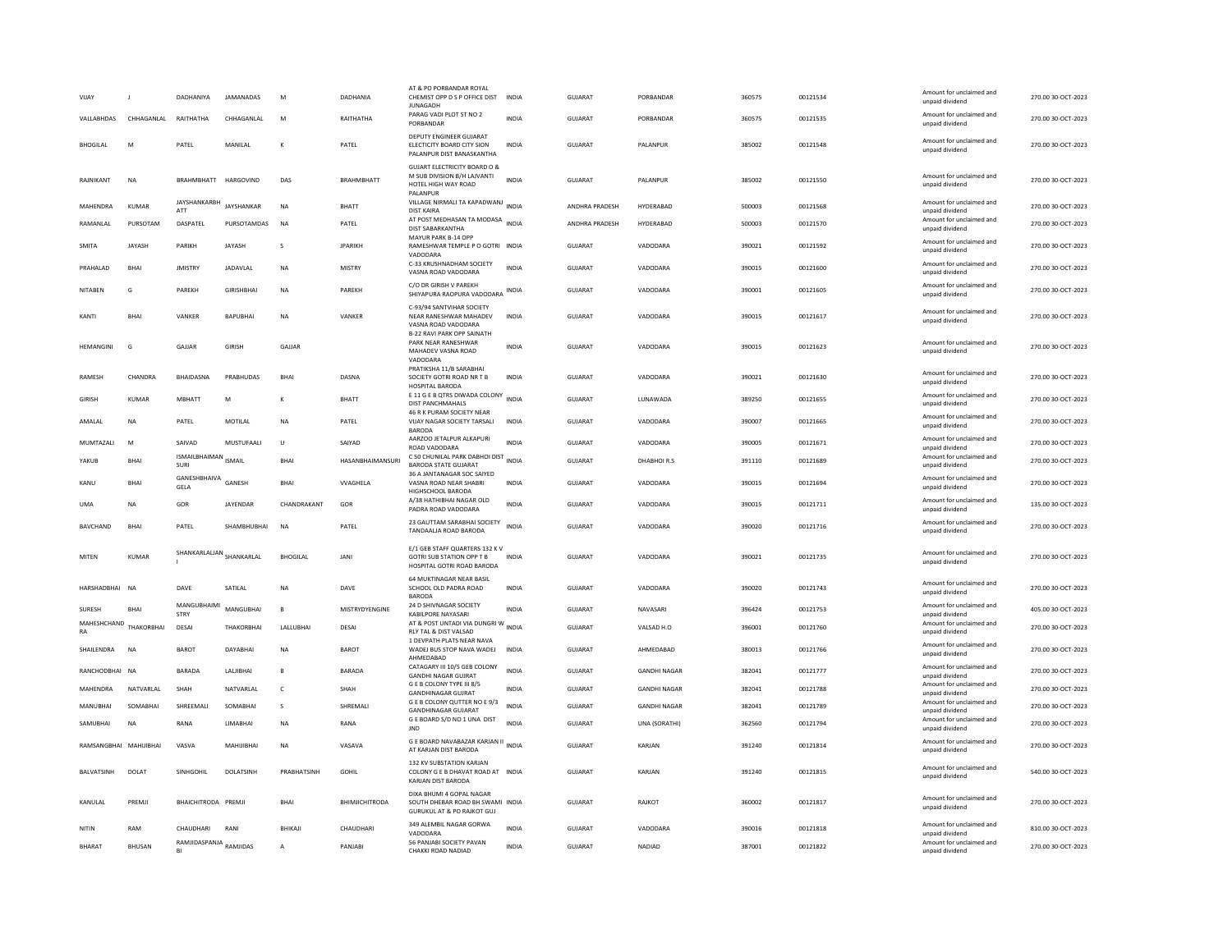| | | | | | | | | | | | | | | |
|---|---|---|---|---|---|---|---|---|---|---|---|---|---|---|
| VIJAY | J | DADHANIYA | JAMANADAS | M | DADHANIA | AT & PO PORBANDAR ROYAL CHEMIST OPP D S P OFFICE DIST JUNAGADH | INDIA | GUJARAT | PORBANDAR | 360575 | 00121534 | Amount for unclaimed and unpaid dividend | 270.00 | 30-OCT-2023 |
| VALLABHDAS | CHHAGANLAL | RAITHATHA | CHHAGANLAL | M | RAITHATHA | PARAG VADI PLOT ST NO 2 PORBANDAR | INDIA | GUJARAT | PORBANDAR | 360575 | 00121535 | Amount for unclaimed and unpaid dividend | 270.00 | 30-OCT-2023 |
| BHOGILAL | M | PATEL | MANILAL | K | PATEL | DEPUTY ENGINEER GUJARAT ELECTICITY BOARD CITY SION PALANPUR DIST BANASKANTHA | INDIA | GUJARAT | PALANPUR | 385002 | 00121548 | Amount for unclaimed and unpaid dividend | 270.00 | 30-OCT-2023 |
| RAJNIKANT | NA | BRAHMBHATT | HARGOVIND | DAS | BRAHMBHATT | GUJART ELECTRICITY BOARD O & M SUB DIVISION B/H LAJVANTI HOTEL HIGH WAY ROAD PALANPUR | INDIA | GUJARAT | PALANPUR | 385002 | 00121550 | Amount for unclaimed and unpaid dividend | 270.00 | 30-OCT-2023 |
| MAHENDRA | KUMAR | JAYSHANKARBHATT | JAYSHANKAR | NA | BHATT | VILLAGE NIRMALI TA KAPADWANJ DIST KAIRA | INDIA | ANDHRA PRADESH | HYDERABAD | 500003 | 00121568 | Amount for unclaimed and unpaid dividend | 270.00 | 30-OCT-2023 |
| RAMANLAL | PURSOTAM | DASPATEL | PURSOTAMDAS | NA | PATEL | AT POST MEDHASAN TA MODASA DIST SABARKANTHA | INDIA | ANDHRA PRADESH | HYDERABAD | 500003 | 00121570 | Amount for unclaimed and unpaid dividend | 270.00 | 30-OCT-2023 |
| SMITA | JAYASH | PARIKH | JAYASH | S | JPARIKH | MAYUR PARK B-14 OPP RAMESHWAR TEMPLE P O GOTRI VADODARA | INDIA | GUJARAT | VADODARA | 390021 | 00121592 | Amount for unclaimed and unpaid dividend | 270.00 | 30-OCT-2023 |
| PRAHALAD | BHAI | JMISTRY | JADAVLAL | NA | MISTRY | C-33 KRUSHNADHAM SOCIETY VASNA ROAD VADODARA | INDIA | GUJARAT | VADODARA | 390015 | 00121600 | Amount for unclaimed and unpaid dividend | 270.00 | 30-OCT-2023 |
| NITABEN | G | PAREKH | GIRISHBHAI | NA | PAREKH | C/O DR GIRISH V PAREKH SHIYAPURA RAOPURA VADODARA | INDIA | GUJARAT | VADODARA | 390001 | 00121605 | Amount for unclaimed and unpaid dividend | 270.00 | 30-OCT-2023 |
| KANTI | BHAI | VANKER | BAPUBHAI | NA | VANKER | C-93/94 SANTVIHAR SOCIETY NEAR RANESHWAR MAHADEV VASNA ROAD VADODARA | INDIA | GUJARAT | VADODARA | 390015 | 00121617 | Amount for unclaimed and unpaid dividend | 270.00 | 30-OCT-2023 |
| HEMANGINI | G | GAJJAR | GIRISH | GAJJAR | | B-22 RAVI PARK OPP SAINATH PARK NEAR RANESHWAR MAHADEV VASNA ROAD VADODARA | INDIA | GUJARAT | VADODARA | 390015 | 00121623 | Amount for unclaimed and unpaid dividend | 270.00 | 30-OCT-2023 |
| RAMESH | CHANDRA | BHAIDASNA | PRABHUDAS | BHAI | DASNA | PRATIKSHA 11/B SARABHAI SOCIETY GOTRI ROAD NR T B HOSPITAL BARODA | INDIA | GUJARAT | VADODARA | 390021 | 00121630 | Amount for unclaimed and unpaid dividend | 270.00 | 30-OCT-2023 |
| GIRISH | KUMAR | MBHATT | M | K | BHATT | E 11 G E B QTRS DIWADA COLONY DIST PANCHMAHALS | INDIA | GUJARAT | LUNAWADA | 389250 | 00121655 | Amount for unclaimed and unpaid dividend | 270.00 | 30-OCT-2023 |
| AMALAL | NA | PATEL | MOTILAL | NA | PATEL | 46 R K PURAM SOCIETY NEAR VIJAY NAGAR SOCIETY TARSALI BARODA | INDIA | GUJARAT | VADODARA | 390007 | 00121665 | Amount for unclaimed and unpaid dividend | 270.00 | 30-OCT-2023 |
| MUMTAZALI | M | SAIVAD | MUSTUFAALI | U | SAIYAD | AARZOO JETALPUR ALKAPURI ROAD VADODARA | INDIA | GUJARAT | VADODARA | 390005 | 00121671 | Amount for unclaimed and unpaid dividend | 270.00 | 30-OCT-2023 |
| YAKUB | BHAI | ISMAILBHAIMANSURI | ISMAIL | BHAI | HASANBHAIMANSURI | C 50 CHUNILAL PARK DABHOI DIST BARODA STATE GUJARAT | INDIA | GUJARAT | DHABHOI R.S | 391110 | 00121689 | Amount for unclaimed and unpaid dividend | 270.00 | 30-OCT-2023 |
| KANU | BHAI | GANESHBHAIVAGELA | GANESH | BHAI | VVAGHELA | 36 A JANTANAGAR SOC SAIYED VASNA ROAD NEAR SHABRI HIGHSCHOOL BARODA | INDIA | GUJARAT | VADODARA | 390015 | 00121694 | Amount for unclaimed and unpaid dividend | 270.00 | 30-OCT-2023 |
| UMA | NA | GOR | JAYENDAR | CHANDRAKANT | GOR | A/38 HATHIBHAI NAGAR OLD PADRA ROAD VADODARA | INDIA | GUJARAT | VADODARA | 390015 | 00121711 | Amount for unclaimed and unpaid dividend | 135.00 | 30-OCT-2023 |
| BAVCHAND | BHAI | PATEL | SHAMBHUBHAI | NA | PATEL | 23 GAUTTAM SARABHAI SOCIETY TANDAALJA ROAD BARODA | INDIA | GUJARAT | VADODARA | 390020 | 00121716 | Amount for unclaimed and unpaid dividend | 270.00 | 30-OCT-2023 |
| MITEN | KUMAR | SHANKARLALJANI | SHANKARLAL | BHOGILAL | JANI | E/1 GEB STAFF QUARTERS 132 K V GOTRI SUB STATION OPP T B HOSPITAL GOTRI ROAD BARODA | INDIA | GUJARAT | VADODARA | 390021 | 00121735 | Amount for unclaimed and unpaid dividend | 270.00 | 30-OCT-2023 |
| HARSHADBHAI | NA | DAVE | SATILAL | NA | DAVE | 64 MUKTINAGAR NEAR BASIL SCHOOL OLD PADRA ROAD BARODA | INDIA | GUJARAT | VADODARA | 390020 | 00121743 | Amount for unclaimed and unpaid dividend | 270.00 | 30-OCT-2023 |
| SURESH | BHAI | MANGUBHAIMISTRY | MANGUBHAI | B | MISTRYDYENGINE | 24 D SHIVNAGAR SOCIETY KABILPORE NAYASARI | INDIA | GUJARAT | NAVASARI | 396424 | 00121753 | Amount for unclaimed and unpaid dividend | 405.00 | 30-OCT-2023 |
| MAHESHCHANDRA | THAKORBHAI | DESAI | THAKORBHAI | LALLUBHAI | DESAI | AT & POST UNTADI VIA DUNGRI W RLY TAL & DIST VALSAD | INDIA | GUJARAT | VALSAD H.O | 396001 | 00121760 | Amount for unclaimed and unpaid dividend | 270.00 | 30-OCT-2023 |
| SHAILENDRA | NA | BAROT | DAYABHAI | NA | BAROT | 1 DEVPATH PLATS NEAR NAVA WADEJ BUS STOP NAVA WADEJ AHMEDABAD | INDIA | GUJARAT | AHMEDABAD | 380013 | 00121766 | Amount for unclaimed and unpaid dividend | 270.00 | 30-OCT-2023 |
| RANCHODBHAI | NA | BARADA | LALJIBHAI | B | BARADA | CATAGARY III 10/S GEB COLONY GANDHI NAGAR GUJRAT | INDIA | GUJARAT | GANDHI NAGAR | 382041 | 00121777 | Amount for unclaimed and unpaid dividend | 270.00 | 30-OCT-2023 |
| MAHENDRA | NATVARLAL | SHAH | NATVARLAL | C | SHAH | G E B COLONY TYPE III 8/S GANDHINAGAR GUJRAT | INDIA | GUJARAT | GANDHI NAGAR | 382041 | 00121788 | Amount for unclaimed and unpaid dividend | 270.00 | 30-OCT-2023 |
| MANUBHAI | SOMABHAI | SHREEMALI | SOMABHAI | S | SHREMALI | G E B COLONY QUTTER NO E 9/3 GANDHINAGAR GUJARAT | INDIA | GUJARAT | GANDHI NAGAR | 382041 | 00121789 | Amount for unclaimed and unpaid dividend | 270.00 | 30-OCT-2023 |
| SAMUBHAI | NA | RANA | LIMABHAI | NA | RANA | G E BOARD S/D NO 1 UNA DIST JND | INDIA | GUJARAT | UNA (SORATHI) | 362560 | 00121794 | Amount for unclaimed and unpaid dividend | 270.00 | 30-OCT-2023 |
| RAMSANGBHAI | MAHIJIBHAI | VASVA | MAHIJIBHAI | NA | VASAVA | G E BOARD NAVABAZAR KARJAN II AT KARJAN DIST BARODA | INDIA | GUJARAT | KARJAN | 391240 | 00121814 | Amount for unclaimed and unpaid dividend | 270.00 | 30-OCT-2023 |
| BALVATSINH | DOLAT | SINHGOHIL | DOLATSINH | PRABHATSINH | GOHIL | 132 KV SUBSTATION KARJAN COLONY G E B DHAVAT ROAD AT KARJAN DIST BARODA | INDIA | GUJARAT | KARJAN | 391240 | 00121815 | Amount for unclaimed and unpaid dividend | 540.00 | 30-OCT-2023 |
| KANULAL | PREMJI | BHAICHITRODA | PREMJI | BHAI | BHIMJICHITRODA | DIXA BHUMI 4 GOPAL NAGAR SOUTH DHEBAR ROAD BH SWAMI GURUKUL AT & PO RAJKOT GUJ | INDIA | GUJARAT | RAJKOT | 360002 | 00121817 | Amount for unclaimed and unpaid dividend | 270.00 | 30-OCT-2023 |
| NITIN | RAM | CHAUDHARI | RANI | BHIKAJI | CHAUDHARI | 349 ALEMBIL NAGAR GORWA VADODARA | INDIA | GUJARAT | VADODARA | 390016 | 00121818 | Amount for unclaimed and unpaid dividend | 810.00 | 30-OCT-2023 |
| BHARAT | BHUSAN | RAMJIDASPANJABI | RAMJIDAS | A | PANJABI | 56 PANJABI SOCIETY PAVAN CHAKKI ROAD NADIAD | INDIA | GUJARAT | NADIAD | 387001 | 00121822 | Amount for unclaimed and unpaid dividend | 270.00 | 30-OCT-2023 |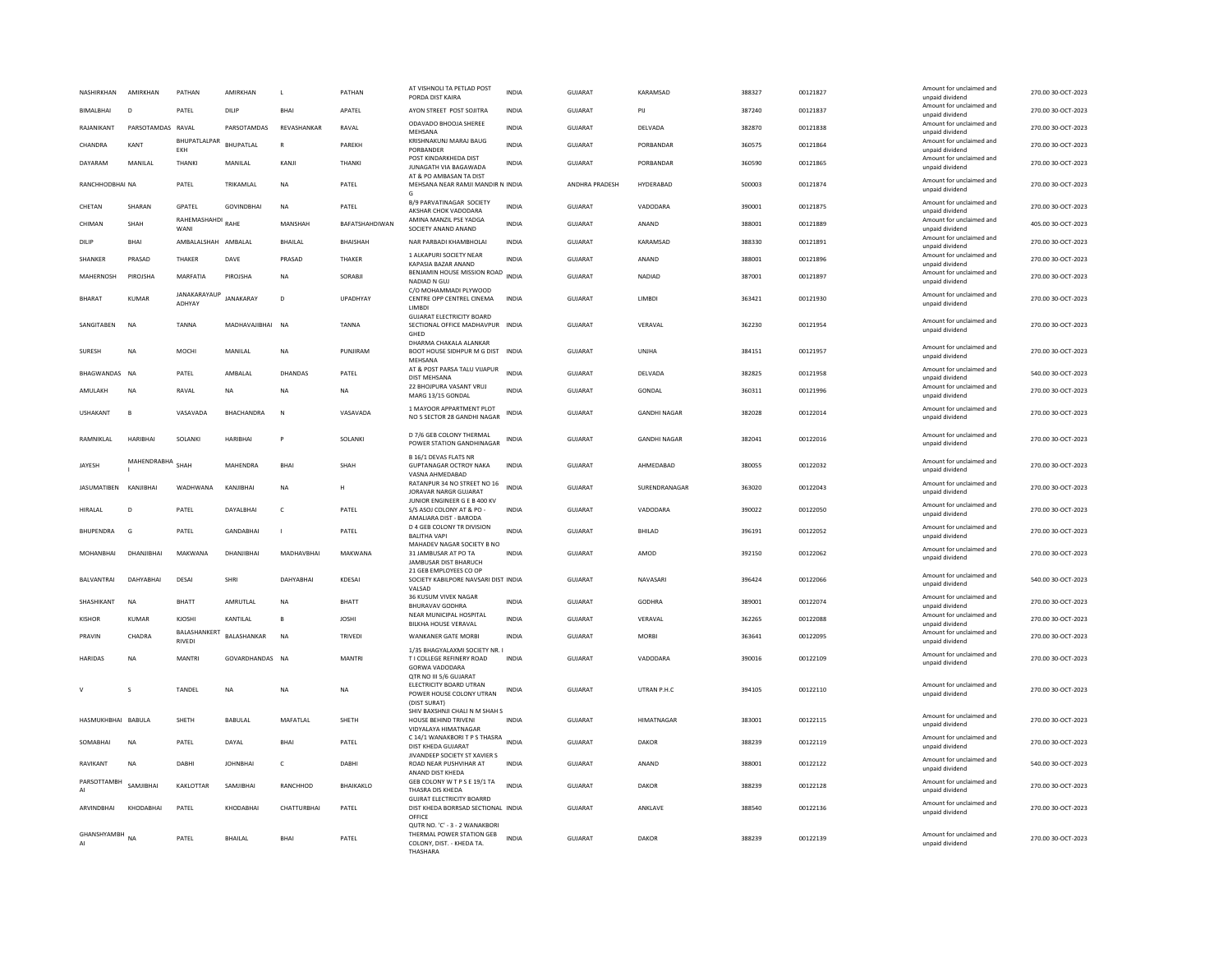| | | | | | | | | | | | | | | |
|---|---|---|---|---|---|---|---|---|---|---|---|---|---|---|
| NASHIRKHAN | AMIRKHAN | PATHAN | AMIRKHAN | L | PATHAN | AT VISHNOLI TA PETLAD POST PORDA DIST KAIRA | INDIA | GUJARAT | KARAMSAD | 388327 | 00121827 | Amount for unclaimed and unpaid dividend | 270.00 | 30-OCT-2023 |
| BIMALBHAI | D | PATEL | DILIP | BHAI | APATEL | AYON STREET POST SOJITRA | INDIA | GUJARAT | PIJ | 387240 | 00121837 | Amount for unclaimed and unpaid dividend | 270.00 | 30-OCT-2023 |
| RAJANIKANT | PARSOTAMDAS | RAVAL | PARSOTAMDAS | REVASHANKAR | RAVAL | ODAVADO BHOOJA SHEREE MEHSANA | INDIA | GUJARAT | DELVADA | 382870 | 00121838 | Amount for unclaimed and unpaid dividend | 270.00 | 30-OCT-2023 |
| CHANDRA | KANT | BHUPATLALPAR EKH | BHUPATLAL | R | PAREKH | KRISHNAKUNJ MARAJ BAUG PORBANDER | INDIA | GUJARAT | PORBANDAR | 360575 | 00121864 | Amount for unclaimed and unpaid dividend | 270.00 | 30-OCT-2023 |
| DAYARAM | MANILAL | THANKI | MANILAL | KANJI | THANKI | POST KINDARKHEDA DIST JUNAGATH VIA BAGAWADA | INDIA | GUJARAT | PORBANDAR | 360590 | 00121865 | Amount for unclaimed and unpaid dividend | 270.00 | 30-OCT-2023 |
| RANCHHODBHAI | NA | PATEL | TRIKAMLAL | NA | PATEL | AT & PO AMBASAN TA DIST MEHSANA NEAR RAMJI MANDIR N G | INDIA | ANDHRA PRADESH | HYDERABAD | 500003 | 00121874 | Amount for unclaimed and unpaid dividend | 270.00 | 30-OCT-2023 |
| CHETAN | SHARAN | GPATEL | GOVINDBHAI | NA | PATEL | B/9 PARVATINAGAR SOCIETY AKSHAR CHOK VADODARA | INDIA | GUJARAT | VADODARA | 390001 | 00121875 | Amount for unclaimed and unpaid dividend | 270.00 | 30-OCT-2023 |
| CHIMAN | SHAH | RAHEMASHAHDI WANI | RAHE | MANSHAH | BAFATSHAHDIWAN | AMINA MANZIL PSE YADGA SOCIETY ANAND ANAND | INDIA | GUJARAT | ANAND | 388001 | 00121889 | Amount for unclaimed and unpaid dividend | 405.00 | 30-OCT-2023 |
| DILIP | BHAI | AMBALALSHAH | AMBALAL | BHAILAL | BHAISHAH | NAR PARBADI KHAMBHOLAI | INDIA | GUJARAT | KARAMSAD | 388330 | 00121891 | Amount for unclaimed and unpaid dividend | 270.00 | 30-OCT-2023 |
| SHANKER | PRASAD | THAKER | DAVE | PRASAD | THAKER | 1 ALKAPURI SOCIETY NEAR KAPASIA BAZAR ANAND | INDIA | GUJARAT | ANAND | 388001 | 00121896 | Amount for unclaimed and unpaid dividend | 270.00 | 30-OCT-2023 |
| MAHERNOSH | PIROJSHA | MARFATIA | PIROJSHA | NA | SORABJI | BENJAMIN HOUSE MISSION ROAD NADIAD N GUJ | INDIA | GUJARAT | NADIAD | 387001 | 00121897 | Amount for unclaimed and unpaid dividend | 270.00 | 30-OCT-2023 |
| BHARAT | KUMAR | JANAKARAYAUP ADHYAY | JANAKARAY | D | UPADHYAY | C/O MOHAMMADI PLYWOOD CENTRE OPP CENTREL CINEMA LIMBDI | INDIA | GUJARAT | LIMBDI | 363421 | 00121930 | Amount for unclaimed and unpaid dividend | 270.00 | 30-OCT-2023 |
| SANGITABEN | NA | TANNA | MADHAVAJIBHAI | NA | TANNA | GUJARAT ELECTRICITY BOARD SECTIONAL OFFICE MADHAVPUR GHED | INDIA | GUJARAT | VERAVAL | 362230 | 00121954 | Amount for unclaimed and unpaid dividend | 270.00 | 30-OCT-2023 |
| SURESH | NA | MOCHI | MANILAL | NA | PUNJIRAM | DHARMA CHAKALA ALANKAR BOOT HOUSE SIDHPUR M G DIST MEHSANA | INDIA | GUJARAT | UNJHA | 384151 | 00121957 | Amount for unclaimed and unpaid dividend | 270.00 | 30-OCT-2023 |
| BHAGWANDAS | NA | PATEL | AMBALAL | DHANDAS | PATEL | AT & POST PARSA TALU VIJAPUR DIST MEHSANA | INDIA | GUJARAT | DELVADA | 382825 | 00121958 | Amount for unclaimed and unpaid dividend | 540.00 | 30-OCT-2023 |
| AMULAKH | NA | RAVAL | NA | NA | NA | 22 BHOJPURA VASANT VRUJ MARG 13/15 GONDAL | INDIA | GUJARAT | GONDAL | 360311 | 00121996 | Amount for unclaimed and unpaid dividend | 270.00 | 30-OCT-2023 |
| USHAKANT | B | VASAVADA | BHACHANDRA | N | VASAVADA | 1 MAYOOR APPARTMENT PLOT NO 5 SECTOR 28 GANDHI NAGAR | INDIA | GUJARAT | GANDHI NAGAR | 382028 | 00122014 | Amount for unclaimed and unpaid dividend | 270.00 | 30-OCT-2023 |
| RAMNIKLAL | HARIBHAI | SOLANKI | HARIBHAI | P | SOLANKI | D 7/6 GEB COLONY THERMAL POWER STATION GANDHINAGAR | INDIA | GUJARAT | GANDHI NAGAR | 382041 | 00122016 | Amount for unclaimed and unpaid dividend | 270.00 | 30-OCT-2023 |
| JAYESH | MAHENDRABHA I | SHAH | MAHENDRA | BHAI | SHAH | B 16/1 DEVAS FLATS NR GUPTANAGAR OCTROY NAKA VASNA AHMEDABAD | INDIA | GUJARAT | AHMEDABAD | 380055 | 00122032 | Amount for unclaimed and unpaid dividend | 270.00 | 30-OCT-2023 |
| JASUMATIBEN | KANJIBHAI | WADHWANA | KANJIBHAI | NA | H | RATANPUR 34 NO STREET NO 16 JORAVAR NARGR GUJARAT | INDIA | GUJARAT | SURENDRANAGAR | 363020 | 00122043 | Amount for unclaimed and unpaid dividend | 270.00 | 30-OCT-2023 |
| HIRALAL | D | PATEL | DAYALBHAI | C | PATEL | JUNIOR ENGINEER G E B 400 KV S/S ASOJ COLONY AT & PO - AMALIARA DIST - BARODA | INDIA | GUJARAT | VADODARA | 390022 | 00122050 | Amount for unclaimed and unpaid dividend | 270.00 | 30-OCT-2023 |
| BHUPENDRA | G | PATEL | GANDABHAI | I | PATEL | D 4 GEB COLONY TR DIVISION BALITHA VAPI | INDIA | GUJARAT | BHILAD | 396191 | 00122052 | Amount for unclaimed and unpaid dividend | 270.00 | 30-OCT-2023 |
| MOHANBHAI | DHANJIBHAI | MAKWANA | DHANJIBHAI | MADHAVBHAI | MAKWANA | MAHADEV NAGAR SOCIETY B NO 31 JAMBUSAR AT PO TA JAMBUSAR DIST BHARUCH | INDIA | GUJARAT | AMOD | 392150 | 00122062 | Amount for unclaimed and unpaid dividend | 270.00 | 30-OCT-2023 |
| BALVANTRAI | DAHYABHAI | DESAI | SHRI | DAHYABHAI | KDESAI | 21 GEB EMPLOYEES CO OP SOCIETY KABILPORE NAVSARI DIST VALSAD | INDIA | GUJARAT | NAVASARI | 396424 | 00122066 | Amount for unclaimed and unpaid dividend | 540.00 | 30-OCT-2023 |
| SHASHIKANT | NA | BHATT | AMRUTLAL | NA | BHATT | 36 KUSUM VIVEK NAGAR BHURAVAV GODHRA | INDIA | GUJARAT | GODHRA | 389001 | 00122074 | Amount for unclaimed and unpaid dividend | 270.00 | 30-OCT-2023 |
| KISHOR | KUMAR | KJOSHI | KANTILAL | B | JOSHI | NEAR MUNICIPAL HOSPITAL BILKHA HOUSE VERAVAL | INDIA | GUJARAT | VERAVAL | 362265 | 00122088 | Amount for unclaimed and unpaid dividend | 270.00 | 30-OCT-2023 |
| PRAVIN | CHADRA | BALASHANKERT RIVEDI | BALASHANKAR | NA | TRIVEDI | WANKANER GATE MORBI | INDIA | GUJARAT | MORBI | 363641 | 00122095 | Amount for unclaimed and unpaid dividend | 270.00 | 30-OCT-2023 |
| HARIDAS | NA | MANTRI | GOVARDHANDAS | NA | MANTRI | 1/35 BHAGYALAXMI SOCIETY NR. I T I COLLEGE REFINERY ROAD GORWA VADODARA | INDIA | GUJARAT | VADODARA | 390016 | 00122109 | Amount for unclaimed and unpaid dividend | 270.00 | 30-OCT-2023 |
| V | S | TANDEL | NA | NA | NA | QTR NO III 5/6 GUJARAT ELECTRICITY BOARD UTRAN POWER HOUSE COLONY UTRAN (DIST SURAT) | INDIA | GUJARAT | UTRAN P.H.C | 394105 | 00122110 | Amount for unclaimed and unpaid dividend | 270.00 | 30-OCT-2023 |
| HASMUKHBHAI | BABULA | SHETH | BABULAL | MAFATLAL | SHETH | SHIV BAXSHNJI CHALI N M SHAH S HOUSE BEHIND TRIVENI VIDYALAYA HIMATNAGAR | INDIA | GUJARAT | HIMATNAGAR | 383001 | 00122115 | Amount for unclaimed and unpaid dividend | 270.00 | 30-OCT-2023 |
| SOMABHAI | NA | PATEL | DAYAL | BHAI | PATEL | C 14/1 WANAKBORI T P S THASRA DIST KHEDA GUJARAT | INDIA | GUJARAT | DAKOR | 388239 | 00122119 | Amount for unclaimed and unpaid dividend | 270.00 | 30-OCT-2023 |
| RAVIKANT | NA | DABHI | JOHNBHAI | C | DABHI | JIVANDEEP SOCIETY ST XAVIER S ROAD NEAR PUSHVIHAR AT ANAND DIST KHEDA | INDIA | GUJARAT | ANAND | 388001 | 00122122 | Amount for unclaimed and unpaid dividend | 540.00 | 30-OCT-2023 |
| PARSOTTAMBH AI | SAMJIBHAI | KAKLOTTAR | SAMJIBHAI | RANCHHOD | BHAIKAKLO | GEB COLONY W T P S E 19/1 TA THASRA DIS KHEDA | INDIA | GUJARAT | DAKOR | 388239 | 00122128 | Amount for unclaimed and unpaid dividend | 270.00 | 30-OCT-2023 |
| ARVINDBHAI | KHODABHAI | PATEL | KHODABHAI | CHATTURBHAI | PATEL | GUJRAT ELECTRICITY BOARRD DIST KHEDA BORRSAD SECTIONAL OFFICE | INDIA | GUJARAT | ANKLAVE | 388540 | 00122136 | Amount for unclaimed and unpaid dividend | 270.00 | 30-OCT-2023 |
| GHANSHYAMBH AI | NA | PATEL | BHAILAL | BHAI | PATEL | QUTR NO. 'C' - 3 - 2 WANAKBORI THERMAL POWER STATION GEB COLONY, DIST. - KHEDA TA. THASHARA | INDIA | GUJARAT | DAKOR | 388239 | 00122139 | Amount for unclaimed and unpaid dividend | 270.00 | 30-OCT-2023 |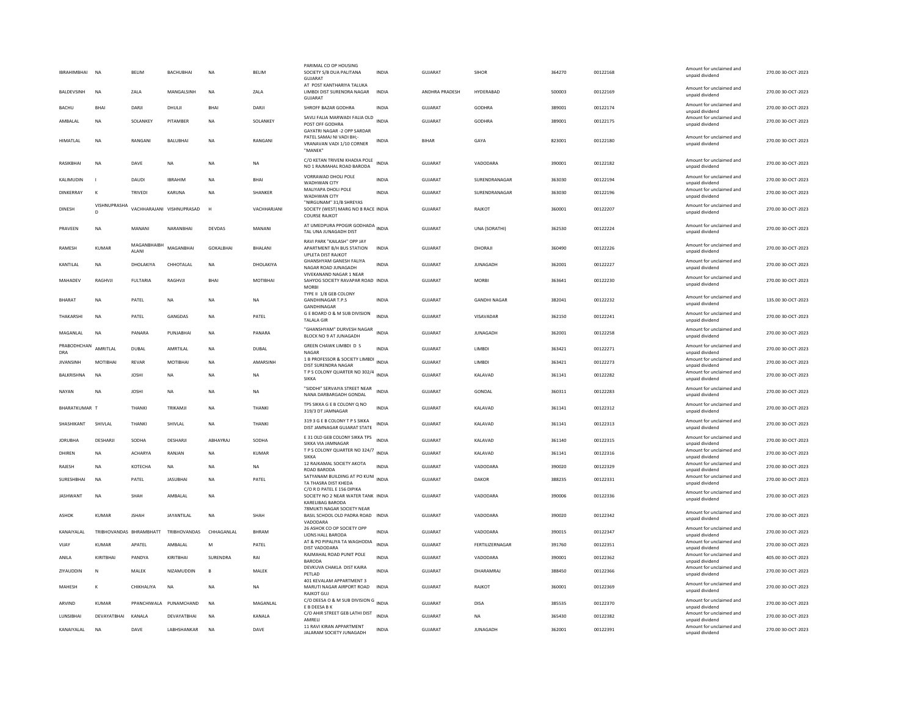| | | | | | | | | | | | | | | |
|---|---|---|---|---|---|---|---|---|---|---|---|---|---|---|
| IBRAHIMBHAI | NA | BELIM | BACHUBHAI | NA | BELIM | PARIMAL CO OP HOUSING SOCIETY S/B DUA PALITANA GUJARAT | INDIA | GUJARAT | SIHOR | 364270 | 00122168 | Amount for unclaimed and unpaid dividend | 270.00 | 30-OCT-2023 |
| BALDEVSINH | NA | ZALA | MANGALSINH | NA | ZALA | AT POST KANTHARIYA TALUKA LIMBDI DIST SURENDRA NAGAR GUJARAT | INDIA | ANDHRA PRADESH | HYDERABAD | 500003 | 00122169 | Amount for unclaimed and unpaid dividend | 270.00 | 30-OCT-2023 |
| BACHU | BHAI | DARJI | DHULJI | BHAI | DARJI | SHROFF BAZAR GODHRA | INDIA | GUJARAT | GODHRA | 389001 | 00122174 | Amount for unclaimed and unpaid dividend | 270.00 | 30-OCT-2023 |
| AMBALAL | NA | SOLANKEY | PITAMBER | NA | SOLANKEY | SAVLI FALIA MARWADI FALIA OLD POST OFF GODHRA | INDIA | GUJARAT | GODHRA | 389001 | 00122175 | Amount for unclaimed and unpaid dividend | 270.00 | 30-OCT-2023 |
| HIMATLAL | NA | RANGANI | BALUBHAI | NA | RANGANI | GAYATRI NAGAR -2 OPP SARDAR PATEL SAMAJ NI VADI BH;- VRANAVAN VADI 1/10 CORNER "MANEK" | INDIA | BIHAR | GAYA | 823001 | 00122180 | Amount for unclaimed and unpaid dividend | 270.00 | 30-OCT-2023 |
| RASIKBHAI | NA | DAVE | NA | NA | NA | C/O KETAN TRIVENI KHADIA POLE NO 1 RAJMAHAL ROAD BARODA | INDIA | GUJARAT | VADODARA | 390001 | 00122182 | Amount for unclaimed and unpaid dividend | 270.00 | 30-OCT-2023 |
| KALIMUDIN | I | DAUDI | IBRAHIM | NA | BHAI | VORRAWAD DHOLI POLE WADHWAN CITY | INDIA | GUJARAT | SURENDRANAGAR | 363030 | 00122194 | Amount for unclaimed and unpaid dividend | 270.00 | 30-OCT-2023 |
| DINKERRAY | K | TRIVEDI | KARUNA | NA | SHANKER | MALIYAPA DHOLI POLE WADHWAN CITY | INDIA | GUJARAT | SURENDRANAGAR | 363030 | 00122196 | Amount for unclaimed and unpaid dividend | 270.00 | 30-OCT-2023 |
| DINESH | VISHNUPRASHAD | VACHHARAJANI | VISHNUPRASAD | H | VACHHARJANI | "NIRGUNAM" 31/B SHREYAS SOCIETY (WEST) MARG NO 8 RACE COURSE RAJKOT | INDIA | GUJARAT | RAJKOT | 360001 | 00122207 | Amount for unclaimed and unpaid dividend | 270.00 | 30-OCT-2023 |
| PRAVEEN | NA | MANANI | NARANBHAI | DEVDAS | MANANI | AT UMEDPURA PPOGIR GODHADA TAL UNA JUNAGADH DIST | INDIA | GUJARAT | UNA (SORATHI) | 362530 | 00122224 | Amount for unclaimed and unpaid dividend | 270.00 | 30-OCT-2023 |
| RAMESH | KUMAR | MAGANBHAIBHALANI | MAGANBHAI | GOKALBHAI | BHALANI | RAVI PARK "KAILASH" OPP JAY APARTMENT B/H BUS STATION UPLETA DIST RAJKOT | INDIA | GUJARAT | DHORAJI | 360490 | 00122226 | Amount for unclaimed and unpaid dividend | 270.00 | 30-OCT-2023 |
| KANTILAL | NA | DHOLAKIYA | CHHOTALAL | NA | DHOLAKIYA | GHANSHYAM GANESH FALIYA NAGAR ROAD JUNAGADH | INDIA | GUJARAT | JUNAGADH | 362001 | 00122227 | Amount for unclaimed and unpaid dividend | 270.00 | 30-OCT-2023 |
| MAHADEV | RAGHVJI | FULTARIA | RAGHVJI | BHAI | MOTIBHAI | VIVEKANAND NAGAR 1 NEAR SAHYOG SOCIETY RAVAPAR ROAD MORBI | INDIA | GUJARAT | MORBI | 363641 | 00122230 | Amount for unclaimed and unpaid dividend | 270.00 | 30-OCT-2023 |
| BHARAT | NA | PATEL | NA | NA | NA | TYPE II 1/8 GEB COLONY GANDHINAGAR T.P.S GANDHINAGAR | INDIA | GUJARAT | GANDHI NAGAR | 382041 | 00122232 | Amount for unclaimed and unpaid dividend | 135.00 | 30-OCT-2023 |
| THAKARSHI | NA | PATEL | GANGDAS | NA | PATEL | G E BOARD O & M SUB DIVISION TALALA GIR | INDIA | GUJARAT | VISAVADAR | 362150 | 00122241 | Amount for unclaimed and unpaid dividend | 270.00 | 30-OCT-2023 |
| MAGANLAL | NA | PANARA | PUNJABHAI | NA | PANARA | "GHANSHYAM" DURVESH NAGAR BLOCK NO 9 AT JUNAGADH | INDIA | GUJARAT | JUNAGADH | 362001 | 00122258 | Amount for unclaimed and unpaid dividend | 270.00 | 30-OCT-2023 |
| PRABODHCHANDRA | AMRITLAL | DUBAL | AMRTILAL | NA | DUBAL | GREEN CHAWK LIMBDI D S NAGAR | INDIA | GUJARAT | LIMBDI | 363421 | 00122271 | Amount for unclaimed and unpaid dividend | 270.00 | 30-OCT-2023 |
| JIVANSINH | MOTIBHAI | REVAR | MOTIBHAI | NA | AMARSINH | 1 B PROFESSOR & SOCIETY LIMBDI DIST SURENDRA NAGAR | INDIA | GUJARAT | LIMBDI | 363421 | 00122273 | Amount for unclaimed and unpaid dividend | 270.00 | 30-OCT-2023 |
| BALKRISHNA | NA | JOSHI | NA | NA | NA | T P S COLONY QUARTER NO 302/4 SIKKA | INDIA | GUJARAT | KALAVAD | 361141 | 00122282 | Amount for unclaimed and unpaid dividend | 270.00 | 30-OCT-2023 |
| NAYAN | NA | JOSHI | NA | NA | NA | "SIDDHI" SERVAIYA STREET NEAR NANA DARBARGADH GONDAL | INDIA | GUJARAT | GONDAL | 360311 | 00122283 | Amount for unclaimed and unpaid dividend | 270.00 | 30-OCT-2023 |
| BHARATKUMAR | T | THANKI | TRIKAMJI | NA | THANKI | TPS SIKKA G E B COLONY Q NO 319/3 DT JAMNAGAR | INDIA | GUJARAT | KALAVAD | 361141 | 00122312 | Amount for unclaimed and unpaid dividend | 270.00 | 30-OCT-2023 |
| SHASHIKANT | SHIVLAL | THANKI | SHIVLAL | NA | THANKI | 319 3 G E B COLONY T P S SIKKA DIST JAMNAGAR GUJARAT STATE | INDIA | GUJARAT | KALAVAD | 361141 | 00122313 | Amount for unclaimed and unpaid dividend | 270.00 | 30-OCT-2023 |
| JORUBHA | DESHARJI | SODHA | DESHARJI | ABHAYRAJ | SODHA | E 31 OLD GEB COLONY SIKKA TPS SIKKA VIA JAMNAGAR | INDIA | GUJARAT | KALAVAD | 361140 | 00122315 | Amount for unclaimed and unpaid dividend | 270.00 | 30-OCT-2023 |
| DHIREN | NA | ACHARYA | RANJAN | NA | KUMAR | T P S COLONY QUARTER NO 324/7 SIKKA | INDIA | GUJARAT | KALAVAD | 361141 | 00122316 | Amount for unclaimed and unpaid dividend | 270.00 | 30-OCT-2023 |
| RAJESH | NA | KOTECHA | NA | NA | NA | 12 RAJKAMAL SOCIETY AKOTA ROAD BARODA | INDIA | GUJARAT | VADODARA | 390020 | 00122329 | Amount for unclaimed and unpaid dividend | 270.00 | 30-OCT-2023 |
| SURESHBHAI | NA | PATEL | JASUBHAI | NA | PATEL | SATYANAM BUILDING AT PO KUNI TA THASRA DIST KHEDA | INDIA | GUJARAT | DAKOR | 388235 | 00122331 | Amount for unclaimed and unpaid dividend | 270.00 | 30-OCT-2023 |
| JASHWANT | NA | SHAH | AMBALAL | NA | | C/O R D PATEL E 156 DIPIKA SOCIETY NO 2 NEAR WATER TANK KARELIBAG BARODA | INDIA | GUJARAT | VADODARA | 390006 | 00122336 | Amount for unclaimed and unpaid dividend | 270.00 | 30-OCT-2023 |
| ASHOK | KUMAR | JSHAH | JAYANTILAL | NA | SHAH | 78MUKTI NAGAR SOCIETY NEAR BASIL SCHOOL OLD PADRA ROAD VADODARA | INDIA | GUJARAT | VADODARA | 390020 | 00122342 | Amount for unclaimed and unpaid dividend | 270.00 | 30-OCT-2023 |
| KANAIYALAL | TRIBHOVANDAS | BHRAMBHATT | TRIBHOVANDAS | CHHAGANLAL | BHRAM | 26 ASHOK CO OP SOCIETY OPP LIONS HALL BARODA | INDIA | GUJARAT | VADODARA | 390015 | 00122347 | Amount for unclaimed and unpaid dividend | 270.00 | 30-OCT-2023 |
| VIJAY | KUMAR | APATEL | AMBALAL | M | PATEL | AT & PO PIPALIYA TA WAGHODIA DIST VADODARA | INDIA | GUJARAT | FERTILIZERNAGAR | 391760 | 00122351 | Amount for unclaimed and unpaid dividend | 270.00 | 30-OCT-2023 |
| ANILA | KIRITBHAI | PANDYA | KIRITBHAI | SURENDRA | RAI | RAJMAHAL ROAD PUNIT POLE BARODA | INDIA | GUJARAT | VADODARA | 390001 | 00122362 | Amount for unclaimed and unpaid dividend | 405.00 | 30-OCT-2023 |
| ZIYAUDDIN | N | MALEK | NIZAMUDDIN | B | MALEK | DEVKUVA CHAKLA DIST KAIRA PETLAD | INDIA | GUJARAT | DHARAMRAJ | 388450 | 00122366 | Amount for unclaimed and unpaid dividend | 270.00 | 30-OCT-2023 |
| MAHESH | K | CHIKHALIYA | NA | NA | NA | 401 KEVALAM APPARTMENT 3 MARUTI NAGAR AIRPORT ROAD RAJKOT GUJ | INDIA | GUJARAT | RAJKOT | 360001 | 00122369 | Amount for unclaimed and unpaid dividend | 270.00 | 30-OCT-2023 |
| ARVIND | KUMAR | PPANCHIWALA | PUNAMCHAND | NA | MAGANLAL | C/O DEESA O & M SUB DIVISION G E B DEESA B K | INDIA | GUJARAT | DISA | 385535 | 00122370 | Amount for unclaimed and unpaid dividend | 270.00 | 30-OCT-2023 |
| LUNSIBHAI | DEVAYATBHAI | KANALA | DEVAYATBHAI | NA | KANALA | C/O AHIR STREET GEB LATHI DIST AMRELI | INDIA | GUJARAT | NA | 365430 | 00122382 | Amount for unclaimed and unpaid dividend | 270.00 | 30-OCT-2023 |
| KANAIYALAL | NA | DAVE | LABHSHANKAR | NA | DAVE | 11 RAVI KIRAN APPARTMENT JALARAM SOCIETY JUNAGADH | INDIA | GUJARAT | JUNAGADH | 362001 | 00122391 | Amount for unclaimed and unpaid dividend | 270.00 | 30-OCT-2023 |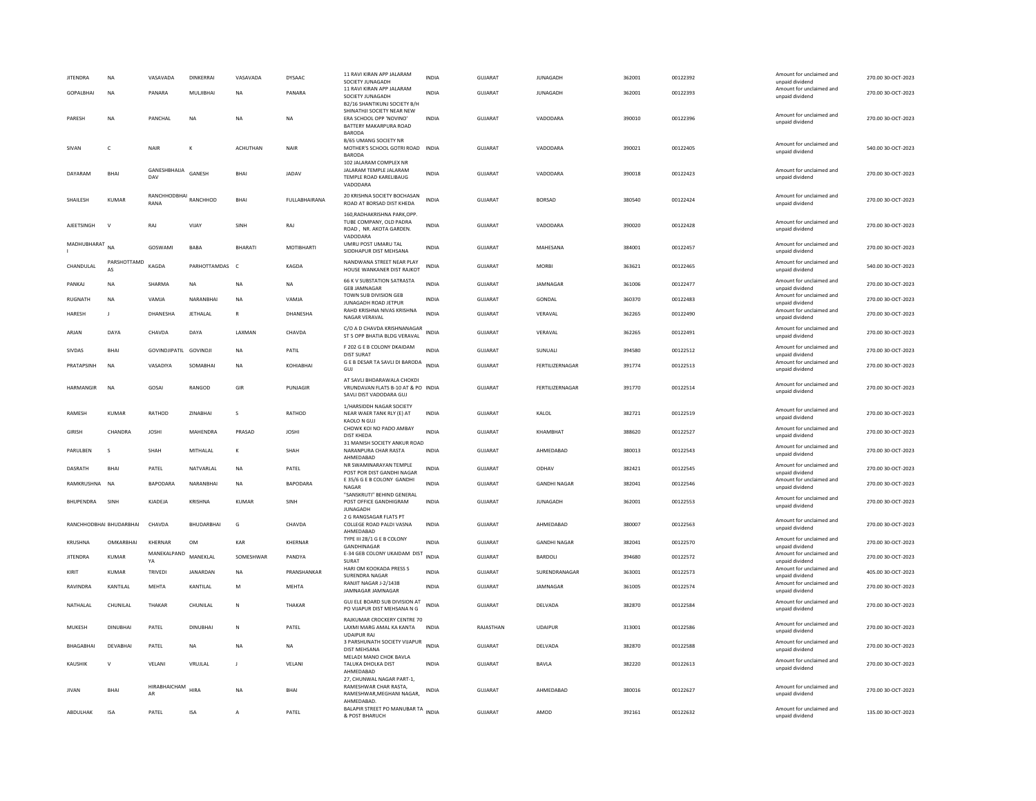| JITENDRA | NA | VASAVADA | DINKERRAI | VASAVADA | DYSAAC | 11 RAVI KIRAN APP JALARAM SOCIETY JUNAGADH | INDIA | GUJARAT | JUNAGADH | 362001 | 00122392 | | Amount for unclaimed and unpaid dividend | 270.00 30-OCT-2023 |
|---|---|---|---|---|---|---|---|---|---|---|---|---|---|---|
| GOPALBHAI | NA | PANARA | MULJIBHAI | NA | PANARA | 11 RAVI KIRAN APP JALARAM SOCIETY JUNAGADH | INDIA | GUJARAT | JUNAGADH | 362001 | 00122393 | | Amount for unclaimed and unpaid dividend | 270.00 30-OCT-2023 |
| PARESH | NA | PANCHAL | NA | NA | NA | B2/16 SHANTIKUNJ SOCIETY B/H SHINATHJI SOCIETY NEAR NEW ERA SCHOOL OPP 'NOVINO' BATTERY MAKARPURA ROAD BARODA | INDIA | GUJARAT | VADODARA | 390010 | 00122396 | | Amount for unclaimed and unpaid dividend | 270.00 30-OCT-2023 |
| SIVAN | C | NAIR | K | ACHUTHAN | NAIR | B/65 UMANG SOCIETY NR MOTHER'S SCHOOL GOTRI ROAD BARODA | INDIA | GUJARAT | VADODARA | 390021 | 00122405 | | Amount for unclaimed and unpaid dividend | 540.00 30-OCT-2023 |
| DAYARAM | BHAI | GANESHBHAIJA DAV | GANESH | BHAI | JADAV | 102 JALARAM COMPLEX NR JALARAM TEMPLE JALARAM TEMPLE ROAD KARELIBAUG VADODARA | INDIA | GUJARAT | VADODARA | 390018 | 00122423 | | Amount for unclaimed and unpaid dividend | 270.00 30-OCT-2023 |
| SHAILESH | KUMAR | RANCHHODBHAI RANA | RANCHHOD | BHAI | FULLABHAIRANA | 20 KRISHNA SOCIETY BOCHASAN ROAD AT BORSAD DIST KHEDA | INDIA | GUJARAT | BORSAD | 380540 | 00122424 | | Amount for unclaimed and unpaid dividend | 270.00 30-OCT-2023 |
| AJEETSINGH | V | RAJ | VIJAY | SINH | RAJ | 160,RADHAKRISHNA PARK,OPP. TUBE COMPANY, OLD PADRA ROAD , NR. AKOTA GARDEN. VADODARA | INDIA | GUJARAT | VADODARA | 390020 | 00122428 | | Amount for unclaimed and unpaid dividend | 270.00 30-OCT-2023 |
| MADHUBHARAT I | NA | GOSWAMI | BABA | BHARATI | MOTIBHARTI | UMRU POST UMARU TAL SIDDHAPUR DIST MEHSANA | INDIA | GUJARAT | MAHESANA | 384001 | 00122457 | | Amount for unclaimed and unpaid dividend | 270.00 30-OCT-2023 |
| CHANDULAL | PARSHOTTAMD AS | KAGDA | PARHOTTAMDAS | C | KAGDA | NANDWANA STREET NEAR PLAY HOUSE WANKANER DIST RAJKOT | INDIA | GUJARAT | MORBI | 363621 | 00122465 | | Amount for unclaimed and unpaid dividend | 540.00 30-OCT-2023 |
| PANKAJ | NA | SHARMA | NA | NA | NA | 66 K V SUBSTATION SATRASTA GEB JAMNAGAR | INDIA | GUJARAT | JAMNAGAR | 361006 | 00122477 | | Amount for unclaimed and unpaid dividend | 270.00 30-OCT-2023 |
| RUGNATH | NA | VAMJA | NARANBHAI | NA | VAMJA | TOWN SUB DIVISION GEB JUNAGADH ROAD JETPUR | INDIA | GUJARAT | GONDAL | 360370 | 00122483 | | Amount for unclaimed and unpaid dividend | 270.00 30-OCT-2023 |
| HARESH | J | DHANESHA | JETHALAL | R | DHANESHA | RAHD KRISHNA NIVAS KRISHNA NAGAR VERAVAL | INDIA | GUJARAT | VERAVAL | 362265 | 00122490 | | Amount for unclaimed and unpaid dividend | 270.00 30-OCT-2023 |
| ARJAN | DAYA | CHAVDA | DAYA | LAXMAN | CHAVDA | C/O A D CHAVDA KRISHNANAGAR ST 5 OPP BHATIA BLDG VERAVAL | INDIA | GUJARAT | VERAVAL | 362265 | 00122491 | | Amount for unclaimed and unpaid dividend | 270.00 30-OCT-2023 |
| SIVDAS | BHAI | GOVINDJIPATIL | GOVINDJI | NA | PATIL | F 202 G E B COLONY DKAIDAM DIST SURAT | INDIA | GUJARAT | SUNUALI | 394580 | 00122512 | | Amount for unclaimed and unpaid dividend | 270.00 30-OCT-2023 |
| PRATAPSINH | NA | VASADIYA | SOMABHAI | NA | KOHIABHAI | G E B DESAR TA SAVLI DI BARODA GUJ | INDIA | GUJARAT | FERTILIZERNAGAR | 391774 | 00122513 | | Amount for unclaimed and unpaid dividend | 270.00 30-OCT-2023 |
| HARMANGIR | NA | GOSAI | RANGOD | GIR | PUNJAGIR | AT SAVLI BHDARAWALA CHOKDI VRUNDAVAN FLATS B-10 AT & PO SAVLI DIST VADODARA GUJ | INDIA | GUJARAT | FERTILIZERNAGAR | 391770 | 00122514 | | Amount for unclaimed and unpaid dividend | 270.00 30-OCT-2023 |
| RAMESH | KUMAR | RATHOD | ZINABHAI | S | RATHOD | 1/HARSIDDH NAGAR SOCIETY NEAR WAER TANK RLY (E) AT KAOLO N GUJ | INDIA | GUJARAT | KALOL | 382721 | 00122519 | | Amount for unclaimed and unpaid dividend | 270.00 30-OCT-2023 |
| GIRISH | CHANDRA | JOSHI | MAHENDRA | PRASAD | JOSHI | CHOWK KOI NO PADO AMBAY DIST KHEDA | INDIA | GUJARAT | KHAMBHAT | 388620 | 00122527 | | Amount for unclaimed and unpaid dividend | 270.00 30-OCT-2023 |
| PARULBEN | S | SHAH | MITHALAL | K | SHAH | 31 MANISH SOCIETY ANKUR ROAD NARANPURA CHAR RASTA AHMEDABAD | INDIA | GUJARAT | AHMEDABAD | 380013 | 00122543 | | Amount for unclaimed and unpaid dividend | 270.00 30-OCT-2023 |
| DASRATH | BHAI | PATEL | NATVARLAL | NA | PATEL | NR SWAMINARAYAN TEMPLE POST POR DIST GANDHI NAGAR | INDIA | GUJARAT | ODHAV | 382421 | 00122545 | | Amount for unclaimed and unpaid dividend | 270.00 30-OCT-2023 |
| RAMKRUSHNA | NA | BAPODARA | NARANBHAI | NA | BAPODARA | E 35/6 G E B COLONY GANDHI NAGAR | INDIA | GUJARAT | GANDHI NAGAR | 382041 | 00122546 | | Amount for unclaimed and unpaid dividend | 270.00 30-OCT-2023 |
| BHUPENDRA | SINH | KJADEJA | KRISHNA | KUMAR | SINH | "SANSKRUTI" BEHIND GENERAL POST OFFICE GANDHIGRAM JUNAGADH | INDIA | GUJARAT | JUNAGADH | 362001 | 00122553 | | Amount for unclaimed and unpaid dividend | 270.00 30-OCT-2023 |
| RANCHHODBHAI | BHUDARBHAI | CHAVDA | BHUDARBHAI | G | CHAVDA | 2 G RANGSAGAR FLATS PT COLLEGE ROAD PALDI VASNA AHMEDABAD | INDIA | GUJARAT | AHMEDABAD | 380007 | 00122563 | | Amount for unclaimed and unpaid dividend | 270.00 30-OCT-2023 |
| KRUSHNA | OMKARBHAI | KHERNAR | OM | KAR | KHERNAR | TYPE III 28/1 G E B COLONY GANDHINAGAR | INDIA | GUJARAT | GANDHI NAGAR | 382041 | 00122570 | | Amount for unclaimed and unpaid dividend | 270.00 30-OCT-2023 |
| JITENDRA | KUMAR | MANEKALPAND YA | MANEKLAL | SOMESHWAR | PANDYA | E-34 GEB COLONY UKAIDAM DIST SURAT | INDIA | GUJARAT | BARDOLI | 394680 | 00122572 | | Amount for unclaimed and unpaid dividend | 270.00 30-OCT-2023 |
| KIRIT | KUMAR | TRIVEDI | JANARDAN | NA | PRANSHANKAR | HARI OM KOOKADA PRESS S SURENDRA NAGAR | INDIA | GUJARAT | SURENDRANAGAR | 363001 | 00122573 | | Amount for unclaimed and unpaid dividend | 405.00 30-OCT-2023 |
| RAVINDRA | KANTILAL | MEHTA | KANTILAL | M | MEHTA | RANJIT NAGAR J-2/1438 JAMNAGAR JAMNAGAR | INDIA | GUJARAT | JAMNAGAR | 361005 | 00122574 | | Amount for unclaimed and unpaid dividend | 270.00 30-OCT-2023 |
| NATHALAL | CHUNILAL | THAKAR | CHUNILAL | N | THAKAR | GUJ ELE BOARD SUB DIVISION AT PO VIJAPUR DIST MEHSANA N G | INDIA | GUJARAT | DELVADA | 382870 | 00122584 | | Amount for unclaimed and unpaid dividend | 270.00 30-OCT-2023 |
| MUKESH | DINUBHAI | PATEL | DINUBHAI | N | PATEL | RAJKUMAR CROCKERY CENTRE 70 LAXMI MARG AMAL KA KANTA UDAIPUR RAJ | INDIA | RAJASTHAN | UDAIPUR | 313001 | 00122586 | | Amount for unclaimed and unpaid dividend | 270.00 30-OCT-2023 |
| BHAGABHAI | DEVABHAI | PATEL | NA | NA | NA | 3 PARSHUNATH SOCIETY VIJAPUR DIST MEHSANA | INDIA | GUJARAT | DELVADA | 382870 | 00122588 | | Amount for unclaimed and unpaid dividend | 270.00 30-OCT-2023 |
| KAUSHIK | V | VELANI | VRUJLAL | J | VELANI | MELADI MANO CHOK BAVLA TALUKA DHOLKA DIST AHMEDABAD | INDIA | GUJARAT | BAVLA | 382220 | 00122613 | | Amount for unclaimed and unpaid dividend | 270.00 30-OCT-2023 |
| JIVAN | BHAI | HIRABHAICHAM AR | HIRA | NA | BHAI | 27, CHUNWAL NAGAR PART-1, RAMESHWAR CHAR RASTA, RAMESHWAR,MEGHANI NAGAR, AHMEDABAD. | INDIA | GUJARAT | AHMEDABAD | 380016 | 00122627 | | Amount for unclaimed and unpaid dividend | 270.00 30-OCT-2023 |
| ABDULHAK | ISA | PATEL | ISA | A | PATEL | BALAPIR STREET PO MANUBAR TA & POST BHARUCH | INDIA | GUJARAT | AMOD | 392161 | 00122632 | | Amount for unclaimed and unpaid dividend | 135.00 30-OCT-2023 |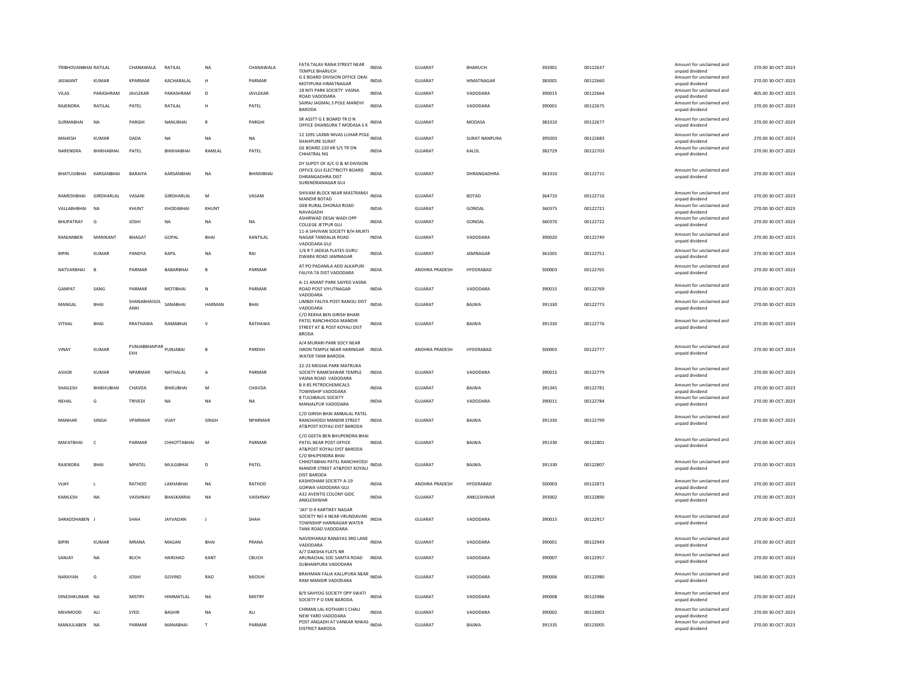| TRIBHOVANBHAI | RATILAL | CHANAWALA | RATILAL | NA | CHANAWALA | FATA TALAV RANA STREET NEAR TEMPLE BHARUCH | INDIA | GUJARAT | BHARUCH | 392001 | 00122637 | Amount for unclaimed and unpaid dividend | 270.00 | 30-OCT-2023 |
|---|---|---|---|---|---|---|---|---|---|---|---|---|---|---|
| JASWANT | KUMAR | KPARMAR | KACHARALAL | H | PARMAR | G E BOARD DIVISION OFFICE OKAI MOTIPURA HIMATNAGAR | INDIA | GUJARAT | HIMATNAGAR | 383001 | 00122660 | Amount for unclaimed and unpaid dividend | 270.00 | 30-OCT-2023 |
| VILAS | PARASHRAM | JAVLEKAR | PARASHRAM | D | JAVLEKAR | 18 NITI PARK SOCIETY VASNA ROAD VADODARA | INDIA | GUJARAT | VADODARA | 390015 | 00122664 | Amount for unclaimed and unpaid dividend | 405.00 | 30-OCT-2023 |
| RAJENDRA | RATILAL | PATEL | RATILAL | H | PATEL | SAIRAJ JAGMAL S POLE MANDVI BARODA | INDIA | GUJARAT | VADODARA | 390001 | 00122675 | Amount for unclaimed and unpaid dividend | 270.00 | 30-OCT-2023 |
| SURMABHAI | NA | PARGHI | NANUBHAI | R | PARGHI | SR ASSTT G E BOARD TR D N OFFICE DHANSURA T MODASA S K | INDIA | GUJARAT | MODASA | 383310 | 00122677 | Amount for unclaimed and unpaid dividend | 270.00 | 30-OCT-2023 |
| MAHESH | KUMAR | DADA | NA | NA | NA | 12 1091 LAXMI NIVAS LUHAR POLE SHAHPURE SURAT | INDIA | GUJARAT | SURAT NANPURA | 395003 | 00122683 | Amount for unclaimed and unpaid dividend | 270.00 | 30-OCT-2023 |
| NARENDRA | BHIKHABHAI | PATEL | BHIKHABHAI | RAMLAL | PATEL | GE BOARD 220 KR S/S TR DN CHHATRAL NG | INDIA | GUJARAT | KALOL | 382729 | 00122703 | Amount for unclaimed and unpaid dividend | 270.00 | 30-OCT-2023 |
| BHATUJIBHAI | KARSANBHAI | BARAIYA | KARSANBHAI | NA | BHIMJIBHAI | DY SUPDT OF A/C O & M DIVISION OFFICE GUJ ELECTRICITY BOARD DHRANGADHRA DIST SURENDRANAGAR GUJ | INDIA | GUJARAT | DHRANGADHRA | 363310 | 00122715 | Amount for unclaimed and unpaid dividend | 270.00 | 30-OCT-2023 |
| RAMESHBHAI | GIRDHARLAL | VASANI | GIRDHARLAL | M | VASANI | SHIVAM BLOCK NEAR MASTRAMJI MANDIR BOTAD | INDIA | GUJARAT | BOTAD | 364710 | 00122716 | Amount for unclaimed and unpaid dividend | 270.00 | 30-OCT-2023 |
| VALLABHBHAI | NA | KHUNT | KHODABHAI | KHUNT | | GEB RURAL DHORAJI ROAD NAVAGADH | INDIA | GUJARAT | GONDAL | 360375 | 00122721 | Amount for unclaimed and unpaid dividend | 270.00 | 30-OCT-2023 |
| BHUPATRAY | G | JOSHI | NA | NA | NA | ASHIRWAD DESAI WADI OPP COLLEGE JETPUR GUJ | INDIA | GUJARAT | GONDAL | 360370 | 00122722 | Amount for unclaimed and unpaid dividend | 270.00 | 30-OCT-2023 |
| RANJANBEN | MANIKANT | BHAGAT | GOPAL | BHAI | KANTILAL | 11-A SHVIVAN SOCIETY B/H MUKTI NAGAR TANDALJA ROAD VADODARA GUJ | INDIA | GUJARAT | VADODARA | 390020 | 00122749 | Amount for unclaimed and unpaid dividend | 270.00 | 30-OCT-2023 |
| BIPIN | KUMAR | PANDYA | KAPIL | NA | RAI | 1/6 R T JADEJA FLATES GURU DWARA ROAD JAMNAGAR | INDIA | GUJARAT | JAMNAGAR | 361001 | 00122751 | Amount for unclaimed and unpaid dividend | 270.00 | 30-OCT-2023 |
| NATVARBHAI | B | PARMAR | BABARBHAI | B | PARMAR | AT PO PADAMLA ADD ALKAPURI FALIYA TA DIST VADODARA | INDIA | ANDHRA PRADESH | HYDERABAD | 500003 | 00122765 | Amount for unclaimed and unpaid dividend | 270.00 | 30-OCT-2023 |
| GANPAT | SANG | PARMAR | MOTIBHAI | N | PARMAR | A-11 ANANT PARK SAIYED VASNA ROAD POST VIYUTNAGAR VADODARA | INDIA | GUJARAT | VADODARA | 390015 | 00122769 | Amount for unclaimed and unpaid dividend | 270.00 | 30-OCT-2023 |
| MANGAL | BHAI | SHANABHAISOL ANKI | SANABHAI | HARMAN | BHAI | LIMBDI FALIYA POST RANOLI DIST VADODARA | INDIA | GUJARAT | BAJWA | 391330 | 00122773 | Amount for unclaimed and unpaid dividend | 270.00 | 30-OCT-2023 |
| VITHAL | BHAI | RRATHAWA | RAMABHAI | V | RATHAWA | C/O REKHA BEN GIRISH BHARI PATEL RANCHHODJI MANDIR STREET AT & POST KOYALI DIST BRODA | INDIA | GUJARAT | BAJWA | 391330 | 00122776 | Amount for unclaimed and unpaid dividend | 270.00 | 30-OCT-2023 |
| VINAY | KUMAR | PUNJABBHAIPAR EKH | PUNJABAI | B | PAREKH | A/4 MURARI PARK SOCY NEAR ISRON TEMPLE NEAR HARINGAR WATER TANK BARODA | INDIA | ANDHRA PRADESH | HYDERABAD | 500003 | 00122777 | Amount for unclaimed and unpaid dividend | 270.00 | 30-OCT-2023 |
| ASHOK | KUMAR | NPARMAR | NATHALAL | A | PARMAR | 22-23 MEGHA PARK MATRUKA SOCIETY RAMESHWAR TEMPLE VASNA ROAD VADODARA | INDIA | GUJARAT | VADODARA | 390015 | 00122779 | Amount for unclaimed and unpaid dividend | 270.00 | 30-OCT-2023 |
| SHAILESH | BHIKHUBHAI | CHAVDA | BHIKUBHAI | M | CHAVDA | B II 85 PETROCHEMICALS TOWNSHIP VADODARA | INDIA | GUJARAT | BAJWA | 391345 | 00122781 | Amount for unclaimed and unpaid dividend | 270.00 | 30-OCT-2023 |
| NEHAL | G | TRIVEDI | NA | NA | NA | 8 TULSIBAUG SOCIETY MANJALPUR VADODARA | INDIA | GUJARAT | VADODARA | 390011 | 00122784 | Amount for unclaimed and unpaid dividend | 270.00 | 30-OCT-2023 |
| MANHAR | SINGH | VPARMAR | VIJAY | SINGH | NPARMAR | C/O GIRISH BHAI AMBALAL PATEL RANCHHODJI MANDIR STREET AT&POST KOYALI DIST BARODA | INDIA | GUJARAT | BAJWA | 391330 | 00122799 | Amount for unclaimed and unpaid dividend | 270.00 | 30-OCT-2023 |
| MAFATBHAI | C | PARMAR | CHHOTTABHAI | M | PARMAR | C/O GEETA BEN BHUPENDRA BHAI PATEL NEAR POST OFFICE AT&POST KOYALI DIST BARODA | INDIA | GUJARAT | BAJWA | 391330 | 00122801 | Amount for unclaimed and unpaid dividend | 270.00 | 30-OCT-2023 |
| RAJENDRA | BHAI | MPATEL | MULGIBHAI | D | PATEL | C/O BHUPENDRA BHAI CHHOTABHAI PATEL RANCHHODJI MANDIR STREET AT&POST KOYALI DIST BARODA | INDIA | GUJARAT | BAJWA | 391330 | 00122807 | Amount for unclaimed and unpaid dividend | 270.00 | 30-OCT-2023 |
| VIJAY | L | RATHOD | LAKHABHAI | NA | RATHOD | KASHIDHAM SOCIETY A-19 GORWA VADODARA GUJ | INDIA | ANDHRA PRADESH | HYDERABAD | 500003 | 00122873 | Amount for unclaimed and unpaid dividend | 270.00 | 30-OCT-2023 |
| KAMLESH | NA | VAISHNAV | BHASKARRAI | NA | VAISHNAV | A32 AVENTIS COLONY GIDC ANKLESHWAR | INDIA | GUJARAT | ANKLESHWAR | 393002 | 00122890 | Amount for unclaimed and unpaid dividend | 270.00 | 30-OCT-2023 |
| SHRADDHABEN | J | SHAH | JAYVADAN | J | SHAH | 'JAY' D-9 KARTIKEY NAGAR SOCIETY NO 4 NEAR VRUNDAVAN TOWNSHIP HARINAGAR WATER TANK ROAD VADODARA | INDIA | GUJARAT | VADODARA | 390015 | 00122917 | Amount for unclaimed and unpaid dividend | 270.00 | 30-OCT-2023 |
| BIPIN | KUMAR | MRANA | MAGAN | BHAI | PRANA | NAVIDHARAJI RANAYAS 3RD LANE VADODARA | INDIA | GUJARAT | VADODARA | 390001 | 00122943 | Amount for unclaimed and unpaid dividend | 270.00 | 30-OCT-2023 |
| SANJAY | NA | BUCH | HARSHAD | KANT | CBUCH | A/7 DAKSHA FLATS NR ARUNACHAL SOC SAMTA ROAD SUBHANPURA VADODARA | INDIA | GUJARAT | VADODARA | 390007 | 00122957 | Amount for unclaimed and unpaid dividend | 270.00 | 30-OCT-2023 |
| NARAYAN | G | JOSHI | GOVIND | RAO | MJOSHI | BRAHMAN FALIA KALUPURA NEAR RAM MANDIR VADODARA | INDIA | GUJARAT | VADODARA | 390006 | 00122980 | Amount for unclaimed and unpaid dividend | 540.00 | 30-OCT-2023 |
| DINESHKUMAR | NA | MISTRY | HIMMATLAL | NA | MISTRY | B/9 SAHYOG SOCIETY OPP SWATI SOCIETY P O EME BARODA | INDIA | GUJARAT | VADODARA | 390008 | 00122986 | Amount for unclaimed and unpaid dividend | 270.00 | 30-OCT-2023 |
| MEHMOOD | ALI | SYED | BASHIR | NA | ALI | CHIMAN LAL KOTHARI S CHALI NEW YARD VADODARA | INDIA | GUJARAT | VADODARA | 390002 | 00123003 | Amount for unclaimed and unpaid dividend | 270.00 | 30-OCT-2023 |
| MANJULABEN | NA | PARMAR | MANABHAI | T | PARMAR | POST ANGADH AT VANKAR NIWAS DISTRICT BARODA | INDIA | GUJARAT | BAJWA | 391335 | 00123005 | Amount for unclaimed and unpaid dividend | 270.00 | 30-OCT-2023 |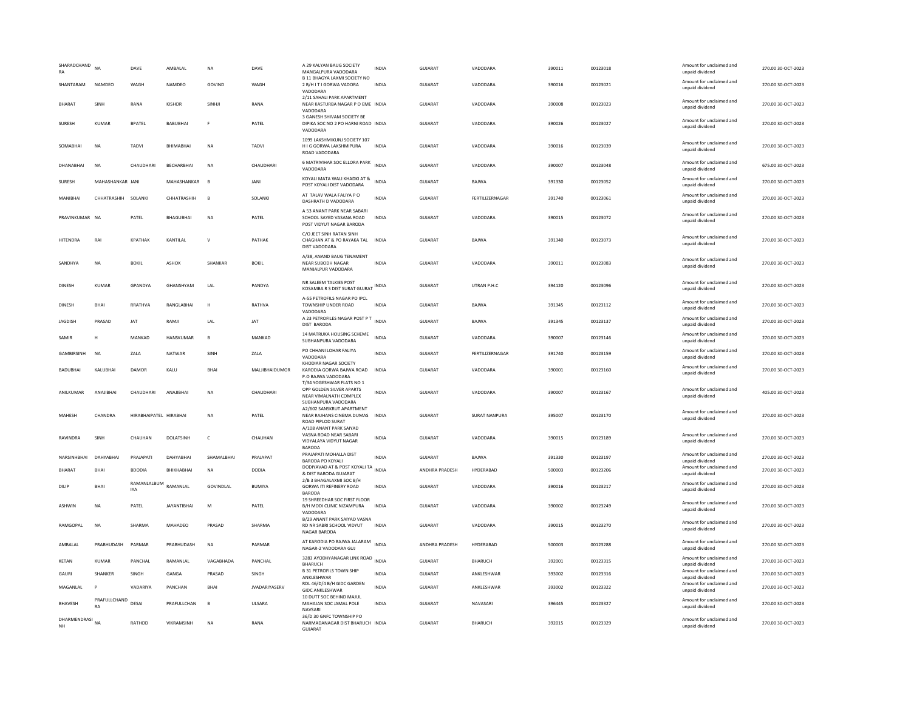| SHARADCHAND RA | NA | DAVE | AMBALAL | NA | DAVE | A 29 KALYAN BAUG SOCIETY MANGALPURA VADODARA | INDIA | GUJARAT | VADODARA | 390011 | 00123018 | Amount for unclaimed and unpaid dividend | 270.00 | 30-OCT-2023 |
|---|---|---|---|---|---|---|---|---|---|---|---|---|---|---|
| SHANTARAM | NAMDEO | WAGH | NAMDEO | GOVIND | WAGH | B 11 BHAGYA LAXMI SOCIETY NO 2 B/H I T I GORWA VADORA VADODARA | INDIA | GUJARAT | VADODARA | 390016 | 00123021 | Amount for unclaimed and unpaid dividend | 270.00 | 30-OCT-2023 |
| BHARAT | SINH | RANA | KISHOR | SINHJI | RANA | 2/11 SAHALI PARK APARTMENT NEAR KASTURBA NAGAR P O EME VADODARA | INDIA | GUJARAT | VADODARA | 390008 | 00123023 | Amount for unclaimed and unpaid dividend | 270.00 | 30-OCT-2023 |
| SURESH | KUMAR | BPATEL | BABUBHAI | F | PATEL | 3 GANESH SHIVAM SOCIETY BE DIPIKA SOC NO 2 PO HARNI ROAD VADODARA | INDIA | GUJARAT | VADODARA | 390026 | 00123027 | Amount for unclaimed and unpaid dividend | 270.00 | 30-OCT-2023 |
| SOMABHAI | NA | TADVI | BHIMABHAI | NA | TADVI | 1099 LAKSHMIKUNJ SOCIETY 107 H I G GORWA LAKSHMIPURA ROAD VADODARA | INDIA | GUJARAT | VADODARA | 390016 | 00123039 | Amount for unclaimed and unpaid dividend | 270.00 | 30-OCT-2023 |
| DHANABHAI | NA | CHAUDHARI | BECHARBHAI | NA | CHAUDHARI | 6 MATRIVIHAR SOC ELLORA PARK VADODARA | INDIA | GUJARAT | VADODARA | 390007 | 00123048 | Amount for unclaimed and unpaid dividend | 675.00 | 30-OCT-2023 |
| SURESH | MAHASHANKAR | JANI | MAHASHANKAR | B | JANI | KOYALI MATA WALI KHADKI AT & POST KOYALI DIST VADODARA | INDIA | GUJARAT | BAJWA | 391330 | 00123052 | Amount for unclaimed and unpaid dividend | 270.00 | 30-OCT-2023 |
| MANIBHAI | CHHATRASHIH | SOLANKI | CHHATRASHIH | B | SOLANKI | AT TALAV WALA FALIYA P O DASHRATH D VADODARA | INDIA | GUJARAT | FERTILIZERNAGAR | 391740 | 00123061 | Amount for unclaimed and unpaid dividend | 270.00 | 30-OCT-2023 |
| PRAVINKUMAR | NA | PATEL | BHAGUBHAI | NA | PATEL | A 53 ANANT PARK NEAR SABARI SCHOOL SAYED VASANA ROAD POST VIDYUT NAGAR BARODA | INDIA | GUJARAT | VADODARA | 390015 | 00123072 | Amount for unclaimed and unpaid dividend | 270.00 | 30-OCT-2023 |
| HITENDRA | RAI | KPATHAK | KANTILAL | V | PATHAK | C/O JEET SINH RATAN SINH CHAGHAN AT & PO RAYAKA TAL DIST VADODARA | INDIA | GUJARAT | BAJWA | 391340 | 00123073 | Amount for unclaimed and unpaid dividend | 270.00 | 30-OCT-2023 |
| SANDHYA | NA | BOKIL | ASHOK | SHANKAR | BOKIL | A/38, ANAND BAUG TENAMENT NEAR SUBODH NAGAR MANJALPUR VADODARA | INDIA | GUJARAT | VADODARA | 390011 | 00123083 | Amount for unclaimed and unpaid dividend | 270.00 | 30-OCT-2023 |
| DINESH | KUMAR | GPANDYA | GHANSHYAM | LAL | PANDYA | NR SALEEM TALKIES POST KOSAMBA R S DIST SURAT GUJRAT | INDIA | GUJARAT | UTRAN P.H.C | 394120 | 00123096 | Amount for unclaimed and unpaid dividend | 270.00 | 30-OCT-2023 |
| DINESH | BHAI | RRATHVA | RANGLABHAI | H | RATHVA | A-55 PETROFILS NAGAR PO IPCL TOWNSHIP UNDER ROAD VADODARA | INDIA | GUJARAT | BAJWA | 391345 | 00123112 | Amount for unclaimed and unpaid dividend | 270.00 | 30-OCT-2023 |
| JAGDISH | PRASAD | JAT | RAMJI | LAL | JAT | A 23 PETROFILES NAGAR POST P T DIST BARODA | INDIA | GUJARAT | BAJWA | 391345 | 00123137 | Amount for unclaimed and unpaid dividend | 270.00 | 30-OCT-2023 |
| SAMIR | H | MANKAD | HANSKUMAR | B | MANKAD | 14 MATRUKA HOUSING SCHEME SUBHANPURA VADODARA | INDIA | GUJARAT | VADODARA | 390007 | 00123146 | Amount for unclaimed and unpaid dividend | 270.00 | 30-OCT-2023 |
| GAMBIRSINH | NA | ZALA | NATWAR | SINH | ZALA | PO CHHANI LOHAR FALIYA VADODARA | INDIA | GUJARAT | FERTILIZERNAGAR | 391740 | 00123159 | Amount for unclaimed and unpaid dividend | 270.00 | 30-OCT-2023 |
| BADUBHAI | KALUBHAI | DAMOR | KALU | BHAI | MALJIBHAIDUMOR | KHODIAR NAGAR SOCIETY KARODIA GORWA BAJWA ROAD P.O BAJWA VADODARA | INDIA | GUJARAT | VADODARA | 390001 | 00123160 | Amount for unclaimed and unpaid dividend | 270.00 | 30-OCT-2023 |
| ANILKUMAR | ANAJIBHAI | CHAUDHARI | ANAJIBHAI | NA | CHAUDHARI | T/34 YOGESHWAR FLATS NO 1 OPP GOLDEN SILVER APARTS NEAR VIMALNATH COMPLEX SUBHANPURA VADODARA | INDIA | GUJARAT | VADODARA | 390007 | 00123167 | Amount for unclaimed and unpaid dividend | 405.00 | 30-OCT-2023 |
| MAHESH | CHANDRA | HIRABHAIPATEL | HIRABHAI | NA | PATEL | A2/602 SANSKRUT APARTMENT NEAR RAJHANS CINEMA DUMAS ROAD PIPLOD SURAT | INDIA | GUJARAT | SURAT NANPURA | 395007 | 00123170 | Amount for unclaimed and unpaid dividend | 270.00 | 30-OCT-2023 |
| RAVINDRA | SINH | CHAUHAN | DOLATSINH | C | CHAUHAN | A/108 ANANT PARK SAIYAD VASNA ROAD NEAR SABARI VIDYALAYA VIDYUT NAGAR BARODA | INDIA | GUJARAT | VADODARA | 390015 | 00123189 | Amount for unclaimed and unpaid dividend | 270.00 | 30-OCT-2023 |
| NARSINHBHAI | DAHYABHAI | PRAJAPATI | DAHYABHAI | SHAMALBHAI | PRAJAPAT | PRAJAPATI MOHALLA DIST BARODA PO KOYALI | INDIA | GUJARAT | BAJWA | 391330 | 00123197 | Amount for unclaimed and unpaid dividend | 270.00 | 30-OCT-2023 |
| BHARAT | BHAI | BDODIA | BHIKHABHAI | NA | DODIA | DODIYAVAD AT & POST KOYALI TA & DIST BARODA GUJARAT | INDIA | ANDHRA PRADESH | HYDERABAD | 500003 | 00123206 | Amount for unclaimed and unpaid dividend | 270.00 | 30-OCT-2023 |
| DILIP | BHAI | RAMANLALBUM IYA | RAMANLAL | GOVINDLAL | BUMIYA | 2/B 3 BHAGALAXMI SOC B/H GORWA ITI REFINERY ROAD BARODA | INDIA | GUJARAT | VADODARA | 390016 | 00123217 | Amount for unclaimed and unpaid dividend | 270.00 | 30-OCT-2023 |
| ASHWIN | NA | PATEL | JAYANTIBHAI | M | PATEL | 19 SHREEDHAR SOC FIRST FLOOR B/H MODI CLINIC NIZAMPURA VADODARA | INDIA | GUJARAT | VADODARA | 390002 | 00123249 | Amount for unclaimed and unpaid dividend | 270.00 | 30-OCT-2023 |
| RAMGOPAL | NA | SHARMA | MAHADEO | PRASAD | SHARMA | B/29 ANANT PARK SAIYAD VASNA RD NR SABRI SCHOOL VIDYUT NAGAR BARODA | INDIA | GUJARAT | VADODARA | 390015 | 00123270 | Amount for unclaimed and unpaid dividend | 270.00 | 30-OCT-2023 |
| AMBALAL | PRABHUDASH | PARMAR | PRABHUDASH | NA | PARMAR | AT KARODIA PO BAJWA JALARAM NAGAR-2 VADODARA GUJ | INDIA | ANDHRA PRADESH | HYDERABAD | 500003 | 00123288 | Amount for unclaimed and unpaid dividend | 270.00 | 30-OCT-2023 |
| KETAN | KUMAR | PANCHAL | RAMANLAL | VAGABHADA | PANCHAL | 3283 AYODHYANAGAR LINK ROAD BHARUCH | INDIA | GUJARAT | BHARUCH | 392001 | 00123315 | Amount for unclaimed and unpaid dividend | 270.00 | 30-OCT-2023 |
| GAURI | SHANKER | SINGH | GANGA | PRASAD | SINGH | B 31 PETROFILS TOWN SHIP ANKLESHWAR | INDIA | GUJARAT | ANKLESHWAR | 393002 | 00123316 | Amount for unclaimed and unpaid dividend | 270.00 | 30-OCT-2023 |
| MAGANLAL | P | VADARIYA | PANCHAN | BHAI | JVADARIYASERV | RDL 46/D/4 B/H GIDC GARDEN GIDC ANKLESHWAR | INDIA | GUJARAT | ANKLESHWAR | 393002 | 00123322 | Amount for unclaimed and unpaid dividend | 270.00 | 30-OCT-2023 |
| BHAVESH | PRAFULLCHAND RA | DESAI | PRAFULLCHAN | B | ULSARA | 10 DUTT SOC BEHIND MAJUL MAHAJAN SOC JAMAL POLE NAVSARI | INDIA | GUJARAT | NAVASARI | 396445 | 00123327 | Amount for unclaimed and unpaid dividend | 270.00 | 30-OCT-2023 |
| DHARMENDRASI NH | NA | RATHOD | VIKRAMSINH | NA | RANA | 36/D 30 GNFC TOWNSHIP PO NARMADANAGAR DIST BHARUCH GUJARAT | INDIA | GUJARAT | BHARUCH | 392015 | 00123329 | Amount for unclaimed and unpaid dividend | 270.00 | 30-OCT-2023 |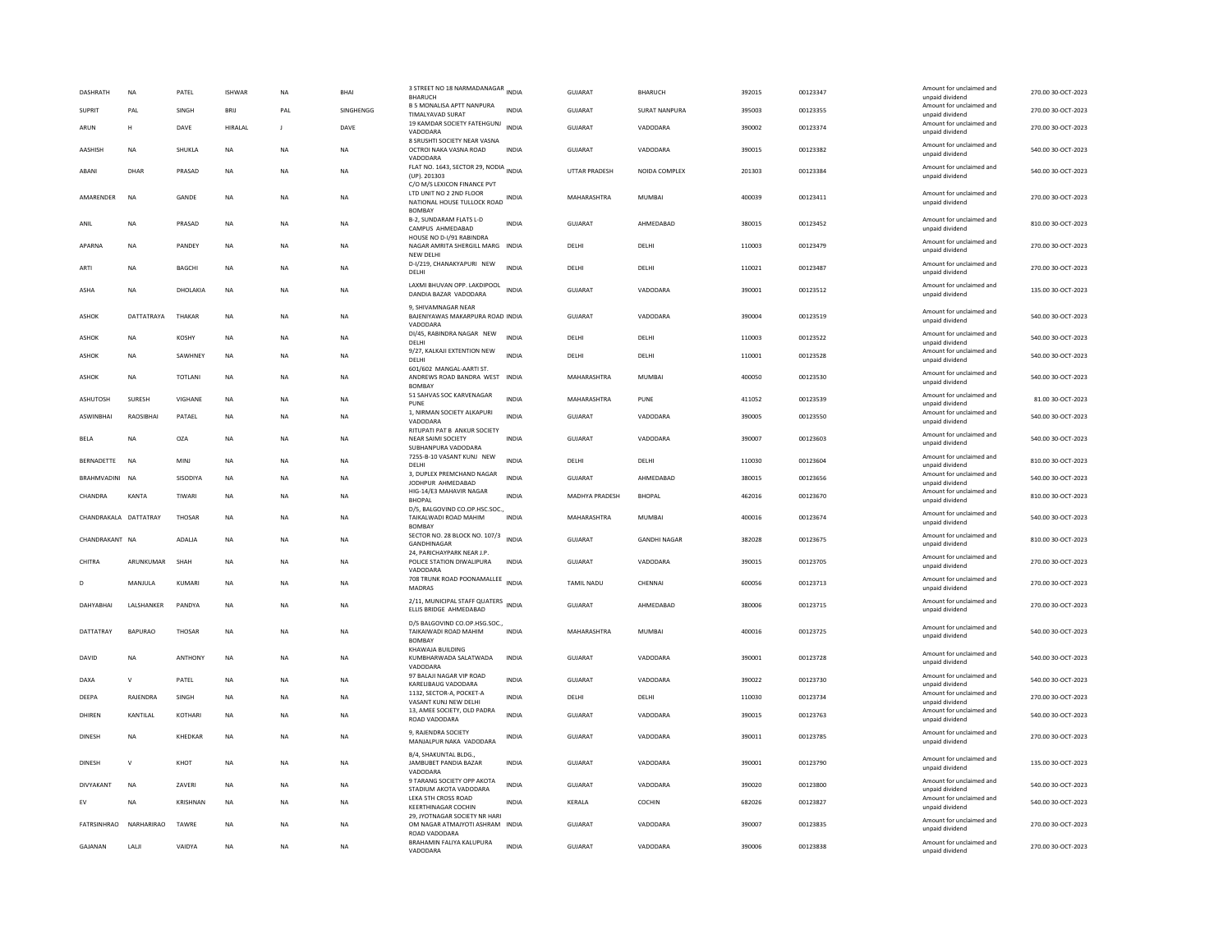| | | | | | | | | | | | | | |
|---|---|---|---|---|---|---|---|---|---|---|---|---|---|
| DASHRATH | NA | PATEL | ISHWAR | NA | BHAI | 3 STREET NO 18 NARMADANAGAR BHARUCH | INDIA | GUJARAT | BHARUCH | 392015 | 00123347 | Amount for unclaimed and unpaid dividend | 270.00 30-OCT-2023 |
| SUPRIT | PAL | SINGH | BRIJ | PAL | SINGHENGG | B 5 MONALISA APTT NANPURA TIMALYAVAD SURAT | INDIA | GUJARAT | SURAT NANPURA | 395003 | 00123355 | Amount for unclaimed and unpaid dividend | 270.00 30-OCT-2023 |
| ARUN | H | DAVE | HIRALAL | J | DAVE | 19 KAMDAR SOCIETY FATEHGUNJ VADODARA | INDIA | GUJARAT | VADODARA | 390002 | 00123374 | Amount for unclaimed and unpaid dividend | 270.00 30-OCT-2023 |
| AASHISH | NA | SHUKLA | NA | NA | NA | 8 SRUSHTI SOCIETY NEAR VASNA OCTROI NAKA VASNA ROAD VADODARA | INDIA | GUJARAT | VADODARA | 390015 | 00123382 | Amount for unclaimed and unpaid dividend | 540.00 30-OCT-2023 |
| ABANI | DHAR | PRASAD | NA | NA | NA | FLAT NO. 1643, SECTOR 29, NODIA (UP). 201303 | INDIA | UTTAR PRADESH | NOIDA COMPLEX | 201303 | 00123384 | Amount for unclaimed and unpaid dividend | 540.00 30-OCT-2023 |
| AMARENDER | NA | GANDE | NA | NA | NA | C/O M/S LEXICON FINANCE PVT LTD UNIT NO 2 2ND FLOOR NATIONAL HOUSE TULLOCK ROAD BOMBAY | INDIA | MAHARASHTRA | MUMBAI | 400039 | 00123411 | Amount for unclaimed and unpaid dividend | 270.00 30-OCT-2023 |
| ANIL | NA | PRASAD | NA | NA | NA | B-2, SUNDARAM FLATS L-D CAMPUS AHMEDABAD | INDIA | GUJARAT | AHMEDABAD | 380015 | 00123452 | Amount for unclaimed and unpaid dividend | 810.00 30-OCT-2023 |
| APARNA | NA | PANDEY | NA | NA | NA | HOUSE NO D-I/91 RABINDRA NAGAR AMRITA SHERGILL MARG NEW DELHI | INDIA | DELHI | DELHI | 110003 | 00123479 | Amount for unclaimed and unpaid dividend | 270.00 30-OCT-2023 |
| ARTI | NA | BAGCHI | NA | NA | NA | D-I/219, CHANAKYAPURI NEW DELHI | INDIA | DELHI | DELHI | 110021 | 00123487 | Amount for unclaimed and unpaid dividend | 270.00 30-OCT-2023 |
| ASHA | NA | DHOLAKIA | NA | NA | NA | LAXMI BHUVAN OPP. LAKDIPOOL DANDIA BAZAR VADODARA | INDIA | GUJARAT | VADODARA | 390001 | 00123512 | Amount for unclaimed and unpaid dividend | 135.00 30-OCT-2023 |
| ASHOK | DATTATRAYA | THAKAR | NA | NA | NA | 9, SHIVAMNAGAR NEAR BAJENIYAWAS MAKARPURA ROAD VADODARA | INDIA | GUJARAT | VADODARA | 390004 | 00123519 | Amount for unclaimed and unpaid dividend | 540.00 30-OCT-2023 |
| ASHOK | NA | KOSHY | NA | NA | NA | DI/45, RABINDRA NAGAR NEW DELHI | INDIA | DELHI | DELHI | 110003 | 00123522 | Amount for unclaimed and unpaid dividend | 540.00 30-OCT-2023 |
| ASHOK | NA | SAWHNEY | NA | NA | NA | 9/27, KALKAJI EXTENTION NEW DELHI | INDIA | DELHI | DELHI | 110001 | 00123528 | Amount for unclaimed and unpaid dividend | 540.00 30-OCT-2023 |
| ASHOK | NA | TOTLANI | NA | NA | NA | 601/602 MANGAL-AARTI ST. ANDREWS ROAD BANDRA WEST BOMBAY | INDIA | MAHARASHTRA | MUMBAI | 400050 | 00123530 | Amount for unclaimed and unpaid dividend | 540.00 30-OCT-2023 |
| ASHUTOSH | SURESH | VIGHANE | NA | NA | NA | 51 SAHVAS SOC KARVENAGAR PUNE | INDIA | MAHARASHTRA | PUNE | 411052 | 00123539 | Amount for unclaimed and unpaid dividend | 81.00 30-OCT-2023 |
| ASWINBHAI | RAOSIBHAI | PATAEL | NA | NA | NA | 1, NIRMAN SOCIETY ALKAPURI VADODARA | INDIA | GUJARAT | VADODARA | 390005 | 00123550 | Amount for unclaimed and unpaid dividend | 540.00 30-OCT-2023 |
| BELA | NA | OZA | NA | NA | NA | RITUPATI PAT B ANKUR SOCIETY NEAR SAIMI SOCIETY SUBHANPURA VADODARA | INDIA | GUJARAT | VADODARA | 390007 | 00123603 | Amount for unclaimed and unpaid dividend | 540.00 30-OCT-2023 |
| BERNADETTE | NA | MINJ | NA | NA | NA | 7255-B-10 VASANT KUNJ NEW DELHI | INDIA | DELHI | DELHI | 110030 | 00123604 | Amount for unclaimed and unpaid dividend | 810.00 30-OCT-2023 |
| BRAHMVADINI | NA | SISODIYA | NA | NA | NA | 3, DUPLEX PREMCHAND NAGAR JODHPUR AHMEDABAD | INDIA | GUJARAT | AHMEDABAD | 380015 | 00123656 | Amount for unclaimed and unpaid dividend | 540.00 30-OCT-2023 |
| CHANDRA | KANTA | TIWARI | NA | NA | NA | HIG-14/E3 MAHAVIR NAGAR BHOPAL | INDIA | MADHYA PRADESH | BHOPAL | 462016 | 00123670 | Amount for unclaimed and unpaid dividend | 810.00 30-OCT-2023 |
| CHANDRAKALA | DATTATRAY | THOSAR | NA | NA | NA | D/5, BALGOVIND CO.OP.HSC.SOC., TAIKALWADI ROAD MAHIM BOMBAY | INDIA | MAHARASHTRA | MUMBAI | 400016 | 00123674 | Amount for unclaimed and unpaid dividend | 540.00 30-OCT-2023 |
| CHANDRAKANT | NA | ADALJA | NA | NA | NA | SECTOR NO. 28 BLOCK NO. 107/3 GANDHINAGAR | INDIA | GUJARAT | GANDHI NAGAR | 382028 | 00123675 | Amount for unclaimed and unpaid dividend | 810.00 30-OCT-2023 |
| CHITRA | ARUNKUMAR | SHAH | NA | NA | NA | 24, PARICHAYPARK NEAR J.P. POLICE STATION DIWALIPURA VADODARA | INDIA | GUJARAT | VADODARA | 390015 | 00123705 | Amount for unclaimed and unpaid dividend | 270.00 30-OCT-2023 |
| D | MANJULA | KUMARI | NA | NA | NA | 708 TRUNK ROAD POONAMALLEE MADRAS | INDIA | TAMIL NADU | CHENNAI | 600056 | 00123713 | Amount for unclaimed and unpaid dividend | 270.00 30-OCT-2023 |
| DAHYABHAI | LALSHANKER | PANDYA | NA | NA | NA | 2/11, MUNICIPAL STAFF QUATERS ELLIS BRIDGE AHMEDABAD | INDIA | GUJARAT | AHMEDABAD | 380006 | 00123715 | Amount for unclaimed and unpaid dividend | 270.00 30-OCT-2023 |
| DATTATRAY | BAPURAO | THOSAR | NA | NA | NA | D/5 BALGOVIND CO.OP.HSG.SOC., TAIKAIWADI ROAD MAHIM BOMBAY | INDIA | MAHARASHTRA | MUMBAI | 400016 | 00123725 | Amount for unclaimed and unpaid dividend | 540.00 30-OCT-2023 |
| DAVID | NA | ANTHONY | NA | NA | NA | KHAWAJA BUILDING KUMBHARWADA SALATWADA VADODARA | INDIA | GUJARAT | VADODARA | 390001 | 00123728 | Amount for unclaimed and unpaid dividend | 540.00 30-OCT-2023 |
| DAXA | V | PATEL | NA | NA | NA | 97 BALAJI NAGAR VIP ROAD KARELIBAUG VADODARA | INDIA | GUJARAT | VADODARA | 390022 | 00123730 | Amount for unclaimed and unpaid dividend | 540.00 30-OCT-2023 |
| DEEPA | RAJENDRA | SINGH | NA | NA | NA | 1132, SECTOR-A, POCKET-A VASANT KUNJ NEW DELHI | INDIA | DELHI | DELHI | 110030 | 00123734 | Amount for unclaimed and unpaid dividend | 270.00 30-OCT-2023 |
| DHIREN | KANTILAL | KOTHARI | NA | NA | NA | 13, AMEE SOCIETY, OLD PADRA ROAD VADODARA | INDIA | GUJARAT | VADODARA | 390015 | 00123763 | Amount for unclaimed and unpaid dividend | 540.00 30-OCT-2023 |
| DINESH | NA | KHEDKAR | NA | NA | NA | 9, RAJENDRA SOCIETY MANJALPUR NAKA VADODARA | INDIA | GUJARAT | VADODARA | 390011 | 00123785 | Amount for unclaimed and unpaid dividend | 270.00 30-OCT-2023 |
| DINESH | V | KHOT | NA | NA | NA | B/4, SHAKUNTAL BLDG., JAMBUBET PANDIA BAZAR VADODARA | INDIA | GUJARAT | VADODARA | 390001 | 00123790 | Amount for unclaimed and unpaid dividend | 135.00 30-OCT-2023 |
| DIVYAKANT | NA | ZAVERI | NA | NA | NA | 9 TARANG SOCIETY OPP AKOTA STADIUM AKOTA VADODARA | INDIA | GUJARAT | VADODARA | 390020 | 00123800 | Amount for unclaimed and unpaid dividend | 540.00 30-OCT-2023 |
| EV | NA | KRISHNAN | NA | NA | NA | LEKA 5TH CROSS ROAD KEERTHINAGAR COCHIN | INDIA | KERALA | COCHIN | 682026 | 00123827 | Amount for unclaimed and unpaid dividend | 540.00 30-OCT-2023 |
| FATRSINHRAO | NARHARIRAO | TAWRE | NA | NA | NA | 29, JYOTNAGAR SOCIETY NR HARI OM NAGAR ATMAJYOTI ASHRAM ROAD VADODARA | INDIA | GUJARAT | VADODARA | 390007 | 00123835 | Amount for unclaimed and unpaid dividend | 270.00 30-OCT-2023 |
| GAJANAN | LALJI | VAIDYA | NA | NA | NA | BRAHAMIN FALIYA KALUPURA VADODARA | INDIA | GUJARAT | VADODARA | 390006 | 00123838 | Amount for unclaimed and unpaid dividend | 270.00 30-OCT-2023 |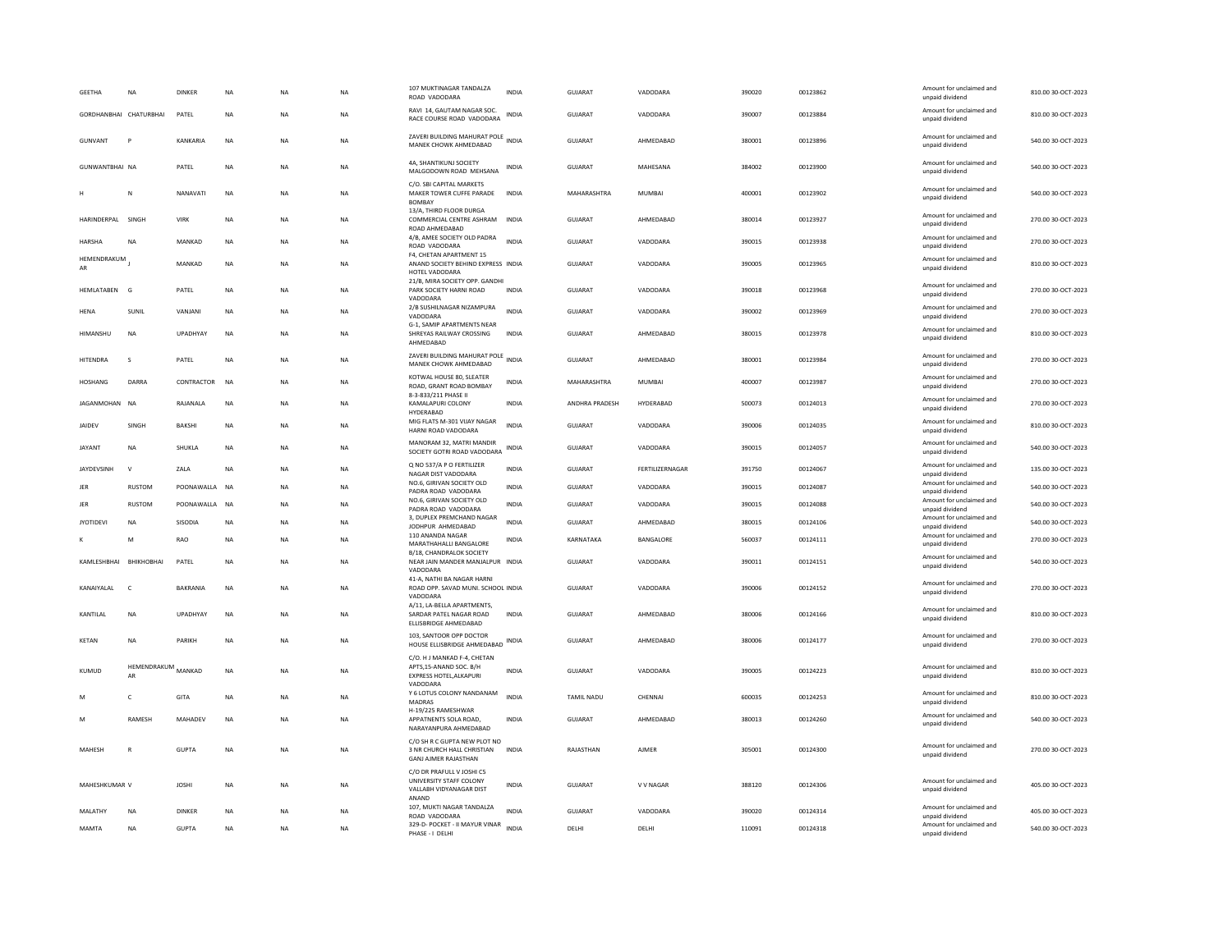| GEETHA | NA | DINKER | NA | NA | NA | 107 MUKTINAGAR TANDALZA ROAD VADODARA | INDIA | GUJARAT | VADODARA | 390020 | 00123862 | | Amount for unclaimed and unpaid dividend | 810.00 | 30-OCT-2023 |
|---|---|---|---|---|---|---|---|---|---|---|---|---|---|---|---|
| GORDHANBHAI | CHATURBHAI | PATEL | NA | NA | NA | RAVI 14, GAUTAM NAGAR SOC. RACE COURSE ROAD VADODARA | INDIA | GUJARAT | VADODARA | 390007 | 00123884 | | Amount for unclaimed and unpaid dividend | 810.00 | 30-OCT-2023 |
| GUNVANT | P | KANKARIA | NA | NA | NA | ZAVERI BUILDING MAHURAT POLE MANEK CHOWK AHMEDABAD | INDIA | GUJARAT | AHMEDABAD | 380001 | 00123896 | | Amount for unclaimed and unpaid dividend | 540.00 | 30-OCT-2023 |
| GUNWANTBHAI | NA | PATEL | NA | NA | NA | 4A, SHANTIKUNJ SOCIETY MALGODOWN ROAD MEHSANA | INDIA | GUJARAT | MAHESANA | 384002 | 00123900 | | Amount for unclaimed and unpaid dividend | 540.00 | 30-OCT-2023 |
| H | N | NANAVATI | NA | NA | NA | C/O. SBI CAPITAL MARKETS MAKER TOWER CUFFE PARADE BOMBAY | INDIA | MAHARASHTRA | MUMBAI | 400001 | 00123902 | | Amount for unclaimed and unpaid dividend | 540.00 | 30-OCT-2023 |
| HARINDERPAL | SINGH | VIRK | NA | NA | NA | 13/A, THIRD FLOOR DURGA COMMERCIAL CENTRE ASHRAM ROAD AHMEDABAD | INDIA | GUJARAT | AHMEDABAD | 380014 | 00123927 | | Amount for unclaimed and unpaid dividend | 270.00 | 30-OCT-2023 |
| HARSHA | NA | MANKAD | NA | NA | NA | 4/B, AMEE SOCIETY OLD PADRA ROAD VADODARA | INDIA | GUJARAT | VADODARA | 390015 | 00123938 | | Amount for unclaimed and unpaid dividend | 270.00 | 30-OCT-2023 |
| HEMENDRAKUMAR | J | MANKAD | NA | NA | NA | F4, CHETAN APARTMENT 15 ANAND SOCIETY BEHIND EXPRESS HOTEL VADODARA | INDIA | GUJARAT | VADODARA | 390005 | 00123965 | | Amount for unclaimed and unpaid dividend | 810.00 | 30-OCT-2023 |
| HEMLATABEN | G | PATEL | NA | NA | NA | 21/B, MIRA SOCIETY OPP. GANDHI PARK SOCIETY HARNI ROAD VADODARA | INDIA | GUJARAT | VADODARA | 390018 | 00123968 | | Amount for unclaimed and unpaid dividend | 270.00 | 30-OCT-2023 |
| HENA | SUNIL | VANJANI | NA | NA | NA | 2/B SUSHILNAGAR NIZAMPURA VADODARA | INDIA | GUJARAT | VADODARA | 390002 | 00123969 | | Amount for unclaimed and unpaid dividend | 270.00 | 30-OCT-2023 |
| HIMANSHU | NA | UPADHYAY | NA | NA | NA | G-1, SAMIP APARTMENTS NEAR SHREYAS RAILWAY CROSSING AHMEDABAD | INDIA | GUJARAT | AHMEDABAD | 380015 | 00123978 | | Amount for unclaimed and unpaid dividend | 810.00 | 30-OCT-2023 |
| HITENDRA | S | PATEL | NA | NA | NA | ZAVERI BUILDING MAHURAT POLE MANEK CHOWK AHMEDABAD | INDIA | GUJARAT | AHMEDABAD | 380001 | 00123984 | | Amount for unclaimed and unpaid dividend | 270.00 | 30-OCT-2023 |
| HOSHANG | DARRA | CONTRACTOR | NA | NA | NA | KOTWAL HOUSE 80, SLEATER ROAD, GRANT ROAD BOMBAY | INDIA | MAHARASHTRA | MUMBAI | 400007 | 00123987 | | Amount for unclaimed and unpaid dividend | 270.00 | 30-OCT-2023 |
| JAGANMOHAN | NA | RAJANALA | NA | NA | NA | 8-3-833/211 PHASE II KAMALAPURI COLONY HYDERABAD | INDIA | ANDHRA PRADESH | HYDERABAD | 500073 | 00124013 | | Amount for unclaimed and unpaid dividend | 270.00 | 30-OCT-2023 |
| JAIDEV | SINGH | BAKSHI | NA | NA | NA | MIG FLATS M-301 VIJAY NAGAR HARNI ROAD VADODARA | INDIA | GUJARAT | VADODARA | 390006 | 00124035 | | Amount for unclaimed and unpaid dividend | 810.00 | 30-OCT-2023 |
| JAYANT | NA | SHUKLA | NA | NA | NA | MANORAM 32, MATRI MANDIR SOCIETY GOTRI ROAD VADODARA | INDIA | GUJARAT | VADODARA | 390015 | 00124057 | | Amount for unclaimed and unpaid dividend | 540.00 | 30-OCT-2023 |
| JAYDEVSINH | V | ZALA | NA | NA | NA | Q NO 537/A P O FERTILIZER NAGAR DIST VADODARA | INDIA | GUJARAT | FERTILIZERNAGAR | 391750 | 00124067 | | Amount for unclaimed and unpaid dividend | 135.00 | 30-OCT-2023 |
| JER | RUSTOM | POONAWALLA | NA | NA | NA | NO.6, GIRIVAN SOCIETY OLD PADRA ROAD VADODARA | INDIA | GUJARAT | VADODARA | 390015 | 00124087 | | Amount for unclaimed and unpaid dividend | 540.00 | 30-OCT-2023 |
| JER | RUSTOM | POONAWALLA | NA | NA | NA | NO.6, GIRIVAN SOCIETY OLD PADRA ROAD VADODARA | INDIA | GUJARAT | VADODARA | 390015 | 00124088 | | Amount for unclaimed and unpaid dividend | 540.00 | 30-OCT-2023 |
| JYOTIDEVI | NA | SISODIA | NA | NA | NA | 3, DUPLEX PREMCHAND NAGAR JODHPUR AHMEDABAD | INDIA | GUJARAT | AHMEDABAD | 380015 | 00124106 | | Amount for unclaimed and unpaid dividend | 540.00 | 30-OCT-2023 |
| K | M | RAO | NA | NA | NA | 110 ANANDA NAGAR MARATHAHALLI BANGALORE | INDIA | KARNATAKA | BANGALORE | 560037 | 00124111 | | Amount for unclaimed and unpaid dividend | 270.00 | 30-OCT-2023 |
| KAMLESHBHAI | BHIKHOBHAI | PATEL | NA | NA | NA | B/18, CHANDRALOK SOCIETY NEAR JAIN MANDER MANJALPUR VADODARA | INDIA | GUJARAT | VADODARA | 390011 | 00124151 | | Amount for unclaimed and unpaid dividend | 540.00 | 30-OCT-2023 |
| KANAIYALAL | C | BAKRANIA | NA | NA | NA | 41-A, NATHI BA NAGAR HARNI ROAD OPP. SAVAD MUNI. SCHOOL VADODARA | INDIA | GUJARAT | VADODARA | 390006 | 00124152 | | Amount for unclaimed and unpaid dividend | 270.00 | 30-OCT-2023 |
| KANTILAL | NA | UPADHYAY | NA | NA | NA | A/11, LA-BELLA APARTMENTS, SARDAR PATEL NAGAR ROAD ELLISBRIDGE AHMEDABAD | INDIA | GUJARAT | AHMEDABAD | 380006 | 00124166 | | Amount for unclaimed and unpaid dividend | 810.00 | 30-OCT-2023 |
| KETAN | NA | PARIKH | NA | NA | NA | 103, SANTOOR OPP DOCTOR HOUSE ELLISBRIDGE AHMEDABAD | INDIA | GUJARAT | AHMEDABAD | 380006 | 00124177 | | Amount for unclaimed and unpaid dividend | 270.00 | 30-OCT-2023 |
| KUMUD | HEMENDRAKUMAR | MANKAD | NA | NA | NA | C/O. H J MANKAD F-4, CHETAN APTS,15-ANAND SOC. B/H EXPRESS HOTEL,ALKAPURI VADODARA | INDIA | GUJARAT | VADODARA | 390005 | 00124223 | | Amount for unclaimed and unpaid dividend | 810.00 | 30-OCT-2023 |
| M | C | GITA | NA | NA | NA | Y 6 LOTUS COLONY NANDANAM MADRAS | INDIA | TAMIL NADU | CHENNAI | 600035 | 00124253 | | Amount for unclaimed and unpaid dividend | 810.00 | 30-OCT-2023 |
| M | RAMESH | MAHADEV | NA | NA | NA | H-19/225 RAMESHWAR APPATNENTS SOLA ROAD, NARAYANPURA AHMEDABAD | INDIA | GUJARAT | AHMEDABAD | 380013 | 00124260 | | Amount for unclaimed and unpaid dividend | 540.00 | 30-OCT-2023 |
| MAHESH | R | GUPTA | NA | NA | NA | C/O SH R C GUPTA NEW PLOT NO 3 NR CHURCH HALL CHRISTIAN GANJ AJMER RAJASTHAN | INDIA | RAJASTHAN | AJMER | 305001 | 00124300 | | Amount for unclaimed and unpaid dividend | 270.00 | 30-OCT-2023 |
| MAHESHKUMAR | V | JOSHI | NA | NA | NA | C/O DR PRAFULL V JOSHI C5 UNIVERSITY STAFF COLONY VALLABH VIDYANAGAR DIST ANAND | INDIA | GUJARAT | V V NAGAR | 388120 | 00124306 | | Amount for unclaimed and unpaid dividend | 405.00 | 30-OCT-2023 |
| MALATHY | NA | DINKER | NA | NA | NA | 107, MUKTI NAGAR TANDALZA ROAD VADODARA | INDIA | GUJARAT | VADODARA | 390020 | 00124314 | | Amount for unclaimed and unpaid dividend | 405.00 | 30-OCT-2023 |
| MAMTA | NA | GUPTA | NA | NA | NA | 329-D- POCKET - II MAYUR VINAR PHASE - I DELHI | INDIA | DELHI | DELHI | 110091 | 00124318 | | Amount for unclaimed and unpaid dividend | 540.00 | 30-OCT-2023 |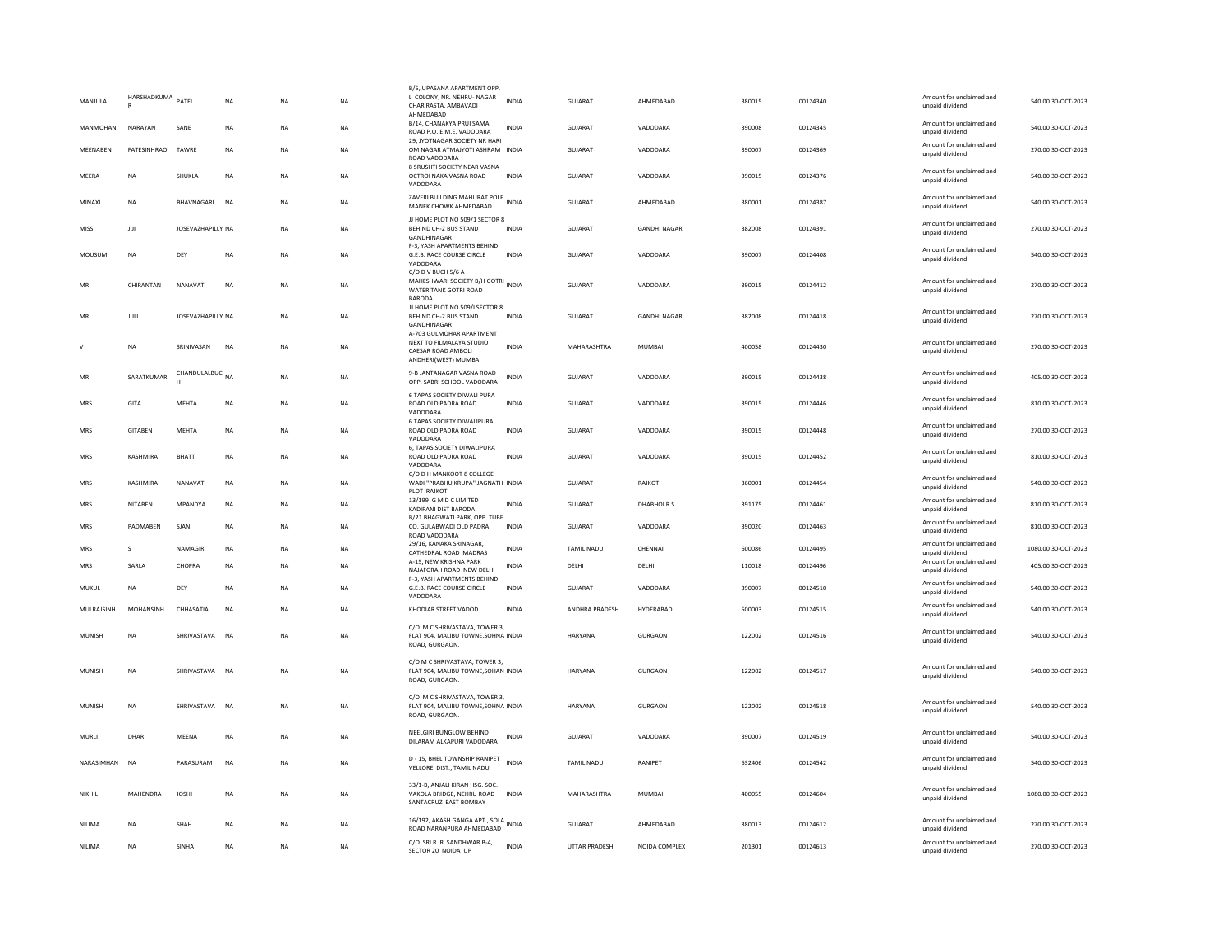| | | | | | | | | | | | | | | |
|---|---|---|---|---|---|---|---|---|---|---|---|---|---|---|
| MANJULA | HARSHADKUMAR | PATEL | NA | NA | NA | B/5, UPASANA APARTMENT OPP. L COLONY, NR. NEHRU- NAGAR CHAR RASTA, AMBAVADI AHMEDABAD | INDIA | GUJARAT | AHMEDABAD | 380015 | 00124340 | Amount for unclaimed and unpaid dividend | 540.00 | 30-OCT-2023 |
| MANMOHAN | NARAYAN | SANE | NA | NA | NA | B/14, CHANAKYA PRUI SAMA ROAD P.O. E.M.E. VADODARA | INDIA | GUJARAT | VADODARA | 390008 | 00124345 | Amount for unclaimed and unpaid dividend | 540.00 | 30-OCT-2023 |
| MEENABEN | FATESINHRAO | TAWRE | NA | NA | NA | 29, JYOTNAGAR SOCIETY NR HARI OM NAGAR ATMAJYOTI ASHRAM ROAD VADODARA | INDIA | GUJARAT | VADODARA | 390007 | 00124369 | Amount for unclaimed and unpaid dividend | 270.00 | 30-OCT-2023 |
| MEERA | NA | SHUKLA | NA | NA | NA | 8 SRUSHTI SOCIETY NEAR VASNA OCTROI NAKA VASNA ROAD VADODARA | INDIA | GUJARAT | VADODARA | 390015 | 00124376 | Amount for unclaimed and unpaid dividend | 540.00 | 30-OCT-2023 |
| MINAXI | NA | BHAVNAGARI | NA | NA | NA | ZAVERI BUILDING MAHURAT POLE MANEK CHOWK AHMEDABAD | INDIA | GUJARAT | AHMEDABAD | 380001 | 00124387 | Amount for unclaimed and unpaid dividend | 540.00 | 30-OCT-2023 |
| MISS | JIJI | JOSEVAZHAPILLY | NA | NA | NA | JJ HOME PLOT NO 509/1 SECTOR 8 BEHIND CH-2 BUS STAND GANDHINAGAR | INDIA | GUJARAT | GANDHI NAGAR | 382008 | 00124391 | Amount for unclaimed and unpaid dividend | 270.00 | 30-OCT-2023 |
| MOUSUMI | NA | DEY | NA | NA | NA | F-3, YASH APARTMENTS BEHIND G.E.B. RACE COURSE CIRCLE VADODARA | INDIA | GUJARAT | VADODARA | 390007 | 00124408 | Amount for unclaimed and unpaid dividend | 540.00 | 30-OCT-2023 |
| MR | CHIRANTAN | NANAVATI | NA | NA | NA | C/O D V BUCH 5/6 A MAHESHWARI SOCIETY B/H GOTRI WATER TANK GOTRI ROAD BARODA | INDIA | GUJARAT | VADODARA | 390015 | 00124412 | Amount for unclaimed and unpaid dividend | 270.00 | 30-OCT-2023 |
| MR | JIJU | JOSEVAZHAPILLY | NA | NA | NA | JJ HOME PLOT NO 509/I SECTOR 8 BEHIND CH-2 BUS STAND GANDHINAGAR | INDIA | GUJARAT | GANDHI NAGAR | 382008 | 00124418 | Amount for unclaimed and unpaid dividend | 270.00 | 30-OCT-2023 |
| V | NA | SRINIVASAN | NA | NA | NA | A-703 GULMOHAR APARTMENT NEXT TO FILMALAYA STUDIO CAESAR ROAD AMBOLI ANDHERI(WEST) MUMBAI | INDIA | MAHARASHTRA | MUMBAI | 400058 | 00124430 | Amount for unclaimed and unpaid dividend | 270.00 | 30-OCT-2023 |
| MR | SARATKUMAR | CHANDULALBUCH | NA | NA | NA | 9-B JANTANAGAR VASNA ROAD OPP. SABRI SCHOOL VADODARA | INDIA | GUJARAT | VADODARA | 390015 | 00124438 | Amount for unclaimed and unpaid dividend | 405.00 | 30-OCT-2023 |
| MRS | GITA | MEHTA | NA | NA | NA | 6 TAPAS SOCIETY DIWALI PURA ROAD OLD PADRA ROAD VADODARA | INDIA | GUJARAT | VADODARA | 390015 | 00124446 | Amount for unclaimed and unpaid dividend | 810.00 | 30-OCT-2023 |
| MRS | GITABEN | MEHTA | NA | NA | NA | 6 TAPAS SOCIETY DIWALIPURA ROAD OLD PADRA ROAD VADODARA | INDIA | GUJARAT | VADODARA | 390015 | 00124448 | Amount for unclaimed and unpaid dividend | 270.00 | 30-OCT-2023 |
| MRS | KASHMIRA | BHATT | NA | NA | NA | 6, TAPAS SOCIETY DIWALIPURA ROAD OLD PADRA ROAD VADODARA | INDIA | GUJARAT | VADODARA | 390015 | 00124452 | Amount for unclaimed and unpaid dividend | 810.00 | 30-OCT-2023 |
| MRS | KASHMIRA | NANAVATI | NA | NA | NA | C/O D H MANKOOT 8 COLLEGE WADI "PRABHU KRUPA" JAGNATH PLOT RAJKOT | INDIA | GUJARAT | RAJKOT | 360001 | 00124454 | Amount for unclaimed and unpaid dividend | 540.00 | 30-OCT-2023 |
| MRS | NITABEN | MPANDYA | NA | NA | NA | 13/199 G M D C LIMITED KADIPANI DIST BARODA | INDIA | GUJARAT | DHABHOI R.S | 391175 | 00124461 | Amount for unclaimed and unpaid dividend | 810.00 | 30-OCT-2023 |
| MRS | PADMABEN | SJANI | NA | NA | NA | B/21 BHAGWATI PARK, OPP. TUBE CO. GULABWADI OLD PADRA ROAD VADODARA | INDIA | GUJARAT | VADODARA | 390020 | 00124463 | Amount for unclaimed and unpaid dividend | 810.00 | 30-OCT-2023 |
| MRS | S | NAMAGIRI | NA | NA | NA | 29/16, KANAKA SRINAGAR, CATHEDRAL ROAD MADRAS | INDIA | TAMIL NADU | CHENNAI | 600086 | 00124495 | Amount for unclaimed and unpaid dividend | 1080.00 | 30-OCT-2023 |
| MRS | SARLA | CHOPRA | NA | NA | NA | A-15, NEW KRISHNA PARK NAJAFGRAH ROAD NEW DELHI | INDIA | DELHI | DELHI | 110018 | 00124496 | Amount for unclaimed and unpaid dividend | 405.00 | 30-OCT-2023 |
| MUKUL | NA | DEY | NA | NA | NA | F-3, YASH APARTMENTS BEHIND G.E.B. RACE COURSE CIRCLE VADODARA | INDIA | GUJARAT | VADODARA | 390007 | 00124510 | Amount for unclaimed and unpaid dividend | 540.00 | 30-OCT-2023 |
| MULRAJSINH | MOHANSINH | CHHASATIA | NA | NA | NA | KHODIAR STREET VADOD | INDIA | ANDHRA PRADESH | HYDERABAD | 500003 | 00124515 | Amount for unclaimed and unpaid dividend | 540.00 | 30-OCT-2023 |
| MUNISH | NA | SHRIVASTAVA | NA | NA | NA | C/O M C SHRIVASTAVA, TOWER 3, FLAT 904, MALIBU TOWNE,SOHNA ROAD, GURGAON. | INDIA | HARYANA | GURGAON | 122002 | 00124516 | Amount for unclaimed and unpaid dividend | 540.00 | 30-OCT-2023 |
| MUNISH | NA | SHRIVASTAVA | NA | NA | NA | C/O M C SHRIVASTAVA, TOWER 3, FLAT 904, MALIBU TOWNE,SOHAN ROAD, GURGAON. | INDIA | HARYANA | GURGAON | 122002 | 00124517 | Amount for unclaimed and unpaid dividend | 540.00 | 30-OCT-2023 |
| MUNISH | NA | SHRIVASTAVA | NA | NA | NA | C/O M C SHRIVASTAVA, TOWER 3, FLAT 904, MALIBU TOWNE,SOHNA ROAD, GURGAON. | INDIA | HARYANA | GURGAON | 122002 | 00124518 | Amount for unclaimed and unpaid dividend | 540.00 | 30-OCT-2023 |
| MURLI | DHAR | MEENA | NA | NA | NA | NEELGIRI BUNGLOW BEHIND DILARAM ALKAPURI VADODARA | INDIA | GUJARAT | VADODARA | 390007 | 00124519 | Amount for unclaimed and unpaid dividend | 540.00 | 30-OCT-2023 |
| NARASIMHAN | NA | PARASURAM | NA | NA | NA | D - 15, BHEL TOWNSHIP RANIPET VELLORE DIST., TAMIL NADU | INDIA | TAMIL NADU | RANIPET | 632406 | 00124542 | Amount for unclaimed and unpaid dividend | 540.00 | 30-OCT-2023 |
| NIKHIL | MAHENDRA | JOSHI | NA | NA | NA | 33/1-B, ANJALI KIRAN HSG. SOC. VAKOLA BRIDGE, NEHRU ROAD SANTACRUZ EAST BOMBAY | INDIA | MAHARASHTRA | MUMBAI | 400055 | 00124604 | Amount for unclaimed and unpaid dividend | 1080.00 | 30-OCT-2023 |
| NILIMA | NA | SHAH | NA | NA | NA | 16/192, AKASH GANGA APT., SOLA ROAD NARANPURA AHMEDABAD | INDIA | GUJARAT | AHMEDABAD | 380013 | 00124612 | Amount for unclaimed and unpaid dividend | 270.00 | 30-OCT-2023 |
| NILIMA | NA | SINHA | NA | NA | NA | C/O. SRI R. R. SANDHWAR B-4, SECTOR 20 NOIDA UP | INDIA | UTTAR PRADESH | NOIDA COMPLEX | 201301 | 00124613 | Amount for unclaimed and unpaid dividend | 270.00 | 30-OCT-2023 |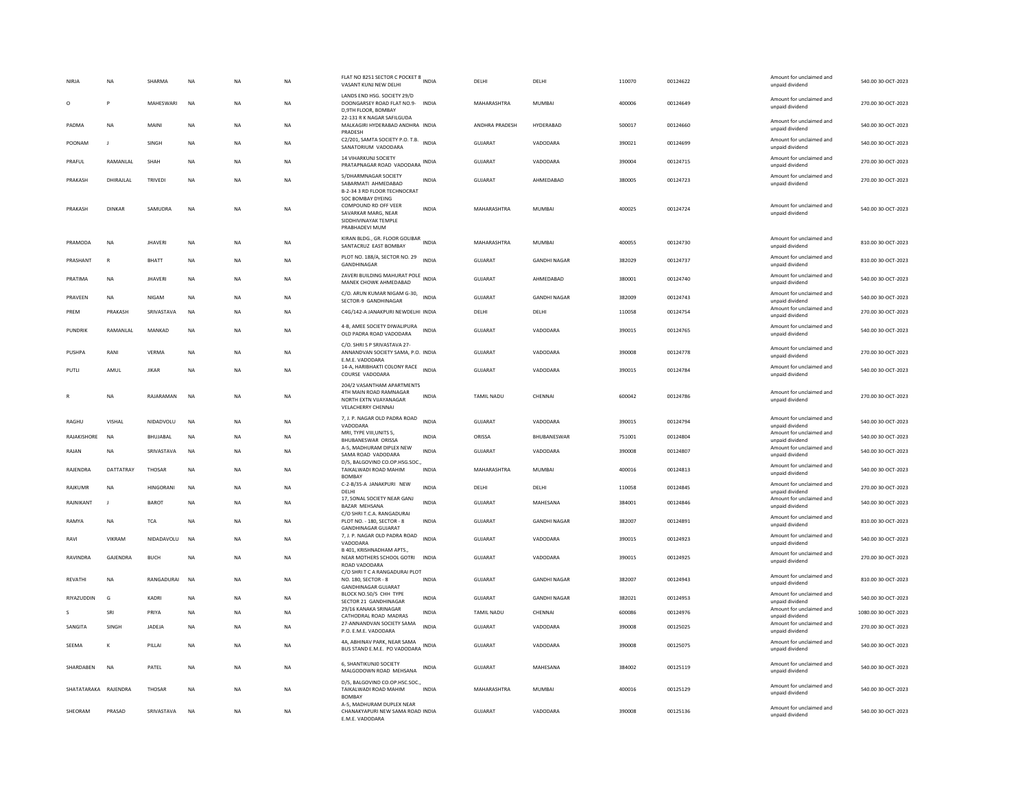| NIRJA | NA | SHARMA | NA | NA | NA | FLAT NO 8251 SECTOR C POCKET 8 VASANT KUNJ NEW DELHI | INDIA | DELHI | DELHI | 110070 | 00124622 | Amount for unclaimed and unpaid dividend | 540.00 | 30-OCT-2023 |
|---|---|---|---|---|---|---|---|---|---|---|---|---|---|---|
| O | P | MAHESWARI | NA | NA | NA | LANDS END HSG. SOCIETY 29/D DOONGARSEY ROAD FLAT NO.9-D,9TH FLOOR, BOMBAY | INDIA | MAHARASHTRA | MUMBAI | 400006 | 00124649 | Amount for unclaimed and unpaid dividend | 270.00 | 30-OCT-2023 |
| PADMA | NA | MAINI | NA | NA | NA | 22-131 R K NAGAR SAFILGUDA MALKAGIRI HYDERABAD ANDHRA PRADESH | INDIA | ANDHRA PRADESH | HYDERABAD | 500017 | 00124660 | Amount for unclaimed and unpaid dividend | 540.00 | 30-OCT-2023 |
| POONAM | J | SINGH | NA | NA | NA | C2/201, SAMTA SOCIETY P.O. T.B. SANATORIUM VADODARA | INDIA | GUJARAT | VADODARA | 390021 | 00124699 | Amount for unclaimed and unpaid dividend | 540.00 | 30-OCT-2023 |
| PRAFUL | RAMANLAL | SHAH | NA | NA | NA | 14 VIHARKUNJ SOCIETY PRATAPNAGAR ROAD VADODARA | INDIA | GUJARAT | VADODARA | 390004 | 00124715 | Amount for unclaimed and unpaid dividend | 270.00 | 30-OCT-2023 |
| PRAKASH | DHIRAJLAL | TRIVEDI | NA | NA | NA | 5/DHARMNAGAR SOCIETY SABARMATI AHMEDABAD | INDIA | GUJARAT | AHMEDABAD | 380005 | 00124723 | Amount for unclaimed and unpaid dividend | 270.00 | 30-OCT-2023 |
| PRAKASH | DINKAR | SAMUDRA | NA | NA | NA | B-2-34 3 RD FLOOR TECHNOCRAT SOC BOMBAY DYEING COMPOUND RD OFF VEER SAVARKAR MARG, NEAR SIDDHIVINAYAK TEMPLE PRABHADEVI MUM | INDIA | MAHARASHTRA | MUMBAI | 400025 | 00124724 | Amount for unclaimed and unpaid dividend | 540.00 | 30-OCT-2023 |
| PRAMODA | NA | JHAVERI | NA | NA | NA | KIRAN BLDG., GR. FLOOR GOLIBAR SANTACRUZ EAST BOMBAY | INDIA | MAHARASHTRA | MUMBAI | 400055 | 00124730 | Amount for unclaimed and unpaid dividend | 810.00 | 30-OCT-2023 |
| PRASHANT | R | BHATT | NA | NA | NA | PLOT NO. 188/A, SECTOR NO. 29 GANDHINAGAR | INDIA | GUJARAT | GANDHI NAGAR | 382029 | 00124737 | Amount for unclaimed and unpaid dividend | 810.00 | 30-OCT-2023 |
| PRATIMA | NA | JHAVERI | NA | NA | NA | ZAVERI BUILDING MAHURAT POLE MANEK CHOWK AHMEDABAD | INDIA | GUJARAT | AHMEDABAD | 380001 | 00124740 | Amount for unclaimed and unpaid dividend | 540.00 | 30-OCT-2023 |
| PRAVEEN | NA | NIGAM | NA | NA | NA | C/O. ARUN KUMAR NIGAM G-30, SECTOR-9 GANDHINAGAR | INDIA | GUJARAT | GANDHI NAGAR | 382009 | 00124743 | Amount for unclaimed and unpaid dividend | 540.00 | 30-OCT-2023 |
| PREM | PRAKASH | SRIVASTAVA | NA | NA | NA | C4G/142-A JANAKPURI NEWDELHI | INDIA | DELHI | DELHI | 110058 | 00124754 | Amount for unclaimed and unpaid dividend | 270.00 | 30-OCT-2023 |
| PUNDRIK | RAMANLAL | MANKAD | NA | NA | NA | 4-B, AMEE SOCIETY DIWALIPURA OLD PADRA ROAD VADODARA | INDIA | GUJARAT | VADODARA | 390015 | 00124765 | Amount for unclaimed and unpaid dividend | 540.00 | 30-OCT-2023 |
| PUSHPA | RANI | VERMA | NA | NA | NA | C/O. SHRI S P SRIVASTAVA 27-ANNANDVAN SOCIETY SAMA, P.O. E.M.E. VADODARA | INDIA | GUJARAT | VADODARA | 390008 | 00124778 | Amount for unclaimed and unpaid dividend | 270.00 | 30-OCT-2023 |
| PUTLI | AMUL | JIKAR | NA | NA | NA | 14-A, HARIBHAKTI COLONY RACE COURSE VADODARA | INDIA | GUJARAT | VADODARA | 390015 | 00124784 | Amount for unclaimed and unpaid dividend | 540.00 | 30-OCT-2023 |
| R | NA | RAJARAMAN | NA | NA | NA | 204/2 VASANTHAM APARTMENTS 4TH MAIN ROAD RAMNAGAR NORTH EXTN VIJAYANAGAR VELACHERRY CHENNAI | INDIA | TAMIL NADU | CHENNAI | 600042 | 00124786 | Amount for unclaimed and unpaid dividend | 270.00 | 30-OCT-2023 |
| RAGHU | VISHAL | NIDADVOLU | NA | NA | NA | 7, J. P. NAGAR OLD PADRA ROAD VADODARA | INDIA | GUJARAT | VADODARA | 390015 | 00124794 | Amount for unclaimed and unpaid dividend | 540.00 | 30-OCT-2023 |
| RAJAKISHORE | NA | BHUJABAL | NA | NA | NA | MRI, TYPE VIII,UNITS 5, BHUBANESWAR ORISSA | INDIA | ORISSA | BHUBANESWAR | 751001 | 00124804 | Amount for unclaimed and unpaid dividend | 540.00 | 30-OCT-2023 |
| RAJAN | NA | SRIVASTAVA | NA | NA | NA | A-5, MADHURAM DIPLEX NEW SAMA ROAD VADODARA | INDIA | GUJARAT | VADODARA | 390008 | 00124807 | Amount for unclaimed and unpaid dividend | 540.00 | 30-OCT-2023 |
| RAJENDRA | DATTATRAY | THOSAR | NA | NA | NA | D/5, BALGOVIND CO.OP.HSG.SOC., TAIKALWADI ROAD MAHIM BOMBAY | INDIA | MAHARASHTRA | MUMBAI | 400016 | 00124813 | Amount for unclaimed and unpaid dividend | 540.00 | 30-OCT-2023 |
| RAJKUMR | NA | HINGORANI | NA | NA | NA | C-2-B/35-A JANAKPURI NEW DELHI | INDIA | DELHI | DELHI | 110058 | 00124845 | Amount for unclaimed and unpaid dividend | 270.00 | 30-OCT-2023 |
| RAJNIKANT | J | BAROT | NA | NA | NA | 17, SONAL SOCIETY NEAR GANJ BAZAR MEHSANA | INDIA | GUJARAT | MAHESANA | 384001 | 00124846 | Amount for unclaimed and unpaid dividend | 540.00 | 30-OCT-2023 |
| RAMYA | NA | TCA | NA | NA | NA | C/O SHRI T.C.A. RANGADURAI PLOT NO. - 180, SECTOR - 8 GANDHINAGAR GUJARAT | INDIA | GUJARAT | GANDHI NAGAR | 382007 | 00124891 | Amount for unclaimed and unpaid dividend | 810.00 | 30-OCT-2023 |
| RAVI | VIKRAM | NIDADAVOLU | NA | NA | NA | 7, J. P. NAGAR OLD PADRA ROAD VADODARA | INDIA | GUJARAT | VADODARA | 390015 | 00124923 | Amount for unclaimed and unpaid dividend | 540.00 | 30-OCT-2023 |
| RAVINDRA | GAJENDRA | BUCH | NA | NA | NA | B 401, KRISHNADHAM APTS., NEAR MOTHERS SCHOOL GOTRI ROAD VADODARA | INDIA | GUJARAT | VADODARA | 390015 | 00124925 | Amount for unclaimed and unpaid dividend | 270.00 | 30-OCT-2023 |
| REVATHI | NA | RANGADURAI | NA | NA | NA | C/O SHRI T C A RANGADURAI PLOT NO. 180, SECTOR - 8 GANDHINAGAR GUJARAT | INDIA | GUJARAT | GANDHI NAGAR | 382007 | 00124943 | Amount for unclaimed and unpaid dividend | 810.00 | 30-OCT-2023 |
| RIYAZUDDIN | G | KADRI | NA | NA | NA | BLOCK NO.50/5 CHH TYPE SECTOR 21 GANDHINAGAR | INDIA | GUJARAT | GANDHI NAGAR | 382021 | 00124953 | Amount for unclaimed and unpaid dividend | 540.00 | 30-OCT-2023 |
| S | SRI | PRIYA | NA | NA | NA | 29/16 KANAKA SRINAGAR CATHEDRAL ROAD MADRAS | INDIA | TAMIL NADU | CHENNAI | 600086 | 00124976 | Amount for unclaimed and unpaid dividend | 1080.00 | 30-OCT-2023 |
| SANGITA | SINGH | JADEJA | NA | NA | NA | 27-ANNANDVAN SOCIETY SAMA P.O. E.M.E. VADODARA | INDIA | GUJARAT | VADODARA | 390008 | 00125025 | Amount for unclaimed and unpaid dividend | 270.00 | 30-OCT-2023 |
| SEEMA | K | PILLAI | NA | NA | NA | 4A, ABHINAV PARK, NEAR SAMA BUS STAND E.M.E. PO VADODARA | INDIA | GUJARAT | VADODARA | 390008 | 00125075 | Amount for unclaimed and unpaid dividend | 540.00 | 30-OCT-2023 |
| SHARDABEN | NA | PATEL | NA | NA | NA | 6, SHANTIKUNJ0 SOCIETY MALGODOWN ROAD MEHSANA | INDIA | GUJARAT | MAHESANA | 384002 | 00125119 | Amount for unclaimed and unpaid dividend | 540.00 | 30-OCT-2023 |
| SHATATARAKA | RAJENDRA | THOSAR | NA | NA | NA | D/5, BALGOVIND CO.OP.HSC.SOC., TAIKALWADI ROAD MAHIM BOMBAY | INDIA | MAHARASHTRA | MUMBAI | 400016 | 00125129 | Amount for unclaimed and unpaid dividend | 540.00 | 30-OCT-2023 |
| SHEORAM | PRASAD | SRIVASTAVA | NA | NA | NA | A-5, MADHURAM DUPLEX NEAR CHANAKYAPURI NEW SAMA ROAD E.M.E. VADODARA | INDIA | GUJARAT | VADODARA | 390008 | 00125136 | Amount for unclaimed and unpaid dividend | 540.00 | 30-OCT-2023 |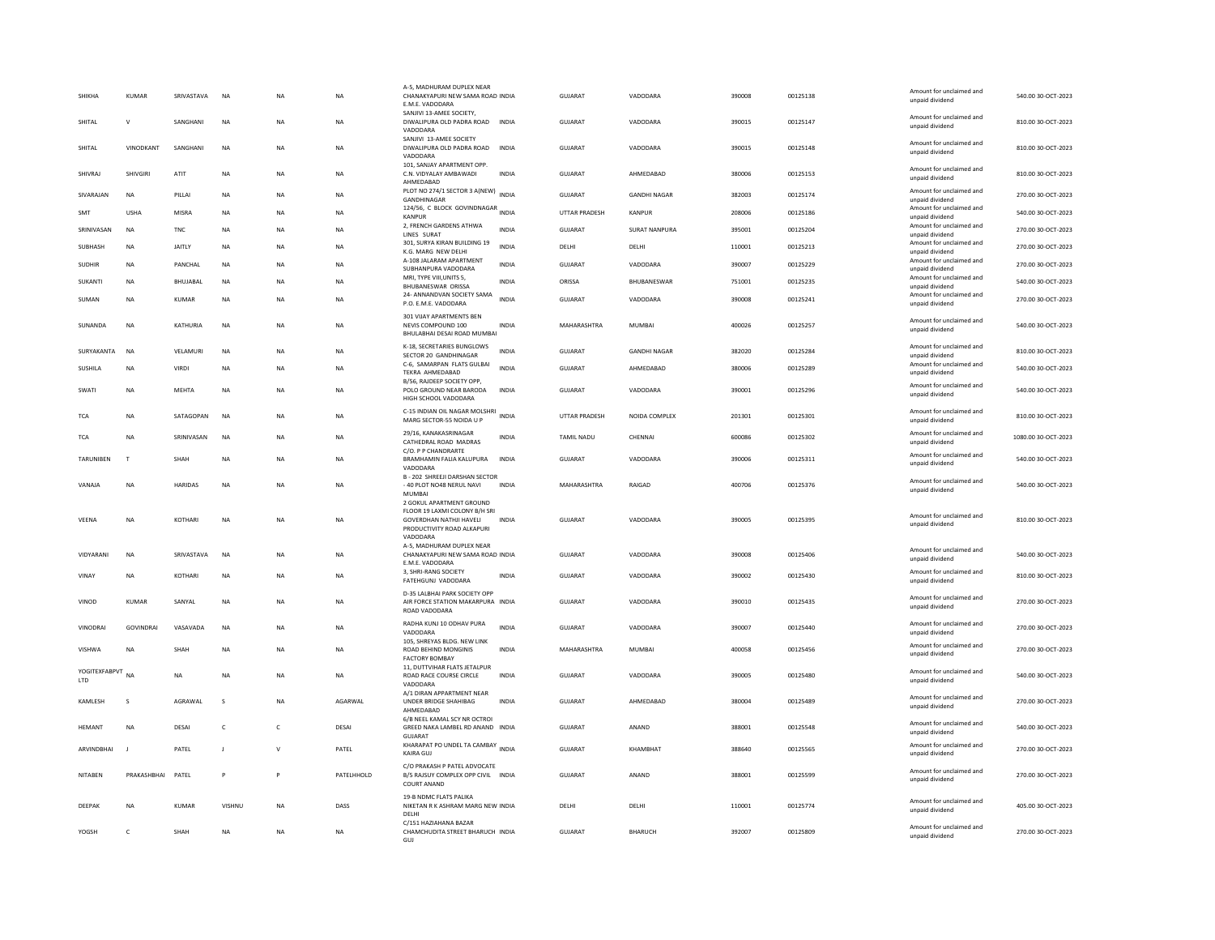| SHIKHA | KUMAR | SRIVASTAVA | NA | NA | NA | A-5, MADHURAM DUPLEX NEAR CHANAKYAPURI NEW SAMA ROAD E.M.E. VADODARA | INDIA | GUJARAT | VADODARA | 390008 | 00125138 | Amount for unclaimed and unpaid dividend | 540.00 | 30-OCT-2023 |
|---|---|---|---|---|---|---|---|---|---|---|---|---|---|---|
| SHITAL | V | SANGHANI | NA | NA | NA | SANJIVI 13-AMEE SOCIETY, DIWALIPURA OLD PADRA ROAD VADODARA | INDIA | GUJARAT | VADODARA | 390015 | 00125147 | Amount for unclaimed and unpaid dividend | 810.00 | 30-OCT-2023 |
| SHITAL | VINODKANT | SANGHANI | NA | NA | NA | SANJIVI 13-AMEE SOCIETY DIWALIPURA OLD PADRA ROAD VADODARA | INDIA | GUJARAT | VADODARA | 390015 | 00125148 | Amount for unclaimed and unpaid dividend | 810.00 | 30-OCT-2023 |
| SHIVRAJ | SHIVGIRI | ATIT | NA | NA | NA | 101, SANJAY APARTMENT OPP. C.N. VIDYALAY AMBAWADI AHMEDABAD | INDIA | GUJARAT | AHMEDABAD | 380006 | 00125153 | Amount for unclaimed and unpaid dividend | 810.00 | 30-OCT-2023 |
| SIVARAJAN | NA | PILLAI | NA | NA | NA | PLOT NO 274/1 SECTOR 3 A(NEW) GANDHINAGAR | INDIA | GUJARAT | GANDHI NAGAR | 382003 | 00125174 | Amount for unclaimed and unpaid dividend | 270.00 | 30-OCT-2023 |
| SMT | USHA | MISRA | NA | NA | NA | 124/56, C BLOCK GOVINDNAGAR KANPUR | INDIA | UTTAR PRADESH | KANPUR | 208006 | 00125186 | Amount for unclaimed and unpaid dividend | 540.00 | 30-OCT-2023 |
| SRINIVASAN | NA | TNC | NA | NA | NA | 2, FRENCH GARDENS ATHWA LINES SURAT | INDIA | GUJARAT | SURAT NANPURA | 395001 | 00125204 | Amount for unclaimed and unpaid dividend | 270.00 | 30-OCT-2023 |
| SUBHASH | NA | JAITLY | NA | NA | NA | 301, SURYA KIRAN BUILDING 19 K.G. MARG NEW DELHI | INDIA | DELHI | DELHI | 110001 | 00125213 | Amount for unclaimed and unpaid dividend | 270.00 | 30-OCT-2023 |
| SUDHIR | NA | PANCHAL | NA | NA | NA | A-108 JALARAM APARTMENT SUBHANPURA VADODARA | INDIA | GUJARAT | VADODARA | 390007 | 00125229 | Amount for unclaimed and unpaid dividend | 270.00 | 30-OCT-2023 |
| SUKANTI | NA | BHUJABAL | NA | NA | NA | MRI, TYPE VIII,UNITS 5, BHUBANESWAR ORISSA | INDIA | ORISSA | BHUBANESWAR | 751001 | 00125235 | Amount for unclaimed and unpaid dividend | 540.00 | 30-OCT-2023 |
| SUMAN | NA | KUMAR | NA | NA | NA | 24- ANNANDVAN SOCIETY SAMA P.O. E.M.E. VADODARA | INDIA | GUJARAT | VADODARA | 390008 | 00125241 | Amount for unclaimed and unpaid dividend | 270.00 | 30-OCT-2023 |
| SUNANDA | NA | KATHURIA | NA | NA | NA | 301 VIJAY APARTMENTS BEN NEVIS COMPOUND 100 BHULABHAI DESAI ROAD MUMBAI | INDIA | MAHARASHTRA | MUMBAI | 400026 | 00125257 | Amount for unclaimed and unpaid dividend | 540.00 | 30-OCT-2023 |
| SURYAKANTA | NA | VELAMURI | NA | NA | NA | K-18, SECRETARIES BUNGLOWS SECTOR 20 GANDHINAGAR | INDIA | GUJARAT | GANDHI NAGAR | 382020 | 00125284 | Amount for unclaimed and unpaid dividend | 810.00 | 30-OCT-2023 |
| SUSHILA | NA | VIRDI | NA | NA | NA | C-6, SAMARPAN FLATS GULBAI TEKRA AHMEDABAD | INDIA | GUJARAT | AHMEDABAD | 380006 | 00125289 | Amount for unclaimed and unpaid dividend | 540.00 | 30-OCT-2023 |
| SWATI | NA | MEHTA | NA | NA | NA | B/56, RAJDEEP SOCIETY OPP, POLO GROUND NEAR BARODA HIGH SCHOOL VADODARA | INDIA | GUJARAT | VADODARA | 390001 | 00125296 | Amount for unclaimed and unpaid dividend | 540.00 | 30-OCT-2023 |
| TCA | NA | SATAGOPAN | NA | NA | NA | C-15 INDIAN OIL NAGAR MOLSHRI MARG SECTOR-55 NOIDA U P | INDIA | UTTAR PRADESH | NOIDA COMPLEX | 201301 | 00125301 | Amount for unclaimed and unpaid dividend | 810.00 | 30-OCT-2023 |
| TCA | NA | SRINIVASAN | NA | NA | NA | 29/16, KANAKASRINAGAR CATHEDRAL ROAD MADRAS | INDIA | TAMIL NADU | CHENNAI | 600086 | 00125302 | Amount for unclaimed and unpaid dividend | 1080.00 | 30-OCT-2023 |
| TARUNIBEN | T | SHAH | NA | NA | NA | C/O. P P CHANDRARTE BRAMHAMIN FALIA KALUPURA VADODARA | INDIA | GUJARAT | VADODARA | 390006 | 00125311 | Amount for unclaimed and unpaid dividend | 540.00 | 30-OCT-2023 |
| VANAJA | NA | HARIDAS | NA | NA | NA | B - 202 SHREEJI DARSHAN SECTOR - 40 PLOT NO48 NERUL NAVI MUMBAI | INDIA | MAHARASHTRA | RAIGAD | 400706 | 00125376 | Amount for unclaimed and unpaid dividend | 540.00 | 30-OCT-2023 |
| VEENA | NA | KOTHARI | NA | NA | NA | 2 GOKUL APARTMENT GROUND FLOOR 19 LAXMI COLONY B/H SRI GOVERDHAN NATHJI HAVELI PRODUCTIVITY ROAD ALKAPURI VADODARA | INDIA | GUJARAT | VADODARA | 390005 | 00125395 | Amount for unclaimed and unpaid dividend | 810.00 | 30-OCT-2023 |
| VIDYARANI | NA | SRIVASTAVA | NA | NA | NA | A-5, MADHURAM DUPLEX NEAR CHANAKYAPURI NEW SAMA ROAD E.M.E. VADODARA | INDIA | GUJARAT | VADODARA | 390008 | 00125406 | Amount for unclaimed and unpaid dividend | 540.00 | 30-OCT-2023 |
| VINAY | NA | KOTHARI | NA | NA | NA | 3, SHRI-RANG SOCIETY FATEHGUNJ VADODARA | INDIA | GUJARAT | VADODARA | 390002 | 00125430 | Amount for unclaimed and unpaid dividend | 810.00 | 30-OCT-2023 |
| VINOD | KUMAR | SANYAL | NA | NA | NA | D-35 LALBHAI PARK SOCIETY OPP AIR FORCE STATION MAKARPURA ROAD VADODARA | INDIA | GUJARAT | VADODARA | 390010 | 00125435 | Amount for unclaimed and unpaid dividend | 270.00 | 30-OCT-2023 |
| VINODRAI | GOVINDRAI | VASAVADA | NA | NA | NA | RADHA KUNJ 10 ODHAV PURA VADODARA | INDIA | GUJARAT | VADODARA | 390007 | 00125440 | Amount for unclaimed and unpaid dividend | 270.00 | 30-OCT-2023 |
| VISHWA | NA | SHAH | NA | NA | NA | 105, SHREYAS BLDG. NEW LINK ROAD BEHIND MONGINIS FACTORY BOMBAY | INDIA | MAHARASHTRA | MUMBAI | 400058 | 00125456 | Amount for unclaimed and unpaid dividend | 270.00 | 30-OCT-2023 |
| YOGITEXFABPVT LTD | NA | NA | NA | NA | NA | 11, DUTTVIHAR FLATS JETALPUR ROAD RACE COURSE CIRCLE VADODARA | INDIA | GUJARAT | VADODARA | 390005 | 00125480 | Amount for unclaimed and unpaid dividend | 540.00 | 30-OCT-2023 |
| KAMLESH | S | AGRAWAL | S | NA | AGARWAL | A/1 DIRAN APPARTMENT NEAR UNDER BRIDGE SHAHIBAG AHMEDABAD | INDIA | GUJARAT | AHMEDABAD | 380004 | 00125489 | Amount for unclaimed and unpaid dividend | 270.00 | 30-OCT-2023 |
| HEMANT | NA | DESAI | C | C | DESAI | 6/B NEEL KAMAL SCY NR OCTROI GREED NAKA LAMBEL RD ANAND GUJARAT | INDIA | GUJARAT | ANAND | 388001 | 00125548 | Amount for unclaimed and unpaid dividend | 540.00 | 30-OCT-2023 |
| ARVINDBHAI | J | PATEL | J | V | PATEL | KHARAPAT PO UNDEL TA CAMBAY KAIRA GUJ | INDIA | GUJARAT | KHAMBHAT | 388640 | 00125565 | Amount for unclaimed and unpaid dividend | 270.00 | 30-OCT-2023 |
| NITABEN | PRAKASHBHAI | PATEL | P | P | PATELHHOLD | C/O PRAKASH P PATEL ADVOCATE B/5 RAJSUY COMPLEX OPP CIVIL COURT ANAND | INDIA | GUJARAT | ANAND | 388001 | 00125599 | Amount for unclaimed and unpaid dividend | 270.00 | 30-OCT-2023 |
| DEEPAK | NA | KUMAR | VISHNU | NA | DASS | 19-B NDMC FLATS PALIKA NIKETAN R K ASHRAM MARG NEW DELHI | INDIA | DELHI | DELHI | 110001 | 00125774 | Amount for unclaimed and unpaid dividend | 405.00 | 30-OCT-2023 |
| YOGSH | C | SHAH | NA | NA | NA | C/151 HAZIAHANA BAZAR CHAMCHUDITA STREET BHARUCH GUJ | INDIA | GUJARAT | BHARUCH | 392007 | 00125809 | Amount for unclaimed and unpaid dividend | 270.00 | 30-OCT-2023 |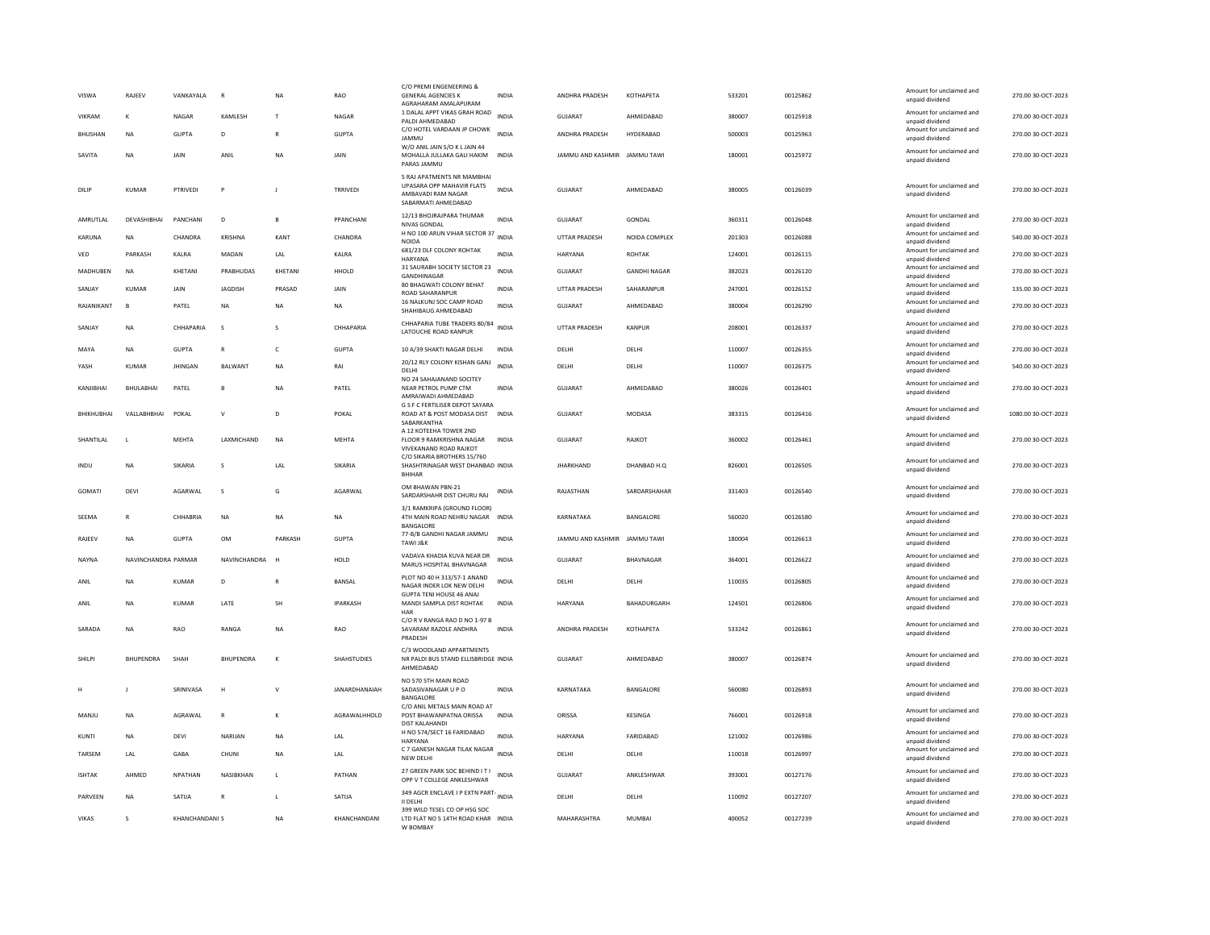| VISWA | RAJEEV | VANKAYALA | R | NA | RAO | C/O PREMI ENGENEERING & GENERAL AGENCIES K AGRAHARAM AMALAPURAM | INDIA | ANDHRA PRADESH | KOTHAPETA | 533201 | 00125862 | Amount for unclaimed and unpaid dividend | 270.00 | 30-OCT-2023 |
|---|---|---|---|---|---|---|---|---|---|---|---|---|---|---|
| VIKRAM | K | NAGAR | KAMLESH | T | NAGAR | 1 DALAL APPT VIKAS GRAH ROAD PALDI AHMEDABAD | INDIA | GUJARAT | AHMEDABAD | 380007 | 00125918 | Amount for unclaimed and unpaid dividend | 270.00 | 30-OCT-2023 |
| BHUSHAN | NA | GUPTA | D | R | GUPTA | C/O HOTEL VARDAAN JP CHOWK JAMMU | INDIA | ANDHRA PRADESH | HYDERABAD | 500003 | 00125963 | Amount for unclaimed and unpaid dividend | 270.00 | 30-OCT-2023 |
| SAVITA | NA | JAIN | ANIL | NA | JAIN | W/O ANIL JAIN S/O K L JAIN 44 MOHALLA JULLAKA GALI HAKIM PARAS JAMMU | INDIA | JAMMU AND KASHMIR | JAMMU TAWI | 180001 | 00125972 | Amount for unclaimed and unpaid dividend | 270.00 | 30-OCT-2023 |
| DILIP | KUMAR | PTRIVEDI | P | J | TRRIVEDI | 5 RAJ APATMENTS NR MAMBHAI UPASARA OPP MAHAVIR FLATS AMBAVADI RAM NAGAR SABARMATI AHMEDABAD | INDIA | GUJARAT | AHMEDABAD | 380005 | 00126039 | Amount for unclaimed and unpaid dividend | 270.00 | 30-OCT-2023 |
| AMRUTLAL | DEVASHIBHAI | PANCHANI | D | B | PPANCHANI | 12/13 BHOJRAJPARA THUMAR NIVAS GONDAL | INDIA | GUJARAT | GONDAL | 360311 | 00126048 | Amount for unclaimed and unpaid dividend | 270.00 | 30-OCT-2023 |
| KARUNA | NA | CHANDRA | KRISHNA | KANT | CHANDRA | H NO 100 ARUN VIHAR SECTOR 37 NOIDA | INDIA | UTTAR PRADESH | NOIDA COMPLEX | 201303 | 00126088 | Amount for unclaimed and unpaid dividend | 540.00 | 30-OCT-2023 |
| VED | PARKASH | KALRA | MADAN | LAL | KALRA | 681/23 DLF COLONY ROHTAK HARYANA | INDIA | HARYANA | ROHTAK | 124001 | 00126115 | Amount for unclaimed and unpaid dividend | 270.00 | 30-OCT-2023 |
| MADHUBEN | NA | KHETANI | PRABHUDAS | KHETANI | HHOLD | 31 SAURABH SOCIETY SECTOR 23 GANDHINAGAR | INDIA | GUJARAT | GANDHI NAGAR | 382023 | 00126120 | Amount for unclaimed and unpaid dividend | 270.00 | 30-OCT-2023 |
| SANJAY | KUMAR | JAIN | JAGDISH | PRASAD | JAIN | 80 BHAGWATI COLONY BEHAT ROAD SAHARANPUR | INDIA | UTTAR PRADESH | SAHARANPUR | 247001 | 00126152 | Amount for unclaimed and unpaid dividend | 135.00 | 30-OCT-2023 |
| RAJANIKANT | B | PATEL | NA | NA | NA | 16 NALKUNJ SOC CAMP ROAD SHAHIBAUG AHMEDABAD | INDIA | GUJARAT | AHMEDABAD | 380004 | 00126290 | Amount for unclaimed and unpaid dividend | 270.00 | 30-OCT-2023 |
| SANJAY | NA | CHHAPARIA | S | S | CHHAPARIA | CHHAPARIA TUBE TRADERS 80/84 LATOUCHE ROAD KANPUR | INDIA | UTTAR PRADESH | KANPUR | 208001 | 00126337 | Amount for unclaimed and unpaid dividend | 270.00 | 30-OCT-2023 |
| MAYA | NA | GUPTA | R | C | GUPTA | 10 A/39 SHAKTI NAGAR DELHI | INDIA | DELHI | DELHI | 110007 | 00126355 | Amount for unclaimed and unpaid dividend | 270.00 | 30-OCT-2023 |
| YASH | KUMAR | JHINGAN | BALWANT | NA | RAI | 20/12 RLY COLONY KISHAN GANJ DELHI | INDIA | DELHI | DELHI | 110007 | 00126375 | Amount for unclaimed and unpaid dividend | 540.00 | 30-OCT-2023 |
| KANJIBHAI | BHULABHAI | PATEL | B | NA | PATEL | NO 24 SAHAJANAND SOCITEY NEAR PETROL PUMP CTM AMRAIWADI AHMEDABAD | INDIA | GUJARAT | AHMEDABAD | 380026 | 00126401 | Amount for unclaimed and unpaid dividend | 270.00 | 30-OCT-2023 |
| BHIKHUBHAI | VALLABHBHAI | POKAL | V | D | POKAL | G S F C FERTILISER DEPOT SAYARA ROAD AT & POST MODASA DIST SABARKANTHA | INDIA | GUJARAT | MODASA | 383315 | 00126416 | Amount for unclaimed and unpaid dividend | 1080.00 | 30-OCT-2023 |
| SHANTILAL | L | MEHTA | LAXMICHAND | NA | MEHTA | A 12 KOTEEHA TOWER 2ND FLOOR 9 RAMKRISHNA NAGAR VIVEKANAND ROAD RAJKOT | INDIA | GUJARAT | RAJKOT | 360002 | 00126461 | Amount for unclaimed and unpaid dividend | 270.00 | 30-OCT-2023 |
| INDU | NA | SIKARIA | S | LAL | SIKARIA | C/O SIKARIA BROTHERS 15/760 SHASHTRINAGAR WEST DHANBAD BHIHAR | INDIA | JHARKHAND | DHANBAD H.Q | 826001 | 00126505 | Amount for unclaimed and unpaid dividend | 270.00 | 30-OCT-2023 |
| GOMATI | DEVI | AGARWAL | S | G | AGARWAL | OM BHAWAN PBN-21 SARDARSHAHR DIST CHURU RAJ | INDIA | RAJASTHAN | SARDARSHAHAR | 331403 | 00126540 | Amount for unclaimed and unpaid dividend | 270.00 | 30-OCT-2023 |
| SEEMA | R | CHHABRIA | NA | NA | NA | 3/1 RAMKRIPA (GROUND FLOOR) 4TH MAIN ROAD NEHRU NAGAR BANGALORE | INDIA | KARNATAKA | BANGALORE | 560020 | 00126580 | Amount for unclaimed and unpaid dividend | 270.00 | 30-OCT-2023 |
| RAJEEV | NA | GUPTA | OM | PARKASH | GUPTA | 77-B/B GANDHI NAGAR JAMMU TAWI J&K | INDIA | JAMMU AND KASHMIR | JAMMU TAWI | 180004 | 00126613 | Amount for unclaimed and unpaid dividend | 270.00 | 30-OCT-2023 |
| NAYNA | NAVINCHANDRA | PARMAR | NAVINCHANDRA | H | HOLD | VADAVA KHADIA KUVA NEAR DR MARUS HOSPITAL BHAVNAGAR | INDIA | GUJARAT | BHAVNAGAR | 364001 | 00126622 | Amount for unclaimed and unpaid dividend | 270.00 | 30-OCT-2023 |
| ANIL | NA | KUMAR | D | R | BANSAL | PLOT NO 40 H 313/57-1 ANAND NAGAR INDER LOK NEW DELHI | INDIA | DELHI | DELHI | 110035 | 00126805 | Amount for unclaimed and unpaid dividend | 270.00 | 30-OCT-2023 |
| ANIL | NA | KUMAR | LATE | SH | IPARKASH | GUPTA TENI HOUSE 46 ANAJ MANDI SAMPLA DIST ROHTAK HAR | INDIA | HARYANA | BAHADURGARH | 124501 | 00126806 | Amount for unclaimed and unpaid dividend | 270.00 | 30-OCT-2023 |
| SARADA | NA | RAO | RANGA | NA | RAO | C/O R V RANGA RAO D NO 1-97 B SAVARAM RAZOLE ANDHRA PRADESH | INDIA | ANDHRA PRADESH | KOTHAPETA | 533242 | 00126861 | Amount for unclaimed and unpaid dividend | 270.00 | 30-OCT-2023 |
| SHILPI | BHUPENDRA | SHAH | BHUPENDRA | K | SHAHSTUDIES | C/3 WOODLAND APPARTMENTS NR PALDI BUS STAND ELLISBRIDGE AHMEDABAD | INDIA | GUJARAT | AHMEDABAD | 380007 | 00126874 | Amount for unclaimed and unpaid dividend | 270.00 | 30-OCT-2023 |
| H | J | SRINIVASA | H | V | JANARDHANAIAH | NO 570 5TH MAIN ROAD SADASIVANAGAR U P O BANGALORE | INDIA | KARNATAKA | BANGALORE | 560080 | 00126893 | Amount for unclaimed and unpaid dividend | 270.00 | 30-OCT-2023 |
| MANJU | NA | AGRAWAL | R | K | AGRAWALHHOLD | C/O ANIL METALS MAIN ROAD AT POST BHAWANPATNA ORISSA DIST KALAHANDI | INDIA | ORISSA | KESINGA | 766001 | 00126918 | Amount for unclaimed and unpaid dividend | 270.00 | 30-OCT-2023 |
| KUNTI | NA | DEVI | NARIJAN | NA | LAL | H NO 574/SECT 16 FARIDABAD HARYANA | INDIA | HARYANA | FARIDABAD | 121002 | 00126986 | Amount for unclaimed and unpaid dividend | 270.00 | 30-OCT-2023 |
| TARSEM | LAL | GABA | CHUNI | NA | LAL | C 7 GANESH NAGAR TILAK NAGAR NEW DELHI | INDIA | DELHI | DELHI | 110018 | 00126997 | Amount for unclaimed and unpaid dividend | 270.00 | 30-OCT-2023 |
| ISHTAK | AHMED | NPATHAN | NASIBKHAN | L | PATHAN | 27 GREEN PARK SOC BEHIND I T I OPP V T COLLEGE ANKLESHWAR | INDIA | GUJARAT | ANKLESHWAR | 393001 | 00127176 | Amount for unclaimed and unpaid dividend | 270.00 | 30-OCT-2023 |
| PARVEEN | NA | SATIJA | R | L | SATIJA | 349 AGCR ENCLAVE I P EXTN PART-II DELHI | INDIA | DELHI | DELHI | 110092 | 00127207 | Amount for unclaimed and unpaid dividend | 270.00 | 30-OCT-2023 |
| VIKAS | S | KHANCHANDANI | S | NA | KHANCHANDANI | 399 WILD TESEL CO OP HSG SOC LTD FLAT NO 5 14TH ROAD KHAR W BOMBAY | INDIA | MAHARASHTRA | MUMBAI | 400052 | 00127239 | Amount for unclaimed and unpaid dividend | 270.00 | 30-OCT-2023 |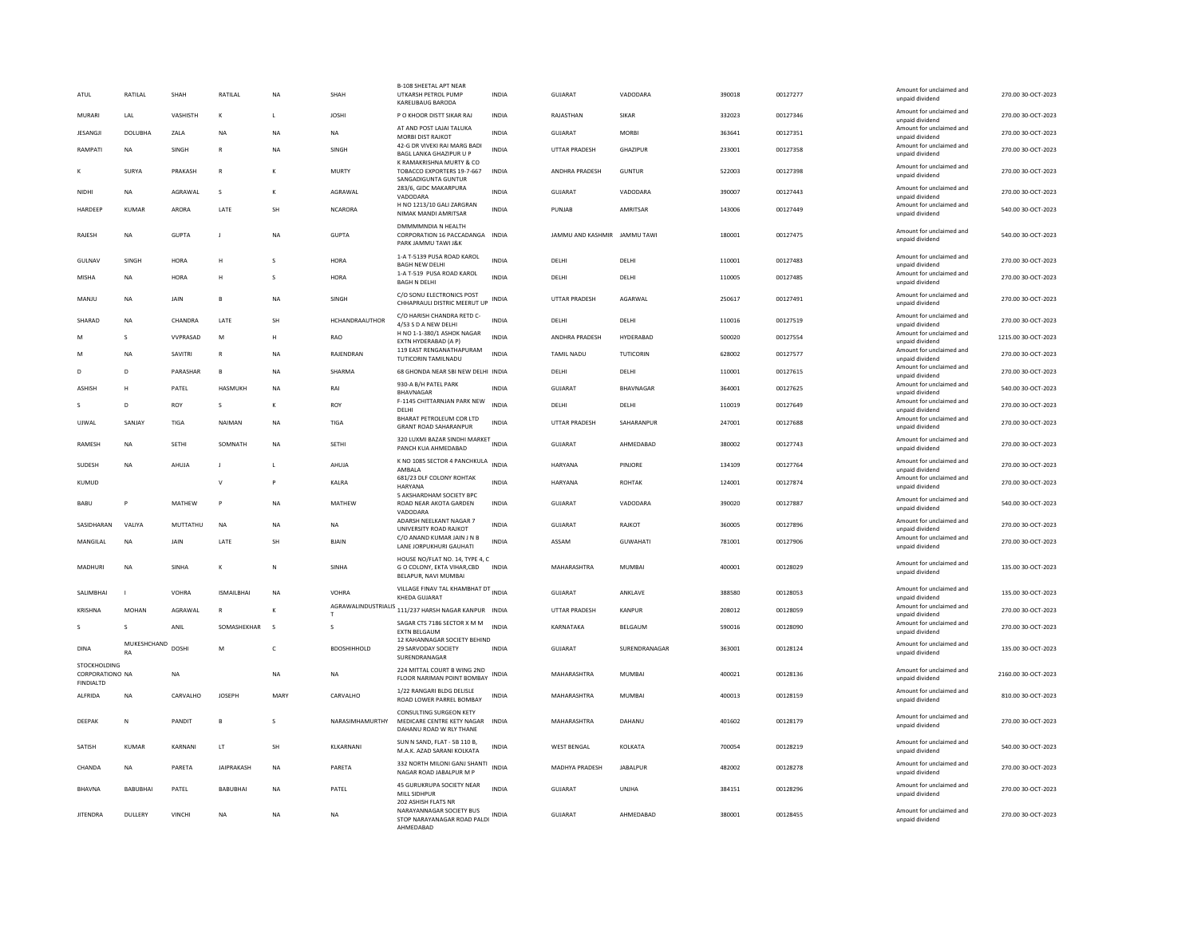| | | | | | | | | | | | | | |
|---|---|---|---|---|---|---|---|---|---|---|---|---|---|
| ATUL | RATILAL | SHAH | RATILAL | NA | SHAH | B-108 SHEETAL APT NEAR UTKARSH PETROL PUMP KARELIBAUG BARODA | INDIA | GUJARAT | VADODARA | 390018 | 00127277 | Amount for unclaimed and unpaid dividend | 270.00 30-OCT-2023 |
| MURARI | LAL | VASHISTH | K | L | JOSHI | P O KHOOR DISTT SIKAR RAJ | INDIA | RAJASTHAN | SIKAR | 332023 | 00127346 | Amount for unclaimed and unpaid dividend | 270.00 30-OCT-2023 |
| JESANGJI | DOLUBHA | ZALA | NA | NA | NA | AT AND POST LAJAI TALUKA MORBI DIST RAJKOT | INDIA | GUJARAT | MORBI | 363641 | 00127351 | Amount for unclaimed and unpaid dividend | 270.00 30-OCT-2023 |
| RAMPATI | NA | SINGH | R | NA | SINGH | 42-G DR VIVEKI RAI MARG BADI BAGL LANKA GHAZIPUR U P | INDIA | UTTAR PRADESH | GHAZIPUR | 233001 | 00127358 | Amount for unclaimed and unpaid dividend | 270.00 30-OCT-2023 |
| K | SURYA | PRAKASH | R | K | MURTY | K RAMAKRISHNA MURTY & CO TOBACCO EXPORTERS 19-7-667 SANGADIGUNTA GUNTUR | INDIA | ANDHRA PRADESH | GUNTUR | 522003 | 00127398 | Amount for unclaimed and unpaid dividend | 270.00 30-OCT-2023 |
| NIDHI | NA | AGRAWAL | S | K | AGRAWAL | 283/6, GIDC MAKARPURA VADODARA | INDIA | GUJARAT | VADODARA | 390007 | 00127443 | Amount for unclaimed and unpaid dividend | 270.00 30-OCT-2023 |
| HARDEEP | KUMAR | ARORA | LATE | SH | NCARORA | H NO 1213/10 GALI ZARGRAN NIMAK MANDI AMRITSAR | INDIA | PUNJAB | AMRITSAR | 143006 | 00127449 | Amount for unclaimed and unpaid dividend | 540.00 30-OCT-2023 |
| RAJESH | NA | GUPTA | J | NA | GUPTA | DMMMMNDIA N HEALTH CORPORATION 16 PACCADANGA PARK JAMMU TAWI J&K | INDIA | JAMMU AND KASHMIR | JAMMU TAWI | 180001 | 00127475 | Amount for unclaimed and unpaid dividend | 540.00 30-OCT-2023 |
| GULNAV | SINGH | HORA | H | S | HORA | 1-A T-5139 PUSA ROAD KAROL BAGH NEW DELHI | INDIA | DELHI | DELHI | 110001 | 00127483 | Amount for unclaimed and unpaid dividend | 270.00 30-OCT-2023 |
| MISHA | NA | HORA | H | S | HORA | 1-A T-519 PUSA ROAD KAROL BAGH N DELHI | INDIA | DELHI | DELHI | 110005 | 00127485 | Amount for unclaimed and unpaid dividend | 270.00 30-OCT-2023 |
| MANJU | NA | JAIN | B | NA | SINGH | C/O SONU ELECTRONICS POST CHHAPRAULI DISTRIC MEERUT UP | INDIA | UTTAR PRADESH | AGARWAL | 250617 | 00127491 | Amount for unclaimed and unpaid dividend | 270.00 30-OCT-2023 |
| SHARAD | NA | CHANDRA | LATE | SH | HCHANDRAAUTHOR | C/O HARISH CHANDRA RETD C-4/53 S D A NEW DELHI | INDIA | DELHI | DELHI | 110016 | 00127519 | Amount for unclaimed and unpaid dividend | 270.00 30-OCT-2023 |
| M | S | VVPRASAD | M | H | RAO | H NO 1-1-380/1 ASHOK NAGAR EXTN HYDERABAD (A P) | INDIA | ANDHRA PRADESH | HYDERABAD | 500020 | 00127554 | Amount for unclaimed and unpaid dividend | 1215.00 30-OCT-2023 |
| M | NA | SAVITRI | R | NA | RAJENDRAN | 119 EAST RENGANATHAPURAM TUTICORIN TAMILNADU | INDIA | TAMIL NADU | TUTICORIN | 628002 | 00127577 | Amount for unclaimed and unpaid dividend | 270.00 30-OCT-2023 |
| D | D | PARASHAR | B | NA | SHARMA | 68 GHONDA NEAR SBI NEW DELHI | INDIA | DELHI | DELHI | 110001 | 00127615 | Amount for unclaimed and unpaid dividend | 270.00 30-OCT-2023 |
| ASHISH | H | PATEL | HASMUKH | NA | RAI | 930-A B/H PATEL PARK BHAVNAGAR | INDIA | GUJARAT | BHAVNAGAR | 364001 | 00127625 | Amount for unclaimed and unpaid dividend | 540.00 30-OCT-2023 |
| S | D | ROY | S | K | ROY | F-1145 CHITTARNJAN PARK NEW DELHI | INDIA | DELHI | DELHI | 110019 | 00127649 | Amount for unclaimed and unpaid dividend | 270.00 30-OCT-2023 |
| UJWAL | SANJAY | TIGA | NAIMAN | NA | TIGA | BHARAT PETROLEUM COR LTD GRANT ROAD SAHARANPUR | INDIA | UTTAR PRADESH | SAHARANPUR | 247001 | 00127688 | Amount for unclaimed and unpaid dividend | 270.00 30-OCT-2023 |
| RAMESH | NA | SETHI | SOMNATH | NA | SETHI | 320 LUXMI BAZAR SINDHI MARKET PANCH KUA AHMEDABAD | INDIA | GUJARAT | AHMEDABAD | 380002 | 00127743 | Amount for unclaimed and unpaid dividend | 270.00 30-OCT-2023 |
| SUDESH | NA | AHUJA | J | L | AHUJA | K NO 1085 SECTOR 4 PANCHKULA AMBALA | INDIA | HARYANA | PINJORE | 134109 | 00127764 | Amount for unclaimed and unpaid dividend | 270.00 30-OCT-2023 |
| KUMUD | | | V | P | KALRA | 681/23 DLF COLONY ROHTAK HARYANA | INDIA | HARYANA | ROHTAK | 124001 | 00127874 | Amount for unclaimed and unpaid dividend | 270.00 30-OCT-2023 |
| BABU | P | MATHEW | P | NA | MATHEW | 5 AKSHARDHAM SOCIETY BPC ROAD NEAR AKOTA GARDEN VADODARA | INDIA | GUJARAT | VADODARA | 390020 | 00127887 | Amount for unclaimed and unpaid dividend | 540.00 30-OCT-2023 |
| SASIDHARAN | VALIYA | MUTTATHU | NA | NA | NA | ADARSH NEELKANT NAGAR 7 UNIVERSITY ROAD RAJKOT | INDIA | GUJARAT | RAJKOT | 360005 | 00127896 | Amount for unclaimed and unpaid dividend | 270.00 30-OCT-2023 |
| MANGILAL | NA | JAIN | LATE | SH | BJAIN | C/O ANAND KUMAR JAIN J N B LANE JORPUKHURI GAUHATI | INDIA | ASSAM | GUWAHATI | 781001 | 00127906 | Amount for unclaimed and unpaid dividend | 270.00 30-OCT-2023 |
| MADHURI | NA | SINHA | K | N | SINHA | HOUSE NO/FLAT NO. 14, TYPE 4, C G O COLONY, EKTA VIHAR,CBD BELAPUR, NAVI MUMBAI | INDIA | MAHARASHTRA | MUMBAI | 400001 | 00128029 | Amount for unclaimed and unpaid dividend | 135.00 30-OCT-2023 |
| SALIMBHAI | I | VOHRA | ISMAILBHAI | NA | VOHRA | VILLAGE FINAV TAL KHAMBHAT DT KHEDA GUJARAT | INDIA | GUJARAT | ANKLAVE | 388580 | 00128053 | Amount for unclaimed and unpaid dividend | 135.00 30-OCT-2023 |
| KRISHNA | MOHAN | AGRAWAL | R | K | AGRAWALINDUSTRIALIST | 111/237 HARSH NAGAR KANPUR | INDIA | UTTAR PRADESH | KANPUR | 208012 | 00128059 | Amount for unclaimed and unpaid dividend | 270.00 30-OCT-2023 |
| S | S | ANIL | SOMASHEKHAR | S | S | SAGAR CTS 7186 SECTOR X M M EXTN BELGAUM | INDIA | KARNATAKA | BELGAUM | 590016 | 00128090 | Amount for unclaimed and unpaid dividend | 270.00 30-OCT-2023 |
| DINA | MUKESHCHANDRA | DOSHI | M | C | BDOSHIHHOLD | 12 KAHANNAGAR SOCIETY BEHIND 29 SARVODAY SOCIETY SURENDRANAGAR | INDIA | GUJARAT | SURENDRANAGAR | 363001 | 00128124 | Amount for unclaimed and unpaid dividend | 135.00 30-OCT-2023 |
| STOCKHOLDING CORPORATIONO FINDIALTD | NA | NA | | NA | NA | 224 MITTAL COURT B WING 2ND FLOOR NARIMAN POINT BOMBAY | INDIA | MAHARASHTRA | MUMBAI | 400021 | 00128136 | Amount for unclaimed and unpaid dividend | 2160.00 30-OCT-2023 |
| ALFRIDA | NA | CARVALHO | JOSEPH | MARY | CARVALHO | 1/22 RANGARI BLDG DELISLE ROAD LOWER PARREL BOMBAY | INDIA | MAHARASHTRA | MUMBAI | 400013 | 00128159 | Amount for unclaimed and unpaid dividend | 810.00 30-OCT-2023 |
| DEEPAK | N | PANDIT | B | S | NARASIMHAMURTHY | CONSULTING SURGEON KETY MEDICARE CENTRE KETY NAGAR DAHANU ROAD W RLY THANE | INDIA | MAHARASHTRA | DAHANU | 401602 | 00128179 | Amount for unclaimed and unpaid dividend | 270.00 30-OCT-2023 |
| SATISH | KUMAR | KARNANI | LT | SH | KLKARNANI | SUN N SAND, FLAT - 5B 110 B, M.A.K. AZAD SARANI KOLKATA | INDIA | WEST BENGAL | KOLKATA | 700054 | 00128219 | Amount for unclaimed and unpaid dividend | 540.00 30-OCT-2023 |
| CHANDA | NA | PARETA | JAIPRAKASH | NA | PARETA | 332 NORTH MILONI GANJ SHANTI NAGAR ROAD JABALPUR M P | INDIA | MADHYA PRADESH | JABALPUR | 482002 | 00128278 | Amount for unclaimed and unpaid dividend | 270.00 30-OCT-2023 |
| BHAVNA | BABUBHAI | PATEL | BABUBHAI | NA | PATEL | 45 GURUKRUPA SOCIETY NEAR MILL SIDHPUR | INDIA | GUJARAT | UNJHA | 384151 | 00128296 | Amount for unclaimed and unpaid dividend | 270.00 30-OCT-2023 |
| JITENDRA | DULLERY | VINCHI | NA | NA | NA | 202 ASHISH FLATS NR NARAYANNAGAR SOCIETY BUS STOP NARAYANAGAR ROAD PALDI AHMEDABAD | INDIA | GUJARAT | AHMEDABAD | 380001 | 00128455 | Amount for unclaimed and unpaid dividend | 270.00 30-OCT-2023 |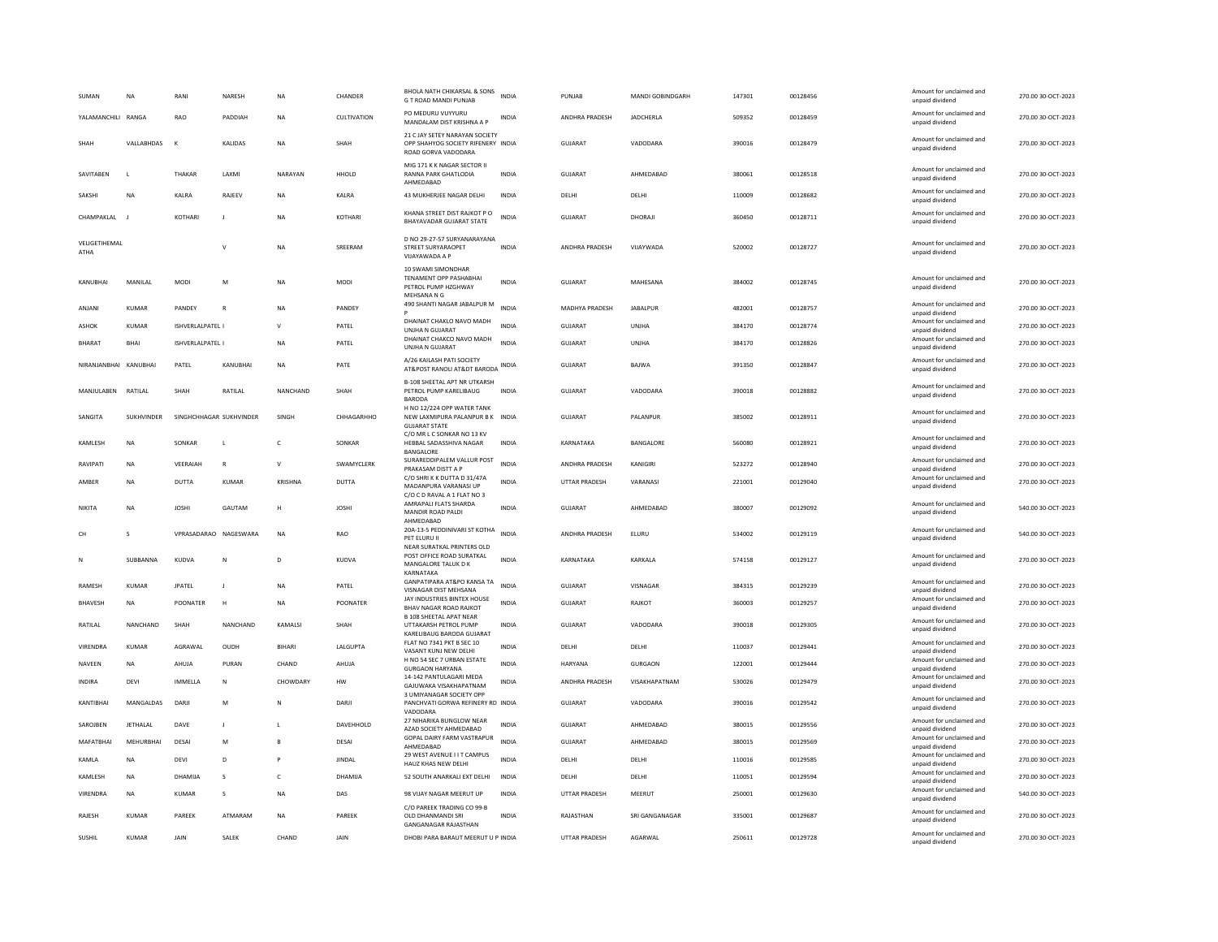| SUMAN | NA | RANI | NARESH | NA | CHANDER | BHOLA NATH CHIKARSAL & SONS G T ROAD MANDI PUNJAB | INDIA | PUNJAB | MANDI GOBINDGARH | 147301 | 00128456 | Amount for unclaimed and unpaid dividend | 270.00 | 30-OCT-2023 |
|---|---|---|---|---|---|---|---|---|---|---|---|---|---|---|
| YALAMANCHILI | RANGA | RAO | PADDIAH | NA | CULTIVATION | PO MEDURU VUYYURU MANDALAM DIST KRISHNA A P | INDIA | ANDHRA PRADESH | JADCHERLA | 509352 | 00128459 | Amount for unclaimed and unpaid dividend | 270.00 | 30-OCT-2023 |
| SHAH | VALLABHDAS | K | KALIDAS | NA | SHAH | 21 C JAY SETEY NARAYAN SOCIETY OPP SHAHYOG SOCIETY RIFENERY ROAD GORVA VADODARA | INDIA | GUJARAT | VADODARA | 390016 | 00128479 | Amount for unclaimed and unpaid dividend | 270.00 | 30-OCT-2023 |
| SAVITABEN | L | THAKAR | LAXMI | NARAYAN | HHOLD | MIG 171 K K NAGAR SECTOR II RANNA PARK GHATLODIA AHMEDABAD | INDIA | GUJARAT | AHMEDABAD | 380061 | 00128518 | Amount for unclaimed and unpaid dividend | 270.00 | 30-OCT-2023 |
| SAKSHI | NA | KALRA | RAJEEV | NA | KALRA | 43 MUKHERJEE NAGAR DELHI | INDIA | DELHI | DELHI | 110009 | 00128682 | Amount for unclaimed and unpaid dividend | 270.00 | 30-OCT-2023 |
| CHAMPAKLAL | J | KOTHARI | J | NA | KOTHARI | KHANA STREET DIST RAJKOT P O BHAYAVADAR GUJARAT STATE | INDIA | GUJARAT | DHORAJI | 360450 | 00128711 | Amount for unclaimed and unpaid dividend | 270.00 | 30-OCT-2023 |
| VELIGETIHEMALATHA | | | V | NA | SREERAM | D NO 29-27-57 SURYANARAYANA STREET SURYARAOPET VIJAYAWADA A P | INDIA | ANDHRA PRADESH | VIJAYWADA | 520002 | 00128727 | Amount for unclaimed and unpaid dividend | 270.00 | 30-OCT-2023 |
| KANUBHAI | MANILAL | MODI | M | NA | MODI | 10 SWAMI SIMONDHAR TENAMENT OPP PASHABHAI PETROL PUMP HZGHWAY MEHSANA N G | INDIA | GUJARAT | MAHESANA | 384002 | 00128745 | Amount for unclaimed and unpaid dividend | 270.00 | 30-OCT-2023 |
| ANJANI | KUMAR | PANDEY | R | NA | PANDEY | 490 SHANTI NAGAR JABALPUR M P | INDIA | MADHYA PRADESH | JABALPUR | 482001 | 00128757 | Amount for unclaimed and unpaid dividend | 270.00 | 30-OCT-2023 |
| ASHOK | KUMAR | ISHVERLALPATEL | I | V | PATEL | DHAINAT CHAKLO NAVO MADH UNJHA N GUJARAT | INDIA | GUJARAT | UNJHA | 384170 | 00128774 | Amount for unclaimed and unpaid dividend | 270.00 | 30-OCT-2023 |
| BHARAT | BHAI | ISHVERLALPATEL | I | NA | PATEL | DHAINAT CHAKCO NAVO MADH UNJHA N GUJARAT | INDIA | GUJARAT | UNJHA | 384170 | 00128826 | Amount for unclaimed and unpaid dividend | 270.00 | 30-OCT-2023 |
| NIRANJANBHAI | KANUBHAI | PATEL | KANUBHAI | NA | PATE | A/26 KAILASH PATI SOCIETY AT&POST RANOLI AT&DT BARODA | INDIA | GUJARAT | BAJWA | 391350 | 00128847 | Amount for unclaimed and unpaid dividend | 270.00 | 30-OCT-2023 |
| MANJULABEN | RATILAL | SHAH | RATILAL | NANCHAND | SHAH | B-108 SHEETAL APT NR UTKARSH PETROL PUMP KARELIBAUG BARODA | INDIA | GUJARAT | VADODARA | 390018 | 00128882 | Amount for unclaimed and unpaid dividend | 270.00 | 30-OCT-2023 |
| SANGITA | SUKHVINDER | SINGHCHHAGAR | SUKHVINDER | SINGH | CHHAGARHHO | H NO 12/224 OPP WATER TANK NEW LAXMIPURA PALANPUR B K GUJARAT STATE | INDIA | GUJARAT | PALANPUR | 385002 | 00128911 | Amount for unclaimed and unpaid dividend | 270.00 | 30-OCT-2023 |
| KAMLESH | NA | SONKAR | L | C | SONKAR | C/O MR L C SONKAR NO 13 KV HEBBAL SADASSHIVA NAGAR BANGALORE | INDIA | KARNATAKA | BANGALORE | 560080 | 00128921 | Amount for unclaimed and unpaid dividend | 270.00 | 30-OCT-2023 |
| RAVIPATI | NA | VEERAIAH | R | V | SWAMYCLERK | SURAREDDIPALEM VALLUR POST PRAKASAM DISTT A P | INDIA | ANDHRA PRADESH | KANIGIRI | 523272 | 00128940 | Amount for unclaimed and unpaid dividend | 270.00 | 30-OCT-2023 |
| AMBER | NA | DUTTA | KUMAR | KRISHNA | DUTTA | C/O SHRI K K DUTTA D 31/47A MADANPURA VARANASI UP | INDIA | UTTAR PRADESH | VARANASI | 221001 | 00129040 | Amount for unclaimed and unpaid dividend | 270.00 | 30-OCT-2023 |
| NIKITA | NA | JOSHI | GAUTAM | H | JOSHI | C/O C D RAVAL A 1 FLAT NO 3 AMRAPALI FLATS SHARDA MANDIR ROAD PALDI AHMEDABAD | INDIA | GUJARAT | AHMEDABAD | 380007 | 00129092 | Amount for unclaimed and unpaid dividend | 540.00 | 30-OCT-2023 |
| CH | S | VPRASADARAO | NAGESWARA | NA | RAO | 20A-13-5 PEDDINIVARI ST KOTHA PET ELURU II | INDIA | ANDHRA PRADESH | ELURU | 534002 | 00129119 | Amount for unclaimed and unpaid dividend | 540.00 | 30-OCT-2023 |
| N | SUBBANNA | KUDVA | N | D | KUDVA | NEAR SURATKAL PRINTERS OLD POST OFFICE ROAD SURATKAL MANGALORE TALUK D K KARNATAKA | INDIA | KARNATAKA | KARKALA | 574158 | 00129127 | Amount for unclaimed and unpaid dividend | 270.00 | 30-OCT-2023 |
| RAMESH | KUMAR | JPATEL | J | NA | PATEL | GANPATIPARA AT&PO KANSA TA VISNAGAR DIST MEHSANA | INDIA | GUJARAT | VISNAGAR | 384315 | 00129239 | Amount for unclaimed and unpaid dividend | 270.00 | 30-OCT-2023 |
| BHAVESH | NA | POONATER | H | NA | POONATER | JAY INDUSTRIES BINTEX HOUSE BHAV NAGAR ROAD RAJKOT | INDIA | GUJARAT | RAJKOT | 360003 | 00129257 | Amount for unclaimed and unpaid dividend | 270.00 | 30-OCT-2023 |
| RATILAL | NANCHAND | SHAH | NANCHAND | KAMALSI | SHAH | B 108 SHEETAL APAT NEAR UTTAKARSH PETROL PUMP KAREIJBAUG BARODA GUJARAT | INDIA | GUJARAT | VADODARA | 390018 | 00129305 | Amount for unclaimed and unpaid dividend | 270.00 | 30-OCT-2023 |
| VIRENDRA | KUMAR | AGRAWAL | OUDH | BIHARI | LALGUPTA | FLAT NO 7341 PKT B SEC 10 VASANT KUNJ NEW DELHI | INDIA | DELHI | DELHI | 110037 | 00129441 | Amount for unclaimed and unpaid dividend | 270.00 | 30-OCT-2023 |
| NAVEEN | NA | AHUJA | PURAN | CHAND | AHUJA | H NO 54 SEC 7 URBAN ESTATE GURGAON HARYANA | INDIA | HARYANA | GURGAON | 122001 | 00129444 | Amount for unclaimed and unpaid dividend | 270.00 | 30-OCT-2023 |
| INDIRA | DEVI | IMMELLA | N | CHOWDARY | HW | 14-142 PANTULAGARI MEDA GAJUWAKA VISAKHAPATNAM | INDIA | ANDHRA PRADESH | VISAKHAPATNAM | 530026 | 00129479 | Amount for unclaimed and unpaid dividend | 270.00 | 30-OCT-2023 |
| KANTIBHAI | MANGALDAS | DARJI | M | N | DARJI | 3 UMIYANAGAR SOCIETY OPP PANCHVATI GORWA REFINERY RD VADODARA | INDIA | GUJARAT | VADODARA | 390016 | 00129542 | Amount for unclaimed and unpaid dividend | 270.00 | 30-OCT-2023 |
| SAROJBEN | JETHALAL | DAVE | J | L | DAVEHHOLD | 27 NIHARIKA BUNGLOW NEAR AZAD SOCIETY AHMEDABAD | INDIA | GUJARAT | AHMEDABAD | 380015 | 00129556 | Amount for unclaimed and unpaid dividend | 270.00 | 30-OCT-2023 |
| MAFATBHAI | MEHURBHAI | DESAI | M | B | DESAI | GOPAL DAIRY FARM VASTRAPUR AHMEDABAD | INDIA | GUJARAT | AHMEDABAD | 380015 | 00129569 | Amount for unclaimed and unpaid dividend | 270.00 | 30-OCT-2023 |
| KAMLA | NA | DEVI | D | P | JINDAL | 29 WEST AVENUE I I T CAMPUS HAUZ KHAS NEW DELHI | INDIA | DELHI | DELHI | 110016 | 00129585 | Amount for unclaimed and unpaid dividend | 270.00 | 30-OCT-2023 |
| KAMLESH | NA | DHAMIJA | S | C | DHAMIJA | 52 SOUTH ANARKALI EXT DELHI | INDIA | DELHI | DELHI | 110051 | 00129594 | Amount for unclaimed and unpaid dividend | 270.00 | 30-OCT-2023 |
| VIRENDRA | NA | KUMAR | S | NA | DAS | 98 VIJAY NAGAR MEERUT UP | INDIA | UTTAR PRADESH | MEERUT | 250001 | 00129630 | Amount for unclaimed and unpaid dividend | 540.00 | 30-OCT-2023 |
| RAJESH | KUMAR | PAREEK | ATMARAM | NA | PAREEK | C/O PAREEK TRADING CO 99-B OLD DHANMANDI SRI GANGANAGAR RAJASTHAN | INDIA | RAJASTHAN | SRI GANGANAGAR | 335001 | 00129687 | Amount for unclaimed and unpaid dividend | 270.00 | 30-OCT-2023 |
| SUSHIL | KUMAR | JAIN | SALEK | CHAND | JAIN | DHOBI PARA BARAUT MEERUT U P | INDIA | UTTAR PRADESH | AGARWAL | 250611 | 00129728 | Amount for unclaimed and unpaid dividend | 270.00 | 30-OCT-2023 |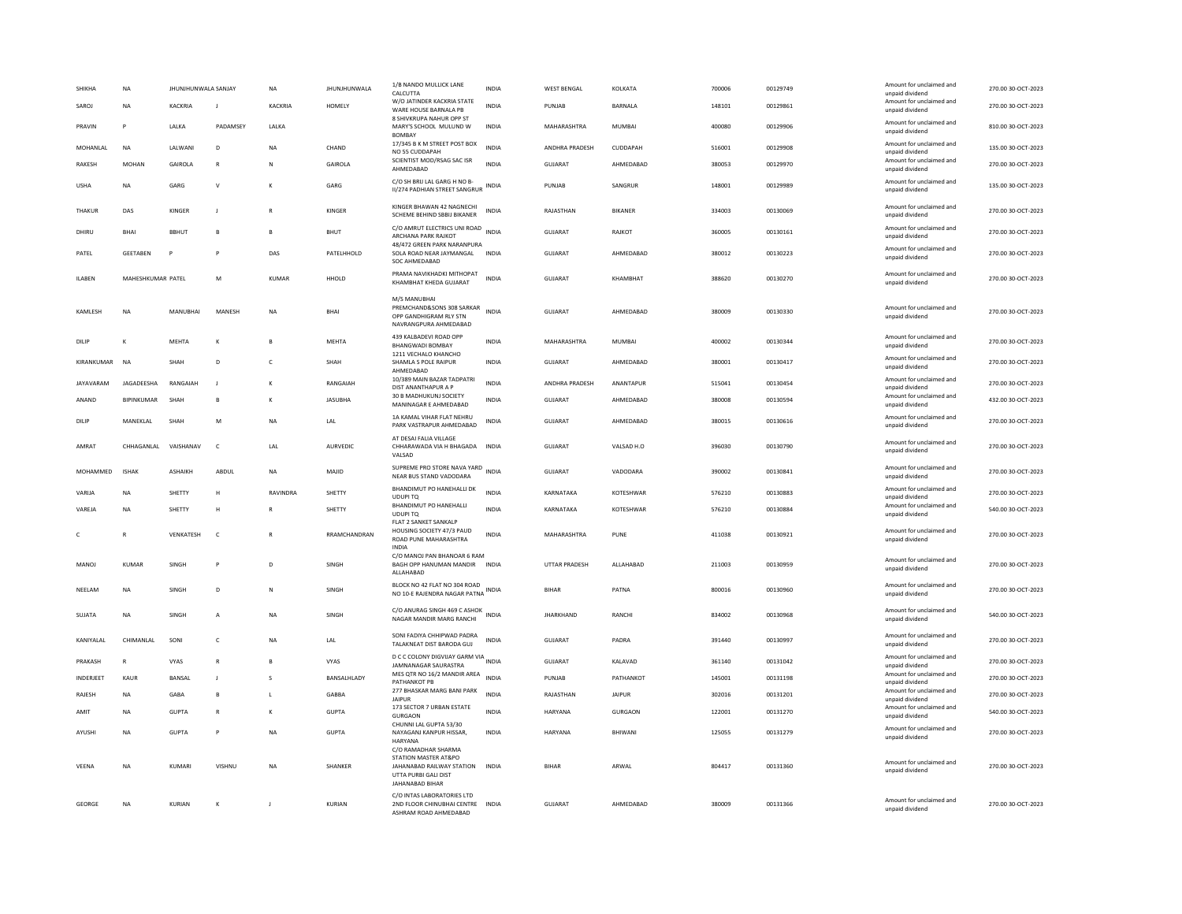| SHIKHA | NA | JHUNJHUNWALA | SANJAY | NA | JHUNJHUNWALA | 1/B NANDO MULLICK LANE CALCUTTA | INDIA | WEST BENGAL | KOLKATA | 700006 | 00129749 | Amount for unclaimed and unpaid dividend | 270.00 | 30-OCT-2023 |
|---|---|---|---|---|---|---|---|---|---|---|---|---|---|---|
| SAROJ | NA | KACKRIA | J | KACKRIA | HOMELY | W/O JATINDER KACKRIA STATE WARE HOUSE BARNALA PB | INDIA | PUNJAB | BARNALA | 148101 | 00129861 | Amount for unclaimed and unpaid dividend | 270.00 | 30-OCT-2023 |
| PRAVIN | P | LALKA | PADAMSEY | LALKA | | 8 SHIVKRUPA NAHUR OPP ST MARY'S SCHOOL MULUND W BOMBAY | INDIA | MAHARASHTRA | MUMBAI | 400080 | 00129906 | Amount for unclaimed and unpaid dividend | 810.00 | 30-OCT-2023 |
| MOHANLAL | NA | LALWANI | D | NA | CHAND | 17/345 B K M STREET POST BOX NO 55 CUDDAPAH | INDIA | ANDHRA PRADESH | CUDDAPAH | 516001 | 00129908 | Amount for unclaimed and unpaid dividend | 135.00 | 30-OCT-2023 |
| RAKESH | MOHAN | GAIROLA | R | N | GAIROLA | SCIENTIST MOD/RSAG SAC ISR AHMEDABAD | INDIA | GUJARAT | AHMEDABAD | 380053 | 00129970 | Amount for unclaimed and unpaid dividend | 270.00 | 30-OCT-2023 |
| USHA | NA | GARG | V | K | GARG | C/O SH BRIJ LAL GARG H NO B-II/274 PADHIAN STREET SANGRUR | INDIA | PUNJAB | SANGRUR | 148001 | 00129989 | Amount for unclaimed and unpaid dividend | 135.00 | 30-OCT-2023 |
| THAKUR | DAS | KINGER | J | R | KINGER | KINGER BHAWAN 42 NAGNECHI SCHEME BEHIND SBBJ BIKANER | INDIA | RAJASTHAN | BIKANER | 334003 | 00130069 | Amount for unclaimed and unpaid dividend | 270.00 | 30-OCT-2023 |
| DHIRU | BHAI | BBHUT | B | B | BHUT | C/O AMRUT ELECTRICS UNI ROAD ARCHANA PARK RAJKOT | INDIA | GUJARAT | RAJKOT | 360005 | 00130161 | Amount for unclaimed and unpaid dividend | 270.00 | 30-OCT-2023 |
| PATEL | GEETABEN | P | P | DAS | PATELHHOLD | 48/472 GREEN PARK NARANPURA SOLA ROAD NEAR JAYMANGAL SOC AHMEDABAD | INDIA | GUJARAT | AHMEDABAD | 380012 | 00130223 | Amount for unclaimed and unpaid dividend | 270.00 | 30-OCT-2023 |
| ILABEN | MAHESHKUMAR | PATEL | M | KUMAR | HHOLD | PRAMA NAVIKHADKI MITHOPAT KHAMBHAT KHEDA GUJARAT | INDIA | GUJARAT | KHAMBHAT | 388620 | 00130270 | Amount for unclaimed and unpaid dividend | 270.00 | 30-OCT-2023 |
| KAMLESH | NA | MANUBHAI | MANESH | NA | BHAI | M/S MANUBHAI PREMCHAND&SONS 308 SARKAR OPP GANDHIGRAM RLY STN NAVRANGPURA AHMEDABAD | INDIA | GUJARAT | AHMEDABAD | 380009 | 00130330 | Amount for unclaimed and unpaid dividend | 270.00 | 30-OCT-2023 |
| DILIP | K | MEHTA | K | B | MEHTA | 439 KALBADEVI ROAD OPP BHANGWADI BOMBAY | INDIA | MAHARASHTRA | MUMBAI | 400002 | 00130344 | Amount for unclaimed and unpaid dividend | 270.00 | 30-OCT-2023 |
| KIRANKUMAR | NA | SHAH | D | C | SHAH | 1211 VECHALO KHANCHO SHAMLA S POLE RAIPUR AHMEDABAD | INDIA | GUJARAT | AHMEDABAD | 380001 | 00130417 | Amount for unclaimed and unpaid dividend | 270.00 | 30-OCT-2023 |
| JAYAVARAM | JAGADEESHA | RANGAIAH | J | K | RANGAIAH | 10/389 MAIN BAZAR TADPATRI DIST ANANTHAPUR A P | INDIA | ANDHRA PRADESH | ANANTAPUR | 515041 | 00130454 | Amount for unclaimed and unpaid dividend | 270.00 | 30-OCT-2023 |
| ANAND | BIPINKUMAR | SHAH | B | K | JASUBHA | 30 B MADHUKUNJ SOCIETY MANINAGAR E AHMEDABAD | INDIA | GUJARAT | AHMEDABAD | 380008 | 00130594 | Amount for unclaimed and unpaid dividend | 432.00 | 30-OCT-2023 |
| DILIP | MANEKLAL | SHAH | M | NA | LAL | 1A KAMAL VIHAR FLAT NEHRU PARK VASTRAPUR AHMEDABAD | INDIA | GUJARAT | AHMEDABAD | 380015 | 00130616 | Amount for unclaimed and unpaid dividend | 270.00 | 30-OCT-2023 |
| AMRAT | CHHAGANLAL | VAISHANAV | C | LAL | AURVEDIC | AT DESAI FALIA VILLAGE CHHARAWADA VIA H BHAGADA VALSAD | INDIA | GUJARAT | VALSAD H.O | 396030 | 00130790 | Amount for unclaimed and unpaid dividend | 270.00 | 30-OCT-2023 |
| MOHAMMED | ISHAK | ASHAIKH | ABDUL | NA | MAJID | SUPREME PRO STORE NAVA YARD NEAR BUS STAND VADODARA | INDIA | GUJARAT | VADODARA | 390002 | 00130841 | Amount for unclaimed and unpaid dividend | 270.00 | 30-OCT-2023 |
| VARIJA | NA | SHETTY | H | RAVINDRA | SHETTY | BHANDIMUT PO HANEHALLI DK UDUPI TQ | INDIA | KARNATAKA | KOTESHWAR | 576210 | 00130883 | Amount for unclaimed and unpaid dividend | 270.00 | 30-OCT-2023 |
| VAREJA | NA | SHETTY | H | R | SHETTY | BHANDIMUT PO HANEHALLI UDUPI TQ | INDIA | KARNATAKA | KOTESHWAR | 576210 | 00130884 | Amount for unclaimed and unpaid dividend | 540.00 | 30-OCT-2023 |
| C | R | VENKATESH | C | R | RRAMCHANDRAN | FLAT 2 SANKET SANKALP HOUSING SOCIETY 47/3 PAUD ROAD PUNE MAHARASHTRA INDIA | INDIA | MAHARASHTRA | PUNE | 411038 | 00130921 | Amount for unclaimed and unpaid dividend | 270.00 | 30-OCT-2023 |
| MANOJ | KUMAR | SINGH | P | D | SINGH | C/O MANOJ PAN BHANDAR 6 RAM BAGH OPP HANUMAN MANDIR ALLAHABAD | INDIA | UTTAR PRADESH | ALLAHABAD | 211003 | 00130959 | Amount for unclaimed and unpaid dividend | 270.00 | 30-OCT-2023 |
| NEELAM | NA | SINGH | D | N | SINGH | BLOCK NO 42 FLAT NO 304 ROAD NO 10-E RAJENDRA NAGAR PATNA | INDIA | BIHAR | PATNA | 800016 | 00130960 | Amount for unclaimed and unpaid dividend | 270.00 | 30-OCT-2023 |
| SUJATA | NA | SINGH | A | NA | SINGH | C/O ANURAG SINGH 469 C ASHOK NAGAR MANDIR MARG RANCHI | INDIA | JHARKHAND | RANCHI | 834002 | 00130968 | Amount for unclaimed and unpaid dividend | 540.00 | 30-OCT-2023 |
| KANIYALAL | CHIMANLAL | SONI | C | NA | LAL | SONI FADIYA CHHIPWAD PADRA TALAKNEAT DIST BARODA GUJ | INDIA | GUJARAT | PADRA | 391440 | 00130997 | Amount for unclaimed and unpaid dividend | 270.00 | 30-OCT-2023 |
| PRAKASH | R | VYAS | R | B | VYAS | D C C COLONY DIGVIJAY GARM VIA JAMNANAGAR SAURASTRA | INDIA | GUJARAT | KALAVAD | 361140 | 00131042 | Amount for unclaimed and unpaid dividend | 270.00 | 30-OCT-2023 |
| INDERJEET | KAUR | BANSAL | J | S | BANSALHLADY | MES QTR NO 16/2 MANDIR AREA PATHANKOT PB | INDIA | PUNJAB | PATHANKOT | 145001 | 00131198 | Amount for unclaimed and unpaid dividend | 270.00 | 30-OCT-2023 |
| RAJESH | NA | GABA | B | L | GABBA | 277 BHASKAR MARG BANI PARK JAIPUR | INDIA | RAJASTHAN | JAIPUR | 302016 | 00131201 | Amount for unclaimed and unpaid dividend | 270.00 | 30-OCT-2023 |
| AMIT | NA | GUPTA | R | K | GUPTA | 173 SECTOR 7 URBAN ESTATE GURGAON | INDIA | HARYANA | GURGAON | 122001 | 00131270 | Amount for unclaimed and unpaid dividend | 540.00 | 30-OCT-2023 |
| AYUSHI | NA | GUPTA | P | NA | GUPTA | CHUNNI LAL GUPTA 53/30 NAYAGANJ KANPUR HISSAR, HARYANA | INDIA | HARYANA | BHIWANI | 125055 | 00131279 | Amount for unclaimed and unpaid dividend | 270.00 | 30-OCT-2023 |
| VEENA | NA | KUMARI | VISHNU | NA | SHANKER | C/O RAMADHAR SHARMA STATION MASTER AT&PO JAHANABAD RAILWAY STATION UTTA PURBI GALI DIST JAHANABAD BIHAR | INDIA | BIHAR | ARWAL | 804417 | 00131360 | Amount for unclaimed and unpaid dividend | 270.00 | 30-OCT-2023 |
| GEORGE | NA | KURIAN | K | J | KURIAN | C/O INTAS LABORATORIES LTD 2ND FLOOR CHINUBHAI CENTRE ASHRAM ROAD AHMEDABAD | INDIA | GUJARAT | AHMEDABAD | 380009 | 00131366 | Amount for unclaimed and unpaid dividend | 270.00 | 30-OCT-2023 |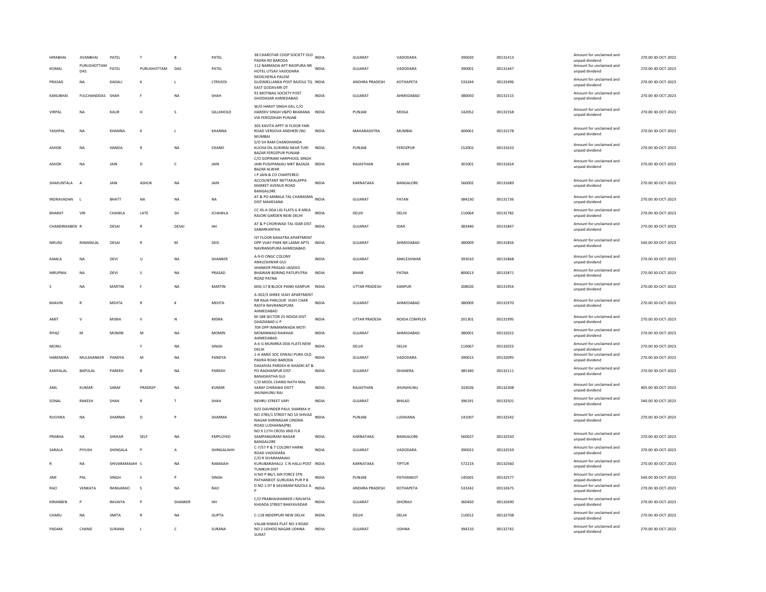| | | | | | | | | | | | | | | |
|---|---|---|---|---|---|---|---|---|---|---|---|---|---|---|
| HIRABHAI | JIVANBHAI | PATEL | T | B | PATEL | 38 CHAROTAR COOP SOCIETY OLD PADRA RD BARODA | INDIA | GUJARAT | VADODARA | 390020 | 00131413 | Amount for unclaimed and unpaid dividend | 270.00 | 30-OCT-2023 |
| KOMAL | PURUSHOTTAM DAS | PATEL | PURUSHOTTAM | DAS | PATEL | 112 NARMADA APT RAOPURA NR HOTEL UTSAV VADODARA | INDIA | GUJARAT | VADODARA | 390001 | 00131447 | Amount for unclaimed and unpaid dividend | 270.00 | 30-OCT-2023 |
| PRASAD | NA | KADALI | K | L | LTRIVEDI | NEDICHERLA PALEM GUDIMELLANKA POST RAZOLE TQ EAST GODAVARI DT | INDIA | ANDHRA PRADESH | KOTHAPETA | 533244 | 00131496 | Amount for unclaimed and unpaid dividend | 270.00 | 30-OCT-2023 |
| KANUBHAI | FULCHANDDAS | SHAH | F | NA | SHAH | 91 MOTIBAG SOCIETY POST GHODASAR AHMEDABAD | INDIA | GUJARAT | AHMEDABAD | 380050 | 00131515 | Amount for unclaimed and unpaid dividend | 270.00 | 30-OCT-2023 |
| VIRPAL | NA | KAUR | H | S | GILLHHOLD | W/O HARJIT SINGH GILL C/O HARDEV SINGH V&PO BHARANA VIA FEROZSHAH PUNJAB | INDIA | PUNJAB | MOGA | 142052 | 00131558 | Amount for unclaimed and unpaid dividend | 270.00 | 30-OCT-2023 |
| YASHPAL | NA | KHANNA | K | L | KHANNA | 305 KAVITA APPT III FLOOR YARI ROAD VERSOVA ANDHERI (W) MUMBAI | INDIA | MAHARASHTRA | MUMBAI | 400061 | 00131578 | Amount for unclaimed and unpaid dividend | 270.00 | 30-OCT-2023 |
| ASHOK | NA | HANDA | R | NA | CHAND | S/O SH RAM CHANDHANDA KUCHA DIL SUKHRAI NEAR TURI BAZAR FEROZPUR PUNJAB | INDIA | PUNJAB | FEROZPUR | 152002 | 00131633 | Amount for unclaimed and unpaid dividend | 270.00 | 30-OCT-2023 |
| ASHOK | NA | JAIN | D | C | JAIN | C/O GOPIRAM HARPHOOL SINGH JAIN PUSHPANJALI MKT BAZAZA BAZAR ALWAR | INDIA | RAJASTHAN | ALWAR | 301001 | 00131654 | Amount for unclaimed and unpaid dividend | 270.00 | 30-OCT-2023 |
| SHAKUNTALA | A | JAIN | ASHOK | NA | JAIN | J P JAIN & CO CHARTERED ACCOUNTANT NETTAKALAPPA MARKET AVENUE ROAD BANGALORE | INDIA | KARNATAKA | BANGALORE | 560002 | 00131689 | Amount for unclaimed and unpaid dividend | 270.00 | 30-OCT-2023 |
| INDRAVADAN | L | BHATT | NA | NA | NA | AT & PO AMBALA TAL CHANASMA DIST MAHESANA | INDIA | GUJARAT | PATAN | 384230 | 00131736 | Amount for unclaimed and unpaid dividend | 270.00 | 30-OCT-2023 |
| BHARAT | VIR | CHAWLA | LATE | SH | JCHAWLA | CC 45-A DDA LIG FLATS G 8 AREA RAJORI GARDEN NEW DELHI | INDIA | DELHI | DELHI | 110064 | 00131782 | Amount for unclaimed and unpaid dividend | 270.00 | 30-OCT-2023 |
| CHANDRIKABEN | R | DESAI | R | DESAI | HH | AT & P CHORIWAD TAL IDAR DIST SABARKANTHA | INDIA | GUJARAT | IDAR | 383440 | 00131847 | Amount for unclaimed and unpaid dividend | 270.00 | 30-OCT-2023 |
| NIKUNJ | RAMANLAL | DESAI | R | M | DESI | IST FLOOR NAXATRA APARTMENT OPP VIJAY PARK NR LAXMI APTS NAVRANGPURA AHMEDABAD | INDIA | GUJARAT | AHMEDABAD | 380009 | 00131856 | Amount for unclaimed and unpaid dividend | 540.00 | 30-OCT-2023 |
| KAMLA | NA | DEVI | U | NA | SHANKER | A-9-D ONGC COLONY ANKLESHWAR GUJ | INDIA | GUJARAT | ANKLESHWAR | 393010 | 00131868 | Amount for unclaimed and unpaid dividend | 270.00 | 30-OCT-2023 |
| NIRUPMA | NA | DEVI | S | NA | PRASAD | SHANKER PRASAD JAGDEO BHAWAN BORING PATLIPUTRA ROAD PATNA | INDIA | BIHAR | PATNA | 800013 | 00131871 | Amount for unclaimed and unpaid dividend | 270.00 | 30-OCT-2023 |
| S | NA | MARTIN | F | NA | MARTIN | MIG-17 B BLOCK PANKI KANPUR | INDIA | UTTAR PRADESH | KANPUR | 208020 | 00131954 | Amount for unclaimed and unpaid dividend | 270.00 | 30-OCT-2023 |
| BHAVIN | R | MEHTA | R | K | MEHTA | A-302/3 SHREE VIJAY APARTMENT NR RAJA PARLOUR VIJAY CHAR RASTA NAVRANGPURA AHMEDABAD | INDIA | GUJARAT | AHMEDABAD | 380009 | 00131970 | Amount for unclaimed and unpaid dividend | 270.00 | 30-OCT-2023 |
| AMIT | V | MISRA | V | N | MISRA | M-188 SECTOR 25 NOIDA DIST GHAZIABAD U P | INDIA | UTTAR PRADESH | NOIDA COMPLEX | 201301 | 00131995 | Amount for unclaimed and unpaid dividend | 270.00 | 30-OCT-2023 |
| RIYAZ | M | MOMIN | M | NA | MOMIN | 704 OPP IMMAMWADA MOTI MOMINWAD RAIKHAD AHMEDABAD | INDIA | GUJARAT | AHMEDABAD | 380001 | 00132022 | Amount for unclaimed and unpaid dividend | 270.00 | 30-OCT-2023 |
| MONU | | | Y | NA | SINGH | A-6 G MUNIRKA DDA FLATS NEW DELHI | INDIA | DELHI | DELHI | 110067 | 00132023 | Amount for unclaimed and unpaid dividend | 270.00 | 30-OCT-2023 |
| HARENDRA | MULSHANKER | PANDYA | M | NA | PANDYA | 1-A AMEE SOC DIWALI PURA OLD PADRA ROAD BARODA | INDIA | GUJARAT | VADODARA | 390015 | 00132095 | Amount for unclaimed and unpaid dividend | 270.00 | 30-OCT-2023 |
| KANYALAL | BAPULAL | PAREKH | B | NA | PAREKH | DASAIVAS PAREKH KI KHADKI AT & PO RADHANPUR DIST BANASKATHA GUJ | INDIA | GUJARAT | DHANERA | 385340 | 00132111 | Amount for unclaimed and unpaid dividend | 270.00 | 30-OCT-2023 |
| ANIL | KUMAR | SARAF | PRADEEP | NA | KUMAR | C/O MOOL CHAND NATH MAL SARAF CHIRAWA DISTT JHUNJHUNU RAJ | INDIA | RAJASTHAN | JHUNJHUNU | 333026 | 00132308 | Amount for unclaimed and unpaid dividend | 405.00 | 30-OCT-2023 |
| SONAL | RAKESH | SHAH | R | T | SHAH | NEHRU STREET VAPI | INDIA | GUJARAT | BHILAD | 396191 | 00132501 | Amount for unclaimed and unpaid dividend | 540.00 | 30-OCT-2023 |
| RUCHIKA | NA | SHARMA | D | P | SHARMA | D/O DAVINDER PAUL SHARMA H NO 3785/1 STREET NO 10 SHIVAJI NAGAR SHRINAGAR CINEMA ROAD LUDHIANA(PB). | INDIA | PUNJAB | LUDHIANA | 141007 | 00132542 | Amount for unclaimed and unpaid dividend | 270.00 | 30-OCT-2023 |
| PRABHA | NA | SHEKAR | SELF | NA | EMPLOYED | NO 9 11TH CROSS IIND FLR SAMPANGIRAM NAGAR BANGALORE | INDIA | KARNATAKA | BANGALORE | 560027 | 00132550 | Amount for unclaimed and unpaid dividend | 270.00 | 30-OCT-2023 |
| SARALA | PIYUSH | SHINGALA | P | A | SHINGALAHH | C-7/57 P & T COLONY HARNI ROAD VADODARA | INDIA | GUJARAT | VADODARA | 390022 | 00132559 | Amount for unclaimed and unpaid dividend | 270.00 | 30-OCT-2023 |
| R | NA | SHIVARAMAIAH | S | NA | RAMAIAH | C/O R SIVARAMAIAH KURUBARAHALLI C N HALLI POST TUMKUR DIST | INDIA | KARNATAKA | TIPTUR | 572214 | 00132560 | Amount for unclaimed and unpaid dividend | 270.00 | 30-OCT-2023 |
| JIMI | PAL | SINGH | S | P | SINGH | H NO P-86/1 AIR FORCE STN PATHANKOT GURUDAS PUR P B | INDIA | PUNJAB | PATHANKOT | 145001 | 00132577 | Amount for unclaimed and unpaid dividend | 540.00 | 30-OCT-2023 |
| RAO | VENKATA | RANGARAO | S | NA | RAO | D NO 1-97 B SAVARAM RAZOLE A P | INDIA | ANDHRA PRADESH | KOTHAPETA | 533242 | 00132675 | Amount for unclaimed and unpaid dividend | 270.00 | 30-OCT-2023 |
| KIRANBEN | P | RAVAIYA | P | SHANKER | HH | C/O PRABHASHANKER J RAVAIYA KHIJADA STREET BHAYAVADAR | INDIA | GUJARAT | DHORAJI | 360450 | 00132690 | Amount for unclaimed and unpaid dividend | 270.00 | 30-OCT-2023 |
| CHARU | NA | SMITA | R | NA | GUPTA | C-118 INDERPURI NEW DELHI | INDIA | DELHI | DELHI | 110012 | 00132708 | Amount for unclaimed and unpaid dividend | 270.00 | 30-OCT-2023 |
| PADAM | CHAND | SURANA | L | C | SURANA | VALAB NIWAS PLAT NO 3 ROAD NO 2 UDHOG NAGAR UDHNA SURAT | INDIA | GUJARAT | UDHNA | 394210 | 00132742 | Amount for unclaimed and unpaid dividend | 270.00 | 30-OCT-2023 |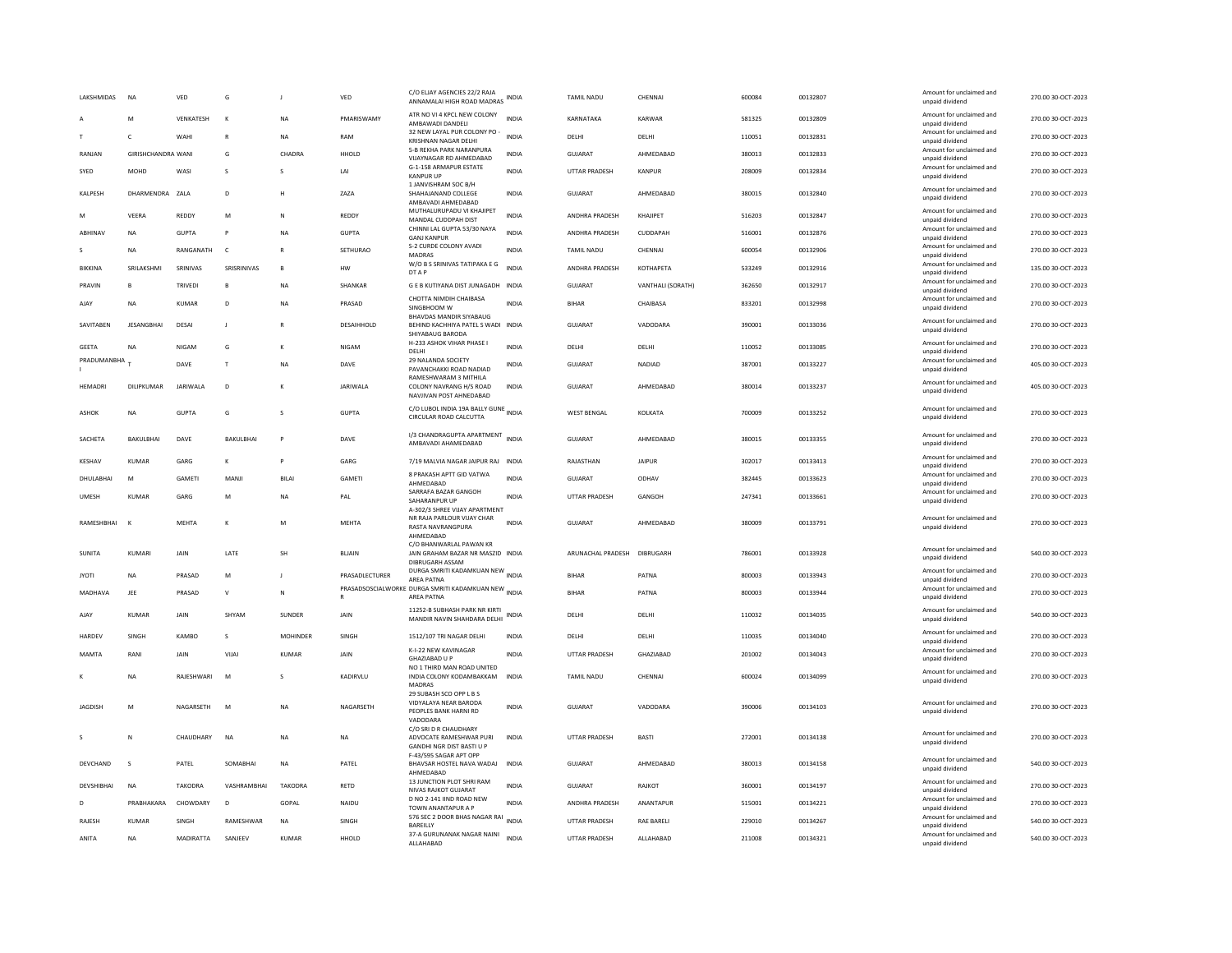| | | | | | | | | | | | | | | |
|---|---|---|---|---|---|---|---|---|---|---|---|---|---|---|
| LAKSHMIDAS | NA | VED | G | J | VED | C/O ELJAY AGENCIES 22/2 RAJA ANNAMALAI HIGH ROAD MADRAS | INDIA | TAMIL NADU | CHENNAI | 600084 | 00132807 | Amount for unclaimed and unpaid dividend | 270.00 | 30-OCT-2023 |
| A | M | VENKATESH | K | NA | PMARISWAMY | ATR NO VI 4 KPCL NEW COLONY AMBAWADI DANDELI | INDIA | KARNATAKA | KARWAR | 581325 | 00132809 | Amount for unclaimed and unpaid dividend | 270.00 | 30-OCT-2023 |
| T | C | WAHI | R | NA | RAM | 32 NEW LAYAL PUR COLONY PO - KRISHNAN NAGAR DELHI | INDIA | DELHI | DELHI | 110051 | 00132831 | Amount for unclaimed and unpaid dividend | 270.00 | 30-OCT-2023 |
| RANJAN | GIRISHCHANDRA | WANI | G | CHADRA | HHOLD | 5-B REKHA PARK NARANPURA VIJAYNAGAR RD AHMEDABAD | INDIA | GUJARAT | AHMEDABAD | 380013 | 00132833 | Amount for unclaimed and unpaid dividend | 270.00 | 30-OCT-2023 |
| SYED | MOHD | WASI | S | S | LAI | G-1-158 ARMAPUR ESTATE KANPUR UP | INDIA | UTTAR PRADESH | KANPUR | 208009 | 00132834 | Amount for unclaimed and unpaid dividend | 270.00 | 30-OCT-2023 |
| KALPESH | DHARMENDRA | ZALA | D | H | ZAZA | 1 JANVISHRAM SOC B/H SHAHAJANAND COLLEGE AMBAVADI AHMEDABAD | INDIA | GUJARAT | AHMEDABAD | 380015 | 00132840 | Amount for unclaimed and unpaid dividend | 270.00 | 30-OCT-2023 |
| M | VEERA | REDDY | M | N | REDDY | MUTHALURUPADU VI KHAJIPET MANDAL CUDDPAH DIST | INDIA | ANDHRA PRADESH | KHAJIPET | 516203 | 00132847 | Amount for unclaimed and unpaid dividend | 270.00 | 30-OCT-2023 |
| ABHINAV | NA | GUPTA | P | NA | GUPTA | CHINNI LAL GUPTA 53/30 NAYA GANJ KANPUR | INDIA | ANDHRA PRADESH | CUDDAPAH | 516001 | 00132876 | Amount for unclaimed and unpaid dividend | 270.00 | 30-OCT-2023 |
| S | NA | RANGANATH | C | R | SETHURAO | S-2 CURDE COLONY AVADI MADRAS | INDIA | TAMIL NADU | CHENNAI | 600054 | 00132906 | Amount for unclaimed and unpaid dividend | 270.00 | 30-OCT-2023 |
| BIKKINA | SRILAKSHMI | SRINIVAS | SRISRINIVAS | B | HW | W/O B S SRINIVAS TATIPAKA E G DT A P | INDIA | ANDHRA PRADESH | KOTHAPETA | 533249 | 00132916 | Amount for unclaimed and unpaid dividend | 135.00 | 30-OCT-2023 |
| PRAVIN | B | TRIVEDI | B | NA | SHANKAR | G E B KUTIYANA DIST JUNAGADH | INDIA | GUJARAT | VANTHALI (SORATH) | 362650 | 00132917 | Amount for unclaimed and unpaid dividend | 270.00 | 30-OCT-2023 |
| AJAY | NA | KUMAR | D | NA | PRASAD | CHOTTA NIMDIH CHAIBASA SINGBHOOM W | INDIA | BIHAR | CHAIBASA | 833201 | 00132998 | Amount for unclaimed and unpaid dividend | 270.00 | 30-OCT-2023 |
| SAVITABEN | JESANGBHAI | DESAI | J | R | DESAIHHOLD | BHAVDAS MANDIR SIYABAUG BEHIND KACHHIYA PATEL S WADI SHIYABAUG BARODA | INDIA | GUJARAT | VADODARA | 390001 | 00133036 | Amount for unclaimed and unpaid dividend | 270.00 | 30-OCT-2023 |
| GEETA | NA | NIGAM | G | K | NIGAM | H-233 ASHOK VIHAR PHASE I DELHI | INDIA | DELHI | DELHI | 110052 | 00133085 | Amount for unclaimed and unpaid dividend | 270.00 | 30-OCT-2023 |
| PRADUMANBHAI | T | DAVE | T | NA | DAVE | 29 NALANDA SOCIETY PAVANCHAKKI ROAD NADIAD | INDIA | GUJARAT | NADIAD | 387001 | 00133227 | Amount for unclaimed and unpaid dividend | 405.00 | 30-OCT-2023 |
| HEMADRI | DILIPKUMAR | JARIWALA | D | K | JARIWALA | RAMESHWARAM 3 MITHILA COLONY NAVRANG H/S ROAD NAVJIVAN POST AHNEDABAD | INDIA | GUJARAT | AHMEDABAD | 380014 | 00133237 | Amount for unclaimed and unpaid dividend | 405.00 | 30-OCT-2023 |
| ASHOK | NA | GUPTA | G | S | GUPTA | C/O LUBOL INDIA 19A BALLY GUNE CIRCULAR ROAD CALCUTTA | INDIA | WEST BENGAL | KOLKATA | 700009 | 00133252 | Amount for unclaimed and unpaid dividend | 270.00 | 30-OCT-2023 |
| SACHETA | BAKULBHAI | DAVE | BAKULBHAI | P | DAVE | I/3 CHANDRAGUPTA APARTMENT AMBAVADI AHAMEDABAD | INDIA | GUJARAT | AHMEDABAD | 380015 | 00133355 | Amount for unclaimed and unpaid dividend | 270.00 | 30-OCT-2023 |
| KESHAV | KUMAR | GARG | K | P | GARG | 7/19 MALVIA NAGAR JAIPUR RAJ | INDIA | RAJASTHAN | JAIPUR | 302017 | 00133413 | Amount for unclaimed and unpaid dividend | 270.00 | 30-OCT-2023 |
| DHULABHAI | M | GAMETI | MANJI | BILAI | GAMETI | 8 PRAKASH APTT GID VATWA AHMEDABAD | INDIA | GUJARAT | ODHAV | 382445 | 00133623 | Amount for unclaimed and unpaid dividend | 270.00 | 30-OCT-2023 |
| UMESH | KUMAR | GARG | M | NA | PAL | SARRAFA BAZAR GANGOH SAHARANPUR UP | INDIA | UTTAR PRADESH | GANGOH | 247341 | 00133661 | Amount for unclaimed and unpaid dividend | 270.00 | 30-OCT-2023 |
| RAMESHBHAI | K | MEHTA | K | M | MEHTA | A-302/3 SHREE VIJAY APARTMENT NR RAJA PARLOUR VIJAY CHAR RASTA NAVRANGPURA AHMEDABAD | INDIA | GUJARAT | AHMEDABAD | 380009 | 00133791 | Amount for unclaimed and unpaid dividend | 270.00 | 30-OCT-2023 |
| SUNITA | KUMARI | JAIN | LATE | SH | BLJAIN | C/O BHANWARLAL PAWAN KR JAIN GRAHAM BAZAR NR MASZID DIBRUGARH ASSAM | INDIA | ARUNACHAL PRADESH | DIBRUGARH | 786001 | 00133928 | Amount for unclaimed and unpaid dividend | 540.00 | 30-OCT-2023 |
| JYOTI | NA | PRASAD | M | J | PRASADLECTURER | DURGA SMRITI KADAMKUAN NEW AREA PATNA | INDIA | BIHAR | PATNA | 800003 | 00133943 | Amount for unclaimed and unpaid dividend | 270.00 | 30-OCT-2023 |
| MADHAVA | JEE | PRASAD | V | N | PRASADSOSCIALWORKER | DURGA SMRITI KADAMKUAN NEW AREA PATNA | INDIA | BIHAR | PATNA | 800003 | 00133944 | Amount for unclaimed and unpaid dividend | 270.00 | 30-OCT-2023 |
| AJAY | KUMAR | JAIN | SHYAM | SUNDER | JAIN | 11252-B SUBHASH PARK NR KIRTI MANDIR NAVIN SHAHDARA DELHI | INDIA | DELHI | DELHI | 110032 | 00134035 | Amount for unclaimed and unpaid dividend | 540.00 | 30-OCT-2023 |
| HARDEV | SINGH | KAMBO | S | MOHINDER | SINGH | 1512/107 TRI NAGAR DELHI | INDIA | DELHI | DELHI | 110035 | 00134040 | Amount for unclaimed and unpaid dividend | 270.00 | 30-OCT-2023 |
| MAMTA | RANI | JAIN | VIJAI | KUMAR | JAIN | K-I-22 NEW KAVINAGAR GHAZIABAD U P | INDIA | UTTAR PRADESH | GHAZIABAD | 201002 | 00134043 | Amount for unclaimed and unpaid dividend | 270.00 | 30-OCT-2023 |
| K | NA | RAJESHWARI | M | S | KADIRVLU | NO 1 THIRD MAN ROAD UNITED INDIA COLONY KODAMBAKKAM MADRAS | INDIA | TAMIL NADU | CHENNAI | 600024 | 00134099 | Amount for unclaimed and unpaid dividend | 270.00 | 30-OCT-2023 |
| JAGDISH | M | NAGARSETH | M | NA | NAGARSETH | 29 SUBASH SCO OPP L B S VIDYALAYA NEAR BARODA PEOPLES BANK HARNI RD VADODARA | INDIA | GUJARAT | VADODARA | 390006 | 00134103 | Amount for unclaimed and unpaid dividend | 270.00 | 30-OCT-2023 |
| S | N | CHAUDHARY | NA | NA | NA | C/O SRI D R CHAUDHARY ADVOCATE RAMESHWAR PURI GANDHI NGR DIST BASTI U P | INDIA | UTTAR PRADESH | BASTI | 272001 | 00134138 | Amount for unclaimed and unpaid dividend | 270.00 | 30-OCT-2023 |
| DEVCHAND | S | PATEL | SOMABHAI | NA | PATEL | F-43/595 SAGAR APT OPP BHAVSAR HOSTEL NAVA WADAJ AHMEDABAD | INDIA | GUJARAT | AHMEDABAD | 380013 | 00134158 | Amount for unclaimed and unpaid dividend | 540.00 | 30-OCT-2023 |
| DEVSHIBHAI | NA | TAKODRA | VASHRAMBHAI | TAKODRA | RETD | 13 JUNCTION PLOT SHRI RAM NIVAS RAJKOT GUJARAT | INDIA | GUJARAT | RAJKOT | 360001 | 00134197 | Amount for unclaimed and unpaid dividend | 270.00 | 30-OCT-2023 |
| D | PRABHAKARA | CHOWDARY | D | GOPAL | NAIDU | D NO 2-141 IIND ROAD NEW TOWN ANANTAPUR A P | INDIA | ANDHRA PRADESH | ANANTAPUR | 515001 | 00134221 | Amount for unclaimed and unpaid dividend | 270.00 | 30-OCT-2023 |
| RAJESH | KUMAR | SINGH | RAMESHWAR | NA | SINGH | 576 SEC 2 DOOR BHAS NAGAR RAI BAREILLY | INDIA | UTTAR PRADESH | RAE BARELI | 229010 | 00134267 | Amount for unclaimed and unpaid dividend | 540.00 | 30-OCT-2023 |
| ANITA | NA | MADIRATTA | SANJEEV | KUMAR | HHOLD | 37-A GURUNANAK NAGAR NAINI ALLAHABAD | INDIA | UTTAR PRADESH | ALLAHABAD | 211008 | 00134321 | Amount for unclaimed and unpaid dividend | 540.00 | 30-OCT-2023 |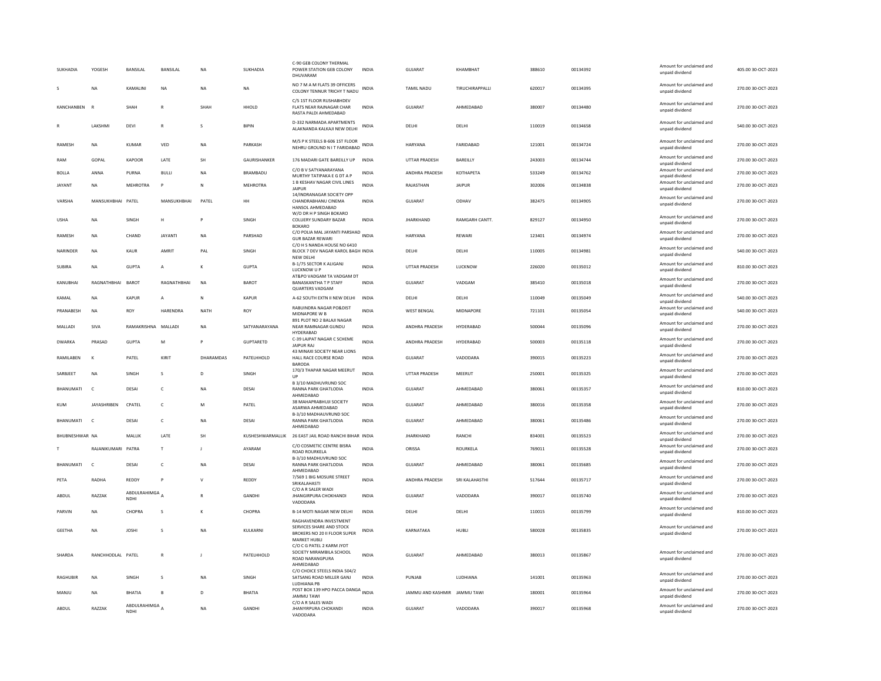| | | | | | | | | | | | | | | | |
|---|---|---|---|---|---|---|---|---|---|---|---|---|---|---|---|
| SUKHADIA | YOGESH | BANSILAL | BANSILAL | NA | SUKHADIA | C-90 GEB COLONY THERMAL POWER STATION GEB COLONY DHUVARAM | INDIA | GUJARAT | KHAMBHAT | 388610 | 00134392 | | Amount for unclaimed and unpaid dividend | 405.00 | 30-OCT-2023 |
| S | NA | KAMALINI | NA | NA | NA | NO 7 M A M FLATS 39 OFFICERS COLONY TENNUR TRICHY T NADU | INDIA | TAMIL NADU | TIRUCHIRAPPALLI | 620017 | 00134395 | | Amount for unclaimed and unpaid dividend | 270.00 | 30-OCT-2023 |
| KANCHANBEN | R | SHAH | R | SHAH | HHOLD | C/5 1ST FLOOR RUSHABHDEV FLATS NEAR RAJNAGAR CHAR RASTA PALDI AHMEDABAD | INDIA | GUJARAT | AHMEDABAD | 380007 | 00134480 | | Amount for unclaimed and unpaid dividend | 270.00 | 30-OCT-2023 |
| R | LAKSHMI | DEVI | R | S | BIPIN | D-332 NARMADA APARTMENTS ALAKNANDA KALKAJI NEW DELHI | INDIA | DELHI | DELHI | 110019 | 00134658 | | Amount for unclaimed and unpaid dividend | 540.00 | 30-OCT-2023 |
| RAMESH | NA | KUMAR | VED | NA | PARKASH | M/S P K STEELS B-606 1ST FLOOR NEHRU GROUND N I T FARIDABAD | INDIA | HARYANA | FARIDABAD | 121001 | 00134724 | | Amount for unclaimed and unpaid dividend | 270.00 | 30-OCT-2023 |
| RAM | GOPAL | KAPOOR | LATE | SH | GAURISHANKER | 176 MADARI GATE BAREILLY UP | INDIA | UTTAR PRADESH | BAREILLY | 243003 | 00134744 | | Amount for unclaimed and unpaid dividend | 270.00 | 30-OCT-2023 |
| BOLLA | ANNA | PURNA | BULLI | NA | BRAMBADU | C/O B V SATYANARAYANA MURTHY TATIPAKA E G DT A P | INDIA | ANDHRA PRADESH | KOTHAPETA | 533249 | 00134762 | | Amount for unclaimed and unpaid dividend | 270.00 | 30-OCT-2023 |
| JAYANT | NA | MEHROTRA | P | N | MEHROTRA | 1 B KESHAV NAGAR CIVIL LINES JAIPUR | INDIA | RAJASTHAN | JAIPUR | 302006 | 00134838 | | Amount for unclaimed and unpaid dividend | 270.00 | 30-OCT-2023 |
| VARSHA | MANSUKHBHAI | PATEL | MANSUKHBHAI | PATEL | HH | 14/INDRANAGAR SOCIETY OPP CHANDRABHANU CINEMA HANSOL AHMEDABAD | INDIA | GUJARAT | ODHAV | 382475 | 00134905 | | Amount for unclaimed and unpaid dividend | 270.00 | 30-OCT-2023 |
| USHA | NA | SINGH | H | P | SINGH | W/O DR H P SINGH BOKARO COLLIERY SUNDARY BAZAR BOKARO | INDIA | JHARKHAND | RAMGARH CANTT. | 829127 | 00134950 | | Amount for unclaimed and unpaid dividend | 270.00 | 30-OCT-2023 |
| RAMESH | NA | CHAND | JAYANTI | NA | PARSHAD | C/O POLIA MAL JAYANTI PARSHAD GUR BAZAR REWARI | INDIA | HARYANA | REWARI | 123401 | 00134974 | | Amount for unclaimed and unpaid dividend | 270.00 | 30-OCT-2023 |
| NARINDER | NA | KAUR | AMRIT | PAL | SINGH | C/O H S NANDA HOUSE NO 6410 BLOCK 7 DEV NAGAR KAROL BAGH NEW DELHI | INDIA | DELHI | DELHI | 110005 | 00134981 | | Amount for unclaimed and unpaid dividend | 540.00 | 30-OCT-2023 |
| SUBIRA | NA | GUPTA | A | K | GUPTA | B-1/75 SECTOR K ALIGANJ LUCKNOW U P | INDIA | UTTAR PRADESH | LUCKNOW | 226020 | 00135012 | | Amount for unclaimed and unpaid dividend | 810.00 | 30-OCT-2023 |
| KANUBHAI | RAGNATHBHAI | BAROT | RAGNATHBHAI | NA | BAROT | AT&PO VADGAM TA VADGAM DT BANASKANTHA T P STAFF QUARTERS VADGAM | INDIA | GUJARAT | VADGAM | 385410 | 00135018 | | Amount for unclaimed and unpaid dividend | 270.00 | 30-OCT-2023 |
| KAMAL | NA | KAPUR | A | N | KAPUR | A-62 SOUTH EXTN II NEW DELHI | INDIA | DELHI | DELHI | 110049 | 00135049 | | Amount for unclaimed and unpaid dividend | 540.00 | 30-OCT-2023 |
| PRANABESH | NA | ROY | HARENDRA | NATH | ROY | RABIJINDRA NAGAR PO&DIST MIDNAPORE W B | INDIA | WEST BENGAL | MIDNAPORE | 721101 | 00135054 | | Amount for unclaimed and unpaid dividend | 540.00 | 30-OCT-2023 |
| MALLADI | SIVA | RAMAKRISHNA | MALLADI | NA | SATYANARAYANA | 891 PLOT NO 2 BALAJI NAGAR NEAR RAMNAGAR GUNDU HYDERABAD | INDIA | ANDHRA PRADESH | HYDERABAD | 500044 | 00135096 | | Amount for unclaimed and unpaid dividend | 270.00 | 30-OCT-2023 |
| DWARKA | PRASAD | GUPTA | M | P | GUPTARETD | C-39 LAJPAT NAGAR C SCHEME JAIPUR RAJ | INDIA | ANDHRA PRADESH | HYDERABAD | 500003 | 00135118 | | Amount for unclaimed and unpaid dividend | 270.00 | 30-OCT-2023 |
| RAMILABEN | K | PATEL | KIRIT | DHARAMDAS | PATELHHOLD | 43 MINAXI SOCIETY NEAR LIONS HALL RACE COURSE ROAD BARODA | INDIA | GUJARAT | VADODARA | 390015 | 00135223 | | Amount for unclaimed and unpaid dividend | 270.00 | 30-OCT-2023 |
| SARBJEET | NA | SINGH | S | D | SINGH | 170/3 THAPAR NAGAR MEERUT UP | INDIA | UTTAR PRADESH | MEERUT | 250001 | 00135325 | | Amount for unclaimed and unpaid dividend | 270.00 | 30-OCT-2023 |
| BHANUMATI | C | DESAI | C | NA | DESAI | B 3/10 MADHUVRUND SOC RANNA PARK GHATLODIA AHMEDABAD | INDIA | GUJARAT | AHMEDABAD | 380061 | 00135357 | | Amount for unclaimed and unpaid dividend | 810.00 | 30-OCT-2023 |
| KUM | JAYASHRIBEN | CPATEL | C | M | PATEL | 38 MAHAPRABHUJI SOCIETY ASARWA AHMEDABAD | INDIA | GUJARAT | AHMEDABAD | 380016 | 00135358 | | Amount for unclaimed and unpaid dividend | 270.00 | 30-OCT-2023 |
| BHANUMATI | C | DESAI | C | NA | DESAI | B-3/10 MADHAUVRUND SOC RANNA PARK GHATLODIA AHMEDABAD | INDIA | GUJARAT | AHMEDABAD | 380061 | 00135486 | | Amount for unclaimed and unpaid dividend | 270.00 | 30-OCT-2023 |
| BHUBNESHWAR | NA | MALLIK | LATE | SH | KUSHESHWARMALLIK | 26 EAST JAIL ROAD RANCHI BIHAR | INDIA | JHARKHAND | RANCHI | 834001 | 00135523 | | Amount for unclaimed and unpaid dividend | 270.00 | 30-OCT-2023 |
| T | RAJANIKUMARI | PATRA | T | J | AYARAM | C/O COSMETIC CENTRE BISRA ROAD ROURKELA | INDIA | ORISSA | ROURKELA | 769011 | 00135528 | | Amount for unclaimed and unpaid dividend | 270.00 | 30-OCT-2023 |
| BHANUMATI | C | DESAI | C | NA | DESAI | B-3/10 MADHUVRUND SOC RANNA PARK GHATLODIA AHMEDABAD | INDIA | GUJARAT | AHMEDABAD | 380061 | 00135685 | | Amount for unclaimed and unpaid dividend | 270.00 | 30-OCT-2023 |
| PETA | RADHA | REDDY | P | V | REDDY | 7/569 1 BIG MOSURE STREET SRIKALAHASTI | INDIA | ANDHRA PRADESH | SRI KALAHASTHI | 517644 | 00135717 | | Amount for unclaimed and unpaid dividend | 270.00 | 30-OCT-2023 |
| ABDUL | RAZZAK | ABDULRAHIMGA NDHI | A | R | GANDHI | C/O A R SALER WADI JHANGIRPURA CHOKHANDI VADODARA | INDIA | GUJARAT | VADODARA | 390017 | 00135740 | | Amount for unclaimed and unpaid dividend | 270.00 | 30-OCT-2023 |
| PARVIN | NA | CHOPRA | S | K | CHOPRA | B-14 MOTI NAGAR NEW DELHI | INDIA | DELHI | DELHI | 110015 | 00135799 | | Amount for unclaimed and unpaid dividend | 810.00 | 30-OCT-2023 |
| GEETHA | NA | JOSHI | S | NA | KULKARNI | RAGHAVENDRA INVESTMENT SERVICES SHARE AND STOCK BROKERS NO 20 II FLOOR SUPER MARKET HUBLI | INDIA | KARNATAKA | HUBLI | 580028 | 00135835 | | Amount for unclaimed and unpaid dividend | 270.00 | 30-OCT-2023 |
| SHARDA | RANCHHODLAL | PATEL | R | J | PATELHHOLD | C/O C G PATEL 2 KARM JYOT SOCIETY MIRAMBILA SCHOOL ROAD NARANGPURA AHMEDABAD | INDIA | GUJARAT | AHMEDABAD | 380013 | 00135867 | | Amount for unclaimed and unpaid dividend | 270.00 | 30-OCT-2023 |
| RAGHUBIR | NA | SINGH | S | NA | SINGH | C/O CHOICE STEELS INDIA 504/2 SATSANG ROAD MILLER GANJ LUDHIANA PB | INDIA | PUNJAB | LUDHIANA | 141001 | 00135963 | | Amount for unclaimed and unpaid dividend | 270.00 | 30-OCT-2023 |
| MANJU | NA | BHATIA | B | D | BHATIA | POST BOX 139 HPO PACCA DANGA JAMMU TAWI | INDIA | JAMMU AND KASHMIR | JAMMU TAWI | 180001 | 00135964 | | Amount for unclaimed and unpaid dividend | 270.00 | 30-OCT-2023 |
| ABDUL | RAZZAK | ABDULRAHIMGA NDHI | A | NA | GANDHI | C/O A R SALES WADI JHANYIRPURA CHOKANDI VADODARA | INDIA | GUJARAT | VADODARA | 390017 | 00135968 | | Amount for unclaimed and unpaid dividend | 270.00 | 30-OCT-2023 |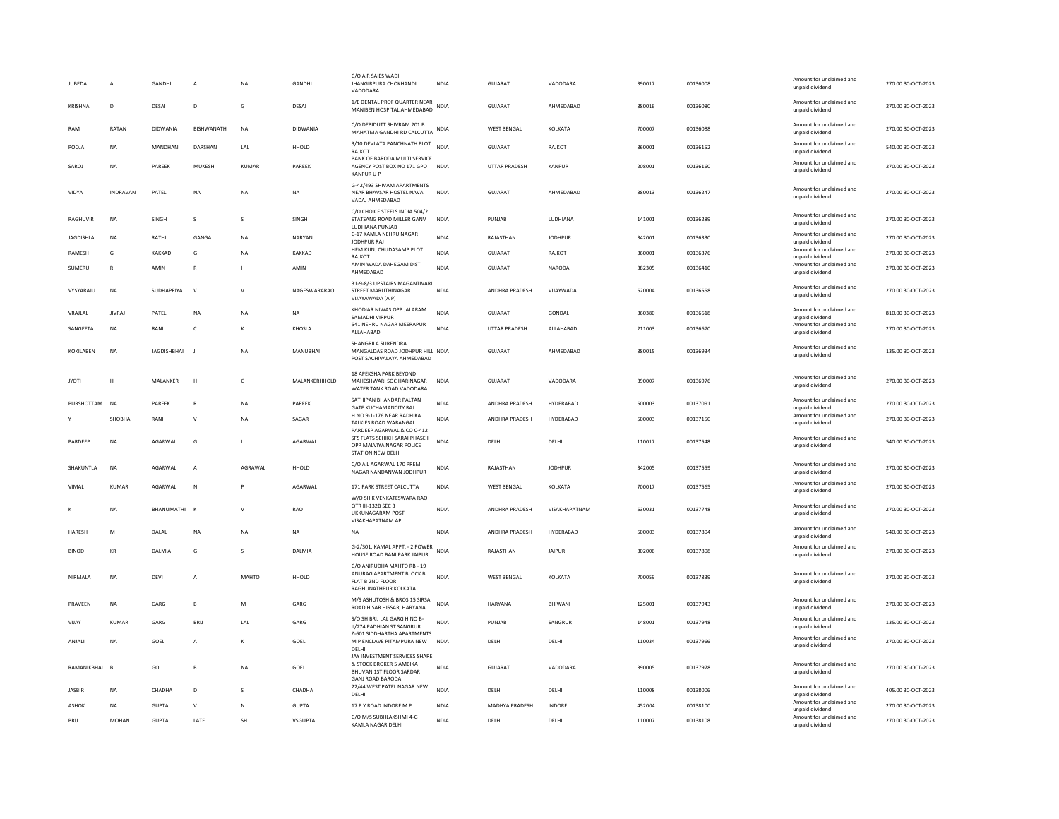| JUBEDA | A | GANDHI | A | NA | GANDHI | C/O A R SAIES WADI JHANGIRPURA CHOKHANDI VADODARA | INDIA | GUJARAT | VADODARA | 390017 | 00136008 | Amount for unclaimed and unpaid dividend | 270.00 30-OCT-2023 |
|---|---|---|---|---|---|---|---|---|---|---|---|---|---|
| KRISHNA | D | DESAI | D | G | DESAI | 1/E DENTAL PROF QUARTER NEAR MANIBEN HOSPITAL AHMEDABAD | INDIA | GUJARAT | AHMEDABAD | 380016 | 00136080 | Amount for unclaimed and unpaid dividend | 270.00 30-OCT-2023 |
| RAM | RATAN | DIDWANIA | BISHWANATH | NA | DIDWANIA | C/O DEBIDUTT SHIVRAM 201 B MAHATMA GANDHI RD CALCUTTA | INDIA | WEST BENGAL | KOLKATA | 700007 | 00136088 | Amount for unclaimed and unpaid dividend | 270.00 30-OCT-2023 |
| POOJA | NA | MANDHANI | DARSHAN | LAL | HHOLD | 3/10 DEVLATA PANCHNATH PLOT RAJKOT | INDIA | GUJARAT | RAJKOT | 360001 | 00136152 | Amount for unclaimed and unpaid dividend | 540.00 30-OCT-2023 |
| SAROJ | NA | PAREEK | MUKESH | KUMAR | PAREEK | BANK OF BARODA MULTI SERVICE AGENCY POST BOX NO 171 GPO KANPUR U P | INDIA | UTTAR PRADESH | KANPUR | 208001 | 00136160 | Amount for unclaimed and unpaid dividend | 270.00 30-OCT-2023 |
| VIDYA | INDRAVAN | PATEL | NA | NA | NA | G-42/493 SHIVAM APARTMENTS NEAR BHAVSAR HOSTEL NAVA VADAJ AHMEDABAD | INDIA | GUJARAT | AHMEDABAD | 380013 | 00136247 | Amount for unclaimed and unpaid dividend | 270.00 30-OCT-2023 |
| RAGHUVIR | NA | SINGH | S | S | SINGH | C/O CHOICE STEELS INDIA 504/2 STATSANG ROAD MILLER GANV LUDHIANA PUNJAB | INDIA | PUNJAB | LUDHIANA | 141001 | 00136289 | Amount for unclaimed and unpaid dividend | 270.00 30-OCT-2023 |
| JAGDISHLAL | NA | RATHI | GANGA | NA | NARYAN | C-17 KAMLA NEHRU NAGAR JODHPUR RAJ | INDIA | RAJASTHAN | JODHPUR | 342001 | 00136330 | Amount for unclaimed and unpaid dividend | 270.00 30-OCT-2023 |
| RAMESH | G | KAKKAD | G | NA | KAKKAD | HEM KUNJ CHUDASAMP PLOT RAJKOT | INDIA | GUJARAT | RAJKOT | 360001 | 00136376 | Amount for unclaimed and unpaid dividend | 270.00 30-OCT-2023 |
| SUMERU | R | AMIN | R | I | AMIN | AMIN WADA DAHEGAM DIST AHMEDABAD | INDIA | GUJARAT | NARODA | 382305 | 00136410 | Amount for unclaimed and unpaid dividend | 270.00 30-OCT-2023 |
| VYSYARAJU | NA | SUDHAPRIYA | V | V | NAGESWARARAO | 31-9-8/3 UPSTAIRS MAGANTIVARI STREET MARUTHINAGAR VIJAYAWADA (A P) | INDIA | ANDHRA PRADESH | VIJAYWADA | 520004 | 00136558 | Amount for unclaimed and unpaid dividend | 270.00 30-OCT-2023 |
| VRAJLAL | JIVRAJ | PATEL | NA | NA | NA | KHODIAR NIWAS OPP JALARAM SAMADHI VIRPUR | INDIA | GUJARAT | GONDAL | 360380 | 00136618 | Amount for unclaimed and unpaid dividend | 810.00 30-OCT-2023 |
| SANGEETA | NA | RANI | C | K | KHOSLA | 541 NEHRU NAGAR MEERAPUR ALLAHABAD | INDIA | UTTAR PRADESH | ALLAHABAD | 211003 | 00136670 | Amount for unclaimed and unpaid dividend | 270.00 30-OCT-2023 |
| KOKILABEN | NA | JAGDISHBHAI | J | NA | MANUBHAI | SHANGRILA SURENDRA MANGALDAS ROAD JODHPUR HILL POST SACHIVALAYA AHMEDABAD | INDIA | GUJARAT | AHMEDABAD | 380015 | 00136934 | Amount for unclaimed and unpaid dividend | 135.00 30-OCT-2023 |
| JYOTI | H | MALANKER | H | G | MALANKERHHOLD | 18 APEKSHA PARK BEYOND MAHESHWARI SOC HARINAGAR WATER TANK ROAD VADODARA | INDIA | GUJARAT | VADODARA | 390007 | 00136976 | Amount for unclaimed and unpaid dividend | 270.00 30-OCT-2023 |
| PURSHOTTAM | NA | PAREEK | R | NA | PAREEK | SATHIPAN BHANDAR PALTAN GATE KUCHAMANCITY RAJ | INDIA | ANDHRA PRADESH | HYDERABAD | 500003 | 00137091 | Amount for unclaimed and unpaid dividend | 270.00 30-OCT-2023 |
| Y | SHOBHA | RANI | V | NA | SAGAR | H NO 9-1-176 NEAR RADHIKA TALKIES ROAD WARANGAL | INDIA | ANDHRA PRADESH | HYDERABAD | 500003 | 00137150 | Amount for unclaimed and unpaid dividend | 270.00 30-OCT-2023 |
| PARDEEP | NA | AGARWAL | G | L | AGARWAL | PARDEEP AGARWAL & CO C-412 SFS FLATS SEHIKH SARAI PHASE I OPP MALVIYA NAGAR POLICE STATION NEW DELHI | INDIA | DELHI | DELHI | 110017 | 00137548 | Amount for unclaimed and unpaid dividend | 540.00 30-OCT-2023 |
| SHAKUNTLA | NA | AGARWAL | A | AGRAWAL | HHOLD | C/O A L AGARWAL 170 PREM NAGAR NANDANVAN JODHPUR | INDIA | RAJASTHAN | JODHPUR | 342005 | 00137559 | Amount for unclaimed and unpaid dividend | 270.00 30-OCT-2023 |
| VIMAL | KUMAR | AGARWAL | N | P | AGARWAL | 171 PARK STREET CALCUTTA | INDIA | WEST BENGAL | KOLKATA | 700017 | 00137565 | Amount for unclaimed and unpaid dividend | 270.00 30-OCT-2023 |
| K | NA | BHANUMATHI | K | V | RAO | W/O SH K VENKATESWARA RAO QTR III-132B SEC 3 UKKUNAGARAM POST VISAKHAPATNAM AP | INDIA | ANDHRA PRADESH | VISAKHAPATNAM | 530031 | 00137748 | Amount for unclaimed and unpaid dividend | 270.00 30-OCT-2023 |
| HARESH | M | DALAL | NA | NA | NA | NA | INDIA | ANDHRA PRADESH | HYDERABAD | 500003 | 00137804 | Amount for unclaimed and unpaid dividend | 540.00 30-OCT-2023 |
| BINOD | KR | DALMIA | G | S | DALMIA | G-2/301, KAMAL APPT. - 2 POWER HOUSE ROAD BANI PARK JAIPUR | INDIA | RAJASTHAN | JAIPUR | 302006 | 00137808 | Amount for unclaimed and unpaid dividend | 270.00 30-OCT-2023 |
| NIRMALA | NA | DEVI | A | MAHTO | HHOLD | C/O ANIRUDHA MAHTO RB - 19 ANURAG APARTMENT BLOCK B FLAT B 2ND FLOOR RAGHUNATHPUR KOLKATA | INDIA | WEST BENGAL | KOLKATA | 700059 | 00137839 | Amount for unclaimed and unpaid dividend | 270.00 30-OCT-2023 |
| PRAVEEN | NA | GARG | B | M | GARG | M/S ASHUTOSH & BROS 15 SIRSA ROAD HISAR HISSAR, HARYANA | INDIA | HARYANA | BHIWANI | 125001 | 00137943 | Amount for unclaimed and unpaid dividend | 270.00 30-OCT-2023 |
| VIJAY | KUMAR | GARG | BRIJ | LAL | GARG | S/O SH BRIJ LAL GARG H NO B-II/274 PADHIAN ST SANGRUR | INDIA | PUNJAB | SANGRUR | 148001 | 00137948 | Amount for unclaimed and unpaid dividend | 135.00 30-OCT-2023 |
| ANJALI | NA | GOEL | A | K | GOEL | Z-601 SIDDHARTHA APARTMENTS M P ENCLAVE PITAMPURA NEW DELHI | INDIA | DELHI | DELHI | 110034 | 00137966 | Amount for unclaimed and unpaid dividend | 270.00 30-OCT-2023 |
| RAMANIKBHAI | B | GOL | B | NA | GOEL | JAY INVESTMENT SERVICES SHARE & STOCK BROKER 5 AMBIKA BHUVAN 1ST FLOOR SARDAR GANJ ROAD BARODA | INDIA | GUJARAT | VADODARA | 390005 | 00137978 | Amount for unclaimed and unpaid dividend | 270.00 30-OCT-2023 |
| JASBIR | NA | CHADHA | D | S | CHADHA | 22/44 WEST PATEL NAGAR NEW DELHI | INDIA | DELHI | DELHI | 110008 | 00138006 | Amount for unclaimed and unpaid dividend | 405.00 30-OCT-2023 |
| ASHOK | NA | GUPTA | V | N | GUPTA | 17 P Y ROAD INDORE M P | INDIA | MADHYA PRADESH | INDORE | 452004 | 00138100 | Amount for unclaimed and unpaid dividend | 270.00 30-OCT-2023 |
| BRIJ | MOHAN | GUPTA | LATE | SH | VSGUPTA | C/O M/S SUBHLAKSHMI 4-G KAMLA NAGAR DELHI | INDIA | DELHI | DELHI | 110007 | 00138108 | Amount for unclaimed and unpaid dividend | 270.00 30-OCT-2023 |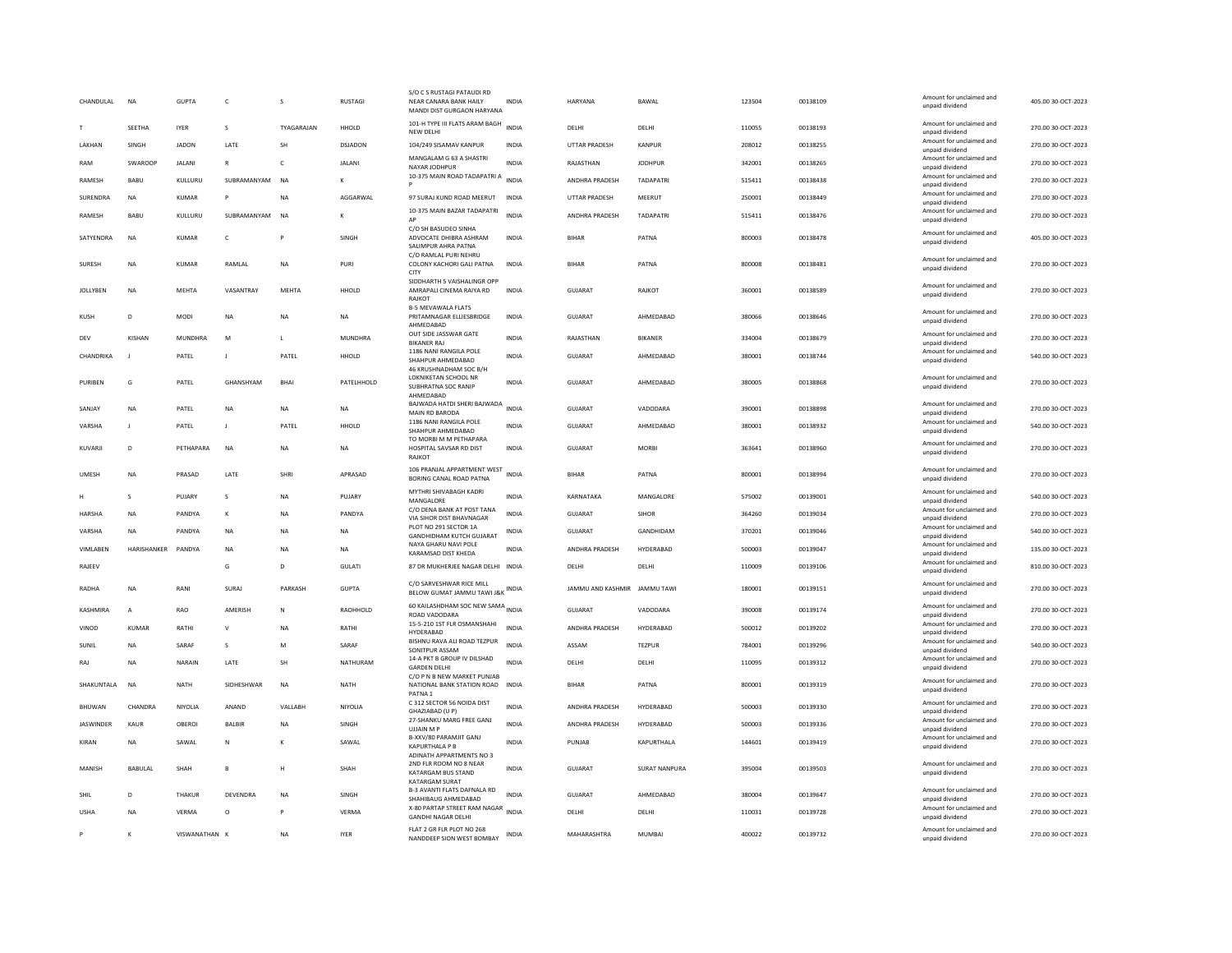| | | | | | | | | | | | | | | |
|---|---|---|---|---|---|---|---|---|---|---|---|---|---|---|
| CHANDULAL | NA | GUPTA | C | S | RUSTAGI | S/O C S RUSTAGI PATAUDI RD NEAR CANARA BANK HAILY MANDI DIST GURGAON HARYANA | INDIA | HARYANA | BAWAL | 123504 | 00138109 | Amount for unclaimed and unpaid dividend | 405.00 | 30-OCT-2023 |
| T | SEETHA | IYER | S | TYAGARAJAN | HHOLD | 101-H TYPE III FLATS ARAM BAGH NEW DELHI | INDIA | DELHI | DELHI | 110055 | 00138193 | Amount for unclaimed and unpaid dividend | 270.00 | 30-OCT-2023 |
| LAKHAN | SINGH | JADON | LATE | SH | DSJADON | 104/249 SISAMAV KANPUR | INDIA | UTTAR PRADESH | KANPUR | 208012 | 00138255 | Amount for unclaimed and unpaid dividend | 270.00 | 30-OCT-2023 |
| RAM | SWAROOP | JALANI | R | C | JALANI | MANGALAM G 63 A SHASTRI NAYAR JODHPUR | INDIA | RAJASTHAN | JODHPUR | 342001 | 00138265 | Amount for unclaimed and unpaid dividend | 270.00 | 30-OCT-2023 |
| RAMESH | BABU | KULLURU | SUBRAMANYAM | NA | K | 10-375 MAIN ROAD TADAPATRI A P | INDIA | ANDHRA PRADESH | TADAPATRI | 515411 | 00138438 | Amount for unclaimed and unpaid dividend | 270.00 | 30-OCT-2023 |
| SURENDRA | NA | KUMAR | P | NA | AGGARWAL | 97 SURAJ KUND ROAD MEERUT | INDIA | UTTAR PRADESH | MEERUT | 250001 | 00138449 | Amount for unclaimed and unpaid dividend | 270.00 | 30-OCT-2023 |
| RAMESH | BABU | KULLURU | SUBRAMANYAM | NA | K | 10-375 MAIN BAZAR TADAPATRI AP | INDIA | ANDHRA PRADESH | TADAPATRI | 515411 | 00138476 | Amount for unclaimed and unpaid dividend | 270.00 | 30-OCT-2023 |
| SATYENDRA | NA | KUMAR | C | P | SINGH | C/O SH BASUDEO SINHA ADVOCATE DHIBRA ASHRAM SALIMPUR AHRA PATNA | INDIA | BIHAR | PATNA | 800003 | 00138478 | Amount for unclaimed and unpaid dividend | 405.00 | 30-OCT-2023 |
| SURESH | NA | KUMAR | RAMLAL | NA | PURI | C/O RAMLAL PURI NEHRU COLONY KACHORI GALI PATNA CITY | INDIA | BIHAR | PATNA | 800008 | 00138481 | Amount for unclaimed and unpaid dividend | 270.00 | 30-OCT-2023 |
| JOLLYBEN | NA | MEHTA | VASANTRAY | MEHTA | HHOLD | SIDDHARTH 5 VAISHALINGR OPP AMRAPALI CINEMA RAIYA RD RAJKOT | INDIA | GUJARAT | RAJKOT | 360001 | 00138589 | Amount for unclaimed and unpaid dividend | 270.00 | 30-OCT-2023 |
| KUSH | D | MODI | NA | NA | NA | B-5 MEVAWALA FLATS PRITAMNAGAR ELLIESBRIDGE AHMEDABAD | INDIA | GUJARAT | AHMEDABAD | 380066 | 00138646 | Amount for unclaimed and unpaid dividend | 270.00 | 30-OCT-2023 |
| DEV | KISHAN | MUNDHRA | M | L | MUNDHRA | OUT SIDE JASSWAR GATE BIKANER RAJ | INDIA | RAJASTHAN | BIKANER | 334004 | 00138679 | Amount for unclaimed and unpaid dividend | 270.00 | 30-OCT-2023 |
| CHANDRIKA | J | PATEL | J | PATEL | HHOLD | 1186 NANI RANGILA POLE SHAHPUR AHMEDABAD | INDIA | GUJARAT | AHMEDABAD | 380001 | 00138744 | Amount for unclaimed and unpaid dividend | 540.00 | 30-OCT-2023 |
| PURIBEN | G | PATEL | GHANSHYAM | BHAI | PATELHHOLD | 46 KRUSHNADHAM SOC B/H LOKNIKETAN SCHOOL NR SUBHRATNA SOC RANIP AHMEDABAD | INDIA | GUJARAT | AHMEDABAD | 380005 | 00138868 | Amount for unclaimed and unpaid dividend | 270.00 | 30-OCT-2023 |
| SANJAY | NA | PATEL | NA | NA | NA | BAJWADA HATDI SHERI BAJWADA MAIN RD BARODA | INDIA | GUJARAT | VADODARA | 390001 | 00138898 | Amount for unclaimed and unpaid dividend | 270.00 | 30-OCT-2023 |
| VARSHA | J | PATEL | J | PATEL | HHOLD | 1186 NANI RANGILA POLE SHAHPUR AHMEDABAD | INDIA | GUJARAT | AHMEDABAD | 380001 | 00138932 | Amount for unclaimed and unpaid dividend | 540.00 | 30-OCT-2023 |
| KUVARJI | D | PETHAPARA | NA | NA | NA | TO MORBI M M PETHAPARA HOSPITAL SAVSAR RD DIST RAJKOT | INDIA | GUJARAT | MORBI | 363641 | 00138960 | Amount for unclaimed and unpaid dividend | 270.00 | 30-OCT-2023 |
| UMESH | NA | PRASAD | LATE | SHRI | APRASAD | 106 PRANJAL APPARTMENT WEST BORING CANAL ROAD PATNA | INDIA | BIHAR | PATNA | 800001 | 00138994 | Amount for unclaimed and unpaid dividend | 270.00 | 30-OCT-2023 |
| H | S | PUJARY | S | NA | PUJARY | MYTHRI SHIVABAGH KADRI MANGALORE | INDIA | KARNATAKA | MANGALORE | 575002 | 00139001 | Amount for unclaimed and unpaid dividend | 540.00 | 30-OCT-2023 |
| HARSHA | NA | PANDYA | K | NA | PANDYA | C/O DENA BANK AT POST TANA VIA SIHOR DIST BHAVNAGAR | INDIA | GUJARAT | SIHOR | 364260 | 00139034 | Amount for unclaimed and unpaid dividend | 270.00 | 30-OCT-2023 |
| VARSHA | NA | PANDYA | NA | NA | NA | PLOT NO 291 SECTOR 1A GANDHIDHAM KUTCH GUJARAT | INDIA | GUJARAT | GANDHIDAM | 370201 | 00139046 | Amount for unclaimed and unpaid dividend | 540.00 | 30-OCT-2023 |
| VIMLABEN | HARISHANKER | PANDYA | NA | NA | NA | NAYA GHARU NAVI POLE KARAMSAD DIST KHEDA | INDIA | ANDHRA PRADESH | HYDERABAD | 500003 | 00139047 | Amount for unclaimed and unpaid dividend | 135.00 | 30-OCT-2023 |
| RAJEEV | | | G | D | GULATI | 87 DR MUKHERJEE NAGAR DELHI | INDIA | DELHI | DELHI | 110009 | 00139106 | Amount for unclaimed and unpaid dividend | 810.00 | 30-OCT-2023 |
| RADHA | NA | RANI | SURAJ | PARKASH | GUPTA | C/O SARVESHWAR RICE MILL BELOW GUMAT JAMMU TAWI J&K | INDIA | JAMMU AND KASHMIR | JAMMU TAWI | 180001 | 00139151 | Amount for unclaimed and unpaid dividend | 270.00 | 30-OCT-2023 |
| KASHMIRA | A | RAO | AMERISH | N | RAOHHOLD | 60 KAILASHDHAM SOC NEW SAMA ROAD VADODARA | INDIA | GUJARAT | VADODARA | 390008 | 00139174 | Amount for unclaimed and unpaid dividend | 270.00 | 30-OCT-2023 |
| VINOD | KUMAR | RATHI | V | NA | RATHI | 15-5-210 1ST FLR OSMANSHAHI HYDERABAD | INDIA | ANDHRA PRADESH | HYDERABAD | 500012 | 00139202 | Amount for unclaimed and unpaid dividend | 270.00 | 30-OCT-2023 |
| SUNIL | NA | SARAF | S | M | SARAF | BISHNU RAVA ALI ROAD TEZPUR SONITPUR ASSAM | INDIA | ASSAM | TEZPUR | 784001 | 00139296 | Amount for unclaimed and unpaid dividend | 540.00 | 30-OCT-2023 |
| RAJ | NA | NARAIN | LATE | SH | NATHURAM | 14-A PKT B GROUP IV DILSHAD GARDEN DELHI | INDIA | DELHI | DELHI | 110095 | 00139312 | Amount for unclaimed and unpaid dividend | 270.00 | 30-OCT-2023 |
| SHAKUNTALA | NA | NATH | SIDHESHWAR | NA | NATH | C/O P N B NEW MARKET PUNJAB NATIONAL BANK STATION ROAD PATNA 1 | INDIA | BIHAR | PATNA | 800001 | 00139319 | Amount for unclaimed and unpaid dividend | 270.00 | 30-OCT-2023 |
| BHUWAN | CHANDRA | NIYOLIA | ANAND | VALLABH | NIYOLIA | C 312 SECTOR 56 NOIDA DIST GHAZIABAD (U P) | INDIA | ANDHRA PRADESH | HYDERABAD | 500003 | 00139330 | Amount for unclaimed and unpaid dividend | 270.00 | 30-OCT-2023 |
| JASWINDER | KAUR | OBEROI | BALBIR | NA | SINGH | 27-SHANKU MARG FREE GANJ UJJAIN M P | INDIA | ANDHRA PRADESH | HYDERABAD | 500003 | 00139336 | Amount for unclaimed and unpaid dividend | 270.00 | 30-OCT-2023 |
| KIRAN | NA | SAWAL | N | K | SAWAL | B-XXV/80 PARAMJIT GANJ KAPURTHALA P B | INDIA | PUNJAB | KAPURTHALA | 144601 | 00139419 | Amount for unclaimed and unpaid dividend | 270.00 | 30-OCT-2023 |
| MANISH | BABULAL | SHAH | B | H | SHAH | ADINATH APPARTMENTS NO 3 2ND FLR ROOM NO 8 NEAR KATARGAM BUS STAND KATARGAM SURAT | INDIA | GUJARAT | SURAT NANPURA | 395004 | 00139503 | Amount for unclaimed and unpaid dividend | 270.00 | 30-OCT-2023 |
| SHIL | D | THAKUR | DEVENDRA | NA | SINGH | B-3 AVANTI FLATS DAFNALA RD SHAHIBAUG AHMEDABAD | INDIA | GUJARAT | AHMEDABAD | 380004 | 00139647 | Amount for unclaimed and unpaid dividend | 270.00 | 30-OCT-2023 |
| USHA | NA | VERMA | O | P | VERMA | X-80 PARTAP STREET RAM NAGAR GANDHI NAGAR DELHI | INDIA | DELHI | DELHI | 110031 | 00139728 | Amount for unclaimed and unpaid dividend | 270.00 | 30-OCT-2023 |
| P | K | VISWANATHAN | K | NA | IYER | FLAT 2 GR FLR PLOT NO 268 NANDDEEP SION WEST BOMBAY | INDIA | MAHARASHTRA | MUMBAI | 400022 | 00139732 | Amount for unclaimed and unpaid dividend | 270.00 | 30-OCT-2023 |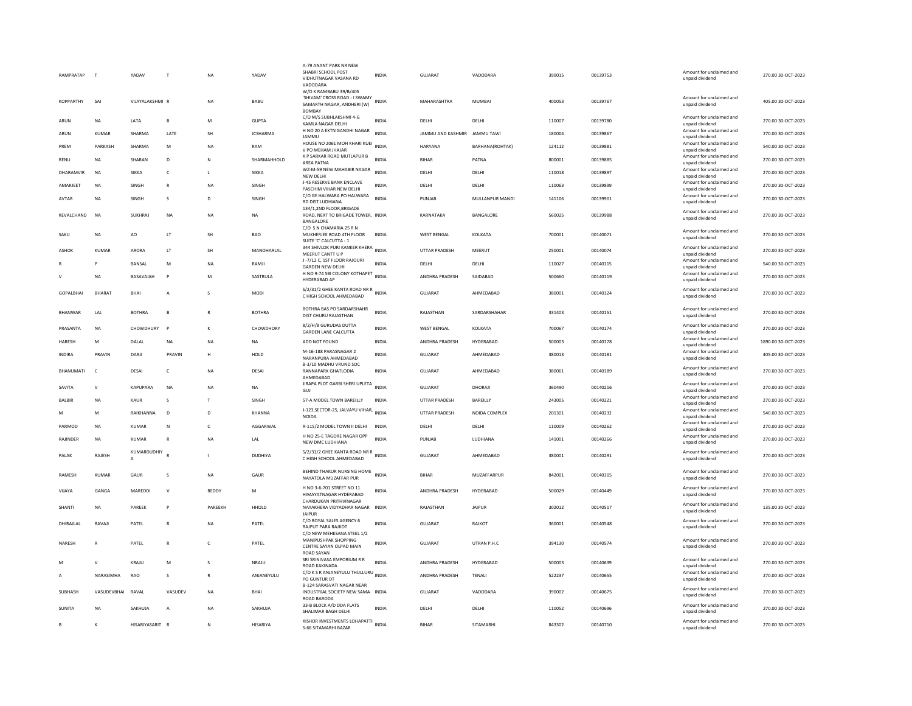| RAMPRATAP | T | YADAV | T | NA | YADAV | A-79 ANANT PARK NR NEW SHABRI SCHOOL POST VIDHUTNAGAR VASANA RD VADODARA | INDIA | GUJARAT | VADODARA | 390015 | 00139753 | Amount for unclaimed and unpaid dividend | 270.00 | 30-OCT-2023 |
|---|---|---|---|---|---|---|---|---|---|---|---|---|---|---|
| KOPPARTHY | SAI | VIJAYALAKSHMI | R | NA | BABU | W/O K RAMBABU 39/B/405 'SHIVAM' CROSS ROAD - I SWAMY SAMARTH NAGAR, ANDHERI (W) BOMBAY | INDIA | MAHARASHTRA | MUMBAI | 400053 | 00139767 | Amount for unclaimed and unpaid dividend | 405.00 | 30-OCT-2023 |
| ARUN | NA | LATA | B | M | GUPTA | C/O M/S SUBHLAKSHMI 4-G KAMLA NAGAR DELHI | INDIA | DELHI | DELHI | 110007 | 00139780 | Amount for unclaimed and unpaid dividend | 270.00 | 30-OCT-2023 |
| ARUN | KUMAR | SHARMA | LATE | SH | JCSHARMA | H NO 20 A EXTN GANDHI NAGAR JAMMU | INDIA | JAMMU AND KASHMIR | JAMMU TAWI | 180004 | 00139867 | Amount for unclaimed and unpaid dividend | 270.00 | 30-OCT-2023 |
| PREM | PARKASH | SHARMA | M | NA | RAM | HOUSE NO 2061 MOH KHARI KUEI V PO MEHAM JHAJAR | INDIA | HARYANA | BARHANA(ROHTAK) | 124112 | 00139881 | Amount for unclaimed and unpaid dividend | 540.00 | 30-OCT-2023 |
| RENU | NA | SHARAN | D | N | SHARMAHHOLD | K P SARKAR ROAD MUTLAPUR B AREA PATNA | INDIA | BIHAR | PATNA | 800001 | 00139885 | Amount for unclaimed and unpaid dividend | 270.00 | 30-OCT-2023 |
| DHARAMVIR | NA | SIKKA | C | L | SIKKA | WZ-M-59 NEW MAHABIR NAGAR NEW DELHI | INDIA | DELHI | DELHI | 110018 | 00139897 | Amount for unclaimed and unpaid dividend | 270.00 | 30-OCT-2023 |
| AMARJEET | NA | SINGH | R | NA | SINGH | J-45 RESERVE BANK ENCLAVE PASCHIM VIHAR NEW DELHI | INDIA | DELHI | DELHI | 110063 | 00139899 | Amount for unclaimed and unpaid dividend | 270.00 | 30-OCT-2023 |
| AVTAR | NA | SINGH | S | D | SINGH | C/O GE HALWARA PO HALWARA RD DIST LUDHIANA | INDIA | PUNJAB | MULLANPUR MANDI | 141106 | 00139901 | Amount for unclaimed and unpaid dividend | 270.00 | 30-OCT-2023 |
| KEVALCHAND | NA | SUKHRAJ | NA | NA | NA | 134/1,2ND FLOOR,BRIGADE ROAD, NEXT TO BRIGADE TOWER, BANGALORE | INDIA | KARNATAKA | BANGALORE | 560025 | 00139988 | Amount for unclaimed and unpaid dividend | 270.00 | 30-OCT-2023 |
| SAKU | NA | AO | LT | SH | BAO | C/O S N CHAMARIA 25 R N MUKHERJEE ROAD 4TH FLOOR SUITE 'C' CALCUTTA - 1 | INDIA | WEST BENGAL | KOLKATA | 700001 | 00140071 | Amount for unclaimed and unpaid dividend | 270.00 | 30-OCT-2023 |
| ASHOK | KUMAR | ARORA | LT | SH | MANOHARLAL | 344 SHIVLOK PURI KANKER KHERA MEERUT CANTT U P | INDIA | UTTAR PRADESH | MEERUT | 250001 | 00140074 | Amount for unclaimed and unpaid dividend | 270.00 | 30-OCT-2023 |
| R | P | BANSAL | M | NA | RAMJI | J -7/12 C, 1ST FLOOR RAJOURI GARDEN NEW DELHI | INDIA | DELHI | DELHI | 110027 | 00140115 | Amount for unclaimed and unpaid dividend | 540.00 | 30-OCT-2023 |
| V | NA | BASAVAIAH | P | M | SASTRULA | H NO 9-74 SBI COLONY KOTHAPET HYDERABAD AP | INDIA | ANDHRA PRADESH | SAIDABAD | 500660 | 00140119 | Amount for unclaimed and unpaid dividend | 270.00 | 30-OCT-2023 |
| GOPALBHAI | BHARAT | BHAI | A | S | MODI | S/2/31/2 GHEE KANTA ROAD NR R C HIGH SCHOOL AHMEDABAD | INDIA | GUJARAT | AHMEDABAD | 380001 | 00140124 | Amount for unclaimed and unpaid dividend | 270.00 | 30-OCT-2023 |
| BHANWAR | LAL | BOTHRA | B | R | BOTHRA | BOTHRA BAS PO SARDARSHAHR DIST CHURU RAJASTHAN | INDIA | RAJASTHAN | SARDARSHAHAR | 331403 | 00140151 | Amount for unclaimed and unpaid dividend | 270.00 | 30-OCT-2023 |
| PRASANTA | NA | CHOWDHURY | P | K | CHOWDHORY | 8/2/H/8 GURUDAS DUTTA GARDEN LANE CALCUTTA | INDIA | WEST BENGAL | KOLKATA | 700067 | 00140174 | Amount for unclaimed and unpaid dividend | 270.00 | 30-OCT-2023 |
| HARESH | M | DALAL | NA | NA | NA | ADD NOT FOUND | INDIA | ANDHRA PRADESH | HYDERABAD | 500003 | 00140178 | Amount for unclaimed and unpaid dividend | 1890.00 | 30-OCT-2023 |
| INDIRA | PRAVIN | DARJI | PRAVIN | H | HOLD | M-16-188 PARASNAGAR 2 NARANPURA AHMEDABAD | INDIA | GUJARAT | AHMEDABAD | 380013 | 00140181 | Amount for unclaimed and unpaid dividend | 405.00 | 30-OCT-2023 |
| BHANUMATI | C | DESAI | C | NA | DESAI | B-3/10 MADHU VRUND SOC RANNAPARK GHATLODIA AHMEDABAD | INDIA | GUJARAT | AHMEDABAD | 380061 | 00140189 | Amount for unclaimed and unpaid dividend | 270.00 | 30-OCT-2023 |
| SAVITA | V | KAPUPARA | NA | NA | NA | JIRAPA PLOT GARBI SHERI UPLETA GUJ | INDIA | GUJARAT | DHORAJI | 360490 | 00140216 | Amount for unclaimed and unpaid dividend | 270.00 | 30-OCT-2023 |
| BALBIR | NA | KAUR | S | T | SINGH | 57-A MODEL TOWN BAREILLY | INDIA | UTTAR PRADESH | BAREILLY | 243005 | 00140221 | Amount for unclaimed and unpaid dividend | 270.00 | 30-OCT-2023 |
| M | M | RAIKHANNA | D | D | KHANNA | J-123,SECTOR-25, JALVAYU VIHAR, NOIDA. | INDIA | UTTAR PRADESH | NOIDA COMPLEX | 201301 | 00140232 | Amount for unclaimed and unpaid dividend | 540.00 | 30-OCT-2023 |
| PARMOD | NA | KUMAR | N | C | AGGARWAL | R-115/2 MODEL TOWN II DELHI | INDIA | DELHI | DELHI | 110009 | 00140262 | Amount for unclaimed and unpaid dividend | 270.00 | 30-OCT-2023 |
| RAJINDER | NA | KUMAR | R | NA | LAL | H NO 25-E TAGORE NAGAR OPP NEW DMC LUDHIANA | INDIA | PUNJAB | LUDHIANA | 141001 | 00140266 | Amount for unclaimed and unpaid dividend | 270.00 | 30-OCT-2023 |
| PALAK | RAJESH | KUMARDUDHIYA | R | I | DUDHIYA | S/2/31/2 GHEE KANTA ROAD NR R C HIGH SCHOOL AHMEDABAD | INDIA | GUJARAT | AHMEDABAD | 380001 | 00140291 | Amount for unclaimed and unpaid dividend | 270.00 | 30-OCT-2023 |
| RAMESH | KUMAR | GAUR | S | NA | GAUR | BEHIND THAKUR NURSING HOME NAYATOLA MUZAFFAR PUR | INDIA | BIHAR | MUZAFFARPUR | 842001 | 00140305 | Amount for unclaimed and unpaid dividend | 270.00 | 30-OCT-2023 |
| VIJAYA | GANGA | MAREDDI | V | REDDY | M | H NO 3-6-701 STREET NO 11 HIMAYATNAGAR HYDERABAD | INDIA | ANDHRA PRADESH | HYDERABAD | 500029 | 00140449 | Amount for unclaimed and unpaid dividend | 270.00 | 30-OCT-2023 |
| SHANTI | NA | PAREEK | P | PAREEKH | HHOLD | CHARDUKAN PRITHVINAGAR NAYAKHERA VIDYADHAR NAGAR JAIPUR | INDIA | RAJASTHAN | JAIPUR | 302012 | 00140517 | Amount for unclaimed and unpaid dividend | 135.00 | 30-OCT-2023 |
| DHIRAJLAL | RAVAJI | PATEL | R | NA | PATEL | C/O ROYAL SALES AGENCY 6 RAJPUT PARA RAJKOT | INDIA | GUJARAT | RAJKOT | 360001 | 00140548 | Amount for unclaimed and unpaid dividend | 270.00 | 30-OCT-2023 |
| NARESH | R | PATEL | R | C | PATEL | C/O NEW MEHESANA STEEL 1/2 MANIPUSHPAK SHOPPING CENTRE SAYAN OLPAD MAIN ROAD SAYAN | INDIA | GUJARAT | UTRAN P.H.C | 394130 | 00140574 | Amount for unclaimed and unpaid dividend | 270.00 | 30-OCT-2023 |
| M | V | KRAJU | M | S | NRAJU | SRI SRINIVASA EMPORIUM R R ROAD KAKINADA | INDIA | ANDHRA PRADESH | HYDERABAD | 500003 | 00140639 | Amount for unclaimed and unpaid dividend | 270.00 | 30-OCT-2023 |
| A | NARASIMHA | RAO | S | R | ANJANEYULU | C/O K S R ANJANEYULU THULLURU PO GUNTUR DT | INDIA | ANDHRA PRADESH | TENALI | 522237 | 00140655 | Amount for unclaimed and unpaid dividend | 270.00 | 30-OCT-2023 |
| SUBHASH | VASUDEVBHAI | RAVAL | VASUDEV | NA | BHAI | B-124 SARASVATI NAGAR NEAR INDUSTRIAL SOCIETY NEW SAMA ROAD BARODA | INDIA | GUJARAT | VADODARA | 390002 | 00140675 | Amount for unclaimed and unpaid dividend | 270.00 | 30-OCT-2023 |
| SUNITA | NA | SAKHUJA | A | NA | SAKHUJA | 33-B BLOCK A/D DDA FLATS SHALIMAR BAGH DELHI | INDIA | DELHI | DELHI | 110052 | 00140696 | Amount for unclaimed and unpaid dividend | 270.00 | 30-OCT-2023 |
| B | K | HISARIYASARIT | R | N | HISARIYA | KISHOR INVESTMENTS LOHAPATTI S-66 SITAMARHI BAZAR | INDIA | BIHAR | SITAMARHI | 843302 | 00140710 | Amount for unclaimed and unpaid dividend | 270.00 | 30-OCT-2023 |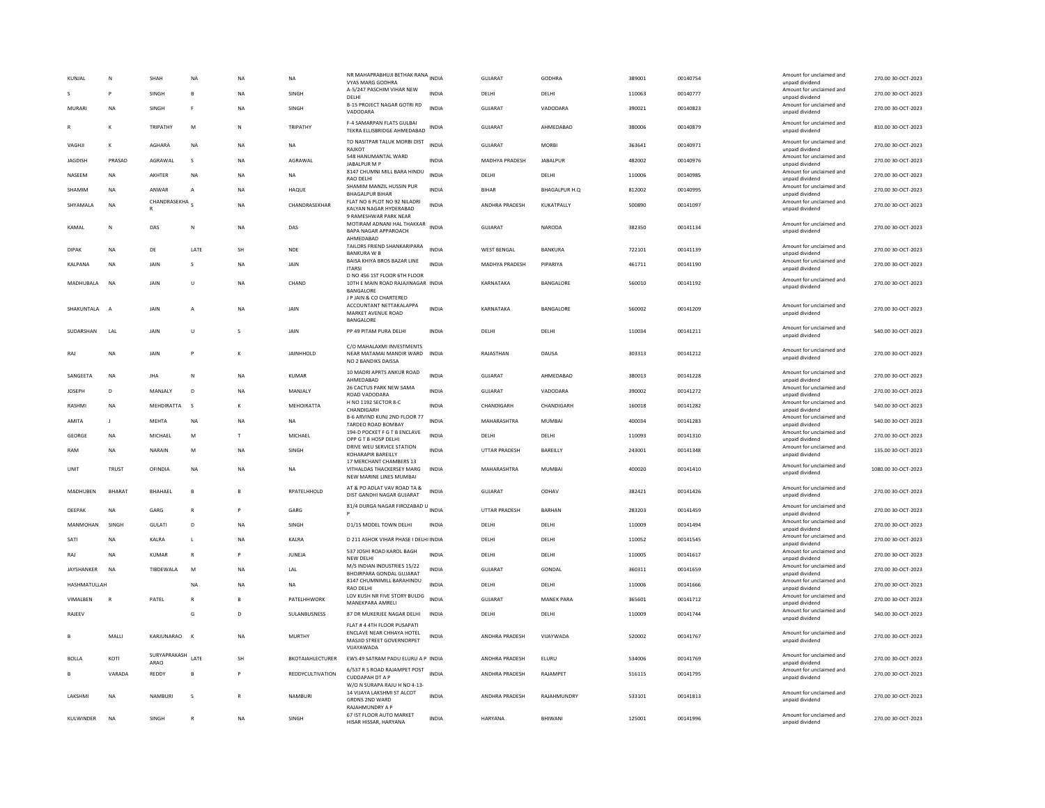| KUNJAL | N | SHAH | NA | NA | NA | NR MAHAPRABHUJI BETHAK RANA VYAS MARG GODHRA | INDIA | GUJARAT | GODHRA | 389001 | 00140754 | Amount for unclaimed and unpaid dividend | 270.00 | 30-OCT-2023 |
|---|---|---|---|---|---|---|---|---|---|---|---|---|---|---|
| S | P | SINGH | B | NA | SINGH | A-5/247 PASCHIM VIHAR NEW DELHI | INDIA | DELHI | DELHI | 110063 | 00140777 | Amount for unclaimed and unpaid dividend | 270.00 | 30-OCT-2023 |
| MURARI | NA | SINGH | F | NA | SINGH | B-15 PROJECT NAGAR GOTRI RD VADODARA | INDIA | GUJARAT | VADODARA | 390021 | 00140823 | Amount for unclaimed and unpaid dividend | 270.00 | 30-OCT-2023 |
| R | K | TRIPATHY | M | N | TRIPATHY | F-4 SAMARPAN FLATS GULBAI TEKRA ELLISBRIDGE AHMEDABAD | INDIA | GUJARAT | AHMEDABAD | 380006 | 00140879 | Amount for unclaimed and unpaid dividend | 810.00 | 30-OCT-2023 |
| VAGHJI | K | AGHARA | NA | NA | NA | TO NASITPAR TALUK MORBI DIST RAJKOT | INDIA | GUJARAT | MORBI | 363641 | 00140971 | Amount for unclaimed and unpaid dividend | 270.00 | 30-OCT-2023 |
| JAGDISH | PRASAD | AGRAWAL | S | NA | AGRAWAL | 548 HANUMANTAL WARD JABALPUR M P | INDIA | MADHYA PRADESH | JABALPUR | 482002 | 00140976 | Amount for unclaimed and unpaid dividend | 270.00 | 30-OCT-2023 |
| NASEEM | NA | AKHTER | NA | NA | NA | 8147 CHUMNI MILL BARA HINDU RAO DELHI | INDIA | DELHI | DELHI | 110006 | 00140985 | Amount for unclaimed and unpaid dividend | 270.00 | 30-OCT-2023 |
| SHAMIM | NA | ANWAR | A | NA | HAQUE | SHAMIM MANZIL HUSSIN PUR BHAGALPUR BIHAR | INDIA | BIHAR | BHAGALPUR H.Q | 812002 | 00140995 | Amount for unclaimed and unpaid dividend | 270.00 | 30-OCT-2023 |
| SHYAMALA | NA | CHANDRASEKHA R | S | NA | CHANDRASEKHAR | FLAT NO 6 PLOT NO 92 NILADRI KALYAN NAGAR HYDERABAD | INDIA | ANDHRA PRADESH | KUKATPALLY | 500890 | 00141097 | Amount for unclaimed and unpaid dividend | 270.00 | 30-OCT-2023 |
| KAMAL | N | DAS | N | NA | DAS | 9 RAMESHWAR PARK NEAR MOTIRAM ADNANI HAL THAKKAR BAPA NAGAR APPAROACH AHMEDABAD | INDIA | GUJARAT | NARODA | 382350 | 00141134 | Amount for unclaimed and unpaid dividend | 270.00 | 30-OCT-2023 |
| DIPAK | NA | DE | LATE | SH | NDE | TAILORS FRIEND SHANKARIPARA BANKURA W B | INDIA | WEST BENGAL | BANKURA | 722101 | 00141139 | Amount for unclaimed and unpaid dividend | 270.00 | 30-OCT-2023 |
| KALPANA | NA | JAIN | S | NA | JAIN | BAISA KHIYA BROS BAZAR LINE ITARSI | INDIA | MADHYA PRADESH | PIPARIYA | 461711 | 00141190 | Amount for unclaimed and unpaid dividend | 270.00 | 30-OCT-2023 |
| MADHUBALA | NA | JAIN | U | NA | CHAND | D NO 456 1ST FLOOR 6TH FLOOR 10TH E MAIN ROAD RAJAJINAGAR BANGALORE | INDIA | KARNATAKA | BANGALORE | 560010 | 00141192 | Amount for unclaimed and unpaid dividend | 270.00 | 30-OCT-2023 |
| SHAKUNTALA | A | JAIN | A | NA | JAIN | J P JAIN & CO CHARTERED ACCOUNTANT NETTAKALAPPA MARKET AVENUE ROAD BANGALORE | INDIA | KARNATAKA | BANGALORE | 560002 | 00141209 | Amount for unclaimed and unpaid dividend | 270.00 | 30-OCT-2023 |
| SUDARSHAN | LAL | JAIN | U | S | JAIN | PP 49 PITAM PURA DELHI | INDIA | DELHI | DELHI | 110034 | 00141211 | Amount for unclaimed and unpaid dividend | 540.00 | 30-OCT-2023 |
| RAJ | NA | JAIN | P | K | JAINHHOLD | C/O MAHALAXMI INVESTMENTS NEAR MATAMAI MANDIR WARD NO 2 BANDIKS DAISSA | INDIA | RAJASTHAN | DAUSA | 303313 | 00141212 | Amount for unclaimed and unpaid dividend | 270.00 | 30-OCT-2023 |
| SANGEETA | NA | JHA | N | NA | KUMAR | 10 MADRI APRTS ANKUR ROAD AHMEDABAD | INDIA | GUJARAT | AHMEDABAD | 380013 | 00141228 | Amount for unclaimed and unpaid dividend | 270.00 | 30-OCT-2023 |
| JOSEPH | D | MANJALY | D | NA | MANJALY | 26 CACTUS PARK NEW SAMA ROAD VADODARA | INDIA | GUJARAT | VADODARA | 390002 | 00141272 | Amount for unclaimed and unpaid dividend | 270.00 | 30-OCT-2023 |
| RASHMI | NA | MEHDIRATTA | S | K | MEHOIRATTA | H NO 1192 SECTOR 8-C CHANDIGARH | INDIA | CHANDIGARH | CHANDIGARH | 160018 | 00141282 | Amount for unclaimed and unpaid dividend | 540.00 | 30-OCT-2023 |
| AMITA | J | MEHTA | NA | NA | NA | B-6 ARVIND KUNJ 2ND FLOOR 77 TARDEO ROAD BOMBAY | INDIA | MAHARASHTRA | MUMBAI | 400034 | 00141283 | Amount for unclaimed and unpaid dividend | 540.00 | 30-OCT-2023 |
| GEORGE | NA | MICHAEL | M | T | MICHAEL | 194-D POCKET F G T B ENCLAVE OPP G T B HOSP DELHI | INDIA | DELHI | DELHI | 110093 | 00141310 | Amount for unclaimed and unpaid dividend | 270.00 | 30-OCT-2023 |
| RAM | NA | NARAIN | M | NA | SINGH | DRIVE WEU SERVICE STATION KOHARAPIR BAREILLY | INDIA | UTTAR PRADESH | BAREILLY | 243001 | 00141348 | Amount for unclaimed and unpaid dividend | 135.00 | 30-OCT-2023 |
| UNIT | TRUST | OFINDIA | NA | NA | NA | 17 MERCHANT CHAMBERS 13 VITHALDAS THACKERSEY MARG NEW MARINE LINES MUMBAI | INDIA | MAHARASHTRA | MUMBAI | 400020 | 00141410 | Amount for unclaimed and unpaid dividend | 1080.00 | 30-OCT-2023 |
| MADHUBEN | BHARAT | BHAHAEL | B | B | RPATELHHOLD | AT & PO ADLAT VAV ROAD TA & DIST GANDHI NAGAR GUJARAT | INDIA | GUJARAT | ODHAV | 382421 | 00141426 | Amount for unclaimed and unpaid dividend | 270.00 | 30-OCT-2023 |
| DEEPAK | NA | GARG | R | P | GARG | 81/4 DURGA NAGAR FIROZABAD U P | INDIA | UTTAR PRADESH | BARHAN | 283203 | 00141459 | Amount for unclaimed and unpaid dividend | 270.00 | 30-OCT-2023 |
| MANMOHAN | SINGH | GULATI | D | NA | SINGH | D1/15 MODEL TOWN DELHI | INDIA | DELHI | DELHI | 110009 | 00141494 | Amount for unclaimed and unpaid dividend | 270.00 | 30-OCT-2023 |
| SATI | NA | KALRA | L | NA | KALRA | D 211 ASHOK VIHAR PHASE I DELHI | INDIA | DELHI | DELHI | 110052 | 00141545 | Amount for unclaimed and unpaid dividend | 270.00 | 30-OCT-2023 |
| RAJ | NA | KUMAR | R | P | JUNEJA | 537 JOSHI ROAD KAROL BAGH NEW DELHI | INDIA | DELHI | DELHI | 110005 | 00141617 | Amount for unclaimed and unpaid dividend | 270.00 | 30-OCT-2023 |
| JAYSHANKER | NA | TIBDEWALA | M | NA | LAL | M/S INDIAN INDUSTRIES 15/22 BHOJRPARA GONDAL GUJARAT | INDIA | GUJARAT | GONDAL | 360311 | 00141659 | Amount for unclaimed and unpaid dividend | 270.00 | 30-OCT-2023 |
| HASHMATULLAH | | | NA | NA | NA | 8147 CHUMNIMILL BARAHINDU RAO DELHI | INDIA | DELHI | DELHI | 110006 | 00141666 | Amount for unclaimed and unpaid dividend | 270.00 | 30-OCT-2023 |
| VIMALBEN | R | PATEL | R | B | PATELHHWORK | LOV KUSH NR FIVE STORY BULDG MANEKPARA AMRELI | INDIA | GUJARAT | MANEK PARA | 365601 | 00141712 | Amount for unclaimed and unpaid dividend | 270.00 | 30-OCT-2023 |
| RAJEEV | | | G | D | SULANBUSNESS | 87 DR MUKERJEE NAGAR DELHI | INDIA | DELHI | DELHI | 110009 | 00141744 | Amount for unclaimed and unpaid dividend | 540.00 | 30-OCT-2023 |
| B | MALLI | KARJUNARAO | K | NA | MURTHY | FLAT # 4 4TH FLOOR PUSAPATI ENCLAVE NEAR CHHAYA HOTEL MASJID STREET GOVERNORPET VIJAYAWADA | INDIA | ANDHRA PRADESH | VIJAYWADA | 520002 | 00141767 | Amount for unclaimed and unpaid dividend | 270.00 | 30-OCT-2023 |
| BOLLA | KOTI | SURYAPRAKASH ARAO | LATE | SH | BKOTAIAHLECTURER | EWS 49 SATRAM PADU ELURU A P | INDIA | ANDHRA PRADESH | ELURU | 534006 | 00141769 | Amount for unclaimed and unpaid dividend | 270.00 | 30-OCT-2023 |
| B | VARADA | REDDY | B | P | REDDYCULTIVATION | 6/537 R S ROAD RAJAMPET POST CUDDAPAH DT A P | INDIA | ANDHRA PRADESH | RAJAMPET | 516115 | 00141795 | Amount for unclaimed and unpaid dividend | 270.00 | 30-OCT-2023 |
| LAKSHMI | NA | NAMBURI | S | R | NAMBURI | W/O N SURAPA RAJU H NO 4-13-14 VIJAYA LAKSHMI ST ALCOT GRDNS 2ND WARD RAJAHMUNDRY A P | INDIA | ANDHRA PRADESH | RAJAHMUNDRY | 533101 | 00141813 | Amount for unclaimed and unpaid dividend | 270.00 | 30-OCT-2023 |
| KULWINDER | NA | SINGH | R | NA | SINGH | 67 IST FLOOR AUTO MARKET HISAR HISSAR, HARYANA | INDIA | HARYANA | BHIWANI | 125001 | 00141996 | Amount for unclaimed and unpaid dividend | 270.00 | 30-OCT-2023 |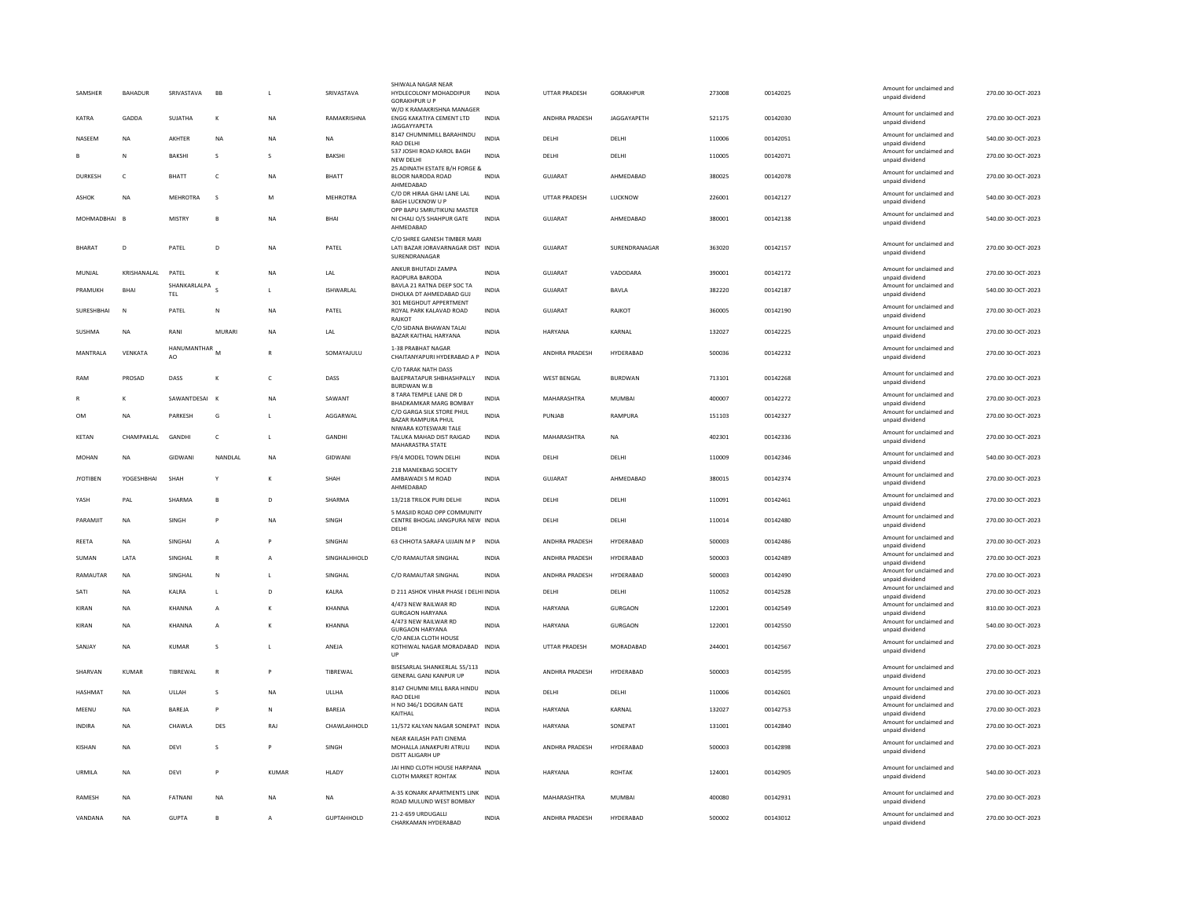| | | | | | | | | | | | | | | |
|---|---|---|---|---|---|---|---|---|---|---|---|---|---|---|
| SAMSHER | BAHADUR | SRIVASTAVA | BB | L | SRIVASTAVA | SHIWALA NAGAR NEAR HYDLECOLONY MOHADDIPUR GORAKHPUR U P | INDIA | UTTAR PRADESH | GORAKHPUR | 273008 | 00142025 | Amount for unclaimed and unpaid dividend | 270.00 | 30-OCT-2023 |
| KATRA | GADDA | SUJATHA | K | NA | RAMAKRISHNA | W/O K RAMAKRISHNA MANAGER ENGG KAKATIYA CEMENT LTD JAGGAYYAPETA | INDIA | ANDHRA PRADESH | JAGGAYAPETH | 521175 | 00142030 | Amount for unclaimed and unpaid dividend | 270.00 | 30-OCT-2023 |
| NASEEM | NA | AKHTER | NA | NA | NA | 8147 CHUMNIMILL BARAHINDU RAO DELHI | INDIA | DELHI | DELHI | 110006 | 00142051 | Amount for unclaimed and unpaid dividend | 540.00 | 30-OCT-2023 |
| B | N | BAKSHI | S | S | BAKSHI | 537 JOSHI ROAD KAROL BAGH NEW DELHI | INDIA | DELHI | DELHI | 110005 | 00142071 | Amount for unclaimed and unpaid dividend | 270.00 | 30-OCT-2023 |
| DURKESH | C | BHATT | C | NA | BHATT | 25 ADINATH ESTATE B/H FORGE & BLOOR NARODA ROAD AHMEDABAD | INDIA | GUJARAT | AHMEDABAD | 380025 | 00142078 | Amount for unclaimed and unpaid dividend | 270.00 | 30-OCT-2023 |
| ASHOK | NA | MEHROTRA | S | M | MEHROTRA | C/O DR HIRAA GHAI LANE LAL BAGH LUCKNOW U P | INDIA | UTTAR PRADESH | LUCKNOW | 226001 | 00142127 | Amount for unclaimed and unpaid dividend | 540.00 | 30-OCT-2023 |
| MOHMADBHAI | B | MISTRY | B | NA | BHAI | OPP BAPU SMRUTIKUNJ MASTER NI CHALI O/S SHAHPUR GATE AHMEDABAD | INDIA | GUJARAT | AHMEDABAD | 380001 | 00142138 | Amount for unclaimed and unpaid dividend | 540.00 | 30-OCT-2023 |
| BHARAT | D | PATEL | D | NA | PATEL | C/O SHREE GANESH TIMBER MARI LATI BAZAR JORAVARNAGAR DIST SURENDRANAGAR | INDIA | GUJARAT | SURENDRANAGAR | 363020 | 00142157 | Amount for unclaimed and unpaid dividend | 270.00 | 30-OCT-2023 |
| MUNJAL | KRISHANALAL | PATEL | K | NA | LAL | ANKUR BHUTADI ZAMPA RAOPURA BARODA | INDIA | GUJARAT | VADODARA | 390001 | 00142172 | Amount for unclaimed and unpaid dividend | 270.00 | 30-OCT-2023 |
| PRAMUKH | BHAI | SHANKARLALPA TEL | S | L | ISHWARLAL | BAVLA 21 RATNA DEEP SOC TA DHOLKA DT AHMEDABAD GUJ | INDIA | GUJARAT | BAVLA | 382220 | 00142187 | Amount for unclaimed and unpaid dividend | 540.00 | 30-OCT-2023 |
| SURESHBHAI | N | PATEL | N | NA | PATEL | 301 MEGHDUT APPERTMENT ROYAL PARK KALAVAD ROAD RAJKOT | INDIA | GUJARAT | RAJKOT | 360005 | 00142190 | Amount for unclaimed and unpaid dividend | 270.00 | 30-OCT-2023 |
| SUSHMA | NA | RANI | MURARI | NA | LAL | C/O SIDANA BHAWAN TALAI BAZAR KAITHAL HARYANA | INDIA | HARYANA | KARNAL | 132027 | 00142225 | Amount for unclaimed and unpaid dividend | 270.00 | 30-OCT-2023 |
| MANTRALA | VENKATA | HANUMANTHAR AO | M | R | SOMAYAJULU | 1-38 PRABHAT NAGAR CHAITANYAPURI HYDERABAD A P | INDIA | ANDHRA PRADESH | HYDERABAD | 500036 | 00142232 | Amount for unclaimed and unpaid dividend | 270.00 | 30-OCT-2023 |
| RAM | PROSAD | DASS | K | C | DASS | C/O TARAK NATH DASS BAJEPRATAPUR SHBHASHPALLY BURDWAN W.B | INDIA | WEST BENGAL | BURDWAN | 713101 | 00142268 | Amount for unclaimed and unpaid dividend | 270.00 | 30-OCT-2023 |
| R | K | SAWANTDESAI | K | NA | SAWANT | 8 TARA TEMPLE LANE DR D BHADKAMKAR MARG BOMBAY | INDIA | MAHARASHTRA | MUMBAI | 400007 | 00142272 | Amount for unclaimed and unpaid dividend | 270.00 | 30-OCT-2023 |
| OM | NA | PARKESH | G | L | AGGARWAL | C/O GARGA SILK STORE PHUL BAZAR RAMPURA PHUL | INDIA | PUNJAB | RAMPURA | 151103 | 00142327 | Amount for unclaimed and unpaid dividend | 270.00 | 30-OCT-2023 |
| KETAN | CHAMPAKLAL | GANDHI | C | L | GANDHI | NIWARA KOTESWARI TALE TALUKA MAHAD DIST RAIGAD MAHARASTRA STATE | INDIA | MAHARASHTRA | NA | 402301 | 00142336 | Amount for unclaimed and unpaid dividend | 270.00 | 30-OCT-2023 |
| MOHAN | NA | GIDWANI | NANDLAL | NA | GIDWANI | F9/4 MODEL TOWN DELHI | INDIA | DELHI | DELHI | 110009 | 00142346 | Amount for unclaimed and unpaid dividend | 540.00 | 30-OCT-2023 |
| JYOTIBEN | YOGESHBHAI | SHAH | Y | K | SHAH | 218 MANEKBAG SOCIETY AMBAWADI S M ROAD AHMEDABAD | INDIA | GUJARAT | AHMEDABAD | 380015 | 00142374 | Amount for unclaimed and unpaid dividend | 270.00 | 30-OCT-2023 |
| YASH | PAL | SHARMA | B | D | SHARMA | 13/218 TRILOK PURI DELHI | INDIA | DELHI | DELHI | 110091 | 00142461 | Amount for unclaimed and unpaid dividend | 270.00 | 30-OCT-2023 |
| PARAMJIT | NA | SINGH | P | NA | SINGH | 5 MASJID ROAD OPP COMMUNITY CENTRE BHOGAL JANGPURA NEW DELHI | INDIA | DELHI | DELHI | 110014 | 00142480 | Amount for unclaimed and unpaid dividend | 270.00 | 30-OCT-2023 |
| REETA | NA | SINGHAI | A | P | SINGHAI | 63 CHHOTA SARAFA UJJAIN M P | INDIA | ANDHRA PRADESH | HYDERABAD | 500003 | 00142486 | Amount for unclaimed and unpaid dividend | 270.00 | 30-OCT-2023 |
| SUMAN | LATA | SINGHAL | R | A | SINGHALHHOLD | C/O RAMAUTAR SINGHAL | INDIA | ANDHRA PRADESH | HYDERABAD | 500003 | 00142489 | Amount for unclaimed and unpaid dividend | 270.00 | 30-OCT-2023 |
| RAMAUTAR | NA | SINGHAL | N | L | SINGHAL | C/O RAMAUTAR SINGHAL | INDIA | ANDHRA PRADESH | HYDERABAD | 500003 | 00142490 | Amount for unclaimed and unpaid dividend | 270.00 | 30-OCT-2023 |
| SATI | NA | KALRA | L | D | KALRA | D 211 ASHOK VIHAR PHASE I DELHI | INDIA | DELHI | DELHI | 110052 | 00142528 | Amount for unclaimed and unpaid dividend | 270.00 | 30-OCT-2023 |
| KIRAN | NA | KHANNA | A | K | KHANNA | 4/473 NEW RAILWAR RD GURGAON HARYANA | INDIA | HARYANA | GURGAON | 122001 | 00142549 | Amount for unclaimed and unpaid dividend | 810.00 | 30-OCT-2023 |
| KIRAN | NA | KHANNA | A | K | KHANNA | 4/473 NEW RAILWAR RD GURGAON HARYANA | INDIA | HARYANA | GURGAON | 122001 | 00142550 | Amount for unclaimed and unpaid dividend | 540.00 | 30-OCT-2023 |
| SANJAY | NA | KUMAR | S | L | ANEJA | C/O ANEJA CLOTH HOUSE KOTHIWAL NAGAR MORADABAD UP | INDIA | UTTAR PRADESH | MORADABAD | 244001 | 00142567 | Amount for unclaimed and unpaid dividend | 270.00 | 30-OCT-2023 |
| SHARVAN | KUMAR | TIBREWAL | R | P | TIBREWAL | BISESARLAL SHANKERLAL 55/113 GENERAL GANJ KANPUR UP | INDIA | ANDHRA PRADESH | HYDERABAD | 500003 | 00142595 | Amount for unclaimed and unpaid dividend | 270.00 | 30-OCT-2023 |
| HASHMAT | NA | ULLAH | S | NA | ULLHA | 8147 CHUMNI MILL BARA HINDU RAO DELHI | INDIA | DELHI | DELHI | 110006 | 00142601 | Amount for unclaimed and unpaid dividend | 270.00 | 30-OCT-2023 |
| MEENU | NA | BAREJA | P | N | BAREJA | H NO 346/1 DOGRAN GATE KAITHAL | INDIA | HARYANA | KARNAL | 132027 | 00142753 | Amount for unclaimed and unpaid dividend | 270.00 | 30-OCT-2023 |
| INDIRA | NA | CHAWLA | DES | RAJ | CHAWLAHHOLD | 11/572 KALYAN NAGAR SONEPAT | INDIA | HARYANA | SONEPAT | 131001 | 00142840 | Amount for unclaimed and unpaid dividend | 270.00 | 30-OCT-2023 |
| KISHAN | NA | DEVI | S | P | SINGH | NEAR KAILASH PATI CINEMA MOHALLA JANAKPURI ATRULI DISTT ALIGARH UP | INDIA | ANDHRA PRADESH | HYDERABAD | 500003 | 00142898 | Amount for unclaimed and unpaid dividend | 270.00 | 30-OCT-2023 |
| URMILA | NA | DEVI | P | KUMAR | HLADY | JAI HIND CLOTH HOUSE HARPANA CLOTH MARKET ROHTAK | INDIA | HARYANA | ROHTAK | 124001 | 00142905 | Amount for unclaimed and unpaid dividend | 540.00 | 30-OCT-2023 |
| RAMESH | NA | FATNANI | NA | NA | NA | A-35 KONARK APARTMENTS LINK ROAD MULUND WEST BOMBAY | INDIA | MAHARASHTRA | MUMBAI | 400080 | 00142931 | Amount for unclaimed and unpaid dividend | 270.00 | 30-OCT-2023 |
| VANDANA | NA | GUPTA | B | A | GUPTAHHOLD | 21-2-659 URDUGALLI CHARKAMAN HYDERABAD | INDIA | ANDHRA PRADESH | HYDERABAD | 500002 | 00143012 | Amount for unclaimed and unpaid dividend | 270.00 | 30-OCT-2023 |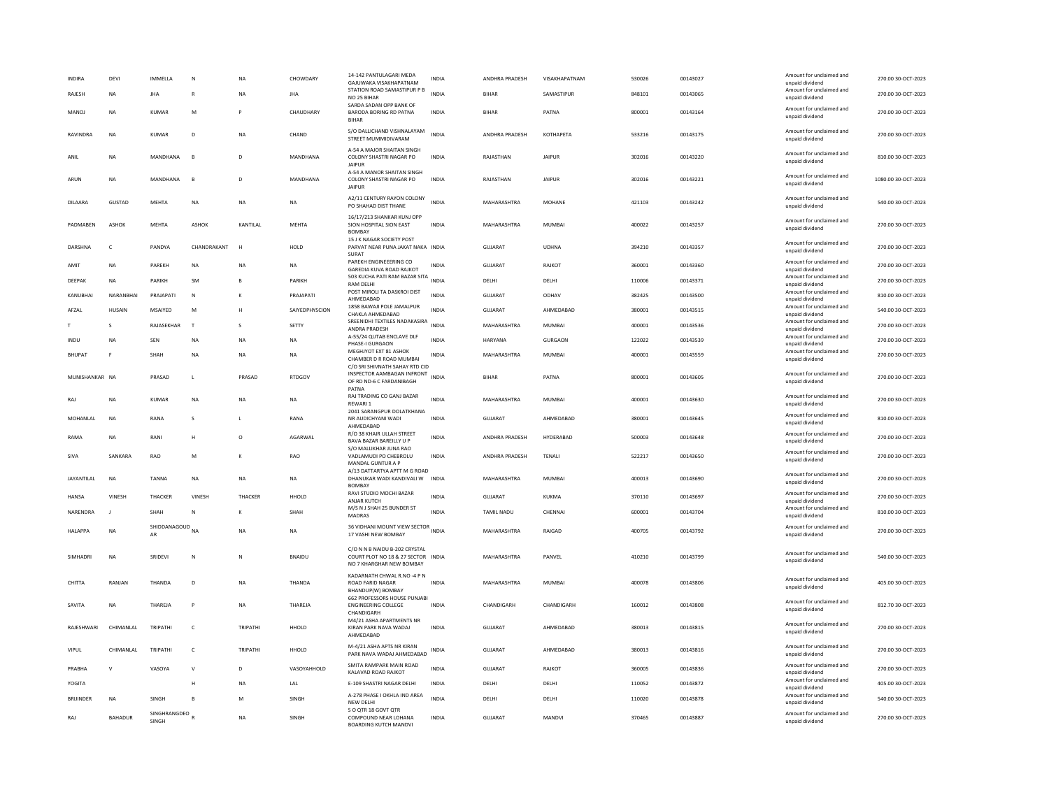| INDIRA | DEVI | IMMELLA | N | NA | CHOWDARY | 14-142 PANTULAGARI MEDA GAJUWAKA VISAKHAPATNAM | INDIA | ANDHRA PRADESH | VISAKHAPATNAM | 530026 | 00143027 | Amount for unclaimed and unpaid dividend | 270.00 | 30-OCT-2023 |
|---|---|---|---|---|---|---|---|---|---|---|---|---|---|---|
| RAJESH | NA | JHA | R | NA | JHA | STATION ROAD SAMASTIPUR P B NO 25 BIHAR | INDIA | BIHAR | SAMASTIPUR | 848101 | 00143065 | Amount for unclaimed and unpaid dividend | 270.00 | 30-OCT-2023 |
| MANOJ | NA | KUMAR | M | P | CHAUDHARY | SARDA SADAN OPP BANK OF BARODA BORING RD PATNA BIHAR | INDIA | BIHAR | PATNA | 800001 | 00143164 | Amount for unclaimed and unpaid dividend | 270.00 | 30-OCT-2023 |
| RAVINDRA | NA | KUMAR | D | NA | CHAND | S/O DALLICHAND VISHNALAYAM STREET MUMMIDIVARAM | INDIA | ANDHRA PRADESH | KOTHAPETA | 533216 | 00143175 | Amount for unclaimed and unpaid dividend | 270.00 | 30-OCT-2023 |
| ANIL | NA | MANDHANA | B | D | MANDHANA | A-54 A MAJOR SHAITAN SINGH COLONY SHASTRI NAGAR PO JAIPUR | INDIA | RAJASTHAN | JAIPUR | 302016 | 00143220 | Amount for unclaimed and unpaid dividend | 810.00 | 30-OCT-2023 |
| ARUN | NA | MANDHANA | B | D | MANDHANA | A-54 A MANOR SHAITAN SINGH COLONY SHASTRI NAGAR PO JAIPUR | INDIA | RAJASTHAN | JAIPUR | 302016 | 00143221 | Amount for unclaimed and unpaid dividend | 1080.00 | 30-OCT-2023 |
| DILAARA | GUSTAD | MEHTA | NA | NA | NA | A2/11 CENTURY RAYON COLONY PO SHAHAD DIST THANE | INDIA | MAHARASHTRA | MOHANE | 421103 | 00143242 | Amount for unclaimed and unpaid dividend | 540.00 | 30-OCT-2023 |
| PADMABEN | ASHOK | MEHTA | ASHOK | KANTILAL | MEHTA | 16/17/213 SHANKAR KUNJ OPP SION HOSPITAL SION EAST BOMBAY | INDIA | MAHARASHTRA | MUMBAI | 400022 | 00143257 | Amount for unclaimed and unpaid dividend | 270.00 | 30-OCT-2023 |
| DARSHNA | C | PANDYA | CHANDRAKANT | H | HOLD | 15 J K NAGAR SOCIETY POST PARVAT NEAR PUNA JAKAT NAKA SURAT | INDIA | GUJARAT | UDHNA | 394210 | 00143357 | Amount for unclaimed and unpaid dividend | 270.00 | 30-OCT-2023 |
| AMIT | NA | PAREKH | NA | NA | NA | PAREKH ENGINEEERING CO GAREDIA KUVA ROAD RAJKOT | INDIA | GUJARAT | RAJKOT | 360001 | 00143360 | Amount for unclaimed and unpaid dividend | 270.00 | 30-OCT-2023 |
| DEEPAK | NA | PARIKH | SM | B | PARIKH | 503 KUCHA PATI RAM BAZAR SITA RAM DELHI | INDIA | DELHI | DELHI | 110006 | 00143371 | Amount for unclaimed and unpaid dividend | 270.00 | 30-OCT-2023 |
| KANUBHAI | NARANBHAI | PRAJAPATI | N | K | PRAJAPATI | POST MIROLI TA DASKROI DIST AHMEDABAD | INDIA | GUJARAT | ODHAV | 382425 | 00143500 | Amount for unclaimed and unpaid dividend | 810.00 | 30-OCT-2023 |
| AFZAL | HUSAIN | MSAIYED | M | H | SAIYEDPHYSCION | 1858 BAWAJI POLE JAMALPUR CHAKLA AHMEDABAD | INDIA | GUJARAT | AHMEDABAD | 380001 | 00143515 | Amount for unclaimed and unpaid dividend | 540.00 | 30-OCT-2023 |
| T | S | RAJASEKHAR | T | S | SETTY | SREENIDHI TEXTILES NADAKASIRA ANDRA PRADESH | INDIA | MAHARASHTRA | MUMBAI | 400001 | 00143536 | Amount for unclaimed and unpaid dividend | 270.00 | 30-OCT-2023 |
| INDU | NA | SEN | NA | NA | NA | A-55/24 QUTAB ENCLAVE DLF PHASE-I GURGAON | INDIA | HARYANA | GURGAON | 122022 | 00143539 | Amount for unclaimed and unpaid dividend | 270.00 | 30-OCT-2023 |
| BHUPAT | F | SHAH | NA | NA | NA | MEGHJYOT EXT 81 ASHOK CHAMBER D R ROAD MUMBAI | INDIA | MAHARASHTRA | MUMBAI | 400001 | 00143559 | Amount for unclaimed and unpaid dividend | 270.00 | 30-OCT-2023 |
| MUNISHANKAR | NA | PRASAD | L | PRASAD | RTDGOV | C/O SRI SHIVNATH SAHAY RTD CID INSPECTOR AAMBAGAN INFRONT OF RD ND-6 C FARDANIBAGH PATNA | INDIA | BIHAR | PATNA | 800001 | 00143605 | Amount for unclaimed and unpaid dividend | 270.00 | 30-OCT-2023 |
| RAJ | NA | KUMAR | NA | NA | NA | RAJ TRADING CO GANJ BAZAR REWARI 1 | INDIA | MAHARASHTRA | MUMBAI | 400001 | 00143630 | Amount for unclaimed and unpaid dividend | 270.00 | 30-OCT-2023 |
| MOHANLAL | NA | RANA | S | L | RANA | 2041 SARANGPUR DOLATKHANA NR AUDICHYANI WADI AHMEDABAD | INDIA | GUJARAT | AHMEDABAD | 380001 | 00143645 | Amount for unclaimed and unpaid dividend | 810.00 | 30-OCT-2023 |
| RAMA | NA | RANI | H | O | AGARWAL | R/O 38 KHAIR ULLAH STREET BAVA BAZAR BAREILLY U P | INDIA | ANDHRA PRADESH | HYDERABAD | 500003 | 00143648 | Amount for unclaimed and unpaid dividend | 270.00 | 30-OCT-2023 |
| SIVA | SANKARA | RAO | M | K | RAO | S/O MALLIKHAR JUNA RAO VADLAMUDI PO CHEBROLU MANDAL GUNTUR A P | INDIA | ANDHRA PRADESH | TENALI | 522217 | 00143650 | Amount for unclaimed and unpaid dividend | 270.00 | 30-OCT-2023 |
| JAYANTILAL | NA | TANNA | NA | NA | NA | A/13 DATTARTYA APTT M G ROAD DHANUKAR WADI KANDIVALI W BOMBAY | INDIA | MAHARASHTRA | MUMBAI | 400013 | 00143690 | Amount for unclaimed and unpaid dividend | 270.00 | 30-OCT-2023 |
| HANSA | VINESH | THACKER | VINESH | THACKER | HHOLD | RAVI STUDIO MOCHI BAZAR ANJAR KUTCH | INDIA | GUJARAT | KUKMA | 370110 | 00143697 | Amount for unclaimed and unpaid dividend | 270.00 | 30-OCT-2023 |
| NARENDRA | J | SHAH | N | K | SHAH | M/S N J SHAH 25 BUNDER ST MADRAS | INDIA | TAMIL NADU | CHENNAI | 600001 | 00143704 | Amount for unclaimed and unpaid dividend | 810.00 | 30-OCT-2023 |
| HALAPPA | NA | SHIDDANAGOUDAR | NA | NA | NA | 36 VIDHANI MOUNT VIEW SECTOR 17 VASHI NEW BOMBAY | INDIA | MAHARASHTRA | RAIGAD | 400705 | 00143792 | Amount for unclaimed and unpaid dividend | 270.00 | 30-OCT-2023 |
| SIMHADRI | NA | SRIDEVI | N | N | BNAIDU | C/O N N B NAIDU B-202 CRYSTAL COURT PLOT NO 18 & 27 SECTOR NO 7 KHARGHAR NEW BOMBAY | INDIA | MAHARASHTRA | PANVEL | 410210 | 00143799 | Amount for unclaimed and unpaid dividend | 540.00 | 30-OCT-2023 |
| CHITTA | RANJAN | THANDA | D | NA | THANDA | KADARNATH CHWAL R.NO -4 P N ROAD FARID NAGAR BHANDUP(W) BOMBAY | INDIA | MAHARASHTRA | MUMBAI | 400078 | 00143806 | Amount for unclaimed and unpaid dividend | 405.00 | 30-OCT-2023 |
| SAVITA | NA | THAREJA | P | NA | THAREJA | 662 PROFESSORS HOUSE PUNJABI ENGINEERING COLLEGE CHANDIGARH | INDIA | CHANDIGARH | CHANDIGARH | 160012 | 00143808 | Amount for unclaimed and unpaid dividend | 812.70 | 30-OCT-2023 |
| RAJESHWARI | CHIMANLAL | TRIPATHI | C | TRIPATHI | HHOLD | M4/21 ASHA APARTMENTS NR KIRAN PARK NAVA WADAJ AHMEDABAD | INDIA | GUJARAT | AHMEDABAD | 380013 | 00143815 | Amount for unclaimed and unpaid dividend | 270.00 | 30-OCT-2023 |
| VIPUL | CHIMANLAL | TRIPATHI | C | TRIPATHI | HHOLD | M-4/21 ASHA APTS NR KIRAN PARK NAVA WADAJ AHMEDABAD | INDIA | GUJARAT | AHMEDABAD | 380013 | 00143816 | Amount for unclaimed and unpaid dividend | 270.00 | 30-OCT-2023 |
| PRABHA | V | VASOYA | V | D | VASOYAHHOLD | SMITA RAMPARK MAIN ROAD KALAVAD ROAD RAJKOT | INDIA | GUJARAT | RAJKOT | 360005 | 00143836 | Amount for unclaimed and unpaid dividend | 270.00 | 30-OCT-2023 |
| YOGITA | | | H | NA | LAL | E-109 SHASTRI NAGAR DELHI | INDIA | DELHI | DELHI | 110052 | 00143872 | Amount for unclaimed and unpaid dividend | 405.00 | 30-OCT-2023 |
| BRIJINDER | NA | SINGH | B | M | SINGH | A-278 PHASE I OKHLA IND AREA NEW DELHI | INDIA | DELHI | DELHI | 110020 | 00143878 | Amount for unclaimed and unpaid dividend | 540.00 | 30-OCT-2023 |
| RAJ | BAHADUR | SINGHRANGDEO SINGH | R | NA | SINGH | S O QTR 18 GOVT QTR COMPOUND NEAR LOHANA BOARDING KUTCH MANDVI | INDIA | GUJARAT | MANDVI | 370465 | 00143887 | Amount for unclaimed and unpaid dividend | 270.00 | 30-OCT-2023 |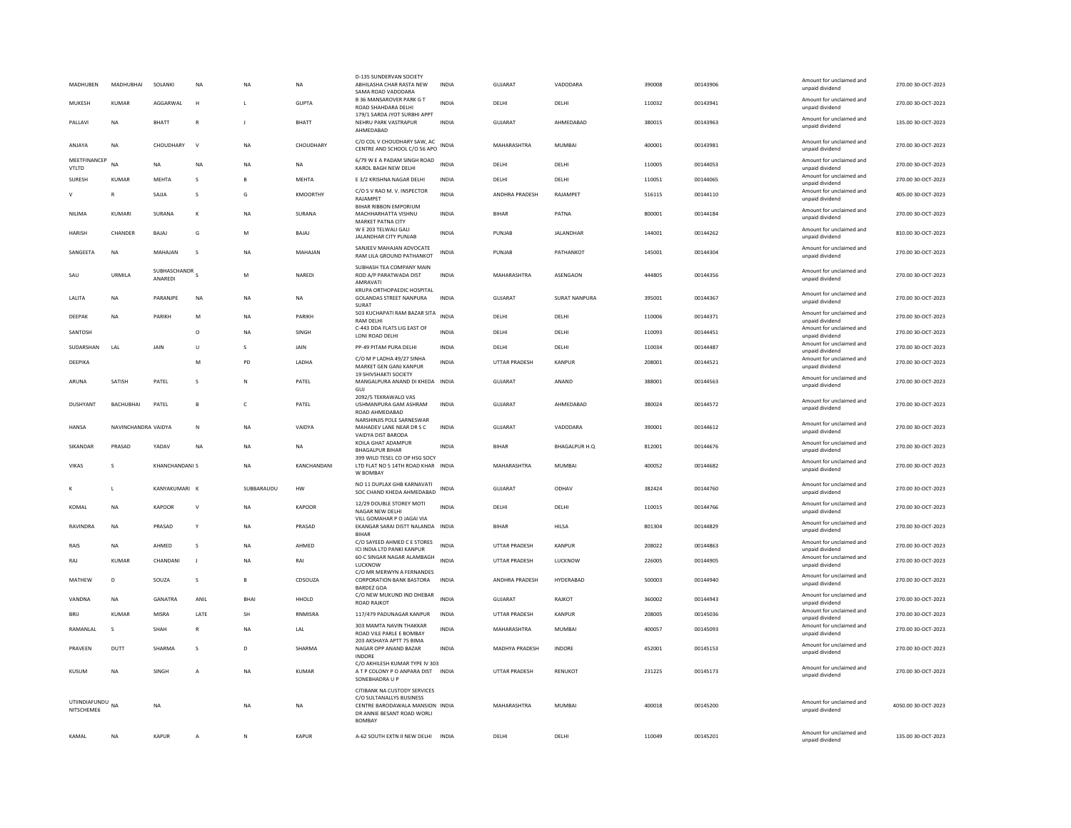| | | | | | | | | | | | | | | |
|---|---|---|---|---|---|---|---|---|---|---|---|---|---|---|
| MADHUBEN | MADHUBHAI | SOLANKI | NA | NA | NA | D-135 SUNDERVAN SOCIETY ABHILASHA CHAR RASTA NEW SAMA ROAD VADODARA | INDIA | GUJARAT | VADODARA | 390008 | 00143906 | Amount for unclaimed and unpaid dividend | 270.00 | 30-OCT-2023 |
| MUKESH | KUMAR | AGGARWAL | H | L | GUPTA | B 36 MANSAROVER PARK G T ROAD SHAHDARA DELHI | INDIA | DELHI | DELHI | 110032 | 00143941 | Amount for unclaimed and unpaid dividend | 270.00 | 30-OCT-2023 |
| PALLAVI | NA | BHATT | R | J | BHATT | 179/1 SARDA JYOT SURBHI APPT NEHRU PARK VASTRAPUR AHMEDABAD | INDIA | GUJARAT | AHMEDABAD | 380015 | 00143963 | Amount for unclaimed and unpaid dividend | 135.00 | 30-OCT-2023 |
| ANJAYA | NA | CHOUDHARY | V | NA | CHOUDHARY | C/O COL V CHOUDHARY SAW, AC CENTRE AND SCHOOL C/O 56 APO | INDIA | MAHARASHTRA | MUMBAI | 400001 | 00143981 | Amount for unclaimed and unpaid dividend | 270.00 | 30-OCT-2023 |
| MEETFINANCEP VTLTD | NA | NA | NA | NA | NA | 6/79 W E A PADAM SINGH ROAD KAROL BAGH NEW DELHI | INDIA | DELHI | DELHI | 110005 | 00144053 | Amount for unclaimed and unpaid dividend | 270.00 | 30-OCT-2023 |
| SURESH | KUMAR | MEHTA | S | B | MEHTA | E 3/2 KRISHNA NAGAR DELHI | INDIA | DELHI | DELHI | 110051 | 00144065 | Amount for unclaimed and unpaid dividend | 270.00 | 30-OCT-2023 |
| V | R | SAJJA | S | G | KMOORTHY | C/O S V RAO M. V. INSPECTOR RAJAMPET | INDIA | ANDHRA PRADESH | RAJAMPET | 516115 | 00144110 | Amount for unclaimed and unpaid dividend | 405.00 | 30-OCT-2023 |
| NILIMA | KUMARI | SURANA | K | NA | SURANA | BIHAR RIBBON EMPORIUM MACHHARHATTA VISHNU MARKET PATNA CITY | INDIA | BIHAR | PATNA | 800001 | 00144184 | Amount for unclaimed and unpaid dividend | 270.00 | 30-OCT-2023 |
| HARISH | CHANDER | BAJAJ | G | M | BAJAJ | W E 203 TELWALI GALI JALANDHAR CITY PUNJAB | INDIA | PUNJAB | JALANDHAR | 144001 | 00144262 | Amount for unclaimed and unpaid dividend | 810.00 | 30-OCT-2023 |
| SANGEETA | NA | MAHAJAN | S | NA | MAHAJAN | SANJEEV MAHAJAN ADVOCATE RAM LILA GROUND PATHANKOT | INDIA | PUNJAB | PATHANKOT | 145001 | 00144304 | Amount for unclaimed and unpaid dividend | 270.00 | 30-OCT-2023 |
| SAU | URMILA | SUBHASCHANDR ANAREDI | S | M | NAREDI | SUBHASH TEA COMPANY MAIN ROD A/P PARATWADA DIST AMRAVATI | INDIA | MAHARASHTRA | ASENGAON | 444805 | 00144356 | Amount for unclaimed and unpaid dividend | 270.00 | 30-OCT-2023 |
| LALITA | NA | PARANJPE | NA | NA | NA | KRUPA ORTHOPAEDIC HOSPITAL GOLANDAS STREET NANPURA SURAT | INDIA | GUJARAT | SURAT NANPURA | 395001 | 00144367 | Amount for unclaimed and unpaid dividend | 270.00 | 30-OCT-2023 |
| DEEPAK | NA | PARIKH | M | NA | PARIKH | 503 KUCHAPATI RAM BAZAR SITA RAM DELHI | INDIA | DELHI | DELHI | 110006 | 00144371 | Amount for unclaimed and unpaid dividend | 270.00 | 30-OCT-2023 |
| SANTOSH | | | O | NA | SINGH | C-443 DDA FLATS LIG EAST OF LONI ROAD DELHI | INDIA | DELHI | DELHI | 110093 | 00144451 | Amount for unclaimed and unpaid dividend | 270.00 | 30-OCT-2023 |
| SUDARSHAN | LAL | JAIN | U | S | JAIN | PP-49 PITAM PURA DELHI | INDIA | DELHI | DELHI | 110034 | 00144487 | Amount for unclaimed and unpaid dividend | 270.00 | 30-OCT-2023 |
| DEEPIKA | | | M | PD | LADHA | C/O M P LADHA 49/27 SINHA MARKET GEN GANJ KANPUR | INDIA | UTTAR PRADESH | KANPUR | 208001 | 00144521 | Amount for unclaimed and unpaid dividend | 270.00 | 30-OCT-2023 |
| ARUNA | SATISH | PATEL | S | N | PATEL | 19 SHIVSHAKTI SOCIETY MANGALPURA ANAND DI KHEDA GUJ | INDIA | GUJARAT | ANAND | 388001 | 00144563 | Amount for unclaimed and unpaid dividend | 270.00 | 30-OCT-2023 |
| DUSHYANT | BACHUBHAI | PATEL | B | C | PATEL | 2092/5 TEKRAWALO VAS USHMANPURA GAM ASHRAM ROAD AHMEDABAD | INDIA | GUJARAT | AHMEDABAD | 380024 | 00144572 | Amount for unclaimed and unpaid dividend | 270.00 | 30-OCT-2023 |
| HANSA | NAVINCHANDRA | VAIDYA | N | NA | VAIDYA | NARSHINJIS POLE SARNESWAR MAHADEV LANE NEAR DR S C VAIDYA DIST BARODA | INDIA | GUJARAT | VADODARA | 390001 | 00144612 | Amount for unclaimed and unpaid dividend | 270.00 | 30-OCT-2023 |
| SIKANDAR | PRASAD | YADAV | NA | NA | NA | KOILA GHAT ADAMPUR BHAGALPUR BIHAR | INDIA | BIHAR | BHAGALPUR H.Q | 812001 | 00144676 | Amount for unclaimed and unpaid dividend | 270.00 | 30-OCT-2023 |
| VIKAS | S | KHANCHANDANI | S | NA | KANCHANDANI | 399 WILD TESEL CO OP HSG SOCY LTD FLAT NO 5 14TH ROAD KHAR W BOMBAY | INDIA | MAHARASHTRA | MUMBAI | 400052 | 00144682 | Amount for unclaimed and unpaid dividend | 270.00 | 30-OCT-2023 |
| K | L | KANYAKUMARI | K | SUBBARAUDU | HW | NO 11 DUPLAX GHB KARNAVATI SOC CHAND KHEDA AHMEDABAD | INDIA | GUJARAT | ODHAV | 382424 | 00144760 | Amount for unclaimed and unpaid dividend | 270.00 | 30-OCT-2023 |
| KOMAL | NA | KAPOOR | V | NA | KAPOOR | 12/29 DOUBLE STOREY MOTI NAGAR NEW DELHI | INDIA | DELHI | DELHI | 110015 | 00144766 | Amount for unclaimed and unpaid dividend | 270.00 | 30-OCT-2023 |
| RAVINDRA | NA | PRASAD | Y | NA | PRASAD | VILL GOMAHAR P O JAGAI VIA EKANGAR SARAI DISTT NALANDA BIHAR | INDIA | BIHAR | HILSA | 801304 | 00144829 | Amount for unclaimed and unpaid dividend | 270.00 | 30-OCT-2023 |
| RAIS | NA | AHMED | S | NA | AHMED | C/O SAYEED AHMED C E STORES ICI INDIA LTD PANKI KANPUR | INDIA | UTTAR PRADESH | KANPUR | 208022 | 00144863 | Amount for unclaimed and unpaid dividend | 270.00 | 30-OCT-2023 |
| RAJ | KUMAR | CHANDANI | J | NA | RAI | 60-C SINGAR NAGAR ALAMBAGH LUCKNOW | INDIA | UTTAR PRADESH | LUCKNOW | 226005 | 00144905 | Amount for unclaimed and unpaid dividend | 270.00 | 30-OCT-2023 |
| MATHEW | D | SOUZA | S | B | CDSOUZA | C/O MR MERWYN A FERNANDES CORPORATION BANK BASTORA BARDEZ GOA | INDIA | ANDHRA PRADESH | HYDERABAD | 500003 | 00144940 | Amount for unclaimed and unpaid dividend | 270.00 | 30-OCT-2023 |
| VANDNA | NA | GANATRA | ANIL | BHAI | HHOLD | C/O NEW MUKUND IND DHEBAR ROAD RAJKOT | INDIA | GUJARAT | RAJKOT | 360002 | 00144943 | Amount for unclaimed and unpaid dividend | 270.00 | 30-OCT-2023 |
| BRIJ | KUMAR | MISRA | LATE | SH | RNMISRA | 117/479 PADUNAGAR KANPUR | INDIA | UTTAR PRADESH | KANPUR | 208005 | 00145036 | Amount for unclaimed and unpaid dividend | 270.00 | 30-OCT-2023 |
| RAMANLAL | S | SHAH | R | NA | LAL | 303 MAMTA NAVIN THAKKAR ROAD VILE PARLE E BOMBAY | INDIA | MAHARASHTRA | MUMBAI | 400057 | 00145093 | Amount for unclaimed and unpaid dividend | 270.00 | 30-OCT-2023 |
| PRAVEEN | DUTT | SHARMA | S | D | SHARMA | 203 AKSHAYA APTT 75 BIMA NAGAR OPP ANAND BAZAR INDORE | INDIA | MADHYA PRADESH | INDORE | 452001 | 00145153 | Amount for unclaimed and unpaid dividend | 270.00 | 30-OCT-2023 |
| KUSUM | NA | SINGH | A | NA | KUMAR | C/O AKHILESH KUMAR TYPE IV 303 A T P COLONY P O ANPARA DIST SONEBHADRA U P | INDIA | UTTAR PRADESH | RENUKOT | 231225 | 00145173 | Amount for unclaimed and unpaid dividend | 270.00 | 30-OCT-2023 |
| UTIINDIAFUNDU NITSCHEME6 | NA | NA | | NA | NA | CITIBANK NA CUSTODY SERVICES C/O SULTANALLYS BUSINESS CENTRE BARODAWALA MANSION DR ANNIE BESANT ROAD WORLI BOMBAY | INDIA | MAHARASHTRA | MUMBAI | 400018 | 00145200 | Amount for unclaimed and unpaid dividend | 4050.00 | 30-OCT-2023 |
| KAMAL | NA | KAPUR | A | N | KAPUR | A-62 SOUTH EXTN II NEW DELHI | INDIA | DELHI | DELHI | 110049 | 00145201 | Amount for unclaimed and unpaid dividend | 135.00 | 30-OCT-2023 |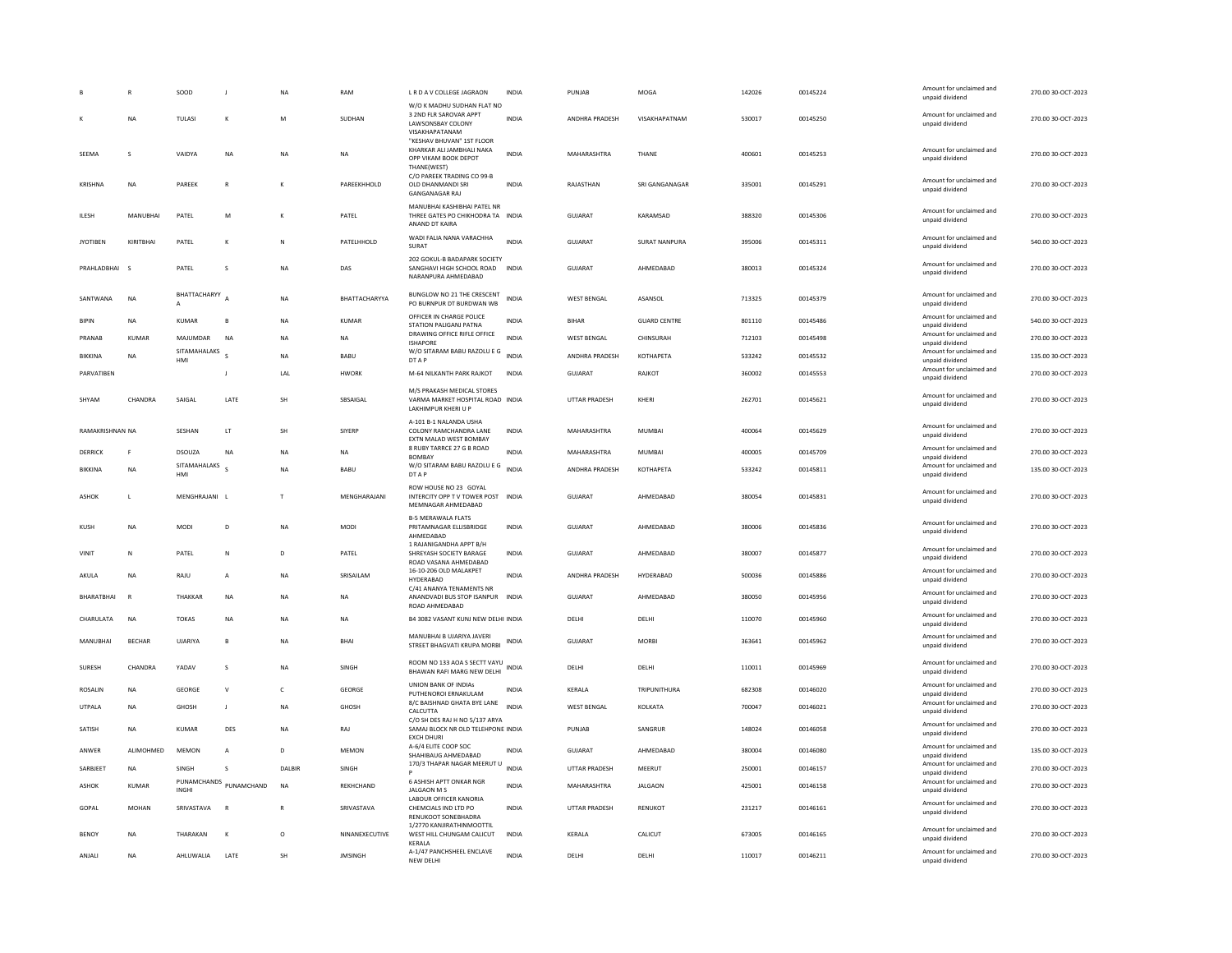| | | | | | | | | | | | | | | |
|---|---|---|---|---|---|---|---|---|---|---|---|---|---|---|
| B | R | SOOD | J | NA | RAM | L R D A V COLLEGE JAGRAON | INDIA | PUNJAB | MOGA | 142026 | 00145224 | | Amount for unclaimed and unpaid dividend | 270.00 30-OCT-2023 |
| K | NA | TULASI | K | M | SUDHAN | W/O K MADHU SUDHAN FLAT NO 3 2ND FLR SAROVAR APPT LAWSONSBAY COLONY VISAKHAPATANAM | INDIA | ANDHRA PRADESH | VISAKHAPATNAM | 530017 | 00145250 | | Amount for unclaimed and unpaid dividend | 270.00 30-OCT-2023 |
| SEEMA | S | VAIDYA | NA | NA | NA | "KESHAV BHUVAN" 1ST FLOOR KHARKAR ALI JAMBHALI NAKA OPP VIKAM BOOK DEPOT THANE(WEST) | INDIA | MAHARASHTRA | THANE | 400601 | 00145253 | | Amount for unclaimed and unpaid dividend | 270.00 30-OCT-2023 |
| KRISHNA | NA | PAREEK | R | K | PAREEKHHOLD | C/O PAREEK TRADING CO 99-B OLD DHANMANDI SRI GANGANAGAR RAJ | INDIA | RAJASTHAN | SRI GANGANAGAR | 335001 | 00145291 | | Amount for unclaimed and unpaid dividend | 270.00 30-OCT-2023 |
| ILESH | MANUBHAI | PATEL | M | K | PATEL | MANUBHAI KASHIBHAI PATEL NR THREE GATES PO CHIKHODRA TA ANAND DT KAIRA | INDIA | GUJARAT | KARAMSAD | 388320 | 00145306 | | Amount for unclaimed and unpaid dividend | 270.00 30-OCT-2023 |
| JYOTIBEN | KIRITBHAI | PATEL | K | N | PATELHHOLD | WADI FALIA NANA VARACHHA SURAT | INDIA | GUJARAT | SURAT NANPURA | 395006 | 00145311 | | Amount for unclaimed and unpaid dividend | 540.00 30-OCT-2023 |
| PRAHLADBHAI | S | PATEL | S | NA | DAS | 202 GOKUL-B BADAPARK SOCIETY SANGHAVI HIGH SCHOOL ROAD NARANPURA AHMEDABAD | INDIA | GUJARAT | AHMEDABAD | 380013 | 00145324 | | Amount for unclaimed and unpaid dividend | 270.00 30-OCT-2023 |
| SANTWANA | NA | BHATTACHARYYA | A | NA | BHATTACHARYYA | BUNGLOW NO 21 THE CRESCENT PO BURNPUR DT BURDWAN WB | INDIA | WEST BENGAL | ASANSOL | 713325 | 00145379 | | Amount for unclaimed and unpaid dividend | 270.00 30-OCT-2023 |
| BIPIN | NA | KUMAR | B | NA | KUMAR | OFFICER IN CHARGE POLICE STATION PALIGANJ PATNA | INDIA | BIHAR | GUARD CENTRE | 801110 | 00145486 | | Amount for unclaimed and unpaid dividend | 540.00 30-OCT-2023 |
| PRANAB | KUMAR | MAJUMDAR | NA | NA | NA | DRAWING OFFICE RIFLE OFFICE ISHAPORE | INDIA | WEST BENGAL | CHINSURAH | 712103 | 00145498 | | Amount for unclaimed and unpaid dividend | 270.00 30-OCT-2023 |
| BIKKINA | NA | SITAMAHALAKSHMI | S | NA | BABU | W/O SITARAM BABU RAZOLU E G DT A P | INDIA | ANDHRA PRADESH | KOTHAPETA | 533242 | 00145532 | | Amount for unclaimed and unpaid dividend | 135.00 30-OCT-2023 |
| PARVATIBEN | | | J | LAL | HWORK | M-64 NILKANTH PARK RAJKOT | INDIA | GUJARAT | RAJKOT | 360002 | 00145553 | | Amount for unclaimed and unpaid dividend | 270.00 30-OCT-2023 |
| SHYAM | CHANDRA | SAIGAL | LATE | SH | SBSAIGAL | M/S PRAKASH MEDICAL STORES VARMA MARKET HOSPITAL ROAD LAKHIMPUR KHERI U P | INDIA | UTTAR PRADESH | KHERI | 262701 | 00145621 | | Amount for unclaimed and unpaid dividend | 270.00 30-OCT-2023 |
| RAMAKRISHNAN | NA | SESHAN | LT | SH | SIYERP | A-101 B-1 NALANDA USHA COLONY RAMCHANDRA LANE EXTN MALAD WEST BOMBAY | INDIA | MAHARASHTRA | MUMBAI | 400064 | 00145629 | | Amount for unclaimed and unpaid dividend | 270.00 30-OCT-2023 |
| DERRICK | F | DSOUZA | NA | NA | NA | 8 RUBY TARRCE 27 G B ROAD BOMBAY | INDIA | MAHARASHTRA | MUMBAI | 400005 | 00145709 | | Amount for unclaimed and unpaid dividend | 270.00 30-OCT-2023 |
| BIKKINA | NA | SITAMAHALAKSHMI | S | NA | BABU | W/O SITARAM BABU RAZOLU E G DT A P | INDIA | ANDHRA PRADESH | KOTHAPETA | 533242 | 00145811 | | Amount for unclaimed and unpaid dividend | 135.00 30-OCT-2023 |
| ASHOK | L | MENGHRAJANI | L | T | MENGHARAJANI | ROW HOUSE NO 23 GOYAL INTERCITY OPP T V TOWER POST MEMNAGAR AHMEDABAD | INDIA | GUJARAT | AHMEDABAD | 380054 | 00145831 | | Amount for unclaimed and unpaid dividend | 270.00 30-OCT-2023 |
| KUSH | NA | MODI | D | NA | MODI | B-5 MERAWALA FLATS PRITAMNAGAR ELLISBRIDGE AHMEDABAD | INDIA | GUJARAT | AHMEDABAD | 380006 | 00145836 | | Amount for unclaimed and unpaid dividend | 270.00 30-OCT-2023 |
| VINIT | N | PATEL | N | D | PATEL | 1 RAJANIGANDHA APPT B/H SHREYASH SOCIETY BARAGE ROAD VASANA AHMEDABAD | INDIA | GUJARAT | AHMEDABAD | 380007 | 00145877 | | Amount for unclaimed and unpaid dividend | 270.00 30-OCT-2023 |
| AKULA | NA | RAJU | A | NA | SRISAILAM | 16-10-206 OLD MALAKPET HYDERABAD | INDIA | ANDHRA PRADESH | HYDERABAD | 500036 | 00145886 | | Amount for unclaimed and unpaid dividend | 270.00 30-OCT-2023 |
| BHARATBHAI | R | THAKKAR | NA | NA | NA | C/41 ANANYA TENAMENTS NR ANANDVADI BUS STOP ISANPUR ROAD AHMEDABAD | INDIA | GUJARAT | AHMEDABAD | 380050 | 00145956 | | Amount for unclaimed and unpaid dividend | 270.00 30-OCT-2023 |
| CHARULATA | NA | TOKAS | NA | NA | NA | B4 3082 VASANT KUNJ NEW DELHI | INDIA | DELHI | DELHI | 110070 | 00145960 | | Amount for unclaimed and unpaid dividend | 270.00 30-OCT-2023 |
| MANUBHAI | BECHAR | UJARIYA | B | NA | BHAI | MANUBHAI B UJARIYA JAVERI STREET BHAGVATI KRUPA MORBI | INDIA | GUJARAT | MORBI | 363641 | 00145962 | | Amount for unclaimed and unpaid dividend | 270.00 30-OCT-2023 |
| SURESH | CHANDRA | YADAV | S | NA | SINGH | ROOM NO 133 AOA S SECTT VAYU BHAWAN RAFI MARG NEW DELHI | INDIA | DELHI | DELHI | 110011 | 00145969 | | Amount for unclaimed and unpaid dividend | 270.00 30-OCT-2023 |
| ROSALIN | NA | GEORGE | V | C | GEORGE | UNION BANK OF INDIAs PUTHENOROI ERNAKULAM | INDIA | KERALA | TRIPUNITHURA | 682308 | 00146020 | | Amount for unclaimed and unpaid dividend | 270.00 30-OCT-2023 |
| UTPALA | NA | GHOSH | J | NA | GHOSH | 8/C BAISHNAD GHATA BYE LANE CALCUTTA | INDIA | WEST BENGAL | KOLKATA | 700047 | 00146021 | | Amount for unclaimed and unpaid dividend | 270.00 30-OCT-2023 |
| SATISH | NA | KUMAR | DES | NA | RAJ | C/O SH DES RAJ H NO 5/137 ARYA SAMAJ BLOCK NR OLD TELEHPONE EXCH DHURI | INDIA | PUNJAB | SANGRUR | 148024 | 00146058 | | Amount for unclaimed and unpaid dividend | 270.00 30-OCT-2023 |
| ANWER | ALIMOHMED | MEMON | A | D | MEMON | A-6/4 ELITE COOP SOC SHAHIBAUG AHMEDABAD | INDIA | GUJARAT | AHMEDABAD | 380004 | 00146080 | | Amount for unclaimed and unpaid dividend | 135.00 30-OCT-2023 |
| SARBJEET | NA | SINGH | S | DALBIR | SINGH | 170/3 THAPAR NAGAR MEERUT U P | INDIA | UTTAR PRADESH | MEERUT | 250001 | 00146157 | | Amount for unclaimed and unpaid dividend | 270.00 30-OCT-2023 |
| ASHOK | KUMAR | PUNAMCHANDSINGHI | PUNAMCHAND | NA | REKHCHAND | 6 ASHISH APTT ONKAR NGR JALGAON M S | INDIA | MAHARASHTRA | JALGAON | 425001 | 00146158 | | Amount for unclaimed and unpaid dividend | 270.00 30-OCT-2023 |
| GOPAL | MOHAN | SRIVASTAVA | R | R | SRIVASTAVA | LABOUR OFFICER KANORIA CHEMCIALS IND LTD PO RENUKOOT SONEBHADRA | INDIA | UTTAR PRADESH | RENUKOOT | 231217 | 00146161 | | Amount for unclaimed and unpaid dividend | 270.00 30-OCT-2023 |
| BENOY | NA | THARAKAN | K | O | NINANEXECUTIVE | 1/2770 KANJIRATHINMOOTTIL WEST HILL CHUNGAM CALICUT KERALA | INDIA | KERALA | CALICUT | 673005 | 00146165 | | Amount for unclaimed and unpaid dividend | 270.00 30-OCT-2023 |
| ANJALI | NA | AHLUWALIA | LATE | SH | JMSINGH | A-1/47 PANCHSHEEL ENCLAVE NEW DELHI | INDIA | DELHI | DELHI | 110017 | 00146211 | | Amount for unclaimed and unpaid dividend | 270.00 30-OCT-2023 |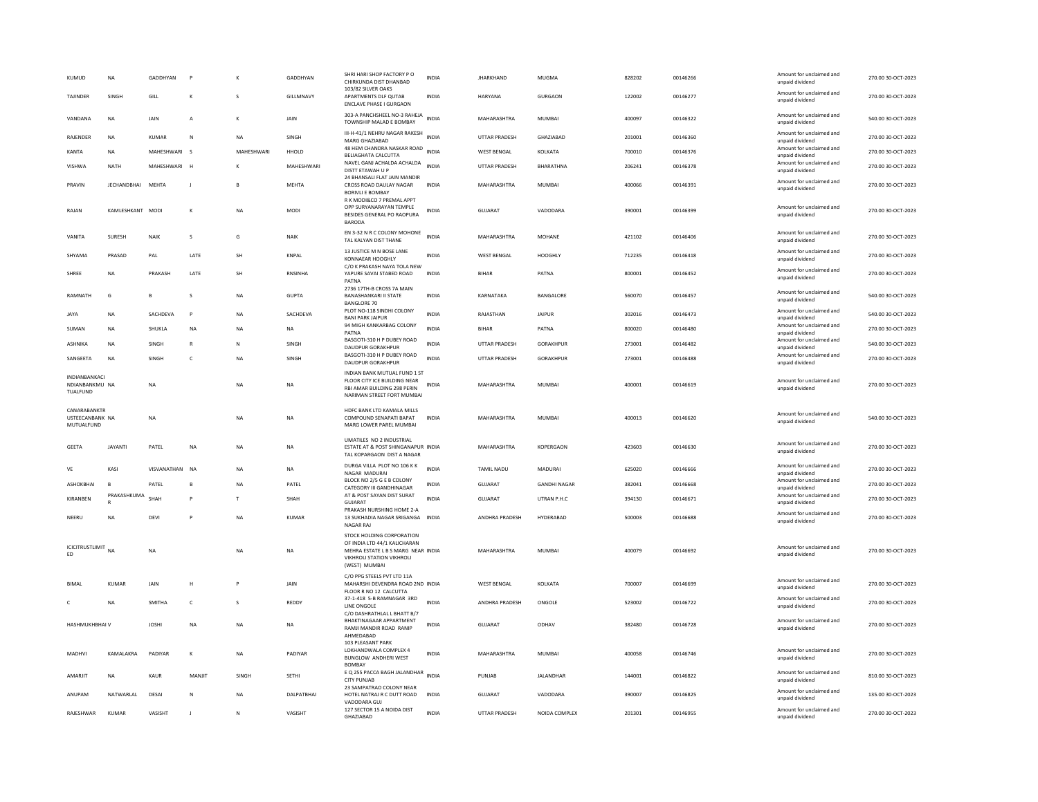| | | | | | | | | | | | | | | |
|---|---|---|---|---|---|---|---|---|---|---|---|---|---|---|
| KUMUD | NA | GADDHYAN | P | K | GADDHYAN | SHRI HARI SHOP FACTORY P O CHIRKUNDA DIST DHANBAD | INDIA | JHARKHAND | MUGMA | 828202 | 00146266 | Amount for unclaimed and unpaid dividend | 270.00 | 30-OCT-2023 |
| TAJINDER | SINGH | GILL | K | S | GILLMNAVY | 103/82 SILVER OAKS APARTMENTS DLF QUTAB ENCLAVE PHASE I GURGAON | INDIA | HARYANA | GURGAON | 122002 | 00146277 | Amount for unclaimed and unpaid dividend | 270.00 | 30-OCT-2023 |
| VANDANA | NA | JAIN | A | K | JAIN | 303-A PANCHSHEEL NO-3 RAHEJA TOWNSHIP MALAD E BOMBAY | INDIA | MAHARASHTRA | MUMBAI | 400097 | 00146322 | Amount for unclaimed and unpaid dividend | 540.00 | 30-OCT-2023 |
| RAJENDER | NA | KUMAR | N | NA | SINGH | III-H-41/1 NEHRU NAGAR RAKESH MARG GHAZIABAD | INDIA | UTTAR PRADESH | GHAZIABAD | 201001 | 00146360 | Amount for unclaimed and unpaid dividend | 270.00 | 30-OCT-2023 |
| KANTA | NA | MAHESHWARI | S | MAHESHWARI | HHOLD | 48 HEM CHANDRA NASKAR ROAD BELIAGHATA CALCUTTA | INDIA | WEST BENGAL | KOLKATA | 700010 | 00146376 | Amount for unclaimed and unpaid dividend | 270.00 | 30-OCT-2023 |
| VISHWA | NATH | MAHESHWARI | H | K | MAHESHWARI | NAVEL GANJ ACHALDA ACHALDA DISTT ETAWAH U P | INDIA | UTTAR PRADESH | BHARATHNA | 206241 | 00146378 | Amount for unclaimed and unpaid dividend | 270.00 | 30-OCT-2023 |
| PRAVIN | JECHANDBHAI | MEHTA | J | B | MEHTA | 24 BHANSALI FLAT JAIN MANDIR CROSS ROAD DAULAY NAGAR BORIVLI E BOMBAY | INDIA | MAHARASHTRA | MUMBAI | 400066 | 00146391 | Amount for unclaimed and unpaid dividend | 270.00 | 30-OCT-2023 |
| RAJAN | KAMLESHKANT | MODI | K | NA | MODI | R K MODI&CO 7 PREMAL APPT OPP SURYANARAYAN TEMPLE BESIDES GENERAL PO RAOPURA BARODA | INDIA | GUJARAT | VADODARA | 390001 | 00146399 | Amount for unclaimed and unpaid dividend | 270.00 | 30-OCT-2023 |
| VANITA | SURESH | NAIK | S | G | NAIK | EN 3-32 N R C COLONY MOHONE TAL KALYAN DIST THANE | INDIA | MAHARASHTRA | MOHANE | 421102 | 00146406 | Amount for unclaimed and unpaid dividend | 270.00 | 30-OCT-2023 |
| SHYAMA | PRASAD | PAL | LATE | SH | KNPAL | 13 JUSTICE M N BOSE LANE KONNAEAR HOOGHLY | INDIA | WEST BENGAL | HOOGHLY | 712235 | 00146418 | Amount for unclaimed and unpaid dividend | 270.00 | 30-OCT-2023 |
| SHREE | NA | PRAKASH | LATE | SH | RNSINHA | C/O K PRAKASH NAYA TOLA NEW YAPURE SAVAI STABED ROAD PATNA | INDIA | BIHAR | PATNA | 800001 | 00146452 | Amount for unclaimed and unpaid dividend | 270.00 | 30-OCT-2023 |
| RAMNATH | G | B | S | NA | GUPTA | 2736 17TH-B CROSS 7A MAIN BANASHANKARI II STATE BANGLORE 70 | INDIA | KARNATAKA | BANGALORE | 560070 | 00146457 | Amount for unclaimed and unpaid dividend | 540.00 | 30-OCT-2023 |
| JAYA | NA | SACHDEVA | P | NA | SACHDEVA | PLOT NO-118 SINDHI COLONY BANI PARK JAIPUR | INDIA | RAJASTHAN | JAIPUR | 302016 | 00146473 | Amount for unclaimed and unpaid dividend | 540.00 | 30-OCT-2023 |
| SUMAN | NA | SHUKLA | NA | NA | NA | 94 MIGH KANKARBAG COLONY PATNA | INDIA | BIHAR | PATNA | 800020 | 00146480 | Amount for unclaimed and unpaid dividend | 270.00 | 30-OCT-2023 |
| ASHNIKA | NA | SINGH | R | N | SINGH | BASGOTI-310 H P DUBEY ROAD DAUDPUR GORAKHPUR | INDIA | UTTAR PRADESH | GORAKHPUR | 273001 | 00146482 | Amount for unclaimed and unpaid dividend | 540.00 | 30-OCT-2023 |
| SANGEETA | NA | SINGH | C | NA | SINGH | BASGOTI-310 H P DUBEY ROAD DAUDPUR GORAKHPUR | INDIA | UTTAR PRADESH | GORAKHPUR | 273001 | 00146488 | Amount for unclaimed and unpaid dividend | 270.00 | 30-OCT-2023 |
| INDIANBANKACI NDIANBANKMU TUALFUND | NA | NA | | NA | NA | INDIAN BANK MUTUAL FUND 1 ST FLOOR CITY ICE BUILDING NEAR RBI AMAR BUILDING 298 PERIN NARIMAN STREET FORT MUMBAI | INDIA | MAHARASHTRA | MUMBAI | 400001 | 00146619 | Amount for unclaimed and unpaid dividend | 270.00 | 30-OCT-2023 |
| CANARABANKTR USTEECANBANK MUTUALFUND | NA | NA | | NA | NA | HDFC BANK LTD KAMALA MILLS COMPOUND SENAPATI BAPAT MARG LOWER PAREL MUMBAI | INDIA | MAHARASHTRA | MUMBAI | 400013 | 00146620 | Amount for unclaimed and unpaid dividend | 540.00 | 30-OCT-2023 |
| GEETA | JAYANTI | PATEL | NA | NA | NA | UMATILES NO 2 INDUSTRIAL ESTATE AT & POST SHINGANAPUR TAL KOPARGAON DIST A NAGAR | INDIA | MAHARASHTRA | KOPERGAON | 423603 | 00146630 | Amount for unclaimed and unpaid dividend | 270.00 | 30-OCT-2023 |
| VE | KASI | VISVANATHAN | NA | NA | NA | DURGA VILLA PLOT NO 106 K K NAGAR MADURAI | INDIA | TAMIL NADU | MADURAI | 625020 | 00146666 | Amount for unclaimed and unpaid dividend | 270.00 | 30-OCT-2023 |
| ASHOKBHAI | B | PATEL | B | NA | PATEL | BLOCK NO 2/5 G E B COLONY CATEGORY III GANDHINAGAR | INDIA | GUJARAT | GANDHI NAGAR | 382041 | 00146668 | Amount for unclaimed and unpaid dividend | 270.00 | 30-OCT-2023 |
| KIRANBEN | PRAKASHKUMA R | SHAH | P | T | SHAH | AT & POST SAYAN DIST SURAT GUJARAT | INDIA | GUJARAT | UTRAN P.H.C | 394130 | 00146671 | Amount for unclaimed and unpaid dividend | 270.00 | 30-OCT-2023 |
| NEERU | NA | DEVI | P | NA | KUMAR | PRAKASH NURSHING HOME 2-A 13 SUKHADIA NAGAR SRIGANGA NAGAR RAJ | INDIA | ANDHRA PRADESH | HYDERABAD | 500003 | 00146688 | Amount for unclaimed and unpaid dividend | 270.00 | 30-OCT-2023 |
| ICICITRUSTLIMIT ED | NA | NA | | NA | NA | STOCK HOLDING CORPORATION OF INDIA LTD 44/1 KALICHARAN MEHRA ESTATE L B S MARG NEAR VIKHROLI STATION VIKHROLI (WEST) MUMBAI | INDIA | MAHARASHTRA | MUMBAI | 400079 | 00146692 | Amount for unclaimed and unpaid dividend | 270.00 | 30-OCT-2023 |
| BIMAL | KUMAR | JAIN | H | P | JAIN | C/O PPG STEELS PVT LTD 11A MAHARSHI DEVENDRA ROAD 2ND FLOOR R NO 12 CALCUTTA | INDIA | WEST BENGAL | KOLKATA | 700007 | 00146699 | Amount for unclaimed and unpaid dividend | 270.00 | 30-OCT-2023 |
| C | NA | SMITHA | C | S | REDDY | 37-1-418 S-B RAMNAGAR 3RD LINE ONGOLE | INDIA | ANDHRA PRADESH | ONGOLE | 523002 | 00146722 | Amount for unclaimed and unpaid dividend | 270.00 | 30-OCT-2023 |
| HASHMUKHBHAI V | | JOSHI | NA | NA | NA | C/O DASHRATHLAL L BHATT B/7 BHAKTINAGAAR APPARTMENT RAMJI MANDIR ROAD RANIP AHMEDABAD | INDIA | GUJARAT | ODHAV | 382480 | 00146728 | Amount for unclaimed and unpaid dividend | 270.00 | 30-OCT-2023 |
| MADHVI | KAMALAKRA | PADIYAR | K | NA | PADIYAR | 103 PLEASANT PARK LOKHANDWALA COMPLEX 4 BUNGLOW ANDHERI WEST BOMBAY | INDIA | MAHARASHTRA | MUMBAI | 400058 | 00146746 | Amount for unclaimed and unpaid dividend | 270.00 | 30-OCT-2023 |
| AMARJIT | NA | KAUR | MANJIT | SINGH | SETHI | E Q 255 PACCA BAGH JALANDHAR CITY PUNJAB | INDIA | PUNJAB | JALANDHAR | 144001 | 00146822 | Amount for unclaimed and unpaid dividend | 810.00 | 30-OCT-2023 |
| ANUPAM | NATWARLAL | DESAI | N | NA | DALPATBHAI | 23 SAMPATRAO COLONY NEAR HOTEL NATRAJ R C DUTT ROAD VADODARA GUJ | INDIA | GUJARAT | VADODARA | 390007 | 00146825 | Amount for unclaimed and unpaid dividend | 135.00 | 30-OCT-2023 |
| RAJESHWAR | KUMAR | VASISHT | J | N | VASISHT | 127 SECTOR 15 A NOIDA DIST GHAZIABAD | INDIA | UTTAR PRADESH | NOIDA COMPLEX | 201301 | 00146955 | Amount for unclaimed and unpaid dividend | 270.00 | 30-OCT-2023 |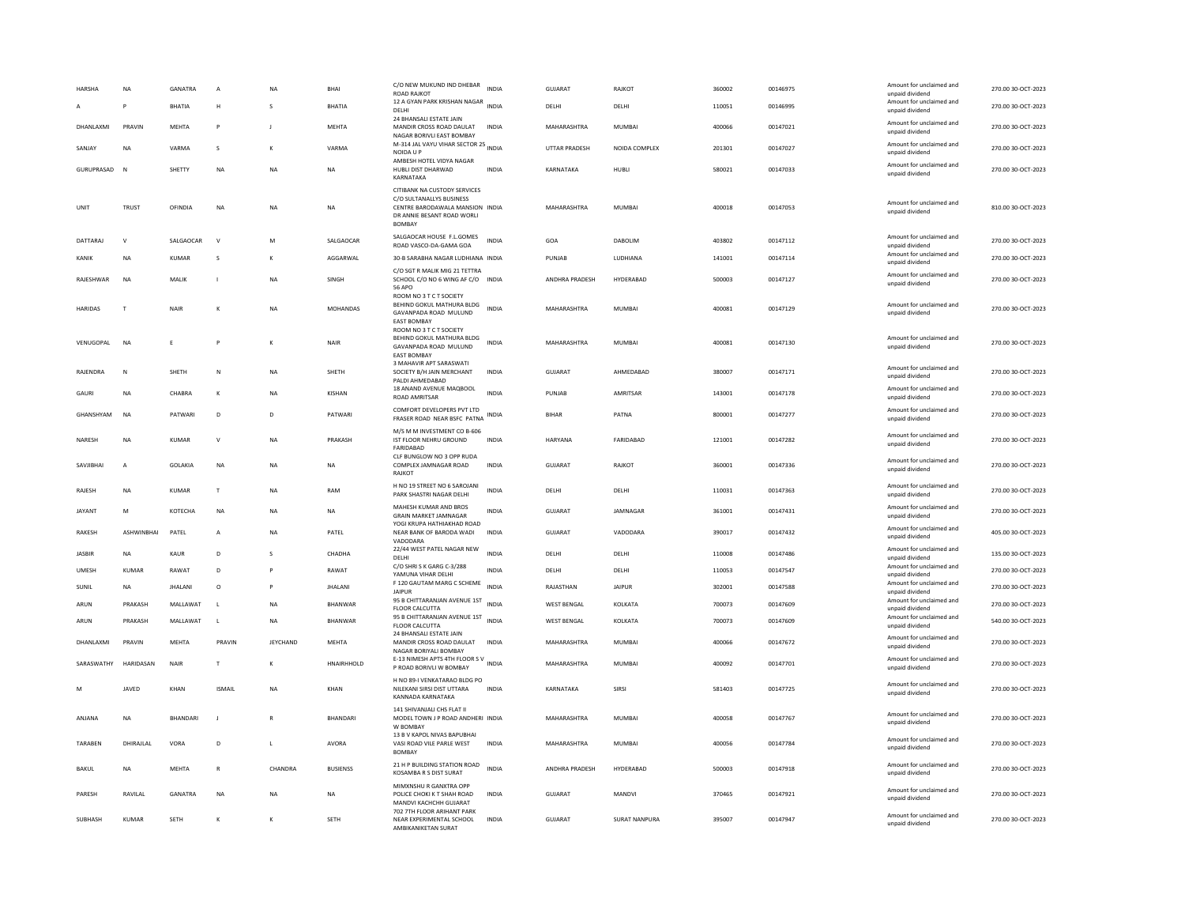| HARSHA | NA | GANATRA | A | NA | BHAI | C/O NEW MUKUND IND DHEBAR ROAD RAJKOT | INDIA | GUJARAT | RAJKOT | 360002 | 00146975 | Amount for unclaimed and unpaid dividend | 270.00 | 30-OCT-2023 |
|---|---|---|---|---|---|---|---|---|---|---|---|---|---|---|
| A | P | BHATIA | H | S | BHATIA | 12 A GYAN PARK KRISHAN NAGAR DELHI | INDIA | DELHI | DELHI | 110051 | 00146995 | Amount for unclaimed and unpaid dividend | 270.00 | 30-OCT-2023 |
| DHANLAXMI | PRAVIN | MEHTA | P | J | MEHTA | 24 BHANSALI ESTATE JAIN MANDIR CROSS ROAD DAULAT NAGAR BORIVLI EAST BOMBAY | INDIA | MAHARASHTRA | MUMBAI | 400066 | 00147021 | Amount for unclaimed and unpaid dividend | 270.00 | 30-OCT-2023 |
| SANJAY | NA | VARMA | S | K | VARMA | M-314 JAL VAYU VIHAR SECTOR 25 NOIDA U P | INDIA | UTTAR PRADESH | NOIDA COMPLEX | 201301 | 00147027 | Amount for unclaimed and unpaid dividend | 270.00 | 30-OCT-2023 |
| GURUPRASAD | N | SHETTY | NA | NA | NA | AMBESH HOTEL VIDYA NAGAR HUBLI DIST DHARWAD KARNATAKA | INDIA | KARNATAKA | HUBLI | 580021 | 00147033 | Amount for unclaimed and unpaid dividend | 270.00 | 30-OCT-2023 |
| UNIT | TRUST | OFINDIA | NA | NA | NA | CITIBANK NA CUSTODY SERVICES C/O SULTANALLYS BUSINESS CENTRE BARODAWALA MANSION DR ANNIE BESANT ROAD WORLI BOMBAY | INDIA | MAHARASHTRA | MUMBAI | 400018 | 00147053 | Amount for unclaimed and unpaid dividend | 810.00 | 30-OCT-2023 |
| DATTARAJ | V | SALGAOCAR | V | M | SALGAOCAR | SALGAOCAR HOUSE F.L.GOMES ROAD VASCO-DA-GAMA GOA | INDIA | GOA | DABOLIM | 403802 | 00147112 | Amount for unclaimed and unpaid dividend | 270.00 | 30-OCT-2023 |
| KANIK | NA | KUMAR | S | K | AGGARWAL | 30-B SARABHA NAGAR LUDHIANA | INDIA | PUNJAB | LUDHIANA | 141001 | 00147114 | Amount for unclaimed and unpaid dividend | 270.00 | 30-OCT-2023 |
| RAJESHWAR | NA | MALIK | I | NA | SINGH | C/O SGT R MALIK MIG 21 TETTRA SCHOOL C/O NO 6 WING AF C/O 56 APO | INDIA | ANDHRA PRADESH | HYDERABAD | 500003 | 00147127 | Amount for unclaimed and unpaid dividend | 270.00 | 30-OCT-2023 |
| HARIDAS | T | NAIR | K | NA | MOHANDAS | ROOM NO 3 T C T SOCIETY BEHIND GOKUL MATHURA BLDG GAVANPADA ROAD MULUND EAST BOMBAY | INDIA | MAHARASHTRA | MUMBAI | 400081 | 00147129 | Amount for unclaimed and unpaid dividend | 270.00 | 30-OCT-2023 |
| VENUGOPAL | NA | E | P | K | NAIR | ROOM NO 3 T C T SOCIETY BEHIND GOKUL MATHURA BLDG GAVANPADA ROAD MULUND EAST BOMBAY | INDIA | MAHARASHTRA | MUMBAI | 400081 | 00147130 | Amount for unclaimed and unpaid dividend | 270.00 | 30-OCT-2023 |
| RAJENDRA | N | SHETH | N | NA | SHETH | 3 MAHAVIR APT SARASWATI SOCIETY B/H JAIN MERCHANT PALDI AHMEDABAD | INDIA | GUJARAT | AHMEDABAD | 380007 | 00147171 | Amount for unclaimed and unpaid dividend | 270.00 | 30-OCT-2023 |
| GAURI | NA | CHABRA | K | NA | KISHAN | 18 ANAND AVENUE MAQBOOL ROAD AMRITSAR | INDIA | PUNJAB | AMRITSAR | 143001 | 00147178 | Amount for unclaimed and unpaid dividend | 270.00 | 30-OCT-2023 |
| GHANSHYAM | NA | PATWARI | D | D | PATWARI | COMFORT DEVELOPERS PVT LTD FRASER ROAD NEAR BSFC PATNA | INDIA | BIHAR | PATNA | 800001 | 00147277 | Amount for unclaimed and unpaid dividend | 270.00 | 30-OCT-2023 |
| NARESH | NA | KUMAR | V | NA | PRAKASH | M/S M M INVESTMENT CO B-606 IST FLOOR NEHRU GROUND FARIDABAD | INDIA | HARYANA | FARIDABAD | 121001 | 00147282 | Amount for unclaimed and unpaid dividend | 270.00 | 30-OCT-2023 |
| SAVJIBHAI | A | GOLAKIA | NA | NA | NA | CLF BUNGLOW NO 3 OPP RUDA COMPLEX JAMNAGAR ROAD RAJKOT | INDIA | GUJARAT | RAJKOT | 360001 | 00147336 | Amount for unclaimed and unpaid dividend | 270.00 | 30-OCT-2023 |
| RAJESH | NA | KUMAR | T | NA | RAM | H NO 19 STREET NO 6 SAROJANI PARK SHASTRI NAGAR DELHI | INDIA | DELHI | DELHI | 110031 | 00147363 | Amount for unclaimed and unpaid dividend | 270.00 | 30-OCT-2023 |
| JAYANT | M | KOTECHA | NA | NA | NA | MAHESH KUMAR AND BROS GRAIN MARKET JAMNAGAR | INDIA | GUJARAT | JAMNAGAR | 361001 | 00147431 | Amount for unclaimed and unpaid dividend | 270.00 | 30-OCT-2023 |
| RAKESH | ASHWINBHAI | PATEL | A | NA | PATEL | YOGI KRUPA HATHIAKHAD ROAD NEAR BANK OF BARODA WADI VADODARA | INDIA | GUJARAT | VADODARA | 390017 | 00147432 | Amount for unclaimed and unpaid dividend | 405.00 | 30-OCT-2023 |
| JASBIR | NA | KAUR | D | S | CHADHA | 22/44 WEST PATEL NAGAR NEW DELHI | INDIA | DELHI | DELHI | 110008 | 00147486 | Amount for unclaimed and unpaid dividend | 135.00 | 30-OCT-2023 |
| UMESH | KUMAR | RAWAT | D | P | RAWAT | C/O SHRI S K GARG C-3/288 YAMUNA VIHAR DELHI | INDIA | DELHI | DELHI | 110053 | 00147547 | Amount for unclaimed and unpaid dividend | 270.00 | 30-OCT-2023 |
| SUNIL | NA | JHALANI | O | P | JHALANI | F 120 GAUTAM MARG C SCHEME JAIPUR | INDIA | RAJASTHAN | JAIPUR | 302001 | 00147588 | Amount for unclaimed and unpaid dividend | 270.00 | 30-OCT-2023 |
| ARUN | PRAKASH | MALLAWAT | L | NA | BHANWAR | 95 B CHITTARANJAN AVENUE 1ST FLOOR CALCUTTA | INDIA | WEST BENGAL | KOLKATA | 700073 | 00147609 | Amount for unclaimed and unpaid dividend | 270.00 | 30-OCT-2023 |
| ARUN | PRAKASH | MALLAWAT | L | NA | BHANWAR | 95 B CHITTARANJAN AVENUE 1ST FLOOR CALCUTTA | INDIA | WEST BENGAL | KOLKATA | 700073 | 00147609 | Amount for unclaimed and unpaid dividend | 540.00 | 30-OCT-2023 |
| DHANLAXMI | PRAVIN | MEHTA | PRAVIN | JEYCHAND | MEHTA | 24 BHANSALI ESTATE JAIN MANDIR CROSS ROAD DAULAT NAGAR BORIYALI BOMBAY | INDIA | MAHARASHTRA | MUMBAI | 400066 | 00147672 | Amount for unclaimed and unpaid dividend | 270.00 | 30-OCT-2023 |
| SARASWATHY | HARIDASAN | NAIR | T | K | HNAIRHHOLD | E-13 NIMESH APTS 4TH FLOOR S V P ROAD BORIVLI W BOMBAY | INDIA | MAHARASHTRA | MUMBAI | 400092 | 00147701 | Amount for unclaimed and unpaid dividend | 270.00 | 30-OCT-2023 |
| M | JAVED | KHAN | ISMAIL | NA | KHAN | H NO 89-I VENKATARAO BLDG PO NILEKANI SIRSI DIST UTTARA KANNADA KARNATAKA | INDIA | KARNATAKA | SIRSI | 581403 | 00147725 | Amount for unclaimed and unpaid dividend | 270.00 | 30-OCT-2023 |
| ANJANA | NA | BHANDARI | J | R | BHANDARI | 141 SHIVANJALI CHS FLAT II MODEL TOWN J P ROAD ANDHERI W BOMBAY | INDIA | MAHARASHTRA | MUMBAI | 400058 | 00147767 | Amount for unclaimed and unpaid dividend | 270.00 | 30-OCT-2023 |
| TARABEN | DHIRAJLAL | VORA | D | L | AVORA | 13 B V KAPOL NIVAS BAPUBHAI VASI ROAD VILE PARLE WEST BOMBAY | INDIA | MAHARASHTRA | MUMBAI | 400056 | 00147784 | Amount for unclaimed and unpaid dividend | 270.00 | 30-OCT-2023 |
| BAKUL | NA | MEHTA | R | CHANDRA | BUSIENSS | 21 H P BUILDING STATION ROAD KOSAMBA R S DIST SURAT | INDIA | ANDHRA PRADESH | HYDERABAD | 500003 | 00147918 | Amount for unclaimed and unpaid dividend | 270.00 | 30-OCT-2023 |
| PARESH | RAVILAL | GANATRA | NA | NA | NA | MIMXNSHU R GANXTRA OPP POLICE CHOKI K T SHAH ROAD MANDVI KACHCHH GUJARAT | INDIA | GUJARAT | MANDVI | 370465 | 00147921 | Amount for unclaimed and unpaid dividend | 270.00 | 30-OCT-2023 |
| SUBHASH | KUMAR | SETH | K | K | SETH | 702 7TH FLOOR ARIHANT PARK NEAR EXPERIMENTAL SCHOOL AMBIKANIKETAN SURAT | INDIA | GUJARAT | SURAT NANPURA | 395007 | 00147947 | Amount for unclaimed and unpaid dividend | 270.00 | 30-OCT-2023 |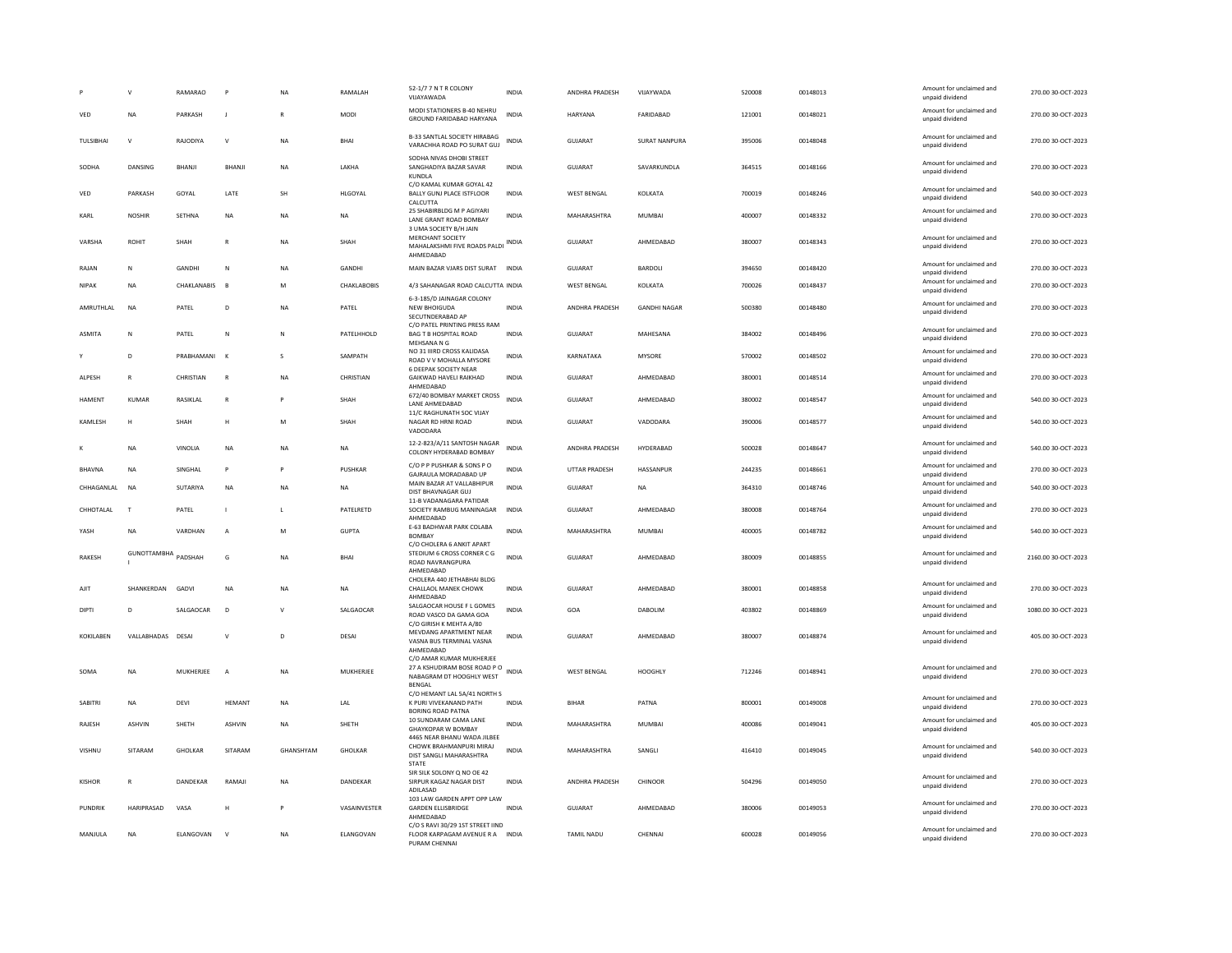| | | | | | | | | | | | | | | |
|---|---|---|---|---|---|---|---|---|---|---|---|---|---|---|
| P | V | RAMARAO | P | NA | RAMALAH | 52-1/7 7 N T R COLONY VIJAYAWADA | INDIA | ANDHRA PRADESH | VIJAYWADA | 520008 | 00148013 | | Amount for unclaimed and unpaid dividend | 270.00 30-OCT-2023 |
| VED | NA | PARKASH | J | R | MODI | MODI STATIONERS B-40 NEHRU GROUND FARIDABAD HARYANA | INDIA | HARYANA | FARIDABAD | 121001 | 00148021 | | Amount for unclaimed and unpaid dividend | 270.00 30-OCT-2023 |
| TULSIBHAI | V | RAJODIYA | V | NA | BHAI | B-33 SANTLAL SOCIETY HIRABAG VARACHHA ROAD PO SURAT GUJ | INDIA | GUJARAT | SURAT NANPURA | 395006 | 00148048 | | Amount for unclaimed and unpaid dividend | 270.00 30-OCT-2023 |
| SODHA | DANSING | BHANJI | BHANJI | NA | LAKHA | SODHA NIVAS DHOBI STREET SANGHADIYA BAZAR SAVAR KUNDLA | INDIA | GUJARAT | SAVARKUNDLA | 364515 | 00148166 | | Amount for unclaimed and unpaid dividend | 270.00 30-OCT-2023 |
| VED | PARKASH | GOYAL | LATE | SH | HLGOYAL | C/O KAMAL KUMAR GOYAL 42 BALLY GUNJ PLACE ISTFLOOR CALCUTTA | INDIA | WEST BENGAL | KOLKATA | 700019 | 00148246 | | Amount for unclaimed and unpaid dividend | 540.00 30-OCT-2023 |
| KARL | NOSHIR | SETHNA | NA | NA | NA | 25 SHABIRBLDG M P AGIYARI LANE GRANT ROAD BOMBAY | INDIA | MAHARASHTRA | MUMBAI | 400007 | 00148332 | | Amount for unclaimed and unpaid dividend | 270.00 30-OCT-2023 |
| VARSHA | ROHIT | SHAH | R | NA | SHAH | 3 UMA SOCIETY B/H JAIN MERCHANT SOCIETY MAHALAKSHMI FIVE ROADS PALDI AHMEDABAD | INDIA | GUJARAT | AHMEDABAD | 380007 | 00148343 | | Amount for unclaimed and unpaid dividend | 270.00 30-OCT-2023 |
| RAJAN | N | GANDHI | N | NA | GANDHI | MAIN BAZAR VJARS DIST SURAT | INDIA | GUJARAT | BARDOLI | 394650 | 00148420 | | Amount for unclaimed and unpaid dividend | 270.00 30-OCT-2023 |
| NIPAK | NA | CHAKLANABIS | B | M | CHAKLABOBIS | 4/3 SAHANAGAR ROAD CALCUTTA | INDIA | WEST BENGAL | KOLKATA | 700026 | 00148437 | | Amount for unclaimed and unpaid dividend | 270.00 30-OCT-2023 |
| AMRUTHLAL | NA | PATEL | D | NA | PATEL | 6-3-185/D JAINAGAR COLONY NEW BHOIGUDA SECUTNDERABAD AP | INDIA | ANDHRA PRADESH | GANDHI NAGAR | 500380 | 00148480 | | Amount for unclaimed and unpaid dividend | 270.00 30-OCT-2023 |
| ASMITA | N | PATEL | N | N | PATELHHOLD | C/O PATEL PRINTING PRESS RAM BAG T B HOSPITAL ROAD MEHSANA N G | INDIA | GUJARAT | MAHESANA | 384002 | 00148496 | | Amount for unclaimed and unpaid dividend | 270.00 30-OCT-2023 |
| Y | D | PRABHAMANI | K | S | SAMPATH | NO 31 IIIRD CROSS KALIDASA ROAD V V MOHALLA MYSORE | INDIA | KARNATAKA | MYSORE | 570002 | 00148502 | | Amount for unclaimed and unpaid dividend | 270.00 30-OCT-2023 |
| ALPESH | R | CHRISTIAN | R | NA | CHRISTIAN | 6 DEEPAK SOCIETY NEAR GAIKWAD HAVELI RAIKHAD AHMEDABAD | INDIA | GUJARAT | AHMEDABAD | 380001 | 00148514 | | Amount for unclaimed and unpaid dividend | 270.00 30-OCT-2023 |
| HAMENT | KUMAR | RASIKLAL | R | P | SHAH | 672/40 BOMBAY MARKET CROSS LANE AHMEDABAD | INDIA | GUJARAT | AHMEDABAD | 380002 | 00148547 | | Amount for unclaimed and unpaid dividend | 540.00 30-OCT-2023 |
| KAMLESH | H | SHAH | H | M | SHAH | 11/C RAGHUNATH SOC VIJAY NAGAR RD HRNI ROAD VADODARA | INDIA | GUJARAT | VADODARA | 390006 | 00148577 | | Amount for unclaimed and unpaid dividend | 540.00 30-OCT-2023 |
| K | NA | VINOLIA | NA | NA | NA | 12-2-823/A/11 SANTOSH NAGAR COLONY HYDERABAD BOMBAY | INDIA | ANDHRA PRADESH | HYDERABAD | 500028 | 00148647 | | Amount for unclaimed and unpaid dividend | 540.00 30-OCT-2023 |
| BHAVNA | NA | SINGHAL | P | P | PUSHKAR | C/O P P PUSHKAR & SONS P O GAJRAULA MORADABAD UP | INDIA | UTTAR PRADESH | HASSANPUR | 244235 | 00148661 | | Amount for unclaimed and unpaid dividend | 270.00 30-OCT-2023 |
| CHHAGANLAL | NA | SUTARIYA | NA | NA | NA | MAIN BAZAR AT VALLABHIPUR DIST BHAVNAGAR GUJ | INDIA | GUJARAT | NA | 364310 | 00148746 | | Amount for unclaimed and unpaid dividend | 540.00 30-OCT-2023 |
| CHHOTALAL | T | PATEL | I | L | PATELRETD | 11-B VADANAGARA PATIDAR SOCIETY RAMBUG MANINAGAR AHMEDABAD | INDIA | GUJARAT | AHMEDABAD | 380008 | 00148764 | | Amount for unclaimed and unpaid dividend | 270.00 30-OCT-2023 |
| YASH | NA | VARDHAN | A | M | GUPTA | E-63 BADHWAR PARK COLABA BOMBAY | INDIA | MAHARASHTRA | MUMBAI | 400005 | 00148782 | | Amount for unclaimed and unpaid dividend | 540.00 30-OCT-2023 |
| RAKESH | GUNOTTAMBHA I | PADSHAH | G | NA | BHAI | C/O CHOLERA 6 ANKIT APART STEDIUM 6 CROSS CORNER C G ROAD NAVRANGPURA AHMEDABAD | INDIA | GUJARAT | AHMEDABAD | 380009 | 00148855 | | Amount for unclaimed and unpaid dividend | 2160.00 30-OCT-2023 |
| AJIT | SHANKERDAN | GADVI | NA | NA | NA | CHOLERA 440 JETHABHAI BLDG CHALLAOL MANEK CHOWK AHMEDABAD | INDIA | GUJARAT | AHMEDABAD | 380001 | 00148858 | | Amount for unclaimed and unpaid dividend | 270.00 30-OCT-2023 |
| DIPTI | D | SALGAOCAR | D | V | SALGAOCAR | SALGAOCAR HOUSE F L GOMES ROAD VASCO DA GAMA GOA | INDIA | GOA | DABOLIM | 403802 | 00148869 | | Amount for unclaimed and unpaid dividend | 1080.00 30-OCT-2023 |
| KOKILABEN | VALLABHADAS | DESAI | V | D | DESAI | C/O GIRISH K MEHTA A/80 MEVDANG APARTMENT NEAR VASNA BUS TERMINAL VASNA AHMEDABAD | INDIA | GUJARAT | AHMEDABAD | 380007 | 00148874 | | Amount for unclaimed and unpaid dividend | 405.00 30-OCT-2023 |
| SOMA | NA | MUKHERJEE | A | NA | MUKHERJEE | C/O AMAR KUMAR MUKHERJEE 27 A KSHUDIRAM BOSE ROAD P O NABAGRAM DT HOOGHLY WEST BENGAL | INDIA | WEST BENGAL | HOOGHLY | 712246 | 00148941 | | Amount for unclaimed and unpaid dividend | 270.00 30-OCT-2023 |
| SABITRI | NA | DEVI | HEMANT | NA | LAL | C/O HEMANT LAL 5A/41 NORTH S K PURI VIVEKANAND PATH BORING ROAD PATNA | INDIA | BIHAR | PATNA | 800001 | 00149008 | | Amount for unclaimed and unpaid dividend | 270.00 30-OCT-2023 |
| RAJESH | ASHVIN | SHETH | ASHVIN | NA | SHETH | 10 SUNDARAM CAMA LANE GHAYKOPAR W BOMBAY | INDIA | MAHARASHTRA | MUMBAI | 400086 | 00149041 | | Amount for unclaimed and unpaid dividend | 405.00 30-OCT-2023 |
| VISHNU | SITARAM | GHOLKAR | SITARAM | GHANSHYAM | GHOLKAR | 4465 NEAR BHANU WADA JILBEE CHOWK BRAHMANPURI MIRAJ DIST SANGLI MAHARASHTRA STATE | INDIA | MAHARASHTRA | SANGLI | 416410 | 00149045 | | Amount for unclaimed and unpaid dividend | 540.00 30-OCT-2023 |
| KISHOR | R | DANDEKAR | RAMAJI | NA | DANDEKAR | SIR SILK SOLONY Q NO OE 42 SIRPUR KAGAZ NAGAR DIST ADILASAD | INDIA | ANDHRA PRADESH | CHINOOR | 504296 | 00149050 | | Amount for unclaimed and unpaid dividend | 270.00 30-OCT-2023 |
| PUNDRIK | HARIPRASAD | VASA | H | P | VASAINVESTER | 103 LAW GARDEN APPT OPP LAW GARDEN ELLISBRIDGE AHMEDABAD | INDIA | GUJARAT | AHMEDABAD | 380006 | 00149053 | | Amount for unclaimed and unpaid dividend | 270.00 30-OCT-2023 |
| MANJULA | NA | ELANGOVAN | V | NA | ELANGOVAN | C/O S RAVI 30/29 1ST STREET IIND FLOOR KARPAGAM AVENUE R A PURAM CHENNAI | INDIA | TAMIL NADU | CHENNAI | 600028 | 00149056 | | Amount for unclaimed and unpaid dividend | 270.00 30-OCT-2023 |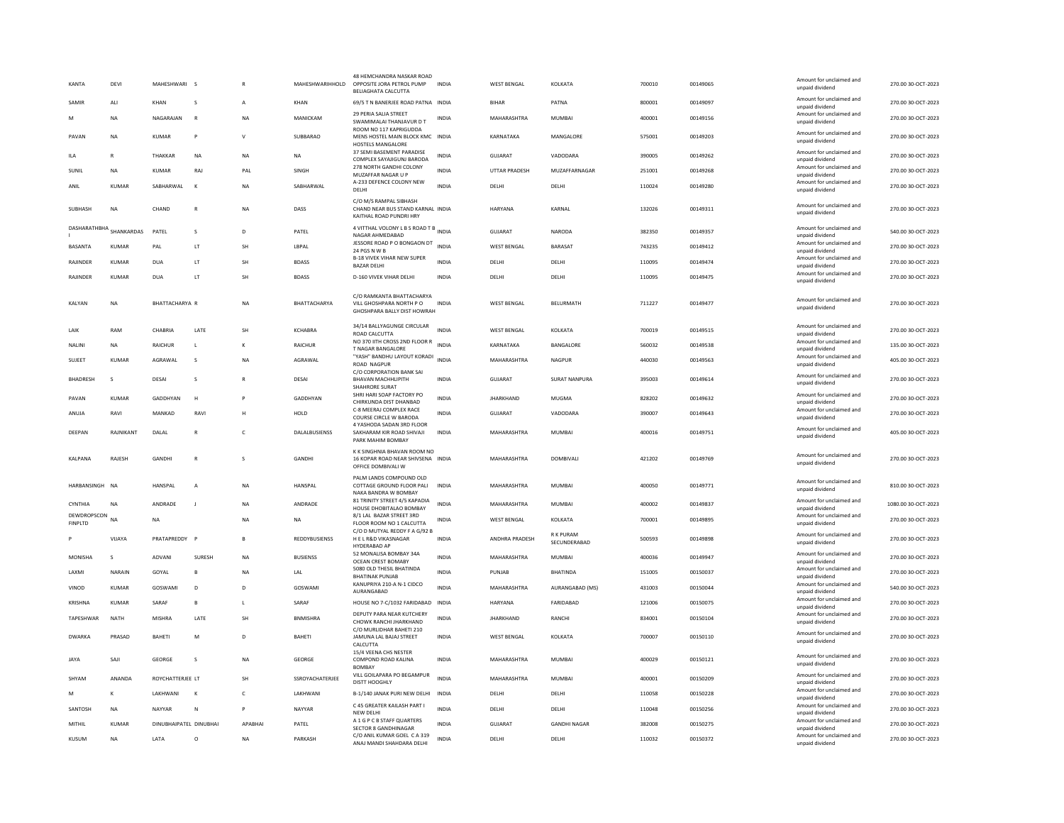| KANTA | DEVI | MAHESHWARI | S | R | MAHESHWARIHHOLD | 48 HEMCHANDRA NASKAR ROAD OPPOSITE JORA PETROL PUMP BELIAGHATA CALCUTTA | INDIA | WEST BENGAL | KOLKATA | 700010 | 00149065 | Amount for unclaimed and unpaid dividend | 270.00 | 30-OCT-2023 |
|---|---|---|---|---|---|---|---|---|---|---|---|---|---|---|
| SAMIR | ALI | KHAN | S | A | KHAN | 69/5 T N BANERJEE ROAD PATNA | INDIA | BIHAR | PATNA | 800001 | 00149097 | Amount for unclaimed and unpaid dividend | 270.00 | 30-OCT-2023 |
| M | NA | NAGARAJAN | R | NA | MANICKAM | 29 PERIA SALIA STREET SWAMIMALAI THANJAVUR D T | INDIA | MAHARASHTRA | MUMBAI | 400001 | 00149156 | Amount for unclaimed and unpaid dividend | 270.00 | 30-OCT-2023 |
| PAVAN | NA | KUMAR | P | V | SUBBARAO | ROOM NO 117 KAPRIGUDDA MENS HOSTEL MAIN BLOCK KMC HOSTELS MANGALORE | INDIA | KARNATAKA | MANGALORE | 575001 | 00149203 | Amount for unclaimed and unpaid dividend | 270.00 | 30-OCT-2023 |
| ILA | R | THAKKAR | NA | NA | NA | 37 SEMI BASEMENT PARADISE COMPLEX SAYAJIGUNJ BARODA | INDIA | GUJARAT | VADODARA | 390005 | 00149262 | Amount for unclaimed and unpaid dividend | 270.00 | 30-OCT-2023 |
| SUNIL | NA | KUMAR | RAJ | PAL | SINGH | 278 NORTH GANDHI COLONY MUZAFFAR NAGAR U P | INDIA | UTTAR PRADESH | MUZAFFARNAGAR | 251001 | 00149268 | Amount for unclaimed and unpaid dividend | 270.00 | 30-OCT-2023 |
| ANIL | KUMAR | SABHARWAL | K | NA | SABHARWAL | A-233 DEFENCE COLONY NEW DELHI | INDIA | DELHI | DELHI | 110024 | 00149280 | Amount for unclaimed and unpaid dividend | 270.00 | 30-OCT-2023 |
| SUBHASH | NA | CHAND | R | NA | DASS | C/O M/S RAMPAL SIBHASH CHAND NEAR BUS STAND KARNAL KAITHAL ROAD PUNDRI HRY | INDIA | HARYANA | KARNAL | 132026 | 00149311 | Amount for unclaimed and unpaid dividend | 270.00 | 30-OCT-2023 |
| DASHARATHBHA I | SHANKARDAS | PATEL | S | D | PATEL | 4 VITTHAL VOLONY L B S ROAD T B NAGAR AHMEDABAD | INDIA | GUJARAT | NARODA | 382350 | 00149357 | Amount for unclaimed and unpaid dividend | 540.00 | 30-OCT-2023 |
| BASANTA | KUMAR | PAL | LT | SH | LBPAL | JESSORE ROAD P O BONGAON DT 24 PGS N W B | INDIA | WEST BENGAL | BARASAT | 743235 | 00149412 | Amount for unclaimed and unpaid dividend | 270.00 | 30-OCT-2023 |
| RAJINDER | KUMAR | DUA | LT | SH | BDASS | B-18 VIVEK VIHAR NEW SUPER BAZAR DELHI | INDIA | DELHI | DELHI | 110095 | 00149474 | Amount for unclaimed and unpaid dividend | 270.00 | 30-OCT-2023 |
| RAJINDER | KUMAR | DUA | LT | SH | BDASS | D-160 VIVEK VIHAR DELHI | INDIA | DELHI | DELHI | 110095 | 00149475 | Amount for unclaimed and unpaid dividend | 270.00 | 30-OCT-2023 |
| KALYAN | NA | BHATTACHARYA | R | NA | BHATTACHARYA | C/O RAMKANTA BHATTACHARYA VILL GHOSHPARA NORTH P O GHOSHPARA BALLY DIST HOWRAH | INDIA | WEST BENGAL | BELURMATH | 711227 | 00149477 | Amount for unclaimed and unpaid dividend | 270.00 | 30-OCT-2023 |
| LAIK | RAM | CHABRIA | LATE | SH | KCHABRA | 34/14 BALLYAGUNGE CIRCULAR ROAD CALCUTTA | INDIA | WEST BENGAL | KOLKATA | 700019 | 00149515 | Amount for unclaimed and unpaid dividend | 270.00 | 30-OCT-2023 |
| NALINI | NA | RAICHUR | L | K | RAICHUR | NO 370 IITH CROSS 2ND FLOOR R T NAGAR BANGALORE | INDIA | KARNATAKA | BANGALORE | 560032 | 00149538 | Amount for unclaimed and unpaid dividend | 135.00 | 30-OCT-2023 |
| SUJEET | KUMAR | AGRAWAL | S | NA | AGRAWAL | "YASH" BANDHU LAYOUT KORADI ROAD NAGPUR | INDIA | MAHARASHTRA | NAGPUR | 440030 | 00149563 | Amount for unclaimed and unpaid dividend | 405.00 | 30-OCT-2023 |
| BHADRESH | S | DESAI | S | R | DESAI | C/O CORPORATION BANK SAI BHAVAN MACHHLIPITH SHAHRORE SURAT | INDIA | GUJARAT | SURAT NANPURA | 395003 | 00149614 | Amount for unclaimed and unpaid dividend | 270.00 | 30-OCT-2023 |
| PAVAN | KUMAR | GADDHYAN | H | P | GADDHYAN | SHRI HARI SOAP FACTORY PO CHIRKUNDA DIST DHANBAD | INDIA | JHARKHAND | MUGMA | 828202 | 00149632 | Amount for unclaimed and unpaid dividend | 270.00 | 30-OCT-2023 |
| ANUJA | RAVI | MANKAD | RAVI | H | HOLD | C-8 MEERAJ COMPLEX RACE COURSE CIRCLE W BARODA | INDIA | GUJARAT | VADODARA | 390007 | 00149643 | Amount for unclaimed and unpaid dividend | 270.00 | 30-OCT-2023 |
| DEEPAN | RAJNIKANT | DALAL | R | C | DALALBUSIENSS | 4 YASHODA SADAN 3RD FLOOR SAKHARAM KIR ROAD SHIVAJI PARK MAHIM BOMBAY | INDIA | MAHARASHTRA | MUMBAI | 400016 | 00149751 | Amount for unclaimed and unpaid dividend | 405.00 | 30-OCT-2023 |
| KALPANA | RAJESH | GANDHI | R | S | GANDHI | K K SINGHNIA BHAVAN ROOM NO 16 KOPAR ROAD NEAR SHIVSENA OFFICE DOMBIVALI W | INDIA | MAHARASHTRA | DOMBIVALI | 421202 | 00149769 | Amount for unclaimed and unpaid dividend | 270.00 | 30-OCT-2023 |
| HARBANSINGH | NA | HANSPAL | A | NA | HANSPAL | PALM LANDS COMPOUND OLD COTTAGE GROUND FLOOR PALI NAKA BANDRA W BOMBAY | INDIA | MAHARASHTRA | MUMBAI | 400050 | 00149771 | Amount for unclaimed and unpaid dividend | 810.00 | 30-OCT-2023 |
| CYNTHIA | NA | ANDRADE | J | NA | ANDRADE | 81 TRINITY STREET 4/5 KAPADIA HOUSE DHOBITALAO BOMBAY | INDIA | MAHARASHTRA | MUMBAI | 400002 | 00149837 | Amount for unclaimed and unpaid dividend | 1080.00 | 30-OCT-2023 |
| DEWDROPSCON FINPLTD | NA | NA | | NA | NA | 8/1 LAL BAZAR STREET 3RD FLOOR ROOM NO 1 CALCUTTA | INDIA | WEST BENGAL | KOLKATA | 700001 | 00149895 | Amount for unclaimed and unpaid dividend | 270.00 | 30-OCT-2023 |
| P | VIJAYA | PRATAPREDDY | P | B | REDDYBUSIENSS | C/O D MUTYAL REDDY F A G/92 B H E L R&D VIKASNAGAR HYDERABAD AP | INDIA | ANDHRA PRADESH | R K PURAM SECUNDERABAD | 500593 | 00149898 | Amount for unclaimed and unpaid dividend | 270.00 | 30-OCT-2023 |
| MONISHA | S | ADVANI | SURESH | NA | BUSIENSS | 52 MONALISA BOMBAY 34A OCEAN CREST BOMABY | INDIA | MAHARASHTRA | MUMBAI | 400036 | 00149947 | Amount for unclaimed and unpaid dividend | 270.00 | 30-OCT-2023 |
| LAXMI | NARAIN | GOYAL | B | NA | LAL | 5080 OLD THESIL BHATINDA BHATINAK PUNJAB | INDIA | PUNJAB | BHATINDA | 151005 | 00150037 | Amount for unclaimed and unpaid dividend | 270.00 | 30-OCT-2023 |
| VINOD | KUMAR | GOSWAMI | D | D | GOSWAMI | KANUPRIYA 210-A N-1 CIDCO AURANGABAD | INDIA | MAHARASHTRA | AURANGABAD (MS) | 431003 | 00150044 | Amount for unclaimed and unpaid dividend | 540.00 | 30-OCT-2023 |
| KRISHNA | KUMAR | SARAF | B | L | SARAF | HOUSE NO 7-C/1032 FARIDABAD | INDIA | HARYANA | FARIDABAD | 121006 | 00150075 | Amount for unclaimed and unpaid dividend | 270.00 | 30-OCT-2023 |
| TAPESHWAR | NATH | MISHRA | LATE | SH | BNMISHRA | DEPUTY PARA NEAR KUTCHERY CHOWK RANCHI JHARKHAND | INDIA | JHARKHAND | RANCHI | 834001 | 00150104 | Amount for unclaimed and unpaid dividend | 270.00 | 30-OCT-2023 |
| DWARKA | PRASAD | BAHETI | M | D | BAHETI | C/O MURLIDHAR BAHETI 210 JAMUNA LAL BAJAJ STREET CALCUTTA | INDIA | WEST BENGAL | KOLKATA | 700007 | 00150110 | Amount for unclaimed and unpaid dividend | 270.00 | 30-OCT-2023 |
| JAYA | SAJI | GEORGE | S | NA | GEORGE | 15/4 VEENA CHS NESTER COMPOND ROAD KALINA BOMBAY | INDIA | MAHARASHTRA | MUMBAI | 400029 | 00150121 | Amount for unclaimed and unpaid dividend | 270.00 | 30-OCT-2023 |
| SHYAM | ANANDA | ROYCHATTERJEE | LT | SH | SSROYACHATERJEE | VILL GOILAPARA PO BEGAMPUR DISTT HOOGHLY | INDIA | MAHARASHTRA | MUMBAI | 400001 | 00150209 | Amount for unclaimed and unpaid dividend | 270.00 | 30-OCT-2023 |
| M | K | LAKHWANI | K | C | LAKHWANI | B-1/140 JANAK PURI NEW DELHI | INDIA | DELHI | DELHI | 110058 | 00150228 | Amount for unclaimed and unpaid dividend | 270.00 | 30-OCT-2023 |
| SANTOSH | NA | NAYYAR | N | P | NAYYAR | C 45 GREATER KAILASH PART I NEW DELHI | INDIA | DELHI | DELHI | 110048 | 00150256 | Amount for unclaimed and unpaid dividend | 270.00 | 30-OCT-2023 |
| MITHIL | KUMAR | DINUBHAIPATEL | DINUBHAI | APABHAI | PATEL | A 1 G P C B STAFF QUARTERS SECTOR 8 GANDHINAGAR | INDIA | GUJARAT | GANDHI NAGAR | 382008 | 00150275 | Amount for unclaimed and unpaid dividend | 270.00 | 30-OCT-2023 |
| KUSUM | NA | LATA | O | NA | PARKASH | C/O ANIL KUMAR GOEL C A 319 ANAJ MANDI SHAHDARA DELHI | INDIA | DELHI | DELHI | 110032 | 00150372 | Amount for unclaimed and unpaid dividend | 270.00 | 30-OCT-2023 |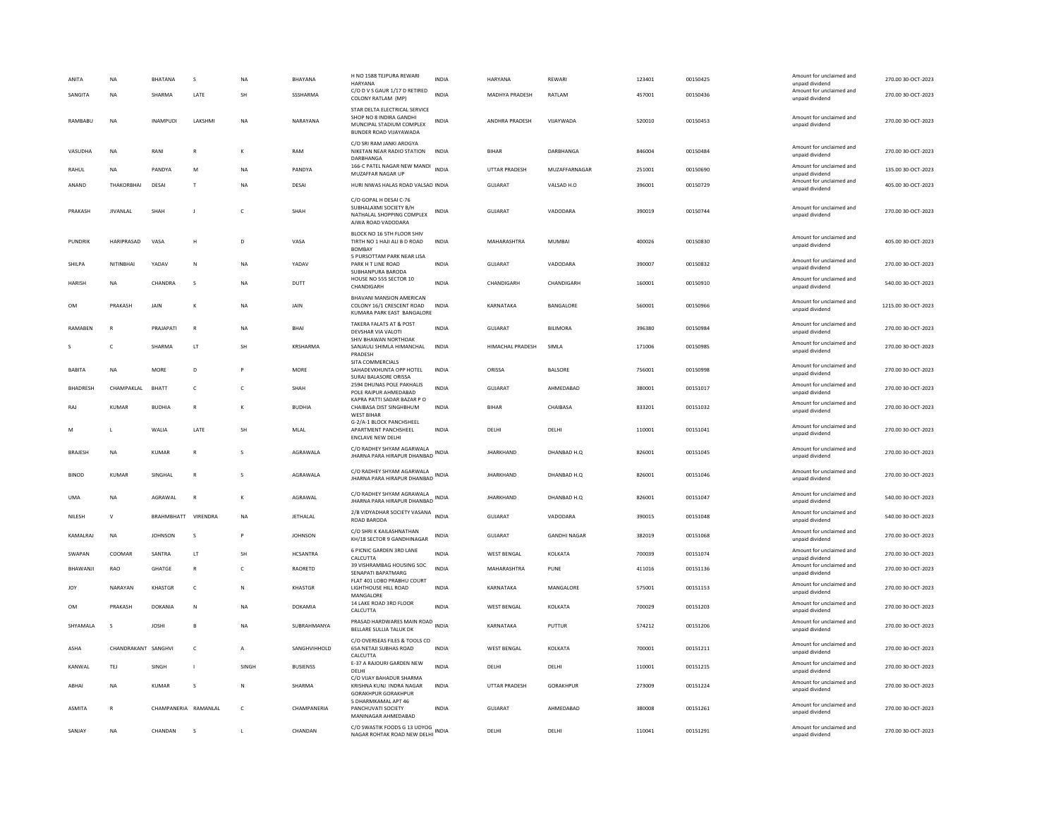| | | | | | | | | | | | | | | |
|---|---|---|---|---|---|---|---|---|---|---|---|---|---|---|
| ANITA | NA | BHATANA | S | NA | BHAYANA | H NO 1588 TEJPURA REWARI HARYANA | INDIA | HARYANA | REWARI | 123401 | 00150425 | Amount for unclaimed and unpaid dividend | 270.00 | 30-OCT-2023 |
| SANGITA | NA | SHARMA | LATE | SH | SSSHARMA | C/O D V S GAUR 1/17 D RETIRED COLONY RATLAM (MP) | INDIA | MADHYA PRADESH | RATLAM | 457001 | 00150436 | Amount for unclaimed and unpaid dividend | 270.00 | 30-OCT-2023 |
| RAMBABU | NA | INAMPUDI | LAKSHMI | NA | NARAYANA | STAR DELTA ELECTRICAL SERVICE SHOP NO 8 INDIRA GANDHI MUNCIPAL STADIUM COMPLEX BUNDER ROAD VIJAYAWADA | INDIA | ANDHRA PRADESH | VIJAYWADA | 520010 | 00150453 | Amount for unclaimed and unpaid dividend | 270.00 | 30-OCT-2023 |
| VASUDHA | NA | RANI | R | K | RAM | C/O SRI RAM JANKI AROGYA NIKETAN NEAR RADIO STATION DARBHANGA | INDIA | BIHAR | DARBHANGA | 846004 | 00150484 | Amount for unclaimed and unpaid dividend | 270.00 | 30-OCT-2023 |
| RAHUL | NA | PANDYA | M | NA | PANDYA | 166-C PATEL NAGAR NEW MANDI MUZAFFAR NAGAR UP | INDIA | UTTAR PRADESH | MUZAFFARNAGAR | 251001 | 00150690 | Amount for unclaimed and unpaid dividend | 135.00 | 30-OCT-2023 |
| ANAND | THAKORBHAI | DESAI | T | NA | DESAI | HURI NIWAS HALAS ROAD VALSAD | INDIA | GUJARAT | VALSAD H.O | 396001 | 00150729 | Amount for unclaimed and unpaid dividend | 405.00 | 30-OCT-2023 |
| PRAKASH | JIVANLAL | SHAH | J | C | SHAH | C/O GOPAL H DESAI C-76 SUBHALAXMI SOCIETY B/H NATHALAL SHOPPING COMPLEX AJWA ROAD VADODARA | INDIA | GUJARAT | VADODARA | 390019 | 00150744 | Amount for unclaimed and unpaid dividend | 270.00 | 30-OCT-2023 |
| PUNDRIK | HARIPRASAD | VASA | H | D | VASA | BLOCK NO 16 5TH FLOOR SHIV TIRTH NO 1 HAJI ALI B D ROAD BOMBAY | INDIA | MAHARASHTRA | MUMBAI | 400026 | 00150830 | Amount for unclaimed and unpaid dividend | 405.00 | 30-OCT-2023 |
| SHILPA | NITINBHAI | YADAV | N | NA | YADAV | 5 PURSOTTAM PARK NEAR LISA PARK H T LINE ROAD SUBHANPURA BARODA | INDIA | GUJARAT | VADODARA | 390007 | 00150832 | Amount for unclaimed and unpaid dividend | 270.00 | 30-OCT-2023 |
| HARISH | NA | CHANDRA | S | NA | DUTT | HOUSE NO 555 SECTOR 10 CHANDIGARH | INDIA | CHANDIGARH | CHANDIGARH | 160001 | 00150910 | Amount for unclaimed and unpaid dividend | 540.00 | 30-OCT-2023 |
| OM | PRAKASH | JAIN | K | NA | JAIN | BHAVANI MANSION AMERICAN COLONY 16/1 CRESCENT ROAD KUMARA PARK EAST BANGALORE | INDIA | KARNATAKA | BANGALORE | 560001 | 00150966 | Amount for unclaimed and unpaid dividend | 1215.00 | 30-OCT-2023 |
| RAMABEN | R | PRAJAPATI | R | NA | BHAI | TAKERA FALATS AT & POST DEVSHAR VIA VALOTI | INDIA | GUJARAT | BILIMORA | 396380 | 00150984 | Amount for unclaimed and unpaid dividend | 270.00 | 30-OCT-2023 |
| S | C | SHARMA | LT | SH | KRSHARMA | SHIV BHAWAN NORTHOAK SANJAULI SHIMLA HIMANCHAL PRADESH | INDIA | HIMACHAL PRADESH | SIMLA | 171006 | 00150985 | Amount for unclaimed and unpaid dividend | 270.00 | 30-OCT-2023 |
| BABITA | NA | MORE | D | P | MORE | SITA COMMERCIALS SAHADEVKHUNTA OPP HOTEL SURAJ BALASORE ORISSA | INDIA | ORISSA | BALSORE | 756001 | 00150998 | Amount for unclaimed and unpaid dividend | 270.00 | 30-OCT-2023 |
| BHADRESH | CHAMPAKLAL | BHATT | C | C | SHAH | 2594 DHUNAS POLE PAKHALIS POLE RAIPUR AHMEDABAD | INDIA | GUJARAT | AHMEDABAD | 380001 | 00151017 | Amount for unclaimed and unpaid dividend | 270.00 | 30-OCT-2023 |
| RAJ | KUMAR | BUDHIA | R | K | BUDHIA | KAPRA PATTI SADAR BAZAR P O CHAIBASA DIST SINGHBHUM WEST BIHAR | INDIA | BIHAR | CHAIBASA | 833201 | 00151032 | Amount for unclaimed and unpaid dividend | 270.00 | 30-OCT-2023 |
| M | L | WALIA | LATE | SH | MLAL | G-2/A-1 BLOCK PANCHSHEEL APARTMENT PANCHSHEEL ENCLAVE NEW DELHI | INDIA | DELHI | DELHI | 110001 | 00151041 | Amount for unclaimed and unpaid dividend | 270.00 | 30-OCT-2023 |
| BRAJESH | NA | KUMAR | R | S | AGRAWALA | C/O RADHEY SHYAM AGARWALA JHARNA PARA HIRAPUR DHANBAD | INDIA | JHARKHAND | DHANBAD H.Q | 826001 | 00151045 | Amount for unclaimed and unpaid dividend | 270.00 | 30-OCT-2023 |
| BINOD | KUMAR | SINGHAL | R | S | AGRAWALA | C/O RADHEY SHYAM AGARWALA JHARNA PARA HIRAPUR DHANBAD | INDIA | JHARKHAND | DHANBAD H.Q | 826001 | 00151046 | Amount for unclaimed and unpaid dividend | 270.00 | 30-OCT-2023 |
| UMA | NA | AGRAWAL | R | K | AGRAWAL | C/O RADHEY SHYAM AGRAWALA JHARNA PARA HIRAPUR DHANBAD | INDIA | JHARKHAND | DHANBAD H.Q | 826001 | 00151047 | Amount for unclaimed and unpaid dividend | 540.00 | 30-OCT-2023 |
| NILESH | V | BRAHMBHATT | VIRENDRA | NA | JETHALAL | 2/B VIDYADHAR SOCIETY VASANA ROAD BARODA | INDIA | GUJARAT | VADODARA | 390015 | 00151048 | Amount for unclaimed and unpaid dividend | 540.00 | 30-OCT-2023 |
| KAMALRAJ | NA | JOHNSON | S | P | JOHNSON | C/O SHRI K KAILASHNATHAN KH/18 SECTOR 9 GANDHINAGAR | INDIA | GUJARAT | GANDHI NAGAR | 382019 | 00151068 | Amount for unclaimed and unpaid dividend | 270.00 | 30-OCT-2023 |
| SWAPAN | COOMAR | SANTRA | LT | SH | HCSANTRA | 6 PICNIC GARDEN 3RD LANE CALCUTTA | INDIA | WEST BENGAL | KOLKATA | 700039 | 00151074 | Amount for unclaimed and unpaid dividend | 270.00 | 30-OCT-2023 |
| BHAWANJI | RAO | GHATGE | R | C | RAORETD | 39 VISHRAMBAG HOUSING SOC SENAPATI BAPATMARG | INDIA | MAHARASHTRA | PUNE | 411016 | 00151136 | Amount for unclaimed and unpaid dividend | 270.00 | 30-OCT-2023 |
| JOY | NARAYAN | KHASTGR | C | N | KHASTGR | FLAT 401 LOBO PRABHU COURT LIGHTHOUSE HILL ROAD MANGALORE | INDIA | KARNATAKA | MANGALORE | 575001 | 00151153 | Amount for unclaimed and unpaid dividend | 270.00 | 30-OCT-2023 |
| OM | PRAKASH | DOKANIA | N | NA | DOKAMIA | 14 LAKE ROAD 3RD FLOOR CALCUTTA | INDIA | WEST BENGAL | KOLKATA | 700029 | 00151203 | Amount for unclaimed and unpaid dividend | 270.00 | 30-OCT-2023 |
| SHYAMALA | S | JOSHI | B | NA | SUBRAHMANYA | PRASAD HARDWARES MAIN ROAD BELLARE SULLIA TALUK DK | INDIA | KARNATAKA | PUTTUR | 574212 | 00151206 | Amount for unclaimed and unpaid dividend | 270.00 | 30-OCT-2023 |
| ASHA | CHANDRAKANT | SANGHVI | C | A | SANGHVIHHOLD | C/O OVERSEAS FILES & TOOLS CO 65A NETAJI SUBHAS ROAD CALCUTTA | INDIA | WEST BENGAL | KOLKATA | 700001 | 00151211 | Amount for unclaimed and unpaid dividend | 270.00 | 30-OCT-2023 |
| KANWAL | TEJ | SINGH | I | SINGH | BUSIENSS | E-37 A RAJOURI GARDEN NEW DELHI | INDIA | DELHI | DELHI | 110001 | 00151215 | Amount for unclaimed and unpaid dividend | 270.00 | 30-OCT-2023 |
| ABHAI | NA | KUMAR | S | N | SHARMA | C/O VIJAY BAHADUR SHARMA KRISHNA KUNJ INDRA NAGAR GORAKHPUR GORAKHPUR | INDIA | UTTAR PRADESH | GORAKHPUR | 273009 | 00151224 | Amount for unclaimed and unpaid dividend | 270.00 | 30-OCT-2023 |
| ASMITA | R | CHAMPANERIA | RAMANLAL | C | CHAMPANERIA | 5 DHARMKAMAL APT 46 PANCHUVATI SOCIETY MANINAGAR AHMEDABAD | INDIA | GUJARAT | AHMEDABAD | 380008 | 00151261 | Amount for unclaimed and unpaid dividend | 270.00 | 30-OCT-2023 |
| SANJAY | NA | CHANDAN | S | L | CHANDAN | C/O SWASTIK FOODS G 13 UDYOG NAGAR ROHTAK ROAD NEW DELHI | INDIA | DELHI | DELHI | 110041 | 00151291 | Amount for unclaimed and unpaid dividend | 270.00 | 30-OCT-2023 |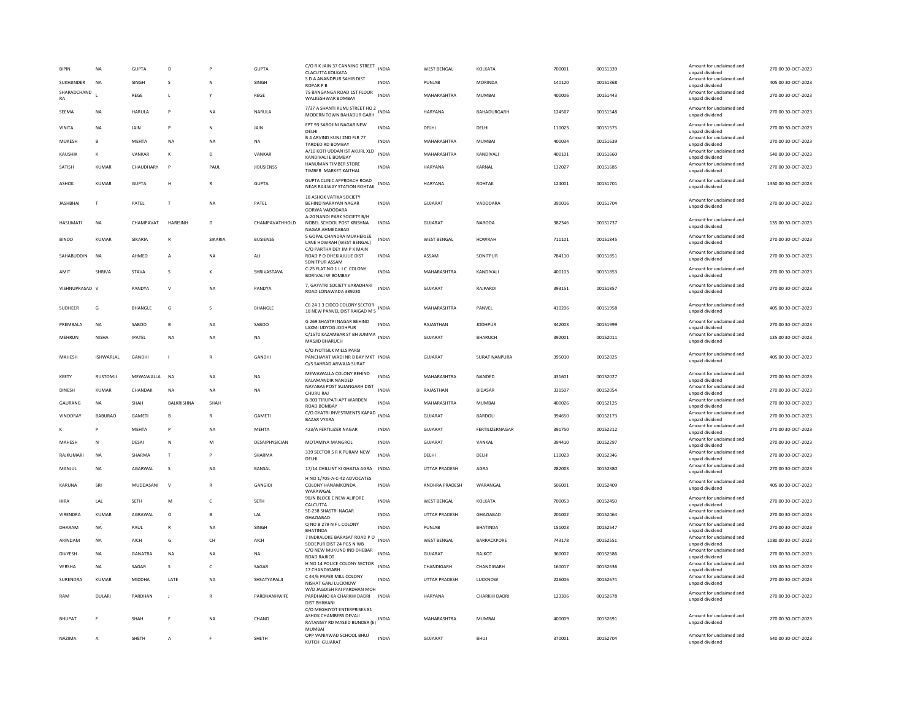| | | | | | | | | | | | | | | |
|---|---|---|---|---|---|---|---|---|---|---|---|---|---|---|
| BIPIN | NA | GUPTA | D | P | GUPTA | C/O R K JAIN 37 CANNING STREET CLACUTTA KOLKATA | INDIA | WEST BENGAL | KOLKATA | 700001 | 00151339 | Amount for unclaimed and unpaid dividend | 270.00 | 30-OCT-2023 |
| SUKHJINDER | NA | SINGH | S | N | SINGH | S D A ANANDPUR SAHIB DIST ROPAR P B | INDIA | PUNJAB | MORINDA | 140120 | 00151368 | Amount for unclaimed and unpaid dividend | 405.00 | 30-OCT-2023 |
| SHARADCHAND RA | L | REGE | L | Y | REGE | 75 BANGANGA ROAD 1ST FLOOR WALKESHWAR BOMBAY | INDIA | MAHARASHTRA | MUMBAI | 400006 | 00151443 | Amount for unclaimed and unpaid dividend | 270.00 | 30-OCT-2023 |
| SEEMA | NA | HARULA | P | NA | NARULA | 7/37 A SHANTI KUMJ STREET HO 2 MODERN TOWN BAHADUR GARH | INDIA | HARYANA | BAHADURGARH | 124507 | 00151548 | Amount for unclaimed and unpaid dividend | 270.00 | 30-OCT-2023 |
| VINITA | NA | JAIN | P | N | JAIN | EPT 93 SAROJINI NAGAR NEW DELHI | INDIA | DELHI | DELHI | 110023 | 00151573 | Amount for unclaimed and unpaid dividend | 270.00 | 30-OCT-2023 |
| MUKESH | B | MEHTA | NA | NA | NA | B 4 ARVIND KUNJ 2ND FLR 77 TARDEO RD BOMBAY | INDIA | MAHARASHTRA | MUMBAI | 400034 | 00151639 | Amount for unclaimed and unpaid dividend | 270.00 | 30-OCT-2023 |
| KAUSHIK | K | VANKAR | K | D | VANKAR | A/10 KOTI UDDAN IST AKURL XLD KANDIVALI E BOMBAY | INDIA | MAHARASHTRA | KANDIVALI | 400101 | 00151660 | Amount for unclaimed and unpaid dividend | 540.00 | 30-OCT-2023 |
| SATISH | KUMAR | CHAUDHARY | P | PAUL | JIBUSIENSS | HANUMAN TIMBER STORE TIMBER MARKET KAITHAL | INDIA | HARYANA | KARNAL | 132027 | 00151685 | Amount for unclaimed and unpaid dividend | 270.00 | 30-OCT-2023 |
| ASHOK | KUMAR | GUPTA | H | R | GUPTA | GUPTA CLINIC APPROACH ROAD NEAR RAILWAY STATION ROHTAK | INDIA | HARYANA | ROHTAK | 124001 | 00151701 | Amount for unclaimed and unpaid dividend | 1350.00 | 30-OCT-2023 |
| JASHBHAI | T | PATEL | T | NA | PATEL | 18 ASHOK VATIKA SOCIETY BEHIND NARAYAN NAGAR GORWA VADODARA | INDIA | GUJARAT | VADODARA | 390016 | 00151704 | Amount for unclaimed and unpaid dividend | 270.00 | 30-OCT-2023 |
| HASUMATI | NA | CHAMPAVAT | HARISINH | D | CHAMPAVATHHOLD | A-20 NANDI PARK SOCIETY B/H NOBEL SCHOOL POST KRISHNA NAGAR AHMEDABAD | INDIA | GUJARAT | NARODA | 382346 | 00151737 | Amount for unclaimed and unpaid dividend | 135.00 | 30-OCT-2023 |
| BINOD | KUMAR | SIKARIA | R | SIKARIA | BUSIENSS | 5 GOPAL CHANDRA MUKHERJEE LANE HOWRAH (WEST BENGAL) | INDIA | WEST BENGAL | HOWRAH | 711101 | 00151845 | Amount for unclaimed and unpaid dividend | 270.00 | 30-OCT-2023 |
| SAHABUDDIN | NA | AHMED | A | NA | ALI | C/O PARTHA DEY JM P K MAIN ROAD P O DHEKIAJULIE DIST SONITPUR ASSAM | INDIA | ASSAM | SONITPUR | 784110 | 00151851 | Amount for unclaimed and unpaid dividend | 270.00 | 30-OCT-2023 |
| AMIT | SHRIVA | STAVA | S | K | SHRIVASTAVA | C-25 FLAT NO 1 L I C COLONY BORIVALI W BOMBAY | INDIA | MAHARASHTRA | KANDIVALI | 400103 | 00151853 | Amount for unclaimed and unpaid dividend | 270.00 | 30-OCT-2023 |
| VISHNUPRASAD | V | PANDYA | V | NA | PANDYA | 7, GAYATRI SOCIETY VARADHARI ROAD LONAWADA 389230 | INDIA | GUJARAT | RAJPARDI | 393151 | 00151857 | Amount for unclaimed and unpaid dividend | 270.00 | 30-OCT-2023 |
| SUDHEER | G | BHANGLE | G | S | BHANGLE | C6 24 1 3 CIDCO COLONY SECTOR 18 NEW PANVEL DIST RAIGAD M S | INDIA | MAHARASHTRA | PANVEL | 410206 | 00151958 | Amount for unclaimed and unpaid dividend | 405.00 | 30-OCT-2023 |
| PREMBALA | NA | SABOO | B | NA | SABOO | G 269 SHASTRI NAGAR BEHIND LAXMI UDYOG JODHPUR | INDIA | RAJASTHAN | JODHPUR | 342003 | 00151999 | Amount for unclaimed and unpaid dividend | 270.00 | 30-OCT-2023 |
| MEHRUN | NISHA | IPATEL | NA | NA | NA | C/1570 KAZAMBAR ST BH JUMMA MASJID BHARUCH | INDIA | GUJARAT | BHARUCH | 392001 | 00152011 | Amount for unclaimed and unpaid dividend | 135.00 | 30-OCT-2023 |
| MAHESH | ISHWARLAL | GANDHI | I | R | GANDHI | C/O JYOTISILK MILLS PARSI PANCHAYAT WADI NR B BAY MKT O/S SAHRAD ARWAJA SURAT | INDIA | GUJARAT | SURAT NANPURA | 395010 | 00152025 | Amount for unclaimed and unpaid dividend | 405.00 | 30-OCT-2023 |
| KEETY | RUSTOMJI | MEWAWALLA | NA | NA | NA | MEWAWALLA COLONY BEHIND KALAMANDIR NANDED | INDIA | MAHARASHTRA | NANDED | 431601 | 00152027 | Amount for unclaimed and unpaid dividend | 270.00 | 30-OCT-2023 |
| DINESH | KUMAR | CHANDAK | NA | NA | NA | NAYABAS POST SUJANGARH DIST CHURU RAJ | INDIA | RAJASTHAN | BIDASAR | 331507 | 00152054 | Amount for unclaimed and unpaid dividend | 270.00 | 30-OCT-2023 |
| GAURANG | NA | SHAH | BALKRISHNA | SHAH | | B-903 TIRUPATI APT WARDEN ROAD BOMBAY | INDIA | MAHARASHTRA | MUMBAI | 400026 | 00152125 | Amount for unclaimed and unpaid dividend | 270.00 | 30-OCT-2023 |
| VINODRAY | BABURAO | GAMETI | B | R | GAMETI | C/O GYATRI INVESTMENTS KAPAD BAZAR VYARA | INDIA | GUJARAT | BARDOLI | 394650 | 00152173 | Amount for unclaimed and unpaid dividend | 270.00 | 30-OCT-2023 |
| K | P | MEHTA | P | NA | MEHTA | 423/A FERTILIZER NAGAR | INDIA | GUJARAT | FERTILIZERNAGAR | 391750 | 00152212 | Amount for unclaimed and unpaid dividend | 270.00 | 30-OCT-2023 |
| MAHESH | N | DESAI | N | M | DESAIPHYSICIAN | MOTAMIYA MANGROL | INDIA | GUJARAT | VANKAL | 394410 | 00152297 | Amount for unclaimed and unpaid dividend | 270.00 | 30-OCT-2023 |
| RAJKUMARI | NA | SHARMA | T | P | SHARMA | 339 SECTOR 5 R K PURAM NEW DELHI | INDIA | DELHI | DELHI | 110023 | 00152346 | Amount for unclaimed and unpaid dividend | 270.00 | 30-OCT-2023 |
| MANJUL | NA | AGARWAL | S | NA | BANSAL | 17/14 CHILLINT KI GHATIA AGRA | INDIA | UTTAR PRADESH | AGRA | 282003 | 00152380 | Amount for unclaimed and unpaid dividend | 270.00 | 30-OCT-2023 |
| KARUNA | SRI | MUDDASANI | V | R | GANGIDI | H NO 1/705-A-C-42 ADVOCATES COLONY HANAMKONDA WARAWGAL | INDIA | ANDHRA PRADESH | WARANGAL | 506001 | 00152409 | Amount for unclaimed and unpaid dividend | 405.00 | 30-OCT-2023 |
| HIRA | LAL | SETH | M | C | SETH | 98/N BLOCK E NEW ALIPORE CALCUTTA | INDIA | WEST BENGAL | KOLKATA | 700053 | 00152450 | Amount for unclaimed and unpaid dividend | 270.00 | 30-OCT-2023 |
| VIRENDRA | KUMAR | AGRAWAL | O | B | LAL | SE-238 SHASTRI NAGAR GHAZIABAD | INDIA | UTTAR PRADESH | GHAZIABAD | 201002 | 00152464 | Amount for unclaimed and unpaid dividend | 270.00 | 30-OCT-2023 |
| DHARAM | NA | PAUL | R | NA | SINGH | Q NO B 279 N F L COLONY BHATINDA | INDIA | PUNJAB | BHATINDA | 151003 | 00152547 | Amount for unclaimed and unpaid dividend | 270.00 | 30-OCT-2023 |
| ARINDAM | NA | AICH | G | CH | AICH | 7 INDRALOKE BARASAT ROAD P O SODEPUR DIST 24 PGS N WB | INDIA | WEST BENGAL | BARRACKPORE | 743178 | 00152551 | Amount for unclaimed and unpaid dividend | 1080.00 | 30-OCT-2023 |
| DIVYESH | NA | GANATRA | NA | NA | NA | C/O NEW MUKUND IND DHEBAR ROAD RAJKOT | INDIA | GUJARAT | RAJKOT | 360002 | 00152586 | Amount for unclaimed and unpaid dividend | 270.00 | 30-OCT-2023 |
| VERSHA | NA | SAGAR | S | C | SAGAR | H NO 14 POLICE COLONY SECTOR 17 CHANDIGARH | INDIA | CHANDIGARH | CHANDIGARH | 160017 | 00152636 | Amount for unclaimed and unpaid dividend | 135.00 | 30-OCT-2023 |
| SURENDRA | KUMAR | MIDDHA | LATE | NA | SHSATYAPALJI | C 44/6 PAPER MILL COLONY NISHAT GANJ LUCKNOW | INDIA | UTTAR PRADESH | LUCKNOW | 226006 | 00152674 | Amount for unclaimed and unpaid dividend | 270.00 | 30-OCT-2023 |
| RAM | DULARI | PARDHAN | J | R | PARDHANHWIFE | W/O JAGDISH RAI PARDHAN MOH PARDHANO KA CHARKHI DADRI DIST BHIWANI | INDIA | HARYANA | CHARKHI DADRI | 123306 | 00152678 | Amount for unclaimed and unpaid dividend | 270.00 | 30-OCT-2023 |
| BHUPAT | F | SHAH | F | NA | CHAND | C/O MEGHJYOT ENTERPRISES 81 ASHOK CHAMBERS DEVAJI RATANSEY RD MASJID BUNDER (E) MUMBAI | INDIA | MAHARASHTRA | MUMBAI | 400009 | 00152691 | Amount for unclaimed and unpaid dividend | 270.00 | 30-OCT-2023 |
| NAZIMA | A | SHETH | A | F | SHETH | OPP VANIAWAD SCHOOL BHUJ KUTCH GUJARAT | INDIA | GUJARAT | BHUJ | 370001 | 00152704 | Amount for unclaimed and unpaid dividend | 540.00 | 30-OCT-2023 |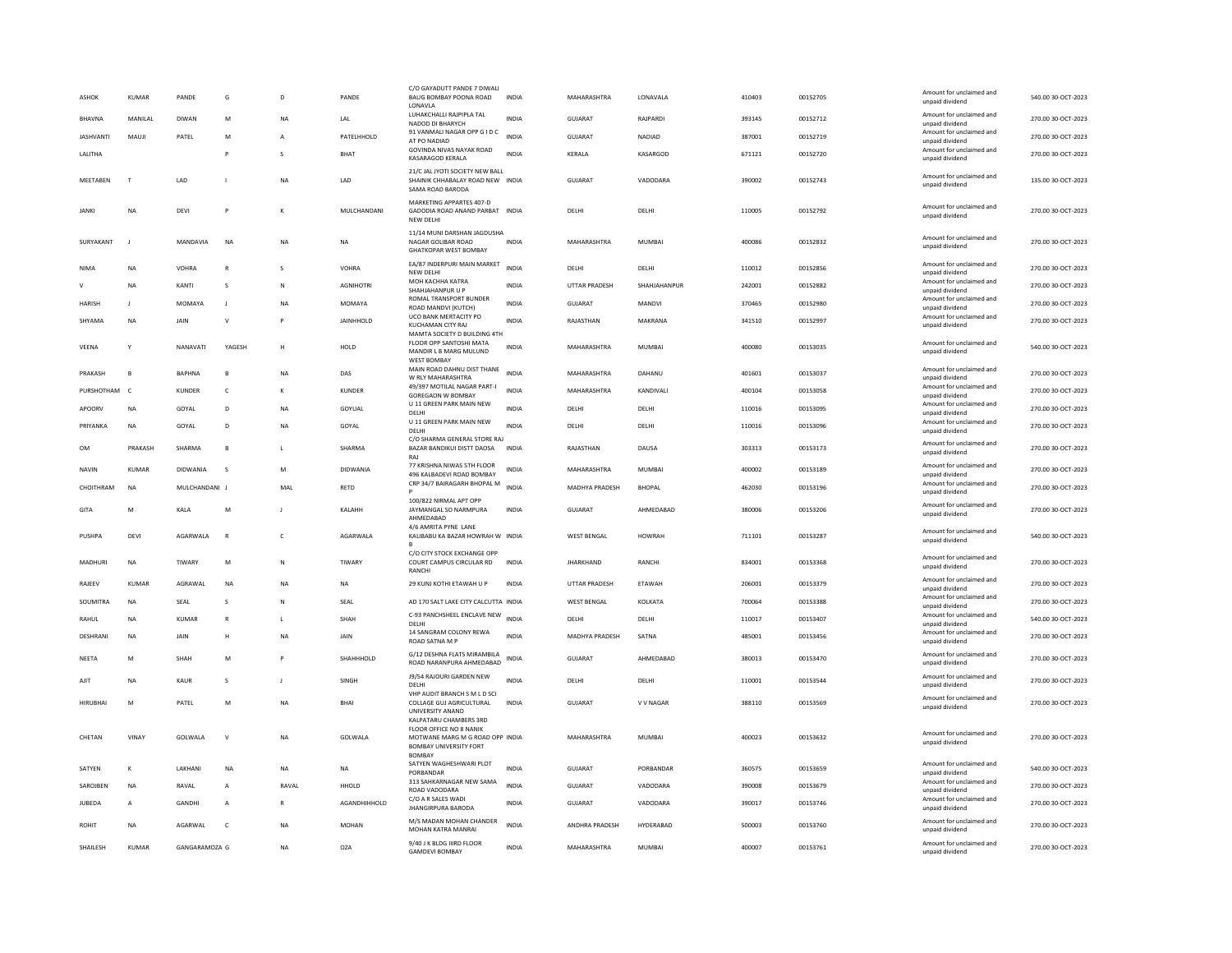| ASHOK | KUMAR | PANDE | G | D | PANDE | C/O GAYADUTT PANDE 7 DIWALI BAUG BOMBAY POONA ROAD LONAVLA | INDIA | MAHARASHTRA | LONAVALA | 410403 | 00152705 | Amount for unclaimed and unpaid dividend | 540.00 | 30-OCT-2023 |
|---|---|---|---|---|---|---|---|---|---|---|---|---|---|---|
| BHAVNA | MANILAL | DIWAN | M | NA | LAL | LUHAKCHALLI RAJPIPLA TAL NADOD DI BHARYCH | INDIA | GUJARAT | RAJPARDI | 393145 | 00152712 | Amount for unclaimed and unpaid dividend | 270.00 | 30-OCT-2023 |
| JASHVANTI | MAUJI | PATEL | M | A | PATELHHOLD | 91 VANMALI NAGAR OPP G I D C AT PO NADIAD | INDIA | GUJARAT | NADIAD | 387001 | 00152719 | Amount for unclaimed and unpaid dividend | 270.00 | 30-OCT-2023 |
| LALITHA | | | P | S | BHAT | GOVINDA NIVAS NAYAK ROAD KASARAGOD KERALA | INDIA | KERALA | KASARGOD | 671121 | 00152720 | Amount for unclaimed and unpaid dividend | 270.00 | 30-OCT-2023 |
| MEETABEN | T | LAD | I | NA | LAD | 21/C JAL JYOTI SOCIETY NEW BALL SHAINIK CHHABALAY ROAD NEW SAMA ROAD BARODA | INDIA | GUJARAT | VADODARA | 390002 | 00152743 | Amount for unclaimed and unpaid dividend | 135.00 | 30-OCT-2023 |
| JANKI | NA | DEVI | P | K | MULCHANDANI | MARKETING APPARTES 407-D GADODIA ROAD ANAND PARBAT NEW DELHI | INDIA | DELHI | DELHI | 110005 | 00152792 | Amount for unclaimed and unpaid dividend | 270.00 | 30-OCT-2023 |
| SURYAKANT | J | MANDAVIA | NA | NA | NA | 11/14 MUNI DARSHAN JAGDUSHA NAGAR GOLIBAR ROAD GHATKOPAR WEST BOMBAY | INDIA | MAHARASHTRA | MUMBAI | 400086 | 00152832 | Amount for unclaimed and unpaid dividend | 270.00 | 30-OCT-2023 |
| NIMA | NA | VOHRA | R | S | VOHRA | EA/87 INDERPURI MAIN MARKET NEW DELHI | INDIA | DELHI | DELHI | 110012 | 00152856 | Amount for unclaimed and unpaid dividend | 270.00 | 30-OCT-2023 |
| V | NA | KANTI | S | N | AGNIHOTRI | MOH KACHHA KATRA SHAHJAHANPUR U P | INDIA | UTTAR PRADESH | SHAHJAHANPUR | 242001 | 00152882 | Amount for unclaimed and unpaid dividend | 270.00 | 30-OCT-2023 |
| HARISH | J | MOMAYA | J | NA | MOMAYA | ROMAL TRANSPORT BUNDER ROAD MANDVI (KUTCH) | INDIA | GUJARAT | MANDVI | 370465 | 00152980 | Amount for unclaimed and unpaid dividend | 270.00 | 30-OCT-2023 |
| SHYAMA | NA | JAIN | V | P | JAINHHOLD | UCO BANK MERTACITY PO KUCHAMAN CITY RAJ | INDIA | RAJASTHAN | MAKRANA | 341510 | 00152997 | Amount for unclaimed and unpaid dividend | 270.00 | 30-OCT-2023 |
| VEENA | Y | NANAVATI | YAGESH | H | HOLD | MAMTA SOCIETY D BUILDING 4TH FLOOR OPP SANTOSHI MATA MANDIR L B MARG MULUND WEST BOMBAY | INDIA | MAHARASHTRA | MUMBAI | 400080 | 00153035 | Amount for unclaimed and unpaid dividend | 540.00 | 30-OCT-2023 |
| PRAKASH | B | BAPHNA | B | NA | DAS | MAIN ROAD DAHNU DIST THANE W RLY MAHARASHTRA | INDIA | MAHARASHTRA | DAHANU | 401601 | 00153037 | Amount for unclaimed and unpaid dividend | 270.00 | 30-OCT-2023 |
| PURSHOTHAM | C | KUNDER | C | K | KUNDER | 49/397 MOTILAL NAGAR PART-I GOREGAON W BOMBAY | INDIA | MAHARASHTRA | KANDIVALI | 400104 | 00153058 | Amount for unclaimed and unpaid dividend | 270.00 | 30-OCT-2023 |
| APOORV | NA | GOYAL | D | NA | GOYUAL | U 11 GREEN PARK MAIN NEW DELHI | INDIA | DELHI | DELHI | 110016 | 00153095 | Amount for unclaimed and unpaid dividend | 270.00 | 30-OCT-2023 |
| PRIYANKA | NA | GOYAL | D | NA | GOYAL | U 11 GREEN PARK MAIN NEW DELHI | INDIA | DELHI | DELHI | 110016 | 00153096 | Amount for unclaimed and unpaid dividend | 270.00 | 30-OCT-2023 |
| OM | PRAKASH | SHARMA | B | L | SHARMA | C/O SHARMA GENERAL STORE RAJ BAZAR BANDIKUI DISTT DAOSA RAJ | INDIA | RAJASTHAN | DAUSA | 303313 | 00153173 | Amount for unclaimed and unpaid dividend | 270.00 | 30-OCT-2023 |
| NAVIN | KUMAR | DIDWANIA | S | M | DIDWANIA | 77 KRISHNA NIWAS 5TH FLOOR 496 KALBADEVI ROAD BOMBAY | INDIA | MAHARASHTRA | MUMBAI | 400002 | 00153189 | Amount for unclaimed and unpaid dividend | 270.00 | 30-OCT-2023 |
| CHOITHRAM | NA | MULCHANDANI | J | MAL | RETD | CRP 34/7 BAIRAGARH BHOPAL M P | INDIA | MADHYA PRADESH | BHOPAL | 462030 | 00153196 | Amount for unclaimed and unpaid dividend | 270.00 | 30-OCT-2023 |
| GITA | M | KALA | M | J | KALAHH | 100/822 NIRMAL APT OPP JAYMANGAL SO NARMPURA AHMEDABAD | INDIA | GUJARAT | AHMEDABAD | 380006 | 00153206 | Amount for unclaimed and unpaid dividend | 270.00 | 30-OCT-2023 |
| PUSHPA | DEVI | AGARWALA | R | C | AGARWALA | 4/6 AMRITA PYNE LANE KALIBABU KA BAZAR HOWRAH W B | INDIA | WEST BENGAL | HOWRAH | 711101 | 00153287 | Amount for unclaimed and unpaid dividend | 540.00 | 30-OCT-2023 |
| MADHURI | NA | TIWARY | M | N | TIWARY | C/O CITY STOCK EXCHANGE OPP COURT CAMPUS CIRCULAR RD RANCHI | INDIA | JHARKHAND | RANCHI | 834001 | 00153368 | Amount for unclaimed and unpaid dividend | 270.00 | 30-OCT-2023 |
| RAJEEV | KUMAR | AGRAWAL | NA | NA | NA | 29 KUNJ KOTHI ETAWAH U P | INDIA | UTTAR PRADESH | ETAWAH | 206001 | 00153379 | Amount for unclaimed and unpaid dividend | 270.00 | 30-OCT-2023 |
| SOUMITRA | NA | SEAL | S | N | SEAL | AD 170 SALT LAKE CITY CALCUTTA | INDIA | WEST BENGAL | KOLKATA | 700064 | 00153388 | Amount for unclaimed and unpaid dividend | 270.00 | 30-OCT-2023 |
| RAHUL | NA | KUMAR | R | L | SHAH | C-93 PANCHSHEEL ENCLAVE NEW DELHI | INDIA | DELHI | DELHI | 110017 | 00153407 | Amount for unclaimed and unpaid dividend | 540.00 | 30-OCT-2023 |
| DESHRANI | NA | JAIN | H | NA | JAIN | 14 SANGRAM COLONY REWA ROAD SATNA M P | INDIA | MADHYA PRADESH | SATNA | 485001 | 00153456 | Amount for unclaimed and unpaid dividend | 270.00 | 30-OCT-2023 |
| NEETA | M | SHAH | M | P | SHAHHHOLD | G/12 DESHNA FLATS MIRAMBILA ROAD NARANPURA AHMEDABAD | INDIA | GUJARAT | AHMEDABAD | 380013 | 00153470 | Amount for unclaimed and unpaid dividend | 270.00 | 30-OCT-2023 |
| AJIT | NA | KAUR | S | J | SINGH | J9/54 RAJOURI GARDEN NEW DELHI | INDIA | DELHI | DELHI | 110001 | 00153544 | Amount for unclaimed and unpaid dividend | 270.00 | 30-OCT-2023 |
| HIRUBHAI | M | PATEL | M | NA | BHAI | VHP AUDIT BRANCH S M L D SCI COLLAGE GUJ AGRICULTURAL UNIVERSITY ANAND | INDIA | GUJARAT | V V NAGAR | 388110 | 00153569 | Amount for unclaimed and unpaid dividend | 270.00 | 30-OCT-2023 |
| CHETAN | VINAY | GOLWALA | V | NA | GOLWALA | KALPATARU CHAMBERS 3RD FLOOR OFFICE NO 8 NANIK MOTWANE MARG M G ROAD OPP BOMBAY UNIVERSITY FORT BOMBAY | INDIA | MAHARASHTRA | MUMBAI | 400023 | 00153632 | Amount for unclaimed and unpaid dividend | 270.00 | 30-OCT-2023 |
| SATYEN | K | LAKHANI | NA | NA | NA | SATYEN WAGHESHWARI PLOT PORBANDAR | INDIA | GUJARAT | PORBANDAR | 360575 | 00153659 | Amount for unclaimed and unpaid dividend | 540.00 | 30-OCT-2023 |
| SAROJBEN | NA | RAVAL | A | RAVAL | HHOLD | 313 SAHKARNAGAR NEW SAMA ROAD VADODARA | INDIA | GUJARAT | VADODARA | 390008 | 00153679 | Amount for unclaimed and unpaid dividend | 270.00 | 30-OCT-2023 |
| JUBEDA | A | GANDHI | A | R | AGANDHIHHOLD | C/O A R SALES WADI JHANGIRPURA BARODA | INDIA | GUJARAT | VADODARA | 390017 | 00153746 | Amount for unclaimed and unpaid dividend | 270.00 | 30-OCT-2023 |
| ROHIT | NA | AGARWAL | C | NA | MOHAN | M/S MADAN MOHAN CHANDER MOHAN KATRA MANRAI | INDIA | ANDHRA PRADESH | HYDERABAD | 500003 | 00153760 | Amount for unclaimed and unpaid dividend | 270.00 | 30-OCT-2023 |
| SHAILESH | KUMAR | GANGARAMOZA | G | NA | OZA | 9/40 J K BLDG IIIRD FLOOR GAMDEVI BOMBAY | INDIA | MAHARASHTRA | MUMBAI | 400007 | 00153761 | Amount for unclaimed and unpaid dividend | 270.00 | 30-OCT-2023 |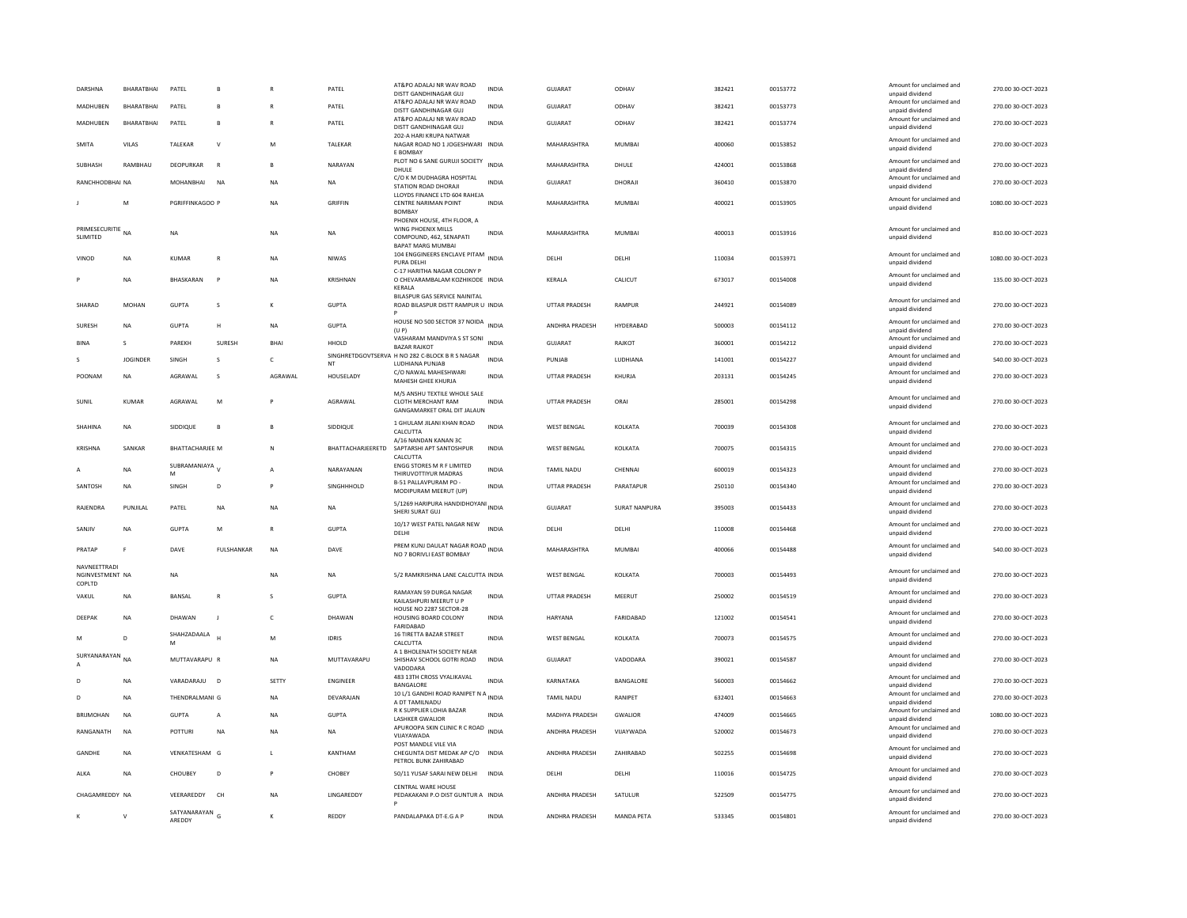| DARSHNA | BHARATBHAI | PATEL | B | R | PATEL | AT&PO ADALAJ NR WAV ROAD DISTT GANDHINAGAR GUJ | INDIA | GUJARAT | ODHAV | 382421 | 00153772 | Amount for unclaimed and unpaid dividend | 270.00 30-OCT-2023 |
|---|---|---|---|---|---|---|---|---|---|---|---|---|---|
| MADHUBEN | BHARATBHAI | PATEL | B | R | PATEL | AT&PO ADALAJ NR WAV ROAD DISTT GANDHINAGAR GUJ | INDIA | GUJARAT | ODHAV | 382421 | 00153773 | Amount for unclaimed and unpaid dividend | 270.00 30-OCT-2023 |
| MADHUBEN | BHARATBHAI | PATEL | B | R | PATEL | AT&PO ADALAJ NR WAV ROAD DISTT GANDHINAGAR GUJ | INDIA | GUJARAT | ODHAV | 382421 | 00153774 | Amount for unclaimed and unpaid dividend | 270.00 30-OCT-2023 |
| SMITA | VILAS | TALEKAR | V | M | TALEKAR | 202-A HARI KRUPA NATWAR NAGAR ROAD NO 1 JOGESHWARI E BOMBAY | INDIA | MAHARASHTRA | MUMBAI | 400060 | 00153852 | Amount for unclaimed and unpaid dividend | 270.00 30-OCT-2023 |
| SUBHASH | RAMBHAU | DEOPURKAR | R | B | NARAYAN | PLOT NO 6 SANE GURUJI SOCIETY DHULE | INDIA | MAHARASHTRA | DHULE | 424001 | 00153868 | Amount for unclaimed and unpaid dividend | 270.00 30-OCT-2023 |
| RANCHHODBHAI | NA | MOHANBHAI | NA | NA | NA | C/O K M DUDHAGRA HOSPITAL STATION ROAD DHORAJI | INDIA | GUJARAT | DHORAJI | 360410 | 00153870 | Amount for unclaimed and unpaid dividend | 270.00 30-OCT-2023 |
| J | M | PGRIFFINKAGOO | P | NA | GRIFFIN | LLOYDS FINANCE LTD 604 RAHEJA CENTRE NARIMAN POINT BOMBAY | INDIA | MAHARASHTRA | MUMBAI | 400021 | 00153905 | Amount for unclaimed and unpaid dividend | 1080.00 30-OCT-2023 |
| PRIMESECURITIE SLIMITED | NA | NA | | NA | NA | PHOENIX HOUSE, 4TH FLOOR, A WING PHOENIX MILLS COMPOUND, 462, SENAPATI BAPAT MARG MUMBAI | INDIA | MAHARASHTRA | MUMBAI | 400013 | 00153916 | Amount for unclaimed and unpaid dividend | 810.00 30-OCT-2023 |
| VINOD | NA | KUMAR | R | NA | NIWAS | 104 ENGGINEERS ENCLAVE PITAM PURA DELHI | INDIA | DELHI | DELHI | 110034 | 00153971 | Amount for unclaimed and unpaid dividend | 1080.00 30-OCT-2023 |
| P | NA | BHASKARAN | P | NA | KRISHNAN | C-17 HARITHA NAGAR COLONY P O CHEVARAMBALAM KOZHIKODE KERALA | INDIA | KERALA | CALICUT | 673017 | 00154008 | Amount for unclaimed and unpaid dividend | 135.00 30-OCT-2023 |
| SHARAD | MOHAN | GUPTA | S | K | GUPTA | BILASPUR GAS SERVICE NAINITAL ROAD BILASPUR DISTT RAMPUR U P | INDIA | UTTAR PRADESH | RAMPUR | 244921 | 00154089 | Amount for unclaimed and unpaid dividend | 270.00 30-OCT-2023 |
| SURESH | NA | GUPTA | H | NA | GUPTA | HOUSE NO 500 SECTOR 37 NOIDA (U P) | INDIA | ANDHRA PRADESH | HYDERABAD | 500003 | 00154112 | Amount for unclaimed and unpaid dividend | 270.00 30-OCT-2023 |
| BINA | S | PAREKH | SURESH | BHAI | HHOLD | VASHARAM MANDVIYA S ST SONI BAZAR RAJKOT | INDIA | GUJARAT | RAJKOT | 360001 | 00154212 | Amount for unclaimed and unpaid dividend | 270.00 30-OCT-2023 |
| S | JOGINDER | SINGH | S | C | SINGHRETDGOVTSERVANT | H NO 282 C-BLOCK B R S NAGAR LUDHIANA PUNJAB | INDIA | PUNJAB | LUDHIANA | 141001 | 00154227 | Amount for unclaimed and unpaid dividend | 540.00 30-OCT-2023 |
| POONAM | NA | AGRAWAL | S | AGRAWAL | HOUSELADY | C/O NAWAL MAHESHWARI MAHESH GHEE KHURJA | INDIA | UTTAR PRADESH | KHURJA | 203131 | 00154245 | Amount for unclaimed and unpaid dividend | 270.00 30-OCT-2023 |
| SUNIL | KUMAR | AGRAWAL | M | P | AGRAWAL | M/S ANSHU TEXTILE WHOLE SALE CLOTH MERCHANT RAM GANGAMARKET ORAI DIT JALAUN | INDIA | UTTAR PRADESH | ORAI | 285001 | 00154298 | Amount for unclaimed and unpaid dividend | 270.00 30-OCT-2023 |
| SHAHINA | NA | SIDDIQUE | B | B | SIDDIQUE | 1 GHULAM JILANI KHAN ROAD CALCUTTA | INDIA | WEST BENGAL | KOLKATA | 700039 | 00154308 | Amount for unclaimed and unpaid dividend | 270.00 30-OCT-2023 |
| KRISHNA | SANKAR | BHATTACHARJEE | M | N | BHATTACHARJEERETD | A/16 NANDAN KANAN 3C SAPTARSHI APT SANTOSHPUR CALCUTTA | INDIA | WEST BENGAL | KOLKATA | 700075 | 00154315 | Amount for unclaimed and unpaid dividend | 270.00 30-OCT-2023 |
| A | NA | SUBRAMANIAYA M | V | A | NARAYANAN | ENGG STORES M R F LIMITED THIRUVOTTIYUR MADRAS | INDIA | TAMIL NADU | CHENNAI | 600019 | 00154323 | Amount for unclaimed and unpaid dividend | 270.00 30-OCT-2023 |
| SANTOSH | NA | SINGH | D | P | SINGHHHOLD | B-51 PALLAVPURAM PO - MODIPURAM MEERUT (UP) | INDIA | UTTAR PRADESH | PARATAPUR | 250110 | 00154340 | Amount for unclaimed and unpaid dividend | 270.00 30-OCT-2023 |
| RAJENDRA | PUNJILAL | PATEL | NA | NA | NA | 5/1269 HARIPURA HANDIDHOYANI SHERI SURAT GUJ | INDIA | GUJARAT | SURAT NANPURA | 395003 | 00154433 | Amount for unclaimed and unpaid dividend | 270.00 30-OCT-2023 |
| SANJIV | NA | GUPTA | M | R | GUPTA | 10/17 WEST PATEL NAGAR NEW DELHI | INDIA | DELHI | DELHI | 110008 | 00154468 | Amount for unclaimed and unpaid dividend | 270.00 30-OCT-2023 |
| PRATAP | F | DAVE | FULSHANKAR | NA | DAVE | PREM KUNJ DAULAT NAGAR ROAD NO 7 BORIVLI EAST BOMBAY | INDIA | MAHARASHTRA | MUMBAI | 400066 | 00154488 | Amount for unclaimed and unpaid dividend | 540.00 30-OCT-2023 |
| NAVNEETTRADI NGINVESTMENT COPLTD | NA | NA | | NA | NA | 5/2 RAMKRISHNA LANE CALCUTTA | INDIA | WEST BENGAL | KOLKATA | 700003 | 00154493 | Amount for unclaimed and unpaid dividend | 270.00 30-OCT-2023 |
| VAKUL | NA | BANSAL | R | S | GUPTA | RAMAYAN 59 DURGA NAGAR KAILASHPURI MEERUT U P | INDIA | UTTAR PRADESH | MEERUT | 250002 | 00154519 | Amount for unclaimed and unpaid dividend | 270.00 30-OCT-2023 |
| DEEPAK | NA | DHAWAN | J | C | DHAWAN | HOUSE NO 2287 SECTOR-28 HOUSING BOARD COLONY FARIDABAD | INDIA | HARYANA | FARIDABAD | 121002 | 00154541 | Amount for unclaimed and unpaid dividend | 270.00 30-OCT-2023 |
| M | D | SHAHZADAALA M | H | M | IDRIS | 16 TIRETTA BAZAR STREET CALCUTTA | INDIA | WEST BENGAL | KOLKATA | 700073 | 00154575 | Amount for unclaimed and unpaid dividend | 270.00 30-OCT-2023 |
| SURYANARAYAN A | NA | MUTTAVARAPU | R | NA | MUTTAVARAPU | A 1 BHOLENATH SOCIETY NEAR SHISHAV SCHOOL GOTRI ROAD VADODARA | INDIA | GUJARAT | VADODARA | 390021 | 00154587 | Amount for unclaimed and unpaid dividend | 270.00 30-OCT-2023 |
| D | NA | VARADARAJU | D | SETTY | ENGINEER | 483 13TH CROSS VYALIKAVAL BANGALORE | INDIA | KARNATAKA | BANGALORE | 560003 | 00154662 | Amount for unclaimed and unpaid dividend | 270.00 30-OCT-2023 |
| D | NA | THENDRALMANI | G | NA | DEVARAJAN | 10 L/1 GANDHI ROAD RANIPET N A A DT TAMILNADU | INDIA | TAMIL NADU | RANIPET | 632401 | 00154663 | Amount for unclaimed and unpaid dividend | 270.00 30-OCT-2023 |
| BRIJMOHAN | NA | GUPTA | A | NA | GUPTA | R K SUPPLIER LOHIA BAZAR LASHKER GWALIOR | INDIA | MADHYA PRADESH | GWALIOR | 474009 | 00154665 | Amount for unclaimed and unpaid dividend | 1080.00 30-OCT-2023 |
| RANGANATH | NA | POTTURI | NA | NA | NA | APUROOPA SKIN CLINIC R C ROAD VIJAYAWADA | INDIA | ANDHRA PRADESH | VIJAYWADA | 520002 | 00154673 | Amount for unclaimed and unpaid dividend | 270.00 30-OCT-2023 |
| GANDHE | NA | VENKATESHAM | G | L | KANTHAM | POST MANDLE VILE VIA CHEGUNTA DIST MEDAK AP C/O PETROL BUNK ZAHIRABAD | INDIA | ANDHRA PRADESH | ZAHIRABAD | 502255 | 00154698 | Amount for unclaimed and unpaid dividend | 270.00 30-OCT-2023 |
| ALKA | NA | CHOUBEY | D | P | CHOBEY | 50/11 YUSAF SARAI NEW DELHI | INDIA | DELHI | DELHI | 110016 | 00154725 | Amount for unclaimed and unpaid dividend | 270.00 30-OCT-2023 |
| CHAGAMREDDY | NA | VEERAREDDY | CH | NA | LINGAREDDY | CENTRAL WARE HOUSE PEDAKAKANI P.O DIST GUNTUR A P | INDIA | ANDHRA PRADESH | SATULUR | 522509 | 00154775 | Amount for unclaimed and unpaid dividend | 270.00 30-OCT-2023 |
| K | V | SATYANARAYAN AREDDY | G | K | REDDY | PANDALAPAKA DT-E.G A P | INDIA | ANDHRA PRADESH | MANDA PETA | 533345 | 00154801 | Amount for unclaimed and unpaid dividend | 270.00 30-OCT-2023 |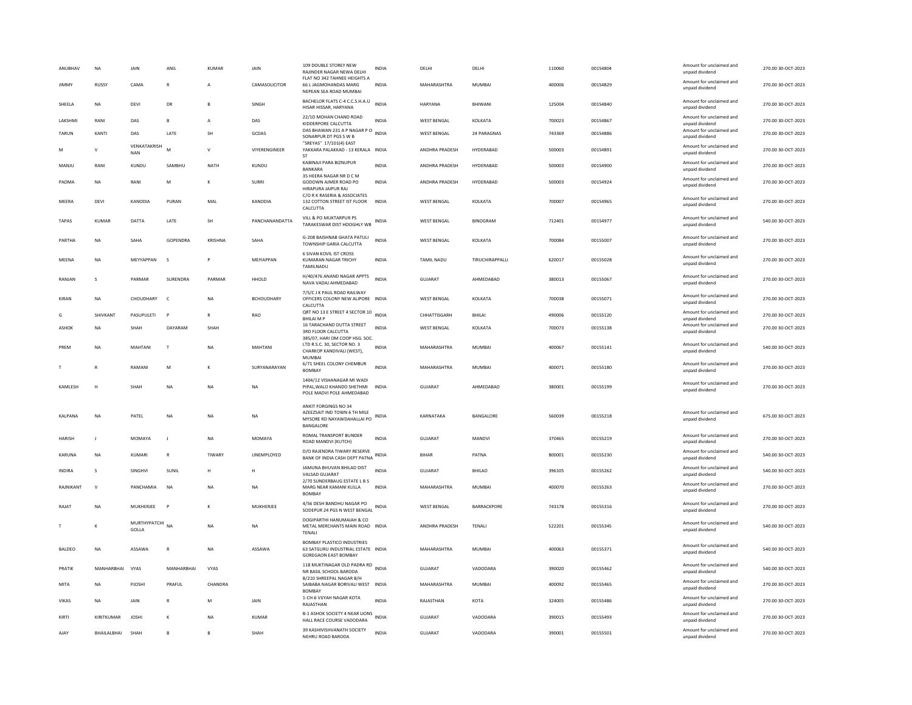| | | | | | | | | | | | | | | |
|---|---|---|---|---|---|---|---|---|---|---|---|---|---|---|
| ANUBHAV | NA | JAIN | ANIL | KUMAR | JAIN | 109 DOUBLE STOREY NEW RAJINDER NAGAR NEWA DELHI | INDIA | DELHI | DELHI | 110060 | 00154804 | | Amount for unclaimed and unpaid dividend | 270.00 30-OCT-2023 |
| JIMMY | RUSSY | CAMA | R | A | CAMASOLICITOR | FLAT NO 342 TAHNEE HEIGHTS A 66 L JAGMOHANDAS MARG NEPEAN SEA ROAD MUMBAI | INDIA | MAHARASHTRA | MUMBAI | 400006 | 00154829 | | Amount for unclaimed and unpaid dividend | 270.00 30-OCT-2023 |
| SHEELA | NA | DEVI | DR | B | SINGH | BACHELOR FLATS C-4 C.C.S.H.A.U HISAR HISSAR, HARYANA | INDIA | HARYANA | BHIWANI | 125004 | 00154840 | | Amount for unclaimed and unpaid dividend | 270.00 30-OCT-2023 |
| LAKSHMI | RANI | DAS | B | A | DAS | 22/1D MOHAN CHAND ROAD KIDDERPORE CALCUTTA | INDIA | WEST BENGAL | KOLKATA | 700023 | 00154867 | | Amount for unclaimed and unpaid dividend | 270.00 30-OCT-2023 |
| TARUN | KANTI | DAS | LATE | SH | GCDAS | DAS BHAWAN 231 A P NAGAR P O SONARPUR DT PGS S W B | INDIA | WEST BENGAL | 24 PARAGNAS | 743369 | 00154886 | | Amount for unclaimed and unpaid dividend | 270.00 30-OCT-2023 |
| M | V | VENKATAKRISHNAN | M | V | VIYERENGINEER | "SREYAS" 17/101(4) EAST YAKKARA PALAKKAD - 13 KERALA ST | INDIA | ANDHRA PRADESH | HYDERABAD | 500003 | 00154891 | | Amount for unclaimed and unpaid dividend | 270.00 30-OCT-2023 |
| MANJU | RANI | KUNDU | SAMBHU | NATH | KUNDU | KABINAJI PARA BIZNUPUR BANKARA | INDIA | ANDHRA PRADESH | HYDERABAD | 500003 | 00154900 | | Amount for unclaimed and unpaid dividend | 270.00 30-OCT-2023 |
| PADMA | NA | RANI | M | K | SURRI | 35 HEERA NAGAR NR D C M GODOWN AJMER ROAD PO HIRAPURA JAIPUR RAJ | INDIA | ANDHRA PRADESH | HYDERABAD | 500003 | 00154924 | | Amount for unclaimed and unpaid dividend | 270.00 30-OCT-2023 |
| MEERA | DEVI | KANODIA | PURAN | MAL | KANODIA | C/O R K RASERIA & ASSOCIATES 132 COTTON STREET IST FLOOR CALCUTTA | INDIA | WEST BENGAL | KOLKATA | 700007 | 00154965 | | Amount for unclaimed and unpaid dividend | 270.00 30-OCT-2023 |
| TAPAS | KUMAR | DATTA | LATE | SH | PANCHANANDATTA | VILL & PO MUKTARPUR PS TARAKESWAR DIST HOOGHLY WB | INDIA | WEST BENGAL | BINOGRAM | 712401 | 00154977 | | Amount for unclaimed and unpaid dividend | 540.00 30-OCT-2023 |
| PARTHA | NA | SAHA | GOPENDRA | KRISHNA | SAHA | G-208 BAISHNAB GHATA PATULI TOWNSHIP GARIA CALCUTTA | INDIA | WEST BENGAL | KOLKATA | 700084 | 00155007 | | Amount for unclaimed and unpaid dividend | 270.00 30-OCT-2023 |
| MEENA | NA | MEYYAPPAN | S | P | MEIYAPPAN | 6 SIVAN KOVIL IST CROSS KUMARAN NAGAR TRICHY TAMILNADU | INDIA | TAMIL NADU | TIRUCHIRAPPALLI | 620017 | 00155028 | | Amount for unclaimed and unpaid dividend | 270.00 30-OCT-2023 |
| RANJAN | S | PARMAR | SURENDRA | PARMAR | HHOLD | H/40/476 ANAND NAGAR APPTS NAVA VADAJ AHMEDABAD | INDIA | GUJARAT | AHMEDABAD | 380013 | 00155067 | | Amount for unclaimed and unpaid dividend | 270.00 30-OCT-2023 |
| KIRAN | NA | CHOUDHARY | C | NA | BCHOUDHARY | 7/5/C J K PAUL ROAD RAILWAY OFFICERS COLONY NEW ALIPORE CALCUTTA | INDIA | WEST BENGAL | KOLKATA | 700038 | 00155071 | | Amount for unclaimed and unpaid dividend | 270.00 30-OCT-2023 |
| G | SHIVKANT | PASUPULETI | P | R | RAO | QRT NO 13 E STREET 4 SECTOR 10 BHILAI M P | INDIA | CHHATTISGARH | BHILAI | 490006 | 00155120 | | Amount for unclaimed and unpaid dividend | 270.00 30-OCT-2023 |
| ASHOK | NA | SHAH | DAYARAM | SHAH | | 16 TARACHAND DUTTA STREET 3RD FLOOR CALCUTTA | INDIA | WEST BENGAL | KOLKATA | 700073 | 00155138 | | Amount for unclaimed and unpaid dividend | 270.00 30-OCT-2023 |
| PREM | NA | MAHTANI | T | NA | MAHTANI | 385/07, HARI OM COOP HSG. SOC. LTD R.S.C. 30, SECTOR NO. 3 CHARKOP KANDIVALI (WEST), MUMBAI | INDIA | MAHARASHTRA | MUMBAI | 400067 | 00155141 | | Amount for unclaimed and unpaid dividend | 540.00 30-OCT-2023 |
| T | R | RAMANI | M | K | SURYANARAYAN | 6/71 SHEEL COLONY CHEMBUR BOMBAY | INDIA | MAHARASHTRA | MUMBAI | 400071 | 00155180 | | Amount for unclaimed and unpaid dividend | 270.00 30-OCT-2023 |
| KAMLESH | H | SHAH | NA | NA | NA | 1404/12 VISHANAGAR MI WADI PIPAL,WALO KHANDO SHETHMI POLE MADVI POLE AHMEDABAD | INDIA | GUJARAT | AHMEDABAD | 380001 | 00155199 | | Amount for unclaimed and unpaid dividend | 270.00 30-OCT-2023 |
| KALPANA | NA | PATEL | NA | NA | NA | ANKIT FORGINGS NO 34 AZEEZSAIT IND TOWN 6 TH MILE MYSORE RD NAYAWDAHALLAI PO BANGALORE | INDIA | KARNATAKA | BANGALORE | 560039 | 00155218 | | Amount for unclaimed and unpaid dividend | 675.00 30-OCT-2023 |
| HARISH | J | MOMAYA | J | NA | MOMAYA | ROMAL TRANSPORT BUNDER ROAD MANDVI (KUTCH) | INDIA | GUJARAT | MANDVI | 370465 | 00155219 | | Amount for unclaimed and unpaid dividend | 270.00 30-OCT-2023 |
| KARUNA | NA | KUMARI | R | TIWARY | UNEMPLOYED | D/O RAJENDRA TIWARY RESERVE BANK OF INDIA CASH DEPT PATNA | INDIA | BIHAR | PATNA | 800001 | 00155230 | | Amount for unclaimed and unpaid dividend | 540.00 30-OCT-2023 |
| INDIRA | S | SINGHVI | SUNIL | H | H | JAMUNA BHUVAN BHILAD DIST VALSAD GUJARAT | INDIA | GUJARAT | BHILAD | 396105 | 00155262 | | Amount for unclaimed and unpaid dividend | 540.00 30-OCT-2023 |
| RAJNIKANT | V | PANCHAMIA | NA | NA | NA | 2/70 SUNDERBAUG ESTATE L B S MARG NEAR KAMANI KULLA BOMBAY | INDIA | MAHARASHTRA | MUMBAI | 400070 | 00155263 | | Amount for unclaimed and unpaid dividend | 270.00 30-OCT-2023 |
| RAJAT | NA | MUKHERJEE | P | K | MUKHERJEE | 4/56 DESH BANDHU NAGAR PO SODEPUR 24 PGS N WEST BENGAL | INDIA | WEST BENGAL | BARRACKPORE | 743178 | 00155316 | | Amount for unclaimed and unpaid dividend | 270.00 30-OCT-2023 |
| T | K | MURTHYPATCHI GOLLA | NA | NA | NA | DOGIPARTHI HANUMAIAH & CO METAL MERCHANTS MAIN ROAD TENALI | INDIA | ANDHRA PRADESH | TENALI | 522201 | 00155345 | | Amount for unclaimed and unpaid dividend | 540.00 30-OCT-2023 |
| BALDEO | NA | ASSAWA | R | NA | ASSAWA | BOMBAY PLASTICO INDUSTRIES 63 SATGURU INDUSTRIAL ESTATE GOREGAON EAST BOMBAY | INDIA | MAHARASHTRA | MUMBAI | 400063 | 00155371 | | Amount for unclaimed and unpaid dividend | 540.00 30-OCT-2023 |
| PRATIK | MANHARBHAI | VYAS | MANHARBHAI | VYAS | | 118 MUKTINAGAR OLD PADRA RD NR BASIL SCHOOL BARODA | INDIA | GUJARAT | VADODARA | 390020 | 00155462 | | Amount for unclaimed and unpaid dividend | 540.00 30-OCT-2023 |
| MITA | NA | PJOSHI | PRAFUL | CHANDRA | | B/210 SHREEPAL NAGAR B/H SAIBABA NAGAR BORIVALI WEST BOMBAY | INDIA | MAHARASHTRA | MUMBAI | 400092 | 00155465 | | Amount for unclaimed and unpaid dividend | 270.00 30-OCT-2023 |
| VIKAS | NA | JAIN | R | M | JAIN | 1-CH-6 VIJYAH NAGAR KOTA RAJASTHAN | INDIA | RAJASTHAN | KOTA | 324005 | 00155486 | | Amount for unclaimed and unpaid dividend | 270.00 30-OCT-2023 |
| KIRTI | KIRITKUMAR | JOSHI | K | NA | KUMAR | B-1 ASHOK SOCIETY 4 NEAR LIONS HALL RACE COURSE VADODARA | INDIA | GUJARAT | VADODARA | 390015 | 00155493 | | Amount for unclaimed and unpaid dividend | 270.00 30-OCT-2023 |
| AJAY | BHAILALBHAI | SHAH | B | B | SHAH | 39 KASHIVISHVANATH SOCIETY NEHRU ROAD BARODA | INDIA | GUJARAT | VADODARA | 390001 | 00155501 | | Amount for unclaimed and unpaid dividend | 270.00 30-OCT-2023 |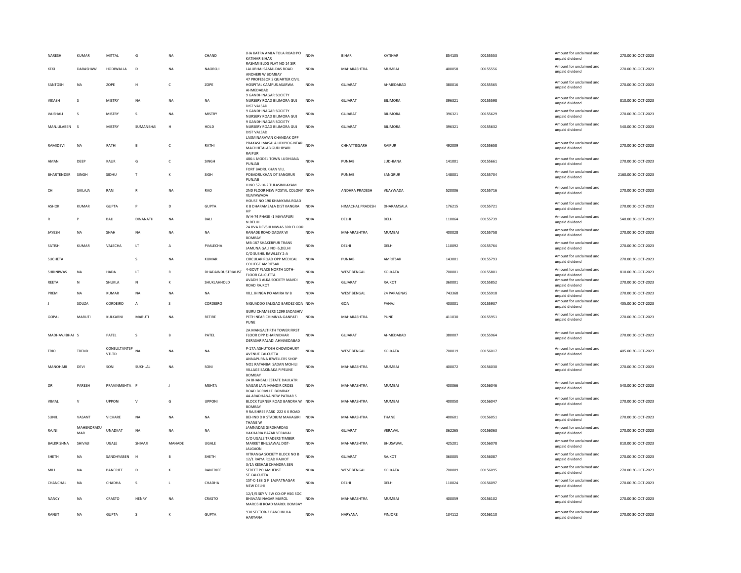| | | | | | | | | | | | | | |
|---|---|---|---|---|---|---|---|---|---|---|---|---|---|
| NARESH | KUMAR | MITTAL | G | NA | CHAND | JHA KATRA AMLA TOLA ROAD PO KATIHAR BIHAR | INDIA | BIHAR | KATIHAR | 854105 | 00155553 | Amount for unclaimed and unpaid dividend | 270.00 30-OCT-2023 |
| KEKI | DARASHAW | HODIWALLA | D | NA | NAOROJI | RASHMI BLDG FLAT NO 14 SIR LALUBHAI SAMALDAS ROAD ANDHERI W BOMBAY | INDIA | MAHARASHTRA | MUMBAI | 400058 | 00155556 | Amount for unclaimed and unpaid dividend | 270.00 30-OCT-2023 |
| SANTOSH | NA | ZOPE | H | C | ZOPE | 47 PROFESSOR'S QUARTER CIVIL HOSPITAL CAMPUS ASARWA AHMEDABAD | INDIA | GUJARAT | AHMEDABAD | 380016 | 00155565 | Amount for unclaimed and unpaid dividend | 270.00 30-OCT-2023 |
| VIKASH | S | MISTRY | NA | NA | NA | 9 GANDHINAGAR SOCIETY NURSERY ROAD BILIMORA GUJ DIST VALSAD | INDIA | GUJARAT | BILIMORA | 396321 | 00155598 | Amount for unclaimed and unpaid dividend | 810.00 30-OCT-2023 |
| VAISHALI | S | MISTRY | S | NA | MISTRY | 9 GANDHINAGAR SOCIETY NURSERY ROAD BILIMORA GUJ | INDIA | GUJARAT | BILIMORA | 396321 | 00155629 | Amount for unclaimed and unpaid dividend | 270.00 30-OCT-2023 |
| MANJULABEN | S | MISTRY | SUMANBHAI | H | HOLD | 9 GANDHINAGAR SOCIETY NURSERY ROAD BILIMORA GUJ DIST VALSAD | INDIA | GUJARAT | BILIMORA | 396321 | 00155632 | Amount for unclaimed and unpaid dividend | 540.00 30-OCT-2023 |
| RAMIDEVI | NA | RATHI | B | C | RATHI | LAXMINARAYAN CHANDAK OPP PRAKASH MASALA UDHYOG NEAR MACHHITALAB GUDHIYARI RAIPUR | INDIA | CHHATTISGARH | RAIPUR | 492009 | 00155658 | Amount for unclaimed and unpaid dividend | 270.00 30-OCT-2023 |
| AMAN | DEEP | KAUR | G | C | SINGH | 486-L MODEL TOWN LUDHIANA PUNJAB | INDIA | PUNJAB | LUDHIANA | 141001 | 00155661 | Amount for unclaimed and unpaid dividend | 270.00 30-OCT-2023 |
| BHARTENDER | SINGH | SIDHU | T | K | SIGH | FORT BADRUKHAN VILL POBADRUKHAN DT SANGRUR PUNJAB | INDIA | PUNJAB | SANGRUR | 148001 | 00155704 | Amount for unclaimed and unpaid dividend | 2160.00 30-OCT-2023 |
| CH | SAILAJA | RANI | R | NA | RAO | H NO 57-10-2 TULASINILAYAM 2ND FLOOR NEW POSTAL COLONY VIJAYAWADA | INDIA | ANDHRA PRADESH | VIJAYWADA | 520006 | 00155716 | Amount for unclaimed and unpaid dividend | 270.00 30-OCT-2023 |
| ASHOK | KUMAR | GUPTA | P | D | GUPTA | HOUSE NO 190 KHANYARA ROAD K B DHARAMSALA DIST KANGRA HP | INDIA | HIMACHAL PRADESH | DHARAMSALA | 176215 | 00155721 | Amount for unclaimed and unpaid dividend | 270.00 30-OCT-2023 |
| R | P | BALI | DINANATH | NA | BALI | W H-74 PHASE -1 MAYAPURI N.DELHI | INDIA | DELHI | DELHI | 110064 | 00155739 | Amount for unclaimed and unpaid dividend | 540.00 30-OCT-2023 |
| JAYESH | NA | SHAH | NA | NA | NA | 24 JIVA DEVSHI NIWAS 3RD FLOOR RANADE ROAD DADAR W BOMBAY | INDIA | MAHARASHTRA | MUMBAI | 400028 | 00155758 | Amount for unclaimed and unpaid dividend | 270.00 30-OCT-2023 |
| SATISH | KUMAR | VALECHA | LT | A | PVALECHA | MB-187 SHAKERPUR TRANS JAMUNA GALI NO -5,DELHI | INDIA | DELHI | DELHI | 110092 | 00155764 | Amount for unclaimed and unpaid dividend | 270.00 30-OCT-2023 |
| SUCHETA | | | S | NA | KUMAR | C/O SUSHIL RAWLLEY 2-A CIRCULAR ROAD OPP MEDICAL COLLEGE AMRITSAR | INDIA | PUNJAB | AMRITSAR | 143001 | 00155793 | Amount for unclaimed and unpaid dividend | 270.00 30-OCT-2023 |
| SHRINIWAS | NA | HADA | LT | R | DHADAINDUSTRIALIST | 4-GOVT PLACE NORTH 1OTH-FLOOR CALCUTTA | INDIA | WEST BENGAL | KOLKATA | 700001 | 00155801 | Amount for unclaimed and unpaid dividend | 810.00 30-OCT-2023 |
| REETA | N | SHUKLA | N | K | SHUKLAHHOLD | AVADH 3 ALKA SOCIETY MAVDI ROAD RAJKOT | INDIA | GUJARAT | RAJKOT | 360001 | 00155852 | Amount for unclaimed and unpaid dividend | 270.00 30-OCT-2023 |
| PREM | NA | KUMAR | NA | NA | NA | VILL JHINGA PO AMIRA W B | INDIA | WEST BENGAL | 24 PARAGNAS | 743368 | 00155918 | Amount for unclaimed and unpaid dividend | 270.00 30-OCT-2023 |
| J | SOUZA | CORDEIRO | A | S | CORDEIRO | NIGUADDO SALIGAO BARDEZ GOA | INDIA | GOA | PANAJI | 403001 | 00155937 | Amount for unclaimed and unpaid dividend | 405.00 30-OCT-2023 |
| GOPAL | MARUTI | KULKARNI | MARUTI | NA | RETIRE | GURU CHAMBERS 1299 SADASHIV PETH NEAR CHIMNYA GANPATI PUNE | INDIA | MAHARASHTRA | PUNE | 411030 | 00155951 | Amount for unclaimed and unpaid dividend | 270.00 30-OCT-2023 |
| MADHAVJIBHAI | S | PATEL | S | B | PATEL | 2A MANGALTIRTH TOWER FIRST FLOOR OPP DHARNIDHAR DERASAR PALADI AHMEDABAD | INDIA | GUJARAT | AHMEDABAD | 380007 | 00155964 | Amount for unclaimed and unpaid dividend | 270.00 30-OCT-2023 |
| TRIO | TREND | CONSULTANTSP VTLTD | NA | NA | NA | P-17A ASHUTOSH CHOWDHURY AVENUE CALCUTTA | INDIA | WEST BENGAL | KOLKATA | 700019 | 00156017 | Amount for unclaimed and unpaid dividend | 405.00 30-OCT-2023 |
| MANOHARI | DEVI | SONI | SUKHLAL | NA | SONI | ANNAPURNA JEWELLERS SHOP NO1 RATANBAI SADAN MOHILI VILLAGE SAKINAKA PIPELINE BOMBAY | INDIA | MAHARASHTRA | MUMBAI | 400072 | 00156030 | Amount for unclaimed and unpaid dividend | 270.00 30-OCT-2023 |
| DR | PARESH | PRAVINMEHTA | P | J | MEHTA | 24 BHANSALI ESTATE DAULATR NAGAR JAIN MANDIR CROSS ROAD BORIVLI E BOMBAY | INDIA | MAHARASHTRA | MUMBAI | 400066 | 00156046 | Amount for unclaimed and unpaid dividend | 540.00 30-OCT-2023 |
| VIMAL | V | UPPONI | V | G | UPPONI | 4A ARADHANA NEW PATKAR S BLOCK TURNER ROAD BANDRA W BOMBAY | INDIA | MAHARASHTRA | MUMBAI | 400050 | 00156047 | Amount for unclaimed and unpaid dividend | 270.00 30-OCT-2023 |
| SUNIL | VASANT | VICHARE | NA | NA | NA | 9 RAJSHREE PARK 222 K K ROAD BEHIND D K STADIUM MAHAGIRI THANE W | INDIA | MAHARASHTRA | THANE | 400601 | 00156051 | Amount for unclaimed and unpaid dividend | 270.00 30-OCT-2023 |
| RAJNI | MAHENDRAKUMAR | UNADKAT | NA | NA | NA | JAMNADAS GIRDHARDAS VAKHARIA BAZAR VERAVAL | INDIA | GUJARAT | VERAVAL | 362265 | 00156063 | Amount for unclaimed and unpaid dividend | 270.00 30-OCT-2023 |
| BALKRISHNA | SHIVAJI | UGALE | SHIVAJI | MAHADE | UGALE | C/O UGALE TRADERS TIMBER MARKET BHUSAWAL DIST-JALGAON | INDIA | MAHARASHTRA | BHUSAWAL | 425201 | 00156078 | Amount for unclaimed and unpaid dividend | 810.00 30-OCT-2023 |
| SHETH | NA | SANDHYABEN | H | B | SHETH | VITRANGA SOCIETY BLOCK NO B 12/1 RAIYA ROAD RAJKOT | INDIA | GUJARAT | RAJKOT | 360005 | 00156087 | Amount for unclaimed and unpaid dividend | 270.00 30-OCT-2023 |
| MILI | NA | BANERJEE | D | K | BANERJEE | 3/1A KESHAB CHANDRA SEN STREET PO AMHERST ST.CALCUTTA | INDIA | WEST BENGAL | KOLKATA | 700009 | 00156095 | Amount for unclaimed and unpaid dividend | 270.00 30-OCT-2023 |
| CHANCHAL | NA | CHADHA | S | L | CHADHA | 1ST-C-188 G F LAJPATNAGAR NEW DELHI | INDIA | DELHI | DELHI | 110024 | 00156097 | Amount for unclaimed and unpaid dividend | 270.00 30-OCT-2023 |
| NANCY | NA | CRASTO | HENRY | NA | CRASTO | 12/1/5 SKY VIEW CO-OP HSG SOC BHAVANI NAGAR MAROL MAROSHI ROAD MAROL BOMBAY | INDIA | MAHARASHTRA | MUMBAI | 400059 | 00156102 | Amount for unclaimed and unpaid dividend | 270.00 30-OCT-2023 |
| RANJIT | NA | GUPTA | S | K | GUPTA | 930 SECTOR-2 PANCHKULA HARYANA | INDIA | HARYANA | PINJORE | 134112 | 00156110 | Amount for unclaimed and unpaid dividend | 270.00 30-OCT-2023 |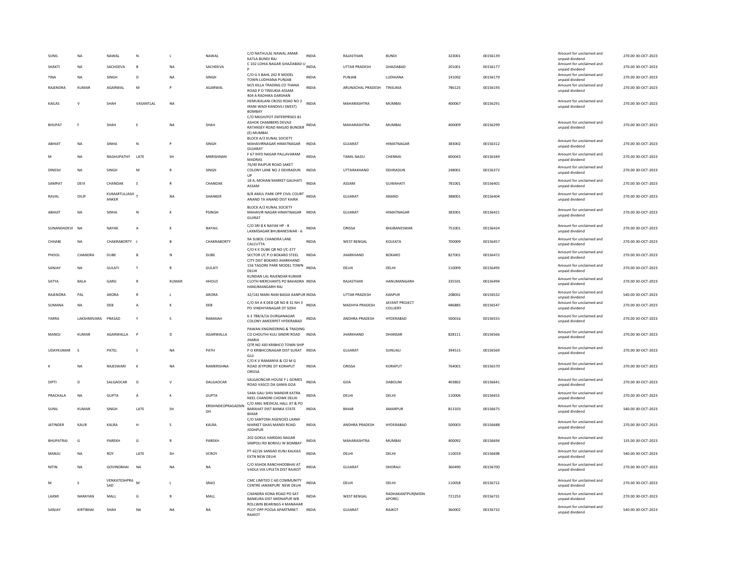| | | | | | | | | | | | | | | | |
|---|---|---|---|---|---|---|---|---|---|---|---|---|---|---|---|
| SUNIL | NA | NAWAL | N | L | NAWAL | C/O NATHULAL NAWAL AMAR KATLA BUNDI RAJ | INDIA | RAJASTHAN | BUNDI | 323001 | 00156139 | | Amount for unclaimed and unpaid dividend | 270.00 | 30-OCT-2023 |
| SHAKTI | NA | SACHDEVA | B | NA | SACHDEVA | C 102 LOHIA NAGAR GHAZIABAD U P | INDIA | UTTAR PRADESH | GHAZIABAD | 201001 | 00156177 | | Amount for unclaimed and unpaid dividend | 270.00 | 30-OCT-2023 |
| TINA | NA | SINGH | D | NA | SINGH | C/O G S BAHL 242 R MODEL TOWN LUDHIANA PUNJAB | INDIA | PUNJAB | LUDHIANA | 141002 | 00156179 | | Amount for unclaimed and unpaid dividend | 270.00 | 30-OCT-2023 |
| RAJENDRA | KUMAR | AGARWAL | M | P | AGARWAL | M/S KILLA TRADING CO THANA ROAD P O TINSUKIA ASSAM | INDIA | ARUNACHAL PRADESH | TINSUKIA | 786125 | 00156193 | | Amount for unclaimed and unpaid dividend | 270.00 | 30-OCT-2023 |
| KAILAS | V | SHAH | VASANTLAL | NA | | 404 A RADHIKA DARSHAN HEMUKALANI CROSS ROAD NO 2 IRANI WADI KANDIVLI (WEST) BOMBAY | INDIA | MAHARASHTRA | MUMBAI | 400067 | 00156291 | | Amount for unclaimed and unpaid dividend | 270.00 | 30-OCT-2023 |
| BHUPAT | F | SHAH | E | NA | SHAH | C/O MEGHJYOT ENTERPRISES 81 ASHOK CHAMBERS DEVAJI RATANSEY ROAD MASJID BUNDER (E) MUMBAI | INDIA | MAHARASHTRA | MUMBAI | 400009 | 00156299 | | Amount for unclaimed and unpaid dividend | 270.00 | 30-OCT-2023 |
| ABHIJIT | NA | SINHA | N | P | SINGH | BLOCK A/2 KUNAL SOCIETY MAHAVIRNAGAR HIMATNAGAR GUJARAT | INDIA | GUJARAT | HIMATNAGAR | 383002 | 00156312 | | Amount for unclaimed and unpaid dividend | 270.00 | 30-OCT-2023 |
| M | NA | RAGHUPATHY | LATE | SH | MKRISHNAN | F 67 IHFD NAGAR PALLAVARAM MADRAS | INDIA | TAMIL NADU | CHENNAI | 600043 | 00156349 | | Amount for unclaimed and unpaid dividend | 270.00 | 30-OCT-2023 |
| DINESH | NA | SINGH | M | R | SINGH | 76/40 RAJPUR ROAD SAKET COLONY LANE NO 2 DEHRADUN UP | INDIA | UTTARAKHAND | DEHRADUN | 248001 | 00156372 | | Amount for unclaimed and unpaid dividend | 270.00 | 30-OCT-2023 |
| SAMPAT | DEVI | CHANDAK | S | R | CHANDAK | 18 A, MOHAN MARKET GAUHATI ASSAM | INDIA | ASSAM | GUWAHATI | 781001 | 00156401 | | Amount for unclaimed and unpaid dividend | 270.00 | 30-OCT-2023 |
| RAVAL | DILIP | KUMARTULJASH ANKER | T | NA | SHANKER | B/8 AMUL PARK OPP CIVIL COURT ANAND TA ANAND DIST KAIRA | INDIA | GUJARAT | ANAND | 388001 | 00156404 | | Amount for unclaimed and unpaid dividend | 270.00 | 30-OCT-2023 |
| ABHIJIT | NA | SINHA | N | K | PSINGH | BLOCK A/2 KUNAL SOCIETY MAHAVIR NAGAR HIMATNAGAR GUJRAT | INDIA | GUJARAT | HIMATNAGAR | 383001 | 00156421 | | Amount for unclaimed and unpaid dividend | 270.00 | 30-OCT-2023 |
| SUNANDADEVI | NA | NAYAK | A | K | NAYAIL | C/O SRI B K NAYAK HP - 8 LAXMISAGAR BHUBANESWAR - 6 | INDIA | ORISSA | BHUBANESWAR | 751001 | 00156424 | | Amount for unclaimed and unpaid dividend | 270.00 | 30-OCT-2023 |
| CHHABI | NA | CHAKRABORTY | J | B | CHAKRABORTY | 9A SUBOL CHANDRA LANE CALCUTTA | INDIA | WEST BENGAL | KOLKATA | 700009 | 00156457 | | Amount for unclaimed and unpaid dividend | 270.00 | 30-OCT-2023 |
| PHOOL | CHANDRA | DUBE | B | N | DUBE | C/O K K DUBE QR NO I/C-377 SECTOR I/C P.O BOKARO STEEL CITY DIST BOKARO JHARKHAND | INDIA | JHARKHAND | BOKARO | 827001 | 00156472 | | Amount for unclaimed and unpaid dividend | 270.00 | 30-OCT-2023 |
| SANJAY | NA | GULATI | T | R | GULATI | 156 TAGORE PARK MODEL TOWN DELHI | INDIA | DELHI | DELHI | 110009 | 00156493 | | Amount for unclaimed and unpaid dividend | 270.00 | 30-OCT-2023 |
| SATYA | BALA | GARG | R | KUMAR | HHOLD | KUNDAN LAL RAJENDAR KUMAR CLOTH MERCHANTS PO BAHADRA HANUMANGARH RAJ | INDIA | RAJASTHAN | HANUMANGARH | 335501 | 00156494 | | Amount for unclaimed and unpaid dividend | 270.00 | 30-OCT-2023 |
| RAJENDRA | PAL | ARORA | R | L | ARORA | 32/142 MANI RAM BAGIA KANPUR | INDIA | UTTAR PRADESH | KANPUR | 208001 | 00156532 | | Amount for unclaimed and unpaid dividend | 540.00 | 30-OCT-2023 |
| SUMANA | NA | DEB | A | K | DEB | C/O SH A K DEB QR NO B 31 NH 3 PO VINDHYANAGAR DT SIDHI | INDIA | MADHYA PRADESH | JAYANT PROJECT COLLIERY | 486885 | 00156547 | | Amount for unclaimed and unpaid dividend | 270.00 | 30-OCT-2023 |
| YARRA | LAKSHMIVARA | PRASAD | Y | S | RAMAIAH | 6 3 788/A/16 DURGANAGAR COLONY AMEERPET HYDERABAD | INDIA | ANDHRA PRADESH | HYDERABAD | 500016 | 00156555 | | Amount for unclaimed and unpaid dividend | 270.00 | 30-OCT-2023 |
| MANOJ | KUMAR | AGARWALLA | P | D | AGARWALLA | PAWAN ENGINEERING & TRADING CO CHOUTHI KULI SINDRI ROAD JHARIA | INDIA | JHARKHAND | DHANSAR | 828111 | 00156566 | | Amount for unclaimed and unpaid dividend | 270.00 | 30-OCT-2023 |
| UDAYKUMAR | S | PATEL | S | NA | PATH | QTR NO 430 KRIBHCO TOWN SHIP P O KRIBHCONAGAR DIST SURAT GUJ | INDIA | GUJARAT | SUNUALI | 394515 | 00156569 | | Amount for unclaimed and unpaid dividend | 270.00 | 30-OCT-2023 |
| K | NA | RAJESWARI | K | NA | RAMKRISHNA | C/O K V RAMANYA & CO M G ROAD JEYPORE DT KORAPUT ORISSA | INDIA | ORISSA | KORAPUT | 764001 | 00156570 | | Amount for unclaimed and unpaid dividend | 270.00 | 30-OCT-2023 |
| DIPTI | D | SALGAOCAR | D | V | DALGAOCAR | SALGAONCAR HOUSE F L GOMES ROAD VASCO DA GAMA GOA | INDIA | GOA | DABOLIM | 403802 | 00156641 | | Amount for unclaimed and unpaid dividend | 270.00 | 30-OCT-2023 |
| PRACHALA | NA | GUPTA | A | K | GUPTA | 544A GALI SHIV MANDIR KATRA NEEL CHANDNI CHOWK DELHI | INDIA | DELHI | DELHI | 110006 | 00156653 | | Amount for unclaimed and unpaid dividend | 270.00 | 30-OCT-2023 |
| SUNIL | KUMAR | SINGH | LATE | SH | KRISHNDEOPRASADSINGH | C/O ANIL MEDICAL HALL AT & PO BARAHAT DIST BANKA STATE BIHAR | INDIA | BIHAR | AMARPUR | 813103 | 00156675 | | Amount for unclaimed and unpaid dividend | 540.00 | 30-OCT-2023 |
| JATINDER | KAUR | KALRA | H | S | KALRA | C/O SANTOSH AGENCIES LAXMI MARKET GHAS MANDI ROAD JODHPUR | INDIA | ANDHRA PRADESH | HYDERABAD | 500003 | 00156688 | | Amount for unclaimed and unpaid dividend | 270.00 | 30-OCT-2023 |
| BHUPATRAI | G | PAREKH | G | R | PAREKH | 202 GOKUL HARIDAS NAGAR SIMPOLI RD BORIVLI W BOMBAY | INDIA | MAHARASHTRA | MUMBAI | 400092 | 00156694 | | Amount for unclaimed and unpaid dividend | 135.00 | 30-OCT-2023 |
| MANJU | NA | ROY | LATE | SH | VCROY | PT-62/26 SANSAD KUNJ KALKAJI EXTN NEW DELHI | INDIA | DELHI | DELHI | 110019 | 00156698 | | Amount for unclaimed and unpaid dividend | 540.00 | 30-OCT-2023 |
| NITIN | NA | GOVINDBHAI | NA | NA | NA | C/O ASHOK RANCHHODBHAI AT VADLA VIA UPLETA DIST RAJKOT | INDIA | GUJARAT | DHORAJI | 360490 | 00156700 | | Amount for unclaimed and unpaid dividend | 270.00 | 30-OCT-2023 |
| M | S | VENKATESHPRA SAD | M | L | SRAO | CMC LIMITED C-60 COMMUNITY CENTRE JANAKPURI NEW DELHI | INDIA | DELHI | DELHI | 110058 | 00156712 | | Amount for unclaimed and unpaid dividend | 270.00 | 30-OCT-2023 |
| LAXMI | NARAYAN | MALL | G | R | MALL | CHANDRA KONA ROAD PO SAT BANKURA DIST MIDNAPUR WB | INDIA | WEST BENGAL | RADHAKANTPUR(MIDN APORE) | 721253 | 00156731 | | Amount for unclaimed and unpaid dividend | 270.00 | 30-OCT-2023 |
| SANJAY | KIRTIBHAI | SHAH | NA | NA | NA | ROLLWIN BEARINGS 4 MANAHAR PLOT OPP POOJA APARTMNET RAJKOT | INDIA | GUJARAT | RAJKOT | 360002 | 00156732 | | Amount for unclaimed and unpaid dividend | 540.00 | 30-OCT-2023 |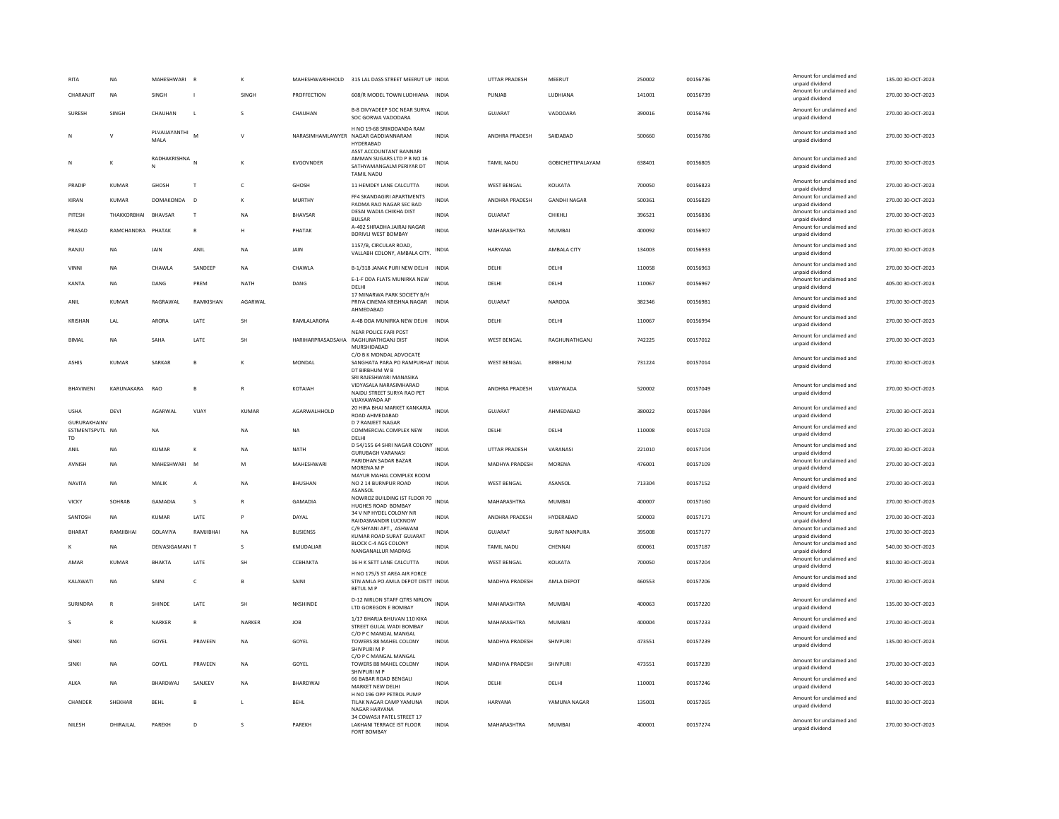| | | | | | | | | | | | | | | |
|---|---|---|---|---|---|---|---|---|---|---|---|---|---|---|
| RITA | NA | MAHESHWARI | R | K | MAHESHWARIHHOLD | 315 LAL DASS STREET MEERUT UP | INDIA | UTTAR PRADESH | MEERUT | 250002 | 00156736 | Amount for unclaimed and unpaid dividend | 135.00 | 30-OCT-2023 |
| CHARANJIT | NA | SINGH | I | SINGH | PROFFECTION | 608/R MODEL TOWN LUDHIANA | INDIA | PUNJAB | LUDHIANA | 141001 | 00156739 | Amount for unclaimed and unpaid dividend | 270.00 | 30-OCT-2023 |
| SURESH | SINGH | CHAUHAN | L | S | CHAUHAN | B-8 DIVYADEEP SOC NEAR SURYA SOC GORWA VADODARA | INDIA | GUJARAT | VADODARA | 390016 | 00156746 | Amount for unclaimed and unpaid dividend | 270.00 | 30-OCT-2023 |
| N | V | PLVAIJAYANTHI MALA | M | V | NARASIMHAMLAWYER | H NO 19-68 SRIKODANDA RAM NAGAR GADDIANNARAM HYDERABAD | INDIA | ANDHRA PRADESH | SAIDABAD | 500660 | 00156786 | Amount for unclaimed and unpaid dividend | 270.00 | 30-OCT-2023 |
| N | K | RADHAKRISHNA N | N | K | KVGOVNDER | ASST ACCOUNTANT BANNARI AMMAN SUGARS LTD P B NO 16 SATHYAMANGALM PERIYAR DT TAMIL NADU | INDIA | TAMIL NADU | GOBICHETTIPALAYAM | 638401 | 00156805 | Amount for unclaimed and unpaid dividend | 270.00 | 30-OCT-2023 |
| PRADIP | KUMAR | GHOSH | T | C | GHOSH | 11 HEMDEY LANE CALCUTTA | INDIA | WEST BENGAL | KOLKATA | 700050 | 00156823 | Amount for unclaimed and unpaid dividend | 270.00 | 30-OCT-2023 |
| KIRAN | KUMAR | DOMAKONDA | D | K | MURTHY | FF4 SKANDAGIRI APARTMENTS PADMA RAO NAGAR SEC BAD | INDIA | ANDHRA PRADESH | GANDHI NAGAR | 500361 | 00156829 | Amount for unclaimed and unpaid dividend | 270.00 | 30-OCT-2023 |
| PITESH | THAKKORBHAI | BHAVSAR | T | NA | BHAVSAR | DESAI WADIA CHIKHA DIST BULSAR | INDIA | GUJARAT | CHIKHLI | 396521 | 00156836 | Amount for unclaimed and unpaid dividend | 270.00 | 30-OCT-2023 |
| PRASAD | RAMCHANDRA | PHATAK | R | H | PHATAK | A-402 SHRADHA JAIRAJ NAGAR BORIVLI WEST BOMBAY | INDIA | MAHARASHTRA | MUMBAI | 400092 | 00156907 | Amount for unclaimed and unpaid dividend | 270.00 | 30-OCT-2023 |
| RANJU | NA | JAIN | ANIL | NA | JAIN | 1157/B, CIRCULAR ROAD, VALLABH COLONY, AMBALA CITY. | INDIA | HARYANA | AMBALA CITY | 134003 | 00156933 | Amount for unclaimed and unpaid dividend | 270.00 | 30-OCT-2023 |
| VINNI | NA | CHAWLA | SANDEEP | NA | CHAWLA | B-1/318 JANAK PURI NEW DELHI | INDIA | DELHI | DELHI | 110058 | 00156963 | Amount for unclaimed and unpaid dividend | 270.00 | 30-OCT-2023 |
| KANTA | NA | DANG | PREM | NATH | DANG | E-1-F DDA FLATS MUNIRKA NEW DELHI | INDIA | DELHI | DELHI | 110067 | 00156967 | Amount for unclaimed and unpaid dividend | 405.00 | 30-OCT-2023 |
| ANIL | KUMAR | RAGRAWAL | RAMKISHAN | AGARWAL | | 17 MINARWA PARK SOCIETY B/H PRIYA CINEMA KRISHNA NAGAR AHMEDABAD | INDIA | GUJARAT | NARODA | 382346 | 00156981 | Amount for unclaimed and unpaid dividend | 270.00 | 30-OCT-2023 |
| KRISHAN | LAL | ARORA | LATE | SH | RAMLALARORA | A-4B DDA MUNIRKA NEW DELHI | INDIA | DELHI | DELHI | 110067 | 00156994 | Amount for unclaimed and unpaid dividend | 270.00 | 30-OCT-2023 |
| BIMAL | NA | SAHA | LATE | SH | HARIHARPRASADSAHA | NEAR POLICE FARI POST RAGHUNATHGANJ DIST MURSHIDABAD | INDIA | WEST BENGAL | RAGHUNATHGANJ | 742225 | 00157012 | Amount for unclaimed and unpaid dividend | 270.00 | 30-OCT-2023 |
| ASHIS | KUMAR | SARKAR | B | K | MONDAL | C/O B K MONDAL ADVOCATE SANGHATA PARA PO RAMPURHAT DT BIRBHUM W B | INDIA | WEST BENGAL | BIRBHUM | 731224 | 00157014 | Amount for unclaimed and unpaid dividend | 270.00 | 30-OCT-2023 |
| BHAVINENI | KARUNAKARA | RAO | B | R | KOTAIAH | SRI RAJESHWARI MANASIKA VIDYASALA NARASIMHARAO NAIDU STREET SURYA RAO PET VIJAYAWADA AP | INDIA | ANDHRA PRADESH | VIJAYWADA | 520002 | 00157049 | Amount for unclaimed and unpaid dividend | 270.00 | 30-OCT-2023 |
| USHA | DEVI | AGARWAL | VIJAY | KUMAR | AGARWALHHOLD | 20 HIRA BHAI MARKET KANKARIA ROAD AHMEDABAD | INDIA | GUJARAT | AHMEDABAD | 380022 | 00157084 | Amount for unclaimed and unpaid dividend | 270.00 | 30-OCT-2023 |
| GURURAKHAINV ESTMENTSPVTL TD | NA | NA | | NA | NA | D 7 RANJEET NAGAR COMMERCIAL COMPLEX NEW DELHI | INDIA | DELHI | DELHI | 110008 | 00157103 | Amount for unclaimed and unpaid dividend | 270.00 | 30-OCT-2023 |
| ANIL | NA | KUMAR | K | NA | NATH | D 54/155 64 SHRI NAGAR COLONY GURUBAGH VARANASI | INDIA | UTTAR PRADESH | VARANASI | 221010 | 00157104 | Amount for unclaimed and unpaid dividend | 270.00 | 30-OCT-2023 |
| AVNISH | NA | MAHESHWARI | M | M | MAHESHWARI | PARIDHAN SADAR BAZAR MORENA M P | INDIA | MADHYA PRADESH | MORENA | 476001 | 00157109 | Amount for unclaimed and unpaid dividend | 270.00 | 30-OCT-2023 |
| NAVITA | NA | MALIK | A | NA | BHUSHAN | MAYUR MAHAL COMPLEX ROOM NO 2 14 BURNPUR ROAD ASANSOL | INDIA | WEST BENGAL | ASANSOL | 713304 | 00157152 | Amount for unclaimed and unpaid dividend | 270.00 | 30-OCT-2023 |
| VICKY | SOHRAB | GAMADIA | S | R | GAMADIA | NOWROZ BUILDING IST FLOOR 70 HUGHES ROAD BOMBAY | INDIA | MAHARASHTRA | MUMBAI | 400007 | 00157160 | Amount for unclaimed and unpaid dividend | 270.00 | 30-OCT-2023 |
| SANTOSH | NA | KUMAR | LATE | P | DAYAL | 34 V NP HYDEL COLONY NR RAIDASMANDIR LUCKNOW | INDIA | ANDHRA PRADESH | HYDERABAD | 500003 | 00157171 | Amount for unclaimed and unpaid dividend | 270.00 | 30-OCT-2023 |
| BHARAT | RAMJIBHAI | GOLAVIYA | RAMJIBHAI | NA | BUSIENSS | C/9 SHYANI APT., ASHWANI KUMAR ROAD SURAT GUJARAT | INDIA | GUJARAT | SURAT NANPURA | 395008 | 00157177 | Amount for unclaimed and unpaid dividend | 270.00 | 30-OCT-2023 |
| K | NA | DEIVASIGAMANI | T | S | KMUDALIAR | BLOCK C-4 AGS COLONY NANGANALLUR MADRAS | INDIA | TAMIL NADU | CHENNAI | 600061 | 00157187 | Amount for unclaimed and unpaid dividend | 540.00 | 30-OCT-2023 |
| AMAR | KUMAR | BHAKTA | LATE | SH | CCBHAKTA | 16 H K SETT LANE CALCUTTA | INDIA | WEST BENGAL | KOLKATA | 700050 | 00157204 | Amount for unclaimed and unpaid dividend | 810.00 | 30-OCT-2023 |
| KALAWATI | NA | SAINI | C | B | SAINI | H NO 175/5 ST AREA AIR FORCE STN AMLA PO AMLA DEPOT DISTT BETUL M P | INDIA | MADHYA PRADESH | AMLA DEPOT | 460553 | 00157206 | Amount for unclaimed and unpaid dividend | 270.00 | 30-OCT-2023 |
| SURINDRA | R | SHINDE | LATE | SH | NKSHINDE | D-12 NIRLON STAFF QTRS NIRLON LTD GOREGON E BOMBAY | INDIA | MAHARASHTRA | MUMBAI | 400063 | 00157220 | Amount for unclaimed and unpaid dividend | 135.00 | 30-OCT-2023 |
| S | R | NARKER | R | NARKER | JOB | 1/17 BHARJA BHUVAN 110 KIKA STREET GULAL WADI BOMBAY | INDIA | MAHARASHTRA | MUMBAI | 400004 | 00157233 | Amount for unclaimed and unpaid dividend | 270.00 | 30-OCT-2023 |
| SINKI | NA | GOYEL | PRAVEEN | NA | GOYEL | C/O P C MANGAL MANGAL TOWERS 88 MAHEL COLONY SHIVPURI M P | INDIA | MADHYA PRADESH | SHIVPURI | 473551 | 00157239 | Amount for unclaimed and unpaid dividend | 135.00 | 30-OCT-2023 |
| SINKI | NA | GOYEL | PRAVEEN | NA | GOYEL | C/O P C MANGAL MANGAL TOWERS 88 MAHEL COLONY SHIVPURI M P | INDIA | MADHYA PRADESH | SHIVPURI | 473551 | 00157239 | Amount for unclaimed and unpaid dividend | 270.00 | 30-OCT-2023 |
| ALKA | NA | BHARDWAJ | SANJEEV | NA | BHARDWAJ | 66 BABAR ROAD BENGALI MARKET NEW DELHI | INDIA | DELHI | DELHI | 110001 | 00157246 | Amount for unclaimed and unpaid dividend | 540.00 | 30-OCT-2023 |
| CHANDER | SHEKHAR | BEHL | B | L | BEHL | H NO 196 OPP PETROL PUMP TILAK NAGAR CAMP YAMUNA NAGAR HARYANA | INDIA | HARYANA | YAMUNA NAGAR | 135001 | 00157265 | Amount for unclaimed and unpaid dividend | 810.00 | 30-OCT-2023 |
| NILESH | DHIRAJLAL | PAREKH | D | S | PAREKH | 34 COWASJI PATEL STREET 17 LAKHANI TERRACE IST FLOOR FORT BOMBAY | INDIA | MAHARASHTRA | MUMBAI | 400001 | 00157274 | Amount for unclaimed and unpaid dividend | 270.00 | 30-OCT-2023 |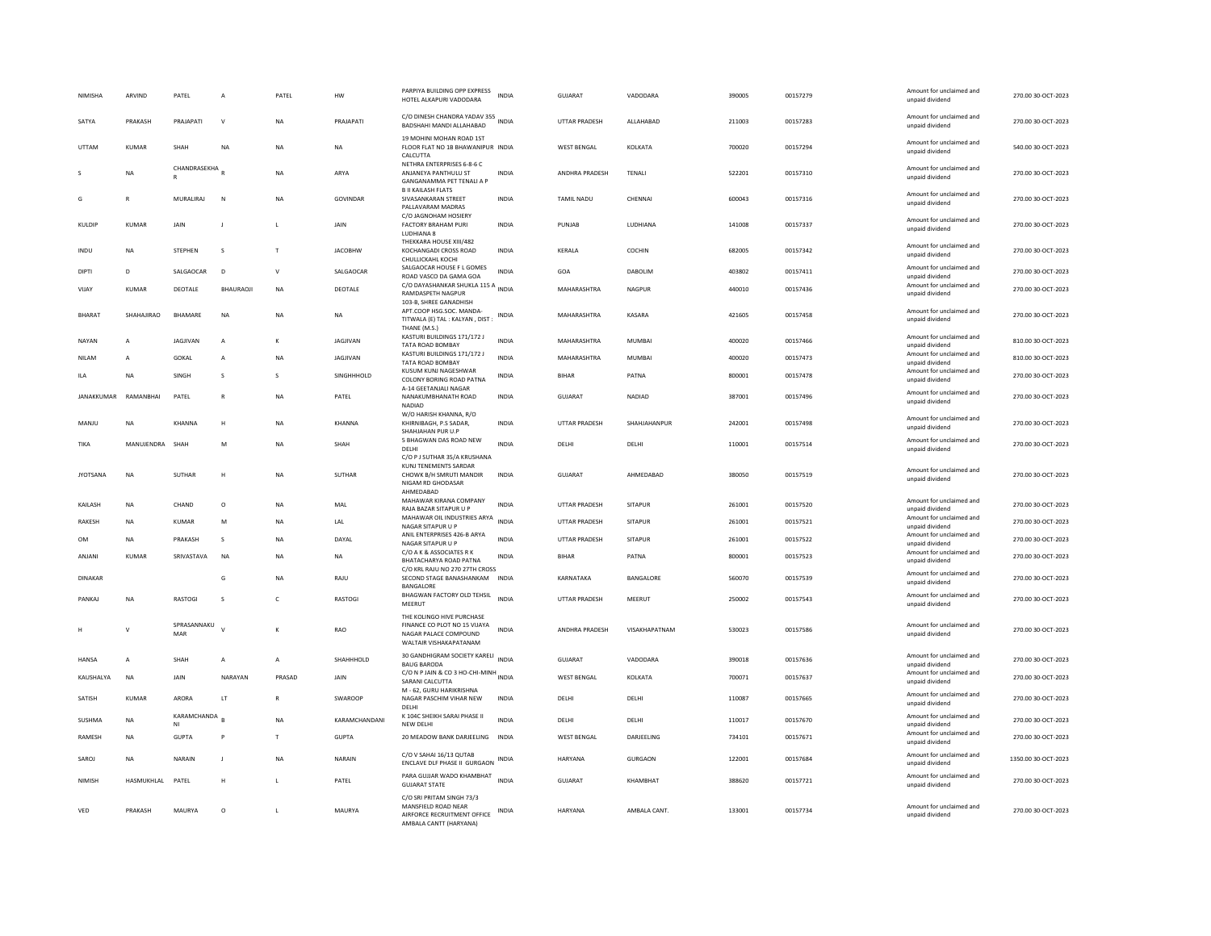| | | | | | | | | | | | | | |
|---|---|---|---|---|---|---|---|---|---|---|---|---|---|
| NIMISHA | ARVIND | PATEL | A | PATEL | HW | PARPIYA BUILDING OPP EXPRESS HOTEL ALKAPURI VADODARA | INDIA | GUJARAT | VADODARA | 390005 | 00157279 | Amount for unclaimed and unpaid dividend | 270.00 30-OCT-2023 |
| SATYA | PRAKASH | PRAJAPATI | V | NA | PRAJAPATI | C/O DINESH CHANDRA YADAV 355 BADSHAHI MANDI ALLAHABAD | INDIA | UTTAR PRADESH | ALLAHABAD | 211003 | 00157283 | Amount for unclaimed and unpaid dividend | 270.00 30-OCT-2023 |
| UTTAM | KUMAR | SHAH | NA | NA | NA | 19 MOHINI MOHAN ROAD 1ST FLOOR FLAT NO 1B BHAWANIPUR CALCUTTA | INDIA | WEST BENGAL | KOLKATA | 700020 | 00157294 | Amount for unclaimed and unpaid dividend | 540.00 30-OCT-2023 |
| S | NA | CHANDRASEKHA R | R | NA | ARYA | NETHRA ENTERPRISES 6-8-6 C ANJANEYA PANTHULU ST GANGANAMMA PET TENALI A P | INDIA | ANDHRA PRADESH | TENALI | 522201 | 00157310 | Amount for unclaimed and unpaid dividend | 270.00 30-OCT-2023 |
| G | R | MURALIRAJ | N | NA | GOVINDAR | B II KAILASH FLATS SIVASANKARAN STREET PALLAVARAM MADRAS | INDIA | TAMIL NADU | CHENNAI | 600043 | 00157316 | Amount for unclaimed and unpaid dividend | 270.00 30-OCT-2023 |
| KULDIP | KUMAR | JAIN | J | L | JAIN | C/O JAGNOHAM HOSIERY FACTORY BRAHAM PURI LUDHIANA 8 | INDIA | PUNJAB | LUDHIANA | 141008 | 00157337 | Amount for unclaimed and unpaid dividend | 270.00 30-OCT-2023 |
| INDU | NA | STEPHEN | S | T | JACOBHW | THEKKARA HOUSE XIII/482 KOCHANGADI CROSS ROAD CHULLICKAHL KOCHI | INDIA | KERALA | COCHIN | 682005 | 00157342 | Amount for unclaimed and unpaid dividend | 270.00 30-OCT-2023 |
| DIPTI | D | SALGAOCAR | D | V | SALGAOCAR | SALGAOCAR HOUSE F L GOMES ROAD VASCO DA GAMA GOA | INDIA | GOA | DABOLIM | 403802 | 00157411 | Amount for unclaimed and unpaid dividend | 270.00 30-OCT-2023 |
| VIJAY | KUMAR | DEOTALE | BHAURAOJI | NA | DEOTALE | C/O DAYASHANKAR SHUKLA 115 A RAMDASPETH NAGPUR | INDIA | MAHARASHTRA | NAGPUR | 440010 | 00157436 | Amount for unclaimed and unpaid dividend | 270.00 30-OCT-2023 |
| BHARAT | SHAHAJIRAO | BHAMARE | NA | NA | NA | 103-B, SHREE GANADHISH APT.COOP HSG.SOC. MANDA-TITWALA (E) TAL : KALYAN , DIST : THANE (M.S.) | INDIA | MAHARASHTRA | KASARA | 421605 | 00157458 | Amount for unclaimed and unpaid dividend | 270.00 30-OCT-2023 |
| NAYAN | A | JAGJIVAN | A | K | JAGJIVAN | KASTURI BUILDINGS 171/172 J TATA ROAD BOMBAY | INDIA | MAHARASHTRA | MUMBAI | 400020 | 00157466 | Amount for unclaimed and unpaid dividend | 810.00 30-OCT-2023 |
| NILAM | A | GOKAL | A | NA | JAGJIVAN | KASTURI BUILDINGS 171/172 J TATA ROAD BOMBAY | INDIA | MAHARASHTRA | MUMBAI | 400020 | 00157473 | Amount for unclaimed and unpaid dividend | 810.00 30-OCT-2023 |
| ILA | NA | SINGH | S | S | SINGHHHOLD | KUSUM KUNJ NAGESHWAR COLONY BORING ROAD PATNA | INDIA | BIHAR | PATNA | 800001 | 00157478 | Amount for unclaimed and unpaid dividend | 270.00 30-OCT-2023 |
| JANAKKUMAR | RAMANBHAI | PATEL | R | NA | PATEL | A-14 GEETANJALI NAGAR NANAKUMBHANATH ROAD NADIAD | INDIA | GUJARAT | NADIAD | 387001 | 00157496 | Amount for unclaimed and unpaid dividend | 270.00 30-OCT-2023 |
| MANJU | NA | KHANNA | H | NA | KHANNA | W/O HARISH KHANNA, R/O KHIRNIBAGH, P.S SADAR, SHAHJAHAN PUR U.P | INDIA | UTTAR PRADESH | SHAHJAHANPUR | 242001 | 00157498 | Amount for unclaimed and unpaid dividend | 270.00 30-OCT-2023 |
| TIKA | MANUJENDRA | SHAH | M | NA | SHAH | 5 BHAGWAN DAS ROAD NEW DELHI | INDIA | DELHI | DELHI | 110001 | 00157514 | Amount for unclaimed and unpaid dividend | 270.00 30-OCT-2023 |
| JYOTSANA | NA | SUTHAR | H | NA | SUTHAR | C/O P J SUTHAR 35/A KRUSHANA KUNJ TENEMENTS SARDAR CHOWK B/H SMRUTI MANDIR NIGAM RD GHODASAR AHMEDABAD | INDIA | GUJARAT | AHMEDABAD | 380050 | 00157519 | Amount for unclaimed and unpaid dividend | 270.00 30-OCT-2023 |
| KAILASH | NA | CHAND | O | NA | MAL | MAHAWAR KIRANA COMPANY RAJA BAZAR SITAPUR U P | INDIA | UTTAR PRADESH | SITAPUR | 261001 | 00157520 | Amount for unclaimed and unpaid dividend | 270.00 30-OCT-2023 |
| RAKESH | NA | KUMAR | M | NA | LAL | MAHAWAR OIL INDUSTRIES ARYA NAGAR SITAPUR U P | INDIA | UTTAR PRADESH | SITAPUR | 261001 | 00157521 | Amount for unclaimed and unpaid dividend | 270.00 30-OCT-2023 |
| OM | NA | PRAKASH | S | NA | DAYAL | ANIL ENTERPRISES 426-B ARYA NAGAR SITAPUR U P | INDIA | UTTAR PRADESH | SITAPUR | 261001 | 00157522 | Amount for unclaimed and unpaid dividend | 270.00 30-OCT-2023 |
| ANJANI | KUMAR | SRIVASTAVA | NA | NA | NA | C/O A K & ASSOCIATES R K BHATACHARYA ROAD PATNA | INDIA | BIHAR | PATNA | 800001 | 00157523 | Amount for unclaimed and unpaid dividend | 270.00 30-OCT-2023 |
| DINAKAR | | | G | NA | RAJU | C/O KRL RAJU NO 270 27TH CROSS SECOND STAGE BANASHANKAM BANGALORE | INDIA | KARNATAKA | BANGALORE | 560070 | 00157539 | Amount for unclaimed and unpaid dividend | 270.00 30-OCT-2023 |
| PANKAJ | NA | RASTOGI | S | C | RASTOGI | BHAGWAN FACTORY OLD TEHSIL MEERUT | INDIA | UTTAR PRADESH | MEERUT | 250002 | 00157543 | Amount for unclaimed and unpaid dividend | 270.00 30-OCT-2023 |
| H | V | SPRASANNAKU MAR | V | K | RAO | THE KOLINGO HIVE PURCHASE FINANCE CO PLOT NO 15 VIJAYA NAGAR PALACE COMPOUND WALTAIR VISHAKAPATANAM | INDIA | ANDHRA PRADESH | VISAKHAPATNAM | 530023 | 00157586 | Amount for unclaimed and unpaid dividend | 270.00 30-OCT-2023 |
| HANSA | A | SHAH | A | A | SHAHHHOLD | 30 GANDHIGRAM SOCIETY KARELI BAUG BARODA | INDIA | GUJARAT | VADODARA | 390018 | 00157636 | Amount for unclaimed and unpaid dividend | 270.00 30-OCT-2023 |
| KAUSHALYA | NA | JAIN | NARAYAN | PRASAD | JAIN | C/O N P JAIN & CO 3 HO-CHI-MINH SARANI CALCUTTA | INDIA | WEST BENGAL | KOLKATA | 700071 | 00157637 | Amount for unclaimed and unpaid dividend | 270.00 30-OCT-2023 |
| SATISH | KUMAR | ARORA | LT | R | SWAROOP | M - 62, GURU HARIKRISHNA NAGAR PASCHIM VIHAR NEW DELHI | INDIA | DELHI | DELHI | 110087 | 00157665 | Amount for unclaimed and unpaid dividend | 270.00 30-OCT-2023 |
| SUSHMA | NA | KARAMCHANDA NI | B | NA | KARAMCHANDANI | K 104C SHEIKH SARAI PHASE II NEW DELHI | INDIA | DELHI | DELHI | 110017 | 00157670 | Amount for unclaimed and unpaid dividend | 270.00 30-OCT-2023 |
| RAMESH | NA | GUPTA | P | T | GUPTA | 20 MEADOW BANK DARJEELING | INDIA | WEST BENGAL | DARJEELING | 734101 | 00157671 | Amount for unclaimed and unpaid dividend | 270.00 30-OCT-2023 |
| SAROJ | NA | NARAIN | J | NA | NARAIN | C/O V SAHAI 16/13 QUTAB ENCLAVE DLF PHASE II GURGAON | INDIA | HARYANA | GURGAON | 122001 | 00157684 | Amount for unclaimed and unpaid dividend | 1350.00 30-OCT-2023 |
| NIMISH | HASMUKHLAL | PATEL | H | L | PATEL | PARA GUJJAR WADO KHAMBHAT GUJARAT STATE | INDIA | GUJARAT | KHAMBHAT | 388620 | 00157721 | Amount for unclaimed and unpaid dividend | 270.00 30-OCT-2023 |
| VED | PRAKASH | MAURYA | O | L | MAURYA | C/O SRI PRITAM SINGH 73/3 MANSFIELD ROAD NEAR AIRFORCE RECRUITMENT OFFICE AMBALA CANTT (HARYANA) | INDIA | HARYANA | AMBALA CANT. | 133001 | 00157734 | Amount for unclaimed and unpaid dividend | 270.00 30-OCT-2023 |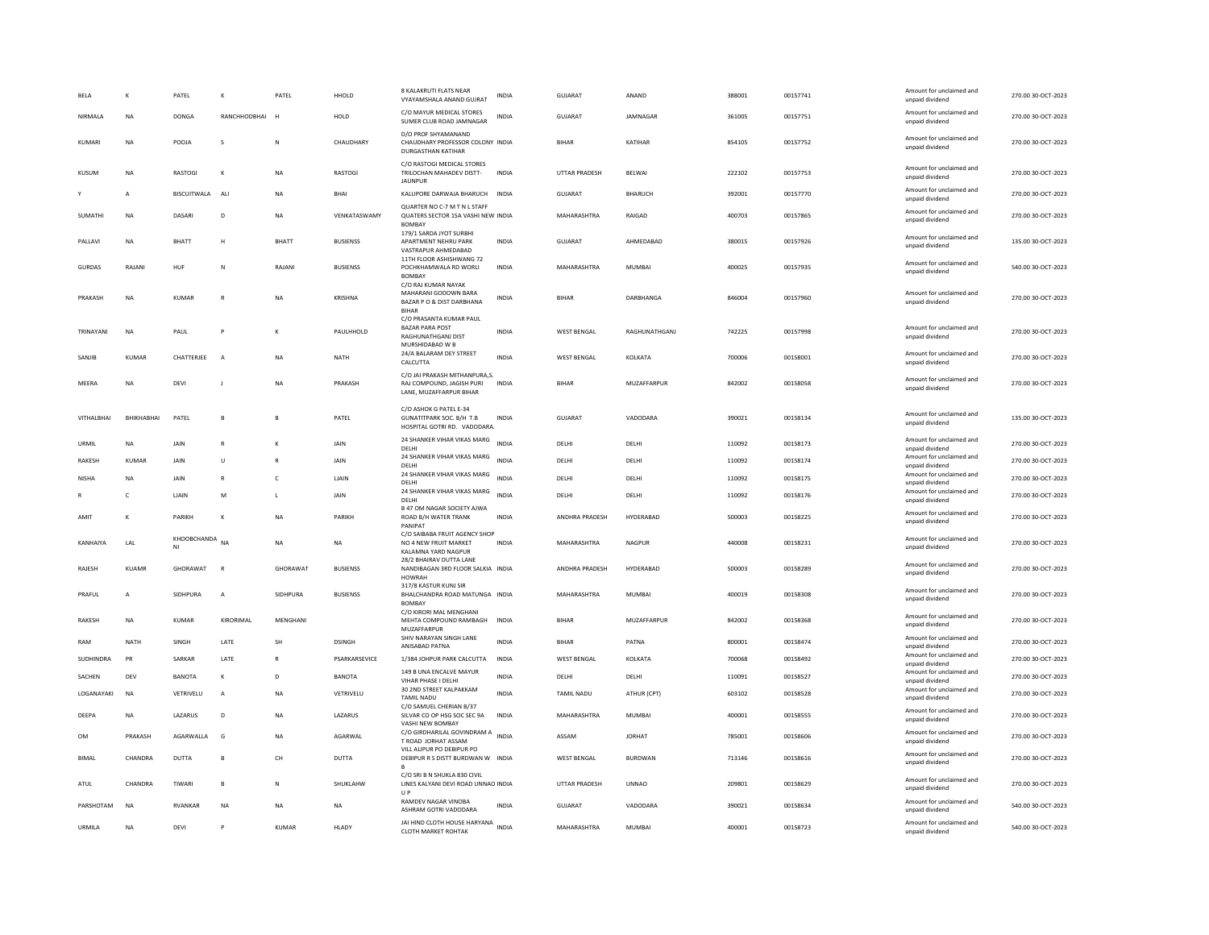| BELA | K | PATEL | K | PATEL | HHOLD | 8 KALAKRUTI FLATS NEAR VYAYAMSHALA ANAND GUJRAT | INDIA | GUJARAT | ANAND | 388001 | 00157741 | Amount for unclaimed and unpaid dividend | 270.00 | 30-OCT-2023 |
|---|---|---|---|---|---|---|---|---|---|---|---|---|---|---|
| NIRMALA | NA | DONGA | RANCHHODBHAI | H | HOLD | C/O MAYUR MEDICAL STORES SUMER CLUB ROAD JAMNAGAR | INDIA | GUJARAT | JAMNAGAR | 361005 | 00157751 | Amount for unclaimed and unpaid dividend | 270.00 | 30-OCT-2023 |
| KUMARI | NA | POOJA | S | N | CHAUDHARY | D/O PROF SHYAMANAND CHAUDHARY PROFESSOR COLONY DURGASTHAN KATIHAR | INDIA | BIHAR | KATIHAR | 854105 | 00157752 | Amount for unclaimed and unpaid dividend | 270.00 | 30-OCT-2023 |
| KUSUM | NA | RASTOGI | K | NA | RASTOGI | C/O RASTOGI MEDICAL STORES TRILOCHAN MAHADEV DISTT-JAUNPUR | INDIA | UTTAR PRADESH | BELWAI | 222102 | 00157753 | Amount for unclaimed and unpaid dividend | 270.00 | 30-OCT-2023 |
| Y | A | BISCUITWALA | ALI | NA | BHAI | KALUPORE DARWAJA BHARUCH | INDIA | GUJARAT | BHARUCH | 392001 | 00157770 | Amount for unclaimed and unpaid dividend | 270.00 | 30-OCT-2023 |
| SUMATHI | NA | DASARI | D | NA | VENKATASWAMY | QUARTER NO C-7 M T N L STAFF QUATERS SECTOR 15A VASHI NEW BOMBAY | INDIA | MAHARASHTRA | RAIGAD | 400703 | 00157865 | Amount for unclaimed and unpaid dividend | 270.00 | 30-OCT-2023 |
| PALLAVI | NA | BHATT | H | BHATT | BUSIENSS | 179/1 SARDA JYOT SURBHI APARTMENT NEHRU PARK VASTRAPUR AHMEDABAD | INDIA | GUJARAT | AHMEDABAD | 380015 | 00157926 | Amount for unclaimed and unpaid dividend | 135.00 | 30-OCT-2023 |
| GURDAS | RAJANI | HUF | N | RAJANI | BUSIENSS | 11TH FLOOR ASHISHWANG 72 POCHKHAMWALA RD WORLI BOMBAY | INDIA | MAHARASHTRA | MUMBAI | 400025 | 00157935 | Amount for unclaimed and unpaid dividend | 540.00 | 30-OCT-2023 |
| PRAKASH | NA | KUMAR | R | NA | KRISHNA | C/O RAJ KUMAR NAYAK MAHARANI GODOWN BARA BAZAR P O & DIST DARBHANA BIHAR | INDIA | BIHAR | DARBHANGA | 846004 | 00157960 | Amount for unclaimed and unpaid dividend | 270.00 | 30-OCT-2023 |
| TRINAYANI | NA | PAUL | P | K | PAULHHOLD | C/O PRASANTA KUMAR PAUL BAZAR PARA POST RAGHUNATHGANJ DIST MURSHIDABAD W B | INDIA | WEST BENGAL | RAGHUNATHGANJ | 742225 | 00157998 | Amount for unclaimed and unpaid dividend | 270.00 | 30-OCT-2023 |
| SANJIB | KUMAR | CHATTERJEE | A | NA | NATH | 24/A BALARAM DEY STREET CALCUTTA | INDIA | WEST BENGAL | KOLKATA | 700006 | 00158001 | Amount for unclaimed and unpaid dividend | 270.00 | 30-OCT-2023 |
| MEERA | NA | DEVI | J | NA | PRAKASH | C/O JAI PRAKASH MITHANPURA,S. RAJ COMPOUND, JAGISH PURI LANE, MUZAFFARPUR BIHAR | INDIA | BIHAR | MUZAFFARPUR | 842002 | 00158058 | Amount for unclaimed and unpaid dividend | 270.00 | 30-OCT-2023 |
| VITHALBHAI | BHIKHABHAI | PATEL | B | B | PATEL | C/O ASHOK G PATEL E-34 GUNATITPARK SOC. B/H T.B HOSPITAL GOTRI RD. VADODARA. | INDIA | GUJARAT | VADODARA | 390021 | 00158134 | Amount for unclaimed and unpaid dividend | 135.00 | 30-OCT-2023 |
| URMIL | NA | JAIN | R | K | JAIN | 24 SHANKER VIHAR VIKAS MARG DELHI | INDIA | DELHI | DELHI | 110092 | 00158173 | Amount for unclaimed and unpaid dividend | 270.00 | 30-OCT-2023 |
| RAKESH | KUMAR | JAIN | U | R | JAIN | 24 SHANKER VIHAR VIKAS MARG DELHI | INDIA | DELHI | DELHI | 110092 | 00158174 | Amount for unclaimed and unpaid dividend | 270.00 | 30-OCT-2023 |
| NISHA | NA | JAIN | R | C | LJAIN | 24 SHANKER VIHAR VIKAS MARG DELHI | INDIA | DELHI | DELHI | 110092 | 00158175 | Amount for unclaimed and unpaid dividend | 270.00 | 30-OCT-2023 |
| R | C | LJAIN | M | L | JAIN | 24 SHANKER VIHAR VIKAS MARG DELHI | INDIA | DELHI | DELHI | 110092 | 00158176 | Amount for unclaimed and unpaid dividend | 270.00 | 30-OCT-2023 |
| AMIT | K | PARIKH | K | NA | PARIKH | B 47 OM NAGAR SOCIETY AJWA ROAD B/H WATER TRANK PANIPAT | INDIA | ANDHRA PRADESH | HYDERABAD | 500003 | 00158225 | Amount for unclaimed and unpaid dividend | 270.00 | 30-OCT-2023 |
| KANHAIYA | LAL | KHOOBCHANDANI | NA | NA | NA | C/O SAIBABA FRUIT AGENCY SHOP NO 4 NEW FRUIT MARKET KALAMNA YARD NAGPUR | INDIA | MAHARASHTRA | NAGPUR | 440008 | 00158231 | Amount for unclaimed and unpaid dividend | 270.00 | 30-OCT-2023 |
| RAJESH | KUAMR | GHORAWAT | R | GHORAWAT | BUSIENSS | 28/2 BHAIRAV DUTTA LANE NANDIBAGAN 3RD FLOOR SALKIA HOWRAH | INDIA | ANDHRA PRADESH | HYDERABAD | 500003 | 00158289 | Amount for unclaimed and unpaid dividend | 270.00 | 30-OCT-2023 |
| PRAFUL | A | SIDHPURA | A | SIDHPURA | BUSIENSS | 317/8 KASTUR KUNJ SIR BHALCHANDRA ROAD MATUNGA BOMBAY | INDIA | MAHARASHTRA | MUMBAI | 400019 | 00158308 | Amount for unclaimed and unpaid dividend | 270.00 | 30-OCT-2023 |
| RAKESH | NA | KUMAR | KIRORIMAL | MENGHANI | | C/O KIRORI MAL MENGHANI MEHTA COMPOUND RAMBAGH MUZAFFARPUR | INDIA | BIHAR | MUZAFFARPUR | 842002 | 00158368 | Amount for unclaimed and unpaid dividend | 270.00 | 30-OCT-2023 |
| RAM | NATH | SINGH | LATE | SH | DSINGH | SHIV NARAYAN SINGH LANE ANISABAD PATNA | INDIA | BIHAR | PATNA | 800001 | 00158474 | Amount for unclaimed and unpaid dividend | 270.00 | 30-OCT-2023 |
| SUDHINDRA | PR | SARKAR | LATE | R | PSARKARSEVICE | 1/384 JOHPUR PARK CALCUTTA | INDIA | WEST BENGAL | KOLKATA | 700068 | 00158492 | Amount for unclaimed and unpaid dividend | 270.00 | 30-OCT-2023 |
| SACHEN | DEV | BANOTA | K | D | BANOTA | 149 B UNA ENCALVE MAYUR VIHAR PHASE I DELHI | INDIA | DELHI | DELHI | 110091 | 00158527 | Amount for unclaimed and unpaid dividend | 270.00 | 30-OCT-2023 |
| LOGANAYAKI | NA | VETRIVELU | A | NA | VETRIVELU | 30 2ND STREET KALPAKKAM TAMIL NADU | INDIA | TAMIL NADU | ATHUR (CPT) | 603102 | 00158528 | Amount for unclaimed and unpaid dividend | 270.00 | 30-OCT-2023 |
| DEEPA | NA | LAZARUS | D | NA | LAZARUS | C/O SAMUEL CHERIAN B/37 SILVAR CO OP HSG SOC SEC 9A VASHI NEW BOMBAY | INDIA | MAHARASHTRA | MUMBAI | 400001 | 00158555 | Amount for unclaimed and unpaid dividend | 270.00 | 30-OCT-2023 |
| OM | PRAKASH | AGARWALLA | G | NA | AGARWAL | C/O GIRDHARILAL GOVINDRAM A T ROAD JORHAT ASSAM | INDIA | ASSAM | JORHAT | 785001 | 00158606 | Amount for unclaimed and unpaid dividend | 270.00 | 30-OCT-2023 |
| BIMAL | CHANDRA | DUTTA | B | CH | DUTTA | VILL ALIPUR PO DEBIPUR PO DEBIPUR R S DISTT BURDWAN W B | INDIA | WEST BENGAL | BURDWAN | 713146 | 00158616 | Amount for unclaimed and unpaid dividend | 270.00 | 30-OCT-2023 |
| ATUL | CHANDRA | TIWARI | B | N | SHUKLAHW | C/O SRI B N SHUKLA 830 CIVIL LINES KALYANI DEVI ROAD UNNAO U P | INDIA | UTTAR PRADESH | UNNAO | 209801 | 00158629 | Amount for unclaimed and unpaid dividend | 270.00 | 30-OCT-2023 |
| PARSHOTAM | NA | RVANKAR | NA | NA | NA | RAMDEV NAGAR VINOBA ASHRAM GOTRI VADODARA | INDIA | GUJARAT | VADODARA | 390021 | 00158634 | Amount for unclaimed and unpaid dividend | 540.00 | 30-OCT-2023 |
| URMILA | NA | DEVI | P | KUMAR | HLADY | JAI HIND CLOTH HOUSE HARYANA CLOTH MARKET ROHTAK | INDIA | MAHARASHTRA | MUMBAI | 400001 | 00158723 | Amount for unclaimed and unpaid dividend | 540.00 | 30-OCT-2023 |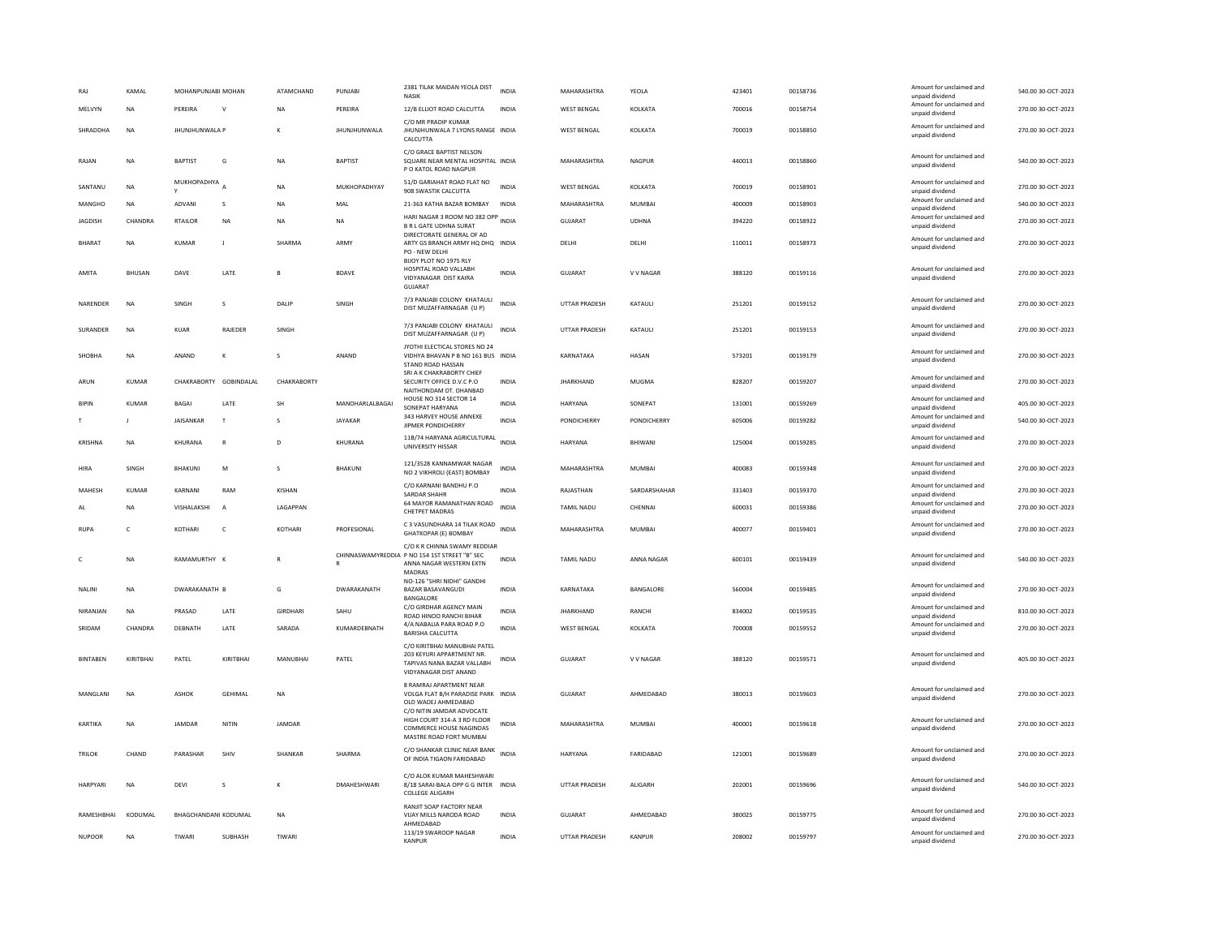| | | | | | | | | | | | | | |
|---|---|---|---|---|---|---|---|---|---|---|---|---|---|
| RAJ | KAMAL | MOHANPUNJABI | MOHAN | ATAMCHAND | PUNJABI | 2381 TILAK MAIDAN YEOLA DIST NASIK | INDIA | MAHARASHTRA | YEOLA | 423401 | 00158736 | Amount for unclaimed and unpaid dividend | 540.00 30-OCT-2023 |
| MELVYN | NA | PEREIRA | V | NA | PEREIRA | 12/B ELLIOT ROAD CALCUTTA | INDIA | WEST BENGAL | KOLKATA | 700016 | 00158754 | Amount for unclaimed and unpaid dividend | 270.00 30-OCT-2023 |
| SHRADDHA | NA | JHUNJHUNWALA | P | K | JHUNJHUNWALA | C/O MR PRADIP KUMAR JHUNJHUNWALA 7 LYONS RANGE CALCUTTA | INDIA | WEST BENGAL | KOLKATA | 700019 | 00158850 | Amount for unclaimed and unpaid dividend | 270.00 30-OCT-2023 |
| RAJAN | NA | BAPTIST | G | NA | BAPTIST | C/O GRACE BAPTIST NELSON SQUARE NEAR MENTAL HOSPITAL P O KATOL ROAD NAGPUR | INDIA | MAHARASHTRA | NAGPUR | 440013 | 00158860 | Amount for unclaimed and unpaid dividend | 540.00 30-OCT-2023 |
| SANTANU | NA | MUKHOPADHYAY | A | NA | MUKHOPADHYAY | 51/D GARIAHAT ROAD FLAT NO 908 SWASTIK CALCUTTA | INDIA | WEST BENGAL | KOLKATA | 700019 | 00158901 | Amount for unclaimed and unpaid dividend | 270.00 30-OCT-2023 |
| MANGHO | NA | ADVANI | S | NA | MAL | 21-363 KATHA BAZAR BOMBAY | INDIA | MAHARASHTRA | MUMBAI | 400009 | 00158903 | Amount for unclaimed and unpaid dividend | 540.00 30-OCT-2023 |
| JAGDISH | CHANDRA | RTAILOR | NA | NA | NA | HARI NAGAR 3 ROOM NO 382 OPP B R L GATE UDHNA SURAT | INDIA | GUJARAT | UDHNA | 394220 | 00158922 | Amount for unclaimed and unpaid dividend | 270.00 30-OCT-2023 |
| BHARAT | NA | KUMAR | J | SHARMA | ARMY | DIRECTORATE GENERAL OF AD ARTY GS BRANCH ARMY HQ DHQ PO - NEW DELHI | INDIA | DELHI | DELHI | 110011 | 00158973 | Amount for unclaimed and unpaid dividend | 270.00 30-OCT-2023 |
| AMITA | BHUSAN | DAVE | LATE | B | BDAVE | BIJOY PLOT NO 1975 RLY HOSPITAL ROAD VALLABH VIDYANAGAR DIST KAIRA GUJARAT | INDIA | GUJARAT | V V NAGAR | 388120 | 00159116 | Amount for unclaimed and unpaid dividend | 270.00 30-OCT-2023 |
| NARENDER | NA | SINGH | S | DALIP | SINGH | 7/3 PANJABI COLONY KHATAULI DIST MUZAFFARNAGAR (U P) | INDIA | UTTAR PRADESH | KATAULI | 251201 | 00159152 | Amount for unclaimed and unpaid dividend | 270.00 30-OCT-2023 |
| SURANDER | NA | KUAR | RAJEDER | SINGH | | 7/3 PANJABI COLONY KHATAULI DIST MUZAFFARNAGAR (U P) | INDIA | UTTAR PRADESH | KATAULI | 251201 | 00159153 | Amount for unclaimed and unpaid dividend | 270.00 30-OCT-2023 |
| SHOBHA | NA | ANAND | K | S | ANAND | JYOTHI ELECTICAL STORES NO 24 VIDHYA BHAVAN P B NO 161 BUS STAND ROAD HASSAN | INDIA | KARNATAKA | HASAN | 573201 | 00159179 | Amount for unclaimed and unpaid dividend | 270.00 30-OCT-2023 |
| ARUN | KUMAR | CHAKRABORTY | GOBINDALAL | CHAKRABORTY | | SRI A K CHAKRABORTY CHIEF SECURITY OFFICE D.V.C P.O NAITHONDAM DT. DHANBAD | INDIA | JHARKHAND | MUGMA | 828207 | 00159207 | Amount for unclaimed and unpaid dividend | 270.00 30-OCT-2023 |
| BIPIN | KUMAR | BAGAI | LATE | SH | MANOHARLALBAGAI | HOUSE NO 314 SECTOR 14 SONEPAT HARYANA | INDIA | HARYANA | SONEPAT | 131001 | 00159269 | Amount for unclaimed and unpaid dividend | 405.00 30-OCT-2023 |
| T | J | JAISANKAR | T | S | JAYAKAR | 343 HARVEY HOUSE ANNEXE JIPMER PONDICHERRY | INDIA | PONDICHERRY | PONDICHERRY | 605006 | 00159282 | Amount for unclaimed and unpaid dividend | 540.00 30-OCT-2023 |
| KRISHNA | NA | KHURANA | R | D | KHURANA | 11B/74 HARYANA AGRICULTURAL UNIVERSITY HISSAR | INDIA | HARYANA | BHIWANI | 125004 | 00159285 | Amount for unclaimed and unpaid dividend | 270.00 30-OCT-2023 |
| HIRA | SINGH | BHAKUNI | M | S | BHAKUNI | 121/3528 KANNAMWAR NAGAR NO 2 VIKHROLI (EAST) BOMBAY | INDIA | MAHARASHTRA | MUMBAI | 400083 | 00159348 | Amount for unclaimed and unpaid dividend | 270.00 30-OCT-2023 |
| MAHESH | KUMAR | KARNANI | RAM | KISHAN | | C/O KARNANI BANDHU P.O SARDAR SHAHR | INDIA | RAJASTHAN | SARDARSHAHAR | 331403 | 00159370 | Amount for unclaimed and unpaid dividend | 270.00 30-OCT-2023 |
| AL | NA | VISHALAKSHI | A | LAGAPPAN | | 64 MAYOR RAMANATHAN ROAD CHETPET MADRAS | INDIA | TAMIL NADU | CHENNAI | 600031 | 00159386 | Amount for unclaimed and unpaid dividend | 270.00 30-OCT-2023 |
| RUPA | C | KOTHARI | C | KOTHARI | PROFESIONAL | C 3 VASUNDHARA 14 TILAK ROAD GHATKOPAR (E) BOMBAY | INDIA | MAHARASHTRA | MUMBAI | 400077 | 00159401 | Amount for unclaimed and unpaid dividend | 270.00 30-OCT-2023 |
| C | NA | RAMAMURTHY | K | R | CHINNASWAMYREDDIAR | C/O K R CHINNA SWAMY REDDIAR P NO 154 1ST STREET "B" SEC ANNA NAGAR WESTERN EXTN MADRAS | INDIA | TAMIL NADU | ANNA NAGAR | 600101 | 00159439 | Amount for unclaimed and unpaid dividend | 540.00 30-OCT-2023 |
| NALINI | NA | DWARAKANATH | B | G | DWARAKANATH | NO-126 "SHRI NIDHI" GANDHI BAZAR BASAVANGUDI BANGALORE | INDIA | KARNATAKA | BANGALORE | 560004 | 00159485 | Amount for unclaimed and unpaid dividend | 270.00 30-OCT-2023 |
| NIRANJAN | NA | PRASAD | LATE | GIRDHARI | SAHU | C/O GIRDHAR AGENCY MAIN ROAD HINOO RANCHI BIHAR | INDIA | JHARKHAND | RANCHI | 834002 | 00159535 | Amount for unclaimed and unpaid dividend | 810.00 30-OCT-2023 |
| SRIDAM | CHANDRA | DEBNATH | LATE | SARADA | KUMARDEBNATH | 4/A NABALIA PARA ROAD P.O BARISHA CALCUTTA | INDIA | WEST BENGAL | KOLKATA | 700008 | 00159552 | Amount for unclaimed and unpaid dividend | 270.00 30-OCT-2023 |
| BINTABEN | KIRITBHAI | PATEL | KIRITBHAI | MANUBHAI | PATEL | C/O KIRITBHAI MANUBHAI PATEL 203 KEYURI APPARTMENT NR. TAPIVAS NANA BAZAR VALLABH VIDYANAGAR DIST ANAND | INDIA | GUJARAT | V V NAGAR | 388120 | 00159571 | Amount for unclaimed and unpaid dividend | 405.00 30-OCT-2023 |
| MANGLANI | NA | ASHOK | GEHIMAL | NA | | 8 RAMRAJ APARTMENT NEAR VOLGA FLAT B/H PARADISE PARK OLD WADEJ AHMEDABAD | INDIA | GUJARAT | AHMEDABAD | 380013 | 00159603 | Amount for unclaimed and unpaid dividend | 270.00 30-OCT-2023 |
| KARTIKA | NA | JAMDAR | NITIN | JAMDAR | | C/O NITIN JAMDAR ADVOCATE HIGH COURT 314-A 3 RD FLOOR COMMERCE HOUSE NAGINDAS MASTRE ROAD FORT MUMBAI | INDIA | MAHARASHTRA | MUMBAI | 400001 | 00159618 | Amount for unclaimed and unpaid dividend | 270.00 30-OCT-2023 |
| TRILOK | CHAND | PARASHAR | SHIV | SHANKAR | SHARMA | C/O SHANKAR CLINIC NEAR BANK OF INDIA TIGAON FARIDABAD | INDIA | HARYANA | FARIDABAD | 121001 | 00159689 | Amount for unclaimed and unpaid dividend | 270.00 30-OCT-2023 |
| HARPYARI | NA | DEVI | S | K | DMAHESHWARI | C/O ALOK KUMAR MAHESHWARI 8/18 SARAI-BALA OPP G G INTER COLLEGE ALIGARH | INDIA | UTTAR PRADESH | ALIGARH | 202001 | 00159696 | Amount for unclaimed and unpaid dividend | 540.00 30-OCT-2023 |
| RAMESHBHAI | KODUMAL | BHAGCHANDANI | KODUMAL | NA | | RANJIT SOAP FACTORY NEAR VIJAY MILLS NARODA ROAD AHMEDABAD | INDIA | GUJARAT | AHMEDABAD | 380025 | 00159775 | Amount for unclaimed and unpaid dividend | 270.00 30-OCT-2023 |
| NUPOOR | NA | TIWARI | SUBHASH | TIWARI | | 113/19 SWAROOP NAGAR KANPUR | INDIA | UTTAR PRADESH | KANPUR | 208002 | 00159797 | Amount for unclaimed and unpaid dividend | 270.00 30-OCT-2023 |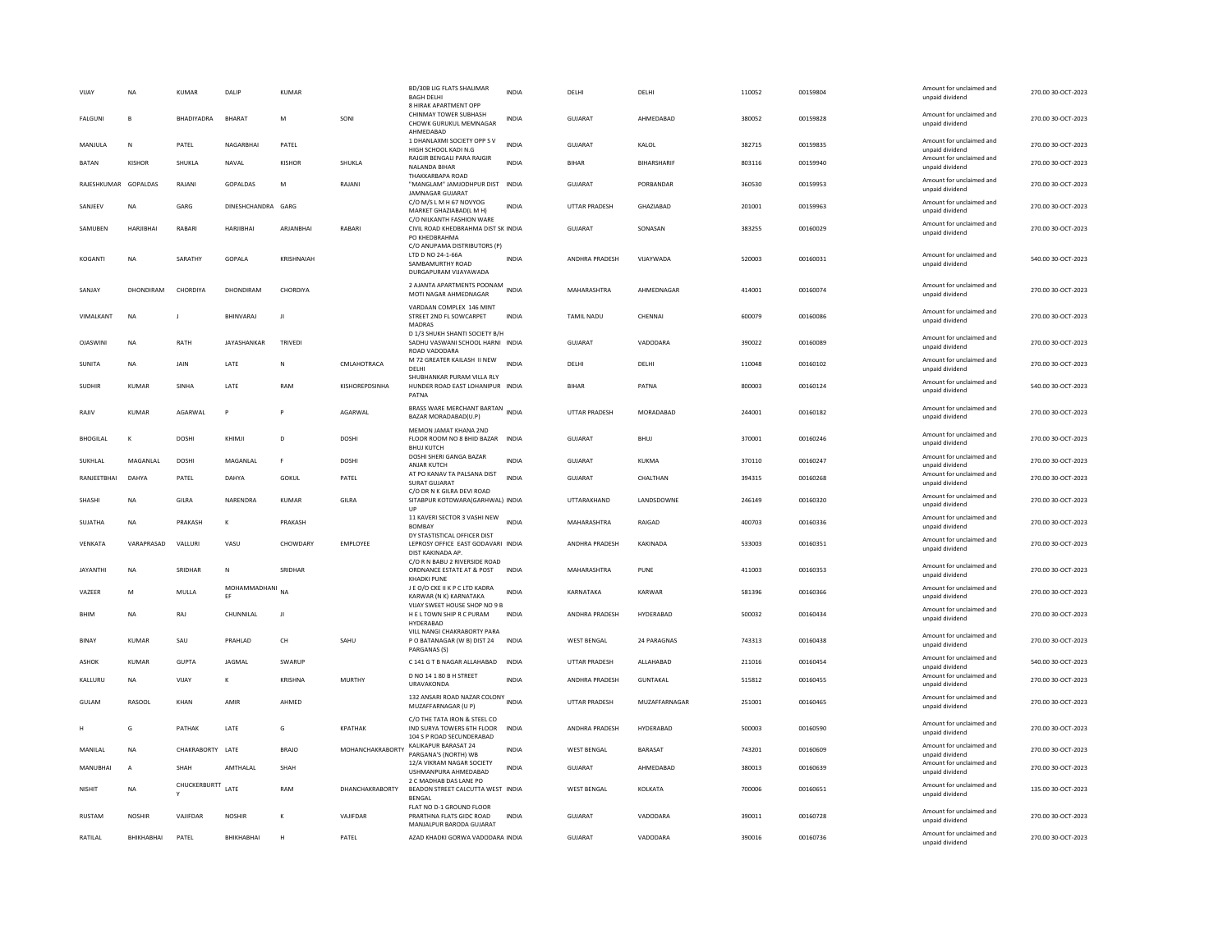| VIJAY | NA | KUMAR | DALIP | KUMAR | | BD/30B LIG FLATS SHALIMAR BAGH DELHI | INDIA | DELHI | DELHI | 110052 | 00159804 | Amount for unclaimed and unpaid dividend | 270.00 | 30-OCT-2023 |
|---|---|---|---|---|---|---|---|---|---|---|---|---|---|---|
| FALGUNI | B | BHADIYADRA | BHARAT | M | SONI | 8 HIRAK APARTMENT OPP CHINMAY TOWER SUBHASH CHOWK GURUKUL MEMNAGAR AHMEDABAD | INDIA | GUJARAT | AHMEDABAD | 380052 | 00159828 | Amount for unclaimed and unpaid dividend | 270.00 | 30-OCT-2023 |
| MANJULA | N | PATEL | NAGARBHAI | PATEL | | 1 DHANLAXMI SOCIETY OPP S V HIGH SCHOOL KADI N.G | INDIA | GUJARAT | KALOL | 382715 | 00159835 | Amount for unclaimed and unpaid dividend | 270.00 | 30-OCT-2023 |
| BATAN | KISHOR | SHUKLA | NAVAL | KISHOR | SHUKLA | RAJGIR BENGALI PARA RAJGIR NALANDA BIHAR | INDIA | BIHAR | BIHARSHARIF | 803116 | 00159940 | Amount for unclaimed and unpaid dividend | 270.00 | 30-OCT-2023 |
| RAJESHKUMAR | GOPALDAS | RAJANI | GOPALDAS | M | RAJANI | THAKKARBAPA ROAD "MANGLAM" JAMJODHPUR DIST JAMNAGAR GUJARAT | INDIA | GUJARAT | PORBANDAR | 360530 | 00159953 | Amount for unclaimed and unpaid dividend | 270.00 | 30-OCT-2023 |
| SANJEEV | NA | GARG | DINESHCHANDRA | GARG | | C/O M/S L M H 67 NOVYOG MARKET GHAZIABAD(L M H) | INDIA | UTTAR PRADESH | GHAZIABAD | 201001 | 00159963 | Amount for unclaimed and unpaid dividend | 270.00 | 30-OCT-2023 |
| SAMUBEN | HARJIBHAI | RABARI | HARJIBHAI | ARJANBHAI | RABARI | C/O NILKANTH FASHION WARE CIVIL ROAD KHEDBRAHMA DIST SK PO KHEDBRAHMA | INDIA | GUJARAT | SONASAN | 383255 | 00160029 | Amount for unclaimed and unpaid dividend | 270.00 | 30-OCT-2023 |
| KOGANTI | NA | SARATHY | GOPALA | KRISHNAIAH | | C/O ANUPAMA DISTRIBUTORS (P) LTD D NO 24-1-66A SAMBAMURTHY ROAD DURGAPURAM VIJAYAWADA | INDIA | ANDHRA PRADESH | VIJAYWADA | 520003 | 00160031 | Amount for unclaimed and unpaid dividend | 540.00 | 30-OCT-2023 |
| SANJAY | DHONDIRAM | CHORDIYA | DHONDIRAM | CHORDIYA | | 2 AJANTA APARTMENTS POONAM MOTI NAGAR AHMEDNAGAR | INDIA | MAHARASHTRA | AHMEDNAGAR | 414001 | 00160074 | Amount for unclaimed and unpaid dividend | 270.00 | 30-OCT-2023 |
| VIMALKANT | NA | J | BHINVARAJ | JI | | VARDAAN COMPLEX 146 MINT STREET 2ND FL SOWCARPET MADRAS | INDIA | TAMIL NADU | CHENNAI | 600079 | 00160086 | Amount for unclaimed and unpaid dividend | 270.00 | 30-OCT-2023 |
| OJASWINI | NA | RATH | JAYASHANKAR | TRIVEDI | | D 1/3 SHUKH SHANTI SOCIETY B/H SADHU VASWANI SCHOOL HARNI ROAD VADODARA | INDIA | GUJARAT | VADODARA | 390022 | 00160089 | Amount for unclaimed and unpaid dividend | 270.00 | 30-OCT-2023 |
| SUNITA | NA | JAIN | LATE | N | CMLAHOTRACA | M 72 GREATER KAILASH II NEW DELHI | INDIA | DELHI | DELHI | 110048 | 00160102 | Amount for unclaimed and unpaid dividend | 270.00 | 30-OCT-2023 |
| SUDHIR | KUMAR | SINHA | LATE | RAM | KISHOREPDSINHA | SHUBHANKAR PURAM VILLA RLY HUNDER ROAD EAST LOHANIPUR PATNA | INDIA | BIHAR | PATNA | 800003 | 00160124 | Amount for unclaimed and unpaid dividend | 540.00 | 30-OCT-2023 |
| RAJIV | KUMAR | AGARWAL | P | P | AGARWAL | BRASS WARE MERCHANT BARTAN BAZAR MORADABAD(U.P) | INDIA | UTTAR PRADESH | MORADABAD | 244001 | 00160182 | Amount for unclaimed and unpaid dividend | 270.00 | 30-OCT-2023 |
| BHOGILAL | K | DOSHI | KHIMJI | D | DOSHI | MEMON JAMAT KHANA 2ND FLOOR ROOM NO 8 BHID BAZAR BHUJ KUTCH | INDIA | GUJARAT | BHUJ | 370001 | 00160246 | Amount for unclaimed and unpaid dividend | 270.00 | 30-OCT-2023 |
| SUKHLAL | MAGANLAL | DOSHI | MAGANLAL | F | DOSHI | DOSHI SHERI GANGA BAZAR ANJAR KUTCH | INDIA | GUJARAT | KUKMA | 370110 | 00160247 | Amount for unclaimed and unpaid dividend | 270.00 | 30-OCT-2023 |
| RANJEETBHAI | DAHYA | PATEL | DAHYA | GOKUL | PATEL | AT PO KANAV TA PALSANA DIST SURAT GUJARAT | INDIA | GUJARAT | CHALTHAN | 394315 | 00160268 | Amount for unclaimed and unpaid dividend | 270.00 | 30-OCT-2023 |
| SHASHI | NA | GILRA | NARENDRA | KUMAR | GILRA | C/O DR N K GILRA DEVI ROAD SITABPUR KOTDWARA(GARHWAL) UP | INDIA | UTTARAKHAND | LANDSDOWNE | 246149 | 00160320 | Amount for unclaimed and unpaid dividend | 270.00 | 30-OCT-2023 |
| SUJATHA | NA | PRAKASH | K | PRAKASH | | 11 KAVERI SECTOR 3 VASHI NEW BOMBAY | INDIA | MAHARASHTRA | RAIGAD | 400703 | 00160336 | Amount for unclaimed and unpaid dividend | 270.00 | 30-OCT-2023 |
| VENKATA | VARAPRASAD | VALLURI | VASU | CHOWDARY | EMPLOYEE | DY STASTISTICAL OFFICER DIST LEPROSY OFFICE EAST GODAVARI DIST KAKINADA AP. | INDIA | ANDHRA PRADESH | KAKINADA | 533003 | 00160351 | Amount for unclaimed and unpaid dividend | 270.00 | 30-OCT-2023 |
| JAYANTHI | NA | SRIDHAR | N | SRIDHAR | | C/O R N BABU 2 RIVERSIDE ROAD ORDNANCE ESTATE AT & POST KHADKI PUNE | INDIA | MAHARASHTRA | PUNE | 411003 | 00160353 | Amount for unclaimed and unpaid dividend | 270.00 | 30-OCT-2023 |
| VAZEER | M | MULLA | MOHAMMADHANIEF | NA | | J E O/O CKE II K P C LTD KADRA KARWAR (N K) KARNATAKA | INDIA | KARNATAKA | KARWAR | 581396 | 00160366 | Amount for unclaimed and unpaid dividend | 270.00 | 30-OCT-2023 |
| BHIM | NA | RAJ | CHUNNILAL | JI | | VIJAY SWEET HOUSE SHOP NO 9 B H E L TOWN SHIP R C PURAM HYDERABAD | INDIA | ANDHRA PRADESH | HYDERABAD | 500032 | 00160434 | Amount for unclaimed and unpaid dividend | 270.00 | 30-OCT-2023 |
| BINAY | KUMAR | SAU | PRAHLAD | CH | SAHU | VILL NANGI CHAKRABORTY PARA P O BATANAGAR (W B) DIST 24 PARGANAS (S) | INDIA | WEST BENGAL | 24 PARAGNAS | 743313 | 00160438 | Amount for unclaimed and unpaid dividend | 270.00 | 30-OCT-2023 |
| ASHOK | KUMAR | GUPTA | JAGMAL | SWARUP | | C 141 G T B NAGAR ALLAHABAD | INDIA | UTTAR PRADESH | ALLAHABAD | 211016 | 00160454 | Amount for unclaimed and unpaid dividend | 540.00 | 30-OCT-2023 |
| KALLURU | NA | VIJAY | K | KRISHNA | MURTHY | D NO 14 1 80 B H STREET URAVAKONDA | INDIA | ANDHRA PRADESH | GUNTAKAL | 515812 | 00160455 | Amount for unclaimed and unpaid dividend | 270.00 | 30-OCT-2023 |
| GULAM | RASOOL | KHAN | AMIR | AHMED | | 132 ANSARI ROAD NAZAR COLONY MUZAFFARNAGAR (U P) | INDIA | UTTAR PRADESH | MUZAFFARNAGAR | 251001 | 00160465 | Amount for unclaimed and unpaid dividend | 270.00 | 30-OCT-2023 |
| H | G | PATHAK | LATE | G | KPATHAK | C/O THE TATA IRON & STEEL CO IND SURYA TOWERS 6TH FLOOR 104 S P ROAD SECUNDERABAD | INDIA | ANDHRA PRADESH | HYDERABAD | 500003 | 00160590 | Amount for unclaimed and unpaid dividend | 270.00 | 30-OCT-2023 |
| MANILAL | NA | CHAKRABORTY | LATE | BRAJO | MOHANCHAKRABORTY | KALIKAPUR BARASAT 24 PARGANA'S (NORTH) WB | INDIA | WEST BENGAL | BARASAT | 743201 | 00160609 | Amount for unclaimed and unpaid dividend | 270.00 | 30-OCT-2023 |
| MANUBHAI | A | SHAH | AMTHALAL | SHAH | | 12/A VIKRAM NAGAR SOCIETY USHMANPURA AHMEDABAD | INDIA | GUJARAT | AHMEDABAD | 380013 | 00160639 | Amount for unclaimed and unpaid dividend | 270.00 | 30-OCT-2023 |
| NISHIT | NA | CHUCKERBURTTY | LATE | RAM | DHANCHAKRABORTY | 2 C MADHAB DAS LANE PO BEADON STREET CALCUTTA WEST BENGAL | INDIA | WEST BENGAL | KOLKATA | 700006 | 00160651 | Amount for unclaimed and unpaid dividend | 135.00 | 30-OCT-2023 |
| RUSTAM | NOSHIR | VAJIFDAR | NOSHIR | K | VAJIFDAR | FLAT NO D-1 GROUND FLOOR PRARTHNA FLATS GIDC ROAD MANJALPUR BARODA GUJARAT | INDIA | GUJARAT | VADODARA | 390011 | 00160728 | Amount for unclaimed and unpaid dividend | 270.00 | 30-OCT-2023 |
| RATILAL | BHIKHABHAI | PATEL | BHIKHABHAI | H | PATEL | AZAD KHADKI GORWA VADODARA | INDIA | GUJARAT | VADODARA | 390016 | 00160736 | Amount for unclaimed and unpaid dividend | 270.00 | 30-OCT-2023 |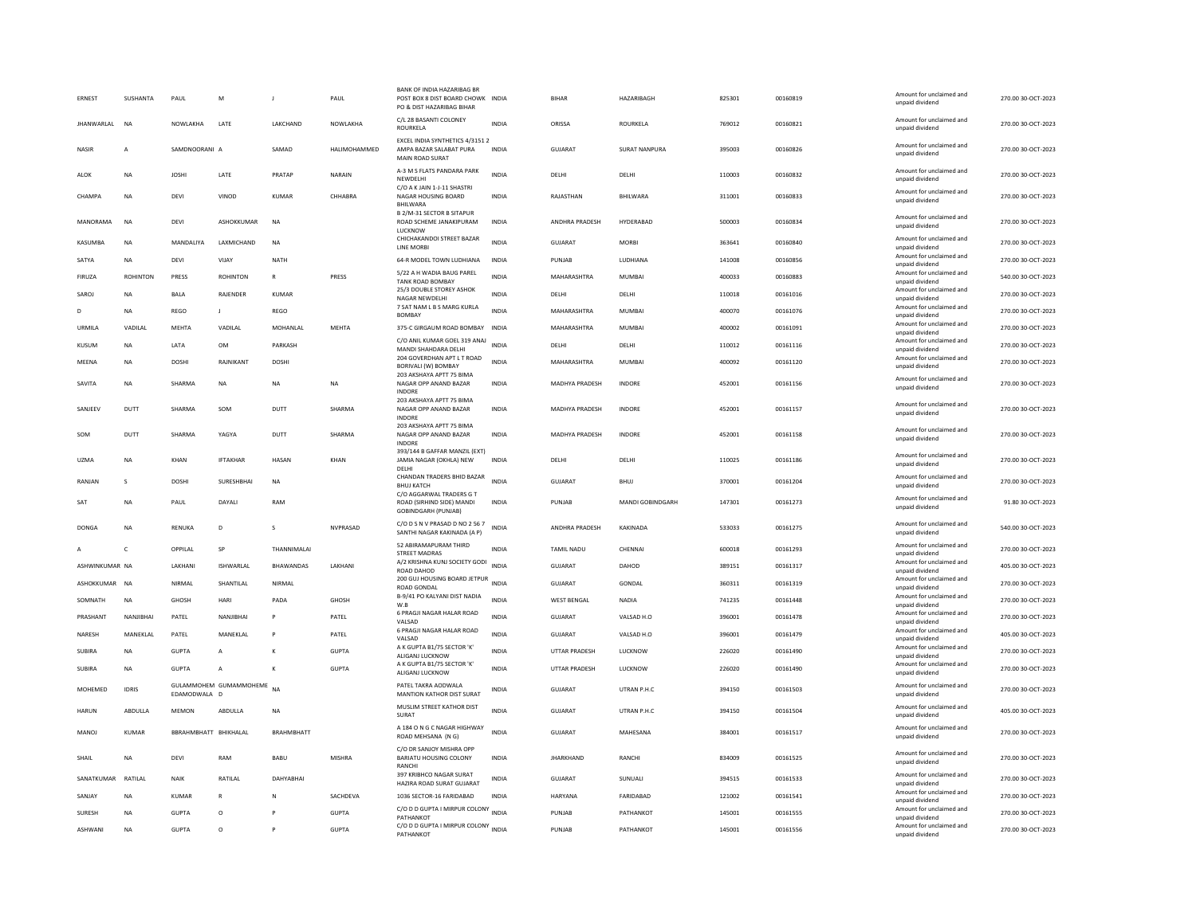| | | | | | | | | | | | | | | |
|---|---|---|---|---|---|---|---|---|---|---|---|---|---|---|
| ERNEST | SUSHANTA | PAUL | M | J | PAUL | BANK OF INDIA HAZARIBAG BR POST BOX 8 DIST BOARD CHOWK PO & DIST HAZARIBAG BIHAR | INDIA | BIHAR | HAZARIBAGH | 825301 | 00160819 | | Amount for unclaimed and unpaid dividend | 270.00 30-OCT-2023 |
| JHANWARLAL | NA | NOWLAKHA | LATE | LAKCHAND | NOWLAKHA | C/L 28 BASANTI COLONEY ROURKELA | INDIA | ORISSA | ROURKELA | 769012 | 00160821 | | Amount for unclaimed and unpaid dividend | 270.00 30-OCT-2023 |
| NASIR | A | SAMDNOORANI | A | SAMAD | HALIMOHAMMED | EXCEL INDIA SYNTHETICS 4/3151 2 AMPA BAZAR SALABAT PURA MAIN ROAD SURAT | INDIA | GUJARAT | SURAT NANPURA | 395003 | 00160826 | | Amount for unclaimed and unpaid dividend | 270.00 30-OCT-2023 |
| ALOK | NA | JOSHI | LATE | PRATAP | NARAIN | A-3 M S FLATS PANDARA PARK NEWDELHI | INDIA | DELHI | DELHI | 110003 | 00160832 | | Amount for unclaimed and unpaid dividend | 270.00 30-OCT-2023 |
| CHAMPA | NA | DEVI | VINOD | KUMAR | CHHABRA | C/O A K JAIN 1-J-11 SHASTRI NAGAR HOUSING BOARD BHILWARA | INDIA | RAJASTHAN | BHILWARA | 311001 | 00160833 | | Amount for unclaimed and unpaid dividend | 270.00 30-OCT-2023 |
| MANORAMA | NA | DEVI | ASHOKKUMAR | NA | | B 2/M-31 SECTOR B SITAPUR ROAD SCHEME JANAKIPURAM LUCKNOW | INDIA | ANDHRA PRADESH | HYDERABAD | 500003 | 00160834 | | Amount for unclaimed and unpaid dividend | 270.00 30-OCT-2023 |
| KASUMBA | NA | MANDALIYA | LAXMICHAND | NA | | CHICHAKANDOI STREET BAZAR LINE MORBI | INDIA | GUJARAT | MORBI | 363641 | 00160840 | | Amount for unclaimed and unpaid dividend | 270.00 30-OCT-2023 |
| SATYA | NA | DEVI | VIJAY | NATH | | 64-R MODEL TOWN LUDHIANA | INDIA | PUNJAB | LUDHIANA | 141008 | 00160856 | | Amount for unclaimed and unpaid dividend | 270.00 30-OCT-2023 |
| FIRUZA | ROHINTON | PRESS | ROHINTON | R | PRESS | 5/22 A H WADIA BAUG PAREL TANK ROAD BOMBAY | INDIA | MAHARASHTRA | MUMBAI | 400033 | 00160883 | | Amount for unclaimed and unpaid dividend | 540.00 30-OCT-2023 |
| SAROJ | NA | BALA | RAJENDER | KUMAR | | 25/3 DOUBLE STOREY ASHOK NAGAR NEWDELHI | INDIA | DELHI | DELHI | 110018 | 00161016 | | Amount for unclaimed and unpaid dividend | 270.00 30-OCT-2023 |
| D | NA | REGO | J | REGO | | 7 SAT NAM L B S MARG KURLA BOMBAY | INDIA | MAHARASHTRA | MUMBAI | 400070 | 00161076 | | Amount for unclaimed and unpaid dividend | 270.00 30-OCT-2023 |
| URMILA | VADILAL | MEHTA | VADILAL | MOHANLAL | MEHTA | 375-C GIRGAUM ROAD BOMBAY | INDIA | MAHARASHTRA | MUMBAI | 400002 | 00161091 | | Amount for unclaimed and unpaid dividend | 270.00 30-OCT-2023 |
| KUSUM | NA | LATA | OM | PARKASH | | C/O ANIL KUMAR GOEL 319 ANAJ MANDI SHAHDARA DELHI | INDIA | DELHI | DELHI | 110012 | 00161116 | | Amount for unclaimed and unpaid dividend | 270.00 30-OCT-2023 |
| MEENA | NA | DOSHI | RAJNIKANT | DOSHI | | 204 GOVERDHAN APT L T ROAD BORIVALI (W) BOMBAY | INDIA | MAHARASHTRA | MUMBAI | 400092 | 00161120 | | Amount for unclaimed and unpaid dividend | 270.00 30-OCT-2023 |
| SAVITA | NA | SHARMA | NA | NA | NA | 203 AKSHAYA APTT 75 BIMA NAGAR OPP ANAND BAZAR INDORE | INDIA | MADHYA PRADESH | INDORE | 452001 | 00161156 | | Amount for unclaimed and unpaid dividend | 270.00 30-OCT-2023 |
| SANJEEV | DUTT | SHARMA | SOM | DUTT | SHARMA | 203 AKSHAYA APTT 75 BIMA NAGAR OPP ANAND BAZAR INDORE | INDIA | MADHYA PRADESH | INDORE | 452001 | 00161157 | | Amount for unclaimed and unpaid dividend | 270.00 30-OCT-2023 |
| SOM | DUTT | SHARMA | YAGYA | DUTT | SHARMA | 203 AKSHAYA APTT 75 BIMA NAGAR OPP ANAND BAZAR INDORE | INDIA | MADHYA PRADESH | INDORE | 452001 | 00161158 | | Amount for unclaimed and unpaid dividend | 270.00 30-OCT-2023 |
| UZMA | NA | KHAN | IFTAKHAR | HASAN | KHAN | 393/144 B GAFFAR MANZIL (EXT) JAMIA NAGAR (OKHLA) NEW DELHI | INDIA | DELHI | DELHI | 110025 | 00161186 | | Amount for unclaimed and unpaid dividend | 270.00 30-OCT-2023 |
| RANJAN | S | DOSHI | SURESHBHAI | NA | | CHANDAN TRADERS BHID BAZAR BHUJ KATCH | INDIA | GUJARAT | BHUJ | 370001 | 00161204 | | Amount for unclaimed and unpaid dividend | 270.00 30-OCT-2023 |
| SAT | NA | PAUL | DAYALI | RAM | | C/O AGGARWAL TRADERS G T ROAD (SIRHIND SIDE) MANDI GOBINDGARH (PUNJAB) | INDIA | PUNJAB | MANDI GOBINDGARH | 147301 | 00161273 | | Amount for unclaimed and unpaid dividend | 91.80 30-OCT-2023 |
| DONGA | NA | RENUKA | D | S | NVPRASAD | C/O D S N V PRASAD D NO 2 56 7 SANTHI NAGAR KAKINADA (A P) | INDIA | ANDHRA PRADESH | KAKINADA | 533033 | 00161275 | | Amount for unclaimed and unpaid dividend | 540.00 30-OCT-2023 |
| A | C | OPPILAL | SP | THANNIMALAI | | 52 ABIRAMAPURAM THIRD STREET MADRAS | INDIA | TAMIL NADU | CHENNAI | 600018 | 00161293 | | Amount for unclaimed and unpaid dividend | 270.00 30-OCT-2023 |
| ASHWINKUMAR | NA | LAKHANI | ISHWARLAL | BHAWANDAS | LAKHANI | A/2 KRISHNA KUNJ SOCIETY GODI ROAD DAHOD | INDIA | GUJARAT | DAHOD | 389151 | 00161317 | | Amount for unclaimed and unpaid dividend | 405.00 30-OCT-2023 |
| ASHOKKUMAR | NA | NIRMAL | SHANTILAL | NIRMAL | | 200 GUJ HOUSING BOARD JETPUR ROAD GONDAL | INDIA | GUJARAT | GONDAL | 360311 | 00161319 | | Amount for unclaimed and unpaid dividend | 270.00 30-OCT-2023 |
| SOMNATH | NA | GHOSH | HARI | PADA | GHOSH | B-9/41 PO KALYANI DIST NADIA W.B | INDIA | WEST BENGAL | NADIA | 741235 | 00161448 | | Amount for unclaimed and unpaid dividend | 270.00 30-OCT-2023 |
| PRASHANT | NANJIBHAI | PATEL | NANJIBHAI | P | PATEL | 6 PRAGJI NAGAR HALAR ROAD VALSAD | INDIA | GUJARAT | VALSAD H.O | 396001 | 00161478 | | Amount for unclaimed and unpaid dividend | 270.00 30-OCT-2023 |
| NARESH | MANEKLAL | PATEL | MANEKLAL | P | PATEL | 6 PRAGJI NAGAR HALAR ROAD VALSAD | INDIA | GUJARAT | VALSAD H.O | 396001 | 00161479 | | Amount for unclaimed and unpaid dividend | 405.00 30-OCT-2023 |
| SUBIRA | NA | GUPTA | A | K | GUPTA | A K GUPTA B1/75 SECTOR 'K' ALIGANJ LUCKNOW | INDIA | UTTAR PRADESH | LUCKNOW | 226020 | 00161490 | | Amount for unclaimed and unpaid dividend | 270.00 30-OCT-2023 |
| SUBIRA | NA | GUPTA | A | K | GUPTA | A K GUPTA B1/75 SECTOR 'K' ALIGANJ LUCKNOW | INDIA | UTTAR PRADESH | LUCKNOW | 226020 | 00161490 | | Amount for unclaimed and unpaid dividend | 270.00 30-OCT-2023 |
| MOHEMED | IDRIS | GULAMMOHEM EDAMODWALA | GUMAMMOHEME D | NA | | PATEL TAKRA AODWALA MANTION KATHOR DIST SURAT | INDIA | GUJARAT | UTRAN P.H.C | 394150 | 00161503 | | Amount for unclaimed and unpaid dividend | 270.00 30-OCT-2023 |
| HARUN | ABDULLA | MEMON | ABDULLA | NA | | MUSLIM STREET KATHOR DIST SURAT | INDIA | GUJARAT | UTRAN P.H.C | 394150 | 00161504 | | Amount for unclaimed and unpaid dividend | 405.00 30-OCT-2023 |
| MANOJ | KUMAR | BBRAHMBHATT | BHIKHALAL | BRAHMBHATT | | A 184 O N G C NAGAR HIGHWAY ROAD MEHSANA (N G) | INDIA | GUJARAT | MAHESANA | 384001 | 00161517 | | Amount for unclaimed and unpaid dividend | 270.00 30-OCT-2023 |
| SHAIL | NA | DEVI | RAM | BABU | MISHRA | C/O DR SANJOY MISHRA OPP BARIATU HOUSING COLONY RANCHI | INDIA | JHARKHAND | RANCHI | 834009 | 00161525 | | Amount for unclaimed and unpaid dividend | 270.00 30-OCT-2023 |
| SANATKUMAR | RATILAL | NAIK | RATILAL | DAHYABHAI | | 397 KRIBHCO NAGAR SURAT HAZIRA ROAD SURAT GUJARAT | INDIA | GUJARAT | SUNUALI | 394515 | 00161533 | | Amount for unclaimed and unpaid dividend | 270.00 30-OCT-2023 |
| SANJAY | NA | KUMAR | R | N | SACHDEVA | 1036 SECTOR-16 FARIDABAD | INDIA | HARYANA | FARIDABAD | 121002 | 00161541 | | Amount for unclaimed and unpaid dividend | 270.00 30-OCT-2023 |
| SURESH | NA | GUPTA | O | P | GUPTA | C/O D D GUPTA I MIRPUR COLONY PATHANKOT | INDIA | PUNJAB | PATHANKOT | 145001 | 00161555 | | Amount for unclaimed and unpaid dividend | 270.00 30-OCT-2023 |
| ASHWANI | NA | GUPTA | O | P | GUPTA | C/O D D GUPTA I MIRPUR COLONY PATHANKOT | INDIA | PUNJAB | PATHANKOT | 145001 | 00161556 | | Amount for unclaimed and unpaid dividend | 270.00 30-OCT-2023 |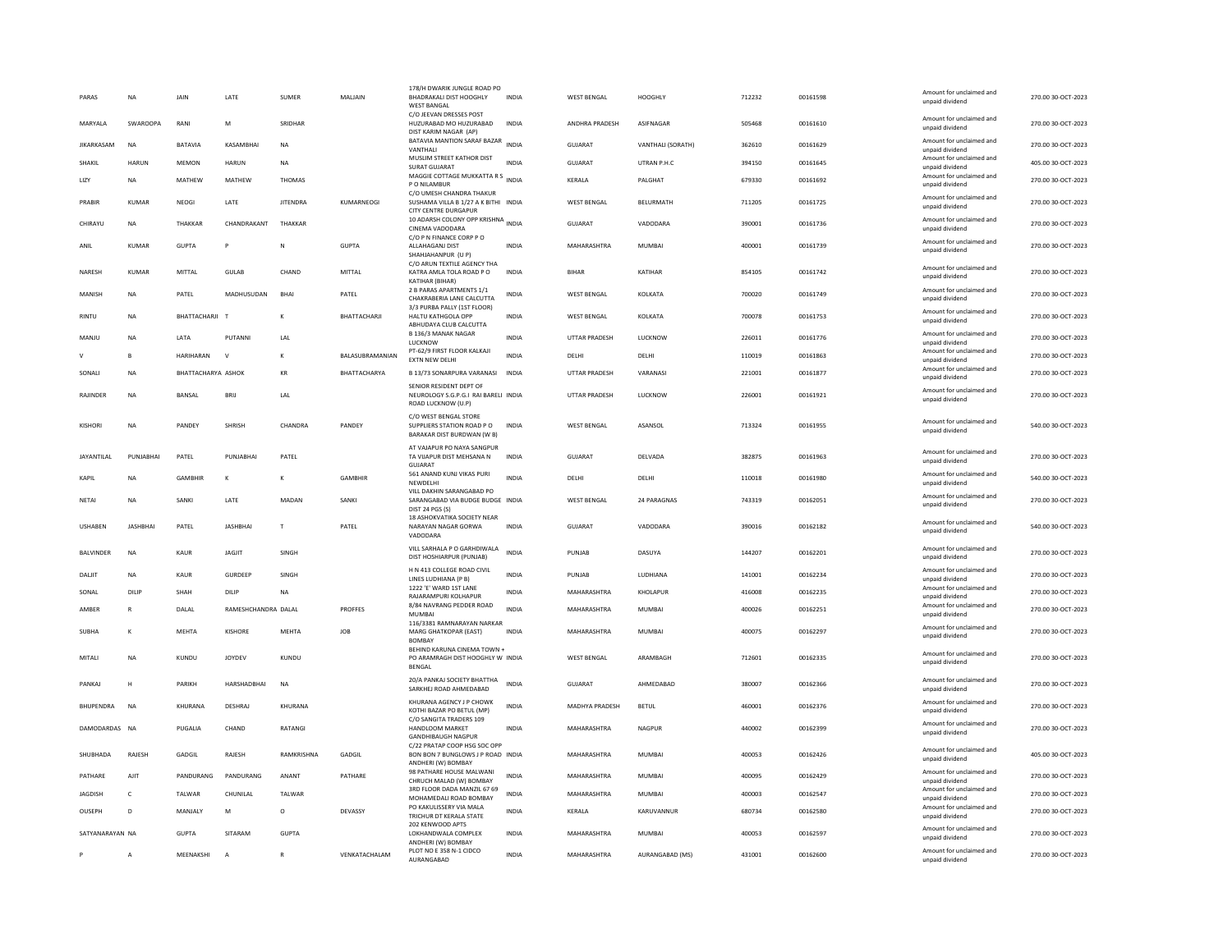| PARAS | NA | JAIN | LATE | SUMER | MALJAIN | 178/H DWARIK JUNGLE ROAD PO BHADRAKALI DIST HOOGHLY WEST BANGAL | INDIA | WEST BENGAL | HOOGHLY | 712232 | 00161598 | Amount for unclaimed and unpaid dividend | 270.00 | 30-OCT-2023 |
|---|---|---|---|---|---|---|---|---|---|---|---|---|---|---|
| MARYALA | SWAROOPA | RANI | M | SRIDHAR | | C/O JEEVAN DRESSES POST HUZURABAD MO HUZURABAD DIST KARIM NAGAR (AP) | INDIA | ANDHRA PRADESH | ASIFNAGAR | 505468 | 00161610 | Amount for unclaimed and unpaid dividend | 270.00 | 30-OCT-2023 |
| JIKARKASAM | NA | BATAVIA | KASAMBHAI | NA | | BATAVIA MANTION SARAF BAZAR VANTHALI | INDIA | GUJARAT | VANTHALI (SORATH) | 362610 | 00161629 | Amount for unclaimed and unpaid dividend | 270.00 | 30-OCT-2023 |
| SHAKIL | HARUN | MEMON | HARUN | NA | | MUSLIM STREET KATHOR DIST SURAT GUJARAT | INDIA | GUJARAT | UTRAN P.H.C | 394150 | 00161645 | Amount for unclaimed and unpaid dividend | 405.00 | 30-OCT-2023 |
| LIZY | NA | MATHEW | MATHEW | THOMAS | | MAGGIE COTTAGE MUKKATTA R S P O NILAMBUR | INDIA | KERALA | PALGHAT | 679330 | 00161692 | Amount for unclaimed and unpaid dividend | 270.00 | 30-OCT-2023 |
| PRABIR | KUMAR | NEOGI | LATE | JITENDRA | KUMARNEOGI | C/O UMESH CHANDRA THAKUR SUSHAMA VILLA B 1/27 A K BITHI CITY CENTRE DURGAPUR | INDIA | WEST BENGAL | BELURMATH | 711205 | 00161725 | Amount for unclaimed and unpaid dividend | 270.00 | 30-OCT-2023 |
| CHIRAYU | NA | THAKKAR | CHANDRAKANT | THAKKAR | | 10 ADARSH COLONY OPP KRISHNA CINEMA VADODARA | INDIA | GUJARAT | VADODARA | 390001 | 00161736 | Amount for unclaimed and unpaid dividend | 270.00 | 30-OCT-2023 |
| ANIL | KUMAR | GUPTA | P | N | GUPTA | C/O P N FINANCE CORP P O ALLAHAGANJ DIST SHAHJAHANPUR (U P) | INDIA | MAHARASHTRA | MUMBAI | 400001 | 00161739 | Amount for unclaimed and unpaid dividend | 270.00 | 30-OCT-2023 |
| NARESH | KUMAR | MITTAL | GULAB | CHAND | MITTAL | C/O ARUN TEXTILE AGENCY THA KATRA AMLA TOLA ROAD P O KATIHAR (BIHAR) | INDIA | BIHAR | KATIHAR | 854105 | 00161742 | Amount for unclaimed and unpaid dividend | 270.00 | 30-OCT-2023 |
| MANISH | NA | PATEL | MADHUSUDAN | BHAI | PATEL | 2 B PARAS APARTMENTS 1/1 CHAKRABERIA LANE CALCUTTA | INDIA | WEST BENGAL | KOLKATA | 700020 | 00161749 | Amount for unclaimed and unpaid dividend | 270.00 | 30-OCT-2023 |
| RINTU | NA | BHATTACHARJI | T | K | BHATTACHARJI | 3/3 PURBA PALLY (1ST FLOOR) HALTU KATHGOLA OPP ABHUDAYA CLUB CALCUTTA | INDIA | WEST BENGAL | KOLKATA | 700078 | 00161753 | Amount for unclaimed and unpaid dividend | 270.00 | 30-OCT-2023 |
| MANJU | NA | LATA | PUTANNI | LAL | | B 136/3 MANAK NAGAR LUCKNOW | INDIA | UTTAR PRADESH | LUCKNOW | 226011 | 00161776 | Amount for unclaimed and unpaid dividend | 270.00 | 30-OCT-2023 |
| V | B | HARIHARAN | V | K | BALASUBRAMANIAN | PT-62/9 FIRST FLOOR KALKAJI EXTN NEW DELHI | INDIA | DELHI | DELHI | 110019 | 00161863 | Amount for unclaimed and unpaid dividend | 270.00 | 30-OCT-2023 |
| SONALI | NA | BHATTACHARYA | ASHOK | KR | BHATTACHARYA | B 13/73 SONARPURA VARANASI | INDIA | UTTAR PRADESH | VARANASI | 221001 | 00161877 | Amount for unclaimed and unpaid dividend | 270.00 | 30-OCT-2023 |
| RAJINDER | NA | BANSAL | BRIJ | LAL | | SENIOR RESIDENT DEPT OF NEUROLOGY S.G.P.G.I RAI BARELI ROAD LUCKNOW (U.P) | INDIA | UTTAR PRADESH | LUCKNOW | 226001 | 00161921 | Amount for unclaimed and unpaid dividend | 270.00 | 30-OCT-2023 |
| KISHORI | NA | PANDEY | SHRISH | CHANDRA | PANDEY | C/O WEST BENGAL STORE SUPPLIERS STATION ROAD P O BARAKAR DIST BURDWAN (W B) | INDIA | WEST BENGAL | ASANSOL | 713324 | 00161955 | Amount for unclaimed and unpaid dividend | 540.00 | 30-OCT-2023 |
| JAYANTILAL | PUNJABHAI | PATEL | PUNJABHAI | PATEL | | AT VAJAPUR PO NAYA SANGPUR TA VIJAPUR DIST MEHSANA N GUJARAT | INDIA | GUJARAT | DELVADA | 382875 | 00161963 | Amount for unclaimed and unpaid dividend | 270.00 | 30-OCT-2023 |
| KAPIL | NA | GAMBHIR | K | K | GAMBHIR | 561 ANAND KUNJ VIKAS PURI NEWDELHI | INDIA | DELHI | DELHI | 110018 | 00161980 | Amount for unclaimed and unpaid dividend | 540.00 | 30-OCT-2023 |
| NETAI | NA | SANKI | LATE | MADAN | SANKI | VILL DAKHIN SARANGABAD PO SARANGABAD VIA BUDGE BUDGE DIST 24 PGS (S) | INDIA | WEST BENGAL | 24 PARAGNAS | 743319 | 00162051 | Amount for unclaimed and unpaid dividend | 270.00 | 30-OCT-2023 |
| USHABEN | JASHBHAI | PATEL | JASHBHAI | T | PATEL | 18 ASHOKVATIKA SOCIETY NEAR NARAYAN NAGAR GORWA VADODARA | INDIA | GUJARAT | VADODARA | 390016 | 00162182 | Amount for unclaimed and unpaid dividend | 540.00 | 30-OCT-2023 |
| BALVINDER | NA | KAUR | JAGJIT | SINGH | | VILL SARHALA P O GARHDIWALA DIST HOSHIARPUR (PUNJAB) | INDIA | PUNJAB | DASUYA | 144207 | 00162201 | Amount for unclaimed and unpaid dividend | 270.00 | 30-OCT-2023 |
| DALJIT | NA | KAUR | GURDEEP | SINGH | | H N 413 COLLEGE ROAD CIVIL LINES LUDHIANA (P B) | INDIA | PUNJAB | LUDHIANA | 141001 | 00162234 | Amount for unclaimed and unpaid dividend | 270.00 | 30-OCT-2023 |
| SONAL | DILIP | SHAH | DILIP | NA | | 1222 'E' WARD 1ST LANE RAJARAMPURI KOLHAPUR | INDIA | MAHARASHTRA | KHOLAPUR | 416008 | 00162235 | Amount for unclaimed and unpaid dividend | 270.00 | 30-OCT-2023 |
| AMBER | R | DALAL | RAMESHCHANDRA | DALAL | PROFFES | 8/84 NAVRANG PEDDER ROAD MUMBAI | INDIA | MAHARASHTRA | MUMBAI | 400026 | 00162251 | Amount for unclaimed and unpaid dividend | 270.00 | 30-OCT-2023 |
| SUBHA | K | MEHTA | KISHORE | MEHTA | JOB | 116/3381 RAMNARAYAN NARKAR MARG GHATKOPAR (EAST) BOMBAY | INDIA | MAHARASHTRA | MUMBAI | 400075 | 00162297 | Amount for unclaimed and unpaid dividend | 270.00 | 30-OCT-2023 |
| MITALI | NA | KUNDU | JOYDEV | KUNDU | | BEHIND KARUNA CINEMA TOWN + PO ARAMRAGH DIST HOOGHLY W BENGAL | INDIA | WEST BENGAL | ARAMBAGH | 712601 | 00162335 | Amount for unclaimed and unpaid dividend | 270.00 | 30-OCT-2023 |
| PANKAJ | H | PARIKH | HARSHADBHAI | NA | | 20/A PANKAJ SOCIETY BHATTHA SARKHEJ ROAD AHMEDABAD | INDIA | GUJARAT | AHMEDABAD | 380007 | 00162366 | Amount for unclaimed and unpaid dividend | 270.00 | 30-OCT-2023 |
| BHUPENDRA | NA | KHURANA | DESHRAJ | KHURANA | | KHURANA AGENCY J P CHOWK KOTHI BAZAR PO BETUL (MP) | INDIA | MADHYA PRADESH | BETUL | 460001 | 00162376 | Amount for unclaimed and unpaid dividend | 270.00 | 30-OCT-2023 |
| DAMODARDAS | NA | PUGALIA | CHAND | RATANGI | | C/O SANGITA TRADERS 109 HANDLOOM MARKET GANDHIBAUGH NAGPUR | INDIA | MAHARASHTRA | NAGPUR | 440002 | 00162399 | Amount for unclaimed and unpaid dividend | 270.00 | 30-OCT-2023 |
| SHUBHADA | RAJESH | GADGIL | RAJESH | RAMKRISHNA | GADGIL | C/22 PRATAP COOP HSG SOC OPP BON BON 7 BUNGLOWS J P ROAD ANDHERI (W) BOMBAY | INDIA | MAHARASHTRA | MUMBAI | 400053 | 00162426 | Amount for unclaimed and unpaid dividend | 405.00 | 30-OCT-2023 |
| PATHARE | AJIT | PANDURANG | PANDURANG | ANANT | PATHARE | 98 PATHARE HOUSE MALWANI CHRUCH MALAD (W) BOMBAY | INDIA | MAHARASHTRA | MUMBAI | 400095 | 00162429 | Amount for unclaimed and unpaid dividend | 270.00 | 30-OCT-2023 |
| JAGDISH | C | TALWAR | CHUNILAL | TALWAR | | 3RD FLOOR DADA MANZIL 67 69 MOHAMEDALI ROAD BOMBAY | INDIA | MAHARASHTRA | MUMBAI | 400003 | 00162547 | Amount for unclaimed and unpaid dividend | 270.00 | 30-OCT-2023 |
| OUSEPH | D | MANJALY | M | O | DEVASSY | PO KAKULISSERY VIA MALA TRICHUR DT KERALA STATE | INDIA | KERALA | KARUVANNUR | 680734 | 00162580 | Amount for unclaimed and unpaid dividend | 270.00 | 30-OCT-2023 |
| SATYANARAYAN | NA | GUPTA | SITARAM | GUPTA | | 202 KENWOOD APTS LOKHANDWALA COMPLEX ANDHERI (W) BOMBAY | INDIA | MAHARASHTRA | MUMBAI | 400053 | 00162597 | Amount for unclaimed and unpaid dividend | 270.00 | 30-OCT-2023 |
| P | A | MEENAKSHI | A | R | VENKATACHALAM | PLOT NO E 358 N-1 CIDCO AURANGABAD | INDIA | MAHARASHTRA | AURANGABAD (MS) | 431001 | 00162600 | Amount for unclaimed and unpaid dividend | 270.00 | 30-OCT-2023 |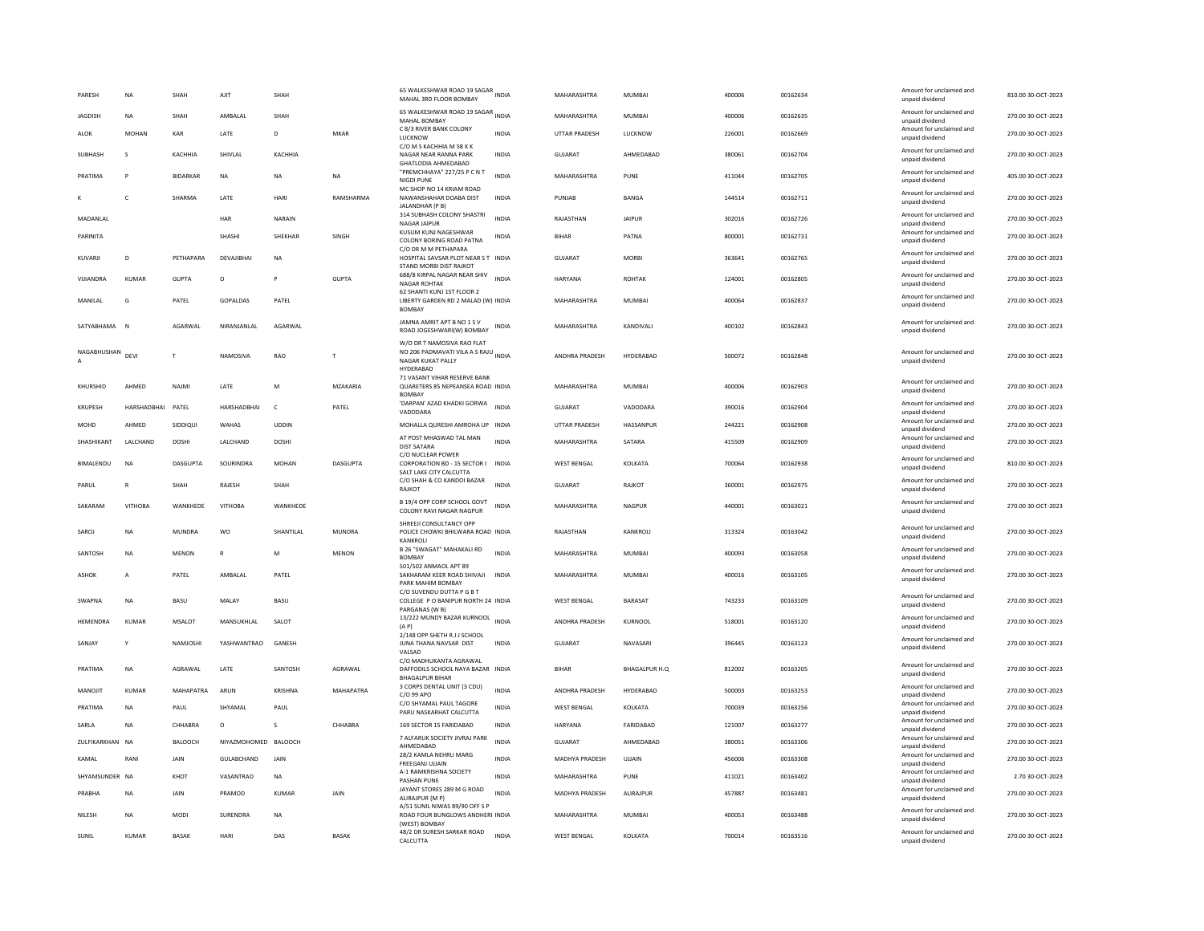| | | | | | | | | | | | | | | |
|---|---|---|---|---|---|---|---|---|---|---|---|---|---|---|
| PARESH | NA | SHAH | AJIT | SHAH | | 65 WALKESHWAR ROAD 19 SAGAR MAHAL 3RD FLOOR BOMBAY | INDIA | MAHARASHTRA | MUMBAI | 400006 | 00162634 | | Amount for unclaimed and unpaid dividend | 810.00 30-OCT-2023 |
| JAGDISH | NA | SHAH | AMBALAL | SHAH | | 65 WALKESHWAR ROAD 19 SAGAR MAHAL BOMBAY | INDIA | MAHARASHTRA | MUMBAI | 400006 | 00162635 | | Amount for unclaimed and unpaid dividend | 270.00 30-OCT-2023 |
| ALOK | MOHAN | KAR | LATE | D | MKAR | C 8/3 RIVER BANK COLONY LUCKNOW | INDIA | UTTAR PRADESH | LUCKNOW | 226001 | 00162669 | | Amount for unclaimed and unpaid dividend | 270.00 30-OCT-2023 |
| SUBHASH | S | KACHHIA | SHIVLAL | KACHHIA | | C/O M S KACHHIA M 58 K K NAGAR NEAR RANNA PARK GHATLODIA AHMEDABAD | INDIA | GUJARAT | AHMEDABAD | 380061 | 00162704 | | Amount for unclaimed and unpaid dividend | 270.00 30-OCT-2023 |
| PRATIMA | P | BIDARKAR | NA | NA | NA | "PREMCHHAYA" 227/25 P C N T NIGDI PUNE | INDIA | MAHARASHTRA | PUNE | 411044 | 00162705 | | Amount for unclaimed and unpaid dividend | 405.00 30-OCT-2023 |
| K | C | SHARMA | LATE | HARI | RAMSHARMA | MC SHOP NO 14 KRIAM ROAD NAWANSHAHAR DOABA DIST JALANDHAR (P B) | INDIA | PUNJAB | BANGA | 144514 | 00162711 | | Amount for unclaimed and unpaid dividend | 270.00 30-OCT-2023 |
| MADANLAL | | | HAR | NARAIN | | 314 SUBHASH COLONY SHASTRI NAGAR JAIPUR | INDIA | RAJASTHAN | JAIPUR | 302016 | 00162726 | | Amount for unclaimed and unpaid dividend | 270.00 30-OCT-2023 |
| PARINITA | | | SHASHI | SHEKHAR | SINGH | KUSUM KUNJ NAGESHWAR COLONY BORING ROAD PATNA | INDIA | BIHAR | PATNA | 800001 | 00162731 | | Amount for unclaimed and unpaid dividend | 270.00 30-OCT-2023 |
| KUVARJI | D | PETHAPARA | DEVAJIBHAI | NA | | C/O DR M M PETHAPARA HOSPITAL SAVSAR PLOT NEAR S T STAND MORBI DIST RAJKOT | INDIA | GUJARAT | MORBI | 363641 | 00162765 | | Amount for unclaimed and unpaid dividend | 270.00 30-OCT-2023 |
| VIJIANDRA | KUMAR | GUPTA | O | P | GUPTA | 688/8 KIRPAL NAGAR NEAR SHIV NAGAR ROHTAK | INDIA | HARYANA | ROHTAK | 124001 | 00162805 | | Amount for unclaimed and unpaid dividend | 270.00 30-OCT-2023 |
| MANILAL | G | PATEL | GOPALDAS | PATEL | | 62 SHANTI KUNJ 1ST FLOOR 2 LIBERTY GARDEN RD 2 MALAD (W) BOMBAY | INDIA | MAHARASHTRA | MUMBAI | 400064 | 00162837 | | Amount for unclaimed and unpaid dividend | 270.00 30-OCT-2023 |
| SATYABHAMA | N | AGARWAL | NIRANJANLAL | AGARWAL | | JAMNA AMRIT APT B NO 1 S V ROAD JOGESHWARI(W) BOMBAY | INDIA | MAHARASHTRA | KANDIVALI | 400102 | 00162843 | | Amount for unclaimed and unpaid dividend | 270.00 30-OCT-2023 |
| NAGABHUSHAN A | DEVI | T | NAMOSIVA | RAO | T | W/O DR T NAMOSIVA RAO FLAT NO 206 PADMAVATI VILA A S RAJU NAGAR KUKAT PALLY HYDERABAD | INDIA | ANDHRA PRADESH | HYDERABAD | 500072 | 00162848 | | Amount for unclaimed and unpaid dividend | 270.00 30-OCT-2023 |
| KHURSHID | AHMED | NAJMI | LATE | M | MZAKARIA | 71 VASANT VIHAR RESERVE BANK QUARETERS 85 NEPEANSEA ROAD BOMBAY | INDIA | MAHARASHTRA | MUMBAI | 400006 | 00162903 | | Amount for unclaimed and unpaid dividend | 270.00 30-OCT-2023 |
| KRUPESH | HARSHADBHAI | PATEL | HARSHADBHAI | C | PATEL | 'DARPAN' AZAD KHADKI GORWA VADODARA | INDIA | GUJARAT | VADODARA | 390016 | 00162904 | | Amount for unclaimed and unpaid dividend | 270.00 30-OCT-2023 |
| MOHD | AHMED | SIDDIQUI | WAHAS | UDDIN | | MOHALLA QURESHI AMROHA UP | INDIA | UTTAR PRADESH | HASSANPUR | 244221 | 00162908 | | Amount for unclaimed and unpaid dividend | 270.00 30-OCT-2023 |
| SHASHIKANT | LALCHAND | DOSHI | LALCHAND | DOSHI | | AT POST MHASWAD TAL MAN DIST SATARA | INDIA | MAHARASHTRA | SATARA | 415509 | 00162909 | | Amount for unclaimed and unpaid dividend | 270.00 30-OCT-2023 |
| BIMALENDU | NA | DASGUPTA | SOURINDRA | MOHAN | DASGUPTA | C/O NUCLEAR POWER CORPORATION BD - 15 SECTOR I SALT LAKE CITY CALCUTTA | INDIA | WEST BENGAL | KOLKATA | 700064 | 00162938 | | Amount for unclaimed and unpaid dividend | 810.00 30-OCT-2023 |
| PARUL | R | SHAH | RAJESH | SHAH | | C/O SHAH & CO KANDOI BAZAR RAJKOT | INDIA | GUJARAT | RAJKOT | 360001 | 00162975 | | Amount for unclaimed and unpaid dividend | 270.00 30-OCT-2023 |
| SAKARAM | VITHOBA | WANKHEDE | VITHOBA | WANKHEDE | | B 19/4 OPP CORP SCHOOL GOVT COLONY RAVI NAGAR NAGPUR | INDIA | MAHARASHTRA | NAGPUR | 440001 | 00163021 | | Amount for unclaimed and unpaid dividend | 270.00 30-OCT-2023 |
| SAROJ | NA | MUNDRA | WO | SHANTILAL | MUNDRA | SHREEJI CONSULTANCY OPP POLICE CHOWKI BHILWARA ROAD KANKROLI | INDIA | RAJASTHAN | KANKROLI | 313324 | 00163042 | | Amount for unclaimed and unpaid dividend | 270.00 30-OCT-2023 |
| SANTOSH | NA | MENON | R | M | MENON | B 26 "SWAGAT" MAHAKALI RD BOMBAY | INDIA | MAHARASHTRA | MUMBAI | 400093 | 00163058 | | Amount for unclaimed and unpaid dividend | 270.00 30-OCT-2023 |
| ASHOK | A | PATEL | AMBALAL | PATEL | | 501/502 ANMAOL APT 89 SAKHARAM KEER ROAD SHIVAJI PARK MAHIM BOMBAY | INDIA | MAHARASHTRA | MUMBAI | 400016 | 00163105 | | Amount for unclaimed and unpaid dividend | 270.00 30-OCT-2023 |
| SWAPNA | NA | BASU | MALAY | BASU | | C/O SUVENDU DUTTA P G B T COLLEGE P O BANIPUR NORTH 24 PARGANAS (W B) | INDIA | WEST BENGAL | BARASAT | 743233 | 00163109 | | Amount for unclaimed and unpaid dividend | 270.00 30-OCT-2023 |
| HEMENDRA | KUMAR | MSALOT | MANSUKHLAL | SALOT | | 13/222 MUNDY BAZAR KURNOOL (A P) | INDIA | ANDHRA PRADESH | KURNOOL | 518001 | 00163120 | | Amount for unclaimed and unpaid dividend | 270.00 30-OCT-2023 |
| SANJAY | Y | NAMJOSHI | YASHWANTRAO | GANESH | | 2/148 OPP SHETH R J J SCHOOL JUNA THANA NAVSAR DIST VALSAD | INDIA | GUJARAT | NAVASARI | 396445 | 00163123 | | Amount for unclaimed and unpaid dividend | 270.00 30-OCT-2023 |
| PRATIMA | NA | AGRAWAL | LATE | SANTOSH | AGRAWAL | C/O MADHUKANTA AGRAWAL DAFFODILS SCHOOL NAYA BAZAR BHAGALPUR BIHAR | INDIA | BIHAR | BHAGALPUR H.Q | 812002 | 00163205 | | Amount for unclaimed and unpaid dividend | 270.00 30-OCT-2023 |
| MANOJIT | KUMAR | MAHAPATRA | ARUN | KRISHNA | MAHAPATRA | 3 CORPS DENTAL UNIT (3 CDU) C/O 99 APO | INDIA | ANDHRA PRADESH | HYDERABAD | 500003 | 00163253 | | Amount for unclaimed and unpaid dividend | 270.00 30-OCT-2023 |
| PRATIMA | NA | PAUL | SHYAMAL | PAUL | | C/O SHYAMAL PAUL TAGORE PARU NASKARHAT CALCUTTA | INDIA | WEST BENGAL | KOLKATA | 700039 | 00163256 | | Amount for unclaimed and unpaid dividend | 270.00 30-OCT-2023 |
| SARLA | NA | CHHABRA | O | S | CHHABRA | 169 SECTOR 15 FARIDABAD | INDIA | HARYANA | FARIDABAD | 121007 | 00163277 | | Amount for unclaimed and unpaid dividend | 270.00 30-OCT-2023 |
| ZULFIKARKHAN | NA | BALOOCH | NIYAZMOHOMED | BALOOCH | | 7 ALFARUK SOCIETY JIVRAJ PARK AHMEDABAD | INDIA | GUJARAT | AHMEDABAD | 380051 | 00163306 | | Amount for unclaimed and unpaid dividend | 270.00 30-OCT-2023 |
| KAMAL | RANI | JAIN | GULABCHAND | JAIN | | 28/2 KAMLA NEHRU MARG FREEGANJ UJJAIN | INDIA | MADHYA PRADESH | UJJAIN | 456006 | 00163308 | | Amount for unclaimed and unpaid dividend | 270.00 30-OCT-2023 |
| SHYAMSUNDER | NA | KHOT | VASANTRAO | NA | | A-1 RAMKRISHNA SOCIETY PASHAN PUNE | INDIA | MAHARASHTRA | PUNE | 411021 | 00163402 | | Amount for unclaimed and unpaid dividend | 2.70 30-OCT-2023 |
| PRABHA | NA | JAIN | PRAMOD | KUMAR | JAIN | JAYANT STORES 289 M G ROAD ALIRAJPUR (M P) | INDIA | MADHYA PRADESH | ALIRAJPUR | 457887 | 00163481 | | Amount for unclaimed and unpaid dividend | 270.00 30-OCT-2023 |
| NILESH | NA | MODI | SURENDRA | NA | | A/51 SUNIL NIWAS 89/90 OFF S P ROAD FOUR BUNGLOWS ANDHERI (WEST) BOMBAY | INDIA | MAHARASHTRA | MUMBAI | 400053 | 00163488 | | Amount for unclaimed and unpaid dividend | 270.00 30-OCT-2023 |
| SUNIL | KUMAR | BASAK | HARI | DAS | BASAK | 48/2 DR SURESH SARKAR ROAD CALCUTTA | INDIA | WEST BENGAL | KOLKATA | 700014 | 00163516 | | Amount for unclaimed and unpaid dividend | 270.00 30-OCT-2023 |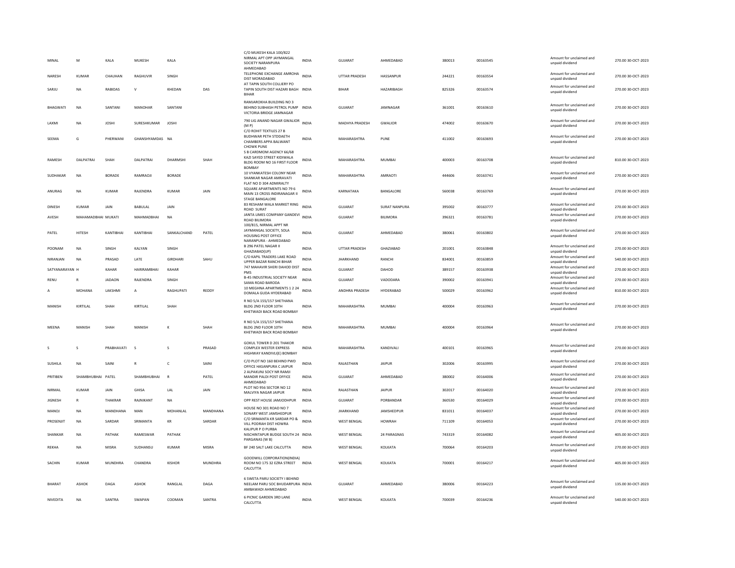| MINAL | M | KALA | MUKESH | KALA | | C/O MUKESH KALA 100/822 NIRMAL APT OPP JAYMANGAL SOCIETY NARANPURA AHMEDABAD | INDIA | GUJARAT | AHMEDABAD | 380013 | 00163545 | Amount for unclaimed and unpaid dividend | 270.00 | 30-OCT-2023 |
|---|---|---|---|---|---|---|---|---|---|---|---|---|---|---|
| NARESH | KUMAR | CHAUHAN | RAGHUVIR | SINGH | | TELEPHONE EXCHANGE AMROHA DIST MORADABAD | INDIA | UTTAR PRADESH | HASSANPUR | 244221 | 00163554 | Amount for unclaimed and unpaid dividend | 270.00 | 30-OCT-2023 |
| SARJU | NA | RABIDAS | V | KHEDAN | DAS | AT TAPIN SOUTH COLLIERY PO TAPIN SOUTH DIST HAZARI BAGH BIHAR | INDIA | BIHAR | HAZARIBAGH | 825326 | 00163574 | Amount for unclaimed and unpaid dividend | 270.00 | 30-OCT-2023 |
| BHAGWATI | NA | SANTANI | MANOHAR | SANTANI | | RAMJAROKHA BUILDING NO 3 BEHIND SUBHASH PETROL PUMP VICTORIA BRIDGE JAMNAGAR | INDIA | GUJARAT | JAMNAGAR | 361001 | 00163610 | Amount for unclaimed and unpaid dividend | 270.00 | 30-OCT-2023 |
| LAXMI | NA | JOSHI | SURESHKUMAR | JOSHI | | 790 LIG ANAND NAGAR GWALIOR (M P) | INDIA | MADHYA PRADESH | GWALIOR | 474002 | 00163670 | Amount for unclaimed and unpaid dividend | 270.00 | 30-OCT-2023 |
| SEEMA | G | PHERWANI | GHANSHYAMDAS | NA | | C/O ROHIT TEXTILES 27 B BUDHWAR PETH STDDAETH CHAMBERS APPA BALWANT CHOWK PUNE | INDIA | MAHARASHTRA | PUNE | 411002 | 00163693 | Amount for unclaimed and unpaid dividend | 270.00 | 30-OCT-2023 |
| RAMESH | DALPATRAI | SHAH | DALPATRAI | DHARMSHI | SHAH | S B CARDMOM AGENCY 66/68 KAZI SAYED STREET KIDIWALA BLDG ROOM NO 16 FIRST FLOOR BOMBAY | INDIA | MAHARASHTRA | MUMBAI | 400003 | 00163708 | Amount for unclaimed and unpaid dividend | 810.00 | 30-OCT-2023 |
| SUDHAKAR | NA | BORADE | RAMRAOJI | BORADE | | 10 VYANKATESH COLONY NEAR SHANKAR NAGAR AMRAVATI | INDIA | MAHARASHTRA | AMRAOTI | 444606 | 00163741 | Amount for unclaimed and unpaid dividend | 270.00 | 30-OCT-2023 |
| ANURAG | NA | KUMAR | RAJENDRA | KUMAR | JAIN | FLAT NO D 304 ADMIRALTY SQUARE APARTMENTS NO 79 6 MAIN 13 CROSS INDIRANAGAR II STAGE BANGALORE | INDIA | KARNATAKA | BANGALORE | 560038 | 00163769 | Amount for unclaimed and unpaid dividend | 270.00 | 30-OCT-2023 |
| DINESH | KUMAR | JAIN | BABULAL | JAIN | | 83 RESHAM WALA MARKET RING ROAD SURAT | INDIA | GUJARAT | SURAT NANPURA | 395002 | 00163777 | Amount for unclaimed and unpaid dividend | 270.00 | 30-OCT-2023 |
| AVESH | MAHAMADBHAI | MUKATI | MAHMADBHAI | NA | | JANTA LIMES COMPANY GANDEVI ROAD BILIMORA | INDIA | GUJARAT | BILIMORA | 396321 | 00163781 | Amount for unclaimed and unpaid dividend | 270.00 | 30-OCT-2023 |
| PATEL | HITESH | KANTIBHAI | KANTIBHAI | SANKALCHAND | PATEL | 100/815, NIRMAL APPT NR JAYMANGAL SOCIETY, SOLA HOUSING POST OFFICE NARANPURA - AHMEDABAD | INDIA | GUJARAT | AHMEDABAD | 380061 | 00163802 | Amount for unclaimed and unpaid dividend | 270.00 | 30-OCT-2023 |
| POONAM | NA | SINGH | KALYAN | SINGH | | B 296 PATEL NAGAR II GHAZIABAD(UP) | INDIA | UTTAR PRADESH | GHAZIABAD | 201001 | 00163848 | Amount for unclaimed and unpaid dividend | 270.00 | 30-OCT-2023 |
| NIRANJAN | NA | PRASAD | LATE | GIRDHARI | SAHU | C/O KAPIL TRADERS LAKE ROAD UPPER BAZAR RANCHI BIHAR | INDIA | JHARKHAND | RANCHI | 834001 | 00163859 | Amount for unclaimed and unpaid dividend | 540.00 | 30-OCT-2023 |
| SATYANARAYAN | H | KAHAR | HARIRAMBHAI | KAHAR | | 747 MAHAVIR SHERI DAHOD DIST PMS | INDIA | GUJARAT | DAHOD | 389157 | 00163938 | Amount for unclaimed and unpaid dividend | 270.00 | 30-OCT-2023 |
| RENU | R | JADAON | RAJENDRA | SINGH | | B-45 INDUSTRIAL SOCIETY NEAR SAMA ROAD BARODA | INDIA | GUJARAT | VADODARA | 390002 | 00163941 | Amount for unclaimed and unpaid dividend | 270.00 | 30-OCT-2023 |
| A | MOHANA | LAKSHMI | A | RAGHUPATI | REDDY | 10 MEGHNA APARTMENTS 1 2 24 DOMALA GUDA HYDERABAD | INDIA | ANDHRA PRADESH | HYDERABAD | 500029 | 00163962 | Amount for unclaimed and unpaid dividend | 810.00 | 30-OCT-2023 |
| MANISH | KIRTILAL | SHAH | KIRTILAL | SHAH | | R NO 5/A 155/157 SHETHANA BLDG 2ND FLOOR 10TH KHETWADI BACK ROAD BOMBAY | INDIA | MAHARASHTRA | MUMBAI | 400004 | 00163963 | Amount for unclaimed and unpaid dividend | 270.00 | 30-OCT-2023 |
| MEENA | MANISH | SHAH | MANISH | K | SHAH | R NO 5/A 155/157 SHETHANA BLDG 2ND FLOOR 10TH KHETWADI BACK ROAD BOMBAY | INDIA | MAHARASHTRA | MUMBAI | 400004 | 00163964 | Amount for unclaimed and unpaid dividend | 270.00 | 30-OCT-2023 |
| S | S | PRABHAVATI | S | S | PRASAD | GOKUL TOWER D 201 THAKOR COMPLEX WESTER EXPRESS HIGHWAY KANDIVLI(E) BOMBAY | INDIA | MAHARASHTRA | KANDIVALI | 400101 | 00163965 | Amount for unclaimed and unpaid dividend | 270.00 | 30-OCT-2023 |
| SUSHILA | NA | SAINI | R | C | SAINI | C/O PLOT NO 160 BEHIND PWD OFFICE HASANPURA C JAIPUR | INDIA | RAJASTHAN | JAIPUR | 302006 | 00163995 | Amount for unclaimed and unpaid dividend | 270.00 | 30-OCT-2023 |
| PRITIBEN | SHAMBHUBHAI | PATEL | SHAMBHUBHAI | R | PATEL | 2 ALPAKUNJ SOCY NR RAMJI MANDIR PALDI POST OFFICE AHMEDABAD | INDIA | GUJARAT | AHMEDABAD | 380002 | 00164006 | Amount for unclaimed and unpaid dividend | 270.00 | 30-OCT-2023 |
| NIRMAL | KUMAR | JAIN | GHISA | LAL | JAIN | PLOT NO 956 SECTOR NO 12 MALVIYA NAGAR JAIPUR | INDIA | RAJASTHAN | JAIPUR | 302017 | 00164020 | Amount for unclaimed and unpaid dividend | 270.00 | 30-OCT-2023 |
| JIGNESH | R | THAKRAR | RAJNIKANT | NA | | OPP REST HOUSE JAMJODHPUR | INDIA | GUJARAT | PORBANDAR | 360530 | 00164029 | Amount for unclaimed and unpaid dividend | 270.00 | 30-OCT-2023 |
| MANOJ | NA | MANDHANA | MAN | MOHANLAL | MANDHANA | HOUSE NO 301 ROAD NO 7 SONARY WEST JAMSHEDPUR | INDIA | JHARKHAND | JAMSHEDPUR | 831011 | 00164037 | Amount for unclaimed and unpaid dividend | 270.00 | 30-OCT-2023 |
| PROSENJIT | NA | SARDAR | SRIMANTA | KR | SARDAR | C/O SRIMANTA KR SARDAR PO & VILL PODRAH DIST HOWRA | INDIA | WEST BENGAL | HOWRAH | 711109 | 00164053 | Amount for unclaimed and unpaid dividend | 270.00 | 30-OCT-2023 |
| SHANKAR | NA | PATHAK | RAMESWAR | PATHAK | | KALIPUR P O PURBA NISCHINTAPUR BUDGE SOUTH 24 PARGANAS (W B) | INDIA | WEST BENGAL | 24 PARAGNAS | 743319 | 00164082 | Amount for unclaimed and unpaid dividend | 405.00 | 30-OCT-2023 |
| REKHA | NA | MISRA | SUDHANSU | KUMAR | MISRA | BF 240 SALT LAKE CALCUTTA | INDIA | WEST BENGAL | KOLKATA | 700064 | 00164203 | Amount for unclaimed and unpaid dividend | 270.00 | 30-OCT-2023 |
| SACHIN | KUMAR | MUNDHRA | CHANDRA | KISHOR | MUNDHRA | GOODWILL CORPORATION(INDIA) ROOM NO 175 32 EZRA STREET CALCUTTA | INDIA | WEST BENGAL | KOLKATA | 700001 | 00164217 | Amount for unclaimed and unpaid dividend | 405.00 | 30-OCT-2023 |
| BHARAT | ASHOK | DAGA | ASHOK | RANGLAL | DAGA | 6 SWETA PARU SOCIETY I BEHIND NEELAM PARU SOC BHUDARPURA AMBAWADI AHMEDABAD | INDIA | GUJARAT | AHMEDABAD | 380006 | 00164223 | Amount for unclaimed and unpaid dividend | 135.00 | 30-OCT-2023 |
| NIVEDITA | NA | SANTRA | SWAPAN | COOMAN | SANTRA | 6 PICNIC GARDEN 3RD LANE CALCUTTA | INDIA | WEST BENGAL | KOLKATA | 700039 | 00164236 | Amount for unclaimed and unpaid dividend | 540.00 | 30-OCT-2023 |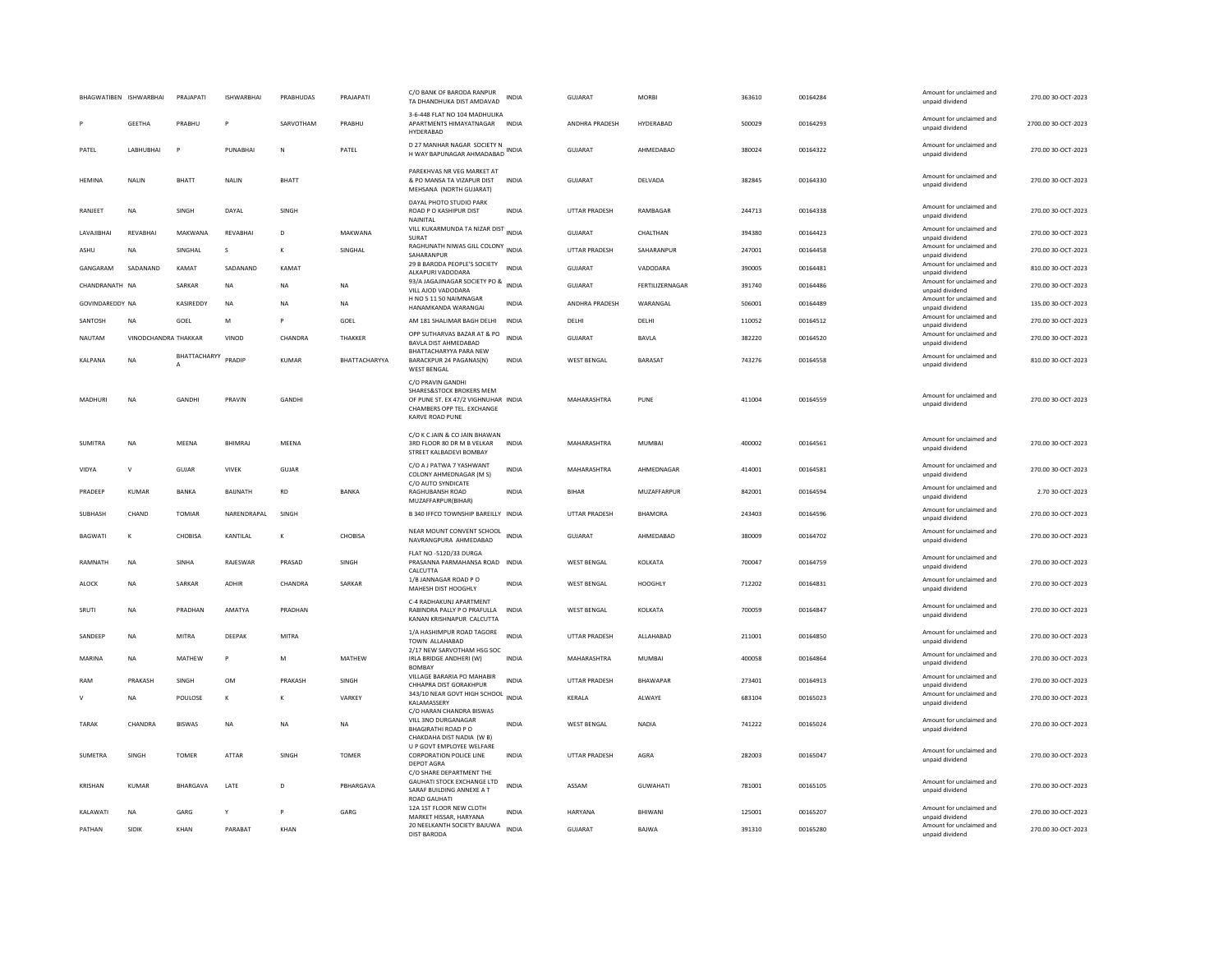| | | | | | | | | | | | | | | |
|---|---|---|---|---|---|---|---|---|---|---|---|---|---|---|
| BHAGWATIBEN | ISHWARBHAI | PRAJAPATI | ISHWARBHAI | PRABHUDAS | PRAJAPATI | C/O BANK OF BARODA RANPUR TA DHANDHUKA DIST AMDAVAD | INDIA | GUJARAT | MORBI | 363610 | 00164284 | Amount for unclaimed and unpaid dividend | 270.00 | 30-OCT-2023 |
| P | GEETHA | PRABHU | P | SARVOTHAM | PRABHU | 3-6-448 FLAT NO 104 MADHULIKA APARTMENTS HIMAYATNAGAR HYDERABAD | INDIA | ANDHRA PRADESH | HYDERABAD | 500029 | 00164293 | Amount for unclaimed and unpaid dividend | 2700.00 | 30-OCT-2023 |
| PATEL | LABHUBHAI | P | PUNABHAI | N | PATEL | D 27 MANHAR NAGAR SOCIETY N H WAY BAPUNAGAR AHMADABAD | INDIA | GUJARAT | AHMEDABAD | 380024 | 00164322 | Amount for unclaimed and unpaid dividend | 270.00 | 30-OCT-2023 |
| HEMINA | NALIN | BHATT | NALIN | BHATT | | PAREKHVAS NR VEG MARKET AT & PO MANSA TA VIZAPUR DIST MEHSANA (NORTH GUJARAT) | INDIA | GUJARAT | DELVADA | 382845 | 00164330 | Amount for unclaimed and unpaid dividend | 270.00 | 30-OCT-2023 |
| RANJEET | NA | SINGH | DAYAL | SINGH | | DAYAL PHOTO STUDIO PARK ROAD P O KASHIPUR DIST NAINITAL | INDIA | UTTAR PRADESH | RAMBAGAR | 244713 | 00164338 | Amount for unclaimed and unpaid dividend | 270.00 | 30-OCT-2023 |
| LAVAJIBHAI | REVABHAI | MAKWANA | REVABHAI | D | MAKWANA | VILL KUKARMUNDA TA NIZAR DIST SURAT | INDIA | GUJARAT | CHALTHAN | 394380 | 00164423 | Amount for unclaimed and unpaid dividend | 270.00 | 30-OCT-2023 |
| ASHU | NA | SINGHAL | S | K | SINGHAL | RAGHUNATH NIWAS GILL COLONY SAHARANPUR | INDIA | UTTAR PRADESH | SAHARANPUR | 247001 | 00164458 | Amount for unclaimed and unpaid dividend | 270.00 | 30-OCT-2023 |
| GANGARAM | SADANAND | KAMAT | SADANAND | KAMAT | | 29 B BARODA PEOPLE'S SOCIETY ALKAPURI VADODARA | INDIA | GUJARAT | VADODARA | 390005 | 00164481 | Amount for unclaimed and unpaid dividend | 810.00 | 30-OCT-2023 |
| CHANDRANATH | NA | SARKAR | NA | NA | NA | 93/A JAGAJINAGAR SOCIETY PO & VILL AJOD VADODARA | INDIA | GUJARAT | FERTILIZERNAGAR | 391740 | 00164486 | Amount for unclaimed and unpaid dividend | 270.00 | 30-OCT-2023 |
| GOVINDAREDDY | NA | KASIREDDY | NA | NA | NA | H NO 5 11 50 NAIMNAGAR HANAMKANDA WARANGAI | INDIA | ANDHRA PRADESH | WARANGAL | 506001 | 00164489 | Amount for unclaimed and unpaid dividend | 135.00 | 30-OCT-2023 |
| SANTOSH | NA | GOEL | M | P | GOEL | AM 181 SHALIMAR BAGH DELHI | INDIA | DELHI | DELHI | 110052 | 00164512 | Amount for unclaimed and unpaid dividend | 270.00 | 30-OCT-2023 |
| NAUTAM | VINODCHANDRA | THAKKAR | VINOD | CHANDRA | THAKKER | OPP SUTHARVAS BAZAR AT & PO BAVLA DIST AHMEDABAD | INDIA | GUJARAT | BAVLA | 382220 | 00164520 | Amount for unclaimed and unpaid dividend | 270.00 | 30-OCT-2023 |
| KALPANA | NA | BHATTACHARYYA | PRADIP | KUMAR | BHATTACHARYYA | BHATTACHARYYA PARA NEW BARACKPUR 24 PAGANAS(N) WEST BENGAL | INDIA | WEST BENGAL | BARASAT | 743276 | 00164558 | Amount for unclaimed and unpaid dividend | 810.00 | 30-OCT-2023 |
| MADHURI | NA | GANDHI | PRAVIN | GANDHI | | C/O PRAVIN GANDHI SHARES&STOCK BROKERS MEM OF PUNE ST. EX 47/2 VIGHNUHAR CHAMBERS OPP TEL. EXCHANGE KARVE ROAD PUNE | INDIA | MAHARASHTRA | PUNE | 411004 | 00164559 | Amount for unclaimed and unpaid dividend | 270.00 | 30-OCT-2023 |
| SUMITRA | NA | MEENA | BHIMRAJ | MEENA | | C/O K C JAIN & CO JAIN BHAWAN 3RD FLOOR 80 DR M B VELKAR STREET KALBADEVI BOMBAY | INDIA | MAHARASHTRA | MUMBAI | 400002 | 00164561 | Amount for unclaimed and unpaid dividend | 270.00 | 30-OCT-2023 |
| VIDYA | V | GUJAR | VIVEK | GUJAR | | C/O A J PATWA 7 YASHWANT COLONY AHMEDNAGAR (M S) | INDIA | MAHARASHTRA | AHMEDNAGAR | 414001 | 00164581 | Amount for unclaimed and unpaid dividend | 270.00 | 30-OCT-2023 |
| PRADEEP | KUMAR | BANKA | BAIJNATH | RD | BANKA | C/O AUTO SYNDICATE RAGHUBANSH ROAD MUZAFFARPUR(BIHAR) | INDIA | BIHAR | MUZAFFARPUR | 842001 | 00164594 | Amount for unclaimed and unpaid dividend | 2.70 | 30-OCT-2023 |
| SUBHASH | CHAND | TOMIAR | NARENDRAPAL | SINGH | | B 340 IFFCO TOWNSHIP BAREILLY | INDIA | UTTAR PRADESH | BHAMORA | 243403 | 00164596 | Amount for unclaimed and unpaid dividend | 270.00 | 30-OCT-2023 |
| BAGWATI | K | CHOBISA | KANTILAL | K | CHOBISA | NEAR MOUNT CONVENT SCHOOL NAVRANGPURA AHMEDABAD | INDIA | GUJARAT | AHMEDABAD | 380009 | 00164702 | Amount for unclaimed and unpaid dividend | 270.00 | 30-OCT-2023 |
| RAMNATH | NA | SINHA | RAJESWAR | PRASAD | SINGH | FLAT NO -S12D/33 DURGA PRASANNA PARMAHANSA ROAD CALCUTTA | INDIA | WEST BENGAL | KOLKATA | 700047 | 00164759 | Amount for unclaimed and unpaid dividend | 270.00 | 30-OCT-2023 |
| ALOCK | NA | SARKAR | ADHIR | CHANDRA | SARKAR | 1/B JANNAGAR ROAD P O MAHESH DIST HOOGHLY | INDIA | WEST BENGAL | HOOGHLY | 712202 | 00164831 | Amount for unclaimed and unpaid dividend | 270.00 | 30-OCT-2023 |
| SRUTI | NA | PRADHAN | AMATYA | PRADHAN | | C-4 RADHAKUNJ APARTMENT RABINDRA PALLY P O PRAFULLA KANAN KRISHNAPUR CALCUTTA | INDIA | WEST BENGAL | KOLKATA | 700059 | 00164847 | Amount for unclaimed and unpaid dividend | 270.00 | 30-OCT-2023 |
| SANDEEP | NA | MITRA | DEEPAK | MITRA | | 1/A HASHIMPUR ROAD TAGORE TOWN ALLAHABAD | INDIA | UTTAR PRADESH | ALLAHABAD | 211001 | 00164850 | Amount for unclaimed and unpaid dividend | 270.00 | 30-OCT-2023 |
| MARINA | NA | MATHEW | P | M | MATHEW | 2/17 NEW SARVOTHAM HSG SOC IRLA BRIDGE ANDHERI (W) BOMBAY | INDIA | MAHARASHTRA | MUMBAI | 400058 | 00164864 | Amount for unclaimed and unpaid dividend | 270.00 | 30-OCT-2023 |
| RAM | PRAKASH | SINGH | OM | PRAKASH | SINGH | VILLAGE BARARIA PO MAHABIR CHHAPRA DIST GORAKHPUR | INDIA | UTTAR PRADESH | BHAWAPAR | 273401 | 00164913 | Amount for unclaimed and unpaid dividend | 270.00 | 30-OCT-2023 |
| V | NA | POULOSE | K | K | VARKEY | 343/10 NEAR GOVT HIGH SCHOOL KALAMASSERY | INDIA | KERALA | ALWAYE | 683104 | 00165023 | Amount for unclaimed and unpaid dividend | 270.00 | 30-OCT-2023 |
| TARAK | CHANDRA | BISWAS | NA | NA | NA | C/O HARAN CHANDRA BISWAS VILL 3NO DURGANAGAR BHAGIRATHI ROAD P O CHAKDAHA DIST NADIA (W B) | INDIA | WEST BENGAL | NADIA | 741222 | 00165024 | Amount for unclaimed and unpaid dividend | 270.00 | 30-OCT-2023 |
| SUMETRA | SINGH | TOMER | ATTAR | SINGH | TOMER | U P GOVT EMPLOYEE WELFARE CORPORATION POLICE LINE DEPOT AGRA | INDIA | UTTAR PRADESH | AGRA | 282003 | 00165047 | Amount for unclaimed and unpaid dividend | 270.00 | 30-OCT-2023 |
| KRISHAN | KUMAR | BHARGAVA | LATE | D | PBHARGAVA | C/O SHARE DEPARTMENT THE GAUHATI STOCK EXCHANGE LTD SARAF BUILDING ANNEXE A T ROAD GAUHATI | INDIA | ASSAM | GUWAHATI | 781001 | 00165105 | Amount for unclaimed and unpaid dividend | 270.00 | 30-OCT-2023 |
| KALAWATI | NA | GARG | Y | P | GARG | 12A 1ST FLOOR NEW CLOTH MARKET HISSAR, HARYANA | INDIA | HARYANA | BHIWANI | 125001 | 00165207 | Amount for unclaimed and unpaid dividend | 270.00 | 30-OCT-2023 |
| PATHAN | SIDIK | KHAN | PARABAT | KHAN | | 20 NEELKANTH SOCIETY BAJUWA DIST BARODA | INDIA | GUJARAT | BAJWA | 391310 | 00165280 | Amount for unclaimed and unpaid dividend | 270.00 | 30-OCT-2023 |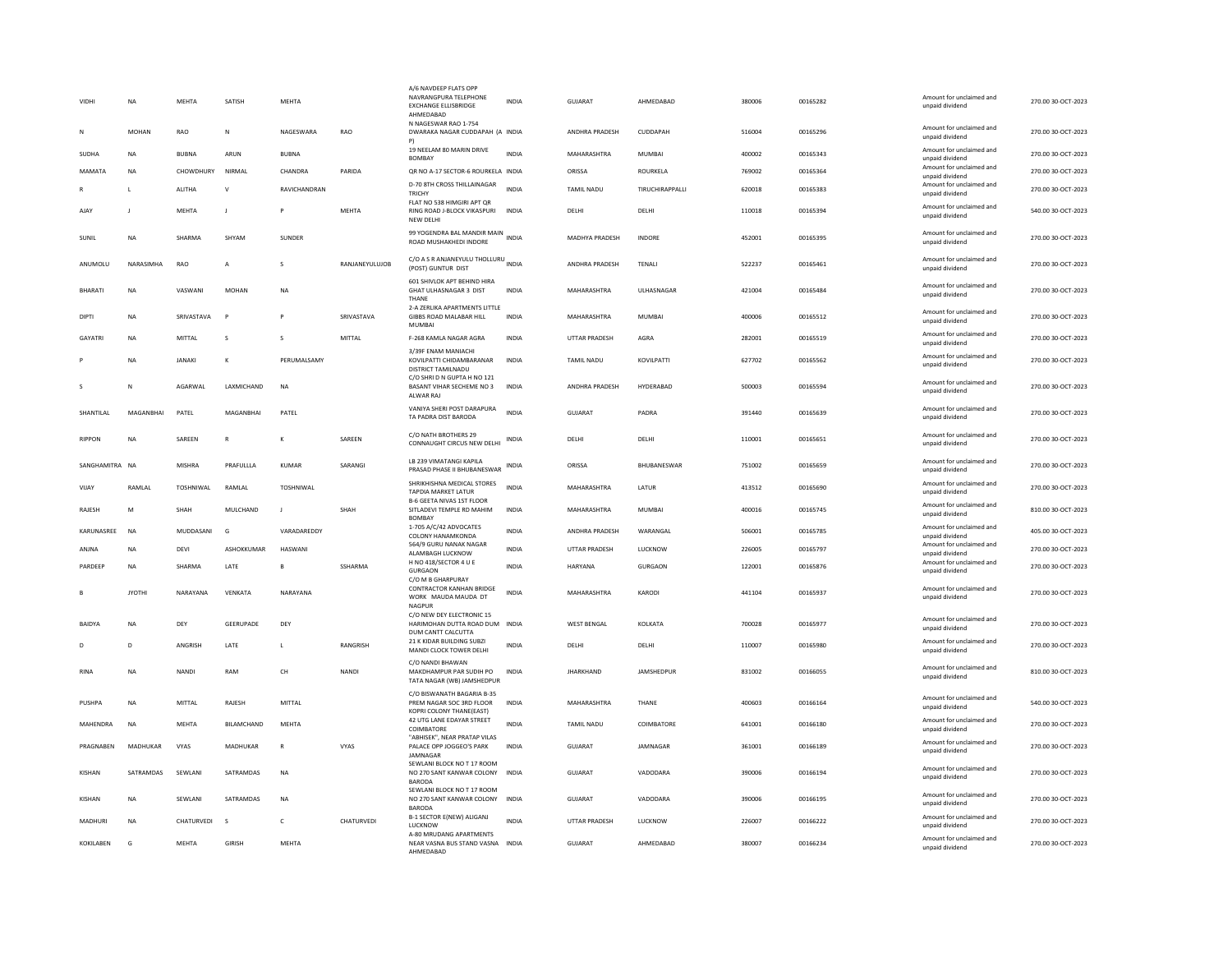| | | | | | | | | | | | | | | |
|---|---|---|---|---|---|---|---|---|---|---|---|---|---|---|
| VIDHI | NA | MEHTA | SATISH | MEHTA | | A/6 NAVDEEP FLATS OPP NAVRANGPURA TELEPHONE EXCHANGE ELLISBRIDGE AHMEDABAD | INDIA | GUJARAT | AHMEDABAD | 380006 | 00165282 | Amount for unclaimed and unpaid dividend | 270.00 | 30-OCT-2023 |
| N | MOHAN | RAO | N | NAGESWARA | RAO | N NAGESWAR RAO 1-754 DWARAKA NAGAR CUDDAPAH (A P) | INDIA | ANDHRA PRADESH | CUDDAPAH | 516004 | 00165296 | Amount for unclaimed and unpaid dividend | 270.00 | 30-OCT-2023 |
| SUDHA | NA | BUBNA | ARUN | BUBNA | | 19 NEELAM 80 MARIN DRIVE BOMBAY | INDIA | MAHARASHTRA | MUMBAI | 400002 | 00165343 | Amount for unclaimed and unpaid dividend | 270.00 | 30-OCT-2023 |
| MAMATA | NA | CHOWDHURY | NIRMAL | CHANDRA | PARIDA | QR NO A-17 SECTOR-6 ROURKELA | INDIA | ORISSA | ROURKELA | 769002 | 00165364 | Amount for unclaimed and unpaid dividend | 270.00 | 30-OCT-2023 |
| R | L | ALITHA | V | RAVICHANDRAN | | D-70 8TH CROSS THILLAINAGAR TRICHY | INDIA | TAMIL NADU | TIRUCHIRAPPALLI | 620018 | 00165383 | Amount for unclaimed and unpaid dividend | 270.00 | 30-OCT-2023 |
| AJAY | J | MEHTA | J | P | MEHTA | FLAT NO 538 HIMGIRI APT QR RING ROAD J-BLOCK VIKASPURI NEW DELHI | INDIA | DELHI | DELHI | 110018 | 00165394 | Amount for unclaimed and unpaid dividend | 540.00 | 30-OCT-2023 |
| SUNIL | NA | SHARMA | SHYAM | SUNDER | | 99 YOGENDRA BAL MANDIR MAIN ROAD MUSHAKHEDI INDORE | INDIA | MADHYA PRADESH | INDORE | 452001 | 00165395 | Amount for unclaimed and unpaid dividend | 270.00 | 30-OCT-2023 |
| ANUMOLU | NARASIMHA | RAO | A | S | RANJANEYULUJOB | C/O A S R ANJANEYULU THOLLURU (POST) GUNTUR DIST | INDIA | ANDHRA PRADESH | TENALI | 522237 | 00165461 | Amount for unclaimed and unpaid dividend | 270.00 | 30-OCT-2023 |
| BHARATI | NA | VASWANI | MOHAN | NA | | 601 SHIVLOK APT BEHIND HIRA GHAT ULHASNAGAR 3 DIST THANE | INDIA | MAHARASHTRA | ULHASNAGAR | 421004 | 00165484 | Amount for unclaimed and unpaid dividend | 270.00 | 30-OCT-2023 |
| DIPTI | NA | SRIVASTAVA | P | P | SRIVASTAVA | 2-A ZERLIKA APARTMENTS LITTLE GIBBS ROAD MALABAR HILL MUMBAI | INDIA | MAHARASHTRA | MUMBAI | 400006 | 00165512 | Amount for unclaimed and unpaid dividend | 270.00 | 30-OCT-2023 |
| GAYATRI | NA | MITTAL | S | S | MITTAL | F-268 KAMLA NAGAR AGRA | INDIA | UTTAR PRADESH | AGRA | 282001 | 00165519 | Amount for unclaimed and unpaid dividend | 270.00 | 30-OCT-2023 |
| P | NA | JANAKI | K | PERUMALSAMY | | 3/39F ENAM MANIACHI KOVILPATTI CHIDAMBARANAR DISTRICT TAMILNADU | INDIA | TAMIL NADU | KOVILPATTI | 627702 | 00165562 | Amount for unclaimed and unpaid dividend | 270.00 | 30-OCT-2023 |
| S | N | AGARWAL | LAXMICHAND | NA | | C/O SHRI D N GUPTA H NO 121 BASANT VIHAR SECHEME NO 3 ALWAR RAJ | INDIA | ANDHRA PRADESH | HYDERABAD | 500003 | 00165594 | Amount for unclaimed and unpaid dividend | 270.00 | 30-OCT-2023 |
| SHANTILAL | MAGANBHAI | PATEL | MAGANBHAI | PATEL | | VANIYA SHERI POST DARAPURA TA PADRA DIST BARODA | INDIA | GUJARAT | PADRA | 391440 | 00165639 | Amount for unclaimed and unpaid dividend | 270.00 | 30-OCT-2023 |
| RIPPON | NA | SAREEN | R | K | SAREEN | C/O NATH BROTHERS 29 CONNAUGHT CIRCUS NEW DELHI | INDIA | DELHI | DELHI | 110001 | 00165651 | Amount for unclaimed and unpaid dividend | 270.00 | 30-OCT-2023 |
| SANGHAMITRA | NA | MISHRA | PRAFULLLA | KUMAR | SARANGI | LB 239 VIMATANGI KAPILA PRASAD PHASE II BHUBANESWAR | INDIA | ORISSA | BHUBANESWAR | 751002 | 00165659 | Amount for unclaimed and unpaid dividend | 270.00 | 30-OCT-2023 |
| VIJAY | RAMLAL | TOSHNIWAL | RAMLAL | TOSHNIWAL | | SHRIKHISHNA MEDICAL STORES TAPDIA MARKET LATUR | INDIA | MAHARASHTRA | LATUR | 413512 | 00165690 | Amount for unclaimed and unpaid dividend | 270.00 | 30-OCT-2023 |
| RAJESH | M | SHAH | MULCHAND | J | SHAH | B-6 GEETA NIVAS 1ST FLOOR SITLADEVI TEMPLE RD MAHIM BOMBAY | INDIA | MAHARASHTRA | MUMBAI | 400016 | 00165745 | Amount for unclaimed and unpaid dividend | 810.00 | 30-OCT-2023 |
| KARUNASREE | NA | MUDDASANI | G | VARADAREDDY | | 1-705 A/C/42 ADVOCATES COLONY HANAMKONDA | INDIA | ANDHRA PRADESH | WARANGAL | 506001 | 00165785 | Amount for unclaimed and unpaid dividend | 405.00 | 30-OCT-2023 |
| ANJNA | NA | DEVI | ASHOKKUMAR | HASWANI | | 564/9 GURU NANAK NAGAR ALAMBAGH LUCKNOW | INDIA | UTTAR PRADESH | LUCKNOW | 226005 | 00165797 | Amount for unclaimed and unpaid dividend | 270.00 | 30-OCT-2023 |
| PARDEEP | NA | SHARMA | LATE | B | SSHARMA | H NO 418/SECTOR 4 U E GURGAON | INDIA | HARYANA | GURGAON | 122001 | 00165876 | Amount for unclaimed and unpaid dividend | 270.00 | 30-OCT-2023 |
| B | JYOTHI | NARAYANA | VENKATA | NARAYANA | | C/O M B GHARPURAY CONTRACTOR KANHAN BRIDGE WORK MAUDA MAUDA DT NAGPUR | INDIA | MAHARASHTRA | KARODI | 441104 | 00165937 | Amount for unclaimed and unpaid dividend | 270.00 | 30-OCT-2023 |
| BAIDYA | NA | DEY | GEERUPADE | DEY | | C/O NEW DEY ELECTRONIC 15 HARIMOHAN DUTTA ROAD DUM DUM CANTT CALCUTTA | INDIA | WEST BENGAL | KOLKATA | 700028 | 00165977 | Amount for unclaimed and unpaid dividend | 270.00 | 30-OCT-2023 |
| D | D | ANGRISH | LATE | L | RANGRISH | 21 K KIDAR BUILDING SUBZI MANDI CLOCK TOWER DELHI | INDIA | DELHI | DELHI | 110007 | 00165980 | Amount for unclaimed and unpaid dividend | 270.00 | 30-OCT-2023 |
| RINA | NA | NANDI | RAM | CH | NANDI | C/O NANDI BHAWAN MAKDHAMPUR PAR SUDIH PO TATA NAGAR (WB) JAMSHEDPUR | INDIA | JHARKHAND | JAMSHEDPUR | 831002 | 00166055 | Amount for unclaimed and unpaid dividend | 810.00 | 30-OCT-2023 |
| PUSHPA | NA | MITTAL | RAJESH | MITTAL | | C/O BISWANATH BAGARIA B-35 PREM NAGAR SOC 3RD FLOOR KOPRI COLONY THANE(EAST) | INDIA | MAHARASHTRA | THANE | 400603 | 00166164 | Amount for unclaimed and unpaid dividend | 540.00 | 30-OCT-2023 |
| MAHENDRA | NA | MEHTA | BILAMCHAND | MEHTA | | 42 UTG LANE EDAYAR STREET COIMBATORE | INDIA | TAMIL NADU | COIMBATORE | 641001 | 00166180 | Amount for unclaimed and unpaid dividend | 270.00 | 30-OCT-2023 |
| PRAGNABEN | MADHUKAR | VYAS | MADHUKAR | R | VYAS | "ABHISEK", NEAR PRATAP VILAS PALACE OPP JOGGEO'S PARK JAMNAGAR | INDIA | GUJARAT | JAMNAGAR | 361001 | 00166189 | Amount for unclaimed and unpaid dividend | 270.00 | 30-OCT-2023 |
| KISHAN | SATRAMDAS | SEWLANI | SATRAMDAS | NA | | SEWLANI BLOCK NO T 17 ROOM NO 270 SANT KANWAR COLONY BARODA | INDIA | GUJARAT | VADODARA | 390006 | 00166194 | Amount for unclaimed and unpaid dividend | 270.00 | 30-OCT-2023 |
| KISHAN | NA | SEWLANI | SATRAMDAS | NA | | SEWLANI BLOCK NO T 17 ROOM NO 270 SANT KANWAR COLONY BARODA | INDIA | GUJARAT | VADODARA | 390006 | 00166195 | Amount for unclaimed and unpaid dividend | 270.00 | 30-OCT-2023 |
| MADHURI | NA | CHATURVEDI | S | C | CHATURVEDI | B-1 SECTOR E(NEW) ALIGANJ LUCKNOW | INDIA | UTTAR PRADESH | LUCKNOW | 226007 | 00166222 | Amount for unclaimed and unpaid dividend | 270.00 | 30-OCT-2023 |
| KOKILABEN | G | MEHTA | GIRISH | MEHTA | | A-80 MRUDANG APARTMENTS NEAR VASNA BUS STAND VASNA AHMEDABAD | INDIA | GUJARAT | AHMEDABAD | 380007 | 00166234 | Amount for unclaimed and unpaid dividend | 270.00 | 30-OCT-2023 |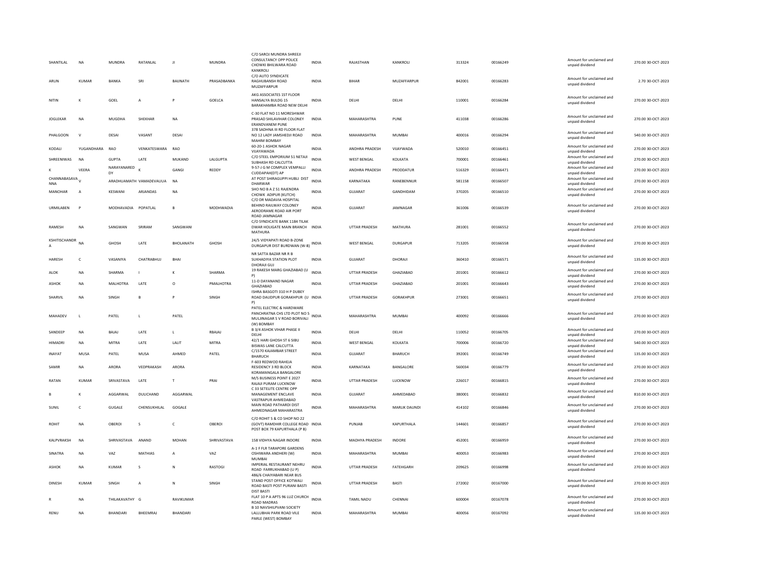| | | | | | | | | | | | | | |
|---|---|---|---|---|---|---|---|---|---|---|---|---|---|
| SHANTILAL | NA | MUNDRA | RATANLAL | JI | MUNDRA | C/O SAROJ MUNDRA SHREEJI CONSULTANCY OPP POLICE CHOWKI BHILWARA ROAD KANKROLI | INDIA | RAJASTHAN | KANKROLI | 313324 | 00166249 | Amount for unclaimed and unpaid dividend | 270.00 30-OCT-2023 |
| ARUN | KUMAR | BANKA | SRI | BAIJNATH | PRASADBANKA | C/O AUTO SYNDICATE RAGHUBANSH ROAD MUZAFFARPUR | INDIA | BIHAR | MUZAFFARPUR | 842001 | 00166283 | Amount for unclaimed and unpaid dividend | 2.70 30-OCT-2023 |
| NITIN | K | GOEL | A | P | GOELCA | AKG ASSOCIATES 1ST FLOOR HANSALYA BULDG 15 BARAKHAMBA ROAD NEW DELHI | INDIA | DELHI | DELHI | 110001 | 00166284 | Amount for unclaimed and unpaid dividend | 270.00 30-OCT-2023 |
| JOGLEKAR | NA | MUGDHA | SHEKHAR | NA | | C-30 FLAT NO 11 MORESHWAR PRASAD SHILAVIHAR COLONEY ERANDVANEM PUNE | INDIA | MAHARASHTRA | PUNE | 411038 | 00166286 | Amount for unclaimed and unpaid dividend | 270.00 30-OCT-2023 |
| PHALGOON | V | DESAI | VASANT | DESAI | | 378 SADHNA III RD FLOOR FLAT NO 12 LADY JAMSHEDJI ROAD MAHIM BOMBAY | INDIA | MAHARASHTRA | MUMBAI | 400016 | 00166294 | Amount for unclaimed and unpaid dividend | 540.00 30-OCT-2023 |
| KODALI | YUGANDHARA | RAO | VENKATESWARA | RAO | | 60-20-1 ASHOK NAGAR VIJAYAWADA | INDIA | ANDHRA PRADESH | VIJAYWADA | 520010 | 00166451 | Amount for unclaimed and unpaid dividend | 270.00 30-OCT-2023 |
| SHREENIWAS | NA | GUPTA | LATE | MUKAND | LALGUPTA | C/O STEEL EMPORIUM 51 NETAJI SUBHASH RD CALCUTTA | INDIA | WEST BENGAL | KOLKATA | 700001 | 00166461 | Amount for unclaimed and unpaid dividend | 270.00 30-OCT-2023 |
| K | VEERA | NARAYANARED DY | K | GANGI | REDDY | 9-57-J G M COMPLEX VEMPALLI CUDDAPAH(DT) AP | INDIA | ANDHRA PRADESH | PRODDATUR | 516329 | 00166471 | Amount for unclaimed and unpaid dividend | 270.00 30-OCT-2023 |
| CHANNABASAVA NNA | V | ARADHUAMATH | VAMADEVAUUA | NA | | AT POST SHIRAGUPPI HUBLI DIST DHARWAR | INDIA | KARNATAKA | RANEBENNUR | 581158 | 00166507 | Amount for unclaimed and unpaid dividend | 270.00 30-OCT-2023 |
| MANOHAR | A | KESWANI | ARJANDAS | NA | | SHO NO B A Z 51 RAJENDRA CHOWK ADIPUR (KUTCH) | INDIA | GUJARAT | GANDHIDAM | 370205 | 00166510 | Amount for unclaimed and unpaid dividend | 270.00 30-OCT-2023 |
| URMILABEN | P | MODHAVADIA | POPATLAL | B | MODHWADIA | C/O DR MADAVIA HOSPITAL BEHIND RAILWAY COLONEY AERODRAME ROAD AIR PORT ROAD JAMNAGAR | INDIA | GUJARAT | JAMNAGAR | 361006 | 00166539 | Amount for unclaimed and unpaid dividend | 270.00 30-OCT-2023 |
| RAMESH | NA | SANGWAN | SRIRAM | SANGWANI | | C/O SYNDICATE BANK 1184 TILAK DWAR HOLIGATE MAIN BRANCH MATHURA | INDIA | UTTAR PRADESH | MATHURA | 281001 | 00166552 | Amount for unclaimed and unpaid dividend | 270.00 30-OCT-2023 |
| KSHITISCHANDR A | NA | GHOSH | LATE | BHOLANATH | GHOSH | 24/5 VIDYAPATI ROAD B-ZONE DURGAPUR DIST BURDWAN (W-B) | INDIA | WEST BENGAL | DURGAPUR | 713205 | 00166558 | Amount for unclaimed and unpaid dividend | 270.00 30-OCT-2023 |
| HARESH | C | VASANIYA | CHATRABHUJ | BHAI | | NR SATTA BAZAR NR R B SUKHADIYA STATION PLOT DHORAJI GUJ | INDIA | GUJARAT | DHORAJI | 360410 | 00166571 | Amount for unclaimed and unpaid dividend | 135.00 30-OCT-2023 |
| ALOK | NA | SHARMA | I | K | SHARMA | 19 RAKESH MARG GHAZIABAD (U P) | INDIA | UTTAR PRADESH | GHAZIABAD | 201001 | 00166612 | Amount for unclaimed and unpaid dividend | 270.00 30-OCT-2023 |
| ASHOK | NA | MALHOTRA | LATE | O | PMALHOTRA | 11-D DAYANAND NAGAR GHAZIABAD | INDIA | UTTAR PRADESH | GHAZIABAD | 201001 | 00166643 | Amount for unclaimed and unpaid dividend | 270.00 30-OCT-2023 |
| SHARVIL | NA | SINGH | B | P | SINGH | ISHRA BASGOTI 310 H P DUBEY ROAD DAUDPUR GORAKHPUR (U P) | INDIA | UTTAR PRADESH | GORAKHPUR | 273001 | 00166651 | Amount for unclaimed and unpaid dividend | 270.00 30-OCT-2023 |
| MAHADEV | L | PATEL | L | PATEL | | PATEL ELECTRIC & HARDWARE PANCHRATNA CHS LTD PLOT NO 5 MULJINAGAR S V ROAD BORIVALI (W) BOMBAY | INDIA | MAHARASHTRA | MUMBAI | 400092 | 00166666 | Amount for unclaimed and unpaid dividend | 270.00 30-OCT-2023 |
| SANDEEP | NA | BAJAJ | LATE | L | RBAJAJ | B 3/4 ASHOK VIHAR PHASE II DELHI | INDIA | DELHI | DELHI | 110052 | 00166705 | Amount for unclaimed and unpaid dividend | 270.00 30-OCT-2023 |
| HIMADRI | NA | MITRA | LATE | LALIT | MITRA | 42/1 HARI GHOSH ST 6 SIBU BISWAS LANE CALCUTTA | INDIA | WEST BENGAL | KOLKATA | 700006 | 00166720 | Amount for unclaimed and unpaid dividend | 540.00 30-OCT-2023 |
| INAYAT | MUSA | PATEL | MUSA | AHMED | PATEL | C/1570 KAJAMBAR STREET BHARUCH | INDIA | GUJARAT | BHARUCH | 392001 | 00166749 | Amount for unclaimed and unpaid dividend | 135.00 30-OCT-2023 |
| SAMIR | NA | ARORA | VEDPRAKASH | ARORA | | F-603 REDWOD RAHEJA RESIDENCY 3 RD BLOCK KORAMANGALA BANGALORE | INDIA | KARNATAKA | BANGALORE | 560034 | 00166779 | Amount for unclaimed and unpaid dividend | 270.00 30-OCT-2023 |
| RATAN | KUMAR | SRIVASTAVA | LATE | T | PRAI | M/S BUSINESS POINT E 2027 RAJAJI PURAM LUCKNOW | INDIA | UTTAR PRADESH | LUCKNOW | 226017 | 00166815 | Amount for unclaimed and unpaid dividend | 270.00 30-OCT-2023 |
| B | K | AGGARWAL | DULICHAND | AGGARWAL | | C 33 SETELITE CENTRE OPP MANAGEMENT ENCLAVE VASTRAPUR AHMEDABAD | INDIA | GUJARAT | AHMEDABAD | 380001 | 00166832 | Amount for unclaimed and unpaid dividend | 810.00 30-OCT-2023 |
| SUNIL | C | GUGALE | CHENSUKHILAL | GOGALE | | MAIN ROAD PATHARDI DIST AHMEDNAGAR MAHARASTRA | INDIA | MAHARASHTRA | MARLIK DAUNDI | 414102 | 00166846 | Amount for unclaimed and unpaid dividend | 270.00 30-OCT-2023 |
| ROHIT | NA | OBEROI | S | C | OBEROI | C/O ROHIT S & CO SHOP NO 22 (GOVT) RAMDHIR COLLEGE ROAD POST BOX 79 KAPURTHALA (P B) | INDIA | PUNJAB | KAPURTHALA | 144601 | 00166857 | Amount for unclaimed and unpaid dividend | 270.00 30-OCT-2023 |
| KALPVRAKSH | NA | SHRIVASTAVA | ANAND | MOHAN | SHRIVASTAVA | 158 VIDHYA NAGAR INDORE | INDIA | MADHYA PRADESH | INDORE | 452001 | 00166959 | Amount for unclaimed and unpaid dividend | 270.00 30-OCT-2023 |
| SINATRA | NA | VAZ | MATHIAS | A | VAZ | A-1 F FLR TARAPORE GARDENS OSHIWARA ANDHERI (W) MUMBAI | INDIA | MAHARASHTRA | MUMBAI | 400053 | 00166983 | Amount for unclaimed and unpaid dividend | 270.00 30-OCT-2023 |
| ASHOK | NA | KUMAR | S | N | RASTOGI | IMPERIAL RESTAURANT NEHRU ROAD FARRUKHABAD (U P) | INDIA | UTTAR PRADESH | FATEHGARH | 209625 | 00166998 | Amount for unclaimed and unpaid dividend | 270.00 30-OCT-2023 |
| DINESH | KUMAR | SINGH | A | N | SINGH | 486/6 CHAIYABARI NEAR BUS STAND POST OFFICE KOTWALI ROAD BASTI POST PURANI BASTI DIST BASTI | INDIA | UTTAR PRADESH | BASTI | 272002 | 00167000 | Amount for unclaimed and unpaid dividend | 270.00 30-OCT-2023 |
| R | NA | THILAKAVATHY | G | RAVIKUMAR | | FLAT 10 P A APTS 96 LUZ CHURCH ROAD MADRAS | INDIA | TAMIL NADU | CHENNAI | 600004 | 00167078 | Amount for unclaimed and unpaid dividend | 270.00 30-OCT-2023 |
| RENU | NA | BHANDARI | BHEEMRAJ | BHANDARI | | B 10 NAVSHILPVANI SOCIETY LALLUBHAI PARK ROAD VILE PARLE (WEST) BOMBAY | INDIA | MAHARASHTRA | MUMBAI | 400056 | 00167092 | Amount for unclaimed and unpaid dividend | 135.00 30-OCT-2023 |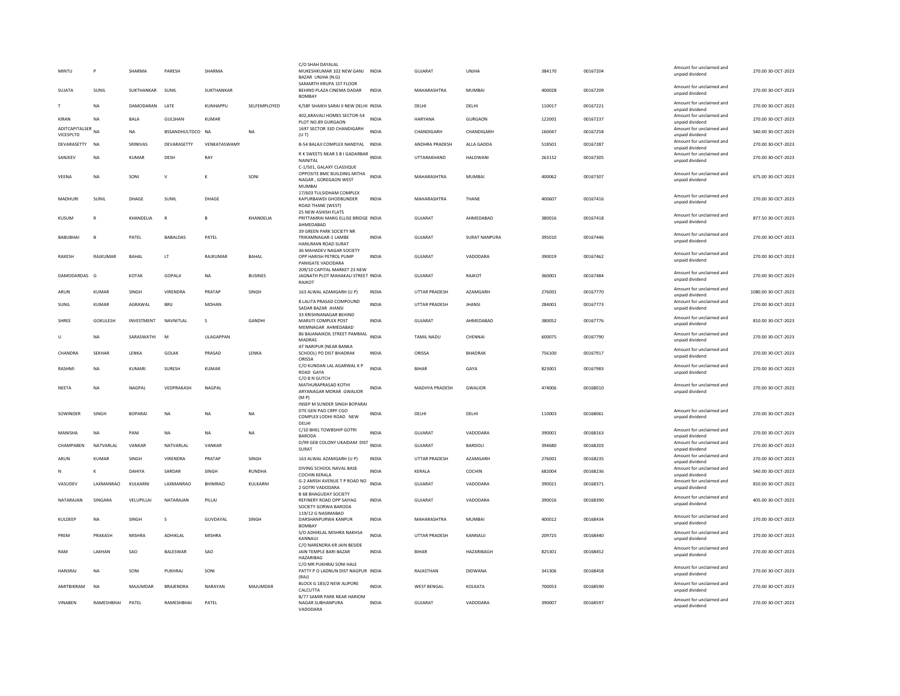| | | | | | | | | | | | | | | |
|---|---|---|---|---|---|---|---|---|---|---|---|---|---|---|
| MINTU | P | SHARMA | PARESH | SHARMA | | C/O SHAH DAYALAL MUKESHKUMAR 102 NEW GANJ BAZAR UNJHA (N.G) | INDIA | GUJARAT | UNJHA | 384170 | 00167204 | Amount for unclaimed and unpaid dividend | 270.00 | 30-OCT-2023 |
| SUJATA | SUNIL | SUKTHANKAR | SUNIL | SUKTHANKAR | | SAMARTH KRUPA 1ST FLOOR BEHIND PLAZA CINEMA DADAR BOMBAY | INDIA | MAHARASHTRA | MUMBAI | 400028 | 00167209 | Amount for unclaimed and unpaid dividend | 270.00 | 30-OCT-2023 |
| T | NA | DAMODARAN | LATE | KUNHAPPU | SELFEMPLOYED | K/58F SHAIKH SARAI II NEW DELHI | INDIA | DELHI | DELHI | 110017 | 00167221 | Amount for unclaimed and unpaid dividend | 270.00 | 30-OCT-2023 |
| KIRAN | NA | BALA | GULSHAN | KUMAR | | 402,ARAVALI HOMES SECTOR-54 PLOT NO.89 GURGAON | INDIA | HARYANA | GURGAON | 122001 | 00167237 | Amount for unclaimed and unpaid dividend | 270.00 | 30-OCT-2023 |
| ADITCAPITALSER VICESPLTD | NA | NA | BSSANDHULTDCO | NA | NA | 1697 SECTOR 33D CHANDIGARH (U T) | INDIA | CHANDIGARH | CHANDIGARH | 160047 | 00167258 | Amount for unclaimed and unpaid dividend | 540.00 | 30-OCT-2023 |
| DEVARASETTY | NA | SRINIVAS | DEVARASETTY | VENKATASWAMY | | B-54 BALAJI COMPLEX NANDYAL | INDIA | ANDHRA PRADESH | ALLA GADDA | 518501 | 00167287 | Amount for unclaimed and unpaid dividend | 270.00 | 30-OCT-2023 |
| SANJEEV | NA | KUMAR | DESH | RAY | | R K SWEETS NEAR S B I GADARBAR NAINITAL | INDIA | UTTARAKHAND | HALDWANI | 263152 | 00167305 | Amount for unclaimed and unpaid dividend | 270.00 | 30-OCT-2023 |
| VEENA | NA | SONI | V | K | SONI | C-1/501, GALAXY CLASSIQUE OPPOSITE BMC BUILDING MITHA NAGAR , GOREGAON WEST MUMBAI | INDIA | MAHARASHTRA | MUMBAI | 400062 | 00167307 | Amount for unclaimed and unpaid dividend | 675.00 | 30-OCT-2023 |
| MADHURI | SUNIL | DHAGE | SUNIL | DHAGE | | 17/603 TULSIDHAM COMPLEX KAPURBAWDI GHODBUNDER ROAD THANE (WEST) | INDIA | MAHARASHTRA | THANE | 400607 | 00167416 | Amount for unclaimed and unpaid dividend | 270.00 | 30-OCT-2023 |
| KUSUM | R | KHANDELIA | R | B | KHANDELIA | 25 NEW ASHISH FLATS PRITTAMRAI MARG ELLISE BRIDGE AHMEDABAD | INDIA | GUJARAT | AHMEDABAD | 380016 | 00167418 | Amount for unclaimed and unpaid dividend | 877.50 | 30-OCT-2023 |
| BABUBHAI | B | PATEL | BABALDAS | PATEL | | 39 GREEN PARK SOCIETY NR TRIKAMNAGAR-1 LAMBE HANUMAN ROAD SURAT | INDIA | GUJARAT | SURAT NANPURA | 395010 | 00167446 | Amount for unclaimed and unpaid dividend | 270.00 | 30-OCT-2023 |
| RAKESH | RAJKUMAR | BAHAL | LT | RAJKUMAR | BAHAL | 36 MAHADEV NAGAR SOCIETY OPP HARISH PETROL PUMP PANIGATE VADODARA | INDIA | GUJARAT | VADODARA | 390019 | 00167462 | Amount for unclaimed and unpaid dividend | 270.00 | 30-OCT-2023 |
| DAMODARDAS | G | KOTAK | GOPALJI | NA | BUSINES | 209/10 CAPITAL MARKET 23 NEW JAGNATH PLOT MAHAKALI STREET RAJKOT | INDIA | GUJARAT | RAJKOT | 360001 | 00167484 | Amount for unclaimed and unpaid dividend | 270.00 | 30-OCT-2023 |
| ARUN | KUMAR | SINGH | VIRENDRA | PRATAP | SINGH | 163 ALWAL AZAMGARH (U P) | INDIA | UTTAR PRADESH | AZAMGARH | 276001 | 00167770 | Amount for unclaimed and unpaid dividend | 1080.00 | 30-OCT-2023 |
| SUNIL | KUMAR | AGRAWAL | BRIJ | MOHAN | | 8 LALITA PRASAD COMPOUND SADAR BAZAR JHANSI | INDIA | UTTAR PRADESH | JHANSI | 284001 | 00167773 | Amount for unclaimed and unpaid dividend | 270.00 | 30-OCT-2023 |
| SHREE | GOKULESH | INVESTMENT | NAVNITLAL | S | GANDHI | 33 KRISHNANAGAR BEHIND MARUTI COMPLEX POST MEMNAGAR AHMEDABAD | INDIA | GUJARAT | AHMEDABAD | 380052 | 00167776 | Amount for unclaimed and unpaid dividend | 810.00 | 30-OCT-2023 |
| U | NA | SARASWATHI | M | ULAGAPPAN | | 86 BAJANAIKOIL STREET PAMMAL MADRAS | INDIA | TAMIL NADU | CHENNAI | 600075 | 00167790 | Amount for unclaimed and unpaid dividend | 270.00 | 30-OCT-2023 |
| CHANDRA | SEKHAR | LENKA | GOLAK | PRASAD | LENKA | AT NARIPUR (NEAR BANKA SCHOOL) PO DIST BHADRAK ORISSA | INDIA | ORISSA | BHADRAK | 756100 | 00167917 | Amount for unclaimed and unpaid dividend | 270.00 | 30-OCT-2023 |
| RASHMI | NA | KUMARI | SURESH | KUMAR | | C/O KUNDAN LAL AGARWAL K P ROAD GAYA | INDIA | BIHAR | GAYA | 823001 | 00167983 | Amount for unclaimed and unpaid dividend | 270.00 | 30-OCT-2023 |
| NEETA | NA | NAGPAL | VEDPRAKASH | NAGPAL | | C/O B N GUTCH MATHURAPRASAD KOTHI ARYANAGAR MORAR GWALIOR (M P) | INDIA | MADHYA PRADESH | GWALIOR | 474006 | 00168010 | Amount for unclaimed and unpaid dividend | 270.00 | 30-OCT-2023 |
| SOWINDER | SINGH | BOPARAI | NA | NA | NA | INSEP M SUNDER SINGH BOPARAI DTE GEN PAO CRPF CGO COMPLEX LODHI ROAD NEW DELHI | INDIA | DELHI | DELHI | 110003 | 00168061 | Amount for unclaimed and unpaid dividend | 270.00 | 30-OCT-2023 |
| MANISHA | NA | PANI | NA | NA | NA | C/10 BHEL TOWBSHIP GOTRI BARODA | INDIA | GUJARAT | VADODARA | 390001 | 00168163 | Amount for unclaimed and unpaid dividend | 270.00 | 30-OCT-2023 |
| CHAMPABEN | NATVARLAL | VANKAR | NATVARLAL | VANKAR | | D/99 GEB COLONY UKAIDAM DIST SURAT | INDIA | GUJARAT | BARDOLI | 394680 | 00168203 | Amount for unclaimed and unpaid dividend | 270.00 | 30-OCT-2023 |
| ARUN | KUMAR | SINGH | VIRENDRA | PRATAP | SINGH | 163 ALWAL AZAMGARH (U P) | INDIA | UTTAR PRADESH | AZAMGARH | 276001 | 00168235 | Amount for unclaimed and unpaid dividend | 270.00 | 30-OCT-2023 |
| N | K | DAHIYA | SARDAR | SINGH | RUNDHA | DIVING SCHOOL NAVAL BASE COCHIN KERALA | INDIA | KERALA | COCHIN | 682004 | 00168236 | Amount for unclaimed and unpaid dividend | 540.00 | 30-OCT-2023 |
| VASUDEV | LAXMANRAO | KULKARNI | LAXMANRAO | BHIMRAO | KULKARNI | G-2 AMISH AVENUE T P ROAD NO 2 GOTRI VADODARA | INDIA | GUJARAT | VADODARA | 390021 | 00168371 | Amount for unclaimed and unpaid dividend | 810.00 | 30-OCT-2023 |
| NATARAJAN | SINGARA | VELUPILLAI | NATARAJAN | PILLAI | | B 68 BHAGUDAY SOCIETY REFINERY ROAD OPP SAIYAG SOCIETY GORWA BARODA | INDIA | GUJARAT | VADODARA | 390016 | 00168390 | Amount for unclaimed and unpaid dividend | 405.00 | 30-OCT-2023 |
| KULDEEP | NA | SINGH | S | GUVDAYAL | SINGH | 119/12 G NASIMABAD DARSHANPURWA KANPUR BOMBAY | INDIA | MAHARASHTRA | MUMBAI | 400012 | 00168434 | Amount for unclaimed and unpaid dividend | 270.00 | 30-OCT-2023 |
| PREM | PRAKASH | MISHRA | ADHIKLAL | MISHRA | | S/O ADHIKLAL MISHRA NAKHSA KANNAUJ | INDIA | UTTAR PRADESH | KANNAUJ | 209725 | 00168440 | Amount for unclaimed and unpaid dividend | 270.00 | 30-OCT-2023 |
| RAM | LAKHAN | SAO | BALESWAR | SAO | | C/O NARENDRA KR JAIN BESIDE JAIN TEMPLE BARI BAZAR HAZARIBAG | INDIA | BIHAR | HAZARIBAGH | 825301 | 00168452 | Amount for unclaimed and unpaid dividend | 270.00 | 30-OCT-2023 |
| HANSRAJ | NA | SONI | PUKHRAJ | SONI | | C/O MR PUKHRAJ SONI HALE PATTY P O LADNUN DIST NAGPUR (RAJ) | INDIA | RAJASTHAN | DIDWANA | 341306 | 00168458 | Amount for unclaimed and unpaid dividend | 270.00 | 30-OCT-2023 |
| AMITBIKRAM | NA | MAJUMDAR | BRAJENDRA | NARAYAN | MAJUMDAR | BLOCK G 183/2 NEW ALIPORE CALCUTTA | INDIA | WEST BENGAL | KOLKATA | 700053 | 00168590 | Amount for unclaimed and unpaid dividend | 270.00 | 30-OCT-2023 |
| VINABEN | RAMESHBHAI | PATEL | RAMESHBHAI | PATEL | | B/77 SAMIR PARK NEAR HARIOM NAGAR SUBHANPURA VADODARA | INDIA | GUJARAT | VADODARA | 390007 | 00168597 | Amount for unclaimed and unpaid dividend | 270.00 | 30-OCT-2023 |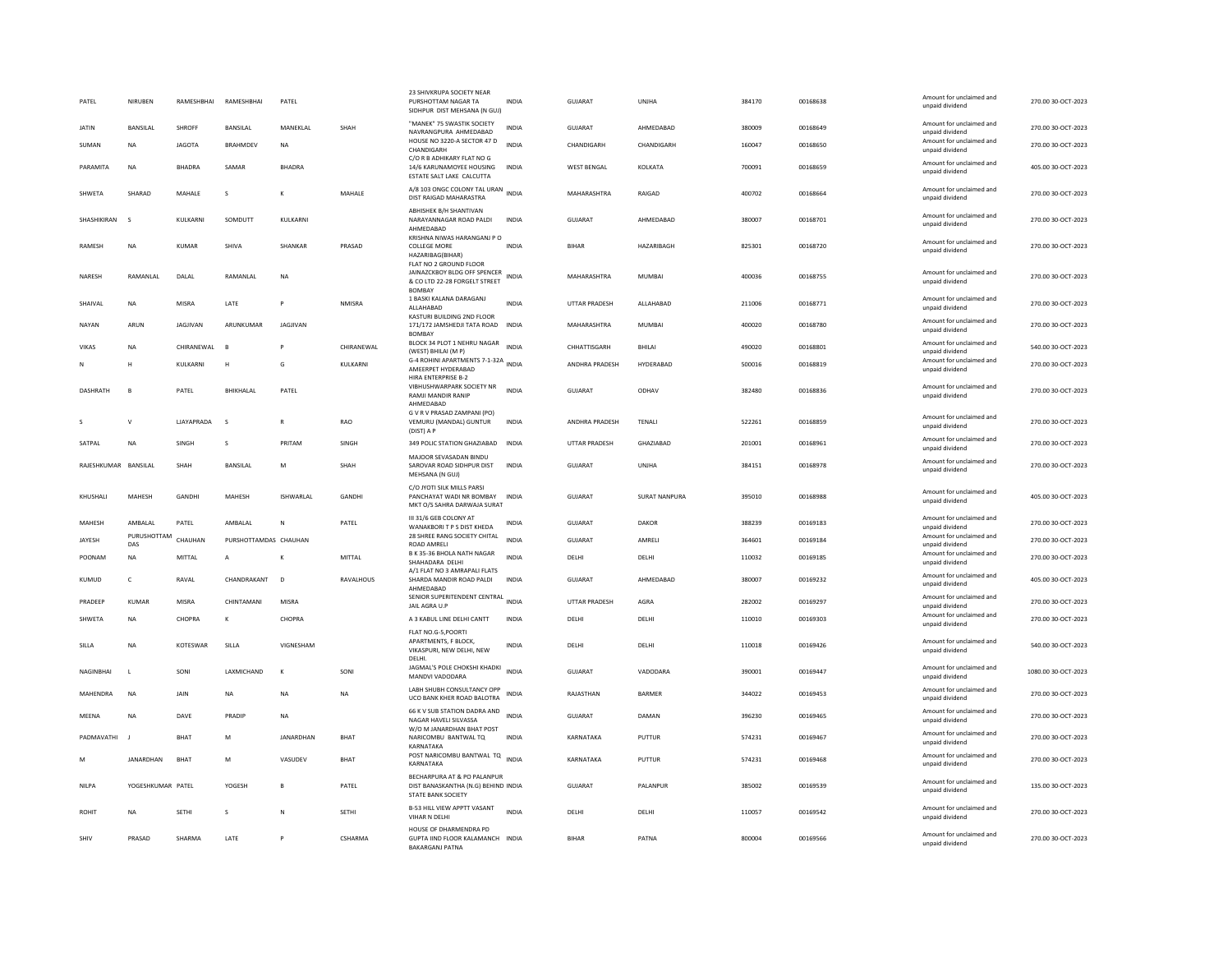| | | | | | | | | | | | | | | |
|---|---|---|---|---|---|---|---|---|---|---|---|---|---|---|
| PATEL | NIRUBEN | RAMESHBHAI | RAMESHBHAI | PATEL | | 23 SHIVKRUPA SOCIETY NEAR PURSHOTTAM NAGAR TA SIDHPUR DIST MEHSANA (N GUJ) | INDIA | GUJARAT | UNJHA | 384170 | 00168638 | Amount for unclaimed and unpaid dividend | 270.00 | 30-OCT-2023 |
| JATIN | BANSILAL | SHROFF | BANSILAL | MANEKLAL | SHAH | "MANEK" 75 SWASTIK SOCIETY NAVRANGPURA AHMEDABAD | INDIA | GUJARAT | AHMEDABAD | 380009 | 00168649 | Amount for unclaimed and unpaid dividend | 270.00 | 30-OCT-2023 |
| SUMAN | NA | JAGOTA | BRAHMDEV | NA | | HOUSE NO 3220-A SECTOR 47 D CHANDIGARH | INDIA | CHANDIGARH | CHANDIGARH | 160047 | 00168650 | Amount for unclaimed and unpaid dividend | 270.00 | 30-OCT-2023 |
| PARAMITA | NA | BHADRA | SAMAR | BHADRA | | C/O R B ADHIKARY FLAT NO G 14/6 KARUNAMOYEE HOUSING ESTATE SALT LAKE CALCUTTA | INDIA | WEST BENGAL | KOLKATA | 700091 | 00168659 | Amount for unclaimed and unpaid dividend | 405.00 | 30-OCT-2023 |
| SHWETA | SHARAD | MAHALE | S | K | MAHALE | A/8 103 ONGC COLONY TAL URAN DIST RAIGAD MAHARASTRA | INDIA | MAHARASHTRA | RAIGAD | 400702 | 00168664 | Amount for unclaimed and unpaid dividend | 270.00 | 30-OCT-2023 |
| SHASHIKIRAN | S | KULKARNI | SOMDUTT | KULKARNI | | ABHISHEK B/H SHANTIVAN NARAYANNAGAR ROAD PALDI AHMEDABAD | INDIA | GUJARAT | AHMEDABAD | 380007 | 00168701 | Amount for unclaimed and unpaid dividend | 270.00 | 30-OCT-2023 |
| RAMESH | NA | KUMAR | SHIVA | SHANKAR | PRASAD | KRISHNA NIWAS HARANGANJ P O COLLEGE MORE HAZARIBAG(BIHAR) | INDIA | BIHAR | HAZARIBAGH | 825301 | 00168720 | Amount for unclaimed and unpaid dividend | 270.00 | 30-OCT-2023 |
| NARESH | RAMANLAL | DALAL | RAMANLAL | NA | | FLAT NO 2 GROUND FLOOR JAINAZCKBOY BLDG OFF SPENCER & CO LTD 22-28 FORGELT STREET BOMBAY | INDIA | MAHARASHTRA | MUMBAI | 400036 | 00168755 | Amount for unclaimed and unpaid dividend | 270.00 | 30-OCT-2023 |
| SHAIVAL | NA | MISRA | LATE | P | NMISRA | 1 BASKI KALANA DARAGANJ ALLAHABAD | INDIA | UTTAR PRADESH | ALLAHABAD | 211006 | 00168771 | Amount for unclaimed and unpaid dividend | 270.00 | 30-OCT-2023 |
| NAYAN | ARUN | JAGJIVAN | ARUNKUMAR | JAGJIVAN | | KASTURI BUILDING 2ND FLOOR 171/172 JAMSHEDJI TATA ROAD BOMBAY | INDIA | MAHARASHTRA | MUMBAI | 400020 | 00168780 | Amount for unclaimed and unpaid dividend | 270.00 | 30-OCT-2023 |
| VIKAS | NA | CHIRANEWAL | B | P | CHIRANEWAL | BLOCK 34 PLOT 1 NEHRU NAGAR (WEST) BHILAI (M P) | INDIA | CHHATTISGARH | BHILAI | 490020 | 00168801 | Amount for unclaimed and unpaid dividend | 540.00 | 30-OCT-2023 |
| N | H | KULKARNI | H | G | KULKARNI | G-4 ROHINI APARTMENTS 7-1-32A AMEERPET HYDERABAD | INDIA | ANDHRA PRADESH | HYDERABAD | 500016 | 00168819 | Amount for unclaimed and unpaid dividend | 270.00 | 30-OCT-2023 |
| DASHRATH | B | PATEL | BHIKHALAL | PATEL | | HIRA ENTERPRISE B-2 VIBHUSHWARPARK SOCIETY NR RAMJI MANDIR RANIP AHMEDABAD | INDIA | GUJARAT | ODHAV | 382480 | 00168836 | Amount for unclaimed and unpaid dividend | 270.00 | 30-OCT-2023 |
| S | V | LJAYAPRADA | S | R | RAO | G V R V PRASAD ZAMPANI (PO) VEMURU (MANDAL) GUNTUR (DIST) A P | INDIA | ANDHRA PRADESH | TENALI | 522261 | 00168859 | Amount for unclaimed and unpaid dividend | 270.00 | 30-OCT-2023 |
| SATPAL | NA | SINGH | S | PRITAM | SINGH | 349 POLIC STATION GHAZIABAD | INDIA | UTTAR PRADESH | GHAZIABAD | 201001 | 00168961 | Amount for unclaimed and unpaid dividend | 270.00 | 30-OCT-2023 |
| RAJESHKUMAR | BANSILAL | SHAH | BANSILAL | M | SHAH | MAJOOR SEVASADAN BINDU SAROVAR ROAD SIDHPUR DIST MEHSANA (N GUJ) | INDIA | GUJARAT | UNJHA | 384151 | 00168978 | Amount for unclaimed and unpaid dividend | 270.00 | 30-OCT-2023 |
| KHUSHALI | MAHESH | GANDHI | MAHESH | ISHWARLAL | GANDHI | C/O JYOTI SILK MILLS PARSI PANCHAYAT WADI NR BOMBAY MKT O/S SAHRA DARWAJA SURAT | INDIA | GUJARAT | SURAT NANPURA | 395010 | 00168988 | Amount for unclaimed and unpaid dividend | 405.00 | 30-OCT-2023 |
| MAHESH | AMBALAL | PATEL | AMBALAL | N | PATEL | III 31/6 GEB COLONY AT WANAKBORI T P S DIST KHEDA | INDIA | GUJARAT | DAKOR | 388239 | 00169183 | Amount for unclaimed and unpaid dividend | 270.00 | 30-OCT-2023 |
| JAYESH | PURUSHOTTAM DAS | CHAUHAN | PURSHOTTAMDAS | CHAUHAN | | 28 SHREE RANG SOCIETY CHITAL ROAD AMRELI | INDIA | GUJARAT | AMRELI | 364601 | 00169184 | Amount for unclaimed and unpaid dividend | 270.00 | 30-OCT-2023 |
| POONAM | NA | MITTAL | A | K | MITTAL | B K 35-36 BHOLA NATH NAGAR SHAHADARA DELHI | INDIA | DELHI | DELHI | 110032 | 00169185 | Amount for unclaimed and unpaid dividend | 270.00 | 30-OCT-2023 |
| KUMUD | C | RAVAL | CHANDRAKANT | D | RAVALHOUS | A/1 FLAT NO 3 AMRAPALI FLATS SHARDA MANDIR ROAD PALDI AHMEDABAD | INDIA | GUJARAT | AHMEDABAD | 380007 | 00169232 | Amount for unclaimed and unpaid dividend | 405.00 | 30-OCT-2023 |
| PRADEEP | KUMAR | MISRA | CHINTAMANI | MISRA | | SENIOR SUPERITENDENT CENTRAL JAIL AGRA U.P | INDIA | UTTAR PRADESH | AGRA | 282002 | 00169297 | Amount for unclaimed and unpaid dividend | 270.00 | 30-OCT-2023 |
| SHWETA | NA | CHOPRA | K | CHOPRA | | A 3 KABUL LINE DELHI CANTT | INDIA | DELHI | DELHI | 110010 | 00169303 | Amount for unclaimed and unpaid dividend | 270.00 | 30-OCT-2023 |
| SILLA | NA | KOTESWAR | SILLA | VIGNESHAM | | FLAT NO.G-5,POORTI APARTMENTS, F BLOCK, VIKASPURI, NEW DELHI, NEW DELHI. | INDIA | DELHI | DELHI | 110018 | 00169426 | Amount for unclaimed and unpaid dividend | 540.00 | 30-OCT-2023 |
| NAGINBHAI | L | SONI | LAXMICHAND | K | SONI | JAGMAL'S POLE CHOKSHI KHADKI MANDVI VADODARA | INDIA | GUJARAT | VADODARA | 390001 | 00169447 | Amount for unclaimed and unpaid dividend | 1080.00 | 30-OCT-2023 |
| MAHENDRA | NA | JAIN | NA | NA | NA | LABH SHUBH CONSULTANCY OPP UCO BANK KHER ROAD BALOTRA | INDIA | RAJASTHAN | BARMER | 344022 | 00169453 | Amount for unclaimed and unpaid dividend | 270.00 | 30-OCT-2023 |
| MEENA | NA | DAVE | PRADIP | NA | | 66 K V SUB STATION DADRA AND NAGAR HAVELI SILVASSA | INDIA | GUJARAT | DAMAN | 396230 | 00169465 | Amount for unclaimed and unpaid dividend | 270.00 | 30-OCT-2023 |
| PADMAVATHI | J | BHAT | M | JANARDHAN | BHAT | W/O M JANARDHAN BHAT POST NARICOMBU BANTWAL TQ KARNATAKA | INDIA | KARNATAKA | PUTTUR | 574231 | 00169467 | Amount for unclaimed and unpaid dividend | 270.00 | 30-OCT-2023 |
| M | JANARDHAN | BHAT | M | VASUDEV | BHAT | POST NARICOMBU BANTWAL TQ KARNATAKA | INDIA | KARNATAKA | PUTTUR | 574231 | 00169468 | Amount for unclaimed and unpaid dividend | 270.00 | 30-OCT-2023 |
| NILPA | YOGESHKUMAR | PATEL | YOGESH | B | PATEL | BECHARPURA AT & PO PALANPUR DIST BANASKANTHA (N.G) BEHIND STATE BANK SOCIETY | INDIA | GUJARAT | PALANPUR | 385002 | 00169539 | Amount for unclaimed and unpaid dividend | 135.00 | 30-OCT-2023 |
| ROHIT | NA | SETHI | S | N | SETHI | B-53 HILL VIEW APPTT VASANT VIHAR N DELHI | INDIA | DELHI | DELHI | 110057 | 00169542 | Amount for unclaimed and unpaid dividend | 270.00 | 30-OCT-2023 |
| SHIV | PRASAD | SHARMA | LATE | P | CSHARMA | HOUSE OF DHARMENDRA PD GUPTA IIND FLOOR KALAMANCH BAKARGANJ PATNA | INDIA | BIHAR | PATNA | 800004 | 00169566 | Amount for unclaimed and unpaid dividend | 270.00 | 30-OCT-2023 |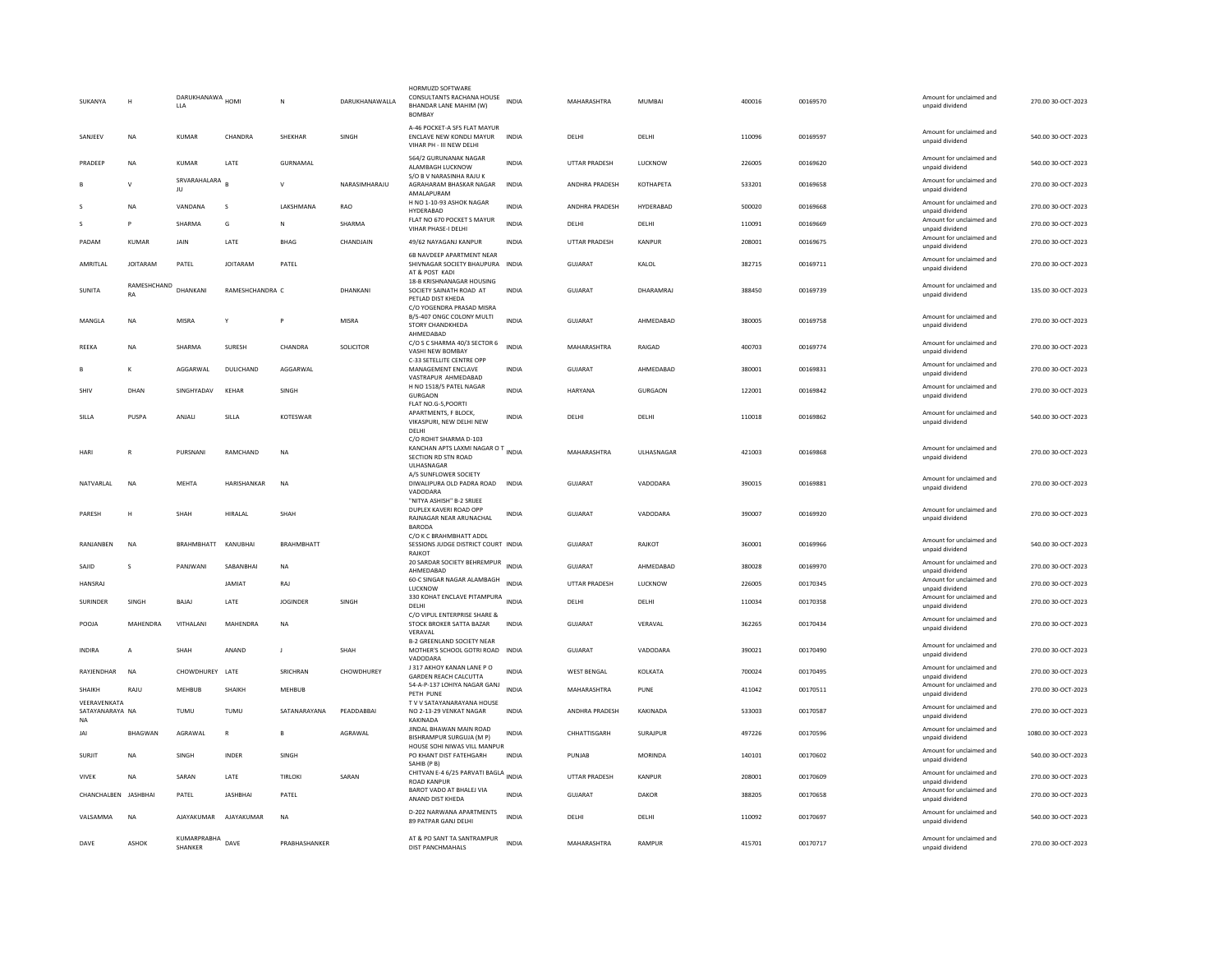| | | | | | | | | | | | | | | |
|---|---|---|---|---|---|---|---|---|---|---|---|---|---|---|
| SUKANYA | H | DARUKHANAWALLA | HOMI | N | DARUKHANAWALLA | HORMUZD SOFTWARE CONSULTANTS RACHANA HOUSE BHANDAR LANE MAHIM (W) BOMBAY | INDIA | MAHARASHTRA | MUMBAI | 400016 | 00169570 | | Amount for unclaimed and unpaid dividend | 270.00 30-OCT-2023 |
| SANJEEV | NA | KUMAR | CHANDRA | SHEKHAR | SINGH | A-46 POCKET-A SFS FLAT MAYUR ENCLAVE NEW KONDLI MAYUR VIHAR PH - III NEW DELHI | INDIA | DELHI | DELHI | 110096 | 00169597 | | Amount for unclaimed and unpaid dividend | 540.00 30-OCT-2023 |
| PRADEEP | NA | KUMAR | LATE | GURNAMAL | | 564/2 GURUNANAK NAGAR ALAMBAGH LUCKNOW | INDIA | UTTAR PRADESH | LUCKNOW | 226005 | 00169620 | | Amount for unclaimed and unpaid dividend | 540.00 30-OCT-2023 |
| B | V | SRVARAHALARAJU | B | V | NARASIMHARAJU | S/O B V NARASINHA RAJU K AGRAHARAM BHASKAR NAGAR AMALAPURAM | INDIA | ANDHRA PRADESH | KOTHAPETA | 533201 | 00169658 | | Amount for unclaimed and unpaid dividend | 270.00 30-OCT-2023 |
| S | NA | VANDANA | S | LAKSHMANA | RAO | H NO 1-10-93 ASHOK NAGAR HYDERABAD | INDIA | ANDHRA PRADESH | HYDERABAD | 500020 | 00169668 | | Amount for unclaimed and unpaid dividend | 270.00 30-OCT-2023 |
| S | P | SHARMA | G | N | SHARMA | FLAT NO 670 POCKET 5 MAYUR VIHAR PHASE-I DELHI | INDIA | DELHI | DELHI | 110091 | 00169669 | | Amount for unclaimed and unpaid dividend | 270.00 30-OCT-2023 |
| PADAM | KUMAR | JAIN | LATE | BHAG | CHANDJAIN | 49/62 NAYAGANJ KANPUR | INDIA | UTTAR PRADESH | KANPUR | 208001 | 00169675 | | Amount for unclaimed and unpaid dividend | 270.00 30-OCT-2023 |
| AMRITLAL | JOITARAM | PATEL | JOITARAM | PATEL | | 6B NAVDEEP APARTMENT NEAR SHIVNAGAR SOCIETY BHAUPURA AT & POST KADI | INDIA | GUJARAT | KALOL | 382715 | 00169711 | | Amount for unclaimed and unpaid dividend | 270.00 30-OCT-2023 |
| SUNITA | RAMESHCHANDRA | DHANKANI | RAMESHCHANDRA | C | DHANKANI | 18-B KRISHNANAGAR HOUSING SOCIETY SAINATH ROAD AT PETLAD DIST KHEDA | INDIA | GUJARAT | DHARAMRAJ | 388450 | 00169739 | | Amount for unclaimed and unpaid dividend | 135.00 30-OCT-2023 |
| MANGLA | NA | MISRA | Y | P | MISRA | C/O YOGENDRA PRASAD MISRA B/5-407 ONGC COLONY MULTI STORY CHANDKHEDA AHMEDABAD | INDIA | GUJARAT | AHMEDABAD | 380005 | 00169758 | | Amount for unclaimed and unpaid dividend | 270.00 30-OCT-2023 |
| REEKA | NA | SHARMA | SURESH | CHANDRA | SOLICITOR | C/O S C SHARMA 40/3 SECTOR 6 VASHI NEW BOMBAY | INDIA | MAHARASHTRA | RAIGAD | 400703 | 00169774 | | Amount for unclaimed and unpaid dividend | 270.00 30-OCT-2023 |
| B | K | AGGARWAL | DULICHAND | AGGARWAL | | C-33 SETELLITE CENTRE OPP MANAGEMENT ENCLAVE VASTRAPUR AHMEDABAD | INDIA | GUJARAT | AHMEDABAD | 380001 | 00169831 | | Amount for unclaimed and unpaid dividend | 270.00 30-OCT-2023 |
| SHIV | DHAN | SINGHYADAV | KEHAR | SINGH | | H NO 1518/5 PATEL NAGAR GURGAON | INDIA | HARYANA | GURGAON | 122001 | 00169842 | | Amount for unclaimed and unpaid dividend | 270.00 30-OCT-2023 |
| SILLA | PUSPA | ANJALI | SILLA | KOTESWAR | | FLAT NO.G-5,POORTI APARTMENTS, F BLOCK, VIKASPURI, NEW DELHI NEW DELHI | INDIA | DELHI | DELHI | 110018 | 00169862 | | Amount for unclaimed and unpaid dividend | 540.00 30-OCT-2023 |
| HARI | R | PURSNANI | RAMCHAND | NA | | C/O ROHIT SHARMA D-103 KANCHAN APTS LAXMI NAGAR O T SECTION RD STN ROAD ULHASNAGAR | INDIA | MAHARASHTRA | ULHASNAGAR | 421003 | 00169868 | | Amount for unclaimed and unpaid dividend | 270.00 30-OCT-2023 |
| NATVARLAL | NA | MEHTA | HARISHANKAR | NA | | A/5 SUNFLOWER SOCIETY DIWALIPURA OLD PADRA ROAD VADODARA | INDIA | GUJARAT | VADODARA | 390015 | 00169881 | | Amount for unclaimed and unpaid dividend | 270.00 30-OCT-2023 |
| PARESH | H | SHAH | HIRALAL | SHAH | | "NITYA ASHISH" B-2 SRIJEE DUPLEX KAVERI ROAD OPP RAJNAGAR NEAR ARUNACHAL BARODA | INDIA | GUJARAT | VADODARA | 390007 | 00169920 | | Amount for unclaimed and unpaid dividend | 270.00 30-OCT-2023 |
| RANJANBEN | NA | BRAHMBHATT | KANUBHAI | BRAHMBHATT | | C/O K C BRAHMBHATT ADDL SESSIONS JUDGE DISTRICT COURT RAJKOT | INDIA | GUJARAT | RAJKOT | 360001 | 00169966 | | Amount for unclaimed and unpaid dividend | 540.00 30-OCT-2023 |
| SAJID | S | PANJWANI | SABANBHAI | NA | | 20 SARDAR SOCIETY BEHREMPUR AHMEDABAD | INDIA | GUJARAT | AHMEDABAD | 380028 | 00169970 | | Amount for unclaimed and unpaid dividend | 270.00 30-OCT-2023 |
| HANSRAJ | | | JAMIAT | RAJ | | 60-C SINGAR NAGAR ALAMBAGH LUCKNOW | INDIA | UTTAR PRADESH | LUCKNOW | 226005 | 00170345 | | Amount for unclaimed and unpaid dividend | 270.00 30-OCT-2023 |
| SURINDER | SINGH | BAJAJ | LATE | JOGINDER | SINGH | 330 KOHAT ENCLAVE PITAMPURA DELHI | INDIA | DELHI | DELHI | 110034 | 00170358 | | Amount for unclaimed and unpaid dividend | 270.00 30-OCT-2023 |
| POOJA | MAHENDRA | VITHALANI | MAHENDRA | NA | | C/O VIPUL ENTERPRISE SHARE & STOCK BROKER SATTA BAZAR VERAVAL | INDIA | GUJARAT | VERAVAL | 362265 | 00170434 | | Amount for unclaimed and unpaid dividend | 270.00 30-OCT-2023 |
| INDIRA | A | SHAH | ANAND | J | SHAH | B-2 GREENLAND SOCIETY NEAR MOTHER'S SCHOOL GOTRI ROAD VADODARA | INDIA | GUJARAT | VADODARA | 390021 | 00170490 | | Amount for unclaimed and unpaid dividend | 270.00 30-OCT-2023 |
| RAYJENDHAR | NA | CHOWDHUREY | LATE | SRICHRAN | CHOWDHUREY | J 317 AKHOY KANAN LANE P O GARDEN REACH CALCUTTA | INDIA | WEST BENGAL | KOLKATA | 700024 | 00170495 | | Amount for unclaimed and unpaid dividend | 270.00 30-OCT-2023 |
| SHAIKH | RAJU | MEHBUB | SHAIKH | MEHBUB | | 54-A-P-137 LOHIYA NAGAR GANJ PETH PUNE | INDIA | MAHARASHTRA | PUNE | 411042 | 00170511 | | Amount for unclaimed and unpaid dividend | 270.00 30-OCT-2023 |
| VEERAVENKATA SATAYANARAYA NA | NA | TUMU | TUMU | SATANARAYANA | PEADDABBAI | T V V SATAYANARAYANA HOUSE NO 2-13-29 VENKAT NAGAR KAKINADA | INDIA | ANDHRA PRADESH | KAKINADA | 533003 | 00170587 | | Amount for unclaimed and unpaid dividend | 270.00 30-OCT-2023 |
| JAI | BHAGWAN | AGRAWAL | R | B | AGRAWAL | JINDAL BHAWAN MAIN ROAD BISHRAMPUR SURGUJA (M P) | INDIA | CHHATTISGARH | SURAJPUR | 497226 | 00170596 | | Amount for unclaimed and unpaid dividend | 1080.00 30-OCT-2023 |
| SURJIT | NA | SINGH | INDER | SINGH | | HOUSE SOHI NIWAS VILL MANPUR PO KHANT DIST FATEHGARH SAHIB (P B) | INDIA | PUNJAB | MORINDA | 140101 | 00170602 | | Amount for unclaimed and unpaid dividend | 540.00 30-OCT-2023 |
| VIVEK | NA | SARAN | LATE | TIRLOKI | SARAN | CHITVAN E-4 6/25 PARVATI BAGLA ROAD KANPUR | INDIA | UTTAR PRADESH | KANPUR | 208001 | 00170609 | | Amount for unclaimed and unpaid dividend | 270.00 30-OCT-2023 |
| CHANCHALBEN | JASHBHAI | PATEL | JASHBHAI | PATEL | | BAROT VADO AT BHALEJ VIA ANAND DIST KHEDA | INDIA | GUJARAT | DAKOR | 388205 | 00170658 | | Amount for unclaimed and unpaid dividend | 270.00 30-OCT-2023 |
| VALSAMMA | NA | AJAYAKUMAR | AJAYAKUMAR | NA | | D-202 NARWANA APARTMENTS 89 PATPAR GANJ DELHI | INDIA | DELHI | DELHI | 110092 | 00170697 | | Amount for unclaimed and unpaid dividend | 540.00 30-OCT-2023 |
| DAVE | ASHOK | KUMARPRABHA SHANKER | DAVE | PRABHASHANKER | | AT & PO SANT TA SANTRAMPUR DIST PANCHMAHALS | INDIA | MAHARASHTRA | RAMPUR | 415701 | 00170717 | | Amount for unclaimed and unpaid dividend | 270.00 30-OCT-2023 |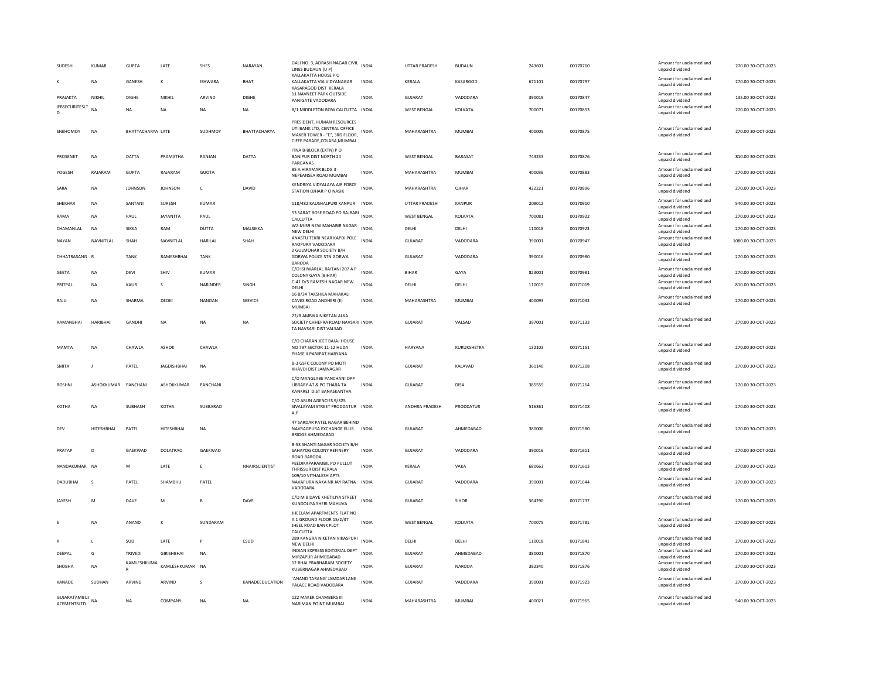| | | | | | | | | | | | | | | |
|---|---|---|---|---|---|---|---|---|---|---|---|---|---|---|
| SUDESH | KUMAR | GUPTA | LATE | SHES | NARAYAN | GALI NO. 3, ADRASH NAGAR CIVIL LINES BUDAUN (U P) | INDIA | UTTAR PRADESH | BUDAUN | 243601 | 00170760 | Amount for unclaimed and unpaid dividend | 270.00 | 30-OCT-2023 |
| K | NA | GANESH | K | ISHWARA | BHAT | KALLAKATTA HOUSE P O KALLAKATTA VIA VIDYANAGAR KASARAGOD DIST KERALA | INDIA | KERALA | KASARGOD | 671101 | 00170797 | Amount for unclaimed and unpaid dividend | 270.00 | 30-OCT-2023 |
| PRAJAKTA | NIKHIL | DIGHE | NIKHIL | ARVIND | DIGHE | 11 NAVNEET PARK OUTSIDE PANIGATE VADODARA | INDIA | GUJARAT | VADODARA | 390019 | 00170847 | Amount for unclaimed and unpaid dividend | 135.00 | 30-OCT-2023 |
| IFBSECURITESLTD | NA | NA | NA | NA | NA | 8/1 MIDDLETON ROW CALCUTTA | INDIA | WEST BENGAL | KOLKATA | 700071 | 00170853 | Amount for unclaimed and unpaid dividend | 270.00 | 30-OCT-2023 |
| SNEHOMOY | NA | BHATTACHARYA | LATE | SUDHMOY | BHATTACHARYA | PRESIDENT, HUMAN RESOURCES UTI BANK LTD, CENTRAL OFFICE MAKER TOWER - "E", 3RD FLOOR, CIFFE PARADE,COLABA,MUMBAI | INDIA | MAHARASHTRA | MUMBAI | 400005 | 00170875 | Amount for unclaimed and unpaid dividend | 270.00 | 30-OCT-2023 |
| PROSENJIT | NA | DATTA | PRAMATHA | RANJAN | DATTA | ITNA B-BLOCK (EXTN) P O BANIPUR DIST NORTH 24 PARGANAS | INDIA | WEST BENGAL | BARASAT | 743233 | 00170876 | Amount for unclaimed and unpaid dividend | 810.00 | 30-OCT-2023 |
| YOGESH | RAJARAM | GUPTA | RAJARAM | GUOTA | | 85 A HIRAMAR BLDG 3 NEPEANSEA ROAD MUMBAI | INDIA | MAHARASHTRA | MUMBAI | 400036 | 00170883 | Amount for unclaimed and unpaid dividend | 270.00 | 30-OCT-2023 |
| SARA | NA | JOHNSON | JOHNSON | C | DAVID | KENDRIYA VIDYALAYA AIR FORCE STATION OJHAR P O NASIK | INDIA | MAHARASHTRA | OJHAR | 422221 | 00170896 | Amount for unclaimed and unpaid dividend | 270.00 | 30-OCT-2023 |
| SHEKHAR | NA | SANTANI | SURESH | KUMAR | | 118/482 KAUSHALPURI KANPUR | INDIA | UTTAR PRADESH | KANPUR | 208012 | 00170910 | Amount for unclaimed and unpaid dividend | 540.00 | 30-OCT-2023 |
| RAMA | NA | PAUL | JAYANTTA | PAUL | | 53 SARAT BOSE ROAD PO RAJBARI CALCUTTA | INDIA | WEST BENGAL | KOLKATA | 700081 | 00170922 | Amount for unclaimed and unpaid dividend | 270.00 | 30-OCT-2023 |
| CHAMANLAL | NA | SIKKA | RAM | DUTTA | MALSIKKA | WZ-M-59 NEW MAHABIR NAGAR NEW DELHI | INDIA | DELHI | DELHI | 110018 | 00170923 | Amount for unclaimed and unpaid dividend | 270.00 | 30-OCT-2023 |
| NAYAN | NAVNITLAL | SHAH | NAVNITLAL | HARILAL | SHAH | ANASTU TEKRI NEAR KAPDI POLE RAOPURA VADODARA | INDIA | GUJARAT | VADODARA | 390001 | 00170947 | Amount for unclaimed and unpaid dividend | 1080.00 | 30-OCT-2023 |
| CHHATRASANG | R | TANK | RAMESHBHAI | TANK | | 2 GULMOHAR SOCIETY B/H GORWA POLICE STN GORWA BARODA | INDIA | GUJARAT | VADODARA | 390016 | 00170980 | Amount for unclaimed and unpaid dividend | 270.00 | 30-OCT-2023 |
| GEETA | NA | DEVI | SHIV | KUMAR | | C/O ISHWARLAL RAITANI 207 A P COLONY GAYA (BIHAR) | INDIA | BIHAR | GAYA | 823001 | 00170981 | Amount for unclaimed and unpaid dividend | 270.00 | 30-OCT-2023 |
| PRITPAL | NA | KAUR | S | NARINDER | SINGH | C-41 D/5 RAMESH NAGAR NEW DELHI | INDIA | DELHI | DELHI | 110015 | 00171019 | Amount for unclaimed and unpaid dividend | 810.00 | 30-OCT-2023 |
| RAJU | NA | SHARMA | DEOKI | NANDAN | SEEVICE | 16 B/34 TAKSHILA MAHAKALI CAVES ROAD ANDHERI (E) MUMBAI | INDIA | MAHARASHTRA | MUMBAI | 400093 | 00171032 | Amount for unclaimed and unpaid dividend | 270.00 | 30-OCT-2023 |
| RAMANBHAI | HARIBHAI | GANDHI | NA | NA | NA | 22/B AMBIKA NIKETAN ALKA SOCIETY CHHEPRA ROAD NAVSARI TA NAVSARI DIST VALSAD | INDIA | GUJARAT | VALSAD | 397001 | 00171133 | Amount for unclaimed and unpaid dividend | 270.00 | 30-OCT-2023 |
| MAMTA | NA | CHAWLA | ASHOK | CHAWLA | | C/O CHARAN JEET BAJAJ HOUSE NO 797 SECTOR 11-12 HUDA PHASE II PANIPAT HARYANA | INDIA | HARYANA | KURUKSHETRA | 132103 | 00171151 | Amount for unclaimed and unpaid dividend | 270.00 | 30-OCT-2023 |
| SMITA | J | PATEL | JAGDISHBHAI | NA | | B-3 GSFC COLONY PO MOTI KHAVDI DIST JAMNAGAR | INDIA | GUJARAT | KALAVAD | 361140 | 00171208 | Amount for unclaimed and unpaid dividend | 270.00 | 30-OCT-2023 |
| ROSHNI | ASHOKKUMAR | PANCHANI | ASHOKKUMAR | PANCHANI | | C/O MANGLABE PANCHANI OPP LIBRARY AT & PO THARA TA KANKREJ DIST BANASKANTHA | INDIA | GUJARAT | DISA | 385555 | 00171264 | Amount for unclaimed and unpaid dividend | 270.00 | 30-OCT-2023 |
| KOTHA | NA | SUBHASH | KOTHA | SUBBARAO | | C/O ARUN AGENCIES 9/325 SIVALAYAM STREET PRODDATUR A.P | INDIA | ANDHRA PRADESH | PRODDATUR | 516361 | 00171408 | Amount for unclaimed and unpaid dividend | 270.00 | 30-OCT-2023 |
| DEV | HITESHBHAI | PATEL | HITESHBHAI | NA | | 47 SARDAR PATEL NAGAR BEHIND NAVRAGPURA EXCHANGE ELLIS BRIDGE AHMEDABAD | INDIA | GUJARAT | AHMEDABAD | 380006 | 00171580 | Amount for unclaimed and unpaid dividend | 270.00 | 30-OCT-2023 |
| PRATAP | D | GAEKWAD | DOLATRAO | GAEKWAD | | B-53 SHANTI NAGAR SOCIETY B/H SAHAYOG COLONY REFINERY ROAD BARODA | INDIA | GUJARAT | VADODARA | 390016 | 00171611 | Amount for unclaimed and unpaid dividend | 270.00 | 30-OCT-2023 |
| NANDAKUMAR | NA | M | LATE | E | NNAIRSCIENTIST | PEEDIKAPARAMBIL PO PULLUT THRISSUR DIST KERALA | INDIA | KERALA | VAKA | 680663 | 00171613 | Amount for unclaimed and unpaid dividend | 270.00 | 30-OCT-2023 |
| DADUBHAI | S | PATEL | SHAMBHU | PATEL | | 109/10 VITHALESH APTS NAVAPURA NAKA NR JAY RATNA VADODARA | INDIA | GUJARAT | VADODARA | 390001 | 00171644 | Amount for unclaimed and unpaid dividend | 270.00 | 30-OCT-2023 |
| JAYESH | M | DAVE | M | B | DAVE | C/O M B DAVE KHETILIYA STREET KUNDOLIYA SHERI MAHUVA | INDIA | GUJARAT | SIHOR | 364290 | 00171737 | Amount for unclaimed and unpaid dividend | 270.00 | 30-OCT-2023 |
| S | NA | ANAND | K | SUNDARAM | | JHEELAM APARTMENTS FLAT NO A 1 GROUND FLOOR 15/2/37 JHEEL ROAD BANK PLOT CALCUTTA | INDIA | WEST BENGAL | KOLKATA | 700075 | 00171781 | Amount for unclaimed and unpaid dividend | 270.00 | 30-OCT-2023 |
| K | L | SUD | LATE | P | CSUD | 289 KANGRA NIKETAN VIKASPURI NEW DELHI | INDIA | DELHI | DELHI | 110018 | 00171841 | Amount for unclaimed and unpaid dividend | 270.00 | 30-OCT-2023 |
| DEEPAL | G | TRIVEDI | GIRISHBHAI | NA | | INDIAN EXPRESS EDITORIAL DEPT MIRZAPUR AHMEDABAD | INDIA | GUJARAT | AHMEDABAD | 380001 | 00171870 | Amount for unclaimed and unpaid dividend | 270.00 | 30-OCT-2023 |
| SHOBHA | NA | KAMLESHKUMAR R | KAMLESHKUMAR | NA | | 12 BHAI PRABHARAM SOCIETY KUBERNAGAR AHMEDABAD | INDIA | GUJARAT | NARODA | 382340 | 00171876 | Amount for unclaimed and unpaid dividend | 270.00 | 30-OCT-2023 |
| KANADE | SUDHAN | ARVIND | ARVIND | S | KANADEEDUCATION | `ANAND TARANG' JAMDAR LANE PALACE ROAD VADODARA | INDIA | GUJARAT | VADODARA | 390001 | 00171923 | Amount for unclaimed and unpaid dividend | 270.00 | 30-OCT-2023 |
| GUJARATAMBUJACEMENTSLTD | NA | NA | COMPANY | NA | NA | 122 MAKER CHAMBERS III NARIMAN POINT MUMBAI | INDIA | MAHARASHTRA | MUMBAI | 400021 | 00171965 | Amount for unclaimed and unpaid dividend | 540.00 | 30-OCT-2023 |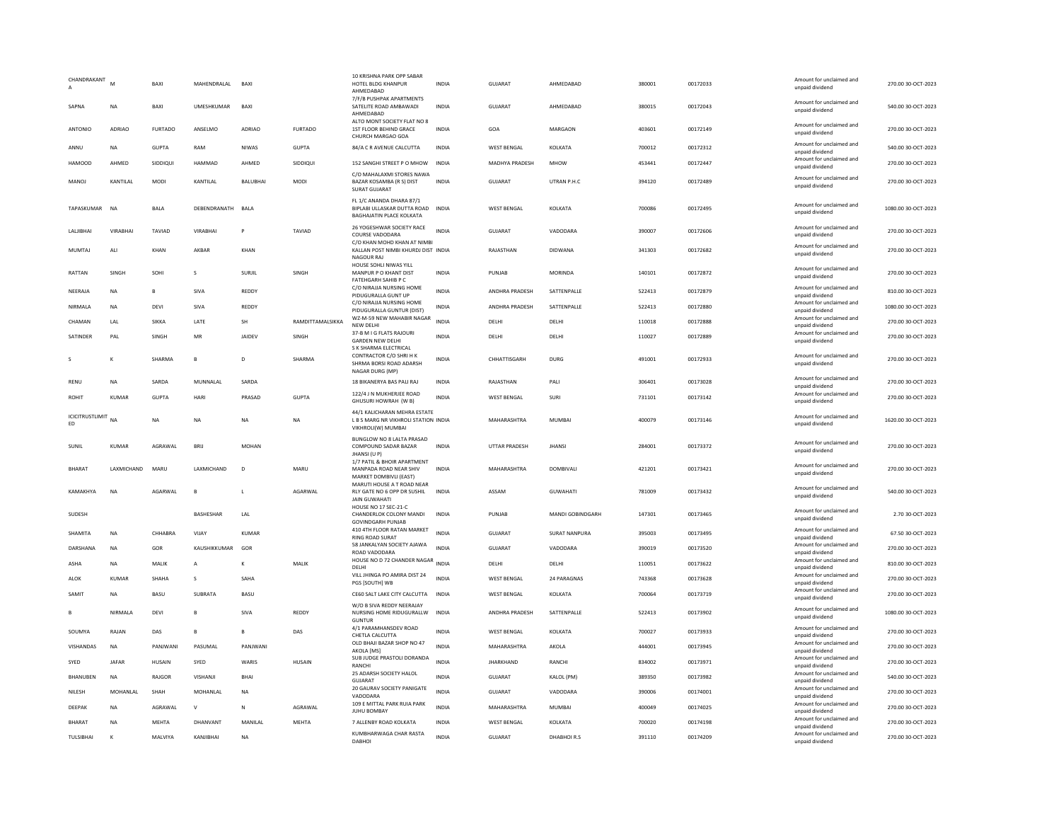| | | | | | | | | | | | | | | |
|---|---|---|---|---|---|---|---|---|---|---|---|---|---|---|
| CHANDRAKANT A | M | BAXI | MAHENDRALAL | BAXI | | 10 KRISHNA PARK OPP SABAR HOTEL BLDG KHANPUR AHMEDABAD | INDIA | GUJARAT | AHMEDABAD | 380001 | 00172033 | Amount for unclaimed and unpaid dividend | 270.00 | 30-OCT-2023 |
| SAPNA | NA | BAXI | UMESHKUMAR | BAXI | | 7/F/B PUSHPAK APARTMENTS SATELITE ROAD AMBAWADI AHMEDABAD | INDIA | GUJARAT | AHMEDABAD | 380015 | 00172043 | Amount for unclaimed and unpaid dividend | 540.00 | 30-OCT-2023 |
| ANTONIO | ADRIAO | FURTADO | ANSELMO | ADRIAO | FURTADO | ALTO MONT SOCIETY FLAT NO 8 1ST FLOOR BEHIND GRACE CHURCH MARGAO GOA | INDIA | GOA | MARGAON | 403601 | 00172149 | Amount for unclaimed and unpaid dividend | 270.00 | 30-OCT-2023 |
| ANNU | NA | GUPTA | RAM | NIWAS | GUPTA | 84/A C R AVENUE CALCUTTA | INDIA | WEST BENGAL | KOLKATA | 700012 | 00172312 | Amount for unclaimed and unpaid dividend | 540.00 | 30-OCT-2023 |
| HAMOOD | AHMED | SIDDIQUI | HAMMAD | AHMED | SIDDIQUI | 152 SANGHI STREET P O MHOW | INDIA | MADHYA PRADESH | MHOW | 453441 | 00172447 | Amount for unclaimed and unpaid dividend | 270.00 | 30-OCT-2023 |
| MANOJ | KANTILAL | MODI | KANTILAL | BALUBHAI | MODI | C/O MAHALAXMI STORES NAWA BAZAR KOSAMBA (R S) DIST SURAT GUJARAT | INDIA | GUJARAT | UTRAN P.H.C | 394120 | 00172489 | Amount for unclaimed and unpaid dividend | 270.00 | 30-OCT-2023 |
| TAPASKUMAR | NA | BALA | DEBENDRANATH | BALA | | FL 1/C ANANDA DHARA 87/1 BIPLABI ULLASKAR DUTTA ROAD BAGHAJATIN PLACE KOLKATA | INDIA | WEST BENGAL | KOLKATA | 700086 | 00172495 | Amount for unclaimed and unpaid dividend | 1080.00 | 30-OCT-2023 |
| LALJIBHAI | VIRABHAI | TAVIAD | VIRABHAI | P | TAVIAD | 26 YOGESHWAR SOCIETY RACE COURSE VADODARA | INDIA | GUJARAT | VADODARA | 390007 | 00172606 | Amount for unclaimed and unpaid dividend | 270.00 | 30-OCT-2023 |
| MUMTAJ | ALI | KHAN | AKBAR | KHAN | | C/O KHAN MOHD KHAN AT NIMBI KALLAN POST NIMBI KHURDJ DIST NAGOUR RAJ | INDIA | RAJASTHAN | DIDWANA | 341303 | 00172682 | Amount for unclaimed and unpaid dividend | 270.00 | 30-OCT-2023 |
| RATTAN | SINGH | SOHI | S | SURJIL | SINGH | HOUSE SOHLI NIWAS YILL MANPUR P O KHANT DIST FATEHGARH SAHIB P C | INDIA | PUNJAB | MORINDA | 140101 | 00172872 | Amount for unclaimed and unpaid dividend | 270.00 | 30-OCT-2023 |
| NEERAJA | NA | B | SIVA | REDDY | | C/O NIRAJJA NURSING HOME PIDUGURALLA GUNT UP | INDIA | ANDHRA PRADESH | SATTENPALLE | 522413 | 00172879 | Amount for unclaimed and unpaid dividend | 810.00 | 30-OCT-2023 |
| NIRMALA | NA | DEVI | SIVA | REDDY | | C/O NIRAJJA NURSING HOME PIDUGURALLA GUNTUR (DIST) | INDIA | ANDHRA PRADESH | SATTENPALLE | 522413 | 00172880 | Amount for unclaimed and unpaid dividend | 1080.00 | 30-OCT-2023 |
| CHAMAN | LAL | SIKKA | LATE | SH | RAMDITTAMALSIKKA | WZ-M-59 NEW MAHABIR NAGAR NEW DELHI | INDIA | DELHI | DELHI | 110018 | 00172888 | Amount for unclaimed and unpaid dividend | 270.00 | 30-OCT-2023 |
| SATINDER | PAL | SINGH | MR | JAIDEV | SINGH | 37-B M I G FLATS RAJOURI GARDEN NEW DELHI | INDIA | DELHI | DELHI | 110027 | 00172889 | Amount for unclaimed and unpaid dividend | 270.00 | 30-OCT-2023 |
| S | K | SHARMA | B | D | SHARMA | S K SHARMA ELECTRICAL CONTRACTOR C/O SHRI H K SHRMA BORSI ROAD ADARSH NAGAR DURG (MP) | INDIA | CHHATTISGARH | DURG | 491001 | 00172933 | Amount for unclaimed and unpaid dividend | 270.00 | 30-OCT-2023 |
| RENU | NA | SARDA | MUNNALAL | SARDA | | 18 BIKANERYA BAS PALI RAJ | INDIA | RAJASTHAN | PALI | 306401 | 00173028 | Amount for unclaimed and unpaid dividend | 270.00 | 30-OCT-2023 |
| ROHIT | KUMAR | GUPTA | HARI | PRASAD | GUPTA | 122/4 J N MUKHERJEE ROAD GHUSURI HOWRAH (W B) | INDIA | WEST BENGAL | SURI | 731101 | 00173142 | Amount for unclaimed and unpaid dividend | 270.00 | 30-OCT-2023 |
| ICICITRUSTLIMITED | NA | NA | NA | NA | NA | 44/1 KALICHARAN MEHRA ESTATE L B S MARG NR VIKHROLI STATION VIKHROLI(W) MUMBAI | INDIA | MAHARASHTRA | MUMBAI | 400079 | 00173146 | Amount for unclaimed and unpaid dividend | 1620.00 | 30-OCT-2023 |
| SUNIL | KUMAR | AGRAWAL | BRIJ | MOHAN | | BUNGLOW NO 8 LALTA PRASAD COMPOUND SADAR BAZAR JHANSI (U P) | INDIA | UTTAR PRADESH | JHANSI | 284001 | 00173372 | Amount for unclaimed and unpaid dividend | 270.00 | 30-OCT-2023 |
| BHARAT | LAXMICHAND | MARU | LAXMICHAND | D | MARU | 1/7 PATIL & BHOIR APARTMENT MANPADA ROAD NEAR SHIV MARKET DOMBIVLI (EAST) | INDIA | MAHARASHTRA | DOMBIVALI | 421201 | 00173421 | Amount for unclaimed and unpaid dividend | 270.00 | 30-OCT-2023 |
| KAMAKHYA | NA | AGARWAL | B | L | AGARWAL | MARUTI HOUSE A T ROAD NEAR RLY GATE NO 6 OPP DR SUSHIL JAIN GUWAHATI | INDIA | ASSAM | GUWAHATI | 781009 | 00173432 | Amount for unclaimed and unpaid dividend | 540.00 | 30-OCT-2023 |
| SUDESH | | | BASHESHAR | LAL | | HOUSE NO 17 SEC-21-C CHANDERLOK COLONY MANDI GOVINDGARH PUNJAB | INDIA | PUNJAB | MANDI GOBINDGARH | 147301 | 00173465 | Amount for unclaimed and unpaid dividend | 2.70 | 30-OCT-2023 |
| SHAMITA | NA | CHHABRA | VIJAY | KUMAR | | 410 4TH FLOOR RATAN MARKET RING ROAD SURAT | INDIA | GUJARAT | SURAT NANPURA | 395003 | 00173495 | Amount for unclaimed and unpaid dividend | 67.50 | 30-OCT-2023 |
| DARSHANA | NA | GOR | KAUSHIKKUMAR | GOR | | 58 JANKALYAN SOCIETY AJAWA ROAD VADODARA | INDIA | GUJARAT | VADODARA | 390019 | 00173520 | Amount for unclaimed and unpaid dividend | 270.00 | 30-OCT-2023 |
| ASHA | NA | MALIK | A | K | MALIK | HOUSE NO D 72 CHANDER NAGAR DELHI | INDIA | DELHI | DELHI | 110051 | 00173622 | Amount for unclaimed and unpaid dividend | 810.00 | 30-OCT-2023 |
| ALOK | KUMAR | SHAHA | S | SAHA | | VILL JHINGA PO AMIRA DIST 24 PGS [SOUTH] WB | INDIA | WEST BENGAL | 24 PARAGNAS | 743368 | 00173628 | Amount for unclaimed and unpaid dividend | 270.00 | 30-OCT-2023 |
| SAMIT | NA | BASU | SUBRATA | BASU | | CE60 SALT LAKE CITY CALCUTTA | INDIA | WEST BENGAL | KOLKATA | 700064 | 00173719 | Amount for unclaimed and unpaid dividend | 270.00 | 30-OCT-2023 |
| B | NIRMALA | DEVI | B | SIVA | REDDY | W/O B SIVA REDDY NEERAJAY NURSING HOME RIDUGURALLW GUNTUR | INDIA | ANDHRA PRADESH | SATTENPALLE | 522413 | 00173902 | Amount for unclaimed and unpaid dividend | 1080.00 | 30-OCT-2023 |
| SOUMYA | RAJAN | DAS | B | B | DAS | 4/1 PARAMHANSDEV ROAD CHETLA CALCUTTA | INDIA | WEST BENGAL | KOLKATA | 700027 | 00173933 | Amount for unclaimed and unpaid dividend | 270.00 | 30-OCT-2023 |
| VISHANDAS | NA | PANJWANI | PASUMAL | PANJWANI | | OLD BHAJI BAZAR SHOP NO 47 AKOLA [MS] | INDIA | MAHARASHTRA | AKOLA | 444001 | 00173945 | Amount for unclaimed and unpaid dividend | 270.00 | 30-OCT-2023 |
| SYED | JAFAR | HUSAIN | SYED | WARIS | HUSAIN | SUB JUDGE PRASTOLI DORANDA RANCHI | INDIA | JHARKHAND | RANCHI | 834002 | 00173971 | Amount for unclaimed and unpaid dividend | 270.00 | 30-OCT-2023 |
| BHANUBEN | NA | RAJGOR | VISHANJI | BHAI | | 25 ADARSH SOCIETY HALOL GUJARAT | INDIA | GUJARAT | KALOL (PM) | 389350 | 00173982 | Amount for unclaimed and unpaid dividend | 540.00 | 30-OCT-2023 |
| NILESH | MOHANLAL | SHAH | MOHANLAL | NA | | 20 GAURAV SOCIETY PANIGATE VADODARA | INDIA | GUJARAT | VADODARA | 390006 | 00174001 | Amount for unclaimed and unpaid dividend | 270.00 | 30-OCT-2023 |
| DEEPAK | NA | AGRAWAL | V | N | AGRAWAL | 109 E MITTAL PARK RUIA PARK JUHU BOMBAY | INDIA | MAHARASHTRA | MUMBAI | 400049 | 00174025 | Amount for unclaimed and unpaid dividend | 270.00 | 30-OCT-2023 |
| BHARAT | NA | MEHTA | DHANVANT | MANILAL | MEHTA | 7 ALLENBY ROAD KOLKATA | INDIA | WEST BENGAL | KOLKATA | 700020 | 00174198 | Amount for unclaimed and unpaid dividend | 270.00 | 30-OCT-2023 |
| TULSIBHAI | K | MALVIYA | KANJIBHAI | NA | | KUMBHARWAGA CHAR RASTA DABHOI | INDIA | GUJARAT | DHABHOI R.S | 391110 | 00174209 | Amount for unclaimed and unpaid dividend | 270.00 | 30-OCT-2023 |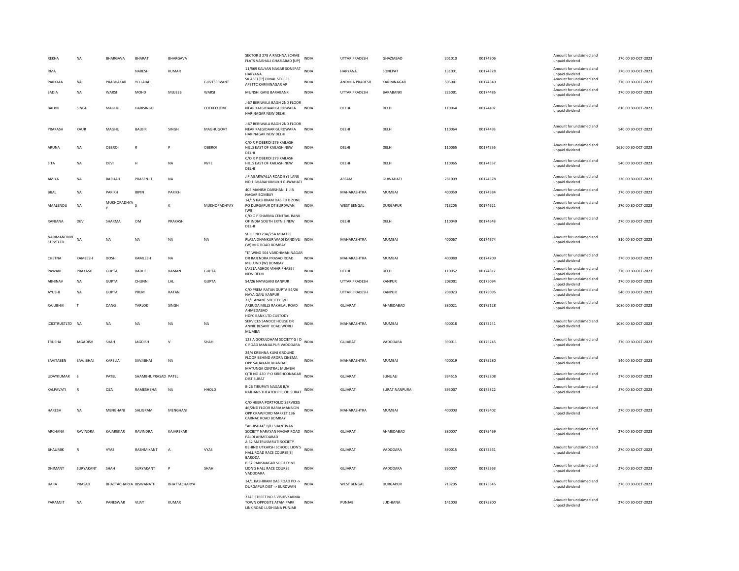| | | | | | | | | | | | | | | |
|---|---|---|---|---|---|---|---|---|---|---|---|---|---|---|
| REKHA | NA | BHARGAVA | BHARAT | BHARGAVA | | SECTOR 3 278 A RACHNA SCHME FLATS VAISHALI GHAZIABAD [UP] | INDIA | UTTAR PRADESH | GHAZIABAD | 201010 | 00174306 | Amount for unclaimed and unpaid dividend | 270.00 | 30-OCT-2023 |
| RMA | | | NARESH | KUMAR | | 11/569 KALYAN NAGAR SONEPAT HARYANA | INDIA | HARYANA | SONEPAT | 131001 | 00174328 | Amount for unclaimed and unpaid dividend | 270.00 | 30-OCT-2023 |
| PARKALA | NA | PRABHAKAR | YELLAIAH | | GOVTSERVANT | SR ASST [P] ZONAL STORES APSTTC KARIMNAGAR AP | INDIA | ANDHRA PRADESH | KARIMNAGAR | 505001 | 00174340 | Amount for unclaimed and unpaid dividend | 270.00 | 30-OCT-2023 |
| SADIA | NA | WARSI | MOHD | MUJEEB | WARSI | MUNSHI GANJ BARABANKI | INDIA | UTTAR PRADESH | BARABANKI | 225001 | 00174485 | Amount for unclaimed and unpaid dividend | 270.00 | 30-OCT-2023 |
| BALBIR | SINGH | MAGHU | HARISINGH | | COEXECUTIVE | J-67 BERIWALA BAGH 2ND FLOOR NEAR KALGIDAAR GURDWARA HARINAGAR NEW DELHI | INDIA | DELHI | DELHI | 110064 | 00174492 | Amount for unclaimed and unpaid dividend | 810.00 | 30-OCT-2023 |
| PRAKASH | KAUR | MAGHU | BALBIR | SINGH | MAGHUGOVT | J-67 BERIWALA BAGH 2ND FLOOR NEAR KALGIDAAR GURDWARA HARINAGAR NEW DELHI | INDIA | DELHI | DELHI | 110064 | 00174493 | Amount for unclaimed and unpaid dividend | 540.00 | 30-OCT-2023 |
| ARUNA | NA | OBEROI | R | P | OBEROI | C/O R P OBEROI 279 KAILASH HILLS EAST OF KAILASH NEW DELHI | INDIA | DELHI | DELHI | 110065 | 00174556 | Amount for unclaimed and unpaid dividend | 1620.00 | 30-OCT-2023 |
| SITA | NA | DEVI | H | NA | IWFE | C/O R P OBEROI 279 KAILASH HILLS EAST OF KAILASH NEW DELHI | INDIA | DELHI | DELHI | 110065 | 00174557 | Amount for unclaimed and unpaid dividend | 540.00 | 30-OCT-2023 |
| AMIYA | NA | BARUAH | PRASENJIT | NA | | J P AGARWALLA ROAD BYE LANE NO 1 BHARAHUMUKH GUWAHATI | INDIA | ASSAM | GUWAHATI | 781009 | 00174578 | Amount for unclaimed and unpaid dividend | 270.00 | 30-OCT-2023 |
| BIJAL | NA | PARIKH | BIPIN | PARIKH | | 405 MANISH DARSHAN '1' J B NAGAR BOMBAY | INDIA | MAHARASHTRA | MUMBAI | 400059 | 00174584 | Amount for unclaimed and unpaid dividend | 270.00 | 30-OCT-2023 |
| AMALENDU | NA | MUKHOPADHYAY | S | K | MUKHOPADHYAY | 14/15 KASHIRAM DAS RD B ZONE PO DURGAPUR DT BURDWAN [WB] | INDIA | WEST BENGAL | DURGAPUR | 713205 | 00174621 | Amount for unclaimed and unpaid dividend | 270.00 | 30-OCT-2023 |
| RANJANA | DEVI | SHARMA | OM | PRAKASH | | C/O O P SHARMA CENTRAL BANK OF INDIA SOUTH EXTN 2 NEW DELHI | INDIA | DELHI | DELHI | 110049 | 00174648 | Amount for unclaimed and unpaid dividend | 270.00 | 30-OCT-2023 |
| NARIMANFINVEST PVTLTD | NA | NA | NA | NA | NA | SHOP NO 23A/25A MHATRE PLAZA DHANKUR WADI KANDIVLI (W) M G ROAD BOMBAY | INDIA | MAHARASHTRA | MUMBAI | 400067 | 00174674 | Amount for unclaimed and unpaid dividend | 810.00 | 30-OCT-2023 |
| CHETNA | KAMLESH | DOSHI | KAMLESH | NA | | "E" WING 504 VARDHMAN NAGAR DR RAJENDRA PRASAD ROAD MULUND (W) BOMBAY | INDIA | MAHARASHTRA | MUMBAI | 400080 | 00174709 | Amount for unclaimed and unpaid dividend | 270.00 | 30-OCT-2023 |
| PAWAN | PRAKASH | GUPTA | RADHE | RAMAN | GUPTA | IA/11A ASHOK VIHAR PHASE I NEW DELHI | INDIA | DELHI | DELHI | 110052 | 00174812 | Amount for unclaimed and unpaid dividend | 270.00 | 30-OCT-2023 |
| ABHINAV | NA | GUPTA | CHUNNI | LAL | GUPTA | 54/26 NAYAGANJ KANPUR | INDIA | UTTAR PRADESH | KANPUR | 208001 | 00175094 | Amount for unclaimed and unpaid dividend | 270.00 | 30-OCT-2023 |
| AYUSHI | NA | GUPTA | PREM | RATAN | | C/O PREM RATAN GUPTA 54/26 NAYA GANJ KANPUR | INDIA | UTTAR PRADESH | KANPUR | 208023 | 00175095 | Amount for unclaimed and unpaid dividend | 540.00 | 30-OCT-2023 |
| RAJUBHAI | T | DANG | TARLOK | SINGH | | 32/1 ANANT SOCIETY B/H ARBUDA MILLS RAKHILAL ROAD AHMEDABAD | INDIA | GUJARAT | AHMEDABAD | 380021 | 00175128 | Amount for unclaimed and unpaid dividend | 1080.00 | 30-OCT-2023 |
| ICICITRUSTLTD | NA | NA | NA | NA | NA | HDFC BANK LTD CUSTODY SERVICES SANDOZ HOUSE DR ANNIE BESANT ROAD WORLI MUMBAI | INDIA | MAHARASHTRA | MUMBAI | 400018 | 00175241 | Amount for unclaimed and unpaid dividend | 1080.00 | 30-OCT-2023 |
| TRUSHA | JAGADISH | SHAH | JAGDISH | V | SHAH | 123 A GOKULDHAM SOCIETY G I D C ROAD MANJALPUR VADODARA | INDIA | GUJARAT | VADODARA | 390011 | 00175245 | Amount for unclaimed and unpaid dividend | 270.00 | 30-OCT-2023 |
| SAVITABEN | SAVJIBHAI | KARELIA | SAVJIBHAI | NA | | 24/4 KRSIHNA KUNJ GROUND FLOOR BEHIND ARORA CINEMA OPP SAHAKARI BHANDAR MATUNGA CENTRAL MUMBAI | INDIA | MAHARASHTRA | MUMBAI | 400019 | 00175280 | Amount for unclaimed and unpaid dividend | 540.00 | 30-OCT-2023 |
| UDAYKUMAR | S | PATEL | SHAMBHUPRASAD | PATEL | | QTR NO 430 P O KRIBHCONAGAR DIST SURAT | INDIA | GUJARAT | SUNUALI | 394515 | 00175308 | Amount for unclaimed and unpaid dividend | 270.00 | 30-OCT-2023 |
| KALPAVATI | R | OZA | RAMESHBHAI | NA | HHOLD | B-26 TIRUPATI NAGAR B/H RAJHANS THEATER PIPLOD SURAT | INDIA | GUJARAT | SURAT NANPURA | 395007 | 00175322 | Amount for unclaimed and unpaid dividend | 270.00 | 30-OCT-2023 |
| HARESH | NA | MENGHANI | SALIGRAM | MENGHANI | | C/O HEERA PORTFOLIO SERVICES 46/2ND FLOOR BARIA MANSION OPP CRAWFORD MARKET 136 CARNAC ROAD BOMBAY | INDIA | MAHARASHTRA | MUMBAI | 400003 | 00175402 | Amount for unclaimed and unpaid dividend | 270.00 | 30-OCT-2023 |
| ARCHANA | RAVINDRA | KAJAREKAR | RAVINDRA | KAJAREKAR | | "ABHISHAK" B/H SHANTIVAN SOCIETY NARAYAN NAGAR ROAD PALDI AHMEDABAD | INDIA | GUJARAT | AHMEDABAD | 380007 | 00175469 | Amount for unclaimed and unpaid dividend | 270.00 | 30-OCT-2023 |
| BHAUMIK | R | VYAS | RASHMIKANT | A | VYAS | A 62 MATRUSMRUTI SOCIETY BEHIND UTKARSH SCHOOL LION'S HALL ROAD RACE COURSE[S] BARODA | INDIA | GUJARAT | VADODARA | 390015 | 00175561 | Amount for unclaimed and unpaid dividend | 270.00 | 30-OCT-2023 |
| DHIMANT | SURYAKANT | SHAH | SURYAKANT | P | SHAH | B 57 PARISNAGAR SOCIETY NR LION'S HALL RACE COURSE VADODARA | INDIA | GUJARAT | VADODARA | 390007 | 00175563 | Amount for unclaimed and unpaid dividend | 270.00 | 30-OCT-2023 |
| HARA | PRASAD | BHATTACHARYA | BISWANATH | BHATTACHARYA | | 14/1 KASHIRAM DAS ROAD PO -> DURGAPUR DIST -> BURDWAN | INDIA | WEST BENGAL | DURGAPUR | 713205 | 00175645 | Amount for unclaimed and unpaid dividend | 270.00 | 30-OCT-2023 |
| PARAMJIT | NA | PANESWAR | VIJAY | KUMAR | | 2745 STREET NO 5 VISHIVKARMA TOWN OPPOSITE ATAM PARK LINK ROAD LUDHIANA PUNJAB | INDIA | PUNJAB | LUDHIANA | 141003 | 00175800 | Amount for unclaimed and unpaid dividend | 270.00 | 30-OCT-2023 |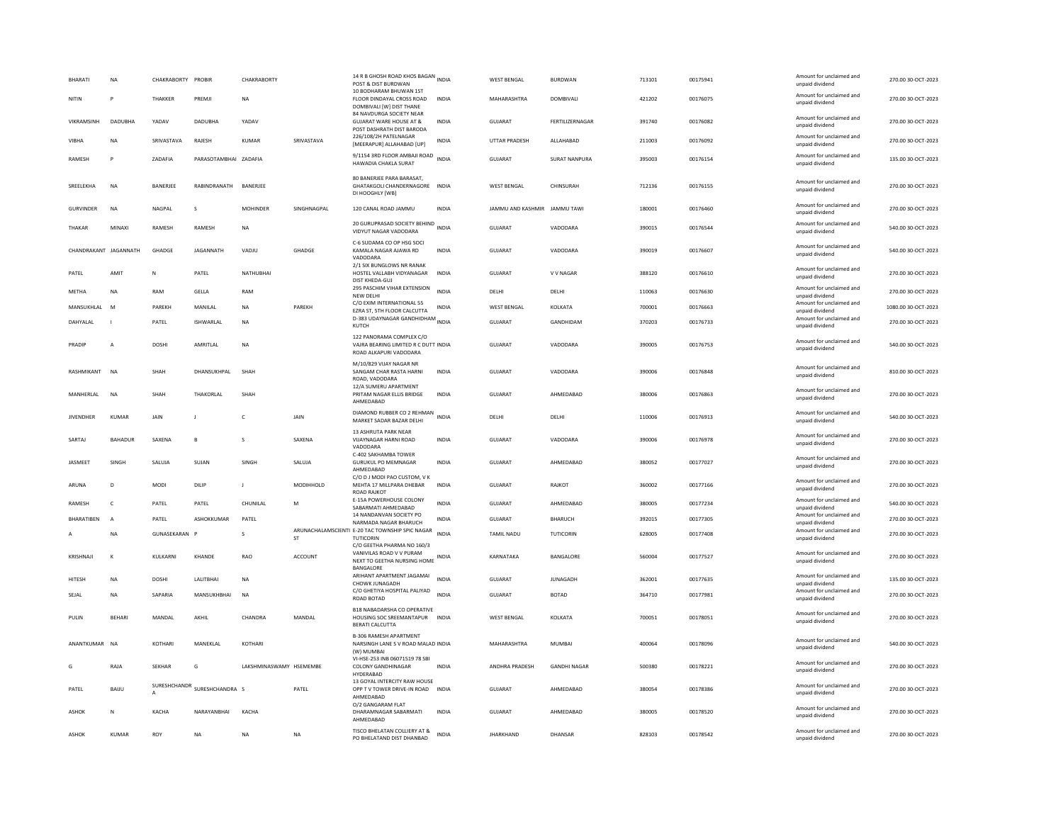| BHARATI | NA | CHAKRABORTY | PROBIR | CHAKRABORTY | | 14 R B GHOSH ROAD KHOS BAGAN POST & DIST BURDWAN | INDIA | WEST BENGAL | BURDWAN | 713101 | 00175941 | Amount for unclaimed and unpaid dividend | 270.00 | 30-OCT-2023 |
|---|---|---|---|---|---|---|---|---|---|---|---|---|---|---|
| NITIN | P | THAKKER | PREMJI | NA | | 10 BODHARAM BHUWAN 1ST FLOOR DINDAYAL CROSS ROAD DOMBIVALI [W] DIST THANE | INDIA | MAHARASHTRA | DOMBIVALI | 421202 | 00176075 | Amount for unclaimed and unpaid dividend | 270.00 | 30-OCT-2023 |
| VIKRAMSINH | DADUBHA | YADAV | DADUBHA | YADAV | | 84 NAVDURGA SOCIETY NEAR GUJARAT WARE HOUSE AT & POST DASHRATH DIST BARODA | INDIA | GUJARAT | FERTILIZERNAGAR | 391740 | 00176082 | Amount for unclaimed and unpaid dividend | 270.00 | 30-OCT-2023 |
| VIBHA | NA | SRIVASTAVA | RAJESH | KUMAR | SRIVASTAVA | 226/108/2H PATELNAGAR [MEERAPUR] ALLAHABAD [UP] | INDIA | UTTAR PRADESH | ALLAHABAD | 211003 | 00176092 | Amount for unclaimed and unpaid dividend | 270.00 | 30-OCT-2023 |
| RAMESH | P | ZADAFIA | PARASOTAMBHAI | ZADAFIA | | 9/1154 3RD FLOOR AMBAJI ROAD HAWADIA CHAKLA SURAT | INDIA | GUJARAT | SURAT NANPURA | 395003 | 00176154 | Amount for unclaimed and unpaid dividend | 135.00 | 30-OCT-2023 |
| SREELEKHA | NA | BANERJEE | RABINDRANATH | BANERJEE | | 80 BANERJEE PARA BARASAT, GHATAKGOLI CHANDERNAGORE DI HOOGHLY [WB] | INDIA | WEST BENGAL | CHINSURAH | 712136 | 00176155 | Amount for unclaimed and unpaid dividend | 270.00 | 30-OCT-2023 |
| GURVINDER | NA | NAGPAL | S | MOHINDER | SINGHNAGPAL | 120 CANAL ROAD JAMMU | INDIA | JAMMU AND KASHMIR | JAMMU TAWI | 180001 | 00176460 | Amount for unclaimed and unpaid dividend | 270.00 | 30-OCT-2023 |
| THAKAR | MINAXI | RAMESH | RAMESH | NA | | 20 GURUPRASAD SOCIETY BEHIND VIDYUT NAGAR VADODARA | INDIA | GUJARAT | VADODARA | 390015 | 00176544 | Amount for unclaimed and unpaid dividend | 540.00 | 30-OCT-2023 |
| CHANDRAKANT | JAGANNATH | GHADGE | JAGANNATH | VADJU | GHADGE | C-6 SUDAMA CO OP HSG SOCI KAMALA NAGAR AJAWA RD VADODARA | INDIA | GUJARAT | VADODARA | 390019 | 00176607 | Amount for unclaimed and unpaid dividend | 540.00 | 30-OCT-2023 |
| PATEL | AMIT | N | PATEL | NATHUBHAI | | 2/1 SIX BUNGLOWS NR RANAK HOSTEL VALLABH VIDYANAGAR DIST KHEDA-GUJ | INDIA | GUJARAT | V V NAGAR | 388120 | 00176610 | Amount for unclaimed and unpaid dividend | 270.00 | 30-OCT-2023 |
| METHA | NA | RAM | GELLA | RAM | | 295 PASCHIM VIHAR EXTENSION NEW DELHI | INDIA | DELHI | DELHI | 110063 | 00176630 | Amount for unclaimed and unpaid dividend | 270.00 | 30-OCT-2023 |
| MANSUKHLAL | M | PAREKH | MANILAL | NA | PAREKH | C/O EXIM INTERNATIONAL 55 EZRA ST, 5TH FLOOR CALCUTTA | INDIA | WEST BENGAL | KOLKATA | 700001 | 00176663 | Amount for unclaimed and unpaid dividend | 1080.00 | 30-OCT-2023 |
| DAHYALAL | I | PATEL | ISHWARLAL | NA | | D-383 UDAYNAGAR GANDHIDHAM KUTCH | INDIA | GUJARAT | GANDHIDAM | 370203 | 00176733 | Amount for unclaimed and unpaid dividend | 270.00 | 30-OCT-2023 |
| PRADIP | A | DOSHI | AMRITLAL | NA | | 122 PANORAMA COMPLEX C/O VAJRA BEARING LIMITED R C DUTT ROAD ALKAPURI VADODARA | INDIA | GUJARAT | VADODARA | 390005 | 00176753 | Amount for unclaimed and unpaid dividend | 540.00 | 30-OCT-2023 |
| RASHMIKANT | NA | SHAH | DHANSUKHPAL | SHAH | | M/10/829 VIJAY NAGAR NR SANGAM CHAR RASTA HARNI ROAD, VADODARA | INDIA | GUJARAT | VADODARA | 390006 | 00176848 | Amount for unclaimed and unpaid dividend | 810.00 | 30-OCT-2023 |
| MANHERLAL | NA | SHAH | THAKORLAL | SHAH | | 12/A SUMERU APARTMENT PRITAM NAGAR ELLIS BRIDGE AHMEDABAD | INDIA | GUJARAT | AHMEDABAD | 380006 | 00176863 | Amount for unclaimed and unpaid dividend | 270.00 | 30-OCT-2023 |
| JIVENDHER | KUMAR | JAIN | J | C | JAIN | DIAMOND RUBBER CO 2 REHMAN MARKET SADAR BAZAR DELHI | INDIA | DELHI | DELHI | 110006 | 00176913 | Amount for unclaimed and unpaid dividend | 540.00 | 30-OCT-2023 |
| SARTAJ | BAHADUR | SAXENA | B | S | SAXENA | 13 ASHRUTA PARK NEAR VIJAYNAGAR HARNI ROAD VADODARA | INDIA | GUJARAT | VADODARA | 390006 | 00176978 | Amount for unclaimed and unpaid dividend | 270.00 | 30-OCT-2023 |
| JASMEET | SINGH | SALUJA | SUJAN | SINGH | SALUJA | C-402 SAKHAMBA TOWER GURUKUL PO MEMNAGAR AHMEDABAD | INDIA | GUJARAT | AHMEDABAD | 380052 | 00177027 | Amount for unclaimed and unpaid dividend | 270.00 | 30-OCT-2023 |
| ARUNA | D | MODI | DILIP | J | MODIHHOLD | C/O D J MODI PAO CUSTOM, V K MEHTA 17 MILLPARA DHEBAR ROAD RAJKOT | INDIA | GUJARAT | RAJKOT | 360002 | 00177166 | Amount for unclaimed and unpaid dividend | 270.00 | 30-OCT-2023 |
| RAMESH | C | PATEL | PATEL | CHUNILAL | M | E-15A POWERHOUSE COLONY SABARMATI AHMEDABAD | INDIA | GUJARAT | AHMEDABAD | 380005 | 00177234 | Amount for unclaimed and unpaid dividend | 540.00 | 30-OCT-2023 |
| BHARATIBEN | A | PATEL | ASHOKKUMAR | PATEL | | 14 NANDANVAN SOCIETY PO NARMADA NAGAR BHARUCH | INDIA | GUJARAT | BHARUCH | 392015 | 00177305 | Amount for unclaimed and unpaid dividend | 270.00 | 30-OCT-2023 |
| A | NA | GUNASEKARAN | P | S | ARUNACHALAMSCIENTIST | E-20 TAC TOWNSHIP SPIC NAGAR TUTICORIN | INDIA | TAMIL NADU | TUTICORIN | 628005 | 00177408 | Amount for unclaimed and unpaid dividend | 270.00 | 30-OCT-2023 |
| KRISHNAJI | K | KULKARNI | KHANDE | RAO | ACCOUNT | C/O GEETHA PHARMA NO 160/3 VANIVILAS ROAD V V PURAM NEXT TO GEETHA NURSING HOME BANGALORE | INDIA | KARNATAKA | BANGALORE | 560004 | 00177527 | Amount for unclaimed and unpaid dividend | 270.00 | 30-OCT-2023 |
| HITESH | NA | DOSHI | LALITBHAI | NA | | ARIHANT APARTMENT JAGAMAI CHOWK JUNAGADH | INDIA | GUJARAT | JUNAGADH | 362001 | 00177635 | Amount for unclaimed and unpaid dividend | 135.00 | 30-OCT-2023 |
| SEJAL | NA | SAPARIA | MANSUKHBHAI | NA | | C/O GHETIYA HOSPITAL PALIYAD ROAD BOTAD | INDIA | GUJARAT | BOTAD | 364710 | 00177981 | Amount for unclaimed and unpaid dividend | 270.00 | 30-OCT-2023 |
| PULIN | BEHARI | MANDAL | AKHIL | CHANDRA | MANDAL | B18 NABADARSHA CO OPERATIVE HOUSING SOC SREEMANTAPUR BERATI CALCUTTA | INDIA | WEST BENGAL | KOLKATA | 700051 | 00178051 | Amount for unclaimed and unpaid dividend | 270.00 | 30-OCT-2023 |
| ANANTKUMAR | NA | KOTHARI | MANEKLAL | KOTHARI | | B-306 RAMESH APARTMENT NARSINGH LANE S V ROAD MALAD (W) MUMBAI | INDIA | MAHARASHTRA | MUMBAI | 400064 | 00178096 | Amount for unclaimed and unpaid dividend | 540.00 | 30-OCT-2023 |
| G | RAJA | SEKHAR | G | LAKSHMINASWAMY | HSEMEMBE | VI-HSE-253 INB 06071519 78 SBI COLONY GANDHINAGAR HYDERABAD | INDIA | ANDHRA PRADESH | GANDHI NAGAR | 500380 | 00178221 | Amount for unclaimed and unpaid dividend | 270.00 | 30-OCT-2023 |
| PATEL | BAIJU | SURESHCHANDRA | SURESHCHANDRA | S | PATEL | 13 GOYAL INTERCITY RAW HOUSE OPP T V TOWER DRIVE-IN ROAD AHMEDABAD | INDIA | GUJARAT | AHMEDABAD | 380054 | 00178386 | Amount for unclaimed and unpaid dividend | 270.00 | 30-OCT-2023 |
| ASHOK | N | KACHA | NARAYANBHAI | KACHA | | O/2 GANGARAM FLAT DHARAMNAGAR SABARMATI AHMEDABAD | INDIA | GUJARAT | AHMEDABAD | 380005 | 00178520 | Amount for unclaimed and unpaid dividend | 270.00 | 30-OCT-2023 |
| ASHOK | KUMAR | ROY | NA | NA | NA | TISCO BHELATAN COLLIERY AT & PO BHELATAND DIST DHANBAD | INDIA | JHARKHAND | DHANSAR | 828103 | 00178542 | Amount for unclaimed and unpaid dividend | 270.00 | 30-OCT-2023 |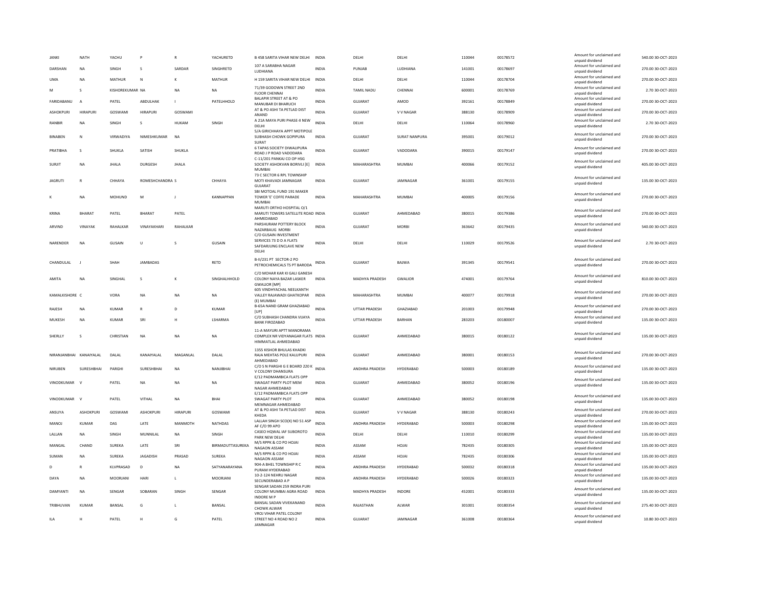| | | | | | | | | | | | | | | |
|---|---|---|---|---|---|---|---|---|---|---|---|---|---|---|
| JANKI | NATH | YACHU | P | R | YACHURETD | B 458 SARITA VIHAR NEW DELHI | INDIA | DELHI | DELHI | 110044 | 00178572 | Amount for unclaimed and unpaid dividend | 540.00 | 30-OCT-2023 |
| DARSHAN | NA | SINGH | S | SARDAR | SINGHRETD | 107 A SARABHA NAGAR LUDHIANA | INDIA | PUNJAB | LUDHIANA | 141001 | 00178697 | Amount for unclaimed and unpaid dividend | 270.00 | 30-OCT-2023 |
| UMA | NA | MATHUR | N | K | MATHUR | H 159 SARITA VIHAR NEW DELHI | INDIA | DELHI | DELHI | 110044 | 00178704 | Amount for unclaimed and unpaid dividend | 270.00 | 30-OCT-2023 |
| M | S | KISHOREKUMAR | NA | NA | NA | 71/39 GODOWN STREET 2ND FLOOR CHENNAI | INDIA | TAMIL NADU | CHENNAI | 600001 | 00178769 | Amount for unclaimed and unpaid dividend | 2.70 | 30-OCT-2023 |
| FARIDABANU | A | PATEL | ABDULHAK | I | PATELHHOLD | BALAPIR STREET AT & PO MANUBAR DI BHARUCH | INDIA | GUJARAT | AMOD | 392161 | 00178849 | Amount for unclaimed and unpaid dividend | 270.00 | 30-OCT-2023 |
| ASHOKPURI | HIRAPURI | GOSWAMI | HIRAPURI | GOSWAMI | | AT & PO ASHI TA PETLAD DIST ANAND | INDIA | GUJARAT | V V NAGAR | 388130 | 00178909 | Amount for unclaimed and unpaid dividend | 270.00 | 30-OCT-2023 |
| RANBIR | NA | SINGH | S | HUKAM | SINGH | A 21A MAYA PURI PHASE-II NEW DELHI | INDIA | DELHI | DELHI | 110064 | 00178960 | Amount for unclaimed and unpaid dividend | 2.70 | 30-OCT-2023 |
| BINABEN | N | VIRWADIYA | NIMESHKUMAR | NA | | 5/A GIRICHHAYA APPT MOTIPOLE SUBHASH CHOWK GOPIPURA SURAT | INDIA | GUJARAT | SURAT NANPURA | 395001 | 00179012 | Amount for unclaimed and unpaid dividend | 270.00 | 30-OCT-2023 |
| PRATIBHA | S | SHUKLA | SATISH | SHUKLA | | 6 TAPAS SOCIETY DIWALIPURA ROAD J P ROAD VADODARA | INDIA | GUJARAT | VADODARA | 390015 | 00179147 | Amount for unclaimed and unpaid dividend | 270.00 | 30-OCT-2023 |
| SURJIT | NA | JHALA | DURGESH | JHALA | | C-11/201 PANKAJ CO OP HSG SOCIETY ASHOKVAN BORIVLI [E] MUMBAI | INDIA | MAHARASHTRA | MUMBAI | 400066 | 00179152 | Amount for unclaimed and unpaid dividend | 405.00 | 30-OCT-2023 |
| JAGRUTI | R | CHHAYA | ROMESHCHANDRA | S | CHHAYA | 73 C SECTOR 6 RPL TOWNSHIP MOTI KHAVADI JAMNAGAR GUJARAT | INDIA | GUJARAT | JAMNAGAR | 361001 | 00179155 | Amount for unclaimed and unpaid dividend | 135.00 | 30-OCT-2023 |
| K | NA | MOHUND | M | J | KANNAPPAN | SBI MOTOAL FUND 191 MAKER TOWER 'E' COFFE PARADE MUMBAI | INDIA | MAHARASHTRA | MUMBAI | 400005 | 00179156 | Amount for unclaimed and unpaid dividend | 270.00 | 30-OCT-2023 |
| KRINA | BHARAT | PATEL | BHARAT | PATEL | | MARUTI ORTHO HOSPITAL O/1 MARUTI TOWERS SATELLITE ROAD AHMEDABAD | INDIA | GUJARAT | AHMEDABAD | 380015 | 00179386 | Amount for unclaimed and unpaid dividend | 270.00 | 30-OCT-2023 |
| ARVIND | VINAYAK | RAHALKAR | VINAYAKHARI | RAHALKAR | | PARSHURAM POTTERY BLOCK NAZARBAUG MORBI | INDIA | GUJARAT | MORBI | 363642 | 00179435 | Amount for unclaimed and unpaid dividend | 540.00 | 30-OCT-2023 |
| NARENDER | NA | GUSAIN | U | S | GUSAIN | C/O GUSAIN INVESTMENT SERVICES 73 D D A FLATS SAFDARJUNG ENCLAVE NEW DELHI | INDIA | DELHI | DELHI | 110029 | 00179526 | Amount for unclaimed and unpaid dividend | 2.70 | 30-OCT-2023 |
| CHANDULAL | J | SHAH | JAMBADAS | | RETD | B-II/231 PT SECTOR-2 PO PETROCHEMICALS TS PT BARODA | INDIA | GUJARAT | BAJWA | 391345 | 00179541 | Amount for unclaimed and unpaid dividend | 270.00 | 30-OCT-2023 |
| AMITA | NA | SINGHAL | S | K | SINGHALHHOLD | C/O MOHAR KAR KI GALI GANESH COLONY NAYA BAZAR LASKER GWALIOR [MP] | INDIA | MADHYA PRADESH | GWALIOR | 474001 | 00179764 | Amount for unclaimed and unpaid dividend | 810.00 | 30-OCT-2023 |
| KAMALKISHORE | C | VORA | NA | NA | NA | 605 VINDHYACHAL NEELKANTH VALLEY RAJAWADI GHATKOPAR (E) MUMBAI | INDIA | MAHARASHTRA | MUMBAI | 400077 | 00179918 | Amount for unclaimed and unpaid dividend | 270.00 | 30-OCT-2023 |
| RAJESH | NA | KUMAR | R | D | KUMAR | B-65A NAND GRAM GHAZIABAD [UP] | INDIA | UTTAR PRADESH | GHAZIABAD | 201003 | 00179948 | Amount for unclaimed and unpaid dividend | 270.00 | 30-OCT-2023 |
| MUKESH | NA | KUMAR | SRI | H | LSHARMA | C/O SUBHASH CHANDRA VIJAYA BANK FIROZABAD | INDIA | UTTAR PRADESH | BARHAN | 283203 | 00180007 | Amount for unclaimed and unpaid dividend | 135.00 | 30-OCT-2023 |
| SHERLLY | S | CHRISTIAN | NA | NA | NA | 11-A MAYURI APTT MANORAMA COMPLEX NR VIDYANAGAR FLATS HIMMATLAL AHMEDABAD | INDIA | GUJARAT | AHMEDABAD | 380015 | 00180122 | Amount for unclaimed and unpaid dividend | 135.00 | 30-OCT-2023 |
| NIRANJANBHAI | KANAIYALAL | DALAL | KANAIYALAL | MAGANLAL | DALAL | 1355 KISHOR BHULAS KHADKI RAJA MEHTAS POLE KALUPURI AHMEDABAD | INDIA | GUJARAT | AHMEDABAD | 380001 | 00180153 | Amount for unclaimed and unpaid dividend | 270.00 | 30-OCT-2023 |
| NIRUBEN | SURESHBHAI | PARGHI | SURESHBHAI | NA | NANJIBHAI | C/O S N PARGHI G E BOARD 220 K V COLONY DHANSURA | INDIA | ANDHRA PRADESH | HYDERABAD | 500003 | 00180189 | Amount for unclaimed and unpaid dividend | 135.00 | 30-OCT-2023 |
| VINODKUMAR | V | PATEL | NA | NA | NA | E/12 PADMAMBICA FLATS OPP SWAGAT PARTY PLOT MEM NAGAR AHMEDABAD | INDIA | GUJARAT | AHMEDABAD | 380052 | 00180196 | Amount for unclaimed and unpaid dividend | 135.00 | 30-OCT-2023 |
| VINODKUMAR | V | PATEL | VITHAL | NA | BHAI | E/12 PADMAMBICA FLATS OPP SWAGAT PARTY PLOT MEMNAGAR AHMEDABAD | INDIA | GUJARAT | AHMEDABAD | 380052 | 00180198 | Amount for unclaimed and unpaid dividend | 135.00 | 30-OCT-2023 |
| ANSUYA | ASHOKPURI | GOSWAMI | ASHOKPURI | HIRAPURI | GOSWAMI | AT & PO ASHI TA PETLAD DIST KHEDA | INDIA | GUJARAT | V V NAGAR | 388130 | 00180243 | Amount for unclaimed and unpaid dividend | 270.00 | 30-OCT-2023 |
| MANOJ | KUMAR | DAS | LATE | MANMOTH | NATHDAS | LALLAH SINGH SCD(X) NO 51 ASP AF C/O 99 APO | INDIA | ANDHRA PRADESH | HYDERABAD | 500003 | 00180298 | Amount for unclaimed and unpaid dividend | 135.00 | 30-OCT-2023 |
| LALLAN | NA | SINGH | MUNNILAL | NA | SINGH | CASEO HQWAL IAF SUBOROTO PARK NEW DELHI | INDIA | DELHI | DELHI | 110010 | 00180299 | Amount for unclaimed and unpaid dividend | 135.00 | 30-OCT-2023 |
| MANGAL | CHAND | SUREKA | LATE | SRI | BIRMADUTTASUREKA | M/S RPPK & CO PO HOJAI NAGAON ASSAM | INDIA | ASSAM | HOJAI | 782435 | 00180305 | Amount for unclaimed and unpaid dividend | 135.00 | 30-OCT-2023 |
| SUMAN | NA | SUREKA | JAGADISH | PRASAD | SUREKA | M/S RPPK & CO PO HOJAI NAGAON ASSAM | INDIA | ASSAM | HOJAI | 782435 | 00180306 | Amount for unclaimed and unpaid dividend | 135.00 | 30-OCT-2023 |
| D | R | KLVPRASAD | D | NA | SATYANARAYANA | 904-A BHEL TOWNSHIP R C PURAM HYDERABAD | INDIA | ANDHRA PRADESH | HYDERABAD | 500032 | 00180318 | Amount for unclaimed and unpaid dividend | 135.00 | 30-OCT-2023 |
| DAYA | NA | MOORJANI | HARI | L | MOORJANI | 10-2-124 NEHRU NAGAR SECUNDERABAD A P | INDIA | ANDHRA PRADESH | HYDERABAD | 500026 | 00180323 | Amount for unclaimed and unpaid dividend | 135.00 | 30-OCT-2023 |
| DAMYANTI | NA | SENGAR | SOBARAN | SINGH | SENGAR | SENGAR SADAN 259 INDRA PURI COLONY MUMBAI AGRA ROAD INDORE M P | INDIA | MADHYA PRADESH | INDORE | 452001 | 00180333 | Amount for unclaimed and unpaid dividend | 135.00 | 30-OCT-2023 |
| TRIBHUVAN | KUMAR | BANSAL | G | L | BANSAL | BANSAL SADAN VIVEKANAND CHOWK ALWAR | INDIA | RAJASTHAN | ALWAR | 301001 | 00180354 | Amount for unclaimed and unpaid dividend | 275.40 | 30-OCT-2023 |
| ILA | H | PATEL | H | G | PATEL | VROJ VIHAR PATEL COLONY STREET NO 4 ROAD NO 2 JAMNAGAR | INDIA | GUJARAT | JAMNAGAR | 361008 | 00180364 | Amount for unclaimed and unpaid dividend | 10.80 | 30-OCT-2023 |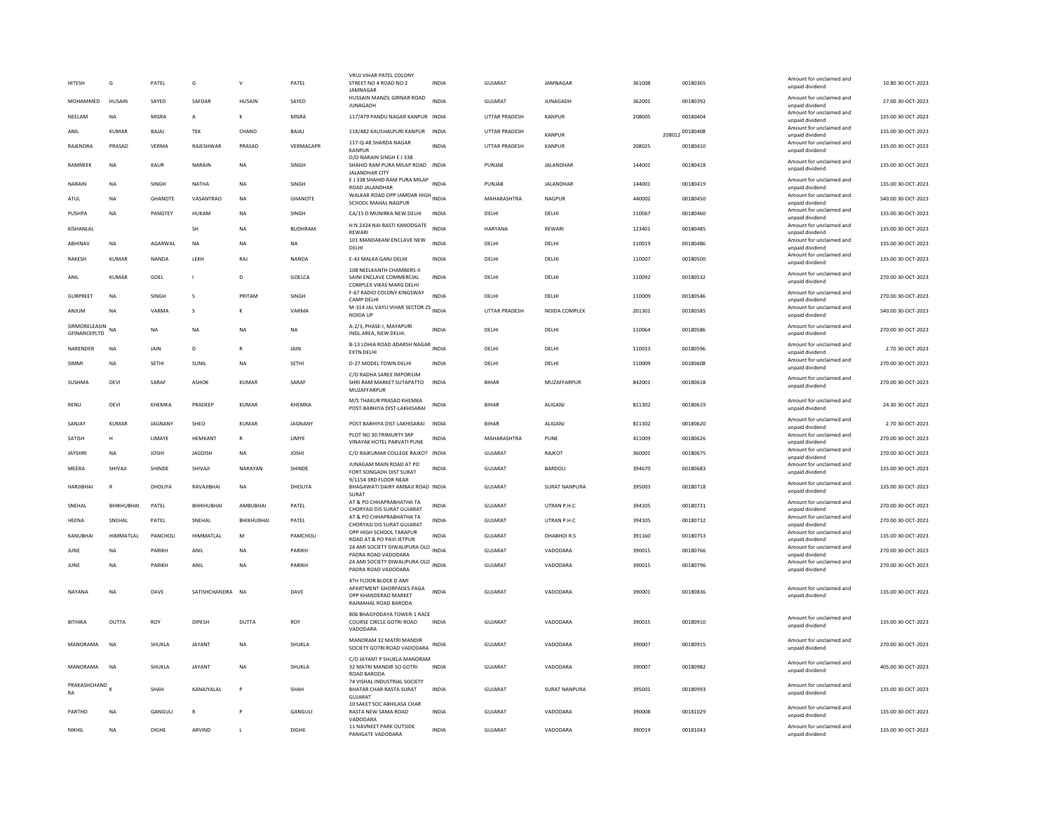| HITESH | G | PATEL | G | V | PATEL | VRUJ VIHAR PATEL COLONY STREET NO 4 ROAD NO 2 JAMNAGAR | INDIA | GUJARAT | JAMNAGAR | 361008 | 00180365 | Amount for unclaimed and unpaid dividend | 10.80 | 30-OCT-2023 |
|---|---|---|---|---|---|---|---|---|---|---|---|---|---|---|
| MOHAMMED | HUSAIN | SAYED | SAFDAR | HUSAIN | SAYED | HUSSAIN MANZIL GIRNAR ROAD JUNAGADH | INDIA | GUJARAT | JUNAGADH | 362001 | 00180392 | Amount for unclaimed and unpaid dividend | 27.00 | 30-OCT-2023 |
| NEELAM | NA | MISRA | A | K | MISRA | 117/479 PANDU NAGAR KANPUR | INDIA | UTTAR PRADESH | KANPUR | 208005 | 00180404 | Amount for unclaimed and unpaid dividend | 135.00 | 30-OCT-2023 |
| ANIL | KUMAR | BAJAJ | TEK | CHAND | BAJAJ | 118/482 KAUSHALPURI KANPUR | INDIA | UTTAR PRADESH | KANPUR | 208012 | 00180408 | Amount for unclaimed and unpaid dividend | 135.00 | 30-OCT-2023 |
| RAJENDRA | PRASAD | VERMA | RAJESHWAR | PRASAD | VERMACAPR | 117-Q-48 SHARDA NAGAR KANPUR | INDIA | UTTAR PRADESH | KANPUR | 208025 | 00180410 | Amount for unclaimed and unpaid dividend | 135.00 | 30-OCT-2023 |
| RAMNEEK | NA | KAUR | NARAIN | NA | SINGH | D/O NARAIN SINGH E J 338 SHAHID RAM PURA MILAP ROAD JALANDHAR CITY | INDIA | PUNJAB | JALANDHAR | 144001 | 00180418 | Amount for unclaimed and unpaid dividend | 135.00 | 30-OCT-2023 |
| NARAIN | NA | SINGH | NATHA | NA | SINGH | E J 338 SHAHID RAM PURA MILAP ROAD JALANDHAR | INDIA | PUNJAB | JALANDHAR | 144001 | 00180419 | Amount for unclaimed and unpaid dividend | 135.00 | 30-OCT-2023 |
| ATUL | NA | GHANOTE | VASANTRAO | NA | GHANOTE | WALKAR ROAD OPP JAMDAR HIGH SCHOOL MAHAL NAGPUR | INDIA | MAHARASHTRA | NAGPUR | 440002 | 00180450 | Amount for unclaimed and unpaid dividend | 540.00 | 30-OCT-2023 |
| PUSHPA | NA | PANGTEY | HUKAM | NA | SINGH | CA/15 D MUNIRKA NEW DELHI | INDIA | DELHI | DELHI | 110067 | 00180460 | Amount for unclaimed and unpaid dividend | 135.00 | 30-OCT-2023 |
| KISHANLAL | | | SH | NA | BUDHRAM | H N 2424 NAI BASTI KANODGATE REWARI | INDIA | HARYANA | REWARI | 123401 | 00180485 | Amount for unclaimed and unpaid dividend | 135.00 | 30-OCT-2023 |
| ABHINAV | NA | AGARWAL | NA | NA | NA | 101 MANDAKANI ENCLAVE NEW DELHI | INDIA | DELHI | DELHI | 110019 | 00180486 | Amount for unclaimed and unpaid dividend | 135.00 | 30-OCT-2023 |
| RAKESH | KUMAR | NANDA | LEKH | RAJ | NANDA | E-43 MALKA GANJ DELHI | INDIA | DELHI | DELHI | 110007 | 00180500 | Amount for unclaimed and unpaid dividend | 135.00 | 30-OCT-2023 |
| ANIL | KUMAR | GOEL | I | D | GOELCA | 108 NEELKANTH CHAMBERS-II SAINI ENCLAVE COMMERCIAL COMPLEX VIKAS MARG DELHI | INDIA | DELHI | DELHI | 110092 | 00180532 | Amount for unclaimed and unpaid dividend | 270.00 | 30-OCT-2023 |
| GURPREET | NA | SINGH | S | PRITAM | SINGH | F-67 RADIO COLONY KINGSWAY CAMP DELHI | INDIA | DELHI | DELHI | 110009 | 00180546 | Amount for unclaimed and unpaid dividend | 270.00 | 30-OCT-2023 |
| ANJUM | NA | VARMA | S | K | VARMA | M-314 JAL VAYU VIHAR SECTOR 25 NOIDA UP | INDIA | UTTAR PRADESH | NOIDA COMPLEX | 201301 | 00180585 | Amount for unclaimed and unpaid dividend | 540.00 | 30-OCT-2023 |
| SIRMORELEASIN GFINANCEPLTD | NA | NA | NA | NA | NA | A-2/3, PHASE-I, MAYAPURI INDL.AREA, NEW DELHI. | INDIA | DELHI | DELHI | 110064 | 00180586 | Amount for unclaimed and unpaid dividend | 270.00 | 30-OCT-2023 |
| NARENDER | NA | JAIN | D | R | JAIN | B-13 LOHIA ROAD ADARSH NAGAR EXTN DELHI | INDIA | DELHI | DELHI | 110033 | 00180596 | Amount for unclaimed and unpaid dividend | 2.70 | 30-OCT-2023 |
| SIMMI | NA | SETHI | SUNIL | NA | SETHI | D-27 MODEL TOWN DELHI | INDIA | DELHI | DELHI | 110009 | 00180608 | Amount for unclaimed and unpaid dividend | 270.00 | 30-OCT-2023 |
| SUSHMA | DEVI | SARAF | ASHOK | KUMAR | SARAF | C/O RADHA SAREE IMPORIUM SHRI RAM MARKET SUTAPATTO MUZAFFARPUR | INDIA | BIHAR | MUZAFFARPUR | 842001 | 00180618 | Amount for unclaimed and unpaid dividend | 270.00 | 30-OCT-2023 |
| RENU | DEVI | KHEMKA | PRADEEP | KUMAR | KHEMKA | M/S THAKUR PRASAD KHEMKA POST-BARHIYA DIST-LAKHISARAI | INDIA | BIHAR | ALIGANJ | 811302 | 00180619 | Amount for unclaimed and unpaid dividend | 24.30 | 30-OCT-2023 |
| SANJAY | KUMAR | JAGNANY | SHEO | KUMAR | JAGNANY | POST BARHIYA DIST LAKHISARAI | INDIA | BIHAR | ALIGANJ | 811302 | 00180620 | Amount for unclaimed and unpaid dividend | 2.70 | 30-OCT-2023 |
| SATISH | H | LIMAYE | HEMKANT | R | LIMYE | PLOT NO 30 TRIMURTY SRP VINAYAK HOTEL PARVATI PUNE | INDIA | MAHARASHTRA | PUNE | 411009 | 00180626 | Amount for unclaimed and unpaid dividend | 270.00 | 30-OCT-2023 |
| JAYSHRI | NA | JOSHI | JAGDISH | NA | JOSHI | C/O RAJKUMAR COLLEGE RAJKOT | INDIA | GUJARAT | RAJKOT | 360001 | 00180675 | Amount for unclaimed and unpaid dividend | 270.00 | 30-OCT-2023 |
| MEERA | SHIVAJI | SHINDE | SHIVAJI | NARAYAN | SHINDE | JUNAGAM MAIN ROAD AT PO FORT SONGADH DIST SURAT | INDIA | GUJARAT | BARDOLI | 394670 | 00180683 | Amount for unclaimed and unpaid dividend | 135.00 | 30-OCT-2023 |
| HARJIBHAI | R | DHOLIYA | RAVAJIBHAI | NA | DHOLIYA | 9/1154 3RD FLOOR NEAR BHAGAWATI DAIRY AMBAJI ROAD SURAT | INDIA | GUJARAT | SURAT NANPURA | 395003 | 00180718 | Amount for unclaimed and unpaid dividend | 135.00 | 30-OCT-2023 |
| SNEHAL | BHIKHUBHAI | PATEL | BHIKHUBHAI | AMBUBHAI | PATEL | AT & PO CHHAPRABHATHA TA CHORYASI DIS SURAT GUJARAT | INDIA | GUJARAT | UTRAN P.H.C | 394105 | 00180731 | Amount for unclaimed and unpaid dividend | 270.00 | 30-OCT-2023 |
| HEENA | SNEHAL | PATEL | SNEHAL | BHIKHUBHAI | PATEL | AT & PO CHHAPRABHATHA TA CHORYASI DIS SURAT GUJARAT | INDIA | GUJARAT | UTRAN P.H.C | 394105 | 00180732 | Amount for unclaimed and unpaid dividend | 270.00 | 30-OCT-2023 |
| KANUBHAI | HIMMATLAL | PANCHOLI | HIMMATLAL | M | PAMCHOLI | OPP HIGH SCHOOL TARAPUR ROAD AT & PO PAVI JETPUR | INDIA | GUJARAT | DHABHOI R.S | 391160 | 00180753 | Amount for unclaimed and unpaid dividend | 135.00 | 30-OCT-2023 |
| JUNE | NA | PARIKH | ANIL | NA | PARIKH | 24 AMI SOCIETY DIWALIPURA OLD PADRA ROAD VADODARA | INDIA | GUJARAT | VADODARA | 390015 | 00180766 | Amount for unclaimed and unpaid dividend | 270.00 | 30-OCT-2023 |
| JUNE | NA | PARIKH | ANIL | NA | PARIKH | 24 AMI SOCIETY DIWALIPURA OLD PADRA ROAD VADODARA | INDIA | GUJARAT | VADODARA | 390015 | 00180796 | Amount for unclaimed and unpaid dividend | 270.00 | 30-OCT-2023 |
| NAYANA | NA | DAVE | SATISHCHANDRA | NA | DAVE | 4TH FLOOR BLOCK D AMI APARTMENT GHORPADES PAGA OPP KHANDERAO MARKET RAJMAHAL ROAD BARODA | INDIA | GUJARAT | VADODARA | 390001 | 00180836 | Amount for unclaimed and unpaid dividend | 135.00 | 30-OCT-2023 |
| BITHIKA | DUTTA | ROY | DIPESH | DUTTA | ROY | 806 BHAGYODAYA TOWER-1 RACE COURSE CIRCLE GOTRI ROAD VADODARA | INDIA | GUJARAT | VADODARA | 390015 | 00180910 | Amount for unclaimed and unpaid dividend | 135.00 | 30-OCT-2023 |
| MANORAMA | NA | SHUKLA | JAYANT | NA | SHUKLA | MANORAM 32 MATRI MANDIR SOCIETY GOTRI ROAD VADODARA | INDIA | GUJARAT | VADODARA | 390007 | 00180915 | Amount for unclaimed and unpaid dividend | 270.00 | 30-OCT-2023 |
| MANORAMA | NA | SHUKLA | JAYANT | NA | SHUKLA | C/O JAYANT P SHUKLA MANORAM 32 MATRI MANDIR SO GOTRI ROAD BARODA | INDIA | GUJARAT | VADODARA | 390007 | 00180982 | Amount for unclaimed and unpaid dividend | 405.00 | 30-OCT-2023 |
| PRAKASHCHAND RA | K | SHAH | KANAIYALAL | P | SHAH | 74 VISHAL INDUSTRIAL SOCIETY BHATAR CHAR RASTA SURAT GUJARAT | INDIA | GUJARAT | SURAT NANPURA | 395001 | 00180993 | Amount for unclaimed and unpaid dividend | 135.00 | 30-OCT-2023 |
| PARTHO | NA | GANGULI | R | P | GANGULI | 10 SAKET SOC ABHILASA CHAR RASTA NEW SAMA ROAD VADODARA | INDIA | GUJARAT | VADODARA | 390008 | 00181029 | Amount for unclaimed and unpaid dividend | 135.00 | 30-OCT-2023 |
| NIKHIL | NA | DIGHE | ARVIND | L | DIGHE | 11 NAVNEET PARK OUTSIDE PANIGATE VADODARA | INDIA | GUJARAT | VADODARA | 390019 | 00181043 | Amount for unclaimed and unpaid dividend | 135.00 | 30-OCT-2023 |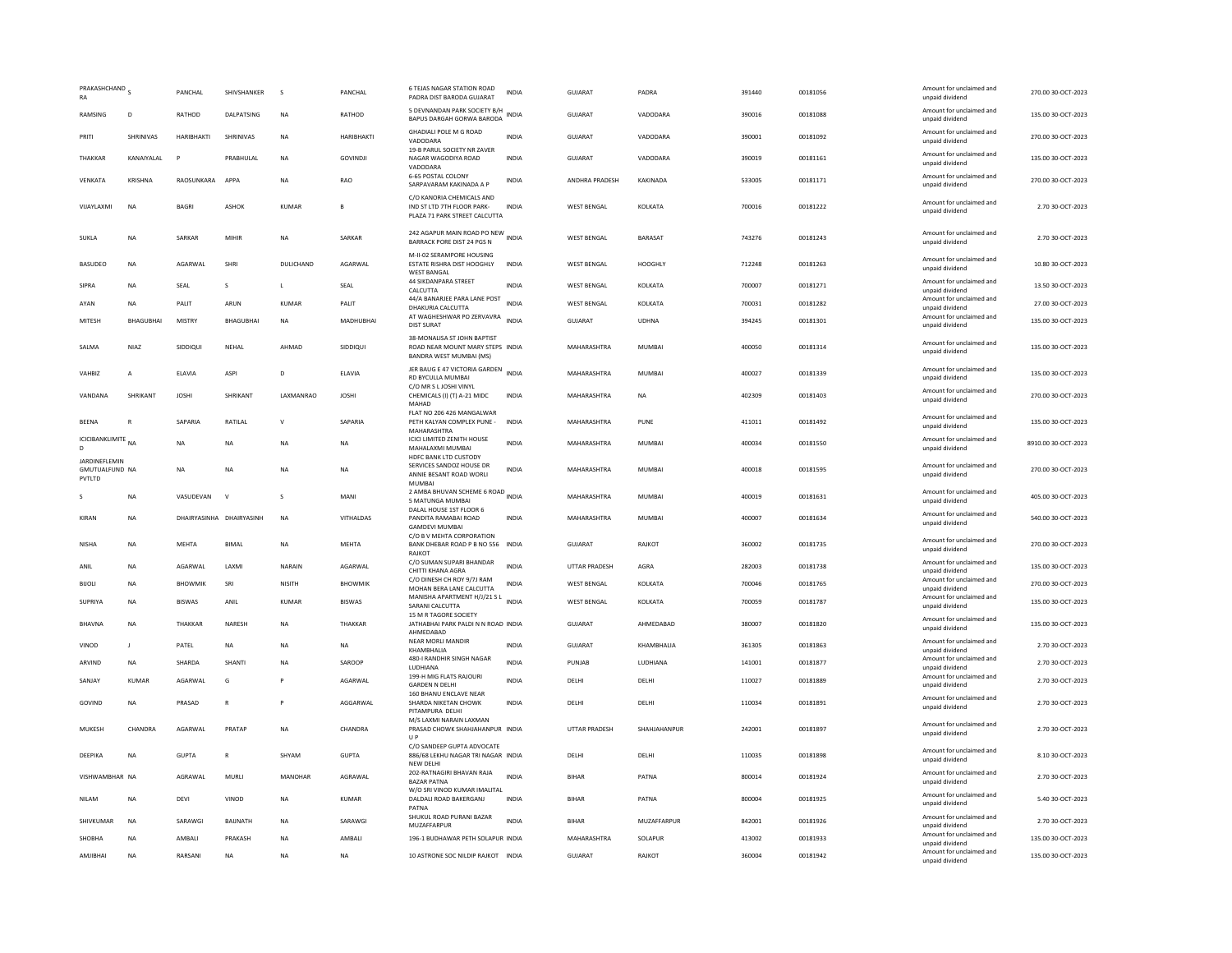| PRAKASHCHANDRA | S | PANCHAL | SHIVSHANKER | S | PANCHAL | 6 TEJAS NAGAR STATION ROAD PADRA DIST BARODA GUJARAT | INDIA | GUJARAT | PADRA | 391440 | 00181056 | Amount for unclaimed and unpaid dividend | 270.00 | 30-OCT-2023 |
|---|---|---|---|---|---|---|---|---|---|---|---|---|---|---|
| RAMSING | D | RATHOD | DALPATSING | NA | RATHOD | 5 DEVNANDAN PARK SOCIETY B/H BAPUS DARGAH GORWA BARODA | INDIA | GUJARAT | VADODARA | 390016 | 00181088 | Amount for unclaimed and unpaid dividend | 135.00 | 30-OCT-2023 |
| PRITI | SHRINIVAS | HARIBHAKTI | SHRINIVAS | NA | HARIBHAKTI | GHADIALI POLE M G ROAD VADODARA | INDIA | GUJARAT | VADODARA | 390001 | 00181092 | Amount for unclaimed and unpaid dividend | 270.00 | 30-OCT-2023 |
| THAKKAR | KANAIYALAL | P | PRABHULAL | NA | GOVINDJI | 19-B PARUL SOCIETY NR ZAVER NAGAR WAGODIYA ROAD VADODARA | INDIA | GUJARAT | VADODARA | 390019 | 00181161 | Amount for unclaimed and unpaid dividend | 135.00 | 30-OCT-2023 |
| VENKATA | KRISHNA | RAOSUNKARA | APPA | NA | RAO | 6-65 POSTAL COLONY SARPAVARAM KAKINADA A P | INDIA | ANDHRA PRADESH | KAKINADA | 533005 | 00181171 | Amount for unclaimed and unpaid dividend | 270.00 | 30-OCT-2023 |
| VIJAYLAXMI | NA | BAGRI | ASHOK | KUMAR | B | C/O KANORIA CHEMICALS AND IND ST LTD 7TH FLOOR PARK-PLAZA 71 PARK STREET CALCUTTA | INDIA | WEST BENGAL | KOLKATA | 700016 | 00181222 | Amount for unclaimed and unpaid dividend | 2.70 | 30-OCT-2023 |
| SUKLA | NA | SARKAR | MIHIR | NA | SARKAR | 242 AGAPUR MAIN ROAD PO NEW BARRACK PORE DIST 24 PGS N | INDIA | WEST BENGAL | BARASAT | 743276 | 00181243 | Amount for unclaimed and unpaid dividend | 2.70 | 30-OCT-2023 |
| BASUDEO | NA | AGARWAL | SHRI | DULICHAND | AGARWAL | M-II-02 SERAMPORE HOUSING ESTATE RISHRA DIST HOOGHLY WEST BANGAL | INDIA | WEST BENGAL | HOOGHLY | 712248 | 00181263 | Amount for unclaimed and unpaid dividend | 10.80 | 30-OCT-2023 |
| SIPRA | NA | SEAL | S | L | SEAL | 44 SIKDANPARA STREET CALCUTTA | INDIA | WEST BENGAL | KOLKATA | 700007 | 00181271 | Amount for unclaimed and unpaid dividend | 13.50 | 30-OCT-2023 |
| AYAN | NA | PALIT | ARUN | KUMAR | PALIT | 44/A BANARJEE PARA LANE POST DHAKURIA CALCUTTA | INDIA | WEST BENGAL | KOLKATA | 700031 | 00181282 | Amount for unclaimed and unpaid dividend | 27.00 | 30-OCT-2023 |
| MITESH | BHAGUBHAI | MISTRY | BHAGUBHAI | NA | MADHUBHAI | AT WAGHESHWAR PO ZERVAVRA DIST SURAT | INDIA | GUJARAT | UDHNA | 394245 | 00181301 | Amount for unclaimed and unpaid dividend | 135.00 | 30-OCT-2023 |
| SALMA | NIAZ | SIDDIQUI | NEHAL | AHMAD | SIDDIQUI | 38-MONALISA ST JOHN BAPTIST ROAD NEAR MOUNT MARY STEPS BANDRA WEST MUMBAI (MS) | INDIA | MAHARASHTRA | MUMBAI | 400050 | 00181314 | Amount for unclaimed and unpaid dividend | 135.00 | 30-OCT-2023 |
| VAHBIZ | A | ELAVIA | ASPI | D | ELAVIA | JER BAUG E 47 VICTORIA GARDEN RD BYCULLA MUMBAI | INDIA | MAHARASHTRA | MUMBAI | 400027 | 00181339 | Amount for unclaimed and unpaid dividend | 135.00 | 30-OCT-2023 |
| VANDANA | SHRIKANT | JOSHI | SHRIKANT | LAXMANRAO | JOSHI | C/O MR S L JOSHI VINYL CHEMICALS (I) (T) A-21 MIDC MAHAD | INDIA | MAHARASHTRA | NA | 402309 | 00181403 | Amount for unclaimed and unpaid dividend | 270.00 | 30-OCT-2023 |
| BEENA | R | SAPARIA | RATILAL | V | SAPARIA | FLAT NO 206 426 MANGALWAR PETH KALYAN COMPLEX PUNE - MAHARASHTRA | INDIA | MAHARASHTRA | PUNE | 411011 | 00181492 | Amount for unclaimed and unpaid dividend | 135.00 | 30-OCT-2023 |
| ICICIBANKLIMITED | NA | NA | NA | NA | NA | ICICI LIMITED ZENITH HOUSE MAHALAXMI MUMBAI | INDIA | MAHARASHTRA | MUMBAI | 400034 | 00181550 | Amount for unclaimed and unpaid dividend | 8910.00 | 30-OCT-2023 |
| JARDINEFLEMINGMUTUALFUND PVTLTD | NA | NA | NA | NA | NA | HDFC BANK LTD CUSTODY SERVICES SANDOZ HOUSE DR ANNIE BESANT ROAD WORLI MUMBAI | INDIA | MAHARASHTRA | MUMBAI | 400018 | 00181595 | Amount for unclaimed and unpaid dividend | 270.00 | 30-OCT-2023 |
| S | NA | VASUDEVAN | V | S | MANI | 2 AMBA BHUVAN SCHEME 6 ROAD 5 MATUNGA MUMBAI | INDIA | MAHARASHTRA | MUMBAI | 400019 | 00181631 | Amount for unclaimed and unpaid dividend | 405.00 | 30-OCT-2023 |
| KIRAN | NA | DHAIRYASINHA | DHAIRYASINH | NA | VITHALDAS | DALAL HOUSE 1ST FLOOR 6 PANDITA RAMABAI ROAD GAMDEVI MUMBAI | INDIA | MAHARASHTRA | MUMBAI | 400007 | 00181634 | Amount for unclaimed and unpaid dividend | 540.00 | 30-OCT-2023 |
| NISHA | NA | MEHTA | BIMAL | NA | MEHTA | C/O B V MEHTA CORPORATION BANK DHEBAR ROAD P B NO 556 RAJKOT | INDIA | GUJARAT | RAJKOT | 360002 | 00181735 | Amount for unclaimed and unpaid dividend | 270.00 | 30-OCT-2023 |
| ANIL | NA | AGARWAL | LAXMI | NARAIN | AGARWAL | C/O SUMAN SUPARI BHANDAR CHITTI KHANA AGRA | INDIA | UTTAR PRADESH | AGRA | 282003 | 00181738 | Amount for unclaimed and unpaid dividend | 135.00 | 30-OCT-2023 |
| BIJOLI | NA | BHOWMIK | SRI | NISITH | BHOWMIK | C/O DINESH CH ROY 9/7J RAM MOHAN BERA LANE CALCUTTA | INDIA | WEST BENGAL | KOLKATA | 700046 | 00181765 | Amount for unclaimed and unpaid dividend | 270.00 | 30-OCT-2023 |
| SUPRIYA | NA | BISWAS | ANIL | KUMAR | BISWAS | MANISHA APARTMENT H/J/21 S L SARANI CALCUTTA | INDIA | WEST BENGAL | KOLKATA | 700059 | 00181787 | Amount for unclaimed and unpaid dividend | 135.00 | 30-OCT-2023 |
| BHAVNA | NA | THAKKAR | NARESH | NA | THAKKAR | 15 M R TAGORE SOCIETY JATHABHAI PARK PALDI N N ROAD AHMEDABAD | INDIA | GUJARAT | AHMEDABAD | 380007 | 00181820 | Amount for unclaimed and unpaid dividend | 135.00 | 30-OCT-2023 |
| VINOD | J | PATEL | NA | NA | NA | NEAR MORLI MANDIR KHAMBHALIA | INDIA | GUJARAT | KHAMBHALIA | 361305 | 00181863 | Amount for unclaimed and unpaid dividend | 2.70 | 30-OCT-2023 |
| ARVIND | NA | SHARDA | SHANTI | NA | SAROOP | 480-I RANDHIR SINGH NAGAR LUDHIANA | INDIA | PUNJAB | LUDHIANA | 141001 | 00181877 | Amount for unclaimed and unpaid dividend | 2.70 | 30-OCT-2023 |
| SANJAY | KUMAR | AGARWAL | G | P | AGARWAL | 199-H MIG FLATS RAJOURI GARDEN N DELHI | INDIA | DELHI | DELHI | 110027 | 00181889 | Amount for unclaimed and unpaid dividend | 2.70 | 30-OCT-2023 |
| GOVIND | NA | PRASAD | R | P | AGGARWAL | 160 BHANU ENCLAVE NEAR SHARDA NIKETAN CHOWK PITAMPURA DELHI | INDIA | DELHI | DELHI | 110034 | 00181891 | Amount for unclaimed and unpaid dividend | 2.70 | 30-OCT-2023 |
| MUKESH | CHANDRA | AGARWAL | PRATAP | NA | CHANDRA | M/S LAXMI NARAIN LAXMAN PRASAD CHOWK SHAHJAHANPUR U P | INDIA | UTTAR PRADESH | SHAHJAHANPUR | 242001 | 00181897 | Amount for unclaimed and unpaid dividend | 2.70 | 30-OCT-2023 |
| DEEPIKA | NA | GUPTA | R | SHYAM | GUPTA | C/O SANDEEP GUPTA ADVOCATE 886/68 LEKHU NAGAR TRI NAGAR NEW DELHI | INDIA | DELHI | DELHI | 110035 | 00181898 | Amount for unclaimed and unpaid dividend | 8.10 | 30-OCT-2023 |
| VISHWAMBHAR | NA | AGRAWAL | MURLI | MANOHAR | AGRAWAL | 202-RATNAGIRI BHAVAN RAJA BAZAR PATNA | INDIA | BIHAR | PATNA | 800014 | 00181924 | Amount for unclaimed and unpaid dividend | 2.70 | 30-OCT-2023 |
| NILAM | NA | DEVI | VINOD | NA | KUMAR | W/O SRI VINOD KUMAR IMALITAL DALDALI ROAD BAKERGANJ PATNA | INDIA | BIHAR | PATNA | 800004 | 00181925 | Amount for unclaimed and unpaid dividend | 5.40 | 30-OCT-2023 |
| SHIVKUMAR | NA | SARAWGI | BAIJNATH | NA | SARAWGI | SHUKUL ROAD PURANI BAZAR MUZAFFARPUR | INDIA | BIHAR | MUZAFFARPUR | 842001 | 00181926 | Amount for unclaimed and unpaid dividend | 2.70 | 30-OCT-2023 |
| SHOBHA | NA | AMBALI | PRAKASH | NA | AMBALI | 196-1 BUDHAWAR PETH SOLAPUR | INDIA | MAHARASHTRA | SOLAPUR | 413002 | 00181933 | Amount for unclaimed and unpaid dividend | 135.00 | 30-OCT-2023 |
| AMJIBHAI | NA | RARSANI | NA | NA | NA | 10 ASTRONE SOC NILDIP RAJKOT | INDIA | GUJARAT | RAJKOT | 360004 | 00181942 | Amount for unclaimed and unpaid dividend | 135.00 | 30-OCT-2023 |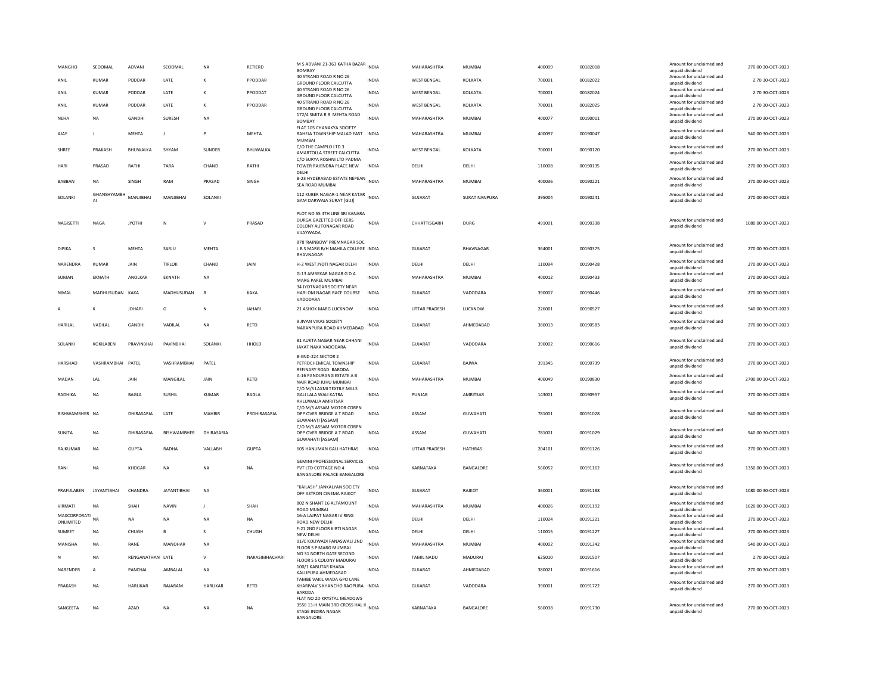| MANGHO | SEOOMAL | ADVANI | SEOOMAL | NA | RETIERD | M S ADVANI 21-363 KATHA BAZAR BOMBAY | INDIA | MAHARASHTRA | MUMBAI | 400009 | 00182018 | Amount for unclaimed and unpaid dividend | 270.00 | 30-OCT-2023 |
|---|---|---|---|---|---|---|---|---|---|---|---|---|---|---|
| ANIL | KUMAR | PODDAR | LATE | K | PPODDAR | 40 STRAND ROAD R NO 26 GROUND FLOOR CALCUTTA | INDIA | WEST BENGAL | KOLKATA | 700001 | 00182022 | Amount for unclaimed and unpaid dividend | 2.70 | 30-OCT-2023 |
| ANIL | KUMAR | PODDAR | LATE | K | PPODDAT | 40 STRAND ROAD R NO 26 GROUND FLOOR CALCUTTA | INDIA | WEST BENGAL | KOLKATA | 700001 | 00182024 | Amount for unclaimed and unpaid dividend | 2.70 | 30-OCT-2023 |
| ANIL | KUMAR | PODDAR | LATE | K | PPODDAR | 40 STRAND ROAD R NO 26 GROUND FLOOR CALCUTTA | INDIA | WEST BENGAL | KOLKATA | 700001 | 00182025 | Amount for unclaimed and unpaid dividend | 2.70 | 30-OCT-2023 |
| NEHA | NA | GANDHI | SURESH | NA | | 172/4 SMITA R B MEHTA ROAD BOMBAY | INDIA | MAHARASHTRA | MUMBAI | 400077 | 00190011 | Amount for unclaimed and unpaid dividend | 270.00 | 30-OCT-2023 |
| AJAY | J | MEHTA | J | P | MEHTA | FLAT 105 CHANAKYA SOCIETY RAHEJA TOWNSHIP MALAD EAST MUMBAI | INDIA | MAHARASHTRA | MUMBAI | 400097 | 00190047 | Amount for unclaimed and unpaid dividend | 540.00 | 30-OCT-2023 |
| SHREE | PRAKASH | BHUWALKA | SHYAM | SUNDER | BHUWALKA | C/O THE CAMPLO LTD 3 AMARTOLLA STREET CALCUTTA | INDIA | WEST BENGAL | KOLKATA | 700001 | 00190120 | Amount for unclaimed and unpaid dividend | 270.00 | 30-OCT-2023 |
| HARI | PRASAD | RATHI | TARA | CHAND | RATHI | C/O SURYA ROSHNI LTD PADMA TOWER RAJENDRA PLACE NEW DELHI | INDIA | DELHI | DELHI | 110008 | 00190135 | Amount for unclaimed and unpaid dividend | 270.00 | 30-OCT-2023 |
| BABBAN | NA | SINGH | RAM | PRASAD | SINGH | B-23 HYDERABAD ESTATE NEPEAN SEA ROAD MUMBAI | INDIA | MAHARASHTRA | MUMBAI | 400036 | 00190221 | Amount for unclaimed and unpaid dividend | 270.00 | 30-OCT-2023 |
| SOLANKI | GHANSHYAMBHAI | MANJIBHAI | MANJIBHAI | SOLANKI | | 112 KUBER NAGAR-1 NEAR KATAR GAM DARWAJA SURAT [GUJ] | INDIA | GUJARAT | SURAT NANPURA | 395004 | 00190241 | Amount for unclaimed and unpaid dividend | 270.00 | 30-OCT-2023 |
| NAGISETTI | NAGA | JYOTHI | N | V | PRASAD | PLOT NO 55 4TH LINE SRI KANARA DURGA GAZETTED OFFICERS COLONY AUTONAGAR ROAD VIJAYWADA | INDIA | CHHATTISGARH | DURG | 491001 | 00190338 | Amount for unclaimed and unpaid dividend | 1080.00 | 30-OCT-2023 |
| DIPIKA | S | MEHTA | SARJU | MEHTA | | 878 'RAINBOW' PREMNAGAR SOC L B S MARG B/H MAHILA COLLEGE BHAVNAGAR | INDIA | GUJARAT | BHAVNAGAR | 364001 | 00190375 | Amount for unclaimed and unpaid dividend | 270.00 | 30-OCT-2023 |
| NARENDRA | KUMAR | JAIN | TIRLOK | CHAND | JAIN | H-2 WEST JYOTI NAGAR DELHI | INDIA | DELHI | DELHI | 110094 | 00190428 | Amount for unclaimed and unpaid dividend | 270.00 | 30-OCT-2023 |
| SUMAN | EKNATH | ANOLKAR | EKNATH | NA | | G-13 AMBEKAR NAGAR G D A MARG PAREL MUMBAI | INDIA | MAHARASHTRA | MUMBAI | 400012 | 00190433 | Amount for unclaimed and unpaid dividend | 270.00 | 30-OCT-2023 |
| NIMAL | MADHUSUDAN | KAKA | MADHUSUDAN | B | KAKA | 34 JYOTNAGAR SOCIETY NEAR HARI OM NAGAR RACE COURSE VADODARA | INDIA | GUJARAT | VADODARA | 390007 | 00190446 | Amount for unclaimed and unpaid dividend | 270.00 | 30-OCT-2023 |
| A | K | JOHARI | G | N | JAHARI | 21 ASHOK MARG LUCKNOW | INDIA | UTTAR PRADESH | LUCKNOW | 226001 | 00190527 | Amount for unclaimed and unpaid dividend | 540.00 | 30-OCT-2023 |
| HARILAL | VADILAL | GANDHI | VADILAL | NA | RETD | 9 JIVAN VIKAS SOCIETY NARANPURA ROAD AHMEDABAD | INDIA | GUJARAT | AHMEDABAD | 380013 | 00190583 | Amount for unclaimed and unpaid dividend | 270.00 | 30-OCT-2023 |
| SOLANKI | KOKILABEN | PRAVINBHAI | PAVINBHAI | SOLANKI | HHOLD | 81 AUKTA NAGAR NEAR CHHANI JAKAT NAKA VADODARA | INDIA | GUJARAT | VADODARA | 390002 | 00190616 | Amount for unclaimed and unpaid dividend | 270.00 | 30-OCT-2023 |
| HARSHAD | VASHRAMBHAI | PATEL | VASHRAMBHAI | PATEL | | B-IIND-224 SECTOR 2 PETROCHEMICAL TOWNSHIP REFINARY ROAD BARODA | INDIA | GUJARAT | BAJWA | 391345 | 00190739 | Amount for unclaimed and unpaid dividend | 270.00 | 30-OCT-2023 |
| MADAN | LAL | JAIN | MANGILAL | JAIN | RETD | A-16 PANDURANG ESTATE A B NAIR ROAD JUHU MUMBAI | INDIA | MAHARASHTRA | MUMBAI | 400049 | 00190830 | Amount for unclaimed and unpaid dividend | 2700.00 | 30-OCT-2023 |
| RADHIKA | NA | BAGLA | SUSHIL | KUMAR | BAGLA | C/O M/S LAXMI TEXTILE MILLS GALI LALA WALI KATRA AHLUWALIA AMRITSAR | INDIA | PUNJAB | AMRITSAR | 143001 | 00190957 | Amount for unclaimed and unpaid dividend | 270.00 | 30-OCT-2023 |
| BISHWAMBHER | NA | DHIRASARIA | LATE | MAHBIR | PRDHIRASARIA | C/O M/S ASSAM MOTOR CORPN OPP OVER BRIDGE A T ROAD GUWAHATI [ASSAM] | INDIA | ASSAM | GUWAHATI | 781001 | 00191028 | Amount for unclaimed and unpaid dividend | 540.00 | 30-OCT-2023 |
| SUNITA | NA | DHIRASARIA | BISHWAMBHER | DHIRASARIA | | C/O M/S ASSAM MOTOR CORPN OPP OVER BRIDGE A T ROAD GUWAHATI [ASSAM] | INDIA | ASSAM | GUWAHATI | 781001 | 00191029 | Amount for unclaimed and unpaid dividend | 540.00 | 30-OCT-2023 |
| RAJKUMAR | NA | GUPTA | RADHA | VALLABH | GUPTA | 605 HANUMAN GALI HATHRAS | INDIA | UTTAR PRADESH | HATHRAS | 204101 | 00191126 | Amount for unclaimed and unpaid dividend | 270.00 | 30-OCT-2023 |
| RANI | NA | KHOGAR | NA | NA | NA | GEMINI PROFESSIONAL SERVICES PVT LTD COTTAGE NO 4 BANGALORE PALACE BANGALORE | INDIA | KARNATAKA | BANGALORE | 560052 | 00191162 | Amount for unclaimed and unpaid dividend | 1350.00 | 30-OCT-2023 |
| PRAFULABEN | JAYANTIBHAI | CHANDRA | JAYANTIBHAI | NA | | "KAILASH" JANKALYAN SOCIETY OFF ASTRON CINEMA RAJKOT | INDIA | GUJARAT | RAJKOT | 360001 | 00191188 | Amount for unclaimed and unpaid dividend | 1080.00 | 30-OCT-2023 |
| VIRMATI | NA | SHAH | NAVIN | J | SHAH | 802 NISHANT 16 ALTAMOUNT ROAD MUMBAI | INDIA | MAHARASHTRA | MUMBAI | 400026 | 00191192 | Amount for unclaimed and unpaid dividend | 1620.00 | 30-OCT-2023 |
| MAXCORPORATI ONLIMITED | NA | NA | NA | NA | NA | 16-A LAJPAT NAGAR IV RING ROAD NEW DELHI | INDIA | DELHI | DELHI | 110024 | 00191221 | Amount for unclaimed and unpaid dividend | 270.00 | 30-OCT-2023 |
| SUMEET | NA | CHUGH | B | S | CHUGH | F-21 2ND FLOOR KIRTI NAGAR NEW DELHI | INDIA | DELHI | DELHI | 110015 | 00191227 | Amount for unclaimed and unpaid dividend | 270.00 | 30-OCT-2023 |
| MANISHA | NA | RANE | MANOHAR | NA | | 91/C KOLIWADI FANASWALI 2ND FLOOR S P MARG MUMBAI | INDIA | MAHARASHTRA | MUMBAI | 400002 | 00191342 | Amount for unclaimed and unpaid dividend | 540.00 | 30-OCT-2023 |
| N | NA | RENGANATHAN | LATE | V | NARASIMHACHARI | NO 31 NORTH GATE SECOND FLOOR S S COLONY MADURAI | INDIA | TAMIL NADU | MADURAI | 625010 | 00191507 | Amount for unclaimed and unpaid dividend | 2.70 | 30-OCT-2023 |
| NARENDER | A | PANCHAL | AMBALAL | NA | | 100/1 KABUTAR KHANA KALUPURA AHMEDABAD | INDIA | GUJARAT | AHMEDABAD | 380021 | 00191616 | Amount for unclaimed and unpaid dividend | 270.00 | 30-OCT-2023 |
| PRAKASH | NA | HARLIKAR | RAJARAM | HARLIKAR | RETD | TAMBE VAKIL WADA GPO LANE KHARIVAV'S KHANCHO RAOPURA BARODA | INDIA | GUJARAT | VADODARA | 390001 | 00191722 | Amount for unclaimed and unpaid dividend | 270.00 | 30-OCT-2023 |
| SANGEETA | NA | AZAD | NA | NA | NA | FLAT NO 2D KRYSTAL MEADOWS 3556 13-H MAIN 3RD CROSS HAL II STAGE INDIRA NAGAR BANGALORE | INDIA | KARNATAKA | BANGALORE | 560038 | 00191730 | Amount for unclaimed and unpaid dividend | 270.00 | 30-OCT-2023 |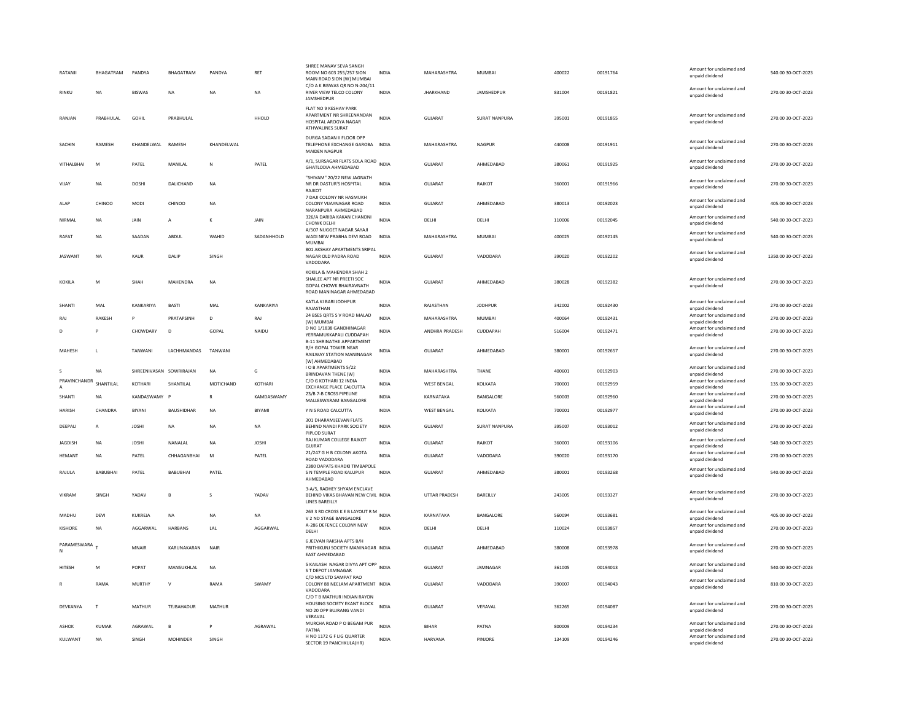| RATANJI | BHAGATRAM | PANDYA | BHAGATRAM | PANDYA | RET | SHREE MANAV SEVA SANGH ROOM NO 603 255/257 SION MAIN ROAD SION [W] MUMBAI | INDIA | MAHARASHTRA | MUMBAI | 400022 | 00191764 | Amount for unclaimed and unpaid dividend | 540.00 | 30-OCT-2023 |
|---|---|---|---|---|---|---|---|---|---|---|---|---|---|---|
| RINKU | NA | BISWAS | NA | NA | NA | C/O A K BISWAS QR NO N-204/11 RIVER VIEW TELCO COLONY JAMSHEDPUR | INDIA | JHARKHAND | JAMSHEDPUR | 831004 | 00191821 | Amount for unclaimed and unpaid dividend | 270.00 | 30-OCT-2023 |
| RANJAN | PRABHULAL | GOHIL | PRABHULAL | | HHOLD | FLAT NO 9 KESHAV PARK APARTMENT NR SHREENANDAN HOSPITAL AROGYA NAGAR ATHWALINES SURAT | INDIA | GUJARAT | SURAT NANPURA | 395001 | 00191855 | Amount for unclaimed and unpaid dividend | 270.00 | 30-OCT-2023 |
| SACHIN | RAMESH | KHANDELWAL | RAMESH | KHANDELWAL | | DURGA SADAN II FLOOR OPP TELEPHONE EXCHANGE GAROBA MAIDEN NAGPUR | INDIA | MAHARASHTRA | NAGPUR | 440008 | 00191911 | Amount for unclaimed and unpaid dividend | 270.00 | 30-OCT-2023 |
| VITHALBHAI | M | PATEL | MANILAL | N | PATEL | A/1, SURSAGAR FLATS SOLA ROAD GHATLODIA AHMEDABAD | INDIA | GUJARAT | AHMEDABAD | 380061 | 00191925 | Amount for unclaimed and unpaid dividend | 270.00 | 30-OCT-2023 |
| VIJAY | NA | DOSHI | DALICHAND | NA | | "SHIVAM" 20/22 NEW JAGNATH NR DR DASTUR'S HOSPITAL RAJKOT | INDIA | GUJARAT | RAJKOT | 360001 | 00191966 | Amount for unclaimed and unpaid dividend | 270.00 | 30-OCT-2023 |
| ALAP | CHINOO | MODI | CHINOO | NA | | 7 DAJI COLONY NR HASMUKH COLONY VIJAYNAGAR ROAD NARANPURA AHMEDABAD | INDIA | GUJARAT | AHMEDABAD | 380013 | 00192023 | Amount for unclaimed and unpaid dividend | 405.00 | 30-OCT-2023 |
| NIRMAL | NA | JAIN | A | K | JAIN | 326/A DARIBA KAKAN CHANDNI CHOWK DELHI | INDIA | DELHI | DELHI | 110006 | 00192045 | Amount for unclaimed and unpaid dividend | 540.00 | 30-OCT-2023 |
| RAFAT | NA | SAADAN | ABDUL | WAHID | SADANHHOLD | A/507 NUGGET NAGAR SAYAJI WADI NEW PRABHA DEVI ROAD MUMBAI | INDIA | MAHARASHTRA | MUMBAI | 400025 | 00192145 | Amount for unclaimed and unpaid dividend | 540.00 | 30-OCT-2023 |
| JASWANT | NA | KAUR | DALIP | SINGH | | 801 AKSHAY APARTMENTS SRIPAL NAGAR OLD PADRA ROAD VADODARA | INDIA | GUJARAT | VADODARA | 390020 | 00192202 | Amount for unclaimed and unpaid dividend | 1350.00 | 30-OCT-2023 |
| KOKILA | M | SHAH | MAHENDRA | NA | | KOKILA & MAHENDRA SHAH 2 SHAILEE APT NR PREETI SOC GOPAL CHOWK BHAIRAVNATH ROAD MANINAGAR AHMEDABAD | INDIA | GUJARAT | AHMEDABAD | 380028 | 00192382 | Amount for unclaimed and unpaid dividend | 270.00 | 30-OCT-2023 |
| SHANTI | MAL | KANKARIYA | BASTI | MAL | KANKARIYA | KATLA KI BARI JODHPUR RAJASTHAN | INDIA | RAJASTHAN | JODHPUR | 342002 | 00192430 | Amount for unclaimed and unpaid dividend | 270.00 | 30-OCT-2023 |
| RAJ | RAKESH | P | PRATAPSINH | D | RAJ | 24 BSES QRTS S V ROAD MALAD [W] MUMBAI | INDIA | MAHARASHTRA | MUMBAI | 400064 | 00192431 | Amount for unclaimed and unpaid dividend | 270.00 | 30-OCT-2023 |
| D | P | CHOWDARY | D | GOPAL | NAIDU | D NO 1/1838 GANDHINAGAR YERRAMUKKAPALI CUDDAPAH | INDIA | ANDHRA PRADESH | CUDDAPAH | 516004 | 00192471 | Amount for unclaimed and unpaid dividend | 270.00 | 30-OCT-2023 |
| MAHESH | L | TANWANI | LACHHMANDAS | TANWANI | | B-11 SHRINATHJI APPARTMENT B/H GOPAL TOWER NEAR RAILWAY STATION MANINAGAR [W] AHMEDABAD | INDIA | GUJARAT | AHMEDABAD | 380001 | 00192657 | Amount for unclaimed and unpaid dividend | 270.00 | 30-OCT-2023 |
| S | NA | SHREENIVASAN | SOWRIRAJAN | NA | G | I O B APARTMENTS S/22 BRINDAVAN THENE (W) | INDIA | MAHARASHTRA | THANE | 400601 | 00192903 | Amount for unclaimed and unpaid dividend | 270.00 | 30-OCT-2023 |
| PRAVINCHANDRA | SHANTILAL | KOTHARI | SHANTILAL | MOTICHAND | KOTHARI | C/O G KOTHARI 12 INDIA EXCHANGE PLACE CALCUTTA | INDIA | WEST BENGAL | KOLKATA | 700001 | 00192959 | Amount for unclaimed and unpaid dividend | 135.00 | 30-OCT-2023 |
| SHANTI | NA | KANDASWAMY | P | R | KAMDASWAMY | 23/B 7-B CROSS PIPELINE MALLESWARAM BANGALORE | INDIA | KARNATAKA | BANGALORE | 560003 | 00192960 | Amount for unclaimed and unpaid dividend | 270.00 | 30-OCT-2023 |
| HARISH | CHANDRA | BIYANI | BAUSHIDHAR | NA | BIYAMI | Y N S ROAD CALCUTTA | INDIA | WEST BENGAL | KOLKATA | 700001 | 00192977 | Amount for unclaimed and unpaid dividend | 270.00 | 30-OCT-2023 |
| DEEPALI | A | JOSHI | NA | NA | NA | 301 DHARAMJEEVAN FLATS BEHIND NANDI PARK SOCIETY PIPLOD SURAT | INDIA | GUJARAT | SURAT NANPURA | 395007 | 00193012 | Amount for unclaimed and unpaid dividend | 270.00 | 30-OCT-2023 |
| JAGDISH | NA | JOSHI | NANALAL | NA | JOSHI | RAJ KUMAR COLLEGE RAJKOT GUJRAT | INDIA | GUJARAT | RAJKOT | 360001 | 00193106 | Amount for unclaimed and unpaid dividend | 540.00 | 30-OCT-2023 |
| HEMANT | NA | PATEL | CHHAGANBHAI | M | PATEL | 21/247 G H B COLONY AKOTA ROAD VADODARA | INDIA | GUJARAT | VADODARA | 390020 | 00193170 | Amount for unclaimed and unpaid dividend | 270.00 | 30-OCT-2023 |
| RAJULA | BABUBHAI | PATEL | BABUBHAI | PATEL | | 2380 DAPATS KHADKI TIMBAPOLE S N TEMPLE ROAD KALUPUR AHMEDABAD | INDIA | GUJARAT | AHMEDABAD | 380001 | 00193268 | Amount for unclaimed and unpaid dividend | 540.00 | 30-OCT-2023 |
| VIKRAM | SINGH | YADAV | B | S | YADAV | 3-A/5, RADHEY SHYAM ENCLAVE BEHIND VIKAS BHAVAN NEW CIVIL LINES BAREILLY | INDIA | UTTAR PRADESH | BAREILLY | 243005 | 00193327 | Amount for unclaimed and unpaid dividend | 270.00 | 30-OCT-2023 |
| MADHU | DEVI | KUKREJA | NA | NA | NA | 263 3 RD CROSS K E B LAYOUT R M V 2 ND STAGE BANGALORE | INDIA | KARNATAKA | BANGALORE | 560094 | 00193681 | Amount for unclaimed and unpaid dividend | 405.00 | 30-OCT-2023 |
| KISHORE | NA | AGGARWAL | HARBANS | LAL | AGGARWAL | A-286 DEFENCE COLONY NEW DELHI | INDIA | DELHI | DELHI | 110024 | 00193857 | Amount for unclaimed and unpaid dividend | 270.00 | 30-OCT-2023 |
| PARAMESWARAN | T | MNAIR | KARUNAKARAN | NAIR | | 6 JEEVAN RAKSHA APTS B/H PRITHIKUNJ SOCIETY MANINAGAR EAST AHMEDABAD | INDIA | GUJARAT | AHMEDABAD | 380008 | 00193978 | Amount for unclaimed and unpaid dividend | 270.00 | 30-OCT-2023 |
| HITESH | M | POPAT | MANSUKHLAL | NA | | 5 KAILASH NAGAR DIVYA APT OPP S T DEPOT JAMNAGAR | INDIA | GUJARAT | JAMNAGAR | 361005 | 00194013 | Amount for unclaimed and unpaid dividend | 540.00 | 30-OCT-2023 |
| R | RAMA | MURTHY | V | RAMA | SWAMY | C/O MCS LTD SAMPAT RAO COLONY 88 NEELAM APARTMENT VADODARA | INDIA | GUJARAT | VADODARA | 390007 | 00194043 | Amount for unclaimed and unpaid dividend | 810.00 | 30-OCT-2023 |
| DEVKANYA | T | MATHUR | TEJBAHADUR | MATHUR | | C/O T B MATHUR INDIAN RAYON HOUSING SOCIETY EKANT BLOCK NO 20 OPP BAJRANG VANDI VERAVAL | INDIA | GUJARAT | VERAVAL | 362265 | 00194087 | Amount for unclaimed and unpaid dividend | 270.00 | 30-OCT-2023 |
| ASHOK | KUMAR | AGRAWAL | B | P | AGRAWAL | MURCHA ROAD P O BEGAM PUR PATNA | INDIA | BIHAR | PATNA | 800009 | 00194234 | Amount for unclaimed and unpaid dividend | 270.00 | 30-OCT-2023 |
| KULWANT | NA | SINGH | MOHINDER | SINGH | | H NO 1172 G F LIG QUARTER SECTOR 19 PANCHKULA(HR) | INDIA | HARYANA | PINJORE | 134109 | 00194246 | Amount for unclaimed and unpaid dividend | 270.00 | 30-OCT-2023 |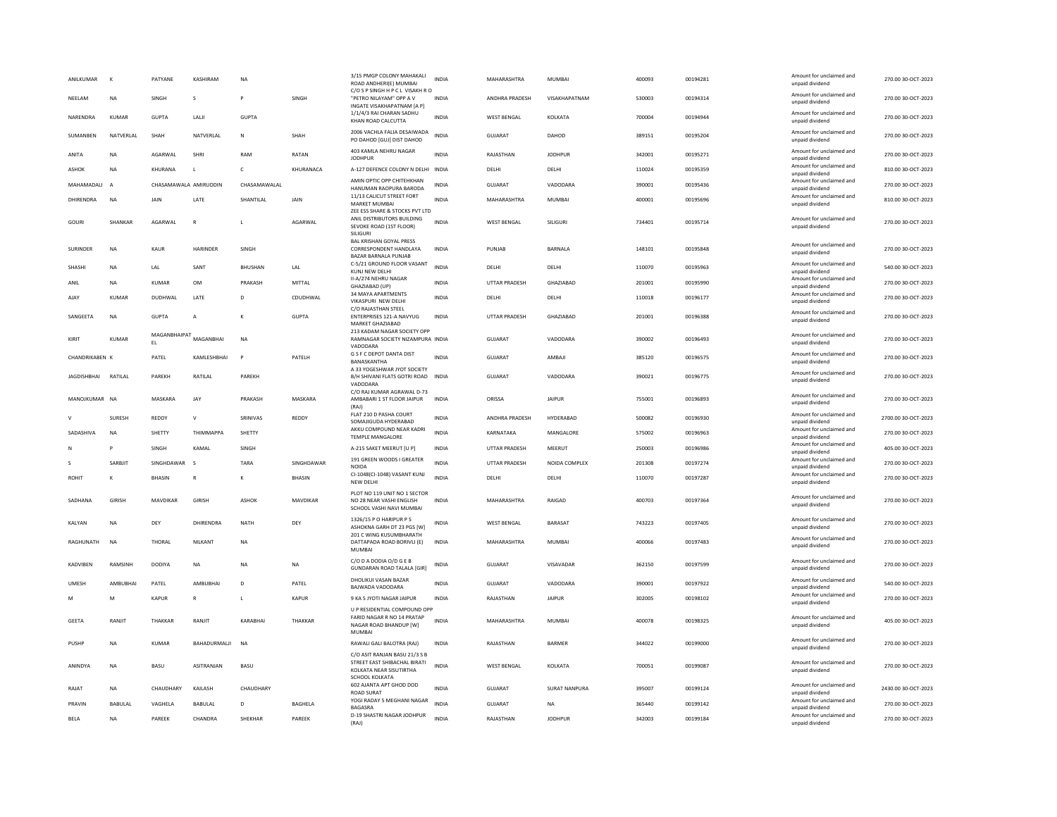| | | | | | | | | | | | | | | |
|---|---|---|---|---|---|---|---|---|---|---|---|---|---|---|
| ANILKUMAR | K | PATYANE | KASHIRAM | NA | | 3/15 PMGP COLONY MAHAKALI ROAD ANDHERI(E) MUMBAI | INDIA | MAHARASHTRA | MUMBAI | 400093 | 00194281 | | Amount for unclaimed and unpaid dividend | 270.00 30-OCT-2023 |
| NEELAM | NA | SINGH | S | P | SINGH | C/O S P SINGH H P C L VISAKH R O "PETRO NILAYAM" OPP A V INGATE VISAKHAPATNAM (A P) | INDIA | ANDHRA PRADESH | VISAKHAPATNAM | 530003 | 00194314 | | Amount for unclaimed and unpaid dividend | 270.00 30-OCT-2023 |
| NARENDRA | KUMAR | GUPTA | LALJI | GUPTA | | 1/1/4/3 RAI CHARAN SADHU KHAN ROAD CALCUTTA | INDIA | WEST BENGAL | KOLKATA | 700004 | 00194944 | | Amount for unclaimed and unpaid dividend | 270.00 30-OCT-2023 |
| SUMANBEN | NATVERLAL | SHAH | NATVERLAL | N | SHAH | 2006 VACHLA FALIA DESAIWADA PO DAHOD [GUJ] DIST DAHOD | INDIA | GUJARAT | DAHOD | 389151 | 00195204 | | Amount for unclaimed and unpaid dividend | 270.00 30-OCT-2023 |
| ANITA | NA | AGARWAL | SHRI | RAM | RATAN | 403 KAMLA NEHRU NAGAR JODHPUR | INDIA | RAJASTHAN | JODHPUR | 342001 | 00195271 | | Amount for unclaimed and unpaid dividend | 270.00 30-OCT-2023 |
| ASHOK | NA | KHURANA | L | C | KHURANACA | A-127 DEFENCE COLONY N DELHI | INDIA | DELHI | DELHI | 110024 | 00195359 | | Amount for unclaimed and unpaid dividend | 810.00 30-OCT-2023 |
| MAHAMADALI | A | CHASAMAWALA | AMIRUDDIN | CHASAMAWALAL | | AMIN OPTIC OPP CHITEHKHAN HANUMAN RAOPURA BARODA | INDIA | GUJARAT | VADODARA | 390001 | 00195436 | | Amount for unclaimed and unpaid dividend | 270.00 30-OCT-2023 |
| DHIRENDRA | NA | JAIN | LATE | SHANTILAL | JAIN | 11/13 CALICUT STREET FORT MARKET MUMBAI | INDIA | MAHARASHTRA | MUMBAI | 400001 | 00195696 | | Amount for unclaimed and unpaid dividend | 810.00 30-OCT-2023 |
| GOURI | SHANKAR | AGARWAL | R | L | AGARWAL | ZEE ESS SHARE & STOCKS PVT LTD ANIL DISTRIBUTORS BUILDING SEVOKE ROAD (1ST FLOOR) SILIGURI | INDIA | WEST BENGAL | SILIGURI | 734401 | 00195714 | | Amount for unclaimed and unpaid dividend | 270.00 30-OCT-2023 |
| SURINDER | NA | KAUR | HARINDER | SINGH | | BAL KRISHAN GOYAL PRESS CORRESPONDENT HANDLAYA BAZAR BARNALA PUNJAB | INDIA | PUNJAB | BARNALA | 148101 | 00195848 | | Amount for unclaimed and unpaid dividend | 270.00 30-OCT-2023 |
| SHASHI | NA | LAL | SANT | BHUSHAN | LAL | C-5/21 GROUND FLOOR VASANT KUNJ NEW DELHI | INDIA | DELHI | DELHI | 110070 | 00195963 | | Amount for unclaimed and unpaid dividend | 540.00 30-OCT-2023 |
| ANIL | NA | KUMAR | OM | PRAKASH | MITTAL | II-A/274 NEHRU NAGAR GHAZIABAD (UP) | INDIA | UTTAR PRADESH | GHAZIABAD | 201001 | 00195990 | | Amount for unclaimed and unpaid dividend | 270.00 30-OCT-2023 |
| AJAY | KUMAR | DUDHWAL | LATE | D | CDUDHWAL | 34 MAYA APARTMENTS VIKASPURI NEW DELHI | INDIA | DELHI | DELHI | 110018 | 00196177 | | Amount for unclaimed and unpaid dividend | 270.00 30-OCT-2023 |
| SANGEETA | NA | GUPTA | A | K | GUPTA | C/O RAJASTHAN STEEL ENTERPRISES 121-A NAVYUG MARKET GHAZIABAD | INDIA | UTTAR PRADESH | GHAZIABAD | 201001 | 00196388 | | Amount for unclaimed and unpaid dividend | 270.00 30-OCT-2023 |
| KIRIT | KUMAR | MAGANBHAIPATEL | MAGANBHAI | NA | | 213 KADAM NAGAR SOCIETY OPP RAMNAGAR SOCIETY NIZAMPURA VADODARA | INDIA | GUJARAT | VADODARA | 390002 | 00196493 | | Amount for unclaimed and unpaid dividend | 270.00 30-OCT-2023 |
| CHANDRIKABEN | K | PATEL | KAMLESHBHAI | P | PATELH | G S F C DEPOT DANTA DIST BANASKANTHA | INDIA | GUJARAT | AMBAJI | 385120 | 00196575 | | Amount for unclaimed and unpaid dividend | 270.00 30-OCT-2023 |
| JAGDISHBHAI | RATILAL | PAREKH | RATILAL | PAREKH | | A 33 YOGESHWAR JYOT SOCIETY B/H SHIVANI FLATS GOTRI ROAD VADODARA | INDIA | GUJARAT | VADODARA | 390021 | 00196775 | | Amount for unclaimed and unpaid dividend | 270.00 30-OCT-2023 |
| MANOJKUMAR | NA | MASKARA | JAY | PRAKASH | MASKARA | C/O RAJ KUMAR AGRAWAL D-73 AMBABARI 1 ST FLOOR JAIPUR (RAJ) | INDIA | ORISSA | JAIPUR | 755001 | 00196893 | | Amount for unclaimed and unpaid dividend | 270.00 30-OCT-2023 |
| V | SURESH | REDDY | V | SRINIVAS | REDDY | FLAT 210 D PASHA COURT SOMAJIGUDA HYDERABAD | INDIA | ANDHRA PRADESH | HYDERABAD | 500082 | 00196930 | | Amount for unclaimed and unpaid dividend | 2700.00 30-OCT-2023 |
| SADASHIVA | NA | SHETTY | THIMMAPPA | SHETTY | | AKKU COMPOUND NEAR KADRI TEMPLE MANGALORE | INDIA | KARNATAKA | MANGALORE | 575002 | 00196963 | | Amount for unclaimed and unpaid dividend | 270.00 30-OCT-2023 |
| N | P | SINGH | KAMAL | SINGH | | A-215 SAKET MEERUT [U P] | INDIA | UTTAR PRADESH | MEERUT | 250003 | 00196986 | | Amount for unclaimed and unpaid dividend | 405.00 30-OCT-2023 |
| S | SARBJIT | SINGHDAWAR | S | TARA | SINGHDAWAR | 191 GREEN WOODS I GREATER NOIDA | INDIA | UTTAR PRADESH | NOIDA COMPLEX | 201308 | 00197274 | | Amount for unclaimed and unpaid dividend | 270.00 30-OCT-2023 |
| ROHIT | K | BHASIN | R | K | BHASIN | CI-1048(CI-1048) VASANT KUNJ NEW DELHI | INDIA | DELHI | DELHI | 110070 | 00197287 | | Amount for unclaimed and unpaid dividend | 270.00 30-OCT-2023 |
| SADHANA | GIRISH | MAVDIKAR | GIRISH | ASHOK | MAVDIKAR | PLOT NO 119 UNIT NO 1 SECTOR NO 28 NEAR VASHI ENGLISH SCHOOL VASHI NAVI MUMBAI | INDIA | MAHARASHTRA | RAIGAD | 400703 | 00197364 | | Amount for unclaimed and unpaid dividend | 270.00 30-OCT-2023 |
| KALYAN | NA | DEY | DHIRENDRA | NATH | DEY | 1326/15 P O HARIPUR P S ASHOKNA GARH DT 23 PGS [W] | INDIA | WEST BENGAL | BARASAT | 743223 | 00197405 | | Amount for unclaimed and unpaid dividend | 270.00 30-OCT-2023 |
| RAGHUNATH | NA | THORAL | NILKANT | NA | | 201 C WING KUSUMBHARATH DATTAPADA ROAD BORIVLI (E) MUMBAI | INDIA | MAHARASHTRA | MUMBAI | 400066 | 00197483 | | Amount for unclaimed and unpaid dividend | 270.00 30-OCT-2023 |
| KADVIBEN | RAMSINH | DODIYA | NA | NA | NA | C/O D A DODIA O/D G E B GUNDARAN ROAD TALALA [GIR] | INDIA | GUJARAT | VISAVADAR | 362150 | 00197599 | | Amount for unclaimed and unpaid dividend | 270.00 30-OCT-2023 |
| UMESH | AMBUBHAI | PATEL | AMBUBHAI | D | PATEL | DHOLIKUI VASAN BAZAR BAJWADA VADODARA | INDIA | GUJARAT | VADODARA | 390001 | 00197922 | | Amount for unclaimed and unpaid dividend | 540.00 30-OCT-2023 |
| M | M | KAPUR | R | L | KAPUR | 9 KA 5 JYOTI NAGAR JAIPUR | INDIA | RAJASTHAN | JAIPUR | 302005 | 00198102 | | Amount for unclaimed and unpaid dividend | 270.00 30-OCT-2023 |
| GEETA | RANJIT | THAKKAR | RANJIT | KARABHAI | THAKKAR | U P RESIDENTIAL COMPOUND OPP FARID NAGAR R NO 14 PRATAP NAGAR ROAD BHANDUP [W] MUMBAI | INDIA | MAHARASHTRA | MUMBAI | 400078 | 00198325 | | Amount for unclaimed and unpaid dividend | 405.00 30-OCT-2023 |
| PUSHP | NA | KUMAR | BAHADURMALJI | NA | | RAWALI GALI BALOTRA (RAJ) | INDIA | RAJASTHAN | BARMER | 344022 | 00199000 | | Amount for unclaimed and unpaid dividend | 270.00 30-OCT-2023 |
| ANINDYA | NA | BASU | ASITRANJAN | BASU | | C/O ASIT RANJAN BASU 21/3 S B STREET EAST SHIBACHAL BIRATI KOLKATA NEAR SISUTIRTHA SCHOOL KOLKATA | INDIA | WEST BENGAL | KOLKATA | 700051 | 00199087 | | Amount for unclaimed and unpaid dividend | 270.00 30-OCT-2023 |
| RAJAT | NA | CHAUDHARY | KAILASH | CHAUDHARY | | 602 AJANTA APT GHOD DOD ROAD SURAT | INDIA | GUJARAT | SURAT NANPURA | 395007 | 00199124 | | Amount for unclaimed and unpaid dividend | 2430.00 30-OCT-2023 |
| PRAVIN | BABULAL | VAGHELA | BABULAL | D | BAGHELA | YOGI RADAY 5 MEGHANI NAGAR BAGASRA | INDIA | GUJARAT | NA | 365440 | 00199142 | | Amount for unclaimed and unpaid dividend | 270.00 30-OCT-2023 |
| BELA | NA | PAREEK | CHANDRA | SHEKHAR | PAREEK | D-19 SHASTRI NAGAR JODHPUR (RAJ) | INDIA | RAJASTHAN | JODHPUR | 342003 | 00199184 | | Amount for unclaimed and unpaid dividend | 270.00 30-OCT-2023 |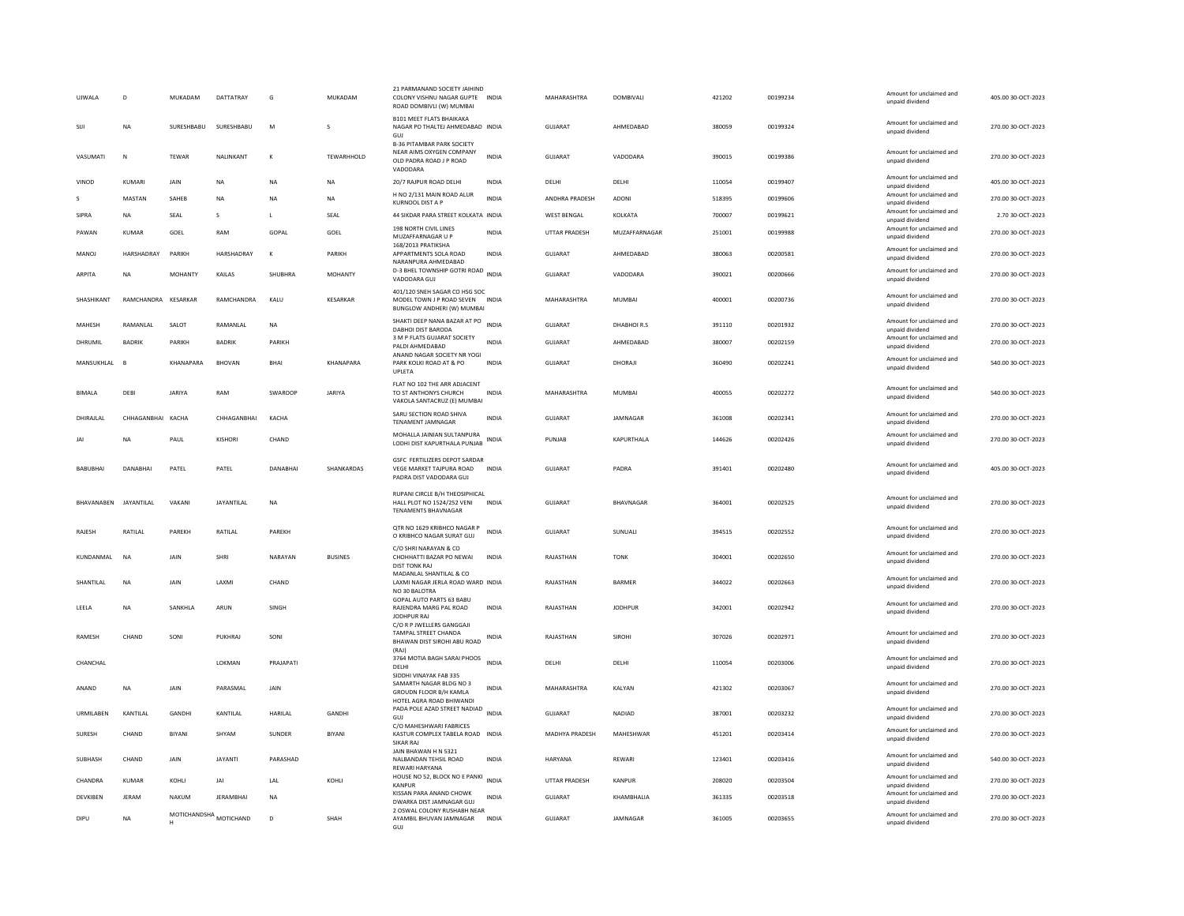| | | | | | | | | | | | | | | | |
|---|---|---|---|---|---|---|---|---|---|---|---|---|---|---|---|
| UJWALA | D | MUKADAM | DATTATRAY | G | MUKADAM | 21 PARMANAND SOCIETY JAIHIND COLONY VISHNU NAGAR GUPTE ROAD DOMBIVLI (W) MUMBAI | INDIA | MAHARASHTRA | DOMBIVALI | 421202 | 00199234 | | Amount for unclaimed and unpaid dividend | 405.00 | 30-OCT-2023 |
| SIJI | NA | SURESHBABU | SURESHBABU | M | S | B101 MEET FLATS BHAIKAKA NAGAR PO THALTEJ AHMEDABAD GUJ | INDIA | GUJARAT | AHMEDABAD | 380059 | 00199324 | | Amount for unclaimed and unpaid dividend | 270.00 | 30-OCT-2023 |
| VASUMATI | N | TEWAR | NALINKANT | K | TEWARHHOLD | B-36 PITAMBAR PARK SOCIETY NEAR AIMS OXYGEN COMPANY OLD PADRA ROAD J P ROAD VADODARA | INDIA | GUJARAT | VADODARA | 390015 | 00199386 | | Amount for unclaimed and unpaid dividend | 270.00 | 30-OCT-2023 |
| VINOD | KUMARI | JAIN | NA | NA | NA | 20/7 RAJPUR ROAD DELHI | INDIA | DELHI | DELHI | 110054 | 00199407 | | Amount for unclaimed and unpaid dividend | 405.00 | 30-OCT-2023 |
| S | MASTAN | SAHEB | NA | NA | NA | H NO 2/131 MAIN ROAD ALUR KURNOOL DIST A P | INDIA | ANDHRA PRADESH | ADONI | 518395 | 00199606 | | Amount for unclaimed and unpaid dividend | 270.00 | 30-OCT-2023 |
| SIPRA | NA | SEAL | S | L | SEAL | 44 SIKDAR PARA STREET KOLKATA | INDIA | WEST BENGAL | KOLKATA | 700007 | 00199621 | | Amount for unclaimed and unpaid dividend | 2.70 | 30-OCT-2023 |
| PAWAN | KUMAR | GOEL | RAM | GOPAL | GOEL | 198 NORTH CIVIL LINES MUZAFFARNAGAR U P | INDIA | UTTAR PRADESH | MUZAFFARNAGAR | 251001 | 00199988 | | Amount for unclaimed and unpaid dividend | 270.00 | 30-OCT-2023 |
| MANOJ | HARSHADRAY | PARIKH | HARSHADRAY | K | PARIKH | 168/2013 PRATIKSHA APPARTMENTS SOLA ROAD NARANPURA AHMEDABAD | INDIA | GUJARAT | AHMEDABAD | 380063 | 00200581 | | Amount for unclaimed and unpaid dividend | 270.00 | 30-OCT-2023 |
| ARPITA | NA | MOHANTY | KAILAS | SHUBHRA | MOHANTY | D-3 BHEL TOWNSHIP GOTRI ROAD VADODARA GUJ | INDIA | GUJARAT | VADODARA | 390021 | 00200666 | | Amount for unclaimed and unpaid dividend | 270.00 | 30-OCT-2023 |
| SHASHIKANT | RAMCHANDRA | KESARKAR | RAMCHANDRA | KALU | KESARKAR | 401/120 SNEH SAGAR CO HSG SOC MODEL TOWN J P ROAD SEVEN BUNGLOW ANDHERI (W) MUMBAI | INDIA | MAHARASHTRA | MUMBAI | 400001 | 00200736 | | Amount for unclaimed and unpaid dividend | 270.00 | 30-OCT-2023 |
| MAHESH | RAMANLAL | SALOT | RAMANLAL | NA | | SHAKTI DEEP NANA BAZAR AT PO DABHOI DIST BARODA | INDIA | GUJARAT | DHABHOI R.S | 391110 | 00201932 | | Amount for unclaimed and unpaid dividend | 270.00 | 30-OCT-2023 |
| DHRUMIL | BADRIK | PARIKH | BADRIK | PARIKH | | 3 M P FLATS GUJARAT SOCIETY PALDI AHMEDABAD | INDIA | GUJARAT | AHMEDABAD | 380007 | 00202159 | | Amount for unclaimed and unpaid dividend | 270.00 | 30-OCT-2023 |
| MANSUKHLAL | B | KHANAPARA | BHOVAN | BHAI | KHANAPARA | ANAND NAGAR SOCIETY NR YOGI PARK KOLKI ROAD AT & PO UPLETA | INDIA | GUJARAT | DHORAJI | 360490 | 00202241 | | Amount for unclaimed and unpaid dividend | 540.00 | 30-OCT-2023 |
| BIMALA | DEBI | JARIYA | RAM | SWAROOP | JARIYA | FLAT NO 102 THE ARR ADJACENT TO ST ANTHONYS CHURCH VAKOLA SANTACRUZ (E) MUMBAI | INDIA | MAHARASHTRA | MUMBAI | 400055 | 00202272 | | Amount for unclaimed and unpaid dividend | 540.00 | 30-OCT-2023 |
| DHIRAJLAL | CHHAGANBHAI | KACHA | CHHAGANBHAI | KACHA | | SARU SECTION ROAD SHIVA TENAMENT JAMNAGAR | INDIA | GUJARAT | JAMNAGAR | 361008 | 00202341 | | Amount for unclaimed and unpaid dividend | 270.00 | 30-OCT-2023 |
| JAI | NA | PAUL | KISHORI | CHAND | | MOHALLA JAINIAN SULTANPURA LODHI DIST KAPURTHALA PUNJAB | INDIA | PUNJAB | KAPURTHALA | 144626 | 00202426 | | Amount for unclaimed and unpaid dividend | 270.00 | 30-OCT-2023 |
| BABUBHAI | DANABHAI | PATEL | PATEL | DANABHAI | SHANKARDAS | GSFC FERTILIZERS DEPOT SARDAR VEGE MARKET TAJPURA ROAD PADRA DIST VADODARA GUJ | INDIA | GUJARAT | PADRA | 391401 | 00202480 | | Amount for unclaimed and unpaid dividend | 405.00 | 30-OCT-2023 |
| BHAVANABEN | JAYANTILAL | VAKANI | JAYANTILAL | NA | | RUPANI CIRCLE B/H THEOSIPHICAL HALL PLOT NO 1524/252 VENI TENAMENTS BHAVNAGAR | INDIA | GUJARAT | BHAVNAGAR | 364001 | 00202525 | | Amount for unclaimed and unpaid dividend | 270.00 | 30-OCT-2023 |
| RAJESH | RATILAL | PAREKH | RATILAL | PAREKH | | QTR NO 1629 KRIBHCO NAGAR P O KRIBHCO NAGAR SURAT GUJ | INDIA | GUJARAT | SUNUALI | 394515 | 00202552 | | Amount for unclaimed and unpaid dividend | 270.00 | 30-OCT-2023 |
| KUNDANMAL | NA | JAIN | SHRI | NARAYAN | BUSINES | C/O SHRI NARAYAN & CO CHOHHATTI BAZAR PO NEWAI DIST TONK RAJ | INDIA | RAJASTHAN | TONK | 304001 | 00202650 | | Amount for unclaimed and unpaid dividend | 270.00 | 30-OCT-2023 |
| SHANTILAL | NA | JAIN | LAXMI | CHAND | | MADANLAL SHANTILAL & CO LAXMI NAGAR JERLA ROAD WARD NO 30 BALOTRA | INDIA | RAJASTHAN | BARMER | 344022 | 00202663 | | Amount for unclaimed and unpaid dividend | 270.00 | 30-OCT-2023 |
| LEELA | NA | SANKHLA | ARUN | SINGH | | GOPAL AUTO PARTS 63 BABU RAJENDRA MARG PAL ROAD JODHPUR RAJ | INDIA | RAJASTHAN | JODHPUR | 342001 | 00202942 | | Amount for unclaimed and unpaid dividend | 270.00 | 30-OCT-2023 |
| RAMESH | CHAND | SONI | PUKHRAJ | SONI | | C/O R P JWELLERS GANGGAJI TAMPAL STREET CHANDA BHAWAN DIST SIROHI ABU ROAD (RAJ) | INDIA | RAJASTHAN | SIROHI | 307026 | 00202971 | | Amount for unclaimed and unpaid dividend | 270.00 | 30-OCT-2023 |
| CHANCHAL | | | LOKMAN | PRAJAPATI | | 3764 MOTIA BAGH SARAI PHOOS DELHI | INDIA | DELHI | DELHI | 110054 | 00203006 | | Amount for unclaimed and unpaid dividend | 270.00 | 30-OCT-2023 |
| ANAND | NA | JAIN | PARASMAL | JAIN | | SIDDHI VINAYAK FAB 335 SAMARTH NAGAR BLDG NO 3 GROUDN FLOOR B/H KAMLA HOTEL AGRA ROAD BHIWANDI | INDIA | MAHARASHTRA | KALYAN | 421302 | 00203067 | | Amount for unclaimed and unpaid dividend | 270.00 | 30-OCT-2023 |
| URMILABEN | KANTILAL | GANDHI | KANTILAL | HARILAL | GANDHI | PADA POLE AZAD STREET NADIAD GUJ | INDIA | GUJARAT | NADIAD | 387001 | 00203232 | | Amount for unclaimed and unpaid dividend | 270.00 | 30-OCT-2023 |
| SURESH | CHAND | BIYANI | SHYAM | SUNDER | BIYANI | C/O MAHESHWARI FABRICES KASTUR COMPLEX TABELA ROAD SIKAR RAJ | INDIA | MADHYA PRADESH | MAHESHWAR | 451201 | 00203414 | | Amount for unclaimed and unpaid dividend | 270.00 | 30-OCT-2023 |
| SUBHASH | CHAND | JAIN | JAYANTI | PARASHAD | | JAIN BHAWAN H N 5321 NALBANDAN TEHSIL ROAD REWARI HARYANA | INDIA | HARYANA | REWARI | 123401 | 00203416 | | Amount for unclaimed and unpaid dividend | 540.00 | 30-OCT-2023 |
| CHANDRA | KUMAR | KOHLI | JAI | LAL | KOHLI | HOUSE NO 52, BLOCK NO E PANKI KANPUR | INDIA | UTTAR PRADESH | KANPUR | 208020 | 00203504 | | Amount for unclaimed and unpaid dividend | 270.00 | 30-OCT-2023 |
| DEVKIBEN | JERAM | NAKUM | JERAMBHAI | NA | | KISSAN PARA ANAND CHOWK DWARKA DIST JAMNAGAR GUJ | INDIA | GUJARAT | KHAMBHALIA | 361335 | 00203518 | | Amount for unclaimed and unpaid dividend | 270.00 | 30-OCT-2023 |
| DIPU | NA | MOTICHANDSHAH | MOTICHAND | D | SHAH | 2 OSWAL COLONY RUSHABH NEAR AYAMBIL BHUVAN JAMNAGAR GUJ | INDIA | GUJARAT | JAMNAGAR | 361005 | 00203655 | | Amount for unclaimed and unpaid dividend | 270.00 | 30-OCT-2023 |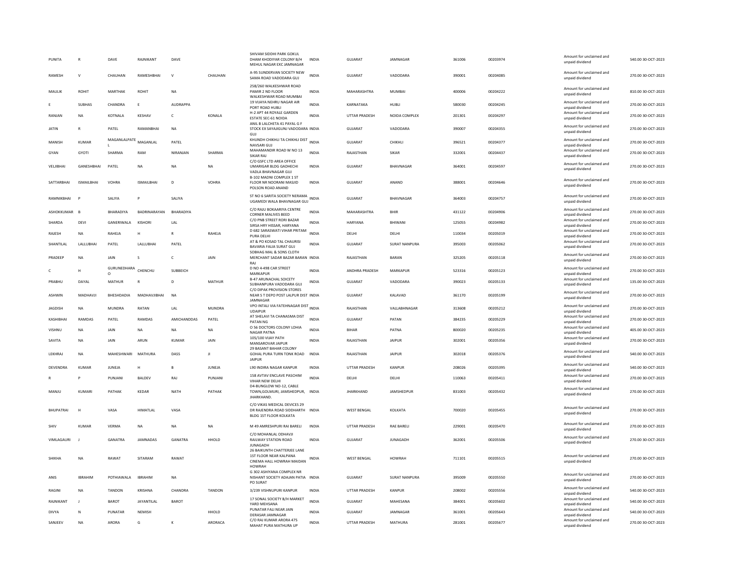| PUNITA | R | DAVE | RAJNIKANT | DAVE | | SHIVAM SIDDHI PARK GOKUL DHAM KHODIYAR COLONY B/H MEHUL NAGAR EXC JAMNAGAR | INDIA | GUJARAT | JAMNAGAR | 361006 | 00203974 | Amount for unclaimed and unpaid dividend | 540.00 | 30-OCT-2023 |
|---|---|---|---|---|---|---|---|---|---|---|---|---|---|---|
| RAMESH | V | CHAUHAN | RAMESHBHAI | V | CHAUHAN | A-95 SUNDERVAN SOCIETY NEW SAMA ROAD VADODARA GUJ | INDIA | GUJARAT | VADODARA | 390001 | 00204085 | Amount for unclaimed and unpaid dividend | 270.00 | 30-OCT-2023 |
| MAULIK | ROHIT | MARTHAK | ROHIT | NA | | 258/260 WALKESHWAR ROAD PAMIR 2 ND FLOOR WALKESHWAR ROAD MUMBAI | INDIA | MAHARASHTRA | MUMBAI | 400006 | 00204222 | Amount for unclaimed and unpaid dividend | 810.00 | 30-OCT-2023 |
| E | SUBHAS | CHANDRA | E | AUDRAPPA | | 19 VIJAYA NEHRU NAGAR AIR PORT ROAD HUBLI | INDIA | KARNATAKA | HUBLI | 580030 | 00204245 | Amount for unclaimed and unpaid dividend | 270.00 | 30-OCT-2023 |
| RANJAN | NA | KOTNALA | KESHAV | C | KONALA | H-2 APT 44 ROYALE GARDEN ESTATE SEC-61 NOIDA | INDIA | UTTAR PRADESH | NOIDA COMPLEX | 201301 | 00204297 | Amount for unclaimed and unpaid dividend | 270.00 | 30-OCT-2023 |
| JATIN | R | PATEL | RAMANBHAI | NA | | ANIL B LALCHETA 41 PAYAL G F STOCK EX SAYAJIGUNJ VADODARA GUJ | INDIA | GUJARAT | VADODARA | 390007 | 00204355 | Amount for unclaimed and unpaid dividend | 270.00 | 30-OCT-2023 |
| MANISH | KUMAR | MAGANLALPATEL | MAGANLAL | PATEL | | KHUNDH CHIKHLI TA CHIKHLI DIST NAVSARI GUJ | INDIA | GUJARAT | CHIKHLI | 396521 | 00204377 | Amount for unclaimed and unpaid dividend | 270.00 | 30-OCT-2023 |
| GYAN | GYOTI | SHARMA | RAM | NIRANJAN | SHARMA | MAHAMANDIR ROAD W NO 13 SIKAR RAJ | INDIA | RAJASTHAN | SIKAR | 332001 | 00204437 | Amount for unclaimed and unpaid dividend | 270.00 | 30-OCT-2023 |
| VELJIBHAI | GANESHBHAI | PATEL | NA | NA | NA | C/O GSFC LTD AREA OFFICE UMARIGAR BLDG GADHECHI VADLA BHAVNAGAR GUJ | INDIA | GUJARAT | BHAVNAGAR | 364001 | 00204597 | Amount for unclaimed and unpaid dividend | 270.00 | 30-OCT-2023 |
| SATTARBHAI | ISMAILBHAI | VOHRA | ISMAILBHAI | D | VOHRA | B-102 MADNI COMPLEX 1 ST FLOOR NR NOORANI MASJID POLSON ROAD ANAND | INDIA | GUJARAT | ANAND | 388001 | 00204646 | Amount for unclaimed and unpaid dividend | 270.00 | 30-OCT-2023 |
| RAMNIKBHAI | P | SALIYA | P | SALIYA | | ST NO 6 SARITA SOCIETY NERAMA UGAMEDI WALA BHAVNAGAR GUJ | INDIA | GUJARAT | BHAVNAGAR | 364003 | 00204757 | Amount for unclaimed and unpaid dividend | 270.00 | 30-OCT-2023 |
| ASHOKKUMAR | B | BHARADIYA | BADRINARAYAN | BHARADIYA | | C/O RAJU BOKAARIYA CENTRE CORNER MALIVES BEED | INDIA | MAHARASHTRA | BHIR | 431122 | 00204906 | Amount for unclaimed and unpaid dividend | 270.00 | 30-OCT-2023 |
| SHARDA | DEVI | GANERIWALA | KISHORI | LAL | | C/O PNB STREET RORI BAZAR SIRSA HRY HISSAR, HARYANA | INDIA | HARYANA | BHIWANI | 125055 | 00204982 | Amount for unclaimed and unpaid dividend | 270.00 | 30-OCT-2023 |
| RAJESH | NA | RAHEJA | H | R | RAHEJA | D 682 SARASWATI VIHAR PRITAM PURA DELHI | INDIA | DELHI | DELHI | 110034 | 00205019 | Amount for unclaimed and unpaid dividend | 270.00 | 30-OCT-2023 |
| SHANTILAL | LALLUBHAI | PATEL | LALLUBHAI | PATEL | | AT & PO KOSAD TAL CHAURISI BAVARIA FALIA SURAT GUJ | INDIA | GUJARAT | SURAT NANPURA | 395003 | 00205062 | Amount for unclaimed and unpaid dividend | 270.00 | 30-OCT-2023 |
| PRADEEP | NA | JAIN | S | C | JAIN | SOBHAG MAL & SONS CLOTH MERCHANT SADAR BAZAR BARAN RAJ | INDIA | RAJASTHAN | BARAN | 325205 | 00205118 | Amount for unclaimed and unpaid dividend | 270.00 | 30-OCT-2023 |
| C | H | GURUNEDHARAO | CHENCHU | SUBBEICH | | D NO 4-498 CAR STREET MARKAPUR | INDIA | ANDHRA PRADESH | MARKAPUR | 523316 | 00205123 | Amount for unclaimed and unpaid dividend | 270.00 | 30-OCT-2023 |
| PRABHU | DAYAL | MATHUR | R | D | MATHUR | B-47 ARUNACHAL SOICETY SUBHANPURA VADODARA GUJ | INDIA | GUJARAT | VADODARA | 390023 | 00205133 | Amount for unclaimed and unpaid dividend | 135.00 | 30-OCT-2023 |
| ASHWIN | MADHAVJI | BHESHDADIA | MADHAVJIBHAI | NA | | C/O DIPAK PROVISION STORES NEAR S T DEPO POST LALPUR DIST JAMNAGAR | INDIA | GUJARAT | KALAVAD | 361170 | 00205199 | Amount for unclaimed and unpaid dividend | 270.00 | 30-OCT-2023 |
| JAGDISH | NA | MUNDRA | RATAN | LAL | MUNDRA | VPO INTALI VIA FATEHNAGAR DIST UDAIPUR | INDIA | RAJASTHAN | VALLABHNAGAR | 313608 | 00205212 | Amount for unclaimed and unpaid dividend | 270.00 | 30-OCT-2023 |
| KASHIBHAI | RAMDAS | PATEL | RAMDAS | AMICHANDDAS | PATEL | AT SHELAVI TA CHANASMA DIST PATAN NG | INDIA | GUJARAT | PATAN | 384235 | 00205229 | Amount for unclaimed and unpaid dividend | 270.00 | 30-OCT-2023 |
| VISHNU | NA | JAIN | NA | NA | NA | O 56 DOCTORS COLONY LOHIA NAGAR PATNA | INDIA | BIHAR | PATNA | 800020 | 00205235 | Amount for unclaimed and unpaid dividend | 405.00 | 30-OCT-2023 |
| SAVITA | NA | JAIN | ARUN | KUMAR | JAIN | 105/100 VIJAY PATH MANSAROVAR JAIPUR | INDIA | RAJASTHAN | JAIPUR | 302001 | 00205356 | Amount for unclaimed and unpaid dividend | 270.00 | 30-OCT-2023 |
| LEKHRAJ | NA | MAHESHWARI | MATHURA | DASS | JI | 29 BASANT BAHAR COLONY GOHAL PURA TURN TONK ROAD JAIPUR | INDIA | RAJASTHAN | JAIPUR | 302018 | 00205376 | Amount for unclaimed and unpaid dividend | 540.00 | 30-OCT-2023 |
| DEVENDRA | KUMAR | JUNEJA | H | B | JUNEJA | L90 INDIRA NAGAR KANPUR | INDIA | UTTAR PRADESH | KANPUR | 208026 | 00205395 | Amount for unclaimed and unpaid dividend | 540.00 | 30-OCT-2023 |
| R | P | PUNJANI | BALDEV | RAJ | PUNJANI | 158 AVTAV ENCLAVE PASCHIM VIHAR NEW DELHI | INDIA | DELHI | DELHI | 110063 | 00205411 | Amount for unclaimed and unpaid dividend | 270.00 | 30-OCT-2023 |
| MANJU | KUMARI | PATHAK | KEDAR | NATH | PATHAK | D4-BUNGLOW NO-12, CABLE TOWN,GOLMURI, JAMSHEDPUR, JHARKHAND. | INDIA | JHARKHAND | JAMSHEDPUR | 831003 | 00205432 | Amount for unclaimed and unpaid dividend | 270.00 | 30-OCT-2023 |
| BHUPATRAI | H | VASA | HIMATLAL | VASA | | C/O VIKAS MEDICAL DEVICES 29 DR RAJENDRA ROAD SIDDHARTH BLDG 1ST FLOOR KOLKATA | INDIA | WEST BENGAL | KOLKATA | 700020 | 00205455 | Amount for unclaimed and unpaid dividend | 270.00 | 30-OCT-2023 |
| SHIV | KUMAR | VERMA | NA | NA | NA | M 49 AMRESHPURI RAI BARELI | INDIA | UTTAR PRADESH | RAE BARELI | 229001 | 00205470 | Amount for unclaimed and unpaid dividend | 270.00 | 30-OCT-2023 |
| VIMLAGAURI | J | GANATRA | JAMNADAS | GANATRA | HHOLD | C/O MOHANLAL ODHAVJI RAILWAY STATION ROAD JUNAGADH | INDIA | GUJARAT | JUNAGADH | 362001 | 00205506 | Amount for unclaimed and unpaid dividend | 270.00 | 30-OCT-2023 |
| SHIKHA | NA | RAWAT | SITARAM | RAWAT | | 26 BAIKUNTH CHATTERJEE LANE 1ST FLOOR NEAR KALPANA CINEMA HALL HOWRAH MAIDAN HOWRAH | INDIA | WEST BENGAL | HOWRAH | 711101 | 00205515 | Amount for unclaimed and unpaid dividend | 270.00 | 30-OCT-2023 |
| ANIS | IBRAHIM | POTHIAWALA | IBRAHIM | NA | | G 302 ASHIYANA COMPLEX NR NISHANT SOCIETY ADAJAN PATIA PO SURAT | INDIA | GUJARAT | SURAT NANPURA | 395009 | 00205550 | Amount for unclaimed and unpaid dividend | 270.00 | 30-OCT-2023 |
| RAGINI | NA | TANDON | KRISHNA | CHANDRA | TANDON | 3/239 VISHNUPURI KANPUR | INDIA | UTTAR PRADESH | KANPUR | 208002 | 00205556 | Amount for unclaimed and unpaid dividend | 540.00 | 30-OCT-2023 |
| RAJNIKANT | J | BAROT | JAYANTILAL | BAROT | | 17 SONAL SOCIETY B/H MARKET YARD MEHSANA | INDIA | GUJARAT | MAHESANA | 384001 | 00205602 | Amount for unclaimed and unpaid dividend | 540.00 | 30-OCT-2023 |
| DIVYA | N | PUNATAR | NEMISH | | HHOLD | PUNATAR FALI NEAR JAIN DERASAR JAMNAGAR | INDIA | GUJARAT | JAMNAGAR | 361001 | 00205643 | Amount for unclaimed and unpaid dividend | 540.00 | 30-OCT-2023 |
| SANJEEV | NA | ARORA | G | K | ARORACA | C/O RAJ KUMAR ARORA 475 MAHAT PURA MATHURA UP | INDIA | UTTAR PRADESH | MATHURA | 281001 | 00205677 | Amount for unclaimed and unpaid dividend | 270.00 | 30-OCT-2023 |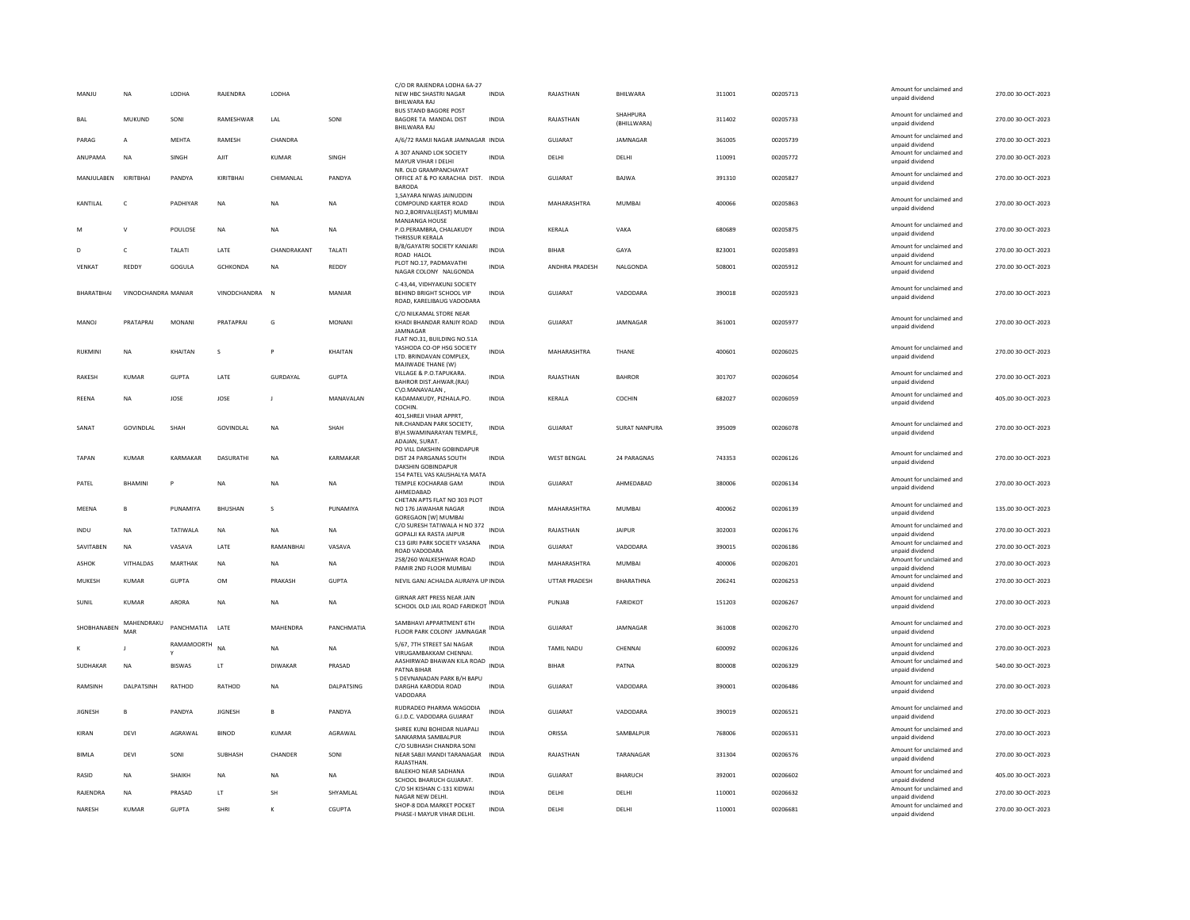| MANJU | NA | LODHA | RAJENDRA | LODHA | | C/O DR RAJENDRA LODHA 6A-27 NEW HBC SHASTRI NAGAR BHILWARA RAJ | INDIA | RAJASTHAN | BHILWARA | 311001 | 00205713 | Amount for unclaimed and unpaid dividend | 270.00 30-OCT-2023 |
|---|---|---|---|---|---|---|---|---|---|---|---|---|---|
| BAL | MUKUND | SONI | RAMESHWAR | LAL | SONI | BUS STAND BAGORE POST BAGORE TA MANDAL DIST BHILWARA RAJ | INDIA | RAJASTHAN | SHAHPURA (BHILLWARA) | 311402 | 00205733 | Amount for unclaimed and unpaid dividend | 270.00 30-OCT-2023 |
| PARAG | A | MEHTA | RAMESH | CHANDRA | | A/6/72 RAMJI NAGAR JAMNAGAR | INDIA | GUJARAT | JAMNAGAR | 361005 | 00205739 | Amount for unclaimed and unpaid dividend | 270.00 30-OCT-2023 |
| ANUPAMA | NA | SINGH | AJIT | KUMAR | SINGH | A 307 ANAND LOK SOCIETY MAYUR VIHAR I DELHI | INDIA | DELHI | DELHI | 110091 | 00205772 | Amount for unclaimed and unpaid dividend | 270.00 30-OCT-2023 |
| MANJULABEN | KIRITBHAI | PANDYA | KIRITBHAI | CHIMANLAL | PANDYA | NR. OLD GRAMPANCHAYAT OFFICE AT & PO KARACHIA DIST. BARODA | INDIA | GUJARAT | BAJWA | 391310 | 00205827 | Amount for unclaimed and unpaid dividend | 270.00 30-OCT-2023 |
| KANTILAL | C | PADHIYAR | NA | NA | NA | 1,SAYARA NIWAS JAINUDDIN COMPOUND KARTER ROAD NO.2,BORIVALI(EAST) MUMBAI | INDIA | MAHARASHTRA | MUMBAI | 400066 | 00205863 | Amount for unclaimed and unpaid dividend | 270.00 30-OCT-2023 |
| M | V | POULOSE | NA | NA | NA | MANJANGA HOUSE P.O.PERAMBRA, CHALAKUDY THRISSUR KERALA | INDIA | KERALA | VAKA | 680689 | 00205875 | Amount for unclaimed and unpaid dividend | 270.00 30-OCT-2023 |
| D | C | TALATI | LATE | CHANDRAKANT | TALATI | B/8/GAYATRI SOCIETY KANJARI ROAD HALOL | INDIA | BIHAR | GAYA | 823001 | 00205893 | Amount for unclaimed and unpaid dividend | 270.00 30-OCT-2023 |
| VENKAT | REDDY | GOGULA | GCHKONDA | NA | REDDY | PLOT NO.17, PADMAVATHI NAGAR COLONY NALGONDA | INDIA | ANDHRA PRADESH | NALGONDA | 508001 | 00205912 | Amount for unclaimed and unpaid dividend | 270.00 30-OCT-2023 |
| BHARATBHAI | VINODCHANDRA | MANIAR | VINODCHANDRA | N | MANIAR | C-43,44, VIDHYAKUNJ SOCIETY BEHIND BRIGHT SCHOOL VIP ROAD, KARELIBAUG VADODARA | INDIA | GUJARAT | VADODARA | 390018 | 00205923 | Amount for unclaimed and unpaid dividend | 270.00 30-OCT-2023 |
| MANOJ | PRATAPRAI | MONANI | PRATAPRAI | G | MONANI | C/O NILKAMAL STORE NEAR KHADI BHANDAR RANJIY ROAD JAMNAGAR | INDIA | GUJARAT | JAMNAGAR | 361001 | 00205977 | Amount for unclaimed and unpaid dividend | 270.00 30-OCT-2023 |
| RUKMINI | NA | KHAITAN | S | P | KHAITAN | FLAT NO.31, BUILDING NO.51A YASHODA CO-OP HSG SOCIETY LTD. BRINDAVAN COMPLEX, MAJIWADE THANE (W) | INDIA | MAHARASHTRA | THANE | 400601 | 00206025 | Amount for unclaimed and unpaid dividend | 270.00 30-OCT-2023 |
| RAKESH | KUMAR | GUPTA | LATE | GURDAYAL | GUPTA | VILLAGE & P.O.TAPUKARA. BAHROR DIST.AHWAR.(RAJ) | INDIA | RAJASTHAN | BAHROR | 301707 | 00206054 | Amount for unclaimed and unpaid dividend | 270.00 30-OCT-2023 |
| REENA | NA | JOSE | JOSE | J | MANAVALAN | C\O.MANAVALAN , KADAMAKUDY, PIZHALA.PO. COCHIN. | INDIA | KERALA | COCHIN | 682027 | 00206059 | Amount for unclaimed and unpaid dividend | 405.00 30-OCT-2023 |
| SANAT | GOVINDLAL | SHAH | GOVINDLAL | NA | SHAH | 401,SHREJI VIHAR APPRT, NR.CHANDAN PARK SOCIETY, B\H.SWAMINARAYAN TEMPLE, ADAJAN, SURAT. | INDIA | GUJARAT | SURAT NANPURA | 395009 | 00206078 | Amount for unclaimed and unpaid dividend | 270.00 30-OCT-2023 |
| TAPAN | KUMAR | KARMAKAR | DASURATHI | NA | KARMAKAR | PO VILL DAKSHIN GOBINDAPUR DIST 24 PARGANAS SOUTH DAKSHIN GOBINDAPUR | INDIA | WEST BENGAL | 24 PARAGNAS | 743353 | 00206126 | Amount for unclaimed and unpaid dividend | 270.00 30-OCT-2023 |
| PATEL | BHAMINI | P | NA | NA | NA | 154 PATEL VAS KAUSHALYA MATA TEMPLE KOCHARAB GAM AHMEDABAD | INDIA | GUJARAT | AHMEDABAD | 380006 | 00206134 | Amount for unclaimed and unpaid dividend | 270.00 30-OCT-2023 |
| MEENA | B | PUNAMIYA | BHUSHAN | S | PUNAMIYA | CHETAN APTS FLAT NO 303 PLOT NO 176 JAWAHAR NAGAR GOREGAON [W] MUMBAI | INDIA | MAHARASHTRA | MUMBAI | 400062 | 00206139 | Amount for unclaimed and unpaid dividend | 135.00 30-OCT-2023 |
| INDU | NA | TATIWALA | NA | NA | NA | C/O SURESH TATIWALA H NO 372 GOPALJI KA RASTA JAIPUR | INDIA | RAJASTHAN | JAIPUR | 302003 | 00206176 | Amount for unclaimed and unpaid dividend | 270.00 30-OCT-2023 |
| SAVITABEN | NA | VASAVA | LATE | RAMANBHAI | VASAVA | C13 GIRI PARK SOCIETY VASANA ROAD VADODARA | INDIA | GUJARAT | VADODARA | 390015 | 00206186 | Amount for unclaimed and unpaid dividend | 270.00 30-OCT-2023 |
| ASHOK | VITHALDAS | MARTHAK | NA | NA | NA | 258/260 WALKESHWAR ROAD PAMIR 2ND FLOOR MUMBAI | INDIA | MAHARASHTRA | MUMBAI | 400006 | 00206201 | Amount for unclaimed and unpaid dividend | 270.00 30-OCT-2023 |
| MUKESH | KUMAR | GUPTA | OM | PRAKASH | GUPTA | NEVIL GANJ ACHALDA AURAIYA UP | INDIA | UTTAR PRADESH | BHARATHNA | 206241 | 00206253 | Amount for unclaimed and unpaid dividend | 270.00 30-OCT-2023 |
| SUNIL | KUMAR | ARORA | NA | NA | NA | GIRNAR ART PRESS NEAR JAIN SCHOOL OLD JAIL ROAD FARIDKOT | INDIA | PUNJAB | FARIDKOT | 151203 | 00206267 | Amount for unclaimed and unpaid dividend | 270.00 30-OCT-2023 |
| SHOBHANABEN | MAHENDRAKUMAR | PANCHMATIA | LATE | MAHENDRA | PANCHMATIA | SAMBHAVI APPARTMENT 6TH FLOOR PARK COLONY JAMNAGAR | INDIA | GUJARAT | JAMNAGAR | 361008 | 00206270 | Amount for unclaimed and unpaid dividend | 270.00 30-OCT-2023 |
| K | J | RAMAMOORTHY | NA | NA | NA | 5/67, 7TH STREET SAI NAGAR VIRUGAMBAKKAM CHENNAI. | INDIA | TAMIL NADU | CHENNAI | 600092 | 00206326 | Amount for unclaimed and unpaid dividend | 270.00 30-OCT-2023 |
| SUDHAKAR | NA | BISWAS | LT | DIWAKAR | PRASAD | AASHIRWAD BHAWAN KILA ROAD PATNA BIHAR | INDIA | BIHAR | PATNA | 800008 | 00206329 | Amount for unclaimed and unpaid dividend | 540.00 30-OCT-2023 |
| RAMSINH | DALPATSINH | RATHOD | RATHOD | NA | DALPATSING | 5 DEVNANADAN PARK B/H BAPU DARGHA KARODIA ROAD VADODARA | INDIA | GUJARAT | VADODARA | 390001 | 00206486 | Amount for unclaimed and unpaid dividend | 270.00 30-OCT-2023 |
| JIGNESH | B | PANDYA | JIGNESH | B | PANDYA | RUDRADEO PHARMA WAGODIA G.I.D.C. VADODARA GUJARAT | INDIA | GUJARAT | VADODARA | 390019 | 00206521 | Amount for unclaimed and unpaid dividend | 270.00 30-OCT-2023 |
| KIRAN | DEVI | AGRAWAL | BINOD | KUMAR | AGRAWAL | SHREE KUNJ BOHIDAR NUAPALI SANKARMA SAMBALPUR | INDIA | ORISSA | SAMBALPUR | 768006 | 00206531 | Amount for unclaimed and unpaid dividend | 270.00 30-OCT-2023 |
| BIMLA | DEVI | SONI | SUBHASH | CHANDER | SONI | C/O SUBHASH CHANDRA SONI NEAR SABJI MANDI TARANAGAR RAJASTHAN. | INDIA | RAJASTHAN | TARANAGAR | 331304 | 00206576 | Amount for unclaimed and unpaid dividend | 270.00 30-OCT-2023 |
| RASID | NA | SHAIKH | NA | NA | NA | BALEKHO NEAR SADHANA SCHOOL BHARUCH GUJARAT. | INDIA | GUJARAT | BHARUCH | 392001 | 00206602 | Amount for unclaimed and unpaid dividend | 405.00 30-OCT-2023 |
| RAJENDRA | NA | PRASAD | LT | SH | SHYAMLAL | C/O SH KISHAN C-131 KIDWAI NAGAR NEW DELHI. | INDIA | DELHI | DELHI | 110001 | 00206632 | Amount for unclaimed and unpaid dividend | 270.00 30-OCT-2023 |
| NARESH | KUMAR | GUPTA | SHRI | K | CGUPTA | SHOP-8 DDA MARKET POCKET PHASE-I MAYUR VIHAR DELHI. | INDIA | DELHI | DELHI | 110001 | 00206681 | Amount for unclaimed and unpaid dividend | 270.00 30-OCT-2023 |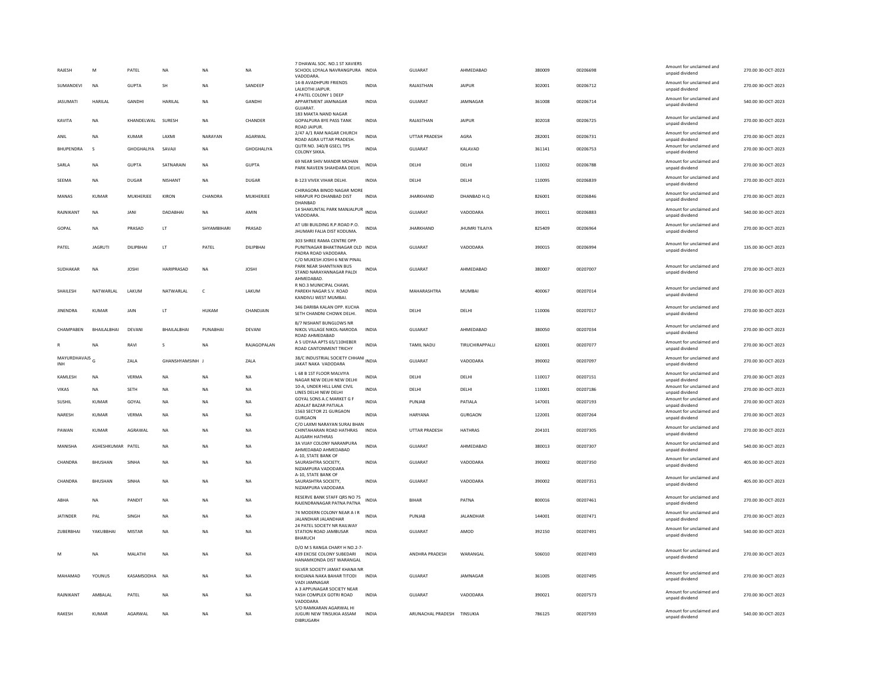| | | | | | | | | | | | | | | |
|---|---|---|---|---|---|---|---|---|---|---|---|---|---|---|
| RAJESH | M | PATEL | NA | NA | NA | 7 DHAWAL SOC. NO.1 ST XAVIERS SCHOOL LOYALA NAVRANGPURA VADODARA. | INDIA | GUJARAT | AHMEDABAD | 380009 | 00206698 | | Amount for unclaimed and unpaid dividend | 270.00 30-OCT-2023 |
| SUMANDEVI | NA | GUPTA | SH | NA | SANDEEP | 14-B AVADHPURI FRIENDS LALKOTHI JAIPUR. | INDIA | RAJASTHAN | JAIPUR | 302001 | 00206712 | | Amount for unclaimed and unpaid dividend | 270.00 30-OCT-2023 |
| JASUMATI | HARILAL | GANDHI | HARILAL | NA | GANDHI | 4 PATEL COLONY 1 DEEP APPARTMENT JAMNAGAR GUJARAT. | INDIA | GUJARAT | JAMNAGAR | 361008 | 00206714 | | Amount for unclaimed and unpaid dividend | 540.00 30-OCT-2023 |
| KAVITA | NA | KHANDELWAL | SURESH | NA | CHANDER | 183 MAKTA NAND NAGAR GOPALPURA BYE PASS TANK ROAD JAIPUR. | INDIA | RAJASTHAN | JAIPUR | 302018 | 00206725 | | Amount for unclaimed and unpaid dividend | 270.00 30-OCT-2023 |
| ANIL | NA | KUMAR | LAXMI | NARAYAN | AGARWAL | 2/47 A/1 RAM NAGAR CHURCH ROAD AGRA UTTAR PRADESH. | INDIA | UTTAR PRADESH | AGRA | 282001 | 00206731 | | Amount for unclaimed and unpaid dividend | 270.00 30-OCT-2023 |
| BHUPENDRA | S | GHOGHALIYA | SAVAJI | NA | GHOGHALIYA | QUTR NO. 340/8 GSECL TPS COLONY SIKKA. | INDIA | GUJARAT | KALAVAD | 361141 | 00206753 | | Amount for unclaimed and unpaid dividend | 270.00 30-OCT-2023 |
| SARLA | NA | GUPTA | SATNARAIN | NA | GUPTA | 69 NEAR SHIV MANDIR MOHAN PARK NAVEEN SHAHDARA DELHI. | INDIA | DELHI | DELHI | 110032 | 00206788 | | Amount for unclaimed and unpaid dividend | 270.00 30-OCT-2023 |
| SEEMA | NA | DUGAR | NISHANT | NA | DUGAR | B-123 VIVEK VIHAR DELHI. | INDIA | DELHI | DELHI | 110095 | 00206839 | | Amount for unclaimed and unpaid dividend | 270.00 30-OCT-2023 |
| MANAS | KUMAR | MUKHERJEE | KIRON | CHANDRA | MUKHERJEE | CHIRAGORA BINOD NAGAR MORE HIRAPUR PO DHANBAD DIST DHANBAD | INDIA | JHARKHAND | DHANBAD H.Q | 826001 | 00206846 | | Amount for unclaimed and unpaid dividend | 270.00 30-OCT-2023 |
| RAJNIKANT | NA | JANI | DADABHAI | NA | AMIN | 14 SHAKUNTAL PARK MANJALPUR VADODARA. | INDIA | GUJARAT | VADODARA | 390011 | 00206883 | | Amount for unclaimed and unpaid dividend | 540.00 30-OCT-2023 |
| GOPAL | NA | PRASAD | LT | SHYAMBIHARI | PRASAD | AT UBI BUILDING R.P.ROAD P.O. JHUMARI FALIA DIST KODUMA. | INDIA | JHARKHAND | JHUMRI TILAIYA | 825409 | 00206964 | | Amount for unclaimed and unpaid dividend | 270.00 30-OCT-2023 |
| PATEL | JAGRUTI | DILIPBHAI | LT | PATEL | DILIPBHAI | 303 SHREE RAMA CENTRE OPP. PUNITNAGAR BHAKTINAGAR OLD PADRA ROAD VADODARA. | INDIA | GUJARAT | VADODARA | 390015 | 00206994 | | Amount for unclaimed and unpaid dividend | 135.00 30-OCT-2023 |
| SUDHAKAR | NA | JOSHI | HARIPRASAD | NA | JOSHI | C/O MUKESH JOSHI 6 NEW PINAL PARK NEAR SHANTIVAN BUS STAND NARAYANNAGAR PALDI AHMEDABAD. | INDIA | GUJARAT | AHMEDABAD | 380007 | 00207007 | | Amount for unclaimed and unpaid dividend | 270.00 30-OCT-2023 |
| SHAILESH | NATWARLAL | LAKUM | NATWARLAL | C | LAKUM | R NO.3 MUNICIPAL CHAWL PAREKH NAGAR S.V. ROAD KANDIVLI WEST MUMBAI. | INDIA | MAHARASHTRA | MUMBAI | 400067 | 00207014 | | Amount for unclaimed and unpaid dividend | 270.00 30-OCT-2023 |
| JINENDRA | KUMAR | JAIN | LT | HUKAM | CHANDJAIN | 346 DARIBA KALAN OPP. KUCHA SETH CHANDNI CHOWK DELHI. | INDIA | DELHI | DELHI | 110006 | 00207017 | | Amount for unclaimed and unpaid dividend | 270.00 30-OCT-2023 |
| CHAMPABEN | BHAILALBHAI | DEVANI | BHAILALBHAI | PUNABHAI | DEVANI | B/7 NISHANT BUNGLOWS NR NIKOL VILLAGE NIKOL-NARODA ROAD AHMEDABAD | INDIA | GUJARAT | AHMEDABAD | 380050 | 00207034 | | Amount for unclaimed and unpaid dividend | 270.00 30-OCT-2023 |
| R | NA | RAVI | S | NA | RAJAGOPALAN | A 5 UDYAA APTS 65/110HEBER ROAD CANTONMENT TRICHY | INDIA | TAMIL NADU | TIRUCHIRAPPALLI | 620001 | 00207077 | | Amount for unclaimed and unpaid dividend | 270.00 30-OCT-2023 |
| MAYURDHAVAJS INH | G | ZALA | GHANSHYAMSINH | J | ZALA | 38/C INDUSTRIAL SOCIETY CHHANI JAKAT NAKA VADODARA | INDIA | GUJARAT | VADODARA | 390002 | 00207097 | | Amount for unclaimed and unpaid dividend | 270.00 30-OCT-2023 |
| KAMLESH | NA | VERMA | NA | NA | NA | L 68 B 1ST FLOOR MALVIYA NAGAR NEW DELHI NEW DELHI | INDIA | DELHI | DELHI | 110017 | 00207151 | | Amount for unclaimed and unpaid dividend | 270.00 30-OCT-2023 |
| VIKAS | NA | SETH | NA | NA | NA | 10-A, UNDER HILL LANE CIVIL LINES DELHI NEW DELHI | INDIA | DELHI | DELHI | 110001 | 00207186 | | Amount for unclaimed and unpaid dividend | 270.00 30-OCT-2023 |
| SUSHIL | KUMAR | GOYAL | NA | NA | NA | GOYAL SONS A.C MARKET G F ADALAT BAZAR PATIALA | INDIA | PUNJAB | PATIALA | 147001 | 00207193 | | Amount for unclaimed and unpaid dividend | 270.00 30-OCT-2023 |
| NARESH | KUMAR | VERMA | NA | NA | NA | 1563 SECTOR 21 GURGAON GURGAON | INDIA | HARYANA | GURGAON | 122001 | 00207264 | | Amount for unclaimed and unpaid dividend | 270.00 30-OCT-2023 |
| PAWAN | KUMAR | AGRAWAL | NA | NA | NA | C/O LAXMI NARAYAN SURAJ BHAN CHINTAHARAN ROAD HATHRAS ALIGARH HATHRAS | INDIA | UTTAR PRADESH | HATHRAS | 204101 | 00207305 | | Amount for unclaimed and unpaid dividend | 270.00 30-OCT-2023 |
| MANISHA | ASHESHKUMAR | PATEL | NA | NA | NA | 3A VIJAY COLONY NARANPURA AHMEDABAD AHMEDABAD | INDIA | GUJARAT | AHMEDABAD | 380013 | 00207307 | | Amount for unclaimed and unpaid dividend | 540.00 30-OCT-2023 |
| CHANDRA | BHUSHAN | SINHA | NA | NA | NA | A-10, STATE BANK OF SAURASHTRA SOCIETY, NIZAMPURA VADODARA | INDIA | GUJARAT | VADODARA | 390002 | 00207350 | | Amount for unclaimed and unpaid dividend | 405.00 30-OCT-2023 |
| CHANDRA | BHUSHAN | SINHA | NA | NA | NA | A-10, STATE BANK OF SAURASHTRA SOCIETY, NIZAMPURA VADODARA | INDIA | GUJARAT | VADODARA | 390002 | 00207351 | | Amount for unclaimed and unpaid dividend | 405.00 30-OCT-2023 |
| ABHA | NA | PANDIT | NA | NA | NA | RESERVE BANK STAFF QRS NO 75 RAJENDRANAGAR PATNA PATNA | INDIA | BIHAR | PATNA | 800016 | 00207461 | | Amount for unclaimed and unpaid dividend | 270.00 30-OCT-2023 |
| JATINDER | PAL | SINGH | NA | NA | NA | 74 MODERN COLONY NEAR A I R JALANDHAR JALANDHAR | INDIA | PUNJAB | JALANDHAR | 144001 | 00207471 | | Amount for unclaimed and unpaid dividend | 270.00 30-OCT-2023 |
| ZUBERBHAI | YAKUBBHAI | MISTAR | NA | NA | NA | 24 PATEL SOCIETY NR RAILWAY STATION ROAD JAMBUSAR BHARUCH | INDIA | GUJARAT | AMOD | 392150 | 00207491 | | Amount for unclaimed and unpaid dividend | 540.00 30-OCT-2023 |
| M | NA | MALATHI | NA | NA | NA | D/O M S RANGA CHARY H NO.2-7-439 EXCISE COLONY SUBEDARI HANAMKONDA DIST WARANGAL | INDIA | ANDHRA PRADESH | WARANGAL | 506010 | 00207493 | | Amount for unclaimed and unpaid dividend | 270.00 30-OCT-2023 |
| MAHAMAD | YOUNUS | KASAMSODHA | NA | NA | NA | SILVER SOCIETY JAMAT KHANA NR KHOJANA NAKA BAHAR TITODI VADI JAMNAGAR | INDIA | GUJARAT | JAMNAGAR | 361005 | 00207495 | | Amount for unclaimed and unpaid dividend | 270.00 30-OCT-2023 |
| RAJNIKANT | AMBALAL | PATEL | NA | NA | NA | A 3 APPUNAGAR SOCIETY NEAR YASH COMPLEX GOTRI ROAD VADODARA | INDIA | GUJARAT | VADODARA | 390021 | 00207573 | | Amount for unclaimed and unpaid dividend | 270.00 30-OCT-2023 |
| RAKESH | KUMAR | AGARWAL | NA | NA | NA | S/O RAMKARAN AGARWAL HI JUGURI NEW TINSUKIA ASSAM DIBRUGARH | INDIA | ARUNACHAL PRADESH | TINSUKIA | 786125 | 00207593 | | Amount for unclaimed and unpaid dividend | 540.00 30-OCT-2023 |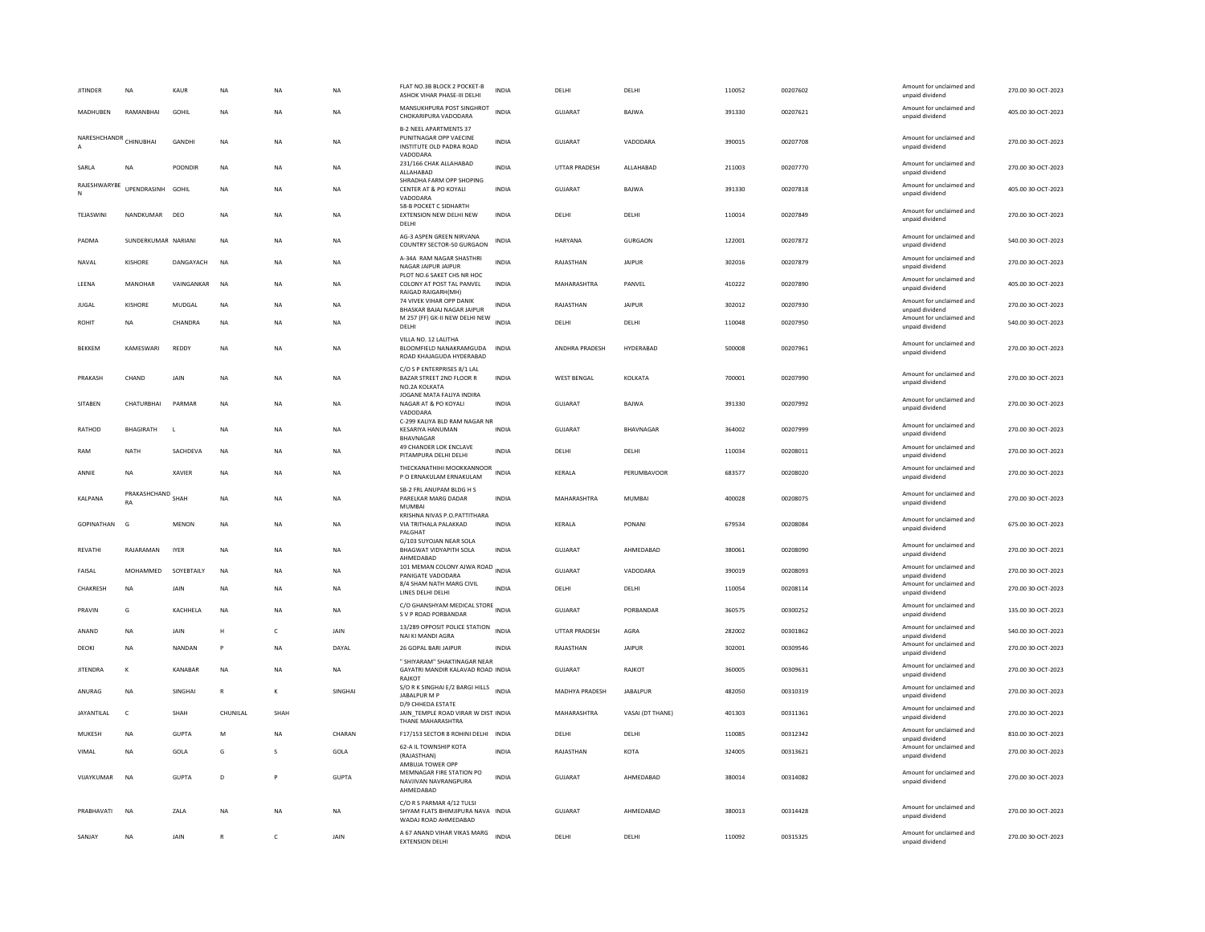| JITINDER | NA | KAUR | NA | NA | NA | FLAT NO.3B BLOCK 2 POCKET-B ASHOK VIHAR PHASE-III DELHI | INDIA | DELHI | DELHI | 110052 | 00207602 | Amount for unclaimed and unpaid dividend | 270.00 | 30-OCT-2023 |
|---|---|---|---|---|---|---|---|---|---|---|---|---|---|---|
| MADHUBEN | RAMANBHAI | GOHIL | NA | NA | NA | MANSUKHPURA POST SINGHROT CHOKARIPURA VADODARA | INDIA | GUJARAT | BAJWA | 391330 | 00207621 | Amount for unclaimed and unpaid dividend | 405.00 | 30-OCT-2023 |
| NARESHCHANDRA | CHINUBHAI | GANDHI | NA | NA | NA | B-2 NEEL APARTMENTS 37 PUNITNAGAR OPP VAECINE INSTITUTE OLD PADRA ROAD VADODARA | INDIA | GUJARAT | VADODARA | 390015 | 00207708 | Amount for unclaimed and unpaid dividend | 270.00 | 30-OCT-2023 |
| SARLA | NA | POONDIR | NA | NA | NA | 231/166 CHAK ALLAHABAD ALLAHABAD | INDIA | UTTAR PRADESH | ALLAHABAD | 211003 | 00207770 | Amount for unclaimed and unpaid dividend | 270.00 | 30-OCT-2023 |
| RAJESHWARYBEN | UPENDRASINH | GOHIL | NA | NA | NA | SHRADHA FARM OPP SHOPING CENTER AT & PO KOYALI VADODARA | INDIA | GUJARAT | BAJWA | 391330 | 00207818 | Amount for unclaimed and unpaid dividend | 405.00 | 30-OCT-2023 |
| TEJASWINI | NANDKUMAR | DEO | NA | NA | NA | 58-B POCKET C SIDHARTH EXTENSION NEW DELHI NEW DELHI | INDIA | DELHI | DELHI | 110014 | 00207849 | Amount for unclaimed and unpaid dividend | 270.00 | 30-OCT-2023 |
| PADMA | SUNDERKUMAR | NARIANI | NA | NA | NA | AG-3 ASPEN GREEN NIRVANA COUNTRY SECTOR-50 GURGAON | INDIA | HARYANA | GURGAON | 122001 | 00207872 | Amount for unclaimed and unpaid dividend | 540.00 | 30-OCT-2023 |
| NAVAL | KISHORE | DANGAYACH | NA | NA | NA | A-34A RAM NAGAR SHASTHRI NAGAR JAIPUR JAIPUR | INDIA | RAJASTHAN | JAIPUR | 302016 | 00207879 | Amount for unclaimed and unpaid dividend | 270.00 | 30-OCT-2023 |
| LEENA | MANOHAR | VAINGANKAR | NA | NA | NA | PLOT NO.6 SAKET CHS NR HOC COLONY AT POST TAL PANVEL RAIGAD RAIGARH(MH) | INDIA | MAHARASHTRA | PANVEL | 410222 | 00207890 | Amount for unclaimed and unpaid dividend | 405.00 | 30-OCT-2023 |
| JUGAL | KISHORE | MUDGAL | NA | NA | NA | 74 VIVEK VIHAR OPP DANIK BHASKAR BAJAJ NAGAR JAIPUR | INDIA | RAJASTHAN | JAIPUR | 302012 | 00207930 | Amount for unclaimed and unpaid dividend | 270.00 | 30-OCT-2023 |
| ROHIT | NA | CHANDRA | NA | NA | NA | M 257 (FF) GK-II NEW DELHI NEW DELHI | INDIA | DELHI | DELHI | 110048 | 00207950 | Amount for unclaimed and unpaid dividend | 540.00 | 30-OCT-2023 |
| BEKKEM | KAMESWARI | REDDY | NA | NA | NA | VILLA NO. 12 LALITHA BLOOMFIELD NANAKRAMGUDA ROAD KHAJAGUDA HYDERABAD | INDIA | ANDHRA PRADESH | HYDERABAD | 500008 | 00207961 | Amount for unclaimed and unpaid dividend | 270.00 | 30-OCT-2023 |
| PRAKASH | CHAND | JAIN | NA | NA | NA | C/O S P ENTERPRISES 8/1 LAL BAZAR STREET 2ND FLOOR R NO.2A KOLKATA | INDIA | WEST BENGAL | KOLKATA | 700001 | 00207990 | Amount for unclaimed and unpaid dividend | 270.00 | 30-OCT-2023 |
| SITABEN | CHATURBHAI | PARMAR | NA | NA | NA | JOGANE MATA FALIYA INDIRA NAGAR AT & PO KOYALI VADODARA | INDIA | GUJARAT | BAJWA | 391330 | 00207992 | Amount for unclaimed and unpaid dividend | 270.00 | 30-OCT-2023 |
| RATHOD | BHAGIRATH | L | NA | NA | NA | C-299 KALIYA BLD RAM NAGAR NR KESARIYA HANUMAN BHAVNAGAR | INDIA | GUJARAT | BHAVNAGAR | 364002 | 00207999 | Amount for unclaimed and unpaid dividend | 270.00 | 30-OCT-2023 |
| RAM | NATH | SACHDEVA | NA | NA | NA | 49 CHANDER LOK ENCLAVE PITAMPURA DELHI DELHI | INDIA | DELHI | DELHI | 110034 | 00208011 | Amount for unclaimed and unpaid dividend | 270.00 | 30-OCT-2023 |
| ANNIE | NA | XAVIER | NA | NA | NA | THECKANATHIHI MOOKKANNOOR P O ERNAKULAM ERNAKULAM | INDIA | KERALA | PERUMBAVOOR | 683577 | 00208020 | Amount for unclaimed and unpaid dividend | 270.00 | 30-OCT-2023 |
| KALPANA | PRAKASHCHANDRA | SHAH | NA | NA | NA | SB-2 FRL ANUPAM BLDG H S PARELKAR MARG DADAR MUMBAI | INDIA | MAHARASHTRA | MUMBAI | 400028 | 00208075 | Amount for unclaimed and unpaid dividend | 270.00 | 30-OCT-2023 |
| GOPINATHAN | G | MENON | NA | NA | NA | KRISHNA NIVAS P.O.PATTITHARA VIA TRITHALA PALAKKAD PALGHAT | INDIA | KERALA | PONANI | 679534 | 00208084 | Amount for unclaimed and unpaid dividend | 675.00 | 30-OCT-2023 |
| REVATHI | RAJARAMAN | IYER | NA | NA | NA | G/103 SUYOJAN NEAR SOLA BHAGWAT VIDYAPITH SOLA AHMEDABAD | INDIA | GUJARAT | AHMEDABAD | 380061 | 00208090 | Amount for unclaimed and unpaid dividend | 270.00 | 30-OCT-2023 |
| FAISAL | MOHAMMED | SOYEBTAILY | NA | NA | NA | 101 MEMAN COLONY AJWA ROAD PANIGATE VADODARA | INDIA | GUJARAT | VADODARA | 390019 | 00208093 | Amount for unclaimed and unpaid dividend | 270.00 | 30-OCT-2023 |
| CHAKRESH | NA | JAIN | NA | NA | NA | 8/4 SHAM NATH MARG CIVIL LINES DELHI DELHI | INDIA | DELHI | DELHI | 110054 | 00208114 | Amount for unclaimed and unpaid dividend | 270.00 | 30-OCT-2023 |
| PRAVIN | G | KACHHELA | NA | NA | NA | C/O GHANSHYAM MEDICAL STORE S V P ROAD PORBANDAR | INDIA | GUJARAT | PORBANDAR | 360575 | 00300252 | Amount for unclaimed and unpaid dividend | 135.00 | 30-OCT-2023 |
| ANAND | NA | JAIN | H | C | JAIN | 13/289 OPPOSIT POLICE STATION NAI KI MANDI AGRA | INDIA | UTTAR PRADESH | AGRA | 282002 | 00301862 | Amount for unclaimed and unpaid dividend | 540.00 | 30-OCT-2023 |
| DEOKI | NA | NANDAN | P | NA | DAYAL | 26 GOPAL BARI JAIPUR | INDIA | RAJASTHAN | JAIPUR | 302001 | 00309546 | Amount for unclaimed and unpaid dividend | 270.00 | 30-OCT-2023 |
| JITENDRA | K | KANABAR | NA | NA | NA | " SHIYARAM" SHAKTINAGAR NEAR GAYATRI MANDIR KALAVAD ROAD RAJKOT | INDIA | GUJARAT | RAJKOT | 360005 | 00309631 | Amount for unclaimed and unpaid dividend | 270.00 | 30-OCT-2023 |
| ANURAG | NA | SINGHAI | R | K | SINGHAI | S/O R K SINGHAI E/2 BARGI HILLS JABALPUR M P | INDIA | MADHYA PRADESH | JABALPUR | 482050 | 00310319 | Amount for unclaimed and unpaid dividend | 270.00 | 30-OCT-2023 |
| JAYANTILAL | C | SHAH | CHUNILAL | SHAH |  | D/9 CHHEDA ESTATE JAIN_TEMPLE ROAD VIRAR W DIST THANE MAHARASHTRA | INDIA | MAHARASHTRA | VASAI (DT THANE) | 401303 | 00311361 | Amount for unclaimed and unpaid dividend | 270.00 | 30-OCT-2023 |
| MUKESH | NA | GUPTA | M | NA | CHARAN | F17/153 SECTOR 8 ROHINI DELHI | INDIA | DELHI | DELHI | 110085 | 00312342 | Amount for unclaimed and unpaid dividend | 810.00 | 30-OCT-2023 |
| VIMAL | NA | GOLA | G | S | GOLA | 62-A IL TOWNSHIP KOTA (RAJASTHAN) | INDIA | RAJASTHAN | KOTA | 324005 | 00313621 | Amount for unclaimed and unpaid dividend | 270.00 | 30-OCT-2023 |
| VIJAYKUMAR | NA | GUPTA | D | P | GUPTA | AMBUJA TOWER OPP MEMNAGAR FIRE STATION PO NAVJIVAN NAVRANGPURA AHMEDABAD | INDIA | GUJARAT | AHMEDABAD | 380014 | 00314082 | Amount for unclaimed and unpaid dividend | 270.00 | 30-OCT-2023 |
| PRABHAVATI | NA | ZALA | NA | NA | NA | C/O R S PARMAR 4/12 TULSI SHYAM FLATS BHIMJIPURA NAVA WADAJ ROAD AHMEDABAD | INDIA | GUJARAT | AHMEDABAD | 380013 | 00314428 | Amount for unclaimed and unpaid dividend | 270.00 | 30-OCT-2023 |
| SANJAY | NA | JAIN | R | C | JAIN | A 67 ANAND VIHAR VIKAS MARG EXTENSION DELHI | INDIA | DELHI | DELHI | 110092 | 00315325 | Amount for unclaimed and unpaid dividend | 270.00 | 30-OCT-2023 |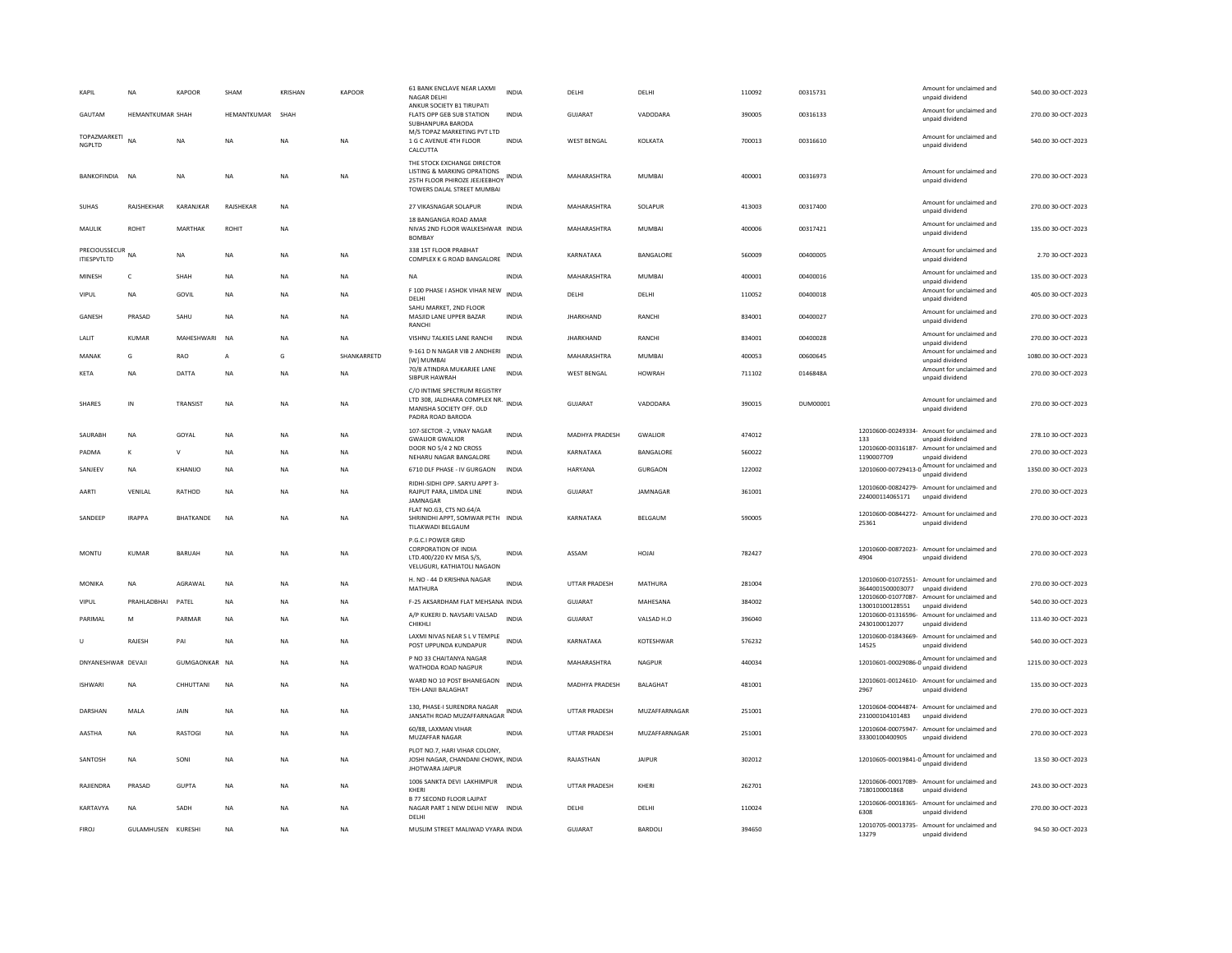| KAPIL | NA | KAPOOR | SHAM | KRISHAN | KAPOOR | 61 BANK ENCLAVE NEAR LAXMI NAGAR DELHI | INDIA | DELHI | DELHI | 110092 | 00315731 | | Amount for unclaimed and unpaid dividend | 540.00 | 30-OCT-2023 |
|---|---|---|---|---|---|---|---|---|---|---|---|---|---|---|---|
| GAUTAM | HEMANTKUMAR | SHAH | HEMANTKUMAR | SHAH | | ANKUR SOCIETY B1 TIRUPATI FLATS OPP GEB SUB STATION SUBHANPURA BARODA | INDIA | GUJARAT | VADODARA | 390005 | 00316133 | | Amount for unclaimed and unpaid dividend | 270.00 | 30-OCT-2023 |
| TOPAZMARKETI NGPLTD | NA | NA | NA | NA | NA | M/S TOPAZ MARKETING PVT LTD 1 G C AVENUE 4TH FLOOR CALCUTTA | INDIA | WEST BENGAL | KOLKATA | 700013 | 00316610 | | Amount for unclaimed and unpaid dividend | 540.00 | 30-OCT-2023 |
| BANKOFINDIA | NA | NA | NA | NA | NA | THE STOCK EXCHANGE DIRECTOR LISTING & MARKING OPRATIONS 25TH FLOOR PHIROZE JEEJEEBHOY TOWERS DALAL STREET MUMBAI | INDIA | MAHARASHTRA | MUMBAI | 400001 | 00316973 | | Amount for unclaimed and unpaid dividend | 270.00 | 30-OCT-2023 |
| SUHAS | RAJSHEKHAR | KARANJKAR | RAJSHEKAR | NA | | 27 VIKASNAGAR SOLAPUR | INDIA | MAHARASHTRA | SOLAPUR | 413003 | 00317400 | | Amount for unclaimed and unpaid dividend | 270.00 | 30-OCT-2023 |
| MAULIK | ROHIT | MARTHAK | ROHIT | NA | | 18 BANGANGA ROAD AMAR NIVAS 2ND FLOOR WALKESHWAR BOMBAY | INDIA | MAHARASHTRA | MUMBAI | 400006 | 00317421 | | Amount for unclaimed and unpaid dividend | 135.00 | 30-OCT-2023 |
| PRECIOUSSECUR ITIESPVTLTD | NA | NA | NA | NA | NA | 338 1ST FLOOR PRABHAT COMPLEX K G ROAD BANGALORE | INDIA | KARNATAKA | BANGALORE | 560009 | 00400005 | | Amount for unclaimed and unpaid dividend | 2.70 | 30-OCT-2023 |
| MINESH | C | SHAH | NA | NA | NA | NA | INDIA | MAHARASHTRA | MUMBAI | 400001 | 00400016 | | Amount for unclaimed and unpaid dividend | 135.00 | 30-OCT-2023 |
| VIPUL | NA | GOVIL | NA | NA | NA | F 100 PHASE I ASHOK VIHAR NEW DELHI | INDIA | DELHI | DELHI | 110052 | 00400018 | | Amount for unclaimed and unpaid dividend | 405.00 | 30-OCT-2023 |
| GANESH | PRASAD | SAHU | NA | NA | NA | SAHU MARKET, 2ND FLOOR MASJID LANE UPPER BAZAR RANCHI | INDIA | JHARKHAND | RANCHI | 834001 | 00400027 | | Amount for unclaimed and unpaid dividend | 270.00 | 30-OCT-2023 |
| LALIT | KUMAR | MAHESHWARI | NA | NA | NA | VISHNU TALKIES LANE RANCHI | INDIA | JHARKHAND | RANCHI | 834001 | 00400028 | | Amount for unclaimed and unpaid dividend | 270.00 | 30-OCT-2023 |
| MANAK | G | RAO | A | G | SHANKARRETD | 9-161 D N NAGAR VIB 2 ANDHERI [W] MUMBAI | INDIA | MAHARASHTRA | MUMBAI | 400053 | 00600645 | | Amount for unclaimed and unpaid dividend | 1080.00 | 30-OCT-2023 |
| KETA | NA | DATTA | NA | NA | NA | 70/8 ATINDRA MUKARJEE LANE SIBPUR HAWRAH | INDIA | WEST BENGAL | HOWRAH | 711102 | 0146848A | | Amount for unclaimed and unpaid dividend | 270.00 | 30-OCT-2023 |
| SHARES | IN | TRANSIST | NA | NA | NA | C/O INTIME SPECTRUM REGISTRY LTD 308, JALDHARA COMPLEX NR. MANISHA SOCIETY OFF. OLD PADRA ROAD BARODA | INDIA | GUJARAT | VADODARA | 390015 | DUM00001 | | Amount for unclaimed and unpaid dividend | 270.00 | 30-OCT-2023 |
| SAURABH | NA | GOYAL | NA | NA | NA | 107-SECTOR -2, VINAY NAGAR GWALIOR GWALIOR | INDIA | MADHYA PRADESH | GWALIOR | 474012 | | 12010600-00249334-133 | Amount for unclaimed and unpaid dividend | 278.10 | 30-OCT-2023 |
| PADMA | K | V | NA | NA | NA | DOOR NO 5/4 2 ND CROSS NEHARU NAGAR BANGALORE | INDIA | KARNATAKA | BANGALORE | 560022 | | 12010600-00316187-1190007709 | Amount for unclaimed and unpaid dividend | 270.00 | 30-OCT-2023 |
| SANJEEV | NA | KHANIJO | NA | NA | NA | 6710 DLF PHASE - IV GURGAON | INDIA | HARYANA | GURGAON | 122002 | | 12010600-00729413-0 | Amount for unclaimed and unpaid dividend | 1350.00 | 30-OCT-2023 |
| AARTI | VENILAL | RATHOD | NA | NA | NA | RIDHI-SIDHI OPP. SARYU APPT 3-RAJPUT PARA, LIMDA LINE JAMNAGAR | INDIA | GUJARAT | JAMNAGAR | 361001 | | 12010600-00824279-224000114065171 | Amount for unclaimed and unpaid dividend | 270.00 | 30-OCT-2023 |
| SANDEEP | IRAPPA | BHATKANDE | NA | NA | NA | FLAT NO.G3, CTS NO.64/A SHRINIDHI APPT, SOMWAR PETH TILAKWADI BELGAUM | INDIA | KARNATAKA | BELGAUM | 590005 | | 12010600-00844272-25361 | Amount for unclaimed and unpaid dividend | 270.00 | 30-OCT-2023 |
| MONTU | KUMAR | BARUAH | NA | NA | NA | P.G.C.I POWER GRID CORPORATION OF INDIA LTD.400/220 KV MISA S/S, VELUGURI, KATHIATOLI NAGAON | INDIA | ASSAM | HOJAI | 782427 | | 12010600-00872023-4904 | Amount for unclaimed and unpaid dividend | 270.00 | 30-OCT-2023 |
| MONIKA | NA | AGRAWAL | NA | NA | NA | H. NO - 44 D KRISHNA NAGAR MATHURA | INDIA | UTTAR PRADESH | MATHURA | 281004 | | 12010600-01072551-3644001500003077 | Amount for unclaimed and unpaid dividend | 270.00 | 30-OCT-2023 |
| VIPUL | PRAHLADBHAI | PATEL | NA | NA | NA | F-25 AKSARDHAM FLAT MEHSANA | INDIA | GUJARAT | MAHESANA | 384002 | | 12010600-01077087-130010100128551 | Amount for unclaimed and unpaid dividend | 540.00 | 30-OCT-2023 |
| PARIMAL | M | PARMAR | NA | NA | NA | A/P KUKERI D. NAVSARI VALSAD CHIKHLI | INDIA | GUJARAT | VALSAD H.O | 396040 | | 12010600-01316596-2430100012077 | Amount for unclaimed and unpaid dividend | 113.40 | 30-OCT-2023 |
| U | RAJESH | PAI | NA | NA | NA | LAXMI NIVAS NEAR S L V TEMPLE POST UPPUNDA KUNDAPUR | INDIA | KARNATAKA | KOTESHWAR | 576232 | | 12010600-01843669-14525 | Amount for unclaimed and unpaid dividend | 540.00 | 30-OCT-2023 |
| DNYANESHWAR | DEVAJI | GUMGAONKAR | NA | NA | NA | P NO 33 CHAITANYA NAGAR WATHODA ROAD NAGPUR | INDIA | MAHARASHTRA | NAGPUR | 440034 | | 12010601-00029086-0 | Amount for unclaimed and unpaid dividend | 1215.00 | 30-OCT-2023 |
| ISHWARI | NA | CHHUTTANI | NA | NA | NA | WARD NO 10 POST BHANEGAON TEH-LANJI BALAGHAT | INDIA | MADHYA PRADESH | BALAGHAT | 481001 | | 12010601-00124610-2967 | Amount for unclaimed and unpaid dividend | 135.00 | 30-OCT-2023 |
| DARSHAN | MALA | JAIN | NA | NA | NA | 130, PHASE-I SURENDRA NAGAR JANSATH ROAD MUZAFFARNAGAR | INDIA | UTTAR PRADESH | MUZAFFARNAGAR | 251001 | | 12010604-00044874-231000104101483 | Amount for unclaimed and unpaid dividend | 270.00 | 30-OCT-2023 |
| AASTHA | NA | RASTOGI | NA | NA | NA | 60/88, LAXMAN VIHAR MUZAFFAR NAGAR | INDIA | UTTAR PRADESH | MUZAFFARNAGAR | 251001 | | 12010604-00075947-33300100400905 | Amount for unclaimed and unpaid dividend | 270.00 | 30-OCT-2023 |
| SANTOSH | NA | SONI | NA | NA | NA | PLOT NO.7, HARI VIHAR COLONY, JOSHI NAGAR, CHANDANI CHOWK, JHOTWARA JAIPUR | INDIA | RAJASTHAN | JAIPUR | 302012 | | 12010605-00019841-0 | Amount for unclaimed and unpaid dividend | 13.50 | 30-OCT-2023 |
| RAJIENDRA | PRASAD | GUPTA | NA | NA | NA | 1006 SANKTA DEVI LAKHIMPUR KHERI | INDIA | UTTAR PRADESH | KHERI | 262701 | | 12010606-00017089-7180100001868 | Amount for unclaimed and unpaid dividend | 243.00 | 30-OCT-2023 |
| KARTAVYA | NA | SADH | NA | NA | NA | B 77 SECOND FLOOR LAJPAT NAGAR PART 1 NEW DELHI NEW DELHI | INDIA | DELHI | DELHI | 110024 | | 12010606-00018365-6308 | Amount for unclaimed and unpaid dividend | 270.00 | 30-OCT-2023 |
| FIROJ | GULAMHUSEN | KURESHI | NA | NA | NA | MUSLIM STREET MALIWAD VYARA | INDIA | GUJARAT | BARDOLI | 394650 | | 12010705-00013735-13279 | Amount for unclaimed and unpaid dividend | 94.50 | 30-OCT-2023 |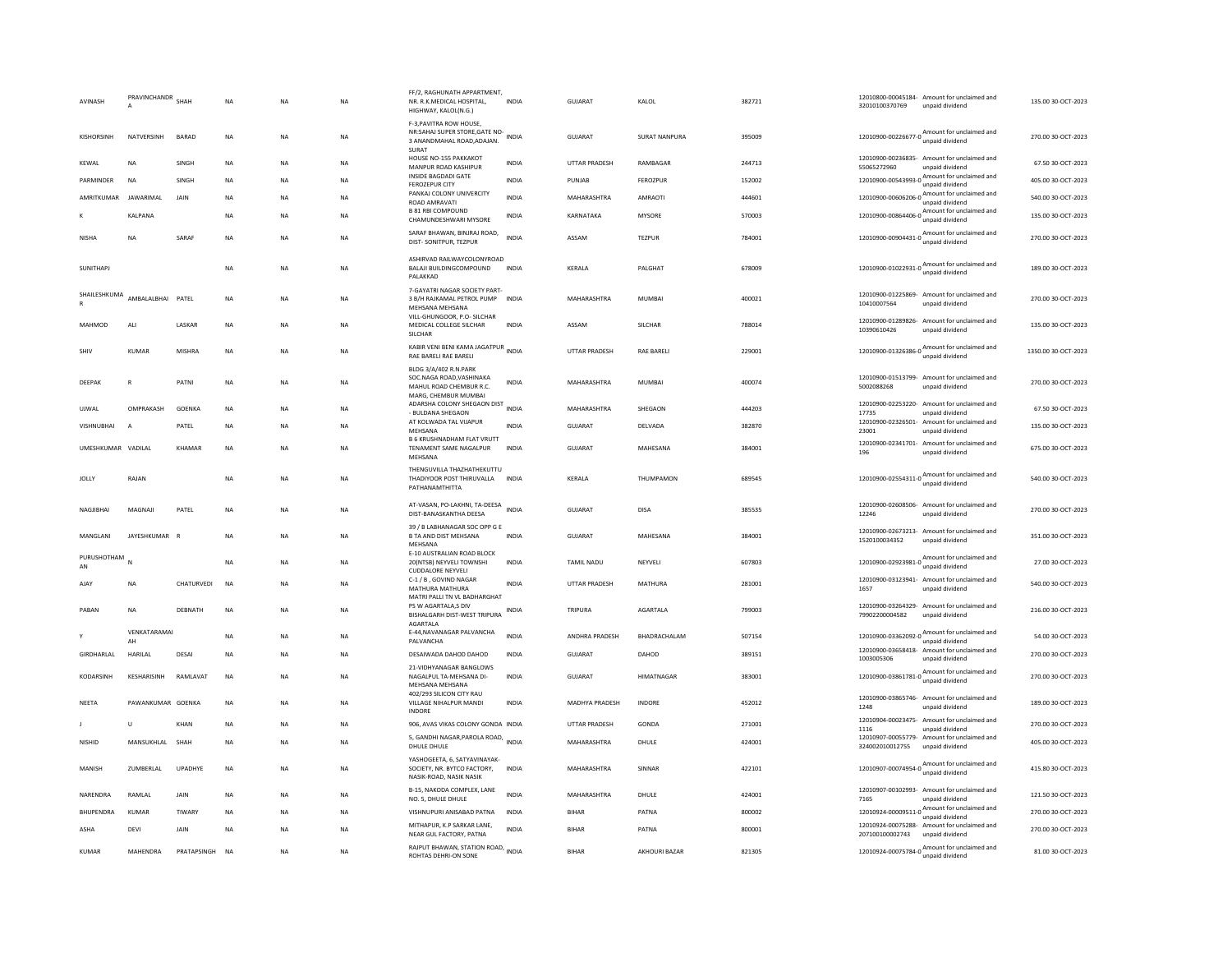| AVINASH | PRAVINCHANDRA | SHAH | NA | NA | NA | FF/2, RAGHUNATH APPARTMENT, NR. R.K.MEDICAL HOSPITAL, HIGHWAY, KALOL(N.G.) | INDIA | GUJARAT | KALOL | 382721 | | 12010800-00045184-32010100370769 | Amount for unclaimed and unpaid dividend | 135.00 | 30-OCT-2023 |
|---|---|---|---|---|---|---|---|---|---|---|---|---|---|---|---|
| KISHORSINH | NATVERSINH | BARAD | NA | NA | NA | F-3,PAVITRA ROW HOUSE, NR:SAHAJ SUPER STORE,GATE NO-3 ANANDMAHAL ROAD,ADAJAN. SURAT | INDIA | GUJARAT | SURAT NANPURA | 395009 | | 12010900-00226677-0 | Amount for unclaimed and unpaid dividend | 270.00 | 30-OCT-2023 |
| KEWAL | NA | SINGH | NA | NA | NA | HOUSE NO-155 PAKKAKOT MANPUR ROAD KASHIPUR | INDIA | UTTAR PRADESH | RAMBAGAR | 244713 | | 12010900-00236835-55065272960 | Amount for unclaimed and unpaid dividend | 67.50 | 30-OCT-2023 |
| PARMINDER | NA | SINGH | NA | NA | NA | INSIDE BAGDADI GATE FEROZEPUR CITY | INDIA | PUNJAB | FEROZPUR | 152002 | | 12010900-00543993-0 | Amount for unclaimed and unpaid dividend | 405.00 | 30-OCT-2023 |
| AMRITKUMAR | JAWARIMAL | JAIN | NA | NA | NA | PANKAJ COLONY UNIVERCITY ROAD AMRAVATI | INDIA | MAHARASHTRA | AMRAOTI | 444601 | | 12010900-00606206-0 | Amount for unclaimed and unpaid dividend | 540.00 | 30-OCT-2023 |
| K | KALPANA | | NA | NA | NA | B 81 RBI COMPOUND CHAMUNDESHWARI MYSORE | INDIA | KARNATAKA | MYSORE | 570003 | | 12010900-00864406-0 | Amount for unclaimed and unpaid dividend | 135.00 | 30-OCT-2023 |
| NISHA | NA | SARAF | NA | NA | NA | SARAF BHAWAN, BINJRAJ ROAD, DIST- SONITPUR, TEZPUR | INDIA | ASSAM | TEZPUR | 784001 | | 12010900-00904431-0 | Amount for unclaimed and unpaid dividend | 270.00 | 30-OCT-2023 |
| SUNITHAPJ | | | NA | NA | NA | ASHIRVAD RAILWAYCOLONYROAD BALAJI BUILDINGCOMPOUND PALAKKAD | INDIA | KERALA | PALGHAT | 678009 | | 12010900-01022931-0 | Amount for unclaimed and unpaid dividend | 189.00 | 30-OCT-2023 |
| SHAILESHKUMAR | AMBALALBHAI | PATEL | NA | NA | NA | 7-GAYATRI NAGAR SOCIETY PART-3 B/H RAJKAMAL PETROL PUMP MEHSANA MEHSANA | INDIA | MAHARASHTRA | MUMBAI | 400021 | | 12010900-01225869-10410007564 | Amount for unclaimed and unpaid dividend | 270.00 | 30-OCT-2023 |
| MAHMOD | ALI | LASKAR | NA | NA | NA | VILL-GHUNGOOR, P.O- SILCHAR MEDICAL COLLEGE SILCHAR SILCHAR | INDIA | ASSAM | SILCHAR | 788014 | | 12010900-01289826-10390610426 | Amount for unclaimed and unpaid dividend | 135.00 | 30-OCT-2023 |
| SHIV | KUMAR | MISHRA | NA | NA | NA | KABIR VENI BENI KAMA JAGATPUR RAE BARELI RAE BARELI | INDIA | UTTAR PRADESH | RAE BARELI | 229001 | | 12010900-01326386-0 | Amount for unclaimed and unpaid dividend | 1350.00 | 30-OCT-2023 |
| DEEPAK | R | PATNI | NA | NA | NA | BLDG 3/A/402 R.N.PARK SOC.NAGA ROAD,VASHINAKA MAHUL ROAD CHEMBUR R.C. MARG, CHEMBUR MUMBAI | INDIA | MAHARASHTRA | MUMBAI | 400074 | | 12010900-01513799-5002088268 | Amount for unclaimed and unpaid dividend | 270.00 | 30-OCT-2023 |
| UJWAL | OMPRAKASH | GOENKA | NA | NA | NA | ADARSHA COLONY SHEGAON DIST - BULDANA SHEGAON | INDIA | MAHARASHTRA | SHEGAON | 444203 | | 12010900-02253220-17735 | Amount for unclaimed and unpaid dividend | 67.50 | 30-OCT-2023 |
| VISHNUBHAI | A | PATEL | NA | NA | NA | AT KOLWADA TAL VIJAPUR MEHSANA | INDIA | GUJARAT | DELVADA | 382870 | | 12010900-02326501-23001 | Amount for unclaimed and unpaid dividend | 135.00 | 30-OCT-2023 |
| UMESHKUMAR | VADILAL | KHAMAR | NA | NA | NA | B 6 KRUSHNADHAM FLAT VRUTT TENAMENT SAME NAGALPUR MEHSANA | INDIA | GUJARAT | MAHESANA | 384001 | | 12010900-02341701-196 | Amount for unclaimed and unpaid dividend | 675.00 | 30-OCT-2023 |
| JOLLY | RAJAN | | NA | NA | NA | THENGUVILLA THAZHATHEKUTTU THADIYOOR POST THIRUVALLA PATHANAMTHITTA | INDIA | KERALA | THUMPAMON | 689545 | | 12010900-02554311-0 | Amount for unclaimed and unpaid dividend | 540.00 | 30-OCT-2023 |
| NAGJIBHAI | MAGNAJI | PATEL | NA | NA | NA | AT-VASAN, PO-LAKHNI, TA-DEESA DIST-BANASKANTHA DEESA | INDIA | GUJARAT | DISA | 385535 | | 12010900-02608506-12246 | Amount for unclaimed and unpaid dividend | 270.00 | 30-OCT-2023 |
| MANGLANI | JAYESHKUMAR | R | NA | NA | NA | 39 / B LABHANAGAR SOC OPP G E B TA AND DIST MEHSANA MEHSANA | INDIA | GUJARAT | MAHESANA | 384001 | | 12010900-02673213-1520100034352 | Amount for unclaimed and unpaid dividend | 351.00 | 30-OCT-2023 |
| PURUSHOTHAMAN | N | | NA | NA | NA | E-10 AUSTRALIAN ROAD BLOCK 20(NTSB) NEYVELI TOWNSHI CUDDALORE NEYVELI | INDIA | TAMIL NADU | NEYVELI | 607803 | | 12010900-02923981-0 | Amount for unclaimed and unpaid dividend | 27.00 | 30-OCT-2023 |
| AJAY | NA | CHATURVEDI | NA | NA | NA | C-1 / B , GOVIND NAGAR MATHURA MATHURA | INDIA | UTTAR PRADESH | MATHURA | 281001 | | 12010900-03123941-1657 | Amount for unclaimed and unpaid dividend | 540.00 | 30-OCT-2023 |
| PABAN | NA | DEBNATH | NA | NA | NA | MATRI PALLI TN VL BADHARGHAT PS W AGARTALA,S DIV BISHALGARH DIST-WEST TRIPURA AGARTALA | INDIA | TRIPURA | AGARTALA | 799003 | | 12010900-03264329-79902200004582 | Amount for unclaimed and unpaid dividend | 216.00 | 30-OCT-2023 |
| Y | VENKATARAMAIAH | | NA | NA | NA | E-44,NAVANAGAR PALVANCHA PALVANCHA | INDIA | ANDHRA PRADESH | BHADRACHALAM | 507154 | | 12010900-03362092-0 | Amount for unclaimed and unpaid dividend | 54.00 | 30-OCT-2023 |
| GIRDHARLAL | HARILAL | DESAI | NA | NA | NA | DESAIWADA DAHOD DAHOD | INDIA | GUJARAT | DAHOD | 389151 | | 12010900-03658418-1003005306 | Amount for unclaimed and unpaid dividend | 270.00 | 30-OCT-2023 |
| KODARSINH | KESHARISINH | RAMLAVAT | NA | NA | NA | 21-VIDHYANAGAR BANGLOWS NAGALPUL TA-MEHSANA DI-MEHSANA MEHSANA | INDIA | GUJARAT | HIMATNAGAR | 383001 | | 12010900-03861781-0 | Amount for unclaimed and unpaid dividend | 270.00 | 30-OCT-2023 |
| NEETA | PAWANKUMAR | GOENKA | NA | NA | NA | 402/293 SILICON CITY RAU VILLAGE NIHALPUR MANDI INDORE | INDIA | MADHYA PRADESH | INDORE | 452012 | | 12010900-03865746-1248 | Amount for unclaimed and unpaid dividend | 189.00 | 30-OCT-2023 |
| J | U | KHAN | NA | NA | NA | 906, AVAS VIKAS COLONY GONDA | INDIA | UTTAR PRADESH | GONDA | 271001 | | 12010904-00023475-1116 | Amount for unclaimed and unpaid dividend | 270.00 | 30-OCT-2023 |
| NISHID | MANSUKHLAL | SHAH | NA | NA | NA | 5, GANDHI NAGAR,PAROLA ROAD, DHULE DHULE | INDIA | MAHARASHTRA | DHULE | 424001 | | 12010907-00055779-324002010012755 | Amount for unclaimed and unpaid dividend | 405.00 | 30-OCT-2023 |
| MANISH | ZUMBERLAL | UPADHYE | NA | NA | NA | YASHOGEETA, 6, SATYAVINAYAK-SOCIETY, NR. BYTCO FACTORY, NASIK-ROAD, NASIK NASIK | INDIA | MAHARASHTRA | SINNAR | 422101 | | 12010907-00074954-0 | Amount for unclaimed and unpaid dividend | 415.80 | 30-OCT-2023 |
| NARENDRA | RAMLAL | JAIN | NA | NA | NA | B-15, NAKODA COMPLEX, LANE NO. 5, DHULE DHULE | INDIA | MAHARASHTRA | DHULE | 424001 | | 12010907-00102993-7165 | Amount for unclaimed and unpaid dividend | 121.50 | 30-OCT-2023 |
| BHUPENDRA | KUMAR | TIWARY | NA | NA | NA | VISHNUPURI ANISABAD PATNA | INDIA | BIHAR | PATNA | 800002 | | 12010924-00009511-0 | Amount for unclaimed and unpaid dividend | 270.00 | 30-OCT-2023 |
| ASHA | DEVI | JAIN | NA | NA | NA | MITHAPUR, K.P SARKAR LANE, NEAR GUL FACTORY, PATNA | INDIA | BIHAR | PATNA | 800001 | | 12010924-00075288-207100100002743 | Amount for unclaimed and unpaid dividend | 270.00 | 30-OCT-2023 |
| KUMAR | MAHENDRA | PRATAPSINGH | NA | NA | NA | RAJPUT BHAWAN, STATION ROAD, ROHTAS DEHRI-ON SONE | INDIA | BIHAR | AKHOURI BAZAR | 821305 | | 12010924-00075784-0 | Amount for unclaimed and unpaid dividend | 81.00 | 30-OCT-2023 |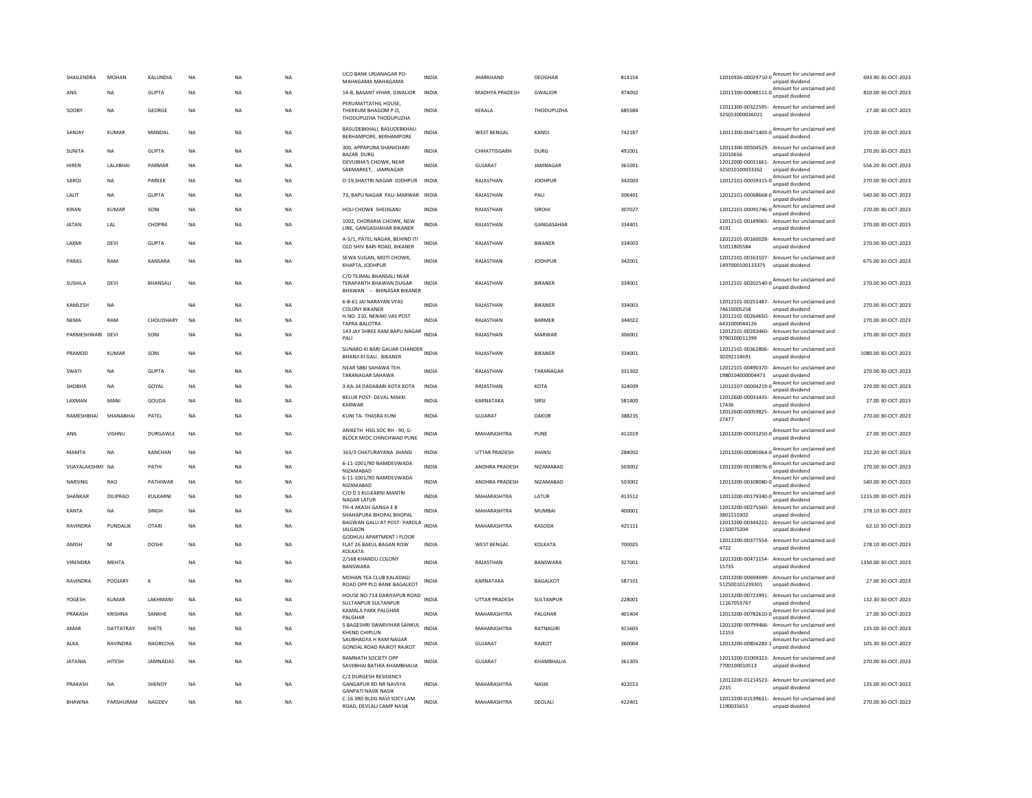| SHAILENDRA | MOHAN | KALUNDIA | NA | NA | NA | UCO BANK URJANAGAR PO-MAHAGAMA MAHAGAMA | INDIA | JHARKHAND | DEOGHAR | 814154 | | 12010926-00029710-0 | Amount for unclaimed and unpaid dividend | 693.90 | 30-OCT-2023 |
|---|---|---|---|---|---|---|---|---|---|---|---|---|---|---|---|
| ANIL | NA | GUPTA | NA | NA | NA | 14-B, BASANT VIHAR, GWALIOR | INDIA | MADHYA PRADESH | GWALIOR | 474002 | | 12011300-00088111-0 | Amount for unclaimed and unpaid dividend | 810.00 | 30-OCT-2023 |
| SOOBY | NA | GEORGE | NA | NA | NA | PERUMATTATHIL HOUSE, THEKKUM BHAGOM P.O, THODUPUZHA THODUPUZHA | INDIA | KERALA | THODUPUZHA | 685584 | | 12011300-00322595-325053000036021 | Amount for unclaimed and unpaid dividend | 27.00 | 30-OCT-2023 |
| SANJAY | KUMAR | MANDAL | NA | NA | NA | BASUDEBKHALI, BASUDEBKHALI BERHAMPORE, BERHAMPORE | INDIA | WEST BENGAL | KANDI | 742187 | | 12011300-00471403-0 | Amount for unclaimed and unpaid dividend | 270.00 | 30-OCT-2023 |
| SUNITA | NA | GUPTA | NA | NA | NA | 300, APPAPURA SHANICHARI BAZAR DURG | INDIA | CHHATTISGARH | DURG | 491001 | | 12011300-00504529-22010656 | Amount for unclaimed and unpaid dividend | 270.00 | 30-OCT-2023 |
| HIREN | LALJIBHAI | PARMAR | NA | NA | NA | DEVUBHA'S CHOWK, NEAR SAKMARKET, . JAMNAGAR | INDIA | GUJARAT | JAMNAGAR | 361001 | | 12012000-00031661-325010100033262 | Amount for unclaimed and unpaid dividend | 556.20 | 30-OCT-2023 |
| SAROJ | NA | PAREEK | NA | NA | NA | D-19,SHASTRI NAGAR JODHPUR | INDIA | RAJASTHAN | JODHPUR | 342003 | | 12012101-00059315-0 | Amount for unclaimed and unpaid dividend | 270.00 | 30-OCT-2023 |
| LALIT | NA | GUPTA | NA | NA | NA | 73, BAPU NAGAR PALI-MARWAR | INDIA | RAJASTHAN | PALI | 306401 | | 12012101-00068668-0 | Amount for unclaimed and unpaid dividend | 540.00 | 30-OCT-2023 |
| KIRAN | KUMAR | SONI | NA | NA | NA | HOLI CHOWK SHEOGANJ | INDIA | RAJASTHAN | SIROHI | 307027 | | 12012101-00091746-0 | Amount for unclaimed and unpaid dividend | 270.00 | 30-OCT-2023 |
| JATAN | LAL | CHOPRA | NA | NA | NA | 1002, CHORARIA CHOWK, NEW LINE, GANGASHAHAR BIKANER | INDIA | RAJASTHAN | GANGASAHAR | 334401 | | 12012101-00149065-4191 | Amount for unclaimed and unpaid dividend | 270.00 | 30-OCT-2023 |
| LAXMI | DEVI | GUPTA | NA | NA | NA | A-5/1, PATEL NAGAR, BEHIND ITI OLD SHIV BARI ROAD, BIKANER | INDIA | RAJASTHAN | BIKANER | 334003 | | 12012101-00160028-51011805584 | Amount for unclaimed and unpaid dividend | 270.00 | 30-OCT-2023 |
| PARAS | RAM | KANSARA | NA | NA | NA | SEWA SUGAN, MOTI CHOWK, KHAPTA, JODHPUR | INDIA | RAJASTHAN | JODHPUR | 342001 | | 12012101-00163107-1497000100133375 | Amount for unclaimed and unpaid dividend | 675.00 | 30-OCT-2023 |
| SUSHILA | DEVI | BHANSALI | NA | NA | NA | C/O TEJMAL BHANSALI NEAR TERAPANTH BHAWAN DUGAR BHAWAN -- BHINASAR BIKANER | INDIA | RAJASTHAN | BIKANER | 334001 | | 12012101-00202540-0 | Amount for unclaimed and unpaid dividend | 270.00 | 30-OCT-2023 |
| KAMLESH | NA | | NA | NA | NA | 6-B-61 JAI NARAYAN VYAS COLONY BIKANER | INDIA | RAJASTHAN | BIKANER | 334003 | | 12012101-00251487-74610005258 | Amount for unclaimed and unpaid dividend | 270.00 | 30-OCT-2023 |
| NEMA | RAM | CHOUDHARY | NA | NA | NA | H.NO. 210, NENAKI VAS POST TAPRA BALOTRA | INDIA | RAJASTHAN | BARMER | 344022 | | 12012101-00264650-6431000044126 | Amount for unclaimed and unpaid dividend | 270.00 | 30-OCT-2023 |
| PARMESHWARI | DEVI | SONI | NA | NA | NA | 143 JAY SHREE RAM BAPU NAGAR PALI | INDIA | RAJASTHAN | MARWAR | 306001 | | 12012101-00283460-9790100011399 | Amount for unclaimed and unpaid dividend | 270.00 | 30-OCT-2023 |
| PRAMOD | KUMAR | SONI | NA | NA | NA | SUNARO KI BARI GAUAR CHANDER BHANJI KI GALI . BIKANER | INDIA | RAJASTHAN | BIKANER | 334001 | | 12012101-00362806-30292114691 | Amount for unclaimed and unpaid dividend | 1080.00 | 30-OCT-2023 |
| SWATI | NA | GUPTA | NA | NA | NA | NEAR SBBJ SAHAWA TEH. TARANAGAR SAHAWA | INDIA | RAJASTHAN | TARANAGAR | 331302 | | 12012101-00490370-1980104000004473 | Amount for unclaimed and unpaid dividend | 270.00 | 30-OCT-2023 |
| SHOBHA | NA | GOYAL | NA | NA | NA | 3-KA-24 DADABARI KOTA KOTA | INDIA | RAJASTHAN | KOTA | 324009 | | 12012107-00004219-0 | Amount for unclaimed and unpaid dividend | 270.00 | 30-OCT-2023 |
| LAXMAN | MANI | GOUDA | NA | NA | NA | BELUR POST- DEVAL MAKKI KARWAR | INDIA | KARNATAKA | SIRSI | 581400 | | 12012600-00033435-17436 | Amount for unclaimed and unpaid dividend | 27.00 | 30-OCT-2023 |
| RAMESHBHAI | SHANABHAI | PATEL | NA | NA | NA | KUNI TA- THASRA KUNI | INDIA | GUJARAT | DAKOR | 388235 | | 12012600-00059825-27477 | Amount for unclaimed and unpaid dividend | 270.00 | 30-OCT-2023 |
| ANIL | VISHNU | DURGAWLE | NA | NA | NA | ANIKETH HSG.SOC RH - 90, G-BLOCK MIDC CHINCHWAD PUNE | INDIA | MAHARASHTRA | PUNE | 411019 | | 12013200-00031250-0 | Amount for unclaimed and unpaid dividend | 27.00 | 30-OCT-2023 |
| MAMTA | NA | KANCHAN | NA | NA | NA | 163/3 CHATURAYANA JHANSI | INDIA | UTTAR PRADESH | JHANSI | 284002 | | 12013200-00085064-0 | Amount for unclaimed and unpaid dividend | 232.20 | 30-OCT-2023 |
| VIJAYALAKSHMI | NA | PATHI | NA | NA | NA | 6-11-1001/9D NAMDEVWADA NIZAMABAD | INDIA | ANDHRA PRADESH | NIZAMABAD | 503002 | | 12013200-00108076-0 | Amount for unclaimed and unpaid dividend | 270.00 | 30-OCT-2023 |
| NARSING | RAO | PATHIWAR | NA | NA | NA | 6-11-1001/9D NAMDEVWADA NIZAMABAD | INDIA | ANDHRA PRADESH | NIZAMABAD | 503002 | | 12013200-00108080-0 | Amount for unclaimed and unpaid dividend | 540.00 | 30-OCT-2023 |
| SHANKAR | DILIPRAO | KULKARNI | NA | NA | NA | C/O D S KULKARNI MANTRI NAGAR LATUR | INDIA | MAHARASHTRA | LATUR | 413512 | | 12013200-00179340-0 | Amount for unclaimed and unpaid dividend | 1215.00 | 30-OCT-2023 |
| KANTA | NA | SINGH | NA | NA | NA | TH-4 AKASH GANGA E 8 SHAHAPURA BHOPAL BHOPAL | INDIA | MAHARASHTRA | MUMBAI | 400001 | | 12013200-00275560-3801510302 | Amount for unclaimed and unpaid dividend | 278.10 | 30-OCT-2023 |
| RAVINDRA | PUNDALIK | OTARI | NA | NA | NA | BAGWAN GALLI AT POST- PAROLA JALGAON | INDIA | MAHARASHTRA | KASODA | 425111 | | 12013200-00344222-1150075204 | Amount for unclaimed and unpaid dividend | 62.10 | 30-OCT-2023 |
| AMISH | M | DOSHI | NA | NA | NA | GODHULI APARTMENT I FLOOR FLAT 26 BAKUL BAGAN ROW KOLKATA | INDIA | WEST BENGAL | KOLKATA | 700025 | | 12013200-00377554-4722 | Amount for unclaimed and unpaid dividend | 278.10 | 30-OCT-2023 |
| VIRENDRA | MEHTA | | NA | NA | NA | 2/168 KHANDU COLONY BANSWARA | INDIA | RAJASTHAN | BANSWARA | 327001 | | 12013200-00471154-15735 | Amount for unclaimed and unpaid dividend | 1350.00 | 30-OCT-2023 |
| RAVINDRA | POOJARY | K | NA | NA | NA | MOHAN TEA CLUB KALADAGI ROAD OPP PLD BANK BAGALKOT | INDIA | KARNATAKA | BAGALKOT | 587101 | | 12013200-00694049-512500101239301 | Amount for unclaimed and unpaid dividend | 27.00 | 30-OCT-2023 |
| YOGESH | KUMAR | LAKHMANI | NA | NA | NA | HOUSE NO 714 DARIYAPUR ROAD SULTANPUR SULTANPUR | INDIA | UTTAR PRADESH | SULTANPUR | 228001 | | 12013200-00723991-11167053767 | Amount for unclaimed and unpaid dividend | 132.30 | 30-OCT-2023 |
| PRAKASH | KRISHNA | SANKHE | NA | NA | NA | KAMALA PARK PALGHAR PALGHAR | INDIA | MAHARASHTRA | PALGHAR | 401404 | | 12013200-00782610-0 | Amount for unclaimed and unpaid dividend | 27.00 | 30-OCT-2023 |
| AMAR | DATTATRAY | SHETE | NA | NA | NA | 5 BAGESHRI SWARVIHAR SANKUL KHEND CHIPLUN | INDIA | MAHARASHTRA | RATNAGIRI | 415605 | | 12013200-00799466-12153 | Amount for unclaimed and unpaid dividend | 135.00 | 30-OCT-2023 |
| ALKA | RAVINDRA | NAGRECHA | NA | NA | NA | SAUBHAGYA H RAM NAGAR GONDAL ROAD RAJKOT RAJKOT | INDIA | GUJARAT | RAJKOT | 360004 | | 12013200-00856283-1 | Amount for unclaimed and unpaid dividend | 105.30 | 30-OCT-2023 |
| JATANIA | HITESH | JAMNADAS | NA | NA | NA | RAMNATH SOCIETY OPP SAVJIBHAI BATHIA KHAMBHALIA | INDIA | GUJARAT | KHAMBHALIA | 361305 | | 12013200-01009323-7700100010513 | Amount for unclaimed and unpaid dividend | 270.00 | 30-OCT-2023 |
| PRAKASH | NA | SHENOY | NA | NA | NA | C/2 DURGESH RESIDENCY GANGAPUR RD NR NAVSYA GANPATI NASIK NASIK | INDIA | MAHARASHTRA | NASIK | 422013 | | 12013200-01214523-2215 | Amount for unclaimed and unpaid dividend | 135.00 | 30-OCT-2023 |
| BHAWNA | PARSHURAM | NAGDEV | NA | NA | NA | C-16 3RD BLDG RAVI SOCY LAM ROAD, DEVLALI CAMP NASIK | INDIA | MAHARASHTRA | DEOLALI | 422401 | | 12013200-01539631-1190035655 | Amount for unclaimed and unpaid dividend | 270.00 | 30-OCT-2023 |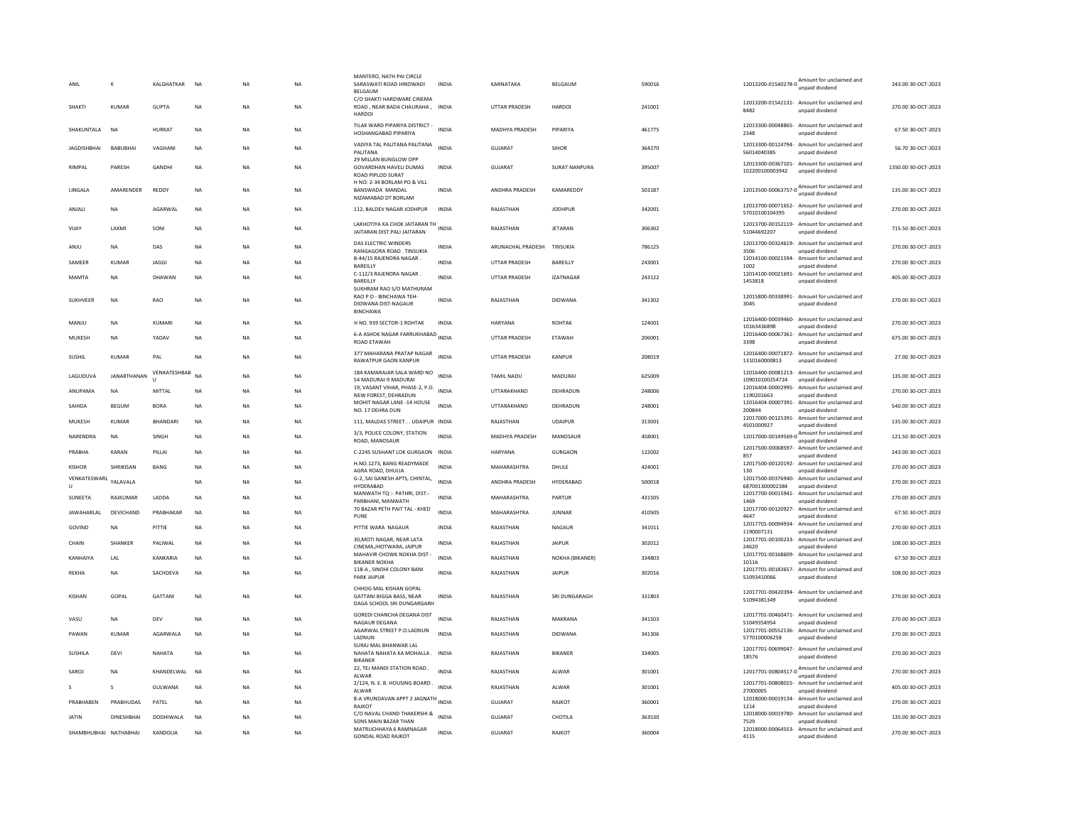| ANIL | K | KALGHATKAR | NA | NA | NA | MANTERO, NATH PAI CIRCLE SARASWATI ROAD HINDWADI BELGAUM | INDIA | KARNATAKA | BELGAUM | 590016 | | 12013200-01540278-0 | Amount for unclaimed and unpaid dividend | 243.00 | 30-OCT-2023 |
|---|---|---|---|---|---|---|---|---|---|---|---|---|---|---|---|
| SHAKTI | KUMAR | GUPTA | NA | NA | NA | C/O SHAKTI HARDWARE CINEMA ROAD , NEAR BADA CHAURAHA , HARDOI | INDIA | UTTAR PRADESH | HARDOI | 241001 | | 12013200-01542131-8482 | Amount for unclaimed and unpaid dividend | 270.00 | 30-OCT-2023 |
| SHAKUNTALA | NA | HURKAT | NA | NA | NA | TILAK WARD PIPARIYA DISTRICT - HOSHANGABAD PIPARIYA | INDIA | MADHYA PRADESH | PIPARIYA | 461775 | | 12013300-00048865-2348 | Amount for unclaimed and unpaid dividend | 67.50 | 30-OCT-2023 |
| JAGDISHBHAI | BABUBHAI | VAGHANI | NA | NA | NA | VADIYA TAL PALITANA PALITANA PALITANA | INDIA | GUJARAT | SIHOR | 364270 | | 12013300-00124794-56014040385 | Amount for unclaimed and unpaid dividend | 56.70 | 30-OCT-2023 |
| RIMPAL | PARESH | GANDHI | NA | NA | NA | 29 MILLAN BUNGLOW OPP GOVARDHAN HAVELI DUMAS ROAD PIPLOD SURAT | INDIA | GUJARAT | SURAT NANPURA | 395007 | | 12013300-00367101-102200100003942 | Amount for unclaimed and unpaid dividend | 1350.00 | 30-OCT-2023 |
| LINGALA | AMARENDER | REDDY | NA | NA | NA | H NO: 2-34 BORLAM PO & VILL BANSWADA MANDAL NIZAMABAD DT BORLAM | INDIA | ANDHRA PRADESH | KAMAREDDY | 503187 | | 12013500-00063757-0 | Amount for unclaimed and unpaid dividend | 135.00 | 30-OCT-2023 |
| ANJALI | NA | AGARWAL | NA | NA | NA | 112, BALDEV NAGAR JODHPUR | INDIA | RAJASTHAN | JODHPUR | 342001 | | 12013700-00071652-57010100104395 | Amount for unclaimed and unpaid dividend | 270.00 | 30-OCT-2023 |
| VIJAY | LAXMI | SONI | NA | NA | NA | LAKHOTIYA KA CHOK JAITARAN TH JAITARAN DIST.PALI JAITARAN | INDIA | RAJASTHAN | JETARAN | 306302 | | 12013700-00152119-51044692207 | Amount for unclaimed and unpaid dividend | 715.50 | 30-OCT-2023 |
| ANJU | NA | DAS | NA | NA | NA | DAS ELECTRIC WINDERS RANGAGORA ROAD . TINSUKIA | INDIA | ARUNACHAL PRADESH | TINSUKIA | 786125 | | 12013700-00324619-3506 | Amount for unclaimed and unpaid dividend | 270.00 | 30-OCT-2023 |
| SAMEER | KUMAR | JAGGI | NA | NA | NA | B-44/15 RAJENDRA NAGAR . BAREILLY | INDIA | UTTAR PRADESH | BAREILLY | 243001 | | 12014100-00021594-1002 | Amount for unclaimed and unpaid dividend | 270.00 | 30-OCT-2023 |
| MAMTA | NA | DHAWAN | NA | NA | NA | C-112/3 RAJENDRA NAGAR . BAREILLY | INDIA | UTTAR PRADESH | IZATNAGAR | 243122 | | 12014100-00021691-1453818 | Amount for unclaimed and unpaid dividend | 405.00 | 30-OCT-2023 |
| SUKHVEER | NA | RAO | NA | NA | NA | SUKHRAM RAO S/O MATHURAM RAO P O - BINCHAWA TEH-DIDWANA DIST-NAGAUR BINCHAWA | INDIA | RAJASTHAN | DIDWANA | 341302 | | 12015800-00338991-3045 | Amount for unclaimed and unpaid dividend | 270.00 | 30-OCT-2023 |
| MANJU | NA | KUMARI | NA | NA | NA | H NO. 939 SECTOR-1 ROHTAK | INDIA | HARYANA | ROHTAK | 124001 | | 12016400-00039460-10163436898 | Amount for unclaimed and unpaid dividend | 270.00 | 30-OCT-2023 |
| MUKESH | NA | YADAV | NA | NA | NA | 6-A ASHOK NAGAR FARRUKHABAD ROAD ETAWAH | INDIA | UTTAR PRADESH | ETAWAH | 206001 | | 12016400-00067361-3398 | Amount for unclaimed and unpaid dividend | 675.00 | 30-OCT-2023 |
| SUSHIL | KUMAR | PAL | NA | NA | NA | 377 MAHARANA PRATAP NAGAR RAWATPUR GAON KANPUR | INDIA | UTTAR PRADESH | KANPUR | 208019 | | 12016400-00071872-1310160000813 | Amount for unclaimed and unpaid dividend | 27.00 | 30-OCT-2023 |
| LAGUDUVA | JANARTHANAN | VENKATESHBABU | NA | NA | NA | 184 KAMARAJAR SALA WARD NO 54 MADURAI-9 MADURAI | INDIA | TAMIL NADU | MADURAI | 625009 | | 12016400-00081213-109010100254724 | Amount for unclaimed and unpaid dividend | 135.00 | 30-OCT-2023 |
| ANUPAMA | NA | MITTAL | NA | NA | NA | 19, VASANT VIHAR, PHASE-2, P.O. NEW FOREST, DEHRADUN | INDIA | UTTARAKHAND | DEHRADUN | 248006 | | 12016404-00002995-1190201663 | Amount for unclaimed and unpaid dividend | 270.00 | 30-OCT-2023 |
| SAHIDA | BEGUM | BORA | NA | NA | NA | MOHIT NAGAR LANE -14 HOUSE NO. 17 DEHRA DUN | INDIA | UTTARAKHAND | DEHRADUN | 248001 | | 12016404-00007391-200844 | Amount for unclaimed and unpaid dividend | 540.00 | 30-OCT-2023 |
| MUKESH | KUMAR | BHANDARI | NA | NA | NA | 111, MALDAS STREET . . UDAIPUR | INDIA | RAJASTHAN | UDAIPUR | 313001 | | 12017000-00125391-4501000927 | Amount for unclaimed and unpaid dividend | 135.00 | 30-OCT-2023 |
| NARENDRA | NA | SINGH | NA | NA | NA | 3/3, POLICE COLONY, STATION ROAD, MANDSAUR | INDIA | MADHYA PRADESH | MANDSAUR | 458001 | | 12017000-00149569-0 | Amount for unclaimed and unpaid dividend | 121.50 | 30-OCT-2023 |
| PRABHA | KARAN | PILLAI | NA | NA | NA | C-2245 SUSHANT LOK GURGAON | INDIA | HARYANA | GURGAON | 122002 | | 12017500-00068597-857 | Amount for unclaimed and unpaid dividend | 243.00 | 30-OCT-2023 |
| KISHOR | SHRIKISAN | BANG | NA | NA | NA | H.NO.1273, BANG READYMADE AGRA ROAD, DHULIA | INDIA | MAHARASHTRA | DHULE | 424001 | | 12017500-00120192-130 | Amount for unclaimed and unpaid dividend | 270.00 | 30-OCT-2023 |
| VENKATESWARLU | YALAVALA | | NA | NA | NA | G-2, SAI GANESH APTS, CHINTAL, HYDERABAD | INDIA | ANDHRA PRADESH | HYDERABAD | 500018 | | 12017500-00376940-687001300002384 | Amount for unclaimed and unpaid dividend | 270.00 | 30-OCT-2023 |
| SUNEETA | RAJKUMAR | LADDA | NA | NA | NA | MANWATH TQ :- PATHRI, DIST:- PARBHANI, MANWATH | INDIA | MAHARASHTRA | PARTUR | 431505 | | 12017700-00015941-1469 | Amount for unclaimed and unpaid dividend | 270.00 | 30-OCT-2023 |
| JAWAHARLAL | DEVICHAND | PRABHAKAR | NA | NA | NA | 70 BAZAR PETH PAIT TAL - KHED PUNE | INDIA | MAHARASHTRA | JUNNAR | 410505 | | 12017700-00120927-4647 | Amount for unclaimed and unpaid dividend | 67.50 | 30-OCT-2023 |
| GOVIND | NA | PITTIE | NA | NA | NA | PITTIE WARA NAGAUR | INDIA | RAJASTHAN | NAGAUR | 341011 | | 12017701-00094934-1190007131 | Amount for unclaimed and unpaid dividend | 270.00 | 30-OCT-2023 |
| CHAIN | SHANKER | PALIWAL | NA | NA | NA | 30,MOTI NAGAR, NEAR LATA CINEMA,JHOTWARA, JAIPUR | INDIA | RAJASTHAN | JAIPUR | 302012 | | 12017701-00100233-24620 | Amount for unclaimed and unpaid dividend | 108.00 | 30-OCT-2023 |
| KANHAIYA | LAL | KANKARIA | NA | NA | NA | MAHAVIR CHOWK NOKHA DIST - BIKANER NOKHA | INDIA | RAJASTHAN | NOKHA (BIKANER) | 334803 | | 12017701-00168609-10116 | Amount for unclaimed and unpaid dividend | 67.50 | 30-OCT-2023 |
| REKHA | NA | SACHDEVA | NA | NA | NA | 118-A , SINDHI COLONY BANI PARK JAIPUR | INDIA | RAJASTHAN | JAIPUR | 302016 | | 12017701-00183657-51093410066 | Amount for unclaimed and unpaid dividend | 108.00 | 30-OCT-2023 |
| KISHAN | GOPAL | GATTANI | NA | NA | NA | CHHOG MAL KISHAN GOPAL GATTANI BIGGA BASS, NEAR DAGA SCHOOL SRI DUNGARGARH | INDIA | RAJASTHAN | SRI DUNGARAGH | 331803 | | 12017701-00420394-51094381349 | Amount for unclaimed and unpaid dividend | 270.00 | 30-OCT-2023 |
| VASU | NA | DEV | NA | NA | NA | GOREDI CHANCHA DEGANA DIST NAGAUR DEGANA | INDIA | RAJASTHAN | MAKRANA | 341503 | | 12017701-00460471-51049354954 | Amount for unclaimed and unpaid dividend | 270.00 | 30-OCT-2023 |
| PAWAN | KUMAR | AGARWALA | NA | NA | NA | AGARWAL STREET P.O.LADNUN LADNUN | INDIA | RAJASTHAN | DIDWANA | 341306 | | 12017701-00552136-5770100006258 | Amount for unclaimed and unpaid dividend | 270.00 | 30-OCT-2023 |
| SUSHILA | DEVI | NAHATA | NA | NA | NA | SURAJ MAL BHANWAR LAL NAHATA NAHATA KA MOHALLA . BIKANER | INDIA | RAJASTHAN | BIKANER | 334005 | | 12017701-00699047-18576 | Amount for unclaimed and unpaid dividend | 270.00 | 30-OCT-2023 |
| SAROJ | NA | KHANDELWAL | NA | NA | NA | 22, TEJ MANDI STATION ROAD . ALWAR | INDIA | RAJASTHAN | ALWAR | 301001 | | 12017701-00804517-0 | Amount for unclaimed and unpaid dividend | 270.00 | 30-OCT-2023 |
| S | S | GULWANA | NA | NA | NA | 2/124, N. E. B. HOUSING BOARD . ALWAR | INDIA | RAJASTHAN | ALWAR | 301001 | | 12017701-00808015-27000005 | Amount for unclaimed and unpaid dividend | 405.00 | 30-OCT-2023 |
| PRABHABEN | PRABHUDAS | PATEL | NA | NA | NA | 8-A VRUNDAVAN APPT 2 JAGNATH RAJKOT | INDIA | GUJARAT | RAJKOT | 360001 | | 12018000-00019134-1214 | Amount for unclaimed and unpaid dividend | 270.00 | 30-OCT-2023 |
| JATIN | DINESHBHAI | DODHIWALA | NA | NA | NA | C/O NAVAL CHAND THAKERSHI & SONS MAIN BAZAR THAN | INDIA | GUJARAT | CHOTILA | 363530 | | 12018000-00019780-7529 | Amount for unclaimed and unpaid dividend | 135.00 | 30-OCT-2023 |
| SHAMBHUBHAI | NATHABHAI | KANDOLIA | NA | NA | NA | MATRUCHHAYA 6 RAMNAGAR GONDAL ROAD RAJKOT | INDIA | GUJARAT | RAJKOT | 360004 | | 12018000-00064553-4115 | Amount for unclaimed and unpaid dividend | 270.00 | 30-OCT-2023 |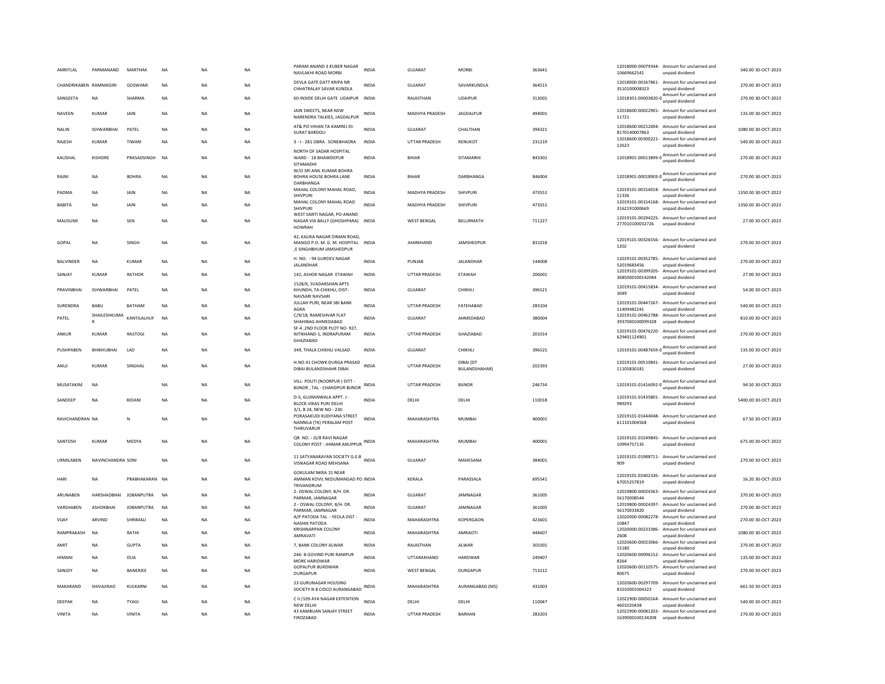| AMRITLAL | PARMANAND | MARTHAK | NA | NA | NA | PARAM ANAND 3 KUBER NAGAR NAVLAKHI ROAD MORBI | INDIA | GUJARAT | MORBI | 363641 | 12018000-00079344-10669662541 | Amount for unclaimed and unpaid dividend | 540.00 | 30-OCT-2023 |
|---|---|---|---|---|---|---|---|---|---|---|---|---|---|---|
| CHANDRIKABEN | RAMNIKGIRI | GOSWAMI | NA | NA | NA | DEVLA GATE DATT KRIPA NR CHHATRALAY SAVAR KUNDLA | INDIA | GUJARAT | SAVARKUNDLA | 364515 | 12018000-00167861-3510100008323 | Amount for unclaimed and unpaid dividend | 270.00 | 30-OCT-2023 |
| SANGEETA | NA | SHARMA | NA | NA | NA | 60-INSIDE DELHI GATE UDAIPUR | INDIA | RAJASTHAN | UDAIPUR | 313001 | 12018301-00003820-0 | Amount for unclaimed and unpaid dividend | 270.00 | 30-OCT-2023 |
| NAVEEN | KUMAR | JAIN | NA | NA | NA | JAIN SWEETS, NEAR NEW NARENDRA TALKIES, JAGDALPUR | INDIA | MADHYA PRADESH | JAGDALPUR | 494001 | 12018600-00022901-11721 | Amount for unclaimed and unpaid dividend | 135.00 | 30-OCT-2023 |
| NALIN | ISHWARBHAI | PATEL | NA | NA | NA | AT& PO-VIHAN TA-KAMREJ DI-SURAT BARDOLI | INDIA | GUJARAT | CHALTHAN | 394321 | 12018600-00212004-8170140007863 | Amount for unclaimed and unpaid dividend | 1080.00 | 30-OCT-2023 |
| RAJESH | KUMAR | TIWARI | NA | NA | NA | 3 - I - 281 OBRA . SONEBHADRA | INDIA | UTTAR PRADESH | RENUKOT | 231219 | 12018600-00300221-12623 | Amount for unclaimed and unpaid dividend | 540.00 | 30-OCT-2023 |
| KAUSHAL | KISHORE | PRASADSINGH | NA | NA | NA | NORTH OF SADAR HOSPITAL WARD - 18 BHAWDEPUR SITAMADHI | INDIA | BIHAR | SITAMARHI | 843302 | 12018901-00013899-0 | Amount for unclaimed and unpaid dividend | 270.00 | 30-OCT-2023 |
| RAJNI | NA | BOHRA | NA | NA | NA | W/O SRI ANIL KUMAR BOHRA BOHRA HOUSE BOHRA LANE DARBHANGA | INDIA | BIHAR | DARBHANGA | 846004 | 12018901-00018903-0 | Amount for unclaimed and unpaid dividend | 270.00 | 30-OCT-2023 |
| PADMA | NA | JAIN | NA | NA | NA | MAHAL COLONY MAHAL ROAD, SHIVPURI | INDIA | MADHYA PRADESH | SHIVPURI | 473551 | 12019101-00154018-11336 | Amount for unclaimed and unpaid dividend | 1350.00 | 30-OCT-2023 |
| BABITA | NA | JAIN | NA | NA | NA | MAHAL COLONY MAHAL ROAD SHIVPURI | INDIA | MADHYA PRADESH | SHIVPURI | 473551 | 12019101-00154168-3162191000669 | Amount for unclaimed and unpaid dividend | 1350.00 | 30-OCT-2023 |
| MAUSUMI | NA | SEN | NA | NA | NA | WEST SANTI NAGAR, PO-ANAND NAGAR VIA BALLY (GHOSHPARA) HOWRAH | INDIA | WEST BENGAL | BELURMATH | 711227 | 12019101-00294225-277010100032726 | Amount for unclaimed and unpaid dividend | 27.00 | 30-OCT-2023 |
| GOPAL | NA | SINGH | NA | NA | NA | 42, KALIKA NAGAR DIMAN ROAD, MANGO P.O. M. G. M. HOSPITAL ,E SINGHBHUM JAMSHEDPUR | INDIA | JHARKHAND | JAMSHEDPUR | 831018 | 12019101-00326556-1202 | Amount for unclaimed and unpaid dividend | 270.00 | 30-OCT-2023 |
| BALVINDER | NA | KUMAR | NA | NA | NA | H. NO. - 94 GURDEV NAGAR JALANDHAR | INDIA | PUNJAB | JALANDHAR | 144008 | 12019101-00352785-52019683456 | Amount for unclaimed and unpaid dividend | 270.00 | 30-OCT-2023 |
| SANJAY | KUMAR | RATHOR | NA | NA | NA | 142, ASHOK NAGAR ETAWAH | INDIA | UTTAR PRADESH | ETAWAH | 206001 | 12019101-00399205-3685000100142044 | Amount for unclaimed and unpaid dividend | 27.00 | 30-OCT-2023 |
| PRAVINBHAI | ISHWARBHAI | PATEL | NA | NA | NA | 1528/K, SVADARSHAN APTS KHUNDH, TA-CHIKHLI, DIST-NAVSARI NAVSARI | INDIA | GUJARAT | CHIKHLI | 396521 | 12019101-00415834-3049 | Amount for unclaimed and unpaid dividend | 54.00 | 30-OCT-2023 |
| SURENDRA | BABU | BATHAM | NA | NA | NA | JULLAH PURI, NEAR SBI BANK AGRA | INDIA | UTTAR PRADESH | FATEHABAD | 283104 | 12019101-00447267-11409482241 | Amount for unclaimed and unpaid dividend | 540.00 | 30-OCT-2023 |
| PATEL | SHAILESHKUMAR | KANTILALHUF | NA | NA | NA | C/9/18, RAMESHVAR FLAT SHAHIBAG AHMEDABAD | INDIA | GUJARAT | AHMEDABAD | 380004 | 12019101-00462788-3937000100099328 | Amount for unclaimed and unpaid dividend | 810.00 | 30-OCT-2023 |
| ANKUR | KUMAR | RASTOGI | NA | NA | NA | SF-4 ,2ND FLOOR PLOT NO- 927, NITIKHAND-1, INDRAPURAM GHAZIABAD | INDIA | UTTAR PRADESH | GHAZIABAD | 201014 | 12019101-00476220-629401124901 | Amount for unclaimed and unpaid dividend | 270.00 | 30-OCT-2023 |
| PUSHPABEN | BHIKHUBHAI | LAD | NA | NA | NA | 349, THALA CHIKHLI VALSAD | INDIA | GUJARAT | CHIKHLI | 396521 | 12019101-00487659-0 | Amount for unclaimed and unpaid dividend | 135.00 | 30-OCT-2023 |
| ANUJ | KUMAR | SINGHAL | NA | NA | NA | H.NO.41 CHOWK DURGA PRASAD DIBAI-BULANDSHAHR DIBAI | INDIA | UTTAR PRADESH | DIBAI (DT BULANDSHAHAR) | 202393 | 12019101-00510841-11105830181 | Amount for unclaimed and unpaid dividend | 27.00 | 30-OCT-2023 |
| MUSATAKIM | NA | | NA | NA | NA | VILL- POUTI (NOORPUR ) DITT - BIJNOR , TAL - CHANDPUR BIJNOR | INDIA | UTTAR PRADESH | BIJNOR | 246734 | 12019101-01416092-0 | Amount for unclaimed and unpaid dividend | 94.50 | 30-OCT-2023 |
| SANDEEP | NA | BIDANI | NA | NA | NA | D-5, GUJRANWALA APPT. J - BLOCK VIKAS PURI DELHI | INDIA | DELHI | DELHI | 110018 | 12019101-01435801-989293 | Amount for unclaimed and unpaid dividend | 5400.00 | 30-OCT-2023 |
| RAVICHANDRAN | NA | N | NA | NA | NA | 3/1, B 24, NEW NO - 230 PORASAKUDI KUDIYANA STREET NANNILA (TK) PERALAM POST THIRUVARUR | INDIA | MAHARASHTRA | MUMBAI | 400001 | 12019101-01444048-611101004568 | Amount for unclaimed and unpaid dividend | 67.50 | 30-OCT-2023 |
| SANTOSH | KUMAR | MEDYA | NA | NA | NA | QR. NO. - JS/8 RAVI NAGAR COLONY POST - JHIMAR ANUPPUR | INDIA | MAHARASHTRA | MUMBAI | 400001 | 12019101-01549845-10994757135 | Amount for unclaimed and unpaid dividend | 675.00 | 30-OCT-2023 |
| URMILABEN | NAVINCHANDRA | SONI | NA | NA | NA | 11 SATYANARAYAN SOCIETY G.E.B VISNAGAR ROAD MEHSANA | INDIA | GUJARAT | MAHESANA | 384001 | 12019101-01988711-909 | Amount for unclaimed and unpaid dividend | 270.00 | 30-OCT-2023 |
| HARI | NA | PRABHAKARAN | NA | NA | NA | GOKULAM NKRA 15 NEAR AMMAN KOVIL NEDUMANGAD PO TRIVANDRUM | INDIA | KERALA | PARASSALA | 695541 | 12019101-02402336-67055257819 | Amount for unclaimed and unpaid dividend | 16.20 | 30-OCT-2023 |
| ARUNABEN | HARSHADBHAI | JOBANPUTRA | NA | NA | NA | 2- OSWAL COLONY, B/H. DR. PARMAR, JAMNAGAR | INDIA | GUJARAT | JAMNAGAR | 361005 | 12019800-00024363-56170008544 | Amount for unclaimed and unpaid dividend | 270.00 | 30-OCT-2023 |
| VARSHABEN | ASHOKBHAI | JOBANPUTRA | NA | NA | NA | 2 - OSWAL COLONY, B/H. DR. PARMAR, JAMNAGAR | INDIA | GUJARAT | JAMNAGAR | 361005 | 12019800-00024397-56170033820 | Amount for unclaimed and unpaid dividend | 270.00 | 30-OCT-2023 |
| VIJAY | ARVIND | SHRIMALI | NA | NA | NA | A/P PATODA TAL - YEOLA DIST - NASHIK PATODA | INDIA | MAHARASHTRA | KOPERGAON | 423601 | 12020000-00082278-10847 | Amount for unclaimed and unpaid dividend | 270.00 | 30-OCT-2023 |
| RAMPRAKASH | NA | RATHI | NA | NA | NA | KRISHNARPAN COLONY AMRAVATI | INDIA | MAHARASHTRA | AMRAOTI | 444607 | 12020000-00233386-2608 | Amount for unclaimed and unpaid dividend | 1080.00 | 30-OCT-2023 |
| AMIT | NA | GUPTA | NA | NA | NA | 7, BANK COLONY ALWAR | INDIA | RAJASTHAN | ALWAR | 301001 | 12020600-00023066-15180 | Amount for unclaimed and unpaid dividend | 270.00 | 30-OCT-2023 |
| HIMANI | NA | DUA | NA | NA | NA | 246- B GOVIND PURI RANIPUR MORE HARIDWAR | INDIA | UTTARAKHAND | HARDWAR | 249407 | 12020600-00096152-8264 | Amount for unclaimed and unpaid dividend | 135.00 | 30-OCT-2023 |
| SANJOY | NA | BANERJEE | NA | NA | NA | GOPALPUR BURDWAN DURGAPUR | INDIA | WEST BENGAL | DURGAPUR | 713212 | 12020600-00110575-80675 | Amount for unclaimed and unpaid dividend | 270.00 | 30-OCT-2023 |
| MAKARAND | SHIVAJIRAO | KULKARNI | NA | NA | NA | 23 GURUNAGAR HOUSING SOCIETY N 8 CIDCO AURANGABAD | INDIA | MAHARASHTRA | AURANGABAD (MS) | 431003 | 12020600-00297709-81010001004323 | Amount for unclaimed and unpaid dividend | 661.50 | 30-OCT-2023 |
| DEEPAK | NA | TYAGI | NA | NA | NA | C II /109 AYA NAGAR EXTENTION NEW DELHI | INDIA | DELHI | DELHI | 110047 | 12022900-00050164-4601020438 | Amount for unclaimed and unpaid dividend | 540.00 | 30-OCT-2023 |
| VINITA | NA | VINITA | NA | NA | NA | 43 KAMBUAN SANJAY STREET FIROZABAD | INDIA | UTTAR PRADESH | BARHAN | 283203 | 12022900-00081203-1639000100134208 | Amount for unclaimed and unpaid dividend | 270.00 | 30-OCT-2023 |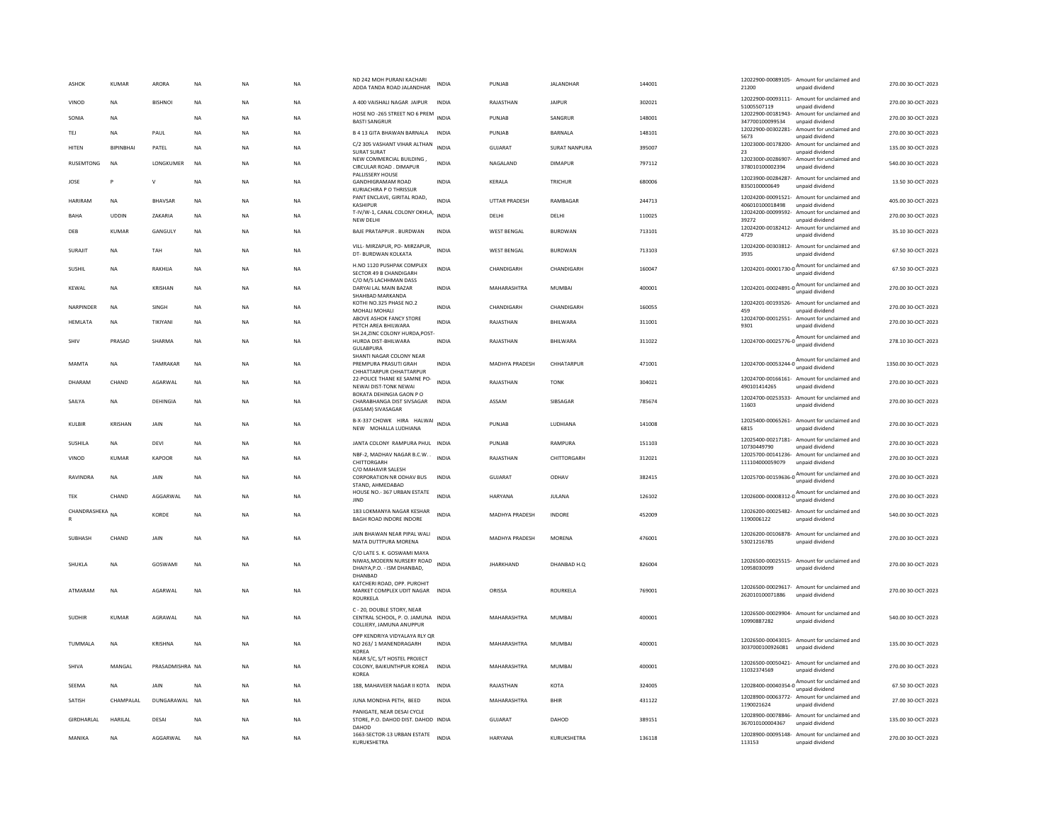| | | | | | | | | | | | | | |
|---|---|---|---|---|---|---|---|---|---|---|---|---|---|
| ASHOK | KUMAR | ARORA | NA | NA | NA | ND 242 MOH PURANI KACHARI ADDA TANDA ROAD JALANDHAR | INDIA | PUNJAB | JALANDHAR | 144001 | 12022900-00089105-21200 | Amount for unclaimed and unpaid dividend | 270.00 30-OCT-2023 |
| VINOD | NA | BISHNOI | NA | NA | NA | A 400 VAISHALI NAGAR JAIPUR | INDIA | RAJASTHAN | JAIPUR | 302021 | 12022900-00093111-51005507119 | Amount for unclaimed and unpaid dividend | 270.00 30-OCT-2023 |
| SONIA | NA | | NA | NA | NA | HOSE NO -265 STREET NO 6 PREM BASTI SANGRUR | INDIA | PUNJAB | SANGRUR | 148001 | 12022900-00181943-347700100099534 | Amount for unclaimed and unpaid dividend | 270.00 30-OCT-2023 |
| TEJ | NA | PAUL | NA | NA | NA | B 4 13 GITA BHAWAN BARNALA | INDIA | PUNJAB | BARNALA | 148101 | 12022900-00302281-5673 | Amount for unclaimed and unpaid dividend | 270.00 30-OCT-2023 |
| HITEN | BIPINBHAI | PATEL | NA | NA | NA | C/2 305 VASHANT VIHAR ALTHAN SURAT SURAT | INDIA | GUJARAT | SURAT NANPURA | 395007 | 12023000-00178200-23 | Amount for unclaimed and unpaid dividend | 135.00 30-OCT-2023 |
| RUSEMTONG | NA | LONGKUMER | NA | NA | NA | NEW COMMERCIAL BUILDING , CIRCULAR ROAD . DIMAPUR | INDIA | NAGALAND | DIMAPUR | 797112 | 12023000-00286907-378010100002394 | Amount for unclaimed and unpaid dividend | 540.00 30-OCT-2023 |
| JOSE | P | V | NA | NA | NA | PALLISSERY HOUSE GANDHIGRAMAM ROAD KURIACHIRA P O THRISSUR | INDIA | KERALA | TRICHUR | 680006 | 12023900-00284287-8350100000649 | Amount for unclaimed and unpaid dividend | 13.50 30-OCT-2023 |
| HARIRAM | NA | BHAVSAR | NA | NA | NA | PANT ENCLAVE, GIRITAL ROAD, KASHIPUR | INDIA | UTTAR PRADESH | RAMBAGAR | 244713 | 12024200-00091521-406010100018498 | Amount for unclaimed and unpaid dividend | 405.00 30-OCT-2023 |
| BAHA | UDDIN | ZAKARIA | NA | NA | NA | T-IV/W-1, CANAL COLONY OKHLA, NEW DELHI | INDIA | DELHI | DELHI | 110025 | 12024200-00099592-39272 | Amount for unclaimed and unpaid dividend | 270.00 30-OCT-2023 |
| DEB | KUMAR | GANGULY | NA | NA | NA | BAJE PRATAPPUR . BURDWAN | INDIA | WEST BENGAL | BURDWAN | 713101 | 12024200-00182412-4729 | Amount for unclaimed and unpaid dividend | 35.10 30-OCT-2023 |
| SURAJIT | NA | TAH | NA | NA | NA | VILL- MIRZAPUR, PO- MIRZAPUR, DT- BURDWAN KOLKATA | INDIA | WEST BENGAL | BURDWAN | 713103 | 12024200-00303812-3935 | Amount for unclaimed and unpaid dividend | 67.50 30-OCT-2023 |
| SUSHIL | NA | RAKHIJA | NA | NA | NA | H.NO 1120 PUSHPAK COMPLEX SECTOR 49 B CHANDIGARH | INDIA | CHANDIGARH | CHANDIGARH | 160047 | 12024201-00001730-0 | Amount for unclaimed and unpaid dividend | 67.50 30-OCT-2023 |
| KEWAL | NA | KRISHAN | NA | NA | NA | C/O M/S LACHHMAN DASS DARYAI LAL MAIN BAZAR SHAHBAD MARKANDA | INDIA | MAHARASHTRA | MUMBAI | 400001 | 12024201-00024891-0 | Amount for unclaimed and unpaid dividend | 270.00 30-OCT-2023 |
| NARPINDER | NA | SINGH | NA | NA | NA | KOTHI NO.325 PHASE NO.2 MOHALI MOHALI | INDIA | CHANDIGARH | CHANDIGARH | 160055 | 12024201-00193526-459 | Amount for unclaimed and unpaid dividend | 270.00 30-OCT-2023 |
| HEMLATA | NA | TIKIYANI | NA | NA | NA | ABOVE ASHOK FANCY STORE PETCH AREA BHILWARA | INDIA | RAJASTHAN | BHILWARA | 311001 | 12024700-00012551-9301 | Amount for unclaimed and unpaid dividend | 270.00 30-OCT-2023 |
| SHIV | PRASAD | SHARMA | NA | NA | NA | SH.24,ZINC COLONY HURDA,POST-HURDA DIST-BHILWARA GULABPURA | INDIA | RAJASTHAN | BHILWARA | 311022 | 12024700-00025776-0 | Amount for unclaimed and unpaid dividend | 278.10 30-OCT-2023 |
| MAMTA | NA | TAMRAKAR | NA | NA | NA | SHANTI NAGAR COLONY NEAR PREMPURA PRASUTI GRAH CHHATTARPUR CHHATTARPUR | INDIA | MADHYA PRADESH | CHHATARPUR | 471001 | 12024700-00053244-0 | Amount for unclaimed and unpaid dividend | 1350.00 30-OCT-2023 |
| DHARAM | CHAND | AGARWAL | NA | NA | NA | 22-POLICE THANE KE SAMNE PO-NEWAI DIST-TONK NEWAI | INDIA | RAJASTHAN | TONK | 304021 | 12024700-00166161-490101414265 | Amount for unclaimed and unpaid dividend | 270.00 30-OCT-2023 |
| SAILYA | NA | DEHINGIA | NA | NA | NA | BOKATA DEHINGIA GAON P O CHARABHANGA DIST SIVSAGAR (ASSAM) SIVASAGAR | INDIA | ASSAM | SIBSAGAR | 785674 | 12024700-00253533-11603 | Amount for unclaimed and unpaid dividend | 270.00 30-OCT-2023 |
| KULBIR | KRISHAN | JAIN | NA | NA | NA | B-X-337 CHOWK HIRA HALWAI NEW MOHALLA LUDHIANA | INDIA | PUNJAB | LUDHIANA | 141008 | 12025400-00065261-6815 | Amount for unclaimed and unpaid dividend | 270.00 30-OCT-2023 |
| SUSHILA | NA | DEVI | NA | NA | NA | JANTA COLONY RAMPURA PHUL | INDIA | PUNJAB | RAMPURA | 151103 | 12025400-00217181-10730449790 | Amount for unclaimed and unpaid dividend | 270.00 30-OCT-2023 |
| VINOD | KUMAR | KAPOOR | NA | NA | NA | NBF-2, MADHAV NAGAR B.C.W. . CHITTORGARH | INDIA | RAJASTHAN | CHITTORGARH | 312021 | 12025700-00141236-111104000059079 | Amount for unclaimed and unpaid dividend | 270.00 30-OCT-2023 |
| RAVINDRA | NA | JAIN | NA | NA | NA | C/O MAHAVIR SALESH CORPORATION NR ODHAV BUS STAND, AHMEDABAD | INDIA | GUJARAT | ODHAV | 382415 | 12025700-00159636-0 | Amount for unclaimed and unpaid dividend | 270.00 30-OCT-2023 |
| TEK | CHAND | AGGARWAL | NA | NA | NA | HOUSE NO.- 367 URBAN ESTATE JIND | INDIA | HARYANA | JULANA | 126102 | 12026000-00008312-0 | Amount for unclaimed and unpaid dividend | 270.00 30-OCT-2023 |
| CHANDRASHEKAR | NA | KORDE | NA | NA | NA | 183 LOKMANYA NAGAR KESHAR BAGH ROAD INDORE INDORE | INDIA | MADHYA PRADESH | INDORE | 452009 | 12026200-00025482-1190006122 | Amount for unclaimed and unpaid dividend | 540.00 30-OCT-2023 |
| SUBHASH | CHAND | JAIN | NA | NA | NA | JAIN BHAWAN NEAR PIPAL WALI MATA DUTTPURA MORENA | INDIA | MADHYA PRADESH | MORENA | 476001 | 12026200-00106878-53021216785 | Amount for unclaimed and unpaid dividend | 270.00 30-OCT-2023 |
| SHUKLA | NA | GOSWAMI | NA | NA | NA | C/O LATE S. K. GOSWAMI MAYA NIWAS,MODERN NURSERY ROAD DHAIYA,P.O. - ISM DHANBAD, DHANBAD | INDIA | JHARKHAND | DHANBAD H.Q | 826004 | 12026500-00025515-10958030099 | Amount for unclaimed and unpaid dividend | 270.00 30-OCT-2023 |
| ATMARAM | NA | AGARWAL | NA | NA | NA | KATCHERI ROAD, OPP. PUROHIT MARKET COMPLEX UDIT NAGAR ROURKELA | INDIA | ORISSA | ROURKELA | 769001 | 12026500-00029617-262010100071886 | Amount for unclaimed and unpaid dividend | 270.00 30-OCT-2023 |
| SUDHIR | KUMAR | AGRAWAL | NA | NA | NA | C - 20, DOUBLE STORY, NEAR CENTRAL SCHOOL, P. O. JAMUNA COLLIERY, JAMUNA ANUPPUR | INDIA | MAHARASHTRA | MUMBAI | 400001 | 12026500-00029904-10990887282 | Amount for unclaimed and unpaid dividend | 540.00 30-OCT-2023 |
| TUMMALA | NA | KRISHNA | NA | NA | NA | OPP KENDRIYA VIDYALAYA RLY QR NO 263/ 1 MANENDRAGARH KOREA | INDIA | MAHARASHTRA | MUMBAI | 400001 | 12026500-00043015-3037000100926081 | Amount for unclaimed and unpaid dividend | 135.00 30-OCT-2023 |
| SHIVA | MANGAL | PRASADMISHRA | NA | NA | NA | NEAR S/C, S/T HOSTEL PROJECT COLONY, BAIKUNTHPUR KOREA KOREA | INDIA | MAHARASHTRA | MUMBAI | 400001 | 12026500-00050421-11032374569 | Amount for unclaimed and unpaid dividend | 270.00 30-OCT-2023 |
| SEEMA | NA | JAIN | NA | NA | NA | 188, MAHAVEER NAGAR II KOTA | INDIA | RAJASTHAN | KOTA | 324005 | 12028400-00040354-0 | Amount for unclaimed and unpaid dividend | 67.50 30-OCT-2023 |
| SATISH | CHAMPALAL | DUNGARAWAL | NA | NA | NA | JUNA MONDHA PETH, BEED | INDIA | MAHARASHTRA | BHIR | 431122 | 12028900-00063772-1190021624 | Amount for unclaimed and unpaid dividend | 27.00 30-OCT-2023 |
| GIRDHARLAL | HARILAL | DESAI | NA | NA | NA | PANIGATE, NEAR DESAI CYCLE STORE, P.O. DAHOD DIST. DAHOD DAHOD | INDIA | GUJARAT | DAHOD | 389151 | 12028900-00078846-367010100004367 | Amount for unclaimed and unpaid dividend | 135.00 30-OCT-2023 |
| MANIKA | NA | AGGARWAL | NA | NA | NA | 1663-SECTOR-13 URBAN ESTATE KURUKSHETRA | INDIA | HARYANA | KURUKSHETRA | 136118 | 12028900-00095148-113153 | Amount for unclaimed and unpaid dividend | 270.00 30-OCT-2023 |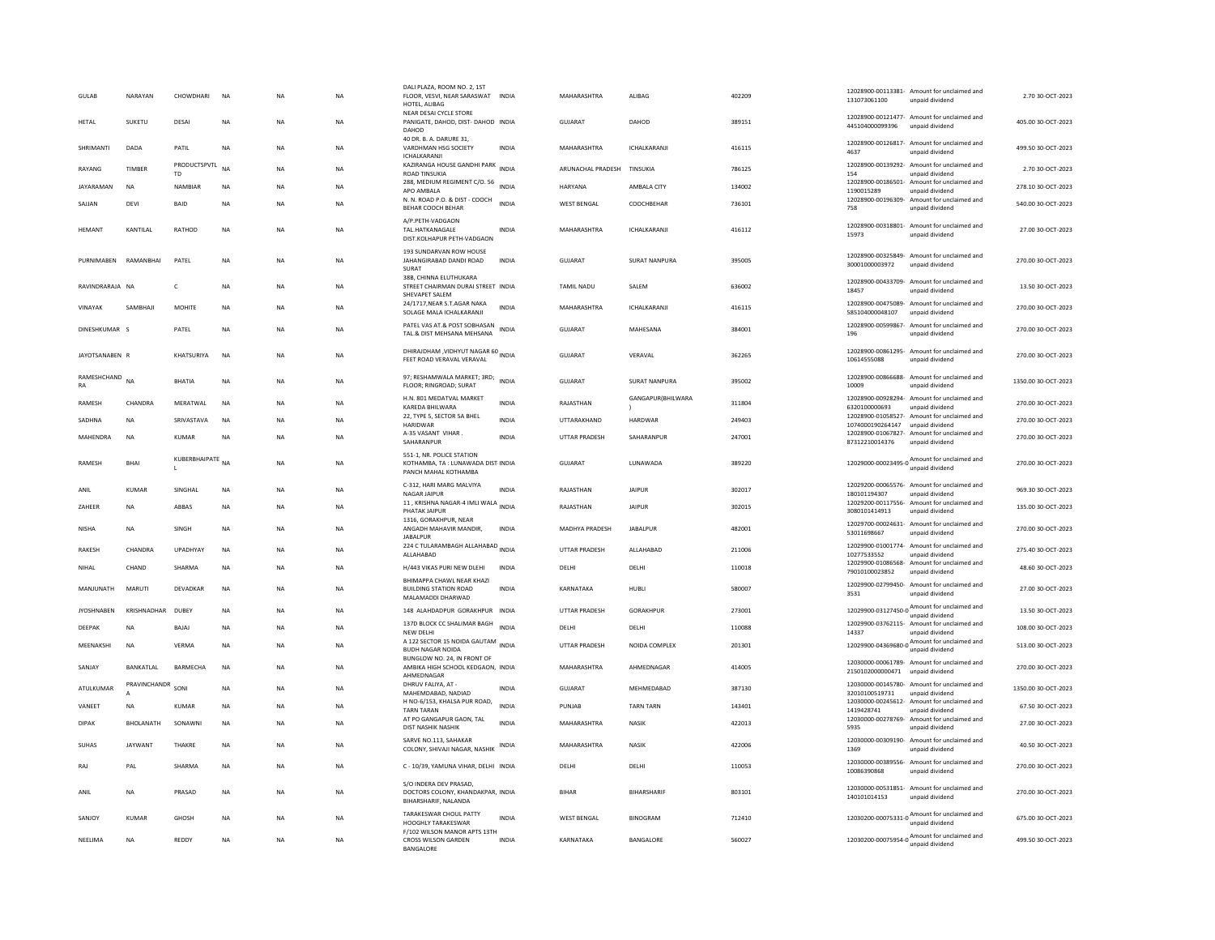| | | | | | | | | | | | | | | |
|---|---|---|---|---|---|---|---|---|---|---|---|---|---|---|
| GULAB | NARAYAN | CHOWDHARI | NA | NA | NA | DALI PLAZA, ROOM NO. 2, 1ST FLOOR, VESVI, NEAR SARASWAT HOTEL, ALIBAG | INDIA | MAHARASHTRA | ALIBAG | 402209 | 12028900-00113381-131073061100 | Amount for unclaimed and unpaid dividend | 2.70 | 30-OCT-2023 |
| HETAL | SUKETU | DESAI | NA | NA | NA | NEAR DESAI CYCLE STORE PANIGATE, DAHOD, DIST- DAHOD DAHOD | INDIA | GUJARAT | DAHOD | 389151 | 12028900-00121477-445104000099396 | Amount for unclaimed and unpaid dividend | 405.00 | 30-OCT-2023 |
| SHRIMANTI | DADA | PATIL | NA | NA | NA | 40 DR. B. A. DARURE 31, VARDHMAN HSG SOCIETY ICHALKARANJI | INDIA | MAHARASHTRA | ICHALKARANJI | 416115 | 12028900-00126817-4637 | Amount for unclaimed and unpaid dividend | 499.50 | 30-OCT-2023 |
| RAYANG | TIMBER | PRODUCTSPVTLTD | NA | NA | NA | KAZIRANGA HOUSE GANDHI PARK ROAD TINSUKIA | INDIA | ARUNACHAL PRADESH | TINSUKIA | 786125 | 12028900-00139292-154 | Amount for unclaimed and unpaid dividend | 2.70 | 30-OCT-2023 |
| JAYARAMAN | NA | NAMBIAR | NA | NA | NA | 288, MEDIUM REGIMENT C/O. 56 APO AMBALA | INDIA | HARYANA | AMBALA CITY | 134002 | 12028900-00186501-11900152889 | Amount for unclaimed and unpaid dividend | 278.10 | 30-OCT-2023 |
| SAJJAN | DEVI | BAID | NA | NA | NA | N. N. ROAD P.O. & DIST - COOCH BEHAR COOCH BEHAR | INDIA | WEST BENGAL | COOCHBEHAR | 736101 | 12028900-00196309-758 | Amount for unclaimed and unpaid dividend | 540.00 | 30-OCT-2023 |
| HEMANT | KANTILAL | RATHOD | NA | NA | NA | A/P.PETH-VADGAON TAL.HATKANAGALE DIST.KOLHAPUR PETH-VADGAON | INDIA | MAHARASHTRA | ICHALKARANJI | 416112 | 12028900-00318801-15973 | Amount for unclaimed and unpaid dividend | 27.00 | 30-OCT-2023 |
| PURNIMABEN | RAMANBHAI | PATEL | NA | NA | NA | 193 SUNDARVAN ROW HOUSE JAHANGIRABAD DANDI ROAD SURAT | INDIA | GUJARAT | SURAT NANPURA | 395005 | 12028900-00325849-30001000003972 | Amount for unclaimed and unpaid dividend | 270.00 | 30-OCT-2023 |
| RAVINDRARAJA | NA | C | NA | NA | NA | 38B, CHINNA ELUTHUKARA STREET CHAIRMAN DURAI STREET SHEVAPET SALEM | INDIA | TAMIL NADU | SALEM | 636002 | 12028900-00433709-18457 | Amount for unclaimed and unpaid dividend | 13.50 | 30-OCT-2023 |
| VINAYAK | SAMBHAJI | MOHITE | NA | NA | NA | 24/1717,NEAR S.T.AGAR NAKA SOLAGE MALA ICHALKARANJI | INDIA | MAHARASHTRA | ICHALKARANJI | 416115 | 12028900-00475089-5851040000048107 | Amount for unclaimed and unpaid dividend | 270.00 | 30-OCT-2023 |
| DINESHKUMAR | S | PATEL | NA | NA | NA | PATEL VAS AT.& POST SOBHASAN TAL.& DIST MEHSANA MEHSANA | INDIA | GUJARAT | MAHESANA | 384001 | 12028900-00599867-196 | Amount for unclaimed and unpaid dividend | 270.00 | 30-OCT-2023 |
| JAYOTSANABEN | R | KHATSURIYA | NA | NA | NA | DHIRAJDHAM ,VIDHYUT NAGAR 60 FEET ROAD VERAVAL VERAVAL | INDIA | GUJARAT | VERAVAL | 362265 | 12028900-00861295-10614555088 | Amount for unclaimed and unpaid dividend | 270.00 | 30-OCT-2023 |
| RAMESHCHANDRA | NA | BHATIA | NA | NA | NA | 97; RESHAMWALA MARKET; 3RD; FLOOR; RINGROAD; SURAT | INDIA | GUJARAT | SURAT NANPURA | 395002 | 12028900-00866688-10009 | Amount for unclaimed and unpaid dividend | 1350.00 | 30-OCT-2023 |
| RAMESH | CHANDRA | MERATWAL | NA | NA | NA | H.N. 801 MEDATVAL MARKET KAREDA BHILWARA | INDIA | RAJASTHAN | GANGAPUR(BHILWARA) | 311804 | 12028900-00928294-6320100000693 | Amount for unclaimed and unpaid dividend | 270.00 | 30-OCT-2023 |
| SADHNA | NA | SRIVASTAVA | NA | NA | NA | 22, TYPE 5, SECTOR 5A BHEL HARIDWAR | INDIA | UTTARAKHAND | HARDWAR | 249403 | 12028900-01058527-1074000190264147 | Amount for unclaimed and unpaid dividend | 270.00 | 30-OCT-2023 |
| MAHENDRA | NA | KUMAR | NA | NA | NA | A-35 VASANT VIHAR . SAHARANPUR | INDIA | UTTAR PRADESH | SAHARANPUR | 247001 | 12028900-01067827-87312210014376 | Amount for unclaimed and unpaid dividend | 270.00 | 30-OCT-2023 |
| RAMESH | BHAI | KUBERBHAIPATEL | NA | NA | NA | 551-1, NR. POLICE STATION KOTHAMBA, TA : LUNAWADA DIST PANCH MAHAL KOTHAMBA | INDIA | GUJARAT | LUNAWADA | 389220 | 12029000-00023495-0 | Amount for unclaimed and unpaid dividend | 270.00 | 30-OCT-2023 |
| ANIL | KUMAR | SINGHAL | NA | NA | NA | C-312, HARI MARG MALVIYA NAGAR JAIPUR | INDIA | RAJASTHAN | JAIPUR | 302017 | 12029200-00065576-180101194307 | Amount for unclaimed and unpaid dividend | 969.30 | 30-OCT-2023 |
| ZAHEER | NA | ABBAS | NA | NA | NA | 11 , KRISHNA NAGAR-4 IMLI WALA PHATAK JAIPUR | INDIA | RAJASTHAN | JAIPUR | 302015 | 12029200-00117556-3080101414913 | Amount for unclaimed and unpaid dividend | 135.00 | 30-OCT-2023 |
| NISHA | NA | SINGH | NA | NA | NA | 1316, GORAKHPUR, NEAR ANGADH MAHAVIR MANDIR, JABALPUR | INDIA | MADHYA PRADESH | JABALPUR | 482001 | 12029700-00024631-53011698667 | Amount for unclaimed and unpaid dividend | 270.00 | 30-OCT-2023 |
| RAKESH | CHANDRA | UPADHYAY | NA | NA | NA | 224 C TULARAMBAGH ALLAHABAD ALLAHABAD | INDIA | UTTAR PRADESH | ALLAHABAD | 211006 | 12029900-01001774-10277533552 | Amount for unclaimed and unpaid dividend | 275.40 | 30-OCT-2023 |
| NIHAL | CHAND | SHARMA | NA | NA | NA | H/443 VIKAS PURI NEW DLEHI | INDIA | DELHI | DELHI | 110018 | 12029900-01086568-79010100023852 | Amount for unclaimed and unpaid dividend | 48.60 | 30-OCT-2023 |
| MANJUNATH | MARUTI | DEVADKAR | NA | NA | NA | BHIMAPPA CHAWL NEAR KHAZI BUILDING STATION ROAD MALAMADDI DHARWAD | INDIA | KARNATAKA | HUBLI | 580007 | 12029900-02799450-3531 | Amount for unclaimed and unpaid dividend | 27.00 | 30-OCT-2023 |
| JYOSHNABEN | KRISHNADHAR | DUBEY | NA | NA | NA | 148 ALAHDADPUR GORAKHPUR | INDIA | UTTAR PRADESH | GORAKHPUR | 273001 | 12029900-03127450-0 | Amount for unclaimed and unpaid dividend | 13.50 | 30-OCT-2023 |
| DEEPAK | NA | BAJAJ | NA | NA | NA | 137D BLOCK CC SHALIMAR BAGH NEW DELHI | INDIA | DELHI | DELHI | 110088 | 12029900-03762115-14337 | Amount for unclaimed and unpaid dividend | 108.00 | 30-OCT-2023 |
| MEENAKSHI | NA | VERMA | NA | NA | NA | A 122 SECTOR 15 NOIDA GAUTAM BUDH NAGAR NOIDA | INDIA | UTTAR PRADESH | NOIDA COMPLEX | 201301 | 12029900-04369680-0 | Amount for unclaimed and unpaid dividend | 513.00 | 30-OCT-2023 |
| SANJAY | BANKATLAL | BARMECHA | NA | NA | NA | BUNGLOW NO. 24, IN FRONT OF AMBIKA HIGH SCHOOL KEDGAON, AHMEDNAGAR | INDIA | MAHARASHTRA | AHMEDNAGAR | 414005 | 12030000-00061789-2150102000000471 | Amount for unclaimed and unpaid dividend | 270.00 | 30-OCT-2023 |
| ATULKUMAR | PRAVINCHANDRA | SONI | NA | NA | NA | DHRUV FALIYA, AT - MAHEMDABAD, NADIAD | INDIA | GUJARAT | MEHMEDABAD | 387130 | 12030000-00145780-32010100519731 | Amount for unclaimed and unpaid dividend | 1350.00 | 30-OCT-2023 |
| VANEET | NA | KUMAR | NA | NA | NA | H NO-6/153, KHALSA PUR ROAD, TARN TARAN | INDIA | PUNJAB | TARN TARN | 143401 | 12030000-00245612-1419428741 | Amount for unclaimed and unpaid dividend | 67.50 | 30-OCT-2023 |
| DIPAK | BHOLANATH | SONAWNI | NA | NA | NA | AT PO GANGAPUR GAON, TAL DIST NASHIK NASHIK | INDIA | MAHARASHTRA | NASIK | 422013 | 12030000-00278769-5935 | Amount for unclaimed and unpaid dividend | 27.00 | 30-OCT-2023 |
| SUHAS | JAYWANT | THAKRE | NA | NA | NA | SARVE NO.113, SAHAKAR COLONY, SHIVAJI NAGAR, NASHIK | INDIA | MAHARASHTRA | NASIK | 422006 | 12030000-00309190-1369 | Amount for unclaimed and unpaid dividend | 40.50 | 30-OCT-2023 |
| RAJ | PAL | SHARMA | NA | NA | NA | C - 10/39, YAMUNA VIHAR, DELHI | INDIA | DELHI | DELHI | 110053 | 12030000-00389556-10086390868 | Amount for unclaimed and unpaid dividend | 270.00 | 30-OCT-2023 |
| ANIL | NA | PRASAD | NA | NA | NA | S/O INDERA DEV PRASAD, DOCTORS COLONY, KHANDAKPAR, BIHARSHARIF, NALANDA | INDIA | BIHAR | BIHARSHARIF | 803101 | 12030000-00531851-140101014153 | Amount for unclaimed and unpaid dividend | 270.00 | 30-OCT-2023 |
| SANJOY | KUMAR | GHOSH | NA | NA | NA | TARAKESWAR CHOUL PATTY HOOGHLY TARAKESWAR | INDIA | WEST BENGAL | BINOGRAM | 712410 | 12030200-00075331-0 | Amount for unclaimed and unpaid dividend | 675.00 | 30-OCT-2023 |
| NEELIMA | NA | REDDY | NA | NA | NA | F/102 WILSON MANOR APTS 13TH CROSS WILSON GARDEN BANGALORE | INDIA | KARNATAKA | BANGALORE | 560027 | 12030200-00075954-0 | Amount for unclaimed and unpaid dividend | 499.50 | 30-OCT-2023 |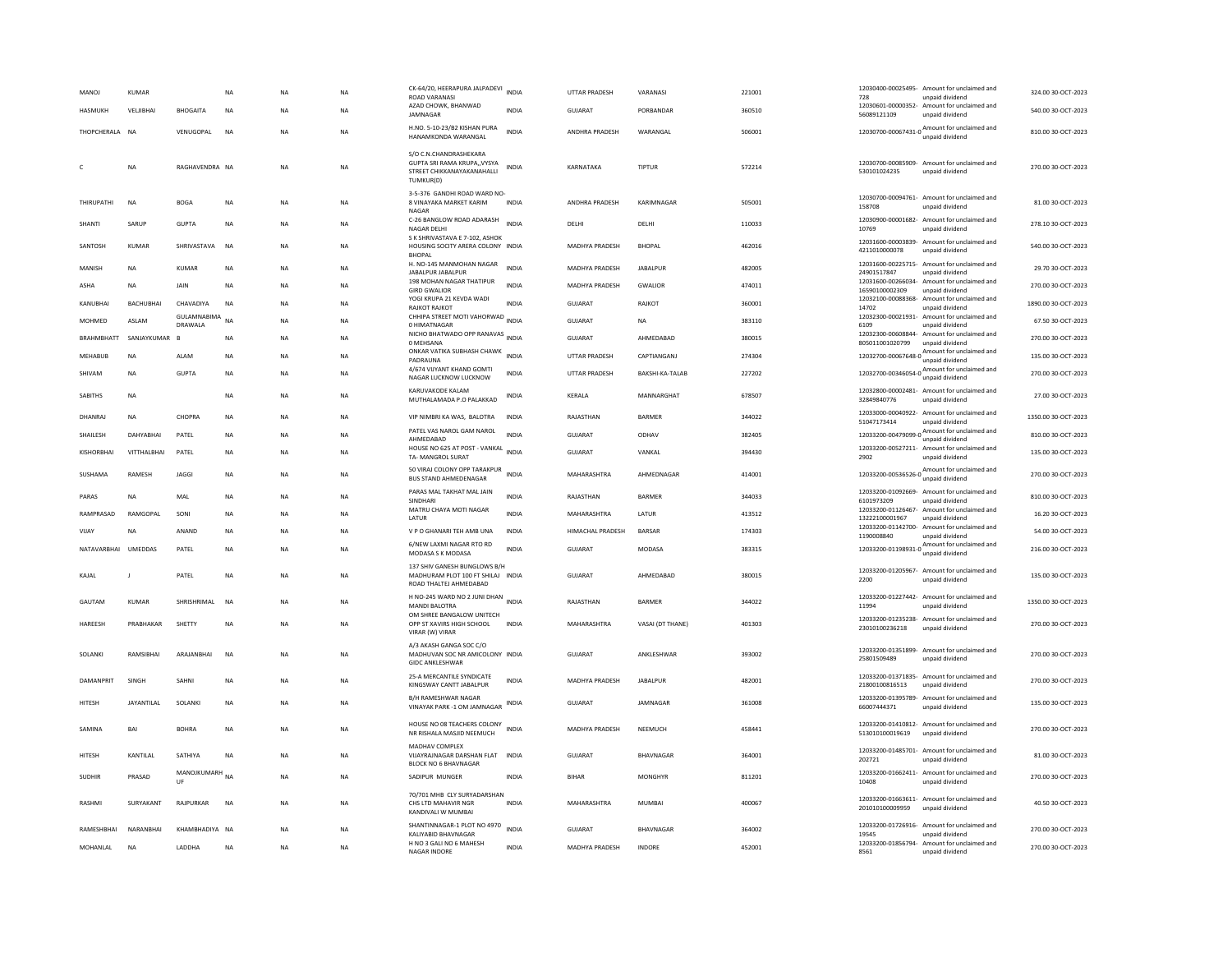| | | | | | | | | | | | | | | |
|---|---|---|---|---|---|---|---|---|---|---|---|---|---|---|
| MANOJ | KUMAR | | NA | NA | NA | CK-64/20, HEERAPURA JALPADEVI ROAD VARANASI | INDIA | UTTAR PRADESH | VARANASI | 221001 | 12030400-00025495-728 | Amount for unclaimed and unpaid dividend | 324.00 | 30-OCT-2023 |
| HASMUKH | VELJIBHAI | BHOGAITA | NA | NA | NA | AZAD CHOWK, BHANWAD JAMNAGAR | INDIA | GUJARAT | PORBANDAR | 360510 | 12030601-00000352-56089121109 | Amount for unclaimed and unpaid dividend | 540.00 | 30-OCT-2023 |
| THOPCHERALA | NA | VENUGOPAL | NA | NA | NA | H.NO. 5-10-23/B2 KISHAN PURA HANAMKONDA WARANGAL | INDIA | ANDHRA PRADESH | WARANGAL | 506001 | 12030700-00067431-0 | Amount for unclaimed and unpaid dividend | 810.00 | 30-OCT-2023 |
| C | NA | RAGHAVENDRA | NA | NA | NA | S/O C.N.CHANDRASHEKARA GUPTA SRI RAMA KRUPA,,VYSYA STREET CHIKKANAYAKANAHALLI TUMKUR(D) | INDIA | KARNATAKA | TIPTUR | 572214 | 12030700-00085909-530101024235 | Amount for unclaimed and unpaid dividend | 270.00 | 30-OCT-2023 |
| THIRUPATHI | NA | BOGA | NA | NA | NA | 3-5-376 GANDHI ROAD WARD NO-8 VINAYAKA MARKET KARIM NAGAR | INDIA | ANDHRA PRADESH | KARIMNAGAR | 505001 | 12030700-00094761-158708 | Amount for unclaimed and unpaid dividend | 81.00 | 30-OCT-2023 |
| SHANTI | SARUP | GUPTA | NA | NA | NA | C-26 BANGLOW ROAD ADARASH NAGAR DELHI | INDIA | DELHI | DELHI | 110033 | 12030900-00001682-10769 | Amount for unclaimed and unpaid dividend | 278.10 | 30-OCT-2023 |
| SANTOSH | KUMAR | SHRIVASTAVA | NA | NA | NA | S K SHRIVASTAVA E 7-102, ASHOK HOUSING SOCITY ARERA COLONY BHOPAL | INDIA | MADHYA PRADESH | BHOPAL | 462016 | 12031600-00003839-4211010000078 | Amount for unclaimed and unpaid dividend | 540.00 | 30-OCT-2023 |
| MANISH | NA | KUMAR | NA | NA | NA | H. NO-145 MANMOHAN NAGAR JABALPUR JABALPUR | INDIA | MADHYA PRADESH | JABALPUR | 482005 | 12031600-00225715-24901517847 | Amount for unclaimed and unpaid dividend | 29.70 | 30-OCT-2023 |
| ASHA | NA | JAIN | NA | NA | NA | 198 MOHAN NAGAR THATIPUR GIRD GWALIOR | INDIA | MADHYA PRADESH | GWALIOR | 474011 | 12031600-00266034-16590100002309 | Amount for unclaimed and unpaid dividend | 270.00 | 30-OCT-2023 |
| KANUBHAI | BACHUBHAI | CHAVADIYA | NA | NA | NA | YOGI KRUPA 21 KEVDA WADI RAJKOT RAJKOT | INDIA | GUJARAT | RAJKOT | 360001 | 12032100-00088368-14702 | Amount for unclaimed and unpaid dividend | 1890.00 | 30-OCT-2023 |
| MOHMED | ASLAM | GULAMNABIMA DRAWALA | NA | NA | NA | CHHIPA STREET MOTI VAHORWAD 0 HIMATNAGAR | INDIA | GUJARAT | NA | 383110 | 12032300-00021931-6109 | Amount for unclaimed and unpaid dividend | 67.50 | 30-OCT-2023 |
| BRAHMBHATT | SANJAYKUMAR | B | NA | NA | NA | NICHO BHATWADO OPP RANAVAS 0 MEHSANA | INDIA | GUJARAT | AHMEDABAD | 380015 | 12032300-00608844-805011001020799 | Amount for unclaimed and unpaid dividend | 270.00 | 30-OCT-2023 |
| MEHABUB | NA | ALAM | NA | NA | NA | ONKAR VATIKA SUBHASH CHAWK PADRAUNA | INDIA | UTTAR PRADESH | CAPTIANGANJ | 274304 | 12032700-00067648-0 | Amount for unclaimed and unpaid dividend | 135.00 | 30-OCT-2023 |
| SHIVAM | NA | GUPTA | NA | NA | NA | 4/674 VIJYANT KHAND GOMTI NAGAR LUCKNOW LUCKNOW | INDIA | UTTAR PRADESH | BAKSHI-KA-TALAB | 227202 | 12032700-00346054-0 | Amount for unclaimed and unpaid dividend | 270.00 | 30-OCT-2023 |
| SABITHS | NA | | NA | NA | NA | KARUVAKODE KALAM MUTHALAMADA P.O PALAKKAD | INDIA | KERALA | MANNARGHAT | 678507 | 12032800-00002481-32849840776 | Amount for unclaimed and unpaid dividend | 27.00 | 30-OCT-2023 |
| DHANRAJ | NA | CHOPRA | NA | NA | NA | VIP NIMBRI KA WAS, BALOTRA | INDIA | RAJASTHAN | BARMER | 344022 | 12033000-00040922-51047173414 | Amount for unclaimed and unpaid dividend | 1350.00 | 30-OCT-2023 |
| SHAILESH | DAHYABHAI | PATEL | NA | NA | NA | PATEL VAS NAROL GAM NAROL AHMEDABAD | INDIA | GUJARAT | ODHAV | 382405 | 12033200-00479099-0 | Amount for unclaimed and unpaid dividend | 810.00 | 30-OCT-2023 |
| KISHORBHAI | VITTHALBHAI | PATEL | NA | NA | NA | HOUSE NO 625 AT POST - VANKAL TA- MANGROL SURAT | INDIA | GUJARAT | VANKAL | 394430 | 12033200-00527211-2902 | Amount for unclaimed and unpaid dividend | 135.00 | 30-OCT-2023 |
| SUSHAMA | RAMESH | JAGGI | NA | NA | NA | 50 VIRAJ COLONY OPP TARAKPUR BUS STAND AHMEDENAGAR | INDIA | MAHARASHTRA | AHMEDNAGAR | 414001 | 12033200-00536526-0 | Amount for unclaimed and unpaid dividend | 270.00 | 30-OCT-2023 |
| PARAS | NA | MAL | NA | NA | NA | PARAS MAL TAKHAT MAL JAIN SINDHARI | INDIA | RAJASTHAN | BARMER | 344033 | 12033200-01092669-6101973209 | Amount for unclaimed and unpaid dividend | 810.00 | 30-OCT-2023 |
| RAMPRASAD | RAMGOPAL | SONI | NA | NA | NA | MATRU CHAYA MOTI NAGAR LATUR | INDIA | MAHARASHTRA | LATUR | 413512 | 12033200-01126467-13222100001967 | Amount for unclaimed and unpaid dividend | 16.20 | 30-OCT-2023 |
| VIJAY | NA | ANAND | NA | NA | NA | V P O GHANARI TEH AMB UNA | INDIA | HIMACHAL PRADESH | BARSAR | 174303 | 12033200-01142700-1190008840 | Amount for unclaimed and unpaid dividend | 54.00 | 30-OCT-2023 |
| NATAVARBHAI | UMEDDAS | PATEL | NA | NA | NA | 6/NEW LAXMI NAGAR RTO RD MODASA S K MODASA | INDIA | GUJARAT | MODASA | 383315 | 12033200-01198931-0 | Amount for unclaimed and unpaid dividend | 216.00 | 30-OCT-2023 |
| KAJAL | J | PATEL | NA | NA | NA | 137 SHIV GANESH BUNGLOWS B/H MADHURAM PLOT 100 FT SHILAJ ROAD THALTEJ AHMEDABAD | INDIA | GUJARAT | AHMEDABAD | 380015 | 12033200-01205967-2200 | Amount for unclaimed and unpaid dividend | 135.00 | 30-OCT-2023 |
| GAUTAM | KUMAR | SHRISHRIMAL | NA | NA | NA | H NO-245 WARD NO 2 JUNI DHAN MANDI BALOTRA | INDIA | RAJASTHAN | BARMER | 344022 | 12033200-01227442-11994 | Amount for unclaimed and unpaid dividend | 1350.00 | 30-OCT-2023 |
| HAREESH | PRABHAKAR | SHETTY | NA | NA | NA | OM SHREE BANGALOW UNITECH OPP ST XAVIRS HIGH SCHOOL VIRAR (W) VIRAR | INDIA | MAHARASHTRA | VASAI (DT THANE) | 401303 | 12033200-01235238-23010100236218 | Amount for unclaimed and unpaid dividend | 270.00 | 30-OCT-2023 |
| SOLANKI | RAMSIBHAI | ARAJANBHAI | NA | NA | NA | A/3 AKASH GANGA SOC C/O MADHUVAN SOC NR AMICOLONY GIDC ANKLESHWAR | INDIA | GUJARAT | ANKLESHWAR | 393002 | 12033200-01351899-25801509489 | Amount for unclaimed and unpaid dividend | 270.00 | 30-OCT-2023 |
| DAMANPRIT | SINGH | SAHNI | NA | NA | NA | 25-A MERCANTILE SYNDICATE KINGSWAY CANTT JABALPUR | INDIA | MADHYA PRADESH | JABALPUR | 482001 | 12033200-01371835-21800100816513 | Amount for unclaimed and unpaid dividend | 270.00 | 30-OCT-2023 |
| HITESH | JAYANTILAL | SOLANKI | NA | NA | NA | B/H RAMESHWAR NAGAR VINAYAK PARK -1 OM JAMNAGAR | INDIA | GUJARAT | JAMNAGAR | 361008 | 12033200-01395789-66007444371 | Amount for unclaimed and unpaid dividend | 135.00 | 30-OCT-2023 |
| SAMINA | BAI | BOHRA | NA | NA | NA | HOUSE NO 08 TEACHERS COLONY NR RISHALA MASJID NEEMUCH | INDIA | MADHYA PRADESH | NEEMUCH | 458441 | 12033200-01410812-513010100019619 | Amount for unclaimed and unpaid dividend | 270.00 | 30-OCT-2023 |
| HITESH | KANTILAL | SATHIYA | NA | NA | NA | MADHAV COMPLEX VIJAYRAJNAGAR DARSHAN FLAT BLOCK NO 6 BHAVNAGAR | INDIA | GUJARAT | BHAVNAGAR | 364001 | 12033200-01485701-202721 | Amount for unclaimed and unpaid dividend | 81.00 | 30-OCT-2023 |
| SUDHIR | PRASAD | MANOJKUMARH UF | NA | NA | NA | SADIPUR MUNGER | INDIA | BIHAR | MONGHYR | 811201 | 12033200-01662411-10408 | Amount for unclaimed and unpaid dividend | 270.00 | 30-OCT-2023 |
| RASHMI | SURYAKANT | RAJPURKAR | NA | NA | NA | 70/701 MHB CLY SURYADARSHAN CHS LTD MAHAVIR NGR KANDIVALI W MUMBAI | INDIA | MAHARASHTRA | MUMBAI | 400067 | 12033200-01663611-201010100009959 | Amount for unclaimed and unpaid dividend | 40.50 | 30-OCT-2023 |
| RAMESHBHAI | NARANBHAI | KHAMBHADIYA | NA | NA | NA | SHANTINNAGAR-1 PLOT NO 4970 KALIYABID BHAVNAGAR | INDIA | GUJARAT | BHAVNAGAR | 364002 | 12033200-01726916-19545 | Amount for unclaimed and unpaid dividend | 270.00 | 30-OCT-2023 |
| MOHANLAL | NA | LADDHA | NA | NA | NA | H NO 3 GALI NO 6 MAHESH NAGAR INDORE | INDIA | MADHYA PRADESH | INDORE | 452001 | 12033200-01856794-8561 | Amount for unclaimed and unpaid dividend | 270.00 | 30-OCT-2023 |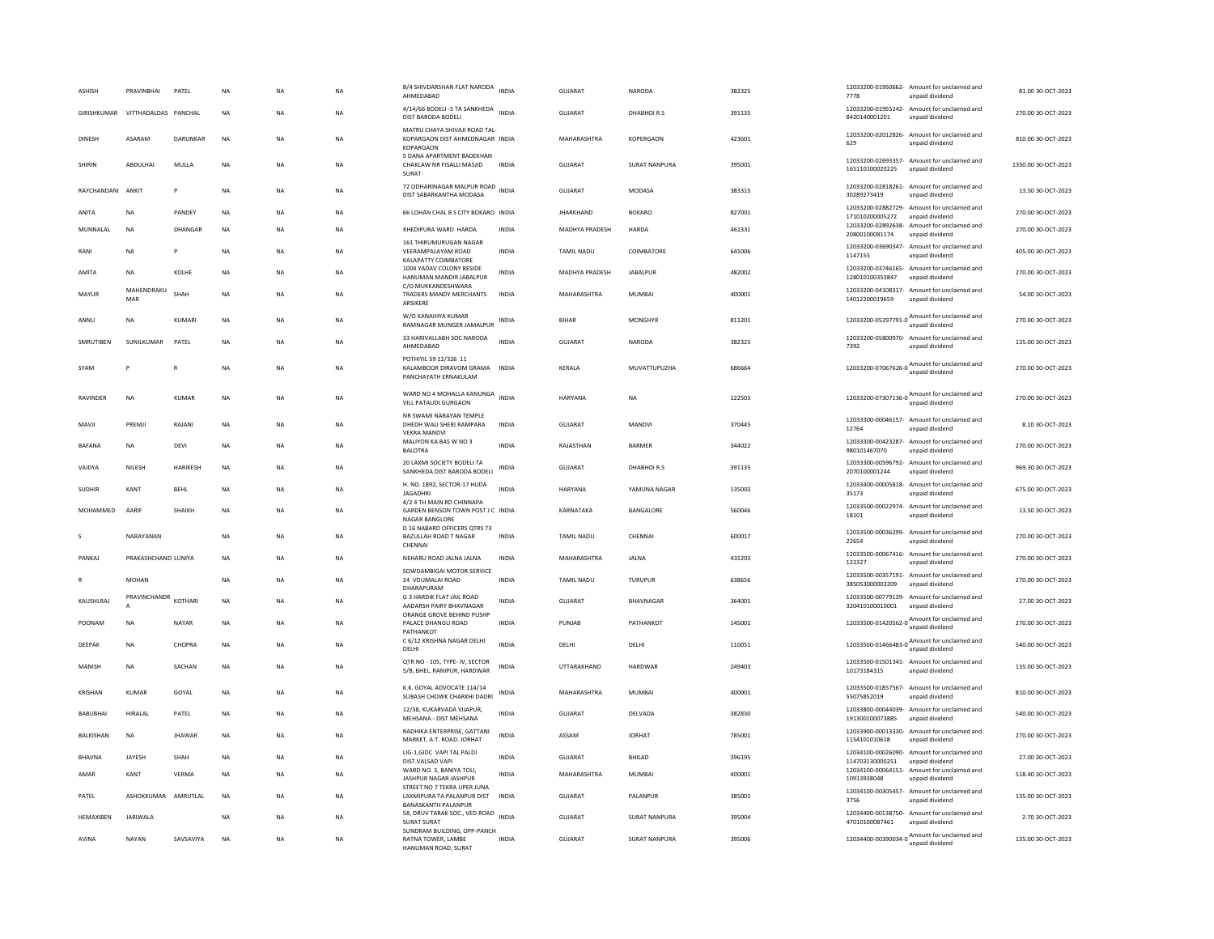| ASHISH | PRAVINBHAI | PATEL | NA | NA | NA | B/4 SHIVDARSHAN FLAT NARODA AHMEDABAD | INDIA | GUJARAT | NARODA | 382325 | | 12033200-01950662-7778 | Amount for unclaimed and unpaid dividend | 81.00 | 30-OCT-2023 |
|---|---|---|---|---|---|---|---|---|---|---|---|---|---|---|---|
| GIRISHKUMAR | VITTHADALDAS | PANCHAL | NA | NA | NA | 4/14/66 BODELI -5 TA SANKHEDA DIST BARODA BODELI | INDIA | GUJARAT | DHABHOI R.S | 391135 | | 12033200-01955242-8420140001201 | Amount for unclaimed and unpaid dividend | 270.00 | 30-OCT-2023 |
| DINESH | ASARAM | DARUNKAR | NA | NA | NA | MATRU CHAYA SHIVAJI ROAD TAL-KOPARGAON DIST AHMEDNAGAR KOPARGAON | INDIA | MAHARASHTRA | KOPERGAON | 423601 | | 12033200-02012826-629 | Amount for unclaimed and unpaid dividend | 810.00 | 30-OCT-2023 |
| SHIRIN | ABDULHAI | MULLA | NA | NA | NA | 5 DANA APARTMENT BADEKHAN CHAKLAW NR FISALLI MASJID SURAT | INDIA | GUJARAT | SURAT NANPURA | 395001 | | 12033200-02693357-165110100020225 | Amount for unclaimed and unpaid dividend | 1350.00 | 30-OCT-2023 |
| RAYCHANDANI | ANKIT | P | NA | NA | NA | 72 ODHARINAGAR MALPUR ROAD DIST SABARKANTHA MODASA | INDIA | GUJARAT | MODASA | 383315 | | 12033200-02818261-30289273419 | Amount for unclaimed and unpaid dividend | 13.50 | 30-OCT-2023 |
| ANITA | NA | PANDEY | NA | NA | NA | 66 LOHAN CHAL B S CITY BOKARO | INDIA | JHARKHAND | BOKARO | 827001 | | 12033200-02882729-171010200005272 | Amount for unclaimed and unpaid dividend | 270.00 | 30-OCT-2023 |
| MUNNALAL | NA | DHANGAR | NA | NA | NA | KHEDIPURA WARD HARDA | INDIA | MADHYA PRADESH | HARDA | 461331 | | 12033200-02892638-20800100081174 | Amount for unclaimed and unpaid dividend | 270.00 | 30-OCT-2023 |
| RANI | NA | P | NA | NA | NA | 161 THIRUMURUGAN NAGAR VEERAMPALAYAM ROAD KALAPATTY COIMBATORE | INDIA | TAMIL NADU | COIMBATORE | 641006 | | 12033200-03690347-1147155 | Amount for unclaimed and unpaid dividend | 405.00 | 30-OCT-2023 |
| AMITA | NA | KOLHE | NA | NA | NA | 1004 YADAV COLONY BESIDE HANUMAN MANDIR JABALPUR | INDIA | MADHYA PRADESH | JABALPUR | 482002 | | 12033200-03746165-128010100353847 | Amount for unclaimed and unpaid dividend | 270.00 | 30-OCT-2023 |
| MAYUR | MAHENDRAKUMAR | SHAH | NA | NA | NA | C/O MUKKANDESHWARA TRADERS MANDY MERCHANTS ARSIKERE | INDIA | MAHARASHTRA | MUMBAI | 400001 | | 12033200-04108317-14012200019659 | Amount for unclaimed and unpaid dividend | 54.00 | 30-OCT-2023 |
| ANNU | NA | KUMARI | NA | NA | NA | W/O KANAIHYA KUMAR RAMNAGAR MUNGER JAMALPUR | INDIA | BIHAR | MONGHYR | 811201 | | 12033200-05297791-0 | Amount for unclaimed and unpaid dividend | 270.00 | 30-OCT-2023 |
| SMRUTIBEN | SUNILKUMAR | PATEL | NA | NA | NA | 33 HARIVALLABH SOC NARODA AHMEDABAD | INDIA | GUJARAT | NARODA | 382325 | | 12033200-05800970-7392 | Amount for unclaimed and unpaid dividend | 135.00 | 30-OCT-2023 |
| SYAM | P | R | NA | NA | NA | POTHIYIL 59 12/326 11 KALAMBOOR DIRAVOM GRAMA PANCHAYATH ERNAKULAM | INDIA | KERALA | MUVATTUPUZHA | 686664 | | 12033200-07067626-0 | Amount for unclaimed and unpaid dividend | 270.00 | 30-OCT-2023 |
| RAVINDER | NA | KUMAR | NA | NA | NA | WARD NO 4 MOHALLA KANUNGA VILL PATAUDI GURGAON | INDIA | HARYANA | NA | 122503 | | 12033200-07307136-0 | Amount for unclaimed and unpaid dividend | 270.00 | 30-OCT-2023 |
| MAVJI | PREMJI | RAJANI | NA | NA | NA | NR SWAMI NARAYAN TEMPLE DHEDH WALI SHERI RAMPARA VEKRA MANDVI | INDIA | GUJARAT | MANDVI | 370445 | | 12033300-00046157-12764 | Amount for unclaimed and unpaid dividend | 8.10 | 30-OCT-2023 |
| BAFANA | NA | DEVI | NA | NA | NA | MALIYON KA BAS W NO 3 BALOTRA | INDIA | RAJASTHAN | BARMER | 344022 | | 12033300-00423287-980101467070 | Amount for unclaimed and unpaid dividend | 270.00 | 30-OCT-2023 |
| VAIDYA | NILESH | HARIKESH | NA | NA | NA | 20 LAXMI SOCIETY BODELI TA SANKHEDA DIST BARODA BODELI | INDIA | GUJARAT | DHABHOI R.S | 391135 | | 12033300-00596792-2070100001244 | Amount for unclaimed and unpaid dividend | 969.30 | 30-OCT-2023 |
| SUDHIR | KANT | BEHL | NA | NA | NA | H. NO. 1892, SECTOR-17 HUDA JAGADHRI | INDIA | HARYANA | YAMUNA NAGAR | 135003 | | 12033400-00005818-35173 | Amount for unclaimed and unpaid dividend | 675.00 | 30-OCT-2023 |
| MOHAMMED | AARIF | SHAIKH | NA | NA | NA | 4/2 4 TH MAIN RD CHINNAPA GARDEN BENSON TOWN POST J C NAGAR BANGLORE | INDIA | KARNATAKA | BANGALORE | 560046 | | 12033500-00022974-18101 | Amount for unclaimed and unpaid dividend | 13.50 | 30-OCT-2023 |
| S | NARAYANAN | | NA | NA | NA | D 16 NABARD OFFICERS QTRS 73 BAZULLAH ROAD T NAGAR CHENNAI | INDIA | TAMIL NADU | CHENNAI | 600017 | | 12033500-00036299-22654 | Amount for unclaimed and unpaid dividend | 270.00 | 30-OCT-2023 |
| PANKAJ | PRAKASHCHAND | LUNIYA | NA | NA | NA | NEHARU ROAD JALNA JALNA | INDIA | MAHARASHTRA | JALNA | 431203 | | 12033500-00067416-122327 | Amount for unclaimed and unpaid dividend | 270.00 | 30-OCT-2023 |
| R | MOHAN | | NA | NA | NA | SOWDAMBIGAI MOTOR SERVICE 24 VDUMALAI ROAD DHARAPURAM | INDIA | TAMIL NADU | TURUPUR | 638656 | | 12033500-00357191-385053000003209 | Amount for unclaimed and unpaid dividend | 270.00 | 30-OCT-2023 |
| KAUSHLRAJ | PRAVINCHANDRA | KOTHARI | NA | NA | NA | G 3 HARDIK FLAT JAIL ROAD AADARSH PAIRY BHAVNAGAR | INDIA | GUJARAT | BHAVNAGAR | 364001 | | 12033500-00779139-320410100010001 | Amount for unclaimed and unpaid dividend | 27.00 | 30-OCT-2023 |
| POONAM | NA | NAYAR | NA | NA | NA | ORANGE GROVE BEHIND PUSHP PALACE DHANGU ROAD PATHANKOT | INDIA | PUNJAB | PATHANKOT | 145001 | | 12033500-01420562-0 | Amount for unclaimed and unpaid dividend | 270.00 | 30-OCT-2023 |
| DEEPAK | NA | CHOPRA | NA | NA | NA | C 6/12 KRISHNA NAGAR DELHI DELHI | INDIA | DELHI | DELHI | 110051 | | 12033500-01466483-0 | Amount for unclaimed and unpaid dividend | 540.00 | 30-OCT-2023 |
| MANISH | NA | SACHAN | NA | NA | NA | QTR NO - 105, TYPE- IV, SECTOR 5/B, BHEL, RANIPUR, HARDWAR | INDIA | UTTARAKHAND | HARDWAR | 249403 | | 12033500-01501341-10173184315 | Amount for unclaimed and unpaid dividend | 135.00 | 30-OCT-2023 |
| KRISHAN | KUMAR | GOYAL | NA | NA | NA | K.K. GOYAL ADVOCATE 114/14 SUBASH CHOWK CHARKHI DADRI | INDIA | MAHARASHTRA | MUMBAI | 400001 | | 12033500-01857567-55075852019 | Amount for unclaimed and unpaid dividend | 810.00 | 30-OCT-2023 |
| BABUBHAI | HIRALAL | PATEL | NA | NA | NA | 12/38, KUKARVADA VIJAPUR, MEHSANA - DIST MEHSANA | INDIA | GUJARAT | DELVADA | 382830 | | 12033800-00044039-191300100073885 | Amount for unclaimed and unpaid dividend | 540.00 | 30-OCT-2023 |
| BALKISHAN | NA | JHAWAR | NA | NA | NA | RADHIKA ENTERPRISE, GATTANI MARKET, A.T. ROAD. JORHAT | INDIA | ASSAM | JORHAT | 785001 | | 12033900-00013330-1154101010618 | Amount for unclaimed and unpaid dividend | 270.00 | 30-OCT-2023 |
| BHAVNA | JAYESH | SHAH | NA | NA | NA | LIG-1,GIDC VAPI TAL PALDI DIST.VALSAD VAPI | INDIA | GUJARAT | BHILAD | 396195 | | 12034100-00026090-114703130000251 | Amount for unclaimed and unpaid dividend | 27.00 | 30-OCT-2023 |
| AMAR | KANT | VERMA | NA | NA | NA | WARD NO. 3, BANIYA TOLI, JASHPUR NAGAR JASHPUR | INDIA | MAHARASHTRA | MUMBAI | 400001 | | 12034100-00064151-10913938048 | Amount for unclaimed and unpaid dividend | 518.40 | 30-OCT-2023 |
| PATEL | ASHOKKUMAR | AMRUTLAL | NA | NA | NA | STREET NO 7 TEKRA UPER JUNA LAXMIPURA TA PALANPUR DIST BANASKANTH PALANPUR | INDIA | GUJARAT | PALANPUR | 385001 | | 12034100-00305457-3756 | Amount for unclaimed and unpaid dividend | 135.00 | 30-OCT-2023 |
| HEMAXIBEN | JARIWALA | | NA | NA | NA | 58, DRUV TARAK SOC., VED ROAD SURAT SURAT | INDIA | GUJARAT | SURAT NANPURA | 395004 | | 12034400-00138750-47010100087461 | Amount for unclaimed and unpaid dividend | 2.70 | 30-OCT-2023 |
| AVINA | NAYAN | SAVSAVIYA | NA | NA | NA | SUNDRAM BUILDING, OPP-PANCH RATNA TOWER, LAMBE HANUMAN ROAD, SURAT | INDIA | GUJARAT | SURAT NANPURA | 395006 | | 12034400-00390034-0 | Amount for unclaimed and unpaid dividend | 135.00 | 30-OCT-2023 |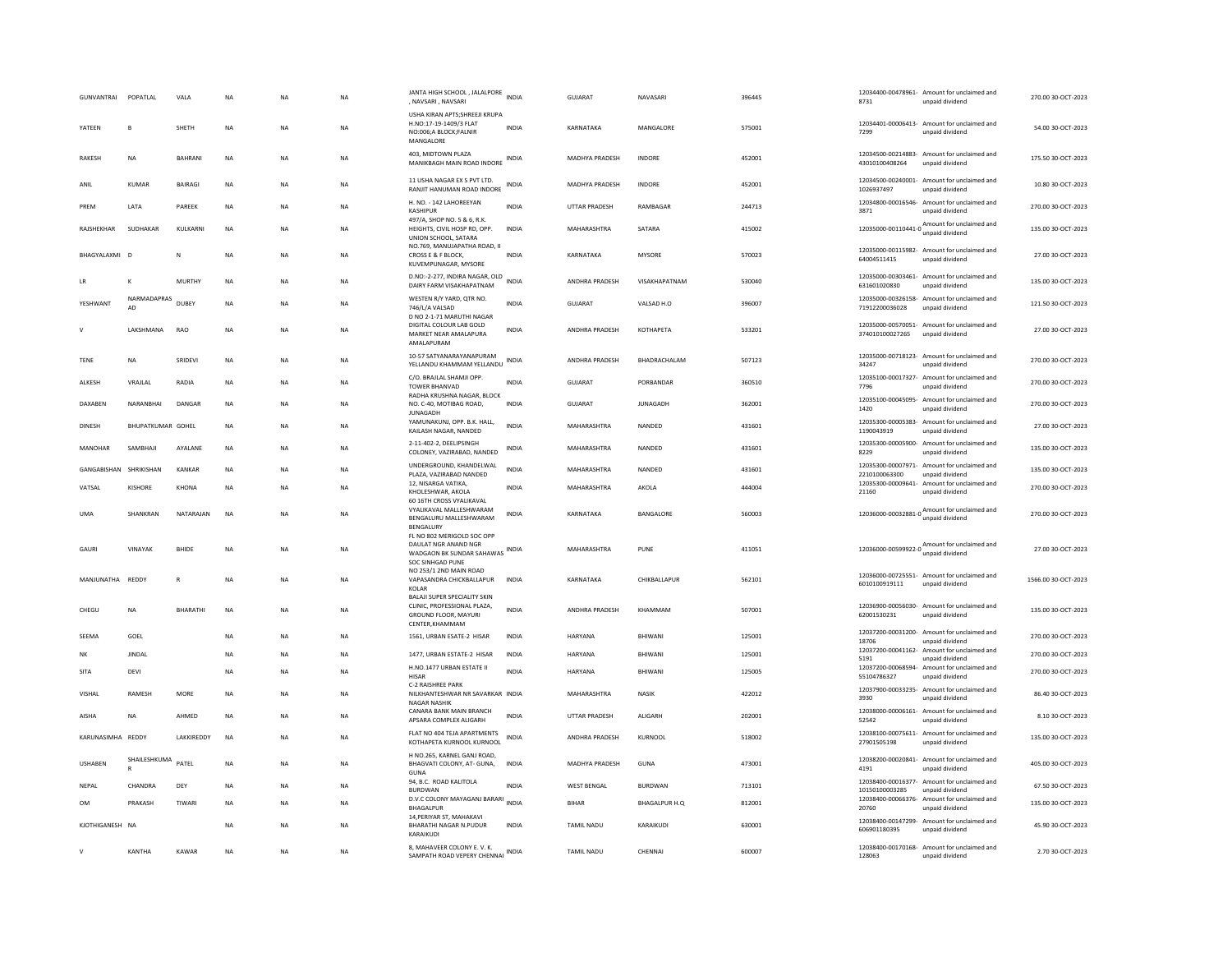| | | | | | | | | | | | | | | |
|---|---|---|---|---|---|---|---|---|---|---|---|---|---|---|
| GUNVANTRAI | POPATLAL | VALA | NA | NA | NA | JANTA HIGH SCHOOL , JALALPORE , NAVSARI , NAVSARI | INDIA | GUJARAT | NAVASARI | 396445 | 12034400-00478961-8731 | Amount for unclaimed and unpaid dividend | 270.00 | 30-OCT-2023 |
| YATEEN | B | SHETH | NA | NA | NA | USHA KIRAN APTS;SHREEJI KRUPA H.NO:17-19-1409/3 FLAT NO:006;A BLOCK;FALNIR MANGALORE | INDIA | KARNATAKA | MANGALORE | 575001 | 12034401-00006413-7299 | Amount for unclaimed and unpaid dividend | 54.00 | 30-OCT-2023 |
| RAKESH | NA | BAHRANI | NA | NA | NA | 403, MIDTOWN PLAZA MANIKBAGH MAIN ROAD INDORE | INDIA | MADHYA PRADESH | INDORE | 452001 | 12034500-00214883-43010100408264 | Amount for unclaimed and unpaid dividend | 175.50 | 30-OCT-2023 |
| ANIL | KUMAR | BAIRAGI | NA | NA | NA | 11 USHA NAGAR EX S PVT LTD. RANJIT HANUMAN ROAD INDORE | INDIA | MADHYA PRADESH | INDORE | 452001 | 12034500-00240001-1026937497 | Amount for unclaimed and unpaid dividend | 10.80 | 30-OCT-2023 |
| PREM | LATA | PAREEK | NA | NA | NA | H. NO. - 142 LAHOREEYAN KASHIPUR | INDIA | UTTAR PRADESH | RAMBAGAR | 244713 | 12034800-00016546-3871 | Amount for unclaimed and unpaid dividend | 270.00 | 30-OCT-2023 |
| RAJSHEKHAR | SUDHAKAR | KULKARNI | NA | NA | NA | 497/A, SHOP NO. 5 & 6, R.K. HEIGHTS, CIVIL HOSP RD, OPP. UNION SCHOOL, SATARA | INDIA | MAHARASHTRA | SATARA | 415002 | 12035000-00110441-0 | Amount for unclaimed and unpaid dividend | 135.00 | 30-OCT-2023 |
| BHAGYALAXMI | D | N | NA | NA | NA | NO.769, MANUJAPATHA ROAD, II CROSS E & F BLOCK, KUVEMPUNAGAR, MYSORE | INDIA | KARNATAKA | MYSORE | 570023 | 12035000-00115982-64004511415 | Amount for unclaimed and unpaid dividend | 27.00 | 30-OCT-2023 |
| LR | K | MURTHY | NA | NA | NA | D.NO:-2-277, INDIRA NAGAR, OLD DAIRY FARM VISAKHAPATNAM | INDIA | ANDHRA PRADESH | VISAKHAPATNAM | 530040 | 12035000-00303461-631601020830 | Amount for unclaimed and unpaid dividend | 135.00 | 30-OCT-2023 |
| YESHWANT | NARMADAPRASAD | DUBEY | NA | NA | NA | WESTEN R/Y YARD, QTR NO. 746/L/A VALSAD | INDIA | GUJARAT | VALSAD H.O | 396007 | 12035000-00326158-71912200036028 | Amount for unclaimed and unpaid dividend | 121.50 | 30-OCT-2023 |
| V | LAKSHMANA | RAO | NA | NA | NA | D NO 2-1-71 MARUTHI NAGAR DIGITAL COLOUR LAB GOLD MARKET NEAR AMALAPURA AMALAPURAM | INDIA | ANDHRA PRADESH | KOTHAPETA | 533201 | 12035000-00570051-374010100027265 | Amount for unclaimed and unpaid dividend | 27.00 | 30-OCT-2023 |
| TENE | NA | SRIDEVI | NA | NA | NA | 10-57 SATYANARAYANAPURAM YELLANDU KHAMMAM YELLANDU | INDIA | ANDHRA PRADESH | BHADRACHALAM | 507123 | 12035000-00718123-34247 | Amount for unclaimed and unpaid dividend | 270.00 | 30-OCT-2023 |
| ALKESH | VRAJLAL | RADIA | NA | NA | NA | C/O. BRAJLAL SHAMJI OPP. TOWER BHANVAD | INDIA | GUJARAT | PORBANDAR | 360510 | 12035100-00017327-7796 | Amount for unclaimed and unpaid dividend | 270.00 | 30-OCT-2023 |
| DAXABEN | NARANBHAI | DANGAR | NA | NA | NA | RADHA KRUSHNA NAGAR, BLOCK NO. C-40, MOTIBAG ROAD, JUNAGADH | INDIA | GUJARAT | JUNAGADH | 362001 | 12035100-00045095-1420 | Amount for unclaimed and unpaid dividend | 270.00 | 30-OCT-2023 |
| DINESH | BHUPATKUMAR | GOHEL | NA | NA | NA | YAMUNAKUNJ, OPP. B.K. HALL, KAILASH NAGAR, NANDED | INDIA | MAHARASHTRA | NANDED | 431601 | 12035300-00005383-1190043919 | Amount for unclaimed and unpaid dividend | 27.00 | 30-OCT-2023 |
| MANOHAR | SAMBHAJI | AYALANE | NA | NA | NA | 2-11-402-2, DEELIPSINGH COLONEY, VAZIRABAD, NANDED | INDIA | MAHARASHTRA | NANDED | 431601 | 12035300-00005900-8229 | Amount for unclaimed and unpaid dividend | 135.00 | 30-OCT-2023 |
| GANGABISHAN | SHRIKISHAN | KANKAR | NA | NA | NA | UNDERGROUND, KHANDELWAL PLAZA, VAZIRABAD NANDED | INDIA | MAHARASHTRA | NANDED | 431601 | 12035300-00007971-2210100063300 | Amount for unclaimed and unpaid dividend | 135.00 | 30-OCT-2023 |
| VATSAL | KISHORE | KHONA | NA | NA | NA | 12, NISARGA VATIKA, KHOLESHWAR, AKOLA | INDIA | MAHARASHTRA | AKOLA | 444004 | 12035300-00009641-21160 | Amount for unclaimed and unpaid dividend | 270.00 | 30-OCT-2023 |
| UMA | SHANKRAN | NATARAJAN | NA | NA | NA | 60 16TH CROSS VYALIKAVAL VYALIKAVAL MALLESHWARAM BENGALURU MALLESHWARAM BENGALURY | INDIA | KARNATAKA | BANGALORE | 560003 | 12036000-00032881-0 | Amount for unclaimed and unpaid dividend | 270.00 | 30-OCT-2023 |
| GAURI | VINAYAK | BHIDE | NA | NA | NA | FL NO 802 MERIGOLD SOC OPP DAULAT NGR ANAND NGR WADGAON BK SUNDAR SAHAWAS SOC SINHGAD PUNE | INDIA | MAHARASHTRA | PUNE | 411051 | 12036000-00599922-0 | Amount for unclaimed and unpaid dividend | 27.00 | 30-OCT-2023 |
| MANJUNATHA | REDDY | R | NA | NA | NA | NO 253/1 2ND MAIN ROAD VAPASANDRA CHICKBALLAPUR KOLAR | INDIA | KARNATAKA | CHIKBALLAPUR | 562101 | 12036000-00725551-6010100919111 | Amount for unclaimed and unpaid dividend | 1566.00 | 30-OCT-2023 |
| CHEGU | NA | BHARATHI | NA | NA | NA | BALAJI SUPER SPECIALITY SKIN CLINIC, PROFESSIONAL PLAZA, GROUND FLOOR, MAYURI CENTER,KHAMMAM | INDIA | ANDHRA PRADESH | KHAMMAM | 507001 | 12036900-00056030-62001530231 | Amount for unclaimed and unpaid dividend | 135.00 | 30-OCT-2023 |
| SEEMA | GOEL | | NA | NA | NA | 1561, URBAN ESATE-2 HISAR | INDIA | HARYANA | BHIWANI | 125001 | 12037200-00031200-18706 | Amount for unclaimed and unpaid dividend | 270.00 | 30-OCT-2023 |
| NK | JINDAL | | NA | NA | NA | 1477, URBAN ESTATE-2 HISAR | INDIA | HARYANA | BHIWANI | 125001 | 12037200-00041162-5191 | Amount for unclaimed and unpaid dividend | 270.00 | 30-OCT-2023 |
| SITA | DEVI | | NA | NA | NA | H.NO.1477 URBAN ESTATE II HISAR | INDIA | HARYANA | BHIWANI | 125005 | 12037200-00068594-55104786327 | Amount for unclaimed and unpaid dividend | 270.00 | 30-OCT-2023 |
| VISHAL | RAMESH | MORE | NA | NA | NA | C-2 RAISHREE PARK NILKHANTESHWAR NR SAVARKAR NAGAR NASHIK | INDIA | MAHARASHTRA | NASIK | 422012 | 12037900-00033235-3930 | Amount for unclaimed and unpaid dividend | 86.40 | 30-OCT-2023 |
| AISHA | NA | AHMED | NA | NA | NA | CANARA BANK MAIN BRANCH APSARA COMPLEX ALIGARH | INDIA | UTTAR PRADESH | ALIGARH | 202001 | 12038000-00006161-52542 | Amount for unclaimed and unpaid dividend | 8.10 | 30-OCT-2023 |
| KARUNASIMHA | REDDY | LAKKIREDDY | NA | NA | NA | FLAT NO 404 TEJA APARTMENTS KOTHAPETA KURNOOL KURNOOL | INDIA | ANDHRA PRADESH | KURNOOL | 518002 | 12038100-00075611-27901505198 | Amount for unclaimed and unpaid dividend | 135.00 | 30-OCT-2023 |
| USHABEN | SHAILESHKUMAR | PATEL | NA | NA | NA | H NO.265, KARNEL GANJ ROAD, BHAGVATI COLONY, AT- GUNA, GUNA | INDIA | MADHYA PRADESH | GUNA | 473001 | 12038200-00020841-4191 | Amount for unclaimed and unpaid dividend | 405.00 | 30-OCT-2023 |
| NEPAL | CHANDRA | DEY | NA | NA | NA | 94, B.C. ROAD KALITOLA BURDWAN | INDIA | WEST BENGAL | BURDWAN | 713101 | 12038400-00016377-10150100003285 | Amount for unclaimed and unpaid dividend | 67.50 | 30-OCT-2023 |
| OM | PRAKASH | TIWARI | NA | NA | NA | D.V.C COLONY MAYAGANJ BARARI BHAGALPUR | INDIA | BIHAR | BHAGALPUR H.Q | 812001 | 12038400-00066376-20760 | Amount for unclaimed and unpaid dividend | 135.00 | 30-OCT-2023 |
| KJOTHIGANESH | NA | | NA | NA | NA | 14,PERIYAR ST, MAHAKAVI BHARATHI NAGAR N.PUDUR KARAIKUDI | INDIA | TAMIL NADU | KARAIKUDI | 630001 | 12038400-00147299-606901180395 | Amount for unclaimed and unpaid dividend | 45.90 | 30-OCT-2023 |
| V | KANTHA | KAWAR | NA | NA | NA | 8, MAHAVEER COLONY E. V. K. SAMPATH ROAD VEPERY CHENNAI | INDIA | TAMIL NADU | CHENNAI | 600007 | 12038400-00170168-128063 | Amount for unclaimed and unpaid dividend | 2.70 | 30-OCT-2023 |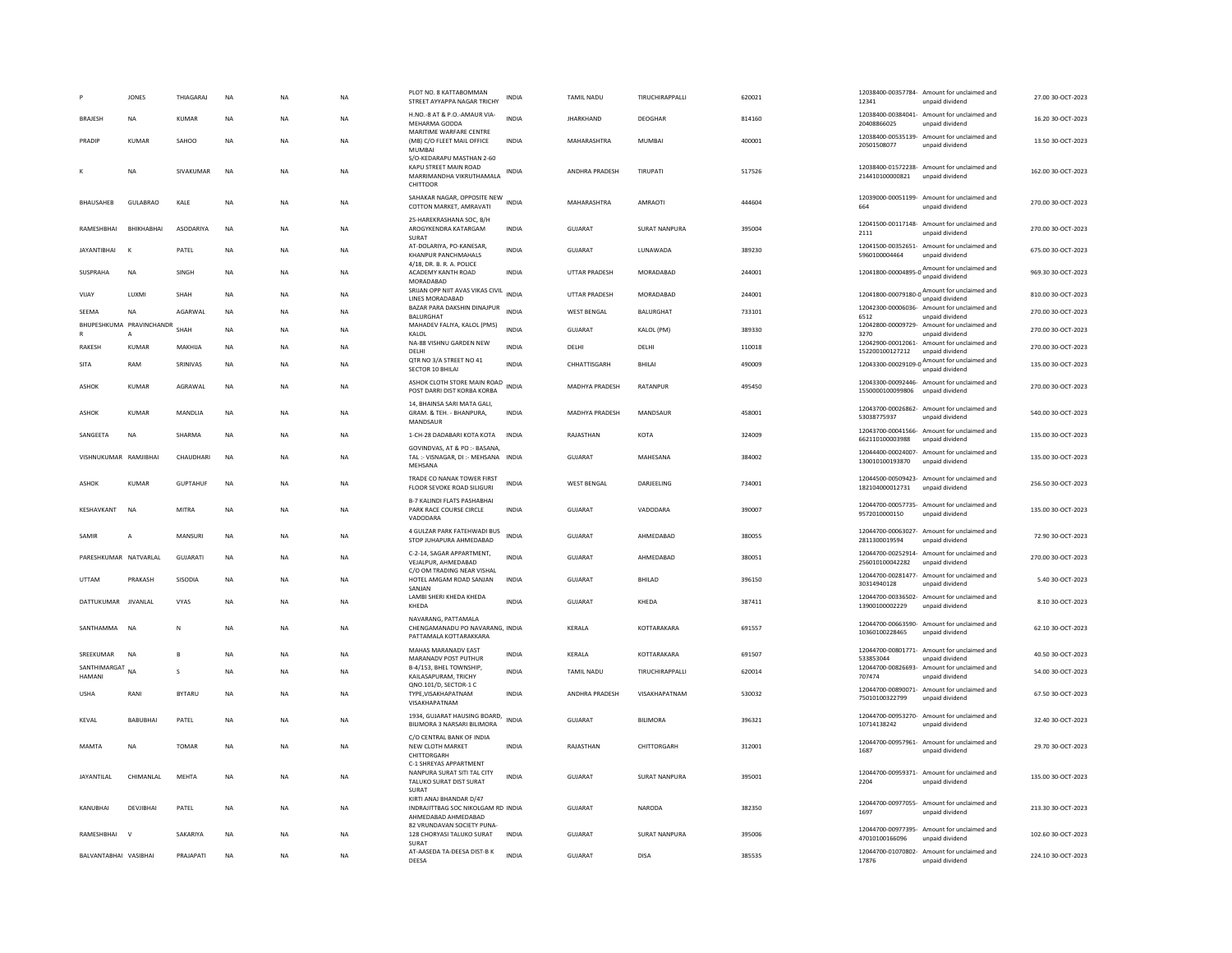| P | JONES | THIAGARAJ | NA | NA | NA | PLOT NO. 8 KATTABOMMAN STREET AYYAPPA NAGAR TRICHY | INDIA | TAMIL NADU | TIRUCHIRAPPALLI | 620021 | | 12038400-00357784-12341 | Amount for unclaimed and unpaid dividend | 27.00 | 30-OCT-2023 |
|---|---|---|---|---|---|---|---|---|---|---|---|---|---|---|---|
| BRAJESH | NA | KUMAR | NA | NA | NA | H.NO.-8 AT & P.O.-AMAUR VIA-MEHARMA GODDA | INDIA | JHARKHAND | DEOGHAR | 814160 | | 12038400-00384041-20408866025 | Amount for unclaimed and unpaid dividend | 16.20 | 30-OCT-2023 |
| PRADIP | KUMAR | SAHOO | NA | NA | NA | MARITIME WARFARE CENTRE (MB) C/O FLEET MAIL OFFICE MUMBAI | INDIA | MAHARASHTRA | MUMBAI | 400001 | | 12038400-00535139-20501508077 | Amount for unclaimed and unpaid dividend | 13.50 | 30-OCT-2023 |
| K | NA | SIVAKUMAR | NA | NA | NA | S/O-KEDARAPU MASTHAN 2-60 KAPU STREET MAIN ROAD MARRIMANDHA VIKRUTHAMALA CHITTOOR | INDIA | ANDHRA PRADESH | TIRUPATI | 517526 | | 12038400-01572238-214410100000821 | Amount for unclaimed and unpaid dividend | 162.00 | 30-OCT-2023 |
| BHAUSAHEB | GULABRAO | KALE | NA | NA | NA | SAHAKAR NAGAR, OPPOSITE NEW COTTON MARKET, AMRAVATI | INDIA | MAHARASHTRA | AMRAOTI | 444604 | | 12039000-00051199-664 | Amount for unclaimed and unpaid dividend | 270.00 | 30-OCT-2023 |
| RAMESHBHAI | BHIKHABHAI | ASODARIYA | NA | NA | NA | 25-HAREKRASHANA SOC, B/H AROGYKENDRA KATARGAM SURAT | INDIA | GUJARAT | SURAT NANPURA | 395004 | | 12041500-00117148-2111 | Amount for unclaimed and unpaid dividend | 270.00 | 30-OCT-2023 |
| JAYANTIBHAI | K | PATEL | NA | NA | NA | AT-DOLARIYA, PO-KANESAR, KHANPUR PANCHMAHALS | INDIA | GUJARAT | LUNAWADA | 389230 | | 12041500-00352651-5960100004464 | Amount for unclaimed and unpaid dividend | 675.00 | 30-OCT-2023 |
| SUSPRAHA | NA | SINGH | NA | NA | NA | 4/18, DR. B. R. A. POLICE ACADEMY KANTH ROAD MORADABAD | INDIA | UTTAR PRADESH | MORADABAD | 244001 | | 12041800-00004895-0 | Amount for unclaimed and unpaid dividend | 969.30 | 30-OCT-2023 |
| VIJAY | LUXMI | SHAH | NA | NA | NA | SRIJAN OPP NIIT AVAS VIKAS CIVIL LINES MORADABAD | INDIA | UTTAR PRADESH | MORADABAD | 244001 | | 12041800-00079180-0 | Amount for unclaimed and unpaid dividend | 810.00 | 30-OCT-2023 |
| SEEMA | NA | AGARWAL | NA | NA | NA | BAZAR PARA DAKSHIN DINAJPUR BALURGHAT | INDIA | WEST BENGAL | BALURGHAT | 733101 | | 12042300-00006036-6512 | Amount for unclaimed and unpaid dividend | 270.00 | 30-OCT-2023 |
| BHUPESHKUMAR | PRAVINCHANDRA | SHAH | NA | NA | NA | MAHADEV FALIYA, KALOL (PMS) KALOL | INDIA | GUJARAT | KALOL (PM) | 389330 | | 12042800-00009729-3270 | Amount for unclaimed and unpaid dividend | 270.00 | 30-OCT-2023 |
| RAKESH | KUMAR | MAKHIJA | NA | NA | NA | NA-88 VISHNU GARDEN NEW DELHI | INDIA | DELHI | DELHI | 110018 | | 12042900-00012061-152200100127212 | Amount for unclaimed and unpaid dividend | 270.00 | 30-OCT-2023 |
| SITA | RAM | SRINIVAS | NA | NA | NA | QTR NO 3/A STREET NO 41 SECTOR 10 BHILAI | INDIA | CHHATTISGARH | BHILAI | 490009 | | 12043300-00029109-0 | Amount for unclaimed and unpaid dividend | 135.00 | 30-OCT-2023 |
| ASHOK | KUMAR | AGRAWAL | NA | NA | NA | ASHOK CLOTH STORE MAIN ROAD POST DARRI DIST KORBA KORBA | INDIA | MADHYA PRADESH | RATANPUR | 495450 | | 12043300-00092446-1550000100099806 | Amount for unclaimed and unpaid dividend | 270.00 | 30-OCT-2023 |
| ASHOK | KUMAR | MANDLIA | NA | NA | NA | 14, BHAINSA SARI MATA GALI, GRAM. & TEH. - BHANPURA, MANDSAUR | INDIA | MADHYA PRADESH | MANDSAUR | 458001 | | 12043700-00026862-53038775937 | Amount for unclaimed and unpaid dividend | 540.00 | 30-OCT-2023 |
| SANGEETA | NA | SHARMA | NA | NA | NA | 1-CH-28 DADABARI KOTA KOTA | INDIA | RAJASTHAN | KOTA | 324009 | | 12043700-00041566-662110100003988 | Amount for unclaimed and unpaid dividend | 135.00 | 30-OCT-2023 |
| VISHNUKUMAR | RAMJIBHAI | CHAUDHARI | NA | NA | NA | GOVINDVAS, AT & PO :- BASANA, TAL :- VISNAGAR, DI :- MEHSANA MEHSANA | INDIA | GUJARAT | MAHESANA | 384002 | | 12044400-00024007-130010100193870 | Amount for unclaimed and unpaid dividend | 135.00 | 30-OCT-2023 |
| ASHOK | KUMAR | GUPTAHUF | NA | NA | NA | TRADE CO NANAK TOWER FIRST FLOOR SEVOKE ROAD SILIGURI | INDIA | WEST BENGAL | DARJEELING | 734001 | | 12044500-00509423-182104000012731 | Amount for unclaimed and unpaid dividend | 256.50 | 30-OCT-2023 |
| KESHAVKANT | NA | MITRA | NA | NA | NA | B-7 KALINDI FLATS PASHABHAI PARK RACE COURSE CIRCLE VADODARA | INDIA | GUJARAT | VADODARA | 390007 | | 12044700-00057735-9572010000150 | Amount for unclaimed and unpaid dividend | 135.00 | 30-OCT-2023 |
| SAMIR | A | MANSURI | NA | NA | NA | 4 GULZAR PARK FATEHWADI BUS STOP JUHAPURA AHMEDABAD | INDIA | GUJARAT | AHMEDABAD | 380055 | | 12044700-00063027-2811300019594 | Amount for unclaimed and unpaid dividend | 72.90 | 30-OCT-2023 |
| PARESHKUMAR | NATVARLAL | GUJARATI | NA | NA | NA | C-2-14, SAGAR APPARTMENT, VEJALPUR, AHMEDABAD | INDIA | GUJARAT | AHMEDABAD | 380051 | | 12044700-00252914-256010100042282 | Amount for unclaimed and unpaid dividend | 270.00 | 30-OCT-2023 |
| UTTAM | PRAKASH | SISODIA | NA | NA | NA | C/O OM TRADING NEAR VISHAL HOTEL AMGAM ROAD SANJAN SANJAN | INDIA | GUJARAT | BHILAD | 396150 | | 12044700-00281477-30314940128 | Amount for unclaimed and unpaid dividend | 5.40 | 30-OCT-2023 |
| DATTUKUMAR | JIVANLAL | VYAS | NA | NA | NA | LAMBI SHERI KHEDA KHEDA KHEDA | INDIA | GUJARAT | KHEDA | 387411 | | 12044700-00336502-13900100002229 | Amount for unclaimed and unpaid dividend | 8.10 | 30-OCT-2023 |
| SANTHAMMA | NA | N | NA | NA | NA | NAVARANG, PATTAMALA CHENGAMANADU PO NAVARANG, PATTAMALA KOTTARAKKARA | INDIA | KERALA | KOTTARAKARA | 691557 | | 12044700-00663590-10360100228465 | Amount for unclaimed and unpaid dividend | 62.10 | 30-OCT-2023 |
| SREEKUMAR | NA | B | NA | NA | NA | MAHAS MARANADV EAST MARANADV POST PUTHUR | INDIA | KERALA | KOTTARAKARA | 691507 | | 12044700-00801771-533853044 | Amount for unclaimed and unpaid dividend | 40.50 | 30-OCT-2023 |
| SANTHIMARGATHAMANI | NA | S | NA | NA | NA | B-4/153, BHEL TOWNSHIP, KAILASAPURAM, TRICHY | INDIA | TAMIL NADU | TIRUCHIRAPPALLI | 620014 | | 12044700-00826693-707474 | Amount for unclaimed and unpaid dividend | 54.00 | 30-OCT-2023 |
| USHA | RANI | BYTARU | NA | NA | NA | QNO.101/D, SECTOR-1 C TYPE,VISAKHAPATNAM VISAKHAPATNAM | INDIA | ANDHRA PRADESH | VISAKHAPATNAM | 530032 | | 12044700-00890071-75010100322799 | Amount for unclaimed and unpaid dividend | 67.50 | 30-OCT-2023 |
| KEVAL | BABUBHAI | PATEL | NA | NA | NA | 1934, GUJARAT HAUSING BOARD, BILIMORA 3 NARSARI BILIMORA | INDIA | GUJARAT | BILIMORA | 396321 | | 12044700-00953270-10714138242 | Amount for unclaimed and unpaid dividend | 32.40 | 30-OCT-2023 |
| MAMTA | NA | TOMAR | NA | NA | NA | C/O CENTRAL BANK OF INDIA NEW CLOTH MARKET CHITTORGARH | INDIA | RAJASTHAN | CHITTORGARH | 312001 | | 12044700-00957961-1687 | Amount for unclaimed and unpaid dividend | 29.70 | 30-OCT-2023 |
| JAYANTILAL | CHIMANLAL | MEHTA | NA | NA | NA | C-1 SHREYAS APPARTMENT NANPURA SURAT SITI TAL CITY TALUKO SURAT DIST SURAT SURAT | INDIA | GUJARAT | SURAT NANPURA | 395001 | | 12044700-00959371-2204 | Amount for unclaimed and unpaid dividend | 135.00 | 30-OCT-2023 |
| KANUBHAI | DEVJIBHAI | PATEL | NA | NA | NA | KIRTI ANAJ BHANDAR D/47 INDRAJITTBAG SOC NIKOLGAM RD AHMEDABAD AHMEDABAD | INDIA | GUJARAT | NARODA | 382350 | | 12044700-00977055-1697 | Amount for unclaimed and unpaid dividend | 213.30 | 30-OCT-2023 |
| RAMESHBHAI | V | SAKARIYA | NA | NA | NA | 82 VRUNDAVAN SOCIETY PUNA-128 CHORYASI TALUKO SURAT SURAT | INDIA | GUJARAT | SURAT NANPURA | 395006 | | 12044700-00977395-47010100166096 | Amount for unclaimed and unpaid dividend | 102.60 | 30-OCT-2023 |
| BALVANTABHAI | VASIBHAI | PRAJAPATI | NA | NA | NA | AT-AASEDA TA-DEESA DIST-B K DEESA | INDIA | GUJARAT | DISA | 385535 | | 12044700-01070802-17876 | Amount for unclaimed and unpaid dividend | 224.10 | 30-OCT-2023 |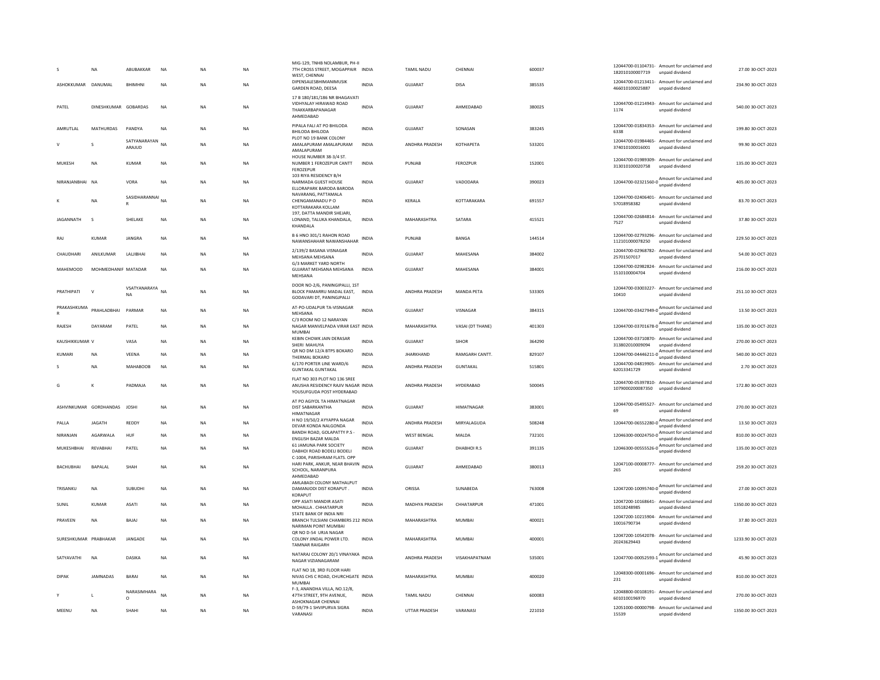| S | NA | ABUBAKKAR | NA | NA | NA | MIG-129, TNHB NOLAMBUR, PH-II 7TH CROSS STREET, MOGAPPAIR WEST, CHENNAI | INDIA | TAMIL NADU | CHENNAI | 600037 | 12044700-01104731-182010100007719 | Amount for unclaimed and unpaid dividend | 27.00 | 30-OCT-2023 |
|---|---|---|---|---|---|---|---|---|---|---|---|---|---|---|
| ASHOKKUMAR | DANUMAL | BHIMHNI | NA | NA | NA | DIPENSALESBHIMANIMUSIK GARDEN ROAD, DEESA | INDIA | GUJARAT | DISA | 385535 | 12044700-01213411-466010100025887 | Amount for unclaimed and unpaid dividend | 234.90 | 30-OCT-2023 |
| PATEL | DINESHKUMAR | GOBARDAS | NA | NA | NA | 17 B 180/181/186 NR BHAGAVATI VIDHYALAY HIRAWAD ROAD THAKKARBAPANAGAR AHMEDABAD | INDIA | GUJARAT | AHMEDABAD | 380025 | 12044700-01214943-1174 | Amount for unclaimed and unpaid dividend | 540.00 | 30-OCT-2023 |
| AMRUTLAL | MATHURDAS | PANDYA | NA | NA | NA | PIPALA FALI AT PO BHILODA BHILODA BHILODA | INDIA | GUJARAT | SONASAN | 383245 | 12044700-01834353-6338 | Amount for unclaimed and unpaid dividend | 199.80 | 30-OCT-2023 |
| V | S | SATYANARAYAN ARAJUD | NA | NA | NA | PLOT NO 19 BANK COLONY AMALAPURAM AMALAPURAM AMALAPURAM | INDIA | ANDHRA PRADESH | KOTHAPETA | 533201 | 12044700-01984465-374010100016001 | Amount for unclaimed and unpaid dividend | 99.90 | 30-OCT-2023 |
| MUKESH | NA | KUMAR | NA | NA | NA | HOUSE NUMBER 38-3/4 ST. NUMBER 1 FEROZEPUR CANTT FEROZEPUR | INDIA | PUNJAB | FEROZPUR | 152001 | 12044700-01989309-313010100020758 | Amount for unclaimed and unpaid dividend | 135.00 | 30-OCT-2023 |
| NIRANJANBHAI | NA | VORA | NA | NA | NA | 103 RIYA RESIDENCY B/H NARMADA GUEST HOUSE ELLORAPARK BARODA BARODA | INDIA | GUJARAT | VADODARA | 390023 | 12044700-02321560-0 | Amount for unclaimed and unpaid dividend | 405.00 | 30-OCT-2023 |
| K | NA | SASIDHARANNAI R | NA | NA | NA | NAVARANG, PATTAMALA CHENGAMANADU P O KOTTARAKARA KOLLAM | INDIA | KERALA | KOTTARAKARA | 691557 | 12044700-02406401-57018958382 | Amount for unclaimed and unpaid dividend | 83.70 | 30-OCT-2023 |
| JAGANNATH | S | SHELAKE | NA | NA | NA | 197, DATTA MANDIR SHEJARI, LONAND, TALUKA KHANDALA, KHANDALA | INDIA | MAHARASHTRA | SATARA | 415521 | 12044700-02684814-7527 | Amount for unclaimed and unpaid dividend | 37.80 | 30-OCT-2023 |
| RAJ | KUMAR | JANGRA | NA | NA | NA | B 6 HNO 301/1 RAHON ROAD NAWANSHAHAR NAWANSHAHAR | INDIA | PUNJAB | BANGA | 144514 | 12044700-02793296-112101000078250 | Amount for unclaimed and unpaid dividend | 229.50 | 30-OCT-2023 |
| CHAUDHARI | ANILKUMAR | LALJIBHAI | NA | NA | NA | 2/139/2 BASANA VISNAGAR MEHSANA MEHSANA | INDIA | GUJARAT | MAHESANA | 384002 | 12044700-02968782-25701507017 | Amount for unclaimed and unpaid dividend | 54.00 | 30-OCT-2023 |
| MAHEMOOD | MOHMEDHANIF | MATADAR | NA | NA | NA | G/3 MARKET YARD NORTH GUJARAT MEHSANA MEHSANA MEHSANA | INDIA | GUJARAT | MAHESANA | 384001 | 12044700-02982824-1510100004704 | Amount for unclaimed and unpaid dividend | 216.00 | 30-OCT-2023 |
| PRATHIPATI | V | VSATYANARAYA NA | NA | NA | NA | DOOR NO-2/6, PANINGIPALLI, 1ST BLOCK PAMARRU MADAL EAST, GODAVARI DT, PANINGIPALLI | INDIA | ANDHRA PRADESH | MANDA PETA | 533305 | 12044700-03003227-10410 | Amount for unclaimed and unpaid dividend | 251.10 | 30-OCT-2023 |
| PRAKASHKUMA R | PRAHLADBHAI | PARMAR | NA | NA | NA | AT-PO-UDALPUR TA-VISNAGAR MEHSANA | INDIA | GUJARAT | VISNAGAR | 384315 | 12044700-03427949-0 | Amount for unclaimed and unpaid dividend | 13.50 | 30-OCT-2023 |
| RAJESH | DAYARAM | PATEL | NA | NA | NA | C/3 ROOM NO 12 NARAYAN NAGAR MANVELPADA VIRAR EAST MUMBAI | INDIA | MAHARASHTRA | VASAI (DT THANE) | 401303 | 12044700-03701678-0 | Amount for unclaimed and unpaid dividend | 135.00 | 30-OCT-2023 |
| KAUSHIKKUMAR | V | VASA | NA | NA | NA | KEBIN CHOWK JAIN DERASAR SHERI MAHUYA | INDIA | GUJARAT | SIHOR | 364290 | 12044700-03710870-313802010009094 | Amount for unclaimed and unpaid dividend | 270.00 | 30-OCT-2023 |
| KUMARI | NA | VEENA | NA | NA | NA | QR NO DM 12/A BTPS BOKARO THERMAL BOKARO | INDIA | JHARKHAND | RAMGARH CANTT. | 829107 | 12044700-04446211-0 | Amount for unclaimed and unpaid dividend | 540.00 | 30-OCT-2023 |
| S | NA | MAHABOOB | NA | NA | NA | 6/170 PORTER LINE WARD/6 GUNTAKAL GUNTAKAL | INDIA | ANDHRA PRADESH | GUNTAKAL | 515801 | 12044700-04819905-62013341729 | Amount for unclaimed and unpaid dividend | 2.70 | 30-OCT-2023 |
| G | K | PADMAJA | NA | NA | NA | FLAT NO 303 PLOT NO 136 SREE ANUSHA RESIDENCY RAJIV NAGAR YOUSUFGUDA POST HYDERABAD | INDIA | ANDHRA PRADESH | HYDERABAD | 500045 | 12044700-05397810-1079000200087350 | Amount for unclaimed and unpaid dividend | 172.80 | 30-OCT-2023 |
| ASHVINKUMAR | GORDHANDAS | JOSHI | NA | NA | NA | AT PO AGIYOL TA HIMATNAGAR DIST SABARKANTHA HIMATNAGAR | INDIA | GUJARAT | HIMATNAGAR | 383001 | 12044700-05495527-69 | Amount for unclaimed and unpaid dividend | 270.00 | 30-OCT-2023 |
| PALLA | JAGATH | REDDY | NA | NA | NA | H NO 19/50/2 AYYAPPA NAGAR DEVAR KONDA NALGONDA | INDIA | ANDHRA PRADESH | MIRYALAGUDA | 508248 | 12044700-06552280-0 | Amount for unclaimed and unpaid dividend | 13.50 | 30-OCT-2023 |
| NIRANJAN | AGARWALA | HUF | NA | NA | NA | BANDH ROAD, GOLAPATTY P.S - ENGLISH BAZAR MALDA | INDIA | WEST BENGAL | MALDA | 732101 | 12046300-00024750-0 | Amount for unclaimed and unpaid dividend | 810.00 | 30-OCT-2023 |
| MUKESHBHAI | REVABHAI | PATEL | NA | NA | NA | 61 JAMUNA PARK SOCIETY DABHOI ROAD BODELI BODELI | INDIA | GUJARAT | DHABHOI R.S | 391135 | 12046300-00555526-0 | Amount for unclaimed and unpaid dividend | 135.00 | 30-OCT-2023 |
| BACHUBHAI | BAPALAL | SHAH | NA | NA | NA | C-1004, PARISHRAM FLATS. OPP HARI PARK, ANKUR, NEAR BHAVIN SCHOOL, NARANPURA AHMEDABAD | INDIA | GUJARAT | AHMEDABAD | 380013 | 12047100-00008777-265 | Amount for unclaimed and unpaid dividend | 259.20 | 30-OCT-2023 |
| TRISANKU | NA | SUBUDHI | NA | NA | NA | AMLABADI COLONY MATHALPUT DAMANJODI DIST KORAPUT . KORAPUT | INDIA | ORISSA | SUNABEDA | 763008 | 12047200-10095740-0 | Amount for unclaimed and unpaid dividend | 27.00 | 30-OCT-2023 |
| SUNIL | KUMAR | ASATI | NA | NA | NA | OPP ASATI MANDIR ASATI MOHALLA . CHHATARPUR | INDIA | MADHYA PRADESH | CHHATARPUR | 471001 | 12047200-10168641-10518248985 | Amount for unclaimed and unpaid dividend | 1350.00 | 30-OCT-2023 |
| PRAVEEN | NA | BAJAJ | NA | NA | NA | STATE BANK OF INDIA NRI BRANCH TULSIANI CHAMBERS 212 NARIMAN POINT MUMBAI | INDIA | MAHARASHTRA | MUMBAI | 400021 | 12047200-10215904-10016790734 | Amount for unclaimed and unpaid dividend | 37.80 | 30-OCT-2023 |
| SURESHKUMAR | PRABHAKAR | JANGADE | NA | NA | NA | QR NO D-54 URJA NAGAR COLONY JINDAL POWER LTD. TAMNAR RAIGARH | INDIA | MAHARASHTRA | MUMBAI | 400001 | 12047200-10542078-20243629443 | Amount for unclaimed and unpaid dividend | 1233.90 | 30-OCT-2023 |
| SATYAVATHI | NA | DASIKA | NA | NA | NA | NATARAJ COLONY 20/1 VINAYAKA NAGAR VIZIANAGARAM | INDIA | ANDHRA PRADESH | VISAKHAPATNAM | 535001 | 12047700-00052593-1 | Amount for unclaimed and unpaid dividend | 45.90 | 30-OCT-2023 |
| DIPAK | JAMNADAS | BARAI | NA | NA | NA | FLAT NO 18, 3RD FLOOR HARI NIVAS CHS C ROAD, CHURCHGATE MUMBAI | INDIA | MAHARASHTRA | MUMBAI | 400020 | 12048300-00001696-231 | Amount for unclaimed and unpaid dividend | 810.00 | 30-OCT-2023 |
| Y | L | NARASIMHARA O | NA | NA | NA | F-3, ANANDHA VILLA, NO.12/8, 47TH STREET, 9TH AVENUE, ASHOKNAGAR CHENNAI | INDIA | TAMIL NADU | CHENNAI | 600083 | 12048800-00108191-6010100196970 | Amount for unclaimed and unpaid dividend | 270.00 | 30-OCT-2023 |
| MEENU | NA | SHAHI | NA | NA | NA | D-59/79-1 SHIVPURVA SIGRA VARANASI | INDIA | UTTAR PRADESH | VARANASI | 221010 | 12051000-00000798-15539 | Amount for unclaimed and unpaid dividend | 1350.00 | 30-OCT-2023 |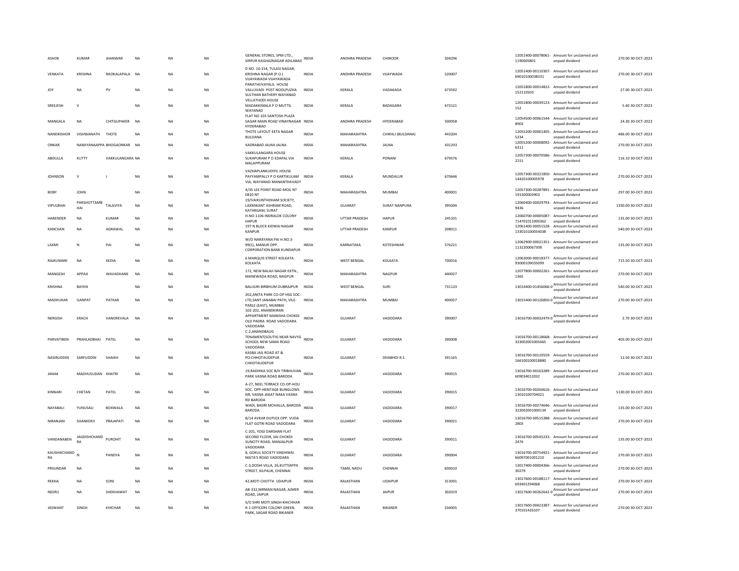| ASHOK | KUMAR | JHANWAR | NA | NA | NA | GENERAL STORES, SPM LTD., SIRPUR KAGHAZNAGAR ADILABAD | INDIA | ANDHRA PRADESH | CHINOOR | 504296 | | 12051400-00078061-1190005801 | Amount for unclaimed and unpaid dividend | 270.00 | 30-OCT-2023 |
|---|---|---|---|---|---|---|---|---|---|---|---|---|---|---|---|
| VENKATA | KRISHNA | RAOKALAPALA | NA | NA | NA | D NO. 10-154, TULASI NAGAR, KRISHNA NAGAR (P.O.) VIJAYAWADA VIJAYAWADA | INDIA | ANDHRA PRADESH | VIJAYWADA | 520007 | | 12051400-00110307-69010100038331 | Amount for unclaimed and unpaid dividend | 270.00 | 30-OCT-2023 |
| JOY | NA | PV | NA | NA | NA | PARATHUVAYALIL HOUSE VALLUVADI POST NOOLPUZHA SULTHAN BATHERY WAYANAD | INDIA | KERALA | VADAKADA | 673592 | | 12051800-00014822-152110503 | Amount for unclaimed and unpaid dividend | 27.00 | 30-OCT-2023 |
| SREEJESH | V | | NA | NA | NA | VELLATHODI HOUSE MADAKKIMALA P O MUTTIL WAYANAD | INDIA | KERALA | BADAGARA | 673121 | | 12051800-00039123-152 | Amount for unclaimed and unpaid dividend | 5.40 | 30-OCT-2023 |
| MANGALA | NA | CHITGUPAKER | NA | NA | NA | FLAT NO 103 SANTOSH PLAZA SAGAR MAIN ROAD VINAYNAGAR HYDERABAD | INDIA | ANDHRA PRADESH | HYDERABAD | 500058 | | 12054500-00061544-8903 | Amount for unclaimed and unpaid dividend | 24.30 | 30-OCT-2023 |
| NANDKISHOR | VISHWANATH | THOTE | NA | NA | NA | THOTE LAYOUT EKTA NAGAR BULDANA | INDIA | MAHARASHTRA | CHIKHLI (BULDANA) | 443204 | | 12055200-00001405-5234 | Amount for unclaimed and unpaid dividend | 486.00 | 30-OCT-2023 |
| ONKAR | NARAYANAAPPA | BHOGAONKAR | NA | NA | NA | KADRABAD JALNA JALNA | INDIA | MAHARASHTRA | JALNA | 431203 | | 12055200-00008092-6311 | Amount for unclaimed and unpaid dividend | 270.00 | 30-OCT-2023 |
| ABDULLA | KUTTY | VAKKULANGARA | NA | NA | NA | VAKKULANGARA HOUSE SUKAPURAM P O EDAPAL VIA MALAPPURAM | INDIA | KERALA | PONANI | 679576 | | 12057300-00070586-2151 | Amount for unclaimed and unpaid dividend | 116.10 | 30-OCT-2023 |
| JOHNSON | V | J | NA | NA | NA | VAZHAPLANKUDIYIL HOUSE PAYYAMPALLY P O KARTIKULAM VIA, WAYANAD MANANTHAVADY | INDIA | KERALA | MUNDALUR | 670646 | | 12057300-00221850-14420100005978 | Amount for unclaimed and unpaid dividend | 270.00 | 30-OCT-2023 |
| BOBY | JOHN | | NA | NA | NA | 4/35 LEE POINT ROAD MOIL NT 0810 NT | INDIA | MAHARASHTRA | MUMBAI | 400001 | | 12057300-00287891-191300003903 | Amount for unclaimed and unpaid dividend | 297.00 | 30-OCT-2023 |
| VIPULBHAI | PARSHOTTAMBHAI | TALAVIYA | NA | NA | NA | 19/VAIKUNTHDHAM SOCIETY, LAXMIKANT ASHRAM ROAD, KATARGAM, SURAT | INDIA | GUJARAT | SURAT NANPURA | 395004 | | 12060400-00029793-9436 | Amount for unclaimed and unpaid dividend | 1350.00 | 30-OCT-2023 |
| HARENDER | NA | KUMAR | NA | NA | NA | H.NO-1106 INDRALOK COLONY HAPUR | INDIA | UTTAR PRADESH | HAPUR | 245101 | | 12060700-00005087-714701011000362 | Amount for unclaimed and unpaid dividend | 135.00 | 30-OCT-2023 |
| KANCHAN | NA | AGRAWAL | NA | NA | NA | 197 N BLOCK KIDWAI NAGAR KANPUR | INDIA | UTTAR PRADESH | KANPUR | 208011 | | 12061400-00051528-133010100054038 | Amount for unclaimed and unpaid dividend | 540.00 | 30-OCT-2023 |
| LAXMI | N | PAI | NA | NA | NA | W/O NARAYANA PAI H.NO.3-99(1), MANUR OPP. CORPORATION BANK KUNDAPUR | INDIA | KARNATAKA | KOTESHWAR | 576221 | | 12062900-00021351-1132200067308 | Amount for unclaimed and unpaid dividend | 135.00 | 30-OCT-2023 |
| RAJKUMARI | NA | KEDIA | NA | NA | NA | 6 MARQUIS STREET KOLKATA . KOLKATA | INDIA | WEST BENGAL | KOLKATA | 700016 | | 12063000-00018377-93000109035099 | Amount for unclaimed and unpaid dividend | 715.50 | 30-OCT-2023 |
| MANGESH | APPAJI | WAVADHANE | NA | NA | NA | 172, NEW BALAJI NAGAR EXTN., MANEWADA ROAD, NAGPUR | INDIA | MAHARASHTRA | NAGPUR | 440027 | | 12077800-00002261-1365 | Amount for unclaimed and unpaid dividend | 270.00 | 30-OCT-2023 |
| KRISHNA | BAYEN | | NA | NA | NA | BALIJURI BIRBHUM DUBRAJPUR | INDIA | WEST BENGAL | SURI | 731123 | | 13014400-01456066-0 | Amount for unclaimed and unpaid dividend | 540.00 | 30-OCT-2023 |
| MADHUKAR | GANPAT | PATKAR | NA | NA | NA | 202,ANITA PARK CO-OP HSG SOC-LTD,SANT JANABAI PATH, VILE-PARLE (EAST), MUMBAI | INDIA | MAHARASHTRA | MUMBAI | 400057 | | 13015400-00126850-0 | Amount for unclaimed and unpaid dividend | 270.00 | 30-OCT-2023 |
| NERGISH | ERACH | VANDREVALA | NA | NA | NA | 102-202, ANANDKIRAN APPARTMENT MANISHA CHOKDI OLD PADRA ROAD VADODARA VADODARA | INDIA | GUJARAT | VADODARA | 390007 | | 13016700-00032479-0 | Amount for unclaimed and unpaid dividend | 2.70 | 30-OCT-2023 |
| PARVATIBEN | PRAHLADBHAI | PATEL | NA | NA | NA | C-2,ANANDBAUG TENAMENT(SOUTH) NEAR NAVYG SCHOOL NEW SAMA ROAD VADODARA | INDIA | GUJARAT | VADODARA | 390008 | | 13016700-00118668-323002001005665 | Amount for unclaimed and unpaid dividend | 405.00 | 30-OCT-2023 |
| NASIRUDDIN | SARFUDDIN | SHAIKH | NA | NA | NA | KASBA JAIL ROAD AT & PO:CHHOTAUDEPUR CHHOTAUDEPUR | INDIA | GUJARAT | DHABHOI R.S | 391165 | | 13016700-00120559-166100100018880 | Amount for unclaimed and unpaid dividend | 13.50 | 30-OCT-2023 |
| JANAK | MADHUSUDAN | KHATRI | NA | NA | NA | 19,RADHIKA SOC B/H TRIBHUVAN PARK VASNA ROAD BARODA | INDIA | GUJARAT | VADODARA | 390015 | | 13016700-00163289-609034012032 | Amount for unclaimed and unpaid dividend | 270.00 | 30-OCT-2023 |
| KINNARI | CHETAN | PATEL | NA | NA | NA | A-27, NEEL TERRACE CO-OP-HOU SOC. OPP-HERITAGE BUNGLOWS NR, VASNA JAKAT NAKA VASNA RD BARODA | INDIA | GUJARAT | VADODARA | 390015 | | 13016700-00260616-13010100704021 | Amount for unclaimed and unpaid dividend | 5130.00 | 30-OCT-2023 |
| NAYABALI | YUNUSALI | BOXWALA | NA | NA | NA | WADI, BADRI MOHALLA, BARODA BARODA | INDIA | GUJARAT | VADODARA | 390017 | | 13016700-00274646-322002001000134 | Amount for unclaimed and unpaid dividend | 135.00 | 30-OCT-2023 |
| NIRANJAN | SHANKERJI | PRAJAPATI | NA | NA | NA | B/14 AVKAR DUPLEX OPP. VUDA FLAT GOTRI ROAD VADODARA | INDIA | GUJARAT | VADODARA | 390021 | | 13016700-00515388-2803 | Amount for unclaimed and unpaid dividend | 270.00 | 30-OCT-2023 |
| VANDANABEN | JAGDISHCHANDRA | PUROHIT | NA | NA | NA | C-201, YOGI DARSHAN FLAT SECOND FLOOR, SAI-CHOKDI SUNCITY ROAD, MANJALPUR VADODARA | INDIA | GUJARAT | VADODARA | 390011 | | 13016700-00545233-2474 | Amount for unclaimed and unpaid dividend | 135.00 | 30-OCT-2023 |
| KAUSHIKCHANDRA | N | PANDYA | NA | NA | NA | 8, GOKUL SOCIETY SINDHWAI MATA'S ROAD VADODARA | INDIA | GUJARAT | VADODARA | 390004 | | 13016700-00754921-66097001001210 | Amount for unclaimed and unpaid dividend | 270.00 | 30-OCT-2023 |
| PRSUNDAR | NA | | NA | NA | NA | C-3,DOSHI VILLA, 26,KUTTIAPPA STREET, KILPAUK, CHENNAI | INDIA | TAMIL NADU | CHENNAI | 600010 | | 13017400-00004366-30279 | Amount for unclaimed and unpaid dividend | 270.00 | 30-OCT-2023 |
| REKHA | NA | SONI | NA | NA | NA | 42,MOTI CHOTTA UDAIPUR | INDIA | RAJASTHAN | UDAIPUR | 313001 | | 13017600-00188117-693401294068 | Amount for unclaimed and unpaid dividend | 270.00 | 30-OCT-2023 |
| NEERU | NA | SHEKHAWAT | NA | NA | NA | AB-332,NIRMAN NAGAR, AJMER ROAD, JAIPUR | INDIA | RAJASTHAN | JAIPUR | 302019 | | 13017600-00262642-0 | Amount for unclaimed and unpaid dividend | 270.00 | 30-OCT-2023 |
| JASWANT | SINGH | KHICHAR | NA | NA | NA | S/O SHRI MOTI SINGH KHICHHAR R-1 OFFICERS COLONY GREEN PARK, SAGAR ROAD BIKANER | INDIA | RAJASTHAN | BIKANER | 334005 | | 13017600-00423387-370101426107 | Amount for unclaimed and unpaid dividend | 270.00 | 30-OCT-2023 |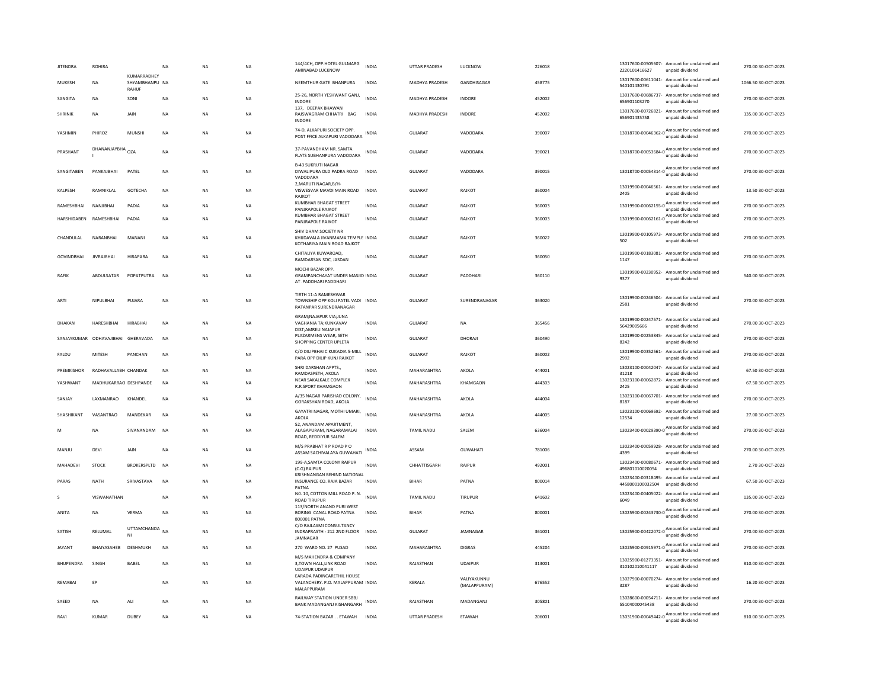| JITENDRA | ROHIRA | | NA | NA | NA | 144/4CH, OPP.HOTEL GULMARG AMINABAD LUCKNOW | INDIA | UTTAR PRADESH | LUCKNOW | 226018 | | 13017600-00505607-2220101416627 | Amount for unclaimed and unpaid dividend | 270.00 | 30-OCT-2023 |
|---|---|---|---|---|---|---|---|---|---|---|---|---|---|---|---|
| MUKESH | NA | KUMARRADHEY SHYAMBHANPU RAHUF | NA | NA | NA | NEEMTHUR GATE BHANPURA | INDIA | MADHYA PRADESH | GANDHISAGAR | 458775 | | 13017600-00611041-540101430791 | Amount for unclaimed and unpaid dividend | 1066.50 | 30-OCT-2023 |
| SANGITA | NA | SONI | NA | NA | NA | 25-26, NORTH YESHWANT GANJ, INDORE | INDIA | MADHYA PRADESH | INDORE | 452002 | | 13017600-00686737-656901103270 | Amount for unclaimed and unpaid dividend | 270.00 | 30-OCT-2023 |
| SHRINIK | NA | JAIN | NA | NA | NA | 137, DEEPAK BHAWAN RAJSWAGRAM CHHATRI BAG INDORE | INDIA | MADHYA PRADESH | INDORE | 452002 | | 13017600-00726821-656901435758 | Amount for unclaimed and unpaid dividend | 135.00 | 30-OCT-2023 |
| YASHMIN | PHIROZ | MUNSHI | NA | NA | NA | 74-D, ALKAPURI SOCIETY OPP. POST FFICE ALKAPURI VADODARA | INDIA | GUJARAT | VADODARA | 390007 | | 13018700-00046362-0 | Amount for unclaimed and unpaid dividend | 270.00 | 30-OCT-2023 |
| PRASHANT | DHANANJAYBHAI | OZA | NA | NA | NA | 37-PAVANDHAM NR. SAMTA FLATS SUBHANPURA VADODARA | INDIA | GUJARAT | VADODARA | 390021 | | 13018700-00053684-0 | Amount for unclaimed and unpaid dividend | 270.00 | 30-OCT-2023 |
| SANGITABEN | PANKAJBHAI | PATEL | NA | NA | NA | B-43 SUKRUTI NAGAR DIWALIPURA OLD PADRA ROAD VADODARA | INDIA | GUJARAT | VADODARA | 390015 | | 13018700-00054314-0 | Amount for unclaimed and unpaid dividend | 270.00 | 30-OCT-2023 |
| KALPESH | RAMNIKLAL | GOTECHA | NA | NA | NA | 2,MARUTI NAGAR,B/H-VISWESVAR MAVDI MAIN ROAD RAJKOT | INDIA | GUJARAT | RAJKOT | 360004 | | 13019900-00046561-2405 | Amount for unclaimed and unpaid dividend | 13.50 | 30-OCT-2023 |
| RAMESHBHAI | NANJIBHAI | PADIA | NA | NA | NA | KUMBHAR BHAGAT STREET PANJRAPOLE RAJKOT | INDIA | GUJARAT | RAJKOT | 360003 | | 13019900-00062155-0 | Amount for unclaimed and unpaid dividend | 270.00 | 30-OCT-2023 |
| HARSHIDABEN | RAMESHBHAI | PADIA | NA | NA | NA | KUMBHAR BHAGAT STREET PANJRAPOLE RAJKOT | INDIA | GUJARAT | RAJKOT | 360003 | | 13019900-00062161-0 | Amount for unclaimed and unpaid dividend | 270.00 | 30-OCT-2023 |
| CHANDULAL | NARANBHAI | MANANI | NA | NA | NA | SHIV DHAM SOCIETY NR KHIJDAVALA JIVANMAMA TEMPLE KOTHARIYA MAIN ROAD RAJKOT | INDIA | GUJARAT | RAJKOT | 360022 | | 13019900-00105973-502 | Amount for unclaimed and unpaid dividend | 270.00 | 30-OCT-2023 |
| GOVINDBHAI | JIVRAJBHAI | HIRAPARA | NA | NA | NA | CHITALIYA KUWAROAD, RAMDARSAN SOC, JASDAN | INDIA | GUJARAT | RAJKOT | 360050 | | 13019900-00183081-1147 | Amount for unclaimed and unpaid dividend | 270.00 | 30-OCT-2023 |
| RAFIK | ABDULSATAR | POPATPUTRA | NA | NA | NA | MOCHI BAZAR OPP. GRAMPANCHAYAT UNDER MASJID AT .PADDHARI PADDHARI | INDIA | GUJARAT | PADDHARI | 360110 | | 13019900-00230952-9377 | Amount for unclaimed and unpaid dividend | 540.00 | 30-OCT-2023 |
| ARTI | NIPULBHAI | PUJARA | NA | NA | NA | TIRTH 11-A RAMESHWAR TOWNSHIP OPP KOLI PATEL VADI RATANPAR SURENDRANAGAR | INDIA | GUJARAT | SURENDRANAGAR | 363020 | | 13019900-00246504-2581 | Amount for unclaimed and unpaid dividend | 270.00 | 30-OCT-2023 |
| DHAKAN | HARESHBHAI | HIRABHAI | NA | NA | NA | GRAM;NAJAPUR VIA;JUNA VAGHANIA TA;KUNKAVAV DIST;AMRELI NAJAPUR | INDIA | GUJARAT | NA | 365456 | | 13019900-00247571-56429005666 | Amount for unclaimed and unpaid dividend | 270.00 | 30-OCT-2023 |
| SANJAYKUMAR | ODHAVAJIBHAI | GHERAVADA | NA | NA | NA | PLAZARMENS WEAR, SETH SHOPPING CENTER UPLETA | INDIA | GUJARAT | DHORAJI | 360490 | | 13019900-00253845-8242 | Amount for unclaimed and unpaid dividend | 270.00 | 30-OCT-2023 |
| FALDU | MITESH | PANCHAN | NA | NA | NA | C/O DILIPBHAI C KUKADIA 5-MILL PARA OPP DILIP KUNJ RAJKOT | INDIA | GUJARAT | RAJKOT | 360002 | | 13019900-00352561-2992 | Amount for unclaimed and unpaid dividend | 270.00 | 30-OCT-2023 |
| PREMKISHOR | RADHAVALLABH | CHANDAK | NA | NA | NA | SHRI DARSHAN APPTS., RAMDASPETH, AKOLA | INDIA | MAHARASHTRA | AKOLA | 444001 | | 13023100-00042047-31218 | Amount for unclaimed and unpaid dividend | 67.50 | 30-OCT-2023 |
| YASHWANT | MADHUKARRAO | DESHPANDE | NA | NA | NA | NEAR SAKALKALE COMPLEX R.R.SPORT KHAMGAON | INDIA | MAHARASHTRA | KHAMGAON | 444303 | | 13023100-00062872-2425 | Amount for unclaimed and unpaid dividend | 67.50 | 30-OCT-2023 |
| SANJAY | LAXMANRAO | KHANDEL | NA | NA | NA | A/35 NAGAR PARISHAD COLONY, GORAKSHAN ROAD, AKOLA. | INDIA | MAHARASHTRA | AKOLA | 444004 | | 13023100-00067701-8187 | Amount for unclaimed and unpaid dividend | 270.00 | 30-OCT-2023 |
| SHASHIKANT | VASANTRAO | MANDEKAR | NA | NA | NA | GAYATRI NAGAR, MOTHI UMARI, AKOLA | INDIA | MAHARASHTRA | AKOLA | 444005 | | 13023100-00069692-12534 | Amount for unclaimed and unpaid dividend | 27.00 | 30-OCT-2023 |
| M | NA | SIVANANDAM | NA | NA | NA | 52, ANANDAM APARTMENT, ALAGAPURAM, NAGARAMALAI ROAD, REDDIYUR SALEM | INDIA | TAMIL NADU | SALEM | 636004 | | 13023400-00029390-0 | Amount for unclaimed and unpaid dividend | 270.00 | 30-OCT-2023 |
| MANJU | DEVI | JAIN | NA | NA | NA | M/S PRABHAT R P ROAD P O ASSAM SACHIVALAYA GUWAHATI | INDIA | ASSAM | GUWAHATI | 781006 | | 13023400-00059928-4399 | Amount for unclaimed and unpaid dividend | 270.00 | 30-OCT-2023 |
| MAHADEVI | STOCK | BROKERSPLTD | NA | NA | NA | 199-A,SAMTA COLONY RAIPUR (C.G) RAIPUR | INDIA | CHHATTISGARH | RAIPUR | 492001 | | 13023400-00080671-496801010020054 | Amount for unclaimed and unpaid dividend | 2.70 | 30-OCT-2023 |
| PARAS | NATH | SRIVASTAVA | NA | NA | NA | KRISHNANGAN BEHIND NATIONAL INSURANCE CO. RAJA BAZAR PATNA | INDIA | BIHAR | PATNA | 800014 | | 13023400-00318495-4458000100032504 | Amount for unclaimed and unpaid dividend | 67.50 | 30-OCT-2023 |
| S | VISWANATHAN | | NA | NA | NA | NO. 10, COTTON MILL ROAD P. N. ROAD TIRUPUR | INDIA | TAMIL NADU | TIRUPUR | 641602 | | 13023400-00405022-6049 | Amount for unclaimed and unpaid dividend | 135.00 | 30-OCT-2023 |
| ANITA | NA | VERMA | NA | NA | NA | 113/NORTH ANAND PURI WEST BORING CANAL ROAD PATNA 800001 PATNA | INDIA | BIHAR | PATNA | 800001 | | 13025900-00243730-0 | Amount for unclaimed and unpaid dividend | 270.00 | 30-OCT-2023 |
| SATISH | RELUMAL | UTTAMCHANDANI | NA | NA | NA | C/O RAJLAXMI CONSULTANCY INDRAPRASTH - 212 2ND FLOOR JAMNAGAR | INDIA | GUJARAT | JAMNAGAR | 361001 | | 13025900-00422072-0 | Amount for unclaimed and unpaid dividend | 270.00 | 30-OCT-2023 |
| JAYANT | BHAIYASAHEB | DESHMUKH | NA | NA | NA | 270 WARD NO. 27 PUSAD | INDIA | MAHARASHTRA | DIGRAS | 445204 | | 13025900-00915971-0 | Amount for unclaimed and unpaid dividend | 270.00 | 30-OCT-2023 |
| BHUPENDRA | SINGH | BABEL | NA | NA | NA | M/S MAHENDRA & COMPANY 3,TOWN HALL,LINK ROAD UDAIPUR UDAIPUR | INDIA | RAJASTHAN | UDAIPUR | 313001 | | 13025900-01273351-310102010041117 | Amount for unclaimed and unpaid dividend | 810.00 | 30-OCT-2023 |
| REMABAI | EP | | NA | NA | NA | EARADA PADINCARETHIL HOUSE VALANCHERY. P.O. MALAPPURAM MALAPPURAM | INDIA | KERALA | VALIYAKUNNU (MALAPPURAM) | 676552 | | 13027900-00070274-3287 | Amount for unclaimed and unpaid dividend | 16.20 | 30-OCT-2023 |
| SAEED | NA | ALI | NA | NA | NA | RAILWAY STATION UNDER SBBJ BANK MADANGANJ KISHANGARH | INDIA | RAJASTHAN | MADANGANJ | 305801 | | 13028600-00054711-55104000045438 | Amount for unclaimed and unpaid dividend | 270.00 | 30-OCT-2023 |
| RAVI | KUMAR | DUBEY | NA | NA | NA | 74-STATION BAZAR . . ETAWAH | INDIA | UTTAR PRADESH | ETAWAH | 206001 | | 13031900-00049442-0 | Amount for unclaimed and unpaid dividend | 810.00 | 30-OCT-2023 |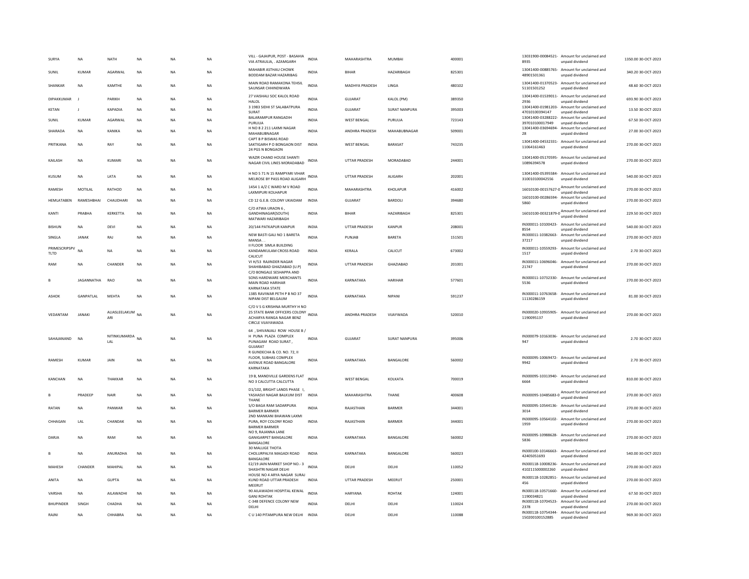| | | | | | | | | | | | | | | |
|---|---|---|---|---|---|---|---|---|---|---|---|---|---|---|
| SURYA | NA | NATH | NA | NA | NA | VILL - GAJAIPUR, POST - BASAHIA VIA ATRAULIA, . AZAMGARH | INDIA | MAHARASHTRA | MUMBAI | 400001 | 13031900-00084521-8935 | Amount for unclaimed and unpaid dividend | 1350.00 | 30-OCT-2023 |
| SUNIL | KUMAR | AGARWAL | NA | NA | NA | MAHABIR ASTHAU CHOWK BODDAM BAZAR HAZARIBAG | INDIA | BIHAR | HAZARIBAGH | 825301 | 13041400-00885765-48901501361 | Amount for unclaimed and unpaid dividend | 340.20 | 30-OCT-2023 |
| SHANKAR | NA | KAMTHE | NA | NA | NA | MAIN ROAD RAMAKONA TEHSIL SAUNSAR CHHINDWARA | INDIA | MADHYA PRADESH | LINGA | 480102 | 13041400-01370523-51101501252 | Amount for unclaimed and unpaid dividend | 48.60 | 30-OCT-2023 |
| DIPAKKUMAR | J | PARIKH | NA | NA | NA | 27 VAISHALI SOC KALOL ROAD HALOL | INDIA | GUJARAT | KALOL (PM) | 389350 | 13041400-01539011-2936 | Amount for unclaimed and unpaid dividend | 693.90 | 30-OCT-2023 |
| KETAN | J | KAPADIA | NA | NA | NA | 3 1983 SIDHI ST SALABATPURA SURAT | INDIA | GUJARAT | SURAT NANPURA | 395003 | 13041400-01981203-47010100394147 | Amount for unclaimed and unpaid dividend | 13.50 | 30-OCT-2023 |
| SUNIL | KUMAR | AGARWAL | NA | NA | NA | BALARAMPUR RANGADIH PURULIA | INDIA | WEST BENGAL | PURULIA | 723143 | 13041400-03288222-397010100017949 | Amount for unclaimed and unpaid dividend | 67.50 | 30-OCT-2023 |
| SHARADA | NA | KANIKA | NA | NA | NA | H NO 8 2 211 LAXMI NAGAR MAHABUBNAGAR | INDIA | ANDHRA PRADESH | MAHABUBNAGAR | 509001 | 13041400-03694694-28 | Amount for unclaimed and unpaid dividend | 27.00 | 30-OCT-2023 |
| PRITIKANA | NA | RAY | NA | NA | NA | CAPT B P BISWAS ROAD SAKTIGARH P O BONGAON DIST 24 PGS N BONGAON | INDIA | WEST BENGAL | BARASAT | 743235 | 13041400-04532331-11064161463 | Amount for unclaimed and unpaid dividend | 270.00 | 30-OCT-2023 |
| KAILASH | NA | KUMARI | NA | NA | NA | WAZIR CHAND HOUSE SHANTI NAGAR CIVIL LINES MORADABAD | INDIA | UTTAR PRADESH | MORADABAD | 244001 | 13041400-05170595-10896394578 | Amount for unclaimed and unpaid dividend | 270.00 | 30-OCT-2023 |
| KUSUM | NA | LATA | NA | NA | NA | H NO 5 71 N 15 RAMPYARI VIHAR MELROSE BY PASS ROAD ALIGARH | INDIA | UTTAR PRADESH | ALIGARH | 202001 | 13041400-05395584-310010100042556 | Amount for unclaimed and unpaid dividend | 540.00 | 30-OCT-2023 |
| RAMESH | MOTILAL | RATHOD | NA | NA | NA | 1454 1 A/Z C WARD M V ROAD LAXMIPURI KOLHAPUR | INDIA | MAHARASHTRA | KHOLAPUR | 416002 | 16010100-00157627-0 | Amount for unclaimed and unpaid dividend | 270.00 | 30-OCT-2023 |
| HEMLATABEN | RAMESHBHAI | CHAUDHARI | NA | NA | NA | CD 12 G.E.B. COLONY UKAIDAM | INDIA | GUJARAT | BARDOLI | 394680 | 16010100-00286594-5860 | Amount for unclaimed and unpaid dividend | 270.00 | 30-OCT-2023 |
| KANTI | PRABHA | KERKETTA | NA | NA | NA | C/O ATWA URAON 6 , GANDHINAGAR(SOUTH) MATWARI HAZARIBAGH | INDIA | BIHAR | HAZARIBAGH | 825301 | 16010100-00321879-0 | Amount for unclaimed and unpaid dividend | 229.50 | 30-OCT-2023 |
| BISHUN | NA | DEVI | NA | NA | NA | 20/144 PATKAPUR KANPUR | INDIA | UTTAR PRADESH | KANPUR | 208001 | IN300011-10100423-8554 | Amount for unclaimed and unpaid dividend | 540.00 | 30-OCT-2023 |
| SINGLA | JANAK | RAJ | NA | NA | NA | NEW BASTI GALI NO 1 BARETA MANSA . . | INDIA | PUNJAB | BARETA | 151501 | IN300011-10382663-37217 | Amount for unclaimed and unpaid dividend | 270.00 | 30-OCT-2023 |
| PRIMESCRIPSPV TLTD | NA | NA | NA | NA | NA | II FLOOR SIMLA BUILDING KANDAMKULAM CROSS ROAD CALICUT | INDIA | KERALA | CALICUT | 673002 | IN300011-10559293-1517 | Amount for unclaimed and unpaid dividend | 2.70 | 30-OCT-2023 |
| RAM | NA | CHANDER | NA | NA | NA | VI H/53 RAJINDER NAGAR SHAHIBABAD GHAZIABAD (U.P) | INDIA | UTTAR PRADESH | GHAZIABAD | 201001 | IN300011-10696046-21747 | Amount for unclaimed and unpaid dividend | 270.00 | 30-OCT-2023 |
| B | JAGANNATHA | RAO | NA | NA | NA | C/O BONGALE SESHAPPA AND SONS HARDWARE MERCHANTS MAIN ROAD HARIHAR KARNATAKA STATE | INDIA | KARNATAKA | HARIHAR | 577601 | IN300011-10732330-5536 | Amount for unclaimed and unpaid dividend | 270.00 | 30-OCT-2023 |
| ASHOK | GANPATLAL | MEHTA | NA | NA | NA | 1385 RAVIWAR PETH P B NO 37 NIPANI DIST BELGAUM | INDIA | KARNATAKA | NIPANI | 591237 | IN300011-10763658-11130286159 | Amount for unclaimed and unpaid dividend | 81.00 | 30-OCT-2023 |
| VEDANTAM | JANAKI | ALIASLEELAKUMARI | NA | NA | NA | C/O V S G KRISHNA MURTHY H NO 25 STATE BANK OFFICERS COLONY ACHARYA RANGA NAGAR BENZ CIRCLE VIJAYAWADA | INDIA | ANDHRA PRADESH | VIJAYWADA | 520010 | IN300020-10935905-1190095137 | Amount for unclaimed and unpaid dividend | 270.00 | 30-OCT-2023 |
| SAHAJANAND | NA | NITINKUMARDALAL | NA | NA | NA | 64 , SHIVANJALI ROW HOUSE B / H PUNA PLAZA COMPLEX PUNAGAM ROAD SURAT , GUJARAT | INDIA | GUJARAT | SURAT NANPURA | 395006 | IN300079-10163036-947 | Amount for unclaimed and unpaid dividend | 2.70 | 30-OCT-2023 |
| RAMESH | KUMAR | JAIN | NA | NA | NA | R GUNDECHA & CO. NO. 72, II FLOOR, SUBHAS COMPLEX AVENUE ROAD BANGALORE KARNATAKA | INDIA | KARNATAKA | BANGALORE | 560002 | IN300095-10069472-9942 | Amount for unclaimed and unpaid dividend | 2.70 | 30-OCT-2023 |
| KANCHAN | NA | THAKKAR | NA | NA | NA | 19 B, MANDVILLE GARDENS FLAT NO 3 CALCUTTA CALCUTTA | INDIA | WEST BENGAL | KOLKATA | 700019 | IN300095-10313940-6664 | Amount for unclaimed and unpaid dividend | 810.00 | 30-OCT-2023 |
| B | PRADEEP | NAIR | NA | NA | NA | D1/102, BRIGHT LANDS PHASE I, YASHASVI NAGAR BALKUM DIST THANE | INDIA | MAHARASHTRA | THANE | 400608 | IN300095-10485683-0 | Amount for unclaimed and unpaid dividend | 270.00 | 30-OCT-2023 |
| RATAN | NA | PANWAR | NA | NA | NA | S/O BAGA RAM SADARPURA BARMER BARMER | INDIA | RAJASTHAN | BARMER | 344001 | IN300095-10544136-3014 | Amount for unclaimed and unpaid dividend | 270.00 | 30-OCT-2023 |
| CHHAGAN | LAL | CHANDAK | NA | NA | NA | 2ND MANKANI BHAWAN LAXMI PURA, ROY COLONY ROAD BARMER BARMER | INDIA | RAJASTHAN | BARMER | 344001 | IN300095-10564102-1959 | Amount for unclaimed and unpaid dividend | 270.00 | 30-OCT-2023 |
| DARJA | NA | RAM | NA | NA | NA | NO 9, RAJANNA LANE GANIGARPET BANGALORE BANGALORE | INDIA | KARNATAKA | BANGALORE | 560002 | IN300095-10988628-5836 | Amount for unclaimed and unpaid dividend | 270.00 | 30-OCT-2023 |
| B | NA | ANURADHA | NA | NA | NA | 30 MALLIGE THOTA CHOLURPALYA MAGADI ROAD BANGALORE | INDIA | KARNATAKA | BANGALORE | 560023 | IN300100-10146663-42405051693 | Amount for unclaimed and unpaid dividend | 540.00 | 30-OCT-2023 |
| MAHESH | CHANDER | MAHIPAL | NA | NA | NA | E2/19 JAIN MARKET SHOP NO.- 3 SHASHTRI NAGAR DELHI | INDIA | DELHI | DELHI | 110052 | IN300118-10008236-410211S000002260 | Amount for unclaimed and unpaid dividend | 270.00 | 30-OCT-2023 |
| ANITA | NA | GUPTA | NA | NA | NA | HOUSE NO 4 ARYA NAGAR SURAJ KUND ROAD UTTAR PRADESH MEERUT | INDIA | UTTAR PRADESH | MEERUT | 250001 | IN300118-10282851-456 | Amount for unclaimed and unpaid dividend | 270.00 | 30-OCT-2023 |
| VARSHA | NA | AILAWADHI | NA | NA | NA | 90 AILAWADHI HOSPITAL KEWAL GANJ ROHTAK | INDIA | HARYANA | ROHTAK | 124001 | IN300118-10571660-1190034821 | Amount for unclaimed and unpaid dividend | 67.50 | 30-OCT-2023 |
| BHUPINDER | SINGH | CHADHA | NA | NA | NA | C-348 DEFENCE COLONY NEW DELHI | INDIA | DELHI | DELHI | 110024 | IN300118-10704523-2378 | Amount for unclaimed and unpaid dividend | 270.00 | 30-OCT-2023 |
| RAJNI | NA | CHHABRA | NA | NA | NA | C U 140 PITAMPURA NEW DELHI | INDIA | DELHI | DELHI | 110088 | IN300118-10754344-150200100152885 | Amount for unclaimed and unpaid dividend | 969.30 | 30-OCT-2023 |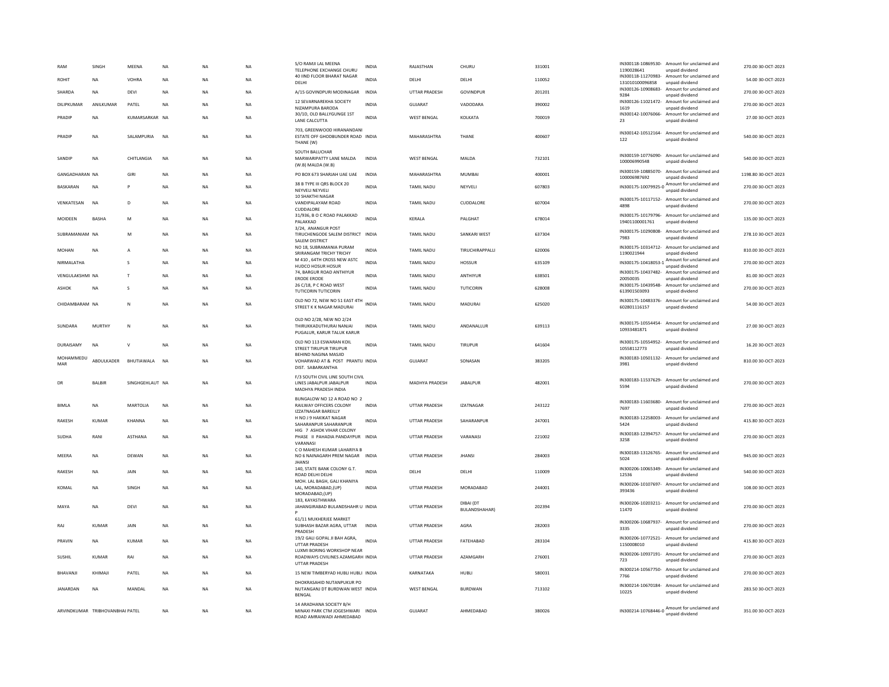| RAM | SINGH | MEENA | NA | NA | NA | S/O RAMJI LAL MEENA TELEPHONE EXCHANGE CHURU | INDIA | RAJASTHAN | CHURU | 331001 | IN300118-10869530-1190028641 | Amount for unclaimed and unpaid dividend | 270.00 | 30-OCT-2023 |
|---|---|---|---|---|---|---|---|---|---|---|---|---|---|---|
| ROHIT | NA | VOHRA | NA | NA | NA | 40 IIND FLOOR BHARAT NAGAR DELHI | INDIA | DELHI | DELHI | 110052 | IN300118-11270983-131010100096858 | Amount for unclaimed and unpaid dividend | 54.00 | 30-OCT-2023 |
| SHARDA | NA | DEVI | NA | NA | NA | A/15 GOVINDPURI MODINAGAR | INDIA | UTTAR PRADESH | GOVINDPUR | 201201 | IN300126-10908683-9284 | Amount for unclaimed and unpaid dividend | 270.00 | 30-OCT-2023 |
| DILIPKUMAR | ANILKUMAR | PATEL | NA | NA | NA | 12 SEVARNAREKHA SOCIETY NIZAMPURA BARODA | INDIA | GUJARAT | VADODARA | 390002 | IN300126-11021472-1619 | Amount for unclaimed and unpaid dividend | 270.00 | 30-OCT-2023 |
| PRADIP | NA | KUMARSARKAR | NA | NA | NA | 30/1D, OLD BALLYGUNGE 1ST LANE CALCUTTA | INDIA | WEST BENGAL | KOLKATA | 700019 | IN300142-10076066-23 | Amount for unclaimed and unpaid dividend | 27.00 | 30-OCT-2023 |
| PRADIP | NA | SALAMPURIA | NA | NA | NA | 703, GREENWOOD HIRANANDANI ESTATE OFF GHODBUNDER ROAD THANE (W) | INDIA | MAHARASHTRA | THANE | 400607 | IN300142-10512164-122 | Amount for unclaimed and unpaid dividend | 540.00 | 30-OCT-2023 |
| SANDIP | NA | CHITLANGIA | NA | NA | NA | SOUTH BALUCHAR MARWARIPATTY LANE MALDA (W.B) MALDA (W.B) | INDIA | WEST BENGAL | MALDA | 732101 | IN300159-10776090-100006990548 | Amount for unclaimed and unpaid dividend | 540.00 | 30-OCT-2023 |
| GANGADHARAN | NA | GIRI | NA | NA | NA | PO BOX 673 SHARJAH UAE UAE | INDIA | MAHARASHTRA | MUMBAI | 400001 | IN300159-10885070-100006987692 | Amount for unclaimed and unpaid dividend | 1198.80 | 30-OCT-2023 |
| BASKARAN | NA | P | NA | NA | NA | 38 B TYPE III QRS BLOCK 20 NEYVELI NEYVELI | INDIA | TAMIL NADU | NEYVELI | 607803 | IN300175-10079925-0 | Amount for unclaimed and unpaid dividend | 270.00 | 30-OCT-2023 |
| VENKATESAN | NA | D | NA | NA | NA | 10 SHAKTHI NAGAR VANDIPALAYAM ROAD CUDDALORE | INDIA | TAMIL NADU | CUDDALORE | 607004 | IN300175-10117152-4898 | Amount for unclaimed and unpaid dividend | 270.00 | 30-OCT-2023 |
| MOIDEEN | BASHA | M | NA | NA | NA | 31/936, B O C ROAD PALAKKAD PALAKKAD | INDIA | KERALA | PALGHAT | 678014 | IN300175-10179796-19401100001761 | Amount for unclaimed and unpaid dividend | 135.00 | 30-OCT-2023 |
| SUBRAMANIAM | NA | M | NA | NA | NA | 3/24, ANANGUR POST TIRUCHENGODE SALEM DISTRICT SALEM DISTRICT | INDIA | TAMIL NADU | SANKARI WEST | 637304 | IN300175-10290808-7983 | Amount for unclaimed and unpaid dividend | 278.10 | 30-OCT-2023 |
| MOHAN | NA | A | NA | NA | NA | NO 18, SUBRAMANIA PURAM SRIRANGAM TRICHY TRICHY | INDIA | TAMIL NADU | TIRUCHIRAPPALLI | 620006 | IN300175-10314712-1190021944 | Amount for unclaimed and unpaid dividend | 810.00 | 30-OCT-2023 |
| NIRMALATHA | | S | NA | NA | NA | M 410 , 64TH CROSS NEW ASTC HUDCO HOSUR HOSUR | INDIA | TAMIL NADU | HOSSUR | 635109 | IN300175-10418053-1 | Amount for unclaimed and unpaid dividend | 270.00 | 30-OCT-2023 |
| VENGULAKSHMI | NA | T | NA | NA | NA | 74, BARGUR ROAD ANTHIYUR ERODE ERODE | INDIA | TAMIL NADU | ANTHIYUR | 638501 | IN300175-10437482-20050035 | Amount for unclaimed and unpaid dividend | 81.00 | 30-OCT-2023 |
| ASHOK | NA | S | NA | NA | NA | 26 C/18, P C ROAD WEST TUTICORIN TUTICORIN | INDIA | TAMIL NADU | TUTICORIN | 628008 | IN300175-10439548-613901503093 | Amount for unclaimed and unpaid dividend | 270.00 | 30-OCT-2023 |
| CHIDAMBARAM | NA | N | NA | NA | NA | OLD NO 72, NEW NO 51 EAST 4TH STREET K K NAGAR MADURAI | INDIA | TAMIL NADU | MADURAI | 625020 | IN300175-10483376-602801116157 | Amount for unclaimed and unpaid dividend | 54.00 | 30-OCT-2023 |
| SUNDARA | MURTHY | N | NA | NA | NA | OLD NO 2/28, NEW NO 2/24 THIRUKKADUTHURAI NANJAI PUGALUR, KARUR TALUK KARUR | INDIA | TAMIL NADU | ANDANALLUR | 639113 | IN300175-10554454-10933481871 | Amount for unclaimed and unpaid dividend | 27.00 | 30-OCT-2023 |
| DURAISAMY | NA | V | NA | NA | NA | OLD NO 113 ESWARAN KOIL STREET TIRUPUR TIRUPUR | INDIA | TAMIL NADU | TIRUPUR | 641604 | IN300175-10554952-10558112773 | Amount for unclaimed and unpaid dividend | 16.20 | 30-OCT-2023 |
| MOHAMMEDU MAR | ABDULKADER | BHUTIAWALA | NA | NA | NA | BEHIND NAGINA MASJID VOHARWAD AT & POST PRANTIJ DIST. SABARKANTHA | INDIA | GUJARAT | SONASAN | 383205 | IN300183-10501132-3981 | Amount for unclaimed and unpaid dividend | 810.00 | 30-OCT-2023 |
| DR | BALBIR | SINGHGEHLAUT | NA | NA | NA | F/3 SOUTH CIVIL LINE SOUTH CIVIL LINES JABALPUR JABALPUR MADHYA PRADESH INDIA | INDIA | MADHYA PRADESH | JABALPUR | 482001 | IN300183-11537629-5594 | Amount for unclaimed and unpaid dividend | 270.00 | 30-OCT-2023 |
| BIMLA | NA | MARTOLIA | NA | NA | NA | BUNGALOW NO 12 A ROAD NO 2 RAILWAY OFFICERS COLONY IZZATNAGAR BAREILLY | INDIA | UTTAR PRADESH | IZATNAGAR | 243122 | IN300183-11603680-7697 | Amount for unclaimed and unpaid dividend | 270.00 | 30-OCT-2023 |
| RAKESH | KUMAR | KHANNA | NA | NA | NA | H NO J 9 HAKIKAT NAGAR SAHARANPUR SAHARANPUR | INDIA | UTTAR PRADESH | SAHARANPUR | 247001 | IN300183-12258003-5424 | Amount for unclaimed and unpaid dividend | 415.80 | 30-OCT-2023 |
| SUDHA | RANI | ASTHANA | NA | NA | NA | HIG 7 ASHOK VIHAR COLONY PHASE II PAHADIA PANDAYPUR VARANASI | INDIA | UTTAR PRADESH | VARANASI | 221002 | IN300183-12394757-3258 | Amount for unclaimed and unpaid dividend | 270.00 | 30-OCT-2023 |
| MEERA | NA | DEWAN | NA | NA | NA | C O MAHESH KUMAR LAHARIYA B NO 6 NAINAGARH PREM NAGAR JHANSI | INDIA | UTTAR PRADESH | JHANSI | 284003 | IN300183-13126765-5024 | Amount for unclaimed and unpaid dividend | 945.00 | 30-OCT-2023 |
| RAKESH | NA | JAIN | NA | NA | NA | 140, STATE BANK COLONY G.T. ROAD DELHI DELHI | INDIA | DELHI | DELHI | 110009 | IN300206-10065349-12536 | Amount for unclaimed and unpaid dividend | 540.00 | 30-OCT-2023 |
| KOMAL | NA | SINGH | NA | NA | NA | MOH. LAL BAGH, GALI KHANIYA LAL, MORADABAD,(UP) MORADABAD,(UP) | INDIA | UTTAR PRADESH | MORADABAD | 244001 | IN300206-10107697-393436 | Amount for unclaimed and unpaid dividend | 108.00 | 30-OCT-2023 |
| MAYA | NA | DEVI | NA | NA | NA | 183, KAYASTHWARA JAHANGIRABAD BULANDSHAHR U P | INDIA | UTTAR PRADESH | DIBAI (DT BULANDSHAHAR) | 202394 | IN300206-10203211-11470 | Amount for unclaimed and unpaid dividend | 270.00 | 30-OCT-2023 |
| RAJ | KUMAR | JAIN | NA | NA | NA | 61/11 MUKHERJEE MARKET SUBHASH BAZAR AGRA, UTTAR PRADESH | INDIA | UTTAR PRADESH | AGRA | 282003 | IN300206-10687937-3335 | Amount for unclaimed and unpaid dividend | 270.00 | 30-OCT-2023 |
| PRAVIN | NA | KUMAR | NA | NA | NA | 19/2 GALI GOPAL JI BAH AGRA, UTTAR PRADESH | INDIA | UTTAR PRADESH | FATEHABAD | 283104 | IN300206-10772521-1150008010 | Amount for unclaimed and unpaid dividend | 415.80 | 30-OCT-2023 |
| SUSHIL | KUMAR | RAI | NA | NA | NA | LUXMI BORING WORKSHOP NEAR ROADWAYS CIVILINES AZAMGARH UTTAR PRADESH | INDIA | UTTAR PRADESH | AZAMGARH | 276001 | IN300206-10937191-723 | Amount for unclaimed and unpaid dividend | 270.00 | 30-OCT-2023 |
| BHAVANJI | KHIMAJI | PATEL | NA | NA | NA | 15 NEW TIMBERYAD HUBLI HUBLI | INDIA | KARNATAKA | HUBLI | 580031 | IN300214-10567750-7766 | Amount for unclaimed and unpaid dividend | 270.00 | 30-OCT-2023 |
| JANARDAN | NA | MANDAL | NA | NA | NA | DHOKRASAHID NUTANPUKUR PO NUTANGANJ DT BURDWAN WEST BENGAL | INDIA | WEST BENGAL | BURDWAN | 713102 | IN300214-10670184-10225 | Amount for unclaimed and unpaid dividend | 283.50 | 30-OCT-2023 |
| ARVINDKUMAR | TRIBHOVANBHAI | PATEL | NA | NA | NA | 14 ARADHANA SOCIETY B/H MINAXI PARK CTM JOGESHWARI ROAD AMRAIWADI AHMEDABAD | INDIA | GUJARAT | AHMEDABAD | 380026 | IN300214-10768446-0 | Amount for unclaimed and unpaid dividend | 351.00 | 30-OCT-2023 |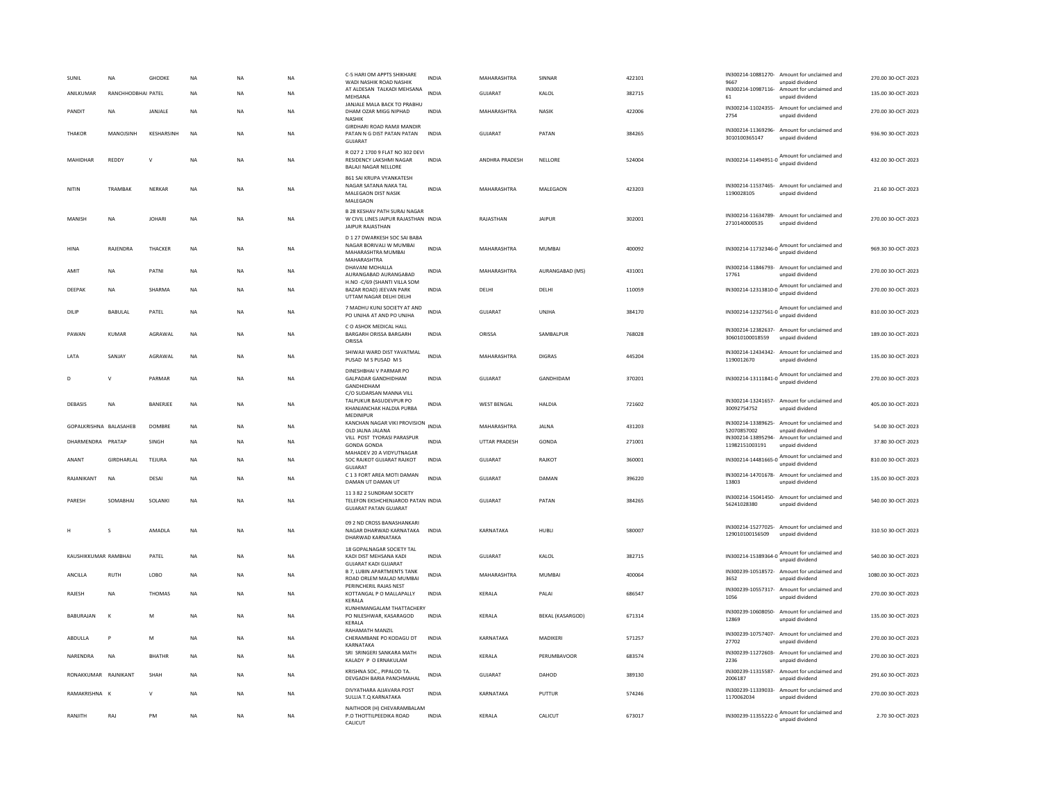| SUNIL | NA | GHODKE | NA | NA | NA | C-5 HARI OM APPTS SHIKHARE WADI NASHIK ROAD NASHIK | INDIA | MAHARASHTRA | SINNAR | 422101 | IN300214-10881270-9667 | Amount for unclaimed and unpaid dividend | 270.00 | 30-OCT-2023 |
|---|---|---|---|---|---|---|---|---|---|---|---|---|---|---|
| ANILKUMAR | RANCHHODBHAI | PATEL | NA | NA | NA | AT ALDESAN TALKADI MEHSANA MEHSANA | INDIA | GUJARAT | KALOL | 382715 | IN300214-10987116-61 | Amount for unclaimed and unpaid dividend | 135.00 | 30-OCT-2023 |
| PANDIT | NA | JANJALE | NA | NA | NA | JANJALE MALA BACK TO PRABHU DHAM OZAR MIGG NIPHAD NASHIK | INDIA | MAHARASHTRA | NASIK | 422006 | IN300214-11024355-2754 | Amount for unclaimed and unpaid dividend | 270.00 | 30-OCT-2023 |
| THAKOR | MANOJSINH | KESHARSINH | NA | NA | NA | GIRDHARI ROAD RAMJI MANDIR PATAN N G DIST PATAN PATAN GUJARAT | INDIA | GUJARAT | PATAN | 384265 | IN300214-11369296-3010100365147 | Amount for unclaimed and unpaid dividend | 936.90 | 30-OCT-2023 |
| MAHIDHAR | REDDY | V | NA | NA | NA | R O27 2 1700 9 FLAT NO 302 DEVI RESIDENCY LAKSHMI NAGAR BALAJI NAGAR NELLORE | INDIA | ANDHRA PRADESH | NELLORE | 524004 | IN300214-11494951-0 | Amount for unclaimed and unpaid dividend | 432.00 | 30-OCT-2023 |
| NITIN | TRAMBAK | NERKAR | NA | NA | NA | 861 SAI KRUPA VYANKATESH NAGAR SATANA NAKA TAL MALEGAON DIST NASIK MALEGAON | INDIA | MAHARASHTRA | MALEGAON | 423203 | IN300214-11537465-1190028105 | Amount for unclaimed and unpaid dividend | 21.60 | 30-OCT-2023 |
| MANISH | NA | JOHARI | NA | NA | NA | B 28 KESHAV PATH SURAJ NAGAR W CIVIL LINES JAIPUR RAJASTHAN JAIPUR RAJASTHAN | INDIA | RAJASTHAN | JAIPUR | 302001 | IN300214-11634789-2710140000535 | Amount for unclaimed and unpaid dividend | 270.00 | 30-OCT-2023 |
| HINA | RAJENDRA | THACKER | NA | NA | NA | D 1 27 DWARKESH SOC SAI BABA NAGAR BORIVALI W MUMBAI MAHARASHTRA MUMBAI MAHARASHTRA | INDIA | MAHARASHTRA | MUMBAI | 400092 | IN300214-11732346-0 | Amount for unclaimed and unpaid dividend | 969.30 | 30-OCT-2023 |
| AMIT | NA | PATNI | NA | NA | NA | DHAVANI MOHALLA AURANGABAD AURANGABAD | INDIA | MAHARASHTRA | AURANGABAD (MS) | 431001 | IN300214-11846793-17761 | Amount for unclaimed and unpaid dividend | 270.00 | 30-OCT-2023 |
| DEEPAK | NA | SHARMA | NA | NA | NA | H.NO -C/69 (SHANTI VILLA SOM BAZAR ROAD) JEEVAN PARK UTTAM NAGAR DELHI DELHI | INDIA | DELHI | DELHI | 110059 | IN300214-12313810-0 | Amount for unclaimed and unpaid dividend | 270.00 | 30-OCT-2023 |
| DILIP | BABULAL | PATEL | NA | NA | NA | 7 MADHU KUNJ SOCIETY AT AND PO UNJHA AT AND PO UNJHA | INDIA | GUJARAT | UNJHA | 384170 | IN300214-12327561-0 | Amount for unclaimed and unpaid dividend | 810.00 | 30-OCT-2023 |
| PAWAN | KUMAR | AGRAWAL | NA | NA | NA | C O ASHOK MEDICAL HALL BARGARH ORISSA BARGARH ORISSA | INDIA | ORISSA | SAMBALPUR | 768028 | IN300214-12382637-306010100018559 | Amount for unclaimed and unpaid dividend | 189.00 | 30-OCT-2023 |
| LATA | SANJAY | AGRAWAL | NA | NA | NA | SHIWAJI WARD DIST YAVATMAL PUSAD M S PUSAD M S | INDIA | MAHARASHTRA | DIGRAS | 445204 | IN300214-12434342-1190012670 | Amount for unclaimed and unpaid dividend | 135.00 | 30-OCT-2023 |
| D | V | PARMAR | NA | NA | NA | DINESHBHAI V PARMAR PO GALPADAR GANDHIDHAM GANDHIDHAM | INDIA | GUJARAT | GANDHIDAM | 370201 | IN300214-13111841-0 | Amount for unclaimed and unpaid dividend | 270.00 | 30-OCT-2023 |
| DEBASIS | NA | BANERJEE | NA | NA | NA | C/O SUDARSAN MANNA VILL TALPUKUR BASUDEVPUR PO KHANJANCHAK HALDIA PURBA MEDINIPUR | INDIA | WEST BENGAL | HALDIA | 721602 | IN300214-13241657-30092754752 | Amount for unclaimed and unpaid dividend | 405.00 | 30-OCT-2023 |
| GOPALKRISHNA | BALASAHEB | DOMBRE | NA | NA | NA | KANCHAN NAGAR VIKI PROVISION OLD JALNA JALANA | INDIA | MAHARASHTRA | JALNA | 431203 | IN300214-13389625-52070857002 | Amount for unclaimed and unpaid dividend | 54.00 | 30-OCT-2023 |
| DHARMENDRA | PRATAP | SINGH | NA | NA | NA | VILL POST TYORASI PARASPUR GONDA GONDA | INDIA | UTTAR PRADESH | GONDA | 271001 | IN300214-13895294-11982151003191 | Amount for unclaimed and unpaid dividend | 37.80 | 30-OCT-2023 |
| ANANT | GIRDHARLAL | TEJURA | NA | NA | NA | MAHADEV 20 A VIDYUTNAGAR SOC RAJKOT GUJARAT RAJKOT GUJARAT | INDIA | GUJARAT | RAJKOT | 360001 | IN300214-14481665-0 | Amount for unclaimed and unpaid dividend | 810.00 | 30-OCT-2023 |
| RAJANIKANT | NA | DESAI | NA | NA | NA | C 1 3 FORT AREA MOTI DAMAN DAMAN UT DAMAN UT | INDIA | GUJARAT | DAMAN | 396220 | IN300214-14701678-13803 | Amount for unclaimed and unpaid dividend | 135.00 | 30-OCT-2023 |
| PARESH | SOMABHAI | SOLANKI | NA | NA | NA | 11 3 82 2 SUNDRAM SOCIETY TELEFON EKSHCHENJAROD PATAN GUJARAT PATAN GUJARAT | INDIA | GUJARAT | PATAN | 384265 | IN300214-15041450-56241028380 | Amount for unclaimed and unpaid dividend | 540.00 | 30-OCT-2023 |
| H | S | AMADLA | NA | NA | NA | 09 2 ND CROSS BANASHANKARI NAGAR DHARWAD KARNATAKA DHARWAD KARNATAKA | INDIA | KARNATAKA | HUBLI | 580007 | IN300214-15277025-12901010015650​9 | Amount for unclaimed and unpaid dividend | 310.50 | 30-OCT-2023 |
| KAUSHIKKUMAR | RAMBHAI | PATEL | NA | NA | NA | 18 GOPALNAGAR SOCIETY TAL KADI DIST MEHSANA KADI GUJARAT KADI GUJARAT | INDIA | GUJARAT | KALOL | 382715 | IN300214-15389364-0 | Amount for unclaimed and unpaid dividend | 540.00 | 30-OCT-2023 |
| ANCILLA | RUTH | LOBO | NA | NA | NA | B 7, LUBIN APARTMENTS TANK ROAD ORLEM MALAD MUMBAI | INDIA | MAHARASHTRA | MUMBAI | 400064 | IN300239-10518572-3652 | Amount for unclaimed and unpaid dividend | 1080.00 | 30-OCT-2023 |
| RAJESH | NA | THOMAS | NA | NA | NA | PERINCHERIL RAJAS NEST KOTTANGAL P O MALLAPALLY KERALA | INDIA | KERALA | PALAI | 686547 | IN300239-10557317-1056 | Amount for unclaimed and unpaid dividend | 270.00 | 30-OCT-2023 |
| BABURAJAN | K | M | NA | NA | NA | KUNHIMANGALAM THATTACHERY PO NILESHWAR, KASARAGOD KERALA | INDIA | KERALA | BEKAL (KASARGOD) | 671314 | IN300239-10608050-12869 | Amount for unclaimed and unpaid dividend | 135.00 | 30-OCT-2023 |
| ABDULLA | P | M | NA | NA | NA | RAHAMATH MANZIL CHERAMBANE PO KODAGU DT KARNATAKA | INDIA | KARNATAKA | MADIKERI | 571257 | IN300239-10757407-27702 | Amount for unclaimed and unpaid dividend | 270.00 | 30-OCT-2023 |
| NARENDRA | NA | BHATHR | NA | NA | NA | SRI SRINGERI SANKARA MATH KALADY P O ERNAKULAM | INDIA | KERALA | PERUMBAVOOR | 683574 | IN300239-11272603-2236 | Amount for unclaimed and unpaid dividend | 270.00 | 30-OCT-2023 |
| RONAKKUMAR | RAJNIKANT | SHAH | NA | NA | NA | KRISHNA SOC., PIPALOD TA. DEVGADH BARIA PANCHMAHAL | INDIA | GUJARAT | DAHOD | 389130 | IN300239-11315587-2006187 | Amount for unclaimed and unpaid dividend | 291.60 | 30-OCT-2023 |
| RAMAKRISHNA | K | V | NA | NA | NA | DIVYATHARA AJJAVARA POST SULLIA T.Q KARNATAKA | INDIA | KARNATAKA | PUTTUR | 574246 | IN300239-11339033-1170062034 | Amount for unclaimed and unpaid dividend | 270.00 | 30-OCT-2023 |
| RANJITH | RAJ | PM | NA | NA | NA | NAITHOOR (H) CHEVARAMBALAM P.O THOTTILPEEDIKA ROAD CALICUT | INDIA | KERALA | CALICUT | 673017 | IN300239-11355222-0 | Amount for unclaimed and unpaid dividend | 2.70 | 30-OCT-2023 |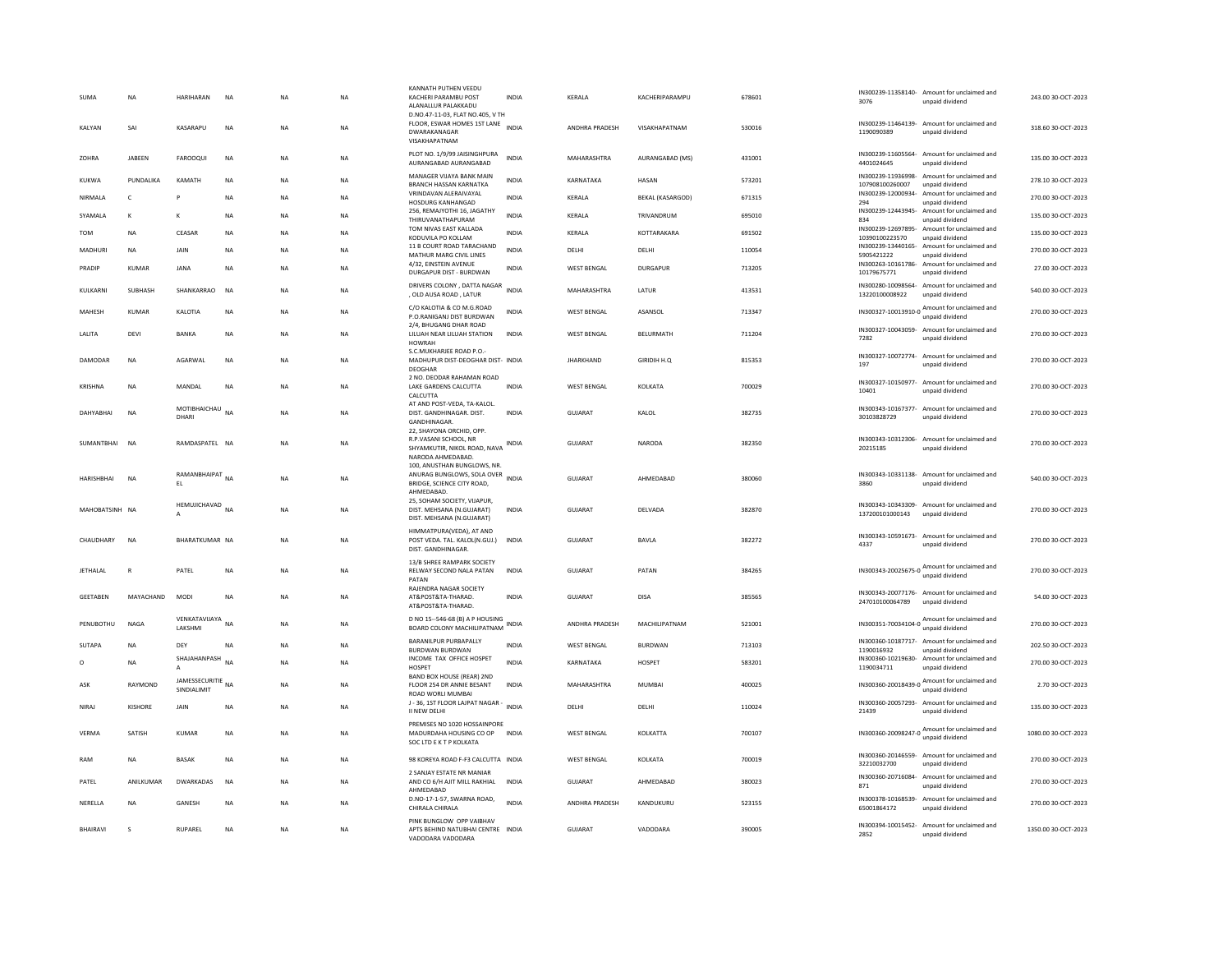| | | | | | | | | | | | | | | |
|---|---|---|---|---|---|---|---|---|---|---|---|---|---|---|
| SUMA | NA | HARIHARAN | NA | NA | NA | KANNATH PUTHEN VEEDU KACHERI PARAMBU POST ALANALLUR PALAKKADU | INDIA | KERALA | KACHERIPARAMPU | 678601 | IN300239-11358140-3076 | Amount for unclaimed and unpaid dividend | 243.00 | 30-OCT-2023 |
| KALYAN | SAI | KASARAPU | NA | NA | NA | D.NO.47-11-03, FLAT NO.405, V TH FLOOR, ESWAR HOMES 1ST LANE DWARAKANAGAR VISAKHAPATNAM | INDIA | ANDHRA PRADESH | VISAKHAPATNAM | 530016 | IN300239-11464139-1190090389 | Amount for unclaimed and unpaid dividend | 318.60 | 30-OCT-2023 |
| ZOHRA | JABEEN | FAROOQUI | NA | NA | NA | PLOT NO. 1/9/99 JAISINGHPURA AURANGABAD AURANGABAD | INDIA | MAHARASHTRA | AURANGABAD (MS) | 431001 | IN300239-11605564-4401424645 | Amount for unclaimed and unpaid dividend | 135.00 | 30-OCT-2023 |
| KUKWA | PUNDALIKA | KAMATH | NA | NA | NA | MANAGER VIJAYA BANK MAIN BRANCH HASSAN KARNATKA | INDIA | KARNATAKA | HASAN | 573201 | IN300239-11936998-107908100260007 | Amount for unclaimed and unpaid dividend | 278.10 | 30-OCT-2023 |
| NIRMALA | C | P | NA | NA | NA | VRINDAVAN ALERAIVAYAL HOSDURG KANHANGAD | INDIA | KERALA | BEKAL (KASARGOD) | 671315 | IN300239-12000934-294 | Amount for unclaimed and unpaid dividend | 270.00 | 30-OCT-2023 |
| SYAMALA | K | K | NA | NA | NA | 256, REMAJYOTHI 16, JAGATHY THIRUVANATHAPURAM | INDIA | KERALA | TRIVANDRUM | 695010 | IN300239-12443945-834 | Amount for unclaimed and unpaid dividend | 135.00 | 30-OCT-2023 |
| TOM | NA | CEASAR | NA | NA | NA | TOM NIVAS EAST KALLADA KODUVILA PO KOLLAM | INDIA | KERALA | KOTTARAKARA | 691502 | IN300239-12697895-10390100223570 | Amount for unclaimed and unpaid dividend | 135.00 | 30-OCT-2023 |
| MADHURI | NA | JAIN | NA | NA | NA | 11 B COURT ROAD TARACHAND MATHUR MARG CIVIL LINES | INDIA | DELHI | DELHI | 110054 | IN300239-13440165-5905421222 | Amount for unclaimed and unpaid dividend | 270.00 | 30-OCT-2023 |
| PRADIP | KUMAR | JANA | NA | NA | NA | 4/32, EINSTEIN AVENUE DURGAPUR DIST - BURDWAN | INDIA | WEST BENGAL | DURGAPUR | 713205 | IN300263-10161786-10179675771 | Amount for unclaimed and unpaid dividend | 27.00 | 30-OCT-2023 |
| KULKARNI | SUBHASH | SHANKARRAO | NA | NA | NA | DRIVERS COLONY , DATTA NAGAR , OLD AUSA ROAD , LATUR | INDIA | MAHARASHTRA | LATUR | 413531 | IN300280-10098564-13220100008922 | Amount for unclaimed and unpaid dividend | 540.00 | 30-OCT-2023 |
| MAHESH | KUMAR | KALOTIA | NA | NA | NA | C/O KALOTIA & CO M.G.ROAD P.O.RANIGANJ DIST BURDWAN | INDIA | WEST BENGAL | ASANSOL | 713347 | IN300327-10013910-0 | Amount for unclaimed and unpaid dividend | 270.00 | 30-OCT-2023 |
| LALITA | DEVI | BANKA | NA | NA | NA | 2/4, BHUGANG DHAR ROAD LILUAH NEAR LILUAH STATION HOWRAH | INDIA | WEST BENGAL | BELURMATH | 711204 | IN300327-10043059-7282 | Amount for unclaimed and unpaid dividend | 270.00 | 30-OCT-2023 |
| DAMODAR | NA | AGARWAL | NA | NA | NA | S.C.MUKHARJEE ROAD P.O.-MADHUPUR DIST-DEOGHAR DIST-DEOGHAR | INDIA | JHARKHAND | GIRIDIH H.Q | 815353 | IN300327-10072774-197 | Amount for unclaimed and unpaid dividend | 270.00 | 30-OCT-2023 |
| KRISHNA | NA | MANDAL | NA | NA | NA | 2 NO. DEODAR RAHAMAN ROAD LAKE GARDENS CALCUTTA CALCUTTA | INDIA | WEST BENGAL | KOLKATA | 700029 | IN300327-10150977-10401 | Amount for unclaimed and unpaid dividend | 270.00 | 30-OCT-2023 |
| DAHYABHAI | NA | MOTIBHAICHAUDHARI | NA | NA | NA | AT AND POST-VEDA, TA-KALOL. DIST. GANDHINAGAR. DIST. GANDHINAGAR. | INDIA | GUJARAT | KALOL | 382735 | IN300343-10167377-30103828729 | Amount for unclaimed and unpaid dividend | 270.00 | 30-OCT-2023 |
| SUMANTBHAI | NA | RAMDASPATEL | NA | NA | NA | 22, SHAYONA ORCHID, OPP. R.P.VASANI SCHOOL, NR SHYAMKUTIR, NIKOL ROAD, NAVA NARODA AHMEDABAD. | INDIA | GUJARAT | NARODA | 382350 | IN300343-10312306-20215185 | Amount for unclaimed and unpaid dividend | 270.00 | 30-OCT-2023 |
| HARISHBHAI | NA | RAMANBHAIPATEL | NA | NA | NA | 100, ANUSTHAN BUNGLOWS, NR. ANURAG BUNGLOWS, SOLA OVER BRIDGE, SCIENCE CITY ROAD, AHMEDABAD. | INDIA | GUJARAT | AHMEDABAD | 380060 | IN300343-10331138-3860 | Amount for unclaimed and unpaid dividend | 540.00 | 30-OCT-2023 |
| MAHOBATSINH | NA | HEMUJICHAVADA | NA | NA | NA | 25, SOHAM SOCIETY, VIJAPUR, DIST. MEHSANA (N.GUJARAT) DIST. MEHSANA (N.GUJARAT) | INDIA | GUJARAT | DELVADA | 382870 | IN300343-10343309-137200101000143 | Amount for unclaimed and unpaid dividend | 270.00 | 30-OCT-2023 |
| CHAUDHARY | NA | BHARATKUMAR | NA | NA | NA | HIMMATPURA(VEDA), AT AND POST VEDA. TAL. KALOL(N.GUJ.) DIST. GANDHINAGAR. | INDIA | GUJARAT | BAVLA | 382272 | IN300343-10591673-4337 | Amount for unclaimed and unpaid dividend | 270.00 | 30-OCT-2023 |
| JETHALAL | R | PATEL | NA | NA | NA | 13/B SHREE RAMPARK SOCIETY RELWAY SECOND NALA PATAN PATAN | INDIA | GUJARAT | PATAN | 384265 | IN300343-20025675-0 | Amount for unclaimed and unpaid dividend | 270.00 | 30-OCT-2023 |
| GEETABEN | MAYACHAND | MODI | NA | NA | NA | RAJENDRA NAGAR SOCIETY AT&POST&TA-THARAD. AT&POST&TA-THARAD. | INDIA | GUJARAT | DISA | 385565 | IN300343-20077176-247010100064789 | Amount for unclaimed and unpaid dividend | 54.00 | 30-OCT-2023 |
| PENUBOTHU | NAGA | VENKATAVIJAYALAKSHMI | NA | NA | NA | D NO 15--546-68 (B) A P HOUSING BOARD COLONY MACHILIPATNAM | INDIA | ANDHRA PRADESH | MACHILIPATNAM | 521001 | IN300351-70034104-0 | Amount for unclaimed and unpaid dividend | 270.00 | 30-OCT-2023 |
| SUTAPA | NA | DEY | NA | NA | NA | BARANILPUR PURBAPALLY BURDWAN BURDWAN | INDIA | WEST BENGAL | BURDWAN | 713103 | IN300360-10187717-1190016932 | Amount for unclaimed and unpaid dividend | 202.50 | 30-OCT-2023 |
| O | NA | SHAJAHANPASHA | NA | NA | NA | INCOME TAX OFFICE HOSPET HOSPET | INDIA | KARNATAKA | HOSPET | 583201 | IN300360-10219630-1190034711 | Amount for unclaimed and unpaid dividend | 270.00 | 30-OCT-2023 |
| ASK | RAYMOND | JAMESSECURITIESINDIALIMIT | NA | NA | NA | BAND BOX HOUSE (REAR) 2ND FLOOR 254 DR ANNIE BESANT ROAD WORLI MUMBAI | INDIA | MAHARASHTRA | MUMBAI | 400025 | IN300360-20018439-0 | Amount for unclaimed and unpaid dividend | 2.70 | 30-OCT-2023 |
| NIRAJ | KISHORE | JAIN | NA | NA | NA | J - 36, 1ST FLOOR LAJPAT NAGAR - II NEW DELHI | INDIA | DELHI | DELHI | 110024 | IN300360-20057293-21439 | Amount for unclaimed and unpaid dividend | 135.00 | 30-OCT-2023 |
| VERMA | SATISH | KUMAR | NA | NA | NA | PREMISES NO 1020 HOSSAINPORE MADURDAHA HOUSING CO OP SOC LTD E K T P KOLKATA | INDIA | WEST BENGAL | KOLKATTA | 700107 | IN300360-20098247-0 | Amount for unclaimed and unpaid dividend | 1080.00 | 30-OCT-2023 |
| RAM | NA | BASAK | NA | NA | NA | 98 KOREYA ROAD F-F3 CALCUTTA | INDIA | WEST BENGAL | KOLKATA | 700019 | IN300360-20146559-32210032700 | Amount for unclaimed and unpaid dividend | 270.00 | 30-OCT-2023 |
| PATEL | ANILKUMAR | DWARKADAS | NA | NA | NA | 2 SANJAY ESTATE NR MANIAR AND CO 6/H AJIT MILL RAKHIAL AHMEDABAD | INDIA | GUJARAT | AHMEDABAD | 380023 | IN300360-20716084-871 | Amount for unclaimed and unpaid dividend | 270.00 | 30-OCT-2023 |
| NERELLA | NA | GANESH | NA | NA | NA | D.NO-17-1-57, SWARNA ROAD, CHIRALA CHIRALA | INDIA | ANDHRA PRADESH | KANDUKURU | 523155 | IN300378-10168539-65001864172 | Amount for unclaimed and unpaid dividend | 270.00 | 30-OCT-2023 |
| BHAIRAVI | S | RUPAREL | NA | NA | NA | PINK BUNGLOW OPP VAIBHAV APTS BEHIND NATUBHAI CENTRE VADODARA VADODARA | INDIA | GUJARAT | VADODARA | 390005 | IN300394-10015452-2852 | Amount for unclaimed and unpaid dividend | 1350.00 | 30-OCT-2023 |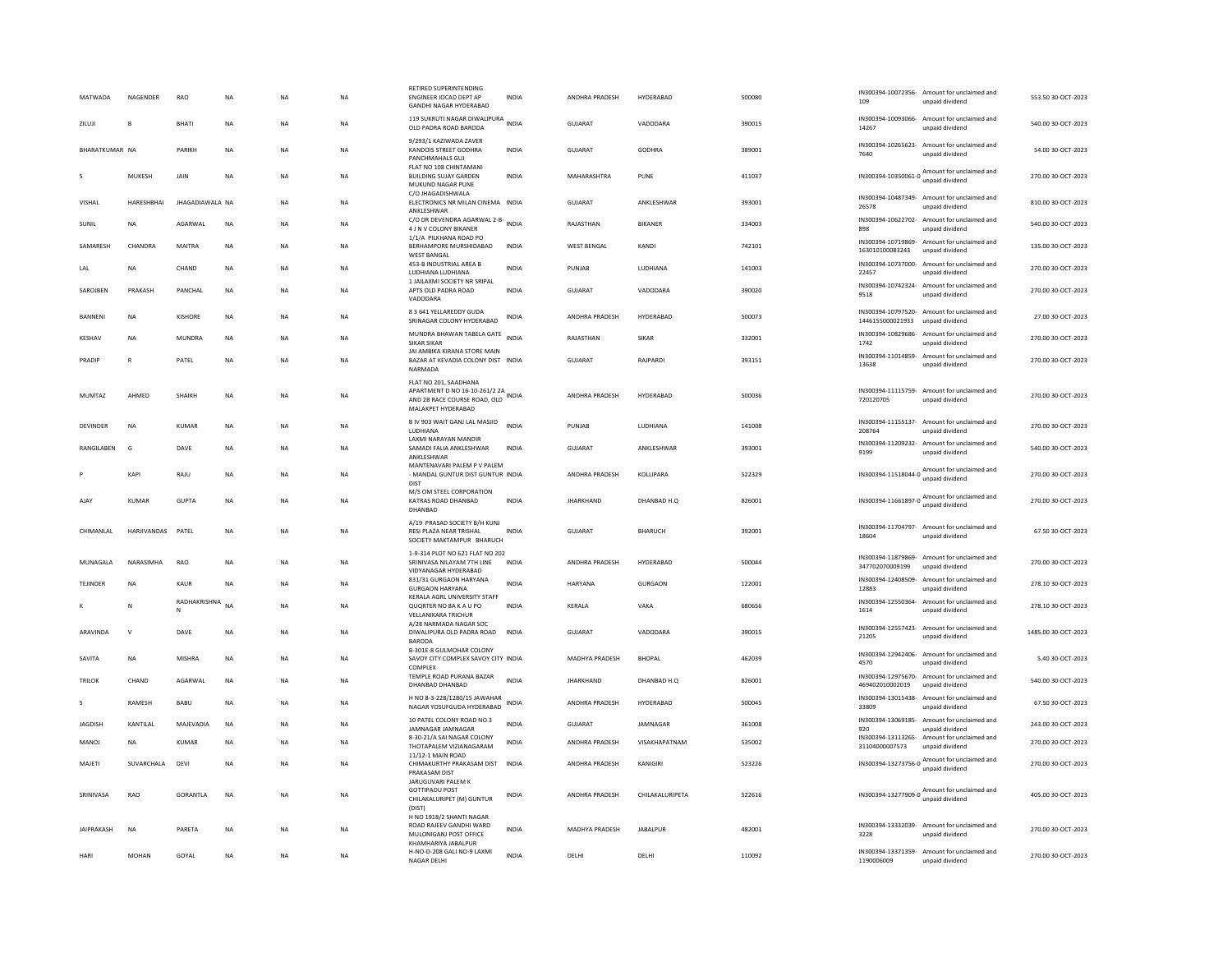| | | | | | | | | | | | | | | |
|---|---|---|---|---|---|---|---|---|---|---|---|---|---|---|
| MATWADA | NAGENDER | RAO | NA | NA | NA | RETIRED SUPERINTENDING ENGINEER IOCAD DEPT AP GANDHI NAGAR HYDERABAD | INDIA | ANDHRA PRADESH | HYDERABAD | 500080 | IN300394-10072356-109 | Amount for unclaimed and unpaid dividend | 553.50 | 30-OCT-2023 |
| ZILUJI | B | BHATI | NA | NA | NA | 119 SUKRUTI NAGAR DIWALIPURA OLD PADRA ROAD BARODA | INDIA | GUJARAT | VADODARA | 390015 | IN300394-10093066-14267 | Amount for unclaimed and unpaid dividend | 540.00 | 30-OCT-2023 |
| BHARATKUMAR | NA | PARIKH | NA | NA | NA | 9/293/1 KAZIWADA ZAVER KANDOIS STREET GODHRA PANCHMAHALS GUJ | INDIA | GUJARAT | GODHRA | 389001 | IN300394-10265623-7640 | Amount for unclaimed and unpaid dividend | 54.00 | 30-OCT-2023 |
| S | MUKESH | JAIN | NA | NA | NA | FLAT NO 108 CHINTAMANI BUILDING SUJAY GARDEN MUKUND NAGAR PUNE | INDIA | MAHARASHTRA | PUNE | 411037 | IN300394-10350061-0 | Amount for unclaimed and unpaid dividend | 270.00 | 30-OCT-2023 |
| VISHAL | HARESHBHAI | JHAGADIAWALA | NA | NA | NA | C/O JHAGADISHWALA ELECTRONICS NR MILAN CINEMA ANKLESHWAR | INDIA | GUJARAT | ANKLESHWAR | 393001 | IN300394-10487349-26578 | Amount for unclaimed and unpaid dividend | 810.00 | 30-OCT-2023 |
| SUNIL | NA | AGARWAL | NA | NA | NA | C/O DR DEVENDRA AGARWAL 2-B-4 J N V COLONY BIKANER | INDIA | RAJASTHAN | BIKANER | 334003 | IN300394-10622702-898 | Amount for unclaimed and unpaid dividend | 540.00 | 30-OCT-2023 |
| SAMARESH | CHANDRA | MAITRA | NA | NA | NA | 1/1/A PILKHANA ROAD PO BERHAMPORE MURSHIDABAD WEST BANGAL | INDIA | WEST BENGAL | KANDI | 742101 | IN300394-10719869-163010100083243 | Amount for unclaimed and unpaid dividend | 135.00 | 30-OCT-2023 |
| LAL | NA | CHAND | NA | NA | NA | 453-B INDUSTRIAL AREA B LUDHIANA LUDHIANA | INDIA | PUNJAB | LUDHIANA | 141003 | IN300394-10737000-22457 | Amount for unclaimed and unpaid dividend | 270.00 | 30-OCT-2023 |
| SAROJBEN | PRAKASH | PANCHAL | NA | NA | NA | 1 JAILAXMI SOCIETY NR SRIPAL APTS OLD PADRA ROAD VADODARA | INDIA | GUJARAT | VADODARA | 390020 | IN300394-10742324-9518 | Amount for unclaimed and unpaid dividend | 270.00 | 30-OCT-2023 |
| BANNENI | NA | KISHORE | NA | NA | NA | 8 3 641 YELLAREDDY GUDA SRINAGAR COLONY HYDERABAD | INDIA | ANDHRA PRADESH | HYDERABAD | 500073 | IN300394-10797520-1446155000021933 | Amount for unclaimed and unpaid dividend | 27.00 | 30-OCT-2023 |
| KESHAV | NA | MUNDRA | NA | NA | NA | MUNDRA BHAWAN TABELA GATE SIKAR SIKAR | INDIA | RAJASTHAN | SIKAR | 332001 | IN300394-10829686-1742 | Amount for unclaimed and unpaid dividend | 270.00 | 30-OCT-2023 |
| PRADIP | R | PATEL | NA | NA | NA | JAI AMBIKA KIRANA STORE MAIN BAZAR AT KEVADIA COLONY DIST NARMADA | INDIA | GUJARAT | RAJPARDI | 393151 | IN300394-11014859-13638 | Amount for unclaimed and unpaid dividend | 270.00 | 30-OCT-2023 |
| MUMTAZ | AHMED | SHAIKH | NA | NA | NA | FLAT NO 201, SAADHANA APARTMENT D NO 16-10-261/2 2A AND 2B RACE COURSE ROAD, OLD MALAKPET HYDERABAD | INDIA | ANDHRA PRADESH | HYDERABAD | 500036 | IN300394-11115759-720120705 | Amount for unclaimed and unpaid dividend | 270.00 | 30-OCT-2023 |
| DEVINDER | NA | KUMAR | NA | NA | NA | B IV 903 WAIT GANJ LAL MASJID LUDHIANA | INDIA | PUNJAB | LUDHIANA | 141008 | IN300394-11155137-208764 | Amount for unclaimed and unpaid dividend | 270.00 | 30-OCT-2023 |
| RANGILABEN | G | DAVE | NA | NA | NA | LAXMI NARAYAN MANDIR SAMADI FALIA ANKLESHWAR ANKLESHWAR | INDIA | GUJARAT | ANKLESHWAR | 393001 | IN300394-11209232-9199 | Amount for unclaimed and unpaid dividend | 540.00 | 30-OCT-2023 |
| P | KAPI | RAJU | NA | NA | NA | MANTENAVARI PALEM P V PALEM - MANDAL GUNTUR DIST GUNTUR DIST | INDIA | ANDHRA PRADESH | KOLLIPARA | 522329 | IN300394-11518044-0 | Amount for unclaimed and unpaid dividend | 270.00 | 30-OCT-2023 |
| AJAY | KUMAR | GUPTA | NA | NA | NA | M/S OM STEEL CORPORATION KATRAS ROAD DHANBAD DHANBAD | INDIA | JHARKHAND | DHANBAD H.Q | 826001 | IN300394-11661897-0 | Amount for unclaimed and unpaid dividend | 270.00 | 30-OCT-2023 |
| CHIMANLAL | HARJIVANDAS | PATEL | NA | NA | NA | A/19 PRASAD SOCIETY B/H KUNJ RESI PLAZA NEAR TRISHAL SOCIETY MAKTAMPUR BHARUCH | INDIA | GUJARAT | BHARUCH | 392001 | IN300394-11704797-18604 | Amount for unclaimed and unpaid dividend | 67.50 | 30-OCT-2023 |
| MUNAGALA | NARASIMHA | RAO | NA | NA | NA | 1-9-314 PLOT NO 621 FLAT NO 202 SRINIVASA NILAYAM 7TH LINE VIDYANAGAR HYDERABAD | INDIA | ANDHRA PRADESH | HYDERABAD | 500044 | IN300394-11879869-347702070009199 | Amount for unclaimed and unpaid dividend | 270.00 | 30-OCT-2023 |
| TEJINDER | NA | KAUR | NA | NA | NA | 831/31 GURGAON HARYANA GURGAON HARYANA | INDIA | HARYANA | GURGAON | 122001 | IN300394-12408509-12883 | Amount for unclaimed and unpaid dividend | 278.10 | 30-OCT-2023 |
| K | N | RADHAKRISHNA N | NA | NA | NA | KERALA AGRL UNIVERSITY STAFF QUQRTER NO 8A K A U PO VELLANIKARA TRICHUR | INDIA | KERALA | VAKA | 680656 | IN300394-12550364-1614 | Amount for unclaimed and unpaid dividend | 278.10 | 30-OCT-2023 |
| ARAVINDA | V | DAVE | NA | NA | NA | A/28 NARMADA NAGAR SOC DIWALIPURA OLD PADRA ROAD BARODA | INDIA | GUJARAT | VADODARA | 390015 | IN300394-12557423-21205 | Amount for unclaimed and unpaid dividend | 1485.00 | 30-OCT-2023 |
| SAVITA | NA | MISHRA | NA | NA | NA | B-301E-8 GULMOHAR COLONY SAVOY CITY COMPLEX SAVOY CITY COMPLEX | INDIA | MADHYA PRADESH | BHOPAL | 462039 | IN300394-12942406-4570 | Amount for unclaimed and unpaid dividend | 5.40 | 30-OCT-2023 |
| TRILOK | CHAND | AGARWAL | NA | NA | NA | TEMPLE ROAD PURANA BAZAR DHANBAD DHANBAD | INDIA | JHARKHAND | DHANBAD H.Q | 826001 | IN300394-12975670-469402010002019 | Amount for unclaimed and unpaid dividend | 540.00 | 30-OCT-2023 |
| S | RAMESH | BABU | NA | NA | NA | H NO 8-3-228/1280/15 JAWAHAR NAGAR YOSUFGUDA HYDERABAD | INDIA | ANDHRA PRADESH | HYDERABAD | 500045 | IN300394-13015438-33809 | Amount for unclaimed and unpaid dividend | 67.50 | 30-OCT-2023 |
| JAGDISH | KANTILAL | MAJEVADIA | NA | NA | NA | 10 PATEL COLONY ROAD NO 3 JAMNAGAR JAMNAGAR | INDIA | GUJARAT | JAMNAGAR | 361008 | IN300394-13069185-920 | Amount for unclaimed and unpaid dividend | 243.00 | 30-OCT-2023 |
| MANOJ | NA | KUMAR | NA | NA | NA | 8-30-21/A SAI NAGAR COLONY THOTAPALEM VIZIANAGARAM | INDIA | ANDHRA PRADESH | VISAKHAPATNAM | 535002 | IN300394-13113265-31104000007573 | Amount for unclaimed and unpaid dividend | 270.00 | 30-OCT-2023 |
| MAJETI | SUVARCHALA | DEVI | NA | NA | NA | 11/12-1 MAIN ROAD CHIMAKURTHY PRAKASAM DIST PRAKASAM DIST | INDIA | ANDHRA PRADESH | KANIGIRI | 523226 | IN300394-13273756-0 | Amount for unclaimed and unpaid dividend | 270.00 | 30-OCT-2023 |
| SRINIVASA | RAO | GORANTLA | NA | NA | NA | JARUGUVARI PALEM K GOTTIPADU POST CHILAKALURIPET (M) GUNTUR (DIST) | INDIA | ANDHRA PRADESH | CHILAKALURIPETA | 522616 | IN300394-13277909-0 | Amount for unclaimed and unpaid dividend | 405.00 | 30-OCT-2023 |
| JAIPRAKASH | NA | PARETA | NA | NA | NA | H NO 1918/2 SHANTI NAGAR ROAD RAJEEV GANDHI WARD MULONIGANJ POST OFFICE KHAMHARIYA JABALPUR | INDIA | MADHYA PRADESH | JABALPUR | 482001 | IN300394-13332039-3228 | Amount for unclaimed and unpaid dividend | 270.00 | 30-OCT-2023 |
| HARI | MOHAN | GOYAL | NA | NA | NA | H-NO-D-208 GALI NO-9 LAXMI NAGAR DELHI | INDIA | DELHI | DELHI | 110092 | IN300394-13371359-1190006009 | Amount for unclaimed and unpaid dividend | 270.00 | 30-OCT-2023 |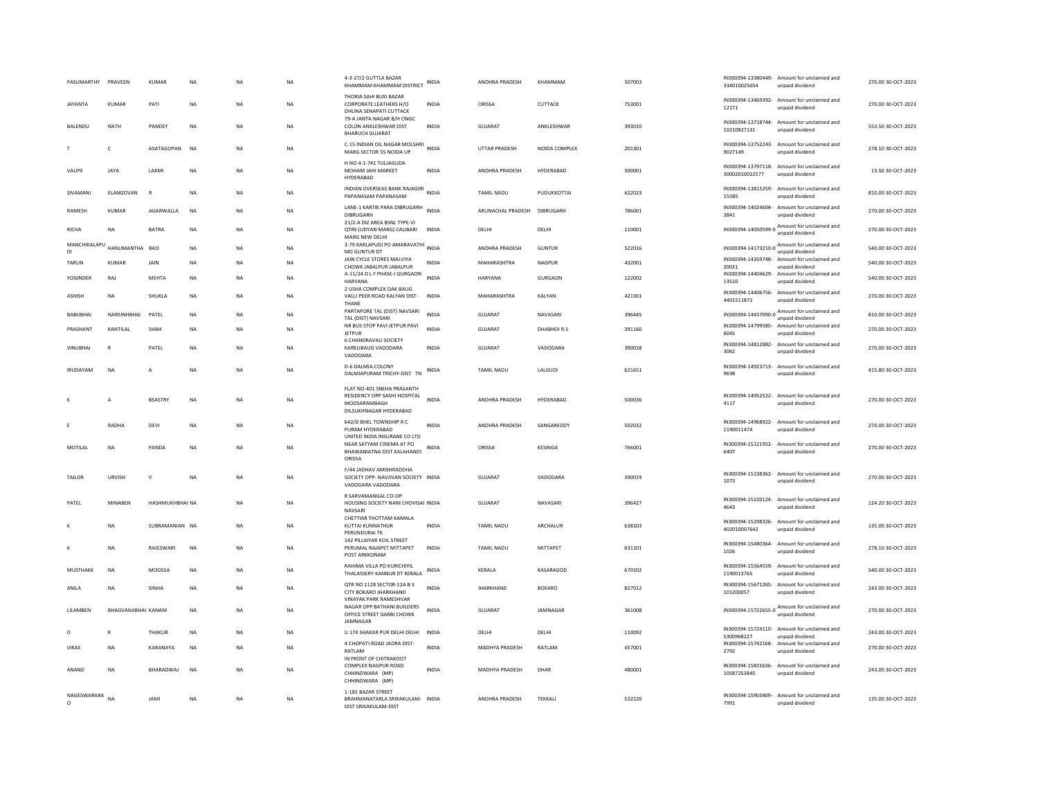| PASUMARTHY | PRAVEEN | KUMAR | NA | NA | NA | 4-3-27/2 GUTTLA BAZAR KHAMMAM KHAMMAM DISTRICT | INDIA | ANDHRA PRADESH | KHAMMAM | 507003 | IN300394-13380449-334010025054 | Amount for unclaimed and unpaid dividend | 270.00 | 30-OCT-2023 |
|---|---|---|---|---|---|---|---|---|---|---|---|---|---|---|
| JAYANTA | KUMAR | PATI | NA | NA | NA | THORIA SAHI BUXI BAZAR CORPORATE LEATHERS H/O DHUNA SENAPATI CUTTACK | INDIA | ORISSA | CUTTACK | 753001 | IN300394-13469392-12171 | Amount for unclaimed and unpaid dividend | 270.00 | 30-OCT-2023 |
| BALENDU | NATH | PANDEY | NA | NA | NA | 79-A JANTA NAGAR B/H ONGC COLON ANKLESHWAR DIST BHARUCH GUJARAT | INDIA | GUJARAT | ANKLESHWAR | 393010 | IN300394-13718744-10210827131 | Amount for unclaimed and unpaid dividend | 553.50 | 30-OCT-2023 |
| T | C | ASATAGOPAN | NA | NA | NA | C-15 INDIAN OIL NAGAR MOLSHRI MARG SECTOR 55 NOIDA UP | INDIA | UTTAR PRADESH | NOIDA COMPLEX | 201301 | IN300394-13752243-9027149 | Amount for unclaimed and unpaid dividend | 278.10 | 30-OCT-2023 |
| VALIPE | JAYA | LAXMI | NA | NA | NA | H NO 4-1-741 TULJAGUDA MOHAM JAHI MARKET HYDERABAD | INDIA | ANDHRA PRADESH | HYDERABAD | 500001 | IN300394-13797118-30002010022577 | Amount for unclaimed and unpaid dividend | 13.50 | 30-OCT-2023 |
| SIVAMANI | ELANGOVAN | R | NA | NA | NA | INDIAN OVERSEAS BANK RAJAGIRI PAPANASAM PAPANASAM | INDIA | TAMIL NADU | PUDUKKOTTAI | 622023 | IN300394-13815259-15585 | Amount for unclaimed and unpaid dividend | 810.00 | 30-OCT-2023 |
| RAMESH | KUMAR | AGARWALLA | NA | NA | NA | LANE-1 KARTIK PARA DIBRUGARH DIBRUGARH | INDIA | ARUNACHAL PRADESH | DIBRUGARH | 786001 | IN300394-14024604-3841 | Amount for unclaimed and unpaid dividend | 270.00 | 30-OCT-2023 |
| RICHA | NA | BATRA | NA | NA | NA | 21/2-A DIZ AREA BSNL TYPE-VI QTRS (UDYAN MARG) CALIBARI MARG NEW DELHI | INDIA | DELHI | DELHI | 110001 | IN300394-14050599-0 | Amount for unclaimed and unpaid dividend | 270.00 | 30-OCT-2023 |
| MANCHIKALAPUDI | HANUMANTHA | RAO | NA | NA | NA | 3-79 KARLAPUDI PO AMARAVATHI MD GUNTUR DT | INDIA | ANDHRA PRADESH | GUNTUR | 522016 | IN300394-14173210-0 | Amount for unclaimed and unpaid dividend | 540.00 | 30-OCT-2023 |
| TARUN | KUMAR | JAIN | NA | NA | NA | JAIN CYCLE STORES MALVIYA CHOWK JABALPUR JABALPUR | INDIA | MAHARASHTRA | NAGPUR | 432001 | IN300394-14359748-20031 | Amount for unclaimed and unpaid dividend | 540.00 | 30-OCT-2023 |
| YOGINDER | RAJ | MEHTA | NA | NA | NA | A-11/24 D L F PHASE-I GURGAON HARYANA | INDIA | HARYANA | GURGAON | 122002 | IN300394-14404629-13510 | Amount for unclaimed and unpaid dividend | 540.00 | 30-OCT-2023 |
| ASHISH | NA | SHUKLA | NA | NA | NA | 2 USHA COMPLEX OAK BAUG VALLI PEER ROAD KALYAN DIST-THANE | INDIA | MAHARASHTRA | KALYAN | 421301 | IN300394-14406756-4401511872 | Amount for unclaimed and unpaid dividend | 270.00 | 30-OCT-2023 |
| BABUBHAI | NARSINHBHAI | PATEL | NA | NA | NA | PARTAPORE TAL (DIST) NAVSARI TAL (DIST) NAVSARI | INDIA | GUJARAT | NAVASARI | 396445 | IN300394-14457090-0 | Amount for unclaimed and unpaid dividend | 810.00 | 30-OCT-2023 |
| PRASHANT | KANTILAL | SHAH | NA | NA | NA | NR BUS STOP PAVI JETPUR PAVI JETPUR | INDIA | GUJARAT | DHABHOI R.S | 391160 | IN300394-14799585-6045 | Amount for unclaimed and unpaid dividend | 270.00 | 30-OCT-2023 |
| VINUBHAI | R | PATEL | NA | NA | NA | 6 CHANDRAVALI SOCIETY KARELIBAUG VADODARA VADODARA | INDIA | GUJARAT | VADODARA | 390018 | IN300394-14812882-3062 | Amount for unclaimed and unpaid dividend | 270.00 | 30-OCT-2023 |
| IRUDAYAM | NA | A | NA | NA | NA | D-6 DALMIA COLONY DALMIAPURAM TRICHY-DIST TN | INDIA | TAMIL NADU | LALGUDI | 621651 | IN300394-14923713-9698 | Amount for unclaimed and unpaid dividend | 415.80 | 30-OCT-2023 |
| K | A | BSASTRY | NA | NA | NA | FLAT NO-401 SNEHA PRASANTH RESIDENCY OPP SASHI HOSPITAL MOOSARAMBAGH DILSUKHNAGAR HYDERABAD | INDIA | ANDHRA PRADESH | HYDERABAD | 500036 | IN300394-14952522-4117 | Amount for unclaimed and unpaid dividend | 270.00 | 30-OCT-2023 |
| E | RADHA | DEVI | NA | NA | NA | 642/D BHEL TOWNSHIP R C PURAM HYDERABAD | INDIA | ANDHRA PRADESH | SANGAREDDY | 502032 | IN300394-14968922-1190011474 | Amount for unclaimed and unpaid dividend | 270.00 | 30-OCT-2023 |
| MOTILAL | NA | PANDA | NA | NA | NA | UNITED INDIA INSURANE CO LTD NEAR SATYAM CINEMA AT PO BHAWANIATNA DIST KALAHANDI ORISSA | INDIA | ORISSA | KESINGA | 766001 | IN300394-15121952-6407 | Amount for unclaimed and unpaid dividend | 270.00 | 30-OCT-2023 |
| TAILOR | URVISH | V | NA | NA | NA | F/44 JADHAV AMISHRADDHA SOCIETY OPP- NAVJIVAN SOCIETY VADODARA VADODARA | INDIA | GUJARAT | VADODARA | 390019 | IN300394-15138362-1073 | Amount for unclaimed and unpaid dividend | 270.00 | 30-OCT-2023 |
| PATEL | MINABEN | HASHMUKHBHAI | NA | NA | NA | 8 SARVAMANGAL CO-OP HOUSING SOCIETY NANI CHOVISAI NAVSARI | INDIA | GUJARAT | NAVASARI | 396427 | IN300394-15220124-4643 | Amount for unclaimed and unpaid dividend | 124.20 | 30-OCT-2023 |
| K | NA | SUBRAMANIAN | NA | NA | NA | CHETTIAR THOTTAM KAMALA KUTTAI KUNNATHUR PERUNDURAI TK | INDIA | TAMIL NADU | ARCHALUR | 638103 | IN300394-15298326-402010007642 | Amount for unclaimed and unpaid dividend | 135.00 | 30-OCT-2023 |
| K | NA | RAJESWARI | NA | NA | NA | 142 PILLAIYAR KOIL STREET PERUMAL RAJAPET MITTAPET POST ARKKONAM | INDIA | TAMIL NADU | MITTAPET | 631101 | IN300394-15480364-1026 | Amount for unclaimed and unpaid dividend | 278.10 | 30-OCT-2023 |
| MUSTHAKK | NA | MOOSSA | NA | NA | NA | RAHIMA VILLA PO KURICHIYIL THALASSERY KANNUR DT KERALA | INDIA | KERALA | KASARAGOD | 670102 | IN300394-15564559-1190013765 | Amount for unclaimed and unpaid dividend | 540.00 | 30-OCT-2023 |
| ANILA | NA | SINHA | NA | NA | NA | QTR NO 1128 SECTOR-12A B S CITY BOKARO JHARKHAND | INDIA | JHARKHAND | BOKARO | 827012 | IN300394-15671265-101200057 | Amount for unclaimed and unpaid dividend | 243.00 | 30-OCT-2023 |
| LILAMBEN | BHAGVANJIBHAI | KANANI | NA | NA | NA | VINAYAK PARK RAMESHVAR NAGAR OPP BATHANI BUILDERS OFFICE STREET GARBI CHOWK JAMNAGAR | INDIA | GUJARAT | JAMNAGAR | 361008 | IN300394-15722655-0 | Amount for unclaimed and unpaid dividend | 270.00 | 30-OCT-2023 |
| D | R | THAKUR | NA | NA | NA | U 174 SHAKAR PUR DELHI DELHI | INDIA | DELHI | DELHI | 110092 | IN300394-15724110-5300968227 | Amount for unclaimed and unpaid dividend | 243.00 | 30-OCT-2023 |
| VIKAS | NA | KARANJIYA | NA | NA | NA | 4 CHOPATI ROAD JAORA DIST-RATLAM | INDIA | MADHYA PRADESH | RATLAM | 457001 | IN300394-15742168-2792 | Amount for unclaimed and unpaid dividend | 270.00 | 30-OCT-2023 |
| ANAND | NA | BHARADWAJ | NA | NA | NA | IN FRONT OF CHITRAKOOT COMPLEX NAGPUR ROAD CHHINDWARA (MP) CHHINDWARA (MP) | INDIA | MADHYA PRADESH | DHAR | 480001 | IN300394-15831636-10587253845 | Amount for unclaimed and unpaid dividend | 243.00 | 30-OCT-2023 |
| NAGESWARARAO | NA | JAMI | NA | NA | NA | 1-181 BAZAR STREET BRAHMANATARLA SRIKAKULAM-DIST SRIKAKULAM-DIST | INDIA | ANDHRA PRADESH | TEKKALI | 532220 | IN300394-15903409-7991 | Amount for unclaimed and unpaid dividend | 135.00 | 30-OCT-2023 |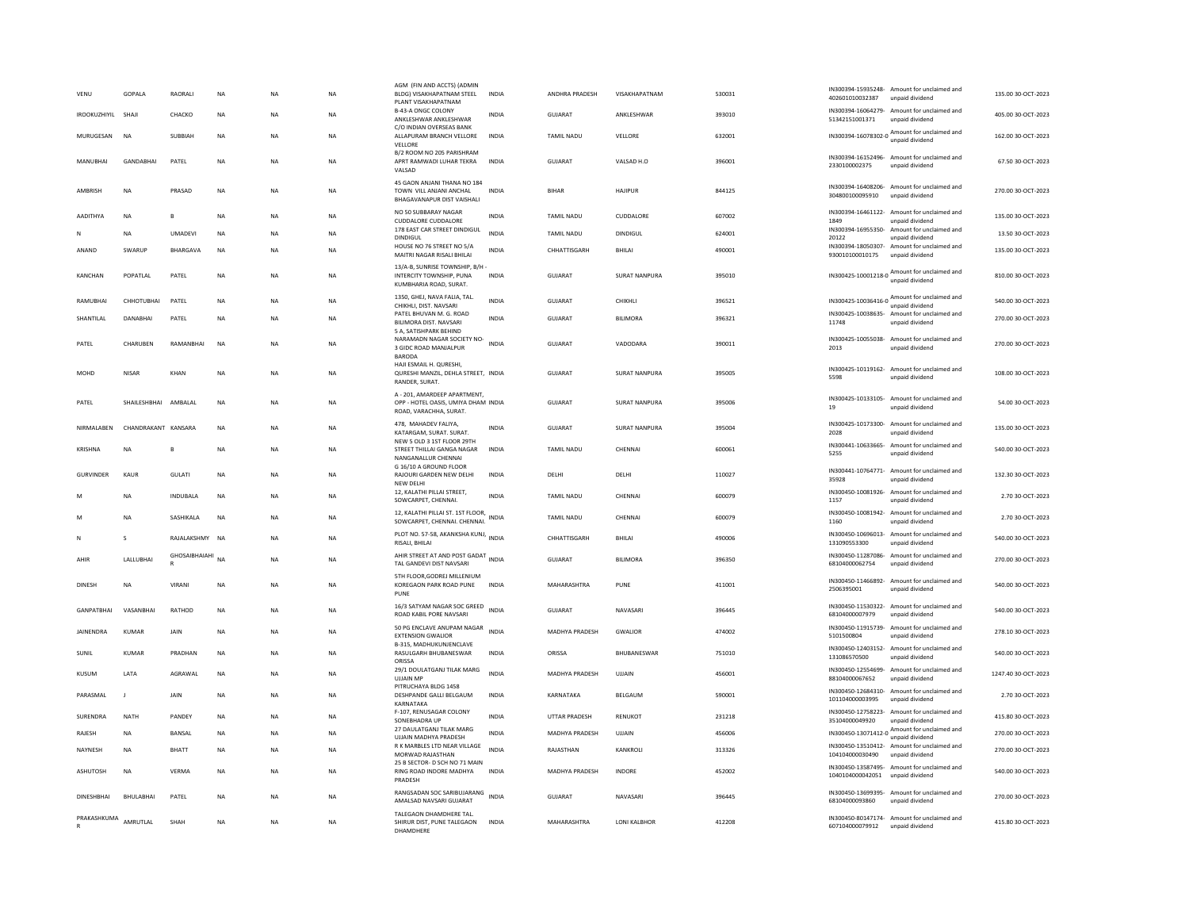| VENU | GOPALA | RAORALI | NA | NA | NA | AGM (FIN AND ACCTS) (ADMIN BLDG) VISAKHAPATNAM STEEL PLANT VISAKHAPATNAM | INDIA | ANDHRA PRADESH | VISAKHAPATNAM | 530031 | IN300394-15935248-402601010032387 | Amount for unclaimed and unpaid dividend | 135.00 | 30-OCT-2023 |
|---|---|---|---|---|---|---|---|---|---|---|---|---|---|---|
| IROOKUZHIYIL | SHAJI | CHACKO | NA | NA | NA | B-43-A ONGC COLONY ANKLESHWAR ANKLESHWAR | INDIA | GUJARAT | ANKLESHWAR | 393010 | IN300394-16064279-51342151001371 | Amount for unclaimed and unpaid dividend | 405.00 | 30-OCT-2023 |
| MURUGESAN | NA | SUBBIAH | NA | NA | NA | C/O INDIAN OVERSEAS BANK ALLAPURAM BRANCH VELLORE VELLORE | INDIA | TAMIL NADU | VELLORE | 632001 | IN300394-16078302-0 | Amount for unclaimed and unpaid dividend | 162.00 | 30-OCT-2023 |
| MANUBHAI | GANDABHAI | PATEL | NA | NA | NA | B/2 ROOM NO 205 PARISHRAM APRT RAMWADI LUHAR TEKRA VALSAD | INDIA | GUJARAT | VALSAD H.O | 396001 | IN300394-16152496-2330100002375 | Amount for unclaimed and unpaid dividend | 67.50 | 30-OCT-2023 |
| AMBRISH | NA | PRASAD | NA | NA | NA | 45 GAON ANJANI THANA NO 184 TOWN VILL ANJANI ANCHAL BHAGAVANAPUR DIST VAISHALI | INDIA | BIHAR | HAJIPUR | 844125 | IN300394-16408206-304800100095910 | Amount for unclaimed and unpaid dividend | 270.00 | 30-OCT-2023 |
| AADITHYA | NA | B | NA | NA | NA | NO 50 SUBBARAY NAGAR CUDDALORE CUDDALORE | INDIA | TAMIL NADU | CUDDALORE | 607002 | IN300394-16461122-1849 | Amount for unclaimed and unpaid dividend | 135.00 | 30-OCT-2023 |
| N | NA | UMADEVI | NA | NA | NA | 178 EAST CAR STREET DINDIGUL DINDIGUL | INDIA | TAMIL NADU | DINDIGUL | 624001 | IN300394-16955350-20122 | Amount for unclaimed and unpaid dividend | 13.50 | 30-OCT-2023 |
| ANAND | SWARUP | BHARGAVA | NA | NA | NA | HOUSE NO 76 STREET NO 5/A MAITRI NAGAR RISALI BHILAI | INDIA | CHHATTISGARH | BHILAI | 490001 | IN300394-18050307-930010100010175 | Amount for unclaimed and unpaid dividend | 135.00 | 30-OCT-2023 |
| KANCHAN | POPATLAL | PATEL | NA | NA | NA | 13/A-B, SUNRISE TOWNSHIP, B/H - INTERCITY TOWNSHIP, PUNA KUMBHARIA ROAD, SURAT. | INDIA | GUJARAT | SURAT NANPURA | 395010 | IN300425-10001218-0 | Amount for unclaimed and unpaid dividend | 810.00 | 30-OCT-2023 |
| RAMUBHAI | CHHOTUBHAI | PATEL | NA | NA | NA | 1350, GHEJ, NAVA FALIA, TAL. CHIKHLI, DIST. NAVSARI | INDIA | GUJARAT | CHIKHLI | 396521 | IN300425-10036416-0 | Amount for unclaimed and unpaid dividend | 540.00 | 30-OCT-2023 |
| SHANTILAL | DANABHAI | PATEL | NA | NA | NA | PATEL BHUVAN M. G. ROAD BILIMORA DIST. NAVSARI | INDIA | GUJARAT | BILIMORA | 396321 | IN300425-10038635-11748 | Amount for unclaimed and unpaid dividend | 270.00 | 30-OCT-2023 |
| PATEL | CHARUBEN | RAMANBHAI | NA | NA | NA | 5 A, SATISHPARK BEHIND NARAMADN NAGAR SOCIETY NO-3 GIDC ROAD MANJALPUR BARODA | INDIA | GUJARAT | VADODARA | 390011 | IN300425-10055038-2013 | Amount for unclaimed and unpaid dividend | 270.00 | 30-OCT-2023 |
| MOHD | NISAR | KHAN | NA | NA | NA | HAJI ESMAIL H. QURESHI, QURESHI MANZIL, DEHLA STREET, RANDER, SURAT. | INDIA | GUJARAT | SURAT NANPURA | 395005 | IN300425-10119162-5598 | Amount for unclaimed and unpaid dividend | 108.00 | 30-OCT-2023 |
| PATEL | SHAILESHBHAI | AMBALAL | NA | NA | NA | A - 201, AMARDEEP APARTMENT, OPP - HOTEL OASIS, UMIYA DHAM ROAD, VARACHHA, SURAT. | INDIA | GUJARAT | SURAT NANPURA | 395006 | IN300425-10133105-19 | Amount for unclaimed and unpaid dividend | 54.00 | 30-OCT-2023 |
| NIRMALABEN | CHANDRAKANT | KANSARA | NA | NA | NA | 478, MAHADEV FALIYA, KATARGAM, SURAT. SURAT. | INDIA | GUJARAT | SURAT NANPURA | 395004 | IN300425-10173300-2028 | Amount for unclaimed and unpaid dividend | 135.00 | 30-OCT-2023 |
| KRISHNA | NA | B | NA | NA | NA | NEW 5 OLD 3 1ST FLOOR 29TH STREET THILLAI GANGA NAGAR NANGANALLUR CHENNAI | INDIA | TAMIL NADU | CHENNAI | 600061 | IN300441-10633665-5255 | Amount for unclaimed and unpaid dividend | 540.00 | 30-OCT-2023 |
| GURVINDER | KAUR | GULATI | NA | NA | NA | G 16/10 A GROUND FLOOR RAJOURI GARDEN NEW DELHI NEW DELHI | INDIA | DELHI | DELHI | 110027 | IN300441-10764771-35928 | Amount for unclaimed and unpaid dividend | 132.30 | 30-OCT-2023 |
| M | NA | INDUBALA | NA | NA | NA | 12, KALATHI PILLAI STREET, SOWCARPET, CHENNAI. | INDIA | TAMIL NADU | CHENNAI | 600079 | IN300450-10081926-1157 | Amount for unclaimed and unpaid dividend | 2.70 | 30-OCT-2023 |
| M | NA | SASHIKALA | NA | NA | NA | 12, KALATHI PILLAI ST. 1ST FLOOR, SOWCARPET, CHENNAI. CHENNAI. | INDIA | TAMIL NADU | CHENNAI | 600079 | IN300450-10081942-1160 | Amount for unclaimed and unpaid dividend | 2.70 | 30-OCT-2023 |
| N | S | RAJALAKSHMY | NA | NA | NA | PLOT NO. 57-58, AKANKSHA KUNJ, RISALI, BHILAI | INDIA | CHHATTISGARH | BHILAI | 490006 | IN300450-10696013-131090553300 | Amount for unclaimed and unpaid dividend | 540.00 | 30-OCT-2023 |
| AHIR | LALLUBHAI | GHOSAIBHAIAHIR | NA | NA | NA | AHIR STREET AT AND POST GADAT TAL GANDEVI DIST NAVSARI | INDIA | GUJARAT | BILIMORA | 396350 | IN300450-11287086-68104000062754 | Amount for unclaimed and unpaid dividend | 270.00 | 30-OCT-2023 |
| DINESH | NA | VIRANI | NA | NA | NA | 5TH FLOOR,GODREJ MILLENIUM KOREGAON PARK ROAD PUNE PUNE | INDIA | MAHARASHTRA | PUNE | 411001 | IN300450-11466892-2506395001 | Amount for unclaimed and unpaid dividend | 540.00 | 30-OCT-2023 |
| GANPATBHAI | VASANBHAI | RATHOD | NA | NA | NA | 16/3 SATYAM NAGAR SOC GREED ROAD KABIL PORE NAVSARI | INDIA | GUJARAT | NAVASARI | 396445 | IN300450-11530322-68104000007979 | Amount for unclaimed and unpaid dividend | 540.00 | 30-OCT-2023 |
| JAINENDRA | KUMAR | JAIN | NA | NA | NA | 50 PG ENCLAVE ANUPAM NAGAR EXTENSION GWALIOR | INDIA | MADHYA PRADESH | GWALIOR | 474002 | IN300450-11915739-5101500804 | Amount for unclaimed and unpaid dividend | 278.10 | 30-OCT-2023 |
| SUNIL | KUMAR | PRADHAN | NA | NA | NA | B-315, MADHUKUNJENCLAVE RASULGARH BHUBANESWAR ORISSA | INDIA | ORISSA | BHUBANESWAR | 751010 | IN300450-12403152-131086570500 | Amount for unclaimed and unpaid dividend | 540.00 | 30-OCT-2023 |
| KUSUM | LATA | AGRAWAL | NA | NA | NA | 29/1 DOULATGANJ TILAK MARG UJJAIN MP | INDIA | MADHYA PRADESH | UJJAIN | 456001 | IN300450-12554699-88104000067652 | Amount for unclaimed and unpaid dividend | 1247.40 | 30-OCT-2023 |
| PARASMAL | J | JAIN | NA | NA | NA | PITRUCHAYA BLDG 1458 DESHPANDE GALLI BELGAUM KARNATAKA | INDIA | KARNATAKA | BELGAUM | 590001 | IN300450-12684310-101104000003995 | Amount for unclaimed and unpaid dividend | 2.70 | 30-OCT-2023 |
| SURENDRA | NATH | PANDEY | NA | NA | NA | F-107, RENUSAGAR COLONY SONEBHADRA UP | INDIA | UTTAR PRADESH | RENUKOT | 231218 | IN300450-12758223-35104000049920 | Amount for unclaimed and unpaid dividend | 415.80 | 30-OCT-2023 |
| RAJESH | NA | BANSAL | NA | NA | NA | 27 DAULATGANJ TILAK MARG UJJAIN MADHYA PRADESH | INDIA | MADHYA PRADESH | UJJAIN | 456006 | IN300450-13071412-0 | Amount for unclaimed and unpaid dividend | 270.00 | 30-OCT-2023 |
| NAYNESH | NA | BHATT | NA | NA | NA | R K MARBLES LTD NEAR VILLAGE MORWAD RAJASTHAN | INDIA | RAJASTHAN | KANKROLI | 313326 | IN300450-13510412-104104000030490 | Amount for unclaimed and unpaid dividend | 270.00 | 30-OCT-2023 |
| ASHUTOSH | NA | VERMA | NA | NA | NA | 25 B SECTOR- D SCH NO 71 MAIN RING ROAD INDORE MADHYA PRADESH | INDIA | MADHYA PRADESH | INDORE | 452002 | IN300450-13587495-1040104000042051 | Amount for unclaimed and unpaid dividend | 540.00 | 30-OCT-2023 |
| DINESHBHAI | BHULABHAI | PATEL | NA | NA | NA | RANGSADAN SOC SARIBUJARANG AMALSAD NAVSARI GUJARAT | INDIA | GUJARAT | NAVASARI | 396445 | IN300450-13699395-68104000093860 | Amount for unclaimed and unpaid dividend | 270.00 | 30-OCT-2023 |
| PRAKASHKUMAR | AMRUTLAL | SHAH | NA | NA | NA | TALEGAON DHAMDHERE TAL. SHIRUR DIST, PUNE TALEGAON DHAMDHERE | INDIA | MAHARASHTRA | LONI KALBHOR | 412208 | IN300450-80147174-607104000079912 | Amount for unclaimed and unpaid dividend | 415.80 | 30-OCT-2023 |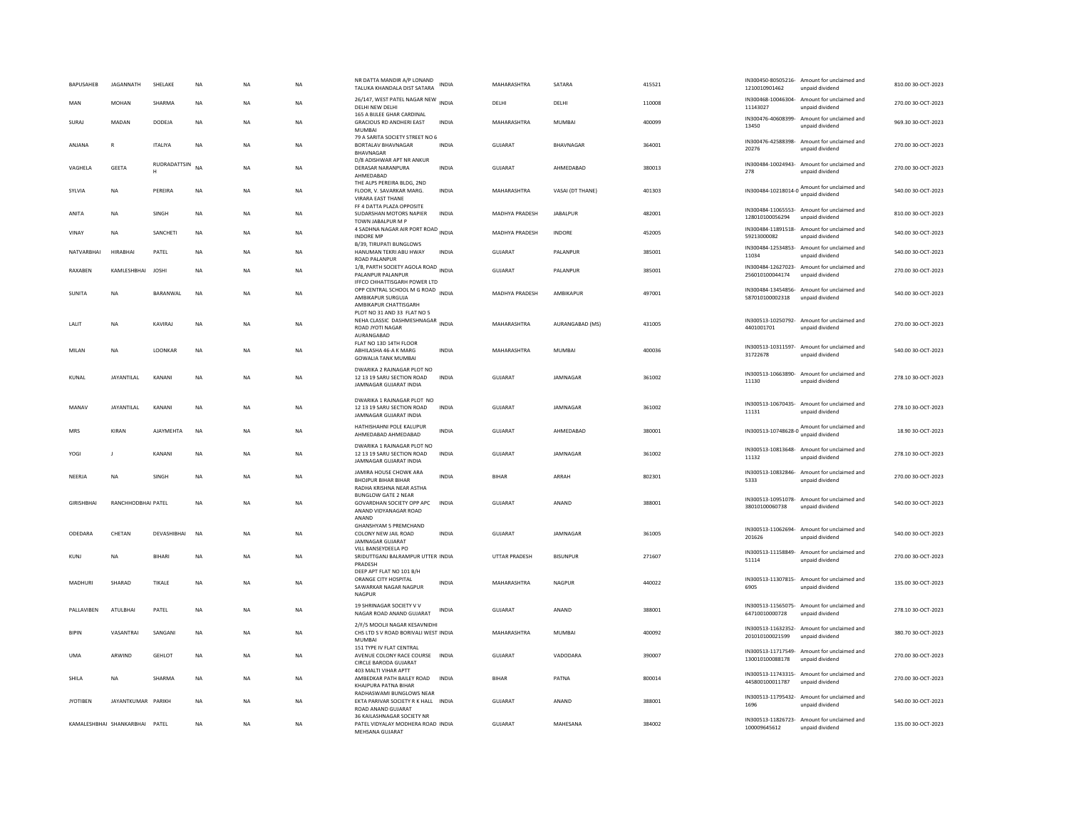| BAPUSAHEB | JAGANNATH | SHELAKE | NA | NA | NA | NR DATTA MANDIR A/P LONAND TALUKA KHANDALA DIST SATARA | INDIA | MAHARASHTRA | SATARA | 415521 | IN300450-80505216-1210010901462 | Amount for unclaimed and unpaid dividend | 810.00 | 30-OCT-2023 |
|---|---|---|---|---|---|---|---|---|---|---|---|---|---|---|
| MAN | MOHAN | SHARMA | NA | NA | NA | 26/147, WEST PATEL NAGAR NEW DELHI NEW DELHI | INDIA | DELHI | DELHI | 110008 | IN300468-10046304-11143027 | Amount for unclaimed and unpaid dividend | 270.00 | 30-OCT-2023 |
| SURAJ | MADAN | DODEJA | NA | NA | NA | 165 A BIJLEE GHAR CARDINAL GRACIOUS RD ANDHERI EAST MUMBAI | INDIA | MAHARASHTRA | MUMBAI | 400099 | IN300476-40608399-13450 | Amount for unclaimed and unpaid dividend | 969.30 | 30-OCT-2023 |
| ANJANA | R | ITALIYA | NA | NA | NA | 79 A SARITA SOCIETY STREET NO 6 BORTALAV BHAVNAGAR BHAVNAGAR | INDIA | GUJARAT | BHAVNAGAR | 364001 | IN300476-42588398-20276 | Amount for unclaimed and unpaid dividend | 270.00 | 30-OCT-2023 |
| VAGHELA | GEETA | RUDRADATTSINH | NA | NA | NA | D/8 ADISHWAR APT NR ANKUR DERASAR NARANPURA AHMEDABAD | INDIA | GUJARAT | AHMEDABAD | 380013 | IN300484-10024943-278 | Amount for unclaimed and unpaid dividend | 270.00 | 30-OCT-2023 |
| SYLVIA | NA | PEREIRA | NA | NA | NA | THE ALPS PEREIRA BLDG, 2ND FLOOR, V. SAVARKAR MARG. VIRARA EAST THANE | INDIA | MAHARASHTRA | VASAI (DT THANE) | 401303 | IN300484-10218014-0 | Amount for unclaimed and unpaid dividend | 540.00 | 30-OCT-2023 |
| ANITA | NA | SINGH | NA | NA | NA | FF 4 DATTA PLAZA OPPOSITE SUDARSHAN MOTORS NAPIER TOWN JABALPUR M P | INDIA | MADHYA PRADESH | JABALPUR | 482001 | IN300484-11065553-128010100056294 | Amount for unclaimed and unpaid dividend | 810.00 | 30-OCT-2023 |
| VINAY | NA | SANCHETI | NA | NA | NA | 4 SADHNA NAGAR AIR PORT ROAD INDORE MP | INDIA | MADHYA PRADESH | INDORE | 452005 | IN300484-11891518-59213000082 | Amount for unclaimed and unpaid dividend | 540.00 | 30-OCT-2023 |
| NATVARBHAI | HIRABHAI | PATEL | NA | NA | NA | B/39, TIRUPATI BUNGLOWS HANUMAN TEKRI ABU HWAY ROAD PALANPUR | INDIA | GUJARAT | PALANPUR | 385001 | IN300484-12534853-11034 | Amount for unclaimed and unpaid dividend | 540.00 | 30-OCT-2023 |
| RAXABEN | KAMLESHBHAI | JOSHI | NA | NA | NA | 1/B, PARTH SOCIETY AGOLA ROAD PALANPUR PALANPUR | INDIA | GUJARAT | PALANPUR | 385001 | IN300484-12627023-256010100044174 | Amount for unclaimed and unpaid dividend | 270.00 | 30-OCT-2023 |
| SUNITA | NA | BARANWAL | NA | NA | NA | IFFCO CHHATTISGARH POWER LTD OPP CENTRAL SCHOOL M G ROAD AMBIKAPUR SURGUJA AMBIKAPUR CHATTISGARH | INDIA | MADHYA PRADESH | AMBIKAPUR | 497001 | IN300484-13454856-587010100002318 | Amount for unclaimed and unpaid dividend | 540.00 | 30-OCT-2023 |
| LALIT | NA | KAVIRAJ | NA | NA | NA | PLOT NO 31 AND 33 FLAT NO 5 NEHA CLASSIC DASHMESHNAGAR ROAD JYOTI NAGAR AURANGABAD | INDIA | MAHARASHTRA | AURANGABAD (MS) | 431005 | IN300513-10250792-4401001701 | Amount for unclaimed and unpaid dividend | 270.00 | 30-OCT-2023 |
| MILAN | NA | LOONKAR | NA | NA | NA | FLAT NO 13D 14TH FLOOR ABHILASHA 46-A K MARG GOWALIA TANK MUMBAI | INDIA | MAHARASHTRA | MUMBAI | 400036 | IN300513-10311597-31722678 | Amount for unclaimed and unpaid dividend | 540.00 | 30-OCT-2023 |
| KUNAL | JAYANTILAL | KANANI | NA | NA | NA | DWARIKA 2 RAJNAGAR PLOT NO 12 13 19 SARU SECTION ROAD JAMNAGAR GUJARAT INDIA | INDIA | GUJARAT | JAMNAGAR | 361002 | IN300513-10663890-11130 | Amount for unclaimed and unpaid dividend | 278.10 | 30-OCT-2023 |
| MANAV | JAYANTILAL | KANANI | NA | NA | NA | DWARIKA 1 RAJNAGAR PLOT NO 12 13 19 SARU SECTION ROAD JAMNAGAR GUJARAT INDIA | INDIA | GUJARAT | JAMNAGAR | 361002 | IN300513-10670435-11131 | Amount for unclaimed and unpaid dividend | 278.10 | 30-OCT-2023 |
| MRS | KIRAN | AJAYMEHTA | NA | NA | NA | HATHISHAHNI POLE KALUPUR AHMEDABAD AHMEDABAD | INDIA | GUJARAT | AHMEDABAD | 380001 | IN300513-10748628-0 | Amount for unclaimed and unpaid dividend | 18.90 | 30-OCT-2023 |
| YOGI | J | KANANI | NA | NA | NA | DWARIKA 1 RAJNAGAR PLOT NO 12 13 19 SARU SECTION ROAD JAMNAGAR GUJARAT INDIA | INDIA | GUJARAT | JAMNAGAR | 361002 | IN300513-10813648-11132 | Amount for unclaimed and unpaid dividend | 278.10 | 30-OCT-2023 |
| NEERJA | NA | SINGH | NA | NA | NA | JAMIRA HOUSE CHOWK ARA BHOJPUR BIHAR BIHAR | INDIA | BIHAR | ARRAH | 802301 | IN300513-10832846-5333 | Amount for unclaimed and unpaid dividend | 270.00 | 30-OCT-2023 |
| GIRISHBHAI | RANCHHODBHAI | PATEL | NA | NA | NA | RADHA KRISHNA NEAR ASTHA BUNGLOW GATE 2 NEAR GOVARDHAN SOCIETY OPP APC ANAND VIDYANAGAR ROAD ANAND | INDIA | GUJARAT | ANAND | 388001 | IN300513-10951078-38010100060738 | Amount for unclaimed and unpaid dividend | 540.00 | 30-OCT-2023 |
| ODEDARA | CHETAN | DEVASHIBHAI | NA | NA | NA | GHANSHYAM 5 PREMCHAND COLONY NEW JAIL ROAD JAMNAGAR GUJARAT | INDIA | GUJARAT | JAMNAGAR | 361005 | IN300513-11062694-201626 | Amount for unclaimed and unpaid dividend | 540.00 | 30-OCT-2023 |
| KUNJ | NA | BIHARI | NA | NA | NA | VILL BANSEYDEELA PO SRIDUTTGANJ BALRAMPUR UTTER PRADESH | INDIA | UTTAR PRADESH | BISUNPUR | 271607 | IN300513-11158849-51114 | Amount for unclaimed and unpaid dividend | 270.00 | 30-OCT-2023 |
| MADHURI | SHARAD | TIKALE | NA | NA | NA | DEEP APT FLAT NO 101 B/H ORANGE CITY HOSPITAL SAWARKAR NAGAR NAGPUR NAGPUR | INDIA | MAHARASHTRA | NAGPUR | 440022 | IN300513-11307815-6905 | Amount for unclaimed and unpaid dividend | 135.00 | 30-OCT-2023 |
| PALLAVIBEN | ATULBHAI | PATEL | NA | NA | NA | 19 SHRINAGAR SOCIETY V V NAGAR ROAD ANAND GUJARAT | INDIA | GUJARAT | ANAND | 388001 | IN300513-11565075-64710010000728 | Amount for unclaimed and unpaid dividend | 278.10 | 30-OCT-2023 |
| BIPIN | VASANTRAI | SANGANI | NA | NA | NA | 2/F/5 MOOLJI NAGAR KESAVNIDHI CHS LTD S V ROAD BORIVALI WEST MUMBAI | INDIA | MAHARASHTRA | MUMBAI | 400092 | IN300513-11632352-201010100021599 | Amount for unclaimed and unpaid dividend | 380.70 | 30-OCT-2023 |
| UMA | ARWIND | GEHLOT | NA | NA | NA | 151 TYPE IV FLAT CENTRAL AVENUE COLONY RACE COURSE CIRCLE BARODA GUJARAT | INDIA | GUJARAT | VADODARA | 390007 | IN300513-11717549-130010100088178 | Amount for unclaimed and unpaid dividend | 270.00 | 30-OCT-2023 |
| SHILA | NA | SHARMA | NA | NA | NA | 403 MALTI VIHAR APTT AMBEDKAR PATH BAILEY ROAD KHAJPURA PATNA BIHAR | INDIA | BIHAR | PATNA | 800014 | IN300513-11743315-445800100011787 | Amount for unclaimed and unpaid dividend | 270.00 | 30-OCT-2023 |
| JYOTIBEN | JAYANTKUMAR | PARIKH | NA | NA | NA | RADHASWAMI BUNGLOWS NEAR EKTA PARIVAR SOCIETY R K HALL ROAD ANAND GUJARAT | INDIA | GUJARAT | ANAND | 388001 | IN300513-11795432-1696 | Amount for unclaimed and unpaid dividend | 540.00 | 30-OCT-2023 |
| KAMALESHBHAI | SHANKARBHAI | PATEL | NA | NA | NA | 36 KAILASHNAGAR SOCIETY NR PATEL VIDYALAY MODHERA ROAD MEHSANA GUJARAT | INDIA | GUJARAT | MAHESANA | 384002 | IN300513-11826723-100009645612 | Amount for unclaimed and unpaid dividend | 135.00 | 30-OCT-2023 |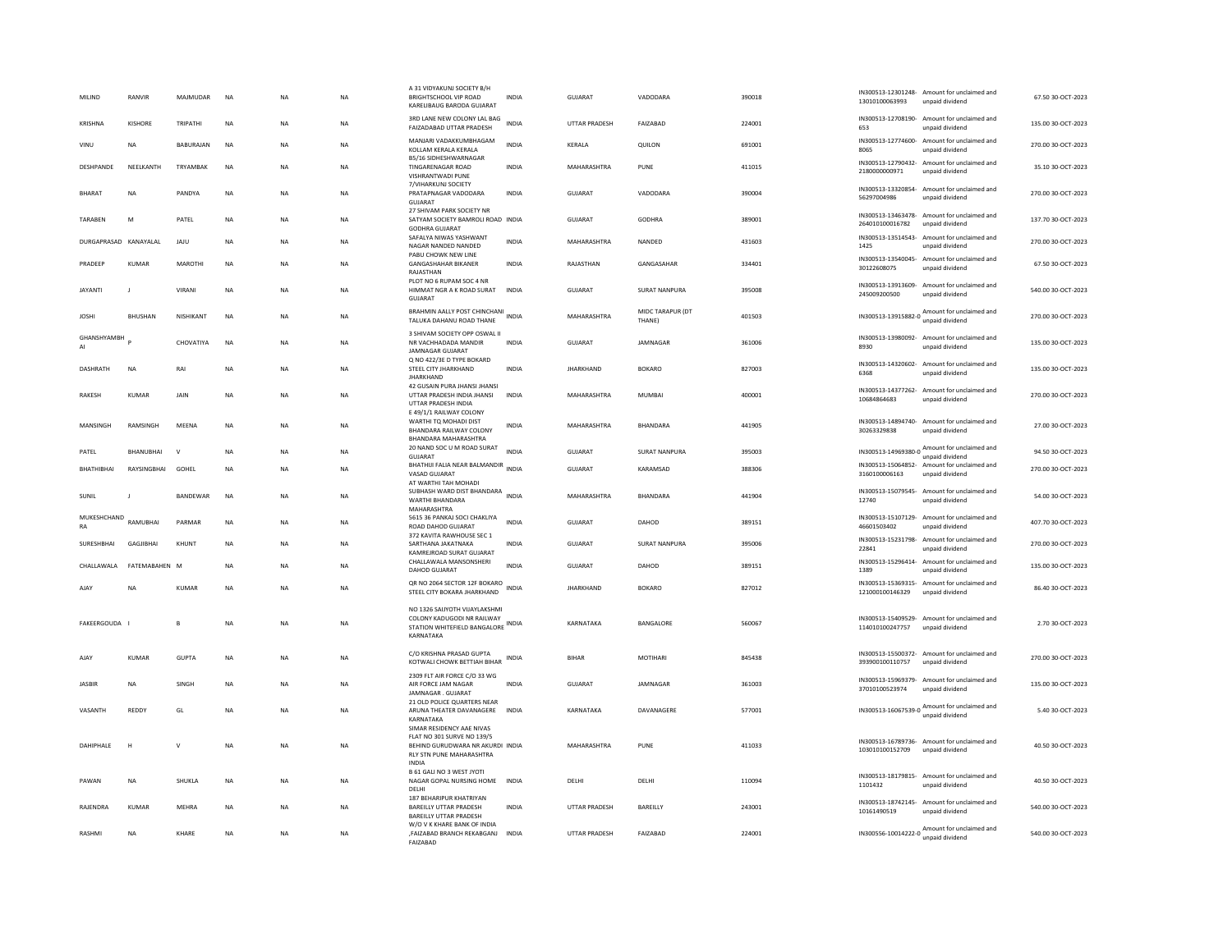| | | | | | | | | | | | | | | |
|---|---|---|---|---|---|---|---|---|---|---|---|---|---|---|
| MILIND | RANVIR | MAJMUDAR | NA | NA | NA | A 31 VIDYAKUNJ SOCIETY B/H BRIGHTSCHOOL VIP ROAD KARELIBAUG BARODA GUJARAT | INDIA | GUJARAT | VADODARA | 390018 | IN300513-12301248-13010100063993 | Amount for unclaimed and unpaid dividend | 67.50 | 30-OCT-2023 |
| KRISHNA | KISHORE | TRIPATHI | NA | NA | NA | 3RD LANE NEW COLONY LAL BAG FAIZADABAD UTTAR PRADESH | INDIA | UTTAR PRADESH | FAIZABAD | 224001 | IN300513-12708190-653 | Amount for unclaimed and unpaid dividend | 135.00 | 30-OCT-2023 |
| VINU | NA | BABURAJAN | NA | NA | NA | MANJARI VADAKKUMBHAGAM KOLLAM KERALA KERALA | INDIA | KERALA | QUILON | 691001 | IN300513-12774600-8065 | Amount for unclaimed and unpaid dividend | 270.00 | 30-OCT-2023 |
| DESHPANDE | NEELKANTH | TRYAMBAK | NA | NA | NA | B5/16 SIDHESHWARNAGAR TINGARENAGAR ROAD VISHRANTWADI PUNE | INDIA | MAHARASHTRA | PUNE | 411015 | IN300513-12790432-2180000000971 | Amount for unclaimed and unpaid dividend | 35.10 | 30-OCT-2023 |
| BHARAT | NA | PANDYA | NA | NA | NA | 7/VIHARKUNJ SOCIETY PRATAPNAGAR VADODARA GUJARAT | INDIA | GUJARAT | VADODARA | 390004 | IN300513-13320854-56297004986 | Amount for unclaimed and unpaid dividend | 270.00 | 30-OCT-2023 |
| TARABEN | M | PATEL | NA | NA | NA | 27 SHIVAM PARK SOCIETY NR SATYAM SOCIETY BAMROLI ROAD GODHRA GUJARAT | INDIA | GUJARAT | GODHRA | 389001 | IN300513-13463478-264010100016782 | Amount for unclaimed and unpaid dividend | 137.70 | 30-OCT-2023 |
| DURGAPRASAD | KANAYALAL | JAJU | NA | NA | NA | SAFALYA NIWAS YASHWANT NAGAR NANDED NANDED | INDIA | MAHARASHTRA | NANDED | 431603 | IN300513-13514543-1425 | Amount for unclaimed and unpaid dividend | 270.00 | 30-OCT-2023 |
| PRADEEP | KUMAR | MAROTHI | NA | NA | NA | PABU CHOWK NEW LINE GANGASHAHAR BIKANER RAJASTHAN | INDIA | RAJASTHAN | GANGASAHAR | 334401 | IN300513-13540045-30122608075 | Amount for unclaimed and unpaid dividend | 67.50 | 30-OCT-2023 |
| JAYANTI | J | VIRANI | NA | NA | NA | PLOT NO 6 RUPAM SOC 4 NR HIMMAT NGR A K ROAD SURAT GUJARAT | INDIA | GUJARAT | SURAT NANPURA | 395008 | IN300513-13913609-245009200500 | Amount for unclaimed and unpaid dividend | 540.00 | 30-OCT-2023 |
| JOSHI | BHUSHAN | NISHIKANT | NA | NA | NA | BRAHMIN AALLY POST CHINCHANI TALUKA DAHANU ROAD THANE | INDIA | MAHARASHTRA | MIDC TARAPUR (DT THANE) | 401503 | IN300513-13915882-0 | Amount for unclaimed and unpaid dividend | 270.00 | 30-OCT-2023 |
| GHANSHYAMBHAI | P | CHOVATIYA | NA | NA | NA | 3 SHIVAM SOCIETY OPP OSWAL II NR VACHHADADA MANDIR JAMNAGAR GUJARAT | INDIA | GUJARAT | JAMNAGAR | 361006 | IN300513-13980092-8930 | Amount for unclaimed and unpaid dividend | 135.00 | 30-OCT-2023 |
| DASHRATH | NA | RAI | NA | NA | NA | Q NO 422/3E D TYPE BOKARD STEEL CITY JHARKHAND JHARKHAND | INDIA | JHARKHAND | BOKARO | 827003 | IN300513-14320602-6368 | Amount for unclaimed and unpaid dividend | 135.00 | 30-OCT-2023 |
| RAKESH | KUMAR | JAIN | NA | NA | NA | 42 GUSAIN PURA JHANSI JHANSI UTTAR PRADESH INDIA JHANSI UTTAR PRADESH INDIA | INDIA | MAHARASHTRA | MUMBAI | 400001 | IN300513-14377262-10684864683 | Amount for unclaimed and unpaid dividend | 270.00 | 30-OCT-2023 |
| MANSINGH | RAMSINGH | MEENA | NA | NA | NA | E 49/1/1 RAILWAY COLONY WARTHI TQ MOHADI DIST BHANDARA RAILWAY COLONY BHANDARA MAHARASHTRA | INDIA | MAHARASHTRA | BHANDARA | 441905 | IN300513-14894740-30263329838 | Amount for unclaimed and unpaid dividend | 27.00 | 30-OCT-2023 |
| PATEL | BHANUBHAI | V | NA | NA | NA | 20 NAND SOC U M ROAD SURAT GUJARAT | INDIA | GUJARAT | SURAT NANPURA | 395003 | IN300513-14969380-0 | Amount for unclaimed and unpaid dividend | 94.50 | 30-OCT-2023 |
| BHATHIBHAI | RAYSINGBHAI | GOHEL | NA | NA | NA | BHATHIJI FALIA NEAR BALMANDIR VASAD GUJARAT | INDIA | GUJARAT | KARAMSAD | 388306 | IN300513-15064852-3160100006163 | Amount for unclaimed and unpaid dividend | 270.00 | 30-OCT-2023 |
| SUNIL | J | BANDEWAR | NA | NA | NA | AT WARTHI TAH MOHADI SUBHASH WARD DIST BHANDARA WARTHI BHANDARA MAHARASHTRA | INDIA | MAHARASHTRA | BHANDARA | 441904 | IN300513-15079545-12740 | Amount for unclaimed and unpaid dividend | 54.00 | 30-OCT-2023 |
| MUKESHCHANDRA | RAMUBHAI | PARMAR | NA | NA | NA | 5615 36 PANKAJ SOCI CHAKLIYA ROAD DAHOD GUJARAT | INDIA | GUJARAT | DAHOD | 389151 | IN300513-15107129-46601503402 | Amount for unclaimed and unpaid dividend | 407.70 | 30-OCT-2023 |
| SURESHBHAI | GAGJIBHAI | KHUNT | NA | NA | NA | 372 KAVITA RAWHOUSE SEC 1 SARTHANA JAKATNAKA KAMREJROAD SURAT GUJARAT | INDIA | GUJARAT | SURAT NANPURA | 395006 | IN300513-15231798-22841 | Amount for unclaimed and unpaid dividend | 270.00 | 30-OCT-2023 |
| CHALLAWALA | FATEMABAHEN | M | NA | NA | NA | CHALLAWALA MANSONSHERI DAHOD GUJARAT | INDIA | GUJARAT | DAHOD | 389151 | IN300513-15296414-1389 | Amount for unclaimed and unpaid dividend | 135.00 | 30-OCT-2023 |
| AJAY | NA | KUMAR | NA | NA | NA | QR NO 2064 SECTOR 12F BOKARO STEEL CITY BOKARA JHARKHAND | INDIA | JHARKHAND | BOKARO | 827012 | IN300513-15369315-121000100146329 | Amount for unclaimed and unpaid dividend | 86.40 | 30-OCT-2023 |
| FAKEERGOUDA | I | B | NA | NA | NA | NO 1326 SAIJYOTH VIJAYLAKSHMI COLONY KADUGODI NR RAILWAY STATION WHITEFIELD BANGALORE KARNATAKA | INDIA | KARNATAKA | BANGALORE | 560067 | IN300513-15409529-114010100247757 | Amount for unclaimed and unpaid dividend | 2.70 | 30-OCT-2023 |
| AJAY | KUMAR | GUPTA | NA | NA | NA | C/O KRISHNA PRASAD GUPTA KOTWALI CHOWK BETTIAH BIHAR | INDIA | BIHAR | MOTIHARI | 845438 | IN300513-15500372-393900100110757 | Amount for unclaimed and unpaid dividend | 270.00 | 30-OCT-2023 |
| JASBIR | NA | SINGH | NA | NA | NA | 2309 FLT AIR FORCE C/O 33 WG AIR FORCE JAM NAGAR JAMNAGAR . GUJARAT | INDIA | GUJARAT | JAMNAGAR | 361003 | IN300513-15969379-37010100523974 | Amount for unclaimed and unpaid dividend | 135.00 | 30-OCT-2023 |
| VASANTH | REDDY | GL | NA | NA | NA | 21 OLD POLICE QUARTERS NEAR ARUNA THEATER DAVANAGERE KARNATAKA | INDIA | KARNATAKA | DAVANAGERE | 577001 | IN300513-16067539-0 | Amount for unclaimed and unpaid dividend | 5.40 | 30-OCT-2023 |
| DAHIPHALE | H | V | NA | NA | NA | SIMAR RESIDENCY AAE NIVAS FLAT NO 301 SURVE NO 139/5 BEHIND GURUDWARA NR AKURDI RLY STN PUNE MAHARASHTRA INDIA | INDIA | MAHARASHTRA | PUNE | 411033 | IN300513-16789736-103010100152709 | Amount for unclaimed and unpaid dividend | 40.50 | 30-OCT-2023 |
| PAWAN | NA | SHUKLA | NA | NA | NA | B 61 GALI NO 3 WEST JYOTI NAGAR GOPAL NURSING HOME DELHI | INDIA | DELHI | DELHI | 110094 | IN300513-18179815-1101432 | Amount for unclaimed and unpaid dividend | 40.50 | 30-OCT-2023 |
| RAJENDRA | KUMAR | MEHRA | NA | NA | NA | 187 BEHARIPUR KHATRIYAN BAREILLY UTTAR PRADESH BAREILLY UTTAR PRADESH | INDIA | UTTAR PRADESH | BAREILLY | 243001 | IN300513-18742145-10161490519 | Amount for unclaimed and unpaid dividend | 540.00 | 30-OCT-2023 |
| RASHMI | NA | KHARE | NA | NA | NA | W/O V K KHARE BANK OF INDIA ,FAIZABAD BRANCH REKABGANJ FAIZABAD | INDIA | UTTAR PRADESH | FAIZABAD | 224001 | IN300556-10014222-0 | Amount for unclaimed and unpaid dividend | 540.00 | 30-OCT-2023 |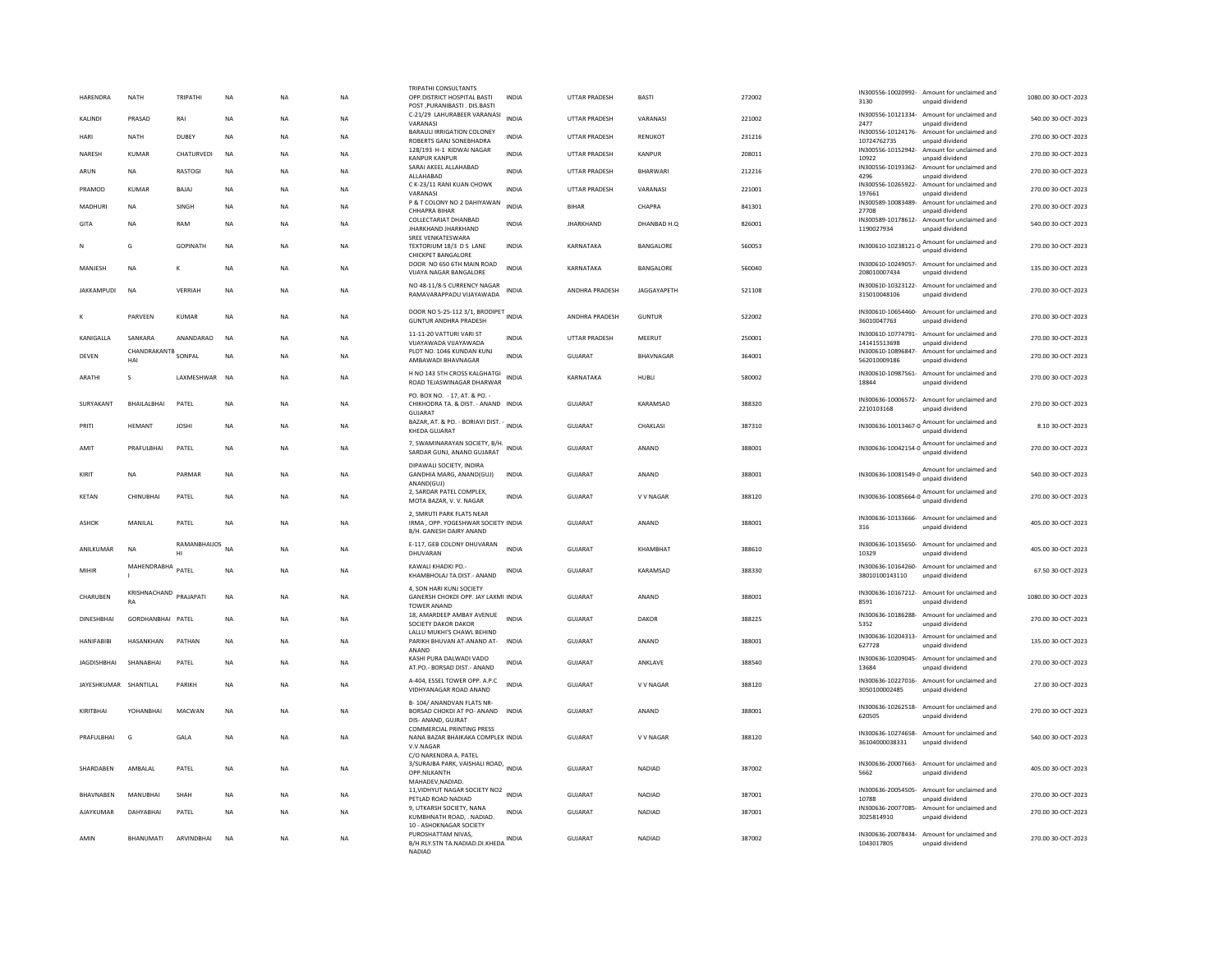| | | | | | | | | | | | | | | |
|---|---|---|---|---|---|---|---|---|---|---|---|---|---|---|
| HARENDRA | NATH | TRIPATHI | NA | NA | NA | TRIPATHI CONSULTANTS OPP.DISTRICT HOSPITAL BASTI POST ,PURANIBASTI . DIS.BASTI | INDIA | UTTAR PRADESH | BASTI | 272002 | IN300556-10020992-3130 | Amount for unclaimed and unpaid dividend | 1080.00 | 30-OCT-2023 |
| KALINDI | PRASAD | RAI | NA | NA | NA | C-21/29 LAHURABEER VARANASI VARANASI | INDIA | UTTAR PRADESH | VARANASI | 221002 | IN300556-10121334-2477 | Amount for unclaimed and unpaid dividend | 540.00 | 30-OCT-2023 |
| HARI | NATH | DUBEY | NA | NA | NA | BARAULI IRRIGATION COLONEY ROBERTS GANJ SONEBHADRA | INDIA | UTTAR PRADESH | RENUKOT | 231216 | IN300556-10124176-10724762735 | Amount for unclaimed and unpaid dividend | 270.00 | 30-OCT-2023 |
| NARESH | KUMAR | CHATURVEDI | NA | NA | NA | 128/193 H-1 KIDWAI NAGAR KANPUR KANPUR | INDIA | UTTAR PRADESH | KANPUR | 208011 | IN300556-10152942-10922 | Amount for unclaimed and unpaid dividend | 270.00 | 30-OCT-2023 |
| ARUN | NA | RASTOGI | NA | NA | NA | SARAI AKEEL ALLAHABAD ALLAHABAD | INDIA | UTTAR PRADESH | BHARWARI | 212216 | IN300556-10193362-4296 | Amount for unclaimed and unpaid dividend | 270.00 | 30-OCT-2023 |
| PRAMOD | KUMAR | BAJAJ | NA | NA | NA | C K-23/11 RANI KUAN CHOWK VARANASI | INDIA | UTTAR PRADESH | VARANASI | 221001 | IN300556-10265922-197661 | Amount for unclaimed and unpaid dividend | 270.00 | 30-OCT-2023 |
| MADHURI | NA | SINGH | NA | NA | NA | P & T COLONY NO 2 DAHIYAWAN CHHAPRA BIHAR | INDIA | BIHAR | CHAPRA | 841301 | IN300589-10083489-27708 | Amount for unclaimed and unpaid dividend | 270.00 | 30-OCT-2023 |
| GITA | NA | RAM | NA | NA | NA | COLLECTARIAT DHANBAD JHARKHAND JHARKHAND | INDIA | JHARKHAND | DHANBAD H.Q | 826001 | IN300589-10178612-1190027934 | Amount for unclaimed and unpaid dividend | 540.00 | 30-OCT-2023 |
| N | G | GOPINATH | NA | NA | NA | SREE VENKATESWARA TEXTORIUM 18/3 D S LANE CHICKPET BANGALORE | INDIA | KARNATAKA | BANGALORE | 560053 | IN300610-10238121-0 | Amount for unclaimed and unpaid dividend | 270.00 | 30-OCT-2023 |
| MANJESH | NA | K | NA | NA | NA | DOOR NO 650 6TH MAIN ROAD VIJAYA NAGAR BANGALORE | INDIA | KARNATAKA | BANGALORE | 560040 | IN300610-10249057-208010007434 | Amount for unclaimed and unpaid dividend | 135.00 | 30-OCT-2023 |
| JAKKAMPUDI | NA | VERRIAH | NA | NA | NA | NO 48-11/8-5 CURRENCY NAGAR RAMAVARAPPADU VIJAYAWADA | INDIA | ANDHRA PRADESH | JAGGAYAPETH | 521108 | IN300610-10323122-315010048106 | Amount for unclaimed and unpaid dividend | 270.00 | 30-OCT-2023 |
| K | PARVEEN | KUMAR | NA | NA | NA | DOOR NO 5-25-112 3/1, BRODIPET GUNTUR ANDHRA PRADESH | INDIA | ANDHRA PRADESH | GUNTUR | 522002 | IN300610-10654460-36010047763 | Amount for unclaimed and unpaid dividend | 270.00 | 30-OCT-2023 |
| KANIGALLA | SANKARA | ANANDARAO | NA | NA | NA | 11-11-20 VATTURI VARI ST VIJAYAWADA VIJAYAWADA | INDIA | UTTAR PRADESH | MEERUT | 250001 | IN300610-10774791-141415513698 | Amount for unclaimed and unpaid dividend | 270.00 | 30-OCT-2023 |
| DEVEN | CHANDRAKANTBHAI | SONPAL | NA | NA | NA | PLOT NO. 1046 KUNDAN KUNJ AMBAWADI BHAVNAGAR | INDIA | GUJARAT | BHAVNAGAR | 364001 | IN300610-10896847-562010009186 | Amount for unclaimed and unpaid dividend | 270.00 | 30-OCT-2023 |
| ARATHI | S | LAXMESHWAR | NA | NA | NA | H NO 143 5TH CROSS KALGHATGI ROAD TEJASWINAGAR DHARWAR | INDIA | KARNATAKA | HUBLI | 580002 | IN300610-10987561-18844 | Amount for unclaimed and unpaid dividend | 270.00 | 30-OCT-2023 |
| SURYAKANT | BHAILALBHAI | PATEL | NA | NA | NA | PO. BOX NO. - 17, AT. & PO. - CHIKHODRA TA. & DIST. - ANAND GUJARAT | INDIA | GUJARAT | KARAMSAD | 388320 | IN300636-10006572-2210103168 | Amount for unclaimed and unpaid dividend | 270.00 | 30-OCT-2023 |
| PRITI | HEMANT | JOSHI | NA | NA | NA | BAZAR, AT. & PO. - BORIAVI DIST. - KHEDA GUJARAT | INDIA | GUJARAT | CHAKLASI | 387310 | IN300636-10013467-0 | Amount for unclaimed and unpaid dividend | 8.10 | 30-OCT-2023 |
| AMIT | PRAFULBHAI | PATEL | NA | NA | NA | 7, SWAMINARAYAN SOCIETY, B/H. SARDAR GUNJ, ANAND GUJARAT | INDIA | GUJARAT | ANAND | 388001 | IN300636-10042154-0 | Amount for unclaimed and unpaid dividend | 270.00 | 30-OCT-2023 |
| KIRIT | NA | PARMAR | NA | NA | NA | DIPAWALI SOCIETY, INDIRA GANDHIA MARG, ANAND(GUJ) ANAND(GUJ) | INDIA | GUJARAT | ANAND | 388001 | IN300636-10081549-0 | Amount for unclaimed and unpaid dividend | 540.00 | 30-OCT-2023 |
| KETAN | CHINUBHAI | PATEL | NA | NA | NA | 2, SARDAR PATEL COMPLEX, MOTA BAZAR, V. V. NAGAR | INDIA | GUJARAT | V V NAGAR | 388120 | IN300636-10085664-0 | Amount for unclaimed and unpaid dividend | 270.00 | 30-OCT-2023 |
| ASHOK | MANILAL | PATEL | NA | NA | NA | 2, SMRUTI PARK FLATS NEAR IRMA , OPP. YOGESHWAR SOCIETY B/H. GANESH DAIRY ANAND | INDIA | GUJARAT | ANAND | 388001 | IN300636-10133666-316 | Amount for unclaimed and unpaid dividend | 405.00 | 30-OCT-2023 |
| ANILKUMAR | NA | RAMANBHAIJOSHI | NA | NA | NA | E-117, GEB COLONY DHUVARAN DHUVARAN | INDIA | GUJARAT | KHAMBHAT | 388610 | IN300636-10135650-10329 | Amount for unclaimed and unpaid dividend | 405.00 | 30-OCT-2023 |
| MIHIR | MAHENDRABHAI | PATEL | NA | NA | NA | KAWALI KHADKI PO.- KHAMBHOLAJ TA.DIST.- ANAND | INDIA | GUJARAT | KARAMSAD | 388330 | IN300636-10164260-38010100143110 | Amount for unclaimed and unpaid dividend | 67.50 | 30-OCT-2023 |
| CHARUBEN | KRISHNACHANDRA | PRAJAPATI | NA | NA | NA | 4, SON HARI KUNJ SOCIETY GANERSH CHOKDI OPP. JAY LAXMI TOWER ANAND | INDIA | GUJARAT | ANAND | 388001 | IN300636-10167212-8591 | Amount for unclaimed and unpaid dividend | 1080.00 | 30-OCT-2023 |
| DINESHBHAI | GORDHANBHAI | PATEL | NA | NA | NA | 18, AMARDEEP AMBAY AVENUE SOCIETY DAKOR DAKOR | INDIA | GUJARAT | DAKOR | 388225 | IN300636-10186288-5352 | Amount for unclaimed and unpaid dividend | 270.00 | 30-OCT-2023 |
| HANIFABIBI | HASANKHAN | PATHAN | NA | NA | NA | LALLU MUKHI'S CHAWL BEHIND PARIKH BHUVAN AT-ANAND AT-ANAND | INDIA | GUJARAT | ANAND | 388001 | IN300636-10204313-627728 | Amount for unclaimed and unpaid dividend | 135.00 | 30-OCT-2023 |
| JAGDISHBHAI | SHANABHAI | PATEL | NA | NA | NA | KASHI PURA DALWADI VADO AT.PO.- BORSAD DIST.- ANAND | INDIA | GUJARAT | ANKLAVE | 388540 | IN300636-10209045-13684 | Amount for unclaimed and unpaid dividend | 270.00 | 30-OCT-2023 |
| JAYESHKUMAR | SHANTILAL | PARIKH | NA | NA | NA | A-404, ESSEL TOWER OPP. A.P.C VIDHYANAGAR ROAD ANAND | INDIA | GUJARAT | V V NAGAR | 388120 | IN300636-10227016-3050100002485 | Amount for unclaimed and unpaid dividend | 27.00 | 30-OCT-2023 |
| KIRITBHAI | YOHANBHAI | MACWAN | NA | NA | NA | B- 104/ ANANDVAN FLATS NR-BORSAD CHOKDI AT PO- ANAND DIS- ANAND, GUJRAT | INDIA | GUJARAT | ANAND | 388001 | IN300636-10262518-620505 | Amount for unclaimed and unpaid dividend | 270.00 | 30-OCT-2023 |
| PRAFULBHAI | G | GALA | NA | NA | NA | COMMERCIAL PRINTING PRESS NANA BAZAR BHAIKAKA COMPLEX V.V.NAGAR | INDIA | GUJARAT | V V NAGAR | 388120 | IN300636-10274658-36104000038331 | Amount for unclaimed and unpaid dividend | 540.00 | 30-OCT-2023 |
| SHARDABEN | AMBALAL | PATEL | NA | NA | NA | C/O NARENDRA A. PATEL 3/SURAJBA PARK, VAISHALI ROAD, OPP.NILKANTH MAHADEV,NADIAD. | INDIA | GUJARAT | NADIAD | 387002 | IN300636-20007663-5662 | Amount for unclaimed and unpaid dividend | 405.00 | 30-OCT-2023 |
| BHAVNABEN | MANUBHAI | SHAH | NA | NA | NA | 11,VIDHYUT NAGAR SOCIETY NO2 PETLAD ROAD NADIAD | INDIA | GUJARAT | NADIAD | 387001 | IN300636-20054505-10788 | Amount for unclaimed and unpaid dividend | 270.00 | 30-OCT-2023 |
| AJAYKUMAR | DAHYABHAI | PATEL | NA | NA | NA | 9, UTKARSH SOCIETY, NANA KUMBHNATH ROAD, . NADIAD. | INDIA | GUJARAT | NADIAD | 387001 | IN300636-20077085-3025814910 | Amount for unclaimed and unpaid dividend | 270.00 | 30-OCT-2023 |
| AMIN | BHANUMATI | ARVINDBHAI | NA | NA | NA | 10 - ASHOKNAGAR SOCIETY PUROSHATTAM NIVAS, B/H.RLY.STN TA.NADIAD.DI.KHEDA NADIAD | INDIA | GUJARAT | NADIAD | 387002 | IN300636-20078434-1043017805 | Amount for unclaimed and unpaid dividend | 270.00 | 30-OCT-2023 |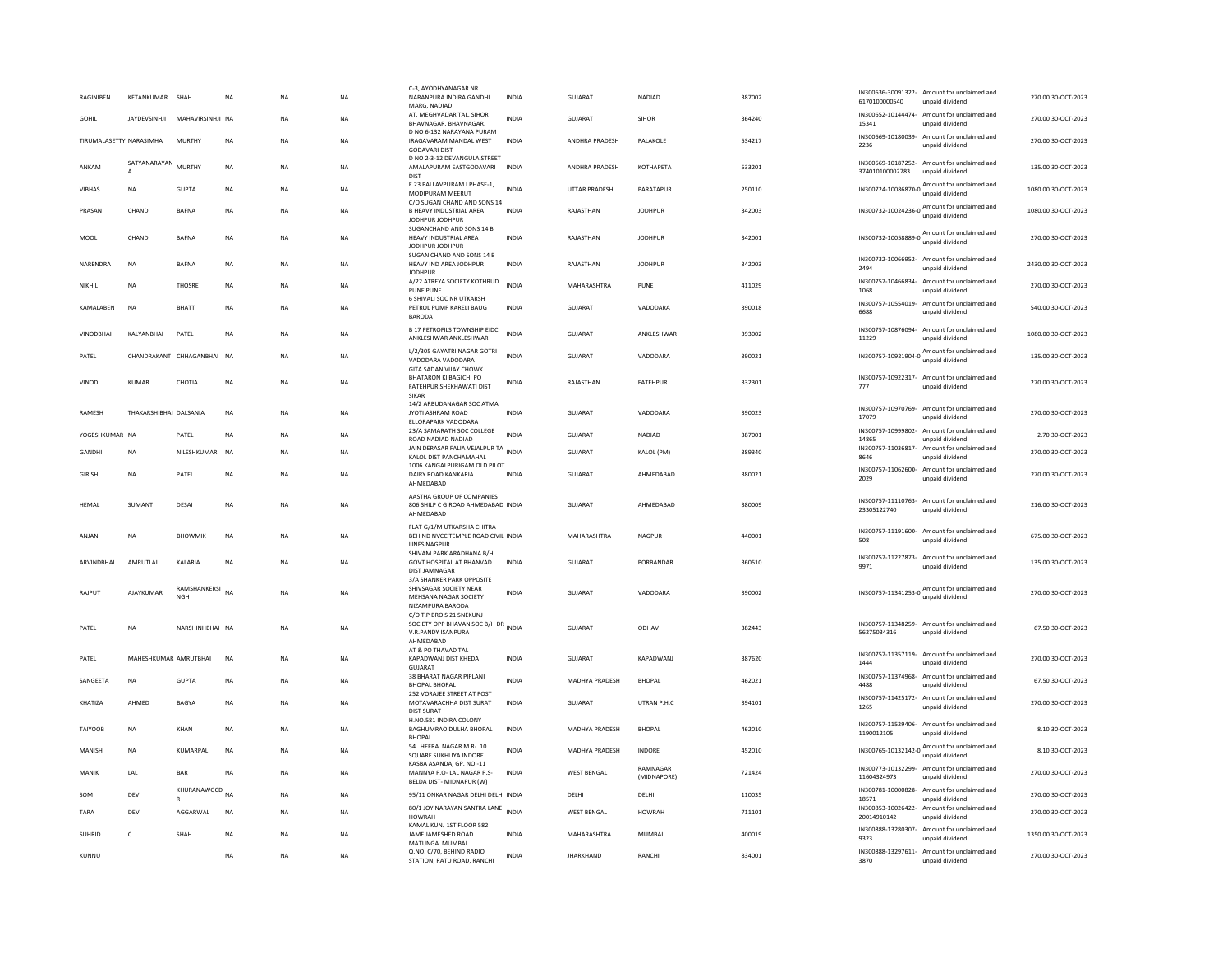| | | | | | | | | | | | | | | |
|---|---|---|---|---|---|---|---|---|---|---|---|---|---|---|
| RAGINIBEN | KETANKUMAR | SHAH | NA | NA | NA | C-3, AYODHYANAGAR NR. NARANPURA INDIRA GANDHI MARG, NADIAD | INDIA | GUJARAT | NADIAD | 387002 | IN300636-30091322-6170100000540 | Amount for unclaimed and unpaid dividend | 270.00 | 30-OCT-2023 |
| GOHIL | JAYDEVSINHJI | MAHAVIRSINHJI | NA | NA | NA | AT. MEGHVADAR TAL. SIHOR BHAVNAGAR. BHAVNAGAR. | INDIA | GUJARAT | SIHOR | 364240 | IN300652-10144474-15341 | Amount for unclaimed and unpaid dividend | 270.00 | 30-OCT-2023 |
| TIRUMALASETTY | NARASIMHA | MURTHY | NA | NA | NA | D NO 6-132 NARAYANA PURAM IRAGAVARAM MANDAL WEST GODAVARI DIST | INDIA | ANDHRA PRADESH | PALAKOLE | 534217 | IN300669-10180039-2236 | Amount for unclaimed and unpaid dividend | 270.00 | 30-OCT-2023 |
| ANKAM | SATYANARAYAN A | MURTHY | NA | NA | NA | D NO 2-3-12 DEVANGULA STREET AMALAPURAM EASTGODAVARI DIST | INDIA | ANDHRA PRADESH | KOTHAPETA | 533201 | IN300669-10187252-374010100002783 | Amount for unclaimed and unpaid dividend | 135.00 | 30-OCT-2023 |
| VIBHAS | NA | GUPTA | NA | NA | NA | E 23 PALLAVPURAM I PHASE-1, MODIPURAM MEERUT | INDIA | UTTAR PRADESH | PARATAPUR | 250110 | IN300724-10086870-0 | Amount for unclaimed and unpaid dividend | 1080.00 | 30-OCT-2023 |
| PRASAN | CHAND | BAFNA | NA | NA | NA | C/O SUGAN CHAND AND SONS 14 B HEAVY INDUSTRIAL AREA JODHPUR JODHPUR | INDIA | RAJASTHAN | JODHPUR | 342003 | IN300732-10024236-0 | Amount for unclaimed and unpaid dividend | 1080.00 | 30-OCT-2023 |
| MOOL | CHAND | BAFNA | NA | NA | NA | SUGANCHAND AND SONS 14 B HEAVY INDUSTRIAL AREA JODHPUR JODHPUR | INDIA | RAJASTHAN | JODHPUR | 342001 | IN300732-10058889-0 | Amount for unclaimed and unpaid dividend | 270.00 | 30-OCT-2023 |
| NARENDRA | NA | BAFNA | NA | NA | NA | SUGAN CHAND AND SONS 14 B HEAVY IND AREA JODHPUR JODHPUR | INDIA | RAJASTHAN | JODHPUR | 342003 | IN300732-10066952-2494 | Amount for unclaimed and unpaid dividend | 2430.00 | 30-OCT-2023 |
| NIKHIL | NA | THOSRE | NA | NA | NA | A/22 ATREYA SOCIETY KOTHRUD PUNE PUNE | INDIA | MAHARASHTRA | PUNE | 411029 | IN300757-10466834-1068 | Amount for unclaimed and unpaid dividend | 270.00 | 30-OCT-2023 |
| KAMALABEN | NA | BHATT | NA | NA | NA | 6 SHIVALI SOC NR UTKARSH PETROL PUMP KARELI BAUG BARODA | INDIA | GUJARAT | VADODARA | 390018 | IN300757-10554019-6688 | Amount for unclaimed and unpaid dividend | 540.00 | 30-OCT-2023 |
| VINODBHAI | KALYANBHAI | PATEL | NA | NA | NA | B 17 PETROFILS TOWNSHIP EIDC ANKLESHWAR ANKLESHWAR | INDIA | GUJARAT | ANKLESHWAR | 393002 | IN300757-10876094-11229 | Amount for unclaimed and unpaid dividend | 1080.00 | 30-OCT-2023 |
| PATEL | CHANDRAKANT | CHHAGANBHAI | NA | NA | NA | L/2/305 GAYATRI NAGAR GOTRI VADODARA VADODARA | INDIA | GUJARAT | VADODARA | 390021 | IN300757-10921904-0 | Amount for unclaimed and unpaid dividend | 135.00 | 30-OCT-2023 |
| VINOD | KUMAR | CHOTIA | NA | NA | NA | GITA SADAN VIJAY CHOWK BHATARON KI BAGICHI PO FATEHPUR SHEKHAWATI DIST SIKAR | INDIA | RAJASTHAN | FATEHPUR | 332301 | IN300757-10922317-777 | Amount for unclaimed and unpaid dividend | 270.00 | 30-OCT-2023 |
| RAMESH | THAKARSHIBHAI | DALSANIA | NA | NA | NA | 14/2 ARBUDANAGAR SOC ATMA JYOTI ASHRAM ROAD ELLORAPARK VADODARA | INDIA | GUJARAT | VADODARA | 390023 | IN300757-10970769-17079 | Amount for unclaimed and unpaid dividend | 270.00 | 30-OCT-2023 |
| YOGESHKUMAR | NA | PATEL | NA | NA | NA | 23/A SAMARATH SOC COLLEGE ROAD NADIAD NADIAD | INDIA | GUJARAT | NADIAD | 387001 | IN300757-10999802-14865 | Amount for unclaimed and unpaid dividend | 2.70 | 30-OCT-2023 |
| GANDHI | NA | NILESHKUMAR | NA | NA | NA | JAIN DERASAR FALIA VEJALPUR TA KALOL DIST PANCHAMAHAL | INDIA | GUJARAT | KALOL (PM) | 389340 | IN300757-11036817-8646 | Amount for unclaimed and unpaid dividend | 270.00 | 30-OCT-2023 |
| GIRISH | NA | PATEL | NA | NA | NA | 1006 KANGALPURIGAM OLD PILOT DAIRY ROAD KANKARIA AHMEDABAD | INDIA | GUJARAT | AHMEDABAD | 380021 | IN300757-11062600-2029 | Amount for unclaimed and unpaid dividend | 270.00 | 30-OCT-2023 |
| HEMAL | SUMANT | DESAI | NA | NA | NA | AASTHA GROUP OF COMPANIES 806 SHILP C G ROAD AHMEDABAD AHMEDABAD | INDIA | GUJARAT | AHMEDABAD | 380009 | IN300757-11110763-23305122740 | Amount for unclaimed and unpaid dividend | 216.00 | 30-OCT-2023 |
| ANJAN | NA | BHOWMIK | NA | NA | NA | FLAT G/1/M UTKARSHA CHITRA BEHIND NVCC TEMPLE ROAD CIVIL LINES NAGPUR | INDIA | MAHARASHTRA | NAGPUR | 440001 | IN300757-11191600-508 | Amount for unclaimed and unpaid dividend | 675.00 | 30-OCT-2023 |
| ARVINDBHAI | AMRUTLAL | KALARIA | NA | NA | NA | SHIVAM PARK ARADHANA B/H GOVT HOSPITAL AT BHANVAD DIST JAMNAGAR | INDIA | GUJARAT | PORBANDAR | 360510 | IN300757-11227873-9971 | Amount for unclaimed and unpaid dividend | 135.00 | 30-OCT-2023 |
| RAJPUT | AJAYKUMAR | RAMSHANKERSINGH | NA | NA | NA | 3/A SHANKER PARK OPPOSITE SHIVSAGAR SOCIETY NEAR MEHSANA NAGAR SOCIETY NIZAMPURA BARODA | INDIA | GUJARAT | VADODARA | 390002 | IN300757-11341253-0 | Amount for unclaimed and unpaid dividend | 270.00 | 30-OCT-2023 |
| PATEL | NA | NARSHINHBHAI | NA | NA | NA | C/O T.P BRO S 21 SNEKUNJ SOCIETY OPP BHAVAN SOC B/H DR V.R.PANDY ISANPURA AHMEDABAD | INDIA | GUJARAT | ODHAV | 382443 | IN300757-11348259-56275034316 | Amount for unclaimed and unpaid dividend | 67.50 | 30-OCT-2023 |
| PATEL | MAHESHKUMAR | AMRUTBHAI | NA | NA | NA | AT & PO THAVAD TAL KAPADWANJ DIST KHEDA GUJARAT | INDIA | GUJARAT | KAPADWANJ | 387620 | IN300757-11357119-1444 | Amount for unclaimed and unpaid dividend | 270.00 | 30-OCT-2023 |
| SANGEETA | NA | GUPTA | NA | NA | NA | 38 BHARAT NAGAR PIPLANI BHOPAL BHOPAL | INDIA | MADHYA PRADESH | BHOPAL | 462021 | IN300757-11374968-4488 | Amount for unclaimed and unpaid dividend | 67.50 | 30-OCT-2023 |
| KHATIZA | AHMED | BAGYA | NA | NA | NA | 252 VORAJEE STREET AT POST MOTAVARACHHA DIST SURAT DIST SURAT | INDIA | GUJARAT | UTRAN P.H.C | 394101 | IN300757-11425172-1265 | Amount for unclaimed and unpaid dividend | 270.00 | 30-OCT-2023 |
| TAIYOOB | NA | KHAN | NA | NA | NA | H.NO.581 INDIRA COLONY BAGHUMRAO DULHA BHOPAL BHOPAL | INDIA | MADHYA PRADESH | BHOPAL | 462010 | IN300757-11529406-1190012105 | Amount for unclaimed and unpaid dividend | 8.10 | 30-OCT-2023 |
| MANISH | NA | KUMARPAL | NA | NA | NA | 54 HEERA NAGAR M R- 10 SQUARE SUKHLIYA INDORE | INDIA | MADHYA PRADESH | INDORE | 452010 | IN300765-10132142-0 | Amount for unclaimed and unpaid dividend | 8.10 | 30-OCT-2023 |
| MANIK | LAL | BAR | NA | NA | NA | KASBA ASANDA, GP. NO.-11 MANNYA P.O- LAL NAGAR P.S-BELDA DIST- MIDNAPUR (W) | INDIA | WEST BENGAL | RAMNAGAR (MIDNAPORE) | 721424 | IN300773-10132299-11604324973 | Amount for unclaimed and unpaid dividend | 270.00 | 30-OCT-2023 |
| SOM | DEV | KHURANAWGCDR | NA | NA | NA | 95/11 ONKAR NAGAR DELHI DELHI | INDIA | DELHI | DELHI | 110035 | IN300781-10000828-18571 | Amount for unclaimed and unpaid dividend | 270.00 | 30-OCT-2023 |
| TARA | DEVI | AGGARWAL | NA | NA | NA | 80/1 JOY NARAYAN SANTRA LANE HOWRAH | INDIA | WEST BENGAL | HOWRAH | 711101 | IN300853-10026422-20014910142 | Amount for unclaimed and unpaid dividend | 270.00 | 30-OCT-2023 |
| SUHRID | C | SHAH | NA | NA | NA | KAMAL KUNJ 1ST FLOOR 582 JAME JAMESHED ROAD MATUNGA MUMBAI | INDIA | MAHARASHTRA | MUMBAI | 400019 | IN300888-13280307-9323 | Amount for unclaimed and unpaid dividend | 1350.00 | 30-OCT-2023 |
| KUNNU | | | NA | NA | NA | Q.NO. C/70, BEHIND RADIO STATION, RATU ROAD, RANCHI | INDIA | JHARKHAND | RANCHI | 834001 | IN300888-13297611-3870 | Amount for unclaimed and unpaid dividend | 270.00 | 30-OCT-2023 |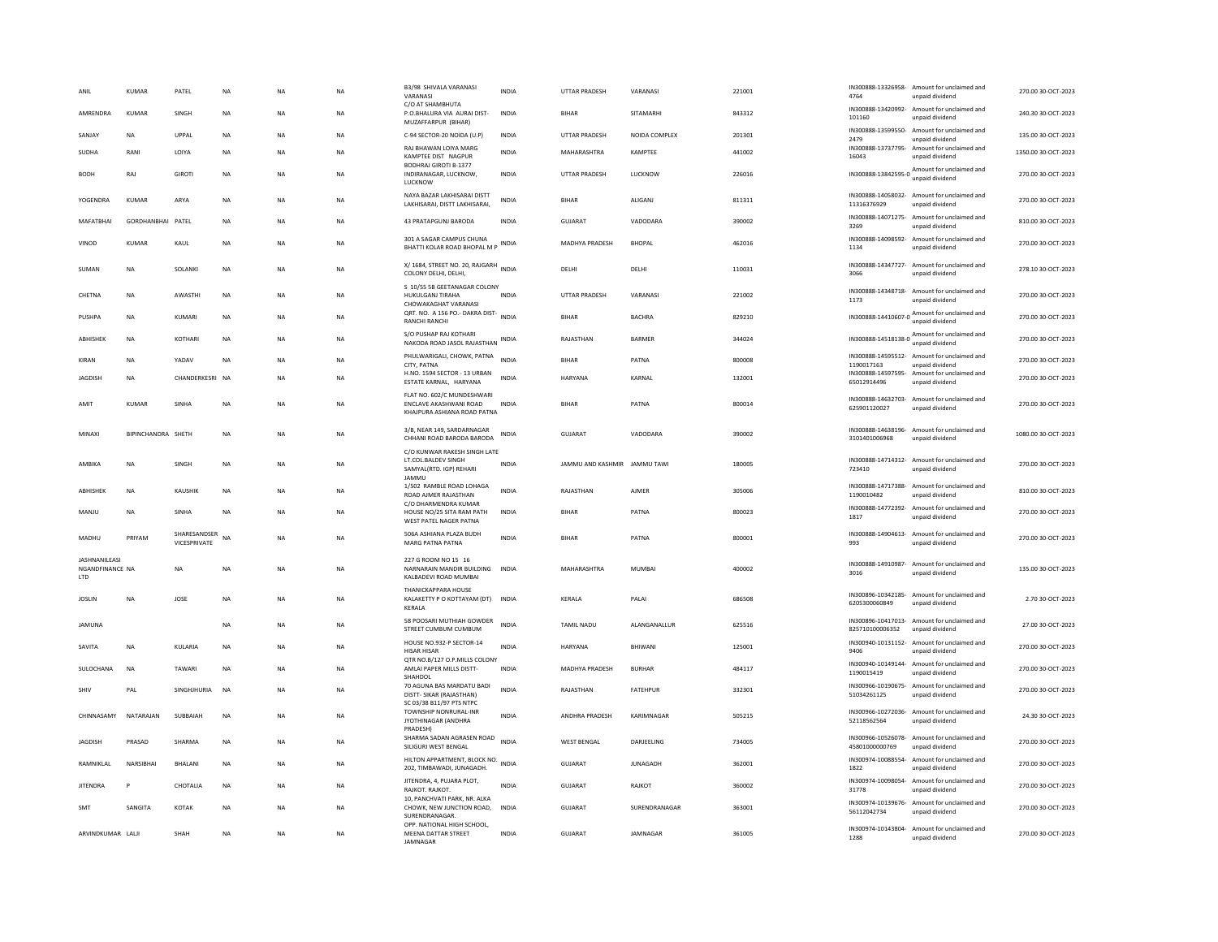| | | | | | | | | | | | | | | |
|---|---|---|---|---|---|---|---|---|---|---|---|---|---|---|
| ANIL | KUMAR | PATEL | NA | NA | NA | B3/98 SHIVALA VARANASI VARANASI | INDIA | UTTAR PRADESH | VARANASI | 221001 | IN300888-13326958-4764 | Amount for unclaimed and unpaid dividend | 270.00 | 30-OCT-2023 |
| AMRENDRA | KUMAR | SINGH | NA | NA | NA | C/O AT SHAMBHUTA P.O.BHALURA VIA AURAI DIST-MUZAFFARPUR (BIHAR) | INDIA | BIHAR | SITAMARHI | 843312 | IN300888-13420992-101160 | Amount for unclaimed and unpaid dividend | 240.30 | 30-OCT-2023 |
| SANJAY | NA | UPPAL | NA | NA | NA | C-94 SECTOR-20 NOIDA (U.P) | INDIA | UTTAR PRADESH | NOIDA COMPLEX | 201301 | IN300888-13599550-2479 | Amount for unclaimed and unpaid dividend | 135.00 | 30-OCT-2023 |
| SUDHA | RANI | LOIYA | NA | NA | NA | RAJ BHAWAN LOIYA MARG KAMPTEE DIST NAGPUR | INDIA | MAHARASHTRA | KAMPTEE | 441002 | IN300888-13737795-16043 | Amount for unclaimed and unpaid dividend | 1350.00 | 30-OCT-2023 |
| BODH | RAJ | GIROTI | NA | NA | NA | BODHRAJ GIROTI B-1377 INDIRANAGAR, LUCKNOW, LUCKNOW | INDIA | UTTAR PRADESH | LUCKNOW | 226016 | IN300888-13842595-0 | Amount for unclaimed and unpaid dividend | 270.00 | 30-OCT-2023 |
| YOGENDRA | KUMAR | ARYA | NA | NA | NA | NAYA BAZAR LAKHISARAI DISTT LAKHISARAI, DISTT LAKHISARAI, | INDIA | BIHAR | ALIGANJ | 811311 | IN300888-14058032-11316376929 | Amount for unclaimed and unpaid dividend | 270.00 | 30-OCT-2023 |
| MAFATBHAI | GORDHANBHAI | PATEL | NA | NA | NA | 43 PRATAPGUNJ BARODA | INDIA | GUJARAT | VADODARA | 390002 | IN300888-14071275-3269 | Amount for unclaimed and unpaid dividend | 810.00 | 30-OCT-2023 |
| VINOD | KUMAR | KAUL | NA | NA | NA | 301 A SAGAR CAMPUS CHUNA BHATTI KOLAR ROAD BHOPAL M P | INDIA | MADHYA PRADESH | BHOPAL | 462016 | IN300888-14098592-1134 | Amount for unclaimed and unpaid dividend | 270.00 | 30-OCT-2023 |
| SUMAN | NA | SOLANKI | NA | NA | NA | X/ 1684, STREET NO. 20, RAJGARH COLONY DELHI, DELHI, | INDIA | DELHI | DELHI | 110031 | IN300888-14347727-3066 | Amount for unclaimed and unpaid dividend | 278.10 | 30-OCT-2023 |
| CHETNA | NA | AWASTHI | NA | NA | NA | S 10/55 5B GEETANAGAR COLONY HUKULGANJ TIRAHA CHOWAKAGHAT VARANASI | INDIA | UTTAR PRADESH | VARANASI | 221002 | IN300888-14348718-1173 | Amount for unclaimed and unpaid dividend | 270.00 | 30-OCT-2023 |
| PUSHPA | NA | KUMARI | NA | NA | NA | QRT. NO. A 156 PO.- DAKRA DIST-RANCHI RANCHI | INDIA | BIHAR | BACHRA | 829210 | IN300888-14410607-0 | Amount for unclaimed and unpaid dividend | 270.00 | 30-OCT-2023 |
| ABHISHEK | NA | KOTHARI | NA | NA | NA | S/O PUSHAP RAJ KOTHARI NAKODA ROAD JASOL RAJASTHAN | INDIA | RAJASTHAN | BARMER | 344024 | IN300888-14518138-0 | Amount for unclaimed and unpaid dividend | 270.00 | 30-OCT-2023 |
| KIRAN | NA | YADAV | NA | NA | NA | PHULWARIGALI, CHOWK, PATNA CITY, PATNA | INDIA | BIHAR | PATNA | 800008 | IN300888-14595512-1190017163 | Amount for unclaimed and unpaid dividend | 270.00 | 30-OCT-2023 |
| JAGDISH | NA | CHANDERKESRI | NA | NA | NA | H.NO. 1594 SECTOR - 13 URBAN ESTATE KARNAL, HARYANA | INDIA | HARYANA | KARNAL | 132001 | IN300888-14597595-65012914496 | Amount for unclaimed and unpaid dividend | 270.00 | 30-OCT-2023 |
| AMIT | KUMAR | SINHA | NA | NA | NA | FLAT NO. 602/C MUNDESHWARI ENCLAVE AKASHWANI ROAD KHAJPURA ASHIANA ROAD PATNA | INDIA | BIHAR | PATNA | 800014 | IN300888-14632703-625901120027 | Amount for unclaimed and unpaid dividend | 270.00 | 30-OCT-2023 |
| MINAXI | BIPINCHANDRA | SHETH | NA | NA | NA | 3/B, NEAR 149, SARDARNAGAR CHHANI ROAD BARODA BARODA | INDIA | GUJARAT | VADODARA | 390002 | IN300888-14638196-3101401006968 | Amount for unclaimed and unpaid dividend | 1080.00 | 30-OCT-2023 |
| AMBIKA | NA | SINGH | NA | NA | NA | C/O KUNWAR RAKESH SINGH LATE LT.COL.BALDEV SINGH SAMYAL(RTD. IGP) REHARI JAMMU | INDIA | JAMMU AND KASHMIR | JAMMU TAWI | 180005 | IN300888-14714312-723410 | Amount for unclaimed and unpaid dividend | 270.00 | 30-OCT-2023 |
| ABHISHEK | NA | KAUSHIK | NA | NA | NA | 1/502 RAMBLE ROAD LOHAGA ROAD AJMER RAJASTHAN | INDIA | RAJASTHAN | AJMER | 305006 | IN300888-14717388-1190010482 | Amount for unclaimed and unpaid dividend | 810.00 | 30-OCT-2023 |
| MANJU | NA | SINHA | NA | NA | NA | C/O DHARMENDRA KUMAR HOUSE NO/25 SITA RAM PATH WEST PATEL NAGER PATNA | INDIA | BIHAR | PATNA | 800023 | IN300888-14772392-1817 | Amount for unclaimed and unpaid dividend | 270.00 | 30-OCT-2023 |
| MADHU | PRIYAM | SHARESANDSER VICESPRIVATE | NA | NA | NA | 506A ASHIANA PLAZA BUDH MARG PATNA PATNA | INDIA | BIHAR | PATNA | 800001 | IN300888-14904613-993 | Amount for unclaimed and unpaid dividend | 270.00 | 30-OCT-2023 |
| JASHNANILEASI NGANDFINANCE LTD | NA | NA | NA | NA | NA | 227 G ROOM NO 15 16 NARNARAIN MANDIR BUILDING KALBADEVI ROAD MUMBAI | INDIA | MAHARASHTRA | MUMBAI | 400002 | IN300888-14910987-3016 | Amount for unclaimed and unpaid dividend | 135.00 | 30-OCT-2023 |
| JOSLIN | NA | JOSE | NA | NA | NA | THANICKAPPARA HOUSE KALAKETTY P O KOTTAYAM (DT) KERALA | INDIA | KERALA | PALAI | 686508 | IN300896-10342185-6205300060849 | Amount for unclaimed and unpaid dividend | 2.70 | 30-OCT-2023 |
| JAMUNA | | | NA | NA | NA | 58 POOSARI MUTHIAH GOWDER STREET CUMBUM CUMBUM | INDIA | TAMIL NADU | ALANGANALLUR | 625516 | IN300896-10417013-825710100006352 | Amount for unclaimed and unpaid dividend | 27.00 | 30-OCT-2023 |
| SAVITA | NA | KULARIA | NA | NA | NA | HOUSE NO.932-P SECTOR-14 HISAR HISAR | INDIA | HARYANA | BHIWANI | 125001 | IN300940-10131152-9406 | Amount for unclaimed and unpaid dividend | 270.00 | 30-OCT-2023 |
| SULOCHANA | NA | TAWARI | NA | NA | NA | QTR NO.B/127 O.P.MILLS COLONY AMLAI PAPER MILLS DISTT-SHAHDOL | INDIA | MADHYA PRADESH | BURHAR | 484117 | IN300940-10149144-1190015419 | Amount for unclaimed and unpaid dividend | 270.00 | 30-OCT-2023 |
| SHIV | PAL | SINGHJHURIA | NA | NA | NA | 70 AGUNA BAS MARDATU BADI DISTT- SIKAR (RAJASTHAN) | INDIA | RAJASTHAN | FATEHPUR | 332301 | IN300966-10190675-51034261125 | Amount for unclaimed and unpaid dividend | 270.00 | 30-OCT-2023 |
| CHINNASAMY | NATARAJAN | SUBBAIAH | NA | NA | NA | SC 03/38 811/97 PTS NTPC TOWNSHIP NONRURAL-INR JYOTHINAGAR (ANDHRA PRADESH) | INDIA | ANDHRA PRADESH | KARIMNAGAR | 505215 | IN300966-10272036-52118562564 | Amount for unclaimed and unpaid dividend | 24.30 | 30-OCT-2023 |
| JAGDISH | PRASAD | SHARMA | NA | NA | NA | SHARMA SADAN AGRASEN ROAD SILIGURI WEST BENGAL | INDIA | WEST BENGAL | DARJEELING | 734005 | IN300966-10526078-45801000000769 | Amount for unclaimed and unpaid dividend | 270.00 | 30-OCT-2023 |
| RAMNIKLAL | NARSIBHAI | BHALANI | NA | NA | NA | HILTON APPARTMENT, BLOCK NO. 202, TIMBAWADI, JUNAGADH. | INDIA | GUJARAT | JUNAGADH | 362001 | IN300974-10088554-1822 | Amount for unclaimed and unpaid dividend | 270.00 | 30-OCT-2023 |
| JITENDRA | P | CHOTALIA | NA | NA | NA | JITENDRA, 4, PUJARA PLOT, RAJKOT. RAJKOT. | INDIA | GUJARAT | RAJKOT | 360002 | IN300974-10098054-31778 | Amount for unclaimed and unpaid dividend | 270.00 | 30-OCT-2023 |
| SMT | SANGITA | KOTAK | NA | NA | NA | 10, PANCHVATI PARK, NR. ALKA CHOWK, NEW JUNCTION ROAD, SURENDRANAGAR. | INDIA | GUJARAT | SURENDRANAGAR | 363001 | IN300974-10139676-56112042734 | Amount for unclaimed and unpaid dividend | 270.00 | 30-OCT-2023 |
| ARVINDKUMAR | LALJI | SHAH | NA | NA | NA | OPP. NATIONAL HIGH SCHOOL, MEENA DATTAR STREET JAMNAGAR | INDIA | GUJARAT | JAMNAGAR | 361005 | IN300974-10143804-1288 | Amount for unclaimed and unpaid dividend | 270.00 | 30-OCT-2023 |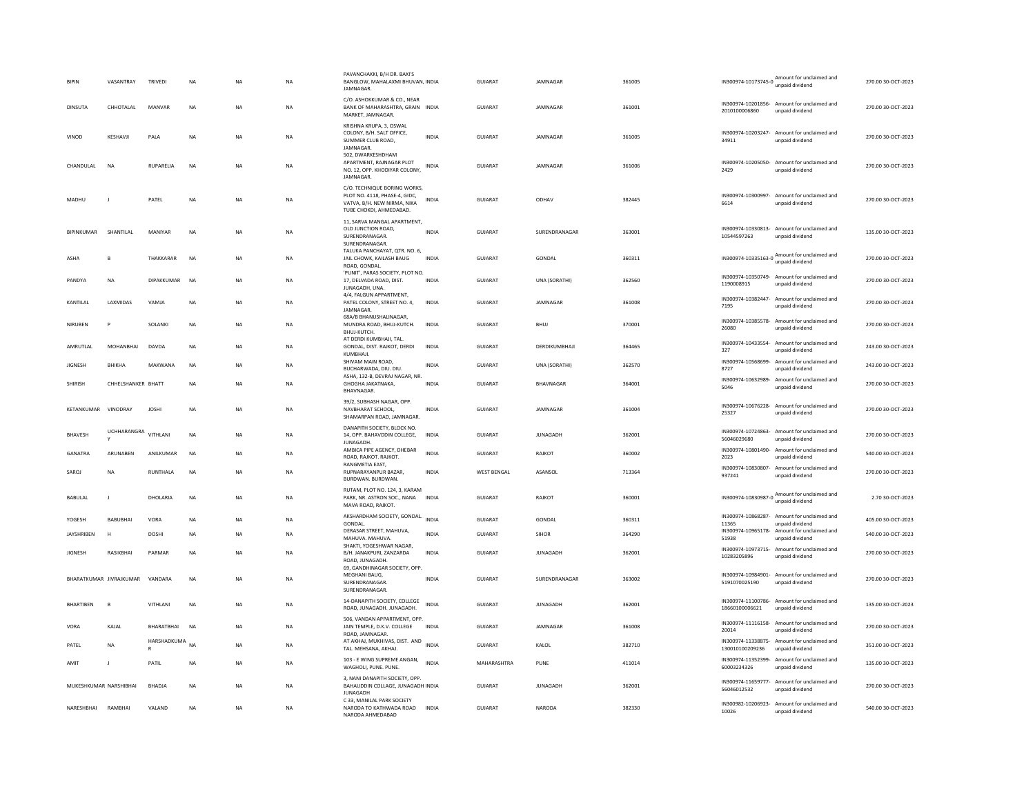| BIPIN | VASANTRAY | TRIVEDI | NA | NA | NA | PAVANCHAKKI, B/H DR. BAXI'S BANGLOW, MAHALAXMI BHUVAN, JAMNAGAR. | INDIA | GUJARAT | JAMNAGAR | 361005 | | IN300974-10173745-0 | Amount for unclaimed and unpaid dividend | 270.00 | 30-OCT-2023 |
|---|---|---|---|---|---|---|---|---|---|---|---|---|---|---|---|
| DINSUTA | CHHOTALAL | MANVAR | NA | NA | NA | C/O. ASHOKKUMAR & CO., NEAR BANK OF MAHARASHTRA, GRAIN MARKET, JAMNAGAR. | INDIA | GUJARAT | JAMNAGAR | 361001 | | IN300974-10201856-2010100006860 | Amount for unclaimed and unpaid dividend | 270.00 | 30-OCT-2023 |
| VINOD | KESHAVJI | PALA | NA | NA | NA | KRISHNA KRUPA, 3, OSWAL COLONY, B/H. SALT OFFICE, SUMMER CLUB ROAD, JAMNAGAR. | INDIA | GUJARAT | JAMNAGAR | 361005 | | IN300974-10203247-34911 | Amount for unclaimed and unpaid dividend | 270.00 | 30-OCT-2023 |
| CHANDULAL | NA | RUPARELIA | NA | NA | NA | 502, DWARKESHDHAM APARTMENT, RAJNAGAR PLOT NO. 12, OPP. KHODIYAR COLONY, JAMNAGAR. | INDIA | GUJARAT | JAMNAGAR | 361006 | | IN300974-10205050-2429 | Amount for unclaimed and unpaid dividend | 270.00 | 30-OCT-2023 |
| MADHU | J | PATEL | NA | NA | NA | C/O. TECHNIQUE BORING WORKS, PLOT NO. 4118, PHASE-4, GIDC, VATVA, B/H. NEW NIRMA, NIKA TUBE CHOKDI, AHMEDABAD. | INDIA | GUJARAT | ODHAV | 382445 | | IN300974-10300997-6614 | Amount for unclaimed and unpaid dividend | 270.00 | 30-OCT-2023 |
| BIPINKUMAR | SHANTILAL | MANIYAR | NA | NA | NA | 11, SARVA MANGAL APARTMENT, OLD JUNCTION ROAD, SURENDRANAGAR. SURENDRANAGAR. | INDIA | GUJARAT | SURENDRANAGAR | 363001 | | IN300974-10330813-10544597263 | Amount for unclaimed and unpaid dividend | 135.00 | 30-OCT-2023 |
| ASHA | B | THAKKARAR | NA | NA | NA | TALUKA PANCHAYAT, QTR. NO. 6, JAIL CHOWK, KAILASH BAUG ROAD, GONDAL. | INDIA | GUJARAT | GONDAL | 360311 | | IN300974-10335163-0 | Amount for unclaimed and unpaid dividend | 270.00 | 30-OCT-2023 |
| PANDYA | NA | DIPAKKUMAR | NA | NA | NA | 'PUNIT', PARAS SOCIETY, PLOT NO. 17, DELVADA ROAD, DIST. JUNAGADH, UNA. | INDIA | GUJARAT | UNA (SORATHI) | 362560 | | IN300974-10350749-1190008915 | Amount for unclaimed and unpaid dividend | 270.00 | 30-OCT-2023 |
| KANTILAL | LAXMIDAS | VAMJA | NA | NA | NA | 4/4, FALGUN APPARTMENT, PATEL COLONY, STREET NO. 4, JAMNAGAR. | INDIA | GUJARAT | JAMNAGAR | 361008 | | IN300974-10382447-7195 | Amount for unclaimed and unpaid dividend | 270.00 | 30-OCT-2023 |
| NIRUBEN | P | SOLANKI | NA | NA | NA | 68A/B BHANUSHALINAGAR, MUNDRA ROAD, BHUJ-KUTCH. BHUJ-KUTCH. | INDIA | GUJARAT | BHUJ | 370001 | | IN300974-10385578-26080 | Amount for unclaimed and unpaid dividend | 270.00 | 30-OCT-2023 |
| AMRUTLAL | MOHANBHAI | DAVDA | NA | NA | NA | AT DERDI KUMBHAJI, TAL. GONDAL, DIST. RAJKOT, DERDI KUMBHAJI. | INDIA | GUJARAT | DERDIKUMBHAJI | 364465 | | IN300974-10433554-327 | Amount for unclaimed and unpaid dividend | 243.00 | 30-OCT-2023 |
| JIGNESH | BHIKHA | MAKWANA | NA | NA | NA | SHIVAM MAIN ROAD, BUCHARWADA, DIU. DIU. | INDIA | GUJARAT | UNA (SORATHI) | 362570 | | IN300974-10568699-8727 | Amount for unclaimed and unpaid dividend | 243.00 | 30-OCT-2023 |
| SHIRISH | CHHELSHANKER | BHATT | NA | NA | NA | ASHA, 132-B, DEVRAJ NAGAR, NR. GHOGHA JAKATNAKA, BHAVNAGAR. | INDIA | GUJARAT | BHAVNAGAR | 364001 | | IN300974-10632989-5046 | Amount for unclaimed and unpaid dividend | 270.00 | 30-OCT-2023 |
| KETANKUMAR | VINODRAY | JOSHI | NA | NA | NA | 39/2, SUBHASH NAGAR, OPP. NAVBHARAT SCHOOL, SHAMARPAN ROAD, JAMNAGAR. | INDIA | GUJARAT | JAMNAGAR | 361004 | | IN300974-10676228-25327 | Amount for unclaimed and unpaid dividend | 270.00 | 30-OCT-2023 |
| BHAVESH | UCHHARANGRAY | VITHLANI | NA | NA | NA | DANAPITH SOCIETY, BLOCK NO. 14, OPP. BAHAVDDIN COLLEGE, JUNAGADH. | INDIA | GUJARAT | JUNAGADH | 362001 | | IN300974-10724863-56046029680 | Amount for unclaimed and unpaid dividend | 270.00 | 30-OCT-2023 |
| GANATRA | ARUNABEN | ANILKUMAR | NA | NA | NA | AMBICA PIPE AGENCY, DHEBAR ROAD, RAJKOT. RAJKOT. | INDIA | GUJARAT | RAJKOT | 360002 | | IN300974-10801490-2023 | Amount for unclaimed and unpaid dividend | 540.00 | 30-OCT-2023 |
| SAROJ | NA | RUNTHALA | NA | NA | NA | RANGMETIA EAST, RUPNARAYANPUR BAZAR, BURDWAN. BURDWAN. | INDIA | WEST BENGAL | ASANSOL | 713364 | | IN300974-10830807-937241 | Amount for unclaimed and unpaid dividend | 270.00 | 30-OCT-2023 |
| BABULAL | J | DHOLARIA | NA | NA | NA | RUTAM, PLOT NO. 124, 3, KARAM PARK, NR. ASTRON SOC., NANA MAVA ROAD, RAJKOT. | INDIA | GUJARAT | RAJKOT | 360001 | | IN300974-10830987-0 | Amount for unclaimed and unpaid dividend | 2.70 | 30-OCT-2023 |
| YOGESH | BABUBHAI | VORA | NA | NA | NA | AKSHARDHAM SOCIETY, GONDAL. GONDAL. | INDIA | GUJARAT | GONDAL | 360311 | | IN300974-10868287-11365 | Amount for unclaimed and unpaid dividend | 405.00 | 30-OCT-2023 |
| JAYSHRIBEN | H | DOSHI | NA | NA | NA | DERASAR STREET, MAHUVA, MAHUVA. MAHUVA. | INDIA | GUJARAT | SIHOR | 364290 | | IN300974-10965178-51938 | Amount for unclaimed and unpaid dividend | 540.00 | 30-OCT-2023 |
| JIGNESH | RASIKBHAI | PARMAR | NA | NA | NA | SHAKTI, YOGESHWAR NAGAR, B/H. JANAKPURI, ZANZARDA ROAD, JUNAGADH. | INDIA | GUJARAT | JUNAGADH | 362001 | | IN300974-10973715-10283205896 | Amount for unclaimed and unpaid dividend | 270.00 | 30-OCT-2023 |
| BHARATKUMAR | JIVRAJKUMAR | VANDARA | NA | NA | NA | 69, GANDHINAGAR SOCIETY, OPP. MEGHANI BAUG, SURENDRANAGAR. SURENDRANAGAR. | INDIA | GUJARAT | SURENDRANAGAR | 363002 | | IN300974-10984901-5191070025190 | Amount for unclaimed and unpaid dividend | 270.00 | 30-OCT-2023 |
| BHARTIBEN | B | VITHLANI | NA | NA | NA | 14-DANAPITH SOCIETY, COLLEGE ROAD, JUNAGADH. JUNAGADH. | INDIA | GUJARAT | JUNAGADH | 362001 | | IN300974-11100786-18660100006621 | Amount for unclaimed and unpaid dividend | 135.00 | 30-OCT-2023 |
| VORA | KAJAL | BHARATBHAI | NA | NA | NA | 506, VANDAN APPARTMENT, OPP. JAIN TEMPLE, D.K.V. COLLEGE ROAD, JAMNAGAR. | INDIA | GUJARAT | JAMNAGAR | 361008 | | IN300974-11116158-20014 | Amount for unclaimed and unpaid dividend | 270.00 | 30-OCT-2023 |
| PATEL | NA | HARSHADKUMAR | NA | NA | NA | AT AKHAJ, MUKHIVAS, DIST. AND TAL. MEHSANA, AKHAJ. | INDIA | GUJARAT | KALOL | 382710 | | IN300974-11338875-130010100209236 | Amount for unclaimed and unpaid dividend | 351.00 | 30-OCT-2023 |
| AMIT | J | PATIL | NA | NA | NA | 103 - E WING SUPREME ANGAN, WAGHOLI, PUNE. PUNE. | INDIA | MAHARASHTRA | PUNE | 411014 | | IN300974-11352399-60003234326 | Amount for unclaimed and unpaid dividend | 135.00 | 30-OCT-2023 |
| MUKESHKUMAR | NARSHIBHAI | BHADJA | NA | NA | NA | 3, NANI DANAPITH SOCIETY, OPP. BAHAUDDIN COLLAGE, JUNAGADH JUNAGADH | INDIA | GUJARAT | JUNAGADH | 362001 | | IN300974-11659777-56046012532 | Amount for unclaimed and unpaid dividend | 270.00 | 30-OCT-2023 |
| NARESHBHAI | RAMBHAI | VALAND | NA | NA | NA | C 33, MANILAL PARK SOCIETY NARODA TO KATHWADA ROAD NARODA AHMEDABAD | INDIA | GUJARAT | NARODA | 382330 | | IN300982-10206923-10026 | Amount for unclaimed and unpaid dividend | 540.00 | 30-OCT-2023 |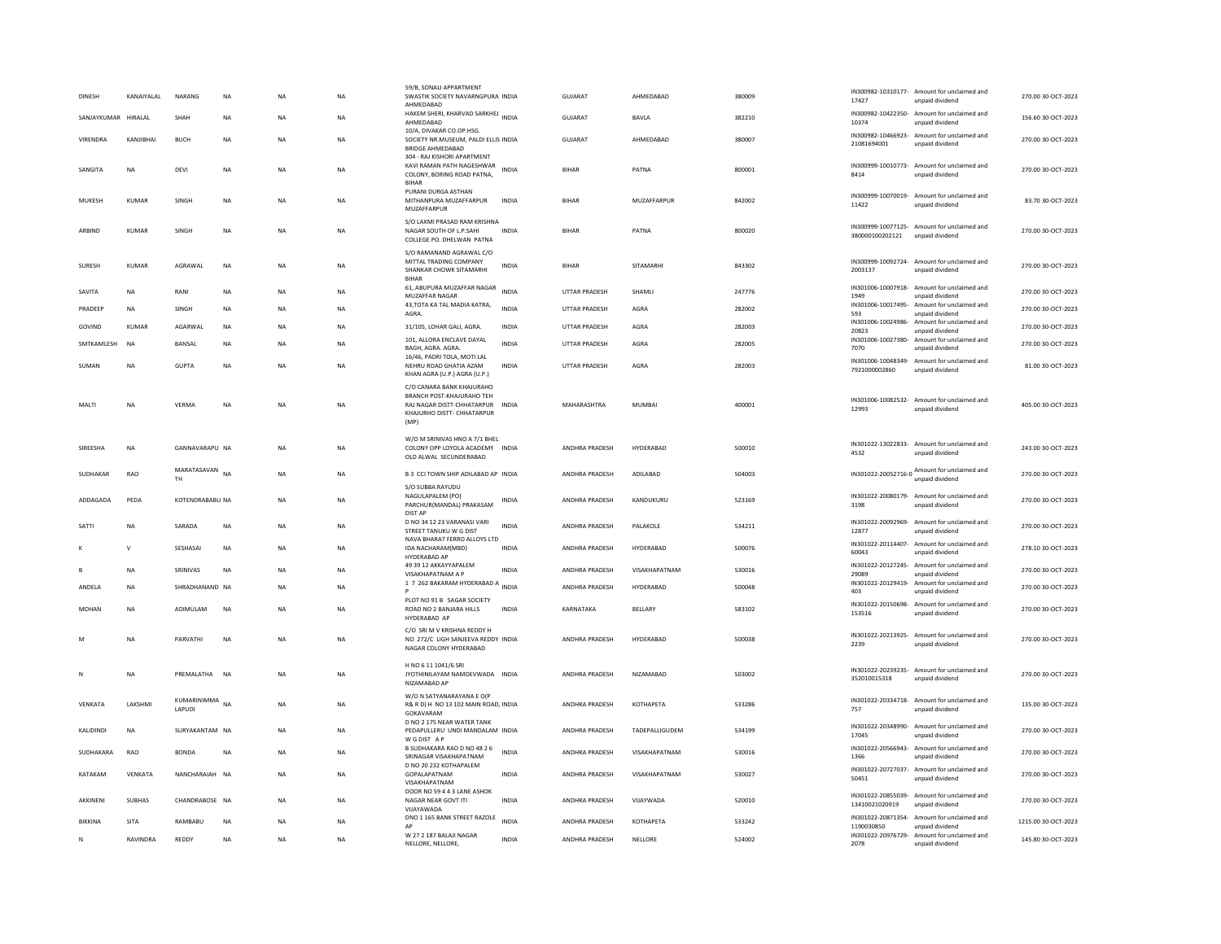| | | | | | | | | | | | | | | |
|---|---|---|---|---|---|---|---|---|---|---|---|---|---|---|
| DINESH | KANAIYALAL | NARANG | NA | NA | NA | 59/B, SONALI APPARTMENT SWASTIK SOCIETY NAVARNGPURA AHMEDABAD | INDIA | GUJARAT | AHMEDABAD | 380009 | IN300982-10310177-17427 | Amount for unclaimed and unpaid dividend | 270.00 | 30-OCT-2023 |
| SANJAYKUMAR | HIRALAL | SHAH | NA | NA | NA | HAKEM SHERI, KHARVAD SARKHEJ AHMEDABAD | INDIA | GUJARAT | BAVLA | 382210 | IN300982-10422350-10374 | Amount for unclaimed and unpaid dividend | 156.60 | 30-OCT-2023 |
| VIRENDRA | KANJIBHAI | BUCH | NA | NA | NA | 10/A, DIVAKAR CO.OP.HSG. SOCIETY NR.MUSEUM, PALDI ELLIS BRIDGE AHMEDABAD | INDIA | GUJARAT | AHMEDABAD | 380007 | IN300982-10466923-21081694001 | Amount for unclaimed and unpaid dividend | 270.00 | 30-OCT-2023 |
| SANGITA | NA | DEVI | NA | NA | NA | 304 - RAJ KISHORI APARTMENT KAVI RAMAN PATH NAGESHWAR COLONY, BORING ROAD PATNA, BIHAR | INDIA | BIHAR | PATNA | 800001 | IN300999-10010773-8414 | Amount for unclaimed and unpaid dividend | 270.00 | 30-OCT-2023 |
| MUKESH | KUMAR | SINGH | NA | NA | NA | PURANI DURGA ASTHAN MITHANPURA MUZAFFARPUR MUZAFFARPUR | INDIA | BIHAR | MUZAFFARPUR | 842002 | IN300999-10070019-11422 | Amount for unclaimed and unpaid dividend | 83.70 | 30-OCT-2023 |
| ARBIND | KUMAR | SINGH | NA | NA | NA | S/O LAXMI PRASAD RAM KRISHNA NAGAR SOUTH OF L.P.SAHI COLLEGE PO. DHELWAN PATNA | INDIA | BIHAR | PATNA | 800020 | IN300999-10077125-380000100202121 | Amount for unclaimed and unpaid dividend | 270.00 | 30-OCT-2023 |
| SURESH | KUMAR | AGRAWAL | NA | NA | NA | S/O RAMANAND AGRAWAL C/O MITTAL TRADING COMPANY SHANKAR CHOWK SITAMARHI BIHAR | INDIA | BIHAR | SITAMARHI | 843302 | IN300999-10092724-2003137 | Amount for unclaimed and unpaid dividend | 270.00 | 30-OCT-2023 |
| SAVITA | NA | RANI | NA | NA | NA | 61, ABUPURA MUZAFFAR NAGAR MUZAFFAR NAGAR | INDIA | UTTAR PRADESH | SHAMLI | 247776 | IN301006-10007918-1949 | Amount for unclaimed and unpaid dividend | 270.00 | 30-OCT-2023 |
| PRADEEP | NA | SINGH | NA | NA | NA | 43,TOTA KA TAL MADIA KATRA, AGRA. | INDIA | UTTAR PRADESH | AGRA | 282002 | IN301006-10017495-593 | Amount for unclaimed and unpaid dividend | 270.00 | 30-OCT-2023 |
| GOVIND | KUMAR | AGARWAL | NA | NA | NA | 31/105, LOHAR GALI, AGRA. | INDIA | UTTAR PRADESH | AGRA | 282003 | IN301006-10024986-20823 | Amount for unclaimed and unpaid dividend | 270.00 | 30-OCT-2023 |
| SMTKAMLESH | NA | BANSAL | NA | NA | NA | 101, ALLORA ENCLAVE DAYAL BAGH, AGRA. AGRA. | INDIA | UTTAR PRADESH | AGRA | 282005 | IN301006-10027380-7070 | Amount for unclaimed and unpaid dividend | 270.00 | 30-OCT-2023 |
| SUMAN | NA | GUPTA | NA | NA | NA | 16/46, PADRI TOLA, MOTI LAL NEHRU ROAD GHATIA AZAM KHAN AGRA (U.P.) AGRA (U.P.) | INDIA | UTTAR PRADESH | AGRA | 282003 | IN301006-10048349-7921000002860 | Amount for unclaimed and unpaid dividend | 81.00 | 30-OCT-2023 |
| MALTI | NA | VERMA | NA | NA | NA | C/O CANARA BANK KHAJURAHO BRANCH POST-KHAJURAHO TEH RAJ NAGAR DISTT-CHHATARPUR KHAJURHO DISTT- CHHATARPUR (MP) | INDIA | MAHARASHTRA | MUMBAI | 400001 | IN301006-10082532-12993 | Amount for unclaimed and unpaid dividend | 405.00 | 30-OCT-2023 |
| SIREESHA | NA | GANNAVARAPU | NA | NA | NA | W/O M SRINIVAS HNO A 7/1 BHEL COLONY OPP LOYOLA ACADEMY OLD ALWAL SECUNDERABAD | INDIA | ANDHRA PRADESH | HYDERABAD | 500010 | IN301022-13022833-4532 | Amount for unclaimed and unpaid dividend | 243.00 | 30-OCT-2023 |
| SUDHAKAR | RAO | MARATASAVAN TH | NA | NA | NA | B 3 CCI TOWN SHIP ADILABAD AP | INDIA | ANDHRA PRADESH | ADILABAD | 504003 | IN301022-20052716-0 | Amount for unclaimed and unpaid dividend | 270.00 | 30-OCT-2023 |
| ADDAGADA | PEDA | KOTENDRABABU | NA | NA | NA | S/O SUBBA RAYUDU NAGULAPALEM (PO) PARCHUR(MANDAL) PRAKASAM DIST AP | INDIA | ANDHRA PRADESH | KANDUKURU | 523169 | IN301022-20080179-3198 | Amount for unclaimed and unpaid dividend | 270.00 | 30-OCT-2023 |
| SATTI | NA | SARADA | NA | NA | NA | D NO 34 12 23 VARANASI VARI STREET TANUKU W G DIST | INDIA | ANDHRA PRADESH | PALAKOLE | 534211 | IN301022-20092969-12877 | Amount for unclaimed and unpaid dividend | 270.00 | 30-OCT-2023 |
| K | V | SESHASAI | NA | NA | NA | NAVA BHARAT FERRO ALLOYS LTD IDA NACHARAM(MBD) HYDERABAD AP | INDIA | ANDHRA PRADESH | HYDERABAD | 500076 | IN301022-20114407-60043 | Amount for unclaimed and unpaid dividend | 278.10 | 30-OCT-2023 |
| B | NA | SRINIVAS | NA | NA | NA | 49 39 12 AKKAYYAPALEM VISAKHAPATNAM A P | INDIA | ANDHRA PRADESH | VISAKHAPATNAM | 530016 | IN301022-20127245-29089 | Amount for unclaimed and unpaid dividend | 270.00 | 30-OCT-2023 |
| ANDELA | NA | SHRADHANAND | NA | NA | NA | 1 7 262 BAKARAM HYDERABAD A P | INDIA | ANDHRA PRADESH | HYDERABAD | 500048 | IN301022-20129419-403 | Amount for unclaimed and unpaid dividend | 270.00 | 30-OCT-2023 |
| MOHAN | NA | ADIMULAM | NA | NA | NA | PLOT NO 91 B SAGAR SOCIETY ROAD NO 2 BANJARA HILLS HYDERABAD AP | INDIA | KARNATAKA | BELLARY | 583102 | IN301022-20150698-153516 | Amount for unclaimed and unpaid dividend | 270.00 | 30-OCT-2023 |
| M | NA | PARVATHI | NA | NA | NA | C/O SRI M V KRISHNA REDDY H NO 272/C LIGH SANJEEVA REDDY NAGAR COLONY HYDERABAD | INDIA | ANDHRA PRADESH | HYDERABAD | 500038 | IN301022-20213925-2239 | Amount for unclaimed and unpaid dividend | 270.00 | 30-OCT-2023 |
| N | NA | PREMALATHA | NA | NA | NA | H NO 6 11 1041/6 SRI JYOTHINILAYAM NAMDEVWADA NIZAMABAD AP | INDIA | ANDHRA PRADESH | NIZAMABAD | 503002 | IN301022-20239235-352010015318 | Amount for unclaimed and unpaid dividend | 270.00 | 30-OCT-2023 |
| VENKATA | LAKSHMI | KUMARINIMMA LAPUDI | NA | NA | NA | W/O N SATYANARAYANA E O(P R& R D) H NO 13 102 MAIN ROAD, GOKAVARAM | INDIA | ANDHRA PRADESH | KOTHAPETA | 533286 | IN301022-20334718-757 | Amount for unclaimed and unpaid dividend | 135.00 | 30-OCT-2023 |
| KALIDINDI | NA | SURYAKANTAM | NA | NA | NA | D NO 2 175 NEAR WATER TANK PEDAPULLERU UNDI MANDALAM W G DIST A P | INDIA | ANDHRA PRADESH | TADEPALLIGUDEM | 534199 | IN301022-20348990-17045 | Amount for unclaimed and unpaid dividend | 270.00 | 30-OCT-2023 |
| SUDHAKARA | RAO | BONDA | NA | NA | NA | B SUDHAKARA RAO D NO 48 2 6 SRINAGAR VISAKHAPATNAM | INDIA | ANDHRA PRADESH | VISAKHAPATNAM | 530016 | IN301022-20566943-1366 | Amount for unclaimed and unpaid dividend | 270.00 | 30-OCT-2023 |
| KATAKAM | VENKATA | NANCHARAIAH | NA | NA | NA | D NO 20 232 KOTHAPALEM GOPALAPATNAM VISAKHAPATNAM | INDIA | ANDHRA PRADESH | VISAKHAPATNAM | 530027 | IN301022-20727037-50451 | Amount for unclaimed and unpaid dividend | 270.00 | 30-OCT-2023 |
| AKKINENI | SUBHAS | CHANDRABOSE | NA | NA | NA | DOOR NO 59 4 4 3 LANE ASHOK NAGAR NEAR GOVT ITI VIJAYAWADA | INDIA | ANDHRA PRADESH | VIJAYWADA | 520010 | IN301022-20855039-13410021020919 | Amount for unclaimed and unpaid dividend | 270.00 | 30-OCT-2023 |
| BIKKINA | SITA | RAMBABU | NA | NA | NA | DNO 1 165 BANK STREET RAZOLE AP | INDIA | ANDHRA PRADESH | KOTHAPETA | 533242 | IN301022-20871354-1190030850 | Amount for unclaimed and unpaid dividend | 1215.00 | 30-OCT-2023 |
| N | RAVINDRA | REDDY | NA | NA | NA | W 27 2 187 BALAJI NAGAR NELLORE, NELLORE, | INDIA | ANDHRA PRADESH | NELLORE | 524002 | IN301022-20976729-2078 | Amount for unclaimed and unpaid dividend | 145.80 | 30-OCT-2023 |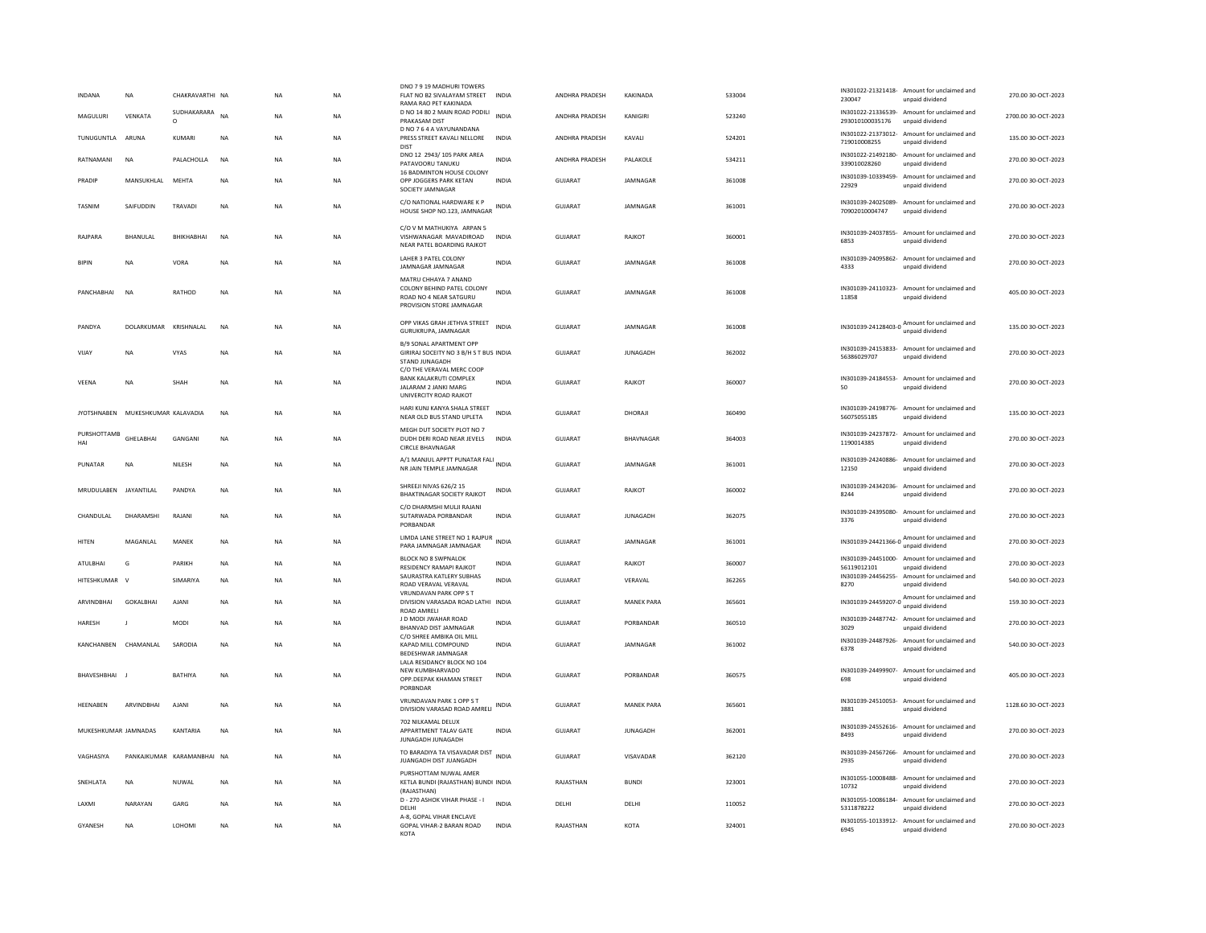| | | | | | | | | | | | | | | |
|---|---|---|---|---|---|---|---|---|---|---|---|---|---|---|
| INDANA | NA | CHAKRAVARTHI | NA | NA | NA | DNO 7 9 19 MADHURI TOWERS FLAT NO B2 SIVALAYAM STREET RAMA RAO PET KAKINADA | INDIA | ANDHRA PRADESH | KAKINADA | 533004 | IN301022-21321418-230047 | Amount for unclaimed and unpaid dividend | 270.00 | 30-OCT-2023 |
| MAGULURI | VENKATA | SUDHAKARARAO | NA | NA | NA | D NO 14 80 2 MAIN ROAD PODILI PRAKASAM DIST | INDIA | ANDHRA PRADESH | KANIGIRI | 523240 | IN301022-21336539-293010100035176 | Amount for unclaimed and unpaid dividend | 2700.00 | 30-OCT-2023 |
| TUNUGUNTLA | ARUNA | KUMARI | NA | NA | NA | D NO 7 6 4 A VAYUNANDANA PRESS STREET KAVALI NELLORE DIST | INDIA | ANDHRA PRADESH | KAVALI | 524201 | IN301022-21373012-719010008255 | Amount for unclaimed and unpaid dividend | 135.00 | 30-OCT-2023 |
| RATNAMANI | NA | PALACHOLLA | NA | NA | NA | DNO 12 2943/ 105 PARK AREA PATAVOORU TANUKU | INDIA | ANDHRA PRADESH | PALAKOLE | 534211 | IN301022-21492180-339010028260 | Amount for unclaimed and unpaid dividend | 270.00 | 30-OCT-2023 |
| PRADIP | MANSUKHLAL | MEHTA | NA | NA | NA | 16 BADMINTON HOUSE COLONY OPP JOGGERS PARK KETAN SOCIETY JAMNAGAR | INDIA | GUJARAT | JAMNAGAR | 361008 | IN301039-10339459-22929 | Amount for unclaimed and unpaid dividend | 270.00 | 30-OCT-2023 |
| TASNIM | SAIFUDDIN | TRAVADI | NA | NA | NA | C/O NATIONAL HARDWARE K P HOUSE SHOP NO.123, JAMNAGAR | INDIA | GUJARAT | JAMNAGAR | 361001 | IN301039-24025089-70902010004747 | Amount for unclaimed and unpaid dividend | 270.00 | 30-OCT-2023 |
| RAJPARA | BHANULAL | BHIKHABHAI | NA | NA | NA | C/O V M MATHUKIYA ARPAN 5 VISHWANAGAR MAVADIROAD NEAR PATEL BOARDING RAJKOT | INDIA | GUJARAT | RAJKOT | 360001 | IN301039-24037855-6853 | Amount for unclaimed and unpaid dividend | 270.00 | 30-OCT-2023 |
| BIPIN | NA | VORA | NA | NA | NA | LAHER 3 PATEL COLONY JAMNAGAR JAMNAGAR | INDIA | GUJARAT | JAMNAGAR | 361008 | IN301039-24095862-4333 | Amount for unclaimed and unpaid dividend | 270.00 | 30-OCT-2023 |
| PANCHABHAI | NA | RATHOD | NA | NA | NA | MATRU CHHAYA 7 ANAND COLONY BEHIND PATEL COLONY ROAD NO 4 NEAR SATGURU PROVISION STORE JAMNAGAR | INDIA | GUJARAT | JAMNAGAR | 361008 | IN301039-24110323-11858 | Amount for unclaimed and unpaid dividend | 405.00 | 30-OCT-2023 |
| PANDYA | DOLARKUMAR | KRISHNALAL | NA | NA | NA | OPP VIKAS GRAH JETHVA STREET GURUKRUPA, JAMNAGAR | INDIA | GUJARAT | JAMNAGAR | 361008 | IN301039-24128403-0 | Amount for unclaimed and unpaid dividend | 135.00 | 30-OCT-2023 |
| VIJAY | NA | VYAS | NA | NA | NA | B/9 SONAL APARTMENT OPP GIRIRAJ SOCEITY NO 3 B/H S T BUS STAND JUNAGADH | INDIA | GUJARAT | JUNAGADH | 362002 | IN301039-24153833-56386029707 | Amount for unclaimed and unpaid dividend | 270.00 | 30-OCT-2023 |
| VEENA | NA | SHAH | NA | NA | NA | C/O THE VERAVAL MERC COOP BANK KALAKRUTI COMPLEX JALARAM 2 JANKI MARG UNIVERCITY ROAD RAJKOT | INDIA | GUJARAT | RAJKOT | 360007 | IN301039-24184553-50 | Amount for unclaimed and unpaid dividend | 270.00 | 30-OCT-2023 |
| JYOTSHNABEN | MUKESHKUMAR | KALAVADIA | NA | NA | NA | HARI KUNJ KANYA SHALA STREET NEAR OLD BUS STAND UPLETA | INDIA | GUJARAT | DHORAJI | 360490 | IN301039-24198776-56075055185 | Amount for unclaimed and unpaid dividend | 135.00 | 30-OCT-2023 |
| PURSHOTTAMBHAI | GHELABHAI | GANGANI | NA | NA | NA | MEGH DUT SOCIETY PLOT NO 7 DUDH DERI ROAD NEAR JEVELS CIRCLE BHAVNAGAR | INDIA | GUJARAT | BHAVNAGAR | 364003 | IN301039-24237872-1190014385 | Amount for unclaimed and unpaid dividend | 270.00 | 30-OCT-2023 |
| PUNATAR | NA | NILESH | NA | NA | NA | A/1 MANJUL APPTT PUNATAR FALI NR JAIN TEMPLE JAMNAGAR | INDIA | GUJARAT | JAMNAGAR | 361001 | IN301039-24240886-12150 | Amount for unclaimed and unpaid dividend | 270.00 | 30-OCT-2023 |
| MRUDULABEN | JAYANTILAL | PANDYA | NA | NA | NA | SHREEJI NIVAS 626/2 15 BHAKTINAGAR SOCIETY RAJKOT | INDIA | GUJARAT | RAJKOT | 360002 | IN301039-24342036-8244 | Amount for unclaimed and unpaid dividend | 270.00 | 30-OCT-2023 |
| CHANDULAL | DHARAMSHI | RAJANI | NA | NA | NA | C/O DHARMSHI MULJI RAJANI SUTARWADA PORBANDAR PORBANDAR | INDIA | GUJARAT | JUNAGADH | 362075 | IN301039-24395080-3376 | Amount for unclaimed and unpaid dividend | 270.00 | 30-OCT-2023 |
| HITEN | MAGANLAL | MANEK | NA | NA | NA | LIMDA LANE STREET NO 1 RAJPUR PARA JAMNAGAR JAMNAGAR | INDIA | GUJARAT | JAMNAGAR | 361001 | IN301039-24421366-0 | Amount for unclaimed and unpaid dividend | 270.00 | 30-OCT-2023 |
| ATULBHAI | G | PARIKH | NA | NA | NA | BLOCK NO 8 SWPNALOK RESIDENCY RAMAPI RAJKOT | INDIA | GUJARAT | RAJKOT | 360007 | IN301039-24451000-56119012101 | Amount for unclaimed and unpaid dividend | 270.00 | 30-OCT-2023 |
| HITESHKUMAR | V | SIMARIYA | NA | NA | NA | SAURASTRA KATLERY SUBHAS ROAD VERAVAL VERAVAL | INDIA | GUJARAT | VERAVAL | 362265 | IN301039-24456255-8270 | Amount for unclaimed and unpaid dividend | 540.00 | 30-OCT-2023 |
| ARVINDBHAI | GOKALBHAI | AJANI | NA | NA | NA | VRUNDAVAN PARK OPP S T DIVISION VARASADA ROAD LATHI ROAD AMRELI | INDIA | GUJARAT | MANEK PARA | 365601 | IN301039-24459207-0 | Amount for unclaimed and unpaid dividend | 159.30 | 30-OCT-2023 |
| HARESH | J | MODI | NA | NA | NA | J D MODI JWAHAR ROAD BHANVAD DIST JAMNAGAR | INDIA | GUJARAT | PORBANDAR | 360510 | IN301039-24487742-3029 | Amount for unclaimed and unpaid dividend | 270.00 | 30-OCT-2023 |
| KANCHANBEN | CHAMANLAL | SARODIA | NA | NA | NA | C/O SHREE AMBIKA OIL MILL KAPAD MILL COMPOUND BEDESHWAR JAMNAGAR | INDIA | GUJARAT | JAMNAGAR | 361002 | IN301039-24487926-6378 | Amount for unclaimed and unpaid dividend | 540.00 | 30-OCT-2023 |
| BHAVESHBHAI | J | BATHIYA | NA | NA | NA | LALA RESIDANCY BLOCK NO 104 NEW KUMBHARVADO OPP.DEEPAK KHAMAN STREET PORBNDAR | INDIA | GUJARAT | PORBANDAR | 360575 | IN301039-24499907-698 | Amount for unclaimed and unpaid dividend | 405.00 | 30-OCT-2023 |
| HEENABEN | ARVINDBHAI | AJANI | NA | NA | NA | VRUNDAVAN PARK 1 OPP S T DIVISION VARASAD ROAD AMRELI | INDIA | GUJARAT | MANEK PARA | 365601 | IN301039-24510053-3881 | Amount for unclaimed and unpaid dividend | 1128.60 | 30-OCT-2023 |
| MUKESHKUMAR | JAMNADAS | KANTARIA | NA | NA | NA | 702 NILKAMAL DELUX APPARTMENT TALAV GATE JUNAGADH JUNAGADH | INDIA | GUJARAT | JUNAGADH | 362001 | IN301039-24552616-8493 | Amount for unclaimed and unpaid dividend | 270.00 | 30-OCT-2023 |
| VAGHASIYA | PANKAJKUMAR | KARAMANBHAI | NA | NA | NA | TO BARADIYA TA VISAVADAR DIST JUANGADH DIST JUANGADH | INDIA | GUJARAT | VISAVADAR | 362120 | IN301039-24567266-2935 | Amount for unclaimed and unpaid dividend | 270.00 | 30-OCT-2023 |
| SNEHLATA | NA | NUWAL | NA | NA | NA | PURSHOTTAM NUWAL AMER KETLA BUNDI (RAJASTHAN) BUNDI (RAJASTHAN) | INDIA | RAJASTHAN | BUNDI | 323001 | IN301055-10008488-10732 | Amount for unclaimed and unpaid dividend | 270.00 | 30-OCT-2023 |
| LAXMI | NARAYAN | GARG | NA | NA | NA | D - 270 ASHOK VIHAR PHASE - I DELHI | INDIA | DELHI | DELHI | 110052 | IN301055-10086184-5311878222 | Amount for unclaimed and unpaid dividend | 270.00 | 30-OCT-2023 |
| GYANESH | NA | LOHOMI | NA | NA | NA | A-8, GOPAL VIHAR ENCLAVE GOPAL VIHAR-2 BARAN ROAD KOTA | INDIA | RAJASTHAN | KOTA | 324001 | IN301055-10133912-6945 | Amount for unclaimed and unpaid dividend | 270.00 | 30-OCT-2023 |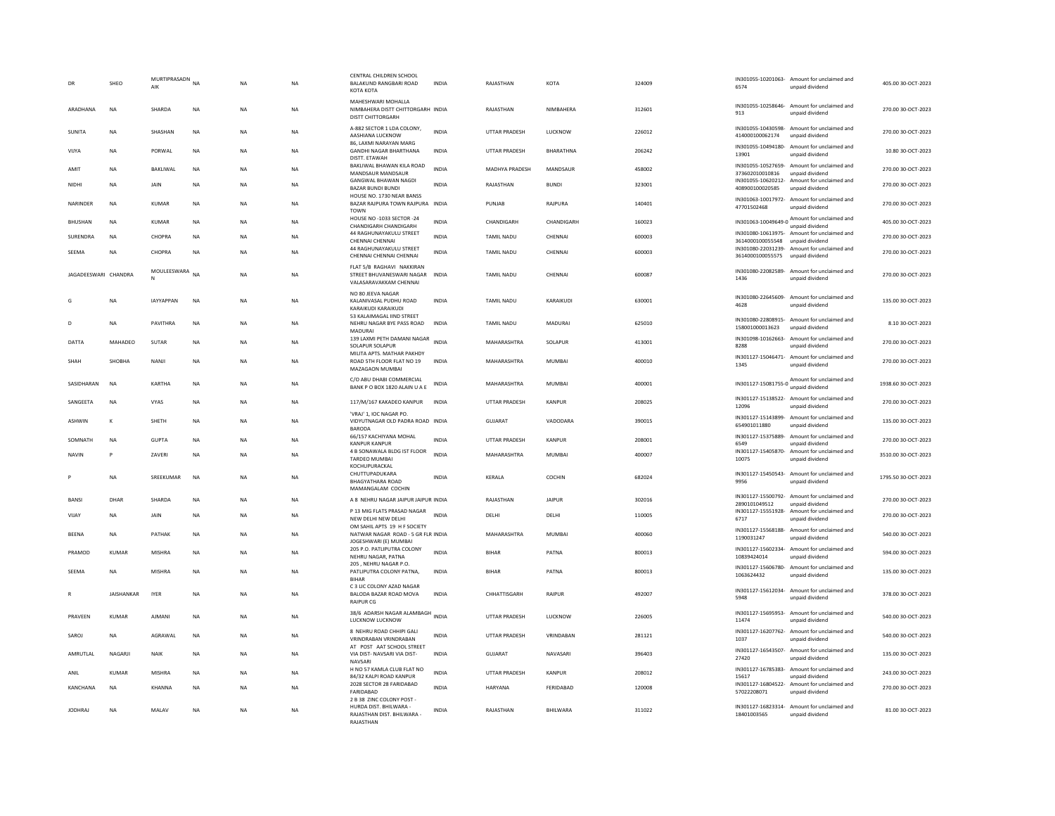| DR | SHEO | MURTIPRASADNAIK | NA | NA | NA | CENTRAL CHILDREN SCHOOL BALAKUND RANGBARI ROAD KOTA KOTA | INDIA | RAJASTHAN | KOTA | 324009 | IN301055-10201063-6574 | Amount for unclaimed and unpaid dividend | 405.00 | 30-OCT-2023 |
|---|---|---|---|---|---|---|---|---|---|---|---|---|---|---|
| ARADHANA | NA | SHARDA | NA | NA | NA | MAHESHWARI MOHALLA NIMBAHERA DISTT CHITTORGARH DISTT CHITTORGARH | INDIA | RAJASTHAN | NIMBAHERA | 312601 | IN301055-10258646-913 | Amount for unclaimed and unpaid dividend | 270.00 | 30-OCT-2023 |
| SUNITA | NA | SHASHAN | NA | NA | NA | A-882 SECTOR 1 LDA COLONY, AASHIANA LUCKNOW | INDIA | UTTAR PRADESH | LUCKNOW | 226012 | IN301055-10430598-414000100062174 | Amount for unclaimed and unpaid dividend | 270.00 | 30-OCT-2023 |
| VIJYA | NA | PORWAL | NA | NA | NA | 86, LAXMI NARAYAN MARG GANDHI NAGAR BHARTHANA DISTT. ETAWAH | INDIA | UTTAR PRADESH | BHARATHNA | 206242 | IN301055-10494180-13901 | Amount for unclaimed and unpaid dividend | 10.80 | 30-OCT-2023 |
| AMIT | NA | BAKLIWAL | NA | NA | NA | BAKLIWAL BHAWAN KILA ROAD MANDSAUR MANDSAUR | INDIA | MADHYA PRADESH | MANDSAUR | 458002 | IN301055-10527659-373602010010816 | Amount for unclaimed and unpaid dividend | 270.00 | 30-OCT-2023 |
| NIDHI | NA | JAIN | NA | NA | NA | GANGWAL BHAWAN NAGDI BAZAR BUNDI BUNDI | INDIA | RAJASTHAN | BUNDI | 323001 | IN301055-10620212-408900100020585 | Amount for unclaimed and unpaid dividend | 270.00 | 30-OCT-2023 |
| NARINDER | NA | KUMAR | NA | NA | NA | HOUSE NO. 1730 NEAR BANSS BAZAR RAJPURA TOWN RAJPURA TOWN | INDIA | PUNJAB | RAJPURA | 140401 | IN301063-10017972-47701502468 | Amount for unclaimed and unpaid dividend | 270.00 | 30-OCT-2023 |
| BHUSHAN | NA | KUMAR | NA | NA | NA | HOUSE NO -1033 SECTOR -24 CHANDIGARH CHANDIGARH | INDIA | CHANDIGARH | CHANDIGARH | 160023 | IN301063-10049649-0 | Amount for unclaimed and unpaid dividend | 405.00 | 30-OCT-2023 |
| SURENDRA | NA | CHOPRA | NA | NA | NA | 44 RAGHUNAYAKULU STREET CHENNAI CHENNAI | INDIA | TAMIL NADU | CHENNAI | 600003 | IN301080-10613975-3614000100055548 | Amount for unclaimed and unpaid dividend | 270.00 | 30-OCT-2023 |
| SEEMA | NA | CHOPRA | NA | NA | NA | 44 RAGHUNAYAKULU STREET CHENNAI CHENNAI CHENNAI | INDIA | TAMIL NADU | CHENNAI | 600003 | IN301080-22031239-3614000100055575 | Amount for unclaimed and unpaid dividend | 270.00 | 30-OCT-2023 |
| JAGADEESWARI | CHANDRA | MOULEESWARAN | NA | NA | NA | FLAT 5/B RAGHAVI NAKKIRAN STREET BHUVANESWARI NAGAR VALASARAVAKKAM CHENNAI | INDIA | TAMIL NADU | CHENNAI | 600087 | IN301080-22082589-1436 | Amount for unclaimed and unpaid dividend | 270.00 | 30-OCT-2023 |
| G | NA | IAYYAPPAN | NA | NA | NA | NO 80 JEEVA NAGAR KALANIVASAL PUDHU ROAD KARAIKUDI KARAIKUDI | INDIA | TAMIL NADU | KARAIKUDI | 630001 | IN301080-22645609-4628 | Amount for unclaimed and unpaid dividend | 135.00 | 30-OCT-2023 |
| D | NA | PAVITHRA | NA | NA | NA | 53 KALAIMAGAL IIND STREET NEHRU NAGAR BYE PASS ROAD MADURAI | INDIA | TAMIL NADU | MADURAI | 625010 | IN301080-22808915-158001000013623 | Amount for unclaimed and unpaid dividend | 8.10 | 30-OCT-2023 |
| DATTA | MAHADEO | SUTAR | NA | NA | NA | 139 LAXMI PETH DAMANI NAGAR SOLAPUR SOLAPUR | INDIA | MAHARASHTRA | SOLAPUR | 413001 | IN301098-10162663-8288 | Amount for unclaimed and unpaid dividend | 270.00 | 30-OCT-2023 |
| SHAH | SHOBHA | NANJI | NA | NA | NA | MILITA APTS. MATHAR PAKHDY ROAD 5TH FLOOR FLAT NO 19 MAZAGAON MUMBAI | INDIA | MAHARASHTRA | MUMBAI | 400010 | IN301127-15046471-1345 | Amount for unclaimed and unpaid dividend | 270.00 | 30-OCT-2023 |
| SASIDHARAN | NA | KARTHA | NA | NA | NA | C/O ABU DHABI COMMERCIAL BANK P O BOX 1820 ALAIN U A E | INDIA | MAHARASHTRA | MUMBAI | 400001 | IN301127-15081755-0 | Amount for unclaimed and unpaid dividend | 1938.60 | 30-OCT-2023 |
| SANGEETA | NA | VYAS | NA | NA | NA | 117/M/167 KAKADEO KANPUR | INDIA | UTTAR PRADESH | KANPUR | 208025 | IN301127-15138522-12096 | Amount for unclaimed and unpaid dividend | 270.00 | 30-OCT-2023 |
| ASHWIN | K | SHETH | NA | NA | NA | 'VRAJ' 1, IOC NAGAR PO. VIDYUTNAGAR OLD PADRA ROAD BARODA | INDIA | GUJARAT | VADODARA | 390015 | IN301127-15143899-654901011880 | Amount for unclaimed and unpaid dividend | 135.00 | 30-OCT-2023 |
| SOMNATH | NA | GUPTA | NA | NA | NA | 66/157 KACHIYANA MOHAL KANPUR KANPUR | INDIA | UTTAR PRADESH | KANPUR | 208001 | IN301127-15375889-6549 | Amount for unclaimed and unpaid dividend | 270.00 | 30-OCT-2023 |
| NAVIN | P | ZAVERI | NA | NA | NA | 4 B SONAWALA BLDG IST FLOOR TARDEO MUMBAI | INDIA | MAHARASHTRA | MUMBAI | 400007 | IN301127-15405870-10075 | Amount for unclaimed and unpaid dividend | 3510.00 | 30-OCT-2023 |
| P | NA | SREEKUMAR | NA | NA | NA | KOCHUPURACKAL CHUTTUPADUKARA BHAGYATHARA ROAD MAMANGALAM COCHIN | INDIA | KERALA | COCHIN | 682024 | IN301127-15450543-9956 | Amount for unclaimed and unpaid dividend | 1795.50 | 30-OCT-2023 |
| BANSI | DHAR | SHARDA | NA | NA | NA | A 8 NEHRU NAGAR JAIPUR JAIPUR | INDIA | RAJASTHAN | JAIPUR | 302016 | IN301127-15500792-2890101049512 | Amount for unclaimed and unpaid dividend | 270.00 | 30-OCT-2023 |
| VIJAY | NA | JAIN | NA | NA | NA | P 13 MIG FLATS PRASAD NAGAR NEW DELHI NEW DELHI | INDIA | DELHI | DELHI | 110005 | IN301127-15551928-6717 | Amount for unclaimed and unpaid dividend | 270.00 | 30-OCT-2023 |
| BEENA | NA | PATHAK | NA | NA | NA | OM SAHIL APTS 19 H F SOCIETY NATWAR NAGAR ROAD - 5 GR FLR JOGESHWARI (E) MUMBAI | INDIA | MAHARASHTRA | MUMBAI | 400060 | IN301127-15568188-1190031247 | Amount for unclaimed and unpaid dividend | 540.00 | 30-OCT-2023 |
| PRAMOD | KUMAR | MISHRA | NA | NA | NA | 205 P.O. PATLIPUTRA COLONY NEHRU NAGAR, PATNA | INDIA | BIHAR | PATNA | 800013 | IN301127-15602334-10839424014 | Amount for unclaimed and unpaid dividend | 594.00 | 30-OCT-2023 |
| SEEMA | NA | MISHRA | NA | NA | NA | 205 , NEHRU NAGAR P.O. PATLIPUTRA COLONY PATNA, BIHAR | INDIA | BIHAR | PATNA | 800013 | IN301127-15606780-1063624432 | Amount for unclaimed and unpaid dividend | 135.00 | 30-OCT-2023 |
| R | JAISHANKAR | IYER | NA | NA | NA | C 3 LIC COLONY AZAD NAGAR BALODA BAZAR ROAD MOVA RAIPUR CG | INDIA | CHHATTISGARH | RAIPUR | 492007 | IN301127-15612034-5948 | Amount for unclaimed and unpaid dividend | 378.00 | 30-OCT-2023 |
| PRAVEEN | KUMAR | AJMANI | NA | NA | NA | 38/6 ADARSH NAGAR ALAMBAGH LUCKNOW LUCKNOW | INDIA | UTTAR PRADESH | LUCKNOW | 226005 | IN301127-15695953-11474 | Amount for unclaimed and unpaid dividend | 540.00 | 30-OCT-2023 |
| SAROJ | NA | AGRAWAL | NA | NA | NA | 8 NEHRU ROAD CHHIPI GALI VRINDRABAN VRINDRABAN | INDIA | UTTAR PRADESH | VRINDABAN | 281121 | IN301127-16207762-1037 | Amount for unclaimed and unpaid dividend | 540.00 | 30-OCT-2023 |
| AMRUTLAL | NAGARJI | NAIK | NA | NA | NA | AT POST AAT SCHOOL STREET VIA DIST- NAVSARI VIA DIST- NAVSARI | INDIA | GUJARAT | NAVASARI | 396403 | IN301127-16543507-27420 | Amount for unclaimed and unpaid dividend | 135.00 | 30-OCT-2023 |
| ANIL | KUMAR | MISHRA | NA | NA | NA | H NO 57 KAMLA CLUB FLAT NO 84/32 KALPI ROAD KANPUR | INDIA | UTTAR PRADESH | KANPUR | 208012 | IN301127-16785383-15617 | Amount for unclaimed and unpaid dividend | 243.00 | 30-OCT-2023 |
| KANCHANA | NA | KHANNA | NA | NA | NA | 2028 SECTOR 28 FARIDABAD FARIDABAD | INDIA | HARYANA | FERIDABAD | 120008 | IN301127-16804522-57022208071 | Amount for unclaimed and unpaid dividend | 270.00 | 30-OCT-2023 |
| JODHRAJ | NA | MALAV | NA | NA | NA | 2 B 38 ZINC COLONY POST - HURDA DIST. BHILWARA - RAJASTHAN DIST. BHILWARA - RAJASTHAN | INDIA | RAJASTHAN | BHILWARA | 311022 | IN301127-16823314-18401003565 | Amount for unclaimed and unpaid dividend | 81.00 | 30-OCT-2023 |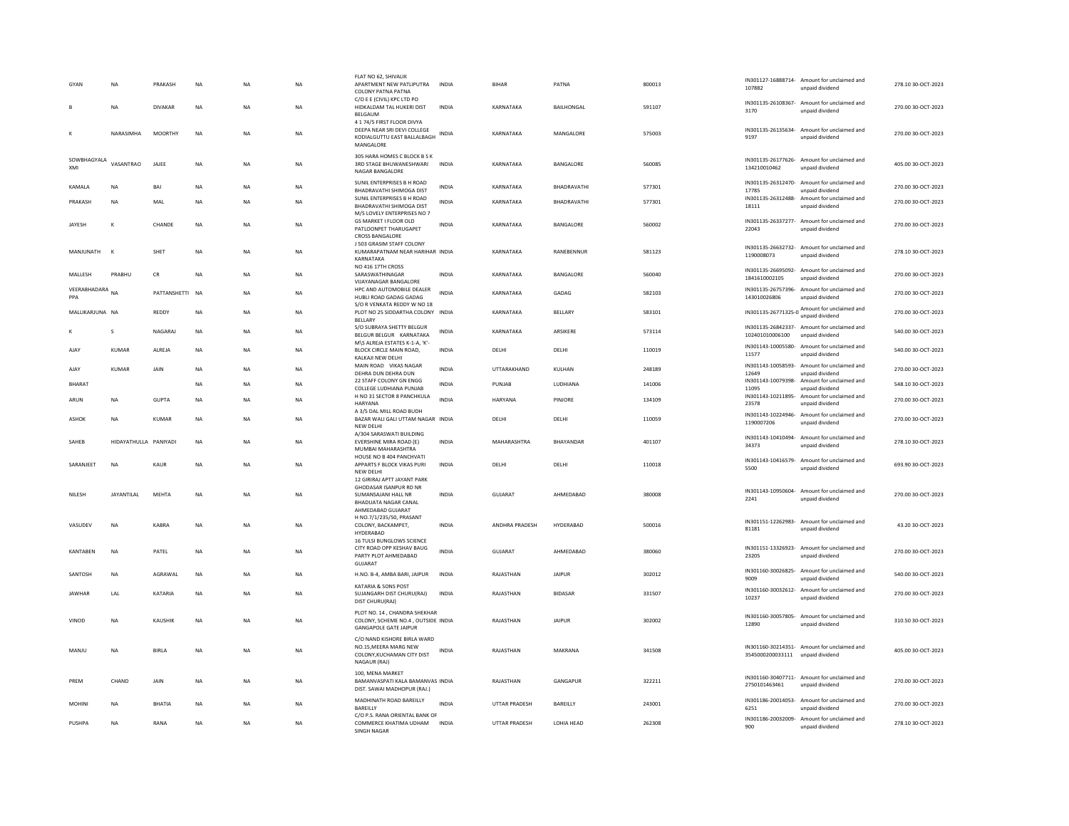| GYAN | NA | PRAKASH | NA | NA | NA | FLAT NO 62, SHIVALIK APARTMENT NEW PATLIPUTRA COLONY PATNA PATNA | INDIA | BIHAR | PATNA | 800013 | IN301127-16888714-107882 | Amount for unclaimed and unpaid dividend | 278.10 | 30-OCT-2023 |
|---|---|---|---|---|---|---|---|---|---|---|---|---|---|---|
| B | NA | DIVAKAR | NA | NA | NA | C/O E E (CIVIL) KPC LTD PO HIDKALDAM TAL HUKERI DIST BELGAUM | INDIA | KARNATAKA | BAILHONGAL | 591107 | IN301135-26108367-3170 | Amount for unclaimed and unpaid dividend | 270.00 | 30-OCT-2023 |
| K | NARASIMHA | MOORTHY | NA | NA | NA | 4 1 74/5 FIRST FLOOR DIVYA DEEPA NEAR SRI DEVI COLLEGE KODIALGUTTU EAST BALLALBAGH MANGALORE | INDIA | KARNATAKA | MANGALORE | 575003 | IN301135-26135634-9197 | Amount for unclaimed and unpaid dividend | 270.00 | 30-OCT-2023 |
| SOWBHAGYALAXMI | VASANTRAO | JAJEE | NA | NA | NA | 305 HARA HOMES C BLOCK B S K 3RD STAGE BHUWANESHWARI NAGAR BANGALORE | INDIA | KARNATAKA | BANGALORE | 560085 | IN301135-26177626-134210010462 | Amount for unclaimed and unpaid dividend | 405.00 | 30-OCT-2023 |
| KAMALA | NA | BAI | NA | NA | NA | SUNIL ENTERPRISES B H ROAD BHADRAVATHI SHIMOGA DIST | INDIA | KARNATAKA | BHADRAVATHI | 577301 | IN301135-26312470-17785 | Amount for unclaimed and unpaid dividend | 270.00 | 30-OCT-2023 |
| PRAKASH | NA | MAL | NA | NA | NA | SUNIL ENTERPRISES B H ROAD BHADRAVATHI SHIMOGA DIST | INDIA | KARNATAKA | BHADRAVATHI | 577301 | IN301135-26312488-18111 | Amount for unclaimed and unpaid dividend | 270.00 | 30-OCT-2023 |
| JAYESH | K | CHANDE | NA | NA | NA | M/S LOVELY ENTERPRISES NO 7 GS MARKET I FLOOR OLD PATLOONPET THARUGAPET CROSS BANGALORE | INDIA | KARNATAKA | BANGALORE | 560002 | IN301135-26337277-22043 | Amount for unclaimed and unpaid dividend | 270.00 | 30-OCT-2023 |
| MANJUNATH | K | SHET | NA | NA | NA | J 503 GRASIM STAFF COLONY KUMARAPATNAM NEAR HARIHAR KARNATAKA | INDIA | KARNATAKA | RANEBENNUR | 581123 | IN301135-26632732-1190008073 | Amount for unclaimed and unpaid dividend | 278.10 | 30-OCT-2023 |
| MALLESH | PRABHU | CR | NA | NA | NA | NO 416 17TH CROSS SARASWATHINAGAR VIJAYANAGAR BANGALORE | INDIA | KARNATAKA | BANGALORE | 560040 | IN301135-26695092-1841610002105 | Amount for unclaimed and unpaid dividend | 270.00 | 30-OCT-2023 |
| VEERABHADARAPPA | NA | PATTANSHETTI | NA | NA | NA | HPC AND AUTOMOBILE DEALER HUBLI ROAD GADAG GADAG | INDIA | KARNATAKA | GADAG | 582103 | IN301135-26757396-143010026806 | Amount for unclaimed and unpaid dividend | 270.00 | 30-OCT-2023 |
| MALLIKARJUNA | NA | REDDY | NA | NA | NA | S/O R VENKATA REDDY W NO 18 PLOT NO 25 SIDDARTHA COLONY BELLARY | INDIA | KARNATAKA | BELLARY | 583101 | IN301135-26771325-0 | Amount for unclaimed and unpaid dividend | 270.00 | 30-OCT-2023 |
| K | S | NAGARAJ | NA | NA | NA | S/O SUBRAYA SHETTY BELGUR BELGUR KARNATAKA | INDIA | KARNATAKA | ARSIKERE | 573114 | IN301135-26842337-102401010006100 | Amount for unclaimed and unpaid dividend | 540.00 | 30-OCT-2023 |
| AJAY | KUMAR | ALREJA | NA | NA | NA | M\S ALREJA ESTATES K-1-A, 'K'-BLOCK CIRCLE MAIN ROAD, KALKAJI NEW DELHI | INDIA | DELHI | DELHI | 110019 | IN301143-10005580-11577 | Amount for unclaimed and unpaid dividend | 540.00 | 30-OCT-2023 |
| AJAY | KUMAR | JAIN | NA | NA | NA | MAIN ROAD VIKAS NAGAR DEHRA DUN DEHRA DUN | INDIA | UTTARAKHAND | KULHAN | 248189 | IN301143-10058593-12649 | Amount for unclaimed and unpaid dividend | 270.00 | 30-OCT-2023 |
| BHARAT | | | NA | NA | NA | 22 STAFF COLONY GN ENGG COLLEGE LUDHIANA PUNJAB | INDIA | PUNJAB | LUDHIANA | 141006 | IN301143-10079398-11095 | Amount for unclaimed and unpaid dividend | 548.10 | 30-OCT-2023 |
| ARUN | NA | GUPTA | NA | NA | NA | H NO 31 SECTOR 8 PANCHKULA HARYANA | INDIA | HARYANA | PINJORE | 134109 | IN301143-10211895-23578 | Amount for unclaimed and unpaid dividend | 270.00 | 30-OCT-2023 |
| ASHOK | NA | KUMAR | NA | NA | NA | A 3/5 DAL MILL ROAD BUDH BAZAR WALI GALI UTTAM NAGAR NEW DELHI | INDIA | DELHI | DELHI | 110059 | IN301143-10224946-1190007206 | Amount for unclaimed and unpaid dividend | 270.00 | 30-OCT-2023 |
| SAHEB | HIDAYATHULLA | PANIYADI | NA | NA | NA | A/304 SARASWATI BUILDING EVERSHINE MIRA ROAD (E) MUMBAI MAHARASHTRA | INDIA | MAHARASHTRA | BHAYANDAR | 401107 | IN301143-10410494-34373 | Amount for unclaimed and unpaid dividend | 278.10 | 30-OCT-2023 |
| SARANJEET | NA | KAUR | NA | NA | NA | HOUSE NO B 404 PANCHVATI APPARTS F BLOCK VIKAS PURI NEW DELHI | INDIA | DELHI | DELHI | 110018 | IN301143-10416579-5500 | Amount for unclaimed and unpaid dividend | 693.90 | 30-OCT-2023 |
| NILESH | JAYANTILAL | MEHTA | NA | NA | NA | 12 GIRIRAJ APTT JAYANT PARK GHODASAR ISANPUR RD NR SUMANSAJANI HALL NR BHADUATA NAGAR CANAL AHMEDABAD GUJARAT | INDIA | GUJARAT | AHMEDABAD | 380008 | IN301143-10950604-2241 | Amount for unclaimed and unpaid dividend | 270.00 | 30-OCT-2023 |
| VASUDEV | NA | KABRA | NA | NA | NA | H NO.7/1/235/50, PRASANT COLONY, BACKAMPET, HYDERABAD | INDIA | ANDHRA PRADESH | HYDERABAD | 500016 | IN301151-12262983-81181 | Amount for unclaimed and unpaid dividend | 43.20 | 30-OCT-2023 |
| KANTABEN | NA | PATEL | NA | NA | NA | 16 TULSI BUNGLOWS SCIENCE CITY ROAD OPP KESHAV BAUG PARTY PLOT AHMEDABAD GUJARAT | INDIA | GUJARAT | AHMEDABAD | 380060 | IN301151-13326923-23205 | Amount for unclaimed and unpaid dividend | 270.00 | 30-OCT-2023 |
| SANTOSH | NA | AGRAWAL | NA | NA | NA | H.NO. B-4, AMBA BARI, JAIPUR | INDIA | RAJASTHAN | JAIPUR | 302012 | IN301160-30026825-9009 | Amount for unclaimed and unpaid dividend | 540.00 | 30-OCT-2023 |
| JAWHAR | LAL | KATARIA | NA | NA | NA | KATARIA & SONS POST SUJANGARH DIST CHURU(RAJ) DIST CHURU(RAJ) | INDIA | RAJASTHAN | BIDASAR | 331507 | IN301160-30032612-10237 | Amount for unclaimed and unpaid dividend | 270.00 | 30-OCT-2023 |
| VINOD | NA | KAUSHIK | NA | NA | NA | PLOT NO. 14 , CHANDRA SHEKHAR COLONY, SCHEME NO.4 , OUTSIDE GANGAPOLE GATE JAIPUR | INDIA | RAJASTHAN | JAIPUR | 302002 | IN301160-30057805-12890 | Amount for unclaimed and unpaid dividend | 310.50 | 30-OCT-2023 |
| MANJU | NA | BIRLA | NA | NA | NA | C/O NAND KISHORE BIRLA WARD NO.15,MEERA MARG NEW COLONY,KUCHAMAN CITY DIST NAGAUR (RAJ) | INDIA | RAJASTHAN | MAKRANA | 341508 | IN301160-30214351-3545000200033111 | Amount for unclaimed and unpaid dividend | 405.00 | 30-OCT-2023 |
| PREM | CHAND | JAIN | NA | NA | NA | 100, MENA MARKET BAMANVASPATI KALA BAMANVAS DIST. SAWAI MADHOPUR (RAJ.) | INDIA | RAJASTHAN | GANGAPUR | 322211 | IN301160-30407711-2750101463461 | Amount for unclaimed and unpaid dividend | 270.00 | 30-OCT-2023 |
| MOHINI | NA | BHATIA | NA | NA | NA | MADHINATH ROAD BAREILLY BAREILLY | INDIA | UTTAR PRADESH | BAREILLY | 243001 | IN301186-20014053-6251 | Amount for unclaimed and unpaid dividend | 270.00 | 30-OCT-2023 |
| PUSHPA | NA | RANA | NA | NA | NA | C/O P.S. RANA ORIENTAL BANK OF COMMERCE KHATIMA UDHAM SINGH NAGAR | INDIA | UTTAR PRADESH | LOHIA HEAD | 262308 | IN301186-20032009-900 | Amount for unclaimed and unpaid dividend | 278.10 | 30-OCT-2023 |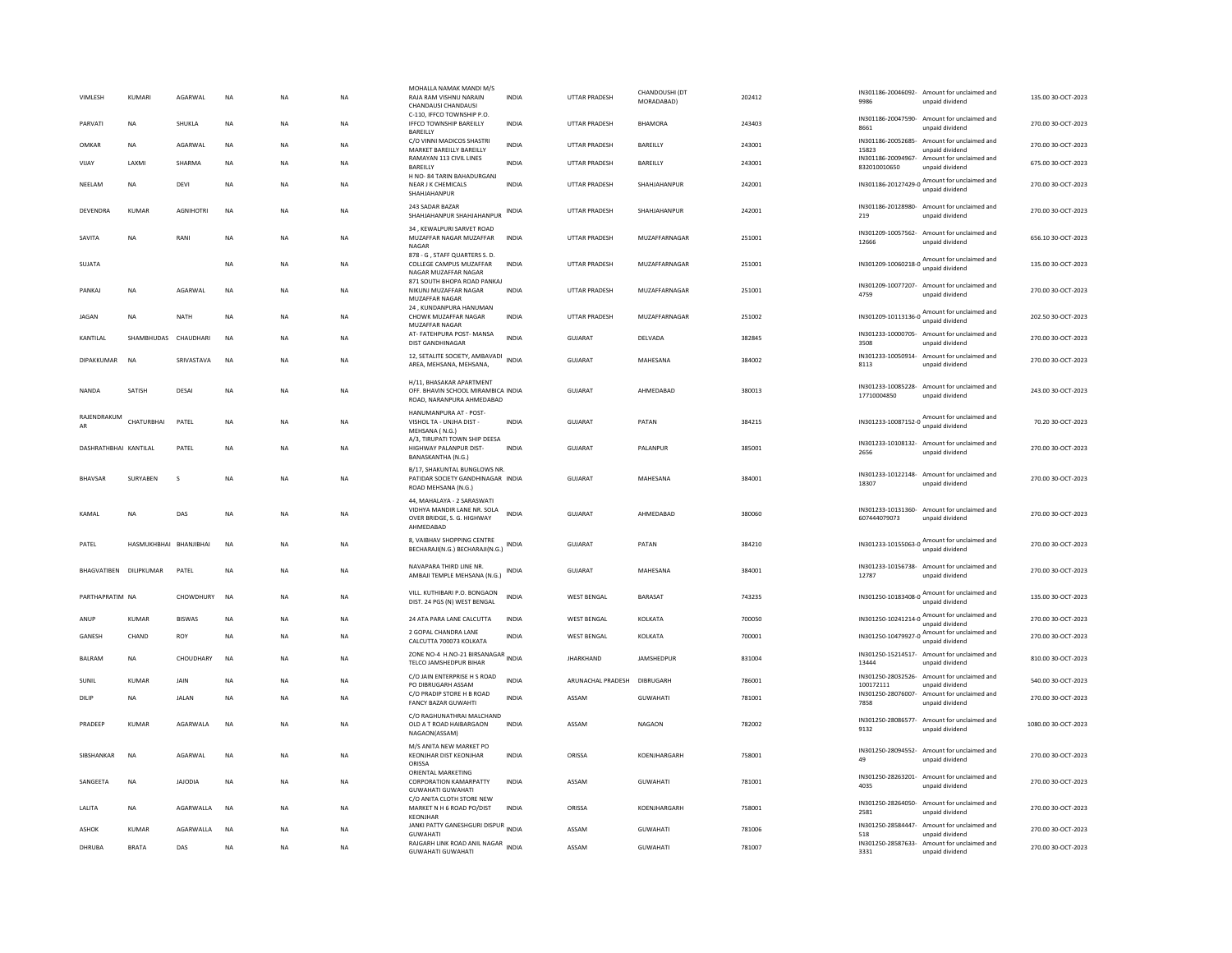| | | | | | | | | | | | | | | |
|---|---|---|---|---|---|---|---|---|---|---|---|---|---|---|
| VIMLESH | KUMARI | AGARWAL | NA | NA | NA | MOHALLA NAMAK MANDI M/S RAJA RAM VISHNU NARAIN CHANDAUSI CHANDAUSI | INDIA | UTTAR PRADESH | CHANDOUSHI (DT MORADABAD) | 202412 | IN301186-20046092-9986 | Amount for unclaimed and unpaid dividend | 135.00 | 30-OCT-2023 |
| PARVATI | NA | SHUKLA | NA | NA | NA | C-110, IFFCO TOWNSHIP P.O. IFFCO TOWNSHIP BAREILLY BAREILLY | INDIA | UTTAR PRADESH | BHAMORA | 243403 | IN301186-20047590-8661 | Amount for unclaimed and unpaid dividend | 270.00 | 30-OCT-2023 |
| OMKAR | NA | AGARWAL | NA | NA | NA | C/O VINNI MADICOS SHASTRI MARKET BAREILLY BAREILLY | INDIA | UTTAR PRADESH | BAREILLY | 243001 | IN301186-20052685-15823 | Amount for unclaimed and unpaid dividend | 270.00 | 30-OCT-2023 |
| VIJAY | LAXMI | SHARMA | NA | NA | NA | RAMAYAN 113 CIVIL LINES BAREILLY | INDIA | UTTAR PRADESH | BAREILLY | 243001 | IN301186-20094967-832010010650 | Amount for unclaimed and unpaid dividend | 675.00 | 30-OCT-2023 |
| NEELAM | NA | DEVI | NA | NA | NA | H NO- 84 TARIN BAHADURGANJ NEAR J K CHEMICALS SHAHJAHANPUR | INDIA | UTTAR PRADESH | SHAHJAHANPUR | 242001 | IN301186-20127429-0 | Amount for unclaimed and unpaid dividend | 270.00 | 30-OCT-2023 |
| DEVENDRA | KUMAR | AGNIHOTRI | NA | NA | NA | 243 SADAR BAZAR SHAHJAHANPUR SHAHJAHANPUR | INDIA | UTTAR PRADESH | SHAHJAHANPUR | 242001 | IN301186-20128980-219 | Amount for unclaimed and unpaid dividend | 270.00 | 30-OCT-2023 |
| SAVITA | NA | RANI | NA | NA | NA | 34 , KEWALPURI SARVET ROAD MUZAFFAR NAGAR MUZAFFAR NAGAR | INDIA | UTTAR PRADESH | MUZAFFARNAGAR | 251001 | IN301209-10057562-12666 | Amount for unclaimed and unpaid dividend | 656.10 | 30-OCT-2023 |
| SUJATA | | | NA | NA | NA | 878 - G , STAFF QUARTERS S. D. COLLEGE CAMPUS MUZAFFAR NAGAR MUZAFFAR NAGAR | INDIA | UTTAR PRADESH | MUZAFFARNAGAR | 251001 | IN301209-10060218-0 | Amount for unclaimed and unpaid dividend | 135.00 | 30-OCT-2023 |
| PANKAJ | NA | AGARWAL | NA | NA | NA | 871 SOUTH BHOPA ROAD PANKAJ NIKUNJ MUZAFFAR NAGAR MUZAFFAR NAGAR | INDIA | UTTAR PRADESH | MUZAFFARNAGAR | 251001 | IN301209-10077207-4759 | Amount for unclaimed and unpaid dividend | 270.00 | 30-OCT-2023 |
| JAGAN | NA | NATH | NA | NA | NA | 24 , KUNDANPURA HANUMAN CHOWK MUZAFFAR NAGAR MUZAFFAR NAGAR | INDIA | UTTAR PRADESH | MUZAFFARNAGAR | 251002 | IN301209-10113136-0 | Amount for unclaimed and unpaid dividend | 202.50 | 30-OCT-2023 |
| KANTILAL | SHAMBHUDAS | CHAUDHARI | NA | NA | NA | AT- FATEHPURA POST- MANSA DIST GANDHINAGAR | INDIA | GUJARAT | DELVADA | 382845 | IN301233-10000705-3508 | Amount for unclaimed and unpaid dividend | 270.00 | 30-OCT-2023 |
| DIPAKKUMAR | NA | SRIVASTAVA | NA | NA | NA | 12, SETALITE SOCIETY, AMBAVADI AREA, MEHSANA, MEHSANA, | INDIA | GUJARAT | MAHESANA | 384002 | IN301233-10050914-8113 | Amount for unclaimed and unpaid dividend | 270.00 | 30-OCT-2023 |
| NANDA | SATISH | DESAI | NA | NA | NA | H/11, BHASAKAR APARTMENT OFF. BHAVIN SCHOOL MIRAMBICA ROAD, NARANPURA AHMEDABAD | INDIA | GUJARAT | AHMEDABAD | 380013 | IN301233-10085228-17710004850 | Amount for unclaimed and unpaid dividend | 243.00 | 30-OCT-2023 |
| RAJENDRAKUMAR | CHATURBHAI | PATEL | NA | NA | NA | HANUMANPURA AT - POST- VISHOL TA - UNJHA DIST - MEHSANA ( N.G.) | INDIA | GUJARAT | PATAN | 384215 | IN301233-10087152-0 | Amount for unclaimed and unpaid dividend | 70.20 | 30-OCT-2023 |
| DASHRATHBHAI | KANTILAL | PATEL | NA | NA | NA | A/3, TIRUPATI TOWN SHIP DEESA HIGHWAY PALANPUR DIST- BANASKANTHA (N.G.) | INDIA | GUJARAT | PALANPUR | 385001 | IN301233-10108132-2656 | Amount for unclaimed and unpaid dividend | 270.00 | 30-OCT-2023 |
| BHAVSAR | SURYABEN | S | NA | NA | NA | B/17, SHAKUNTAL BUNGLOWS NR. PATIDAR SOCIETY GANDHINAGAR ROAD MEHSANA (N.G.) | INDIA | GUJARAT | MAHESANA | 384001 | IN301233-10122148-18307 | Amount for unclaimed and unpaid dividend | 270.00 | 30-OCT-2023 |
| KAMAL | NA | DAS | NA | NA | NA | 44, MAHALAYA - 2 SARASWATI VIDHYA MANDIR LANE NR. SOLA OVER BRIDGE, S. G. HIGHWAY AHMEDABAD | INDIA | GUJARAT | AHMEDABAD | 380060 | IN301233-10131360-607444079073 | Amount for unclaimed and unpaid dividend | 270.00 | 30-OCT-2023 |
| PATEL | HASMUKHBHAI | BHANJIBHAI | NA | NA | NA | 8, VAIBHAV SHOPPING CENTRE BECHARAJI(N.G.) BECHARAJI(N.G.) | INDIA | GUJARAT | PATAN | 384210 | IN301233-10155063-0 | Amount for unclaimed and unpaid dividend | 270.00 | 30-OCT-2023 |
| BHAGVATIBEN | DILIPKUMAR | PATEL | NA | NA | NA | NAVAPARA THIRD LINE NR. AMBAJI TEMPLE MEHSANA (N.G.) | INDIA | GUJARAT | MAHESANA | 384001 | IN301233-10156738-12787 | Amount for unclaimed and unpaid dividend | 270.00 | 30-OCT-2023 |
| PARTHAPRATIM | NA | CHOWDHURY | NA | NA | NA | VILL. KUTHIBARI P.O. BONGAON DIST. 24 PGS (N) WEST BENGAL | INDIA | WEST BENGAL | BARASAT | 743235 | IN301250-10183408-0 | Amount for unclaimed and unpaid dividend | 135.00 | 30-OCT-2023 |
| ANUP | KUMAR | BISWAS | NA | NA | NA | 24 ATA PARA LANE CALCUTTA | INDIA | WEST BENGAL | KOLKATA | 700050 | IN301250-10241214-0 | Amount for unclaimed and unpaid dividend | 270.00 | 30-OCT-2023 |
| GANESH | CHAND | ROY | NA | NA | NA | 2 GOPAL CHANDRA LANE CALCUTTA 700073 KOLKATA | INDIA | WEST BENGAL | KOLKATA | 700001 | IN301250-10479927-0 | Amount for unclaimed and unpaid dividend | 270.00 | 30-OCT-2023 |
| BALRAM | NA | CHOUDHARY | NA | NA | NA | ZONE NO-4 H.NO-21 BIRSANAGAR TELCO JAMSHEDPUR BIHAR | INDIA | JHARKHAND | JAMSHEDPUR | 831004 | IN301250-15214517-13444 | Amount for unclaimed and unpaid dividend | 810.00 | 30-OCT-2023 |
| SUNIL | KUMAR | JAIN | NA | NA | NA | C/O JAIN ENTERPRISE H S ROAD PO DIBRUGARH ASSAM | INDIA | ARUNACHAL PRADESH | DIBRUGARH | 786001 | IN301250-28032526-100172111 | Amount for unclaimed and unpaid dividend | 540.00 | 30-OCT-2023 |
| DILIP | NA | JALAN | NA | NA | NA | C/O PRADIP STORE H B ROAD FANCY BAZAR GUWAHTI | INDIA | ASSAM | GUWAHATI | 781001 | IN301250-28076007-7858 | Amount for unclaimed and unpaid dividend | 270.00 | 30-OCT-2023 |
| PRADEEP | KUMAR | AGARWALA | NA | NA | NA | C/O RAGHUNATHRAI MALCHAND OLD A T ROAD HAIBARGAON NAGAON(ASSAM) | INDIA | ASSAM | NAGAON | 782002 | IN301250-28086577-9132 | Amount for unclaimed and unpaid dividend | 1080.00 | 30-OCT-2023 |
| SIBSHANKAR | NA | AGARWAL | NA | NA | NA | M/S ANITA NEW MARKET PO KEONJHAR DIST KEONJHAR ORISSA | INDIA | ORISSA | KOENJHARGARH | 758001 | IN301250-28094552-49 | Amount for unclaimed and unpaid dividend | 270.00 | 30-OCT-2023 |
| SANGEETA | NA | JAJODIA | NA | NA | NA | ORIENTAL MARKETING CORPORATION KAMARPATTY GUWAHATI GUWAHATI | INDIA | ASSAM | GUWAHATI | 781001 | IN301250-28263201-4035 | Amount for unclaimed and unpaid dividend | 270.00 | 30-OCT-2023 |
| LALITA | NA | AGARWALLA | NA | NA | NA | C/O ANITA CLOTH STORE NEW MARKET N H 6 ROAD PO/DIST KEONJHAR | INDIA | ORISSA | KOENJHARGARH | 758001 | IN301250-28264050-2581 | Amount for unclaimed and unpaid dividend | 270.00 | 30-OCT-2023 |
| ASHOK | KUMAR | AGARWALLA | NA | NA | NA | JANKI PATTY GANESHGURI DISPUR GUWAHATI | INDIA | ASSAM | GUWAHATI | 781006 | IN301250-28584447-518 | Amount for unclaimed and unpaid dividend | 270.00 | 30-OCT-2023 |
| DHRUBA | BRATA | DAS | NA | NA | NA | RAJGARH LINK ROAD ANIL NAGAR GUWAHATI GUWAHATI | INDIA | ASSAM | GUWAHATI | 781007 | IN301250-28587633-3331 | Amount for unclaimed and unpaid dividend | 270.00 | 30-OCT-2023 |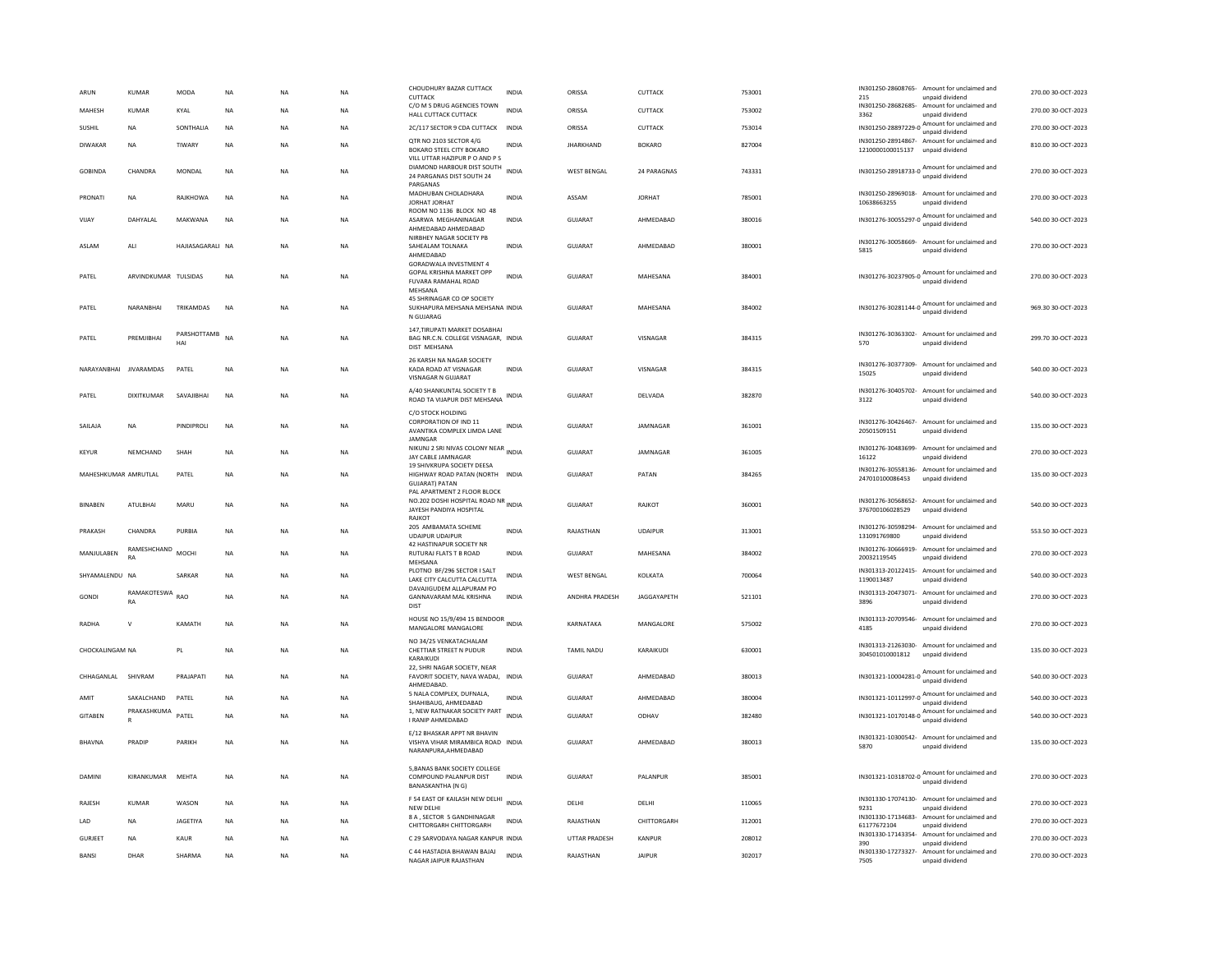| | | | | | | | | | | | | | | |
|---|---|---|---|---|---|---|---|---|---|---|---|---|---|---|
| ARUN | KUMAR | MODA | NA | NA | NA | CHOUDHURY BAZAR CUTTACK CUTTACK | INDIA | ORISSA | CUTTACK | 753001 | IN301250-28608765-215 | Amount for unclaimed and unpaid dividend | 270.00 | 30-OCT-2023 |
| MAHESH | KUMAR | KYAL | NA | NA | NA | C/O M S DRUG AGENCIES TOWN HALL CUTTACK CUTTACK | INDIA | ORISSA | CUTTACK | 753002 | IN301250-28682685-3362 | Amount for unclaimed and unpaid dividend | 270.00 | 30-OCT-2023 |
| SUSHIL | NA | SONTHALIA | NA | NA | NA | 2C/117 SECTOR 9 CDA CUTTACK | INDIA | ORISSA | CUTTACK | 753014 | IN301250-28897229-0 | Amount for unclaimed and unpaid dividend | 270.00 | 30-OCT-2023 |
| DIWAKAR | NA | TIWARY | NA | NA | NA | QTR NO 2103 SECTOR 4/G BOKARO STEEL CITY BOKARO | INDIA | JHARKHAND | BOKARO | 827004 | IN301250-28914867-1210000100015137 | Amount for unclaimed and unpaid dividend | 810.00 | 30-OCT-2023 |
| GOBINDA | CHANDRA | MONDAL | NA | NA | NA | VILL UTTAR HAZIPUR P O AND P S DIAMOND HARBOUR DIST SOUTH 24 PARGANAS DIST SOUTH 24 PARGANAS | INDIA | WEST BENGAL | 24 PARAGNAS | 743331 | IN301250-28918733-0 | Amount for unclaimed and unpaid dividend | 270.00 | 30-OCT-2023 |
| PRONATI | NA | RAJKHOWA | NA | NA | NA | MADHUBAN CHOLADHARA JORHAT JORHAT | INDIA | ASSAM | JORHAT | 785001 | IN301250-28969018-10638663255 | Amount for unclaimed and unpaid dividend | 270.00 | 30-OCT-2023 |
| VIJAY | DAHYALAL | MAKWANA | NA | NA | NA | ROOM NO 1136 BLOCK NO 48 ASARWA MEGHANINAGAR AHMEDABAD AHMEDABAD | INDIA | GUJARAT | AHMEDABAD | 380016 | IN301276-30055297-0 | Amount for unclaimed and unpaid dividend | 540.00 | 30-OCT-2023 |
| ASLAM | ALI | HAJIASAGARALI | NA | NA | NA | NIRBHEY NAGAR SOCIETY PB SAHEALAM TOLNAKA AHMEDABAD | INDIA | GUJARAT | AHMEDABAD | 380001 | IN301276-30058669-5815 | Amount for unclaimed and unpaid dividend | 270.00 | 30-OCT-2023 |
| PATEL | ARVINDKUMAR | TULSIDAS | NA | NA | NA | GORADWALA INVESTMENT 4 GOPAL KRISHNA MARKET OPP FUVARA RAMAHAL ROAD MEHSANA | INDIA | GUJARAT | MAHESANA | 384001 | IN301276-30237905-0 | Amount for unclaimed and unpaid dividend | 270.00 | 30-OCT-2023 |
| PATEL | NARANBHAI | TRIKAMDAS | NA | NA | NA | 45 SHRINAGAR CO OP SOCIETY SUKHAPURA MEHSANA MEHSANA N GUJARAG | INDIA | GUJARAT | MAHESANA | 384002 | IN301276-30281144-0 | Amount for unclaimed and unpaid dividend | 969.30 | 30-OCT-2023 |
| PATEL | PREMJIBHAI | PARSHOTTAMBHAI | NA | NA | NA | 147,TIRUPATI MARKET DOSABHAI BAG NR.C.N. COLLEGE VISNAGAR, DIST MEHSANA | INDIA | GUJARAT | VISNAGAR | 384315 | IN301276-30363302-570 | Amount for unclaimed and unpaid dividend | 299.70 | 30-OCT-2023 |
| NARAYANBHAI | JIVARAMDAS | PATEL | NA | NA | NA | 26 KARSH NA NAGAR SOCIETY KADA ROAD AT VISNAGAR VISNAGAR N GUJARAT | INDIA | GUJARAT | VISNAGAR | 384315 | IN301276-30377309-15025 | Amount for unclaimed and unpaid dividend | 540.00 | 30-OCT-2023 |
| PATEL | DIXITKUMAR | SAVAJIBHAI | NA | NA | NA | A/40 SHANKUNTAL SOCIETY T B ROAD TA VIJAPUR DIST MEHSANA | INDIA | GUJARAT | DELVADA | 382870 | IN301276-30405702-3122 | Amount for unclaimed and unpaid dividend | 540.00 | 30-OCT-2023 |
| SAILAJA | NA | PINDIPROLI | NA | NA | NA | C/O STOCK HOLDING CORPORATION OF IND 11 AVANTIKA COMPLEX LIMDA LANE JAMNAGAR | INDIA | GUJARAT | JAMNAGAR | 361001 | IN301276-30426467-20501509151 | Amount for unclaimed and unpaid dividend | 135.00 | 30-OCT-2023 |
| KEYUR | NEMCHAND | SHAH | NA | NA | NA | NIKUNJ 2 SRI NIVAS COLONY NEAR JAY CABLE JAMNAGAR | INDIA | GUJARAT | JAMNAGAR | 361005 | IN301276-30483699-16122 | Amount for unclaimed and unpaid dividend | 270.00 | 30-OCT-2023 |
| MAHESHKUMAR | AMRUTLAL | PATEL | NA | NA | NA | 19 SHIVKRUPA SOCIETY DEESA HIGHWAY ROAD PATAN (NORTH GUJARAT) PATAN | INDIA | GUJARAT | PATAN | 384265 | IN301276-30558136-247010100086453 | Amount for unclaimed and unpaid dividend | 135.00 | 30-OCT-2023 |
| BINABEN | ATULBHAI | MARU | NA | NA | NA | PAL APARTMENT 2 FLOOR BLOCK NO.202 DOSHI HOSPITAL ROAD NR JAYESH PANDIYA HOSPITAL RAJKOT | INDIA | GUJARAT | RAJKOT | 360001 | IN301276-30568652-376700106028529 | Amount for unclaimed and unpaid dividend | 540.00 | 30-OCT-2023 |
| PRAKASH | CHANDRA | PURBIA | NA | NA | NA | 205 AMBAMATA SCHEME UDAIPUR UDAIPUR | INDIA | RAJASTHAN | UDAIPUR | 313001 | IN301276-30598294-131091769800 | Amount for unclaimed and unpaid dividend | 553.50 | 30-OCT-2023 |
| MANJULABEN | RAMESHCHANDRA | MOCHI | NA | NA | NA | 42 HASTINAPUR SOCIETY NR RUTURAJ FLATS T B ROAD MEHSANA | INDIA | GUJARAT | MAHESANA | 384002 | IN301276-30666919-20032119545 | Amount for unclaimed and unpaid dividend | 270.00 | 30-OCT-2023 |
| SHYAMALENDU | NA | SARKAR | NA | NA | NA | PLOTNO BF/296 SECTOR I SALT LAKE CITY CALCUTTA CALCUTTA | INDIA | WEST BENGAL | KOLKATA | 700064 | IN301313-20122415-1190013487 | Amount for unclaimed and unpaid dividend | 540.00 | 30-OCT-2023 |
| GONDI | RAMAKOTESWARA | RAO | NA | NA | NA | DAVAJIGUDEM ALLAPURAM PO GANNAVARAM MAL KRISHNA DIST | INDIA | ANDHRA PRADESH | JAGGAYAPETH | 521101 | IN301313-20473071-3896 | Amount for unclaimed and unpaid dividend | 270.00 | 30-OCT-2023 |
| RADHA | V | KAMATH | NA | NA | NA | HOUSE NO 15/9/494 15 BENDOOR MANGALORE MANGALORE | INDIA | KARNATAKA | MANGALORE | 575002 | IN301313-20709546-4185 | Amount for unclaimed and unpaid dividend | 270.00 | 30-OCT-2023 |
| CHOCKALINGAM | NA | PL | NA | NA | NA | NO 34/25 VENKATACHALAM CHETTIAR STREET N PUDUR KARAIKUDI | INDIA | TAMIL NADU | KARAIKUDI | 630001 | IN301313-21263030-304501010001812 | Amount for unclaimed and unpaid dividend | 135.00 | 30-OCT-2023 |
| CHHAGANLAL | SHIVRAM | PRAJAPATI | NA | NA | NA | 22, SHRI NAGAR SOCIETY, NEAR FAVORIT SOCIETY, NAVA WADAJ, AHMEDABAD. | INDIA | GUJARAT | AHMEDABAD | 380013 | IN301321-10004281-0 | Amount for unclaimed and unpaid dividend | 540.00 | 30-OCT-2023 |
| AMIT | SAKALCHAND | PATEL | NA | NA | NA | 5 NALA COMPLEX, DUFNALA, SHAHIBAUG, AHMEDABAD | INDIA | GUJARAT | AHMEDABAD | 380004 | IN301321-10112997-0 | Amount for unclaimed and unpaid dividend | 540.00 | 30-OCT-2023 |
| GITABEN | PRAKASHKUMAR | PATEL | NA | NA | NA | 1, NEW RATNAKAR SOCIETY PART I RANIP AHMEDABAD | INDIA | GUJARAT | ODHAV | 382480 | IN301321-10170148-0 | Amount for unclaimed and unpaid dividend | 540.00 | 30-OCT-2023 |
| BHAVNA | PRADIP | PARIKH | NA | NA | NA | E/12 BHASKAR APPT NR BHAVIN VISHYA VIHAR MIRAMBICA ROAD NARANPURA,AHMEDABAD | INDIA | GUJARAT | AHMEDABAD | 380013 | IN301321-10300542-5870 | Amount for unclaimed and unpaid dividend | 135.00 | 30-OCT-2023 |
| DAMINI | KIRANKUMAR | MEHTA | NA | NA | NA | 5,BANAS BANK SOCIETY COLLEGE COMPOUND PALANPUR DIST BANASKANTHA (N G) | INDIA | GUJARAT | PALANPUR | 385001 | IN301321-10318702-0 | Amount for unclaimed and unpaid dividend | 270.00 | 30-OCT-2023 |
| RAJESH | KUMAR | WASON | NA | NA | NA | F 54 EAST OF KAILASH NEW DELHI NEW DELHI | INDIA | DELHI | DELHI | 110065 | IN301330-17074130-9231 | Amount for unclaimed and unpaid dividend | 270.00 | 30-OCT-2023 |
| LAD | NA | JAGETIYA | NA | NA | NA | 8 A , SECTOR 5 GANDHINAGAR CHITTORGARH CHITTORGARH | INDIA | RAJASTHAN | CHITTORGARH | 312001 | IN301330-17134683-61177672104 | Amount for unclaimed and unpaid dividend | 270.00 | 30-OCT-2023 |
| GURJEET | NA | KAUR | NA | NA | NA | C 29 SARVODAYA NAGAR KANPUR | INDIA | UTTAR PRADESH | KANPUR | 208012 | IN301330-17143354-390 | Amount for unclaimed and unpaid dividend | 270.00 | 30-OCT-2023 |
| BANSI | DHAR | SHARMA | NA | NA | NA | C 44 HASTADIA BHAWAN BAJAJ NAGAR JAIPUR RAJASTHAN | INDIA | RAJASTHAN | JAIPUR | 302017 | IN301330-17273327-7505 | Amount for unclaimed and unpaid dividend | 270.00 | 30-OCT-2023 |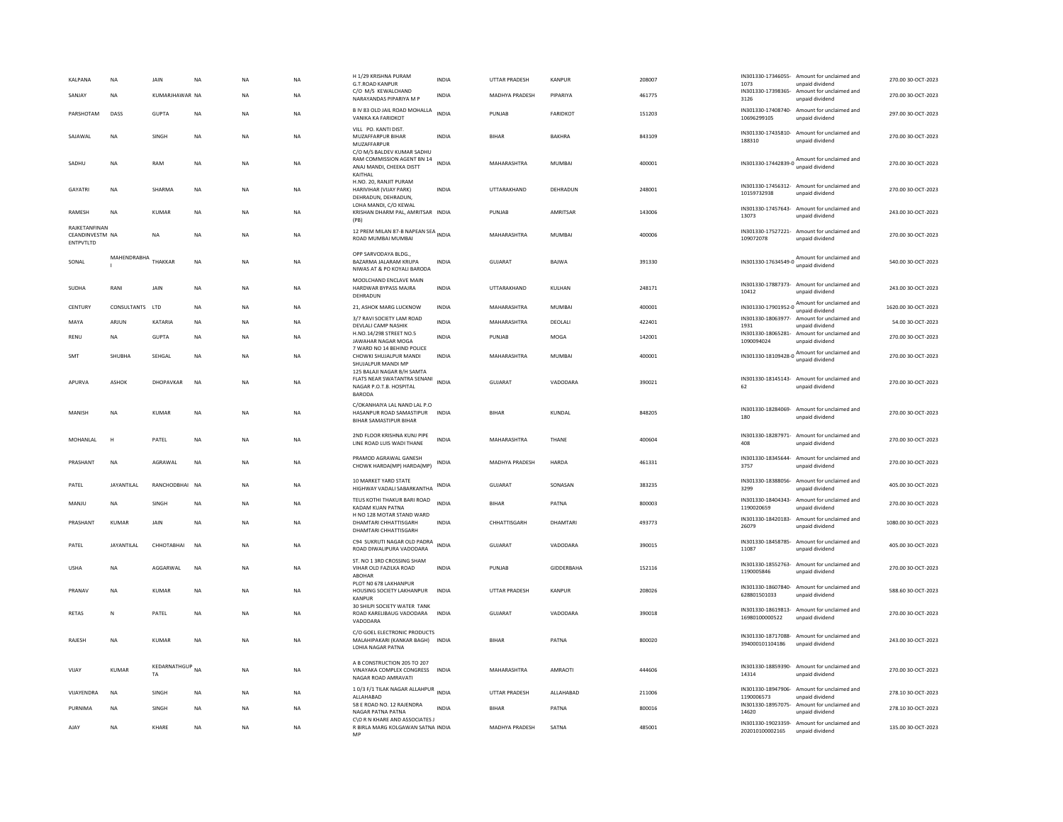| KALPANA | NA | JAIN | NA | NA | NA | H 1/29 KRISHNA PURAM G.T.ROAD KANPUR | INDIA | UTTAR PRADESH | KANPUR | 208007 | IN301330-17346055-1073 | Amount for unclaimed and unpaid dividend | 270.00 | 30-OCT-2023 |
|---|---|---|---|---|---|---|---|---|---|---|---|---|---|---|
| SANJAY | NA | KUMARJHAWAR | NA | NA | NA | C/O M/S KEWALCHAND NARAYANDAS PIPARIYA M P | INDIA | MADHYA PRADESH | PIPARIYA | 461775 | IN301330-17398365-3126 | Amount for unclaimed and unpaid dividend | 270.00 | 30-OCT-2023 |
| PARSHOTAM | DASS | GUPTA | NA | NA | NA | B IV 83 OLD JAIL ROAD MOHALLA VANIKA KA FARIDKOT | INDIA | PUNJAB | FARIDKOT | 151203 | IN301330-17408740-10696299105 | Amount for unclaimed and unpaid dividend | 297.00 | 30-OCT-2023 |
| SAJAWAL | NA | SINGH | NA | NA | NA | VILL PO. KANTI DIST. MUZAFFARPUR BIHAR MUZAFFARPUR | INDIA | BIHAR | BAKHRA | 843109 | IN301330-17435810-188310 | Amount for unclaimed and unpaid dividend | 270.00 | 30-OCT-2023 |
| SADHU | NA | RAM | NA | NA | NA | C/O M/S BALDEV KUMAR SADHU RAM COMMISSION AGENT BN 14 ANAJ MANDI, CHEEKA DISTT KAITHAL | INDIA | MAHARASHTRA | MUMBAI | 400001 | IN301330-17442839-0 | Amount for unclaimed and unpaid dividend | 270.00 | 30-OCT-2023 |
| GAYATRI | NA | SHARMA | NA | NA | NA | H.NO. 20, RANJIT PURAM HARIVIHAR (VIJAY PARK) DEHRADUN, DEHRADUN, | INDIA | UTTARAKHAND | DEHRADUN | 248001 | IN301330-17456312-10159732938 | Amount for unclaimed and unpaid dividend | 270.00 | 30-OCT-2023 |
| RAMESH | NA | KUMAR | NA | NA | NA | LOHA MANDI, C/O KEWAL KRISHAN DHARM PAL, AMRITSAR (PB) | INDIA | PUNJAB | AMRITSAR | 143006 | IN301330-17457643-13073 | Amount for unclaimed and unpaid dividend | 243.00 | 30-OCT-2023 |
| RAJKETANFINANCEANDINVESTMENTPVTLTD | NA | NA | NA | NA | NA | 12 PREM MILAN 87-B NAPEAN SEA ROAD MUMBAI MUMBAI | INDIA | MAHARASHTRA | MUMBAI | 400006 | IN301330-17527221-109072078 | Amount for unclaimed and unpaid dividend | 270.00 | 30-OCT-2023 |
| SONAL | MAHENDRABHAI | THAKKAR | NA | NA | NA | OPP SARVODAYA BLDG., BAZARMA JALARAM KRUPA NIWAS AT & PO KOYALI BARODA | INDIA | GUJARAT | BAJWA | 391330 | IN301330-17634549-0 | Amount for unclaimed and unpaid dividend | 540.00 | 30-OCT-2023 |
| SUDHA | RANI | JAIN | NA | NA | NA | MOOLCHAND ENCLAVE MAIN HARDWAR BYPASS MAJRA DEHRADUN | INDIA | UTTARAKHAND | KULHAN | 248171 | IN301330-17887373-10412 | Amount for unclaimed and unpaid dividend | 243.00 | 30-OCT-2023 |
| CENTURY | CONSULTANTS | LTD | NA | NA | NA | 21, ASHOK MARG LUCKNOW | INDIA | MAHARASHTRA | MUMBAI | 400001 | IN301330-17901952-0 | Amount for unclaimed and unpaid dividend | 1620.00 | 30-OCT-2023 |
| MAYA | ARJUN | KATARIA | NA | NA | NA | 3/7 RAVI SOCIETY LAM ROAD DEVLALI CAMP NASHIK | INDIA | MAHARASHTRA | DEOLALI | 422401 | IN301330-18063977-1931 | Amount for unclaimed and unpaid dividend | 54.00 | 30-OCT-2023 |
| RENU | NA | GUPTA | NA | NA | NA | H.NO.14/298 STREET NO.5 JAWAHAR NAGAR MOGA | INDIA | PUNJAB | MOGA | 142001 | IN301330-18065281-1090094024 | Amount for unclaimed and unpaid dividend | 270.00 | 30-OCT-2023 |
| SMT | SHUBHA | SEHGAL | NA | NA | NA | 7 WARD NO 14 BEHIND POLICE CHOWKI SHUJALPUR MANDI SHUJALPUR MANDI MP | INDIA | MAHARASHTRA | MUMBAI | 400001 | IN301330-18109428-0 | Amount for unclaimed and unpaid dividend | 270.00 | 30-OCT-2023 |
| APURVA | ASHOK | DHOPAVKAR | NA | NA | NA | 125 BALAJI NAGAR B/H SAMTA FLATS NEAR SWATANTRA SENANI NAGAR P.O.T.B. HOSPITAL BARODA | INDIA | GUJARAT | VADODARA | 390021 | IN301330-18145143-62 | Amount for unclaimed and unpaid dividend | 270.00 | 30-OCT-2023 |
| MANISH | NA | KUMAR | NA | NA | NA | C/OKANHAIYA LAL NAND LAL P.O HASANPUR ROAD SAMASTIPUR BIHAR SAMASTIPUR BIHAR | INDIA | BIHAR | KUNDAL | 848205 | IN301330-18284069-180 | Amount for unclaimed and unpaid dividend | 270.00 | 30-OCT-2023 |
| MOHANLAL | H | PATEL | NA | NA | NA | 2ND FLOOR KRISHNA KUNJ PIPE LINE ROAD LUIS WADI THANE | INDIA | MAHARASHTRA | THANE | 400604 | IN301330-18287971-408 | Amount for unclaimed and unpaid dividend | 270.00 | 30-OCT-2023 |
| PRASHANT | NA | AGRAWAL | NA | NA | NA | PRAMOD AGRAWAL GANESH CHOWK HARDA(MP) HARDA(MP) | INDIA | MADHYA PRADESH | HARDA | 461331 | IN301330-18345644-3757 | Amount for unclaimed and unpaid dividend | 270.00 | 30-OCT-2023 |
| PATEL | JAYANTILAL | RANCHODBHAI | NA | NA | NA | 10 MARKET YARD STATE HIGHWAY VADALI SABARKANTHA | INDIA | GUJARAT | SONASAN | 383235 | IN301330-18388056-3299 | Amount for unclaimed and unpaid dividend | 405.00 | 30-OCT-2023 |
| MANJU | NA | SINGH | NA | NA | NA | TEUS KOTHI THAKUR BARI ROAD KADAM KUAN PATNA | INDIA | BIHAR | PATNA | 800003 | IN301330-18404343-1190020659 | Amount for unclaimed and unpaid dividend | 270.00 | 30-OCT-2023 |
| PRASHANT | KUMAR | JAIN | NA | NA | NA | H NO 128 MOTAR STAND WARD DHAMTARI CHHATTISGARH DHAMTARI CHHATTISGARH | INDIA | CHHATTISGARH | DHAMTARI | 493773 | IN301330-18420183-26079 | Amount for unclaimed and unpaid dividend | 1080.00 | 30-OCT-2023 |
| PATEL | JAYANTILAL | CHHOTABHAI | NA | NA | NA | C94 SUKRUTI NAGAR OLD PADRA ROAD DIWALIPURA VADODARA | INDIA | GUJARAT | VADODARA | 390015 | IN301330-18458785-11087 | Amount for unclaimed and unpaid dividend | 405.00 | 30-OCT-2023 |
| USHA | NA | AGGARWAL | NA | NA | NA | ST. NO 1 3RD CROSSING SHAM VIHAR OLD FAZILKA ROAD ABOHAR | INDIA | PUNJAB | GIDDERBAHA | 152116 | IN301330-18552763-1190005846 | Amount for unclaimed and unpaid dividend | 270.00 | 30-OCT-2023 |
| PRANAV | NA | KUMAR | NA | NA | NA | PLOT N0 678 LAKHANPUR HOUSING SOCIETY LAKHANPUR KANPUR | INDIA | UTTAR PRADESH | KANPUR | 208026 | IN301330-18607840-628801501033 | Amount for unclaimed and unpaid dividend | 588.60 | 30-OCT-2023 |
| RETAS | N | PATEL | NA | NA | NA | 30 SHILPI SOCIETY WATER TANK ROAD KARELIBAUG VADODARA VADODARA | INDIA | GUJARAT | VADODARA | 390018 | IN301330-18619813-16980100000522 | Amount for unclaimed and unpaid dividend | 270.00 | 30-OCT-2023 |
| RAJESH | NA | KUMAR | NA | NA | NA | C/O GOEL ELECTRONIC PRODUCTS MALAHIPAKARI (KANKAR BAGH) LOHIA NAGAR PATNA | INDIA | BIHAR | PATNA | 800020 | IN301330-18717088-394000101104186 | Amount for unclaimed and unpaid dividend | 243.00 | 30-OCT-2023 |
| VIJAY | KUMAR | KEDARNATHGUPTA | NA | NA | NA | A B CONSTRUCTION 205 TO 207 VINAYAKA COMPLEX CONGRESS NAGAR ROAD AMRAVATI | INDIA | MAHARASHTRA | AMRAOTI | 444606 | IN301330-18859390-14314 | Amount for unclaimed and unpaid dividend | 270.00 | 30-OCT-2023 |
| VIJAYENDRA | NA | SINGH | NA | NA | NA | 1 0/3 F/1 TILAK NAGAR ALLAHPUR ALLAHABAD | INDIA | UTTAR PRADESH | ALLAHABAD | 211006 | IN301330-18947906-1190006573 | Amount for unclaimed and unpaid dividend | 278.10 | 30-OCT-2023 |
| PURNIMA | NA | SINGH | NA | NA | NA | 58 E ROAD NO. 12 RAJENDRA NAGAR PATNA PATNA | INDIA | BIHAR | PATNA | 800016 | IN301330-18957075-14620 | Amount for unclaimed and unpaid dividend | 278.10 | 30-OCT-2023 |
| AJAY | NA | KHARE | NA | NA | NA | C\O R N KHARE AND ASSOCIATES J R BIRLA MARG KOLGAWAN SATNA MP | INDIA | MADHYA PRADESH | SATNA | 485001 | IN301330-19023359-202010100002165 | Amount for unclaimed and unpaid dividend | 135.00 | 30-OCT-2023 |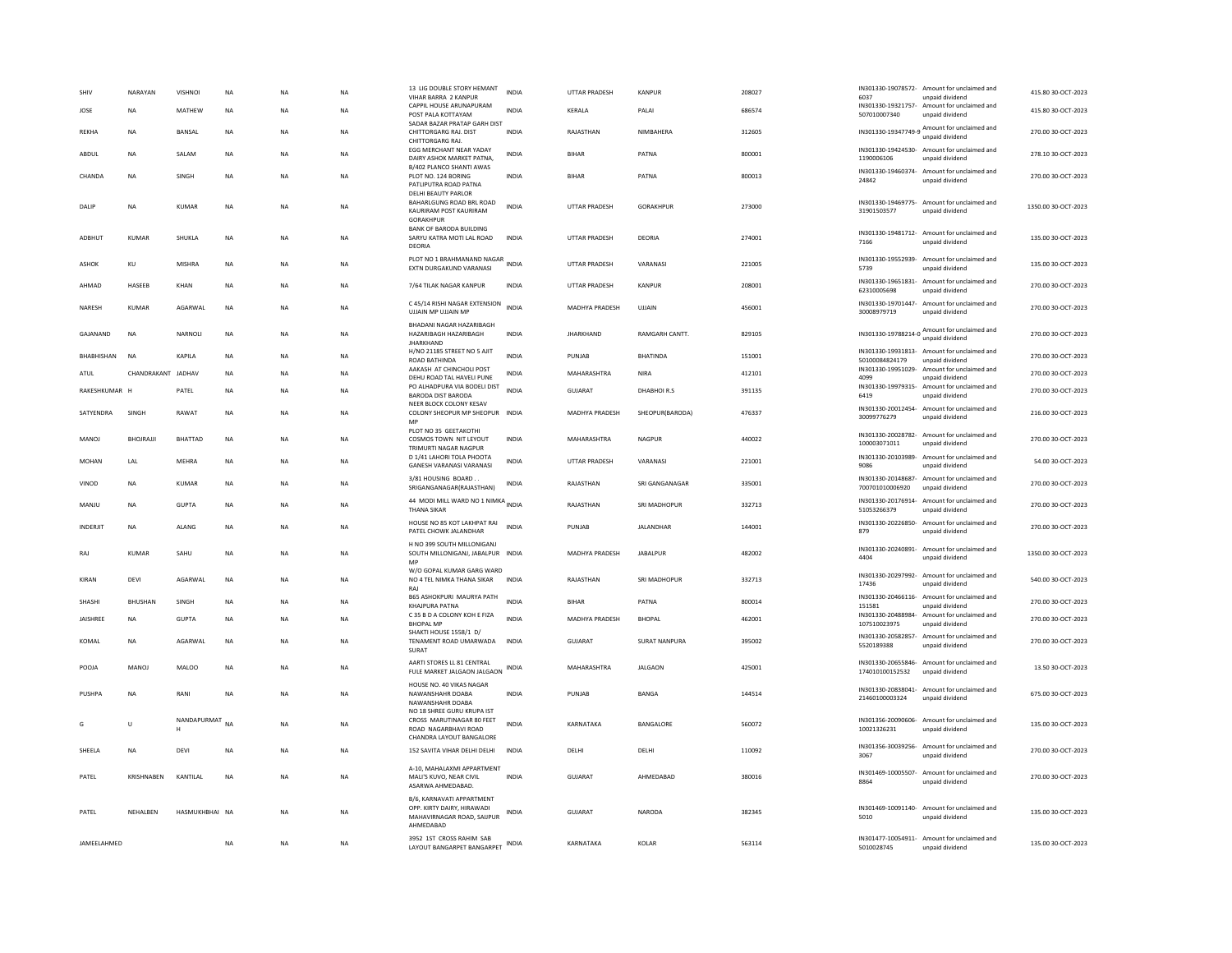| SHIV | NARAYAN | VISHNOI | NA | NA | NA | 13 LIG DOUBLE STORY HEMANT VIHAR BARRA 2 KANPUR | INDIA | UTTAR PRADESH | KANPUR | 208027 | IN301330-19078572-6037 | Amount for unclaimed and unpaid dividend | 415.80 | 30-OCT-2023 |
|---|---|---|---|---|---|---|---|---|---|---|---|---|---|---|
| JOSE | NA | MATHEW | NA | NA | NA | CAPPIL HOUSE ARUNAPURAM POST PALA KOTTAYAM | INDIA | KERALA | PALAI | 686574 | IN301330-19321757-507010007340 | Amount for unclaimed and unpaid dividend | 415.80 | 30-OCT-2023 |
| REKHA | NA | BANSAL | NA | NA | NA | SADAR BAZAR PRATAP GARH DIST CHITTORGARG RAJ. DIST CHITTORGARG RAJ. | INDIA | RAJASTHAN | NIMBAHERA | 312605 | IN301330-19347749-9 | Amount for unclaimed and unpaid dividend | 270.00 | 30-OCT-2023 |
| ABDUL | NA | SALAM | NA | NA | NA | EGG MERCHANT NEAR YADAY DAIRY ASHOK MARKET PATNA, | INDIA | BIHAR | PATNA | 800001 | IN301330-19424530-1190006106 | Amount for unclaimed and unpaid dividend | 278.10 | 30-OCT-2023 |
| CHANDA | NA | SINGH | NA | NA | NA | B/402 PLANCO SHANTI AWAS PLOT NO. 124 BORING PATLIPUTRA ROAD PATNA | INDIA | BIHAR | PATNA | 800013 | IN301330-19460374-24842 | Amount for unclaimed and unpaid dividend | 270.00 | 30-OCT-2023 |
| DALIP | NA | KUMAR | NA | NA | NA | DELHI BEAUTY PARLOR BAHARLGUNG ROAD BRL ROAD KAURIRAM POST KAURIRAM GORAKHPUR | INDIA | UTTAR PRADESH | GORAKHPUR | 273000 | IN301330-19469775-31901503577 | Amount for unclaimed and unpaid dividend | 1350.00 | 30-OCT-2023 |
| ADBHUT | KUMAR | SHUKLA | NA | NA | NA | BANK OF BARODA BUILDING SARYU KATRA MOTI LAL ROAD DEORIA | INDIA | UTTAR PRADESH | DEORIA | 274001 | IN301330-19481712-7166 | Amount for unclaimed and unpaid dividend | 135.00 | 30-OCT-2023 |
| ASHOK | KU | MISHRA | NA | NA | NA | PLOT NO 1 BRAHMANAND NAGAR EXTN DURGAKUND VARANASI | INDIA | UTTAR PRADESH | VARANASI | 221005 | IN301330-19552939-5739 | Amount for unclaimed and unpaid dividend | 135.00 | 30-OCT-2023 |
| AHMAD | HASEEB | KHAN | NA | NA | NA | 7/64 TILAK NAGAR KANPUR | INDIA | UTTAR PRADESH | KANPUR | 208001 | IN301330-19651831-62310005698 | Amount for unclaimed and unpaid dividend | 270.00 | 30-OCT-2023 |
| NARESH | KUMAR | AGARWAL | NA | NA | NA | C 45/14 RISHI NAGAR EXTENSION UJJAIN MP UJJAIN MP | INDIA | MADHYA PRADESH | UJJAIN | 456001 | IN301330-19701447-30008979719 | Amount for unclaimed and unpaid dividend | 270.00 | 30-OCT-2023 |
| GAJANAND | NA | NARNOLI | NA | NA | NA | BHADANI NAGAR HAZARIBAGH HAZARIBAGH HAZARIBAGH JHARKHAND | INDIA | JHARKHAND | RAMGARH CANTT. | 829105 | IN301330-19788214-0 | Amount for unclaimed and unpaid dividend | 270.00 | 30-OCT-2023 |
| BHABHISHAN | NA | KAPILA | NA | NA | NA | H/NO 21185 STREET NO 5 AJIT ROAD BATHINDA | INDIA | PUNJAB | BHATINDA | 151001 | IN301330-19931813-50100084824179 | Amount for unclaimed and unpaid dividend | 270.00 | 30-OCT-2023 |
| ATUL | CHANDRAKANT | JADHAV | NA | NA | NA | AAKASH AT CHINCHOLI POST DEHU ROAD TAL HAVELI PUNE | INDIA | MAHARASHTRA | NIRA | 412101 | IN301330-19951029-4099 | Amount for unclaimed and unpaid dividend | 270.00 | 30-OCT-2023 |
| RAKESHKUMAR | H | PATEL | NA | NA | NA | PO ALHADPURA VIA BODELI DIST BARODA DIST BARODA | INDIA | GUJARAT | DHABHOI R.S | 391135 | IN301330-19979315-6419 | Amount for unclaimed and unpaid dividend | 270.00 | 30-OCT-2023 |
| SATYENDRA | SINGH | RAWAT | NA | NA | NA | NEER BLOCK COLONY KESAV COLONY SHEOPUR MP SHEOPUR MP | INDIA | MADHYA PRADESH | SHEOPUR(BARODA) | 476337 | IN301330-20012454-30099776279 | Amount for unclaimed and unpaid dividend | 216.00 | 30-OCT-2023 |
| MANOJ | BHOJRAJJI | BHATTAD | NA | NA | NA | PLOT NO 35 GEETAKOTHI COSMOS TOWN NIT LEYOUT TRIMURTI NAGAR NAGPUR | INDIA | MAHARASHTRA | NAGPUR | 440022 | IN301330-20028782-100003071011 | Amount for unclaimed and unpaid dividend | 270.00 | 30-OCT-2023 |
| MOHAN | LAL | MEHRA | NA | NA | NA | D 1/41 LAHORI TOLA PHOOTA GANESH VARANASI VARANASI | INDIA | UTTAR PRADESH | VARANASI | 221001 | IN301330-20103989-9086 | Amount for unclaimed and unpaid dividend | 54.00 | 30-OCT-2023 |
| VINOD | NA | KUMAR | NA | NA | NA | 3/81 HOUSING BOARD . . SRIGANGANAGAR(RAJASTHAN) | INDIA | RAJASTHAN | SRI GANGANAGAR | 335001 | IN301330-20148687-700701010006920 | Amount for unclaimed and unpaid dividend | 270.00 | 30-OCT-2023 |
| MANJU | NA | GUPTA | NA | NA | NA | 44 MODI MILL WARD NO 1 NIMKA THANA SIKAR | INDIA | RAJASTHAN | SRI MADHOPUR | 332713 | IN301330-20176914-51053266379 | Amount for unclaimed and unpaid dividend | 270.00 | 30-OCT-2023 |
| INDERJIT | NA | ALANG | NA | NA | NA | HOUSE NO 85 KOT LAKHPAT RAI PATEL CHOWK JALANDHAR | INDIA | PUNJAB | JALANDHAR | 144001 | IN301330-20226850-879 | Amount for unclaimed and unpaid dividend | 270.00 | 30-OCT-2023 |
| RAJ | KUMAR | SAHU | NA | NA | NA | H NO 399 SOUTH MILLONIGANJ SOUTH MILLONIGANJ, JABALPUR MP | INDIA | MADHYA PRADESH | JABALPUR | 482002 | IN301330-20240891-4404 | Amount for unclaimed and unpaid dividend | 1350.00 | 30-OCT-2023 |
| KIRAN | DEVI | AGARWAL | NA | NA | NA | W/O GOPAL KUMAR GARG WARD NO 4 TEL NIMKA THANA SIKAR RAJ | INDIA | RAJASTHAN | SRI MADHOPUR | 332713 | IN301330-20297992-17436 | Amount for unclaimed and unpaid dividend | 540.00 | 30-OCT-2023 |
| SHASHI | BHUSHAN | SINGH | NA | NA | NA | B65 ASHOKPURI MAURYA PATH KHAJPURA PATNA | INDIA | BIHAR | PATNA | 800014 | IN301330-20466116-151581 | Amount for unclaimed and unpaid dividend | 270.00 | 30-OCT-2023 |
| JAISHREE | NA | GUPTA | NA | NA | NA | C 35 B D A COLONY KOH E FIZA BHOPAL MP | INDIA | MADHYA PRADESH | BHOPAL | 462001 | IN301330-20488984-107510023975 | Amount for unclaimed and unpaid dividend | 270.00 | 30-OCT-2023 |
| KOMAL | NA | AGARWAL | NA | NA | NA | SHAKTI HOUSE 1558/1 D/ TENAMENT ROAD UMARWADA SURAT | INDIA | GUJARAT | SURAT NANPURA | 395002 | IN301330-20582857-5520189388 | Amount for unclaimed and unpaid dividend | 270.00 | 30-OCT-2023 |
| POOJA | MANOJ | MALOO | NA | NA | NA | AARTI STORES LL 81 CENTRAL FULE MARKET JALGAON JALGAON | INDIA | MAHARASHTRA | JALGAON | 425001 | IN301330-20655846-174010100152532 | Amount for unclaimed and unpaid dividend | 13.50 | 30-OCT-2023 |
| PUSHPA | NA | RANI | NA | NA | NA | HOUSE NO. 40 VIKAS NAGAR NAWANSHAHR DOABA NAWANSHAHR DOABA | INDIA | PUNJAB | BANGA | 144514 | IN301330-20838041-21460100003324 | Amount for unclaimed and unpaid dividend | 675.00 | 30-OCT-2023 |
| G | U | NANDAPURMAT H | NA | NA | NA | NO 18 SHREE GURU KRUPA IST CROSS MARUTINAGAR 80 FEET ROAD NAGARBHAVI ROAD CHANDRA LAYOUT BANGALORE | INDIA | KARNATAKA | BANGALORE | 560072 | IN301356-20090606-10021326231 | Amount for unclaimed and unpaid dividend | 135.00 | 30-OCT-2023 |
| SHEELA | NA | DEVI | NA | NA | NA | 152 SAVITA VIHAR DELHI DELHI | INDIA | DELHI | DELHI | 110092 | IN301356-30039256-3067 | Amount for unclaimed and unpaid dividend | 270.00 | 30-OCT-2023 |
| PATEL | KRISHNABEN | KANTILAL | NA | NA | NA | A-10, MAHALAXMI APPARTMENT MALI'S KUVO, NEAR CIVIL ASARWA AHMEDABAD. | INDIA | GUJARAT | AHMEDABAD | 380016 | IN301469-10005507-8864 | Amount for unclaimed and unpaid dividend | 270.00 | 30-OCT-2023 |
| PATEL | NEHALBEN | HASMUKHBHAI | NA | NA | NA | B/6, KARNAVATI APPARTMENT OPP. KIRTY DAIRY, HIRAWADI MAHAVIRNAGAR ROAD, SAIJPUR AHMEDABAD | INDIA | GUJARAT | NARODA | 382345 | IN301469-10091140-5010 | Amount for unclaimed and unpaid dividend | 135.00 | 30-OCT-2023 |
| JAMEELAHMED | | | NA | NA | NA | 3952 1ST CROSS RAHIM SAB LAYOUT BANGARPET BANGARPET | INDIA | KARNATAKA | KOLAR | 563114 | IN301477-10054911-5010028745 | Amount for unclaimed and unpaid dividend | 135.00 | 30-OCT-2023 |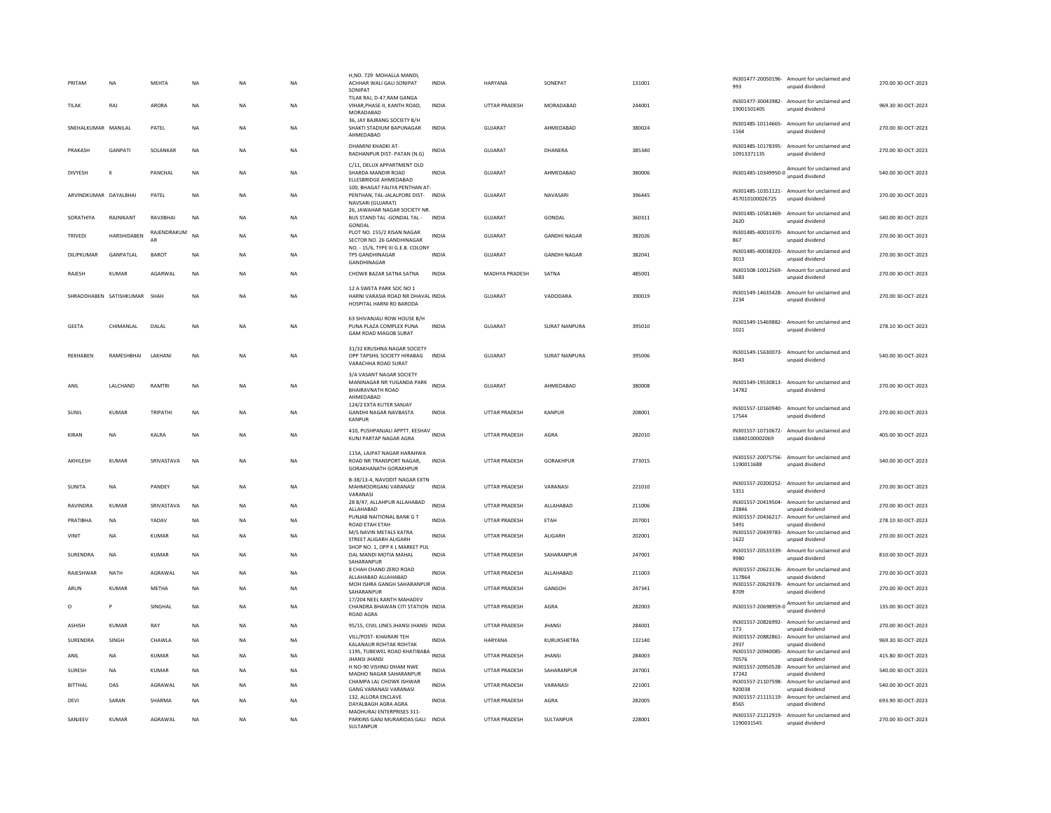| | | | | | | | | | | | | | | |
|---|---|---|---|---|---|---|---|---|---|---|---|---|---|---|
| PRITAM | NA | MEHTA | NA | NA | NA | H,NO. 729 MOHALLA MANDI, ACHHAR WALI GALI SONIPAT SONIPAT | INDIA | HARYANA | SONEPAT | 131001 | IN301477-20050196-993 | Amount for unclaimed and unpaid dividend | 270.00 | 30-OCT-2023 |
| TILAK | RAJ | ARORA | NA | NA | NA | TILAK RAJ, D-47,RAM GANGA VIHAR,PHASE-II, KANTH ROAD, MORADABAD | INDIA | UTTAR PRADESH | MORADABAD | 244001 | IN301477-30043982-19001501405 | Amount for unclaimed and unpaid dividend | 969.30 | 30-OCT-2023 |
| SNEHALKUMAR | MANILAL | PATEL | NA | NA | NA | 36, JAY BAJRANG SOCIETY B/H SHAKTI STADIUM BAPUNAGAR AHMEDABAD | INDIA | GUJARAT | AHMEDABAD | 380024 | IN301485-10114665-1164 | Amount for unclaimed and unpaid dividend | 270.00 | 30-OCT-2023 |
| PRAKASH | GANPATI | SOLANKAR | NA | NA | NA | DHAMINI KHADKI AT-RADHANPUR DIST- PATAN (N.G) | INDIA | GUJARAT | DHANERA | 385340 | IN301485-10178395-10913371135 | Amount for unclaimed and unpaid dividend | 270.00 | 30-OCT-2023 |
| DIVYESH | K | PANCHAL | NA | NA | NA | C/11, DELUX APPARTMENT OLD SHARDA MANDIR ROAD ELLESBRIDGE AHMEDABAD | INDIA | GUJARAT | AHMEDABAD | 380006 | IN301485-10349950-0 | Amount for unclaimed and unpaid dividend | 540.00 | 30-OCT-2023 |
| ARVINDKUMAR | DAYALBHAI | PATEL | NA | NA | NA | 100, BHAGAT FALIYA PENTHAN AT-PENTHAN, TAL-JALALPORE DIST-NAVSARI (GUJARAT) | INDIA | GUJARAT | NAVASARI | 396445 | IN301485-10351121-457010100026725 | Amount for unclaimed and unpaid dividend | 270.00 | 30-OCT-2023 |
| SORATHIYA | RAJNIKANT | RAVJIBHAI | NA | NA | NA | 26, JAWAHAR NAGAR SOCIETY NR. BUS STAND TAL -GONDAL TAL - GONDAL | INDIA | GUJARAT | GONDAL | 360311 | IN301485-10581469-2620 | Amount for unclaimed and unpaid dividend | 540.00 | 30-OCT-2023 |
| TRIVEDI | HARSHIDABEN | RAJENDRAKUMAR | NA | NA | NA | PLOT NO. 155/2 KISAN NAGAR SECTOR NO. 26 GANDHINAGAR | INDIA | GUJARAT | GANDHI NAGAR | 382026 | IN301485-40010370-867 | Amount for unclaimed and unpaid dividend | 270.00 | 30-OCT-2023 |
| DILIPKUMAR | GANPATLAL | BAROT | NA | NA | NA | NO. - 15/6, TYPE III G.E.B. COLONY TPS GANDHINAGAR GANDHINAGAR | INDIA | GUJARAT | GANDHI NAGAR | 382041 | IN301485-40038203-3013 | Amount for unclaimed and unpaid dividend | 270.00 | 30-OCT-2023 |
| RAJESH | KUMAR | AGARWAL | NA | NA | NA | CHOWK BAZAR SATNA SATNA | INDIA | MADHYA PRADESH | SATNA | 485001 | IN301508-10012569-5683 | Amount for unclaimed and unpaid dividend | 270.00 | 30-OCT-2023 |
| SHRADDHABEN | SATISHKUMAR | SHAH | NA | NA | NA | 12 A SWETA PARK SOC NO 1 HARNI VARASIA ROAD NR DHAVAL HOSPITAL HARNI RD BARODA | INDIA | GUJARAT | VADODARA | 390019 | IN301549-14635428-2234 | Amount for unclaimed and unpaid dividend | 270.00 | 30-OCT-2023 |
| GEETA | CHIMANLAL | DALAL | NA | NA | NA | 63 SHIVANJALI ROW HOUSE B/H PUNA PLAZA COMPLEX PUNA GAM ROAD MAGOB SURAT | INDIA | GUJARAT | SURAT NANPURA | 395010 | IN301549-15469882-1021 | Amount for unclaimed and unpaid dividend | 278.10 | 30-OCT-2023 |
| REKHABEN | RAMESHBHAI | LAKHANI | NA | NA | NA | 31/32 KRUSHNA NAGAR SOCIETY OPP TAPSHIL SOCIETY HIRABAG VARACHHA ROAD SURAT | INDIA | GUJARAT | SURAT NANPURA | 395006 | IN301549-15630073-3643 | Amount for unclaimed and unpaid dividend | 540.00 | 30-OCT-2023 |
| ANIL | LALCHAND | RAMTRI | NA | NA | NA | 3/A VASANT NAGAR SOCIETY MANINAGAR NR YUGANDA PARK BHAIRAVNATH ROAD AHMEDABAD | INDIA | GUJARAT | AHMEDABAD | 380008 | IN301549-19530813-14782 | Amount for unclaimed and unpaid dividend | 270.00 | 30-OCT-2023 |
| SUNIL | KUMAR | TRIPATHI | NA | NA | NA | 124/2 EXTA KUTER SANJAY GANDHI NAGAR NAVBASTA KANPUR | INDIA | UTTAR PRADESH | KANPUR | 208001 | IN301557-10160940-17544 | Amount for unclaimed and unpaid dividend | 270.00 | 30-OCT-2023 |
| KIRAN | NA | KALRA | NA | NA | NA | 410, PUSHPANJALI APPTT. KESHAV KUNJ PARTAP NAGAR AGRA | INDIA | UTTAR PRADESH | AGRA | 282010 | IN301557-10710672-16840100002069 | Amount for unclaimed and unpaid dividend | 405.00 | 30-OCT-2023 |
| AKHILESH | KUMAR | SRIVASTAVA | NA | NA | NA | 115A, LAJPAT NAGAR HARAHWA ROAD NR TRANSPORT NAGAR, GORAKHANATH GORAKHPUR | INDIA | UTTAR PRADESH | GORAKHPUR | 273015 | IN301557-20075756-1190011688 | Amount for unclaimed and unpaid dividend | 540.00 | 30-OCT-2023 |
| SUNITA | NA | PANDEY | NA | NA | NA | B-38/13-4, NAVODIT NAGAR EXTN MAHMOORGANJ VARANASI VARANASI | INDIA | UTTAR PRADESH | VARANASI | 221010 | IN301557-20200252-5351 | Amount for unclaimed and unpaid dividend | 270.00 | 30-OCT-2023 |
| RAVINDRA | KUMAR | SRIVASTAVA | NA | NA | NA | 28 B/47, ALLAHPUR ALLAHABAD ALLAHABAD | INDIA | UTTAR PRADESH | ALLAHABAD | 211006 | IN301557-20419504-23846 | Amount for unclaimed and unpaid dividend | 270.00 | 30-OCT-2023 |
| PRATIBHA | NA | YADAV | NA | NA | NA | PUNJAB NAITIONAL BANK G T ROAD ETAH ETAH | INDIA | UTTAR PRADESH | ETAH | 207001 | IN301557-20436217-5491 | Amount for unclaimed and unpaid dividend | 278.10 | 30-OCT-2023 |
| VINIT | NA | KUMAR | NA | NA | NA | M/S NAVIN METALS KATRA STREET ALIGARH ALIGARH | INDIA | UTTAR PRADESH | ALIGARH | 202001 | IN301557-20439783-1622 | Amount for unclaimed and unpaid dividend | 270.00 | 30-OCT-2023 |
| SURENDRA | NA | KUMAR | NA | NA | NA | SHOP NO. 1, OPP K L MARKET PUL DAL MANDI MOTIA MAHAL SAHARANPUR | INDIA | UTTAR PRADESH | SAHARANPUR | 247001 | IN301557-20533339-9980 | Amount for unclaimed and unpaid dividend | 810.00 | 30-OCT-2023 |
| RAJESHWAR | NATH | AGRAWAL | NA | NA | NA | 8 CHAH CHAND ZERO ROAD ALLAHABAD ALLAHABAD | INDIA | UTTAR PRADESH | ALLAHABAD | 211003 | IN301557-20623136-117864 | Amount for unclaimed and unpaid dividend | 270.00 | 30-OCT-2023 |
| ARUN | KUMAR | METHA | NA | NA | NA | MOH ISHRA GANGH SAHARANPUR SAHARANPUR | INDIA | UTTAR PRADESH | GANGOH | 247341 | IN301557-20629378-8709 | Amount for unclaimed and unpaid dividend | 270.00 | 30-OCT-2023 |
| O | P | SINGHAL | NA | NA | NA | 17/204 NEEL KANTH MAHADEV CHANDRA BHAWAN CITI STATION ROAD AGRA | INDIA | UTTAR PRADESH | AGRA | 282003 | IN301557-20698959-0 | Amount for unclaimed and unpaid dividend | 135.00 | 30-OCT-2023 |
| ASHISH | KUMAR | RAY | NA | NA | NA | 95/15, CIVIL LINES JHANSI JHANSI | INDIA | UTTAR PRADESH | JHANSI | 284001 | IN301557-20826992-173 | Amount for unclaimed and unpaid dividend | 270.00 | 30-OCT-2023 |
| SURENDRA | SINGH | CHAWLA | NA | NA | NA | VILL/POST- KHAIRARI TEH KALANAUR ROHTAK ROHTAK | INDIA | HARYANA | KURUKSHETRA | 132140 | IN301557-20882861-2937 | Amount for unclaimed and unpaid dividend | 969.30 | 30-OCT-2023 |
| ANIL | NA | KUMAR | NA | NA | NA | 1195, TUBEWEL ROAD KHATIBABA JHANSI JHANSI | INDIA | UTTAR PRADESH | JHANSI | 284003 | IN301557-20940085-70576 | Amount for unclaimed and unpaid dividend | 415.80 | 30-OCT-2023 |
| SURESH | NA | KUMAR | NA | NA | NA | H NO-90 VISHNU DHAM NWE MADHO NAGAR SAHARANPUR | INDIA | UTTAR PRADESH | SAHARANPUR | 247001 | IN301557-20950528-37242 | Amount for unclaimed and unpaid dividend | 540.00 | 30-OCT-2023 |
| BITTHAL | DAS | AGRAWAL | NA | NA | NA | CHAMPA LAL CHOWK ISHWAR GANG VARANASI VARANASI | INDIA | UTTAR PRADESH | VARANASI | 221001 | IN301557-21107598-920038 | Amount for unclaimed and unpaid dividend | 540.00 | 30-OCT-2023 |
| DEVI | SARAN | SHARMA | NA | NA | NA | 132, ALLORA ENCLAVE DAYALBAGH AGRA AGRA | INDIA | UTTAR PRADESH | AGRA | 282005 | IN301557-21115119-8565 | Amount for unclaimed and unpaid dividend | 693.90 | 30-OCT-2023 |
| SANJEEV | KUMAR | AGRAWAL | NA | NA | NA | MADHURAJ ENTERPRISES 311-PARKINS GANJ MURARIDAS GALI SULTANPUR | INDIA | UTTAR PRADESH | SULTANPUR | 228001 | IN301557-21212919-1190031545 | Amount for unclaimed and unpaid dividend | 270.00 | 30-OCT-2023 |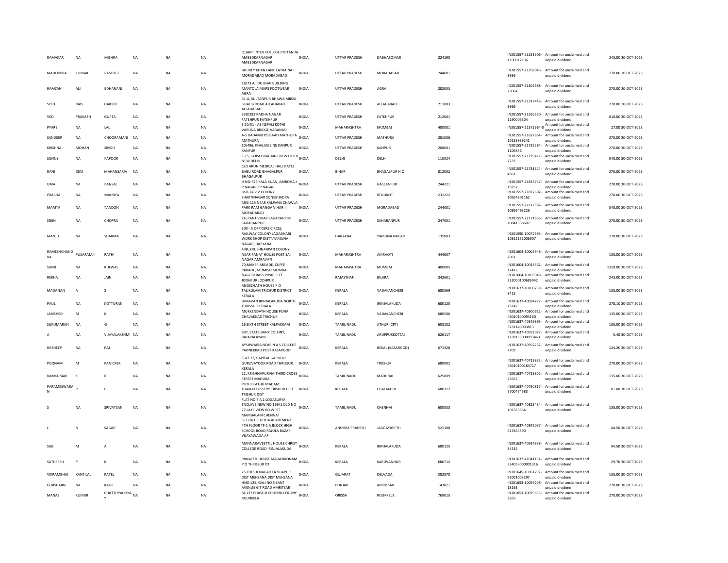| | | | | | | | | | | | | | | |
|---|---|---|---|---|---|---|---|---|---|---|---|---|---|---|
| RAMAKAR | NA | MISHRA | NA | NA | NA | QUAMI INTER COLLEGE PO-TANDA AMBEDKARNAGAR AMBEDKARNAGAR | INDIA | UTTAR PRADESH | DABHASOMAR | 224190 | IN301557-21231906-1190012136 | Amount for unclaimed and unpaid dividend | 243.00 | 30-OCT-2023 |
| MAHENDRA | KUMAR | RASTOGI | NA | NA | NA | BHUREY KHAN LANE KATRA NAJ MORADABAD MORADABAD | INDIA | UTTAR PRADESH | MORADABAD | 244001 | IN301557-21298045-8936 | Amount for unclaimed and unpaid dividend | 270.00 | 30-OCT-2023 |
| RAMZAN | ALI | BDHANANI | NA | NA | NA | 18/73 A, IDU BHAI BUILDING MANTOLA MARS FOOTWEAR AGRA | INDIA | UTTAR PRADESH | AGRA | 282003 | IN301557-21302688-23064 | Amount for unclaimed and unpaid dividend | 270.00 | 30-OCT-2023 |
| SYED | RAIS | HAIDER | NA | NA | NA | 61-A, SULTANPUR BHAWA MIRZA GHALIB ROAD ALLAHABAD ALLAHABAD | INDIA | UTTAR PRADESH | ALLAHABAD | 211003 | IN301557-21317443-3666 | Amount for unclaimed and unpaid dividend | 270.00 | 30-OCT-2023 |
| VED | PRAKASH | GUPTA | NA | NA | NA | 339/282 RADHA NAGAR FATEHPUR FATEHPUR | INDIA | UTTAR PRADESH | FATEHPUR | 212601 | IN301557-21569530-1190005304 | Amount for unclaimed and unpaid dividend | 810.00 | 30-OCT-2023 |
| PYARE | NA | LAL | NA | NA | NA | S 20/51 - A3 NEPALI KOTHI VARUNA BRIDGE VARANASI | INDIA | MAHARASHTRA | MUMBAI | 400001 | IN301557-21575964-0 | Amount for unclaimed and unpaid dividend | 27.00 | 30-OCT-2023 |
| SANDEEP | NA | CHOORAMANI | NA | NA | NA | A-5 KADAMB PO BAAD MATHURA MATHURA | INDIA | UTTAR PRADESH | MATHURA | 281006 | IN301557-21627864-10158939241 | Amount for unclaimed and unpaid dividend | 270.00 | 30-OCT-2023 |
| KRISHNA | MOHAN | SINGH | NA | NA | NA | 10/496, KHALASI LINE KANPUR KANPUR | INDIA | UTTAR PRADESH | KANPUR | 208001 | IN301557-21735284-1109836 | Amount for unclaimed and unpaid dividend | 270.00 | 30-OCT-2023 |
| SUNNY | NA | KAPOOR | NA | NA | NA | F-15, LAJPAT NAGAR-II NEW DELHI NEW DELHI | INDIA | DELHI | DELHI | 110024 | IN301557-21779417-7737 | Amount for unclaimed and unpaid dividend | 540.00 | 30-OCT-2023 |
| RANI | DEVI | MAHANSARIA | NA | NA | NA | C/O ARUN MEDICAL HALL PATEL BABU ROAD BHAGALPUR BHAGALPUR | INDIA | BIHAR | BHAGALPUR H.Q | 812002 | IN301557-21781524-4961 | Amount for unclaimed and unpaid dividend | 270.00 | 30-OCT-2023 |
| UMA | NA | BANSAL | NA | NA | NA | H NO-326 KALA KUAN, AMROHA J P NAGAR J P NAGAR | INDIA | UTTAR PRADESH | HASSANPUR | 244221 | IN301557-21833747-19757 | Amount for unclaimed and unpaid dividend | 270.00 | 30-OCT-2023 |
| PRABHA | NA | MAURYA | NA | NA | NA | IV-B-74 V V COLONY SHAKTINAGAR SONEBHADRA | INDIA | UTTAR PRADESH | RENUKOT | 231222 | IN301557-21877602-10654801162 | Amount for unclaimed and unpaid dividend | 270.00 | 30-OCT-2023 |
| MAMTA | NA | TANDON | NA | NA | NA | MIG-115 NEAR KALPANA CHAWLA PARK RAM GANGA VIHAR-II MORADABAD | INDIA | UTTAR PRADESH | MORADABAD | 244001 | IN301557-22112582-10896463226 | Amount for unclaimed and unpaid dividend | 540.00 | 30-OCT-2023 |
| SNEH | NA | CHOPRA | NA | NA | NA | 24, PANT VIHAR SAHARANPUR SAHARANPUR | INDIA | UTTAR PRADESH | SAHARANPUR | 247001 | IN301557-22171856-10841338607 | Amount for unclaimed and unpaid dividend | 270.00 | 30-OCT-2023 |
| MANJU | NA | SHARMA | NA | NA | NA | 303 - A OFFICERS CIRCLE, RAILWAY COLONY JAGADHARI WORK SHOP DISTT.YAMUNA NAGAR, HARYANA | INDIA | HARYANA | YAMUNA NAGAR | 135003 | IN301590-10072695-10312151006907 | Amount for unclaimed and unpaid dividend | 270.00 | 30-OCT-2023 |
| RAMESHCHANDRA | PUSARAMJI | RATHI | NA | NA | NA | 49B, KRUSHNARPAN COLONY NEAR PANAT HOUSE POST SAI NAGAR AMRAVATI | INDIA | MAHARASHTRA | AMRAOTI | 444607 | IN301604-10005948-2061 | Amount for unclaimed and unpaid dividend | 135.00 | 30-OCT-2023 |
| SUNIL | NA | KULWAL | NA | NA | NA | 70,MAKER ARCADE, CUFFE PARADE, MUMBAI MUMBAI | INDIA | MAHARASHTRA | MUMBAI | 400005 | IN301604-10018362-12412 | Amount for unclaimed and unpaid dividend | 1350.00 | 30-OCT-2023 |
| REKHA | NA | JAIN | NA | NA | NA | NAGORI BASS PIPAR CITY JODHPUR JODHPUR | INDIA | RAJASTHAN | BILARA | 342601 | IN301604-10105048-232000100686042 | Amount for unclaimed and unpaid dividend | 243.00 | 30-OCT-2023 |
| MADANAN | A | S | NA | NA | NA | ANDEZHATH HOUSE P O TALIKULAM TRICHUR DISTRICT KERALA | INDIA | KERALA | VADAKANCHERI | 680569 | IN301637-10100739-8415 | Amount for unclaimed and unpaid dividend | 135.00 | 30-OCT-2023 |
| PAUL | NA | KOTTURAN | NA | NA | NA | HIMAVAN IRINJALAKUDA NORTH THRISSUR KERALA | INDIA | KERALA | IRINJALAKUDA | 680125 | IN301637-40034727-13142 | Amount for unclaimed and unpaid dividend | 278.10 | 30-OCT-2023 |
| JAMSHED | M | K | NA | NA | NA | MUKKENDATH HOUSE PUNA CHAVAKKAD TRICHUR | INDIA | KERALA | VADAKANCHERI | 680506 | IN301637-40300612-46010100094160 | Amount for unclaimed and unpaid dividend | 135.00 | 30-OCT-2023 |
| SUKUMARAN | NA | G | NA | NA | NA | 16 SIXTH STREET KALPAKKAM | INDIA | TAMIL NADU | ATHUR (CPT) | 603102 | IN301637-40549895-3231140003813 | Amount for unclaimed and unpaid dividend | 135.00 | 30-OCT-2023 |
| A | NA | VIJAYALAKSHMI | NA | NA | NA | 897, STATE BANK COLONY, RAJAPALAYAM | INDIA | TAMIL NADU | ARUPPUKKOTTAI | 626117 | IN301637-40592077-1238155000093463 | Amount for unclaimed and unpaid dividend | 5.40 | 30-OCT-2023 |
| RATHEEP | NA | RAJ | NA | NA | NA | AYSHWARIA NEAR N A S COLLEGE PADNEKKAD POST KASARGOD | INDIA | KERALA | BEKAL (KASARGOD) | 671328 | IN301637-40592237-7703 | Amount for unclaimed and unpaid dividend | 124.20 | 30-OCT-2023 |
| POONAM | M | PANICKER | NA | NA | NA | FLAT 23, CAPITAL GARDENS GURUVAYOOR ROAD THRISSUR KERALA | INDIA | KERALA | TRICHUR | 680002 | IN301637-40713832-46010100184717 | Amount for unclaimed and unpaid dividend | 270.00 | 30-OCT-2023 |
| RAMKUMAR | K | R | NA | NA | NA | 22, KRISHNAPURAM THIRD CROSS STREET MADURAI | INDIA | TAMIL NADU | MADURAI | 625009 | IN301637-40718802-25652 | Amount for unclaimed and unpaid dividend | 135.00 | 30-OCT-2023 |
| PARAMESWARAN | P | P | NA | NA | NA | PUTHILLATHU MADAM THAIKATTUSSERY TRISHUR DIST TRISHUR DIST | INDIA | KERALA | CHALAKUDI | 680322 | IN301637-40750817-5700474583 | Amount for unclaimed and unpaid dividend | 81.00 | 30-OCT-2023 |
| S | NA | SRIVATSAN | NA | NA | NA | FLAT NO 7 A 2 LOGASURYA ENCLAVE NEW NO 169/1 OLD NO 77 LAKE VIEW RD WEST MAMBALAM CHENNAI | INDIA | TAMIL NADU | CHENNAI | 600033 | IN301637-40823434-101583864 | Amount for unclaimed and unpaid dividend | 135.00 | 30-OCT-2023 |
| L | N | SAGAR | NA | NA | NA | 3- 120/1 PUJITHA APARTMENT 4TH FLOOR TF-1 A BLOCK HIGH SCHOOL ROAD RAJULA BAZAR VIJAYAWADA AP | INDIA | ANDHRA PRADESH | JAGGAYAPETH | 521108 | IN301637-40842097-527844390 | Amount for unclaimed and unpaid dividend | 40.50 | 30-OCT-2023 |
| SAJI | M | A | NA | NA | NA | MANNARAVEETTIL HOUSE CHRIST COLLEGE ROAD IRINJALAKUDA | INDIA | KERALA | IRINJALAKUDA | 680125 | IN301637-40914898-84532 | Amount for unclaimed and unpaid dividend | 94.50 | 30-OCT-2023 |
| SATHEESH | P | K | NA | NA | NA | PANATTIL HOUSE MADAYIKONAM P O THRISSUR DT | INDIA | KERALA | KARUVANNUR | 680712 | IN301637-41041134-334053000001316 | Amount for unclaimed and unpaid dividend | 29.70 | 30-OCT-2023 |
| VIKRAMBHAI | KANTILAL | PATEL | NA | NA | NA | 25 TULSHI NAGAR TA VIJAPUR DIST MEHSANA DIST MEHSANA | INDIA | GUJARAT | DELVADA | 382870 | IN301645-10361297-91001003297 | Amount for unclaimed and unpaid dividend | 135.00 | 30-OCT-2023 |
| GURSHARN | NA | KAUR | NA | NA | NA | HNO 125, GALI NO 5 SANT AVENUE G T ROAD AMRITSAR | INDIA | PUNJAB | AMRITSAR | 143021 | IN301653-10056208-13163 | Amount for unclaimed and unpaid dividend | 270.00 | 30-OCT-2023 |
| MANAS | KUMAR | CHATTOPADHYAY | NA | NA | NA | M-137 PHASE-II CHHEND COLONY ROURKELA | INDIA | ORISSA | ROURKELA | 769015 | IN301653-10079633-3655 | Amount for unclaimed and unpaid dividend | 270.00 | 30-OCT-2023 |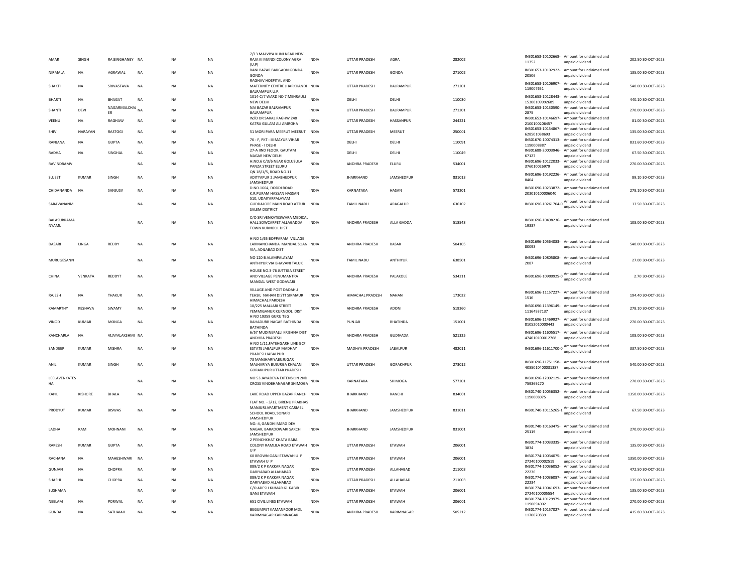| AMAR | SINGH | RAISINGHANEY | NA | NA | NA | 7/13 MALVIYA KUNJ NEAR NEW RAJA KI MANDI COLONY AGRA (U.P) | INDIA | UTTAR PRADESH | AGRA | 282002 | IN301653-10102668-11352 | Amount for unclaimed and unpaid dividend | 202.50 | 30-OCT-2023 |
|---|---|---|---|---|---|---|---|---|---|---|---|---|---|---|
| NIRMALA | NA | AGRAWAL | NA | NA | NA | RANI BAZAR BARGAON GONDA GONDA | INDIA | UTTAR PRADESH | GONDA | 271002 | IN301653-10102922-20506 | Amount for unclaimed and unpaid dividend | 135.00 | 30-OCT-2023 |
| SHAKTI | NA | SRIVASTAVA | NA | NA | NA | RAGHAV HOSPITAL AND MATERNITY CENTRE JHARKHANDI BALRAMPUR U.P. | INDIA | UTTAR PRADESH | BALRAMPUR | 271201 | IN301653-10106907-119007651 | Amount for unclaimed and unpaid dividend | 540.00 | 30-OCT-2023 |
| BHARTI | NA | BHAGAT | NA | NA | NA | 1014-C/7 WARD NO 7 MEHRAULI NEW DELHI | INDIA | DELHI | DELHI | 110030 | IN301653-10128443-15300109992689 | Amount for unclaimed and unpaid dividend | 440.10 | 30-OCT-2023 |
| SHANTI | DEVI | NAGARMALCHAJER | NA | NA | NA | NAI BAZAR BALRAMPUR BALRAMPUR | INDIA | UTTAR PRADESH | BALRAMPUR | 271201 | IN301653-10130590-2875 | Amount for unclaimed and unpaid dividend | 270.00 | 30-OCT-2023 |
| VEENU | NA | RAGHAW | NA | NA | NA | W/O DR SARAL RAGHW 248 KATRA GULAM ALI AMROHA | INDIA | UTTAR PRADESH | HASSANPUR | 244221 | IN301653-10146697-2100100206457 | Amount for unclaimed and unpaid dividend | 81.00 | 30-OCT-2023 |
| SHIV | NARAYAN | RASTOGI | NA | NA | NA | 51 MORI PARA MEERUT MEERUT | INDIA | UTTAR PRADESH | MEERUT | 250001 | IN301653-10154867-628501038693 | Amount for unclaimed and unpaid dividend | 135.00 | 30-OCT-2023 |
| RANJANA | NA | GUPTA | NA | NA | NA | 76 - F, PKT - III MAYUR VIHAR PHASE - I DELHI | INDIA | DELHI | DELHI | 110091 | IN301670-10074313-1190008887 | Amount for unclaimed and unpaid dividend | 831.60 | 30-OCT-2023 |
| RADHA | NA | SINGHAL | NA | NA | NA | 27-A IIND FLOOR, GAUTAM NAGAR NEW DELHI | INDIA | DELHI | DELHI | 110049 | IN301688-20003946-67127 | Amount for unclaimed and unpaid dividend | 67.50 | 30-OCT-2023 |
| RAVINDRAMV | | | NA | NA | NA | H.NO.6 C/3/6 NEAR GOLUSULA PANZA STREET ELURU | INDIA | ANDHRA PRADESH | ELURU | 534001 | IN301696-10122033-376010026979 | Amount for unclaimed and unpaid dividend | 270.00 | 30-OCT-2023 |
| SUJEET | KUMAR | SINGH | NA | NA | NA | QN 18/1/5, ROAD NO.11 ADITYAPUR 2 JAMSHEDPUR JAMSHEDPUR | INDIA | JHARKHAND | JAMSHEDPUR | 831013 | IN301696-10192226-8404 | Amount for unclaimed and unpaid dividend | 89.10 | 30-OCT-2023 |
| CHIDANANDA | NA | SANJUSV | NA | NA | NA | D.NO.1664, DODDI ROAD K.R.PURAM HASSAN HASSAN | INDIA | KARNATAKA | HASAN | 573201 | IN301696-10233872-203010100006040 | Amount for unclaimed and unpaid dividend | 278.10 | 30-OCT-2023 |
| SARAVANANM | | | NA | NA | NA | 510, UDAIYARPALAYAM GUDDALORE MAIN ROAD ATTUR SALEM DISTRICT | INDIA | TAMIL NADU | ARAGALUR | 636102 | IN301696-10261704-0 | Amount for unclaimed and unpaid dividend | 13.50 | 30-OCT-2023 |
| BALASUBRAMANYAML | | | NA | NA | NA | C/O SRI VENKATESWARA MEDICAL HALL SOWCARPET ALLAGADDA TOWN KURNOOL DIST | INDIA | ANDHRA PRADESH | ALLA GADDA | 518543 | IN301696-10498236-19337 | Amount for unclaimed and unpaid dividend | 108.00 | 30-OCT-2023 |
| DASARI | LINGA | REDDY | NA | NA | NA | H NO 1/65 BOPPARAM VILLAGE LAXMANCHANDA MANDAL SOAN VIA, ADILABAD DIST | INDIA | ANDHRA PRADESH | BASAR | 504105 | IN301696-10564083-80093 | Amount for unclaimed and unpaid dividend | 540.00 | 30-OCT-2023 |
| MURUGESANN | | | NA | NA | NA | NO 120 B ALAMPALAYAM ANTHIYUR VIA BHAVANI TALUK | INDIA | TAMIL NADU | ANTHIYUR | 638501 | IN301696-10805808-2087 | Amount for unclaimed and unpaid dividend | 27.00 | 30-OCT-2023 |
| CHINA | VENKATA | REDDYT | NA | NA | NA | HOUSE NO.3-76 JUTTIGA STREET AND VILLAGE PENUMANTRA MANDAL WEST GODAVARI | INDIA | ANDHRA PRADESH | PALAKOLE | 534211 | IN301696-10900925-0 | Amount for unclaimed and unpaid dividend | 2.70 | 30-OCT-2023 |
| RAJESH | NA | THAKUR | NA | NA | NA | VILLAGE AND POST DADAHU TEHSIL NAHAN DISTT SIRMAUR HIMACHAL PARDESH | INDIA | HIMACHAL PRADESH | NAHAN | 173022 | IN301696-11157227-1516 | Amount for unclaimed and unpaid dividend | 194.40 | 30-OCT-2023 |
| KAMARTHY | KESHAVA | SWAMY | NA | NA | NA | 10/225 MALLARI STREET YEMMIGANUR KURNOOL DIST | INDIA | ANDHRA PRADESH | ADONI | 518360 | IN301696-11396149-11164937137 | Amount for unclaimed and unpaid dividend | 278.10 | 30-OCT-2023 |
| VINOD | KUMAR | MONGA | NA | NA | NA | H NO 19359 GURU TEG BAHADURB NAGAR BATHINDA BATHINDA | INDIA | PUNJAB | BHATINDA | 151001 | IN301696-11469927-81052010000443 | Amount for unclaimed and unpaid dividend | 270.00 | 30-OCT-2023 |
| KANCHARLA | NA | VIJAYALAKSHMI | NA | NA | NA | 6/57 MUDINEPALLI KRISHNA DIST ANDHRA PRADESH | INDIA | ANDHRA PRADESH | GUDIVADA | 521325 | IN301696-11605517-474010100012768 | Amount for unclaimed and unpaid dividend | 108.00 | 30-OCT-2023 |
| SANDEEP | KUMAR | MISHRA | NA | NA | NA | H NO 1/11,FATEHGARH LINE GCF ESTATE JABALPUR MADHAY PRADESH JABALPUR | INDIA | MADHYA PRADESH | JABALPUR | 482011 | IN301696-11611700-0 | Amount for unclaimed and unpaid dividend | 337.50 | 30-OCT-2023 |
| ANIL | KUMAR | SINGH | NA | NA | NA | 73 MANJHARIYABUJUGAR MAJHARIYA BUJURGA KHAJANI GORAKHPUR UTTAR PRADESH | INDIA | UTTAR PRADESH | GORAKHPUR | 273012 | IN301696-11751158-4085010400031387 | Amount for unclaimed and unpaid dividend | 540.00 | 30-OCT-2023 |
| LEELAVENKATESHA | | | NA | NA | NA | NO 53 JAYADEVA EXTENSION 2ND CROSS VINOBHANAGAR SHIMOGA | INDIA | KARNATAKA | SHIMOGA | 577201 | IN301696-12002129-759369270 | Amount for unclaimed and unpaid dividend | 270.00 | 30-OCT-2023 |
| KAPIL | KISHORE | BHALA | NA | NA | NA | LAKE ROAD UPPER BAZAR RANCHI | INDIA | JHARKHAND | RANCHI | 834001 | IN301740-10056352-1190008075 | Amount for unclaimed and unpaid dividend | 1350.00 | 30-OCT-2023 |
| PRODYUT | KUMAR | BISWAS | NA | NA | NA | FLAT NO. - 3/12, BIRENU PRABHAS MANJURI APARTMENT CARMEL SCHOOL ROAD, SONARI JAMSHEDPUR | INDIA | JHARKHAND | JAMSHEDPUR | 831011 | IN301740-10115265-1 | Amount for unclaimed and unpaid dividend | 67.50 | 30-OCT-2023 |
| LADHA | RAM | MOHNANI | NA | NA | NA | NO.-4, GANDHI MARG DEV NAGAR, BARADOWARI SAKCHI JAMSHEDPUR | INDIA | JHARKHAND | JAMSHEDPUR | 831001 | IN301740-10163475-25119 | Amount for unclaimed and unpaid dividend | 270.00 | 30-OCT-2023 |
| RAKESH | KUMAR | GUPTA | NA | NA | NA | 2 PEINCHKHAT KHATA BABA COLONY RAMLILA ROAD ETAWAH U P | INDIA | UTTAR PRADESH | ETAWAH | 206001 | IN301774-10033335-3834 | Amount for unclaimed and unpaid dividend | 135.00 | 30-OCT-2023 |
| RACHANA | NA | MAHESHWARI | NA | NA | NA | 60 BROWN GANJ ETAWAH U P ETAWAH U P | INDIA | UTTAR PRADESH | ETAWAH | 206001 | IN301774-10034075-27240100002519 | Amount for unclaimed and unpaid dividend | 1350.00 | 30-OCT-2023 |
| GUNJAN | NA | CHOPRA | NA | NA | NA | 889/2 K P KAKKAR NAGAR DARIYABAD ALLAHABAD | INDIA | UTTAR PRADESH | ALLAHABAD | 211003 | IN301774-10036052-22236 | Amount for unclaimed and unpaid dividend | 472.50 | 30-OCT-2023 |
| SHASHI | NA | CHOPRA | NA | NA | NA | 889/2 K P KAKKAR NAGAR DARIYABAD ALLAHABAD | INDIA | UTTAR PRADESH | ALLAHABAD | 211003 | IN301774-10036087-22234 | Amount for unclaimed and unpaid dividend | 135.00 | 30-OCT-2023 |
| SUSHAMA | | | NA | NA | NA | C/O ADESH KUMAR 61 KABIR GANJ ETAWAH | INDIA | UTTAR PRADESH | ETAWAH | 206001 | IN301774-10041693-27240100005554 | Amount for unclaimed and unpaid dividend | 135.00 | 30-OCT-2023 |
| NEELAM | NA | PORWAL | NA | NA | NA | 651 CIVIL LINES ETAWAH | INDIA | UTTAR PRADESH | ETAWAH | 206001 | IN301774-10129979-1190094002 | Amount for unclaimed and unpaid dividend | 270.00 | 30-OCT-2023 |
| GUNDA | NA | SATHAIAH | NA | NA | NA | BEGUMPET KAMANPOOR MDL KARIMNAGAR KARIMNAGAR | INDIA | ANDHRA PRADESH | KARIMNAGAR | 505212 | IN301774-10157027-1170070839 | Amount for unclaimed and unpaid dividend | 415.80 | 30-OCT-2023 |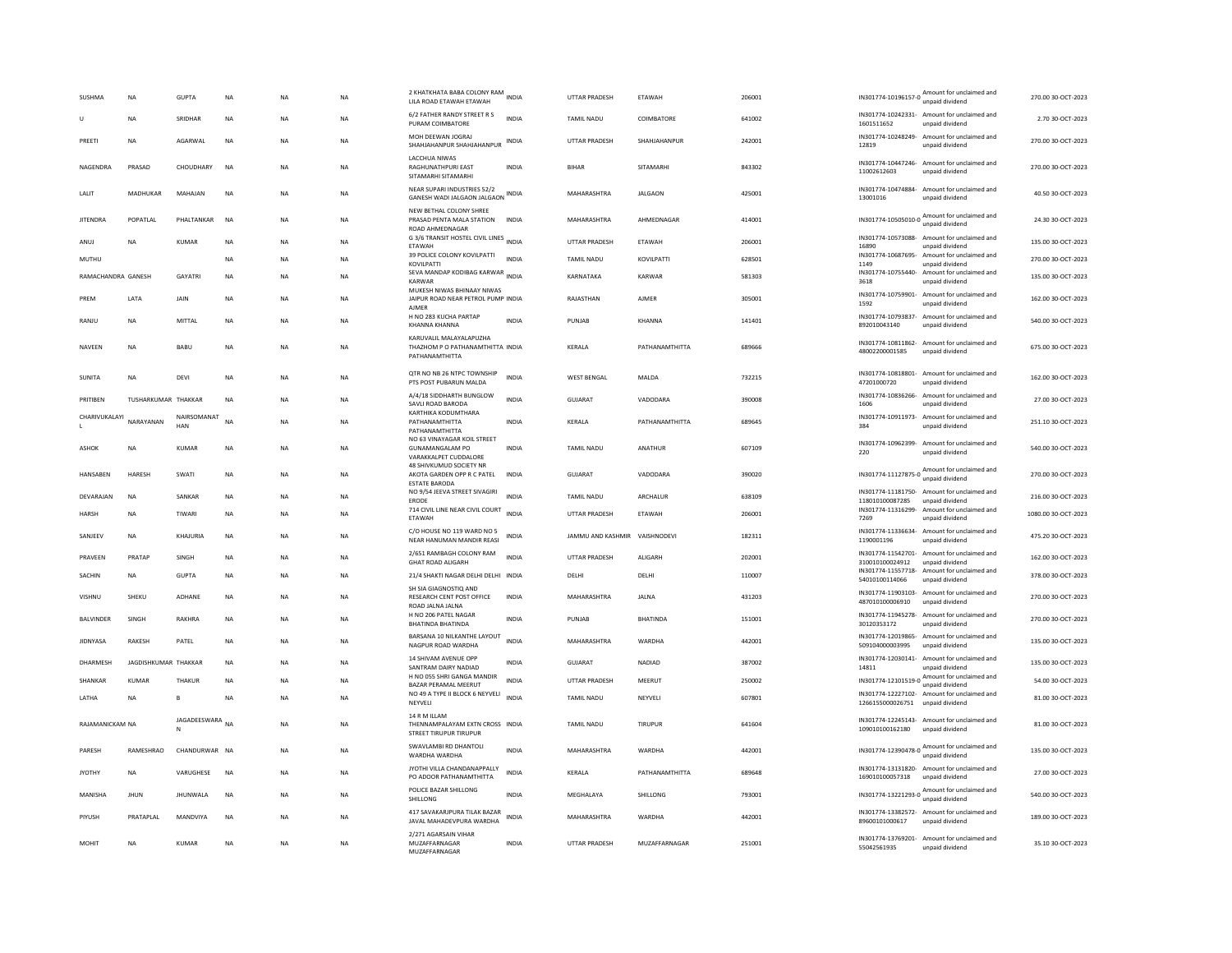| | | | | | | | | | | | | | | |
|---|---|---|---|---|---|---|---|---|---|---|---|---|---|---|
| SUSHMA | NA | GUPTA | NA | NA | NA | 2 KHATKHATA BABA COLONY RAM LILA ROAD ETAWAH ETAWAH | INDIA | UTTAR PRADESH | ETAWAH | 206001 | IN301774-10196157-0 | Amount for unclaimed and unpaid dividend | 270.00 | 30-OCT-2023 |
| U | NA | SRIDHAR | NA | NA | NA | 6/2 FATHER RANDY STREET R S PURAM COIMBATORE | INDIA | TAMIL NADU | COIMBATORE | 641002 | IN301774-10242331-1601511652 | Amount for unclaimed and unpaid dividend | 2.70 | 30-OCT-2023 |
| PREETI | NA | AGARWAL | NA | NA | NA | MOH DEEWAN JOGRAJ SHAHJAHANPUR SHAHJAHANPUR | INDIA | UTTAR PRADESH | SHAHJAHANPUR | 242001 | IN301774-10248249-12819 | Amount for unclaimed and unpaid dividend | 270.00 | 30-OCT-2023 |
| NAGENDRA | PRASAD | CHOUDHARY | NA | NA | NA | LACCHUA NIWAS RAGHUNATHPURI EAST SITAMARHI SITAMARHI | INDIA | BIHAR | SITAMARHI | 843302 | IN301774-10447246-11002612603 | Amount for unclaimed and unpaid dividend | 270.00 | 30-OCT-2023 |
| LALIT | MADHUKAR | MAHAJAN | NA | NA | NA | NEAR SUPARI INDUSTRIES 52/2 GANESH WADI JALGAON JALGAON | INDIA | MAHARASHTRA | JALGAON | 425001 | IN301774-10474884-13001016 | Amount for unclaimed and unpaid dividend | 40.50 | 30-OCT-2023 |
| JITENDRA | POPATLAL | PHALTANKAR | NA | NA | NA | NEW BETHAL COLONY SHREE PRASAD PENTA MALA STATION ROAD AHMEDNAGAR | INDIA | MAHARASHTRA | AHMEDNAGAR | 414001 | IN301774-10505010-0 | Amount for unclaimed and unpaid dividend | 24.30 | 30-OCT-2023 |
| ANUJ | NA | KUMAR | NA | NA | NA | G 3/6 TRANSIT HOSTEL CIVIL LINES ETAWAH | INDIA | UTTAR PRADESH | ETAWAH | 206001 | IN301774-10573088-16890 | Amount for unclaimed and unpaid dividend | 135.00 | 30-OCT-2023 |
| MUTHU | | | NA | NA | NA | 39 POLICE COLONY KOVILPATTI KOVILPATTI | INDIA | TAMIL NADU | KOVILPATTI | 628501 | IN301774-10687695-1149 | Amount for unclaimed and unpaid dividend | 270.00 | 30-OCT-2023 |
| RAMACHANDRA | GANESH | GAYATRI | NA | NA | NA | SEVA MANDAP KODIBAG KARWAR KARWAR | INDIA | KARNATAKA | KARWAR | 581303 | IN301774-10755440-3618 | Amount for unclaimed and unpaid dividend | 135.00 | 30-OCT-2023 |
| PREM | LATA | JAIN | NA | NA | NA | MUKESH NIWAS BHINAAY NIWAS JAIPUR ROAD NEAR PETROL PUMP AJMER | INDIA | RAJASTHAN | AJMER | 305001 | IN301774-10759901-1592 | Amount for unclaimed and unpaid dividend | 162.00 | 30-OCT-2023 |
| RANJU | NA | MITTAL | NA | NA | NA | H NO 283 KUCHA PARTAP KHANNA KHANNA | INDIA | PUNJAB | KHANNA | 141401 | IN301774-10793837-892010043140 | Amount for unclaimed and unpaid dividend | 540.00 | 30-OCT-2023 |
| NAVEEN | NA | BABU | NA | NA | NA | KARUVALIL MALAYALAPUZHA THAZHOM P O PATHANAMTHITTA PATHANAMTHITTA | INDIA | KERALA | PATHANAMTHITTA | 689666 | IN301774-10811862-48002200001585 | Amount for unclaimed and unpaid dividend | 675.00 | 30-OCT-2023 |
| SUNITA | NA | DEVI | NA | NA | NA | QTR NO NB 26 NTPC TOWNSHIP PTS POST PUBARUN MALDA | INDIA | WEST BENGAL | MALDA | 732215 | IN301774-10818801-47201000720 | Amount for unclaimed and unpaid dividend | 162.00 | 30-OCT-2023 |
| PRITIBEN | TUSHARKUMAR | THAKKAR | NA | NA | NA | A/4/18 SIDDHARTH BUNGLOW SAVLI ROAD BARODA | INDIA | GUJARAT | VADODARA | 390008 | IN301774-10836266-1606 | Amount for unclaimed and unpaid dividend | 27.00 | 30-OCT-2023 |
| CHARIVUKALAYIL | NARAYANAN | NAIRSOMANATHAN | NA | NA | NA | KARTHIKA KODUMTHARA PATHANAMTHITTA PATHANAMTHITTA | INDIA | KERALA | PATHANAMTHITTA | 689645 | IN301774-10911973-384 | Amount for unclaimed and unpaid dividend | 251.10 | 30-OCT-2023 |
| ASHOK | NA | KUMAR | NA | NA | NA | NO 63 VINAYAGAR KOIL STREET GUNAMANGALAM PO VARAKKALPET CUDDALORE | INDIA | TAMIL NADU | ANATHUR | 607109 | IN301774-10962399-220 | Amount for unclaimed and unpaid dividend | 540.00 | 30-OCT-2023 |
| HANSABEN | HARESH | SWATI | NA | NA | NA | 48 SHIVKUMUD SOCIETY NR AKOTA GARDEN OPP R C PATEL ESTATE BARODA | INDIA | GUJARAT | VADODARA | 390020 | IN301774-11127875-0 | Amount for unclaimed and unpaid dividend | 270.00 | 30-OCT-2023 |
| DEVARAJAN | NA | SANKAR | NA | NA | NA | NO 9/54 JEEVA STREET SIVAGIRI ERODE | INDIA | TAMIL NADU | ARCHALUR | 638109 | IN301774-11181750-118010100087285 | Amount for unclaimed and unpaid dividend | 216.00 | 30-OCT-2023 |
| HARSH | NA | TIWARI | NA | NA | NA | 714 CIVIL LINE NEAR CIVIL COURT ETAWAH | INDIA | UTTAR PRADESH | ETAWAH | 206001 | IN301774-11316299-7269 | Amount for unclaimed and unpaid dividend | 1080.00 | 30-OCT-2023 |
| SANJEEV | NA | KHAJURIA | NA | NA | NA | C/O HOUSE NO 119 WARD NO 5 NEAR HANUMAN MANDIR REASI | INDIA | JAMMU AND KASHMIR | VAISHNODEVI | 182311 | IN301774-11336634-1190001196 | Amount for unclaimed and unpaid dividend | 475.20 | 30-OCT-2023 |
| PRAVEEN | PRATAP | SINGH | NA | NA | NA | 2/651 RAMBAGH COLONY RAM GHAT ROAD ALIGARH | INDIA | UTTAR PRADESH | ALIGARH | 202001 | IN301774-11542701-310010100024912 | Amount for unclaimed and unpaid dividend | 162.00 | 30-OCT-2023 |
| SACHIN | NA | GUPTA | NA | NA | NA | 21/4 SHAKTI NAGAR DELHI DELHI | INDIA | DELHI | DELHI | 110007 | IN301774-11557718-54010100114066 | Amount for unclaimed and unpaid dividend | 378.00 | 30-OCT-2023 |
| VISHNU | SHEKU | ADHANE | NA | NA | NA | SH SIA GIAGNOSTIQ AND RESEARCH CENT POST OFFICE ROAD JALNA JALNA | INDIA | MAHARASHTRA | JALNA | 431203 | IN301774-11903103-487010100006910 | Amount for unclaimed and unpaid dividend | 270.00 | 30-OCT-2023 |
| BALVINDER | SINGH | RAKHRA | NA | NA | NA | H NO 206 PATEL NAGAR BHATINDA BHATINDA | INDIA | PUNJAB | BHATINDA | 151001 | IN301774-11945278-30120353172 | Amount for unclaimed and unpaid dividend | 270.00 | 30-OCT-2023 |
| JIDNYASA | RAKESH | PATEL | NA | NA | NA | BARSANA 10 NILKANTHE LAYOUT NAGPUR ROAD WARDHA | INDIA | MAHARASHTRA | WARDHA | 442001 | IN301774-12019865-509104000003995 | Amount for unclaimed and unpaid dividend | 135.00 | 30-OCT-2023 |
| DHARMESH | JAGDISHKUMAR | THAKKAR | NA | NA | NA | 14 SHIVAM AVENUE OPP SANTRAM DAIRY NADIAD | INDIA | GUJARAT | NADIAD | 387002 | IN301774-12030141-14811 | Amount for unclaimed and unpaid dividend | 135.00 | 30-OCT-2023 |
| SHANKAR | KUMAR | THAKUR | NA | NA | NA | H NO 055 SHRI GANGA MANDIR BAZAR PERAMAL MEERUT | INDIA | UTTAR PRADESH | MEERUT | 250002 | IN301774-12101519-0 | Amount for unclaimed and unpaid dividend | 54.00 | 30-OCT-2023 |
| LATHA | NA | B | NA | NA | NA | NO 49 A TYPE II BLOCK 6 NEYVELI NEYVELI | INDIA | TAMIL NADU | NEYVELI | 607801 | IN301774-12227102-1266155000026751 | Amount for unclaimed and unpaid dividend | 81.00 | 30-OCT-2023 |
| RAJAMANICKAM | NA | JAGADEESWARAN | NA | NA | NA | 14 R M ILLAM THENNAMPALAYAM EXTN CROSS STREET TIRUPUR TIRUPUR | INDIA | TAMIL NADU | TIRUPUR | 641604 | IN301774-12245143-109010100162180 | Amount for unclaimed and unpaid dividend | 81.00 | 30-OCT-2023 |
| PARESH | RAMESHRAO | CHANDURWAR | NA | NA | NA | SWAVLAMBI RD DHANTOLI WARDHA WARDHA | INDIA | MAHARASHTRA | WARDHA | 442001 | IN301774-12390478-0 | Amount for unclaimed and unpaid dividend | 135.00 | 30-OCT-2023 |
| JYOTHY | NA | VARUGHESE | NA | NA | NA | JYOTHI VILLA CHANDANAPPALLY PO ADOOR PATHANAMTHITTA | INDIA | KERALA | PATHANAMTHITTA | 689648 | IN301774-13131820-169010100057318 | Amount for unclaimed and unpaid dividend | 27.00 | 30-OCT-2023 |
| MANISHA | JHUN | JHUNWALA | NA | NA | NA | POLICE BAZAR SHILLONG SHILLONG | INDIA | MEGHALAYA | SHILLONG | 793001 | IN301774-13221293-0 | Amount for unclaimed and unpaid dividend | 540.00 | 30-OCT-2023 |
| PIYUSH | PRATAPLAL | MANDVIYA | NA | NA | NA | 417 SAVAKARJPURA TILAK BAZAR JAVAL MAHADEVPURA WARDHA | INDIA | MAHARASHTRA | WARDHA | 442001 | IN301774-13382572-89600101000617 | Amount for unclaimed and unpaid dividend | 189.00 | 30-OCT-2023 |
| MOHIT | NA | KUMAR | NA | NA | NA | 2/271 AGARSAIN VIHAR MUZAFFARNAGAR MUZAFFARNAGAR | INDIA | UTTAR PRADESH | MUZAFFARNAGAR | 251001 | IN301774-13769201-55042561935 | Amount for unclaimed and unpaid dividend | 35.10 | 30-OCT-2023 |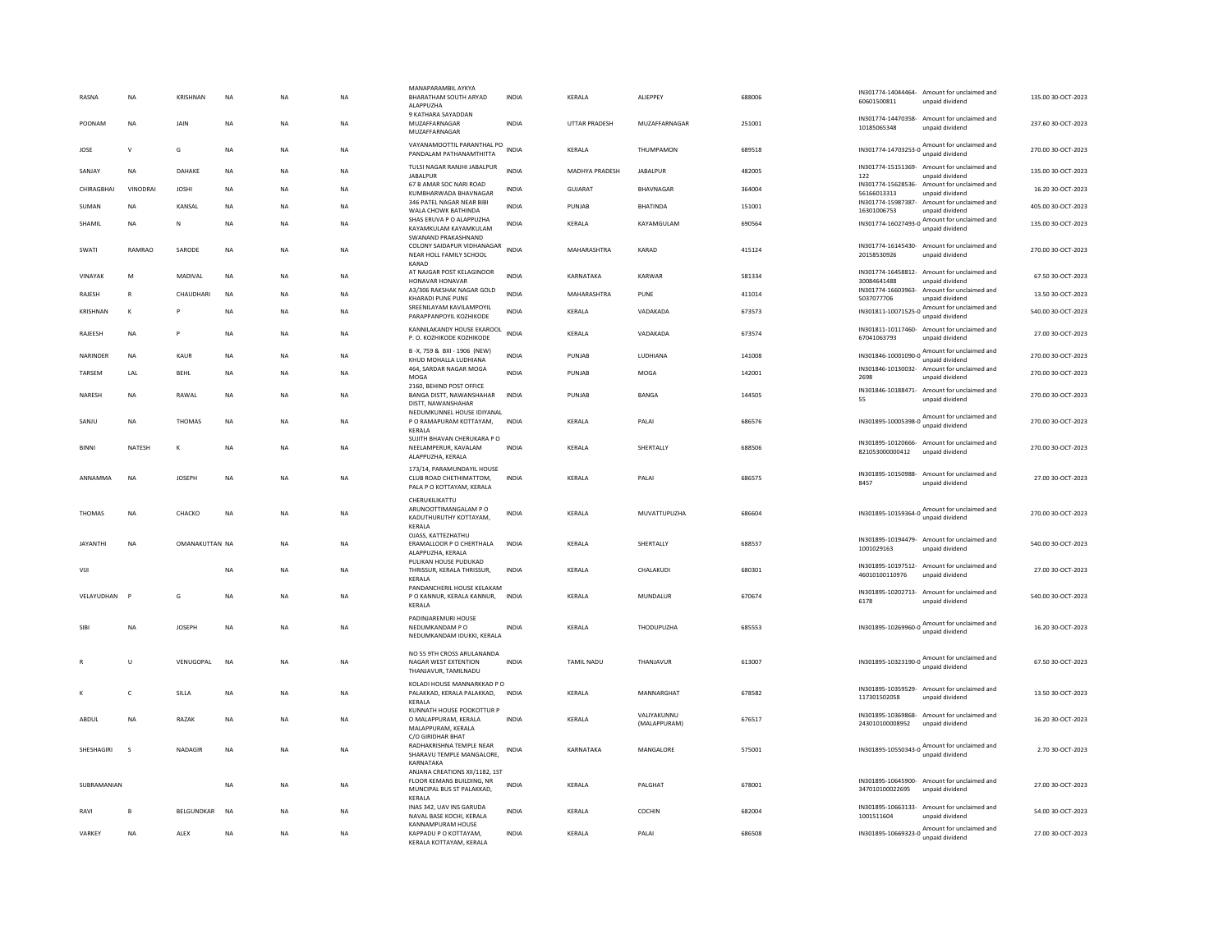| | | | | | | | | | | | | | | |
|---|---|---|---|---|---|---|---|---|---|---|---|---|---|---|
| RASNA | NA | KRISHNAN | NA | NA | NA | MANAPARAMBIL AYKYA BHARATHAM SOUTH ARYAD ALAPPUZHA | INDIA | KERALA | ALIEPPEY | 688006 | IN301774-14044464-60601500811 | Amount for unclaimed and unpaid dividend | 135.00 | 30-OCT-2023 |
| POONAM | NA | JAIN | NA | NA | NA | 9 KATHARA SAYADDAN MUZAFFARNAGAR MUZAFFARNAGAR | INDIA | UTTAR PRADESH | MUZAFFARNAGAR | 251001 | IN301774-14470358-10185065348 | Amount for unclaimed and unpaid dividend | 237.60 | 30-OCT-2023 |
| JOSE | V | G | NA | NA | NA | VAYANAMOOTTIL PARANTHAL PO PANDALAM PATHANAMTHITTA | INDIA | KERALA | THUMPAMON | 689518 | IN301774-14703253-0 | Amount for unclaimed and unpaid dividend | 270.00 | 30-OCT-2023 |
| SANJAY | NA | DAHAKE | NA | NA | NA | TULSI NAGAR RANJHI JABALPUR JABALPUR | INDIA | MADHYA PRADESH | JABALPUR | 482005 | IN301774-15151369-122 | Amount for unclaimed and unpaid dividend | 135.00 | 30-OCT-2023 |
| CHIRAGBHAI | VINODRAI | JOSHI | NA | NA | NA | 67 B AMAR SOC NARI ROAD KUMBHARWADA BHAVNAGAR | INDIA | GUJARAT | BHAVNAGAR | 364004 | IN301774-15628536-56166013313 | Amount for unclaimed and unpaid dividend | 16.20 | 30-OCT-2023 |
| SUMAN | NA | KANSAL | NA | NA | NA | 346 PATEL NAGAR NEAR BIBI WALA CHOWK BATHINDA | INDIA | PUNJAB | BHATINDA | 151001 | IN301774-15987387-16301006753 | Amount for unclaimed and unpaid dividend | 405.00 | 30-OCT-2023 |
| SHAMIL | NA | N | NA | NA | NA | SHAS ERUVA P O ALAPPUZHA KAYAMKULAM KAYAMKULAM | INDIA | KERALA | KAYAMGULAM | 690564 | IN301774-16027493-0 | Amount for unclaimed and unpaid dividend | 135.00 | 30-OCT-2023 |
| SWATI | RAMRAO | SARODE | NA | NA | NA | SWANAND PRAKASHNAND COLONY SAIDAPUR VIDHANAGAR NEAR HOLL FAMILY SCHOOL KARAD | INDIA | MAHARASHTRA | KARAD | 415124 | IN301774-16145430-20158530926 | Amount for unclaimed and unpaid dividend | 270.00 | 30-OCT-2023 |
| VINAYAK | M | MADIVAL | NA | NA | NA | AT NAIGAR POST KELAGINOOR HONAVAR HONAVAR | INDIA | KARNATAKA | KARWAR | 581334 | IN301774-16458812-30084641488 | Amount for unclaimed and unpaid dividend | 67.50 | 30-OCT-2023 |
| RAJESH | R | CHAUDHARI | NA | NA | NA | A3/306 RAKSHAK NAGAR GOLD KHARADI PUNE PUNE | INDIA | MAHARASHTRA | PUNE | 411014 | IN301774-16603963-5037077706 | Amount for unclaimed and unpaid dividend | 13.50 | 30-OCT-2023 |
| KRISHNAN | K | P | NA | NA | NA | SREENILAYAM KAVILAMPOYIL PARAPPANPOYIL KOZHIKODE | INDIA | KERALA | VADAKADA | 673573 | IN301811-10071525-0 | Amount for unclaimed and unpaid dividend | 540.00 | 30-OCT-2023 |
| RAJEESH | NA | P | NA | NA | NA | KANNILAKANDY HOUSE EKAROOL P. O. KOZHIKODE KOZHIKODE | INDIA | KERALA | VADAKADA | 673574 | IN301811-10117460-67041063793 | Amount for unclaimed and unpaid dividend | 27.00 | 30-OCT-2023 |
| NARINDER | NA | KAUR | NA | NA | NA | B -X, 759 & BXI - 1906 (NEW) KHUD MOHALLA LUDHIANA | INDIA | PUNJAB | LUDHIANA | 141008 | IN301846-10001090-0 | Amount for unclaimed and unpaid dividend | 270.00 | 30-OCT-2023 |
| TARSEM | LAL | BEHL | NA | NA | NA | 464, SARDAR NAGAR MOGA MOGA | INDIA | PUNJAB | MOGA | 142001 | IN301846-10130032-2698 | Amount for unclaimed and unpaid dividend | 270.00 | 30-OCT-2023 |
| NARESH | NA | RAWAL | NA | NA | NA | 2160, BEHIND POST OFFICE BANGA DISTT, NAWANSHAHAR DISTT, NAWANSHAHAR | INDIA | PUNJAB | BANGA | 144505 | IN301846-10188471-55 | Amount for unclaimed and unpaid dividend | 270.00 | 30-OCT-2023 |
| SANJU | NA | THOMAS | NA | NA | NA | NEDUMKUNNEL HOUSE IDIYANAL P O RAMAPURAM KOTTAYAM, KERALA | INDIA | KERALA | PALAI | 686576 | IN301895-10005398-0 | Amount for unclaimed and unpaid dividend | 270.00 | 30-OCT-2023 |
| BINNI | NATESH | K | NA | NA | NA | SUJITH BHAVAN CHERUKARA P O NEELAMPERUR, KAVALAM ALAPPUZHA, KERALA | INDIA | KERALA | SHERTALLY | 688506 | IN301895-10120666-821053000000412 | Amount for unclaimed and unpaid dividend | 270.00 | 30-OCT-2023 |
| ANNAMMA | NA | JOSEPH | NA | NA | NA | 173/14, PARAMUNDAYIL HOUSE CLUB ROAD CHETHIMATTOM, PALA P O KOTTAYAM, KERALA | INDIA | KERALA | PALAI | 686575 | IN301895-10150988-8457 | Amount for unclaimed and unpaid dividend | 27.00 | 30-OCT-2023 |
| THOMAS | NA | CHACKO | NA | NA | NA | CHERUKILIKATTU ARUNOOTTIMANGALAM P O KADUTHURUTHY KOTTAYAM, KERALA | INDIA | KERALA | MUVATTUPUZHA | 686604 | IN301895-10159364-0 | Amount for unclaimed and unpaid dividend | 270.00 | 30-OCT-2023 |
| JAYANTHI | NA | OMANAKUTTAN | NA | NA | NA | OJASS, KATTEZHATHU ERAMALLOOR P O CHERTHALA ALAPPUZHA, KERALA | INDIA | KERALA | SHERTALLY | 688537 | IN301895-10194479-1001029163 | Amount for unclaimed and unpaid dividend | 540.00 | 30-OCT-2023 |
| VIJI | | | NA | NA | NA | PULIKAN HOUSE PUDUKAD THRISSUR, KERALA THRISSUR, KERALA | INDIA | KERALA | CHALAKUDI | 680301 | IN301895-10197512-46010100110976 | Amount for unclaimed and unpaid dividend | 27.00 | 30-OCT-2023 |
| VELAYUDHAN | P | G | NA | NA | NA | PANDANCHERIL HOUSE KELAKAM P O KANNUR, KERALA KANNUR, KERALA | INDIA | KERALA | MUNDALUR | 670674 | IN301895-10202713-6178 | Amount for unclaimed and unpaid dividend | 540.00 | 30-OCT-2023 |
| SIBI | NA | JOSEPH | NA | NA | NA | PADINJAREMURI HOUSE NEDUMKANDAM P O NEDUMKANDAM IDUKKI, KERALA | INDIA | KERALA | THODUPUZHA | 685553 | IN301895-10269960-0 | Amount for unclaimed and unpaid dividend | 16.20 | 30-OCT-2023 |
| R | U | VENUGOPAL | NA | NA | NA | NO 55 9TH CROSS ARULANANDA NAGAR WEST EXTENTION THANJAVUR, TAMILNADU | INDIA | TAMIL NADU | THANJAVUR | 613007 | IN301895-10323190-0 | Amount for unclaimed and unpaid dividend | 67.50 | 30-OCT-2023 |
| K | C | SILLA | NA | NA | NA | KOLADI HOUSE MANNARKKAD P O PALAKKAD, KERALA PALAKKAD, KERALA | INDIA | KERALA | MANNARGHAT | 678582 | IN301895-10359529-117301502058 | Amount for unclaimed and unpaid dividend | 13.50 | 30-OCT-2023 |
| ABDUL | NA | RAZAK | NA | NA | NA | KUNNATH HOUSE POOKOTTUR P O MALAPPURAM, KERALA MALAPPURAM, KERALA | INDIA | KERALA | VALIYAKUNNU (MALAPPURAM) | 676517 | IN301895-10369868-243010100008952 | Amount for unclaimed and unpaid dividend | 16.20 | 30-OCT-2023 |
| SHESHAGIRI | S | NADAGIR | NA | NA | NA | C/O GIRIDHAR BHAT RADHAKRISHNA TEMPLE NEAR SHARAVU TEMPLE MANGALORE, KARNATAKA | INDIA | KARNATAKA | MANGALORE | 575001 | IN301895-10550343-0 | Amount for unclaimed and unpaid dividend | 2.70 | 30-OCT-2023 |
| SUBRAMANIAN | | | NA | NA | NA | ANJANA CREATIONS XII/1182, 1ST FLOOR KEMANS BUILDING, NR MUNCIPAL BUS ST PALAKKAD, KERALA | INDIA | KERALA | PALGHAT | 678001 | IN301895-10645900-347010100022695 | Amount for unclaimed and unpaid dividend | 27.00 | 30-OCT-2023 |
| RAVI | B | BELGUNDKAR | NA | NA | NA | INAS 342, UAV INS GARUDA NAVAL BASE KOCHI, KERALA | INDIA | KERALA | COCHIN | 682004 | IN301895-10663133-1001511604 | Amount for unclaimed and unpaid dividend | 54.00 | 30-OCT-2023 |
| VARKEY | NA | ALEX | NA | NA | NA | KANNAMPURAM HOUSE KAPPADU P O KOTTAYAM, KERALA KOTTAYAM, KERALA | INDIA | KERALA | PALAI | 686508 | IN301895-10669323-0 | Amount for unclaimed and unpaid dividend | 27.00 | 30-OCT-2023 |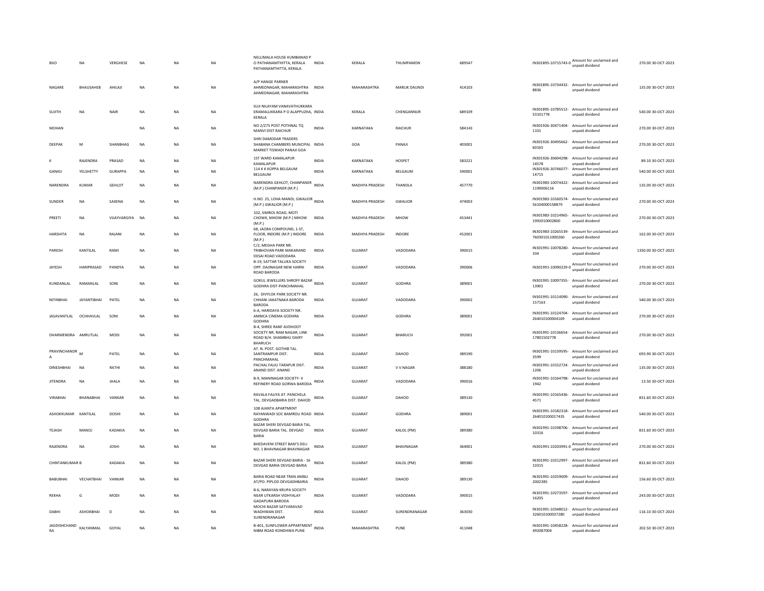| | | | | | | | | | | | | | | |
|---|---|---|---|---|---|---|---|---|---|---|---|---|---|---|
| BIJO | NA | VERGHESE | NA | NA | NA | NELLIMALA HOUSE KUMBANAD P O PATHANAMTHITTA, KERALA PATHANAMTHITTA, KERALA | INDIA | KERALA | THUMPAMON | 689547 | IN301895-10715743-0 | Amount for unclaimed and unpaid dividend | 270.00 | 30-OCT-2023 |
| NAGARE | BHAUSAHEB | AHILAJI | NA | NA | NA | A/P HANGE PARNER AHMEDNAGAR, MAHARASHTRA AHMEDNAGAR, MAHARASHTRA | INDIA | MAHARASHTRA | MARLIK DAUNDI | 414103 | IN301895-10734432-8836 | Amount for unclaimed and unpaid dividend | 135.00 | 30-OCT-2023 |
| SUJITH | NA | NAIR | NA | NA | NA | SUJI NILAYAM VANAVATHUKKARA ERAMALLIKKARA P O ALAPPUZHA, KERALA | INDIA | KERALA | CHENGANNUR | 689109 | IN301895-10785512-53101778 | Amount for unclaimed and unpaid dividend | 540.00 | 30-OCT-2023 |
| MOHAN | | | NA | NA | NA | NO 2/275 POST POTHNAL TQ MANVI DIST RAICHUR | INDIA | KARNATAKA | RAICHUR | 584143 | IN301926-30471404-1101 | Amount for unclaimed and unpaid dividend | 270.00 | 30-OCT-2023 |
| DEEPAK | M | SHANBHAG | NA | NA | NA | SHRI DAMODAR TRADERS SHABANA CHAMBERS MUNCIPAL MARKET TISWADI PANAJI GOA | INDIA | GOA | PANAJI | 403001 | IN301926-30495662-60165 | Amount for unclaimed and unpaid dividend | 270.00 | 30-OCT-2023 |
| K | RAJENDRA | PRASAD | NA | NA | NA | 1ST WARD KAMALAPUR KAMALAPUR | INDIA | KARNATAKA | HOSPET | 583221 | IN301926-30694298-14578 | Amount for unclaimed and unpaid dividend | 89.10 | 30-OCT-2023 |
| GANIGI | YELSHETTY | GURAPPA | NA | NA | NA | 114 K K KOPPA BELGAUM BELGAUM | INDIA | KARNATAKA | BELGAUM | 590001 | IN301926-30746077-14715 | Amount for unclaimed and unpaid dividend | 540.00 | 30-OCT-2023 |
| NARENDRA | KUMAR | GEHLOT | NA | NA | NA | NARENDRA GEHLOT, CHANPANER (M.P.) CHANPANER (M.P.) | INDIA | MADHYA PRADESH | THANDLA | 457770 | IN301983-10074422-1190006116 | Amount for unclaimed and unpaid dividend | 135.00 | 30-OCT-2023 |
| SUNDER | NA | SAXENA | NA | NA | NA | H.NO. 25, LOHA MANDI, GWALIOR (M.P.) GWALIOR (M.P.) | INDIA | MADHYA PRADESH | GWALIOR | 474003 | IN301983-10160574-56104000158879 | Amount for unclaimed and unpaid dividend | 270.00 | 30-OCT-2023 |
| PREETI | NA | VIJAYVARGIYA | NA | NA | NA | 102, SIMROL ROAD, MOTI CHOWK, MHOW (M.P.) MHOW (M.P.) | INDIA | MADHYA PRADESH | MHOW | 453441 | IN301983-10214965-1992010002800 | Amount for unclaimed and unpaid dividend | 270.00 | 30-OCT-2023 |
| HARSHITA | NA | RAJANI | NA | NA | NA | 68, JAORA COMPOUND, 1-ST, FLOOR, INDORE (M.P.) INDORE (M.P.) | INDIA | MADHYA PRADESH | INDORE | 452001 | IN301983-10265539-760301011000260 | Amount for unclaimed and unpaid dividend | 162.00 | 30-OCT-2023 |
| PARESH | KANTILAL | RAMI | NA | NA | NA | C/2, MEGHA PARK NR. TRIBHOVAN PARK MAKARAND DESAI ROAD VADODARA | INDIA | GUJARAT | VADODARA | 390015 | IN301991-10078280-334 | Amount for unclaimed and unpaid dividend | 1350.00 | 30-OCT-2023 |
| JAYESH | HARIPRASAD | PANDYA | NA | NA | NA | B-19, SATTAR TALUKA SOCIETY OPP. DAJINAGAR NEW HARNI ROAD BARODA | INDIA | GUJARAT | VADODARA | 390006 | IN301991-10090229-0 | Amount for unclaimed and unpaid dividend | 270.00 | 30-OCT-2023 |
| KUNDANLAL | RAMANLAL | SONI | NA | NA | NA | GOKUL JEWELLERS SHROFF BAZAR GODHRA DIST-PANCHMAHAL | INDIA | GUJARAT | GODHRA | 389001 | IN301991-10097355-13901 | Amount for unclaimed and unpaid dividend | 270.00 | 30-OCT-2023 |
| NITINBHAI | JAYANTIBHAI | PATEL | NA | NA | NA | 26, DIVYLOK PARK SOCIETY NR. CHHANI JAKATNAKA BARODA BARODA | INDIA | GUJARAT | VADODARA | 390002 | IN301991-10114090-157163 | Amount for unclaimed and unpaid dividend | 540.00 | 30-OCT-2023 |
| JASAVANTLAL | OCHHAVLAL | SONI | NA | NA | NA | 6-A, HARIDAYA SOCIETY NR. AMBICA CINEMA GODHRA GODHRA | INDIA | GUJARAT | GODHRA | 389001 | IN301991-10124704-264010100004169 | Amount for unclaimed and unpaid dividend | 270.00 | 30-OCT-2023 |
| DHARMENDRA | AMRUTLAL | MODI | NA | NA | NA | B-4, SHREE RANF AVDHOOT SOCIETY NR. RAM NAGAR, LINK ROAD B/H. SHAMBHU DAIRY BHARUCH | INDIA | GUJARAT | BHARUCH | 392001 | IN301991-10136654-17801502778 | Amount for unclaimed and unpaid dividend | 270.00 | 30-OCT-2023 |
| PRAVINCHANDR A | M | PATEL | NA | NA | NA | AT. N. POST. GOTHIB TAL. SANTRAMPUR DIST. PANCHMAHAL | INDIA | GUJARAT | DAHOD | 389190 | IN301991-10139595-3599 | Amount for unclaimed and unpaid dividend | 693.90 | 30-OCT-2023 |
| DINESHBHAI | NA | RATHI | NA | NA | NA | PACHAL FALIU TARAPUR DIST. ANAND DIST. ANAND | INDIA | GUJARAT | V V NAGAR | 388180 | IN301991-10152724-1206 | Amount for unclaimed and unpaid dividend | 135.00 | 30-OCT-2023 |
| JITENDRA | NA | JHALA | NA | NA | NA | B-9, MANINAGAR SOCIETY- II REFINERY ROAD GORWA BARODA | INDIA | GUJARAT | VADODARA | 390016 | IN301991-10164798-1942 | Amount for unclaimed and unpaid dividend | 13.50 | 30-OCT-2023 |
| VIRABHAI | BHANABHAI | VANKAR | NA | NA | NA | RAVALA FALIYA AT. PANCHELA TAL. DEVGADBARIA DIST. DAHOD | INDIA | GUJARAT | DAHOD | 389130 | IN301991-10165436-4571 | Amount for unclaimed and unpaid dividend | 831.60 | 30-OCT-2023 |
| ASHOKKUMAR | KANTILAL | DOSHI | NA | NA | NA | 108 AJANTA APARTMENT RAYANWADI SOC BAMROLI ROAD GODHRA | INDIA | GUJARAT | GODHRA | 389001 | IN301991-10182318-264010100017435 | Amount for unclaimed and unpaid dividend | 540.00 | 30-OCT-2023 |
| TEJASH | MANOJ | KADAKIA | NA | NA | NA | BAZAR SHERI DEVGAD BARIA TAL. DEVGAD BARIA TAL. DEVGAD BARIA | INDIA | GUJARAT | KALOL (PM) | 389380 | IN301991-10198706-10316 | Amount for unclaimed and unpaid dividend | 831.60 | 30-OCT-2023 |
| RAJENDRA | NA | JOSHI | NA | NA | NA | BHEDAVENI STREET BAXI'S DELI NO. 1 BHAVNAGAR BHAVNAGAR | INDIA | GUJARAT | BHAVNAGAR | 364001 | IN301991-10203991-0 | Amount for unclaimed and unpaid dividend | 270.00 | 30-OCT-2023 |
| CHINTANKUMAR B | | KADAKIA | NA | NA | NA | BAZAR SHERI DEVGAD BARIA - 16 DEVGAD BARIA DEVGAD BARIA | INDIA | GUJARAT | KALOL (PM) | 389380 | IN301991-10212997-10315 | Amount for unclaimed and unpaid dividend | 831.60 | 30-OCT-2023 |
| BABUBHAI | VECHATBHAI | VANKAR | NA | NA | NA | BARIA ROAD NEAR TRAN AMBLI AT/PO. PIPLOD DEVGADHBARIA | INDIA | GUJARAT | DAHOD | 389130 | IN301991-10259009-2002385 | Amount for unclaimed and unpaid dividend | 156.60 | 30-OCT-2023 |
| REKHA | G | MODI | NA | NA | NA | B-6, NARAYAN KRUPA SOCIETY NEAR UTKARSH VIDHYALAY GADAPURA BARODA | INDIA | GUJARAT | VADODARA | 390015 | IN301991-10273597-16205 | Amount for unclaimed and unpaid dividend | 243.00 | 30-OCT-2023 |
| DABHI | ASHOKBHAI | D | NA | NA | NA | MOCHI BAZAR SATVARAVAD WADHWAN DIST. SURENDRANAGAR | INDIA | GUJARAT | SURENDRANAGAR | 363030 | IN301991-10348012-326010100037280 | Amount for unclaimed and unpaid dividend | 116.10 | 30-OCT-2023 |
| JAGDISHCHAND RA | KALYANMAL | GOYAL | NA | NA | NA | B-401, SUNFLOWER APPARTMENT NIBM ROAD KONDHWA PUNE | INDIA | MAHARASHTRA | PUNE | 411048 | IN301991-10458228-492087004 | Amount for unclaimed and unpaid dividend | 202.50 | 30-OCT-2023 |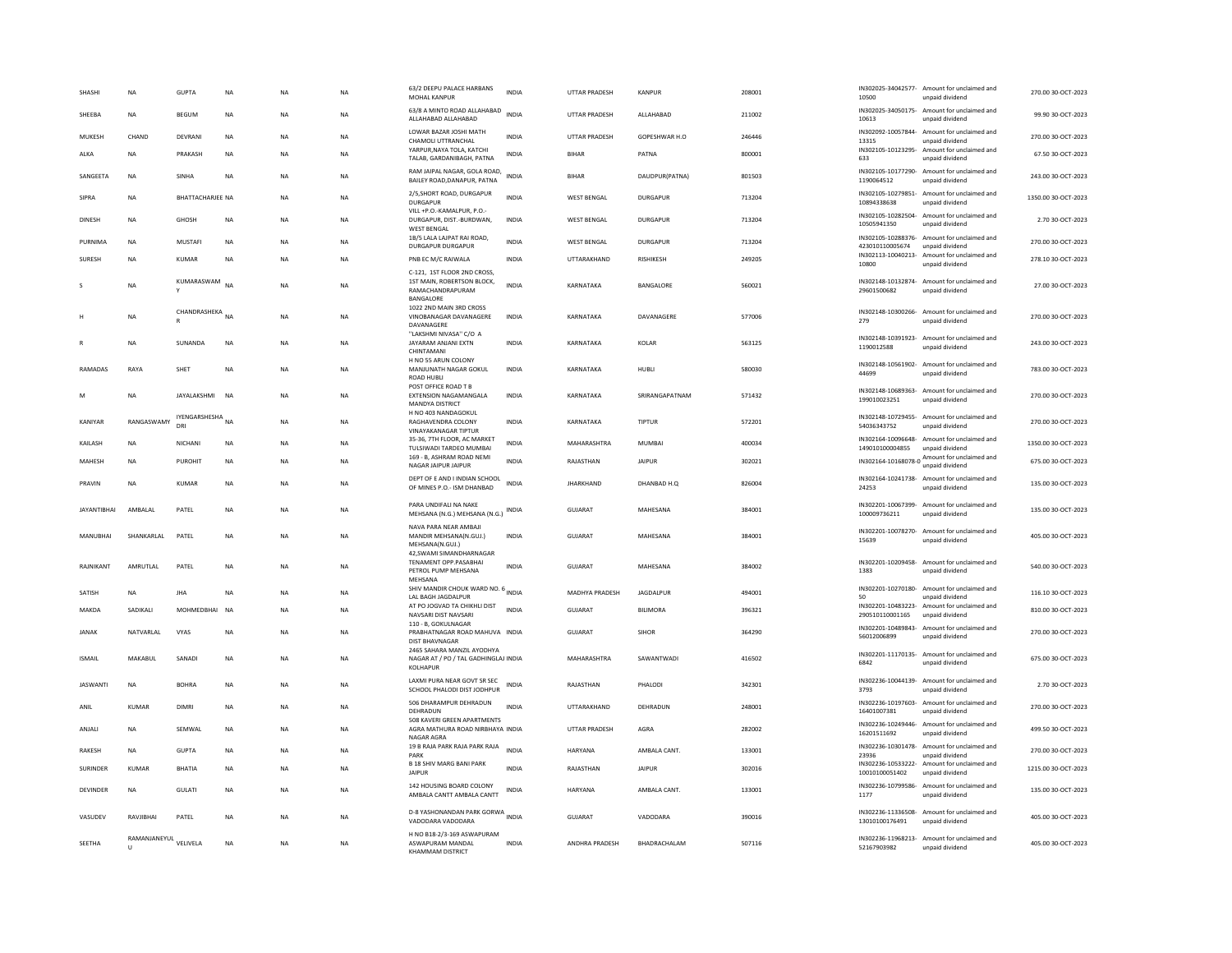| | | | | | | | | | | | | | | |
|---|---|---|---|---|---|---|---|---|---|---|---|---|---|---|
| SHASHI | NA | GUPTA | NA | NA | NA | 63/2 DEEPU PALACE HARBANS MOHAL KANPUR | INDIA | UTTAR PRADESH | KANPUR | 208001 | | IN302025-34042577-10500 | Amount for unclaimed and unpaid dividend | 270.00 30-OCT-2023 |
| SHEEBA | NA | BEGUM | NA | NA | NA | 63/8 A MINTO ROAD ALLAHABAD ALLAHABAD ALLAHABAD | INDIA | UTTAR PRADESH | ALLAHABAD | 211002 | | IN302025-34050175-10613 | Amount for unclaimed and unpaid dividend | 99.90 30-OCT-2023 |
| MUKESH | CHAND | DEVRANI | NA | NA | NA | LOWAR BAZAR JOSHI MATH CHAMOLI UTTRANCHAL | INDIA | UTTAR PRADESH | GOPESHWAR H.O | 246446 | | IN302092-10057844-13315 | Amount for unclaimed and unpaid dividend | 270.00 30-OCT-2023 |
| ALKA | NA | PRAKASH | NA | NA | NA | YARPUR,NAYA TOLA, KATCHI TALAB, GARDANIBAGH, PATNA | INDIA | BIHAR | PATNA | 800001 | | IN302105-10123295-633 | Amount for unclaimed and unpaid dividend | 67.50 30-OCT-2023 |
| SANGEETA | NA | SINHA | NA | NA | NA | RAM JAIPAL NAGAR, GOLA ROAD, BAILEY ROAD,DANAPUR, PATNA | INDIA | BIHAR | DAUDPUR(PATNA) | 801503 | | IN302105-10177290-1190064512 | Amount for unclaimed and unpaid dividend | 243.00 30-OCT-2023 |
| SIPRA | NA | BHATTACHARJEE | NA | NA | NA | 2/5,SHORT ROAD, DURGAPUR DURGAPUR | INDIA | WEST BENGAL | DURGAPUR | 713204 | | IN302105-10279851-10894338638 | Amount for unclaimed and unpaid dividend | 1350.00 30-OCT-2023 |
| DINESH | NA | GHOSH | NA | NA | NA | VILL +P.O.-KAMALPUR, P.O.-DURGAPUR, DIST.-BURDWAN, WEST BENGAL | INDIA | WEST BENGAL | DURGAPUR | 713204 | | IN302105-10282504-10505941350 | Amount for unclaimed and unpaid dividend | 2.70 30-OCT-2023 |
| PURNIMA | NA | MUSTAFI | NA | NA | NA | 1B/5 LALA LAJPAT RAI ROAD, DURGAPUR DURGAPUR | INDIA | WEST BENGAL | DURGAPUR | 713204 | | IN302105-10288376-423010110005674 | Amount for unclaimed and unpaid dividend | 270.00 30-OCT-2023 |
| SURESH | NA | KUMAR | NA | NA | NA | PNB EC M/C RAIWALA | INDIA | UTTARAKHAND | RISHIKESH | 249205 | | IN302113-10040213-10800 | Amount for unclaimed and unpaid dividend | 278.10 30-OCT-2023 |
| S | NA | KUMARASWAMY | NA | NA | NA | C-121, 1ST FLOOR 2ND CROSS, 1ST MAIN, ROBERTSON BLOCK, RAMACHANDRAPURAM BANGALORE | INDIA | KARNATAKA | BANGALORE | 560021 | | IN302148-10132874-29601500682 | Amount for unclaimed and unpaid dividend | 27.00 30-OCT-2023 |
| H | NA | CHANDRASHEKAR | NA | NA | NA | 1022 2ND MAIN 3RD CROSS VINOBANAGAR DAVANAGERE DAVANAGERE | INDIA | KARNATAKA | DAVANAGERE | 577006 | | IN302148-10300266-279 | Amount for unclaimed and unpaid dividend | 270.00 30-OCT-2023 |
| R | NA | SUNANDA | NA | NA | NA | ''LAKSHMI NIVASA'' C/O A JAYARAM ANJANI EXTN CHINTAMANI | INDIA | KARNATAKA | KOLAR | 563125 | | IN302148-10391923-1190012588 | Amount for unclaimed and unpaid dividend | 243.00 30-OCT-2023 |
| RAMADAS | RAYA | SHET | NA | NA | NA | H NO 55 ARUN COLONY MANJUNATH NAGAR GOKUL ROAD HUBLI | INDIA | KARNATAKA | HUBLI | 580030 | | IN302148-10561902-44699 | Amount for unclaimed and unpaid dividend | 783.00 30-OCT-2023 |
| M | NA | JAYALAKSHMI | NA | NA | NA | POST OFFICE ROAD T B EXTENSION NAGAMANGALA MANDYA DISTRICT | INDIA | KARNATAKA | SRIRANGAPATNAM | 571432 | | IN302148-10689363-199010023251 | Amount for unclaimed and unpaid dividend | 270.00 30-OCT-2023 |
| KANIYAR | RANGASWAMY | IYENGARSHESHADRI | NA | NA | NA | H NO 403 NANDAGOKUL RAGHAVENDRA COLONY VINAYAKANAGAR TIPTUR | INDIA | KARNATAKA | TIPTUR | 572201 | | IN302148-10729455-54036343752 | Amount for unclaimed and unpaid dividend | 270.00 30-OCT-2023 |
| KAILASH | NA | NICHANI | NA | NA | NA | 35-36, 7TH FLOOR, AC MARKET TULSIWADI TARDEO MUMBAI | INDIA | MAHARASHTRA | MUMBAI | 400034 | | IN302164-10096648-149010100004855 | Amount for unclaimed and unpaid dividend | 1350.00 30-OCT-2023 |
| MAHESH | NA | PUROHIT | NA | NA | NA | 169 - B, ASHRAM ROAD NEMI NAGAR JAIPUR JAIPUR | INDIA | RAJASTHAN | JAIPUR | 302021 | | IN302164-10168078-0 | Amount for unclaimed and unpaid dividend | 675.00 30-OCT-2023 |
| PRAVIN | NA | KUMAR | NA | NA | NA | DEPT OF E AND I INDIAN SCHOOL OF MINES P.O.- ISM DHANBAD | INDIA | JHARKHAND | DHANBAD H.Q | 826004 | | IN302164-10241738-24253 | Amount for unclaimed and unpaid dividend | 135.00 30-OCT-2023 |
| JAYANTIBHAI | AMBALAL | PATEL | NA | NA | NA | PARA UNDIFALI NA NAKE MEHSANA (N.G.) MEHSANA (N.G.) | INDIA | GUJARAT | MAHESANA | 384001 | | IN302201-10067399-100009736211 | Amount for unclaimed and unpaid dividend | 135.00 30-OCT-2023 |
| MANUBHAI | SHANKARLAL | PATEL | NA | NA | NA | NAVA PARA NEAR AMBAJI MANDIR MEHSANA(N.GUJ.) MEHSANA(N.GUJ.) | INDIA | GUJARAT | MAHESANA | 384001 | | IN302201-10078270-15639 | Amount for unclaimed and unpaid dividend | 405.00 30-OCT-2023 |
| RAJNIKANT | AMRUTLAL | PATEL | NA | NA | NA | 42,SWAMI SIMANDHARNAGAR TENAMENT OPP.PASABHAI PETROL PUMP MEHSANA MEHSANA | INDIA | GUJARAT | MAHESANA | 384002 | | IN302201-10209458-1383 | Amount for unclaimed and unpaid dividend | 540.00 30-OCT-2023 |
| SATISH | NA | JHA | NA | NA | NA | SHIV MANDIR CHOUK WARD NO. 6 LAL BAGH JAGDALPUR | INDIA | MADHYA PRADESH | JAGDALPUR | 494001 | | IN302201-10270180-50 | Amount for unclaimed and unpaid dividend | 116.10 30-OCT-2023 |
| MAKDA | SADIKALI | MOHMEDBHAI | NA | NA | NA | AT PO JOGVAD TA CHIKHLI DIST NAVSARI DIST NAVSARI | INDIA | GUJARAT | BILIMORA | 396321 | | IN302201-10483223-290510110001165 | Amount for unclaimed and unpaid dividend | 810.00 30-OCT-2023 |
| JANAK | NATVARLAL | VYAS | NA | NA | NA | 110 - B, GOKULNAGAR PRABHATNAGAR ROAD MAHUVA DIST BHAVNAGAR | INDIA | GUJARAT | SIHOR | 364290 | | IN302201-10489843-56012006899 | Amount for unclaimed and unpaid dividend | 270.00 30-OCT-2023 |
| ISMAIL | MAKABUL | SANADI | NA | NA | NA | 2465 SAHARA MANZIL AYODHYA NAGAR AT / PO / TAL GADHINGLAJ KOLHAPUR | INDIA | MAHARASHTRA | SAWANTWADI | 416502 | | IN302201-11170135-6842 | Amount for unclaimed and unpaid dividend | 675.00 30-OCT-2023 |
| JASWANTI | NA | BOHRA | NA | NA | NA | LAXMI PURA NEAR GOVT SR SEC SCHOOL PHALODI DIST JODHPUR | INDIA | RAJASTHAN | PHALODI | 342301 | | IN302236-10044139-3793 | Amount for unclaimed and unpaid dividend | 2.70 30-OCT-2023 |
| ANIL | KUMAR | DIMRI | NA | NA | NA | 506 DHARAMPUR DEHRADUN DEHRADUN | INDIA | UTTARAKHAND | DEHRADUN | 248001 | | IN302236-10197603-16401007381 | Amount for unclaimed and unpaid dividend | 270.00 30-OCT-2023 |
| ANJALI | NA | SEMWAL | NA | NA | NA | 508 KAVERI GREEN APARTMENTS AGRA MATHURA ROAD NIRBHAYA NAGAR AGRA | INDIA | UTTAR PRADESH | AGRA | 282002 | | IN302236-10249446-16201511692 | Amount for unclaimed and unpaid dividend | 499.50 30-OCT-2023 |
| RAKESH | NA | GUPTA | NA | NA | NA | 19 B RAJA PARK RAJA PARK RAJA PARK | INDIA | HARYANA | AMBALA CANT. | 133001 | | IN302236-10301478-23936 | Amount for unclaimed and unpaid dividend | 270.00 30-OCT-2023 |
| SURINDER | KUMAR | BHATIA | NA | NA | NA | B 18 SHIV MARG BANI PARK JAIPUR | INDIA | RAJASTHAN | JAIPUR | 302016 | | IN302236-10533222-10010100051402 | Amount for unclaimed and unpaid dividend | 1215.00 30-OCT-2023 |
| DEVINDER | NA | GULATI | NA | NA | NA | 142 HOUSING BOARD COLONY AMBALA CANTT AMBALA CANTT | INDIA | HARYANA | AMBALA CANT. | 133001 | | IN302236-10799586-1177 | Amount for unclaimed and unpaid dividend | 135.00 30-OCT-2023 |
| VASUDEV | RAVJIBHAI | PATEL | NA | NA | NA | D-8 YASHONANDAN PARK GORWA VADODARA VADODARA | INDIA | GUJARAT | VADODARA | 390016 | | IN302236-11336508-13010100176491 | Amount for unclaimed and unpaid dividend | 405.00 30-OCT-2023 |
| SEETHA | RAMANJANEYULU | VELIVELA | NA | NA | NA | H NO B18-2/3-169 ASWAPURAM ASWAPURAM MANDAL KHAMMAM DISTRICT | INDIA | ANDHRA PRADESH | BHADRACHALAM | 507116 | | IN302236-11968213-52167903982 | Amount for unclaimed and unpaid dividend | 405.00 30-OCT-2023 |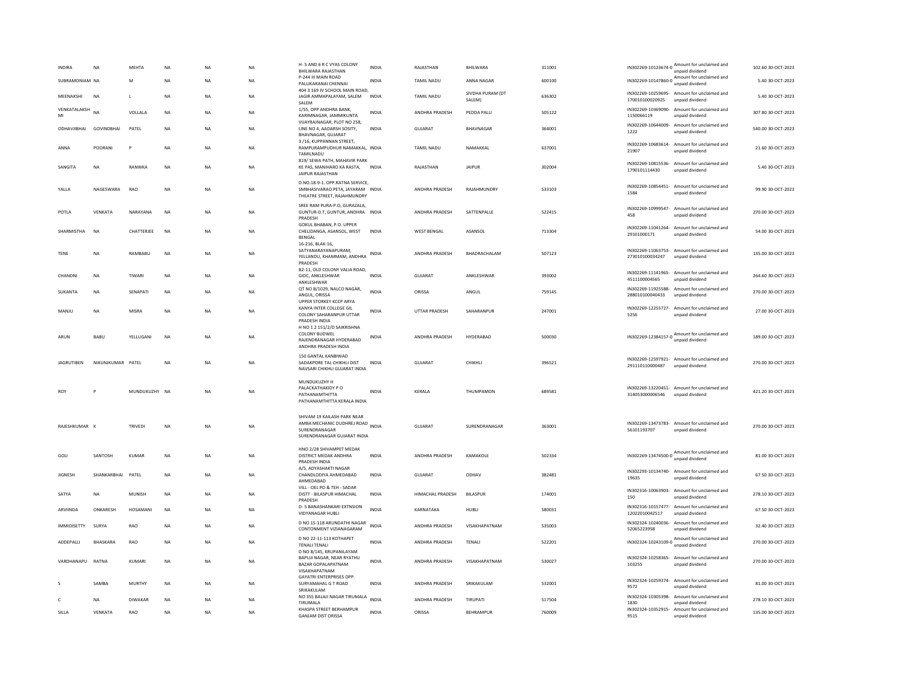| | | | | | | | | | | | | | | |
|---|---|---|---|---|---|---|---|---|---|---|---|---|---|---|
| INDIRA | NA | MEHTA | NA | NA | NA | H- 5 AND 6 R C VYAS COLONY BHILWARA RAJASTHAN | INDIA | RAJASTHAN | BHILWARA | 311001 | IN302269-10123674-0 | Amount for unclaimed and unpaid dividend | 102.60 | 30-OCT-2023 |
| SUBRAMONIAM | NA | M | NA | NA | NA | P-244 III MAIN ROAD PALLIKARANAI CHENNAI | INDIA | TAMIL NADU | ANNA NAGAR | 600100 | IN302269-10147860-0 | Amount for unclaimed and unpaid dividend | 5.40 | 30-OCT-2023 |
| MEENAKSHI | NA | L | NA | NA | NA | 404 3 169 JV SCHOOL MAIN ROAD, JAGIR AMMAPALAYAM, SALEM SALEM | INDIA | TAMIL NADU | SIVDHA PURAM (DT SALEM) | 636302 | IN302269-10259695-170010100020925 | Amount for unclaimed and unpaid dividend | 5.40 | 30-OCT-2023 |
| VENKATALAKSHMI | NA | VOLLALA | NA | NA | NA | 1/55, OPP ANDHRA BANK, KARIMNAGAR, JAMMIKUNTA | INDIA | ANDHRA PRADESH | PEDDA PALLI | 505122 | IN302269-10369090-1150066119 | Amount for unclaimed and unpaid dividend | 307.80 | 30-OCT-2023 |
| ODHAVJIBHAI | GOVINDBHAI | PATEL | NA | NA | NA | VIJAYRAJNAGAR, PLOT NO 258, LINE NO 4, AADARSH SOSITY, BHAVNAGAR, GUJARAT | INDIA | GUJARAT | BHAVNAGAR | 364001 | IN302269-10644009-1222 | Amount for unclaimed and unpaid dividend | 540.00 | 30-OCT-2023 |
| ANNA | POORANI | P | NA | NA | NA | 3 /16, KUPPANNAN STREET, RAMPURAMPUDHUR NAMAKKAL, TAMILNADU | INDIA | TAMIL NADU | NAMAKKAL | 637001 | IN302269-10683614-21907 | Amount for unclaimed and unpaid dividend | 21.60 | 30-OCT-2023 |
| SANGITA | NA | RANWKA | NA | NA | NA | 819/ SEWA PATH, MAHAVIR PARK KE PAS, MANIHARO KA RASTA, JAIPUR RAJASTHAN | INDIA | RAJASTHAN | JAIPUR | 302004 | IN302269-10815536-1790101114430 | Amount for unclaimed and unpaid dividend | 5.40 | 30-OCT-2023 |
| YALLA | NAGESWARA | RAO | NA | NA | NA | D.NO.18-9-1. OPP.RATNA SERVICE, SMBHASIVARAO PETA, JAYARAM THEATRE STREET, RAJAHMUNDRY | INDIA | ANDHRA PRADESH | RAJAHMUNDRY | 533103 | IN302269-10854451-1584 | Amount for unclaimed and unpaid dividend | 99.90 | 30-OCT-2023 |
| POTLA | VENKATA | NARAYANA | NA | NA | NA | SREE RAM PURA-P.O, GURAZALA, GUNTUR-D.T, GUNTUR, ANDHRA PRADESH | INDIA | ANDHRA PRADESH | SATTENPALLE | 522415 | IN302269-10999547-458 | Amount for unclaimed and unpaid dividend | 270.00 | 30-OCT-2023 |
| SHARMISTHA | NA | CHATTERJEE | NA | NA | NA | GOKUL BHABAN, P.O. UPPER CHELIDANGA, ASANSOL, WEST BENGAL | INDIA | WEST BENGAL | ASANSOL | 713304 | IN302269-11041264-29101000171 | Amount for unclaimed and unpaid dividend | 54.00 | 30-OCT-2023 |
| TENE | NA | RAMBABU | NA | NA | NA | 16-216, BLAK-16, SATYANARAYANAPURAM, YELLANDU, KHAMMAM, ANDHRA PRADESH | INDIA | ANDHRA PRADESH | BHADRACHALAM | 507123 | IN302269-11063753-273010100034247 | Amount for unclaimed and unpaid dividend | 135.00 | 30-OCT-2023 |
| CHANDNI | NA | TIWARI | NA | NA | NA | B2-11, OLD COLONY VALIA ROAD, GIDC, ANKLESHWAR ANKLESHWAR | INDIA | GUJARAT | ANKLESHWAR | 393002 | IN302269-11141965-4511000004565 | Amount for unclaimed and unpaid dividend | 264.60 | 30-OCT-2023 |
| SUKANTA | NA | SENAPATI | NA | NA | NA | QT NO B/1029, NALCO NAGAR, ANGUL, ORISSA | INDIA | ORISSA | ANGUL | 759145 | IN302269-11925588-288010100040433 | Amount for unclaimed and unpaid dividend | 270.00 | 30-OCT-2023 |
| MANJU | NA | MISRA | NA | NA | NA | UPPER STORKEY KCCP ARYA KANYA INTER COLLEGE GIL COLONY SAHARANPUR UTTAR PRADESH INDIA | INDIA | UTTAR PRADESH | SAHARANPUR | 247001 | IN302269-12255727-5256 | Amount for unclaimed and unpaid dividend | 27.00 | 30-OCT-2023 |
| ARUN | BABU | YELLUGANI | NA | NA | NA | H NO 1 2 151/2/D SAIKRISHNA COLONY BUDWEL RAJENDRANAGAR HYDERABAD ANDHRA PRADESH INDIA | INDIA | ANDHRA PRADESH | HYDERABAD | 500030 | IN302269-12384157-0 | Amount for unclaimed and unpaid dividend | 189.00 | 30-OCT-2023 |
| JAGRUTIBEN | NIKUNJKUMAR | PATEL | NA | NA | NA | 150 GANTAL KANBIWAD SADAKPORE TAL CHIKHLI DIST NAVSARI CHIKHLI GUJARAT INDIA | INDIA | GUJARAT | CHIKHLI | 396521 | IN302269-12597921-291110110000487 | Amount for unclaimed and unpaid dividend | 270.00 | 30-OCT-2023 |
| ROY | P | MUNDUKUZHY | NA | NA | NA | MUNDUKUZHY H PALACKATHAKIDY P O PATHANAMTHITTA PATHANAMTHITTA KERALA INDIA | INDIA | KERALA | THUMPAMON | 689581 | IN302269-13220451-314053000006546 | Amount for unclaimed and unpaid dividend | 421.20 | 30-OCT-2023 |
| RAJESHKUMAR | K | TRIVEDI | NA | NA | NA | SHIVAM 19 KAILASH PARK NEAR AMBA MECHANIC DUDHREJ ROAD SURENDRANAGAR SURENDRANAGAR GUJARAT INDIA | INDIA | GUJARAT | SURENDRANAGAR | 363001 | IN302269-13473783-56101193707 | Amount for unclaimed and unpaid dividend | 270.00 | 30-OCT-2023 |
| GOLI | SANTOSH | KUMAR | NA | NA | NA | HNO 2/28 SHIVAMPET MEDAK DISTRICT MEDAK ANDHRA PRADESH INDIA | INDIA | ANDHRA PRADESH | KAMAKOLE | 502334 | IN302269-13474500-0 | Amount for unclaimed and unpaid dividend | 81.00 | 30-OCT-2023 |
| JIGNESH | SHANKARBHAI | PATEL | NA | NA | NA | A/5, ADYASHAKTI NAGAR CHANDLODIYA AHMEDABAD AHMEDABAD | INDIA | GUJARAT | ODHAV | 382481 | IN302293-10134740-19635 | Amount for unclaimed and unpaid dividend | 67.50 | 30-OCT-2023 |
| SATYA | NA | MUNISH | NA | NA | NA | VILL - OEL PO & TEH - SADAR DISTT - BILASPUR HIMACHAL PRADESH | INDIA | HIMACHAL PRADESH | BILASPUR | 174001 | IN302316-10063903-150 | Amount for unclaimed and unpaid dividend | 278.10 | 30-OCT-2023 |
| ARVIINDA | ONKARESH | HOSAMANI | NA | NA | NA | D- 5 BANASHANKARI EXTNSION VIDYANAGAR HUBLI | INDIA | KARNATAKA | HUBLI | 580031 | IN302316-10157477-12022010042517 | Amount for unclaimed and unpaid dividend | 67.50 | 30-OCT-2023 |
| IMMIDISETTY | SURYA | RAO | NA | NA | NA | D NO 15-118 ARUNDATHI NAGAR CONTONMENT VIZIANAGARAM | INDIA | ANDHRA PRADESH | VISAKHAPATNAM | 535003 | IN302324-10240036-52065223958 | Amount for unclaimed and unpaid dividend | 32.40 | 30-OCT-2023 |
| ADDEPALLI | BHASKARA | RAO | NA | NA | NA | D NO 22-11-113 KOTHAPET TENALI TENALI | INDIA | ANDHRA PRADESH | TENALI | 522201 | IN302324-10243109-0 | Amount for unclaimed and unpaid dividend | 270.00 | 30-OCT-2023 |
| VARDHANAPU | RATNA | KUMARI | NA | NA | NA | D NO 8/145, KRUPANILAYAM BAPUJI NAGAR, NEAR RYATHU BAZAR GOPALAPATNAM VISAKHAPATNAM | INDIA | ANDHRA PRADESH | VISAKHAPATNAM | 530027 | IN302324-10258365-103255 | Amount for unclaimed and unpaid dividend | 270.00 | 30-OCT-2023 |
| S | SAMBA | MURTHY | NA | NA | NA | GAYATRI ENTERPRISES OPP. SURYAMAHAL G T ROAD SRIKAKULAM | INDIA | ANDHRA PRADESH | SRIKAKULAM | 532001 | IN302324-10259374-9572 | Amount for unclaimed and unpaid dividend | 81.00 | 30-OCT-2023 |
| C | NA | DIWAKAR | NA | NA | NA | NO 355 BALAJI NAGAR TIRUMALA TIRUMALA | INDIA | ANDHRA PRADESH | TIRUPATI | 517504 | IN302324-10305398-1830 | Amount for unclaimed and unpaid dividend | 278.10 | 30-OCT-2023 |
| SILLA | VENKATA | RAO | NA | NA | NA | KHASPA STREET BERHAMPUR GANJAM DIST ORISSA | INDIA | ORISSA | BEHRAMPUR | 760009 | IN302324-10352915-9515 | Amount for unclaimed and unpaid dividend | 135.00 | 30-OCT-2023 |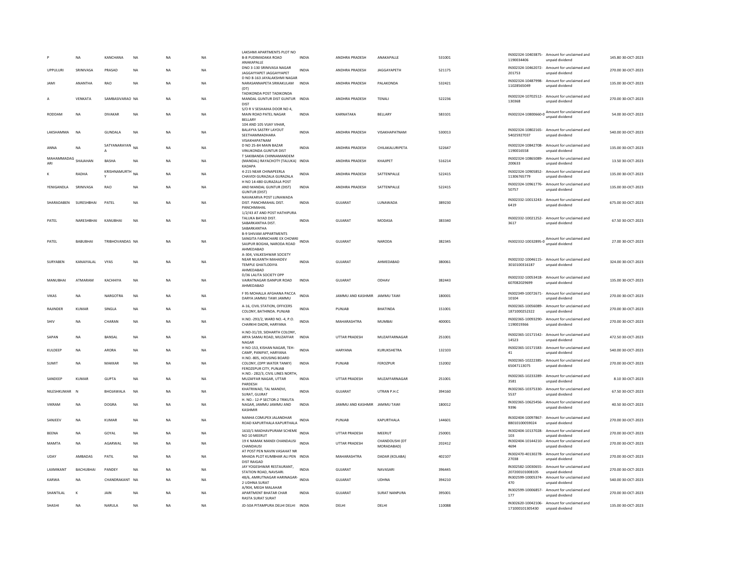| P | NA | KANCHANA | NA | NA | NA | LAKSHMI APARTMENTS PLOT NO B-8 PUDIMADAKA ROAD ANAKAPALLE | INDIA | ANDHRA PRADESH | ANAKAPALLE | 531001 | IN302324-10403875-1190034406 | Amount for unclaimed and unpaid dividend | 145.80 | 30-OCT-2023 |
|---|---|---|---|---|---|---|---|---|---|---|---|---|---|---|
| UPPULURI | SRINIVASA | PRASAD | NA | NA | NA | DNO 3-130 SRINIVASA NAGAR JAGGAYYAPET JAGGAYYAPET | INDIA | ANDHRA PRADESH | JAGGAYYAPETH | 521175 | IN302324-10462072-201753 | Amount for unclaimed and unpaid dividend | 270.00 | 30-OCT-2023 |
| JAMI | ANANTHA | RAO | NA | NA | NA | D NO 8-163 JAYALAKSHMI NAGAR NARASANNAPETA SRIKAKULAM (DT) | INDIA | ANDHRA PRADESH | PALAKONDA | 532421 | IN302324-10487998-11028565049 | Amount for unclaimed and unpaid dividend | 135.00 | 30-OCT-2023 |
| A | VENKATA | SAMBASIVARAO | NA | NA | NA | TADIKONDA POST TADIKONDA MANDAL GUNTUR DIST GUNTUR DIST | INDIA | ANDHRA PRADESH | TENALI | 522236 | IN302324-10702512-130368 | Amount for unclaimed and unpaid dividend | 270.00 | 30-OCT-2023 |
| RODDAM | NA | DIVAKAR | NA | NA | NA | S/O R V SESHAIHA DOOR NO 4, MAIN ROAD PATEL NAGAR BELLARY | INDIA | KARNATAKA | BELLARY | 583101 | IN302324-10800660-0 | Amount for unclaimed and unpaid dividend | 54.00 | 30-OCT-2023 |
| LAKSHAMMA | NA | GUNDALA | NA | NA | NA | 104 AND 105 VIJAY VIHAR, BALAYYA SASTRY LAYOUT SEETHAMMADHARA VISAKHAPATNAM | INDIA | ANDHRA PRADESH | VISAKHAPATNAM | 530013 | IN302324-10802165-54025927037 | Amount for unclaimed and unpaid dividend | 540.00 | 30-OCT-2023 |
| ANNA | NA | SATYANARAYANA | NA | NA | NA | D NO 25-84 MAIN BAZAR VINUKONDA GUNTUR DIST | INDIA | ANDHRA PRADESH | CHILAKALURIPETA | 522647 | IN302324-10842708-1190016558 | Amount for unclaimed and unpaid dividend | 135.00 | 30-OCT-2023 |
| MAHAMMADAGARI | SHAJAHAN | BASHA | NA | NA | NA | T SAKIBANDA CHINNAMANDEM (MANDAL) RAYACHOTY (TALUKA) KADAPA | INDIA | ANDHRA PRADESH | KHAJIPET | 516214 | IN302324-10865089-200633 | Amount for unclaimed and unpaid dividend | 13.50 | 30-OCT-2023 |
| K | RADHA | KRISHNAMURTHY | NA | NA | NA | 4-215 NEAR CHINAPEERLA CHAVIDI GURAZALA GURAZALA | INDIA | ANDHRA PRADESH | SATTENPALLE | 522415 | IN302324-10905852-11306765779 | Amount for unclaimed and unpaid dividend | 135.00 | 30-OCT-2023 |
| YENIGANDLA | SRINIVASA | RAO | NA | NA | NA | H NO 14-480 GURAZALA POST AND MANDAL GUNTUR (DIST) GUNTUR (DIST) | INDIA | ANDHRA PRADESH | SATTENPALLE | 522415 | IN302324-10961776-50757 | Amount for unclaimed and unpaid dividend | 135.00 | 30-OCT-2023 |
| SHARADABEN | SURESHBHAI | PATEL | NA | NA | NA | NAVAKARVA POST LUNAWADA DIST. PANCHMAHAL DIST. PANCHMAHAL | INDIA | GUJARAT | LUNAWADA | 389230 | IN302332-10013243-6419 | Amount for unclaimed and unpaid dividend | 675.00 | 30-OCT-2023 |
| PATEL | NARESHBHAI | KANUBHAI | NA | NA | NA | 1/2/43 AT AND POST HATHIPURA TALUKA BAYAD DIST. SABARKANTHA DIST. SABARKANTHA | INDIA | GUJARAT | MODASA | 383340 | IN302332-10021252-3617 | Amount for unclaimed and unpaid dividend | 67.50 | 30-OCT-2023 |
| PATEL | BABUBHAI | TRIBHOVANDAS | NA | NA | NA | B-9 SHIVAM APPARTMENTS SANGITA FARNICHARE EX CHOWKI SAIJPUR BOGHA, NARODA ROAD AHMEDABAD | INDIA | GUJARAT | NARODA | 382345 | IN302332-10032895-0 | Amount for unclaimed and unpaid dividend | 27.00 | 30-OCT-2023 |
| SURYABEN | KANAIYALAL | VYAS | NA | NA | NA | A-304, VALKESHWAR SOCIETY NEAR NILKANTH MAHADEV TEMPLE GHATLODIYA AHMEDABAD | INDIA | GUJARAT | AHMEDABAD | 380061 | IN302332-10046115-3010100316187 | Amount for unclaimed and unpaid dividend | 324.00 | 30-OCT-2023 |
| MANUBHAI | ATMARAM | KACHHIYA | NA | NA | NA | D/36 LALITA SOCIETY OPP VAIRATNAGAR ISANPUR ROAD AHMEDABAD | INDIA | GUJARAT | ODHAV | 382443 | IN302332-10053418-607082029699 | Amount for unclaimed and unpaid dividend | 135.00 | 30-OCT-2023 |
| VIKAS | NA | NARGOTRA | NA | NA | NA | F 95 MOHALLA AFGHANA PACCA DARYA JAMMU TAWI JAMMU | INDIA | JAMMU AND KASHMIR | JAMMU TAWI | 180001 | IN302349-10072671-10104 | Amount for unclaimed and unpaid dividend | 270.00 | 30-OCT-2023 |
| RAJINDER | KUMAR | SINGLA | NA | NA | NA | A-16, CIVIL STATION, OFFICERS COLONY, BATHINDA. PUNJAB | INDIA | PUNJAB | BHATINDA | 151001 | IN302365-10056089-1871000252322 | Amount for unclaimed and unpaid dividend | 270.00 | 30-OCT-2023 |
| SHIV | NA | CHARAN | NA | NA | NA | H.NO.-293/2, WARD NO.-4, P.O. CHARKHI DADRI, HARYANA | INDIA | MAHARASHTRA | MUMBAI | 400001 | IN302365-10093290-1190019366 | Amount for unclaimed and unpaid dividend | 270.00 | 30-OCT-2023 |
| SAPAN | NA | BANSAL | NA | NA | NA | H.NO-31/19, SIDHARTH COLONY, ARYA SAMAJ ROAD, MUZAFFAR NAGAR | INDIA | UTTAR PRADESH | MUZAFFARNAGAR | 251001 | IN302365-10171542-14523 | Amount for unclaimed and unpaid dividend | 472.50 | 30-OCT-2023 |
| KULDEEP | NA | ARORA | NA | NA | NA | H NO-153, KISHAN NAGAR, TEH-CAMP, PANIPAT, HARYANA | INDIA | HARYANA | KURUKSHETRA | 132103 | IN302365-10171583-41 | Amount for unclaimed and unpaid dividend | 540.00 | 30-OCT-2023 |
| SUMIT | NA | MAKKAR | NA | NA | NA | H.NO.-805, HOUSING BOARD COLONY, (OPP.WATER TANKY) FEROZEPUR CITY, PUNJAB | INDIA | PUNJAB | FEROZPUR | 152002 | IN302365-10222385-65047113075 | Amount for unclaimed and unpaid dividend | 270.00 | 30-OCT-2023 |
| SANDEEP | KUMAR | GUPTA | NA | NA | NA | H.NO.- 282/3, CIVIL LINES NORTH, MUZAFFAR NAGAR, UTTAR PARDESH | INDIA | UTTAR PRADESH | MUZAFFARNAGAR | 251001 | IN302365-10233289-3581 | Amount for unclaimed and unpaid dividend | 8.10 | 30-OCT-2023 |
| NILESHKUMAR | N | BHOJAWALA | NA | NA | NA | KHATRIWAD, TAL MANDVI, SURAT, GUJRAT | INDIA | GUJARAT | UTRAN P.H.C | 394160 | IN302365-10375330-5537 | Amount for unclaimed and unpaid dividend | 67.50 | 30-OCT-2023 |
| VIKRAM | NA | DOGRA | NA | NA | NA | H. NO.- 12-P SECTOR-2 TRIKUTA NAGAR, JAMMU JAMMU AND KASHMIR | INDIA | JAMMU AND KASHMIR | JAMMU TAWI | 180012 | IN302365-10625456-9396 | Amount for unclaimed and unpaid dividend | 40.50 | 30-OCT-2023 |
| SANJEEV | NA | KUMAR | NA | NA | NA | NANHA COMLPEX JALANDHAR ROAD KAPURTHALA KAPURTHALA | INDIA | PUNJAB | KAPURTHALA | 144601 | IN302404-10097867-88010100059024 | Amount for unclaimed and unpaid dividend | 270.00 | 30-OCT-2023 |
| BEENA | NA | GOYAL | NA | NA | NA | 1610/1 MADHAVPURAM SCHEME NO 10 MEERUT | INDIA | UTTAR PRADESH | MEERUT | 250001 | IN302404-10137028-103 | Amount for unclaimed and unpaid dividend | 270.00 | 30-OCT-2023 |
| MAMTA | NA | AGARWAL | NA | NA | NA | 19 K NAMAK MANDI CHANDAUSI CHANDAUSI | INDIA | UTTAR PRADESH | CHANDOUSHI (DT MORADABAD) | 202412 | IN302404-10144210-4694 | Amount for unclaimed and unpaid dividend | 270.00 | 30-OCT-2023 |
| UDAY | AMBADAS | PATIL | NA | NA | NA | AT POST PEN NAVIN VASAHAT NR MHADA PLOT KUMBHAR ALI PEN DIST RAIGAD | INDIA | MAHARASHTRA | DADAR (KOLABA) | 402107 | IN302470-40130278-27038 | Amount for unclaimed and unpaid dividend | 270.00 | 30-OCT-2023 |
| LAXMIKANT | BACHUBHAI | PANDEY | NA | NA | NA | JAY YOGESHWAR RESTAURANT, STATION ROAD, NAVSARI. | INDIA | GUJARAT | NAVASARI | 396445 | IN302582-10030655-207200101008105 | Amount for unclaimed and unpaid dividend | 270.00 | 30-OCT-2023 |
| KARWA | NA | CHANDRAKANT | NA | NA | NA | 48/6, AMRUTNAGAR HARINAGAR-2 UDHNA SURAT | INDIA | GUJARAT | UDHNA | 394210 | IN302599-10005374-470 | Amount for unclaimed and unpaid dividend | 540.00 | 30-OCT-2023 |
| SHANTILAL | K | JAIN | NA | NA | NA | A/904, MEGH MALAHAR APARTMENT BHATAR CHAR RASTA SURAT SURAT | INDIA | GUJARAT | SURAT NANPURA | 395001 | IN302599-10006857-177 | Amount for unclaimed and unpaid dividend | 270.00 | 30-OCT-2023 |
| SHASHI | NA | NARULA | NA | NA | NA | JD-50A PITAMPURA DELHI DELHI | INDIA | DELHI | DELHI | 110088 | IN302620-10042106-171000101305430 | Amount for unclaimed and unpaid dividend | 135.00 | 30-OCT-2023 |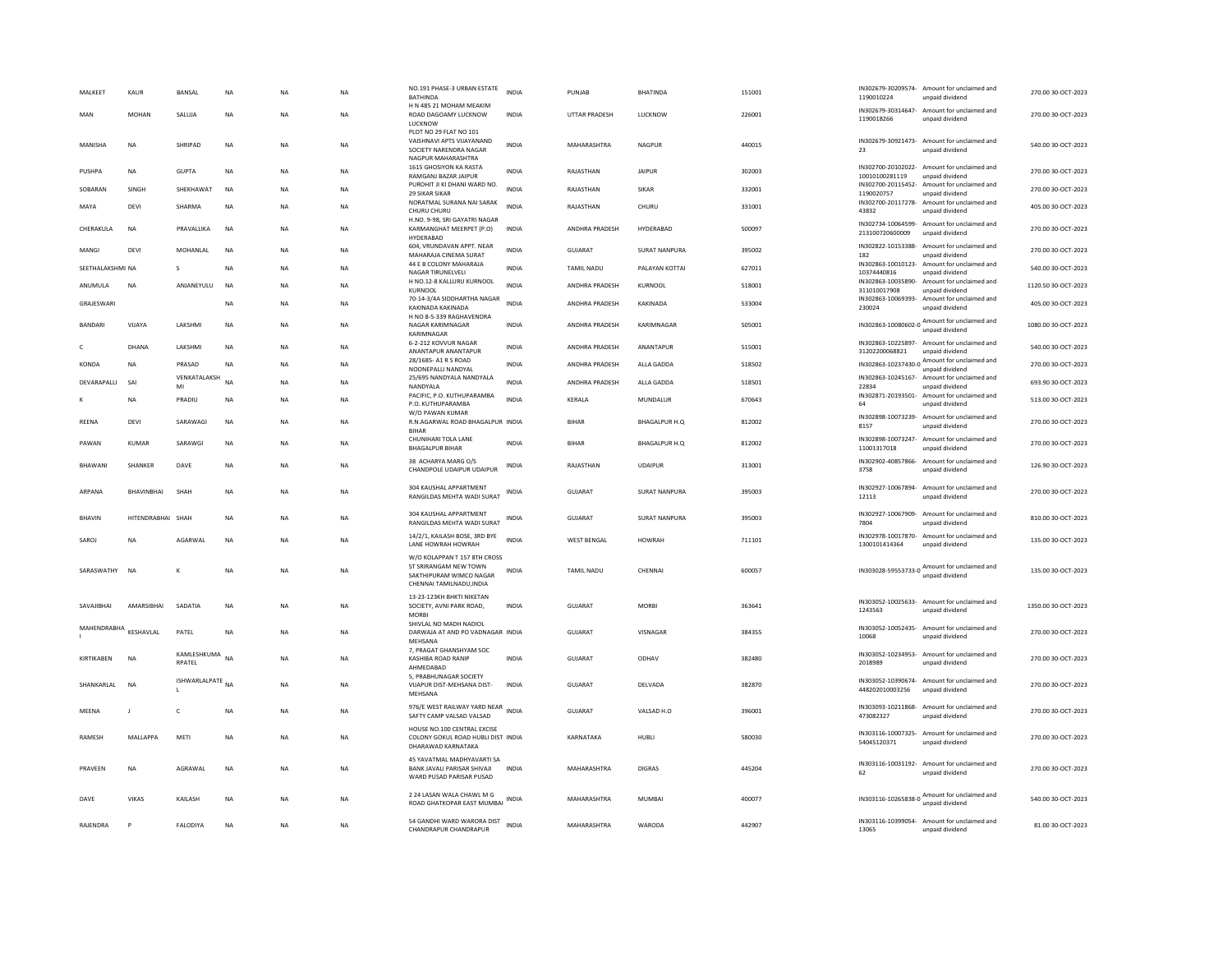| | | | | | | | | | | | | | | |
|---|---|---|---|---|---|---|---|---|---|---|---|---|---|---|
| MALKEET | KAUR | BANSAL | NA | NA | NA | NO.191 PHASE-3 URBAN ESTATE BATHINDA | INDIA | PUNJAB | BHATINDA | 151001 | IN302679-30209574-1190010224 | Amount for unclaimed and unpaid dividend | 270.00 | 30-OCT-2023 |
| MAN | MOHAN | SALUJA | NA | NA | NA | H N 485 21 MOHAM MEAKIM ROAD DAGOAMY LUCKNOW LUCKNOW | INDIA | UTTAR PRADESH | LUCKNOW | 226001 | IN302679-30314647-1190018266 | Amount for unclaimed and unpaid dividend | 270.00 | 30-OCT-2023 |
| MANISHA | NA | SHRIPAD | NA | NA | NA | PLOT NO 29 FLAT NO 101 VAISHNAVI APTS VIJAYANAND SOCIETY NARENDRA NAGAR NAGPUR MAHARASHTRA | INDIA | MAHARASHTRA | NAGPUR | 440015 | IN302679-30921473-23 | Amount for unclaimed and unpaid dividend | 540.00 | 30-OCT-2023 |
| PUSHPA | NA | GUPTA | NA | NA | NA | 1615 GHOSIYON KA RASTA RAMGANJ BAZAR JAIPUR | INDIA | RAJASTHAN | JAIPUR | 302003 | IN302700-20102022-10010100281119 | Amount for unclaimed and unpaid dividend | 270.00 | 30-OCT-2023 |
| SOBARAN | SINGH | SHEKHAWAT | NA | NA | NA | PUROHIT JI KI DHANI WARD NO. 29 SIKAR SIKAR | INDIA | RAJASTHAN | SIKAR | 332001 | IN302700-20115452-1190020757 | Amount for unclaimed and unpaid dividend | 270.00 | 30-OCT-2023 |
| MAYA | DEVI | SHARMA | NA | NA | NA | NORATMAL SURANA NAI SARAK CHURU CHURU | INDIA | RAJASTHAN | CHURU | 331001 | IN302700-20117278-43832 | Amount for unclaimed and unpaid dividend | 405.00 | 30-OCT-2023 |
| CHERAKULA | NA | PRAVALLIKA | NA | NA | NA | H.NO. 9-98, SRI GAYATRI NAGAR KARMANGHAT MEERPET (P.O) HYDERABAD | INDIA | ANDHRA PRADESH | HYDERABAD | 500097 | IN302734-10064599-213100720600009 | Amount for unclaimed and unpaid dividend | 270.00 | 30-OCT-2023 |
| MANGI | DEVI | MOHANLAL | NA | NA | NA | 604, VRUNDAVAN APPT. NEAR MAHARAJA CINEMA SURAT | INDIA | GUJARAT | SURAT NANPURA | 395002 | IN302822-10153388-182 | Amount for unclaimed and unpaid dividend | 270.00 | 30-OCT-2023 |
| SEETHALAKSHMI | NA | S | NA | NA | NA | 44 E B COLONY MAHARAJA NAGAR TIRUNELVELI | INDIA | TAMIL NADU | PALAYAN KOTTAI | 627011 | IN302863-10010123-10374440816 | Amount for unclaimed and unpaid dividend | 540.00 | 30-OCT-2023 |
| ANUMULA | NA | ANJANEYULU | NA | NA | NA | H NO.12-8 KALLURU KURNOOL KURNOOL | INDIA | ANDHRA PRADESH | KURNOOL | 518001 | IN302863-10035890-311010017908 | Amount for unclaimed and unpaid dividend | 1120.50 | 30-OCT-2023 |
| GRAJESWARI | | | NA | NA | NA | 70-14-3/4A SIDDHARTHA NAGAR KAKINADA KAKINADA | INDIA | ANDHRA PRADESH | KAKINADA | 533004 | IN302863-10069393-230024 | Amount for unclaimed and unpaid dividend | 405.00 | 30-OCT-2023 |
| BANDARI | VIJAYA | LAKSHMI | NA | NA | NA | H NO 8-5-339 RAGHAVENDRA NAGAR KARIMNAGAR KARIMNAGAR | INDIA | ANDHRA PRADESH | KARIMNAGAR | 505001 | IN302863-10080602-0 | Amount for unclaimed and unpaid dividend | 1080.00 | 30-OCT-2023 |
| C | DHANA | LAKSHMI | NA | NA | NA | 6-2-212 KOVVUR NAGAR ANANTAPUR ANANTAPUR | INDIA | ANDHRA PRADESH | ANANTAPUR | 515001 | IN302863-10225897-31202200068821 | Amount for unclaimed and unpaid dividend | 540.00 | 30-OCT-2023 |
| KONDA | NA | PRASAD | NA | NA | NA | 28/1685- A1 R S ROAD NOONEPALLI NANDYAL | INDIA | ANDHRA PRADESH | ALLA GADDA | 518502 | IN302863-10237430-0 | Amount for unclaimed and unpaid dividend | 270.00 | 30-OCT-2023 |
| DEVARAPALLI | SAI | VENKATALAKSHMI | NA | NA | NA | 25/695 NANDYALA NANDYALA NANDYALA | INDIA | ANDHRA PRADESH | ALLA GADDA | 518501 | IN302863-10245167-22834 | Amount for unclaimed and unpaid dividend | 693.90 | 30-OCT-2023 |
| K | NA | PRADIU | NA | NA | NA | PACIFIC, P.O. KUTHUPARAMBA P.O. KUTHUPARAMBA | INDIA | KERALA | MUNDALUR | 670643 | IN302871-20193501-64 | Amount for unclaimed and unpaid dividend | 513.00 | 30-OCT-2023 |
| REENA | DEVI | SARAWAGI | NA | NA | NA | W/O PAWAN KUMAR R.N.AGARWAL ROAD BHAGALPUR BIHAR | INDIA | BIHAR | BHAGALPUR H.Q | 812002 | IN302898-10073239-8157 | Amount for unclaimed and unpaid dividend | 270.00 | 30-OCT-2023 |
| PAWAN | KUMAR | SARAWGI | NA | NA | NA | CHUNIHARI TOLA LANE BHAGALPUR BIHAR | INDIA | BIHAR | BHAGALPUR H.Q | 812002 | IN302898-10073247-11001317018 | Amount for unclaimed and unpaid dividend | 270.00 | 30-OCT-2023 |
| BHAWANI | SHANKER | DAVE | NA | NA | NA | 38 ACHARYA MARG O/S CHANDPOLE UDAIPUR UDAIPUR | INDIA | RAJASTHAN | UDAIPUR | 313001 | IN302902-40857866-3758 | Amount for unclaimed and unpaid dividend | 126.90 | 30-OCT-2023 |
| ARPANA | BHAVINBHAI | SHAH | NA | NA | NA | 304 KAUSHAL APPARTMENT RANGILDAS MEHTA WADI SURAT | INDIA | GUJARAT | SURAT NANPURA | 395003 | IN302927-10067894-12113 | Amount for unclaimed and unpaid dividend | 270.00 | 30-OCT-2023 |
| BHAVIN | HITENDRABHAI | SHAH | NA | NA | NA | 304 KAUSHAL APPARTMENT RANGILDAS MEHTA WADI SURAT | INDIA | GUJARAT | SURAT NANPURA | 395003 | IN302927-10067909-7804 | Amount for unclaimed and unpaid dividend | 810.00 | 30-OCT-2023 |
| SAROJ | NA | AGARWAL | NA | NA | NA | 14/2/1, KAILASH BOSE, 3RD BYE LANE HOWRAH HOWRAH | INDIA | WEST BENGAL | HOWRAH | 711101 | IN302978-10017870-1300101414364 | Amount for unclaimed and unpaid dividend | 135.00 | 30-OCT-2023 |
| SARASWATHY | NA | K | NA | NA | NA | W/O KOLAPPAN T 157 8TH CROSS ST SRIRANGAM NEW TOWN SAKTHIPURAM WIMCO NAGAR CHENNAI TAMILNADU,INDIA | INDIA | TAMIL NADU | CHENNAI | 600057 | IN303028-59553733-0 | Amount for unclaimed and unpaid dividend | 135.00 | 30-OCT-2023 |
| SAVAJIBHAI | AMARSIBHAI | SADATIA | NA | NA | NA | 13-23-123KH BHKTI NIKETAN SOCIETY, AVNI PARK ROAD, MORBI | INDIA | GUJARAT | MORBI | 363641 | IN303052-10025633-1243563 | Amount for unclaimed and unpaid dividend | 1350.00 | 30-OCT-2023 |
| MAHENDRABHAI | KESHAVLAL | PATEL | NA | NA | NA | SHIVLAL NO MADH NADIOL DARWAJA AT AND PO VADNAGAR MEHSANA | INDIA | GUJARAT | VISNAGAR | 384355 | IN303052-10052435-10068 | Amount for unclaimed and unpaid dividend | 270.00 | 30-OCT-2023 |
| KIRTIKABEN | NA | KAMLESHKUMARPATEL | NA | NA | NA | 7, PRAGAT GHANSHYAM SOC KASHIBA ROAD RANIP AHMEDABAD | INDIA | GUJARAT | ODHAV | 382480 | IN303052-10234953-2018989 | Amount for unclaimed and unpaid dividend | 270.00 | 30-OCT-2023 |
| SHANKARLAL | NA | ISHWARLALPATEL | NA | NA | NA | 5, PRABHUNAGAR SOCIETY VIJAPUR DIST-MEHSANA DIST-MEHSANA | INDIA | GUJARAT | DELVADA | 382870 | IN303052-10390674-448202010003256 | Amount for unclaimed and unpaid dividend | 270.00 | 30-OCT-2023 |
| MEENA | J | C | NA | NA | NA | 976/E WEST RAILWAY YARD NEAR SAFTY CAMP VALSAD VALSAD | INDIA | GUJARAT | VALSAD H.O | 396001 | IN303093-10211868-473082327 | Amount for unclaimed and unpaid dividend | 270.00 | 30-OCT-2023 |
| RAMESH | MALLAPPA | METI | NA | NA | NA | HOUSE NO.100 CENTRAL EXCISE COLONY GOKUL ROAD HUBLI DIST DHARAWAD KARNATAKA | INDIA | KARNATAKA | HUBLI | 580030 | IN303116-10007325-54045120371 | Amount for unclaimed and unpaid dividend | 270.00 | 30-OCT-2023 |
| PRAVEEN | NA | AGRAWAL | NA | NA | NA | 45 YAVATMAL MADHYAVARTI SA BANK JAVALI PARISAR SHIVAJI WARD PUSAD PARISAR PUSAD | INDIA | MAHARASHTRA | DIGRAS | 445204 | IN303116-10031192-62 | Amount for unclaimed and unpaid dividend | 270.00 | 30-OCT-2023 |
| DAVE | VIKAS | KAILASH | NA | NA | NA | 2 24 LASAN WALA CHAWL M G ROAD GHATKOPAR EAST MUMBAI | INDIA | MAHARASHTRA | MUMBAI | 400077 | IN303116-10265838-0 | Amount for unclaimed and unpaid dividend | 540.00 | 30-OCT-2023 |
| RAJENDRA | P | FALODIYA | NA | NA | NA | 54 GANDHI WARD WARORA DIST CHANDRAPUR CHANDRAPUR | INDIA | MAHARASHTRA | WARODA | 442907 | IN303116-10399054-13065 | Amount for unclaimed and unpaid dividend | 81.00 | 30-OCT-2023 |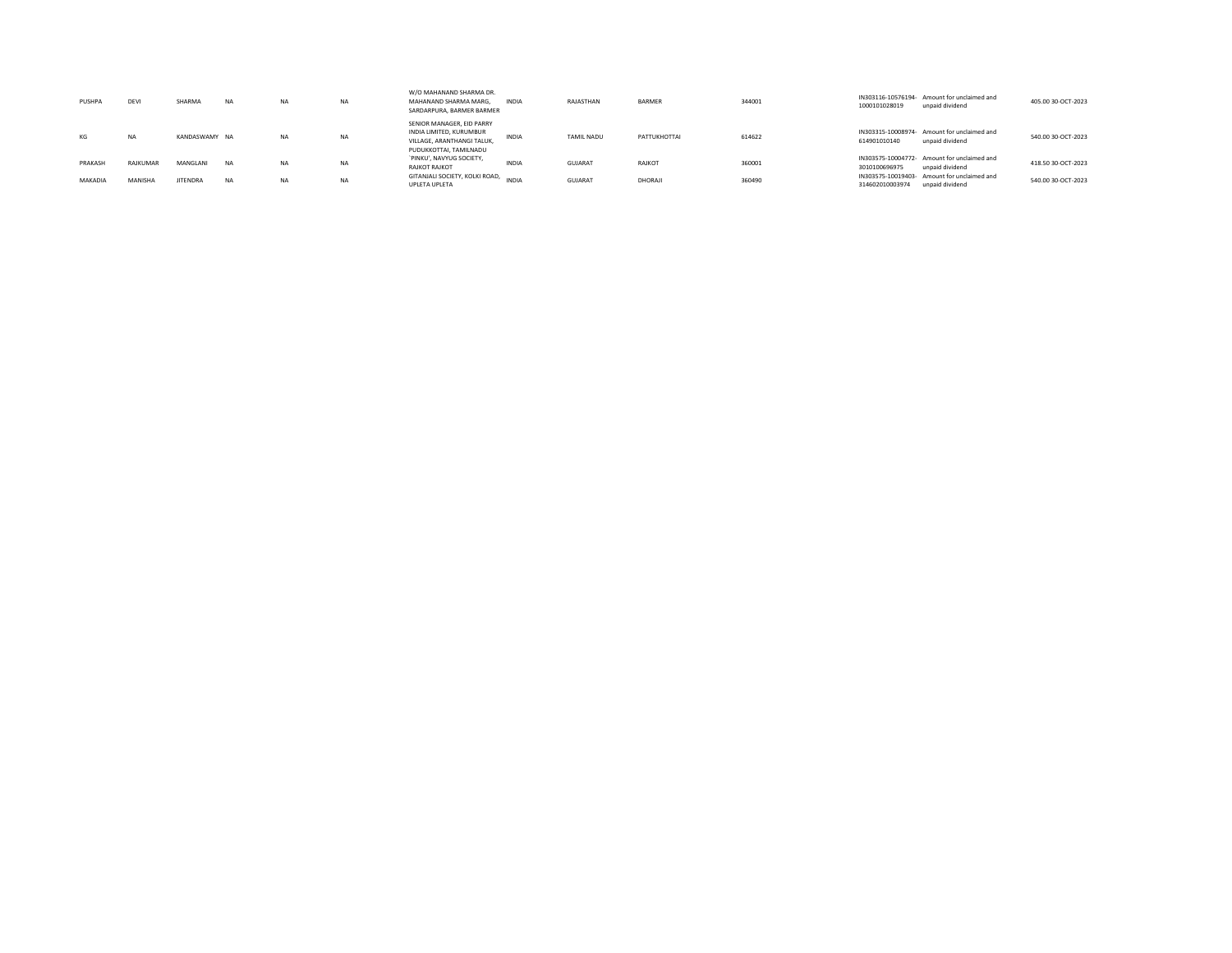| | | | | | | | | | | | | | | | |
|---|---|---|---|---|---|---|---|---|---|---|---|---|---|---|---|
| PUSHPA | DEVI | SHARMA | NA | NA | NA | W/O MAHANAND SHARMA DR. MAHANAND SHARMA MARG, SARDARPURA, BARMER BARMER | INDIA | RAJASTHAN | BARMER | 344001 | | IN303116-10576194-1000101028019 | Amount for unclaimed and unpaid dividend | 405.00 | 30-OCT-2023 |
| KG | NA | KANDASWAMY | NA | NA | NA | SENIOR MANAGER, EID PARRY INDIA LIMITED, KURUMBUR VILLAGE, ARANTHANGI TALUK, PUDUKKOTTAI, TAMILNADU | INDIA | TAMIL NADU | PATTUKHOTTAI | 614622 | | IN303315-10008974-614901010140 | Amount for unclaimed and unpaid dividend | 540.00 | 30-OCT-2023 |
| PRAKASH | RAJKUMAR | MANGLANI | NA | NA | NA | `PINKU', NAVYUG SOCIETY, RAJKOT RAJKOT | INDIA | GUJARAT | RAJKOT | 360001 | | IN303575-10004772-3010100696975 | Amount for unclaimed and unpaid dividend | 418.50 | 30-OCT-2023 |
| MAKADIA | MANISHA | JITENDRA | NA | NA | NA | GITANJALI SOCIETY, KOLKI ROAD, UPLETA UPLETA | INDIA | GUJARAT | DHORAJI | 360490 | | IN303575-10019403-314602010003974 | Amount for unclaimed and unpaid dividend | 540.00 | 30-OCT-2023 |